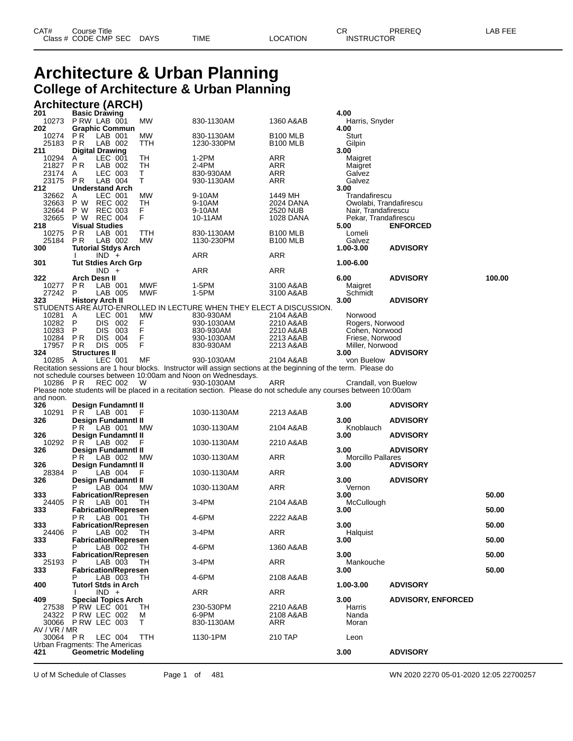# Architecture & Urban Planning

## College of Architecture & Urban Planning

### Architecture (ARCH)

| CAT# / Class # | Course Title / CODE CMP SEC | DAYS | TIME | LOCATION | CR / INSTRUCTOR | PREREQ | LAB FEE |
|---|---|---|---|---|---|---|---|
| **201** | **Basic Drawing** | | | | **4.00** | | |
| 10273 | P RW LAB 001 | MW | 830-1130AM | 1360 A&AB | Harris, Snyder | | |
| **202** | **Graphic Commun** | | | | **4.00** | | |
| 10274 | P R LAB 001 | MW | 830-1130AM | B100 MLB | Sturt | | |
| 25183 | P R LAB 002 | TTH | 1230-330PM | B100 MLB | Gilpin | | |
| **211** | **Digital Drawing** | | | | **3.00** | | |
| 10294 | A LEC 001 | TH | 1-2PM | ARR | Maigret | | |
| 21827 | P R LAB 002 | TH | 2-4PM | ARR | Maigret | | |
| 23174 | A LEC 003 | T | 830-930AM | ARR | Galvez | | |
| 23175 | P R LAB 004 | T | 930-1130AM | ARR | Galvez | | |
| **212** | **Understand Arch** | | | | **3.00** | | |
| 32662 | A LEC 001 | MW | 9-10AM | 1449 MH | Trandafirescu | | |
| 32663 | P W REC 002 | TH | 9-10AM | 2024 DANA | Owolabi, Trandafirescu | | |
| 32664 | P W REC 003 | F | 9-10AM | 2520 NUB | Nair, Trandafirescu | | |
| 32665 | P W REC 004 | F | 10-11AM | 1028 DANA | Pekar, Trandafirescu | | |
| **218** | **Visual Studies** | | | | **5.00** | **ENFORCED** | |
| 10275 | P R LAB 001 | TTH | 830-1130AM | B100 MLB | Lomeli | | |
| 25184 | P R LAB 002 | MW | 1130-230PM | B100 MLB | Galvez | | |
| **300** | **Tutorial Stdys Arch** | | | | **1.00-3.00** | **ADVISORY** | |
| | I IND + | | ARR | ARR | | | |
| **301** | **Tut Stdies Arch Grp** | | | | **1.00-6.00** | | |
| | IND + | | ARR | ARR | | | |
| **322** | **Arch Desn II** | | | | **6.00** | **ADVISORY** | **100.00** |
| 10277 | P R LAB 001 | MWF | 1-5PM | 3100 A&AB | Maigret | | |
| 27242 | P LAB 005 | MWF | 1-5PM | 3100 A&AB | Schmidt | | |
| **323** | **History Arch II** | | | | **3.00** | **ADVISORY** | |
| STUDENTS ARE AUTO-ENROLLED IN LECTURE WHEN THEY ELECT A DISCUSSION. | | | | | | | |
| 10281 | A LEC 001 | MW | 830-930AM | 2104 A&AB | Norwood | | |
| 10282 | P DIS 002 | F | 930-1030AM | 2210 A&AB | Rogers, Norwood | | |
| 10283 | P DIS 003 | F | 830-930AM | 2210 A&AB | Cohen, Norwood | | |
| 10284 | P R DIS 004 | F | 930-1030AM | 2213 A&AB | Friese, Norwood | | |
| 17957 | P R DIS 005 | F | 830-930AM | 2213 A&AB | Miller, Norwood | | |
| **324** | **Structures II** | | | | **3.00** | **ADVISORY** | |
| 10285 | A LEC 001 | MF | 930-1030AM | 2104 A&AB | von Buelow | | |
| Recitation sessions are 1 hour blocks. Instructor will assign sections at the beginning of the term. Please do not schedule courses between 10:00am and Noon on Wednesdays. | | | | | | | |
| 10286 | P R REC 002 | W | 930-1030AM | ARR | Crandall, von Buelow | | |
| Please note students will be placed in a recitation section. Please do not schedule any courses between 10:00am and noon. | | | | | | | |
| **326** | **Design Fundamntl II** | | | | **3.00** | **ADVISORY** | |
| 10291 | P R LAB 001 | F | 1030-1130AM | 2213 A&AB | | | |
| **326** | **Design Fundamntl II** | | | | **3.00** | **ADVISORY** | |
| | P R LAB 001 | MW | 1030-1130AM | 2104 A&AB | Knoblauch | | |
| **326** | **Design Fundamntl II** | | | | **3.00** | **ADVISORY** | |
| 10292 | P R LAB 002 | F | 1030-1130AM | 2210 A&AB | | | |
| **326** | **Design Fundamntl II** | | | | **3.00** | **ADVISORY** | |
| | P R LAB 002 | MW | 1030-1130AM | ARR | Morcillo Pallares | | |
| **326** | **Design Fundamntl II** | | | | **3.00** | **ADVISORY** | |
| 28384 | P LAB 004 | F | 1030-1130AM | ARR | | | |
| **326** | **Design Fundamntl II** | | | | **3.00** | **ADVISORY** | |
| | P LAB 004 | MW | 1030-1130AM | ARR | Vernon | | |
| **333** | **Fabrication/Represen** | | | | **3.00** | | **50.00** |
| 24405 | P R LAB 001 | TH | 3-4PM | 2104 A&AB | McCullough | | |
| **333** | **Fabrication/Represen** | | | | **3.00** | | **50.00** |
| | P R LAB 001 | TH | 4-6PM | 2222 A&AB | | | |
| **333** | **Fabrication/Represen** | | | | **3.00** | | **50.00** |
| 24406 | P LAB 002 | TH | 3-4PM | ARR | Halquist | | |
| **333** | **Fabrication/Represen** | | | | **3.00** | | **50.00** |
| | P LAB 002 | TH | 4-6PM | 1360 A&AB | | | |
| **333** | **Fabrication/Represen** | | | | **3.00** | | **50.00** |
| 25193 | P LAB 003 | TH | 3-4PM | ARR | Mankouche | | |
| **333** | **Fabrication/Represen** | | | | **3.00** | | **50.00** |
| | P LAB 003 | TH | 4-6PM | 2108 A&AB | | | |
| **400** | **Tutorl Stds in Arch** | | | | **1.00-3.00** | **ADVISORY** | |
| | I IND + | | ARR | ARR | | | |
| **409** | **Special Topics Arch** | | | | **3.00** | **ADVISORY, ENFORCED** | |
| 27538 | P RW LEC 001 | TH | 230-530PM | 2210 A&AB | Harris | | |
| 24322 | P RW LEC 002 | M | 6-9PM | 2108 A&AB | Nanda | | |
| 30066 | P RW LEC 003 | T | 830-1130AM | ARR | Moran | | |
| AV / VR / MR | | | | | | | |
| 30064 | P R LEC 004 | TTH | 1130-1PM | 210 TAP | Leon | | |
| Urban Fragments: The Americas | | | | | | | |
| **421** | **Geometric Modeling** | | | | **3.00** | **ADVISORY** | |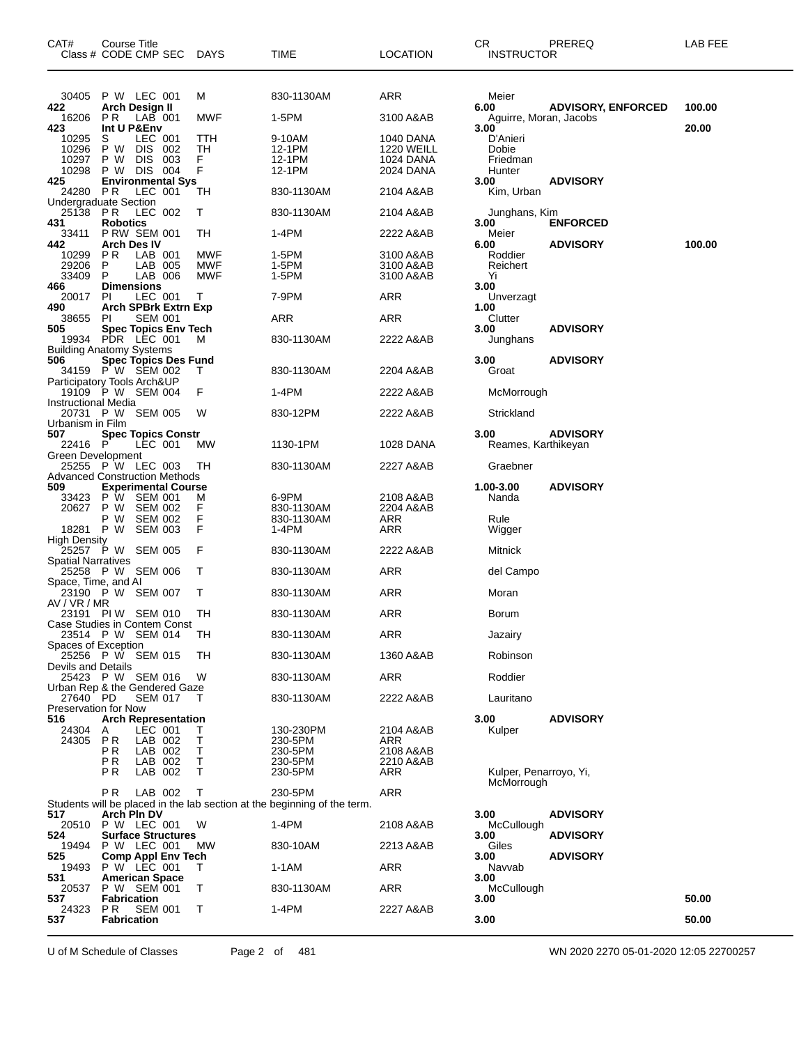| CAT# | Course Title Class # CODE CMP SEC | DAYS | TIME | LOCATION | CR INSTRUCTOR | PREREQ | LAB FEE |
|---|---|---|---|---|---|---|---|
| 30405 | P W LEC 001 | M | 830-1130AM | ARR | Meier | | |
| **422** | **Arch Design II** | | | | **6.00** | **ADVISORY, ENFORCED** | **100.00** |
| 16206 | P R LAB 001 | MWF | 1-5PM | 3100 A&AB | Aguirre, Moran, Jacobs | | |
| **423** | **Int U P&Env** | | | | **3.00** | | **20.00** |
| 10295 | S LEC 001 | TTH | 9-10AM | 1040 DANA | D'Anieri | | |
| 10296 | P W DIS 002 | TH | 12-1PM | 1220 WEILL | Dobie | | |
| 10297 | P W DIS 003 | F | 12-1PM | 1024 DANA | Friedman | | |
| 10298 | P W DIS 004 | F | 12-1PM | 2024 DANA | Hunter | | |
| **425** | **Environmental Sys** | | | | **3.00** | **ADVISORY** | |
| 24280 | P R LEC 001 | TH | 830-1130AM | 2104 A&AB | Kim, Urban | | |
| | Undergraduate Section | | | | | | |
| 25138 | P R LEC 002 | T | 830-1130AM | 2104 A&AB | Junghans, Kim | | |
| **431** | **Robotics** | | | | **3.00** | **ENFORCED** | |
| 33411 | P RW SEM 001 | TH | 1-4PM | 2222 A&AB | Meier | | |
| **442** | **Arch Des IV** | | | | **6.00** | **ADVISORY** | **100.00** |
| 10299 | P R LAB 001 | MWF | 1-5PM | 3100 A&AB | Roddier | | |
| 29206 | P LAB 005 | MWF | 1-5PM | 3100 A&AB | Reichert | | |
| 33409 | P LAB 006 | MWF | 1-5PM | 3100 A&AB | Yi | | |
| **466** | **Dimensions** | | | | **3.00** | | |
| 20017 | PI LEC 001 | T | 7-9PM | ARR | Unverzagt | | |
| **490** | **Arch SPBrk Extrn Exp** | | | | **1.00** | | |
| 38655 | PI SEM 001 | | ARR | ARR | Clutter | | |
| **505** | **Spec Topics Env Tech** | | | | **3.00** | **ADVISORY** | |
| 19934 | PDR LEC 001 | M | 830-1130AM | 2222 A&AB | Junghans | | |
| | Building Anatomy Systems | | | | | | |
| **506** | **Spec Topics Des Fund** | | | | **3.00** | **ADVISORY** | |
| 34159 | P W SEM 002 | T | 830-1130AM | 2204 A&AB | Groat | | |
| | Participatory Tools Arch&UP | | | | | | |
| 19109 | P W SEM 004 | F | 1-4PM | 2222 A&AB | McMorrough | | |
| | Instructional Media | | | | | | |
| 20731 | P W SEM 005 | W | 830-12PM | 2222 A&AB | Strickland | | |
| | Urbanism in Film | | | | | | |
| **507** | **Spec Topics Constr** | | | | **3.00** | **ADVISORY** | |
| 22416 | P LEC 001 | MW | 1130-1PM | 1028 DANA | Reames, Karthikeyan | | |
| | Green Development | | | | | | |
| 25255 | P W LEC 003 | TH | 830-1130AM | 2227 A&AB | Graebner | | |
| | Advanced Construction Methods | | | | | | |
| **509** | **Experimental Course** | | | | **1.00-3.00** | **ADVISORY** | |
| 33423 | P W SEM 001 | M | 6-9PM | 2108 A&AB | Nanda | | |
| 20627 | P W SEM 002 | F | 830-1130AM | 2204 A&AB | | | |
| | P W SEM 002 | F | 830-1130AM | ARR | Rule | | |
| 18281 | P W SEM 003 | F | 1-4PM | ARR | Wigger | | |
| | High Density | | | | | | |
| 25257 | P W SEM 005 | F | 830-1130AM | 2222 A&AB | Mitnick | | |
| | Spatial Narratives | | | | | | |
| 25258 | P W SEM 006 | T | 830-1130AM | ARR | del Campo | | |
| | Space, Time, and AI | | | | | | |
| 23190 | P W SEM 007 | T | 830-1130AM | ARR | Moran | | |
| | AV / VR / MR | | | | | | |
| 23191 | PI W SEM 010 | TH | 830-1130AM | ARR | Borum | | |
| | Case Studies in Contem Const | | | | | | |
| 23514 | P W SEM 014 | TH | 830-1130AM | ARR | Jazairy | | |
| | Spaces of Exception | | | | | | |
| 25256 | P W SEM 015 | TH | 830-1130AM | 1360 A&AB | Robinson | | |
| | Devils and Details | | | | | | |
| 25423 | P W SEM 016 | W | 830-1130AM | ARR | Roddier | | |
| | Urban Rep & the Gendered Gaze | | | | | | |
| 27640 | PD SEM 017 | T | 830-1130AM | 2222 A&AB | Lauritano | | |
| | Preservation for Now | | | | | | |
| **516** | **Arch Representation** | | | | **3.00** | **ADVISORY** | |
| 24304 | A LEC 001 | T | 130-230PM | 2104 A&AB | Kulper | | |
| 24305 | P R LAB 002 | T | 230-5PM | ARR | | | |
| | P R LAB 002 | T | 230-5PM | 2108 A&AB | | | |
| | P R LAB 002 | T | 230-5PM | 2210 A&AB | | | |
| | P R LAB 002 | T | 230-5PM | ARR | Kulper, Penarroyo, Yi, McMorrough | | |
| | P R LAB 002 | T | 230-5PM | ARR | | | |
| | Students will be placed in the lab section at the beginning of the term. | | | | | | |
| **517** | **Arch Pln DV** | | | | **3.00** | **ADVISORY** | |
| 20510 | P W LEC 001 | W | 1-4PM | 2108 A&AB | McCullough | | |
| **524** | **Surface Structures** | | | | **3.00** | **ADVISORY** | |
| 19494 | P W LEC 001 | MW | 830-10AM | 2213 A&AB | Giles | | |
| **525** | **Comp Appl Env Tech** | | | | **3.00** | **ADVISORY** | |
| 19493 | P W LEC 001 | T | 1-1AM | ARR | Navvab | | |
| **531** | **American Space** | | | | **3.00** | | |
| 20537 | P W SEM 001 | T | 830-1130AM | ARR | McCullough | | |
| **537** | **Fabrication** | | | | **3.00** | | **50.00** |
| 24323 | P R SEM 001 | T | 1-4PM | 2227 A&AB | | | |
| **537** | **Fabrication** | | | | **3.00** | | **50.00** |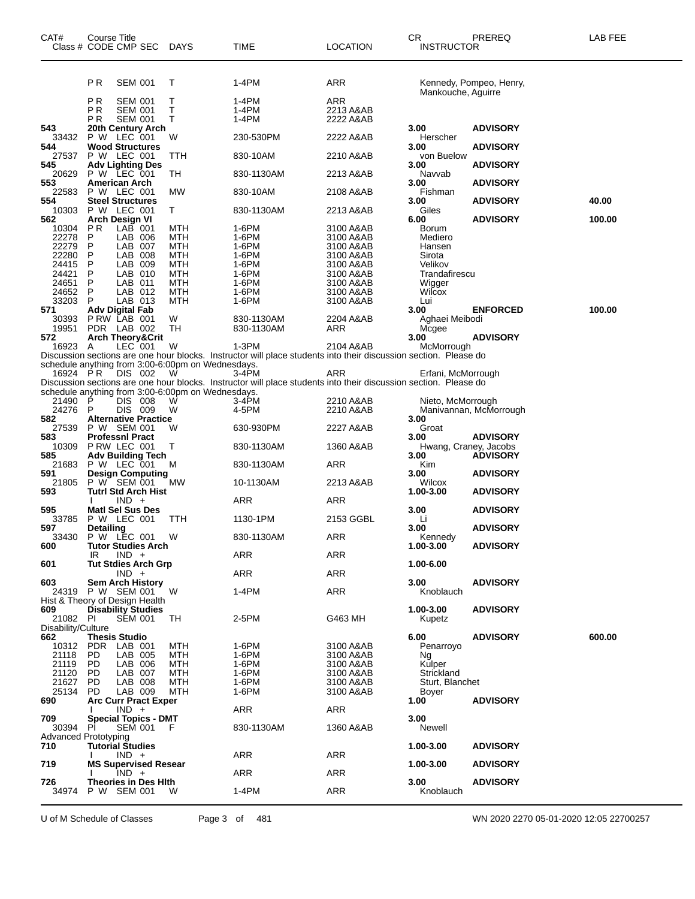| CAT# Class # | Course Title CODE CMP SEC | DAYS | TIME | LOCATION | CR INSTRUCTOR | PREREQ | LAB FEE |
|---|---|---|---|---|---|---|---|
| | P R SEM 001 | T | 1-4PM | ARR | Kennedy, Pompeo, Henry, Mankouche, Aguirre | | |
| | P R SEM 001 | T | 1-4PM | ARR | | | |
| | P R SEM 001 | T | 1-4PM | 2213 A&AB | | | |
| | P R SEM 001 | T | 1-4PM | 2222 A&AB | | | |
| **543** | **20th Century Arch** | | | | **3.00** | **ADVISORY** | |
| 33432 | P W LEC 001 | W | 230-530PM | 2222 A&AB | Herscher | | |
| **544** | **Wood Structures** | | | | **3.00** | **ADVISORY** | |
| 27537 | P W LEC 001 | TTH | 830-10AM | 2210 A&AB | von Buelow | | |
| **545** | **Adv Lighting Des** | | | | **3.00** | **ADVISORY** | |
| 20629 | P W LEC 001 | TH | 830-1130AM | 2213 A&AB | Navvab | | |
| **553** | **American Arch** | | | | **3.00** | **ADVISORY** | |
| 22583 | P W LEC 001 | MW | 830-10AM | 2108 A&AB | Fishman | | |
| **554** | **Steel Structures** | | | | **3.00** | **ADVISORY** | **40.00** |
| 10303 | P W LEC 001 | T | 830-1130AM | 2213 A&AB | Giles | | |
| **562** | **Arch Design VI** | | | | **6.00** | **ADVISORY** | **100.00** |
| 10304 | P R LAB 001 | MTH | 1-6PM | 3100 A&AB | Borum | | |
| 22278 | P LAB 006 | MTH | 1-6PM | 3100 A&AB | Mediero | | |
| 22279 | P LAB 007 | MTH | 1-6PM | 3100 A&AB | Hansen | | |
| 22280 | P LAB 008 | MTH | 1-6PM | 3100 A&AB | Sirota | | |
| 24415 | P LAB 009 | MTH | 1-6PM | 3100 A&AB | Velikov | | |
| 24421 | P LAB 010 | MTH | 1-6PM | 3100 A&AB | Trandafirescu | | |
| 24651 | P LAB 011 | MTH | 1-6PM | 3100 A&AB | Wigger | | |
| 24652 | P LAB 012 | MTH | 1-6PM | 3100 A&AB | Wilcox | | |
| 33203 | P LAB 013 | MTH | 1-6PM | 3100 A&AB | Lui | | |
| **571** | **Adv Digital Fab** | | | | **3.00** | **ENFORCED** | **100.00** |
| 30393 | P RW LAB 001 | W | 830-1130AM | 2204 A&AB | Aghaei Meibodi | | |
| 19951 | PDR LAB 002 | TH | 830-1130AM | ARR | Mcgee | | |
| **572** | **Arch Theory&Crit** | | | | **3.00** | **ADVISORY** | |
| 16923 | A LEC 001 | W | 1-3PM | 2104 A&AB | McMorrough | | |
| | Discussion sections are one hour blocks. Instructor will place students into their discussion section. Please do schedule anything from 3:00-6:00pm on Wednesdays. | | | | | | |
| 16924 | P R DIS 002 | W | 3-4PM | ARR | Erfani, McMorrough | | |
| | Discussion sections are one hour blocks. Instructor will place students into their discussion section. Please do schedule anything from 3:00-6:00pm on Wednesdays. | | | | | | |
| 21490 | P DIS 008 | W | 3-4PM | 2210 A&AB | Nieto, McMorrough | | |
| 24276 | P DIS 009 | W | 4-5PM | 2210 A&AB | Manivannan, McMorrough | | |
| **582** | **Alternative Practice** | | | | **3.00** | | |
| 27539 | P W SEM 001 | W | 630-930PM | 2227 A&AB | Groat | | |
| **583** | **Professnl Pract** | | | | **3.00** | **ADVISORY** | |
| 10309 | P RW LEC 001 | T | 830-1130AM | 1360 A&AB | Hwang, Craney, Jacobs | | |
| **585** | **Adv Building Tech** | | | | **3.00** | **ADVISORY** | |
| 21683 | P W LEC 001 | M | 830-1130AM | ARR | Kim | | |
| **591** | **Design Computing** | | | | **3.00** | **ADVISORY** | |
| 21805 | P W SEM 001 | MW | 10-1130AM | 2213 A&AB | Wilcox | | |
| **593** | **Tutrl Std Arch Hist** | | | | **1.00-3.00** | **ADVISORY** | |
| | I IND + | | ARR | ARR | | | |
| **595** | **Matl Sel Sus Des** | | | | **3.00** | **ADVISORY** | |
| 33785 | P W LEC 001 | TTH | 1130-1PM | 2153 GGBL | Li | | |
| **597** | **Detailing** | | | | **3.00** | **ADVISORY** | |
| 33430 | P W LEC 001 | W | 830-1130AM | ARR | Kennedy | | |
| **600** | **Tutor Studies Arch** | | | | **1.00-3.00** | **ADVISORY** | |
| | IR IND + | | ARR | ARR | | | |
| **601** | **Tut Stdies Arch Grp** | | | | **1.00-6.00** | | |
| | IND + | | ARR | ARR | | | |
| **603** | **Sem Arch History** | | | | **3.00** | **ADVISORY** | |
| 24319 | P W SEM 001 | W | 1-4PM | ARR | Knoblauch | | |
| | Hist & Theory of Design Health | | | | | | |
| **609** | **Disability Studies** | | | | **1.00-3.00** | **ADVISORY** | |
| 21082 | PI SEM 001 | TH | 2-5PM | G463 MH | Kupetz | | |
| | Disability/Culture | | | | | | |
| **662** | **Thesis Studio** | | | | **6.00** | **ADVISORY** | **600.00** |
| 10312 | PDR LAB 001 | MTH | 1-6PM | 3100 A&AB | Penarroyo | | |
| 21118 | PD LAB 005 | MTH | 1-6PM | 3100 A&AB | Ng | | |
| 21119 | PD LAB 006 | MTH | 1-6PM | 3100 A&AB | Kulper | | |
| 21120 | PD LAB 007 | MTH | 1-6PM | 3100 A&AB | Strickland | | |
| 21627 | PD LAB 008 | MTH | 1-6PM | 3100 A&AB | Sturt, Blanchet | | |
| 25134 | PD LAB 009 | MTH | 1-6PM | 3100 A&AB | Boyer | | |
| **690** | **Arc Curr Pract Exper** | | | | **1.00** | **ADVISORY** | |
| | I IND + | | ARR | ARR | | | |
| **709** | **Special Topics - DMT** | | | | **3.00** | | |
| 30394 | PI SEM 001 | F | 830-1130AM | 1360 A&AB | Newell | | |
| | Advanced Prototyping | | | | | | |
| **710** | **Tutorial Studies** | | | | **1.00-3.00** | **ADVISORY** | |
| | I IND + | | ARR | ARR | | | |
| **719** | **MS Supervised Resear** | | | | **1.00-3.00** | **ADVISORY** | |
| | I IND + | | ARR | ARR | | | |
| **726** | **Theories in Des Hlth** | | | | **3.00** | **ADVISORY** | |
| 34974 | P W SEM 001 | W | 1-4PM | ARR | Knoblauch | | |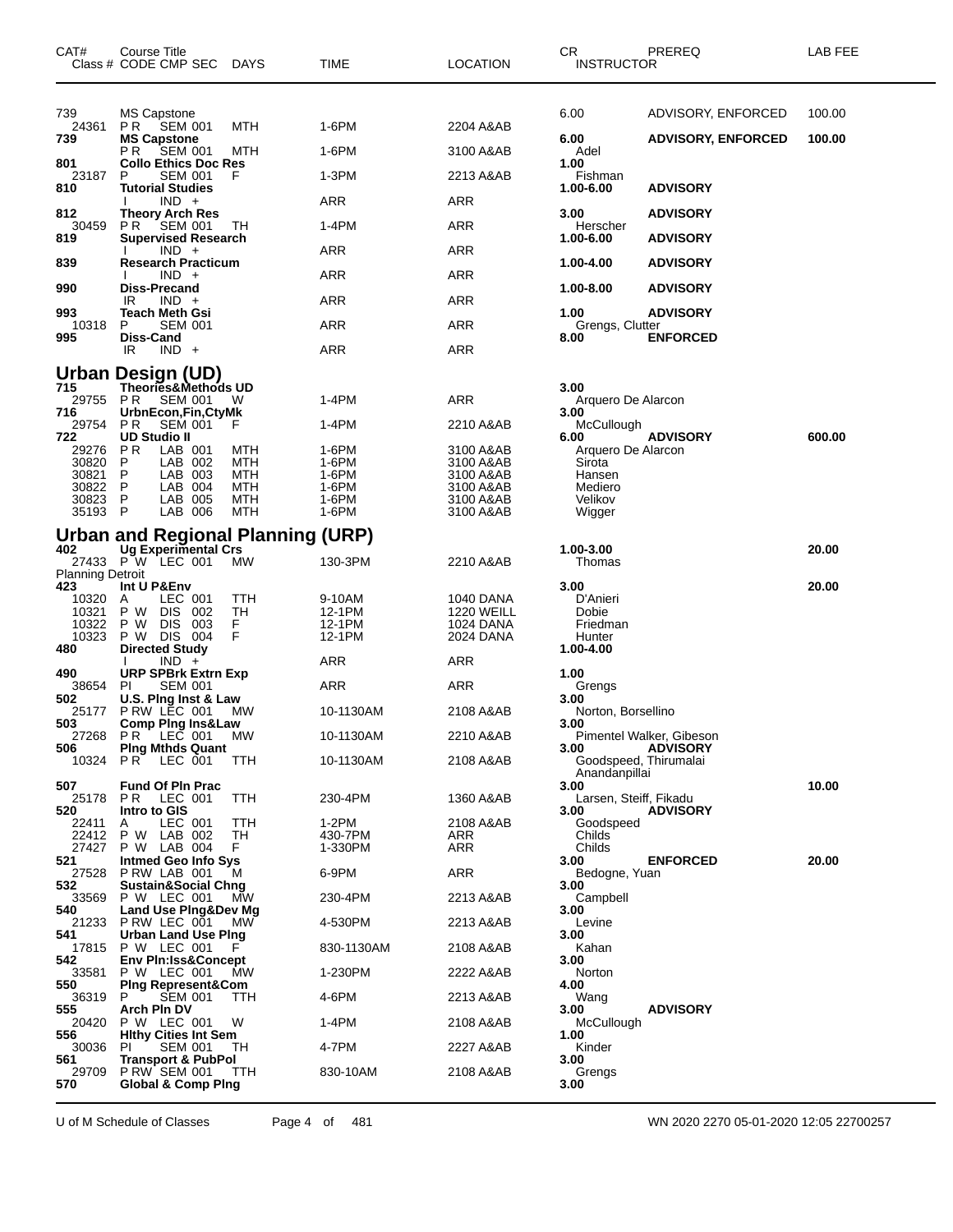| CAT# | Course Title<br>Class # CODE CMP SEC DAYS | TIME | LOCATION | CR<br>INSTRUCTOR | PREREQ | LAB FEE |
|---|---|---|---|---|---|---|
| 739 | MS Capstone | | | 6.00 | ADVISORY, ENFORCED | 100.00 |
| 24361 | P R SEM 001 MTH | 1-6PM | 2204 A&AB | | | |
| **739** | **MS Capstone** | | | **6.00** | **ADVISORY, ENFORCED** | **100.00** |
| | P R SEM 001 MTH | 1-6PM | 3100 A&AB | Adel | | |
| **801** | **Collo Ethics Doc Res** | | | **1.00** | | |
| 23187 | P SEM 001 F | 1-3PM | 2213 A&AB | Fishman | | |
| **810** | **Tutorial Studies** | | | **1.00-6.00** | **ADVISORY** | |
| | I IND + | ARR | ARR | | | |
| **812** | **Theory Arch Res** | | | **3.00** | **ADVISORY** | |
| 30459 | P R SEM 001 TH | 1-4PM | ARR | Herscher | | |
| **819** | **Supervised Research** | | | **1.00-6.00** | **ADVISORY** | |
| | I IND + | ARR | ARR | | | |
| **839** | **Research Practicum** | | | **1.00-4.00** | **ADVISORY** | |
| | I IND + | ARR | ARR | | | |
| **990** | **Diss-Precand** | | | **1.00-8.00** | **ADVISORY** | |
| | IR IND + | ARR | ARR | | | |
| **993** | **Teach Meth Gsi** | | | **1.00** | **ADVISORY** | |
| 10318 | P SEM 001 | ARR | ARR | Grengs, Clutter | | |
| **995** | **Diss-Cand** | | | **8.00** | **ENFORCED** | |
| | IR IND + | ARR | ARR | | | |

## Urban Design (UD)

| CAT# | Course Title<br>Class # CODE CMP SEC DAYS | TIME | LOCATION | CR<br>INSTRUCTOR | PREREQ | LAB FEE |
|---|---|---|---|---|---|---|
| **715** | **Theories&Methods UD** | | | **3.00** | | |
| 29755 | P R SEM 001 W | 1-4PM | ARR | Arquero De Alarcon | | |
| **716** | **UrbnEcon,Fin,CtyMk** | | | **3.00** | | |
| 29754 | P R SEM 001 F | 1-4PM | 2210 A&AB | McCullough | | |
| **722** | **UD Studio II** | | | **6.00** | **ADVISORY** | **600.00** |
| 29276 | P R LAB 001 MTH | 1-6PM | 3100 A&AB | Arquero De Alarcon | | |
| 30820 | P LAB 002 MTH | 1-6PM | 3100 A&AB | Sirota | | |
| 30821 | P LAB 003 MTH | 1-6PM | 3100 A&AB | Hansen | | |
| 30822 | P LAB 004 MTH | 1-6PM | 3100 A&AB | Mediero | | |
| 30823 | P LAB 005 MTH | 1-6PM | 3100 A&AB | Velikov | | |
| 35193 | P LAB 006 MTH | 1-6PM | 3100 A&AB | Wigger | | |

## Urban and Regional Planning (URP)

| CAT# | Course Title<br>Class # CODE CMP SEC DAYS | TIME | LOCATION | CR<br>INSTRUCTOR | PREREQ | LAB FEE |
|---|---|---|---|---|---|---|
| **402** | **Ug Experimental Crs** | | | **1.00-3.00** | | **20.00** |
| 27433 | P W LEC 001 MW | 130-3PM | 2210 A&AB | Thomas | | |
| Planning Detroit | | | | | | |
| **423** | **Int U P&Env** | | | **3.00** | | **20.00** |
| 10320 | A LEC 001 TTH | 9-10AM | 1040 DANA | D'Anieri | | |
| 10321 | P W DIS 002 TH | 12-1PM | 1220 WEILL | Dobie | | |
| 10322 | P W DIS 003 F | 12-1PM | 1024 DANA | Friedman | | |
| 10323 | P W DIS 004 F | 12-1PM | 2024 DANA | Hunter | | |
| **480** | **Directed Study** | | | **1.00-4.00** | | |
| | I IND + | ARR | ARR | | | |
| **490** | **URP SPBrk Extrn Exp** | | | **1.00** | | |
| 38654 | PI SEM 001 | ARR | ARR | Grengs | | |
| **502** | **U.S. Plng Inst & Law** | | | **3.00** | | |
| 25177 | P RW LEC 001 MW | 10-1130AM | 2108 A&AB | Norton, Borsellino | | |
| **503** | **Comp Plng Ins&Law** | | | **3.00** | | |
| 27268 | P R LEC 001 MW | 10-1130AM | 2210 A&AB | Pimentel Walker, Gibeson | | |
| **506** | **Plng Mthds Quant** | | | **3.00** | **ADVISORY** | |
| 10324 | P R LEC 001 TTH | 10-1130AM | 2108 A&AB | Goodspeed, Thirumalai Anandanpillai | | |
| **507** | **Fund Of Pln Prac** | | | **3.00** | | **10.00** |
| 25178 | P R LEC 001 TTH | 230-4PM | 1360 A&AB | Larsen, Steiff, Fikadu | | |
| **520** | **Intro to GIS** | | | **3.00** | **ADVISORY** | |
| 22411 | A LEC 001 TTH | 1-2PM | 2108 A&AB | Goodspeed | | |
| 22412 | P W LAB 002 TH | 430-7PM | ARR | Childs | | |
| 27427 | P W LAB 004 F | 1-330PM | ARR | Childs | | |
| **521** | **Intmed Geo Info Sys** | | | **3.00** | **ENFORCED** | **20.00** |
| 27528 | P RW LAB 001 M | 6-9PM | ARR | Bedogne, Yuan | | |
| **532** | **Sustain&Social Chng** | | | **3.00** | | |
| 33569 | P W LEC 001 MW | 230-4PM | 2213 A&AB | Campbell | | |
| **540** | **Land Use Plng&Dev Mg** | | | **3.00** | | |
| 21233 | P RW LEC 001 MW | 4-530PM | 2213 A&AB | Levine | | |
| **541** | **Urban Land Use Plng** | | | **3.00** | | |
| 17815 | P W LEC 001 F | 830-1130AM | 2108 A&AB | Kahan | | |
| **542** | **Env Pln:Iss&Concept** | | | **3.00** | | |
| 33581 | P W LEC 001 MW | 1-230PM | 2222 A&AB | Norton | | |
| **550** | **Plng Represent&Com** | | | **4.00** | | |
| 36319 | P SEM 001 TTH | 4-6PM | 2213 A&AB | Wang | | |
| **555** | **Arch Pln DV** | | | **3.00** | **ADVISORY** | |
| 20420 | P W LEC 001 W | 1-4PM | 2108 A&AB | McCullough | | |
| **556** | **Hlthy Cities Int Sem** | | | **1.00** | | |
| 30036 | PI SEM 001 TH | 4-7PM | 2227 A&AB | Kinder | | |
| **561** | **Transport & PubPol** | | | **3.00** | | |
| 29709 | P RW SEM 001 TTH | 830-10AM | 2108 A&AB | Grengs | | |
| **570** | **Global & Comp Plng** | | | **3.00** | | |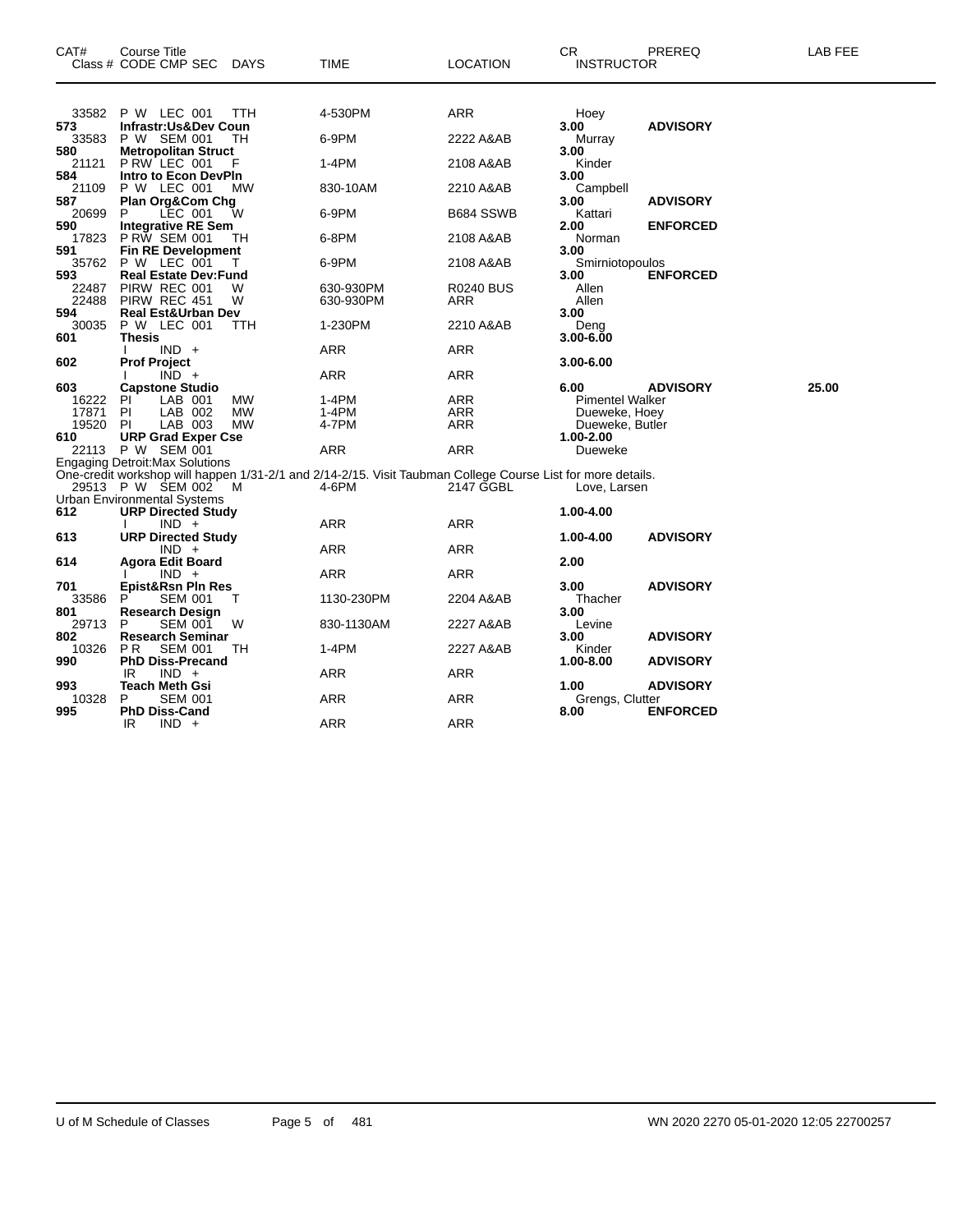| CAT# | Course Title<br>Class # CODE CMP SEC DAYS | TIME | LOCATION | CR<br>INSTRUCTOR | PREREQ | LAB FEE |
|---|---|---|---|---|---|---|
| 33582 | P W LEC 001 TTH | 4-530PM | ARR | Hoey | | |
| **573** | **Infrastr:Us&Dev Coun** | | | **3.00** | **ADVISORY** | |
| 33583 | P W SEM 001 TH | 6-9PM | 2222 A&AB | Murray | | |
| **580** | **Metropolitan Struct** | | | **3.00** | | |
| 21121 | P RW LEC 001 F | 1-4PM | 2108 A&AB | Kinder | | |
| **584** | **Intro to Econ DevPln** | | | **3.00** | | |
| 21109 | P W LEC 001 MW | 830-10AM | 2210 A&AB | Campbell | | |
| **587** | **Plan Org&Com Chg** | | | **3.00** | **ADVISORY** | |
| 20699 | P LEC 001 W | 6-9PM | B684 SSWB | Kattari | | |
| **590** | **Integrative RE Sem** | | | **2.00** | **ENFORCED** | |
| 17823 | P RW SEM 001 TH | 6-8PM | 2108 A&AB | Norman | | |
| **591** | **Fin RE Development** | | | **3.00** | | |
| 35762 | P W LEC 001 T | 6-9PM | 2108 A&AB | Smirniotopoulos | | |
| **593** | **Real Estate Dev:Fund** | | | **3.00** | **ENFORCED** | |
| 22487 | PIRW REC 001 W | 630-930PM | R0240 BUS | Allen | | |
| 22488 | PIRW REC 451 W | 630-930PM | ARR | Allen | | |
| **594** | **Real Est&Urban Dev** | | | **3.00** | | |
| 30035 | P W LEC 001 TTH | 1-230PM | 2210 A&AB | Deng | | |
| **601** | **Thesis** | | | **3.00-6.00** | | |
| | I IND + | ARR | ARR | | | |
| **602** | **Prof Project** | | | **3.00-6.00** | | |
| | I IND + | ARR | ARR | | | |
| **603** | **Capstone Studio** | | | **6.00** | **ADVISORY** | **25.00** |
| 16222 | PI LAB 001 MW | 1-4PM | ARR | Pimentel Walker | | |
| 17871 | PI LAB 002 MW | 1-4PM | ARR | Dueweke, Hoey | | |
| 19520 | PI LAB 003 MW | 4-7PM | ARR | Dueweke, Butler | | |
| **610** | **URP Grad Exper Cse** | | | **1.00-2.00** | | |
| 22113 | P W SEM 001 | ARR | ARR | Dueweke | | |
| | Engaging Detroit:Max Solutions | | | | | |
| | One-credit workshop will happen 1/31-2/1 and 2/14-2/15. Visit Taubman College Course List for more details. | | | | | |
| 29513 | P W SEM 002 M | 4-6PM | 2147 GGBL | Love, Larsen | | |
| | Urban Environmental Systems | | | | | |
| **612** | **URP Directed Study** | | | **1.00-4.00** | | |
| | I IND + | ARR | ARR | | | |
| **613** | **URP Directed Study** | | | **1.00-4.00** | **ADVISORY** | |
| | IND + | ARR | ARR | | | |
| **614** | **Agora Edit Board** | | | **2.00** | | |
| | I IND + | ARR | ARR | | | |
| **701** | **Epist&Rsn Pln Res** | | | **3.00** | **ADVISORY** | |
| 33586 | P SEM 001 T | 1130-230PM | 2204 A&AB | Thacher | | |
| **801** | **Research Design** | | | **3.00** | | |
| 29713 | P SEM 001 W | 830-1130AM | 2227 A&AB | Levine | | |
| **802** | **Research Seminar** | | | **3.00** | **ADVISORY** | |
| 10326 | P R SEM 001 TH | 1-4PM | 2227 A&AB | Kinder | | |
| **990** | **PhD Diss-Precand** | | | **1.00-8.00** | **ADVISORY** | |
| | IR IND + | ARR | ARR | | | |
| **993** | **Teach Meth Gsi** | | | **1.00** | **ADVISORY** | |
| 10328 | P SEM 001 | ARR | ARR | Grengs, Clutter | | |
| **995** | **PhD Diss-Cand** | | | **8.00** | **ENFORCED** | |
| | IR IND + | ARR | ARR | | | |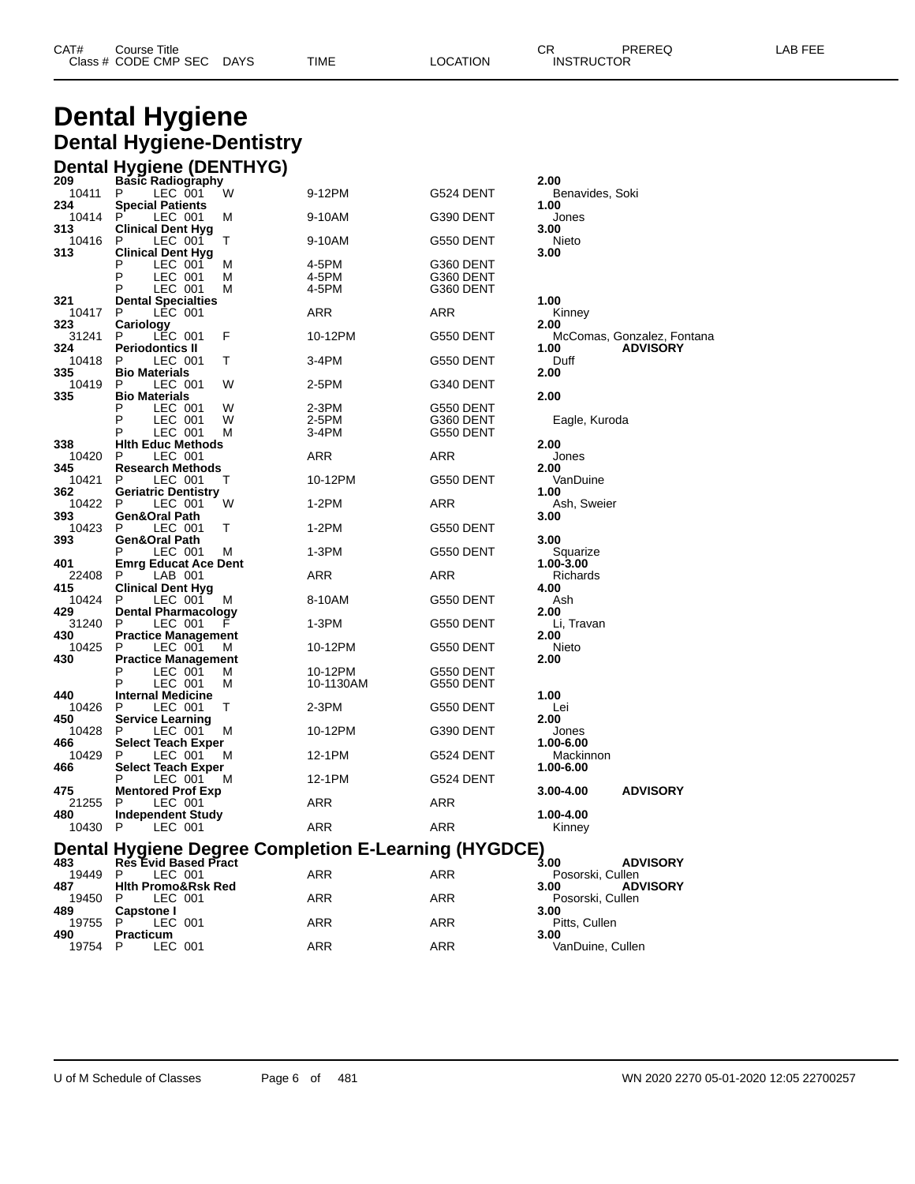# Dental Hygiene

## Dental Hygiene-Dentistry

### Dental Hygiene (DENTHYG)

| CAT# | Class # | Course Title / CODE CMP SEC | DAYS | TIME | LOCATION | CR | INSTRUCTOR | PREREQ | LAB FEE |
|---|---|---|---|---|---|---|---|---|---|
| 209 | | **Basic Radiography** | | | | 2.00 | | | |
| | 10411 | P LEC 001 | W | 9-12PM | G524 DENT | | Benavides, Soki | | |
| 234 | | **Special Patients** | | | | 1.00 | | | |
| | 10414 | P LEC 001 | M | 9-10AM | G390 DENT | | Jones | | |
| 313 | | **Clinical Dent Hyg** | | | | 3.00 | | | |
| | 10416 | P LEC 001 | T | 9-10AM | G550 DENT | | Nieto | | |
| 313 | | **Clinical Dent Hyg** | | | | 3.00 | | | |
| | | P LEC 001 | M | 4-5PM | G360 DENT | | | | |
| | | P LEC 001 | M | 4-5PM | G360 DENT | | | | |
| | | P LEC 001 | M | 4-5PM | G360 DENT | | | | |
| 321 | | **Dental Specialties** | | | | 1.00 | | | |
| | 10417 | P LEC 001 | | ARR | ARR | | Kinney | | |
| 323 | | **Cariology** | | | | 2.00 | | | |
| | 31241 | P LEC 001 | F | 10-12PM | G550 DENT | | McComas, Gonzalez, Fontana | | |
| 324 | | **Periodontics II** | | | | 1.00 | | ADVISORY | |
| | 10418 | P LEC 001 | T | 3-4PM | G550 DENT | | Duff | | |
| 335 | | **Bio Materials** | | | | 2.00 | | | |
| | 10419 | P LEC 001 | W | 2-5PM | G340 DENT | | | | |
| 335 | | **Bio Materials** | | | | 2.00 | | | |
| | | P LEC 001 | W | 2-3PM | G550 DENT | | | | |
| | | P LEC 001 | W | 2-5PM | G360 DENT | | Eagle, Kuroda | | |
| | | P LEC 001 | M | 3-4PM | G550 DENT | | | | |
| 338 | | **Hlth Educ Methods** | | | | 2.00 | | | |
| | 10420 | P LEC 001 | | ARR | ARR | | Jones | | |
| 345 | | **Research Methods** | | | | 2.00 | | | |
| | 10421 | P LEC 001 | T | 10-12PM | G550 DENT | | VanDuine | | |
| 362 | | **Geriatric Dentistry** | | | | 1.00 | | | |
| | 10422 | P LEC 001 | W | 1-2PM | ARR | | Ash, Sweier | | |
| 393 | | **Gen&Oral Path** | | | | 3.00 | | | |
| | 10423 | P LEC 001 | T | 1-2PM | G550 DENT | | | | |
| 393 | | **Gen&Oral Path** | | | | 3.00 | | | |
| | | P LEC 001 | M | 1-3PM | G550 DENT | | Squarize | | |
| 401 | | **Emrg Educat Ace Dent** | | | | 1.00-3.00 | | | |
| | 22408 | P LAB 001 | | ARR | ARR | | Richards | | |
| 415 | | **Clinical Dent Hyg** | | | | 4.00 | | | |
| | 10424 | P LEC 001 | M | 8-10AM | G550 DENT | | Ash | | |
| 429 | | **Dental Pharmacology** | | | | 2.00 | | | |
| | 31240 | P LEC 001 | F | 1-3PM | G550 DENT | | Li, Travan | | |
| 430 | | **Practice Management** | | | | 2.00 | | | |
| | 10425 | P LEC 001 | M | 10-12PM | G550 DENT | | Nieto | | |
| 430 | | **Practice Management** | | | | 2.00 | | | |
| | | P LEC 001 | M | 10-12PM | G550 DENT | | | | |
| | | P LEC 001 | M | 10-1130AM | G550 DENT | | | | |
| 440 | | **Internal Medicine** | | | | 1.00 | | | |
| | 10426 | P LEC 001 | T | 2-3PM | G550 DENT | | Lei | | |
| 450 | | **Service Learning** | | | | 2.00 | | | |
| | 10428 | P LEC 001 | M | 10-12PM | G390 DENT | | Jones | | |
| 466 | | **Select Teach Exper** | | | | 1.00-6.00 | | | |
| | 10429 | P LEC 001 | M | 12-1PM | G524 DENT | | Mackinnon | | |
| 466 | | **Select Teach Exper** | | | | 1.00-6.00 | | | |
| | | P LEC 001 | M | 12-1PM | G524 DENT | | | | |
| 475 | | **Mentored Prof Exp** | | | | 3.00-4.00 | | ADVISORY | |
| | 21255 | P LEC 001 | | ARR | ARR | | | | |
| 480 | | **Independent Study** | | | | 1.00-4.00 | | | |
| | 10430 | P LEC 001 | | ARR | ARR | | Kinney | | |

### Dental Hygiene Degree Completion E-Learning (HYGDCE)

| CAT# | Class # | Course Title / CODE CMP SEC | DAYS | TIME | LOCATION | CR | INSTRUCTOR | PREREQ | LAB FEE |
|---|---|---|---|---|---|---|---|---|---|
| 483 | | **Res Evid Based Pract** | | | | 3.00 | | ADVISORY | |
| | 19449 | P LEC 001 | | ARR | ARR | | Posorski, Cullen | | |
| 487 | | **Hlth Promo&Rsk Red** | | | | 3.00 | | ADVISORY | |
| | 19450 | P LEC 001 | | ARR | ARR | | Posorski, Cullen | | |
| 489 | | **Capstone I** | | | | 3.00 | | | |
| | 19755 | P LEC 001 | | ARR | ARR | | Pitts, Cullen | | |
| 490 | | **Practicum** | | | | 3.00 | | | |
| | 19754 | P LEC 001 | | ARR | ARR | | VanDuine, Cullen | | |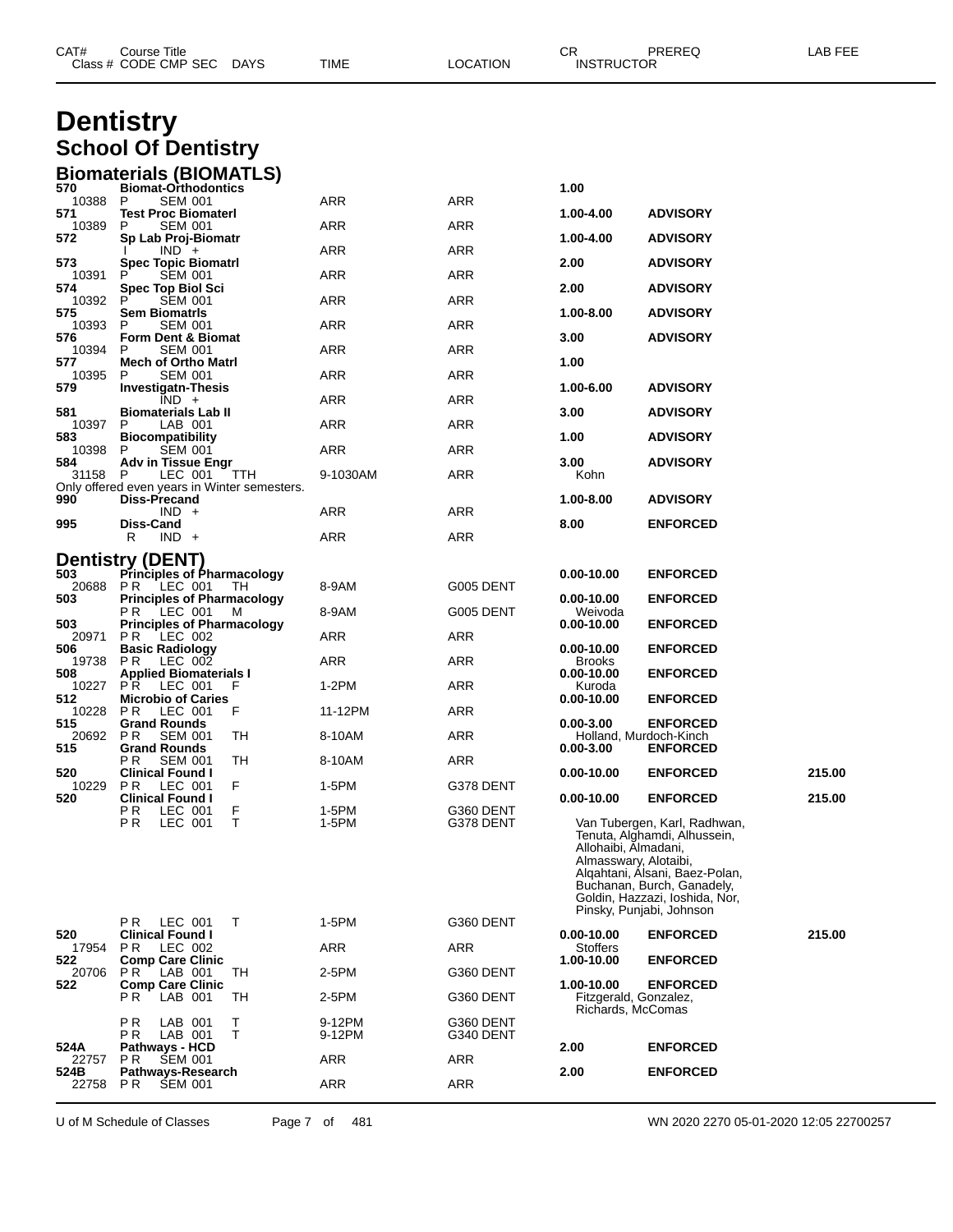# Dentistry

## School Of Dentistry

### Biomaterials (BIOMATLS)

| CAT# / Class # | Course Title / CODE CMP SEC | DAYS | TIME | LOCATION | CR / INSTRUCTOR | PREREQ | LAB FEE |
|---|---|---|---|---|---|---|---|
| 570 | **Biomat-Orthodontics** | | | | 1.00 | | |
| 10388 | P SEM 001 | | ARR | ARR | | | |
| 571 | **Test Proc Biomaterl** | | | | 1.00-4.00 | ADVISORY | |
| 10389 | P SEM 001 | | ARR | ARR | | | |
| 572 | **Sp Lab Proj-Biomatr** | | | | 1.00-4.00 | ADVISORY | |
| | I IND + | | ARR | ARR | | | |
| 573 | **Spec Topic Biomatrl** | | | | 2.00 | ADVISORY | |
| 10391 | P SEM 001 | | ARR | ARR | | | |
| 574 | **Spec Top Biol Sci** | | | | 2.00 | ADVISORY | |
| 10392 | P SEM 001 | | ARR | ARR | | | |
| 575 | **Sem Biomatrls** | | | | 1.00-8.00 | ADVISORY | |
| 10393 | P SEM 001 | | ARR | ARR | | | |
| 576 | **Form Dent & Biomat** | | | | 3.00 | ADVISORY | |
| 10394 | P SEM 001 | | ARR | ARR | | | |
| 577 | **Mech of Ortho Matrl** | | | | 1.00 | | |
| 10395 | P SEM 001 | | ARR | ARR | | | |
| 579 | **Investigatn-Thesis** | | | | 1.00-6.00 | ADVISORY | |
| | IND + | | ARR | ARR | | | |
| 581 | **Biomaterials Lab II** | | | | 3.00 | ADVISORY | |
| 10397 | P LAB 001 | | ARR | ARR | | | |
| 583 | **Biocompatibility** | | | | 1.00 | ADVISORY | |
| 10398 | P SEM 001 | | ARR | ARR | | | |
| 584 | **Adv in Tissue Engr** | | | | 3.00 | ADVISORY | |
| 31158 | P LEC 001 | TTH | 9-1030AM | ARR | Kohn | | |
| | Only offered even years in Winter semesters. | | | | | | |
| 990 | **Diss-Precand** | | | | 1.00-8.00 | ADVISORY | |
| | IND + | | ARR | ARR | | | |
| 995 | **Diss-Cand** | | | | 8.00 | ENFORCED | |
| | R IND + | | ARR | ARR | | | |

### Dentistry (DENT)

| CAT# / Class # | Course Title / CODE CMP SEC | DAYS | TIME | LOCATION | CR / INSTRUCTOR | PREREQ | LAB FEE |
|---|---|---|---|---|---|---|---|
| 503 | **Principles of Pharmacology** | | | | 0.00-10.00 | ENFORCED | |
| 20688 | P R LEC 001 | TH | 8-9AM | G005 DENT | | | |
| 503 | **Principles of Pharmacology** | | | | 0.00-10.00 | ENFORCED | |
| | P R LEC 001 | M | 8-9AM | G005 DENT | Weivoda | | |
| 503 | **Principles of Pharmacology** | | | | 0.00-10.00 | ENFORCED | |
| 20971 | P R LEC 002 | | ARR | ARR | | | |
| 506 | **Basic Radiology** | | | | 0.00-10.00 | ENFORCED | |
| 19738 | P R LEC 002 | | ARR | ARR | Brooks | | |
| 508 | **Applied Biomaterials I** | | | | 0.00-10.00 | ENFORCED | |
| 10227 | P R LEC 001 | F | 1-2PM | ARR | Kuroda | | |
| 512 | **Microbio of Caries** | | | | 0.00-10.00 | ENFORCED | |
| 10228 | P R LEC 001 | F | 11-12PM | ARR | | | |
| 515 | **Grand Rounds** | | | | 0.00-3.00 | ENFORCED | |
| 20692 | P R SEM 001 | TH | 8-10AM | ARR | Holland, Murdoch-Kinch | | |
| 515 | **Grand Rounds** | | | | 0.00-3.00 | ENFORCED | |
| | P R SEM 001 | TH | 8-10AM | ARR | | | |
| 520 | **Clinical Found I** | | | | 0.00-10.00 | ENFORCED | 215.00 |
| 10229 | P R LEC 001 | F | 1-5PM | G378 DENT | | | |
| 520 | **Clinical Found I** | | | | 0.00-10.00 | ENFORCED | 215.00 |
| | P R LEC 001 | F | 1-5PM | G360 DENT | | | |
| | P R LEC 001 | T | 1-5PM | G378 DENT | Van Tubergen, Karl, Radhwan, Tenuta, Alghamdi, Alhussein, Allohaibi, Almadani, Almasswary, Alotaibi, Alqahtani, Alsani, Baez-Polan, Buchanan, Burch, Ganadely, Goldin, Hazzazi, Ioshida, Nor, Pinsky, Punjabi, Johnson | | |
| | P R LEC 001 | T | 1-5PM | G360 DENT | | | |
| 520 | **Clinical Found I** | | | | 0.00-10.00 | ENFORCED | 215.00 |
| 17954 | P R LEC 002 | | ARR | ARR | Stoffers | | |
| 522 | **Comp Care Clinic** | | | | 1.00-10.00 | ENFORCED | |
| 20706 | P R LAB 001 | TH | 2-5PM | G360 DENT | | | |
| 522 | **Comp Care Clinic** | | | | 1.00-10.00 | ENFORCED | |
| | P R LAB 001 | TH | 2-5PM | G360 DENT | Fitzgerald, Gonzalez, Richards, McComas | | |
| | P R LAB 001 | T | 9-12PM | G360 DENT | | | |
| | P R LAB 001 | T | 9-12PM | G340 DENT | | | |
| 524A | **Pathways - HCD** | | | | 2.00 | ENFORCED | |
| 22757 | P R SEM 001 | | ARR | ARR | | | |
| 524B | **Pathways-Research** | | | | 2.00 | ENFORCED | |
| 22758 | P R SEM 001 | | ARR | ARR | | | |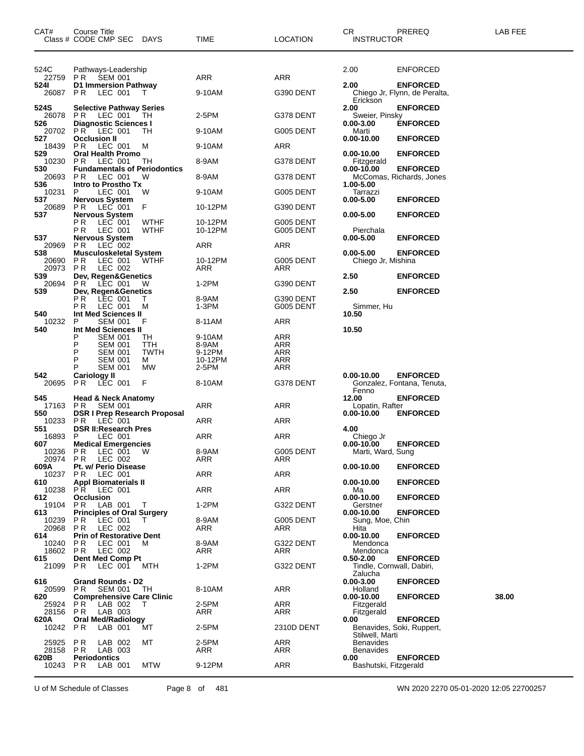| CAT# | Course Title | | | | | | | CR | PREREQ | LAB FEE |
|---|---|---|---|---|---|---|---|---|---|---|
| Class # | CODE | CMP | SEC | DAYS | TIME | LOCATION | | INSTRUCTOR | | |
| 524C | Pathways-Leadership | | | | | | | 2.00 | ENFORCED | |
| 22759 | P R | SEM | 001 | | ARR | ARR | | | | |
| **524I** | **D1 Immersion Pathway** | | | | | | | **2.00** | **ENFORCED** | |
| 26087 | P R | LEC | 001 | T | 9-10AM | G390 DENT | | Chiego Jr, Flynn, de Peralta, Erickson | | |
| **524S** | **Selective Pathway Series** | | | | | | | **2.00** | **ENFORCED** | |
| 26078 | P R | LEC | 001 | TH | 2-5PM | G378 DENT | | Sweier, Pinsky | | |
| **526** | **Diagnostic Sciences I** | | | | | | | **0.00-3.00** | **ENFORCED** | |
| 20702 | P R | LEC | 001 | TH | 9-10AM | G005 DENT | | Marti | | |
| **527** | **Occlusion II** | | | | | | | **0.00-10.00** | **ENFORCED** | |
| 18439 | P R | LEC | 001 | M | 9-10AM | ARR | | | | |
| **529** | **Oral Health Promo** | | | | | | | **0.00-10.00** | **ENFORCED** | |
| 10230 | P R | LEC | 001 | TH | 8-9AM | G378 DENT | | Fitzgerald | | |
| **530** | **Fundamentals of Periodontics** | | | | | | | **0.00-10.00** | **ENFORCED** | |
| 20693 | P R | LEC | 001 | W | 8-9AM | G378 DENT | | McComas, Richards, Jones | | |
| **536** | **Intro to Prostho Tx** | | | | | | | **1.00-5.00** | | |
| 10231 | P | LEC | 001 | W | 9-10AM | G005 DENT | | Tarrazzi | | |
| **537** | **Nervous System** | | | | | | | **0.00-5.00** | **ENFORCED** | |
| 20689 | P R | LEC | 001 | F | 10-12PM | G390 DENT | | | | |
| **537** | **Nervous System** | | | | | | | **0.00-5.00** | **ENFORCED** | |
| | P R | LEC | 001 | WTHF | 10-12PM | G005 DENT | | | | |
| | P R | LEC | 001 | WTHF | 10-12PM | G005 DENT | | Pierchala | | |
| **537** | **Nervous System** | | | | | | | **0.00-5.00** | **ENFORCED** | |
| 20969 | P R | LEC | 002 | | ARR | ARR | | | | |
| **538** | **Musculoskeletal System** | | | | | | | **0.00-5.00** | **ENFORCED** | |
| 20690 | P R | LEC | 001 | WTHF | 10-12PM | G005 DENT | | Chiego Jr, Mishina | | |
| 20973 | P R | LEC | 002 | | ARR | ARR | | | | |
| **539** | **Dev, Regen&Genetics** | | | | | | | **2.50** | **ENFORCED** | |
| 20694 | P R | LEC | 001 | W | 1-2PM | G390 DENT | | | | |
| **539** | **Dev, Regen&Genetics** | | | | | | | **2.50** | **ENFORCED** | |
| | P R | LEC | 001 | T | 8-9AM | G390 DENT | | | | |
| | P R | LEC | 001 | M | 1-3PM | G005 DENT | | Simmer, Hu | | |
| **540** | **Int Med Sciences II** | | | | | | | **10.50** | | |
| 10232 | P | SEM | 001 | F | 8-11AM | ARR | | | | |
| **540** | **Int Med Sciences II** | | | | | | | **10.50** | | |
| | P | SEM | 001 | TH | 9-10AM | ARR | | | | |
| | P | SEM | 001 | TTH | 8-9AM | ARR | | | | |
| | P | SEM | 001 | TWTH | 9-12PM | ARR | | | | |
| | P | SEM | 001 | M | 10-12PM | ARR | | | | |
| | P | SEM | 001 | MW | 2-5PM | ARR | | | | |
| **542** | **Cariology II** | | | | | | | **0.00-10.00** | **ENFORCED** | |
| 20695 | P R | LEC | 001 | F | 8-10AM | G378 DENT | | Gonzalez, Fontana, Tenuta, Fenno | | |
| **545** | **Head & Neck Anatomy** | | | | | | | **12.00** | **ENFORCED** | |
| 17163 | P R | SEM | 001 | | ARR | ARR | | Lopatin, Rafter | | |
| **550** | **DSR I Prep Research Proposal** | | | | | | | **0.00-10.00** | **ENFORCED** | |
| 10233 | P R | LEC | 001 | | ARR | ARR | | | | |
| **551** | **DSR II:Research Pres** | | | | | | | **4.00** | | |
| 16893 | P | LEC | 001 | | ARR | ARR | | Chiego Jr | | |
| **607** | **Medical Emergencies** | | | | | | | **0.00-10.00** | **ENFORCED** | |
| 10236 | P R | LEC | 001 | W | 8-9AM | G005 DENT | | Marti, Ward, Sung | | |
| 20974 | P R | LEC | 002 | | ARR | ARR | | | | |
| **609A** | **Pt. w/ Perio Disease** | | | | | | | **0.00-10.00** | **ENFORCED** | |
| 10237 | P R | LEC | 001 | | ARR | ARR | | | | |
| **610** | **Appl Biomaterials II** | | | | | | | **0.00-10.00** | **ENFORCED** | |
| 10238 | P R | LEC | 001 | | ARR | ARR | | Ma | | |
| **612** | **Occlusion** | | | | | | | **0.00-10.00** | **ENFORCED** | |
| 19104 | P R | LAB | 001 | T | 1-2PM | G322 DENT | | Gerstner | | |
| **613** | **Principles of Oral Surgery** | | | | | | | **0.00-10.00** | **ENFORCED** | |
| 10239 | P R | LEC | 001 | T | 8-9AM | G005 DENT | | Sung, Moe, Chin | | |
| 20968 | P R | LEC | 002 | | ARR | ARR | | Hita | | |
| **614** | **Prin of Restorative Dent** | | | | | | | **0.00-10.00** | **ENFORCED** | |
| 10240 | P R | LEC | 001 | M | 8-9AM | G322 DENT | | Mendonca | | |
| 18602 | P R | LEC | 002 | | ARR | ARR | | Mendonca | | |
| **615** | **Dent Med Comp Pt** | | | | | | | **0.50-2.00** | **ENFORCED** | |
| 21099 | P R | LEC | 001 | MTH | 1-2PM | G322 DENT | | Tindle, Cornwall, Dabiri, Zalucha | | |
| **616** | **Grand Rounds - D2** | | | | | | | **0.00-3.00** | **ENFORCED** | |
| 20599 | P R | SEM | 001 | TH | 8-10AM | ARR | | Holland | | |
| **620** | **Comprehensive Care Clinic** | | | | | | | **0.00-10.00** | **ENFORCED** | **38.00** |
| 25924 | P R | LAB | 002 | T | 2-5PM | ARR | | Fitzgerald | | |
| 28156 | P R | LAB | 003 | | ARR | ARR | | Fitzgerald | | |
| **620A** | **Oral Med/Radiology** | | | | | | | **0.00** | **ENFORCED** | |
| 10242 | P R | LAB | 001 | MT | 2-5PM | 2310D DENT | | Benavides, Soki, Ruppert, Stilwell, Marti | | |
| 25925 | P R | LAB | 002 | MT | 2-5PM | ARR | | Benavides | | |
| 28158 | P R | LAB | 003 | | ARR | ARR | | Benavides | | |
| **620B** | **Periodontics** | | | | | | | **0.00** | **ENFORCED** | |
| 10243 | P R | LAB | 001 | MTW | 9-12PM | ARR | | Bashutski, Fitzgerald | | |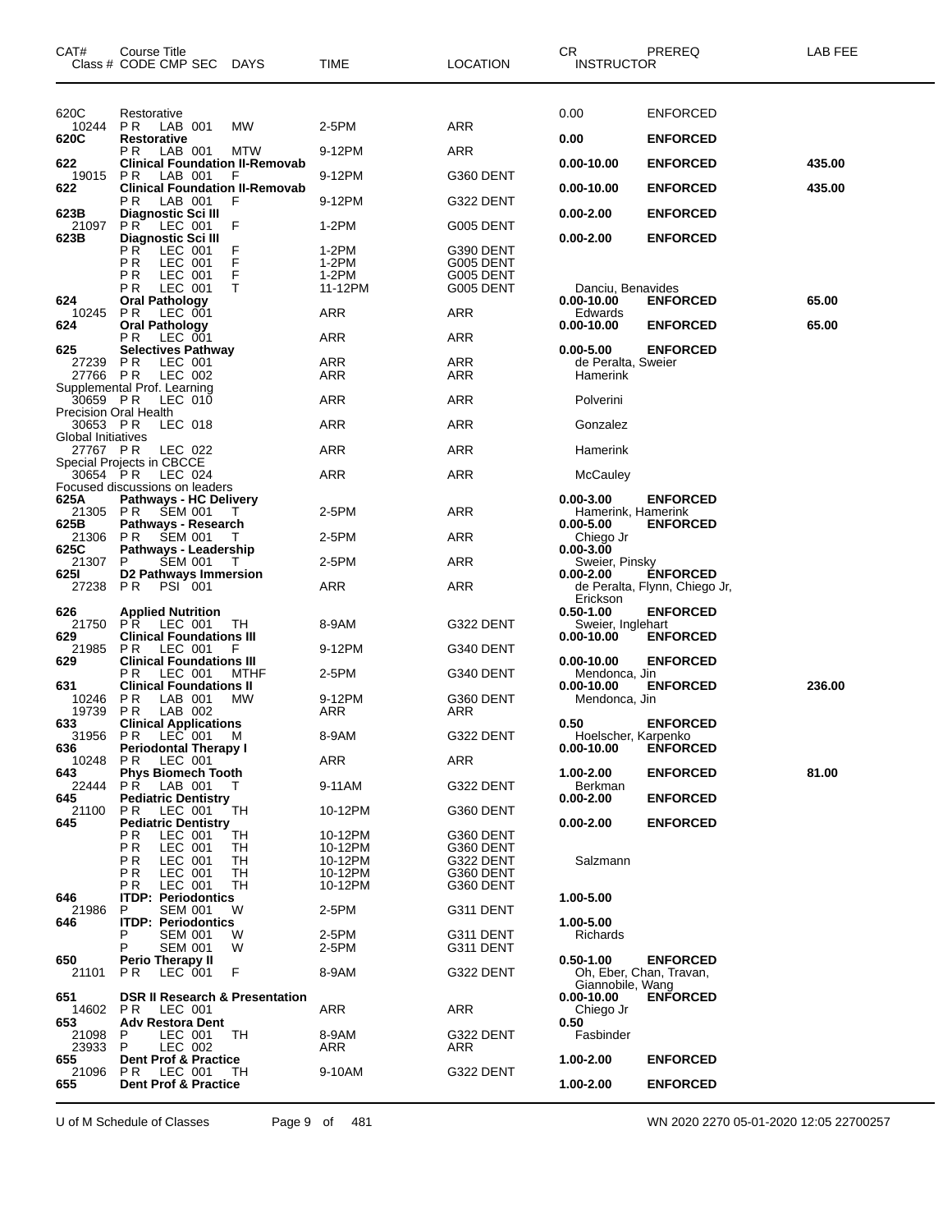| CAT# | Course Title / Class # | CODE | CMP | SEC | DAYS | TIME | LOCATION | CR / INSTRUCTOR | PREREQ | LAB FEE |
|---|---|---|---|---|---|---|---|---|---|---|
| 620C | Restorative | | | | | | | 0.00 | ENFORCED | |
| | 10244 | P R | LAB | 001 | MW | 2-5PM | ARR | | | |
| **620C** | **Restorative** | | | | | | | **0.00** | **ENFORCED** | |
| | | P R | LAB | 001 | MTW | 9-12PM | ARR | | | |
| **622** | **Clinical Foundation II-Removab** | | | | | | | **0.00-10.00** | **ENFORCED** | **435.00** |
| | 19015 | P R | LAB | 001 | F | 9-12PM | G360 DENT | | | |
| **622** | **Clinical Foundation II-Removab** | | | | | | | **0.00-10.00** | **ENFORCED** | **435.00** |
| | | P R | LAB | 001 | F | 9-12PM | G322 DENT | | | |
| **623B** | **Diagnostic Sci III** | | | | | | | **0.00-2.00** | **ENFORCED** | |
| | 21097 | P R | LEC | 001 | F | 1-2PM | G005 DENT | | | |
| **623B** | **Diagnostic Sci III** | | | | | | | **0.00-2.00** | **ENFORCED** | |
| | | P R | LEC | 001 | F | 1-2PM | G390 DENT | | | |
| | | P R | LEC | 001 | F | 1-2PM | G005 DENT | | | |
| | | P R | LEC | 001 | F | 1-2PM | G005 DENT | | | |
| | | P R | LEC | 001 | T | 11-12PM | G005 DENT | Danciu, Benavides | | |
| **624** | **Oral Pathology** | | | | | | | **0.00-10.00** | **ENFORCED** | **65.00** |
| | 10245 | P R | LEC | 001 | | ARR | ARR | Edwards | | |
| **624** | **Oral Pathology** | | | | | | | **0.00-10.00** | **ENFORCED** | **65.00** |
| | | P R | LEC | 001 | | ARR | ARR | | | |
| **625** | **Selectives Pathway** | | | | | | | **0.00-5.00** | **ENFORCED** | |
| | 27239 | P R | LEC | 001 | | ARR | ARR | de Peralta, Sweier | | |
| | 27766 | P R | LEC | 002 | | ARR | ARR | Hamerink | | |
| | Supplemental Prof. Learning | | | | | | | | | |
| | 30659 | P R | LEC | 010 | | ARR | ARR | Polverini | | |
| | Precision Oral Health | | | | | | | | | |
| | 30653 | P R | LEC | 018 | | ARR | ARR | Gonzalez | | |
| | Global Initiatives | | | | | | | | | |
| | 27767 | P R | LEC | 022 | | ARR | ARR | Hamerink | | |
| | Special Projects in CBCCE | | | | | | | | | |
| | 30654 | P R | LEC | 024 | | ARR | ARR | McCauley | | |
| | Focused discussions on leaders | | | | | | | | | |
| **625A** | **Pathways - HC Delivery** | | | | | | | **0.00-3.00** | **ENFORCED** | |
| | 21305 | P R | SEM | 001 | T | 2-5PM | ARR | Hamerink, Hamerink | | |
| **625B** | **Pathways - Research** | | | | | | | **0.00-5.00** | **ENFORCED** | |
| | 21306 | P R | SEM | 001 | T | 2-5PM | ARR | Chiego Jr | | |
| **625C** | **Pathways - Leadership** | | | | | | | **0.00-3.00** | | |
| | 21307 | P | SEM | 001 | T | 2-5PM | ARR | Sweier, Pinsky | | |
| **625I** | **D2 Pathways Immersion** | | | | | | | **0.00-2.00** | **ENFORCED** | |
| | 27238 | P R | PSI | 001 | | ARR | ARR | de Peralta, Flynn, Chiego Jr, Erickson | | |
| **626** | **Applied Nutrition** | | | | | | | **0.50-1.00** | **ENFORCED** | |
| | 21750 | P R | LEC | 001 | TH | 8-9AM | G322 DENT | Sweier, Inglehart | | |
| **629** | **Clinical Foundations III** | | | | | | | **0.00-10.00** | **ENFORCED** | |
| | 21985 | P R | LEC | 001 | F | 9-12PM | G340 DENT | | | |
| **629** | **Clinical Foundations III** | | | | | | | **0.00-10.00** | **ENFORCED** | |
| | | P R | LEC | 001 | MTHF | 2-5PM | G340 DENT | Mendonca, Jin | | |
| **631** | **Clinical Foundations II** | | | | | | | **0.00-10.00** | **ENFORCED** | **236.00** |
| | 10246 | P R | LAB | 001 | MW | 9-12PM | G360 DENT | Mendonca, Jin | | |
| | 19739 | P R | LAB | 002 | | ARR | ARR | | | |
| **633** | **Clinical Applications** | | | | | | | **0.50** | **ENFORCED** | |
| | 31956 | P R | LEC | 001 | M | 8-9AM | G322 DENT | Hoelscher, Karpenko | | |
| **636** | **Periodontal Therapy I** | | | | | | | **0.00-10.00** | **ENFORCED** | |
| | 10248 | P R | LEC | 001 | | ARR | ARR | | | |
| **643** | **Phys Biomech Tooth** | | | | | | | **1.00-2.00** | **ENFORCED** | **81.00** |
| | 22444 | P R | LAB | 001 | T | 9-11AM | G322 DENT | Berkman | | |
| **645** | **Pediatric Dentistry** | | | | | | | **0.00-2.00** | **ENFORCED** | |
| | 21100 | P R | LEC | 001 | TH | 10-12PM | G360 DENT | | | |
| **645** | **Pediatric Dentistry** | | | | | | | **0.00-2.00** | **ENFORCED** | |
| | | P R | LEC | 001 | TH | 10-12PM | G360 DENT | | | |
| | | P R | LEC | 001 | TH | 10-12PM | G360 DENT | | | |
| | | P R | LEC | 001 | TH | 10-12PM | G322 DENT | Salzmann | | |
| | | P R | LEC | 001 | TH | 10-12PM | G360 DENT | | | |
| | | P R | LEC | 001 | TH | 10-12PM | G360 DENT | | | |
| **646** | **ITDP: Periodontics** | | | | | | | **1.00-5.00** | | |
| | 21986 | P | SEM | 001 | W | 2-5PM | G311 DENT | | | |
| **646** | **ITDP: Periodontics** | | | | | | | **1.00-5.00** | | |
| | | P | SEM | 001 | W | 2-5PM | G311 DENT | Richards | | |
| | | P | SEM | 001 | W | 2-5PM | G311 DENT | | | |
| **650** | **Perio Therapy II** | | | | | | | **0.50-1.00** | **ENFORCED** | |
| | 21101 | P R | LEC | 001 | F | 8-9AM | G322 DENT | Oh, Eber, Chan, Travan, Giannobile, Wang | | |
| **651** | **DSR II Research & Presentation** | | | | | | | **0.00-10.00** | **ENFORCED** | |
| | 14602 | P R | LEC | 001 | | ARR | ARR | Chiego Jr | | |
| **653** | **Adv Restora Dent** | | | | | | | **0.50** | | |
| | 21098 | P | LEC | 001 | TH | 8-9AM | G322 DENT | Fasbinder | | |
| | 23933 | P | LEC | 002 | | ARR | ARR | | | |
| **655** | **Dent Prof & Practice** | | | | | | | **1.00-2.00** | **ENFORCED** | |
| | 21096 | P R | LEC | 001 | TH | 9-10AM | G322 DENT | | | |
| **655** | **Dent Prof & Practice** | | | | | | | **1.00-2.00** | **ENFORCED** | |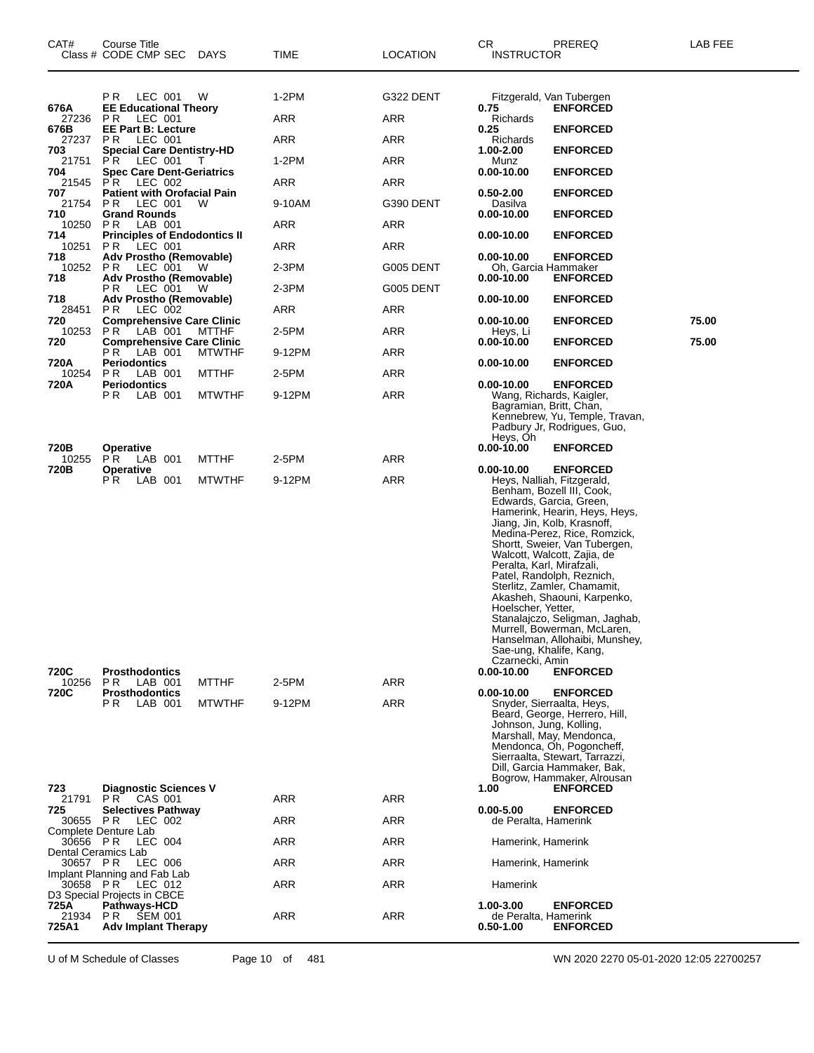| CAT# | Course Title<br>Class # CODE CMP SEC DAYS | TIME | LOCATION | CR INSTRUCTOR | PREREQ | LAB FEE |
|---|---|---|---|---|---|---|
| | PR LEC 001 W | 1-2PM | G322 DENT | Fitzgerald, Van Tubergen | | |
| 676A | EE Educational Theory | | | 0.75 | ENFORCED | |
| 27236 | PR LEC 001 | ARR | ARR | Richards | | |
| 676B | EE Part B: Lecture | | | 0.25 | ENFORCED | |
| 27237 | PR LEC 001 | ARR | ARR | Richards | | |
| 703 | Special Care Dentistry-HD | | | 1.00-2.00 | ENFORCED | |
| 21751 | PR LEC 001 T | 1-2PM | ARR | Munz | | |
| 704 | Spec Care Dent-Geriatrics | | | 0.00-10.00 | ENFORCED | |
| 21545 | PR LEC 002 | ARR | ARR | | | |
| 707 | Patient with Orofacial Pain | | | 0.50-2.00 | ENFORCED | |
| 21754 | PR LEC 001 W | 9-10AM | G390 DENT | Dasilva | | |
| 710 | Grand Rounds | | | 0.00-10.00 | ENFORCED | |
| 10250 | PR LAB 001 | ARR | ARR | | | |
| 714 | Principles of Endodontics II | | | 0.00-10.00 | ENFORCED | |
| 10251 | PR LEC 001 | ARR | ARR | | | |
| 718 | Adv Prostho (Removable) | | | 0.00-10.00 | ENFORCED | |
| 10252 | PR LEC 001 W | 2-3PM | G005 DENT | Oh, Garcia Hammaker | | |
| 718 | Adv Prostho (Removable) | | | 0.00-10.00 | ENFORCED | |
| | PR LEC 001 W | 2-3PM | G005 DENT | | | |
| 718 | Adv Prostho (Removable) | | | 0.00-10.00 | ENFORCED | |
| 28451 | PR LEC 002 | ARR | ARR | | | |
| 720 | Comprehensive Care Clinic | | | 0.00-10.00 | ENFORCED | 75.00 |
| 10253 | PR LAB 001 MTTHF | 2-5PM | ARR | Heys, Li | | |
| 720 | Comprehensive Care Clinic | | | 0.00-10.00 | ENFORCED | 75.00 |
| | PR LAB 001 MTWTHF | 9-12PM | ARR | | | |
| 720A | Periodontics | | | 0.00-10.00 | ENFORCED | |
| 10254 | PR LAB 001 MTTHF | 2-5PM | ARR | | | |
| 720A | Periodontics | | | 0.00-10.00 | ENFORCED | |
| | PR LAB 001 MTWTHF | 9-12PM | ARR | Wang, Richards, Kaigler, Bagramian, Britt, Chan, Kennebrew, Yu, Temple, Travan, Padbury Jr, Rodrigues, Guo, Heys, Oh | | |
| 720B | Operative | | | 0.00-10.00 | ENFORCED | |
| 10255 | PR LAB 001 MTTHF | 2-5PM | ARR | | | |
| 720B | Operative | | | 0.00-10.00 | ENFORCED | |
| | PR LAB 001 MTWTHF | 9-12PM | ARR | Heys, Nalliah, Fitzgerald, Benham, Bozell III, Cook, Edwards, Garcia, Green, Hamerink, Hearin, Heys, Heys, Jiang, Jin, Kolb, Krasnoff, Medina-Perez, Rice, Romzick, Shortt, Sweier, Van Tubergen, Walcott, Walcott, Zajia, de Peralta, Karl, Mirafzali, Patel, Randolph, Reznich, Sterlitz, Zamler, Chamamit, Akasheh, Shaouni, Karpenko, Hoelscher, Yetter, Stanalajczo, Seligman, Jaghab, Murrell, Bowerman, McLaren, Hanselman, Allohaibi, Munshey, Sae-ung, Khalife, Kang, Czarnecki, Amin | | |
| 720C | Prosthodontics | | | 0.00-10.00 | ENFORCED | |
| 10256 | PR LAB 001 MTTHF | 2-5PM | ARR | | | |
| 720C | Prosthodontics | | | 0.00-10.00 | ENFORCED | |
| | PR LAB 001 MTWTHF | 9-12PM | ARR | Snyder, Sierraalta, Heys, Beard, George, Herrero, Hill, Johnson, Jung, Kolling, Marshall, May, Mendonca, Mendonca, Oh, Pogoncheff, Sierraalta, Stewart, Tarrazzi, Dill, Garcia Hammaker, Bak, Bogrow, Hammaker, Alrousan | | |
| 723 | Diagnostic Sciences V | | | 1.00 | ENFORCED | |
| 21791 | PR CAS 001 | ARR | ARR | | | |
| 725 | Selectives Pathway | | | 0.00-5.00 | ENFORCED | |
| 30655 | PR LEC 002 | ARR | ARR | de Peralta, Hamerink | | |
| | Complete Denture Lab | | | | | |
| 30656 | PR LEC 004 | ARR | ARR | Hamerink, Hamerink | | |
| | Dental Ceramics Lab | | | | | |
| 30657 | PR LEC 006 | ARR | ARR | Hamerink, Hamerink | | |
| | Implant Planning and Fab Lab | | | | | |
| 30658 | PR LEC 012 | ARR | ARR | Hamerink | | |
| | D3 Special Projects in CBCE | | | | | |
| 725A | Pathways-HCD | | | 1.00-3.00 | ENFORCED | |
| 21934 | PR SEM 001 | ARR | ARR | de Peralta, Hamerink | | |
| 725A1 | Adv Implant Therapy | | | 0.50-1.00 | ENFORCED | |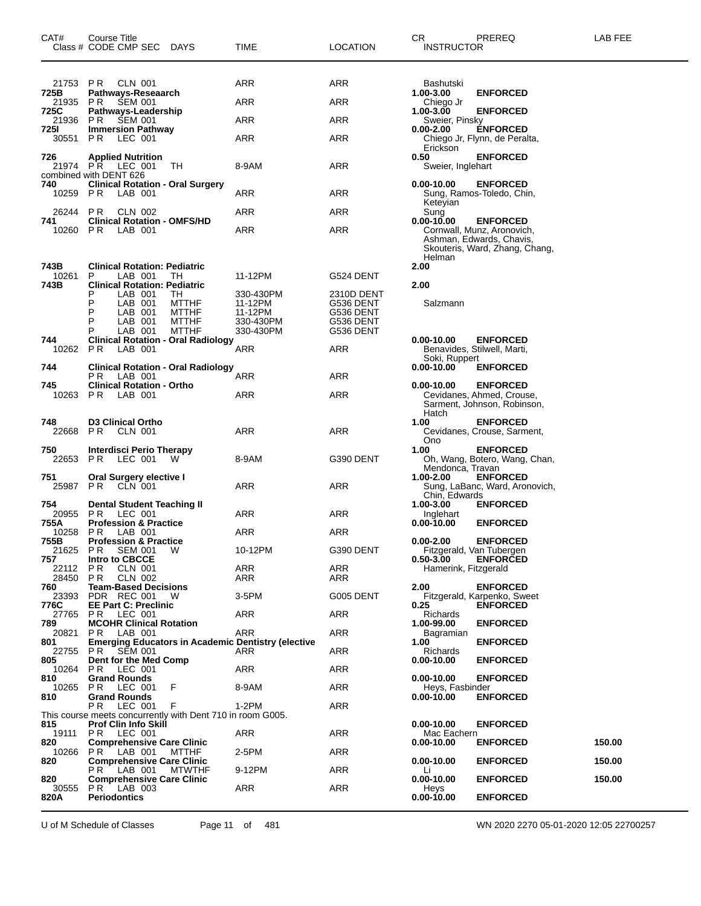| CAT# Class # | Course Title CODE CMP SEC | DAYS | TIME | LOCATION | CR INSTRUCTOR | PREREQ | LAB FEE |
|---|---|---|---|---|---|---|---|
| 21753 | P R CLN 001 | | ARR | ARR | Bashutski | | |
| **725B** | **Pathways-Reseaarch** | | | | **1.00-3.00** | **ENFORCED** | |
| 21935 | P R SEM 001 | | ARR | ARR | Chiego Jr | | |
| **725C** | **Pathways-Leadership** | | | | **1.00-3.00** | **ENFORCED** | |
| 21936 | P R SEM 001 | | ARR | ARR | Sweier, Pinsky | | |
| **725I** | **Immersion Pathway** | | | | **0.00-2.00** | **ENFORCED** | |
| 30551 | P R LEC 001 | | ARR | ARR | Chiego Jr, Flynn, de Peralta, Erickson | | |
| **726** | **Applied Nutrition** | | | | **0.50** | **ENFORCED** | |
| 21974 | P R LEC 001 | TH | 8-9AM | ARR | Sweier, Inglehart | | |
| | combined with DENT 626 | | | | | | |
| **740** | **Clinical Rotation - Oral Surgery** | | | | **0.00-10.00** | **ENFORCED** | |
| 10259 | P R LAB 001 | | ARR | ARR | Sung, Ramos-Toledo, Chin, Keteyian | | |
| 26244 | P R CLN 002 | | ARR | ARR | Sung | | |
| **741** | **Clinical Rotation - OMFS/HD** | | | | **0.00-10.00** | **ENFORCED** | |
| 10260 | P R LAB 001 | | ARR | ARR | Cornwall, Munz, Aronovich, Ashman, Edwards, Chavis, Skouteris, Ward, Zhang, Chang, Helman | | |
| **743B** | **Clinical Rotation: Pediatric** | | | | **2.00** | | |
| 10261 | P LAB 001 | TH | 11-12PM | G524 DENT | | | |
| **743B** | **Clinical Rotation: Pediatric** | | | | **2.00** | | |
| | P LAB 001 | TH | 330-430PM | 2310D DENT | | | |
| | P LAB 001 | MTTHF | 11-12PM | G536 DENT | Salzmann | | |
| | P LAB 001 | MTTHF | 11-12PM | G536 DENT | | | |
| | P LAB 001 | MTTHF | 330-430PM | G536 DENT | | | |
| | P LAB 001 | MTTHF | 330-430PM | G536 DENT | | | |
| **744** | **Clinical Rotation - Oral Radiology** | | | | **0.00-10.00** | **ENFORCED** | |
| 10262 | P R LAB 001 | | ARR | ARR | Benavides, Stilwell, Marti, Soki, Ruppert | | |
| **744** | **Clinical Rotation - Oral Radiology** | | | | **0.00-10.00** | **ENFORCED** | |
| | P R LAB 001 | | ARR | ARR | | | |
| **745** | **Clinical Rotation - Ortho** | | | | **0.00-10.00** | **ENFORCED** | |
| 10263 | P R LAB 001 | | ARR | ARR | Cevidanes, Ahmed, Crouse, Sarment, Johnson, Robinson, Hatch | | |
| **748** | **D3 Clinical Ortho** | | | | **1.00** | **ENFORCED** | |
| 22668 | P R CLN 001 | | ARR | ARR | Cevidanes, Crouse, Sarment, Ono | | |
| **750** | **Interdisci Perio Therapy** | | | | **1.00** | **ENFORCED** | |
| 22653 | P R LEC 001 | W | 8-9AM | G390 DENT | Oh, Wang, Botero, Wang, Chan, Mendonca, Travan | | |
| **751** | **Oral Surgery elective I** | | | | **1.00-2.00** | **ENFORCED** | |
| 25987 | P R CLN 001 | | ARR | ARR | Sung, LaBanc, Ward, Aronovich, Chin, Edwards | | |
| **754** | **Dental Student Teaching II** | | | | **1.00-3.00** | **ENFORCED** | |
| 20955 | P R LEC 001 | | ARR | ARR | Inglehart | | |
| **755A** | **Profession & Practice** | | | | **0.00-10.00** | **ENFORCED** | |
| 10258 | P R LAB 001 | | ARR | ARR | | | |
| **755B** | **Profession & Practice** | | | | **0.00-2.00** | **ENFORCED** | |
| 21625 | P R SEM 001 | W | 10-12PM | G390 DENT | Fitzgerald, Van Tubergen | | |
| **757** | **Intro to CBCCE** | | | | **0.50-3.00** | **ENFORCED** | |
| 22112 | P R CLN 001 | | ARR | ARR | Hamerink, Fitzgerald | | |
| 28450 | P R CLN 002 | | ARR | ARR | | | |
| **760** | **Team-Based Decisions** | | | | **2.00** | **ENFORCED** | |
| 23393 | PDR REC 001 | W | 3-5PM | G005 DENT | Fitzgerald, Karpenko, Sweet | | |
| **776C** | **EE Part C: Preclinic** | | | | **0.25** | **ENFORCED** | |
| 27765 | P R LEC 001 | | ARR | ARR | Richards | | |
| **789** | **MCOHR Clinical Rotation** | | | | **1.00-99.00** | **ENFORCED** | |
| 20821 | P R LAB 001 | | ARR | ARR | Bagramian | | |
| **801** | **Emerging Educators in Academic Dentistry (elective** | | | | **1.00** | **ENFORCED** | |
| 22755 | P R SEM 001 | | ARR | ARR | Richards | | |
| **805** | **Dent for the Med Comp** | | | | **0.00-10.00** | **ENFORCED** | |
| 10264 | P R LEC 001 | | ARR | ARR | | | |
| **810** | **Grand Rounds** | | | | **0.00-10.00** | **ENFORCED** | |
| 10265 | P R LEC 001 | F | 8-9AM | ARR | Heys, Fasbinder | | |
| **810** | **Grand Rounds** | | | | **0.00-10.00** | **ENFORCED** | |
| | P R LEC 001 | F | 1-2PM | ARR | | | |
| | This course meets concurrently with Dent 710 in room G005. | | | | | | |
| **815** | **Prof Clin Info Skill** | | | | **0.00-10.00** | **ENFORCED** | |
| 19111 | P R LEC 001 | | ARR | ARR | Mac Eachern | | |
| **820** | **Comprehensive Care Clinic** | | | | **0.00-10.00** | **ENFORCED** | 150.00 |
| 10266 | P R LAB 001 | MTTHF | 2-5PM | ARR | | | |
| **820** | **Comprehensive Care Clinic** | | | | **0.00-10.00** | **ENFORCED** | 150.00 |
| | P R LAB 001 | MTWTHF | 9-12PM | ARR | Li | | |
| **820** | **Comprehensive Care Clinic** | | | | **0.00-10.00** | **ENFORCED** | 150.00 |
| 30555 | P R LAB 003 | | ARR | ARR | Heys | | |
| **820A** | **Periodontics** | | | | **0.00-10.00** | **ENFORCED** | |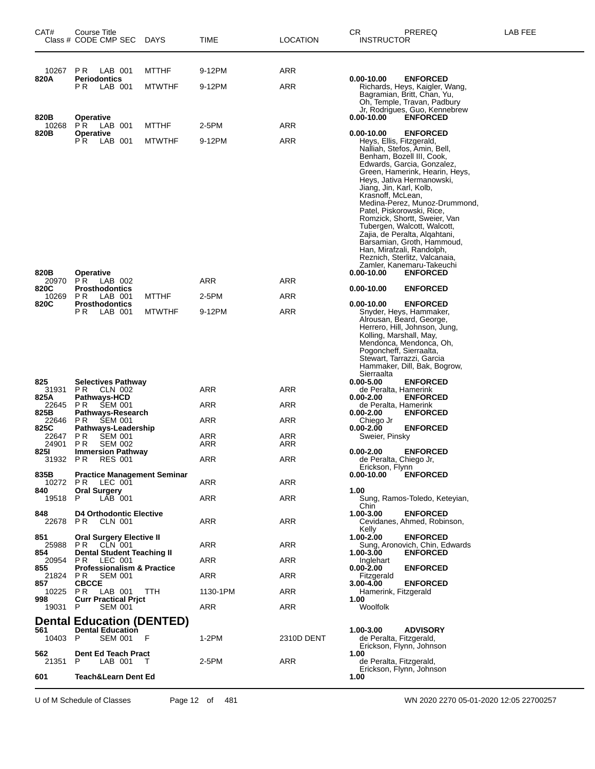| CAT# | Course Title<br>Class # CODE CMP SEC | DAYS | TIME | LOCATION | CR<br>INSTRUCTOR | PREREQ | LAB FEE |
|---|---|---|---|---|---|---|---|
| 10267 | P R LAB 001 | MTTHF | 9-12PM | ARR | | | |
| 820A | **Periodontics** | | | | 0.00-10.00 | **ENFORCED** | |
| | P R LAB 001 | MTWTHF | 9-12PM | ARR | Richards, Heys, Kaigler, Wang, Bagramian, Britt, Chan, Yu, Oh, Temple, Travan, Padbury Jr, Rodrigues, Guo, Kennebrew | | |
| 820B | **Operative** | | | | 0.00-10.00 | **ENFORCED** | |
| 10268 | P R LAB 001 | MTTHF | 2-5PM | ARR | | | |
| 820B | **Operative** | | | | 0.00-10.00 | **ENFORCED** | |
| | P R LAB 001 | MTWTHF | 9-12PM | ARR | Heys, Ellis, Fitzgerald, Nalliah, Stefos, Amin, Bell, Benham, Bozell III, Cook, Edwards, Garcia, Gonzalez, Green, Hamerink, Hearin, Heys, Heys, Jativa Hermanowski, Jiang, Jin, Karl, Kolb, Krasnoff, McLean, Medina-Perez, Munoz-Drummond, Patel, Piskorowski, Rice, Romzick, Shortt, Sweier, Van Tubergen, Walcott, Walcott, Zajia, de Peralta, Alqahtani, Barsamian, Groth, Hammoud, Han, Mirafzali, Randolph, Reznich, Sterlitz, Valcanaia, Zamler, Kanemaru-Takeuchi | | |
| 820B | **Operative** | | | | 0.00-10.00 | **ENFORCED** | |
| 20970 | P R LAB 002 | | ARR | ARR | | | |
| 820C | **Prosthodontics** | | | | 0.00-10.00 | **ENFORCED** | |
| 10269 | P R LAB 001 | MTTHF | 2-5PM | ARR | | | |
| 820C | **Prosthodontics** | | | | 0.00-10.00 | **ENFORCED** | |
| | P R LAB 001 | MTWTHF | 9-12PM | ARR | Snyder, Heys, Hammaker, Alrousan, Beard, George, Herrero, Hill, Johnson, Jung, Kolling, Marshall, May, Mendonca, Mendonca, Oh, Pogoncheff, Sierraalta, Stewart, Tarrazzi, Garcia Hammaker, Dill, Bak, Bogrow, Sierraalta | | |
| 825 | **Selectives Pathway** | | | | 0.00-5.00 | **ENFORCED** | |
| 31931 | P R CLN 002 | | ARR | ARR | de Peralta, Hamerink | | |
| 825A | **Pathways-HCD** | | | | 0.00-2.00 | **ENFORCED** | |
| 22645 | P R SEM 001 | | ARR | ARR | de Peralta, Hamerink | | |
| 825B | **Pathways-Research** | | | | 0.00-2.00 | **ENFORCED** | |
| 22646 | P R SEM 001 | | ARR | ARR | Chiego Jr | | |
| 825C | **Pathways-Leadership** | | | | 0.00-2.00 | **ENFORCED** | |
| 22647 | P R SEM 001 | | ARR | ARR | Sweier, Pinsky | | |
| 24901 | P R SEM 002 | | ARR | ARR | | | |
| 825I | **Immersion Pathway** | | | | 0.00-2.00 | **ENFORCED** | |
| 31932 | P R RES 001 | | ARR | ARR | de Peralta, Chiego Jr, Erickson, Flynn | | |
| 835B | **Practice Management Seminar** | | | | 0.00-10.00 | **ENFORCED** | |
| 10272 | P R LEC 001 | | ARR | ARR | | | |
| 840 | **Oral Surgery** | | | | 1.00 | | |
| 19518 | P LAB 001 | | ARR | ARR | Sung, Ramos-Toledo, Keteyian, Chin | | |
| 848 | **D4 Orthodontic Elective** | | | | 1.00-3.00 | **ENFORCED** | |
| 22678 | P R CLN 001 | | ARR | ARR | Cevidanes, Ahmed, Robinson, Kelly | | |
| 851 | **Oral Surgery Elective II** | | | | 1.00-2.00 | **ENFORCED** | |
| 25988 | P R CLN 001 | | ARR | ARR | Sung, Aronovich, Chin, Edwards | | |
| 854 | **Dental Student Teaching II** | | | | 1.00-3.00 | **ENFORCED** | |
| 20954 | P R LEC 001 | | ARR | ARR | Inglehart | | |
| 855 | **Professionalism & Practice** | | | | 0.00-2.00 | **ENFORCED** | |
| 21824 | P R SEM 001 | | ARR | ARR | Fitzgerald | | |
| 857 | **CBCCE** | | | | 3.00-4.00 | **ENFORCED** | |
| 10225 | P R LAB 001 | TTH | 1130-1PM | ARR | Hamerink, Fitzgerald | | |
| 998 | **Curr Practical Prjct** | | | | 1.00 | | |
| 19031 | P SEM 001 | | ARR | ARR | Woolfolk | | |

## Dental Education (DENTED)

| CAT# | Course Title<br>Class # CODE CMP SEC | DAYS | TIME | LOCATION | CR<br>INSTRUCTOR | PREREQ | LAB FEE |
|---|---|---|---|---|---|---|---|
| 561 | **Dental Education** | | | | 1.00-3.00 | **ADVISORY** | |
| 10403 | P SEM 001 | F | 1-2PM | 2310D DENT | de Peralta, Fitzgerald, Erickson, Flynn, Johnson | | |
| 562 | **Dent Ed Teach Pract** | | | | 1.00 | | |
| 21351 | P LAB 001 | T | 2-5PM | ARR | de Peralta, Fitzgerald, Erickson, Flynn, Johnson | | |
| 601 | **Teach&Learn Dent Ed** | | | | 1.00 | | |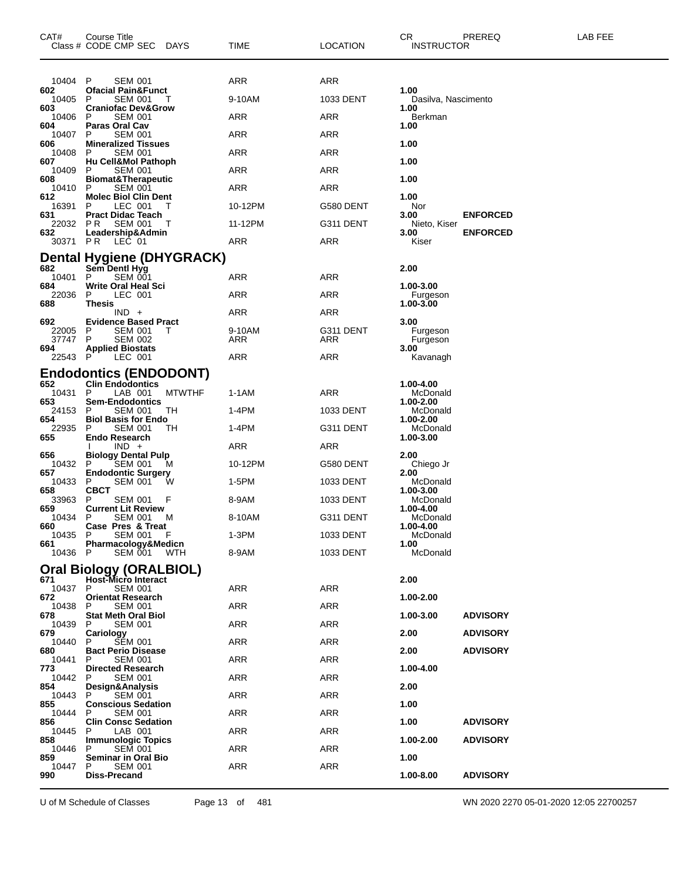| CAT# | Course Title Class # CODE CMP SEC DAYS | TIME | LOCATION | CR INSTRUCTOR | PREREQ | LAB FEE |
|---|---|---|---|---|---|---|
| 10404 | P SEM 001 | ARR | ARR | | | |
| 602 | **Ofacial Pain&Funct** | | | **1.00** | | |
| 10405 | P SEM 001 T | 9-10AM | 1033 DENT | Dasilva, Nascimento | | |
| 603 | **Craniofac Dev&Grow** | | | **1.00** | | |
| 10406 | P SEM 001 | ARR | ARR | Berkman | | |
| 604 | **Paras Oral Cav** | | | **1.00** | | |
| 10407 | P SEM 001 | ARR | ARR | | | |
| 606 | **Mineralized Tissues** | | | **1.00** | | |
| 10408 | P SEM 001 | ARR | ARR | | | |
| 607 | **Hu Cell&Mol Pathoph** | | | **1.00** | | |
| 10409 | P SEM 001 | ARR | ARR | | | |
| 608 | **Biomat&Therapeutic** | | | **1.00** | | |
| 10410 | P SEM 001 | ARR | ARR | | | |
| 612 | **Molec Biol Clin Dent** | | | **1.00** | | |
| 16391 | P LEC 001 T | 10-12PM | G580 DENT | Nor | | |
| 631 | **Pract Didac Teach** | | | **3.00** | **ENFORCED** | |
| 22032 | P R SEM 001 T | 11-12PM | G311 DENT | Nieto, Kiser | | |
| 632 | **Leadership&Admin** | | | **3.00** | **ENFORCED** | |
| 30371 | P R LEC 01 | ARR | ARR | Kiser | | |

## Dental Hygiene (DHYGRACK)

| CAT# | Course Title Class # CODE CMP SEC DAYS | TIME | LOCATION | CR INSTRUCTOR | PREREQ | LAB FEE |
|---|---|---|---|---|---|---|
| 682 | **Sem Dentl Hyg** | | | **2.00** | | |
| 10401 | P SEM 001 | ARR | ARR | | | |
| 684 | **Write Oral Heal Sci** | | | **1.00-3.00** | | |
| 22036 | P LEC 001 | ARR | ARR | Furgeson | | |
| 688 | **Thesis** | | | **1.00-3.00** | | |
| | IND + | ARR | ARR | | | |
| 692 | **Evidence Based Pract** | | | **3.00** | | |
| 22005 | P SEM 001 T | 9-10AM | G311 DENT | Furgeson | | |
| 37747 | P SEM 002 | ARR | ARR | Furgeson | | |
| 694 | **Applied Biostats** | | | **3.00** | | |
| 22543 | P LEC 001 | ARR | ARR | Kavanagh | | |

## Endodontics (ENDODONT)

| CAT# | Course Title Class # CODE CMP SEC DAYS | TIME | LOCATION | CR INSTRUCTOR | PREREQ | LAB FEE |
|---|---|---|---|---|---|---|
| 652 | **Clin Endodontics** | | | **1.00-4.00** | | |
| 10431 | P LAB 001 MTWTHF | 1-1AM | ARR | McDonald | | |
| 653 | **Sem-Endodontics** | | | **1.00-2.00** | | |
| 24153 | P SEM 001 TH | 1-4PM | 1033 DENT | McDonald | | |
| 654 | **Biol Basis for Endo** | | | **1.00-2.00** | | |
| 22935 | P SEM 001 TH | 1-4PM | G311 DENT | McDonald | | |
| 655 | **Endo Research** | | | **1.00-3.00** | | |
| | I IND + | ARR | ARR | | | |
| 656 | **Biology Dental Pulp** | | | **2.00** | | |
| 10432 | P SEM 001 M | 10-12PM | G580 DENT | Chiego Jr | | |
| 657 | **Endodontic Surgery** | | | **2.00** | | |
| 10433 | P SEM 001 W | 1-5PM | 1033 DENT | McDonald | | |
| 658 | **CBCT** | | | **1.00-3.00** | | |
| 33963 | P SEM 001 F | 8-9AM | 1033 DENT | McDonald | | |
| 659 | **Current Lit Review** | | | **1.00-4.00** | | |
| 10434 | P SEM 001 M | 8-10AM | G311 DENT | McDonald | | |
| 660 | **Case Pres & Treat** | | | **1.00-4.00** | | |
| 10435 | P SEM 001 F | 1-3PM | 1033 DENT | McDonald | | |
| 661 | **Pharmacology&Medicn** | | | **1.00** | | |
| 10436 | P SEM 001 WTH | 8-9AM | 1033 DENT | McDonald | | |

## Oral Biology (ORALBIOL)

| CAT# | Course Title Class # CODE CMP SEC DAYS | TIME | LOCATION | CR INSTRUCTOR | PREREQ | LAB FEE |
|---|---|---|---|---|---|---|
| 671 | **Host-Micro Interact** | | | **2.00** | | |
| 10437 | P SEM 001 | ARR | ARR | | | |
| 672 | **Orientat Research** | | | **1.00-2.00** | | |
| 10438 | P SEM 001 | ARR | ARR | | | |
| 678 | **Stat Meth Oral Biol** | | | **1.00-3.00** | **ADVISORY** | |
| 10439 | P SEM 001 | ARR | ARR | | | |
| 679 | **Cariology** | | | **2.00** | **ADVISORY** | |
| 10440 | P SEM 001 | ARR | ARR | | | |
| 680 | **Bact Perio Disease** | | | **2.00** | **ADVISORY** | |
| 10441 | P SEM 001 | ARR | ARR | | | |
| 773 | **Directed Research** | | | **1.00-4.00** | | |
| 10442 | P SEM 001 | ARR | ARR | | | |
| 854 | **Design&Analysis** | | | **2.00** | | |
| 10443 | P SEM 001 | ARR | ARR | | | |
| 855 | **Conscious Sedation** | | | **1.00** | | |
| 10444 | P SEM 001 | ARR | ARR | | | |
| 856 | **Clin Consc Sedation** | | | **1.00** | **ADVISORY** | |
| 10445 | P LAB 001 | ARR | ARR | | | |
| 858 | **Immunologic Topics** | | | **1.00-2.00** | **ADVISORY** | |
| 10446 | P SEM 001 | ARR | ARR | | | |
| 859 | **Seminar in Oral Bio** | | | **1.00** | | |
| 10447 | P SEM 001 | ARR | ARR | | | |
| 990 | **Diss-Precand** | | | **1.00-8.00** | **ADVISORY** | |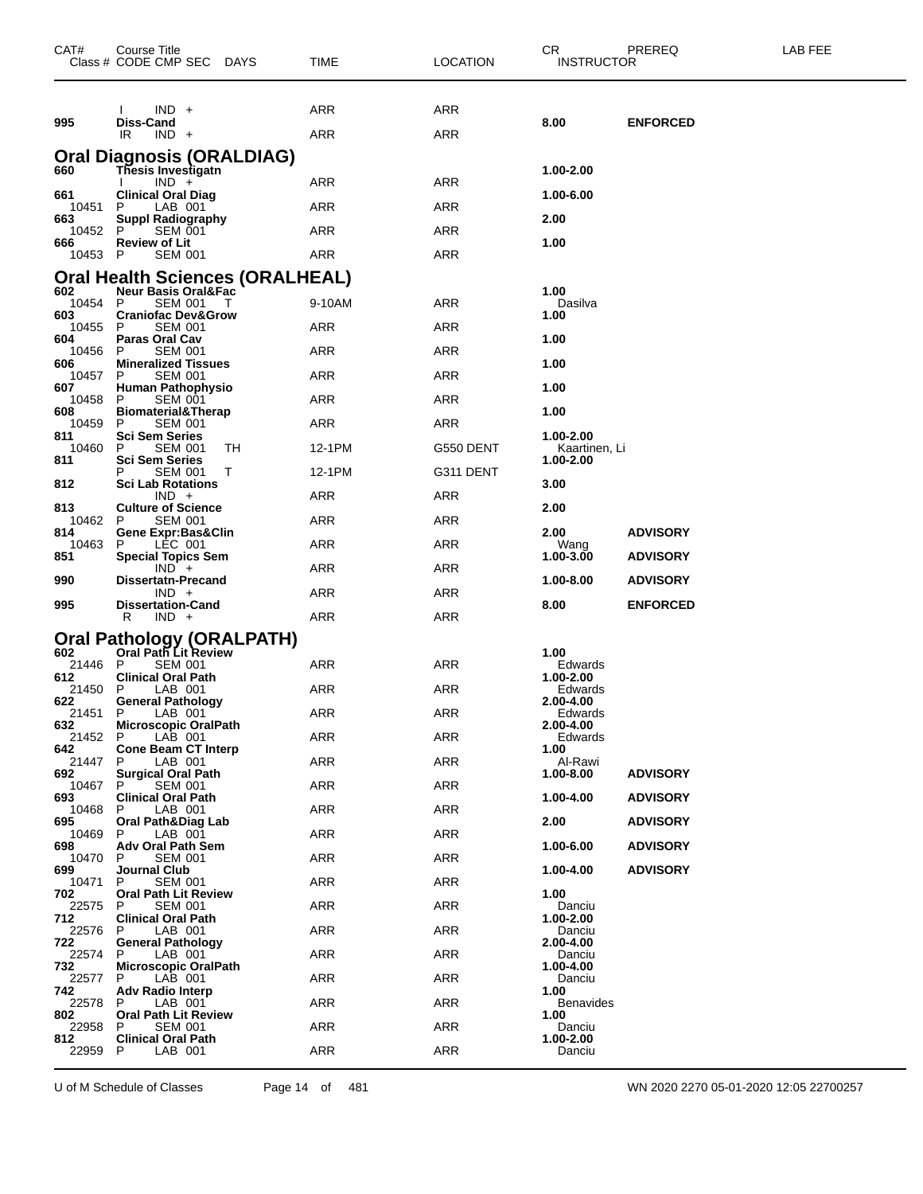| CAT# | Course Title<br>Class # CODE CMP SEC DAYS | TIME | LOCATION | CR<br>INSTRUCTOR | PREREQ | LAB FEE |
|---|---|---|---|---|---|---|
| | I IND + | ARR | ARR | | | |
| **995** | **Diss-Cand** | | | **8.00** | **ENFORCED** | |
| | IR IND + | ARR | ARR | | | |

## Oral Diagnosis (ORALDIAG)

| CAT# | Course Title<br>Class # CODE CMP SEC DAYS | TIME | LOCATION | CR<br>INSTRUCTOR | PREREQ | LAB FEE |
|---|---|---|---|---|---|---|
| **660** | **Thesis Investigatn** | | | **1.00-2.00** | | |
| | I IND + | ARR | ARR | | | |
| **661** | **Clinical Oral Diag** | | | **1.00-6.00** | | |
| 10451 | P LAB 001 | ARR | ARR | | | |
| **663** | **Suppl Radiography** | | | **2.00** | | |
| 10452 | P SEM 001 | ARR | ARR | | | |
| **666** | **Review of Lit** | | | **1.00** | | |
| 10453 | P SEM 001 | ARR | ARR | | | |

## Oral Health Sciences (ORALHEAL)

| CAT# | Course Title<br>Class # CODE CMP SEC DAYS | TIME | LOCATION | CR<br>INSTRUCTOR | PREREQ | LAB FEE |
|---|---|---|---|---|---|---|
| **602** | **Neur Basis Oral&Fac** | | | **1.00** | | |
| 10454 | P SEM 001 T | 9-10AM | ARR | Dasilva | | |
| **603** | **Craniofac Dev&Grow** | | | **1.00** | | |
| 10455 | P SEM 001 | ARR | ARR | | | |
| **604** | **Paras Oral Cav** | | | **1.00** | | |
| 10456 | P SEM 001 | ARR | ARR | | | |
| **606** | **Mineralized Tissues** | | | **1.00** | | |
| 10457 | P SEM 001 | ARR | ARR | | | |
| **607** | **Human Pathophysio** | | | **1.00** | | |
| 10458 | P SEM 001 | ARR | ARR | | | |
| **608** | **Biomaterial&Therap** | | | **1.00** | | |
| 10459 | P SEM 001 | ARR | ARR | | | |
| **811** | **Sci Sem Series** | | | **1.00-2.00** | | |
| 10460 | P SEM 001 TH | 12-1PM | G550 DENT | Kaartinen, Li | | |
| **811** | **Sci Sem Series** | | | **1.00-2.00** | | |
| | P SEM 001 T | 12-1PM | G311 DENT | | | |
| **812** | **Sci Lab Rotations** | | | **3.00** | | |
| | IND + | ARR | ARR | | | |
| **813** | **Culture of Science** | | | **2.00** | | |
| 10462 | P SEM 001 | ARR | ARR | | | |
| **814** | **Gene Expr:Bas&Clin** | | | **2.00** | **ADVISORY** | |
| 10463 | P LEC 001 | ARR | ARR | Wang | | |
| **851** | **Special Topics Sem** | | | **1.00-3.00** | **ADVISORY** | |
| | IND + | ARR | ARR | | | |
| **990** | **Dissertatn-Precand** | | | **1.00-8.00** | **ADVISORY** | |
| | IND + | ARR | ARR | | | |
| **995** | **Dissertation-Cand** | | | **8.00** | **ENFORCED** | |
| | R IND + | ARR | ARR | | | |

## Oral Pathology (ORALPATH)

| CAT# | Course Title<br>Class # CODE CMP SEC DAYS | TIME | LOCATION | CR<br>INSTRUCTOR | PREREQ | LAB FEE |
|---|---|---|---|---|---|---|
| **602** | **Oral Path Lit Review** | | | **1.00** | | |
| 21446 | P SEM 001 | ARR | ARR | Edwards | | |
| **612** | **Clinical Oral Path** | | | **1.00-2.00** | | |
| 21450 | P LAB 001 | ARR | ARR | Edwards | | |
| **622** | **General Pathology** | | | **2.00-4.00** | | |
| 21451 | P LAB 001 | ARR | ARR | Edwards | | |
| **632** | **Microscopic OralPath** | | | **2.00-4.00** | | |
| 21452 | P LAB 001 | ARR | ARR | Edwards | | |
| **642** | **Cone Beam CT Interp** | | | **1.00** | | |
| 21447 | P LAB 001 | ARR | ARR | Al-Rawi | | |
| **692** | **Surgical Oral Path** | | | **1.00-8.00** | **ADVISORY** | |
| 10467 | P SEM 001 | ARR | ARR | | | |
| **693** | **Clinical Oral Path** | | | **1.00-4.00** | **ADVISORY** | |
| 10468 | P LAB 001 | ARR | ARR | | | |
| **695** | **Oral Path&Diag Lab** | | | **2.00** | **ADVISORY** | |
| 10469 | P LAB 001 | ARR | ARR | | | |
| **698** | **Adv Oral Path Sem** | | | **1.00-6.00** | **ADVISORY** | |
| 10470 | P SEM 001 | ARR | ARR | | | |
| **699** | **Journal Club** | | | **1.00-4.00** | **ADVISORY** | |
| 10471 | P SEM 001 | ARR | ARR | | | |
| **702** | **Oral Path Lit Review** | | | **1.00** | | |
| 22575 | P SEM 001 | ARR | ARR | Danciu | | |
| **712** | **Clinical Oral Path** | | | **1.00-2.00** | | |
| 22576 | P LAB 001 | ARR | ARR | Danciu | | |
| **722** | **General Pathology** | | | **2.00-4.00** | | |
| 22574 | P LAB 001 | ARR | ARR | Danciu | | |
| **732** | **Microscopic OralPath** | | | **1.00-4.00** | | |
| 22577 | P LAB 001 | ARR | ARR | Danciu | | |
| **742** | **Adv Radio Interp** | | | **1.00** | | |
| 22578 | P LAB 001 | ARR | ARR | Benavides | | |
| **802** | **Oral Path Lit Review** | | | **1.00** | | |
| 22958 | P SEM 001 | ARR | ARR | Danciu | | |
| **812** | **Clinical Oral Path** | | | **1.00-2.00** | | |
| 22959 | P LAB 001 | ARR | ARR | Danciu | | |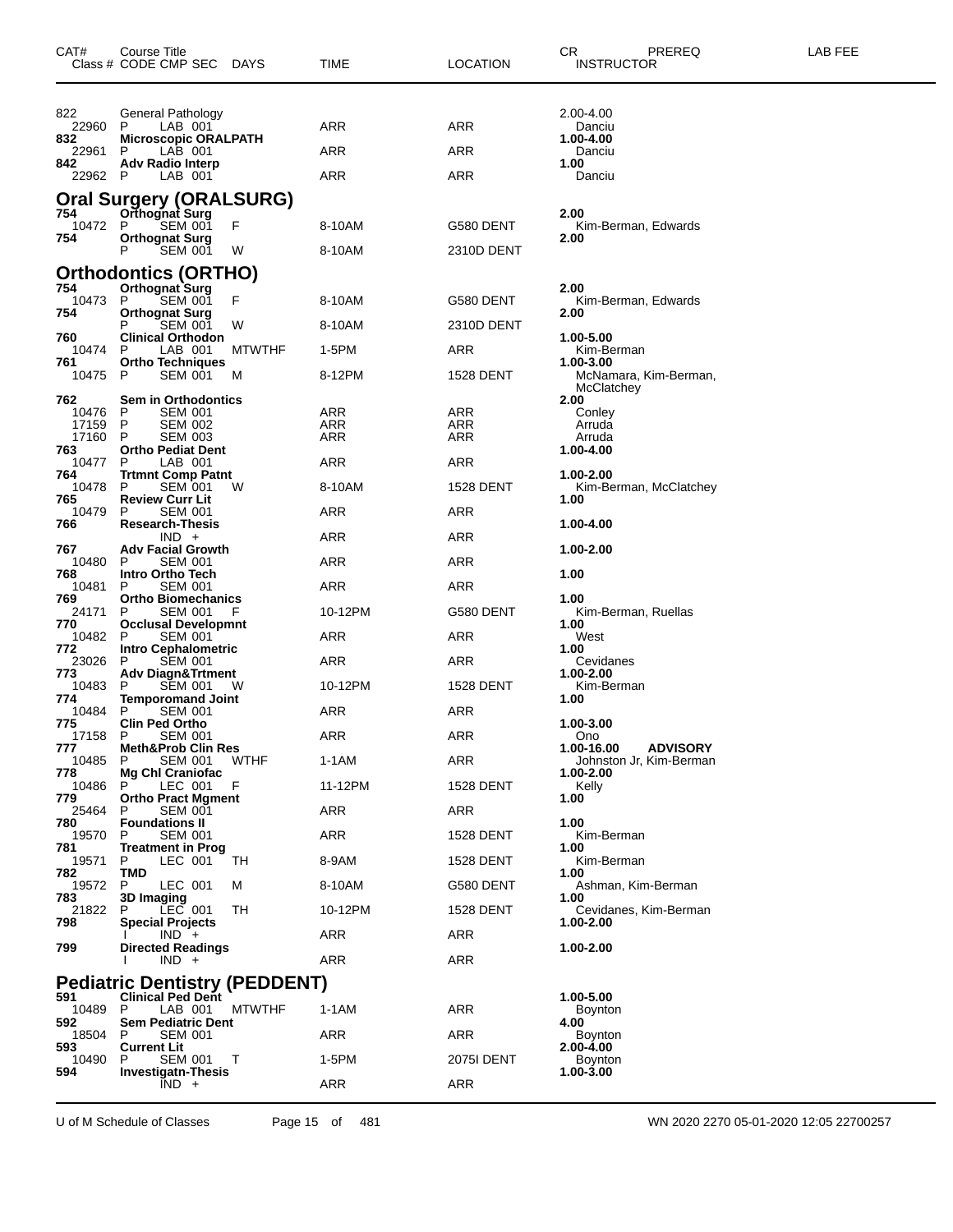| CAT# | Course Title<br>Class # CODE CMP SEC DAYS | TIME | LOCATION | CR PREREQ<br>INSTRUCTOR | LAB FEE |
|---|---|---|---|---|---|
| 822 | General Pathology | | | 2.00-4.00 | |
| 22960 | P LAB 001 | ARR | ARR | Danciu | |
| **832** | **Microscopic ORALPATH** | | | **1.00-4.00** | |
| 22961 | P LAB 001 | ARR | ARR | Danciu | |
| **842** | **Adv Radio Interp** | | | **1.00** | |
| 22962 | P LAB 001 | ARR | ARR | Danciu | |

## Oral Surgery (ORALSURG)

| CAT# | Course Title<br>Class # CODE CMP SEC DAYS | TIME | LOCATION | CR PREREQ<br>INSTRUCTOR | LAB FEE |
|---|---|---|---|---|---|
| **754** | **Orthognat Surg** | | | **2.00** | |
| 10472 | P SEM 001 F | 8-10AM | G580 DENT | Kim-Berman, Edwards | |
| **754** | **Orthognat Surg** | | | **2.00** | |
| | P SEM 001 W | 8-10AM | 2310D DENT | | |

## Orthodontics (ORTHO)

| CAT# | Course Title<br>Class # CODE CMP SEC DAYS | TIME | LOCATION | CR PREREQ<br>INSTRUCTOR | LAB FEE |
|---|---|---|---|---|---|
| **754** | **Orthognat Surg** | | | **2.00** | |
| 10473 | P SEM 001 F | 8-10AM | G580 DENT | Kim-Berman, Edwards | |
| **754** | **Orthognat Surg** | | | **2.00** | |
| | P SEM 001 W | 8-10AM | 2310D DENT | | |
| **760** | **Clinical Orthodon** | | | **1.00-5.00** | |
| 10474 | P LAB 001 MTWTHF | 1-5PM | ARR | Kim-Berman | |
| **761** | **Ortho Techniques** | | | **1.00-3.00** | |
| 10475 | P SEM 001 M | 8-12PM | 1528 DENT | McNamara, Kim-Berman, McClatchey | |
| **762** | **Sem in Orthodontics** | | | **2.00** | |
| 10476 | P SEM 001 | ARR | ARR | Conley | |
| 17159 | P SEM 002 | ARR | ARR | Arruda | |
| 17160 | P SEM 003 | ARR | ARR | Arruda | |
| **763** | **Ortho Pediat Dent** | | | **1.00-4.00** | |
| 10477 | P LAB 001 | ARR | ARR | | |
| **764** | **Trtmnt Comp Patnt** | | | **1.00-2.00** | |
| 10478 | P SEM 001 W | 8-10AM | 1528 DENT | Kim-Berman, McClatchey | |
| **765** | **Review Curr Lit** | | | **1.00** | |
| 10479 | P SEM 001 | ARR | ARR | | |
| **766** | **Research-Thesis** | | | **1.00-4.00** | |
| | IND + | ARR | ARR | | |
| **767** | **Adv Facial Growth** | | | **1.00-2.00** | |
| 10480 | P SEM 001 | ARR | ARR | | |
| **768** | **Intro Ortho Tech** | | | **1.00** | |
| 10481 | P SEM 001 | ARR | ARR | | |
| **769** | **Ortho Biomechanics** | | | **1.00** | |
| 24171 | P SEM 001 F | 10-12PM | G580 DENT | Kim-Berman, Ruellas | |
| **770** | **Occlusal Developmnt** | | | **1.00** | |
| 10482 | P SEM 001 | ARR | ARR | West | |
| **772** | **Intro Cephalometric** | | | **1.00** | |
| 23026 | P SEM 001 | ARR | ARR | Cevidanes | |
| **773** | **Adv Diagn&Trtment** | | | **1.00-2.00** | |
| 10483 | P SEM 001 W | 10-12PM | 1528 DENT | Kim-Berman | |
| **774** | **Temporomand Joint** | | | **1.00** | |
| 10484 | P SEM 001 | ARR | ARR | | |
| **775** | **Clin Ped Ortho** | | | **1.00-3.00** | |
| 17158 | P SEM 001 | ARR | ARR | Ono | |
| **777** | **Meth&Prob Clin Res** | | | **1.00-16.00 ADVISORY** | |
| 10485 | P SEM 001 WTHF | 1-1AM | ARR | Johnston Jr, Kim-Berman | |
| **778** | **Mg Chl Craniofac** | | | **1.00-2.00** | |
| 10486 | P LEC 001 F | 11-12PM | 1528 DENT | Kelly | |
| **779** | **Ortho Pract Mgment** | | | **1.00** | |
| 25464 | P SEM 001 | ARR | ARR | | |
| **780** | **Foundations II** | | | **1.00** | |
| 19570 | P SEM 001 | ARR | 1528 DENT | Kim-Berman | |
| **781** | **Treatment in Prog** | | | **1.00** | |
| 19571 | P LEC 001 TH | 8-9AM | 1528 DENT | Kim-Berman | |
| **782** | **TMD** | | | **1.00** | |
| 19572 | P LEC 001 M | 8-10AM | G580 DENT | Ashman, Kim-Berman | |
| **783** | **3D Imaging** | | | **1.00** | |
| 21822 | P LEC 001 TH | 10-12PM | 1528 DENT | Cevidanes, Kim-Berman | |
| **798** | **Special Projects** | | | **1.00-2.00** | |
| | I IND + | ARR | ARR | | |
| **799** | **Directed Readings** | | | **1.00-2.00** | |
| | I IND + | ARR | ARR | | |

## Pediatric Dentistry (PEDDENT)

| CAT# | Course Title<br>Class # CODE CMP SEC DAYS | TIME | LOCATION | CR PREREQ<br>INSTRUCTOR | LAB FEE |
|---|---|---|---|---|---|
| **591** | **Clinical Ped Dent** | | | **1.00-5.00** | |
| 10489 | P LAB 001 MTWTHF | 1-1AM | ARR | Boynton | |
| **592** | **Sem Pediatric Dent** | | | **4.00** | |
| 18504 | P SEM 001 | ARR | ARR | Boynton | |
| **593** | **Current Lit** | | | **2.00-4.00** | |
| 10490 | P SEM 001 T | 1-5PM | 2075I DENT | Boynton | |
| **594** | **Investigatn-Thesis** | | | **1.00-3.00** | |
| | IND + | ARR | ARR | | |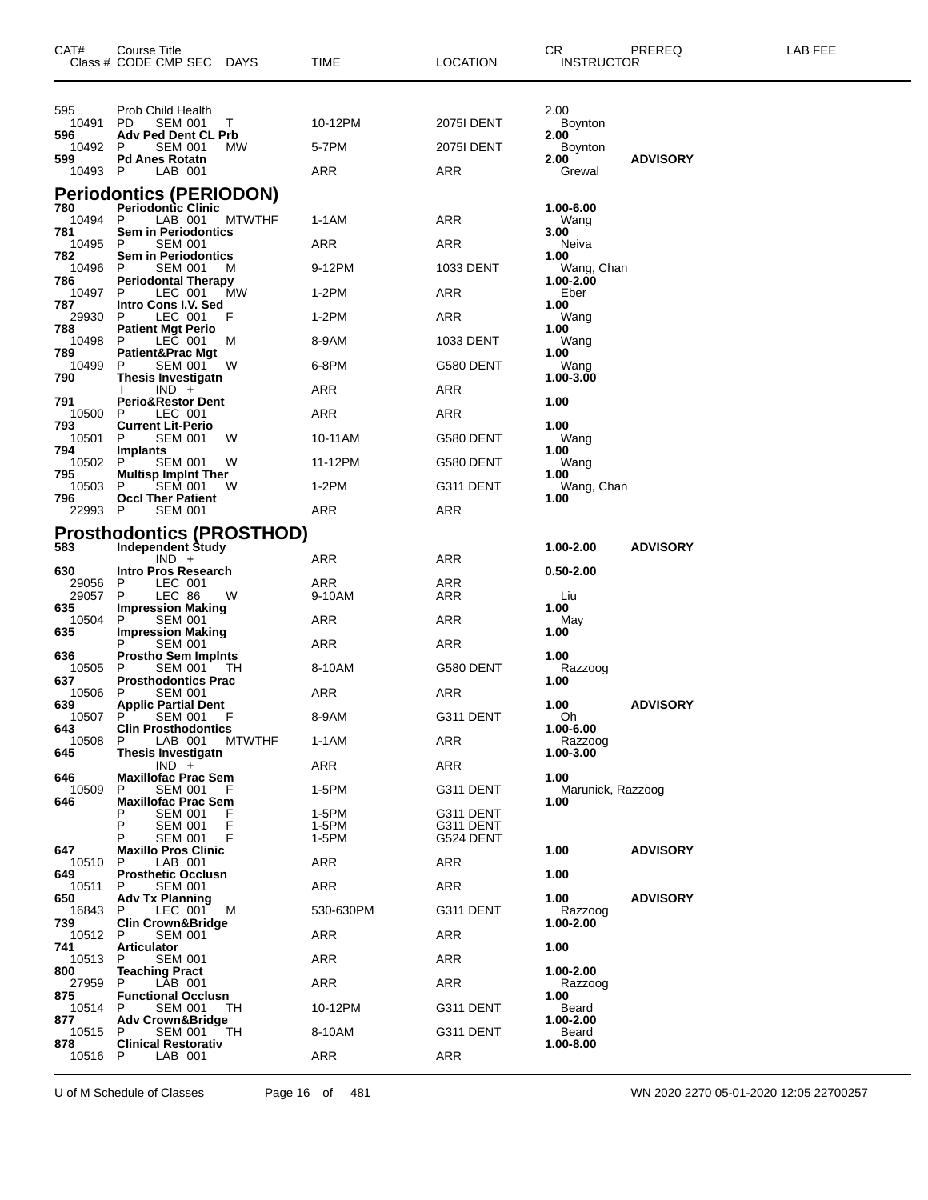| CAT# | Course Title<br>Class # CODE CMP SEC DAYS | TIME | LOCATION | CR<br>INSTRUCTOR | PREREQ | LAB FEE |
|---|---|---|---|---|---|---|
| 595 | Prob Child Health | | | 2.00 | | |
| 10491 | PD SEM 001 T | 10-12PM | 2075I DENT | Boynton | | |
| **596** | **Adv Ped Dent CL Prb** | | | **2.00** | | |
| 10492 | P SEM 001 MW | 5-7PM | 2075I DENT | Boynton | | |
| **599** | **Pd Anes Rotatn** | | | **2.00** | **ADVISORY** | |
| 10493 | P LAB 001 | ARR | ARR | Grewal | | |

## Periodontics (PERIODON)

| CAT# | Course Title<br>Class # CODE CMP SEC DAYS | TIME | LOCATION | CR<br>INSTRUCTOR | PREREQ | LAB FEE |
|---|---|---|---|---|---|---|
| **780** | **Periodontic Clinic** | | | **1.00-6.00** | | |
| 10494 | P LAB 001 MTWTHF | 1-1AM | ARR | Wang | | |
| **781** | **Sem in Periodontics** | | | **3.00** | | |
| 10495 | P SEM 001 | ARR | ARR | Neiva | | |
| **782** | **Sem in Periodontics** | | | **1.00** | | |
| 10496 | P SEM 001 M | 9-12PM | 1033 DENT | Wang, Chan | | |
| **786** | **Periodontal Therapy** | | | **1.00-2.00** | | |
| 10497 | P LEC 001 MW | 1-2PM | ARR | Eber | | |
| **787** | **Intro Cons I.V. Sed** | | | **1.00** | | |
| 29930 | P LEC 001 F | 1-2PM | ARR | Wang | | |
| **788** | **Patient Mgt Perio** | | | **1.00** | | |
| 10498 | P LEC 001 M | 8-9AM | 1033 DENT | Wang | | |
| **789** | **Patient&Prac Mgt** | | | **1.00** | | |
| 10499 | P SEM 001 W | 6-8PM | G580 DENT | Wang | | |
| **790** | **Thesis Investigatn** | | | **1.00-3.00** | | |
| | I IND + | ARR | ARR | | | |
| **791** | **Perio&Restor Dent** | | | **1.00** | | |
| 10500 | P LEC 001 | ARR | ARR | | | |
| **793** | **Current Lit-Perio** | | | **1.00** | | |
| 10501 | P SEM 001 W | 10-11AM | G580 DENT | Wang | | |
| **794** | **Implants** | | | **1.00** | | |
| 10502 | P SEM 001 W | 11-12PM | G580 DENT | Wang | | |
| **795** | **Multisp Implnt Ther** | | | **1.00** | | |
| 10503 | P SEM 001 W | 1-2PM | G311 DENT | Wang, Chan | | |
| **796** | **Occl Ther Patient** | | | **1.00** | | |
| 22993 | P SEM 001 | ARR | ARR | | | |

## Prosthodontics (PROSTHOD)

| CAT# | Course Title<br>Class # CODE CMP SEC DAYS | TIME | LOCATION | CR<br>INSTRUCTOR | PREREQ | LAB FEE |
|---|---|---|---|---|---|---|
| **583** | **Independent Study** | | | **1.00-2.00** | **ADVISORY** | |
| | IND + | ARR | ARR | | | |
| **630** | **Intro Pros Research** | | | **0.50-2.00** | | |
| 29056 | P LEC 001 | ARR | ARR | | | |
| 29057 | P LEC 86 W | 9-10AM | ARR | Liu | | |
| **635** | **Impression Making** | | | **1.00** | | |
| 10504 | P SEM 001 | ARR | ARR | May | | |
| **635** | **Impression Making** | | | **1.00** | | |
| | P SEM 001 | ARR | ARR | | | |
| **636** | **Prostho Sem Implnts** | | | **1.00** | | |
| 10505 | P SEM 001 TH | 8-10AM | G580 DENT | Razzoog | | |
| **637** | **Prosthodontics Prac** | | | **1.00** | | |
| 10506 | P SEM 001 | ARR | ARR | | | |
| **639** | **Applic Partial Dent** | | | **1.00** | **ADVISORY** | |
| 10507 | P SEM 001 F | 8-9AM | G311 DENT | Oh | | |
| **643** | **Clin Prosthodontics** | | | **1.00-6.00** | | |
| 10508 | P LAB 001 MTWTHF | 1-1AM | ARR | Razzoog | | |
| **645** | **Thesis Investigatn** | | | **1.00-3.00** | | |
| | IND + | ARR | ARR | | | |
| **646** | **Maxillofac Prac Sem** | | | **1.00** | | |
| 10509 | P SEM 001 F | 1-5PM | G311 DENT | Marunick, Razzoog | | |
| **646** | **Maxillofac Prac Sem** | | | **1.00** | | |
| | P SEM 001 F | 1-5PM | G311 DENT | | | |
| | P SEM 001 F | 1-5PM | G311 DENT | | | |
| | P SEM 001 F | 1-5PM | G524 DENT | | | |
| **647** | **Maxillo Pros Clinic** | | | **1.00** | **ADVISORY** | |
| 10510 | P LAB 001 | ARR | ARR | | | |
| **649** | **Prosthetic Occlusn** | | | **1.00** | | |
| 10511 | P SEM 001 | ARR | ARR | | | |
| **650** | **Adv Tx Planning** | | | **1.00** | **ADVISORY** | |
| 16843 | P LEC 001 M | 530-630PM | G311 DENT | Razzoog | | |
| **739** | **Clin Crown&Bridge** | | | **1.00-2.00** | | |
| 10512 | P SEM 001 | ARR | ARR | | | |
| **741** | **Articulator** | | | **1.00** | | |
| 10513 | P SEM 001 | ARR | ARR | | | |
| **800** | **Teaching Pract** | | | **1.00-2.00** | | |
| 27959 | P LAB 001 | ARR | ARR | Razzoog | | |
| **875** | **Functional Occlusn** | | | **1.00** | | |
| 10514 | P SEM 001 TH | 10-12PM | G311 DENT | Beard | | |
| **877** | **Adv Crown&Bridge** | | | **1.00-2.00** | | |
| 10515 | P SEM 001 TH | 8-10AM | G311 DENT | Beard | | |
| **878** | **Clinical Restorativ** | | | **1.00-8.00** | | |
| 10516 | P LAB 001 | ARR | ARR | | | |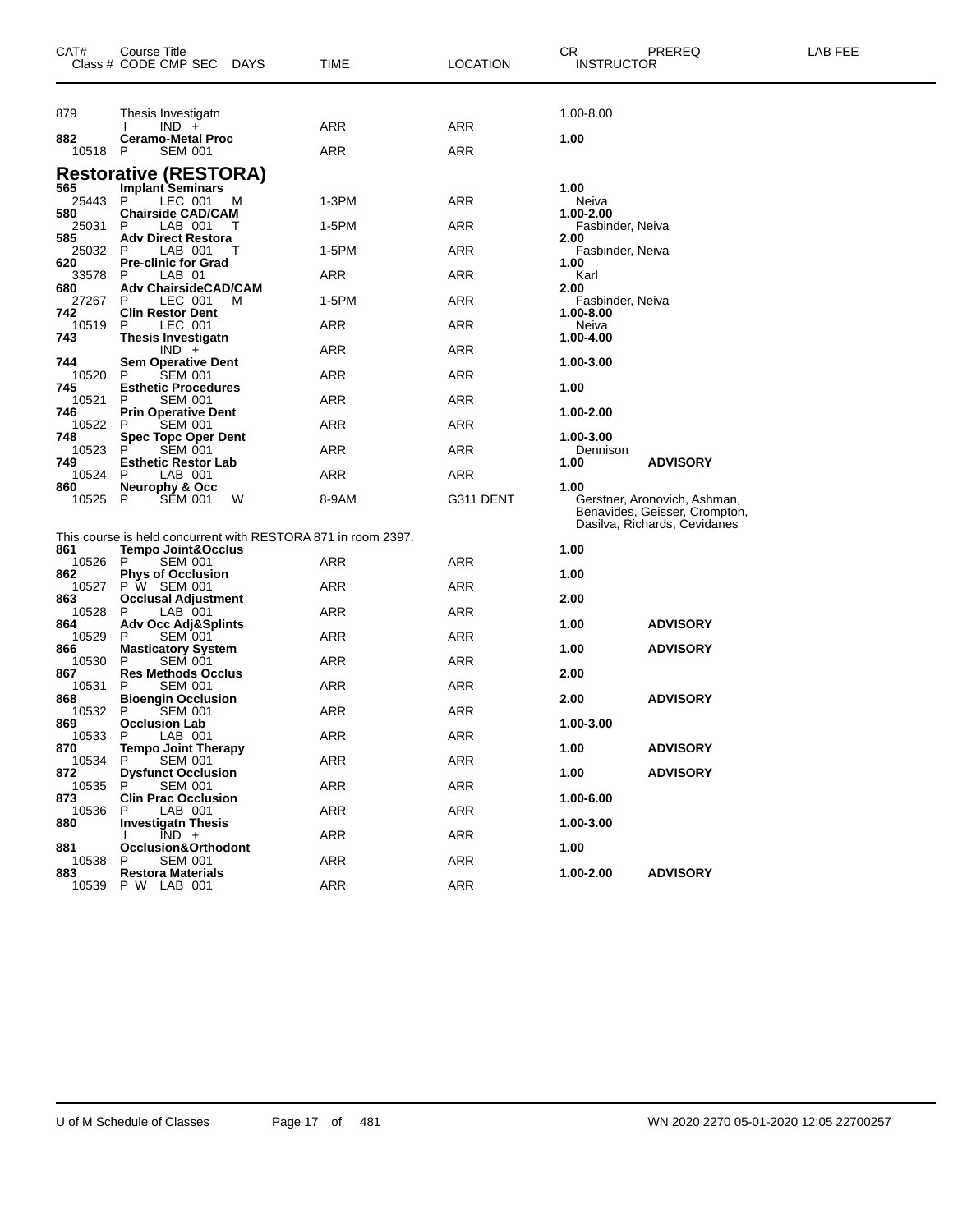| CAT# | Course Title Class # CODE CMP SEC DAYS | TIME | LOCATION | CR INSTRUCTOR | PREREQ | LAB FEE |
|---|---|---|---|---|---|---|
| 879 | Thesis Investigatn | | | 1.00-8.00 | | |
| | I IND + | ARR | ARR | | | |
| **882** | **Ceramo-Metal Proc** | | | **1.00** | | |
| 10518 | P SEM 001 | ARR | ARR | | | |

## Restorative (RESTORA)

| CAT# | Course Title Class # CODE CMP SEC DAYS | TIME | LOCATION | CR INSTRUCTOR | PREREQ | LAB FEE |
|---|---|---|---|---|---|---|
| **565** | **Implant Seminars** | | | **1.00** | | |
| 25443 | P LEC 001 M | 1-3PM | ARR | Neiva | | |
| **580** | **Chairside CAD/CAM** | | | **1.00-2.00** | | |
| 25031 | P LAB 001 T | 1-5PM | ARR | Fasbinder, Neiva | | |
| **585** | **Adv Direct Restora** | | | **2.00** | | |
| 25032 | P LAB 001 T | 1-5PM | ARR | Fasbinder, Neiva | | |
| **620** | **Pre-clinic for Grad** | | | **1.00** | | |
| 33578 | P LAB 01 | ARR | ARR | Karl | | |
| **680** | **Adv ChairsideCAD/CAM** | | | **2.00** | | |
| 27267 | P LEC 001 M | 1-5PM | ARR | Fasbinder, Neiva | | |
| **742** | **Clin Restor Dent** | | | **1.00-8.00** | | |
| 10519 | P LEC 001 | ARR | ARR | Neiva | | |
| **743** | **Thesis Investigatn** | | | **1.00-4.00** | | |
| | IND + | ARR | ARR | | | |
| **744** | **Sem Operative Dent** | | | **1.00-3.00** | | |
| 10520 | P SEM 001 | ARR | ARR | | | |
| **745** | **Esthetic Procedures** | | | **1.00** | | |
| 10521 | P SEM 001 | ARR | ARR | | | |
| **746** | **Prin Operative Dent** | | | **1.00-2.00** | | |
| 10522 | P SEM 001 | ARR | ARR | | | |
| **748** | **Spec Topc Oper Dent** | | | **1.00-3.00** | | |
| 10523 | P SEM 001 | ARR | ARR | Dennison | | |
| **749** | **Esthetic Restor Lab** | | | **1.00** | **ADVISORY** | |
| 10524 | P LAB 001 | ARR | ARR | | | |
| **860** | **Neurophy & Occ** | | | **1.00** | | |
| 10525 | P SEM 001 W | 8-9AM | G311 DENT | Gerstner, Aronovich, Ashman, Benavides, Geisser, Crompton, Dasilva, Richards, Cevidanes | | |

This course is held concurrent with RESTORA 871 in room 2397.

| CAT# | Course Title Class # CODE CMP SEC DAYS | TIME | LOCATION | CR INSTRUCTOR | PREREQ | LAB FEE |
|---|---|---|---|---|---|---|
| **861** | **Tempo Joint&Occlus** | | | **1.00** | | |
| 10526 | P SEM 001 | ARR | ARR | | | |
| **862** | **Phys of Occlusion** | | | **1.00** | | |
| 10527 | P W SEM 001 | ARR | ARR | | | |
| **863** | **Occlusal Adjustment** | | | **2.00** | | |
| 10528 | P LAB 001 | ARR | ARR | | | |
| **864** | **Adv Occ Adj&Splints** | | | **1.00** | **ADVISORY** | |
| 10529 | P SEM 001 | ARR | ARR | | | |
| **866** | **Masticatory System** | | | **1.00** | **ADVISORY** | |
| 10530 | P SEM 001 | ARR | ARR | | | |
| **867** | **Res Methods Occlus** | | | **2.00** | | |
| 10531 | P SEM 001 | ARR | ARR | | | |
| **868** | **Bioengin Occlusion** | | | **2.00** | **ADVISORY** | |
| 10532 | P SEM 001 | ARR | ARR | | | |
| **869** | **Occlusion Lab** | | | **1.00-3.00** | | |
| 10533 | P LAB 001 | ARR | ARR | | | |
| **870** | **Tempo Joint Therapy** | | | **1.00** | **ADVISORY** | |
| 10534 | P SEM 001 | ARR | ARR | | | |
| **872** | **Dysfunct Occlusion** | | | **1.00** | **ADVISORY** | |
| 10535 | P SEM 001 | ARR | ARR | | | |
| **873** | **Clin Prac Occlusion** | | | **1.00-6.00** | | |
| 10536 | P LAB 001 | ARR | ARR | | | |
| **880** | **Investigatn Thesis** | | | **1.00-3.00** | | |
| | I IND + | ARR | ARR | | | |
| **881** | **Occlusion&Orthodont** | | | **1.00** | | |
| 10538 | P SEM 001 | ARR | ARR | | | |
| **883** | **Restora Materials** | | | **1.00-2.00** | **ADVISORY** | |
| 10539 | P W LAB 001 | ARR | ARR | | | |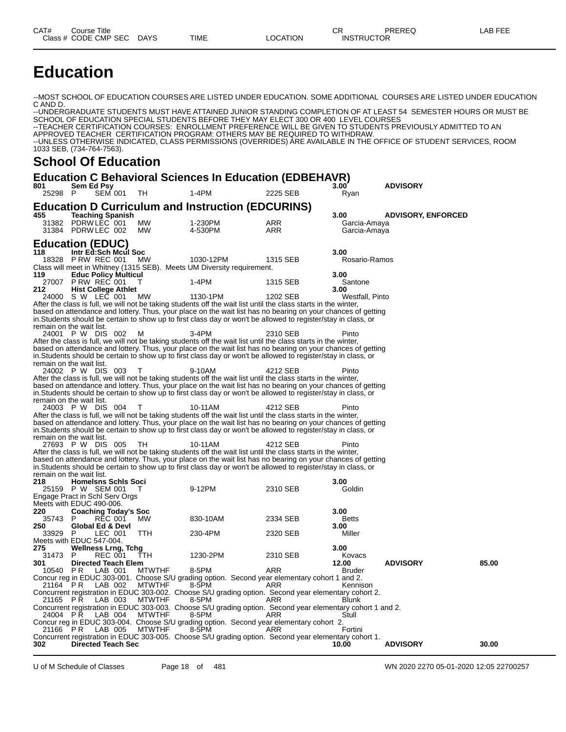# Education

--MOST SCHOOL OF EDUCATION COURSES ARE LISTED UNDER EDUCATION. SOME ADDITIONAL COURSES ARE LISTED UNDER EDUCATION C AND D.
--UNDERGRADUATE STUDENTS MUST HAVE ATTAINED JUNIOR STANDING COMPLETION OF AT LEAST 54 SEMESTER HOURS OR MUST BE SCHOOL OF EDUCATION SPECIAL STUDENTS BEFORE THEY MAY ELECT 300 OR 400 LEVEL COURSES
--TEACHER CERTIFICATION COURSES: ENROLLMENT PREFERENCE WILL BE GIVEN TO STUDENTS PREVIOUSLY ADMITTED TO AN APPROVED TEACHER CERTIFICATION PROGRAM: OTHERS MAY BE REQUIRED TO WITHDRAW.
--UNLESS OTHERWISE INDICATED, CLASS PERMISSIONS (OVERRIDES) ARE AVAILABLE IN THE OFFICE OF STUDENT SERVICES, ROOM 1033 SEB, (734-764-7563).

## School Of Education

### Education C Behavioral Sciences In Education (EDBEHAVR)

**801 Sem Ed Psy** — 3.00 — ADVISORY

| Class # | CODE | CMP | SEC | DAYS | TIME | LOCATION | INSTRUCTOR |
|---|---|---|---|---|---|---|---|
| 25298 | P | SEM | 001 | TH | 1-4PM | 2225 SEB | Ryan |

### Education D Curriculum and Instruction (EDCURINS)

**455 Teaching Spanish** — 3.00 — ADVISORY, ENFORCED

| Class # | CODE | CMP | SEC | DAYS | TIME | LOCATION | INSTRUCTOR |
|---|---|---|---|---|---|---|---|
| 31382 | PDRW | LEC | 001 | MW | 1-230PM | ARR | Garcia-Amaya |
| 31384 | PDRW | LEC | 002 | MW | 4-530PM | ARR | Garcia-Amaya |

### Education (EDUC)

**118 Intr Ed:Sch Mcul Soc** — 3.00

| Class # | CODE | CMP | SEC | DAYS | TIME | LOCATION | INSTRUCTOR |
|---|---|---|---|---|---|---|---|
| 18328 | P RW | REC | 001 | MW | 1030-12PM | 1315 SEB | Rosario-Ramos |

Class will meet in Whitney (1315 SEB). Meets UM Diversity requirement.

**119 Educ Policy Multicul** — 3.00

| Class # | CODE | CMP | SEC | DAYS | TIME | LOCATION | INSTRUCTOR |
|---|---|---|---|---|---|---|---|
| 27007 | P RW | REC | 001 | T | 1-4PM | 1315 SEB | Santone |

**212 Hist College Athlet** — 3.00

| Class # | CODE | CMP | SEC | DAYS | TIME | LOCATION | INSTRUCTOR |
|---|---|---|---|---|---|---|---|
| 24000 | S W | LEC | 001 | MW | 1130-1PM | 1202 SEB | Westfall, Pinto |

After the class is full, we will not be taking students off the wait list until the class starts in the winter, based on attendance and lottery. Thus, your place on the wait list has no bearing on your chances of getting in.Students should be certain to show up to first class day or won't be allowed to register/stay in class, or remain on the wait list.

| Class # | CODE | CMP | SEC | DAYS | TIME | LOCATION | INSTRUCTOR |
|---|---|---|---|---|---|---|---|
| 24001 | P W | DIS | 002 | M | 3-4PM | 2310 SEB | Pinto |

After the class is full, we will not be taking students off the wait list until the class starts in the winter, based on attendance and lottery. Thus, your place on the wait list has no bearing on your chances of getting in.Students should be certain to show up to first class day or won't be allowed to register/stay in class, or remain on the wait list.

| Class # | CODE | CMP | SEC | DAYS | TIME | LOCATION | INSTRUCTOR |
|---|---|---|---|---|---|---|---|
| 24002 | P W | DIS | 003 | T | 9-10AM | 4212 SEB | Pinto |

After the class is full, we will not be taking students off the wait list until the class starts in the winter, based on attendance and lottery. Thus, your place on the wait list has no bearing on your chances of getting in.Students should be certain to show up to first class day or won't be allowed to register/stay in class, or remain on the wait list.

| Class # | CODE | CMP | SEC | DAYS | TIME | LOCATION | INSTRUCTOR |
|---|---|---|---|---|---|---|---|
| 24003 | P W | DIS | 004 | T | 10-11AM | 4212 SEB | Pinto |

After the class is full, we will not be taking students off the wait list until the class starts in the winter, based on attendance and lottery. Thus, your place on the wait list has no bearing on your chances of getting in.Students should be certain to show up to first class day or won't be allowed to register/stay in class, or remain on the wait list.

| Class # | CODE | CMP | SEC | DAYS | TIME | LOCATION | INSTRUCTOR |
|---|---|---|---|---|---|---|---|
| 27693 | P W | DIS | 005 | TH | 10-11AM | 4212 SEB | Pinto |

After the class is full, we will not be taking students off the wait list until the class starts in the winter, based on attendance and lottery. Thus, your place on the wait list has no bearing on your chances of getting in.Students should be certain to show up to first class day or won't be allowed to register/stay in class, or remain on the wait list.

**218 Homelsns Schls Soci** — 3.00

| Class # | CODE | CMP | SEC | DAYS | TIME | LOCATION | INSTRUCTOR |
|---|---|---|---|---|---|---|---|
| 25159 | P W | SEM | 001 | T | 9-12PM | 2310 SEB | Goldin |

Engage Pract in Schl Serv Orgs
Meets with EDUC 490-006.

**220 Coaching Today's Soc** — 3.00

| Class # | CODE | CMP | SEC | DAYS | TIME | LOCATION | INSTRUCTOR |
|---|---|---|---|---|---|---|---|
| 35743 | P | REC | 001 | MW | 830-10AM | 2334 SEB | Betts |

**250 Global Ed & Devl** — 3.00

| Class # | CODE | CMP | SEC | DAYS | TIME | LOCATION | INSTRUCTOR |
|---|---|---|---|---|---|---|---|
| 33929 | P | LEC | 001 | TTH | 230-4PM | 2320 SEB | Miller |

Meets with EDUC 547-004.

**275 Wellness Lrng, Tchg** — 3.00

| Class # | CODE | CMP | SEC | DAYS | TIME | LOCATION | INSTRUCTOR |
|---|---|---|---|---|---|---|---|
| 31473 | P | REC | 001 | TTH | 1230-2PM | 2310 SEB | Kovacs |

**301 Directed Teach Elem** — 12.00 — ADVISORY — LAB FEE 85.00

| Class # | CODE | CMP | SEC | DAYS | TIME | LOCATION | INSTRUCTOR |
|---|---|---|---|---|---|---|---|
| 10540 | P R | LAB | 001 | MTWTHF | 8-5PM | ARR | Bruder |

Concur reg in EDUC 303-001. Choose S/U grading option. Second year elementary cohort 1 and 2.

| Class # | CODE | CMP | SEC | DAYS | TIME | LOCATION | INSTRUCTOR |
|---|---|---|---|---|---|---|---|
| 21164 | P R | LAB | 002 | MTWTHF | 8-5PM | ARR | Kennison |

Concurrent registration in EDUC 303-002. Choose S/U grading option. Second year elementary cohort 2.

| Class # | CODE | CMP | SEC | DAYS | TIME | LOCATION | INSTRUCTOR |
|---|---|---|---|---|---|---|---|
| 21165 | P R | LAB | 003 | MTWTHF | 8-5PM | ARR | Blunk |

Concurrent registration in EDUC 303-003. Choose S/U grading option. Second year elementary cohort 1 and 2.

| Class # | CODE | CMP | SEC | DAYS | TIME | LOCATION | INSTRUCTOR |
|---|---|---|---|---|---|---|---|
| 24004 | P R | LAB | 004 | MTWTHF | 8-5PM | ARR | Stull |

Concur reg in EDUC 303-004. Choose S/U grading option. Second year elementary cohort 2.

| Class # | CODE | CMP | SEC | DAYS | TIME | LOCATION | INSTRUCTOR |
|---|---|---|---|---|---|---|---|
| 21166 | P R | LAB | 005 | MTWTHF | 8-5PM | ARR | Fortini |

Concurrent registration in EDUC 303-005. Choose S/U grading option. Second year elementary cohort 1.

**302 Directed Teach Sec** — 10.00 — ADVISORY — LAB FEE 30.00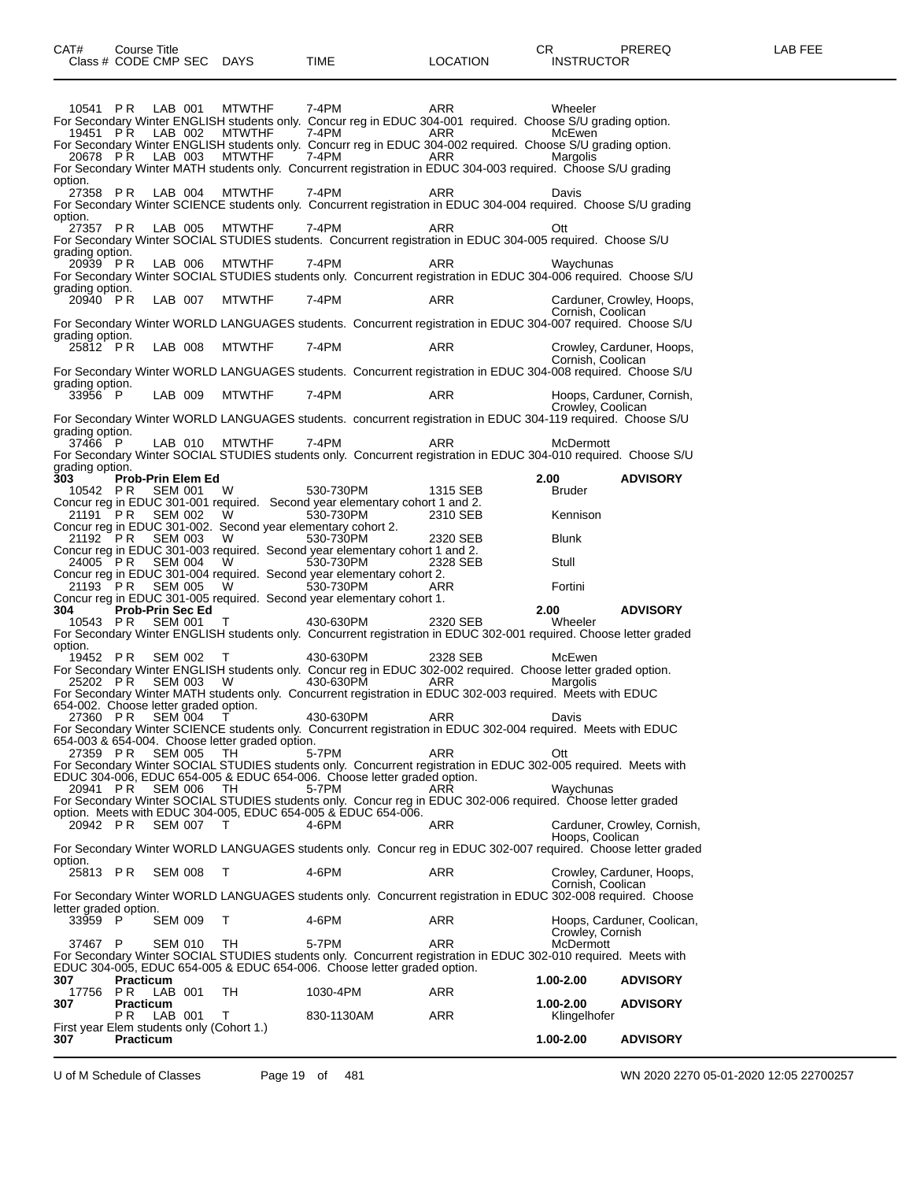| CAT# | Course Title | | | | | | CR | PREREQ | LAB FEE |
|---|---|---|---|---|---|---|---|---|---|
| Class # | CODE | CMP SEC | DAYS | TIME | LOCATION | | INSTRUCTOR | | |

10541 PR LAB 001 MTWTHF 7-4PM ARR Wheeler
For Secondary Winter ENGLISH students only. Concur reg in EDUC 304-001 required. Choose S/U grading option.

19451 PR LAB 002 MTWTHF 7-4PM ARR McEwen
For Secondary Winter ENGLISH students only. Concurr reg in EDUC 304-002 required. Choose S/U grading option.

20678 PR LAB 003 MTWTHF 7-4PM ARR Margolis
For Secondary Winter MATH students only. Concurrent registration in EDUC 304-003 required. Choose S/U grading option.

27358 PR LAB 004 MTWTHF 7-4PM ARR Davis
For Secondary Winter SCIENCE students only. Concurrent registration in EDUC 304-004 required. Choose S/U grading option.

27357 PR LAB 005 MTWTHF 7-4PM ARR Ott
For Secondary Winter SOCIAL STUDIES students. Concurrent registration in EDUC 304-005 required. Choose S/U grading option.

20939 PR LAB 006 MTWTHF 7-4PM ARR Waychunas
For Secondary Winter SOCIAL STUDIES students only. Concurrent registration in EDUC 304-006 required. Choose S/U grading option.

20940 PR LAB 007 MTWTHF 7-4PM ARR Carduner, Crowley, Hoops, Cornish, Coolican
For Secondary Winter WORLD LANGUAGES students. Concurrent registration in EDUC 304-007 required. Choose S/U grading option.

25812 PR LAB 008 MTWTHF 7-4PM ARR Crowley, Carduner, Hoops, Cornish, Coolican
For Secondary Winter WORLD LANGUAGES students. Concurrent registration in EDUC 304-008 required. Choose S/U grading option.

33956 P LAB 009 MTWTHF 7-4PM ARR Hoops, Carduner, Cornish, Crowley, Coolican
For Secondary Winter WORLD LANGUAGES students. concurrent registration in EDUC 304-119 required. Choose S/U grading option.

37466 P LAB 010 MTWTHF 7-4PM ARR McDermott
For Secondary Winter SOCIAL STUDIES students only. Concurrent registration in EDUC 304-010 required. Choose S/U grading option.

**303 Prob-Prin Elem Ed — 2.00 — ADVISORY**

10542 PR SEM 001 W 530-730PM 1315 SEB Bruder
Concur reg in EDUC 301-001 required. Second year elementary cohort 1 and 2.

21191 PR SEM 002 W 530-730PM 2310 SEB Kennison
Concur reg in EDUC 301-002. Second year elementary cohort 2.

21192 PR SEM 003 W 530-730PM 2320 SEB Blunk
Concur reg in EDUC 301-003 required. Second year elementary cohort 1 and 2.

24005 PR SEM 004 W 530-730PM 2328 SEB Stull
Concur reg in EDUC 301-004 required. Second year elementary cohort 2.

21193 PR SEM 005 W 530-730PM ARR Fortini
Concur reg in EDUC 301-005 required. Second year elementary cohort 1.

**304 Prob-Prin Sec Ed — 2.00 — ADVISORY**

10543 PR SEM 001 T 430-630PM 2320 SEB Wheeler
For Secondary Winter ENGLISH students only. Concurrent registration in EDUC 302-001 required. Choose letter graded option.

19452 PR SEM 002 T 430-630PM 2328 SEB McEwen
For Secondary Winter ENGLISH students only. Concur reg in EDUC 302-002 required. Choose letter graded option.

25202 PR SEM 003 W 430-630PM ARR Margolis
For Secondary Winter MATH students only. Concurrent registration in EDUC 302-003 required. Meets with EDUC 654-002. Choose letter graded option.

27360 PR SEM 004 T 430-630PM ARR Davis
For Secondary Winter SCIENCE students only. Concurrent registration in EDUC 302-004 required. Meets with EDUC 654-003 & 654-004. Choose letter graded option.

27359 PR SEM 005 TH 5-7PM ARR Ott
For Secondary Winter SOCIAL STUDIES students only. Concurrent registration in EDUC 302-005 required. Meets with EDUC 304-006, EDUC 654-005 & EDUC 654-006. Choose letter graded option.

20941 PR SEM 006 TH 5-7PM ARR Waychunas
For Secondary Winter SOCIAL STUDIES students only. Concur reg in EDUC 302-006 required. Choose letter graded option. Meets with EDUC 304-005, EDUC 654-005 & EDUC 654-006.

20942 PR SEM 007 T 4-6PM ARR Carduner, Crowley, Cornish, Hoops, Coolican
For Secondary Winter WORLD LANGUAGES students only. Concur reg in EDUC 302-007 required. Choose letter graded option.

25813 PR SEM 008 T 4-6PM ARR Crowley, Carduner, Hoops, Cornish, Coolican
For Secondary Winter WORLD LANGUAGES students only. Concurrent registration in EDUC 302-008 required. Choose letter graded option.

33959 P SEM 009 T 4-6PM ARR Hoops, Carduner, Coolican, Crowley, Cornish

37467 P SEM 010 TH 5-7PM ARR McDermott
For Secondary Winter SOCIAL STUDIES students only. Concurrent registration in EDUC 302-010 required. Meets with EDUC 304-005, EDUC 654-005 & EDUC 654-006. Choose letter graded option.

**307 Practicum — 1.00-2.00 — ADVISORY**

17756 PR LAB 001 TH 1030-4PM ARR

**307 Practicum — 1.00-2.00 — ADVISORY**

PR LAB 001 T 830-1130AM ARR Klingelhofer
First year Elem students only (Cohort 1.)

**307 Practicum — 1.00-2.00 — ADVISORY**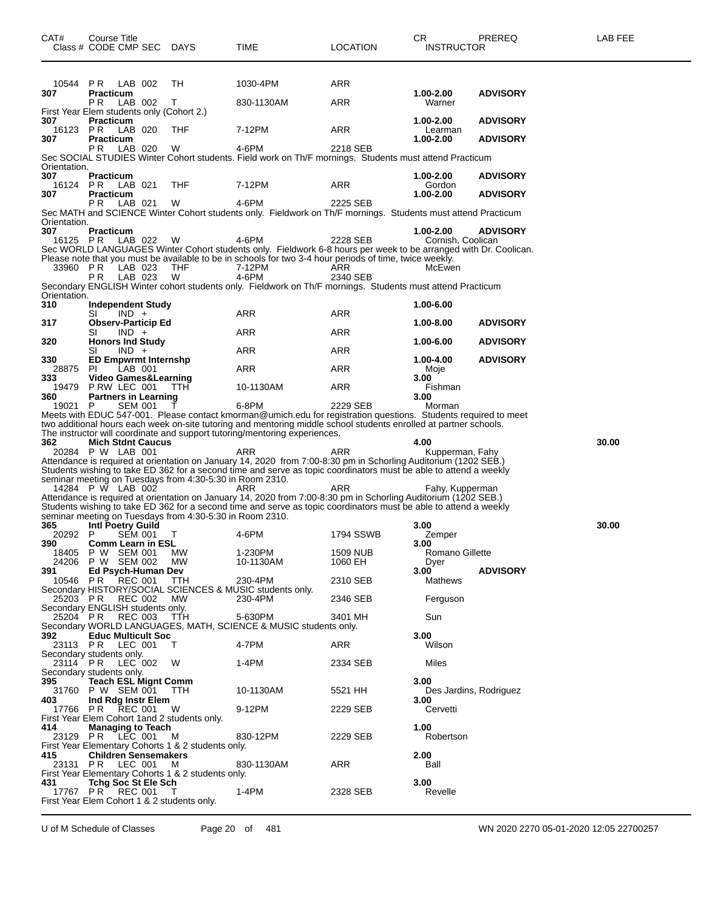| CAT# Class # | Course Title CODE CMP SEC | DAYS | TIME | LOCATION | CR INSTRUCTOR | PREREQ | LAB FEE |
|---|---|---|---|---|---|---|---|
| 10544 | P R LAB 002 | TH | 1030-4PM | ARR | | | |
| **307** | **Practicum** | | | | **1.00-2.00** | **ADVISORY** | |
| | P R LAB 002 | T | 830-1130AM | ARR | Warner | | |

First Year Elem students only (Cohort 2.)

| CAT# Class # | Course Title CODE CMP SEC | DAYS | TIME | LOCATION | CR INSTRUCTOR | PREREQ | LAB FEE |
|---|---|---|---|---|---|---|---|
| **307** | **Practicum** | | | | **1.00-2.00** | **ADVISORY** | |
| 16123 | P R LAB 020 | THF | 7-12PM | ARR | Learman | | |
| **307** | **Practicum** | | | | **1.00-2.00** | **ADVISORY** | |
| | P R LAB 020 | W | 4-6PM | 2218 SEB | | | |

Sec SOCIAL STUDIES Winter Cohort students. Field work on Th/F mornings. Students must attend Practicum Orientation.

| CAT# Class # | Course Title CODE CMP SEC | DAYS | TIME | LOCATION | CR INSTRUCTOR | PREREQ | LAB FEE |
|---|---|---|---|---|---|---|---|
| **307** | **Practicum** | | | | **1.00-2.00** | **ADVISORY** | |
| 16124 | P R LAB 021 | THF | 7-12PM | ARR | Gordon | | |
| **307** | **Practicum** | | | | **1.00-2.00** | **ADVISORY** | |
| | P R LAB 021 | W | 4-6PM | 2225 SEB | | | |

Sec MATH and SCIENCE Winter Cohort students only. Fieldwork on Th/F mornings. Students must attend Practicum Orientation.

| CAT# Class # | Course Title CODE CMP SEC | DAYS | TIME | LOCATION | CR INSTRUCTOR | PREREQ | LAB FEE |
|---|---|---|---|---|---|---|---|
| **307** | **Practicum** | | | | **1.00-2.00** | **ADVISORY** | |
| 16125 | P R LAB 022 | W | 4-6PM | 2228 SEB | Cornish, Coolican | | |

Sec WORLD LANGUAGES Winter Cohort students only. Fieldwork 6-8 hours per week to be arranged with Dr. Coolican. Please note that you must be available to be in schools for two 3-4 hour periods of time, twice weekly.

| CAT# Class # | Course Title CODE CMP SEC | DAYS | TIME | LOCATION | CR INSTRUCTOR | PREREQ | LAB FEE |
|---|---|---|---|---|---|---|---|
| 33960 | P R LAB 023 | THF | 7-12PM | ARR | McEwen | | |
| | P R LAB 023 | W | 4-6PM | 2340 SEB | | | |

Secondary ENGLISH Winter cohort students only. Fieldwork on Th/F mornings. Students must attend Practicum Orientation.

| CAT# Class # | Course Title CODE CMP SEC | DAYS | TIME | LOCATION | CR INSTRUCTOR | PREREQ | LAB FEE |
|---|---|---|---|---|---|---|---|
| **310** | **Independent Study** | | | | **1.00-6.00** | | |
| | SI IND + | | ARR | ARR | | | |
| **317** | **Observ-Particip Ed** | | | | **1.00-8.00** | **ADVISORY** | |
| | SI IND + | | ARR | ARR | | | |
| **320** | **Honors Ind Study** | | | | **1.00-6.00** | **ADVISORY** | |
| | SI IND + | | ARR | ARR | | | |
| **330** | **ED Empwrmt Internshp** | | | | **1.00-4.00** | **ADVISORY** | |
| 28875 | PI LAB 001 | | ARR | ARR | Moje | | |
| **333** | **Video Games&Learning** | | | | **3.00** | | |
| 19479 | P RW LEC 001 | TTH | 10-1130AM | ARR | Fishman | | |
| **360** | **Partners in Learning** | | | | **3.00** | | |
| 19021 | P SEM 001 | T | 6-8PM | 2229 SEB | Morman | | |

Meets with EDUC 547-001. Please contact kmorman@umich.edu for registration questions. Students required to meet two additional hours each week on-site tutoring and mentoring middle school students enrolled at partner schools. The instructor will coordinate and support tutoring/mentoring experiences.

| CAT# Class # | Course Title CODE CMP SEC | DAYS | TIME | LOCATION | CR INSTRUCTOR | PREREQ | LAB FEE |
|---|---|---|---|---|---|---|---|
| **362** | **Mich Stdnt Caucus** | | | | **4.00** | | 30.00 |
| 20284 | P W LAB 001 | | ARR | ARR | Kupperman, Fahy | | |

Attendance is required at orientation on January 14, 2020 from 7:00-8:30 pm in Schorling Auditorium (1202 SEB.) Students wishing to take ED 362 for a second time and serve as topic coordinators must be able to attend a weekly seminar meeting on Tuesdays from 4:30-5:30 in Room 2310.

| CAT# Class # | Course Title CODE CMP SEC | DAYS | TIME | LOCATION | CR INSTRUCTOR | PREREQ | LAB FEE |
|---|---|---|---|---|---|---|---|
| 14284 | P W LAB 002 | | ARR | ARR | Fahy, Kupperman | | |

Attendance is required at orientation on January 14, 2020 from 7:00-8:30 pm in Schorling Auditorium (1202 SEB.) Students wishing to take ED 362 for a second time and serve as topic coordinators must be able to attend a weekly seminar meeting on Tuesdays from 4:30-5:30 in Room 2310.

| CAT# Class # | Course Title CODE CMP SEC | DAYS | TIME | LOCATION | CR INSTRUCTOR | PREREQ | LAB FEE |
|---|---|---|---|---|---|---|---|
| **365** | **Intl Poetry Guild** | | | | **3.00** | | 30.00 |
| 20292 | P SEM 001 | T | 4-6PM | 1794 SSWB | Zemper | | |
| **390** | **Comm Learn in ESL** | | | | **3.00** | | |
| 18405 | P W SEM 001 | MW | 1-230PM | 1509 NUB | Romano Gillette | | |
| 24206 | P W SEM 002 | MW | 10-1130AM | 1060 EH | Dyer | | |
| **391** | **Ed Psych-Human Dev** | | | | **3.00** | **ADVISORY** | |
| 10546 | P R REC 001 | TTH | 230-4PM | 2310 SEB | Mathews | | |

Secondary HISTORY/SOCIAL SCIENCES & MUSIC students only.

| CAT# Class # | Course Title CODE CMP SEC | DAYS | TIME | LOCATION | CR INSTRUCTOR | PREREQ | LAB FEE |
|---|---|---|---|---|---|---|---|
| 25203 | P R REC 002 | MW | 230-4PM | 2346 SEB | Ferguson | | |

Secondary ENGLISH students only.

| CAT# Class # | Course Title CODE CMP SEC | DAYS | TIME | LOCATION | CR INSTRUCTOR | PREREQ | LAB FEE |
|---|---|---|---|---|---|---|---|
| 25204 | P R REC 003 | TTH | 5-630PM | 3401 MH | Sun | | |

Secondary WORLD LANGUAGES, MATH, SCIENCE & MUSIC students only.

| CAT# Class # | Course Title CODE CMP SEC | DAYS | TIME | LOCATION | CR INSTRUCTOR | PREREQ | LAB FEE |
|---|---|---|---|---|---|---|---|
| **392** | **Educ Multicult Soc** | | | | **3.00** | | |
| 23113 | P R LEC 001 | T | 4-7PM | ARR | Wilson | | |

Secondary students only.

| CAT# Class # | Course Title CODE CMP SEC | DAYS | TIME | LOCATION | CR INSTRUCTOR | PREREQ | LAB FEE |
|---|---|---|---|---|---|---|---|
| 23114 | P R LEC 002 | W | 1-4PM | 2334 SEB | Miles | | |

Secondary students only.

| CAT# Class # | Course Title CODE CMP SEC | DAYS | TIME | LOCATION | CR INSTRUCTOR | PREREQ | LAB FEE |
|---|---|---|---|---|---|---|---|
| **395** | **Teach ESL Mignt Comm** | | | | **3.00** | | |
| 31760 | P W SEM 001 | TTH | 10-1130AM | 5521 HH | Des Jardins, Rodriguez | | |
| **403** | **Ind Rdg Instr Elem** | | | | **3.00** | | |
| 17766 | P R REC 001 | W | 9-12PM | 2229 SEB | Cervetti | | |

First Year Elem Cohort 1and 2 students only.

| CAT# Class # | Course Title CODE CMP SEC | DAYS | TIME | LOCATION | CR INSTRUCTOR | PREREQ | LAB FEE |
|---|---|---|---|---|---|---|---|
| **414** | **Managing to Teach** | | | | **1.00** | | |
| 23129 | P R LEC 001 | M | 830-12PM | 2229 SEB | Robertson | | |

First Year Elementary Cohorts 1 & 2 students only.

| CAT# Class # | Course Title CODE CMP SEC | DAYS | TIME | LOCATION | CR INSTRUCTOR | PREREQ | LAB FEE |
|---|---|---|---|---|---|---|---|
| **415** | **Children Sensemakers** | | | | **2.00** | | |
| 23131 | P R LEC 001 | M | 830-1130AM | ARR | Ball | | |

First Year Elementary Cohorts 1 & 2 students only.

| CAT# Class # | Course Title CODE CMP SEC | DAYS | TIME | LOCATION | CR INSTRUCTOR | PREREQ | LAB FEE |
|---|---|---|---|---|---|---|---|
| **431** | **Tchg Soc St Ele Sch** | | | | **3.00** | | |
| 17767 | P R REC 001 | T | 1-4PM | 2328 SEB | Revelle | | |

First Year Elem Cohort 1 & 2 students only.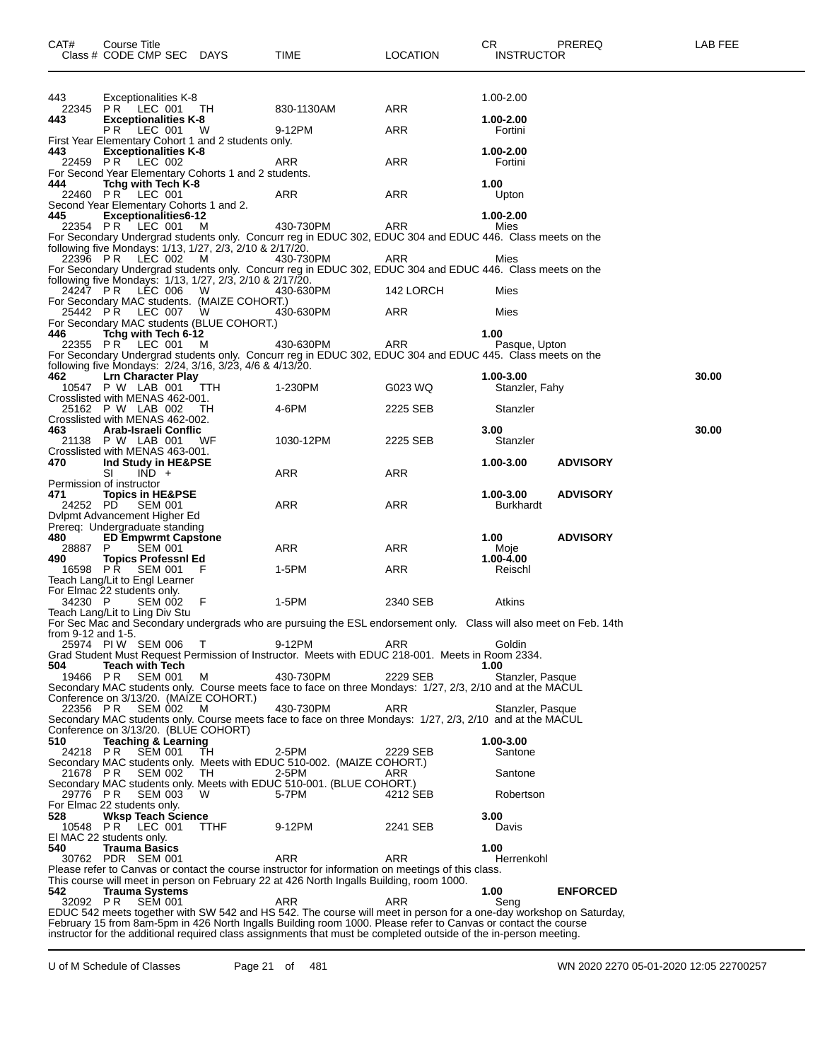| CAT# | Course Title<br>Class # CODE CMP SEC DAYS | TIME | LOCATION | CR<br>INSTRUCTOR | PREREQ | LAB FEE |
|---|---|---|---|---|---|---|
| 443 | Exceptionalities K-8 | | | 1.00-2.00 | | |
| 22345 | P R LEC 001 TH | 830-1130AM | ARR | | | |
| **443** | **Exceptionalities K-8** | | | **1.00-2.00** | | |
| | P R LEC 001 W | 9-12PM | ARR | Fortini | | |

First Year Elementary Cohort 1 and 2 students only.

| CAT# | Course Title / Class # CODE CMP SEC DAYS | TIME | LOCATION | CR / INSTRUCTOR | PREREQ | LAB FEE |
|---|---|---|---|---|---|---|
| **443** | **Exceptionalities K-8** | | | **1.00-2.00** | | |
| 22459 | P R LEC 002 | ARR | ARR | Fortini | | |

For Second Year Elementary Cohorts 1 and 2 students.

| CAT# | Course Title / Class # CODE CMP SEC DAYS | TIME | LOCATION | CR / INSTRUCTOR | PREREQ | LAB FEE |
|---|---|---|---|---|---|---|
| **444** | **Tchg with Tech K-8** | | | **1.00** | | |
| 22460 | P R LEC 001 | ARR | ARR | Upton | | |

Second Year Elementary Cohorts 1 and 2.

| CAT# | Course Title / Class # CODE CMP SEC DAYS | TIME | LOCATION | CR / INSTRUCTOR | PREREQ | LAB FEE |
|---|---|---|---|---|---|---|
| **445** | **Exceptionalities6-12** | | | **1.00-2.00** | | |
| 22354 | P R LEC 001 M | 430-730PM | ARR | Mies | | |

For Secondary Undergrad students only. Concurr reg in EDUC 302, EDUC 304 and EDUC 446. Class meets on the following five Mondays: 1/13, 1/27, 2/3, 2/10 & 2/17/20.

| CAT# | Course Title / Class # CODE CMP SEC DAYS | TIME | LOCATION | CR / INSTRUCTOR | PREREQ | LAB FEE |
|---|---|---|---|---|---|---|
| 22396 | P R LEC 002 M | 430-730PM | ARR | Mies | | |

For Secondary Undergrad students only. Concurr reg in EDUC 302, EDUC 304 and EDUC 446. Class meets on the following five Mondays: 1/13, 1/27, 2/3, 2/10 & 2/17/20.

| CAT# | Course Title / Class # CODE CMP SEC DAYS | TIME | LOCATION | CR / INSTRUCTOR | PREREQ | LAB FEE |
|---|---|---|---|---|---|---|
| 24247 | P R LEC 006 W | 430-630PM | 142 LORCH | Mies | | |

For Secondary MAC students. (MAIZE COHORT.)

| CAT# | Course Title / Class # CODE CMP SEC DAYS | TIME | LOCATION | CR / INSTRUCTOR | PREREQ | LAB FEE |
|---|---|---|---|---|---|---|
| 25442 | P R LEC 007 W | 430-630PM | ARR | Mies | | |

For Secondary MAC students (BLUE COHORT.)

| CAT# | Course Title / Class # CODE CMP SEC DAYS | TIME | LOCATION | CR / INSTRUCTOR | PREREQ | LAB FEE |
|---|---|---|---|---|---|---|
| **446** | **Tchg with Tech 6-12** | | | **1.00** | | |
| 22355 | P R LEC 001 M | 430-630PM | ARR | Pasque, Upton | | |

For Secondary Undergrad students only. Concurr reg in EDUC 302, EDUC 304 and EDUC 445. Class meets on the following five Mondays: 2/24, 3/16, 3/23, 4/6 & 4/13/20.

| CAT# | Course Title / Class # CODE CMP SEC DAYS | TIME | LOCATION | CR / INSTRUCTOR | PREREQ | LAB FEE |
|---|---|---|---|---|---|---|
| **462** | **Lrn Character Play** | | | **1.00-3.00** | | **30.00** |
| 10547 | P W LAB 001 TTH | 1-230PM | G023 WQ | Stanzler, Fahy | | |

Crosslisted with MENAS 462-001.

| CAT# | Course Title / Class # CODE CMP SEC DAYS | TIME | LOCATION | CR / INSTRUCTOR | PREREQ | LAB FEE |
|---|---|---|---|---|---|---|
| 25162 | P W LAB 002 TH | 4-6PM | 2225 SEB | Stanzler | | |

Crosslisted with MENAS 462-002.

| CAT# | Course Title / Class # CODE CMP SEC DAYS | TIME | LOCATION | CR / INSTRUCTOR | PREREQ | LAB FEE |
|---|---|---|---|---|---|---|
| **463** | **Arab-Israeli Conflic** | | | **3.00** | | **30.00** |
| 21138 | P W LAB 001 WF | 1030-12PM | 2225 SEB | Stanzler | | |

Crosslisted with MENAS 463-001.

| CAT# | Course Title / Class # CODE CMP SEC DAYS | TIME | LOCATION | CR / INSTRUCTOR | PREREQ | LAB FEE |
|---|---|---|---|---|---|---|
| **470** | **Ind Study in HE&PSE** | | | **1.00-3.00** | **ADVISORY** | |
| | SI IND + | ARR | ARR | | | |

Permission of instructor

| CAT# | Course Title / Class # CODE CMP SEC DAYS | TIME | LOCATION | CR / INSTRUCTOR | PREREQ | LAB FEE |
|---|---|---|---|---|---|---|
| **471** | **Topics in HE&PSE** | | | **1.00-3.00** | **ADVISORY** | |
| 24252 | PD SEM 001 | ARR | ARR | Burkhardt | | |

Dvlpmt Advancement Higher Ed
Prereq: Undergraduate standing

| CAT# | Course Title / Class # CODE CMP SEC DAYS | TIME | LOCATION | CR / INSTRUCTOR | PREREQ | LAB FEE |
|---|---|---|---|---|---|---|
| **480** | **ED Empwrmt Capstone** | | | **1.00** | **ADVISORY** | |
| 28887 | P SEM 001 | ARR | ARR | Moje | | |
| **490** | **Topics Professnl Ed** | | | **1.00-4.00** | | |
| 16598 | P R SEM 001 F | 1-5PM | ARR | Reischl | | |

Teach Lang/Lit to Engl Learner
For Elmac 22 students only.

| CAT# | Course Title / Class # CODE CMP SEC DAYS | TIME | LOCATION | CR / INSTRUCTOR | PREREQ | LAB FEE |
|---|---|---|---|---|---|---|
| 34230 | P SEM 002 F | 1-5PM | 2340 SEB | Atkins | | |

Teach Lang/Lit to Ling Div Stu
For Sec Mac and Secondary undergrads who are pursuing the ESL endorsement only. Class will also meet on Feb. 14th from 9-12 and 1-5.

| CAT# | Course Title / Class # CODE CMP SEC DAYS | TIME | LOCATION | CR / INSTRUCTOR | PREREQ | LAB FEE |
|---|---|---|---|---|---|---|
| 25974 | PI W SEM 006 T | 9-12PM | ARR | Goldin | | |

Grad Student Must Request Permission of Instructor. Meets with EDUC 218-001. Meets in Room 2334.

| CAT# | Course Title / Class # CODE CMP SEC DAYS | TIME | LOCATION | CR / INSTRUCTOR | PREREQ | LAB FEE |
|---|---|---|---|---|---|---|
| **504** | **Teach with Tech** | | | **1.00** | | |
| 19466 | P R SEM 001 M | 430-730PM | 2229 SEB | Stanzler, Pasque | | |

Secondary MAC students only. Course meets face to face on three Mondays: 1/27, 2/3, 2/10 and at the MACUL Conference on 3/13/20. (MAIZE COHORT.)

| CAT# | Course Title / Class # CODE CMP SEC DAYS | TIME | LOCATION | CR / INSTRUCTOR | PREREQ | LAB FEE |
|---|---|---|---|---|---|---|
| 22356 | P R SEM 002 M | 430-730PM | ARR | Stanzler, Pasque | | |

Secondary MAC students only. Course meets face to face on three Mondays: 1/27, 2/3, 2/10 and at the MACUL Conference on 3/13/20. (BLUE COHORT)

| CAT# | Course Title / Class # CODE CMP SEC DAYS | TIME | LOCATION | CR / INSTRUCTOR | PREREQ | LAB FEE |
|---|---|---|---|---|---|---|
| **510** | **Teaching & Learning** | | | **1.00-3.00** | | |
| 24218 | P R SEM 001 TH | 2-5PM | 2229 SEB | Santone | | |

Secondary MAC students only. Meets with EDUC 510-002. (MAIZE COHORT.)

| CAT# | Course Title / Class # CODE CMP SEC DAYS | TIME | LOCATION | CR / INSTRUCTOR | PREREQ | LAB FEE |
|---|---|---|---|---|---|---|
| 21678 | P R SEM 002 TH | 2-5PM | ARR | Santone | | |

Secondary MAC students only. Meets with EDUC 510-001. (BLUE COHORT.)

| CAT# | Course Title / Class # CODE CMP SEC DAYS | TIME | LOCATION | CR / INSTRUCTOR | PREREQ | LAB FEE |
|---|---|---|---|---|---|---|
| 29776 | P R SEM 003 W | 5-7PM | 4212 SEB | Robertson | | |

For Elmac 22 students only.

| CAT# | Course Title / Class # CODE CMP SEC DAYS | TIME | LOCATION | CR / INSTRUCTOR | PREREQ | LAB FEE |
|---|---|---|---|---|---|---|
| **528** | **Wksp Teach Science** | | | **3.00** | | |
| 10548 | P R LEC 001 TTHF | 9-12PM | 2241 SEB | Davis | | |

El MAC 22 students only.

| CAT# | Course Title / Class # CODE CMP SEC DAYS | TIME | LOCATION | CR / INSTRUCTOR | PREREQ | LAB FEE |
|---|---|---|---|---|---|---|
| **540** | **Trauma Basics** | | | **1.00** | | |
| 30762 | PDR SEM 001 | ARR | ARR | Herrenkohl | | |

Please refer to Canvas or contact the course instructor for information on meetings of this class.
This course will meet in person on February 22 at 426 North Ingalls Building, room 1000.

| CAT# | Course Title / Class # CODE CMP SEC DAYS | TIME | LOCATION | CR / INSTRUCTOR | PREREQ | LAB FEE |
|---|---|---|---|---|---|---|
| **542** | **Trauma Systems** | | | **1.00** | **ENFORCED** | |
| 32092 | P R SEM 001 | ARR | ARR | Seng | | |

EDUC 542 meets together with SW 542 and HS 542. The course will meet in person for a one-day workshop on Saturday, February 15 from 8am-5pm in 426 North Ingalls Building room 1000. Please refer to Canvas or contact the course instructor for the additional required class assignments that must be completed outside of the in-person meeting.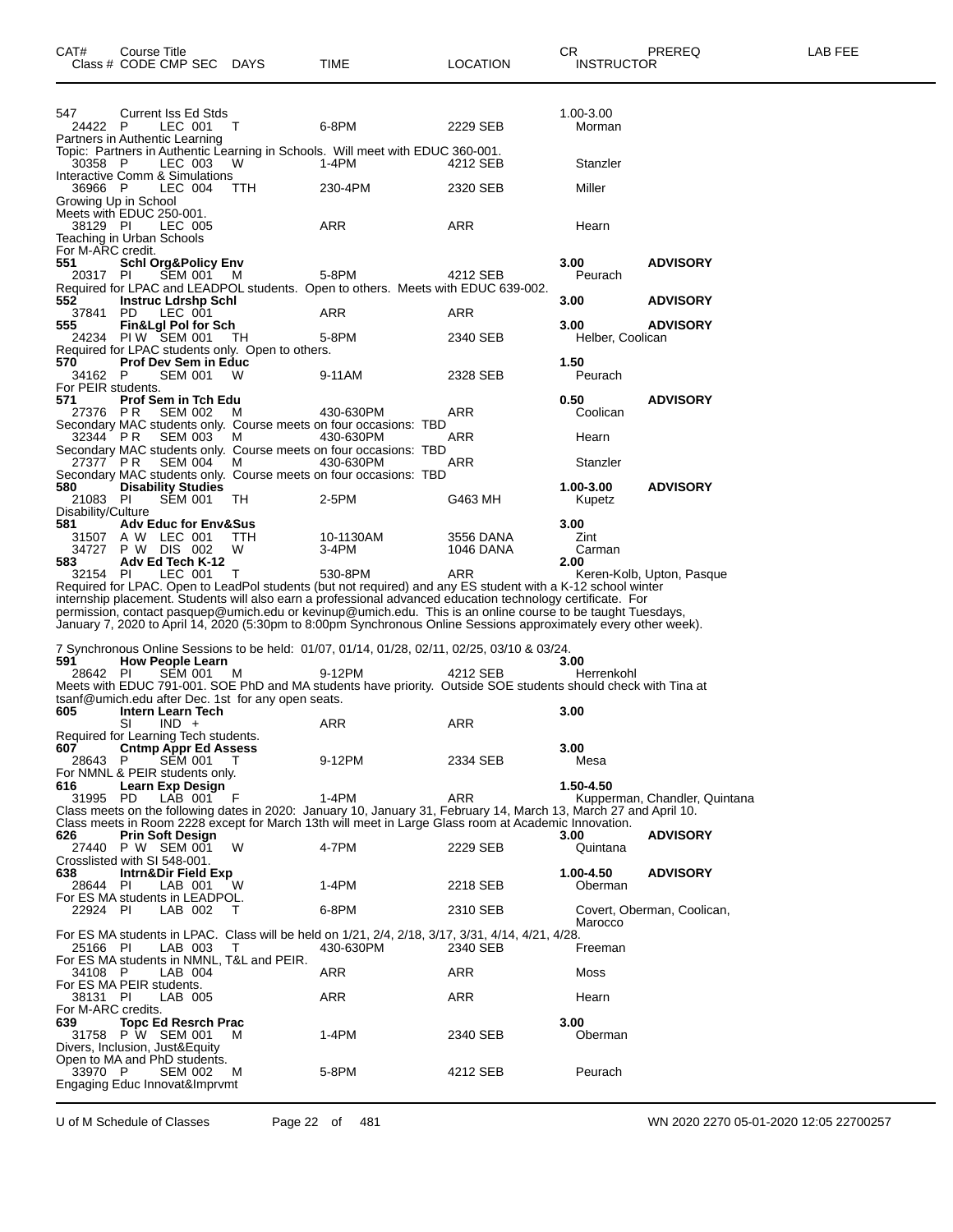| CAT# | Course Title<br>Class # CODE CMP SEC DAYS | TIME | LOCATION | CR<br>INSTRUCTOR | PREREQ | LAB FEE |
|---|---|---|---|---|---|---|
| 547 | Current Iss Ed Stds | | | 1.00-3.00 | | |
| 24422 | P LEC 001 T | 6-8PM | 2229 SEB | Morman | | |
| | Partners in Authentic Learning<br>Topic: Partners in Authentic Learning in Schools. Will meet with EDUC 360-001. | | | | | |
| 30358 | P LEC 003 W | 1-4PM | 4212 SEB | Stanzler | | |
| | Interactive Comm & Simulations | | | | | |
| 36966 | P LEC 004 TTH | 230-4PM | 2320 SEB | Miller | | |
| | Growing Up in School<br>Meets with EDUC 250-001. | | | | | |
| 38129 | PI LEC 005 | ARR | ARR | Hearn | | |
| | Teaching in Urban Schools<br>For M-ARC credit. | | | | | |
| **551** | **Schl Org&Policy Env** | | | **3.00** | **ADVISORY** | |
| 20317 | PI SEM 001 M | 5-8PM | 4212 SEB | Peurach | | |
| | Required for LPAC and LEADPOL students. Open to others. Meets with EDUC 639-002. | | | | | |
| **552** | **Instruc Ldrshp Schl** | | | **3.00** | **ADVISORY** | |
| 37841 | PD LEC 001 | ARR | ARR | | | |
| **555** | **Fin&Lgl Pol for Sch** | | | **3.00** | **ADVISORY** | |
| 24234 | PI W SEM 001 TH | 5-8PM | 2340 SEB | Helber, Coolican | | |
| | Required for LPAC students only. Open to others. | | | | | |
| **570** | **Prof Dev Sem in Educ** | | | **1.50** | | |
| 34162 | P SEM 001 W | 9-11AM | 2328 SEB | Peurach | | |
| | For PEIR students. | | | | | |
| **571** | **Prof Sem in Tch Edu** | | | **0.50** | **ADVISORY** | |
| 27376 | P R SEM 002 M | 430-630PM | ARR | Coolican | | |
| | Secondary MAC students only. Course meets on four occasions: TBD | | | | | |
| 32344 | P R SEM 003 M | 430-630PM | ARR | Hearn | | |
| | Secondary MAC students only. Course meets on four occasions: TBD | | | | | |
| 27377 | P R SEM 004 M | 430-630PM | ARR | Stanzler | | |
| | Secondary MAC students only. Course meets on four occasions: TBD | | | | | |
| **580** | **Disability Studies** | | | **1.00-3.00** | **ADVISORY** | |
| 21083 | PI SEM 001 TH | 2-5PM | G463 MH | Kupetz | | |
| | Disability/Culture | | | | | |
| **581** | **Adv Educ for Env&Sus** | | | **3.00** | | |
| 31507 | A W LEC 001 TTH | 10-1130AM | 3556 DANA | Zint | | |
| 34727 | P W DIS 002 W | 3-4PM | 1046 DANA | Carman | | |
| **583** | **Adv Ed Tech K-12** | | | **2.00** | | |
| 32154 | PI LEC 001 T | 530-8PM | ARR | Keren-Kolb, Upton, Pasque | | |
| | Required for LPAC. Open to LeadPol students (but not required) and any ES student with a K-12 school winter internship placement. Students will also earn a professional advanced education technology certificate. For permission, contact pasquep@umich.edu or kevinup@umich.edu. This is an online course to be taught Tuesdays, January 7, 2020 to April 14, 2020 (5:30pm to 8:00pm Synchronous Online Sessions approximately every other week).<br><br>7 Synchronous Online Sessions to be held: 01/07, 01/14, 01/28, 02/11, 02/25, 03/10 & 03/24. | | | | | |
| **591** | **How People Learn** | | | **3.00** | | |
| 28642 | PI SEM 001 M | 9-12PM | 4212 SEB | Herrenkohl | | |
| | Meets with EDUC 791-001. SOE PhD and MA students have priority. Outside SOE students should check with Tina at tsanf@umich.edu after Dec. 1st for any open seats. | | | | | |
| **605** | **Intern Learn Tech** | | | **3.00** | | |
| | SI IND + | ARR | ARR | | | |
| | Required for Learning Tech students. | | | | | |
| **607** | **Cntmp Appr Ed Assess** | | | **3.00** | | |
| 28643 | P SEM 001 T | 9-12PM | 2334 SEB | Mesa | | |
| | For NMNL & PEIR students only. | | | | | |
| **616** | **Learn Exp Design** | | | **1.50-4.50** | | |
| 31995 | PD LAB 001 F | 1-4PM | ARR | Kupperman, Chandler, Quintana | | |
| | Class meets on the following dates in 2020: January 10, January 31, February 14, March 13, March 27 and April 10. Class meets in Room 2228 except for March 13th will meet in Large Glass room at Academic Innovation. | | | | | |
| **626** | **Prin Soft Design** | | | **3.00** | **ADVISORY** | |
| 27440 | P W SEM 001 W | 4-7PM | 2229 SEB | Quintana | | |
| | Crosslisted with SI 548-001. | | | | | |
| **638** | **Intrn&Dir Field Exp** | | | **1.00-4.50** | **ADVISORY** | |
| 28644 | PI LAB 001 W | 1-4PM | 2218 SEB | Oberman | | |
| | For ES MA students in LEADPOL. | | | | | |
| 22924 | PI LAB 002 T | 6-8PM | 2310 SEB | Covert, Oberman, Coolican, Marocco | | |
| | For ES MA students in LPAC. Class will be held on 1/21, 2/4, 2/18, 3/17, 3/31, 4/14, 4/21, 4/28. | | | | | |
| 25166 | PI LAB 003 T | 430-630PM | 2340 SEB | Freeman | | |
| | For ES MA students in NMNL, T&L and PEIR. | | | | | |
| 34108 | P LAB 004 | ARR | ARR | Moss | | |
| | For ES MA PEIR students. | | | | | |
| 38131 | PI LAB 005 | ARR | ARR | Hearn | | |
| | For M-ARC credits. | | | | | |
| **639** | **Topc Ed Resrch Prac** | | | **3.00** | | |
| 31758 | P W SEM 001 M | 1-4PM | 2340 SEB | Oberman | | |
| | Divers, Inclusion, Just&Equity<br>Open to MA and PhD students. | | | | | |
| 33970 | P SEM 002 M | 5-8PM | 4212 SEB | Peurach | | |
| | Engaging Educ Innovat&Imprvmt | | | | | |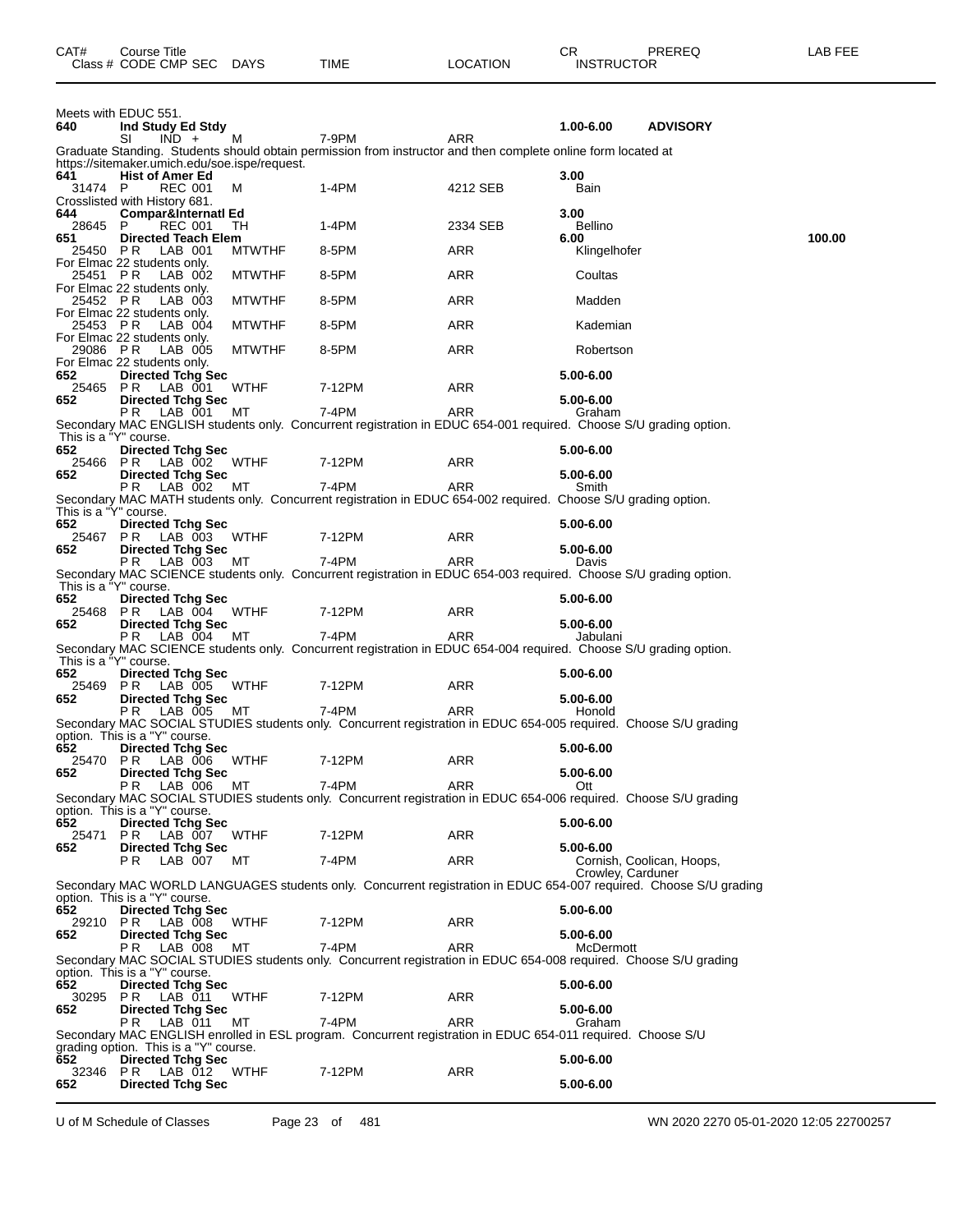| CAT# | Course Title | | | | | | CR | PREREQ | LAB FEE |
|---|---|---|---|---|---|---|---|---|---|
| Class # | CODE | CMP SEC | DAYS | TIME | LOCATION | | INSTRUCTOR | | |

Meets with EDUC 551.

**640** **Ind Study Ed Stdy** **1.00-6.00** **ADVISORY**
SI IND + M 7-9PM ARR
Graduate Standing. Students should obtain permission from instructor and then complete online form located at https://sitemaker.umich.edu/soe.ispe/request.

**641** **Hist of Amer Ed** **3.00**
31474 P REC 001 M 1-4PM 4212 SEB Bain
Crosslisted with History 681.

**644** **Compar&Internatl Ed** **3.00**
28645 P REC 001 TH 1-4PM 2334 SEB Bellino

**651** **Directed Teach Elem** **6.00** **100.00**
25450 P R LAB 001 MTWTHF 8-5PM ARR Klingelhofer
For Elmac 22 students only.
25451 P R LAB 002 MTWTHF 8-5PM ARR Coultas
For Elmac 22 students only.
25452 P R LAB 003 MTWTHF 8-5PM ARR Madden
For Elmac 22 students only.
25453 P R LAB 004 MTWTHF 8-5PM ARR Kademian
For Elmac 22 students only.
29086 P R LAB 005 MTWTHF 8-5PM ARR Robertson
For Elmac 22 students only.

**652** **Directed Tchg Sec** **5.00-6.00**
25465 P R LAB 001 WTHF 7-12PM ARR
**652** **Directed Tchg Sec** **5.00-6.00**
P R LAB 001 MT 7-4PM ARR Graham
Secondary MAC ENGLISH students only. Concurrent registration in EDUC 654-001 required. Choose S/U grading option. This is a "Y" course.

**652** **Directed Tchg Sec** **5.00-6.00**
25466 P R LAB 002 WTHF 7-12PM ARR
**652** **Directed Tchg Sec** **5.00-6.00**
P R LAB 002 MT 7-4PM ARR Smith
Secondary MAC MATH students only. Concurrent registration in EDUC 654-002 required. Choose S/U grading option. This is a "Y" course.

**652** **Directed Tchg Sec** **5.00-6.00**
25467 P R LAB 003 WTHF 7-12PM ARR
**652** **Directed Tchg Sec** **5.00-6.00**
P R LAB 003 MT 7-4PM ARR Davis
Secondary MAC SCIENCE students only. Concurrent registration in EDUC 654-003 required. Choose S/U grading option. This is a "Y" course.

**652** **Directed Tchg Sec** **5.00-6.00**
25468 P R LAB 004 WTHF 7-12PM ARR
**652** **Directed Tchg Sec** **5.00-6.00**
P R LAB 004 MT 7-4PM ARR Jabulani
Secondary MAC SCIENCE students only. Concurrent registration in EDUC 654-004 required. Choose S/U grading option. This is a "Y" course.

**652** **Directed Tchg Sec** **5.00-6.00**
25469 P R LAB 005 WTHF 7-12PM ARR
**652** **Directed Tchg Sec** **5.00-6.00**
P R LAB 005 MT 7-4PM ARR Honold
Secondary MAC SOCIAL STUDIES students only. Concurrent registration in EDUC 654-005 required. Choose S/U grading option. This is a "Y" course.

**652** **Directed Tchg Sec** **5.00-6.00**
25470 P R LAB 006 WTHF 7-12PM ARR
**652** **Directed Tchg Sec** **5.00-6.00**
P R LAB 006 MT 7-4PM ARR Ott
Secondary MAC SOCIAL STUDIES students only. Concurrent registration in EDUC 654-006 required. Choose S/U grading option. This is a "Y" course.

**652** **Directed Tchg Sec** **5.00-6.00**
25471 P R LAB 007 WTHF 7-12PM ARR
**652** **Directed Tchg Sec** **5.00-6.00**
P R LAB 007 MT 7-4PM ARR Cornish, Coolican, Hoops, Crowley, Carduner
Secondary MAC WORLD LANGUAGES students only. Concurrent registration in EDUC 654-007 required. Choose S/U grading option. This is a "Y" course.

**652** **Directed Tchg Sec** **5.00-6.00**
29210 P R LAB 008 WTHF 7-12PM ARR
**652** **Directed Tchg Sec** **5.00-6.00**
P R LAB 008 MT 7-4PM ARR McDermott
Secondary MAC SOCIAL STUDIES students only. Concurrent registration in EDUC 654-008 required. Choose S/U grading option. This is a "Y" course.

**652** **Directed Tchg Sec** **5.00-6.00**
30295 P R LAB 011 WTHF 7-12PM ARR
**652** **Directed Tchg Sec** **5.00-6.00**
P R LAB 011 MT 7-4PM ARR Graham
Secondary MAC ENGLISH enrolled in ESL program. Concurrent registration in EDUC 654-011 required. Choose S/U grading option. This is a "Y" course.

**652** **Directed Tchg Sec** **5.00-6.00**
32346 P R LAB 012 WTHF 7-12PM ARR
**652** **Directed Tchg Sec** **5.00-6.00**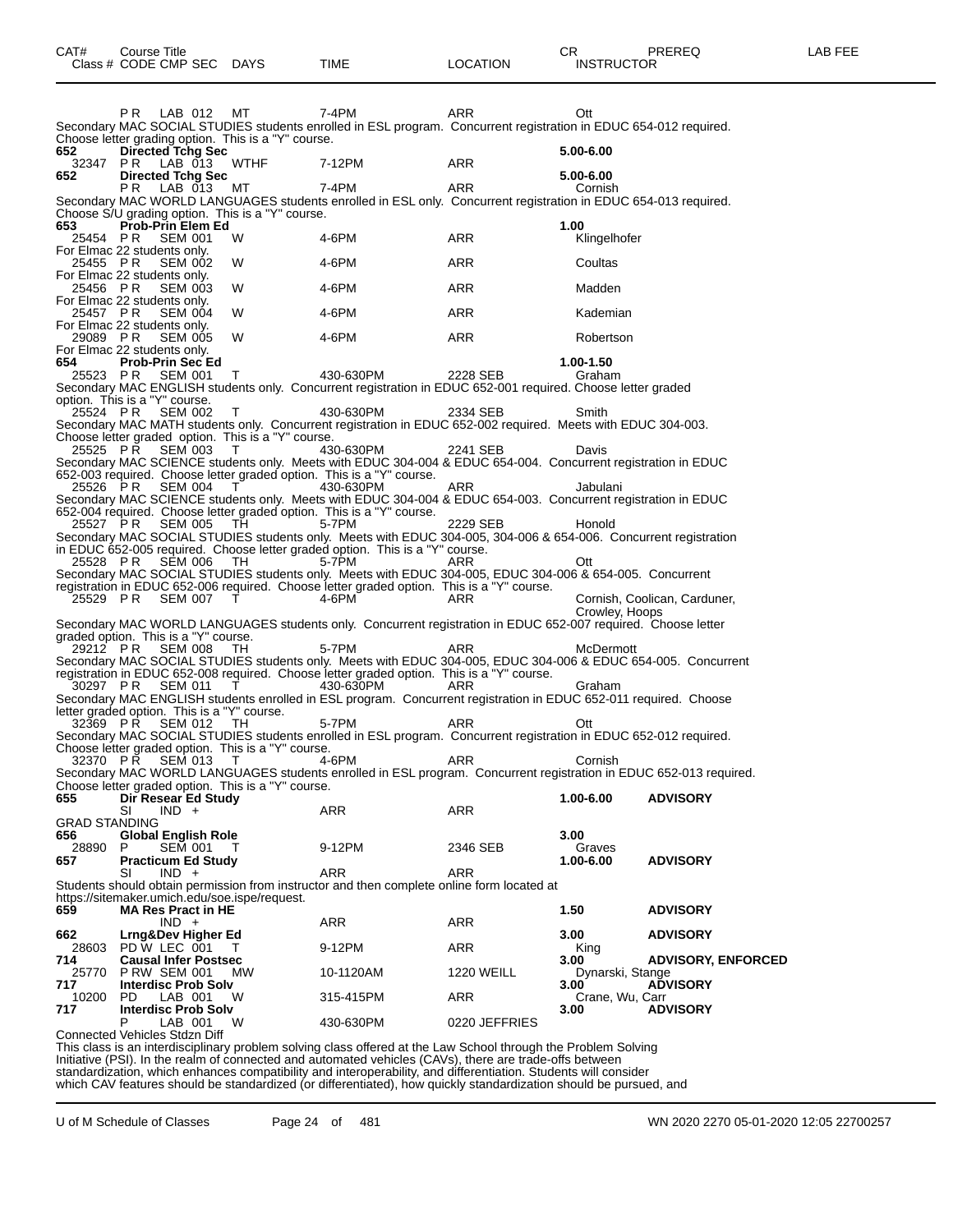| CAT# | Course Title<br>Class # CODE CMP SEC DAYS | TIME | LOCATION | CR<br>INSTRUCTOR | PREREQ | LAB FEE |
|---|---|---|---|---|---|---|

P R LAB 012 MT 7-4PM ARR Ott
Secondary MAC SOCIAL STUDIES students enrolled in ESL program. Concurrent registration in EDUC 654-012 required.
Choose letter grading option. This is a "Y" course.

**652 Directed Tchg Sec** **5.00-6.00**
32347 P R LAB 013 WTHF 7-12PM ARR

**652 Directed Tchg Sec** **5.00-6.00**
P R LAB 013 MT 7-4PM ARR Cornish
Secondary MAC WORLD LANGUAGES students enrolled in ESL only. Concurrent registration in EDUC 654-013 required.
Choose S/U grading option. This is a "Y" course.

**653 Prob-Prin Elem Ed** **1.00**
25454 P R SEM 001 W 4-6PM ARR Klingelhofer
For Elmac 22 students only.
25455 P R SEM 002 W 4-6PM ARR Coultas
For Elmac 22 students only.
25456 P R SEM 003 W 4-6PM ARR Madden
For Elmac 22 students only.
25457 P R SEM 004 W 4-6PM ARR Kademian
For Elmac 22 students only.
29089 P R SEM 005 W 4-6PM ARR Robertson
For Elmac 22 students only.

**654 Prob-Prin Sec Ed** **1.00-1.50**
25523 P R SEM 001 T 430-630PM 2228 SEB Graham
Secondary MAC ENGLISH students only. Concurrent registration in EDUC 652-001 required. Choose letter graded option. This is a "Y" course.
25524 P R SEM 002 T 430-630PM 2334 SEB Smith
Secondary MAC MATH students only. Concurrent registration in EDUC 652-002 required. Meets with EDUC 304-003.
Choose letter graded option. This is a "Y" course.
25525 P R SEM 003 T 430-630PM 2241 SEB Davis
Secondary MAC SCIENCE students only. Meets with EDUC 304-004 & EDUC 654-004. Concurrent registration in EDUC 652-003 required. Choose letter graded option. This is a "Y" course.
25526 P R SEM 004 T 430-630PM ARR Jabulani
Secondary MAC SCIENCE students only. Meets with EDUC 304-004 & EDUC 654-003. Concurrent registration in EDUC 652-004 required. Choose letter graded option. This is a "Y" course.
25527 P R SEM 005 TH 5-7PM 2229 SEB Honold
Secondary MAC SOCIAL STUDIES students only. Meets with EDUC 304-005, 304-006 & 654-006. Concurrent registration in EDUC 652-005 required. Choose letter graded option. This is a "Y" course.
25528 P R SEM 006 TH 5-7PM ARR Ott
Secondary MAC SOCIAL STUDIES students only. Meets with EDUC 304-005, EDUC 304-006 & 654-005. Concurrent registration in EDUC 652-006 required. Choose letter graded option. This is a "Y" course.
25529 P R SEM 007 T 4-6PM ARR Cornish, Coolican, Carduner, Crowley, Hoops
Secondary MAC WORLD LANGUAGES students only. Concurrent registration in EDUC 652-007 required. Choose letter graded option. This is a "Y" course.
29212 P R SEM 008 TH 5-7PM ARR McDermott
Secondary MAC SOCIAL STUDIES students only. Meets with EDUC 304-005, EDUC 304-006 & EDUC 654-005. Concurrent registration in EDUC 652-008 required. Choose letter graded option. This is a "Y" course.
30297 P R SEM 011 T 430-630PM ARR Graham
Secondary MAC ENGLISH students enrolled in ESL program. Concurrent registration in EDUC 652-011 required. Choose letter graded option. This is a "Y" course.
32369 P R SEM 012 TH 5-7PM ARR Ott
Secondary MAC SOCIAL STUDIES students enrolled in ESL program. Concurrent registration in EDUC 652-012 required.
Choose letter graded option. This is a "Y" course.
32370 P R SEM 013 T 4-6PM ARR Cornish
Secondary MAC WORLD LANGUAGES students enrolled in ESL program. Concurrent registration in EDUC 652-013 required.
Choose letter graded option. This is a "Y" course.

**655 Dir Resear Ed Study** **1.00-6.00** **ADVISORY**
SI IND + ARR ARR
GRAD STANDING

**656 Global English Role** **3.00**
28890 P SEM 001 T 9-12PM 2346 SEB Graves

**657 Practicum Ed Study** **1.00-6.00** **ADVISORY**
SI IND + ARR ARR
Students should obtain permission from instructor and then complete online form located at https://sitemaker.umich.edu/soe.ispe/request.

**659 MA Res Pract in HE** **1.50** **ADVISORY**
IND + ARR ARR

**662 Lrng&Dev Higher Ed** **3.00** **ADVISORY**
28603 PD W LEC 001 T 9-12PM ARR King

**714 Causal Infer Postsec** **3.00** **ADVISORY, ENFORCED**
25770 P RW SEM 001 MW 10-1120AM 1220 WEILL Dynarski, Stange

**717 Interdisc Prob Solv** **3.00** **ADVISORY**
10200 PD LAB 001 W 315-415PM ARR Crane, Wu, Carr

**717 Interdisc Prob Solv** **3.00** **ADVISORY**
P LAB 001 W 430-630PM 0220 JEFFRIES
Connected Vehicles Stdzn Diff
This class is an interdisciplinary problem solving class offered at the Law School through the Problem Solving Initiative (PSI). In the realm of connected and automated vehicles (CAVs), there are trade-offs between standardization, which enhances compatibility and interoperability, and differentiation. Students will consider which CAV features should be standardized (or differentiated), how quickly standardization should be pursued, and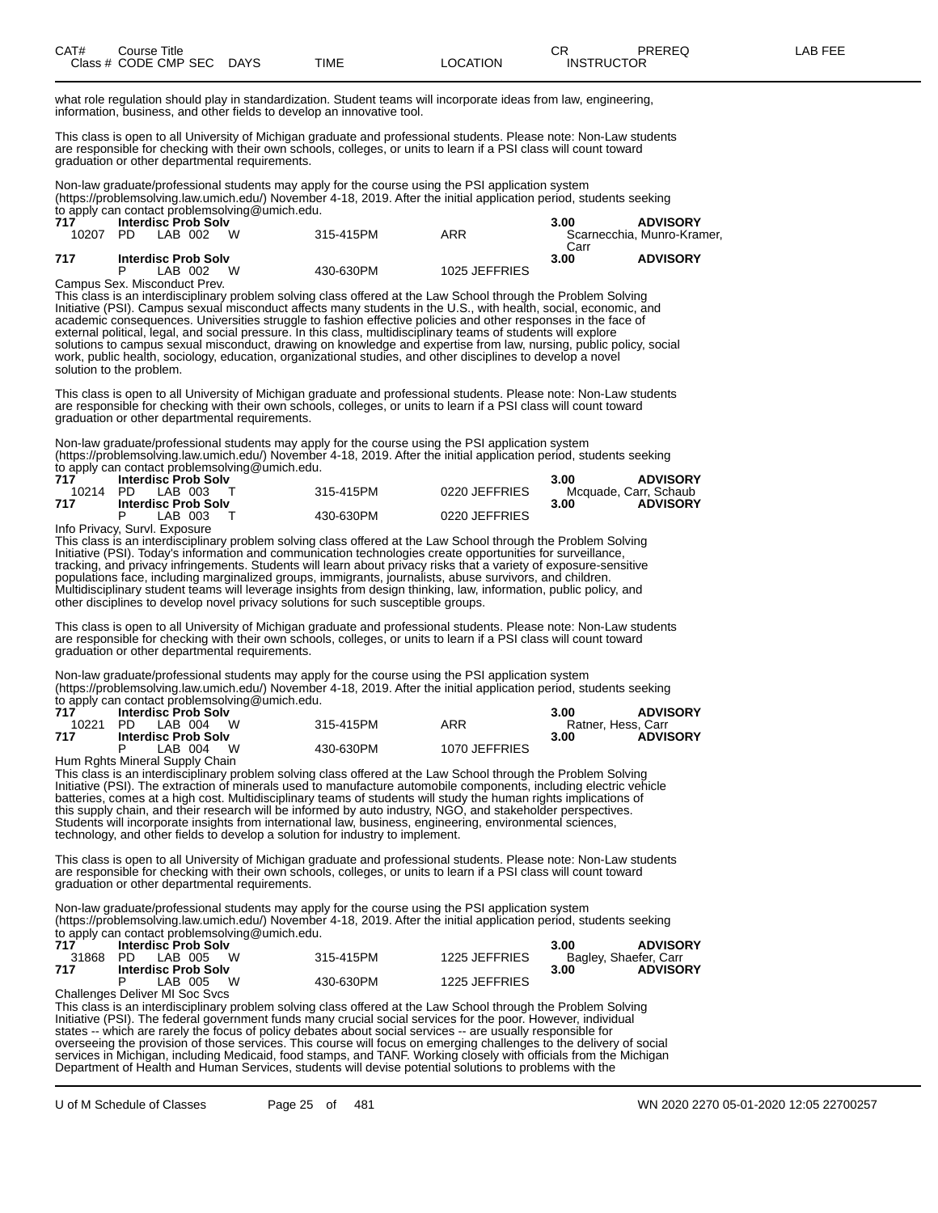| CAT# | Course Title | | | | CR | PREREQ | LAB FEE |
|---|---|---|---|---|---|---|---|
| Class # | CODE CMP SEC | DAYS | TIME | LOCATION | INSTRUCTOR | | |

what role regulation should play in standardization. Student teams will incorporate ideas from law, engineering, information, business, and other fields to develop an innovative tool.

This class is open to all University of Michigan graduate and professional students. Please note: Non-Law students are responsible for checking with their own schools, colleges, or units to learn if a PSI class will count toward graduation or other departmental requirements.

Non-law graduate/professional students may apply for the course using the PSI application system (https://problemsolving.law.umich.edu/) November 4-18, 2019. After the initial application period, students seeking to apply can contact problemsolving@umich.edu.

| | | | | | |
|---|---|---|---|---|---|
| **717** | **Interdisc Prob Solv** | | | **3.00** | **ADVISORY** |
| 10207 | PD LAB 002 | W | 315-415PM | ARR | Scarnecchia, Munro-Kramer, Carr |
| **717** | **Interdisc Prob Solv** | | | **3.00** | **ADVISORY** |
| | P LAB 002 | W | 430-630PM | 1025 JEFFRIES | |

Campus Sex. Misconduct Prev.

This class is an interdisciplinary problem solving class offered at the Law School through the Problem Solving Initiative (PSI). Campus sexual misconduct affects many students in the U.S., with health, social, economic, and academic consequences. Universities struggle to fashion effective policies and other responses in the face of external political, legal, and social pressure. In this class, multidisciplinary teams of students will explore solutions to campus sexual misconduct, drawing on knowledge and expertise from law, nursing, public policy, social work, public health, sociology, education, organizational studies, and other disciplines to develop a novel solution to the problem.

This class is open to all University of Michigan graduate and professional students. Please note: Non-Law students are responsible for checking with their own schools, colleges, or units to learn if a PSI class will count toward graduation or other departmental requirements.

Non-law graduate/professional students may apply for the course using the PSI application system (https://problemsolving.law.umich.edu/) November 4-18, 2019. After the initial application period, students seeking to apply can contact problemsolving@umich.edu.

| | | | | | |
|---|---|---|---|---|---|
| **717** | **Interdisc Prob Solv** | | | **3.00** | **ADVISORY** |
| 10214 | PD LAB 003 | T | 315-415PM | 0220 JEFFRIES | Mcquade, Carr, Schaub |
| **717** | **Interdisc Prob Solv** | | | **3.00** | **ADVISORY** |
| | P LAB 003 | T | 430-630PM | 0220 JEFFRIES | |

Info Privacy, Survl. Exposure

This class is an interdisciplinary problem solving class offered at the Law School through the Problem Solving Initiative (PSI). Today's information and communication technologies create opportunities for surveillance, tracking, and privacy infringements. Students will learn about privacy risks that a variety of exposure-sensitive populations face, including marginalized groups, immigrants, journalists, abuse survivors, and children. Multidisciplinary student teams will leverage insights from design thinking, law, information, public policy, and other disciplines to develop novel privacy solutions for such susceptible groups.

This class is open to all University of Michigan graduate and professional students. Please note: Non-Law students are responsible for checking with their own schools, colleges, or units to learn if a PSI class will count toward graduation or other departmental requirements.

Non-law graduate/professional students may apply for the course using the PSI application system (https://problemsolving.law.umich.edu/) November 4-18, 2019. After the initial application period, students seeking to apply can contact problemsolving@umich.edu.

| | | | | | |
|---|---|---|---|---|---|
| **717** | **Interdisc Prob Solv** | | | **3.00** | **ADVISORY** |
| 10221 | PD LAB 004 | W | 315-415PM | ARR | Ratner, Hess, Carr |
| **717** | **Interdisc Prob Solv** | | | **3.00** | **ADVISORY** |
| | P LAB 004 | W | 430-630PM | 1070 JEFFRIES | |

Hum Rghts Mineral Supply Chain

This class is an interdisciplinary problem solving class offered at the Law School through the Problem Solving Initiative (PSI). The extraction of minerals used to manufacture automobile components, including electric vehicle batteries, comes at a high cost. Multidisciplinary teams of students will study the human rights implications of this supply chain, and their research will be informed by auto industry, NGO, and stakeholder perspectives. Students will incorporate insights from international law, business, engineering, environmental sciences, technology, and other fields to develop a solution for industry to implement.

This class is open to all University of Michigan graduate and professional students. Please note: Non-Law students are responsible for checking with their own schools, colleges, or units to learn if a PSI class will count toward graduation or other departmental requirements.

Non-law graduate/professional students may apply for the course using the PSI application system (https://problemsolving.law.umich.edu/) November 4-18, 2019. After the initial application period, students seeking to apply can contact problemsolving@umich.edu.

| | | | | | |
|---|---|---|---|---|---|
| **717** | **Interdisc Prob Solv** | | | **3.00** | **ADVISORY** |
| 31868 | PD LAB 005 | W | 315-415PM | 1225 JEFFRIES | Bagley, Shaefer, Carr |
| **717** | **Interdisc Prob Solv** | | | **3.00** | **ADVISORY** |
| | P LAB 005 | W | 430-630PM | 1225 JEFFRIES | |

Challenges Deliver MI Soc Svcs

This class is an interdisciplinary problem solving class offered at the Law School through the Problem Solving Initiative (PSI). The federal government funds many crucial social services for the poor. However, individual states -- which are rarely the focus of policy debates about social services -- are usually responsible for overseeing the provision of those services. This course will focus on emerging challenges to the delivery of social services in Michigan, including Medicaid, food stamps, and TANF. Working closely with officials from the Michigan Department of Health and Human Services, students will devise potential solutions to problems with the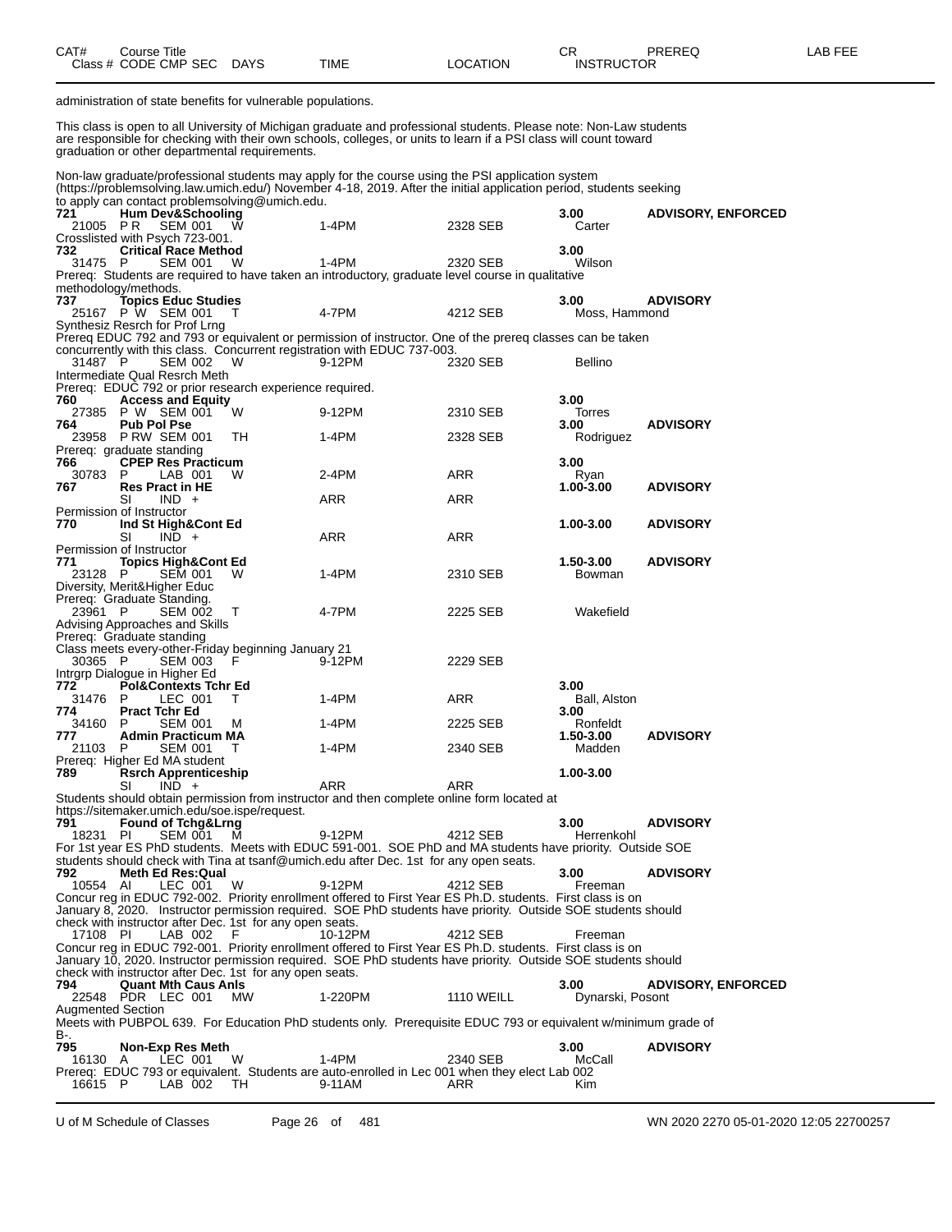| CAT# | Course Title | | | | | CR | PREREQ | LAB FEE |
|---|---|---|---|---|---|---|---|---|
| Class # | CODE CMP SEC | DAYS | TIME | LOCATION | | INSTRUCTOR | | |

administration of state benefits for vulnerable populations.

This class is open to all University of Michigan graduate and professional students. Please note: Non-Law students are responsible for checking with their own schools, colleges, or units to learn if a PSI class will count toward graduation or other departmental requirements.

Non-law graduate/professional students may apply for the course using the PSI application system (https://problemsolving.law.umich.edu/) November 4-18, 2019. After the initial application period, students seeking to apply can contact problemsolving@umich.edu.

**721 Hum Dev&Schooling** — **3.00** — **ADVISORY, ENFORCED**
21005 P R SEM 001 W 1-4PM 2328 SEB Carter
Crosslisted with Psych 723-001.

**732 Critical Race Method** — **3.00**
31475 P SEM 001 W 1-4PM 2320 SEB Wilson
Prereq: Students are required to have taken an introductory, graduate level course in qualitative methodology/methods.

**737 Topics Educ Studies** — **3.00** — **ADVISORY**
25167 P W SEM 001 T 4-7PM 4212 SEB Moss, Hammond
Synthesiz Resrch for Prof Lrng
Prereq EDUC 792 and 793 or equivalent or permission of instructor. One of the prereq classes can be taken concurrently with this class. Concurrent registration with EDUC 737-003.
31487 P SEM 002 W 9-12PM 2320 SEB Bellino
Intermediate Qual Resrch Meth
Prereq: EDUC 792 or prior research experience required.

**760 Access and Equity** — **3.00**
27385 P W SEM 001 W 9-12PM 2310 SEB Torres

**764 Pub Pol Pse** — **3.00** — **ADVISORY**
23958 P RW SEM 001 TH 1-4PM 2328 SEB Rodriguez
Prereq: graduate standing

**766 CPEP Res Practicum** — **3.00**
30783 P LAB 001 W 2-4PM ARR Ryan

**767 Res Pract in HE** — **1.00-3.00** — **ADVISORY**
SI IND + ARR ARR
Permission of Instructor

**770 Ind St High&Cont Ed** — **1.00-3.00** — **ADVISORY**
SI IND + ARR ARR
Permission of Instructor

**771 Topics High&Cont Ed** — **1.50-3.00** — **ADVISORY**
23128 P SEM 001 W 1-4PM 2310 SEB Bowman
Diversity, Merit&Higher Educ
Prereq: Graduate Standing.
23961 P SEM 002 T 4-7PM 2225 SEB Wakefield
Advising Approaches and Skills
Prereq: Graduate standing
Class meets every-other-Friday beginning January 21
30365 P SEM 003 F 9-12PM 2229 SEB
Intrgrp Dialogue in Higher Ed

**772 Pol&Contexts Tchr Ed** — **3.00**
31476 P LEC 001 T 1-4PM ARR Ball, Alston

**774 Pract Tchr Ed** — **3.00**
34160 P SEM 001 M 1-4PM 2225 SEB Ronfeldt

**777 Admin Practicum MA** — **1.50-3.00** — **ADVISORY**
21103 P SEM 001 T 1-4PM 2340 SEB Madden
Prereq: Higher Ed MA student

**789 Rsrch Apprenticeship** — **1.00-3.00**
SI IND + ARR ARR
Students should obtain permission from instructor and then complete online form located at https://sitemaker.umich.edu/soe.ispe/request.

**791 Found of Tchg&Lrng** — **3.00** — **ADVISORY**
18231 PI SEM 001 M 9-12PM 4212 SEB Herrenkohl
For 1st year ES PhD students. Meets with EDUC 591-001. SOE PhD and MA students have priority. Outside SOE students should check with Tina at tsanf@umich.edu after Dec. 1st for any open seats.

**792 Meth Ed Res:Qual** — **3.00** — **ADVISORY**
10554 AI LEC 001 W 9-12PM 4212 SEB Freeman
Concur reg in EDUC 792-002. Priority enrollment offered to First Year ES Ph.D. students. First class is on January 8, 2020. Instructor permission required. SOE PhD students have priority. Outside SOE students should check with instructor after Dec. 1st for any open seats.
17108 PI LAB 002 F 10-12PM 4212 SEB Freeman
Concur reg in EDUC 792-001. Priority enrollment offered to First Year ES Ph.D. students. First class is on January 10, 2020. Instructor permission required. SOE PhD students have priority. Outside SOE students should check with instructor after Dec. 1st for any open seats.

**794 Quant Mth Caus Anls** — **3.00** — **ADVISORY, ENFORCED**
22548 PDR LEC 001 MW 1-220PM 1110 WEILL Dynarski, Posont
Augmented Section
Meets with PUBPOL 639. For Education PhD students only. Prerequisite EDUC 793 or equivalent w/minimum grade of B-.

**795 Non-Exp Res Meth** — **3.00** — **ADVISORY**
16130 A LEC 001 W 1-4PM 2340 SEB McCall
Prereq: EDUC 793 or equivalent. Students are auto-enrolled in Lec 001 when they elect Lab 002
16615 P LAB 002 TH 9-11AM ARR Kim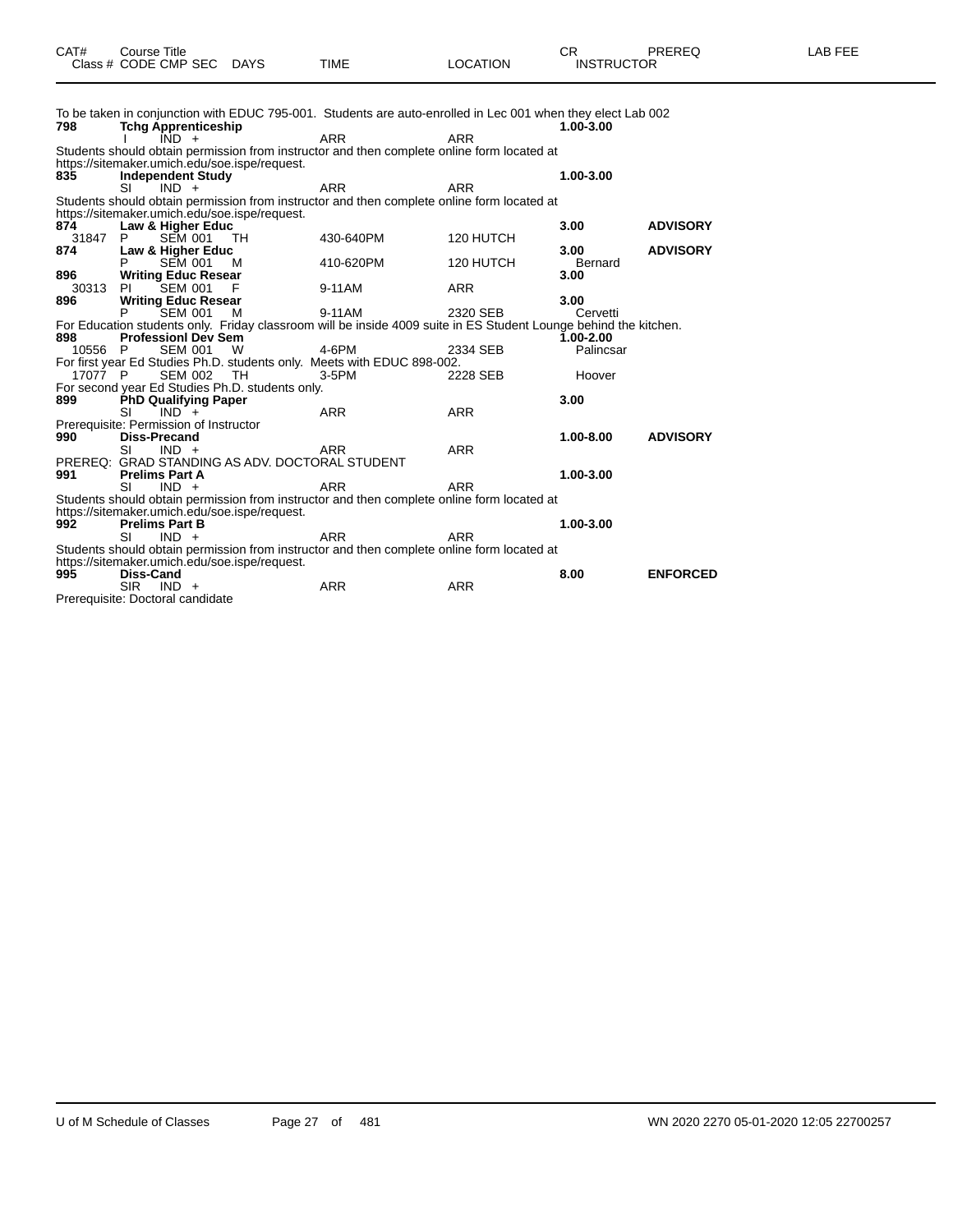| CAT# | Course Title | | | | | | CR | PREREQ | LAB FEE |
|---|---|---|---|---|---|---|---|---|---|
| Class # | CODE | CMP | SEC | DAYS | TIME | LOCATION | INSTRUCTOR | | |

To be taken in conjunction with EDUC 795-001. Students are auto-enrolled in Lec 001 when they elect Lab 002

| CAT# | Course Title | | | | | | CR | PREREQ | LAB FEE |
|---|---|---|---|---|---|---|---|---|---|
| **798** | **Tchg Apprenticeship** | | | | | | **1.00-3.00** | | |
| | I | IND | + | | ARR | ARR | | | |

Students should obtain permission from instructor and then complete online form located at https://sitemaker.umich.edu/soe.ispe/request.

| CAT# | Course Title | | | | | | CR | PREREQ | LAB FEE |
|---|---|---|---|---|---|---|---|---|---|
| **835** | **Independent Study** | | | | | | **1.00-3.00** | | |
| | SI | IND | + | | ARR | ARR | | | |

Students should obtain permission from instructor and then complete online form located at https://sitemaker.umich.edu/soe.ispe/request.

| CAT# | Course Title | | | | | | CR | PREREQ | LAB FEE |
|---|---|---|---|---|---|---|---|---|---|
| **874** | **Law & Higher Educ** | | | | | | **3.00** | **ADVISORY** | |
| 31847 | P | SEM | 001 | TH | 430-640PM | 120 HUTCH | | | |
| **874** | **Law & Higher Educ** | | | | | | **3.00** | **ADVISORY** | |
| | P | SEM | 001 | M | 410-620PM | 120 HUTCH | Bernard | | |
| **896** | **Writing Educ Resear** | | | | | | **3.00** | | |
| 30313 | PI | SEM | 001 | F | 9-11AM | ARR | | | |
| **896** | **Writing Educ Resear** | | | | | | **3.00** | | |
| | P | SEM | 001 | M | 9-11AM | 2320 SEB | Cervetti | | |

For Education students only. Friday classroom will be inside 4009 suite in ES Student Lounge behind the kitchen.

| CAT# | Course Title | | | | | | CR | PREREQ | LAB FEE |
|---|---|---|---|---|---|---|---|---|---|
| **898** | **Professionl Dev Sem** | | | | | | **1.00-2.00** | | |
| 10556 | P | SEM | 001 | W | 4-6PM | 2334 SEB | Palincsar | | |

For first year Ed Studies Ph.D. students only. Meets with EDUC 898-002.

| CAT# | Course Title | | | | | | CR | PREREQ | LAB FEE |
|---|---|---|---|---|---|---|---|---|---|
| 17077 | P | SEM | 002 | TH | 3-5PM | 2228 SEB | Hoover | | |

For second year Ed Studies Ph.D. students only.

| CAT# | Course Title | | | | | | CR | PREREQ | LAB FEE |
|---|---|---|---|---|---|---|---|---|---|
| **899** | **PhD Qualifying Paper** | | | | | | **3.00** | | |
| | SI | IND | + | | ARR | ARR | | | |

Prerequisite: Permission of Instructor

| CAT# | Course Title | | | | | | CR | PREREQ | LAB FEE |
|---|---|---|---|---|---|---|---|---|---|
| **990** | **Diss-Precand** | | | | | | **1.00-8.00** | **ADVISORY** | |
| | SI | IND | + | | ARR | ARR | | | |

PREREQ: GRAD STANDING AS ADV. DOCTORAL STUDENT

| CAT# | Course Title | | | | | | CR | PREREQ | LAB FEE |
|---|---|---|---|---|---|---|---|---|---|
| **991** | **Prelims Part A** | | | | | | **1.00-3.00** | | |
| | SI | IND | + | | ARR | ARR | | | |

Students should obtain permission from instructor and then complete online form located at https://sitemaker.umich.edu/soe.ispe/request.

| CAT# | Course Title | | | | | | CR | PREREQ | LAB FEE |
|---|---|---|---|---|---|---|---|---|---|
| **992** | **Prelims Part B** | | | | | | **1.00-3.00** | | |
| | SI | IND | + | | ARR | ARR | | | |

Students should obtain permission from instructor and then complete online form located at https://sitemaker.umich.edu/soe.ispe/request.

| CAT# | Course Title | | | | | | CR | PREREQ | LAB FEE |
|---|---|---|---|---|---|---|---|---|---|
| **995** | **Diss-Cand** | | | | | | **8.00** | **ENFORCED** | |
| | SIR | IND | + | | ARR | ARR | | | |

Prerequisite: Doctoral candidate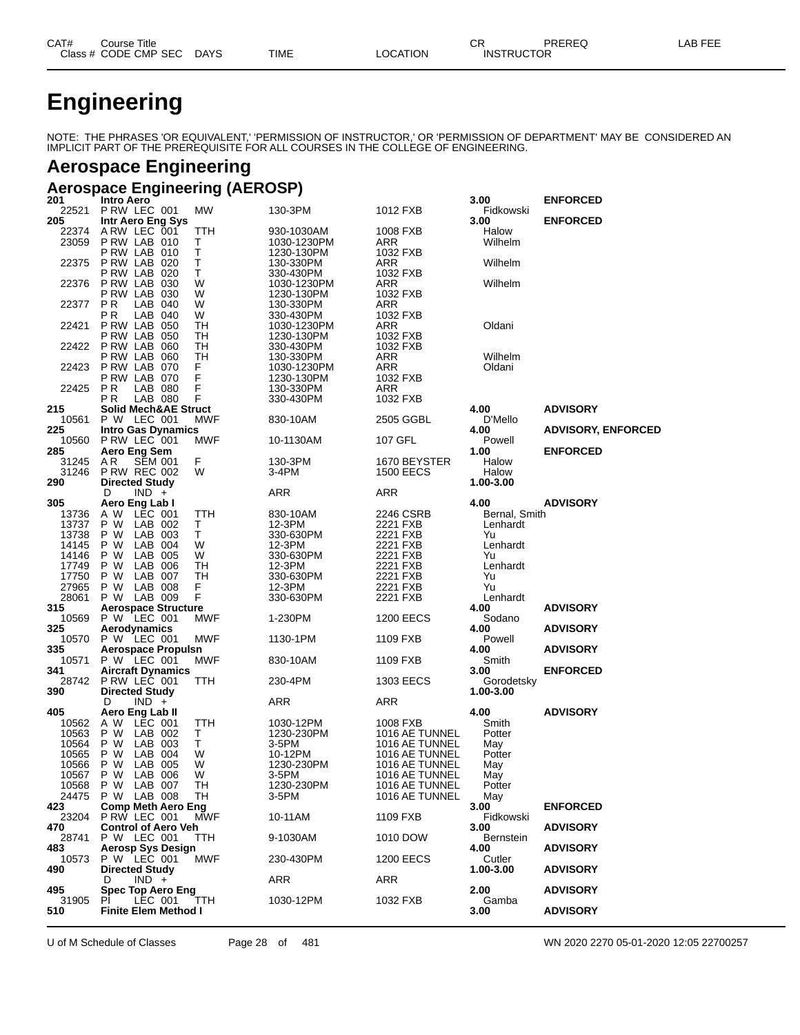# Engineering

NOTE: THE PHRASES 'OR EQUIVALENT,' 'PERMISSION OF INSTRUCTOR,' OR 'PERMISSION OF DEPARTMENT' MAY BE CONSIDERED AN IMPLICIT PART OF THE PREREQUISITE FOR ALL COURSES IN THE COLLEGE OF ENGINEERING.

## Aerospace Engineering

### Aerospace Engineering (AEROSP)

| CAT# / Class # | Course Title / CODE CMP SEC | DAYS | TIME | LOCATION | CR / INSTRUCTOR | PREREQ | LAB FEE |
|---|---|---|---|---|---|---|---|
| **201** | **Intro Aero** | | | | **3.00** | **ENFORCED** | |
| 22521 | P RW LEC 001 | MW | 130-3PM | 1012 FXB | Fidkowski | | |
| **205** | **Intr Aero Eng Sys** | | | | **3.00** | **ENFORCED** | |
| 22374 | A RW LEC 001 | TTH | 930-1030AM | 1008 FXB | Halow | | |
| 23059 | P RW LAB 010 | T | 1030-1230PM | ARR | Wilhelm | | |
| | P RW LAB 010 | T | 1230-130PM | 1032 FXB | | | |
| 22375 | P RW LAB 020 | T | 130-330PM | ARR | Wilhelm | | |
| | P RW LAB 020 | T | 330-430PM | 1032 FXB | | | |
| 22376 | P RW LAB 030 | W | 1030-1230PM | ARR | Wilhelm | | |
| | P RW LAB 030 | W | 1230-130PM | 1032 FXB | | | |
| 22377 | P R LAB 040 | W | 130-330PM | ARR | | | |
| | P R LAB 040 | W | 330-430PM | 1032 FXB | | | |
| 22421 | P RW LAB 050 | TH | 1030-1230PM | ARR | Oldani | | |
| | P RW LAB 050 | TH | 1230-130PM | 1032 FXB | | | |
| 22422 | P RW LAB 060 | TH | 330-430PM | 1032 FXB | | | |
| | P RW LAB 060 | TH | 130-330PM | ARR | Wilhelm | | |
| 22423 | P RW LAB 070 | F | 1030-1230PM | ARR | Oldani | | |
| | P RW LAB 070 | F | 1230-130PM | 1032 FXB | | | |
| 22425 | P R LAB 080 | F | 130-330PM | ARR | | | |
| | P R LAB 080 | F | 330-430PM | 1032 FXB | | | |
| **215** | **Solid Mech&AE Struct** | | | | **4.00** | **ADVISORY** | |
| 10561 | P W LEC 001 | MWF | 830-10AM | 2505 GGBL | D'Mello | | |
| **225** | **Intro Gas Dynamics** | | | | **4.00** | **ADVISORY, ENFORCED** | |
| 10560 | P RW LEC 001 | MWF | 10-1130AM | 107 GFL | Powell | | |
| **285** | **Aero Eng Sem** | | | | **1.00** | **ENFORCED** | |
| 31245 | A R SEM 001 | F | 130-3PM | 1670 BEYSTER | Halow | | |
| 31246 | P RW REC 002 | W | 3-4PM | 1500 EECS | Halow | | |
| **290** | **Directed Study** | | | | **1.00-3.00** | | |
| | D IND + | | ARR | ARR | | | |
| **305** | **Aero Eng Lab I** | | | | **4.00** | **ADVISORY** | |
| 13736 | A W LEC 001 | TTH | 830-10AM | 2246 CSRB | Bernal, Smith | | |
| 13737 | P W LAB 002 | T | 12-3PM | 2221 FXB | Lenhardt | | |
| 13738 | P W LAB 003 | T | 330-630PM | 2221 FXB | Yu | | |
| 14145 | P W LAB 004 | W | 12-3PM | 2221 FXB | Lenhardt | | |
| 14146 | P W LAB 005 | W | 330-630PM | 2221 FXB | Yu | | |
| 17749 | P W LAB 006 | TH | 12-3PM | 2221 FXB | Lenhardt | | |
| 17750 | P W LAB 007 | TH | 330-630PM | 2221 FXB | Yu | | |
| 27965 | P W LAB 008 | F | 12-3PM | 2221 FXB | Yu | | |
| 28061 | P W LAB 009 | F | 330-630PM | 2221 FXB | Lenhardt | | |
| **315** | **Aerospace Structure** | | | | **4.00** | **ADVISORY** | |
| 10569 | P W LEC 001 | MWF | 1-230PM | 1200 EECS | Sodano | | |
| **325** | **Aerodynamics** | | | | **4.00** | **ADVISORY** | |
| 10570 | P W LEC 001 | MWF | 1130-1PM | 1109 FXB | Powell | | |
| **335** | **Aerospace Propulsn** | | | | **4.00** | **ADVISORY** | |
| 10571 | P W LEC 001 | MWF | 830-10AM | 1109 FXB | Smith | | |
| **341** | **Aircraft Dynamics** | | | | **3.00** | **ENFORCED** | |
| 28742 | P RW LEC 001 | TTH | 230-4PM | 1303 EECS | Gorodetsky | | |
| **390** | **Directed Study** | | | | **1.00-3.00** | | |
| | D IND + | | ARR | ARR | | | |
| **405** | **Aero Eng Lab II** | | | | **4.00** | **ADVISORY** | |
| 10562 | A W LEC 001 | TTH | 1030-12PM | 1008 FXB | Smith | | |
| 10563 | P W LAB 002 | T | 1230-230PM | 1016 AE TUNNEL | Potter | | |
| 10564 | P W LAB 003 | T | 3-5PM | 1016 AE TUNNEL | May | | |
| 10565 | P W LAB 004 | W | 10-12PM | 1016 AE TUNNEL | Potter | | |
| 10566 | P W LAB 005 | W | 1230-230PM | 1016 AE TUNNEL | May | | |
| 10567 | P W LAB 006 | W | 3-5PM | 1016 AE TUNNEL | May | | |
| 10568 | P W LAB 007 | TH | 1230-230PM | 1016 AE TUNNEL | Potter | | |
| 24475 | P W LAB 008 | TH | 3-5PM | 1016 AE TUNNEL | May | | |
| **423** | **Comp Meth Aero Eng** | | | | **3.00** | **ENFORCED** | |
| 23204 | P RW LEC 001 | MWF | 10-11AM | 1109 FXB | Fidkowski | | |
| **470** | **Control of Aero Veh** | | | | **3.00** | **ADVISORY** | |
| 28741 | P W LEC 001 | TTH | 9-1030AM | 1010 DOW | Bernstein | | |
| **483** | **Aerosp Sys Design** | | | | **4.00** | **ADVISORY** | |
| 10573 | P W LEC 001 | MWF | 230-430PM | 1200 EECS | Cutler | | |
| **490** | **Directed Study** | | | | **1.00-3.00** | **ADVISORY** | |
| | D IND + | | ARR | ARR | | | |
| **495** | **Spec Top Aero Eng** | | | | **2.00** | **ADVISORY** | |
| 31905 | PI LEC 001 | TTH | 1030-12PM | 1032 FXB | Gamba | | |
| **510** | **Finite Elem Method I** | | | | **3.00** | **ADVISORY** | |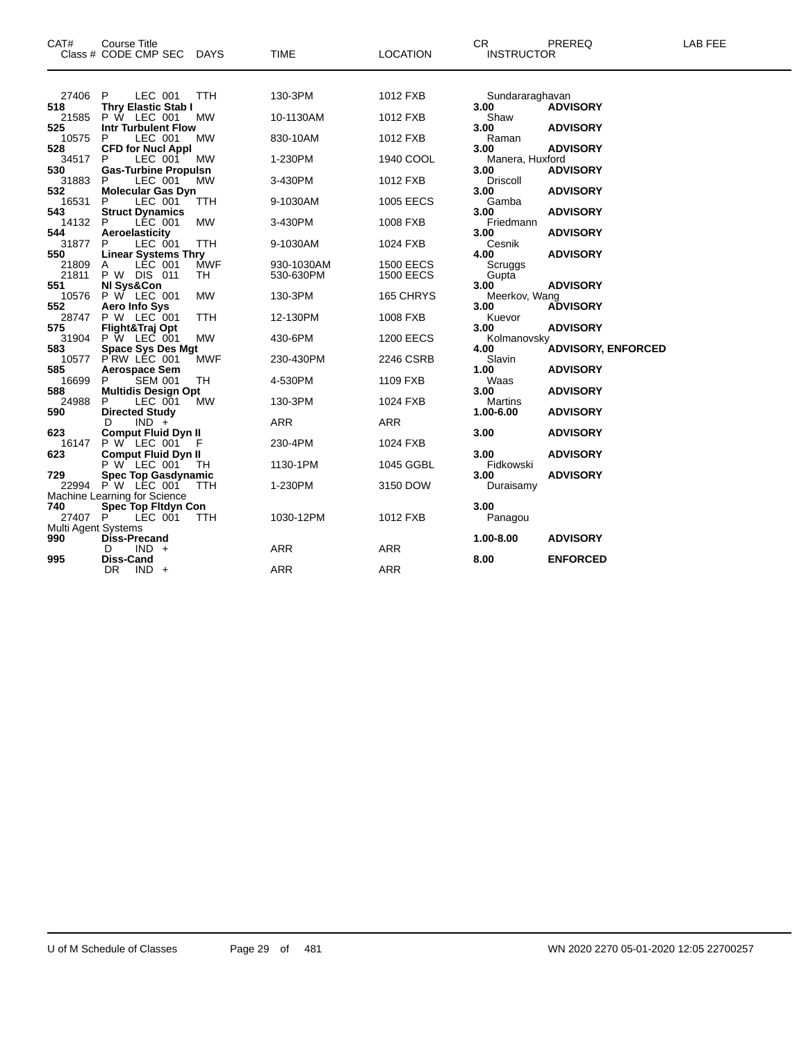| CAT# | Course Title Class # CODE CMP SEC | DAYS | TIME | LOCATION | CR INSTRUCTOR | PREREQ | LAB FEE |
|---|---|---|---|---|---|---|---|
| 27406 | P LEC 001 | TTH | 130-3PM | 1012 FXB | Sundararaghavan | | |
| **518** | **Thry Elastic Stab I** | | | | **3.00** | **ADVISORY** | |
| 21585 | P W LEC 001 | MW | 10-1130AM | 1012 FXB | Shaw | | |
| **525** | **Intr Turbulent Flow** | | | | **3.00** | **ADVISORY** | |
| 10575 | P LEC 001 | MW | 830-10AM | 1012 FXB | Raman | | |
| **528** | **CFD for Nucl Appl** | | | | **3.00** | **ADVISORY** | |
| 34517 | P LEC 001 | MW | 1-230PM | 1940 COOL | Manera, Huxford | | |
| **530** | **Gas-Turbine Propulsn** | | | | **3.00** | **ADVISORY** | |
| 31883 | P LEC 001 | MW | 3-430PM | 1012 FXB | Driscoll | | |
| **532** | **Molecular Gas Dyn** | | | | **3.00** | **ADVISORY** | |
| 16531 | P LEC 001 | TTH | 9-1030AM | 1005 EECS | Gamba | | |
| **543** | **Struct Dynamics** | | | | **3.00** | **ADVISORY** | |
| 14132 | P LEC 001 | MW | 3-430PM | 1008 FXB | Friedmann | | |
| **544** | **Aeroelasticity** | | | | **3.00** | **ADVISORY** | |
| 31877 | P LEC 001 | TTH | 9-1030AM | 1024 FXB | Cesnik | | |
| **550** | **Linear Systems Thry** | | | | **4.00** | **ADVISORY** | |
| 21809 | A LEC 001 | MWF | 930-1030AM | 1500 EECS | Scruggs | | |
| 21811 | P W DIS 011 | TH | 530-630PM | 1500 EECS | Gupta | | |
| **551** | **Nl Sys&Con** | | | | **3.00** | **ADVISORY** | |
| 10576 | P W LEC 001 | MW | 130-3PM | 165 CHRYS | Meerkov, Wang | | |
| **552** | **Aero Info Sys** | | | | **3.00** | **ADVISORY** | |
| 28747 | P W LEC 001 | TTH | 12-130PM | 1008 FXB | Kuevor | | |
| **575** | **Flight&Traj Opt** | | | | **3.00** | **ADVISORY** | |
| 31904 | P W LEC 001 | MW | 430-6PM | 1200 EECS | Kolmanovsky | | |
| **583** | **Space Sys Des Mgt** | | | | **4.00** | **ADVISORY, ENFORCED** | |
| 10577 | P RW LEC 001 | MWF | 230-430PM | 2246 CSRB | Slavin | | |
| **585** | **Aerospace Sem** | | | | **1.00** | **ADVISORY** | |
| 16699 | P SEM 001 | TH | 4-530PM | 1109 FXB | Waas | | |
| **588** | **Multidis Design Opt** | | | | **3.00** | **ADVISORY** | |
| 24988 | P LEC 001 | MW | 130-3PM | 1024 FXB | Martins | | |
| **590** | **Directed Study** | | | | **1.00-6.00** | **ADVISORY** | |
| | D IND + | | ARR | ARR | | | |
| **623** | **Comput Fluid Dyn II** | | | | **3.00** | **ADVISORY** | |
| 16147 | P W LEC 001 | F | 230-4PM | 1024 FXB | | | |
| **623** | **Comput Fluid Dyn II** | | | | **3.00** | **ADVISORY** | |
| | P W LEC 001 | TH | 1130-1PM | 1045 GGBL | Fidkowski | | |
| **729** | **Spec Top Gasdynamic** | | | | **3.00** | **ADVISORY** | |
| 22994 | P W LEC 001 | TTH | 1-230PM | 3150 DOW | Duraisamy | | |
| | Machine Learning for Science | | | | | | |
| **740** | **Spec Top Fltdyn Con** | | | | **3.00** | | |
| 27407 | P LEC 001 | TTH | 1030-12PM | 1012 FXB | Panagou | | |
| | Multi Agent Systems | | | | | | |
| **990** | **Diss-Precand** | | | | **1.00-8.00** | **ADVISORY** | |
| | D IND + | | ARR | ARR | | | |
| **995** | **Diss-Cand** | | | | **8.00** | **ENFORCED** | |
| | DR IND + | | ARR | ARR | | | |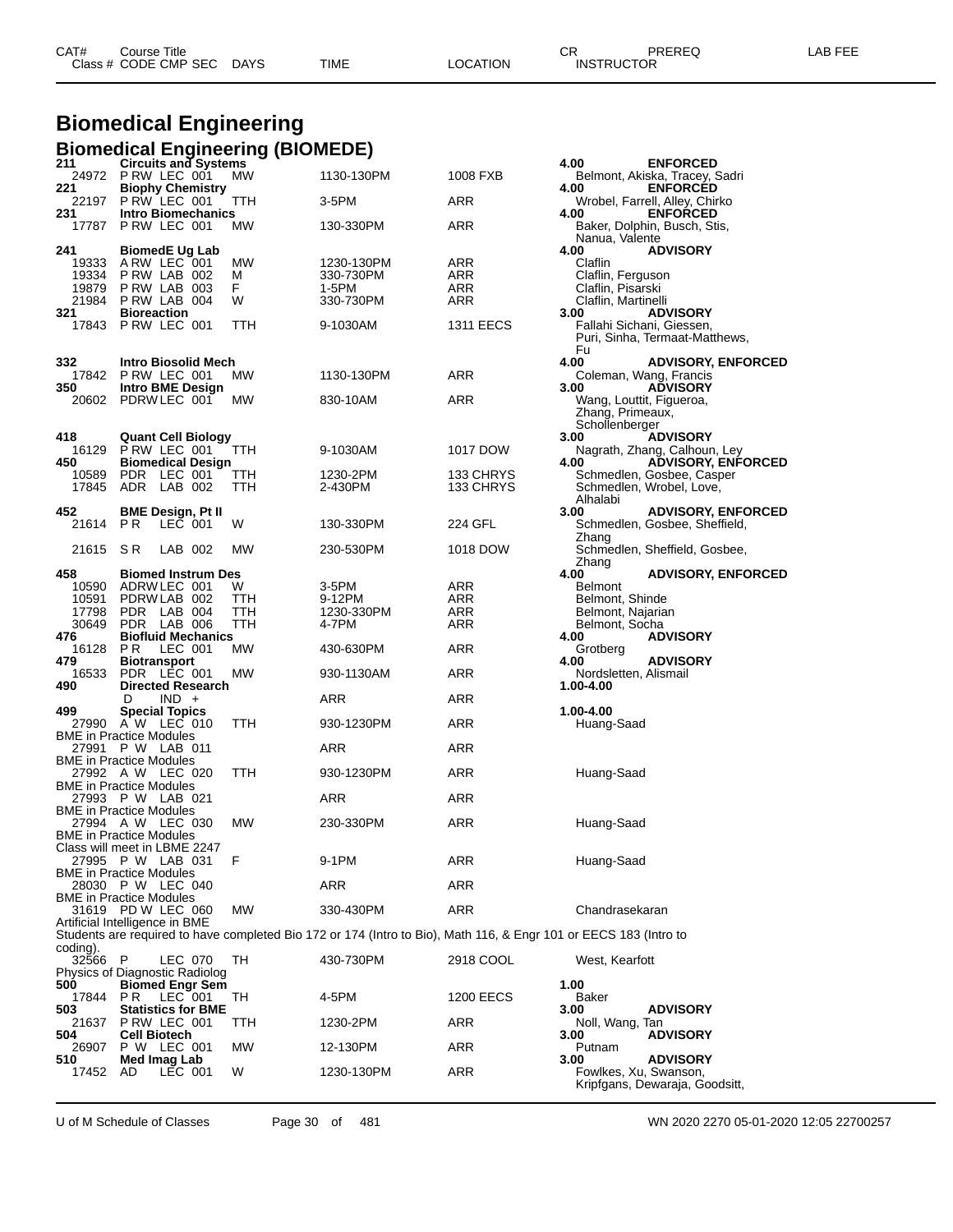# Biomedical Engineering

## Biomedical Engineering (BIOMEDE)

| CAT# / Class # | Course Title / CODE CMP SEC | DAYS | TIME | LOCATION | CR / INSTRUCTOR | PREREQ | LAB FEE |
|---|---|---|---|---|---|---|---|
| **211** | **Circuits and Systems** | | | | **4.00** | **ENFORCED** | |
| 24972 | P RW LEC 001 | MW | 1130-130PM | 1008 FXB | Belmont, Akiska, Tracey, Sadri | | |
| **221** | **Biophy Chemistry** | | | | **4.00** | **ENFORCED** | |
| 22197 | P RW LEC 001 | TTH | 3-5PM | ARR | Wrobel, Farrell, Alley, Chirko | | |
| **231** | **Intro Biomechanics** | | | | **4.00** | **ENFORCED** | |
| 17787 | P RW LEC 001 | MW | 130-330PM | ARR | Baker, Dolphin, Busch, Stis, Nanua, Valente | | |
| **241** | **BiomedE Ug Lab** | | | | **4.00** | **ADVISORY** | |
| 19333 | A RW LEC 001 | MW | 1230-130PM | ARR | Claflin | | |
| 19334 | P RW LAB 002 | M | 330-730PM | ARR | Claflin, Ferguson | | |
| 19879 | P RW LAB 003 | F | 1-5PM | ARR | Claflin, Pisarski | | |
| 21984 | P RW LAB 004 | W | 330-730PM | ARR | Claflin, Martinelli | | |
| **321** | **Bioreaction** | | | | **3.00** | **ADVISORY** | |
| 17843 | P RW LEC 001 | TTH | 9-1030AM | 1311 EECS | Fallahi Sichani, Giessen, Puri, Sinha, Termaat-Matthews, Fu | | |
| **332** | **Intro Biosolid Mech** | | | | **4.00** | **ADVISORY, ENFORCED** | |
| 17842 | P RW LEC 001 | MW | 1130-130PM | ARR | Coleman, Wang, Francis | | |
| **350** | **Intro BME Design** | | | | **3.00** | **ADVISORY** | |
| 20602 | PDRW LEC 001 | MW | 830-10AM | ARR | Wang, Louttit, Figueroa, Zhang, Primeaux, Schollenberger | | |
| **418** | **Quant Cell Biology** | | | | **3.00** | **ADVISORY** | |
| 16129 | P RW LEC 001 | TTH | 9-1030AM | 1017 DOW | Nagrath, Zhang, Calhoun, Ley | | |
| **450** | **Biomedical Design** | | | | **4.00** | **ADVISORY, ENFORCED** | |
| 10589 | PDR LEC 001 | TTH | 1230-2PM | 133 CHRYS | Schmedlen, Gosbee, Casper | | |
| 17845 | ADR LAB 002 | TTH | 2-430PM | 133 CHRYS | Schmedlen, Wrobel, Love, Alhalabi | | |
| **452** | **BME Design, Pt II** | | | | **3.00** | **ADVISORY, ENFORCED** | |
| 21614 | P R LEC 001 | W | 130-330PM | 224 GFL | Schmedlen, Gosbee, Sheffield, Zhang | | |
| 21615 | S R LAB 002 | MW | 230-530PM | 1018 DOW | Schmedlen, Sheffield, Gosbee, Zhang | | |
| **458** | **Biomed Instrum Des** | | | | **4.00** | **ADVISORY, ENFORCED** | |
| 10590 | ADRW LEC 001 | W | 3-5PM | ARR | Belmont | | |
| 10591 | PDRW LAB 002 | TTH | 9-12PM | ARR | Belmont, Shinde | | |
| 17798 | PDR LAB 004 | TTH | 1230-330PM | ARR | Belmont, Najarian | | |
| 30649 | PDR LAB 006 | TTH | 4-7PM | ARR | Belmont, Socha | | |
| **476** | **Biofluid Mechanics** | | | | **4.00** | **ADVISORY** | |
| 16128 | P R LEC 001 | MW | 430-630PM | ARR | Grotberg | | |
| **479** | **Biotransport** | | | | **4.00** | **ADVISORY** | |
| 16533 | PDR LEC 001 | MW | 930-1130AM | ARR | Nordsletten, Alismail | | |
| **490** | **Directed Research** | | | | **1.00-4.00** | | |
| | D IND + | | ARR | ARR | | | |
| **499** | **Special Topics** | | | | **1.00-4.00** | | |
| 27990 | A W LEC 010 | TTH | 930-1230PM | ARR | Huang-Saad | | |
| | BME in Practice Modules | | | | | | |
| 27991 | P W LAB 011 | | ARR | ARR | | | |
| | BME in Practice Modules | | | | | | |
| 27992 | A W LEC 020 | TTH | 930-1230PM | ARR | Huang-Saad | | |
| | BME in Practice Modules | | | | | | |
| 27993 | P W LAB 021 | | ARR | ARR | | | |
| | BME in Practice Modules | | | | | | |
| 27994 | A W LEC 030 | MW | 230-330PM | ARR | Huang-Saad | | |
| | BME in Practice Modules; Class will meet in LBME 2247 | | | | | | |
| 27995 | P W LAB 031 | F | 9-1PM | ARR | Huang-Saad | | |
| | BME in Practice Modules | | | | | | |
| 28030 | P W LEC 040 | | ARR | ARR | | | |
| | BME in Practice Modules | | | | | | |
| 31619 | PD W LEC 060 | MW | 330-430PM | ARR | Chandrasekaran | | |
| | Artificial Intelligence in BME; Students are required to have completed Bio 172 or 174 (Intro to Bio), Math 116, & Engr 101 or EECS 183 (Intro to coding). | | | | | | |
| 32566 | P LEC 070 | TH | 430-730PM | 2918 COOL | West, Kearfott | | |
| | Physics of Diagnostic Radiolog | | | | | | |
| **500** | **Biomed Engr Sem** | | | | **1.00** | | |
| 17844 | P R LEC 001 | TH | 4-5PM | 1200 EECS | Baker | | |
| **503** | **Statistics for BME** | | | | **3.00** | **ADVISORY** | |
| 21637 | P RW LEC 001 | TTH | 1230-2PM | ARR | Noll, Wang, Tan | | |
| **504** | **Cell Biotech** | | | | **3.00** | **ADVISORY** | |
| 26907 | P W LEC 001 | MW | 12-130PM | ARR | Putnam | | |
| **510** | **Med Imag Lab** | | | | **3.00** | **ADVISORY** | |
| 17452 | AD LEC 001 | W | 1230-130PM | ARR | Fowlkes, Xu, Swanson, Kripfgans, Dewaraja, Goodsitt, | | |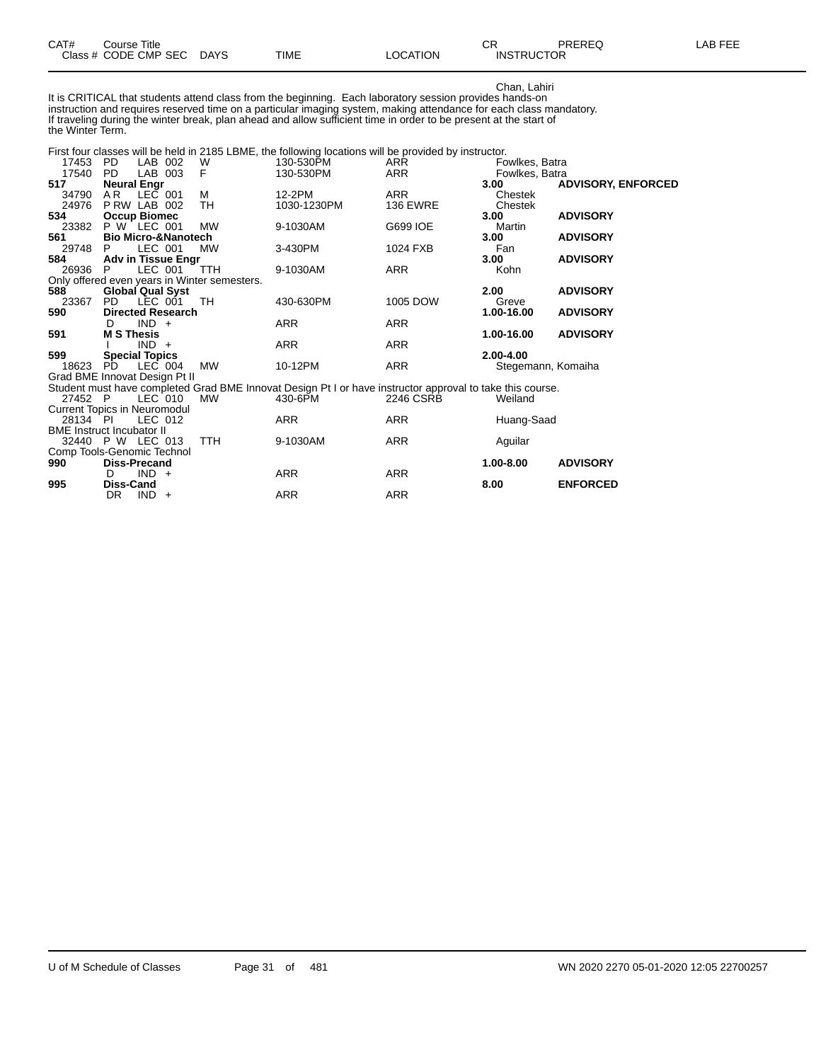| CAT# Class # | Course Title CODE CMP SEC | DAYS | TIME | LOCATION | CR INSTRUCTOR | PREREQ | LAB FEE |
|---|---|---|---|---|---|---|---|
| | | | | | Chan, Lahiri | | |

It is CRITICAL that students attend class from the beginning. Each laboratory session provides hands-on instruction and requires reserved time on a particular imaging system, making attendance for each class mandatory. If traveling during the winter break, plan ahead and allow sufficient time in order to be present at the start of the Winter Term.

First four classes will be held in 2185 LBME, the following locations will be provided by instructor.

| CAT# Class # | Course Title CODE CMP SEC | DAYS | TIME | LOCATION | CR INSTRUCTOR | PREREQ |
|---|---|---|---|---|---|---|
| 17453 | PD LAB 002 | W | 130-530PM | ARR | Fowlkes, Batra | |
| 17540 | PD LAB 003 | F | 130-530PM | ARR | Fowlkes, Batra | |
| **517** | **Neural Engr** | | | | **3.00** | **ADVISORY, ENFORCED** |
| 34790 | A R LEC 001 | M | 12-2PM | ARR | Chestek | |
| 24976 | P RW LAB 002 | TH | 1030-1230PM | 136 EWRE | Chestek | |
| **534** | **Occup Biomec** | | | | **3.00** | **ADVISORY** |
| 23382 | P W LEC 001 | MW | 9-1030AM | G699 IOE | Martin | |
| **561** | **Bio Micro-&Nanotech** | | | | **3.00** | **ADVISORY** |
| 29748 | P LEC 001 | MW | 3-430PM | 1024 FXB | Fan | |
| **584** | **Adv in Tissue Engr** | | | | **3.00** | **ADVISORY** |
| 26936 | P LEC 001 | TTH | 9-1030AM | ARR | Kohn | |

Only offered even years in Winter semesters.

| CAT# Class # | Course Title CODE CMP SEC | DAYS | TIME | LOCATION | CR INSTRUCTOR | PREREQ |
|---|---|---|---|---|---|---|
| **588** | **Global Qual Syst** | | | | **2.00** | **ADVISORY** |
| 23367 | PD LEC 001 | TH | 430-630PM | 1005 DOW | Greve | |
| **590** | **Directed Research** | | | | **1.00-16.00** | **ADVISORY** |
| | D IND + | | ARR | ARR | | |
| **591** | **M S Thesis** | | | | **1.00-16.00** | **ADVISORY** |
| | I IND + | | ARR | ARR | | |
| **599** | **Special Topics** | | | | **2.00-4.00** | |
| 18623 | PD LEC 004 | MW | 10-12PM | ARR | Stegemann, Komaiha | |

Grad BME Innovat Design Pt II

Student must have completed Grad BME Innovat Design Pt I or have instructor approval to take this course.

| CAT# Class # | Course Title CODE CMP SEC | DAYS | TIME | LOCATION | CR INSTRUCTOR | PREREQ |
|---|---|---|---|---|---|---|
| 27452 | P LEC 010 | MW | 430-6PM | 2246 CSRB | Weiland | |

Current Topics in Neuromodul

| CAT# Class # | Course Title CODE CMP SEC | DAYS | TIME | LOCATION | CR INSTRUCTOR | PREREQ |
|---|---|---|---|---|---|---|
| 28134 | PI LEC 012 | | ARR | ARR | Huang-Saad | |

BME Instruct Incubator II

| CAT# Class # | Course Title CODE CMP SEC | DAYS | TIME | LOCATION | CR INSTRUCTOR | PREREQ |
|---|---|---|---|---|---|---|
| 32440 | P W LEC 013 | TTH | 9-1030AM | ARR | Aguilar | |

Comp Tools-Genomic Technol

| CAT# Class # | Course Title CODE CMP SEC | DAYS | TIME | LOCATION | CR INSTRUCTOR | PREREQ |
|---|---|---|---|---|---|---|
| **990** | **Diss-Precand** | | | | **1.00-8.00** | **ADVISORY** |
| | D IND + | | ARR | ARR | | |
| **995** | **Diss-Cand** | | | | **8.00** | **ENFORCED** |
| | DR IND + | | ARR | ARR | | |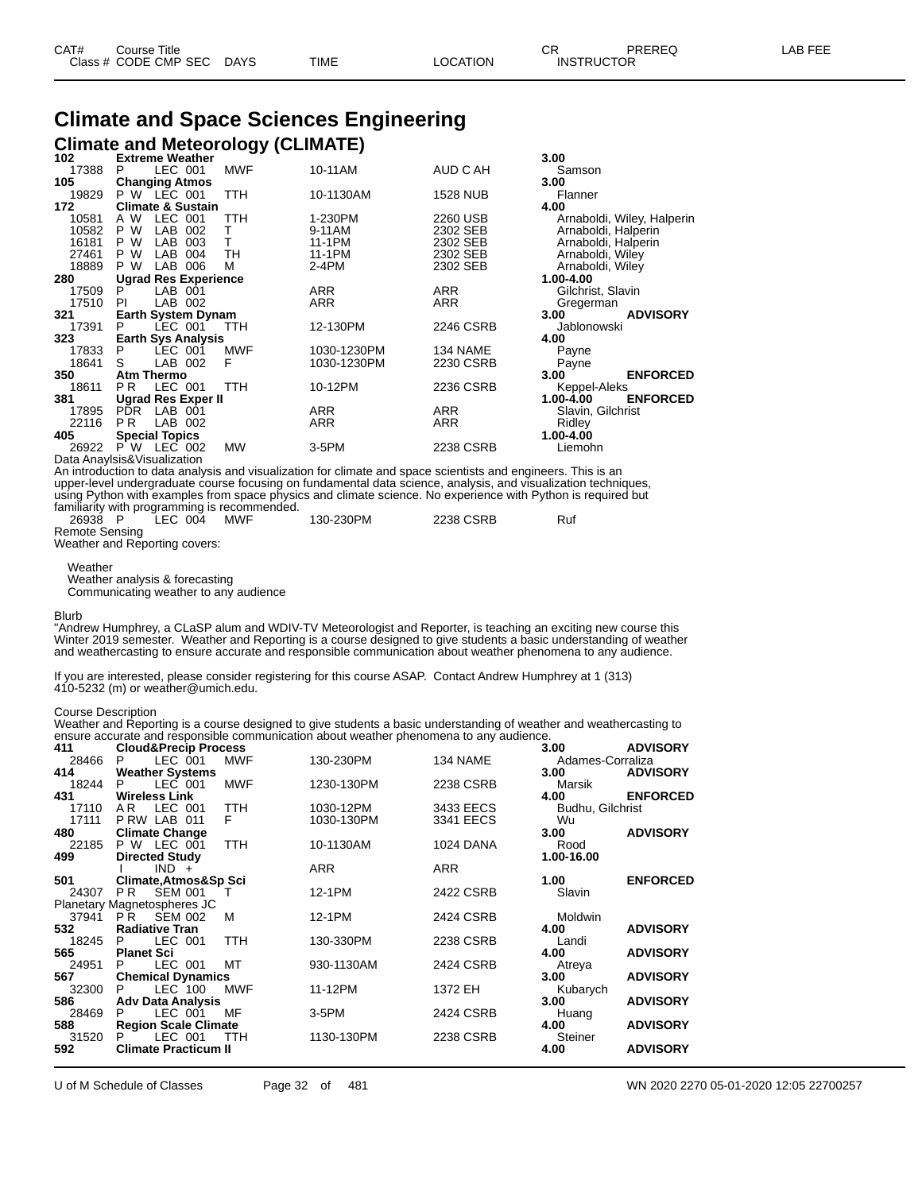# Climate and Space Sciences Engineering

## Climate and Meteorology (CLIMATE)

| CAT# / Class # | Course Title / CODE CMP SEC | DAYS | TIME | LOCATION | CR / INSTRUCTOR | PREREQ | LAB FEE |
|---|---|---|---|---|---|---|---|
| **102** | **Extreme Weather** | | | | **3.00** | | |
| 17388 | P LEC 001 | MWF | 10-11AM | AUD C AH | Samson | | |
| **105** | **Changing Atmos** | | | | **3.00** | | |
| 19829 | P W LEC 001 | TTH | 10-1130AM | 1528 NUB | Flanner | | |
| **172** | **Climate & Sustain** | | | | **4.00** | | |
| 10581 | A W LEC 001 | TTH | 1-230PM | 2260 USB | Arnaboldi, Wiley, Halperin | | |
| 10582 | P W LAB 002 | T | 9-11AM | 2302 SEB | Arnaboldi, Halperin | | |
| 16181 | P W LAB 003 | T | 11-1PM | 2302 SEB | Arnaboldi, Halperin | | |
| 27461 | P W LAB 004 | TH | 11-1PM | 2302 SEB | Arnaboldi, Wiley | | |
| 18889 | P W LAB 006 | M | 2-4PM | 2302 SEB | Arnaboldi, Wiley | | |
| **280** | **Ugrad Res Experience** | | | | **1.00-4.00** | | |
| 17509 | P LAB 001 | | ARR | ARR | Gilchrist, Slavin | | |
| 17510 | PI LAB 002 | | ARR | ARR | Gregerman | | |
| **321** | **Earth System Dynam** | | | | **3.00** | **ADVISORY** | |
| 17391 | P LEC 001 | TTH | 12-130PM | 2246 CSRB | Jablonowski | | |
| **323** | **Earth Sys Analysis** | | | | **4.00** | | |
| 17833 | P LEC 001 | MWF | 1030-1230PM | 134 NAME | Payne | | |
| 18641 | S LAB 002 | F | 1030-1230PM | 2230 CSRB | Payne | | |
| **350** | **Atm Thermo** | | | | **3.00** | **ENFORCED** | |
| 18611 | P R LEC 001 | TTH | 10-12PM | 2236 CSRB | Keppel-Aleks | | |
| **381** | **Ugrad Res Exper II** | | | | **1.00-4.00** | **ENFORCED** | |
| 17895 | PDR LAB 001 | | ARR | ARR | Slavin, Gilchrist | | |
| 22116 | P R LAB 002 | | ARR | ARR | Ridley | | |
| **405** | **Special Topics** | | | | **1.00-4.00** | | |
| 26922 | P W LEC 002 | MW | 3-5PM | 2238 CSRB | Liemohn | | |

Data Anaylsis&Visualization

An introduction to data analysis and visualization for climate and space scientists and engineers. This is an upper-level undergraduate course focusing on fundamental data science, analysis, and visualization techniques, using Python with examples from space physics and climate science. No experience with Python is required but familiarity with programming is recommended.

| Class # | CODE CMP SEC | DAYS | TIME | LOCATION | INSTRUCTOR |
|---|---|---|---|---|---|
| 26938 | P LEC 004 | MWF | 130-230PM | 2238 CSRB | Ruf |

Remote Sensing

Weather and Reporting covers:

Weather
Weather analysis & forecasting
Communicating weather to any audience

Blurb

"Andrew Humphrey, a CLaSP alum and WDIV-TV Meteorologist and Reporter, is teaching an exciting new course this Winter 2019 semester. Weather and Reporting is a course designed to give students a basic understanding of weather and weathercasting to ensure accurate and responsible communication about weather phenomena to any audience.

If you are interested, please consider registering for this course ASAP. Contact Andrew Humphrey at 1 (313) 410-5232 (m) or weather@umich.edu.

Course Description

Weather and Reporting is a course designed to give students a basic understanding of weather and weathercasting to ensure accurate and responsible communication about weather phenomena to any audience.

| CAT# / Class # | Course Title / CODE CMP SEC | DAYS | TIME | LOCATION | CR / INSTRUCTOR | PREREQ | LAB FEE |
|---|---|---|---|---|---|---|---|
| **411** | **Cloud&Precip Process** | | | | **3.00** | **ADVISORY** | |
| 28466 | P LEC 001 | MWF | 130-230PM | 134 NAME | Adames-Corraliza | | |
| **414** | **Weather Systems** | | | | **3.00** | **ADVISORY** | |
| 18244 | P LEC 001 | MWF | 1230-130PM | 2238 CSRB | Marsik | | |
| **431** | **Wireless Link** | | | | **4.00** | **ENFORCED** | |
| 17110 | A R LEC 001 | TTH | 1030-12PM | 3433 EECS | Budhu, Gilchrist | | |
| 17111 | P RW LAB 011 | F | 1030-130PM | 3341 EECS | Wu | | |
| **480** | **Climate Change** | | | | **3.00** | **ADVISORY** | |
| 22185 | P W LEC 001 | TTH | 10-1130AM | 1024 DANA | Rood | | |
| **499** | **Directed Study** | | | | **1.00-16.00** | | |
| | I IND + | | ARR | ARR | | | |
| **501** | **Climate,Atmos&Sp Sci** | | | | **1.00** | **ENFORCED** | |
| 24307 | P R SEM 001 | T | 12-1PM | 2422 CSRB | Slavin | | |
| | Planetary Magnetospheres JC | | | | | | |
| 37941 | P R SEM 002 | M | 12-1PM | 2424 CSRB | Moldwin | | |
| **532** | **Radiative Tran** | | | | **4.00** | **ADVISORY** | |
| 18245 | P LEC 001 | TTH | 130-330PM | 2238 CSRB | Landi | | |
| **565** | **Planet Sci** | | | | **4.00** | **ADVISORY** | |
| 24951 | P LEC 001 | MT | 930-1130AM | 2424 CSRB | Atreya | | |
| **567** | **Chemical Dynamics** | | | | **3.00** | **ADVISORY** | |
| 32300 | P LEC 100 | MWF | 11-12PM | 1372 EH | Kubarych | | |
| **586** | **Adv Data Analysis** | | | | **3.00** | **ADVISORY** | |
| 28469 | P LEC 001 | MF | 3-5PM | 2424 CSRB | Huang | | |
| **588** | **Region Scale Climate** | | | | **4.00** | **ADVISORY** | |
| 31520 | P LEC 001 | TTH | 1130-130PM | 2238 CSRB | Steiner | | |
| **592** | **Climate Practicum II** | | | | **4.00** | **ADVISORY** | |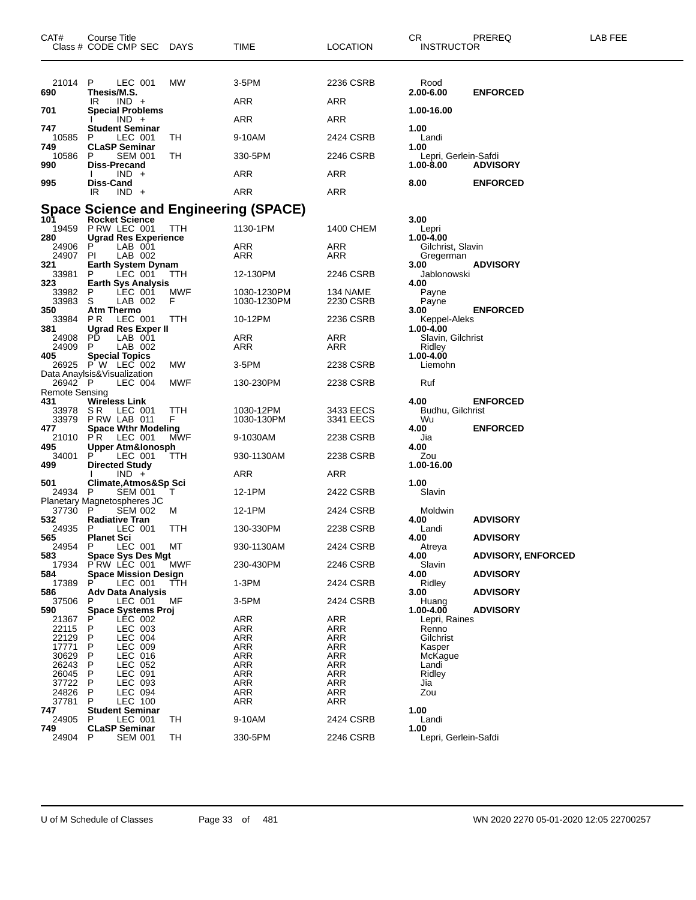| CAT# | Course Title<br>Class # CODE CMP SEC | DAYS | TIME | LOCATION | CR<br>INSTRUCTOR | PREREQ | LAB FEE |
|---|---|---|---|---|---|---|---|
| 21014 | P LEC 001 | MW | 3-5PM | 2236 CSRB | Rood | | |
| **690** | **Thesis/M.S.** | | | | **2.00-6.00** | **ENFORCED** | |
| | IR IND + | | ARR | ARR | | | |
| **701** | **Special Problems** | | | | **1.00-16.00** | | |
| | I IND + | | ARR | ARR | | | |
| **747** | **Student Seminar** | | | | **1.00** | | |
| 10585 | P LEC 001 | TH | 9-10AM | 2424 CSRB | Landi | | |
| **749** | **CLaSP Seminar** | | | | **1.00** | | |
| 10586 | P SEM 001 | TH | 330-5PM | 2246 CSRB | Lepri, Gerlein-Safdi | | |
| **990** | **Diss-Precand** | | | | **1.00-8.00** | **ADVISORY** | |
| | I IND + | | ARR | ARR | | | |
| **995** | **Diss-Cand** | | | | **8.00** | **ENFORCED** | |
| | IR IND + | | ARR | ARR | | | |

## Space Science and Engineering (SPACE)

| CAT# | Course Title<br>Class # CODE CMP SEC | DAYS | TIME | LOCATION | CR<br>INSTRUCTOR | PREREQ | LAB FEE |
|---|---|---|---|---|---|---|---|
| **101** | **Rocket Science** | | | | **3.00** | | |
| 19459 | P RW LEC 001 | TTH | 1130-1PM | 1400 CHEM | Lepri | | |
| **280** | **Ugrad Res Experience** | | | | **1.00-4.00** | | |
| 24906 | P LAB 001 | | ARR | ARR | Gilchrist, Slavin | | |
| 24907 | PI LAB 002 | | ARR | ARR | Gregerman | | |
| **321** | **Earth System Dynam** | | | | **3.00** | **ADVISORY** | |
| 33981 | P LEC 001 | TTH | 12-130PM | 2246 CSRB | Jablonowski | | |
| **323** | **Earth Sys Analysis** | | | | **4.00** | | |
| 33982 | P LEC 001 | MWF | 1030-1230PM | 134 NAME | Payne | | |
| 33983 | S LAB 002 | F | 1030-1230PM | 2230 CSRB | Payne | | |
| **350** | **Atm Thermo** | | | | **3.00** | **ENFORCED** | |
| 33984 | P R LEC 001 | TTH | 10-12PM | 2236 CSRB | Keppel-Aleks | | |
| **381** | **Ugrad Res Exper II** | | | | **1.00-4.00** | | |
| 24908 | PD LAB 001 | | ARR | ARR | Slavin, Gilchrist | | |
| 24909 | P LAB 002 | | ARR | ARR | Ridley | | |
| **405** | **Special Topics** | | | | **1.00-4.00** | | |
| 26925 | P W LEC 002 | MW | 3-5PM | 2238 CSRB | Liemohn | | |
| | Data Anaylsis&Visualization | | | | | | |
| 26942 | P LEC 004 | MWF | 130-230PM | 2238 CSRB | Ruf | | |
| | Remote Sensing | | | | | | |
| **431** | **Wireless Link** | | | | **4.00** | **ENFORCED** | |
| 33978 | S R LEC 001 | TTH | 1030-12PM | 3433 EECS | Budhu, Gilchrist | | |
| 33979 | P RW LAB 011 | F | 1030-130PM | 3341 EECS | Wu | | |
| **477** | **Space Wthr Modeling** | | | | **4.00** | **ENFORCED** | |
| 21010 | P R LEC 001 | MWF | 9-1030AM | 2238 CSRB | Jia | | |
| **495** | **Upper Atm&Ionosph** | | | | **4.00** | | |
| 34001 | P LEC 001 | TTH | 930-1130AM | 2238 CSRB | Zou | | |
| **499** | **Directed Study** | | | | **1.00-16.00** | | |
| | I IND + | | ARR | ARR | | | |
| **501** | **Climate,Atmos&Sp Sci** | | | | **1.00** | | |
| 24934 | P SEM 001 | T | 12-1PM | 2422 CSRB | Slavin | | |
| | Planetary Magnetospheres JC | | | | | | |
| 37730 | P SEM 002 | M | 12-1PM | 2424 CSRB | Moldwin | | |
| **532** | **Radiative Tran** | | | | **4.00** | **ADVISORY** | |
| 24935 | P LEC 001 | TTH | 130-330PM | 2238 CSRB | Landi | | |
| **565** | **Planet Sci** | | | | **4.00** | **ADVISORY** | |
| 24954 | P LEC 001 | MT | 930-1130AM | 2424 CSRB | Atreya | | |
| **583** | **Space Sys Des Mgt** | | | | **4.00** | **ADVISORY, ENFORCED** | |
| 17934 | P RW LEC 001 | MWF | 230-430PM | 2246 CSRB | Slavin | | |
| **584** | **Space Mission Design** | | | | **4.00** | **ADVISORY** | |
| 17389 | P LEC 001 | TTH | 1-3PM | 2424 CSRB | Ridley | | |
| **586** | **Adv Data Analysis** | | | | **3.00** | **ADVISORY** | |
| 37506 | P LEC 001 | MF | 3-5PM | 2424 CSRB | Huang | | |
| **590** | **Space Systems Proj** | | | | **1.00-4.00** | **ADVISORY** | |
| 21367 | P LEC 002 | | ARR | ARR | Lepri, Raines | | |
| 22115 | P LEC 003 | | ARR | ARR | Renno | | |
| 22129 | P LEC 004 | | ARR | ARR | Gilchrist | | |
| 17771 | P LEC 009 | | ARR | ARR | Kasper | | |
| 30629 | P LEC 016 | | ARR | ARR | McKague | | |
| 26243 | P LEC 052 | | ARR | ARR | Landi | | |
| 26045 | P LEC 091 | | ARR | ARR | Ridley | | |
| 37722 | P LEC 093 | | ARR | ARR | Jia | | |
| 24826 | P LEC 094 | | ARR | ARR | Zou | | |
| 37781 | P LEC 100 | | ARR | ARR | | | |
| **747** | **Student Seminar** | | | | **1.00** | | |
| 24905 | P LEC 001 | TH | 9-10AM | 2424 CSRB | Landi | | |
| **749** | **CLaSP Seminar** | | | | **1.00** | | |
| 24904 | P SEM 001 | TH | 330-5PM | 2246 CSRB | Lepri, Gerlein-Safdi | | |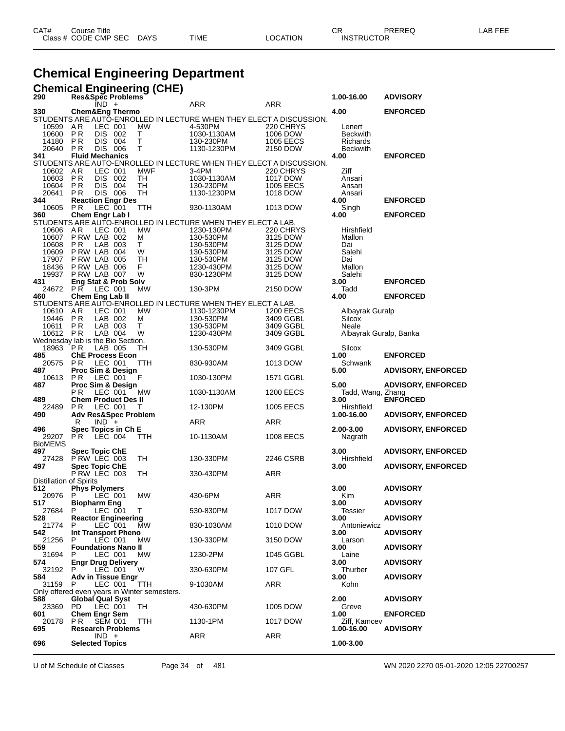# Chemical Engineering Department

## Chemical Engineering (CHE)

| CAT# / Class # | Course Title / CODE CMP SEC | DAYS | TIME | LOCATION | CR / INSTRUCTOR | PREREQ | LAB FEE |
|---|---|---|---|---|---|---|---|
| **290** | **Res&Spec Problems** | | | | **1.00-16.00** | **ADVISORY** | |
| | IND + | | ARR | ARR | | | |
| **330** | **Chem&Eng Thermo** | | | | **4.00** | **ENFORCED** | |
| STUDENTS ARE AUTO-ENROLLED IN LECTURE WHEN THEY ELECT A DISCUSSION. | | | | | | | |
| 10599 | A R LEC 001 | MW | 4-530PM | 220 CHRYS | Lenert | | |
| 10600 | P R DIS 002 | T | 1030-1130AM | 1006 DOW | Beckwith | | |
| 14180 | P R DIS 004 | T | 130-230PM | 1005 EECS | Richards | | |
| 20640 | P R DIS 006 | T | 1130-1230PM | 2150 DOW | Beckwith | | |
| **341** | **Fluid Mechanics** | | | | **4.00** | **ENFORCED** | |
| STUDENTS ARE AUTO-ENROLLED IN LECTURE WHEN THEY ELECT A DISCUSSION. | | | | | | | |
| 10602 | A R LEC 001 | MWF | 3-4PM | 220 CHRYS | Ziff | | |
| 10603 | P R DIS 002 | TH | 1030-1130AM | 1017 DOW | Ansari | | |
| 10604 | P R DIS 004 | TH | 130-230PM | 1005 EECS | Ansari | | |
| 20641 | P R DIS 006 | TH | 1130-1230PM | 1018 DOW | Ansari | | |
| **344** | **Reaction Engr Des** | | | | **4.00** | **ENFORCED** | |
| 10605 | P R LEC 001 | TTH | 930-1130AM | 1013 DOW | Singh | | |
| **360** | **Chem Engr Lab I** | | | | **4.00** | **ENFORCED** | |
| STUDENTS ARE AUTO-ENROLLED IN LECTURE WHEN THEY ELECT A LAB. | | | | | | | |
| 10606 | A R LEC 001 | MW | 1230-130PM | 220 CHRYS | Hirshfield | | |
| 10607 | P RW LAB 002 | M | 130-530PM | 3125 DOW | Mallon | | |
| 10608 | P R LAB 003 | T | 130-530PM | 3125 DOW | Dai | | |
| 10609 | P RW LAB 004 | W | 130-530PM | 3125 DOW | Salehi | | |
| 17907 | P RW LAB 005 | TH | 130-530PM | 3125 DOW | Dai | | |
| 18436 | P RW LAB 006 | F | 1230-430PM | 3125 DOW | Mallon | | |
| 19937 | P RW LAB 007 | W | 830-1230PM | 3125 DOW | Salehi | | |
| **431** | **Eng Stat & Prob Solv** | | | | **3.00** | **ENFORCED** | |
| 24672 | P R LEC 001 | MW | 130-3PM | 2150 DOW | Tadd | | |
| **460** | **Chem Eng Lab II** | | | | **4.00** | **ENFORCED** | |
| STUDENTS ARE AUTO-ENROLLED IN LECTURE WHEN THEY ELECT A LAB. | | | | | | | |
| 10610 | A R LEC 001 | MW | 1130-1230PM | 1200 EECS | Albayrak Guralp | | |
| 19446 | P R LAB 002 | M | 130-530PM | 3409 GGBL | Silcox | | |
| 10611 | P R LAB 003 | T | 130-530PM | 3409 GGBL | Neale | | |
| 10612 | P R LAB 004 | W | 1230-430PM | 3409 GGBL | Albayrak Guralp, Banka | | |
| Wednesday lab is the Bio Section. | | | | | | | |
| 18963 | P R LAB 005 | TH | 130-530PM | 3409 GGBL | Silcox | | |
| **485** | **ChE Process Econ** | | | | **1.00** | **ENFORCED** | |
| 20575 | P R LEC 001 | TTH | 830-930AM | 1013 DOW | Schwank | | |
| **487** | **Proc Sim & Design** | | | | **5.00** | **ADVISORY, ENFORCED** | |
| 10613 | P R LEC 001 | F | 1030-130PM | 1571 GGBL | | | |
| **487** | **Proc Sim & Design** | | | | **5.00** | **ADVISORY, ENFORCED** | |
| | P R LEC 001 | MW | 1030-1130AM | 1200 EECS | Tadd, Wang, Zhang | | |
| **489** | **Chem Product Des II** | | | | **3.00** | **ENFORCED** | |
| 22489 | P R LEC 001 | T | 12-130PM | 1005 EECS | Hirshfield | | |
| **490** | **Adv Res&Spec Problem** | | | | **1.00-16.00** | **ADVISORY, ENFORCED** | |
| | R IND + | | ARR | ARR | | | |
| **496** | **Spec Topics in Ch E** | | | | **2.00-3.00** | **ADVISORY, ENFORCED** | |
| 29207 | P R LEC 004 | TTH | 10-1130AM | 1008 EECS | Nagrath | | |
| BioMEMS | | | | | | | |
| **497** | **Spec Topic ChE** | | | | **3.00** | **ADVISORY, ENFORCED** | |
| 27428 | P RW LEC 003 | TH | 130-330PM | 2246 CSRB | Hirshfield | | |
| **497** | **Spec Topic ChE** | | | | **3.00** | **ADVISORY, ENFORCED** | |
| | P RW LEC 003 | TH | 330-430PM | ARR | | | |
| Distillation of Spirits | | | | | | | |
| **512** | **Phys Polymers** | | | | **3.00** | **ADVISORY** | |
| 20976 | P LEC 001 | MW | 430-6PM | ARR | Kim | | |
| **517** | **Biopharm Eng** | | | | **3.00** | **ADVISORY** | |
| 27684 | P LEC 001 | T | 530-830PM | 1017 DOW | Tessier | | |
| **528** | **Reactor Engineering** | | | | **3.00** | **ADVISORY** | |
| 21774 | P LEC 001 | MW | 830-1030AM | 1010 DOW | Antoniewicz | | |
| **542** | **Int Transport Pheno** | | | | **3.00** | **ADVISORY** | |
| 21256 | P LEC 001 | MW | 130-330PM | 3150 DOW | Larson | | |
| **559** | **Foundations Nano II** | | | | **3.00** | **ADVISORY** | |
| 31694 | P LEC 001 | MW | 1230-2PM | 1045 GGBL | Laine | | |
| **574** | **Engr Drug Delivery** | | | | **3.00** | **ADVISORY** | |
| 32192 | P LEC 001 | W | 330-630PM | 107 GFL | Thurber | | |
| **584** | **Adv in Tissue Engr** | | | | **3.00** | **ADVISORY** | |
| 31159 | P LEC 001 | TTH | 9-1030AM | ARR | Kohn | | |
| Only offered even years in Winter semesters. | | | | | | | |
| **588** | **Global Qual Syst** | | | | **2.00** | **ADVISORY** | |
| 23369 | PD LEC 001 | TH | 430-630PM | 1005 DOW | Greve | | |
| **601** | **Chem Engr Sem** | | | | **1.00** | **ENFORCED** | |
| 20178 | P R SEM 001 | TTH | 1130-1PM | 1017 DOW | Ziff, Kamcev | | |
| **695** | **Research Problems** | | | | **1.00-16.00** | **ADVISORY** | |
| | IND + | | ARR | ARR | | | |
| **696** | **Selected Topics** | | | | **1.00-3.00** | | |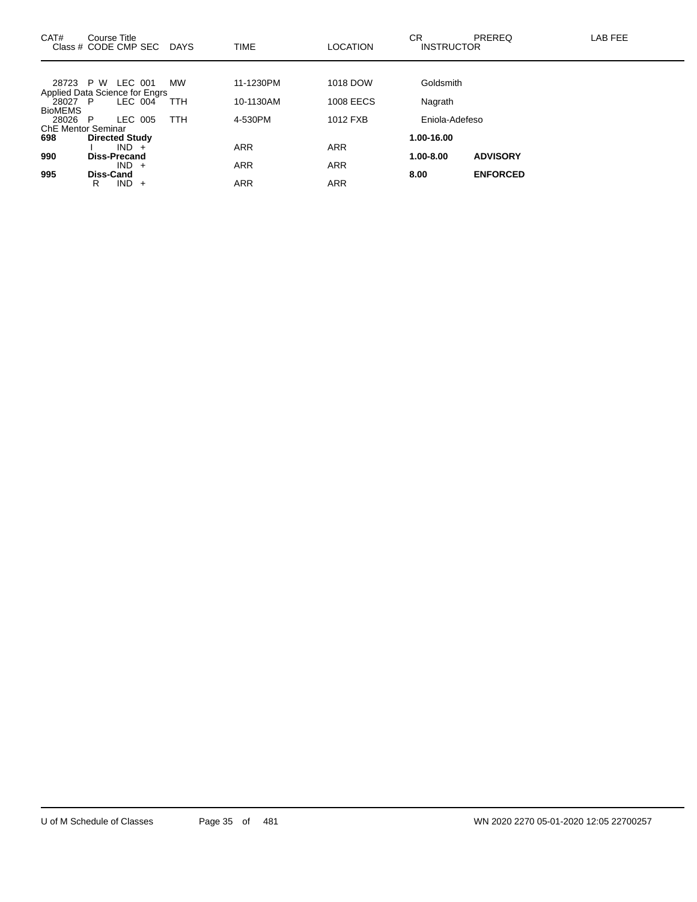| CAT# | Course Title<br>Class # CODE CMP SEC | DAYS | TIME | LOCATION | CR<br>INSTRUCTOR | PREREQ | LAB FEE |
|---|---|---|---|---|---|---|---|
| 28723 | P W LEC 001 | MW | 11-1230PM | 1018 DOW | Goldsmith | | |
| | Applied Data Science for Engrs | | | | | | |
| 28027 | P LEC 004 | TTH | 10-1130AM | 1008 EECS | Nagrath | | |
| | BioMEMS | | | | | | |
| 28026 | P LEC 005 | TTH | 4-530PM | 1012 FXB | Eniola-Adefeso | | |
| | ChE Mentor Seminar | | | | | | |
| **698** | **Directed Study** | | | | **1.00-16.00** | | |
| | I IND + | | ARR | ARR | | | |
| **990** | **Diss-Precand** | | | | **1.00-8.00** | **ADVISORY** | |
| | IND + | | ARR | ARR | | | |
| **995** | **Diss-Cand** | | | | **8.00** | **ENFORCED** | |
| | R IND + | | ARR | ARR | | | |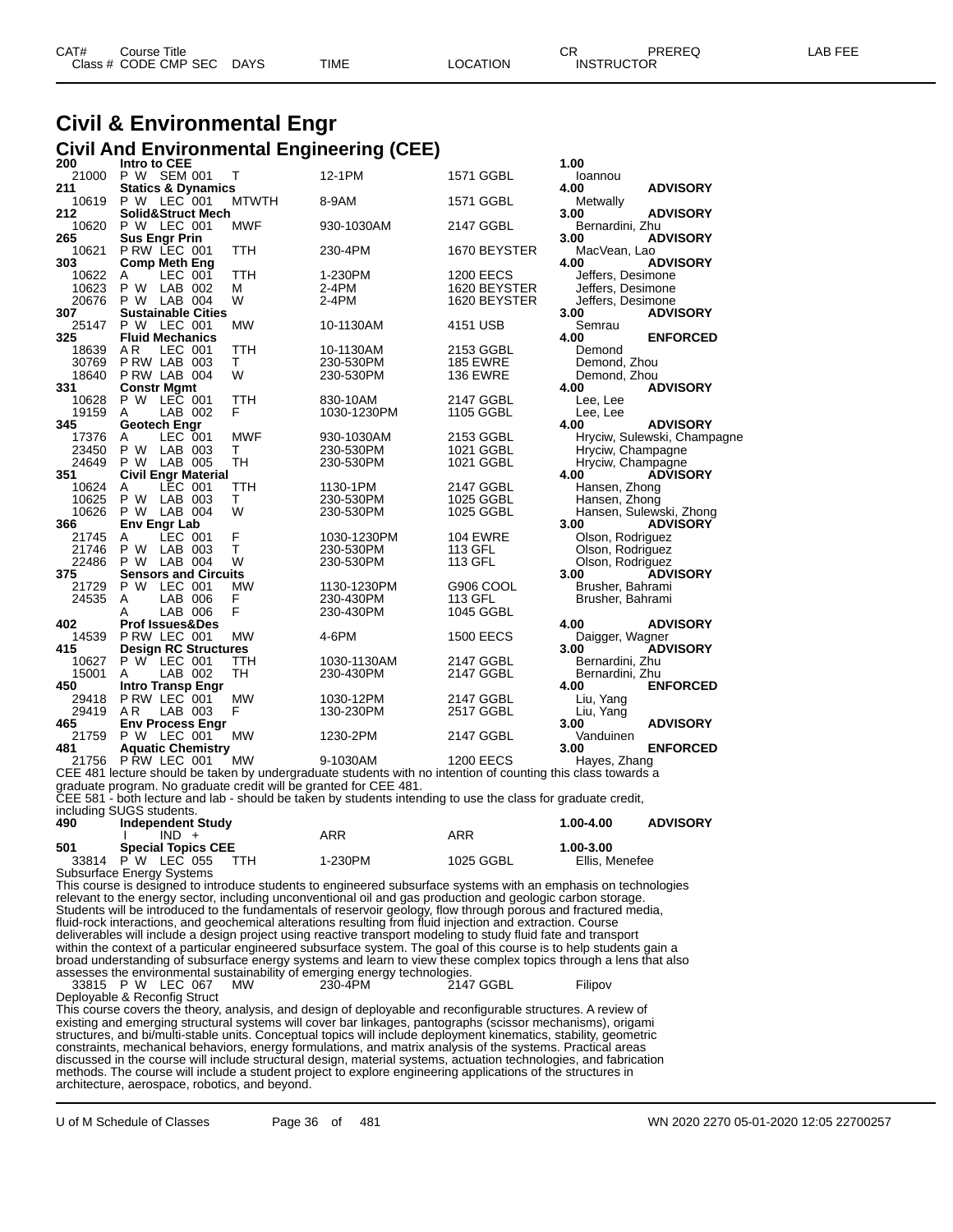# Civil & Environmental Engr

## Civil And Environmental Engineering (CEE)

| CAT# / Class # | Course Title / CODE CMP SEC | DAYS | TIME | LOCATION | CR / INSTRUCTOR | PREREQ | LAB FEE |
|---|---|---|---|---|---|---|---|
| **200** | **Intro to CEE** | | | | **1.00** | | |
| 21000 | P W SEM 001 | T | 12-1PM | 1571 GGBL | Ioannou | | |
| **211** | **Statics & Dynamics** | | | | **4.00** | **ADVISORY** | |
| 10619 | P W LEC 001 | MTWTH | 8-9AM | 1571 GGBL | Metwally | | |
| **212** | **Solid&Struct Mech** | | | | **3.00** | **ADVISORY** | |
| 10620 | P W LEC 001 | MWF | 930-1030AM | 2147 GGBL | Bernardini, Zhu | | |
| **265** | **Sus Engr Prin** | | | | **3.00** | **ADVISORY** | |
| 10621 | P RW LEC 001 | TTH | 230-4PM | 1670 BEYSTER | MacVean, Lao | | |
| **303** | **Comp Meth Eng** | | | | **4.00** | **ADVISORY** | |
| 10622 | A LEC 001 | TTH | 1-230PM | 1200 EECS | Jeffers, Desimone | | |
| 10623 | P W LAB 002 | M | 2-4PM | 1620 BEYSTER | Jeffers, Desimone | | |
| 20676 | P W LAB 004 | W | 2-4PM | 1620 BEYSTER | Jeffers, Desimone | | |
| **307** | **Sustainable Cities** | | | | **3.00** | **ADVISORY** | |
| 25147 | P W LEC 001 | MW | 10-1130AM | 4151 USB | Semrau | | |
| **325** | **Fluid Mechanics** | | | | **4.00** | **ENFORCED** | |
| 18639 | A R LEC 001 | TTH | 10-1130AM | 2153 GGBL | Demond | | |
| 30769 | P RW LAB 003 | T | 230-530PM | 185 EWRE | Demond, Zhou | | |
| 18640 | P RW LAB 004 | W | 230-530PM | 136 EWRE | Demond, Zhou | | |
| **331** | **Constr Mgmt** | | | | **4.00** | **ADVISORY** | |
| 10628 | P W LEC 001 | TTH | 830-10AM | 2147 GGBL | Lee, Lee | | |
| 19159 | A LAB 002 | F | 1030-1230PM | 1105 GGBL | Lee, Lee | | |
| **345** | **Geotech Engr** | | | | **4.00** | **ADVISORY** | |
| 17376 | A LEC 001 | MWF | 930-1030AM | 2153 GGBL | Hryciw, Sulewski, Champagne | | |
| 23450 | P W LAB 003 | T | 230-530PM | 1021 GGBL | Hryciw, Champagne | | |
| 24649 | P W LAB 005 | TH | 230-530PM | 1021 GGBL | Hryciw, Champagne | | |
| **351** | **Civil Engr Material** | | | | **4.00** | **ADVISORY** | |
| 10624 | A LEC 001 | TTH | 1130-1PM | 2147 GGBL | Hansen, Zhong | | |
| 10625 | P W LAB 003 | T | 230-530PM | 1025 GGBL | Hansen, Zhong | | |
| 10626 | P W LAB 004 | W | 230-530PM | 1025 GGBL | Hansen, Sulewski, Zhong | | |
| **366** | **Env Engr Lab** | | | | **3.00** | **ADVISORY** | |
| 21745 | A LEC 001 | F | 1030-1230PM | 104 EWRE | Olson, Rodriguez | | |
| 21746 | P W LAB 003 | T | 230-530PM | 113 GFL | Olson, Rodriguez | | |
| 22486 | P W LAB 004 | W | 230-530PM | 113 GFL | Olson, Rodriguez | | |
| **375** | **Sensors and Circuits** | | | | **3.00** | **ADVISORY** | |
| 21729 | P W LEC 001 | MW | 1130-1230PM | G906 COOL | Brusher, Bahrami | | |
| 24535 | A LAB 006 | F | 230-430PM | 113 GFL | Brusher, Bahrami | | |
| | A LAB 006 | F | 230-430PM | 1045 GGBL | | | |
| **402** | **Prof Issues&Des** | | | | **4.00** | **ADVISORY** | |
| 14539 | P RW LEC 001 | MW | 4-6PM | 1500 EECS | Daigger, Wagner | | |
| **415** | **Design RC Structures** | | | | **3.00** | **ADVISORY** | |
| 10627 | P W LEC 001 | TTH | 1030-1130AM | 2147 GGBL | Bernardini, Zhu | | |
| 15001 | A LAB 002 | TH | 230-430PM | 2147 GGBL | Bernardini, Zhu | | |
| **450** | **Intro Transp Engr** | | | | **4.00** | **ENFORCED** | |
| 29418 | P RW LEC 001 | MW | 1030-12PM | 2147 GGBL | Liu, Yang | | |
| 29419 | A R LAB 003 | F | 130-230PM | 2517 GGBL | Liu, Yang | | |
| **465** | **Env Process Engr** | | | | **3.00** | **ADVISORY** | |
| 21759 | P W LEC 001 | MW | 1230-2PM | 2147 GGBL | Vanduinen | | |
| **481** | **Aquatic Chemistry** | | | | **3.00** | **ENFORCED** | |
| 21756 | P RW LEC 001 | MW | 9-1030AM | 1200 EECS | Hayes, Zhang | | |

CEE 481 lecture should be taken by undergraduate students with no intention of counting this class towards a graduate program. No graduate credit will be granted for CEE 481.
CEE 581 - both lecture and lab - should be taken by students intending to use the class for graduate credit, including SUGS students.

| CAT# / Class # | Course Title / CODE CMP SEC | DAYS | TIME | LOCATION | CR / INSTRUCTOR | PREREQ |
|---|---|---|---|---|---|---|
| **490** | **Independent Study** | | | | **1.00-4.00** | **ADVISORY** |
| | I IND + | | ARR | ARR | | |
| **501** | **Special Topics CEE** | | | | **1.00-3.00** | |
| 33814 | P W LEC 055 | TTH | 1-230PM | 1025 GGBL | Ellis, Menefee | |

Subsurface Energy Systems
This course is designed to introduce students to engineered subsurface systems with an emphasis on technologies relevant to the energy sector, including unconventional oil and gas production and geologic carbon storage. Students will be introduced to the fundamentals of reservoir geology, flow through porous and fractured media, fluid-rock interactions, and geochemical alterations resulting from fluid injection and extraction. Course deliverables will include a design project using reactive transport modeling to study fluid fate and transport within the context of a particular engineered subsurface system. The goal of this course is to help students gain a broad understanding of subsurface energy systems and learn to view these complex topics through a lens that also assesses the environmental sustainability of emerging energy technologies.

| Class # | CODE CMP SEC | DAYS | TIME | LOCATION | INSTRUCTOR |
|---|---|---|---|---|---|
| 33815 | P W LEC 067 | MW | 230-4PM | 2147 GGBL | Filipov |

Deployable & Reconfig Struct
This course covers the theory, analysis, and design of deployable and reconfigurable structures. A review of existing and emerging structural systems will cover bar linkages, pantographs (scissor mechanisms), origami structures, and bi/multi-stable units. Conceptual topics will include deployment kinematics, stability, geometric constraints, mechanical behaviors, energy formulations, and matrix analysis of the systems. Practical areas discussed in the course will include structural design, material systems, actuation technologies, and fabrication methods. The course will include a student project to explore engineering applications of the structures in architecture, aerospace, robotics, and beyond.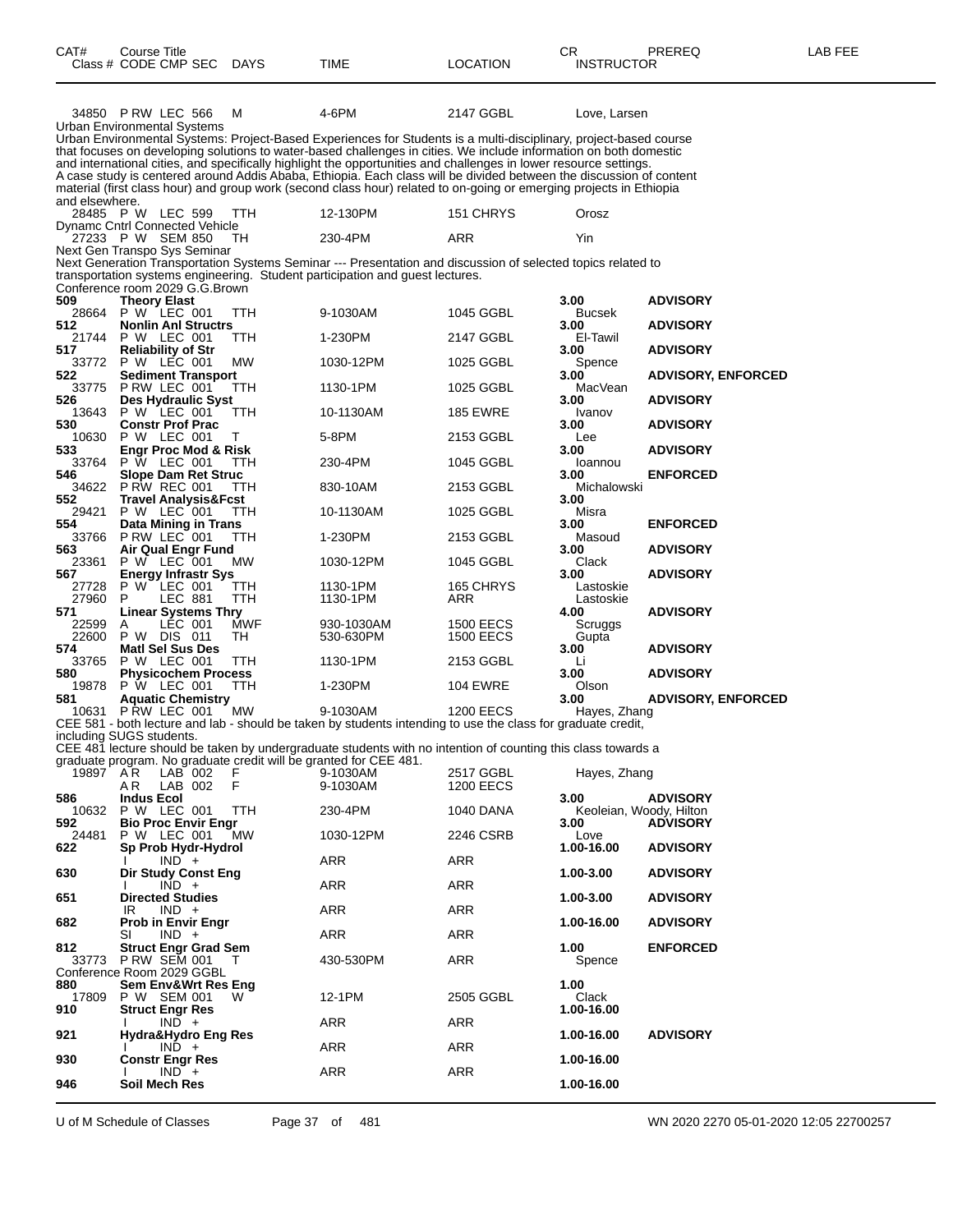| CAT# | Course Title<br>Class # CODE CMP SEC | DAYS | TIME | LOCATION | CR<br>INSTRUCTOR | PREREQ | LAB FEE |
|---|---|---|---|---|---|---|---|
| 34850 | P RW LEC 566 | M | 4-6PM | 2147 GGBL | Love, Larsen | | |

Urban Environmental Systems

Urban Environmental Systems: Project-Based Experiences for Students is a multi-disciplinary, project-based course that focuses on developing solutions to water-based challenges in cities. We include information on both domestic and international cities, and specifically highlight the opportunities and challenges in lower resource settings. A case study is centered around Addis Ababa, Ethiopia. Each class will be divided between the discussion of content material (first class hour) and group work (second class hour) related to on-going or emerging projects in Ethiopia and elsewhere.

| CAT# | Class # CODE CMP SEC | DAYS | TIME | LOCATION | CR / INSTRUCTOR | PREREQ |
|---|---|---|---|---|---|---|
| 28485 | P W LEC 599 | TTH | 12-130PM | 151 CHRYS | Orosz | |

Dynamc Cntrl Connected Vehicle

| CAT# | Class # CODE CMP SEC | DAYS | TIME | LOCATION | CR / INSTRUCTOR | PREREQ |
|---|---|---|---|---|---|---|
| 27233 | P W SEM 850 | TH | 230-4PM | ARR | Yin | |

Next Gen Transpo Sys Seminar

Next Generation Transportation Systems Seminar --- Presentation and discussion of selected topics related to transportation systems engineering. Student participation and guest lectures.

Conference room 2029 G.G.Brown

| CAT# | Course Title / Class # CODE CMP SEC | DAYS | TIME | LOCATION | CR / INSTRUCTOR | PREREQ |
|---|---|---|---|---|---|---|
| **509** | **Theory Elast** | | | | **3.00** | **ADVISORY** |
| 28664 | P W LEC 001 | TTH | 9-1030AM | 1045 GGBL | Bucsek | |
| **512** | **Nonlin Anl Structrs** | | | | **3.00** | **ADVISORY** |
| 21744 | P W LEC 001 | TTH | 1-230PM | 2147 GGBL | El-Tawil | |
| **517** | **Reliability of Str** | | | | **3.00** | **ADVISORY** |
| 33772 | P W LEC 001 | MW | 1030-12PM | 1025 GGBL | Spence | |
| **522** | **Sediment Transport** | | | | **3.00** | **ADVISORY, ENFORCED** |
| 33775 | P RW LEC 001 | TTH | 1130-1PM | 1025 GGBL | MacVean | |
| **526** | **Des Hydraulic Syst** | | | | **3.00** | **ADVISORY** |
| 13643 | P W LEC 001 | TTH | 10-1130AM | 185 EWRE | Ivanov | |
| **530** | **Constr Prof Prac** | | | | **3.00** | **ADVISORY** |
| 10630 | P W LEC 001 | T | 5-8PM | 2153 GGBL | Lee | |
| **533** | **Engr Proc Mod & Risk** | | | | **3.00** | **ADVISORY** |
| 33764 | P W LEC 001 | TTH | 230-4PM | 1045 GGBL | Ioannou | |
| **546** | **Slope Dam Ret Struc** | | | | **3.00** | **ENFORCED** |
| 34622 | P RW REC 001 | TTH | 830-10AM | 2153 GGBL | Michalowski | |
| **552** | **Travel Analysis&Fcst** | | | | **3.00** | |
| 29421 | P W LEC 001 | TTH | 10-1130AM | 1025 GGBL | Misra | |
| **554** | **Data Mining in Trans** | | | | **3.00** | **ENFORCED** |
| 33766 | P RW LEC 001 | TTH | 1-230PM | 2153 GGBL | Masoud | |
| **563** | **Air Qual Engr Fund** | | | | **3.00** | **ADVISORY** |
| 23361 | P W LEC 001 | MW | 1030-12PM | 1045 GGBL | Clack | |
| **567** | **Energy Infrastr Sys** | | | | **3.00** | **ADVISORY** |
| 27728 | P W LEC 001 | TTH | 1130-1PM | 165 CHRYS | Lastoskie | |
| 27960 | P LEC 881 | TTH | 1130-1PM | ARR | Lastoskie | |
| **571** | **Linear Systems Thry** | | | | **4.00** | **ADVISORY** |
| 22599 | A LEC 001 | MWF | 930-1030AM | 1500 EECS | Scruggs | |
| 22600 | P W DIS 011 | TH | 530-630PM | 1500 EECS | Gupta | |
| **574** | **Matl Sel Sus Des** | | | | **3.00** | **ADVISORY** |
| 33765 | P W LEC 001 | TTH | 1130-1PM | 2153 GGBL | Li | |
| **580** | **Physicochem Process** | | | | **3.00** | **ADVISORY** |
| 19878 | P W LEC 001 | TTH | 1-230PM | 104 EWRE | Olson | |
| **581** | **Aquatic Chemistry** | | | | **3.00** | **ADVISORY, ENFORCED** |
| 10631 | P RW LEC 001 | MW | 9-1030AM | 1200 EECS | Hayes, Zhang | |

CEE 581 - both lecture and lab - should be taken by students intending to use the class for graduate credit, including SUGS students.

CEE 481 lecture should be taken by undergraduate students with no intention of counting this class towards a graduate program. No graduate credit will be granted for CEE 481.

| CAT# | Course Title / Class # CODE CMP SEC | DAYS | TIME | LOCATION | CR / INSTRUCTOR | PREREQ |
|---|---|---|---|---|---|---|
| 19897 | A R LAB 002 | F | 9-1030AM | 2517 GGBL | Hayes, Zhang | |
| | A R LAB 002 | F | 9-1030AM | 1200 EECS | | |
| **586** | **Indus Ecol** | | | | **3.00** | **ADVISORY** |
| 10632 | P W LEC 001 | TTH | 230-4PM | 1040 DANA | Keoleian, Woody, Hilton | |
| **592** | **Bio Proc Envir Engr** | | | | **3.00** | **ADVISORY** |
| 24481 | P W LEC 001 | MW | 1030-12PM | 2246 CSRB | Love | |
| **622** | **Sp Prob Hydr-Hydrol** | | | | **1.00-16.00** | **ADVISORY** |
| | I IND + | | ARR | ARR | | |
| **630** | **Dir Study Const Eng** | | | | **1.00-3.00** | **ADVISORY** |
| | I IND + | | ARR | ARR | | |
| **651** | **Directed Studies** | | | | **1.00-3.00** | **ADVISORY** |
| | IR IND + | | ARR | ARR | | |
| **682** | **Prob in Envir Engr** | | | | **1.00-16.00** | **ADVISORY** |
| | SI IND + | | ARR | ARR | | |
| **812** | **Struct Engr Grad Sem** | | | | **1.00** | **ENFORCED** |
| 33773 | P RW SEM 001 | T | 430-530PM | ARR | Spence | |

Conference Room 2029 GGBL

| CAT# | Course Title / Class # CODE CMP SEC | DAYS | TIME | LOCATION | CR / INSTRUCTOR | PREREQ |
|---|---|---|---|---|---|---|
| **880** | **Sem Env&Wrt Res Eng** | | | | **1.00** | |
| 17809 | P W SEM 001 | W | 12-1PM | 2505 GGBL | Clack | |
| **910** | **Struct Engr Res** | | | | **1.00-16.00** | |
| | I IND + | | ARR | ARR | | |
| **921** | **Hydra&Hydro Eng Res** | | | | **1.00-16.00** | **ADVISORY** |
| | I IND + | | ARR | ARR | | |
| **930** | **Constr Engr Res** | | | | **1.00-16.00** | |
| | I IND + | | ARR | ARR | | |
| **946** | **Soil Mech Res** | | | | **1.00-16.00** | |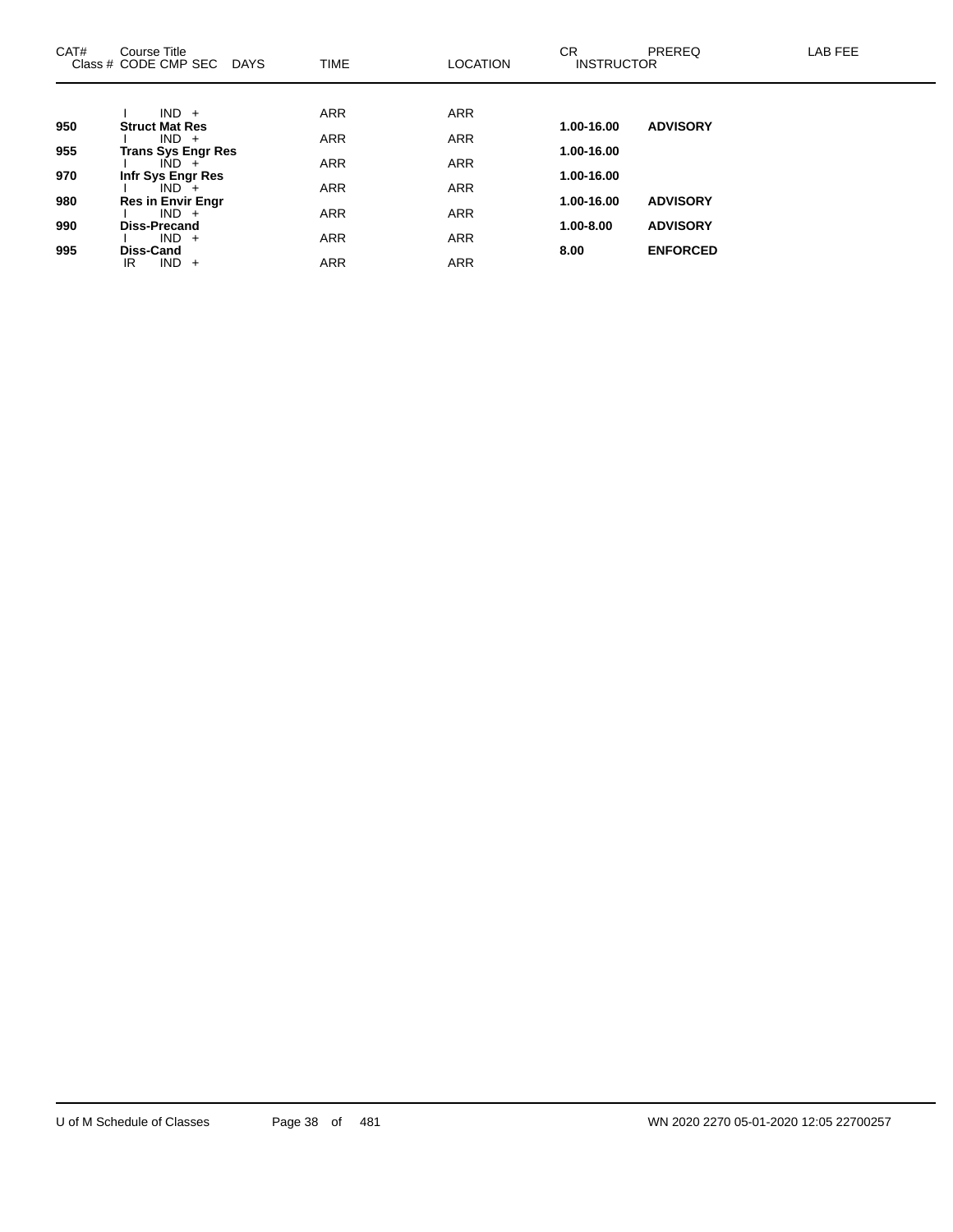| CAT# | Course Title<br>Class # CODE CMP SEC DAYS | TIME | LOCATION | CR<br>INSTRUCTOR | PREREQ | LAB FEE |
|---|---|---|---|---|---|---|
| | I IND + | ARR | ARR | | | |
| **950** | **Struct Mat Res** | | | **1.00-16.00** | **ADVISORY** | |
| | I IND + | ARR | ARR | | | |
| **955** | **Trans Sys Engr Res** | | | **1.00-16.00** | | |
| | I IND + | ARR | ARR | | | |
| **970** | **Infr Sys Engr Res** | | | **1.00-16.00** | | |
| | I IND + | ARR | ARR | | | |
| **980** | **Res in Envir Engr** | | | **1.00-16.00** | **ADVISORY** | |
| | I IND + | ARR | ARR | | | |
| **990** | **Diss-Precand** | | | **1.00-8.00** | **ADVISORY** | |
| | I IND + | ARR | ARR | | | |
| **995** | **Diss-Cand** | | | **8.00** | **ENFORCED** | |
| | IR IND + | ARR | ARR | | | |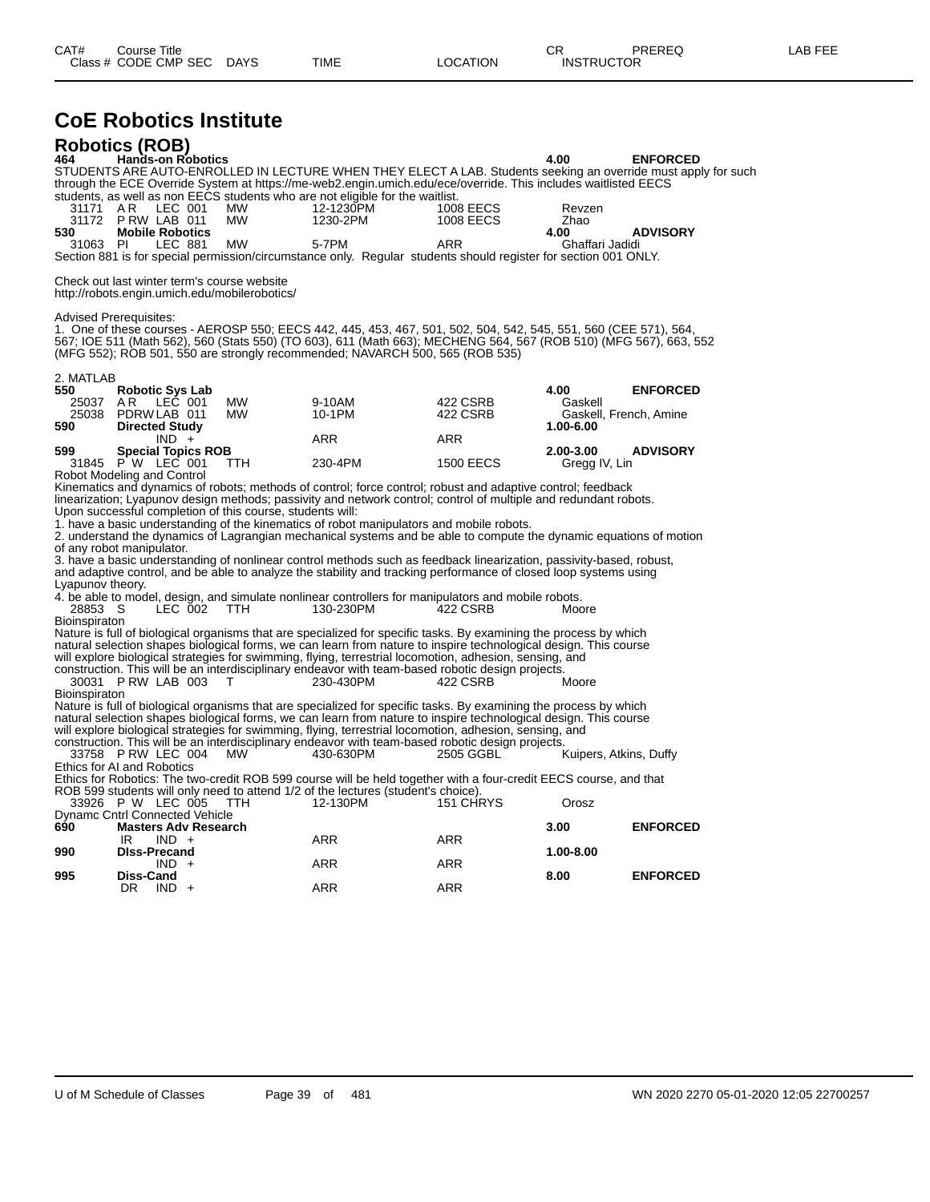# CoE Robotics Institute

## Robotics (ROB)

| CAT# / Class # | Course Title / CODE CMP SEC | DAYS | TIME | LOCATION | CR / INSTRUCTOR | PREREQ | LAB FEE |
|---|---|---|---|---|---|---|---|
| **464** | **Hands-on Robotics** | | | | **4.00** | **ENFORCED** | |

STUDENTS ARE AUTO-ENROLLED IN LECTURE WHEN THEY ELECT A LAB. Students seeking an override must apply for such through the ECE Override System at https://me-web2.engin.umich.edu/ece/override. This includes waitlisted EECS students, as well as non EECS students who are not eligible for the waitlist.

| Class # | CODE CMP SEC | DAYS | TIME | LOCATION | INSTRUCTOR |
|---|---|---|---|---|---|
| 31171 | A R LEC 001 | MW | 12-1230PM | 1008 EECS | Revzen |
| 31172 | P RW LAB 011 | MW | 1230-2PM | 1008 EECS | Zhao |

**530 Mobile Robotics** — **4.00** — **ADVISORY**

| Class # | CODE CMP SEC | DAYS | TIME | LOCATION | INSTRUCTOR |
|---|---|---|---|---|---|
| 31063 | PI LEC 881 | MW | 5-7PM | ARR | Ghaffari Jadidi |

Section 881 is for special permission/circumstance only. Regular students should register for section 001 ONLY.

Check out last winter term's course website
http://robots.engin.umich.edu/mobilerobotics/

Advised Prerequisites:
1. One of these courses - AEROSP 550; EECS 442, 445, 453, 467, 501, 502, 504, 542, 545, 551, 560 (CEE 571), 564, 567; IOE 511 (Math 562), 560 (Stats 550) (TO 603), 611 (Math 663); MECHENG 564, 567 (ROB 510) (MFG 567), 663, 552 (MFG 552); ROB 501, 550 are strongly recommended; NAVARCH 500, 565 (ROB 535)

2. MATLAB

**550 Robotic Sys Lab** — **4.00** — **ENFORCED**

| Class # | CODE CMP SEC | DAYS | TIME | LOCATION | INSTRUCTOR |
|---|---|---|---|---|---|
| 25037 | A R LEC 001 | MW | 9-10AM | 422 CSRB | Gaskell |
| 25038 | PDRW LAB 011 | MW | 10-1PM | 422 CSRB | Gaskell, French, Amine |

**590 Directed Study** — **1.00-6.00**

| Class # | CODE CMP SEC | DAYS | TIME | LOCATION | INSTRUCTOR |
|---|---|---|---|---|---|
| | IND + | | ARR | ARR | |

**599 Special Topics ROB** — **2.00-3.00** — **ADVISORY**

| Class # | CODE CMP SEC | DAYS | TIME | LOCATION | INSTRUCTOR |
|---|---|---|---|---|---|
| 31845 | P W LEC 001 | TTH | 230-4PM | 1500 EECS | Gregg IV, Lin |

Robot Modeling and Control
Kinematics and dynamics of robots; methods of control; force control; robust and adaptive control; feedback linearization; Lyapunov design methods; passivity and network control; control of multiple and redundant robots.
Upon successful completion of this course, students will:
1. have a basic understanding of the kinematics of robot manipulators and mobile robots.
2. understand the dynamics of Lagrangian mechanical systems and be able to compute the dynamic equations of motion of any robot manipulator.
3. have a basic understanding of nonlinear control methods such as feedback linearization, passivity-based, robust, and adaptive control, and be able to analyze the stability and tracking performance of closed loop systems using Lyapunov theory.
4. be able to model, design, and simulate nonlinear controllers for manipulators and mobile robots.

| Class # | CODE CMP SEC | DAYS | TIME | LOCATION | INSTRUCTOR |
|---|---|---|---|---|---|
| 28853 | S LEC 002 | TTH | 130-230PM | 422 CSRB | Moore |

Bioinspiraton
Nature is full of biological organisms that are specialized for specific tasks. By examining the process by which natural selection shapes biological forms, we can learn from nature to inspire technological design. This course will explore biological strategies for swimming, flying, terrestrial locomotion, adhesion, sensing, and construction. This will be an interdisciplinary endeavor with team-based robotic design projects.

| Class # | CODE CMP SEC | DAYS | TIME | LOCATION | INSTRUCTOR |
|---|---|---|---|---|---|
| 30031 | P RW LAB 003 | T | 230-430PM | 422 CSRB | Moore |

Bioinspiraton
Nature is full of biological organisms that are specialized for specific tasks. By examining the process by which natural selection shapes biological forms, we can learn from nature to inspire technological design. This course will explore biological strategies for swimming, flying, terrestrial locomotion, adhesion, sensing, and construction. This will be an interdisciplinary endeavor with team-based robotic design projects.

| Class # | CODE CMP SEC | DAYS | TIME | LOCATION | INSTRUCTOR |
|---|---|---|---|---|---|
| 33758 | P RW LEC 004 | MW | 430-630PM | 2505 GGBL | Kuipers, Atkins, Duffy |

Ethics for AI and Robotics
Ethics for Robotics: The two-credit ROB 599 course will be held together with a four-credit EECS course, and that ROB 599 students will only need to attend 1/2 of the lectures (student's choice).

| Class # | CODE CMP SEC | DAYS | TIME | LOCATION | INSTRUCTOR |
|---|---|---|---|---|---|
| 33926 | P W LEC 005 | TTH | 12-130PM | 151 CHRYS | Orosz |

Dynamc Cntrl Connected Vehicle

**690 Masters Adv Research** — **3.00** — **ENFORCED**

| Class # | CODE CMP SEC | DAYS | TIME | LOCATION | INSTRUCTOR |
|---|---|---|---|---|---|
| | IR IND + | | ARR | ARR | |

**990 Diss-Precand** — **1.00-8.00**

| Class # | CODE CMP SEC | DAYS | TIME | LOCATION | INSTRUCTOR |
|---|---|---|---|---|---|
| | IND + | | ARR | ARR | |

**995 Diss-Cand** — **8.00** — **ENFORCED**

| Class # | CODE CMP SEC | DAYS | TIME | LOCATION | INSTRUCTOR |
|---|---|---|---|---|---|
| | DR IND + | | ARR | ARR | |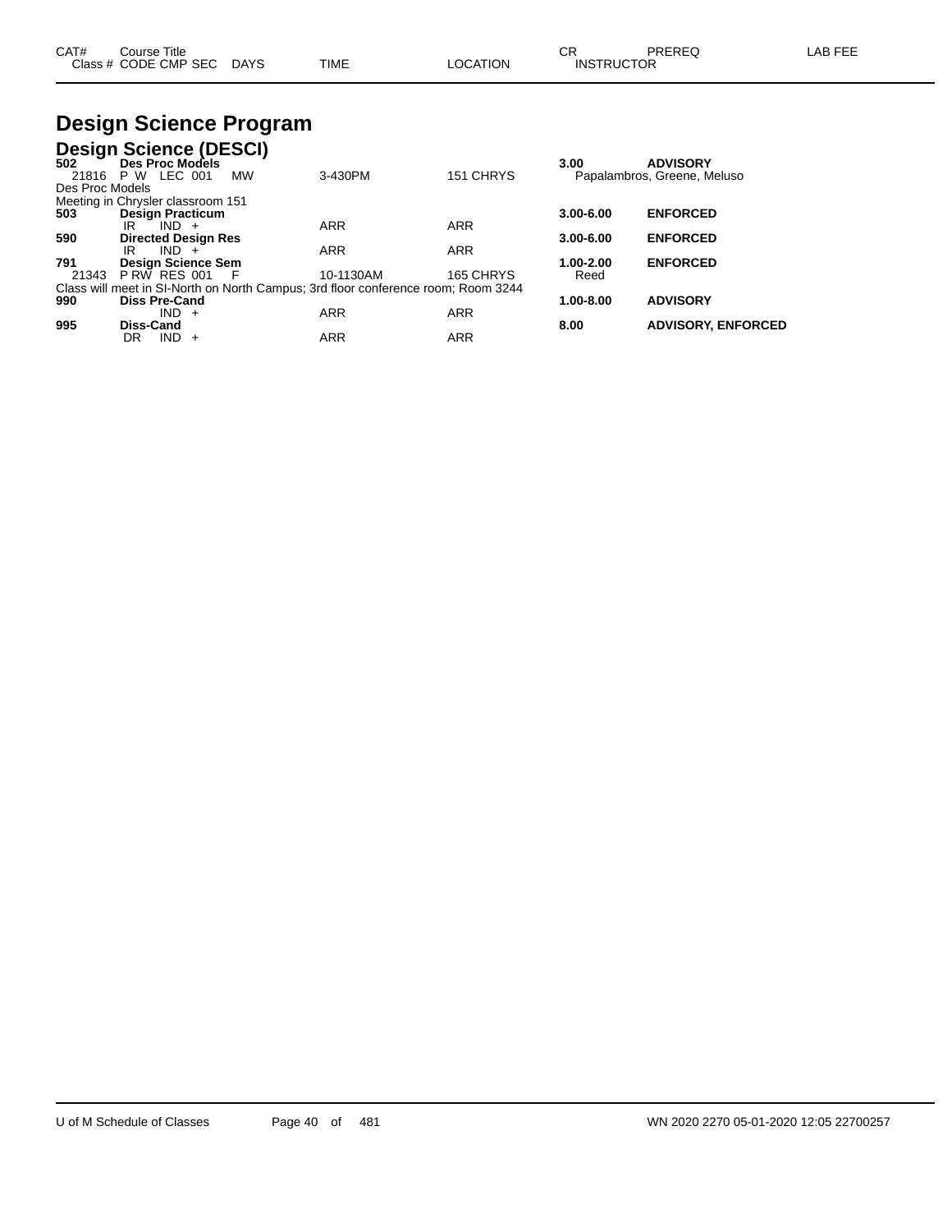| CAT# | Course Title | | | | CR | PREREQ | LAB FEE |
|---|---|---|---|---|---|---|---|
| Class # | CODE CMP SEC | DAYS | TIME | LOCATION | INSTRUCTOR | | |

# Design Science Program

## Design Science (DESCI)

| CAT# | Course Title | | | | CR | PREREQ | LAB FEE |
|---|---|---|---|---|---|---|---|
| **502** | **Des Proc Models** | | | | **3.00** | **ADVISORY** | |
| 21816 | P W LEC 001 | MW | 3-430PM | 151 CHRYS | Papalambros, Greene, Meluso | | |
| Des Proc Models | | | | | | | |
| Meeting in Chrysler classroom 151 | | | | | | | |
| **503** | **Design Practicum** | | | | **3.00-6.00** | **ENFORCED** | |
| | IR IND + | | ARR | ARR | | | |
| **590** | **Directed Design Res** | | | | **3.00-6.00** | **ENFORCED** | |
| | IR IND + | | ARR | ARR | | | |
| **791** | **Design Science Sem** | | | | **1.00-2.00** | **ENFORCED** | |
| 21343 | P RW RES 001 | F | 10-1130AM | 165 CHRYS | Reed | | |
| Class will meet in SI-North on North Campus; 3rd floor conference room; Room 3244 | | | | | | | |
| **990** | **Diss Pre-Cand** | | | | **1.00-8.00** | **ADVISORY** | |
| | IND + | | ARR | ARR | | | |
| **995** | **Diss-Cand** | | | | **8.00** | **ADVISORY, ENFORCED** | |
| | DR IND + | | ARR | ARR | | | |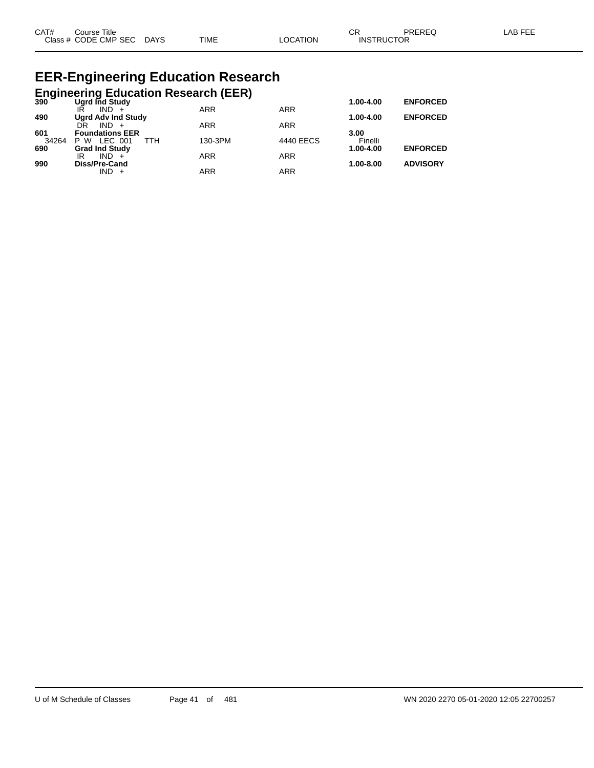# EER-Engineering Education Research

## Engineering Education Research (EER)

| CAT# / Class # | Course Title / CODE CMP SEC | DAYS | TIME | LOCATION | CR / INSTRUCTOR | PREREQ | LAB FEE |
|---|---|---|---|---|---|---|---|
| **390** | **Ugrd Ind Study** | | | | **1.00-4.00** | **ENFORCED** | |
| | IR IND + | | ARR | ARR | | | |
| **490** | **Ugrd Adv Ind Study** | | | | **1.00-4.00** | **ENFORCED** | |
| | DR IND + | | ARR | ARR | | | |
| **601** | **Foundations EER** | | | | **3.00** | | |
| 34264 | P W LEC 001 | TTH | 130-3PM | 4440 EECS | Finelli | | |
| **690** | **Grad Ind Study** | | | | **1.00-4.00** | **ENFORCED** | |
| | IR IND + | | ARR | ARR | | | |
| **990** | **Diss/Pre-Cand** | | | | **1.00-8.00** | **ADVISORY** | |
| | IND + | | ARR | ARR | | | |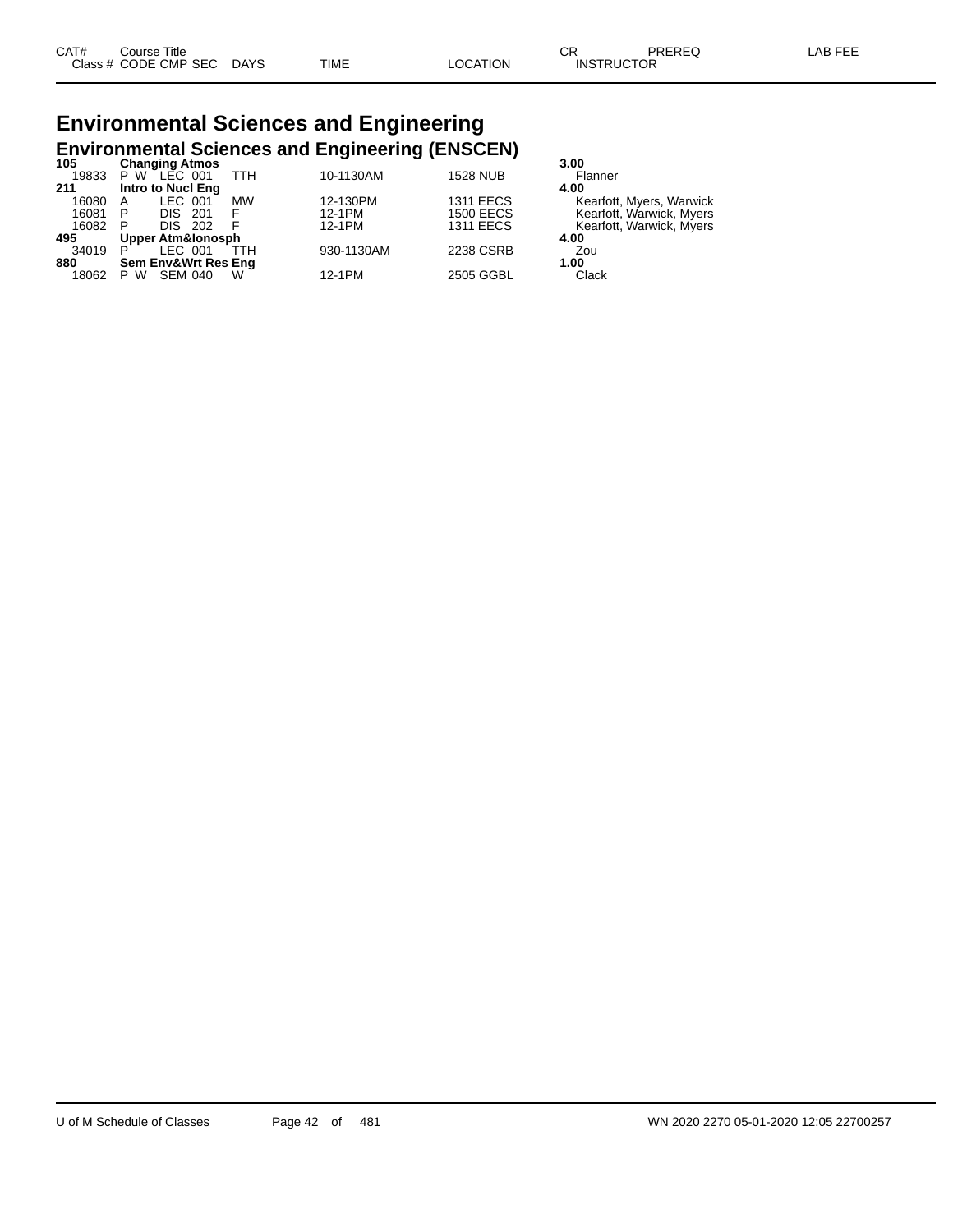# Environmental Sciences and Engineering

## Environmental Sciences and Engineering (ENSCEN)

| CAT# / Class # | Course Title / CODE | CMP | SEC | DAYS | TIME | LOCATION | CR / INSTRUCTOR | PREREQ | LAB FEE |
|---|---|---|---|---|---|---|---|---|---|
| **105** | **Changing Atmos** | | | | | | **3.00** | | |
| 19833 | P W | LEC | 001 | TTH | 10-1130AM | 1528 NUB | Flanner | | |
| **211** | **Intro to Nucl Eng** | | | | | | **4.00** | | |
| 16080 | A | LEC | 001 | MW | 12-130PM | 1311 EECS | Kearfott, Myers, Warwick | | |
| 16081 | P | DIS | 201 | F | 12-1PM | 1500 EECS | Kearfott, Warwick, Myers | | |
| 16082 | P | DIS | 202 | F | 12-1PM | 1311 EECS | Kearfott, Warwick, Myers | | |
| **495** | **Upper Atm&Ionosph** | | | | | | **4.00** | | |
| 34019 | P | LEC | 001 | TTH | 930-1130AM | 2238 CSRB | Zou | | |
| **880** | **Sem Env&Wrt Res Eng** | | | | | | **1.00** | | |
| 18062 | P W | SEM | 040 | W | 12-1PM | 2505 GGBL | Clack | | |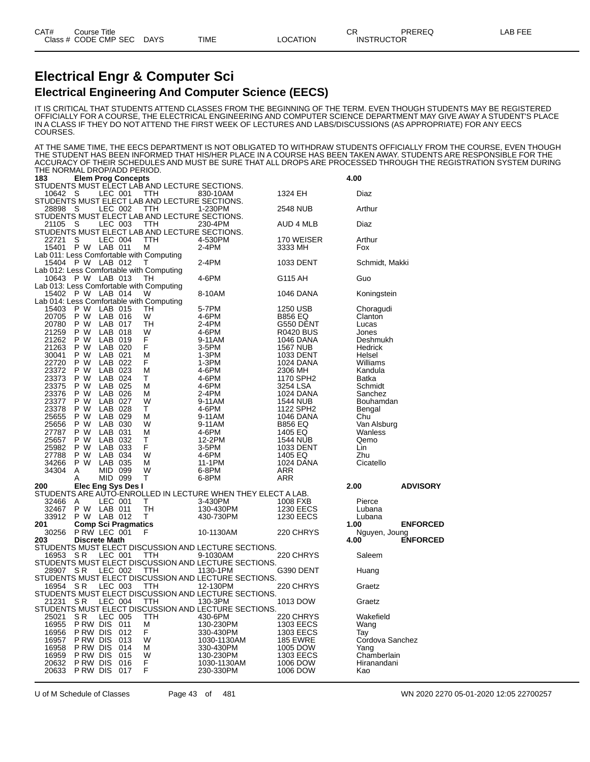# Electrical Engr & Computer Sci

## Electrical Engineering And Computer Science (EECS)

IT IS CRITICAL THAT STUDENTS ATTEND CLASSES FROM THE BEGINNING OF THE TERM. EVEN THOUGH STUDENTS MAY BE REGISTERED OFFICIALLY FOR A COURSE, THE ELECTRICAL ENGINEERING AND COMPUTER SCIENCE DEPARTMENT MAY GIVE AWAY A STUDENT'S PLACE IN A CLASS IF THEY DO NOT ATTEND THE FIRST WEEK OF LECTURES AND LABS/DISCUSSIONS (AS APPROPRIATE) FOR ANY EECS COURSES.

AT THE SAME TIME, THE EECS DEPARTMENT IS NOT OBLIGATED TO WITHDRAW STUDENTS OFFICIALLY FROM THE COURSE, EVEN THOUGH THE STUDENT HAS BEEN INFORMED THAT HIS/HER PLACE IN A COURSE HAS BEEN TAKEN AWAY. STUDENTS ARE RESPONSIBLE FOR THE ACCURACY OF THEIR SCHEDULES AND MUST BE SURE THAT ALL DROPS ARE PROCESSED THROUGH THE REGISTRATION SYSTEM DURING THE NORMAL DROP/ADD PERIOD.

| CAT# / Class # | Course Title / CODE | CMP | SEC | DAYS | TIME | LOCATION | CR / INSTRUCTOR | PREREQ | LAB FEE |
|---|---|---|---|---|---|---|---|---|---|
| **183** | **Elem Prog Concepts** | | | | | | **4.00** | | |
| STUDENTS MUST ELECT LAB AND LECTURE SECTIONS. | | | | | | | | | |
| 10642 | S | LEC | 001 | TTH | 830-10AM | 1324 EH | Diaz | | |
| STUDENTS MUST ELECT LAB AND LECTURE SECTIONS. | | | | | | | | | |
| 28898 | S | LEC | 002 | TTH | 1-230PM | 2548 NUB | Arthur | | |
| STUDENTS MUST ELECT LAB AND LECTURE SECTIONS. | | | | | | | | | |
| 21105 | S | LEC | 003 | TTH | 230-4PM | AUD 4 MLB | Diaz | | |
| STUDENTS MUST ELECT LAB AND LECTURE SECTIONS. | | | | | | | | | |
| 22721 | S | LEC | 004 | TTH | 4-530PM | 170 WEISER | Arthur | | |
| 15401 | P W | LAB | 011 | M | 2-4PM | 3333 MH | Fox | | |
| Lab 011: Less Comfortable with Computing | | | | | | | | | |
| 15404 | P W | LAB | 012 | T | 2-4PM | 1033 DENT | Schmidt, Makki | | |
| Lab 012: Less Comfortable with Computing | | | | | | | | | |
| 10643 | P W | LAB | 013 | TH | 4-6PM | G115 AH | Guo | | |
| Lab 013: Less Comfortable with Computing | | | | | | | | | |
| 15402 | P W | LAB | 014 | W | 8-10AM | 1046 DANA | Koningstein | | |
| Lab 014: Less Comfortable with Computing | | | | | | | | | |
| 15403 | P W | LAB | 015 | TH | 5-7PM | 1250 USB | Choragudi | | |
| 20705 | P W | LAB | 016 | W | 4-6PM | B856 EQ | Clanton | | |
| 20780 | P W | LAB | 017 | TH | 2-4PM | G550 DENT | Lucas | | |
| 21259 | P W | LAB | 018 | W | 4-6PM | R0420 BUS | Jones | | |
| 21262 | P W | LAB | 019 | F | 9-11AM | 1046 DANA | Deshmukh | | |
| 21263 | P W | LAB | 020 | F | 3-5PM | 1567 NUB | Hedrick | | |
| 30041 | P W | LAB | 021 | M | 1-3PM | 1033 DENT | Helsel | | |
| 22720 | P W | LAB | 022 | F | 1-3PM | 1024 DANA | Williams | | |
| 23372 | P W | LAB | 023 | M | 4-6PM | 2306 MH | Kandula | | |
| 23373 | P W | LAB | 024 | T | 4-6PM | 1170 SPH2 | Batka | | |
| 23375 | P W | LAB | 025 | M | 4-6PM | 3254 LSA | Schmidt | | |
| 23376 | P W | LAB | 026 | M | 2-4PM | 1024 DANA | Sanchez | | |
| 23377 | P W | LAB | 027 | W | 9-11AM | 1544 NUB | Bouhamdan | | |
| 23378 | P W | LAB | 028 | T | 4-6PM | 1122 SPH2 | Bengal | | |
| 25655 | P W | LAB | 029 | M | 9-11AM | 1046 DANA | Chu | | |
| 25656 | P W | LAB | 030 | W | 9-11AM | B856 EQ | Van Alsburg | | |
| 27787 | P W | LAB | 031 | M | 4-6PM | 1405 EQ | Wanless | | |
| 25657 | P W | LAB | 032 | T | 12-2PM | 1544 NUB | Qemo | | |
| 25982 | P W | LAB | 033 | F | 3-5PM | 1033 DENT | Lin | | |
| 27788 | P W | LAB | 034 | W | 4-6PM | 1405 EQ | Zhu | | |
| 34266 | P W | LAB | 035 | M | 11-1PM | 1024 DANA | Cicatello | | |
| 34304 | A | MID | 099 | W | 6-8PM | ARR | | | |
| | A | MID | 099 | T | 6-8PM | ARR | | | |
| **200** | **Elec Eng Sys Des I** | | | | | | **2.00** | **ADVISORY** | |
| STUDENTS ARE AUTO-ENROLLED IN LECTURE WHEN THEY ELECT A LAB. | | | | | | | | | |
| 32466 | A | LEC | 001 | T | 3-430PM | 1008 FXB | Pierce | | |
| 32467 | P W | LAB | 011 | TH | 130-430PM | 1230 EECS | Lubana | | |
| 33912 | P W | LAB | 012 | T | 430-730PM | 1230 EECS | Lubana | | |
| **201** | **Comp Sci Pragmatics** | | | | | | **1.00** | **ENFORCED** | |
| 30256 | P RW | LEC | 001 | F | 10-1130AM | 220 CHRYS | Nguyen, Joung | | |
| **203** | **Discrete Math** | | | | | | **4.00** | **ENFORCED** | |
| STUDENTS MUST ELECT DISCUSSION AND LECTURE SECTIONS. | | | | | | | | | |
| 16953 | S R | LEC | 001 | TTH | 9-1030AM | 220 CHRYS | Saleem | | |
| STUDENTS MUST ELECT DISCUSSION AND LECTURE SECTIONS. | | | | | | | | | |
| 28907 | S R | LEC | 002 | TTH | 1130-1PM | G390 DENT | Huang | | |
| STUDENTS MUST ELECT DISCUSSION AND LECTURE SECTIONS. | | | | | | | | | |
| 16954 | S R | LEC | 003 | TTH | 12-130PM | 220 CHRYS | Graetz | | |
| STUDENTS MUST ELECT DISCUSSION AND LECTURE SECTIONS. | | | | | | | | | |
| 21231 | S R | LEC | 004 | TTH | 130-3PM | 1013 DOW | Graetz | | |
| STUDENTS MUST ELECT DISCUSSION AND LECTURE SECTIONS. | | | | | | | | | |
| 25021 | S R | LEC | 005 | TTH | 430-6PM | 220 CHRYS | Wakefield | | |
| 16955 | P RW | DIS | 011 | M | 130-230PM | 1303 EECS | Wang | | |
| 16956 | P RW | DIS | 012 | F | 330-430PM | 1303 EECS | Tay | | |
| 16957 | P RW | DIS | 013 | W | 1030-1130AM | 185 EWRE | Cordova Sanchez | | |
| 16958 | P RW | DIS | 014 | M | 330-430PM | 1005 DOW | Yang | | |
| 16959 | P RW | DIS | 015 | W | 130-230PM | 1303 EECS | Chamberlain | | |
| 20632 | P RW | DIS | 016 | F | 1030-1130AM | 1006 DOW | Hiranandani | | |
| 20633 | P RW | DIS | 017 | F | 230-330PM | 1006 DOW | Kao | | |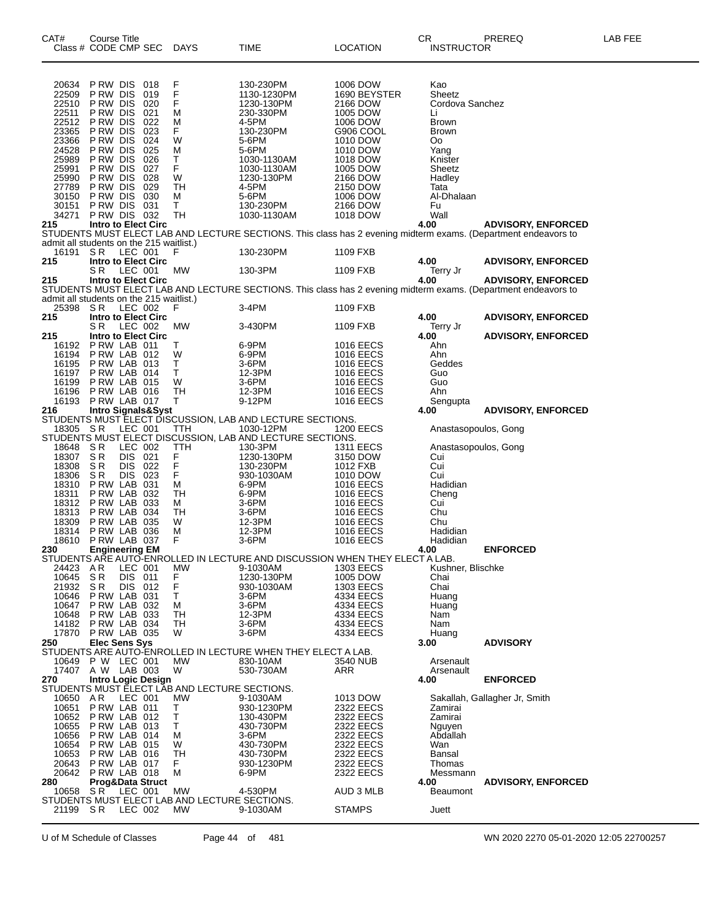| CAT# | Class # | CODE | CMP | SEC | DAYS | TIME | LOCATION | CR | INSTRUCTOR | PREREQ | LAB FEE |
|---|---|---|---|---|---|---|---|---|---|---|---|
| | 20634 | P RW | DIS | 018 | F | 130-230PM | 1006 DOW | | Kao | | |
| | 22509 | P RW | DIS | 019 | F | 1130-1230PM | 1690 BEYSTER | | Sheetz | | |
| | 22510 | P RW | DIS | 020 | F | 1230-130PM | 2166 DOW | | Cordova Sanchez | | |
| | 22511 | P RW | DIS | 021 | M | 230-330PM | 1005 DOW | | Li | | |
| | 22512 | P RW | DIS | 022 | M | 4-5PM | 1006 DOW | | Brown | | |
| | 23365 | P RW | DIS | 023 | F | 130-230PM | G906 COOL | | Brown | | |
| | 23366 | P RW | DIS | 024 | W | 5-6PM | 1010 DOW | | Oo | | |
| | 24528 | P RW | DIS | 025 | M | 5-6PM | 1010 DOW | | Yang | | |
| | 25989 | P RW | DIS | 026 | T | 1030-1130AM | 1018 DOW | | Knister | | |
| | 25991 | P RW | DIS | 027 | F | 1030-1130AM | 1005 DOW | | Sheetz | | |
| | 25990 | P RW | DIS | 028 | W | 1230-130PM | 2166 DOW | | Hadley | | |
| | 27789 | P RW | DIS | 029 | TH | 4-5PM | 2150 DOW | | Tata | | |
| | 30150 | P RW | DIS | 030 | M | 5-6PM | 1006 DOW | | Al-Dhalaan | | |
| | 30151 | P RW | DIS | 031 | T | 130-230PM | 2166 DOW | | Fu | | |
| | 34271 | P RW | DIS | 032 | TH | 1030-1130AM | 1018 DOW | | Wall | | |
| **215** | **Intro to Elect Circ** | | | | | | | **4.00** | | **ADVISORY, ENFORCED** | |
| STUDENTS MUST ELECT LAB AND LECTURE SECTIONS. This class has 2 evening midterm exams. (Department endeavors to admit all students on the 215 waitlist.) | | | | | | | | | | | |
| | 16191 | S R | LEC | 001 | F | 130-230PM | 1109 FXB | | | | |
| **215** | **Intro to Elect Circ** | | | | | | | **4.00** | | **ADVISORY, ENFORCED** | |
| | | S R | LEC | 001 | MW | 130-3PM | 1109 FXB | | Terry Jr | | |
| **215** | **Intro to Elect Circ** | | | | | | | **4.00** | | **ADVISORY, ENFORCED** | |
| STUDENTS MUST ELECT LAB AND LECTURE SECTIONS. This class has 2 evening midterm exams. (Department endeavors to admit all students on the 215 waitlist.) | | | | | | | | | | | |
| | 25398 | S R | LEC | 002 | F | 3-4PM | 1109 FXB | | | | |
| **215** | **Intro to Elect Circ** | | | | | | | **4.00** | | **ADVISORY, ENFORCED** | |
| | | S R | LEC | 002 | MW | 3-430PM | 1109 FXB | | Terry Jr | | |
| **215** | **Intro to Elect Circ** | | | | | | | **4.00** | | **ADVISORY, ENFORCED** | |
| | 16192 | P RW | LAB | 011 | T | 6-9PM | 1016 EECS | | Ahn | | |
| | 16194 | P RW | LAB | 012 | W | 6-9PM | 1016 EECS | | Ahn | | |
| | 16195 | P RW | LAB | 013 | T | 3-6PM | 1016 EECS | | Geddes | | |
| | 16197 | P RW | LAB | 014 | T | 12-3PM | 1016 EECS | | Guo | | |
| | 16199 | P RW | LAB | 015 | W | 3-6PM | 1016 EECS | | Guo | | |
| | 16196 | P RW | LAB | 016 | TH | 12-3PM | 1016 EECS | | Ahn | | |
| | 16193 | P RW | LAB | 017 | T | 9-12PM | 1016 EECS | | Sengupta | | |
| **216** | **Intro Signals&Syst** | | | | | | | **4.00** | | **ADVISORY, ENFORCED** | |
| STUDENTS MUST ELECT DISCUSSION, LAB AND LECTURE SECTIONS. | | | | | | | | | | | |
| | 18305 | S R | LEC | 001 | TTH | 1030-12PM | 1200 EECS | | Anastasopoulos, Gong | | |
| STUDENTS MUST ELECT DISCUSSION, LAB AND LECTURE SECTIONS. | | | | | | | | | | | |
| | 18648 | S R | LEC | 002 | TTH | 130-3PM | 1311 EECS | | Anastasopoulos, Gong | | |
| | 18307 | S R | DIS | 021 | F | 1230-130PM | 3150 DOW | | Cui | | |
| | 18308 | S R | DIS | 022 | F | 130-230PM | 1012 FXB | | Cui | | |
| | 18306 | S R | DIS | 023 | F | 930-1030AM | 1010 DOW | | Cui | | |
| | 18310 | P RW | LAB | 031 | M | 6-9PM | 1016 EECS | | Hadidian | | |
| | 18311 | P RW | LAB | 032 | TH | 6-9PM | 1016 EECS | | Cheng | | |
| | 18312 | P RW | LAB | 033 | M | 3-6PM | 1016 EECS | | Cui | | |
| | 18313 | P RW | LAB | 034 | TH | 3-6PM | 1016 EECS | | Chu | | |
| | 18309 | P RW | LAB | 035 | W | 12-3PM | 1016 EECS | | Chu | | |
| | 18314 | P RW | LAB | 036 | M | 12-3PM | 1016 EECS | | Hadidian | | |
| | 18610 | P RW | LAB | 037 | F | 3-6PM | 1016 EECS | | Hadidian | | |
| **230** | **Engineering EM** | | | | | | | **4.00** | | **ENFORCED** | |
| STUDENTS ARE AUTO-ENROLLED IN LECTURE AND DISCUSSION WHEN THEY ELECT A LAB. | | | | | | | | | | | |
| | 24423 | A R | LEC | 001 | MW | 9-1030AM | 1303 EECS | | Kushner, Blischke | | |
| | 10645 | S R | DIS | 011 | F | 1230-130PM | 1005 DOW | | Chai | | |
| | 21932 | S R | DIS | 012 | F | 930-1030AM | 1303 EECS | | Chai | | |
| | 10646 | P RW | LAB | 031 | T | 3-6PM | 4334 EECS | | Huang | | |
| | 10647 | P RW | LAB | 032 | M | 3-6PM | 4334 EECS | | Huang | | |
| | 10648 | P RW | LAB | 033 | TH | 12-3PM | 4334 EECS | | Nam | | |
| | 14182 | P RW | LAB | 034 | TH | 3-6PM | 4334 EECS | | Nam | | |
| | 17870 | P RW | LAB | 035 | W | 3-6PM | 4334 EECS | | Huang | | |
| **250** | **Elec Sens Sys** | | | | | | | **3.00** | | **ADVISORY** | |
| STUDENTS ARE AUTO-ENROLLED IN LECTURE WHEN THEY ELECT A LAB. | | | | | | | | | | | |
| | 10649 | P W | LEC | 001 | MW | 830-10AM | 3540 NUB | | Arsenault | | |
| | 17407 | A W | LAB | 003 | W | 530-730AM | ARR | | Arsenault | | |
| **270** | **Intro Logic Design** | | | | | | | **4.00** | | **ENFORCED** | |
| STUDENTS MUST ELECT LAB AND LECTURE SECTIONS. | | | | | | | | | | | |
| | 10650 | A R | LEC | 001 | MW | 9-1030AM | 1013 DOW | | Sakallah, Gallagher Jr, Smith | | |
| | 10651 | P RW | LAB | 011 | T | 930-1230PM | 2322 EECS | | Zamirai | | |
| | 10652 | P RW | LAB | 012 | T | 130-430PM | 2322 EECS | | Zamirai | | |
| | 10655 | P RW | LAB | 013 | T | 430-730PM | 2322 EECS | | Nguyen | | |
| | 10656 | P RW | LAB | 014 | M | 3-6PM | 2322 EECS | | Abdallah | | |
| | 10654 | P RW | LAB | 015 | W | 430-730PM | 2322 EECS | | Wan | | |
| | 10653 | P RW | LAB | 016 | TH | 430-730PM | 2322 EECS | | Bansal | | |
| | 20643 | P RW | LAB | 017 | F | 930-1230PM | 2322 EECS | | Thomas | | |
| | 20642 | P RW | LAB | 018 | M | 6-9PM | 2322 EECS | | Messmann | | |
| **280** | **Prog&Data Struct** | | | | | | | **4.00** | | **ADVISORY, ENFORCED** | |
| | 10658 | S R | LEC | 001 | MW | 4-530PM | AUD 3 MLB | | Beaumont | | |
| STUDENTS MUST ELECT LAB AND LECTURE SECTIONS. | | | | | | | | | | | |
| | 21199 | S R | LEC | 002 | MW | 9-1030AM | STAMPS | | Juett | | |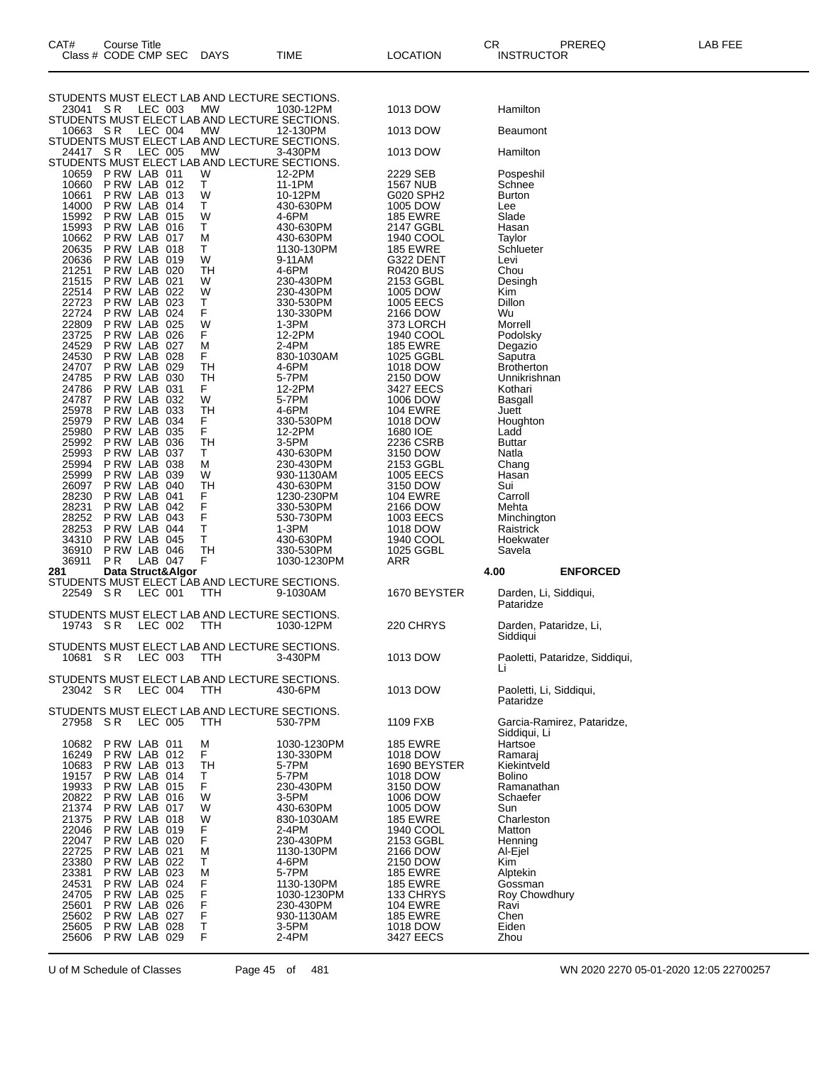| CAT# Class # | Course Title CODE | CMP | SEC | DAYS | TIME | LOCATION | CR INSTRUCTOR | PREREQ | LAB FEE |
|---|---|---|---|---|---|---|---|---|---|
| STUDENTS MUST ELECT LAB AND LECTURE SECTIONS. | | | | | | | | | |
| 23041 | S R | LEC | 003 | MW | 1030-12PM | 1013 DOW | Hamilton | | |
| STUDENTS MUST ELECT LAB AND LECTURE SECTIONS. | | | | | | | | | |
| 10663 | S R | LEC | 004 | MW | 12-130PM | 1013 DOW | Beaumont | | |
| STUDENTS MUST ELECT LAB AND LECTURE SECTIONS. | | | | | | | | | |
| 24417 | S R | LEC | 005 | MW | 3-430PM | 1013 DOW | Hamilton | | |
| STUDENTS MUST ELECT LAB AND LECTURE SECTIONS. | | | | | | | | | |
| 10659 | P RW | LAB | 011 | W | 12-2PM | 2229 SEB | Pospeshil | | |
| 10660 | P RW | LAB | 012 | T | 11-1PM | 1567 NUB | Schnee | | |
| 10661 | P RW | LAB | 013 | W | 10-12PM | G020 SPH2 | Burton | | |
| 14000 | P RW | LAB | 014 | T | 430-630PM | 1005 DOW | Lee | | |
| 15992 | P RW | LAB | 015 | W | 4-6PM | 185 EWRE | Slade | | |
| 15993 | P RW | LAB | 016 | T | 430-630PM | 2147 GGBL | Hasan | | |
| 10662 | P RW | LAB | 017 | M | 430-630PM | 1940 COOL | Taylor | | |
| 20635 | P RW | LAB | 018 | T | 1130-130PM | 185 EWRE | Schlueter | | |
| 20636 | P RW | LAB | 019 | W | 9-11AM | G322 DENT | Levi | | |
| 21251 | P RW | LAB | 020 | TH | 4-6PM | R0420 BUS | Chou | | |
| 21515 | P RW | LAB | 021 | W | 230-430PM | 2153 GGBL | Desingh | | |
| 22514 | P RW | LAB | 022 | W | 230-430PM | 1005 DOW | Kim | | |
| 22723 | P RW | LAB | 023 | T | 330-530PM | 1005 EECS | Dillon | | |
| 22724 | P RW | LAB | 024 | F | 130-330PM | 2166 DOW | Wu | | |
| 22809 | P RW | LAB | 025 | W | 1-3PM | 373 LORCH | Morrell | | |
| 23725 | P RW | LAB | 026 | F | 12-2PM | 1940 COOL | Podolsky | | |
| 24529 | P RW | LAB | 027 | M | 2-4PM | 185 EWRE | Degazio | | |
| 24530 | P RW | LAB | 028 | F | 830-1030AM | 1025 GGBL | Saputra | | |
| 24707 | P RW | LAB | 029 | TH | 4-6PM | 1018 DOW | Brotherton | | |
| 24785 | P RW | LAB | 030 | TH | 5-7PM | 2150 DOW | Unnikrishnan | | |
| 24786 | P RW | LAB | 031 | F | 12-2PM | 3427 EECS | Kothari | | |
| 24787 | P RW | LAB | 032 | W | 5-7PM | 1006 DOW | Basgall | | |
| 25978 | P RW | LAB | 033 | TH | 4-6PM | 104 EWRE | Juett | | |
| 25979 | P RW | LAB | 034 | F | 330-530PM | 1018 DOW | Houghton | | |
| 25980 | P RW | LAB | 035 | F | 12-2PM | 1680 IOE | Ladd | | |
| 25992 | P RW | LAB | 036 | TH | 3-5PM | 2236 CSRB | Buttar | | |
| 25993 | P RW | LAB | 037 | T | 430-630PM | 3150 DOW | Natla | | |
| 25994 | P RW | LAB | 038 | M | 230-430PM | 2153 GGBL | Chang | | |
| 25999 | P RW | LAB | 039 | W | 930-1130AM | 1005 EECS | Hasan | | |
| 26097 | P RW | LAB | 040 | TH | 430-630PM | 3150 DOW | Sui | | |
| 28230 | P RW | LAB | 041 | F | 1230-230PM | 104 EWRE | Carroll | | |
| 28231 | P RW | LAB | 042 | F | 330-530PM | 2166 DOW | Mehta | | |
| 28252 | P RW | LAB | 043 | F | 530-730PM | 1003 EECS | Minchington | | |
| 28253 | P RW | LAB | 044 | T | 1-3PM | 1018 DOW | Raistrick | | |
| 34310 | P RW | LAB | 045 | T | 430-630PM | 1940 COOL | Hoekwater | | |
| 36910 | P RW | LAB | 046 | TH | 330-530PM | 1025 GGBL | Savela | | |
| 36911 | P R | LAB | 047 | F | 1030-1230PM | ARR | | | |
| **281** | **Data Struct&Algor** | | | | | | **4.00** | **ENFORCED** | |
| STUDENTS MUST ELECT LAB AND LECTURE SECTIONS. | | | | | | | | | |
| 22549 | S R | LEC | 001 | TTH | 9-1030AM | 1670 BEYSTER | Darden, Li, Siddiqui, Pataridze | | |
| STUDENTS MUST ELECT LAB AND LECTURE SECTIONS. | | | | | | | | | |
| 19743 | S R | LEC | 002 | TTH | 1030-12PM | 220 CHRYS | Darden, Pataridze, Li, Siddiqui | | |
| STUDENTS MUST ELECT LAB AND LECTURE SECTIONS. | | | | | | | | | |
| 10681 | S R | LEC | 003 | TTH | 3-430PM | 1013 DOW | Paoletti, Pataridze, Siddiqui, Li | | |
| STUDENTS MUST ELECT LAB AND LECTURE SECTIONS. | | | | | | | | | |
| 23042 | S R | LEC | 004 | TTH | 430-6PM | 1013 DOW | Paoletti, Li, Siddiqui, Pataridze | | |
| STUDENTS MUST ELECT LAB AND LECTURE SECTIONS. | | | | | | | | | |
| 27958 | S R | LEC | 005 | TTH | 530-7PM | 1109 FXB | Garcia-Ramirez, Pataridze, Siddiqui, Li | | |
| 10682 | P RW | LAB | 011 | M | 1030-1230PM | 185 EWRE | Hartsoe | | |
| 16249 | P RW | LAB | 012 | F | 130-330PM | 1018 DOW | Ramaraj | | |
| 10683 | P RW | LAB | 013 | TH | 5-7PM | 1690 BEYSTER | Kiekintveld | | |
| 19157 | P RW | LAB | 014 | T | 5-7PM | 1018 DOW | Bolino | | |
| 19933 | P RW | LAB | 015 | F | 230-430PM | 3150 DOW | Ramanathan | | |
| 20822 | P RW | LAB | 016 | W | 3-5PM | 1006 DOW | Schaefer | | |
| 21374 | P RW | LAB | 017 | W | 430-630PM | 1005 DOW | Sun | | |
| 21375 | P RW | LAB | 018 | W | 830-1030AM | 185 EWRE | Charleston | | |
| 22046 | P RW | LAB | 019 | F | 2-4PM | 1940 COOL | Matton | | |
| 22047 | P RW | LAB | 020 | F | 230-430PM | 2153 GGBL | Henning | | |
| 22725 | P RW | LAB | 021 | M | 1130-130PM | 2166 DOW | Al-Ejel | | |
| 23380 | P RW | LAB | 022 | T | 4-6PM | 2150 DOW | Kim | | |
| 23381 | P RW | LAB | 023 | M | 5-7PM | 185 EWRE | Alptekin | | |
| 24531 | P RW | LAB | 024 | F | 1130-130PM | 185 EWRE | Gossman | | |
| 24705 | P RW | LAB | 025 | F | 1030-1230PM | 133 CHRYS | Roy Chowdhury | | |
| 25601 | P RW | LAB | 026 | F | 230-430PM | 104 EWRE | Ravi | | |
| 25602 | P RW | LAB | 027 | F | 930-1130AM | 185 EWRE | Chen | | |
| 25605 | P RW | LAB | 028 | T | 3-5PM | 1018 DOW | Eiden | | |
| 25606 | P RW | LAB | 029 | F | 2-4PM | 3427 EECS | Zhou | | |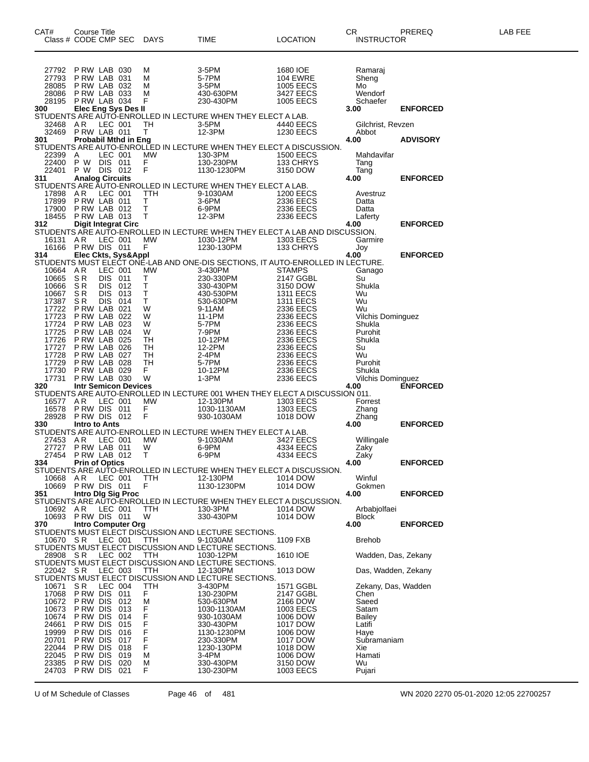| CAT# | Course Title | | | | | | | CR | PREREQ | LAB FEE |
|---|---|---|---|---|---|---|---|---|---|---|
| Class # | CODE | CMP | SEC | DAYS | TIME | LOCATION | INSTRUCTOR | | | |
| 27792 | P RW | LAB | 030 | M | 3-5PM | 1680 IOE | Ramaraj | | | |
| 27793 | P RW | LAB | 031 | M | 5-7PM | 104 EWRE | Sheng | | | |
| 28085 | P RW | LAB | 032 | M | 3-5PM | 1005 EECS | Mo | | | |
| 28086 | P RW | LAB | 033 | M | 430-630PM | 3427 EECS | Wendorf | | | |
| 28195 | P RW | LAB | 034 | F | 230-430PM | 1005 EECS | Schaefer | | | |
| **300** | **Elec Eng Sys Des II** | | | | | | | **3.00** | **ENFORCED** | |
| STUDENTS ARE AUTO-ENROLLED IN LECTURE WHEN THEY ELECT A LAB. | | | | | | | | | | |
| 32468 | A R | LEC | 001 | TH | 3-5PM | 4440 EECS | Gilchrist, Revzen | | | |
| 32469 | P RW | LAB | 011 | T | 12-3PM | 1230 EECS | Abbot | | | |
| **301** | **Probabil Mthd in Eng** | | | | | | | **4.00** | **ADVISORY** | |
| STUDENTS ARE AUTO-ENROLLED IN LECTURE WHEN THEY ELECT A DISCUSSION. | | | | | | | | | | |
| 22399 | A | LEC | 001 | MW | 130-3PM | 1500 EECS | Mahdavifar | | | |
| 22400 | P W | DIS | 011 | F | 130-230PM | 133 CHRYS | Tang | | | |
| 22401 | P W | DIS | 012 | F | 1130-1230PM | 3150 DOW | Tang | | | |
| **311** | **Analog Circuits** | | | | | | | **4.00** | **ENFORCED** | |
| STUDENTS ARE AUTO-ENROLLED IN LECTURE WHEN THEY ELECT A LAB. | | | | | | | | | | |
| 17898 | A R | LEC | 001 | TTH | 9-1030AM | 1200 EECS | Avestruz | | | |
| 17899 | P RW | LAB | 011 | T | 3-6PM | 2336 EECS | Datta | | | |
| 17900 | P RW | LAB | 012 | T | 6-9PM | 2336 EECS | Datta | | | |
| 18455 | P RW | LAB | 013 | T | 12-3PM | 2336 EECS | Laferty | | | |
| **312** | **Digit Integrat Circ** | | | | | | | **4.00** | **ENFORCED** | |
| STUDENTS ARE AUTO-ENROLLED IN LECTURE WHEN THEY ELECT A LAB AND DISCUSSION. | | | | | | | | | | |
| 16131 | A R | LEC | 001 | MW | 1030-12PM | 1303 EECS | Garmire | | | |
| 16166 | P RW | DIS | 011 | F | 1230-130PM | 133 CHRYS | Joy | | | |
| **314** | **Elec Ckts, Sys&Appl** | | | | | | | **4.00** | **ENFORCED** | |
| STUDENTS MUST ELECT ONE-LAB AND ONE-DIS SECTIONS, IT AUTO-ENROLLED IN LECTURE. | | | | | | | | | | |
| 10664 | A R | LEC | 001 | MW | 3-430PM | STAMPS | Ganago | | | |
| 10665 | S R | DIS | 011 | T | 230-330PM | 2147 GGBL | Su | | | |
| 10666 | S R | DIS | 012 | T | 330-430PM | 3150 DOW | Shukla | | | |
| 10667 | S R | DIS | 013 | T | 430-530PM | 1311 EECS | Wu | | | |
| 17387 | S R | DIS | 014 | T | 530-630PM | 1311 EECS | Wu | | | |
| 17722 | P RW | LAB | 021 | W | 9-11AM | 2336 EECS | Wu | | | |
| 17723 | P RW | LAB | 022 | W | 11-1PM | 2336 EECS | Vilchis Dominguez | | | |
| 17724 | P RW | LAB | 023 | W | 5-7PM | 2336 EECS | Shukla | | | |
| 17725 | P RW | LAB | 024 | W | 7-9PM | 2336 EECS | Purohit | | | |
| 17726 | P RW | LAB | 025 | TH | 10-12PM | 2336 EECS | Shukla | | | |
| 17727 | P RW | LAB | 026 | TH | 12-2PM | 2336 EECS | Su | | | |
| 17728 | P RW | LAB | 027 | TH | 2-4PM | 2336 EECS | Wu | | | |
| 17729 | P RW | LAB | 028 | TH | 5-7PM | 2336 EECS | Purohit | | | |
| 17730 | P RW | LAB | 029 | F | 10-12PM | 2336 EECS | Shukla | | | |
| 17731 | P RW | LAB | 030 | W | 1-3PM | 2336 EECS | Vilchis Dominguez | | | |
| **320** | **Intr Semicon Devices** | | | | | | | **4.00** | **ENFORCED** | |
| STUDENTS ARE AUTO-ENROLLED IN LECTURE 001 WHEN THEY ELECT A DISCUSSION 011. | | | | | | | | | | |
| 16577 | A R | LEC | 001 | MW | 12-130PM | 1303 EECS | Forrest | | | |
| 16578 | P RW | DIS | 011 | F | 1030-1130AM | 1303 EECS | Zhang | | | |
| 28928 | P RW | DIS | 012 | F | 930-1030AM | 1018 DOW | Zhang | | | |
| **330** | **Intro to Ants** | | | | | | | **4.00** | **ENFORCED** | |
| STUDENTS ARE AUTO-ENROLLED IN LECTURE WHEN THEY ELECT A LAB. | | | | | | | | | | |
| 27453 | A R | LEC | 001 | MW | 9-1030AM | 3427 EECS | Willingale | | | |
| 27727 | P RW | LAB | 011 | W | 6-9PM | 4334 EECS | Zaky | | | |
| 27454 | P RW | LAB | 012 | T | 6-9PM | 4334 EECS | Zaky | | | |
| **334** | **Prin of Optics** | | | | | | | **4.00** | **ENFORCED** | |
| STUDENTS ARE AUTO-ENROLLED IN LECTURE WHEN THEY ELECT A DISCUSSION. | | | | | | | | | | |
| 10668 | A R | LEC | 001 | TTH | 12-130PM | 1014 DOW | Winful | | | |
| 10669 | P RW | DIS | 011 | F | 1130-1230PM | 1014 DOW | Gokmen | | | |
| **351** | **Intro Dlg Sig Proc** | | | | | | | **4.00** | **ENFORCED** | |
| STUDENTS ARE AUTO-ENROLLED IN LECTURE WHEN THEY ELECT A DISCUSSION. | | | | | | | | | | |
| 10692 | A R | LEC | 001 | TTH | 130-3PM | 1014 DOW | Arbabjolfaei | | | |
| 10693 | P RW | DIS | 011 | W | 330-430PM | 1014 DOW | Block | | | |
| **370** | **Intro Computer Org** | | | | | | | **4.00** | **ENFORCED** | |
| STUDENTS MUST ELECT DISCUSSION AND LECTURE SECTIONS. | | | | | | | | | | |
| 10670 | S R | LEC | 001 | TTH | 9-1030AM | 1109 FXB | Brehob | | | |
| STUDENTS MUST ELECT DISCUSSION AND LECTURE SECTIONS. | | | | | | | | | | |
| 28908 | S R | LEC | 002 | TTH | 1030-12PM | 1610 IOE | Wadden, Das, Zekany | | | |
| STUDENTS MUST ELECT DISCUSSION AND LECTURE SECTIONS. | | | | | | | | | | |
| 22042 | S R | LEC | 003 | TTH | 12-130PM | 1013 DOW | Das, Wadden, Zekany | | | |
| STUDENTS MUST ELECT DISCUSSION AND LECTURE SECTIONS. | | | | | | | | | | |
| 10671 | S R | LEC | 004 | TTH | 3-430PM | 1571 GGBL | Zekany, Das, Wadden | | | |
| 17068 | P RW | DIS | 011 | F | 130-230PM | 2147 GGBL | Chen | | | |
| 10672 | P RW | DIS | 012 | M | 530-630PM | 2166 DOW | Saeed | | | |
| 10673 | P RW | DIS | 013 | F | 1030-1130AM | 1003 EECS | Satam | | | |
| 10674 | P RW | DIS | 014 | F | 930-1030AM | 1006 DOW | Bailey | | | |
| 24661 | P RW | DIS | 015 | F | 330-430PM | 1017 DOW | Latifi | | | |
| 19999 | P RW | DIS | 016 | F | 1130-1230PM | 1006 DOW | Haye | | | |
| 20701 | P RW | DIS | 017 | F | 230-330PM | 1017 DOW | Subramaniam | | | |
| 22044 | P RW | DIS | 018 | F | 1230-130PM | 1018 DOW | Xie | | | |
| 22045 | P RW | DIS | 019 | M | 3-4PM | 1006 DOW | Hamati | | | |
| 23385 | P RW | DIS | 020 | M | 330-430PM | 3150 DOW | Wu | | | |
| 24703 | P RW | DIS | 021 | F | 130-230PM | 1003 EECS | Pujari | | | |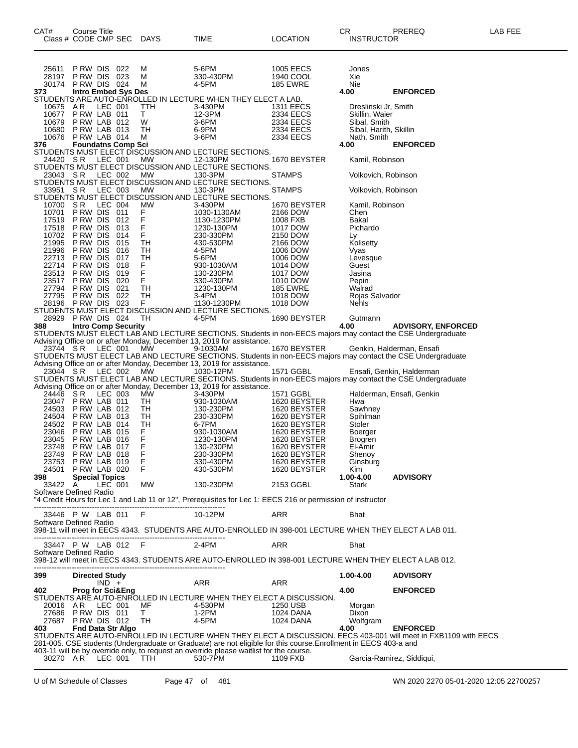| CAT# Class # | Course Title CODE | CMP | SEC | DAYS | TIME | LOCATION | CR INSTRUCTOR | PREREQ | LAB FEE |
|---|---|---|---|---|---|---|---|---|---|
| 25611 | P RW | DIS | 022 | M | 5-6PM | 1005 EECS | Jones | | |
| 28197 | P RW | DIS | 023 | M | 330-430PM | 1940 COOL | Xie | | |
| 30174 | P RW | DIS | 024 | M | 4-5PM | 185 EWRE | Nie | | |
| **373** | **Intro Embed Sys Des** | | | | | | **4.00** | **ENFORCED** | |
| STUDENTS ARE AUTO-ENROLLED IN LECTURE WHEN THEY ELECT A LAB. | | | | | | | | | |
| 10675 | A R | LEC | 001 | TTH | 3-430PM | 1311 EECS | Dreslinski Jr, Smith | | |
| 10677 | P RW | LAB | 011 | T | 12-3PM | 2334 EECS | Skillin, Waier | | |
| 10679 | P RW | LAB | 012 | W | 3-6PM | 2334 EECS | Sibal, Smith | | |
| 10680 | P RW | LAB | 013 | TH | 6-9PM | 2334 EECS | Sibal, Harith, Skillin | | |
| 10676 | P RW | LAB | 014 | M | 3-6PM | 2334 EECS | Nath, Smith | | |
| **376** | **Foundatns Comp Sci** | | | | | | **4.00** | **ENFORCED** | |
| STUDENTS MUST ELECT DISCUSSION AND LECTURE SECTIONS. | | | | | | | | | |
| 24420 | S R | LEC | 001 | MW | 12-130PM | 1670 BEYSTER | Kamil, Robinson | | |
| STUDENTS MUST ELECT DISCUSSION AND LECTURE SECTIONS. | | | | | | | | | |
| 23043 | S R | LEC | 002 | MW | 130-3PM | STAMPS | Volkovich, Robinson | | |
| STUDENTS MUST ELECT DISCUSSION AND LECTURE SECTIONS. | | | | | | | | | |
| 33951 | S R | LEC | 003 | MW | 130-3PM | STAMPS | Volkovich, Robinson | | |
| STUDENTS MUST ELECT DISCUSSION AND LECTURE SECTIONS. | | | | | | | | | |
| 10700 | S R | LEC | 004 | MW | 3-430PM | 1670 BEYSTER | Kamil, Robinson | | |
| 10701 | P RW | DIS | 011 | F | 1030-1130AM | 2166 DOW | Chen | | |
| 17519 | P RW | DIS | 012 | F | 1130-1230PM | 1008 FXB | Bakal | | |
| 17518 | P RW | DIS | 013 | F | 1230-130PM | 1017 DOW | Pichardo | | |
| 10702 | P RW | DIS | 014 | F | 230-330PM | 2150 DOW | Ly | | |
| 21995 | P RW | DIS | 015 | TH | 430-530PM | 2166 DOW | Kolisetty | | |
| 21996 | P RW | DIS | 016 | TH | 4-5PM | 1006 DOW | Vyas | | |
| 22713 | P RW | DIS | 017 | TH | 5-6PM | 1006 DOW | Levesque | | |
| 22714 | P RW | DIS | 018 | F | 930-1030AM | 1014 DOW | Guest | | |
| 23513 | P RW | DIS | 019 | F | 130-230PM | 1017 DOW | Jasina | | |
| 23517 | P RW | DIS | 020 | F | 330-430PM | 1010 DOW | Pepin | | |
| 27794 | P RW | DIS | 021 | TH | 1230-130PM | 185 EWRE | Walrad | | |
| 27795 | P RW | DIS | 022 | TH | 3-4PM | 1018 DOW | Rojas Salvador | | |
| 28196 | P RW | DIS | 023 | F | 1130-1230PM | 1018 DOW | Nehls | | |
| STUDENTS MUST ELECT DISCUSSION AND LECTURE SECTIONS. | | | | | | | | | |
| 28929 | P RW | DIS | 024 | TH | 4-5PM | 1690 BEYSTER | Gutmann | | |
| **388** | **Intro Comp Security** | | | | | | **4.00** | **ADVISORY, ENFORCED** | |
| STUDENTS MUST ELECT LAB AND LECTURE SECTIONS. Students in non-EECS majors may contact the CSE Undergraduate Advising Office on or after Monday, December 13, 2019 for assistance. | | | | | | | | | |
| 23744 | S R | LEC | 001 | MW | 9-1030AM | 1670 BEYSTER | Genkin, Halderman, Ensafi | | |
| STUDENTS MUST ELECT LAB AND LECTURE SECTIONS. Students in non-EECS majors may contact the CSE Undergraduate Advising Office on or after Monday, December 13, 2019 for assistance. | | | | | | | | | |
| 23044 | S R | LEC | 002 | MW | 1030-12PM | 1571 GGBL | Ensafi, Genkin, Halderman | | |
| STUDENTS MUST ELECT LAB AND LECTURE SECTIONS. Students in non-EECS majors may contact the CSE Undergraduate Advising Office on or after Monday, December 13, 2019 for assistance. | | | | | | | | | |
| 24446 | S R | LEC | 003 | MW | 3-430PM | 1571 GGBL | Halderman, Ensafi, Genkin | | |
| 23047 | P RW | LAB | 011 | TH | 930-1030AM | 1620 BEYSTER | Hwa | | |
| 24503 | P RW | LAB | 012 | TH | 130-230PM | 1620 BEYSTER | Sawhney | | |
| 24504 | P RW | LAB | 013 | TH | 230-330PM | 1620 BEYSTER | Spihlman | | |
| 24502 | P RW | LAB | 014 | TH | 6-7PM | 1620 BEYSTER | Stoler | | |
| 23046 | P RW | LAB | 015 | F | 930-1030AM | 1620 BEYSTER | Boerger | | |
| 23045 | P RW | LAB | 016 | F | 1230-130PM | 1620 BEYSTER | Brogren | | |
| 23748 | P RW | LAB | 017 | F | 130-230PM | 1620 BEYSTER | El-Amir | | |
| 23749 | P RW | LAB | 018 | F | 230-330PM | 1620 BEYSTER | Shenoy | | |
| 23753 | P RW | LAB | 019 | F | 330-430PM | 1620 BEYSTER | Ginsburg | | |
| 24501 | P RW | LAB | 020 | F | 430-530PM | 1620 BEYSTER | Kim | | |
| **398** | **Special Topics** | | | | | | **1.00-4.00** | **ADVISORY** | |
| 33422 | A | LEC | 001 | MW | 130-230PM | 2153 GGBL | Stark | | |
| Software Defined Radio | | | | | | | | | |
| "4 Credit Hours for Lec 1 and Lab 11 or 12", Prerequisites for Lec 1: EECS 216 or permission of instructor | | | | | | | | | |
| 33446 | P W | LAB | 011 | F | 10-12PM | ARR | Bhat | | |
| Software Defined Radio | | | | | | | | | |
| 398-11 will meet in EECS 4343. STUDENTS ARE AUTO-ENROLLED IN 398-001 LECTURE WHEN THEY ELECT A LAB 011. | | | | | | | | | |
| 33447 | P W | LAB | 012 | F | 2-4PM | ARR | Bhat | | |
| Software Defined Radio | | | | | | | | | |
| 398-12 will meet in EECS 4343. STUDENTS ARE AUTO-ENROLLED IN 398-001 LECTURE WHEN THEY ELECT A LAB 012. | | | | | | | | | |
| **399** | **Directed Study** | | | | | | **1.00-4.00** | **ADVISORY** | |
| | | IND | + | | ARR | ARR | | | |
| **402** | **Prog for Sci&Eng** | | | | | | **4.00** | **ENFORCED** | |
| STUDENTS ARE AUTO-ENROLLED IN LECTURE WHEN THEY ELECT A DISCUSSION. | | | | | | | | | |
| 20016 | A R | LEC | 001 | MF | 4-530PM | 1250 USB | Morgan | | |
| 27686 | P RW | DIS | 011 | T | 1-2PM | 1024 DANA | Dixon | | |
| 27687 | P RW | DIS | 012 | TH | 4-5PM | 1024 DANA | Wolfgram | | |
| **403** | **Fnd Data Str Algo** | | | | | | **4.00** | **ENFORCED** | |
| STUDENTS ARE AUTO-ENROLLED IN LECTURE WHEN THEY ELECT A DISCUSSION. EECS 403-001 will meet in FXB1109 with EECS 281-005. CSE students (Undergraduate or Graduate) are not eligible for this course.Enrollment in EECS 403-a and 403-11 will be by override only, to request an override please waitlist for the course. | | | | | | | | | |
| 30270 | A R | LEC | 001 | TTH | 530-7PM | 1109 FXB | Garcia-Ramirez, Siddiqui, | | |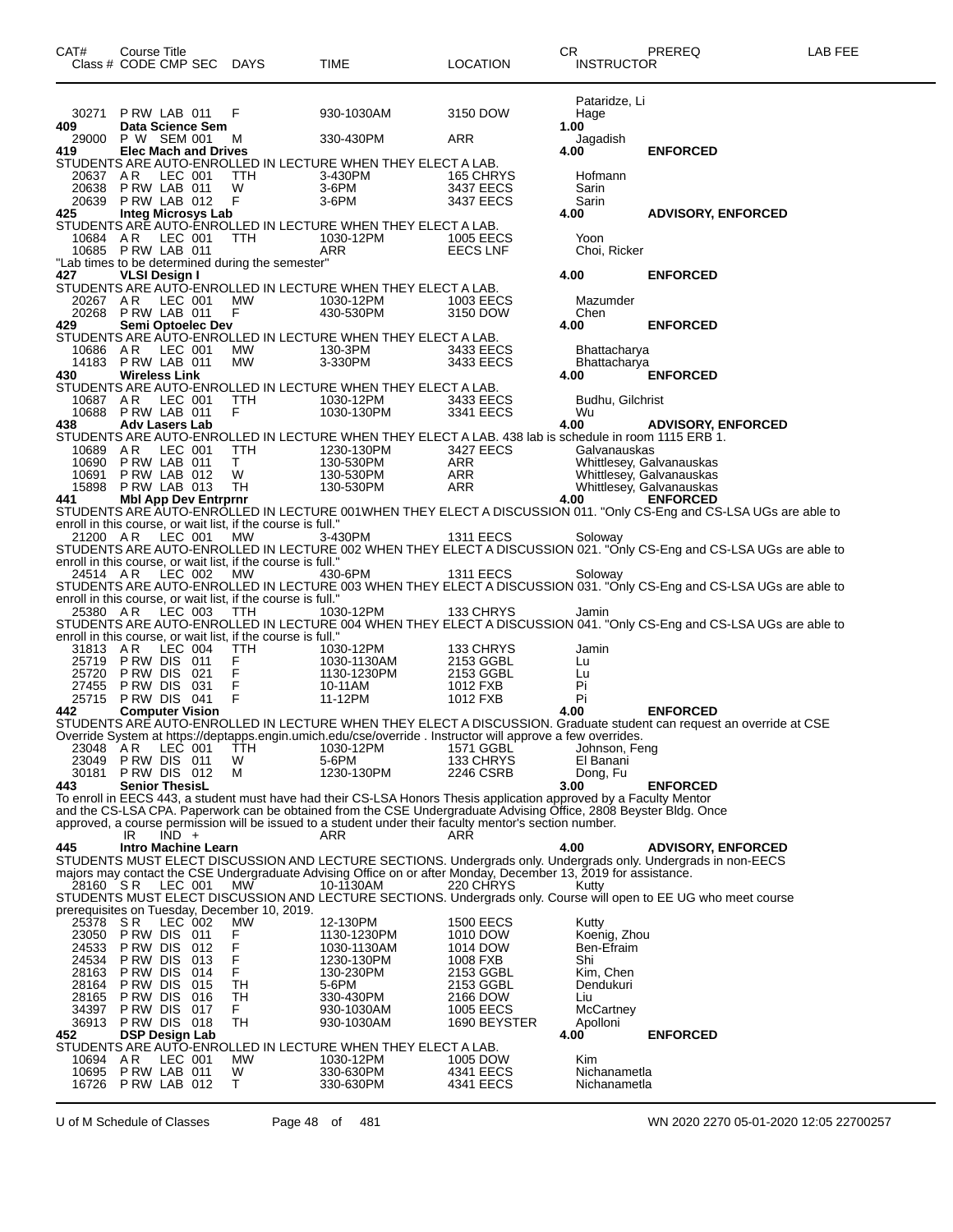| CAT# | Course Title | | | | | | | CR | PREREQ | LAB FEE |
|---|---|---|---|---|---|---|---|---|---|---|
| Class # | CODE | CMP | SEC | DAYS | TIME | LOCATION | | INSTRUCTOR | | |
| | | | | | | | | Pataridze, Li | | |
| 30271 | P RW | LAB | 011 | F | 930-1030AM | 3150 DOW | | Hage | | |
| **409** | **Data Science Sem** | | | | | | | **1.00** | | |
| 29000 | P W | SEM | 001 | M | 330-430PM | ARR | | Jagadish | | |
| **419** | **Elec Mach and Drives** | | | | | | | **4.00** | **ENFORCED** | |

STUDENTS ARE AUTO-ENROLLED IN LECTURE WHEN THEY ELECT A LAB.

| Class # | CODE | CMP | SEC | DAYS | TIME | LOCATION | INSTRUCTOR |
|---|---|---|---|---|---|---|---|
| 20637 | A R | LEC | 001 | TTH | 3-430PM | 165 CHRYS | Hofmann |
| 20638 | P RW | LAB | 011 | W | 3-6PM | 3437 EECS | Sarin |
| 20639 | P RW | LAB | 012 | F | 3-6PM | 3437 EECS | Sarin |

**425 Integ Microsys Lab** — **4.00** — **ADVISORY, ENFORCED**

STUDENTS ARE AUTO-ENROLLED IN LECTURE WHEN THEY ELECT A LAB.

| Class # | CODE | CMP | SEC | DAYS | TIME | LOCATION | INSTRUCTOR |
|---|---|---|---|---|---|---|---|
| 10684 | A R | LEC | 001 | TTH | 1030-12PM | 1005 EECS | Yoon |
| 10685 | P RW | LAB | 011 | | ARR | EECS LNF | Choi, Ricker |

"Lab times to be determined during the semester"

**427 VLSI Design I** — **4.00** — **ENFORCED**

STUDENTS ARE AUTO-ENROLLED IN LECTURE WHEN THEY ELECT A LAB.

| Class # | CODE | CMP | SEC | DAYS | TIME | LOCATION | INSTRUCTOR |
|---|---|---|---|---|---|---|---|
| 20267 | A R | LEC | 001 | MW | 1030-12PM | 1003 EECS | Mazumder |
| 20268 | P RW | LAB | 011 | F | 430-530PM | 3150 DOW | Chen |

**429 Semi Optoelec Dev** — **4.00** — **ENFORCED**

STUDENTS ARE AUTO-ENROLLED IN LECTURE WHEN THEY ELECT A LAB.

| Class # | CODE | CMP | SEC | DAYS | TIME | LOCATION | INSTRUCTOR |
|---|---|---|---|---|---|---|---|
| 10686 | A R | LEC | 001 | MW | 130-3PM | 3433 EECS | Bhattacharya |
| 14183 | P RW | LAB | 011 | MW | 3-330PM | 3433 EECS | Bhattacharya |

**430 Wireless Link** — **4.00** — **ENFORCED**

STUDENTS ARE AUTO-ENROLLED IN LECTURE WHEN THEY ELECT A LAB.

| Class # | CODE | CMP | SEC | DAYS | TIME | LOCATION | INSTRUCTOR |
|---|---|---|---|---|---|---|---|
| 10687 | A R | LEC | 001 | TTH | 1030-12PM | 3433 EECS | Budhu, Gilchrist |
| 10688 | P RW | LAB | 011 | F | 1030-130PM | 3341 EECS | Wu |

**438 Adv Lasers Lab** — **4.00** — **ADVISORY, ENFORCED**

STUDENTS ARE AUTO-ENROLLED IN LECTURE WHEN THEY ELECT A LAB. 438 lab is schedule in room 1115 ERB 1.

| Class # | CODE | CMP | SEC | DAYS | TIME | LOCATION | INSTRUCTOR |
|---|---|---|---|---|---|---|---|
| 10689 | A R | LEC | 001 | TTH | 1230-130PM | 3427 EECS | Galvanauskas |
| 10690 | P RW | LAB | 011 | T | 130-530PM | ARR | Whittlesey, Galvanauskas |
| 10691 | P RW | LAB | 012 | W | 130-530PM | ARR | Whittlesey, Galvanauskas |
| 15898 | P RW | LAB | 013 | TH | 130-530PM | ARR | Whittlesey, Galvanauskas |

**441 Mbl App Dev Entrprnr** — **4.00** — **ENFORCED**

STUDENTS ARE AUTO-ENROLLED IN LECTURE 001WHEN THEY ELECT A DISCUSSION 011. "Only CS-Eng and CS-LSA UGs are able to enroll in this course, or wait list, if the course is full."

| Class # | CODE | CMP | SEC | DAYS | TIME | LOCATION | INSTRUCTOR |
|---|---|---|---|---|---|---|---|
| 21200 | A R | LEC | 001 | MW | 3-430PM | 1311 EECS | Soloway |

STUDENTS ARE AUTO-ENROLLED IN LECTURE 002 WHEN THEY ELECT A DISCUSSION 021. "Only CS-Eng and CS-LSA UGs are able to enroll in this course, or wait list, if the course is full."

| Class # | CODE | CMP | SEC | DAYS | TIME | LOCATION | INSTRUCTOR |
|---|---|---|---|---|---|---|---|
| 24514 | A R | LEC | 002 | MW | 430-6PM | 1311 EECS | Soloway |

STUDENTS ARE AUTO-ENROLLED IN LECTURE 003 WHEN THEY ELECT A DISCUSSION 031. "Only CS-Eng and CS-LSA UGs are able to enroll in this course, or wait list, if the course is full."

| Class # | CODE | CMP | SEC | DAYS | TIME | LOCATION | INSTRUCTOR |
|---|---|---|---|---|---|---|---|
| 25380 | A R | LEC | 003 | TTH | 1030-12PM | 133 CHRYS | Jamin |

STUDENTS ARE AUTO-ENROLLED IN LECTURE 004 WHEN THEY ELECT A DISCUSSION 041. "Only CS-Eng and CS-LSA UGs are able to enroll in this course, or wait list, if the course is full."

| Class # | CODE | CMP | SEC | DAYS | TIME | LOCATION | INSTRUCTOR |
|---|---|---|---|---|---|---|---|
| 31813 | A R | LEC | 004 | TTH | 1030-12PM | 133 CHRYS | Jamin |
| 25719 | P RW | DIS | 011 | F | 1030-1130AM | 2153 GGBL | Lu |
| 25720 | P RW | DIS | 021 | F | 1130-1230PM | 2153 GGBL | Lu |
| 27455 | P RW | DIS | 031 | F | 10-11AM | 1012 FXB | Pi |
| 25715 | P RW | DIS | 041 | F | 11-12PM | 1012 FXB | Pi |

**442 Computer Vision** — **4.00** — **ENFORCED**

STUDENTS ARE AUTO-ENROLLED IN LECTURE WHEN THEY ELECT A DISCUSSION. Graduate student can request an override at CSE Override System at https://deptapps.engin.umich.edu/cse/override . Instructor will approve a few overrides.

| Class # | CODE | CMP | SEC | DAYS | TIME | LOCATION | INSTRUCTOR |
|---|---|---|---|---|---|---|---|
| 23048 | A R | LEC | 001 | TTH | 1030-12PM | 1571 GGBL | Johnson, Feng |
| 23049 | P RW | DIS | 011 | W | 5-6PM | 133 CHRYS | El Banani |
| 30181 | P RW | DIS | 012 | M | 1230-130PM | 2246 CSRB | Dong, Fu |

**443 Senior ThesisL** — **3.00** — **ENFORCED**

To enroll in EECS 443, a student must have had their CS-LSA Honors Thesis application approved by a Faculty Mentor and the CS-LSA CPA. Paperwork can be obtained from the CSE Undergraduate Advising Office, 2808 Beyster Bldg. Once approved, a course permission will be issued to a student under their faculty mentor's section number.

| Class # | CODE | CMP | SEC | DAYS | TIME | LOCATION | INSTRUCTOR |
|---|---|---|---|---|---|---|---|
| | IR | IND | + | | ARR | ARR | |

**445 Intro Machine Learn** — **4.00** — **ADVISORY, ENFORCED**

STUDENTS MUST ELECT DISCUSSION AND LECTURE SECTIONS. Undergrads only. Undergrads in non-EECS majors may contact the CSE Undergraduate Advising Office on or after Monday, December 13, 2019 for assistance.

| Class # | CODE | CMP | SEC | DAYS | TIME | LOCATION | INSTRUCTOR |
|---|---|---|---|---|---|---|---|
| 28160 | S R | LEC | 001 | MW | 10-1130AM | 220 CHRYS | Kutty |

STUDENTS MUST ELECT DISCUSSION AND LECTURE SECTIONS. Undergrads only. Course will open to EE UG who meet course prerequisites on Tuesday, December 10, 2019.

| Class # | CODE | CMP | SEC | DAYS | TIME | LOCATION | INSTRUCTOR |
|---|---|---|---|---|---|---|---|
| 25378 | S R | LEC | 002 | MW | 12-130PM | 1500 EECS | Kutty |
| 23050 | P RW | DIS | 011 | F | 1130-1230PM | 1010 DOW | Koenig, Zhou |
| 24533 | P RW | DIS | 012 | F | 1030-1130AM | 1014 DOW | Ben-Efraim |
| 24534 | P RW | DIS | 013 | F | 1230-130PM | 1008 FXB | Shi |
| 28163 | P RW | DIS | 014 | F | 130-230PM | 2153 GGBL | Kim, Chen |
| 28164 | P RW | DIS | 015 | TH | 5-6PM | 2153 GGBL | Dendukuri |
| 28165 | P RW | DIS | 016 | TH | 330-430PM | 2166 DOW | Liu |
| 34397 | P RW | DIS | 017 | F | 930-1030AM | 1005 EECS | McCartney |
| 36913 | P RW | DIS | 018 | TH | 930-1030AM | 1690 BEYSTER | Apolloni |

**452 DSP Design Lab** — **4.00** — **ENFORCED**

STUDENTS ARE AUTO-ENROLLED IN LECTURE WHEN THEY ELECT A LAB.

| Class # | CODE | CMP | SEC | DAYS | TIME | LOCATION | INSTRUCTOR |
|---|---|---|---|---|---|---|---|
| 10694 | A R | LEC | 001 | MW | 1030-12PM | 1005 DOW | Kim |
| 10695 | P RW | LAB | 011 | W | 330-630PM | 4341 EECS | Nichanametla |
| 16726 | P RW | LAB | 012 | T | 330-630PM | 4341 EECS | Nichanametla |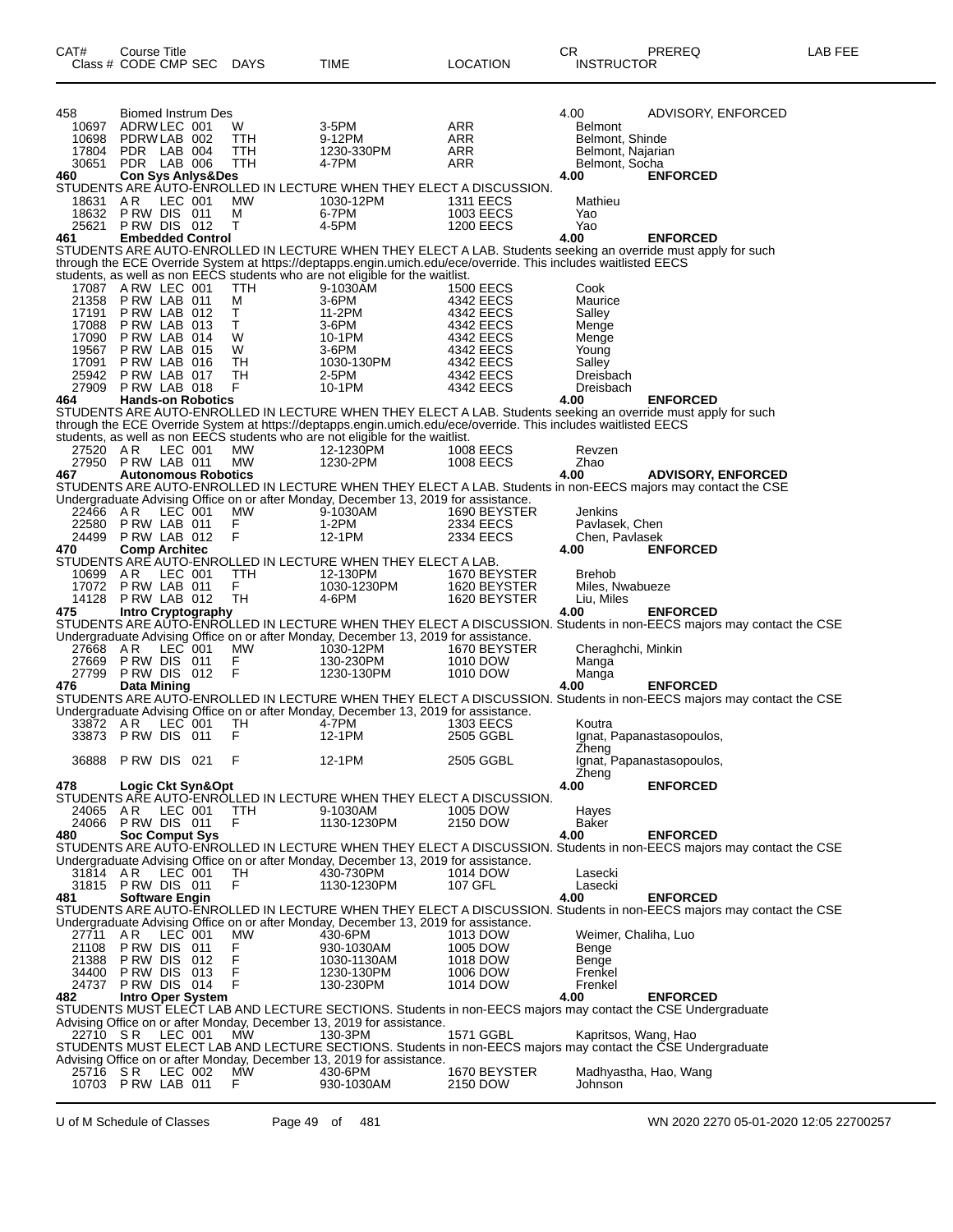| CAT# | Course Title<br>Class # CODE CMP SEC | DAYS | TIME | LOCATION | CR<br>INSTRUCTOR | PREREQ | LAB FEE |
|---|---|---|---|---|---|---|---|
| 458 | Biomed Instrum Des | | | | 4.00 | ADVISORY, ENFORCED | |
| 10697 | ADRW LEC 001 | W | 3-5PM | ARR | Belmont | | |
| 10698 | PDRW LAB 002 | TTH | 9-12PM | ARR | Belmont, Shinde | | |
| 17804 | PDR LAB 004 | TTH | 1230-330PM | ARR | Belmont, Najarian | | |
| 30651 | PDR LAB 006 | TTH | 4-7PM | ARR | Belmont, Socha | | |
| **460** | **Con Sys Anlys&Des** | | | | **4.00** | **ENFORCED** | |

STUDENTS ARE AUTO-ENROLLED IN LECTURE WHEN THEY ELECT A DISCUSSION.

| Class # | CODE CMP SEC | DAYS | TIME | LOCATION | INSTRUCTOR |
|---|---|---|---|---|---|
| 18631 | A R LEC 001 | MW | 1030-12PM | 1311 EECS | Mathieu |
| 18632 | P RW DIS 011 | M | 6-7PM | 1003 EECS | Yao |
| 25621 | P RW DIS 012 | T | 4-5PM | 1200 EECS | Yao |

**461 Embedded Control** — **4.00** — **ENFORCED**

STUDENTS ARE AUTO-ENROLLED IN LECTURE WHEN THEY ELECT A LAB. Students seeking an override must apply for such through the ECE Override System at https://deptapps.engin.umich.edu/ece/override. This includes waitlisted EECS students, as well as non EECS students who are not eligible for the waitlist.

| Class # | CODE CMP SEC | DAYS | TIME | LOCATION | INSTRUCTOR |
|---|---|---|---|---|---|
| 17087 | A RW LEC 001 | TTH | 9-1030AM | 1500 EECS | Cook |
| 21358 | P RW LAB 011 | M | 3-6PM | 4342 EECS | Maurice |
| 17191 | P RW LAB 012 | T | 11-2PM | 4342 EECS | Salley |
| 17088 | P RW LAB 013 | T | 3-6PM | 4342 EECS | Menge |
| 17090 | P RW LAB 014 | W | 10-1PM | 4342 EECS | Menge |
| 19567 | P RW LAB 015 | W | 3-6PM | 4342 EECS | Young |
| 17091 | P RW LAB 016 | TH | 1030-130PM | 4342 EECS | Salley |
| 25942 | P RW LAB 017 | TH | 2-5PM | 4342 EECS | Dreisbach |
| 27909 | P RW LAB 018 | F | 10-1PM | 4342 EECS | Dreisbach |

**464 Hands-on Robotics** — **4.00** — **ENFORCED**

STUDENTS ARE AUTO-ENROLLED IN LECTURE WHEN THEY ELECT A LAB. Students seeking an override must apply for such through the ECE Override System at https://deptapps.engin.umich.edu/ece/override. This includes waitlisted EECS students, as well as non EECS students who are not eligible for the waitlist.

| Class # | CODE CMP SEC | DAYS | TIME | LOCATION | INSTRUCTOR |
|---|---|---|---|---|---|
| 27520 | A R LEC 001 | MW | 12-1230PM | 1008 EECS | Revzen |
| 27950 | P RW LAB 011 | MW | 1230-2PM | 1008 EECS | Zhao |

**467 Autonomous Robotics** — **4.00** — **ADVISORY, ENFORCED**

STUDENTS ARE AUTO-ENROLLED IN LECTURE WHEN THEY ELECT A LAB. Students in non-EECS majors may contact the CSE Undergraduate Advising Office on or after Monday, December 13, 2019 for assistance.

| Class # | CODE CMP SEC | DAYS | TIME | LOCATION | INSTRUCTOR |
|---|---|---|---|---|---|
| 22466 | A R LEC 001 | MW | 9-1030AM | 1690 BEYSTER | Jenkins |
| 22580 | P RW LAB 011 | F | 1-2PM | 2334 EECS | Pavlasek, Chen |
| 24499 | P RW LAB 012 | F | 12-1PM | 2334 EECS | Chen, Pavlasek |

**470 Comp Architec** — **4.00** — **ENFORCED**

STUDENTS ARE AUTO-ENROLLED IN LECTURE WHEN THEY ELECT A LAB.

| Class # | CODE CMP SEC | DAYS | TIME | LOCATION | INSTRUCTOR |
|---|---|---|---|---|---|
| 10699 | A R LEC 001 | TTH | 12-130PM | 1670 BEYSTER | Brehob |
| 17072 | P RW LAB 011 | F | 1030-1230PM | 1620 BEYSTER | Miles, Nwabueze |
| 14128 | P RW LAB 012 | TH | 4-6PM | 1620 BEYSTER | Liu, Miles |

**475 Intro Cryptography** — **4.00** — **ENFORCED**

STUDENTS ARE AUTO-ENROLLED IN LECTURE WHEN THEY ELECT A DISCUSSION. Students in non-EECS majors may contact the CSE Undergraduate Advising Office on or after Monday, December 13, 2019 for assistance.

| Class # | CODE CMP SEC | DAYS | TIME | LOCATION | INSTRUCTOR |
|---|---|---|---|---|---|
| 27668 | A R LEC 001 | MW | 1030-12PM | 1670 BEYSTER | Cheraghchi, Minkin |
| 27669 | P RW DIS 011 | F | 130-230PM | 1010 DOW | Manga |
| 27799 | P RW DIS 012 | F | 1230-130PM | 1010 DOW | Manga |

**476 Data Mining** — **4.00** — **ENFORCED**

STUDENTS ARE AUTO-ENROLLED IN LECTURE WHEN THEY ELECT A DISCUSSION. Students in non-EECS majors may contact the CSE Undergraduate Advising Office on or after Monday, December 13, 2019 for assistance.

| Class # | CODE CMP SEC | DAYS | TIME | LOCATION | INSTRUCTOR |
|---|---|---|---|---|---|
| 33872 | A R LEC 001 | TH | 4-7PM | 1303 EECS | Koutra |
| 33873 | P RW DIS 011 | F | 12-1PM | 2505 GGBL | Ignat, Papanastasopoulos, Zheng |
| 36888 | P RW DIS 021 | F | 12-1PM | 2505 GGBL | Ignat, Papanastasopoulos, Zheng |

**478 Logic Ckt Syn&Opt** — **4.00** — **ENFORCED**

STUDENTS ARE AUTO-ENROLLED IN LECTURE WHEN THEY ELECT A DISCUSSION.

| Class # | CODE CMP SEC | DAYS | TIME | LOCATION | INSTRUCTOR |
|---|---|---|---|---|---|
| 24065 | A R LEC 001 | TTH | 9-1030AM | 1005 DOW | Hayes |
| 24066 | P RW DIS 011 | F | 1130-1230PM | 2150 DOW | Baker |

**480 Soc Comput Sys** — **4.00** — **ENFORCED**

STUDENTS ARE AUTO-ENROLLED IN LECTURE WHEN THEY ELECT A DISCUSSION. Students in non-EECS majors may contact the CSE Undergraduate Advising Office on or after Monday, December 13, 2019 for assistance.

| Class # | CODE CMP SEC | DAYS | TIME | LOCATION | INSTRUCTOR |
|---|---|---|---|---|---|
| 31814 | A R LEC 001 | TH | 430-730PM | 1014 DOW | Lasecki |
| 31815 | P RW DIS 011 | F | 1130-1230PM | 107 GFL | Lasecki |

**481 Software Engin** — **4.00** — **ENFORCED**

STUDENTS ARE AUTO-ENROLLED IN LECTURE WHEN THEY ELECT A DISCUSSION. Students in non-EECS majors may contact the CSE Undergraduate Advising Office on or after Monday, December 13, 2019 for assistance.

| Class # | CODE CMP SEC | DAYS | TIME | LOCATION | INSTRUCTOR |
|---|---|---|---|---|---|
| 27711 | A R LEC 001 | MW | 430-6PM | 1013 DOW | Weimer, Chaliha, Luo |
| 21108 | P RW DIS 011 | F | 930-1030AM | 1005 DOW | Benge |
| 21388 | P RW DIS 012 | F | 1030-1130AM | 1018 DOW | Benge |
| 34400 | P RW DIS 013 | F | 1230-130PM | 1006 DOW | Frenkel |
| 24737 | P RW DIS 014 | F | 130-230PM | 1014 DOW | Frenkel |

**482 Intro Oper System** — **4.00** — **ENFORCED**

STUDENTS MUST ELECT LAB AND LECTURE SECTIONS. Students in non-EECS majors may contact the CSE Undergraduate Advising Office on or after Monday, December 13, 2019 for assistance.

| Class # | CODE CMP SEC | DAYS | TIME | LOCATION | INSTRUCTOR |
|---|---|---|---|---|---|
| 22710 | S R LEC 001 | MW | 130-3PM | 1571 GGBL | Kapritsos, Wang, Hao |

STUDENTS MUST ELECT LAB AND LECTURE SECTIONS. Students in non-EECS majors may contact the CSE Undergraduate Advising Office on or after Monday, December 13, 2019 for assistance.

| Class # | CODE CMP SEC | DAYS | TIME | LOCATION | INSTRUCTOR |
|---|---|---|---|---|---|
| 25716 | S R LEC 002 | MW | 430-6PM | 1670 BEYSTER | Madhyastha, Hao, Wang |
| 10703 | P RW LAB 011 | F | 930-1030AM | 2150 DOW | Johnson |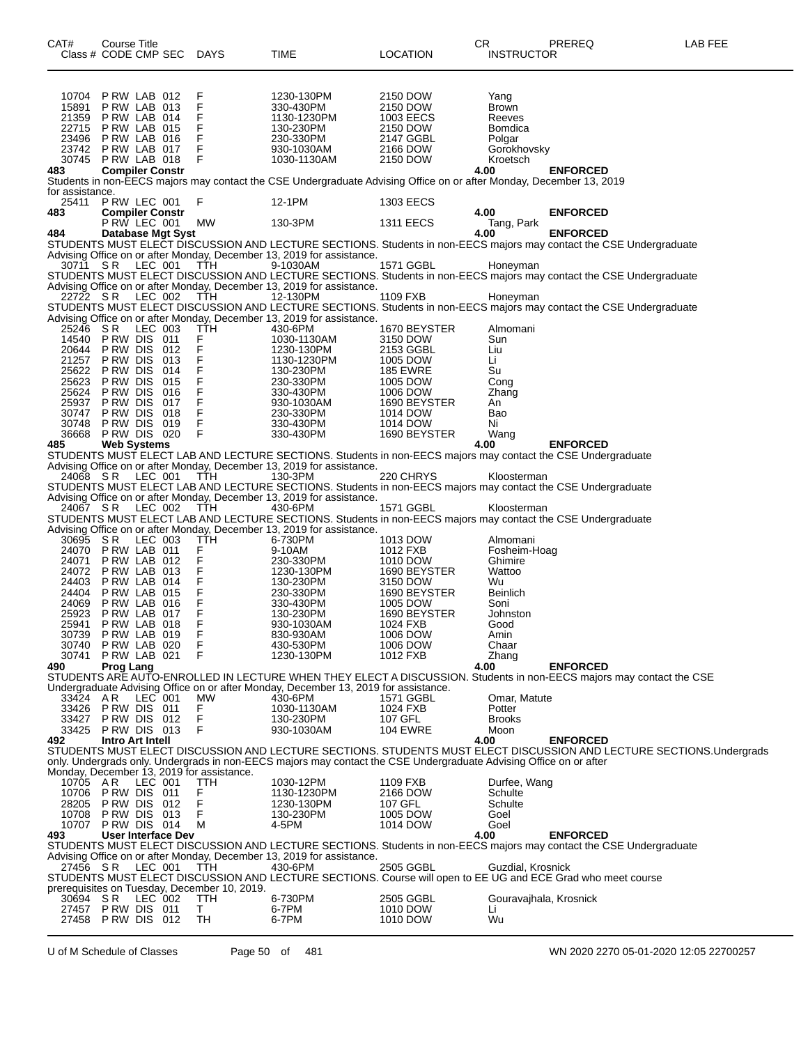| CAT# Class # | Course Title CODE | CMP | SEC | DAYS | TIME | LOCATION | CR INSTRUCTOR | PREREQ | LAB FEE |
|---|---|---|---|---|---|---|---|---|---|
| 10704 | P RW | LAB | 012 | F | 1230-130PM | 2150 DOW | Yang | | |
| 15891 | P RW | LAB | 013 | F | 330-430PM | 2150 DOW | Brown | | |
| 21359 | P RW | LAB | 014 | F | 1130-1230PM | 1003 EECS | Reeves | | |
| 22715 | P RW | LAB | 015 | F | 130-230PM | 2150 DOW | Bomdica | | |
| 23496 | P RW | LAB | 016 | F | 230-330PM | 2147 GGBL | Polgar | | |
| 23742 | P RW | LAB | 017 | F | 930-1030AM | 2166 DOW | Gorokhovsky | | |
| 30745 | P RW | LAB | 018 | F | 1030-1130AM | 2150 DOW | Kroetsch | | |

**483 Compiler Constr** 4.00 ENFORCED

Students in non-EECS majors may contact the CSE Undergraduate Advising Office on or after Monday, December 13, 2019 for assistance.

| Class # | CODE | CMP | SEC | DAYS | TIME | LOCATION | INSTRUCTOR |
|---|---|---|---|---|---|---|---|
| 25411 | P RW | LEC | 001 | F | 12-1PM | 1303 EECS | |

**483 Compiler Constr** 4.00 ENFORCED

| Class # | CODE | CMP | SEC | DAYS | TIME | LOCATION | INSTRUCTOR |
|---|---|---|---|---|---|---|---|
| | P RW | LEC | 001 | MW | 130-3PM | 1311 EECS | Tang, Park |

**484 Database Mgt Syst** 4.00 ENFORCED

STUDENTS MUST ELECT DISCUSSION AND LECTURE SECTIONS. Students in non-EECS majors may contact the CSE Undergraduate Advising Office on or after Monday, December 13, 2019 for assistance.

| 30711 | S R | LEC | 001 | TTH | 9-1030AM | 1571 GGBL | Honeyman |
|---|---|---|---|---|---|---|---|

STUDENTS MUST ELECT DISCUSSION AND LECTURE SECTIONS. Students in non-EECS majors may contact the CSE Undergraduate Advising Office on or after Monday, December 13, 2019 for assistance.

| 22722 | S R | LEC | 002 | TTH | 12-130PM | 1109 FXB | Honeyman |
|---|---|---|---|---|---|---|---|

STUDENTS MUST ELECT DISCUSSION AND LECTURE SECTIONS. Students in non-EECS majors may contact the CSE Undergraduate Advising Office on or after Monday, December 13, 2019 for assistance.

| Class # | CODE | CMP | SEC | DAYS | TIME | LOCATION | INSTRUCTOR |
|---|---|---|---|---|---|---|---|
| 25246 | S R | LEC | 003 | TTH | 430-6PM | 1670 BEYSTER | Almomani |
| 14540 | P RW | DIS | 011 | F | 1030-1130AM | 3150 DOW | Sun |
| 20644 | P RW | DIS | 012 | F | 1230-130PM | 2153 GGBL | Liu |
| 21257 | P RW | DIS | 013 | F | 1130-1230PM | 1005 DOW | Li |
| 25622 | P RW | DIS | 014 | F | 130-230PM | 185 EWRE | Su |
| 25623 | P RW | DIS | 015 | F | 230-330PM | 1005 DOW | Cong |
| 25624 | P RW | DIS | 016 | F | 330-430PM | 1006 DOW | Zhang |
| 25937 | P RW | DIS | 017 | F | 930-1030AM | 1690 BEYSTER | An |
| 30747 | P RW | DIS | 018 | F | 230-330PM | 1014 DOW | Bao |
| 30748 | P RW | DIS | 019 | F | 330-430PM | 1014 DOW | Ni |
| 36668 | P RW | DIS | 020 | F | 330-430PM | 1690 BEYSTER | Wang |

**485 Web Systems** 4.00 ENFORCED

STUDENTS MUST ELECT LAB AND LECTURE SECTIONS. Students in non-EECS majors may contact the CSE Undergraduate Advising Office on or after Monday, December 13, 2019 for assistance.

| 24068 | S R | LEC | 001 | TTH | 130-3PM | 220 CHRYS | Kloosterman |
|---|---|---|---|---|---|---|---|

STUDENTS MUST ELECT LAB AND LECTURE SECTIONS. Students in non-EECS majors may contact the CSE Undergraduate Advising Office on or after Monday, December 13, 2019 for assistance.

| 24067 | S R | LEC | 002 | TTH | 430-6PM | 1571 GGBL | Kloosterman |
|---|---|---|---|---|---|---|---|

STUDENTS MUST ELECT LAB AND LECTURE SECTIONS. Students in non-EECS majors may contact the CSE Undergraduate Advising Office on or after Monday, December 13, 2019 for assistance.

| Class # | CODE | CMP | SEC | DAYS | TIME | LOCATION | INSTRUCTOR |
|---|---|---|---|---|---|---|---|
| 30695 | S R | LEC | 003 | TTH | 6-730PM | 1013 DOW | Almomani |
| 24070 | P RW | LAB | 011 | F | 9-10AM | 1012 FXB | Fosheim-Hoag |
| 24071 | P RW | LAB | 012 | F | 230-330PM | 1010 DOW | Ghimire |
| 24072 | P RW | LAB | 013 | F | 1230-130PM | 1690 BEYSTER | Wattoo |
| 24403 | P RW | LAB | 014 | F | 130-230PM | 3150 DOW | Wu |
| 24404 | P RW | LAB | 015 | F | 230-330PM | 1690 BEYSTER | Beinlich |
| 24069 | P RW | LAB | 016 | F | 330-430PM | 1005 DOW | Soni |
| 25923 | P RW | LAB | 017 | F | 130-230PM | 1690 BEYSTER | Johnston |
| 25941 | P RW | LAB | 018 | F | 930-1030AM | 1024 FXB | Good |
| 30739 | P RW | LAB | 019 | F | 830-930AM | 1006 DOW | Amin |
| 30740 | P RW | LAB | 020 | F | 430-530PM | 1006 DOW | Chaar |
| 30741 | P RW | LAB | 021 | F | 1230-130PM | 1012 FXB | Zhang |

**490 Prog Lang** 4.00 ENFORCED

STUDENTS ARE AUTO-ENROLLED IN LECTURE WHEN THEY ELECT A DISCUSSION. Students in non-EECS majors may contact the CSE Undergraduate Advising Office on or after Monday, December 13, 2019 for assistance.

| Class # | CODE | CMP | SEC | DAYS | TIME | LOCATION | INSTRUCTOR |
|---|---|---|---|---|---|---|---|
| 33424 | A R | LEC | 001 | MW | 430-6PM | 1571 GGBL | Omar, Matute |
| 33426 | P RW | DIS | 011 | F | 1030-1130AM | 1024 FXB | Potter |
| 33427 | P RW | DIS | 012 | F | 130-230PM | 107 GFL | Brooks |
| 33425 | P RW | DIS | 013 | F | 930-1030AM | 104 EWRE | Moon |

**492 Intro Art Intell** 4.00 ENFORCED

STUDENTS MUST ELECT DISCUSSION AND LECTURE SECTIONS. STUDENTS MUST ELECT DISCUSSION AND LECTURE SECTIONS.Undergrads only. Undergrads only. Undergrads in non-EECS majors may contact the CSE Undergraduate Advising Office on or after Monday, December 13, 2019 for assistance.

| Class # | CODE | CMP | SEC | DAYS | TIME | LOCATION | INSTRUCTOR |
|---|---|---|---|---|---|---|---|
| 10705 | A R | LEC | 001 | TTH | 1030-12PM | 1109 FXB | Durfee, Wang |
| 10706 | P RW | DIS | 011 | F | 1130-1230PM | 2166 DOW | Schulte |
| 28205 | P RW | DIS | 012 | F | 1230-130PM | 107 GFL | Schulte |
| 10708 | P RW | DIS | 013 | F | 130-230PM | 1005 DOW | Goel |
| 10707 | P RW | DIS | 014 | M | 4-5PM | 1014 DOW | Goel |

**493 User Interface Dev** 4.00 ENFORCED

STUDENTS MUST ELECT DISCUSSION AND LECTURE SECTIONS. Students in non-EECS majors may contact the CSE Undergraduate Advising Office on or after Monday, December 13, 2019 for assistance.

| 27456 | S R | LEC | 001 | TTH | 430-6PM | 2505 GGBL | Guzdial, Krosnick |
|---|---|---|---|---|---|---|---|

STUDENTS MUST ELECT DISCUSSION AND LECTURE SECTIONS. Course will open to EE UG and ECE Grad who meet course prerequisites on Tuesday, December 10, 2019.

| Class # | CODE | CMP | SEC | DAYS | TIME | LOCATION | INSTRUCTOR |
|---|---|---|---|---|---|---|---|
| 30694 | S R | LEC | 002 | TTH | 6-730PM | 2505 GGBL | Gouravajhala, Krosnick |
| 27457 | P RW | DIS | 011 | T | 6-7PM | 1010 DOW | Li |
| 27458 | P RW | DIS | 012 | TH | 6-7PM | 1010 DOW | Wu |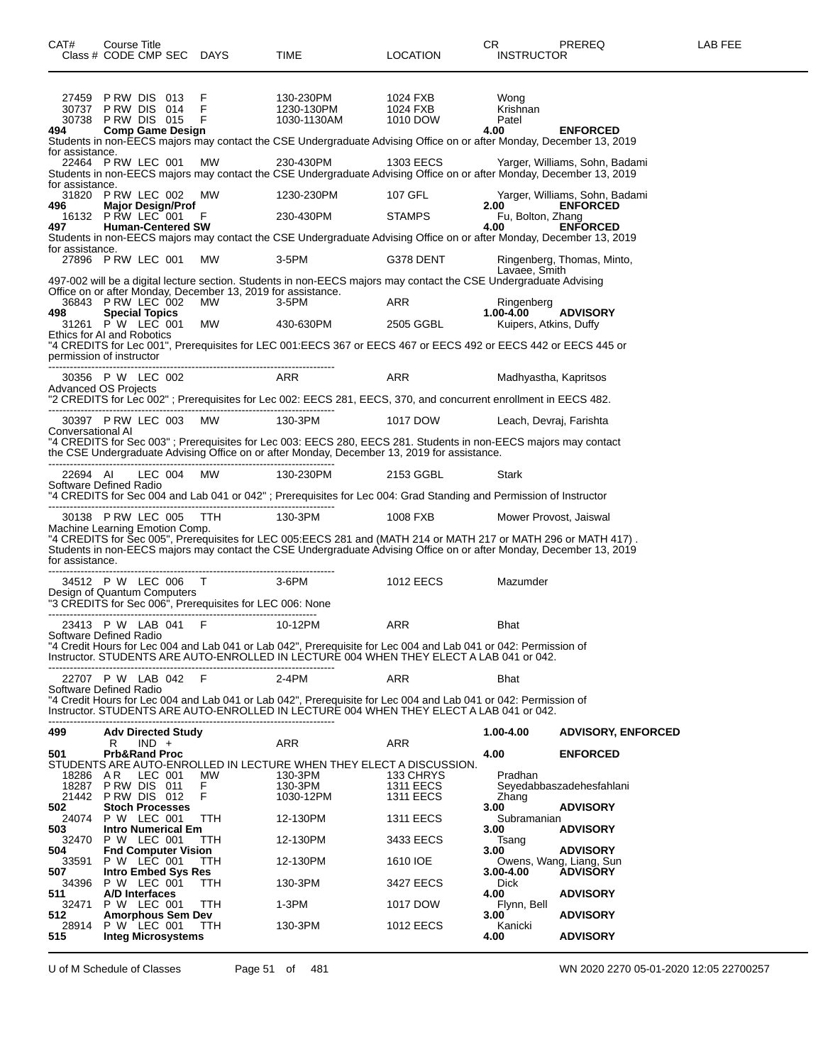| CAT# | Course Title<br>Class # CODE CMP SEC | DAYS | TIME | LOCATION | CR<br>INSTRUCTOR | PREREQ | LAB FEE |
|---|---|---|---|---|---|---|---|
| | 27459 P RW DIS 013 | F | 130-230PM | 1024 FXB | Wong | | |
| | 30737 P RW DIS 014 | F | 1230-130PM | 1024 FXB | Krishnan | | |
| | 30738 P RW DIS 015 | F | 1030-1130AM | 1010 DOW | Patel | | |
| **494** | **Comp Game Design** | | | | **4.00** | **ENFORCED** | |

Students in non-EECS majors may contact the CSE Undergraduate Advising Office on or after Monday, December 13, 2019 for assistance.

| | | | | | | | |
|---|---|---|---|---|---|---|---|
| | 22464 P RW LEC 001 | MW | 230-430PM | 1303 EECS | Yarger, Williams, Sohn, Badami | | |

Students in non-EECS majors may contact the CSE Undergraduate Advising Office on or after Monday, December 13, 2019 for assistance.

| | | | | | | | |
|---|---|---|---|---|---|---|---|
| | 31820 P RW LEC 002 | MW | 1230-230PM | 107 GFL | Yarger, Williams, Sohn, Badami | | |
| **496** | **Major Design/Prof** | | | | **2.00** | **ENFORCED** | |
| | 16132 P RW LEC 001 | F | 230-430PM | STAMPS | Fu, Bolton, Zhang | | |
| **497** | **Human-Centered SW** | | | | **4.00** | **ENFORCED** | |

Students in non-EECS majors may contact the CSE Undergraduate Advising Office on or after Monday, December 13, 2019 for assistance.

| | | | | | | | |
|---|---|---|---|---|---|---|---|
| | 27896 P RW LEC 001 | MW | 3-5PM | G378 DENT | Ringenberg, Thomas, Minto, Lavaee, Smith | | |

497-002 will be a digital lecture section. Students in non-EECS majors may contact the CSE Undergraduate Advising Office on or after Monday, December 13, 2019 for assistance.

| | | | | | | | |
|---|---|---|---|---|---|---|---|
| | 36843 P RW LEC 002 | MW | 3-5PM | ARR | Ringenberg | | |
| **498** | **Special Topics** | | | | **1.00-4.00** | **ADVISORY** | |
| | 31261 P W LEC 001 | MW | 430-630PM | 2505 GGBL | Kuipers, Atkins, Duffy | | |

Ethics for AI and Robotics
"4 CREDITS for Lec 001", Prerequisites for LEC 001:EECS 367 or EECS 467 or EECS 492 or EECS 442 or EECS 445 or permission of instructor

---

| | | | | | | | |
|---|---|---|---|---|---|---|---|
| | 30356 P W LEC 002 | | ARR | ARR | Madhyastha, Kapritsos | | |

Advanced OS Projects
"2 CREDITS for Lec 002" ; Prerequisites for Lec 002: EECS 281, EECS, 370, and concurrent enrollment in EECS 482.

---

| | | | | | | | |
|---|---|---|---|---|---|---|---|
| | 30397 P RW LEC 003 | MW | 130-3PM | 1017 DOW | Leach, Devraj, Farishta | | |

Conversational AI
"4 CREDITS for Sec 003" ; Prerequisites for Lec 003: EECS 280, EECS 281. Students in non-EECS majors may contact the CSE Undergraduate Advising Office on or after Monday, December 13, 2019 for assistance.

---

| | | | | | | | |
|---|---|---|---|---|---|---|---|
| | 22694 AI LEC 004 | MW | 130-230PM | 2153 GGBL | Stark | | |

Software Defined Radio
"4 CREDITS for Sec 004 and Lab 041 or 042" ; Prerequisites for Lec 004: Grad Standing and Permission of Instructor

---

| | | | | | | | |
|---|---|---|---|---|---|---|---|
| | 30138 P RW LEC 005 | TTH | 130-3PM | 1008 FXB | Mower Provost, Jaiswal | | |

Machine Learning Emotion Comp.
"4 CREDITS for Sec 005", Prerequisites for LEC 005:EECS 281 and (MATH 214 or MATH 217 or MATH 296 or MATH 417) . Students in non-EECS majors may contact the CSE Undergraduate Advising Office on or after Monday, December 13, 2019 for assistance.

---

| | | | | | | | |
|---|---|---|---|---|---|---|---|
| | 34512 P W LEC 006 | T | 3-6PM | 1012 EECS | Mazumder | | |

Design of Quantum Computers
"3 CREDITS for Sec 006", Prerequisites for LEC 006: None

---

| | | | | | | | |
|---|---|---|---|---|---|---|---|
| | 23413 P W LAB 041 | F | 10-12PM | ARR | Bhat | | |

Software Defined Radio
"4 Credit Hours for Lec 004 and Lab 041 or Lab 042", Prerequisite for Lec 004 and Lab 041 or 042: Permission of Instructor. STUDENTS ARE AUTO-ENROLLED IN LECTURE 004 WHEN THEY ELECT A LAB 041 or 042.

---

| | | | | | | | |
|---|---|---|---|---|---|---|---|
| | 22707 P W LAB 042 | F | 2-4PM | ARR | Bhat | | |

Software Defined Radio
"4 Credit Hours for Lec 004 and Lab 041 or Lab 042", Prerequisite for Lec 004 and Lab 041 or 042: Permission of Instructor. STUDENTS ARE AUTO-ENROLLED IN LECTURE 004 WHEN THEY ELECT A LAB 041 or 042.

---

| | | | | | | | |
|---|---|---|---|---|---|---|---|
| **499** | **Adv Directed Study** | | | | **1.00-4.00** | **ADVISORY, ENFORCED** | |
| | R IND + | | ARR | ARR | | | |
| **501** | **Prb&Rand Proc** | | | | **4.00** | **ENFORCED** | |

STUDENTS ARE AUTO-ENROLLED IN LECTURE WHEN THEY ELECT A DISCUSSION.

| | | | | | | | |
|---|---|---|---|---|---|---|---|
| | 18286 A R LEC 001 | MW | 130-3PM | 133 CHRYS | Pradhan | | |
| | 18287 P RW DIS 011 | F | 130-3PM | 1311 EECS | Seyedabbaszadehesfahlani | | |
| | 21442 P RW DIS 012 | F | 1030-12PM | 1311 EECS | Zhang | | |
| **502** | **Stoch Processes** | | | | **3.00** | **ADVISORY** | |
| | 24074 P W LEC 001 | TTH | 12-130PM | 1311 EECS | Subramanian | | |
| **503** | **Intro Numerical Em** | | | | **3.00** | **ADVISORY** | |
| | 32470 P W LEC 001 | TTH | 12-130PM | 3433 EECS | Tsang | | |
| **504** | **Fnd Computer Vision** | | | | **3.00** | **ADVISORY** | |
| | 33591 P W LEC 001 | TTH | 12-130PM | 1610 IOE | Owens, Wang, Liang, Sun | | |
| **507** | **Intro Embed Sys Res** | | | | **3.00-4.00** | **ADVISORY** | |
| | 34396 P W LEC 001 | TTH | 130-3PM | 3427 EECS | Dick | | |
| **511** | **A/D Interfaces** | | | | **4.00** | **ADVISORY** | |
| | 32471 P W LEC 001 | TTH | 1-3PM | 1017 DOW | Flynn, Bell | | |
| **512** | **Amorphous Sem Dev** | | | | **3.00** | **ADVISORY** | |
| | 28914 P W LEC 001 | TTH | 130-3PM | 1012 EECS | Kanicki | | |
| **515** | **Integ Microsystems** | | | | **4.00** | **ADVISORY** | |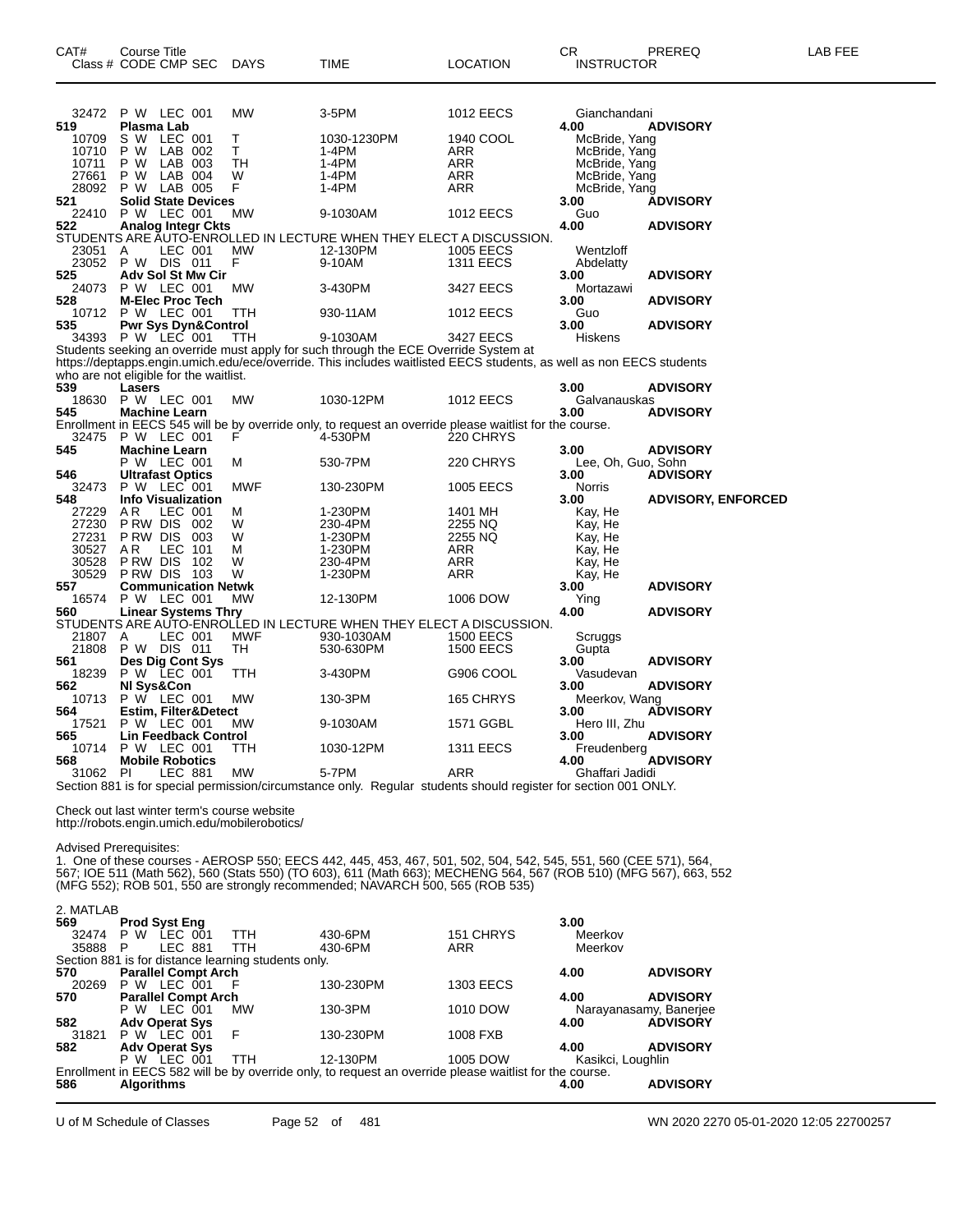| CAT# | Course Title Class # CODE CMP SEC | DAYS | TIME | LOCATION | CR INSTRUCTOR | PREREQ | LAB FEE |
|---|---|---|---|---|---|---|---|
| 32472 | P W LEC 001 | MW | 3-5PM | 1012 EECS | Gianchandani | | |
| 519 | Plasma Lab | | | | 4.00 | ADVISORY | |
| 10709 | S W LEC 001 | T | 1030-1230PM | 1940 COOL | McBride, Yang | | |
| 10710 | P W LAB 002 | T | 1-4PM | ARR | McBride, Yang | | |
| 10711 | P W LAB 003 | TH | 1-4PM | ARR | McBride, Yang | | |
| 27661 | P W LAB 004 | W | 1-4PM | ARR | McBride, Yang | | |
| 28092 | P W LAB 005 | F | 1-4PM | ARR | McBride, Yang | | |
| 521 | Solid State Devices | | | | 3.00 | ADVISORY | |
| 22410 | P W LEC 001 | MW | 9-1030AM | 1012 EECS | Guo | | |
| 522 | Analog Integr Ckts | | | | 4.00 | ADVISORY | |

STUDENTS ARE AUTO-ENROLLED IN LECTURE WHEN THEY ELECT A DISCUSSION.

| CAT# | Course Title Class # CODE CMP SEC | DAYS | TIME | LOCATION | CR INSTRUCTOR | PREREQ | LAB FEE |
|---|---|---|---|---|---|---|---|
| 23051 | A LEC 001 | MW | 12-130PM | 1005 EECS | Wentzloff | | |
| 23052 | P W DIS 011 | F | 9-10AM | 1311 EECS | Abdelatty | | |
| 525 | Adv Sol St Mw Cir | | | | 3.00 | ADVISORY | |
| 24073 | P W LEC 001 | MW | 3-430PM | 3427 EECS | Mortazawi | | |
| 528 | M-Elec Proc Tech | | | | 3.00 | ADVISORY | |
| 10712 | P W LEC 001 | TTH | 930-11AM | 1012 EECS | Guo | | |
| 535 | Pwr Sys Dyn&Control | | | | 3.00 | ADVISORY | |
| 34393 | P W LEC 001 | TTH | 9-1030AM | 3427 EECS | Hiskens | | |

Students seeking an override must apply for such through the ECE Override System at https://deptapps.engin.umich.edu/ece/override. This includes waitlisted EECS students, as well as non EECS students who are not eligible for the waitlist.

| CAT# | Course Title Class # CODE CMP SEC | DAYS | TIME | LOCATION | CR INSTRUCTOR | PREREQ | LAB FEE |
|---|---|---|---|---|---|---|---|
| 539 | Lasers | | | | 3.00 | ADVISORY | |
| 18630 | P W LEC 001 | MW | 1030-12PM | 1012 EECS | Galvanauskas | | |
| 545 | Machine Learn | | | | 3.00 | ADVISORY | |

Enrollment in EECS 545 will be by override only, to request an override please waitlist for the course.

| CAT# | Course Title Class # CODE CMP SEC | DAYS | TIME | LOCATION | CR INSTRUCTOR | PREREQ | LAB FEE |
|---|---|---|---|---|---|---|---|
| 32475 | P W LEC 001 | F | 4-530PM | 220 CHRYS | | | |
| 545 | Machine Learn | | | | 3.00 | ADVISORY | |
| | P W LEC 001 | M | 530-7PM | 220 CHRYS | Lee, Oh, Guo, Sohn | | |
| 546 | Ultrafast Optics | | | | 3.00 | ADVISORY | |
| 32473 | P W LEC 001 | MWF | 130-230PM | 1005 EECS | Norris | | |
| 548 | Info Visualization | | | | 3.00 | ADVISORY, ENFORCED | |
| 27229 | A R LEC 001 | M | 1-230PM | 1401 MH | Kay, He | | |
| 27230 | P RW DIS 002 | W | 230-4PM | 2255 NQ | Kay, He | | |
| 27231 | P RW DIS 003 | W | 1-230PM | 2255 NQ | Kay, He | | |
| 30527 | A R LEC 101 | M | 1-230PM | ARR | Kay, He | | |
| 30528 | P RW DIS 102 | W | 230-4PM | ARR | Kay, He | | |
| 30529 | P RW DIS 103 | W | 1-230PM | ARR | Kay, He | | |
| 557 | Communication Netwk | | | | 3.00 | ADVISORY | |
| 16574 | P W LEC 001 | MW | 12-130PM | 1006 DOW | Ying | | |
| 560 | Linear Systems Thry | | | | 4.00 | ADVISORY | |

STUDENTS ARE AUTO-ENROLLED IN LECTURE WHEN THEY ELECT A DISCUSSION.

| CAT# | Course Title Class # CODE CMP SEC | DAYS | TIME | LOCATION | CR INSTRUCTOR | PREREQ | LAB FEE |
|---|---|---|---|---|---|---|---|
| 21807 | A LEC 001 | MWF | 930-1030AM | 1500 EECS | Scruggs | | |
| 21808 | P W DIS 011 | TH | 530-630PM | 1500 EECS | Gupta | | |
| 561 | Des Dig Cont Sys | | | | 3.00 | ADVISORY | |
| 18239 | P W LEC 001 | TTH | 3-430PM | G906 COOL | Vasudevan | | |
| 562 | Nl Sys&Con | | | | 3.00 | ADVISORY | |
| 10713 | P W LEC 001 | MW | 130-3PM | 165 CHRYS | Meerkov, Wang | | |
| 564 | Estim, Filter&Detect | | | | 3.00 | ADVISORY | |
| 17521 | P W LEC 001 | MW | 9-1030AM | 1571 GGBL | Hero III, Zhu | | |
| 565 | Lin Feedback Control | | | | 3.00 | ADVISORY | |
| 10714 | P W LEC 001 | TTH | 1030-12PM | 1311 EECS | Freudenberg | | |
| 568 | Mobile Robotics | | | | 4.00 | ADVISORY | |
| 31062 | PI LEC 881 | MW | 5-7PM | ARR | Ghaffari Jadidi | | |

Section 881 is for special permission/circumstance only. Regular students should register for section 001 ONLY.

Check out last winter term's course website
http://robots.engin.umich.edu/mobilerobotics/

Advised Prerequisites:
1. One of these courses - AEROSP 550; EECS 442, 445, 453, 467, 501, 502, 504, 542, 545, 551, 560 (CEE 571), 564, 567; IOE 511 (Math 562), 560 (Stats 550) (TO 603), 611 (Math 663); MECHENG 564, 567 (ROB 510) (MFG 567), 663, 552 (MFG 552); ROB 501, 550 are strongly recommended; NAVARCH 500, 565 (ROB 535)

2. MATLAB

| CAT# | Course Title Class # CODE CMP SEC | DAYS | TIME | LOCATION | CR INSTRUCTOR | PREREQ | LAB FEE |
|---|---|---|---|---|---|---|---|
| 569 | Prod Syst Eng | | | | 3.00 | | |
| 32474 | P W LEC 001 | TTH | 430-6PM | 151 CHRYS | Meerkov | | |
| 35888 | P LEC 881 | TTH | 430-6PM | ARR | Meerkov | | |

Section 881 is for distance learning students only.

| CAT# | Course Title Class # CODE CMP SEC | DAYS | TIME | LOCATION | CR INSTRUCTOR | PREREQ | LAB FEE |
|---|---|---|---|---|---|---|---|
| 570 | Parallel Compt Arch | | | | 4.00 | ADVISORY | |
| 20269 | P W LEC 001 | F | 130-230PM | 1303 EECS | | | |
| 570 | Parallel Compt Arch | | | | 4.00 | ADVISORY | |
| | P W LEC 001 | MW | 130-3PM | 1010 DOW | Narayanasamy, Banerjee | | |
| 582 | Adv Operat Sys | | | | 4.00 | ADVISORY | |
| 31821 | P W LEC 001 | F | 130-230PM | 1008 FXB | | | |
| 582 | Adv Operat Sys | | | | 4.00 | ADVISORY | |
| | P W LEC 001 | TTH | 12-130PM | 1005 DOW | Kasikci, Loughlin | | |

Enrollment in EECS 582 will be by override only, to request an override please waitlist for the course.

| CAT# | Course Title Class # CODE CMP SEC | DAYS | TIME | LOCATION | CR INSTRUCTOR | PREREQ | LAB FEE |
|---|---|---|---|---|---|---|---|
| 586 | Algorithms | | | | 4.00 | ADVISORY | |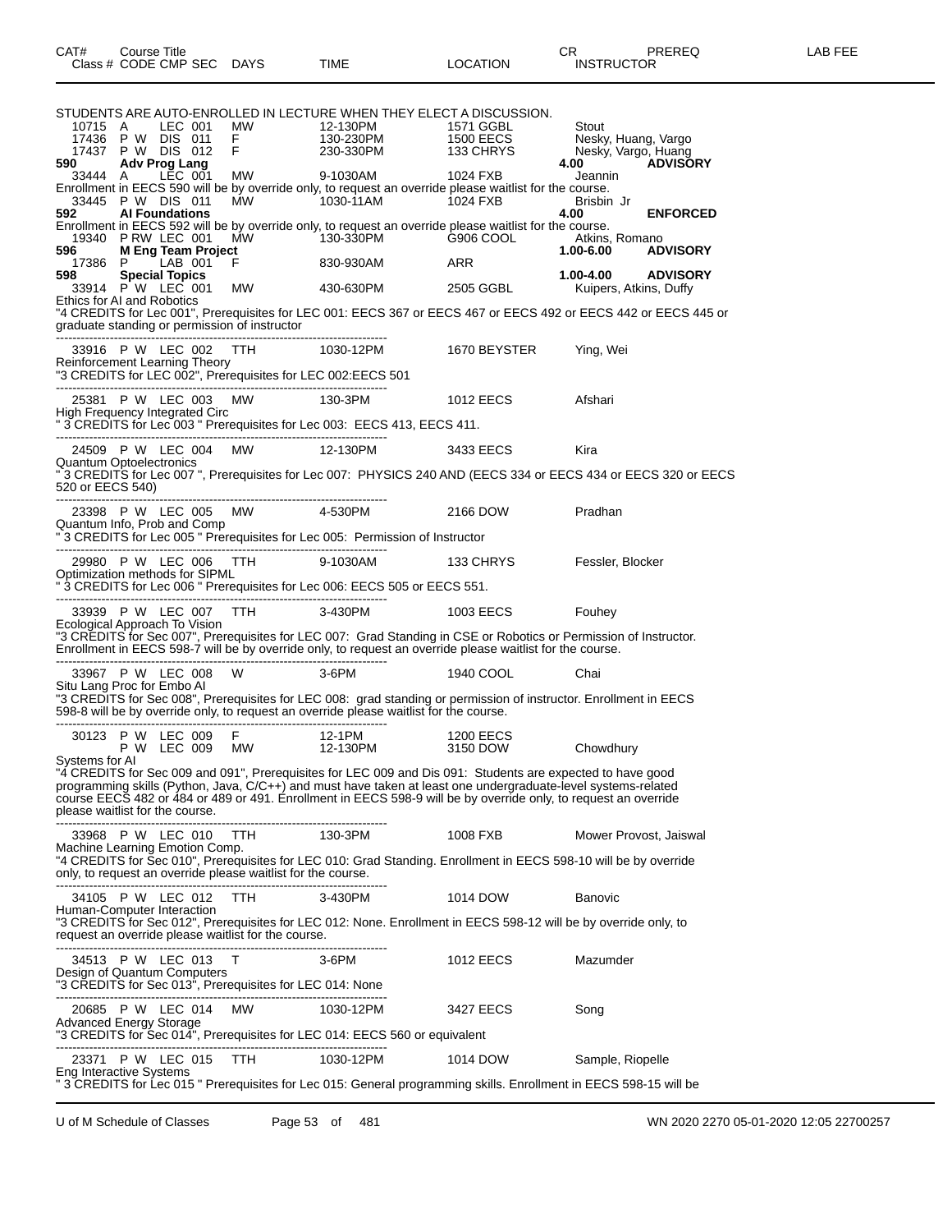| CAT# Class # | Course Title CODE CMP SEC | DAYS | TIME | LOCATION | CR INSTRUCTOR | PREREQ | LAB FEE |
|---|---|---|---|---|---|---|---|

STUDENTS ARE AUTO-ENROLLED IN LECTURE WHEN THEY ELECT A DISCUSSION.

```
 10715  A    LEC 001   MW     12-130PM     1571 GGBL      Stout
 17436  P W  DIS 011   F      130-230PM    1500 EECS      Nesky, Huang, Vargo
 17437  P W  DIS 012   F      230-330PM    133 CHRYS      Nesky, Vargo, Huang
590     Adv Prog Lang                                     4.00        ADVISORY
 33444  A    LEC 001   MW     9-1030AM     1024 FXB       Jeannin
Enrollment in EECS 590 will be by override only, to request an override please waitlist for the course.
 33445  P W  DIS 011   MW     1030-11AM    1024 FXB       Brisbin Jr
592     AI Foundations                                    4.00        ENFORCED
Enrollment in EECS 592 will be by override only, to request an override please waitlist for the course.
 19340  P RW LEC 001   MW     130-330PM    G906 COOL      Atkins, Romano
596     M Eng Team Project                                1.00-6.00   ADVISORY
 17386  P    LAB 001   F      830-930AM    ARR
598     Special Topics                                    1.00-4.00   ADVISORY
 33914  P W  LEC 001   MW     430-630PM    2505 GGBL      Kuipers, Atkins, Duffy
Ethics for AI and Robotics
"4 CREDITS for Lec 001", Prerequisites for LEC 001: EECS 367 or EECS 467 or EECS 492 or EECS 442 or EECS 445 or
graduate standing or permission of instructor
---------------------------------------------------------------------------
 33916  P W  LEC 002   TTH    1030-12PM    1670 BEYSTER   Ying, Wei
Reinforcement Learning Theory
"3 CREDITS for LEC 002", Prerequisites for LEC 002:EECS 501
---------------------------------------------------------------------------
 25381  P W  LEC 003   MW     130-3PM      1012 EECS      Afshari
High Frequency Integrated Circ
" 3 CREDITS for Lec 003 " Prerequisites for Lec 003:  EECS 413, EECS 411.
---------------------------------------------------------------------------
 24509  P W  LEC 004   MW     12-130PM     3433 EECS      Kira
Quantum Optoelectronics
" 3 CREDITS for Lec 007 ", Prerequisites for Lec 007:  PHYSICS 240 AND (EECS 334 or EECS 434 or EECS 320 or EECS
520 or EECS 540)
---------------------------------------------------------------------------
 23398  P W  LEC 005   MW     4-530PM      2166 DOW       Pradhan
Quantum Info, Prob and Comp
" 3 CREDITS for Lec 005 " Prerequisites for Lec 005:  Permission of Instructor
---------------------------------------------------------------------------
 29980  P W  LEC 006   TTH    9-1030AM     133 CHRYS      Fessler, Blocker
Optimization methods for SIPML
" 3 CREDITS for Lec 006 " Prerequisites for Lec 006: EECS 505 or EECS 551.
---------------------------------------------------------------------------
 33939  P W  LEC 007   TTH    3-430PM      1003 EECS      Fouhey
Ecological Approach To Vision
"3 CREDITS for Sec 007", Prerequisites for LEC 007:  Grad Standing in CSE or Robotics or Permission of Instructor.
Enrollment in EECS 598-7 will be by override only, to request an override please waitlist for the course.
---------------------------------------------------------------------------
 33967  P W  LEC 008   W      3-6PM        1940 COOL      Chai
Situ Lang Proc for Embo AI
"3 CREDITS for Sec 008", Prerequisites for LEC 008:  grad standing or permission of instructor. Enrollment in EECS
598-8 will be by override only, to request an override please waitlist for the course.
---------------------------------------------------------------------------
 30123  P W  LEC 009   F      12-1PM       1200 EECS
        P W  LEC 009   MW     12-130PM     3150 DOW       Chowdhury
Systems for AI
"4 CREDITS for Sec 009 and 091", Prerequisites for LEC 009 and Dis 091:  Students are expected to have good
programming skills (Python, Java, C/C++) and must have taken at least one undergraduate-level systems-related
course EECS 482 or 484 or 489 or 491. Enrollment in EECS 598-9 will be by override only, to request an override
please waitlist for the course.
---------------------------------------------------------------------------
 33968  P W  LEC 010   TTH    130-3PM      1008 FXB       Mower Provost, Jaiswal
Machine Learning Emotion Comp.
"4 CREDITS for Sec 010", Prerequisites for LEC 010: Grad Standing. Enrollment in EECS 598-10 will be by override
only, to request an override please waitlist for the course.
---------------------------------------------------------------------------
 34105  P W  LEC 012   TTH    3-430PM      1014 DOW       Banovic
Human-Computer Interaction
"3 CREDITS for Sec 012", Prerequisites for LEC 012: None. Enrollment in EECS 598-12 will be by override only, to
request an override please waitlist for the course.
---------------------------------------------------------------------------
 34513  P W  LEC 013   T      3-6PM        1012 EECS      Mazumder
Design of Quantum Computers
"3 CREDITS for Sec 013", Prerequisites for LEC 014: None
---------------------------------------------------------------------------
 20685  P W  LEC 014   MW     1030-12PM    3427 EECS      Song
Advanced Energy Storage
"3 CREDITS for Sec 014", Prerequisites for LEC 014: EECS 560 or equivalent
---------------------------------------------------------------------------
 23371  P W  LEC 015   TTH    1030-12PM    1014 DOW       Sample, Riopelle
Eng Interactive Systems
" 3 CREDITS for Lec 015 " Prerequisites for Lec 015: General programming skills. Enrollment in EECS 598-15 will be
```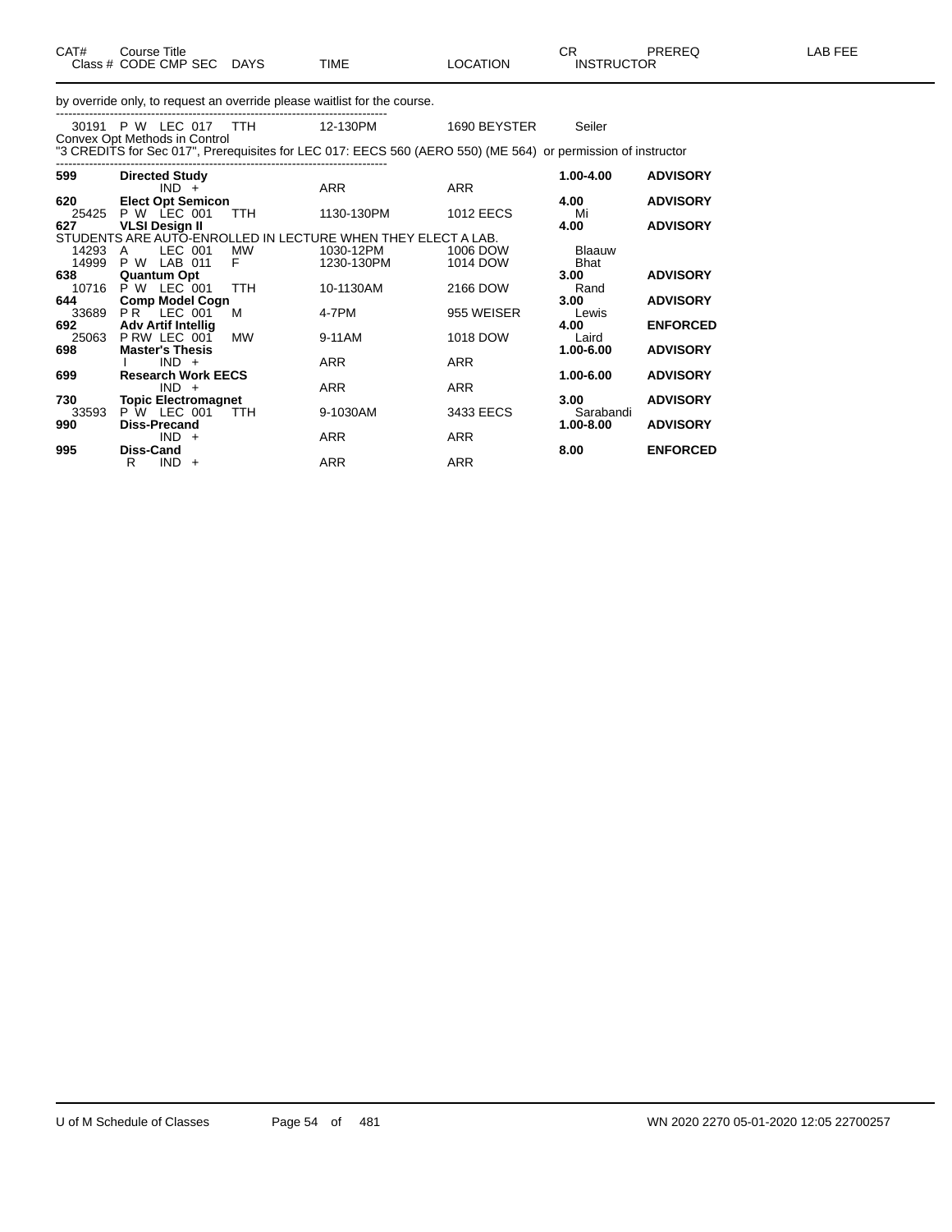| CAT# | Course Title<br>Class # CODE CMP SEC | DAYS | TIME | LOCATION | CR<br>INSTRUCTOR | PREREQ | LAB FEE |
|---|---|---|---|---|---|---|---|

by override only, to request an override please waitlist for the course.

---

| | | | | | | | |
|---|---|---|---|---|---|---|---|
| 30191 | P W LEC 017 | TTH | 12-130PM | 1690 BEYSTER | Seiler | | |

Convex Opt Methods in Control
"3 CREDITS for Sec 017", Prerequisites for LEC 017: EECS 560 (AERO 550) (ME 564) or permission of instructor

---

| CAT# | Course Title / Class # CODE CMP SEC | DAYS | TIME | LOCATION | CR / INSTRUCTOR | PREREQ |
|---|---|---|---|---|---|---|
| **599** | **Directed Study** | | | | **1.00-4.00** | **ADVISORY** |
| | IND + | | ARR | ARR | | |
| **620** | **Elect Opt Semicon** | | | | **4.00** | **ADVISORY** |
| 25425 | P W LEC 001 | TTH | 1130-130PM | 1012 EECS | Mi | |
| **627** | **VLSI Design II** | | | | **4.00** | **ADVISORY** |
| | STUDENTS ARE AUTO-ENROLLED IN LECTURE WHEN THEY ELECT A LAB. | | | | | |
| 14293 | A LEC 001 | MW | 1030-12PM | 1006 DOW | Blaauw | |
| 14999 | P W LAB 011 | F | 1230-130PM | 1014 DOW | Bhat | |
| **638** | **Quantum Opt** | | | | **3.00** | **ADVISORY** |
| 10716 | P W LEC 001 | TTH | 10-1130AM | 2166 DOW | Rand | |
| **644** | **Comp Model Cogn** | | | | **3.00** | **ADVISORY** |
| 33689 | P R LEC 001 | M | 4-7PM | 955 WEISER | Lewis | |
| **692** | **Adv Artif Intellig** | | | | **4.00** | **ENFORCED** |
| 25063 | P RW LEC 001 | MW | 9-11AM | 1018 DOW | Laird | |
| **698** | **Master's Thesis** | | | | **1.00-6.00** | **ADVISORY** |
| | I IND + | | ARR | ARR | | |
| **699** | **Research Work EECS** | | | | **1.00-6.00** | **ADVISORY** |
| | IND + | | ARR | ARR | | |
| **730** | **Topic Electromagnet** | | | | **3.00** | **ADVISORY** |
| 33593 | P W LEC 001 | TTH | 9-1030AM | 3433 EECS | Sarabandi | |
| **990** | **Diss-Precand** | | | | **1.00-8.00** | **ADVISORY** |
| | IND + | | ARR | ARR | | |
| **995** | **Diss-Cand** | | | | **8.00** | **ENFORCED** |
| | R IND + | | ARR | ARR | | |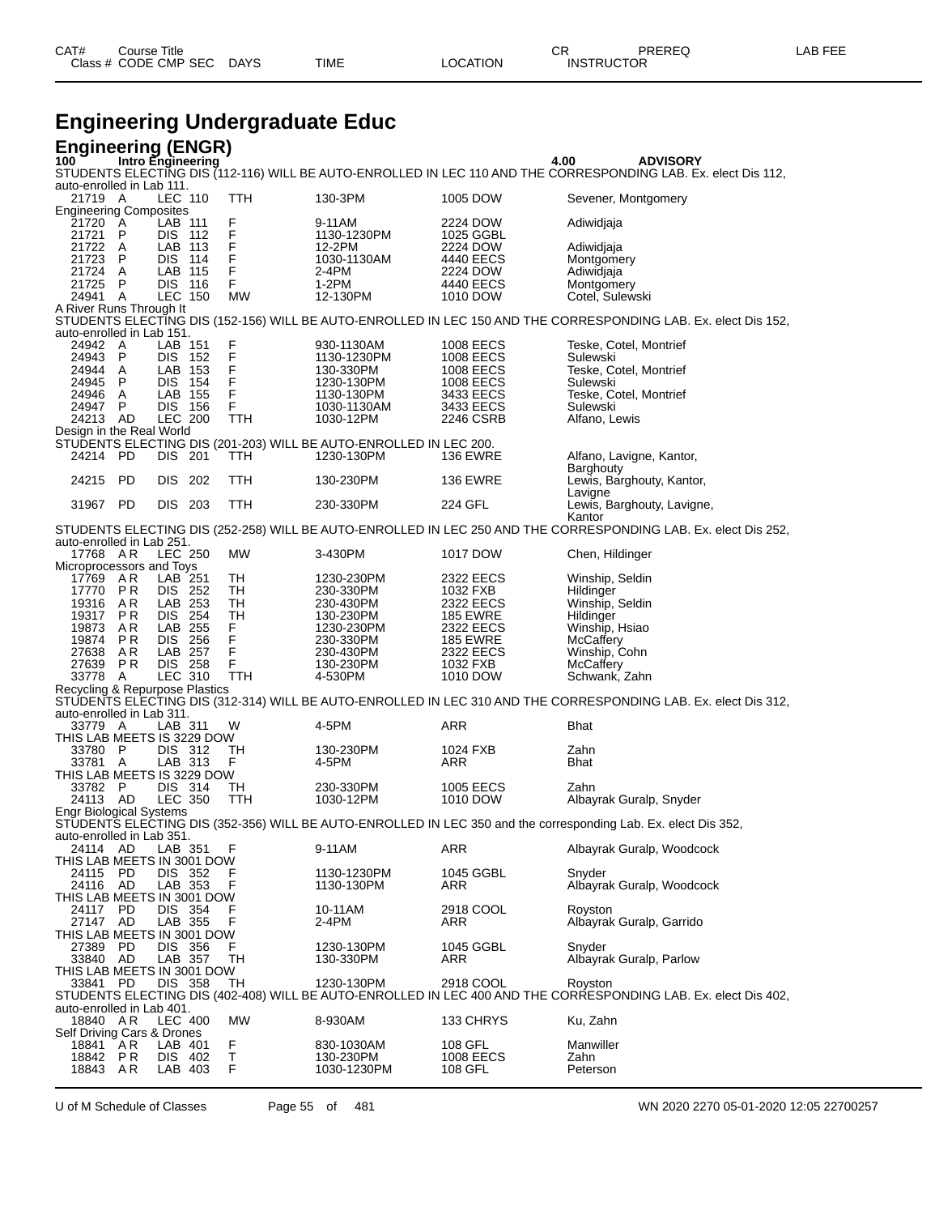| CAT# | Course Title | | | | | | CR | PREREQ | LAB FEE |
|---|---|---|---|---|---|---|---|---|---|
| Class # | CODE | CMP | SEC | DAYS | TIME | LOCATION | INSTRUCTOR | | |

# Engineering Undergraduate Educ

## Engineering (ENGR)

**100 Intro Engineering** **4.00 ADVISORY**

STUDENTS ELECTING DIS (112-116) WILL BE AUTO-ENROLLED IN LEC 110 AND THE CORRESPONDING LAB. Ex. elect Dis 112, auto-enrolled in Lab 111.

| Class # | CODE | CMP | SEC | DAYS | TIME | LOCATION | INSTRUCTOR |
|---|---|---|---|---|---|---|---|
| 21719 | A | LEC | 110 | TTH | 130-3PM | 1005 DOW | Sevener, Montgomery |

Engineering Composites

| Class # | CODE | CMP | SEC | DAYS | TIME | LOCATION | INSTRUCTOR |
|---|---|---|---|---|---|---|---|
| 21720 | A | LAB | 111 | F | 9-11AM | 2224 DOW | Adiwidjaja |
| 21721 | P | DIS | 112 | F | 1130-1230PM | 1025 GGBL | |
| 21722 | A | LAB | 113 | F | 12-2PM | 2224 DOW | Adiwidjaja |
| 21723 | P | DIS | 114 | F | 1030-1130AM | 4440 EECS | Montgomery |
| 21724 | A | LAB | 115 | F | 2-4PM | 2224 DOW | Adiwidjaja |
| 21725 | P | DIS | 116 | F | 1-2PM | 4440 EECS | Montgomery |
| 24941 | A | LEC | 150 | MW | 12-130PM | 1010 DOW | Cotel, Sulewski |

A River Runs Through It

STUDENTS ELECTING DIS (152-156) WILL BE AUTO-ENROLLED IN LEC 150 AND THE CORRESPONDING LAB. Ex. elect Dis 152, auto-enrolled in Lab 151.

| Class # | CODE | CMP | SEC | DAYS | TIME | LOCATION | INSTRUCTOR |
|---|---|---|---|---|---|---|---|
| 24942 | A | LAB | 151 | F | 930-1130AM | 1008 EECS | Teske, Cotel, Montrief |
| 24943 | P | DIS | 152 | F | 1130-1230PM | 1008 EECS | Sulewski |
| 24944 | A | LAB | 153 | F | 130-330PM | 1008 EECS | Teske, Cotel, Montrief |
| 24945 | P | DIS | 154 | F | 1230-130PM | 1008 EECS | Sulewski |
| 24946 | A | LAB | 155 | F | 1130-130PM | 3433 EECS | Teske, Cotel, Montrief |
| 24947 | P | DIS | 156 | F | 1030-1130AM | 3433 EECS | Sulewski |
| 24213 | AD | LEC | 200 | TTH | 1030-12PM | 2246 CSRB | Alfano, Lewis |

Design in the Real World

STUDENTS ELECTING DIS (201-203) WILL BE AUTO-ENROLLED IN LEC 200.

| Class # | CODE | CMP | SEC | DAYS | TIME | LOCATION | INSTRUCTOR |
|---|---|---|---|---|---|---|---|
| 24214 | PD | DIS | 201 | TTH | 1230-130PM | 136 EWRE | Alfano, Lavigne, Kantor, Barghouty |
| 24215 | PD | DIS | 202 | TTH | 130-230PM | 136 EWRE | Lewis, Barghouty, Kantor, Lavigne |
| 31967 | PD | DIS | 203 | TTH | 230-330PM | 224 GFL | Lewis, Barghouty, Lavigne, Kantor |

STUDENTS ELECTING DIS (252-258) WILL BE AUTO-ENROLLED IN LEC 250 AND THE CORRESPONDING LAB. Ex. elect Dis 252, auto-enrolled in Lab 251.

| Class # | CODE | CMP | SEC | DAYS | TIME | LOCATION | INSTRUCTOR |
|---|---|---|---|---|---|---|---|
| 17768 | AR | LEC | 250 | MW | 3-430PM | 1017 DOW | Chen, Hildinger |

Microprocessors and Toys

| Class # | CODE | CMP | SEC | DAYS | TIME | LOCATION | INSTRUCTOR |
|---|---|---|---|---|---|---|---|
| 17769 | AR | LAB | 251 | TH | 1230-230PM | 2322 EECS | Winship, Seldin |
| 17770 | PR | DIS | 252 | TH | 230-330PM | 1032 FXB | Hildinger |
| 19316 | AR | LAB | 253 | TH | 230-430PM | 2322 EECS | Winship, Seldin |
| 19317 | PR | DIS | 254 | TH | 130-230PM | 185 EWRE | Hildinger |
| 19873 | AR | LAB | 255 | F | 1230-230PM | 2322 EECS | Winship, Hsiao |
| 19874 | PR | DIS | 256 | F | 230-330PM | 185 EWRE | McCaffery |
| 27638 | AR | LAB | 257 | F | 230-430PM | 2322 EECS | Winship, Cohn |
| 27639 | PR | DIS | 258 | F | 130-230PM | 1032 FXB | McCaffery |
| 33778 | A | LEC | 310 | TTH | 4-530PM | 1010 DOW | Schwank, Zahn |

Recycling & Repurpose Plastics

STUDENTS ELECTING DIS (312-314) WILL BE AUTO-ENROLLED IN LEC 310 AND THE CORRESPONDING LAB. Ex. elect Dis 312, auto-enrolled in Lab 311.

| Class # | CODE | CMP | SEC | DAYS | TIME | LOCATION | INSTRUCTOR |
|---|---|---|---|---|---|---|---|
| 33779 | A | LAB | 311 | W | 4-5PM | ARR | Bhat |

THIS LAB MEETS IS 3229 DOW

| Class # | CODE | CMP | SEC | DAYS | TIME | LOCATION | INSTRUCTOR |
|---|---|---|---|---|---|---|---|
| 33780 | P | DIS | 312 | TH | 130-230PM | 1024 FXB | Zahn |
| 33781 | A | LAB | 313 | F | 4-5PM | ARR | Bhat |

THIS LAB MEETS IS 3229 DOW

| Class # | CODE | CMP | SEC | DAYS | TIME | LOCATION | INSTRUCTOR |
|---|---|---|---|---|---|---|---|
| 33782 | P | DIS | 314 | TH | 230-330PM | 1005 EECS | Zahn |
| 24113 | AD | LEC | 350 | TTH | 1030-12PM | 1010 DOW | Albayrak Guralp, Snyder |

Engr Biological Systems

STUDENTS ELECTING DIS (352-356) WILL BE AUTO-ENROLLED IN LEC 350 and the corresponding Lab. Ex. elect Dis 352, auto-enrolled in Lab 351.

| Class # | CODE | CMP | SEC | DAYS | TIME | LOCATION | INSTRUCTOR |
|---|---|---|---|---|---|---|---|
| 24114 | AD | LAB | 351 | F | 9-11AM | ARR | Albayrak Guralp, Woodcock |

THIS LAB MEETS IN 3001 DOW

| Class # | CODE | CMP | SEC | DAYS | TIME | LOCATION | INSTRUCTOR |
|---|---|---|---|---|---|---|---|
| 24115 | PD | DIS | 352 | F | 1130-1230PM | 1045 GGBL | Snyder |
| 24116 | AD | LAB | 353 | F | 1130-130PM | ARR | Albayrak Guralp, Woodcock |

THIS LAB MEETS IN 3001 DOW

| Class # | CODE | CMP | SEC | DAYS | TIME | LOCATION | INSTRUCTOR |
|---|---|---|---|---|---|---|---|
| 24117 | PD | DIS | 354 | F | 10-11AM | 2918 COOL | Royston |
| 27147 | AD | LAB | 355 | F | 2-4PM | ARR | Albayrak Guralp, Garrido |

THIS LAB MEETS IN 3001 DOW

| Class # | CODE | CMP | SEC | DAYS | TIME | LOCATION | INSTRUCTOR |
|---|---|---|---|---|---|---|---|
| 27389 | PD | DIS | 356 | F | 1230-130PM | 1045 GGBL | Snyder |
| 33840 | AD | LAB | 357 | TH | 130-330PM | ARR | Albayrak Guralp, Parlow |

THIS LAB MEETS IN 3001 DOW

| Class # | CODE | CMP | SEC | DAYS | TIME | LOCATION | INSTRUCTOR |
|---|---|---|---|---|---|---|---|
| 33841 | PD | DIS | 358 | TH | 1230-130PM | 2918 COOL | Royston |

STUDENTS ELECTING DIS (402-408) WILL BE AUTO-ENROLLED IN LEC 400 AND THE CORRESPONDING LAB. Ex. elect Dis 402, auto-enrolled in Lab 401.

| Class # | CODE | CMP | SEC | DAYS | TIME | LOCATION | INSTRUCTOR |
|---|---|---|---|---|---|---|---|
| 18840 | AR | LEC | 400 | MW | 8-930AM | 133 CHRYS | Ku, Zahn |

Self Driving Cars & Drones

| Class # | CODE | CMP | SEC | DAYS | TIME | LOCATION | INSTRUCTOR |
|---|---|---|---|---|---|---|---|
| 18841 | AR | LAB | 401 | F | 830-1030AM | 108 GFL | Manwiller |
| 18842 | PR | DIS | 402 | T | 130-230PM | 1008 EECS | Zahn |
| 18843 | AR | LAB | 403 | F | 1030-1230PM | 108 GFL | Peterson |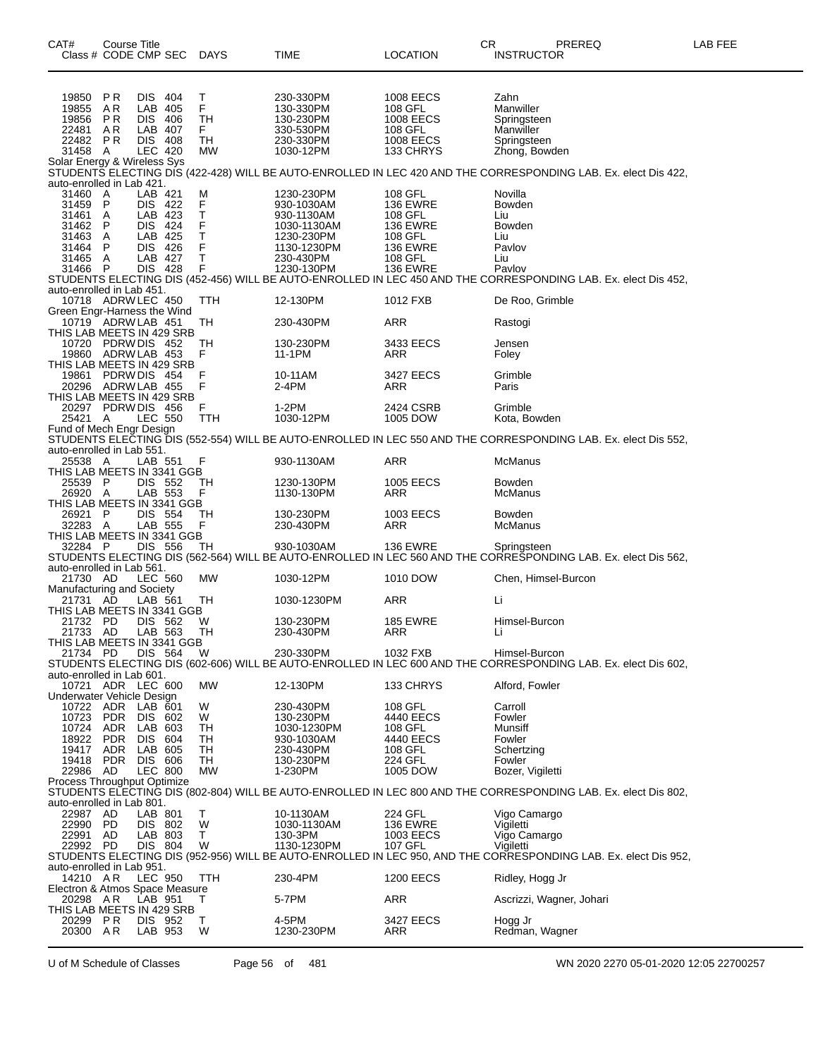| CAT# Class # | Course Title CODE | CMP | SEC | DAYS | TIME | LOCATION | CR INSTRUCTOR | PREREQ | LAB FEE |
|---|---|---|---|---|---|---|---|---|---|
| 19850 | PR | DIS | 404 | T | 230-330PM | 1008 EECS | Zahn | | |
| 19855 | AR | LAB | 405 | F | 130-330PM | 108 GFL | Manwiller | | |
| 19856 | PR | DIS | 406 | TH | 130-230PM | 1008 EECS | Springsteen | | |
| 22481 | AR | LAB | 407 | F | 330-530PM | 108 GFL | Manwiller | | |
| 22482 | PR | DIS | 408 | TH | 230-330PM | 1008 EECS | Springsteen | | |
| 31458 | A | LEC | 420 | MW | 1030-12PM | 133 CHRYS | Zhong, Bowden | | |

Solar Energy & Wireless Sys

STUDENTS ELECTING DIS (422-428) WILL BE AUTO-ENROLLED IN LEC 420 AND THE CORRESPONDING LAB. Ex. elect Dis 422, auto-enrolled in Lab 421.

| Class # | CODE | CMP | SEC | DAYS | TIME | LOCATION | INSTRUCTOR |
|---|---|---|---|---|---|---|---|
| 31460 | A | LAB | 421 | M | 1230-230PM | 108 GFL | Novilla |
| 31459 | P | DIS | 422 | F | 930-1030AM | 136 EWRE | Bowden |
| 31461 | A | LAB | 423 | T | 930-1130AM | 108 GFL | Liu |
| 31462 | P | DIS | 424 | F | 1030-1130AM | 136 EWRE | Bowden |
| 31463 | A | LAB | 425 | T | 1230-230PM | 108 GFL | Liu |
| 31464 | P | DIS | 426 | F | 1130-1230PM | 136 EWRE | Pavlov |
| 31465 | A | LAB | 427 | T | 230-430PM | 108 GFL | Liu |
| 31466 | P | DIS | 428 | F | 1230-130PM | 136 EWRE | Pavlov |

STUDENTS ELECTING DIS (452-456) WILL BE AUTO-ENROLLED IN LEC 450 AND THE CORRESPONDING LAB. Ex. elect Dis 452, auto-enrolled in Lab 451.

| Class # | CODE | CMP | SEC | DAYS | TIME | LOCATION | INSTRUCTOR |
|---|---|---|---|---|---|---|---|
| 10718 | ADRW | LEC | 450 | TTH | 12-130PM | 1012 FXB | De Roo, Grimble |

Green Engr-Harness the Wind

| Class # | CODE | CMP | SEC | DAYS | TIME | LOCATION | INSTRUCTOR |
|---|---|---|---|---|---|---|---|
| 10719 | ADRW | LAB | 451 | TH | 230-430PM | ARR | Rastogi |

THIS LAB MEETS IN 429 SRB

| Class # | CODE | CMP | SEC | DAYS | TIME | LOCATION | INSTRUCTOR |
|---|---|---|---|---|---|---|---|
| 10720 | PDRW | DIS | 452 | TH | 130-230PM | 3433 EECS | Jensen |
| 19860 | ADRW | LAB | 453 | F | 11-1PM | ARR | Foley |

THIS LAB MEETS IN 429 SRB

| Class # | CODE | CMP | SEC | DAYS | TIME | LOCATION | INSTRUCTOR |
|---|---|---|---|---|---|---|---|
| 19861 | PDRW | DIS | 454 | F | 10-11AM | 3427 EECS | Grimble |
| 20296 | ADRW | LAB | 455 | F | 2-4PM | ARR | Paris |

THIS LAB MEETS IN 429 SRB

| Class # | CODE | CMP | SEC | DAYS | TIME | LOCATION | INSTRUCTOR |
|---|---|---|---|---|---|---|---|
| 20297 | PDRW | DIS | 456 | F | 1-2PM | 2424 CSRB | Grimble |
| 25421 | A | LEC | 550 | TTH | 1030-12PM | 1005 DOW | Kota, Bowden |

Fund of Mech Engr Design

STUDENTS ELECTING DIS (552-554) WILL BE AUTO-ENROLLED IN LEC 550 AND THE CORRESPONDING LAB. Ex. elect Dis 552, auto-enrolled in Lab 551.

| Class # | CODE | CMP | SEC | DAYS | TIME | LOCATION | INSTRUCTOR |
|---|---|---|---|---|---|---|---|
| 25538 | A | LAB | 551 | F | 930-1130AM | ARR | McManus |

THIS LAB MEETS IN 3341 GGB

| Class # | CODE | CMP | SEC | DAYS | TIME | LOCATION | INSTRUCTOR |
|---|---|---|---|---|---|---|---|
| 25539 | P | DIS | 552 | TH | 1230-130PM | 1005 EECS | Bowden |
| 26920 | A | LAB | 553 | F | 1130-130PM | ARR | McManus |

THIS LAB MEETS IN 3341 GGB

| Class # | CODE | CMP | SEC | DAYS | TIME | LOCATION | INSTRUCTOR |
|---|---|---|---|---|---|---|---|
| 26921 | P | DIS | 554 | TH | 130-230PM | 1003 EECS | Bowden |
| 32283 | A | LAB | 555 | F | 230-430PM | ARR | McManus |

THIS LAB MEETS IN 3341 GGB

| Class # | CODE | CMP | SEC | DAYS | TIME | LOCATION | INSTRUCTOR |
|---|---|---|---|---|---|---|---|
| 32284 | P | DIS | 556 | TH | 930-1030AM | 136 EWRE | Springsteen |

STUDENTS ELECTING DIS (562-564) WILL BE AUTO-ENROLLED IN LEC 560 AND THE CORRESPONDING LAB. Ex. elect Dis 562, auto-enrolled in Lab 561.

| Class # | CODE | CMP | SEC | DAYS | TIME | LOCATION | INSTRUCTOR |
|---|---|---|---|---|---|---|---|
| 21730 | AD | LEC | 560 | MW | 1030-12PM | 1010 DOW | Chen, Himsel-Burcon |

Manufacturing and Society

| Class # | CODE | CMP | SEC | DAYS | TIME | LOCATION | INSTRUCTOR |
|---|---|---|---|---|---|---|---|
| 21731 | AD | LAB | 561 | TH | 1030-1230PM | ARR | Li |

THIS LAB MEETS IN 3341 GGB

| Class # | CODE | CMP | SEC | DAYS | TIME | LOCATION | INSTRUCTOR |
|---|---|---|---|---|---|---|---|
| 21732 | PD | DIS | 562 | W | 130-230PM | 185 EWRE | Himsel-Burcon |
| 21733 | AD | LAB | 563 | TH | 230-430PM | ARR | Li |

THIS LAB MEETS IN 3341 GGB

| Class # | CODE | CMP | SEC | DAYS | TIME | LOCATION | INSTRUCTOR |
|---|---|---|---|---|---|---|---|
| 21734 | PD | DIS | 564 | W | 230-330PM | 1032 FXB | Himsel-Burcon |

STUDENTS ELECTING DIS (602-606) WILL BE AUTO-ENROLLED IN LEC 600 AND THE CORRESPONDING LAB. Ex. elect Dis 602, auto-enrolled in Lab 601.

| Class # | CODE | CMP | SEC | DAYS | TIME | LOCATION | INSTRUCTOR |
|---|---|---|---|---|---|---|---|
| 10721 | ADR | LEC | 600 | MW | 12-130PM | 133 CHRYS | Alford, Fowler |

Underwater Vehicle Design

| Class # | CODE | CMP | SEC | DAYS | TIME | LOCATION | INSTRUCTOR |
|---|---|---|---|---|---|---|---|
| 10722 | ADR | LAB | 601 | W | 230-430PM | 108 GFL | Carroll |
| 10723 | PDR | DIS | 602 | W | 130-230PM | 4440 EECS | Fowler |
| 10724 | ADR | LAB | 603 | TH | 1030-1230PM | 108 GFL | Munsiff |
| 18922 | PDR | DIS | 604 | TH | 930-1030AM | 4440 EECS | Fowler |
| 19417 | ADR | LAB | 605 | TH | 230-430PM | 108 GFL | Schertzing |
| 19418 | PDR | DIS | 606 | TH | 130-230PM | 224 GFL | Fowler |
| 22986 | AD | LEC | 800 | MW | 1-230PM | 1005 DOW | Bozer, Vigiletti |

Process Throughput Optimize

STUDENTS ELECTING DIS (802-804) WILL BE AUTO-ENROLLED IN LEC 800 AND THE CORRESPONDING LAB. Ex. elect Dis 802, auto-enrolled in Lab 801.

| Class # | CODE | CMP | SEC | DAYS | TIME | LOCATION | INSTRUCTOR |
|---|---|---|---|---|---|---|---|
| 22987 | AD | LAB | 801 | T | 10-1130AM | 224 GFL | Vigo Camargo |
| 22990 | PD | DIS | 802 | W | 1030-1130AM | 136 EWRE | Vigiletti |
| 22991 | AD | LAB | 803 | T | 130-3PM | 1003 EECS | Vigo Camargo |
| 22992 | PD | DIS | 804 | W | 1130-1230PM | 107 GFL | Vigiletti |

STUDENTS ELECTING DIS (952-956) WILL BE AUTO-ENROLLED IN LEC 950, AND THE CORRESPONDING LAB. Ex. elect Dis 952, auto-enrolled in Lab 951.

| Class # | CODE | CMP | SEC | DAYS | TIME | LOCATION | INSTRUCTOR |
|---|---|---|---|---|---|---|---|
| 14210 | AR | LEC | 950 | TTH | 230-4PM | 1200 EECS | Ridley, Hogg Jr |

Electron & Atmos Space Measure

| Class # | CODE | CMP | SEC | DAYS | TIME | LOCATION | INSTRUCTOR |
|---|---|---|---|---|---|---|---|
| 20298 | AR | LAB | 951 | T | 5-7PM | ARR | Ascrizzi, Wagner, Johari |

THIS LAB MEETS IN 429 SRB

| Class # | CODE | CMP | SEC | DAYS | TIME | LOCATION | INSTRUCTOR |
|---|---|---|---|---|---|---|---|
| 20299 | PR | DIS | 952 | T | 4-5PM | 3427 EECS | Hogg Jr |
| 20300 | AR | LAB | 953 | W | 1230-230PM | ARR | Redman, Wagner |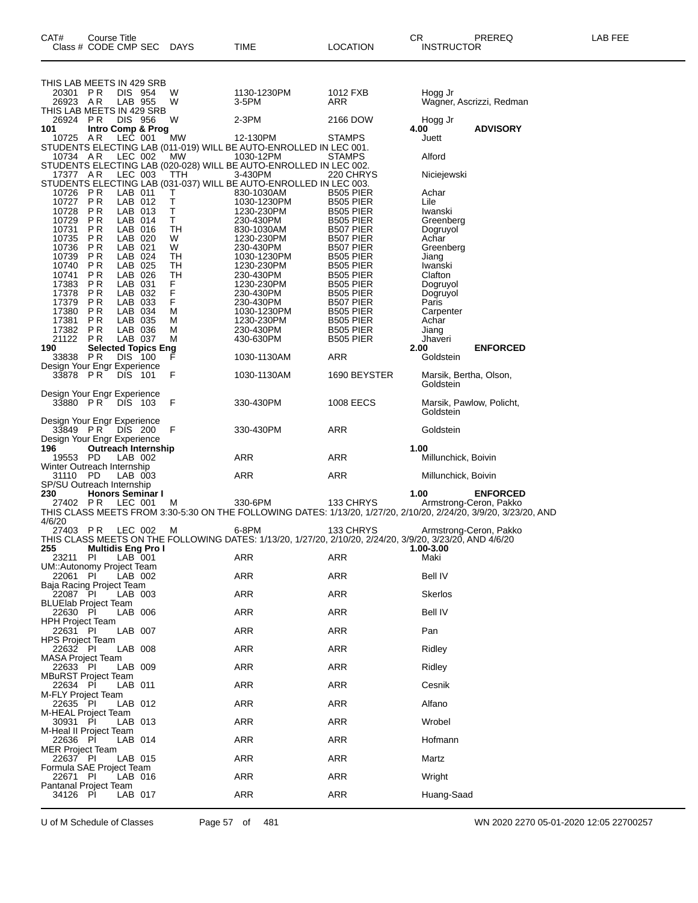| CAT# Class # | Course Title CODE | CMP | SEC | DAYS | TIME | LOCATION | CR INSTRUCTOR | PREREQ | LAB FEE |
|---|---|---|---|---|---|---|---|---|---|
| THIS LAB MEETS IN 429 SRB | | | | | | | | | |
| 20301 | PR | DIS | 954 | W | 1130-1230PM | 1012 FXB | Hogg Jr | | |
| 26923 | AR | LAB | 955 | W | 3-5PM | ARR | Wagner, Ascrizzi, Redman | | |
| THIS LAB MEETS IN 429 SRB | | | | | | | | | |
| 26924 | PR | DIS | 956 | W | 2-3PM | 2166 DOW | Hogg Jr | | |
| **101** | **Intro Comp & Prog** | | | | | | **4.00** | **ADVISORY** | |
| 10725 | AR | LEC | 001 | MW | 12-130PM | STAMPS | Juett | | |
| STUDENTS ELECTING LAB (011-019) WILL BE AUTO-ENROLLED IN LEC 001. | | | | | | | | | |
| 10734 | AR | LEC | 002 | MW | 1030-12PM | STAMPS | Alford | | |
| STUDENTS ELECTING LAB (020-028) WILL BE AUTO-ENROLLED IN LEC 002. | | | | | | | | | |
| 17377 | AR | LEC | 003 | TTH | 3-430PM | 220 CHRYS | Niciejewski | | |
| STUDENTS ELECTING LAB (031-037) WILL BE AUTO-ENROLLED IN LEC 003. | | | | | | | | | |
| 10726 | PR | LAB | 011 | T | 830-1030AM | B505 PIER | Achar | | |
| 10727 | PR | LAB | 012 | T | 1030-1230PM | B505 PIER | Lile | | |
| 10728 | PR | LAB | 013 | T | 1230-230PM | B505 PIER | Iwanski | | |
| 10729 | PR | LAB | 014 | T | 230-430PM | B505 PIER | Greenberg | | |
| 10731 | PR | LAB | 016 | TH | 830-1030AM | B507 PIER | Dogruyol | | |
| 10735 | PR | LAB | 020 | W | 1230-230PM | B507 PIER | Achar | | |
| 10736 | PR | LAB | 021 | W | 230-430PM | B507 PIER | Greenberg | | |
| 10739 | PR | LAB | 024 | TH | 1030-1230PM | B505 PIER | Jiang | | |
| 10740 | PR | LAB | 025 | TH | 1230-230PM | B505 PIER | Iwanski | | |
| 10741 | PR | LAB | 026 | TH | 230-430PM | B505 PIER | Clafton | | |
| 17383 | PR | LAB | 031 | F | 1230-230PM | B505 PIER | Dogruyol | | |
| 17378 | PR | LAB | 032 | F | 230-430PM | B505 PIER | Dogruyol | | |
| 17379 | PR | LAB | 033 | F | 230-430PM | B507 PIER | Paris | | |
| 17380 | PR | LAB | 034 | M | 1030-1230PM | B505 PIER | Carpenter | | |
| 17381 | PR | LAB | 035 | M | 1230-230PM | B505 PIER | Achar | | |
| 17382 | PR | LAB | 036 | M | 230-430PM | B505 PIER | Jiang | | |
| 21122 | PR | LAB | 037 | M | 430-630PM | B505 PIER | Jhaveri | | |
| **190** | **Selected Topics Eng** | | | | | | **2.00** | **ENFORCED** | |
| 33838 | PR | DIS | 100 | F | 1030-1130AM | ARR | Goldstein | | |
| Design Your Engr Experience | | | | | | | | | |
| 33878 | PR | DIS | 101 | F | 1030-1130AM | 1690 BEYSTER | Marsik, Bertha, Olson, Goldstein | | |
| Design Your Engr Experience | | | | | | | | | |
| 33880 | PR | DIS | 103 | F | 330-430PM | 1008 EECS | Marsik, Pawlow, Policht, Goldstein | | |
| Design Your Engr Experience | | | | | | | | | |
| 33849 | PR | DIS | 200 | F | 330-430PM | ARR | Goldstein | | |
| Design Your Engr Experience | | | | | | | | | |
| **196** | **Outreach Internship** | | | | | | **1.00** | | |
| 19553 | PD | LAB | 002 | | ARR | ARR | Millunchick, Boivin | | |
| Winter Outreach Internship | | | | | | | | | |
| 31110 | PD | LAB | 003 | | ARR | ARR | Millunchick, Boivin | | |
| SP/SU Outreach Internship | | | | | | | | | |
| **230** | **Honors Seminar I** | | | | | | **1.00** | **ENFORCED** | |
| 27402 | PR | LEC | 001 | M | 330-6PM | 133 CHRYS | Armstrong-Ceron, Pakko | | |
| THIS CLASS MEETS FROM 3:30-5:30 ON THE FOLLOWING DATES: 1/13/20, 1/27/20, 2/10/20, 2/24/20, 3/9/20, 3/23/20, AND 4/6/20 | | | | | | | | | |
| 27403 | PR | LEC | 002 | M | 6-8PM | 133 CHRYS | Armstrong-Ceron, Pakko | | |
| THIS CLASS MEETS ON THE FOLLOWING DATES: 1/13/20, 1/27/20, 2/10/20, 2/24/20, 3/9/20, 3/23/20, AND 4/6/20 | | | | | | | | | |
| **255** | **Multidis Eng Pro I** | | | | | | **1.00-3.00** | | |
| 23211 | PI | LAB | 001 | | ARR | ARR | Maki | | |
| UM::Autonomy Project Team | | | | | | | | | |
| 22061 | PI | LAB | 002 | | ARR | ARR | Bell IV | | |
| Baja Racing Project Team | | | | | | | | | |
| 22087 | PI | LAB | 003 | | ARR | ARR | Skerlos | | |
| BLUElab Project Team | | | | | | | | | |
| 22630 | PI | LAB | 006 | | ARR | ARR | Bell IV | | |
| HPH Project Team | | | | | | | | | |
| 22631 | PI | LAB | 007 | | ARR | ARR | Pan | | |
| HPS Project Team | | | | | | | | | |
| 22632 | PI | LAB | 008 | | ARR | ARR | Ridley | | |
| MASA Project Team | | | | | | | | | |
| 22633 | PI | LAB | 009 | | ARR | ARR | Ridley | | |
| MBuRST Project Team | | | | | | | | | |
| 22634 | PI | LAB | 011 | | ARR | ARR | Cesnik | | |
| M-FLY Project Team | | | | | | | | | |
| 22635 | PI | LAB | 012 | | ARR | ARR | Alfano | | |
| M-HEAL Project Team | | | | | | | | | |
| 30931 | PI | LAB | 013 | | ARR | ARR | Wrobel | | |
| M-Heal II Project Team | | | | | | | | | |
| 22636 | PI | LAB | 014 | | ARR | ARR | Hofmann | | |
| MER Project Team | | | | | | | | | |
| 22637 | PI | LAB | 015 | | ARR | ARR | Martz | | |
| Formula SAE Project Team | | | | | | | | | |
| 22671 | PI | LAB | 016 | | ARR | ARR | Wright | | |
| Pantanal Project Team | | | | | | | | | |
| 34126 | PI | LAB | 017 | | ARR | ARR | Huang-Saad | | |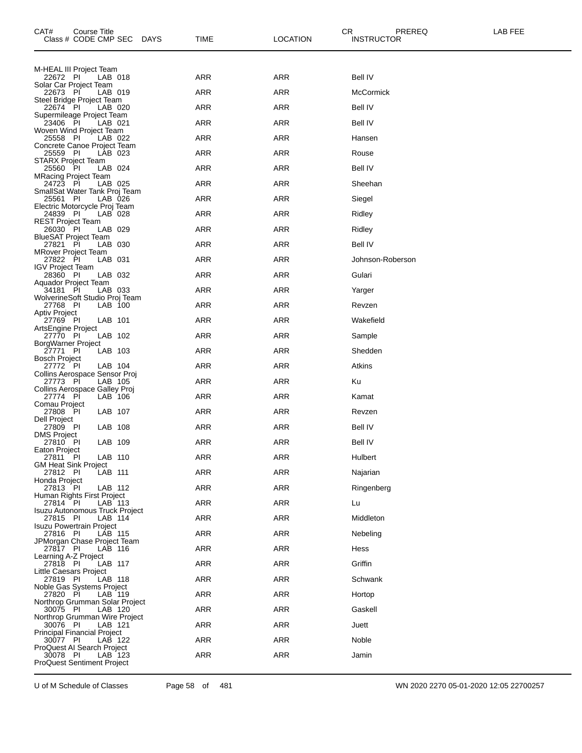| CAT# Course Title Class # CODE CMP SEC DAYS | TIME | LOCATION | CR PREREQ INSTRUCTOR | LAB FEE |
|---|---|---|---|---|
| M-HEAL III Project Team | | | | |
| 22672 PI LAB 018 | ARR | ARR | Bell IV | |
| Solar Car Project Team | | | | |
| 22673 PI LAB 019 | ARR | ARR | McCormick | |
| Steel Bridge Project Team | | | | |
| 22674 PI LAB 020 | ARR | ARR | Bell IV | |
| Supermileage Project Team | | | | |
| 23406 PI LAB 021 | ARR | ARR | Bell IV | |
| Woven Wind Project Team | | | | |
| 25558 PI LAB 022 | ARR | ARR | Hansen | |
| Concrete Canoe Project Team | | | | |
| 25559 PI LAB 023 | ARR | ARR | Rouse | |
| STARX Project Team | | | | |
| 25560 PI LAB 024 | ARR | ARR | Bell IV | |
| MRacing Project Team | | | | |
| 24723 PI LAB 025 | ARR | ARR | Sheehan | |
| SmallSat Water Tank Proj Team | | | | |
| 25561 PI LAB 026 | ARR | ARR | Siegel | |
| Electric Motorcycle Proj Team | | | | |
| 24839 PI LAB 028 | ARR | ARR | Ridley | |
| REST Project Team | | | | |
| 26030 PI LAB 029 | ARR | ARR | Ridley | |
| BlueSAT Project Team | | | | |
| 27821 PI LAB 030 | ARR | ARR | Bell IV | |
| MRover Project Team | | | | |
| 27822 PI LAB 031 | ARR | ARR | Johnson-Roberson | |
| IGV Project Team | | | | |
| 28360 PI LAB 032 | ARR | ARR | Gulari | |
| Aquador Project Team | | | | |
| 34181 PI LAB 033 | ARR | ARR | Yarger | |
| WolverineSoft Studio Proj Team | | | | |
| 27768 PI LAB 100 | ARR | ARR | Revzen | |
| Aptiv Project | | | | |
| 27769 PI LAB 101 | ARR | ARR | Wakefield | |
| ArtsEngine Project | | | | |
| 27770 PI LAB 102 | ARR | ARR | Sample | |
| BorgWarner Project | | | | |
| 27771 PI LAB 103 | ARR | ARR | Shedden | |
| Bosch Project | | | | |
| 27772 PI LAB 104 | ARR | ARR | Atkins | |
| Collins Aerospace Sensor Proj | | | | |
| 27773 PI LAB 105 | ARR | ARR | Ku | |
| Collins Aerospace Galley Proj | | | | |
| 27774 PI LAB 106 | ARR | ARR | Kamat | |
| Comau Project | | | | |
| 27808 PI LAB 107 | ARR | ARR | Revzen | |
| Dell Project | | | | |
| 27809 PI LAB 108 | ARR | ARR | Bell IV | |
| DMS Project | | | | |
| 27810 PI LAB 109 | ARR | ARR | Bell IV | |
| Eaton Project | | | | |
| 27811 PI LAB 110 | ARR | ARR | Hulbert | |
| GM Heat Sink Project | | | | |
| 27812 PI LAB 111 | ARR | ARR | Najarian | |
| Honda Project | | | | |
| 27813 PI LAB 112 | ARR | ARR | Ringenberg | |
| Human Rights First Project | | | | |
| 27814 PI LAB 113 | ARR | ARR | Lu | |
| Isuzu Autonomous Truck Project | | | | |
| 27815 PI LAB 114 | ARR | ARR | Middleton | |
| Isuzu Powertrain Project | | | | |
| 27816 PI LAB 115 | ARR | ARR | Nebeling | |
| JPMorgan Chase Project Team | | | | |
| 27817 PI LAB 116 | ARR | ARR | Hess | |
| Learning A-Z Project | | | | |
| 27818 PI LAB 117 | ARR | ARR | Griffin | |
| Little Caesars Project | | | | |
| 27819 PI LAB 118 | ARR | ARR | Schwank | |
| Noble Gas Systems Project | | | | |
| 27820 PI LAB 119 | ARR | ARR | Hortop | |
| Northrop Grumman Solar Project | | | | |
| 30075 PI LAB 120 | ARR | ARR | Gaskell | |
| Northrop Grumman Wire Project | | | | |
| 30076 PI LAB 121 | ARR | ARR | Juett | |
| Principal Financial Project | | | | |
| 30077 PI LAB 122 | ARR | ARR | Noble | |
| ProQuest AI Search Project | | | | |
| 30078 PI LAB 123 | ARR | ARR | Jamin | |
| ProQuest Sentiment Project | | | | |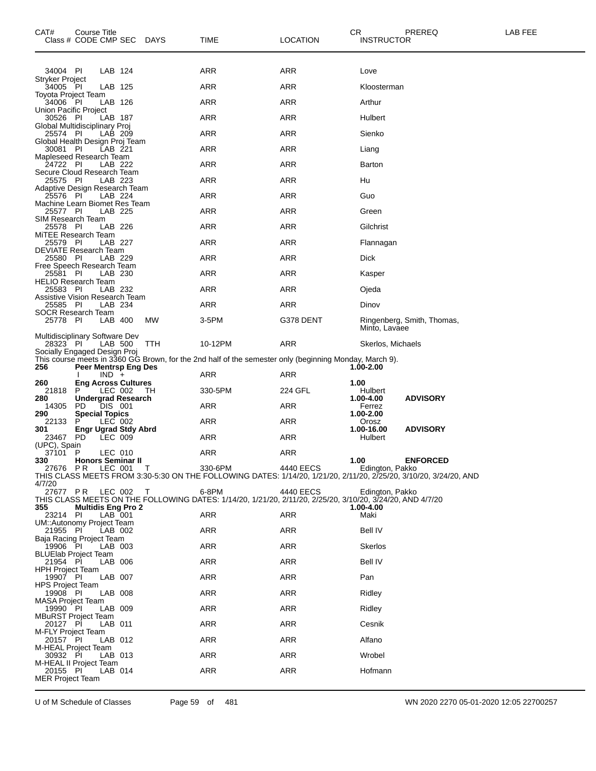| CAT# Class # | Course Title CODE CMP SEC | DAYS | TIME | LOCATION | CR INSTRUCTOR | PREREQ | LAB FEE |
|---|---|---|---|---|---|---|---|
| 34004 | PI LAB 124 | | ARR | ARR | Love | | |
| Stryker Project | | | | | | | |
| 34005 | PI LAB 125 | | ARR | ARR | Kloosterman | | |
| Toyota Project Team | | | | | | | |
| 34006 | PI LAB 126 | | ARR | ARR | Arthur | | |
| Union Pacific Project | | | | | | | |
| 30526 | PI LAB 187 | | ARR | ARR | Hulbert | | |
| Global Multidisciplinary Proj | | | | | | | |
| 25574 | PI LAB 209 | | ARR | ARR | Sienko | | |
| Global Health Design Proj Team | | | | | | | |
| 30081 | PI LAB 221 | | ARR | ARR | Liang | | |
| Mapleseed Research Team | | | | | | | |
| 24722 | PI LAB 222 | | ARR | ARR | Barton | | |
| Secure Cloud Research Team | | | | | | | |
| 25575 | PI LAB 223 | | ARR | ARR | Hu | | |
| Adaptive Design Research Team | | | | | | | |
| 25576 | PI LAB 224 | | ARR | ARR | Guo | | |
| Machine Learn Biomet Res Team | | | | | | | |
| 25577 | PI LAB 225 | | ARR | ARR | Green | | |
| SIM Research Team | | | | | | | |
| 25578 | PI LAB 226 | | ARR | ARR | Gilchrist | | |
| MiTEE Research Team | | | | | | | |
| 25579 | PI LAB 227 | | ARR | ARR | Flannagan | | |
| DEVIATE Research Team | | | | | | | |
| 25580 | PI LAB 229 | | ARR | ARR | Dick | | |
| Free Speech Research Team | | | | | | | |
| 25581 | PI LAB 230 | | ARR | ARR | Kasper | | |
| HELIO Research Team | | | | | | | |
| 25583 | PI LAB 232 | | ARR | ARR | Ojeda | | |
| Assistive Vision Research Team | | | | | | | |
| 25585 | PI LAB 234 | | ARR | ARR | Dinov | | |
| SOCR Research Team | | | | | | | |
| 25778 | PI LAB 400 | MW | 3-5PM | G378 DENT | Ringenberg, Smith, Thomas, Minto, Lavaee | | |
| Multidisciplinary Software Dev | | | | | | | |
| 28323 | PI LAB 500 | TTH | 10-12PM | ARR | Skerlos, Michaels | | |
| Socially Engaged Design Proj | | | | | | | |
| This course meets in 3360 GG Brown, for the 2nd half of the semester only (beginning Monday, March 9). | | | | | | | |
| **256** | **Peer Mentrsp Eng Des** | | | | **1.00-2.00** | | |
| | I IND + | | ARR | ARR | | | |
| **260** | **Eng Across Cultures** | | | | **1.00** | | |
| 21818 | P LEC 002 | TH | 330-5PM | 224 GFL | Hulbert | | |
| **280** | **Undergrad Research** | | | | **1.00-4.00** | **ADVISORY** | |
| 14305 | PD DIS 001 | | ARR | ARR | Ferrez | | |
| **290** | **Special Topics** | | | | **1.00-2.00** | | |
| 22133 | P LEC 002 | | ARR | ARR | Orosz | | |
| **301** | **Engr Ugrad Stdy Abrd** | | | | **1.00-16.00** | **ADVISORY** | |
| 23467 | PD LEC 009 | | ARR | ARR | Hulbert | | |
| (UPC), Spain | | | | | | | |
| 37101 | P LEC 010 | | ARR | ARR | | | |
| **330** | **Honors Seminar II** | | | | **1.00** | **ENFORCED** | |
| 27676 | P R LEC 001 | T | 330-6PM | 4440 EECS | Edington, Pakko | | |
| THIS CLASS MEETS FROM 3:30-5:30 ON THE FOLLOWING DATES: 1/14/20, 1/21/20, 2/11/20, 2/25/20, 3/10/20, 3/24/20, AND 4/7/20 | | | | | | | |
| 27677 | P R LEC 002 | T | 6-8PM | 4440 EECS | Edington, Pakko | | |
| THIS CLASS MEETS ON THE FOLLOWING DATES: 1/14/20, 1/21/20, 2/11/20, 2/25/20, 3/10/20, 3/24/20, AND 4/7/20 | | | | | | | |
| **355** | **Multidis Eng Pro 2** | | | | **1.00-4.00** | | |
| 23214 | PI LAB 001 | | ARR | ARR | Maki | | |
| UM::Autonomy Project Team | | | | | | | |
| 21955 | PI LAB 002 | | ARR | ARR | Bell IV | | |
| Baja Racing Project Team | | | | | | | |
| 19906 | PI LAB 003 | | ARR | ARR | Skerlos | | |
| BLUElab Project Team | | | | | | | |
| 21954 | PI LAB 006 | | ARR | ARR | Bell IV | | |
| HPH Project Team | | | | | | | |
| 19907 | PI LAB 007 | | ARR | ARR | Pan | | |
| HPS Project Team | | | | | | | |
| 19908 | PI LAB 008 | | ARR | ARR | Ridley | | |
| MASA Project Team | | | | | | | |
| 19990 | PI LAB 009 | | ARR | ARR | Ridley | | |
| MBuRST Project Team | | | | | | | |
| 20127 | PI LAB 011 | | ARR | ARR | Cesnik | | |
| M-FLY Project Team | | | | | | | |
| 20157 | PI LAB 012 | | ARR | ARR | Alfano | | |
| M-HEAL Project Team | | | | | | | |
| 30932 | PI LAB 013 | | ARR | ARR | Wrobel | | |
| M-HEAL II Project Team | | | | | | | |
| 20155 | PI LAB 014 | | ARR | ARR | Hofmann | | |
| MER Project Team | | | | | | | |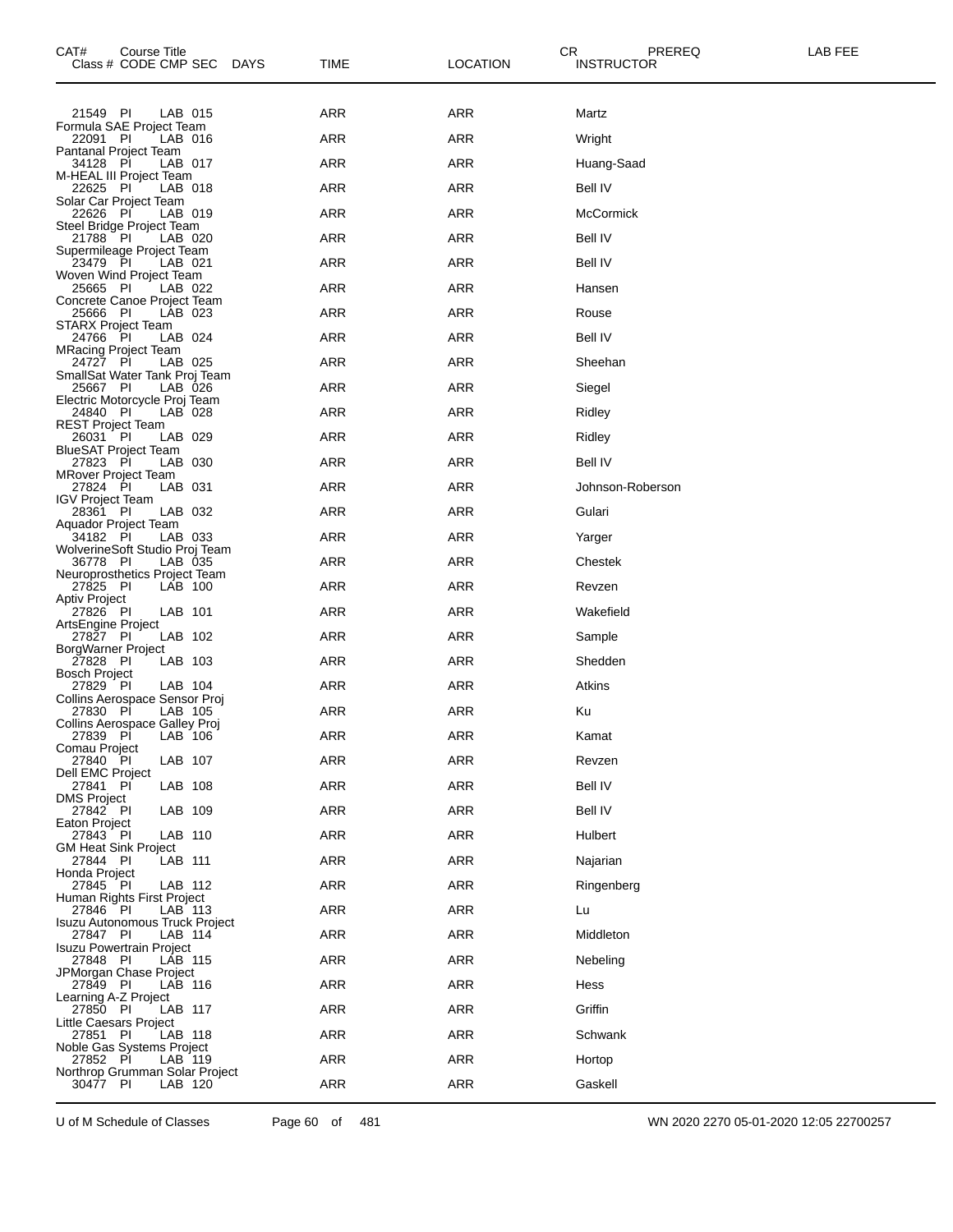| CAT# Class # | Course Title CODE | CMP | SEC | DAYS | TIME | LOCATION | CR INSTRUCTOR | PREREQ | LAB FEE |
|---|---|---|---|---|---|---|---|---|---|
| 21549 | PI | LAB | 015 | | ARR | ARR | Martz | | |
| Formula SAE Project Team | | | | | | | | | |
| 22091 | PI | LAB | 016 | | ARR | ARR | Wright | | |
| Pantanal Project Team | | | | | | | | | |
| 34128 | PI | LAB | 017 | | ARR | ARR | Huang-Saad | | |
| M-HEAL III Project Team | | | | | | | | | |
| 22625 | PI | LAB | 018 | | ARR | ARR | Bell IV | | |
| Solar Car Project Team | | | | | | | | | |
| 22626 | PI | LAB | 019 | | ARR | ARR | McCormick | | |
| Steel Bridge Project Team | | | | | | | | | |
| 21788 | PI | LAB | 020 | | ARR | ARR | Bell IV | | |
| Supermileage Project Team | | | | | | | | | |
| 23479 | PI | LAB | 021 | | ARR | ARR | Bell IV | | |
| Woven Wind Project Team | | | | | | | | | |
| 25665 | PI | LAB | 022 | | ARR | ARR | Hansen | | |
| Concrete Canoe Project Team | | | | | | | | | |
| 25666 | PI | LAB | 023 | | ARR | ARR | Rouse | | |
| STARX Project Team | | | | | | | | | |
| 24766 | PI | LAB | 024 | | ARR | ARR | Bell IV | | |
| MRacing Project Team | | | | | | | | | |
| 24727 | PI | LAB | 025 | | ARR | ARR | Sheehan | | |
| SmallSat Water Tank Proj Team | | | | | | | | | |
| 25667 | PI | LAB | 026 | | ARR | ARR | Siegel | | |
| Electric Motorcycle Proj Team | | | | | | | | | |
| 24840 | PI | LAB | 028 | | ARR | ARR | Ridley | | |
| REST Project Team | | | | | | | | | |
| 26031 | PI | LAB | 029 | | ARR | ARR | Ridley | | |
| BlueSAT Project Team | | | | | | | | | |
| 27823 | PI | LAB | 030 | | ARR | ARR | Bell IV | | |
| MRover Project Team | | | | | | | | | |
| 27824 | PI | LAB | 031 | | ARR | ARR | Johnson-Roberson | | |
| IGV Project Team | | | | | | | | | |
| 28361 | PI | LAB | 032 | | ARR | ARR | Gulari | | |
| Aquador Project Team | | | | | | | | | |
| 34182 | PI | LAB | 033 | | ARR | ARR | Yarger | | |
| WolverineSoft Studio Proj Team | | | | | | | | | |
| 36778 | PI | LAB | 035 | | ARR | ARR | Chestek | | |
| Neuroprosthetics Project Team | | | | | | | | | |
| 27825 | PI | LAB | 100 | | ARR | ARR | Revzen | | |
| Aptiv Project | | | | | | | | | |
| 27826 | PI | LAB | 101 | | ARR | ARR | Wakefield | | |
| ArtsEngine Project | | | | | | | | | |
| 27827 | PI | LAB | 102 | | ARR | ARR | Sample | | |
| BorgWarner Project | | | | | | | | | |
| 27828 | PI | LAB | 103 | | ARR | ARR | Shedden | | |
| Bosch Project | | | | | | | | | |
| 27829 | PI | LAB | 104 | | ARR | ARR | Atkins | | |
| Collins Aerospace Sensor Proj | | | | | | | | | |
| 27830 | PI | LAB | 105 | | ARR | ARR | Ku | | |
| Collins Aerospace Galley Proj | | | | | | | | | |
| 27839 | PI | LAB | 106 | | ARR | ARR | Kamat | | |
| Comau Project | | | | | | | | | |
| 27840 | PI | LAB | 107 | | ARR | ARR | Revzen | | |
| Dell EMC Project | | | | | | | | | |
| 27841 | PI | LAB | 108 | | ARR | ARR | Bell IV | | |
| DMS Project | | | | | | | | | |
| 27842 | PI | LAB | 109 | | ARR | ARR | Bell IV | | |
| Eaton Project | | | | | | | | | |
| 27843 | PI | LAB | 110 | | ARR | ARR | Hulbert | | |
| GM Heat Sink Project | | | | | | | | | |
| 27844 | PI | LAB | 111 | | ARR | ARR | Najarian | | |
| Honda Project | | | | | | | | | |
| 27845 | PI | LAB | 112 | | ARR | ARR | Ringenberg | | |
| Human Rights First Project | | | | | | | | | |
| 27846 | PI | LAB | 113 | | ARR | ARR | Lu | | |
| Isuzu Autonomous Truck Project | | | | | | | | | |
| 27847 | PI | LAB | 114 | | ARR | ARR | Middleton | | |
| Isuzu Powertrain Project | | | | | | | | | |
| 27848 | PI | LAB | 115 | | ARR | ARR | Nebeling | | |
| JPMorgan Chase Project | | | | | | | | | |
| 27849 | PI | LAB | 116 | | ARR | ARR | Hess | | |
| Learning A-Z Project | | | | | | | | | |
| 27850 | PI | LAB | 117 | | ARR | ARR | Griffin | | |
| Little Caesars Project | | | | | | | | | |
| 27851 | PI | LAB | 118 | | ARR | ARR | Schwank | | |
| Noble Gas Systems Project | | | | | | | | | |
| 27852 | PI | LAB | 119 | | ARR | ARR | Hortop | | |
| Northrop Grumman Solar Project | | | | | | | | | |
| 30477 | PI | LAB | 120 | | ARR | ARR | Gaskell | | |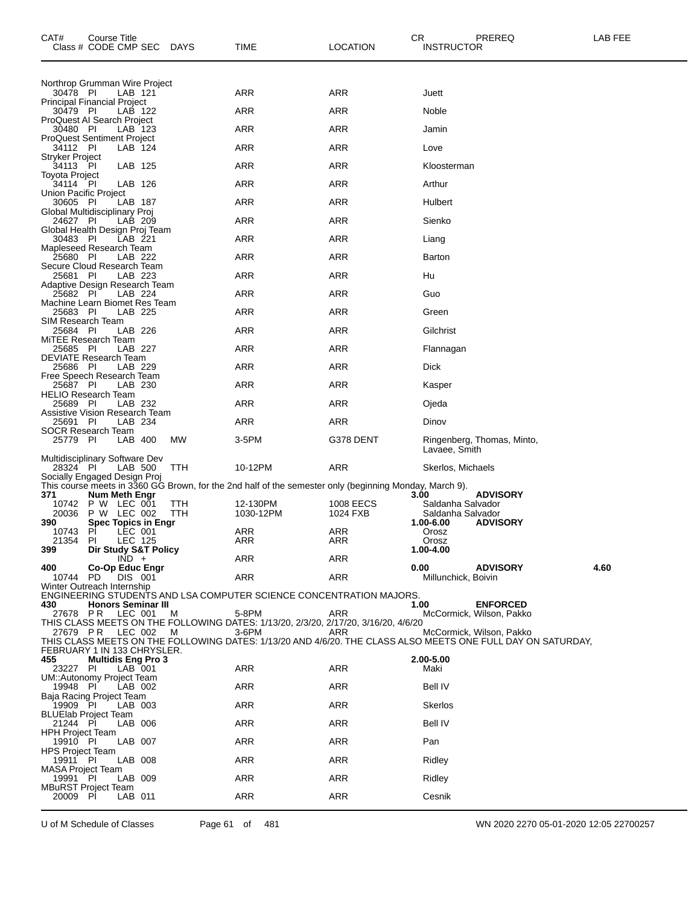| CAT# Class # | Course Title CODE CMP SEC | DAYS | TIME | LOCATION | CR INSTRUCTOR | PREREQ | LAB FEE |
|---|---|---|---|---|---|---|---|
| Northrop Grumman Wire Project | | | | | | | |
| 30478 PI | LAB 121 | | ARR | ARR | Juett | | |
| Principal Financial Project | | | | | | | |
| 30479 PI | LAB 122 | | ARR | ARR | Noble | | |
| ProQuest AI Search Project | | | | | | | |
| 30480 PI | LAB 123 | | ARR | ARR | Jamin | | |
| ProQuest Sentiment Project | | | | | | | |
| 34112 PI | LAB 124 | | ARR | ARR | Love | | |
| Stryker Project | | | | | | | |
| 34113 PI | LAB 125 | | ARR | ARR | Kloosterman | | |
| Toyota Project | | | | | | | |
| 34114 PI | LAB 126 | | ARR | ARR | Arthur | | |
| Union Pacific Project | | | | | | | |
| 30605 PI | LAB 187 | | ARR | ARR | Hulbert | | |
| Global Multidisciplinary Proj | | | | | | | |
| 24627 PI | LAB 209 | | ARR | ARR | Sienko | | |
| Global Health Design Proj Team | | | | | | | |
| 30483 PI | LAB 221 | | ARR | ARR | Liang | | |
| Mapleseed Research Team | | | | | | | |
| 25680 PI | LAB 222 | | ARR | ARR | Barton | | |
| Secure Cloud Research Team | | | | | | | |
| 25681 PI | LAB 223 | | ARR | ARR | Hu | | |
| Adaptive Design Research Team | | | | | | | |
| 25682 PI | LAB 224 | | ARR | ARR | Guo | | |
| Machine Learn Biomet Res Team | | | | | | | |
| 25683 PI | LAB 225 | | ARR | ARR | Green | | |
| SIM Research Team | | | | | | | |
| 25684 PI | LAB 226 | | ARR | ARR | Gilchrist | | |
| MiTEE Research Team | | | | | | | |
| 25685 PI | LAB 227 | | ARR | ARR | Flannagan | | |
| DEVIATE Research Team | | | | | | | |
| 25686 PI | LAB 229 | | ARR | ARR | Dick | | |
| Free Speech Research Team | | | | | | | |
| 25687 PI | LAB 230 | | ARR | ARR | Kasper | | |
| HELIO Research Team | | | | | | | |
| 25689 PI | LAB 232 | | ARR | ARR | Ojeda | | |
| Assistive Vision Research Team | | | | | | | |
| 25691 PI | LAB 234 | | ARR | ARR | Dinov | | |
| SOCR Research Team | | | | | | | |
| 25779 PI | LAB 400 | MW | 3-5PM | G378 DENT | Ringenberg, Thomas, Minto, Lavaee, Smith | | |
| Multidisciplinary Software Dev | | | | | | | |
| 28324 PI | LAB 500 | TTH | 10-12PM | ARR | Skerlos, Michaels | | |
| Socially Engaged Design Proj | | | | | | | |
| This course meets in 3360 GG Brown, for the 2nd half of the semester only (beginning Monday, March 9). | | | | | | | |
| **371** | **Num Meth Engr** | | | | **3.00** | **ADVISORY** | |
| 10742 P W | LEC 001 | TTH | 12-130PM | 1008 EECS | Saldanha Salvador | | |
| 20036 P W | LEC 002 | TTH | 1030-12PM | 1024 FXB | Saldanha Salvador | | |
| **390** | **Spec Topics in Engr** | | | | **1.00-6.00** | **ADVISORY** | |
| 10743 PI | LEC 001 | | ARR | ARR | Orosz | | |
| 21354 PI | LEC 125 | | ARR | ARR | Orosz | | |
| **399** | **Dir Study S&T Policy** | | | | **1.00-4.00** | | |
| | IND + | | ARR | ARR | | | |
| **400** | **Co-Op Educ Engr** | | | | **0.00** | **ADVISORY** | **4.60** |
| 10744 PD | DIS 001 | | ARR | ARR | Millunchick, Boivin | | |
| Winter Outreach Internship | | | | | | | |
| ENGINEERING STUDENTS AND LSA COMPUTER SCIENCE CONCENTRATION MAJORS. | | | | | | | |
| **430** | **Honors Seminar III** | | | | **1.00** | **ENFORCED** | |
| 27678 P R | LEC 001 | M | 5-8PM | ARR | McCormick, Wilson, Pakko | | |
| THIS CLASS MEETS ON THE FOLLOWING DATES: 1/13/20, 2/3/20, 2/17/20, 3/16/20, 4/6/20 | | | | | | | |
| 27679 P R | LEC 002 | M | 3-6PM | ARR | McCormick, Wilson, Pakko | | |
| THIS CLASS MEETS ON THE FOLLOWING DATES: 1/13/20 AND 4/6/20. THE CLASS ALSO MEETS ONE FULL DAY ON SATURDAY, FEBRUARY 1 IN 133 CHRYSLER. | | | | | | | |
| **455** | **Multidis Eng Pro 3** | | | | **2.00-5.00** | | |
| 23227 PI | LAB 001 | | ARR | ARR | Maki | | |
| UM::Autonomy Project Team | | | | | | | |
| 19948 PI | LAB 002 | | ARR | ARR | Bell IV | | |
| Baja Racing Project Team | | | | | | | |
| 19909 PI | LAB 003 | | ARR | ARR | Skerlos | | |
| BLUElab Project Team | | | | | | | |
| 21244 PI | LAB 006 | | ARR | ARR | Bell IV | | |
| HPH Project Team | | | | | | | |
| 19910 PI | LAB 007 | | ARR | ARR | Pan | | |
| HPS Project Team | | | | | | | |
| 19911 PI | LAB 008 | | ARR | ARR | Ridley | | |
| MASA Project Team | | | | | | | |
| 19991 PI | LAB 009 | | ARR | ARR | Ridley | | |
| MBuRST Project Team | | | | | | | |
| 20009 PI | LAB 011 | | ARR | ARR | Cesnik | | |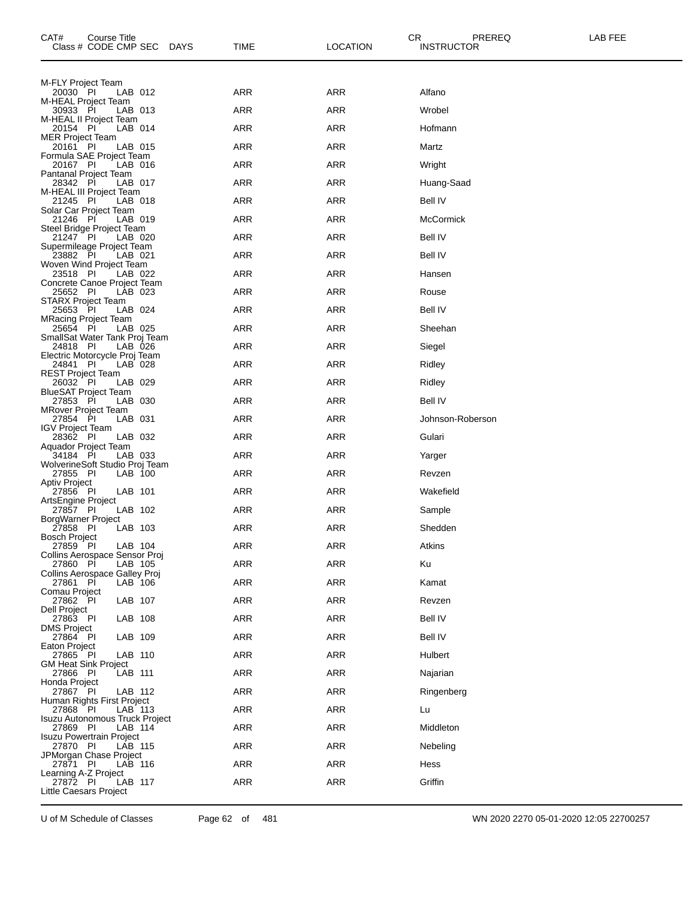| CAT# | Course Title Class # CODE CMP SEC | DAYS | TIME | LOCATION | CR INSTRUCTOR | PREREQ | LAB FEE |
|---|---|---|---|---|---|---|---|
| | M-FLY Project Team | | | | | | |
| | 20030 PI LAB 012 | | ARR | ARR | Alfano | | |
| | M-HEAL Project Team | | | | | | |
| | 30933 PI LAB 013 | | ARR | ARR | Wrobel | | |
| | M-HEAL II Project Team | | | | | | |
| | 20154 PI LAB 014 | | ARR | ARR | Hofmann | | |
| | MER Project Team | | | | | | |
| | 20161 PI LAB 015 | | ARR | ARR | Martz | | |
| | Formula SAE Project Team | | | | | | |
| | 20167 PI LAB 016 | | ARR | ARR | Wright | | |
| | Pantanal Project Team | | | | | | |
| | 28342 PI LAB 017 | | ARR | ARR | Huang-Saad | | |
| | M-HEAL III Project Team | | | | | | |
| | 21245 PI LAB 018 | | ARR | ARR | Bell IV | | |
| | Solar Car Project Team | | | | | | |
| | 21246 PI LAB 019 | | ARR | ARR | McCormick | | |
| | Steel Bridge Project Team | | | | | | |
| | 21247 PI LAB 020 | | ARR | ARR | Bell IV | | |
| | Supermileage Project Team | | | | | | |
| | 23882 PI LAB 021 | | ARR | ARR | Bell IV | | |
| | Woven Wind Project Team | | | | | | |
| | 23518 PI LAB 022 | | ARR | ARR | Hansen | | |
| | Concrete Canoe Project Team | | | | | | |
| | 25652 PI LAB 023 | | ARR | ARR | Rouse | | |
| | STARX Project Team | | | | | | |
| | 25653 PI LAB 024 | | ARR | ARR | Bell IV | | |
| | MRacing Project Team | | | | | | |
| | 25654 PI LAB 025 | | ARR | ARR | Sheehan | | |
| | SmallSat Water Tank Proj Team | | | | | | |
| | 24818 PI LAB 026 | | ARR | ARR | Siegel | | |
| | Electric Motorcycle Proj Team | | | | | | |
| | 24841 PI LAB 028 | | ARR | ARR | Ridley | | |
| | REST Project Team | | | | | | |
| | 26032 PI LAB 029 | | ARR | ARR | Ridley | | |
| | BlueSAT Project Team | | | | | | |
| | 27853 PI LAB 030 | | ARR | ARR | Bell IV | | |
| | MRover Project Team | | | | | | |
| | 27854 PI LAB 031 | | ARR | ARR | Johnson-Roberson | | |
| | IGV Project Team | | | | | | |
| | 28362 PI LAB 032 | | ARR | ARR | Gulari | | |
| | Aquador Project Team | | | | | | |
| | 34184 PI LAB 033 | | ARR | ARR | Yarger | | |
| | WolverineSoft Studio Proj Team | | | | | | |
| | 27855 PI LAB 100 | | ARR | ARR | Revzen | | |
| | Aptiv Project | | | | | | |
| | 27856 PI LAB 101 | | ARR | ARR | Wakefield | | |
| | ArtsEngine Project | | | | | | |
| | 27857 PI LAB 102 | | ARR | ARR | Sample | | |
| | BorgWarner Project | | | | | | |
| | 27858 PI LAB 103 | | ARR | ARR | Shedden | | |
| | Bosch Project | | | | | | |
| | 27859 PI LAB 104 | | ARR | ARR | Atkins | | |
| | Collins Aerospace Sensor Proj | | | | | | |
| | 27860 PI LAB 105 | | ARR | ARR | Ku | | |
| | Collins Aerospace Galley Proj | | | | | | |
| | 27861 PI LAB 106 | | ARR | ARR | Kamat | | |
| | Comau Project | | | | | | |
| | 27862 PI LAB 107 | | ARR | ARR | Revzen | | |
| | Dell Project | | | | | | |
| | 27863 PI LAB 108 | | ARR | ARR | Bell IV | | |
| | DMS Project | | | | | | |
| | 27864 PI LAB 109 | | ARR | ARR | Bell IV | | |
| | Eaton Project | | | | | | |
| | 27865 PI LAB 110 | | ARR | ARR | Hulbert | | |
| | GM Heat Sink Project | | | | | | |
| | 27866 PI LAB 111 | | ARR | ARR | Najarian | | |
| | Honda Project | | | | | | |
| | 27867 PI LAB 112 | | ARR | ARR | Ringenberg | | |
| | Human Rights First Project | | | | | | |
| | 27868 PI LAB 113 | | ARR | ARR | Lu | | |
| | Isuzu Autonomous Truck Project | | | | | | |
| | 27869 PI LAB 114 | | ARR | ARR | Middleton | | |
| | Isuzu Powertrain Project | | | | | | |
| | 27870 PI LAB 115 | | ARR | ARR | Nebeling | | |
| | JPMorgan Chase Project | | | | | | |
| | 27871 PI LAB 116 | | ARR | ARR | Hess | | |
| | Learning A-Z Project | | | | | | |
| | 27872 PI LAB 117 | | ARR | ARR | Griffin | | |
| | Little Caesars Project | | | | | | |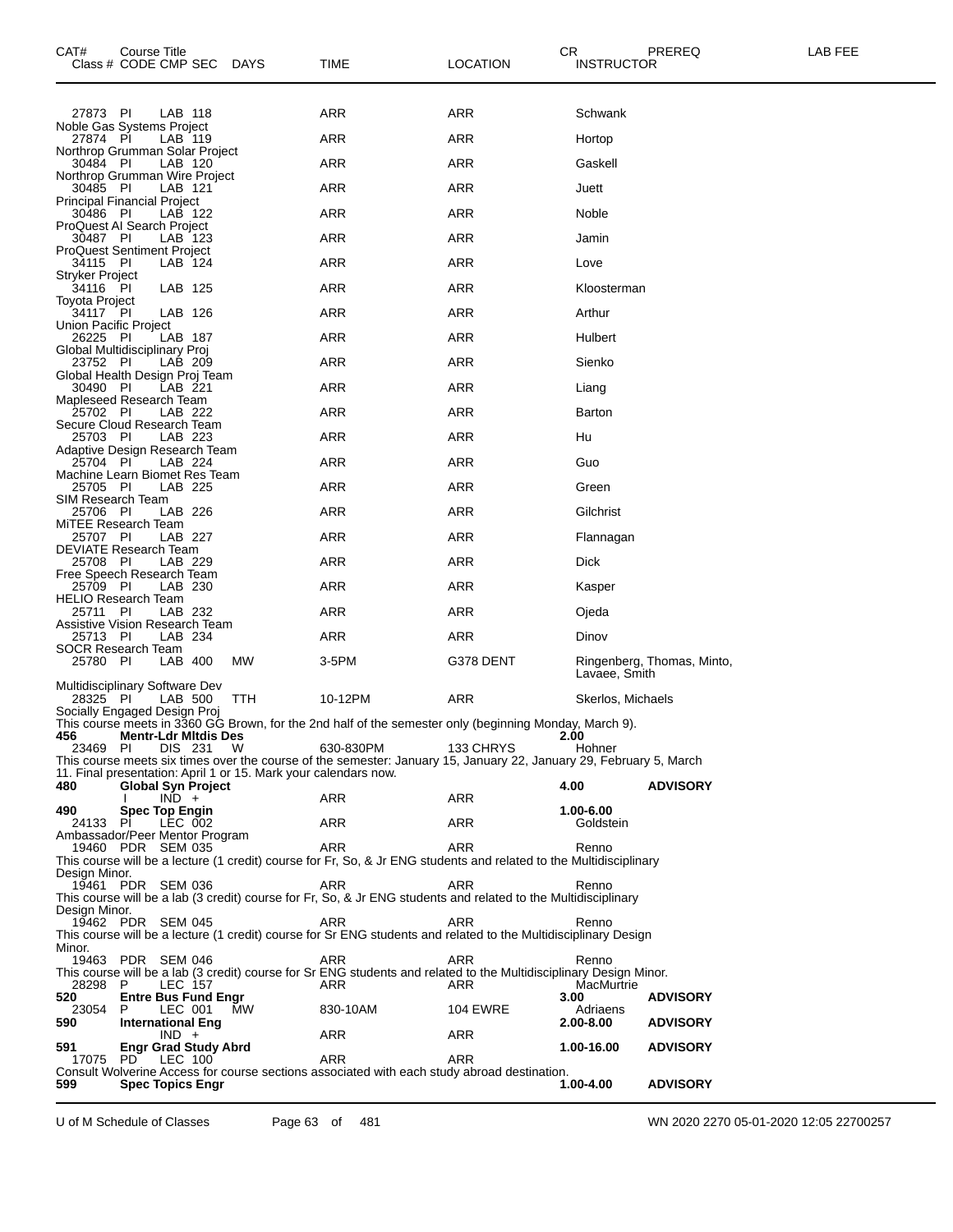| CAT# Class # | Course Title CODE | CMP | SEC | DAYS | TIME | LOCATION | CR INSTRUCTOR | PREREQ | LAB FEE |
|---|---|---|---|---|---|---|---|---|---|
| 27873 | PI | LAB | 118 | | ARR | ARR | Schwank | | |
| Noble Gas Systems Project | | | | | | | | | |
| 27874 | PI | LAB | 119 | | ARR | ARR | Hortop | | |
| Northrop Grumman Solar Project | | | | | | | | | |
| 30484 | PI | LAB | 120 | | ARR | ARR | Gaskell | | |
| Northrop Grumman Wire Project | | | | | | | | | |
| 30485 | PI | LAB | 121 | | ARR | ARR | Juett | | |
| Principal Financial Project | | | | | | | | | |
| 30486 | PI | LAB | 122 | | ARR | ARR | Noble | | |
| ProQuest AI Search Project | | | | | | | | | |
| 30487 | PI | LAB | 123 | | ARR | ARR | Jamin | | |
| ProQuest Sentiment Project | | | | | | | | | |
| 34115 | PI | LAB | 124 | | ARR | ARR | Love | | |
| Stryker Project | | | | | | | | | |
| 34116 | PI | LAB | 125 | | ARR | ARR | Kloosterman | | |
| Toyota Project | | | | | | | | | |
| 34117 | PI | LAB | 126 | | ARR | ARR | Arthur | | |
| Union Pacific Project | | | | | | | | | |
| 26225 | PI | LAB | 187 | | ARR | ARR | Hulbert | | |
| Global Multidisciplinary Proj | | | | | | | | | |
| 23752 | PI | LAB | 209 | | ARR | ARR | Sienko | | |
| Global Health Design Proj Team | | | | | | | | | |
| 30490 | PI | LAB | 221 | | ARR | ARR | Liang | | |
| Mapleseed Research Team | | | | | | | | | |
| 25702 | PI | LAB | 222 | | ARR | ARR | Barton | | |
| Secure Cloud Research Team | | | | | | | | | |
| 25703 | PI | LAB | 223 | | ARR | ARR | Hu | | |
| Adaptive Design Research Team | | | | | | | | | |
| 25704 | PI | LAB | 224 | | ARR | ARR | Guo | | |
| Machine Learn Biomet Res Team | | | | | | | | | |
| 25705 | PI | LAB | 225 | | ARR | ARR | Green | | |
| SIM Research Team | | | | | | | | | |
| 25706 | PI | LAB | 226 | | ARR | ARR | Gilchrist | | |
| MiTEE Research Team | | | | | | | | | |
| 25707 | PI | LAB | 227 | | ARR | ARR | Flannagan | | |
| DEVIATE Research Team | | | | | | | | | |
| 25708 | PI | LAB | 229 | | ARR | ARR | Dick | | |
| Free Speech Research Team | | | | | | | | | |
| 25709 | PI | LAB | 230 | | ARR | ARR | Kasper | | |
| HELIO Research Team | | | | | | | | | |
| 25711 | PI | LAB | 232 | | ARR | ARR | Ojeda | | |
| Assistive Vision Research Team | | | | | | | | | |
| 25713 | PI | LAB | 234 | | ARR | ARR | Dinov | | |
| SOCR Research Team | | | | | | | | | |
| 25780 | PI | LAB | 400 | MW | 3-5PM | G378 DENT | Ringenberg, Thomas, Minto, Lavaee, Smith | | |
| Multidisciplinary Software Dev | | | | | | | | | |
| 28325 | PI | LAB | 500 | TTH | 10-12PM | ARR | Skerlos, Michaels | | |
| Socially Engaged Design Proj | | | | | | | | | |

This course meets in 3360 GG Brown, for the 2nd half of the semester only (beginning Monday, March 9).

| CAT# Class # | Course Title CODE | CMP | SEC | DAYS | TIME | LOCATION | CR INSTRUCTOR | PREREQ | LAB FEE |
|---|---|---|---|---|---|---|---|---|---|
| **456** | **Mentr-Ldr Mltdis Des** | | | | | | **2.00** | | |
| 23469 | PI | DIS | 231 | W | 630-830PM | 133 CHRYS | Hohner | | |

This course meets six times over the course of the semester: January 15, January 22, January 29, February 5, March 11. Final presentation: April 1 or 15. Mark your calendars now.

| CAT# Class # | Course Title CODE | CMP | SEC | DAYS | TIME | LOCATION | CR INSTRUCTOR | PREREQ | LAB FEE |
|---|---|---|---|---|---|---|---|---|---|
| **480** | **Global Syn Project** | | | | | | **4.00** | **ADVISORY** | |
| | I | IND | + | | ARR | ARR | | | |
| **490** | **Spec Top Engin** | | | | | | **1.00-6.00** | | |
| 24133 | PI | LEC | 002 | | ARR | ARR | Goldstein | | |
| Ambassador/Peer Mentor Program | | | | | | | | | |
| 19460 | PDR | SEM | 035 | | ARR | ARR | Renno | | |

This course will be a lecture (1 credit) course for Fr, So, & Jr ENG students and related to the Multidisciplinary Design Minor.

| CAT# Class # | Course Title CODE | CMP | SEC | DAYS | TIME | LOCATION | CR INSTRUCTOR | PREREQ | LAB FEE |
|---|---|---|---|---|---|---|---|---|---|
| 19461 | PDR | SEM | 036 | | ARR | ARR | Renno | | |

This course will be a lab (3 credit) course for Fr, So, & Jr ENG students and related to the Multidisciplinary Design Minor.

| CAT# Class # | Course Title CODE | CMP | SEC | DAYS | TIME | LOCATION | CR INSTRUCTOR | PREREQ | LAB FEE |
|---|---|---|---|---|---|---|---|---|---|
| 19462 | PDR | SEM | 045 | | ARR | ARR | Renno | | |

This course will be a lecture (1 credit) course for Sr ENG students and related to the Multidisciplinary Design Minor.

| CAT# Class # | Course Title CODE | CMP | SEC | DAYS | TIME | LOCATION | CR INSTRUCTOR | PREREQ | LAB FEE |
|---|---|---|---|---|---|---|---|---|---|
| 19463 | PDR | SEM | 046 | | ARR | ARR | Renno | | |

This course will be a lab (3 credit) course for Sr ENG students and related to the Multidisciplinary Design Minor.

| CAT# Class # | Course Title CODE | CMP | SEC | DAYS | TIME | LOCATION | CR INSTRUCTOR | PREREQ | LAB FEE |
|---|---|---|---|---|---|---|---|---|---|
| 28298 | P | LEC | 157 | | ARR | ARR | MacMurtrie | | |
| **520** | **Entre Bus Fund Engr** | | | | | | **3.00** | **ADVISORY** | |
| 23054 | P | LEC | 001 | MW | 830-10AM | 104 EWRE | Adriaens | | |
| **590** | **International Eng** | | | | | | **2.00-8.00** | **ADVISORY** | |
| | | IND | + | | ARR | ARR | | | |
| **591** | **Engr Grad Study Abrd** | | | | | | **1.00-16.00** | **ADVISORY** | |
| 17075 | PD | LEC | 100 | | ARR | ARR | | | |

Consult Wolverine Access for course sections associated with each study abroad destination.

| CAT# Class # | Course Title CODE | CMP | SEC | DAYS | TIME | LOCATION | CR INSTRUCTOR | PREREQ | LAB FEE |
|---|---|---|---|---|---|---|---|---|---|
| **599** | **Spec Topics Engr** | | | | | | **1.00-4.00** | **ADVISORY** | |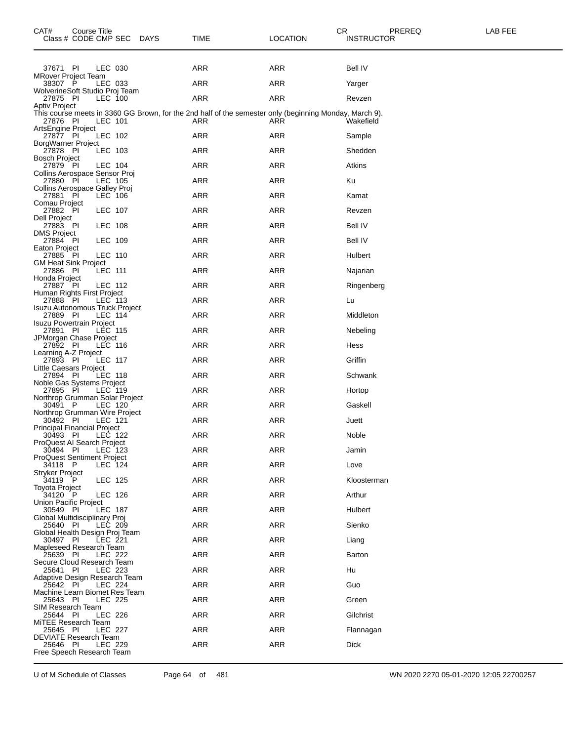| CAT# Course Title Class # | CODE | CMP | SEC | DAYS | TIME | LOCATION | CR INSTRUCTOR | PREREQ | LAB FEE |
|---|---|---|---|---|---|---|---|---|---|
| 37671 | PI | LEC | 030 | | ARR | ARR | Bell IV | | |
| MRover Project Team | | | | | | | | | |
| 38307 | P | LEC | 033 | | ARR | ARR | Yarger | | |
| WolverineSoft Studio Proj Team | | | | | | | | | |
| 27875 | PI | LEC | 100 | | ARR | ARR | Revzen | | |
| Aptiv Project | | | | | | | | | |
| This course meets in 3360 GG Brown, for the 2nd half of the semester only (beginning Monday, March 9). | | | | | | | | | |
| 27876 | PI | LEC | 101 | | ARR | ARR | Wakefield | | |
| ArtsEngine Project | | | | | | | | | |
| 27877 | PI | LEC | 102 | | ARR | ARR | Sample | | |
| BorgWarner Project | | | | | | | | | |
| 27878 | PI | LEC | 103 | | ARR | ARR | Shedden | | |
| Bosch Project | | | | | | | | | |
| 27879 | PI | LEC | 104 | | ARR | ARR | Atkins | | |
| Collins Aerospace Sensor Proj | | | | | | | | | |
| 27880 | PI | LEC | 105 | | ARR | ARR | Ku | | |
| Collins Aerospace Galley Proj | | | | | | | | | |
| 27881 | PI | LEC | 106 | | ARR | ARR | Kamat | | |
| Comau Project | | | | | | | | | |
| 27882 | PI | LEC | 107 | | ARR | ARR | Revzen | | |
| Dell Project | | | | | | | | | |
| 27883 | PI | LEC | 108 | | ARR | ARR | Bell IV | | |
| DMS Project | | | | | | | | | |
| 27884 | PI | LEC | 109 | | ARR | ARR | Bell IV | | |
| Eaton Project | | | | | | | | | |
| 27885 | PI | LEC | 110 | | ARR | ARR | Hulbert | | |
| GM Heat Sink Project | | | | | | | | | |
| 27886 | PI | LEC | 111 | | ARR | ARR | Najarian | | |
| Honda Project | | | | | | | | | |
| 27887 | PI | LEC | 112 | | ARR | ARR | Ringenberg | | |
| Human Rights First Project | | | | | | | | | |
| 27888 | PI | LEC | 113 | | ARR | ARR | Lu | | |
| Isuzu Autonomous Truck Project | | | | | | | | | |
| 27889 | PI | LEC | 114 | | ARR | ARR | Middleton | | |
| Isuzu Powertrain Project | | | | | | | | | |
| 27891 | PI | LEC | 115 | | ARR | ARR | Nebeling | | |
| JPMorgan Chase Project | | | | | | | | | |
| 27892 | PI | LEC | 116 | | ARR | ARR | Hess | | |
| Learning A-Z Project | | | | | | | | | |
| 27893 | PI | LEC | 117 | | ARR | ARR | Griffin | | |
| Little Caesars Project | | | | | | | | | |
| 27894 | PI | LEC | 118 | | ARR | ARR | Schwank | | |
| Noble Gas Systems Project | | | | | | | | | |
| 27895 | PI | LEC | 119 | | ARR | ARR | Hortop | | |
| Northrop Grumman Solar Project | | | | | | | | | |
| 30491 | P | LEC | 120 | | ARR | ARR | Gaskell | | |
| Northrop Grumman Wire Project | | | | | | | | | |
| 30492 | PI | LEC | 121 | | ARR | ARR | Juett | | |
| Principal Financial Project | | | | | | | | | |
| 30493 | PI | LEC | 122 | | ARR | ARR | Noble | | |
| ProQuest AI Search Project | | | | | | | | | |
| 30494 | PI | LEC | 123 | | ARR | ARR | Jamin | | |
| ProQuest Sentiment Project | | | | | | | | | |
| 34118 | P | LEC | 124 | | ARR | ARR | Love | | |
| Stryker Project | | | | | | | | | |
| 34119 | P | LEC | 125 | | ARR | ARR | Kloosterman | | |
| Toyota Project | | | | | | | | | |
| 34120 | P | LEC | 126 | | ARR | ARR | Arthur | | |
| Union Pacific Project | | | | | | | | | |
| 30549 | PI | LEC | 187 | | ARR | ARR | Hulbert | | |
| Global Multidisciplinary Proj | | | | | | | | | |
| 25640 | PI | LEC | 209 | | ARR | ARR | Sienko | | |
| Global Health Design Proj Team | | | | | | | | | |
| 30497 | PI | LEC | 221 | | ARR | ARR | Liang | | |
| Mapleseed Research Team | | | | | | | | | |
| 25639 | PI | LEC | 222 | | ARR | ARR | Barton | | |
| Secure Cloud Research Team | | | | | | | | | |
| 25641 | PI | LEC | 223 | | ARR | ARR | Hu | | |
| Adaptive Design Research Team | | | | | | | | | |
| 25642 | PI | LEC | 224 | | ARR | ARR | Guo | | |
| Machine Learn Biomet Res Team | | | | | | | | | |
| 25643 | PI | LEC | 225 | | ARR | ARR | Green | | |
| SIM Research Team | | | | | | | | | |
| 25644 | PI | LEC | 226 | | ARR | ARR | Gilchrist | | |
| MiTEE Research Team | | | | | | | | | |
| 25645 | PI | LEC | 227 | | ARR | ARR | Flannagan | | |
| DEVIATE Research Team | | | | | | | | | |
| 25646 | PI | LEC | 229 | | ARR | ARR | Dick | | |
| Free Speech Research Team | | | | | | | | | |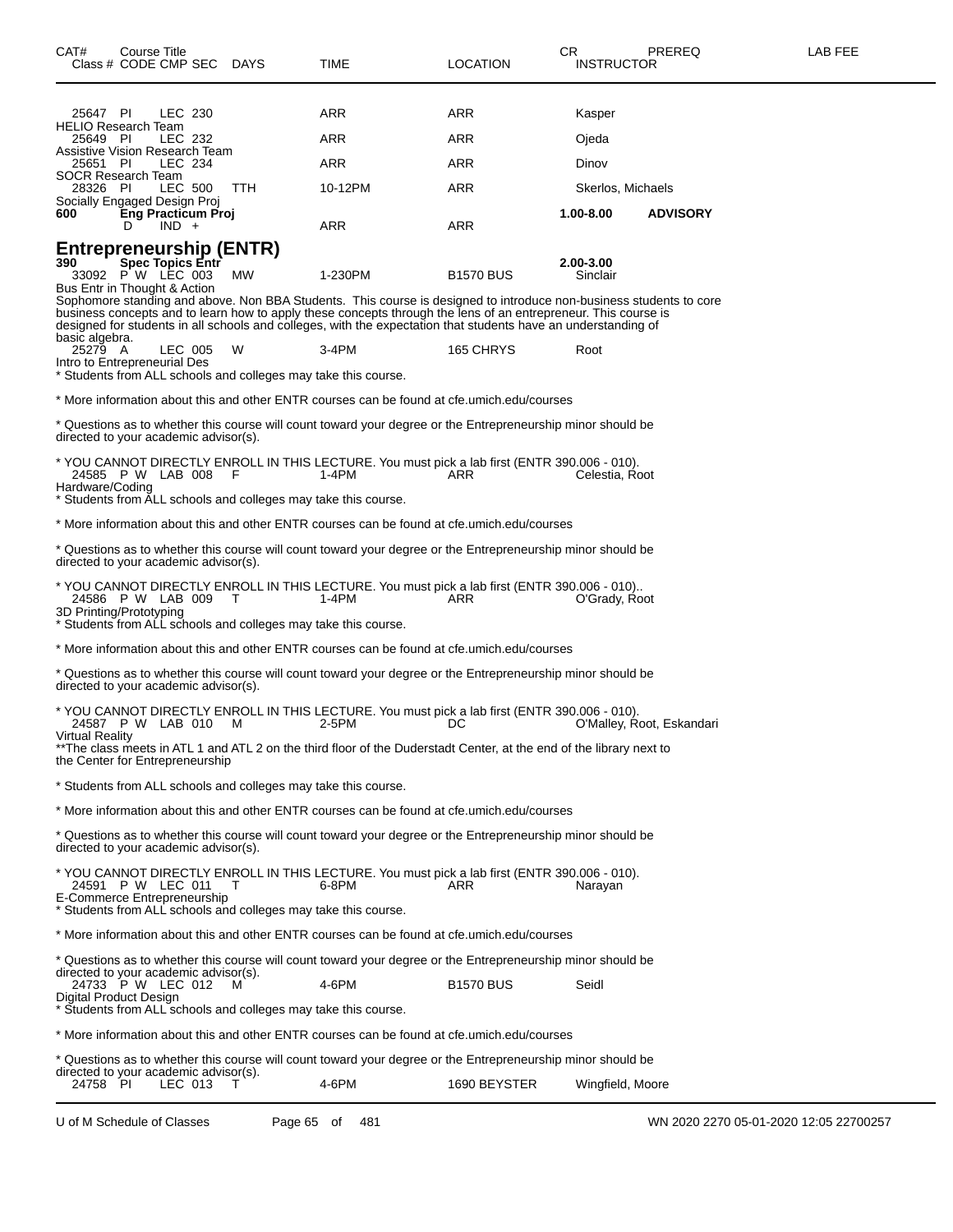| CAT# | Course Title Class # CODE CMP SEC | DAYS | TIME | LOCATION | CR INSTRUCTOR | PREREQ | LAB FEE |
|---|---|---|---|---|---|---|---|
| | 25647 PI LEC 230 | | ARR | ARR | Kasper | | |
| | HELIO Research Team | | | | | | |
| | 25649 PI LEC 232 | | ARR | ARR | Ojeda | | |
| | Assistive Vision Research Team | | | | | | |
| | 25651 PI LEC 234 | | ARR | ARR | Dinov | | |
| | SOCR Research Team | | | | | | |
| | 28326 PI LEC 500 | TTH | 10-12PM | ARR | Skerlos, Michaels | | |
| | Socially Engaged Design Proj | | | | | | |
| **600** | **Eng Practicum Proj** | | | | **1.00-8.00** | **ADVISORY** | |
| | D IND + | | ARR | ARR | | | |

## Entrepreneurship (ENTR)

**390 Spec Topics Entr** **2.00-3.00**

33092 P W LEC 003 MW 1-230PM B1570 BUS Sinclair
Bus Entr in Thought & Action
Sophomore standing and above. Non BBA Students. This course is designed to introduce non-business students to core business concepts and to learn how to apply these concepts through the lens of an entrepreneur. This course is designed for students in all schools and colleges, with the expectation that students have an understanding of basic algebra.

25279 A LEC 005 W 3-4PM 165 CHRYS Root
Intro to Entrepreneurial Des
* Students from ALL schools and colleges may take this course.

* More information about this and other ENTR courses can be found at cfe.umich.edu/courses

* Questions as to whether this course will count toward your degree or the Entrepreneurship minor should be directed to your academic advisor(s).

* YOU CANNOT DIRECTLY ENROLL IN THIS LECTURE. You must pick a lab first (ENTR 390.006 - 010).

24585 P W LAB 008 F 1-4PM ARR Celestia, Root
Hardware/Coding
* Students from ALL schools and colleges may take this course.

* More information about this and other ENTR courses can be found at cfe.umich.edu/courses

* Questions as to whether this course will count toward your degree or the Entrepreneurship minor should be directed to your academic advisor(s).

* YOU CANNOT DIRECTLY ENROLL IN THIS LECTURE. You must pick a lab first (ENTR 390.006 - 010)..

24586 P W LAB 009 T 1-4PM ARR O'Grady, Root
3D Printing/Prototyping
* Students from ALL schools and colleges may take this course.

* More information about this and other ENTR courses can be found at cfe.umich.edu/courses

* Questions as to whether this course will count toward your degree or the Entrepreneurship minor should be directed to your academic advisor(s).

* YOU CANNOT DIRECTLY ENROLL IN THIS LECTURE. You must pick a lab first (ENTR 390.006 - 010).

24587 P W LAB 010 M 2-5PM DC O'Malley, Root, Eskandari
Virtual Reality
**The class meets in ATL 1 and ATL 2 on the third floor of the Duderstadt Center, at the end of the library next to the Center for Entrepreneurship

* Students from ALL schools and colleges may take this course.

* More information about this and other ENTR courses can be found at cfe.umich.edu/courses

* Questions as to whether this course will count toward your degree or the Entrepreneurship minor should be directed to your academic advisor(s).

* YOU CANNOT DIRECTLY ENROLL IN THIS LECTURE. You must pick a lab first (ENTR 390.006 - 010).

24591 P W LEC 011 T 6-8PM ARR Narayan
E-Commerce Entrepreneurship
* Students from ALL schools and colleges may take this course.

* More information about this and other ENTR courses can be found at cfe.umich.edu/courses

* Questions as to whether this course will count toward your degree or the Entrepreneurship minor should be directed to your academic advisor(s).

24733 P W LEC 012 M 4-6PM B1570 BUS Seidl
Digital Product Design
* Students from ALL schools and colleges may take this course.

* More information about this and other ENTR courses can be found at cfe.umich.edu/courses

* Questions as to whether this course will count toward your degree or the Entrepreneurship minor should be directed to your academic advisor(s).

24758 PI LEC 013 T 4-6PM 1690 BEYSTER Wingfield, Moore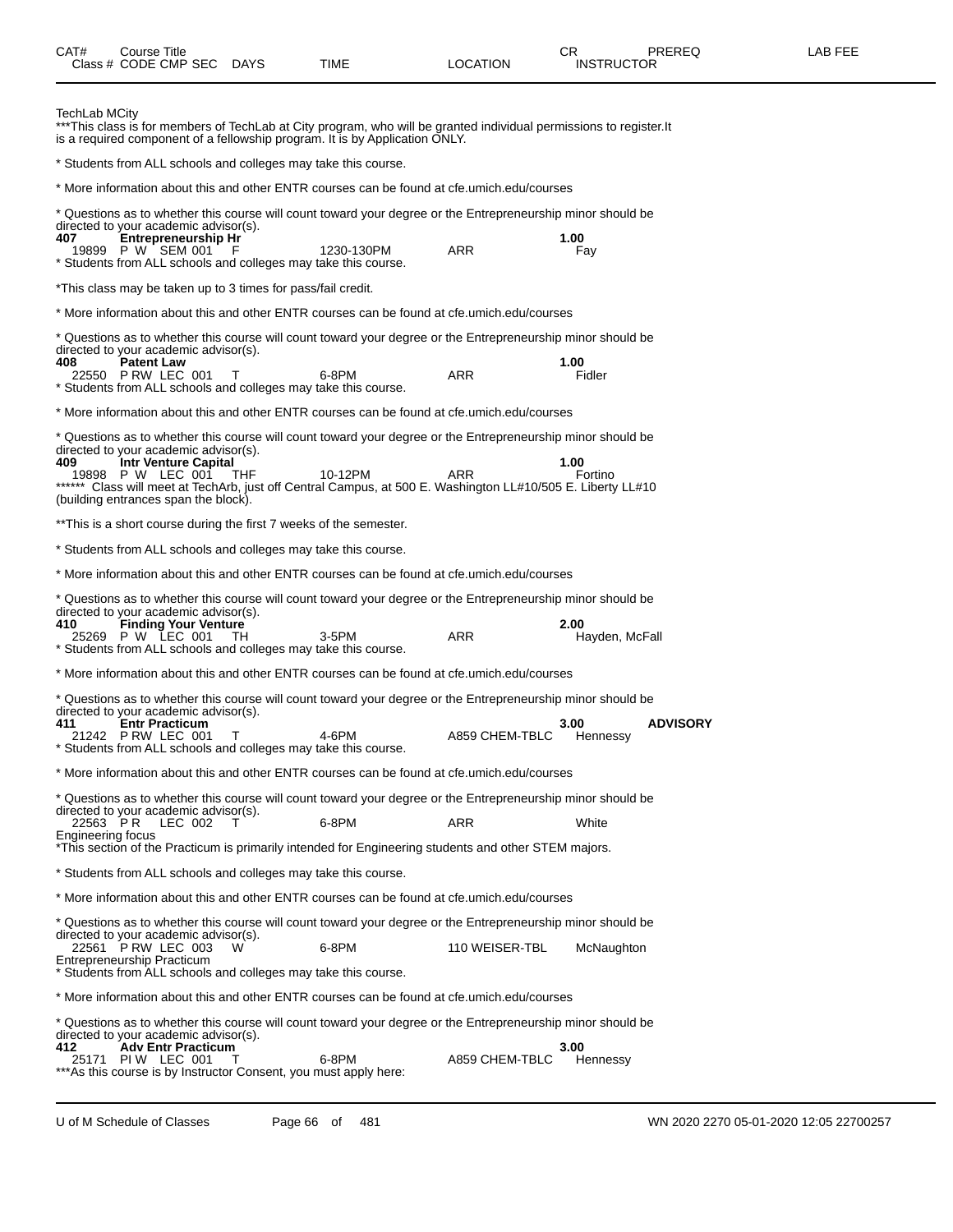| CAT# | Course Title | | | | | CR | PREREQ | LAB FEE |
|---|---|---|---|---|---|---|---|---|
| Class # | CODE CMP SEC | DAYS | TIME | LOCATION | | INSTRUCTOR | | |

TechLab MCity
***This class is for members of TechLab at City program, who will be granted individual permissions to register.It is a required component of a fellowship program. It is by Application ONLY.

* Students from ALL schools and colleges may take this course.

* More information about this and other ENTR courses can be found at cfe.umich.edu/courses

* Questions as to whether this course will count toward your degree or the Entrepreneurship minor should be directed to your academic advisor(s).

**407 Entrepreneurship Hr** **1.00**
19899 P W SEM 001 F 1230-130PM ARR Fay
* Students from ALL schools and colleges may take this course.

*This class may be taken up to 3 times for pass/fail credit.

* More information about this and other ENTR courses can be found at cfe.umich.edu/courses

* Questions as to whether this course will count toward your degree or the Entrepreneurship minor should be directed to your academic advisor(s).

**408 Patent Law** **1.00**
22550 P RW LEC 001 T 6-8PM ARR Fidler
* Students from ALL schools and colleges may take this course.

* More information about this and other ENTR courses can be found at cfe.umich.edu/courses

* Questions as to whether this course will count toward your degree or the Entrepreneurship minor should be directed to your academic advisor(s).

**409 Intr Venture Capital** **1.00**
19898 P W LEC 001 THF 10-12PM ARR Fortino
****** Class will meet at TechArb, just off Central Campus, at 500 E. Washington LL#10/505 E. Liberty LL#10 (building entrances span the block).

**This is a short course during the first 7 weeks of the semester.

* Students from ALL schools and colleges may take this course.

* More information about this and other ENTR courses can be found at cfe.umich.edu/courses

* Questions as to whether this course will count toward your degree or the Entrepreneurship minor should be directed to your academic advisor(s).

**410 Finding Your Venture** **2.00**
25269 P W LEC 001 TH 3-5PM ARR Hayden, McFall
* Students from ALL schools and colleges may take this course.

* More information about this and other ENTR courses can be found at cfe.umich.edu/courses

* Questions as to whether this course will count toward your degree or the Entrepreneurship minor should be directed to your academic advisor(s).

**411 Entr Practicum** **3.00** **ADVISORY**
21242 P RW LEC 001 T 4-6PM A859 CHEM-TBLC Hennessy
* Students from ALL schools and colleges may take this course.

* More information about this and other ENTR courses can be found at cfe.umich.edu/courses

* Questions as to whether this course will count toward your degree or the Entrepreneurship minor should be directed to your academic advisor(s).

22563 P R LEC 002 T 6-8PM ARR White
Engineering focus
*This section of the Practicum is primarily intended for Engineering students and other STEM majors.

* Students from ALL schools and colleges may take this course.

* More information about this and other ENTR courses can be found at cfe.umich.edu/courses

* Questions as to whether this course will count toward your degree or the Entrepreneurship minor should be directed to your academic advisor(s).

22561 P RW LEC 003 W 6-8PM 110 WEISER-TBL McNaughton
Entrepreneurship Practicum
* Students from ALL schools and colleges may take this course.

* More information about this and other ENTR courses can be found at cfe.umich.edu/courses

* Questions as to whether this course will count toward your degree or the Entrepreneurship minor should be directed to your academic advisor(s).

**412 Adv Entr Practicum** **3.00**
25171 PI W LEC 001 T 6-8PM A859 CHEM-TBLC Hennessy
***As this course is by Instructor Consent, you must apply here: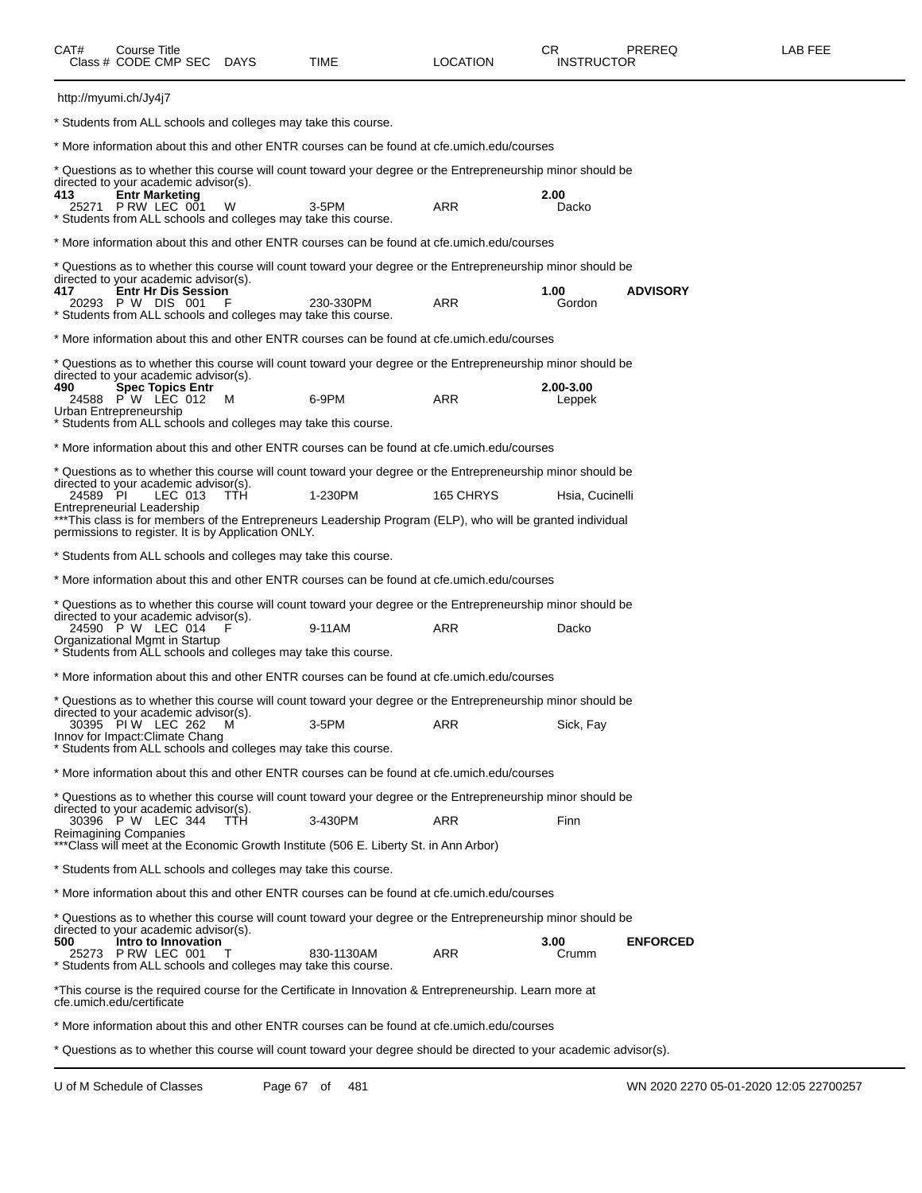| CAT# | Course Title<br>Class # CODE CMP SEC DAYS | TIME | LOCATION | CR<br>INSTRUCTOR | PREREQ | LAB FEE |
|---|---|---|---|---|---|---|

http://myumi.ch/Jy4j7

* Students from ALL schools and colleges may take this course.

* More information about this and other ENTR courses can be found at cfe.umich.edu/courses

* Questions as to whether this course will count toward your degree or the Entrepreneurship minor should be directed to your academic advisor(s).

**413 Entr Marketing** **2.00**

25271 P RW LEC 001 W 3-5PM ARR Dacko

* Students from ALL schools and colleges may take this course.

* More information about this and other ENTR courses can be found at cfe.umich.edu/courses

* Questions as to whether this course will count toward your degree or the Entrepreneurship minor should be directed to your academic advisor(s).

**417 Entr Hr Dis Session** **1.00** **ADVISORY**

20293 P W DIS 001 F 230-330PM ARR Gordon

* Students from ALL schools and colleges may take this course.

* More information about this and other ENTR courses can be found at cfe.umich.edu/courses

* Questions as to whether this course will count toward your degree or the Entrepreneurship minor should be directed to your academic advisor(s).

**490 Spec Topics Entr** **2.00-3.00**

24588 P W LEC 012 M 6-9PM ARR Leppek

Urban Entrepreneurship

* Students from ALL schools and colleges may take this course.

* More information about this and other ENTR courses can be found at cfe.umich.edu/courses

* Questions as to whether this course will count toward your degree or the Entrepreneurship minor should be directed to your academic advisor(s).

24589 PI LEC 013 TTH 1-230PM 165 CHRYS Hsia, Cucinelli

Entrepreneurial Leadership

***This class is for members of the Entrepreneurs Leadership Program (ELP), who will be granted individual permissions to register. It is by Application ONLY.

* Students from ALL schools and colleges may take this course.

* More information about this and other ENTR courses can be found at cfe.umich.edu/courses

* Questions as to whether this course will count toward your degree or the Entrepreneurship minor should be directed to your academic advisor(s).

24590 P W LEC 014 F 9-11AM ARR Dacko

Organizational Mgmt in Startup

* Students from ALL schools and colleges may take this course.

* More information about this and other ENTR courses can be found at cfe.umich.edu/courses

* Questions as to whether this course will count toward your degree or the Entrepreneurship minor should be directed to your academic advisor(s).

30395 PI W LEC 262 M 3-5PM ARR Sick, Fay

Innov for Impact:Climate Chang

* Students from ALL schools and colleges may take this course.

* More information about this and other ENTR courses can be found at cfe.umich.edu/courses

* Questions as to whether this course will count toward your degree or the Entrepreneurship minor should be directed to your academic advisor(s).

30396 P W LEC 344 TTH 3-430PM ARR Finn

Reimagining Companies

***Class will meet at the Economic Growth Institute (506 E. Liberty St. in Ann Arbor)

* Students from ALL schools and colleges may take this course.

* More information about this and other ENTR courses can be found at cfe.umich.edu/courses

* Questions as to whether this course will count toward your degree or the Entrepreneurship minor should be directed to your academic advisor(s).

**500 Intro to Innovation** **3.00** **ENFORCED**

25273 P RW LEC 001 T 830-1130AM ARR Crumm

* Students from ALL schools and colleges may take this course.

*This course is the required course for the Certificate in Innovation & Entrepreneurship. Learn more at cfe.umich.edu/certificate

* More information about this and other ENTR courses can be found at cfe.umich.edu/courses

* Questions as to whether this course will count toward your degree should be directed to your academic advisor(s).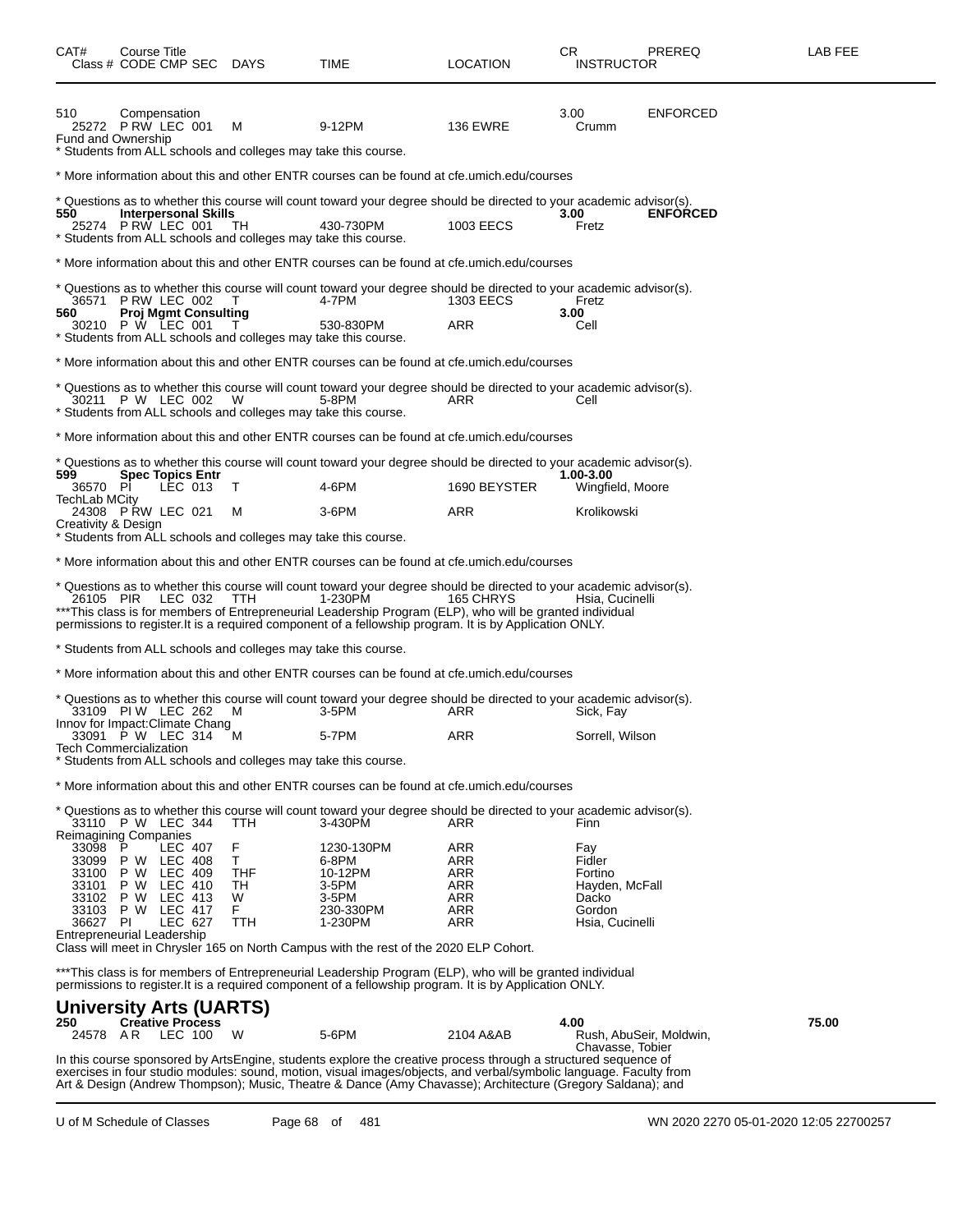| CAT# | Course Title Class # CODE CMP SEC | DAYS | TIME | LOCATION | CR INSTRUCTOR | PREREQ | LAB FEE |
|---|---|---|---|---|---|---|---|
| 510 | Compensation | | | | 3.00 | ENFORCED | |
| 25272 | P RW LEC 001 | M | 9-12PM | 136 EWRE | Crumm | | |

Fund and Ownership
* Students from ALL schools and colleges may take this course.

* More information about this and other ENTR courses can be found at cfe.umich.edu/courses

* Questions as to whether this course will count toward your degree should be directed to your academic advisor(s).

| | | | | | | | |
|---|---|---|---|---|---|---|---|
| **550** | **Interpersonal Skills** | | | | **3.00** | **ENFORCED** | |
| 25274 | P RW LEC 001 | TH | 430-730PM | 1003 EECS | Fretz | | |

* Students from ALL schools and colleges may take this course.

* More information about this and other ENTR courses can be found at cfe.umich.edu/courses

* Questions as to whether this course will count toward your degree should be directed to your academic advisor(s).

| | | | | | | | |
|---|---|---|---|---|---|---|---|
| 36571 | P RW LEC 002 | T | 4-7PM | 1303 EECS | Fretz | | |
| **560** | **Proj Mgmt Consulting** | | | | **3.00** | | |
| 30210 | P W LEC 001 | T | 530-830PM | ARR | Cell | | |

* Students from ALL schools and colleges may take this course.

* More information about this and other ENTR courses can be found at cfe.umich.edu/courses

* Questions as to whether this course will count toward your degree should be directed to your academic advisor(s).

| | | | | | | | |
|---|---|---|---|---|---|---|---|
| 30211 | P W LEC 002 | W | 5-8PM | ARR | Cell | | |

* Students from ALL schools and colleges may take this course.

* More information about this and other ENTR courses can be found at cfe.umich.edu/courses

* Questions as to whether this course will count toward your degree should be directed to your academic advisor(s).

| | | | | | | | |
|---|---|---|---|---|---|---|---|
| **599** | **Spec Topics Entr** | | | | **1.00-3.00** | | |
| 36570 | PI LEC 013 | T | 4-6PM | 1690 BEYSTER | Wingfield, Moore | | |

TechLab MCity

| | | | | | | | |
|---|---|---|---|---|---|---|---|
| 24308 | P RW LEC 021 | M | 3-6PM | ARR | Krolikowski | | |

Creativity & Design
* Students from ALL schools and colleges may take this course.

* More information about this and other ENTR courses can be found at cfe.umich.edu/courses

* Questions as to whether this course will count toward your degree should be directed to your academic advisor(s).

| | | | | | | | |
|---|---|---|---|---|---|---|---|
| 26105 | PIR LEC 032 | TTH | 1-230PM | 165 CHRYS | Hsia, Cucinelli | | |

***This class is for members of Entrepreneurial Leadership Program (ELP), who will be granted individual permissions to register.It is a required component of a fellowship program. It is by Application ONLY.

* Students from ALL schools and colleges may take this course.

* More information about this and other ENTR courses can be found at cfe.umich.edu/courses

* Questions as to whether this course will count toward your degree should be directed to your academic advisor(s).

| | | | | | | | |
|---|---|---|---|---|---|---|---|
| 33109 | PI W LEC 262 | M | 3-5PM | ARR | Sick, Fay | | |

Innov for Impact:Climate Chang

| | | | | | | | |
|---|---|---|---|---|---|---|---|
| 33091 | P W LEC 314 | M | 5-7PM | ARR | Sorrell, Wilson | | |

Tech Commercialization
* Students from ALL schools and colleges may take this course.

* More information about this and other ENTR courses can be found at cfe.umich.edu/courses

* Questions as to whether this course will count toward your degree should be directed to your academic advisor(s).

| | | | | | | | |
|---|---|---|---|---|---|---|---|
| 33110 | P W LEC 344 | TTH | 3-430PM | ARR | Finn | | |

Reimagining Companies

| | | | | | | | |
|---|---|---|---|---|---|---|---|
| 33098 | P LEC 407 | F | 1230-130PM | ARR | Fay | | |
| 33099 | P W LEC 408 | T | 6-8PM | ARR | Fidler | | |
| 33100 | P W LEC 409 | THF | 10-12PM | ARR | Fortino | | |
| 33101 | P W LEC 410 | TH | 3-5PM | ARR | Hayden, McFall | | |
| 33102 | P W LEC 413 | W | 3-5PM | ARR | Dacko | | |
| 33103 | P W LEC 417 | F | 230-330PM | ARR | Gordon | | |
| 36627 | PI LEC 627 | TTH | 1-230PM | ARR | Hsia, Cucinelli | | |

Entrepreneurial Leadership
Class will meet in Chrysler 165 on North Campus with the rest of the 2020 ELP Cohort.

***This class is for members of Entrepreneurial Leadership Program (ELP), who will be granted individual permissions to register.It is a required component of a fellowship program. It is by Application ONLY.

## University Arts (UARTS)

| | | | | | | | |
|---|---|---|---|---|---|---|---|
| **250** | **Creative Process** | | | | **4.00** | | **75.00** |
| 24578 | A R LEC 100 | W | 5-6PM | 2104 A&AB | Rush, AbuSeir, Moldwin, Chavasse, Tobier | | |

In this course sponsored by ArtsEngine, students explore the creative process through a structured sequence of exercises in four studio modules: sound, motion, visual images/objects, and verbal/symbolic language. Faculty from Art & Design (Andrew Thompson); Music, Theatre & Dance (Amy Chavasse); Architecture (Gregory Saldana); and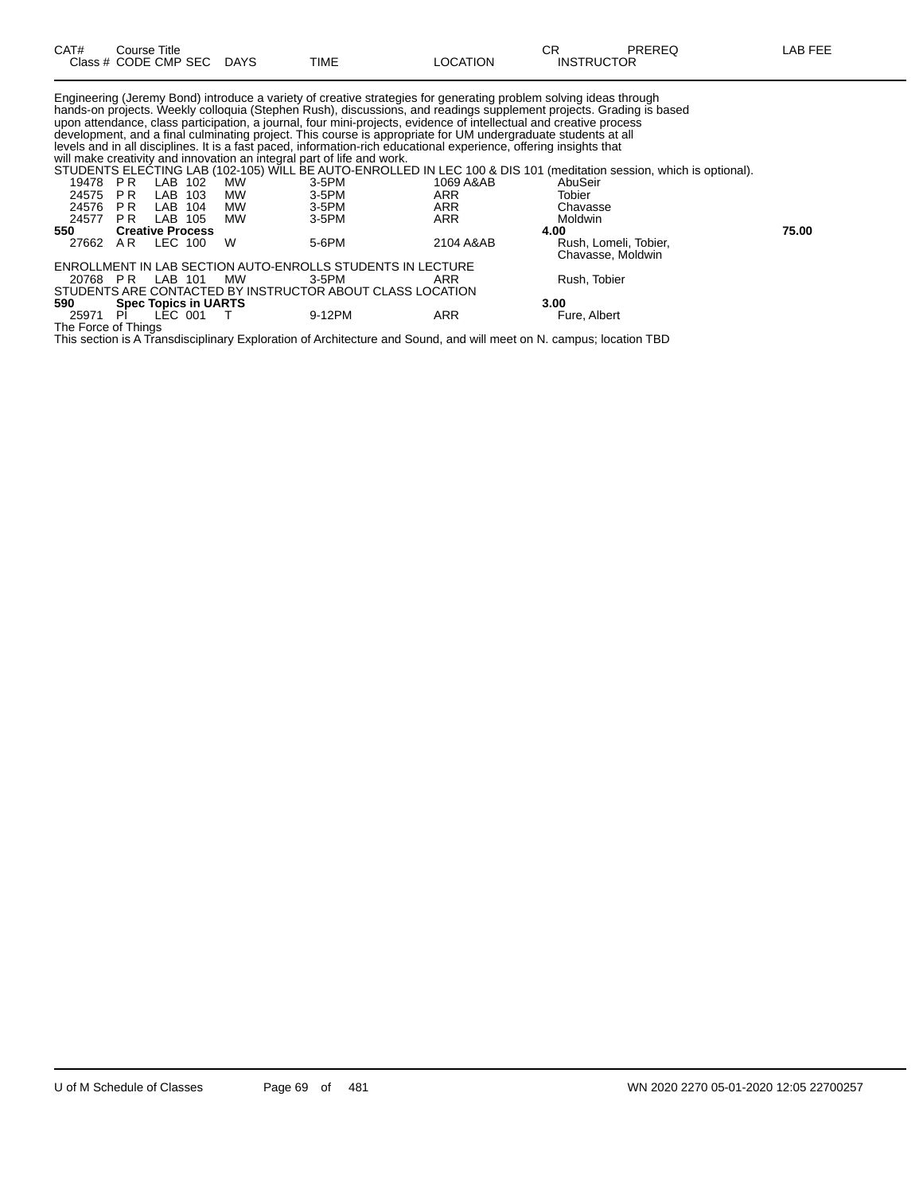| CAT# Class # | Course Title CODE | CMP | SEC | DAYS | TIME | LOCATION | CR INSTRUCTOR | PREREQ | LAB FEE |
|---|---|---|---|---|---|---|---|---|---|

Engineering (Jeremy Bond) introduce a variety of creative strategies for generating problem solving ideas through hands-on projects. Weekly colloquia (Stephen Rush), discussions, and readings supplement projects. Grading is based upon attendance, class participation, a journal, four mini-projects, evidence of intellectual and creative process development, and a final culminating project. This course is appropriate for UM undergraduate students at all levels and in all disciplines. It is a fast paced, information-rich educational experience, offering insights that will make creativity and innovation an integral part of life and work.

STUDENTS ELECTING LAB (102-105) WILL BE AUTO-ENROLLED IN LEC 100 & DIS 101 (meditation session, which is optional).

| Class # | CODE | CMP | SEC | DAYS | TIME | LOCATION | INSTRUCTOR | LAB FEE |
|---|---|---|---|---|---|---|---|---|
| 19478 | P R | LAB | 102 | MW | 3-5PM | 1069 A&AB | AbuSeir | |
| 24575 | P R | LAB | 103 | MW | 3-5PM | ARR | Tobier | |
| 24576 | P R | LAB | 104 | MW | 3-5PM | ARR | Chavasse | |
| 24577 | P R | LAB | 105 | MW | 3-5PM | ARR | Moldwin | |

**550 Creative Process** — 4.00 — LAB FEE: **75.00**

| Class # | CODE | CMP | SEC | DAYS | TIME | LOCATION | INSTRUCTOR |
|---|---|---|---|---|---|---|---|
| 27662 | A R | LEC | 100 | W | 5-6PM | 2104 A&AB | Rush, Lomeli, Tobier, Chavasse, Moldwin |

ENROLLMENT IN LAB SECTION AUTO-ENROLLS STUDENTS IN LECTURE

| Class # | CODE | CMP | SEC | DAYS | TIME | LOCATION | INSTRUCTOR |
|---|---|---|---|---|---|---|---|
| 20768 | P R | LAB | 101 | MW | 3-5PM | ARR | Rush, Tobier |

STUDENTS ARE CONTACTED BY INSTRUCTOR ABOUT CLASS LOCATION

**590 Spec Topics in UARTS** — 3.00

| Class # | CODE | CMP | SEC | DAYS | TIME | LOCATION | INSTRUCTOR |
|---|---|---|---|---|---|---|---|
| 25971 | PI | LEC | 001 | T | 9-12PM | ARR | Fure, Albert |

The Force of Things

This section is A Transdisciplinary Exploration of Architecture and Sound, and will meet on N. campus; location TBD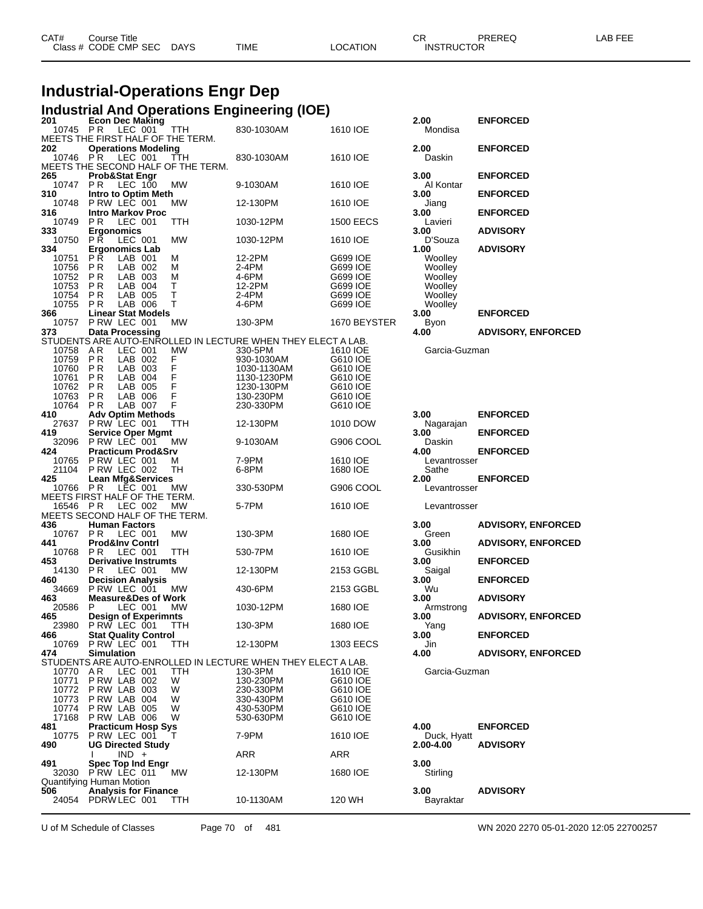# Industrial-Operations Engr Dep

## Industrial And Operations Engineering (IOE)

| CAT# / Class # | Course Title / CODE CMP SEC | DAYS | TIME | LOCATION | CR / INSTRUCTOR | PREREQ | LAB FEE |
|---|---|---|---|---|---|---|---|
| **201** | **Econ Dec Making** | | | | **2.00** | **ENFORCED** | |
| 10745 | P R LEC 001 | TTH | 830-1030AM | 1610 IOE | Mondisa | | |
| MEETS THE FIRST HALF OF THE TERM. | | | | | | | |
| **202** | **Operations Modeling** | | | | **2.00** | **ENFORCED** | |
| 10746 | P R LEC 001 | TTH | 830-1030AM | 1610 IOE | Daskin | | |
| MEETS THE SECOND HALF OF THE TERM. | | | | | | | |
| **265** | **Prob&Stat Engr** | | | | **3.00** | **ENFORCED** | |
| 10747 | P R LEC 100 | MW | 9-1030AM | 1610 IOE | Al Kontar | | |
| **310** | **Intro to Optim Meth** | | | | **3.00** | **ENFORCED** | |
| 10748 | P RW LEC 001 | MW | 12-130PM | 1610 IOE | Jiang | | |
| **316** | **Intro Markov Proc** | | | | **3.00** | **ENFORCED** | |
| 10749 | P R LEC 001 | TTH | 1030-12PM | 1500 EECS | Lavieri | | |
| **333** | **Ergonomics** | | | | **3.00** | **ADVISORY** | |
| 10750 | P R LEC 001 | MW | 1030-12PM | 1610 IOE | D'Souza | | |
| **334** | **Ergonomics Lab** | | | | **1.00** | **ADVISORY** | |
| 10751 | P R LAB 001 | M | 12-2PM | G699 IOE | Woolley | | |
| 10756 | P R LAB 002 | M | 2-4PM | G699 IOE | Woolley | | |
| 10752 | P R LAB 003 | M | 4-6PM | G699 IOE | Woolley | | |
| 10753 | P R LAB 004 | T | 12-2PM | G699 IOE | Woolley | | |
| 10754 | P R LAB 005 | T | 2-4PM | G699 IOE | Woolley | | |
| 10755 | P R LAB 006 | T | 4-6PM | G699 IOE | Woolley | | |
| **366** | **Linear Stat Models** | | | | **3.00** | **ENFORCED** | |
| 10757 | P RW LEC 001 | MW | 130-3PM | 1670 BEYSTER | Byon | | |
| **373** | **Data Processing** | | | | **4.00** | **ADVISORY, ENFORCED** | |
| STUDENTS ARE AUTO-ENROLLED IN LECTURE WHEN THEY ELECT A LAB. | | | | | | | |
| 10758 | A R LEC 001 | MW | 330-5PM | 1610 IOE | Garcia-Guzman | | |
| 10759 | P R LAB 002 | F | 930-1030AM | G610 IOE | | | |
| 10760 | P R LAB 003 | F | 1030-1130AM | G610 IOE | | | |
| 10761 | P R LAB 004 | F | 1130-1230PM | G610 IOE | | | |
| 10762 | P R LAB 005 | F | 1230-130PM | G610 IOE | | | |
| 10763 | P R LAB 006 | F | 130-230PM | G610 IOE | | | |
| 10764 | P R LAB 007 | F | 230-330PM | G610 IOE | | | |
| **410** | **Adv Optim Methods** | | | | **3.00** | **ENFORCED** | |
| 27637 | P RW LEC 001 | TTH | 12-130PM | 1010 DOW | Nagarajan | | |
| **419** | **Service Oper Mgmt** | | | | **3.00** | **ENFORCED** | |
| 32096 | P RW LEC 001 | MW | 9-1030AM | G906 COOL | Daskin | | |
| **424** | **Practicum Prod&Srv** | | | | **4.00** | **ENFORCED** | |
| 10765 | P RW LEC 001 | M | 7-9PM | 1610 IOE | Levantrosser | | |
| 21104 | P RW LEC 002 | TH | 6-8PM | 1680 IOE | Sathe | | |
| **425** | **Lean Mfg&Services** | | | | **2.00** | **ENFORCED** | |
| 10766 | P R LEC 001 | MW | 330-530PM | G906 COOL | Levantrosser | | |
| MEETS FIRST HALF OF THE TERM. | | | | | | | |
| 16546 | P R LEC 002 | MW | 5-7PM | 1610 IOE | Levantrosser | | |
| MEETS SECOND HALF OF THE TERM. | | | | | | | |
| **436** | **Human Factors** | | | | **3.00** | **ADVISORY, ENFORCED** | |
| 10767 | P R LEC 001 | MW | 130-3PM | 1680 IOE | Green | | |
| **441** | **Prod&Inv Contrl** | | | | **3.00** | **ADVISORY, ENFORCED** | |
| 10768 | P R LEC 001 | TTH | 530-7PM | 1610 IOE | Gusikhin | | |
| **453** | **Derivative Instrumts** | | | | **3.00** | **ENFORCED** | |
| 14130 | P R LEC 001 | MW | 12-130PM | 2153 GGBL | Saigal | | |
| **460** | **Decision Analysis** | | | | **3.00** | **ENFORCED** | |
| 34669 | P RW LEC 001 | MW | 430-6PM | 2153 GGBL | Wu | | |
| **463** | **Measure&Des of Work** | | | | **3.00** | **ADVISORY** | |
| 20586 | P LEC 001 | MW | 1030-12PM | 1680 IOE | Armstrong | | |
| **465** | **Design of Experimnts** | | | | **3.00** | **ADVISORY, ENFORCED** | |
| 23980 | P RW LEC 001 | TTH | 130-3PM | 1680 IOE | Yang | | |
| **466** | **Stat Quality Control** | | | | **3.00** | **ENFORCED** | |
| 10769 | P RW LEC 001 | TTH | 12-130PM | 1303 EECS | Jin | | |
| **474** | **Simulation** | | | | **4.00** | **ADVISORY, ENFORCED** | |
| STUDENTS ARE AUTO-ENROLLED IN LECTURE WHEN THEY ELECT A LAB. | | | | | | | |
| 10770 | A R LEC 001 | TTH | 130-3PM | 1610 IOE | Garcia-Guzman | | |
| 10771 | P RW LAB 002 | W | 130-230PM | G610 IOE | | | |
| 10772 | P RW LAB 003 | W | 230-330PM | G610 IOE | | | |
| 10773 | P RW LAB 004 | W | 330-430PM | G610 IOE | | | |
| 10774 | P RW LAB 005 | W | 430-530PM | G610 IOE | | | |
| 17168 | P RW LAB 006 | W | 530-630PM | G610 IOE | | | |
| **481** | **Practicum Hosp Sys** | | | | **4.00** | **ENFORCED** | |
| 10775 | P RW LEC 001 | T | 7-9PM | 1610 IOE | Duck, Hyatt | | |
| **490** | **UG Directed Study** | | | | **2.00-4.00** | **ADVISORY** | |
| | I IND + | | ARR | ARR | | | |
| **491** | **Spec Top Ind Engr** | | | | **3.00** | | |
| 32030 | P RW LEC 011 | MW | 12-130PM | 1680 IOE | Stirling | | |
| Quantifying Human Motion | | | | | | | |
| **506** | **Analysis for Finance** | | | | **3.00** | **ADVISORY** | |
| 24054 | PDRW LEC 001 | TTH | 10-1130AM | 120 WH | Bayraktar | | |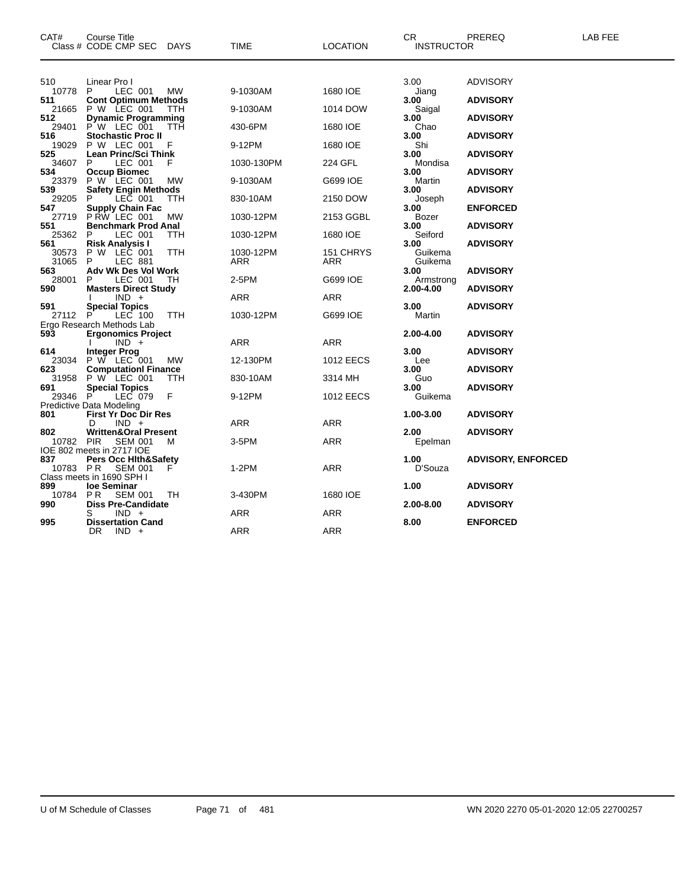| CAT# | Course Title<br>Class # CODE CMP SEC DAYS | TIME | LOCATION | CR<br>INSTRUCTOR | PREREQ | LAB FEE |
|---|---|---|---|---|---|---|
| 510 | Linear Pro I | | | 3.00 | ADVISORY | |
| 10778 | P LEC 001 MW | 9-1030AM | 1680 IOE | Jiang | | |
| **511** | **Cont Optimum Methods** | | | **3.00** | **ADVISORY** | |
| 21665 | P W LEC 001 TTH | 9-1030AM | 1014 DOW | Saigal | | |
| **512** | **Dynamic Programming** | | | **3.00** | **ADVISORY** | |
| 29401 | P W LEC 001 TTH | 430-6PM | 1680 IOE | Chao | | |
| **516** | **Stochastic Proc II** | | | **3.00** | **ADVISORY** | |
| 19029 | P W LEC 001 F | 9-12PM | 1680 IOE | Shi | | |
| **525** | **Lean Princ/Sci Think** | | | **3.00** | **ADVISORY** | |
| 34607 | P LEC 001 F | 1030-130PM | 224 GFL | Mondisa | | |
| **534** | **Occup Biomec** | | | **3.00** | **ADVISORY** | |
| 23379 | P W LEC 001 MW | 9-1030AM | G699 IOE | Martin | | |
| **539** | **Safety Engin Methods** | | | **3.00** | **ADVISORY** | |
| 29205 | P LEC 001 TTH | 830-10AM | 2150 DOW | Joseph | | |
| **547** | **Supply Chain Fac** | | | **3.00** | **ENFORCED** | |
| 27719 | P RW LEC 001 MW | 1030-12PM | 2153 GGBL | Bozer | | |
| **551** | **Benchmark Prod Anal** | | | **3.00** | **ADVISORY** | |
| 25362 | P LEC 001 TTH | 1030-12PM | 1680 IOE | Seiford | | |
| **561** | **Risk Analysis I** | | | **3.00** | **ADVISORY** | |
| 30573 | P W LEC 001 TTH | 1030-12PM | 151 CHRYS | Guikema | | |
| 31065 | P LEC 881 | ARR | ARR | Guikema | | |
| **563** | **Adv Wk Des Vol Work** | | | **3.00** | **ADVISORY** | |
| 28001 | P LEC 001 TH | 2-5PM | G699 IOE | Armstrong | | |
| **590** | **Masters Direct Study** | | | **2.00-4.00** | **ADVISORY** | |
| | I IND + | ARR | ARR | | | |
| **591** | **Special Topics** | | | **3.00** | **ADVISORY** | |
| 27112 | P LEC 100 TTH | 1030-12PM | G699 IOE | Martin | | |
| | Ergo Research Methods Lab | | | | | |
| **593** | **Ergonomics Project** | | | **2.00-4.00** | **ADVISORY** | |
| | I IND + | ARR | ARR | | | |
| **614** | **Integer Prog** | | | **3.00** | **ADVISORY** | |
| 23034 | P W LEC 001 MW | 12-130PM | 1012 EECS | Lee | | |
| **623** | **Computationl Finance** | | | **3.00** | **ADVISORY** | |
| 31958 | P W LEC 001 TTH | 830-10AM | 3314 MH | Guo | | |
| **691** | **Special Topics** | | | **3.00** | **ADVISORY** | |
| 29346 | P LEC 079 F | 9-12PM | 1012 EECS | Guikema | | |
| | Predictive Data Modeling | | | | | |
| **801** | **First Yr Doc Dir Res** | | | **1.00-3.00** | **ADVISORY** | |
| | D IND + | ARR | ARR | | | |
| **802** | **Written&Oral Present** | | | **2.00** | **ADVISORY** | |
| 10782 | PIR SEM 001 M | 3-5PM | ARR | Epelman | | |
| | IOE 802 meets in 2717 IOE | | | | | |
| **837** | **Pers Occ Hlth&Safety** | | | **1.00** | **ADVISORY, ENFORCED** | |
| 10783 | P R SEM 001 F | 1-2PM | ARR | D'Souza | | |
| | Class meets in 1690 SPH I | | | | | |
| **899** | **Ioe Seminar** | | | **1.00** | **ADVISORY** | |
| 10784 | P R SEM 001 TH | 3-430PM | 1680 IOE | | | |
| **990** | **Diss Pre-Candidate** | | | **2.00-8.00** | **ADVISORY** | |
| | S IND + | ARR | ARR | | | |
| **995** | **Dissertation Cand** | | | **8.00** | **ENFORCED** | |
| | DR IND + | ARR | ARR | | | |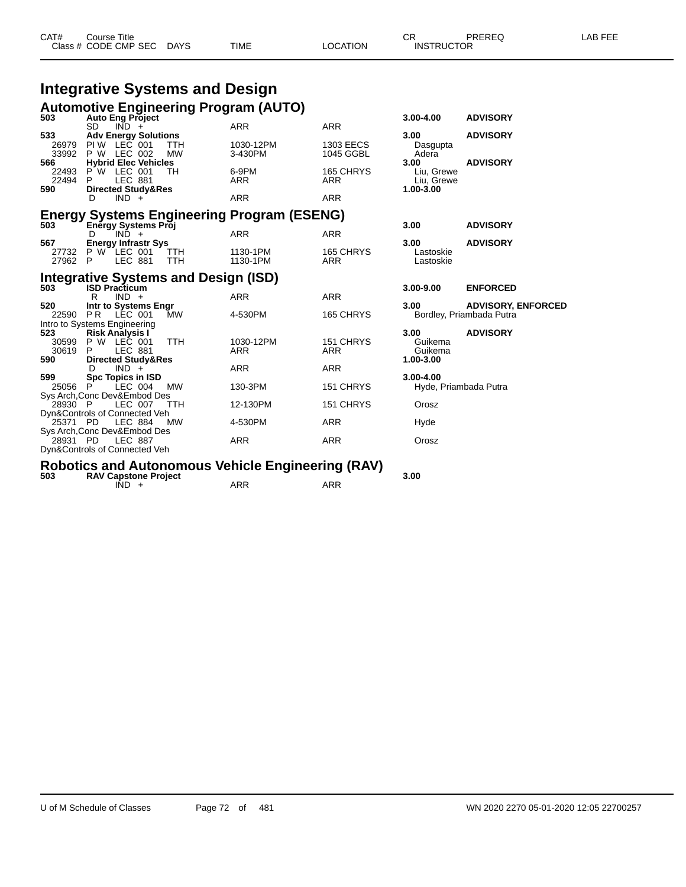# Integrative Systems and Design

## Automotive Engineering Program (AUTO)

| CAT# / Class # | Course Title / CODE CMP SEC | DAYS | TIME | LOCATION | CR / INSTRUCTOR | PREREQ | LAB FEE |
|---|---|---|---|---|---|---|---|
| **503** | **Auto Eng Project** | | | | **3.00-4.00** | **ADVISORY** | |
| | SD IND + | | ARR | ARR | | | |
| **533** | **Adv Energy Solutions** | | | | **3.00** | **ADVISORY** | |
| 26979 | PI W LEC 001 | TTH | 1030-12PM | 1303 EECS | Dasgupta | | |
| 33992 | P W LEC 002 | MW | 3-430PM | 1045 GGBL | Adera | | |
| **566** | **Hybrid Elec Vehicles** | | | | **3.00** | **ADVISORY** | |
| 22493 | P W LEC 001 | TH | 6-9PM | 165 CHRYS | Liu, Grewe | | |
| 22494 | P LEC 881 | | ARR | ARR | Liu, Grewe | | |
| **590** | **Directed Study&Res** | | | | **1.00-3.00** | | |
| | D IND + | | ARR | ARR | | | |

## Energy Systems Engineering Program (ESENG)

| CAT# / Class # | Course Title / CODE CMP SEC | DAYS | TIME | LOCATION | CR / INSTRUCTOR | PREREQ | LAB FEE |
|---|---|---|---|---|---|---|---|
| **503** | **Energy Systems Proj** | | | | **3.00** | **ADVISORY** | |
| | D IND + | | ARR | ARR | | | |
| **567** | **Energy Infrastr Sys** | | | | **3.00** | **ADVISORY** | |
| 27732 | P W LEC 001 | TTH | 1130-1PM | 165 CHRYS | Lastoskie | | |
| 27962 | P LEC 881 | TTH | 1130-1PM | ARR | Lastoskie | | |

## Integrative Systems and Design (ISD)

| CAT# / Class # | Course Title / CODE CMP SEC | DAYS | TIME | LOCATION | CR / INSTRUCTOR | PREREQ | LAB FEE |
|---|---|---|---|---|---|---|---|
| **503** | **ISD Practicum** | | | | **3.00-9.00** | **ENFORCED** | |
| | R IND + | | ARR | ARR | | | |
| **520** | **Intr to Systems Engr** | | | | **3.00** | **ADVISORY, ENFORCED** | |
| 22590 | P R LEC 001 | MW | 4-530PM | 165 CHRYS | Bordley, Priambada Putra | | |
| | Intro to Systems Engineering | | | | | | |
| **523** | **Risk Analysis I** | | | | **3.00** | **ADVISORY** | |
| 30599 | P W LEC 001 | TTH | 1030-12PM | 151 CHRYS | Guikema | | |
| 30619 | P LEC 881 | | ARR | ARR | Guikema | | |
| **590** | **Directed Study&Res** | | | | **1.00-3.00** | | |
| | D IND + | | ARR | ARR | | | |
| **599** | **Spc Topics in ISD** | | | | **3.00-4.00** | | |
| 25056 | P LEC 004 | MW | 130-3PM | 151 CHRYS | Hyde, Priambada Putra | | |
| | Sys Arch,Conc Dev&Embod Des | | | | | | |
| 28930 | P LEC 007 | TTH | 12-130PM | 151 CHRYS | Orosz | | |
| | Dyn&Controls of Connected Veh | | | | | | |
| 25371 | PD LEC 884 | MW | 4-530PM | ARR | Hyde | | |
| | Sys Arch,Conc Dev&Embod Des | | | | | | |
| 28931 | PD LEC 887 | | ARR | ARR | Orosz | | |
| | Dyn&Controls of Connected Veh | | | | | | |

## Robotics and Autonomous Vehicle Engineering (RAV)

| CAT# / Class # | Course Title / CODE CMP SEC | DAYS | TIME | LOCATION | CR / INSTRUCTOR | PREREQ | LAB FEE |
|---|---|---|---|---|---|---|---|
| **503** | **RAV Capstone Project** | | | | **3.00** | | |
| | IND + | | ARR | ARR | | | |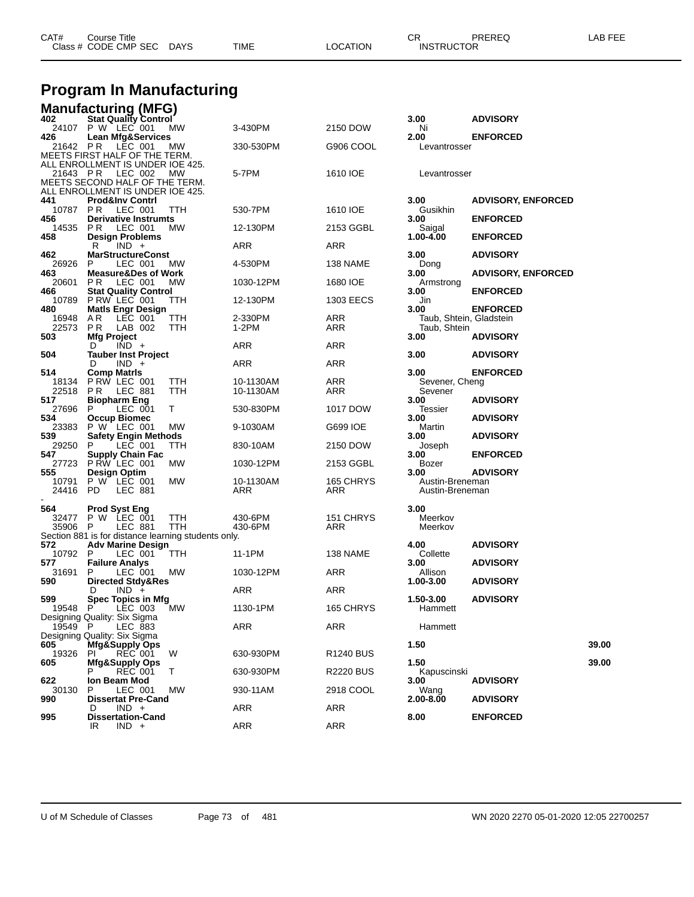# Program In Manufacturing

## Manufacturing (MFG)

| CAT# / Class # | Course Title / CODE CMP SEC | DAYS | TIME | LOCATION | CR / INSTRUCTOR | PREREQ | LAB FEE |
|---|---|---|---|---|---|---|---|
| **402** | **Stat Quality Control** | | | | **3.00** | **ADVISORY** | |
| 24107 | P W LEC 001 | MW | 3-430PM | 2150 DOW | Ni | | |
| **426** | **Lean Mfg&Services** | | | | **2.00** | **ENFORCED** | |
| 21642 | P R LEC 001 | MW | 330-530PM | G906 COOL | Levantrosser | | |
| | MEETS FIRST HALF OF THE TERM. ALL ENROLLMENT IS UNDER IOE 425. | | | | | | |
| 21643 | P R LEC 002 | MW | 5-7PM | 1610 IOE | Levantrosser | | |
| | MEETS SECOND HALF OF THE TERM. ALL ENROLLMENT IS UNDER IOE 425. | | | | | | |
| **441** | **Prod&Inv Contrl** | | | | **3.00** | **ADVISORY, ENFORCED** | |
| 10787 | P R LEC 001 | TTH | 530-7PM | 1610 IOE | Gusikhin | | |
| **456** | **Derivative Instrumts** | | | | **3.00** | **ENFORCED** | |
| 14535 | P R LEC 001 | MW | 12-130PM | 2153 GGBL | Saigal | | |
| **458** | **Design Problems** | | | | **1.00-4.00** | **ENFORCED** | |
| | R IND + | | ARR | ARR | | | |
| **462** | **MarStructureConst** | | | | **3.00** | **ADVISORY** | |
| 26926 | P LEC 001 | MW | 4-530PM | 138 NAME | Dong | | |
| **463** | **Measure&Des of Work** | | | | **3.00** | **ADVISORY, ENFORCED** | |
| 20601 | P R LEC 001 | MW | 1030-12PM | 1680 IOE | Armstrong | | |
| **466** | **Stat Quality Control** | | | | **3.00** | **ENFORCED** | |
| 10789 | P RW LEC 001 | TTH | 12-130PM | 1303 EECS | Jin | | |
| **480** | **Matls Engr Design** | | | | **3.00** | **ENFORCED** | |
| 16948 | A R LEC 001 | TTH | 2-330PM | ARR | Taub, Shtein, Gladstein | | |
| 22573 | P R LAB 002 | TTH | 1-2PM | ARR | Taub, Shtein | | |
| **503** | **Mfg Project** | | | | **3.00** | **ADVISORY** | |
| | D IND + | | ARR | ARR | | | |
| **504** | **Tauber Inst Project** | | | | **3.00** | **ADVISORY** | |
| | D IND + | | ARR | ARR | | | |
| **514** | **Comp Matrls** | | | | **3.00** | **ENFORCED** | |
| 18134 | P RW LEC 001 | TTH | 10-1130AM | ARR | Sevener, Cheng | | |
| 22518 | P R LEC 881 | TTH | 10-1130AM | ARR | Sevener | | |
| **517** | **Biopharm Eng** | | | | **3.00** | **ADVISORY** | |
| 27696 | P LEC 001 | T | 530-830PM | 1017 DOW | Tessier | | |
| **534** | **Occup Biomec** | | | | **3.00** | **ADVISORY** | |
| 23383 | P W LEC 001 | MW | 9-1030AM | G699 IOE | Martin | | |
| **539** | **Safety Engin Methods** | | | | **3.00** | **ADVISORY** | |
| 29250 | P LEC 001 | TTH | 830-10AM | 2150 DOW | Joseph | | |
| **547** | **Supply Chain Fac** | | | | **3.00** | **ENFORCED** | |
| 27723 | P RW LEC 001 | MW | 1030-12PM | 2153 GGBL | Bozer | | |
| **555** | **Design Optim** | | | | **3.00** | **ADVISORY** | |
| 10791 | P W LEC 001 | MW | 10-1130AM | 165 CHRYS | Austin-Breneman | | |
| 24416 | PD LEC 881 | | ARR | ARR | Austin-Breneman | | |
| - | | | | | | | |
| **564** | **Prod Syst Eng** | | | | **3.00** | | |
| 32477 | P W LEC 001 | TTH | 430-6PM | 151 CHRYS | Meerkov | | |
| 35906 | P LEC 881 | TTH | 430-6PM | ARR | Meerkov | | |
| | Section 881 is for distance learning students only. | | | | | | |
| **572** | **Adv Marine Design** | | | | **4.00** | **ADVISORY** | |
| 10792 | P LEC 001 | TTH | 11-1PM | 138 NAME | Collette | | |
| **577** | **Failure Analys** | | | | **3.00** | **ADVISORY** | |
| 31691 | P LEC 001 | MW | 1030-12PM | ARR | Allison | | |
| **590** | **Directed Stdy&Res** | | | | **1.00-3.00** | **ADVISORY** | |
| | D IND + | | ARR | ARR | | | |
| **599** | **Spec Topics in Mfg** | | | | **1.50-3.00** | **ADVISORY** | |
| 19548 | P LEC 003 | MW | 1130-1PM | 165 CHRYS | Hammett | | |
| | Designing Quality: Six Sigma | | | | | | |
| 19549 | P LEC 883 | | ARR | ARR | Hammett | | |
| | Designing Quality: Six Sigma | | | | | | |
| **605** | **Mfg&Supply Ops** | | | | **1.50** | | **39.00** |
| 19326 | PI REC 001 | W | 630-930PM | R1240 BUS | | | |
| **605** | **Mfg&Supply Ops** | | | | **1.50** | | **39.00** |
| | P REC 001 | T | 630-930PM | R2220 BUS | Kapuscinski | | |
| **622** | **Ion Beam Mod** | | | | **3.00** | **ADVISORY** | |
| 30130 | P LEC 001 | MW | 930-11AM | 2918 COOL | Wang | | |
| **990** | **Dissertat Pre-Cand** | | | | **2.00-8.00** | **ADVISORY** | |
| | D IND + | | ARR | ARR | | | |
| **995** | **Dissertation-Cand** | | | | **8.00** | **ENFORCED** | |
| | IR IND + | | ARR | ARR | | | |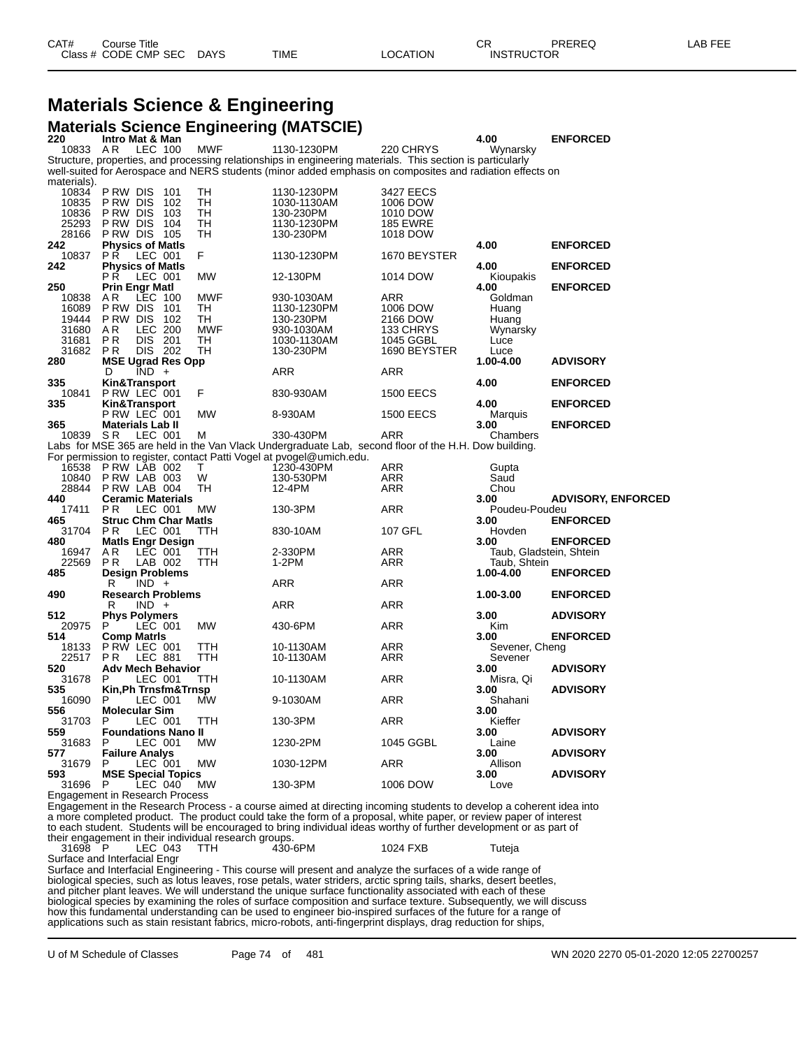| CAT# | Course Title | | | | | | CR | PREREQ | LAB FEE |
|---|---|---|---|---|---|---|---|---|---|
| Class # | CODE CMP SEC | DAYS | TIME | LOCATION | INSTRUCTOR | | | | |

# Materials Science & Engineering

## Materials Science Engineering (MATSCIE)

**220 Intro Mat & Man** — 4.00 — ENFORCED

| Class # | CODE | CMP SEC | DAYS | TIME | LOCATION | INSTRUCTOR |
|---|---|---|---|---|---|---|
| 10833 | A R | LEC 100 | MWF | 1130-1230PM | 220 CHRYS | Wynarsky |

Structure, properties, and processing relationships in engineering materials. This section is particularly well-suited for Aerospace and NERS students (minor added emphasis on composites and radiation effects on materials).

| Class # | CODE | CMP SEC | DAYS | TIME | LOCATION | INSTRUCTOR |
|---|---|---|---|---|---|---|
| 10834 | P RW | DIS 101 | TH | 1130-1230PM | 3427 EECS | |
| 10835 | P RW | DIS 102 | TH | 1030-1130AM | 1006 DOW | |
| 10836 | P RW | DIS 103 | TH | 130-230PM | 1010 DOW | |
| 25293 | P RW | DIS 104 | TH | 1130-1230PM | 185 EWRE | |
| 28166 | P RW | DIS 105 | TH | 130-230PM | 1018 DOW | |

**242 Physics of Matls** — 4.00 — ENFORCED

| Class # | CODE | CMP SEC | DAYS | TIME | LOCATION | INSTRUCTOR |
|---|---|---|---|---|---|---|
| 10837 | P R | LEC 001 | F | 1130-1230PM | 1670 BEYSTER | |

**242 Physics of Matls** — 4.00 — ENFORCED

| Class # | CODE | CMP SEC | DAYS | TIME | LOCATION | INSTRUCTOR |
|---|---|---|---|---|---|---|
| | P R | LEC 001 | MW | 12-130PM | 1014 DOW | Kioupakis |

**250 Prin Engr Matl** — 4.00 — ENFORCED

| Class # | CODE | CMP SEC | DAYS | TIME | LOCATION | INSTRUCTOR |
|---|---|---|---|---|---|---|
| 10838 | A R | LEC 100 | MWF | 930-1030AM | ARR | Goldman |
| 16089 | P RW | DIS 101 | TH | 1130-1230PM | 1006 DOW | Huang |
| 19444 | P RW | DIS 102 | TH | 130-230PM | 2166 DOW | Huang |
| 31680 | A R | LEC 200 | MWF | 930-1030AM | 133 CHRYS | Wynarsky |
| 31681 | P R | DIS 201 | TH | 1030-1130AM | 1045 GGBL | Luce |
| 31682 | P R | DIS 202 | TH | 130-230PM | 1690 BEYSTER | Luce |

**280 MSE Ugrad Res Opp** — 1.00-4.00 — ADVISORY

| Class # | CODE | CMP SEC | DAYS | TIME | LOCATION | INSTRUCTOR |
|---|---|---|---|---|---|---|
| | D | IND + | | ARR | ARR | |

**335 Kin&Transport** — 4.00 — ENFORCED

| Class # | CODE | CMP SEC | DAYS | TIME | LOCATION | INSTRUCTOR |
|---|---|---|---|---|---|---|
| 10841 | P RW | LEC 001 | F | 830-930AM | 1500 EECS | |

**335 Kin&Transport** — 4.00 — ENFORCED

| Class # | CODE | CMP SEC | DAYS | TIME | LOCATION | INSTRUCTOR |
|---|---|---|---|---|---|---|
| | P RW | LEC 001 | MW | 8-930AM | 1500 EECS | Marquis |

**365 Materials Lab II** — 3.00 — ENFORCED

| Class # | CODE | CMP SEC | DAYS | TIME | LOCATION | INSTRUCTOR |
|---|---|---|---|---|---|---|
| 10839 | S R | LEC 001 | M | 330-430PM | ARR | Chambers |

Labs for MSE 365 are held in the Van Vlack Undergraduate Lab, second floor of the H.H. Dow building.
For permission to register, contact Patti Vogel at pvogel@umich.edu.

| Class # | CODE | CMP SEC | DAYS | TIME | LOCATION | INSTRUCTOR |
|---|---|---|---|---|---|---|
| 16538 | P RW | LAB 002 | T | 1230-430PM | ARR | Gupta |
| 10840 | P RW | LAB 003 | W | 130-530PM | ARR | Saud |
| 28844 | P RW | LAB 004 | TH | 12-4PM | ARR | Chou |

**440 Ceramic Materials** — 3.00 — ADVISORY, ENFORCED

| Class # | CODE | CMP SEC | DAYS | TIME | LOCATION | INSTRUCTOR |
|---|---|---|---|---|---|---|
| 17411 | P R | LEC 001 | MW | 130-3PM | ARR | Poudeu-Poudeu |

**465 Struc Chm Char Matls** — 3.00 — ENFORCED

| Class # | CODE | CMP SEC | DAYS | TIME | LOCATION | INSTRUCTOR |
|---|---|---|---|---|---|---|
| 31704 | P R | LEC 001 | TTH | 830-10AM | 107 GFL | Hovden |

**480 Matls Engr Design** — 3.00 — ENFORCED

| Class # | CODE | CMP SEC | DAYS | TIME | LOCATION | INSTRUCTOR |
|---|---|---|---|---|---|---|
| 16947 | A R | LEC 001 | TTH | 2-330PM | ARR | Taub, Gladstein, Shtein |
| 22569 | P R | LAB 002 | TTH | 1-2PM | ARR | Taub, Shtein |

**485 Design Problems** — 1.00-4.00 — ENFORCED

| Class # | CODE | CMP SEC | DAYS | TIME | LOCATION | INSTRUCTOR |
|---|---|---|---|---|---|---|
| | R | IND + | | ARR | ARR | |

**490 Research Problems** — 1.00-3.00 — ENFORCED

| Class # | CODE | CMP SEC | DAYS | TIME | LOCATION | INSTRUCTOR |
|---|---|---|---|---|---|---|
| | R | IND + | | ARR | ARR | |

**512 Phys Polymers** — 3.00 — ADVISORY

| Class # | CODE | CMP SEC | DAYS | TIME | LOCATION | INSTRUCTOR |
|---|---|---|---|---|---|---|
| 20975 | P | LEC 001 | MW | 430-6PM | ARR | Kim |

**514 Comp Matrls** — 3.00 — ENFORCED

| Class # | CODE | CMP SEC | DAYS | TIME | LOCATION | INSTRUCTOR |
|---|---|---|---|---|---|---|
| 18133 | P RW | LEC 001 | TTH | 10-1130AM | ARR | Sevener, Cheng |
| 22517 | P R | LEC 881 | TTH | 10-1130AM | ARR | Sevener |

**520 Adv Mech Behavior** — 3.00 — ADVISORY

| Class # | CODE | CMP SEC | DAYS | TIME | LOCATION | INSTRUCTOR |
|---|---|---|---|---|---|---|
| 31678 | P | LEC 001 | TTH | 10-1130AM | ARR | Misra, Qi |

**535 Kin,Ph Trnsfm&Trnsp** — 3.00 — ADVISORY

| Class # | CODE | CMP SEC | DAYS | TIME | LOCATION | INSTRUCTOR |
|---|---|---|---|---|---|---|
| 16090 | P | LEC 001 | MW | 9-1030AM | ARR | Shahani |

**556 Molecular Sim** — 3.00

| Class # | CODE | CMP SEC | DAYS | TIME | LOCATION | INSTRUCTOR |
|---|---|---|---|---|---|---|
| 31703 | P | LEC 001 | TTH | 130-3PM | ARR | Kieffer |

**559 Foundations Nano II** — 3.00 — ADVISORY

| Class # | CODE | CMP SEC | DAYS | TIME | LOCATION | INSTRUCTOR |
|---|---|---|---|---|---|---|
| 31683 | P | LEC 001 | MW | 1230-2PM | 1045 GGBL | Laine |

**577 Failure Analys** — 3.00 — ADVISORY

| Class # | CODE | CMP SEC | DAYS | TIME | LOCATION | INSTRUCTOR |
|---|---|---|---|---|---|---|
| 31679 | P | LEC 001 | MW | 1030-12PM | ARR | Allison |

**593 MSE Special Topics** — 3.00 — ADVISORY

| Class # | CODE | CMP SEC | DAYS | TIME | LOCATION | INSTRUCTOR |
|---|---|---|---|---|---|---|
| 31696 | P | LEC 040 | MW | 130-3PM | 1006 DOW | Love |

Engagement in Research Process

Engagement in the Research Process - a course aimed at directing incoming students to develop a coherent idea into a more completed product. The product could take the form of a proposal, white paper, or review paper of interest to each student. Students will be encouraged to bring individual ideas worthy of further development or as part of their engagement in their individual research groups.

| Class # | CODE | CMP SEC | DAYS | TIME | LOCATION | INSTRUCTOR |
|---|---|---|---|---|---|---|
| 31698 | P | LEC 043 | TTH | 430-6PM | 1024 FXB | Tuteja |

Surface and Interfacial Engr

Surface and Interfacial Engineering - This course will present and analyze the surfaces of a wide range of biological species, such as lotus leaves, rose petals, water striders, arctic spring tails, sharks, desert beetles, and pitcher plant leaves. We will understand the unique surface functionality associated with each of these biological species by examining the roles of surface composition and surface texture. Subsequently, we will discuss how this fundamental understanding can be used to engineer bio-inspired surfaces of the future for a range of applications such as stain resistant fabrics, micro-robots, anti-fingerprint displays, drag reduction for ships,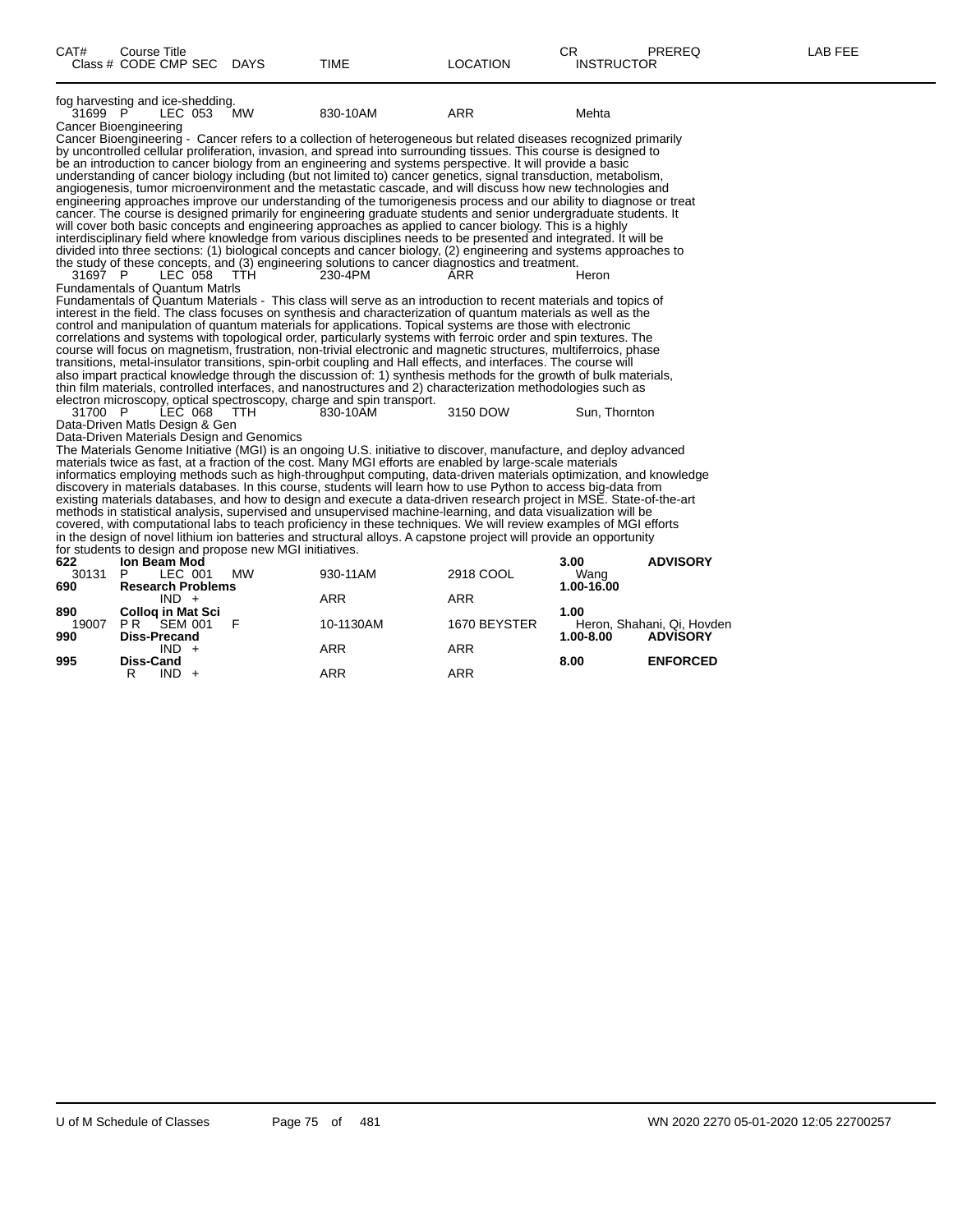| CAT# Class # | Course Title CODE CMP SEC | DAYS | TIME | LOCATION | CR INSTRUCTOR | PREREQ | LAB FEE |
|---|---|---|---|---|---|---|---|

fog harvesting and ice-shedding.

| 31699 | P LEC 053 | MW | 830-10AM | ARR | Mehta | | |
|---|---|---|---|---|---|---|---|

Cancer Bioengineering

Cancer Bioengineering - Cancer refers to a collection of heterogeneous but related diseases recognized primarily by uncontrolled cellular proliferation, invasion, and spread into surrounding tissues. This course is designed to be an introduction to cancer biology from an engineering and systems perspective. It will provide a basic understanding of cancer biology including (but not limited to) cancer genetics, signal transduction, metabolism, angiogenesis, tumor microenvironment and the metastatic cascade, and will discuss how new technologies and engineering approaches improve our understanding of the tumorigenesis process and our ability to diagnose or treat cancer. The course is designed primarily for engineering graduate students and senior undergraduate students. It will cover both basic concepts and engineering approaches as applied to cancer biology. This is a highly interdisciplinary field where knowledge from various disciplines needs to be presented and integrated. It will be divided into three sections: (1) biological concepts and cancer biology, (2) engineering and systems approaches to the study of these concepts, and (3) engineering solutions to cancer diagnostics and treatment.

| 31697 | P LEC 058 | TTH | 230-4PM | ARR | Heron | | |
|---|---|---|---|---|---|---|---|

Fundamentals of Quantum Matrls

Fundamentals of Quantum Materials - This class will serve as an introduction to recent materials and topics of interest in the field. The class focuses on synthesis and characterization of quantum materials as well as the control and manipulation of quantum materials for applications. Topical systems are those with electronic correlations and systems with topological order, particularly systems with ferroic order and spin textures. The course will focus on magnetism, frustration, non-trivial electronic and magnetic structures, multiferroics, phase transitions, metal-insulator transitions, spin-orbit coupling and Hall effects, and interfaces. The course will also impart practical knowledge through the discussion of: 1) synthesis methods for the growth of bulk materials, thin film materials, controlled interfaces, and nanostructures and 2) characterization methodologies such as electron microscopy, optical spectroscopy, charge and spin transport.

| 31700 | P LEC 068 | TTH | 830-10AM | 3150 DOW | Sun, Thornton | | |
|---|---|---|---|---|---|---|---|

Data-Driven Matls Design & Gen

Data-Driven Materials Design and Genomics

The Materials Genome Initiative (MGI) is an ongoing U.S. initiative to discover, manufacture, and deploy advanced materials twice as fast, at a fraction of the cost. Many MGI efforts are enabled by large-scale materials informatics employing methods such as high-throughput computing, data-driven materials optimization, and knowledge discovery in materials databases. In this course, students will learn how to use Python to access big-data from existing materials databases, and how to design and execute a data-driven research project in MSE. State-of-the-art methods in statistical analysis, supervised and unsupervised machine-learning, and data visualization will be covered, with computational labs to teach proficiency in these techniques. We will review examples of MGI efforts in the design of novel lithium ion batteries and structural alloys. A capstone project will provide an opportunity for students to design and propose new MGI initiatives.

| CAT# Class # | Course Title CODE CMP SEC | DAYS | TIME | LOCATION | CR INSTRUCTOR | PREREQ | LAB FEE |
|---|---|---|---|---|---|---|---|
| **622** | **Ion Beam Mod** | | | | **3.00** | **ADVISORY** | |
| 30131 | P LEC 001 | MW | 930-11AM | 2918 COOL | Wang | | |
| **690** | **Research Problems** | | | | **1.00-16.00** | | |
| | IND + | | ARR | ARR | | | |
| **890** | **Colloq in Mat Sci** | | | | **1.00** | | |
| 19007 | P R SEM 001 | F | 10-1130AM | 1670 BEYSTER | Heron, Shahani, Qi, Hovden | | |
| **990** | **Diss-Precand** | | | | **1.00-8.00** | **ADVISORY** | |
| | IND + | | ARR | ARR | | | |
| **995** | **Diss-Cand** | | | | **8.00** | **ENFORCED** | |
| | R IND + | | ARR | ARR | | | |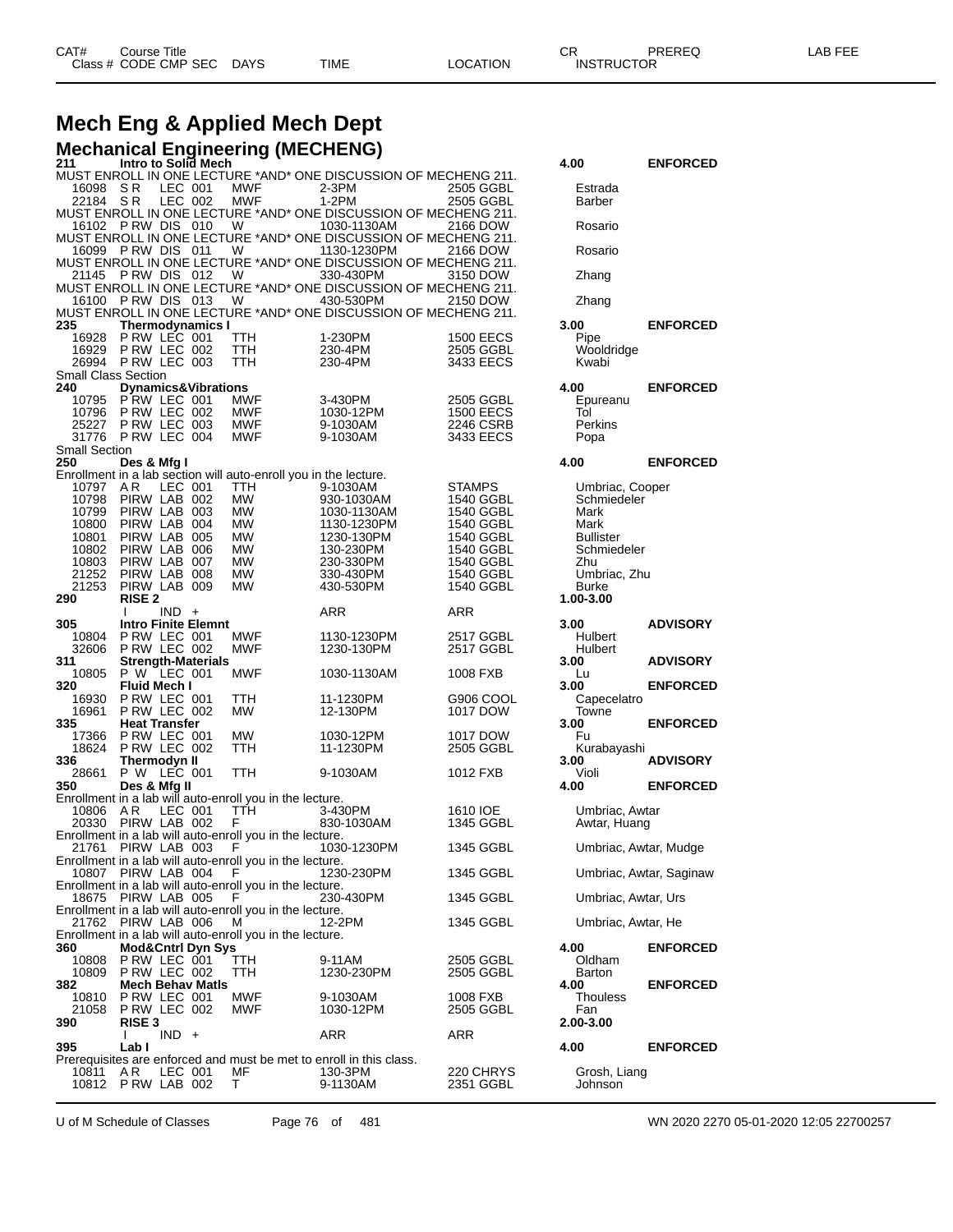# Mech Eng & Applied Mech Dept

## Mechanical Engineering (MECHENG)

| CAT# / Class # | Course Title / CODE CMP SEC | DAYS | TIME | LOCATION | CR / INSTRUCTOR | PREREQ | LAB FEE |
|---|---|---|---|---|---|---|---|
| **211** | **Intro to Solid Mech** | | | | **4.00** | **ENFORCED** | |
| MUST ENROLL IN ONE LECTURE *AND* ONE DISCUSSION OF MECHENG 211. | | | | | | | |
| 16098 | S R LEC 001 | MWF | 2-3PM | 2505 GGBL | Estrada | | |
| 22184 | S R LEC 002 | MWF | 1-2PM | 2505 GGBL | Barber | | |
| MUST ENROLL IN ONE LECTURE *AND* ONE DISCUSSION OF MECHENG 211. | | | | | | | |
| 16102 | P RW DIS 010 | W | 1030-1130AM | 2166 DOW | Rosario | | |
| MUST ENROLL IN ONE LECTURE *AND* ONE DISCUSSION OF MECHENG 211. | | | | | | | |
| 16099 | P RW DIS 011 | W | 1130-1230PM | 2166 DOW | Rosario | | |
| MUST ENROLL IN ONE LECTURE *AND* ONE DISCUSSION OF MECHENG 211. | | | | | | | |
| 21145 | P RW DIS 012 | W | 330-430PM | 3150 DOW | Zhang | | |
| MUST ENROLL IN ONE LECTURE *AND* ONE DISCUSSION OF MECHENG 211. | | | | | | | |
| 16100 | P RW DIS 013 | W | 430-530PM | 2150 DOW | Zhang | | |
| MUST ENROLL IN ONE LECTURE *AND* ONE DISCUSSION OF MECHENG 211. | | | | | | | |
| **235** | **Thermodynamics I** | | | | **3.00** | **ENFORCED** | |
| 16928 | P RW LEC 001 | TTH | 1-230PM | 1500 EECS | Pipe | | |
| 16929 | P RW LEC 002 | TTH | 230-4PM | 2505 GGBL | Wooldridge | | |
| 26994 | P RW LEC 003 | TTH | 230-4PM | 3433 EECS | Kwabi | | |
| Small Class Section | | | | | | | |
| **240** | **Dynamics&Vibrations** | | | | **4.00** | **ENFORCED** | |
| 10795 | P RW LEC 001 | MWF | 3-430PM | 2505 GGBL | Epureanu | | |
| 10796 | P RW LEC 002 | MWF | 1030-12PM | 1500 EECS | Tol | | |
| 25227 | P RW LEC 003 | MWF | 9-1030AM | 2246 CSRB | Perkins | | |
| 31776 | P RW LEC 004 | MWF | 9-1030AM | 3433 EECS | Popa | | |
| Small Section | | | | | | | |
| **250** | **Des & Mfg I** | | | | **4.00** | **ENFORCED** | |
| Enrollment in a lab section will auto-enroll you in the lecture. | | | | | | | |
| 10797 | A R LEC 001 | TTH | 9-1030AM | STAMPS | Umbriac, Cooper | | |
| 10798 | PIRW LAB 002 | MW | 930-1030AM | 1540 GGBL | Schmiedeler | | |
| 10799 | PIRW LAB 003 | MW | 1030-1130AM | 1540 GGBL | Mark | | |
| 10800 | PIRW LAB 004 | MW | 1130-1230PM | 1540 GGBL | Mark | | |
| 10801 | PIRW LAB 005 | MW | 1230-130PM | 1540 GGBL | Bullister | | |
| 10802 | PIRW LAB 006 | MW | 130-230PM | 1540 GGBL | Schmiedeler | | |
| 10803 | PIRW LAB 007 | MW | 230-330PM | 1540 GGBL | Zhu | | |
| 21252 | PIRW LAB 008 | MW | 330-430PM | 1540 GGBL | Umbriac, Zhu | | |
| 21253 | PIRW LAB 009 | MW | 430-530PM | 1540 GGBL | Burke | | |
| **290** | **RISE 2** | | | | **1.00-3.00** | | |
| | I IND + | | ARR | ARR | | | |
| **305** | **Intro Finite Elemnt** | | | | **3.00** | **ADVISORY** | |
| 10804 | P RW LEC 001 | MWF | 1130-1230PM | 2517 GGBL | Hulbert | | |
| 32606 | P RW LEC 002 | MWF | 1230-130PM | 2517 GGBL | Hulbert | | |
| **311** | **Strength-Materials** | | | | **3.00** | **ADVISORY** | |
| 10805 | P W LEC 001 | MWF | 1030-1130AM | 1008 FXB | Lu | | |
| **320** | **Fluid Mech I** | | | | **3.00** | **ENFORCED** | |
| 16930 | P RW LEC 001 | TTH | 11-1230PM | G906 COOL | Capecelatro | | |
| 16961 | P RW LEC 002 | MW | 12-130PM | 1017 DOW | Towne | | |
| **335** | **Heat Transfer** | | | | **3.00** | **ENFORCED** | |
| 17366 | P RW LEC 001 | MW | 1030-12PM | 1017 DOW | Fu | | |
| 18624 | P RW LEC 002 | TTH | 11-1230PM | 2505 GGBL | Kurabayashi | | |
| **336** | **Thermodyn II** | | | | **3.00** | **ADVISORY** | |
| 28661 | P W LEC 001 | TTH | 9-1030AM | 1012 FXB | Violi | | |
| **350** | **Des & Mfg II** | | | | **4.00** | **ENFORCED** | |
| Enrollment in a lab will auto-enroll you in the lecture. | | | | | | | |
| 10806 | A R LEC 001 | TTH | 3-430PM | 1610 IOE | Umbriac, Awtar | | |
| 20330 | PIRW LAB 002 | F | 830-1030AM | 1345 GGBL | Awtar, Huang | | |
| Enrollment in a lab will auto-enroll you in the lecture. | | | | | | | |
| 21761 | PIRW LAB 003 | F | 1030-1230PM | 1345 GGBL | Umbriac, Awtar, Mudge | | |
| Enrollment in a lab will auto-enroll you in the lecture. | | | | | | | |
| 10807 | PIRW LAB 004 | F | 1230-230PM | 1345 GGBL | Umbriac, Awtar, Saginaw | | |
| Enrollment in a lab will auto-enroll you in the lecture. | | | | | | | |
| 18675 | PIRW LAB 005 | F | 230-430PM | 1345 GGBL | Umbriac, Awtar, Urs | | |
| Enrollment in a lab will auto-enroll you in the lecture. | | | | | | | |
| 21762 | PIRW LAB 006 | M | 12-2PM | 1345 GGBL | Umbriac, Awtar, He | | |
| Enrollment in a lab will auto-enroll you in the lecture. | | | | | | | |
| **360** | **Mod&Cntrl Dyn Sys** | | | | **4.00** | **ENFORCED** | |
| 10808 | P RW LEC 001 | TTH | 9-11AM | 2505 GGBL | Oldham | | |
| 10809 | P RW LEC 002 | TTH | 1230-230PM | 2505 GGBL | Barton | | |
| **382** | **Mech Behav Matls** | | | | **4.00** | **ENFORCED** | |
| 10810 | P RW LEC 001 | MWF | 9-1030AM | 1008 FXB | Thouless | | |
| 21058 | P RW LEC 002 | MWF | 1030-12PM | 2505 GGBL | Fan | | |
| **390** | **RISE 3** | | | | **2.00-3.00** | | |
| | I IND + | | ARR | ARR | | | |
| **395** | **Lab I** | | | | **4.00** | **ENFORCED** | |
| Prerequisites are enforced and must be met to enroll in this class. | | | | | | | |
| 10811 | A R LEC 001 | MF | 130-3PM | 220 CHRYS | Grosh, Liang | | |
| 10812 | P RW LAB 002 | T | 9-1130AM | 2351 GGBL | Johnson | | |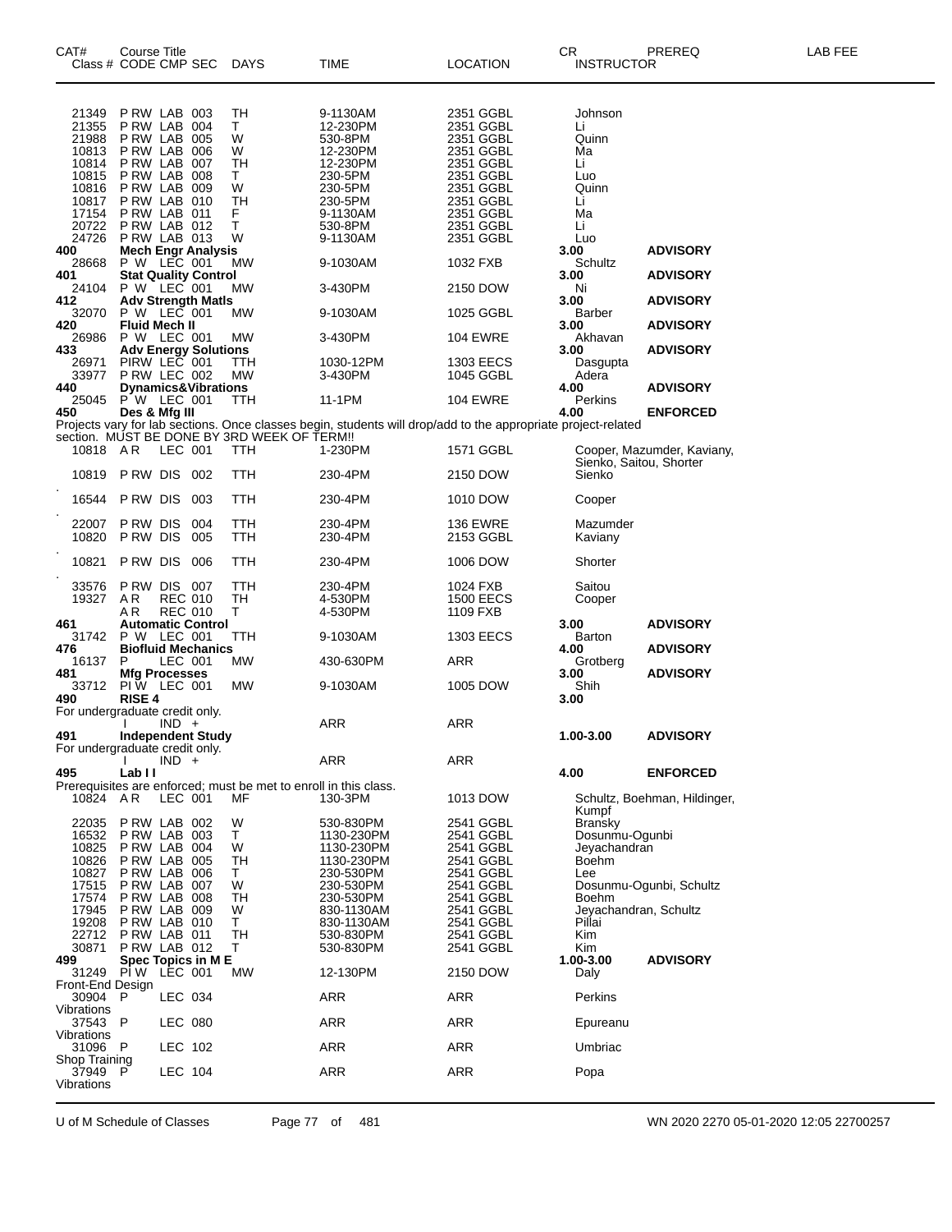| CAT# Class # | Course Title CODE CMP SEC | DAYS | TIME | LOCATION | CR INSTRUCTOR | PREREQ | LAB FEE |
|---|---|---|---|---|---|---|---|
| 21349 | P RW LAB 003 | TH | 9-1130AM | 2351 GGBL | Johnson | | |
| 21355 | P RW LAB 004 | T | 12-230PM | 2351 GGBL | Li | | |
| 21988 | P RW LAB 005 | W | 530-8PM | 2351 GGBL | Quinn | | |
| 10813 | P RW LAB 006 | W | 12-230PM | 2351 GGBL | Ma | | |
| 10814 | P RW LAB 007 | TH | 12-230PM | 2351 GGBL | Li | | |
| 10815 | P RW LAB 008 | T | 230-5PM | 2351 GGBL | Luo | | |
| 10816 | P RW LAB 009 | W | 230-5PM | 2351 GGBL | Quinn | | |
| 10817 | P RW LAB 010 | TH | 230-5PM | 2351 GGBL | Li | | |
| 17154 | P RW LAB 011 | F | 9-1130AM | 2351 GGBL | Ma | | |
| 20722 | P RW LAB 012 | T | 530-8PM | 2351 GGBL | Li | | |
| 24726 | P RW LAB 013 | W | 9-1130AM | 2351 GGBL | Luo | | |
| **400** | **Mech Engr Analysis** | | | | **3.00** | **ADVISORY** | |
| 28668 | P W LEC 001 | MW | 9-1030AM | 1032 FXB | Schultz | | |
| **401** | **Stat Quality Control** | | | | **3.00** | **ADVISORY** | |
| 24104 | P W LEC 001 | MW | 3-430PM | 2150 DOW | Ni | | |
| **412** | **Adv Strength Matls** | | | | **3.00** | **ADVISORY** | |
| 32070 | P W LEC 001 | MW | 9-1030AM | 1025 GGBL | Barber | | |
| **420** | **Fluid Mech II** | | | | **3.00** | **ADVISORY** | |
| 26986 | P W LEC 001 | MW | 3-430PM | 104 EWRE | Akhavan | | |
| **433** | **Adv Energy Solutions** | | | | **3.00** | **ADVISORY** | |
| 26971 | PIRW LEC 001 | TTH | 1030-12PM | 1303 EECS | Dasgupta | | |
| 33977 | P RW LEC 002 | MW | 3-430PM | 1045 GGBL | Adera | | |
| **440** | **Dynamics&Vibrations** | | | | **4.00** | **ADVISORY** | |
| 25045 | P W LEC 001 | TTH | 11-1PM | 104 EWRE | Perkins | | |
| **450** | **Des & Mfg III** | | | | **4.00** | **ENFORCED** | |
| | Projects vary for lab sections. Once classes begin, students will drop/add to the appropriate project-related section. MUST BE DONE BY 3RD WEEK OF TERM!! | | | | | | |
| 10818 | A R LEC 001 | TTH | 1-230PM | 1571 GGBL | Cooper, Mazumder, Kaviany, Sienko, Saitou, Shorter | | |
| 10819 | P RW DIS 002 | TTH | 230-4PM | 2150 DOW | Sienko | | |
| 16544 | P RW DIS 003 | TTH | 230-4PM | 1010 DOW | Cooper | | |
| 22007 | P RW DIS 004 | TTH | 230-4PM | 136 EWRE | Mazumder | | |
| 10820 | P RW DIS 005 | TTH | 230-4PM | 2153 GGBL | Kaviany | | |
| 10821 | P RW DIS 006 | TTH | 230-4PM | 1006 DOW | Shorter | | |
| 33576 | P RW DIS 007 | TTH | 230-4PM | 1024 FXB | Saitou | | |
| 19327 | A R REC 010 | TH | 4-530PM | 1500 EECS | Cooper | | |
| | A R REC 010 | T | 4-530PM | 1109 FXB | | | |
| **461** | **Automatic Control** | | | | **3.00** | **ADVISORY** | |
| 31742 | P W LEC 001 | TTH | 9-1030AM | 1303 EECS | Barton | | |
| **476** | **Biofluid Mechanics** | | | | **4.00** | **ADVISORY** | |
| 16137 | P LEC 001 | MW | 430-630PM | ARR | Grotberg | | |
| **481** | **Mfg Processes** | | | | **3.00** | **ADVISORY** | |
| 33712 | PI W LEC 001 | MW | 9-1030AM | 1005 DOW | Shih | | |
| **490** | **RISE 4** | | | | **3.00** | | |
| | For undergraduate credit only. | | | | | | |
| | I IND + | | ARR | ARR | | | |
| **491** | **Independent Study** | | | | **1.00-3.00** | **ADVISORY** | |
| | For undergraduate credit only. | | | | | | |
| | I IND + | | ARR | ARR | | | |
| **495** | **Lab II** | | | | **4.00** | **ENFORCED** | |
| | Prerequisites are enforced; must be met to enroll in this class. | | | | | | |
| 10824 | A R LEC 001 | MF | 130-3PM | 1013 DOW | Schultz, Boehman, Hildinger, Kumpf | | |
| 22035 | P RW LAB 002 | W | 530-830PM | 2541 GGBL | Bransky | | |
| 16532 | P RW LAB 003 | T | 1130-230PM | 2541 GGBL | Dosunmu-Ogunbi | | |
| 10825 | P RW LAB 004 | W | 1130-230PM | 2541 GGBL | Jeyachandran | | |
| 10826 | P RW LAB 005 | TH | 1130-230PM | 2541 GGBL | Boehm | | |
| 10827 | P RW LAB 006 | T | 230-530PM | 2541 GGBL | Lee | | |
| 17515 | P RW LAB 007 | W | 230-530PM | 2541 GGBL | Dosunmu-Ogunbi, Schultz | | |
| 17574 | P RW LAB 008 | TH | 230-530PM | 2541 GGBL | Boehm | | |
| 17945 | P RW LAB 009 | W | 830-1130AM | 2541 GGBL | Jeyachandran, Schultz | | |
| 19208 | P RW LAB 010 | T | 830-1130AM | 2541 GGBL | Pillai | | |
| 22712 | P RW LAB 011 | TH | 530-830PM | 2541 GGBL | Kim | | |
| 30871 | P RW LAB 012 | T | 530-830PM | 2541 GGBL | Kim | | |
| **499** | **Spec Topics in M E** | | | | **1.00-3.00** | **ADVISORY** | |
| 31249 | PI W LEC 001 | MW | 12-130PM | 2150 DOW | Daly | | |
| | Front-End Design | | | | | | |
| 30904 | P LEC 034 | | ARR | ARR | Perkins | | |
| | Vibrations | | | | | | |
| 37543 | P LEC 080 | | ARR | ARR | Epureanu | | |
| | Vibrations | | | | | | |
| 31096 | P LEC 102 | | ARR | ARR | Umbriac | | |
| | Shop Training | | | | | | |
| 37949 | P LEC 104 | | ARR | ARR | Popa | | |
| | Vibrations | | | | | | |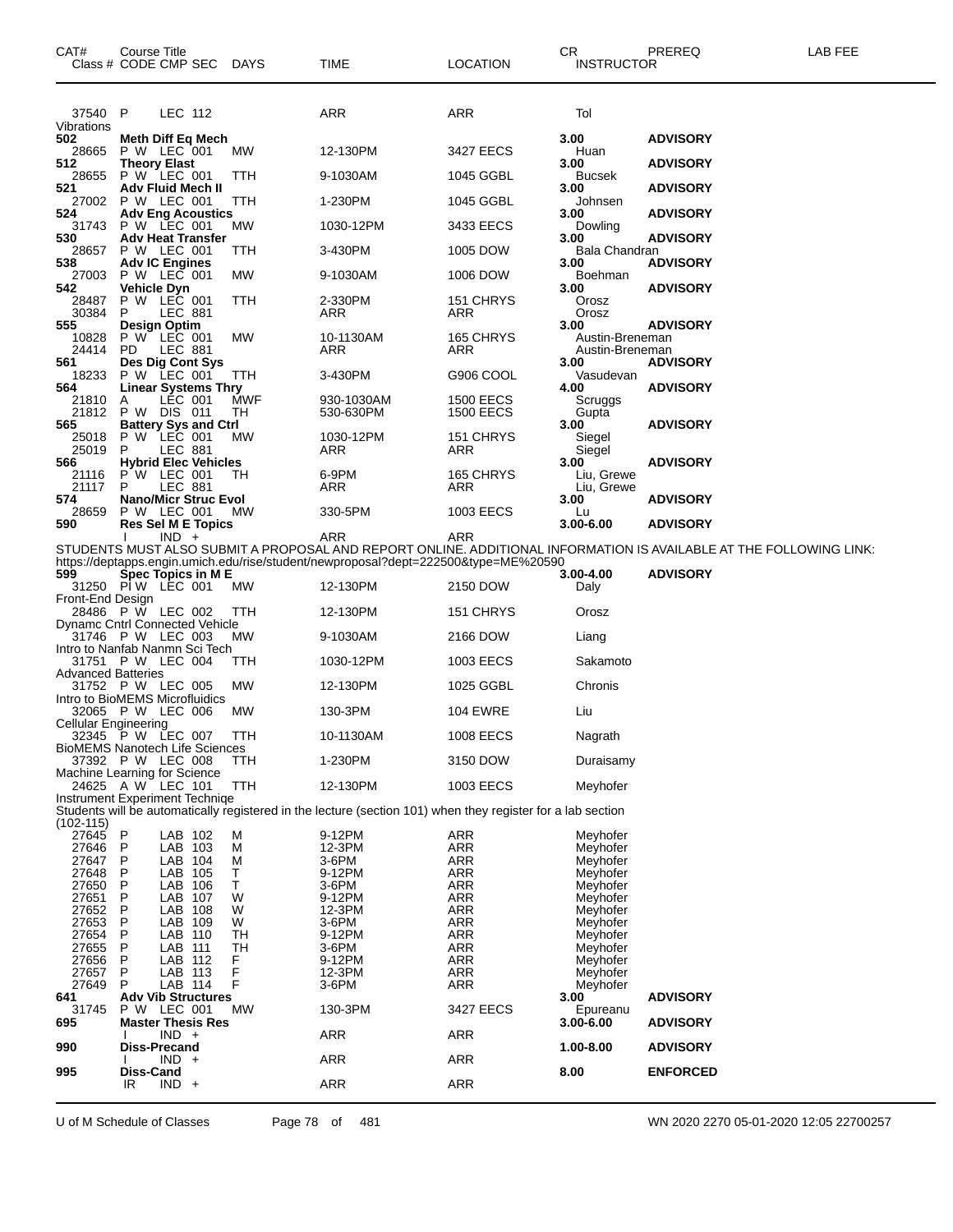| CAT# Class # | Course Title CODE CMP SEC | DAYS | TIME | LOCATION | CR INSTRUCTOR | PREREQ | LAB FEE |
|---|---|---|---|---|---|---|---|
| 37540 | P LEC 112 | | ARR | ARR | Tol | | |
| Vibrations | | | | | | | |
| **502** | **Meth Diff Eq Mech** | | | | **3.00** | **ADVISORY** | |
| 28665 | P W LEC 001 | MW | 12-130PM | 3427 EECS | Huan | | |
| **512** | **Theory Elast** | | | | **3.00** | **ADVISORY** | |
| 28655 | P W LEC 001 | TTH | 9-1030AM | 1045 GGBL | Bucsek | | |
| **521** | **Adv Fluid Mech II** | | | | **3.00** | **ADVISORY** | |
| 27002 | P W LEC 001 | TTH | 1-230PM | 1045 GGBL | Johnsen | | |
| **524** | **Adv Eng Acoustics** | | | | **3.00** | **ADVISORY** | |
| 31743 | P W LEC 001 | MW | 1030-12PM | 3433 EECS | Dowling | | |
| **530** | **Adv Heat Transfer** | | | | **3.00** | **ADVISORY** | |
| 28657 | P W LEC 001 | TTH | 3-430PM | 1005 DOW | Bala Chandran | | |
| **538** | **Adv IC Engines** | | | | **3.00** | **ADVISORY** | |
| 27003 | P W LEC 001 | MW | 9-1030AM | 1006 DOW | Boehman | | |
| **542** | **Vehicle Dyn** | | | | **3.00** | **ADVISORY** | |
| 28487 | P W LEC 001 | TTH | 2-330PM | 151 CHRYS | Orosz | | |
| 30384 | P LEC 881 | | ARR | ARR | Orosz | | |
| **555** | **Design Optim** | | | | **3.00** | **ADVISORY** | |
| 10828 | P W LEC 001 | MW | 10-1130AM | 165 CHRYS | Austin-Breneman | | |
| 24414 | PD LEC 881 | | ARR | ARR | Austin-Breneman | | |
| **561** | **Des Dig Cont Sys** | | | | **3.00** | **ADVISORY** | |
| 18233 | P W LEC 001 | TTH | 3-430PM | G906 COOL | Vasudevan | | |
| **564** | **Linear Systems Thry** | | | | **4.00** | **ADVISORY** | |
| 21810 | A LEC 001 | MWF | 930-1030AM | 1500 EECS | Scruggs | | |
| 21812 | P W DIS 011 | TH | 530-630PM | 1500 EECS | Gupta | | |
| **565** | **Battery Sys and Ctrl** | | | | **3.00** | **ADVISORY** | |
| 25018 | P W LEC 001 | MW | 1030-12PM | 151 CHRYS | Siegel | | |
| 25019 | P LEC 881 | | ARR | ARR | Siegel | | |
| **566** | **Hybrid Elec Vehicles** | | | | **3.00** | **ADVISORY** | |
| 21116 | P W LEC 001 | TH | 6-9PM | 165 CHRYS | Liu, Grewe | | |
| 21117 | P LEC 881 | | ARR | ARR | Liu, Grewe | | |
| **574** | **Nano/Micr Struc Evol** | | | | **3.00** | **ADVISORY** | |
| 28659 | P W LEC 001 | MW | 330-5PM | 1003 EECS | Lu | | |
| **590** | **Res Sel M E Topics** | | | | **3.00-6.00** | **ADVISORY** | |
| | I IND + | | ARR | ARR | | | |

STUDENTS MUST ALSO SUBMIT A PROPOSAL AND REPORT ONLINE. ADDITIONAL INFORMATION IS AVAILABLE AT THE FOLLOWING LINK: https://deptapps.engin.umich.edu/rise/student/newproposal?dept=222500&type=ME%20590

| CAT# Class # | Course Title CODE CMP SEC | DAYS | TIME | LOCATION | CR INSTRUCTOR | PREREQ | LAB FEE |
|---|---|---|---|---|---|---|---|
| **599** | **Spec Topics in M E** | | | | **3.00-4.00** | **ADVISORY** | |
| 31250 | PI W LEC 001 | MW | 12-130PM | 2150 DOW | Daly | | |
| Front-End Design | | | | | | | |
| 28486 | P W LEC 002 | TTH | 12-130PM | 151 CHRYS | Orosz | | |
| Dynamc Cntrl Connected Vehicle | | | | | | | |
| 31746 | P W LEC 003 | MW | 9-1030AM | 2166 DOW | Liang | | |
| Intro to Nanfab Nanmn Sci Tech | | | | | | | |
| 31751 | P W LEC 004 | TTH | 1030-12PM | 1003 EECS | Sakamoto | | |
| Advanced Batteries | | | | | | | |
| 31752 | P W LEC 005 | MW | 12-130PM | 1025 GGBL | Chronis | | |
| Intro to BioMEMS Microfluidics | | | | | | | |
| 32065 | P W LEC 006 | MW | 130-3PM | 104 EWRE | Liu | | |
| Cellular Engineering | | | | | | | |
| 32345 | P W LEC 007 | TTH | 10-1130AM | 1008 EECS | Nagrath | | |
| BioMEMS Nanotech Life Sciences | | | | | | | |
| 37392 | P W LEC 008 | TTH | 1-230PM | 3150 DOW | Duraisamy | | |
| Machine Learning for Science | | | | | | | |
| 24625 | A W LEC 101 | TTH | 12-130PM | 1003 EECS | Meyhofer | | |
| Instrument Experiment Techniqe | | | | | | | |

Students will be automatically registered in the lecture (section 101) when they register for a lab section (102-115)

| CAT# Class # | Course Title CODE CMP SEC | DAYS | TIME | LOCATION | CR INSTRUCTOR | PREREQ | LAB FEE |
|---|---|---|---|---|---|---|---|
| 27645 | P LAB 102 | M | 9-12PM | ARR | Meyhofer | | |
| 27646 | P LAB 103 | M | 12-3PM | ARR | Meyhofer | | |
| 27647 | P LAB 104 | M | 3-6PM | ARR | Meyhofer | | |
| 27648 | P LAB 105 | T | 9-12PM | ARR | Meyhofer | | |
| 27650 | P LAB 106 | T | 3-6PM | ARR | Meyhofer | | |
| 27651 | P LAB 107 | W | 9-12PM | ARR | Meyhofer | | |
| 27652 | P LAB 108 | W | 12-3PM | ARR | Meyhofer | | |
| 27653 | P LAB 109 | W | 3-6PM | ARR | Meyhofer | | |
| 27654 | P LAB 110 | TH | 9-12PM | ARR | Meyhofer | | |
| 27655 | P LAB 111 | TH | 3-6PM | ARR | Meyhofer | | |
| 27656 | P LAB 112 | F | 9-12PM | ARR | Meyhofer | | |
| 27657 | P LAB 113 | F | 12-3PM | ARR | Meyhofer | | |
| 27649 | P LAB 114 | F | 3-6PM | ARR | Meyhofer | | |
| **641** | **Adv Vib Structures** | | | | **3.00** | **ADVISORY** | |
| 31745 | P W LEC 001 | MW | 130-3PM | 3427 EECS | Epureanu | | |
| **695** | **Master Thesis Res** | | | | **3.00-6.00** | **ADVISORY** | |
| | I IND + | | ARR | ARR | | | |
| **990** | **Diss-Precand** | | | | **1.00-8.00** | **ADVISORY** | |
| | I IND + | | ARR | ARR | | | |
| **995** | **Diss-Cand** | | | | **8.00** | **ENFORCED** | |
| | IR IND + | | ARR | ARR | | | |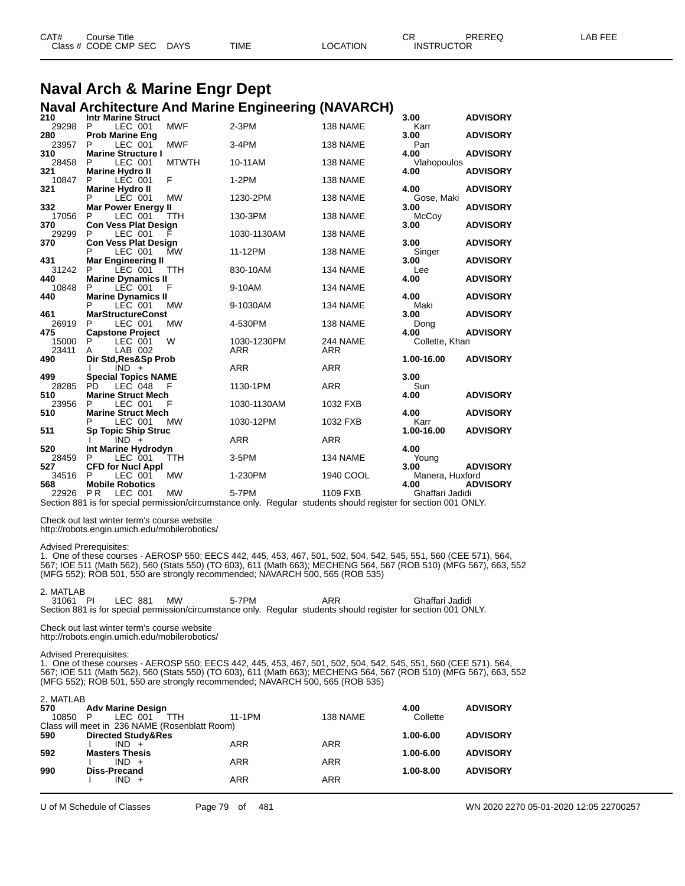# Naval Arch & Marine Engr Dept

## Naval Architecture And Marine Engineering (NAVARCH)

| CAT# / Class # | Course Title / CODE CMP SEC | DAYS | TIME | LOCATION | CR / INSTRUCTOR | PREREQ | LAB FEE |
|---|---|---|---|---|---|---|---|
| **210** | **Intr Marine Struct** | | | | **3.00** | **ADVISORY** | |
| 29298 | P LEC 001 | MWF | 2-3PM | 138 NAME | Karr | | |
| **280** | **Prob Marine Eng** | | | | **3.00** | **ADVISORY** | |
| 23957 | P LEC 001 | MWF | 3-4PM | 138 NAME | Pan | | |
| **310** | **Marine Structure I** | | | | **4.00** | **ADVISORY** | |
| 28458 | P LEC 001 | MTWTH | 10-11AM | 138 NAME | Vlahopoulos | | |
| **321** | **Marine Hydro II** | | | | **4.00** | **ADVISORY** | |
| 10847 | P LEC 001 | F | 1-2PM | 138 NAME | | | |
| **321** | **Marine Hydro II** | | | | **4.00** | **ADVISORY** | |
| | P LEC 001 | MW | 1230-2PM | 138 NAME | Gose, Maki | | |
| **332** | **Mar Power Energy II** | | | | **3.00** | **ADVISORY** | |
| 17056 | P LEC 001 | TTH | 130-3PM | 138 NAME | McCoy | | |
| **370** | **Con Vess Plat Design** | | | | **3.00** | **ADVISORY** | |
| 29299 | P LEC 001 | F | 1030-1130AM | 138 NAME | | | |
| **370** | **Con Vess Plat Design** | | | | **3.00** | **ADVISORY** | |
| | P LEC 001 | MW | 11-12PM | 138 NAME | Singer | | |
| **431** | **Mar Engineering II** | | | | **3.00** | **ADVISORY** | |
| 31242 | P LEC 001 | TTH | 830-10AM | 134 NAME | Lee | | |
| **440** | **Marine Dynamics II** | | | | **4.00** | **ADVISORY** | |
| 10848 | P LEC 001 | F | 9-10AM | 134 NAME | | | |
| **440** | **Marine Dynamics II** | | | | **4.00** | **ADVISORY** | |
| | P LEC 001 | MW | 9-1030AM | 134 NAME | Maki | | |
| **461** | **MarStructureConst** | | | | **3.00** | **ADVISORY** | |
| 26919 | P LEC 001 | MW | 4-530PM | 138 NAME | Dong | | |
| **475** | **Capstone Project** | | | | **4.00** | **ADVISORY** | |
| 15000 | P LEC 001 | W | 1030-1230PM | 244 NAME | Collette, Khan | | |
| 23411 | A LAB 002 | | ARR | ARR | | | |
| **490** | **Dir Std,Res&Sp Prob** | | | | **1.00-16.00** | **ADVISORY** | |
| | I IND + | | ARR | ARR | | | |
| **499** | **Special Topics NAME** | | | | **3.00** | | |
| 28285 | PD LEC 048 | F | 1130-1PM | ARR | Sun | | |
| **510** | **Marine Struct Mech** | | | | **4.00** | **ADVISORY** | |
| 23956 | P LEC 001 | F | 1030-1130AM | 1032 FXB | | | |
| **510** | **Marine Struct Mech** | | | | **4.00** | **ADVISORY** | |
| | P LEC 001 | MW | 1030-12PM | 1032 FXB | Karr | | |
| **511** | **Sp Topic Ship Struc** | | | | **1.00-16.00** | **ADVISORY** | |
| | I IND + | | ARR | ARR | | | |
| **520** | **Int Marine Hydrodyn** | | | | **4.00** | | |
| 28459 | P LEC 001 | TTH | 3-5PM | 134 NAME | Young | | |
| **527** | **CFD for Nucl Appl** | | | | **3.00** | **ADVISORY** | |
| 34516 | P LEC 001 | MW | 1-230PM | 1940 COOL | Manera, Huxford | | |
| **568** | **Mobile Robotics** | | | | **4.00** | **ADVISORY** | |
| 22926 | P R LEC 001 | MW | 5-7PM | 1109 FXB | Ghaffari Jadidi | | |

Section 881 is for special permission/circumstance only. Regular students should register for section 001 ONLY.

Check out last winter term's course website
http://robots.engin.umich.edu/mobilerobotics/

Advised Prerequisites:
1. One of these courses - AEROSP 550; EECS 442, 445, 453, 467, 501, 502, 504, 542, 545, 551, 560 (CEE 571), 564, 567; IOE 511 (Math 562), 560 (Stats 550) (TO 603), 611 (Math 663); MECHENG 564, 567 (ROB 510) (MFG 567), 663, 552 (MFG 552); ROB 501, 550 are strongly recommended; NAVARCH 500, 565 (ROB 535)

2. MATLAB

| Class # | CODE CMP SEC | DAYS | TIME | LOCATION | INSTRUCTOR |
|---|---|---|---|---|---|
| 31061 | PI LEC 881 | MW | 5-7PM | ARR | Ghaffari Jadidi |

Section 881 is for special permission/circumstance only. Regular students should register for section 001 ONLY.

Check out last winter term's course website
http://robots.engin.umich.edu/mobilerobotics/

Advised Prerequisites:
1. One of these courses - AEROSP 550; EECS 442, 445, 453, 467, 501, 502, 504, 542, 545, 551, 560 (CEE 571), 564, 567; IOE 511 (Math 562), 560 (Stats 550) (TO 603), 611 (Math 663); MECHENG 564, 567 (ROB 510) (MFG 567), 663, 552 (MFG 552); ROB 501, 550 are strongly recommended; NAVARCH 500, 565 (ROB 535)

2. MATLAB

| CAT# / Class # | Course Title / CODE CMP SEC | DAYS | TIME | LOCATION | CR / INSTRUCTOR | PREREQ |
|---|---|---|---|---|---|---|
| **570** | **Adv Marine Design** | | | | **4.00** | **ADVISORY** |
| 10850 | P LEC 001 | TTH | 11-1PM | 138 NAME | Collette | |

Class will meet in 236 NAME (Rosenblatt Room)

| CAT# / Class # | Course Title / CODE CMP SEC | DAYS | TIME | LOCATION | CR / INSTRUCTOR | PREREQ |
|---|---|---|---|---|---|---|
| **590** | **Directed Study&Res** | | | | **1.00-6.00** | **ADVISORY** |
| | I IND + | | ARR | ARR | | |
| **592** | **Masters Thesis** | | | | **1.00-6.00** | **ADVISORY** |
| | I IND + | | ARR | ARR | | |
| **990** | **Diss-Precand** | | | | **1.00-8.00** | **ADVISORY** |
| | I IND + | | ARR | ARR | | |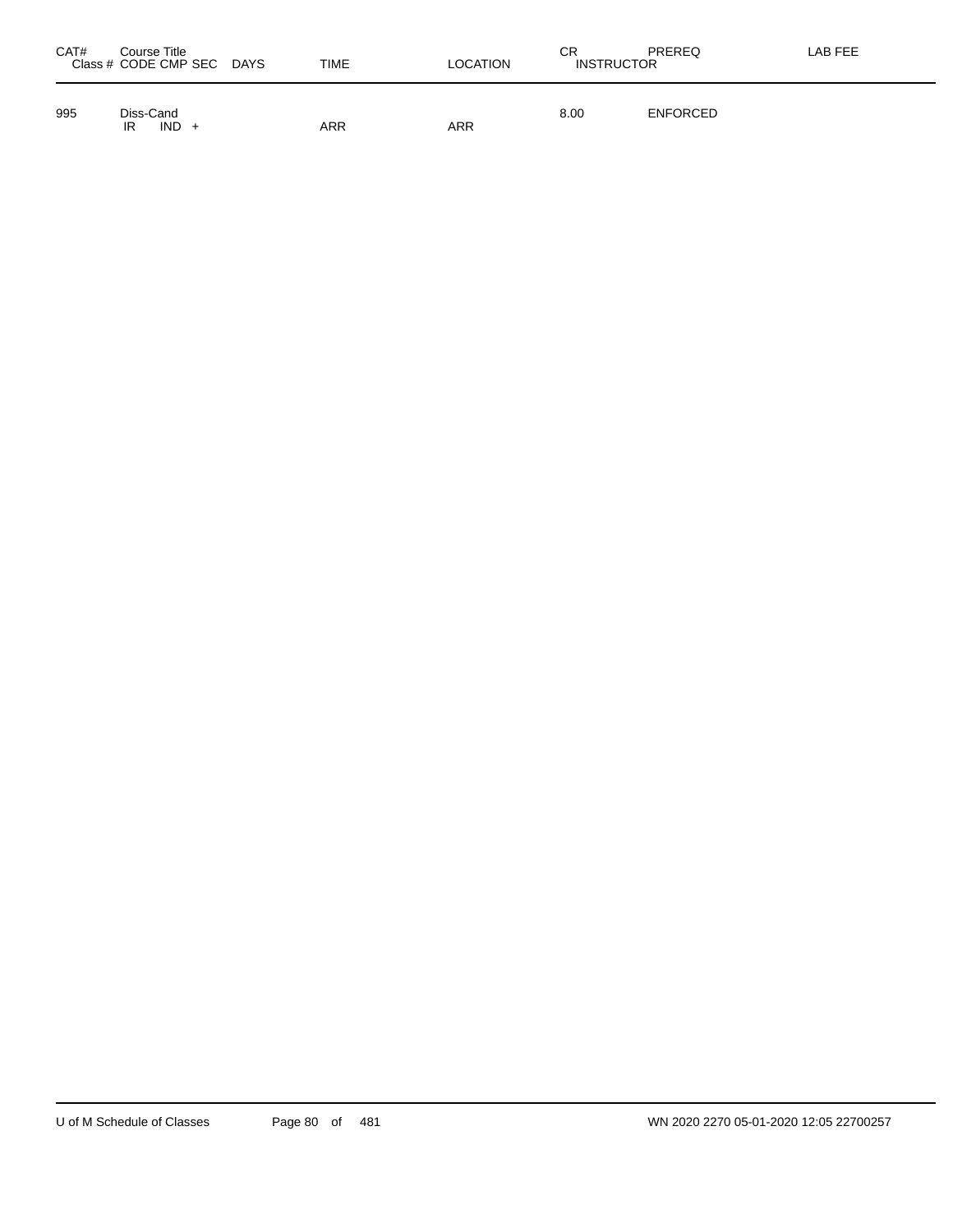| CAT# | Course Title<br>Class # CODE CMP SEC DAYS | TIME | LOCATION | CR<br>INSTRUCTOR | PREREQ | LAB FEE |
|---|---|---|---|---|---|---|
| 995 | Diss-Cand | | | 8.00 | ENFORCED | |
| | IR IND + | ARR | ARR | | | |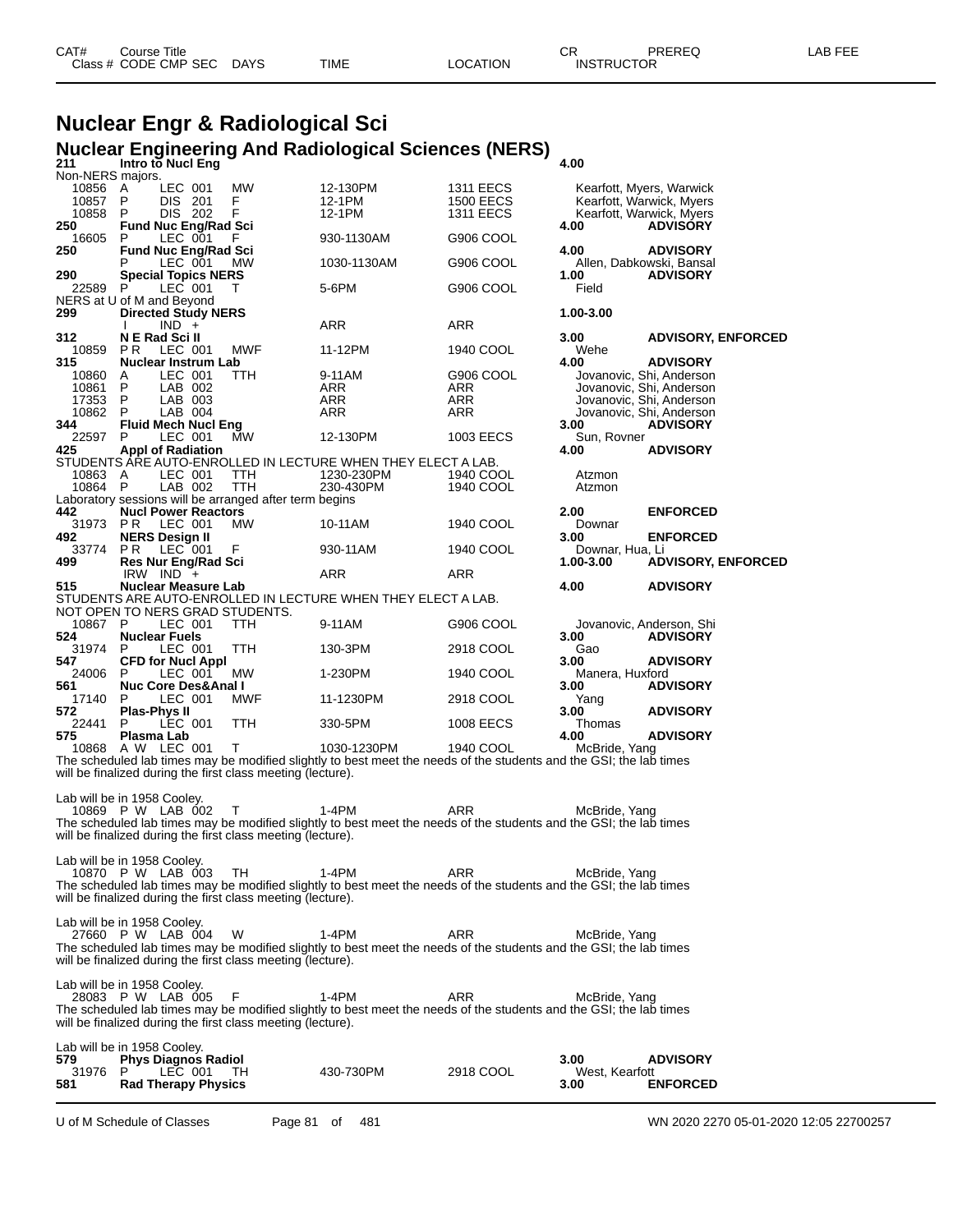| CAT# | Course Title | | | | | | CR | PREREQ | LAB FEE |
|---|---|---|---|---|---|---|---|---|---|
| Class # | CODE | CMP | SEC | DAYS | TIME | LOCATION | INSTRUCTOR | | |

# Nuclear Engr & Radiological Sci

## Nuclear Engineering And Radiological Sciences (NERS)

**211** **Intro to Nucl Eng** **4.00**
Non-NERS majors.

| Class # | CODE | CMP SEC | DAYS | TIME | LOCATION | INSTRUCTOR |
|---|---|---|---|---|---|---|
| 10856 | A | LEC 001 | MW | 12-130PM | 1311 EECS | Kearfott, Myers, Warwick |
| 10857 | P | DIS 201 | F | 12-1PM | 1500 EECS | Kearfott, Warwick, Myers |
| 10858 | P | DIS 202 | F | 12-1PM | 1311 EECS | Kearfott, Warwick, Myers |

**250** **Fund Nuc Eng/Rad Sci** **4.00** **ADVISORY**

| Class # | CODE | CMP SEC | DAYS | TIME | LOCATION | INSTRUCTOR |
|---|---|---|---|---|---|---|
| 16605 | P | LEC 001 | F | 930-1130AM | G906 COOL | |

**250** **Fund Nuc Eng/Rad Sci** **4.00** **ADVISORY**

| Class # | CODE | CMP SEC | DAYS | TIME | LOCATION | INSTRUCTOR |
|---|---|---|---|---|---|---|
| | P | LEC 001 | MW | 1030-1130AM | G906 COOL | Allen, Dabkowski, Bansal |

**290** **Special Topics NERS** **1.00** **ADVISORY**

| Class # | CODE | CMP SEC | DAYS | TIME | LOCATION | INSTRUCTOR |
|---|---|---|---|---|---|---|
| 22589 | P | LEC 001 | T | 5-6PM | G906 COOL | Field |

NERS at U of M and Beyond

**299** **Directed Study NERS** **1.00-3.00**

| Class # | CODE | CMP SEC | DAYS | TIME | LOCATION | INSTRUCTOR |
|---|---|---|---|---|---|---|
| | I | IND + | | ARR | ARR | |

**312** **N E Rad Sci II** **3.00** **ADVISORY, ENFORCED**

| Class # | CODE | CMP SEC | DAYS | TIME | LOCATION | INSTRUCTOR |
|---|---|---|---|---|---|---|
| 10859 | P R | LEC 001 | MWF | 11-12PM | 1940 COOL | Wehe |

**315** **Nuclear Instrum Lab** **4.00** **ADVISORY**

| Class # | CODE | CMP SEC | DAYS | TIME | LOCATION | INSTRUCTOR |
|---|---|---|---|---|---|---|
| 10860 | A | LEC 001 | TTH | 9-11AM | G906 COOL | Jovanovic, Shi, Anderson |
| 10861 | P | LAB 002 | | ARR | ARR | Jovanovic, Shi, Anderson |
| 17353 | P | LAB 003 | | ARR | ARR | Jovanovic, Shi, Anderson |
| 10862 | P | LAB 004 | | ARR | ARR | Jovanovic, Shi, Anderson |

**344** **Fluid Mech Nucl Eng** **3.00** **ADVISORY**

| Class # | CODE | CMP SEC | DAYS | TIME | LOCATION | INSTRUCTOR |
|---|---|---|---|---|---|---|
| 22597 | P | LEC 001 | MW | 12-130PM | 1003 EECS | Sun, Rovner |

**425** **Appl of Radiation** **4.00** **ADVISORY**
STUDENTS ARE AUTO-ENROLLED IN LECTURE WHEN THEY ELECT A LAB.

| Class # | CODE | CMP SEC | DAYS | TIME | LOCATION | INSTRUCTOR |
|---|---|---|---|---|---|---|
| 10863 | A | LEC 001 | TTH | 1230-230PM | 1940 COOL | Atzmon |
| 10864 | P | LAB 002 | TTH | 230-430PM | 1940 COOL | Atzmon |

Laboratory sessions will be arranged after term begins

**442** **Nucl Power Reactors** **2.00** **ENFORCED**

| Class # | CODE | CMP SEC | DAYS | TIME | LOCATION | INSTRUCTOR |
|---|---|---|---|---|---|---|
| 31973 | P R | LEC 001 | MW | 10-11AM | 1940 COOL | Downar |

**492** **NERS Design II** **3.00** **ENFORCED**

| Class # | CODE | CMP SEC | DAYS | TIME | LOCATION | INSTRUCTOR |
|---|---|---|---|---|---|---|
| 33774 | P R | LEC 001 | F | 930-11AM | 1940 COOL | Downar, Hua, Li |

**499** **Res Nur Eng/Rad Sci** **1.00-3.00** **ADVISORY, ENFORCED**

| Class # | CODE | CMP SEC | DAYS | TIME | LOCATION | INSTRUCTOR |
|---|---|---|---|---|---|---|
| | IRW | IND + | | ARR | ARR | |

**515** **Nuclear Measure Lab** **4.00** **ADVISORY**
STUDENTS ARE AUTO-ENROLLED IN LECTURE WHEN THEY ELECT A LAB.
NOT OPEN TO NERS GRAD STUDENTS.

| Class # | CODE | CMP SEC | DAYS | TIME | LOCATION | INSTRUCTOR |
|---|---|---|---|---|---|---|
| 10867 | P | LEC 001 | TTH | 9-11AM | G906 COOL | Jovanovic, Anderson, Shi |

**524** **Nuclear Fuels** **3.00** **ADVISORY**

| Class # | CODE | CMP SEC | DAYS | TIME | LOCATION | INSTRUCTOR |
|---|---|---|---|---|---|---|
| 31974 | P | LEC 001 | TTH | 130-3PM | 2918 COOL | Gao |

**547** **CFD for Nucl Appl** **3.00** **ADVISORY**

| Class # | CODE | CMP SEC | DAYS | TIME | LOCATION | INSTRUCTOR |
|---|---|---|---|---|---|---|
| 24006 | P | LEC 001 | MW | 1-230PM | 1940 COOL | Manera, Huxford |

**561** **Nuc Core Des&Anal I** **3.00** **ADVISORY**

| Class # | CODE | CMP SEC | DAYS | TIME | LOCATION | INSTRUCTOR |
|---|---|---|---|---|---|---|
| 17140 | P | LEC 001 | MWF | 11-1230PM | 2918 COOL | Yang |

**572** **Plas-Phys II** **3.00** **ADVISORY**

| Class # | CODE | CMP SEC | DAYS | TIME | LOCATION | INSTRUCTOR |
|---|---|---|---|---|---|---|
| 22441 | P | LEC 001 | TTH | 330-5PM | 1008 EECS | Thomas |

**575** **Plasma Lab** **4.00** **ADVISORY**

| Class # | CODE | CMP SEC | DAYS | TIME | LOCATION | INSTRUCTOR |
|---|---|---|---|---|---|---|
| 10868 | A W | LEC 001 | T | 1030-1230PM | 1940 COOL | McBride, Yang |

The scheduled lab times may be modified slightly to best meet the needs of the students and the GSI; the lab times will be finalized during the first class meeting (lecture).

Lab will be in 1958 Cooley.

| Class # | CODE | CMP SEC | DAYS | TIME | LOCATION | INSTRUCTOR |
|---|---|---|---|---|---|---|
| 10869 | P W | LAB 002 | T | 1-4PM | ARR | McBride, Yang |

The scheduled lab times may be modified slightly to best meet the needs of the students and the GSI; the lab times will be finalized during the first class meeting (lecture).

Lab will be in 1958 Cooley.

| Class # | CODE | CMP SEC | DAYS | TIME | LOCATION | INSTRUCTOR |
|---|---|---|---|---|---|---|
| 10870 | P W | LAB 003 | TH | 1-4PM | ARR | McBride, Yang |

The scheduled lab times may be modified slightly to best meet the needs of the students and the GSI; the lab times will be finalized during the first class meeting (lecture).

Lab will be in 1958 Cooley.

| Class # | CODE | CMP SEC | DAYS | TIME | LOCATION | INSTRUCTOR |
|---|---|---|---|---|---|---|
| 27660 | P W | LAB 004 | W | 1-4PM | ARR | McBride, Yang |

The scheduled lab times may be modified slightly to best meet the needs of the students and the GSI; the lab times will be finalized during the first class meeting (lecture).

Lab will be in 1958 Cooley.

| Class # | CODE | CMP SEC | DAYS | TIME | LOCATION | INSTRUCTOR |
|---|---|---|---|---|---|---|
| 28083 | P W | LAB 005 | F | 1-4PM | ARR | McBride, Yang |

The scheduled lab times may be modified slightly to best meet the needs of the students and the GSI; the lab times will be finalized during the first class meeting (lecture).

Lab will be in 1958 Cooley.

**579** **Phys Diagnos Radiol** **3.00** **ADVISORY**

| Class # | CODE | CMP SEC | DAYS | TIME | LOCATION | INSTRUCTOR |
|---|---|---|---|---|---|---|
| 31976 | P | LEC 001 | TH | 430-730PM | 2918 COOL | West, Kearfott |

**581** **Rad Therapy Physics** **3.00** **ENFORCED**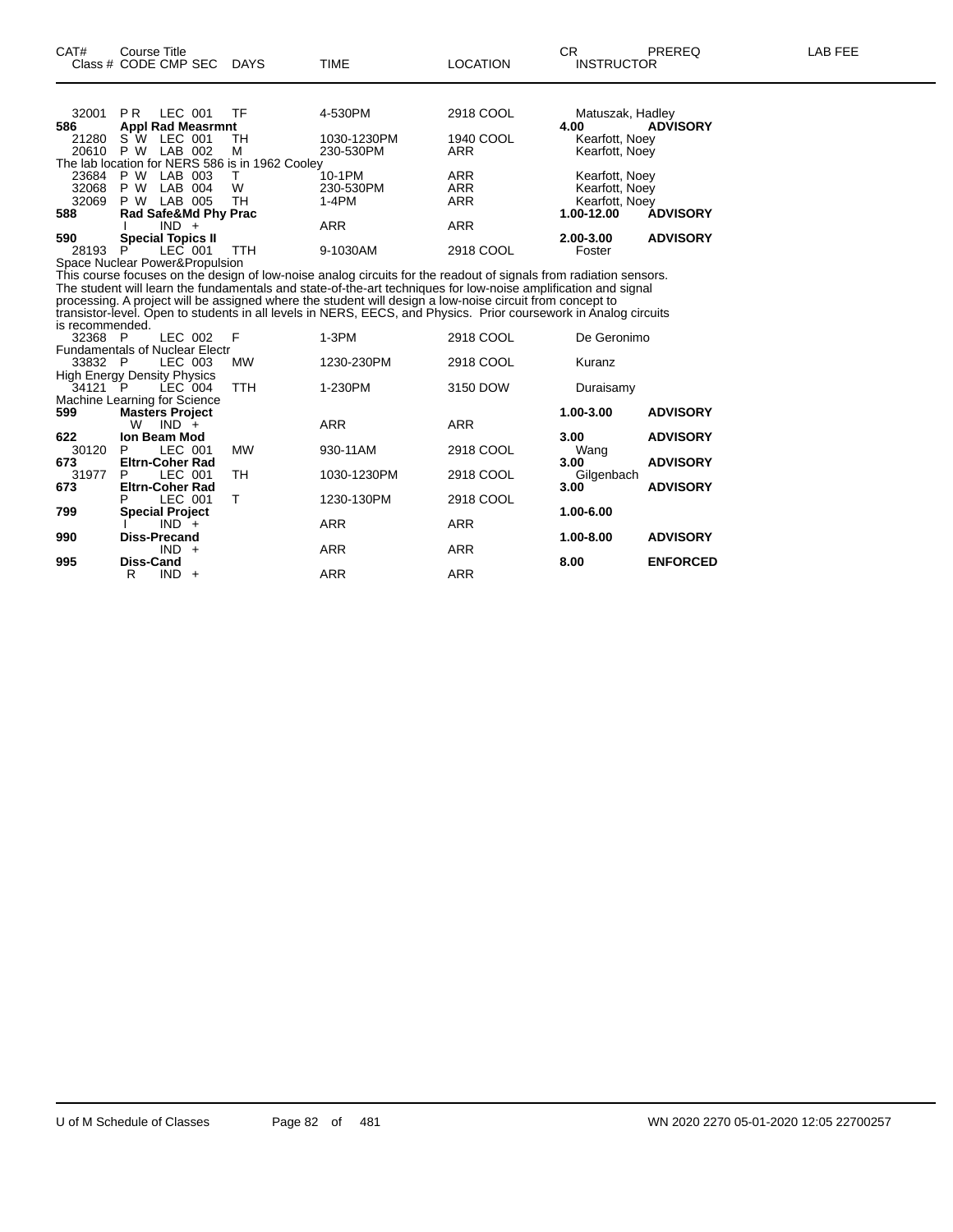| CAT# | Course Title Class # CODE CMP SEC | DAYS | TIME | LOCATION | CR INSTRUCTOR | PREREQ | LAB FEE |
|---|---|---|---|---|---|---|---|
| 32001 | P R LEC 001 | TF | 4-530PM | 2918 COOL | Matuszak, Hadley | | |
| **586** | **Appl Rad Measrmnt** | | | | **4.00** | **ADVISORY** | |
| 21280 | S W LEC 001 | TH | 1030-1230PM | 1940 COOL | Kearfott, Noey | | |
| 20610 | P W LAB 002 | M | 230-530PM | ARR | Kearfott, Noey | | |
| The lab location for NERS 586 is in 1962 Cooley | | | | | | | |
| 23684 | P W LAB 003 | T | 10-1PM | ARR | Kearfott, Noey | | |
| 32068 | P W LAB 004 | W | 230-530PM | ARR | Kearfott, Noey | | |
| 32069 | P W LAB 005 | TH | 1-4PM | ARR | Kearfott, Noey | | |
| **588** | **Rad Safe&Md Phy Prac** | | | | **1.00-12.00** | **ADVISORY** | |
| | I IND + | | ARR | ARR | | | |
| **590** | **Special Topics II** | | | | **2.00-3.00** | **ADVISORY** | |
| 28193 | P LEC 001 | TTH | 9-1030AM | 2918 COOL | Foster | | |
| Space Nuclear Power&Propulsion | | | | | | | |

This course focuses on the design of low-noise analog circuits for the readout of signals from radiation sensors. The student will learn the fundamentals and state-of-the-art techniques for low-noise amplification and signal processing. A project will be assigned where the student will design a low-noise circuit from concept to transistor-level. Open to students in all levels in NERS, EECS, and Physics. Prior coursework in Analog circuits is recommended.

| CAT# | Course Title Class # CODE CMP SEC | DAYS | TIME | LOCATION | CR INSTRUCTOR | PREREQ | LAB FEE |
|---|---|---|---|---|---|---|---|
| 32368 | P LEC 002 | F | 1-3PM | 2918 COOL | De Geronimo | | |
| Fundamentals of Nuclear Electr | | | | | | | |
| 33832 | P LEC 003 | MW | 1230-230PM | 2918 COOL | Kuranz | | |
| High Energy Density Physics | | | | | | | |
| 34121 | P LEC 004 | TTH | 1-230PM | 3150 DOW | Duraisamy | | |
| Machine Learning for Science | | | | | | | |
| **599** | **Masters Project** | | | | **1.00-3.00** | **ADVISORY** | |
| | W IND + | | ARR | ARR | | | |
| **622** | **Ion Beam Mod** | | | | **3.00** | **ADVISORY** | |
| 30120 | P LEC 001 | MW | 930-11AM | 2918 COOL | Wang | | |
| **673** | **Eltrn-Coher Rad** | | | | **3.00** | **ADVISORY** | |
| 31977 | P LEC 001 | TH | 1030-1230PM | 2918 COOL | Gilgenbach | | |
| **673** | **Eltrn-Coher Rad** | | | | **3.00** | **ADVISORY** | |
| | P LEC 001 | T | 1230-130PM | 2918 COOL | | | |
| **799** | **Special Project** | | | | **1.00-6.00** | | |
| | I IND + | | ARR | ARR | | | |
| **990** | **Diss-Precand** | | | | **1.00-8.00** | **ADVISORY** | |
| | IND + | | ARR | ARR | | | |
| **995** | **Diss-Cand** | | | | **8.00** | **ENFORCED** | |
| | R IND + | | ARR | ARR | | | |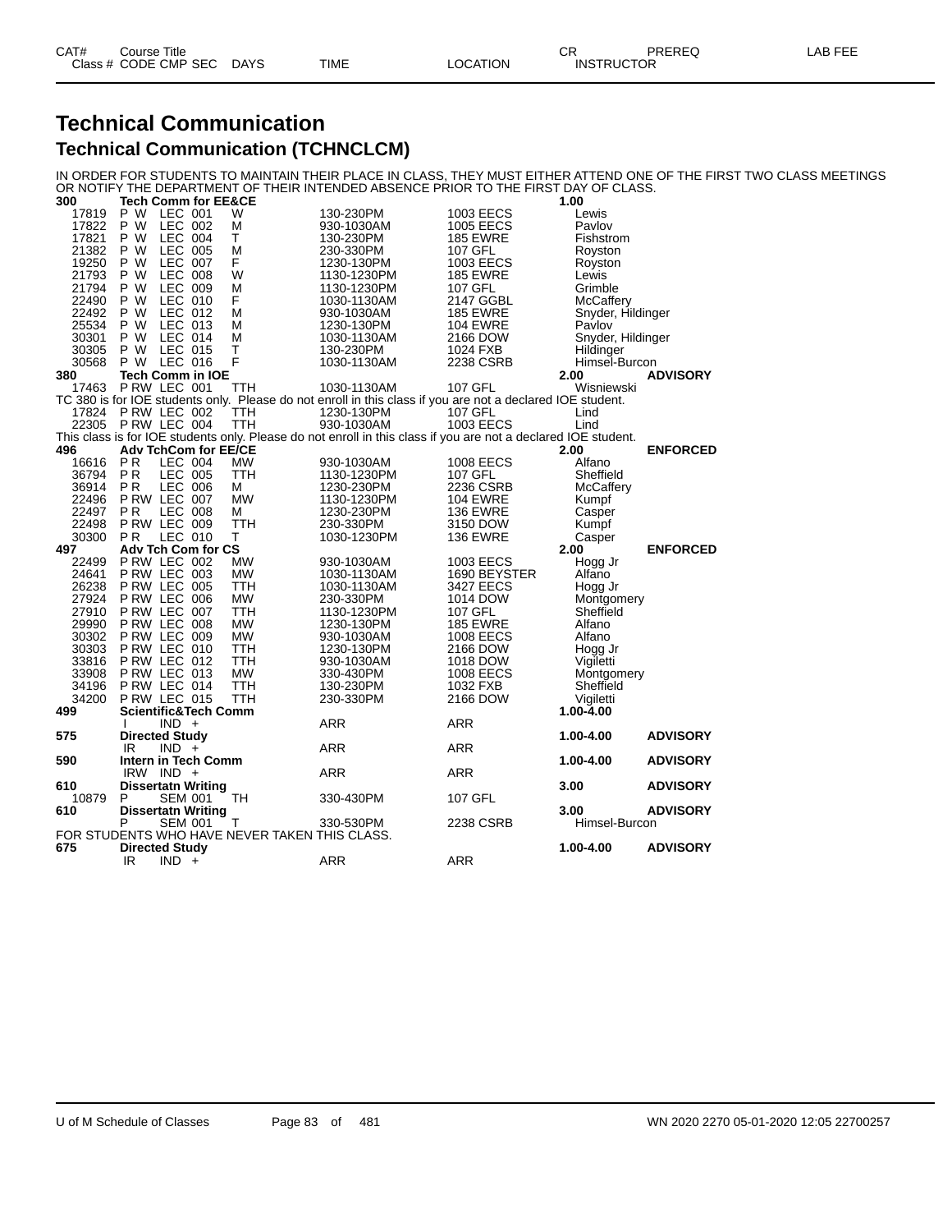# Technical Communication

## Technical Communication (TCHNCLCM)

IN ORDER FOR STUDENTS TO MAINTAIN THEIR PLACE IN CLASS, THEY MUST EITHER ATTEND ONE OF THE FIRST TWO CLASS MEETINGS OR NOTIFY THE DEPARTMENT OF THEIR INTENDED ABSENCE PRIOR TO THE FIRST DAY OF CLASS.

| CAT# / Class # | Course Title / CODE CMP SEC | DAYS | TIME | LOCATION | CR / INSTRUCTOR | PREREQ | LAB FEE |
|---|---|---|---|---|---|---|---|
| **300** | **Tech Comm for EE&CE** | | | | **1.00** | | |
| 17819 | P W LEC 001 | W | 130-230PM | 1003 EECS | Lewis | | |
| 17822 | P W LEC 002 | M | 930-1030AM | 1005 EECS | Pavlov | | |
| 17821 | P W LEC 004 | T | 130-230PM | 185 EWRE | Fishstrom | | |
| 21382 | P W LEC 005 | M | 230-330PM | 107 GFL | Royston | | |
| 19250 | P W LEC 007 | F | 1230-130PM | 1003 EECS | Royston | | |
| 21793 | P W LEC 008 | W | 1130-1230PM | 185 EWRE | Lewis | | |
| 21794 | P W LEC 009 | M | 1130-1230PM | 107 GFL | Grimble | | |
| 22490 | P W LEC 010 | F | 1030-1130AM | 2147 GGBL | McCaffery | | |
| 22492 | P W LEC 012 | M | 930-1030AM | 185 EWRE | Snyder, Hildinger | | |
| 25534 | P W LEC 013 | M | 1230-130PM | 104 EWRE | Pavlov | | |
| 30301 | P W LEC 014 | M | 1030-1130AM | 2166 DOW | Snyder, Hildinger | | |
| 30305 | P W LEC 015 | T | 130-230PM | 1024 FXB | Hildinger | | |
| 30568 | P W LEC 016 | F | 1030-1130AM | 2238 CSRB | Himsel-Burcon | | |
| **380** | **Tech Comm in IOE** | | | | **2.00** | **ADVISORY** | |
| 17463 | P RW LEC 001 | TTH | 1030-1130AM | 107 GFL | Wisniewski | | |
| TC 380 is for IOE students only. Please do not enroll in this class if you are not a declared IOE student. | | | | | | | |
| 17824 | P RW LEC 002 | TTH | 1230-130PM | 107 GFL | Lind | | |
| 22305 | P RW LEC 004 | TTH | 930-1030AM | 1003 EECS | Lind | | |
| This class is for IOE students only. Please do not enroll in this class if you are not a declared IOE student. | | | | | | | |
| **496** | **Adv TchCom for EE/CE** | | | | **2.00** | **ENFORCED** | |
| 16616 | P R LEC 004 | MW | 930-1030AM | 1008 EECS | Alfano | | |
| 36794 | P R LEC 005 | TTH | 1130-1230PM | 107 GFL | Sheffield | | |
| 36914 | P R LEC 006 | M | 1230-230PM | 2236 CSRB | McCaffery | | |
| 22496 | P RW LEC 007 | MW | 1130-1230PM | 104 EWRE | Kumpf | | |
| 22497 | P R LEC 008 | M | 1230-230PM | 136 EWRE | Casper | | |
| 22498 | P RW LEC 009 | TTH | 230-330PM | 3150 DOW | Kumpf | | |
| 30300 | P R LEC 010 | T | 1030-1230PM | 136 EWRE | Casper | | |
| **497** | **Adv Tch Com for CS** | | | | **2.00** | **ENFORCED** | |
| 22499 | P RW LEC 002 | MW | 930-1030AM | 1003 EECS | Hogg Jr | | |
| 24641 | P RW LEC 003 | MW | 1030-1130AM | 1690 BEYSTER | Alfano | | |
| 26238 | P RW LEC 005 | TTH | 1030-1130AM | 3427 EECS | Hogg Jr | | |
| 27924 | P RW LEC 006 | MW | 230-330PM | 1014 DOW | Montgomery | | |
| 27910 | P RW LEC 007 | TTH | 1130-1230PM | 107 GFL | Sheffield | | |
| 29990 | P RW LEC 008 | MW | 1230-130PM | 185 EWRE | Alfano | | |
| 30302 | P RW LEC 009 | MW | 930-1030AM | 1008 EECS | Alfano | | |
| 30303 | P RW LEC 010 | TTH | 1230-130PM | 2166 DOW | Hogg Jr | | |
| 33816 | P RW LEC 012 | TTH | 930-1030AM | 1018 DOW | Vigiletti | | |
| 33908 | P RW LEC 013 | MW | 330-430PM | 1008 EECS | Montgomery | | |
| 34196 | P RW LEC 014 | TTH | 130-230PM | 1032 FXB | Sheffield | | |
| 34200 | P RW LEC 015 | TTH | 230-330PM | 2166 DOW | Vigiletti | | |
| **499** | **Scientific&Tech Comm** | | | | **1.00-4.00** | | |
| | I IND + | | ARR | ARR | | | |
| **575** | **Directed Study** | | | | **1.00-4.00** | **ADVISORY** | |
| | IR IND + | | ARR | ARR | | | |
| **590** | **Intern in Tech Comm** | | | | **1.00-4.00** | **ADVISORY** | |
| | IRW IND + | | ARR | ARR | | | |
| **610** | **Dissertatn Writing** | | | | **3.00** | **ADVISORY** | |
| 10879 | P SEM 001 | TH | 330-430PM | 107 GFL | | | |
| **610** | **Dissertatn Writing** | | | | **3.00** | **ADVISORY** | |
| | P SEM 001 | T | 330-530PM | 2238 CSRB | Himsel-Burcon | | |
| FOR STUDENTS WHO HAVE NEVER TAKEN THIS CLASS. | | | | | | | |
| **675** | **Directed Study** | | | | **1.00-4.00** | **ADVISORY** | |
| | IR IND + | | ARR | ARR | | | |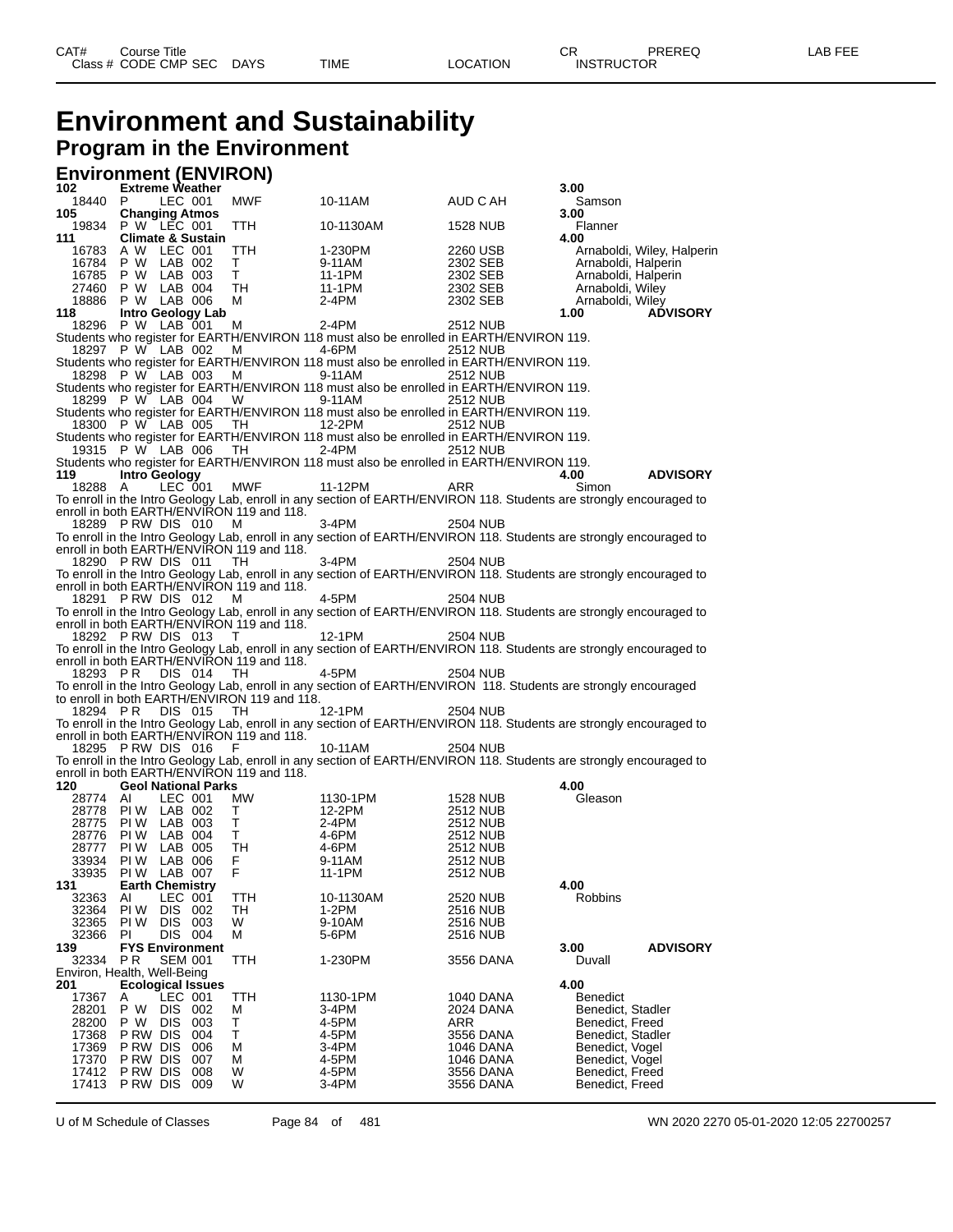# Environment and Sustainability

## Program in the Environment

### Environment (ENVIRON)

| CAT# / Class # | Course Title / CODE | CMP | SEC | DAYS | TIME | LOCATION | CR / INSTRUCTOR | PREREQ |
|---|---|---|---|---|---|---|---|---|
| **102** | **Extreme Weather** | | | | | | **3.00** | |
| 18440 | P | LEC | 001 | MWF | 10-11AM | AUD C AH | Samson | |
| **105** | **Changing Atmos** | | | | | | **3.00** | |
| 19834 | P W | LEC | 001 | TTH | 10-1130AM | 1528 NUB | Flanner | |
| **111** | **Climate & Sustain** | | | | | | **4.00** | |
| 16783 | A W | LEC | 001 | TTH | 1-230PM | 2260 USB | Arnaboldi, Wiley, Halperin | |
| 16784 | P W | LAB | 002 | T | 9-11AM | 2302 SEB | Arnaboldi, Halperin | |
| 16785 | P W | LAB | 003 | T | 11-1PM | 2302 SEB | Arnaboldi, Halperin | |
| 27460 | P W | LAB | 004 | TH | 11-1PM | 2302 SEB | Arnaboldi, Wiley | |
| 18886 | P W | LAB | 006 | M | 2-4PM | 2302 SEB | Arnaboldi, Wiley | |
| **118** | **Intro Geology Lab** | | | | | | **1.00** | **ADVISORY** |
| 18296 | P W | LAB | 001 | M | 2-4PM | 2512 NUB | | |
| Students who register for EARTH/ENVIRON 118 must also be enrolled in EARTH/ENVIRON 119. | | | | | | | | |
| 18297 | P W | LAB | 002 | M | 4-6PM | 2512 NUB | | |
| Students who register for EARTH/ENVIRON 118 must also be enrolled in EARTH/ENVIRON 119. | | | | | | | | |
| 18298 | P W | LAB | 003 | M | 9-11AM | 2512 NUB | | |
| Students who register for EARTH/ENVIRON 118 must also be enrolled in EARTH/ENVIRON 119. | | | | | | | | |
| 18299 | P W | LAB | 004 | W | 9-11AM | 2512 NUB | | |
| Students who register for EARTH/ENVIRON 118 must also be enrolled in EARTH/ENVIRON 119. | | | | | | | | |
| 18300 | P W | LAB | 005 | TH | 12-2PM | 2512 NUB | | |
| Students who register for EARTH/ENVIRON 118 must also be enrolled in EARTH/ENVIRON 119. | | | | | | | | |
| 19315 | P W | LAB | 006 | TH | 2-4PM | 2512 NUB | | |
| Students who register for EARTH/ENVIRON 118 must also be enrolled in EARTH/ENVIRON 119. | | | | | | | | |
| **119** | **Intro Geology** | | | | | | **4.00** | **ADVISORY** |
| 18288 | A | LEC | 001 | MWF | 11-12PM | ARR | Simon | |
| To enroll in the Intro Geology Lab, enroll in any section of EARTH/ENVIRON 118. Students are strongly encouraged to enroll in both EARTH/ENVIRON 119 and 118. | | | | | | | | |
| 18289 | P RW | DIS | 010 | M | 3-4PM | 2504 NUB | | |
| To enroll in the Intro Geology Lab, enroll in any section of EARTH/ENVIRON 118. Students are strongly encouraged to enroll in both EARTH/ENVIRON 119 and 118. | | | | | | | | |
| 18290 | P RW | DIS | 011 | TH | 3-4PM | 2504 NUB | | |
| To enroll in the Intro Geology Lab, enroll in any section of EARTH/ENVIRON 118. Students are strongly encouraged to enroll in both EARTH/ENVIRON 119 and 118. | | | | | | | | |
| 18291 | P RW | DIS | 012 | M | 4-5PM | 2504 NUB | | |
| To enroll in the Intro Geology Lab, enroll in any section of EARTH/ENVIRON 118. Students are strongly encouraged to enroll in both EARTH/ENVIRON 119 and 118. | | | | | | | | |
| 18292 | P RW | DIS | 013 | T | 12-1PM | 2504 NUB | | |
| To enroll in the Intro Geology Lab, enroll in any section of EARTH/ENVIRON 118. Students are strongly encouraged to enroll in both EARTH/ENVIRON 119 and 118. | | | | | | | | |
| 18293 | P R | DIS | 014 | TH | 4-5PM | 2504 NUB | | |
| To enroll in the Intro Geology Lab, enroll in any section of EARTH/ENVIRON 118. Students are strongly encouraged to enroll in both EARTH/ENVIRON 119 and 118. | | | | | | | | |
| 18294 | P R | DIS | 015 | TH | 12-1PM | 2504 NUB | | |
| To enroll in the Intro Geology Lab, enroll in any section of EARTH/ENVIRON 118. Students are strongly encouraged to enroll in both EARTH/ENVIRON 119 and 118. | | | | | | | | |
| 18295 | P RW | DIS | 016 | F | 10-11AM | 2504 NUB | | |
| To enroll in the Intro Geology Lab, enroll in any section of EARTH/ENVIRON 118. Students are strongly encouraged to enroll in both EARTH/ENVIRON 119 and 118. | | | | | | | | |
| **120** | **Geol National Parks** | | | | | | **4.00** | |
| 28774 | AI | LEC | 001 | MW | 1130-1PM | 1528 NUB | Gleason | |
| 28778 | PI W | LAB | 002 | T | 12-2PM | 2512 NUB | | |
| 28775 | PI W | LAB | 003 | T | 2-4PM | 2512 NUB | | |
| 28776 | PI W | LAB | 004 | T | 4-6PM | 2512 NUB | | |
| 28777 | PI W | LAB | 005 | TH | 4-6PM | 2512 NUB | | |
| 33934 | PI W | LAB | 006 | F | 9-11AM | 2512 NUB | | |
| 33935 | PI W | LAB | 007 | F | 11-1PM | 2512 NUB | | |
| **131** | **Earth Chemistry** | | | | | | **4.00** | |
| 32363 | AI | LEC | 001 | TTH | 10-1130AM | 2520 NUB | Robbins | |
| 32364 | PI W | DIS | 002 | TH | 1-2PM | 2516 NUB | | |
| 32365 | PI W | DIS | 003 | W | 9-10AM | 2516 NUB | | |
| 32366 | PI | DIS | 004 | M | 5-6PM | 2516 NUB | | |
| **139** | **FYS Environment** | | | | | | **3.00** | **ADVISORY** |
| 32334 | P R | SEM | 001 | TTH | 1-230PM | 3556 DANA | Duvall | |
| Environ, Health, Well-Being | | | | | | | | |
| **201** | **Ecological Issues** | | | | | | **4.00** | |
| 17367 | A | LEC | 001 | TTH | 1130-1PM | 1040 DANA | Benedict | |
| 28201 | P W | DIS | 002 | M | 3-4PM | 2024 DANA | Benedict, Stadler | |
| 28200 | P W | DIS | 003 | T | 4-5PM | ARR | Benedict, Freed | |
| 17368 | P RW | DIS | 004 | T | 4-5PM | 3556 DANA | Benedict, Stadler | |
| 17369 | P RW | DIS | 006 | M | 3-4PM | 1046 DANA | Benedict, Vogel | |
| 17370 | P RW | DIS | 007 | M | 4-5PM | 1046 DANA | Benedict, Vogel | |
| 17412 | P RW | DIS | 008 | W | 4-5PM | 3556 DANA | Benedict, Freed | |
| 17413 | P RW | DIS | 009 | W | 3-4PM | 3556 DANA | Benedict, Freed | |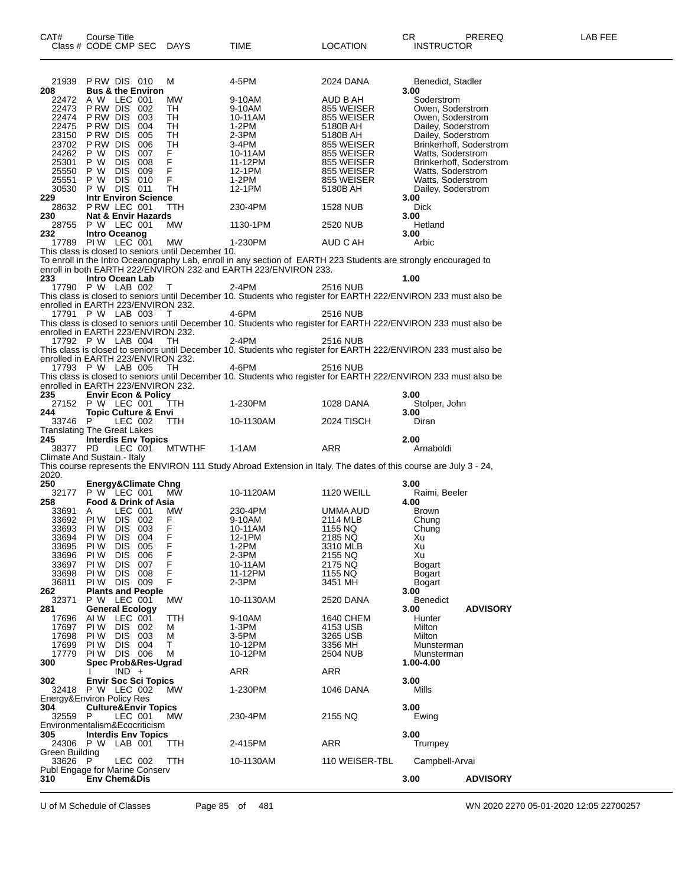| CAT# | Course Title Class # CODE CMP SEC | DAYS | TIME | LOCATION | CR INSTRUCTOR | PREREQ | LAB FEE |
|---|---|---|---|---|---|---|---|
| 21939 | P RW DIS 010 | M | 4-5PM | 2024 DANA | Benedict, Stadler | | |
| **208** | **Bus & the Environ** | | | | **3.00** | | |
| 22472 | A W LEC 001 | MW | 9-10AM | AUD B AH | Soderstrom | | |
| 22473 | P RW DIS 002 | TH | 9-10AM | 855 WEISER | Owen, Soderstrom | | |
| 22474 | P RW DIS 003 | TH | 10-11AM | 855 WEISER | Owen, Soderstrom | | |
| 22475 | P RW DIS 004 | TH | 1-2PM | 5180B AH | Dailey, Soderstrom | | |
| 23150 | P RW DIS 005 | TH | 2-3PM | 5180B AH | Dailey, Soderstrom | | |
| 23702 | P RW DIS 006 | TH | 3-4PM | 855 WEISER | Brinkerhoff, Soderstrom | | |
| 24262 | P W DIS 007 | F | 10-11AM | 855 WEISER | Watts, Soderstrom | | |
| 25301 | P W DIS 008 | F | 11-12PM | 855 WEISER | Brinkerhoff, Soderstrom | | |
| 25550 | P W DIS 009 | F | 12-1PM | 855 WEISER | Watts, Soderstrom | | |
| 25551 | P W DIS 010 | F | 1-2PM | 855 WEISER | Watts, Soderstrom | | |
| 30530 | P W DIS 011 | TH | 12-1PM | 5180B AH | Dailey, Soderstrom | | |
| **229** | **Intr Environ Science** | | | | **3.00** | | |
| 28632 | P RW LEC 001 | TTH | 230-4PM | 1528 NUB | Dick | | |
| **230** | **Nat & Envir Hazards** | | | | **3.00** | | |
| 28755 | P W LEC 001 | MW | 1130-1PM | 2520 NUB | Hetland | | |
| **232** | **Intro Oceanog** | | | | **3.00** | | |
| 17789 | PI W LEC 001 | MW | 1-230PM | AUD C AH | Arbic | | |

This class is closed to seniors until December 10.
To enroll in the Intro Oceanography Lab, enroll in any section of EARTH 223 Students are strongly encouraged to enroll in both EARTH 222/ENVIRON 232 and EARTH 223/ENVIRON 233.

| CAT# | Course Title Class # CODE CMP SEC | DAYS | TIME | LOCATION | CR INSTRUCTOR | PREREQ | LAB FEE |
|---|---|---|---|---|---|---|---|
| **233** | **Intro Ocean Lab** | | | | **1.00** | | |
| 17790 | P W LAB 002 | T | 2-4PM | 2516 NUB | | | |

This class is closed to seniors until December 10. Students who register for EARTH 222/ENVIRON 233 must also be enrolled in EARTH 223/ENVIRON 232.

| CAT# | Course Title Class # CODE CMP SEC | DAYS | TIME | LOCATION | CR INSTRUCTOR | PREREQ | LAB FEE |
|---|---|---|---|---|---|---|---|
| 17791 | P W LAB 003 | T | 4-6PM | 2516 NUB | | | |

This class is closed to seniors until December 10. Students who register for EARTH 222/ENVIRON 233 must also be enrolled in EARTH 223/ENVIRON 232.

| CAT# | Course Title Class # CODE CMP SEC | DAYS | TIME | LOCATION | CR INSTRUCTOR | PREREQ | LAB FEE |
|---|---|---|---|---|---|---|---|
| 17792 | P W LAB 004 | TH | 2-4PM | 2516 NUB | | | |

This class is closed to seniors until December 10. Students who register for EARTH 222/ENVIRON 233 must also be enrolled in EARTH 223/ENVIRON 232.

| CAT# | Course Title Class # CODE CMP SEC | DAYS | TIME | LOCATION | CR INSTRUCTOR | PREREQ | LAB FEE |
|---|---|---|---|---|---|---|---|
| 17793 | P W LAB 005 | TH | 4-6PM | 2516 NUB | | | |

This class is closed to seniors until December 10. Students who register for EARTH 222/ENVIRON 233 must also be enrolled in EARTH 223/ENVIRON 232.

| CAT# | Course Title Class # CODE CMP SEC | DAYS | TIME | LOCATION | CR INSTRUCTOR | PREREQ | LAB FEE |
|---|---|---|---|---|---|---|---|
| **235** | **Envir Econ & Policy** | | | | **3.00** | | |
| 27152 | P W LEC 001 | TTH | 1-230PM | 1028 DANA | Stolper, John | | |
| **244** | **Topic Culture & Envi** | | | | **3.00** | | |
| 33746 | P LEC 002 | TTH | 10-1130AM | 2024 TISCH | Diran | | |

Translating The Great Lakes

| CAT# | Course Title Class # CODE CMP SEC | DAYS | TIME | LOCATION | CR INSTRUCTOR | PREREQ | LAB FEE |
|---|---|---|---|---|---|---|---|
| **245** | **Interdis Env Topics** | | | | **2.00** | | |
| 38377 | PD LEC 001 | MTWTHF | 1-1AM | ARR | Arnaboldi | | |

Climate And Sustain.- Italy
This course represents the ENVIRON 111 Study Abroad Extension in Italy. The dates of this course are July 3 - 24, 2020.

| CAT# | Course Title Class # CODE CMP SEC | DAYS | TIME | LOCATION | CR INSTRUCTOR | PREREQ | LAB FEE |
|---|---|---|---|---|---|---|---|
| **250** | **Energy&Climate Chng** | | | | **3.00** | | |
| 32177 | P W LEC 001 | MW | 10-1120AM | 1120 WEILL | Raimi, Beeler | | |
| **258** | **Food & Drink of Asia** | | | | **4.00** | | |
| 33691 | A LEC 001 | MW | 230-4PM | UMMA AUD | Brown | | |
| 33692 | PI W DIS 002 | F | 9-10AM | 2114 MLB | Chung | | |
| 33693 | PI W DIS 003 | F | 10-11AM | 1155 NQ | Chung | | |
| 33694 | PI W DIS 004 | F | 12-1PM | 2185 NQ | Xu | | |
| 33695 | PI W DIS 005 | F | 1-2PM | 3310 MLB | Xu | | |
| 33696 | PI W DIS 006 | F | 2-3PM | 2155 NQ | Xu | | |
| 33697 | PI W DIS 007 | F | 10-11AM | 2175 NQ | Bogart | | |
| 33698 | PI W DIS 008 | F | 11-12PM | 1155 NQ | Bogart | | |
| 36811 | PI W DIS 009 | F | 2-3PM | 3451 MH | Bogart | | |
| **262** | **Plants and People** | | | | **3.00** | | |
| 32371 | P W LEC 001 | MW | 10-1130AM | 2520 DANA | Benedict | | |
| **281** | **General Ecology** | | | | **3.00** | **ADVISORY** | |
| 17696 | AI W LEC 001 | TTH | 9-10AM | 1640 CHEM | Hunter | | |
| 17697 | PI W DIS 002 | M | 1-3PM | 4153 USB | Milton | | |
| 17698 | PI W DIS 003 | M | 3-5PM | 3265 USB | Milton | | |
| 17699 | PI W DIS 004 | T | 10-12PM | 3356 MH | Munsterman | | |
| 17779 | PI W DIS 006 | M | 10-12PM | 2504 NUB | Munsterman | | |
| **300** | **Spec Prob&Res-Ugrad** | | | | **1.00-4.00** | | |
| | I IND + | | ARR | ARR | | | |
| **302** | **Envir Soc Sci Topics** | | | | **3.00** | | |
| 32418 | P W LEC 002 | MW | 1-230PM | 1046 DANA | Mills | | |

Energy&Environ Policy Res

| CAT# | Course Title Class # CODE CMP SEC | DAYS | TIME | LOCATION | CR INSTRUCTOR | PREREQ | LAB FEE |
|---|---|---|---|---|---|---|---|
| **304** | **Culture&Envir Topics** | | | | **3.00** | | |
| 32559 | P LEC 001 | MW | 230-4PM | 2155 NQ | Ewing | | |

Environmentalism&Ecocriticism

| CAT# | Course Title Class # CODE CMP SEC | DAYS | TIME | LOCATION | CR INSTRUCTOR | PREREQ | LAB FEE |
|---|---|---|---|---|---|---|---|
| **305** | **Interdis Env Topics** | | | | **3.00** | | |
| 24306 | P W LAB 001 | TTH | 2-415PM | ARR | Trumpey | | |

Green Building

| CAT# | Course Title Class # CODE CMP SEC | DAYS | TIME | LOCATION | CR INSTRUCTOR | PREREQ | LAB FEE |
|---|---|---|---|---|---|---|---|
| 33626 | P LEC 002 | TTH | 10-1130AM | 110 WEISER-TBL | Campbell-Arvai | | |

Publ Engage for Marine Conserv

| CAT# | Course Title Class # CODE CMP SEC | DAYS | TIME | LOCATION | CR INSTRUCTOR | PREREQ | LAB FEE |
|---|---|---|---|---|---|---|---|
| **310** | **Env Chem&Dis** | | | | **3.00** | **ADVISORY** | |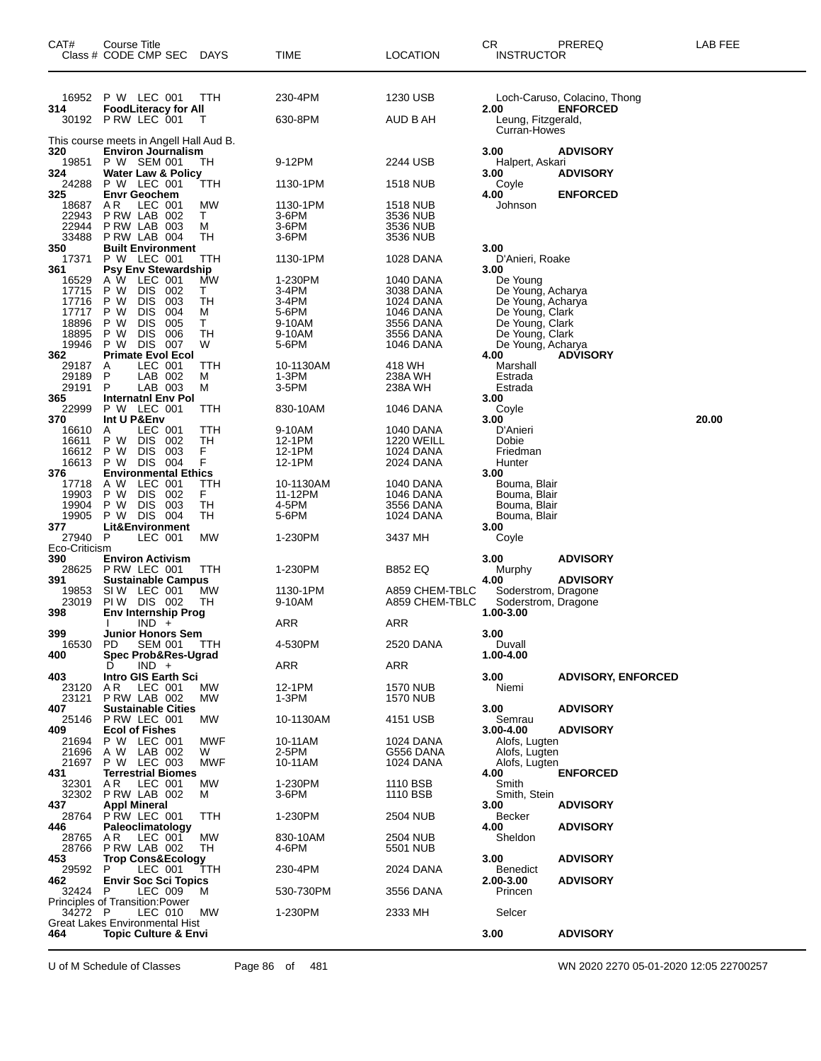| CAT# Class # | Course Title CODE CMP SEC | DAYS | TIME | LOCATION | CR INSTRUCTOR | PREREQ | LAB FEE |
|---|---|---|---|---|---|---|---|
| 16952 | P W LEC 001 | TTH | 230-4PM | 1230 USB | Loch-Caruso, Colacino, Thong | | |
| **314** | **FoodLiteracy for All** | | | | **2.00** | **ENFORCED** | |
| 30192 | P RW LEC 001 | T | 630-8PM | AUD B AH | Leung, Fitzgerald, Curran-Howes | | |
| This course meets in Angell Hall Aud B. | | | | | | | |
| **320** | **Environ Journalism** | | | | **3.00** | **ADVISORY** | |
| 19851 | P W SEM 001 | TH | 9-12PM | 2244 USB | Halpert, Askari | | |
| **324** | **Water Law & Policy** | | | | **3.00** | **ADVISORY** | |
| 24288 | P W LEC 001 | TTH | 1130-1PM | 1518 NUB | Coyle | | |
| **325** | **Envr Geochem** | | | | **4.00** | **ENFORCED** | |
| 18687 | A R LEC 001 | MW | 1130-1PM | 1518 NUB | Johnson | | |
| 22943 | P RW LAB 002 | T | 3-6PM | 3536 NUB | | | |
| 22944 | P RW LAB 003 | M | 3-6PM | 3536 NUB | | | |
| 33488 | P RW LAB 004 | TH | 3-6PM | 3536 NUB | | | |
| **350** | **Built Environment** | | | | **3.00** | | |
| 17371 | P W LEC 001 | TTH | 1130-1PM | 1028 DANA | D'Anieri, Roake | | |
| **361** | **Psy Env Stewardship** | | | | **3.00** | | |
| 16529 | A W LEC 001 | MW | 1-230PM | 1040 DANA | De Young | | |
| 17715 | P W DIS 002 | T | 3-4PM | 3038 DANA | De Young, Acharya | | |
| 17716 | P W DIS 003 | TH | 3-4PM | 1024 DANA | De Young, Acharya | | |
| 17717 | P W DIS 004 | M | 5-6PM | 1046 DANA | De Young, Clark | | |
| 18896 | P W DIS 005 | T | 9-10AM | 3556 DANA | De Young, Clark | | |
| 18895 | P W DIS 006 | TH | 9-10AM | 3556 DANA | De Young, Clark | | |
| 19946 | P W DIS 007 | W | 5-6PM | 1046 DANA | De Young, Acharya | | |
| **362** | **Primate Evol Ecol** | | | | **4.00** | **ADVISORY** | |
| 29187 | A LEC 001 | TTH | 10-1130AM | 418 WH | Marshall | | |
| 29189 | P LAB 002 | M | 1-3PM | 238A WH | Estrada | | |
| 29191 | P LAB 003 | M | 3-5PM | 238A WH | Estrada | | |
| **365** | **Internatnl Env Pol** | | | | **3.00** | | |
| 22999 | P W LEC 001 | TTH | 830-10AM | 1046 DANA | Coyle | | |
| **370** | **Int U P&Env** | | | | **3.00** | | **20.00** |
| 16610 | A LEC 001 | TTH | 9-10AM | 1040 DANA | D'Anieri | | |
| 16611 | P W DIS 002 | TH | 12-1PM | 1220 WEILL | Dobie | | |
| 16612 | P W DIS 003 | F | 12-1PM | 1024 DANA | Friedman | | |
| 16613 | P W DIS 004 | F | 12-1PM | 2024 DANA | Hunter | | |
| **376** | **Environmental Ethics** | | | | **3.00** | | |
| 17718 | A W LEC 001 | TTH | 10-1130AM | 1040 DANA | Bouma, Blair | | |
| 19903 | P W DIS 002 | F | 11-12PM | 1046 DANA | Bouma, Blair | | |
| 19904 | P W DIS 003 | TH | 4-5PM | 3556 DANA | Bouma, Blair | | |
| 19905 | P W DIS 004 | TH | 5-6PM | 1024 DANA | Bouma, Blair | | |
| **377** | **Lit&Environment** | | | | **3.00** | | |
| 27940 | P LEC 001 | MW | 1-230PM | 3437 MH | Coyle | | |
| Eco-Criticism | | | | | | | |
| **390** | **Environ Activism** | | | | **3.00** | **ADVISORY** | |
| 28625 | P RW LEC 001 | TTH | 1-230PM | B852 EQ | Murphy | | |
| **391** | **Sustainable Campus** | | | | **4.00** | **ADVISORY** | |
| 19853 | SI W LEC 001 | MW | 1130-1PM | A859 CHEM-TBLC | Soderstrom, Dragone | | |
| 23019 | PI W DIS 002 | TH | 9-10AM | A859 CHEM-TBLC | Soderstrom, Dragone | | |
| **398** | **Env Internship Prog** | | | | **1.00-3.00** | | |
| | I IND + | | ARR | ARR | | | |
| **399** | **Junior Honors Sem** | | | | **3.00** | | |
| 16530 | PD SEM 001 | TTH | 4-530PM | 2520 DANA | Duvall | | |
| **400** | **Spec Prob&Res-Ugrad** | | | | **1.00-4.00** | | |
| | D IND + | | ARR | ARR | | | |
| **403** | **Intro GIS Earth Sci** | | | | **3.00** | **ADVISORY, ENFORCED** | |
| 23120 | A R LEC 001 | MW | 12-1PM | 1570 NUB | Niemi | | |
| 23121 | P RW LAB 002 | MW | 1-3PM | 1570 NUB | | | |
| **407** | **Sustainable Cities** | | | | **3.00** | **ADVISORY** | |
| 25146 | P RW LEC 001 | MW | 10-1130AM | 4151 USB | Semrau | | |
| **409** | **Ecol of Fishes** | | | | **3.00-4.00** | **ADVISORY** | |
| 21694 | P W LEC 001 | MWF | 10-11AM | 1024 DANA | Alofs, Lugten | | |
| 21696 | A W LAB 002 | W | 2-5PM | G556 DANA | Alofs, Lugten | | |
| 21697 | P W LEC 003 | MWF | 10-11AM | 1024 DANA | Alofs, Lugten | | |
| **431** | **Terrestrial Biomes** | | | | **4.00** | **ENFORCED** | |
| 32301 | A R LEC 001 | MW | 1-230PM | 1110 BSB | Smith | | |
| 32302 | P RW LAB 002 | M | 3-6PM | 1110 BSB | Smith, Stein | | |
| **437** | **Appl Mineral** | | | | **3.00** | **ADVISORY** | |
| 28764 | P RW LEC 001 | TTH | 1-230PM | 2504 NUB | Becker | | |
| **446** | **Paleoclimatology** | | | | **4.00** | **ADVISORY** | |
| 28765 | A R LEC 001 | MW | 830-10AM | 2504 NUB | Sheldon | | |
| 28766 | P RW LAB 002 | TH | 4-6PM | 5501 NUB | | | |
| **453** | **Trop Cons&Ecology** | | | | **3.00** | **ADVISORY** | |
| 29592 | P LEC 001 | TTH | 230-4PM | 2024 DANA | Benedict | | |
| **462** | **Envir Soc Sci Topics** | | | | **2.00-3.00** | **ADVISORY** | |
| 32424 | P LEC 009 | M | 530-730PM | 3556 DANA | Princen | | |
| Principles of Transition:Power | | | | | | | |
| 34272 | P LEC 010 | MW | 1-230PM | 2333 MH | Selcer | | |
| Great Lakes Environmental Hist | | | | | | | |
| **464** | **Topic Culture & Envi** | | | | **3.00** | **ADVISORY** | |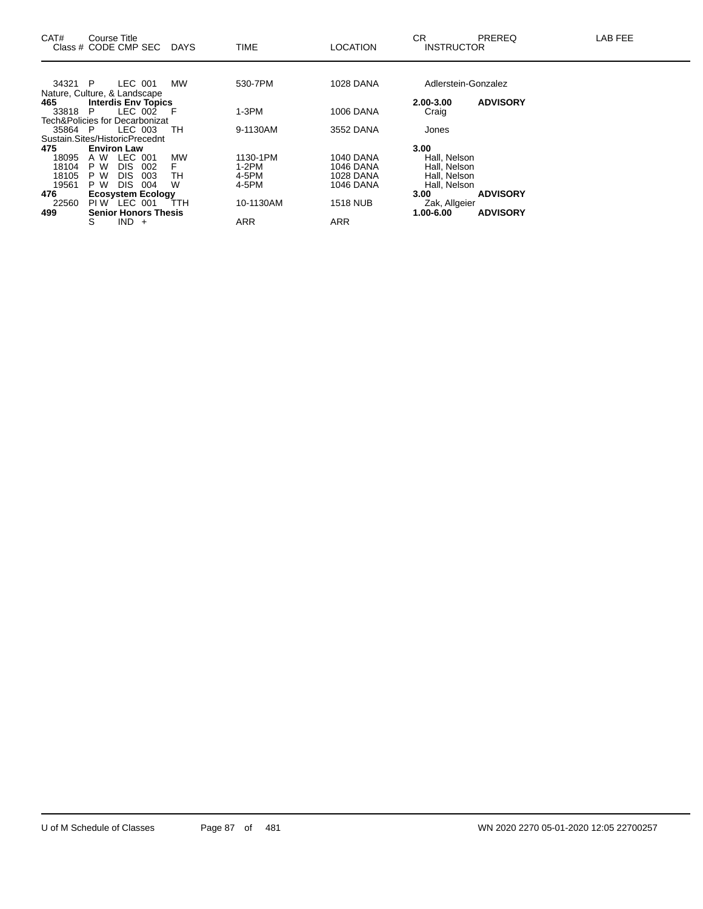| CAT# | Course Title<br>Class # CODE CMP SEC | DAYS | TIME | LOCATION | CR<br>INSTRUCTOR | PREREQ | LAB FEE |
|---|---|---|---|---|---|---|---|
| 34321 | P LEC 001 | MW | 530-7PM | 1028 DANA | Adlerstein-Gonzalez | | |
| | Nature, Culture, & Landscape | | | | | | |
| **465** | **Interdis Env Topics** | | | | **2.00-3.00** | **ADVISORY** | |
| 33818 | P LEC 002 | F | 1-3PM | 1006 DANA | Craig | | |
| | Tech&Policies for Decarbonizat | | | | | | |
| 35864 | P LEC 003 | TH | 9-1130AM | 3552 DANA | Jones | | |
| | Sustain.Sites/HistoricPrecednt | | | | | | |
| **475** | **Environ Law** | | | | **3.00** | | |
| 18095 | A W LEC 001 | MW | 1130-1PM | 1040 DANA | Hall, Nelson | | |
| 18104 | P W DIS 002 | F | 1-2PM | 1046 DANA | Hall, Nelson | | |
| 18105 | P W DIS 003 | TH | 4-5PM | 1028 DANA | Hall, Nelson | | |
| 19561 | P W DIS 004 | W | 4-5PM | 1046 DANA | Hall, Nelson | | |
| **476** | **Ecosystem Ecology** | | | | **3.00** | **ADVISORY** | |
| 22560 | PI W LEC 001 | TTH | 10-1130AM | 1518 NUB | Zak, Allgeier | | |
| **499** | **Senior Honors Thesis** | | | | **1.00-6.00** | **ADVISORY** | |
| | S IND + | | ARR | ARR | | | |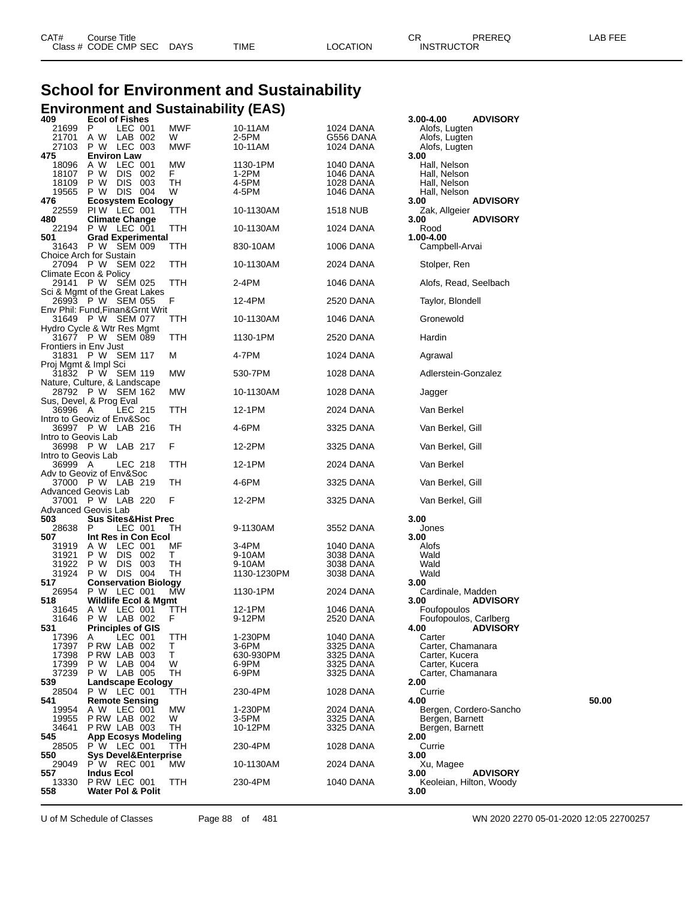# School for Environment and Sustainability

## Environment and Sustainability (EAS)

| CAT# / Class # | Course Title / CODE CMP SEC | DAYS | TIME | LOCATION | CR / INSTRUCTOR | PREREQ | LAB FEE |
|---|---|---|---|---|---|---|---|
| **409** | **Ecol of Fishes** | | | | **3.00-4.00** | **ADVISORY** | |
| 21699 | P LEC 001 | MWF | 10-11AM | 1024 DANA | Alofs, Lugten | | |
| 21701 | A W LAB 002 | W | 2-5PM | G556 DANA | Alofs, Lugten | | |
| 27103 | P W LEC 003 | MWF | 10-11AM | 1024 DANA | Alofs, Lugten | | |
| **475** | **Environ Law** | | | | **3.00** | | |
| 18096 | A W LEC 001 | MW | 1130-1PM | 1040 DANA | Hall, Nelson | | |
| 18107 | P W DIS 002 | F | 1-2PM | 1046 DANA | Hall, Nelson | | |
| 18109 | P W DIS 003 | TH | 4-5PM | 1028 DANA | Hall, Nelson | | |
| 19565 | P W DIS 004 | W | 4-5PM | 1046 DANA | Hall, Nelson | | |
| **476** | **Ecosystem Ecology** | | | | **3.00** | **ADVISORY** | |
| 22559 | PI W LEC 001 | TTH | 10-1130AM | 1518 NUB | Zak, Allgeier | | |
| **480** | **Climate Change** | | | | **3.00** | **ADVISORY** | |
| 22194 | P W LEC 001 | TTH | 10-1130AM | 1024 DANA | Rood | | |
| **501** | **Grad Experimental** | | | | **1.00-4.00** | | |
| 31643 | P W SEM 009 | TTH | 830-10AM | 1006 DANA | Campbell-Arvai | | |
| Choice Arch for Sustain | | | | | | | |
| 27094 | P W SEM 022 | TTH | 10-1130AM | 2024 DANA | Stolper, Ren | | |
| Climate Econ & Policy | | | | | | | |
| 29141 | P W SEM 025 | TTH | 2-4PM | 1046 DANA | Alofs, Read, Seelbach | | |
| Sci & Mgmt of the Great Lakes | | | | | | | |
| 26993 | P W SEM 055 | F | 12-4PM | 2520 DANA | Taylor, Blondell | | |
| Env Phil: Fund,Finan&Grnt Writ | | | | | | | |
| 31649 | P W SEM 077 | TTH | 10-1130AM | 1046 DANA | Gronewold | | |
| Hydro Cycle & Wtr Res Mgmt | | | | | | | |
| 31677 | P W SEM 089 | TTH | 1130-1PM | 2520 DANA | Hardin | | |
| Frontiers in Env Just | | | | | | | |
| 31831 | P W SEM 117 | M | 4-7PM | 1024 DANA | Agrawal | | |
| Proj Mgmt & Impl Sci | | | | | | | |
| 31832 | P W SEM 119 | MW | 530-7PM | 1028 DANA | Adlerstein-Gonzalez | | |
| Nature, Culture, & Landscape | | | | | | | |
| 28792 | P W SEM 162 | MW | 10-1130AM | 1028 DANA | Jagger | | |
| Sus, Devel, & Prog Eval | | | | | | | |
| 36996 | A LEC 215 | TTH | 12-1PM | 2024 DANA | Van Berkel | | |
| Intro to Geoviz of Env&Soc | | | | | | | |
| 36997 | P W LAB 216 | TH | 4-6PM | 3325 DANA | Van Berkel, Gill | | |
| Intro to Geovis Lab | | | | | | | |
| 36998 | P W LAB 217 | F | 12-2PM | 3325 DANA | Van Berkel, Gill | | |
| Intro to Geovis Lab | | | | | | | |
| 36999 | A LEC 218 | TTH | 12-1PM | 2024 DANA | Van Berkel | | |
| Adv to Geoviz of Env&Soc | | | | | | | |
| 37000 | P W LAB 219 | TH | 4-6PM | 3325 DANA | Van Berkel, Gill | | |
| Advanced Geovis Lab | | | | | | | |
| 37001 | P W LAB 220 | F | 12-2PM | 3325 DANA | Van Berkel, Gill | | |
| Advanced Geovis Lab | | | | | | | |
| **503** | **Sus Sites&Hist Prec** | | | | **3.00** | | |
| 28638 | P LEC 001 | TH | 9-1130AM | 3552 DANA | Jones | | |
| **507** | **Int Res in Con Ecol** | | | | **3.00** | | |
| 31919 | A W LEC 001 | MF | 3-4PM | 1040 DANA | Alofs | | |
| 31921 | P W DIS 002 | T | 9-10AM | 3038 DANA | Wald | | |
| 31922 | P W DIS 003 | TH | 9-10AM | 3038 DANA | Wald | | |
| 31924 | P W DIS 004 | TH | 1130-1230PM | 3038 DANA | Wald | | |
| **517** | **Conservation Biology** | | | | **3.00** | | |
| 26954 | P W LEC 001 | MW | 1130-1PM | 2024 DANA | Cardinale, Madden | | |
| **518** | **Wildlife Ecol & Mgmt** | | | | **3.00** | **ADVISORY** | |
| 31645 | A W LEC 001 | TTH | 12-1PM | 1046 DANA | Foufopoulos | | |
| 31646 | P W LAB 002 | F | 9-12PM | 2520 DANA | Foufopoulos, Carlberg | | |
| **531** | **Principles of GIS** | | | | **4.00** | **ADVISORY** | |
| 17396 | A LEC 001 | TTH | 1-230PM | 1040 DANA | Carter | | |
| 17397 | P RW LAB 002 | T | 3-6PM | 3325 DANA | Carter, Chamanara | | |
| 17398 | P RW LAB 003 | T | 630-930PM | 3325 DANA | Carter, Kucera | | |
| 17399 | P W LAB 004 | W | 6-9PM | 3325 DANA | Carter, Kucera | | |
| 37239 | P W LAB 005 | TH | 6-9PM | 3325 DANA | Carter, Chamanara | | |
| **539** | **Landscape Ecology** | | | | **2.00** | | |
| 28504 | P W LEC 001 | TTH | 230-4PM | 1028 DANA | Currie | | |
| **541** | **Remote Sensing** | | | | **4.00** | | **50.00** |
| 19954 | A W LEC 001 | MW | 1-230PM | 2024 DANA | Bergen, Cordero-Sancho | | |
| 19955 | P RW LAB 002 | W | 3-5PM | 3325 DANA | Bergen, Barnett | | |
| 34641 | P RW LAB 003 | TH | 10-12PM | 3325 DANA | Bergen, Barnett | | |
| **545** | **App Ecosys Modeling** | | | | **2.00** | | |
| 28505 | P W LEC 001 | TTH | 230-4PM | 1028 DANA | Currie | | |
| **550** | **Sys Devel&Enterprise** | | | | **3.00** | | |
| 29049 | P W REC 001 | MW | 10-1130AM | 2024 DANA | Xu, Magee | | |
| **557** | **Indus Ecol** | | | | **3.00** | **ADVISORY** | |
| 13330 | P RW LEC 001 | TTH | 230-4PM | 1040 DANA | Keoleian, Hilton, Woody | | |
| **558** | **Water Pol & Polit** | | | | **3.00** | | |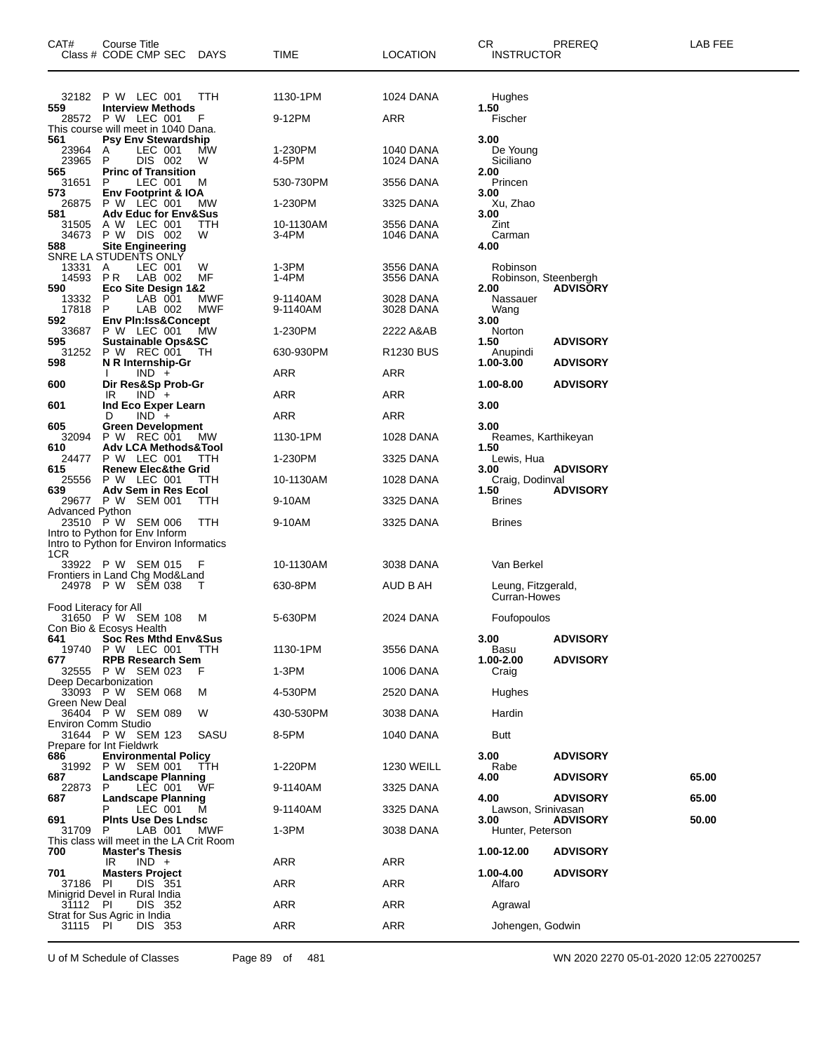| CAT# | Course Title<br>Class # CODE CMP SEC DAYS | TIME | LOCATION | CR<br>INSTRUCTOR | PREREQ | LAB FEE |
|---|---|---|---|---|---|---|
| | 32182 P W LEC 001 TTH | 1130-1PM | 1024 DANA | Hughes | | |
| 559 | **Interview Methods** | | | 1.50 | | |
| | 28572 P W LEC 001 F | 9-12PM | ARR | Fischer | | |
| | This course will meet in 1040 Dana. | | | | | |
| 561 | **Psy Env Stewardship** | | | 3.00 | | |
| | 23964 A LEC 001 MW | 1-230PM | 1040 DANA | De Young | | |
| | 23965 P DIS 002 W | 4-5PM | 1024 DANA | Siciliano | | |
| 565 | **Princ of Transition** | | | 2.00 | | |
| | 31651 P LEC 001 M | 530-730PM | 3556 DANA | Princen | | |
| 573 | **Env Footprint & IOA** | | | 3.00 | | |
| | 26875 P W LEC 001 MW | 1-230PM | 3325 DANA | Xu, Zhao | | |
| 581 | **Adv Educ for Env&Sus** | | | 3.00 | | |
| | 31505 A W LEC 001 TTH | 10-1130AM | 3556 DANA | Zint | | |
| | 34673 P W DIS 002 W | 3-4PM | 1046 DANA | Carman | | |
| 588 | **Site Engineering** | | | 4.00 | | |
| | SNRE LA STUDENTS ONLY | | | | | |
| | 13331 A LEC 001 W | 1-3PM | 3556 DANA | Robinson | | |
| | 14593 P R LAB 002 MF | 1-4PM | 3556 DANA | Robinson, Steenbergh | | |
| 590 | **Eco Site Design 1&2** | | | 2.00 | ADVISORY | |
| | 13332 P LAB 001 MWF | 9-1140AM | 3028 DANA | Nassauer | | |
| | 17818 P LAB 002 MWF | 9-1140AM | 3028 DANA | Wang | | |
| 592 | **Env Pln:Iss&Concept** | | | 3.00 | | |
| | 33687 P W LEC 001 MW | 1-230PM | 2222 A&AB | Norton | | |
| 595 | **Sustainable Ops&SC** | | | 1.50 | ADVISORY | |
| | 31252 P W REC 001 TH | 630-930PM | R1230 BUS | Anupindi | | |
| 598 | **N R Internship-Gr** | | | 1.00-3.00 | ADVISORY | |
| | I IND + | ARR | ARR | | | |
| 600 | **Dir Res&Sp Prob-Gr** | | | 1.00-8.00 | ADVISORY | |
| | IR IND + | ARR | ARR | | | |
| 601 | **Ind Eco Exper Learn** | | | 3.00 | | |
| | D IND + | ARR | ARR | | | |
| 605 | **Green Development** | | | 3.00 | | |
| | 32094 P W REC 001 MW | 1130-1PM | 1028 DANA | Reames, Karthikeyan | | |
| 610 | **Adv LCA Methods&Tool** | | | 1.50 | | |
| | 24477 P W LEC 001 TTH | 1-230PM | 3325 DANA | Lewis, Hua | | |
| 615 | **Renew Elec&the Grid** | | | 3.00 | ADVISORY | |
| | 25556 P W LEC 001 TTH | 10-1130AM | 1028 DANA | Craig, Dodinval | | |
| 639 | **Adv Sem in Res Ecol** | | | 1.50 | ADVISORY | |
| | 29677 P W SEM 001 TTH | 9-10AM | 3325 DANA | Brines | | |
| | Advanced Python | | | | | |
| | 23510 P W SEM 006 TTH | 9-10AM | 3325 DANA | Brines | | |
| | Intro to Python for Env Inform<br>Intro to Python for Environ Informatics<br>1CR | | | | | |
| | 33922 P W SEM 015 F | 10-1130AM | 3038 DANA | Van Berkel | | |
| | Frontiers in Land Chg Mod&Land | | | | | |
| | 24978 P W SEM 038 T | 630-8PM | AUD B AH | Leung, Fitzgerald, Curran-Howes | | |
| | Food Literacy for All | | | | | |
| | 31650 P W SEM 108 M | 5-630PM | 2024 DANA | Foufopoulos | | |
| | Con Bio & Ecosys Health | | | | | |
| 641 | **Soc Res Mthd Env&Sus** | | | 3.00 | ADVISORY | |
| | 19740 P W LEC 001 TTH | 1130-1PM | 3556 DANA | Basu | | |
| 677 | **RPB Research Sem** | | | 1.00-2.00 | ADVISORY | |
| | 32555 P W SEM 023 F | 1-3PM | 1006 DANA | Craig | | |
| | Deep Decarbonization | | | | | |
| | 33093 P W SEM 068 M | 4-530PM | 2520 DANA | Hughes | | |
| | Green New Deal | | | | | |
| | 36404 P W SEM 089 W | 430-530PM | 3038 DANA | Hardin | | |
| | Environ Comm Studio | | | | | |
| | 31644 P W SEM 123 SASU | 8-5PM | 1040 DANA | Butt | | |
| | Prepare for Int Fieldwrk | | | | | |
| 686 | **Environmental Policy** | | | 3.00 | ADVISORY | |
| | 31992 P W SEM 001 TTH | 1-220PM | 1230 WEILL | Rabe | | |
| 687 | **Landscape Planning** | | | 4.00 | ADVISORY | 65.00 |
| | 22873 P LEC 001 WF | 9-1140AM | 3325 DANA | | | |
| 687 | **Landscape Planning** | | | 4.00 | ADVISORY | 65.00 |
| | P LEC 001 M | 9-1140AM | 3325 DANA | Lawson, Srinivasan | | |
| 691 | **Plnts Use Des Lndsc** | | | 3.00 | ADVISORY | 50.00 |
| | 31709 P LAB 001 MWF | 1-3PM | 3038 DANA | Hunter, Peterson | | |
| | This class will meet in the LA Crit Room | | | | | |
| 700 | **Master's Thesis** | | | 1.00-12.00 | ADVISORY | |
| | IR IND + | ARR | ARR | | | |
| 701 | **Masters Project** | | | 1.00-4.00 | ADVISORY | |
| | 37186 PI DIS 351 | ARR | ARR | Alfaro | | |
| | Minigrid Devel in Rural India | | | | | |
| | 31112 PI DIS 352 | ARR | ARR | Agrawal | | |
| | Strat for Sus Agric in India | | | | | |
| | 31115 PI DIS 353 | ARR | ARR | Johengen, Godwin | | |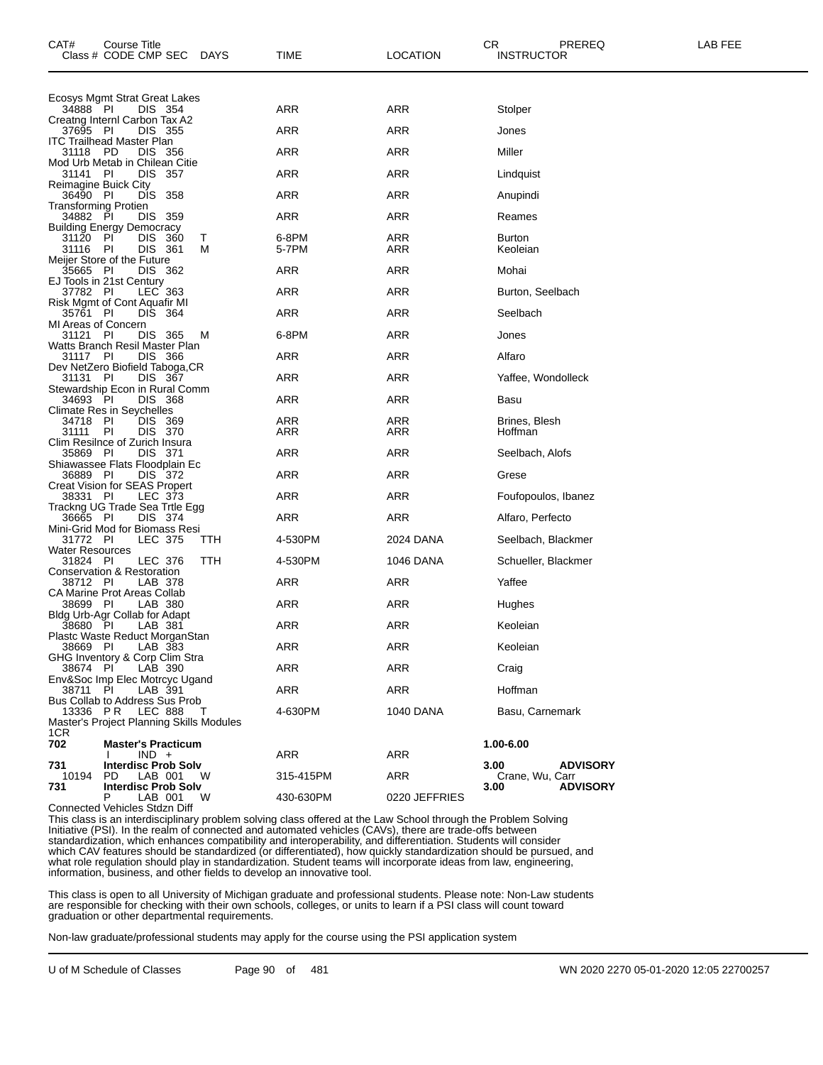| CAT# | Course Title<br>Class # CODE CMP SEC | DAYS | TIME | LOCATION | CR<br>INSTRUCTOR | PREREQ | LAB FEE |
|---|---|---|---|---|---|---|---|
| | Ecosys Mgmt Strat Great Lakes | | | | | | |
| | 34888 PI DIS 354 | | ARR | ARR | Stolper | | |
| | Creatng Internl Carbon Tax A2 | | | | | | |
| | 37695 PI DIS 355 | | ARR | ARR | Jones | | |
| | ITC Trailhead Master Plan | | | | | | |
| | 31118 PD DIS 356 | | ARR | ARR | Miller | | |
| | Mod Urb Metab in Chilean Citie | | | | | | |
| | 31141 PI DIS 357 | | ARR | ARR | Lindquist | | |
| | Reimagine Buick City | | | | | | |
| | 36490 PI DIS 358 | | ARR | ARR | Anupindi | | |
| | Transforming Protien | | | | | | |
| | 34882 PI DIS 359 | | ARR | ARR | Reames | | |
| | Building Energy Democracy | | | | | | |
| | 31120 PI DIS 360 | T | 6-8PM | ARR | Burton | | |
| | 31116 PI DIS 361 | M | 5-7PM | ARR | Keoleian | | |
| | Meijer Store of the Future | | | | | | |
| | 35665 PI DIS 362 | | ARR | ARR | Mohai | | |
| | EJ Tools in 21st Century | | | | | | |
| | 37782 PI LEC 363 | | ARR | ARR | Burton, Seelbach | | |
| | Risk Mgmt of Cont Aquafir MI | | | | | | |
| | 35761 PI DIS 364 | | ARR | ARR | Seelbach | | |
| | MI Areas of Concern | | | | | | |
| | 31121 PI DIS 365 | M | 6-8PM | ARR | Jones | | |
| | Watts Branch Resil Master Plan | | | | | | |
| | 31117 PI DIS 366 | | ARR | ARR | Alfaro | | |
| | Dev NetZero Biofield Taboga,CR | | | | | | |
| | 31131 PI DIS 367 | | ARR | ARR | Yaffee, Wondolleck | | |
| | Stewardship Econ in Rural Comm | | | | | | |
| | 34693 PI DIS 368 | | ARR | ARR | Basu | | |
| | Climate Res in Seychelles | | | | | | |
| | 34718 PI DIS 369 | | ARR | ARR | Brines, Blesh | | |
| | 31111 PI DIS 370 | | ARR | ARR | Hoffman | | |
| | Clim Resilnce of Zurich Insura | | | | | | |
| | 35869 PI DIS 371 | | ARR | ARR | Seelbach, Alofs | | |
| | Shiawassee Flats Floodplain Ec | | | | | | |
| | 36889 PI DIS 372 | | ARR | ARR | Grese | | |
| | Creat Vision for SEAS Propert | | | | | | |
| | 38331 PI LEC 373 | | ARR | ARR | Foufopoulos, Ibanez | | |
| | Trackng UG Trade Sea Trtle Egg | | | | | | |
| | 36665 PI DIS 374 | | ARR | ARR | Alfaro, Perfecto | | |
| | Mini-Grid Mod for Biomass Resi | | | | | | |
| | 31772 PI LEC 375 | TTH | 4-530PM | 2024 DANA | Seelbach, Blackmer | | |
| | Water Resources | | | | | | |
| | 31824 PI LEC 376 | TTH | 4-530PM | 1046 DANA | Schueller, Blackmer | | |
| | Conservation & Restoration | | | | | | |
| | 38712 PI LAB 378 | | ARR | ARR | Yaffee | | |
| | CA Marine Prot Areas Collab | | | | | | |
| | 38699 PI LAB 380 | | ARR | ARR | Hughes | | |
| | Bldg Urb-Agr Collab for Adapt | | | | | | |
| | 38680 PI LAB 381 | | ARR | ARR | Keoleian | | |
| | Plastc Waste Reduct MorganStan | | | | | | |
| | 38669 PI LAB 383 | | ARR | ARR | Keoleian | | |
| | GHG Inventory & Corp Clim Stra | | | | | | |
| | 38674 PI LAB 390 | | ARR | ARR | Craig | | |
| | Env&Soc Imp Elec Motrcyc Ugand | | | | | | |
| | 38711 PI LAB 391 | | ARR | ARR | Hoffman | | |
| | Bus Collab to Address Sus Prob | | | | | | |
| | 13336 PR LEC 888 | T | 4-630PM | 1040 DANA | Basu, Carnemark | | |
| | Master's Project Planning Skills Modules<br>1CR | | | | | | |
| **702** | **Master's Practicum** | | | | 1.00-6.00 | | |
| | I IND + | | ARR | ARR | | | |
| **731** | **Interdisc Prob Solv** | | | | 3.00 | **ADVISORY** | |
| | 10194 PD LAB 001 | W | 315-415PM | ARR | Crane, Wu, Carr | | |
| **731** | **Interdisc Prob Solv** | | | | 3.00 | **ADVISORY** | |
| | P LAB 001 | W | 430-630PM | 0220 JEFFRIES | | | |

Connected Vehicles Stdzn Diff

This class is an interdisciplinary problem solving class offered at the Law School through the Problem Solving Initiative (PSI). In the realm of connected and automated vehicles (CAVs), there are trade-offs between standardization, which enhances compatibility and interoperability, and differentiation. Students will consider which CAV features should be standardized (or differentiated), how quickly standardization should be pursued, and what role regulation should play in standardization. Student teams will incorporate ideas from law, engineering, information, business, and other fields to develop an innovative tool.

This class is open to all University of Michigan graduate and professional students. Please note: Non-Law students are responsible for checking with their own schools, colleges, or units to learn if a PSI class will count toward graduation or other departmental requirements.

Non-law graduate/professional students may apply for the course using the PSI application system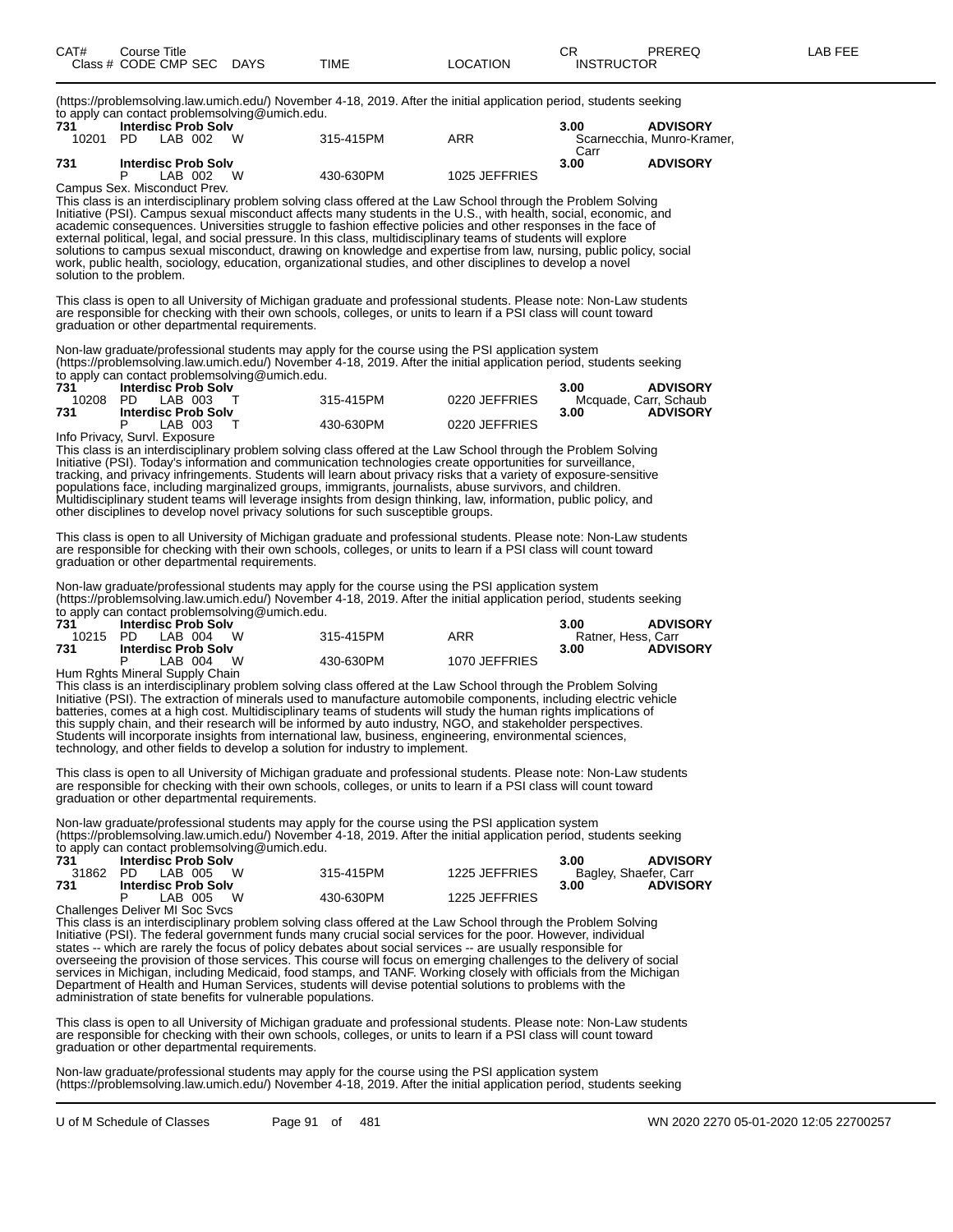| CAT# | Course Title<br>Class # CODE CMP SEC | DAYS | TIME | LOCATION | CR<br>INSTRUCTOR | PREREQ | LAB FEE |
|---|---|---|---|---|---|---|---|

(https://problemsolving.law.umich.edu/) November 4-18, 2019. After the initial application period, students seeking to apply can contact problemsolving@umich.edu.

| | | | | | | | |
|---|---|---|---|---|---|---|---|
| **731** | **Interdisc Prob Solv** | | | | **3.00** | **ADVISORY** | |
| 10201 | PD LAB 002 | W | 315-415PM | ARR | Scarnecchia, Munro-Kramer, Carr | | |
| **731** | **Interdisc Prob Solv** | | | | **3.00** | **ADVISORY** | |
| | P LAB 002 | W | 430-630PM | 1025 JEFFRIES | | | |

Campus Sex. Misconduct Prev.

This class is an interdisciplinary problem solving class offered at the Law School through the Problem Solving Initiative (PSI). Campus sexual misconduct affects many students in the U.S., with health, social, economic, and academic consequences. Universities struggle to fashion effective policies and other responses in the face of external political, legal, and social pressure. In this class, multidisciplinary teams of students will explore solutions to campus sexual misconduct, drawing on knowledge and expertise from law, nursing, public policy, social work, public health, sociology, education, organizational studies, and other disciplines to develop a novel solution to the problem.

This class is open to all University of Michigan graduate and professional students. Please note: Non-Law students are responsible for checking with their own schools, colleges, or units to learn if a PSI class will count toward graduation or other departmental requirements.

Non-law graduate/professional students may apply for the course using the PSI application system (https://problemsolving.law.umich.edu/) November 4-18, 2019. After the initial application period, students seeking to apply can contact problemsolving@umich.edu.

| | | | | | | | |
|---|---|---|---|---|---|---|---|
| **731** | **Interdisc Prob Solv** | | | | **3.00** | **ADVISORY** | |
| 10208 | PD LAB 003 | T | 315-415PM | 0220 JEFFRIES | Mcquade, Carr, Schaub | | |
| **731** | **Interdisc Prob Solv** | | | | **3.00** | **ADVISORY** | |
| | P LAB 003 | T | 430-630PM | 0220 JEFFRIES | | | |

Info Privacy, Survl. Exposure

This class is an interdisciplinary problem solving class offered at the Law School through the Problem Solving Initiative (PSI). Today's information and communication technologies create opportunities for surveillance, tracking, and privacy infringements. Students will learn about privacy risks that a variety of exposure-sensitive populations face, including marginalized groups, immigrants, journalists, abuse survivors, and children. Multidisciplinary student teams will leverage insights from design thinking, law, information, public policy, and other disciplines to develop novel privacy solutions for such susceptible groups.

This class is open to all University of Michigan graduate and professional students. Please note: Non-Law students are responsible for checking with their own schools, colleges, or units to learn if a PSI class will count toward graduation or other departmental requirements.

Non-law graduate/professional students may apply for the course using the PSI application system (https://problemsolving.law.umich.edu/) November 4-18, 2019. After the initial application period, students seeking to apply can contact problemsolving@umich.edu.

| | | | | | | | |
|---|---|---|---|---|---|---|---|
| **731** | **Interdisc Prob Solv** | | | | **3.00** | **ADVISORY** | |
| 10215 | PD LAB 004 | W | 315-415PM | ARR | Ratner, Hess, Carr | | |
| **731** | **Interdisc Prob Solv** | | | | **3.00** | **ADVISORY** | |
| | P LAB 004 | W | 430-630PM | 1070 JEFFRIES | | | |

Hum Rghts Mineral Supply Chain

This class is an interdisciplinary problem solving class offered at the Law School through the Problem Solving Initiative (PSI). The extraction of minerals used to manufacture automobile components, including electric vehicle batteries, comes at a high cost. Multidisciplinary teams of students will study the human rights implications of this supply chain, and their research will be informed by auto industry, NGO, and stakeholder perspectives. Students will incorporate insights from international law, business, engineering, environmental sciences, technology, and other fields to develop a solution for industry to implement.

This class is open to all University of Michigan graduate and professional students. Please note: Non-Law students are responsible for checking with their own schools, colleges, or units to learn if a PSI class will count toward graduation or other departmental requirements.

Non-law graduate/professional students may apply for the course using the PSI application system (https://problemsolving.law.umich.edu/) November 4-18, 2019. After the initial application period, students seeking to apply can contact problemsolving@umich.edu.

| | | | | | | | |
|---|---|---|---|---|---|---|---|
| **731** | **Interdisc Prob Solv** | | | | **3.00** | **ADVISORY** | |
| 31862 | PD LAB 005 | W | 315-415PM | 1225 JEFFRIES | Bagley, Shaefer, Carr | | |
| **731** | **Interdisc Prob Solv** | | | | **3.00** | **ADVISORY** | |
| | P LAB 005 | W | 430-630PM | 1225 JEFFRIES | | | |

Challenges Deliver MI Soc Svcs

This class is an interdisciplinary problem solving class offered at the Law School through the Problem Solving Initiative (PSI). The federal government funds many crucial social services for the poor. However, individual states -- which are rarely the focus of policy debates about social services -- are usually responsible for overseeing the provision of those services. This course will focus on emerging challenges to the delivery of social services in Michigan, including Medicaid, food stamps, and TANF. Working closely with officials from the Michigan Department of Health and Human Services, students will devise potential solutions to problems with the administration of state benefits for vulnerable populations.

This class is open to all University of Michigan graduate and professional students. Please note: Non-Law students are responsible for checking with their own schools, colleges, or units to learn if a PSI class will count toward graduation or other departmental requirements.

Non-law graduate/professional students may apply for the course using the PSI application system (https://problemsolving.law.umich.edu/) November 4-18, 2019. After the initial application period, students seeking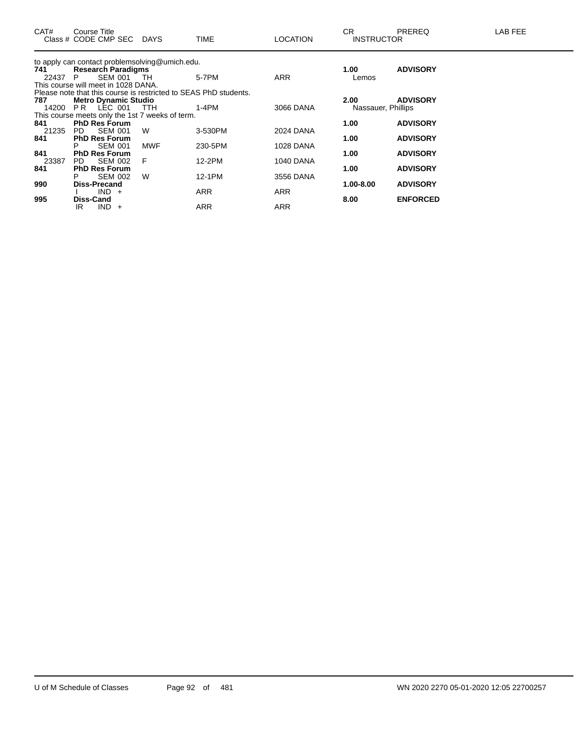| CAT# | Course Title Class # CODE CMP SEC | DAYS | TIME | LOCATION | CR INSTRUCTOR | PREREQ | LAB FEE |
|---|---|---|---|---|---|---|---|
| to apply can contact problemsolving@umich.edu. | | | | | | | |
| **741** | **Research Paradigms** | | | | **1.00** | **ADVISORY** | |
| 22437 | P SEM 001 | TH | 5-7PM | ARR | Lemos | | |
| This course will meet in 1028 DANA. | | | | | | | |
| Please note that this course is restricted to SEAS PhD students. | | | | | | | |
| **787** | **Metro Dynamic Studio** | | | | **2.00** | **ADVISORY** | |
| 14200 | P R LEC 001 | TTH | 1-4PM | 3066 DANA | Nassauer, Phillips | | |
| This course meets only the 1st 7 weeks of term. | | | | | | | |
| **841** | **PhD Res Forum** | | | | **1.00** | **ADVISORY** | |
| 21235 | PD SEM 001 | W | 3-530PM | 2024 DANA | | | |
| **841** | **PhD Res Forum** | | | | **1.00** | **ADVISORY** | |
| | P SEM 001 | MWF | 230-5PM | 1028 DANA | | | |
| **841** | **PhD Res Forum** | | | | **1.00** | **ADVISORY** | |
| 23387 | PD SEM 002 | F | 12-2PM | 1040 DANA | | | |
| **841** | **PhD Res Forum** | | | | **1.00** | **ADVISORY** | |
| | P SEM 002 | W | 12-1PM | 3556 DANA | | | |
| **990** | **Diss-Precand** | | | | **1.00-8.00** | **ADVISORY** | |
| | I IND + | | ARR | ARR | | | |
| **995** | **Diss-Cand** | | | | **8.00** | **ENFORCED** | |
| | IR IND + | | ARR | ARR | | | |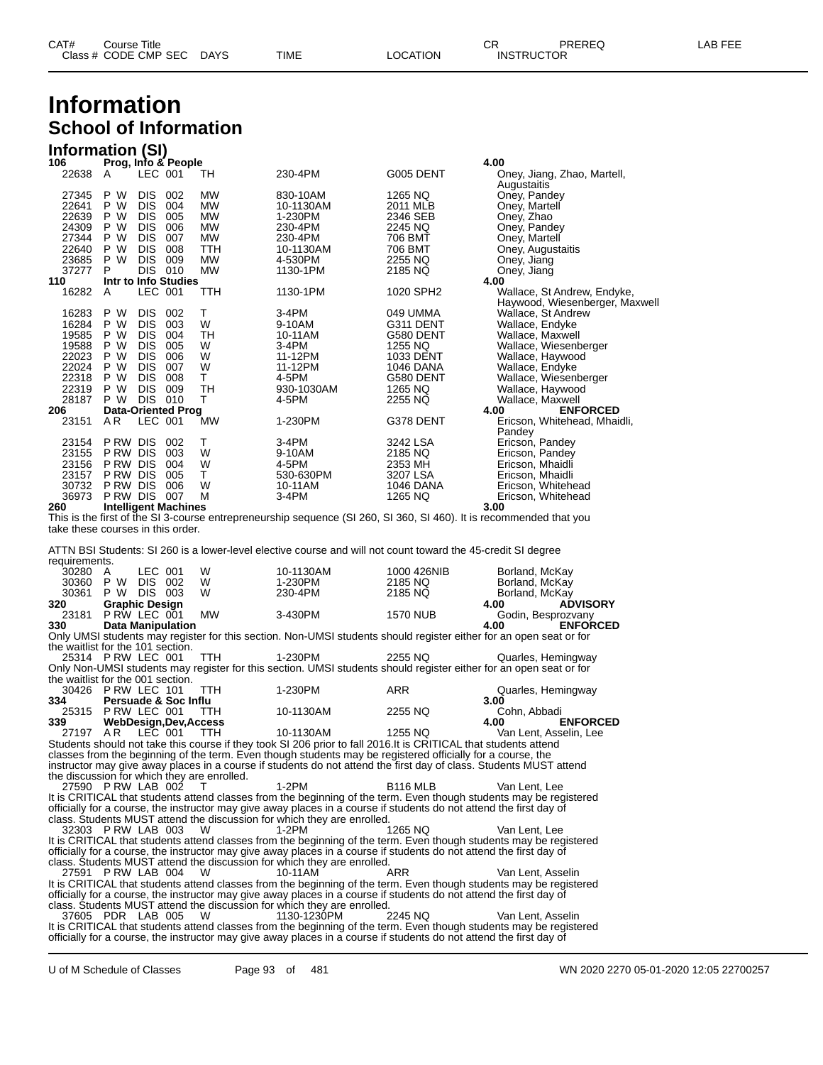# Information

## School of Information

### Information (SI)

| CAT# / Class # | Course Title / CODE | CMP | SEC | DAYS | TIME | LOCATION | CR / INSTRUCTOR | PREREQ |
|---|---|---|---|---|---|---|---|---|
| **106** | **Prog, Info & People** | | | | | | **4.00** | |
| 22638 | A | LEC | 001 | TH | 230-4PM | G005 DENT | Oney, Jiang, Zhao, Martell, Augustaitis | |
| 27345 | P W | DIS | 002 | MW | 830-10AM | 1265 NQ | Oney, Pandey | |
| 22641 | P W | DIS | 004 | MW | 10-1130AM | 2011 MLB | Oney, Martell | |
| 22639 | P W | DIS | 005 | MW | 1-230PM | 2346 SEB | Oney, Zhao | |
| 24309 | P W | DIS | 006 | MW | 230-4PM | 2245 NQ | Oney, Pandey | |
| 27344 | P W | DIS | 007 | MW | 230-4PM | 706 BMT | Oney, Martell | |
| 22640 | P W | DIS | 008 | TTH | 10-1130AM | 706 BMT | Oney, Augustaitis | |
| 23685 | P W | DIS | 009 | MW | 4-530PM | 2255 NQ | Oney, Jiang | |
| 37277 | P | DIS | 010 | MW | 1130-1PM | 2185 NQ | Oney, Jiang | |
| **110** | **Intr to Info Studies** | | | | | | **4.00** | |
| 16282 | A | LEC | 001 | TTH | 1130-1PM | 1020 SPH2 | Wallace, St Andrew, Endyke, Haywood, Wiesenberger, Maxwell | |
| 16283 | P W | DIS | 002 | T | 3-4PM | 049 UMMA | Wallace, St Andrew | |
| 16284 | P W | DIS | 003 | W | 9-10AM | G311 DENT | Wallace, Endyke | |
| 19585 | P W | DIS | 004 | TH | 10-11AM | G580 DENT | Wallace, Maxwell | |
| 19588 | P W | DIS | 005 | W | 3-4PM | 1255 NQ | Wallace, Wiesenberger | |
| 22023 | P W | DIS | 006 | W | 11-12PM | 1033 DENT | Wallace, Haywood | |
| 22024 | P W | DIS | 007 | W | 11-12PM | 1046 DANA | Wallace, Endyke | |
| 22318 | P W | DIS | 008 | T | 4-5PM | G580 DENT | Wallace, Wiesenberger | |
| 22319 | P W | DIS | 009 | TH | 930-1030AM | 1265 NQ | Wallace, Haywood | |
| 28187 | P W | DIS | 010 | T | 4-5PM | 2255 NQ | Wallace, Maxwell | |
| **206** | **Data-Oriented Prog** | | | | | | **4.00** | **ENFORCED** |
| 23151 | A R | LEC | 001 | MW | 1-230PM | G378 DENT | Ericson, Whitehead, Mhaidli, Pandey | |
| 23154 | P RW | DIS | 002 | T | 3-4PM | 3242 LSA | Ericson, Pandey | |
| 23155 | P RW | DIS | 003 | W | 9-10AM | 2185 NQ | Ericson, Pandey | |
| 23156 | P RW | DIS | 004 | W | 4-5PM | 2353 MH | Ericson, Mhaidli | |
| 23157 | P RW | DIS | 005 | T | 530-630PM | 3207 LSA | Ericson, Mhaidli | |
| 30732 | P RW | DIS | 006 | W | 10-11AM | 1046 DANA | Ericson, Whitehead | |
| 36973 | P RW | DIS | 007 | M | 3-4PM | 1265 NQ | Ericson, Whitehead | |
| **260** | **Intelligent Machines** | | | | | | **3.00** | |

This is the first of the SI 3-course entrepreneurship sequence (SI 260, SI 360, SI 460). It is recommended that you take these courses in this order.

ATTN BSI Students: SI 260 is a lower-level elective course and will not count toward the 45-credit SI degree requirements.

| Class # | CODE | CMP | SEC | DAYS | TIME | LOCATION | INSTRUCTOR | PREREQ |
|---|---|---|---|---|---|---|---|---|
| 30280 | A | LEC | 001 | W | 10-1130AM | 1000 426NIB | Borland, McKay | |
| 30360 | P W | DIS | 002 | W | 1-230PM | 2185 NQ | Borland, McKay | |
| 30361 | P W | DIS | 003 | W | 230-4PM | 2185 NQ | Borland, McKay | |
| **320** | **Graphic Design** | | | | | | **4.00** | **ADVISORY** |
| 23181 | P RW | LEC | 001 | MW | 3-430PM | 1570 NUB | Godin, Besprozvany | |
| **330** | **Data Manipulation** | | | | | | **4.00** | **ENFORCED** |

Only UMSI students may register for this section. Non-UMSI students should register either for an open seat or for the waitlist for the 101 section.

| Class # | CODE | CMP | SEC | DAYS | TIME | LOCATION | INSTRUCTOR |
|---|---|---|---|---|---|---|---|
| 25314 | P RW | LEC | 001 | TTH | 1-230PM | 2255 NQ | Quarles, Hemingway |

Only Non-UMSI students may register for this section. UMSI students should register either for an open seat or for the waitlist for the 001 section.

| Class # | CODE | CMP | SEC | DAYS | TIME | LOCATION | INSTRUCTOR | PREREQ |
|---|---|---|---|---|---|---|---|---|
| 30426 | P RW | LEC | 101 | TTH | 1-230PM | ARR | Quarles, Hemingway | |
| **334** | **Persuade & Soc Influ** | | | | | | **3.00** | |
| 25315 | P RW | LEC | 001 | TTH | 10-1130AM | 2255 NQ | Cohn, Abbadi | |
| **339** | **WebDesign,Dev,Access** | | | | | | **4.00** | **ENFORCED** |
| 27197 | A R | LEC | 001 | TTH | 10-1130AM | 1255 NQ | Van Lent, Asselin, Lee | |

Students should not take this course if they took SI 206 prior to fall 2016.It is CRITICAL that students attend classes from the beginning of the term. Even though students may be registered officially for a course, the instructor may give away places in a course if students do not attend the first day of class. Students MUST attend the discussion for which they are enrolled.

| Class # | CODE | CMP | SEC | DAYS | TIME | LOCATION | INSTRUCTOR |
|---|---|---|---|---|---|---|---|
| 27590 | P RW | LAB | 002 | T | 1-2PM | B116 MLB | Van Lent, Lee |

It is CRITICAL that students attend classes from the beginning of the term. Even though students may be registered officially for a course, the instructor may give away places in a course if students do not attend the first day of class. Students MUST attend the discussion for which they are enrolled.

| Class # | CODE | CMP | SEC | DAYS | TIME | LOCATION | INSTRUCTOR |
|---|---|---|---|---|---|---|---|
| 32303 | P RW | LAB | 003 | W | 1-2PM | 1265 NQ | Van Lent, Lee |

It is CRITICAL that students attend classes from the beginning of the term. Even though students may be registered officially for a course, the instructor may give away places in a course if students do not attend the first day of class. Students MUST attend the discussion for which they are enrolled.

| Class # | CODE | CMP | SEC | DAYS | TIME | LOCATION | INSTRUCTOR |
|---|---|---|---|---|---|---|---|
| 27591 | P RW | LAB | 004 | W | 10-11AM | ARR | Van Lent, Asselin |

It is CRITICAL that students attend classes from the beginning of the term. Even though students may be registered officially for a course, the instructor may give away places in a course if students do not attend the first day of class. Students MUST attend the discussion for which they are enrolled.

| Class # | CODE | CMP | SEC | DAYS | TIME | LOCATION | INSTRUCTOR |
|---|---|---|---|---|---|---|---|
| 37605 | PDR | LAB | 005 | W | 1130-1230PM | 2245 NQ | Van Lent, Asselin |

It is CRITICAL that students attend classes from the beginning of the term. Even though students may be registered officially for a course, the instructor may give away places in a course if students do not attend the first day of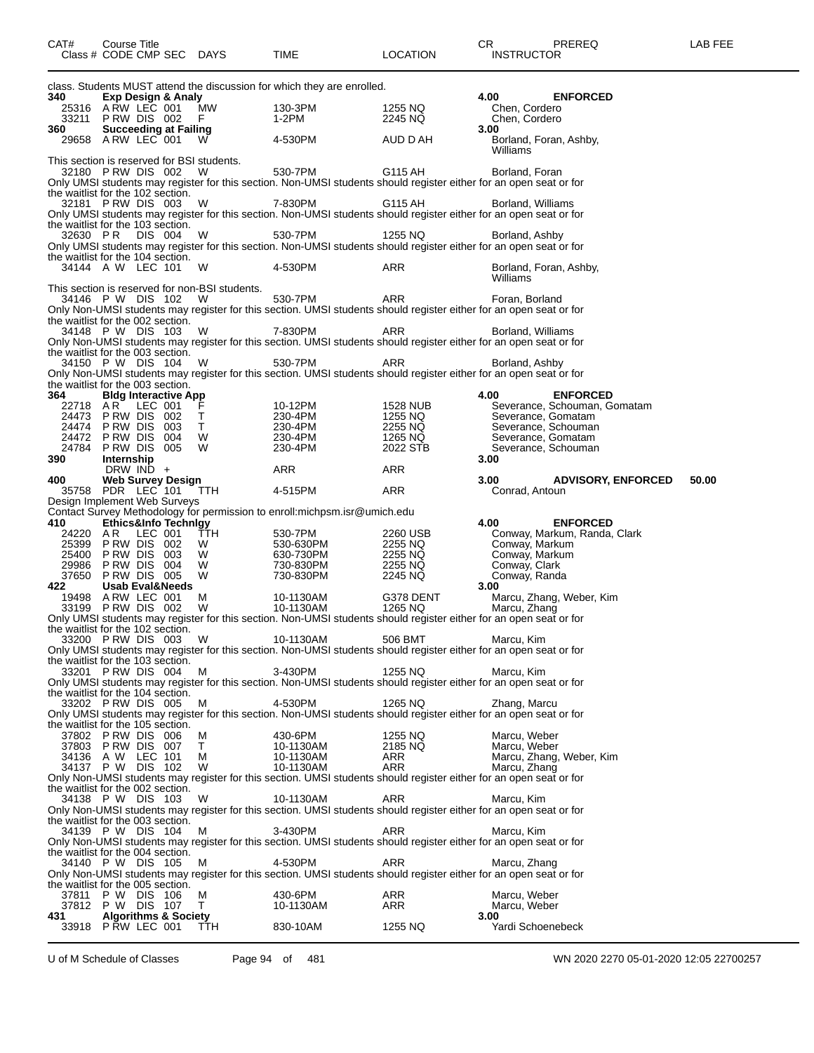| CAT# | Course Title<br>Class # CODE CMP SEC | DAYS | TIME | LOCATION | CR<br>INSTRUCTOR | PREREQ | LAB FEE |
|---|---|---|---|---|---|---|---|

class. Students MUST attend the discussion for which they are enrolled.

| CAT# | Class # / Course | DAYS | TIME | LOCATION | CR / INSTRUCTOR | PREREQ | LAB FEE |
|---|---|---|---|---|---|---|---|
| 340 | Exp Design & Analy | | | | 4.00 | ENFORCED | |
| | 25316 A RW LEC 001 | MW | 130-3PM | 1255 NQ | Chen, Cordero | | |
| | 33211 P RW DIS 002 | F | 1-2PM | 2245 NQ | Chen, Cordero | | |
| 360 | Succeeding at Failing | | | | 3.00 | | |
| | 29658 A RW LEC 001 | W | 4-530PM | AUD D AH | Borland, Foran, Ashby, Williams | | |

This section is reserved for BSI students.

| | | | | | |
|---|---|---|---|---|---|
| 32180 P RW DIS 002 | W | 530-7PM | G115 AH | Borland, Foran | |

Only UMSI students may register for this section. Non-UMSI students should register either for an open seat or for the waitlist for the 102 section.

| | | | | |
|---|---|---|---|---|
| 32181 P RW DIS 003 | W | 7-830PM | G115 AH | Borland, Williams |

Only UMSI students may register for this section. Non-UMSI students should register either for an open seat or for the waitlist for the 103 section.

| | | | | |
|---|---|---|---|---|
| 32630 P R DIS 004 | W | 530-7PM | 1255 NQ | Borland, Ashby |

Only UMSI students may register for this section. Non-UMSI students should register either for an open seat or for the waitlist for the 104 section.

| | | | | |
|---|---|---|---|---|
| 34144 A W LEC 101 | W | 4-530PM | ARR | Borland, Foran, Ashby, Williams |

This section is reserved for non-BSI students.

| | | | | |
|---|---|---|---|---|
| 34146 P W DIS 102 | W | 530-7PM | ARR | Foran, Borland |

Only Non-UMSI students may register for this section. UMSI students should register either for an open seat or for the waitlist for the 002 section.

| | | | | |
|---|---|---|---|---|
| 34148 P W DIS 103 | W | 7-830PM | ARR | Borland, Williams |

Only Non-UMSI students may register for this section. UMSI students should register either for an open seat or for the waitlist for the 003 section.

| | | | | |
|---|---|---|---|---|
| 34150 P W DIS 104 | W | 530-7PM | ARR | Borland, Ashby |

Only Non-UMSI students may register for this section. UMSI students should register either for an open seat or for the waitlist for the 003 section.

| CAT# | Class # / Course | DAYS | TIME | LOCATION | CR / INSTRUCTOR | PREREQ | LAB FEE |
|---|---|---|---|---|---|---|---|
| 364 | Bldg Interactive App | | | | 4.00 | ENFORCED | |
| | 22718 A R LEC 001 | F | 10-12PM | 1528 NUB | Severance, Schouman, Gomatam | | |
| | 24473 P RW DIS 002 | T | 230-4PM | 1255 NQ | Severance, Gomatam | | |
| | 24474 P RW DIS 003 | T | 230-4PM | 2255 NQ | Severance, Schouman | | |
| | 24472 P RW DIS 004 | W | 230-4PM | 1265 NQ | Severance, Gomatam | | |
| | 24784 P RW DIS 005 | W | 230-4PM | 2022 STB | Severance, Schouman | | |
| 390 | Internship | | | | 3.00 | | |
| | DRW IND + | | ARR | ARR | | | |
| 400 | Web Survey Design | | | | 3.00 | ADVISORY, ENFORCED | 50.00 |
| | 35758 PDR LEC 101 | TTH | 4-515PM | ARR | Conrad, Antoun | | |

Design Implement Web Surveys
Contact Survey Methodology for permission to enroll:michpsm.isr@umich.edu

| CAT# | Class # / Course | DAYS | TIME | LOCATION | CR / INSTRUCTOR | PREREQ | LAB FEE |
|---|---|---|---|---|---|---|---|
| 410 | Ethics&Info Technlgy | | | | 4.00 | ENFORCED | |
| | 24220 A R LEC 001 | TTH | 530-7PM | 2260 USB | Conway, Markum, Randa, Clark | | |
| | 25399 P RW DIS 002 | W | 530-630PM | 2255 NQ | Conway, Markum | | |
| | 25400 P RW DIS 003 | W | 630-730PM | 2255 NQ | Conway, Markum | | |
| | 29986 P RW DIS 004 | W | 730-830PM | 2255 NQ | Conway, Clark | | |
| | 37650 P RW DIS 005 | W | 730-830PM | 2245 NQ | Conway, Randa | | |
| 422 | Usab Eval&Needs | | | | 3.00 | | |
| | 19498 A RW LEC 001 | M | 10-1130AM | G378 DENT | Marcu, Zhang, Weber, Kim | | |
| | 33199 P RW DIS 002 | W | 10-1130AM | 1265 NQ | Marcu, Zhang | | |

Only UMSI students may register for this section. Non-UMSI students should register either for an open seat or for the waitlist for the 102 section.

| | | | | |
|---|---|---|---|---|
| 33200 P RW DIS 003 | W | 10-1130AM | 506 BMT | Marcu, Kim |

Only UMSI students may register for this section. Non-UMSI students should register either for an open seat or for the waitlist for the 103 section.

| | | | | |
|---|---|---|---|---|
| 33201 P RW DIS 004 | M | 3-430PM | 1255 NQ | Marcu, Kim |

Only UMSI students may register for this section. Non-UMSI students should register either for an open seat or for the waitlist for the 104 section.

| | | | | |
|---|---|---|---|---|
| 33202 P RW DIS 005 | M | 4-530PM | 1265 NQ | Zhang, Marcu |

Only UMSI students may register for this section. Non-UMSI students should register either for an open seat or for the waitlist for the 105 section.

| | | | | |
|---|---|---|---|---|
| 37802 P RW DIS 006 | M | 430-6PM | 1255 NQ | Marcu, Weber |
| 37803 P RW DIS 007 | T | 10-1130AM | 2185 NQ | Marcu, Weber |
| 34136 A W LEC 101 | M | 10-1130AM | ARR | Marcu, Zhang, Weber, Kim |
| 34137 P W DIS 102 | W | 10-1130AM | ARR | Marcu, Zhang |

Only Non-UMSI students may register for this section. UMSI students should register either for an open seat or for the waitlist for the 002 section.

| | | | | |
|---|---|---|---|---|
| 34138 P W DIS 103 | W | 10-1130AM | ARR | Marcu, Kim |

Only Non-UMSI students may register for this section. UMSI students should register either for an open seat or for the waitlist for the 003 section.

| | | | | |
|---|---|---|---|---|
| 34139 P W DIS 104 | M | 3-430PM | ARR | Marcu, Kim |

Only Non-UMSI students may register for this section. UMSI students should register either for an open seat or for the waitlist for the 004 section.

| | | | | |
|---|---|---|---|---|
| 34140 P W DIS 105 | M | 4-530PM | ARR | Marcu, Zhang |

Only Non-UMSI students may register for this section. UMSI students should register either for an open seat or for the waitlist for the 005 section.

| CAT# | Class # / Course | DAYS | TIME | LOCATION | CR / INSTRUCTOR | PREREQ | LAB FEE |
|---|---|---|---|---|---|---|---|
| | 37811 P W DIS 106 | M | 430-6PM | ARR | Marcu, Weber | | |
| | 37812 P W DIS 107 | T | 10-1130AM | ARR | Marcu, Weber | | |
| 431 | Algorithms & Society | | | | 3.00 | | |
| | 33918 P RW LEC 001 | TTH | 830-10AM | 1255 NQ | Yardi Schoenebeck | | |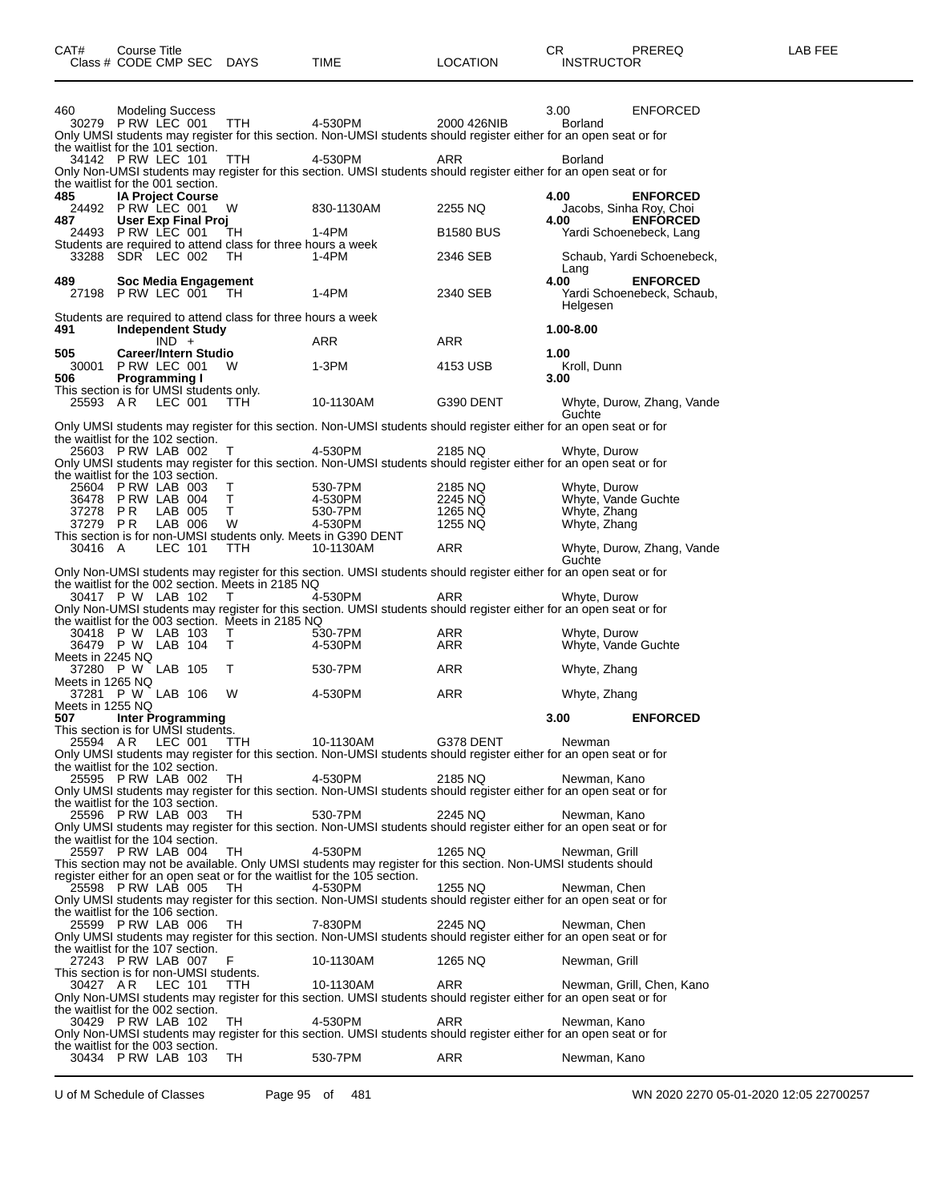| CAT# | Course Title | | | | | | | CR | PREREQ | LAB FEE |
|---|---|---|---|---|---|---|---|---|---|---|
| | Class # | CODE CMP SEC | DAYS | TIME | LOCATION | | INSTRUCTOR | | | |

**460 Modeling Success** 3.00 ENFORCED

30279 P RW LEC 001 TTH 4-530PM 2000 426NIB Borland

Only UMSI students may register for this section. Non-UMSI students should register either for an open seat or for the waitlist for the 101 section.

34142 P RW LEC 101 TTH 4-530PM ARR Borland

Only Non-UMSI students may register for this section. UMSI students should register either for an open seat or for the waitlist for the 001 section.

**485 IA Project Course** **4.00 ENFORCED**

24492 P RW LEC 001 W 830-1130AM 2255 NQ Jacobs, Sinha Roy, Choi

**487 User Exp Final Proj** **4.00 ENFORCED**

24493 P RW LEC 001 TH 1-4PM B1580 BUS Yardi Schoenebeck, Lang

Students are required to attend class for three hours a week

33288 SDR LEC 002 TH 1-4PM 2346 SEB Schaub, Yardi Schoenebeck, Lang

**489 Soc Media Engagement** **4.00 ENFORCED**

27198 P RW LEC 001 TH 1-4PM 2340 SEB Yardi Schoenebeck, Schaub, Helgesen

Students are required to attend class for three hours a week

**491 Independent Study** **1.00-8.00**

IND + ARR ARR

**505 Career/Intern Studio** **1.00**

30001 P RW LEC 001 W 1-3PM 4153 USB Kroll, Dunn

**506 Programming I** **3.00**

This section is for UMSI students only.

25593 A R LEC 001 TTH 10-1130AM G390 DENT Whyte, Durow, Zhang, Vande Guchte

Only UMSI students may register for this section. Non-UMSI students should register either for an open seat or for the waitlist for the 102 section.

25603 P RW LAB 002 T 4-530PM 2185 NQ Whyte, Durow

Only UMSI students may register for this section. Non-UMSI students should register either for an open seat or for the waitlist for the 103 section.

25604 P RW LAB 003 T 530-7PM 2185 NQ Whyte, Durow
36478 P RW LAB 004 T 4-530PM 2245 NQ Whyte, Vande Guchte
37278 P R LAB 005 T 530-7PM 1265 NQ Whyte, Zhang
37279 P R LAB 006 W 4-530PM 1255 NQ Whyte, Zhang

This section is for non-UMSI students only. Meets in G390 DENT

30416 A LEC 101 TTH 10-1130AM ARR Whyte, Durow, Zhang, Vande Guchte

Only Non-UMSI students may register for this section. UMSI students should register either for an open seat or for the waitlist for the 002 section. Meets in 2185 NQ

30417 P W LAB 102 T 4-530PM ARR Whyte, Durow

Only Non-UMSI students may register for this section. UMSI students should register either for an open seat or for the waitlist for the 003 section. Meets in 2185 NQ

30418 P W LAB 103 T 530-7PM ARR Whyte, Durow
36479 P W LAB 104 T 4-530PM ARR Whyte, Vande Guchte

Meets in 2245 NQ

37280 P W LAB 105 T 530-7PM ARR Whyte, Zhang

Meets in 1265 NQ

37281 P W LAB 106 W 4-530PM ARR Whyte, Zhang

Meets in 1255 NQ

**507 Inter Programming** **3.00 ENFORCED**

This section is for UMSI students.

25594 A R LEC 001 TTH 10-1130AM G378 DENT Newman

Only UMSI students may register for this section. Non-UMSI students should register either for an open seat or for the waitlist for the 102 section.

25595 P RW LAB 002 TH 4-530PM 2185 NQ Newman, Kano

Only UMSI students may register for this section. Non-UMSI students should register either for an open seat or for the waitlist for the 103 section.

25596 P RW LAB 003 TH 530-7PM 2245 NQ Newman, Kano

Only UMSI students may register for this section. Non-UMSI students should register either for an open seat or for the waitlist for the 104 section.

25597 P RW LAB 004 TH 4-530PM 1265 NQ Newman, Grill

This section may not be available. Only UMSI students may register for this section. Non-UMSI students should register either for an open seat or for the waitlist for the 105 section.

25598 P RW LAB 005 TH 4-530PM 1255 NQ Newman, Chen

Only UMSI students may register for this section. Non-UMSI students should register either for an open seat or for the waitlist for the 106 section.

25599 P RW LAB 006 TH 7-830PM 2245 NQ Newman, Chen

Only UMSI students may register for this section. Non-UMSI students should register either for an open seat or for the waitlist for the 107 section.

27243 P RW LAB 007 F 10-1130AM 1265 NQ Newman, Grill

This section is for non-UMSI students.

30427 A R LEC 101 TTH 10-1130AM ARR Newman, Grill, Chen, Kano

Only Non-UMSI students may register for this section. UMSI students should register either for an open seat or for the waitlist for the 002 section.

30429 P RW LAB 102 TH 4-530PM ARR Newman, Kano

Only Non-UMSI students may register for this section. UMSI students should register either for an open seat or for the waitlist for the 003 section.

30434 P RW LAB 103 TH 530-7PM ARR Newman, Kano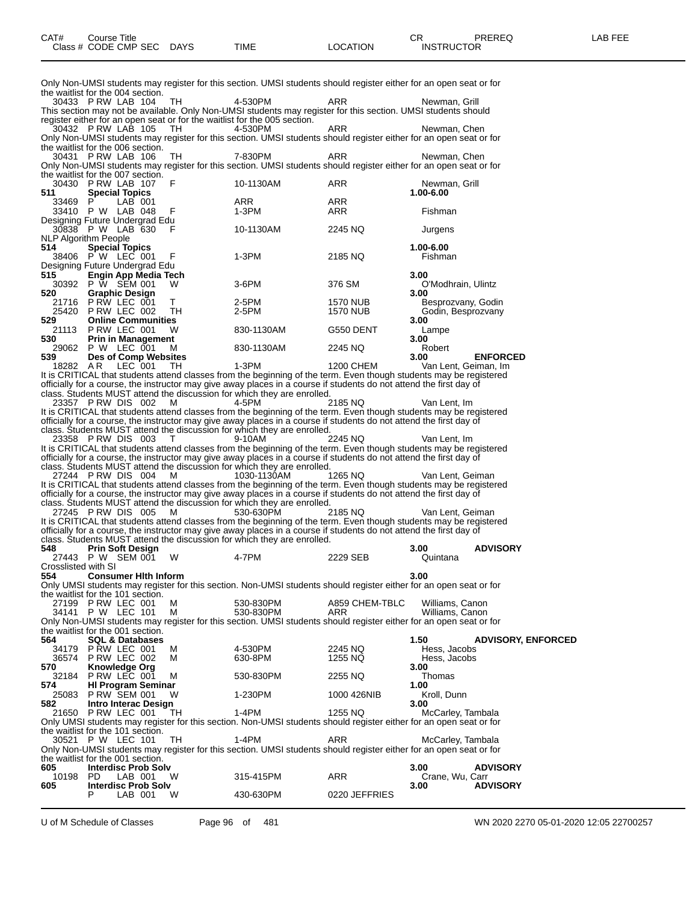| CAT# Class # | Course Title CODE CMP SEC | DAYS | TIME | LOCATION | CR INSTRUCTOR | PREREQ | LAB FEE |
|---|---|---|---|---|---|---|---|

Only Non-UMSI students may register for this section. UMSI students should register either for an open seat or for the waitlist for the 004 section.

| | | | | | | | |
|---|---|---|---|---|---|---|---|
| 30433 | P RW LAB 104 | TH | 4-530PM | ARR | Newman, Grill | | |

This section may not be available. Only Non-UMSI students may register for this section. UMSI students should register either for an open seat or for the waitlist for the 005 section.

| | | | | | | | |
|---|---|---|---|---|---|---|---|
| 30432 | P RW LAB 105 | TH | 4-530PM | ARR | Newman, Chen | | |

Only Non-UMSI students may register for this section. UMSI students should register either for an open seat or for the waitlist for the 006 section.

| | | | | | | | |
|---|---|---|---|---|---|---|---|
| 30431 | P RW LAB 106 | TH | 7-830PM | ARR | Newman, Chen | | |

Only Non-UMSI students may register for this section. UMSI students should register either for an open seat or for the waitlist for the 007 section.

| | | | | | | | |
|---|---|---|---|---|---|---|---|
| 30430 | P RW LAB 107 | F | 10-1130AM | ARR | Newman, Grill | | |
| **511** | **Special Topics** | | | | **1.00-6.00** | | |
| 33469 | P LAB 001 | | ARR | ARR | | | |
| 33410 | P W LAB 048 | F | 1-3PM | ARR | Fishman | | |

Designing Future Undergrad Edu

| | | | | | | | |
|---|---|---|---|---|---|---|---|
| 30838 | P W LAB 630 | F | 10-1130AM | 2245 NQ | Jurgens | | |

NLP Algorithm People

| | | | | | | | |
|---|---|---|---|---|---|---|---|
| **514** | **Special Topics** | | | | **1.00-6.00** | | |
| 38406 | P W LEC 001 | F | 1-3PM | 2185 NQ | Fishman | | |

Designing Future Undergrad Edu

| | | | | | | | |
|---|---|---|---|---|---|---|---|
| **515** | **Engin App Media Tech** | | | | **3.00** | | |
| 30392 | P W SEM 001 | W | 3-6PM | 376 SM | O'Modhrain, Ulintz | | |
| **520** | **Graphic Design** | | | | **3.00** | | |
| 21716 | P RW LEC 001 | T | 2-5PM | 1570 NUB | Besprozvany, Godin | | |
| 25420 | P RW LEC 002 | TH | 2-5PM | 1570 NUB | Godin, Besprozvany | | |
| **529** | **Online Communities** | | | | **3.00** | | |
| 21113 | P RW LEC 001 | W | 830-1130AM | G550 DENT | Lampe | | |
| **530** | **Prin in Management** | | | | **3.00** | | |
| 29062 | P W LEC 001 | M | 830-1130AM | 2245 NQ | Robert | | |
| **539** | **Des of Comp Websites** | | | | **3.00** | **ENFORCED** | |
| 18282 | A R LEC 001 | TH | 1-3PM | 1200 CHEM | Van Lent, Geiman, Im | | |

It is CRITICAL that students attend classes from the beginning of the term. Even though students may be registered officially for a course, the instructor may give away places in a course if students do not attend the first day of class. Students MUST attend the discussion for which they are enrolled.

| | | | | | | | |
|---|---|---|---|---|---|---|---|
| 23357 | P RW DIS 002 | M | 4-5PM | 2185 NQ | Van Lent, Im | | |

It is CRITICAL that students attend classes from the beginning of the term. Even though students may be registered officially for a course, the instructor may give away places in a course if students do not attend the first day of class. Students MUST attend the discussion for which they are enrolled.

| | | | | | | | |
|---|---|---|---|---|---|---|---|
| 23358 | P RW DIS 003 | T | 9-10AM | 2245 NQ | Van Lent, Im | | |

It is CRITICAL that students attend classes from the beginning of the term. Even though students may be registered officially for a course, the instructor may give away places in a course if students do not attend the first day of class. Students MUST attend the discussion for which they are enrolled.

| | | | | | | | |
|---|---|---|---|---|---|---|---|
| 27244 | P RW DIS 004 | M | 1030-1130AM | 1265 NQ | Van Lent, Geiman | | |

It is CRITICAL that students attend classes from the beginning of the term. Even though students may be registered officially for a course, the instructor may give away places in a course if students do not attend the first day of class. Students MUST attend the discussion for which they are enrolled.

| | | | | | | | |
|---|---|---|---|---|---|---|---|
| 27245 | P RW DIS 005 | M | 530-630PM | 2185 NQ | Van Lent, Geiman | | |

It is CRITICAL that students attend classes from the beginning of the term. Even though students may be registered officially for a course, the instructor may give away places in a course if students do not attend the first day of class. Students MUST attend the discussion for which they are enrolled.

| | | | | | | | |
|---|---|---|---|---|---|---|---|
| **548** | **Prin Soft Design** | | | | **3.00** | **ADVISORY** | |
| 27443 | P W SEM 001 | W | 4-7PM | 2229 SEB | Quintana | | |

Crosslisted with SI

| | | | | | | | |
|---|---|---|---|---|---|---|---|
| **554** | **Consumer Hlth Inform** | | | | **3.00** | | |

Only UMSI students may register for this section. Non-UMSI students should register either for an open seat or for the waitlist for the 101 section.

| | | | | | | | |
|---|---|---|---|---|---|---|---|
| 27199 | P RW LEC 001 | M | 530-830PM | A859 CHEM-TBLC | Williams, Canon | | |
| 34141 | P W LEC 101 | M | 530-830PM | ARR | Williams, Canon | | |

Only Non-UMSI students may register for this section. UMSI students should register either for an open seat or for the waitlist for the 001 section.

| | | | | | | | |
|---|---|---|---|---|---|---|---|
| **564** | **SQL & Databases** | | | | **1.50** | **ADVISORY, ENFORCED** | |
| 34179 | P RW LEC 001 | M | 4-530PM | 2245 NQ | Hess, Jacobs | | |
| 36574 | P RW LEC 002 | M | 630-8PM | 1255 NQ | Hess, Jacobs | | |
| **570** | **Knowledge Org** | | | | **3.00** | | |
| 32184 | P RW LEC 001 | M | 530-830PM | 2255 NQ | Thomas | | |
| **574** | **HI Program Seminar** | | | | **1.00** | | |
| 25083 | P RW SEM 001 | W | 1-230PM | 1000 426NIB | Kroll, Dunn | | |
| **582** | **Intro Interac Design** | | | | **3.00** | | |
| 21650 | P RW LEC 001 | TH | 1-4PM | 1255 NQ | McCarley, Tambala | | |

Only UMSI students may register for this section. Non-UMSI students should register either for an open seat or for the waitlist for the 101 section.

| | | | | | | | |
|---|---|---|---|---|---|---|---|
| 30521 | P W LEC 101 | TH | 1-4PM | ARR | McCarley, Tambala | | |

Only Non-UMSI students may register for this section. UMSI students should register either for an open seat or for the waitlist for the 001 section.

| | | | | | | | |
|---|---|---|---|---|---|---|---|
| **605** | **Interdisc Prob Solv** | | | | **3.00** | **ADVISORY** | |
| 10198 | PD LAB 001 | W | 315-415PM | ARR | Crane, Wu, Carr | | |
| **605** | **Interdisc Prob Solv** | | | | **3.00** | **ADVISORY** | |
| | P LAB 001 | W | 430-630PM | 0220 JEFFRIES | | | |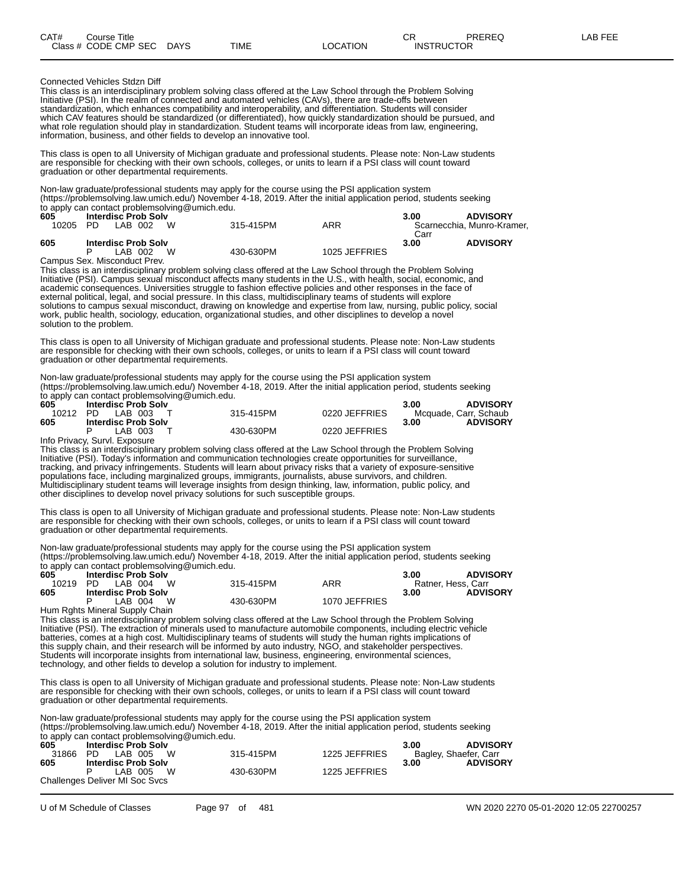| CAT# | Course Title | | | | | CR | PREREQ | LAB FEE |
|---|---|---|---|---|---|---|---|---|
| Class # | CODE CMP SEC | DAYS | TIME | LOCATION | | INSTRUCTOR | | |

Connected Vehicles Stdzn Diff

This class is an interdisciplinary problem solving class offered at the Law School through the Problem Solving Initiative (PSI). In the realm of connected and automated vehicles (CAVs), there are trade-offs between standardization, which enhances compatibility and interoperability, and differentiation. Students will consider which CAV features should be standardized (or differentiated), how quickly standardization should be pursued, and what role regulation should play in standardization. Student teams will incorporate ideas from law, engineering, information, business, and other fields to develop an innovative tool.

This class is open to all University of Michigan graduate and professional students. Please note: Non-Law students are responsible for checking with their own schools, colleges, or units to learn if a PSI class will count toward graduation or other departmental requirements.

Non-law graduate/professional students may apply for the course using the PSI application system (https://problemsolving.law.umich.edu/) November 4-18, 2019. After the initial application period, students seeking to apply can contact problemsolving@umich.edu.

| | | | | | |
|---|---|---|---|---|---|
| **605** | **Interdisc Prob Solv** | | | **3.00** | **ADVISORY** |
| 10205 | PD LAB 002 W | 315-415PM | ARR | Scarnecchia, Munro-Kramer, Carr | |
| **605** | **Interdisc Prob Solv** | | | **3.00** | **ADVISORY** |
| | P LAB 002 W | 430-630PM | 1025 JEFFRIES | | |

Campus Sex. Misconduct Prev.

This class is an interdisciplinary problem solving class offered at the Law School through the Problem Solving Initiative (PSI). Campus sexual misconduct affects many students in the U.S., with health, social, economic, and academic consequences. Universities struggle to fashion effective policies and other responses in the face of external political, legal, and social pressure. In this class, multidisciplinary teams of students will explore solutions to campus sexual misconduct, drawing on knowledge and expertise from law, nursing, public policy, social work, public health, sociology, education, organizational studies, and other disciplines to develop a novel solution to the problem.

This class is open to all University of Michigan graduate and professional students. Please note: Non-Law students are responsible for checking with their own schools, colleges, or units to learn if a PSI class will count toward graduation or other departmental requirements.

Non-law graduate/professional students may apply for the course using the PSI application system (https://problemsolving.law.umich.edu/) November 4-18, 2019. After the initial application period, students seeking to apply can contact problemsolving@umich.edu.

| | | | | | |
|---|---|---|---|---|---|
| **605** | **Interdisc Prob Solv** | | | **3.00** | **ADVISORY** |
| 10212 | PD LAB 003 T | 315-415PM | 0220 JEFFRIES | Mcquade, Carr, Schaub | |
| **605** | **Interdisc Prob Solv** | | | **3.00** | **ADVISORY** |
| | P LAB 003 T | 430-630PM | 0220 JEFFRIES | | |

Info Privacy, Survl. Exposure

This class is an interdisciplinary problem solving class offered at the Law School through the Problem Solving Initiative (PSI). Today's information and communication technologies create opportunities for surveillance, tracking, and privacy infringements. Students will learn about privacy risks that a variety of exposure-sensitive populations face, including marginalized groups, immigrants, journalists, abuse survivors, and children. Multidisciplinary student teams will leverage insights from design thinking, law, information, public policy, and other disciplines to develop novel privacy solutions for such susceptible groups.

This class is open to all University of Michigan graduate and professional students. Please note: Non-Law students are responsible for checking with their own schools, colleges, or units to learn if a PSI class will count toward graduation or other departmental requirements.

Non-law graduate/professional students may apply for the course using the PSI application system (https://problemsolving.law.umich.edu/) November 4-18, 2019. After the initial application period, students seeking to apply can contact problemsolving@umich.edu.

| | | | | | |
|---|---|---|---|---|---|
| **605** | **Interdisc Prob Solv** | | | **3.00** | **ADVISORY** |
| 10219 | PD LAB 004 W | 315-415PM | ARR | Ratner, Hess, Carr | |
| **605** | **Interdisc Prob Solv** | | | **3.00** | **ADVISORY** |
| | P LAB 004 W | 430-630PM | 1070 JEFFRIES | | |

Hum Rghts Mineral Supply Chain

This class is an interdisciplinary problem solving class offered at the Law School through the Problem Solving Initiative (PSI). The extraction of minerals used to manufacture automobile components, including electric vehicle batteries, comes at a high cost. Multidisciplinary teams of students will study the human rights implications of this supply chain, and their research will be informed by auto industry, NGO, and stakeholder perspectives. Students will incorporate insights from international law, business, engineering, environmental sciences, technology, and other fields to develop a solution for industry to implement.

This class is open to all University of Michigan graduate and professional students. Please note: Non-Law students are responsible for checking with their own schools, colleges, or units to learn if a PSI class will count toward graduation or other departmental requirements.

Non-law graduate/professional students may apply for the course using the PSI application system (https://problemsolving.law.umich.edu/) November 4-18, 2019. After the initial application period, students seeking to apply can contact problemsolving@umich.edu.

| | | | | | |
|---|---|---|---|---|---|
| **605** | **Interdisc Prob Solv** | | | **3.00** | **ADVISORY** |
| 31866 | PD LAB 005 W | 315-415PM | 1225 JEFFRIES | Bagley, Shaefer, Carr | |
| **605** | **Interdisc Prob Solv** | | | **3.00** | **ADVISORY** |
| | P LAB 005 W | 430-630PM | 1225 JEFFRIES | | |

Challenges Deliver MI Soc Svcs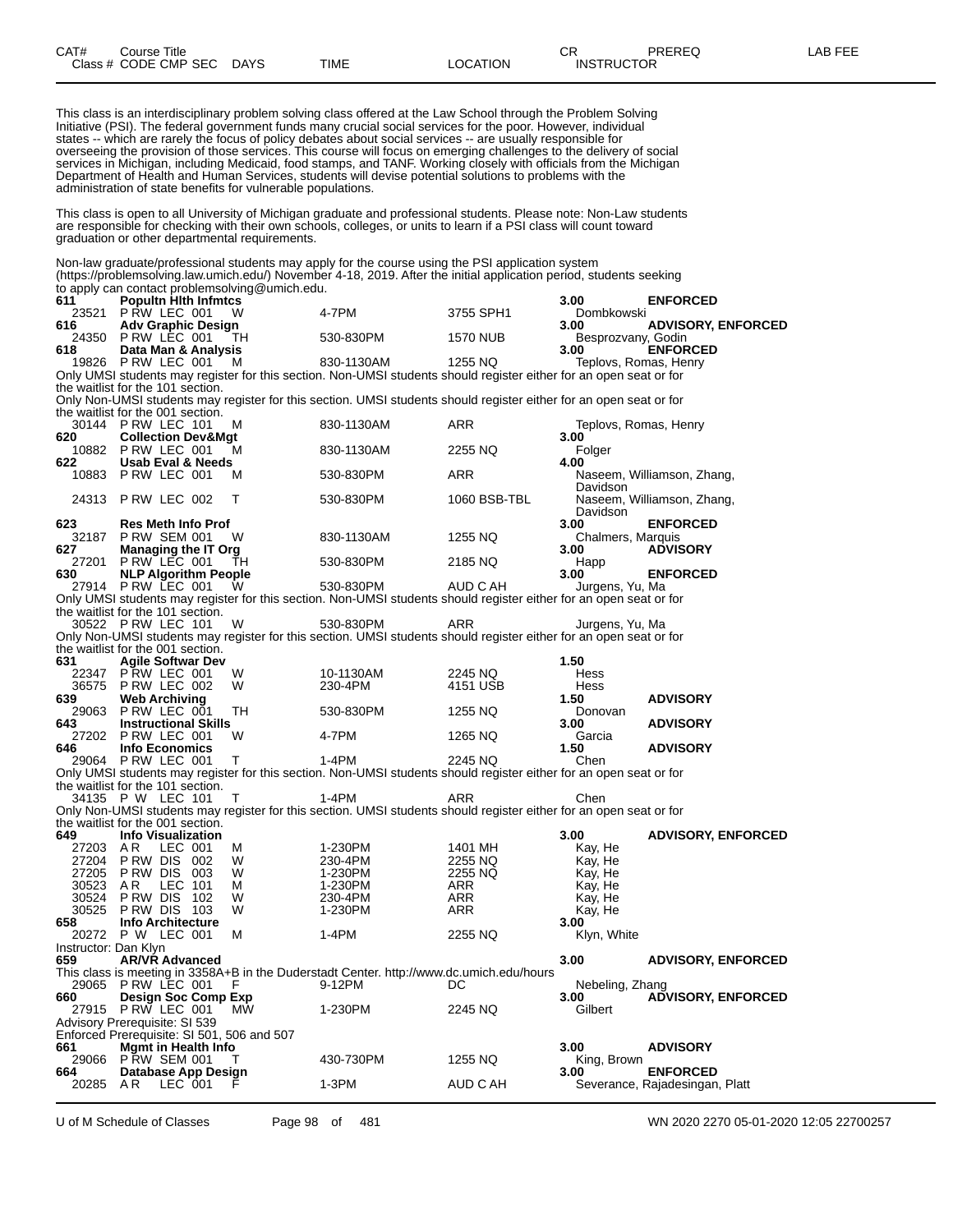| CAT# Class # | Course Title CODE CMP SEC | DAYS | TIME | LOCATION | CR INSTRUCTOR | PREREQ | LAB FEE |
|---|---|---|---|---|---|---|---|

This class is an interdisciplinary problem solving class offered at the Law School through the Problem Solving Initiative (PSI). The federal government funds many crucial social services for the poor. However, individual states -- which are rarely the focus of policy debates about social services -- are usually responsible for overseeing the provision of those services. This course will focus on emerging challenges to the delivery of social services in Michigan, including Medicaid, food stamps, and TANF. Working closely with officials from the Michigan Department of Health and Human Services, students will devise potential solutions to problems with the administration of state benefits for vulnerable populations.

This class is open to all University of Michigan graduate and professional students. Please note: Non-Law students are responsible for checking with their own schools, colleges, or units to learn if a PSI class will count toward graduation or other departmental requirements.

Non-law graduate/professional students may apply for the course using the PSI application system (https://problemsolving.law.umich.edu/) November 4-18, 2019. After the initial application period, students seeking to apply can contact problemsolving@umich.edu.

| CAT# Class # | Course Title CODE CMP SEC | DAYS | TIME | LOCATION | CR INSTRUCTOR | PREREQ |
|---|---|---|---|---|---|---|
| **611** | **Popultn Hlth Infmtcs** | | | | **3.00** | **ENFORCED** |
| 23521 | P RW LEC 001 | W | 4-7PM | 3755 SPH1 | Dombkowski | |
| **616** | **Adv Graphic Design** | | | | **3.00** | **ADVISORY, ENFORCED** |
| 24350 | P RW LEC 001 | TH | 530-830PM | 1570 NUB | Besprozvany, Godin | |
| **618** | **Data Man & Analysis** | | | | **3.00** | **ENFORCED** |
| 19826 | P RW LEC 001 | M | 830-1130AM | 1255 NQ | Teplovs, Romas, Henry | |

Only UMSI students may register for this section. Non-UMSI students should register either for an open seat or for the waitlist for the 101 section.

Only Non-UMSI students may register for this section. UMSI students should register either for an open seat or for the waitlist for the 001 section.

| CAT# Class # | Course Title CODE CMP SEC | DAYS | TIME | LOCATION | CR INSTRUCTOR | PREREQ |
|---|---|---|---|---|---|---|
| 30144 | P RW LEC 101 | M | 830-1130AM | ARR | Teplovs, Romas, Henry | |
| **620** | **Collection Dev&Mgt** | | | | **3.00** | |
| 10882 | P RW LEC 001 | M | 830-1130AM | 2255 NQ | Folger | |
| **622** | **Usab Eval & Needs** | | | | **4.00** | |
| 10883 | P RW LEC 001 | M | 530-830PM | ARR | Naseem, Williamson, Zhang, Davidson | |
| 24313 | P RW LEC 002 | T | 530-830PM | 1060 BSB-TBL | Naseem, Williamson, Zhang, Davidson | |
| **623** | **Res Meth Info Prof** | | | | **3.00** | **ENFORCED** |
| 32187 | P RW SEM 001 | W | 830-1130AM | 1255 NQ | Chalmers, Marquis | |
| **627** | **Managing the IT Org** | | | | **3.00** | **ADVISORY** |
| 27201 | P RW LEC 001 | TH | 530-830PM | 2185 NQ | Happ | |
| **630** | **NLP Algorithm People** | | | | **3.00** | **ENFORCED** |
| 27914 | P RW LEC 001 | W | 530-830PM | AUD C AH | Jurgens, Yu, Ma | |

Only UMSI students may register for this section. Non-UMSI students should register either for an open seat or for the waitlist for the 101 section.

| CAT# Class # | Course Title CODE CMP SEC | DAYS | TIME | LOCATION | CR INSTRUCTOR | PREREQ |
|---|---|---|---|---|---|---|
| 30522 | P RW LEC 101 | W | 530-830PM | ARR | Jurgens, Yu, Ma | |

Only Non-UMSI students may register for this section. UMSI students should register either for an open seat or for the waitlist for the 001 section.

| CAT# Class # | Course Title CODE CMP SEC | DAYS | TIME | LOCATION | CR INSTRUCTOR | PREREQ |
|---|---|---|---|---|---|---|
| **631** | **Agile Softwar Dev** | | | | **1.50** | |
| 22347 | P RW LEC 001 | W | 10-1130AM | 2245 NQ | Hess | |
| 36575 | P RW LEC 002 | W | 230-4PM | 4151 USB | Hess | |
| **639** | **Web Archiving** | | | | **1.50** | **ADVISORY** |
| 29063 | P RW LEC 001 | TH | 530-830PM | 1255 NQ | Donovan | |
| **643** | **Instructional Skills** | | | | **3.00** | **ADVISORY** |
| 27202 | P RW LEC 001 | W | 4-7PM | 1265 NQ | Garcia | |
| **646** | **Info Economics** | | | | **1.50** | **ADVISORY** |
| 29064 | P RW LEC 001 | T | 1-4PM | 2245 NQ | Chen | |

Only UMSI students may register for this section. Non-UMSI students should register either for an open seat or for the waitlist for the 101 section.

| CAT# Class # | Course Title CODE CMP SEC | DAYS | TIME | LOCATION | CR INSTRUCTOR | PREREQ |
|---|---|---|---|---|---|---|
| 34135 | P W LEC 101 | T | 1-4PM | ARR | Chen | |

Only Non-UMSI students may register for this section. UMSI students should register either for an open seat or for the waitlist for the 001 section.

| CAT# Class # | Course Title CODE CMP SEC | DAYS | TIME | LOCATION | CR INSTRUCTOR | PREREQ |
|---|---|---|---|---|---|---|
| **649** | **Info Visualization** | | | | **3.00** | **ADVISORY, ENFORCED** |
| 27203 | A R LEC 001 | M | 1-230PM | 1401 MH | Kay, He | |
| 27204 | P RW DIS 002 | W | 230-4PM | 2255 NQ | Kay, He | |
| 27205 | P RW DIS 003 | W | 1-230PM | 2255 NQ | Kay, He | |
| 30523 | A R LEC 101 | M | 1-230PM | ARR | Kay, He | |
| 30524 | P RW DIS 102 | W | 230-4PM | ARR | Kay, He | |
| 30525 | P RW DIS 103 | W | 1-230PM | ARR | Kay, He | |
| **658** | **Info Architecture** | | | | **3.00** | |
| 20272 | P W LEC 001 | M | 1-4PM | 2255 NQ | Klyn, White | |

Instructor: Dan Klyn

| CAT# Class # | Course Title CODE CMP SEC | DAYS | TIME | LOCATION | CR INSTRUCTOR | PREREQ |
|---|---|---|---|---|---|---|
| **659** | **AR/VR Advanced** | | | | **3.00** | **ADVISORY, ENFORCED** |

This class is meeting in 3358A+B in the Duderstadt Center. http://www.dc.umich.edu/hours

| CAT# Class # | Course Title CODE CMP SEC | DAYS | TIME | LOCATION | CR INSTRUCTOR | PREREQ |
|---|---|---|---|---|---|---|
| 29065 | P RW LEC 001 | F | 9-12PM | DC | Nebeling, Zhang | |
| **660** | **Design Soc Comp Exp** | | | | **3.00** | **ADVISORY, ENFORCED** |
| 27915 | P RW LEC 001 | MW | 1-230PM | 2245 NQ | Gilbert | |

Advisory Prerequisite: SI 539

Enforced Prerequisite: SI 501, 506 and 507

| CAT# Class # | Course Title CODE CMP SEC | DAYS | TIME | LOCATION | CR INSTRUCTOR | PREREQ |
|---|---|---|---|---|---|---|
| **661** | **Mgmt in Health Info** | | | | **3.00** | **ADVISORY** |
| 29066 | P RW SEM 001 | T | 430-730PM | 1255 NQ | King, Brown | |
| **664** | **Database App Design** | | | | **3.00** | **ENFORCED** |
| 20285 | A R LEC 001 | F | 1-3PM | AUD C AH | Severance, Rajadesingan, Platt | |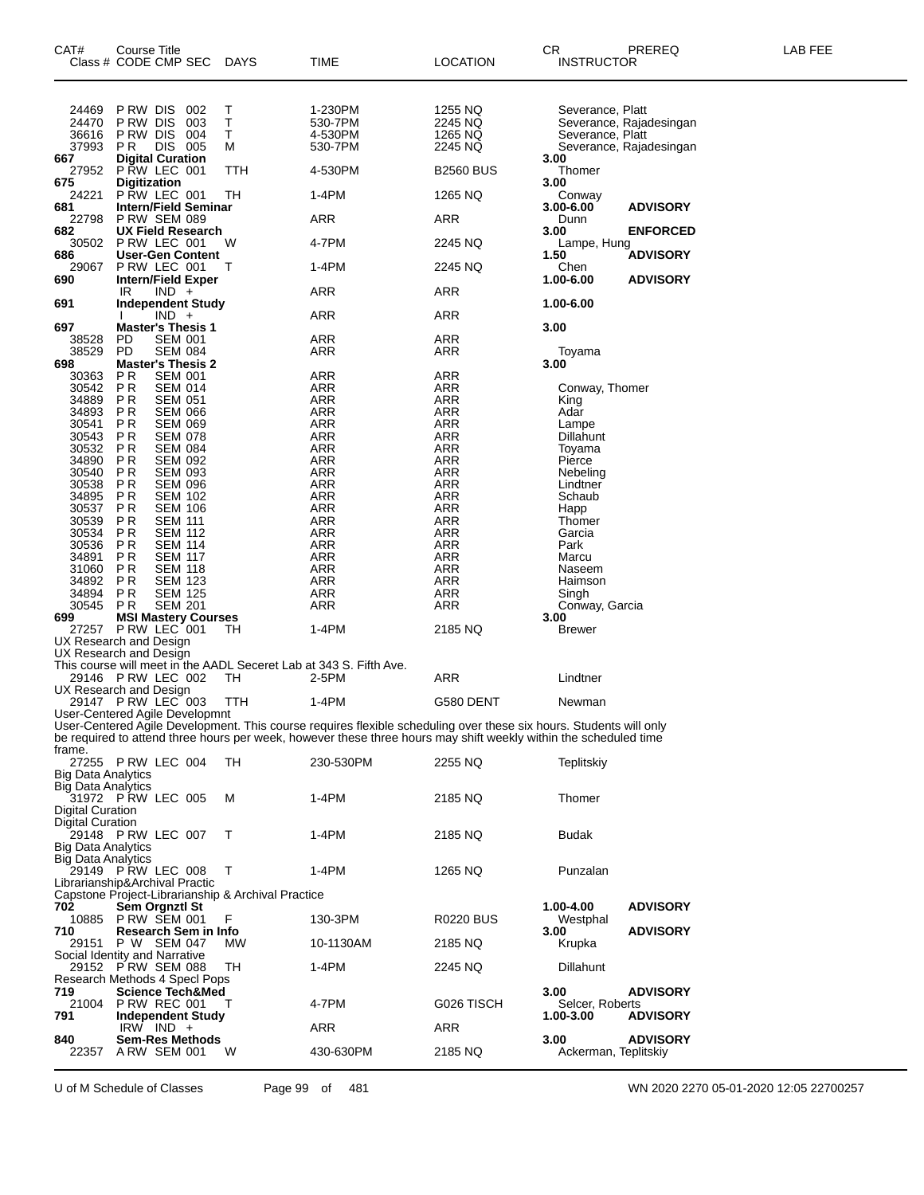| CAT# | Course Title<br>Class # CODE CMP SEC | DAYS | TIME | LOCATION | CR<br>INSTRUCTOR | PREREQ | LAB FEE |
|---|---|---|---|---|---|---|---|
| 24469 | P RW DIS 002 | T | 1-230PM | 1255 NQ | Severance, Platt | | |
| 24470 | P RW DIS 003 | T | 530-7PM | 2245 NQ | Severance, Rajadesingan | | |
| 36616 | P RW DIS 004 | T | 4-530PM | 1265 NQ | Severance, Platt | | |
| 37993 | P R DIS 005 | M | 530-7PM | 2245 NQ | Severance, Rajadesingan | | |
| **667** | **Digital Curation** | | | | **3.00** | | |
| 27952 | P RW LEC 001 | TTH | 4-530PM | B2560 BUS | Thomer | | |
| **675** | **Digitization** | | | | **3.00** | | |
| 24221 | P RW LEC 001 | TH | 1-4PM | 1265 NQ | Conway | | |
| **681** | **Intern/Field Seminar** | | | | **3.00-6.00** | **ADVISORY** | |
| 22798 | P RW SEM 089 | | ARR | ARR | Dunn | | |
| **682** | **UX Field Research** | | | | **3.00** | **ENFORCED** | |
| 30502 | P RW LEC 001 | W | 4-7PM | 2245 NQ | Lampe, Hung | | |
| **686** | **User-Gen Content** | | | | **1.50** | **ADVISORY** | |
| 29067 | P RW LEC 001 | T | 1-4PM | 2245 NQ | Chen | | |
| **690** | **Intern/Field Exper** | | | | **1.00-6.00** | **ADVISORY** | |
| | IR IND + | | ARR | ARR | | | |
| **691** | **Independent Study** | | | | **1.00-6.00** | | |
| | I IND + | | ARR | ARR | | | |
| **697** | **Master's Thesis 1** | | | | **3.00** | | |
| 38528 | PD SEM 001 | | ARR | ARR | | | |
| 38529 | PD SEM 084 | | ARR | ARR | Toyama | | |
| **698** | **Master's Thesis 2** | | | | **3.00** | | |
| 30363 | P R SEM 001 | | ARR | ARR | | | |
| 30542 | P R SEM 014 | | ARR | ARR | Conway, Thomer | | |
| 34889 | P R SEM 051 | | ARR | ARR | King | | |
| 34893 | P R SEM 066 | | ARR | ARR | Adar | | |
| 30541 | P R SEM 069 | | ARR | ARR | Lampe | | |
| 30543 | P R SEM 078 | | ARR | ARR | Dillahunt | | |
| 30532 | P R SEM 084 | | ARR | ARR | Toyama | | |
| 34890 | P R SEM 092 | | ARR | ARR | Pierce | | |
| 30540 | P R SEM 093 | | ARR | ARR | Nebeling | | |
| 30538 | P R SEM 096 | | ARR | ARR | Lindtner | | |
| 34895 | P R SEM 102 | | ARR | ARR | Schaub | | |
| 30537 | P R SEM 106 | | ARR | ARR | Happ | | |
| 30539 | P R SEM 111 | | ARR | ARR | Thomer | | |
| 30534 | P R SEM 112 | | ARR | ARR | Garcia | | |
| 30536 | P R SEM 114 | | ARR | ARR | Park | | |
| 34891 | P R SEM 117 | | ARR | ARR | Marcu | | |
| 31060 | P R SEM 118 | | ARR | ARR | Naseem | | |
| 34892 | P R SEM 123 | | ARR | ARR | Haimson | | |
| 34894 | P R SEM 125 | | ARR | ARR | Singh | | |
| 30545 | P R SEM 201 | | ARR | ARR | Conway, Garcia | | |
| **699** | **MSI Mastery Courses** | | | | **3.00** | | |
| 27257 | P RW LEC 001 | TH | 1-4PM | 2185 NQ | Brewer | | |

UX Research and Design
UX Research and Design
This course will meet in the AADL Seceret Lab at 343 S. Fifth Ave.

| | | | | | | | |
|---|---|---|---|---|---|---|---|
| 29146 | P RW LEC 002 | TH | 2-5PM | ARR | Lindtner | | |

UX Research and Design

| | | | | | | | |
|---|---|---|---|---|---|---|---|
| 29147 | P RW LEC 003 | TTH | 1-4PM | G580 DENT | Newman | | |

User-Centered Agile Developmnt
User-Centered Agile Development. This course requires flexible scheduling over these six hours. Students will only be required to attend three hours per week, however these three hours may shift weekly within the scheduled time frame.

| | | | | | | | |
|---|---|---|---|---|---|---|---|
| 27255 | P RW LEC 004 | TH | 230-530PM | 2255 NQ | Teplitskiy | | |

Big Data Analytics
Big Data Analytics

| | | | | | | | |
|---|---|---|---|---|---|---|---|
| 31972 | P RW LEC 005 | M | 1-4PM | 2185 NQ | Thomer | | |

Digital Curation
Digital Curation

| | | | | | | | |
|---|---|---|---|---|---|---|---|
| 29148 | P RW LEC 007 | T | 1-4PM | 2185 NQ | Budak | | |

Big Data Analytics
Big Data Analytics

| | | | | | | | |
|---|---|---|---|---|---|---|---|
| 29149 | P RW LEC 008 | T | 1-4PM | 1265 NQ | Punzalan | | |

Librarianship&Archival Practic
Capstone Project-Librarianship & Archival Practice

| | | | | | | | |
|---|---|---|---|---|---|---|---|
| **702** | **Sem Orgnztl St** | | | | **1.00-4.00** | **ADVISORY** | |
| 10885 | P RW SEM 001 | F | 130-3PM | R0220 BUS | Westphal | | |
| **710** | **Research Sem in Info** | | | | **3.00** | **ADVISORY** | |
| 29151 | P W SEM 047 | MW | 10-1130AM | 2185 NQ | Krupka | | |

Social Identity and Narrative

| | | | | | | | |
|---|---|---|---|---|---|---|---|
| 29152 | P RW SEM 088 | TH | 1-4PM | 2245 NQ | Dillahunt | | |

Research Methods 4 Specl Pops

| | | | | | | | |
|---|---|---|---|---|---|---|---|
| **719** | **Science Tech&Med** | | | | **3.00** | **ADVISORY** | |
| 21004 | P RW REC 001 | T | 4-7PM | G026 TISCH | Selcer, Roberts | | |
| **791** | **Independent Study** | | | | **1.00-3.00** | **ADVISORY** | |
| | IRW IND + | | ARR | ARR | | | |
| **840** | **Sem-Res Methods** | | | | **3.00** | **ADVISORY** | |
| 22357 | A RW SEM 001 | W | 430-630PM | 2185 NQ | Ackerman, Teplitskiy | | |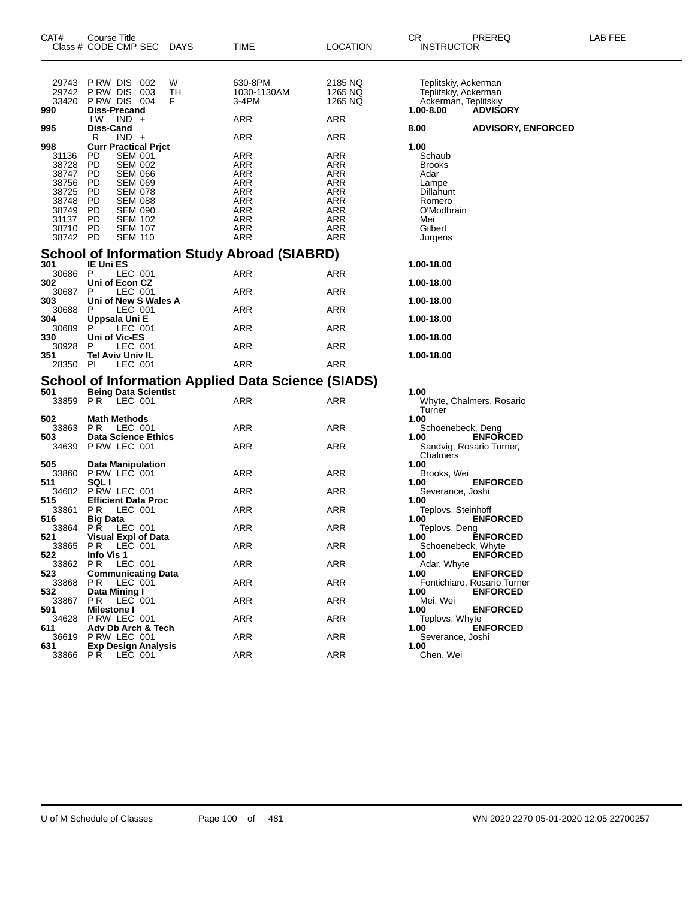| CAT# | Course Title Class # CODE CMP SEC | DAYS | TIME | LOCATION | CR INSTRUCTOR | PREREQ | LAB FEE |
|---|---|---|---|---|---|---|---|
| 29743 | P RW DIS 002 | W | 630-8PM | 2185 NQ | Teplitskiy, Ackerman | | |
| 29742 | P RW DIS 003 | TH | 1030-1130AM | 1265 NQ | Teplitskiy, Ackerman | | |
| 33420 | P RW DIS 004 | F | 3-4PM | 1265 NQ | Ackerman, Teplitskiy | | |
| **990** | **Diss-Precand** | | | | **1.00-8.00** | **ADVISORY** | |
| | I W IND + | | ARR | ARR | | | |
| **995** | **Diss-Cand** | | | | **8.00** | **ADVISORY, ENFORCED** | |
| | R IND + | | ARR | ARR | | | |
| **998** | **Curr Practical Prjct** | | | | **1.00** | | |
| 31136 | PD SEM 001 | | ARR | ARR | Schaub | | |
| 38728 | PD SEM 002 | | ARR | ARR | Brooks | | |
| 38747 | PD SEM 066 | | ARR | ARR | Adar | | |
| 38756 | PD SEM 069 | | ARR | ARR | Lampe | | |
| 38725 | PD SEM 078 | | ARR | ARR | Dillahunt | | |
| 38748 | PD SEM 088 | | ARR | ARR | Romero | | |
| 38749 | PD SEM 090 | | ARR | ARR | O'Modhrain | | |
| 31137 | PD SEM 102 | | ARR | ARR | Mei | | |
| 38710 | PD SEM 107 | | ARR | ARR | Gilbert | | |
| 38742 | PD SEM 110 | | ARR | ARR | Jurgens | | |

## School of Information Study Abroad (SIABRD)

| CAT# | Course Title Class # CODE CMP SEC | DAYS | TIME | LOCATION | CR INSTRUCTOR | PREREQ | LAB FEE |
|---|---|---|---|---|---|---|---|
| **301** | **IE Uni ES** | | | | **1.00-18.00** | | |
| 30686 | P LEC 001 | | ARR | ARR | | | |
| **302** | **Uni of Econ CZ** | | | | **1.00-18.00** | | |
| 30687 | P LEC 001 | | ARR | ARR | | | |
| **303** | **Uni of New S Wales A** | | | | **1.00-18.00** | | |
| 30688 | P LEC 001 | | ARR | ARR | | | |
| **304** | **Uppsala Uni E** | | | | **1.00-18.00** | | |
| 30689 | P LEC 001 | | ARR | ARR | | | |
| **330** | **Uni of Vic-ES** | | | | **1.00-18.00** | | |
| 30928 | P LEC 001 | | ARR | ARR | | | |
| **351** | **Tel Aviv Univ IL** | | | | **1.00-18.00** | | |
| 28350 | PI LEC 001 | | ARR | ARR | | | |

## School of Information Applied Data Science (SIADS)

| CAT# | Course Title Class # CODE CMP SEC | DAYS | TIME | LOCATION | CR INSTRUCTOR | PREREQ | LAB FEE |
|---|---|---|---|---|---|---|---|
| **501** | **Being Data Scientist** | | | | **1.00** | | |
| 33859 | P R LEC 001 | | ARR | ARR | Whyte, Chalmers, Rosario Turner | | |
| **502** | **Math Methods** | | | | **1.00** | | |
| 33863 | P R LEC 001 | | ARR | ARR | Schoenebeck, Deng | | |
| **503** | **Data Science Ethics** | | | | **1.00** | **ENFORCED** | |
| 34639 | P RW LEC 001 | | ARR | ARR | Sandvig, Rosario Turner, Chalmers | | |
| **505** | **Data Manipulation** | | | | **1.00** | | |
| 33860 | P RW LEC 001 | | ARR | ARR | Brooks, Wei | | |
| **511** | **SQL I** | | | | **1.00** | **ENFORCED** | |
| 34602 | P RW LEC 001 | | ARR | ARR | Severance, Joshi | | |
| **515** | **Efficient Data Proc** | | | | **1.00** | | |
| 33861 | P R LEC 001 | | ARR | ARR | Teplovs, Steinhoff | | |
| **516** | **Big Data** | | | | **1.00** | **ENFORCED** | |
| 33864 | P R LEC 001 | | ARR | ARR | Teplovs, Deng | | |
| **521** | **Visual Expl of Data** | | | | **1.00** | **ENFORCED** | |
| 33865 | P R LEC 001 | | ARR | ARR | Schoenebeck, Whyte | | |
| **522** | **Info Vis 1** | | | | **1.00** | **ENFORCED** | |
| 33862 | P R LEC 001 | | ARR | ARR | Adar, Whyte | | |
| **523** | **Communicating Data** | | | | **1.00** | **ENFORCED** | |
| 33868 | P R LEC 001 | | ARR | ARR | Fontichiaro, Rosario Turner | | |
| **532** | **Data Mining I** | | | | **1.00** | **ENFORCED** | |
| 33867 | P R LEC 001 | | ARR | ARR | Mei, Wei | | |
| **591** | **Milestone I** | | | | **1.00** | **ENFORCED** | |
| 34628 | P RW LEC 001 | | ARR | ARR | Teplovs, Whyte | | |
| **611** | **Adv Db Arch & Tech** | | | | **1.00** | **ENFORCED** | |
| 36619 | P RW LEC 001 | | ARR | ARR | Severance, Joshi | | |
| **631** | **Exp Design Analysis** | | | | **1.00** | | |
| 33866 | P R LEC 001 | | ARR | ARR | Chen, Wei | | |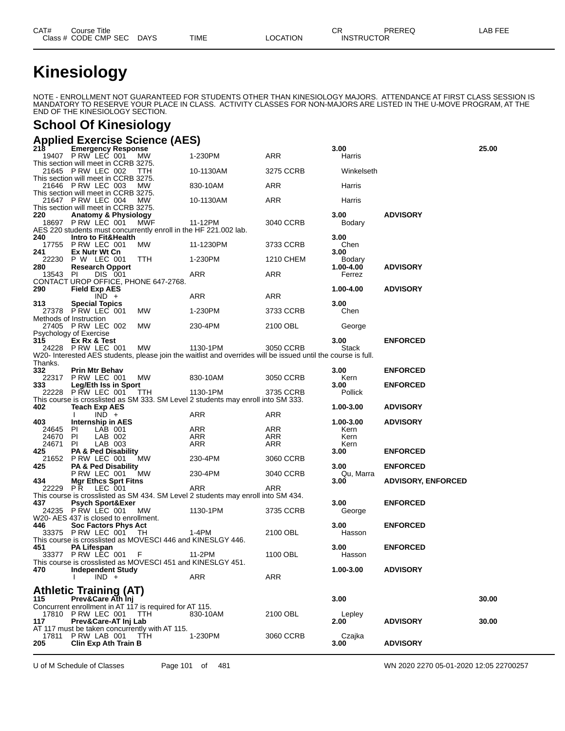| CAT# | Course Title | | | | CR | PREREQ | LAB FEE |
|---|---|---|---|---|---|---|---|
| Class # | CODE CMP SEC | DAYS | TIME | LOCATION | INSTRUCTOR | | |

# Kinesiology

NOTE - ENROLLMENT NOT GUARANTEED FOR STUDENTS OTHER THAN KINESIOLOGY MAJORS. ATTENDANCE AT FIRST CLASS SESSION IS MANDATORY TO RESERVE YOUR PLACE IN CLASS. ACTIVITY CLASSES FOR NON-MAJORS ARE LISTED IN THE U-MOVE PROGRAM, AT THE END OF THE KINESIOLOGY SECTION.

## School Of Kinesiology

### Applied Exercise Science (AES)

**218 Emergency Response** — 3.00 — LAB FEE 25.00

| Class # | CODE CMP SEC | DAYS | TIME | LOCATION | INSTRUCTOR |
|---|---|---|---|---|---|
| 19407 | P RW LEC 001 | MW | 1-230PM | ARR | Harris |

This section will meet in CCRB 3275.

| Class # | CODE CMP SEC | DAYS | TIME | LOCATION | INSTRUCTOR |
|---|---|---|---|---|---|
| 21645 | P RW LEC 002 | TTH | 10-1130AM | 3275 CCRB | Winkelseth |

This section will meet in CCRB 3275.

| Class # | CODE CMP SEC | DAYS | TIME | LOCATION | INSTRUCTOR |
|---|---|---|---|---|---|
| 21646 | P RW LEC 003 | MW | 830-10AM | ARR | Harris |

This section will meet in CCRB 3275.

| Class # | CODE CMP SEC | DAYS | TIME | LOCATION | INSTRUCTOR |
|---|---|---|---|---|---|
| 21647 | P RW LEC 004 | MW | 10-1130AM | ARR | Harris |

This section will meet in CCRB 3275.

**220 Anatomy & Physiology** — 3.00 — ADVISORY

| Class # | CODE CMP SEC | DAYS | TIME | LOCATION | INSTRUCTOR |
|---|---|---|---|---|---|
| 18697 | P RW LEC 001 | MWF | 11-12PM | 3040 CCRB | Bodary |

AES 220 students must concurrently enroll in the HF 221.002 lab.

**240 Intro to Fit&Health** — 3.00

| Class # | CODE CMP SEC | DAYS | TIME | LOCATION | INSTRUCTOR |
|---|---|---|---|---|---|
| 17755 | P RW LEC 001 | MW | 11-1230PM | 3733 CCRB | Chen |

**241 Ex Nutr Wt Cn** — 3.00

| Class # | CODE CMP SEC | DAYS | TIME | LOCATION | INSTRUCTOR |
|---|---|---|---|---|---|
| 22230 | P W LEC 001 | TTH | 1-230PM | 1210 CHEM | Bodary |

**280 Research Opport** — 1.00-4.00 — ADVISORY

| Class # | CODE CMP SEC | DAYS | TIME | LOCATION | INSTRUCTOR |
|---|---|---|---|---|---|
| 13543 | PI DIS 001 | | ARR | ARR | Ferrez |

CONTACT UROP OFFICE, PHONE 647-2768.

**290 Field Exp AES** — 1.00-4.00 — ADVISORY

| Class # | CODE CMP SEC | DAYS | TIME | LOCATION | INSTRUCTOR |
|---|---|---|---|---|---|
| | IND + | | ARR | ARR | |

**313 Special Topics** — 3.00

| Class # | CODE CMP SEC | DAYS | TIME | LOCATION | INSTRUCTOR |
|---|---|---|---|---|---|
| 27378 | P RW LEC 001 | MW | 1-230PM | 3733 CCRB | Chen |

Methods of Instruction

| Class # | CODE CMP SEC | DAYS | TIME | LOCATION | INSTRUCTOR |
|---|---|---|---|---|---|
| 27405 | P RW LEC 002 | MW | 230-4PM | 2100 OBL | George |

Psychology of Exercise

**315 Ex Rx & Test** — 3.00 — ENFORCED

| Class # | CODE CMP SEC | DAYS | TIME | LOCATION | INSTRUCTOR |
|---|---|---|---|---|---|
| 24228 | P RW LEC 001 | MW | 1130-1PM | 3050 CCRB | Stack |

W20- Interested AES students, please join the waitlist and overrides will be issued until the course is full. Thanks.

**332 Prin Mtr Behav** — 3.00 — ENFORCED

| Class # | CODE CMP SEC | DAYS | TIME | LOCATION | INSTRUCTOR |
|---|---|---|---|---|---|
| 22317 | P RW LEC 001 | MW | 830-10AM | 3050 CCRB | Kern |

**333 Leg/Eth Iss in Sport** — 3.00 — ENFORCED

| Class # | CODE CMP SEC | DAYS | TIME | LOCATION | INSTRUCTOR |
|---|---|---|---|---|---|
| 22228 | P RW LEC 001 | TTH | 1130-1PM | 3735 CCRB | Pollick |

This course is crosslisted as SM 333. SM Level 2 students may enroll into SM 333.

**402 Teach Exp AES** — 1.00-3.00 — ADVISORY

| Class # | CODE CMP SEC | DAYS | TIME | LOCATION | INSTRUCTOR |
|---|---|---|---|---|---|
| | I IND + | | ARR | ARR | |

**403 Internship in AES** — 1.00-3.00 — ADVISORY

| Class # | CODE CMP SEC | DAYS | TIME | LOCATION | INSTRUCTOR |
|---|---|---|---|---|---|
| 24645 | PI LAB 001 | | ARR | ARR | Kern |
| 24670 | PI LAB 002 | | ARR | ARR | Kern |
| 24671 | PI LAB 003 | | ARR | ARR | Kern |

**425 PA & Ped Disability** — 3.00 — ENFORCED

| Class # | CODE CMP SEC | DAYS | TIME | LOCATION | INSTRUCTOR |
|---|---|---|---|---|---|
| 21652 | P RW LEC 001 | MW | 230-4PM | 3060 CCRB | |

**425 PA & Ped Disability** — 3.00 — ENFORCED

| Class # | CODE CMP SEC | DAYS | TIME | LOCATION | INSTRUCTOR |
|---|---|---|---|---|---|
| | P RW LEC 001 | MW | 230-4PM | 3040 CCRB | Qu, Marra |

**434 Mgr Ethcs Sprt Fitns** — 3.00 — ADVISORY, ENFORCED

| Class # | CODE CMP SEC | DAYS | TIME | LOCATION | INSTRUCTOR |
|---|---|---|---|---|---|
| 22229 | P R LEC 001 | | ARR | ARR | |

This course is crosslisted as SM 434. SM Level 2 students may enroll into SM 434.

**437 Psych Sport&Exer** — 3.00 — ENFORCED

| Class # | CODE CMP SEC | DAYS | TIME | LOCATION | INSTRUCTOR |
|---|---|---|---|---|---|
| 24235 | P RW LEC 001 | MW | 1130-1PM | 3735 CCRB | George |

W20- AES 437 is closed to enrollment.

**446 Soc Factors Phys Act** — 3.00 — ENFORCED

| Class # | CODE CMP SEC | DAYS | TIME | LOCATION | INSTRUCTOR |
|---|---|---|---|---|---|
| 33375 | P RW LEC 001 | TH | 1-4PM | 2100 OBL | Hasson |

This course is crosslisted as MOVESCI 446 and KINESLGY 446.

**451 PA Lifespan** — 3.00 — ENFORCED

| Class # | CODE CMP SEC | DAYS | TIME | LOCATION | INSTRUCTOR |
|---|---|---|---|---|---|
| 33377 | P RW LEC 001 | F | 11-2PM | 1100 OBL | Hasson |

This course is crosslisted as MOVESCI 451 and KINESLGY 451.

**470 Independent Study** — 1.00-3.00 — ADVISORY

| Class # | CODE CMP SEC | DAYS | TIME | LOCATION | INSTRUCTOR |
|---|---|---|---|---|---|
| | I IND + | | ARR | ARR | |

### Athletic Training (AT)

**115 Prev&Care Ath Inj** — 3.00 — LAB FEE 30.00

Concurrent enrollment in AT 117 is required for AT 115.

| Class # | CODE CMP SEC | DAYS | TIME | LOCATION | INSTRUCTOR |
|---|---|---|---|---|---|
| 17810 | P RW LEC 001 | TTH | 830-10AM | 2100 OBL | Lepley |

**117 Prev&Care-AT Inj Lab** — 2.00 — ADVISORY — LAB FEE 30.00

AT 117 must be taken concurrently with AT 115.

| Class # | CODE CMP SEC | DAYS | TIME | LOCATION | INSTRUCTOR |
|---|---|---|---|---|---|
| 17811 | P RW LAB 001 | TTH | 1-230PM | 3060 CCRB | Czajka |

**205 Clin Exp Ath Train B** — 3.00 — ADVISORY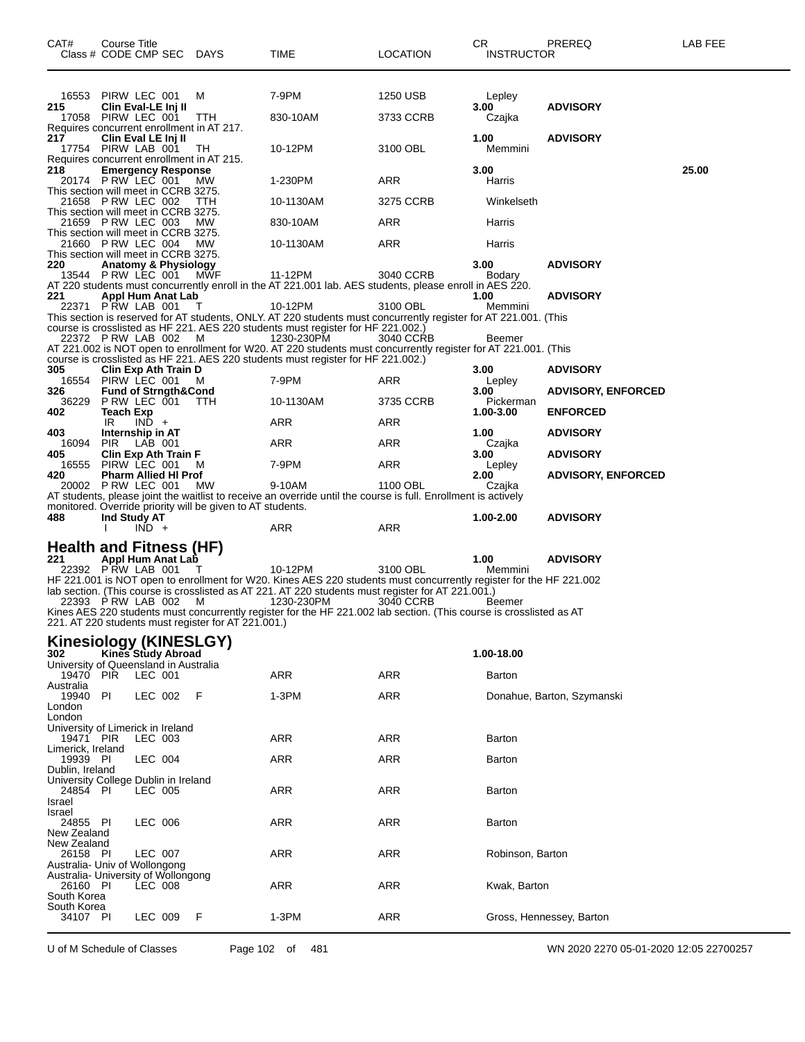| CAT# | Course Title<br>Class # CODE CMP SEC DAYS | TIME | LOCATION | CR<br>INSTRUCTOR | PREREQ | LAB FEE |
|---|---|---|---|---|---|---|
| | 16553 PIRW LEC 001 M | 7-9PM | 1250 USB | Lepley | | |
| 215 | Clin Eval-LE Inj II | | | 3.00 | ADVISORY | |
| | 17058 PIRW LEC 001 TTH | 830-10AM | 3733 CCRB | Czajka | | |
| | Requires concurrent enrollment in AT 217. | | | | | |
| 217 | Clin Eval LE Inj II | | | 1.00 | ADVISORY | |
| | 17754 PIRW LAB 001 TH | 10-12PM | 3100 OBL | Memmini | | |
| | Requires concurrent enrollment in AT 215. | | | | | |
| 218 | Emergency Response | | | 3.00 | | 25.00 |
| | 20174 P RW LEC 001 MW | 1-230PM | ARR | Harris | | |
| | This section will meet in CCRB 3275. | | | | | |
| | 21658 P RW LEC 002 TTH | 10-1130AM | 3275 CCRB | Winkelseth | | |
| | This section will meet in CCRB 3275. | | | | | |
| | 21659 P RW LEC 003 MW | 830-10AM | ARR | Harris | | |
| | This section will meet in CCRB 3275. | | | | | |
| | 21660 P RW LEC 004 MW | 10-1130AM | ARR | Harris | | |
| | This section will meet in CCRB 3275. | | | | | |
| 220 | Anatomy & Physiology | | | 3.00 | ADVISORY | |
| | 13544 P RW LEC 001 MWF | 11-12PM | 3040 CCRB | Bodary | | |
| | AT 220 students must concurrently enroll in the AT 221.001 lab. AES students, please enroll in AES 220. | | | | | |
| 221 | Appl Hum Anat Lab | | | 1.00 | ADVISORY | |
| | 22371 P RW LAB 001 T | 10-12PM | 3100 OBL | Memmini | | |
| | This section is reserved for AT students, ONLY. AT 220 students must concurrently register for AT 221.001. (This course is crosslisted as HF 221. AES 220 students must register for HF 221.002.) | | | | | |
| | 22372 P RW LAB 002 M | 1230-230PM | 3040 CCRB | Beemer | | |
| | AT 221.002 is NOT open to enrollment for W20. AT 220 students must concurrently register for AT 221.001. (This course is crosslisted as HF 221. AES 220 students must register for HF 221.002.) | | | | | |
| 305 | Clin Exp Ath Train D | | | 3.00 | ADVISORY | |
| | 16554 PIRW LEC 001 M | 7-9PM | ARR | Lepley | | |
| 326 | Fund of Strngth&Cond | | | 3.00 | ADVISORY, ENFORCED | |
| | 36229 P RW LEC 001 TTH | 10-1130AM | 3735 CCRB | Pickerman | | |
| 402 | Teach Exp | | | 1.00-3.00 | ENFORCED | |
| | IR IND + | ARR | ARR | | | |
| 403 | Internship in AT | | | 1.00 | ADVISORY | |
| | 16094 PIR LAB 001 | ARR | ARR | Czajka | | |
| 405 | Clin Exp Ath Train F | | | 3.00 | ADVISORY | |
| | 16555 PIRW LEC 001 M | 7-9PM | ARR | Lepley | | |
| 420 | Pharm Allied Hl Prof | | | 2.00 | ADVISORY, ENFORCED | |
| | 20002 P RW LEC 001 MW | 9-10AM | 1100 OBL | Czajka | | |
| | AT students, please joint the waitlist to receive an override until the course is full. Enrollment is actively monitored. Override priority will be given to AT students. | | | | | |
| 488 | Ind Study AT | | | 1.00-2.00 | ADVISORY | |
| | I IND + | ARR | ARR | | | |

## Health and Fitness (HF)

| CAT# | Course Title<br>Class # CODE CMP SEC DAYS | TIME | LOCATION | CR<br>INSTRUCTOR | PREREQ | LAB FEE |
|---|---|---|---|---|---|---|
| 221 | Appl Hum Anat Lab | | | 1.00 | ADVISORY | |
| | 22392 P RW LAB 001 T | 10-12PM | 3100 OBL | Memmini | | |
| | HF 221.001 is NOT open to enrollment for W20. Kines AES 220 students must concurrently register for the HF 221.002 lab section. (This course is crosslisted as AT 221. AT 220 students must register for AT 221.001.) | | | | | |
| | 22393 P RW LAB 002 M | 1230-230PM | 3040 CCRB | Beemer | | |
| | Kines AES 220 students must concurrently register for the HF 221.002 lab section. (This course is crosslisted as AT 221. AT 220 students must register for AT 221.001.) | | | | | |

## Kinesiology (KINESLGY)

| CAT# | Course Title<br>Class # CODE CMP SEC DAYS | TIME | LOCATION | CR<br>INSTRUCTOR | PREREQ | LAB FEE |
|---|---|---|---|---|---|---|
| 302 | Kines Study Abroad | | | 1.00-18.00 | | |
| | University of Queensland in Australia | | | | | |
| | 19470 PIR LEC 001 | ARR | ARR | Barton | | |
| | Australia | | | | | |
| | 19940 PI LEC 002 F | 1-3PM | ARR | Donahue, Barton, Szymanski | | |
| | London<br>London | | | | | |
| | University of Limerick in Ireland | | | | | |
| | 19471 PIR LEC 003 | ARR | ARR | Barton | | |
| | Limerick, Ireland | | | | | |
| | 19939 PI LEC 004 | ARR | ARR | Barton | | |
| | Dublin, Ireland<br>University College Dublin in Ireland | | | | | |
| | 24854 PI LEC 005 | ARR | ARR | Barton | | |
| | Israel<br>Israel | | | | | |
| | 24855 PI LEC 006 | ARR | ARR | Barton | | |
| | New Zealand<br>New Zealand | | | | | |
| | 26158 PI LEC 007 | ARR | ARR | Robinson, Barton | | |
| | Australia- Univ of Wollongong<br>Australia- University of Wollongong | | | | | |
| | 26160 PI LEC 008 | ARR | ARR | Kwak, Barton | | |
| | South Korea<br>South Korea | | | | | |
| | 34107 PI LEC 009 F | 1-3PM | ARR | Gross, Hennessey, Barton | | |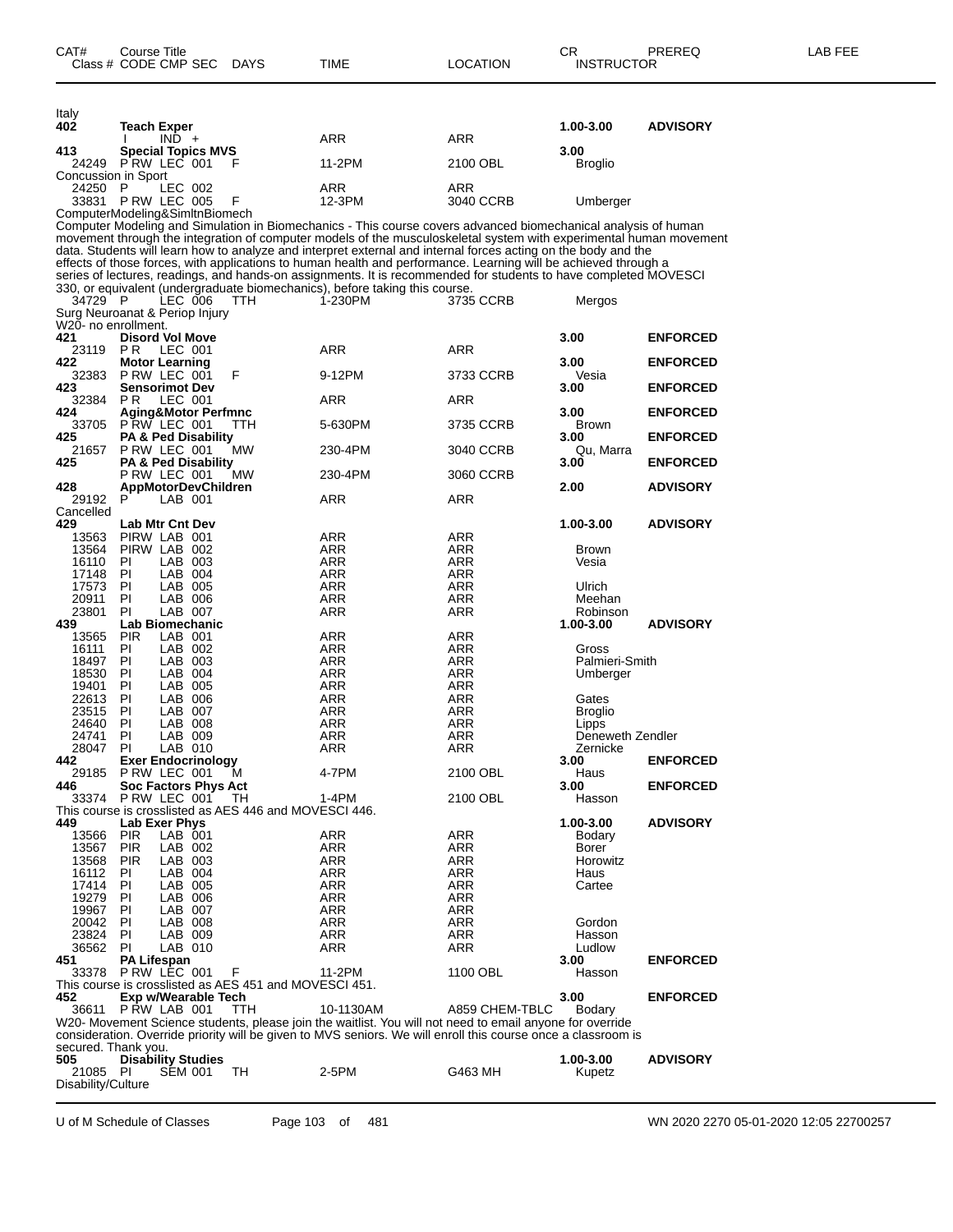| CAT# | Course Title | | | | | | CR | PREREQ | LAB FEE |
|---|---|---|---|---|---|---|---|---|---|
| Class # | CODE | CMP SEC | DAYS | TIME | LOCATION | INSTRUCTOR | | | |

Italy

| | | | | | | | | |
|---|---|---|---|---|---|---|---|---|
| **402** | **Teach Exper** | | | | | | **1.00-3.00** | **ADVISORY** |
| | I | IND + | | ARR | ARR | | | |
| **413** | **Special Topics MVS** | | | | | | **3.00** | |
| 24249 | P RW | LEC 001 | F | 11-2PM | 2100 OBL | Broglio | | |

Concussion in Sport

| | | | | | | |
|---|---|---|---|---|---|---|
| 24250 | P | LEC 002 | | ARR | ARR | |
| 33831 | P RW | LEC 005 | F | 12-3PM | 3040 CCRB | Umberger |

ComputerModeling&SimltnBiomech

Computer Modeling and Simulation in Biomechanics - This course covers advanced biomechanical analysis of human movement through the integration of computer models of the musculoskeletal system with experimental human movement data. Students will learn how to analyze and interpret external and internal forces acting on the body and the effects of those forces, with applications to human health and performance. Learning will be achieved through a series of lectures, readings, and hands-on assignments. It is recommended for students to have completed MOVESCI 330, or equivalent (undergraduate biomechanics), before taking this course.

| | | | | | | |
|---|---|---|---|---|---|---|
| 34729 | P | LEC 006 | TTH | 1-230PM | 3735 CCRB | Mergos |

Surg Neuroanat & Periop Injury

W20- no enrollment.

| | | | | | | | | |
|---|---|---|---|---|---|---|---|---|
| **421** | **Disord Vol Move** | | | | | | **3.00** | **ENFORCED** |
| 23119 | P R | LEC 001 | | ARR | ARR | | | |
| **422** | **Motor Learning** | | | | | | **3.00** | **ENFORCED** |
| 32383 | P RW | LEC 001 | F | 9-12PM | 3733 CCRB | Vesia | | |
| **423** | **Sensorimot Dev** | | | | | | **3.00** | **ENFORCED** |
| 32384 | P R | LEC 001 | | ARR | ARR | | | |
| **424** | **Aging&Motor Perfmnc** | | | | | | **3.00** | **ENFORCED** |
| 33705 | P RW | LEC 001 | TTH | 5-630PM | 3735 CCRB | Brown | | |
| **425** | **PA & Ped Disability** | | | | | | **3.00** | **ENFORCED** |
| 21657 | P RW | LEC 001 | MW | 230-4PM | 3040 CCRB | Qu, Marra | | |
| **425** | **PA & Ped Disability** | | | | | | **3.00** | **ENFORCED** |
| | P RW | LEC 001 | MW | 230-4PM | 3060 CCRB | | | |
| **428** | **AppMotorDevChildren** | | | | | | **2.00** | **ADVISORY** |
| 29192 | P | LAB 001 | | ARR | ARR | | | |

Cancelled

| | | | | | | | | |
|---|---|---|---|---|---|---|---|---|
| **429** | **Lab Mtr Cnt Dev** | | | | | | **1.00-3.00** | **ADVISORY** |
| 13563 | PIRW | LAB 001 | | ARR | ARR | | | |
| 13564 | PIRW | LAB 002 | | ARR | ARR | Brown | | |
| 16110 | PI | LAB 003 | | ARR | ARR | Vesia | | |
| 17148 | PI | LAB 004 | | ARR | ARR | | | |
| 17573 | PI | LAB 005 | | ARR | ARR | Ulrich | | |
| 20911 | PI | LAB 006 | | ARR | ARR | Meehan | | |
| 23801 | PI | LAB 007 | | ARR | ARR | Robinson | | |
| **439** | **Lab Biomechanic** | | | | | | **1.00-3.00** | **ADVISORY** |
| 13565 | PIR | LAB 001 | | ARR | ARR | | | |
| 16111 | PI | LAB 002 | | ARR | ARR | Gross | | |
| 18497 | PI | LAB 003 | | ARR | ARR | Palmieri-Smith | | |
| 18530 | PI | LAB 004 | | ARR | ARR | Umberger | | |
| 19401 | PI | LAB 005 | | ARR | ARR | | | |
| 22613 | PI | LAB 006 | | ARR | ARR | Gates | | |
| 23515 | PI | LAB 007 | | ARR | ARR | Broglio | | |
| 24640 | PI | LAB 008 | | ARR | ARR | Lipps | | |
| 24741 | PI | LAB 009 | | ARR | ARR | Deneweth Zendler | | |
| 28047 | PI | LAB 010 | | ARR | ARR | Zernicke | | |
| **442** | **Exer Endocrinology** | | | | | | **3.00** | **ENFORCED** |
| 29185 | P RW | LEC 001 | M | 4-7PM | 2100 OBL | Haus | | |
| **446** | **Soc Factors Phys Act** | | | | | | **3.00** | **ENFORCED** |
| 33374 | P RW | LEC 001 | TH | 1-4PM | 2100 OBL | Hasson | | |

This course is crosslisted as AES 446 and MOVESCI 446.

| | | | | | | | | |
|---|---|---|---|---|---|---|---|---|
| **449** | **Lab Exer Phys** | | | | | | **1.00-3.00** | **ADVISORY** |
| 13566 | PIR | LAB 001 | | ARR | ARR | Bodary | | |
| 13567 | PIR | LAB 002 | | ARR | ARR | Borer | | |
| 13568 | PIR | LAB 003 | | ARR | ARR | Horowitz | | |
| 16112 | PI | LAB 004 | | ARR | ARR | Haus | | |
| 17414 | PI | LAB 005 | | ARR | ARR | Cartee | | |
| 19279 | PI | LAB 006 | | ARR | ARR | | | |
| 19967 | PI | LAB 007 | | ARR | ARR | | | |
| 20042 | PI | LAB 008 | | ARR | ARR | Gordon | | |
| 23824 | PI | LAB 009 | | ARR | ARR | Hasson | | |
| 36562 | PI | LAB 010 | | ARR | ARR | Ludlow | | |
| **451** | **PA Lifespan** | | | | | | **3.00** | **ENFORCED** |
| 33378 | P RW | LEC 001 | F | 11-2PM | 1100 OBL | Hasson | | |

This course is crosslisted as AES 451 and MOVESCI 451.

| | | | | | | | | |
|---|---|---|---|---|---|---|---|---|
| **452** | **Exp w/Wearable Tech** | | | | | | **3.00** | **ENFORCED** |
| 36611 | P RW | LAB 001 | TTH | 10-1130AM | A859 CHEM-TBLC | Bodary | | |

W20- Movement Science students, please join the waitlist. You will not need to email anyone for override consideration. Override priority will be given to MVS seniors. We will enroll this course once a classroom is secured. Thank you.

| | | | | | | | | |
|---|---|---|---|---|---|---|---|---|
| **505** | **Disability Studies** | | | | | | **1.00-3.00** | **ADVISORY** |
| 21085 | PI | SEM 001 | TH | 2-5PM | G463 MH | Kupetz | | |

Disability/Culture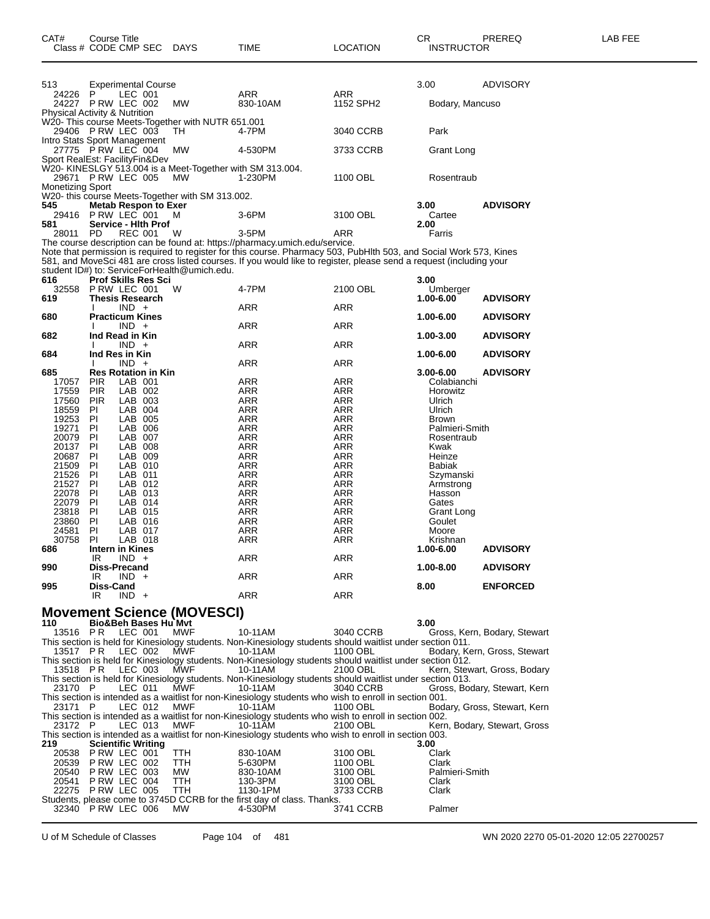| CAT# | Course Title Class # CODE CMP SEC | DAYS | TIME | LOCATION | CR INSTRUCTOR | PREREQ | LAB FEE |
|---|---|---|---|---|---|---|---|
| 513 | Experimental Course | | | | 3.00 | ADVISORY | |
| 24226 | P LEC 001 | | ARR | ARR | | | |
| 24227 | P RW LEC 002 | MW | 830-10AM | 1152 SPH2 | Bodary, Mancuso | | |

Physical Activity & Nutrition
W20- This course Meets-Together with NUTR 651.001

| | | | | | | |
|---|---|---|---|---|---|---|
| 29406 | P RW LEC 003 | TH | 4-7PM | 3040 CCRB | Park | |

Intro Stats Sport Management

| | | | | | | |
|---|---|---|---|---|---|---|
| 27775 | P RW LEC 004 | MW | 4-530PM | 3733 CCRB | Grant Long | |

Sport RealEst: FacilityFin&Dev
W20- KINESLGY 513.004 is a Meet-Together with SM 313.004.

| | | | | | | |
|---|---|---|---|---|---|---|
| 29671 | P RW LEC 005 | MW | 1-230PM | 1100 OBL | Rosentraub | |

Monetizing Sport
W20- this course Meets-Together with SM 313.002.

| | | | | | | |
|---|---|---|---|---|---|---|
| **545** | **Metab Respon to Exer** | | | | **3.00** | **ADVISORY** |
| 29416 | P RW LEC 001 | M | 3-6PM | 3100 OBL | Cartee | |
| **581** | **Service - Hlth Prof** | | | | **2.00** | |
| 28011 | PD REC 001 | W | 3-5PM | ARR | Farris | |

The course description can be found at: https://pharmacy.umich.edu/service.
Note that permission is required to register for this course. Pharmacy 503, PubHlth 503, and Social Work 573, Kines 581, and MoveSci 481 are cross listed courses. If you would like to register, please send a request (including your student ID#) to: ServiceForHealth@umich.edu.

| | | | | | | |
|---|---|---|---|---|---|---|
| **616** | **Prof Skills Res Sci** | | | | **3.00** | |
| 32558 | P RW LEC 001 | W | 4-7PM | 2100 OBL | Umberger | |
| **619** | **Thesis Research** | | | | **1.00-6.00** | **ADVISORY** |
| | I IND + | | ARR | ARR | | |
| **680** | **Practicum Kines** | | | | **1.00-6.00** | **ADVISORY** |
| | I IND + | | ARR | ARR | | |
| **682** | **Ind Read in Kin** | | | | **1.00-3.00** | **ADVISORY** |
| | I IND + | | ARR | ARR | | |
| **684** | **Ind Res in Kin** | | | | **1.00-6.00** | **ADVISORY** |
| | I IND + | | ARR | ARR | | |
| **685** | **Res Rotation in Kin** | | | | **3.00-6.00** | **ADVISORY** |
| 17057 | PIR LAB 001 | | ARR | ARR | Colabianchi | |
| 17559 | PIR LAB 002 | | ARR | ARR | Horowitz | |
| 17560 | PIR LAB 003 | | ARR | ARR | Ulrich | |
| 18559 | PI LAB 004 | | ARR | ARR | Ulrich | |
| 19253 | PI LAB 005 | | ARR | ARR | Brown | |
| 19271 | PI LAB 006 | | ARR | ARR | Palmieri-Smith | |
| 20079 | PI LAB 007 | | ARR | ARR | Rosentraub | |
| 20137 | PI LAB 008 | | ARR | ARR | Kwak | |
| 20687 | PI LAB 009 | | ARR | ARR | Heinze | |
| 21509 | PI LAB 010 | | ARR | ARR | Babiak | |
| 21526 | PI LAB 011 | | ARR | ARR | Szymanski | |
| 21527 | PI LAB 012 | | ARR | ARR | Armstrong | |
| 22078 | PI LAB 013 | | ARR | ARR | Hasson | |
| 22079 | PI LAB 014 | | ARR | ARR | Gates | |
| 23818 | PI LAB 015 | | ARR | ARR | Grant Long | |
| 23860 | PI LAB 016 | | ARR | ARR | Goulet | |
| 24581 | PI LAB 017 | | ARR | ARR | Moore | |
| 30758 | PI LAB 018 | | ARR | ARR | Krishnan | |
| **686** | **Intern in Kines** | | | | **1.00-6.00** | **ADVISORY** |
| | IR IND + | | ARR | ARR | | |
| **990** | **Diss-Precand** | | | | **1.00-8.00** | **ADVISORY** |
| | IR IND + | | ARR | ARR | | |
| **995** | **Diss-Cand** | | | | **8.00** | **ENFORCED** |
| | IR IND + | | ARR | ARR | | |

# Movement Science (MOVESCI)

| | | | | | | |
|---|---|---|---|---|---|---|
| **110** | **Bio&Beh Bases Hu Mvt** | | | | **3.00** | |
| 13516 | P R LEC 001 | MWF | 10-11AM | 3040 CCRB | Gross, Kern, Bodary, Stewart | |

This section is held for Kinesiology students. Non-Kinesiology students should waitlist under section 011.

| | | | | | |
|---|---|---|---|---|---|
| 13517 | P R LEC 002 | MWF | 10-11AM | 1100 OBL | Bodary, Kern, Gross, Stewart |

This section is held for Kinesiology students. Non-Kinesiology students should waitlist under section 012.

| | | | | | |
|---|---|---|---|---|---|
| 13518 | P R LEC 003 | MWF | 10-11AM | 2100 OBL | Kern, Stewart, Gross, Bodary |

This section is held for Kinesiology students. Non-Kinesiology students should waitlist under section 013.

| | | | | | |
|---|---|---|---|---|---|
| 23170 | P LEC 011 | MWF | 10-11AM | 3040 CCRB | Gross, Bodary, Stewart, Kern |

This section is intended as a waitlist for non-Kinesiology students who wish to enroll in section 001.

| | | | | | |
|---|---|---|---|---|---|
| 23171 | P LEC 012 | MWF | 10-11AM | 1100 OBL | Bodary, Gross, Stewart, Kern |

This section is intended as a waitlist for non-Kinesiology students who wish to enroll in section 002.

| | | | | | |
|---|---|---|---|---|---|
| 23172 | P LEC 013 | MWF | 10-11AM | 2100 OBL | Kern, Bodary, Stewart, Gross |

This section is intended as a waitlist for non-Kinesiology students who wish to enroll in section 003.

| | | | | | |
|---|---|---|---|---|---|
| **219** | **Scientific Writing** | | | | **3.00** |
| 20538 | P RW LEC 001 | TTH | 830-10AM | 3100 OBL | Clark |
| 20539 | P RW LEC 002 | TTH | 5-630PM | 1100 OBL | Clark |
| 20540 | P RW LEC 003 | MW | 830-10AM | 3100 OBL | Palmieri-Smith |
| 20541 | P RW LEC 004 | TTH | 130-3PM | 3100 OBL | Clark |
| 22275 | P RW LEC 005 | TTH | 1130-1PM | 3733 CCRB | Clark |

Students, please come to 3745D CCRB for the first day of class. Thanks.

| | | | | | |
|---|---|---|---|---|---|
| 32340 | P RW LEC 006 | MW | 4-530PM | 3741 CCRB | Palmer |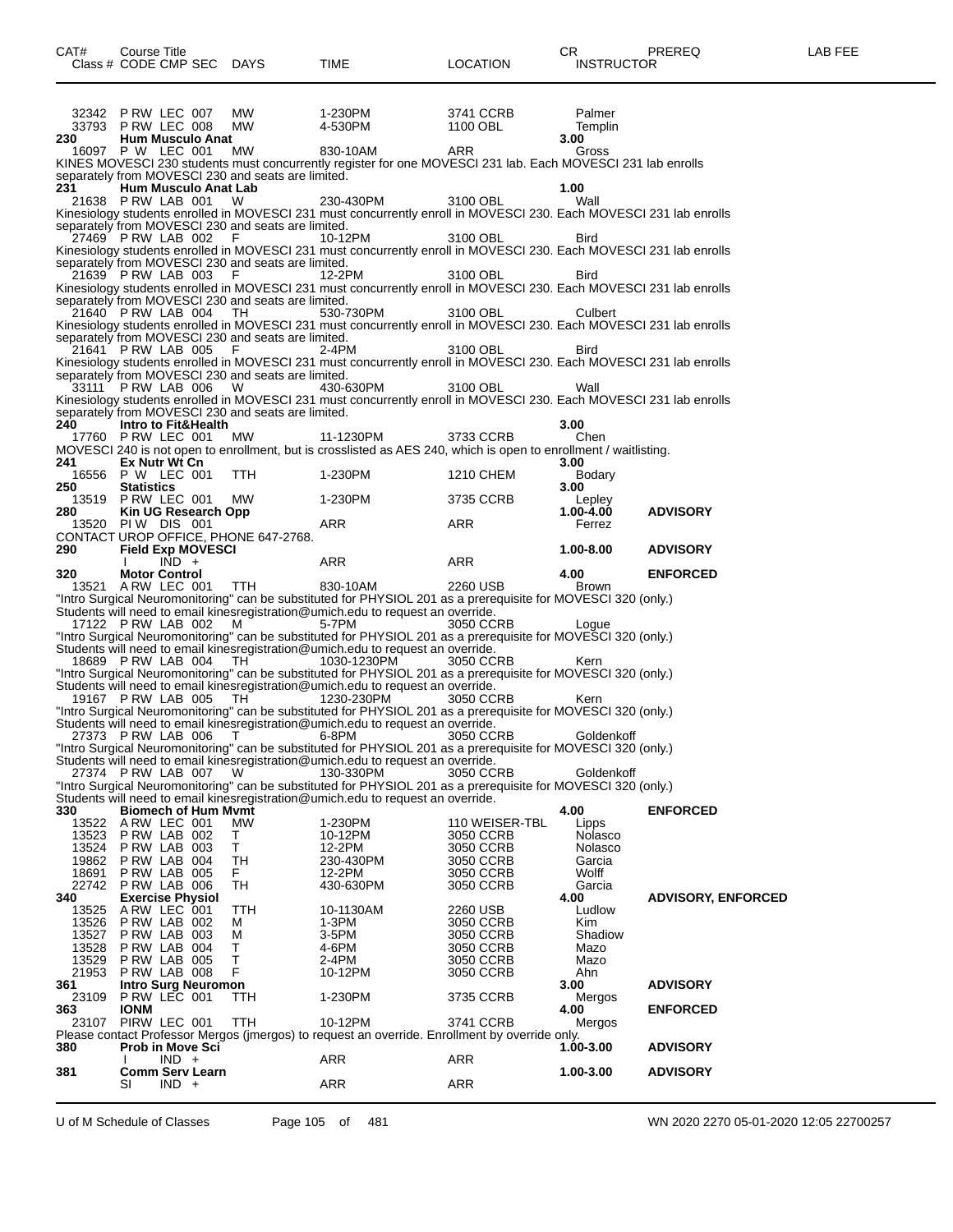| CAT# | Course Title Class # CODE CMP SEC | DAYS | TIME | LOCATION | CR INSTRUCTOR | PREREQ | LAB FEE |
|---|---|---|---|---|---|---|---|
| | 32342 P RW LEC 007 | MW | 1-230PM | 3741 CCRB | Palmer | | |
| | 33793 P RW LEC 008 | MW | 4-530PM | 1100 OBL | Templin | | |
| **230** | **Hum Musculo Anat** | | | | **3.00** | | |
| | 16097 P W LEC 001 | MW | 830-10AM | ARR | Gross | | |

KINES MOVESCI 230 students must concurrently register for one MOVESCI 231 lab. Each MOVESCI 231 lab enrolls separately from MOVESCI 230 and seats are limited.

| CAT# | Course Title Class # CODE CMP SEC | DAYS | TIME | LOCATION | CR INSTRUCTOR | PREREQ | LAB FEE |
|---|---|---|---|---|---|---|---|
| **231** | **Hum Musculo Anat Lab** | | | | **1.00** | | |
| | 21638 P RW LAB 001 | W | 230-430PM | 3100 OBL | Wall | | |

Kinesiology students enrolled in MOVESCI 231 must concurrently enroll in MOVESCI 230. Each MOVESCI 231 lab enrolls separately from MOVESCI 230 and seats are limited.

| | | | | | | | |
|---|---|---|---|---|---|---|---|
| | 27469 P RW LAB 002 | F | 10-12PM | 3100 OBL | Bird | | |

Kinesiology students enrolled in MOVESCI 231 must concurrently enroll in MOVESCI 230. Each MOVESCI 231 lab enrolls separately from MOVESCI 230 and seats are limited.

| | | | | | | | |
|---|---|---|---|---|---|---|---|
| | 21639 P RW LAB 003 | F | 12-2PM | 3100 OBL | Bird | | |

Kinesiology students enrolled in MOVESCI 231 must concurrently enroll in MOVESCI 230. Each MOVESCI 231 lab enrolls separately from MOVESCI 230 and seats are limited.

| | | | | | | | |
|---|---|---|---|---|---|---|---|
| | 21640 P RW LAB 004 | TH | 530-730PM | 3100 OBL | Culbert | | |

Kinesiology students enrolled in MOVESCI 231 must concurrently enroll in MOVESCI 230. Each MOVESCI 231 lab enrolls separately from MOVESCI 230 and seats are limited.

| | | | | | | | |
|---|---|---|---|---|---|---|---|
| | 21641 P RW LAB 005 | F | 2-4PM | 3100 OBL | Bird | | |

Kinesiology students enrolled in MOVESCI 231 must concurrently enroll in MOVESCI 230. Each MOVESCI 231 lab enrolls separately from MOVESCI 230 and seats are limited.

| | | | | | | | |
|---|---|---|---|---|---|---|---|
| | 33111 P RW LAB 006 | W | 430-630PM | 3100 OBL | Wall | | |

Kinesiology students enrolled in MOVESCI 231 must concurrently enroll in MOVESCI 230. Each MOVESCI 231 lab enrolls separately from MOVESCI 230 and seats are limited.

| | | | | | | | |
|---|---|---|---|---|---|---|---|
| **240** | **Intro to Fit&Health** | | | | **3.00** | | |
| | 17760 P RW LEC 001 | MW | 11-1230PM | 3733 CCRB | Chen | | |

MOVESCI 240 is not open to enrollment, but is crosslisted as AES 240, which is open to enrollment / waitlisting.

| | | | | | | | |
|---|---|---|---|---|---|---|---|
| **241** | **Ex Nutr Wt Cn** | | | | **3.00** | | |
| | 16556 P W LEC 001 | TTH | 1-230PM | 1210 CHEM | Bodary | | |
| **250** | **Statistics** | | | | **3.00** | | |
| | 13519 P RW LEC 001 | MW | 1-230PM | 3735 CCRB | Lepley | | |
| **280** | **Kin UG Research Opp** | | | | **1.00-4.00** | **ADVISORY** | |
| | 13520 PI W DIS 001 | | ARR | ARR | Ferrez | | |

CONTACT UROP OFFICE, PHONE 647-2768.

| | | | | | | | |
|---|---|---|---|---|---|---|---|
| **290** | **Field Exp MOVESCI** | | | | **1.00-8.00** | **ADVISORY** | |
| | I IND + | | ARR | ARR | | | |
| **320** | **Motor Control** | | | | **4.00** | **ENFORCED** | |
| | 13521 A RW LEC 001 | TTH | 830-10AM | 2260 USB | Brown | | |

"Intro Surgical Neuromonitoring" can be substituted for PHYSIOL 201 as a prerequisite for MOVESCI 320 (only.) Students will need to email kinesregistration@umich.edu to request an override.

| | | | | | | | |
|---|---|---|---|---|---|---|---|
| | 17122 P RW LAB 002 | M | 5-7PM | 3050 CCRB | Logue | | |

"Intro Surgical Neuromonitoring" can be substituted for PHYSIOL 201 as a prerequisite for MOVESCI 320 (only.) Students will need to email kinesregistration@umich.edu to request an override.

| | | | | | | | |
|---|---|---|---|---|---|---|---|
| | 18689 P RW LAB 004 | TH | 1030-1230PM | 3050 CCRB | Kern | | |

"Intro Surgical Neuromonitoring" can be substituted for PHYSIOL 201 as a prerequisite for MOVESCI 320 (only.) Students will need to email kinesregistration@umich.edu to request an override.

| | | | | | | | |
|---|---|---|---|---|---|---|---|
| | 19167 P RW LAB 005 | TH | 1230-230PM | 3050 CCRB | Kern | | |

"Intro Surgical Neuromonitoring" can be substituted for PHYSIOL 201 as a prerequisite for MOVESCI 320 (only.) Students will need to email kinesregistration@umich.edu to request an override.

| | | | | | | | |
|---|---|---|---|---|---|---|---|
| | 27373 P RW LAB 006 | T | 6-8PM | 3050 CCRB | Goldenkoff | | |

"Intro Surgical Neuromonitoring" can be substituted for PHYSIOL 201 as a prerequisite for MOVESCI 320 (only.) Students will need to email kinesregistration@umich.edu to request an override.

| | | | | | | | |
|---|---|---|---|---|---|---|---|
| | 27374 P RW LAB 007 | W | 130-330PM | 3050 CCRB | Goldenkoff | | |

"Intro Surgical Neuromonitoring" can be substituted for PHYSIOL 201 as a prerequisite for MOVESCI 320 (only.) Students will need to email kinesregistration@umich.edu to request an override.

| | | | | | | | |
|---|---|---|---|---|---|---|---|
| **330** | **Biomech of Hum Mvmt** | | | | **4.00** | **ENFORCED** | |
| | 13522 A RW LEC 001 | MW | 1-230PM | 110 WEISER-TBL | Lipps | | |
| | 13523 P RW LAB 002 | T | 10-12PM | 3050 CCRB | Nolasco | | |
| | 13524 P RW LAB 003 | T | 12-2PM | 3050 CCRB | Nolasco | | |
| | 19862 P RW LAB 004 | TH | 230-430PM | 3050 CCRB | Garcia | | |
| | 18691 P RW LAB 005 | F | 12-2PM | 3050 CCRB | Wolff | | |
| | 22742 P RW LAB 006 | TH | 430-630PM | 3050 CCRB | Garcia | | |
| **340** | **Exercise Physiol** | | | | **4.00** | **ADVISORY, ENFORCED** | |
| | 13525 A RW LEC 001 | TTH | 10-1130AM | 2260 USB | Ludlow | | |
| | 13526 P RW LAB 002 | M | 1-3PM | 3050 CCRB | Kim | | |
| | 13527 P RW LAB 003 | M | 3-5PM | 3050 CCRB | Shadiow | | |
| | 13528 P RW LAB 004 | T | 4-6PM | 3050 CCRB | Mazo | | |
| | 13529 P RW LAB 005 | T | 2-4PM | 3050 CCRB | Mazo | | |
| | 21953 P RW LAB 008 | F | 10-12PM | 3050 CCRB | Ahn | | |
| **361** | **Intro Surg Neuromon** | | | | **3.00** | **ADVISORY** | |
| | 23109 P RW LEC 001 | TTH | 1-230PM | 3735 CCRB | Mergos | | |
| **363** | **IONM** | | | | **4.00** | **ENFORCED** | |
| | 23107 PIRW LEC 001 | TTH | 10-12PM | 3741 CCRB | Mergos | | |

Please contact Professor Mergos (jmergos) to request an override. Enrollment by override only.

| | | | | | | | |
|---|---|---|---|---|---|---|---|
| **380** | **Prob in Move Sci** | | | | **1.00-3.00** | **ADVISORY** | |
| | I IND + | | ARR | ARR | | | |
| **381** | **Comm Serv Learn** | | | | **1.00-3.00** | **ADVISORY** | |
| | SI IND + | | ARR | ARR | | | |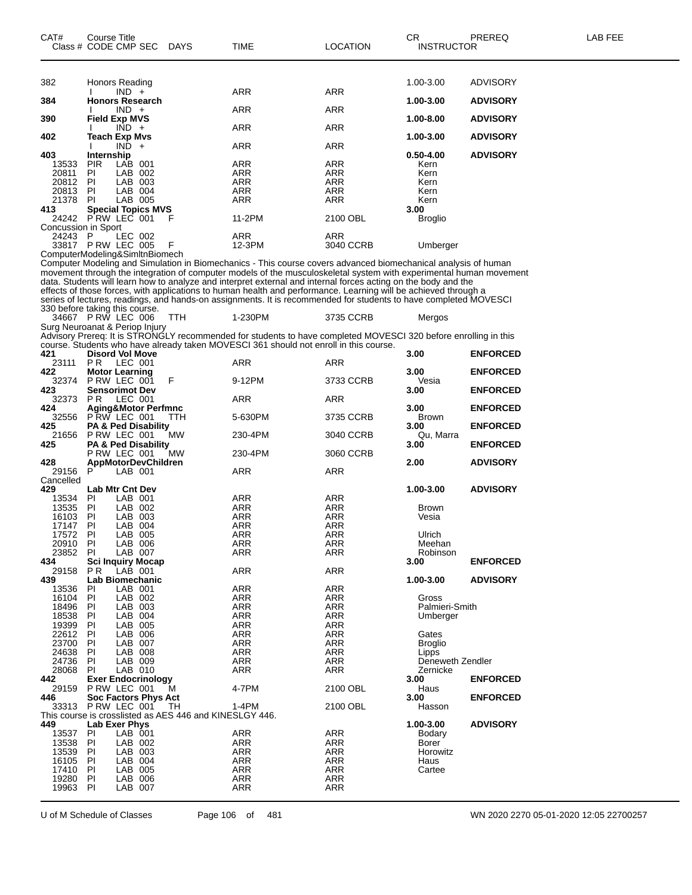| CAT# | Course Title Class # CODE CMP SEC | DAYS | TIME | LOCATION | CR INSTRUCTOR | PREREQ | LAB FEE |
|---|---|---|---|---|---|---|---|
| 382 | Honors Reading | | | | 1.00-3.00 | ADVISORY | |
| | I IND + | | ARR | ARR | | | |
| **384** | **Honors Research** | | | | **1.00-3.00** | **ADVISORY** | |
| | I IND + | | ARR | ARR | | | |
| **390** | **Field Exp MVS** | | | | **1.00-8.00** | **ADVISORY** | |
| | I IND + | | ARR | ARR | | | |
| **402** | **Teach Exp Mvs** | | | | **1.00-3.00** | **ADVISORY** | |
| | I IND + | | ARR | ARR | | | |
| **403** | **Internship** | | | | **0.50-4.00** | **ADVISORY** | |
| 13533 | PIR LAB 001 | | ARR | ARR | Kern | | |
| 20811 | PI LAB 002 | | ARR | ARR | Kern | | |
| 20812 | PI LAB 003 | | ARR | ARR | Kern | | |
| 20813 | PI LAB 004 | | ARR | ARR | Kern | | |
| 21378 | PI LAB 005 | | ARR | ARR | Kern | | |
| **413** | **Special Topics MVS** | | | | **3.00** | | |
| 24242 | P RW LEC 001 | F | 11-2PM | 2100 OBL | Broglio | | |

Concussion in Sport

| | | | | | | | |
|---|---|---|---|---|---|---|---|
| 24243 | P LEC 002 | | ARR | ARR | | | |
| 33817 | P RW LEC 005 | F | 12-3PM | 3040 CCRB | Umberger | | |

ComputerModeling&SimltnBiomech

Computer Modeling and Simulation in Biomechanics - This course covers advanced biomechanical analysis of human movement through the integration of computer models of the musculoskeletal system with experimental human movement data. Students will learn how to analyze and interpret external and internal forces acting on the body and the effects of those forces, with applications to human health and performance. Learning will be achieved through a series of lectures, readings, and hands-on assignments. It is recommended for students to have completed MOVESCI 330 before taking this course.

| | | | | | | | |
|---|---|---|---|---|---|---|---|
| 34667 | P RW LEC 006 | TTH | 1-230PM | 3735 CCRB | Mergos | | |

Surg Neuroanat & Periop Injury

Advisory Prereq: It is STRONGLY recommended for students to have completed MOVESCI 320 before enrolling in this course. Students who have already taken MOVESCI 361 should not enroll in this course.

| | | | | | | | |
|---|---|---|---|---|---|---|---|
| **421** | **Disord Vol Move** | | | | **3.00** | **ENFORCED** | |
| 23111 | P R LEC 001 | | ARR | ARR | | | |
| **422** | **Motor Learning** | | | | **3.00** | **ENFORCED** | |
| 32374 | P RW LEC 001 | F | 9-12PM | 3733 CCRB | Vesia | | |
| **423** | **Sensorimot Dev** | | | | **3.00** | **ENFORCED** | |
| 32373 | P R LEC 001 | | ARR | ARR | | | |
| **424** | **Aging&Motor Perfmnc** | | | | **3.00** | **ENFORCED** | |
| 32556 | P RW LEC 001 | TTH | 5-630PM | 3735 CCRB | Brown | | |
| **425** | **PA & Ped Disability** | | | | **3.00** | **ENFORCED** | |
| 21656 | P RW LEC 001 | MW | 230-4PM | 3040 CCRB | Qu, Marra | | |
| **425** | **PA & Ped Disability** | | | | **3.00** | **ENFORCED** | |
| | P RW LEC 001 | MW | 230-4PM | 3060 CCRB | | | |
| **428** | **AppMotorDevChildren** | | | | **2.00** | **ADVISORY** | |
| 29156 | P LAB 001 | | ARR | ARR | | | |
| Cancelled | | | | | | | |
| **429** | **Lab Mtr Cnt Dev** | | | | **1.00-3.00** | **ADVISORY** | |
| 13534 | PI LAB 001 | | ARR | ARR | | | |
| 13535 | PI LAB 002 | | ARR | ARR | Brown | | |
| 16103 | PI LAB 003 | | ARR | ARR | Vesia | | |
| 17147 | PI LAB 004 | | ARR | ARR | | | |
| 17572 | PI LAB 005 | | ARR | ARR | Ulrich | | |
| 20910 | PI LAB 006 | | ARR | ARR | Meehan | | |
| 23852 | PI LAB 007 | | ARR | ARR | Robinson | | |
| **434** | **Sci Inquiry Mocap** | | | | **3.00** | **ENFORCED** | |
| 29158 | P R LAB 001 | | ARR | ARR | | | |
| **439** | **Lab Biomechanic** | | | | **1.00-3.00** | **ADVISORY** | |
| 13536 | PI LAB 001 | | ARR | ARR | | | |
| 16104 | PI LAB 002 | | ARR | ARR | Gross | | |
| 18496 | PI LAB 003 | | ARR | ARR | Palmieri-Smith | | |
| 18538 | PI LAB 004 | | ARR | ARR | Umberger | | |
| 19399 | PI LAB 005 | | ARR | ARR | | | |
| 22612 | PI LAB 006 | | ARR | ARR | Gates | | |
| 23700 | PI LAB 007 | | ARR | ARR | Broglio | | |
| 24638 | PI LAB 008 | | ARR | ARR | Lipps | | |
| 24736 | PI LAB 009 | | ARR | ARR | Deneweth Zendler | | |
| 28068 | PI LAB 010 | | ARR | ARR | Zernicke | | |
| **442** | **Exer Endocrinology** | | | | **3.00** | **ENFORCED** | |
| 29159 | P RW LEC 001 | M | 4-7PM | 2100 OBL | Haus | | |
| **446** | **Soc Factors Phys Act** | | | | **3.00** | **ENFORCED** | |
| 33313 | P RW LEC 001 | TH | 1-4PM | 2100 OBL | Hasson | | |

This course is crosslisted as AES 446 and KINESLGY 446.

| | | | | | | | |
|---|---|---|---|---|---|---|---|
| **449** | **Lab Exer Phys** | | | | **1.00-3.00** | **ADVISORY** | |
| 13537 | PI LAB 001 | | ARR | ARR | Bodary | | |
| 13538 | PI LAB 002 | | ARR | ARR | Borer | | |
| 13539 | PI LAB 003 | | ARR | ARR | Horowitz | | |
| 16105 | PI LAB 004 | | ARR | ARR | Haus | | |
| 17410 | PI LAB 005 | | ARR | ARR | Cartee | | |
| 19280 | PI LAB 006 | | ARR | ARR | | | |
| 19963 | PI LAB 007 | | ARR | ARR | | | |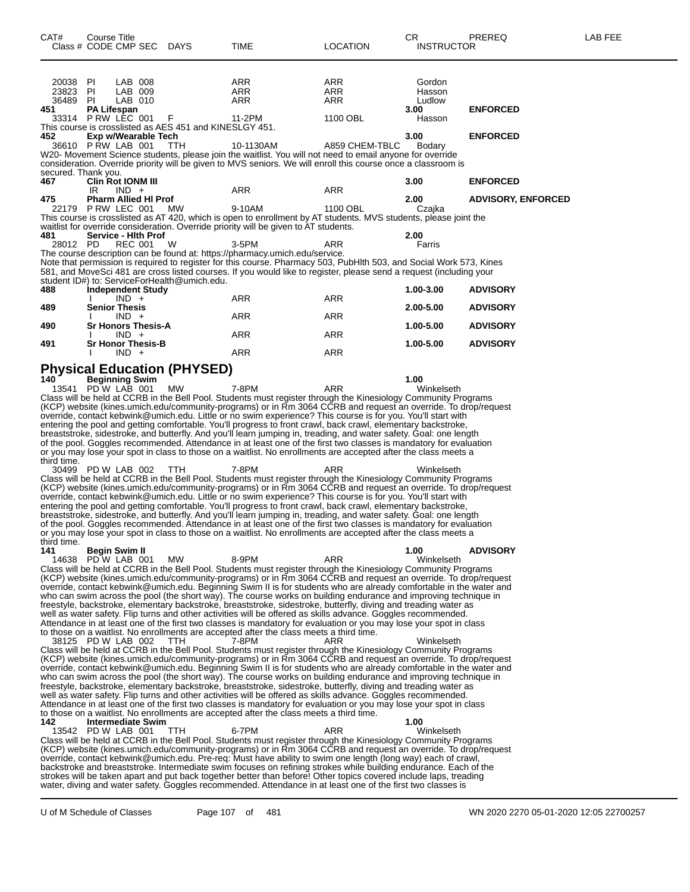| CAT# Class # | Course Title CODE CMP SEC | DAYS | TIME | LOCATION | CR INSTRUCTOR | PREREQ | LAB FEE |
|---|---|---|---|---|---|---|---|
| 20038 | PI LAB 008 | | ARR | ARR | Gordon | | |
| 23823 | PI LAB 009 | | ARR | ARR | Hasson | | |
| 36489 | PI LAB 010 | | ARR | ARR | Ludlow | | |
| **451** | **PA Lifespan** | | | | **3.00** | **ENFORCED** | |
| 33314 | P RW LEC 001 | F | 11-2PM | 1100 OBL | Hasson | | |

This course is crosslisted as AES 451 and KINESLGY 451.

| | | | | | | | |
|---|---|---|---|---|---|---|---|
| **452** | **Exp w/Wearable Tech** | | | | **3.00** | **ENFORCED** | |
| 36610 | P RW LAB 001 | TTH | 10-1130AM | A859 CHEM-TBLC | Bodary | | |

W20- Movement Science students, please join the waitlist. You will not need to email anyone for override consideration. Override priority will be given to MVS seniors. We will enroll this course once a classroom is secured. Thank you.

| | | | | | | | |
|---|---|---|---|---|---|---|---|
| **467** | **Clin Rot IONM III** | | | | **3.00** | **ENFORCED** | |
| | IR IND + | | ARR | ARR | | | |
| **475** | **Pharm Allied Hl Prof** | | | | **2.00** | **ADVISORY, ENFORCED** | |
| 22179 | P RW LEC 001 | MW | 9-10AM | 1100 OBL | Czajka | | |

This course is crosslisted as AT 420, which is open to enrollment by AT students. MVS students, please join the waitlist for override consideration. Override priority will be given to AT students.

| | | | | | | | |
|---|---|---|---|---|---|---|---|
| **481** | **Service - Hlth Prof** | | | | **2.00** | | |
| 28012 | PD REC 001 | W | 3-5PM | ARR | Farris | | |

The course description can be found at: https://pharmacy.umich.edu/service.
Note that permission is required to register for this course. Pharmacy 503, PubHlth 503, and Social Work 573, Kines 581, and MoveSci 481 are cross listed courses. If you would like to register, please send a request (including your student ID#) to: ServiceForHealth@umich.edu.

| | | | | | | | |
|---|---|---|---|---|---|---|---|
| **488** | **Independent Study** | | | | **1.00-3.00** | **ADVISORY** | |
| | I IND + | | ARR | ARR | | | |
| **489** | **Senior Thesis** | | | | **2.00-5.00** | **ADVISORY** | |
| | I IND + | | ARR | ARR | | | |
| **490** | **Sr Honors Thesis-A** | | | | **1.00-5.00** | **ADVISORY** | |
| | I IND + | | ARR | ARR | | | |
| **491** | **Sr Honor Thesis-B** | | | | **1.00-5.00** | **ADVISORY** | |
| | I IND + | | ARR | ARR | | | |

## Physical Education (PHYSED)

| | | | | | | | |
|---|---|---|---|---|---|---|---|
| **140** | **Beginning Swim** | | | | **1.00** | | |
| 13541 | PD W LAB 001 | MW | 7-8PM | ARR | Winkelseth | | |

Class will be held at CCRB in the Bell Pool. Students must register through the Kinesiology Community Programs (KCP) website (kines.umich.edu/community-programs) or in Rm 3064 CCRB and request an override. To drop/request override, contact kebwink@umich.edu. Little or no swim experience? This course is for you. You'll start with entering the pool and getting comfortable. You'll progress to front crawl, back crawl, elementary backstroke, breaststroke, sidestroke, and butterfly. And you'll learn jumping in, treading, and water safety. Goal: one length of the pool. Goggles recommended. Attendance in at least one of the first two classes is mandatory for evaluation or you may lose your spot in class to those on a waitlist. No enrollments are accepted after the class meets a third time.

| | | | | | | | |
|---|---|---|---|---|---|---|---|
| 30499 | PD W LAB 002 | TTH | 7-8PM | ARR | Winkelseth | | |

Class will be held at CCRB in the Bell Pool. Students must register through the Kinesiology Community Programs (KCP) website (kines.umich.edu/community-programs) or in Rm 3064 CCRB and request an override. To drop/request override, contact kebwink@umich.edu. Little or no swim experience? This course is for you. You'll start with entering the pool and getting comfortable. You'll progress to front crawl, back crawl, elementary backstroke, breaststroke, sidestroke, and butterfly. And you'll learn jumping in, treading, and water safety. Goal: one length of the pool. Goggles recommended. Attendance in at least one of the first two classes is mandatory for evaluation or you may lose your spot in class to those on a waitlist. No enrollments are accepted after the class meets a third time.

| | | | | | | | |
|---|---|---|---|---|---|---|---|
| **141** | **Begin Swim II** | | | | **1.00** | **ADVISORY** | |
| 14638 | PD W LAB 001 | MW | 8-9PM | ARR | Winkelseth | | |

Class will be held at CCRB in the Bell Pool. Students must register through the Kinesiology Community Programs (KCP) website (kines.umich.edu/community-programs) or in Rm 3064 CCRB and request an override. To drop/request override, contact kebwink@umich.edu. Beginning Swim II is for students who are already comfortable in the water and who can swim across the pool (the short way). The course works on building endurance and improving technique in freestyle, backstroke, elementary backstroke, breaststroke, sidestroke, butterfly, diving and treading water as well as water safety. Flip turns and other activities will be offered as skills advance. Goggles recommended. Attendance in at least one of the first two classes is mandatory for evaluation or you may lose your spot in class to those on a waitlist. No enrollments are accepted after the class meets a third time.

| | | | | | | | |
|---|---|---|---|---|---|---|---|
| 38125 | PD W LAB 002 | TTH | 7-8PM | ARR | Winkelseth | | |

Class will be held at CCRB in the Bell Pool. Students must register through the Kinesiology Community Programs (KCP) website (kines.umich.edu/community-programs) or in Rm 3064 CCRB and request an override. To drop/request override, contact kebwink@umich.edu. Beginning Swim II is for students who are already comfortable in the water and who can swim across the pool (the short way). The course works on building endurance and improving technique in freestyle, backstroke, elementary backstroke, breaststroke, sidestroke, butterfly, diving and treading water as well as water safety. Flip turns and other activities will be offered as skills advance. Goggles recommended. Attendance in at least one of the first two classes is mandatory for evaluation or you may lose your spot in class to those on a waitlist. No enrollments are accepted after the class meets a third time.

| | | | | | | | |
|---|---|---|---|---|---|---|---|
| **142** | **Intermediate Swim** | | | | **1.00** | | |
| 13542 | PD W LAB 001 | TTH | 6-7PM | ARR | Winkelseth | | |

Class will be held at CCRB in the Bell Pool. Students must register through the Kinesiology Community Programs (KCP) website (kines.umich.edu/community-programs) or in Rm 3064 CCRB and request an override. To drop/request override, contact kebwink@umich.edu. Pre-req: Must have ability to swim one length (long way) each of crawl, backstroke and breaststroke. Intermediate swim focuses on refining strokes while building endurance. Each of the strokes will be taken apart and put back together better than before! Other topics covered include laps, treading water, diving and water safety. Goggles recommended. Attendance in at least one of the first two classes is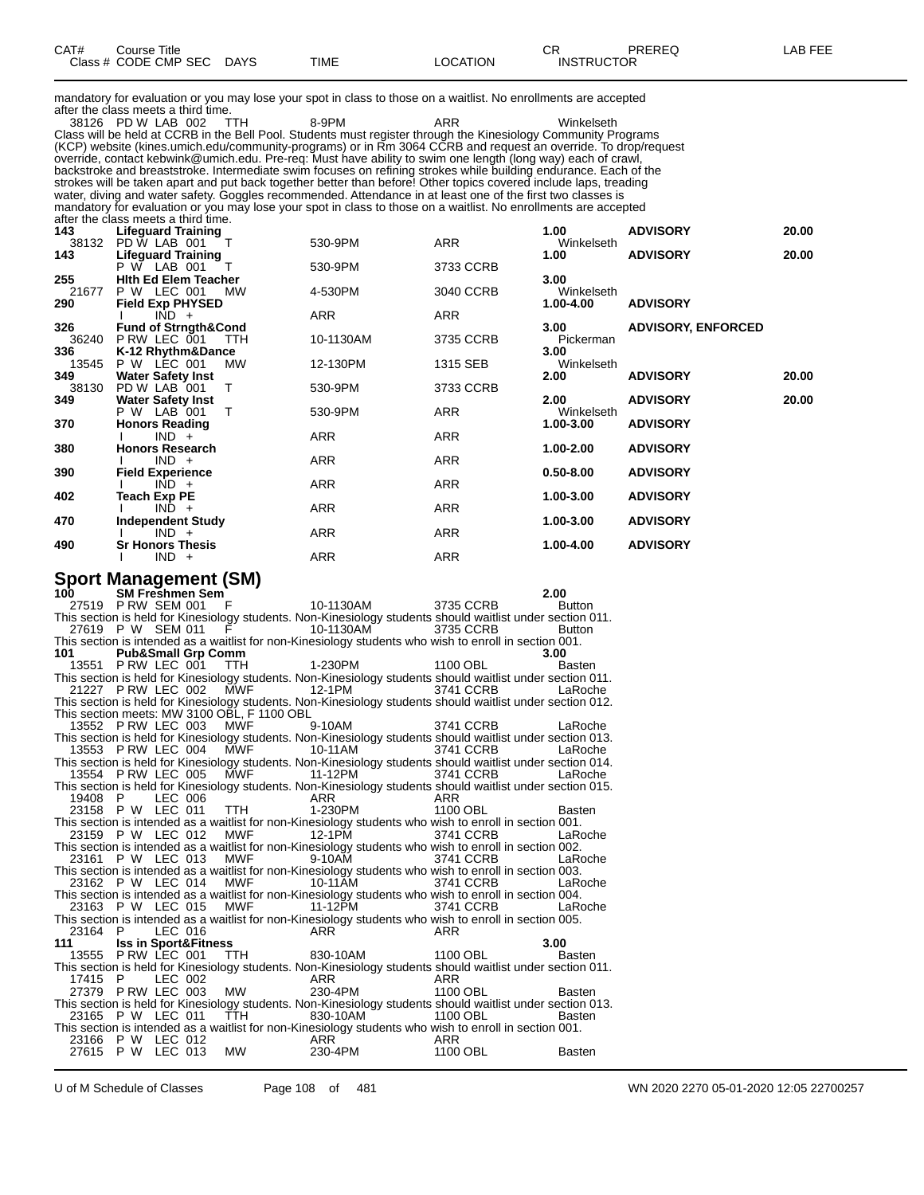| CAT# | Course Title | | | | CR | PREREQ | LAB FEE |
|---|---|---|---|---|---|---|---|
| Class # | CODE CMP SEC | DAYS | TIME | LOCATION | INSTRUCTOR | | |

mandatory for evaluation or you may lose your spot in class to those on a waitlist. No enrollments are accepted after the class meets a third time.

38126 PD W LAB 002 TTH 8-9PM ARR Winkelseth

Class will be held at CCRB in the Bell Pool. Students must register through the Kinesiology Community Programs (KCP) website (kines.umich.edu/community-programs) or in Rm 3064 CCRB and request an override. To drop/request override, contact kebwink@umich.edu. Pre-req: Must have ability to swim one length (long way) each of crawl, backstroke and breaststroke. Intermediate swim focuses on refining strokes while building endurance. Each of the strokes will be taken apart and put back together better than before! Other topics covered include laps, treading water, diving and water safety. Goggles recommended. Attendance in at least one of the first two classes is mandatory for evaluation or you may lose your spot in class to those on a waitlist. No enrollments are accepted after the class meets a third time.

| CAT# | Course Title / Class # CODE CMP SEC | DAYS | TIME | LOCATION | CR / INSTRUCTOR | PREREQ | LAB FEE |
|---|---|---|---|---|---|---|---|
| **143** | **Lifeguard Training** | | | | **1.00** | **ADVISORY** | **20.00** |
| 38132 | PD W LAB 001 | T | 530-9PM | ARR | Winkelseth | | |
| **143** | **Lifeguard Training** | | | | **1.00** | **ADVISORY** | **20.00** |
| | P W LAB 001 | T | 530-9PM | 3733 CCRB | | | |
| **255** | **Hlth Ed Elem Teacher** | | | | **3.00** | | |
| 21677 | P W LEC 001 | MW | 4-530PM | 3040 CCRB | Winkelseth | | |
| **290** | **Field Exp PHYSED** | | | | **1.00-4.00** | **ADVISORY** | |
| | I IND + | | ARR | ARR | | | |
| **326** | **Fund of Strngth&Cond** | | | | **3.00** | **ADVISORY, ENFORCED** | |
| 36240 | P RW LEC 001 | TTH | 10-1130AM | 3735 CCRB | Pickerman | | |
| **336** | **K-12 Rhythm&Dance** | | | | **3.00** | | |
| 13545 | P W LEC 001 | MW | 12-130PM | 1315 SEB | Winkelseth | | |
| **349** | **Water Safety Inst** | | | | **2.00** | **ADVISORY** | **20.00** |
| 38130 | PD W LAB 001 | T | 530-9PM | 3733 CCRB | | | |
| **349** | **Water Safety Inst** | | | | **2.00** | **ADVISORY** | **20.00** |
| | P W LAB 001 | T | 530-9PM | ARR | Winkelseth | | |
| **370** | **Honors Reading** | | | | **1.00-3.00** | **ADVISORY** | |
| | I IND + | | ARR | ARR | | | |
| **380** | **Honors Research** | | | | **1.00-2.00** | **ADVISORY** | |
| | I IND + | | ARR | ARR | | | |
| **390** | **Field Experience** | | | | **0.50-8.00** | **ADVISORY** | |
| | I IND + | | ARR | ARR | | | |
| **402** | **Teach Exp PE** | | | | **1.00-3.00** | **ADVISORY** | |
| | I IND + | | ARR | ARR | | | |
| **470** | **Independent Study** | | | | **1.00-3.00** | **ADVISORY** | |
| | I IND + | | ARR | ARR | | | |
| **490** | **Sr Honors Thesis** | | | | **1.00-4.00** | **ADVISORY** | |
| | I IND + | | ARR | ARR | | | |

## Sport Management (SM)

**100 SM Freshmen Sem** **2.00**

27519 P RW SEM 001 F 10-1130AM 3735 CCRB Button

This section is held for Kinesiology students. Non-Kinesiology students should waitlist under section 011.

27619 P W SEM 011 F 10-1130AM 3735 CCRB Button

This section is intended as a waitlist for non-Kinesiology students who wish to enroll in section 001.

**101 Pub&Small Grp Comm** **3.00**

13551 P RW LEC 001 TTH 1-230PM 1100 OBL Basten

This section is held for Kinesiology students. Non-Kinesiology students should waitlist under section 011.

21227 P RW LEC 002 MWF 12-1PM 3741 CCRB LaRoche

This section is held for Kinesiology students. Non-Kinesiology students should waitlist under section 012.
This section meets: MW 3100 OBL, F 1100 OBL

13552 P RW LEC 003 MWF 9-10AM 3741 CCRB LaRoche

This section is held for Kinesiology students. Non-Kinesiology students should waitlist under section 013.

13553 P RW LEC 004 MWF 10-11AM 3741 CCRB LaRoche

This section is held for Kinesiology students. Non-Kinesiology students should waitlist under section 014.

13554 P RW LEC 005 MWF 11-12PM 3741 CCRB LaRoche

This section is held for Kinesiology students. Non-Kinesiology students should waitlist under section 015.

19408 P LEC 006 ARR ARR

23158 P W LEC 011 TTH 1-230PM 1100 OBL Basten

This section is intended as a waitlist for non-Kinesiology students who wish to enroll in section 001.

23159 P W LEC 012 MWF 12-1PM 3741 CCRB LaRoche

This section is intended as a waitlist for non-Kinesiology students who wish to enroll in section 002.

23161 P W LEC 013 MWF 9-10AM 3741 CCRB LaRoche

This section is intended as a waitlist for non-Kinesiology students who wish to enroll in section 003.

23162 P W LEC 014 MWF 10-11AM 3741 CCRB LaRoche

This section is intended as a waitlist for non-Kinesiology students who wish to enroll in section 004.

23163 P W LEC 015 MWF 11-12PM 3741 CCRB LaRoche

This section is intended as a waitlist for non-Kinesiology students who wish to enroll in section 005.

23164 P LEC 016 ARR ARR

**111 Iss in Sport&Fitness** **3.00**

13555 P RW LEC 001 TTH 830-10AM 1100 OBL Basten

This section is held for Kinesiology students. Non-Kinesiology students should waitlist under section 011.

17415 P LEC 002 ARR ARR

27379 P RW LEC 003 MW 230-4PM 1100 OBL Basten

This section is held for Kinesiology students. Non-Kinesiology students should waitlist under section 013.

23165 P W LEC 011 TTH 830-10AM 1100 OBL Basten

This section is intended as a waitlist for non-Kinesiology students who wish to enroll in section 001.

23166 P W LEC 012 ARR ARR

27615 P W LEC 013 MW 230-4PM 1100 OBL Basten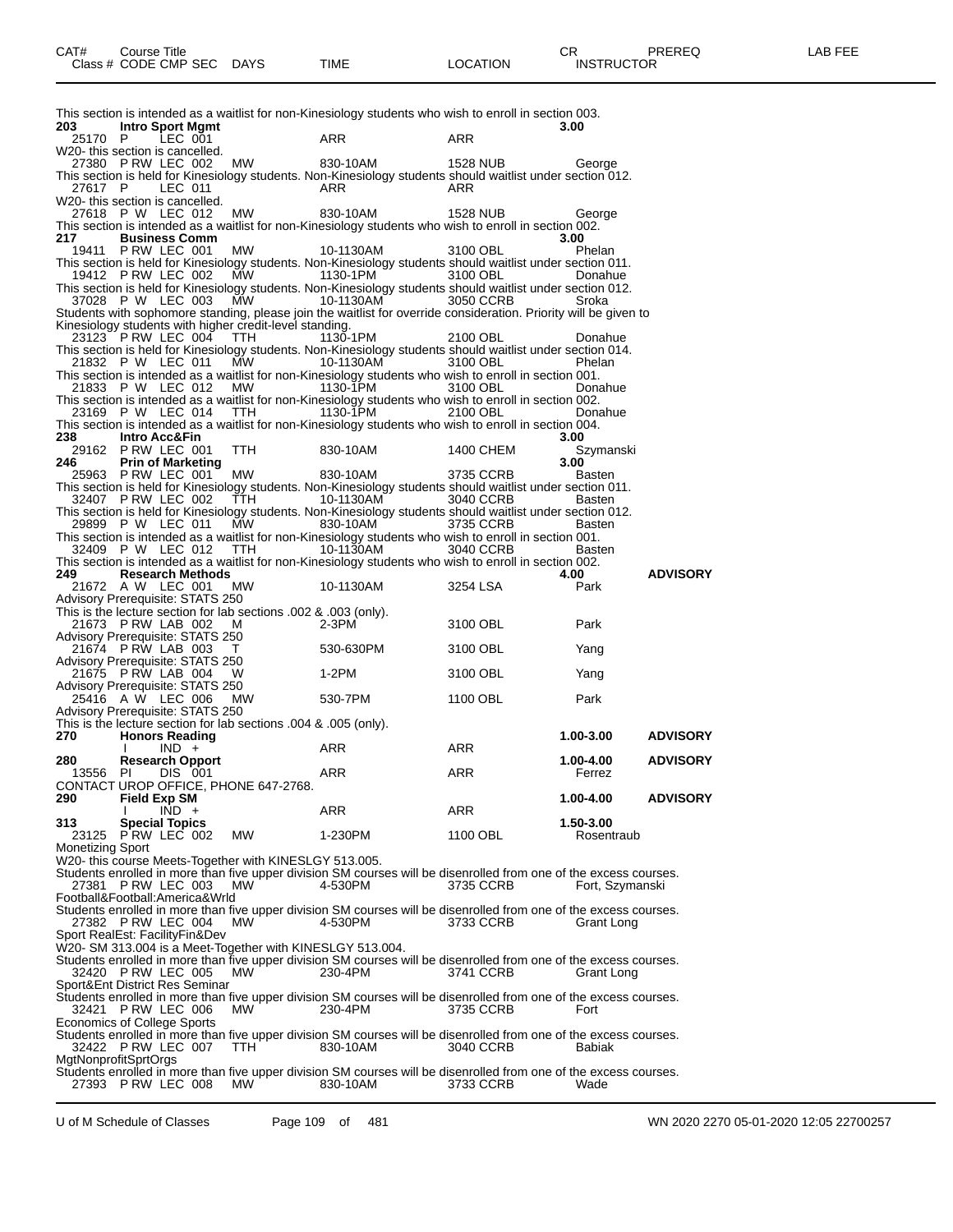| CAT# | Course Title | | | | | CR | PREREQ | LAB FEE |
|---|---|---|---|---|---|---|---|---|
| Class # | CODE CMP SEC | DAYS | TIME | LOCATION | INSTRUCTOR | | | |

This section is intended as a waitlist for non-Kinesiology students who wish to enroll in section 003.

**203 Intro Sport Mgmt** 3.00

| | | | | | |
|---|---|---|---|---|---|
| 25170 | P LEC 001 | | ARR | ARR | |

W20- this section is cancelled.

| | | | | | |
|---|---|---|---|---|---|
| 27380 | P RW LEC 002 | MW | 830-10AM | 1528 NUB | George |

This section is held for Kinesiology students. Non-Kinesiology students should waitlist under section 012.

| | | | | | |
|---|---|---|---|---|---|
| 27617 | P LEC 011 | | ARR | ARR | |

W20- this section is cancelled.

| | | | | | |
|---|---|---|---|---|---|
| 27618 | P W LEC 012 | MW | 830-10AM | 1528 NUB | George |

This section is intended as a waitlist for non-Kinesiology students who wish to enroll in section 002.

**217 Business Comm** 3.00

19411 P RW LEC 001 MW 10-1130AM 3100 OBL Phelan
This section is held for Kinesiology students. Non-Kinesiology students should waitlist under section 011.

19412 P RW LEC 002 MW 1130-1PM 3100 OBL Donahue
This section is held for Kinesiology students. Non-Kinesiology students should waitlist under section 012.

37028 P W LEC 003 MW 10-1130AM 3050 CCRB Sroka
Students with sophomore standing, please join the waitlist for override consideration. Priority will be given to Kinesiology students with higher credit-level standing.

23123 P RW LEC 004 TTH 1130-1PM 2100 OBL Donahue
This section is held for Kinesiology students. Non-Kinesiology students should waitlist under section 014.

21832 P W LEC 011 MW 10-1130AM 3100 OBL Phelan
This section is intended as a waitlist for non-Kinesiology students who wish to enroll in section 001.

21833 P W LEC 012 MW 1130-1PM 3100 OBL Donahue
This section is intended as a waitlist for non-Kinesiology students who wish to enroll in section 002.

23169 P W LEC 014 TTH 1130-1PM 2100 OBL Donahue
This section is intended as a waitlist for non-Kinesiology students who wish to enroll in section 004.

**238 Intro Acc&Fin** 3.00

29162 P RW LEC 001 TTH 830-10AM 1400 CHEM Szymanski

**246 Prin of Marketing** 3.00

25963 P RW LEC 001 MW 830-10AM 3735 CCRB Basten
This section is held for Kinesiology students. Non-Kinesiology students should waitlist under section 011.

32407 P RW LEC 002 TTH 10-1130AM 3040 CCRB Basten
This section is held for Kinesiology students. Non-Kinesiology students should waitlist under section 012.

29899 P W LEC 011 MW 830-10AM 3735 CCRB Basten
This section is intended as a waitlist for non-Kinesiology students who wish to enroll in section 001.

32409 P W LEC 012 TTH 10-1130AM 3040 CCRB Basten
This section is intended as a waitlist for non-Kinesiology students who wish to enroll in section 002.

**249 Research Methods** 4.00 **ADVISORY**

21672 A W LEC 001 MW 10-1130AM 3254 LSA Park
Advisory Prerequisite: STATS 250
This is the lecture section for lab sections .002 & .003 (only).

21673 P RW LAB 002 M 2-3PM 3100 OBL Park
Advisory Prerequisite: STATS 250

21674 P RW LAB 003 T 530-630PM 3100 OBL Yang
Advisory Prerequisite: STATS 250

21675 P RW LAB 004 W 1-2PM 3100 OBL Yang
Advisory Prerequisite: STATS 250

25416 A W LEC 006 MW 530-7PM 1100 OBL Park
Advisory Prerequisite: STATS 250
This is the lecture section for lab sections .004 & .005 (only).

**270 Honors Reading** 1.00-3.00 **ADVISORY**

I IND + ARR ARR

**280 Research Opport** 1.00-4.00 **ADVISORY**

13556 PI DIS 001 ARR ARR Ferrez
CONTACT UROP OFFICE, PHONE 647-2768.

**290 Field Exp SM** 1.00-4.00 **ADVISORY**

I IND + ARR ARR

**313 Special Topics** 1.50-3.00

23125 P RW LEC 002 MW 1-230PM 1100 OBL Rosentraub
Monetizing Sport
W20- this course Meets-Together with KINESLGY 513.005.
Students enrolled in more than five upper division SM courses will be disenrolled from one of the excess courses.

27381 P RW LEC 003 MW 4-530PM 3735 CCRB Fort, Szymanski
Football&Football:America&Wrld
Students enrolled in more than five upper division SM courses will be disenrolled from one of the excess courses.

27382 P RW LEC 004 MW 4-530PM 3733 CCRB Grant Long
Sport RealEst: FacilityFin&Dev
W20- SM 313.004 is a Meet-Together with KINESLGY 513.004.
Students enrolled in more than five upper division SM courses will be disenrolled from one of the excess courses.

32420 P RW LEC 005 MW 230-4PM 3741 CCRB Grant Long
Sport&Ent District Res Seminar
Students enrolled in more than five upper division SM courses will be disenrolled from one of the excess courses.

32421 P RW LEC 006 MW 230-4PM 3735 CCRB Fort
Economics of College Sports
Students enrolled in more than five upper division SM courses will be disenrolled from one of the excess courses.

32422 P RW LEC 007 TTH 830-10AM 3040 CCRB Babiak
MgtNonprofitSprtOrgs
Students enrolled in more than five upper division SM courses will be disenrolled from one of the excess courses.

27393 P RW LEC 008 MW 830-10AM 3733 CCRB Wade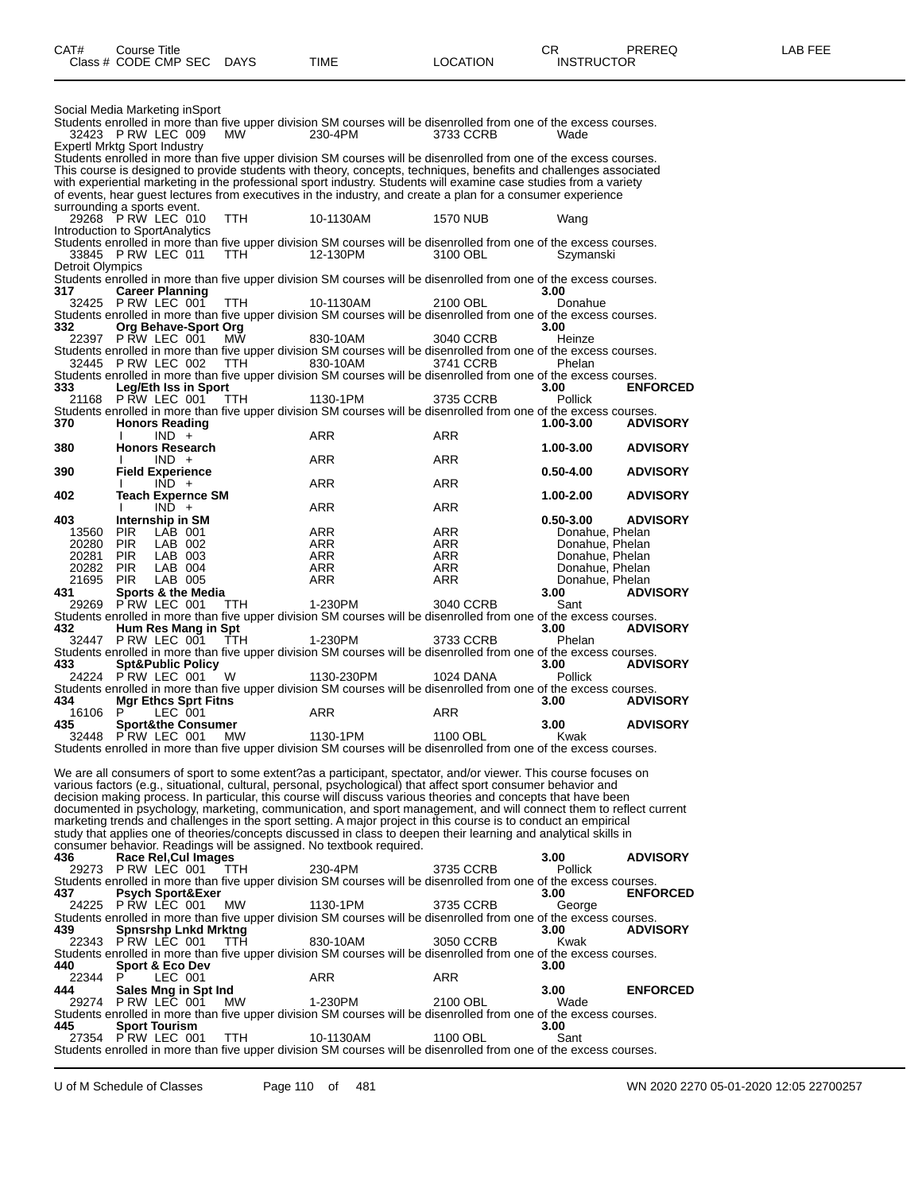| CAT# | Course Title Class # CODE CMP SEC | DAYS | TIME | LOCATION | CR INSTRUCTOR | PREREQ | LAB FEE |
|---|---|---|---|---|---|---|---|

Social Media Marketing inSport
Students enrolled in more than five upper division SM courses will be disenrolled from one of the excess courses.

| | | | | | | | |
|---|---|---|---|---|---|---|---|
| 32423 | P RW LEC 009 | MW | 230-4PM | 3733 CCRB | Wade | | |

Expertl Mrktg Sport Industry
Students enrolled in more than five upper division SM courses will be disenrolled from one of the excess courses.
This course is designed to provide students with theory, concepts, techniques, benefits and challenges associated with experiential marketing in the professional sport industry. Students will examine case studies from a variety of events, hear guest lectures from executives in the industry, and create a plan for a consumer experience surrounding a sports event.

| | | | | | | | |
|---|---|---|---|---|---|---|---|
| 29268 | P RW LEC 010 | TTH | 10-1130AM | 1570 NUB | Wang | | |

Introduction to SportAnalytics
Students enrolled in more than five upper division SM courses will be disenrolled from one of the excess courses.

| | | | | | | | |
|---|---|---|---|---|---|---|---|
| 33845 | P RW LEC 011 | TTH | 12-130PM | 3100 OBL | Szymanski | | |

Detroit Olympics
Students enrolled in more than five upper division SM courses will be disenrolled from one of the excess courses.

| | | | | | | | |
|---|---|---|---|---|---|---|---|
| **317** | **Career Planning** | | | | **3.00** | | |
| 32425 | P RW LEC 001 | TTH | 10-1130AM | 2100 OBL | Donahue | | |

Students enrolled in more than five upper division SM courses will be disenrolled from one of the excess courses.

| | | | | | | | |
|---|---|---|---|---|---|---|---|
| **332** | **Org Behave-Sport Org** | | | | **3.00** | | |
| 22397 | P RW LEC 001 | MW | 830-10AM | 3040 CCRB | Heinze | | |

Students enrolled in more than five upper division SM courses will be disenrolled from one of the excess courses.

| | | | | | | | |
|---|---|---|---|---|---|---|---|
| 32445 | P RW LEC 002 | TTH | 830-10AM | 3741 CCRB | Phelan | | |

Students enrolled in more than five upper division SM courses will be disenrolled from one of the excess courses.

| | | | | | | | |
|---|---|---|---|---|---|---|---|
| **333** | **Leg/Eth Iss in Sport** | | | | **3.00** | **ENFORCED** | |
| 21168 | P RW LEC 001 | TTH | 1130-1PM | 3735 CCRB | Pollick | | |

Students enrolled in more than five upper division SM courses will be disenrolled from one of the excess courses.

| | | | | | | | |
|---|---|---|---|---|---|---|---|
| **370** | **Honors Reading** | | | | **1.00-3.00** | **ADVISORY** | |
| | I IND + | | ARR | ARR | | | |
| **380** | **Honors Research** | | | | **1.00-3.00** | **ADVISORY** | |
| | I IND + | | ARR | ARR | | | |
| **390** | **Field Experience** | | | | **0.50-4.00** | **ADVISORY** | |
| | I IND + | | ARR | ARR | | | |
| **402** | **Teach Expernce SM** | | | | **1.00-2.00** | **ADVISORY** | |
| | I IND + | | ARR | ARR | | | |
| **403** | **Internship in SM** | | | | **0.50-3.00** | **ADVISORY** | |
| 13560 | PIR LAB 001 | | ARR | ARR | Donahue, Phelan | | |
| 20280 | PIR LAB 002 | | ARR | ARR | Donahue, Phelan | | |
| 20281 | PIR LAB 003 | | ARR | ARR | Donahue, Phelan | | |
| 20282 | PIR LAB 004 | | ARR | ARR | Donahue, Phelan | | |
| 21695 | PIR LAB 005 | | ARR | ARR | Donahue, Phelan | | |
| **431** | **Sports & the Media** | | | | **3.00** | **ADVISORY** | |
| 29269 | P RW LEC 001 | TTH | 1-230PM | 3040 CCRB | Sant | | |

Students enrolled in more than five upper division SM courses will be disenrolled from one of the excess courses.

| | | | | | | | |
|---|---|---|---|---|---|---|---|
| **432** | **Hum Res Mang in Spt** | | | | **3.00** | **ADVISORY** | |
| 32447 | P RW LEC 001 | TTH | 1-230PM | 3733 CCRB | Phelan | | |

Students enrolled in more than five upper division SM courses will be disenrolled from one of the excess courses.

| | | | | | | | |
|---|---|---|---|---|---|---|---|
| **433** | **Spt&Public Policy** | | | | **3.00** | **ADVISORY** | |
| 24224 | P RW LEC 001 | W | 1130-230PM | 1024 DANA | Pollick | | |

Students enrolled in more than five upper division SM courses will be disenrolled from one of the excess courses.

| | | | | | | | |
|---|---|---|---|---|---|---|---|
| **434** | **Mgr Ethcs Sprt Fitns** | | | | **3.00** | **ADVISORY** | |
| 16106 | P LEC 001 | | ARR | ARR | | | |
| **435** | **Sport&the Consumer** | | | | **3.00** | **ADVISORY** | |
| 32448 | P RW LEC 001 | MW | 1130-1PM | 1100 OBL | Kwak | | |

Students enrolled in more than five upper division SM courses will be disenrolled from one of the excess courses.

We are all consumers of sport to some extent?as a participant, spectator, and/or viewer. This course focuses on various factors (e.g., situational, cultural, personal, psychological) that affect sport consumer behavior and decision making process. In particular, this course will discuss various theories and concepts that have been documented in psychology, marketing, communication, and sport management, and will connect them to reflect current marketing trends and challenges in the sport setting. A major project in this course is to conduct an empirical study that applies one of theories/concepts discussed in class to deepen their learning and analytical skills in consumer behavior. Readings will be assigned. No textbook required.

| | | | | | | | |
|---|---|---|---|---|---|---|---|
| **436** | **Race Rel,Cul Images** | | | | **3.00** | **ADVISORY** | |
| 29273 | P RW LEC 001 | TTH | 230-4PM | 3735 CCRB | Pollick | | |

Students enrolled in more than five upper division SM courses will be disenrolled from one of the excess courses.

| | | | | | | | |
|---|---|---|---|---|---|---|---|
| **437** | **Psych Sport&Exer** | | | | **3.00** | **ENFORCED** | |
| 24225 | P RW LEC 001 | MW | 1130-1PM | 3735 CCRB | George | | |

Students enrolled in more than five upper division SM courses will be disenrolled from one of the excess courses.

| | | | | | | | |
|---|---|---|---|---|---|---|---|
| **439** | **Spnsrshp Lnkd Mrktng** | | | | **3.00** | **ADVISORY** | |
| 22343 | P RW LEC 001 | TTH | 830-10AM | 3050 CCRB | Kwak | | |

Students enrolled in more than five upper division SM courses will be disenrolled from one of the excess courses.

| | | | | | | | |
|---|---|---|---|---|---|---|---|
| **440** | **Sport & Eco Dev** | | | | **3.00** | | |
| 22344 | P LEC 001 | | ARR | ARR | | | |
| **444** | **Sales Mng in Spt Ind** | | | | **3.00** | **ENFORCED** | |
| 29274 | P RW LEC 001 | MW | 1-230PM | 2100 OBL | Wade | | |

Students enrolled in more than five upper division SM courses will be disenrolled from one of the excess courses.

| | | | | | | | |
|---|---|---|---|---|---|---|---|
| **445** | **Sport Tourism** | | | | **3.00** | | |
| 27354 | P RW LEC 001 | TTH | 10-1130AM | 1100 OBL | Sant | | |

Students enrolled in more than five upper division SM courses will be disenrolled from one of the excess courses.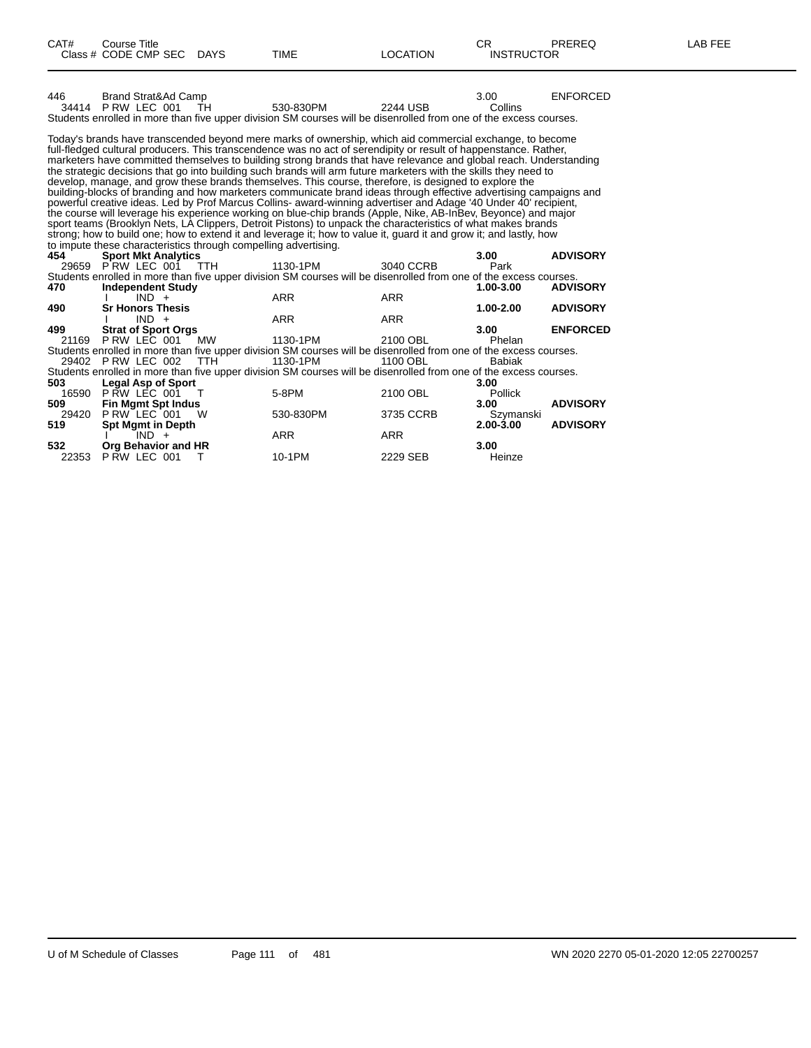| CAT# | Course Title<br>Class # CODE CMP SEC | DAYS | TIME | LOCATION | CR<br>INSTRUCTOR | PREREQ | LAB FEE |
|---|---|---|---|---|---|---|---|
| 446 | Brand Strat&Ad Camp | | | | 3.00 | ENFORCED | |
| 34414 | P RW LEC 001 | TH | 530-830PM | 2244 USB | Collins | | |

Students enrolled in more than five upper division SM courses will be disenrolled from one of the excess courses.

Today's brands have transcended beyond mere marks of ownership, which aid commercial exchange, to become full-fledged cultural producers. This transcendence was no act of serendipity or result of happenstance. Rather, marketers have committed themselves to building strong brands that have relevance and global reach. Understanding the strategic decisions that go into building such brands will arm future marketers with the skills they need to develop, manage, and grow these brands themselves. This course, therefore, is designed to explore the building-blocks of branding and how marketers communicate brand ideas through effective advertising campaigns and powerful creative ideas. Led by Prof Marcus Collins- award-winning advertiser and Adage '40 Under 40' recipient, the course will leverage his experience working on blue-chip brands (Apple, Nike, AB-InBev, Beyonce) and major sport teams (Brooklyn Nets, LA Clippers, Detroit Pistons) to unpack the characteristics of what makes brands strong; how to build one; how to extend it and leverage it; how to value it, guard it and grow it; and lastly, how to impute these characteristics through compelling advertising.

| CAT# | Course Title<br>Class # CODE CMP SEC | DAYS | TIME | LOCATION | CR<br>INSTRUCTOR | PREREQ | LAB FEE |
|---|---|---|---|---|---|---|---|
| **454** | **Sport Mkt Analytics** | | | | **3.00** | **ADVISORY** | |
| 29659 | P RW LEC 001 | TTH | 1130-1PM | 3040 CCRB | Park | | |

Students enrolled in more than five upper division SM courses will be disenrolled from one of the excess courses.

| CAT# | Course Title<br>Class # CODE CMP SEC | DAYS | TIME | LOCATION | CR<br>INSTRUCTOR | PREREQ | LAB FEE |
|---|---|---|---|---|---|---|---|
| **470** | **Independent Study** | | | | **1.00-3.00** | **ADVISORY** | |
| | I IND + | | ARR | ARR | | | |
| **490** | **Sr Honors Thesis** | | | | **1.00-2.00** | **ADVISORY** | |
| | I IND + | | ARR | ARR | | | |
| **499** | **Strat of Sport Orgs** | | | | **3.00** | **ENFORCED** | |
| 21169 | P RW LEC 001 | MW | 1130-1PM | 2100 OBL | Phelan | | |

Students enrolled in more than five upper division SM courses will be disenrolled from one of the excess courses.

| CAT# | Course Title<br>Class # CODE CMP SEC | DAYS | TIME | LOCATION | CR<br>INSTRUCTOR | PREREQ | LAB FEE |
|---|---|---|---|---|---|---|---|
| 29402 | P RW LEC 002 | TTH | 1130-1PM | 1100 OBL | Babiak | | |

Students enrolled in more than five upper division SM courses will be disenrolled from one of the excess courses.

| CAT# | Course Title<br>Class # CODE CMP SEC | DAYS | TIME | LOCATION | CR<br>INSTRUCTOR | PREREQ | LAB FEE |
|---|---|---|---|---|---|---|---|
| **503** | **Legal Asp of Sport** | | | | **3.00** | | |
| 16590 | P RW LEC 001 | T | 5-8PM | 2100 OBL | Pollick | | |
| **509** | **Fin Mgmt Spt Indus** | | | | **3.00** | **ADVISORY** | |
| 29420 | P RW LEC 001 | W | 530-830PM | 3735 CCRB | Szymanski | | |
| **519** | **Spt Mgmt in Depth** | | | | **2.00-3.00** | **ADVISORY** | |
| | I IND + | | ARR | ARR | | | |
| **532** | **Org Behavior and HR** | | | | **3.00** | | |
| 22353 | P RW LEC 001 | T | 10-1PM | 2229 SEB | Heinze | | |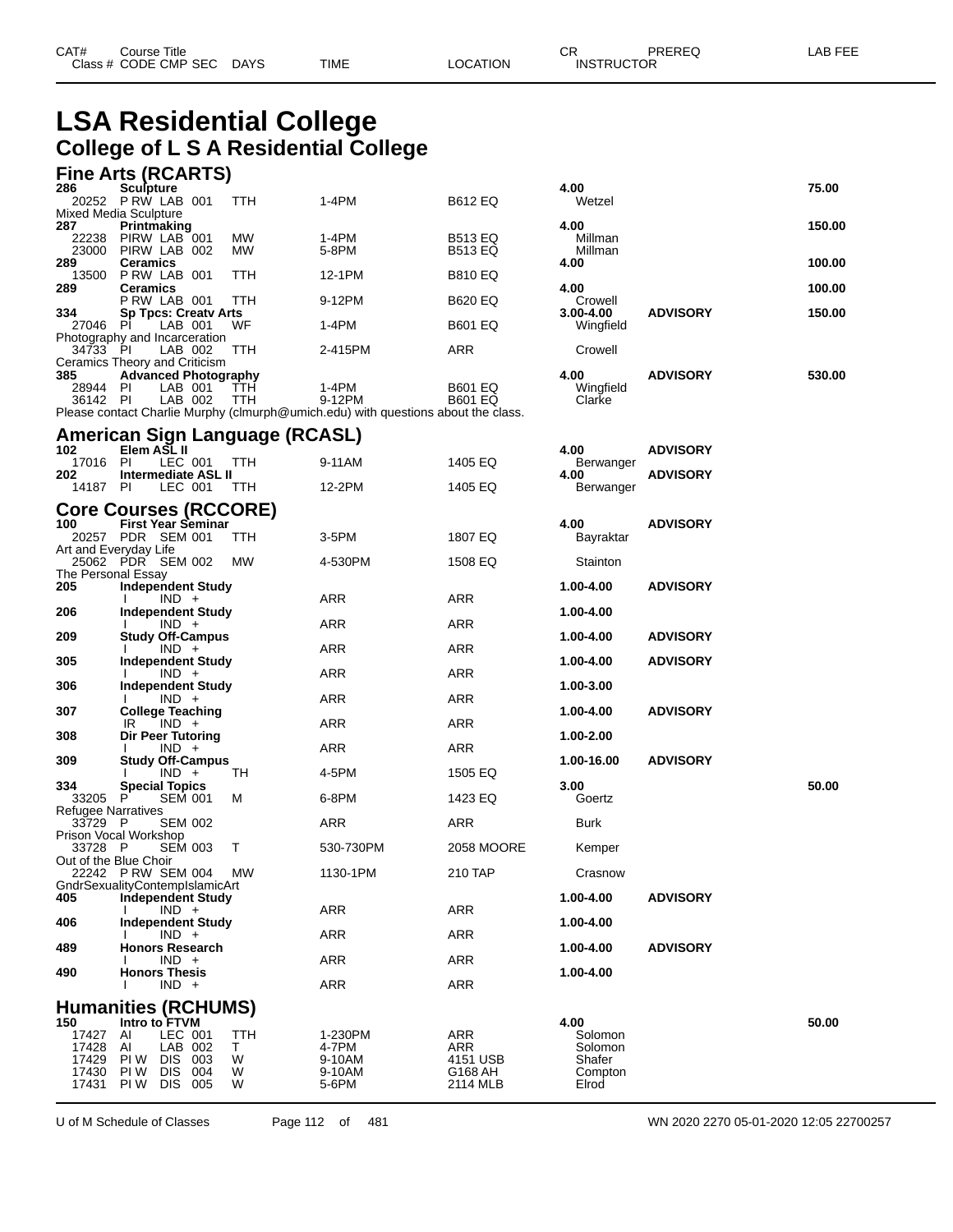# LSA Residential College

## College of L S A Residential College

### Fine Arts (RCARTS)

| CAT# | Course Title / Class # CODE CMP SEC | DAYS | TIME | LOCATION | CR / INSTRUCTOR | PREREQ | LAB FEE |
|---|---|---|---|---|---|---|---|
| 286 | **Sculpture** | | | | 4.00 | | 75.00 |
| | 20252 P RW LAB 001 | TTH | 1-4PM | B612 EQ | Wetzel | | |
| | Mixed Media Sculpture | | | | | | |
| 287 | **Printmaking** | | | | 4.00 | | 150.00 |
| | 22238 PIRW LAB 001 | MW | 1-4PM | B513 EQ | Millman | | |
| | 23000 PIRW LAB 002 | MW | 5-8PM | B513 EQ | Millman | | |
| 289 | **Ceramics** | | | | 4.00 | | 100.00 |
| | 13500 P RW LAB 001 | TTH | 12-1PM | B810 EQ | | | |
| 289 | **Ceramics** | | | | 4.00 | | 100.00 |
| | P RW LAB 001 | TTH | 9-12PM | B620 EQ | Crowell | | |
| 334 | **Sp Tpcs: Creatv Arts** | | | | 3.00-4.00 | ADVISORY | 150.00 |
| | 27046 PI LAB 001 | WF | 1-4PM | B601 EQ | Wingfield | | |
| | Photography and Incarceration | | | | | | |
| | 34733 PI LAB 002 | TTH | 2-415PM | ARR | Crowell | | |
| | Ceramics Theory and Criticism | | | | | | |
| 385 | **Advanced Photography** | | | | 4.00 | ADVISORY | 530.00 |
| | 28944 PI LAB 001 | TTH | 1-4PM | B601 EQ | Wingfield | | |
| | 36142 PI LAB 002 | TTH | 9-12PM | B601 EQ | Clarke | | |

Please contact Charlie Murphy (clmurph@umich.edu) with questions about the class.

### American Sign Language (RCASL)

| CAT# | Course Title / Class # CODE CMP SEC | DAYS | TIME | LOCATION | CR / INSTRUCTOR | PREREQ | LAB FEE |
|---|---|---|---|---|---|---|---|
| 102 | **Elem ASL II** | | | | 4.00 | ADVISORY | |
| | 17016 PI LEC 001 | TTH | 9-11AM | 1405 EQ | Berwanger | | |
| 202 | **Intermediate ASL II** | | | | 4.00 | ADVISORY | |
| | 14187 PI LEC 001 | TTH | 12-2PM | 1405 EQ | Berwanger | | |

### Core Courses (RCCORE)

| CAT# | Course Title / Class # CODE CMP SEC | DAYS | TIME | LOCATION | CR / INSTRUCTOR | PREREQ | LAB FEE |
|---|---|---|---|---|---|---|---|
| 100 | **First Year Seminar** | | | | 4.00 | ADVISORY | |
| | 20257 PDR SEM 001 | TTH | 3-5PM | 1807 EQ | Bayraktar | | |
| | Art and Everyday Life | | | | | | |
| | 25062 PDR SEM 002 | MW | 4-530PM | 1508 EQ | Stainton | | |
| | The Personal Essay | | | | | | |
| 205 | **Independent Study** | | | | 1.00-4.00 | ADVISORY | |
| | I IND + | | ARR | ARR | | | |
| 206 | **Independent Study** | | | | 1.00-4.00 | | |
| | I IND + | | ARR | ARR | | | |
| 209 | **Study Off-Campus** | | | | 1.00-4.00 | ADVISORY | |
| | I IND + | | ARR | ARR | | | |
| 305 | **Independent Study** | | | | 1.00-4.00 | ADVISORY | |
| | I IND + | | ARR | ARR | | | |
| 306 | **Independent Study** | | | | 1.00-3.00 | | |
| | I IND + | | ARR | ARR | | | |
| 307 | **College Teaching** | | | | 1.00-4.00 | ADVISORY | |
| | IR IND + | | ARR | ARR | | | |
| 308 | **Dir Peer Tutoring** | | | | 1.00-2.00 | | |
| | I IND + | | ARR | ARR | | | |
| 309 | **Study Off-Campus** | | | | 1.00-16.00 | ADVISORY | |
| | I IND + | TH | 4-5PM | 1505 EQ | | | |
| 334 | **Special Topics** | | | | 3.00 | | 50.00 |
| | 33205 P SEM 001 | M | 6-8PM | 1423 EQ | Goertz | | |
| | Refugee Narratives | | | | | | |
| | 33729 P SEM 002 | | ARR | ARR | Burk | | |
| | Prison Vocal Workshop | | | | | | |
| | 33728 P SEM 003 | T | 530-730PM | 2058 MOORE | Kemper | | |
| | Out of the Blue Choir | | | | | | |
| | 22242 P RW SEM 004 | MW | 1130-1PM | 210 TAP | Crasnow | | |
| | GndrSexualityContempIslamicArt | | | | | | |
| 405 | **Independent Study** | | | | 1.00-4.00 | ADVISORY | |
| | I IND + | | ARR | ARR | | | |
| 406 | **Independent Study** | | | | 1.00-4.00 | | |
| | I IND + | | ARR | ARR | | | |
| 489 | **Honors Research** | | | | 1.00-4.00 | ADVISORY | |
| | I IND + | | ARR | ARR | | | |
| 490 | **Honors Thesis** | | | | 1.00-4.00 | | |
| | I IND + | | ARR | ARR | | | |

### Humanities (RCHUMS)

| CAT# | Course Title / Class # CODE CMP SEC | DAYS | TIME | LOCATION | CR / INSTRUCTOR | PREREQ | LAB FEE |
|---|---|---|---|---|---|---|---|
| 150 | **Intro to FTVM** | | | | 4.00 | | 50.00 |
| | 17427 AI LEC 001 | TTH | 1-230PM | ARR | Solomon | | |
| | 17428 AI LAB 002 | T | 4-7PM | ARR | Solomon | | |
| | 17429 PI W DIS 003 | W | 9-10AM | 4151 USB | Shafer | | |
| | 17430 PI W DIS 004 | W | 9-10AM | G168 AH | Compton | | |
| | 17431 PI W DIS 005 | W | 5-6PM | 2114 MLB | Elrod | | |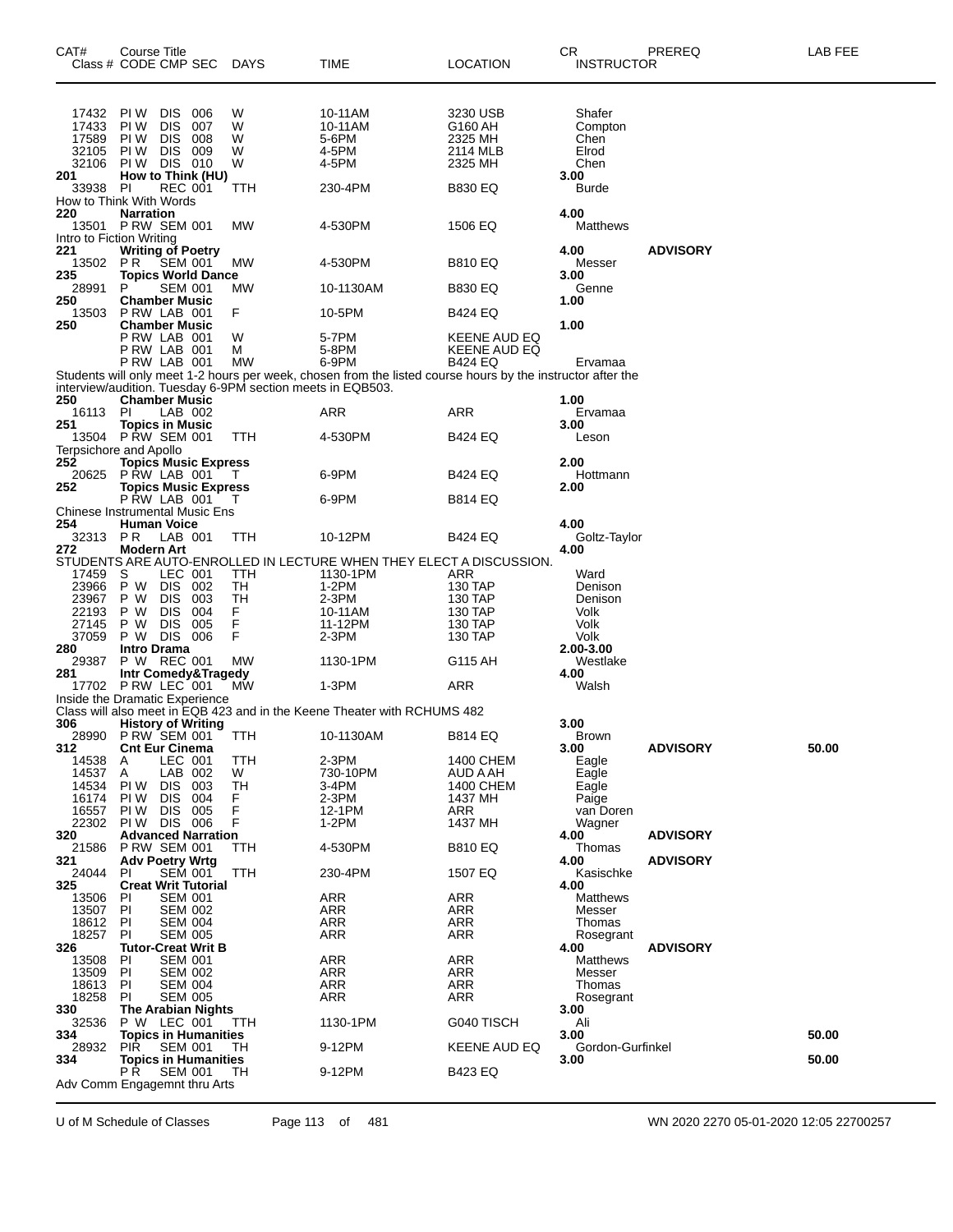| CAT# | Course Title | | | | | | CR | PREREQ | LAB FEE |
|---|---|---|---|---|---|---|---|---|---|
| Class # | CODE CMP SEC | DAYS | TIME | LOCATION | | INSTRUCTOR | | | |
| 17432 | PI W DIS 006 | W | 10-11AM | 3230 USB | | Shafer | | | |
| 17433 | PI W DIS 007 | W | 10-11AM | G160 AH | | Compton | | | |
| 17589 | PI W DIS 008 | W | 5-6PM | 2325 MH | | Chen | | | |
| 32105 | PI W DIS 009 | W | 4-5PM | 2114 MLB | | Elrod | | | |
| 32106 | PI W DIS 010 | W | 4-5PM | 2325 MH | | Chen | | | |
| **201** | **How to Think (HU)** | | | | | | **3.00** | | |
| 33938 | PI REC 001 | TTH | 230-4PM | B830 EQ | | Burde | | | |
| How to Think With Words | | | | | | | | | |
| **220** | **Narration** | | | | | | **4.00** | | |
| 13501 | P RW SEM 001 | MW | 4-530PM | 1506 EQ | | Matthews | | | |
| Intro to Fiction Writing | | | | | | | | | |
| **221** | **Writing of Poetry** | | | | | | **4.00** | **ADVISORY** | |
| 13502 | P R SEM 001 | MW | 4-530PM | B810 EQ | | Messer | | | |
| **235** | **Topics World Dance** | | | | | | **3.00** | | |
| 28991 | P SEM 001 | MW | 10-1130AM | B830 EQ | | Genne | | | |
| **250** | **Chamber Music** | | | | | | **1.00** | | |
| 13503 | P RW LAB 001 | F | 10-5PM | B424 EQ | | | | | |
| **250** | **Chamber Music** | | | | | | **1.00** | | |
| | P RW LAB 001 | W | 5-7PM | KEENE AUD EQ | | | | | |
| | P RW LAB 001 | M | 5-8PM | KEENE AUD EQ | | | | | |
| | P RW LAB 001 | MW | 6-9PM | B424 EQ | | Ervamaa | | | |
| Students will only meet 1-2 hours per week, chosen from the listed course hours by the instructor after the interview/audition. Tuesday 6-9PM section meets in EQB503. | | | | | | | | | |
| **250** | **Chamber Music** | | | | | | **1.00** | | |
| 16113 | PI LAB 002 | | ARR | ARR | | Ervamaa | | | |
| **251** | **Topics in Music** | | | | | | **3.00** | | |
| 13504 | P RW SEM 001 | TTH | 4-530PM | B424 EQ | | Leson | | | |
| Terpsichore and Apollo | | | | | | | | | |
| **252** | **Topics Music Express** | | | | | | **2.00** | | |
| 20625 | P RW LAB 001 | T | 6-9PM | B424 EQ | | Hottmann | | | |
| **252** | **Topics Music Express** | | | | | | **2.00** | | |
| | P RW LAB 001 | T | 6-9PM | B814 EQ | | | | | |
| Chinese Instrumental Music Ens | | | | | | | | | |
| **254** | **Human Voice** | | | | | | **4.00** | | |
| 32313 | P R LAB 001 | TTH | 10-12PM | B424 EQ | | Goltz-Taylor | | | |
| **272** | **Modern Art** | | | | | | **4.00** | | |
| STUDENTS ARE AUTO-ENROLLED IN LECTURE WHEN THEY ELECT A DISCUSSION. | | | | | | | | | |
| 17459 | S LEC 001 | TTH | 1130-1PM | ARR | | Ward | | | |
| 23966 | P W DIS 002 | TH | 1-2PM | 130 TAP | | Denison | | | |
| 23967 | P W DIS 003 | TH | 2-3PM | 130 TAP | | Denison | | | |
| 22193 | P W DIS 004 | F | 10-11AM | 130 TAP | | Volk | | | |
| 27145 | P W DIS 005 | F | 11-12PM | 130 TAP | | Volk | | | |
| 37059 | P W DIS 006 | F | 2-3PM | 130 TAP | | Volk | | | |
| **280** | **Intro Drama** | | | | | | **2.00-3.00** | | |
| 29387 | P W REC 001 | MW | 1130-1PM | G115 AH | | Westlake | | | |
| **281** | **Intr Comedy&Tragedy** | | | | | | **4.00** | | |
| 17702 | P RW LEC 001 | MW | 1-3PM | ARR | | Walsh | | | |
| Inside the Dramatic Experience | | | | | | | | | |
| Class will also meet in EQB 423 and in the Keene Theater with RCHUMS 482 | | | | | | | | | |
| **306** | **History of Writing** | | | | | | **3.00** | | |
| 28990 | P RW SEM 001 | TTH | 10-1130AM | B814 EQ | | Brown | | | |
| **312** | **Cnt Eur Cinema** | | | | | | **3.00** | **ADVISORY** | **50.00** |
| 14538 | A LEC 001 | TTH | 2-3PM | 1400 CHEM | | Eagle | | | |
| 14537 | A LAB 002 | W | 730-10PM | AUD A AH | | Eagle | | | |
| 14534 | PI W DIS 003 | TH | 3-4PM | 1400 CHEM | | Eagle | | | |
| 16174 | PI W DIS 004 | F | 2-3PM | 1437 MH | | Paige | | | |
| 16557 | PI W DIS 005 | F | 12-1PM | ARR | | van Doren | | | |
| 22302 | PI W DIS 006 | F | 1-2PM | 1437 MH | | Wagner | | | |
| **320** | **Advanced Narration** | | | | | | **4.00** | **ADVISORY** | |
| 21586 | P RW SEM 001 | TTH | 4-530PM | B810 EQ | | Thomas | | | |
| **321** | **Adv Poetry Wrtg** | | | | | | **4.00** | **ADVISORY** | |
| 24044 | PI SEM 001 | TTH | 230-4PM | 1507 EQ | | Kasischke | | | |
| **325** | **Creat Writ Tutorial** | | | | | | **4.00** | | |
| 13506 | PI SEM 001 | | ARR | ARR | | Matthews | | | |
| 13507 | PI SEM 002 | | ARR | ARR | | Messer | | | |
| 18612 | PI SEM 004 | | ARR | ARR | | Thomas | | | |
| 18257 | PI SEM 005 | | ARR | ARR | | Rosegrant | | | |
| **326** | **Tutor-Creat Writ B** | | | | | | **4.00** | **ADVISORY** | |
| 13508 | PI SEM 001 | | ARR | ARR | | Matthews | | | |
| 13509 | PI SEM 002 | | ARR | ARR | | Messer | | | |
| 18613 | PI SEM 004 | | ARR | ARR | | Thomas | | | |
| 18258 | PI SEM 005 | | ARR | ARR | | Rosegrant | | | |
| **330** | **The Arabian Nights** | | | | | | **3.00** | | |
| 32536 | P W LEC 001 | TTH | 1130-1PM | G040 TISCH | | Ali | | | |
| **334** | **Topics in Humanities** | | | | | | **3.00** | | **50.00** |
| 28932 | PIR SEM 001 | TH | 9-12PM | KEENE AUD EQ | | Gordon-Gurfinkel | | | |
| **334** | **Topics in Humanities** | | | | | | **3.00** | | **50.00** |
| | P R SEM 001 | TH | 9-12PM | B423 EQ | | | | | |
| Adv Comm Engagemnt thru Arts | | | | | | | | | |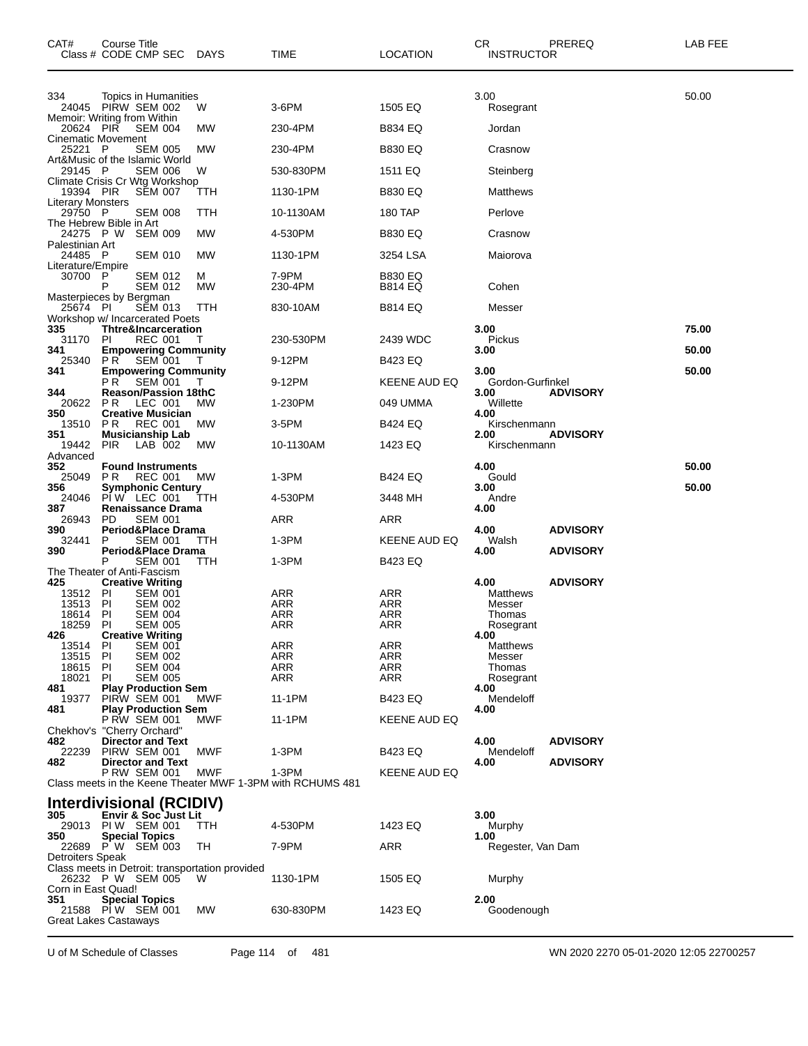| CAT# | Course Title<br>Class # CODE CMP SEC | DAYS | TIME | LOCATION | CR<br>INSTRUCTOR | PREREQ | LAB FEE |
|---|---|---|---|---|---|---|---|
| 334 | Topics in Humanities | | | | 3.00 | | 50.00 |
| 24045 | PIRW SEM 002 | W | 3-6PM | 1505 EQ | Rosegrant | | |
| | Memoir: Writing from Within | | | | | | |
| 20624 | PIR SEM 004 | MW | 230-4PM | B834 EQ | Jordan | | |
| | Cinematic Movement | | | | | | |
| 25221 | P SEM 005 | MW | 230-4PM | B830 EQ | Crasnow | | |
| | Art&Music of the Islamic World | | | | | | |
| 29145 | P SEM 006 | W | 530-830PM | 1511 EQ | Steinberg | | |
| | Climate Crisis Cr Wtg Workshop | | | | | | |
| 19394 | PIR SEM 007 | TTH | 1130-1PM | B830 EQ | Matthews | | |
| | Literary Monsters | | | | | | |
| 29750 | P SEM 008 | TTH | 10-1130AM | 180 TAP | Perlove | | |
| | The Hebrew Bible in Art | | | | | | |
| 24275 | P W SEM 009 | MW | 4-530PM | B830 EQ | Crasnow | | |
| | Palestinian Art | | | | | | |
| 24485 | P SEM 010 | MW | 1130-1PM | 3254 LSA | Maiorova | | |
| | Literature/Empire | | | | | | |
| 30700 | P SEM 012 | M | 7-9PM | B830 EQ | | | |
| | P SEM 012 | MW | 230-4PM | B814 EQ | Cohen | | |
| | Masterpieces by Bergman | | | | | | |
| 25674 | PI SEM 013 | TTH | 830-10AM | B814 EQ | Messer | | |
| | Workshop w/ Incarcerated Poets | | | | | | |
| **335** | **Thtre&Incarceration** | | | | **3.00** | | **75.00** |
| 31170 | PI REC 001 | T | 230-530PM | 2439 WDC | Pickus | | |
| **341** | **Empowering Community** | | | | **3.00** | | **50.00** |
| 25340 | P R SEM 001 | T | 9-12PM | B423 EQ | | | |
| **341** | **Empowering Community** | | | | **3.00** | | **50.00** |
| | P R SEM 001 | T | 9-12PM | KEENE AUD EQ | Gordon-Gurfinkel | | |
| **344** | **Reason/Passion 18thC** | | | | **3.00** | **ADVISORY** | |
| 20622 | P R LEC 001 | MW | 1-230PM | 049 UMMA | Willette | | |
| **350** | **Creative Musician** | | | | **4.00** | | |
| 13510 | P R REC 001 | MW | 3-5PM | B424 EQ | Kirschenmann | | |
| **351** | **Musicianship Lab** | | | | **2.00** | **ADVISORY** | |
| 19442 | PIR LAB 002 | MW | 10-1130AM | 1423 EQ | Kirschenmann | | |
| | Advanced | | | | | | |
| **352** | **Found Instruments** | | | | **4.00** | | **50.00** |
| 25049 | P R REC 001 | MW | 1-3PM | B424 EQ | Gould | | |
| **356** | **Symphonic Century** | | | | **3.00** | | **50.00** |
| 24046 | PI W LEC 001 | TTH | 4-530PM | 3448 MH | Andre | | |
| **387** | **Renaissance Drama** | | | | **4.00** | | |
| 26943 | PD SEM 001 | | ARR | ARR | | | |
| **390** | **Period&Place Drama** | | | | **4.00** | **ADVISORY** | |
| 32441 | P SEM 001 | TTH | 1-3PM | KEENE AUD EQ | Walsh | | |
| **390** | **Period&Place Drama** | | | | **4.00** | **ADVISORY** | |
| | P SEM 001 | TTH | 1-3PM | B423 EQ | | | |
| | The Theater of Anti-Fascism | | | | | | |
| **425** | **Creative Writing** | | | | **4.00** | **ADVISORY** | |
| 13512 | PI SEM 001 | | ARR | ARR | Matthews | | |
| 13513 | PI SEM 002 | | ARR | ARR | Messer | | |
| 18614 | PI SEM 004 | | ARR | ARR | Thomas | | |
| 18259 | PI SEM 005 | | ARR | ARR | Rosegrant | | |
| **426** | **Creative Writing** | | | | **4.00** | | |
| 13514 | PI SEM 001 | | ARR | ARR | Matthews | | |
| 13515 | PI SEM 002 | | ARR | ARR | Messer | | |
| 18615 | PI SEM 004 | | ARR | ARR | Thomas | | |
| 18021 | PI SEM 005 | | ARR | ARR | Rosegrant | | |
| **481** | **Play Production Sem** | | | | **4.00** | | |
| 19377 | PIRW SEM 001 | MWF | 11-1PM | B423 EQ | Mendeloff | | |
| **481** | **Play Production Sem** | | | | **4.00** | | |
| | P RW SEM 001 | MWF | 11-1PM | KEENE AUD EQ | | | |
| | Chekhov's "Cherry Orchard" | | | | | | |
| **482** | **Director and Text** | | | | **4.00** | **ADVISORY** | |
| 22239 | PIRW SEM 001 | MWF | 1-3PM | B423 EQ | Mendeloff | | |
| **482** | **Director and Text** | | | | **4.00** | **ADVISORY** | |
| | P RW SEM 001 | MWF | 1-3PM | KEENE AUD EQ | | | |

Class meets in the Keene Theater MWF 1-3PM with RCHUMS 481

## Interdivisional (RCIDIV)

| CAT# | Course Title<br>Class # CODE CMP SEC | DAYS | TIME | LOCATION | CR<br>INSTRUCTOR | PREREQ | LAB FEE |
|---|---|---|---|---|---|---|---|
| **305** | **Envir & Soc Just Lit** | | | | **3.00** | | |
| 29013 | PI W SEM 001 | TTH | 4-530PM | 1423 EQ | Murphy | | |
| **350** | **Special Topics** | | | | **1.00** | | |
| 22689 | P W SEM 003 | TH | 7-9PM | ARR | Regester, Van Dam | | |
| | Detroiters Speak | | | | | | |
| | Class meets in Detroit: transportation provided | | | | | | |
| 26232 | P W SEM 005 | W | 1130-1PM | 1505 EQ | Murphy | | |
| | Corn in East Quad! | | | | | | |
| **351** | **Special Topics** | | | | **2.00** | | |
| 21588 | PI W SEM 001 | MW | 630-830PM | 1423 EQ | Goodenough | | |
| | Great Lakes Castaways | | | | | | |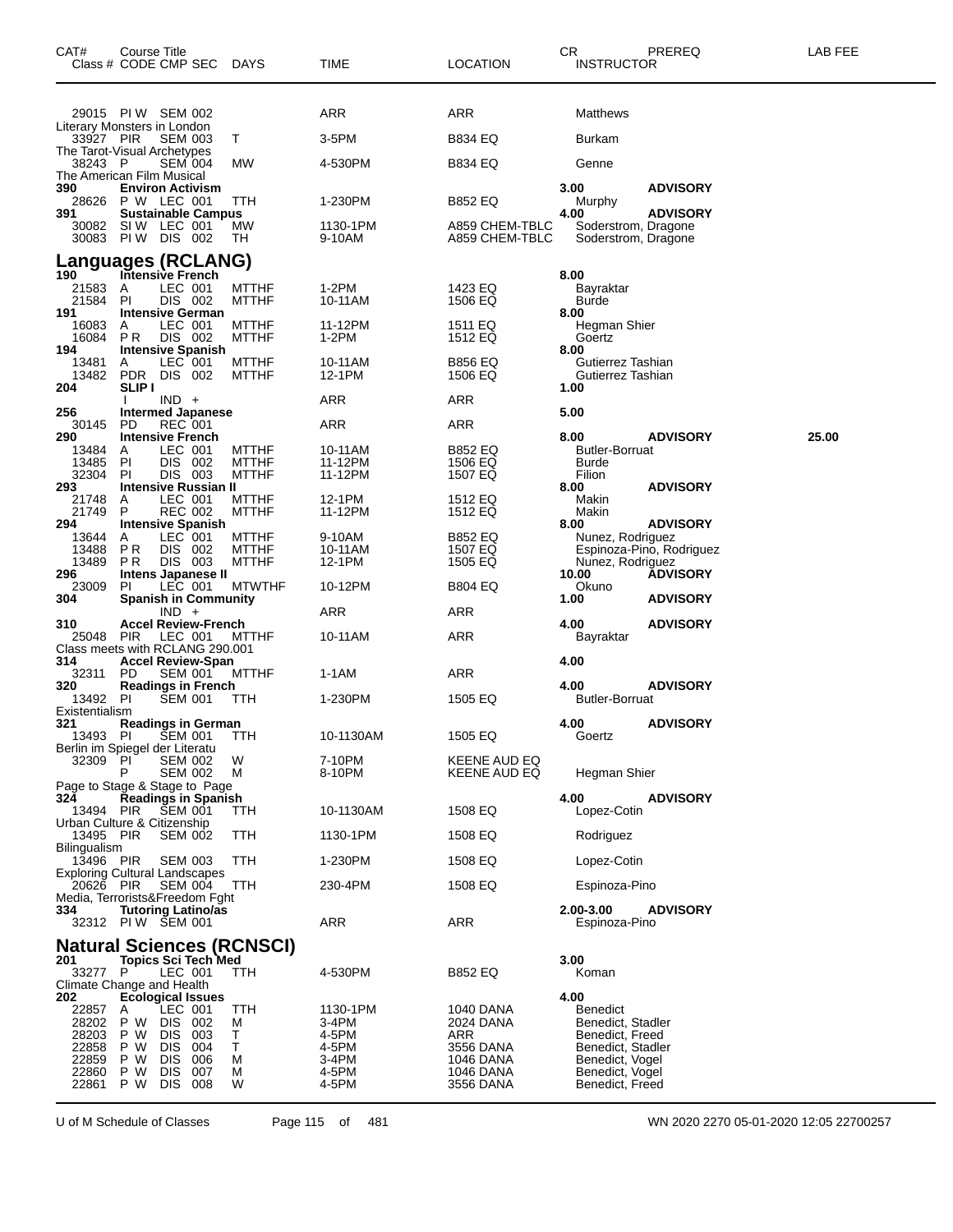| CAT# Class # | Course Title CODE CMP SEC | DAYS | TIME | LOCATION | CR INSTRUCTOR | PREREQ | LAB FEE |
|---|---|---|---|---|---|---|---|
| 29015 | PI W SEM 002 | | ARR | ARR | Matthews | | |
| Literary Monsters in London | | | | | | | |
| 33927 | PIR SEM 003 | T | 3-5PM | B834 EQ | Burkam | | |
| The Tarot-Visual Archetypes | | | | | | | |
| 38243 | P SEM 004 | MW | 4-530PM | B834 EQ | Genne | | |
| The American Film Musical | | | | | | | |
| **390** | **Environ Activism** | | | | **3.00** | **ADVISORY** | |
| 28626 | P W LEC 001 | TTH | 1-230PM | B852 EQ | Murphy | | |
| **391** | **Sustainable Campus** | | | | **4.00** | **ADVISORY** | |
| 30082 | SI W LEC 001 | MW | 1130-1PM | A859 CHEM-TBLC | Soderstrom, Dragone | | |
| 30083 | PI W DIS 002 | TH | 9-10AM | A859 CHEM-TBLC | Soderstrom, Dragone | | |

## Languages (RCLANG)

| CAT# Class # | Course Title CODE CMP SEC | DAYS | TIME | LOCATION | CR INSTRUCTOR | PREREQ | LAB FEE |
|---|---|---|---|---|---|---|---|
| **190** | **Intensive French** | | | | **8.00** | | |
| 21583 | A LEC 001 | MTTHF | 1-2PM | 1423 EQ | Bayraktar | | |
| 21584 | PI DIS 002 | MTTHF | 10-11AM | 1506 EQ | Burde | | |
| **191** | **Intensive German** | | | | **8.00** | | |
| 16083 | A LEC 001 | MTTHF | 11-12PM | 1511 EQ | Hegman Shier | | |
| 16084 | P R DIS 002 | MTTHF | 1-2PM | 1512 EQ | Goertz | | |
| **194** | **Intensive Spanish** | | | | **8.00** | | |
| 13481 | A LEC 001 | MTTHF | 10-11AM | B856 EQ | Gutierrez Tashian | | |
| 13482 | PDR DIS 002 | MTTHF | 12-1PM | 1506 EQ | Gutierrez Tashian | | |
| **204** | **SLIP I** | | | | **1.00** | | |
| | I IND + | | ARR | ARR | | | |
| **256** | **Intermed Japanese** | | | | **5.00** | | |
| 30145 | PD REC 001 | | ARR | ARR | | | |
| **290** | **Intensive French** | | | | **8.00** | **ADVISORY** | **25.00** |
| 13484 | A LEC 001 | MTTHF | 10-11AM | B852 EQ | Butler-Borruat | | |
| 13485 | PI DIS 002 | MTTHF | 11-12PM | 1506 EQ | Burde | | |
| 32304 | PI DIS 003 | MTTHF | 11-12PM | 1507 EQ | Filion | | |
| **293** | **Intensive Russian II** | | | | **8.00** | **ADVISORY** | |
| 21748 | A LEC 001 | MTTHF | 12-1PM | 1512 EQ | Makin | | |
| 21749 | P REC 002 | MTTHF | 11-12PM | 1512 EQ | Makin | | |
| **294** | **Intensive Spanish** | | | | **8.00** | **ADVISORY** | |
| 13644 | A LEC 001 | MTTHF | 9-10AM | B852 EQ | Nunez, Rodriguez | | |
| 13488 | P R DIS 002 | MTTHF | 10-11AM | 1507 EQ | Espinoza-Pino, Rodriguez | | |
| 13489 | P R DIS 003 | MTTHF | 12-1PM | 1505 EQ | Nunez, Rodriguez | | |
| **296** | **Intens Japanese II** | | | | **10.00** | **ADVISORY** | |
| 23009 | PI LEC 001 | MTWTHF | 10-12PM | B804 EQ | Okuno | | |
| **304** | **Spanish in Community** | | | | **1.00** | **ADVISORY** | |
| | IND + | | ARR | ARR | | | |
| **310** | **Accel Review-French** | | | | **4.00** | **ADVISORY** | |
| 25048 | PIR LEC 001 | MTTHF | 10-11AM | ARR | Bayraktar | | |
| Class meets with RCLANG 290.001 | | | | | | | |
| **314** | **Accel Review-Span** | | | | **4.00** | | |
| 32311 | PD SEM 001 | MTTHF | 1-1AM | ARR | | | |
| **320** | **Readings in French** | | | | **4.00** | **ADVISORY** | |
| 13492 | PI SEM 001 | TTH | 1-230PM | 1505 EQ | Butler-Borruat | | |
| Existentialism | | | | | | | |
| **321** | **Readings in German** | | | | **4.00** | **ADVISORY** | |
| 13493 | PI SEM 001 | TTH | 10-1130AM | 1505 EQ | Goertz | | |
| Berlin im Spiegel der Literatu | | | | | | | |
| 32309 | PI SEM 002 | W | 7-10PM | KEENE AUD EQ | | | |
| | P SEM 002 | M | 8-10PM | KEENE AUD EQ | Hegman Shier | | |
| Page to Stage & Stage to Page | | | | | | | |
| **324** | **Readings in Spanish** | | | | **4.00** | **ADVISORY** | |
| 13494 | PIR SEM 001 | TTH | 10-1130AM | 1508 EQ | Lopez-Cotin | | |
| Urban Culture & Citizenship | | | | | | | |
| 13495 | PIR SEM 002 | TTH | 1130-1PM | 1508 EQ | Rodriguez | | |
| Bilingualism | | | | | | | |
| 13496 | PIR SEM 003 | TTH | 1-230PM | 1508 EQ | Lopez-Cotin | | |
| Exploring Cultural Landscapes | | | | | | | |
| 20626 | PIR SEM 004 | TTH | 230-4PM | 1508 EQ | Espinoza-Pino | | |
| Media, Terrorists&Freedom Fght | | | | | | | |
| **334** | **Tutoring Latino/as** | | | | **2.00-3.00** | **ADVISORY** | |
| 32312 | PI W SEM 001 | | ARR | ARR | Espinoza-Pino | | |

## Natural Sciences (RCNSCI)

| CAT# Class # | Course Title CODE CMP SEC | DAYS | TIME | LOCATION | CR INSTRUCTOR | PREREQ | LAB FEE |
|---|---|---|---|---|---|---|---|
| **201** | **Topics Sci Tech Med** | | | | **3.00** | | |
| 33277 | P LEC 001 | TTH | 4-530PM | B852 EQ | Koman | | |
| Climate Change and Health | | | | | | | |
| **202** | **Ecological Issues** | | | | **4.00** | | |
| 22857 | A LEC 001 | TTH | 1130-1PM | 1040 DANA | Benedict | | |
| 28202 | P W DIS 002 | M | 3-4PM | 2024 DANA | Benedict, Stadler | | |
| 28203 | P W DIS 003 | T | 4-5PM | ARR | Benedict, Freed | | |
| 22858 | P W DIS 004 | T | 4-5PM | 3556 DANA | Benedict, Stadler | | |
| 22859 | P W DIS 006 | M | 3-4PM | 1046 DANA | Benedict, Vogel | | |
| 22860 | P W DIS 007 | M | 4-5PM | 1046 DANA | Benedict, Vogel | | |
| 22861 | P W DIS 008 | W | 4-5PM | 3556 DANA | Benedict, Freed | | |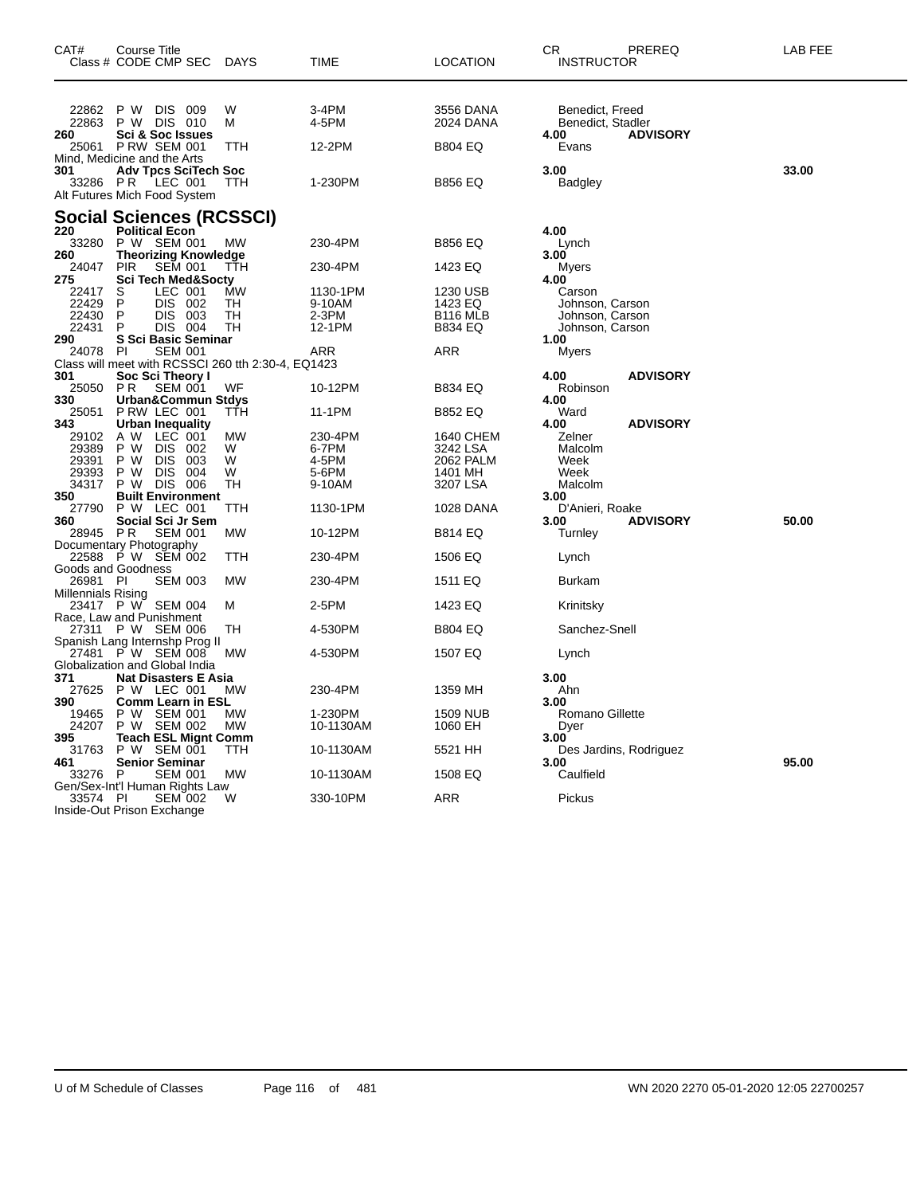| CAT# | Course Title<br>Class # CODE CMP SEC | DAYS | TIME | LOCATION | CR<br>INSTRUCTOR | PREREQ | LAB FEE |
|---|---|---|---|---|---|---|---|
| 22862 | P W DIS 009 | W | 3-4PM | 3556 DANA | Benedict, Freed | | |
| 22863 | P W DIS 010 | M | 4-5PM | 2024 DANA | Benedict, Stadler | | |
| **260** | **Sci & Soc Issues** | | | | **4.00** | **ADVISORY** | |
| 25061 | P RW SEM 001 | TTH | 12-2PM | B804 EQ | Evans | | |
| | Mind, Medicine and the Arts | | | | | | |
| **301** | **Adv Tpcs SciTech Soc** | | | | **3.00** | | **33.00** |
| 33286 | P R LEC 001 | TTH | 1-230PM | B856 EQ | Badgley | | |
| | Alt Futures Mich Food System | | | | | | |

## Social Sciences (RCSSCI)

| CAT# | Course Title<br>Class # CODE CMP SEC | DAYS | TIME | LOCATION | CR<br>INSTRUCTOR | PREREQ | LAB FEE |
|---|---|---|---|---|---|---|---|
| **220** | **Political Econ** | | | | **4.00** | | |
| 33280 | P W SEM 001 | MW | 230-4PM | B856 EQ | Lynch | | |
| **260** | **Theorizing Knowledge** | | | | **3.00** | | |
| 24047 | PIR SEM 001 | TTH | 230-4PM | 1423 EQ | Myers | | |
| **275** | **Sci Tech Med&Socty** | | | | **4.00** | | |
| 22417 | S LEC 001 | MW | 1130-1PM | 1230 USB | Carson | | |
| 22429 | P DIS 002 | TH | 9-10AM | 1423 EQ | Johnson, Carson | | |
| 22430 | P DIS 003 | TH | 2-3PM | B116 MLB | Johnson, Carson | | |
| 22431 | P DIS 004 | TH | 12-1PM | B834 EQ | Johnson, Carson | | |
| **290** | **S Sci Basic Seminar** | | | | **1.00** | | |
| 24078 | PI SEM 001 | | ARR | ARR | Myers | | |
| | Class will meet with RCSSCI 260 tth 2:30-4, EQ1423 | | | | | | |
| **301** | **Soc Sci Theory I** | | | | **4.00** | **ADVISORY** | |
| 25050 | P R SEM 001 | WF | 10-12PM | B834 EQ | Robinson | | |
| **330** | **Urban&Commun Stdys** | | | | **4.00** | | |
| 25051 | P RW LEC 001 | TTH | 11-1PM | B852 EQ | Ward | | |
| **343** | **Urban Inequality** | | | | **4.00** | **ADVISORY** | |
| 29102 | A W LEC 001 | MW | 230-4PM | 1640 CHEM | Zelner | | |
| 29389 | P W DIS 002 | W | 6-7PM | 3242 LSA | Malcolm | | |
| 29391 | P W DIS 003 | W | 4-5PM | 2062 PALM | Week | | |
| 29393 | P W DIS 004 | W | 5-6PM | 1401 MH | Week | | |
| 34317 | P W DIS 006 | TH | 9-10AM | 3207 LSA | Malcolm | | |
| **350** | **Built Environment** | | | | **3.00** | | |
| 27790 | P W LEC 001 | TTH | 1130-1PM | 1028 DANA | D'Anieri, Roake | | |
| **360** | **Social Sci Jr Sem** | | | | **3.00** | **ADVISORY** | **50.00** |
| 28945 | P R SEM 001 | MW | 10-12PM | B814 EQ | Turnley | | |
| | Documentary Photography | | | | | | |
| 22588 | P W SEM 002 | TTH | 230-4PM | 1506 EQ | Lynch | | |
| | Goods and Goodness | | | | | | |
| 26981 | PI SEM 003 | MW | 230-4PM | 1511 EQ | Burkam | | |
| | Millennials Rising | | | | | | |
| 23417 | P W SEM 004 | M | 2-5PM | 1423 EQ | Krinitsky | | |
| | Race, Law and Punishment | | | | | | |
| 27311 | P W SEM 006 | TH | 4-530PM | B804 EQ | Sanchez-Snell | | |
| | Spanish Lang Internshp Prog II | | | | | | |
| 27481 | P W SEM 008 | MW | 4-530PM | 1507 EQ | Lynch | | |
| | Globalization and Global India | | | | | | |
| **371** | **Nat Disasters E Asia** | | | | **3.00** | | |
| 27625 | P W LEC 001 | MW | 230-4PM | 1359 MH | Ahn | | |
| **390** | **Comm Learn in ESL** | | | | **3.00** | | |
| 19465 | P W SEM 001 | MW | 1-230PM | 1509 NUB | Romano Gillette | | |
| 24207 | P W SEM 002 | MW | 10-1130AM | 1060 EH | Dyer | | |
| **395** | **Teach ESL Mignt Comm** | | | | **3.00** | | |
| 31763 | P W SEM 001 | TTH | 10-1130AM | 5521 HH | Des Jardins, Rodriguez | | |
| **461** | **Senior Seminar** | | | | **3.00** | | **95.00** |
| 33276 | P SEM 001 | MW | 10-1130AM | 1508 EQ | Caulfield | | |
| | Gen/Sex-Int'l Human Rights Law | | | | | | |
| 33574 | PI SEM 002 | W | 330-10PM | ARR | Pickus | | |
| | Inside-Out Prison Exchange | | | | | | |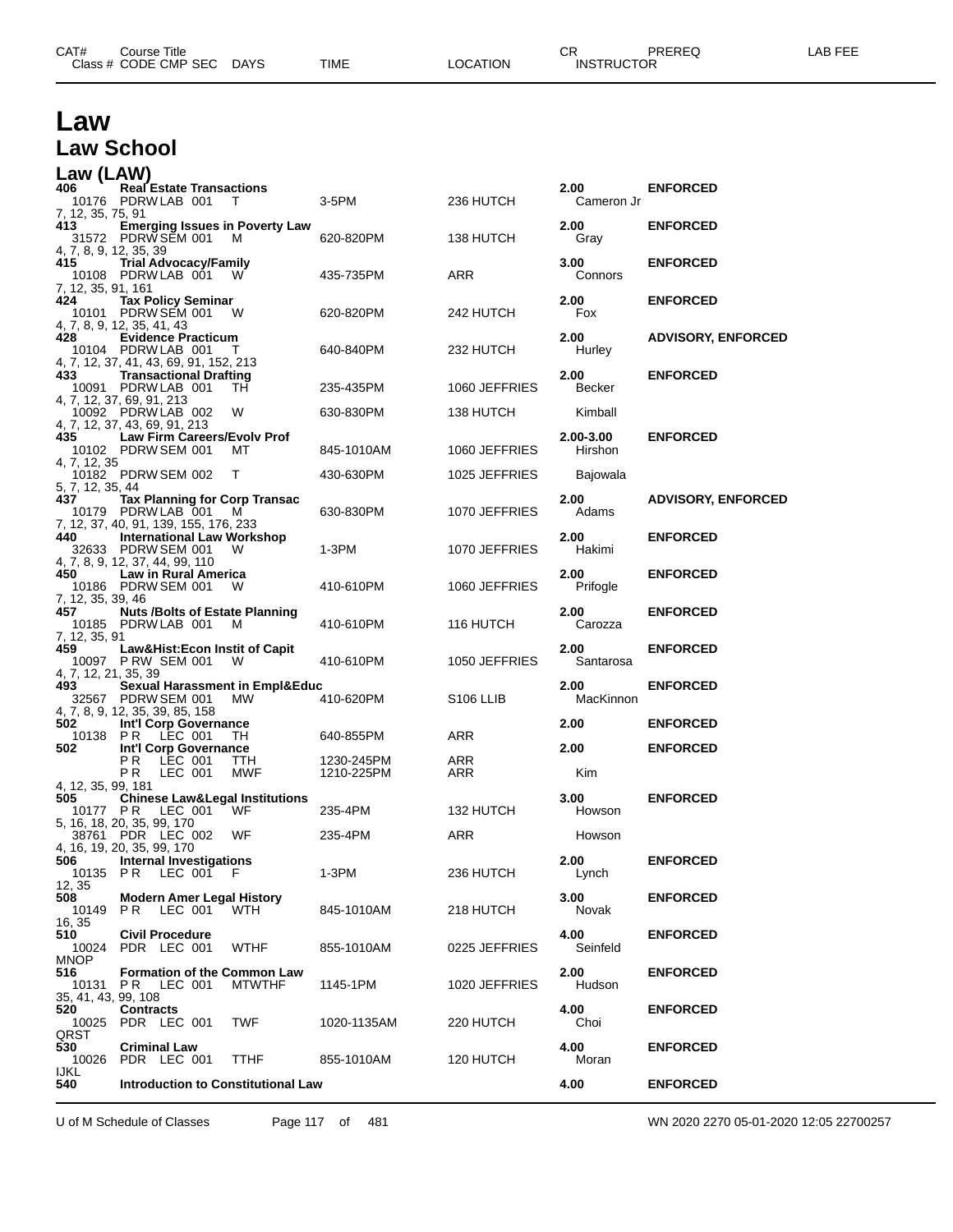| CAT# | Course Title | | | | | | CR | PREREQ | LAB FEE |
|---|---|---|---|---|---|---|---|---|---|
| Class # | CODE CMP SEC | DAYS | TIME | LOCATION | INSTRUCTOR | | | | |

# Law

## Law School

### Law (LAW)

| CAT# | Class # | CODE CMP SEC | DAYS | TIME | LOCATION | CR / INSTRUCTOR | PREREQ |
|---|---|---|---|---|---|---|---|
| **406** | **Real Estate Transactions** | | | | | **2.00** | **ENFORCED** |
| | 10176 | PDRW LAB 001 | T | 3-5PM | 236 HUTCH | Cameron Jr | |
| 7, 12, 35, 75, 91 | | | | | | | |
| **413** | **Emerging Issues in Poverty Law** | | | | | **2.00** | **ENFORCED** |
| | 31572 | PDRW SEM 001 | M | 620-820PM | 138 HUTCH | Gray | |
| 4, 7, 8, 9, 12, 35, 39 | | | | | | | |
| **415** | **Trial Advocacy/Family** | | | | | **3.00** | **ENFORCED** |
| | 10108 | PDRW LAB 001 | W | 435-735PM | ARR | Connors | |
| 7, 12, 35, 91, 161 | | | | | | | |
| **424** | **Tax Policy Seminar** | | | | | **2.00** | **ENFORCED** |
| | 10101 | PDRW SEM 001 | W | 620-820PM | 242 HUTCH | Fox | |
| 4, 7, 8, 9, 12, 35, 41, 43 | | | | | | | |
| **428** | **Evidence Practicum** | | | | | **2.00** | **ADVISORY, ENFORCED** |
| | 10104 | PDRW LAB 001 | T | 640-840PM | 232 HUTCH | Hurley | |
| 4, 7, 12, 37, 41, 43, 69, 91, 152, 213 | | | | | | | |
| **433** | **Transactional Drafting** | | | | | **2.00** | **ENFORCED** |
| | 10091 | PDRW LAB 001 | TH | 235-435PM | 1060 JEFFRIES | Becker | |
| 4, 7, 12, 37, 69, 91, 213 | | | | | | | |
| | 10092 | PDRW LAB 002 | W | 630-830PM | 138 HUTCH | Kimball | |
| 4, 7, 12, 37, 43, 69, 91, 213 | | | | | | | |
| **435** | **Law Firm Careers/Evolv Prof** | | | | | **2.00-3.00** | **ENFORCED** |
| | 10102 | PDRW SEM 001 | MT | 845-1010AM | 1060 JEFFRIES | Hirshon | |
| 4, 7, 12, 35 | | | | | | | |
| | 10182 | PDRW SEM 002 | T | 430-630PM | 1025 JEFFRIES | Bajowala | |
| 5, 7, 12, 35, 44 | | | | | | | |
| **437** | **Tax Planning for Corp Transac** | | | | | **2.00** | **ADVISORY, ENFORCED** |
| | 10179 | PDRW LAB 001 | M | 630-830PM | 1070 JEFFRIES | Adams | |
| 7, 12, 37, 40, 91, 139, 155, 176, 233 | | | | | | | |
| **440** | **International Law Workshop** | | | | | **2.00** | **ENFORCED** |
| | 32633 | PDRW SEM 001 | W | 1-3PM | 1070 JEFFRIES | Hakimi | |
| 4, 7, 8, 9, 12, 37, 44, 99, 110 | | | | | | | |
| **450** | **Law in Rural America** | | | | | **2.00** | **ENFORCED** |
| | 10186 | PDRW SEM 001 | W | 410-610PM | 1060 JEFFRIES | Prifogle | |
| 7, 12, 35, 39, 46 | | | | | | | |
| **457** | **Nuts /Bolts of Estate Planning** | | | | | **2.00** | **ENFORCED** |
| | 10185 | PDRW LAB 001 | M | 410-610PM | 116 HUTCH | Carozza | |
| 7, 12, 35, 91 | | | | | | | |
| **459** | **Law&Hist:Econ Instit of Capit** | | | | | **2.00** | **ENFORCED** |
| | 10097 | P RW SEM 001 | W | 410-610PM | 1050 JEFFRIES | Santarosa | |
| 4, 7, 12, 21, 35, 39 | | | | | | | |
| **493** | **Sexual Harassment in Empl&Educ** | | | | | **2.00** | **ENFORCED** |
| | 32567 | PDRW SEM 001 | MW | 410-620PM | S106 LLIB | MacKinnon | |
| 4, 7, 8, 9, 12, 35, 39, 85, 158 | | | | | | | |
| **502** | **Int'l Corp Governance** | | | | | **2.00** | **ENFORCED** |
| | 10138 | P R LEC 001 | TH | 640-855PM | ARR | | |
| **502** | **Int'l Corp Governance** | | | | | **2.00** | **ENFORCED** |
| | | P R LEC 001 | TTH | 1230-245PM | ARR | | |
| | | P R LEC 001 | MWF | 1210-225PM | ARR | Kim | |
| 4, 12, 35, 99, 181 | | | | | | | |
| **505** | **Chinese Law&Legal Institutions** | | | | | **3.00** | **ENFORCED** |
| | 10177 | P R LEC 001 | WF | 235-4PM | 132 HUTCH | Howson | |
| 5, 16, 18, 20, 35, 99, 170 | | | | | | | |
| | 38761 | PDR LEC 002 | WF | 235-4PM | ARR | Howson | |
| 4, 16, 19, 20, 35, 99, 170 | | | | | | | |
| **506** | **Internal Investigations** | | | | | **2.00** | **ENFORCED** |
| | 10135 | P R LEC 001 | F | 1-3PM | 236 HUTCH | Lynch | |
| 12, 35 | | | | | | | |
| **508** | **Modern Amer Legal History** | | | | | **3.00** | **ENFORCED** |
| | 10149 | P R LEC 001 | WTH | 845-1010AM | 218 HUTCH | Novak | |
| 16, 35 | | | | | | | |
| **510** | **Civil Procedure** | | | | | **4.00** | **ENFORCED** |
| | 10024 | PDR LEC 001 | WTHF | 855-1010AM | 0225 JEFFRIES | Seinfeld | |
| MNOP | | | | | | | |
| **516** | **Formation of the Common Law** | | | | | **2.00** | **ENFORCED** |
| | 10131 | P R LEC 001 | MTWTHF | 1145-1PM | 1020 JEFFRIES | Hudson | |
| 35, 41, 43, 99, 108 | | | | | | | |
| **520** | **Contracts** | | | | | **4.00** | **ENFORCED** |
| | 10025 | PDR LEC 001 | TWF | 1020-1135AM | 220 HUTCH | Choi | |
| QRST | | | | | | | |
| **530** | **Criminal Law** | | | | | **4.00** | **ENFORCED** |
| | 10026 | PDR LEC 001 | TTHF | 855-1010AM | 120 HUTCH | Moran | |
| IJKL | | | | | | | |
| **540** | **Introduction to Constitutional Law** | | | | | **4.00** | **ENFORCED** |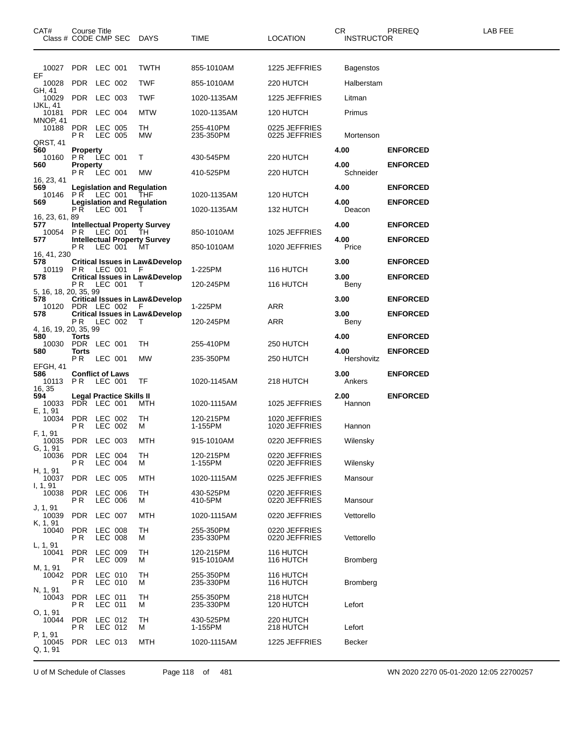| CAT# | Course Title Class # CODE CMP SEC | DAYS | TIME | LOCATION | CR INSTRUCTOR | PREREQ | LAB FEE |
|---|---|---|---|---|---|---|---|
| 10027 | PDR LEC 001 | TWTH | 855-1010AM | 1225 JEFFRIES | Bagenstos | | |
| EF | | | | | | | |
| 10028 | PDR LEC 002 | TWF | 855-1010AM | 220 HUTCH | Halberstam | | |
| GH, 41 | | | | | | | |
| 10029 | PDR LEC 003 | TWF | 1020-1135AM | 1225 JEFFRIES | Litman | | |
| IJKL, 41 | | | | | | | |
| 10181 | PDR LEC 004 | MTW | 1020-1135AM | 120 HUTCH | Primus | | |
| MNOP, 41 | | | | | | | |
| 10188 | PDR LEC 005 | TH | 255-410PM | 0225 JEFFRIES | | | |
| | P R LEC 005 | MW | 235-350PM | 0225 JEFFRIES | Mortenson | | |
| QRST, 41 | | | | | | | |
| **560** | **Property** | | | | **4.00** | **ENFORCED** | |
| 10160 | P R LEC 001 | T | 430-545PM | 220 HUTCH | | | |
| **560** | **Property** | | | | **4.00** | **ENFORCED** | |
| | P R LEC 001 | MW | 410-525PM | 220 HUTCH | Schneider | | |
| 16, 23, 41 | | | | | | | |
| **569** | **Legislation and Regulation** | | | | **4.00** | **ENFORCED** | |
| 10146 | P R LEC 001 | THF | 1020-1135AM | 120 HUTCH | | | |
| **569** | **Legislation and Regulation** | | | | **4.00** | **ENFORCED** | |
| | P R LEC 001 | T | 1020-1135AM | 132 HUTCH | Deacon | | |
| 16, 23, 61, 89 | | | | | | | |
| **577** | **Intellectual Property Survey** | | | | **4.00** | **ENFORCED** | |
| 10054 | P R LEC 001 | TH | 850-1010AM | 1025 JEFFRIES | | | |
| **577** | **Intellectual Property Survey** | | | | **4.00** | **ENFORCED** | |
| | P R LEC 001 | MT | 850-1010AM | 1020 JEFFRIES | Price | | |
| 16, 41, 230 | | | | | | | |
| **578** | **Critical Issues in Law&Develop** | | | | **3.00** | **ENFORCED** | |
| 10119 | P R LEC 001 | F | 1-225PM | 116 HUTCH | | | |
| **578** | **Critical Issues in Law&Develop** | | | | **3.00** | **ENFORCED** | |
| | P R LEC 001 | T | 120-245PM | 116 HUTCH | Beny | | |
| 5, 16, 18, 20, 35, 99 | | | | | | | |
| **578** | **Critical Issues in Law&Develop** | | | | **3.00** | **ENFORCED** | |
| 10120 | PDR LEC 002 | F | 1-225PM | ARR | | | |
| **578** | **Critical Issues in Law&Develop** | | | | **3.00** | **ENFORCED** | |
| | P R LEC 002 | T | 120-245PM | ARR | Beny | | |
| 4, 16, 19, 20, 35, 99 | | | | | | | |
| **580** | **Torts** | | | | **4.00** | **ENFORCED** | |
| 10030 | PDR LEC 001 | TH | 255-410PM | 250 HUTCH | | | |
| **580** | **Torts** | | | | **4.00** | **ENFORCED** | |
| | P R LEC 001 | MW | 235-350PM | 250 HUTCH | Hershovitz | | |
| EFGH, 41 | | | | | | | |
| **586** | **Conflict of Laws** | | | | **3.00** | **ENFORCED** | |
| 10113 | P R LEC 001 | TF | 1020-1145AM | 218 HUTCH | Ankers | | |
| 16, 35 | | | | | | | |
| **594** | **Legal Practice Skills II** | | | | **2.00** | **ENFORCED** | |
| 10033 | PDR LEC 001 | MTH | 1020-1115AM | 1025 JEFFRIES | Hannon | | |
| E, 1, 91 | | | | | | | |
| 10034 | PDR LEC 002 | TH | 120-215PM | 1020 JEFFRIES | | | |
| | P R LEC 002 | M | 1-155PM | 1020 JEFFRIES | Hannon | | |
| F, 1, 91 | | | | | | | |
| 10035 | PDR LEC 003 | MTH | 915-1010AM | 0220 JEFFRIES | Wilensky | | |
| G, 1, 91 | | | | | | | |
| 10036 | PDR LEC 004 | TH | 120-215PM | 0220 JEFFRIES | | | |
| | P R LEC 004 | M | 1-155PM | 0220 JEFFRIES | Wilensky | | |
| H, 1, 91 | | | | | | | |
| 10037 | PDR LEC 005 | MTH | 1020-1115AM | 0225 JEFFRIES | Mansour | | |
| I, 1, 91 | | | | | | | |
| 10038 | PDR LEC 006 | TH | 430-525PM | 0220 JEFFRIES | | | |
| | P R LEC 006 | M | 410-5PM | 0220 JEFFRIES | Mansour | | |
| J, 1, 91 | | | | | | | |
| 10039 | PDR LEC 007 | MTH | 1020-1115AM | 0220 JEFFRIES | Vettorello | | |
| K, 1, 91 | | | | | | | |
| 10040 | PDR LEC 008 | TH | 255-350PM | 0220 JEFFRIES | | | |
| | P R LEC 008 | M | 235-330PM | 0220 JEFFRIES | Vettorello | | |
| L, 1, 91 | | | | | | | |
| 10041 | PDR LEC 009 | TH | 120-215PM | 116 HUTCH | | | |
| | P R LEC 009 | M | 915-1010AM | 116 HUTCH | Bromberg | | |
| M, 1, 91 | | | | | | | |
| 10042 | PDR LEC 010 | TH | 255-350PM | 116 HUTCH | | | |
| | P R LEC 010 | M | 235-330PM | 116 HUTCH | Bromberg | | |
| N, 1, 91 | | | | | | | |
| 10043 | PDR LEC 011 | TH | 255-350PM | 218 HUTCH | | | |
| | P R LEC 011 | M | 235-330PM | 120 HUTCH | Lefort | | |
| O, 1, 91 | | | | | | | |
| 10044 | PDR LEC 012 | TH | 430-525PM | 220 HUTCH | | | |
| | P R LEC 012 | M | 1-155PM | 218 HUTCH | Lefort | | |
| P, 1, 91 | | | | | | | |
| 10045 | PDR LEC 013 | MTH | 1020-1115AM | 1225 JEFFRIES | Becker | | |
| Q, 1, 91 | | | | | | | |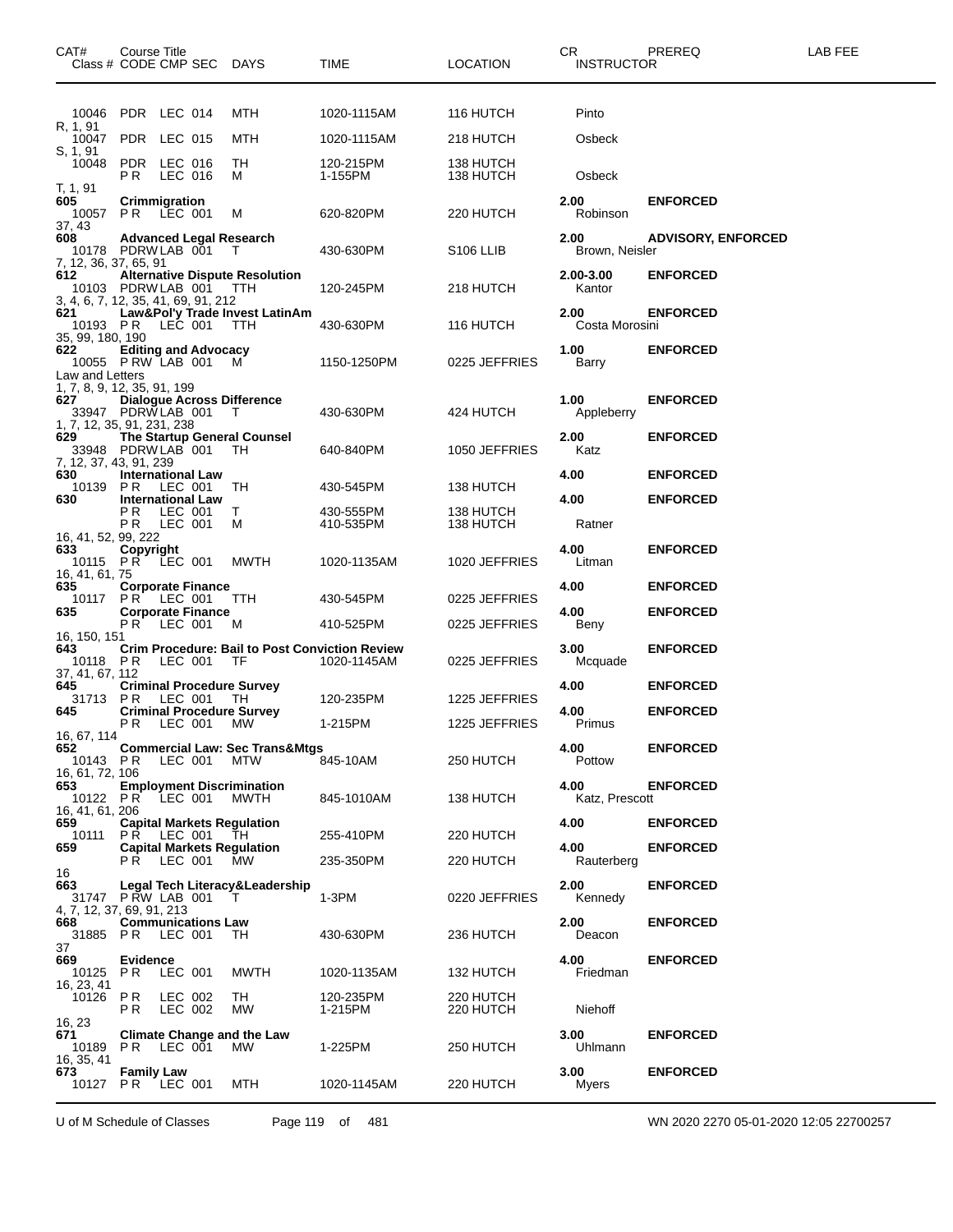| CAT# | Course Title<br>Class # CODE CMP SEC | DAYS | TIME | LOCATION | CR<br>INSTRUCTOR | PREREQ | LAB FEE |
|---|---|---|---|---|---|---|---|
| | 10046 PDR LEC 014 | MTH | 1020-1115AM | 116 HUTCH | Pinto | | |
| R, 1, 91 | | | | | | | |
| | 10047 PDR LEC 015 | MTH | 1020-1115AM | 218 HUTCH | Osbeck | | |
| S, 1, 91 | | | | | | | |
| | 10048 PDR LEC 016 | TH | 120-215PM | 138 HUTCH | | | |
| | PR LEC 016 | M | 1-155PM | 138 HUTCH | Osbeck | | |
| T, 1, 91 | | | | | | | |
| 605 | Crimmigration | | | | 2.00 | ENFORCED | |
| | 10057 PR LEC 001 | M | 620-820PM | 220 HUTCH | Robinson | | |
| 37, 43 | | | | | | | |
| 608 | Advanced Legal Research | | | | 2.00 | ADVISORY, ENFORCED | |
| | 10178 PDRWLAB 001 | T | 430-630PM | S106 LLIB | Brown, Neisler | | |
| 7, 12, 36, 37, 65, 91 | | | | | | | |
| 612 | Alternative Dispute Resolution | | | | 2.00-3.00 | ENFORCED | |
| | 10103 PDRWLAB 001 | TTH | 120-245PM | 218 HUTCH | Kantor | | |
| 3, 4, 6, 7, 12, 35, 41, 69, 91, 212 | | | | | | | |
| 621 | Law&Pol'y Trade Invest LatinAm | | | | 2.00 | ENFORCED | |
| | 10193 PR LEC 001 | TTH | 430-630PM | 116 HUTCH | Costa Morosini | | |
| 35, 99, 180, 190 | | | | | | | |
| 622 | Editing and Advocacy | | | | 1.00 | ENFORCED | |
| | 10055 PRW LAB 001 | M | 1150-1250PM | 0225 JEFFRIES | Barry | | |
| Law and Letters | | | | | | | |
| 1, 7, 8, 9, 12, 35, 91, 199 | | | | | | | |
| 627 | Dialogue Across Difference | | | | 1.00 | ENFORCED | |
| | 33947 PDRWLAB 001 | T | 430-630PM | 424 HUTCH | Appleberry | | |
| 1, 7, 12, 35, 91, 231, 238 | | | | | | | |
| 629 | The Startup General Counsel | | | | 2.00 | ENFORCED | |
| | 33948 PDRWLAB 001 | TH | 640-840PM | 1050 JEFFRIES | Katz | | |
| 7, 12, 37, 43, 91, 239 | | | | | | | |
| 630 | International Law | | | | 4.00 | ENFORCED | |
| | 10139 PR LEC 001 | TH | 430-545PM | 138 HUTCH | | | |
| 630 | International Law | | | | 4.00 | ENFORCED | |
| | PR LEC 001 | T | 430-555PM | 138 HUTCH | | | |
| | PR LEC 001 | M | 410-535PM | 138 HUTCH | Ratner | | |
| 16, 41, 52, 99, 222 | | | | | | | |
| 633 | Copyright | | | | 4.00 | ENFORCED | |
| | 10115 PR LEC 001 | MWTH | 1020-1135AM | 1020 JEFFRIES | Litman | | |
| 16, 41, 61, 75 | | | | | | | |
| 635 | Corporate Finance | | | | 4.00 | ENFORCED | |
| | 10117 PR LEC 001 | TTH | 430-545PM | 0225 JEFFRIES | | | |
| 635 | Corporate Finance | | | | 4.00 | ENFORCED | |
| | PR LEC 001 | M | 410-525PM | 0225 JEFFRIES | Beny | | |
| 16, 150, 151 | | | | | | | |
| 643 | Crim Procedure: Bail to Post Conviction Review | | | | 3.00 | ENFORCED | |
| | 10118 PR LEC 001 | TF | 1020-1145AM | 0225 JEFFRIES | Mcquade | | |
| 37, 41, 67, 112 | | | | | | | |
| 645 | Criminal Procedure Survey | | | | 4.00 | ENFORCED | |
| | 31713 PR LEC 001 | TH | 120-235PM | 1225 JEFFRIES | | | |
| 645 | Criminal Procedure Survey | | | | 4.00 | ENFORCED | |
| | PR LEC 001 | MW | 1-215PM | 1225 JEFFRIES | Primus | | |
| 16, 67, 114 | | | | | | | |
| 652 | Commercial Law: Sec Trans&Mtgs | | | | 4.00 | ENFORCED | |
| | 10143 PR LEC 001 | MTW | 845-10AM | 250 HUTCH | Pottow | | |
| 16, 61, 72, 106 | | | | | | | |
| 653 | Employment Discrimination | | | | 4.00 | ENFORCED | |
| | 10122 PR LEC 001 | MWTH | 845-1010AM | 138 HUTCH | Katz, Prescott | | |
| 16, 41, 61, 206 | | | | | | | |
| 659 | Capital Markets Regulation | | | | 4.00 | ENFORCED | |
| | 10111 PR LEC 001 | TH | 255-410PM | 220 HUTCH | | | |
| 659 | Capital Markets Regulation | | | | 4.00 | ENFORCED | |
| | PR LEC 001 | MW | 235-350PM | 220 HUTCH | Rauterberg | | |
| 16 | | | | | | | |
| 663 | Legal Tech Literacy&Leadership | | | | 2.00 | ENFORCED | |
| | 31747 PRW LAB 001 | T | 1-3PM | 0220 JEFFRIES | Kennedy | | |
| 4, 7, 12, 37, 69, 91, 213 | | | | | | | |
| 668 | Communications Law | | | | 2.00 | ENFORCED | |
| | 31885 PR LEC 001 | TH | 430-630PM | 236 HUTCH | Deacon | | |
| 37 | | | | | | | |
| 669 | Evidence | | | | 4.00 | ENFORCED | |
| | 10125 PR LEC 001 | MWTH | 1020-1135AM | 132 HUTCH | Friedman | | |
| 16, 23, 41 | | | | | | | |
| | 10126 PR LEC 002 | TH | 120-235PM | 220 HUTCH | | | |
| | PR LEC 002 | MW | 1-215PM | 220 HUTCH | Niehoff | | |
| 16, 23 | | | | | | | |
| 671 | Climate Change and the Law | | | | 3.00 | ENFORCED | |
| | 10189 PR LEC 001 | MW | 1-225PM | 250 HUTCH | Uhlmann | | |
| 16, 35, 41 | | | | | | | |
| 673 | Family Law | | | | 3.00 | ENFORCED | |
| | 10127 PR LEC 001 | MTH | 1020-1145AM | 220 HUTCH | Myers | | |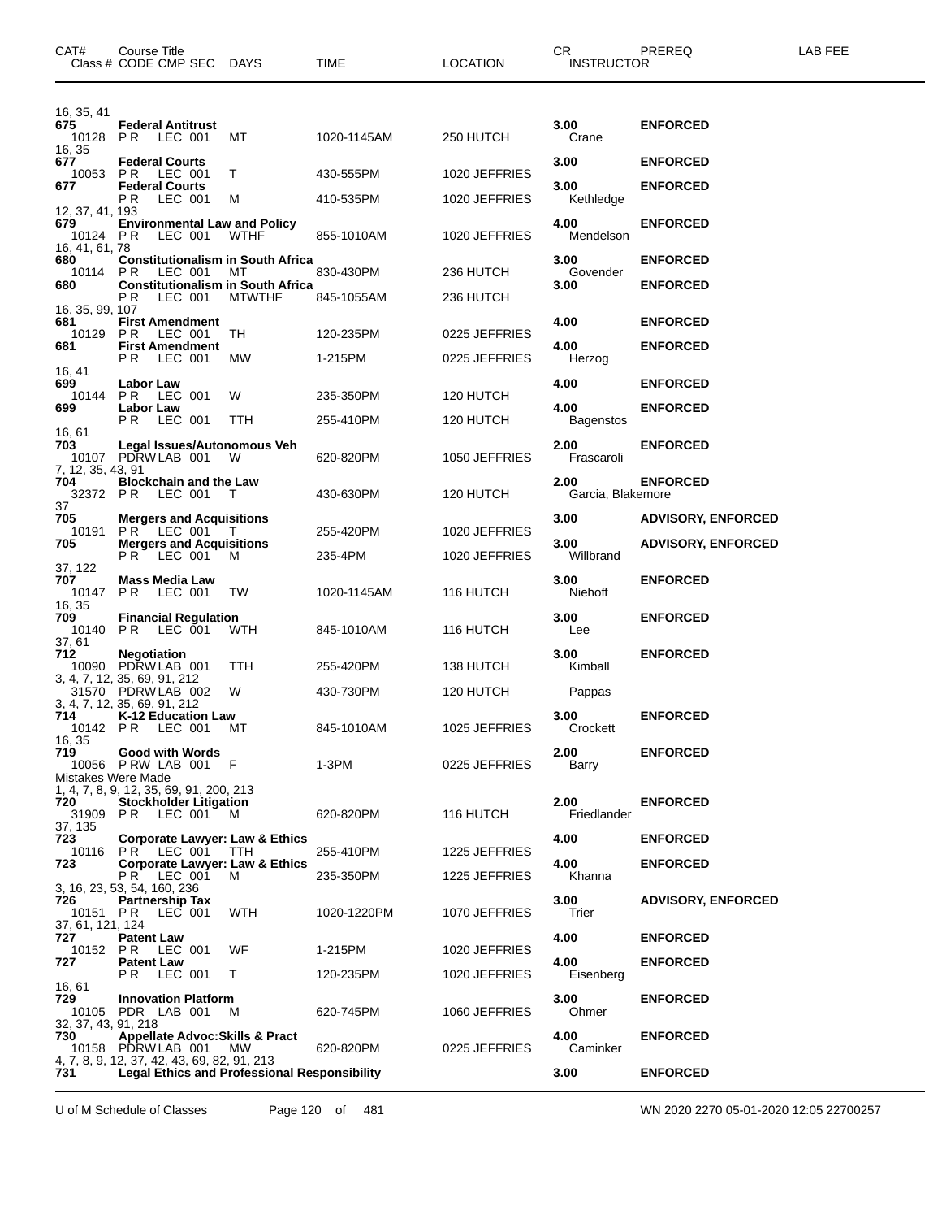| CAT# | Course Title<br>Class # CODE CMP SEC | DAYS | TIME | LOCATION | CR<br>INSTRUCTOR | PREREQ | LAB FEE |
|---|---|---|---|---|---|---|---|
| 16, 35, 41 | | | | | | | |
| **675** | **Federal Antitrust** | | | | **3.00** | **ENFORCED** | |
| 10128 | PR LEC 001 | MT | 1020-1145AM | 250 HUTCH | Crane | | |
| 16, 35 | | | | | | | |
| **677** | **Federal Courts** | | | | **3.00** | **ENFORCED** | |
| 10053 | PR LEC 001 | T | 430-555PM | 1020 JEFFRIES | | | |
| **677** | **Federal Courts** | | | | **3.00** | **ENFORCED** | |
| | PR LEC 001 | M | 410-535PM | 1020 JEFFRIES | Kethledge | | |
| 12, 37, 41, 193 | | | | | | | |
| **679** | **Environmental Law and Policy** | | | | **4.00** | **ENFORCED** | |
| 10124 | PR LEC 001 | WTHF | 855-1010AM | 1020 JEFFRIES | Mendelson | | |
| 16, 41, 61, 78 | | | | | | | |
| **680** | **Constitutionalism in South Africa** | | | | **3.00** | **ENFORCED** | |
| 10114 | PR LEC 001 | MT | 830-430PM | 236 HUTCH | Govender | | |
| **680** | **Constitutionalism in South Africa** | | | | **3.00** | **ENFORCED** | |
| | PR LEC 001 | MTWTHF | 845-1055AM | 236 HUTCH | | | |
| 16, 35, 99, 107 | | | | | | | |
| **681** | **First Amendment** | | | | **4.00** | **ENFORCED** | |
| 10129 | PR LEC 001 | TH | 120-235PM | 0225 JEFFRIES | | | |
| **681** | **First Amendment** | | | | **4.00** | **ENFORCED** | |
| | PR LEC 001 | MW | 1-215PM | 0225 JEFFRIES | Herzog | | |
| 16, 41 | | | | | | | |
| **699** | **Labor Law** | | | | **4.00** | **ENFORCED** | |
| 10144 | PR LEC 001 | W | 235-350PM | 120 HUTCH | | | |
| **699** | **Labor Law** | | | | **4.00** | **ENFORCED** | |
| | PR LEC 001 | TTH | 255-410PM | 120 HUTCH | Bagenstos | | |
| 16, 61 | | | | | | | |
| **703** | **Legal Issues/Autonomous Veh** | | | | **2.00** | **ENFORCED** | |
| 10107 | PDRW LAB 001 | W | 620-820PM | 1050 JEFFRIES | Frascaroli | | |
| 7, 12, 35, 43, 91 | | | | | | | |
| **704** | **Blockchain and the Law** | | | | **2.00** | **ENFORCED** | |
| 32372 | PR LEC 001 | T | 430-630PM | 120 HUTCH | Garcia, Blakemore | | |
| 37 | | | | | | | |
| **705** | **Mergers and Acquisitions** | | | | **3.00** | **ADVISORY, ENFORCED** | |
| 10191 | PR LEC 001 | T | 255-420PM | 1020 JEFFRIES | | | |
| **705** | **Mergers and Acquisitions** | | | | **3.00** | **ADVISORY, ENFORCED** | |
| | PR LEC 001 | M | 235-4PM | 1020 JEFFRIES | Willbrand | | |
| 37, 122 | | | | | | | |
| **707** | **Mass Media Law** | | | | **3.00** | **ENFORCED** | |
| 10147 | PR LEC 001 | TW | 1020-1145AM | 116 HUTCH | Niehoff | | |
| 16, 35 | | | | | | | |
| **709** | **Financial Regulation** | | | | **3.00** | **ENFORCED** | |
| 10140 | PR LEC 001 | WTH | 845-1010AM | 116 HUTCH | Lee | | |
| 37, 61 | | | | | | | |
| **712** | **Negotiation** | | | | **3.00** | **ENFORCED** | |
| 10090 | PDRW LAB 001 | TTH | 255-420PM | 138 HUTCH | Kimball | | |
| 3, 4, 7, 12, 35, 69, 91, 212 | | | | | | | |
| 31570 | PDRW LAB 002 | W | 430-730PM | 120 HUTCH | Pappas | | |
| 3, 4, 7, 12, 35, 69, 91, 212 | | | | | | | |
| **714** | **K-12 Education Law** | | | | **3.00** | **ENFORCED** | |
| 10142 | PR LEC 001 | MT | 845-1010AM | 1025 JEFFRIES | Crockett | | |
| 16, 35 | | | | | | | |
| **719** | **Good with Words** | | | | **2.00** | **ENFORCED** | |
| 10056 | PRW LAB 001 | F | 1-3PM | 0225 JEFFRIES | Barry | | |
| Mistakes Were Made | | | | | | | |
| 1, 4, 7, 8, 9, 12, 35, 69, 91, 200, 213 | | | | | | | |
| **720** | **Stockholder Litigation** | | | | **2.00** | **ENFORCED** | |
| 31909 | PR LEC 001 | M | 620-820PM | 116 HUTCH | Friedlander | | |
| 37, 135 | | | | | | | |
| **723** | **Corporate Lawyer: Law & Ethics** | | | | **4.00** | **ENFORCED** | |
| 10116 | PR LEC 001 | TTH | 255-410PM | 1225 JEFFRIES | | | |
| **723** | **Corporate Lawyer: Law & Ethics** | | | | **4.00** | **ENFORCED** | |
| | PR LEC 001 | M | 235-350PM | 1225 JEFFRIES | Khanna | | |
| 3, 16, 23, 53, 54, 160, 236 | | | | | | | |
| **726** | **Partnership Tax** | | | | **3.00** | **ADVISORY, ENFORCED** | |
| 10151 | PR LEC 001 | WTH | 1020-1220PM | 1070 JEFFRIES | Trier | | |
| 37, 61, 121, 124 | | | | | | | |
| **727** | **Patent Law** | | | | **4.00** | **ENFORCED** | |
| 10152 | PR LEC 001 | WF | 1-215PM | 1020 JEFFRIES | | | |
| **727** | **Patent Law** | | | | **4.00** | **ENFORCED** | |
| | PR LEC 001 | T | 120-235PM | 1020 JEFFRIES | Eisenberg | | |
| 16, 61 | | | | | | | |
| **729** | **Innovation Platform** | | | | **3.00** | **ENFORCED** | |
| 10105 | PDR LAB 001 | M | 620-745PM | 1060 JEFFRIES | Ohmer | | |
| 32, 37, 43, 91, 218 | | | | | | | |
| **730** | **Appellate Advoc:Skills & Pract** | | | | **4.00** | **ENFORCED** | |
| 10158 | PDRW LAB 001 | MW | 620-820PM | 0225 JEFFRIES | Caminker | | |
| 4, 7, 8, 9, 12, 37, 42, 43, 69, 82, 91, 213 | | | | | | | |
| **731** | **Legal Ethics and Professional Responsibility** | | | | **3.00** | **ENFORCED** | |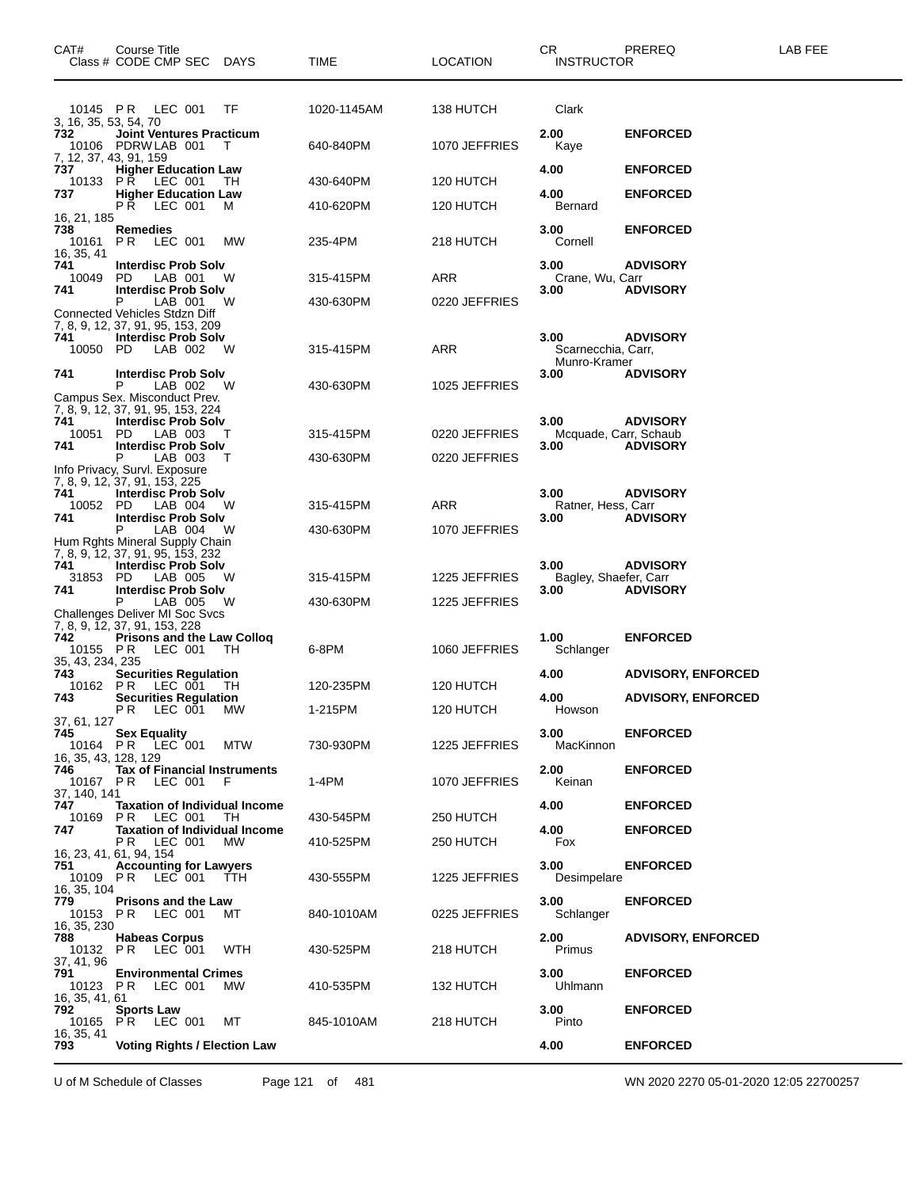| CAT# | Course Title / Class # CODE CMP SEC | DAYS | TIME | LOCATION | CR / INSTRUCTOR | PREREQ | LAB FEE |
|---|---|---|---|---|---|---|---|
| | 10145 PR LEC 001 | TF | 1020-1145AM | 138 HUTCH | Clark | | |
| | 3, 16, 35, 53, 54, 70 | | | | | | |
| 732 | **Joint Ventures Practicum** | | | | 2.00 | **ENFORCED** | |
| | 10106 PDRW LAB 001 | T | 640-840PM | 1070 JEFFRIES | Kaye | | |
| | 7, 12, 37, 43, 91, 159 | | | | | | |
| 737 | **Higher Education Law** | | | | 4.00 | **ENFORCED** | |
| | 10133 PR LEC 001 | TH | 430-640PM | 120 HUTCH | | | |
| 737 | **Higher Education Law** | | | | 4.00 | **ENFORCED** | |
| | PR LEC 001 | M | 410-620PM | 120 HUTCH | Bernard | | |
| | 16, 21, 185 | | | | | | |
| 738 | **Remedies** | | | | 3.00 | **ENFORCED** | |
| | 10161 PR LEC 001 | MW | 235-4PM | 218 HUTCH | Cornell | | |
| | 16, 35, 41 | | | | | | |
| 741 | **Interdisc Prob Solv** | | | | 3.00 | **ADVISORY** | |
| | 10049 PD LAB 001 | W | 315-415PM | ARR | Crane, Wu, Carr | | |
| 741 | **Interdisc Prob Solv** | | | | 3.00 | **ADVISORY** | |
| | P LAB 001 | W | 430-630PM | 0220 JEFFRIES | | | |
| | Connected Vehicles Stdzn Diff | | | | | | |
| | 7, 8, 9, 12, 37, 91, 95, 153, 209 | | | | | | |
| 741 | **Interdisc Prob Solv** | | | | 3.00 | **ADVISORY** | |
| | 10050 PD LAB 002 | W | 315-415PM | ARR | Scarnecchia, Carr, Munro-Kramer | | |
| 741 | **Interdisc Prob Solv** | | | | 3.00 | **ADVISORY** | |
| | P LAB 002 | W | 430-630PM | 1025 JEFFRIES | | | |
| | Campus Sex. Misconduct Prev. | | | | | | |
| | 7, 8, 9, 12, 37, 91, 95, 153, 224 | | | | | | |
| 741 | **Interdisc Prob Solv** | | | | 3.00 | **ADVISORY** | |
| | 10051 PD LAB 003 | T | 315-415PM | 0220 JEFFRIES | Mcquade, Carr, Schaub | | |
| 741 | **Interdisc Prob Solv** | | | | 3.00 | **ADVISORY** | |
| | P LAB 003 | T | 430-630PM | 0220 JEFFRIES | | | |
| | Info Privacy, Survl. Exposure | | | | | | |
| | 7, 8, 9, 12, 37, 91, 153, 225 | | | | | | |
| 741 | **Interdisc Prob Solv** | | | | 3.00 | **ADVISORY** | |
| | 10052 PD LAB 004 | W | 315-415PM | ARR | Ratner, Hess, Carr | | |
| 741 | **Interdisc Prob Solv** | | | | 3.00 | **ADVISORY** | |
| | P LAB 004 | W | 430-630PM | 1070 JEFFRIES | | | |
| | Hum Rghts Mineral Supply Chain | | | | | | |
| | 7, 8, 9, 12, 37, 91, 95, 153, 232 | | | | | | |
| 741 | **Interdisc Prob Solv** | | | | 3.00 | **ADVISORY** | |
| | 31853 PD LAB 005 | W | 315-415PM | 1225 JEFFRIES | Bagley, Shaefer, Carr | | |
| 741 | **Interdisc Prob Solv** | | | | 3.00 | **ADVISORY** | |
| | P LAB 005 | W | 430-630PM | 1225 JEFFRIES | | | |
| | Challenges Deliver MI Soc Svcs | | | | | | |
| | 7, 8, 9, 12, 37, 91, 153, 228 | | | | | | |
| 742 | **Prisons and the Law Colloq** | | | | 1.00 | **ENFORCED** | |
| | 10155 PR LEC 001 | TH | 6-8PM | 1060 JEFFRIES | Schlanger | | |
| | 35, 43, 234, 235 | | | | | | |
| 743 | **Securities Regulation** | | | | 4.00 | **ADVISORY, ENFORCED** | |
| | 10162 PR LEC 001 | TH | 120-235PM | 120 HUTCH | | | |
| 743 | **Securities Regulation** | | | | 4.00 | **ADVISORY, ENFORCED** | |
| | PR LEC 001 | MW | 1-215PM | 120 HUTCH | Howson | | |
| | 37, 61, 127 | | | | | | |
| 745 | **Sex Equality** | | | | 3.00 | **ENFORCED** | |
| | 10164 PR LEC 001 | MTW | 730-930PM | 1225 JEFFRIES | MacKinnon | | |
| | 16, 35, 43, 128, 129 | | | | | | |
| 746 | **Tax of Financial Instruments** | | | | 2.00 | **ENFORCED** | |
| | 10167 PR LEC 001 | F | 1-4PM | 1070 JEFFRIES | Keinan | | |
| | 37, 140, 141 | | | | | | |
| 747 | **Taxation of Individual Income** | | | | 4.00 | **ENFORCED** | |
| | 10169 PR LEC 001 | TH | 430-545PM | 250 HUTCH | | | |
| 747 | **Taxation of Individual Income** | | | | 4.00 | **ENFORCED** | |
| | PR LEC 001 | MW | 410-525PM | 250 HUTCH | Fox | | |
| | 16, 23, 41, 61, 94, 154 | | | | | | |
| 751 | **Accounting for Lawyers** | | | | 3.00 | **ENFORCED** | |
| | 10109 PR LEC 001 | TTH | 430-555PM | 1225 JEFFRIES | Desimpelare | | |
| | 16, 35, 104 | | | | | | |
| 779 | **Prisons and the Law** | | | | 3.00 | **ENFORCED** | |
| | 10153 PR LEC 001 | MT | 840-1010AM | 0225 JEFFRIES | Schlanger | | |
| | 16, 35, 230 | | | | | | |
| 788 | **Habeas Corpus** | | | | 2.00 | **ADVISORY, ENFORCED** | |
| | 10132 PR LEC 001 | WTH | 430-525PM | 218 HUTCH | Primus | | |
| | 37, 41, 96 | | | | | | |
| 791 | **Environmental Crimes** | | | | 3.00 | **ENFORCED** | |
| | 10123 PR LEC 001 | MW | 410-535PM | 132 HUTCH | Uhlmann | | |
| | 16, 35, 41, 61 | | | | | | |
| 792 | **Sports Law** | | | | 3.00 | **ENFORCED** | |
| | 10165 PR LEC 001 | MT | 845-1010AM | 218 HUTCH | Pinto | | |
| | 16, 35, 41 | | | | | | |
| 793 | **Voting Rights / Election Law** | | | | 4.00 | **ENFORCED** | |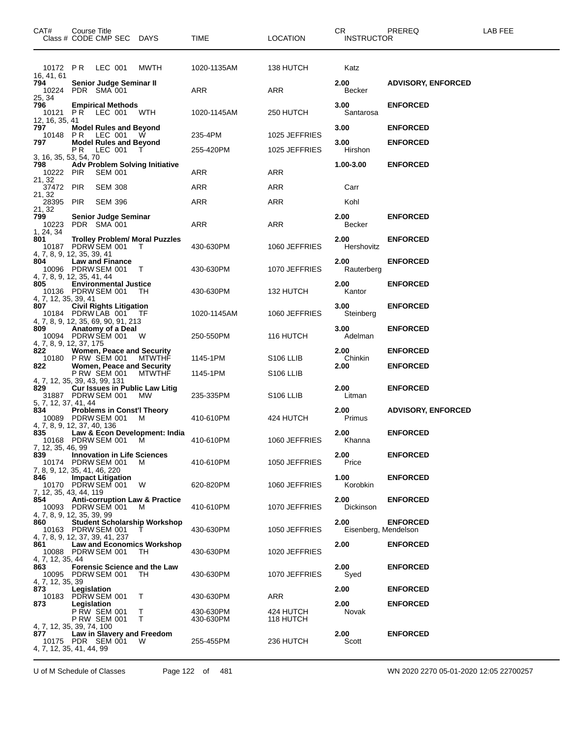| CAT# | Course Title Class # CODE CMP SEC | DAYS | TIME | LOCATION | CR INSTRUCTOR | PREREQ | LAB FEE |
|---|---|---|---|---|---|---|---|
| | 10172 P R LEC 001 | MWTH | 1020-1135AM | 138 HUTCH | Katz | | |
| 16, 41, 61 | | | | | | | |
| **794** | **Senior Judge Seminar II** | | | | **2.00** | **ADVISORY, ENFORCED** | |
| | 10224 PDR SMA 001 | | ARR | ARR | Becker | | |
| 25, 34 | | | | | | | |
| **796** | **Empirical Methods** | | | | **3.00** | **ENFORCED** | |
| | 10121 P R LEC 001 | WTH | 1020-1145AM | 250 HUTCH | Santarosa | | |
| 12, 16, 35, 41 | | | | | | | |
| **797** | **Model Rules and Beyond** | | | | **3.00** | **ENFORCED** | |
| | 10148 P R LEC 001 | W | 235-4PM | 1025 JEFFRIES | | | |
| **797** | **Model Rules and Beyond** | | | | **3.00** | **ENFORCED** | |
| | P R LEC 001 | T | 255-420PM | 1025 JEFFRIES | Hirshon | | |
| 3, 16, 35, 53, 54, 70 | | | | | | | |
| **798** | **Adv Problem Solving Initiative** | | | | **1.00-3.00** | **ENFORCED** | |
| | 10222 PIR SEM 001 | | ARR | ARR | | | |
| 21, 32 | | | | | | | |
| | 37472 PIR SEM 308 | | ARR | ARR | Carr | | |
| 21, 32 | | | | | | | |
| | 28395 PIR SEM 396 | | ARR | ARR | Kohl | | |
| 21, 32 | | | | | | | |
| **799** | **Senior Judge Seminar** | | | | **2.00** | **ENFORCED** | |
| | 10223 PDR SMA 001 | | ARR | ARR | Becker | | |
| 1, 24, 34 | | | | | | | |
| **801** | **Trolley Problem/ Moral Puzzles** | | | | **2.00** | **ENFORCED** | |
| | 10187 PDRW SEM 001 | T | 430-630PM | 1060 JEFFRIES | Hershovitz | | |
| 4, 7, 8, 9, 12, 35, 39, 41 | | | | | | | |
| **804** | **Law and Finance** | | | | **2.00** | **ENFORCED** | |
| | 10096 PDRW SEM 001 | T | 430-630PM | 1070 JEFFRIES | Rauterberg | | |
| 4, 7, 8, 9, 12, 35, 41, 44 | | | | | | | |
| **805** | **Environmental Justice** | | | | **2.00** | **ENFORCED** | |
| | 10136 PDRW SEM 001 | TH | 430-630PM | 132 HUTCH | Kantor | | |
| 4, 7, 12, 35, 39, 41 | | | | | | | |
| **807** | **Civil Rights Litigation** | | | | **3.00** | **ENFORCED** | |
| | 10184 PDRW LAB 001 | TF | 1020-1145AM | 1060 JEFFRIES | Steinberg | | |
| 4, 7, 8, 9, 12, 35, 69, 90, 91, 213 | | | | | | | |
| **809** | **Anatomy of a Deal** | | | | **3.00** | **ENFORCED** | |
| | 10094 PDRW SEM 001 | W | 250-550PM | 116 HUTCH | Adelman | | |
| 4, 7, 8, 9, 12, 37, 175 | | | | | | | |
| **822** | **Women, Peace and Security** | | | | **2.00** | **ENFORCED** | |
| | 10180 P RW SEM 001 | MTWTHF | 1145-1PM | S106 LLIB | Chinkin | | |
| **822** | **Women, Peace and Security** | | | | **2.00** | **ENFORCED** | |
| | P RW SEM 001 | MTWTHF | 1145-1PM | S106 LLIB | | | |
| 4, 7, 12, 35, 39, 43, 99, 131 | | | | | | | |
| **829** | **Cur Issues in Public Law Litig** | | | | **2.00** | **ENFORCED** | |
| | 31887 PDRW SEM 001 | MW | 235-335PM | S106 LLIB | Litman | | |
| 5, 7, 12, 37, 41, 44 | | | | | | | |
| **834** | **Problems in Const'l Theory** | | | | **2.00** | **ADVISORY, ENFORCED** | |
| | 10089 PDRW SEM 001 | M | 410-610PM | 424 HUTCH | Primus | | |
| 4, 7, 8, 9, 12, 37, 40, 136 | | | | | | | |
| **835** | **Law & Econ Development: India** | | | | **2.00** | **ENFORCED** | |
| | 10168 PDRW SEM 001 | M | 410-610PM | 1060 JEFFRIES | Khanna | | |
| 7, 12, 35, 46, 99 | | | | | | | |
| **839** | **Innovation in Life Sciences** | | | | **2.00** | **ENFORCED** | |
| | 10174 PDRW SEM 001 | M | 410-610PM | 1050 JEFFRIES | Price | | |
| 7, 8, 9, 12, 35, 41, 46, 220 | | | | | | | |
| **846** | **Impact Litigation** | | | | **1.00** | **ENFORCED** | |
| | 10170 PDRW SEM 001 | W | 620-820PM | 1060 JEFFRIES | Korobkin | | |
| 7, 12, 35, 43, 44, 119 | | | | | | | |
| **854** | **Anti-corruption Law & Practice** | | | | **2.00** | **ENFORCED** | |
| | 10093 PDRW SEM 001 | M | 410-610PM | 1070 JEFFRIES | Dickinson | | |
| 4, 7, 8, 9, 12, 35, 39, 99 | | | | | | | |
| **860** | **Student Scholarship Workshop** | | | | **2.00** | **ENFORCED** | |
| | 10163 PDRW SEM 001 | T | 430-630PM | 1050 JEFFRIES | Eisenberg, Mendelson | | |
| 4, 7, 8, 9, 12, 37, 39, 41, 237 | | | | | | | |
| **861** | **Law and Economics Workshop** | | | | **2.00** | **ENFORCED** | |
| | 10088 PDRW SEM 001 | TH | 430-630PM | 1020 JEFFRIES | | | |
| 4, 7, 12, 35, 44 | | | | | | | |
| **863** | **Forensic Science and the Law** | | | | **2.00** | **ENFORCED** | |
| | 10095 PDRW SEM 001 | TH | 430-630PM | 1070 JEFFRIES | Syed | | |
| 4, 7, 12, 35, 39 | | | | | | | |
| **873** | **Legislation** | | | | **2.00** | **ENFORCED** | |
| | 10183 PDRW SEM 001 | T | 430-630PM | ARR | | | |
| **873** | **Legislation** | | | | **2.00** | **ENFORCED** | |
| | P RW SEM 001 | T | 430-630PM | 424 HUTCH | Novak | | |
| | P RW SEM 001 | T | 430-630PM | 118 HUTCH | | | |
| 4, 7, 12, 35, 39, 74, 100 | | | | | | | |
| **877** | **Law in Slavery and Freedom** | | | | **2.00** | **ENFORCED** | |
| | 10175 PDR SEM 001 | W | 255-455PM | 236 HUTCH | Scott | | |
| 4, 7, 12, 35, 41, 44, 99 | | | | | | | |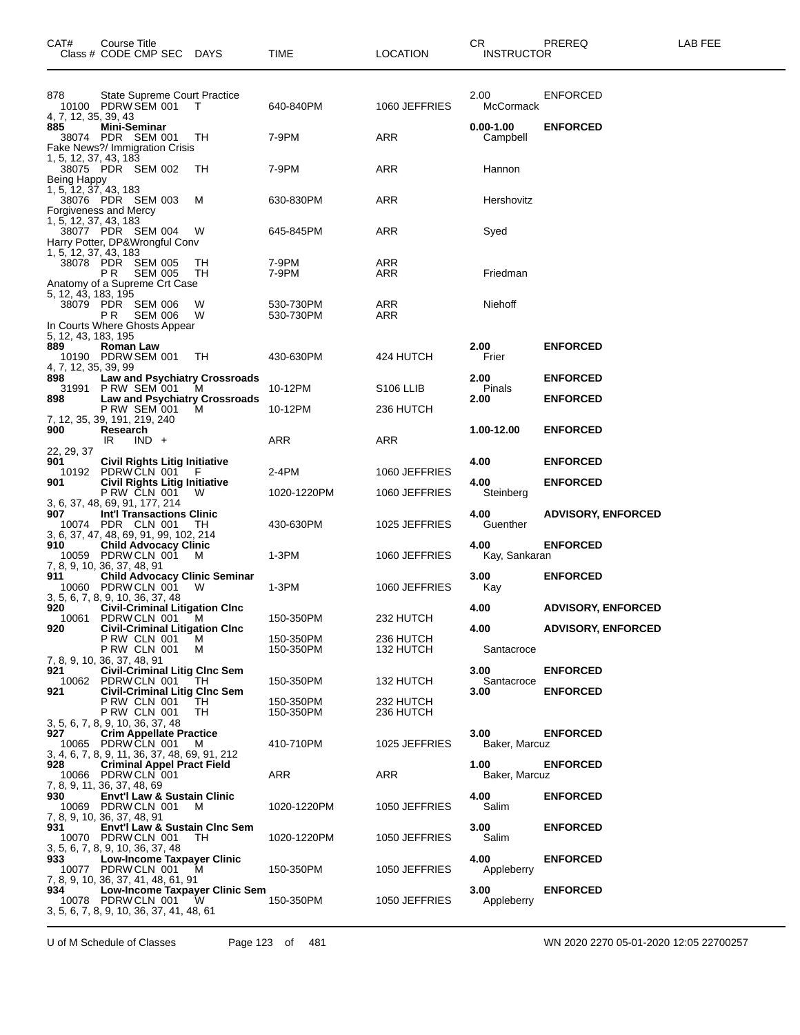| CAT# | Course Title<br>Class # CODE CMP SEC | DAYS | TIME | LOCATION | CR<br>INSTRUCTOR | PREREQ | LAB FEE |
|---|---|---|---|---|---|---|---|
| 878 | State Supreme Court Practice | | | | 2.00 | ENFORCED | |
| | 10100 PDRW SEM 001 | T | 640-840PM | 1060 JEFFRIES | McCormack | | |
| 4, 7, 12, 35, 39, 43 | | | | | | | |
| **885** | **Mini-Seminar** | | | | **0.00-1.00** | **ENFORCED** | |
| | 38074 PDR SEM 001 | TH | 7-9PM | ARR | Campbell | | |
| Fake News?/ Immigration Crisis | | | | | | | |
| 1, 5, 12, 37, 43, 183 | | | | | | | |
| | 38075 PDR SEM 002 | TH | 7-9PM | ARR | Hannon | | |
| Being Happy | | | | | | | |
| 1, 5, 12, 37, 43, 183 | | | | | | | |
| | 38076 PDR SEM 003 | M | 630-830PM | ARR | Hershovitz | | |
| Forgiveness and Mercy | | | | | | | |
| 1, 5, 12, 37, 43, 183 | | | | | | | |
| | 38077 PDR SEM 004 | W | 645-845PM | ARR | Syed | | |
| Harry Potter, DP&Wrongful Conv | | | | | | | |
| 1, 5, 12, 37, 43, 183 | | | | | | | |
| | 38078 PDR SEM 005 | TH | 7-9PM | ARR | | | |
| | PR SEM 005 | TH | 7-9PM | ARR | Friedman | | |
| Anatomy of a Supreme Crt Case | | | | | | | |
| 5, 12, 43, 183, 195 | | | | | | | |
| | 38079 PDR SEM 006 | W | 530-730PM | ARR | Niehoff | | |
| | PR SEM 006 | W | 530-730PM | ARR | | | |
| In Courts Where Ghosts Appear | | | | | | | |
| 5, 12, 43, 183, 195 | | | | | | | |
| **889** | **Roman Law** | | | | **2.00** | **ENFORCED** | |
| | 10190 PDRW SEM 001 | TH | 430-630PM | 424 HUTCH | Frier | | |
| 4, 7, 12, 35, 39, 99 | | | | | | | |
| **898** | **Law and Psychiatry Crossroads** | | | | **2.00** | **ENFORCED** | |
| | 31991 PRW SEM 001 | M | 10-12PM | S106 LLIB | Pinals | | |
| **898** | **Law and Psychiatry Crossroads** | | | | **2.00** | **ENFORCED** | |
| | PRW SEM 001 | M | 10-12PM | 236 HUTCH | | | |
| 7, 12, 35, 39, 191, 219, 240 | | | | | | | |
| **900** | **Research** | | | | **1.00-12.00** | **ENFORCED** | |
| | IR IND + | | ARR | ARR | | | |
| 22, 29, 37 | | | | | | | |
| **901** | **Civil Rights Litig Initiative** | | | | **4.00** | **ENFORCED** | |
| | 10192 PDRW CLN 001 | F | 2-4PM | 1060 JEFFRIES | | | |
| **901** | **Civil Rights Litig Initiative** | | | | **4.00** | **ENFORCED** | |
| | PRW CLN 001 | W | 1020-1220PM | 1060 JEFFRIES | Steinberg | | |
| 3, 6, 37, 48, 69, 91, 177, 214 | | | | | | | |
| **907** | **Int'l Transactions Clinic** | | | | **4.00** | **ADVISORY, ENFORCED** | |
| | 10074 PDR CLN 001 | TH | 430-630PM | 1025 JEFFRIES | Guenther | | |
| 3, 6, 37, 47, 48, 69, 91, 99, 102, 214 | | | | | | | |
| **910** | **Child Advocacy Clinic** | | | | **4.00** | **ENFORCED** | |
| | 10059 PDRW CLN 001 | M | 1-3PM | 1060 JEFFRIES | Kay, Sankaran | | |
| 7, 8, 9, 10, 36, 37, 48, 91 | | | | | | | |
| **911** | **Child Advocacy Clinic Seminar** | | | | **3.00** | **ENFORCED** | |
| | 10060 PDRW CLN 001 | W | 1-3PM | 1060 JEFFRIES | Kay | | |
| 3, 5, 6, 7, 8, 9, 10, 36, 37, 48 | | | | | | | |
| **920** | **Civil-Criminal Litigation Clnc** | | | | **4.00** | **ADVISORY, ENFORCED** | |
| | 10061 PDRW CLN 001 | M | 150-350PM | 232 HUTCH | | | |
| **920** | **Civil-Criminal Litigation Clnc** | | | | **4.00** | **ADVISORY, ENFORCED** | |
| | PRW CLN 001 | M | 150-350PM | 236 HUTCH | | | |
| | PRW CLN 001 | M | 150-350PM | 132 HUTCH | Santacroce | | |
| 7, 8, 9, 10, 36, 37, 48, 91 | | | | | | | |
| **921** | **Civil-Criminal Litig Clnc Sem** | | | | **3.00** | **ENFORCED** | |
| | 10062 PDRW CLN 001 | TH | 150-350PM | 132 HUTCH | Santacroce | | |
| **921** | **Civil-Criminal Litig Clnc Sem** | | | | **3.00** | **ENFORCED** | |
| | PRW CLN 001 | TH | 150-350PM | 232 HUTCH | | | |
| | PRW CLN 001 | TH | 150-350PM | 236 HUTCH | | | |
| 3, 5, 6, 7, 8, 9, 10, 36, 37, 48 | | | | | | | |
| **927** | **Crim Appellate Practice** | | | | **3.00** | **ENFORCED** | |
| | 10065 PDRW CLN 001 | M | 410-710PM | 1025 JEFFRIES | Baker, Marcuz | | |
| 3, 4, 6, 7, 8, 9, 11, 36, 37, 48, 69, 91, 212 | | | | | | | |
| **928** | **Criminal Appel Pract Field** | | | | **1.00** | **ENFORCED** | |
| | 10066 PDRW CLN 001 | | ARR | ARR | Baker, Marcuz | | |
| 7, 8, 9, 11, 36, 37, 48, 69 | | | | | | | |
| **930** | **Envt'l Law & Sustain Clinic** | | | | **4.00** | **ENFORCED** | |
| | 10069 PDRW CLN 001 | M | 1020-1220PM | 1050 JEFFRIES | Salim | | |
| 7, 8, 9, 10, 36, 37, 48, 91 | | | | | | | |
| **931** | **Envt'l Law & Sustain Clnc Sem** | | | | **3.00** | **ENFORCED** | |
| | 10070 PDRW CLN 001 | TH | 1020-1220PM | 1050 JEFFRIES | Salim | | |
| 3, 5, 6, 7, 8, 9, 10, 36, 37, 48 | | | | | | | |
| **933** | **Low-Income Taxpayer Clinic** | | | | **4.00** | **ENFORCED** | |
| | 10077 PDRW CLN 001 | M | 150-350PM | 1050 JEFFRIES | Appleberry | | |
| 7, 8, 9, 10, 36, 37, 41, 48, 61, 91 | | | | | | | |
| **934** | **Low-Income Taxpayer Clinic Sem** | | | | **3.00** | **ENFORCED** | |
| | 10078 PDRW CLN 001 | W | 150-350PM | 1050 JEFFRIES | Appleberry | | |
| 3, 5, 6, 7, 8, 9, 10, 36, 37, 41, 48, 61 | | | | | | | |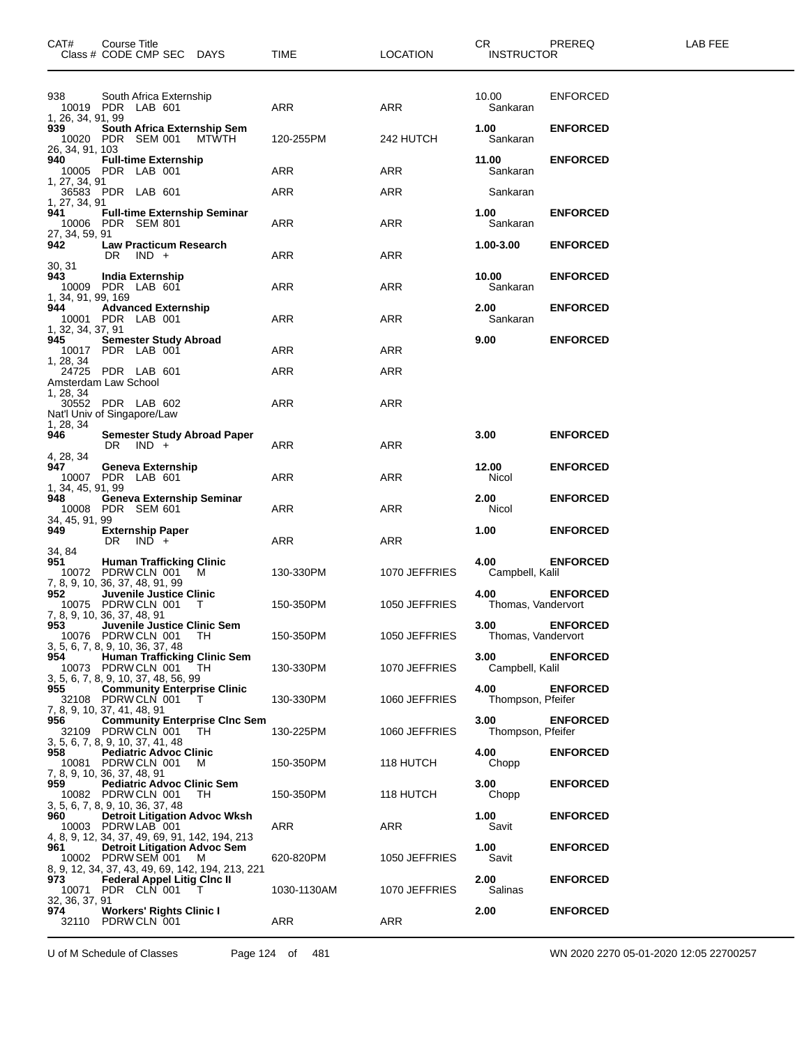| CAT# | Course Title<br>Class # CODE CMP SEC DAYS | TIME | LOCATION | CR<br>INSTRUCTOR | PREREQ | LAB FEE |
|---|---|---|---|---|---|---|
| 938 | South Africa Externship | | | 10.00 | ENFORCED | |
| | 10019 PDR LAB 601 | ARR | ARR | Sankaran | | |
| | 1, 26, 34, 91, 99 | | | | | |
| **939** | **South Africa Externship Sem** | | | **1.00** | **ENFORCED** | |
| | 10020 PDR SEM 001 MTWTH | 120-255PM | 242 HUTCH | Sankaran | | |
| | 26, 34, 91, 103 | | | | | |
| **940** | **Full-time Externship** | | | **11.00** | **ENFORCED** | |
| | 10005 PDR LAB 001 | ARR | ARR | Sankaran | | |
| | 1, 27, 34, 91 | | | | | |
| | 36583 PDR LAB 601 | ARR | ARR | Sankaran | | |
| | 1, 27, 34, 91 | | | | | |
| **941** | **Full-time Externship Seminar** | | | **1.00** | **ENFORCED** | |
| | 10006 PDR SEM 801 | ARR | ARR | Sankaran | | |
| | 27, 34, 59, 91 | | | | | |
| **942** | **Law Practicum Research** | | | **1.00-3.00** | **ENFORCED** | |
| | DR IND + | ARR | ARR | | | |
| | 30, 31 | | | | | |
| **943** | **India Externship** | | | **10.00** | **ENFORCED** | |
| | 10009 PDR LAB 601 | ARR | ARR | Sankaran | | |
| | 1, 34, 91, 99, 169 | | | | | |
| **944** | **Advanced Externship** | | | **2.00** | **ENFORCED** | |
| | 10001 PDR LAB 001 | ARR | ARR | Sankaran | | |
| | 1, 32, 34, 37, 91 | | | | | |
| **945** | **Semester Study Abroad** | | | **9.00** | **ENFORCED** | |
| | 10017 PDR LAB 001 | ARR | ARR | | | |
| | 1, 28, 34 | | | | | |
| | 24725 PDR LAB 601 | ARR | ARR | | | |
| | Amsterdam Law School | | | | | |
| | 1, 28, 34 | | | | | |
| | 30552 PDR LAB 602 | ARR | ARR | | | |
| | Nat'l Univ of Singapore/Law | | | | | |
| | 1, 28, 34 | | | | | |
| **946** | **Semester Study Abroad Paper** | | | **3.00** | **ENFORCED** | |
| | DR IND + | ARR | ARR | | | |
| | 4, 28, 34 | | | | | |
| **947** | **Geneva Externship** | | | **12.00** | **ENFORCED** | |
| | 10007 PDR LAB 601 | ARR | ARR | Nicol | | |
| | 1, 34, 45, 91, 99 | | | | | |
| **948** | **Geneva Externship Seminar** | | | **2.00** | **ENFORCED** | |
| | 10008 PDR SEM 601 | ARR | ARR | Nicol | | |
| | 34, 45, 91, 99 | | | | | |
| **949** | **Externship Paper** | | | **1.00** | **ENFORCED** | |
| | DR IND + | ARR | ARR | | | |
| | 34, 84 | | | | | |
| **951** | **Human Trafficking Clinic** | | | **4.00** | **ENFORCED** | |
| | 10072 PDRW CLN 001 M | 130-330PM | 1070 JEFFRIES | Campbell, Kalil | | |
| | 7, 8, 9, 10, 36, 37, 48, 91, 99 | | | | | |
| **952** | **Juvenile Justice Clinic** | | | **4.00** | **ENFORCED** | |
| | 10075 PDRW CLN 001 T | 150-350PM | 1050 JEFFRIES | Thomas, Vandervort | | |
| | 7, 8, 9, 10, 36, 37, 48, 91 | | | | | |
| **953** | **Juvenile Justice Clinic Sem** | | | **3.00** | **ENFORCED** | |
| | 10076 PDRW CLN 001 TH | 150-350PM | 1050 JEFFRIES | Thomas, Vandervort | | |
| | 3, 5, 6, 7, 8, 9, 10, 36, 37, 48 | | | | | |
| **954** | **Human Trafficking Clinic Sem** | | | **3.00** | **ENFORCED** | |
| | 10073 PDRW CLN 001 TH | 130-330PM | 1070 JEFFRIES | Campbell, Kalil | | |
| | 3, 5, 6, 7, 8, 9, 10, 37, 48, 56, 99 | | | | | |
| **955** | **Community Enterprise Clinic** | | | **4.00** | **ENFORCED** | |
| | 32108 PDRW CLN 001 T | 130-330PM | 1060 JEFFRIES | Thompson, Pfeifer | | |
| | 7, 8, 9, 10, 37, 41, 48, 91 | | | | | |
| **956** | **Community Enterprise Clnc Sem** | | | **3.00** | **ENFORCED** | |
| | 32109 PDRW CLN 001 TH | 130-225PM | 1060 JEFFRIES | Thompson, Pfeifer | | |
| | 3, 5, 6, 7, 8, 9, 10, 37, 41, 48 | | | | | |
| **958** | **Pediatric Advoc Clinic** | | | **4.00** | **ENFORCED** | |
| | 10081 PDRW CLN 001 M | 150-350PM | 118 HUTCH | Chopp | | |
| | 7, 8, 9, 10, 36, 37, 48, 91 | | | | | |
| **959** | **Pediatric Advoc Clinic Sem** | | | **3.00** | **ENFORCED** | |
| | 10082 PDRW CLN 001 TH | 150-350PM | 118 HUTCH | Chopp | | |
| | 3, 5, 6, 7, 8, 9, 10, 36, 37, 48 | | | | | |
| **960** | **Detroit Litigation Advoc Wksh** | | | **1.00** | **ENFORCED** | |
| | 10003 PDRW LAB 001 | ARR | ARR | Savit | | |
| | 4, 8, 9, 12, 34, 37, 49, 69, 91, 142, 194, 213 | | | | | |
| **961** | **Detroit Litigation Advoc Sem** | | | **1.00** | **ENFORCED** | |
| | 10002 PDRW SEM 001 M | 620-820PM | 1050 JEFFRIES | Savit | | |
| | 8, 9, 12, 34, 37, 43, 49, 69, 142, 194, 213, 221 | | | | | |
| **973** | **Federal Appel Litig Clnc II** | | | **2.00** | **ENFORCED** | |
| | 10071 PDR CLN 001 T | 1030-1130AM | 1070 JEFFRIES | Salinas | | |
| | 32, 36, 37, 91 | | | | | |
| **974** | **Workers' Rights Clinic I** | | | **2.00** | **ENFORCED** | |
| | 32110 PDRW CLN 001 | ARR | ARR | | | |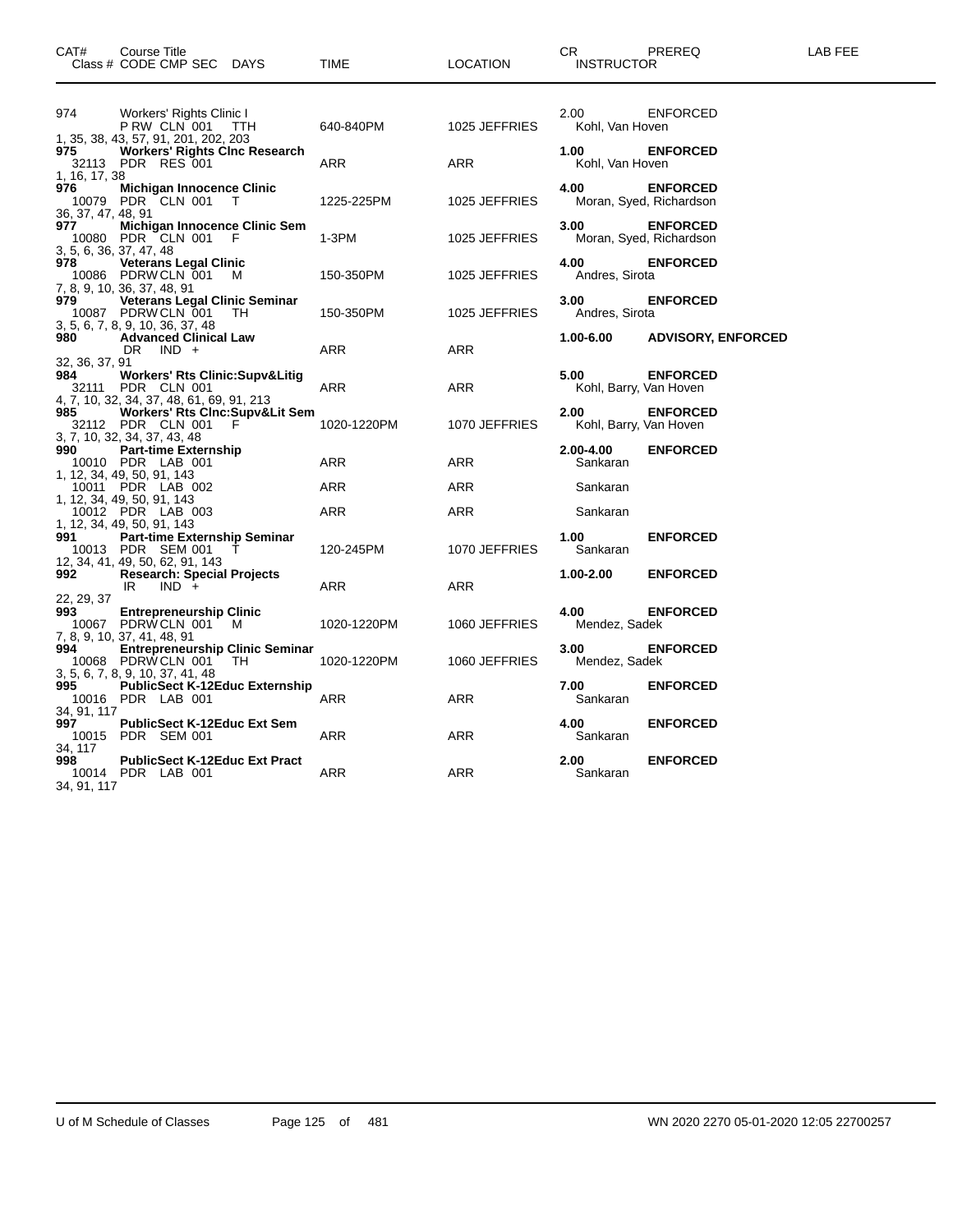| CAT# | Course Title / Class # CODE CMP SEC DAYS | TIME | LOCATION | CR / INSTRUCTOR | PREREQ | LAB FEE |
|---|---|---|---|---|---|---|
| 974 | Workers' Rights Clinic I | | | 2.00 | ENFORCED | |
| | P RW CLN 001 TTH | 640-840PM | 1025 JEFFRIES | Kohl, Van Hoven | | |
| | 1, 35, 38, 43, 57, 91, 201, 202, 203 | | | | | |
| **975** | **Workers' Rights Clnc Research** | | | **1.00** | **ENFORCED** | |
| | 32113 PDR RES 001 | ARR | ARR | Kohl, Van Hoven | | |
| | 1, 16, 17, 38 | | | | | |
| **976** | **Michigan Innocence Clinic** | | | **4.00** | **ENFORCED** | |
| | 10079 PDR CLN 001 T | 1225-225PM | 1025 JEFFRIES | Moran, Syed, Richardson | | |
| | 36, 37, 47, 48, 91 | | | | | |
| **977** | **Michigan Innocence Clinic Sem** | | | **3.00** | **ENFORCED** | |
| | 10080 PDR CLN 001 F | 1-3PM | 1025 JEFFRIES | Moran, Syed, Richardson | | |
| | 3, 5, 6, 36, 37, 47, 48 | | | | | |
| **978** | **Veterans Legal Clinic** | | | **4.00** | **ENFORCED** | |
| | 10086 PDRW CLN 001 M | 150-350PM | 1025 JEFFRIES | Andres, Sirota | | |
| | 7, 8, 9, 10, 36, 37, 48, 91 | | | | | |
| **979** | **Veterans Legal Clinic Seminar** | | | **3.00** | **ENFORCED** | |
| | 10087 PDRW CLN 001 TH | 150-350PM | 1025 JEFFRIES | Andres, Sirota | | |
| | 3, 5, 6, 7, 8, 9, 10, 36, 37, 48 | | | | | |
| **980** | **Advanced Clinical Law** | | | **1.00-6.00** | **ADVISORY, ENFORCED** | |
| | DR IND + | ARR | ARR | | | |
| | 32, 36, 37, 91 | | | | | |
| **984** | **Workers' Rts Clinic:Supv&Litig** | | | **5.00** | **ENFORCED** | |
| | 32111 PDR CLN 001 | ARR | ARR | Kohl, Barry, Van Hoven | | |
| | 4, 7, 10, 32, 34, 37, 48, 61, 69, 91, 213 | | | | | |
| **985** | **Workers' Rts Clnc:Supv&Lit Sem** | | | **2.00** | **ENFORCED** | |
| | 32112 PDR CLN 001 F | 1020-1220PM | 1070 JEFFRIES | Kohl, Barry, Van Hoven | | |
| | 3, 7, 10, 32, 34, 37, 43, 48 | | | | | |
| **990** | **Part-time Externship** | | | **2.00-4.00** | **ENFORCED** | |
| | 10010 PDR LAB 001 | ARR | ARR | Sankaran | | |
| | 1, 12, 34, 49, 50, 91, 143 | | | | | |
| | 10011 PDR LAB 002 | ARR | ARR | Sankaran | | |
| | 1, 12, 34, 49, 50, 91, 143 | | | | | |
| | 10012 PDR LAB 003 | ARR | ARR | Sankaran | | |
| | 1, 12, 34, 49, 50, 91, 143 | | | | | |
| **991** | **Part-time Externship Seminar** | | | **1.00** | **ENFORCED** | |
| | 10013 PDR SEM 001 T | 120-245PM | 1070 JEFFRIES | Sankaran | | |
| | 12, 34, 41, 49, 50, 62, 91, 143 | | | | | |
| **992** | **Research: Special Projects** | | | **1.00-2.00** | **ENFORCED** | |
| | IR IND + | ARR | ARR | | | |
| | 22, 29, 37 | | | | | |
| **993** | **Entrepreneurship Clinic** | | | **4.00** | **ENFORCED** | |
| | 10067 PDRW CLN 001 M | 1020-1220PM | 1060 JEFFRIES | Mendez, Sadek | | |
| | 7, 8, 9, 10, 37, 41, 48, 91 | | | | | |
| **994** | **Entrepreneurship Clinic Seminar** | | | **3.00** | **ENFORCED** | |
| | 10068 PDRW CLN 001 TH | 1020-1220PM | 1060 JEFFRIES | Mendez, Sadek | | |
| | 3, 5, 6, 7, 8, 9, 10, 37, 41, 48 | | | | | |
| **995** | **PublicSect K-12Educ Externship** | | | **7.00** | **ENFORCED** | |
| | 10016 PDR LAB 001 | ARR | ARR | Sankaran | | |
| | 34, 91, 117 | | | | | |
| **997** | **PublicSect K-12Educ Ext Sem** | | | **4.00** | **ENFORCED** | |
| | 10015 PDR SEM 001 | ARR | ARR | Sankaran | | |
| | 34, 117 | | | | | |
| **998** | **PublicSect K-12Educ Ext Pract** | | | **2.00** | **ENFORCED** | |
| | 10014 PDR LAB 001 | ARR | ARR | Sankaran | | |
| | 34, 91, 117 | | | | | |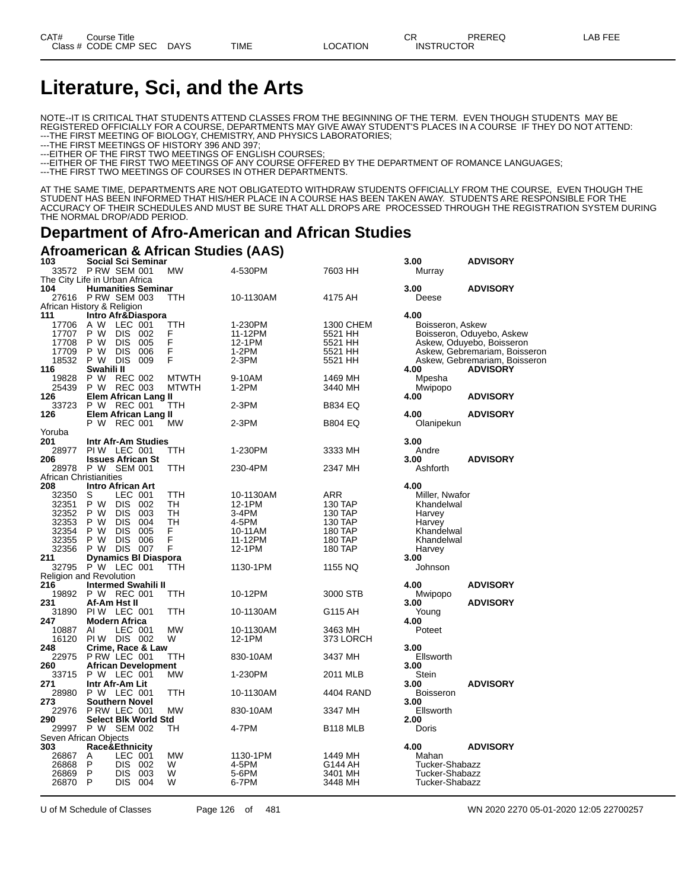# Literature, Sci, and the Arts

NOTE--IT IS CRITICAL THAT STUDENTS ATTEND CLASSES FROM THE BEGINNING OF THE TERM. EVEN THOUGH STUDENTS MAY BE REGISTERED OFFICIALLY FOR A COURSE, DEPARTMENTS MAY GIVE AWAY STUDENT'S PLACES IN A COURSE IF THEY DO NOT ATTEND:
---THE FIRST MEETING OF BIOLOGY, CHEMISTRY, AND PHYSICS LABORATORIES;
---THE FIRST MEETINGS OF HISTORY 396 AND 397;
---EITHER OF THE FIRST TWO MEETINGS OF ENGLISH COURSES;
---EITHER OF THE FIRST TWO MEETINGS OF ANY COURSE OFFERED BY THE DEPARTMENT OF ROMANCE LANGUAGES;
---THE FIRST TWO MEETINGS OF COURSES IN OTHER DEPARTMENTS.

AT THE SAME TIME, DEPARTMENTS ARE NOT OBLIGATEDTO WITHDRAW STUDENTS OFFICIALLY FROM THE COURSE, EVEN THOUGH THE STUDENT HAS BEEN INFORMED THAT HIS/HER PLACE IN A COURSE HAS BEEN TAKEN AWAY. STUDENTS ARE RESPONSIBLE FOR THE ACCURACY OF THEIR SCHEDULES AND MUST BE SURE THAT ALL DROPS ARE PROCESSED THROUGH THE REGISTRATION SYSTEM DURING THE NORMAL DROP/ADD PERIOD.

## Department of Afro-American and African Studies

### Afroamerican & African Studies (AAS)

| CAT# / Class # | Course Title / CODE CMP SEC | DAYS | TIME | LOCATION | CR / INSTRUCTOR | PREREQ |
|---|---|---|---|---|---|---|
| **103** | **Social Sci Seminar** | | | | **3.00** | **ADVISORY** |
| 33572 | P RW SEM 001 | MW | 4-530PM | 7603 HH | Murray | |
| The City Life in Urban Africa | | | | | | |
| **104** | **Humanities Seminar** | | | | **3.00** | **ADVISORY** |
| 27616 | P RW SEM 003 | TTH | 10-1130AM | 4175 AH | Deese | |
| African History & Religion | | | | | | |
| **111** | **Intro Afr&Diaspora** | | | | **4.00** | |
| 17706 | A W LEC 001 | TTH | 1-230PM | 1300 CHEM | Boisseron, Askew | |
| 17707 | P W DIS 002 | F | 11-12PM | 5521 HH | Boisseron, Oduyebo, Askew | |
| 17708 | P W DIS 005 | F | 12-1PM | 5521 HH | Askew, Oduyebo, Boisseron | |
| 17709 | P W DIS 006 | F | 1-2PM | 5521 HH | Askew, Gebremariam, Boisseron | |
| 18532 | P W DIS 009 | F | 2-3PM | 5521 HH | Askew, Gebremariam, Boisseron | |
| **116** | **Swahili II** | | | | **4.00** | **ADVISORY** |
| 19828 | P W REC 002 | MTWTH | 9-10AM | 1469 MH | Mpesha | |
| 25439 | P W REC 003 | MTWTH | 1-2PM | 3440 MH | Mwipopo | |
| **126** | **Elem African Lang II** | | | | **4.00** | **ADVISORY** |
| 33723 | P W REC 001 | TTH | 2-3PM | B834 EQ | | |
| **126** | **Elem African Lang II** | | | | **4.00** | **ADVISORY** |
| | P W REC 001 | MW | 2-3PM | B804 EQ | Olanipekun | |
| Yoruba | | | | | | |
| **201** | **Intr Afr-Am Studies** | | | | **3.00** | |
| 28977 | PI W LEC 001 | TTH | 1-230PM | 3333 MH | Andre | |
| **206** | **Issues African St** | | | | **3.00** | **ADVISORY** |
| 28978 | P W SEM 001 | TTH | 230-4PM | 2347 MH | Ashforth | |
| African Christianities | | | | | | |
| **208** | **Intro African Art** | | | | **4.00** | |
| 32350 | S LEC 001 | TTH | 10-1130AM | ARR | Miller, Nwafor | |
| 32351 | P W DIS 002 | TH | 12-1PM | 130 TAP | Khandelwal | |
| 32352 | P W DIS 003 | TH | 3-4PM | 130 TAP | Harvey | |
| 32353 | P W DIS 004 | TH | 4-5PM | 130 TAP | Harvey | |
| 32354 | P W DIS 005 | F | 10-11AM | 180 TAP | Khandelwal | |
| 32355 | P W DIS 006 | F | 11-12PM | 180 TAP | Khandelwal | |
| 32356 | P W DIS 007 | F | 12-1PM | 180 TAP | Harvey | |
| **211** | **Dynamics Bl Diaspora** | | | | **3.00** | |
| 32795 | P W LEC 001 | TTH | 1130-1PM | 1155 NQ | Johnson | |
| Religion and Revolution | | | | | | |
| **216** | **Intermed Swahili II** | | | | **4.00** | **ADVISORY** |
| 19892 | P W REC 001 | TTH | 10-12PM | 3000 STB | Mwipopo | |
| **231** | **Af-Am Hst II** | | | | **3.00** | **ADVISORY** |
| 31890 | PI W LEC 001 | TTH | 10-1130AM | G115 AH | Young | |
| **247** | **Modern Africa** | | | | **4.00** | |
| 10887 | AI LEC 001 | MW | 10-1130AM | 3463 MH | Poteet | |
| 16120 | PI W DIS 002 | W | 12-1PM | 373 LORCH | | |
| **248** | **Crime, Race & Law** | | | | **3.00** | |
| 22975 | P RW LEC 001 | TTH | 830-10AM | 3437 MH | Ellsworth | |
| **260** | **African Development** | | | | **3.00** | |
| 33715 | P W LEC 001 | MW | 1-230PM | 2011 MLB | Stein | |
| **271** | **Intr Afr-Am Lit** | | | | **3.00** | **ADVISORY** |
| 28980 | P W LEC 001 | TTH | 10-1130AM | 4404 RAND | Boisseron | |
| **273** | **Southern Novel** | | | | **3.00** | |
| 22976 | P RW LEC 001 | MW | 830-10AM | 3347 MH | Ellsworth | |
| **290** | **Select Blk World Std** | | | | **2.00** | |
| 29997 | P W SEM 002 | TH | 4-7PM | B118 MLB | Doris | |
| Seven African Objects | | | | | | |
| **303** | **Race&Ethnicity** | | | | **4.00** | **ADVISORY** |
| 26867 | A LEC 001 | MW | 1130-1PM | 1449 MH | Mahan | |
| 26868 | P DIS 002 | W | 4-5PM | G144 AH | Tucker-Shabazz | |
| 26869 | P DIS 003 | W | 5-6PM | 3401 MH | Tucker-Shabazz | |
| 26870 | P DIS 004 | W | 6-7PM | 3448 MH | Tucker-Shabazz | |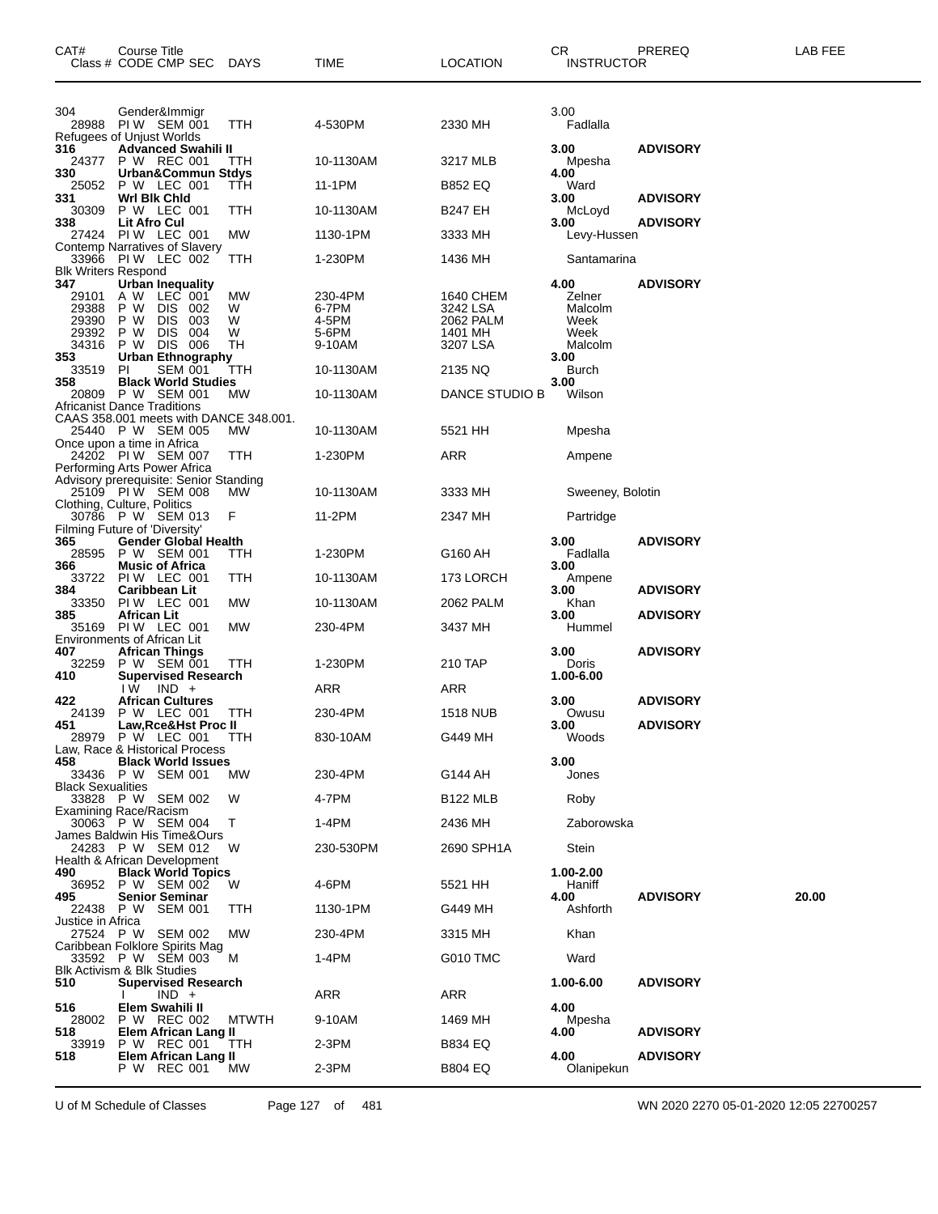| CAT# | Course Title Class # CODE CMP SEC | DAYS | TIME | LOCATION | CR INSTRUCTOR | PREREQ | LAB FEE |
|---|---|---|---|---|---|---|---|
| 304 | Gender&Immigr | | | | 3.00 | | |
| 28988 | PI W SEM 001 | TTH | 4-530PM | 2330 MH | Fadlalla | | |
| | Refugees of Unjust Worlds | | | | | | |
| **316** | **Advanced Swahili II** | | | | **3.00** | **ADVISORY** | |
| 24377 | P W REC 001 | TTH | 10-1130AM | 3217 MLB | Mpesha | | |
| **330** | **Urban&Commun Stdys** | | | | **4.00** | | |
| 25052 | P W LEC 001 | TTH | 11-1PM | B852 EQ | Ward | | |
| **331** | **Wrl Blk Chld** | | | | **3.00** | **ADVISORY** | |
| 30309 | P W LEC 001 | TTH | 10-1130AM | B247 EH | McLoyd | | |
| **338** | **Lit Afro Cul** | | | | **3.00** | **ADVISORY** | |
| 27424 | PI W LEC 001 | MW | 1130-1PM | 3333 MH | Levy-Hussen | | |
| | Contemp Narratives of Slavery | | | | | | |
| 33966 | PI W LEC 002 | TTH | 1-230PM | 1436 MH | Santamarina | | |
| | Blk Writers Respond | | | | | | |
| **347** | **Urban Inequality** | | | | **4.00** | **ADVISORY** | |
| 29101 | A W LEC 001 | MW | 230-4PM | 1640 CHEM | Zelner | | |
| 29388 | P W DIS 002 | W | 6-7PM | 3242 LSA | Malcolm | | |
| 29390 | P W DIS 003 | W | 4-5PM | 2062 PALM | Week | | |
| 29392 | P W DIS 004 | W | 5-6PM | 1401 MH | Week | | |
| 34316 | P W DIS 006 | TH | 9-10AM | 3207 LSA | Malcolm | | |
| **353** | **Urban Ethnography** | | | | **3.00** | | |
| 33519 | PI SEM 001 | TTH | 10-1130AM | 2135 NQ | Burch | | |
| **358** | **Black World Studies** | | | | **3.00** | | |
| 20809 | P W SEM 001 | MW | 10-1130AM | DANCE STUDIO B | Wilson | | |
| | Africanist Dance Traditions | | | | | | |
| | CAAS 358.001 meets with DANCE 348.001. | | | | | | |
| 25440 | P W SEM 005 | MW | 10-1130AM | 5521 HH | Mpesha | | |
| | Once upon a time in Africa | | | | | | |
| 24202 | PI W SEM 007 | TTH | 1-230PM | ARR | Ampene | | |
| | Performing Arts Power Africa | | | | | | |
| | Advisory prerequisite: Senior Standing | | | | | | |
| 25109 | PI W SEM 008 | MW | 10-1130AM | 3333 MH | Sweeney, Bolotin | | |
| | Clothing, Culture, Politics | | | | | | |
| 30786 | P W SEM 013 | F | 11-2PM | 2347 MH | Partridge | | |
| | Filming Future of 'Diversity' | | | | | | |
| **365** | **Gender Global Health** | | | | **3.00** | **ADVISORY** | |
| 28595 | P W SEM 001 | TTH | 1-230PM | G160 AH | Fadlalla | | |
| **366** | **Music of Africa** | | | | **3.00** | | |
| 33722 | PI W LEC 001 | TTH | 10-1130AM | 173 LORCH | Ampene | | |
| **384** | **Caribbean Lit** | | | | **3.00** | **ADVISORY** | |
| 33350 | PI W LEC 001 | MW | 10-1130AM | 2062 PALM | Khan | | |
| **385** | **African Lit** | | | | **3.00** | **ADVISORY** | |
| 35169 | PI W LEC 001 | MW | 230-4PM | 3437 MH | Hummel | | |
| | Environments of African Lit | | | | | | |
| **407** | **African Things** | | | | **3.00** | **ADVISORY** | |
| 32259 | P W SEM 001 | TTH | 1-230PM | 210 TAP | Doris | | |
| **410** | **Supervised Research** | | | | **1.00-6.00** | | |
| | I W IND + | | ARR | ARR | | | |
| **422** | **African Cultures** | | | | **3.00** | **ADVISORY** | |
| 24139 | P W LEC 001 | TTH | 230-4PM | 1518 NUB | Owusu | | |
| **451** | **Law,Rce&Hst Proc II** | | | | **3.00** | **ADVISORY** | |
| 28979 | P W LEC 001 | TTH | 830-10AM | G449 MH | Woods | | |
| | Law, Race & Historical Process | | | | | | |
| **458** | **Black World Issues** | | | | **3.00** | | |
| 33436 | P W SEM 001 | MW | 230-4PM | G144 AH | Jones | | |
| | Black Sexualities | | | | | | |
| 33828 | P W SEM 002 | W | 4-7PM | B122 MLB | Roby | | |
| | Examining Race/Racism | | | | | | |
| 30063 | P W SEM 004 | T | 1-4PM | 2436 MH | Zaborowska | | |
| | James Baldwin His Time&Ours | | | | | | |
| 24283 | P W SEM 012 | W | 230-530PM | 2690 SPH1A | Stein | | |
| | Health & African Development | | | | | | |
| **490** | **Black World Topics** | | | | **1.00-2.00** | | |
| 36952 | P W SEM 002 | W | 4-6PM | 5521 HH | Haniff | | |
| **495** | **Senior Seminar** | | | | **4.00** | **ADVISORY** | **20.00** |
| 22438 | P W SEM 001 | TTH | 1130-1PM | G449 MH | Ashforth | | |
| | Justice in Africa | | | | | | |
| 27524 | P W SEM 002 | MW | 230-4PM | 3315 MH | Khan | | |
| | Caribbean Folklore Spirits Mag | | | | | | |
| 33592 | P W SEM 003 | M | 1-4PM | G010 TMC | Ward | | |
| | Blk Activism & Blk Studies | | | | | | |
| **510** | **Supervised Research** | | | | **1.00-6.00** | **ADVISORY** | |
| | I IND + | | ARR | ARR | | | |
| **516** | **Elem Swahili II** | | | | **4.00** | | |
| 28002 | P W REC 002 | MTWTH | 9-10AM | 1469 MH | Mpesha | | |
| **518** | **Elem African Lang II** | | | | **4.00** | **ADVISORY** | |
| 33919 | P W REC 001 | TTH | 2-3PM | B834 EQ | | | |
| **518** | **Elem African Lang II** | | | | **4.00** | **ADVISORY** | |
| | P W REC 001 | MW | 2-3PM | B804 EQ | Olanipekun | | |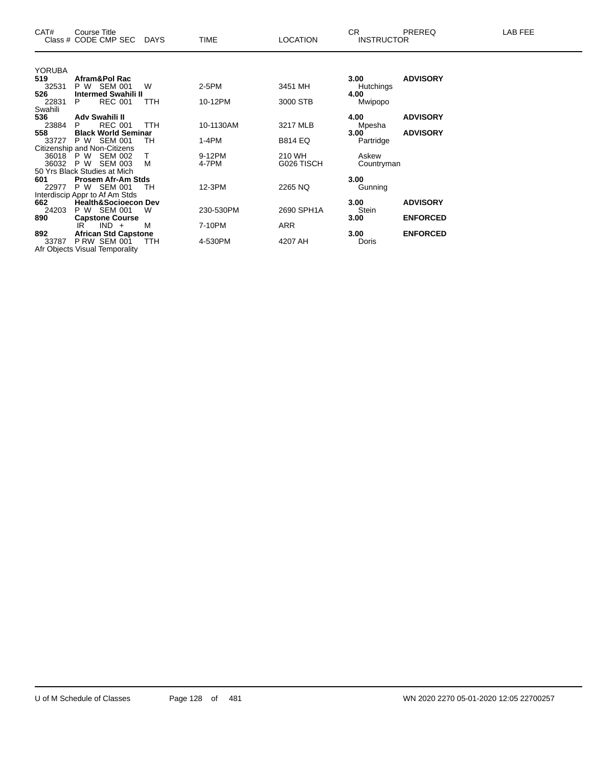| CAT# | Course Title Class # CODE CMP SEC | DAYS | TIME | LOCATION | CR INSTRUCTOR | PREREQ | LAB FEE |
|---|---|---|---|---|---|---|---|
| YORUBA | | | | | | | |
| **519** | **Afram&Pol Rac** | | | | **3.00** | **ADVISORY** | |
| 32531 | P W SEM 001 | W | 2-5PM | 3451 MH | Hutchings | | |
| **526** | **Intermed Swahili II** | | | | **4.00** | | |
| 22831 | P REC 001 | TTH | 10-12PM | 3000 STB | Mwipopo | | |
| Swahili | | | | | | | |
| **536** | **Adv Swahili II** | | | | **4.00** | **ADVISORY** | |
| 23884 | P REC 001 | TTH | 10-1130AM | 3217 MLB | Mpesha | | |
| **558** | **Black World Seminar** | | | | **3.00** | **ADVISORY** | |
| 33727 | P W SEM 001 | TH | 1-4PM | B814 EQ | Partridge | | |
| Citizenship and Non-Citizens | | | | | | | |
| 36018 | P W SEM 002 | T | 9-12PM | 210 WH | Askew | | |
| 36032 | P W SEM 003 | M | 4-7PM | G026 TISCH | Countryman | | |
| 50 Yrs Black Studies at Mich | | | | | | | |
| **601** | **Prosem Afr-Am Stds** | | | | **3.00** | | |
| 22977 | P W SEM 001 | TH | 12-3PM | 2265 NQ | Gunning | | |
| Interdiscip Appr to Af Am Stds | | | | | | | |
| **662** | **Health&Socioecon Dev** | | | | **3.00** | **ADVISORY** | |
| 24203 | P W SEM 001 | W | 230-530PM | 2690 SPH1A | Stein | | |
| **890** | **Capstone Course** | | | | **3.00** | **ENFORCED** | |
| | IR IND + | M | 7-10PM | ARR | | | |
| **892** | **African Std Capstone** | | | | **3.00** | **ENFORCED** | |
| 33787 | P RW SEM 001 | TTH | 4-530PM | 4207 AH | Doris | | |
| Afr Objects Visual Temporality | | | | | | | |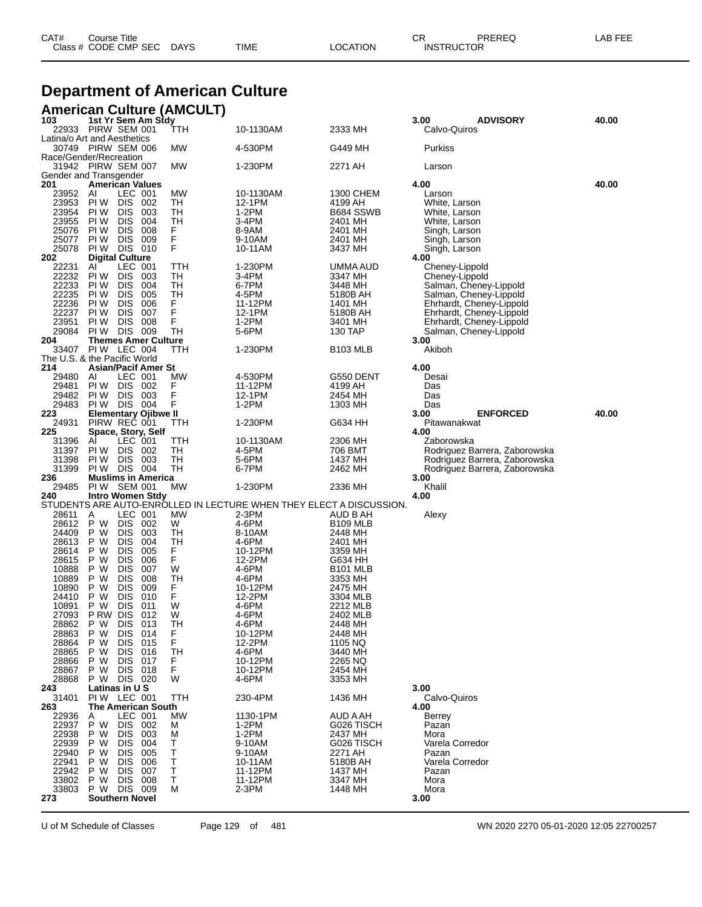# Department of American Culture

## American Culture (AMCULT)

| CAT# Class # | Course Title CODE | CMP | SEC | DAYS | TIME | LOCATION | CR INSTRUCTOR | PREREQ | LAB FEE |
|---|---|---|---|---|---|---|---|---|---|
| **103** | **1st Yr Sem Am Stdy** | | | | | | **3.00** | **ADVISORY** | **40.00** |
| 22933 | PIRW | SEM | 001 | TTH | 10-1130AM | 2333 MH | Calvo-Quiros | | |
| Latina/o Art and Aesthetics | | | | | | | | | |
| 30749 | PIRW | SEM | 006 | MW | 4-530PM | G449 MH | Purkiss | | |
| Race/Gender/Recreation | | | | | | | | | |
| 31942 | PIRW | SEM | 007 | MW | 1-230PM | 2271 AH | Larson | | |
| Gender and Transgender | | | | | | | | | |
| **201** | **American Values** | | | | | | **4.00** | | **40.00** |
| 23952 | AI | LEC | 001 | MW | 10-1130AM | 1300 CHEM | Larson | | |
| 23953 | PI W | DIS | 002 | TH | 12-1PM | 4199 AH | White, Larson | | |
| 23954 | PI W | DIS | 003 | TH | 1-2PM | B684 SSWB | White, Larson | | |
| 23955 | PI W | DIS | 004 | TH | 3-4PM | 2401 MH | White, Larson | | |
| 25076 | PI W | DIS | 008 | F | 8-9AM | 2401 MH | Singh, Larson | | |
| 25077 | PI W | DIS | 009 | F | 9-10AM | 2401 MH | Singh, Larson | | |
| 25078 | PI W | DIS | 010 | F | 10-11AM | 3437 MH | Singh, Larson | | |
| **202** | **Digital Culture** | | | | | | **4.00** | | |
| 22231 | AI | LEC | 001 | TTH | 1-230PM | UMMA AUD | Cheney-Lippold | | |
| 22232 | PI W | DIS | 003 | TH | 3-4PM | 3347 MH | Cheney-Lippold | | |
| 22233 | PI W | DIS | 004 | TH | 6-7PM | 3448 MH | Salman, Cheney-Lippold | | |
| 22235 | PI W | DIS | 005 | TH | 4-5PM | 5180B AH | Salman, Cheney-Lippold | | |
| 22236 | PI W | DIS | 006 | F | 11-12PM | 1401 MH | Ehrhardt, Cheney-Lippold | | |
| 22237 | PI W | DIS | 007 | F | 12-1PM | 5180B AH | Ehrhardt, Cheney-Lippold | | |
| 23951 | PI W | DIS | 008 | F | 1-2PM | 3401 MH | Ehrhardt, Cheney-Lippold | | |
| 29084 | PI W | DIS | 009 | TH | 5-6PM | 130 TAP | Salman, Cheney-Lippold | | |
| **204** | **Themes Amer Culture** | | | | | | **3.00** | | |
| 33407 | PI W | LEC | 004 | TTH | 1-230PM | B103 MLB | Akiboh | | |
| The U.S. & the Pacific World | | | | | | | | | |
| **214** | **Asian/Pacif Amer St** | | | | | | **4.00** | | |
| 29480 | AI | LEC | 001 | MW | 4-530PM | G550 DENT | Desai | | |
| 29481 | PI W | DIS | 002 | F | 11-12PM | 4199 AH | Das | | |
| 29482 | PI W | DIS | 003 | F | 12-1PM | 2454 MH | Das | | |
| 29483 | PI W | DIS | 004 | F | 1-2PM | 1303 MH | Das | | |
| **223** | **Elementary Ojibwe II** | | | | | | **3.00** | **ENFORCED** | **40.00** |
| 24931 | PIRW | REC | 001 | TTH | 1-230PM | G634 HH | Pitawanakwat | | |
| **225** | **Space, Story, Self** | | | | | | **4.00** | | |
| 31396 | AI | LEC | 001 | TTH | 10-1130AM | 2306 MH | Zaborowska | | |
| 31397 | PI W | DIS | 002 | TH | 4-5PM | 706 BMT | Rodriguez Barrera, Zaborowska | | |
| 31398 | PI W | DIS | 003 | TH | 5-6PM | 1437 MH | Rodriguez Barrera, Zaborowska | | |
| 31399 | PI W | DIS | 004 | TH | 6-7PM | 2462 MH | Rodriguez Barrera, Zaborowska | | |
| **236** | **Muslims in America** | | | | | | **3.00** | | |
| 29485 | PI W | SEM | 001 | MW | 1-230PM | 2336 MH | Khalil | | |
| **240** | **Intro Women Stdy** | | | | | | **4.00** | | |
| STUDENTS ARE AUTO-ENROLLED IN LECTURE WHEN THEY ELECT A DISCUSSION. | | | | | | | | | |
| 28611 | A | LEC | 001 | MW | 2-3PM | AUD B AH | Alexy | | |
| 28612 | P W | DIS | 002 | W | 4-6PM | B109 MLB | | | |
| 24409 | P W | DIS | 003 | TH | 8-10AM | 2448 MH | | | |
| 28613 | P W | DIS | 004 | TH | 4-6PM | 2401 MH | | | |
| 28614 | P W | DIS | 005 | F | 10-12PM | 3359 MH | | | |
| 28615 | P W | DIS | 006 | F | 12-2PM | G634 HH | | | |
| 10888 | P W | DIS | 007 | W | 4-6PM | B101 MLB | | | |
| 10889 | P W | DIS | 008 | TH | 4-6PM | 3353 MH | | | |
| 10890 | P W | DIS | 009 | F | 10-12PM | 2475 MH | | | |
| 24410 | P W | DIS | 010 | F | 12-2PM | 3304 MLB | | | |
| 10891 | P W | DIS | 011 | W | 4-6PM | 2212 MLB | | | |
| 27093 | P RW | DIS | 012 | W | 4-6PM | 2402 MLB | | | |
| 28862 | P W | DIS | 013 | TH | 4-6PM | 2448 MH | | | |
| 28863 | P W | DIS | 014 | F | 10-12PM | 2448 MH | | | |
| 28864 | P W | DIS | 015 | F | 12-2PM | 1105 NQ | | | |
| 28865 | P W | DIS | 016 | TH | 4-6PM | 3440 MH | | | |
| 28866 | P W | DIS | 017 | F | 10-12PM | 2265 NQ | | | |
| 28867 | P W | DIS | 018 | F | 10-12PM | 2454 MH | | | |
| 28868 | P W | DIS | 020 | W | 4-6PM | 3353 MH | | | |
| **243** | **Latinas in U S** | | | | | | **3.00** | | |
| 31401 | PI W | LEC | 001 | TTH | 230-4PM | 1436 MH | Calvo-Quiros | | |
| **263** | **The American South** | | | | | | **4.00** | | |
| 22936 | A | LEC | 001 | MW | 1130-1PM | AUD A AH | Berrey | | |
| 22937 | P W | DIS | 002 | M | 1-2PM | G026 TISCH | Pazan | | |
| 22938 | P W | DIS | 003 | M | 1-2PM | 2437 MH | Mora | | |
| 22939 | P W | DIS | 004 | T | 9-10AM | G026 TISCH | Varela Corredor | | |
| 22940 | P W | DIS | 005 | T | 9-10AM | 2271 AH | Pazan | | |
| 22941 | P W | DIS | 006 | T | 10-11AM | 5180B AH | Varela Corredor | | |
| 22942 | P W | DIS | 007 | T | 11-12PM | 1437 MH | Pazan | | |
| 33802 | P W | DIS | 008 | T | 11-12PM | 3347 MH | Mora | | |
| 33803 | P W | DIS | 009 | M | 2-3PM | 1448 MH | Mora | | |
| **273** | **Southern Novel** | | | | | | **3.00** | | |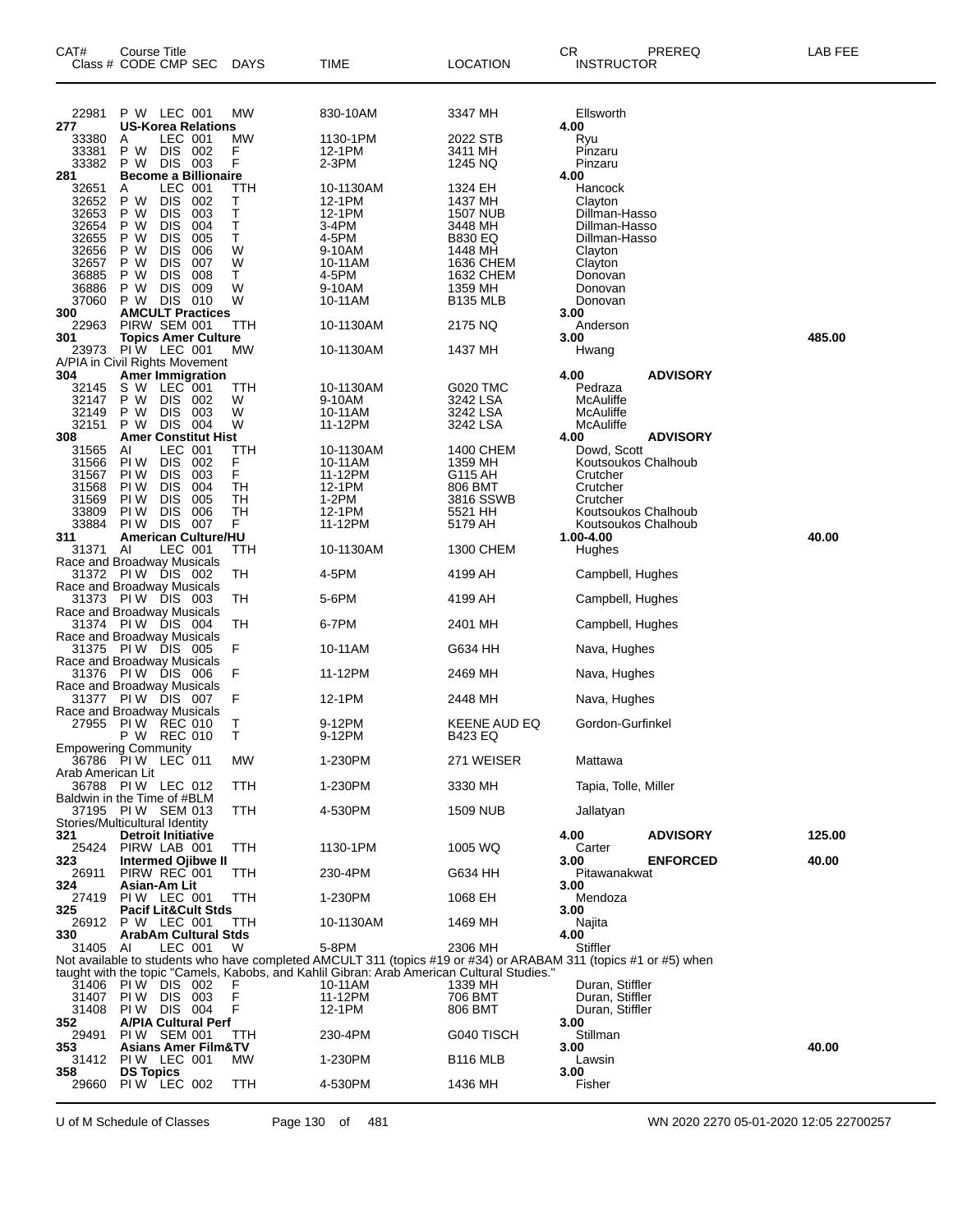| CAT# Class # | Course Title CODE CMP SEC | DAYS | TIME | LOCATION | CR INSTRUCTOR | PREREQ | LAB FEE |
|---|---|---|---|---|---|---|---|
| 22981 | P W LEC 001 | MW | 830-10AM | 3347 MH | Ellsworth | | |
| 277 | **US-Korea Relations** | | | | 4.00 | | |
| 33380 | A LEC 001 | MW | 1130-1PM | 2022 STB | Ryu | | |
| 33381 | P W DIS 002 | F | 12-1PM | 3411 MH | Pinzaru | | |
| 33382 | P W DIS 003 | F | 2-3PM | 1245 NQ | Pinzaru | | |
| 281 | **Become a Billionaire** | | | | 4.00 | | |
| 32651 | A LEC 001 | TTH | 10-1130AM | 1324 EH | Hancock | | |
| 32652 | P W DIS 002 | T | 12-1PM | 1437 MH | Clayton | | |
| 32653 | P W DIS 003 | T | 12-1PM | 1507 NUB | Dillman-Hasso | | |
| 32654 | P W DIS 004 | T | 3-4PM | 3448 MH | Dillman-Hasso | | |
| 32655 | P W DIS 005 | T | 4-5PM | B830 EQ | Dillman-Hasso | | |
| 32656 | P W DIS 006 | W | 9-10AM | 1448 MH | Clayton | | |
| 32657 | P W DIS 007 | W | 10-11AM | 1636 CHEM | Clayton | | |
| 36885 | P W DIS 008 | T | 4-5PM | 1632 CHEM | Donovan | | |
| 36886 | P W DIS 009 | W | 9-10AM | 1359 MH | Donovan | | |
| 37060 | P W DIS 010 | W | 10-11AM | B135 MLB | Donovan | | |
| 300 | **AMCULT Practices** | | | | 3.00 | | |
| 22963 | PIRW SEM 001 | TTH | 10-1130AM | 2175 NQ | Anderson | | |
| 301 | **Topics Amer Culture** | | | | 3.00 | | 485.00 |
| 23973 | PI W LEC 001 | MW | 10-1130AM | 1437 MH | Hwang | | |
| | A/PIA in Civil Rights Movement | | | | | | |
| 304 | **Amer Immigration** | | | | 4.00 | **ADVISORY** | |
| 32145 | S W LEC 001 | TTH | 10-1130AM | G020 TMC | Pedraza | | |
| 32147 | P W DIS 002 | W | 9-10AM | 3242 LSA | McAuliffe | | |
| 32149 | P W DIS 003 | W | 10-11AM | 3242 LSA | McAuliffe | | |
| 32151 | P W DIS 004 | W | 11-12PM | 3242 LSA | McAuliffe | | |
| 308 | **Amer Constitut Hist** | | | | 4.00 | **ADVISORY** | |
| 31565 | AI LEC 001 | TTH | 10-1130AM | 1400 CHEM | Dowd, Scott | | |
| 31566 | PI W DIS 002 | F | 10-11AM | 1359 MH | Koutsoukos Chalhoub | | |
| 31567 | PI W DIS 003 | F | 11-12PM | G115 AH | Crutcher | | |
| 31568 | PI W DIS 004 | TH | 12-1PM | 806 BMT | Crutcher | | |
| 31569 | PI W DIS 005 | TH | 1-2PM | 3816 SSWB | Crutcher | | |
| 33809 | PI W DIS 006 | TH | 12-1PM | 5521 HH | Koutsoukos Chalhoub | | |
| 33884 | PI W DIS 007 | F | 11-12PM | 5179 AH | Koutsoukos Chalhoub | | |
| 311 | **American Culture/HU** | | | | 1.00-4.00 | | 40.00 |
| 31371 | AI LEC 001 | TTH | 10-1130AM | 1300 CHEM | Hughes | | |
| | Race and Broadway Musicals | | | | | | |
| 31372 | PI W DIS 002 | TH | 4-5PM | 4199 AH | Campbell, Hughes | | |
| | Race and Broadway Musicals | | | | | | |
| 31373 | PI W DIS 003 | TH | 5-6PM | 4199 AH | Campbell, Hughes | | |
| | Race and Broadway Musicals | | | | | | |
| 31374 | PI W DIS 004 | TH | 6-7PM | 2401 MH | Campbell, Hughes | | |
| | Race and Broadway Musicals | | | | | | |
| 31375 | PI W DIS 005 | F | 10-11AM | G634 HH | Nava, Hughes | | |
| | Race and Broadway Musicals | | | | | | |
| 31376 | PI W DIS 006 | F | 11-12PM | 2469 MH | Nava, Hughes | | |
| | Race and Broadway Musicals | | | | | | |
| 31377 | PI W DIS 007 | F | 12-1PM | 2448 MH | Nava, Hughes | | |
| | Race and Broadway Musicals | | | | | | |
| 27955 | PI W REC 010 | T | 9-12PM | KEENE AUD EQ | Gordon-Gurfinkel | | |
| | P W REC 010 | T | 9-12PM | B423 EQ | | | |
| | Empowering Community | | | | | | |
| 36786 | PI W LEC 011 | MW | 1-230PM | 271 WEISER | Mattawa | | |
| | Arab American Lit | | | | | | |
| 36788 | PI W LEC 012 | TTH | 1-230PM | 3330 MH | Tapia, Tolle, Miller | | |
| | Baldwin in the Time of #BLM | | | | | | |
| 37195 | PI W SEM 013 | TTH | 4-530PM | 1509 NUB | Jallatyan | | |
| | Stories/Multicultural Identity | | | | | | |
| 321 | **Detroit Initiative** | | | | 4.00 | **ADVISORY** | 125.00 |
| 25424 | PIRW LAB 001 | TTH | 1130-1PM | 1005 WQ | Carter | | |
| 323 | **Intermed Ojibwe II** | | | | 3.00 | **ENFORCED** | 40.00 |
| 26911 | PIRW REC 001 | TTH | 230-4PM | G634 HH | Pitawanakwat | | |
| 324 | **Asian-Am Lit** | | | | 3.00 | | |
| 27419 | PI W LEC 001 | TTH | 1-230PM | 1068 EH | Mendoza | | |
| 325 | **Pacif Lit&Cult Stds** | | | | 3.00 | | |
| 26912 | P W LEC 001 | TTH | 10-1130AM | 1469 MH | Najita | | |
| 330 | **ArabAm Cultural Stds** | | | | 4.00 | | |
| 31405 | AI LEC 001 | W | 5-8PM | 2306 MH | Stiffler | | |
| | Not available to students who have completed AMCULT 311 (topics #19 or #34) or ARABAM 311 (topics #1 or #5) when taught with the topic "Camels, Kabobs, and Kahlil Gibran: Arab American Cultural Studies." | | | | | | |
| 31406 | PI W DIS 002 | F | 10-11AM | 1339 MH | Duran, Stiffler | | |
| 31407 | PI W DIS 003 | F | 11-12PM | 706 BMT | Duran, Stiffler | | |
| 31408 | PI W DIS 004 | F | 12-1PM | 806 BMT | Duran, Stiffler | | |
| 352 | **A/PIA Cultural Perf** | | | | 3.00 | | |
| 29491 | PI W SEM 001 | TTH | 230-4PM | G040 TISCH | Stillman | | |
| 353 | **Asians Amer Film&TV** | | | | 3.00 | | 40.00 |
| 31412 | PI W LEC 001 | MW | 1-230PM | B116 MLB | Lawsin | | |
| 358 | **DS Topics** | | | | 3.00 | | |
| 29660 | PI W LEC 002 | TTH | 4-530PM | 1436 MH | Fisher | | |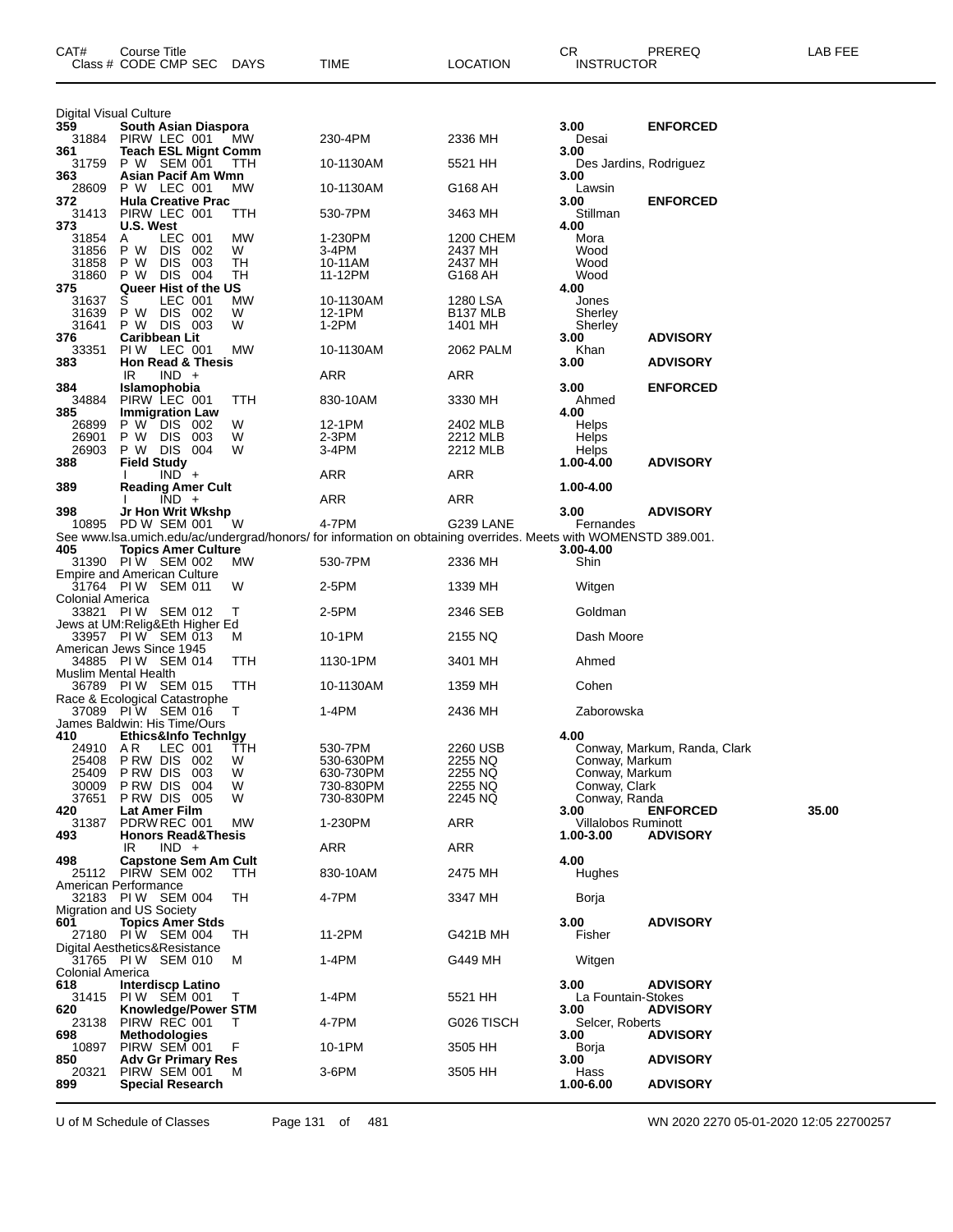| CAT# | Course Title<br>Class # CODE CMP SEC | DAYS | TIME | LOCATION | CR<br>INSTRUCTOR | PREREQ | LAB FEE |
|---|---|---|---|---|---|---|---|
| **Digital Visual Culture** | | | | | | | |
| **359** | **South Asian Diaspora** | | | | **3.00** | **ENFORCED** | |
| 31884 | PIRW LEC 001 | MW | 230-4PM | 2336 MH | Desai | | |
| **361** | **Teach ESL Mignt Comm** | | | | **3.00** | | |
| 31759 | P W SEM 001 | TTH | 10-1130AM | 5521 HH | Des Jardins, Rodriguez | | |
| **363** | **Asian Pacif Am Wmn** | | | | **3.00** | | |
| 28609 | P W LEC 001 | MW | 10-1130AM | G168 AH | Lawsin | | |
| **372** | **Hula Creative Prac** | | | | **3.00** | **ENFORCED** | |
| 31413 | PIRW LEC 001 | TTH | 530-7PM | 3463 MH | Stillman | | |
| **373** | **U.S. West** | | | | **4.00** | | |
| 31854 | A LEC 001 | MW | 1-230PM | 1200 CHEM | Mora | | |
| 31856 | P W DIS 002 | W | 3-4PM | 2437 MH | Wood | | |
| 31858 | P W DIS 003 | TH | 10-11AM | 2437 MH | Wood | | |
| 31860 | P W DIS 004 | TH | 11-12PM | G168 AH | Wood | | |
| **375** | **Queer Hist of the US** | | | | **4.00** | | |
| 31637 | S LEC 001 | MW | 10-1130AM | 1280 LSA | Jones | | |
| 31639 | P W DIS 002 | W | 12-1PM | B137 MLB | Sherley | | |
| 31641 | P W DIS 003 | W | 1-2PM | 1401 MH | Sherley | | |
| **376** | **Caribbean Lit** | | | | **3.00** | **ADVISORY** | |
| 33351 | PI W LEC 001 | MW | 10-1130AM | 2062 PALM | Khan | | |
| **383** | **Hon Read & Thesis** | | | | **3.00** | **ADVISORY** | |
| | IR IND + | | ARR | ARR | | | |
| **384** | **Islamophobia** | | | | **3.00** | **ENFORCED** | |
| 34884 | PIRW LEC 001 | TTH | 830-10AM | 3330 MH | Ahmed | | |
| **385** | **Immigration Law** | | | | **4.00** | | |
| 26899 | P W DIS 002 | W | 12-1PM | 2402 MLB | Helps | | |
| 26901 | P W DIS 003 | W | 2-3PM | 2212 MLB | Helps | | |
| 26903 | P W DIS 004 | W | 3-4PM | 2212 MLB | Helps | | |
| **388** | **Field Study** | | | | **1.00-4.00** | **ADVISORY** | |
| | I IND + | | ARR | ARR | | | |
| **389** | **Reading Amer Cult** | | | | **1.00-4.00** | | |
| | I IND + | | ARR | ARR | | | |
| **398** | **Jr Hon Writ Wkshp** | | | | **3.00** | **ADVISORY** | |
| 10895 | PD W SEM 001 | W | 4-7PM | G239 LANE | Fernandes | | |
| See www.lsa.umich.edu/ac/undergrad/honors/ for information on obtaining overrides. Meets with WOMENSTD 389.001. | | | | | | | |
| **405** | **Topics Amer Culture** | | | | **3.00-4.00** | | |
| 31390 | PI W SEM 002 | MW | 530-7PM | 2336 MH | Shin | | |
| Empire and American Culture | | | | | | | |
| 31764 | PI W SEM 011 | W | 2-5PM | 1339 MH | Witgen | | |
| Colonial America | | | | | | | |
| 33821 | PI W SEM 012 | T | 2-5PM | 2346 SEB | Goldman | | |
| Jews at UM:Relig&Eth Higher Ed | | | | | | | |
| 33957 | PI W SEM 013 | M | 10-1PM | 2155 NQ | Dash Moore | | |
| American Jews Since 1945 | | | | | | | |
| 34885 | PI W SEM 014 | TTH | 1130-1PM | 3401 MH | Ahmed | | |
| Muslim Mental Health | | | | | | | |
| 36789 | PI W SEM 015 | TTH | 10-1130AM | 1359 MH | Cohen | | |
| Race & Ecological Catastrophe | | | | | | | |
| 37089 | PI W SEM 016 | T | 1-4PM | 2436 MH | Zaborowska | | |
| James Baldwin: His Time/Ours | | | | | | | |
| **410** | **Ethics&Info Technlgy** | | | | **4.00** | | |
| 24910 | A R LEC 001 | TTH | 530-7PM | 2260 USB | Conway, Markum, Randa, Clark | | |
| 25408 | P RW DIS 002 | W | 530-630PM | 2255 NQ | Conway, Markum | | |
| 25409 | P RW DIS 003 | W | 630-730PM | 2255 NQ | Conway, Markum | | |
| 30009 | P RW DIS 004 | W | 730-830PM | 2255 NQ | Conway, Clark | | |
| 37651 | P RW DIS 005 | W | 730-830PM | 2245 NQ | Conway, Randa | | |
| **420** | **Lat Amer Film** | | | | **3.00** | **ENFORCED** | **35.00** |
| 31387 | PDRW REC 001 | MW | 1-230PM | ARR | Villalobos Ruminott | | |
| **493** | **Honors Read&Thesis** | | | | **1.00-3.00** | **ADVISORY** | |
| | IR IND + | | ARR | ARR | | | |
| **498** | **Capstone Sem Am Cult** | | | | **4.00** | | |
| 25112 | PIRW SEM 002 | TTH | 830-10AM | 2475 MH | Hughes | | |
| American Performance | | | | | | | |
| 32183 | PI W SEM 004 | TH | 4-7PM | 3347 MH | Borja | | |
| Migration and US Society | | | | | | | |
| **601** | **Topics Amer Stds** | | | | **3.00** | **ADVISORY** | |
| 27180 | PI W SEM 004 | TH | 11-2PM | G421B MH | Fisher | | |
| Digital Aesthetics&Resistance | | | | | | | |
| 31765 | PI W SEM 010 | M | 1-4PM | G449 MH | Witgen | | |
| Colonial America | | | | | | | |
| **618** | **Interdiscp Latino** | | | | **3.00** | **ADVISORY** | |
| 31415 | PI W SEM 001 | T | 1-4PM | 5521 HH | La Fountain-Stokes | | |
| **620** | **Knowledge/Power STM** | | | | **3.00** | **ADVISORY** | |
| 23138 | PIRW REC 001 | T | 4-7PM | G026 TISCH | Selcer, Roberts | | |
| **698** | **Methodologies** | | | | **3.00** | **ADVISORY** | |
| 10897 | PIRW SEM 001 | F | 10-1PM | 3505 HH | Borja | | |
| **850** | **Adv Gr Primary Res** | | | | **3.00** | **ADVISORY** | |
| 20321 | PIRW SEM 001 | M | 3-6PM | 3505 HH | Hass | | |
| **899** | **Special Research** | | | | **1.00-6.00** | **ADVISORY** | |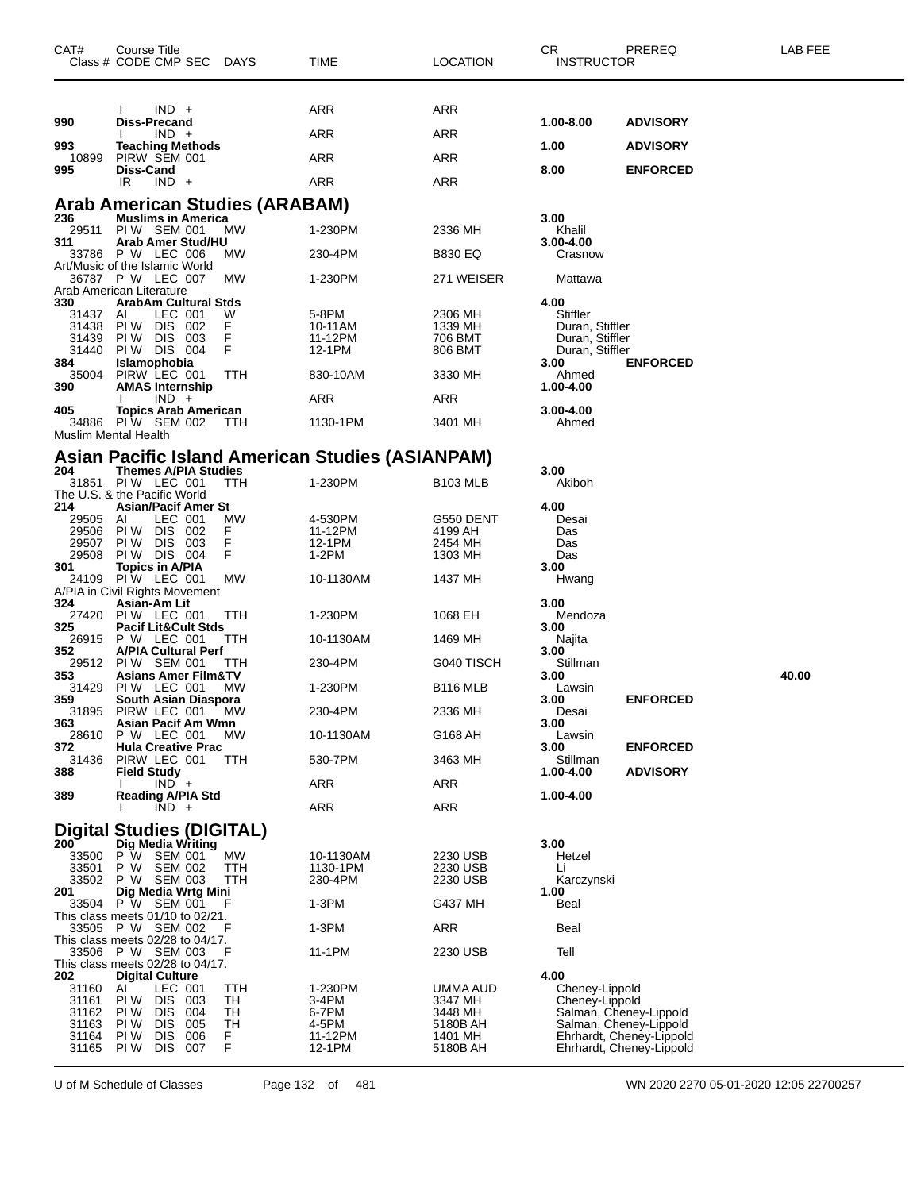| CAT# | Course Title<br>Class # CODE CMP SEC DAYS | TIME | LOCATION | CR<br>INSTRUCTOR | PREREQ | LAB FEE |
|---|---|---|---|---|---|---|
| | I IND + | ARR | ARR | | | |
| 990 | **Diss-Precand** | | | **1.00-8.00** | **ADVISORY** | |
| | I IND + | ARR | ARR | | | |
| 993 | **Teaching Methods** | | | **1.00** | **ADVISORY** | |
| 10899 | PIRW SEM 001 | ARR | ARR | | | |
| 995 | **Diss-Cand** | | | **8.00** | **ENFORCED** | |
| | IR IND + | ARR | ARR | | | |

## Arab American Studies (ARABAM)

| CAT# | Course Title<br>Class # CODE CMP SEC DAYS | TIME | LOCATION | CR<br>INSTRUCTOR | PREREQ | LAB FEE |
|---|---|---|---|---|---|---|
| 236 | **Muslims in America** | | | **3.00** | | |
| 29511 | PI W SEM 001 MW | 1-230PM | 2336 MH | Khalil | | |
| 311 | **Arab Amer Stud/HU** | | | **3.00-4.00** | | |
| 33786 | P W LEC 006 MW | 230-4PM | B830 EQ | Crasnow | | |
| | Art/Music of the Islamic World | | | | | |
| 36787 | P W LEC 007 MW | 1-230PM | 271 WEISER | Mattawa | | |
| | Arab American Literature | | | | | |
| 330 | **ArabAm Cultural Stds** | | | **4.00** | | |
| 31437 | AI LEC 001 W | 5-8PM | 2306 MH | Stiffler | | |
| 31438 | PI W DIS 002 F | 10-11AM | 1339 MH | Duran, Stiffler | | |
| 31439 | PI W DIS 003 F | 11-12PM | 706 BMT | Duran, Stiffler | | |
| 31440 | PI W DIS 004 F | 12-1PM | 806 BMT | Duran, Stiffler | | |
| 384 | **Islamophobia** | | | **3.00** | **ENFORCED** | |
| 35004 | PIRW LEC 001 TTH | 830-10AM | 3330 MH | Ahmed | | |
| 390 | **AMAS Internship** | | | **1.00-4.00** | | |
| | I IND + | ARR | ARR | | | |
| 405 | **Topics Arab American** | | | **3.00-4.00** | | |
| 34886 | PI W SEM 002 TTH | 1130-1PM | 3401 MH | Ahmed | | |
| | Muslim Mental Health | | | | | |

## Asian Pacific Island American Studies (ASIANPAM)

| CAT# | Course Title<br>Class # CODE CMP SEC DAYS | TIME | LOCATION | CR<br>INSTRUCTOR | PREREQ | LAB FEE |
|---|---|---|---|---|---|---|
| 204 | **Themes A/PIA Studies** | | | **3.00** | | |
| 31851 | PI W LEC 001 TTH | 1-230PM | B103 MLB | Akiboh | | |
| | The U.S. & the Pacific World | | | | | |
| 214 | **Asian/Pacif Amer St** | | | **4.00** | | |
| 29505 | AI LEC 001 MW | 4-530PM | G550 DENT | Desai | | |
| 29506 | PI W DIS 002 F | 11-12PM | 4199 AH | Das | | |
| 29507 | PI W DIS 003 F | 12-1PM | 2454 MH | Das | | |
| 29508 | PI W DIS 004 F | 1-2PM | 1303 MH | Das | | |
| 301 | **Topics in A/PIA** | | | **3.00** | | |
| 24109 | PI W LEC 001 MW | 10-1130AM | 1437 MH | Hwang | | |
| | A/PIA in Civil Rights Movement | | | | | |
| 324 | **Asian-Am Lit** | | | **3.00** | | |
| 27420 | PI W LEC 001 TTH | 1-230PM | 1068 EH | Mendoza | | |
| 325 | **Pacif Lit&Cult Stds** | | | **3.00** | | |
| 26915 | P W LEC 001 TTH | 10-1130AM | 1469 MH | Najita | | |
| 352 | **A/PIA Cultural Perf** | | | **3.00** | | |
| 29512 | PI W SEM 001 TTH | 230-4PM | G040 TISCH | Stillman | | |
| 353 | **Asians Amer Film&TV** | | | **3.00** | | **40.00** |
| 31429 | PI W LEC 001 MW | 1-230PM | B116 MLB | Lawsin | | |
| 359 | **South Asian Diaspora** | | | **3.00** | **ENFORCED** | |
| 31895 | PIRW LEC 001 MW | 230-4PM | 2336 MH | Desai | | |
| 363 | **Asian Pacif Am Wmn** | | | **3.00** | | |
| 28610 | P W LEC 001 MW | 10-1130AM | G168 AH | Lawsin | | |
| 372 | **Hula Creative Prac** | | | **3.00** | **ENFORCED** | |
| 31436 | PIRW LEC 001 TTH | 530-7PM | 3463 MH | Stillman | | |
| 388 | **Field Study** | | | **1.00-4.00** | **ADVISORY** | |
| | I IND + | ARR | ARR | | | |
| 389 | **Reading A/PIA Std** | | | **1.00-4.00** | | |
| | I IND + | ARR | ARR | | | |

## Digital Studies (DIGITAL)

| CAT# | Course Title<br>Class # CODE CMP SEC DAYS | TIME | LOCATION | CR<br>INSTRUCTOR | PREREQ | LAB FEE |
|---|---|---|---|---|---|---|
| 200 | **Dig Media Writing** | | | **3.00** | | |
| 33500 | P W SEM 001 MW | 10-1130AM | 2230 USB | Hetzel | | |
| 33501 | P W SEM 002 TTH | 1130-1PM | 2230 USB | Li | | |
| 33502 | P W SEM 003 TTH | 230-4PM | 2230 USB | Karczynski | | |
| 201 | **Dig Media Wrtg Mini** | | | **1.00** | | |
| 33504 | P W SEM 001 F | 1-3PM | G437 MH | Beal | | |
| | This class meets 01/10 to 02/21. | | | | | |
| 33505 | P W SEM 002 F | 1-3PM | ARR | Beal | | |
| | This class meets 02/28 to 04/17. | | | | | |
| 33506 | P W SEM 003 F | 11-1PM | 2230 USB | Tell | | |
| | This class meets 02/28 to 04/17. | | | | | |
| 202 | **Digital Culture** | | | **4.00** | | |
| 31160 | AI LEC 001 TTH | 1-230PM | UMMA AUD | Cheney-Lippold | | |
| 31161 | PI W DIS 003 TH | 3-4PM | 3347 MH | Cheney-Lippold | | |
| 31162 | PI W DIS 004 TH | 6-7PM | 3448 MH | Salman, Cheney-Lippold | | |
| 31163 | PI W DIS 005 TH | 4-5PM | 5180B AH | Salman, Cheney-Lippold | | |
| 31164 | PI W DIS 006 F | 11-12PM | 1401 MH | Ehrhardt, Cheney-Lippold | | |
| 31165 | PI W DIS 007 F | 12-1PM | 5180B AH | Ehrhardt, Cheney-Lippold | | |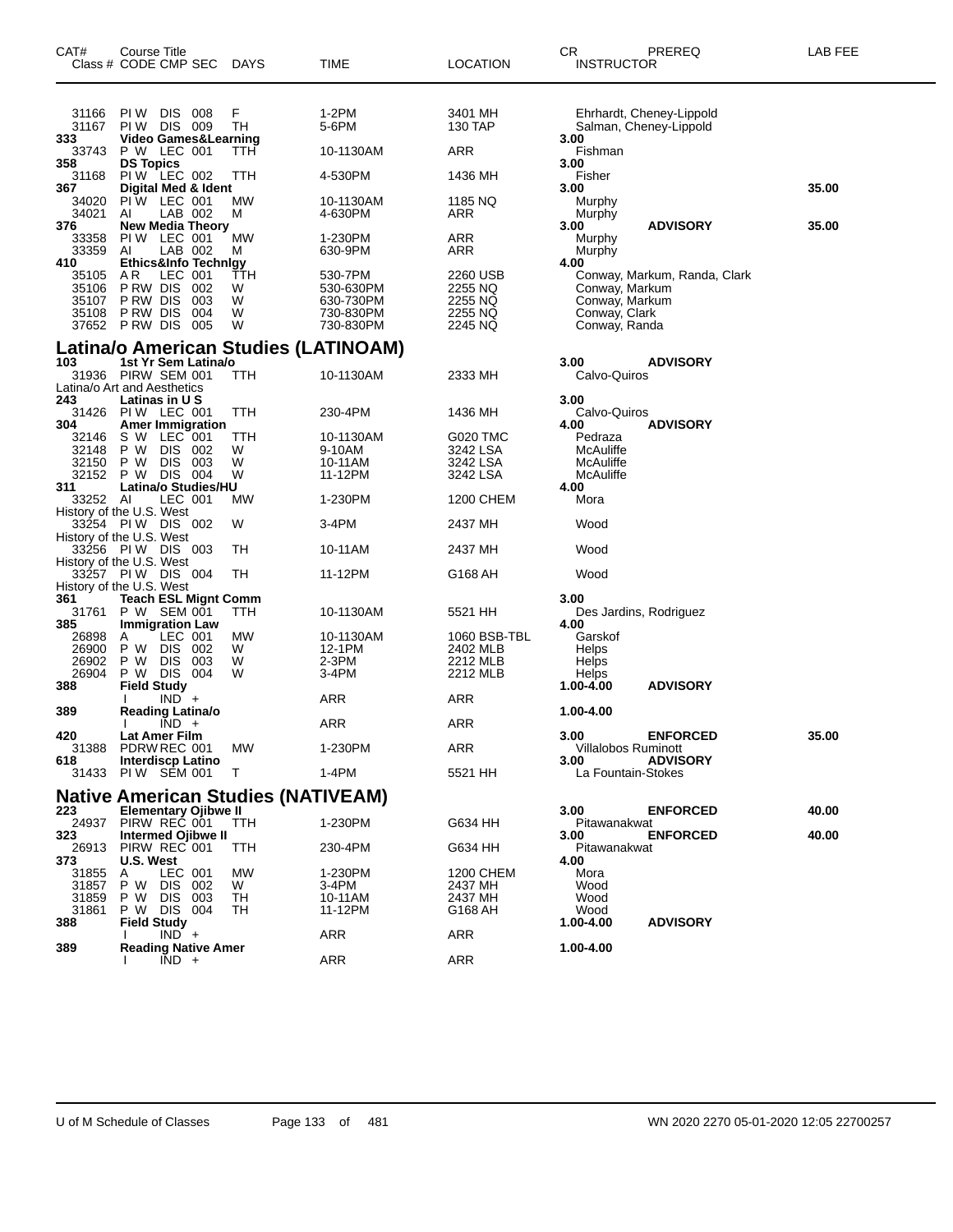| CAT# | Course Title<br>Class # CODE CMP SEC | DAYS | TIME | LOCATION | CR<br>INSTRUCTOR | PREREQ | LAB FEE |
|---|---|---|---|---|---|---|---|
| 31166 | PI W DIS 008 | F | 1-2PM | 3401 MH | Ehrhardt, Cheney-Lippold | | |
| 31167 | PI W DIS 009 | TH | 5-6PM | 130 TAP | Salman, Cheney-Lippold | | |
| **333** | **Video Games&Learning** | | | | **3.00** | | |
| 33743 | P W LEC 001 | TTH | 10-1130AM | ARR | Fishman | | |
| **358** | **DS Topics** | | | | **3.00** | | |
| 31168 | PI W LEC 002 | TTH | 4-530PM | 1436 MH | Fisher | | |
| **367** | **Digital Med & Ident** | | | | **3.00** | | **35.00** |
| 34020 | PI W LEC 001 | MW | 10-1130AM | 1185 NQ | Murphy | | |
| 34021 | AI LAB 002 | M | 4-630PM | ARR | Murphy | | |
| **376** | **New Media Theory** | | | | **3.00** | **ADVISORY** | **35.00** |
| 33358 | PI W LEC 001 | MW | 1-230PM | ARR | Murphy | | |
| 33359 | AI LAB 002 | M | 630-9PM | ARR | Murphy | | |
| **410** | **Ethics&Info Technlgy** | | | | **4.00** | | |
| 35105 | A R LEC 001 | TTH | 530-7PM | 2260 USB | Conway, Markum, Randa, Clark | | |
| 35106 | P RW DIS 002 | W | 530-630PM | 2255 NQ | Conway, Markum | | |
| 35107 | P RW DIS 003 | W | 630-730PM | 2255 NQ | Conway, Markum | | |
| 35108 | P RW DIS 004 | W | 730-830PM | 2255 NQ | Conway, Clark | | |
| 37652 | P RW DIS 005 | W | 730-830PM | 2245 NQ | Conway, Randa | | |

## Latina/o American Studies (LATINOAM)

| CAT# | Course Title<br>Class # CODE CMP SEC | DAYS | TIME | LOCATION | CR<br>INSTRUCTOR | PREREQ | LAB FEE |
|---|---|---|---|---|---|---|---|
| **103** | **1st Yr Sem Latina/o** | | | | **3.00** | **ADVISORY** | |
| 31936 | PIRW SEM 001 | TTH | 10-1130AM | 2333 MH | Calvo-Quiros | | |
| | Latina/o Art and Aesthetics | | | | | | |
| **243** | **Latinas in U S** | | | | **3.00** | | |
| 31426 | PI W LEC 001 | TTH | 230-4PM | 1436 MH | Calvo-Quiros | | |
| **304** | **Amer Immigration** | | | | **4.00** | **ADVISORY** | |
| 32146 | S W LEC 001 | TTH | 10-1130AM | G020 TMC | Pedraza | | |
| 32148 | P W DIS 002 | W | 9-10AM | 3242 LSA | McAuliffe | | |
| 32150 | P W DIS 003 | W | 10-11AM | 3242 LSA | McAuliffe | | |
| 32152 | P W DIS 004 | W | 11-12PM | 3242 LSA | McAuliffe | | |
| **311** | **Latina/o Studies/HU** | | | | **4.00** | | |
| 33252 | AI LEC 001 | MW | 1-230PM | 1200 CHEM | Mora | | |
| | History of the U.S. West | | | | | | |
| 33254 | PI W DIS 002 | W | 3-4PM | 2437 MH | Wood | | |
| | History of the U.S. West | | | | | | |
| 33256 | PI W DIS 003 | TH | 10-11AM | 2437 MH | Wood | | |
| | History of the U.S. West | | | | | | |
| 33257 | PI W DIS 004 | TH | 11-12PM | G168 AH | Wood | | |
| | History of the U.S. West | | | | | | |
| **361** | **Teach ESL Mignt Comm** | | | | **3.00** | | |
| 31761 | P W SEM 001 | TTH | 10-1130AM | 5521 HH | Des Jardins, Rodriguez | | |
| **385** | **Immigration Law** | | | | **4.00** | | |
| 26898 | A LEC 001 | MW | 10-1130AM | 1060 BSB-TBL | Garskof | | |
| 26900 | P W DIS 002 | W | 12-1PM | 2402 MLB | Helps | | |
| 26902 | P W DIS 003 | W | 2-3PM | 2212 MLB | Helps | | |
| 26904 | P W DIS 004 | W | 3-4PM | 2212 MLB | Helps | | |
| **388** | **Field Study** | | | | **1.00-4.00** | **ADVISORY** | |
| | I IND + | | ARR | ARR | | | |
| **389** | **Reading Latina/o** | | | | **1.00-4.00** | | |
| | I IND + | | ARR | ARR | | | |
| **420** | **Lat Amer Film** | | | | **3.00** | **ENFORCED** | **35.00** |
| 31388 | PDRW REC 001 | MW | 1-230PM | ARR | Villalobos Ruminott | | |
| **618** | **Interdiscp Latino** | | | | **3.00** | **ADVISORY** | |
| 31433 | PI W SEM 001 | T | 1-4PM | 5521 HH | La Fountain-Stokes | | |

## Native American Studies (NATIVEAM)

| CAT# | Course Title<br>Class # CODE CMP SEC | DAYS | TIME | LOCATION | CR<br>INSTRUCTOR | PREREQ | LAB FEE |
|---|---|---|---|---|---|---|---|
| **223** | **Elementary Ojibwe II** | | | | **3.00** | **ENFORCED** | **40.00** |
| 24937 | PIRW REC 001 | TTH | 1-230PM | G634 HH | Pitawanakwat | | |
| **323** | **Intermed Ojibwe II** | | | | **3.00** | **ENFORCED** | **40.00** |
| 26913 | PIRW REC 001 | TTH | 230-4PM | G634 HH | Pitawanakwat | | |
| **373** | **U.S. West** | | | | **4.00** | | |
| 31855 | A LEC 001 | MW | 1-230PM | 1200 CHEM | Mora | | |
| 31857 | P W DIS 002 | W | 3-4PM | 2437 MH | Wood | | |
| 31859 | P W DIS 003 | TH | 10-11AM | 2437 MH | Wood | | |
| 31861 | P W DIS 004 | TH | 11-12PM | G168 AH | Wood | | |
| **388** | **Field Study** | | | | **1.00-4.00** | **ADVISORY** | |
| | I IND + | | ARR | ARR | | | |
| **389** | **Reading Native Amer** | | | | **1.00-4.00** | | |
| | I IND + | | ARR | ARR | | | |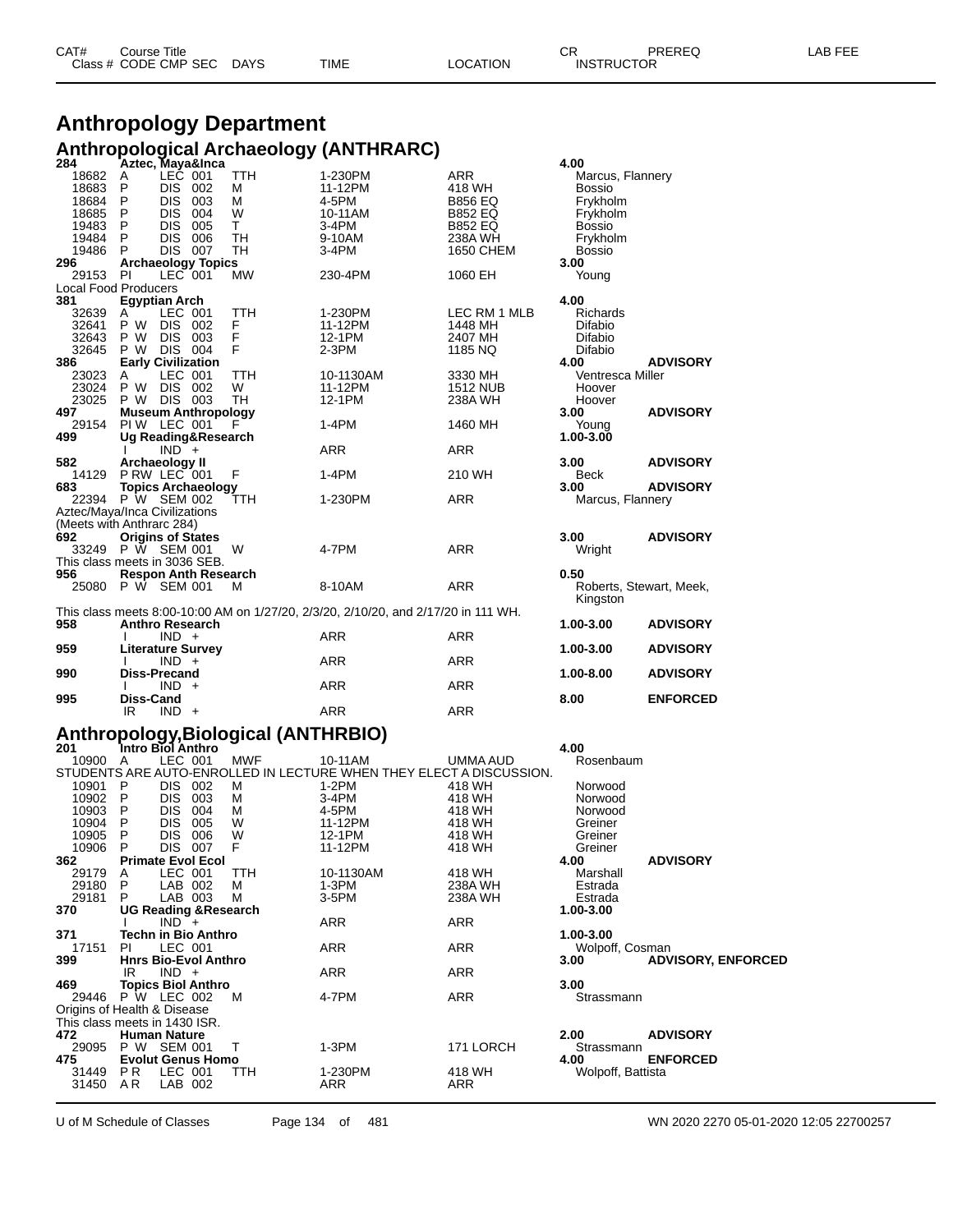| CAT# | Course Title | | | | | | CR | PREREQ | LAB FEE |
|---|---|---|---|---|---|---|---|---|---|
| Class # | CODE CMP SEC | DAYS | TIME | LOCATION | INSTRUCTOR | | | | |

# Anthropology Department

## Anthropological Archaeology (ANTHRARC)

| CAT# / Class # | CODE | CMP | SEC | DAYS | TIME | LOCATION | CR / INSTRUCTOR | PREREQ |
|---|---|---|---|---|---|---|---|---|
| **284** | **Aztec, Maya&Inca** | | | | | | **4.00** | |
| 18682 | A | LEC | 001 | TTH | 1-230PM | ARR | Marcus, Flannery | |
| 18683 | P | DIS | 002 | M | 11-12PM | 418 WH | Bossio | |
| 18684 | P | DIS | 003 | M | 4-5PM | B856 EQ | Frykholm | |
| 18685 | P | DIS | 004 | W | 10-11AM | B852 EQ | Frykholm | |
| 19483 | P | DIS | 005 | T | 3-4PM | B852 EQ | Bossio | |
| 19484 | P | DIS | 006 | TH | 9-10AM | 238A WH | Frykholm | |
| 19486 | P | DIS | 007 | TH | 3-4PM | 1650 CHEM | Bossio | |
| **296** | **Archaeology Topics** | | | | | | **3.00** | |
| 29153 | PI | LEC | 001 | MW | 230-4PM | 1060 EH | Young | |
| Local Food Producers | | | | | | | | |
| **381** | **Egyptian Arch** | | | | | | **4.00** | |
| 32639 | A | LEC | 001 | TTH | 1-230PM | LEC RM 1 MLB | Richards | |
| 32641 | P W | DIS | 002 | F | 11-12PM | 1448 MH | Difabio | |
| 32643 | P W | DIS | 003 | F | 12-1PM | 2407 MH | Difabio | |
| 32645 | P W | DIS | 004 | F | 2-3PM | 1185 NQ | Difabio | |
| **386** | **Early Civilization** | | | | | | **4.00** | **ADVISORY** |
| 23023 | A | LEC | 001 | TTH | 10-1130AM | 3330 MH | Ventresca Miller | |
| 23024 | P W | DIS | 002 | W | 11-12PM | 1512 NUB | Hoover | |
| 23025 | P W | DIS | 003 | TH | 12-1PM | 238A WH | Hoover | |
| **497** | **Museum Anthropology** | | | | | | **3.00** | **ADVISORY** |
| 29154 | PI W | LEC | 001 | F | 1-4PM | 1460 MH | Young | |
| **499** | **Ug Reading&Research** | | | | | | **1.00-3.00** | |
| | I | IND | + | | ARR | ARR | | |
| **582** | **Archaeology II** | | | | | | **3.00** | **ADVISORY** |
| 14129 | P RW | LEC | 001 | F | 1-4PM | 210 WH | Beck | |
| **683** | **Topics Archaeology** | | | | | | **3.00** | **ADVISORY** |
| 22394 | P W | SEM | 002 | TTH | 1-230PM | ARR | Marcus, Flannery | |
| Aztec/Maya/Inca Civilizations | | | | | | | | |
| (Meets with Anthrarc 284) | | | | | | | | |
| **692** | **Origins of States** | | | | | | **3.00** | **ADVISORY** |
| 33249 | P W | SEM | 001 | W | 4-7PM | ARR | Wright | |
| This class meets in 3036 SEB. | | | | | | | | |
| **956** | **Respon Anth Research** | | | | | | **0.50** | |
| 25080 | P W | SEM | 001 | M | 8-10AM | ARR | Roberts, Stewart, Meek, Kingston | |
| This class meets 8:00-10:00 AM on 1/27/20, 2/3/20, 2/10/20, and 2/17/20 in 111 WH. | | | | | | | | |
| **958** | **Anthro Research** | | | | | | **1.00-3.00** | **ADVISORY** |
| | I | IND | + | | ARR | ARR | | |
| **959** | **Literature Survey** | | | | | | **1.00-3.00** | **ADVISORY** |
| | I | IND | + | | ARR | ARR | | |
| **990** | **Diss-Precand** | | | | | | **1.00-8.00** | **ADVISORY** |
| | I | IND | + | | ARR | ARR | | |
| **995** | **Diss-Cand** | | | | | | **8.00** | **ENFORCED** |
| | IR | IND | + | | ARR | ARR | | |

## Anthropology,Biological (ANTHRBIO)

| CAT# / Class # | CODE | CMP | SEC | DAYS | TIME | LOCATION | CR / INSTRUCTOR | PREREQ |
|---|---|---|---|---|---|---|---|---|
| **201** | **Intro Biol Anthro** | | | | | | **4.00** | |
| 10900 | A | LEC | 001 | MWF | 10-11AM | UMMA AUD | Rosenbaum | |
| STUDENTS ARE AUTO-ENROLLED IN LECTURE WHEN THEY ELECT A DISCUSSION. | | | | | | | | |
| 10901 | P | DIS | 002 | M | 1-2PM | 418 WH | Norwood | |
| 10902 | P | DIS | 003 | M | 3-4PM | 418 WH | Norwood | |
| 10903 | P | DIS | 004 | M | 4-5PM | 418 WH | Norwood | |
| 10904 | P | DIS | 005 | W | 11-12PM | 418 WH | Greiner | |
| 10905 | P | DIS | 006 | W | 12-1PM | 418 WH | Greiner | |
| 10906 | P | DIS | 007 | F | 11-12PM | 418 WH | Greiner | |
| **362** | **Primate Evol Ecol** | | | | | | **4.00** | **ADVISORY** |
| 29179 | A | LEC | 001 | TTH | 10-1130AM | 418 WH | Marshall | |
| 29180 | P | LAB | 002 | M | 1-3PM | 238A WH | Estrada | |
| 29181 | P | LAB | 003 | M | 3-5PM | 238A WH | Estrada | |
| **370** | **UG Reading &Research** | | | | | | **1.00-3.00** | |
| | I | IND | + | | ARR | ARR | | |
| **371** | **Techn in Bio Anthro** | | | | | | **1.00-3.00** | |
| 17151 | PI | LEC | 001 | | ARR | ARR | Wolpoff, Cosman | |
| **399** | **Hnrs Bio-Evol Anthro** | | | | | | **3.00** | **ADVISORY, ENFORCED** |
| | IR | IND | + | | ARR | ARR | | |
| **469** | **Topics Biol Anthro** | | | | | | **3.00** | |
| 29446 | P W | LEC | 002 | M | 4-7PM | ARR | Strassmann | |
| Origins of Health & Disease | | | | | | | | |
| This class meets in 1430 ISR. | | | | | | | | |
| **472** | **Human Nature** | | | | | | **2.00** | **ADVISORY** |
| 29095 | P W | SEM | 001 | T | 1-3PM | 171 LORCH | Strassmann | |
| **475** | **Evolut Genus Homo** | | | | | | **4.00** | **ENFORCED** |
| 31449 | P R | LEC | 001 | TTH | 1-230PM | 418 WH | Wolpoff, Battista | |
| 31450 | A R | LAB | 002 | | ARR | ARR | | |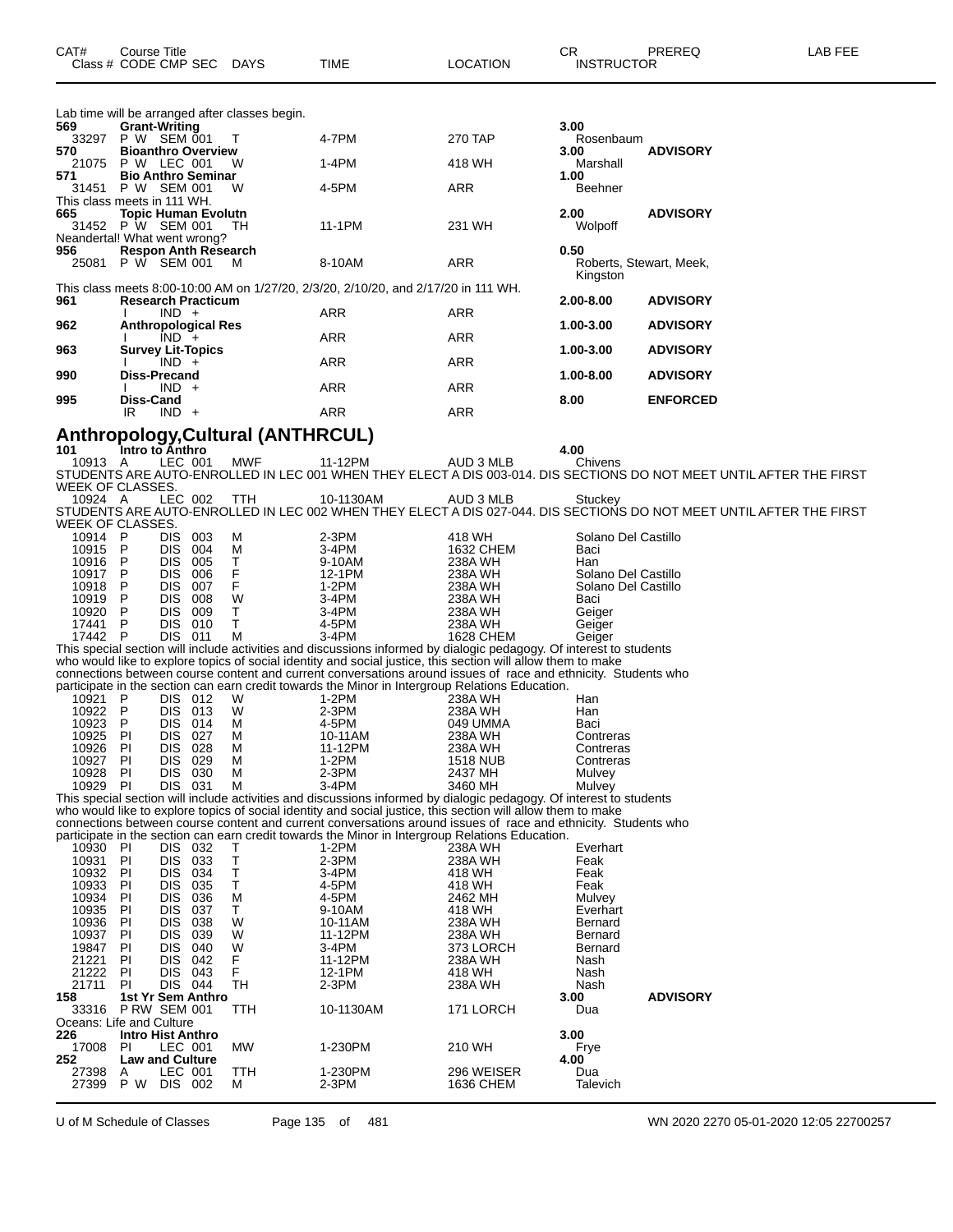| CAT# | Course Title<br>Class # CODE CMP SEC | DAYS | TIME | LOCATION | CR<br>INSTRUCTOR | PREREQ | LAB FEE |
|---|---|---|---|---|---|---|---|

Lab time will be arranged after classes begin.

| | | | | | | |
|---|---|---|---|---|---|---|
| **569** | **Grant-Writing** | | | | **3.00** | |
| 33297 | P W SEM 001 | T | 4-7PM | 270 TAP | Rosenbaum | |
| **570** | **Bioanthro Overview** | | | | **3.00** | **ADVISORY** |
| 21075 | P W LEC 001 | W | 1-4PM | 418 WH | Marshall | |
| **571** | **Bio Anthro Seminar** | | | | **1.00** | |
| 31451 | P W SEM 001 | W | 4-5PM | ARR | Beehner | |

This class meets in 111 WH.

| | | | | | | |
|---|---|---|---|---|---|---|
| **665** | **Topic Human Evolutn** | | | | **2.00** | **ADVISORY** |
| 31452 | P W SEM 001 | TH | 11-1PM | 231 WH | Wolpoff | |

Neandertal! What went wrong?

| | | | | | | |
|---|---|---|---|---|---|---|
| **956** | **Respon Anth Research** | | | | **0.50** | |
| 25081 | P W SEM 001 | M | 8-10AM | ARR | Roberts, Stewart, Meek, Kingston | |

This class meets 8:00-10:00 AM on 1/27/20, 2/3/20, 2/10/20, and 2/17/20 in 111 WH.

| | | | | | | |
|---|---|---|---|---|---|---|
| **961** | **Research Practicum** | | | | **2.00-8.00** | **ADVISORY** |
| | I IND + | | ARR | ARR | | |
| **962** | **Anthropological Res** | | | | **1.00-3.00** | **ADVISORY** |
| | I IND + | | ARR | ARR | | |
| **963** | **Survey Lit-Topics** | | | | **1.00-3.00** | **ADVISORY** |
| | I IND + | | ARR | ARR | | |
| **990** | **Diss-Precand** | | | | **1.00-8.00** | **ADVISORY** |
| | I IND + | | ARR | ARR | | |
| **995** | **Diss-Cand** | | | | **8.00** | **ENFORCED** |
| | IR IND + | | ARR | ARR | | |

# Anthropology,Cultural (ANTHRCUL)

| | | | | | | |
|---|---|---|---|---|---|---|
| **101** | **Intro to Anthro** | | | | **4.00** | |
| 10913 | A LEC 001 | MWF | 11-12PM | AUD 3 MLB | Chivens | |

STUDENTS ARE AUTO-ENROLLED IN LEC 001 WHEN THEY ELECT A DIS 003-014. DIS SECTIONS DO NOT MEET UNTIL AFTER THE FIRST WEEK OF CLASSES.

| | | | | | |
|---|---|---|---|---|---|
| 10924 | A LEC 002 | TTH | 10-1130AM | AUD 3 MLB | Stuckey |

STUDENTS ARE AUTO-ENROLLED IN LEC 002 WHEN THEY ELECT A DIS 027-044. DIS SECTIONS DO NOT MEET UNTIL AFTER THE FIRST WEEK OF CLASSES.

| | | | | | |
|---|---|---|---|---|---|
| 10914 | P DIS 003 | M | 2-3PM | 418 WH | Solano Del Castillo |
| 10915 | P DIS 004 | M | 3-4PM | 1632 CHEM | Baci |
| 10916 | P DIS 005 | T | 9-10AM | 238A WH | Han |
| 10917 | P DIS 006 | F | 12-1PM | 238A WH | Solano Del Castillo |
| 10918 | P DIS 007 | F | 1-2PM | 238A WH | Solano Del Castillo |
| 10919 | P DIS 008 | W | 3-4PM | 238A WH | Baci |
| 10920 | P DIS 009 | T | 3-4PM | 238A WH | Geiger |
| 17441 | P DIS 010 | T | 4-5PM | 238A WH | Geiger |
| 17442 | P DIS 011 | M | 3-4PM | 1628 CHEM | Geiger |

This special section will include activities and discussions informed by dialogic pedagogy. Of interest to students who would like to explore topics of social identity and social justice, this section will allow them to make connections between course content and current conversations around issues of race and ethnicity. Students who participate in the section can earn credit towards the Minor in Intergroup Relations Education.

| | | | | | |
|---|---|---|---|---|---|
| 10921 | P DIS 012 | W | 1-2PM | 238A WH | Han |
| 10922 | P DIS 013 | W | 2-3PM | 238A WH | Han |
| 10923 | P DIS 014 | M | 4-5PM | 049 UMMA | Baci |
| 10925 | PI DIS 027 | M | 10-11AM | 238A WH | Contreras |
| 10926 | PI DIS 028 | M | 11-12PM | 238A WH | Contreras |
| 10927 | PI DIS 029 | M | 1-2PM | 1518 NUB | Contreras |
| 10928 | PI DIS 030 | M | 2-3PM | 2437 MH | Mulvey |
| 10929 | PI DIS 031 | M | 3-4PM | 3460 MH | Mulvey |

This special section will include activities and discussions informed by dialogic pedagogy. Of interest to students who would like to explore topics of social identity and social justice, this section will allow them to make connections between course content and current conversations around issues of race and ethnicity. Students who participate in the section can earn credit towards the Minor in Intergroup Relations Education.

| | | | | | | |
|---|---|---|---|---|---|---|
| 10930 | PI DIS 032 | T | 1-2PM | 238A WH | Everhart | |
| 10931 | PI DIS 033 | T | 2-3PM | 238A WH | Feak | |
| 10932 | PI DIS 034 | T | 3-4PM | 418 WH | Feak | |
| 10933 | PI DIS 035 | T | 4-5PM | 418 WH | Feak | |
| 10934 | PI DIS 036 | M | 4-5PM | 2462 MH | Mulvey | |
| 10935 | PI DIS 037 | T | 9-10AM | 418 WH | Everhart | |
| 10936 | PI DIS 038 | W | 10-11AM | 238A WH | Bernard | |
| 10937 | PI DIS 039 | W | 11-12PM | 238A WH | Bernard | |
| 19847 | PI DIS 040 | W | 3-4PM | 373 LORCH | Bernard | |
| 21221 | PI DIS 042 | F | 11-12PM | 238A WH | Nash | |
| 21222 | PI DIS 043 | F | 12-1PM | 418 WH | Nash | |
| 21711 | PI DIS 044 | TH | 2-3PM | 238A WH | Nash | |
| **158** | **1st Yr Sem Anthro** | | | | **3.00** | **ADVISORY** |
| 33316 | P RW SEM 001 | TTH | 10-1130AM | 171 LORCH | Dua | |

Oceans: Life and Culture

| | | | | | | |
|---|---|---|---|---|---|---|
| **226** | **Intro Hist Anthro** | | | | **3.00** | |
| 17008 | PI LEC 001 | MW | 1-230PM | 210 WH | Frye | |
| **252** | **Law and Culture** | | | | **4.00** | |
| 27398 | A LEC 001 | TTH | 1-230PM | 296 WEISER | Dua | |
| 27399 | P W DIS 002 | M | 2-3PM | 1636 CHEM | Talevich | |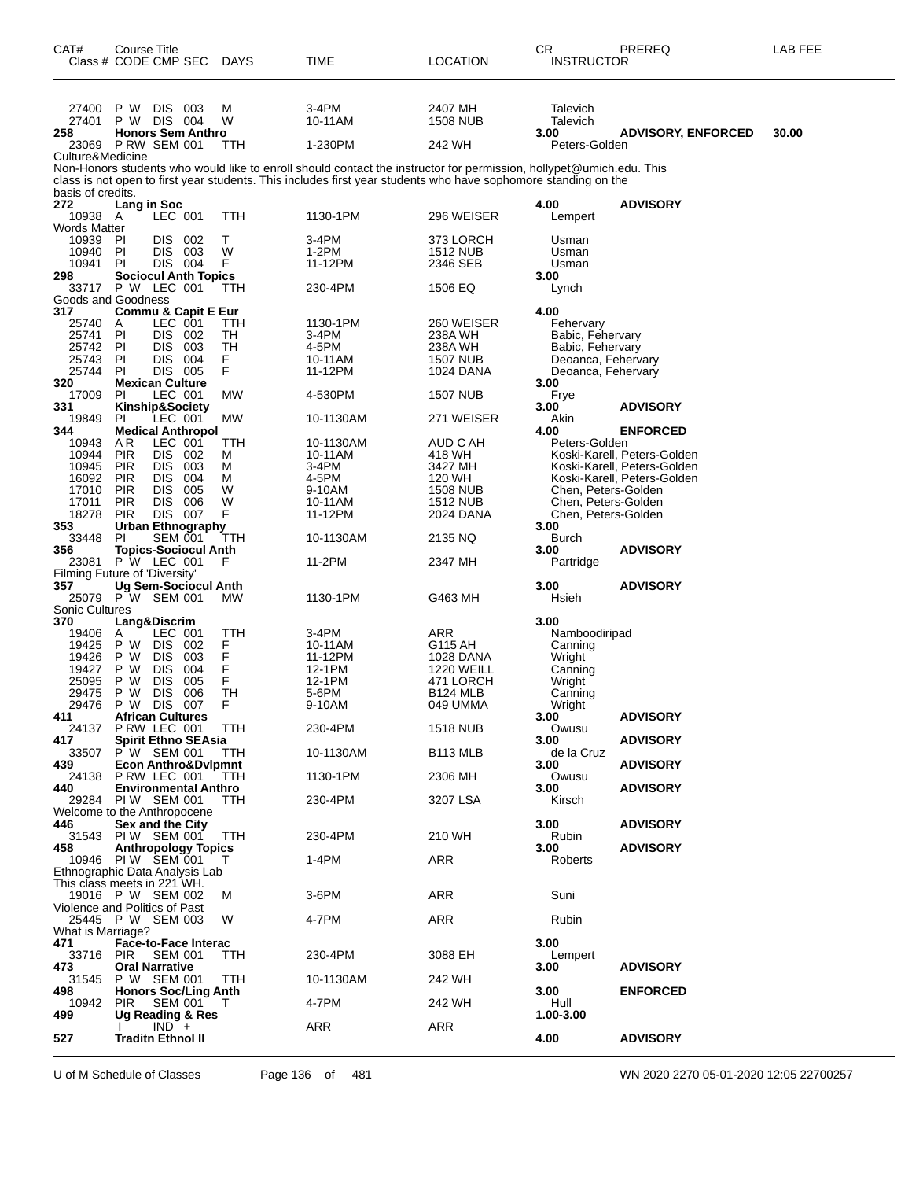| CAT# Class # | Course Title CODE CMP SEC | DAYS | TIME | LOCATION | CR INSTRUCTOR | PREREQ | LAB FEE |
|---|---|---|---|---|---|---|---|
| 27400 | P W DIS 003 | M | 3-4PM | 2407 MH | Talevich | | |
| 27401 | P W DIS 004 | W | 10-11AM | 1508 NUB | Talevich | | |
| **258** | **Honors Sem Anthro** | | | | **3.00** | **ADVISORY, ENFORCED** | **30.00** |
| 23069 | P RW SEM 001 | TTH | 1-230PM | 242 WH | Peters-Golden | | |

Culture&Medicine
Non-Honors students who would like to enroll should contact the instructor for permission, hollypet@umich.edu. This class is not open to first year students. This includes first year students who have sophomore standing on the basis of credits.

| CAT# Class # | Course Title CODE CMP SEC | DAYS | TIME | LOCATION | CR INSTRUCTOR | PREREQ | LAB FEE |
|---|---|---|---|---|---|---|---|
| **272** | **Lang in Soc** | | | | **4.00** | **ADVISORY** | |
| 10938 | A LEC 001 | TTH | 1130-1PM | 296 WEISER | Lempert | | |

Words Matter

| CAT# Class # | Course Title CODE CMP SEC | DAYS | TIME | LOCATION | CR INSTRUCTOR | PREREQ | LAB FEE |
|---|---|---|---|---|---|---|---|
| 10939 | PI DIS 002 | T | 3-4PM | 373 LORCH | Usman | | |
| 10940 | PI DIS 003 | W | 1-2PM | 1512 NUB | Usman | | |
| 10941 | PI DIS 004 | F | 11-12PM | 2346 SEB | Usman | | |
| **298** | **Sociocul Anth Topics** | | | | **3.00** | | |
| 33717 | P W LEC 001 | TTH | 230-4PM | 1506 EQ | Lynch | | |

Goods and Goodness

| CAT# Class # | Course Title CODE CMP SEC | DAYS | TIME | LOCATION | CR INSTRUCTOR | PREREQ | LAB FEE |
|---|---|---|---|---|---|---|---|
| **317** | **Commu & Capit E Eur** | | | | **4.00** | | |
| 25740 | A LEC 001 | TTH | 1130-1PM | 260 WEISER | Fehervary | | |
| 25741 | PI DIS 002 | TH | 3-4PM | 238A WH | Babic, Fehervary | | |
| 25742 | PI DIS 003 | TH | 4-5PM | 238A WH | Babic, Fehervary | | |
| 25743 | PI DIS 004 | F | 10-11AM | 1507 NUB | Deoanca, Fehervary | | |
| 25744 | PI DIS 005 | F | 11-12PM | 1024 DANA | Deoanca, Fehervary | | |
| **320** | **Mexican Culture** | | | | **3.00** | | |
| 17009 | PI LEC 001 | MW | 4-530PM | 1507 NUB | Frye | | |
| **331** | **Kinship&Society** | | | | **3.00** | **ADVISORY** | |
| 19849 | PI LEC 001 | MW | 10-1130AM | 271 WEISER | Akin | | |
| **344** | **Medical Anthropol** | | | | **4.00** | **ENFORCED** | |
| 10943 | A R LEC 001 | TTH | 10-1130AM | AUD C AH | Peters-Golden | | |
| 10944 | PIR DIS 002 | M | 10-11AM | 418 WH | Koski-Karell, Peters-Golden | | |
| 10945 | PIR DIS 003 | M | 3-4PM | 3427 MH | Koski-Karell, Peters-Golden | | |
| 16092 | PIR DIS 004 | M | 4-5PM | 120 WH | Koski-Karell, Peters-Golden | | |
| 17010 | PIR DIS 005 | W | 9-10AM | 1508 NUB | Chen, Peters-Golden | | |
| 17011 | PIR DIS 006 | W | 10-11AM | 1512 NUB | Chen, Peters-Golden | | |
| 18278 | PIR DIS 007 | F | 11-12PM | 2024 DANA | Chen, Peters-Golden | | |
| **353** | **Urban Ethnography** | | | | **3.00** | | |
| 33448 | PI SEM 001 | TTH | 10-1130AM | 2135 NQ | Burch | | |
| **356** | **Topics-Sociocul Anth** | | | | **3.00** | **ADVISORY** | |
| 23081 | P W LEC 001 | F | 11-2PM | 2347 MH | Partridge | | |

Filming Future of 'Diversity'

| CAT# Class # | Course Title CODE CMP SEC | DAYS | TIME | LOCATION | CR INSTRUCTOR | PREREQ | LAB FEE |
|---|---|---|---|---|---|---|---|
| **357** | **Ug Sem-Sociocul Anth** | | | | **3.00** | **ADVISORY** | |
| 25079 | P W SEM 001 | MW | 1130-1PM | G463 MH | Hsieh | | |

Sonic Cultures

| CAT# Class # | Course Title CODE CMP SEC | DAYS | TIME | LOCATION | CR INSTRUCTOR | PREREQ | LAB FEE |
|---|---|---|---|---|---|---|---|
| **370** | **Lang&Discrim** | | | | **3.00** | | |
| 19406 | A LEC 001 | TTH | 3-4PM | ARR | Namboodiripad | | |
| 19425 | P W DIS 002 | F | 10-11AM | G115 AH | Canning | | |
| 19426 | P W DIS 003 | F | 11-12PM | 1028 DANA | Wright | | |
| 19427 | P W DIS 004 | F | 12-1PM | 1220 WEILL | Canning | | |
| 25095 | P W DIS 005 | F | 12-1PM | 471 LORCH | Wright | | |
| 29475 | P W DIS 006 | TH | 5-6PM | B124 MLB | Canning | | |
| 29476 | P W DIS 007 | F | 9-10AM | 049 UMMA | Wright | | |
| **411** | **African Cultures** | | | | **3.00** | **ADVISORY** | |
| 24137 | P RW LEC 001 | TTH | 230-4PM | 1518 NUB | Owusu | | |
| **417** | **Spirit Ethno SEAsia** | | | | **3.00** | **ADVISORY** | |
| 33507 | P W SEM 001 | TTH | 10-1130AM | B113 MLB | de la Cruz | | |
| **439** | **Econ Anthro&Dvlpmnt** | | | | **3.00** | **ADVISORY** | |
| 24138 | P RW LEC 001 | TTH | 1130-1PM | 2306 MH | Owusu | | |
| **440** | **Environmental Anthro** | | | | **3.00** | **ADVISORY** | |
| 29284 | PI W SEM 001 | TTH | 230-4PM | 3207 LSA | Kirsch | | |

Welcome to the Anthropocene

| CAT# Class # | Course Title CODE CMP SEC | DAYS | TIME | LOCATION | CR INSTRUCTOR | PREREQ | LAB FEE |
|---|---|---|---|---|---|---|---|
| **446** | **Sex and the City** | | | | **3.00** | **ADVISORY** | |
| 31543 | PI W SEM 001 | TTH | 230-4PM | 210 WH | Rubin | | |
| **458** | **Anthropology Topics** | | | | **3.00** | **ADVISORY** | |
| 10946 | PI W SEM 001 | T | 1-4PM | ARR | Roberts | | |

Ethnographic Data Analysis Lab
This class meets in 221 WH.

| CAT# Class # | Course Title CODE CMP SEC | DAYS | TIME | LOCATION | CR INSTRUCTOR | PREREQ | LAB FEE |
|---|---|---|---|---|---|---|---|
| 19016 | P W SEM 002 | M | 3-6PM | ARR | Suni | | |

Violence and Politics of Past

| CAT# Class # | Course Title CODE CMP SEC | DAYS | TIME | LOCATION | CR INSTRUCTOR | PREREQ | LAB FEE |
|---|---|---|---|---|---|---|---|
| 25445 | P W SEM 003 | W | 4-7PM | ARR | Rubin | | |

What is Marriage?

| CAT# Class # | Course Title CODE CMP SEC | DAYS | TIME | LOCATION | CR INSTRUCTOR | PREREQ | LAB FEE |
|---|---|---|---|---|---|---|---|
| **471** | **Face-to-Face Interac** | | | | **3.00** | | |
| 33716 | PIR SEM 001 | TTH | 230-4PM | 3088 EH | Lempert | | |
| **473** | **Oral Narrative** | | | | **3.00** | **ADVISORY** | |
| 31545 | P W SEM 001 | TTH | 10-1130AM | 242 WH | | | |
| **498** | **Honors Soc/Ling Anth** | | | | **3.00** | **ENFORCED** | |
| 10942 | PIR SEM 001 | T | 4-7PM | 242 WH | Hull | | |
| **499** | **Ug Reading & Res** | | | | **1.00-3.00** | | |
| | I IND + | | ARR | ARR | | | |
| **527** | **Traditn Ethnol II** | | | | **4.00** | **ADVISORY** | |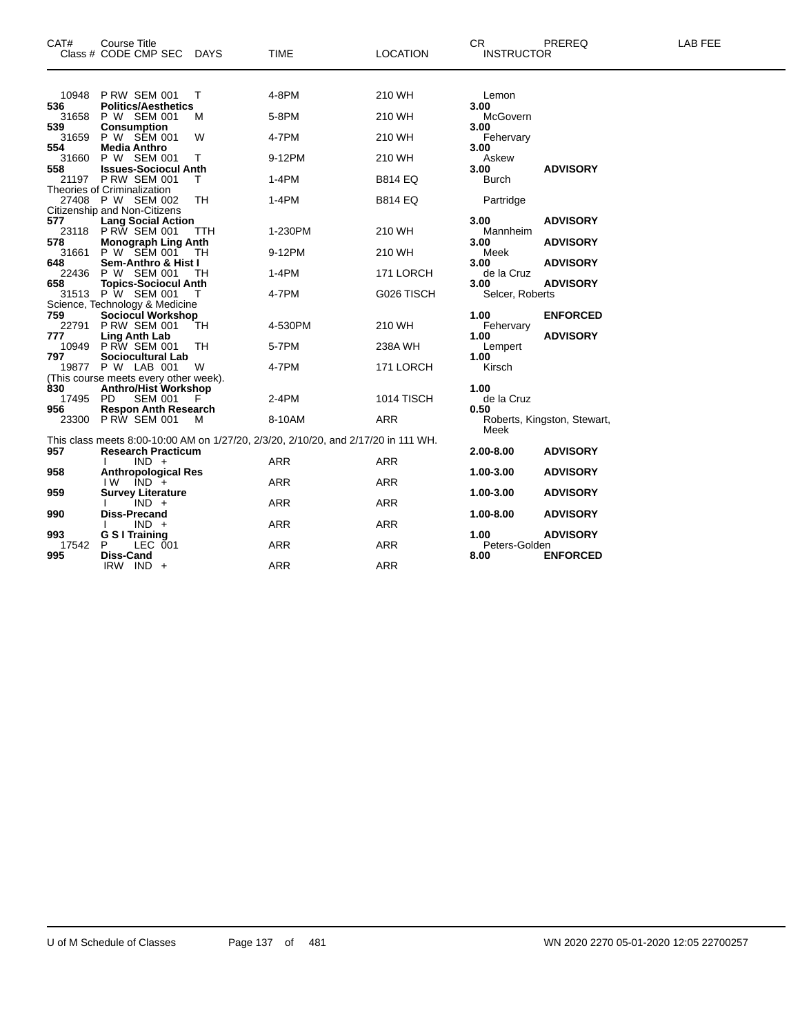| CAT# | Course Title<br>Class # CODE CMP SEC | DAYS | TIME | LOCATION | CR<br>INSTRUCTOR | PREREQ | LAB FEE |
|---|---|---|---|---|---|---|---|
| 10948 | P RW SEM 001 | T | 4-8PM | 210 WH | Lemon | | |
| **536** | **Politics/Aesthetics** | | | | **3.00** | | |
| 31658 | P W SEM 001 | M | 5-8PM | 210 WH | McGovern | | |
| **539** | **Consumption** | | | | **3.00** | | |
| 31659 | P W SEM 001 | W | 4-7PM | 210 WH | Fehervary | | |
| **554** | **Media Anthro** | | | | **3.00** | | |
| 31660 | P W SEM 001 | T | 9-12PM | 210 WH | Askew | | |
| **558** | **Issues-Sociocul Anth** | | | | **3.00** | **ADVISORY** | |
| 21197 | P RW SEM 001 | T | 1-4PM | B814 EQ | Burch | | |
| | Theories of Criminalization | | | | | | |
| 27408 | P W SEM 002 | TH | 1-4PM | B814 EQ | Partridge | | |
| | Citizenship and Non-Citizens | | | | | | |
| **577** | **Lang Social Action** | | | | **3.00** | **ADVISORY** | |
| 23118 | P RW SEM 001 | TTH | 1-230PM | 210 WH | Mannheim | | |
| **578** | **Monograph Ling Anth** | | | | **3.00** | **ADVISORY** | |
| 31661 | P W SEM 001 | TH | 9-12PM | 210 WH | Meek | | |
| **648** | **Sem-Anthro & Hist I** | | | | **3.00** | **ADVISORY** | |
| 22436 | P W SEM 001 | TH | 1-4PM | 171 LORCH | de la Cruz | | |
| **658** | **Topics-Sociocul Anth** | | | | **3.00** | **ADVISORY** | |
| 31513 | P W SEM 001 | T | 4-7PM | G026 TISCH | Selcer, Roberts | | |
| | Science, Technology & Medicine | | | | | | |
| **759** | **Sociocul Workshop** | | | | **1.00** | **ENFORCED** | |
| 22791 | P RW SEM 001 | TH | 4-530PM | 210 WH | Fehervary | | |
| **777** | **Ling Anth Lab** | | | | **1.00** | **ADVISORY** | |
| 10949 | P RW SEM 001 | TH | 5-7PM | 238A WH | Lempert | | |
| **797** | **Sociocultural Lab** | | | | **1.00** | | |
| 19877 | P W LAB 001 | W | 4-7PM | 171 LORCH | Kirsch | | |
| | (This course meets every other week). | | | | | | |
| **830** | **Anthro/Hist Workshop** | | | | **1.00** | | |
| 17495 | PD SEM 001 | F | 2-4PM | 1014 TISCH | de la Cruz | | |
| **956** | **Respon Anth Research** | | | | **0.50** | | |
| 23300 | P RW SEM 001 | M | 8-10AM | ARR | Roberts, Kingston, Stewart, Meek | | |
| | This class meets 8:00-10:00 AM on 1/27/20, 2/3/20, 2/10/20, and 2/17/20 in 111 WH. | | | | | | |
| **957** | **Research Practicum** | | | | **2.00-8.00** | **ADVISORY** | |
| | I IND + | | ARR | ARR | | | |
| **958** | **Anthropological Res** | | | | **1.00-3.00** | **ADVISORY** | |
| | I W IND + | | ARR | ARR | | | |
| **959** | **Survey Literature** | | | | **1.00-3.00** | **ADVISORY** | |
| | I IND + | | ARR | ARR | | | |
| **990** | **Diss-Precand** | | | | **1.00-8.00** | **ADVISORY** | |
| | I IND + | | ARR | ARR | | | |
| **993** | **G S I Training** | | | | **1.00** | **ADVISORY** | |
| 17542 | P LEC 001 | | ARR | ARR | Peters-Golden | | |
| **995** | **Diss-Cand** | | | | **8.00** | **ENFORCED** | |
| | IRW IND + | | ARR | ARR | | | |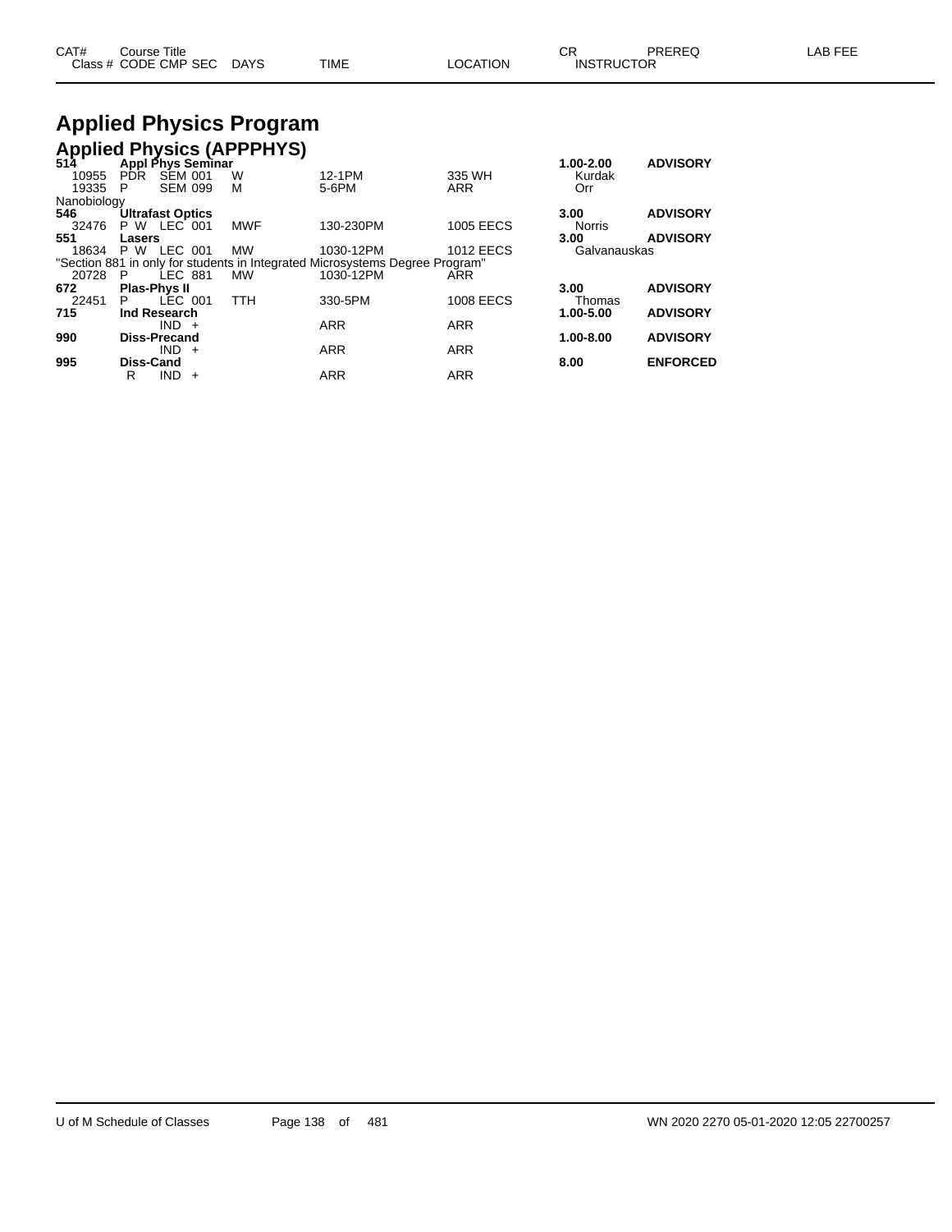| CAT# | Course Title | | | | | CR | PREREQ | LAB FEE |
|---|---|---|---|---|---|---|---|---|
| Class # | CODE CMP SEC | DAYS | TIME | LOCATION | | INSTRUCTOR | | |

# Applied Physics Program

## Applied Physics (APPPHYS)

| CAT# / Class # | CODE CMP SEC | DAYS | TIME | LOCATION | CR / INSTRUCTOR | PREREQ |
|---|---|---|---|---|---|---|
| **514** | **Appl Phys Seminar** | | | | **1.00-2.00** | **ADVISORY** |
| 10955 | PDR SEM 001 | W | 12-1PM | 335 WH | Kurdak | |
| 19335 | P SEM 099 | M | 5-6PM | ARR | Orr | |
| Nanobiology | | | | | | |
| **546** | **Ultrafast Optics** | | | | **3.00** | **ADVISORY** |
| 32476 | P W LEC 001 | MWF | 130-230PM | 1005 EECS | Norris | |
| **551** | **Lasers** | | | | **3.00** | **ADVISORY** |
| 18634 | P W LEC 001 | MW | 1030-12PM | 1012 EECS | Galvanauskas | |
| "Section 881 in only for students in Integrated Microsystems Degree Program" | | | | | | |
| 20728 | P LEC 881 | MW | 1030-12PM | ARR | | |
| **672** | **Plas-Phys II** | | | | **3.00** | **ADVISORY** |
| 22451 | P LEC 001 | TTH | 330-5PM | 1008 EECS | Thomas | |
| **715** | **Ind Research** | | | | **1.00-5.00** | **ADVISORY** |
| | IND + | | ARR | ARR | | |
| **990** | **Diss-Precand** | | | | **1.00-8.00** | **ADVISORY** |
| | IND + | | ARR | ARR | | |
| **995** | **Diss-Cand** | | | | **8.00** | **ENFORCED** |
| | R IND + | | ARR | ARR | | |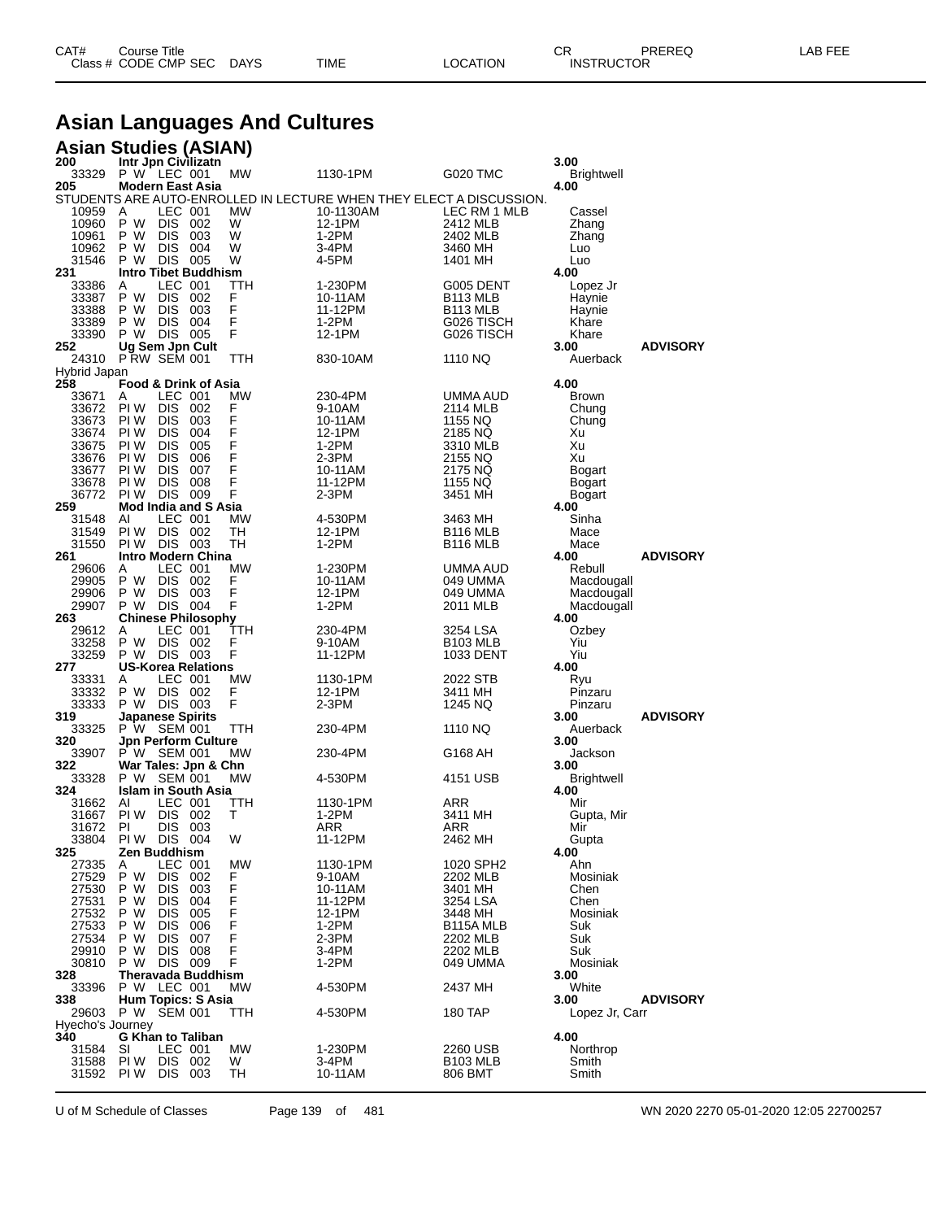# Asian Languages And Cultures

## Asian Studies (ASIAN)

| CAT# / Class # | Course Title / CODE CMP SEC | DAYS | TIME | LOCATION | CR / INSTRUCTOR | PREREQ | LAB FEE |
|---|---|---|---|---|---|---|---|
| **200** | **Intr Jpn Civilizatn** | | | | **3.00** | | |
| 33329 | P W LEC 001 | MW | 1130-1PM | G020 TMC | Brightwell | | |
| **205** | **Modern East Asia** | | | | **4.00** | | |
| STUDENTS ARE AUTO-ENROLLED IN LECTURE WHEN THEY ELECT A DISCUSSION. | | | | | | | |
| 10959 | A LEC 001 | MW | 10-1130AM | LEC RM 1 MLB | Cassel | | |
| 10960 | P W DIS 002 | W | 12-1PM | 2412 MLB | Zhang | | |
| 10961 | P W DIS 003 | W | 1-2PM | 2402 MLB | Zhang | | |
| 10962 | P W DIS 004 | W | 3-4PM | 3460 MH | Luo | | |
| 31546 | P W DIS 005 | W | 4-5PM | 1401 MH | Luo | | |
| **231** | **Intro Tibet Buddhism** | | | | **4.00** | | |
| 33386 | A LEC 001 | TTH | 1-230PM | G005 DENT | Lopez Jr | | |
| 33387 | P W DIS 002 | F | 10-11AM | B113 MLB | Haynie | | |
| 33388 | P W DIS 003 | F | 11-12PM | B113 MLB | Haynie | | |
| 33389 | P W DIS 004 | F | 1-2PM | G026 TISCH | Khare | | |
| 33390 | P W DIS 005 | F | 12-1PM | G026 TISCH | Khare | | |
| **252** | **Ug Sem Jpn Cult** | | | | **3.00** | **ADVISORY** | |
| 24310 | P RW SEM 001 | TTH | 830-10AM | 1110 NQ | Auerback | | |
| Hybrid Japan | | | | | | | |
| **258** | **Food & Drink of Asia** | | | | **4.00** | | |
| 33671 | A LEC 001 | MW | 230-4PM | UMMA AUD | Brown | | |
| 33672 | PI W DIS 002 | F | 9-10AM | 2114 MLB | Chung | | |
| 33673 | PI W DIS 003 | F | 10-11AM | 1155 NQ | Chung | | |
| 33674 | PI W DIS 004 | F | 12-1PM | 2185 NQ | Xu | | |
| 33675 | PI W DIS 005 | F | 1-2PM | 3310 MLB | Xu | | |
| 33676 | PI W DIS 006 | F | 2-3PM | 2155 NQ | Xu | | |
| 33677 | PI W DIS 007 | F | 10-11AM | 2175 NQ | Bogart | | |
| 33678 | PI W DIS 008 | F | 11-12PM | 1155 NQ | Bogart | | |
| 36772 | PI W DIS 009 | F | 2-3PM | 3451 MH | Bogart | | |
| **259** | **Mod India and S Asia** | | | | **4.00** | | |
| 31548 | AI LEC 001 | MW | 4-530PM | 3463 MH | Sinha | | |
| 31549 | PI W DIS 002 | TH | 12-1PM | B116 MLB | Mace | | |
| 31550 | PI W DIS 003 | TH | 1-2PM | B116 MLB | Mace | | |
| **261** | **Intro Modern China** | | | | **4.00** | **ADVISORY** | |
| 29606 | A LEC 001 | MW | 1-230PM | UMMA AUD | Rebull | | |
| 29905 | P W DIS 002 | F | 10-11AM | 049 UMMA | Macdougall | | |
| 29906 | P W DIS 003 | F | 12-1PM | 049 UMMA | Macdougall | | |
| 29907 | P W DIS 004 | F | 1-2PM | 2011 MLB | Macdougall | | |
| **263** | **Chinese Philosophy** | | | | **4.00** | | |
| 29612 | A LEC 001 | TTH | 230-4PM | 3254 LSA | Ozbey | | |
| 33258 | P W DIS 002 | F | 9-10AM | B103 MLB | Yiu | | |
| 33259 | P W DIS 003 | F | 11-12PM | 1033 DENT | Yiu | | |
| **277** | **US-Korea Relations** | | | | **4.00** | | |
| 33331 | A LEC 001 | MW | 1130-1PM | 2022 STB | Ryu | | |
| 33332 | P W DIS 002 | F | 12-1PM | 3411 MH | Pinzaru | | |
| 33333 | P W DIS 003 | F | 2-3PM | 1245 NQ | Pinzaru | | |
| **319** | **Japanese Spirits** | | | | **3.00** | **ADVISORY** | |
| 33325 | P W SEM 001 | TTH | 230-4PM | 1110 NQ | Auerback | | |
| **320** | **Jpn Perform Culture** | | | | **3.00** | | |
| 33907 | P W SEM 001 | MW | 230-4PM | G168 AH | Jackson | | |
| **322** | **War Tales: Jpn & Chn** | | | | **3.00** | | |
| 33328 | P W SEM 001 | MW | 4-530PM | 4151 USB | Brightwell | | |
| **324** | **Islam in South Asia** | | | | **4.00** | | |
| 31662 | AI LEC 001 | TTH | 1130-1PM | ARR | Mir | | |
| 31667 | PI W DIS 002 | T | 1-2PM | 3411 MH | Gupta, Mir | | |
| 31672 | PI DIS 003 | ARR | ARR | ARR | Mir | | |
| 33804 | PI W DIS 004 | W | 11-12PM | 2462 MH | Gupta | | |
| **325** | **Zen Buddhism** | | | | **4.00** | | |
| 27335 | A LEC 001 | MW | 1130-1PM | 1020 SPH2 | Ahn | | |
| 27529 | P W DIS 002 | F | 9-10AM | 2202 MLB | Mosiniak | | |
| 27530 | P W DIS 003 | F | 10-11AM | 3401 MH | Chen | | |
| 27531 | P W DIS 004 | F | 11-12PM | 3254 LSA | Chen | | |
| 27532 | P W DIS 005 | F | 12-1PM | 3448 MH | Mosiniak | | |
| 27533 | P W DIS 006 | F | 1-2PM | B115A MLB | Suk | | |
| 27534 | P W DIS 007 | F | 2-3PM | 2202 MLB | Suk | | |
| 29910 | P W DIS 008 | F | 3-4PM | 2202 MLB | Suk | | |
| 30810 | P W DIS 009 | F | 1-2PM | 049 UMMA | Mosiniak | | |
| **328** | **Theravada Buddhism** | | | | **3.00** | | |
| 33396 | P W LEC 001 | MW | 4-530PM | 2437 MH | White | | |
| **338** | **Hum Topics: S Asia** | | | | **3.00** | **ADVISORY** | |
| 29603 | P W SEM 001 | TTH | 4-530PM | 180 TAP | Lopez Jr, Carr | | |
| Hyecho's Journey | | | | | | | |
| **340** | **G Khan to Taliban** | | | | **4.00** | | |
| 31584 | SI LEC 001 | MW | 1-230PM | 2260 USB | Northrop | | |
| 31588 | PI W DIS 002 | W | 3-4PM | B103 MLB | Smith | | |
| 31592 | PI W DIS 003 | TH | 10-11AM | 806 BMT | Smith | | |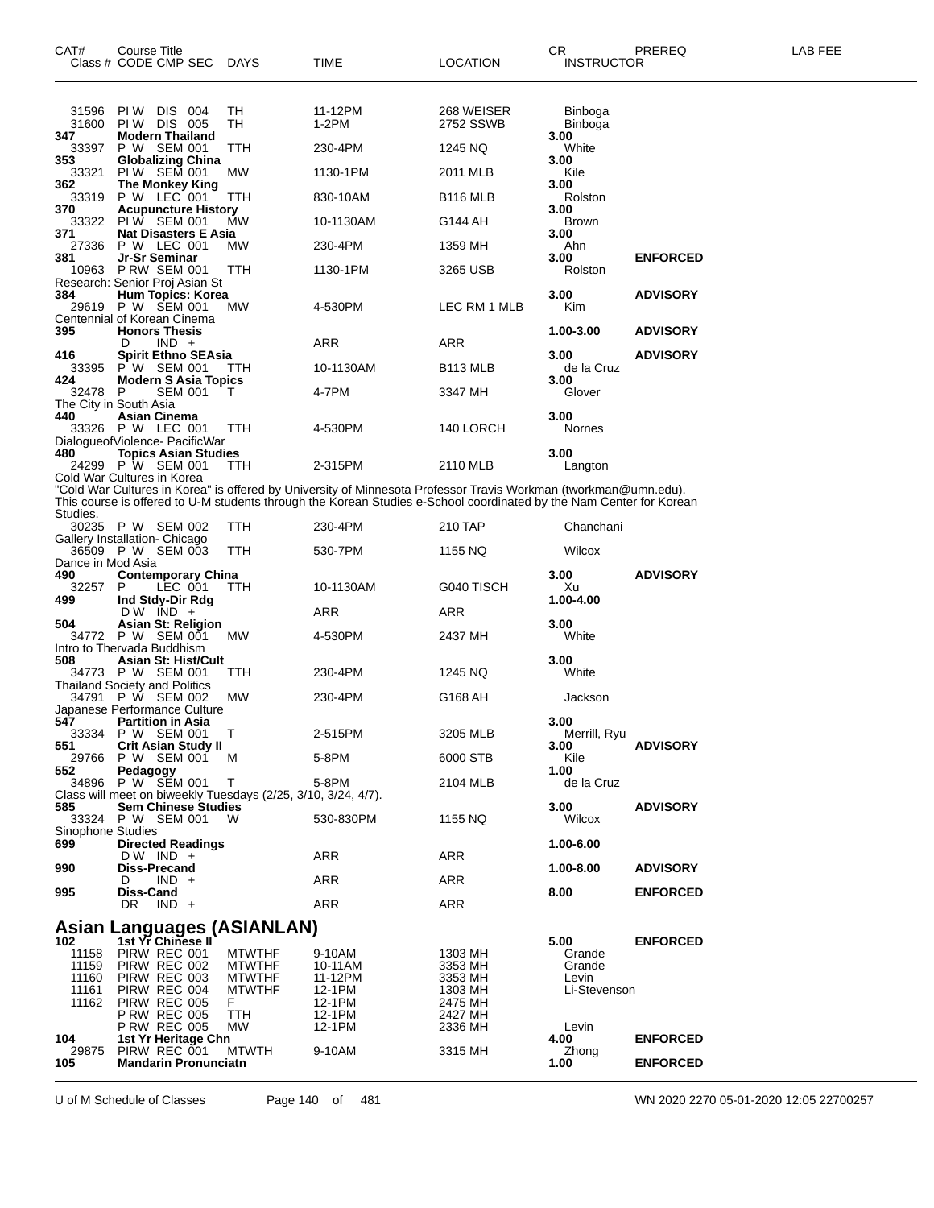| CAT# Class # | Course Title CODE CMP SEC | DAYS | TIME | LOCATION | CR INSTRUCTOR | PREREQ | LAB FEE |
|---|---|---|---|---|---|---|---|
| 31596 | PI W DIS 004 | TH | 11-12PM | 268 WEISER | Binboga | | |
| 31600 | PI W DIS 005 | TH | 1-2PM | 2752 SSWB | Binboga | | |
| **347** | **Modern Thailand** | | | | **3.00** | | |
| 33397 | P W SEM 001 | TTH | 230-4PM | 1245 NQ | White | | |
| **353** | **Globalizing China** | | | | **3.00** | | |
| 33321 | PI W SEM 001 | MW | 1130-1PM | 2011 MLB | Kile | | |
| **362** | **The Monkey King** | | | | **3.00** | | |
| 33319 | P W LEC 001 | TTH | 830-10AM | B116 MLB | Rolston | | |
| **370** | **Acupuncture History** | | | | **3.00** | | |
| 33322 | PI W SEM 001 | MW | 10-1130AM | G144 AH | Brown | | |
| **371** | **Nat Disasters E Asia** | | | | **3.00** | | |
| 27336 | P W LEC 001 | MW | 230-4PM | 1359 MH | Ahn | | |
| **381** | **Jr-Sr Seminar** | | | | **3.00** | **ENFORCED** | |
| 10963 | P RW SEM 001 | TTH | 1130-1PM | 3265 USB | Rolston | | |
| Research: Senior Proj Asian St | | | | | | | |
| **384** | **Hum Topics: Korea** | | | | **3.00** | **ADVISORY** | |
| 29619 | P W SEM 001 | MW | 4-530PM | LEC RM 1 MLB | Kim | | |
| Centennial of Korean Cinema | | | | | | | |
| **395** | **Honors Thesis** | | | | **1.00-3.00** | **ADVISORY** | |
| | D IND + | | ARR | ARR | | | |
| **416** | **Spirit Ethno SEAsia** | | | | **3.00** | **ADVISORY** | |
| 33395 | P W SEM 001 | TTH | 10-1130AM | B113 MLB | de la Cruz | | |
| **424** | **Modern S Asia Topics** | | | | **3.00** | | |
| 32478 | P SEM 001 | T | 4-7PM | 3347 MH | Glover | | |
| The City in South Asia | | | | | | | |
| **440** | **Asian Cinema** | | | | **3.00** | | |
| 33326 | P W LEC 001 | TTH | 4-530PM | 140 LORCH | Nornes | | |
| DialogueofViolence- PacificWar | | | | | | | |
| **480** | **Topics Asian Studies** | | | | **3.00** | | |
| 24299 | P W SEM 001 | TTH | 2-315PM | 2110 MLB | Langton | | |
| Cold War Cultures in Korea | | | | | | | |

"Cold War Cultures in Korea" is offered by University of Minnesota Professor Travis Workman (tworkman@umn.edu). This course is offered to U-M students through the Korean Studies e-School coordinated by the Nam Center for Korean Studies.

| CAT# Class # | Course Title CODE CMP SEC | DAYS | TIME | LOCATION | CR INSTRUCTOR | PREREQ | LAB FEE |
|---|---|---|---|---|---|---|---|
| 30235 | P W SEM 002 | TTH | 230-4PM | 210 TAP | Chanchani | | |
| Gallery Installation- Chicago | | | | | | | |
| 36509 | P W SEM 003 | TTH | 530-7PM | 1155 NQ | Wilcox | | |
| Dance in Mod Asia | | | | | | | |
| **490** | **Contemporary China** | | | | **3.00** | **ADVISORY** | |
| 32257 | P LEC 001 | TTH | 10-1130AM | G040 TISCH | Xu | | |
| **499** | **Ind Stdy-Dir Rdg** | | | | **1.00-4.00** | | |
| | D W IND + | | ARR | ARR | | | |
| **504** | **Asian St: Religion** | | | | **3.00** | | |
| 34772 | P W SEM 001 | MW | 4-530PM | 2437 MH | White | | |
| Intro to Thervada Buddhism | | | | | | | |
| **508** | **Asian St: Hist/Cult** | | | | **3.00** | | |
| 34773 | P W SEM 001 | TTH | 230-4PM | 1245 NQ | White | | |
| Thailand Society and Politics | | | | | | | |
| 34791 | P W SEM 002 | MW | 230-4PM | G168 AH | Jackson | | |
| Japanese Performance Culture | | | | | | | |
| **547** | **Partition in Asia** | | | | **3.00** | | |
| 33334 | P W SEM 001 | T | 2-515PM | 3205 MLB | Merrill, Ryu | | |
| **551** | **Crit Asian Study II** | | | | **3.00** | **ADVISORY** | |
| 29766 | P W SEM 001 | M | 5-8PM | 6000 STB | Kile | | |
| **552** | **Pedagogy** | | | | **1.00** | | |
| 34896 | P W SEM 001 | T | 5-8PM | 2104 MLB | de la Cruz | | |
| Class will meet on biweekly Tuesdays (2/25, 3/10, 3/24, 4/7). | | | | | | | |
| **585** | **Sem Chinese Studies** | | | | **3.00** | **ADVISORY** | |
| 33324 | P W SEM 001 | W | 530-830PM | 1155 NQ | Wilcox | | |
| Sinophone Studies | | | | | | | |
| **699** | **Directed Readings** | | | | **1.00-6.00** | | |
| | D W IND + | | ARR | ARR | | | |
| **990** | **Diss-Precand** | | | | **1.00-8.00** | **ADVISORY** | |
| | D IND + | | ARR | ARR | | | |
| **995** | **Diss-Cand** | | | | **8.00** | **ENFORCED** | |
| | DR IND + | | ARR | ARR | | | |

## Asian Languages (ASIANLAN)

| CAT# Class # | Course Title CODE CMP SEC | DAYS | TIME | LOCATION | CR INSTRUCTOR | PREREQ | LAB FEE |
|---|---|---|---|---|---|---|---|
| **102** | **1st Yr Chinese II** | | | | **5.00** | **ENFORCED** | |
| 11158 | PIRW REC 001 | MTWTHF | 9-10AM | 1303 MH | Grande | | |
| 11159 | PIRW REC 002 | MTWTHF | 10-11AM | 3353 MH | Grande | | |
| 11160 | PIRW REC 003 | MTWTHF | 11-12PM | 3353 MH | Levin | | |
| 11161 | PIRW REC 004 | MTWTHF | 12-1PM | 1303 MH | Li-Stevenson | | |
| 11162 | PIRW REC 005 | F | 12-1PM | 2475 MH | | | |
| | P RW REC 005 | TTH | 12-1PM | 2427 MH | | | |
| | P RW REC 005 | MW | 12-1PM | 2336 MH | Levin | | |
| **104** | **1st Yr Heritage Chn** | | | | **4.00** | **ENFORCED** | |
| 29875 | PIRW REC 001 | MTWTH | 9-10AM | 3315 MH | Zhong | | |
| **105** | **Mandarin Pronunciatn** | | | | **1.00** | **ENFORCED** | |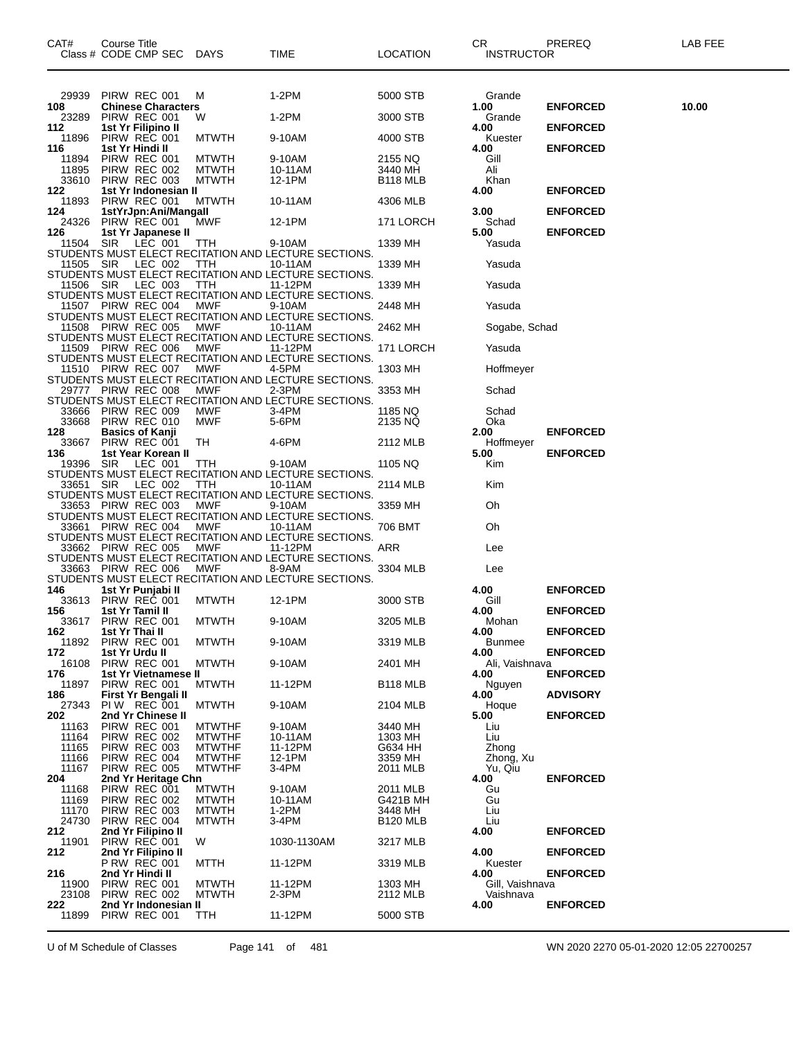| CAT# | Course Title / Class # CODE CMP SEC | DAYS | TIME | LOCATION | CR / INSTRUCTOR | PREREQ | LAB FEE |
|---|---|---|---|---|---|---|---|
| 29939 | PIRW REC 001 | M | 1-2PM | 5000 STB | Grande | | |
| **108** | **Chinese Characters** | | | | **1.00** | **ENFORCED** | **10.00** |
| 23289 | PIRW REC 001 | W | 1-2PM | 3000 STB | Grande | | |
| **112** | **1st Yr Filipino II** | | | | **4.00** | **ENFORCED** | |
| 11896 | PIRW REC 001 | MTWTH | 9-10AM | 4000 STB | Kuester | | |
| **116** | **1st Yr Hindi II** | | | | **4.00** | **ENFORCED** | |
| 11894 | PIRW REC 001 | MTWTH | 9-10AM | 2155 NQ | Gill | | |
| 11895 | PIRW REC 002 | MTWTH | 10-11AM | 3440 MH | Ali | | |
| 33610 | PIRW REC 003 | MTWTH | 12-1PM | B118 MLB | Khan | | |
| **122** | **1st Yr Indonesian II** | | | | **4.00** | **ENFORCED** | |
| 11893 | PIRW REC 001 | MTWTH | 10-11AM | 4306 MLB | | | |
| **124** | **1stYrJpn:Ani/MangaII** | | | | **3.00** | **ENFORCED** | |
| 24326 | PIRW REC 001 | MWF | 12-1PM | 171 LORCH | Schad | | |
| **126** | **1st Yr Japanese II** | | | | **5.00** | **ENFORCED** | |
| 11504 | SIR LEC 001 | TTH | 9-10AM | 1339 MH | Yasuda | | |
| | STUDENTS MUST ELECT RECITATION AND LECTURE SECTIONS. | | | | | | |
| 11505 | SIR LEC 002 | TTH | 10-11AM | 1339 MH | Yasuda | | |
| | STUDENTS MUST ELECT RECITATION AND LECTURE SECTIONS. | | | | | | |
| 11506 | SIR LEC 003 | TTH | 11-12PM | 1339 MH | Yasuda | | |
| | STUDENTS MUST ELECT RECITATION AND LECTURE SECTIONS. | | | | | | |
| 11507 | PIRW REC 004 | MWF | 9-10AM | 2448 MH | Yasuda | | |
| | STUDENTS MUST ELECT RECITATION AND LECTURE SECTIONS. | | | | | | |
| 11508 | PIRW REC 005 | MWF | 10-11AM | 2462 MH | Sogabe, Schad | | |
| | STUDENTS MUST ELECT RECITATION AND LECTURE SECTIONS. | | | | | | |
| 11509 | PIRW REC 006 | MWF | 11-12PM | 171 LORCH | Yasuda | | |
| | STUDENTS MUST ELECT RECITATION AND LECTURE SECTIONS. | | | | | | |
| 11510 | PIRW REC 007 | MWF | 4-5PM | 1303 MH | Hoffmeyer | | |
| | STUDENTS MUST ELECT RECITATION AND LECTURE SECTIONS. | | | | | | |
| 29777 | PIRW REC 008 | MWF | 2-3PM | 3353 MH | Schad | | |
| | STUDENTS MUST ELECT RECITATION AND LECTURE SECTIONS. | | | | | | |
| 33666 | PIRW REC 009 | MWF | 3-4PM | 1185 NQ | Schad | | |
| 33668 | PIRW REC 010 | MWF | 5-6PM | 2135 NQ | Oka | | |
| **128** | **Basics of Kanji** | | | | **2.00** | **ENFORCED** | |
| 33667 | PIRW REC 001 | TH | 4-6PM | 2112 MLB | Hoffmeyer | | |
| **136** | **1st Year Korean II** | | | | **5.00** | **ENFORCED** | |
| 19396 | SIR LEC 001 | TTH | 9-10AM | 1105 NQ | Kim | | |
| | STUDENTS MUST ELECT RECITATION AND LECTURE SECTIONS. | | | | | | |
| 33651 | SIR LEC 002 | TTH | 10-11AM | 2114 MLB | Kim | | |
| | STUDENTS MUST ELECT RECITATION AND LECTURE SECTIONS. | | | | | | |
| 33653 | PIRW REC 003 | MWF | 9-10AM | 3359 MH | Oh | | |
| | STUDENTS MUST ELECT RECITATION AND LECTURE SECTIONS. | | | | | | |
| 33661 | PIRW REC 004 | MWF | 10-11AM | 706 BMT | Oh | | |
| | STUDENTS MUST ELECT RECITATION AND LECTURE SECTIONS. | | | | | | |
| 33662 | PIRW REC 005 | MWF | 11-12PM | ARR | Lee | | |
| | STUDENTS MUST ELECT RECITATION AND LECTURE SECTIONS. | | | | | | |
| 33663 | PIRW REC 006 | MWF | 8-9AM | 3304 MLB | Lee | | |
| | STUDENTS MUST ELECT RECITATION AND LECTURE SECTIONS. | | | | | | |
| **146** | **1st Yr Punjabi II** | | | | **4.00** | **ENFORCED** | |
| 33613 | PIRW REC 001 | MTWTH | 12-1PM | 3000 STB | Gill | | |
| **156** | **1st Yr Tamil II** | | | | **4.00** | **ENFORCED** | |
| 33617 | PIRW REC 001 | MTWTH | 9-10AM | 3205 MLB | Mohan | | |
| **162** | **1st Yr Thai II** | | | | **4.00** | **ENFORCED** | |
| 11892 | PIRW REC 001 | MTWTH | 9-10AM | 3319 MLB | Bunmee | | |
| **172** | **1st Yr Urdu II** | | | | **4.00** | **ENFORCED** | |
| 16108 | PIRW REC 001 | MTWTH | 9-10AM | 2401 MH | Ali, Vaishnava | | |
| **176** | **1st Yr Vietnamese II** | | | | **4.00** | **ENFORCED** | |
| 11897 | PIRW REC 001 | MTWTH | 11-12PM | B118 MLB | Nguyen | | |
| **186** | **First Yr Bengali II** | | | | **4.00** | **ADVISORY** | |
| 27343 | PI W REC 001 | MTWTH | 9-10AM | 2104 MLB | Hoque | | |
| **202** | **2nd Yr Chinese II** | | | | **5.00** | **ENFORCED** | |
| 11163 | PIRW REC 001 | MTWTHF | 9-10AM | 3440 MH | Liu | | |
| 11164 | PIRW REC 002 | MTWTHF | 10-11AM | 1303 MH | Liu | | |
| 11165 | PIRW REC 003 | MTWTHF | 11-12PM | G634 HH | Zhong | | |
| 11166 | PIRW REC 004 | MTWTHF | 12-1PM | 3359 MH | Zhong, Xu | | |
| 11167 | PIRW REC 005 | MTWTHF | 3-4PM | 2011 MLB | Yu, Qiu | | |
| **204** | **2nd Yr Heritage Chn** | | | | **4.00** | **ENFORCED** | |
| 11168 | PIRW REC 001 | MTWTH | 9-10AM | 2011 MLB | Gu | | |
| 11169 | PIRW REC 002 | MTWTH | 10-11AM | G421B MH | Gu | | |
| 11170 | PIRW REC 003 | MTWTH | 1-2PM | 3448 MH | Liu | | |
| 24730 | PIRW REC 004 | MTWTH | 3-4PM | B120 MLB | Liu | | |
| **212** | **2nd Yr Filipino II** | | | | **4.00** | **ENFORCED** | |
| 11901 | PIRW REC 001 | W | 1030-1130AM | 3217 MLB | | | |
| **212** | **2nd Yr Filipino II** | | | | **4.00** | **ENFORCED** | |
| | P RW REC 001 | MTTH | 11-12PM | 3319 MLB | Kuester | | |
| **216** | **2nd Yr Hindi II** | | | | **4.00** | **ENFORCED** | |
| 11900 | PIRW REC 001 | MTWTH | 11-12PM | 1303 MH | Gill, Vaishnava | | |
| 23108 | PIRW REC 002 | MTWTH | 2-3PM | 2112 MLB | Vaishnava | | |
| **222** | **2nd Yr Indonesian II** | | | | **4.00** | **ENFORCED** | |
| 11899 | PIRW REC 001 | TTH | 11-12PM | 5000 STB | | | |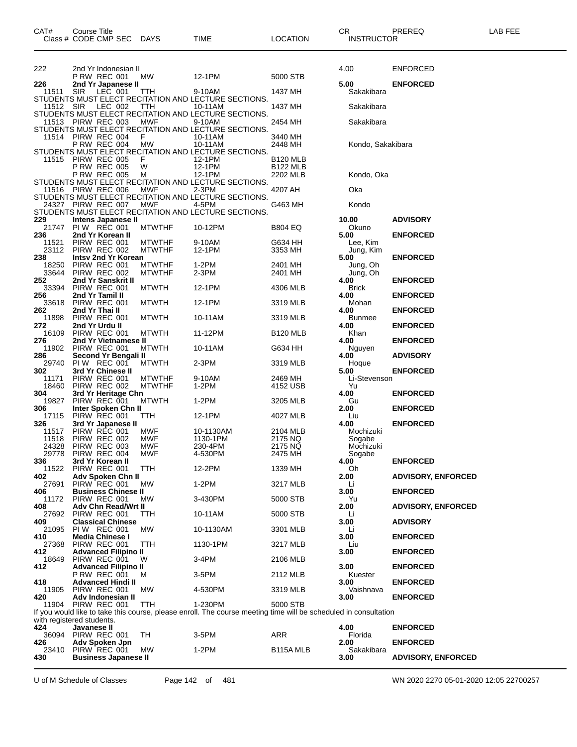| CAT# | Course Title<br>Class # CODE CMP SEC | DAYS | TIME | LOCATION | CR<br>INSTRUCTOR | PREREQ | LAB FEE |
|---|---|---|---|---|---|---|---|
| 222 | 2nd Yr Indonesian II | | | | 4.00 | ENFORCED | |
| | P RW REC 001 | MW | 12-1PM | 5000 STB | | | |
| **226** | **2nd Yr Japanese II** | | | | **5.00** | **ENFORCED** | |
| 11511 | SIR LEC 001 | TTH | 9-10AM | 1437 MH | Sakakibara | | |
| STUDENTS MUST ELECT RECITATION AND LECTURE SECTIONS. | | | | | | | |
| 11512 | SIR LEC 002 | TTH | 10-11AM | 1437 MH | Sakakibara | | |
| STUDENTS MUST ELECT RECITATION AND LECTURE SECTIONS. | | | | | | | |
| 11513 | PIRW REC 003 | MWF | 9-10AM | 2454 MH | Sakakibara | | |
| STUDENTS MUST ELECT RECITATION AND LECTURE SECTIONS. | | | | | | | |
| 11514 | PIRW REC 004 | F | 10-11AM | 3440 MH | | | |
| | P RW REC 004 | MW | 10-11AM | 2448 MH | Kondo, Sakakibara | | |
| STUDENTS MUST ELECT RECITATION AND LECTURE SECTIONS. | | | | | | | |
| 11515 | PIRW REC 005 | F | 12-1PM | B120 MLB | | | |
| | P RW REC 005 | W | 12-1PM | B122 MLB | | | |
| | P RW REC 005 | M | 12-1PM | 2202 MLB | Kondo, Oka | | |
| STUDENTS MUST ELECT RECITATION AND LECTURE SECTIONS. | | | | | | | |
| 11516 | PIRW REC 006 | MWF | 2-3PM | 4207 AH | Oka | | |
| STUDENTS MUST ELECT RECITATION AND LECTURE SECTIONS. | | | | | | | |
| 24327 | PIRW REC 007 | MWF | 4-5PM | G463 MH | Kondo | | |
| STUDENTS MUST ELECT RECITATION AND LECTURE SECTIONS. | | | | | | | |
| **229** | **Intens Japanese II** | | | | **10.00** | **ADVISORY** | |
| 21747 | PI W REC 001 | MTWTHF | 10-12PM | B804 EQ | Okuno | | |
| **236** | **2nd Yr Korean II** | | | | **5.00** | **ENFORCED** | |
| 11521 | PIRW REC 001 | MTWTHF | 9-10AM | G634 HH | Lee, Kim | | |
| 23112 | PIRW REC 002 | MTWTHF | 12-1PM | 3353 MH | Jung, Kim | | |
| **238** | **Intsv 2nd Yr Korean** | | | | **5.00** | **ENFORCED** | |
| 18250 | PIRW REC 001 | MTWTHF | 1-2PM | 2401 MH | Jung, Oh | | |
| 33644 | PIRW REC 002 | MTWTHF | 2-3PM | 2401 MH | Jung, Oh | | |
| **252** | **2nd Yr Sanskrit II** | | | | **4.00** | **ENFORCED** | |
| 33394 | PIRW REC 001 | MTWTH | 12-1PM | 4306 MLB | Brick | | |
| **256** | **2nd Yr Tamil II** | | | | **4.00** | **ENFORCED** | |
| 33618 | PIRW REC 001 | MTWTH | 12-1PM | 3319 MLB | Mohan | | |
| **262** | **2nd Yr Thai II** | | | | **4.00** | **ENFORCED** | |
| 11898 | PIRW REC 001 | MTWTH | 10-11AM | 3319 MLB | Bunmee | | |
| **272** | **2nd Yr Urdu II** | | | | **4.00** | **ENFORCED** | |
| 16109 | PIRW REC 001 | MTWTH | 11-12PM | B120 MLB | Khan | | |
| **276** | **2nd Yr Vietnamese II** | | | | **4.00** | **ENFORCED** | |
| 11902 | PIRW REC 001 | MTWTH | 10-11AM | G634 HH | Nguyen | | |
| **286** | **Second Yr Bengali II** | | | | **4.00** | **ADVISORY** | |
| 29740 | PI W REC 001 | MTWTH | 2-3PM | 3319 MLB | Hoque | | |
| **302** | **3rd Yr Chinese II** | | | | **5.00** | **ENFORCED** | |
| 11171 | PIRW REC 001 | MTWTHF | 9-10AM | 2469 MH | Li-Stevenson | | |
| 18460 | PIRW REC 002 | MTWTHF | 1-2PM | 4152 USB | Yu | | |
| **304** | **3rd Yr Heritage Chn** | | | | **4.00** | **ENFORCED** | |
| 19827 | PIRW REC 001 | MTWTH | 1-2PM | 3205 MLB | Gu | | |
| **306** | **Inter Spoken Chn II** | | | | **2.00** | **ENFORCED** | |
| 17115 | PIRW REC 001 | TTH | 12-1PM | 4027 MLB | Liu | | |
| **326** | **3rd Yr Japanese II** | | | | **4.00** | **ENFORCED** | |
| 11517 | PIRW REC 001 | MWF | 10-1130AM | 2104 MLB | Mochizuki | | |
| 11518 | PIRW REC 002 | MWF | 1130-1PM | 2175 NQ | Sogabe | | |
| 24328 | PIRW REC 003 | MWF | 230-4PM | 2175 NQ | Mochizuki | | |
| 29778 | PIRW REC 004 | MWF | 4-530PM | 2475 MH | Sogabe | | |
| **336** | **3rd Yr Korean II** | | | | **4.00** | **ENFORCED** | |
| 11522 | PIRW REC 001 | TTH | 12-2PM | 1339 MH | Oh | | |
| **402** | **Adv Spoken Chn II** | | | | **2.00** | **ADVISORY, ENFORCED** | |
| 27691 | PIRW REC 001 | MW | 1-2PM | 3217 MLB | Li | | |
| **406** | **Business Chinese II** | | | | **3.00** | **ENFORCED** | |
| 11172 | PIRW REC 001 | MW | 3-430PM | 5000 STB | Yu | | |
| **408** | **Adv Chn Read/Wrt II** | | | | **2.00** | **ADVISORY, ENFORCED** | |
| 27692 | PIRW REC 001 | TTH | 10-11AM | 5000 STB | Li | | |
| **409** | **Classical Chinese** | | | | **3.00** | **ADVISORY** | |
| 21095 | PI W REC 001 | MW | 10-1130AM | 3301 MLB | Li | | |
| **410** | **Media Chinese I** | | | | **3.00** | **ENFORCED** | |
| 27368 | PIRW REC 001 | TTH | 1130-1PM | 3217 MLB | Liu | | |
| **412** | **Advanced Filipino II** | | | | **3.00** | **ENFORCED** | |
| 18649 | PIRW REC 001 | W | 3-4PM | 2106 MLB | | | |
| **412** | **Advanced Filipino II** | | | | **3.00** | **ENFORCED** | |
| | P RW REC 001 | M | 3-5PM | 2112 MLB | Kuester | | |
| **418** | **Advanced Hindi II** | | | | **3.00** | **ENFORCED** | |
| 11905 | PIRW REC 001 | MW | 4-530PM | 3319 MLB | Vaishnava | | |
| **420** | **Adv Indonesian II** | | | | **3.00** | **ENFORCED** | |
| 11904 | PIRW REC 001 | TTH | 1-230PM | 5000 STB | | | |
| If you would like to take this course, please enroll. The course meeting time will be scheduled in consultation with registered students. | | | | | | | |
| **424** | **Javanese II** | | | | **4.00** | **ENFORCED** | |
| 36094 | PIRW REC 001 | TH | 3-5PM | ARR | Florida | | |
| **426** | **Adv Spoken Jpn** | | | | **2.00** | **ENFORCED** | |
| 23410 | PIRW REC 001 | MW | 1-2PM | B115A MLB | Sakakibara | | |
| **430** | **Business Japanese II** | | | | **3.00** | **ADVISORY, ENFORCED** | |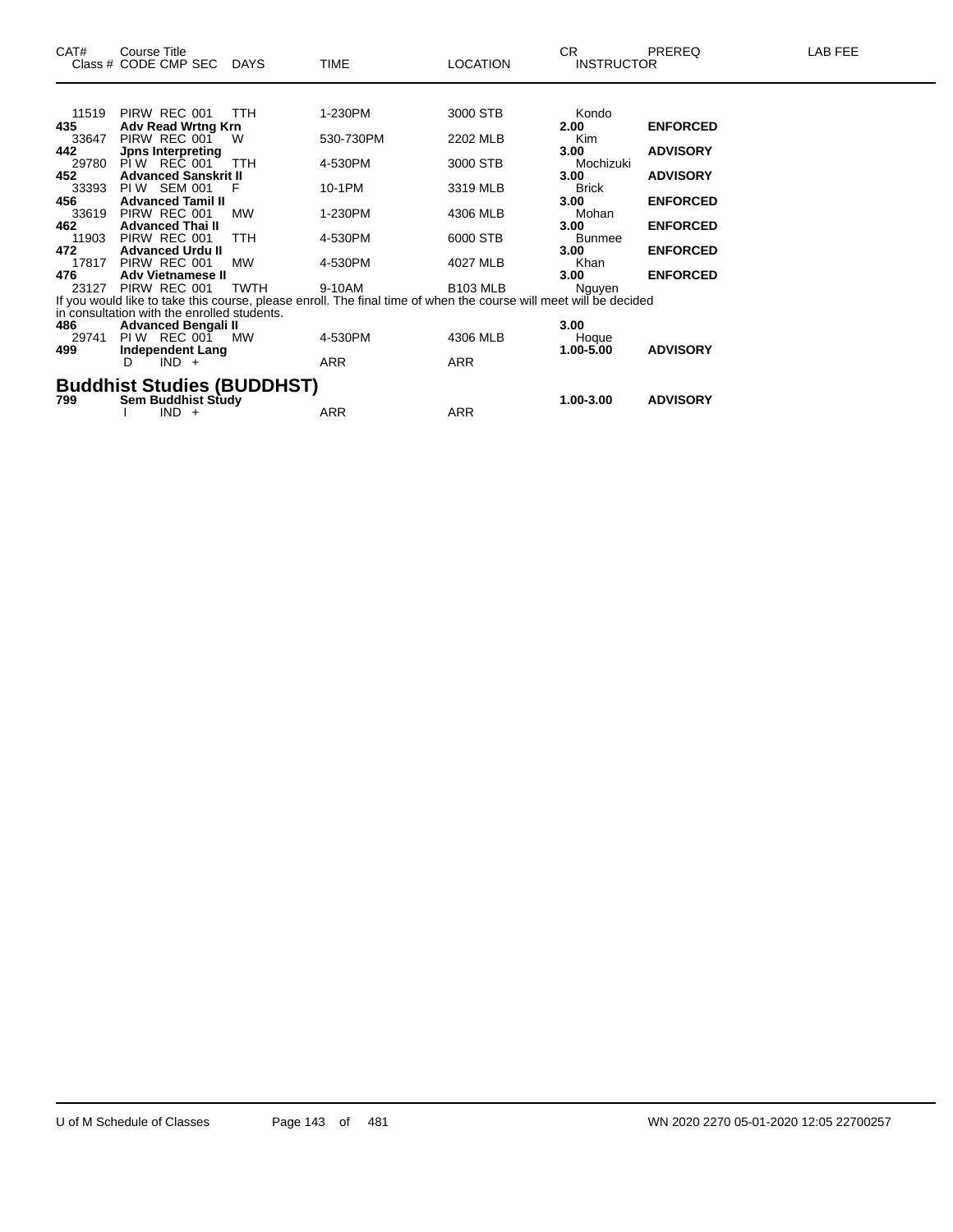| CAT# | Course Title Class # CODE CMP SEC | DAYS | TIME | LOCATION | CR INSTRUCTOR | PREREQ | LAB FEE |
|---|---|---|---|---|---|---|---|
| 11519 | PIRW REC 001 | TTH | 1-230PM | 3000 STB | Kondo | | |
| **435** | **Adv Read Wrtng Krn** | | | | **2.00** | **ENFORCED** | |
| 33647 | PIRW REC 001 | W | 530-730PM | 2202 MLB | Kim | | |
| **442** | **Jpns Interpreting** | | | | **3.00** | **ADVISORY** | |
| 29780 | PI W REC 001 | TTH | 4-530PM | 3000 STB | Mochizuki | | |
| **452** | **Advanced Sanskrit II** | | | | **3.00** | **ADVISORY** | |
| 33393 | PI W SEM 001 | F | 10-1PM | 3319 MLB | Brick | | |
| **456** | **Advanced Tamil II** | | | | **3.00** | **ENFORCED** | |
| 33619 | PIRW REC 001 | MW | 1-230PM | 4306 MLB | Mohan | | |
| **462** | **Advanced Thai II** | | | | **3.00** | **ENFORCED** | |
| 11903 | PIRW REC 001 | TTH | 4-530PM | 6000 STB | Bunmee | | |
| **472** | **Advanced Urdu II** | | | | **3.00** | **ENFORCED** | |
| 17817 | PIRW REC 001 | MW | 4-530PM | 4027 MLB | Khan | | |
| **476** | **Adv Vietnamese II** | | | | **3.00** | **ENFORCED** | |
| 23127 | PIRW REC 001 | TWTH | 9-10AM | B103 MLB | Nguyen | | |

If you would like to take this course, please enroll. The final time of when the course will meet will be decided in consultation with the enrolled students.

| CAT# | Course Title Class # CODE CMP SEC | DAYS | TIME | LOCATION | CR INSTRUCTOR | PREREQ | LAB FEE |
|---|---|---|---|---|---|---|---|
| **486** | **Advanced Bengali II** | | | | **3.00** | | |
| 29741 | PI W REC 001 | MW | 4-530PM | 4306 MLB | Hoque | | |
| **499** | **Independent Lang** | | | | **1.00-5.00** | **ADVISORY** | |
| | D IND + | | ARR | ARR | | | |

## Buddhist Studies (BUDDHST)

| CAT# | Course Title Class # CODE CMP SEC | DAYS | TIME | LOCATION | CR INSTRUCTOR | PREREQ | LAB FEE |
|---|---|---|---|---|---|---|---|
| **799** | **Sem Buddhist Study** | | | | **1.00-3.00** | **ADVISORY** | |
| | I IND + | | ARR | ARR | | | |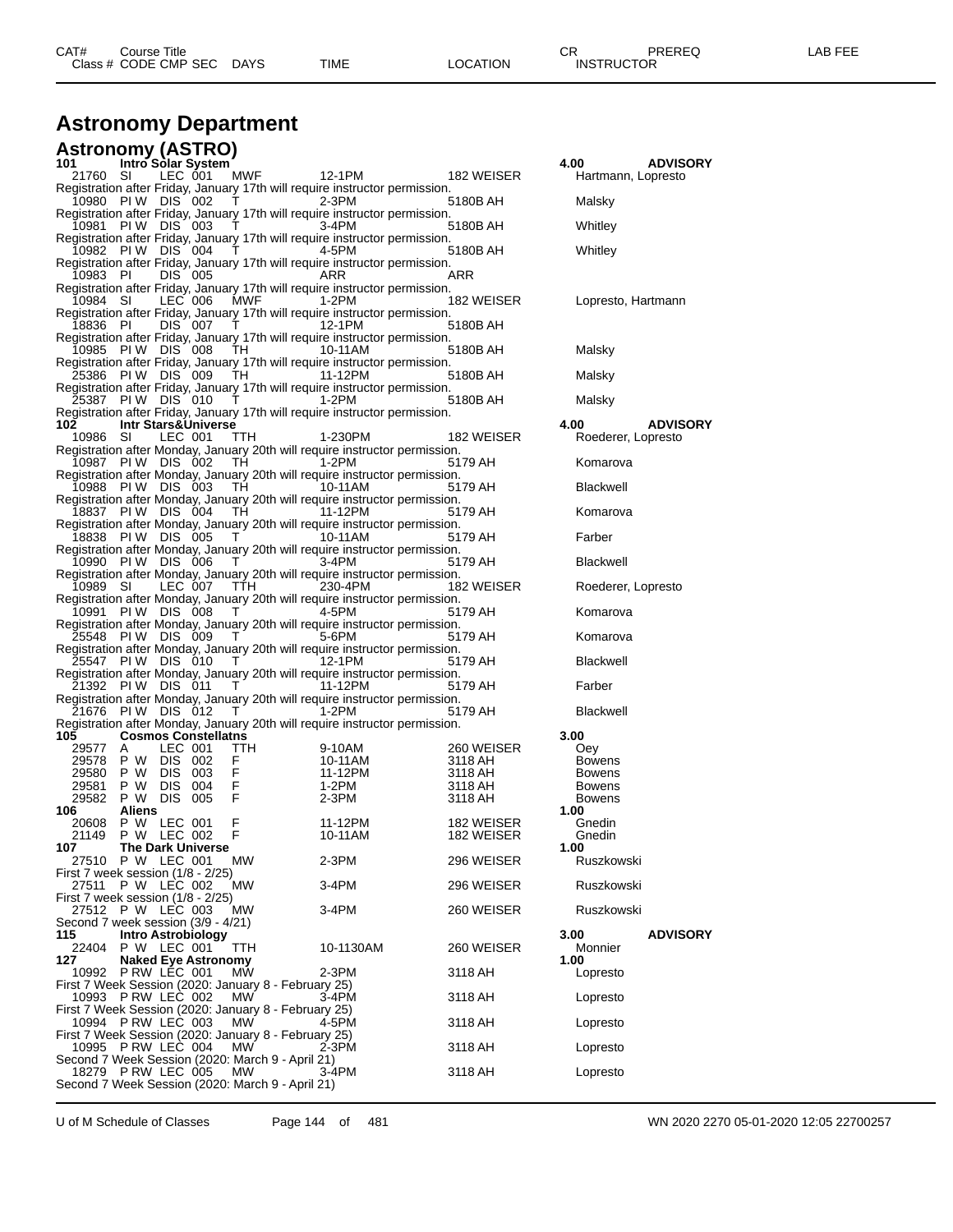# Astronomy Department

## Astronomy (ASTRO)

| CAT# | Course Title | | | | | | | CR | PREREQ | LAB FEE |
|---|---|---|---|---|---|---|---|---|---|---|
| Class # | CODE | CMP | SEC | DAYS | TIME | LOCATION | INSTRUCTOR | | | |
| **101** | **Intro Solar System** | | | | | | | **4.00** | **ADVISORY** | |
| 21760 | SI | LEC | 001 | MWF | 12-1PM | 182 WEISER | Hartmann, Lopresto | | | |
| Registration after Friday, January 17th will require instructor permission. | | | | | | | | | | |
| 10980 | PI W | DIS | 002 | T | 2-3PM | 5180B AH | Malsky | | | |
| Registration after Friday, January 17th will require instructor permission. | | | | | | | | | | |
| 10981 | PI W | DIS | 003 | T | 3-4PM | 5180B AH | Whitley | | | |
| Registration after Friday, January 17th will require instructor permission. | | | | | | | | | | |
| 10982 | PI W | DIS | 004 | T | 4-5PM | 5180B AH | Whitley | | | |
| Registration after Friday, January 17th will require instructor permission. | | | | | | | | | | |
| 10983 | PI | DIS | 005 | | ARR | ARR | | | | |
| Registration after Friday, January 17th will require instructor permission. | | | | | | | | | | |
| 10984 | SI | LEC | 006 | MWF | 1-2PM | 182 WEISER | Lopresto, Hartmann | | | |
| Registration after Friday, January 17th will require instructor permission. | | | | | | | | | | |
| 18836 | PI | DIS | 007 | T | 12-1PM | 5180B AH | | | | |
| Registration after Friday, January 17th will require instructor permission. | | | | | | | | | | |
| 10985 | PI W | DIS | 008 | TH | 10-11AM | 5180B AH | Malsky | | | |
| Registration after Friday, January 17th will require instructor permission. | | | | | | | | | | |
| 25386 | PI W | DIS | 009 | TH | 11-12PM | 5180B AH | Malsky | | | |
| Registration after Friday, January 17th will require instructor permission. | | | | | | | | | | |
| 25387 | PI W | DIS | 010 | T | 1-2PM | 5180B AH | Malsky | | | |
| Registration after Friday, January 17th will require instructor permission. | | | | | | | | | | |
| **102** | **Intr Stars&Universe** | | | | | | | **4.00** | **ADVISORY** | |
| 10986 | SI | LEC | 001 | TTH | 1-230PM | 182 WEISER | Roederer, Lopresto | | | |
| Registration after Monday, January 20th will require instructor permission. | | | | | | | | | | |
| 10987 | PI W | DIS | 002 | TH | 1-2PM | 5179 AH | Komarova | | | |
| Registration after Monday, January 20th will require instructor permission. | | | | | | | | | | |
| 10988 | PI W | DIS | 003 | TH | 10-11AM | 5179 AH | Blackwell | | | |
| Registration after Monday, January 20th will require instructor permission. | | | | | | | | | | |
| 18837 | PI W | DIS | 004 | TH | 11-12PM | 5179 AH | Komarova | | | |
| Registration after Monday, January 20th will require instructor permission. | | | | | | | | | | |
| 18838 | PI W | DIS | 005 | T | 10-11AM | 5179 AH | Farber | | | |
| Registration after Monday, January 20th will require instructor permission. | | | | | | | | | | |
| 10990 | PI W | DIS | 006 | T | 3-4PM | 5179 AH | Blackwell | | | |
| Registration after Monday, January 20th will require instructor permission. | | | | | | | | | | |
| 10989 | SI | LEC | 007 | TTH | 230-4PM | 182 WEISER | Roederer, Lopresto | | | |
| Registration after Monday, January 20th will require instructor permission. | | | | | | | | | | |
| 10991 | PI W | DIS | 008 | T | 4-5PM | 5179 AH | Komarova | | | |
| Registration after Monday, January 20th will require instructor permission. | | | | | | | | | | |
| 25548 | PI W | DIS | 009 | T | 5-6PM | 5179 AH | Komarova | | | |
| Registration after Monday, January 20th will require instructor permission. | | | | | | | | | | |
| 25547 | PI W | DIS | 010 | T | 12-1PM | 5179 AH | Blackwell | | | |
| Registration after Monday, January 20th will require instructor permission. | | | | | | | | | | |
| 21392 | PI W | DIS | 011 | T | 11-12PM | 5179 AH | Farber | | | |
| Registration after Monday, January 20th will require instructor permission. | | | | | | | | | | |
| 21676 | PI W | DIS | 012 | T | 1-2PM | 5179 AH | Blackwell | | | |
| Registration after Monday, January 20th will require instructor permission. | | | | | | | | | | |
| **105** | **Cosmos Constellatns** | | | | | | | **3.00** | | |
| 29577 | A | LEC | 001 | TTH | 9-10AM | 260 WEISER | Oey | | | |
| 29578 | P W | DIS | 002 | F | 10-11AM | 3118 AH | Bowens | | | |
| 29580 | P W | DIS | 003 | F | 11-12PM | 3118 AH | Bowens | | | |
| 29581 | P W | DIS | 004 | F | 1-2PM | 3118 AH | Bowens | | | |
| 29582 | P W | DIS | 005 | F | 2-3PM | 3118 AH | Bowens | | | |
| **106** | **Aliens** | | | | | | | **1.00** | | |
| 20608 | P W | LEC | 001 | F | 11-12PM | 182 WEISER | Gnedin | | | |
| 21149 | P W | LEC | 002 | F | 10-11AM | 182 WEISER | Gnedin | | | |
| **107** | **The Dark Universe** | | | | | | | **1.00** | | |
| 27510 | P W | LEC | 001 | MW | 2-3PM | 296 WEISER | Ruszkowski | | | |
| First 7 week session (1/8 - 2/25) | | | | | | | | | | |
| 27511 | P W | LEC | 002 | MW | 3-4PM | 296 WEISER | Ruszkowski | | | |
| First 7 week session (1/8 - 2/25) | | | | | | | | | | |
| 27512 | P W | LEC | 003 | MW | 3-4PM | 260 WEISER | Ruszkowski | | | |
| Second 7 week session (3/9 - 4/21) | | | | | | | | | | |
| **115** | **Intro Astrobiology** | | | | | | | **3.00** | **ADVISORY** | |
| 22404 | P W | LEC | 001 | TTH | 10-1130AM | 260 WEISER | Monnier | | | |
| **127** | **Naked Eye Astronomy** | | | | | | | **1.00** | | |
| 10992 | P RW | LEC | 001 | MW | 2-3PM | 3118 AH | Lopresto | | | |
| First 7 Week Session (2020: January 8 - February 25) | | | | | | | | | | |
| 10993 | P RW | LEC | 002 | MW | 3-4PM | 3118 AH | Lopresto | | | |
| First 7 Week Session (2020: January 8 - February 25) | | | | | | | | | | |
| 10994 | P RW | LEC | 003 | MW | 4-5PM | 3118 AH | Lopresto | | | |
| First 7 Week Session (2020: January 8 - February 25) | | | | | | | | | | |
| 10995 | P RW | LEC | 004 | MW | 2-3PM | 3118 AH | Lopresto | | | |
| Second 7 Week Session (2020: March 9 - April 21) | | | | | | | | | | |
| 18279 | P RW | LEC | 005 | MW | 3-4PM | 3118 AH | Lopresto | | | |
| Second 7 Week Session (2020: March 9 - April 21) | | | | | | | | | | |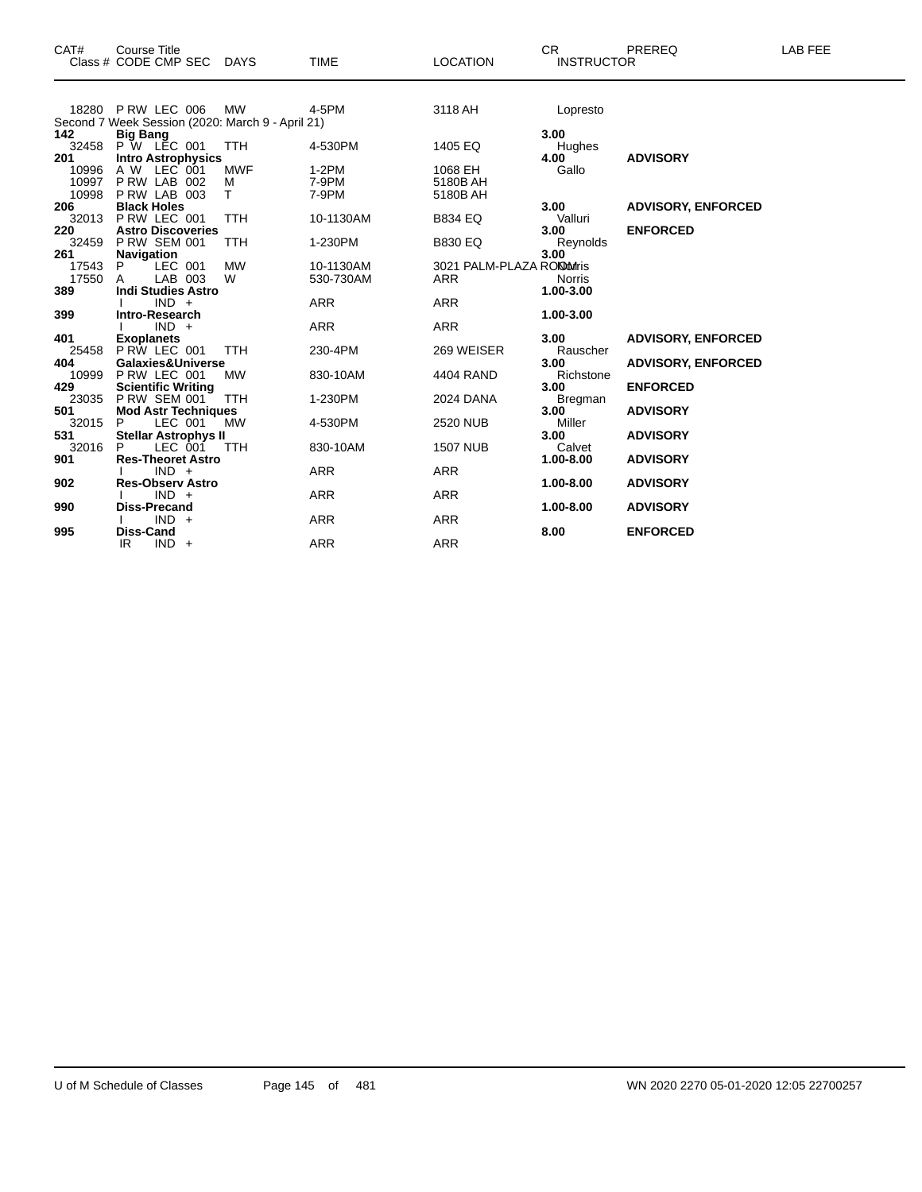| CAT# | Course Title<br>Class # CODE CMP SEC | DAYS | TIME | LOCATION | CR<br>INSTRUCTOR | PREREQ | LAB FEE |
|---|---|---|---|---|---|---|---|
| 18280 | P RW LEC 006 | MW | 4-5PM | 3118 AH | Lopresto | | |
| Second 7 Week Session (2020: March 9 - April 21) | | | | | | | |
| **142** | **Big Bang** | | | | **3.00** | | |
| 32458 | P W LEC 001 | TTH | 4-530PM | 1405 EQ | Hughes | | |
| **201** | **Intro Astrophysics** | | | | **4.00** | **ADVISORY** | |
| 10996 | A W LEC 001 | MWF | 1-2PM | 1068 EH | Gallo | | |
| 10997 | P RW LAB 002 | M | 7-9PM | 5180B AH | | | |
| 10998 | P RW LAB 003 | T | 7-9PM | 5180B AH | | | |
| **206** | **Black Holes** | | | | **3.00** | **ADVISORY, ENFORCED** | |
| 32013 | P RW LEC 001 | TTH | 10-1130AM | B834 EQ | Valluri | | |
| **220** | **Astro Discoveries** | | | | **3.00** | **ENFORCED** | |
| 32459 | P RW SEM 001 | TTH | 1-230PM | B830 EQ | Reynolds | | |
| **261** | **Navigation** | | | | **3.00** | | |
| 17543 | P LEC 001 | MW | 10-1130AM | 3021 PALM-PLAZA ROOM | Norris | | |
| 17550 | A LAB 003 | W | 530-730AM | ARR | Norris | | |
| **389** | **Indi Studies Astro** | | | | **1.00-3.00** | | |
| | I IND + | | ARR | ARR | | | |
| **399** | **Intro-Research** | | | | **1.00-3.00** | | |
| | I IND + | | ARR | ARR | | | |
| **401** | **Exoplanets** | | | | **3.00** | **ADVISORY, ENFORCED** | |
| 25458 | P RW LEC 001 | TTH | 230-4PM | 269 WEISER | Rauscher | | |
| **404** | **Galaxies&Universe** | | | | **3.00** | **ADVISORY, ENFORCED** | |
| 10999 | P RW LEC 001 | MW | 830-10AM | 4404 RAND | Richstone | | |
| **429** | **Scientific Writing** | | | | **3.00** | **ENFORCED** | |
| 23035 | P RW SEM 001 | TTH | 1-230PM | 2024 DANA | Bregman | | |
| **501** | **Mod Astr Techniques** | | | | **3.00** | **ADVISORY** | |
| 32015 | P LEC 001 | MW | 4-530PM | 2520 NUB | Miller | | |
| **531** | **Stellar Astrophys II** | | | | **3.00** | **ADVISORY** | |
| 32016 | P LEC 001 | TTH | 830-10AM | 1507 NUB | Calvet | | |
| **901** | **Res-Theoret Astro** | | | | **1.00-8.00** | **ADVISORY** | |
| | I IND + | | ARR | ARR | | | |
| **902** | **Res-Observ Astro** | | | | **1.00-8.00** | **ADVISORY** | |
| | I IND + | | ARR | ARR | | | |
| **990** | **Diss-Precand** | | | | **1.00-8.00** | **ADVISORY** | |
| | I IND + | | ARR | ARR | | | |
| **995** | **Diss-Cand** | | | | **8.00** | **ENFORCED** | |
| | IR IND + | | ARR | ARR | | | |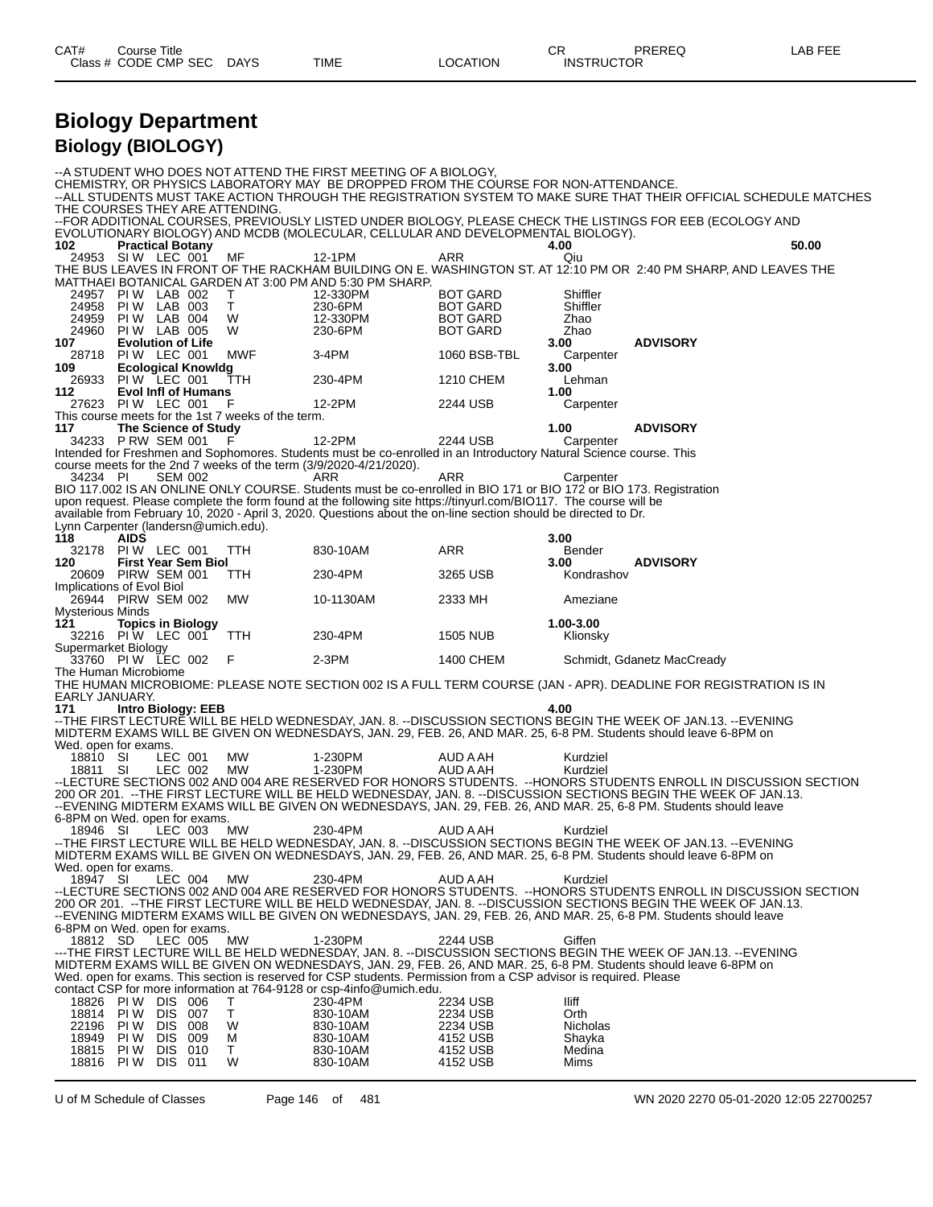| CAT# | Course Title | | | | | CR | PREREQ | LAB FEE |
|---|---|---|---|---|---|---|---|---|
| Class # | CODE CMP SEC | DAYS | TIME | LOCATION | | INSTRUCTOR | | |

# Biology Department

## Biology (BIOLOGY)

--A STUDENT WHO DOES NOT ATTEND THE FIRST MEETING OF A BIOLOGY, CHEMISTRY, OR PHYSICS LABORATORY MAY BE DROPPED FROM THE COURSE FOR NON-ATTENDANCE.
--ALL STUDENTS MUST TAKE ACTION THROUGH THE REGISTRATION SYSTEM TO MAKE SURE THAT THEIR OFFICIAL SCHEDULE MATCHES THE COURSES THEY ARE ATTENDING.
--FOR ADDITIONAL COURSES, PREVIOUSLY LISTED UNDER BIOLOGY, PLEASE CHECK THE LISTINGS FOR EEB (ECOLOGY AND EVOLUTIONARY BIOLOGY) AND MCDB (MOLECULAR, CELLULAR AND DEVELOPMENTAL BIOLOGY).

**102 Practical Botany** — 4.00 — LAB FEE 50.00

| Class # | CODE CMP SEC | DAYS | TIME | LOCATION | INSTRUCTOR |
|---|---|---|---|---|---|
| 24953 | SI W LEC 001 | MF | 12-1PM | ARR | Qiu |

THE BUS LEAVES IN FRONT OF THE RACKHAM BUILDING ON E. WASHINGTON ST. AT 12:10 PM OR 2:40 PM SHARP, AND LEAVES THE MATTHAEI BOTANICAL GARDEN AT 3:00 PM AND 5:30 PM SHARP.

| Class # | CODE CMP SEC | DAYS | TIME | LOCATION | INSTRUCTOR |
|---|---|---|---|---|---|
| 24957 | PI W LAB 002 | T | 12-330PM | BOT GARD | Shiffler |
| 24958 | PI W LAB 003 | T | 230-6PM | BOT GARD | Shiffler |
| 24959 | PI W LAB 004 | W | 12-330PM | BOT GARD | Zhao |
| 24960 | PI W LAB 005 | W | 230-6PM | BOT GARD | Zhao |

**107 Evolution of Life** — 3.00 — ADVISORY

| Class # | CODE CMP SEC | DAYS | TIME | LOCATION | INSTRUCTOR |
|---|---|---|---|---|---|
| 28718 | PI W LEC 001 | MWF | 3-4PM | 1060 BSB-TBL | Carpenter |

**109 Ecological Knowldg** — 3.00

| Class # | CODE CMP SEC | DAYS | TIME | LOCATION | INSTRUCTOR |
|---|---|---|---|---|---|
| 26933 | PI W LEC 001 | TTH | 230-4PM | 1210 CHEM | Lehman |

**112 Evol Infl of Humans** — 1.00

| Class # | CODE CMP SEC | DAYS | TIME | LOCATION | INSTRUCTOR |
|---|---|---|---|---|---|
| 27623 | PI W LEC 001 | F | 12-2PM | 2244 USB | Carpenter |

This course meets for the 1st 7 weeks of the term.

**117 The Science of Study** — 1.00 — ADVISORY

| Class # | CODE CMP SEC | DAYS | TIME | LOCATION | INSTRUCTOR |
|---|---|---|---|---|---|
| 34233 | P RW SEM 001 | F | 12-2PM | 2244 USB | Carpenter |

Intended for Freshmen and Sophomores. Students must be co-enrolled in an Introductory Natural Science course. This course meets for the 2nd 7 weeks of the term (3/9/2020-4/21/2020).

| Class # | CODE CMP SEC | DAYS | TIME | LOCATION | INSTRUCTOR |
|---|---|---|---|---|---|
| 34234 | PI SEM 002 | | ARR | ARR | Carpenter |

BIO 117.002 IS AN ONLINE ONLY COURSE. Students must be co-enrolled in BIO 171 or BIO 172 or BIO 173. Registration upon request. Please complete the form found at the following site https://tinyurl.com/BIO117. The course will be available from February 10, 2020 - April 3, 2020. Questions about the on-line section should be directed to Dr. Lynn Carpenter (landersn@umich.edu).

**118 AIDS** — 3.00

| Class # | CODE CMP SEC | DAYS | TIME | LOCATION | INSTRUCTOR |
|---|---|---|---|---|---|
| 32178 | PI W LEC 001 | TTH | 830-10AM | ARR | Bender |

**120 First Year Sem Biol** — 3.00 — ADVISORY

| Class # | CODE CMP SEC | DAYS | TIME | LOCATION | INSTRUCTOR |
|---|---|---|---|---|---|
| 20609 | PIRW SEM 001 | TTH | 230-4PM | 3265 USB | Kondrashov |

Implications of Evol Biol

| Class # | CODE CMP SEC | DAYS | TIME | LOCATION | INSTRUCTOR |
|---|---|---|---|---|---|
| 26944 | PIRW SEM 002 | MW | 10-1130AM | 2333 MH | Ameziane |

Mysterious Minds

**121 Topics in Biology** — 1.00-3.00

| Class # | CODE CMP SEC | DAYS | TIME | LOCATION | INSTRUCTOR |
|---|---|---|---|---|---|
| 32216 | PI W LEC 001 | TTH | 230-4PM | 1505 NUB | Klionsky |

Supermarket Biology

| Class # | CODE CMP SEC | DAYS | TIME | LOCATION | INSTRUCTOR |
|---|---|---|---|---|---|
| 33760 | PI W LEC 002 | F | 2-3PM | 1400 CHEM | Schmidt, Gdanetz MacCready |

The Human Microbiome

THE HUMAN MICROBIOME: PLEASE NOTE SECTION 002 IS A FULL TERM COURSE (JAN - APR). DEADLINE FOR REGISTRATION IS IN EARLY JANUARY.

**171 Intro Biology: EEB** — 4.00

--THE FIRST LECTURE WILL BE HELD WEDNESDAY, JAN. 8. --DISCUSSION SECTIONS BEGIN THE WEEK OF JAN.13. --EVENING MIDTERM EXAMS WILL BE GIVEN ON WEDNESDAYS, JAN. 29, FEB. 26, AND MAR. 25, 6-8 PM. Students should leave 6-8PM on Wed. open for exams.

| Class # | CODE CMP SEC | DAYS | TIME | LOCATION | INSTRUCTOR |
|---|---|---|---|---|---|
| 18810 | SI LEC 001 | MW | 1-230PM | AUD A AH | Kurdziel |
| 18811 | SI LEC 002 | MW | 1-230PM | AUD A AH | Kurdziel |

--LECTURE SECTIONS 002 AND 004 ARE RESERVED FOR HONORS STUDENTS. --HONORS STUDENTS ENROLL IN DISCUSSION SECTION 200 OR 201. --THE FIRST LECTURE WILL BE HELD WEDNESDAY, JAN. 8. --DISCUSSION SECTIONS BEGIN THE WEEK OF JAN.13. --EVENING MIDTERM EXAMS WILL BE GIVEN ON WEDNESDAYS, JAN. 29, FEB. 26, AND MAR. 25, 6-8 PM. Students should leave 6-8PM on Wed. open for exams.

| Class # | CODE CMP SEC | DAYS | TIME | LOCATION | INSTRUCTOR |
|---|---|---|---|---|---|
| 18946 | SI LEC 003 | MW | 230-4PM | AUD A AH | Kurdziel |

--THE FIRST LECTURE WILL BE HELD WEDNESDAY, JAN. 8. --DISCUSSION SECTIONS BEGIN THE WEEK OF JAN.13. --EVENING MIDTERM EXAMS WILL BE GIVEN ON WEDNESDAYS, JAN. 29, FEB. 26, AND MAR. 25, 6-8 PM. Students should leave 6-8PM on Wed. open for exams.

| Class # | CODE CMP SEC | DAYS | TIME | LOCATION | INSTRUCTOR |
|---|---|---|---|---|---|
| 18947 | SI LEC 004 | MW | 230-4PM | AUD A AH | Kurdziel |

--LECTURE SECTIONS 002 AND 004 ARE RESERVED FOR HONORS STUDENTS. --HONORS STUDENTS ENROLL IN DISCUSSION SECTION 200 OR 201. --THE FIRST LECTURE WILL BE HELD WEDNESDAY, JAN. 8. --DISCUSSION SECTIONS BEGIN THE WEEK OF JAN.13. --EVENING MIDTERM EXAMS WILL BE GIVEN ON WEDNESDAYS, JAN. 29, FEB. 26, AND MAR. 25, 6-8 PM. Students should leave 6-8PM on Wed. open for exams.

| Class # | CODE CMP SEC | DAYS | TIME | LOCATION | INSTRUCTOR |
|---|---|---|---|---|---|
| 18812 | SD LEC 005 | MW | 1-230PM | 2244 USB | Giffen |

---THE FIRST LECTURE WILL BE HELD WEDNESDAY, JAN. 8. --DISCUSSION SECTIONS BEGIN THE WEEK OF JAN.13. --EVENING MIDTERM EXAMS WILL BE GIVEN ON WEDNESDAYS, JAN. 29, FEB. 26, AND MAR. 25, 6-8 PM. Students should leave 6-8PM on Wed. open for exams. This section is reserved for CSP students. Permission from a CSP advisor is required. Please contact CSP for more information at 764-9128 or csp-4info@umich.edu.

| Class # | CODE CMP SEC | DAYS | TIME | LOCATION | INSTRUCTOR |
|---|---|---|---|---|---|
| 18826 | PI W DIS 006 | T | 230-4PM | 2234 USB | Iliff |
| 18814 | PI W DIS 007 | T | 830-10AM | 2234 USB | Orth |
| 22196 | PI W DIS 008 | W | 830-10AM | 2234 USB | Nicholas |
| 18949 | PI W DIS 009 | M | 830-10AM | 4152 USB | Shayka |
| 18815 | PI W DIS 010 | T | 830-10AM | 4152 USB | Medina |
| 18816 | PI W DIS 011 | W | 830-10AM | 4152 USB | Mims |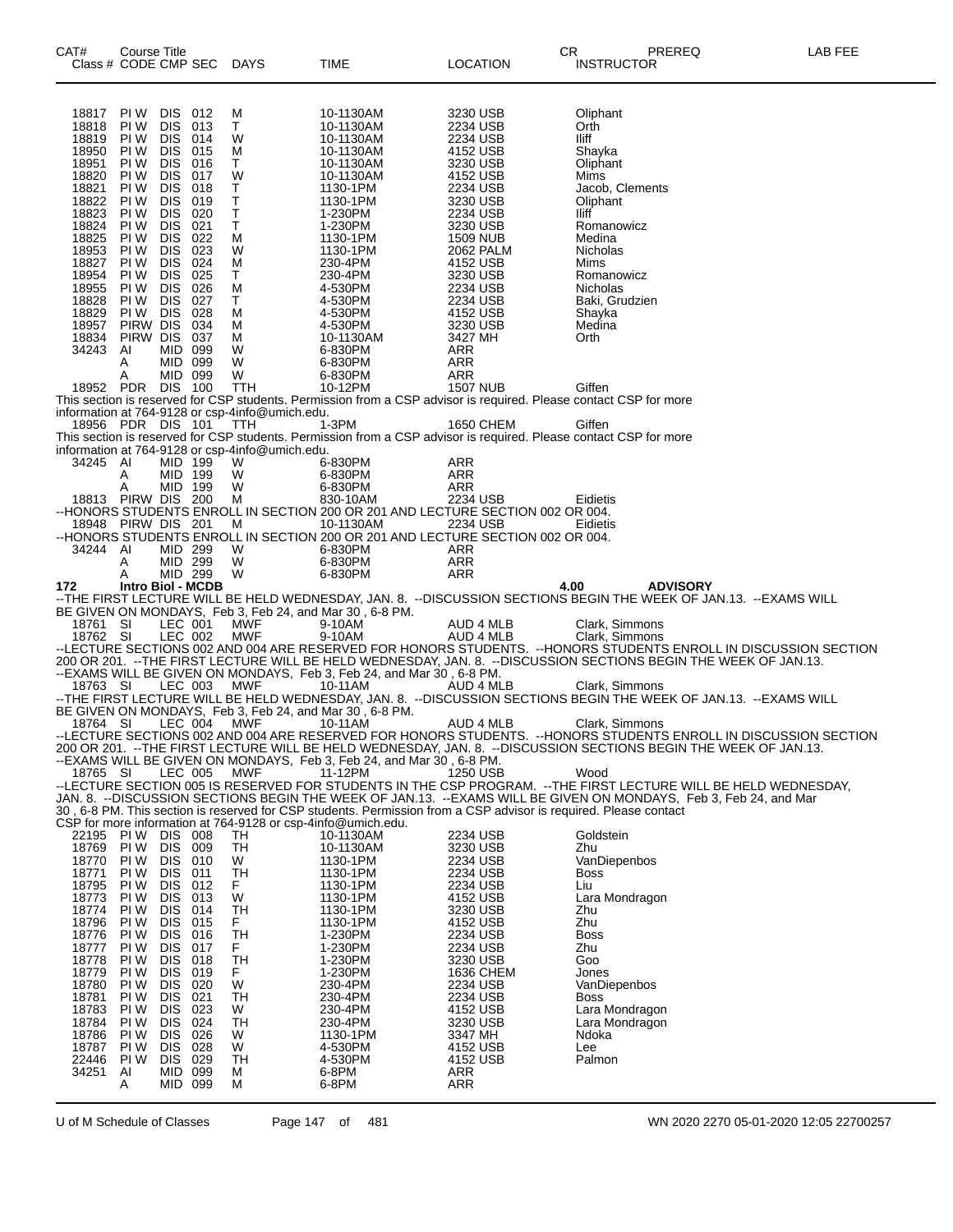| CAT# Class # | Course Title CODE | CMP | SEC | DAYS | TIME | LOCATION | CR INSTRUCTOR | PREREQ | LAB FEE |
|---|---|---|---|---|---|---|---|---|---|
| 18817 | PI W | DIS | 012 | M | 10-1130AM | 3230 USB | Oliphant | | |
| 18818 | PI W | DIS | 013 | T | 10-1130AM | 2234 USB | Orth | | |
| 18819 | PI W | DIS | 014 | W | 10-1130AM | 2234 USB | Iliff | | |
| 18950 | PI W | DIS | 015 | M | 10-1130AM | 4152 USB | Shayka | | |
| 18951 | PI W | DIS | 016 | T | 10-1130AM | 3230 USB | Oliphant | | |
| 18820 | PI W | DIS | 017 | W | 10-1130AM | 4152 USB | Mims | | |
| 18821 | PI W | DIS | 018 | T | 1130-1PM | 2234 USB | Jacob, Clements | | |
| 18822 | PI W | DIS | 019 | T | 1130-1PM | 3230 USB | Oliphant | | |
| 18823 | PI W | DIS | 020 | T | 1-230PM | 2234 USB | Iliff | | |
| 18824 | PI W | DIS | 021 | T | 1-230PM | 3230 USB | Romanowicz | | |
| 18825 | PI W | DIS | 022 | M | 1130-1PM | 1509 NUB | Medina | | |
| 18953 | PI W | DIS | 023 | W | 1130-1PM | 2062 PALM | Nicholas | | |
| 18827 | PI W | DIS | 024 | M | 230-4PM | 4152 USB | Mims | | |
| 18954 | PI W | DIS | 025 | T | 230-4PM | 3230 USB | Romanowicz | | |
| 18955 | PI W | DIS | 026 | M | 4-530PM | 2234 USB | Nicholas | | |
| 18828 | PI W | DIS | 027 | T | 4-530PM | 2234 USB | Baki, Grudzien | | |
| 18829 | PI W | DIS | 028 | M | 4-530PM | 4152 USB | Shayka | | |
| 18957 | PIRW | DIS | 034 | M | 4-530PM | 3230 USB | Medina | | |
| 18834 | PIRW | DIS | 037 | M | 10-1130AM | 3427 MH | Orth | | |
| 34243 | AI | MID | 099 | W | 6-830PM | ARR | | | |
| | A | MID | 099 | W | 6-830PM | ARR | | | |
| | A | MID | 099 | W | 6-830PM | ARR | | | |
| 18952 | PDR | DIS | 100 | TTH | 10-12PM | 1507 NUB | Giffen | | |

This section is reserved for CSP students. Permission from a CSP advisor is required. Please contact CSP for more information at 764-9128 or csp-4info@umich.edu.

| | | | | | | | |
|---|---|---|---|---|---|---|---|
| 18956 | PDR | DIS | 101 | TTH | 1-3PM | 1650 CHEM | Giffen |

This section is reserved for CSP students. Permission from a CSP advisor is required. Please contact CSP for more information at 764-9128 or csp-4info@umich.edu.

| | | | | | | | |
|---|---|---|---|---|---|---|---|
| 34245 | AI | MID | 199 | W | 6-830PM | ARR | |
| | A | MID | 199 | W | 6-830PM | ARR | |
| | A | MID | 199 | W | 6-830PM | ARR | |
| 18813 | PIRW | DIS | 200 | M | 830-10AM | 2234 USB | Eidietis |

--HONORS STUDENTS ENROLL IN SECTION 200 OR 201 AND LECTURE SECTION 002 OR 004.

| | | | | | | | |
|---|---|---|---|---|---|---|---|
| 18948 | PIRW | DIS | 201 | M | 10-1130AM | 2234 USB | Eidietis |

--HONORS STUDENTS ENROLL IN SECTION 200 OR 201 AND LECTURE SECTION 002 OR 004.

| | | | | | | | |
|---|---|---|---|---|---|---|---|
| 34244 | AI | MID | 299 | W | 6-830PM | ARR | |
| | A | MID | 299 | W | 6-830PM | ARR | |
| | A | MID | 299 | W | 6-830PM | ARR | |

**172 Intro Biol - MCDB** 4.00 **ADVISORY**

--THE FIRST LECTURE WILL BE HELD WEDNESDAY, JAN. 8. --DISCUSSION SECTIONS BEGIN THE WEEK OF JAN.13. --EXAMS WILL BE GIVEN ON MONDAYS, Feb 3, Feb 24, and Mar 30 , 6-8 PM.

| | | | | | | | |
|---|---|---|---|---|---|---|---|
| 18761 | SI | LEC | 001 | MWF | 9-10AM | AUD 4 MLB | Clark, Simmons |
| 18762 | SI | LEC | 002 | MWF | 9-10AM | AUD 4 MLB | Clark, Simmons |

--LECTURE SECTIONS 002 AND 004 ARE RESERVED FOR HONORS STUDENTS. --HONORS STUDENTS ENROLL IN DISCUSSION SECTION 200 OR 201. --THE FIRST LECTURE WILL BE HELD WEDNESDAY, JAN. 8. --DISCUSSION SECTIONS BEGIN THE WEEK OF JAN.13. --EXAMS WILL BE GIVEN ON MONDAYS, Feb 3, Feb 24, and Mar 30 , 6-8 PM.

| | | | | | | | |
|---|---|---|---|---|---|---|---|
| 18763 | SI | LEC | 003 | MWF | 10-11AM | AUD 4 MLB | Clark, Simmons |

--THE FIRST LECTURE WILL BE HELD WEDNESDAY, JAN. 8. --DISCUSSION SECTIONS BEGIN THE WEEK OF JAN.13. --EXAMS WILL BE GIVEN ON MONDAYS, Feb 3, Feb 24, and Mar 30 , 6-8 PM.

| | | | | | | | |
|---|---|---|---|---|---|---|---|
| 18764 | SI | LEC | 004 | MWF | 10-11AM | AUD 4 MLB | Clark, Simmons |

--LECTURE SECTIONS 002 AND 004 ARE RESERVED FOR HONORS STUDENTS. --HONORS STUDENTS ENROLL IN DISCUSSION SECTION 200 OR 201. --THE FIRST LECTURE WILL BE HELD WEDNESDAY, JAN. 8. --DISCUSSION SECTIONS BEGIN THE WEEK OF JAN.13. --EXAMS WILL BE GIVEN ON MONDAYS, Feb 3, Feb 24, and Mar 30 , 6-8 PM.

| | | | | | | | |
|---|---|---|---|---|---|---|---|
| 18765 | SI | LEC | 005 | MWF | 11-12PM | 1250 USB | Wood |

--LECTURE SECTION 005 IS RESERVED FOR STUDENTS IN THE CSP PROGRAM. --THE FIRST LECTURE WILL BE HELD WEDNESDAY, JAN. 8. --DISCUSSION SECTIONS BEGIN THE WEEK OF JAN.13. --EXAMS WILL BE GIVEN ON MONDAYS, Feb 3, Feb 24, and Mar 30 , 6-8 PM. This section is reserved for CSP students. Permission from a CSP advisor is required. Please contact CSP for more information at 764-9128 or csp-4info@umich.edu.

| | | | | | | | |
|---|---|---|---|---|---|---|---|
| 22195 | PI W | DIS | 008 | TH | 10-1130AM | 2234 USB | Goldstein |
| 18769 | PI W | DIS | 009 | TH | 10-1130AM | 3230 USB | Zhu |
| 18770 | PI W | DIS | 010 | W | 1130-1PM | 2234 USB | VanDiepenbos |
| 18771 | PI W | DIS | 011 | TH | 1130-1PM | 2234 USB | Boss |
| 18795 | PI W | DIS | 012 | F | 1130-1PM | 2234 USB | Liu |
| 18773 | PI W | DIS | 013 | W | 1130-1PM | 4152 USB | Lara Mondragon |
| 18774 | PI W | DIS | 014 | TH | 1130-1PM | 3230 USB | Zhu |
| 18796 | PI W | DIS | 015 | F | 1130-1PM | 4152 USB | Zhu |
| 18776 | PI W | DIS | 016 | TH | 1-230PM | 2234 USB | Boss |
| 18777 | PI W | DIS | 017 | F | 1-230PM | 2234 USB | Zhu |
| 18778 | PI W | DIS | 018 | TH | 1-230PM | 3230 USB | Goo |
| 18779 | PI W | DIS | 019 | F | 1-230PM | 1636 CHEM | Jones |
| 18780 | PI W | DIS | 020 | W | 230-4PM | 2234 USB | VanDiepenbos |
| 18781 | PI W | DIS | 021 | TH | 230-4PM | 2234 USB | Boss |
| 18783 | PI W | DIS | 023 | W | 230-4PM | 4152 USB | Lara Mondragon |
| 18784 | PI W | DIS | 024 | TH | 230-4PM | 3230 USB | Lara Mondragon |
| 18786 | PI W | DIS | 026 | W | 1130-1PM | 3347 MH | Ndoka |
| 18787 | PI W | DIS | 028 | W | 4-530PM | 4152 USB | Lee |
| 22446 | PI W | DIS | 029 | TH | 4-530PM | 4152 USB | Palmon |
| 34251 | AI | MID | 099 | M | 6-8PM | ARR | |
| | A | MID | 099 | M | 6-8PM | ARR | |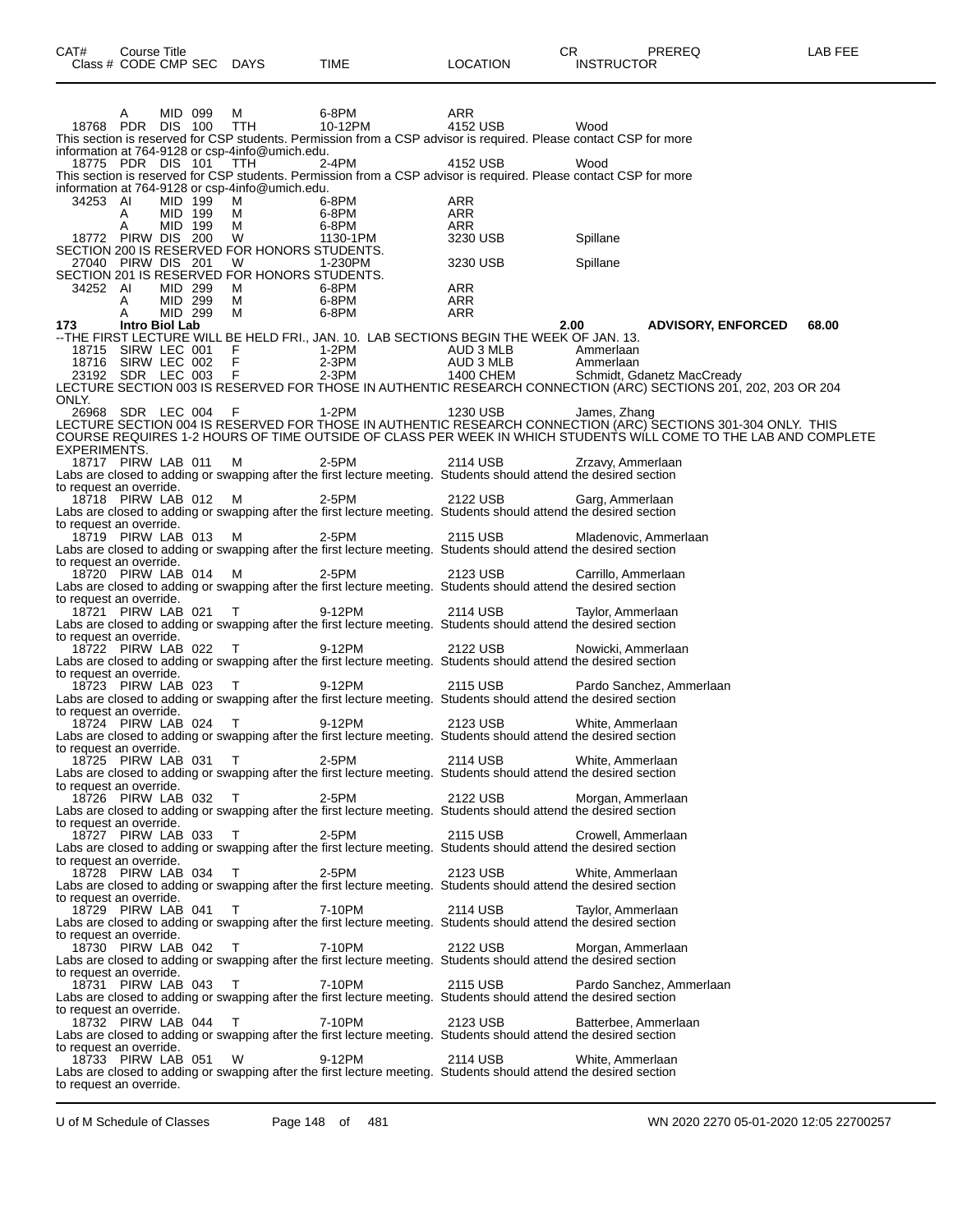| CAT# Class # | Course Title CODE | CMP | SEC | DAYS | TIME | LOCATION | CR INSTRUCTOR | PREREQ | LAB FEE |
|---|---|---|---|---|---|---|---|---|---|
| | A | MID | 099 | M | 6-8PM | ARR | | | |
| 18768 | PDR | DIS | 100 | TTH | 10-12PM | 4152 USB | Wood | | |

This section is reserved for CSP students. Permission from a CSP advisor is required. Please contact CSP for more information at 764-9128 or csp-4info@umich.edu.

| | | | | | | | | | |
|---|---|---|---|---|---|---|---|---|---|
| 18775 | PDR | DIS | 101 | TTH | 2-4PM | 4152 USB | Wood | | |

This section is reserved for CSP students. Permission from a CSP advisor is required. Please contact CSP for more information at 764-9128 or csp-4info@umich.edu.

| | | | | | | | | | |
|---|---|---|---|---|---|---|---|---|---|
| 34253 | AI | MID | 199 | M | 6-8PM | ARR | | | |
| | A | MID | 199 | M | 6-8PM | ARR | | | |
| | A | MID | 199 | M | 6-8PM | ARR | | | |
| 18772 | PIRW | DIS | 200 | W | 1130-1PM | 3230 USB | Spillane | | |

SECTION 200 IS RESERVED FOR HONORS STUDENTS.

| | | | | | | | | | |
|---|---|---|---|---|---|---|---|---|---|
| 27040 | PIRW | DIS | 201 | W | 1-230PM | 3230 USB | Spillane | | |

SECTION 201 IS RESERVED FOR HONORS STUDENTS.

| | | | | | | | | | |
|---|---|---|---|---|---|---|---|---|---|
| 34252 | AI | MID | 299 | M | 6-8PM | ARR | | | |
| | A | MID | 299 | M | 6-8PM | ARR | | | |
| | A | MID | 299 | M | 6-8PM | ARR | | | |

**173 Intro Biol Lab** — 2.00 — **ADVISORY, ENFORCED** — **68.00**

--THE FIRST LECTURE WILL BE HELD FRI., JAN. 10. LAB SECTIONS BEGIN THE WEEK OF JAN. 13.

| | | | | | | | | | |
|---|---|---|---|---|---|---|---|---|---|
| 18715 | SIRW | LEC | 001 | F | 1-2PM | AUD 3 MLB | Ammerlaan | | |
| 18716 | SIRW | LEC | 002 | F | 2-3PM | AUD 3 MLB | Ammerlaan | | |
| 23192 | SDR | LEC | 003 | F | 2-3PM | 1400 CHEM | Schmidt, Gdanetz MacCready | | |

LECTURE SECTION 003 IS RESERVED FOR THOSE IN AUTHENTIC RESEARCH CONNECTION (ARC) SECTIONS 201, 202, 203 OR 204 ONLY.

| | | | | | | | | | |
|---|---|---|---|---|---|---|---|---|---|
| 26968 | SDR | LEC | 004 | F | 1-2PM | 1230 USB | James, Zhang | | |

LECTURE SECTION 004 IS RESERVED FOR THOSE IN AUTHENTIC RESEARCH CONNECTION (ARC) SECTIONS 301-304 ONLY. THIS COURSE REQUIRES 1-2 HOURS OF TIME OUTSIDE OF CLASS PER WEEK IN WHICH STUDENTS WILL COME TO THE LAB AND COMPLETE EXPERIMENTS.

| | | | | | | | | | |
|---|---|---|---|---|---|---|---|---|---|
| 18717 | PIRW | LAB | 011 | M | 2-5PM | 2114 USB | Zrzavy, Ammerlaan | | |

Labs are closed to adding or swapping after the first lecture meeting. Students should attend the desired section to request an override.

| | | | | | | | | | |
|---|---|---|---|---|---|---|---|---|---|
| 18718 | PIRW | LAB | 012 | M | 2-5PM | 2122 USB | Garg, Ammerlaan | | |

Labs are closed to adding or swapping after the first lecture meeting. Students should attend the desired section to request an override.

| | | | | | | | | | |
|---|---|---|---|---|---|---|---|---|---|
| 18719 | PIRW | LAB | 013 | M | 2-5PM | 2115 USB | Mladenovic, Ammerlaan | | |

Labs are closed to adding or swapping after the first lecture meeting. Students should attend the desired section to request an override.

| | | | | | | | | | |
|---|---|---|---|---|---|---|---|---|---|
| 18720 | PIRW | LAB | 014 | M | 2-5PM | 2123 USB | Carrillo, Ammerlaan | | |

Labs are closed to adding or swapping after the first lecture meeting. Students should attend the desired section to request an override.

| | | | | | | | | | |
|---|---|---|---|---|---|---|---|---|---|
| 18721 | PIRW | LAB | 021 | T | 9-12PM | 2114 USB | Taylor, Ammerlaan | | |

Labs are closed to adding or swapping after the first lecture meeting. Students should attend the desired section to request an override.

| | | | | | | | | | |
|---|---|---|---|---|---|---|---|---|---|
| 18722 | PIRW | LAB | 022 | T | 9-12PM | 2122 USB | Nowicki, Ammerlaan | | |

Labs are closed to adding or swapping after the first lecture meeting. Students should attend the desired section to request an override.

| | | | | | | | | | |
|---|---|---|---|---|---|---|---|---|---|
| 18723 | PIRW | LAB | 023 | T | 9-12PM | 2115 USB | Pardo Sanchez, Ammerlaan | | |

Labs are closed to adding or swapping after the first lecture meeting. Students should attend the desired section to request an override.

| | | | | | | | | | |
|---|---|---|---|---|---|---|---|---|---|
| 18724 | PIRW | LAB | 024 | T | 9-12PM | 2123 USB | White, Ammerlaan | | |

Labs are closed to adding or swapping after the first lecture meeting. Students should attend the desired section to request an override.

| | | | | | | | | | |
|---|---|---|---|---|---|---|---|---|---|
| 18725 | PIRW | LAB | 031 | T | 2-5PM | 2114 USB | White, Ammerlaan | | |

Labs are closed to adding or swapping after the first lecture meeting. Students should attend the desired section to request an override.

| | | | | | | | | | |
|---|---|---|---|---|---|---|---|---|---|
| 18726 | PIRW | LAB | 032 | T | 2-5PM | 2122 USB | Morgan, Ammerlaan | | |

Labs are closed to adding or swapping after the first lecture meeting. Students should attend the desired section to request an override.

| | | | | | | | | | |
|---|---|---|---|---|---|---|---|---|---|
| 18727 | PIRW | LAB | 033 | T | 2-5PM | 2115 USB | Crowell, Ammerlaan | | |

Labs are closed to adding or swapping after the first lecture meeting. Students should attend the desired section to request an override.

| | | | | | | | | | |
|---|---|---|---|---|---|---|---|---|---|
| 18728 | PIRW | LAB | 034 | T | 2-5PM | 2123 USB | White, Ammerlaan | | |

Labs are closed to adding or swapping after the first lecture meeting. Students should attend the desired section to request an override.

| | | | | | | | | | |
|---|---|---|---|---|---|---|---|---|---|
| 18729 | PIRW | LAB | 041 | T | 7-10PM | 2114 USB | Taylor, Ammerlaan | | |

Labs are closed to adding or swapping after the first lecture meeting. Students should attend the desired section to request an override.

| | | | | | | | | | |
|---|---|---|---|---|---|---|---|---|---|
| 18730 | PIRW | LAB | 042 | T | 7-10PM | 2122 USB | Morgan, Ammerlaan | | |

Labs are closed to adding or swapping after the first lecture meeting. Students should attend the desired section to request an override.

| | | | | | | | | | |
|---|---|---|---|---|---|---|---|---|---|
| 18731 | PIRW | LAB | 043 | T | 7-10PM | 2115 USB | Pardo Sanchez, Ammerlaan | | |

Labs are closed to adding or swapping after the first lecture meeting. Students should attend the desired section to request an override.

| | | | | | | | | | |
|---|---|---|---|---|---|---|---|---|---|
| 18732 | PIRW | LAB | 044 | T | 7-10PM | 2123 USB | Batterbee, Ammerlaan | | |

Labs are closed to adding or swapping after the first lecture meeting. Students should attend the desired section to request an override.

| | | | | | | | | | |
|---|---|---|---|---|---|---|---|---|---|
| 18733 | PIRW | LAB | 051 | W | 9-12PM | 2114 USB | White, Ammerlaan | | |

Labs are closed to adding or swapping after the first lecture meeting. Students should attend the desired section to request an override.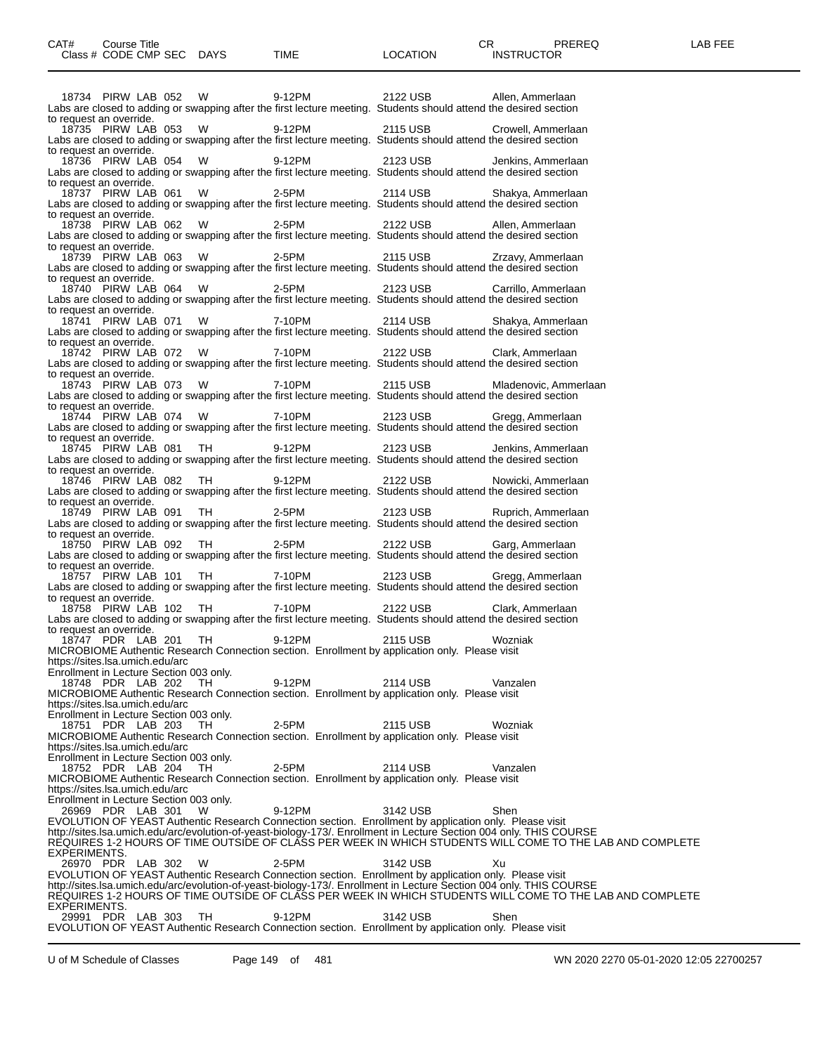| CAT# | Course Title | | | | | | | CR | PREREQ | LAB FEE |
|---|---|---|---|---|---|---|---|---|---|---|
| Class # | CODE | CMP | SEC | DAYS | TIME | LOCATION | INSTRUCTOR | | | |

18734 PIRW LAB 052 W 9-12PM 2122 USB Allen, Ammerlaan
Labs are closed to adding or swapping after the first lecture meeting. Students should attend the desired section to request an override.

18735 PIRW LAB 053 W 9-12PM 2115 USB Crowell, Ammerlaan
Labs are closed to adding or swapping after the first lecture meeting. Students should attend the desired section to request an override.

18736 PIRW LAB 054 W 9-12PM 2123 USB Jenkins, Ammerlaan
Labs are closed to adding or swapping after the first lecture meeting. Students should attend the desired section to request an override.

18737 PIRW LAB 061 W 2-5PM 2114 USB Shakya, Ammerlaan
Labs are closed to adding or swapping after the first lecture meeting. Students should attend the desired section to request an override.

18738 PIRW LAB 062 W 2-5PM 2122 USB Allen, Ammerlaan
Labs are closed to adding or swapping after the first lecture meeting. Students should attend the desired section to request an override.

18739 PIRW LAB 063 W 2-5PM 2115 USB Zrzavy, Ammerlaan
Labs are closed to adding or swapping after the first lecture meeting. Students should attend the desired section to request an override.

18740 PIRW LAB 064 W 2-5PM 2123 USB Carrillo, Ammerlaan
Labs are closed to adding or swapping after the first lecture meeting. Students should attend the desired section to request an override.

18741 PIRW LAB 071 W 7-10PM 2114 USB Shakya, Ammerlaan
Labs are closed to adding or swapping after the first lecture meeting. Students should attend the desired section to request an override.

18742 PIRW LAB 072 W 7-10PM 2122 USB Clark, Ammerlaan
Labs are closed to adding or swapping after the first lecture meeting. Students should attend the desired section to request an override.

18743 PIRW LAB 073 W 7-10PM 2115 USB Mladenovic, Ammerlaan
Labs are closed to adding or swapping after the first lecture meeting. Students should attend the desired section to request an override.

18744 PIRW LAB 074 W 7-10PM 2123 USB Gregg, Ammerlaan
Labs are closed to adding or swapping after the first lecture meeting. Students should attend the desired section to request an override.

18745 PIRW LAB 081 TH 9-12PM 2123 USB Jenkins, Ammerlaan
Labs are closed to adding or swapping after the first lecture meeting. Students should attend the desired section to request an override.

18746 PIRW LAB 082 TH 9-12PM 2122 USB Nowicki, Ammerlaan
Labs are closed to adding or swapping after the first lecture meeting. Students should attend the desired section to request an override.

18749 PIRW LAB 091 TH 2-5PM 2123 USB Ruprich, Ammerlaan
Labs are closed to adding or swapping after the first lecture meeting. Students should attend the desired section to request an override.

18750 PIRW LAB 092 TH 2-5PM 2122 USB Garg, Ammerlaan
Labs are closed to adding or swapping after the first lecture meeting. Students should attend the desired section to request an override.

18757 PIRW LAB 101 TH 7-10PM 2123 USB Gregg, Ammerlaan
Labs are closed to adding or swapping after the first lecture meeting. Students should attend the desired section to request an override.

18758 PIRW LAB 102 TH 7-10PM 2122 USB Clark, Ammerlaan
Labs are closed to adding or swapping after the first lecture meeting. Students should attend the desired section to request an override.

18747 PDR LAB 201 TH 9-12PM 2115 USB Wozniak
MICROBIOME Authentic Research Connection section. Enrollment by application only. Please visit https://sites.lsa.umich.edu/arc
Enrollment in Lecture Section 003 only.

18748 PDR LAB 202 TH 9-12PM 2114 USB Vanzalen
MICROBIOME Authentic Research Connection section. Enrollment by application only. Please visit https://sites.lsa.umich.edu/arc
Enrollment in Lecture Section 003 only.

18751 PDR LAB 203 TH 2-5PM 2115 USB Wozniak
MICROBIOME Authentic Research Connection section. Enrollment by application only. Please visit https://sites.lsa.umich.edu/arc
Enrollment in Lecture Section 003 only.

18752 PDR LAB 204 TH 2-5PM 2114 USB Vanzalen
MICROBIOME Authentic Research Connection section. Enrollment by application only. Please visit https://sites.lsa.umich.edu/arc
Enrollment in Lecture Section 003 only.

26969 PDR LAB 301 W 9-12PM 3142 USB Shen
EVOLUTION OF YEAST Authentic Research Connection section. Enrollment by application only. Please visit http://sites.lsa.umich.edu/arc/evolution-of-yeast-biology-173/. Enrollment in Lecture Section 004 only. THIS COURSE REQUIRES 1-2 HOURS OF TIME OUTSIDE OF CLASS PER WEEK IN WHICH STUDENTS WILL COME TO THE LAB AND COMPLETE EXPERIMENTS.

26970 PDR LAB 302 W 2-5PM 3142 USB Xu
EVOLUTION OF YEAST Authentic Research Connection section. Enrollment by application only. Please visit http://sites.lsa.umich.edu/arc/evolution-of-yeast-biology-173/. Enrollment in Lecture Section 004 only. THIS COURSE REQUIRES 1-2 HOURS OF TIME OUTSIDE OF CLASS PER WEEK IN WHICH STUDENTS WILL COME TO THE LAB AND COMPLETE EXPERIMENTS.

29991 PDR LAB 303 TH 9-12PM 3142 USB Shen
EVOLUTION OF YEAST Authentic Research Connection section. Enrollment by application only. Please visit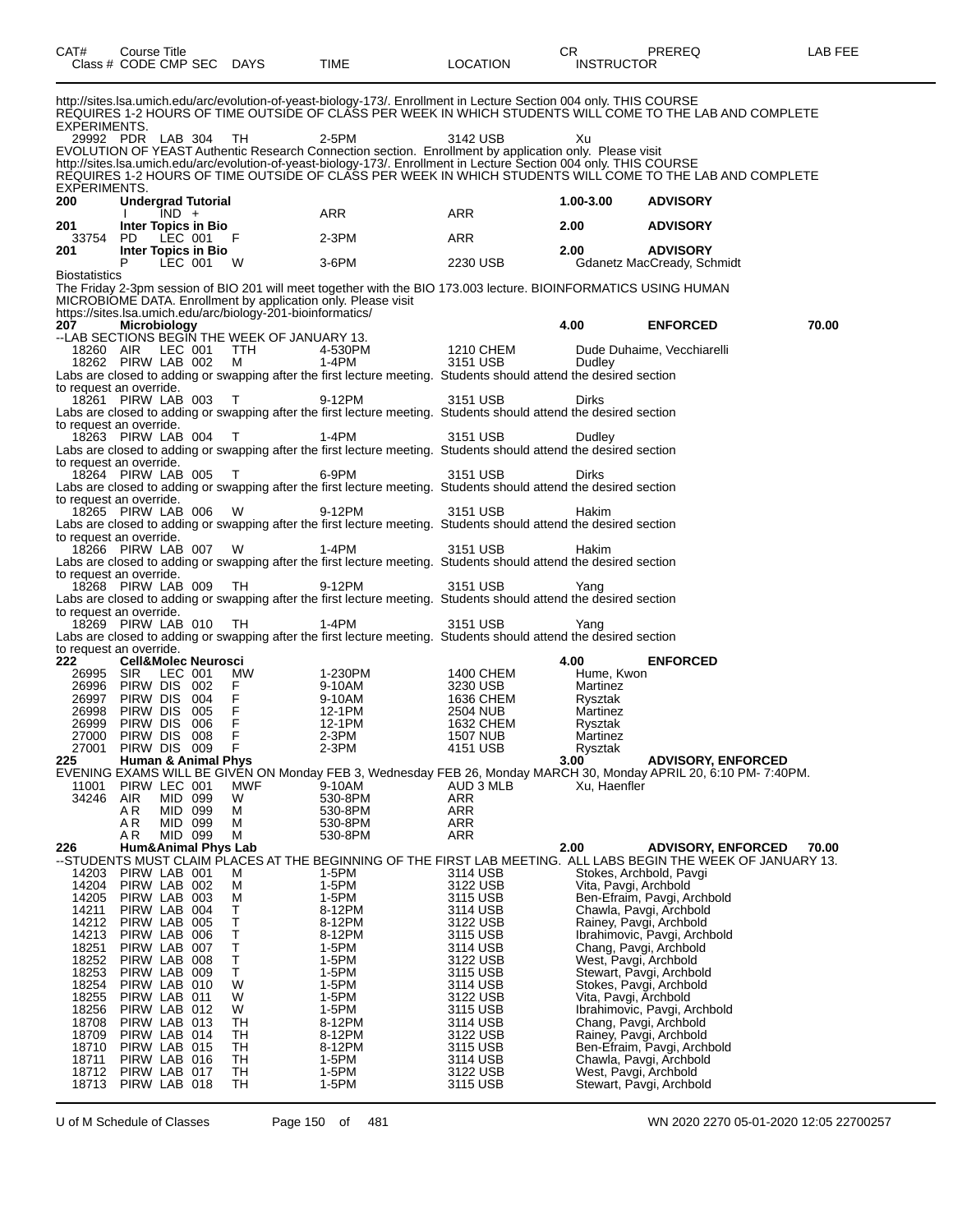| CAT# | Course Title<br>Class # CODE CMP SEC | DAYS | TIME | LOCATION | CR<br>INSTRUCTOR | PREREQ | LAB FEE |
|---|---|---|---|---|---|---|---|

http://sites.lsa.umich.edu/arc/evolution-of-yeast-biology-173/. Enrollment in Lecture Section 004 only. THIS COURSE REQUIRES 1-2 HOURS OF TIME OUTSIDE OF CLASS PER WEEK IN WHICH STUDENTS WILL COME TO THE LAB AND COMPLETE EXPERIMENTS.

| | | | | | | | |
|---|---|---|---|---|---|---|---|
| | 29992 PDR LAB 304 | TH | 2-5PM | 3142 USB | Xu | | |

EVOLUTION OF YEAST Authentic Research Connection section. Enrollment by application only. Please visit http://sites.lsa.umich.edu/arc/evolution-of-yeast-biology-173/. Enrollment in Lecture Section 004 only. THIS COURSE REQUIRES 1-2 HOURS OF TIME OUTSIDE OF CLASS PER WEEK IN WHICH STUDENTS WILL COME TO THE LAB AND COMPLETE EXPERIMENTS.

| | | | | | | | |
|---|---|---|---|---|---|---|---|
| **200** | **Undergrad Tutorial** | | | | **1.00-3.00** | **ADVISORY** | |
| | I IND + | | ARR | ARR | | | |
| **201** | **Inter Topics in Bio** | | | | **2.00** | **ADVISORY** | |
| | 33754 PD LEC 001 | F | 2-3PM | ARR | | | |
| **201** | **Inter Topics in Bio** | | | | **2.00** | **ADVISORY** | |
| | P LEC 001 | W | 3-6PM | 2230 USB | Gdanetz MacCready, Schmidt | | |

Biostatistics

The Friday 2-3pm session of BIO 201 will meet together with the BIO 173.003 lecture. BIOINFORMATICS USING HUMAN MICROBIOME DATA. Enrollment by application only. Please visit https://sites.lsa.umich.edu/arc/biology-201-bioinformatics/

| | | | | | | | |
|---|---|---|---|---|---|---|---|
| **207** | **Microbiology** | | | | **4.00** | **ENFORCED** | **70.00** |

--LAB SECTIONS BEGIN THE WEEK OF JANUARY 13.

| | | | | | | | |
|---|---|---|---|---|---|---|---|
| | 18260 AIR LEC 001 | TTH | 4-530PM | 1210 CHEM | Dude Duhaime, Vecchiarelli | | |
| | 18262 PIRW LAB 002 | M | 1-4PM | 3151 USB | Dudley | | |

Labs are closed to adding or swapping after the first lecture meeting. Students should attend the desired section to request an override.

| | | | | | | | |
|---|---|---|---|---|---|---|---|
| | 18261 PIRW LAB 003 | T | 9-12PM | 3151 USB | Dirks | | |

Labs are closed to adding or swapping after the first lecture meeting. Students should attend the desired section to request an override.

| | | | | | | | |
|---|---|---|---|---|---|---|---|
| | 18263 PIRW LAB 004 | T | 1-4PM | 3151 USB | Dudley | | |

Labs are closed to adding or swapping after the first lecture meeting. Students should attend the desired section to request an override.

| | | | | | | | |
|---|---|---|---|---|---|---|---|
| | 18264 PIRW LAB 005 | T | 6-9PM | 3151 USB | Dirks | | |

Labs are closed to adding or swapping after the first lecture meeting. Students should attend the desired section to request an override.

| | | | | | | | |
|---|---|---|---|---|---|---|---|
| | 18265 PIRW LAB 006 | W | 9-12PM | 3151 USB | Hakim | | |

Labs are closed to adding or swapping after the first lecture meeting. Students should attend the desired section to request an override.

| | | | | | | | |
|---|---|---|---|---|---|---|---|
| | 18266 PIRW LAB 007 | W | 1-4PM | 3151 USB | Hakim | | |

Labs are closed to adding or swapping after the first lecture meeting. Students should attend the desired section to request an override.

| | | | | | | | |
|---|---|---|---|---|---|---|---|
| | 18268 PIRW LAB 009 | TH | 9-12PM | 3151 USB | Yang | | |

Labs are closed to adding or swapping after the first lecture meeting. Students should attend the desired section to request an override.

| | | | | | | | |
|---|---|---|---|---|---|---|---|
| | 18269 PIRW LAB 010 | TH | 1-4PM | 3151 USB | Yang | | |

Labs are closed to adding or swapping after the first lecture meeting. Students should attend the desired section to request an override.

| | | | | | | | |
|---|---|---|---|---|---|---|---|
| **222** | **Cell&Molec Neurosci** | | | | **4.00** | **ENFORCED** | |
| | 26995 SIR LEC 001 | MW | 1-230PM | 1400 CHEM | Hume, Kwon | | |
| | 26996 PIRW DIS 002 | F | 9-10AM | 3230 USB | Martinez | | |
| | 26997 PIRW DIS 004 | F | 9-10AM | 1636 CHEM | Rysztak | | |
| | 26998 PIRW DIS 005 | F | 12-1PM | 2504 NUB | Martinez | | |
| | 26999 PIRW DIS 006 | F | 12-1PM | 1632 CHEM | Rysztak | | |
| | 27000 PIRW DIS 008 | F | 2-3PM | 1507 NUB | Martinez | | |
| | 27001 PIRW DIS 009 | F | 2-3PM | 4151 USB | Rysztak | | |
| **225** | **Human & Animal Phys** | | | | **3.00** | **ADVISORY, ENFORCED** | |

EVENING EXAMS WILL BE GIVEN ON Monday FEB 3, Wednesday FEB 26, Monday MARCH 30, Monday APRIL 20, 6:10 PM- 7:40PM.

| | | | | | | | |
|---|---|---|---|---|---|---|---|
| | 11001 PIRW LEC 001 | MWF | 9-10AM | AUD 3 MLB | Xu, Haenfler | | |
| | 34246 AIR MID 099 | W | 530-8PM | ARR | | | |
| | A R MID 099 | M | 530-8PM | ARR | | | |
| | A R MID 099 | M | 530-8PM | ARR | | | |
| | A R MID 099 | M | 530-8PM | ARR | | | |
| **226** | **Hum&Animal Phys Lab** | | | | **2.00** | **ADVISORY, ENFORCED** | **70.00** |

--STUDENTS MUST CLAIM PLACES AT THE BEGINNING OF THE FIRST LAB MEETING. ALL LABS BEGIN THE WEEK OF JANUARY 13.

| | | | | | | | |
|---|---|---|---|---|---|---|---|
| | 14203 PIRW LAB 001 | M | 1-5PM | 3114 USB | Stokes, Archbold, Pavgi | | |
| | 14204 PIRW LAB 002 | M | 1-5PM | 3122 USB | Vita, Pavgi, Archbold | | |
| | 14205 PIRW LAB 003 | M | 1-5PM | 3115 USB | Ben-Efraim, Pavgi, Archbold | | |
| | 14211 PIRW LAB 004 | T | 8-12PM | 3114 USB | Chawla, Pavgi, Archbold | | |
| | 14212 PIRW LAB 005 | T | 8-12PM | 3122 USB | Rainey, Pavgi, Archbold | | |
| | 14213 PIRW LAB 006 | T | 8-12PM | 3115 USB | Ibrahimovic, Pavgi, Archbold | | |
| | 18251 PIRW LAB 007 | T | 1-5PM | 3114 USB | Chang, Pavgi, Archbold | | |
| | 18252 PIRW LAB 008 | T | 1-5PM | 3122 USB | West, Pavgi, Archbold | | |
| | 18253 PIRW LAB 009 | T | 1-5PM | 3115 USB | Stewart, Pavgi, Archbold | | |
| | 18254 PIRW LAB 010 | W | 1-5PM | 3114 USB | Stokes, Pavgi, Archbold | | |
| | 18255 PIRW LAB 011 | W | 1-5PM | 3122 USB | Vita, Pavgi, Archbold | | |
| | 18256 PIRW LAB 012 | W | 1-5PM | 3115 USB | Ibrahimovic, Pavgi, Archbold | | |
| | 18708 PIRW LAB 013 | TH | 8-12PM | 3114 USB | Chang, Pavgi, Archbold | | |
| | 18709 PIRW LAB 014 | TH | 8-12PM | 3122 USB | Rainey, Pavgi, Archbold | | |
| | 18710 PIRW LAB 015 | TH | 8-12PM | 3115 USB | Ben-Efraim, Pavgi, Archbold | | |
| | 18711 PIRW LAB 016 | TH | 1-5PM | 3114 USB | Chawla, Pavgi, Archbold | | |
| | 18712 PIRW LAB 017 | TH | 1-5PM | 3122 USB | West, Pavgi, Archbold | | |
| | 18713 PIRW LAB 018 | TH | 1-5PM | 3115 USB | Stewart, Pavgi, Archbold | | |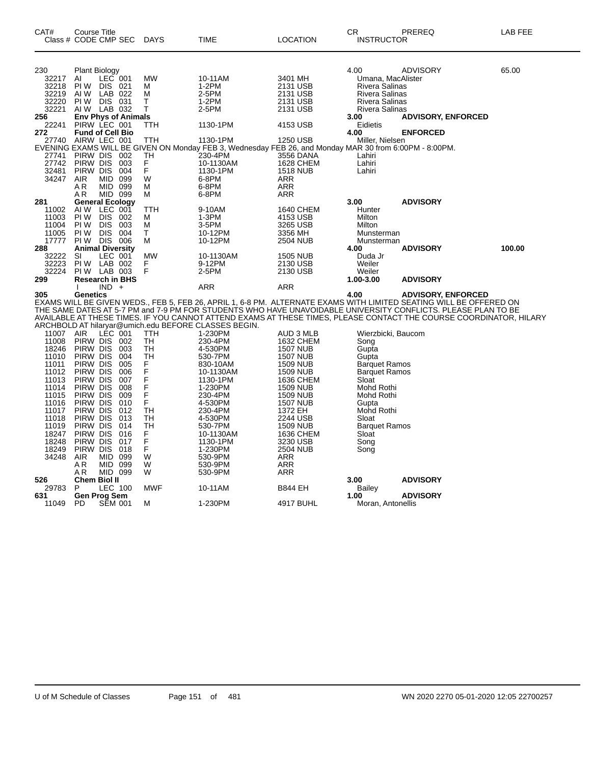| CAT# | Course Title | | | | CR | PREREQ | LAB FEE |
|---|---|---|---|---|---|---|---|
| Class # | CODE CMP SEC | DAYS | TIME | LOCATION | INSTRUCTOR | | |
| **230** | **Plant Biology** | | | | 4.00 | ADVISORY | 65.00 |
| 32217 | AI LEC 001 | MW | 10-11AM | 3401 MH | Umana, MacAlister | | |
| 32218 | PI W DIS 021 | M | 1-2PM | 2131 USB | Rivera Salinas | | |
| 32219 | AI W LAB 022 | M | 2-5PM | 2131 USB | Rivera Salinas | | |
| 32220 | PI W DIS 031 | T | 1-2PM | 2131 USB | Rivera Salinas | | |
| 32221 | AI W LAB 032 | T | 2-5PM | 2131 USB | Rivera Salinas | | |
| **256** | **Env Phys of Animals** | | | | **3.00** | **ADVISORY, ENFORCED** | |
| 22241 | PIRW LEC 001 | TTH | 1130-1PM | 4153 USB | Eidietis | | |
| **272** | **Fund of Cell Bio** | | | | **4.00** | **ENFORCED** | |
| 27740 | AIRW LEC 001 | TTH | 1130-1PM | 1250 USB | Miller, Nielsen | | |
| | EVENING EXAMS WILL BE GIVEN ON Monday FEB 3, Wednesday FEB 26, and Monday MAR 30 from 6:00PM - 8:00PM. | | | | | | |
| 27741 | PIRW DIS 002 | TH | 230-4PM | 3556 DANA | Lahiri | | |
| 27742 | PIRW DIS 003 | F | 10-1130AM | 1628 CHEM | Lahiri | | |
| 32481 | PIRW DIS 004 | F | 1130-1PM | 1518 NUB | Lahiri | | |
| 34247 | AIR MID 099 | W | 6-8PM | ARR | | | |
| | A R MID 099 | M | 6-8PM | ARR | | | |
| | A R MID 099 | M | 6-8PM | ARR | | | |
| **281** | **General Ecology** | | | | **3.00** | **ADVISORY** | |
| 11002 | AI W LEC 001 | TTH | 9-10AM | 1640 CHEM | Hunter | | |
| 11003 | PI W DIS 002 | M | 1-3PM | 4153 USB | Milton | | |
| 11004 | PI W DIS 003 | M | 3-5PM | 3265 USB | Milton | | |
| 11005 | PI W DIS 004 | T | 10-12PM | 3356 MH | Munsterman | | |
| 17777 | PI W DIS 006 | M | 10-12PM | 2504 NUB | Munsterman | | |
| **288** | **Animal Diversity** | | | | **4.00** | **ADVISORY** | **100.00** |
| 32222 | SI LEC 001 | MW | 10-1130AM | 1505 NUB | Duda Jr | | |
| 32223 | PI W LAB 002 | F | 9-12PM | 2130 USB | Weiler | | |
| 32224 | PI W LAB 003 | F | 2-5PM | 2130 USB | Weiler | | |
| **299** | **Research in BHS** | | | | **1.00-3.00** | **ADVISORY** | |
| | I IND + | | ARR | ARR | | | |
| **305** | **Genetics** | | | | **4.00** | **ADVISORY, ENFORCED** | |
| | EXAMS WILL BE GIVEN WEDS., FEB 5, FEB 26, APRIL 1, 6-8 PM. ALTERNATE EXAMS WITH LIMITED SEATING WILL BE OFFERED ON THE SAME DATES AT 5-7 PM and 7-9 PM FOR STUDENTS WHO HAVE UNAVOIDABLE UNIVERSITY CONFLICTS. PLEASE PLAN TO BE AVAILABLE AT THESE TIMES. IF YOU CANNOT ATTEND EXAMS AT THESE TIMES, PLEASE CONTACT THE COURSE COORDINATOR, HILARY ARCHBOLD AT hilaryar@umich.edu BEFORE CLASSES BEGIN. | | | | | | |
| 11007 | AIR LEC 001 | TTH | 1-230PM | AUD 3 MLB | Wierzbicki, Baucom | | |
| 11008 | PIRW DIS 002 | TH | 230-4PM | 1632 CHEM | Song | | |
| 18246 | PIRW DIS 003 | TH | 4-530PM | 1507 NUB | Gupta | | |
| 11010 | PIRW DIS 004 | TH | 530-7PM | 1507 NUB | Gupta | | |
| 11011 | PIRW DIS 005 | F | 830-10AM | 1509 NUB | Barquet Ramos | | |
| 11012 | PIRW DIS 006 | F | 10-1130AM | 1509 NUB | Barquet Ramos | | |
| 11013 | PIRW DIS 007 | F | 1130-1PM | 1636 CHEM | Sloat | | |
| 11014 | PIRW DIS 008 | F | 1-230PM | 1509 NUB | Mohd Rothi | | |
| 11015 | PIRW DIS 009 | F | 230-4PM | 1509 NUB | Mohd Rothi | | |
| 11016 | PIRW DIS 010 | F | 4-530PM | 1507 NUB | Gupta | | |
| 11017 | PIRW DIS 012 | TH | 230-4PM | 1372 EH | Mohd Rothi | | |
| 11018 | PIRW DIS 013 | TH | 4-530PM | 2244 USB | Sloat | | |
| 11019 | PIRW DIS 014 | TH | 530-7PM | 1509 NUB | Barquet Ramos | | |
| 18247 | PIRW DIS 016 | F | 10-1130AM | 1636 CHEM | Sloat | | |
| 18248 | PIRW DIS 017 | F | 1130-1PM | 3230 USB | Song | | |
| 18249 | PIRW DIS 018 | F | 1-230PM | 2504 NUB | Song | | |
| 34248 | AIR MID 099 | W | 530-9PM | ARR | | | |
| | A R MID 099 | W | 530-9PM | ARR | | | |
| | A R MID 099 | W | 530-9PM | ARR | | | |
| **526** | **Chem Biol II** | | | | **3.00** | **ADVISORY** | |
| 29783 | P LEC 100 | MWF | 10-11AM | B844 EH | Bailey | | |
| **631** | **Gen Prog Sem** | | | | **1.00** | **ADVISORY** | |
| 11049 | PD SEM 001 | M | 1-230PM | 4917 BUHL | Moran, Antonellis | | |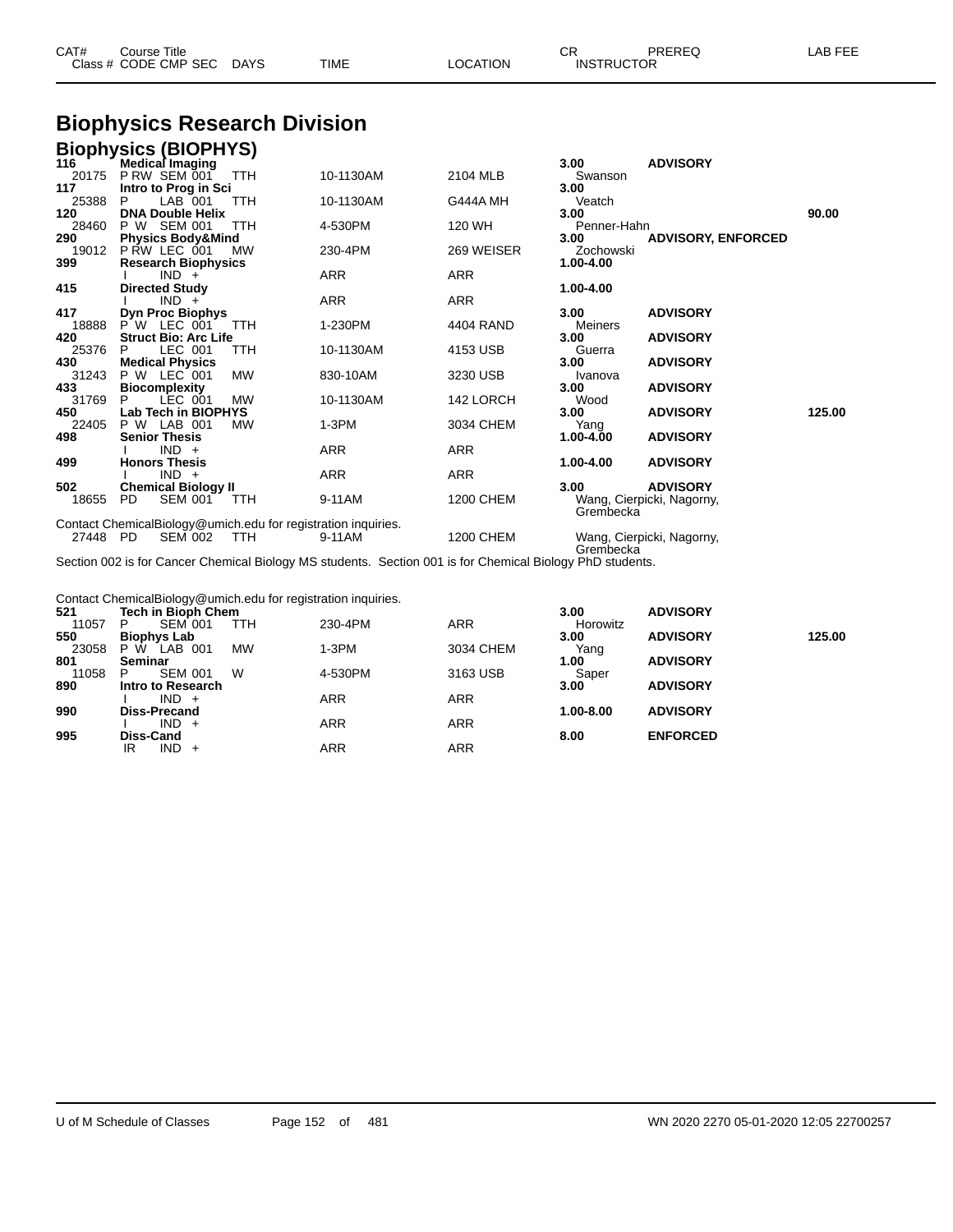# Biophysics Research Division

## Biophysics (BIOPHYS)

| CAT# / Class # | Course Title / CODE CMP SEC | DAYS | TIME | LOCATION | CR / INSTRUCTOR | PREREQ | LAB FEE |
|---|---|---|---|---|---|---|---|
| **116** | **Medical Imaging** | | | | **3.00** | **ADVISORY** | |
| 20175 | P RW SEM 001 | TTH | 10-1130AM | 2104 MLB | Swanson | | |
| **117** | **Intro to Prog in Sci** | | | | **3.00** | | |
| 25388 | P LAB 001 | TTH | 10-1130AM | G444A MH | Veatch | | |
| **120** | **DNA Double Helix** | | | | **3.00** | | **90.00** |
| 28460 | P W SEM 001 | TTH | 4-530PM | 120 WH | Penner-Hahn | | |
| **290** | **Physics Body&Mind** | | | | **3.00** | **ADVISORY, ENFORCED** | |
| 19012 | P RW LEC 001 | MW | 230-4PM | 269 WEISER | Zochowski | | |
| **399** | **Research Biophysics** | | | | **1.00-4.00** | | |
| | I IND + | | ARR | ARR | | | |
| **415** | **Directed Study** | | | | **1.00-4.00** | | |
| | I IND + | | ARR | ARR | | | |
| **417** | **Dyn Proc Biophys** | | | | **3.00** | **ADVISORY** | |
| 18888 | P W LEC 001 | TTH | 1-230PM | 4404 RAND | Meiners | | |
| **420** | **Struct Bio: Arc Life** | | | | **3.00** | **ADVISORY** | |
| 25376 | P LEC 001 | TTH | 10-1130AM | 4153 USB | Guerra | | |
| **430** | **Medical Physics** | | | | **3.00** | **ADVISORY** | |
| 31243 | P W LEC 001 | MW | 830-10AM | 3230 USB | Ivanova | | |
| **433** | **Biocomplexity** | | | | **3.00** | **ADVISORY** | |
| 31769 | P LEC 001 | MW | 10-1130AM | 142 LORCH | Wood | | |
| **450** | **Lab Tech in BIOPHYS** | | | | **3.00** | **ADVISORY** | **125.00** |
| 22405 | P W LAB 001 | MW | 1-3PM | 3034 CHEM | Yang | | |
| **498** | **Senior Thesis** | | | | **1.00-4.00** | **ADVISORY** | |
| | I IND + | | ARR | ARR | | | |
| **499** | **Honors Thesis** | | | | **1.00-4.00** | **ADVISORY** | |
| | I IND + | | ARR | ARR | | | |
| **502** | **Chemical Biology II** | | | | **3.00** | **ADVISORY** | |
| 18655 | PD SEM 001 | TTH | 9-11AM | 1200 CHEM | Wang, Cierpicki, Nagorny, Grembecka | | |

Contact ChemicalBiology@umich.edu for registration inquiries.

| CAT# / Class # | Course Title / CODE CMP SEC | DAYS | TIME | LOCATION | CR / INSTRUCTOR | PREREQ | LAB FEE |
|---|---|---|---|---|---|---|---|
| 27448 | PD SEM 002 | TTH | 9-11AM | 1200 CHEM | Wang, Cierpicki, Nagorny, Grembecka | | |

Section 002 is for Cancer Chemical Biology MS students. Section 001 is for Chemical Biology PhD students.

Contact ChemicalBiology@umich.edu for registration inquiries.

| CAT# / Class # | Course Title / CODE CMP SEC | DAYS | TIME | LOCATION | CR / INSTRUCTOR | PREREQ | LAB FEE |
|---|---|---|---|---|---|---|---|
| **521** | **Tech in Bioph Chem** | | | | **3.00** | **ADVISORY** | |
| 11057 | P SEM 001 | TTH | 230-4PM | ARR | Horowitz | | |
| **550** | **Biophys Lab** | | | | **3.00** | **ADVISORY** | **125.00** |
| 23058 | P W LAB 001 | MW | 1-3PM | 3034 CHEM | Yang | | |
| **801** | **Seminar** | | | | **1.00** | **ADVISORY** | |
| 11058 | P SEM 001 | W | 4-530PM | 3163 USB | Saper | | |
| **890** | **Intro to Research** | | | | **3.00** | **ADVISORY** | |
| | I IND + | | ARR | ARR | | | |
| **990** | **Diss-Precand** | | | | **1.00-8.00** | **ADVISORY** | |
| | I IND + | | ARR | ARR | | | |
| **995** | **Diss-Cand** | | | | **8.00** | **ENFORCED** | |
| | IR IND + | | ARR | ARR | | | |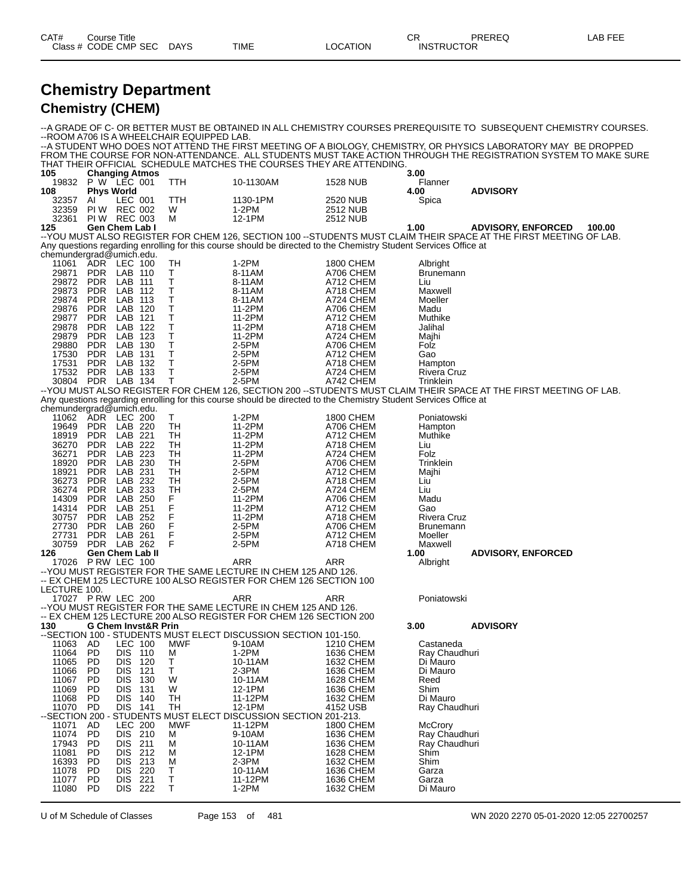# Chemistry Department

## Chemistry (CHEM)

--A GRADE OF C- OR BETTER MUST BE OBTAINED IN ALL CHEMISTRY COURSES PREREQUISITE TO SUBSEQUENT CHEMISTRY COURSES.
--ROOM A706 IS A WHEELCHAIR EQUIPPED LAB.
--A STUDENT WHO DOES NOT ATTEND THE FIRST MEETING OF A BIOLOGY, CHEMISTRY, OR PHYSICS LABORATORY MAY BE DROPPED FROM THE COURSE FOR NON-ATTENDANCE. ALL STUDENTS MUST TAKE ACTION THROUGH THE REGISTRATION SYSTEM TO MAKE SURE THAT THEIR OFFICIAL SCHEDULE MATCHES THE COURSES THEY ARE ATTENDING.

| CAT# / Class # | Course Title / CODE | CMP | SEC | DAYS | TIME | LOCATION | CR / INSTRUCTOR | PREREQ | LAB FEE |
|---|---|---|---|---|---|---|---|---|---|
| **105** | **Changing Atmos** | | | | | | **3.00** | | |
| 19832 | P W | LEC | 001 | TTH | 10-1130AM | 1528 NUB | Flanner | | |
| **108** | **Phys World** | | | | | | **4.00** | **ADVISORY** | |
| 32357 | AI | LEC | 001 | TTH | 1130-1PM | 2520 NUB | Spica | | |
| 32359 | PI W | REC | 002 | W | 1-2PM | 2512 NUB | | | |
| 32361 | PI W | REC | 003 | M | 12-1PM | 2512 NUB | | | |
| **125** | **Gen Chem Lab I** | | | | | | **1.00** | **ADVISORY, ENFORCED** | **100.00** |

--YOU MUST ALSO REGISTER FOR CHEM 126, SECTION 100 --STUDENTS MUST CLAIM THEIR SPACE AT THE FIRST MEETING OF LAB. Any questions regarding enrolling for this course should be directed to the Chemistry Student Services Office at chemundergrad@umich.edu.

| Class # | CODE | CMP | SEC | DAYS | TIME | LOCATION | INSTRUCTOR |
|---|---|---|---|---|---|---|---|
| 11061 | ADR | LEC | 100 | TH | 1-2PM | 1800 CHEM | Albright |
| 29871 | PDR | LAB | 110 | T | 8-11AM | A706 CHEM | Brunemann |
| 29872 | PDR | LAB | 111 | T | 8-11AM | A712 CHEM | Liu |
| 29873 | PDR | LAB | 112 | T | 8-11AM | A718 CHEM | Maxwell |
| 29874 | PDR | LAB | 113 | T | 8-11AM | A724 CHEM | Moeller |
| 29876 | PDR | LAB | 120 | T | 11-2PM | A706 CHEM | Madu |
| 29877 | PDR | LAB | 121 | T | 11-2PM | A712 CHEM | Muthike |
| 29878 | PDR | LAB | 122 | T | 11-2PM | A718 CHEM | Jalihal |
| 29879 | PDR | LAB | 123 | T | 11-2PM | A724 CHEM | Majhi |
| 29880 | PDR | LAB | 130 | T | 2-5PM | A706 CHEM | Folz |
| 17530 | PDR | LAB | 131 | T | 2-5PM | A712 CHEM | Gao |
| 17531 | PDR | LAB | 132 | T | 2-5PM | A718 CHEM | Hampton |
| 17532 | PDR | LAB | 133 | T | 2-5PM | A724 CHEM | Rivera Cruz |
| 30804 | PDR | LAB | 134 | T | 2-5PM | A742 CHEM | Trinklein |

--YOU MUST ALSO REGISTER FOR CHEM 126, SECTION 200 --STUDENTS MUST CLAIM THEIR SPACE AT THE FIRST MEETING OF LAB. Any questions regarding enrolling for this course should be directed to the Chemistry Student Services Office at chemundergrad@umich.edu.

| Class # | CODE | CMP | SEC | DAYS | TIME | LOCATION | INSTRUCTOR |
|---|---|---|---|---|---|---|---|
| 11062 | ADR | LEC | 200 | T | 1-2PM | 1800 CHEM | Poniatowski |
| 19649 | PDR | LAB | 220 | TH | 11-2PM | A706 CHEM | Hampton |
| 18919 | PDR | LAB | 221 | TH | 11-2PM | A712 CHEM | Muthike |
| 36270 | PDR | LAB | 222 | TH | 11-2PM | A718 CHEM | Liu |
| 36271 | PDR | LAB | 223 | TH | 11-2PM | A724 CHEM | Folz |
| 18920 | PDR | LAB | 230 | TH | 2-5PM | A706 CHEM | Trinklein |
| 18921 | PDR | LAB | 231 | TH | 2-5PM | A712 CHEM | Majhi |
| 36273 | PDR | LAB | 232 | TH | 2-5PM | A718 CHEM | Liu |
| 36274 | PDR | LAB | 233 | TH | 2-5PM | A724 CHEM | Liu |
| 14309 | PDR | LAB | 250 | F | 11-2PM | A706 CHEM | Madu |
| 14314 | PDR | LAB | 251 | F | 11-2PM | A712 CHEM | Gao |
| 30757 | PDR | LAB | 252 | F | 11-2PM | A718 CHEM | Rivera Cruz |
| 27730 | PDR | LAB | 260 | F | 2-5PM | A706 CHEM | Brunemann |
| 27731 | PDR | LAB | 261 | F | 2-5PM | A712 CHEM | Moeller |
| 30759 | PDR | LAB | 262 | F | 2-5PM | A718 CHEM | Maxwell |

**126 Gen Chem Lab II** — **1.00** — **ADVISORY, ENFORCED**

| Class # | CODE | CMP | SEC | DAYS | TIME | LOCATION | INSTRUCTOR |
|---|---|---|---|---|---|---|---|
| 17026 | P RW | LEC | 100 | | ARR | ARR | Albright |

--YOU MUST REGISTER FOR THE SAME LECTURE IN CHEM 125 AND 126.
-- EX CHEM 125 LECTURE 100 ALSO REGISTER FOR CHEM 126 SECTION 100 LECTURE 100.

| Class # | CODE | CMP | SEC | DAYS | TIME | LOCATION | INSTRUCTOR |
|---|---|---|---|---|---|---|---|
| 17027 | P RW | LEC | 200 | | ARR | ARR | Poniatowski |

--YOU MUST REGISTER FOR THE SAME LECTURE IN CHEM 125 AND 126.
-- EX CHEM 125 LECTURE 200 ALSO REGISTER FOR CHEM 126 SECTION 200

**130 G Chem Invst&R Prin** — **3.00** — **ADVISORY**

--SECTION 100 - STUDENTS MUST ELECT DISCUSSION SECTION 101-150.

| Class # | CODE | CMP | SEC | DAYS | TIME | LOCATION | INSTRUCTOR |
|---|---|---|---|---|---|---|---|
| 11063 | AD | LEC | 100 | MWF | 9-10AM | 1210 CHEM | Castaneda |
| 11064 | PD | DIS | 110 | M | 1-2PM | 1636 CHEM | Ray Chaudhuri |
| 11065 | PD | DIS | 120 | T | 10-11AM | 1632 CHEM | Di Mauro |
| 11066 | PD | DIS | 121 | T | 2-3PM | 1636 CHEM | Di Mauro |
| 11067 | PD | DIS | 130 | W | 10-11AM | 1628 CHEM | Reed |
| 11069 | PD | DIS | 131 | W | 12-1PM | 1636 CHEM | Shim |
| 11068 | PD | DIS | 140 | TH | 11-12PM | 1632 CHEM | Di Mauro |
| 11070 | PD | DIS | 141 | TH | 12-1PM | 4152 USB | Ray Chaudhuri |

--SECTION 200 - STUDENTS MUST ELECT DISCUSSION SECTION 201-213.

| Class # | CODE | CMP | SEC | DAYS | TIME | LOCATION | INSTRUCTOR |
|---|---|---|---|---|---|---|---|
| 11071 | AD | LEC | 200 | MWF | 11-12PM | 1800 CHEM | McCrory |
| 11074 | PD | DIS | 210 | M | 9-10AM | 1636 CHEM | Ray Chaudhuri |
| 17943 | PD | DIS | 211 | M | 10-11AM | 1636 CHEM | Ray Chaudhuri |
| 11081 | PD | DIS | 212 | M | 12-1PM | 1628 CHEM | Shim |
| 16393 | PD | DIS | 213 | M | 2-3PM | 1632 CHEM | Shim |
| 11078 | PD | DIS | 220 | T | 10-11AM | 1636 CHEM | Garza |
| 11077 | PD | DIS | 221 | T | 11-12PM | 1636 CHEM | Garza |
| 11080 | PD | DIS | 222 | T | 1-2PM | 1632 CHEM | Di Mauro |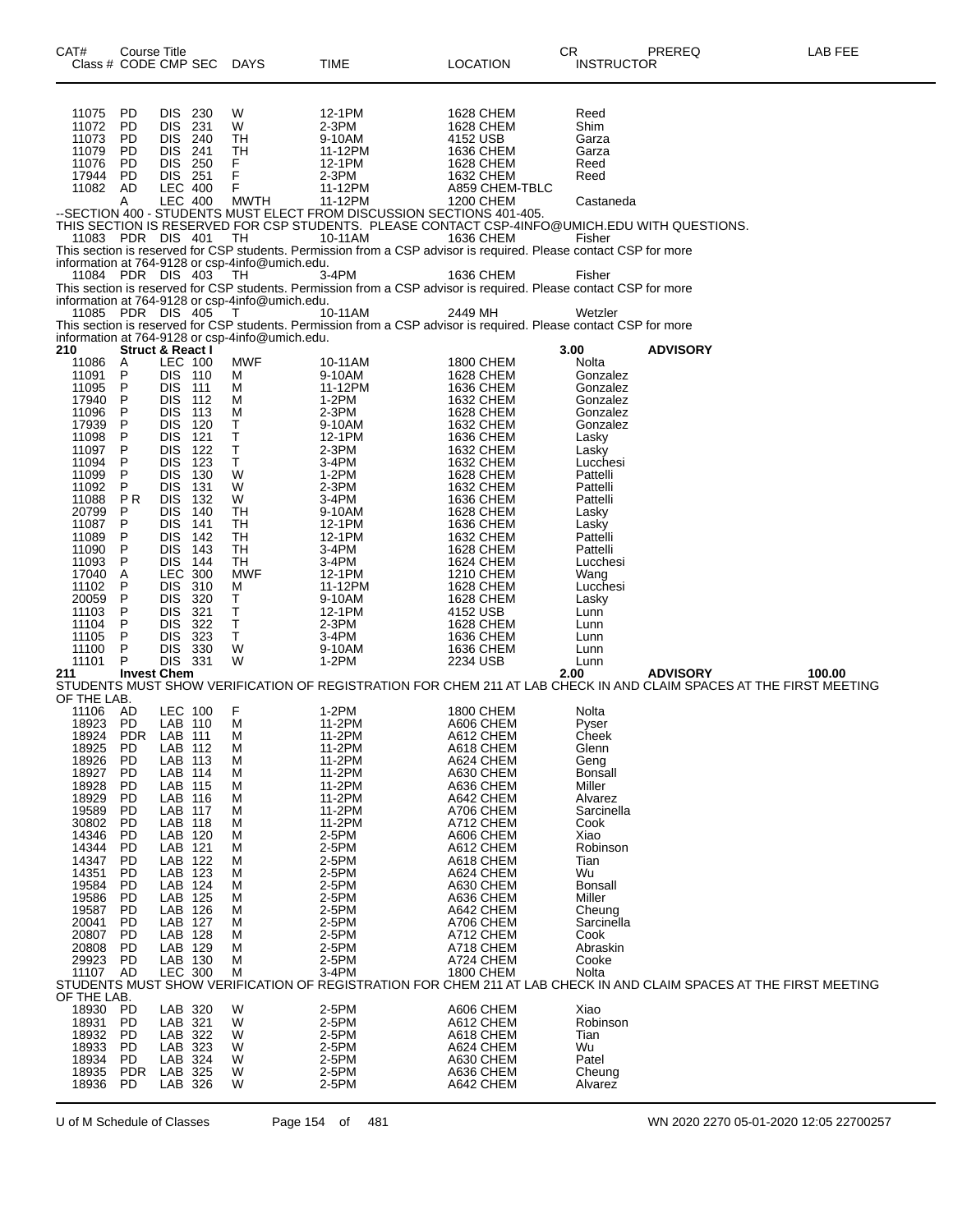| CAT# Class # | Course Title CODE | CMP | SEC | DAYS | TIME | LOCATION | CR INSTRUCTOR | PREREQ | LAB FEE |
|---|---|---|---|---|---|---|---|---|---|
| 11075 | PD | DIS | 230 | W | 12-1PM | 1628 CHEM | Reed | | |
| 11072 | PD | DIS | 231 | W | 2-3PM | 1628 CHEM | Shim | | |
| 11073 | PD | DIS | 240 | TH | 9-10AM | 4152 USB | Garza | | |
| 11079 | PD | DIS | 241 | TH | 11-12PM | 1636 CHEM | Garza | | |
| 11076 | PD | DIS | 250 | F | 12-1PM | 1628 CHEM | Reed | | |
| 17944 | PD | DIS | 251 | F | 2-3PM | 1632 CHEM | Reed | | |
| 11082 | AD | LEC | 400 | F | 11-12PM | A859 CHEM-TBLC | | | |
| | A | LEC | 400 | MWTH | 11-12PM | 1200 CHEM | Castaneda | | |

--SECTION 400 - STUDENTS MUST ELECT FROM DISCUSSION SECTIONS 401-405.
THIS SECTION IS RESERVED FOR CSP STUDENTS. PLEASE CONTACT CSP-4INFO@UMICH.EDU WITH QUESTIONS.

| | | | | | | | | | |
|---|---|---|---|---|---|---|---|---|---|
| 11083 | PDR | DIS | 401 | TH | 10-11AM | 1636 CHEM | Fisher | | |

This section is reserved for CSP students. Permission from a CSP advisor is required. Please contact CSP for more information at 764-9128 or csp-4info@umich.edu.

| | | | | | | | | | |
|---|---|---|---|---|---|---|---|---|---|
| 11084 | PDR | DIS | 403 | TH | 3-4PM | 1636 CHEM | Fisher | | |

This section is reserved for CSP students. Permission from a CSP advisor is required. Please contact CSP for more information at 764-9128 or csp-4info@umich.edu.

| | | | | | | | | | |
|---|---|---|---|---|---|---|---|---|---|
| 11085 | PDR | DIS | 405 | T | 10-11AM | 2449 MH | Wetzler | | |

This section is reserved for CSP students. Permission from a CSP advisor is required. Please contact CSP for more information at 764-9128 or csp-4info@umich.edu.

| | | | | | | | | | |
|---|---|---|---|---|---|---|---|---|---|
| **210** | **Struct & React I** | | | | | | **3.00** | **ADVISORY** | |
| 11086 | A | LEC | 100 | MWF | 10-11AM | 1800 CHEM | Nolta | | |
| 11091 | P | DIS | 110 | M | 9-10AM | 1628 CHEM | Gonzalez | | |
| 11095 | P | DIS | 111 | M | 11-12PM | 1636 CHEM | Gonzalez | | |
| 17940 | P | DIS | 112 | M | 1-2PM | 1632 CHEM | Gonzalez | | |
| 11096 | P | DIS | 113 | M | 2-3PM | 1628 CHEM | Gonzalez | | |
| 17939 | P | DIS | 120 | T | 9-10AM | 1632 CHEM | Gonzalez | | |
| 11098 | P | DIS | 121 | T | 12-1PM | 1636 CHEM | Lasky | | |
| 11097 | P | DIS | 122 | T | 2-3PM | 1632 CHEM | Lasky | | |
| 11094 | P | DIS | 123 | T | 3-4PM | 1632 CHEM | Lucchesi | | |
| 11099 | P | DIS | 130 | W | 1-2PM | 1628 CHEM | Pattelli | | |
| 11092 | P | DIS | 131 | W | 2-3PM | 1632 CHEM | Pattelli | | |
| 11088 | P R | DIS | 132 | W | 3-4PM | 1636 CHEM | Pattelli | | |
| 20799 | P | DIS | 140 | TH | 9-10AM | 1628 CHEM | Lasky | | |
| 11087 | P | DIS | 141 | TH | 12-1PM | 1636 CHEM | Lasky | | |
| 11089 | P | DIS | 142 | TH | 12-1PM | 1632 CHEM | Pattelli | | |
| 11090 | P | DIS | 143 | TH | 3-4PM | 1628 CHEM | Pattelli | | |
| 11093 | P | DIS | 144 | TH | 3-4PM | 1624 CHEM | Lucchesi | | |
| 17040 | A | LEC | 300 | MWF | 12-1PM | 1210 CHEM | Wang | | |
| 11102 | P | DIS | 310 | M | 11-12PM | 1628 CHEM | Lucchesi | | |
| 20059 | P | DIS | 320 | T | 9-10AM | 1628 CHEM | Lasky | | |
| 11103 | P | DIS | 321 | T | 12-1PM | 4152 USB | Lunn | | |
| 11104 | P | DIS | 322 | T | 2-3PM | 1628 CHEM | Lunn | | |
| 11105 | P | DIS | 323 | T | 3-4PM | 1636 CHEM | Lunn | | |
| 11100 | P | DIS | 330 | W | 9-10AM | 1636 CHEM | Lunn | | |
| 11101 | P | DIS | 331 | W | 1-2PM | 2234 USB | Lunn | | |
| **211** | **Invest Chem** | | | | | | **2.00** | **ADVISORY** | **100.00** |

STUDENTS MUST SHOW VERIFICATION OF REGISTRATION FOR CHEM 211 AT LAB CHECK IN AND CLAIM SPACES AT THE FIRST MEETING OF THE LAB.

| | | | | | | | | | |
|---|---|---|---|---|---|---|---|---|---|
| 11106 | AD | LEC | 100 | F | 1-2PM | 1800 CHEM | Nolta | | |
| 18923 | PD | LAB | 110 | M | 11-2PM | A606 CHEM | Pyser | | |
| 18924 | PDR | LAB | 111 | M | 11-2PM | A612 CHEM | Cheek | | |
| 18925 | PD | LAB | 112 | M | 11-2PM | A618 CHEM | Glenn | | |
| 18926 | PD | LAB | 113 | M | 11-2PM | A624 CHEM | Geng | | |
| 18927 | PD | LAB | 114 | M | 11-2PM | A630 CHEM | Bonsall | | |
| 18928 | PD | LAB | 115 | M | 11-2PM | A636 CHEM | Miller | | |
| 18929 | PD | LAB | 116 | M | 11-2PM | A642 CHEM | Alvarez | | |
| 19589 | PD | LAB | 117 | M | 11-2PM | A706 CHEM | Sarcinella | | |
| 30802 | PD | LAB | 118 | M | 11-2PM | A712 CHEM | Cook | | |
| 14346 | PD | LAB | 120 | M | 2-5PM | A606 CHEM | Xiao | | |
| 14344 | PD | LAB | 121 | M | 2-5PM | A612 CHEM | Robinson | | |
| 14347 | PD | LAB | 122 | M | 2-5PM | A618 CHEM | Tian | | |
| 14351 | PD | LAB | 123 | M | 2-5PM | A624 CHEM | Wu | | |
| 19584 | PD | LAB | 124 | M | 2-5PM | A630 CHEM | Bonsall | | |
| 19586 | PD | LAB | 125 | M | 2-5PM | A636 CHEM | Miller | | |
| 19587 | PD | LAB | 126 | M | 2-5PM | A642 CHEM | Cheung | | |
| 20041 | PD | LAB | 127 | M | 2-5PM | A706 CHEM | Sarcinella | | |
| 20807 | PD | LAB | 128 | M | 2-5PM | A712 CHEM | Cook | | |
| 20808 | PD | LAB | 129 | M | 2-5PM | A718 CHEM | Abraskin | | |
| 29923 | PD | LAB | 130 | M | 2-5PM | A724 CHEM | Cooke | | |
| 11107 | AD | LEC | 300 | M | 3-4PM | 1800 CHEM | Nolta | | |

STUDENTS MUST SHOW VERIFICATION OF REGISTRATION FOR CHEM 211 AT LAB CHECK IN AND CLAIM SPACES AT THE FIRST MEETING OF THE LAB.

| | | | | | | | | | |
|---|---|---|---|---|---|---|---|---|---|
| 18930 | PD | LAB | 320 | W | 2-5PM | A606 CHEM | Xiao | | |
| 18931 | PD | LAB | 321 | W | 2-5PM | A612 CHEM | Robinson | | |
| 18932 | PD | LAB | 322 | W | 2-5PM | A618 CHEM | Tian | | |
| 18933 | PD | LAB | 323 | W | 2-5PM | A624 CHEM | Wu | | |
| 18934 | PD | LAB | 324 | W | 2-5PM | A630 CHEM | Patel | | |
| 18935 | PDR | LAB | 325 | W | 2-5PM | A636 CHEM | Cheung | | |
| 18936 | PD | LAB | 326 | W | 2-5PM | A642 CHEM | Alvarez | | |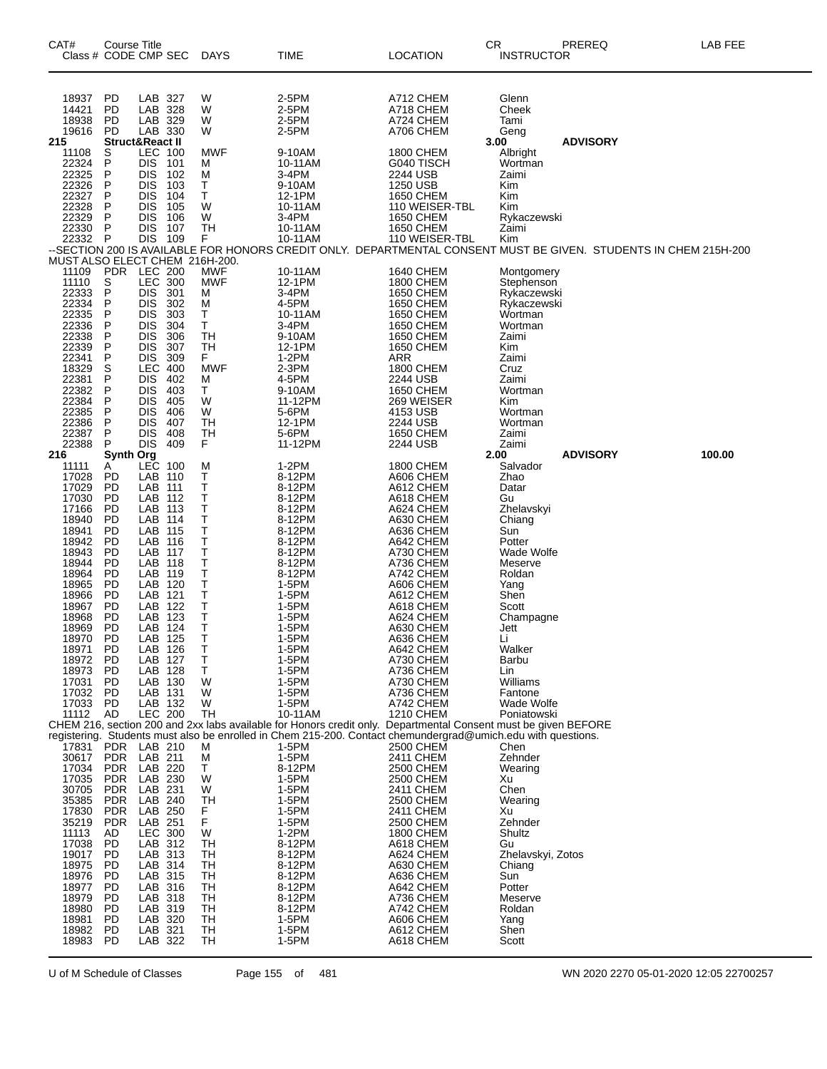| CAT# Class # | Course Title CODE | CMP | SEC | DAYS | TIME | LOCATION | CR INSTRUCTOR | PREREQ | LAB FEE |
|---|---|---|---|---|---|---|---|---|---|
| 18937 | PD | LAB | 327 | W | 2-5PM | A712 CHEM | Glenn | | |
| 14421 | PD | LAB | 328 | W | 2-5PM | A718 CHEM | Cheek | | |
| 18938 | PD | LAB | 329 | W | 2-5PM | A724 CHEM | Tami | | |
| 19616 | PD | LAB | 330 | W | 2-5PM | A706 CHEM | Geng | | |
| **215** | **Struct&React II** | | | | | | **3.00** | **ADVISORY** | |
| 11108 | S | LEC | 100 | MWF | 9-10AM | 1800 CHEM | Albright | | |
| 22324 | P | DIS | 101 | M | 10-11AM | G040 TISCH | Wortman | | |
| 22325 | P | DIS | 102 | M | 3-4PM | 2244 USB | Zaimi | | |
| 22326 | P | DIS | 103 | T | 9-10AM | 1250 USB | Kim | | |
| 22327 | P | DIS | 104 | T | 12-1PM | 1650 CHEM | Kim | | |
| 22328 | P | DIS | 105 | W | 10-11AM | 110 WEISER-TBL | Kim | | |
| 22329 | P | DIS | 106 | W | 3-4PM | 1650 CHEM | Rykaczewski | | |
| 22330 | P | DIS | 107 | TH | 10-11AM | 1650 CHEM | Zaimi | | |
| 22332 | P | DIS | 109 | F | 10-11AM | 110 WEISER-TBL | Kim | | |

--SECTION 200 IS AVAILABLE FOR HONORS CREDIT ONLY. DEPARTMENTAL CONSENT MUST BE GIVEN. STUDENTS IN CHEM 215H-200 MUST ALSO ELECT CHEM 216H-200.

| CAT# Class # | Course Title CODE | CMP | SEC | DAYS | TIME | LOCATION | CR INSTRUCTOR | PREREQ | LAB FEE |
|---|---|---|---|---|---|---|---|---|---|
| 11109 | PDR | LEC | 200 | MWF | 10-11AM | 1640 CHEM | Montgomery | | |
| 11110 | S | LEC | 300 | MWF | 12-1PM | 1800 CHEM | Stephenson | | |
| 22333 | P | DIS | 301 | M | 3-4PM | 1650 CHEM | Rykaczewski | | |
| 22334 | P | DIS | 302 | M | 4-5PM | 1650 CHEM | Rykaczewski | | |
| 22335 | P | DIS | 303 | T | 10-11AM | 1650 CHEM | Wortman | | |
| 22336 | P | DIS | 304 | T | 3-4PM | 1650 CHEM | Wortman | | |
| 22338 | P | DIS | 306 | TH | 9-10AM | 1650 CHEM | Zaimi | | |
| 22339 | P | DIS | 307 | TH | 12-1PM | 1650 CHEM | Kim | | |
| 22341 | P | DIS | 309 | F | 1-2PM | ARR | Zaimi | | |
| 18329 | S | LEC | 400 | MWF | 2-3PM | 1800 CHEM | Cruz | | |
| 22381 | P | DIS | 402 | M | 4-5PM | 2244 USB | Zaimi | | |
| 22382 | P | DIS | 403 | T | 9-10AM | 1650 CHEM | Wortman | | |
| 22384 | P | DIS | 405 | W | 11-12PM | 269 WEISER | Kim | | |
| 22385 | P | DIS | 406 | W | 5-6PM | 4153 USB | Wortman | | |
| 22386 | P | DIS | 407 | TH | 12-1PM | 2244 USB | Wortman | | |
| 22387 | P | DIS | 408 | TH | 5-6PM | 1650 CHEM | Zaimi | | |
| 22388 | P | DIS | 409 | F | 11-12PM | 2244 USB | Zaimi | | |
| **216** | **Synth Org** | | | | | | **2.00** | **ADVISORY** | **100.00** |
| 11111 | A | LEC | 100 | M | 1-2PM | 1800 CHEM | Salvador | | |
| 17028 | PD | LAB | 110 | T | 8-12PM | A606 CHEM | Zhao | | |
| 17029 | PD | LAB | 111 | T | 8-12PM | A612 CHEM | Datar | | |
| 17030 | PD | LAB | 112 | T | 8-12PM | A618 CHEM | Gu | | |
| 17166 | PD | LAB | 113 | T | 8-12PM | A624 CHEM | Zhelavskyi | | |
| 18940 | PD | LAB | 114 | T | 8-12PM | A630 CHEM | Chiang | | |
| 18941 | PD | LAB | 115 | T | 8-12PM | A636 CHEM | Sun | | |
| 18942 | PD | LAB | 116 | T | 8-12PM | A642 CHEM | Potter | | |
| 18943 | PD | LAB | 117 | T | 8-12PM | A730 CHEM | Wade Wolfe | | |
| 18944 | PD | LAB | 118 | T | 8-12PM | A736 CHEM | Meserve | | |
| 18964 | PD | LAB | 119 | T | 8-12PM | A742 CHEM | Roldan | | |
| 18965 | PD | LAB | 120 | T | 1-5PM | A606 CHEM | Yang | | |
| 18966 | PD | LAB | 121 | T | 1-5PM | A612 CHEM | Shen | | |
| 18967 | PD | LAB | 122 | T | 1-5PM | A618 CHEM | Scott | | |
| 18968 | PD | LAB | 123 | T | 1-5PM | A624 CHEM | Champagne | | |
| 18969 | PD | LAB | 124 | T | 1-5PM | A630 CHEM | Jett | | |
| 18970 | PD | LAB | 125 | T | 1-5PM | A636 CHEM | Li | | |
| 18971 | PD | LAB | 126 | T | 1-5PM | A642 CHEM | Walker | | |
| 18972 | PD | LAB | 127 | T | 1-5PM | A730 CHEM | Barbu | | |
| 18973 | PD | LAB | 128 | T | 1-5PM | A736 CHEM | Lin | | |
| 17031 | PD | LAB | 130 | W | 1-5PM | A730 CHEM | Williams | | |
| 17032 | PD | LAB | 131 | W | 1-5PM | A736 CHEM | Fantone | | |
| 17033 | PD | LAB | 132 | W | 1-5PM | A742 CHEM | Wade Wolfe | | |
| 11112 | AD | LEC | 200 | TH | 10-11AM | 1210 CHEM | Poniatowski | | |

CHEM 216, section 200 and 2xx labs available for Honors credit only. Departmental Consent must be given BEFORE registering. Students must also be enrolled in Chem 215-200. Contact chemundergrad@umich.edu with questions.

| CAT# Class # | Course Title CODE | CMP | SEC | DAYS | TIME | LOCATION | CR INSTRUCTOR | PREREQ | LAB FEE |
|---|---|---|---|---|---|---|---|---|---|
| 17831 | PDR | LAB | 210 | M | 1-5PM | 2500 CHEM | Chen | | |
| 30617 | PDR | LAB | 211 | M | 1-5PM | 2411 CHEM | Zehnder | | |
| 17034 | PDR | LAB | 220 | T | 8-12PM | 2500 CHEM | Wearing | | |
| 17035 | PDR | LAB | 230 | W | 1-5PM | 2500 CHEM | Xu | | |
| 30705 | PDR | LAB | 231 | W | 1-5PM | 2411 CHEM | Chen | | |
| 35385 | PDR | LAB | 240 | TH | 1-5PM | 2500 CHEM | Wearing | | |
| 17830 | PDR | LAB | 250 | F | 1-5PM | 2411 CHEM | Xu | | |
| 35219 | PDR | LAB | 251 | F | 1-5PM | 2500 CHEM | Zehnder | | |
| 11113 | AD | LEC | 300 | W | 1-2PM | 1800 CHEM | Shultz | | |
| 17038 | PD | LAB | 312 | TH | 8-12PM | A618 CHEM | Gu | | |
| 19017 | PD | LAB | 313 | TH | 8-12PM | A624 CHEM | Zhelavskyi, Zotos | | |
| 18975 | PD | LAB | 314 | TH | 8-12PM | A630 CHEM | Chiang | | |
| 18976 | PD | LAB | 315 | TH | 8-12PM | A636 CHEM | Sun | | |
| 18977 | PD | LAB | 316 | TH | 8-12PM | A642 CHEM | Potter | | |
| 18979 | PD | LAB | 318 | TH | 8-12PM | A736 CHEM | Meserve | | |
| 18980 | PD | LAB | 319 | TH | 8-12PM | A742 CHEM | Roldan | | |
| 18981 | PD | LAB | 320 | TH | 1-5PM | A606 CHEM | Yang | | |
| 18982 | PD | LAB | 321 | TH | 1-5PM | A612 CHEM | Shen | | |
| 18983 | PD | LAB | 322 | TH | 1-5PM | A618 CHEM | Scott | | |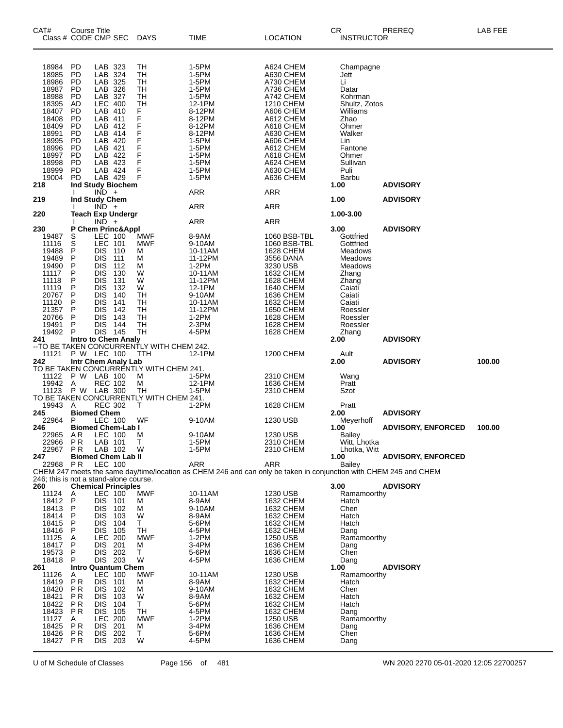| CAT# Class # | Course Title CODE | CMP | SEC | DAYS | TIME | LOCATION | CR INSTRUCTOR | PREREQ | LAB FEE |
|---|---|---|---|---|---|---|---|---|---|
| 18984 | PD | LAB | 323 | TH | 1-5PM | A624 CHEM | Champagne | | |
| 18985 | PD | LAB | 324 | TH | 1-5PM | A630 CHEM | Jett | | |
| 18986 | PD | LAB | 325 | TH | 1-5PM | A730 CHEM | Li | | |
| 18987 | PD | LAB | 326 | TH | 1-5PM | A736 CHEM | Datar | | |
| 18988 | PD | LAB | 327 | TH | 1-5PM | A742 CHEM | Kohrman | | |
| 18395 | AD | LEC | 400 | TH | 12-1PM | 1210 CHEM | Shultz, Zotos | | |
| 18407 | PD | LAB | 410 | F | 8-12PM | A606 CHEM | Williams | | |
| 18408 | PD | LAB | 411 | F | 8-12PM | A612 CHEM | Zhao | | |
| 18409 | PD | LAB | 412 | F | 8-12PM | A618 CHEM | Ohmer | | |
| 18991 | PD | LAB | 414 | F | 8-12PM | A630 CHEM | Walker | | |
| 18995 | PD | LAB | 420 | F | 1-5PM | A606 CHEM | Lin | | |
| 18996 | PD | LAB | 421 | F | 1-5PM | A612 CHEM | Fantone | | |
| 18997 | PD | LAB | 422 | F | 1-5PM | A618 CHEM | Ohmer | | |
| 18998 | PD | LAB | 423 | F | 1-5PM | A624 CHEM | Sullivan | | |
| 18999 | PD | LAB | 424 | F | 1-5PM | A630 CHEM | Puli | | |
| 19004 | PD | LAB | 429 | F | 1-5PM | A636 CHEM | Barbu | | |
| **218** | **Ind Study Biochem** | | | | | | **1.00** | **ADVISORY** | |
| | I | IND | + | | ARR | ARR | | | |
| **219** | **Ind Study Chem** | | | | | | **1.00** | **ADVISORY** | |
| | I | IND | + | | ARR | ARR | | | |
| **220** | **Teach Exp Undergr** | | | | | | **1.00-3.00** | | |
| | I | IND | + | | ARR | ARR | | | |
| **230** | **P Chem Princ&Appl** | | | | | | **3.00** | **ADVISORY** | |
| 19487 | S | LEC | 100 | MWF | 8-9AM | 1060 BSB-TBL | Gottfried | | |
| 11116 | S | LEC | 101 | MWF | 9-10AM | 1060 BSB-TBL | Gottfried | | |
| 19488 | P | DIS | 110 | M | 10-11AM | 1628 CHEM | Meadows | | |
| 19489 | P | DIS | 111 | M | 11-12PM | 3556 DANA | Meadows | | |
| 19490 | P | DIS | 112 | M | 1-2PM | 3230 USB | Meadows | | |
| 11117 | P | DIS | 130 | W | 10-11AM | 1632 CHEM | Zhang | | |
| 11118 | P | DIS | 131 | W | 11-12PM | 1628 CHEM | Zhang | | |
| 11119 | P | DIS | 132 | W | 12-1PM | 1640 CHEM | Caiati | | |
| 20767 | P | DIS | 140 | TH | 9-10AM | 1636 CHEM | Caiati | | |
| 11120 | P | DIS | 141 | TH | 10-11AM | 1632 CHEM | Caiati | | |
| 21357 | P | DIS | 142 | TH | 11-12PM | 1650 CHEM | Roessler | | |
| 20766 | P | DIS | 143 | TH | 1-2PM | 1628 CHEM | Roessler | | |
| 19491 | P | DIS | 144 | TH | 2-3PM | 1628 CHEM | Roessler | | |
| 19492 | P | DIS | 145 | TH | 4-5PM | 1628 CHEM | Zhang | | |
| **241** | **Intro to Chem Analy** | | | | | | **2.00** | **ADVISORY** | |
| --TO BE TAKEN CONCURRENTLY WITH CHEM 242. | | | | | | | | | |
| 11121 | P W | LEC | 100 | TTH | 12-1PM | 1200 CHEM | Ault | | |
| **242** | **Intr Chem Analy Lab** | | | | | | **2.00** | **ADVISORY** | **100.00** |
| TO BE TAKEN CONCURRENTLY WITH CHEM 241. | | | | | | | | | |
| 11122 | P W | LAB | 100 | M | 1-5PM | 2310 CHEM | Wang | | |
| 19942 | A | REC | 102 | M | 12-1PM | 1636 CHEM | Pratt | | |
| 11123 | P W | LAB | 300 | TH | 1-5PM | 2310 CHEM | Szot | | |
| TO BE TAKEN CONCURRENTLY WITH CHEM 241. | | | | | | | | | |
| 19943 | A | REC | 302 | T | 1-2PM | 1628 CHEM | Pratt | | |
| **245** | **Biomed Chem** | | | | | | **2.00** | **ADVISORY** | |
| 22964 | P | LEC | 100 | WF | 9-10AM | 1230 USB | Meyerhoff | | |
| **246** | **Biomed Chem-Lab I** | | | | | | **1.00** | **ADVISORY, ENFORCED** | **100.00** |
| 22965 | A R | LEC | 100 | M | 9-10AM | 1230 USB | Bailey | | |
| 22966 | P R | LAB | 101 | T | 1-5PM | 2310 CHEM | Witt, Lhotka | | |
| 22967 | P R | LAB | 102 | W | 1-5PM | 2310 CHEM | Lhotka, Witt | | |
| **247** | **Biomed Chem Lab II** | | | | | | **1.00** | **ADVISORY, ENFORCED** | |
| 22968 | P R | LEC | 100 | | ARR | ARR | Bailey | | |
| CHEM 247 meets the same day/time/location as CHEM 246 and can only be taken in conjunction with CHEM 245 and CHEM 246; this is not a stand-alone course. | | | | | | | | | |
| **260** | **Chemical Principles** | | | | | | **3.00** | **ADVISORY** | |
| 11124 | A | LEC | 100 | MWF | 10-11AM | 1230 USB | Ramamoorthy | | |
| 18412 | P | DIS | 101 | M | 8-9AM | 1632 CHEM | Hatch | | |
| 18413 | P | DIS | 102 | M | 9-10AM | 1632 CHEM | Chen | | |
| 18414 | P | DIS | 103 | W | 8-9AM | 1632 CHEM | Hatch | | |
| 18415 | P | DIS | 104 | T | 5-6PM | 1632 CHEM | Hatch | | |
| 18416 | P | DIS | 105 | TH | 4-5PM | 1632 CHEM | Dang | | |
| 11125 | A | LEC | 200 | MWF | 1-2PM | 1250 USB | Ramamoorthy | | |
| 18417 | P | DIS | 201 | M | 3-4PM | 1636 CHEM | Dang | | |
| 19573 | P | DIS | 202 | T | 5-6PM | 1636 CHEM | Chen | | |
| 18418 | P | DIS | 203 | W | 4-5PM | 1636 CHEM | Dang | | |
| **261** | **Intro Quantum Chem** | | | | | | **1.00** | **ADVISORY** | |
| 11126 | A | LEC | 100 | MWF | 10-11AM | 1230 USB | Ramamoorthy | | |
| 18419 | P R | DIS | 101 | M | 8-9AM | 1632 CHEM | Hatch | | |
| 18420 | P R | DIS | 102 | M | 9-10AM | 1632 CHEM | Chen | | |
| 18421 | P R | DIS | 103 | W | 8-9AM | 1632 CHEM | Hatch | | |
| 18422 | P R | DIS | 104 | T | 5-6PM | 1632 CHEM | Hatch | | |
| 18423 | P R | DIS | 105 | TH | 4-5PM | 1632 CHEM | Dang | | |
| 11127 | A | LEC | 200 | MWF | 1-2PM | 1250 USB | Ramamoorthy | | |
| 18425 | P R | DIS | 201 | M | 3-4PM | 1636 CHEM | Dang | | |
| 18426 | P R | DIS | 202 | T | 5-6PM | 1636 CHEM | Chen | | |
| 18427 | P R | DIS | 203 | W | 4-5PM | 1636 CHEM | Dang | | |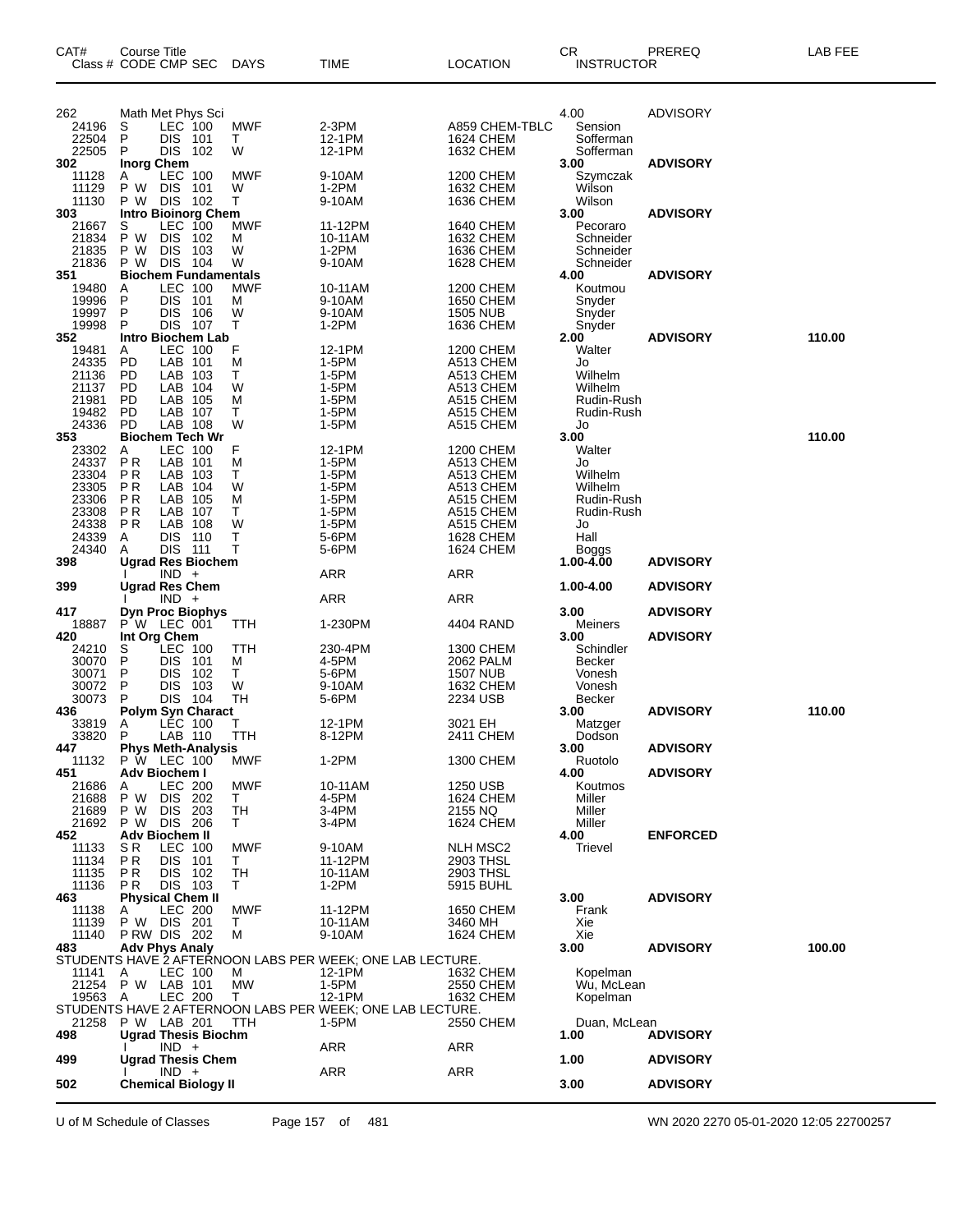| CAT# Class # | Course Title CODE CMP SEC | DAYS | TIME | LOCATION | CR INSTRUCTOR | PREREQ | LAB FEE |
|---|---|---|---|---|---|---|---|
| 262 | Math Met Phys Sci | | | | 4.00 | ADVISORY | |
| 24196 | S LEC 100 | MWF | 2-3PM | A859 CHEM-TBLC | Sension | | |
| 22504 | P DIS 101 | T | 12-1PM | 1624 CHEM | Sofferman | | |
| 22505 | P DIS 102 | W | 12-1PM | 1632 CHEM | Sofferman | | |
| **302** | **Inorg Chem** | | | | **3.00** | **ADVISORY** | |
| 11128 | A LEC 100 | MWF | 9-10AM | 1200 CHEM | Szymczak | | |
| 11129 | P W DIS 101 | W | 1-2PM | 1632 CHEM | Wilson | | |
| 11130 | P W DIS 102 | T | 9-10AM | 1636 CHEM | Wilson | | |
| **303** | **Intro Bioinorg Chem** | | | | **3.00** | **ADVISORY** | |
| 21667 | S LEC 100 | MWF | 11-12PM | 1640 CHEM | Pecoraro | | |
| 21834 | P W DIS 102 | M | 10-11AM | 1632 CHEM | Schneider | | |
| 21835 | P W DIS 103 | W | 1-2PM | 1636 CHEM | Schneider | | |
| 21836 | P W DIS 104 | W | 9-10AM | 1628 CHEM | Schneider | | |
| **351** | **Biochem Fundamentals** | | | | **4.00** | **ADVISORY** | |
| 19480 | A LEC 100 | MWF | 10-11AM | 1200 CHEM | Koutmou | | |
| 19996 | P DIS 101 | M | 9-10AM | 1650 CHEM | Snyder | | |
| 19997 | P DIS 106 | W | 9-10AM | 1505 NUB | Snyder | | |
| 19998 | P DIS 107 | T | 1-2PM | 1636 CHEM | Snyder | | |
| **352** | **Intro Biochem Lab** | | | | **2.00** | **ADVISORY** | **110.00** |
| 19481 | A LEC 100 | F | 12-1PM | 1200 CHEM | Walter | | |
| 24335 | PD LAB 101 | M | 1-5PM | A513 CHEM | Jo | | |
| 21136 | PD LAB 103 | T | 1-5PM | A513 CHEM | Wilhelm | | |
| 21137 | PD LAB 104 | W | 1-5PM | A513 CHEM | Wilhelm | | |
| 21981 | PD LAB 105 | M | 1-5PM | A515 CHEM | Rudin-Rush | | |
| 19482 | PD LAB 107 | T | 1-5PM | A515 CHEM | Rudin-Rush | | |
| 24336 | PD LAB 108 | W | 1-5PM | A515 CHEM | Jo | | |
| **353** | **Biochem Tech Wr** | | | | **3.00** | | **110.00** |
| 23302 | A LEC 100 | F | 12-1PM | 1200 CHEM | Walter | | |
| 24337 | P R LAB 101 | M | 1-5PM | A513 CHEM | Jo | | |
| 23304 | P R LAB 103 | T | 1-5PM | A513 CHEM | Wilhelm | | |
| 23305 | P R LAB 104 | W | 1-5PM | A513 CHEM | Wilhelm | | |
| 23306 | P R LAB 105 | M | 1-5PM | A515 CHEM | Rudin-Rush | | |
| 23308 | P R LAB 107 | T | 1-5PM | A515 CHEM | Rudin-Rush | | |
| 24338 | P R LAB 108 | W | 1-5PM | A515 CHEM | Jo | | |
| 24339 | A DIS 110 | T | 5-6PM | 1628 CHEM | Hall | | |
| 24340 | A DIS 111 | T | 5-6PM | 1624 CHEM | Boggs | | |
| **398** | **Ugrad Res Biochem** | | | | **1.00-4.00** | **ADVISORY** | |
| | I IND + | | ARR | ARR | | | |
| **399** | **Ugrad Res Chem** | | | | **1.00-4.00** | **ADVISORY** | |
| | I IND + | | ARR | ARR | | | |
| **417** | **Dyn Proc Biophys** | | | | **3.00** | **ADVISORY** | |
| 18887 | P W LEC 001 | TTH | 1-230PM | 4404 RAND | Meiners | | |
| **420** | **Int Org Chem** | | | | **3.00** | **ADVISORY** | |
| 24210 | S LEC 100 | TTH | 230-4PM | 1300 CHEM | Schindler | | |
| 30070 | P DIS 101 | M | 4-5PM | 2062 PALM | Becker | | |
| 30071 | P DIS 102 | T | 5-6PM | 1507 NUB | Vonesh | | |
| 30072 | P DIS 103 | W | 9-10AM | 1632 CHEM | Vonesh | | |
| 30073 | P DIS 104 | TH | 5-6PM | 2234 USB | Becker | | |
| **436** | **Polym Syn Charact** | | | | **3.00** | **ADVISORY** | **110.00** |
| 33819 | A LEC 100 | T | 12-1PM | 3021 EH | Matzger | | |
| 33820 | P LAB 110 | TTH | 8-12PM | 2411 CHEM | Dodson | | |
| **447** | **Phys Meth-Analysis** | | | | **3.00** | **ADVISORY** | |
| 11132 | P W LEC 100 | MWF | 1-2PM | 1300 CHEM | Ruotolo | | |
| **451** | **Adv Biochem I** | | | | **4.00** | **ADVISORY** | |
| 21686 | A LEC 200 | MWF | 10-11AM | 1250 USB | Koutmos | | |
| 21688 | P W DIS 202 | T | 4-5PM | 1624 CHEM | Miller | | |
| 21689 | P W DIS 203 | TH | 3-4PM | 2155 NQ | Miller | | |
| 21692 | P W DIS 206 | T | 3-4PM | 1624 CHEM | Miller | | |
| **452** | **Adv Biochem II** | | | | **4.00** | **ENFORCED** | |
| 11133 | S R LEC 100 | MWF | 9-10AM | NLH MSC2 | Trievel | | |
| 11134 | P R DIS 101 | T | 11-12PM | 2903 THSL | | | |
| 11135 | P R DIS 102 | TH | 10-11AM | 2903 THSL | | | |
| 11136 | P R DIS 103 | T | 1-2PM | 5915 BUHL | | | |
| **463** | **Physical Chem II** | | | | **3.00** | **ADVISORY** | |
| 11138 | A LEC 200 | MWF | 11-12PM | 1650 CHEM | Frank | | |
| 11139 | P W DIS 201 | T | 10-11AM | 3460 MH | Xie | | |
| 11140 | P RW DIS 202 | M | 9-10AM | 1624 CHEM | Xie | | |
| **483** | **Adv Phys Analy** | | | | **3.00** | **ADVISORY** | **100.00** |
| | STUDENTS HAVE 2 AFTERNOON LABS PER WEEK; ONE LAB LECTURE. | | | | | | |
| 11141 | A LEC 100 | M | 12-1PM | 1632 CHEM | Kopelman | | |
| 21254 | P W LAB 101 | MW | 1-5PM | 2550 CHEM | Wu, McLean | | |
| 19563 | A LEC 200 | T | 12-1PM | 1632 CHEM | Kopelman | | |
| | STUDENTS HAVE 2 AFTERNOON LABS PER WEEK; ONE LAB LECTURE. | | | | | | |
| 21258 | P W LAB 201 | TTH | 1-5PM | 2550 CHEM | Duan, McLean | | |
| **498** | **Ugrad Thesis Biochm** | | | | **1.00** | **ADVISORY** | |
| | I IND + | | ARR | ARR | | | |
| **499** | **Ugrad Thesis Chem** | | | | **1.00** | **ADVISORY** | |
| | I IND + | | ARR | ARR | | | |
| **502** | **Chemical Biology II** | | | | **3.00** | **ADVISORY** | |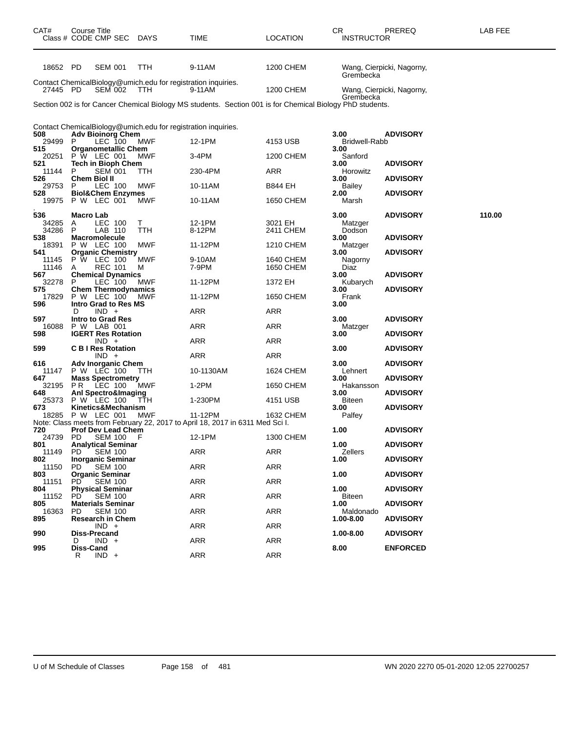| CAT# Class # | Course Title CODE CMP SEC | DAYS | TIME | LOCATION | CR INSTRUCTOR | PREREQ | LAB FEE |
|---|---|---|---|---|---|---|---|
| 18652 | PD SEM 001 | TTH | 9-11AM | 1200 CHEM | Wang, Cierpicki, Nagorny, Grembecka | | |
| Contact ChemicalBiology@umich.edu for registration inquiries. | | | | | | | |
| 27445 | PD SEM 002 | TTH | 9-11AM | 1200 CHEM | Wang, Cierpicki, Nagorny, Grembecka | | |
| Section 002 is for Cancer Chemical Biology MS students. Section 001 is for Chemical Biology PhD students. | | | | | | | |
| Contact ChemicalBiology@umich.edu for registration inquiries. | | | | | | | |
| **508** | **Adv Bioinorg Chem** | | | | **3.00** | **ADVISORY** | |
| 29499 | P LEC 100 | MWF | 12-1PM | 4153 USB | Bridwell-Rabb | | |
| **515** | **Organometallic Chem** | | | | **3.00** | | |
| 20251 | P W LEC 001 | MWF | 3-4PM | 1200 CHEM | Sanford | | |
| **521** | **Tech in Bioph Chem** | | | | **3.00** | **ADVISORY** | |
| 11144 | P SEM 001 | TTH | 230-4PM | ARR | Horowitz | | |
| **526** | **Chem Biol II** | | | | **3.00** | **ADVISORY** | |
| 29753 | P LEC 100 | MWF | 10-11AM | B844 EH | Bailey | | |
| **528** | **Biol&Chem Enzymes** | | | | **2.00** | **ADVISORY** | |
| 19975 | P W LEC 001 | MWF | 10-11AM | 1650 CHEM | Marsh | | |
| **536** | **Macro Lab** | | | | **3.00** | **ADVISORY** | **110.00** |
| 34285 | A LEC 100 | T | 12-1PM | 3021 EH | Matzger | | |
| 34286 | P LAB 110 | TTH | 8-12PM | 2411 CHEM | Dodson | | |
| **538** | **Macromolecule** | | | | **3.00** | **ADVISORY** | |
| 18391 | P W LEC 100 | MWF | 11-12PM | 1210 CHEM | Matzger | | |
| **541** | **Organic Chemistry** | | | | **3.00** | **ADVISORY** | |
| 11145 | P W LEC 100 | MWF | 9-10AM | 1640 CHEM | Nagorny | | |
| 11146 | A REC 101 | M | 7-9PM | 1650 CHEM | Diaz | | |
| **567** | **Chemical Dynamics** | | | | **3.00** | **ADVISORY** | |
| 32278 | P LEC 100 | MWF | 11-12PM | 1372 EH | Kubarych | | |
| **575** | **Chem Thermodynamics** | | | | **3.00** | **ADVISORY** | |
| 17829 | P W LEC 100 | MWF | 11-12PM | 1650 CHEM | Frank | | |
| **596** | **Intro Grad to Res MS** | | | | **3.00** | | |
| | D IND + | | ARR | ARR | | | |
| **597** | **Intro to Grad Res** | | | | **3.00** | **ADVISORY** | |
| 16088 | P W LAB 001 | | ARR | ARR | Matzger | | |
| **598** | **IGERT Res Rotation** | | | | **3.00** | **ADVISORY** | |
| | IND + | | ARR | ARR | | | |
| **599** | **C B I Res Rotation** | | | | **3.00** | **ADVISORY** | |
| | IND + | | ARR | ARR | | | |
| **616** | **Adv Inorganic Chem** | | | | **3.00** | **ADVISORY** | |
| 11147 | P W LEC 100 | TTH | 10-1130AM | 1624 CHEM | Lehnert | | |
| **647** | **Mass Spectrometry** | | | | **3.00** | **ADVISORY** | |
| 32195 | P R LEC 100 | MWF | 1-2PM | 1650 CHEM | Hakansson | | |
| **648** | **Anl Spectro&Imaging** | | | | **3.00** | **ADVISORY** | |
| 25373 | P W LEC 100 | TTH | 1-230PM | 4151 USB | Biteen | | |
| **673** | **Kinetics&Mechanism** | | | | **3.00** | **ADVISORY** | |
| 18285 | P W LEC 001 | MWF | 11-12PM | 1632 CHEM | Palfey | | |
| Note: Class meets from February 22, 2017 to April 18, 2017 in 6311 Med Sci I. | | | | | | | |
| **720** | **Prof Dev Lead Chem** | | | | **1.00** | **ADVISORY** | |
| 24739 | PD SEM 100 | F | 12-1PM | 1300 CHEM | | | |
| **801** | **Analytical Seminar** | | | | **1.00** | **ADVISORY** | |
| 11149 | PD SEM 100 | | ARR | ARR | Zellers | | |
| **802** | **Inorganic Seminar** | | | | **1.00** | **ADVISORY** | |
| 11150 | PD SEM 100 | | ARR | ARR | | | |
| **803** | **Organic Seminar** | | | | **1.00** | **ADVISORY** | |
| 11151 | PD SEM 100 | | ARR | ARR | | | |
| **804** | **Physical Seminar** | | | | **1.00** | **ADVISORY** | |
| 11152 | PD SEM 100 | | ARR | ARR | Biteen | | |
| **805** | **Materials Seminar** | | | | **1.00** | **ADVISORY** | |
| 16363 | PD SEM 100 | | ARR | ARR | Maldonado | | |
| **895** | **Research in Chem** | | | | **1.00-8.00** | **ADVISORY** | |
| | IND + | | ARR | ARR | | | |
| **990** | **Diss-Precand** | | | | **1.00-8.00** | **ADVISORY** | |
| | D IND + | | ARR | ARR | | | |
| **995** | **Diss-Cand** | | | | **8.00** | **ENFORCED** | |
| | R IND + | | ARR | ARR | | | |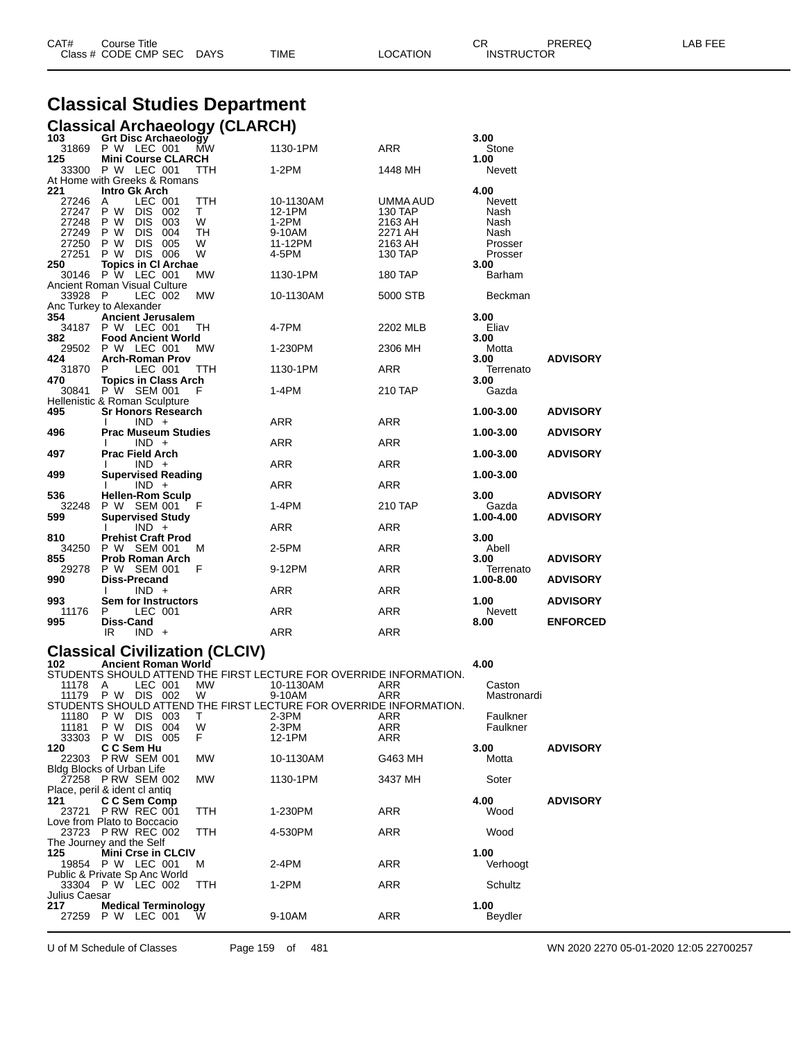# Classical Studies Department

## Classical Archaeology (CLARCH)

| CAT# / Class # | Course Title / CODE CMP SEC | DAYS | TIME | LOCATION | CR / INSTRUCTOR | PREREQ | LAB FEE |
|---|---|---|---|---|---|---|---|
| **103** | **Grt Disc Archaeology** | | | | **3.00** | | |
| 31869 | P W LEC 001 | MW | 1130-1PM | ARR | Stone | | |
| **125** | **Mini Course CLARCH** | | | | **1.00** | | |
| 33300 | P W LEC 001 | TTH | 1-2PM | 1448 MH | Nevett | | |
| | At Home with Greeks & Romans | | | | | | |
| **221** | **Intro Gk Arch** | | | | **4.00** | | |
| 27246 | A LEC 001 | TTH | 10-1130AM | UMMA AUD | Nevett | | |
| 27247 | P W DIS 002 | T | 12-1PM | 130 TAP | Nash | | |
| 27248 | P W DIS 003 | W | 1-2PM | 2163 AH | Nash | | |
| 27249 | P W DIS 004 | TH | 9-10AM | 2271 AH | Nash | | |
| 27250 | P W DIS 005 | W | 11-12PM | 2163 AH | Prosser | | |
| 27251 | P W DIS 006 | W | 4-5PM | 130 TAP | Prosser | | |
| **250** | **Topics in Cl Archae** | | | | **3.00** | | |
| 30146 | P W LEC 001 | MW | 1130-1PM | 180 TAP | Barham | | |
| | Ancient Roman Visual Culture | | | | | | |
| 33928 | P LEC 002 | MW | 10-1130AM | 5000 STB | Beckman | | |
| | Anc Turkey to Alexander | | | | | | |
| **354** | **Ancient Jerusalem** | | | | **3.00** | | |
| 34187 | P W LEC 001 | TH | 4-7PM | 2202 MLB | Eliav | | |
| **382** | **Food Ancient World** | | | | **3.00** | | |
| 29502 | P W LEC 001 | MW | 1-230PM | 2306 MH | Motta | | |
| **424** | **Arch-Roman Prov** | | | | **3.00** | **ADVISORY** | |
| 31870 | P LEC 001 | TTH | 1130-1PM | ARR | Terrenato | | |
| **470** | **Topics in Class Arch** | | | | **3.00** | | |
| 30841 | P W SEM 001 | F | 1-4PM | 210 TAP | Gazda | | |
| | Hellenistic & Roman Sculpture | | | | | | |
| **495** | **Sr Honors Research** | | | | **1.00-3.00** | **ADVISORY** | |
| | I IND + | | ARR | ARR | | | |
| **496** | **Prac Museum Studies** | | | | **1.00-3.00** | **ADVISORY** | |
| | I IND + | | ARR | ARR | | | |
| **497** | **Prac Field Arch** | | | | **1.00-3.00** | **ADVISORY** | |
| | I IND + | | ARR | ARR | | | |
| **499** | **Supervised Reading** | | | | **1.00-3.00** | | |
| | I IND + | | ARR | ARR | | | |
| **536** | **Hellen-Rom Sculp** | | | | **3.00** | **ADVISORY** | |
| 32248 | P W SEM 001 | F | 1-4PM | 210 TAP | Gazda | | |
| **599** | **Supervised Study** | | | | **1.00-4.00** | **ADVISORY** | |
| | I IND + | | ARR | ARR | | | |
| **810** | **Prehist Craft Prod** | | | | **3.00** | | |
| 34250 | P W SEM 001 | M | 2-5PM | ARR | Abell | | |
| **855** | **Prob Roman Arch** | | | | **3.00** | **ADVISORY** | |
| 29278 | P W SEM 001 | F | 9-12PM | ARR | Terrenato | | |
| **990** | **Diss-Precand** | | | | **1.00-8.00** | **ADVISORY** | |
| | I IND + | | ARR | ARR | | | |
| **993** | **Sem for Instructors** | | | | **1.00** | **ADVISORY** | |
| 11176 | P LEC 001 | | ARR | ARR | Nevett | | |
| **995** | **Diss-Cand** | | | | **8.00** | **ENFORCED** | |
| | IR IND + | | ARR | ARR | | | |

## Classical Civilization (CLCIV)

| CAT# / Class # | Course Title / CODE CMP SEC | DAYS | TIME | LOCATION | CR / INSTRUCTOR | PREREQ | LAB FEE |
|---|---|---|---|---|---|---|---|
| **102** | **Ancient Roman World** | | | | **4.00** | | |
| | STUDENTS SHOULD ATTEND THE FIRST LECTURE FOR OVERRIDE INFORMATION. | | | | | | |
| 11178 | A LEC 001 | MW | 10-1130AM | ARR | Caston | | |
| 11179 | P W DIS 002 | W | 9-10AM | ARR | Mastronardi | | |
| | STUDENTS SHOULD ATTEND THE FIRST LECTURE FOR OVERRIDE INFORMATION. | | | | | | |
| 11180 | P W DIS 003 | T | 2-3PM | ARR | Faulkner | | |
| 11181 | P W DIS 004 | W | 2-3PM | ARR | Faulkner | | |
| 33303 | P W DIS 005 | F | 12-1PM | ARR | | | |
| **120** | **C C Sem Hu** | | | | **3.00** | **ADVISORY** | |
| 22303 | P RW SEM 001 | MW | 10-1130AM | G463 MH | Motta | | |
| | Bldg Blocks of Urban Life | | | | | | |
| 27258 | P RW SEM 002 | MW | 1130-1PM | 3437 MH | Soter | | |
| | Place, peril & ident cl antiq | | | | | | |
| **121** | **C C Sem Comp** | | | | **4.00** | **ADVISORY** | |
| 23721 | P RW REC 001 | TTH | 1-230PM | ARR | Wood | | |
| | Love from Plato to Boccacio | | | | | | |
| 23723 | P RW REC 002 | TTH | 4-530PM | ARR | Wood | | |
| | The Journey and the Self | | | | | | |
| **125** | **Mini Crse in CLCIV** | | | | **1.00** | | |
| 19854 | P W LEC 001 | M | 2-4PM | ARR | Verhoogt | | |
| | Public & Private Sp Anc World | | | | | | |
| 33304 | P W LEC 002 | TTH | 1-2PM | ARR | Schultz | | |
| | Julius Caesar | | | | | | |
| **217** | **Medical Terminology** | | | | **1.00** | | |
| 27259 | P W LEC 001 | W | 9-10AM | ARR | Beydler | | |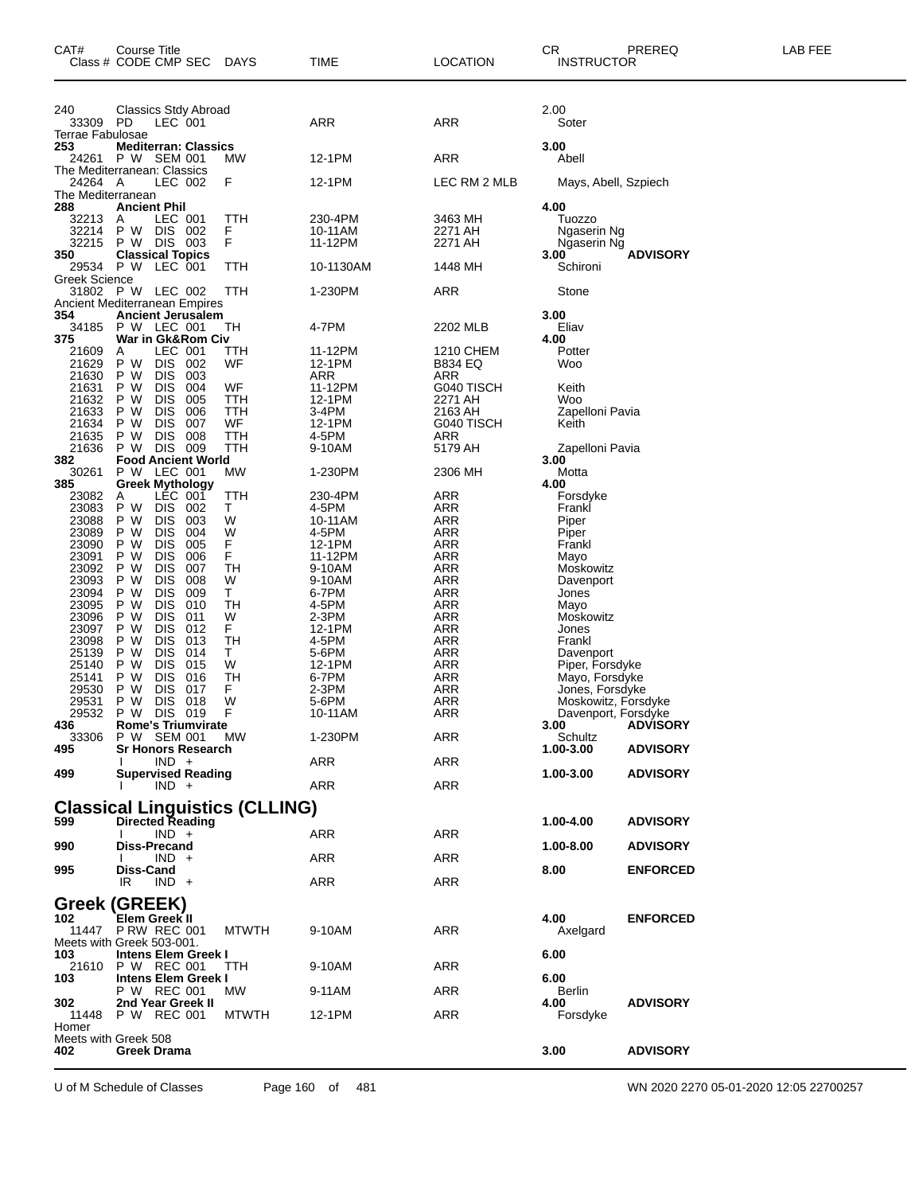| CAT# | Course Title Class # CODE CMP SEC | DAYS | TIME | LOCATION | CR INSTRUCTOR | PREREQ | LAB FEE |
|---|---|---|---|---|---|---|---|
| 240 | Classics Stdy Abroad | | | | 2.00 | | |
| 33309 | PD LEC 001 | | ARR | ARR | Soter | | |
| Terrae Fabulosae | | | | | | | |
| 253 | **Mediterran: Classics** | | | | **3.00** | | |
| 24261 | P W SEM 001 | MW | 12-1PM | ARR | Abell | | |
| The Mediterranean: Classics | | | | | | | |
| 24264 | A LEC 002 | F | 12-1PM | LEC RM 2 MLB | Mays, Abell, Szpiech | | |
| The Mediterranean | | | | | | | |
| 288 | **Ancient Phil** | | | | **4.00** | | |
| 32213 | A LEC 001 | TTH | 230-4PM | 3463 MH | Tuozzo | | |
| 32214 | P W DIS 002 | F | 10-11AM | 2271 AH | Ngaserin Ng | | |
| 32215 | P W DIS 003 | F | 11-12PM | 2271 AH | Ngaserin Ng | | |
| 350 | **Classical Topics** | | | | **3.00** | **ADVISORY** | |
| 29534 | P W LEC 001 | TTH | 10-1130AM | 1448 MH | Schironi | | |
| Greek Science | | | | | | | |
| 31802 | P W LEC 002 | TTH | 1-230PM | ARR | Stone | | |
| Ancient Mediterranean Empires | | | | | | | |
| 354 | **Ancient Jerusalem** | | | | **3.00** | | |
| 34185 | P W LEC 001 | TH | 4-7PM | 2202 MLB | Eliav | | |
| 375 | **War in Gk&Rom Civ** | | | | **4.00** | | |
| 21609 | A LEC 001 | TTH | 11-12PM | 1210 CHEM | Potter | | |
| 21629 | P W DIS 002 | WF | 12-1PM | B834 EQ | Woo | | |
| 21630 | P W DIS 003 | | ARR | ARR | | | |
| 21631 | P W DIS 004 | WF | 11-12PM | G040 TISCH | Keith | | |
| 21632 | P W DIS 005 | TTH | 12-1PM | 2271 AH | Woo | | |
| 21633 | P W DIS 006 | TTH | 3-4PM | 2163 AH | Zapelloni Pavia | | |
| 21634 | P W DIS 007 | WF | 12-1PM | G040 TISCH | Keith | | |
| 21635 | P W DIS 008 | TTH | 4-5PM | ARR | | | |
| 21636 | P W DIS 009 | TTH | 9-10AM | 5179 AH | Zapelloni Pavia | | |
| 382 | **Food Ancient World** | | | | **3.00** | | |
| 30261 | P W LEC 001 | MW | 1-230PM | 2306 MH | Motta | | |
| 385 | **Greek Mythology** | | | | **4.00** | | |
| 23082 | A LEC 001 | TTH | 230-4PM | ARR | Forsdyke | | |
| 23083 | P W DIS 002 | T | 4-5PM | ARR | Frankl | | |
| 23088 | P W DIS 003 | W | 10-11AM | ARR | Piper | | |
| 23089 | P W DIS 004 | W | 4-5PM | ARR | Piper | | |
| 23090 | P W DIS 005 | F | 12-1PM | ARR | Frankl | | |
| 23091 | P W DIS 006 | F | 11-12PM | ARR | Mayo | | |
| 23092 | P W DIS 007 | TH | 9-10AM | ARR | Moskowitz | | |
| 23093 | P W DIS 008 | W | 9-10AM | ARR | Davenport | | |
| 23094 | P W DIS 009 | T | 6-7PM | ARR | Jones | | |
| 23095 | P W DIS 010 | TH | 4-5PM | ARR | Mayo | | |
| 23096 | P W DIS 011 | W | 2-3PM | ARR | Moskowitz | | |
| 23097 | P W DIS 012 | F | 12-1PM | ARR | Jones | | |
| 23098 | P W DIS 013 | TH | 4-5PM | ARR | Frankl | | |
| 25139 | P W DIS 014 | T | 5-6PM | ARR | Davenport | | |
| 25140 | P W DIS 015 | W | 12-1PM | ARR | Piper, Forsdyke | | |
| 25141 | P W DIS 016 | TH | 6-7PM | ARR | Mayo, Forsdyke | | |
| 29530 | P W DIS 017 | F | 2-3PM | ARR | Jones, Forsdyke | | |
| 29531 | P W DIS 018 | W | 5-6PM | ARR | Moskowitz, Forsdyke | | |
| 29532 | P W DIS 019 | F | 10-11AM | ARR | Davenport, Forsdyke | | |
| 436 | **Rome's Triumvirate** | | | | **3.00** | **ADVISORY** | |
| 33306 | P W SEM 001 | MW | 1-230PM | ARR | Schultz | | |
| 495 | **Sr Honors Research** | | | | **1.00-3.00** | **ADVISORY** | |
| | I IND + | | ARR | ARR | | | |
| 499 | **Supervised Reading** | | | | **1.00-3.00** | **ADVISORY** | |
| | I IND + | | ARR | ARR | | | |

## Classical Linguistics (CLLING)

| CAT# | Course Title Class # CODE CMP SEC | DAYS | TIME | LOCATION | CR INSTRUCTOR | PREREQ | LAB FEE |
|---|---|---|---|---|---|---|---|
| 599 | **Directed Reading** | | | | **1.00-4.00** | **ADVISORY** | |
| | I IND + | | ARR | ARR | | | |
| 990 | **Diss-Precand** | | | | **1.00-8.00** | **ADVISORY** | |
| | I IND + | | ARR | ARR | | | |
| 995 | **Diss-Cand** | | | | **8.00** | **ENFORCED** | |
| | IR IND + | | ARR | ARR | | | |

## Greek (GREEK)

| CAT# | Course Title Class # CODE CMP SEC | DAYS | TIME | LOCATION | CR INSTRUCTOR | PREREQ | LAB FEE |
|---|---|---|---|---|---|---|---|
| 102 | **Elem Greek II** | | | | **4.00** | **ENFORCED** | |
| 11447 | P RW REC 001 | MTWTH | 9-10AM | ARR | Axelgard | | |
| Meets with Greek 503-001. | | | | | | | |
| 103 | **Intens Elem Greek I** | | | | **6.00** | | |
| 21610 | P W REC 001 | TTH | 9-10AM | ARR | | | |
| 103 | **Intens Elem Greek I** | | | | **6.00** | | |
| | P W REC 001 | MW | 9-11AM | ARR | Berlin | | |
| 302 | **2nd Year Greek II** | | | | **4.00** | **ADVISORY** | |
| 11448 | P W REC 001 | MTWTH | 12-1PM | ARR | Forsdyke | | |
| Homer | | | | | | | |
| Meets with Greek 508 | | | | | | | |
| 402 | **Greek Drama** | | | | **3.00** | **ADVISORY** | |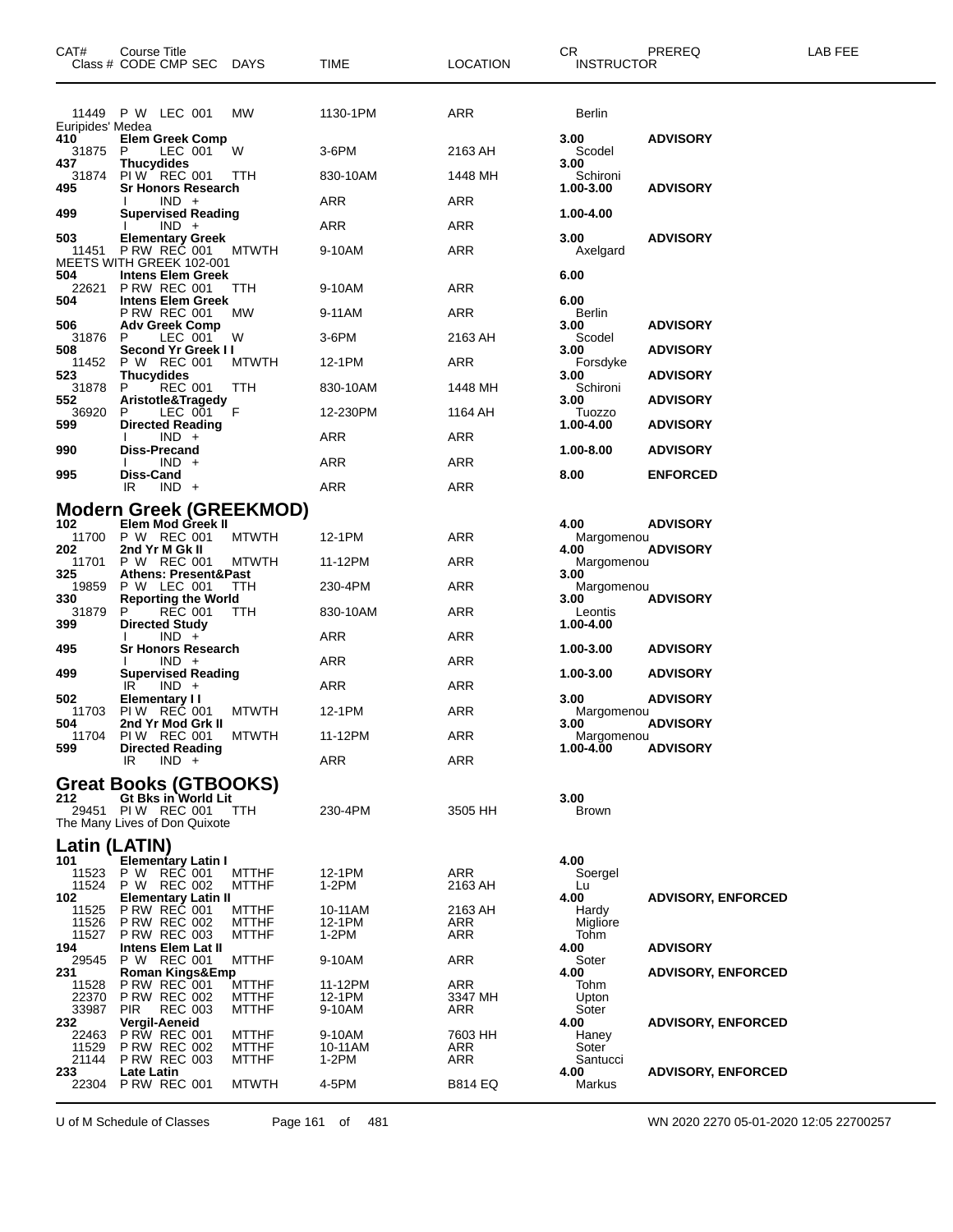| CAT# | Course Title<br>Class # CODE CMP SEC | DAYS | TIME | LOCATION | CR<br>INSTRUCTOR | PREREQ | LAB FEE |
|---|---|---|---|---|---|---|---|
| 11449 | P W LEC 001 | MW | 1130-1PM | ARR | Berlin | | |
| Euripides' Medea | | | | | | | |
| 410 | **Elem Greek Comp** | | | | **3.00** | **ADVISORY** | |
| 31875 | P LEC 001 | W | 3-6PM | 2163 AH | Scodel | | |
| 437 | **Thucydides** | | | | **3.00** | | |
| 31874 | PI W REC 001 | TTH | 830-10AM | 1448 MH | Schironi | | |
| 495 | **Sr Honors Research** | | | | **1.00-3.00** | **ADVISORY** | |
| | I IND + | | ARR | ARR | | | |
| 499 | **Supervised Reading** | | | | **1.00-4.00** | | |
| | I IND + | | ARR | ARR | | | |
| 503 | **Elementary Greek** | | | | **3.00** | **ADVISORY** | |
| 11451 | P RW REC 001 | MTWTH | 9-10AM | ARR | Axelgard | | |
| MEETS WITH GREEK 102-001 | | | | | | | |
| 504 | **Intens Elem Greek** | | | | **6.00** | | |
| 22621 | P RW REC 001 | TTH | 9-10AM | ARR | | | |
| 504 | **Intens Elem Greek** | | | | **6.00** | | |
| | P RW REC 001 | MW | 9-11AM | ARR | Berlin | | |
| 506 | **Adv Greek Comp** | | | | **3.00** | **ADVISORY** | |
| 31876 | P LEC 001 | W | 3-6PM | 2163 AH | Scodel | | |
| 508 | **Second Yr Greek I I** | | | | **3.00** | **ADVISORY** | |
| 11452 | P W REC 001 | MTWTH | 12-1PM | ARR | Forsdyke | | |
| 523 | **Thucydides** | | | | **3.00** | **ADVISORY** | |
| 31878 | P REC 001 | TTH | 830-10AM | 1448 MH | Schironi | | |
| 552 | **Aristotle&Tragedy** | | | | **3.00** | **ADVISORY** | |
| 36920 | P LEC 001 | F | 12-230PM | 1164 AH | Tuozzo | | |
| 599 | **Directed Reading** | | | | **1.00-4.00** | **ADVISORY** | |
| | I IND + | | ARR | ARR | | | |
| 990 | **Diss-Precand** | | | | **1.00-8.00** | **ADVISORY** | |
| | I IND + | | ARR | ARR | | | |
| 995 | **Diss-Cand** | | | | **8.00** | **ENFORCED** | |
| | IR IND + | | ARR | ARR | | | |

## Modern Greek (GREEKMOD)

| CAT# | Course Title<br>Class # CODE CMP SEC | DAYS | TIME | LOCATION | CR<br>INSTRUCTOR | PREREQ | LAB FEE |
|---|---|---|---|---|---|---|---|
| 102 | **Elem Mod Greek II** | | | | **4.00** | **ADVISORY** | |
| 11700 | P W REC 001 | MTWTH | 12-1PM | ARR | Margomenou | | |
| 202 | **2nd Yr M Gk II** | | | | **4.00** | **ADVISORY** | |
| 11701 | P W REC 001 | MTWTH | 11-12PM | ARR | Margomenou | | |
| 325 | **Athens: Present&Past** | | | | **3.00** | | |
| 19859 | P W LEC 001 | TTH | 230-4PM | ARR | Margomenou | | |
| 330 | **Reporting the World** | | | | **3.00** | **ADVISORY** | |
| 31879 | P REC 001 | TTH | 830-10AM | ARR | Leontis | | |
| 399 | **Directed Study** | | | | **1.00-4.00** | | |
| | I IND + | | ARR | ARR | | | |
| 495 | **Sr Honors Research** | | | | **1.00-3.00** | **ADVISORY** | |
| | I IND + | | ARR | ARR | | | |
| 499 | **Supervised Reading** | | | | **1.00-3.00** | **ADVISORY** | |
| | IR IND + | | ARR | ARR | | | |
| 502 | **Elementary I I** | | | | **3.00** | **ADVISORY** | |
| 11703 | PI W REC 001 | MTWTH | 12-1PM | ARR | Margomenou | | |
| 504 | **2nd Yr Mod Grk II** | | | | **3.00** | **ADVISORY** | |
| 11704 | PI W REC 001 | MTWTH | 11-12PM | ARR | Margomenou | | |
| 599 | **Directed Reading** | | | | **1.00-4.00** | **ADVISORY** | |
| | IR IND + | | ARR | ARR | | | |

## Great Books (GTBOOKS)

| CAT# | Course Title<br>Class # CODE CMP SEC | DAYS | TIME | LOCATION | CR<br>INSTRUCTOR | PREREQ | LAB FEE |
|---|---|---|---|---|---|---|---|
| 212 | **Gt Bks in World Lit** | | | | **3.00** | | |
| 29451 | PI W REC 001 | TTH | 230-4PM | 3505 HH | Brown | | |
| The Many Lives of Don Quixote | | | | | | | |

## Latin (LATIN)

| CAT# | Course Title<br>Class # CODE CMP SEC | DAYS | TIME | LOCATION | CR<br>INSTRUCTOR | PREREQ | LAB FEE |
|---|---|---|---|---|---|---|---|
| 101 | **Elementary Latin I** | | | | **4.00** | | |
| 11523 | P W REC 001 | MTTHF | 12-1PM | ARR | Soergel | | |
| 11524 | P W REC 002 | MTTHF | 1-2PM | 2163 AH | Lu | | |
| 102 | **Elementary Latin II** | | | | **4.00** | **ADVISORY, ENFORCED** | |
| 11525 | P RW REC 001 | MTTHF | 10-11AM | 2163 AH | Hardy | | |
| 11526 | P RW REC 002 | MTTHF | 12-1PM | ARR | Migliore | | |
| 11527 | P RW REC 003 | MTTHF | 1-2PM | ARR | Tohm | | |
| 194 | **Intens Elem Lat II** | | | | **4.00** | **ADVISORY** | |
| 29545 | P W REC 001 | MTTHF | 9-10AM | ARR | Soter | | |
| 231 | **Roman Kings&Emp** | | | | **4.00** | **ADVISORY, ENFORCED** | |
| 11528 | P RW REC 001 | MTTHF | 11-12PM | ARR | Tohm | | |
| 22370 | P RW REC 002 | MTTHF | 12-1PM | 3347 MH | Upton | | |
| 33987 | PIR REC 003 | MTTHF | 9-10AM | ARR | Soter | | |
| 232 | **Vergil-Aeneid** | | | | **4.00** | **ADVISORY, ENFORCED** | |
| 22463 | P RW REC 001 | MTTHF | 9-10AM | 7603 HH | Haney | | |
| 11529 | P RW REC 002 | MTTHF | 10-11AM | ARR | Soter | | |
| 21144 | P RW REC 003 | MTTHF | 1-2PM | ARR | Santucci | | |
| 233 | **Late Latin** | | | | **4.00** | **ADVISORY, ENFORCED** | |
| 22304 | P RW REC 001 | MTWTH | 4-5PM | B814 EQ | Markus | | |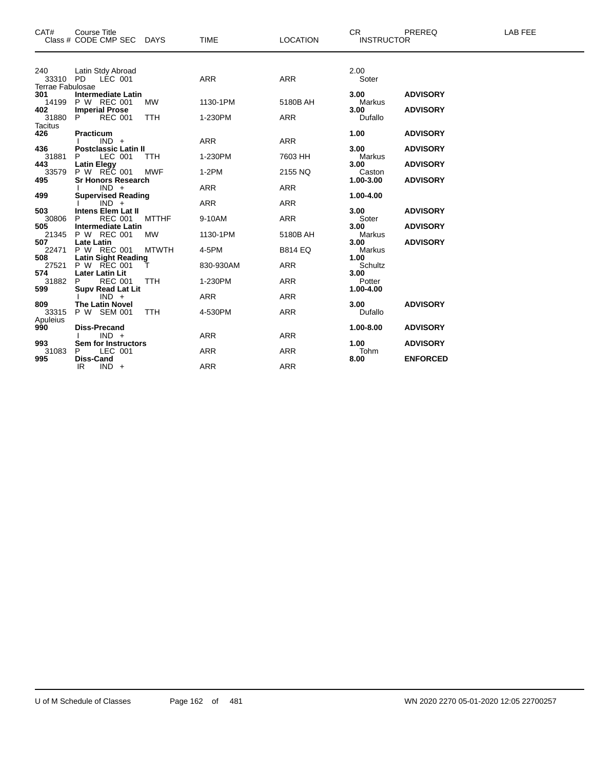| CAT# | Course Title<br>Class # CODE CMP SEC | DAYS | TIME | LOCATION | CR<br>INSTRUCTOR | PREREQ | LAB FEE |
|---|---|---|---|---|---|---|---|
| 240 | Latin Stdy Abroad | | | | 2.00 | | |
| 33310 | PD LEC 001 | | ARR | ARR | Soter | | |
| Terrae Fabulosae | | | | | | | |
| **301** | **Intermediate Latin** | | | | **3.00** | **ADVISORY** | |
| 14199 | P W REC 001 | MW | 1130-1PM | 5180B AH | Markus | | |
| **402** | **Imperial Prose** | | | | **3.00** | **ADVISORY** | |
| 31880 | P REC 001 | TTH | 1-230PM | ARR | Dufallo | | |
| Tacitus | | | | | | | |
| **426** | **Practicum** | | | | **1.00** | **ADVISORY** | |
| | I IND + | | ARR | ARR | | | |
| **436** | **Postclassic Latin II** | | | | **3.00** | **ADVISORY** | |
| 31881 | P LEC 001 | TTH | 1-230PM | 7603 HH | Markus | | |
| **443** | **Latin Elegy** | | | | **3.00** | **ADVISORY** | |
| 33579 | P W REC 001 | MWF | 1-2PM | 2155 NQ | Caston | | |
| **495** | **Sr Honors Research** | | | | **1.00-3.00** | **ADVISORY** | |
| | I IND + | | ARR | ARR | | | |
| **499** | **Supervised Reading** | | | | **1.00-4.00** | | |
| | I IND + | | ARR | ARR | | | |
| **503** | **Intens Elem Lat II** | | | | **3.00** | **ADVISORY** | |
| 30806 | P REC 001 | MTTHF | 9-10AM | ARR | Soter | | |
| **505** | **Intermediate Latin** | | | | **3.00** | **ADVISORY** | |
| 21345 | P W REC 001 | MW | 1130-1PM | 5180B AH | Markus | | |
| **507** | **Late Latin** | | | | **3.00** | **ADVISORY** | |
| 22471 | P W REC 001 | MTWTH | 4-5PM | B814 EQ | Markus | | |
| **508** | **Latin Sight Reading** | | | | **1.00** | | |
| 27521 | P W REC 001 | T | 830-930AM | ARR | Schultz | | |
| **574** | **Later Latin Lit** | | | | **3.00** | | |
| 31882 | P REC 001 | TTH | 1-230PM | ARR | Potter | | |
| **599** | **Supv Read Lat Lit** | | | | **1.00-4.00** | | |
| | I IND + | | ARR | ARR | | | |
| **809** | **The Latin Novel** | | | | **3.00** | **ADVISORY** | |
| 33315 | P W SEM 001 | TTH | 4-530PM | ARR | Dufallo | | |
| Apuleius | | | | | | | |
| **990** | **Diss-Precand** | | | | **1.00-8.00** | **ADVISORY** | |
| | I IND + | | ARR | ARR | | | |
| **993** | **Sem for Instructors** | | | | **1.00** | **ADVISORY** | |
| 31083 | P LEC 001 | | ARR | ARR | Tohm | | |
| **995** | **Diss-Cand** | | | | **8.00** | **ENFORCED** | |
| | IR IND + | | ARR | ARR | | | |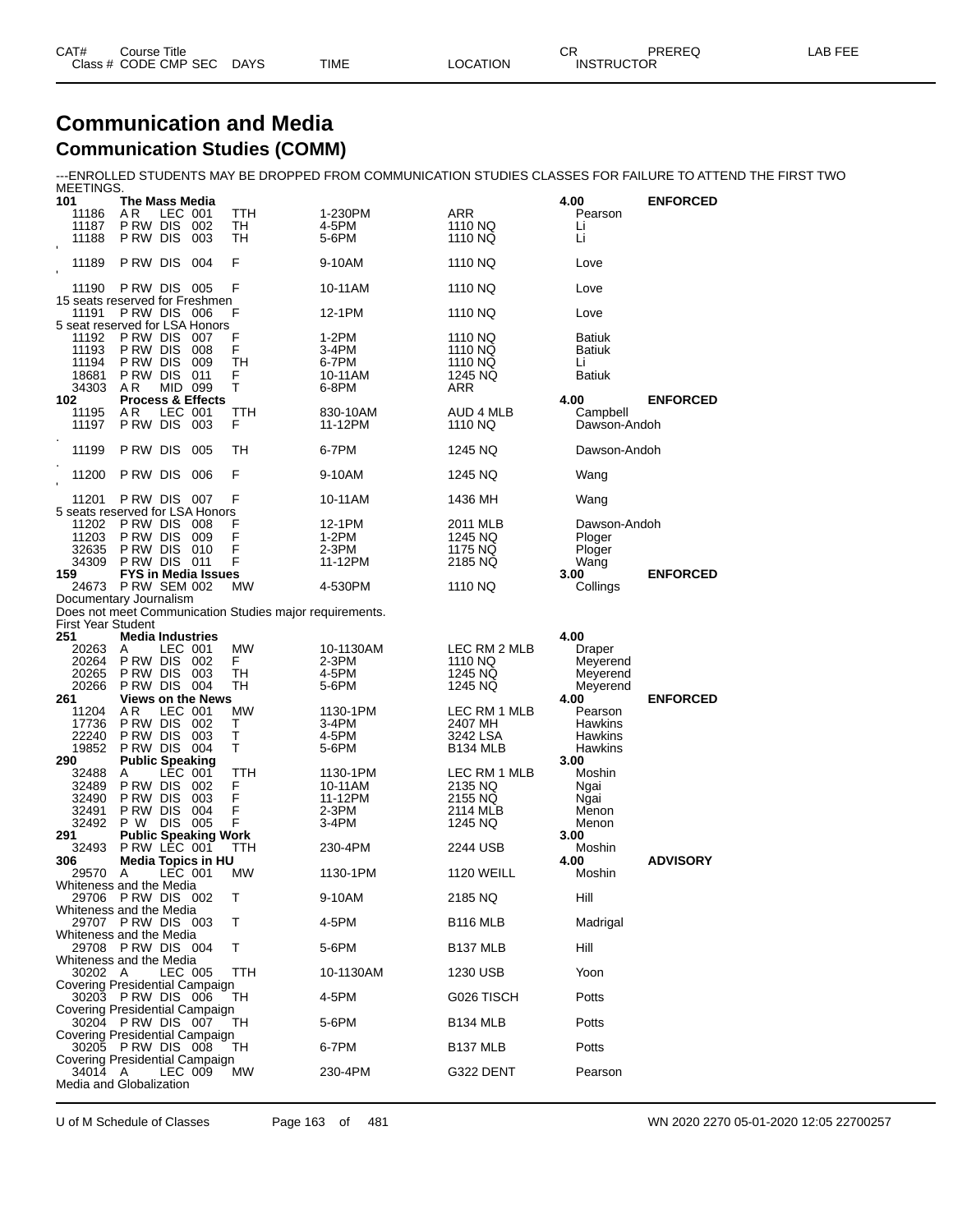# Communication and Media

## Communication Studies (COMM)

---ENROLLED STUDENTS MAY BE DROPPED FROM COMMUNICATION STUDIES CLASSES FOR FAILURE TO ATTEND THE FIRST TWO MEETINGS.

| CAT# Class # | Course Title CODE CMP SEC | DAYS | TIME | LOCATION | CR INSTRUCTOR | PREREQ | LAB FEE |
|---|---|---|---|---|---|---|---|
| **101** | **The Mass Media** | | | | **4.00** | **ENFORCED** | |
| 11186 | A R LEC 001 | TTH | 1-230PM | ARR | Pearson | | |
| 11187 | P RW DIS 002 | TH | 4-5PM | 1110 NQ | Li | | |
| 11188 | P RW DIS 003 | TH | 5-6PM | 1110 NQ | Li | | |
| 11189 | P RW DIS 004 | F | 9-10AM | 1110 NQ | Love | | |
| 11190 | P RW DIS 005 | F | 10-11AM | 1110 NQ | Love | | |
| 15 seats reserved for Freshmen | | | | | | | |
| 11191 | P RW DIS 006 | F | 12-1PM | 1110 NQ | Love | | |
| 5 seat reserved for LSA Honors | | | | | | | |
| 11192 | P RW DIS 007 | F | 1-2PM | 1110 NQ | Batiuk | | |
| 11193 | P RW DIS 008 | F | 3-4PM | 1110 NQ | Batiuk | | |
| 11194 | P RW DIS 009 | TH | 6-7PM | 1110 NQ | Li | | |
| 18681 | P RW DIS 011 | F | 10-11AM | 1245 NQ | Batiuk | | |
| 34303 | A R MID 099 | T | 6-8PM | ARR | | | |
| **102** | **Process & Effects** | | | | **4.00** | **ENFORCED** | |
| 11195 | A R LEC 001 | TTH | 830-10AM | AUD 4 MLB | Campbell | | |
| 11197 | P RW DIS 003 | F | 11-12PM | 1110 NQ | Dawson-Andoh | | |
| 11199 | P RW DIS 005 | TH | 6-7PM | 1245 NQ | Dawson-Andoh | | |
| 11200 | P RW DIS 006 | F | 9-10AM | 1245 NQ | Wang | | |
| 11201 | P RW DIS 007 | F | 10-11AM | 1436 MH | Wang | | |
| 5 seats reserved for LSA Honors | | | | | | | |
| 11202 | P RW DIS 008 | F | 12-1PM | 2011 MLB | Dawson-Andoh | | |
| 11203 | P RW DIS 009 | F | 1-2PM | 1245 NQ | Ploger | | |
| 32635 | P RW DIS 010 | F | 2-3PM | 1175 NQ | Ploger | | |
| 34309 | P RW DIS 011 | F | 11-12PM | 2185 NQ | Wang | | |
| **159** | **FYS in Media Issues** | | | | **3.00** | **ENFORCED** | |
| 24673 | P RW SEM 002 | MW | 4-530PM | 1110 NQ | Collings | | |
| Documentary Journalism | | | | | | | |
| Does not meet Communication Studies major requirements. | | | | | | | |
| First Year Student | | | | | | | |
| **251** | **Media Industries** | | | | **4.00** | | |
| 20263 | A LEC 001 | MW | 10-1130AM | LEC RM 2 MLB | Draper | | |
| 20264 | P RW DIS 002 | F | 2-3PM | 1110 NQ | Meyerend | | |
| 20265 | P RW DIS 003 | TH | 4-5PM | 1245 NQ | Meyerend | | |
| 20266 | P RW DIS 004 | TH | 5-6PM | 1245 NQ | Meyerend | | |
| **261** | **Views on the News** | | | | **4.00** | **ENFORCED** | |
| 11204 | A R LEC 001 | MW | 1130-1PM | LEC RM 1 MLB | Pearson | | |
| 17736 | P RW DIS 002 | T | 3-4PM | 2407 MH | Hawkins | | |
| 22240 | P RW DIS 003 | T | 4-5PM | 3242 LSA | Hawkins | | |
| 19852 | P RW DIS 004 | T | 5-6PM | B134 MLB | Hawkins | | |
| **290** | **Public Speaking** | | | | **3.00** | | |
| 32488 | A LEC 001 | TTH | 1130-1PM | LEC RM 1 MLB | Moshin | | |
| 32489 | P RW DIS 002 | F | 10-11AM | 2135 NQ | Ngai | | |
| 32490 | P RW DIS 003 | F | 11-12PM | 2155 NQ | Ngai | | |
| 32491 | P RW DIS 004 | F | 2-3PM | 2114 MLB | Menon | | |
| 32492 | P W DIS 005 | F | 3-4PM | 1245 NQ | Menon | | |
| **291** | **Public Speaking Work** | | | | **3.00** | | |
| 32493 | P RW LEC 001 | TTH | 230-4PM | 2244 USB | Moshin | | |
| **306** | **Media Topics in HU** | | | | **4.00** | **ADVISORY** | |
| 29570 | A LEC 001 | MW | 1130-1PM | 1120 WEILL | Moshin | | |
| Whiteness and the Media | | | | | | | |
| 29706 | P RW DIS 002 | T | 9-10AM | 2185 NQ | Hill | | |
| Whiteness and the Media | | | | | | | |
| 29707 | P RW DIS 003 | T | 4-5PM | B116 MLB | Madrigal | | |
| Whiteness and the Media | | | | | | | |
| 29708 | P RW DIS 004 | T | 5-6PM | B137 MLB | Hill | | |
| Whiteness and the Media | | | | | | | |
| 30202 | A LEC 005 | TTH | 10-1130AM | 1230 USB | Yoon | | |
| Covering Presidential Campaign | | | | | | | |
| 30203 | P RW DIS 006 | TH | 4-5PM | G026 TISCH | Potts | | |
| Covering Presidential Campaign | | | | | | | |
| 30204 | P RW DIS 007 | TH | 5-6PM | B134 MLB | Potts | | |
| Covering Presidential Campaign | | | | | | | |
| 30205 | P RW DIS 008 | TH | 6-7PM | B137 MLB | Potts | | |
| Covering Presidential Campaign | | | | | | | |
| 34014 | A LEC 009 | MW | 230-4PM | G322 DENT | Pearson | | |
| Media and Globalization | | | | | | | |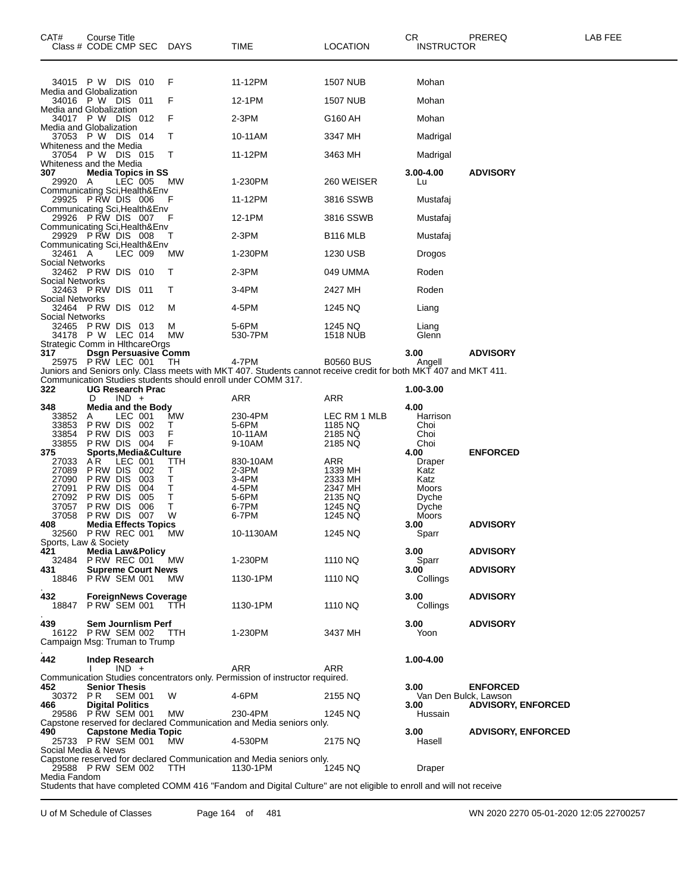| CAT# | Course Title Class # CODE CMP SEC | DAYS | TIME | LOCATION | CR INSTRUCTOR | PREREQ | LAB FEE |
|---|---|---|---|---|---|---|---|
| | 34015 P W DIS 010 | F | 11-12PM | 1507 NUB | Mohan | | |
| | Media and Globalization | | | | | | |
| | 34016 P W DIS 011 | F | 12-1PM | 1507 NUB | Mohan | | |
| | Media and Globalization | | | | | | |
| | 34017 P W DIS 012 | F | 2-3PM | G160 AH | Mohan | | |
| | Media and Globalization | | | | | | |
| | 37053 P W DIS 014 | T | 10-11AM | 3347 MH | Madrigal | | |
| | Whiteness and the Media | | | | | | |
| | 37054 P W DIS 015 | T | 11-12PM | 3463 MH | Madrigal | | |
| | Whiteness and the Media | | | | | | |
| **307** | **Media Topics in SS** | | | | **3.00-4.00** | **ADVISORY** | |
| | 29920 A LEC 005 | MW | 1-230PM | 260 WEISER | Lu | | |
| | Communicating Sci,Health&Env | | | | | | |
| | 29925 P RW DIS 006 | F | 11-12PM | 3816 SSWB | Mustafaj | | |
| | Communicating Sci,Health&Env | | | | | | |
| | 29926 P RW DIS 007 | F | 12-1PM | 3816 SSWB | Mustafaj | | |
| | Communicating Sci,Health&Env | | | | | | |
| | 29929 P RW DIS 008 | T | 2-3PM | B116 MLB | Mustafaj | | |
| | Communicating Sci,Health&Env | | | | | | |
| | 32461 A LEC 009 | MW | 1-230PM | 1230 USB | Drogos | | |
| | Social Networks | | | | | | |
| | 32462 P RW DIS 010 | T | 2-3PM | 049 UMMA | Roden | | |
| | Social Networks | | | | | | |
| | 32463 P RW DIS 011 | T | 3-4PM | 2427 MH | Roden | | |
| | Social Networks | | | | | | |
| | 32464 P RW DIS 012 | M | 4-5PM | 1245 NQ | Liang | | |
| | Social Networks | | | | | | |
| | 32465 P RW DIS 013 | M | 5-6PM | 1245 NQ | Liang | | |
| | 34178 P W LEC 014 | MW | 530-7PM | 1518 NUB | Glenn | | |
| | Strategic Comm in HlthcareOrgs | | | | | | |
| **317** | **Dsgn Persuasive Comm** | | | | **3.00** | **ADVISORY** | |
| | 25975 P RW LEC 001 | TH | 4-7PM | B0560 BUS | Angell | | |
| | Juniors and Seniors only. Class meets with MKT 407. Students cannot receive credit for both MKT 407 and MKT 411. Communication Studies students should enroll under COMM 317. | | | | | | |
| **322** | **UG Research Prac** | | | | **1.00-3.00** | | |
| | D IND + | | ARR | ARR | | | |
| **348** | **Media and the Body** | | | | **4.00** | | |
| | 33852 A LEC 001 | MW | 230-4PM | LEC RM 1 MLB | Harrison | | |
| | 33853 P RW DIS 002 | T | 5-6PM | 1185 NQ | Choi | | |
| | 33854 P RW DIS 003 | F | 10-11AM | 2185 NQ | Choi | | |
| | 33855 P RW DIS 004 | F | 9-10AM | 2185 NQ | Choi | | |
| **375** | **Sports,Media&Culture** | | | | **4.00** | **ENFORCED** | |
| | 27033 A R LEC 001 | TTH | 830-10AM | ARR | Draper | | |
| | 27089 P RW DIS 002 | T | 2-3PM | 1339 MH | Katz | | |
| | 27090 P RW DIS 003 | T | 3-4PM | 2333 MH | Katz | | |
| | 27091 P RW DIS 004 | T | 4-5PM | 2347 MH | Moors | | |
| | 27092 P RW DIS 005 | T | 5-6PM | 2135 NQ | Dyche | | |
| | 37057 P RW DIS 006 | T | 6-7PM | 1245 NQ | Dyche | | |
| | 37058 P RW DIS 007 | W | 6-7PM | 1245 NQ | Moors | | |
| **408** | **Media Effects Topics** | | | | **3.00** | **ADVISORY** | |
| | 32560 P RW REC 001 | MW | 10-1130AM | 1245 NQ | Sparr | | |
| | Sports, Law & Society | | | | | | |
| **421** | **Media Law&Policy** | | | | **3.00** | **ADVISORY** | |
| | 32484 P RW REC 001 | MW | 1-230PM | 1110 NQ | Sparr | | |
| **431** | **Supreme Court News** | | | | **3.00** | **ADVISORY** | |
| | 18846 P RW SEM 001 | MW | 1130-1PM | 1110 NQ | Collings | | |
| | . | | | | | | |
| **432** | **ForeignNews Coverage** | | | | **3.00** | **ADVISORY** | |
| | 18847 P RW SEM 001 | TTH | 1130-1PM | 1110 NQ | Collings | | |
| | . | | | | | | |
| **439** | **Sem Journlism Perf** | | | | **3.00** | **ADVISORY** | |
| | 16122 P RW SEM 002 | TTH | 1-230PM | 3437 MH | Yoon | | |
| | Campaign Msg: Truman to Trump | | | | | | |
| | . | | | | | | |
| **442** | **Indep Research** | | | | **1.00-4.00** | | |
| | I IND + | | ARR | ARR | | | |
| | Communication Studies concentrators only. Permission of instructor required. | | | | | | |
| **452** | **Senior Thesis** | | | | **3.00** | **ENFORCED** | |
| | 30372 P R SEM 001 | W | 4-6PM | 2155 NQ | Van Den Bulck, Lawson | | |
| **466** | **Digital Politics** | | | | **3.00** | **ADVISORY, ENFORCED** | |
| | 29586 P RW SEM 001 | MW | 230-4PM | 1245 NQ | Hussain | | |
| | Capstone reserved for declared Communication and Media seniors only. | | | | | | |
| **490** | **Capstone Media Topic** | | | | **3.00** | **ADVISORY, ENFORCED** | |
| | 25733 P RW SEM 001 | MW | 4-530PM | 2175 NQ | Hasell | | |
| | Social Media & News | | | | | | |
| | Capstone reserved for declared Communication and Media seniors only. | | | | | | |
| | 29588 P RW SEM 002 | TTH | 1130-1PM | 1245 NQ | Draper | | |
| | Media Fandom | | | | | | |
| | Students that have completed COMM 416 "Fandom and Digital Culture" are not eligible to enroll and will not receive | | | | | | |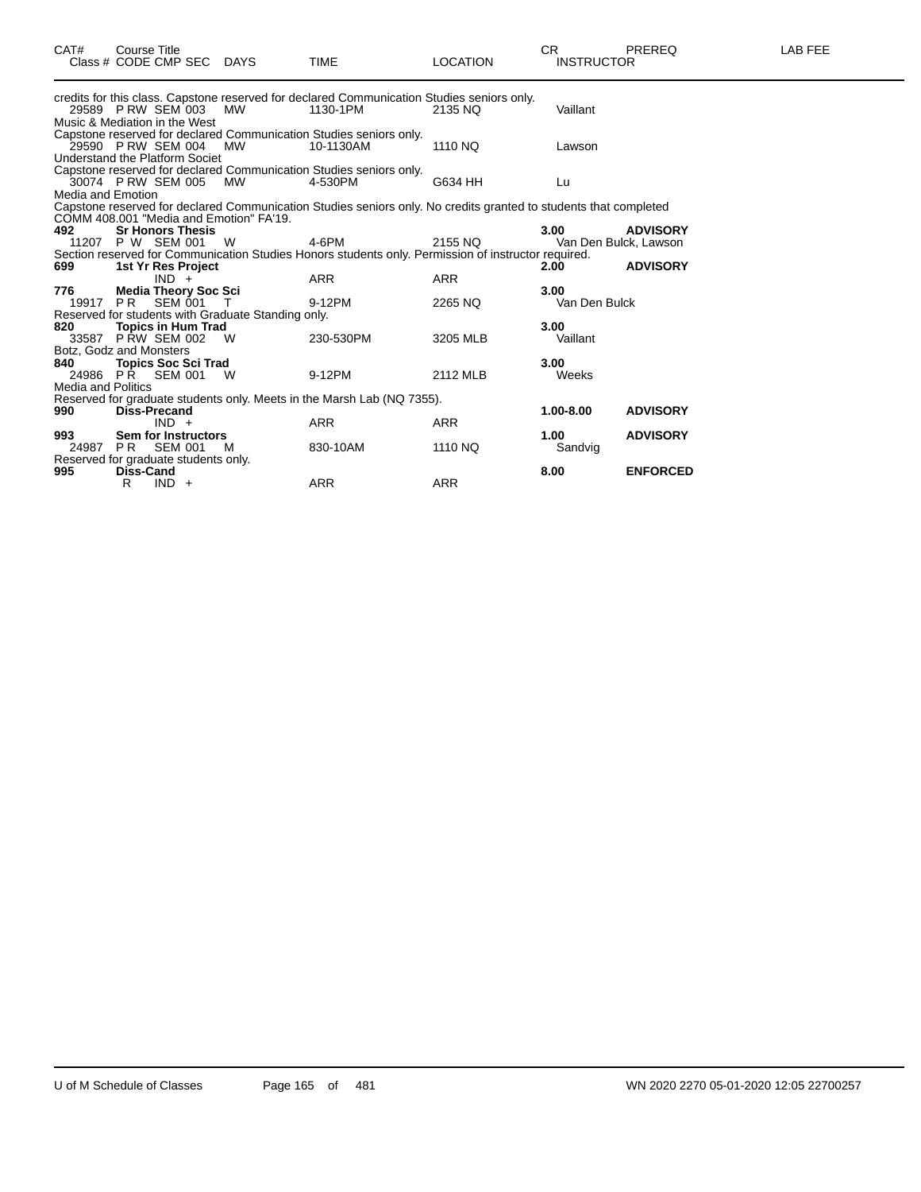| CAT# | Course Title<br>Class # CODE CMP SEC | DAYS | TIME | LOCATION | CR<br>INSTRUCTOR | PREREQ | LAB FEE |
|---|---|---|---|---|---|---|---|

credits for this class. Capstone reserved for declared Communication Studies seniors only.

| | | | | | | | |
|---|---|---|---|---|---|---|---|
| | 29589 P RW SEM 003 | MW | 1130-1PM | 2135 NQ | Vaillant | | |

Music & Mediation in the West

Capstone reserved for declared Communication Studies seniors only.

| | | | | | | | |
|---|---|---|---|---|---|---|---|
| | 29590 P RW SEM 004 | MW | 10-1130AM | 1110 NQ | Lawson | | |

Understand the Platform Societ

Capstone reserved for declared Communication Studies seniors only.

| | | | | | | | |
|---|---|---|---|---|---|---|---|
| | 30074 P RW SEM 005 | MW | 4-530PM | G634 HH | Lu | | |

Media and Emotion

Capstone reserved for declared Communication Studies seniors only. No credits granted to students that completed COMM 408.001 "Media and Emotion" FA'19.

| | | | | | | | |
|---|---|---|---|---|---|---|---|
| **492** | **Sr Honors Thesis** | | | | **3.00** | **ADVISORY** | |
| | 11207 P W SEM 001 | W | 4-6PM | 2155 NQ | Van Den Bulck, Lawson | | |

Section reserved for Communication Studies Honors students only. Permission of instructor required.

| | | | | | | | |
|---|---|---|---|---|---|---|---|
| **699** | **1st Yr Res Project** | | | | **2.00** | **ADVISORY** | |
| | IND + | | ARR | ARR | | | |
| **776** | **Media Theory Soc Sci** | | | | **3.00** | | |
| | 19917 P R SEM 001 | T | 9-12PM | 2265 NQ | Van Den Bulck | | |

Reserved for students with Graduate Standing only.

| | | | | | | | |
|---|---|---|---|---|---|---|---|
| **820** | **Topics in Hum Trad** | | | | **3.00** | | |
| | 33587 P RW SEM 002 | W | 230-530PM | 3205 MLB | Vaillant | | |

Botz, Godz and Monsters

| | | | | | | | |
|---|---|---|---|---|---|---|---|
| **840** | **Topics Soc Sci Trad** | | | | **3.00** | | |
| | 24986 P R SEM 001 | W | 9-12PM | 2112 MLB | Weeks | | |

Media and Politics

Reserved for graduate students only. Meets in the Marsh Lab (NQ 7355).

| | | | | | | | |
|---|---|---|---|---|---|---|---|
| **990** | **Diss-Precand** | | | | **1.00-8.00** | **ADVISORY** | |
| | IND + | | ARR | ARR | | | |
| **993** | **Sem for Instructors** | | | | **1.00** | **ADVISORY** | |
| | 24987 P R SEM 001 | M | 830-10AM | 1110 NQ | Sandvig | | |

Reserved for graduate students only.

| | | | | | | | |
|---|---|---|---|---|---|---|---|
| **995** | **Diss-Cand** | | | | **8.00** | **ENFORCED** | |
| | R IND + | | ARR | ARR | | | |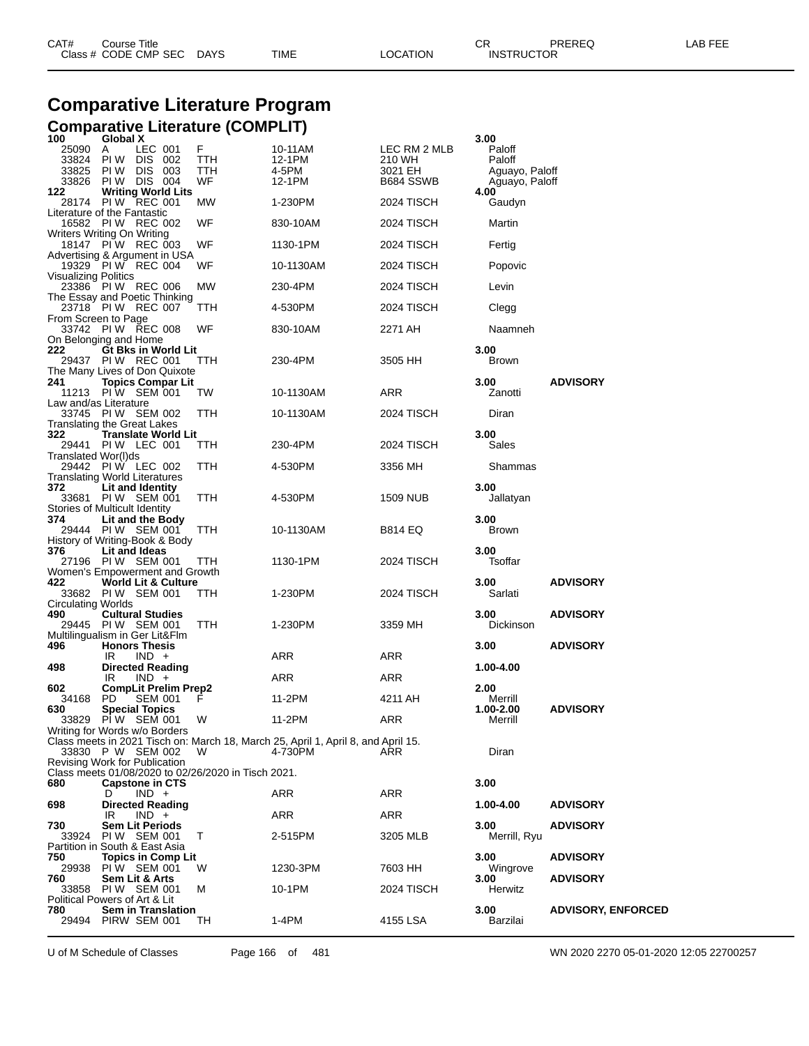# Comparative Literature Program

## Comparative Literature (COMPLIT)

| CAT# | Course Title / Class # | CODE | CMP | SEC | DAYS | TIME | LOCATION | CR / INSTRUCTOR | PREREQ | LAB FEE |
|---|---|---|---|---|---|---|---|---|---|---|
| **100** | **Global X** | | | | | | | **3.00** | | |
| | 25090 | A | LEC | 001 | F | 10-11AM | LEC RM 2 MLB | Paloff | | |
| | 33824 | PI W | DIS | 002 | TTH | 12-1PM | 210 WH | Paloff | | |
| | 33825 | PI W | DIS | 003 | TTH | 4-5PM | 3021 EH | Aguayo, Paloff | | |
| | 33826 | PI W | DIS | 004 | WF | 12-1PM | B684 SSWB | Aguayo, Paloff | | |
| **122** | **Writing World Lits** | | | | | | | **4.00** | | |
| | 28174 | PI W | REC | 001 | MW | 1-230PM | 2024 TISCH | Gaudyn | | |
| | Literature of the Fantastic | | | | | | | | | |
| | 16582 | PI W | REC | 002 | WF | 830-10AM | 2024 TISCH | Martin | | |
| | Writers Writing On Writing | | | | | | | | | |
| | 18147 | PI W | REC | 003 | WF | 1130-1PM | 2024 TISCH | Fertig | | |
| | Advertising & Argument in USA | | | | | | | | | |
| | 19329 | PI W | REC | 004 | WF | 10-1130AM | 2024 TISCH | Popovic | | |
| | Visualizing Politics | | | | | | | | | |
| | 23386 | PI W | REC | 006 | MW | 230-4PM | 2024 TISCH | Levin | | |
| | The Essay and Poetic Thinking | | | | | | | | | |
| | 23718 | PI W | REC | 007 | TTH | 4-530PM | 2024 TISCH | Clegg | | |
| | From Screen to Page | | | | | | | | | |
| | 33742 | PI W | REC | 008 | WF | 830-10AM | 2271 AH | Naamneh | | |
| | On Belonging and Home | | | | | | | | | |
| **222** | **Gt Bks in World Lit** | | | | | | | **3.00** | | |
| | 29437 | PI W | REC | 001 | TTH | 230-4PM | 3505 HH | Brown | | |
| | The Many Lives of Don Quixote | | | | | | | | | |
| **241** | **Topics Compar Lit** | | | | | | | **3.00** | **ADVISORY** | |
| | 11213 | PI W | SEM | 001 | TW | 10-1130AM | ARR | Zanotti | | |
| | Law and/as Literature | | | | | | | | | |
| | 33745 | PI W | SEM | 002 | TTH | 10-1130AM | 2024 TISCH | Diran | | |
| | Translating the Great Lakes | | | | | | | | | |
| **322** | **Translate World Lit** | | | | | | | **3.00** | | |
| | 29441 | PI W | LEC | 001 | TTH | 230-4PM | 2024 TISCH | Sales | | |
| | Translated Wor(l)ds | | | | | | | | | |
| | 29442 | PI W | LEC | 002 | TTH | 4-530PM | 3356 MH | Shammas | | |
| | Translating World Literatures | | | | | | | | | |
| **372** | **Lit and Identity** | | | | | | | **3.00** | | |
| | 33681 | PI W | SEM | 001 | TTH | 4-530PM | 1509 NUB | Jallatyan | | |
| | Stories of Multicult Identity | | | | | | | | | |
| **374** | **Lit and the Body** | | | | | | | **3.00** | | |
| | 29444 | PI W | SEM | 001 | TTH | 10-1130AM | B814 EQ | Brown | | |
| | History of Writing-Book & Body | | | | | | | | | |
| **376** | **Lit and Ideas** | | | | | | | **3.00** | | |
| | 27196 | PI W | SEM | 001 | TTH | 1130-1PM | 2024 TISCH | Tsoffar | | |
| | Women's Empowerment and Growth | | | | | | | | | |
| **422** | **World Lit & Culture** | | | | | | | **3.00** | **ADVISORY** | |
| | 33682 | PI W | SEM | 001 | TTH | 1-230PM | 2024 TISCH | Sarlati | | |
| | Circulating Worlds | | | | | | | | | |
| **490** | **Cultural Studies** | | | | | | | **3.00** | **ADVISORY** | |
| | 29445 | PI W | SEM | 001 | TTH | 1-230PM | 3359 MH | Dickinson | | |
| | Multilingualism in Ger Lit&Flm | | | | | | | | | |
| **496** | **Honors Thesis** | | | | | | | **3.00** | **ADVISORY** | |
| | | IR | IND | + | | ARR | ARR | | | |
| **498** | **Directed Reading** | | | | | | | **1.00-4.00** | | |
| | | IR | IND | + | | ARR | ARR | | | |
| **602** | **CompLit Prelim Prep2** | | | | | | | **2.00** | | |
| | 34168 | PD | SEM | 001 | F | 11-2PM | 4211 AH | Merrill | | |
| **630** | **Special Topics** | | | | | | | **1.00-2.00** | **ADVISORY** | |
| | 33829 | PI W | SEM | 001 | W | 11-2PM | ARR | Merrill | | |
| | Writing for Words w/o Borders | | | | | | | | | |
| | Class meets in 2021 Tisch on: March 18, March 25, April 1, April 8, and April 15. | | | | | | | | | |
| | 33830 | P W | SEM | 002 | W | 4-730PM | ARR | Diran | | |
| | Revising Work for Publication | | | | | | | | | |
| | Class meets 01/08/2020 to 02/26/2020 in Tisch 2021. | | | | | | | | | |
| **680** | **Capstone in CTS** | | | | | | | **3.00** | | |
| | | D | IND | + | | ARR | ARR | | | |
| **698** | **Directed Reading** | | | | | | | **1.00-4.00** | **ADVISORY** | |
| | | IR | IND | + | | ARR | ARR | | | |
| **730** | **Sem Lit Periods** | | | | | | | **3.00** | **ADVISORY** | |
| | 33924 | PI W | SEM | 001 | T | 2-515PM | 3205 MLB | Merrill, Ryu | | |
| | Partition in South & East Asia | | | | | | | | | |
| **750** | **Topics in Comp Lit** | | | | | | | **3.00** | **ADVISORY** | |
| | 29938 | PI W | SEM | 001 | W | 1230-3PM | 7603 HH | Wingrove | | |
| **760** | **Sem Lit & Arts** | | | | | | | **3.00** | **ADVISORY** | |
| | 33858 | PI W | SEM | 001 | M | 10-1PM | 2024 TISCH | Herwitz | | |
| | Political Powers of Art & Lit | | | | | | | | | |
| **780** | **Sem in Translation** | | | | | | | **3.00** | **ADVISORY, ENFORCED** | |
| | 29494 | PIRW | SEM | 001 | TH | 1-4PM | 4155 LSA | Barzilai | | |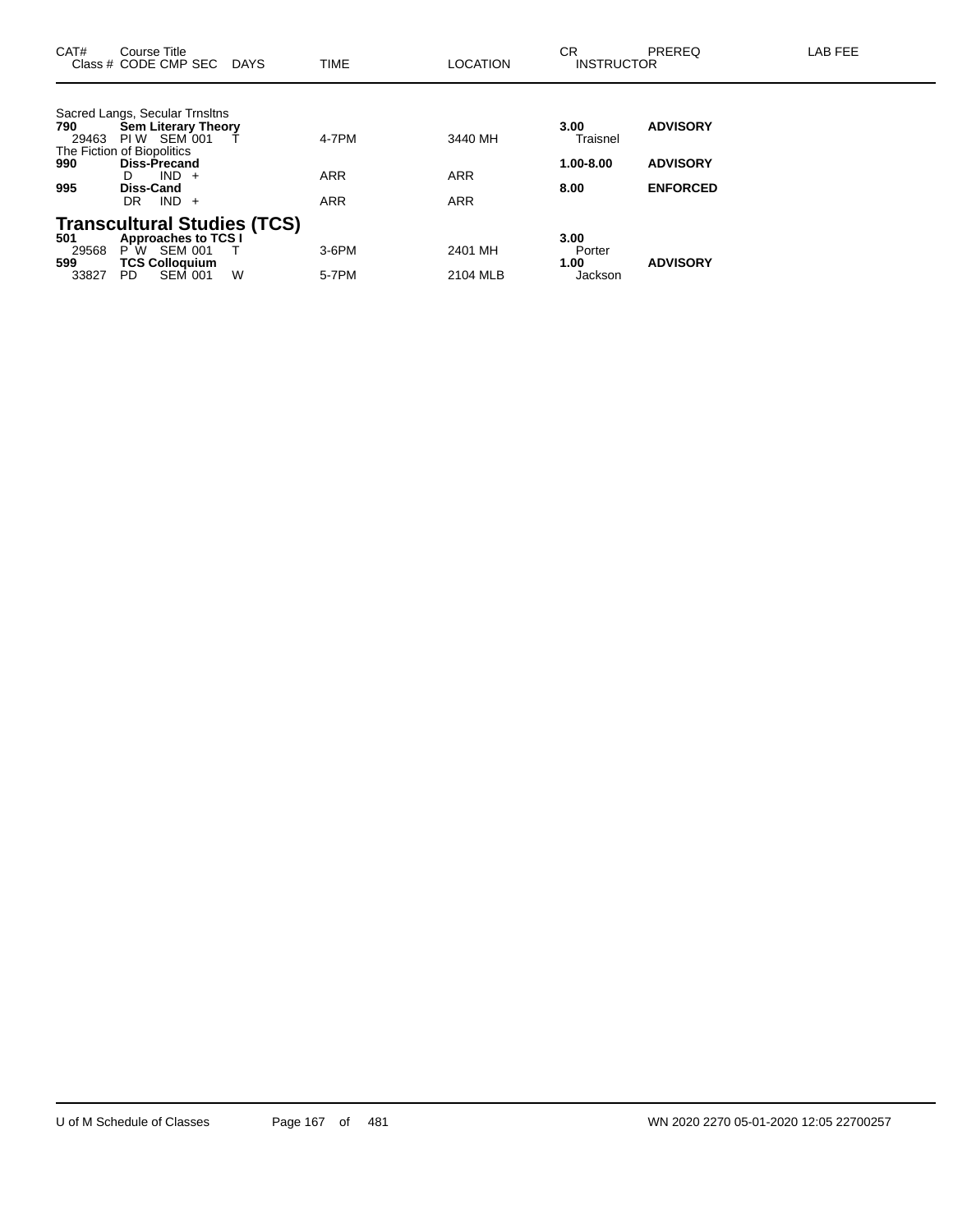| CAT# | Course Title<br>Class # CODE CMP SEC DAYS | TIME | LOCATION | CR<br>INSTRUCTOR | PREREQ | LAB FEE |
|---|---|---|---|---|---|---|
| | Sacred Langs, Secular Trnsltns | | | | | |
| **790** | **Sem Literary Theory** | | | **3.00** | **ADVISORY** | |
| 29463 | PI W SEM 001 T | 4-7PM | 3440 MH | Traisnel | | |
| | The Fiction of Biopolitics | | | | | |
| **990** | **Diss-Precand** | | | **1.00-8.00** | **ADVISORY** | |
| | D IND + | ARR | ARR | | | |
| **995** | **Diss-Cand** | | | **8.00** | **ENFORCED** | |
| | DR IND + | ARR | ARR | | | |

## Transcultural Studies (TCS)

| CAT# | Course Title<br>Class # CODE CMP SEC DAYS | TIME | LOCATION | CR<br>INSTRUCTOR | PREREQ | LAB FEE |
|---|---|---|---|---|---|---|
| **501** | **Approaches to TCS I** | | | **3.00** | | |
| 29568 | P W SEM 001 T | 3-6PM | 2401 MH | Porter | | |
| **599** | **TCS Colloquium** | | | **1.00** | **ADVISORY** | |
| 33827 | PD SEM 001 W | 5-7PM | 2104 MLB | Jackson | | |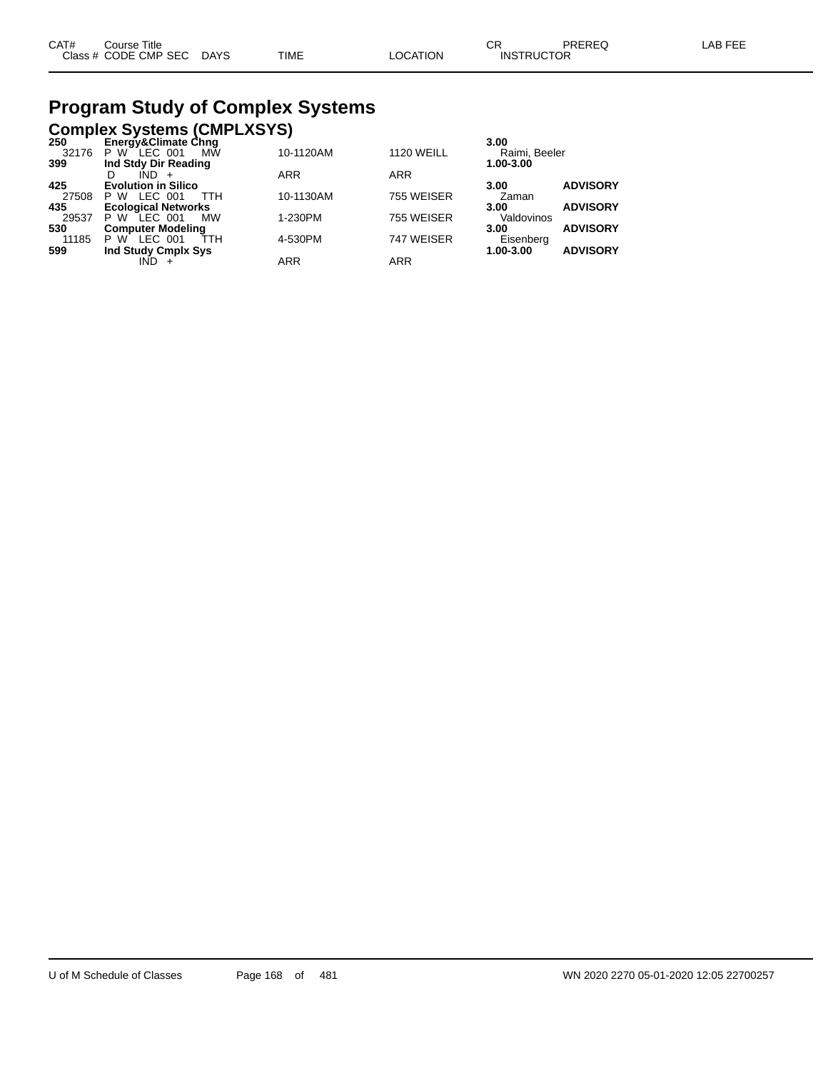| CAT# | Course Title | | | | | CR | PREREQ | LAB FEE |
|---|---|---|---|---|---|---|---|---|
| Class # | CODE CMP SEC | DAYS | TIME | LOCATION | | INSTRUCTOR | | |

# Program Study of Complex Systems

## Complex Systems (CMPLXSYS)

| CAT# / Class # | Course Title / CODE CMP SEC | DAYS | TIME | LOCATION | CR / INSTRUCTOR | PREREQ |
|---|---|---|---|---|---|---|
| **250** | **Energy&Climate Chng** | | | | **3.00** | |
| 32176 | P W LEC 001 | MW | 10-1120AM | 1120 WEILL | Raimi, Beeler | |
| **399** | **Ind Stdy Dir Reading** | | | | **1.00-3.00** | |
| | D IND + | | ARR | ARR | | |
| **425** | **Evolution in Silico** | | | | **3.00** | **ADVISORY** |
| 27508 | P W LEC 001 | TTH | 10-1130AM | 755 WEISER | Zaman | |
| **435** | **Ecological Networks** | | | | **3.00** | **ADVISORY** |
| 29537 | P W LEC 001 | MW | 1-230PM | 755 WEISER | Valdovinos | |
| **530** | **Computer Modeling** | | | | **3.00** | **ADVISORY** |
| 11185 | P W LEC 001 | TTH | 4-530PM | 747 WEISER | Eisenberg | |
| **599** | **Ind Study Cmplx Sys** | | | | **1.00-3.00** | **ADVISORY** |
| | IND + | | ARR | ARR | | |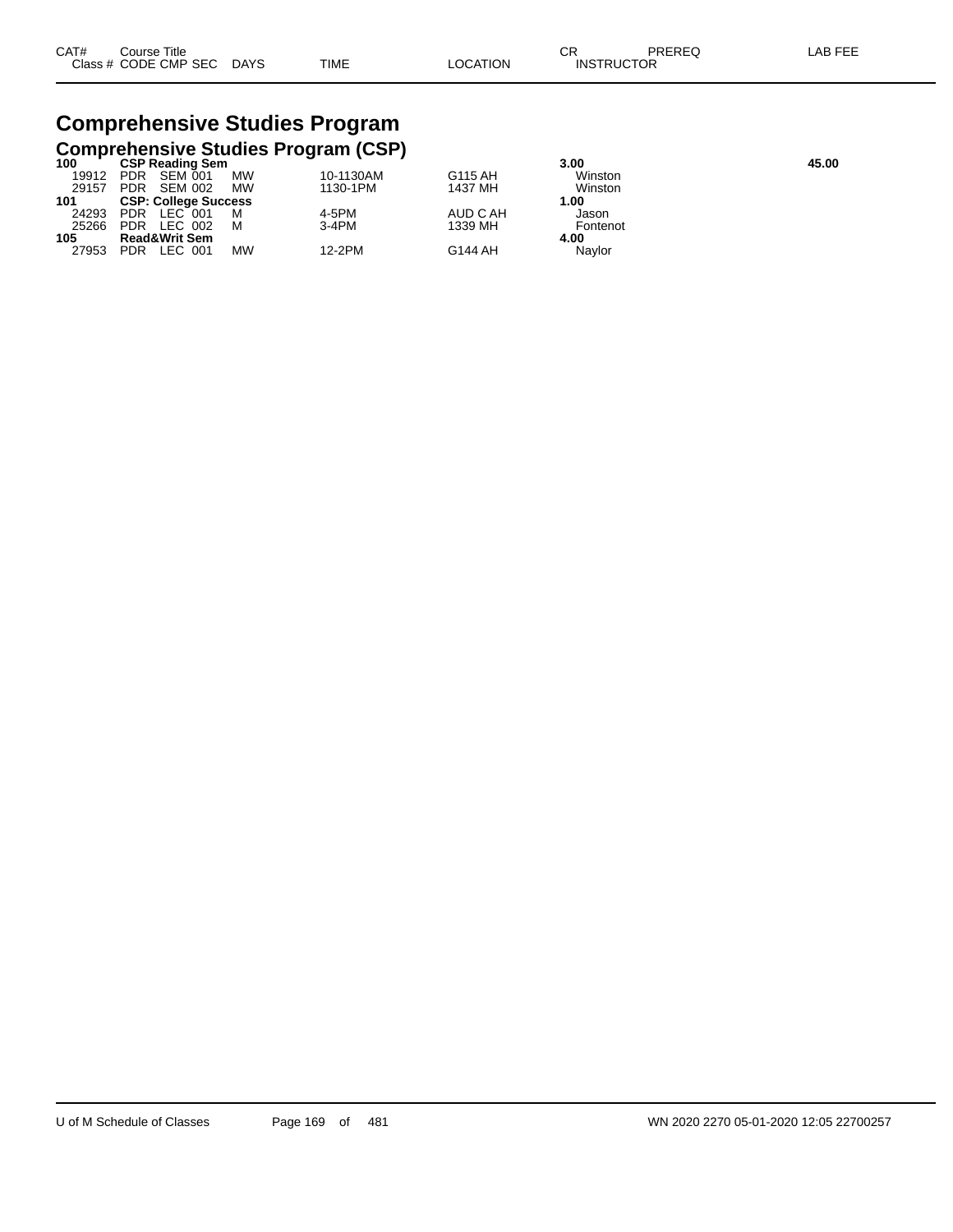# Comprehensive Studies Program

## Comprehensive Studies Program (CSP)

| CAT# Class # | Course Title CODE | CMP | SEC | DAYS | TIME | LOCATION | CR INSTRUCTOR | PREREQ | LAB FEE |
|---|---|---|---|---|---|---|---|---|---|
| **100** | **CSP Reading Sem** | | | | | | **3.00** | | **45.00** |
| 19912 | PDR | SEM | 001 | MW | 10-1130AM | G115 AH | Winston | | |
| 29157 | PDR | SEM | 002 | MW | 1130-1PM | 1437 MH | Winston | | |
| **101** | **CSP: College Success** | | | | | | **1.00** | | |
| 24293 | PDR | LEC | 001 | M | 4-5PM | AUD C AH | Jason | | |
| 25266 | PDR | LEC | 002 | M | 3-4PM | 1339 MH | Fontenot | | |
| **105** | **Read&Writ Sem** | | | | | | **4.00** | | |
| 27953 | PDR | LEC | 001 | MW | 12-2PM | G144 AH | Naylor | | |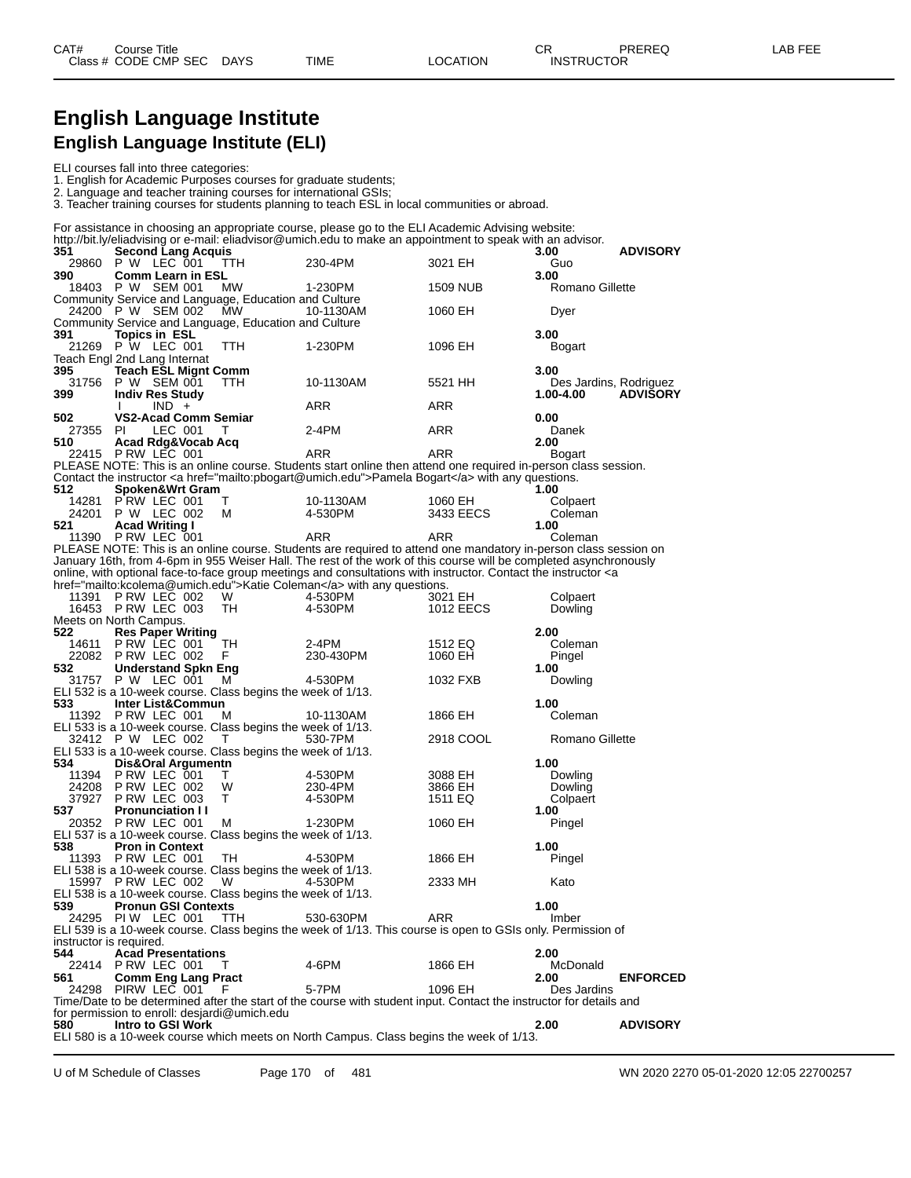# English Language Institute

## English Language Institute (ELI)

ELI courses fall into three categories:
1. English for Academic Purposes courses for graduate students;
2. Language and teacher training courses for international GSIs;
3. Teacher training courses for students planning to teach ESL in local communities or abroad.

For assistance in choosing an appropriate course, please go to the ELI Academic Advising website: http://bit.ly/eliadvising or e-mail: eliadvisor@umich.edu to make an appointment to speak with an advisor.

| CAT# / Class # | Course Title / CODE CMP SEC | DAYS | TIME | LOCATION | CR / INSTRUCTOR | PREREQ | LAB FEE |
|---|---|---|---|---|---|---|---|
| **351** | **Second Lang Acquis** | | | | **3.00** | **ADVISORY** | |
| 29860 | P W LEC 001 | TTH | 230-4PM | 3021 EH | Guo | | |
| **390** | **Comm Learn in ESL** | | | | **3.00** | | |
| 18403 | P W SEM 001 | MW | 1-230PM | 1509 NUB | Romano Gillette | | |
| Community Service and Language, Education and Culture | | | | | | | |
| 24200 | P W SEM 002 | MW | 10-1130AM | 1060 EH | Dyer | | |
| Community Service and Language, Education and Culture | | | | | | | |
| **391** | **Topics in ESL** | | | | **3.00** | | |
| 21269 | P W LEC 001 | TTH | 1-230PM | 1096 EH | Bogart | | |
| Teach Engl 2nd Lang Internat | | | | | | | |
| **395** | **Teach ESL Mignt Comm** | | | | **3.00** | | |
| 31756 | P W SEM 001 | TTH | 10-1130AM | 5521 HH | Des Jardins, Rodriguez | | |
| **399** | **Indiv Res Study** | | | | **1.00-4.00** | **ADVISORY** | |
| | I IND + | | ARR | ARR | | | |
| **502** | **VS2-Acad Comm Semiar** | | | | **0.00** | | |
| 27355 | PI LEC 001 | T | 2-4PM | ARR | Danek | | |
| **510** | **Acad Rdg&Vocab Acq** | | | | **2.00** | | |
| 22415 | P RW LEC 001 | | ARR | ARR | Bogart | | |
| PLEASE NOTE: This is an online course. Students start online then attend one required in-person class session. Contact the instructor <a href="mailto:pbogart@umich.edu">Pamela Bogart</a> with any questions. | | | | | | | |
| **512** | **Spoken&Wrt Gram** | | | | **1.00** | | |
| 14281 | P RW LEC 001 | T | 10-1130AM | 1060 EH | Colpaert | | |
| 24201 | P W LEC 002 | M | 4-530PM | 3433 EECS | Coleman | | |
| **521** | **Acad Writing I** | | | | **1.00** | | |
| 11390 | P RW LEC 001 | | ARR | ARR | Coleman | | |
| PLEASE NOTE: This is an online course. Students are required to attend one mandatory in-person class session on January 16th, from 4-6pm in 955 Weiser Hall. The rest of the work of this course will be completed asynchronously online, with optional face-to-face group meetings and consultations with instructor. Contact the instructor <a href="mailto:kcolema@umich.edu">Katie Coleman</a> with any questions. | | | | | | | |
| 11391 | P RW LEC 002 | W | 4-530PM | 3021 EH | Colpaert | | |
| 16453 | P RW LEC 003 | TH | 4-530PM | 1012 EECS | Dowling | | |
| Meets on North Campus. | | | | | | | |
| **522** | **Res Paper Writing** | | | | **2.00** | | |
| 14611 | P RW LEC 001 | TH | 2-4PM | 1512 EQ | Coleman | | |
| 22082 | P RW LEC 002 | F | 230-430PM | 1060 EH | Pingel | | |
| **532** | **Understand Spkn Eng** | | | | **1.00** | | |
| 31757 | P W LEC 001 | M | 4-530PM | 1032 FXB | Dowling | | |
| ELI 532 is a 10-week course. Class begins the week of 1/13. | | | | | | | |
| **533** | **Inter List&Commun** | | | | **1.00** | | |
| 11392 | P RW LEC 001 | M | 10-1130AM | 1866 EH | Coleman | | |
| ELI 533 is a 10-week course. Class begins the week of 1/13. | | | | | | | |
| 32412 | P W LEC 002 | T | 530-7PM | 2918 COOL | Romano Gillette | | |
| ELI 533 is a 10-week course. Class begins the week of 1/13. | | | | | | | |
| **534** | **Dis&Oral Argumentn** | | | | **1.00** | | |
| 11394 | P RW LEC 001 | T | 4-530PM | 3088 EH | Dowling | | |
| 24208 | P RW LEC 002 | W | 230-4PM | 3866 EH | Dowling | | |
| 37927 | P RW LEC 003 | T | 4-530PM | 1511 EQ | Colpaert | | |
| **537** | **Pronunciation I I** | | | | **1.00** | | |
| 20352 | P RW LEC 001 | M | 1-230PM | 1060 EH | Pingel | | |
| ELI 537 is a 10-week course. Class begins the week of 1/13. | | | | | | | |
| **538** | **Pron in Context** | | | | **1.00** | | |
| 11393 | P RW LEC 001 | TH | 4-530PM | 1866 EH | Pingel | | |
| ELI 538 is a 10-week course. Class begins the week of 1/13. | | | | | | | |
| 15997 | P RW LEC 002 | W | 4-530PM | 2333 MH | Kato | | |
| ELI 538 is a 10-week course. Class begins the week of 1/13. | | | | | | | |
| **539** | **Pronun GSI Contexts** | | | | **1.00** | | |
| 24295 | PI W LEC 001 | TTH | 530-630PM | ARR | Imber | | |
| ELI 539 is a 10-week course. Class begins the week of 1/13. This course is open to GSIs only. Permission of instructor is required. | | | | | | | |
| **544** | **Acad Presentations** | | | | **2.00** | | |
| 22414 | P RW LEC 001 | T | 4-6PM | 1866 EH | McDonald | | |
| **561** | **Comm Eng Lang Pract** | | | | **2.00** | **ENFORCED** | |
| 24298 | PIRW LEC 001 | F | 5-7PM | 1096 EH | Des Jardins | | |
| Time/Date to be determined after the start of the course with student input. Contact the instructor for details and for permission to enroll: desjardi@umich.edu | | | | | | | |
| **580** | **Intro to GSI Work** | | | | **2.00** | **ADVISORY** | |
| ELI 580 is a 10-week course which meets on North Campus. Class begins the week of 1/13. | | | | | | | |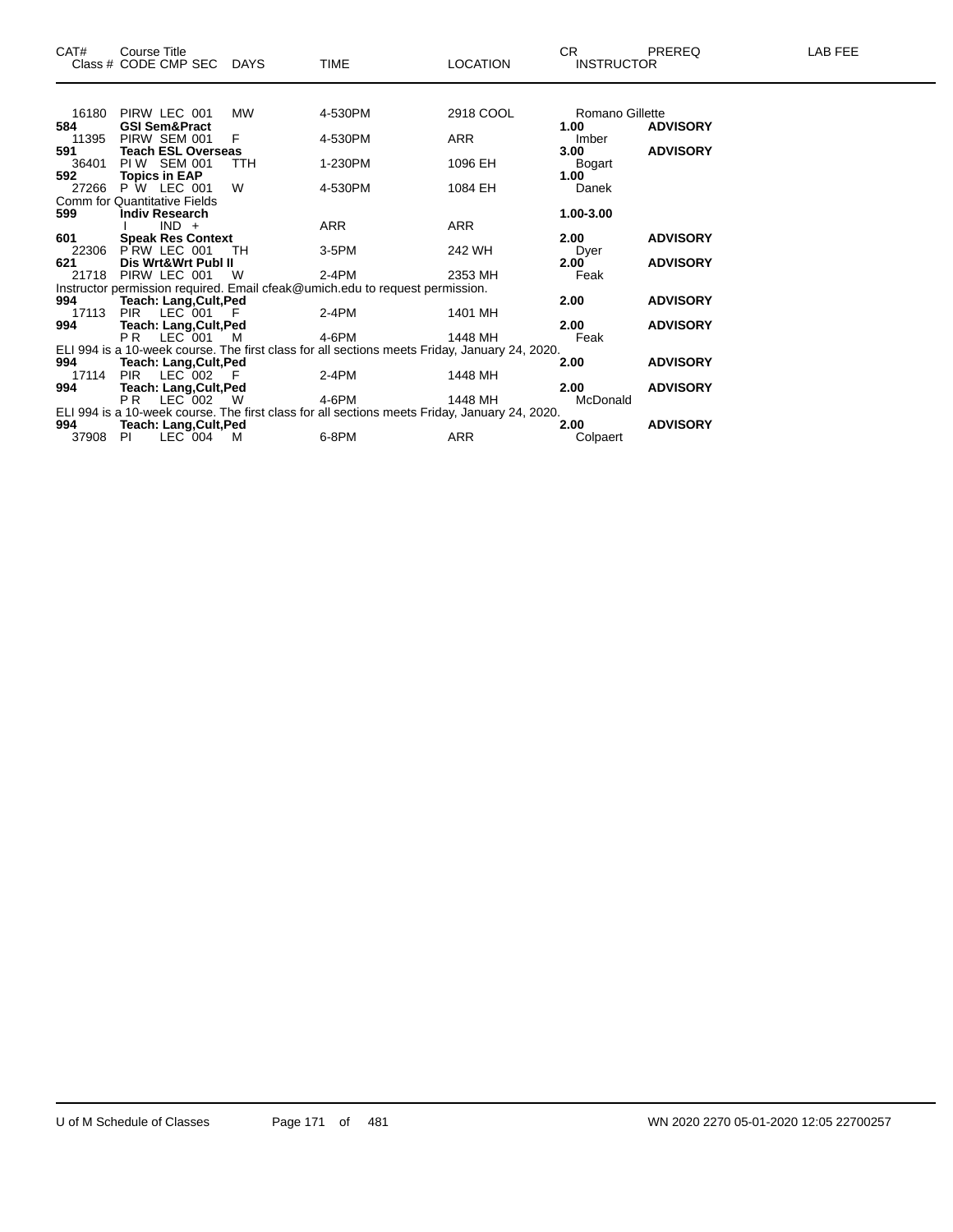| CAT# | Course Title<br>Class # CODE CMP SEC | DAYS | TIME | LOCATION | CR<br>INSTRUCTOR | PREREQ | LAB FEE |
|---|---|---|---|---|---|---|---|
| 16180 | PIRW LEC 001 | MW | 4-530PM | 2918 COOL | Romano Gillette | | |
| **584** | **GSI Sem&Pract** | | | | **1.00** | **ADVISORY** | |
| 11395 | PIRW SEM 001 | F | 4-530PM | ARR | Imber | | |
| **591** | **Teach ESL Overseas** | | | | **3.00** | **ADVISORY** | |
| 36401 | PI W SEM 001 | TTH | 1-230PM | 1096 EH | Bogart | | |
| **592** | **Topics in EAP** | | | | **1.00** | | |
| 27266 | P W LEC 001 | W | 4-530PM | 1084 EH | Danek | | |
| Comm for Quantitative Fields | | | | | | | |
| **599** | **Indiv Research** | | | | **1.00-3.00** | | |
| | I IND + | | ARR | ARR | | | |
| **601** | **Speak Res Context** | | | | **2.00** | **ADVISORY** | |
| 22306 | P RW LEC 001 | TH | 3-5PM | 242 WH | Dyer | | |
| **621** | **Dis Wrt&Wrt Publ II** | | | | **2.00** | **ADVISORY** | |
| 21718 | PIRW LEC 001 | W | 2-4PM | 2353 MH | Feak | | |
| Instructor permission required. Email cfeak@umich.edu to request permission. | | | | | | | |
| **994** | **Teach: Lang,Cult,Ped** | | | | **2.00** | **ADVISORY** | |
| 17113 | PIR LEC 001 | F | 2-4PM | 1401 MH | | | |
| **994** | **Teach: Lang,Cult,Ped** | | | | **2.00** | **ADVISORY** | |
| | P R LEC 001 | M | 4-6PM | 1448 MH | Feak | | |
| ELI 994 is a 10-week course. The first class for all sections meets Friday, January 24, 2020. | | | | | | | |
| **994** | **Teach: Lang,Cult,Ped** | | | | **2.00** | **ADVISORY** | |
| 17114 | PIR LEC 002 | F | 2-4PM | 1448 MH | | | |
| **994** | **Teach: Lang,Cult,Ped** | | | | **2.00** | **ADVISORY** | |
| | P R LEC 002 | W | 4-6PM | 1448 MH | McDonald | | |
| ELI 994 is a 10-week course. The first class for all sections meets Friday, January 24, 2020. | | | | | | | |
| **994** | **Teach: Lang,Cult,Ped** | | | | **2.00** | **ADVISORY** | |
| 37908 | PI LEC 004 | M | 6-8PM | ARR | Colpaert | | |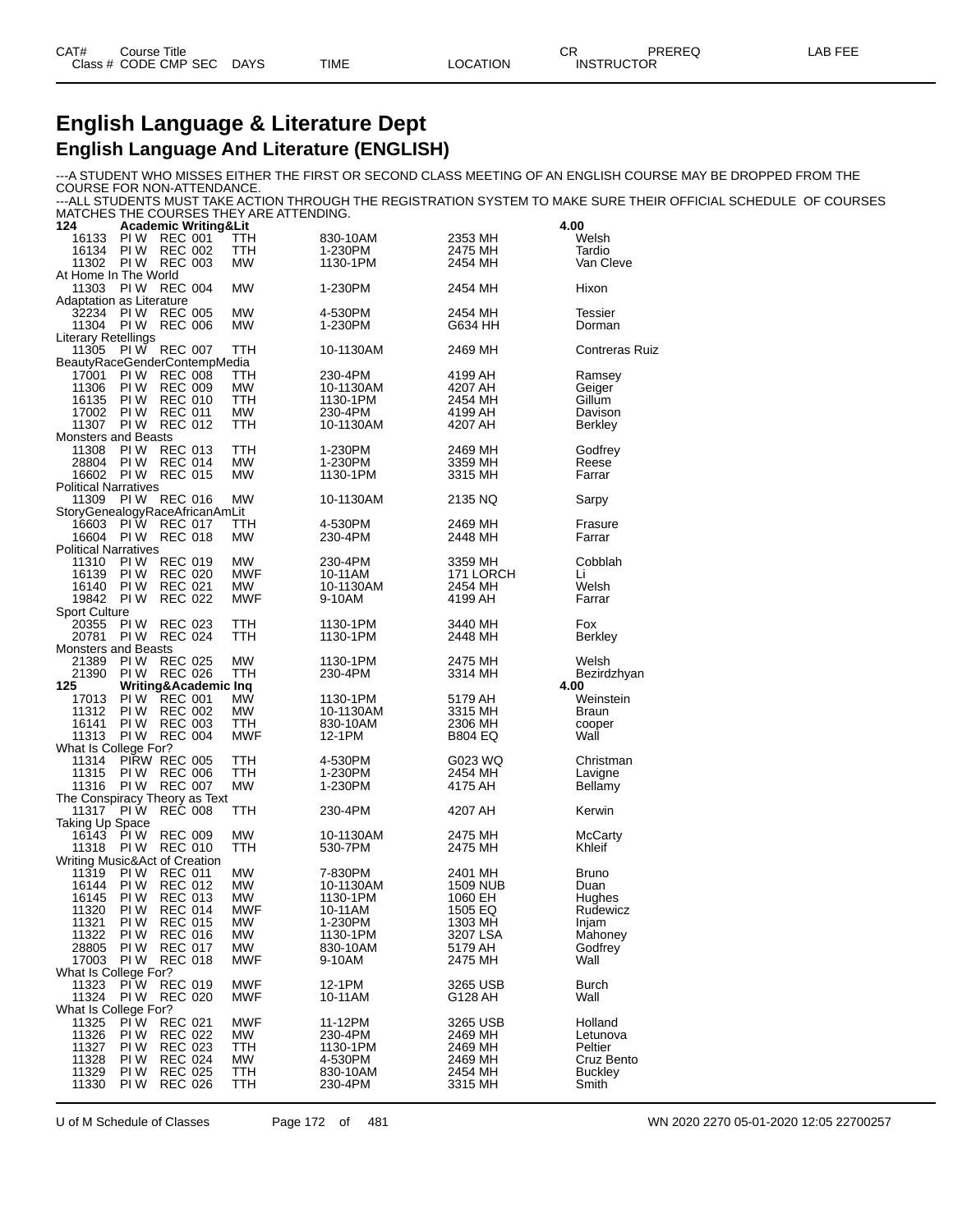# English Language & Literature Dept

## English Language And Literature (ENGLISH)

---A STUDENT WHO MISSES EITHER THE FIRST OR SECOND CLASS MEETING OF AN ENGLISH COURSE MAY BE DROPPED FROM THE COURSE FOR NON-ATTENDANCE.
---ALL STUDENTS MUST TAKE ACTION THROUGH THE REGISTRATION SYSTEM TO MAKE SURE THEIR OFFICIAL SCHEDULE OF COURSES MATCHES THE COURSES THEY ARE ATTENDING.

| Class # | CODE | CMP | SEC | DAYS | TIME | LOCATION | INSTRUCTOR |
|---|---|---|---|---|---|---|---|
| **124** | **Academic Writing&Lit** | | | | | | **4.00** |
| 16133 | PI W | REC | 001 | TTH | 830-10AM | 2353 MH | Welsh |
| 16134 | PI W | REC | 002 | TTH | 1-230PM | 2475 MH | Tardio |
| 11302 | PI W | REC | 003 | MW | 1130-1PM | 2454 MH | Van Cleve |
| At Home In The World | | | | | | | |
| 11303 | PI W | REC | 004 | MW | 1-230PM | 2454 MH | Hixon |
| Adaptation as Literature | | | | | | | |
| 32234 | PI W | REC | 005 | MW | 4-530PM | 2454 MH | Tessier |
| 11304 | PI W | REC | 006 | MW | 1-230PM | G634 HH | Dorman |
| Literary Retellings | | | | | | | |
| 11305 | PI W | REC | 007 | TTH | 10-1130AM | 2469 MH | Contreras Ruiz |
| BeautyRaceGenderContempMedia | | | | | | | |
| 17001 | PI W | REC | 008 | TTH | 230-4PM | 4199 AH | Ramsey |
| 11306 | PI W | REC | 009 | MW | 10-1130AM | 4207 AH | Geiger |
| 16135 | PI W | REC | 010 | TTH | 1130-1PM | 2454 MH | Gillum |
| 17002 | PI W | REC | 011 | MW | 230-4PM | 4199 AH | Davison |
| 11307 | PI W | REC | 012 | TTH | 10-1130AM | 4207 AH | Berkley |
| Monsters and Beasts | | | | | | | |
| 11308 | PI W | REC | 013 | TTH | 1-230PM | 2469 MH | Godfrey |
| 28804 | PI W | REC | 014 | MW | 1-230PM | 3359 MH | Reese |
| 16602 | PI W | REC | 015 | MW | 1130-1PM | 3315 MH | Farrar |
| Political Narratives | | | | | | | |
| 11309 | PI W | REC | 016 | MW | 10-1130AM | 2135 NQ | Sarpy |
| StoryGenealogyRaceAfricanAmLit | | | | | | | |
| 16603 | PI W | REC | 017 | TTH | 4-530PM | 2469 MH | Frasure |
| 16604 | PI W | REC | 018 | MW | 230-4PM | 2448 MH | Farrar |
| Political Narratives | | | | | | | |
| 11310 | PI W | REC | 019 | MW | 230-4PM | 3359 MH | Cobblah |
| 16139 | PI W | REC | 020 | MWF | 10-11AM | 171 LORCH | Li |
| 16140 | PI W | REC | 021 | MW | 10-1130AM | 2454 MH | Welsh |
| 19842 | PI W | REC | 022 | MWF | 9-10AM | 4199 AH | Farrar |
| Sport Culture | | | | | | | |
| 20355 | PI W | REC | 023 | TTH | 1130-1PM | 3440 MH | Fox |
| 20781 | PI W | REC | 024 | TTH | 1130-1PM | 2448 MH | Berkley |
| Monsters and Beasts | | | | | | | |
| 21389 | PI W | REC | 025 | MW | 1130-1PM | 2475 MH | Welsh |
| 21390 | PI W | REC | 026 | TTH | 230-4PM | 3314 MH | Bezirdzhyan |
| **125** | **Writing&Academic Inq** | | | | | | **4.00** |
| 17013 | PI W | REC | 001 | MW | 1130-1PM | 5179 AH | Weinstein |
| 11312 | PI W | REC | 002 | MW | 10-1130AM | 3315 MH | Braun |
| 16141 | PI W | REC | 003 | TTH | 830-10AM | 2306 MH | cooper |
| 11313 | PI W | REC | 004 | MWF | 12-1PM | B804 EQ | Wall |
| What Is College For? | | | | | | | |
| 11314 | PIRW | REC | 005 | TTH | 4-530PM | G023 WQ | Christman |
| 11315 | PI W | REC | 006 | TTH | 1-230PM | 2454 MH | Lavigne |
| 11316 | PI W | REC | 007 | MW | 1-230PM | 4175 AH | Bellamy |
| The Conspiracy Theory as Text | | | | | | | |
| 11317 | PI W | REC | 008 | TTH | 230-4PM | 4207 AH | Kerwin |
| Taking Up Space | | | | | | | |
| 16143 | PI W | REC | 009 | MW | 10-1130AM | 2475 MH | McCarty |
| 11318 | PI W | REC | 010 | TTH | 530-7PM | 2475 MH | Khleif |
| Writing Music&Act of Creation | | | | | | | |
| 11319 | PI W | REC | 011 | MW | 7-830PM | 2401 MH | Bruno |
| 16144 | PI W | REC | 012 | MW | 10-1130AM | 1509 NUB | Duan |
| 16145 | PI W | REC | 013 | MW | 1130-1PM | 1060 EH | Hughes |
| 11320 | PI W | REC | 014 | MWF | 10-11AM | 1505 EQ | Rudewicz |
| 11321 | PI W | REC | 015 | MW | 1-230PM | 1303 MH | Injam |
| 11322 | PI W | REC | 016 | MW | 1130-1PM | 3207 LSA | Mahoney |
| 28805 | PI W | REC | 017 | MW | 830-10AM | 5179 AH | Godfrey |
| 17003 | PI W | REC | 018 | MWF | 9-10AM | 2475 MH | Wall |
| What Is College For? | | | | | | | |
| 11323 | PI W | REC | 019 | MWF | 12-1PM | 3265 USB | Burch |
| 11324 | PI W | REC | 020 | MWF | 10-11AM | G128 AH | Wall |
| What Is College For? | | | | | | | |
| 11325 | PI W | REC | 021 | MWF | 11-12PM | 3265 USB | Holland |
| 11326 | PI W | REC | 022 | MW | 230-4PM | 2469 MH | Letunova |
| 11327 | PI W | REC | 023 | TTH | 1130-1PM | 2469 MH | Peltier |
| 11328 | PI W | REC | 024 | MW | 4-530PM | 2469 MH | Cruz Bento |
| 11329 | PI W | REC | 025 | TTH | 830-10AM | 2454 MH | Buckley |
| 11330 | PI W | REC | 026 | TTH | 230-4PM | 3315 MH | Smith |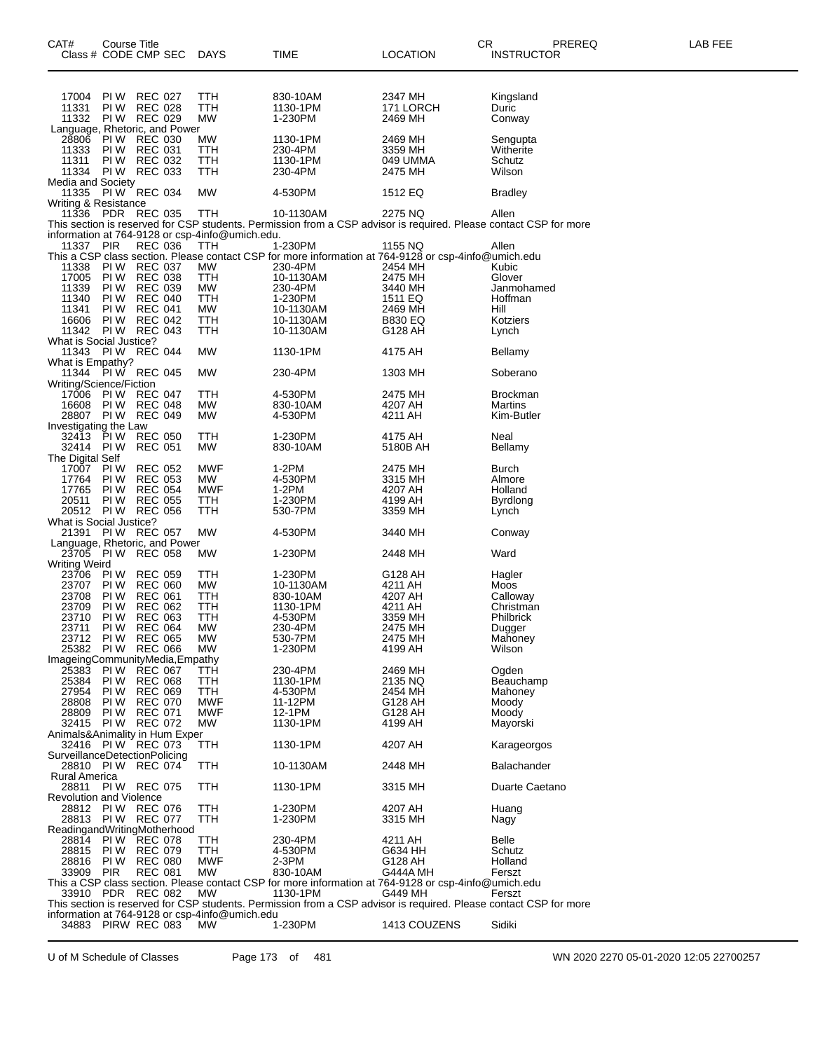| CAT# Class # | Course Title CODE | CMP | SEC | DAYS | TIME | LOCATION | CR INSTRUCTOR | PREREQ | LAB FEE |
|---|---|---|---|---|---|---|---|---|---|
| 17004 | PI W | REC | 027 | TTH | 830-10AM | 2347 MH | Kingsland | | |
| 11331 | PI W | REC | 028 | TTH | 1130-1PM | 171 LORCH | Duric | | |
| 11332 | PI W | REC | 029 | MW | 1-230PM | 2469 MH | Conway | | |
| Language, Rhetoric, and Power | | | | | | | | | |
| 28806 | PI W | REC | 030 | MW | 1130-1PM | 2469 MH | Sengupta | | |
| 11333 | PI W | REC | 031 | TTH | 230-4PM | 3359 MH | Witherite | | |
| 11311 | PI W | REC | 032 | TTH | 1130-1PM | 049 UMMA | Schutz | | |
| 11334 | PI W | REC | 033 | TTH | 230-4PM | 2475 MH | Wilson | | |
| Media and Society | | | | | | | | | |
| 11335 | PI W | REC | 034 | MW | 4-530PM | 1512 EQ | Bradley | | |
| Writing & Resistance | | | | | | | | | |
| 11336 | PDR | REC | 035 | TTH | 10-1130AM | 2275 NQ | Allen | | |
| This section is reserved for CSP students. Permission from a CSP advisor is required. Please contact CSP for more information at 764-9128 or csp-4info@umich.edu. | | | | | | | | | |
| 11337 | PIR | REC | 036 | TTH | 1-230PM | 1155 NQ | Allen | | |
| This a CSP class section. Please contact CSP for more information at 764-9128 or csp-4info@umich.edu | | | | | | | | | |
| 11338 | PI W | REC | 037 | MW | 230-4PM | 2454 MH | Kubic | | |
| 17005 | PI W | REC | 038 | TTH | 10-1130AM | 2475 MH | Glover | | |
| 11339 | PI W | REC | 039 | MW | 230-4PM | 3440 MH | Janmohamed | | |
| 11340 | PI W | REC | 040 | TTH | 1-230PM | 1511 EQ | Hoffman | | |
| 11341 | PI W | REC | 041 | MW | 10-1130AM | 2469 MH | Hill | | |
| 16606 | PI W | REC | 042 | TTH | 10-1130AM | B830 EQ | Kotziers | | |
| 11342 | PI W | REC | 043 | TTH | 10-1130AM | G128 AH | Lynch | | |
| What is Social Justice? | | | | | | | | | |
| 11343 | PI W | REC | 044 | MW | 1130-1PM | 4175 AH | Bellamy | | |
| What is Empathy? | | | | | | | | | |
| 11344 | PI W | REC | 045 | MW | 230-4PM | 1303 MH | Soberano | | |
| Writing/Science/Fiction | | | | | | | | | |
| 17006 | PI W | REC | 047 | TTH | 4-530PM | 2475 MH | Brockman | | |
| 16608 | PI W | REC | 048 | MW | 830-10AM | 4207 AH | Martins | | |
| 28807 | PI W | REC | 049 | MW | 4-530PM | 4211 AH | Kim-Butler | | |
| Investigating the Law | | | | | | | | | |
| 32413 | PI W | REC | 050 | TTH | 1-230PM | 4175 AH | Neal | | |
| 32414 | PI W | REC | 051 | MW | 830-10AM | 5180B AH | Bellamy | | |
| The Digital Self | | | | | | | | | |
| 17007 | PI W | REC | 052 | MWF | 1-2PM | 2475 MH | Burch | | |
| 17764 | PI W | REC | 053 | MW | 4-530PM | 3315 MH | Almore | | |
| 17765 | PI W | REC | 054 | MWF | 1-2PM | 4207 AH | Holland | | |
| 20511 | PI W | REC | 055 | TTH | 1-230PM | 4199 AH | Byrdlong | | |
| 20512 | PI W | REC | 056 | TTH | 530-7PM | 3359 MH | Lynch | | |
| What is Social Justice? | | | | | | | | | |
| 21391 | PI W | REC | 057 | MW | 4-530PM | 3440 MH | Conway | | |
| Language, Rhetoric, and Power | | | | | | | | | |
| 23705 | PI W | REC | 058 | MW | 1-230PM | 2448 MH | Ward | | |
| Writing Weird | | | | | | | | | |
| 23706 | PI W | REC | 059 | TTH | 1-230PM | G128 AH | Hagler | | |
| 23707 | PI W | REC | 060 | MW | 10-1130AM | 4211 AH | Moos | | |
| 23708 | PI W | REC | 061 | TTH | 830-10AM | 4207 AH | Calloway | | |
| 23709 | PI W | REC | 062 | TTH | 1130-1PM | 4211 AH | Christman | | |
| 23710 | PI W | REC | 063 | TTH | 4-530PM | 3359 MH | Philbrick | | |
| 23711 | PI W | REC | 064 | MW | 230-4PM | 2475 MH | Dugger | | |
| 23712 | PI W | REC | 065 | MW | 530-7PM | 2475 MH | Mahoney | | |
| 25382 | PI W | REC | 066 | MW | 1-230PM | 4199 AH | Wilson | | |
| ImageingCommunityMedia,Empathy | | | | | | | | | |
| 25383 | PI W | REC | 067 | TTH | 230-4PM | 2469 MH | Ogden | | |
| 25384 | PI W | REC | 068 | TTH | 1130-1PM | 2135 NQ | Beauchamp | | |
| 27954 | PI W | REC | 069 | TTH | 4-530PM | 2454 MH | Mahoney | | |
| 28808 | PI W | REC | 070 | MWF | 11-12PM | G128 AH | Moody | | |
| 28809 | PI W | REC | 071 | MWF | 12-1PM | G128 AH | Moody | | |
| 32415 | PI W | REC | 072 | MW | 1130-1PM | 4199 AH | Mayorski | | |
| Animals&Animality in Hum Exper | | | | | | | | | |
| 32416 | PI W | REC | 073 | TTH | 1130-1PM | 4207 AH | Karageorgos | | |
| SurveillanceDetectionPolicing | | | | | | | | | |
| 28810 | PI W | REC | 074 | TTH | 10-1130AM | 2448 MH | Balachander | | |
| Rural America | | | | | | | | | |
| 28811 | PI W | REC | 075 | TTH | 1130-1PM | 3315 MH | Duarte Caetano | | |
| Revolution and Violence | | | | | | | | | |
| 28812 | PI W | REC | 076 | TTH | 1-230PM | 4207 AH | Huang | | |
| 28813 | PI W | REC | 077 | TTH | 1-230PM | 3315 MH | Nagy | | |
| ReadingandWritingMotherhood | | | | | | | | | |
| 28814 | PI W | REC | 078 | TTH | 230-4PM | 4211 AH | Belle | | |
| 28815 | PI W | REC | 079 | TTH | 4-530PM | G634 HH | Schutz | | |
| 28816 | PI W | REC | 080 | MWF | 2-3PM | G128 AH | Holland | | |
| 33909 | PIR | REC | 081 | MW | 830-10AM | G444A MH | Ferszt | | |
| This a CSP class section. Please contact CSP for more information at 764-9128 or csp-4info@umich.edu | | | | | | | | | |
| 33910 | PDR | REC | 082 | MW | 1130-1PM | G449 MH | Ferszt | | |
| This section is reserved for CSP students. Permission from a CSP advisor is required. Please contact CSP for more information at 764-9128 or csp-4info@umich.edu | | | | | | | | | |
| 34883 | PIRW | REC | 083 | MW | 1-230PM | 1413 COUZENS | Sidiki | | |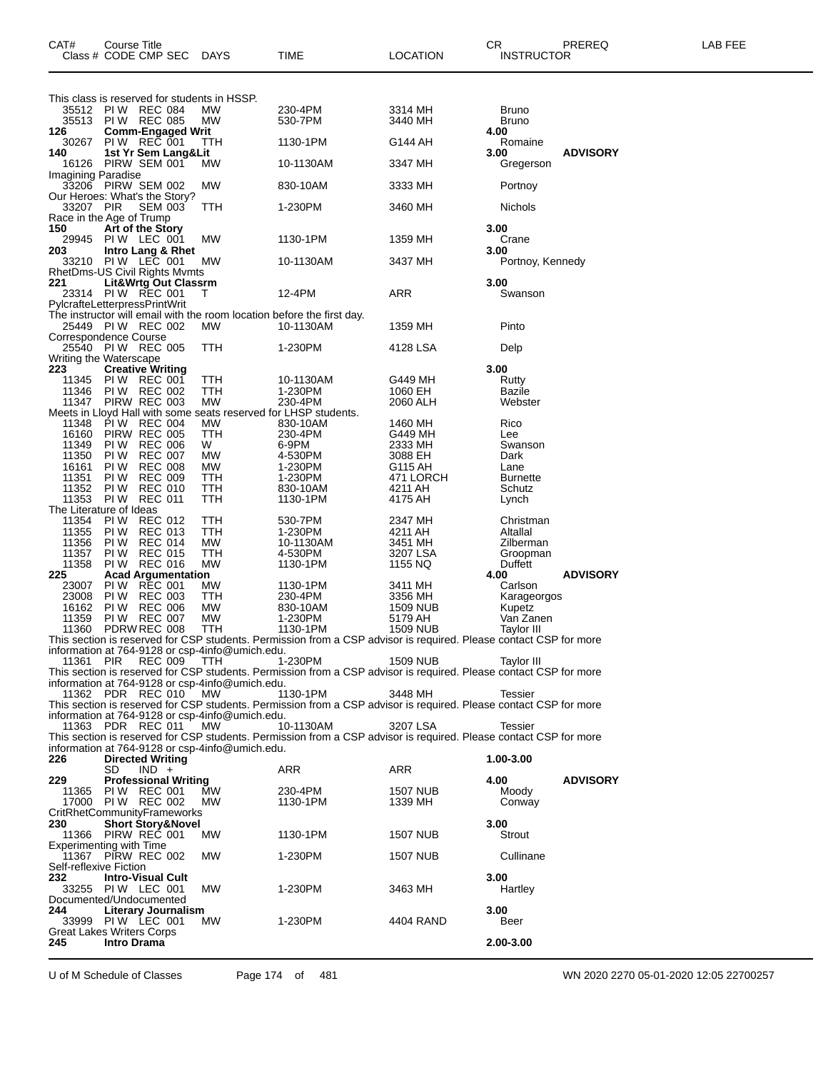| CAT# | Course Title Class # CODE CMP SEC | DAYS | TIME | LOCATION | CR INSTRUCTOR | PREREQ | LAB FEE |
|---|---|---|---|---|---|---|---|
| | This class is reserved for students in HSSP. | | | | | | |
| 35512 | PI W REC 084 | MW | 230-4PM | 3314 MH | Bruno | | |
| 35513 | PI W REC 085 | MW | 530-7PM | 3440 MH | Bruno | | |
| **126** | **Comm-Engaged Writ** | | | | **4.00** | | |
| 30267 | PI W REC 001 | TTH | 1130-1PM | G144 AH | Romaine | | |
| **140** | **1st Yr Sem Lang&Lit** | | | | **3.00** | **ADVISORY** | |
| 16126 | PIRW SEM 001 | MW | 10-1130AM | 3347 MH | Gregerson | | |
| | Imagining Paradise | | | | | | |
| 33206 | PIRW SEM 002 | MW | 830-10AM | 3333 MH | Portnoy | | |
| | Our Heroes: What's the Story? | | | | | | |
| 33207 | PIR SEM 003 | TTH | 1-230PM | 3460 MH | Nichols | | |
| | Race in the Age of Trump | | | | | | |
| **150** | **Art of the Story** | | | | **3.00** | | |
| 29945 | PI W LEC 001 | MW | 1130-1PM | 1359 MH | Crane | | |
| **203** | **Intro Lang & Rhet** | | | | **3.00** | | |
| 33210 | PI W LEC 001 | MW | 10-1130AM | 3437 MH | Portnoy, Kennedy | | |
| | RhetDms-US Civil Rights Mvmts | | | | | | |
| **221** | **Lit&Wrtg Out Classrm** | | | | **3.00** | | |
| 23314 | PI W REC 001 | T | 12-4PM | ARR | Swanson | | |
| | PylcrafteLetterpressPrintWrit | | | | | | |
| | The instructor will email with the room location before the first day. | | | | | | |
| 25449 | PI W REC 002 | MW | 10-1130AM | 1359 MH | Pinto | | |
| | Correspondence Course | | | | | | |
| 25540 | PI W REC 005 | TTH | 1-230PM | 4128 LSA | Delp | | |
| | Writing the Waterscape | | | | | | |
| **223** | **Creative Writing** | | | | **3.00** | | |
| 11345 | PI W REC 001 | TTH | 10-1130AM | G449 MH | Rutty | | |
| 11346 | PI W REC 002 | TTH | 1-230PM | 1060 EH | Bazile | | |
| 11347 | PIRW REC 003 | MW | 230-4PM | 2060 ALH | Webster | | |
| | Meets in Lloyd Hall with some seats reserved for LHSP students. | | | | | | |
| 11348 | PI W REC 004 | MW | 830-10AM | 1460 MH | Rico | | |
| 16160 | PIRW REC 005 | TTH | 230-4PM | G449 MH | Lee | | |
| 11349 | PI W REC 006 | W | 6-9PM | 2333 MH | Swanson | | |
| 11350 | PI W REC 007 | MW | 4-530PM | 3088 EH | Dark | | |
| 16161 | PI W REC 008 | MW | 1-230PM | G115 AH | Lane | | |
| 11351 | PI W REC 009 | TTH | 1-230PM | 471 LORCH | Burnette | | |
| 11352 | PI W REC 010 | TTH | 830-10AM | 4211 AH | Schutz | | |
| 11353 | PI W REC 011 | TTH | 1130-1PM | 4175 AH | Lynch | | |
| | The Literature of Ideas | | | | | | |
| 11354 | PI W REC 012 | TTH | 530-7PM | 2347 MH | Christman | | |
| 11355 | PI W REC 013 | TTH | 1-230PM | 4211 AH | Altallal | | |
| 11356 | PI W REC 014 | MW | 10-1130AM | 3451 MH | Zilberman | | |
| 11357 | PI W REC 015 | TTH | 4-530PM | 3207 LSA | Groopman | | |
| 11358 | PI W REC 016 | MW | 1130-1PM | 1155 NQ | Duffett | | |
| **225** | **Acad Argumentation** | | | | **4.00** | **ADVISORY** | |
| 23007 | PI W REC 001 | MW | 1130-1PM | 3411 MH | Carlson | | |
| 23008 | PI W REC 003 | TTH | 230-4PM | 3356 MH | Karageorgos | | |
| 16162 | PI W REC 006 | MW | 830-10AM | 1509 NUB | Kupetz | | |
| 11359 | PI W REC 007 | MW | 1-230PM | 5179 AH | Van Zanen | | |
| 11360 | PDRW REC 008 | TTH | 1130-1PM | 1509 NUB | Taylor III | | |
| | This section is reserved for CSP students. Permission from a CSP advisor is required. Please contact CSP for more information at 764-9128 or csp-4info@umich.edu. | | | | | | |
| 11361 | PIR REC 009 | TTH | 1-230PM | 1509 NUB | Taylor III | | |
| | This section is reserved for CSP students. Permission from a CSP advisor is required. Please contact CSP for more information at 764-9128 or csp-4info@umich.edu. | | | | | | |
| 11362 | PDR REC 010 | MW | 1130-1PM | 3448 MH | Tessier | | |
| | This section is reserved for CSP students. Permission from a CSP advisor is required. Please contact CSP for more information at 764-9128 or csp-4info@umich.edu. | | | | | | |
| 11363 | PDR REC 011 | MW | 10-1130AM | 3207 LSA | Tessier | | |
| | This section is reserved for CSP students. Permission from a CSP advisor is required. Please contact CSP for more information at 764-9128 or csp-4info@umich.edu. | | | | | | |
| **226** | **Directed Writing** | | | | **1.00-3.00** | | |
| | SD IND + | | ARR | ARR | | | |
| **229** | **Professional Writing** | | | | **4.00** | **ADVISORY** | |
| 11365 | PI W REC 001 | MW | 230-4PM | 1507 NUB | Moody | | |
| 17000 | PI W REC 002 | MW | 1130-1PM | 1339 MH | Conway | | |
| | CritRhetCommunityFrameworks | | | | | | |
| **230** | **Short Story&Novel** | | | | **3.00** | | |
| 11366 | PIRW REC 001 | MW | 1130-1PM | 1507 NUB | Strout | | |
| | Experimenting with Time | | | | | | |
| 11367 | PIRW REC 002 | MW | 1-230PM | 1507 NUB | Cullinane | | |
| | Self-reflexive Fiction | | | | | | |
| **232** | **Intro-Visual Cult** | | | | **3.00** | | |
| 33255 | PI W LEC 001 | MW | 1-230PM | 3463 MH | Hartley | | |
| | Documented/Undocumented | | | | | | |
| **244** | **Literary Journalism** | | | | **3.00** | | |
| 33999 | PI W LEC 001 | MW | 1-230PM | 4404 RAND | Beer | | |
| | Great Lakes Writers Corps | | | | | | |
| **245** | **Intro Drama** | | | | **2.00-3.00** | | |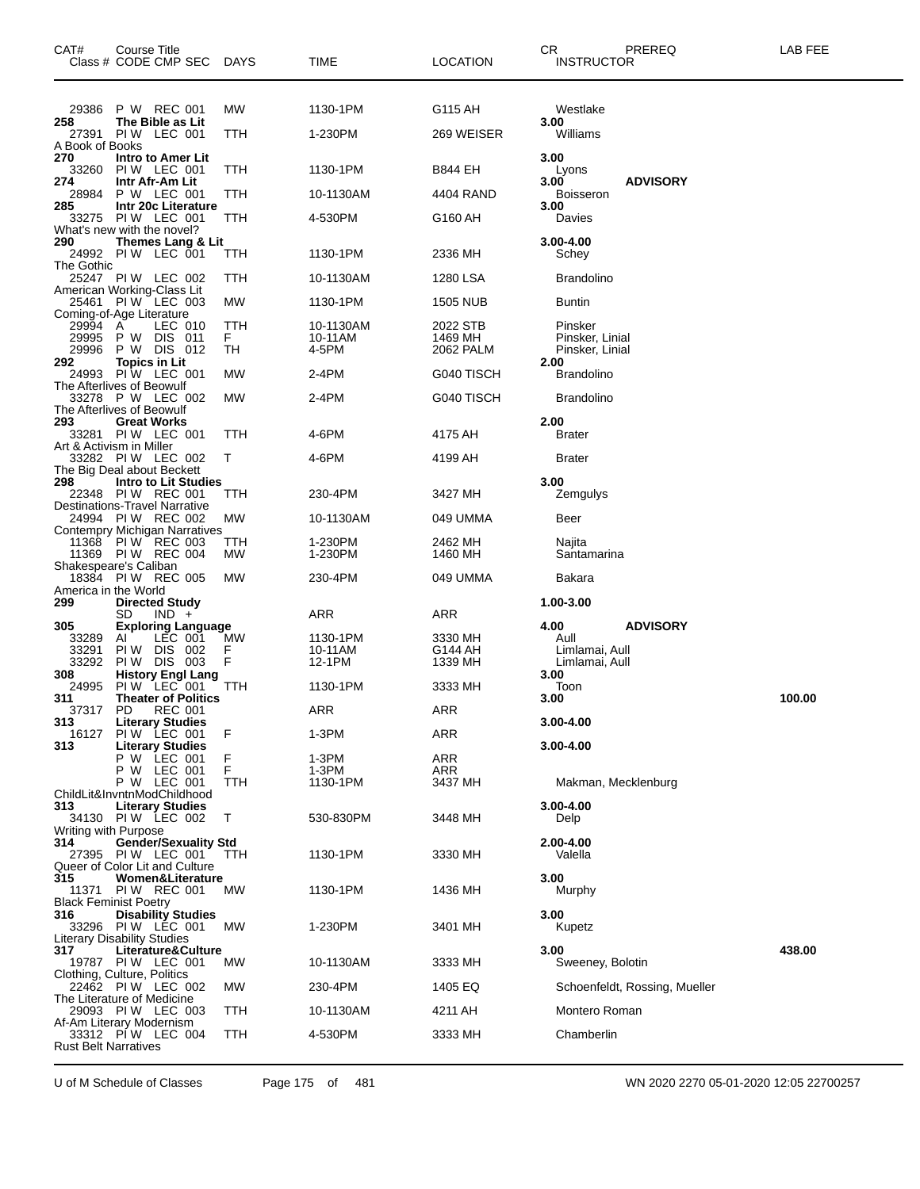| CAT# | Course Title / Class # CODE CMP SEC | DAYS | TIME | LOCATION | CR / INSTRUCTOR | PREREQ | LAB FEE |
|---|---|---|---|---|---|---|---|
| | 29386 P W REC 001 | MW | 1130-1PM | G115 AH | Westlake | | |
| 258 | The Bible as Lit | | | | 3.00 | | |
| | 27391 PI W LEC 001 | TTH | 1-230PM | 269 WEISER | Williams | | |
| | A Book of Books | | | | | | |
| 270 | Intro to Amer Lit | | | | 3.00 | | |
| | 33260 PI W LEC 001 | TTH | 1130-1PM | B844 EH | Lyons | | |
| 274 | Intr Afr-Am Lit | | | | 3.00 | ADVISORY | |
| | 28984 P W LEC 001 | TTH | 10-1130AM | 4404 RAND | Boisseron | | |
| 285 | Intr 20c Literature | | | | 3.00 | | |
| | 33275 PI W LEC 001 | TTH | 4-530PM | G160 AH | Davies | | |
| | What's new with the novel? | | | | | | |
| 290 | Themes Lang & Lit | | | | 3.00-4.00 | | |
| | 24992 PI W LEC 001 | TTH | 1130-1PM | 2336 MH | Schey | | |
| | The Gothic | | | | | | |
| | 25247 PI W LEC 002 | TTH | 10-1130AM | 1280 LSA | Brandolino | | |
| | American Working-Class Lit | | | | | | |
| | 25461 PI W LEC 003 | MW | 1130-1PM | 1505 NUB | Buntin | | |
| | Coming-of-Age Literature | | | | | | |
| | 29994 A LEC 010 | TTH | 10-1130AM | 2022 STB | Pinsker | | |
| | 29995 P W DIS 011 | F | 10-11AM | 1469 MH | Pinsker, Linial | | |
| | 29996 P W DIS 012 | TH | 4-5PM | 2062 PALM | Pinsker, Linial | | |
| 292 | Topics in Lit | | | | 2.00 | | |
| | 24993 PI W LEC 001 | MW | 2-4PM | G040 TISCH | Brandolino | | |
| | The Afterlives of Beowulf | | | | | | |
| | 33278 P W LEC 002 | MW | 2-4PM | G040 TISCH | Brandolino | | |
| | The Afterlives of Beowulf | | | | | | |
| 293 | Great Works | | | | 2.00 | | |
| | 33281 PI W LEC 001 | TTH | 4-6PM | 4175 AH | Brater | | |
| | Art & Activism in Miller | | | | | | |
| | 33282 PI W LEC 002 | T | 4-6PM | 4199 AH | Brater | | |
| | The Big Deal about Beckett | | | | | | |
| 298 | Intro to Lit Studies | | | | 3.00 | | |
| | 22348 PI W REC 001 | TTH | 230-4PM | 3427 MH | Zemgulys | | |
| | Destinations-Travel Narrative | | | | | | |
| | 24994 PI W REC 002 | MW | 10-1130AM | 049 UMMA | Beer | | |
| | Contempry Michigan Narratives | | | | | | |
| | 11368 PI W REC 003 | TTH | 1-230PM | 2462 MH | Najita | | |
| | 11369 PI W REC 004 | MW | 1-230PM | 1460 MH | Santamarina | | |
| | Shakespeare's Caliban | | | | | | |
| | 18384 PI W REC 005 | MW | 230-4PM | 049 UMMA | Bakara | | |
| | America in the World | | | | | | |
| 299 | Directed Study | | | | 1.00-3.00 | | |
| | SD IND + | | ARR | ARR | | | |
| 305 | Exploring Language | | | | 4.00 | ADVISORY | |
| | 33289 AI LEC 001 | MW | 1130-1PM | 3330 MH | Aull | | |
| | 33291 PI W DIS 002 | F | 10-11AM | G144 AH | Limlamai, Aull | | |
| | 33292 PI W DIS 003 | F | 12-1PM | 1339 MH | Limlamai, Aull | | |
| 308 | History Engl Lang | | | | 3.00 | | |
| | 24995 PI W LEC 001 | TTH | 1130-1PM | 3333 MH | Toon | | |
| 311 | Theater of Politics | | | | 3.00 | | 100.00 |
| | 37317 PD REC 001 | | ARR | ARR | | | |
| 313 | Literary Studies | | | | 3.00-4.00 | | |
| | 16127 PI W LEC 001 | F | 1-3PM | ARR | | | |
| 313 | Literary Studies | | | | 3.00-4.00 | | |
| | P W LEC 001 | F | 1-3PM | ARR | | | |
| | P W LEC 001 | F | 1-3PM | ARR | | | |
| | P W LEC 001 | TTH | 1130-1PM | 3437 MH | Makman, Mecklenburg | | |
| | ChildLit&InvntnModChildhood | | | | | | |
| 313 | Literary Studies | | | | 3.00-4.00 | | |
| | 34130 PI W LEC 002 | T | 530-830PM | 3448 MH | Delp | | |
| | Writing with Purpose | | | | | | |
| 314 | Gender/Sexuality Std | | | | 2.00-4.00 | | |
| | 27395 PI W LEC 001 | TTH | 1130-1PM | 3330 MH | Valella | | |
| | Queer of Color Lit and Culture | | | | | | |
| 315 | Women&Literature | | | | 3.00 | | |
| | 11371 PI W REC 001 | MW | 1130-1PM | 1436 MH | Murphy | | |
| | Black Feminist Poetry | | | | | | |
| 316 | Disability Studies | | | | 3.00 | | |
| | 33296 PI W LEC 001 | MW | 1-230PM | 3401 MH | Kupetz | | |
| | Literary Disability Studies | | | | | | |
| 317 | Literature&Culture | | | | 3.00 | | 438.00 |
| | 19787 PI W LEC 001 | MW | 10-1130AM | 3333 MH | Sweeney, Bolotin | | |
| | Clothing, Culture, Politics | | | | | | |
| | 22462 PI W LEC 002 | MW | 230-4PM | 1405 EQ | Schoenfeldt, Rossing, Mueller | | |
| | The Literature of Medicine | | | | | | |
| | 29093 PI W LEC 003 | TTH | 10-1130AM | 4211 AH | Montero Roman | | |
| | Af-Am Literary Modernism | | | | | | |
| | 33312 PI W LEC 004 | TTH | 4-530PM | 3333 MH | Chamberlin | | |
| | Rust Belt Narratives | | | | | | |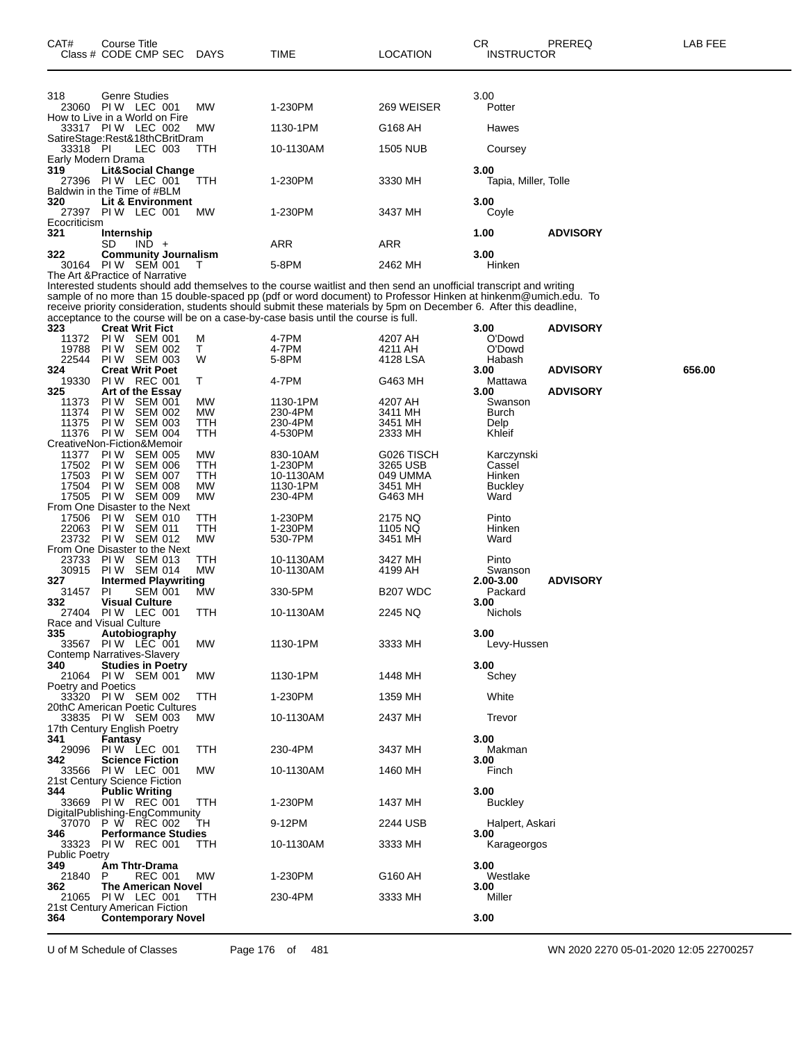| CAT# | Course Title<br>Class # CODE CMP SEC | DAYS | TIME | LOCATION | CR<br>INSTRUCTOR | PREREQ | LAB FEE |
|---|---|---|---|---|---|---|---|
| 318 | Genre Studies | | | | 3.00 | | |
| 23060 | PI W LEC 001 | MW | 1-230PM | 269 WEISER | Potter | | |
| | How to Live in a World on Fire | | | | | | |
| 33317 | PI W LEC 002 | MW | 1130-1PM | G168 AH | Hawes | | |
| | SatireStage:Rest&18thCBritDram | | | | | | |
| 33318 | PI LEC 003 | TTH | 10-1130AM | 1505 NUB | Coursey | | |
| | Early Modern Drama | | | | | | |
| **319** | **Lit&Social Change** | | | | **3.00** | | |
| 27396 | PI W LEC 001 | TTH | 1-230PM | 3330 MH | Tapia, Miller, Tolle | | |
| | Baldwin in the Time of #BLM | | | | | | |
| **320** | **Lit & Environment** | | | | **3.00** | | |
| 27397 | PI W LEC 001 | MW | 1-230PM | 3437 MH | Coyle | | |
| | Ecocriticism | | | | | | |
| **321** | **Internship** | | | | **1.00** | **ADVISORY** | |
| | SD IND + | | ARR | ARR | | | |
| **322** | **Community Journalism** | | | | **3.00** | | |
| 30164 | PI W SEM 001 | T | 5-8PM | 2462 MH | Hinken | | |
| | The Art &Practice of Narrative | | | | | | |

Interested students should add themselves to the course waitlist and then send an unofficial transcript and writing sample of no more than 15 double-spaced pp (pdf or word document) to Professor Hinken at hinkenm@umich.edu. To receive priority consideration, students should submit these materials by 5pm on December 6. After this deadline, acceptance to the course will be on a case-by-case basis until the course is full.

| CAT# | Course Title<br>Class # CODE CMP SEC | DAYS | TIME | LOCATION | CR<br>INSTRUCTOR | PREREQ | LAB FEE |
|---|---|---|---|---|---|---|---|
| **323** | **Creat Writ Fict** | | | | **3.00** | **ADVISORY** | |
| 11372 | PI W SEM 001 | M | 4-7PM | 4207 AH | O'Dowd | | |
| 19788 | PI W SEM 002 | T | 4-7PM | 4211 AH | O'Dowd | | |
| 22544 | PI W SEM 003 | W | 5-8PM | 4128 LSA | Habash | | |
| **324** | **Creat Writ Poet** | | | | **3.00** | **ADVISORY** | **656.00** |
| 19330 | PI W REC 001 | T | 4-7PM | G463 MH | Mattawa | | |
| **325** | **Art of the Essay** | | | | **3.00** | **ADVISORY** | |
| 11373 | PI W SEM 001 | MW | 1130-1PM | 4207 AH | Swanson | | |
| 11374 | PI W SEM 002 | MW | 230-4PM | 3411 MH | Burch | | |
| 11375 | PI W SEM 003 | TTH | 230-4PM | 3451 MH | Delp | | |
| 11376 | PI W SEM 004 | TTH | 4-530PM | 2333 MH | Khleif | | |
| | CreativeNon-Fiction&Memoir | | | | | | |
| 11377 | PI W SEM 005 | MW | 830-10AM | G026 TISCH | Karczynski | | |
| 17502 | PI W SEM 006 | TTH | 1-230PM | 3265 USB | Cassel | | |
| 17503 | PI W SEM 007 | TTH | 10-1130AM | 049 UMMA | Hinken | | |
| 17504 | PI W SEM 008 | MW | 1130-1PM | 3451 MH | Buckley | | |
| 17505 | PI W SEM 009 | MW | 230-4PM | G463 MH | Ward | | |
| | From One Disaster to the Next | | | | | | |
| 17506 | PI W SEM 010 | TTH | 1-230PM | 2175 NQ | Pinto | | |
| 22063 | PI W SEM 011 | TTH | 1-230PM | 1105 NQ | Hinken | | |
| 23732 | PI W SEM 012 | MW | 530-7PM | 3451 MH | Ward | | |
| | From One Disaster to the Next | | | | | | |
| 23733 | PI W SEM 013 | TTH | 10-1130AM | 3427 MH | Pinto | | |
| 30915 | PI W SEM 014 | MW | 10-1130AM | 4199 AH | Swanson | | |
| **327** | **Intermed Playwriting** | | | | **2.00-3.00** | **ADVISORY** | |
| 31457 | PI SEM 001 | MW | 330-5PM | B207 WDC | Packard | | |
| **332** | **Visual Culture** | | | | **3.00** | | |
| 27404 | PI W LEC 001 | TTH | 10-1130AM | 2245 NQ | Nichols | | |
| | Race and Visual Culture | | | | | | |
| **335** | **Autobiography** | | | | **3.00** | | |
| 33567 | PI W LEC 001 | MW | 1130-1PM | 3333 MH | Levy-Hussen | | |
| | Contemp Narratives-Slavery | | | | | | |
| **340** | **Studies in Poetry** | | | | **3.00** | | |
| 21064 | PI W SEM 001 | MW | 1130-1PM | 1448 MH | Schey | | |
| | Poetry and Poetics | | | | | | |
| 33320 | PI W SEM 002 | TTH | 1-230PM | 1359 MH | White | | |
| | 20thC American Poetic Cultures | | | | | | |
| 33835 | PI W SEM 003 | MW | 10-1130AM | 2437 MH | Trevor | | |
| | 17th Century English Poetry | | | | | | |
| **341** | **Fantasy** | | | | **3.00** | | |
| 29096 | PI W LEC 001 | TTH | 230-4PM | 3437 MH | Makman | | |
| **342** | **Science Fiction** | | | | **3.00** | | |
| 33566 | PI W LEC 001 | MW | 10-1130AM | 1460 MH | Finch | | |
| | 21st Century Science Fiction | | | | | | |
| **344** | **Public Writing** | | | | **3.00** | | |
| 33669 | PI W REC 001 | TTH | 1-230PM | 1437 MH | Buckley | | |
| | DigitalPublishing-EngCommunity | | | | | | |
| 37070 | P W REC 002 | TH | 9-12PM | 2244 USB | Halpert, Askari | | |
| **346** | **Performance Studies** | | | | **3.00** | | |
| 33323 | PI W REC 001 | TTH | 10-1130AM | 3333 MH | Karageorgos | | |
| | Public Poetry | | | | | | |
| **349** | **Am Thtr-Drama** | | | | **3.00** | | |
| 21840 | P REC 001 | MW | 1-230PM | G160 AH | Westlake | | |
| **362** | **The American Novel** | | | | **3.00** | | |
| 21065 | PI W LEC 001 | TTH | 230-4PM | 3333 MH | Miller | | |
| | 21st Century American Fiction | | | | | | |
| **364** | **Contemporary Novel** | | | | **3.00** | | |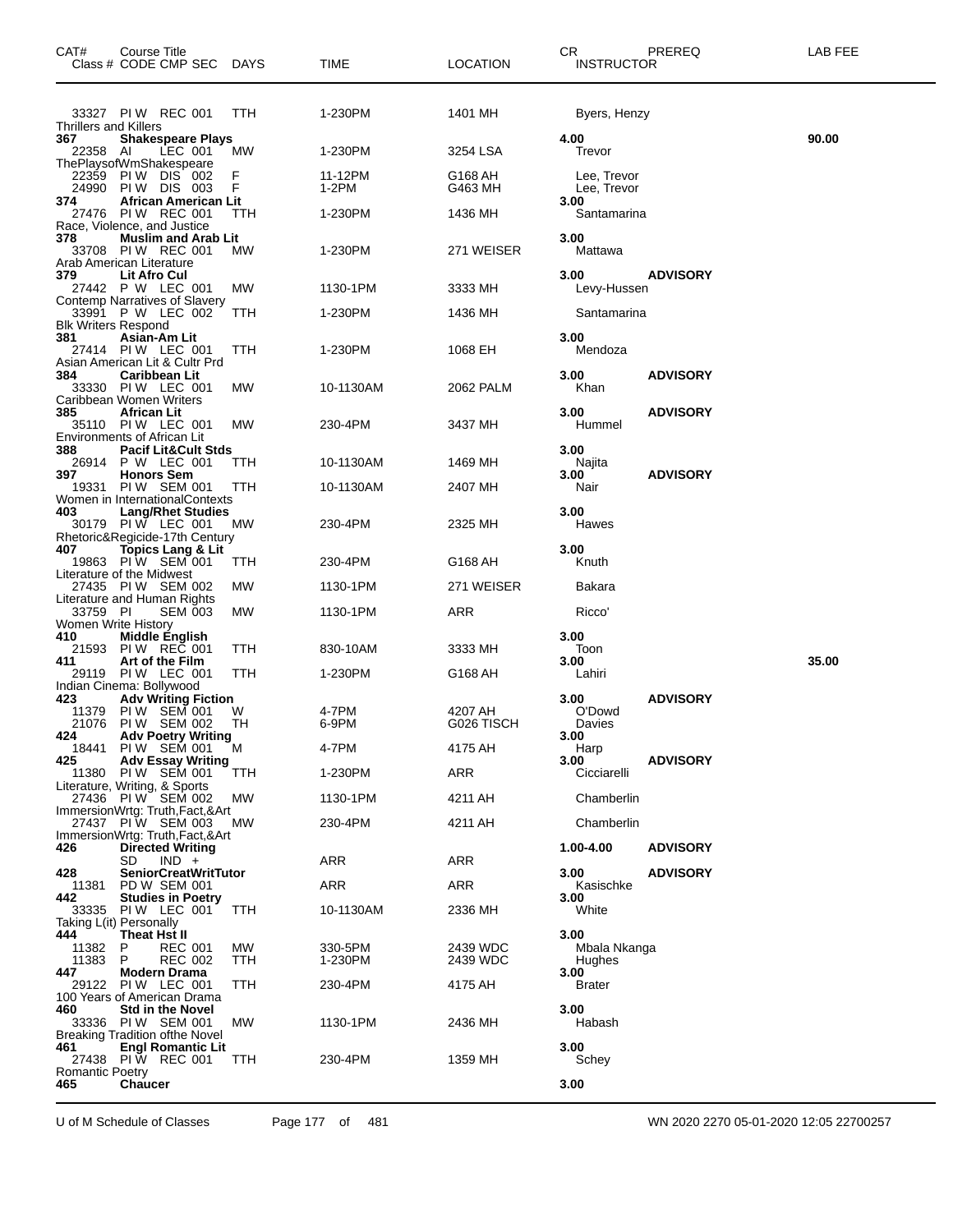| CAT# | Course Title Class # CODE CMP SEC | DAYS | TIME | LOCATION | CR INSTRUCTOR | PREREQ | LAB FEE |
|---|---|---|---|---|---|---|---|
| | 33327 PI W REC 001 | TTH | 1-230PM | 1401 MH | Byers, Henzy | | |
| | Thrillers and Killers | | | | | | |
| 367 | **Shakespeare Plays** | | | | 4.00 | | 90.00 |
| | 22358 AI LEC 001 | MW | 1-230PM | 3254 LSA | Trevor | | |
| | ThePlaysofWmShakespeare | | | | | | |
| | 22359 PI W DIS 002 | F | 11-12PM | G168 AH | Lee, Trevor | | |
| | 24990 PI W DIS 003 | F | 1-2PM | G463 MH | Lee, Trevor | | |
| 374 | **African American Lit** | | | | 3.00 | | |
| | 27476 PI W REC 001 | TTH | 1-230PM | 1436 MH | Santamarina | | |
| | Race, Violence, and Justice | | | | | | |
| 378 | **Muslim and Arab Lit** | | | | 3.00 | | |
| | 33708 PI W REC 001 | MW | 1-230PM | 271 WEISER | Mattawa | | |
| | Arab American Literature | | | | | | |
| 379 | **Lit Afro Cul** | | | | 3.00 | **ADVISORY** | |
| | 27442 P W LEC 001 | MW | 1130-1PM | 3333 MH | Levy-Hussen | | |
| | Contemp Narratives of Slavery | | | | | | |
| | 33991 P W LEC 002 | TTH | 1-230PM | 1436 MH | Santamarina | | |
| | Blk Writers Respond | | | | | | |
| 381 | **Asian-Am Lit** | | | | 3.00 | | |
| | 27414 PI W LEC 001 | TTH | 1-230PM | 1068 EH | Mendoza | | |
| | Asian American Lit & Cultr Prd | | | | | | |
| 384 | **Caribbean Lit** | | | | 3.00 | **ADVISORY** | |
| | 33330 PI W LEC 001 | MW | 10-1130AM | 2062 PALM | Khan | | |
| | Caribbean Women Writers | | | | | | |
| 385 | **African Lit** | | | | 3.00 | **ADVISORY** | |
| | 35110 PI W LEC 001 | MW | 230-4PM | 3437 MH | Hummel | | |
| | Environments of African Lit | | | | | | |
| 388 | **Pacif Lit&Cult Stds** | | | | 3.00 | | |
| | 26914 P W LEC 001 | TTH | 10-1130AM | 1469 MH | Najita | | |
| 397 | **Honors Sem** | | | | 3.00 | **ADVISORY** | |
| | 19331 PI W SEM 001 | TTH | 10-1130AM | 2407 MH | Nair | | |
| | Women in InternationalContexts | | | | | | |
| 403 | **Lang/Rhet Studies** | | | | 3.00 | | |
| | 30179 PI W LEC 001 | MW | 230-4PM | 2325 MH | Hawes | | |
| | Rhetoric&Regicide-17th Century | | | | | | |
| 407 | **Topics Lang & Lit** | | | | 3.00 | | |
| | 19863 PI W SEM 001 | TTH | 230-4PM | G168 AH | Knuth | | |
| | Literature of the Midwest | | | | | | |
| | 27435 PI W SEM 002 | MW | 1130-1PM | 271 WEISER | Bakara | | |
| | Literature and Human Rights | | | | | | |
| | 33759 PI SEM 003 | MW | 1130-1PM | ARR | Ricco' | | |
| | Women Write History | | | | | | |
| 410 | **Middle English** | | | | 3.00 | | |
| | 21593 PI W REC 001 | TTH | 830-10AM | 3333 MH | Toon | | |
| 411 | **Art of the Film** | | | | 3.00 | | 35.00 |
| | 29119 PI W LEC 001 | TTH | 1-230PM | G168 AH | Lahiri | | |
| | Indian Cinema: Bollywood | | | | | | |
| 423 | **Adv Writing Fiction** | | | | 3.00 | **ADVISORY** | |
| | 11379 PI W SEM 001 | W | 4-7PM | 4207 AH | O'Dowd | | |
| | 21076 PI W SEM 002 | TH | 6-9PM | G026 TISCH | Davies | | |
| 424 | **Adv Poetry Writing** | | | | 3.00 | | |
| | 18441 PI W SEM 001 | M | 4-7PM | 4175 AH | Harp | | |
| 425 | **Adv Essay Writing** | | | | 3.00 | **ADVISORY** | |
| | 11380 PI W SEM 001 | TTH | 1-230PM | ARR | Cicciarelli | | |
| | Literature, Writing, & Sports | | | | | | |
| | 27436 PI W SEM 002 | MW | 1130-1PM | 4211 AH | Chamberlin | | |
| | ImmersionWrtg: Truth,Fact,&Art | | | | | | |
| | 27437 PI W SEM 003 | MW | 230-4PM | 4211 AH | Chamberlin | | |
| | ImmersionWrtg: Truth,Fact,&Art | | | | | | |
| 426 | **Directed Writing** | | | | 1.00-4.00 | **ADVISORY** | |
| | SD IND + | | ARR | ARR | | | |
| 428 | **SeniorCreatWritTutor** | | | | 3.00 | **ADVISORY** | |
| | 11381 PD W SEM 001 | | ARR | ARR | Kasischke | | |
| 442 | **Studies in Poetry** | | | | 3.00 | | |
| | 33335 PI W LEC 001 | TTH | 10-1130AM | 2336 MH | White | | |
| | Taking L(it) Personally | | | | | | |
| 444 | **Theat Hst II** | | | | 3.00 | | |
| | 11382 P REC 001 | MW | 330-5PM | 2439 WDC | Mbala Nkanga | | |
| | 11383 P REC 002 | TTH | 1-230PM | 2439 WDC | Hughes | | |
| 447 | **Modern Drama** | | | | 3.00 | | |
| | 29122 PI W LEC 001 | TTH | 230-4PM | 4175 AH | Brater | | |
| | 100 Years of American Drama | | | | | | |
| 460 | **Std in the Novel** | | | | 3.00 | | |
| | 33336 PI W SEM 001 | MW | 1130-1PM | 2436 MH | Habash | | |
| | Breaking Tradition ofthe Novel | | | | | | |
| 461 | **Engl Romantic Lit** | | | | 3.00 | | |
| | 27438 PI W REC 001 | TTH | 230-4PM | 1359 MH | Schey | | |
| | Romantic Poetry | | | | | | |
| 465 | **Chaucer** | | | | 3.00 | | |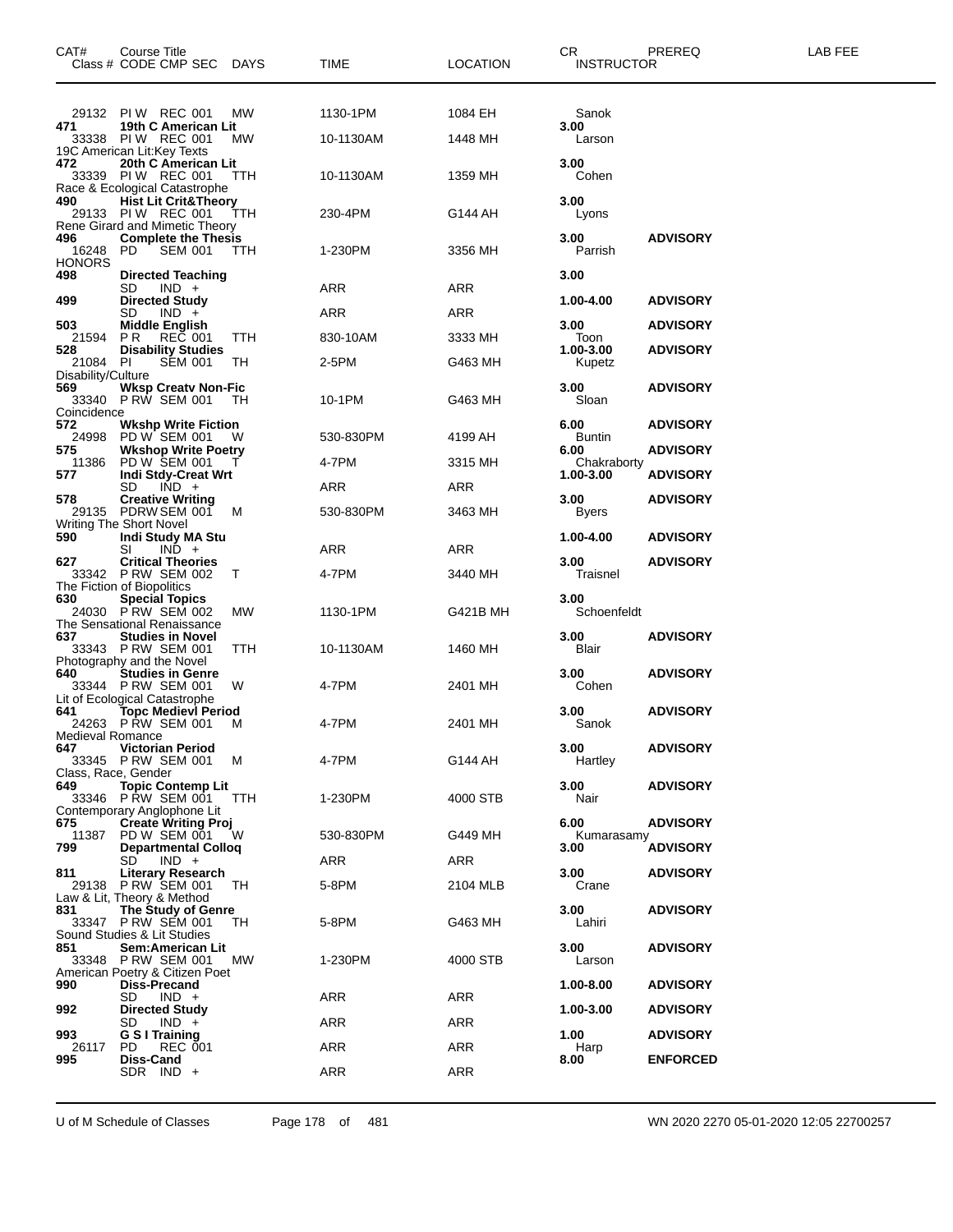| CAT# | Course Title<br>Class # CODE CMP SEC DAYS | TIME | LOCATION | CR<br>INSTRUCTOR | PREREQ | LAB FEE |
|---|---|---|---|---|---|---|
| | 29132 PI W REC 001 MW | 1130-1PM | 1084 EH | Sanok | | |
| 471 | 19th C American Lit | | | 3.00 | | |
| | 33338 PI W REC 001 MW | 10-1130AM | 1448 MH | Larson | | |
| | 19C American Lit:Key Texts | | | | | |
| 472 | 20th C American Lit | | | 3.00 | | |
| | 33339 PI W REC 001 TTH | 10-1130AM | 1359 MH | Cohen | | |
| | Race & Ecological Catastrophe | | | | | |
| 490 | Hist Lit Crit&Theory | | | 3.00 | | |
| | 29133 PI W REC 001 TTH | 230-4PM | G144 AH | Lyons | | |
| | Rene Girard and Mimetic Theory | | | | | |
| 496 | Complete the Thesis | | | 3.00 | ADVISORY | |
| | 16248 PD SEM 001 TTH | 1-230PM | 3356 MH | Parrish | | |
| | HONORS | | | | | |
| 498 | Directed Teaching | | | 3.00 | | |
| | SD IND + | ARR | ARR | | | |
| 499 | Directed Study | | | 1.00-4.00 | ADVISORY | |
| | SD IND + | ARR | ARR | | | |
| 503 | Middle English | | | 3.00 | ADVISORY | |
| | 21594 P R REC 001 TTH | 830-10AM | 3333 MH | Toon | | |
| 528 | Disability Studies | | | 1.00-3.00 | ADVISORY | |
| | 21084 PI SEM 001 TH | 2-5PM | G463 MH | Kupetz | | |
| | Disability/Culture | | | | | |
| 569 | Wksp Creatv Non-Fic | | | 3.00 | ADVISORY | |
| | 33340 P RW SEM 001 TH | 10-1PM | G463 MH | Sloan | | |
| | Coincidence | | | | | |
| 572 | Wkshp Write Fiction | | | 6.00 | ADVISORY | |
| | 24998 PD W SEM 001 W | 530-830PM | 4199 AH | Buntin | | |
| 575 | Wkshop Write Poetry | | | 6.00 | ADVISORY | |
| | 11386 PD W SEM 001 T | 4-7PM | 3315 MH | Chakraborty | | |
| 577 | Indi Stdy-Creat Wrt | | | 1.00-3.00 | ADVISORY | |
| | SD IND + | ARR | ARR | | | |
| 578 | Creative Writing | | | 3.00 | ADVISORY | |
| | 29135 PDRW SEM 001 M | 530-830PM | 3463 MH | Byers | | |
| | Writing The Short Novel | | | | | |
| 590 | Indi Study MA Stu | | | 1.00-4.00 | ADVISORY | |
| | SI IND + | ARR | ARR | | | |
| 627 | Critical Theories | | | 3.00 | ADVISORY | |
| | 33342 P RW SEM 002 T | 4-7PM | 3440 MH | Traisnel | | |
| | The Fiction of Biopolitics | | | | | |
| 630 | Special Topics | | | 3.00 | | |
| | 24030 P RW SEM 002 MW | 1130-1PM | G421B MH | Schoenfeldt | | |
| | The Sensational Renaissance | | | | | |
| 637 | Studies in Novel | | | 3.00 | ADVISORY | |
| | 33343 P RW SEM 001 TTH | 10-1130AM | 1460 MH | Blair | | |
| | Photography and the Novel | | | | | |
| 640 | Studies in Genre | | | 3.00 | ADVISORY | |
| | 33344 P RW SEM 001 W | 4-7PM | 2401 MH | Cohen | | |
| | Lit of Ecological Catastrophe | | | | | |
| 641 | Topc Medievl Period | | | 3.00 | ADVISORY | |
| | 24263 P RW SEM 001 M | 4-7PM | 2401 MH | Sanok | | |
| | Medieval Romance | | | | | |
| 647 | Victorian Period | | | 3.00 | ADVISORY | |
| | 33345 P RW SEM 001 M | 4-7PM | G144 AH | Hartley | | |
| | Class, Race, Gender | | | | | |
| 649 | Topic Contemp Lit | | | 3.00 | ADVISORY | |
| | 33346 P RW SEM 001 TTH | 1-230PM | 4000 STB | Nair | | |
| | Contemporary Anglophone Lit | | | | | |
| 675 | Create Writing Proj | | | 6.00 | ADVISORY | |
| | 11387 PD W SEM 001 W | 530-830PM | G449 MH | Kumarasamy | | |
| 799 | Departmental Colloq | | | 3.00 | ADVISORY | |
| | SD IND + | ARR | ARR | | | |
| 811 | Literary Research | | | 3.00 | ADVISORY | |
| | 29138 P RW SEM 001 TH | 5-8PM | 2104 MLB | Crane | | |
| | Law & Lit, Theory & Method | | | | | |
| 831 | The Study of Genre | | | 3.00 | ADVISORY | |
| | 33347 P RW SEM 001 TH | 5-8PM | G463 MH | Lahiri | | |
| | Sound Studies & Lit Studies | | | | | |
| 851 | Sem:American Lit | | | 3.00 | ADVISORY | |
| | 33348 P RW SEM 001 MW | 1-230PM | 4000 STB | Larson | | |
| | American Poetry & Citizen Poet | | | | | |
| 990 | Diss-Precand | | | 1.00-8.00 | ADVISORY | |
| | SD IND + | ARR | ARR | | | |
| 992 | Directed Study | | | 1.00-3.00 | ADVISORY | |
| | SD IND + | ARR | ARR | | | |
| 993 | G S I Training | | | 1.00 | ADVISORY | |
| | 26117 PD REC 001 | ARR | ARR | Harp | | |
| 995 | Diss-Cand | | | 8.00 | ENFORCED | |
| | SDR IND + | ARR | ARR | | | |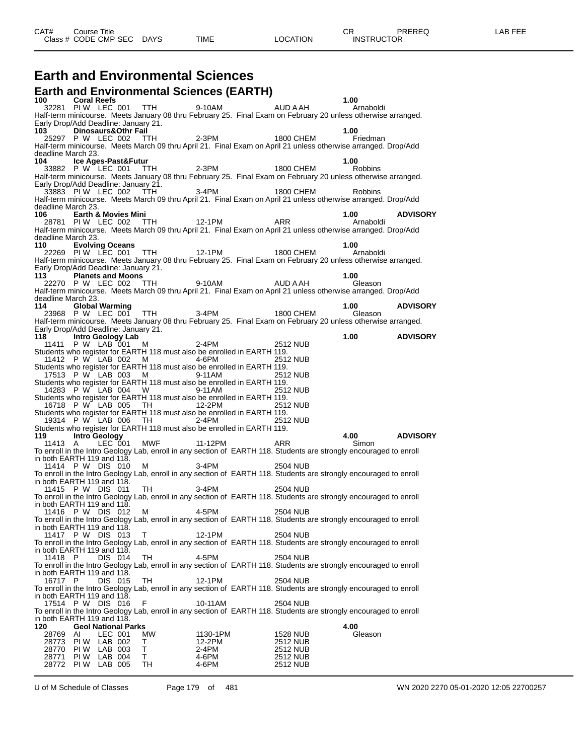# Earth and Environmental Sciences

## Earth and Environmental Sciences (EARTH)

**100 Coral Reefs** 1.00
32281 PI W LEC 001 TTH 9-10AM AUD A AH Arnaboldi
Half-term minicourse. Meets January 08 thru February 25. Final Exam on February 20 unless otherwise arranged. Early Drop/Add Deadline: January 21.

**103 Dinosaurs&Othr Fail** 1.00
25297 P W LEC 002 TTH 2-3PM 1800 CHEM Friedman
Half-term minicourse. Meets March 09 thru April 21. Final Exam on April 21 unless otherwise arranged. Drop/Add deadline March 23.

**104 Ice Ages-Past&Futur** 1.00
33882 P W LEC 001 TTH 2-3PM 1800 CHEM Robbins
Half-term minicourse. Meets January 08 thru February 25. Final Exam on February 20 unless otherwise arranged. Early Drop/Add Deadline: January 21.
33883 PI W LEC 002 TTH 3-4PM 1800 CHEM Robbins
Half-term minicourse. Meets March 09 thru April 21. Final Exam on April 21 unless otherwise arranged. Drop/Add deadline March 23.

**106 Earth & Movies Mini** 1.00 **ADVISORY**
28781 PI W LEC 002 TTH 12-1PM ARR Arnaboldi
Half-term minicourse. Meets March 09 thru April 21. Final Exam on April 21 unless otherwise arranged. Drop/Add deadline March 23.

**110 Evolving Oceans** 1.00
22269 PI W LEC 001 TTH 12-1PM 1800 CHEM Arnaboldi
Half-term minicourse. Meets January 08 thru February 25. Final Exam on February 20 unless otherwise arranged. Early Drop/Add Deadline: January 21.

**113 Planets and Moons** 1.00
22270 P W LEC 002 TTH 9-10AM AUD A AH Gleason
Half-term minicourse. Meets March 09 thru April 21. Final Exam on April 21 unless otherwise arranged. Drop/Add deadline March 23.

**114 Global Warming** 1.00 **ADVISORY**
23968 P W LEC 001 TTH 3-4PM 1800 CHEM Gleason
Half-term minicourse. Meets January 08 thru February 25. Final Exam on February 20 unless otherwise arranged. Early Drop/Add Deadline: January 21.

**118 Intro Geology Lab** 1.00 **ADVISORY**
11411 P W LAB 001 M 2-4PM 2512 NUB
Students who register for EARTH 118 must also be enrolled in EARTH 119.
11412 P W LAB 002 M 4-6PM 2512 NUB
Students who register for EARTH 118 must also be enrolled in EARTH 119.
17513 P W LAB 003 M 9-11AM 2512 NUB
Students who register for EARTH 118 must also be enrolled in EARTH 119.
14283 P W LAB 004 W 9-11AM 2512 NUB
Students who register for EARTH 118 must also be enrolled in EARTH 119.
16718 P W LAB 005 TH 12-2PM 2512 NUB
Students who register for EARTH 118 must also be enrolled in EARTH 119.
19314 P W LAB 006 TH 2-4PM 2512 NUB
Students who register for EARTH 118 must also be enrolled in EARTH 119.

**119 Intro Geology** 4.00 **ADVISORY**
11413 A LEC 001 MWF 11-12PM ARR Simon
To enroll in the Intro Geology Lab, enroll in any section of EARTH 118. Students are strongly encouraged to enroll in both EARTH 119 and 118.
11414 P W DIS 010 M 3-4PM 2504 NUB
To enroll in the Intro Geology Lab, enroll in any section of EARTH 118. Students are strongly encouraged to enroll in both EARTH 119 and 118.
11415 P W DIS 011 TH 3-4PM 2504 NUB
To enroll in the Intro Geology Lab, enroll in any section of EARTH 118. Students are strongly encouraged to enroll in both EARTH 119 and 118.
11416 P W DIS 012 M 4-5PM 2504 NUB
To enroll in the Intro Geology Lab, enroll in any section of EARTH 118. Students are strongly encouraged to enroll in both EARTH 119 and 118.
11417 P W DIS 013 T 12-1PM 2504 NUB
To enroll in the Intro Geology Lab, enroll in any section of EARTH 118. Students are strongly encouraged to enroll in both EARTH 119 and 118.
11418 P DIS 014 TH 4-5PM 2504 NUB
To enroll in the Intro Geology Lab, enroll in any section of EARTH 118. Students are strongly encouraged to enroll in both EARTH 119 and 118.
16717 P DIS 015 TH 12-1PM 2504 NUB
To enroll in the Intro Geology Lab, enroll in any section of EARTH 118. Students are strongly encouraged to enroll in both EARTH 119 and 118.
17514 P W DIS 016 F 10-11AM 2504 NUB
To enroll in the Intro Geology Lab, enroll in any section of EARTH 118. Students are strongly encouraged to enroll in both EARTH 119 and 118.

**120 Geol National Parks** 4.00
28769 AI LEC 001 MW 1130-1PM 1528 NUB Gleason
28773 PI W LAB 002 T 12-2PM 2512 NUB
28770 PI W LAB 003 T 2-4PM 2512 NUB
28771 PI W LAB 004 T 4-6PM 2512 NUB
28772 PI W LAB 005 TH 4-6PM 2512 NUB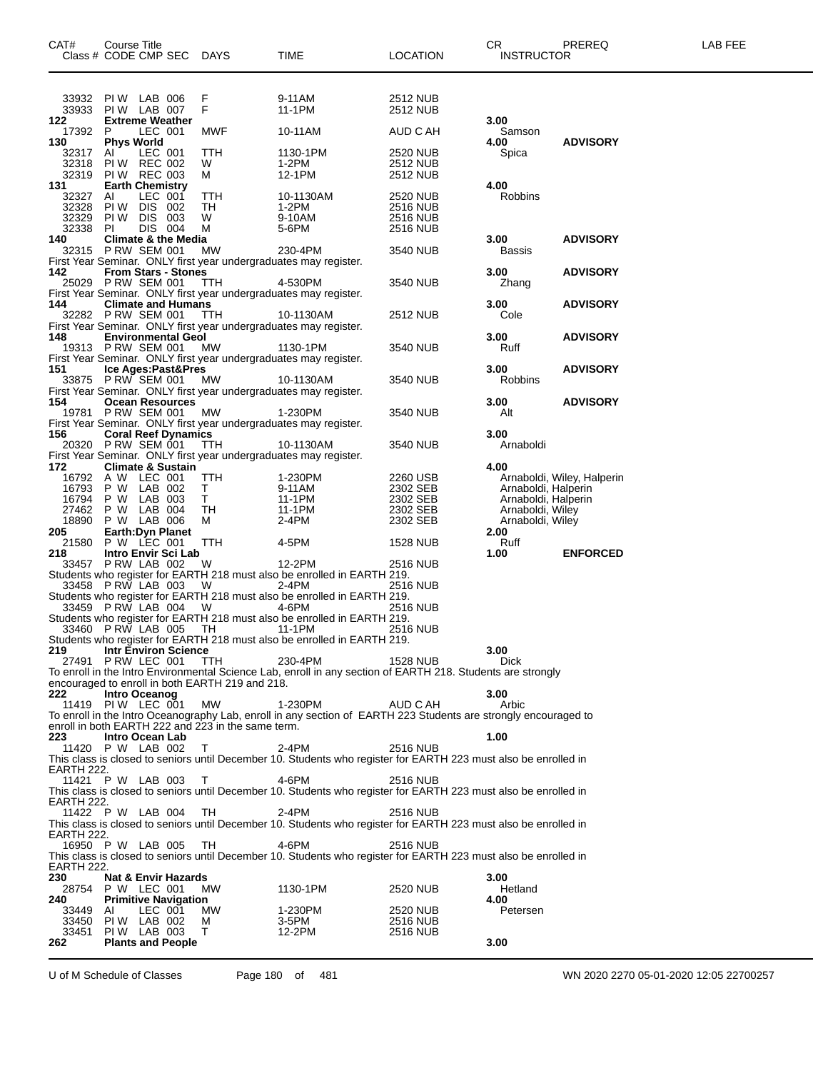| CAT# Class # | Course Title CODE | CMP | SEC | DAYS | TIME | LOCATION | CR INSTRUCTOR | PREREQ | LAB FEE |
|---|---|---|---|---|---|---|---|---|---|
| 33932 | PI W | LAB | 006 | F | 9-11AM | 2512 NUB | | | |
| 33933 | PI W | LAB | 007 | F | 11-1PM | 2512 NUB | | | |
| **122** | **Extreme Weather** | | | | | | **3.00** | | |
| 17392 | P | LEC | 001 | MWF | 10-11AM | AUD C AH | Samson | | |
| **130** | **Phys World** | | | | | | **4.00** | **ADVISORY** | |
| 32317 | AI | LEC | 001 | TTH | 1130-1PM | 2520 NUB | Spica | | |
| 32318 | PI W | REC | 002 | W | 1-2PM | 2512 NUB | | | |
| 32319 | PI W | REC | 003 | M | 12-1PM | 2512 NUB | | | |
| **131** | **Earth Chemistry** | | | | | | **4.00** | | |
| 32327 | AI | LEC | 001 | TTH | 10-1130AM | 2520 NUB | Robbins | | |
| 32328 | PI W | DIS | 002 | TH | 1-2PM | 2516 NUB | | | |
| 32329 | PI W | DIS | 003 | W | 9-10AM | 2516 NUB | | | |
| 32338 | PI | DIS | 004 | M | 5-6PM | 2516 NUB | | | |
| **140** | **Climate & the Media** | | | | | | **3.00** | **ADVISORY** | |
| 32315 | P RW | SEM | 001 | MW | 230-4PM | 3540 NUB | Bassis | | |
| First Year Seminar. ONLY first year undergraduates may register. | | | | | | | | | |
| **142** | **From Stars - Stones** | | | | | | **3.00** | **ADVISORY** | |
| 25029 | P RW | SEM | 001 | TTH | 4-530PM | 3540 NUB | Zhang | | |
| First Year Seminar. ONLY first year undergraduates may register. | | | | | | | | | |
| **144** | **Climate and Humans** | | | | | | **3.00** | **ADVISORY** | |
| 32282 | P RW | SEM | 001 | TTH | 10-1130AM | 2512 NUB | Cole | | |
| First Year Seminar. ONLY first year undergraduates may register. | | | | | | | | | |
| **148** | **Environmental Geol** | | | | | | **3.00** | **ADVISORY** | |
| 19313 | P RW | SEM | 001 | MW | 1130-1PM | 3540 NUB | Ruff | | |
| First Year Seminar. ONLY first year undergraduates may register. | | | | | | | | | |
| **151** | **Ice Ages:Past&Pres** | | | | | | **3.00** | **ADVISORY** | |
| 33875 | P RW | SEM | 001 | MW | 10-1130AM | 3540 NUB | Robbins | | |
| First Year Seminar. ONLY first year undergraduates may register. | | | | | | | | | |
| **154** | **Ocean Resources** | | | | | | **3.00** | **ADVISORY** | |
| 19781 | P RW | SEM | 001 | MW | 1-230PM | 3540 NUB | Alt | | |
| First Year Seminar. ONLY first year undergraduates may register. | | | | | | | | | |
| **156** | **Coral Reef Dynamics** | | | | | | **3.00** | | |
| 20320 | P RW | SEM | 001 | TTH | 10-1130AM | 3540 NUB | Arnaboldi | | |
| First Year Seminar. ONLY first year undergraduates may register. | | | | | | | | | |
| **172** | **Climate & Sustain** | | | | | | **4.00** | | |
| 16792 | A W | LEC | 001 | TTH | 1-230PM | 2260 USB | Arnaboldi, Wiley, Halperin | | |
| 16793 | P W | LAB | 002 | T | 9-11AM | 2302 SEB | Arnaboldi, Halperin | | |
| 16794 | P W | LAB | 003 | T | 11-1PM | 2302 SEB | Arnaboldi, Halperin | | |
| 27462 | P W | LAB | 004 | TH | 11-1PM | 2302 SEB | Arnaboldi, Wiley | | |
| 18890 | P W | LAB | 006 | M | 2-4PM | 2302 SEB | Arnaboldi, Wiley | | |
| **205** | **Earth:Dyn Planet** | | | | | | **2.00** | | |
| 21580 | P W | LEC | 001 | TTH | 4-5PM | 1528 NUB | Ruff | | |
| **218** | **Intro Envir Sci Lab** | | | | | | **1.00** | **ENFORCED** | |
| 33457 | P RW | LAB | 002 | W | 12-2PM | 2516 NUB | | | |
| Students who register for EARTH 218 must also be enrolled in EARTH 219. | | | | | | | | | |
| 33458 | P RW | LAB | 003 | W | 2-4PM | 2516 NUB | | | |
| Students who register for EARTH 218 must also be enrolled in EARTH 219. | | | | | | | | | |
| 33459 | P RW | LAB | 004 | W | 4-6PM | 2516 NUB | | | |
| Students who register for EARTH 218 must also be enrolled in EARTH 219. | | | | | | | | | |
| 33460 | P RW | LAB | 005 | TH | 11-1PM | 2516 NUB | | | |
| Students who register for EARTH 218 must also be enrolled in EARTH 219. | | | | | | | | | |
| **219** | **Intr Environ Science** | | | | | | **3.00** | | |
| 27491 | P RW | LEC | 001 | TTH | 230-4PM | 1528 NUB | Dick | | |
| To enroll in the Intro Environmental Science Lab, enroll in any section of EARTH 218. Students are strongly encouraged to enroll in both EARTH 219 and 218. | | | | | | | | | |
| **222** | **Intro Oceanog** | | | | | | **3.00** | | |
| 11419 | PI W | LEC | 001 | MW | 1-230PM | AUD C AH | Arbic | | |
| To enroll in the Intro Oceanography Lab, enroll in any section of EARTH 223 Students are strongly encouraged to enroll in both EARTH 222 and 223 in the same term. | | | | | | | | | |
| **223** | **Intro Ocean Lab** | | | | | | **1.00** | | |
| 11420 | P W | LAB | 002 | T | 2-4PM | 2516 NUB | | | |
| This class is closed to seniors until December 10. Students who register for EARTH 223 must also be enrolled in EARTH 222. | | | | | | | | | |
| 11421 | P W | LAB | 003 | T | 4-6PM | 2516 NUB | | | |
| This class is closed to seniors until December 10. Students who register for EARTH 223 must also be enrolled in EARTH 222. | | | | | | | | | |
| 11422 | P W | LAB | 004 | TH | 2-4PM | 2516 NUB | | | |
| This class is closed to seniors until December 10. Students who register for EARTH 223 must also be enrolled in EARTH 222. | | | | | | | | | |
| 16950 | P W | LAB | 005 | TH | 4-6PM | 2516 NUB | | | |
| This class is closed to seniors until December 10. Students who register for EARTH 223 must also be enrolled in EARTH 222. | | | | | | | | | |
| **230** | **Nat & Envir Hazards** | | | | | | **3.00** | | |
| 28754 | P W | LEC | 001 | MW | 1130-1PM | 2520 NUB | Hetland | | |
| **240** | **Primitive Navigation** | | | | | | **4.00** | | |
| 33449 | AI | LEC | 001 | MW | 1-230PM | 2520 NUB | Petersen | | |
| 33450 | PI W | LAB | 002 | M | 3-5PM | 2516 NUB | | | |
| 33451 | PI W | LAB | 003 | T | 12-2PM | 2516 NUB | | | |
| **262** | **Plants and People** | | | | | | **3.00** | | |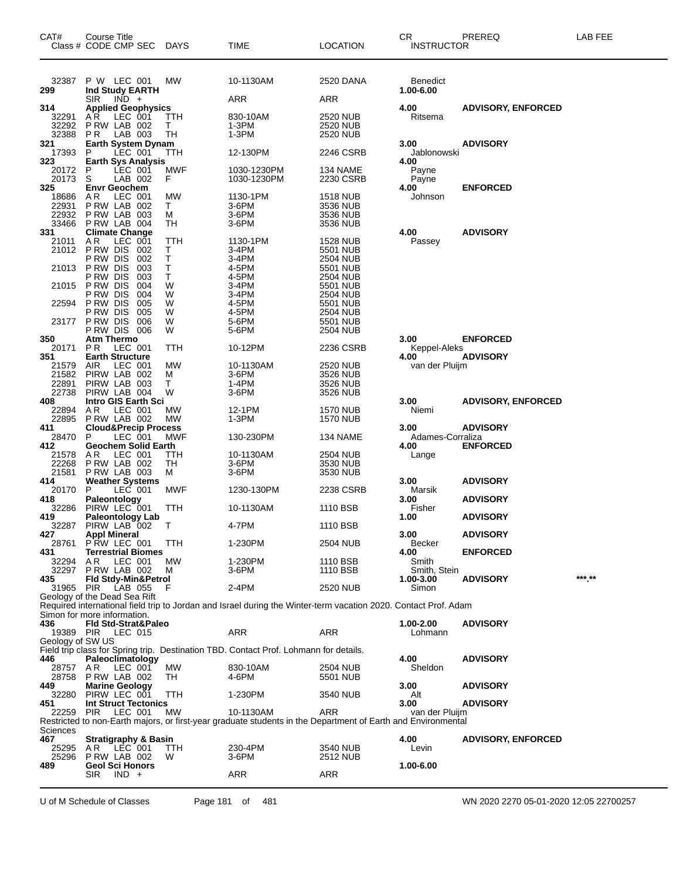| CAT# | Course Title Class # CODE CMP SEC | DAYS | TIME | LOCATION | CR INSTRUCTOR | PREREQ | LAB FEE |
|---|---|---|---|---|---|---|---|
| 32387 | P W LEC 001 | MW | 10-1130AM | 2520 DANA | Benedict | | |
| **299** | **Ind Study EARTH** | | | | **1.00-6.00** | | |
| | SIR IND + | | ARR | ARR | | | |
| **314** | **Applied Geophysics** | | | | **4.00** | **ADVISORY, ENFORCED** | |
| 32291 | A R LEC 001 | TTH | 830-10AM | 2520 NUB | Ritsema | | |
| 32292 | P RW LAB 002 | T | 1-3PM | 2520 NUB | | | |
| 32388 | P R LAB 003 | TH | 1-3PM | 2520 NUB | | | |
| **321** | **Earth System Dynam** | | | | **3.00** | **ADVISORY** | |
| 17393 | P LEC 001 | TTH | 12-130PM | 2246 CSRB | Jablonowski | | |
| **323** | **Earth Sys Analysis** | | | | **4.00** | | |
| 20172 | P LEC 001 | MWF | 1030-1230PM | 134 NAME | Payne | | |
| 20173 | S LAB 002 | F | 1030-1230PM | 2230 CSRB | Payne | | |
| **325** | **Envr Geochem** | | | | **4.00** | **ENFORCED** | |
| 18686 | A R LEC 001 | MW | 1130-1PM | 1518 NUB | Johnson | | |
| 22931 | P RW LAB 002 | T | 3-6PM | 3536 NUB | | | |
| 22932 | P RW LAB 003 | M | 3-6PM | 3536 NUB | | | |
| 33466 | P RW LAB 004 | TH | 3-6PM | 3536 NUB | | | |
| **331** | **Climate Change** | | | | **4.00** | **ADVISORY** | |
| 21011 | A R LEC 001 | TTH | 1130-1PM | 1528 NUB | Passey | | |
| 21012 | P RW DIS 002 | T | 3-4PM | 5501 NUB | | | |
| | P RW DIS 002 | T | 3-4PM | 2504 NUB | | | |
| 21013 | P RW DIS 003 | T | 4-5PM | 5501 NUB | | | |
| | P RW DIS 003 | T | 4-5PM | 2504 NUB | | | |
| 21015 | P RW DIS 004 | W | 3-4PM | 5501 NUB | | | |
| | P RW DIS 004 | W | 3-4PM | 2504 NUB | | | |
| 22594 | P RW DIS 005 | W | 4-5PM | 5501 NUB | | | |
| | P RW DIS 005 | W | 4-5PM | 2504 NUB | | | |
| 23177 | P RW DIS 006 | W | 5-6PM | 5501 NUB | | | |
| | P RW DIS 006 | W | 5-6PM | 2504 NUB | | | |
| **350** | **Atm Thermo** | | | | **3.00** | **ENFORCED** | |
| 20171 | P R LEC 001 | TTH | 10-12PM | 2236 CSRB | Keppel-Aleks | | |
| **351** | **Earth Structure** | | | | **4.00** | **ADVISORY** | |
| 21579 | AIR LEC 001 | MW | 10-1130AM | 2520 NUB | van der Pluijm | | |
| 21582 | PIRW LAB 002 | M | 3-6PM | 3526 NUB | | | |
| 22891 | PIRW LAB 003 | T | 1-4PM | 3526 NUB | | | |
| 22738 | PIRW LAB 004 | W | 3-6PM | 3526 NUB | | | |
| **408** | **Intro GIS Earth Sci** | | | | **3.00** | **ADVISORY, ENFORCED** | |
| 22894 | A R LEC 001 | MW | 12-1PM | 1570 NUB | Niemi | | |
| 22895 | P RW LAB 002 | MW | 1-3PM | 1570 NUB | | | |
| **411** | **Cloud&Precip Process** | | | | **3.00** | **ADVISORY** | |
| 28470 | P LEC 001 | MWF | 130-230PM | 134 NAME | Adames-Corraliza | | |
| **412** | **Geochem Solid Earth** | | | | **4.00** | **ENFORCED** | |
| 21578 | A R LEC 001 | TTH | 10-1130AM | 2504 NUB | Lange | | |
| 22268 | P RW LAB 002 | TH | 3-6PM | 3530 NUB | | | |
| 21581 | P RW LAB 003 | M | 3-6PM | 3530 NUB | | | |
| **414** | **Weather Systems** | | | | **3.00** | **ADVISORY** | |
| 20170 | P LEC 001 | MWF | 1230-130PM | 2238 CSRB | Marsik | | |
| **418** | **Paleontology** | | | | **3.00** | **ADVISORY** | |
| 32286 | PIRW LEC 001 | TTH | 10-1130AM | 1110 BSB | Fisher | | |
| **419** | **Paleontology Lab** | | | | **1.00** | **ADVISORY** | |
| 32287 | PIRW LAB 002 | T | 4-7PM | 1110 BSB | | | |
| **427** | **Appl Mineral** | | | | **3.00** | **ADVISORY** | |
| 28761 | P RW LEC 001 | TTH | 1-230PM | 2504 NUB | Becker | | |
| **431** | **Terrestrial Biomes** | | | | **4.00** | **ENFORCED** | |
| 32294 | A R LEC 001 | MW | 1-230PM | 1110 BSB | Smith | | |
| 32297 | P RW LAB 002 | M | 3-6PM | 1110 BSB | Smith, Stein | | |
| **435** | **Fld Stdy-Min&Petrol** | | | | **1.00-3.00** | **ADVISORY** | ***.** |
| 31965 | PIR LAB 055 | F | 2-4PM | 2520 NUB | Simon | | |

Geology of the Dead Sea Rift
Required international field trip to Jordan and Israel during the Winter-term vacation 2020. Contact Prof. Adam Simon for more information.

| CAT# | Course Title Class # CODE CMP SEC | DAYS | TIME | LOCATION | CR INSTRUCTOR | PREREQ | LAB FEE |
|---|---|---|---|---|---|---|---|
| **436** | **Fld Std-Strat&Paleo** | | | | **1.00-2.00** | **ADVISORY** | |
| 19389 | PIR LEC 015 | | ARR | ARR | Lohmann | | |

Geology of SW US
Field trip class for Spring trip. Destination TBD. Contact Prof. Lohmann for details.

| CAT# | Course Title Class # CODE CMP SEC | DAYS | TIME | LOCATION | CR INSTRUCTOR | PREREQ | LAB FEE |
|---|---|---|---|---|---|---|---|
| **446** | **Paleoclimatology** | | | | **4.00** | **ADVISORY** | |
| 28757 | A R LEC 001 | MW | 830-10AM | 2504 NUB | Sheldon | | |
| 28758 | P RW LAB 002 | TH | 4-6PM | 5501 NUB | | | |
| **449** | **Marine Geology** | | | | **3.00** | **ADVISORY** | |
| 32280 | PIRW LEC 001 | TTH | 1-230PM | 3540 NUB | Alt | | |
| **451** | **Int Struct Tectonics** | | | | **3.00** | **ADVISORY** | |
| 22259 | PIR LEC 001 | MW | 10-1130AM | ARR | van der Pluijm | | |

Restricted to non-Earth majors, or first-year graduate students in the Department of Earth and Environmental Sciences

| CAT# | Course Title Class # CODE CMP SEC | DAYS | TIME | LOCATION | CR INSTRUCTOR | PREREQ | LAB FEE |
|---|---|---|---|---|---|---|---|
| **467** | **Stratigraphy & Basin** | | | | **4.00** | **ADVISORY, ENFORCED** | |
| 25295 | A R LEC 001 | TTH | 230-4PM | 3540 NUB | Levin | | |
| 25296 | P RW LAB 002 | W | 3-6PM | 2512 NUB | | | |
| **489** | **Geol Sci Honors** | | | | **1.00-6.00** | | |
| | SIR IND + | | ARR | ARR | | | |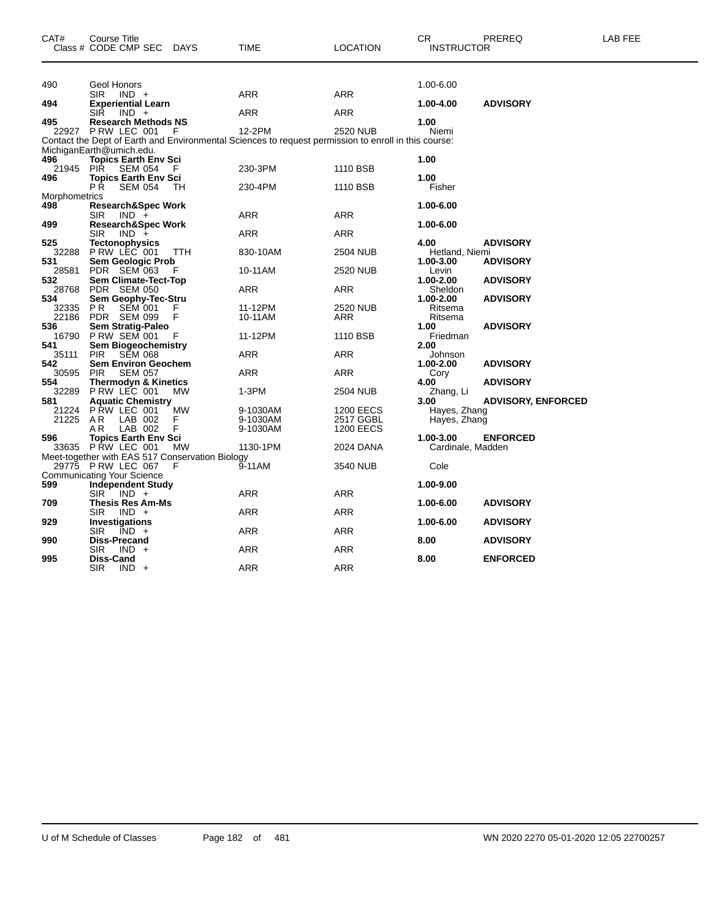| CAT# | Course Title<br>Class # CODE CMP SEC DAYS | TIME | LOCATION | CR<br>INSTRUCTOR | PREREQ | LAB FEE |
|---|---|---|---|---|---|---|
| 490 | Geol Honors | | | 1.00-6.00 | | |
| | SIR IND + | ARR | ARR | | | |
| **494** | **Experiential Learn** | | | **1.00-4.00** | **ADVISORY** | |
| | SIR IND + | ARR | ARR | | | |
| **495** | **Research Methods NS** | | | **1.00** | | |
| 22927 | P RW LEC 001 F | 12-2PM | 2520 NUB | Niemi | | |

Contact the Dept of Earth and Environmental Sciences to request permission to enroll in this course: MichiganEarth@umich.edu.

| CAT# | Course Title<br>Class # CODE CMP SEC DAYS | TIME | LOCATION | CR<br>INSTRUCTOR | PREREQ | LAB FEE |
|---|---|---|---|---|---|---|
| **496** | **Topics Earth Env Sci** | | | **1.00** | | |
| 21945 | PIR SEM 054 F | 230-3PM | 1110 BSB | | | |
| **496** | **Topics Earth Env Sci** | | | **1.00** | | |
| | P R SEM 054 TH | 230-4PM | 1110 BSB | Fisher | | |

Morphometrics

| CAT# | Course Title<br>Class # CODE CMP SEC DAYS | TIME | LOCATION | CR<br>INSTRUCTOR | PREREQ | LAB FEE |
|---|---|---|---|---|---|---|
| **498** | **Research&Spec Work** | | | **1.00-6.00** | | |
| | SIR IND + | ARR | ARR | | | |
| **499** | **Research&Spec Work** | | | **1.00-6.00** | | |
| | SIR IND + | ARR | ARR | | | |
| **525** | **Tectonophysics** | | | **4.00** | **ADVISORY** | |
| 32288 | P RW LEC 001 TTH | 830-10AM | 2504 NUB | Hetland, Niemi | | |
| **531** | **Sem Geologic Prob** | | | **1.00-3.00** | **ADVISORY** | |
| 28581 | PDR SEM 063 F | 10-11AM | 2520 NUB | Levin | | |
| **532** | **Sem Climate-Tect-Top** | | | **1.00-2.00** | **ADVISORY** | |
| 28768 | PDR SEM 050 | ARR | ARR | Sheldon | | |
| **534** | **Sem Geophy-Tec-Stru** | | | **1.00-2.00** | **ADVISORY** | |
| 32335 | P R SEM 001 F | 11-12PM | 2520 NUB | Ritsema | | |
| 22186 | PDR SEM 099 F | 10-11AM | ARR | Ritsema | | |
| **536** | **Sem Stratig-Paleo** | | | **1.00** | **ADVISORY** | |
| 16790 | P RW SEM 001 F | 11-12PM | 1110 BSB | Friedman | | |
| **541** | **Sem Biogeochemistry** | | | **2.00** | | |
| 35111 | PIR SEM 068 | ARR | ARR | Johnson | | |
| **542** | **Sem Environ Geochem** | | | **1.00-2.00** | **ADVISORY** | |
| 30595 | PIR SEM 057 | ARR | ARR | Cory | | |
| **554** | **Thermodyn & Kinetics** | | | **4.00** | **ADVISORY** | |
| 32289 | P RW LEC 001 MW | 1-3PM | 2504 NUB | Zhang, Li | | |
| **581** | **Aquatic Chemistry** | | | **3.00** | **ADVISORY, ENFORCED** | |
| 21224 | P RW LEC 001 MW | 9-1030AM | 1200 EECS | Hayes, Zhang | | |
| 21225 | A R LAB 002 F | 9-1030AM | 2517 GGBL | Hayes, Zhang | | |
| | A R LAB 002 F | 9-1030AM | 1200 EECS | | | |
| **596** | **Topics Earth Env Sci** | | | **1.00-3.00** | **ENFORCED** | |
| 33635 | P RW LEC 001 MW | 1130-1PM | 2024 DANA | Cardinale, Madden | | |

Meet-together with EAS 517 Conservation Biology

| CAT# | Course Title<br>Class # CODE CMP SEC DAYS | TIME | LOCATION | CR<br>INSTRUCTOR | PREREQ | LAB FEE |
|---|---|---|---|---|---|---|
| 29775 | P RW LEC 067 F | 9-11AM | 3540 NUB | Cole | | |

Communicating Your Science

| CAT# | Course Title<br>Class # CODE CMP SEC DAYS | TIME | LOCATION | CR<br>INSTRUCTOR | PREREQ | LAB FEE |
|---|---|---|---|---|---|---|
| **599** | **Independent Study** | | | **1.00-9.00** | | |
| | SIR IND + | ARR | ARR | | | |
| **709** | **Thesis Res Am-Ms** | | | **1.00-6.00** | **ADVISORY** | |
| | SIR IND + | ARR | ARR | | | |
| **929** | **Investigations** | | | **1.00-6.00** | **ADVISORY** | |
| | SIR IND + | ARR | ARR | | | |
| **990** | **Diss-Precand** | | | **8.00** | **ADVISORY** | |
| | SIR IND + | ARR | ARR | | | |
| **995** | **Diss-Cand** | | | **8.00** | **ENFORCED** | |
| | SIR IND + | ARR | ARR | | | |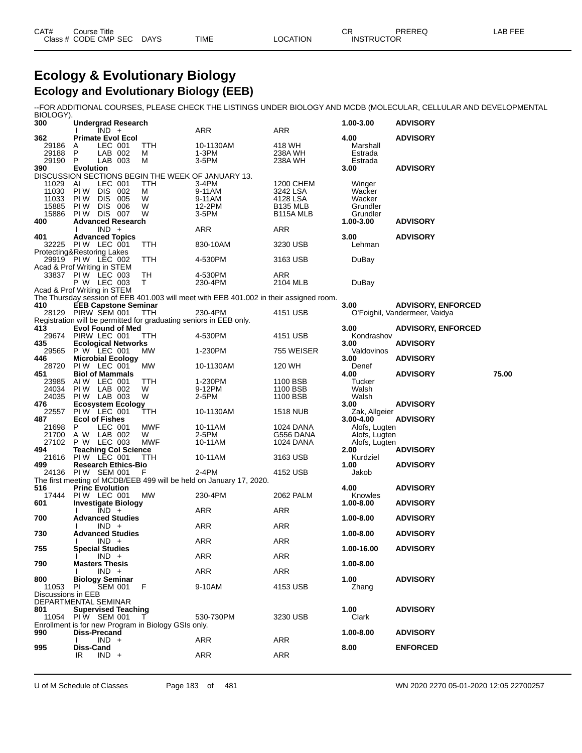# Ecology & Evolutionary Biology

## Ecology and Evolutionary Biology (EEB)

--FOR ADDITIONAL COURSES, PLEASE CHECK THE LISTINGS UNDER BIOLOGY AND MCDB (MOLECULAR, CELLULAR AND DEVELOPMENTAL BIOLOGY).

| CAT# / Class # | Course Title / CODE CMP SEC | DAYS | TIME | LOCATION | CR / INSTRUCTOR | PREREQ | LAB FEE |
|---|---|---|---|---|---|---|---|
| **300** | **Undergrad Research** | | | | **1.00-3.00** | **ADVISORY** | |
| | I IND + | | ARR | ARR | | | |
| **362** | **Primate Evol Ecol** | | | | **4.00** | **ADVISORY** | |
| 29186 | A LEC 001 | TTH | 10-1130AM | 418 WH | Marshall | | |
| 29188 | P LAB 002 | M | 1-3PM | 238A WH | Estrada | | |
| 29190 | P LAB 003 | M | 3-5PM | 238A WH | Estrada | | |
| **390** | **Evolution** | | | | **3.00** | **ADVISORY** | |
| DISCUSSION SECTIONS BEGIN THE WEEK OF JANUARY 13. | | | | | | | |
| 11029 | AI LEC 001 | TTH | 3-4PM | 1200 CHEM | Winger | | |
| 11030 | PI W DIS 002 | M | 9-11AM | 3242 LSA | Wacker | | |
| 11033 | PI W DIS 005 | W | 9-11AM | 4128 LSA | Wacker | | |
| 15885 | PI W DIS 006 | W | 12-2PM | B135 MLB | Grundler | | |
| 15886 | PI W DIS 007 | W | 3-5PM | B115A MLB | Grundler | | |
| **400** | **Advanced Research** | | | | **1.00-3.00** | **ADVISORY** | |
| | I IND + | | ARR | ARR | | | |
| **401** | **Advanced Topics** | | | | **3.00** | **ADVISORY** | |
| 32225 | PI W LEC 001 | TTH | 830-10AM | 3230 USB | Lehman | | |
| Protecting&Restoring Lakes | | | | | | | |
| 29919 | PI W LEC 002 | TTH | 4-530PM | 3163 USB | DuBay | | |
| Acad & Prof Writing in STEM | | | | | | | |
| 33837 | PI W LEC 003 | TH | 4-530PM | ARR | | | |
| | P W LEC 003 | T | 230-4PM | 2104 MLB | DuBay | | |
| Acad & Prof Writing in STEM | | | | | | | |
| The Thursday session of EEB 401.003 will meet with EEB 401.002 in their assigned room. | | | | | | | |
| **410** | **EEB Capstone Seminar** | | | | **3.00** | **ADVISORY, ENFORCED** | |
| 28129 | PIRW SEM 001 | TTH | 230-4PM | 4151 USB | O'Foighil, Vandermeer, Vaidya | | |
| Registration will be permitted for graduating seniors in EEB only. | | | | | | | |
| **413** | **Evol Found of Med** | | | | **3.00** | **ADVISORY, ENFORCED** | |
| 29674 | PIRW LEC 001 | TTH | 4-530PM | 4151 USB | Kondrashov | | |
| **435** | **Ecological Networks** | | | | **3.00** | **ADVISORY** | |
| 29565 | P W LEC 001 | MW | 1-230PM | 755 WEISER | Valdovinos | | |
| **446** | **Microbial Ecology** | | | | **3.00** | **ADVISORY** | |
| 28720 | PI W LEC 001 | MW | 10-1130AM | 120 WH | Denef | | |
| **451** | **Biol of Mammals** | | | | **4.00** | **ADVISORY** | **75.00** |
| 23985 | AI W LEC 001 | TTH | 1-230PM | 1100 BSB | Tucker | | |
| 24034 | PI W LAB 002 | W | 9-12PM | 1100 BSB | Walsh | | |
| 24035 | PI W LAB 003 | W | 2-5PM | 1100 BSB | Walsh | | |
| **476** | **Ecosystem Ecology** | | | | **3.00** | **ADVISORY** | |
| 22557 | PI W LEC 001 | TTH | 10-1130AM | 1518 NUB | Zak, Allgeier | | |
| **487** | **Ecol of Fishes** | | | | **3.00-4.00** | **ADVISORY** | |
| 21698 | P LEC 001 | MWF | 10-11AM | 1024 DANA | Alofs, Lugten | | |
| 21700 | A W LAB 002 | W | 2-5PM | G556 DANA | Alofs, Lugten | | |
| 27102 | P W LEC 003 | MWF | 10-11AM | 1024 DANA | Alofs, Lugten | | |
| **494** | **Teaching Col Science** | | | | **2.00** | **ADVISORY** | |
| 21616 | PI W LEC 001 | TTH | 10-11AM | 3163 USB | Kurdziel | | |
| **499** | **Research Ethics-Bio** | | | | **1.00** | **ADVISORY** | |
| 24136 | PI W SEM 001 | F | 2-4PM | 4152 USB | Jakob | | |
| The first meeting of MCDB/EEB 499 will be held on January 17, 2020. | | | | | | | |
| **516** | **Princ Evolution** | | | | **4.00** | **ADVISORY** | |
| 17444 | PI W LEC 001 | MW | 230-4PM | 2062 PALM | Knowles | | |
| **601** | **Investigate Biology** | | | | **1.00-8.00** | **ADVISORY** | |
| | I IND + | | ARR | ARR | | | |
| **700** | **Advanced Studies** | | | | **1.00-8.00** | **ADVISORY** | |
| | I IND + | | ARR | ARR | | | |
| **730** | **Advanced Studies** | | | | **1.00-8.00** | **ADVISORY** | |
| | I IND + | | ARR | ARR | | | |
| **755** | **Special Studies** | | | | **1.00-16.00** | **ADVISORY** | |
| | I IND + | | ARR | ARR | | | |
| **790** | **Masters Thesis** | | | | **1.00-8.00** | | |
| | I IND + | | ARR | ARR | | | |
| **800** | **Biology Seminar** | | | | **1.00** | **ADVISORY** | |
| 11053 | PI SEM 001 | F | 9-10AM | 4153 USB | Zhang | | |
| Discussions in EEB | | | | | | | |
| DEPARTMENTAL SEMINAR | | | | | | | |
| **801** | **Supervised Teaching** | | | | **1.00** | **ADVISORY** | |
| 11054 | PI W SEM 001 | T | 530-730PM | 3230 USB | Clark | | |
| Enrollment is for new Program in Biology GSIs only. | | | | | | | |
| **990** | **Diss-Precand** | | | | **1.00-8.00** | **ADVISORY** | |
| | I IND + | | ARR | ARR | | | |
| **995** | **Diss-Cand** | | | | **8.00** | **ENFORCED** | |
| | IR IND + | | ARR | ARR | | | |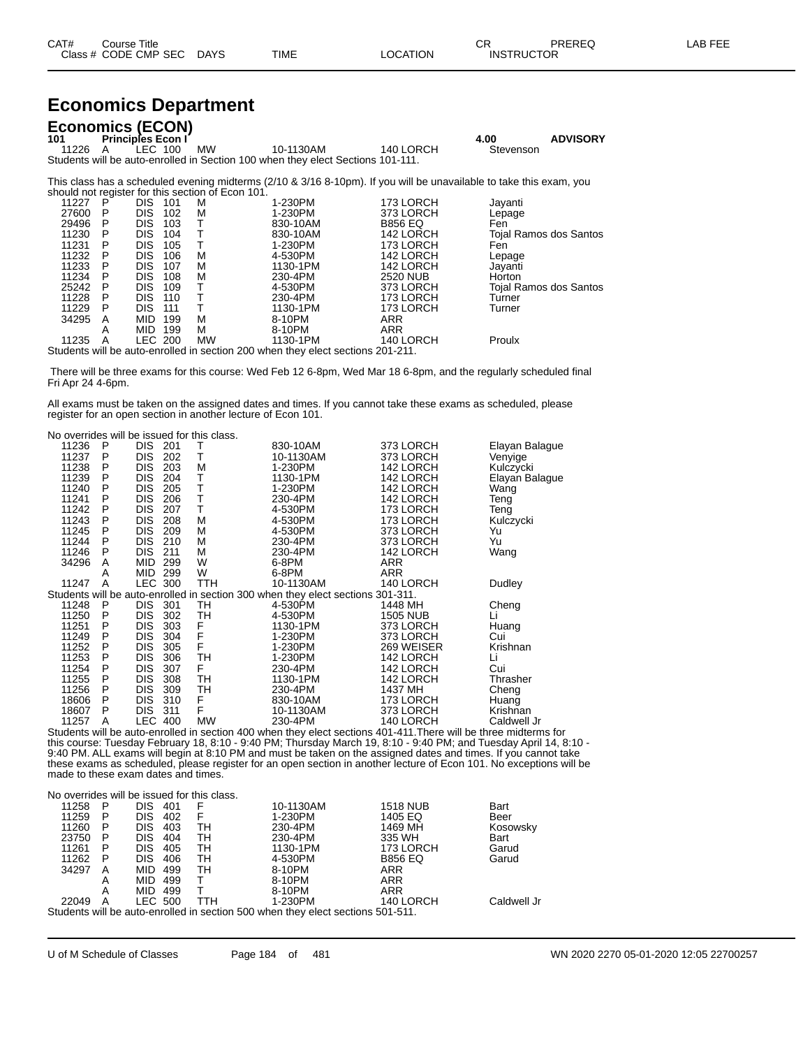# Economics Department

## Economics (ECON)

**101 Principles Econ I** — 4.00 — **ADVISORY**

| Class # | CMP | CODE | SEC | DAYS | TIME | LOCATION | INSTRUCTOR |
|---|---|---|---|---|---|---|---|
| 11226 | A | LEC | 100 | MW | 10-1130AM | 140 LORCH | Stevenson |

Students will be auto-enrolled in Section 100 when they elect Sections 101-111.

This class has a scheduled evening midterms (2/10 & 3/16 8-10pm). If you will be unavailable to take this exam, you should not register for this section of Econ 101.

| Class # | CMP | CODE | SEC | DAYS | TIME | LOCATION | INSTRUCTOR |
|---|---|---|---|---|---|---|---|
| 11227 | P | DIS | 101 | M | 1-230PM | 173 LORCH | Jayanti |
| 27600 | P | DIS | 102 | M | 1-230PM | 373 LORCH | Lepage |
| 29496 | P | DIS | 103 | T | 830-10AM | B856 EQ | Fen |
| 11230 | P | DIS | 104 | T | 830-10AM | 142 LORCH | Tojal Ramos dos Santos |
| 11231 | P | DIS | 105 | T | 1-230PM | 173 LORCH | Fen |
| 11232 | P | DIS | 106 | M | 4-530PM | 142 LORCH | Lepage |
| 11233 | P | DIS | 107 | M | 1130-1PM | 142 LORCH | Jayanti |
| 11234 | P | DIS | 108 | M | 230-4PM | 2520 NUB | Horton |
| 25242 | P | DIS | 109 | T | 4-530PM | 373 LORCH | Tojal Ramos dos Santos |
| 11228 | P | DIS | 110 | T | 230-4PM | 173 LORCH | Turner |
| 11229 | P | DIS | 111 | T | 1130-1PM | 173 LORCH | Turner |
| 34295 | A | MID | 199 | M | 8-10PM | ARR | |
| | A | MID | 199 | M | 8-10PM | ARR | |
| 11235 | A | LEC | 200 | MW | 1130-1PM | 140 LORCH | Proulx |

Students will be auto-enrolled in section 200 when they elect sections 201-211.

There will be three exams for this course: Wed Feb 12 6-8pm, Wed Mar 18 6-8pm, and the regularly scheduled final Fri Apr 24 4-6pm.

All exams must be taken on the assigned dates and times. If you cannot take these exams as scheduled, please register for an open section in another lecture of Econ 101.

No overrides will be issued for this class.

| Class # | CMP | CODE | SEC | DAYS | TIME | LOCATION | INSTRUCTOR |
|---|---|---|---|---|---|---|---|
| 11236 | P | DIS | 201 | T | 830-10AM | 373 LORCH | Elayan Balague |
| 11237 | P | DIS | 202 | T | 10-1130AM | 373 LORCH | Venyige |
| 11238 | P | DIS | 203 | M | 1-230PM | 142 LORCH | Kulczycki |
| 11239 | P | DIS | 204 | T | 1130-1PM | 142 LORCH | Elayan Balague |
| 11240 | P | DIS | 205 | T | 1-230PM | 142 LORCH | Wang |
| 11241 | P | DIS | 206 | T | 230-4PM | 142 LORCH | Teng |
| 11242 | P | DIS | 207 | T | 4-530PM | 173 LORCH | Teng |
| 11243 | P | DIS | 208 | M | 4-530PM | 173 LORCH | Kulczycki |
| 11245 | P | DIS | 209 | M | 4-530PM | 373 LORCH | Yu |
| 11244 | P | DIS | 210 | M | 230-4PM | 373 LORCH | Yu |
| 11246 | P | DIS | 211 | M | 230-4PM | 142 LORCH | Wang |
| 34296 | A | MID | 299 | W | 6-8PM | ARR | |
| | A | MID | 299 | W | 6-8PM | ARR | |
| 11247 | A | LEC | 300 | TTH | 10-1130AM | 140 LORCH | Dudley |

Students will be auto-enrolled in section 300 when they elect sections 301-311.

| Class # | CMP | CODE | SEC | DAYS | TIME | LOCATION | INSTRUCTOR |
|---|---|---|---|---|---|---|---|
| 11248 | P | DIS | 301 | TH | 4-530PM | 1448 MH | Cheng |
| 11250 | P | DIS | 302 | TH | 4-530PM | 1505 NUB | Li |
| 11251 | P | DIS | 303 | F | 1130-1PM | 373 LORCH | Huang |
| 11249 | P | DIS | 304 | F | 1-230PM | 373 LORCH | Cui |
| 11252 | P | DIS | 305 | F | 1-230PM | 269 WEISER | Krishnan |
| 11253 | P | DIS | 306 | TH | 1-230PM | 142 LORCH | Li |
| 11254 | P | DIS | 307 | F | 230-4PM | 142 LORCH | Cui |
| 11255 | P | DIS | 308 | TH | 1130-1PM | 142 LORCH | Thrasher |
| 11256 | P | DIS | 309 | TH | 230-4PM | 1437 MH | Cheng |
| 18606 | P | DIS | 310 | F | 830-10AM | 173 LORCH | Huang |
| 18607 | P | DIS | 311 | F | 10-1130AM | 373 LORCH | Krishnan |
| 11257 | A | LEC | 400 | MW | 230-4PM | 140 LORCH | Caldwell Jr |

Students will be auto-enrolled in section 400 when they elect sections 401-411.There will be three midterms for this course: Tuesday February 18, 8:10 - 9:40 PM; Thursday March 19, 8:10 - 9:40 PM; and Tuesday April 14, 8:10 - 9:40 PM. ALL exams will begin at 8:10 PM and must be taken on the assigned dates and times. If you cannot take these exams as scheduled, please register for an open section in another lecture of Econ 101. No exceptions will be made to these exam dates and times.

No overrides will be issued for this class.

| Class # | CMP | CODE | SEC | DAYS | TIME | LOCATION | INSTRUCTOR |
|---|---|---|---|---|---|---|---|
| 11258 | P | DIS | 401 | F | 10-1130AM | 1518 NUB | Bart |
| 11259 | P | DIS | 402 | F | 1-230PM | 1405 EQ | Beer |
| 11260 | P | DIS | 403 | TH | 230-4PM | 1469 MH | Kosowsky |
| 23750 | P | DIS | 404 | TH | 230-4PM | 335 WH | Bart |
| 11261 | P | DIS | 405 | TH | 1130-1PM | 173 LORCH | Garud |
| 11262 | P | DIS | 406 | TH | 4-530PM | B856 EQ | Garud |
| 34297 | A | MID | 499 | TH | 8-10PM | ARR | |
| | A | MID | 499 | T | 8-10PM | ARR | |
| | A | MID | 499 | T | 8-10PM | ARR | |
| 22049 | A | LEC | 500 | TTH | 1-230PM | 140 LORCH | Caldwell Jr |

Students will be auto-enrolled in section 500 when they elect sections 501-511.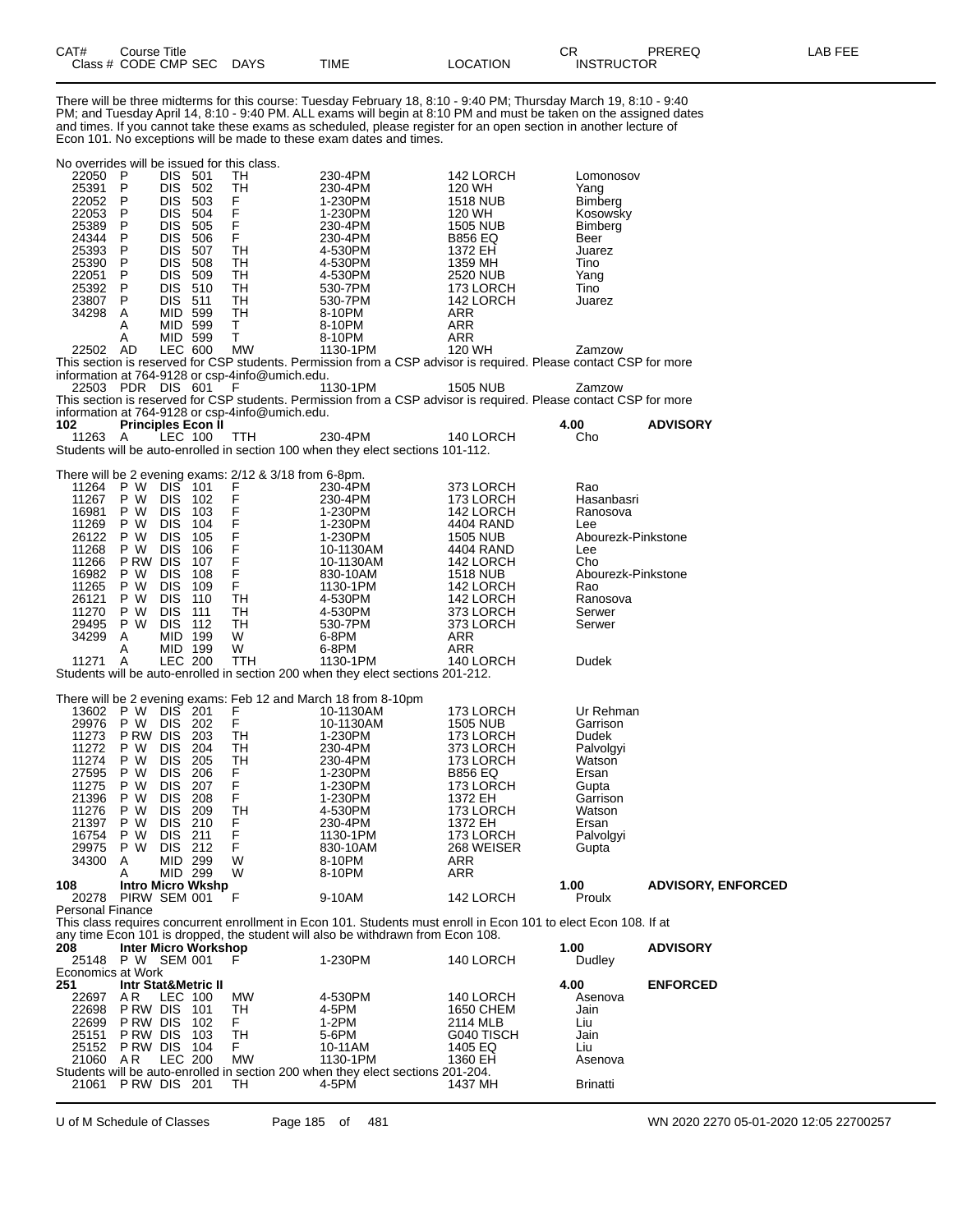| CAT# Class # | Course Title CODE | CMP | SEC | DAYS | TIME | LOCATION | CR INSTRUCTOR | PREREQ | LAB FEE |
|---|---|---|---|---|---|---|---|---|---|

There will be three midterms for this course: Tuesday February 18, 8:10 - 9:40 PM; Thursday March 19, 8:10 - 9:40 PM; and Tuesday April 14, 8:10 - 9:40 PM. ALL exams will begin at 8:10 PM and must be taken on the assigned dates and times. If you cannot take these exams as scheduled, please register for an open section in another lecture of Econ 101. No exceptions will be made to these exam dates and times.

No overrides will be issued for this class.

| Class # | CODE | CMP | SEC | DAYS | TIME | LOCATION | INSTRUCTOR |
|---|---|---|---|---|---|---|---|
| 22050 | P | DIS | 501 | TH | 230-4PM | 142 LORCH | Lomonosov |
| 25391 | P | DIS | 502 | TH | 230-4PM | 120 WH | Yang |
| 22052 | P | DIS | 503 | F | 1-230PM | 1518 NUB | Bimberg |
| 22053 | P | DIS | 504 | F | 1-230PM | 120 WH | Kosowsky |
| 25389 | P | DIS | 505 | F | 230-4PM | 1505 NUB | Bimberg |
| 24344 | P | DIS | 506 | F | 230-4PM | B856 EQ | Beer |
| 25393 | P | DIS | 507 | TH | 4-530PM | 1372 EH | Juarez |
| 25390 | P | DIS | 508 | TH | 4-530PM | 1359 MH | Tino |
| 22051 | P | DIS | 509 | TH | 4-530PM | 2520 NUB | Yang |
| 25392 | P | DIS | 510 | TH | 530-7PM | 173 LORCH | Tino |
| 23807 | P | DIS | 511 | TH | 530-7PM | 142 LORCH | Juarez |
| 34298 | A | MID | 599 | TH | 8-10PM | ARR | |
| | A | MID | 599 | T | 8-10PM | ARR | |
| | A | MID | 599 | T | 8-10PM | ARR | |
| 22502 | AD | LEC | 600 | MW | 1130-1PM | 120 WH | Zamzow |

This section is reserved for CSP students. Permission from a CSP advisor is required. Please contact CSP for more information at 764-9128 or csp-4info@umich.edu.

| Class # | CODE | CMP | SEC | DAYS | TIME | LOCATION | INSTRUCTOR |
|---|---|---|---|---|---|---|---|
| 22503 | PDR | DIS | 601 | F | 1130-1PM | 1505 NUB | Zamzow |

This section is reserved for CSP students. Permission from a CSP advisor is required. Please contact CSP for more information at 764-9128 or csp-4info@umich.edu.

**102 Principles Econ II** — 4.00 — ADVISORY

| Class # | CODE | CMP | SEC | DAYS | TIME | LOCATION | INSTRUCTOR |
|---|---|---|---|---|---|---|---|
| 11263 | A | LEC | 100 | TTH | 230-4PM | 140 LORCH | Cho |

Students will be auto-enrolled in section 100 when they elect sections 101-112.

There will be 2 evening exams: 2/12 & 3/18 from 6-8pm.

| Class # | CODE | CMP | SEC | DAYS | TIME | LOCATION | INSTRUCTOR |
|---|---|---|---|---|---|---|---|
| 11264 | P W | DIS | 101 | F | 230-4PM | 373 LORCH | Rao |
| 11267 | P W | DIS | 102 | F | 230-4PM | 173 LORCH | Hasanbasri |
| 16981 | P W | DIS | 103 | F | 1-230PM | 142 LORCH | Ranosova |
| 11269 | P W | DIS | 104 | F | 1-230PM | 4404 RAND | Lee |
| 26122 | P W | DIS | 105 | F | 1-230PM | 1505 NUB | Abourezk-Pinkstone |
| 11268 | P W | DIS | 106 | F | 10-1130AM | 4404 RAND | Lee |
| 11266 | P RW | DIS | 107 | F | 10-1130AM | 142 LORCH | Cho |
| 16982 | P W | DIS | 108 | F | 830-10AM | 1518 NUB | Abourezk-Pinkstone |
| 11265 | P W | DIS | 109 | F | 1130-1PM | 142 LORCH | Rao |
| 26121 | P W | DIS | 110 | TH | 4-530PM | 142 LORCH | Ranosova |
| 11270 | P W | DIS | 111 | TH | 4-530PM | 373 LORCH | Serwer |
| 29495 | P W | DIS | 112 | TH | 530-7PM | 373 LORCH | Serwer |
| 34299 | A | MID | 199 | W | 6-8PM | ARR | |
| | A | MID | 199 | W | 6-8PM | ARR | |
| 11271 | A | LEC | 200 | TTH | 1130-1PM | 140 LORCH | Dudek |

Students will be auto-enrolled in section 200 when they elect sections 201-212.

There will be 2 evening exams: Feb 12 and March 18 from 8-10pm

| Class # | CODE | CMP | SEC | DAYS | TIME | LOCATION | INSTRUCTOR |
|---|---|---|---|---|---|---|---|
| 13602 | P W | DIS | 201 | F | 10-1130AM | 173 LORCH | Ur Rehman |
| 29976 | P W | DIS | 202 | F | 10-1130AM | 1505 NUB | Garrison |
| 11273 | P RW | DIS | 203 | TH | 1-230PM | 173 LORCH | Dudek |
| 11272 | P W | DIS | 204 | TH | 230-4PM | 373 LORCH | Palvolgyi |
| 11274 | P W | DIS | 205 | TH | 230-4PM | 173 LORCH | Watson |
| 27595 | P W | DIS | 206 | F | 1-230PM | B856 EQ | Ersan |
| 11275 | P W | DIS | 207 | F | 1-230PM | 173 LORCH | Gupta |
| 21396 | P W | DIS | 208 | F | 1-230PM | 1372 EH | Garrison |
| 11276 | P W | DIS | 209 | TH | 4-530PM | 173 LORCH | Watson |
| 21397 | P W | DIS | 210 | F | 230-4PM | 1372 EH | Ersan |
| 16754 | P W | DIS | 211 | F | 1130-1PM | 173 LORCH | Palvolgyi |
| 29975 | P W | DIS | 212 | F | 830-10AM | 268 WEISER | Gupta |
| 34300 | A | MID | 299 | W | 8-10PM | ARR | |
| | A | MID | 299 | W | 8-10PM | ARR | |

**108 Intro Micro Wkshp** — 1.00 — ADVISORY, ENFORCED

| Class # | CODE | CMP | SEC | DAYS | TIME | LOCATION | INSTRUCTOR |
|---|---|---|---|---|---|---|---|
| 20278 | PIRW | SEM | 001 | F | 9-10AM | 142 LORCH | Proulx |

Personal Finance

This class requires concurrent enrollment in Econ 101. Students must enroll in Econ 101 to elect Econ 108. If at any time Econ 101 is dropped, the student will also be withdrawn from Econ 108.

**208 Inter Micro Workshop** — 1.00 — ADVISORY

| Class # | CODE | CMP | SEC | DAYS | TIME | LOCATION | INSTRUCTOR |
|---|---|---|---|---|---|---|---|
| 25148 | P W | SEM | 001 | F | 1-230PM | 140 LORCH | Dudley |

Economics at Work

**251 Intr Stat&Metric II** — 4.00 — ENFORCED

| Class # | CODE | CMP | SEC | DAYS | TIME | LOCATION | INSTRUCTOR |
|---|---|---|---|---|---|---|---|
| 22697 | A R | LEC | 100 | MW | 4-530PM | 140 LORCH | Asenova |
| 22698 | P RW | DIS | 101 | TH | 4-5PM | 1650 CHEM | Jain |
| 22699 | P RW | DIS | 102 | F | 1-2PM | 2114 MLB | Liu |
| 25151 | P RW | DIS | 103 | TH | 5-6PM | G040 TISCH | Jain |
| 25152 | P RW | DIS | 104 | F | 10-11AM | 1405 EQ | Liu |
| 21060 | A R | LEC | 200 | MW | 1130-1PM | 1360 EH | Asenova |

Students will be auto-enrolled in section 200 when they elect sections 201-204.

| Class # | CODE | CMP | SEC | DAYS | TIME | LOCATION | INSTRUCTOR |
|---|---|---|---|---|---|---|---|
| 21061 | P RW | DIS | 201 | TH | 4-5PM | 1437 MH | Brinatti |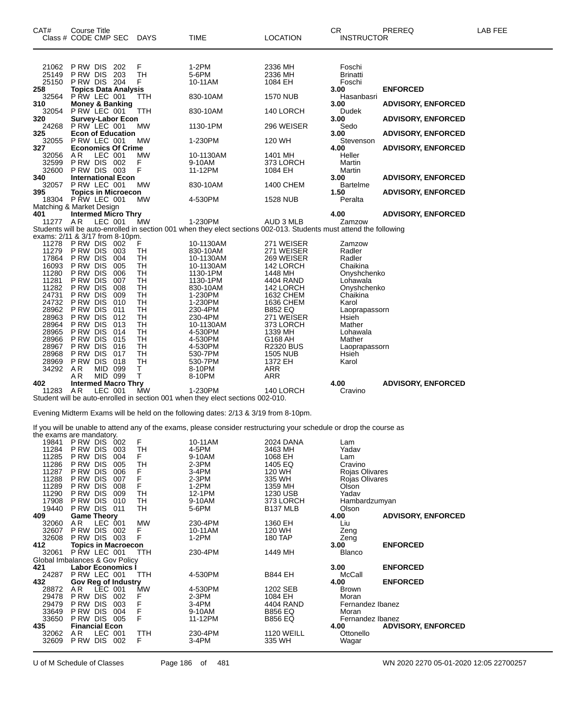| CAT# | Course Title Class # CODE CMP SEC | DAYS | TIME | LOCATION | CR INSTRUCTOR | PREREQ | LAB FEE |
|---|---|---|---|---|---|---|---|
| 21062 | P RW DIS 202 | F | 1-2PM | 2336 MH | Foschi | | |
| 25149 | P RW DIS 203 | TH | 5-6PM | 2336 MH | Brinatti | | |
| 25150 | P RW DIS 204 | F | 10-11AM | 1084 EH | Foschi | | |
| **258** | **Topics Data Analysis** | | | | **3.00** | **ENFORCED** | |
| 32564 | P RW LEC 001 | TTH | 830-10AM | 1570 NUB | Hasanbasri | | |
| **310** | **Money & Banking** | | | | **3.00** | **ADVISORY, ENFORCED** | |
| 32054 | P RW LEC 001 | TTH | 830-10AM | 140 LORCH | Dudek | | |
| **320** | **Survey-Labor Econ** | | | | **3.00** | **ADVISORY, ENFORCED** | |
| 24268 | P RW LEC 001 | MW | 1130-1PM | 296 WEISER | Sedo | | |
| **325** | **Econ of Education** | | | | **3.00** | **ADVISORY, ENFORCED** | |
| 32055 | P RW LEC 001 | MW | 1-230PM | 120 WH | Stevenson | | |
| **327** | **Economics Of Crime** | | | | **4.00** | **ADVISORY, ENFORCED** | |
| 32056 | A R LEC 001 | MW | 10-1130AM | 1401 MH | Heller | | |
| 32599 | P RW DIS 002 | F | 9-10AM | 373 LORCH | Martin | | |
| 32600 | P RW DIS 003 | F | 11-12PM | 1084 EH | Martin | | |
| **340** | **International Econ** | | | | **3.00** | **ADVISORY, ENFORCED** | |
| 32057 | P RW LEC 001 | MW | 830-10AM | 1400 CHEM | Bartelme | | |
| **395** | **Topics in Microecon** | | | | **1.50** | **ADVISORY, ENFORCED** | |
| 18304 | P RW LEC 001 | MW | 4-530PM | 1528 NUB | Peralta | | |

Matching & Market Design

| CAT# | Course Title Class # CODE CMP SEC | DAYS | TIME | LOCATION | CR INSTRUCTOR | PREREQ | LAB FEE |
|---|---|---|---|---|---|---|---|
| **401** | **Intermed Micro Thry** | | | | **4.00** | **ADVISORY, ENFORCED** | |
| 11277 | A R LEC 001 | MW | 1-230PM | AUD 3 MLB | Zamzow | | |

Students will be auto-enrolled in section 001 when they elect sections 002-013. Students must attend the following exams: 2/11 & 3/17 from 8-10pm.

| CAT# | Course Title Class # CODE CMP SEC | DAYS | TIME | LOCATION | CR INSTRUCTOR | PREREQ | LAB FEE |
|---|---|---|---|---|---|---|---|
| 11278 | P RW DIS 002 | F | 10-1130AM | 271 WEISER | Zamzow | | |
| 11279 | P RW DIS 003 | TH | 830-10AM | 271 WEISER | Radler | | |
| 17864 | P RW DIS 004 | TH | 10-1130AM | 269 WEISER | Radler | | |
| 16093 | P RW DIS 005 | TH | 10-1130AM | 142 LORCH | Chaikina | | |
| 11280 | P RW DIS 006 | TH | 1130-1PM | 1448 MH | Onyshchenko | | |
| 11281 | P RW DIS 007 | TH | 1130-1PM | 4404 RAND | Lohawala | | |
| 11282 | P RW DIS 008 | TH | 830-10AM | 142 LORCH | Onyshchenko | | |
| 24731 | P RW DIS 009 | TH | 1-230PM | 1632 CHEM | Chaikina | | |
| 24732 | P RW DIS 010 | TH | 1-230PM | 1636 CHEM | Karol | | |
| 28962 | P RW DIS 011 | TH | 230-4PM | B852 EQ | Laoprapassorn | | |
| 28963 | P RW DIS 012 | TH | 230-4PM | 271 WEISER | Hsieh | | |
| 28964 | P RW DIS 013 | TH | 10-1130AM | 373 LORCH | Mather | | |
| 28965 | P RW DIS 014 | TH | 4-530PM | 1339 MH | Lohawala | | |
| 28966 | P RW DIS 015 | TH | 4-530PM | G168 AH | Mather | | |
| 28967 | P RW DIS 016 | TH | 4-530PM | R2320 BUS | Laoprapassorn | | |
| 28968 | P RW DIS 017 | TH | 530-7PM | 1505 NUB | Hsieh | | |
| 28969 | P RW DIS 018 | TH | 530-7PM | 1372 EH | Karol | | |
| 34292 | A R MID 099 | T | 8-10PM | ARR | | | |
| | A R MID 099 | T | 8-10PM | ARR | | | |
| **402** | **Intermed Macro Thry** | | | | **4.00** | **ADVISORY, ENFORCED** | |
| 11283 | A R LEC 001 | MW | 1-230PM | 140 LORCH | Cravino | | |

Student will be auto-enrolled in section 001 when they elect sections 002-010.

Evening Midterm Exams will be held on the following dates: 2/13 & 3/19 from 8-10pm.

If you will be unable to attend any of the exams, please consider restructuring your schedule or drop the course as the exams are mandatory.

| CAT# | Course Title Class # CODE CMP SEC | DAYS | TIME | LOCATION | CR INSTRUCTOR | PREREQ | LAB FEE |
|---|---|---|---|---|---|---|---|
| 19841 | P RW DIS 002 | F | 10-11AM | 2024 DANA | Lam | | |
| 11284 | P RW DIS 003 | TH | 4-5PM | 3463 MH | Yadav | | |
| 11285 | P RW DIS 004 | F | 9-10AM | 1068 EH | Lam | | |
| 11286 | P RW DIS 005 | TH | 2-3PM | 1405 EQ | Cravino | | |
| 11287 | P RW DIS 006 | F | 3-4PM | 120 WH | Rojas Olivares | | |
| 11288 | P RW DIS 007 | F | 2-3PM | 335 WH | Rojas Olivares | | |
| 11289 | P RW DIS 008 | F | 1-2PM | 1359 MH | Olson | | |
| 11290 | P RW DIS 009 | TH | 12-1PM | 1230 USB | Yadav | | |
| 17908 | P RW DIS 010 | TH | 9-10AM | 373 LORCH | Hambardzumyan | | |
| 19440 | P RW DIS 011 | TH | 5-6PM | B137 MLB | Olson | | |
| **409** | **Game Theory** | | | | **4.00** | **ADVISORY, ENFORCED** | |
| 32060 | A R LEC 001 | MW | 230-4PM | 1360 EH | Liu | | |
| 32607 | P RW DIS 002 | F | 10-11AM | 120 WH | Zeng | | |
| 32608 | P RW DIS 003 | F | 1-2PM | 180 TAP | Zeng | | |
| **412** | **Topics in Macroecon** | | | | **3.00** | **ENFORCED** | |
| 32061 | P RW LEC 001 | TTH | 230-4PM | 1449 MH | Blanco | | |

Global Imbalances & Gov Policy

| CAT# | Course Title Class # CODE CMP SEC | DAYS | TIME | LOCATION | CR INSTRUCTOR | PREREQ | LAB FEE |
|---|---|---|---|---|---|---|---|
| **421** | **Labor Economics I** | | | | **3.00** | **ENFORCED** | |
| 24287 | P RW LEC 001 | TTH | 4-530PM | B844 EH | McCall | | |
| **432** | **Gov Reg of Industry** | | | | **4.00** | **ENFORCED** | |
| 28872 | A R LEC 001 | MW | 4-530PM | 1202 SEB | Brown | | |
| 29478 | P RW DIS 002 | F | 2-3PM | 1084 EH | Moran | | |
| 29479 | P RW DIS 003 | F | 3-4PM | 4404 RAND | Fernandez Ibanez | | |
| 33649 | P RW DIS 004 | F | 9-10AM | B856 EQ | Moran | | |
| 33650 | P RW DIS 005 | F | 11-12PM | B856 EQ | Fernandez Ibanez | | |
| **435** | **Financial Econ** | | | | **4.00** | **ADVISORY, ENFORCED** | |
| 32062 | A R LEC 001 | TTH | 230-4PM | 1120 WEILL | Ottonello | | |
| 32609 | P RW DIS 002 | F | 3-4PM | 335 WH | Wagar | | |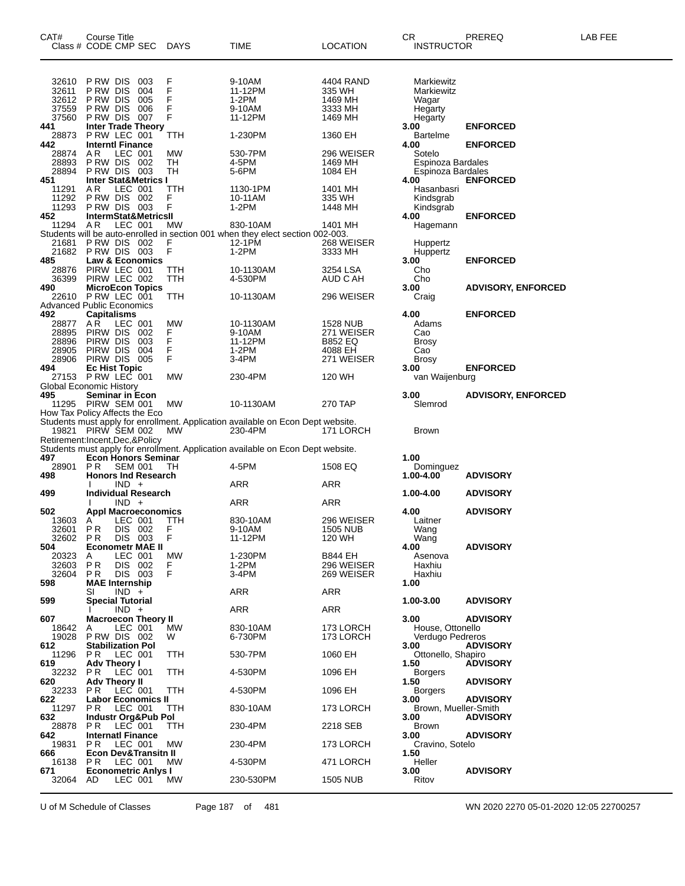| CAT# Class # | Course Title CODE CMP SEC | DAYS | TIME | LOCATION | CR INSTRUCTOR | PREREQ | LAB FEE |
|---|---|---|---|---|---|---|---|
| 32610 | P RW DIS 003 | F | 9-10AM | 4404 RAND | Markiewitz | | |
| 32611 | P RW DIS 004 | F | 11-12PM | 335 WH | Markiewitz | | |
| 32612 | P RW DIS 005 | F | 1-2PM | 1469 MH | Wagar | | |
| 37559 | P RW DIS 006 | F | 9-10AM | 3333 MH | Hegarty | | |
| 37560 | P RW DIS 007 | F | 11-12PM | 1469 MH | Hegarty | | |
| **441** | **Inter Trade Theory** | | | | **3.00** | **ENFORCED** | |
| 28873 | P RW LEC 001 | TTH | 1-230PM | 1360 EH | Bartelme | | |
| **442** | **Interntl Finance** | | | | **4.00** | **ENFORCED** | |
| 28874 | A R LEC 001 | MW | 530-7PM | 296 WEISER | Sotelo | | |
| 28893 | P RW DIS 002 | TH | 4-5PM | 1469 MH | Espinoza Bardales | | |
| 28894 | P RW DIS 003 | TH | 5-6PM | 1084 EH | Espinoza Bardales | | |
| **451** | **Inter Stat&Metrics I** | | | | **4.00** | **ENFORCED** | |
| 11291 | A R LEC 001 | TTH | 1130-1PM | 1401 MH | Hasanbasri | | |
| 11292 | P RW DIS 002 | F | 10-11AM | 335 WH | Kindsgrab | | |
| 11293 | P RW DIS 003 | F | 1-2PM | 1448 MH | Kindsgrab | | |
| **452** | **IntermStat&MetricsII** | | | | **4.00** | **ENFORCED** | |
| 11294 | A R LEC 001 | MW | 830-10AM | 1401 MH | Hagemann | | |
| | Students will be auto-enrolled in section 001 when they elect section 002-003. | | | | | | |
| 21681 | P RW DIS 002 | F | 12-1PM | 268 WEISER | Huppertz | | |
| 21682 | P RW DIS 003 | F | 1-2PM | 3333 MH | Huppertz | | |
| **485** | **Law & Economics** | | | | **3.00** | **ENFORCED** | |
| 28876 | PIRW LEC 001 | TTH | 10-1130AM | 3254 LSA | Cho | | |
| 36399 | PIRW LEC 002 | TTH | 4-530PM | AUD C AH | Cho | | |
| **490** | **MicroEcon Topics** | | | | **3.00** | **ADVISORY, ENFORCED** | |
| 22610 | P RW LEC 001 | TTH | 10-1130AM | 296 WEISER | Craig | | |
| | Advanced Public Economics | | | | | | |
| **492** | **Capitalisms** | | | | **4.00** | **ENFORCED** | |
| 28877 | A R LEC 001 | MW | 10-1130AM | 1528 NUB | Adams | | |
| 28895 | PIRW DIS 002 | F | 9-10AM | 271 WEISER | Cao | | |
| 28896 | PIRW DIS 003 | F | 11-12PM | B852 EQ | Brosy | | |
| 28905 | PIRW DIS 004 | F | 1-2PM | 4088 EH | Cao | | |
| 28906 | PIRW DIS 005 | F | 3-4PM | 271 WEISER | Brosy | | |
| **494** | **Ec Hist Topic** | | | | **3.00** | **ENFORCED** | |
| 27153 | P RW LEC 001 | MW | 230-4PM | 120 WH | van Waijenburg | | |
| | Global Economic History | | | | | | |
| **495** | **Seminar in Econ** | | | | **3.00** | **ADVISORY, ENFORCED** | |
| 11295 | PIRW SEM 001 | MW | 10-1130AM | 270 TAP | Slemrod | | |
| | How Tax Policy Affects the Eco | | | | | | |
| | Students must apply for enrollment. Application available on Econ Dept website. | | | | | | |
| 19821 | PIRW SEM 002 | MW | 230-4PM | 171 LORCH | Brown | | |
| | Retirement:Incent,Dec,&Policy | | | | | | |
| | Students must apply for enrollment. Application available on Econ Dept website. | | | | | | |
| **497** | **Econ Honors Seminar** | | | | **1.00** | | |
| 28901 | P R SEM 001 | TH | 4-5PM | 1508 EQ | Dominguez | | |
| **498** | **Honors Ind Research** | | | | **1.00-4.00** | **ADVISORY** | |
| | I IND + | | ARR | ARR | | | |
| **499** | **Individual Research** | | | | **1.00-4.00** | **ADVISORY** | |
| | I IND + | | ARR | ARR | | | |
| **502** | **Appl Macroeconomics** | | | | **4.00** | **ADVISORY** | |
| 13603 | A LEC 001 | TTH | 830-10AM | 296 WEISER | Laitner | | |
| 32601 | P R DIS 002 | F | 9-10AM | 1505 NUB | Wang | | |
| 32602 | P R DIS 003 | F | 11-12PM | 120 WH | Wang | | |
| **504** | **Econometr MAE II** | | | | **4.00** | **ADVISORY** | |
| 20323 | A LEC 001 | MW | 1-230PM | B844 EH | Asenova | | |
| 32603 | P R DIS 002 | F | 1-2PM | 296 WEISER | Haxhiu | | |
| 32604 | P R DIS 003 | F | 3-4PM | 269 WEISER | Haxhiu | | |
| **598** | **MAE Internship** | | | | **1.00** | | |
| | SI IND + | | ARR | ARR | | | |
| **599** | **Special Tutorial** | | | | **1.00-3.00** | **ADVISORY** | |
| | I IND + | | ARR | ARR | | | |
| **607** | **Macroecon Theory II** | | | | **3.00** | **ADVISORY** | |
| 18642 | A LEC 001 | MW | 830-10AM | 173 LORCH | House, Ottonello | | |
| 19028 | P RW DIS 002 | W | 6-730PM | 173 LORCH | Verdugo Pedreros | | |
| **612** | **Stabilization Pol** | | | | **3.00** | **ADVISORY** | |
| 11296 | P R LEC 001 | TTH | 530-7PM | 1060 EH | Ottonello, Shapiro | | |
| **619** | **Adv Theory I** | | | | **1.50** | **ADVISORY** | |
| 32232 | P R LEC 001 | TTH | 4-530PM | 1096 EH | Borgers | | |
| **620** | **Adv Theory II** | | | | **1.50** | **ADVISORY** | |
| 32233 | P R LEC 001 | TTH | 4-530PM | 1096 EH | Borgers | | |
| **622** | **Labor Economics II** | | | | **3.00** | **ADVISORY** | |
| 11297 | P R LEC 001 | TTH | 830-10AM | 173 LORCH | Brown, Mueller-Smith | | |
| **632** | **Industr Org&Pub Pol** | | | | **3.00** | **ADVISORY** | |
| 28878 | P R LEC 001 | TTH | 230-4PM | 2218 SEB | Brown | | |
| **642** | **Internatl Finance** | | | | **3.00** | **ADVISORY** | |
| 19831 | P R LEC 001 | MW | 230-4PM | 173 LORCH | Cravino, Sotelo | | |
| **666** | **Econ Dev&Transitn II** | | | | **1.50** | | |
| 16138 | P R LEC 001 | MW | 4-530PM | 471 LORCH | Heller | | |
| **671** | **Econometric Anlys I** | | | | **3.00** | **ADVISORY** | |
| 32064 | AD LEC 001 | MW | 230-530PM | 1505 NUB | Ritov | | |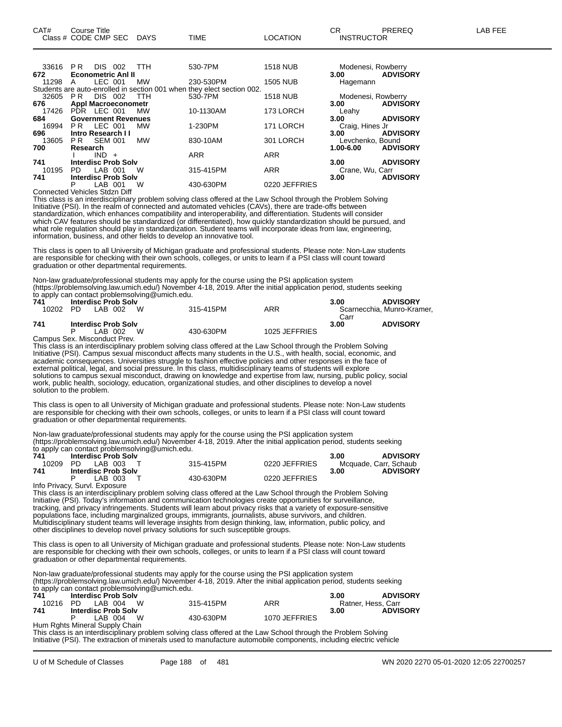| CAT# | Course Title<br>Class # CODE CMP SEC | DAYS | TIME | LOCATION | CR<br>INSTRUCTOR | PREREQ | LAB FEE |
|---|---|---|---|---|---|---|---|
| 33616 | P R DIS 002 | TTH | 530-7PM | 1518 NUB | Modenesi, Rowberry | | |
| **672** | **Econometric Anl II** | | | | **3.00** | **ADVISORY** | |
| 11298 | A LEC 001 | MW | 230-530PM | 1505 NUB | Hagemann | | |

Students are auto-enrolled in section 001 when they elect section 002.

| CAT# | Course Title<br>Class # CODE CMP SEC | DAYS | TIME | LOCATION | CR<br>INSTRUCTOR | PREREQ | LAB FEE |
|---|---|---|---|---|---|---|---|
| 32605 | P R DIS 002 | TTH | 530-7PM | 1518 NUB | Modenesi, Rowberry | | |
| **676** | **Appl Macroeconometr** | | | | **3.00** | **ADVISORY** | |
| 17426 | PDR LEC 001 | MW | 10-1130AM | 173 LORCH | Leahy | | |
| **684** | **Government Revenues** | | | | **3.00** | **ADVISORY** | |
| 16994 | P R LEC 001 | MW | 1-230PM | 171 LORCH | Craig, Hines Jr | | |
| **696** | **Intro Research I I** | | | | **3.00** | **ADVISORY** | |
| 13605 | P R SEM 001 | MW | 830-10AM | 301 LORCH | Levchenko, Bound | | |
| **700** | **Research** | | | | **1.00-6.00** | **ADVISORY** | |
| | I IND + | | ARR | ARR | | | |
| **741** | **Interdisc Prob Solv** | | | | **3.00** | **ADVISORY** | |
| 10195 | PD LAB 001 | W | 315-415PM | ARR | Crane, Wu, Carr | | |
| **741** | **Interdisc Prob Solv** | | | | **3.00** | **ADVISORY** | |
| | P LAB 001 | W | 430-630PM | 0220 JEFFRIES | | | |

Connected Vehicles Stdzn Diff

This class is an interdisciplinary problem solving class offered at the Law School through the Problem Solving Initiative (PSI). In the realm of connected and automated vehicles (CAVs), there are trade-offs between standardization, which enhances compatibility and interoperability, and differentiation. Students will consider which CAV features should be standardized (or differentiated), how quickly standardization should be pursued, and what role regulation should play in standardization. Student teams will incorporate ideas from law, engineering, information, business, and other fields to develop an innovative tool.

This class is open to all University of Michigan graduate and professional students. Please note: Non-Law students are responsible for checking with their own schools, colleges, or units to learn if a PSI class will count toward graduation or other departmental requirements.

Non-law graduate/professional students may apply for the course using the PSI application system (https://problemsolving.law.umich.edu/) November 4-18, 2019. After the initial application period, students seeking to apply can contact problemsolving@umich.edu.

| CAT# | Course Title<br>Class # CODE CMP SEC | DAYS | TIME | LOCATION | CR<br>INSTRUCTOR | PREREQ | LAB FEE |
|---|---|---|---|---|---|---|---|
| **741** | **Interdisc Prob Solv** | | | | **3.00** | **ADVISORY** | |
| 10202 | PD LAB 002 | W | 315-415PM | ARR | Scarnecchia, Munro-Kramer, Carr | | |
| **741** | **Interdisc Prob Solv** | | | | **3.00** | **ADVISORY** | |
| | P LAB 002 | W | 430-630PM | 1025 JEFFRIES | | | |

Campus Sex. Misconduct Prev.

This class is an interdisciplinary problem solving class offered at the Law School through the Problem Solving Initiative (PSI). Campus sexual misconduct affects many students in the U.S., with health, social, economic, and academic consequences. Universities struggle to fashion effective policies and other responses in the face of external political, legal, and social pressure. In this class, multidisciplinary teams of students will explore solutions to campus sexual misconduct, drawing on knowledge and expertise from law, nursing, public policy, social work, public health, sociology, education, organizational studies, and other disciplines to develop a novel solution to the problem.

This class is open to all University of Michigan graduate and professional students. Please note: Non-Law students are responsible for checking with their own schools, colleges, or units to learn if a PSI class will count toward graduation or other departmental requirements.

Non-law graduate/professional students may apply for the course using the PSI application system (https://problemsolving.law.umich.edu/) November 4-18, 2019. After the initial application period, students seeking to apply can contact problemsolving@umich.edu.

| CAT# | Course Title<br>Class # CODE CMP SEC | DAYS | TIME | LOCATION | CR<br>INSTRUCTOR | PREREQ | LAB FEE |
|---|---|---|---|---|---|---|---|
| **741** | **Interdisc Prob Solv** | | | | **3.00** | **ADVISORY** | |
| 10209 | PD LAB 003 | T | 315-415PM | 0220 JEFFRIES | Mcquade, Carr, Schaub | | |
| **741** | **Interdisc Prob Solv** | | | | **3.00** | **ADVISORY** | |
| | P LAB 003 | T | 430-630PM | 0220 JEFFRIES | | | |

Info Privacy, Survl. Exposure

This class is an interdisciplinary problem solving class offered at the Law School through the Problem Solving Initiative (PSI). Today's information and communication technologies create opportunities for surveillance, tracking, and privacy infringements. Students will learn about privacy risks that a variety of exposure-sensitive populations face, including marginalized groups, immigrants, journalists, abuse survivors, and children. Multidisciplinary student teams will leverage insights from design thinking, law, information, public policy, and other disciplines to develop novel privacy solutions for such susceptible groups.

This class is open to all University of Michigan graduate and professional students. Please note: Non-Law students are responsible for checking with their own schools, colleges, or units to learn if a PSI class will count toward graduation or other departmental requirements.

Non-law graduate/professional students may apply for the course using the PSI application system (https://problemsolving.law.umich.edu/) November 4-18, 2019. After the initial application period, students seeking to apply can contact problemsolving@umich.edu.

| CAT# | Course Title<br>Class # CODE CMP SEC | DAYS | TIME | LOCATION | CR<br>INSTRUCTOR | PREREQ | LAB FEE |
|---|---|---|---|---|---|---|---|
| **741** | **Interdisc Prob Solv** | | | | **3.00** | **ADVISORY** | |
| 10216 | PD LAB 004 | W | 315-415PM | ARR | Ratner, Hess, Carr | | |
| **741** | **Interdisc Prob Solv** | | | | **3.00** | **ADVISORY** | |
| | P LAB 004 | W | 430-630PM | 1070 JEFFRIES | | | |

Hum Rghts Mineral Supply Chain

This class is an interdisciplinary problem solving class offered at the Law School through the Problem Solving Initiative (PSI). The extraction of minerals used to manufacture automobile components, including electric vehicle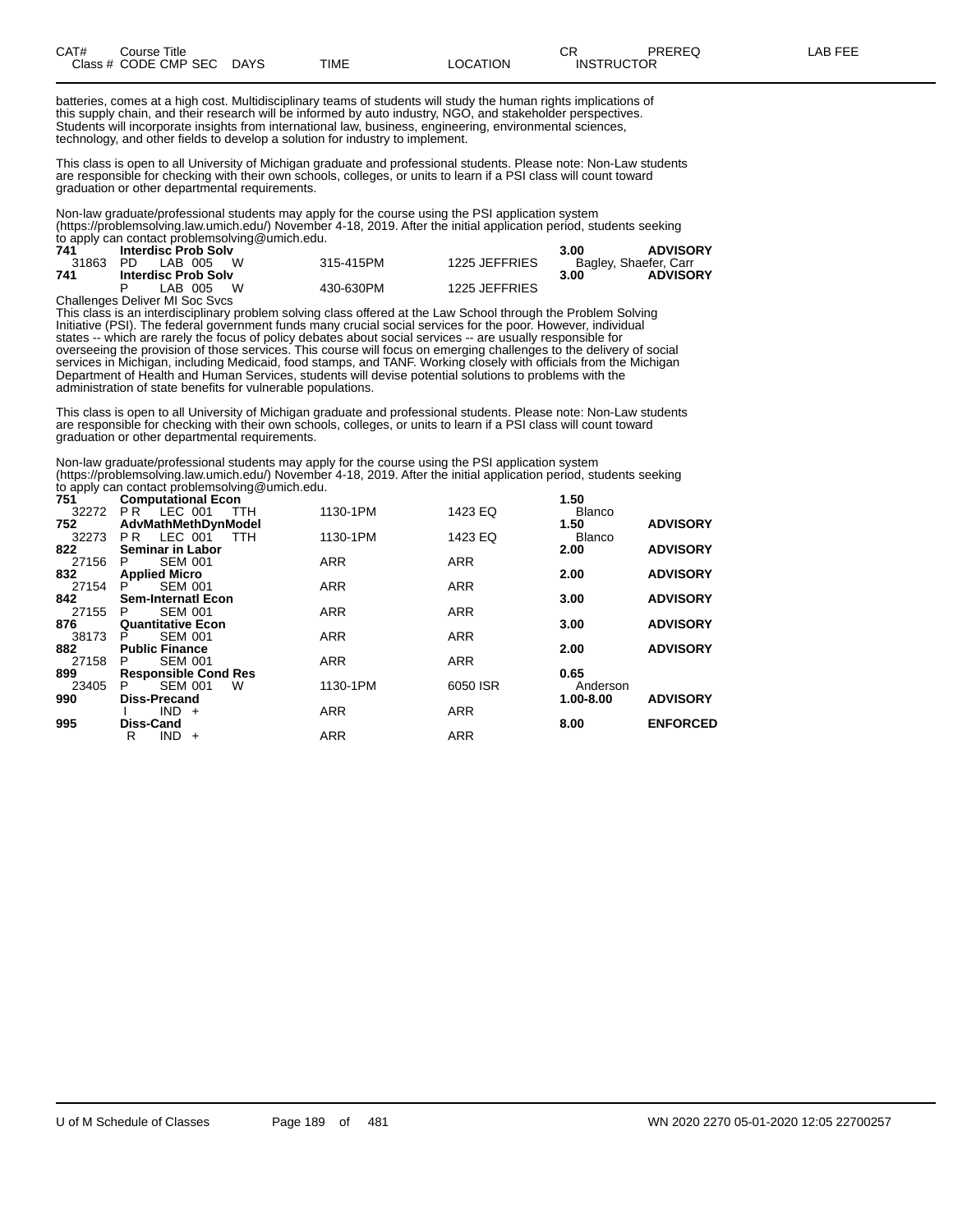batteries, comes at a high cost. Multidisciplinary teams of students will study the human rights implications of this supply chain, and their research will be informed by auto industry, NGO, and stakeholder perspectives. Students will incorporate insights from international law, business, engineering, environmental sciences, technology, and other fields to develop a solution for industry to implement.

This class is open to all University of Michigan graduate and professional students. Please note: Non-Law students are responsible for checking with their own schools, colleges, or units to learn if a PSI class will count toward graduation or other departmental requirements.

Non-law graduate/professional students may apply for the course using the PSI application system (https://problemsolving.law.umich.edu/) November 4-18, 2019. After the initial application period, students seeking to apply can contact problemsolving@umich.edu.

| CAT# / Class # | Course Title / CODE CMP SEC | DAYS | TIME | LOCATION | CR / INSTRUCTOR | PREREQ | LAB FEE |
|---|---|---|---|---|---|---|---|
| **741** | **Interdisc Prob Solv** | | | | **3.00** | **ADVISORY** | |
| 31863 | PD LAB 005 | W | 315-415PM | 1225 JEFFRIES | Bagley, Shaefer, Carr | | |
| **741** | **Interdisc Prob Solv** | | | | **3.00** | **ADVISORY** | |
| | P LAB 005 | W | 430-630PM | 1225 JEFFRIES | | | |

Challenges Deliver MI Soc Svcs

This class is an interdisciplinary problem solving class offered at the Law School through the Problem Solving Initiative (PSI). The federal government funds many crucial social services for the poor. However, individual states -- which are rarely the focus of policy debates about social services -- are usually responsible for overseeing the provision of those services. This course will focus on emerging challenges to the delivery of social services in Michigan, including Medicaid, food stamps, and TANF. Working closely with officials from the Michigan Department of Health and Human Services, students will devise potential solutions to problems with the administration of state benefits for vulnerable populations.

This class is open to all University of Michigan graduate and professional students. Please note: Non-Law students are responsible for checking with their own schools, colleges, or units to learn if a PSI class will count toward graduation or other departmental requirements.

Non-law graduate/professional students may apply for the course using the PSI application system (https://problemsolving.law.umich.edu/) November 4-18, 2019. After the initial application period, students seeking to apply can contact problemsolving@umich.edu.

| CAT# / Class # | Course Title / CODE CMP SEC | DAYS | TIME | LOCATION | CR / INSTRUCTOR | PREREQ | LAB FEE |
|---|---|---|---|---|---|---|---|
| **751** | **Computational Econ** | | | | **1.50** | | |
| 32272 | P R LEC 001 | TTH | 1130-1PM | 1423 EQ | Blanco | | |
| **752** | **AdvMathMethDynModel** | | | | **1.50** | **ADVISORY** | |
| 32273 | P R LEC 001 | TTH | 1130-1PM | 1423 EQ | Blanco | | |
| **822** | **Seminar in Labor** | | | | **2.00** | **ADVISORY** | |
| 27156 | P SEM 001 | | ARR | ARR | | | |
| **832** | **Applied Micro** | | | | **2.00** | **ADVISORY** | |
| 27154 | P SEM 001 | | ARR | ARR | | | |
| **842** | **Sem-Internatl Econ** | | | | **3.00** | **ADVISORY** | |
| 27155 | P SEM 001 | | ARR | ARR | | | |
| **876** | **Quantitative Econ** | | | | **3.00** | **ADVISORY** | |
| 38173 | P SEM 001 | | ARR | ARR | | | |
| **882** | **Public Finance** | | | | **2.00** | **ADVISORY** | |
| 27158 | P SEM 001 | | ARR | ARR | | | |
| **899** | **Responsible Cond Res** | | | | **0.65** | | |
| 23405 | P SEM 001 | W | 1130-1PM | 6050 ISR | Anderson | | |
| **990** | **Diss-Precand** | | | | **1.00-8.00** | **ADVISORY** | |
| | I IND + | | ARR | ARR | | | |
| **995** | **Diss-Cand** | | | | **8.00** | **ENFORCED** | |
| | R IND + | | ARR | ARR | | | |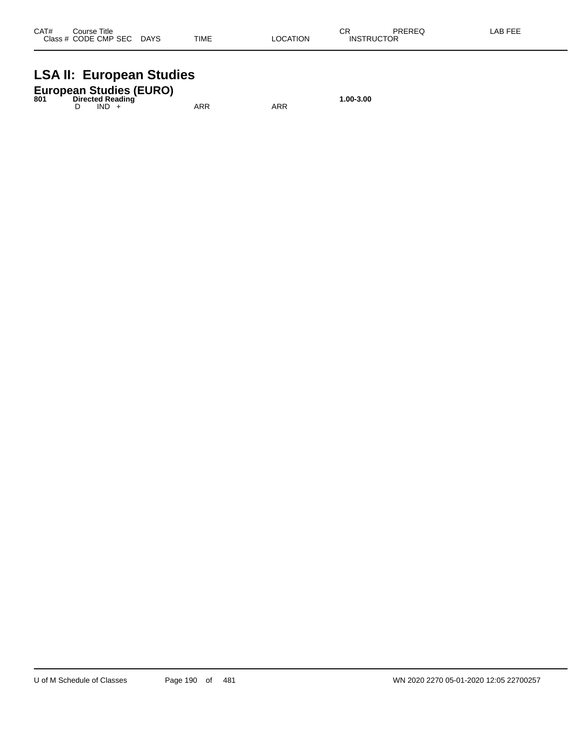| CAT# | Course Title | | | | | | | | |
|---|---|---|---|---|---|---|---|---|---|
| Class # | CODE | CMP | SEC | DAYS | TIME | LOCATION | CR | PREREQ | LAB FEE |
| | | | | | | | INSTRUCTOR | | |

# LSA II: European Studies

## European Studies (EURO)

| CAT# | Course Title | | | | | | CR |
|---|---|---|---|---|---|---|---|
| **801** | **Directed Reading** | | | | | | **1.00-3.00** |
| | D | IND | + | | ARR | ARR | |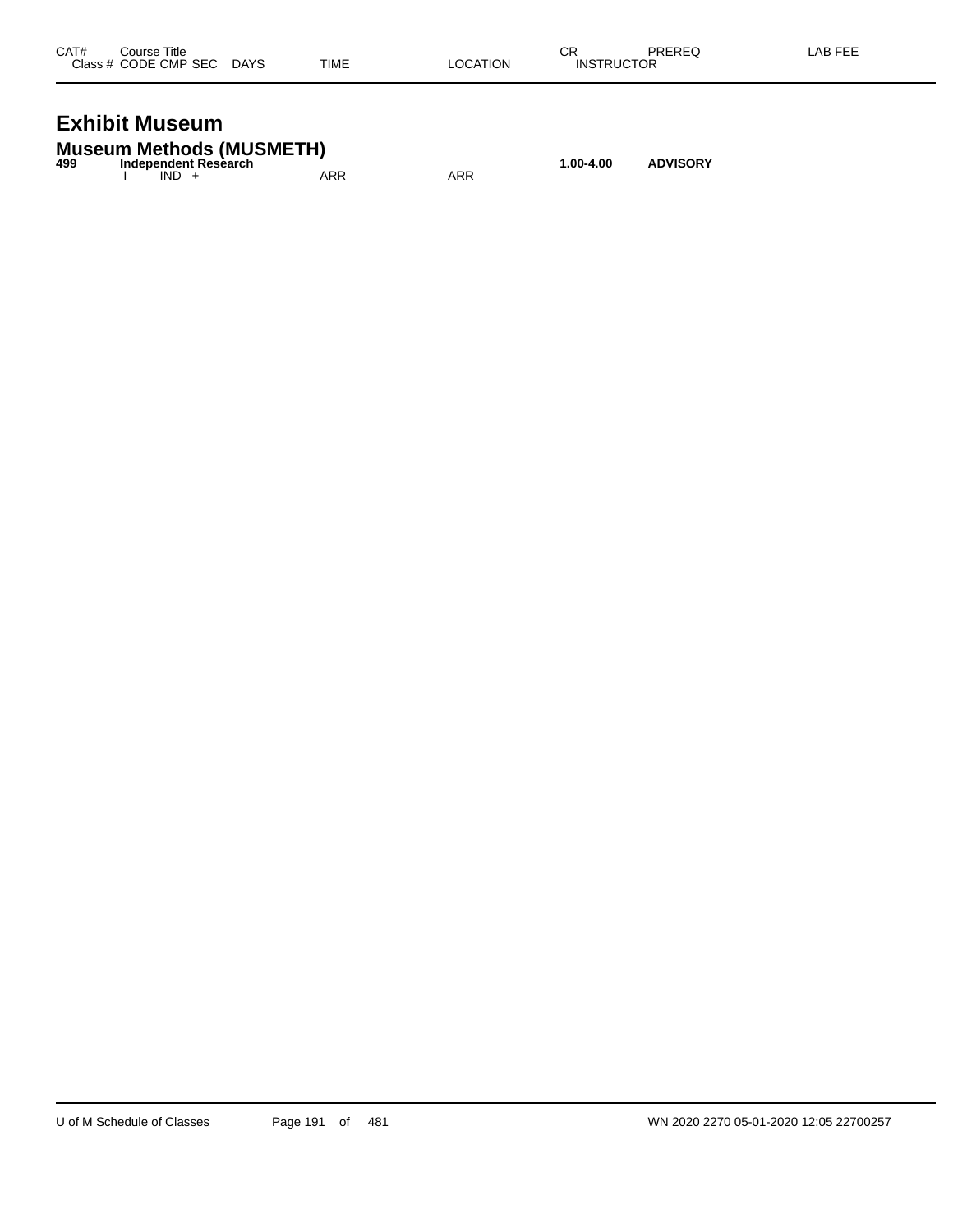| CAT# | Course Title<br>Class # CODE CMP SEC DAYS | TIME | LOCATION | CR<br>INSTRUCTOR | PREREQ | LAB FEE |
|---|---|---|---|---|---|---|

# Exhibit Museum

## Museum Methods (MUSMETH)

| CAT# | Course Title<br>Class # CODE CMP SEC DAYS | TIME | LOCATION | CR<br>INSTRUCTOR | PREREQ | LAB FEE |
|---|---|---|---|---|---|---|
| **499** | **Independent Research** | | | **1.00-4.00** | **ADVISORY** | |
| | I IND + | ARR | ARR | | | |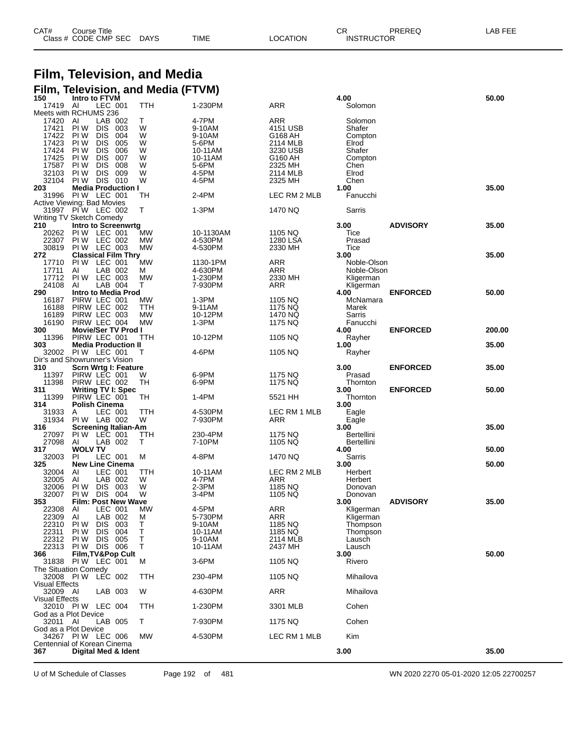# Film, Television, and Media

## Film, Television, and Media (FTVM)

| CAT# Class # | Course Title CODE CMP SEC | DAYS | TIME | LOCATION | CR INSTRUCTOR | PREREQ | LAB FEE |
|---|---|---|---|---|---|---|---|
| **150** | **Intro to FTVM** | | | | **4.00** | | **50.00** |
| 17419 | AI LEC 001 | TTH | 1-230PM | ARR | Solomon | | |
| Meets with RCHUMS 236 | | | | | | | |
| 17420 | AI LAB 002 | T | 4-7PM | ARR | Solomon | | |
| 17421 | PI W DIS 003 | W | 9-10AM | 4151 USB | Shafer | | |
| 17422 | PI W DIS 004 | W | 9-10AM | G168 AH | Compton | | |
| 17423 | PI W DIS 005 | W | 5-6PM | 2114 MLB | Elrod | | |
| 17424 | PI W DIS 006 | W | 10-11AM | 3230 USB | Shafer | | |
| 17425 | PI W DIS 007 | W | 10-11AM | G160 AH | Compton | | |
| 17587 | PI W DIS 008 | W | 5-6PM | 2325 MH | Chen | | |
| 32103 | PI W DIS 009 | W | 4-5PM | 2114 MLB | Elrod | | |
| 32104 | PI W DIS 010 | W | 4-5PM | 2325 MH | Chen | | |
| **203** | **Media Production I** | | | | **1.00** | | **35.00** |
| 31996 | PI W LEC 001 | TH | 2-4PM | LEC RM 2 MLB | Fanucchi | | |
| Active Viewing: Bad Movies | | | | | | | |
| 31997 | PI W LEC 002 | T | 1-3PM | 1470 NQ | Sarris | | |
| Writing TV Sketch Comedy | | | | | | | |
| **210** | **Intro to Screenwrtg** | | | | **3.00** | **ADVISORY** | **35.00** |
| 20262 | PI W LEC 001 | MW | 10-1130AM | 1105 NQ | Tice | | |
| 22307 | PI W LEC 002 | MW | 4-530PM | 1280 LSA | Prasad | | |
| 30819 | PI W LEC 003 | MW | 4-530PM | 2330 MH | Tice | | |
| **272** | **Classical Film Thry** | | | | **3.00** | | **35.00** |
| 17710 | PI W LEC 001 | MW | 1130-1PM | ARR | Noble-Olson | | |
| 17711 | AI LAB 002 | M | 4-630PM | ARR | Noble-Olson | | |
| 17712 | PI W LEC 003 | MW | 1-230PM | 2330 MH | Kligerman | | |
| 24108 | AI LAB 004 | T | 7-930PM | ARR | Kligerman | | |
| **290** | **Intro to Media Prod** | | | | **4.00** | **ENFORCED** | **50.00** |
| 16187 | PIRW LEC 001 | MW | 1-3PM | 1105 NQ | McNamara | | |
| 16188 | PIRW LEC 002 | TTH | 9-11AM | 1175 NQ | Marek | | |
| 16189 | PIRW LEC 003 | MW | 10-12PM | 1470 NQ | Sarris | | |
| 16190 | PIRW LEC 004 | MW | 1-3PM | 1175 NQ | Fanucchi | | |
| **300** | **Movie/Ser TV Prod I** | | | | **4.00** | **ENFORCED** | **200.00** |
| 11396 | PIRW LEC 001 | TTH | 10-12PM | 1105 NQ | Rayher | | |
| **303** | **Media Production II** | | | | **1.00** | | **35.00** |
| 32002 | PI W LEC 001 | T | 4-6PM | 1105 NQ | Rayher | | |
| Dir's and Showrunner's Vision | | | | | | | |
| **310** | **Scrn Wrtg I: Feature** | | | | **3.00** | **ENFORCED** | **35.00** |
| 11397 | PIRW LEC 001 | W | 6-9PM | 1175 NQ | Prasad | | |
| 11398 | PIRW LEC 002 | TH | 6-9PM | 1175 NQ | Thornton | | |
| **311** | **Writing TV I: Spec** | | | | **3.00** | **ENFORCED** | **50.00** |
| 11399 | PIRW LEC 001 | TH | 1-4PM | 5521 HH | Thornton | | |
| **314** | **Polish Cinema** | | | | **3.00** | | |
| 31933 | A LEC 001 | TTH | 4-530PM | LEC RM 1 MLB | Eagle | | |
| 31934 | PI W LAB 002 | W | 7-930PM | ARR | Eagle | | |
| **316** | **Screening Italian-Am** | | | | **3.00** | | **35.00** |
| 27097 | PI W LEC 001 | TTH | 230-4PM | 1175 NQ | Bertellini | | |
| 27098 | AI LAB 002 | T | 7-10PM | 1105 NQ | Bertellini | | |
| **317** | **WOLV TV** | | | | **4.00** | | **50.00** |
| 32003 | PI LEC 001 | M | 4-8PM | 1470 NQ | Sarris | | |
| **325** | **New Line Cinema** | | | | **3.00** | | **50.00** |
| 32004 | AI LEC 001 | TTH | 10-11AM | LEC RM 2 MLB | Herbert | | |
| 32005 | AI LAB 002 | W | 4-7PM | ARR | Herbert | | |
| 32006 | PI W DIS 003 | W | 2-3PM | 1185 NQ | Donovan | | |
| 32007 | PI W DIS 004 | W | 3-4PM | 1105 NQ | Donovan | | |
| **353** | **Film: Post New Wave** | | | | **3.00** | **ADVISORY** | **35.00** |
| 22308 | AI LEC 001 | MW | 4-5PM | ARR | Kligerman | | |
| 22309 | AI LAB 002 | M | 5-730PM | ARR | Kligerman | | |
| 22310 | PI W DIS 003 | T | 9-10AM | 1185 NQ | Thompson | | |
| 22311 | PI W DIS 004 | T | 10-11AM | 1185 NQ | Thompson | | |
| 22312 | PI W DIS 005 | T | 9-10AM | 2114 MLB | Lausch | | |
| 22313 | PI W DIS 006 | T | 10-11AM | 2437 MH | Lausch | | |
| **366** | **Film,TV&Pop Cult** | | | | **3.00** | | **50.00** |
| 31838 | PI W LEC 001 | M | 3-6PM | 1105 NQ | Rivero | | |
| The Situation Comedy | | | | | | | |
| 32008 | PI W LEC 002 | TTH | 230-4PM | 1105 NQ | Mihailova | | |
| Visual Effects | | | | | | | |
| 32009 | AI LAB 003 | W | 4-630PM | ARR | Mihailova | | |
| Visual Effects | | | | | | | |
| 32010 | PI W LEC 004 | TTH | 1-230PM | 3301 MLB | Cohen | | |
| God as a Plot Device | | | | | | | |
| 32011 | AI LAB 005 | T | 7-930PM | 1175 NQ | Cohen | | |
| God as a Plot Device | | | | | | | |
| 34267 | PI W LEC 006 | MW | 4-530PM | LEC RM 1 MLB | Kim | | |
| Centennial of Korean Cinema | | | | | | | |
| **367** | **Digital Med & Ident** | | | | **3.00** | | **35.00** |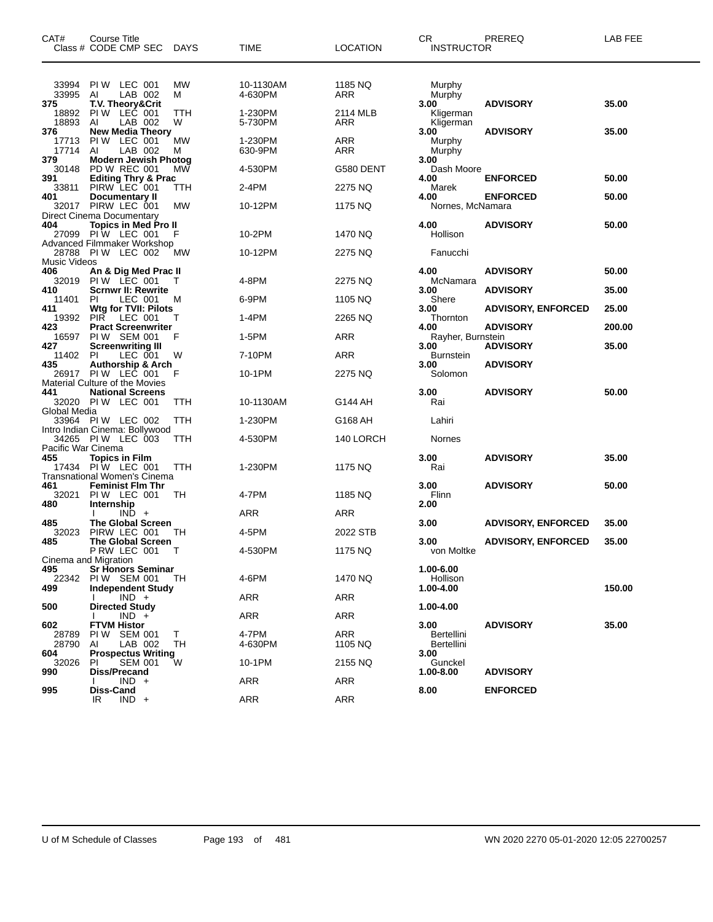| CAT# | Course Title<br>Class # CODE CMP SEC | DAYS | TIME | LOCATION | CR<br>INSTRUCTOR | PREREQ | LAB FEE |
|---|---|---|---|---|---|---|---|
| 33994 | PI W LEC 001 | MW | 10-1130AM | 1185 NQ | Murphy | | |
| 33995 | AI LAB 002 | M | 4-630PM | ARR | Murphy | | |
| 375 | T.V. Theory&Crit | | | | 3.00 | ADVISORY | 35.00 |
| 18892 | PI W LEC 001 | TTH | 1-230PM | 2114 MLB | Kligerman | | |
| 18893 | AI LAB 002 | W | 5-730PM | ARR | Kligerman | | |
| 376 | New Media Theory | | | | 3.00 | ADVISORY | 35.00 |
| 17713 | PI W LEC 001 | MW | 1-230PM | ARR | Murphy | | |
| 17714 | AI LAB 002 | M | 630-9PM | ARR | Murphy | | |
| 379 | Modern Jewish Photog | | | | 3.00 | | |
| 30148 | PD W REC 001 | MW | 4-530PM | G580 DENT | Dash Moore | | |
| 391 | Editing Thry & Prac | | | | 4.00 | ENFORCED | 50.00 |
| 33811 | PIRW LEC 001 | TTH | 2-4PM | 2275 NQ | Marek | | |
| 401 | Documentary II | | | | 4.00 | ENFORCED | 50.00 |
| 32017 | PIRW LEC 001 | MW | 10-12PM | 1175 NQ | Nornes, McNamara | | |
| | Direct Cinema Documentary | | | | | | |
| 404 | Topics in Med Pro II | | | | 4.00 | ADVISORY | 50.00 |
| 27099 | PI W LEC 001 | F | 10-2PM | 1470 NQ | Hollison | | |
| | Advanced Filmmaker Workshop | | | | | | |
| 28788 | PI W LEC 002 | MW | 10-12PM | 2275 NQ | Fanucchi | | |
| | Music Videos | | | | | | |
| 406 | An & Dig Med Prac II | | | | 4.00 | ADVISORY | 50.00 |
| 32019 | PI W LEC 001 | T | 4-8PM | 2275 NQ | McNamara | | |
| 410 | Scrnwr II: Rewrite | | | | 3.00 | ADVISORY | 35.00 |
| 11401 | PI LEC 001 | M | 6-9PM | 1105 NQ | Shere | | |
| 411 | Wtg for TVII: Pilots | | | | 3.00 | ADVISORY, ENFORCED | 25.00 |
| 19392 | PIR LEC 001 | T | 1-4PM | 2265 NQ | Thornton | | |
| 423 | Pract Screenwriter | | | | 4.00 | ADVISORY | 200.00 |
| 16597 | PI W SEM 001 | F | 1-5PM | ARR | Rayher, Burnstein | | |
| 427 | Screenwriting III | | | | 3.00 | ADVISORY | 35.00 |
| 11402 | PI LEC 001 | W | 7-10PM | ARR | Burnstein | | |
| 435 | Authorship & Arch | | | | 3.00 | ADVISORY | |
| 26917 | PI W LEC 001 | F | 10-1PM | 2275 NQ | Solomon | | |
| | Material Culture of the Movies | | | | | | |
| 441 | National Screens | | | | 3.00 | ADVISORY | 50.00 |
| 32020 | PI W LEC 001 | TTH | 10-1130AM | G144 AH | Rai | | |
| | Global Media | | | | | | |
| 33964 | PI W LEC 002 | TTH | 1-230PM | G168 AH | Lahiri | | |
| | Intro Indian Cinema: Bollywood | | | | | | |
| 34265 | PI W LEC 003 | TTH | 4-530PM | 140 LORCH | Nornes | | |
| | Pacific War Cinema | | | | | | |
| 455 | Topics in Film | | | | 3.00 | ADVISORY | 35.00 |
| 17434 | PI W LEC 001 | TTH | 1-230PM | 1175 NQ | Rai | | |
| | Transnational Women's Cinema | | | | | | |
| 461 | Feminist Flm Thr | | | | 3.00 | ADVISORY | 50.00 |
| 32021 | PI W LEC 001 | TH | 4-7PM | 1185 NQ | Flinn | | |
| 480 | Internship | | | | 2.00 | | |
| | I IND + | | ARR | ARR | | | |
| 485 | The Global Screen | | | | 3.00 | ADVISORY, ENFORCED | 35.00 |
| 32023 | PIRW LEC 001 | TH | 4-5PM | 2022 STB | | | |
| 485 | The Global Screen | | | | 3.00 | ADVISORY, ENFORCED | 35.00 |
| | P RW LEC 001 | T | 4-530PM | 1175 NQ | von Moltke | | |
| | Cinema and Migration | | | | | | |
| 495 | Sr Honors Seminar | | | | 1.00-6.00 | | |
| 22342 | PI W SEM 001 | TH | 4-6PM | 1470 NQ | Hollison | | |
| 499 | Independent Study | | | | 1.00-4.00 | | 150.00 |
| | I IND + | | ARR | ARR | | | |
| 500 | Directed Study | | | | 1.00-4.00 | | |
| | I IND + | | ARR | ARR | | | |
| 602 | FTVM Histor | | | | 3.00 | ADVISORY | 35.00 |
| 28789 | PI W SEM 001 | T | 4-7PM | ARR | Bertellini | | |
| 28790 | AI LAB 002 | TH | 4-630PM | 1105 NQ | Bertellini | | |
| 604 | Prospectus Writing | | | | 3.00 | | |
| 32026 | PI SEM 001 | W | 10-1PM | 2155 NQ | Gunckel | | |
| 990 | Diss/Precand | | | | 1.00-8.00 | ADVISORY | |
| | I IND + | | ARR | ARR | | | |
| 995 | Diss-Cand | | | | 8.00 | ENFORCED | |
| | IR IND + | | ARR | ARR | | | |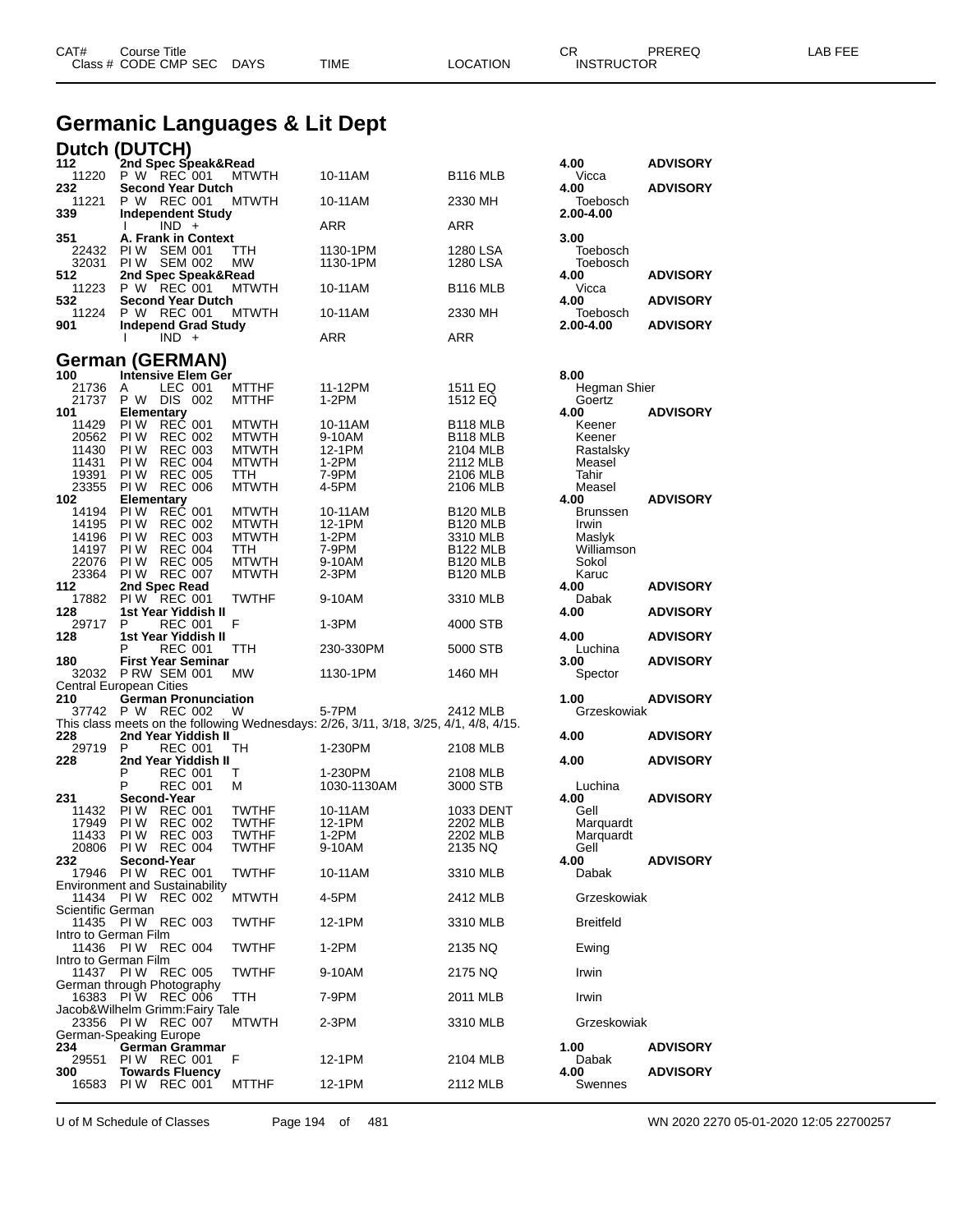# Germanic Languages & Lit Dept

## Dutch (DUTCH)

| CAT# Class # | Course Title CODE CMP SEC | DAYS | TIME | LOCATION | CR INSTRUCTOR | PREREQ | LAB FEE |
|---|---|---|---|---|---|---|---|
| **112** | **2nd Spec Speak&Read** | | | | **4.00** | **ADVISORY** | |
| 11220 | P W REC 001 | MTWTH | 10-11AM | B116 MLB | Vicca | | |
| **232** | **Second Year Dutch** | | | | **4.00** | **ADVISORY** | |
| 11221 | P W REC 001 | MTWTH | 10-11AM | 2330 MH | Toebosch | | |
| **339** | **Independent Study** | | | | **2.00-4.00** | | |
| | I IND + | | ARR | ARR | | | |
| **351** | **A. Frank in Context** | | | | **3.00** | | |
| 22432 | PI W SEM 001 | TTH | 1130-1PM | 1280 LSA | Toebosch | | |
| 32031 | PI W SEM 002 | MW | 1130-1PM | 1280 LSA | Toebosch | | |
| **512** | **2nd Spec Speak&Read** | | | | **4.00** | **ADVISORY** | |
| 11223 | P W REC 001 | MTWTH | 10-11AM | B116 MLB | Vicca | | |
| **532** | **Second Year Dutch** | | | | **4.00** | **ADVISORY** | |
| 11224 | P W REC 001 | MTWTH | 10-11AM | 2330 MH | Toebosch | | |
| **901** | **Independ Grad Study** | | | | **2.00-4.00** | **ADVISORY** | |
| | I IND + | | ARR | ARR | | | |

## German (GERMAN)

| CAT# Class # | Course Title CODE CMP SEC | DAYS | TIME | LOCATION | CR INSTRUCTOR | PREREQ | LAB FEE |
|---|---|---|---|---|---|---|---|
| **100** | **Intensive Elem Ger** | | | | **8.00** | | |
| 21736 | A LEC 001 | MTTHF | 11-12PM | 1511 EQ | Hegman Shier | | |
| 21737 | P W DIS 002 | MTTHF | 1-2PM | 1512 EQ | Goertz | | |
| **101** | **Elementary** | | | | **4.00** | **ADVISORY** | |
| 11429 | PI W REC 001 | MTWTH | 10-11AM | B118 MLB | Keener | | |
| 20562 | PI W REC 002 | MTWTH | 9-10AM | B118 MLB | Keener | | |
| 11430 | PI W REC 003 | MTWTH | 12-1PM | 2104 MLB | Rastalsky | | |
| 11431 | PI W REC 004 | MTWTH | 1-2PM | 2112 MLB | Measel | | |
| 19391 | PI W REC 005 | TTH | 7-9PM | 2106 MLB | Tahir | | |
| 23355 | PI W REC 006 | MTWTH | 4-5PM | 2106 MLB | Measel | | |
| **102** | **Elementary** | | | | **4.00** | **ADVISORY** | |
| 14194 | PI W REC 001 | MTWTH | 10-11AM | B120 MLB | Brunssen | | |
| 14195 | PI W REC 002 | MTWTH | 12-1PM | B120 MLB | Irwin | | |
| 14196 | PI W REC 003 | MTWTH | 1-2PM | 3310 MLB | Maslyk | | |
| 14197 | PI W REC 004 | TTH | 7-9PM | B122 MLB | Williamson | | |
| 22076 | PI W REC 005 | MTWTH | 9-10AM | B120 MLB | Sokol | | |
| 23364 | PI W REC 007 | MTWTH | 2-3PM | B120 MLB | Karuc | | |
| **112** | **2nd Spec Read** | | | | **4.00** | **ADVISORY** | |
| 17882 | PI W REC 001 | TWTHF | 9-10AM | 3310 MLB | Dabak | | |
| **128** | **1st Year Yiddish II** | | | | **4.00** | **ADVISORY** | |
| 29717 | P REC 001 | F | 1-3PM | 4000 STB | | | |
| **128** | **1st Year Yiddish II** | | | | **4.00** | **ADVISORY** | |
| | P REC 001 | TTH | 230-330PM | 5000 STB | Luchina | | |
| **180** | **First Year Seminar** | | | | **3.00** | **ADVISORY** | |
| 32032 | P RW SEM 001 | MW | 1130-1PM | 1460 MH | Spector | | |
| | Central European Cities | | | | | | |
| **210** | **German Pronunciation** | | | | **1.00** | **ADVISORY** | |
| 37742 | P W REC 002 | W | 5-7PM | 2412 MLB | Grzeskowiak | | |
| | This class meets on the following Wednesdays: 2/26, 3/11, 3/18, 3/25, 4/1, 4/8, 4/15. | | | | | | |
| **228** | **2nd Year Yiddish II** | | | | **4.00** | **ADVISORY** | |
| 29719 | P REC 001 | TH | 1-230PM | 2108 MLB | | | |
| **228** | **2nd Year Yiddish II** | | | | **4.00** | **ADVISORY** | |
| | P REC 001 | T | 1-230PM | 2108 MLB | | | |
| | P REC 001 | M | 1030-1130AM | 3000 STB | Luchina | | |
| **231** | **Second-Year** | | | | **4.00** | **ADVISORY** | |
| 11432 | PI W REC 001 | TWTHF | 10-11AM | 1033 DENT | Gell | | |
| 17949 | PI W REC 002 | TWTHF | 12-1PM | 2202 MLB | Marquardt | | |
| 11433 | PI W REC 003 | TWTHF | 1-2PM | 2202 MLB | Marquardt | | |
| 20806 | PI W REC 004 | TWTHF | 9-10AM | 2135 NQ | Gell | | |
| **232** | **Second-Year** | | | | **4.00** | **ADVISORY** | |
| 17946 | PI W REC 001 | TWTHF | 10-11AM | 3310 MLB | Dabak | | |
| | Environment and Sustainability | | | | | | |
| 11434 | PI W REC 002 | MTWTH | 4-5PM | 2412 MLB | Grzeskowiak | | |
| | Scientific German | | | | | | |
| 11435 | PI W REC 003 | TWTHF | 12-1PM | 3310 MLB | Breitfeld | | |
| | Intro to German Film | | | | | | |
| 11436 | PI W REC 004 | TWTHF | 1-2PM | 2135 NQ | Ewing | | |
| | Intro to German Film | | | | | | |
| 11437 | PI W REC 005 | TWTHF | 9-10AM | 2175 NQ | Irwin | | |
| | German through Photography | | | | | | |
| 16383 | PI W REC 006 | TTH | 7-9PM | 2011 MLB | Irwin | | |
| | Jacob&Wilhelm Grimm:Fairy Tale | | | | | | |
| 23356 | PI W REC 007 | MTWTH | 2-3PM | 3310 MLB | Grzeskowiak | | |
| | German-Speaking Europe | | | | | | |
| **234** | **German Grammar** | | | | **1.00** | **ADVISORY** | |
| 29551 | PI W REC 001 | F | 12-1PM | 2104 MLB | Dabak | | |
| **300** | **Towards Fluency** | | | | **4.00** | **ADVISORY** | |
| 16583 | PI W REC 001 | MTTHF | 12-1PM | 2112 MLB | Swennes | | |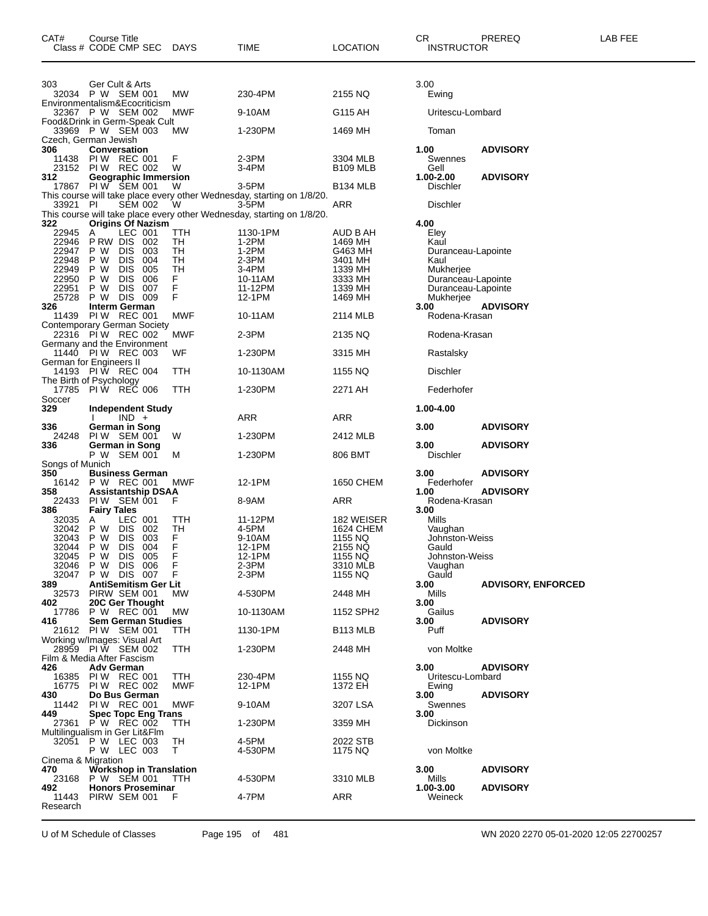| CAT# | Course Title Class # CODE CMP SEC | DAYS | TIME | LOCATION | CR INSTRUCTOR | PREREQ | LAB FEE |
|---|---|---|---|---|---|---|---|
| 303 | Ger Cult & Arts | | | | 3.00 | | |
| 32034 | P W SEM 001 | MW | 230-4PM | 2155 NQ | Ewing | | |
| | Environmentalism&Ecocriticism | | | | | | |
| 32367 | P W SEM 002 | MWF | 9-10AM | G115 AH | Uritescu-Lombard | | |
| | Food&Drink in Germ-Speak Cult | | | | | | |
| 33969 | P W SEM 003 | MW | 1-230PM | 1469 MH | Toman | | |
| | Czech, German Jewish | | | | | | |
| **306** | **Conversation** | | | | **1.00** | **ADVISORY** | |
| 11438 | PI W REC 001 | F | 2-3PM | 3304 MLB | Swennes | | |
| 23152 | PI W REC 002 | W | 3-4PM | B109 MLB | Gell | | |
| **312** | **Geographic Immersion** | | | | **1.00-2.00** | **ADVISORY** | |
| 17867 | PI W SEM 001 | W | 3-5PM | B134 MLB | Dischler | | |
| | This course will take place every other Wednesday, starting on 1/8/20. | | | | | | |
| 33921 | PI SEM 002 | W | 3-5PM | ARR | Dischler | | |
| | This course will take place every other Wednesday, starting on 1/8/20. | | | | | | |
| **322** | **Origins Of Nazism** | | | | **4.00** | | |
| 22945 | A LEC 001 | TTH | 1130-1PM | AUD B AH | Eley | | |
| 22946 | P RW DIS 002 | TH | 1-2PM | 1469 MH | Kaul | | |
| 22947 | P W DIS 003 | TH | 1-2PM | G463 MH | Duranceau-Lapointe | | |
| 22948 | P W DIS 004 | TH | 2-3PM | 3401 MH | Kaul | | |
| 22949 | P W DIS 005 | TH | 3-4PM | 1339 MH | Mukherjee | | |
| 22950 | P W DIS 006 | F | 10-11AM | 3333 MH | Duranceau-Lapointe | | |
| 22951 | P W DIS 007 | F | 11-12PM | 1339 MH | Duranceau-Lapointe | | |
| 25728 | P W DIS 009 | F | 12-1PM | 1469 MH | Mukherjee | | |
| **326** | **Interm German** | | | | **3.00** | **ADVISORY** | |
| 11439 | PI W REC 001 | MWF | 10-11AM | 2114 MLB | Rodena-Krasan | | |
| | Contemporary German Society | | | | | | |
| 22316 | PI W REC 002 | MWF | 2-3PM | 2135 NQ | Rodena-Krasan | | |
| | Germany and the Environment | | | | | | |
| 11440 | PI W REC 003 | WF | 1-230PM | 3315 MH | Rastalsky | | |
| | German for Engineers II | | | | | | |
| 14193 | PI W REC 004 | TTH | 10-1130AM | 1155 NQ | Dischler | | |
| | The Birth of Psychology | | | | | | |
| 17785 | PI W REC 006 | TTH | 1-230PM | 2271 AH | Federhofer | | |
| | Soccer | | | | | | |
| **329** | **Independent Study** | | | | **1.00-4.00** | | |
| | I IND + | | ARR | ARR | | | |
| **336** | **German in Song** | | | | **3.00** | **ADVISORY** | |
| 24248 | PI W SEM 001 | W | 1-230PM | 2412 MLB | | | |
| **336** | **German in Song** | | | | **3.00** | **ADVISORY** | |
| | P W SEM 001 | M | 1-230PM | 806 BMT | Dischler | | |
| | Songs of Munich | | | | | | |
| **350** | **Business German** | | | | **3.00** | **ADVISORY** | |
| 16142 | P W REC 001 | MWF | 12-1PM | 1650 CHEM | Federhofer | | |
| **358** | **Assistantship DSAA** | | | | **1.00** | **ADVISORY** | |
| 22433 | PI W SEM 001 | F | 8-9AM | ARR | Rodena-Krasan | | |
| **386** | **Fairy Tales** | | | | **3.00** | | |
| 32035 | A LEC 001 | TTH | 11-12PM | 182 WEISER | Mills | | |
| 32042 | P W DIS 002 | TH | 4-5PM | 1624 CHEM | Vaughan | | |
| 32043 | P W DIS 003 | F | 9-10AM | 1155 NQ | Johnston-Weiss | | |
| 32044 | P W DIS 004 | F | 12-1PM | 2155 NQ | Gauld | | |
| 32045 | P W DIS 005 | F | 12-1PM | 1155 NQ | Johnston-Weiss | | |
| 32046 | P W DIS 006 | F | 2-3PM | 3310 MLB | Vaughan | | |
| 32047 | P W DIS 007 | F | 2-3PM | 1155 NQ | Gauld | | |
| **389** | **AntiSemitism Ger Lit** | | | | **3.00** | **ADVISORY, ENFORCED** | |
| 32573 | PIRW SEM 001 | MW | 4-530PM | 2448 MH | Mills | | |
| **402** | **20C Ger Thought** | | | | **3.00** | | |
| 17786 | P W REC 001 | MW | 10-1130AM | 1152 SPH2 | Gailus | | |
| **416** | **Sem German Studies** | | | | **3.00** | **ADVISORY** | |
| 21612 | PI W SEM 001 | TTH | 1130-1PM | B113 MLB | Puff | | |
| | Working w/Images: Visual Art | | | | | | |
| 28959 | PI W SEM 002 | TTH | 1-230PM | 2448 MH | von Moltke | | |
| | Film & Media After Fascism | | | | | | |
| **426** | **Adv German** | | | | **3.00** | **ADVISORY** | |
| 16385 | PI W REC 001 | TTH | 230-4PM | 1155 NQ | Uritescu-Lombard | | |
| 16775 | PI W REC 002 | MWF | 12-1PM | 1372 EH | Ewing | | |
| **430** | **Do Bus German** | | | | **3.00** | **ADVISORY** | |
| 11442 | PI W REC 001 | MWF | 9-10AM | 3207 LSA | Swennes | | |
| **449** | **Spec Topc Eng Trans** | | | | **3.00** | | |
| 27361 | P W REC 002 | TTH | 1-230PM | 3359 MH | Dickinson | | |
| | Multilingualism in Ger Lit&Flm | | | | | | |
| 32051 | P W LEC 003 | TH | 4-5PM | 2022 STB | | | |
| | P W LEC 003 | T | 4-530PM | 1175 NQ | von Moltke | | |
| | Cinema & Migration | | | | | | |
| **470** | **Workshop in Translation** | | | | **3.00** | **ADVISORY** | |
| 23168 | P W SEM 001 | TTH | 4-530PM | 3310 MLB | Mills | | |
| **492** | **Honors Proseminar** | | | | **1.00-3.00** | **ADVISORY** | |
| 11443 | PIRW SEM 001 | F | 4-7PM | ARR | Weineck | | |
| | Research | | | | | | |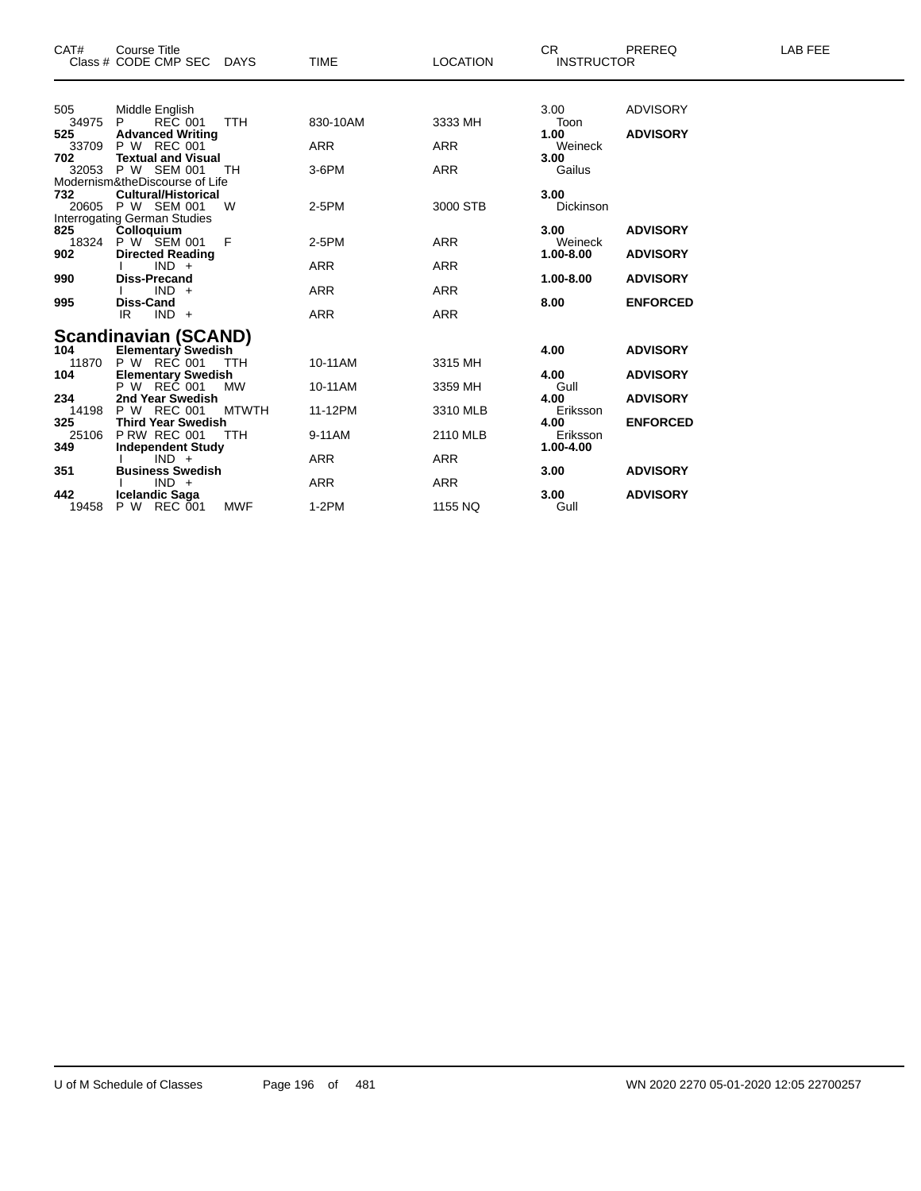| CAT# | Course Title<br>Class # CODE CMP SEC | DAYS | TIME | LOCATION | CR<br>INSTRUCTOR | PREREQ | LAB FEE |
|---|---|---|---|---|---|---|---|
| 505 | Middle English | | | | 3.00 | ADVISORY | |
| 34975 | P REC 001 | TTH | 830-10AM | 3333 MH | Toon | | |
| **525** | **Advanced Writing** | | | | **1.00** | **ADVISORY** | |
| 33709 | P W REC 001 | | ARR | ARR | Weineck | | |
| **702** | **Textual and Visual** | | | | **3.00** | | |
| 32053 | P W SEM 001 | TH | 3-6PM | ARR | Gailus | | |
| | Modernism&theDiscourse of Life | | | | | | |
| **732** | **Cultural/Historical** | | | | **3.00** | | |
| 20605 | P W SEM 001 | W | 2-5PM | 3000 STB | Dickinson | | |
| | Interrogating German Studies | | | | | | |
| **825** | **Colloquium** | | | | **3.00** | **ADVISORY** | |
| 18324 | P W SEM 001 | F | 2-5PM | ARR | Weineck | | |
| **902** | **Directed Reading** | | | | **1.00-8.00** | **ADVISORY** | |
| | I IND + | | ARR | ARR | | | |
| **990** | **Diss-Precand** | | | | **1.00-8.00** | **ADVISORY** | |
| | I IND + | | ARR | ARR | | | |
| **995** | **Diss-Cand** | | | | **8.00** | **ENFORCED** | |
| | IR IND + | | ARR | ARR | | | |

## Scandinavian (SCAND)

| CAT# | Course Title<br>Class # CODE CMP SEC | DAYS | TIME | LOCATION | CR<br>INSTRUCTOR | PREREQ | LAB FEE |
|---|---|---|---|---|---|---|---|
| **104** | **Elementary Swedish** | | | | **4.00** | **ADVISORY** | |
| 11870 | P W REC 001 | TTH | 10-11AM | 3315 MH | | | |
| **104** | **Elementary Swedish** | | | | **4.00** | **ADVISORY** | |
| | P W REC 001 | MW | 10-11AM | 3359 MH | Gull | | |
| **234** | **2nd Year Swedish** | | | | **4.00** | **ADVISORY** | |
| 14198 | P W REC 001 | MTWTH | 11-12PM | 3310 MLB | Eriksson | | |
| **325** | **Third Year Swedish** | | | | **4.00** | **ENFORCED** | |
| 25106 | P RW REC 001 | TTH | 9-11AM | 2110 MLB | Eriksson | | |
| **349** | **Independent Study** | | | | **1.00-4.00** | | |
| | I IND + | | ARR | ARR | | | |
| **351** | **Business Swedish** | | | | **3.00** | **ADVISORY** | |
| | I IND + | | ARR | ARR | | | |
| **442** | **Icelandic Saga** | | | | **3.00** | **ADVISORY** | |
| 19458 | P W REC 001 | MWF | 1-2PM | 1155 NQ | Gull | | |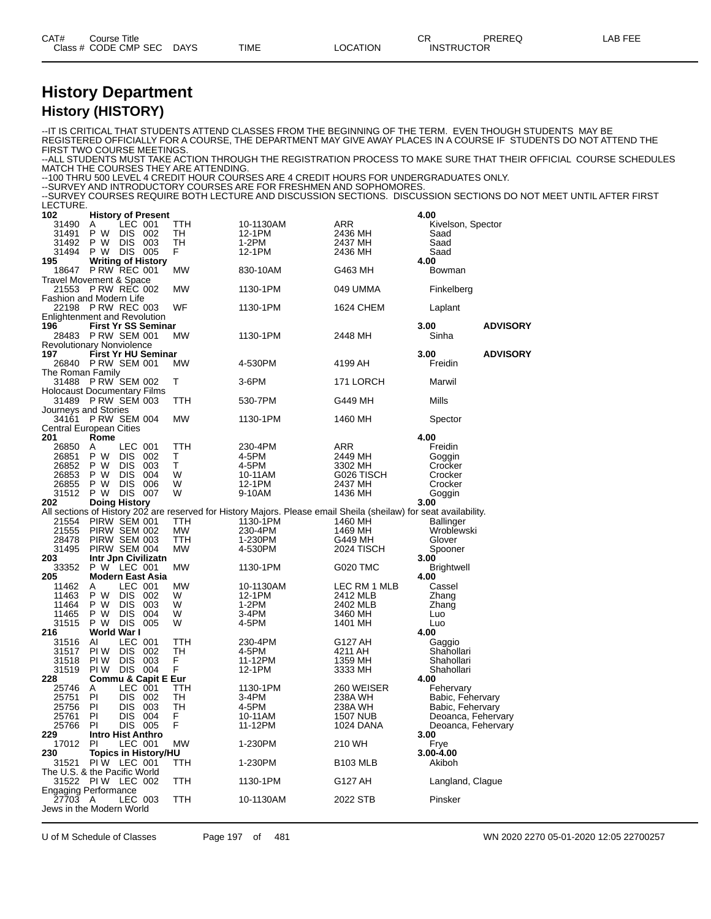# History Department

## History (HISTORY)

--IT IS CRITICAL THAT STUDENTS ATTEND CLASSES FROM THE BEGINNING OF THE TERM. EVEN THOUGH STUDENTS MAY BE REGISTERED OFFICIALLY FOR A COURSE, THE DEPARTMENT MAY GIVE AWAY PLACES IN A COURSE IF STUDENTS DO NOT ATTEND THE FIRST TWO COURSE MEETINGS.
--ALL STUDENTS MUST TAKE ACTION THROUGH THE REGISTRATION PROCESS TO MAKE SURE THAT THEIR OFFICIAL COURSE SCHEDULES MATCH THE COURSES THEY ARE ATTENDING.
--100 THRU 500 LEVEL 4 CREDIT HOUR COURSES ARE 4 CREDIT HOURS FOR UNDERGRADUATES ONLY.
--SURVEY AND INTRODUCTORY COURSES ARE FOR FRESHMEN AND SOPHOMORES.
--SURVEY COURSES REQUIRE BOTH LECTURE AND DISCUSSION SECTIONS. DISCUSSION SECTIONS DO NOT MEET UNTIL AFTER FIRST LECTURE.

| CAT# / Class # | Course Title / CODE CMP SEC | DAYS | TIME | LOCATION | CR / INSTRUCTOR | PREREQ | LAB FEE |
|---|---|---|---|---|---|---|---|
| **102** | **History of Present** | | | | **4.00** | | |
| 31490 | A LEC 001 | TTH | 10-1130AM | ARR | Kivelson, Spector | | |
| 31491 | P W DIS 002 | TH | 12-1PM | 2436 MH | Saad | | |
| 31492 | P W DIS 003 | TH | 1-2PM | 2437 MH | Saad | | |
| 31494 | P W DIS 005 | F | 12-1PM | 2436 MH | Saad | | |
| **195** | **Writing of History** | | | | **4.00** | | |
| 18647 | P RW REC 001 | MW | 830-10AM | G463 MH | Bowman | | |
| Travel Movement & Space | | | | | | | |
| 21553 | P RW REC 002 | MW | 1130-1PM | 049 UMMA | Finkelberg | | |
| Fashion and Modern Life | | | | | | | |
| 22198 | P RW REC 003 | WF | 1130-1PM | 1624 CHEM | Laplant | | |
| Enlightenment and Revolution | | | | | | | |
| **196** | **First Yr SS Seminar** | | | | **3.00** | **ADVISORY** | |
| 28483 | P RW SEM 001 | MW | 1130-1PM | 2448 MH | Sinha | | |
| Revolutionary Nonviolence | | | | | | | |
| **197** | **First Yr HU Seminar** | | | | **3.00** | **ADVISORY** | |
| 26840 | P RW SEM 001 | MW | 4-530PM | 4199 AH | Freidin | | |
| The Roman Family | | | | | | | |
| 31488 | P RW SEM 002 | T | 3-6PM | 171 LORCH | Marwil | | |
| Holocaust Documentary Films | | | | | | | |
| 31489 | P RW SEM 003 | TTH | 530-7PM | G449 MH | Mills | | |
| Journeys and Stories | | | | | | | |
| 34161 | P RW SEM 004 | MW | 1130-1PM | 1460 MH | Spector | | |
| Central European Cities | | | | | | | |
| **201** | **Rome** | | | | **4.00** | | |
| 26850 | A LEC 001 | TTH | 230-4PM | ARR | Freidin | | |
| 26851 | P W DIS 002 | T | 4-5PM | 2449 MH | Goggin | | |
| 26852 | P W DIS 003 | T | 4-5PM | 3302 MH | Crocker | | |
| 26853 | P W DIS 004 | W | 10-11AM | G026 TISCH | Crocker | | |
| 26855 | P W DIS 006 | W | 12-1PM | 2437 MH | Crocker | | |
| 31512 | P W DIS 007 | W | 9-10AM | 1436 MH | Goggin | | |
| **202** | **Doing History** | | | | **3.00** | | |
| All sections of History 202 are reserved for History Majors. Please email Sheila (sheilaw) for seat availability. | | | | | | | |
| 21554 | PIRW SEM 001 | TTH | 1130-1PM | 1460 MH | Ballinger | | |
| 21555 | PIRW SEM 002 | MW | 230-4PM | 1469 MH | Wroblewski | | |
| 28478 | PIRW SEM 003 | TTH | 1-230PM | G449 MH | Glover | | |
| 31495 | PIRW SEM 004 | MW | 4-530PM | 2024 TISCH | Spooner | | |
| **203** | **Intr Jpn Civilizatn** | | | | **3.00** | | |
| 33352 | P W LEC 001 | MW | 1130-1PM | G020 TMC | Brightwell | | |
| **205** | **Modern East Asia** | | | | **4.00** | | |
| 11462 | A LEC 001 | MW | 10-1130AM | LEC RM 1 MLB | Cassel | | |
| 11463 | P W DIS 002 | W | 12-1PM | 2412 MLB | Zhang | | |
| 11464 | P W DIS 003 | W | 1-2PM | 2402 MLB | Zhang | | |
| 11465 | P W DIS 004 | W | 3-4PM | 3460 MH | Luo | | |
| 31515 | P W DIS 005 | W | 4-5PM | 1401 MH | Luo | | |
| **216** | **World War I** | | | | **4.00** | | |
| 31516 | AI LEC 001 | TTH | 230-4PM | G127 AH | Gaggio | | |
| 31517 | PI W DIS 002 | TH | 4-5PM | 4211 AH | Shahollari | | |
| 31518 | PI W DIS 003 | F | 11-12PM | 1359 MH | Shahollari | | |
| 31519 | PI W DIS 004 | F | 12-1PM | 3333 MH | Shahollari | | |
| **228** | **Commu & Capit E Eur** | | | | **4.00** | | |
| 25746 | A LEC 001 | TTH | 1130-1PM | 260 WEISER | Fehervary | | |
| 25751 | PI DIS 002 | TH | 3-4PM | 238A WH | Babic, Fehervary | | |
| 25756 | PI DIS 003 | TH | 4-5PM | 238A WH | Babic, Fehervary | | |
| 25761 | PI DIS 004 | F | 10-11AM | 1507 NUB | Deoanca, Fehervary | | |
| 25766 | PI DIS 005 | F | 11-12PM | 1024 DANA | Deoanca, Fehervary | | |
| **229** | **Intro Hist Anthro** | | | | **3.00** | | |
| 17012 | PI LEC 001 | MW | 1-230PM | 210 WH | Frye | | |
| **230** | **Topics in History/HU** | | | | **3.00-4.00** | | |
| 31521 | PI W LEC 001 | TTH | 1-230PM | B103 MLB | Akiboh | | |
| The U.S. & the Pacific World | | | | | | | |
| 31522 | PI W LEC 002 | TTH | 1130-1PM | G127 AH | Langland, Clague | | |
| Engaging Performance | | | | | | | |
| 27703 | A LEC 003 | TTH | 10-1130AM | 2022 STB | Pinsker | | |
| Jews in the Modern World | | | | | | | |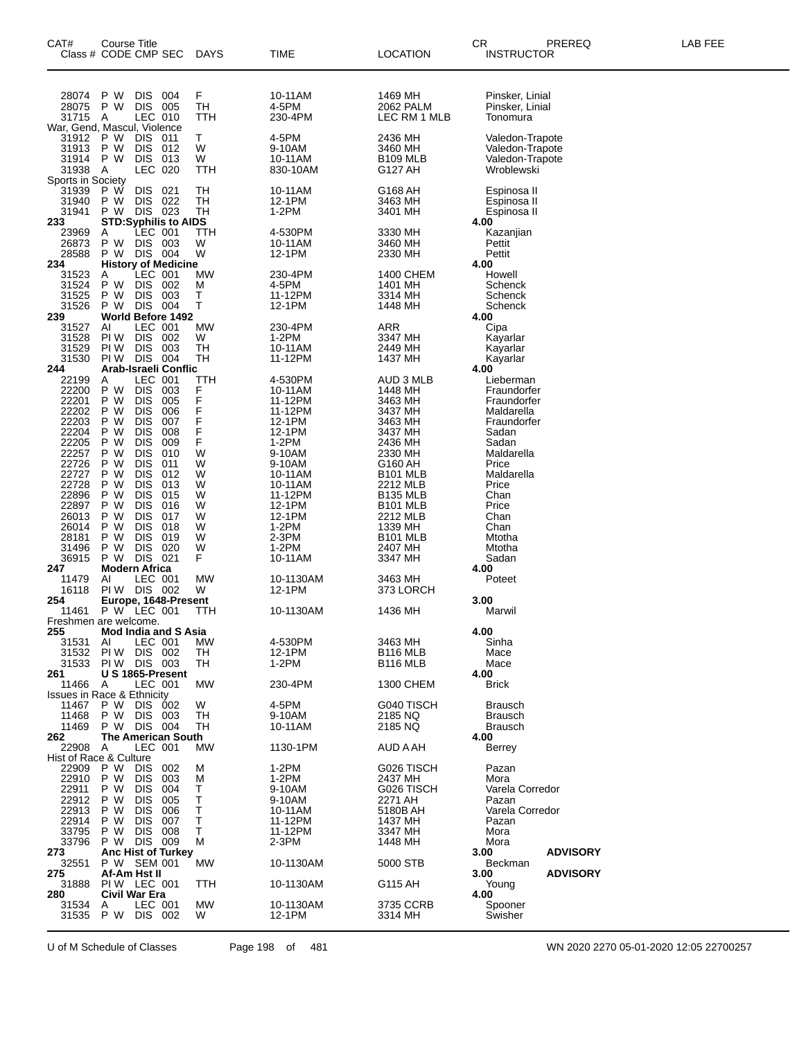| CAT# | Course Title Class # | CODE | CMP | SEC | DAYS | TIME | LOCATION | CR INSTRUCTOR | PREREQ | LAB FEE |
|---|---|---|---|---|---|---|---|---|---|---|
| | 28074 | P W | DIS | 004 | F | 10-11AM | 1469 MH | Pinsker, Linial | | |
| | 28075 | P W | DIS | 005 | TH | 4-5PM | 2062 PALM | Pinsker, Linial | | |
| | 31715 | A | LEC | 010 | TTH | 230-4PM | LEC RM 1 MLB | Tonomura | | |
| War, Gend, Mascul, Violence | | | | | | | | | | |
| | 31912 | P W | DIS | 011 | T | 4-5PM | 2436 MH | Valedon-Trapote | | |
| | 31913 | P W | DIS | 012 | W | 9-10AM | 3460 MH | Valedon-Trapote | | |
| | 31914 | P W | DIS | 013 | W | 10-11AM | B109 MLB | Valedon-Trapote | | |
| | 31938 | A | LEC | 020 | TTH | 830-10AM | G127 AH | Wroblewski | | |
| Sports in Society | | | | | | | | | | |
| | 31939 | P W | DIS | 021 | TH | 10-11AM | G168 AH | Espinosa II | | |
| | 31940 | P W | DIS | 022 | TH | 12-1PM | 3463 MH | Espinosa II | | |
| | 31941 | P W | DIS | 023 | TH | 1-2PM | 3401 MH | Espinosa II | | |
| **233** | **STD:Syphilis to AIDS** | | | | | | | **4.00** | | |
| | 23969 | A | LEC | 001 | TTH | 4-530PM | 3330 MH | Kazanjian | | |
| | 26873 | P W | DIS | 003 | W | 10-11AM | 3460 MH | Pettit | | |
| | 28588 | P W | DIS | 004 | W | 12-1PM | 2330 MH | Pettit | | |
| **234** | **History of Medicine** | | | | | | | **4.00** | | |
| | 31523 | A | LEC | 001 | MW | 230-4PM | 1400 CHEM | Howell | | |
| | 31524 | P W | DIS | 002 | M | 4-5PM | 1401 MH | Schenck | | |
| | 31525 | P W | DIS | 003 | T | 11-12PM | 3314 MH | Schenck | | |
| | 31526 | P W | DIS | 004 | T | 12-1PM | 1448 MH | Schenck | | |
| **239** | **World Before 1492** | | | | | | | **4.00** | | |
| | 31527 | AI | LEC | 001 | MW | 230-4PM | ARR | Cipa | | |
| | 31528 | PI W | DIS | 002 | W | 1-2PM | 3347 MH | Kayarlar | | |
| | 31529 | PI W | DIS | 003 | TH | 10-11AM | 2449 MH | Kayarlar | | |
| | 31530 | PI W | DIS | 004 | TH | 11-12PM | 1437 MH | Kayarlar | | |
| **244** | **Arab-Israeli Conflic** | | | | | | | **4.00** | | |
| | 22199 | A | LEC | 001 | TTH | 4-530PM | AUD 3 MLB | Lieberman | | |
| | 22200 | P W | DIS | 003 | F | 10-11AM | 1448 MH | Fraundorfer | | |
| | 22201 | P W | DIS | 005 | F | 11-12PM | 3463 MH | Fraundorfer | | |
| | 22202 | P W | DIS | 006 | F | 11-12PM | 3437 MH | Maldarella | | |
| | 22203 | P W | DIS | 007 | F | 12-1PM | 3463 MH | Fraundorfer | | |
| | 22204 | P W | DIS | 008 | F | 12-1PM | 3437 MH | Sadan | | |
| | 22205 | P W | DIS | 009 | F | 1-2PM | 2436 MH | Sadan | | |
| | 22257 | P W | DIS | 010 | W | 9-10AM | 2330 MH | Maldarella | | |
| | 22726 | P W | DIS | 011 | W | 9-10AM | G160 AH | Price | | |
| | 22727 | P W | DIS | 012 | W | 10-11AM | B101 MLB | Maldarella | | |
| | 22728 | P W | DIS | 013 | W | 10-11AM | 2212 MLB | Price | | |
| | 22896 | P W | DIS | 015 | W | 11-12PM | B135 MLB | Chan | | |
| | 22897 | P W | DIS | 016 | W | 12-1PM | B101 MLB | Price | | |
| | 26013 | P W | DIS | 017 | W | 12-1PM | 2212 MLB | Chan | | |
| | 26014 | P W | DIS | 018 | W | 1-2PM | 1339 MH | Chan | | |
| | 28181 | P W | DIS | 019 | W | 2-3PM | B101 MLB | Mtotha | | |
| | 31496 | P W | DIS | 020 | W | 1-2PM | 2407 MH | Mtotha | | |
| | 36915 | P W | DIS | 021 | F | 10-11AM | 3347 MH | Sadan | | |
| **247** | **Modern Africa** | | | | | | | **4.00** | | |
| | 11479 | AI | LEC | 001 | MW | 10-1130AM | 3463 MH | Poteet | | |
| | 16118 | PI W | DIS | 002 | W | 12-1PM | 373 LORCH | | | |
| **254** | **Europe, 1648-Present** | | | | | | | **3.00** | | |
| | 11461 | P W | LEC | 001 | TTH | 10-1130AM | 1436 MH | Marwil | | |
| Freshmen are welcome. | | | | | | | | | | |
| **255** | **Mod India and S Asia** | | | | | | | **4.00** | | |
| | 31531 | AI | LEC | 001 | MW | 4-530PM | 3463 MH | Sinha | | |
| | 31532 | PI W | DIS | 002 | TH | 12-1PM | B116 MLB | Mace | | |
| | 31533 | PI W | DIS | 003 | TH | 1-2PM | B116 MLB | Mace | | |
| **261** | **U S 1865-Present** | | | | | | | **4.00** | | |
| | 11466 | A | LEC | 001 | MW | 230-4PM | 1300 CHEM | Brick | | |
| Issues in Race & Ethnicity | | | | | | | | | | |
| | 11467 | P W | DIS | 002 | W | 4-5PM | G040 TISCH | Brausch | | |
| | 11468 | P W | DIS | 003 | TH | 9-10AM | 2185 NQ | Brausch | | |
| | 11469 | P W | DIS | 004 | TH | 10-11AM | 2185 NQ | Brausch | | |
| **262** | **The American South** | | | | | | | **4.00** | | |
| | 22908 | A | LEC | 001 | MW | 1130-1PM | AUD A AH | Berrey | | |
| Hist of Race & Culture | | | | | | | | | | |
| | 22909 | P W | DIS | 002 | M | 1-2PM | G026 TISCH | Pazan | | |
| | 22910 | P W | DIS | 003 | M | 1-2PM | 2437 MH | Mora | | |
| | 22911 | P W | DIS | 004 | T | 9-10AM | G026 TISCH | Varela Corredor | | |
| | 22912 | P W | DIS | 005 | T | 9-10AM | 2271 AH | Pazan | | |
| | 22913 | P W | DIS | 006 | T | 10-11AM | 5180B AH | Varela Corredor | | |
| | 22914 | P W | DIS | 007 | T | 11-12PM | 1437 MH | Pazan | | |
| | 33795 | P W | DIS | 008 | T | 11-12PM | 3347 MH | Mora | | |
| | 33796 | P W | DIS | 009 | M | 2-3PM | 1448 MH | Mora | | |
| **273** | **Anc Hist of Turkey** | | | | | | | **3.00** | **ADVISORY** | |
| | 32551 | P W | SEM | 001 | MW | 10-1130AM | 5000 STB | Beckman | | |
| **275** | **Af-Am Hst II** | | | | | | | **3.00** | **ADVISORY** | |
| | 31888 | PI W | LEC | 001 | TTH | 10-1130AM | G115 AH | Young | | |
| **280** | **Civil War Era** | | | | | | | **4.00** | | |
| | 31534 | A | LEC | 001 | MW | 10-1130AM | 3735 CCRB | Spooner | | |
| | 31535 | P W | DIS | 002 | W | 12-1PM | 3314 MH | Swisher | | |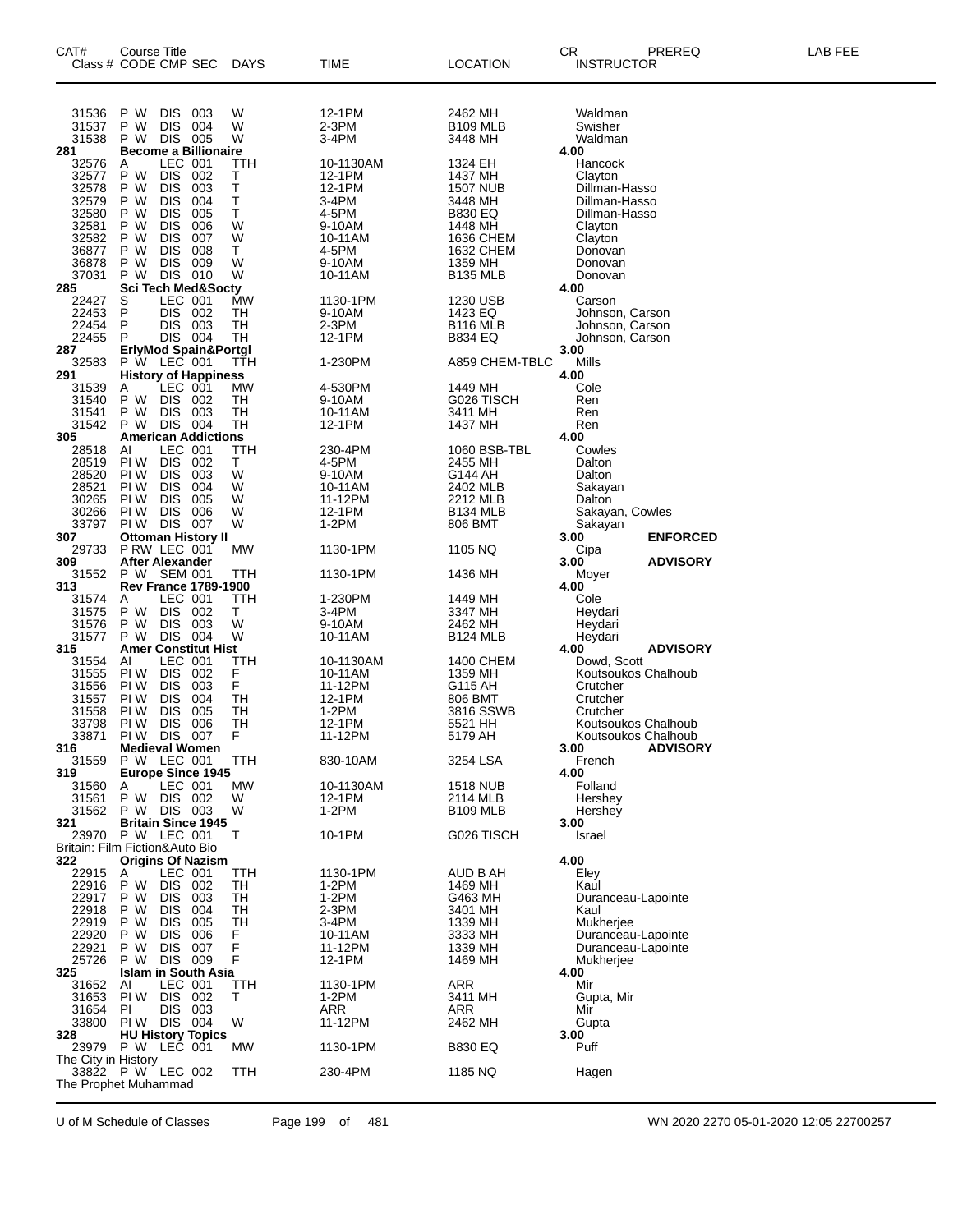| CAT# Class # | Course Title CODE | CMP | SEC | DAYS | TIME | LOCATION | CR INSTRUCTOR | PREREQ | LAB FEE |
|---|---|---|---|---|---|---|---|---|---|
| 31536 | P W | DIS | 003 | W | 12-1PM | 2462 MH | Waldman | | |
| 31537 | P W | DIS | 004 | W | 2-3PM | B109 MLB | Swisher | | |
| 31538 | P W | DIS | 005 | W | 3-4PM | 3448 MH | Waldman | | |
| **281** | **Become a Billionaire** | | | | | | **4.00** | | |
| 32576 | A | LEC | 001 | TTH | 10-1130AM | 1324 EH | Hancock | | |
| 32577 | P W | DIS | 002 | T | 12-1PM | 1437 MH | Clayton | | |
| 32578 | P W | DIS | 003 | T | 12-1PM | 1507 NUB | Dillman-Hasso | | |
| 32579 | P W | DIS | 004 | T | 3-4PM | 3448 MH | Dillman-Hasso | | |
| 32580 | P W | DIS | 005 | T | 4-5PM | B830 EQ | Dillman-Hasso | | |
| 32581 | P W | DIS | 006 | W | 9-10AM | 1448 MH | Clayton | | |
| 32582 | P W | DIS | 007 | W | 10-11AM | 1636 CHEM | Clayton | | |
| 36877 | P W | DIS | 008 | T | 4-5PM | 1632 CHEM | Donovan | | |
| 36878 | P W | DIS | 009 | W | 9-10AM | 1359 MH | Donovan | | |
| 37031 | P W | DIS | 010 | W | 10-11AM | B135 MLB | Donovan | | |
| **285** | **Sci Tech Med&Socty** | | | | | | **4.00** | | |
| 22427 | S | LEC | 001 | MW | 1130-1PM | 1230 USB | Carson | | |
| 22453 | P | DIS | 002 | TH | 9-10AM | 1423 EQ | Johnson, Carson | | |
| 22454 | P | DIS | 003 | TH | 2-3PM | B116 MLB | Johnson, Carson | | |
| 22455 | P | DIS | 004 | TH | 12-1PM | B834 EQ | Johnson, Carson | | |
| **287** | **ErlyMod Spain&Portgl** | | | | | | **3.00** | | |
| 32583 | P W | LEC | 001 | TTH | 1-230PM | A859 CHEM-TBLC | Mills | | |
| **291** | **History of Happiness** | | | | | | **4.00** | | |
| 31539 | A | LEC | 001 | MW | 4-530PM | 1449 MH | Cole | | |
| 31540 | P W | DIS | 002 | TH | 9-10AM | G026 TISCH | Ren | | |
| 31541 | P W | DIS | 003 | TH | 10-11AM | 3411 MH | Ren | | |
| 31542 | P W | DIS | 004 | TH | 12-1PM | 1437 MH | Ren | | |
| **305** | **American Addictions** | | | | | | **4.00** | | |
| 28518 | AI | LEC | 001 | TTH | 230-4PM | 1060 BSB-TBL | Cowles | | |
| 28519 | PI W | DIS | 002 | T | 4-5PM | 2455 MH | Dalton | | |
| 28520 | PI W | DIS | 003 | W | 9-10AM | G144 AH | Dalton | | |
| 28521 | PI W | DIS | 004 | W | 10-11AM | 2402 MLB | Sakayan | | |
| 30265 | PI W | DIS | 005 | W | 11-12PM | 2212 MLB | Dalton | | |
| 30266 | PI W | DIS | 006 | W | 12-1PM | B134 MLB | Sakayan, Cowles | | |
| 33797 | PI W | DIS | 007 | W | 1-2PM | 806 BMT | Sakayan | | |
| **307** | **Ottoman History II** | | | | | | **3.00** | **ENFORCED** | |
| 29733 | P RW | LEC | 001 | MW | 1130-1PM | 1105 NQ | Cipa | | |
| **309** | **After Alexander** | | | | | | **3.00** | **ADVISORY** | |
| 31552 | P W | SEM | 001 | TTH | 1130-1PM | 1436 MH | Moyer | | |
| **313** | **Rev France 1789-1900** | | | | | | **4.00** | | |
| 31574 | A | LEC | 001 | TTH | 1-230PM | 1449 MH | Cole | | |
| 31575 | P W | DIS | 002 | T | 3-4PM | 3347 MH | Heydari | | |
| 31576 | P W | DIS | 003 | W | 9-10AM | 2462 MH | Heydari | | |
| 31577 | P W | DIS | 004 | W | 10-11AM | B124 MLB | Heydari | | |
| **315** | **Amer Constitut Hist** | | | | | | **4.00** | **ADVISORY** | |
| 31554 | AI | LEC | 001 | TTH | 10-1130AM | 1400 CHEM | Dowd, Scott | | |
| 31555 | PI W | DIS | 002 | F | 10-11AM | 1359 MH | Koutsoukos Chalhoub | | |
| 31556 | PI W | DIS | 003 | F | 11-12PM | G115 AH | Crutcher | | |
| 31557 | PI W | DIS | 004 | TH | 12-1PM | 806 BMT | Crutcher | | |
| 31558 | PI W | DIS | 005 | TH | 1-2PM | 3816 SSWB | Crutcher | | |
| 33798 | PI W | DIS | 006 | TH | 12-1PM | 5521 HH | Koutsoukos Chalhoub | | |
| 33871 | PI W | DIS | 007 | F | 11-12PM | 5179 AH | Koutsoukos Chalhoub | | |
| **316** | **Medieval Women** | | | | | | **3.00** | **ADVISORY** | |
| 31559 | P W | LEC | 001 | TTH | 830-10AM | 3254 LSA | French | | |
| **319** | **Europe Since 1945** | | | | | | **4.00** | | |
| 31560 | A | LEC | 001 | MW | 10-1130AM | 1518 NUB | Folland | | |
| 31561 | P W | DIS | 002 | W | 12-1PM | 2114 MLB | Hershey | | |
| 31562 | P W | DIS | 003 | W | 1-2PM | B109 MLB | Hershey | | |
| **321** | **Britain Since 1945** | | | | | | **3.00** | | |
| 23970 | P W | LEC | 001 | T | 10-1PM | G026 TISCH | Israel | | |
| Britain: Film Fiction&Auto Bio | | | | | | | | | |
| **322** | **Origins Of Nazism** | | | | | | **4.00** | | |
| 22915 | A | LEC | 001 | TTH | 1130-1PM | AUD B AH | Eley | | |
| 22916 | P W | DIS | 002 | TH | 1-2PM | 1469 MH | Kaul | | |
| 22917 | P W | DIS | 003 | TH | 1-2PM | G463 MH | Duranceau-Lapointe | | |
| 22918 | P W | DIS | 004 | TH | 2-3PM | 3401 MH | Kaul | | |
| 22919 | P W | DIS | 005 | TH | 3-4PM | 1339 MH | Mukherjee | | |
| 22920 | P W | DIS | 006 | F | 10-11AM | 3333 MH | Duranceau-Lapointe | | |
| 22921 | P W | DIS | 007 | F | 11-12PM | 1339 MH | Duranceau-Lapointe | | |
| 25726 | P W | DIS | 009 | F | 12-1PM | 1469 MH | Mukherjee | | |
| **325** | **Islam in South Asia** | | | | | | **4.00** | | |
| 31652 | AI | LEC | 001 | TTH | 1130-1PM | ARR | Mir | | |
| 31653 | PI W | DIS | 002 | T | 1-2PM | 3411 MH | Gupta, Mir | | |
| 31654 | PI | DIS | 003 | | ARR | ARR | Mir | | |
| 33800 | PI W | DIS | 004 | W | 11-12PM | 2462 MH | Gupta | | |
| **328** | **HU History Topics** | | | | | | **3.00** | | |
| 23979 | P W | LEC | 001 | MW | 1130-1PM | B830 EQ | Puff | | |
| The City in History | | | | | | | | | |
| 33822 | P W | LEC | 002 | TTH | 230-4PM | 1185 NQ | Hagen | | |
| The Prophet Muhammad | | | | | | | | | |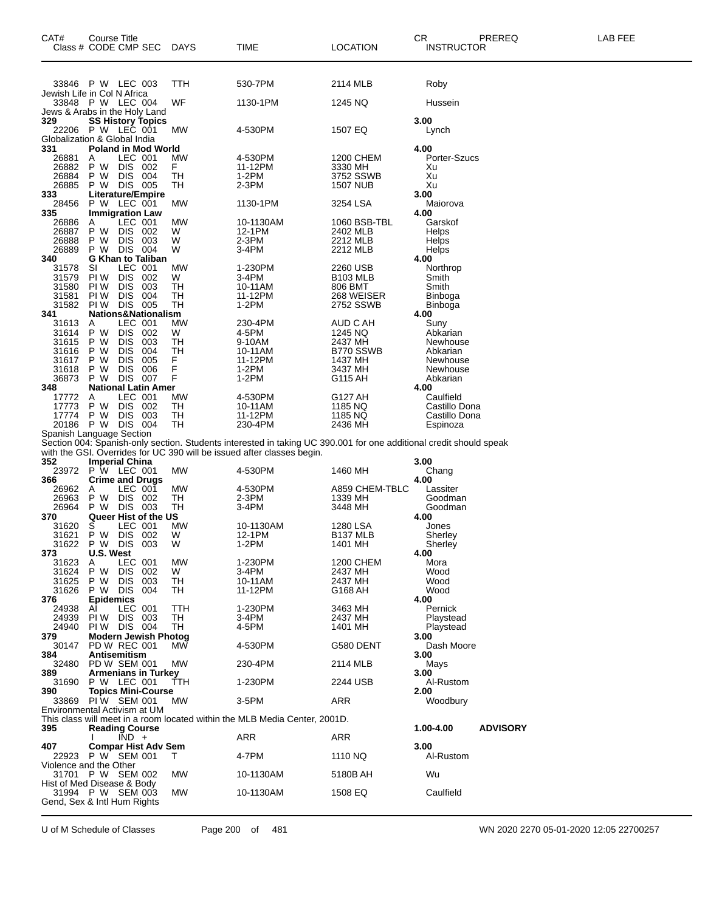| CAT# | Course Title Class # CODE CMP SEC | DAYS | TIME | LOCATION | CR INSTRUCTOR | PREREQ | LAB FEE |
|---|---|---|---|---|---|---|---|
| | 33846 P W LEC 003 | TTH | 530-7PM | 2114 MLB | Roby | | |
| | Jewish Life in Col N Africa | | | | | | |
| | 33848 P W LEC 004 | WF | 1130-1PM | 1245 NQ | Hussein | | |
| | Jews & Arabs in the Holy Land | | | | | | |
| **329** | **SS History Topics** | | | | **3.00** | | |
| | 22206 P W LEC 001 | MW | 4-530PM | 1507 EQ | Lynch | | |
| | Globalization & Global India | | | | | | |
| **331** | **Poland in Mod World** | | | | **4.00** | | |
| | 26881 A LEC 001 | MW | 4-530PM | 1200 CHEM | Porter-Szucs | | |
| | 26882 P W DIS 002 | F | 11-12PM | 3330 MH | Xu | | |
| | 26884 P W DIS 004 | TH | 1-2PM | 3752 SSWB | Xu | | |
| | 26885 P W DIS 005 | TH | 2-3PM | 1507 NUB | Xu | | |
| **333** | **Literature/Empire** | | | | **3.00** | | |
| | 28456 P W LEC 001 | MW | 1130-1PM | 3254 LSA | Maiorova | | |
| **335** | **Immigration Law** | | | | **4.00** | | |
| | 26886 A LEC 001 | MW | 10-1130AM | 1060 BSB-TBL | Garskof | | |
| | 26887 P W DIS 002 | W | 12-1PM | 2402 MLB | Helps | | |
| | 26888 P W DIS 003 | W | 2-3PM | 2212 MLB | Helps | | |
| | 26889 P W DIS 004 | W | 3-4PM | 2212 MLB | Helps | | |
| **340** | **G Khan to Taliban** | | | | **4.00** | | |
| | 31578 SI LEC 001 | MW | 1-230PM | 2260 USB | Northrop | | |
| | 31579 PI W DIS 002 | W | 3-4PM | B103 MLB | Smith | | |
| | 31580 PI W DIS 003 | TH | 10-11AM | 806 BMT | Smith | | |
| | 31581 PI W DIS 004 | TH | 11-12PM | 268 WEISER | Binboga | | |
| | 31582 PI W DIS 005 | TH | 1-2PM | 2752 SSWB | Binboga | | |
| **341** | **Nations&Nationalism** | | | | **4.00** | | |
| | 31613 A LEC 001 | MW | 230-4PM | AUD C AH | Suny | | |
| | 31614 P W DIS 002 | W | 4-5PM | 1245 NQ | Abkarian | | |
| | 31615 P W DIS 003 | TH | 9-10AM | 2437 MH | Newhouse | | |
| | 31616 P W DIS 004 | TH | 10-11AM | B770 SSWB | Abkarian | | |
| | 31617 P W DIS 005 | F | 11-12PM | 1437 MH | Newhouse | | |
| | 31618 P W DIS 006 | F | 1-2PM | 3437 MH | Newhouse | | |
| | 36873 P W DIS 007 | F | 1-2PM | G115 AH | Abkarian | | |
| **348** | **National Latin Amer** | | | | **4.00** | | |
| | 17772 A LEC 001 | MW | 4-530PM | G127 AH | Caulfield | | |
| | 17773 P W DIS 002 | TH | 10-11AM | 1185 NQ | Castillo Dona | | |
| | 17774 P W DIS 003 | TH | 11-12PM | 1185 NQ | Castillo Dona | | |
| | 20186 P W DIS 004 | TH | 230-4PM | 2436 MH | Espinoza | | |

Spanish Language Section
Section 004: Spanish-only section. Students interested in taking UC 390.001 for one additional credit should speak with the GSI. Overrides for UC 390 will be issued after classes begin.

| CAT# | Course Title Class # CODE CMP SEC | DAYS | TIME | LOCATION | CR INSTRUCTOR | PREREQ | LAB FEE |
|---|---|---|---|---|---|---|---|
| **352** | **Imperial China** | | | | **3.00** | | |
| | 23972 P W LEC 001 | MW | 4-530PM | 1460 MH | Chang | | |
| **366** | **Crime and Drugs** | | | | **4.00** | | |
| | 26962 A LEC 001 | MW | 4-530PM | A859 CHEM-TBLC | Lassiter | | |
| | 26963 P W DIS 002 | TH | 2-3PM | 1339 MH | Goodman | | |
| | 26964 P W DIS 003 | TH | 3-4PM | 3448 MH | Goodman | | |
| **370** | **Queer Hist of the US** | | | | **4.00** | | |
| | 31620 S LEC 001 | MW | 10-1130AM | 1280 LSA | Jones | | |
| | 31621 P W DIS 002 | W | 12-1PM | B137 MLB | Sherley | | |
| | 31622 P W DIS 003 | W | 1-2PM | 1401 MH | Sherley | | |
| **373** | **U.S. West** | | | | **4.00** | | |
| | 31623 A LEC 001 | MW | 1-230PM | 1200 CHEM | Mora | | |
| | 31624 P W DIS 002 | W | 3-4PM | 2437 MH | Wood | | |
| | 31625 P W DIS 003 | TH | 10-11AM | 2437 MH | Wood | | |
| | 31626 P W DIS 004 | TH | 11-12PM | G168 AH | Wood | | |
| **376** | **Epidemics** | | | | **4.00** | | |
| | 24938 AI LEC 001 | TTH | 1-230PM | 3463 MH | Pernick | | |
| | 24939 PI W DIS 003 | TH | 3-4PM | 2437 MH | Playstead | | |
| | 24940 PI W DIS 004 | TH | 4-5PM | 1401 MH | Playstead | | |
| **379** | **Modern Jewish Photog** | | | | **3.00** | | |
| | 30147 PD W REC 001 | MW | 4-530PM | G580 DENT | Dash Moore | | |
| **384** | **Antisemitism** | | | | **3.00** | | |
| | 32480 PD W SEM 001 | MW | 230-4PM | 2114 MLB | Mays | | |
| **389** | **Armenians in Turkey** | | | | **3.00** | | |
| | 31690 P W LEC 001 | TTH | 1-230PM | 2244 USB | Al-Rustom | | |
| **390** | **Topics Mini-Course** | | | | **2.00** | | |
| | 33869 PI W SEM 001 | MW | 3-5PM | ARR | Woodbury | | |

Environmental Activism at UM
This class will meet in a room located within the MLB Media Center, 2001D.

| CAT# | Course Title Class # CODE CMP SEC | DAYS | TIME | LOCATION | CR INSTRUCTOR | PREREQ | LAB FEE |
|---|---|---|---|---|---|---|---|
| **395** | **Reading Course** | | | | **1.00-4.00** | **ADVISORY** | |
| | I IND + | | ARR | ARR | | | |
| **407** | **Compar Hist Adv Sem** | | | | **3.00** | | |
| | 22923 P W SEM 001 | T | 4-7PM | 1110 NQ | Al-Rustom | | |
| | Violence and the Other | | | | | | |
| | 31701 P W SEM 002 | MW | 10-1130AM | 5180B AH | Wu | | |
| | Hist of Med Disease & Body | | | | | | |
| | 31994 P W SEM 003 | MW | 10-1130AM | 1508 EQ | Caulfield | | |
| | Gend, Sex & Intl Hum Rights | | | | | | |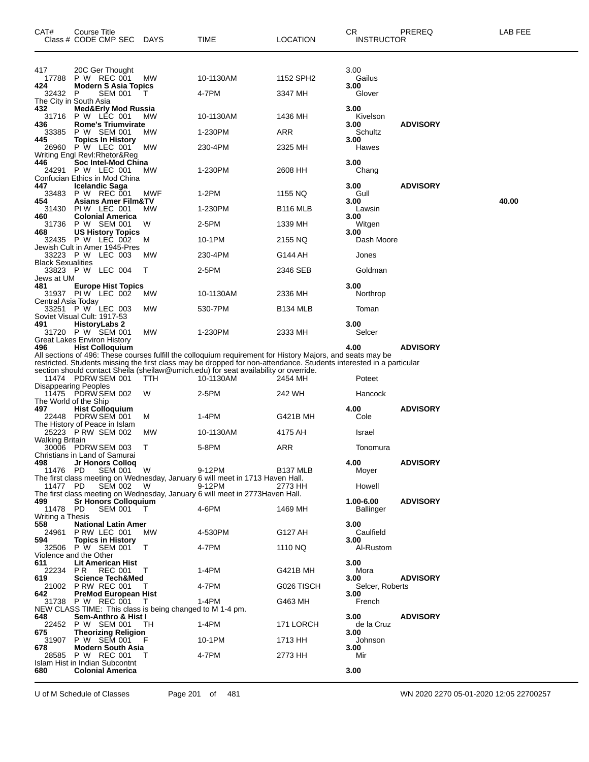| CAT# | Course Title<br>Class # CODE CMP SEC | DAYS | TIME | LOCATION | CR<br>INSTRUCTOR | PREREQ | LAB FEE |
|---|---|---|---|---|---|---|---|
| **417** | 20C Ger Thought | | | | 3.00 | | |
| 17788 | P W REC 001 | MW | 10-1130AM | 1152 SPH2 | Gailus | | |
| **424** | **Modern S Asia Topics** | | | | **3.00** | | |
| 32432 | P SEM 001 | T | 4-7PM | 3347 MH | Glover | | |
| | The City in South Asia | | | | | | |
| **432** | **Med&Erly Mod Russia** | | | | **3.00** | | |
| 31716 | P W LEC 001 | MW | 10-1130AM | 1436 MH | Kivelson | | |
| **436** | **Rome's Triumvirate** | | | | **3.00** | **ADVISORY** | |
| 33385 | P W SEM 001 | MW | 1-230PM | ARR | Schultz | | |
| **445** | **Topics In History** | | | | **3.00** | | |
| 26960 | P W LEC 001 | MW | 230-4PM | 2325 MH | Hawes | | |
| | Writing Engl Revl:Rhetor&Reg | | | | | | |
| **446** | **Soc Intel-Mod China** | | | | **3.00** | | |
| 24291 | P W LEC 001 | MW | 1-230PM | 2608 HH | Chang | | |
| | Confucian Ethics in Mod China | | | | | | |
| **447** | **Icelandic Saga** | | | | **3.00** | **ADVISORY** | |
| 33483 | P W REC 001 | MWF | 1-2PM | 1155 NQ | Gull | | |
| **454** | **Asians Amer Film&TV** | | | | **3.00** | | **40.00** |
| 31430 | PI W LEC 001 | MW | 1-230PM | B116 MLB | Lawsin | | |
| **460** | **Colonial America** | | | | **3.00** | | |
| 31736 | P W SEM 001 | W | 2-5PM | 1339 MH | Witgen | | |
| **468** | **US History Topics** | | | | **3.00** | | |
| 32435 | P W LEC 002 | M | 10-1PM | 2155 NQ | Dash Moore | | |
| | Jewish Cult in Amer 1945-Pres | | | | | | |
| 33223 | P W LEC 003 | MW | 230-4PM | G144 AH | Jones | | |
| | Black Sexualities | | | | | | |
| 33823 | P W LEC 004 | T | 2-5PM | 2346 SEB | Goldman | | |
| | Jews at UM | | | | | | |
| **481** | **Europe Hist Topics** | | | | **3.00** | | |
| 31937 | PI W LEC 002 | MW | 10-1130AM | 2336 MH | Northrop | | |
| | Central Asia Today | | | | | | |
| 33251 | P W LEC 003 | MW | 530-7PM | B134 MLB | Toman | | |
| | Soviet Visual Cult: 1917-53 | | | | | | |
| **491** | **HistoryLabs 2** | | | | **3.00** | | |
| 31720 | P W SEM 001 | MW | 1-230PM | 2333 MH | Selcer | | |
| | Great Lakes Environ History | | | | | | |
| **496** | **Hist Colloquium** | | | | **4.00** | **ADVISORY** | |
| | All sections of 496: These courses fulfill the colloquium requirement for History Majors, and seats may be restricted. Students missing the first class may be dropped for non-attendance. Students interested in a particular section should contact Sheila (sheilaw@umich.edu) for seat availability or override. | | | | | | |
| 11474 | PDRW SEM 001 | TTH | 10-1130AM | 2454 MH | Poteet | | |
| | Disappearing Peoples | | | | | | |
| 11475 | PDRW SEM 002 | W | 2-5PM | 242 WH | Hancock | | |
| | The World of the Ship | | | | | | |
| **497** | **Hist Colloquium** | | | | **4.00** | **ADVISORY** | |
| 22448 | PDRW SEM 001 | M | 1-4PM | G421B MH | Cole | | |
| | The History of Peace in Islam | | | | | | |
| 25223 | P RW SEM 002 | MW | 10-1130AM | 4175 AH | Israel | | |
| | Walking Britain | | | | | | |
| 30006 | PDRW SEM 003 | T | 5-8PM | ARR | Tonomura | | |
| | Christians in Land of Samurai | | | | | | |
| **498** | **Jr Honors Colloq** | | | | **4.00** | **ADVISORY** | |
| 11476 | PD SEM 001 | W | 9-12PM | B137 MLB | Moyer | | |
| | The first class meeting on Wednesday, January 6 will meet in 1713 Haven Hall. | | | | | | |
| 11477 | PD SEM 002 | W | 9-12PM | 2773 HH | Howell | | |
| | The first class meeting on Wednesday, January 6 will meet in 2773Haven Hall. | | | | | | |
| **499** | **Sr Honors Colloquium** | | | | **1.00-6.00** | **ADVISORY** | |
| 11478 | PD SEM 001 | T | 4-6PM | 1469 MH | Ballinger | | |
| | Writing a Thesis | | | | | | |
| **558** | **National Latin Amer** | | | | **3.00** | | |
| 24961 | P RW LEC 001 | MW | 4-530PM | G127 AH | Caulfield | | |
| **594** | **Topics in History** | | | | **3.00** | | |
| 32506 | P W SEM 001 | T | 4-7PM | 1110 NQ | Al-Rustom | | |
| | Violence and the Other | | | | | | |
| **611** | **Lit American Hist** | | | | **3.00** | | |
| 22234 | P R REC 001 | T | 1-4PM | G421B MH | Mora | | |
| **619** | **Science Tech&Med** | | | | **3.00** | **ADVISORY** | |
| 21002 | P RW REC 001 | T | 4-7PM | G026 TISCH | Selcer, Roberts | | |
| **642** | **PreMod European Hist** | | | | **3.00** | | |
| 31738 | P W REC 001 | T | 1-4PM | G463 MH | French | | |
| | NEW CLASS TIME: This class is being changed to M 1-4 pm. | | | | | | |
| **648** | **Sem-Anthro & Hist I** | | | | **3.00** | **ADVISORY** | |
| 22452 | P W SEM 001 | TH | 1-4PM | 171 LORCH | de la Cruz | | |
| **675** | **Theorizing Religion** | | | | **3.00** | | |
| 31907 | P W SEM 001 | F | 10-1PM | 1713 HH | Johnson | | |
| **678** | **Modern South Asia** | | | | **3.00** | | |
| 28585 | P W REC 001 | T | 4-7PM | 2773 HH | Mir | | |
| | Islam Hist in Indian Subcontnt | | | | | | |
| **680** | **Colonial America** | | | | **3.00** | | |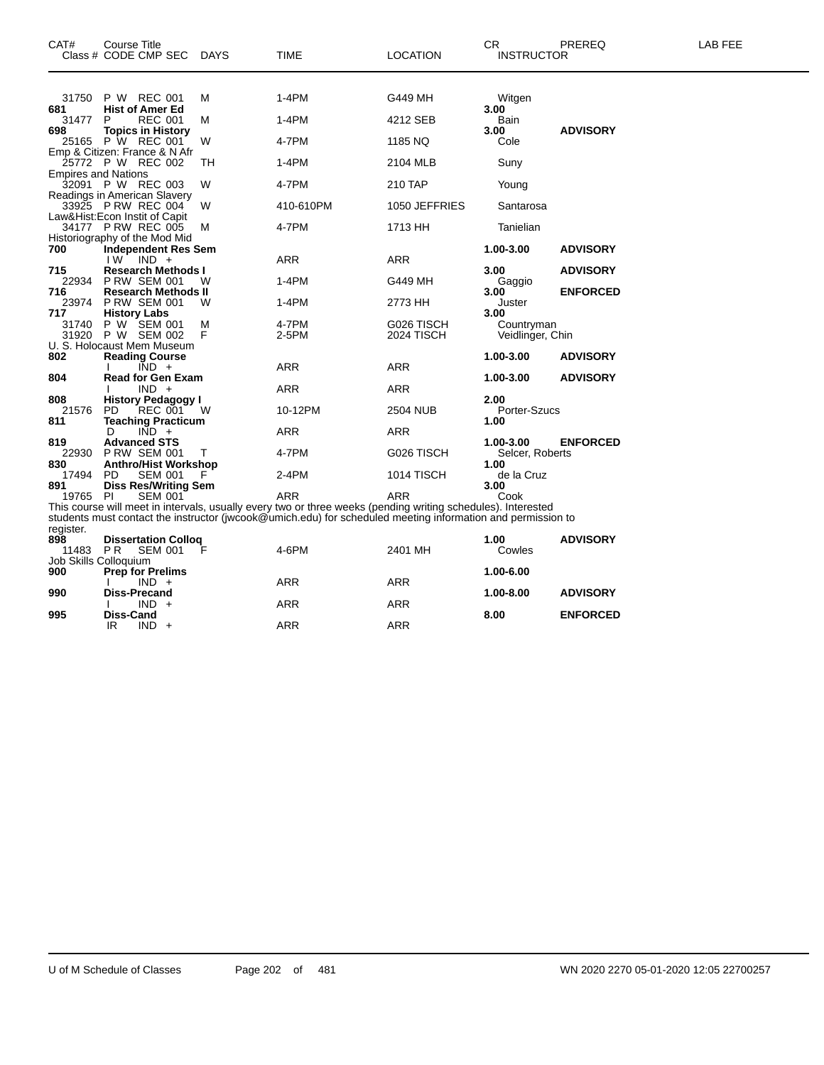| CAT# | Course Title Class # CODE CMP SEC | DAYS | TIME | LOCATION | CR INSTRUCTOR | PREREQ | LAB FEE |
|---|---|---|---|---|---|---|---|
| | 31750 P W REC 001 | M | 1-4PM | G449 MH | Witgen | | |
| 681 | **Hist of Amer Ed** | | | | 3.00 | | |
| | 31477 P REC 001 | M | 1-4PM | 4212 SEB | Bain | | |
| 698 | **Topics in History** | | | | 3.00 | **ADVISORY** | |
| | 25165 P W REC 001 | W | 4-7PM | 1185 NQ | Cole | | |
| | Emp & Citizen: France & N Afr | | | | | | |
| | 25772 P W REC 002 | TH | 1-4PM | 2104 MLB | Suny | | |
| | Empires and Nations | | | | | | |
| | 32091 P W REC 003 | W | 4-7PM | 210 TAP | Young | | |
| | Readings in American Slavery | | | | | | |
| | 33925 P RW REC 004 | W | 410-610PM | 1050 JEFFRIES | Santarosa | | |
| | Law&Hist:Econ Instit of Capit | | | | | | |
| | 34177 P RW REC 005 | M | 4-7PM | 1713 HH | Tanielian | | |
| | Historiography of the Mod Mid | | | | | | |
| 700 | **Independent Res Sem** | | | | 1.00-3.00 | **ADVISORY** | |
| | I W IND + | | ARR | ARR | | | |
| 715 | **Research Methods I** | | | | 3.00 | **ADVISORY** | |
| | 22934 P RW SEM 001 | W | 1-4PM | G449 MH | Gaggio | | |
| 716 | **Research Methods II** | | | | 3.00 | **ENFORCED** | |
| | 23974 P RW SEM 001 | W | 1-4PM | 2773 HH | Juster | | |
| 717 | **History Labs** | | | | 3.00 | | |
| | 31740 P W SEM 001 | M | 4-7PM | G026 TISCH | Countryman | | |
| | 31920 P W SEM 002 | F | 2-5PM | 2024 TISCH | Veidlinger, Chin | | |
| | U. S. Holocaust Mem Museum | | | | | | |
| 802 | **Reading Course** | | | | 1.00-3.00 | **ADVISORY** | |
| | I IND + | | ARR | ARR | | | |
| 804 | **Read for Gen Exam** | | | | 1.00-3.00 | **ADVISORY** | |
| | I IND + | | ARR | ARR | | | |
| 808 | **History Pedagogy I** | | | | 2.00 | | |
| | 21576 PD REC 001 | W | 10-12PM | 2504 NUB | Porter-Szucs | | |
| 811 | **Teaching Practicum** | | | | 1.00 | | |
| | D IND + | | ARR | ARR | | | |
| 819 | **Advanced STS** | | | | 1.00-3.00 | **ENFORCED** | |
| | 22930 P RW SEM 001 | T | 4-7PM | G026 TISCH | Selcer, Roberts | | |
| 830 | **Anthro/Hist Workshop** | | | | 1.00 | | |
| | 17494 PD SEM 001 | F | 2-4PM | 1014 TISCH | de la Cruz | | |
| 891 | **Diss Res/Writing Sem** | | | | 3.00 | | |
| | 19765 PI SEM 001 | | ARR | ARR | Cook | | |

This course will meet in intervals, usually every two or three weeks (pending writing schedules). Interested students must contact the instructor (jwcook@umich.edu) for scheduled meeting information and permission to register.

| CAT# | Course Title Class # CODE CMP SEC | DAYS | TIME | LOCATION | CR INSTRUCTOR | PREREQ | LAB FEE |
|---|---|---|---|---|---|---|---|
| 898 | **Dissertation Colloq** | | | | 1.00 | **ADVISORY** | |
| | 11483 P R SEM 001 | F | 4-6PM | 2401 MH | Cowles | | |
| | Job Skills Colloquium | | | | | | |
| 900 | **Prep for Prelims** | | | | 1.00-6.00 | | |
| | I IND + | | ARR | ARR | | | |
| 990 | **Diss-Precand** | | | | 1.00-8.00 | **ADVISORY** | |
| | I IND + | | ARR | ARR | | | |
| 995 | **Diss-Cand** | | | | 8.00 | **ENFORCED** | |
| | IR IND + | | ARR | ARR | | | |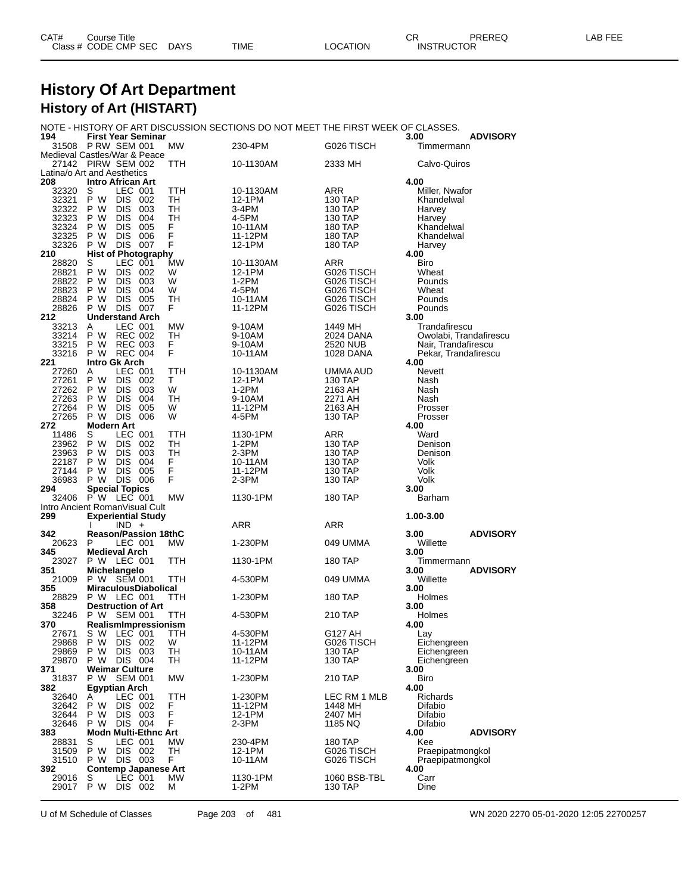# History Of Art Department

## History of Art (HISTART)

NOTE - HISTORY OF ART DISCUSSION SECTIONS DO NOT MEET THE FIRST WEEK OF CLASSES.

| CAT# / Class # | Course Title / CODE CMP SEC | DAYS | TIME | LOCATION | CR / INSTRUCTOR | PREREQ | LAB FEE |
|---|---|---|---|---|---|---|---|
| **194** | **First Year Seminar** | | | | **3.00** | **ADVISORY** | |
| 31508 | P RW SEM 001 | MW | 230-4PM | G026 TISCH | Timmermann | | |
| Medieval Castles/War & Peace | | | | | | | |
| 27142 | PIRW SEM 002 | TTH | 10-1130AM | 2333 MH | Calvo-Quiros | | |
| Latina/o Art and Aesthetics | | | | | | | |
| **208** | **Intro African Art** | | | | **4.00** | | |
| 32320 | S LEC 001 | TTH | 10-1130AM | ARR | Miller, Nwafor | | |
| 32321 | P W DIS 002 | TH | 12-1PM | 130 TAP | Khandelwal | | |
| 32322 | P W DIS 003 | TH | 3-4PM | 130 TAP | Harvey | | |
| 32323 | P W DIS 004 | TH | 4-5PM | 130 TAP | Harvey | | |
| 32324 | P W DIS 005 | F | 10-11AM | 180 TAP | Khandelwal | | |
| 32325 | P W DIS 006 | F | 11-12PM | 180 TAP | Khandelwal | | |
| 32326 | P W DIS 007 | F | 12-1PM | 180 TAP | Harvey | | |
| **210** | **Hist of Photography** | | | | **4.00** | | |
| 28820 | S LEC 001 | MW | 10-1130AM | ARR | Biro | | |
| 28821 | P W DIS 002 | W | 12-1PM | G026 TISCH | Wheat | | |
| 28822 | P W DIS 003 | W | 1-2PM | G026 TISCH | Pounds | | |
| 28823 | P W DIS 004 | W | 4-5PM | G026 TISCH | Wheat | | |
| 28824 | P W DIS 005 | TH | 10-11AM | G026 TISCH | Pounds | | |
| 28826 | P W DIS 007 | F | 11-12PM | G026 TISCH | Pounds | | |
| **212** | **Understand Arch** | | | | **3.00** | | |
| 33213 | A LEC 001 | MW | 9-10AM | 1449 MH | Trandafirescu | | |
| 33214 | P W REC 002 | TH | 9-10AM | 2024 DANA | Owolabi, Trandafirescu | | |
| 33215 | P W REC 003 | F | 9-10AM | 2520 NUB | Nair, Trandafirescu | | |
| 33216 | P W REC 004 | F | 10-11AM | 1028 DANA | Pekar, Trandafirescu | | |
| **221** | **Intro Gk Arch** | | | | **4.00** | | |
| 27260 | A LEC 001 | TTH | 10-1130AM | UMMA AUD | Nevett | | |
| 27261 | P W DIS 002 | T | 12-1PM | 130 TAP | Nash | | |
| 27262 | P W DIS 003 | W | 1-2PM | 2163 AH | Nash | | |
| 27263 | P W DIS 004 | TH | 9-10AM | 2271 AH | Nash | | |
| 27264 | P W DIS 005 | W | 11-12PM | 2163 AH | Prosser | | |
| 27265 | P W DIS 006 | W | 4-5PM | 130 TAP | Prosser | | |
| **272** | **Modern Art** | | | | **4.00** | | |
| 11486 | S LEC 001 | TTH | 1130-1PM | ARR | Ward | | |
| 23962 | P W DIS 002 | TH | 1-2PM | 130 TAP | Denison | | |
| 23963 | P W DIS 003 | TH | 2-3PM | 130 TAP | Denison | | |
| 22187 | P W DIS 004 | F | 10-11AM | 130 TAP | Volk | | |
| 27144 | P W DIS 005 | F | 11-12PM | 130 TAP | Volk | | |
| 36983 | P W DIS 006 | F | 2-3PM | 130 TAP | Volk | | |
| **294** | **Special Topics** | | | | **3.00** | | |
| 32406 | P W LEC 001 | MW | 1130-1PM | 180 TAP | Barham | | |
| Intro Ancient RomanVisual Cult | | | | | | | |
| **299** | **Experiential Study** | | | | **1.00-3.00** | | |
| | I IND + | | ARR | ARR | | | |
| **342** | **Reason/Passion 18thC** | | | | **3.00** | **ADVISORY** | |
| 20623 | P LEC 001 | MW | 1-230PM | 049 UMMA | Willette | | |
| **345** | **Medieval Arch** | | | | **3.00** | | |
| 23027 | P W LEC 001 | TTH | 1130-1PM | 180 TAP | Timmermann | | |
| **351** | **Michelangelo** | | | | **3.00** | **ADVISORY** | |
| 21009 | P W SEM 001 | TTH | 4-530PM | 049 UMMA | Willette | | |
| **355** | **MiraculousDiabolical** | | | | **3.00** | | |
| 28829 | P W LEC 001 | TTH | 1-230PM | 180 TAP | Holmes | | |
| **358** | **Destruction of Art** | | | | **3.00** | | |
| 32246 | P W SEM 001 | TTH | 4-530PM | 210 TAP | Holmes | | |
| **370** | **RealismImpressionism** | | | | **4.00** | | |
| 27671 | S W LEC 001 | TTH | 4-530PM | G127 AH | Lay | | |
| 29868 | P W DIS 002 | W | 11-12PM | G026 TISCH | Eichengreen | | |
| 29869 | P W DIS 003 | TH | 10-11AM | 130 TAP | Eichengreen | | |
| 29870 | P W DIS 004 | TH | 11-12PM | 130 TAP | Eichengreen | | |
| **371** | **Weimar Culture** | | | | **3.00** | | |
| 31837 | P W SEM 001 | MW | 1-230PM | 210 TAP | Biro | | |
| **382** | **Egyptian Arch** | | | | **4.00** | | |
| 32640 | A LEC 001 | TTH | 1-230PM | LEC RM 1 MLB | Richards | | |
| 32642 | P W DIS 002 | F | 11-12PM | 1448 MH | Difabio | | |
| 32644 | P W DIS 003 | F | 12-1PM | 2407 MH | Difabio | | |
| 32646 | P W DIS 004 | F | 2-3PM | 1185 NQ | Difabio | | |
| **383** | **Modn Multi-Ethnc Art** | | | | **4.00** | **ADVISORY** | |
| 28831 | S LEC 001 | MW | 230-4PM | 180 TAP | Kee | | |
| 31509 | P W DIS 002 | TH | 12-1PM | G026 TISCH | Praepipatmongkol | | |
| 31510 | P W DIS 003 | F | 10-11AM | G026 TISCH | Praepipatmongkol | | |
| **392** | **Contemp Japanese Art** | | | | **4.00** | | |
| 29016 | S LEC 001 | MW | 1130-1PM | 1060 BSB-TBL | Carr | | |
| 29017 | P W DIS 002 | M | 1-2PM | 130 TAP | Dine | | |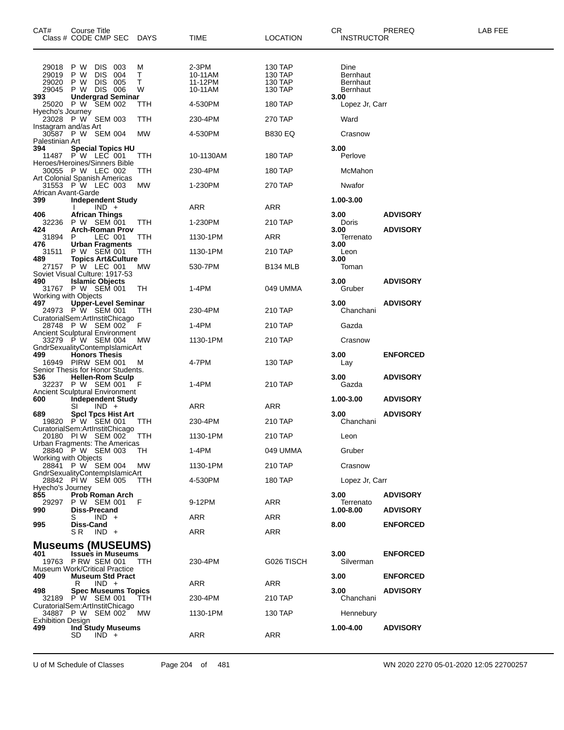| CAT# | Course Title<br>Class # CODE CMP SEC DAYS | TIME | LOCATION | CR<br>INSTRUCTOR | PREREQ | LAB FEE |
|---|---|---|---|---|---|---|
| | 29018 P W DIS 003 M | 2-3PM | 130 TAP | Dine | | |
| | 29019 P W DIS 004 T | 10-11AM | 130 TAP | Bernhaut | | |
| | 29020 P W DIS 005 T | 11-12PM | 130 TAP | Bernhaut | | |
| | 29045 P W DIS 006 W | 10-11AM | 130 TAP | Bernhaut | | |
| **393** | **Undergrad Seminar** | | | **3.00** | | |
| | 25020 P W SEM 002 TTH | 4-530PM | 180 TAP | Lopez Jr, Carr | | |
| | Hyecho's Journey | | | | | |
| | 23028 P W SEM 003 TTH | 230-4PM | 270 TAP | Ward | | |
| | Instagram and/as Art | | | | | |
| | 30587 P W SEM 004 MW | 4-530PM | B830 EQ | Crasnow | | |
| | Palestinian Art | | | | | |
| **394** | **Special Topics HU** | | | **3.00** | | |
| | 11487 P W LEC 001 TTH | 10-1130AM | 180 TAP | Perlove | | |
| | Heroes/Heroines/Sinners Bible | | | | | |
| | 30055 P W LEC 002 TTH | 230-4PM | 180 TAP | McMahon | | |
| | Art Colonial Spanish Americas | | | | | |
| | 31553 P W LEC 003 MW | 1-230PM | 270 TAP | Nwafor | | |
| | African Avant-Garde | | | | | |
| **399** | **Independent Study** | | | **1.00-3.00** | | |
| | I IND + | ARR | ARR | | | |
| **406** | **African Things** | | | **3.00** | **ADVISORY** | |
| | 32236 P W SEM 001 TTH | 1-230PM | 210 TAP | Doris | | |
| **424** | **Arch-Roman Prov** | | | **3.00** | **ADVISORY** | |
| | 31894 P LEC 001 TTH | 1130-1PM | ARR | Terrenato | | |
| **476** | **Urban Fragments** | | | **3.00** | | |
| | 31511 P W SEM 001 TTH | 1130-1PM | 210 TAP | Leon | | |
| **489** | **Topics Art&Culture** | | | **3.00** | | |
| | 27157 P W LEC 001 MW | 530-7PM | B134 MLB | Toman | | |
| | Soviet Visual Culture: 1917-53 | | | | | |
| **490** | **Islamic Objects** | | | **3.00** | **ADVISORY** | |
| | 31767 P W SEM 001 TH | 1-4PM | 049 UMMA | Gruber | | |
| | Working with Objects | | | | | |
| **497** | **Upper-Level Seminar** | | | **3.00** | **ADVISORY** | |
| | 24973 P W SEM 001 TTH | 230-4PM | 210 TAP | Chanchani | | |
| | CuratorialSem:ArtInstitChicago | | | | | |
| | 28748 P W SEM 002 F | 1-4PM | 210 TAP | Gazda | | |
| | Ancient Sculptural Environment | | | | | |
| | 33279 P W SEM 004 MW | 1130-1PM | 210 TAP | Crasnow | | |
| | GndrSexualityContempIslamicArt | | | | | |
| **499** | **Honors Thesis** | | | **3.00** | **ENFORCED** | |
| | 16949 PIRW SEM 001 M | 4-7PM | 130 TAP | Lay | | |
| | Senior Thesis for Honor Students. | | | | | |
| **536** | **Hellen-Rom Sculp** | | | **3.00** | **ADVISORY** | |
| | 32237 P W SEM 001 F | 1-4PM | 210 TAP | Gazda | | |
| | Ancient Sculptural Environment | | | | | |
| **600** | **Independent Study** | | | **1.00-3.00** | **ADVISORY** | |
| | SI IND + | ARR | ARR | | | |
| **689** | **Spcl Tpcs Hist Art** | | | **3.00** | **ADVISORY** | |
| | 19820 P W SEM 001 TTH | 230-4PM | 210 TAP | Chanchani | | |
| | CuratorialSem:ArtInstitChicago | | | | | |
| | 20180 PI W SEM 002 TTH | 1130-1PM | 210 TAP | Leon | | |
| | Urban Fragments: The Americas | | | | | |
| | 28840 P W SEM 003 TH | 1-4PM | 049 UMMA | Gruber | | |
| | Working with Objects | | | | | |
| | 28841 P W SEM 004 MW | 1130-1PM | 210 TAP | Crasnow | | |
| | GndrSexualityContempIslamicArt | | | | | |
| | 28842 PI W SEM 005 TTH | 4-530PM | 180 TAP | Lopez Jr, Carr | | |
| | Hyecho's Journey | | | | | |
| **855** | **Prob Roman Arch** | | | **3.00** | **ADVISORY** | |
| | 29297 P W SEM 001 F | 9-12PM | ARR | Terrenato | | |
| **990** | **Diss-Precand** | | | **1.00-8.00** | **ADVISORY** | |
| | S IND + | ARR | ARR | | | |
| **995** | **Diss-Cand** | | | **8.00** | **ENFORCED** | |
| | S R IND + | ARR | ARR | | | |

## Museums (MUSEUMS)

| CAT# | Course Title<br>Class # CODE CMP SEC DAYS | TIME | LOCATION | CR<br>INSTRUCTOR | PREREQ | LAB FEE |
|---|---|---|---|---|---|---|
| **401** | **Issues in Museums** | | | **3.00** | **ENFORCED** | |
| | 19763 P RW SEM 001 TTH | 230-4PM | G026 TISCH | Silverman | | |
| | Museum Work/Critical Practice | | | | | |
| **409** | **Museum Std Pract** | | | **3.00** | **ENFORCED** | |
| | R IND + | ARR | ARR | | | |
| **498** | **Spec Museums Topics** | | | **3.00** | **ADVISORY** | |
| | 32189 P W SEM 001 TTH | 230-4PM | 210 TAP | Chanchani | | |
| | CuratorialSem:ArtInstitChicago | | | | | |
| | 34887 P W SEM 002 MW | 1130-1PM | 130 TAP | Hennebury | | |
| | Exhibition Design | | | | | |
| **499** | **Ind Study Museums** | | | **1.00-4.00** | **ADVISORY** | |
| | SD IND + | ARR | ARR | | | |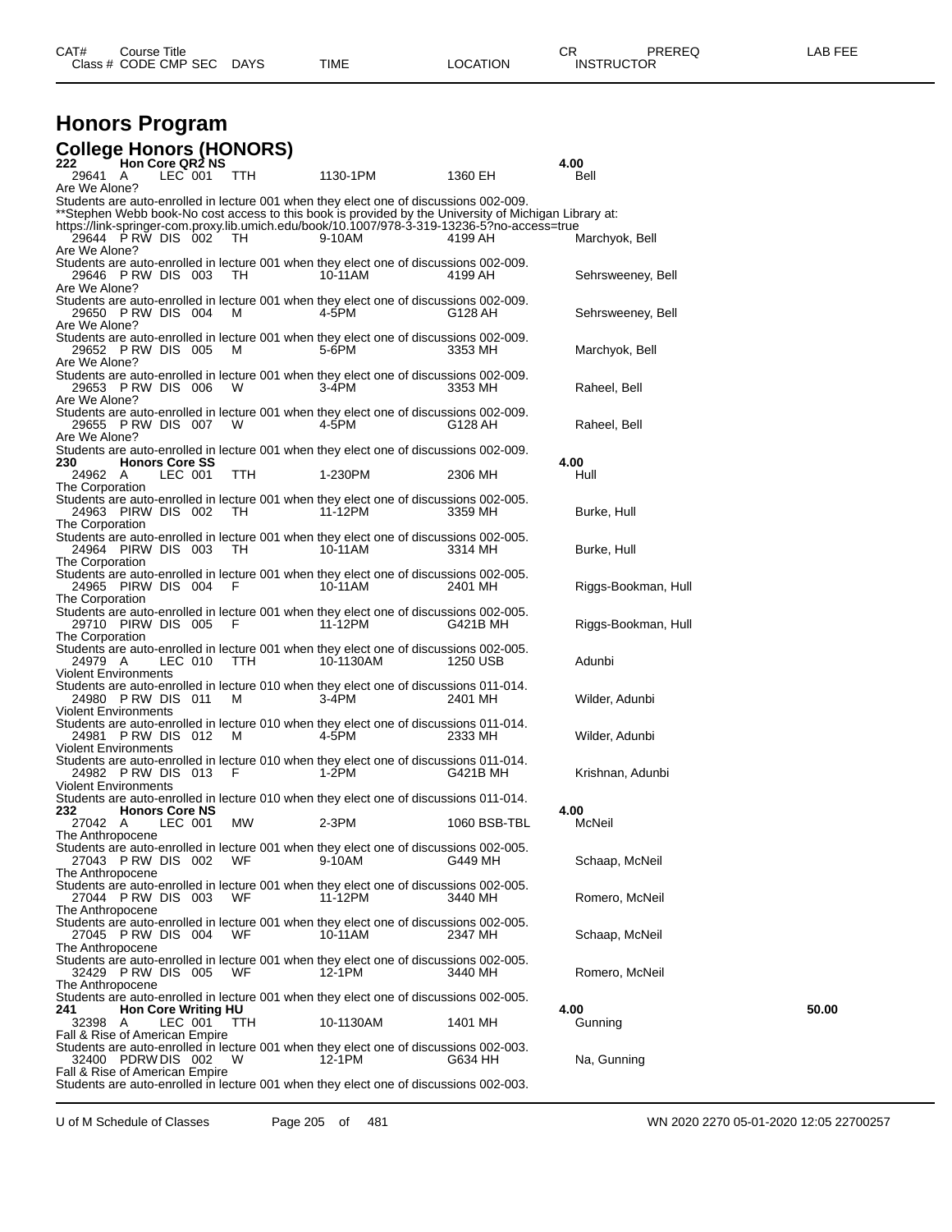# Honors Program

## College Honors (HONORS)

| CAT# / Class # | Course Title / CODE CMP SEC | DAYS | TIME | LOCATION | CR / INSTRUCTOR | PREREQ | LAB FEE |
|---|---|---|---|---|---|---|---|
| **222** | **Hon Core QR2 NS** | | | | **4.00** | | |
| 29641 | A LEC 001 | TTH | 1130-1PM | 1360 EH | Bell | | |

Are We Alone?
Students are auto-enrolled in lecture 001 when they elect one of discussions 002-009.
**Stephen Webb book-No cost access to this book is provided by the University of Michigan Library at: https://link-springer-com.proxy.lib.umich.edu/book/10.1007/978-3-319-13236-5?no-access=true

| Class # | CODE CMP SEC | DAYS | TIME | LOCATION | INSTRUCTOR |
|---|---|---|---|---|---|
| 29644 | P RW DIS 002 | TH | 9-10AM | 4199 AH | Marchyok, Bell |

Are We Alone?
Students are auto-enrolled in lecture 001 when they elect one of discussions 002-009.

| 29646 | P RW DIS 003 | TH | 10-11AM | 4199 AH | Sehrsweeney, Bell |
|---|---|---|---|---|---|

Are We Alone?
Students are auto-enrolled in lecture 001 when they elect one of discussions 002-009.

| 29650 | P RW DIS 004 | M | 4-5PM | G128 AH | Sehrsweeney, Bell |
|---|---|---|---|---|---|

Are We Alone?
Students are auto-enrolled in lecture 001 when they elect one of discussions 002-009.

| 29652 | P RW DIS 005 | M | 5-6PM | 3353 MH | Marchyok, Bell |
|---|---|---|---|---|---|

Are We Alone?
Students are auto-enrolled in lecture 001 when they elect one of discussions 002-009.

| 29653 | P RW DIS 006 | W | 3-4PM | 3353 MH | Raheel, Bell |
|---|---|---|---|---|---|

Are We Alone?
Students are auto-enrolled in lecture 001 when they elect one of discussions 002-009.

| 29655 | P RW DIS 007 | W | 4-5PM | G128 AH | Raheel, Bell |
|---|---|---|---|---|---|

Are We Alone?
Students are auto-enrolled in lecture 001 when they elect one of discussions 002-009.

| **230** | **Honors Core SS** | | | | **4.00** |
|---|---|---|---|---|---|
| 24962 | A LEC 001 | TTH | 1-230PM | 2306 MH | Hull |

The Corporation
Students are auto-enrolled in lecture 001 when they elect one of discussions 002-005.

| 24963 | PIRW DIS 002 | TH | 11-12PM | 3359 MH | Burke, Hull |
|---|---|---|---|---|---|

The Corporation
Students are auto-enrolled in lecture 001 when they elect one of discussions 002-005.

| 24964 | PIRW DIS 003 | TH | 10-11AM | 3314 MH | Burke, Hull |
|---|---|---|---|---|---|

The Corporation
Students are auto-enrolled in lecture 001 when they elect one of discussions 002-005.

| 24965 | PIRW DIS 004 | F | 10-11AM | 2401 MH | Riggs-Bookman, Hull |
|---|---|---|---|---|---|

The Corporation
Students are auto-enrolled in lecture 001 when they elect one of discussions 002-005.

| 29710 | PIRW DIS 005 | F | 11-12PM | G421B MH | Riggs-Bookman, Hull |
|---|---|---|---|---|---|

The Corporation
Students are auto-enrolled in lecture 001 when they elect one of discussions 002-005.

| 24979 | A LEC 010 | TTH | 10-1130AM | 1250 USB | Adunbi |
|---|---|---|---|---|---|

Violent Environments
Students are auto-enrolled in lecture 010 when they elect one of discussions 011-014.

| 24980 | P RW DIS 011 | M | 3-4PM | 2401 MH | Wilder, Adunbi |
|---|---|---|---|---|---|

Violent Environments
Students are auto-enrolled in lecture 010 when they elect one of discussions 011-014.

| 24981 | P RW DIS 012 | M | 4-5PM | 2333 MH | Wilder, Adunbi |
|---|---|---|---|---|---|

Violent Environments
Students are auto-enrolled in lecture 010 when they elect one of discussions 011-014.

| 24982 | P RW DIS 013 | F | 1-2PM | G421B MH | Krishnan, Adunbi |
|---|---|---|---|---|---|

Violent Environments
Students are auto-enrolled in lecture 010 when they elect one of discussions 011-014.

| **232** | **Honors Core NS** | | | | **4.00** |
|---|---|---|---|---|---|
| 27042 | A LEC 001 | MW | 2-3PM | 1060 BSB-TBL | McNeil |

The Anthropocene
Students are auto-enrolled in lecture 001 when they elect one of discussions 002-005.

| 27043 | P RW DIS 002 | WF | 9-10AM | G449 MH | Schaap, McNeil |
|---|---|---|---|---|---|

The Anthropocene
Students are auto-enrolled in lecture 001 when they elect one of discussions 002-005.

| 27044 | P RW DIS 003 | WF | 11-12PM | 3440 MH | Romero, McNeil |
|---|---|---|---|---|---|

The Anthropocene
Students are auto-enrolled in lecture 001 when they elect one of discussions 002-005.

| 27045 | P RW DIS 004 | WF | 10-11AM | 2347 MH | Schaap, McNeil |
|---|---|---|---|---|---|

The Anthropocene
Students are auto-enrolled in lecture 001 when they elect one of discussions 002-005.

| 32429 | P RW DIS 005 | WF | 12-1PM | 3440 MH | Romero, McNeil |
|---|---|---|---|---|---|

The Anthropocene
Students are auto-enrolled in lecture 001 when they elect one of discussions 002-005.

| **241** | **Hon Core Writing HU** | | | | **4.00** | **50.00** |
|---|---|---|---|---|---|---|
| 32398 | A LEC 001 | TTH | 10-1130AM | 1401 MH | Gunning | |

Fall & Rise of American Empire
Students are auto-enrolled in lecture 001 when they elect one of discussions 002-003.

| 32400 | PDRW DIS 002 | W | 12-1PM | G634 HH | Na, Gunning |
|---|---|---|---|---|---|

Fall & Rise of American Empire
Students are auto-enrolled in lecture 001 when they elect one of discussions 002-003.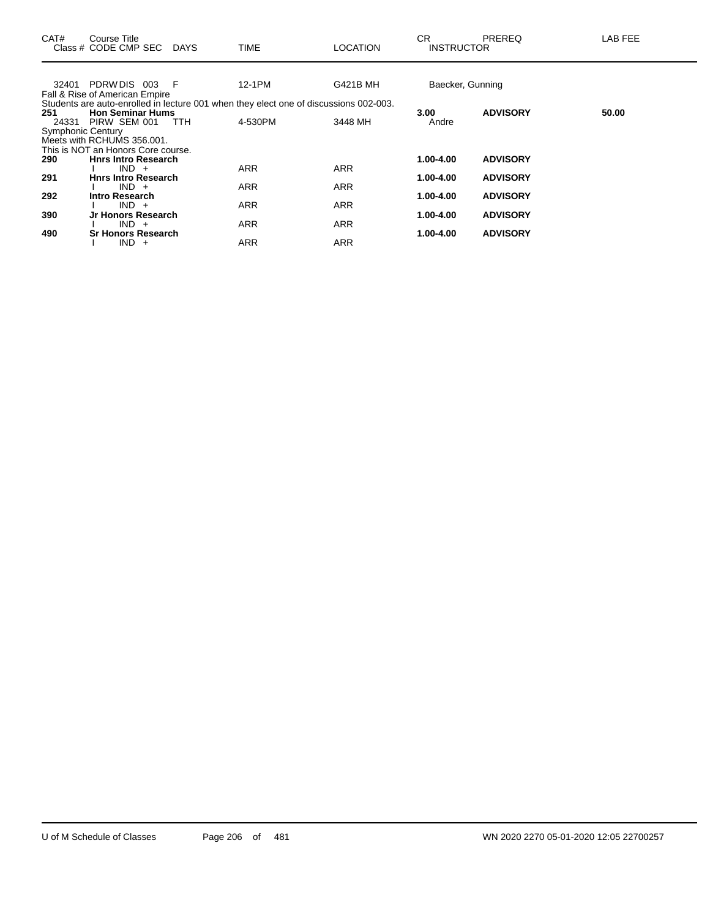| CAT# | Course Title<br>Class # CODE CMP SEC DAYS | TIME | LOCATION | CR<br>INSTRUCTOR | PREREQ | LAB FEE |
|---|---|---|---|---|---|---|
| 32401 | PDRW DIS 003 F | 12-1PM | G421B MH | Baecker, Gunning | | |

Fall & Rise of American Empire
Students are auto-enrolled in lecture 001 when they elect one of discussions 002-003.

| CAT# | Course Title<br>Class # CODE CMP SEC DAYS | TIME | LOCATION | CR<br>INSTRUCTOR | PREREQ | LAB FEE |
|---|---|---|---|---|---|---|
| **251** | **Hon Seminar Hums** | | | **3.00** | **ADVISORY** | **50.00** |
| 24331 | PIRW SEM 001 TTH | 4-530PM | 3448 MH | Andre | | |

Symphonic Century
Meets with RCHUMS 356.001.
This is NOT an Honors Core course.

| CAT# | Course Title<br>Class # CODE CMP SEC DAYS | TIME | LOCATION | CR<br>INSTRUCTOR | PREREQ | LAB FEE |
|---|---|---|---|---|---|---|
| **290** | **Hnrs Intro Research** | | | **1.00-4.00** | **ADVISORY** | |
| | I IND + | ARR | ARR | | | |
| **291** | **Hnrs Intro Research** | | | **1.00-4.00** | **ADVISORY** | |
| | I IND + | ARR | ARR | | | |
| **292** | **Intro Research** | | | **1.00-4.00** | **ADVISORY** | |
| | I IND + | ARR | ARR | | | |
| **390** | **Jr Honors Research** | | | **1.00-4.00** | **ADVISORY** | |
| | I IND + | ARR | ARR | | | |
| **490** | **Sr Honors Research** | | | **1.00-4.00** | **ADVISORY** | |
| | I IND + | ARR | ARR | | | |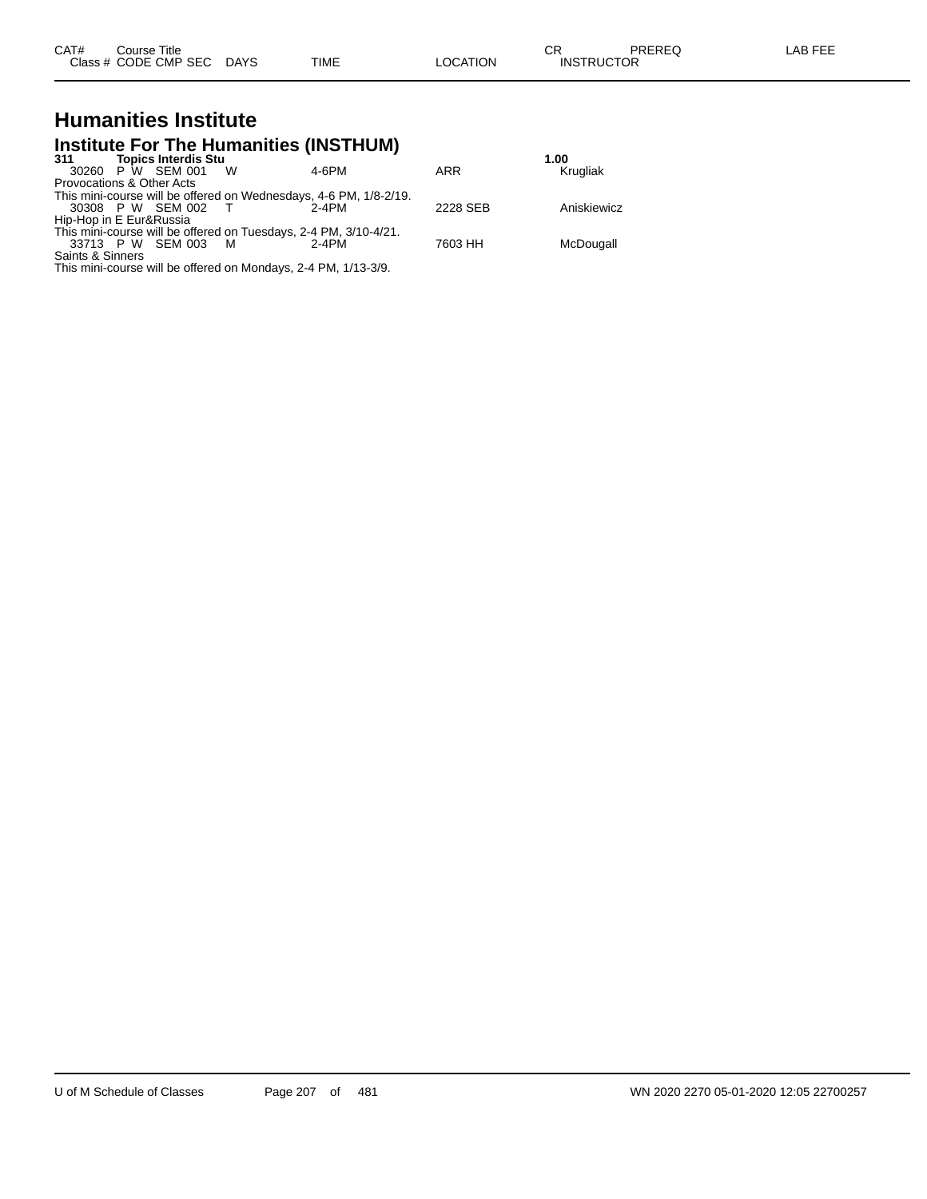| CAT# | Course Title |  |  |  |  | CR | PREREQ | LAB FEE |
|---|---|---|---|---|---|---|---|---|
| Class # | CODE CMP SEC | DAYS | TIME | LOCATION | INSTRUCTOR |  |  |  |

# Humanities Institute

## Institute For The Humanities (INSTHUM)

**311 Topics Interdis Stu** **1.00**

| Class # | CODE | CMP | SEC | DAYS | TIME | LOCATION | INSTRUCTOR |
|---|---|---|---|---|---|---|---|
| 30260 | P W | SEM | 001 | W | 4-6PM | ARR | Krugliak |

Provocations & Other Acts
This mini-course will be offered on Wednesdays, 4-6 PM, 1/8-2/19.

| Class # | CODE | CMP | SEC | DAYS | TIME | LOCATION | INSTRUCTOR |
|---|---|---|---|---|---|---|---|
| 30308 | P W | SEM | 002 | T | 2-4PM | 2228 SEB | Aniskiewicz |

Hip-Hop in E Eur&Russia
This mini-course will be offered on Tuesdays, 2-4 PM, 3/10-4/21.

| Class # | CODE | CMP | SEC | DAYS | TIME | LOCATION | INSTRUCTOR |
|---|---|---|---|---|---|---|---|
| 33713 | P W | SEM | 003 | M | 2-4PM | 7603 HH | McDougall |

Saints & Sinners
This mini-course will be offered on Mondays, 2-4 PM, 1/13-3/9.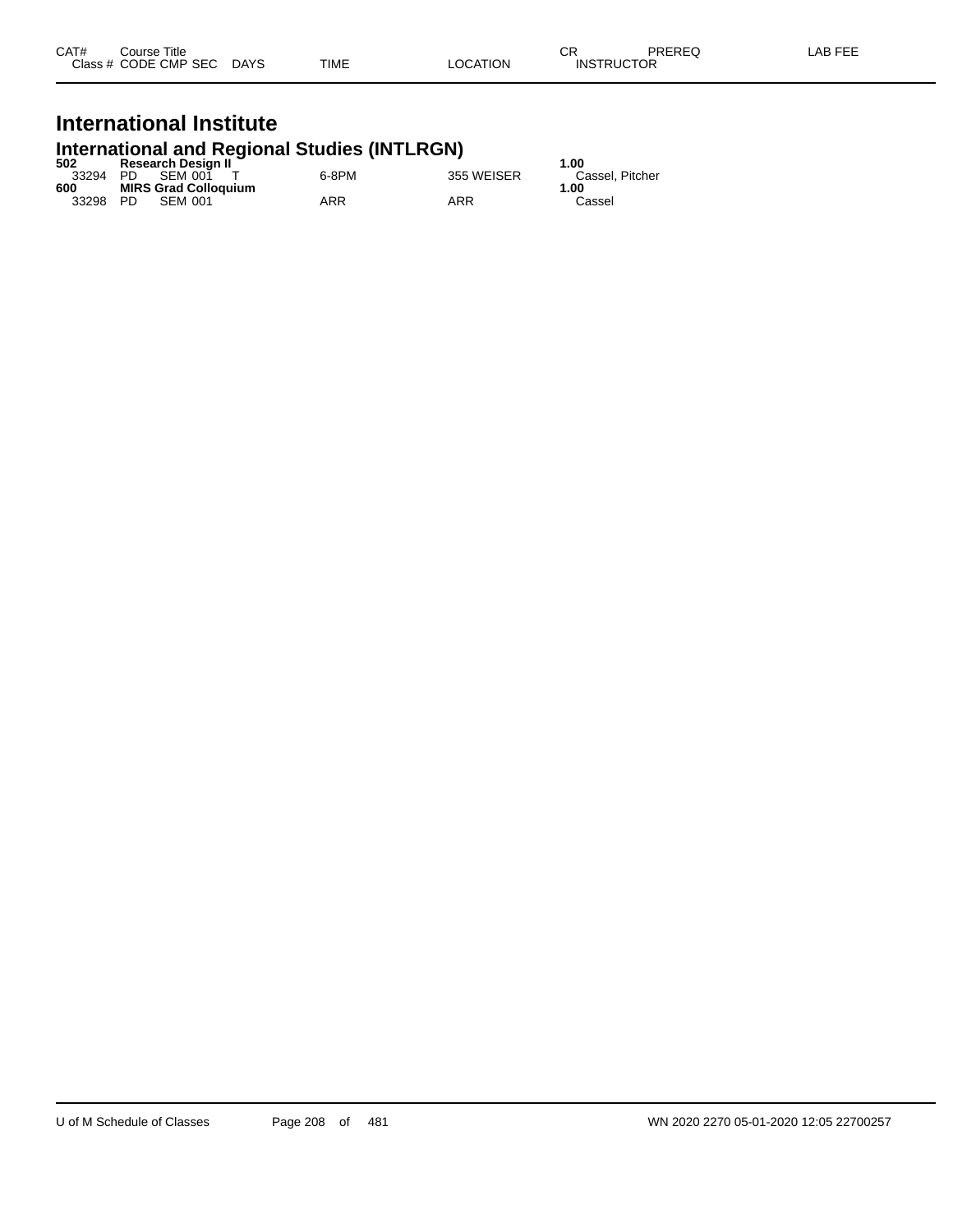| CAT# | Course Title | | | | | | CR | PREREQ | LAB FEE |
|---|---|---|---|---|---|---|---|---|---|
| Class # | CODE | CMP SEC | DAYS | TIME | LOCATION | | INSTRUCTOR | | |

# International Institute

## International and Regional Studies (INTLRGN)

| CAT# / Class # | Course Title / CODE | CMP SEC | DAYS | TIME | LOCATION | CR / INSTRUCTOR |
|---|---|---|---|---|---|---|
| **502** | **Research Design II** | | | | | **1.00** |
| 33294 | PD | SEM 001 | T | 6-8PM | 355 WEISER | Cassel, Pitcher |
| **600** | **MIRS Grad Colloquium** | | | | | **1.00** |
| 33298 | PD | SEM 001 | | ARR | ARR | Cassel |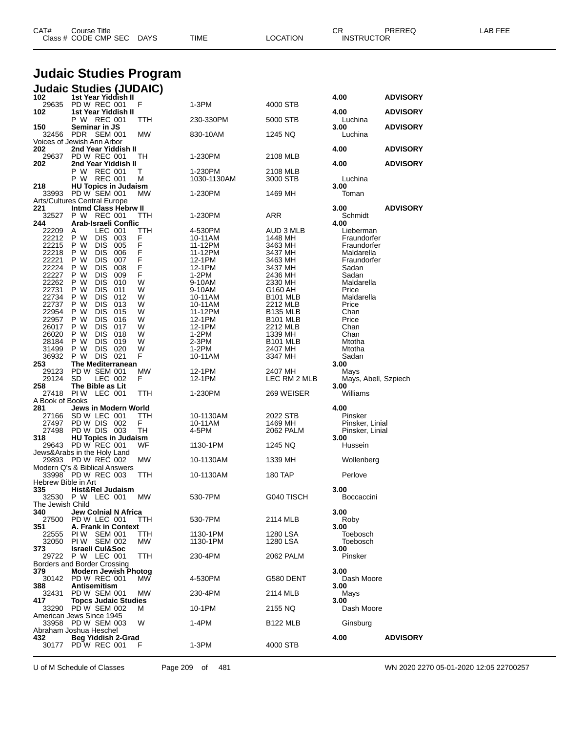# Judaic Studies Program

## Judaic Studies (JUDAIC)

| CAT# / Class # | Course Title / CODE CMP SEC | DAYS | TIME | LOCATION | CR / INSTRUCTOR | PREREQ | LAB FEE |
|---|---|---|---|---|---|---|---|
| **102** | **1st Year Yiddish II** | | | | **4.00** | **ADVISORY** | |
| 29635 | PD W REC 001 | F | 1-3PM | 4000 STB | | | |
| **102** | **1st Year Yiddish II** | | | | **4.00** | **ADVISORY** | |
| | P W REC 001 | TTH | 230-330PM | 5000 STB | Luchina | | |
| **150** | **Seminar in JS** | | | | **3.00** | **ADVISORY** | |
| 32456 | PDR SEM 001 | MW | 830-10AM | 1245 NQ | Luchina | | |
| Voices of Jewish Ann Arbor | | | | | | | |
| **202** | **2nd Year Yiddish II** | | | | **4.00** | **ADVISORY** | |
| 29637 | PD W REC 001 | TH | 1-230PM | 2108 MLB | | | |
| **202** | **2nd Year Yiddish II** | | | | **4.00** | **ADVISORY** | |
| | P W REC 001 | T | 1-230PM | 2108 MLB | | | |
| | P W REC 001 | M | 1030-1130AM | 3000 STB | Luchina | | |
| **218** | **HU Topics in Judaism** | | | | **3.00** | | |
| 33993 | PD W SEM 001 | MW | 1-230PM | 1469 MH | Toman | | |
| Arts/Cultures Central Europe | | | | | | | |
| **221** | **Intmd Class Hebrw II** | | | | **3.00** | **ADVISORY** | |
| 32527 | P W REC 001 | TTH | 1-230PM | ARR | Schmidt | | |
| **244** | **Arab-Israeli Conflic** | | | | **4.00** | | |
| 22209 | A LEC 001 | TTH | 4-530PM | AUD 3 MLB | Lieberman | | |
| 22212 | P W DIS 003 | F | 10-11AM | 1448 MH | Fraundorfer | | |
| 22215 | P W DIS 005 | F | 11-12PM | 3463 MH | Fraundorfer | | |
| 22218 | P W DIS 006 | F | 11-12PM | 3437 MH | Maldarella | | |
| 22221 | P W DIS 007 | F | 12-1PM | 3463 MH | Fraundorfer | | |
| 22224 | P W DIS 008 | F | 12-1PM | 3437 MH | Sadan | | |
| 22227 | P W DIS 009 | F | 1-2PM | 2436 MH | Sadan | | |
| 22262 | P W DIS 010 | W | 9-10AM | 2330 MH | Maldarella | | |
| 22731 | P W DIS 011 | W | 9-10AM | G160 AH | Price | | |
| 22734 | P W DIS 012 | W | 10-11AM | B101 MLB | Maldarella | | |
| 22737 | P W DIS 013 | W | 10-11AM | 2212 MLB | Price | | |
| 22954 | P W DIS 015 | W | 11-12PM | B135 MLB | Chan | | |
| 22957 | P W DIS 016 | W | 12-1PM | B101 MLB | Price | | |
| 26017 | P W DIS 017 | W | 12-1PM | 2212 MLB | Chan | | |
| 26020 | P W DIS 018 | W | 1-2PM | 1339 MH | Chan | | |
| 28184 | P W DIS 019 | W | 2-3PM | B101 MLB | Mtotha | | |
| 31499 | P W DIS 020 | W | 1-2PM | 2407 MH | Mtotha | | |
| 36932 | P W DIS 021 | F | 10-11AM | 3347 MH | Sadan | | |
| **253** | **The Mediterranean** | | | | **3.00** | | |
| 29123 | PD W SEM 001 | MW | 12-1PM | 2407 MH | Mays | | |
| 29124 | SD LEC 002 | F | 12-1PM | LEC RM 2 MLB | Mays, Abell, Szpiech | | |
| **258** | **The Bible as Lit** | | | | **3.00** | | |
| 27418 | PI W LEC 001 | TTH | 1-230PM | 269 WEISER | Williams | | |
| A Book of Books | | | | | | | |
| **281** | **Jews in Modern World** | | | | **4.00** | | |
| 27166 | SD W LEC 001 | TTH | 10-1130AM | 2022 STB | Pinsker | | |
| 27497 | PD W DIS 002 | F | 10-11AM | 1469 MH | Pinsker, Linial | | |
| 27498 | PD W DIS 003 | TH | 4-5PM | 2062 PALM | Pinsker, Linial | | |
| **318** | **HU Topics in Judaism** | | | | **3.00** | | |
| 29643 | PD W REC 001 | WF | 1130-1PM | 1245 NQ | Hussein | | |
| Jews&Arabs in the Holy Land | | | | | | | |
| 29893 | PD W REC 002 | MW | 10-1130AM | 1339 MH | Wollenberg | | |
| Modern Q's & Biblical Answers | | | | | | | |
| 33998 | PD W REC 003 | TTH | 10-1130AM | 180 TAP | Perlove | | |
| Hebrew Bible in Art | | | | | | | |
| **335** | **Hist&Rel Judaism** | | | | **3.00** | | |
| 32530 | P W LEC 001 | MW | 530-7PM | G040 TISCH | Boccaccini | | |
| The Jewish Child | | | | | | | |
| **340** | **Jew Colnial N Africa** | | | | **3.00** | | |
| 27500 | PD W LEC 001 | TTH | 530-7PM | 2114 MLB | Roby | | |
| **351** | **A. Frank in Context** | | | | **3.00** | | |
| 22555 | PI W SEM 001 | TTH | 1130-1PM | 1280 LSA | Toebosch | | |
| 32050 | PI W SEM 002 | MW | 1130-1PM | 1280 LSA | Toebosch | | |
| **373** | **Israeli Cul&Soc** | | | | **3.00** | | |
| 29722 | P W LEC 001 | TTH | 230-4PM | 2062 PALM | Pinsker | | |
| Borders and Border Crossing | | | | | | | |
| **379** | **Modern Jewish Photog** | | | | **3.00** | | |
| 30142 | PD W REC 001 | MW | 4-530PM | G580 DENT | Dash Moore | | |
| **388** | **Antisemitism** | | | | **3.00** | | |
| 32431 | PD W SEM 001 | MW | 230-4PM | 2114 MLB | Mays | | |
| **417** | **Topcs Judaic Studies** | | | | **3.00** | | |
| 33290 | PD W SEM 002 | M | 10-1PM | 2155 NQ | Dash Moore | | |
| American Jews Since 1945 | | | | | | | |
| 33958 | PD W SEM 003 | W | 1-4PM | B122 MLB | Ginsburg | | |
| Abraham Joshua Heschel | | | | | | | |
| **432** | **Beg Yiddish 2-Grad** | | | | **4.00** | **ADVISORY** | |
| 30177 | PD W REC 001 | F | 1-3PM | 4000 STB | | | |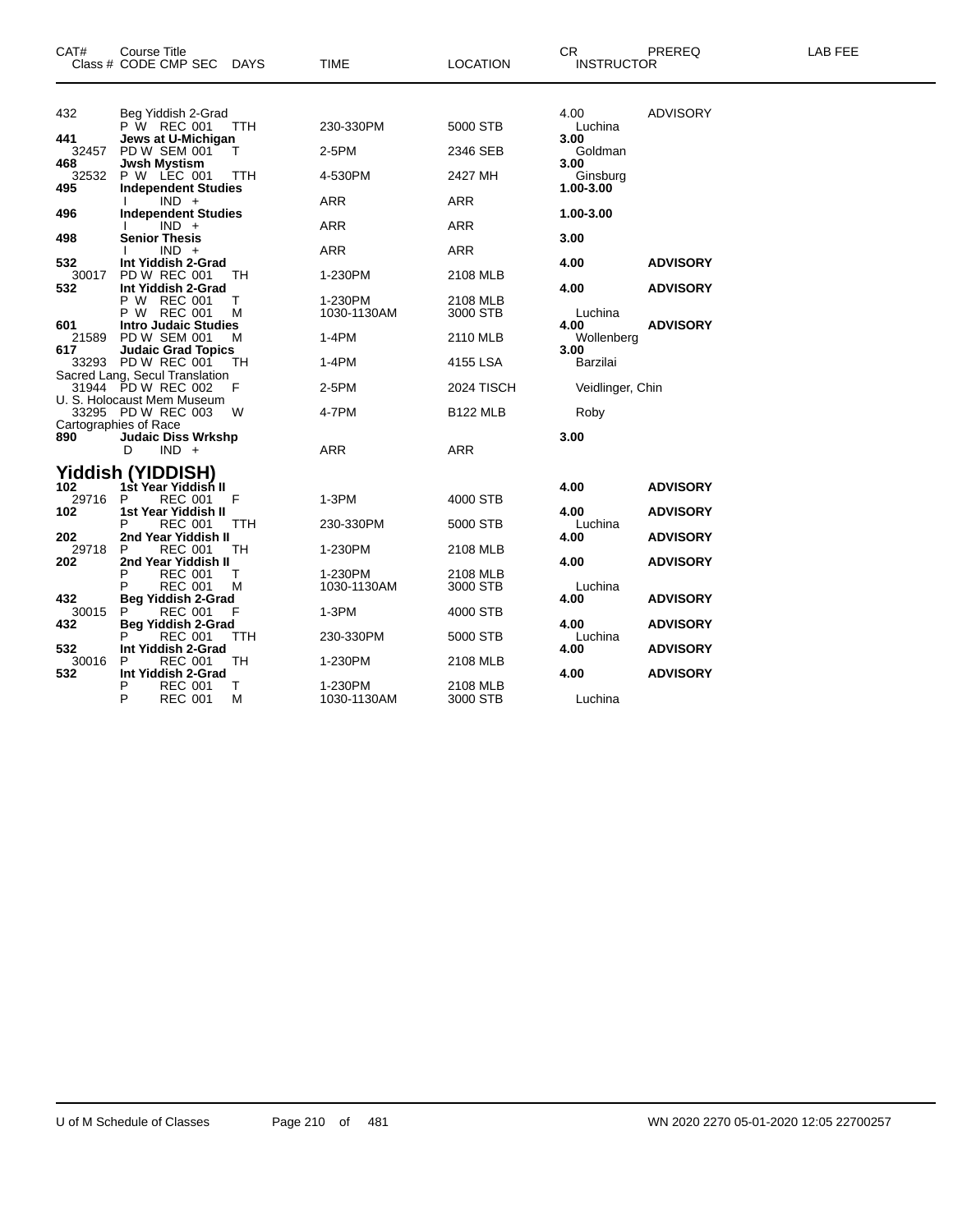| CAT# | Course Title Class # CODE CMP SEC DAYS | TIME | LOCATION | CR INSTRUCTOR | PREREQ | LAB FEE |
|---|---|---|---|---|---|---|
| 432 | Beg Yiddish 2-Grad | | | 4.00 | ADVISORY | |
| | P W REC 001 TTH | 230-330PM | 5000 STB | Luchina | | |
| **441** | **Jews at U-Michigan** | | | **3.00** | | |
| 32457 | PD W SEM 001 T | 2-5PM | 2346 SEB | Goldman | | |
| **468** | **Jwsh Mystism** | | | **3.00** | | |
| 32532 | P W LEC 001 TTH | 4-530PM | 2427 MH | Ginsburg | | |
| **495** | **Independent Studies** | | | **1.00-3.00** | | |
| | I IND + | ARR | ARR | | | |
| **496** | **Independent Studies** | | | **1.00-3.00** | | |
| | I IND + | ARR | ARR | | | |
| **498** | **Senior Thesis** | | | **3.00** | | |
| | I IND + | ARR | ARR | | | |
| **532** | **Int Yiddish 2-Grad** | | | **4.00** | **ADVISORY** | |
| 30017 | PD W REC 001 TH | 1-230PM | 2108 MLB | | | |
| **532** | **Int Yiddish 2-Grad** | | | **4.00** | **ADVISORY** | |
| | P W REC 001 T | 1-230PM | 2108 MLB | | | |
| | P W REC 001 M | 1030-1130AM | 3000 STB | Luchina | | |
| **601** | **Intro Judaic Studies** | | | **4.00** | **ADVISORY** | |
| 21589 | PD W SEM 001 M | 1-4PM | 2110 MLB | Wollenberg | | |
| **617** | **Judaic Grad Topics** | | | **3.00** | | |
| 33293 | PD W REC 001 TH | 1-4PM | 4155 LSA | Barzilai | | |
| | Sacred Lang, Secul Translation | | | | | |
| 31944 | PD W REC 002 F | 2-5PM | 2024 TISCH | Veidlinger, Chin | | |
| | U. S. Holocaust Mem Museum | | | | | |
| 33295 | PD W REC 003 W | 4-7PM | B122 MLB | Roby | | |
| | Cartographies of Race | | | | | |
| **890** | **Judaic Diss Wrkshp** | | | **3.00** | | |
| | D IND + | ARR | ARR | | | |

## Yiddish (YIDDISH)

| CAT# | Course Title Class # CODE CMP SEC DAYS | TIME | LOCATION | CR INSTRUCTOR | PREREQ | LAB FEE |
|---|---|---|---|---|---|---|
| **102** | **1st Year Yiddish II** | | | **4.00** | **ADVISORY** | |
| 29716 | P REC 001 F | 1-3PM | 4000 STB | | | |
| **102** | **1st Year Yiddish II** | | | **4.00** | **ADVISORY** | |
| | P REC 001 TTH | 230-330PM | 5000 STB | Luchina | | |
| **202** | **2nd Year Yiddish II** | | | **4.00** | **ADVISORY** | |
| 29718 | P REC 001 TH | 1-230PM | 2108 MLB | | | |
| **202** | **2nd Year Yiddish II** | | | **4.00** | **ADVISORY** | |
| | P REC 001 T | 1-230PM | 2108 MLB | | | |
| | P REC 001 M | 1030-1130AM | 3000 STB | Luchina | | |
| **432** | **Beg Yiddish 2-Grad** | | | **4.00** | **ADVISORY** | |
| 30015 | P REC 001 F | 1-3PM | 4000 STB | | | |
| **432** | **Beg Yiddish 2-Grad** | | | **4.00** | **ADVISORY** | |
| | P REC 001 TTH | 230-330PM | 5000 STB | Luchina | | |
| **532** | **Int Yiddish 2-Grad** | | | **4.00** | **ADVISORY** | |
| 30016 | P REC 001 TH | 1-230PM | 2108 MLB | | | |
| **532** | **Int Yiddish 2-Grad** | | | **4.00** | **ADVISORY** | |
| | P REC 001 T | 1-230PM | 2108 MLB | | | |
| | P REC 001 M | 1030-1130AM | 3000 STB | Luchina | | |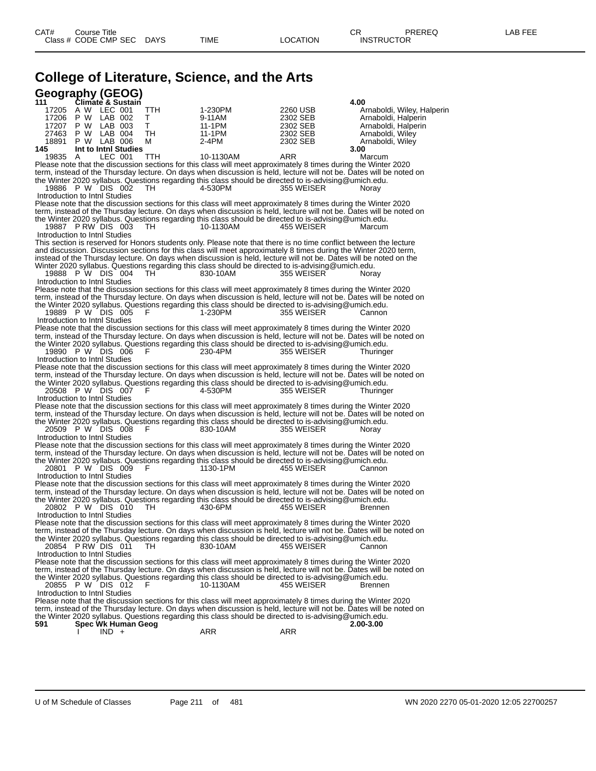| CAT# | Course Title | | | | | CR | PREREQ | LAB FEE |
|---|---|---|---|---|---|---|---|---|
| Class # | CODE CMP SEC | DAYS | TIME | LOCATION | | INSTRUCTOR | | |

# College of Literature, Science, and the Arts

## Geography (GEOG)

**111 Climate & Sustain** **4.00**

| Class # | CODE | CMP | SEC | DAYS | TIME | LOCATION | INSTRUCTOR |
|---|---|---|---|---|---|---|---|
| 17205 | A W | LEC | 001 | TTH | 1-230PM | 2260 USB | Arnaboldi, Wiley, Halperin |
| 17206 | P W | LAB | 002 | T | 9-11AM | 2302 SEB | Arnaboldi, Halperin |
| 17207 | P W | LAB | 003 | T | 11-1PM | 2302 SEB | Arnaboldi, Halperin |
| 27463 | P W | LAB | 004 | TH | 11-1PM | 2302 SEB | Arnaboldi, Wiley |
| 18891 | P W | LAB | 006 | M | 2-4PM | 2302 SEB | Arnaboldi, Wiley |

**145 Int to Intnl Studies** **3.00**

19835 A LEC 001 TTH 10-1130AM ARR Marcum

Please note that the discussion sections for this class will meet approximately 8 times during the Winter 2020 term, instead of the Thursday lecture. On days when discussion is held, lecture will not be. Dates will be noted on the Winter 2020 syllabus. Questions regarding this class should be directed to is-advising@umich.edu.

19886 P W DIS 002 TH 4-530PM 355 WEISER Noray

Introduction to Intnl Studies

Please note that the discussion sections for this class will meet approximately 8 times during the Winter 2020 term, instead of the Thursday lecture. On days when discussion is held, lecture will not be. Dates will be noted on the Winter 2020 syllabus. Questions regarding this class should be directed to is-advising@umich.edu.

19887 P RW DIS 003 TH 10-1130AM 455 WEISER Marcum

Introduction to Intnl Studies

This section is reserved for Honors students only. Please note that there is no time conflict between the lecture and discussion. Discussion sections for this class will meet approximately 8 times during the Winter 2020 term, instead of the Thursday lecture. On days when discussion is held, lecture will not be. Dates will be noted on the Winter 2020 syllabus. Questions regarding this class should be directed to is-advising@umich.edu.

19888 P W DIS 004 TH 830-10AM 355 WEISER Noray

Introduction to Intnl Studies

Please note that the discussion sections for this class will meet approximately 8 times during the Winter 2020 term, instead of the Thursday lecture. On days when discussion is held, lecture will not be. Dates will be noted on the Winter 2020 syllabus. Questions regarding this class should be directed to is-advising@umich.edu.

19889 P W DIS 005 F 1-230PM 355 WEISER Cannon

Introduction to Intnl Studies

Please note that the discussion sections for this class will meet approximately 8 times during the Winter 2020 term, instead of the Thursday lecture. On days when discussion is held, lecture will not be. Dates will be noted on the Winter 2020 syllabus. Questions regarding this class should be directed to is-advising@umich.edu.

19890 P W DIS 006 F 230-4PM 355 WEISER Thuringer

Introduction to Intnl Studies

Please note that the discussion sections for this class will meet approximately 8 times during the Winter 2020 term, instead of the Thursday lecture. On days when discussion is held, lecture will not be. Dates will be noted on the Winter 2020 syllabus. Questions regarding this class should be directed to is-advising@umich.edu.

20508 P W DIS 007 F 4-530PM 355 WEISER Thuringer

Introduction to Intnl Studies

Please note that the discussion sections for this class will meet approximately 8 times during the Winter 2020 term, instead of the Thursday lecture. On days when discussion is held, lecture will not be. Dates will be noted on the Winter 2020 syllabus. Questions regarding this class should be directed to is-advising@umich.edu.

20509 P W DIS 008 F 830-10AM 355 WEISER Noray

Introduction to Intnl Studies

Please note that the discussion sections for this class will meet approximately 8 times during the Winter 2020 term, instead of the Thursday lecture. On days when discussion is held, lecture will not be. Dates will be noted on the Winter 2020 syllabus. Questions regarding this class should be directed to is-advising@umich.edu.

20801 P W DIS 009 F 1130-1PM 455 WEISER Cannon

Introduction to Intnl Studies

Please note that the discussion sections for this class will meet approximately 8 times during the Winter 2020 term, instead of the Thursday lecture. On days when discussion is held, lecture will not be. Dates will be noted on the Winter 2020 syllabus. Questions regarding this class should be directed to is-advising@umich.edu.

20802 P W DIS 010 TH 430-6PM 455 WEISER Brennen

Introduction to Intnl Studies

Please note that the discussion sections for this class will meet approximately 8 times during the Winter 2020 term, instead of the Thursday lecture. On days when discussion is held, lecture will not be. Dates will be noted on the Winter 2020 syllabus. Questions regarding this class should be directed to is-advising@umich.edu.

20854 P RW DIS 011 TH 830-10AM 455 WEISER Cannon

Introduction to Intnl Studies

Please note that the discussion sections for this class will meet approximately 8 times during the Winter 2020 term, instead of the Thursday lecture. On days when discussion is held, lecture will not be. Dates will be noted on the Winter 2020 syllabus. Questions regarding this class should be directed to is-advising@umich.edu.

20855 P W DIS 012 F 10-1130AM 455 WEISER Brennen

Introduction to Intnl Studies

Please note that the discussion sections for this class will meet approximately 8 times during the Winter 2020 term, instead of the Thursday lecture. On days when discussion is held, lecture will not be. Dates will be noted on the Winter 2020 syllabus. Questions regarding this class should be directed to is-advising@umich.edu.

**591 Spec Wk Human Geog** **2.00-3.00**

I IND + ARR ARR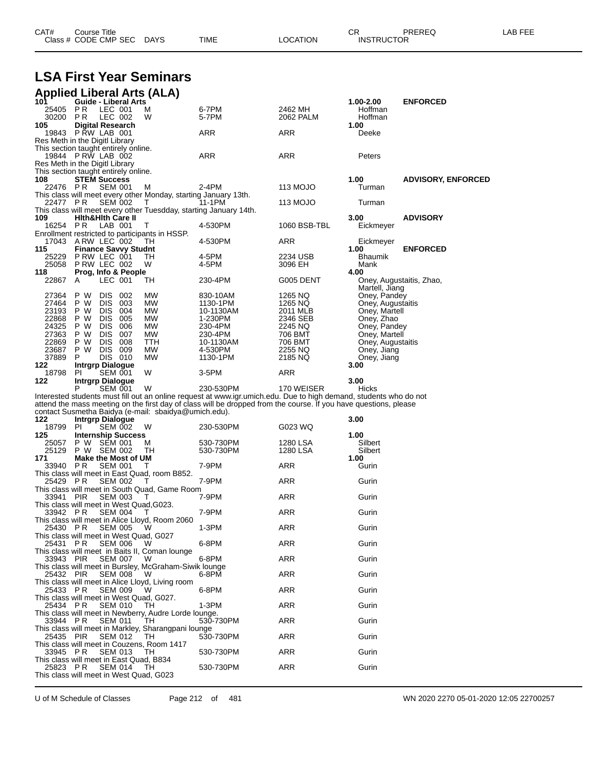| CAT# | Course Title | | | | | | CR | PREREQ | LAB FEE |
|---|---|---|---|---|---|---|---|---|---|
| Class # | CODE | CMP SEC | DAYS | TIME | LOCATION | | INSTRUCTOR | | |

# LSA First Year Seminars

## Applied Liberal Arts (ALA)

**101 Guide - Liberal Arts** — 1.00-2.00 — ENFORCED

| Class # | CODE | CMP SEC | DAYS | TIME | LOCATION | INSTRUCTOR |
|---|---|---|---|---|---|---|
| 25405 | P R | LEC 001 | M | 6-7PM | 2462 MH | Hoffman |
| 30200 | P R | LEC 002 | W | 5-7PM | 2062 PALM | Hoffman |

**105 Digital Research** — 1.00

| Class # | CODE | CMP SEC | DAYS | TIME | LOCATION | INSTRUCTOR |
|---|---|---|---|---|---|---|
| 19843 | P RW | LAB 001 | | ARR | ARR | Deeke |

Res Meth in the Digitl Library
This section taught entirely online.

| Class # | CODE | CMP SEC | DAYS | TIME | LOCATION | INSTRUCTOR |
|---|---|---|---|---|---|---|
| 19844 | P RW | LAB 002 | | ARR | ARR | Peters |

Res Meth in the Digitl Library
This section taught entirely online.

**108 STEM Success** — 1.00 — ADVISORY, ENFORCED

| Class # | CODE | CMP SEC | DAYS | TIME | LOCATION | INSTRUCTOR |
|---|---|---|---|---|---|---|
| 22476 | P R | SEM 001 | M | 2-4PM | 113 MOJO | Turman |

This class will meet every other Monday, starting January 13th.

| Class # | CODE | CMP SEC | DAYS | TIME | LOCATION | INSTRUCTOR |
|---|---|---|---|---|---|---|
| 22477 | P R | SEM 002 | T | 11-1PM | 113 MOJO | Turman |

This class will meet every other Tuesdday, starting January 14th.

**109 Hlth&Hlth Care II** — 3.00 — ADVISORY

| Class # | CODE | CMP SEC | DAYS | TIME | LOCATION | INSTRUCTOR |
|---|---|---|---|---|---|---|
| 16254 | P R | LAB 001 | T | 4-530PM | 1060 BSB-TBL | Eickmeyer |

Enrollment restricted to participants in HSSP.

| Class # | CODE | CMP SEC | DAYS | TIME | LOCATION | INSTRUCTOR |
|---|---|---|---|---|---|---|
| 17043 | A RW | LEC 002 | TH | 4-530PM | ARR | Eickmeyer |

**115 Finance Savvy Studnt** — 1.00 — ENFORCED

| Class # | CODE | CMP SEC | DAYS | TIME | LOCATION | INSTRUCTOR |
|---|---|---|---|---|---|---|
| 25229 | P RW | LEC 001 | TH | 4-5PM | 2234 USB | Bhaumik |
| 25058 | P RW | LEC 002 | W | 4-5PM | 3096 EH | Mank |

**118 Prog, Info & People** — 4.00

| Class # | CODE | CMP SEC | DAYS | TIME | LOCATION | INSTRUCTOR |
|---|---|---|---|---|---|---|
| 22867 | A | LEC 001 | TH | 230-4PM | G005 DENT | Oney, Augustaitis, Zhao, Martell, Jiang |
| 27364 | P W | DIS 002 | MW | 830-10AM | 1265 NQ | Oney, Pandey |
| 27464 | P W | DIS 003 | MW | 1130-1PM | 1265 NQ | Oney, Augustaitis |
| 23193 | P W | DIS 004 | MW | 10-1130AM | 2011 MLB | Oney, Martell |
| 22868 | P W | DIS 005 | MW | 1-230PM | 2346 SEB | Oney, Zhao |
| 24325 | P W | DIS 006 | MW | 230-4PM | 2245 NQ | Oney, Pandey |
| 27363 | P W | DIS 007 | MW | 230-4PM | 706 BMT | Oney, Martell |
| 22869 | P W | DIS 008 | TTH | 10-1130AM | 706 BMT | Oney, Augustaitis |
| 23687 | P W | DIS 009 | MW | 4-530PM | 2255 NQ | Oney, Jiang |
| 37889 | P | DIS 010 | MW | 1130-1PM | 2185 NQ | Oney, Jiang |

**122 Intrgrp Dialogue** — 3.00

| Class # | CODE | CMP SEC | DAYS | TIME | LOCATION | INSTRUCTOR |
|---|---|---|---|---|---|---|
| 18798 | PI | SEM 001 | W | 3-5PM | ARR | |

**122 Intrgrp Dialogue** — 3.00

| Class # | CODE | CMP SEC | DAYS | TIME | LOCATION | INSTRUCTOR |
|---|---|---|---|---|---|---|
| | P | SEM 001 | W | 230-530PM | 170 WEISER | Hicks |

Interested students must fill out an online request at www.igr.umich.edu. Due to high demand, students who do not attend the mass meeting on the first day of class will be dropped from the course. If you have questions, please contact Susmetha Baidya (e-mail: sbaidya@umich.edu).

**122 Intrgrp Dialogue** — 3.00

| Class # | CODE | CMP SEC | DAYS | TIME | LOCATION | INSTRUCTOR |
|---|---|---|---|---|---|---|
| 18799 | PI | SEM 002 | W | 230-530PM | G023 WQ | |

**125 Internship Success** — 1.00

| Class # | CODE | CMP SEC | DAYS | TIME | LOCATION | INSTRUCTOR |
|---|---|---|---|---|---|---|
| 25057 | P W | SEM 001 | M | 530-730PM | 1280 LSA | Silbert |
| 25129 | P W | SEM 002 | TH | 530-730PM | 1280 LSA | Silbert |

**171 Make the Most of UM** — 1.00

| Class # | CODE | CMP SEC | DAYS | TIME | LOCATION | INSTRUCTOR |
|---|---|---|---|---|---|---|
| 33940 | P R | SEM 001 | T | 7-9PM | ARR | Gurin |

This class will meet in East Quad, room B852.

| Class # | CODE | CMP SEC | DAYS | TIME | LOCATION | INSTRUCTOR |
|---|---|---|---|---|---|---|
| 25429 | P R | SEM 002 | T | 7-9PM | ARR | Gurin |

This class will meet in South Quad, Game Room

| Class # | CODE | CMP SEC | DAYS | TIME | LOCATION | INSTRUCTOR |
|---|---|---|---|---|---|---|
| 33941 | PIR | SEM 003 | T | 7-9PM | ARR | Gurin |

This class will meet in West Quad,G023.

| Class # | CODE | CMP SEC | DAYS | TIME | LOCATION | INSTRUCTOR |
|---|---|---|---|---|---|---|
| 33942 | P R | SEM 004 | T | 7-9PM | ARR | Gurin |

This class will meet in Alice Lloyd, Room 2060

| Class # | CODE | CMP SEC | DAYS | TIME | LOCATION | INSTRUCTOR |
|---|---|---|---|---|---|---|
| 25430 | P R | SEM 005 | W | 1-3PM | ARR | Gurin |

This class will meet in West Quad, G027

| Class # | CODE | CMP SEC | DAYS | TIME | LOCATION | INSTRUCTOR |
|---|---|---|---|---|---|---|
| 25431 | P R | SEM 006 | W | 6-8PM | ARR | Gurin |

This class will meet in Baits II, Coman lounge

| Class # | CODE | CMP SEC | DAYS | TIME | LOCATION | INSTRUCTOR |
|---|---|---|---|---|---|---|
| 33943 | PIR | SEM 007 | W | 6-8PM | ARR | Gurin |

This class will meet in Bursley, McGraham-Siwik lounge

| Class # | CODE | CMP SEC | DAYS | TIME | LOCATION | INSTRUCTOR |
|---|---|---|---|---|---|---|
| 25432 | PIR | SEM 008 | W | 6-8PM | ARR | Gurin |

This class will meet in Alice Lloyd, Living room

| Class # | CODE | CMP SEC | DAYS | TIME | LOCATION | INSTRUCTOR |
|---|---|---|---|---|---|---|
| 25433 | P R | SEM 009 | W | 6-8PM | ARR | Gurin |

This class will meet in West Quad, G027.

| Class # | CODE | CMP SEC | DAYS | TIME | LOCATION | INSTRUCTOR |
|---|---|---|---|---|---|---|
| 25434 | P R | SEM 010 | TH | 1-3PM | ARR | Gurin |

This class will meet in Newberry, Audre Lorde lounge.

| Class # | CODE | CMP SEC | DAYS | TIME | LOCATION | INSTRUCTOR |
|---|---|---|---|---|---|---|
| 33944 | P R | SEM 011 | TH | 530-730PM | ARR | Gurin |

This class will meet in Markley, Sharangpani lounge

| Class # | CODE | CMP SEC | DAYS | TIME | LOCATION | INSTRUCTOR |
|---|---|---|---|---|---|---|
| 25435 | PIR | SEM 012 | TH | 530-730PM | ARR | Gurin |

This class will meet in Couzens, Room 1417

| Class # | CODE | CMP SEC | DAYS | TIME | LOCATION | INSTRUCTOR |
|---|---|---|---|---|---|---|
| 33945 | P R | SEM 013 | TH | 530-730PM | ARR | Gurin |

This class will meet in East Quad, B834

| Class # | CODE | CMP SEC | DAYS | TIME | LOCATION | INSTRUCTOR |
|---|---|---|---|---|---|---|
| 25823 | P R | SEM 014 | TH | 530-730PM | ARR | Gurin |

This class will meet in West Quad, G023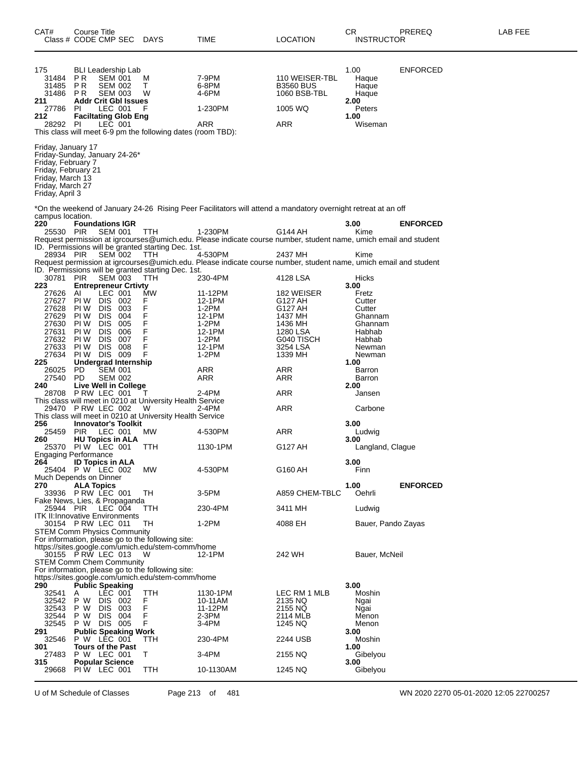| CAT# | Class # | CODE | CMP | SEC | Course Title / DAYS | TIME | LOCATION | CR / INSTRUCTOR | PREREQ | LAB FEE |
|---|---|---|---|---|---|---|---|---|---|---|
| **175** | | | | | **BLI Leadership Lab** | | | **1.00** | ENFORCED | |
| | 31484 | P R | SEM | 001 | M | 7-9PM | 110 WEISER-TBL | Haque | | |
| | 31485 | P R | SEM | 002 | T | 6-8PM | B3560 BUS | Haque | | |
| | 31486 | P R | SEM | 003 | W | 4-6PM | 1060 BSB-TBL | Haque | | |
| **211** | | | | | **Addr Crit Gbl Issues** | | | **2.00** | | |
| | 27786 | PI | LEC | 001 | F | 1-230PM | 1005 WQ | Peters | | |
| **212** | | | | | **Faciltating Glob Eng** | | | **1.00** | | |
| | 28292 | PI | LEC | 001 | | ARR | ARR | Wiseman | | |

This class will meet 6-9 pm the following dates (room TBD):

Friday, January 17
Friday-Sunday, January 24-26*
Friday, February 7
Friday, February 21
Friday, March 13
Friday, March 27
Friday, April 3

*On the weekend of January 24-26 Rising Peer Facilitators will attend a mandatory overnight retreat at an off campus location.

| CAT# | Class # | CODE | CMP | SEC | Course Title / DAYS | TIME | LOCATION | CR / INSTRUCTOR | PREREQ | LAB FEE |
|---|---|---|---|---|---|---|---|---|---|---|
| **220** | | | | | **Foundations IGR** | | | **3.00** | **ENFORCED** | |
| | 25530 | PIR | SEM | 001 | TTH | 1-230PM | G144 AH | Kime | | |

Request permission at igrcourses@umich.edu. Please indicate course number, student name, umich email and student ID. Permissions will be granted starting Dec. 1st.

| CAT# | Class # | CODE | CMP | SEC | Course Title / DAYS | TIME | LOCATION | CR / INSTRUCTOR | PREREQ | LAB FEE |
|---|---|---|---|---|---|---|---|---|---|---|
| | 28934 | PIR | SEM | 002 | TTH | 4-530PM | 2437 MH | Kime | | |

Request permission at igrcourses@umich.edu. Please indicate course number, student name, umich email and student ID. Permissions will be granted starting Dec. 1st.

| CAT# | Class # | CODE | CMP | SEC | Course Title / DAYS | TIME | LOCATION | CR / INSTRUCTOR | PREREQ | LAB FEE |
|---|---|---|---|---|---|---|---|---|---|---|
| | 30781 | PIR | SEM | 003 | TTH | 230-4PM | 4128 LSA | Hicks | | |
| **223** | | | | | **Entrepreneur Crtivty** | | | **3.00** | | |
| | 27626 | AI | LEC | 001 | MW | 11-12PM | 182 WEISER | Fretz | | |
| | 27627 | PI W | DIS | 002 | F | 12-1PM | G127 AH | Cutter | | |
| | 27628 | PI W | DIS | 003 | F | 1-2PM | G127 AH | Cutter | | |
| | 27629 | PI W | DIS | 004 | F | 12-1PM | 1437 MH | Ghannam | | |
| | 27630 | PI W | DIS | 005 | F | 1-2PM | 1436 MH | Ghannam | | |
| | 27631 | PI W | DIS | 006 | F | 12-1PM | 1280 LSA | Habhab | | |
| | 27632 | PI W | DIS | 007 | F | 1-2PM | G040 TISCH | Habhab | | |
| | 27633 | PI W | DIS | 008 | F | 12-1PM | 3254 LSA | Newman | | |
| | 27634 | PI W | DIS | 009 | F | 1-2PM | 1339 MH | Newman | | |
| **225** | | | | | **Undergrad Internship** | | | **1.00** | | |
| | 26025 | PD | SEM | 001 | | ARR | ARR | Barron | | |
| | 27540 | PD | SEM | 002 | | ARR | ARR | Barron | | |
| **240** | | | | | **Live Well in College** | | | **2.00** | | |
| | 28708 | P RW | LEC | 001 | T | 2-4PM | ARR | Jansen | | |

This class will meet in 0210 at University Health Service

| CAT# | Class # | CODE | CMP | SEC | Course Title / DAYS | TIME | LOCATION | CR / INSTRUCTOR | PREREQ | LAB FEE |
|---|---|---|---|---|---|---|---|---|---|---|
| | 29470 | P RW | LEC | 002 | W | 2-4PM | ARR | Carbone | | |

This class will meet in 0210 at University Health Service

| CAT# | Class # | CODE | CMP | SEC | Course Title / DAYS | TIME | LOCATION | CR / INSTRUCTOR | PREREQ | LAB FEE |
|---|---|---|---|---|---|---|---|---|---|---|
| **256** | | | | | **Innovator's Toolkit** | | | **3.00** | | |
| | 25459 | PIR | LEC | 001 | MW | 4-530PM | ARR | Ludwig | | |
| **260** | | | | | **HU Topics in ALA** | | | **3.00** | | |
| | 25370 | PI W | LEC | 001 | TTH | 1130-1PM | G127 AH | Langland, Clague | | |

Engaging Performance

| CAT# | Class # | CODE | CMP | SEC | Course Title / DAYS | TIME | LOCATION | CR / INSTRUCTOR | PREREQ | LAB FEE |
|---|---|---|---|---|---|---|---|---|---|---|
| **264** | | | | | **ID Topics in ALA** | | | **3.00** | | |
| | 25404 | P W | LEC | 002 | MW | 4-530PM | G160 AH | Finn | | |

Much Depends on Dinner

| CAT# | Class # | CODE | CMP | SEC | Course Title / DAYS | TIME | LOCATION | CR / INSTRUCTOR | PREREQ | LAB FEE |
|---|---|---|---|---|---|---|---|---|---|---|
| **270** | | | | | **ALA Topics** | | | **1.00** | **ENFORCED** | |
| | 33936 | P RW | LEC | 001 | TH | 3-5PM | A859 CHEM-TBLC | Oehrli | | |

Fake News, Lies, & Propaganda

| CAT# | Class # | CODE | CMP | SEC | Course Title / DAYS | TIME | LOCATION | CR / INSTRUCTOR | PREREQ | LAB FEE |
|---|---|---|---|---|---|---|---|---|---|---|
| | 25944 | PIR | LEC | 004 | TTH | 230-4PM | 3411 MH | Ludwig | | |

ITK II:Innovative Environments

| CAT# | Class # | CODE | CMP | SEC | Course Title / DAYS | TIME | LOCATION | CR / INSTRUCTOR | PREREQ | LAB FEE |
|---|---|---|---|---|---|---|---|---|---|---|
| | 30154 | P RW | LEC | 011 | TH | 1-2PM | 4088 EH | Bauer, Pando Zayas | | |

STEM Comm Physics Community
For information, please go to the following site:
https://sites.google.com/umich.edu/stem-comm/home

| CAT# | Class # | CODE | CMP | SEC | Course Title / DAYS | TIME | LOCATION | CR / INSTRUCTOR | PREREQ | LAB FEE |
|---|---|---|---|---|---|---|---|---|---|---|
| | 30155 | P RW | LEC | 013 | W | 12-1PM | 242 WH | Bauer, McNeil | | |

STEM Comm Chem Community
For information, please go to the following site:
https://sites.google.com/umich.edu/stem-comm/home

| CAT# | Class # | CODE | CMP | SEC | Course Title / DAYS | TIME | LOCATION | CR / INSTRUCTOR | PREREQ | LAB FEE |
|---|---|---|---|---|---|---|---|---|---|---|
| **290** | | | | | **Public Speaking** | | | **3.00** | | |
| | 32541 | A | LEC | 001 | TTH | 1130-1PM | LEC RM 1 MLB | Moshin | | |
| | 32542 | P W | DIS | 002 | F | 10-11AM | 2135 NQ | Ngai | | |
| | 32543 | P W | DIS | 003 | F | 11-12PM | 2155 NQ | Ngai | | |
| | 32544 | P W | DIS | 004 | F | 2-3PM | 2114 MLB | Menon | | |
| | 32545 | P W | DIS | 005 | F | 3-4PM | 1245 NQ | Menon | | |
| **291** | | | | | **Public Speaking Work** | | | **3.00** | | |
| | 32546 | P W | LEC | 001 | TTH | 230-4PM | 2244 USB | Moshin | | |
| **301** | | | | | **Tours of the Past** | | | **1.00** | | |
| | 27483 | P W | LEC | 001 | T | 3-4PM | 2155 NQ | Gibelyou | | |
| **315** | | | | | **Popular Science** | | | **3.00** | | |
| | 29668 | PI W | LEC | 001 | TTH | 10-1130AM | 1245 NQ | Gibelyou | | |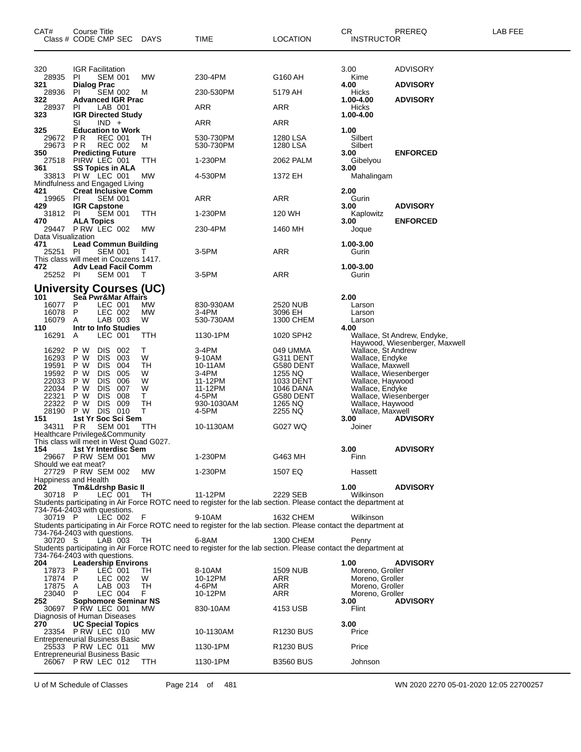| CAT# | Course Title Class # CODE CMP SEC | DAYS | TIME | LOCATION | CR INSTRUCTOR | PREREQ | LAB FEE |
|---|---|---|---|---|---|---|---|
| 320 | IGR Facilitation | | | | 3.00 | ADVISORY | |
| 28935 | PI SEM 001 | MW | 230-4PM | G160 AH | Kime | | |
| **321** | **Dialog Prac** | | | | **4.00** | **ADVISORY** | |
| 28936 | PI SEM 002 | M | 230-530PM | 5179 AH | Hicks | | |
| **322** | **Advanced IGR Prac** | | | | **1.00-4.00** | **ADVISORY** | |
| 28937 | PI LAB 001 | | ARR | ARR | Hicks | | |
| **323** | **IGR Directed Study** | | | | **1.00-4.00** | | |
| | SI IND + | | ARR | ARR | | | |
| **325** | **Education to Work** | | | | **1.00** | | |
| 29672 | P R REC 001 | TH | 530-730PM | 1280 LSA | Silbert | | |
| 29673 | P R REC 002 | M | 530-730PM | 1280 LSA | Silbert | | |
| **350** | **Predicting Future** | | | | **3.00** | **ENFORCED** | |
| 27518 | PIRW LEC 001 | TTH | 1-230PM | 2062 PALM | Gibelyou | | |
| **361** | **SS Topics in ALA** | | | | **3.00** | | |
| 33813 | PI W LEC 001 | MW | 4-530PM | 1372 EH | Mahalingam | | |
| Mindfulness and Engaged Living | | | | | | | |
| **421** | **Creat Inclusive Comm** | | | | **2.00** | | |
| 19965 | PI SEM 001 | | ARR | ARR | Gurin | | |
| **429** | **IGR Capstone** | | | | **3.00** | **ADVISORY** | |
| 31812 | PI SEM 001 | TTH | 1-230PM | 120 WH | Kaplowitz | | |
| **470** | **ALA Topics** | | | | **3.00** | **ENFORCED** | |
| 29447 | P RW LEC 002 | MW | 230-4PM | 1460 MH | Joque | | |
| Data Visualization | | | | | | | |
| **471** | **Lead Commun Building** | | | | **1.00-3.00** | | |
| 25251 | PI SEM 001 | T | 3-5PM | ARR | Gurin | | |
| This class will meet in Couzens 1417. | | | | | | | |
| **472** | **Adv Lead Facil Comm** | | | | **1.00-3.00** | | |
| 25252 | PI SEM 001 | T | 3-5PM | ARR | Gurin | | |

## University Courses (UC)

| CAT# | Course Title Class # CODE CMP SEC | DAYS | TIME | LOCATION | CR INSTRUCTOR | PREREQ | LAB FEE |
|---|---|---|---|---|---|---|---|
| **101** | **Sea Pwr&Mar Affairs** | | | | **2.00** | | |
| 16077 | P LEC 001 | MW | 830-930AM | 2520 NUB | Larson | | |
| 16078 | P LEC 002 | MW | 3-4PM | 3096 EH | Larson | | |
| 16079 | A LAB 003 | W | 530-730AM | 1300 CHEM | Larson | | |
| **110** | **Intr to Info Studies** | | | | **4.00** | | |
| 16291 | A LEC 001 | TTH | 1130-1PM | 1020 SPH2 | Wallace, St Andrew, Endyke, Haywood, Wiesenberger, Maxwell | | |
| 16292 | P W DIS 002 | T | 3-4PM | 049 UMMA | Wallace, St Andrew | | |
| 16293 | P W DIS 003 | W | 9-10AM | G311 DENT | Wallace, Endyke | | |
| 19591 | P W DIS 004 | TH | 10-11AM | G580 DENT | Wallace, Maxwell | | |
| 19592 | P W DIS 005 | W | 3-4PM | 1255 NQ | Wallace, Wiesenberger | | |
| 22033 | P W DIS 006 | W | 11-12PM | 1033 DENT | Wallace, Haywood | | |
| 22034 | P W DIS 007 | W | 11-12PM | 1046 DANA | Wallace, Endyke | | |
| 22321 | P W DIS 008 | T | 4-5PM | G580 DENT | Wallace, Wiesenberger | | |
| 22322 | P W DIS 009 | TH | 930-1030AM | 1265 NQ | Wallace, Haywood | | |
| 28190 | P W DIS 010 | T | 4-5PM | 2255 NQ | Wallace, Maxwell | | |
| **151** | **1st Yr Soc Sci Sem** | | | | **3.00** | **ADVISORY** | |
| 34311 | P R SEM 001 | TTH | 10-1130AM | G027 WQ | Joiner | | |
| Healthcare Privilege&Community | | | | | | | |
| This class will meet in West Quad G027. | | | | | | | |
| **154** | **1st Yr Interdisc Sem** | | | | **3.00** | **ADVISORY** | |
| 29667 | P RW SEM 001 | MW | 1-230PM | G463 MH | Finn | | |
| Should we eat meat? | | | | | | | |
| 27729 | P RW SEM 002 | MW | 1-230PM | 1507 EQ | Hassett | | |
| Happiness and Health | | | | | | | |
| **202** | **Tm&Ldrshp Basic II** | | | | **1.00** | **ADVISORY** | |
| 30718 | P LEC 001 | TH | 11-12PM | 2229 SEB | Wilkinson | | |
| Students participating in Air Force ROTC need to register for the lab section. Please contact the department at 734-764-2403 with questions. | | | | | | | |
| 30719 | P LEC 002 | F | 9-10AM | 1632 CHEM | Wilkinson | | |
| Students participating in Air Force ROTC need to register for the lab section. Please contact the department at 734-764-2403 with questions. | | | | | | | |
| 30720 | S LAB 003 | TH | 6-8AM | 1300 CHEM | Penry | | |
| Students participating in Air Force ROTC need to register for the lab section. Please contact the department at 734-764-2403 with questions. | | | | | | | |
| **204** | **Leadership Environs** | | | | **1.00** | **ADVISORY** | |
| 17873 | P LEC 001 | TH | 8-10AM | 1509 NUB | Moreno, Groller | | |
| 17874 | P LEC 002 | W | 10-12PM | ARR | Moreno, Groller | | |
| 17875 | A LAB 003 | TH | 4-6PM | ARR | Moreno, Groller | | |
| 23040 | P LEC 004 | F | 10-12PM | ARR | Moreno, Groller | | |
| **252** | **Sophomore Seminar NS** | | | | **3.00** | **ADVISORY** | |
| 30697 | P RW LEC 001 | MW | 830-10AM | 4153 USB | Flint | | |
| Diagnosis of Human Diseases | | | | | | | |
| **270** | **UC Special Topics** | | | | **3.00** | | |
| 23354 | P RW LEC 010 | MW | 10-1130AM | R1230 BUS | Price | | |
| Entrepreneurial Business Basic | | | | | | | |
| 25533 | P RW LEC 011 | MW | 1130-1PM | R1230 BUS | Price | | |
| Entrepreneurial Business Basic | | | | | | | |
| 26067 | P RW LEC 012 | TTH | 1130-1PM | B3560 BUS | Johnson | | |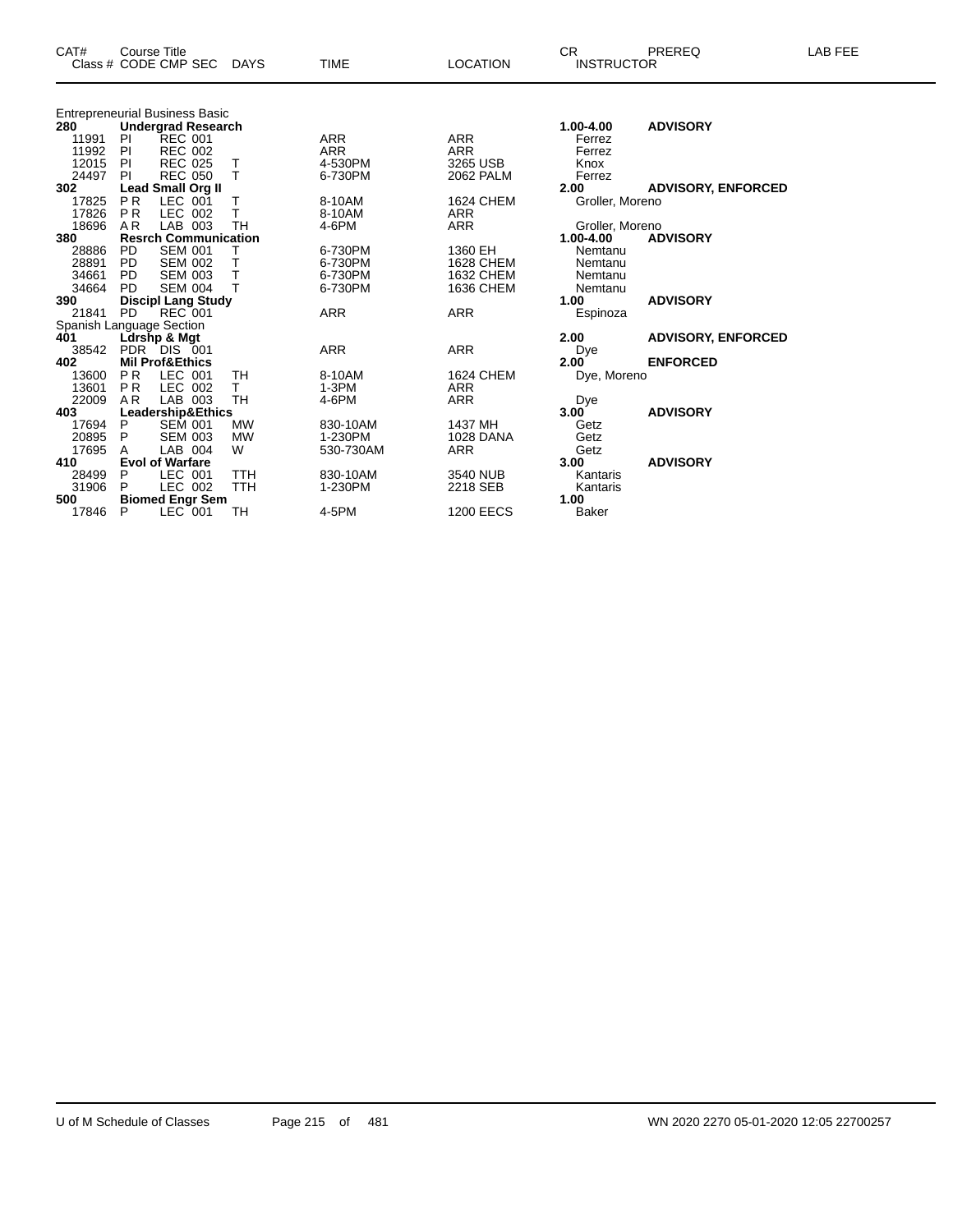| CAT# | Course Title Class # CODE CMP SEC | DAYS | TIME | LOCATION | CR INSTRUCTOR | PREREQ | LAB FEE |
|---|---|---|---|---|---|---|---|
| | Entrepreneurial Business Basic | | | | | | |
| **280** | **Undergrad Research** | | | | **1.00-4.00** | **ADVISORY** | |
| 11991 | PI REC 001 | | ARR | ARR | Ferrez | | |
| 11992 | PI REC 002 | | ARR | ARR | Ferrez | | |
| 12015 | PI REC 025 | T | 4-530PM | 3265 USB | Knox | | |
| 24497 | PI REC 050 | T | 6-730PM | 2062 PALM | Ferrez | | |
| **302** | **Lead Small Org II** | | | | **2.00** | **ADVISORY, ENFORCED** | |
| 17825 | P R LEC 001 | T | 8-10AM | 1624 CHEM | Groller, Moreno | | |
| 17826 | P R LEC 002 | T | 8-10AM | ARR | | | |
| 18696 | A R LAB 003 | TH | 4-6PM | ARR | Groller, Moreno | | |
| **380** | **Resrch Communication** | | | | **1.00-4.00** | **ADVISORY** | |
| 28886 | PD SEM 001 | T | 6-730PM | 1360 EH | Nemtanu | | |
| 28891 | PD SEM 002 | T | 6-730PM | 1628 CHEM | Nemtanu | | |
| 34661 | PD SEM 003 | T | 6-730PM | 1632 CHEM | Nemtanu | | |
| 34664 | PD SEM 004 | T | 6-730PM | 1636 CHEM | Nemtanu | | |
| **390** | **Discipl Lang Study** | | | | **1.00** | **ADVISORY** | |
| 21841 | PD REC 001 | | ARR | ARR | Espinoza | | |
| | Spanish Language Section | | | | | | |
| **401** | **Ldrshp & Mgt** | | | | **2.00** | **ADVISORY, ENFORCED** | |
| 38542 | PDR DIS 001 | | ARR | ARR | Dye | | |
| **402** | **Mil Prof&Ethics** | | | | **2.00** | **ENFORCED** | |
| 13600 | P R LEC 001 | TH | 8-10AM | 1624 CHEM | Dye, Moreno | | |
| 13601 | P R LEC 002 | T | 1-3PM | ARR | | | |
| 22009 | A R LAB 003 | TH | 4-6PM | ARR | Dye | | |
| **403** | **Leadership&Ethics** | | | | **3.00** | **ADVISORY** | |
| 17694 | P SEM 001 | MW | 830-10AM | 1437 MH | Getz | | |
| 20895 | P SEM 003 | MW | 1-230PM | 1028 DANA | Getz | | |
| 17695 | A LAB 004 | W | 530-730AM | ARR | Getz | | |
| **410** | **Evol of Warfare** | | | | **3.00** | **ADVISORY** | |
| 28499 | P LEC 001 | TTH | 830-10AM | 3540 NUB | Kantaris | | |
| 31906 | P LEC 002 | TTH | 1-230PM | 2218 SEB | Kantaris | | |
| **500** | **Biomed Engr Sem** | | | | **1.00** | | |
| 17846 | P LEC 001 | TH | 4-5PM | 1200 EECS | Baker | | |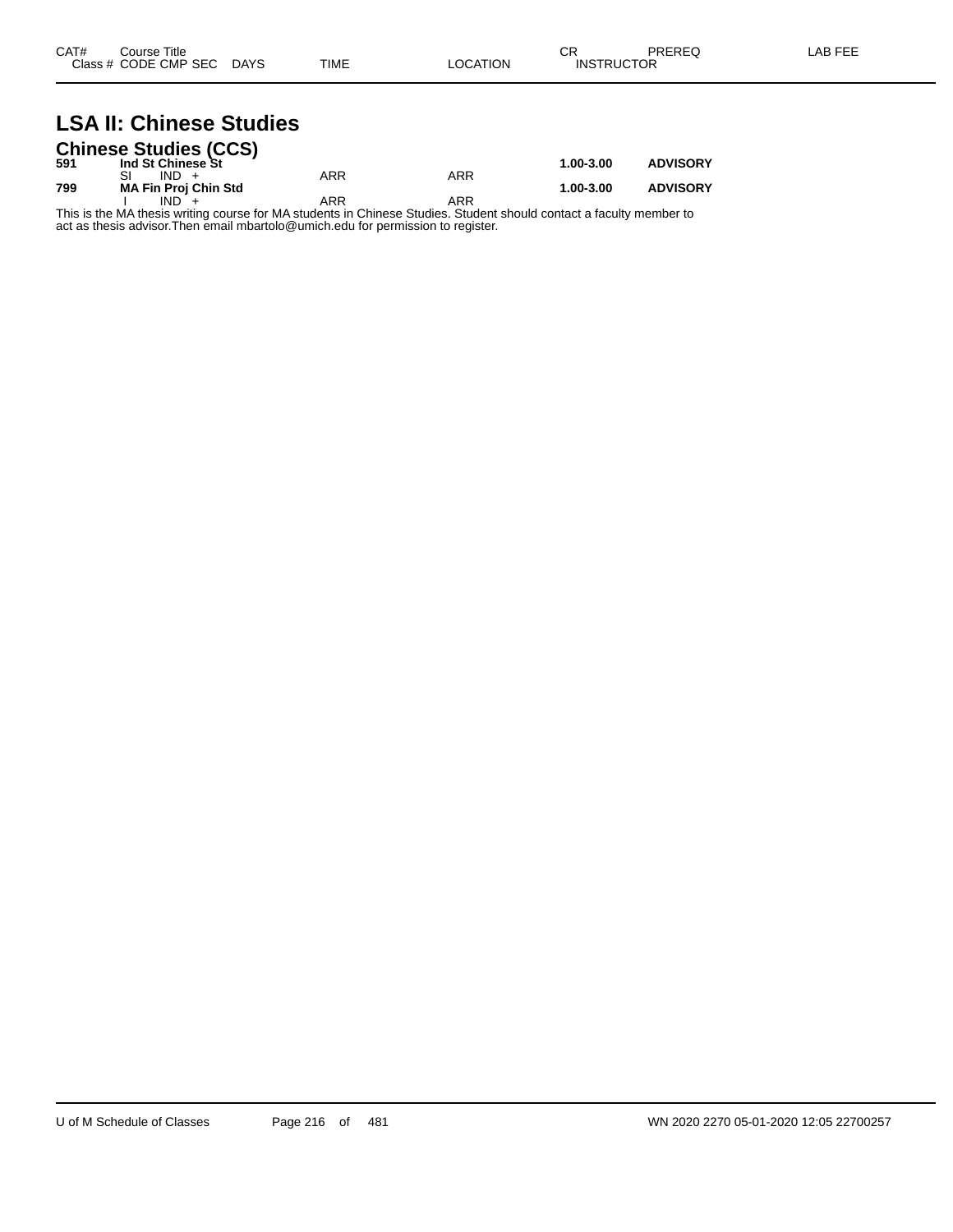| CAT# | Course Title | | | | | CR | PREREQ | LAB FEE |
|---|---|---|---|---|---|---|---|---|
| Class # | CODE | CMP | SEC | DAYS | TIME | LOCATION | INSTRUCTOR | |

# LSA II: Chinese Studies

## Chinese Studies (CCS)

| CAT# | Course Title | | | | | CR | PREREQ | LAB FEE |
|---|---|---|---|---|---|---|---|---|
| **591** | **Ind St Chinese St** | | | | | **1.00-3.00** | **ADVISORY** | |
| | SI | IND | + | | ARR | ARR | | |
| **799** | **MA Fin Proj Chin Std** | | | | | **1.00-3.00** | **ADVISORY** | |
| | I | IND | + | | ARR | ARR | | |

This is the MA thesis writing course for MA students in Chinese Studies. Student should contact a faculty member to act as thesis advisor.Then email mbartolo@umich.edu for permission to register.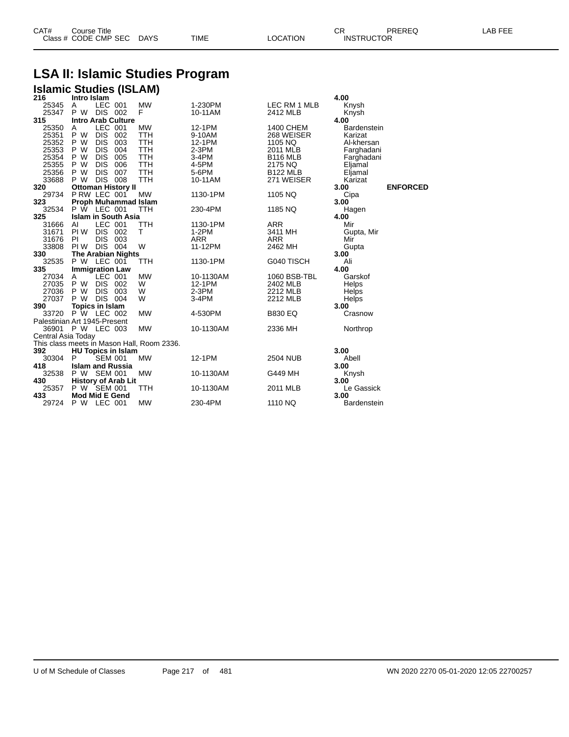# LSA II: Islamic Studies Program

## Islamic Studies (ISLAM)

| CAT# Class # | Course Title CODE CMP SEC | DAYS | TIME | LOCATION | CR INSTRUCTOR | PREREQ | LAB FEE |
|---|---|---|---|---|---|---|---|
| **216** | **Intro Islam** | | | | **4.00** | | |
| 25345 | A LEC 001 | MW | 1-230PM | LEC RM 1 MLB | Knysh | | |
| 25347 | P W DIS 002 | F | 10-11AM | 2412 MLB | Knysh | | |
| **315** | **Intro Arab Culture** | | | | **4.00** | | |
| 25350 | A LEC 001 | MW | 12-1PM | 1400 CHEM | Bardenstein | | |
| 25351 | P W DIS 002 | TTH | 9-10AM | 268 WEISER | Karizat | | |
| 25352 | P W DIS 003 | TTH | 12-1PM | 1105 NQ | Al-khersan | | |
| 25353 | P W DIS 004 | TTH | 2-3PM | 2011 MLB | Farghadani | | |
| 25354 | P W DIS 005 | TTH | 3-4PM | B116 MLB | Farghadani | | |
| 25355 | P W DIS 006 | TTH | 4-5PM | 2175 NQ | Eljamal | | |
| 25356 | P W DIS 007 | TTH | 5-6PM | B122 MLB | Eljamal | | |
| 33688 | P W DIS 008 | TTH | 10-11AM | 271 WEISER | Karizat | | |
| **320** | **Ottoman History II** | | | | **3.00** | **ENFORCED** | |
| 29734 | P RW LEC 001 | MW | 1130-1PM | 1105 NQ | Cipa | | |
| **323** | **Proph Muhammad Islam** | | | | **3.00** | | |
| 32534 | P W LEC 001 | TTH | 230-4PM | 1185 NQ | Hagen | | |
| **325** | **Islam in South Asia** | | | | **4.00** | | |
| 31666 | AI LEC 001 | TTH | 1130-1PM | ARR | Mir | | |
| 31671 | PI W DIS 002 | T | 1-2PM | 3411 MH | Gupta, Mir | | |
| 31676 | PI DIS 003 | | ARR | ARR | Mir | | |
| 33808 | PI W DIS 004 | W | 11-12PM | 2462 MH | Gupta | | |
| **330** | **The Arabian Nights** | | | | **3.00** | | |
| 32535 | P W LEC 001 | TTH | 1130-1PM | G040 TISCH | Ali | | |
| **335** | **Immigration Law** | | | | **4.00** | | |
| 27034 | A LEC 001 | MW | 10-1130AM | 1060 BSB-TBL | Garskof | | |
| 27035 | P W DIS 002 | W | 12-1PM | 2402 MLB | Helps | | |
| 27036 | P W DIS 003 | W | 2-3PM | 2212 MLB | Helps | | |
| 27037 | P W DIS 004 | W | 3-4PM | 2212 MLB | Helps | | |
| **390** | **Topics in Islam** | | | | **3.00** | | |
| 33720 | P W LEC 002 | MW | 4-530PM | B830 EQ | Crasnow | | |
| Palestinian Art 1945-Present | | | | | | | |
| 36901 | P W LEC 003 | MW | 10-1130AM | 2336 MH | Northrop | | |
| Central Asia Today | | | | | | | |
| This class meets in Mason Hall, Room 2336. | | | | | | | |
| **392** | **HU Topics in Islam** | | | | **3.00** | | |
| 30304 | P SEM 001 | MW | 12-1PM | 2504 NUB | Abell | | |
| **418** | **Islam and Russia** | | | | **3.00** | | |
| 32538 | P W SEM 001 | MW | 10-1130AM | G449 MH | Knysh | | |
| **430** | **History of Arab Lit** | | | | **3.00** | | |
| 25357 | P W SEM 001 | TTH | 10-1130AM | 2011 MLB | Le Gassick | | |
| **433** | **Mod Mid E Gend** | | | | **3.00** | | |
| 29724 | P W LEC 001 | MW | 230-4PM | 1110 NQ | Bardenstein | | |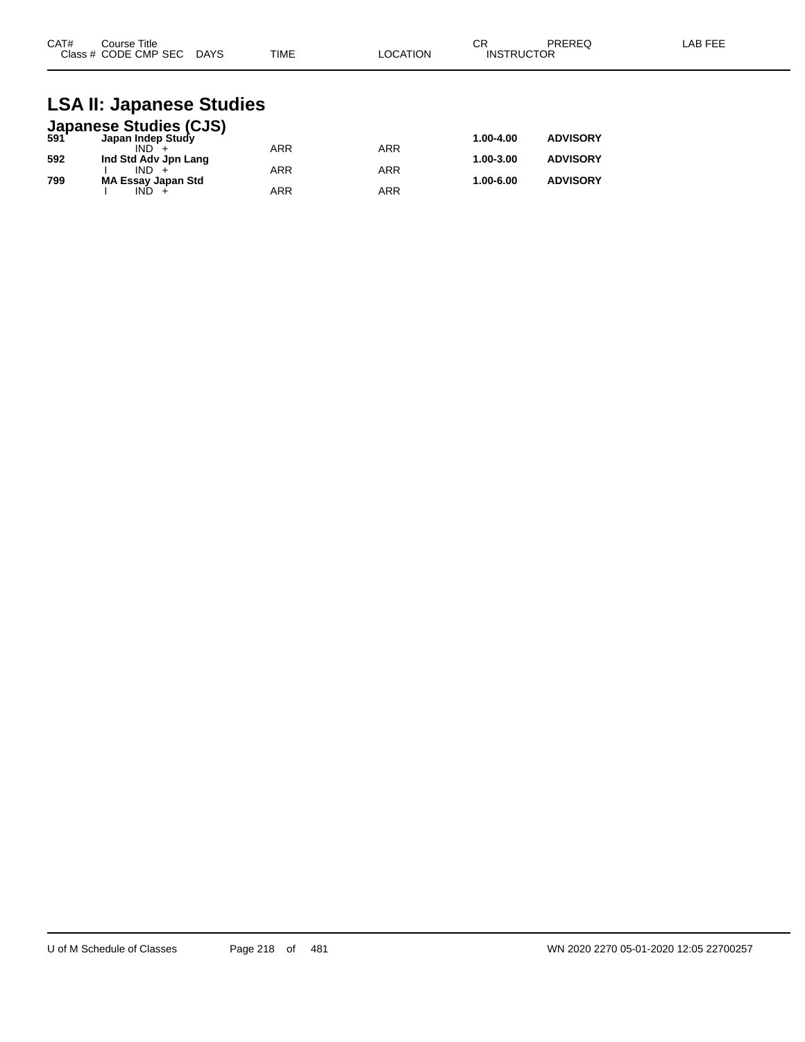| CAT# Class # | Course Title CODE CMP SEC | DAYS | TIME | LOCATION | CR INSTRUCTOR | PREREQ | LAB FEE |
|---|---|---|---|---|---|---|---|

# LSA II: Japanese Studies

## Japanese Studies (CJS)

| CAT# Class # | Course Title CODE CMP SEC | DAYS | TIME | LOCATION | CR INSTRUCTOR | PREREQ | LAB FEE |
|---|---|---|---|---|---|---|---|
| **591** | **Japan Indep Study** | | | | **1.00-4.00** | **ADVISORY** | |
| | IND + | | ARR | ARR | | | |
| **592** | **Ind Std Adv Jpn Lang** | | | | **1.00-3.00** | **ADVISORY** | |
| | I IND + | | ARR | ARR | | | |
| **799** | **MA Essay Japan Std** | | | | **1.00-6.00** | **ADVISORY** | |
| | I IND + | | ARR | ARR | | | |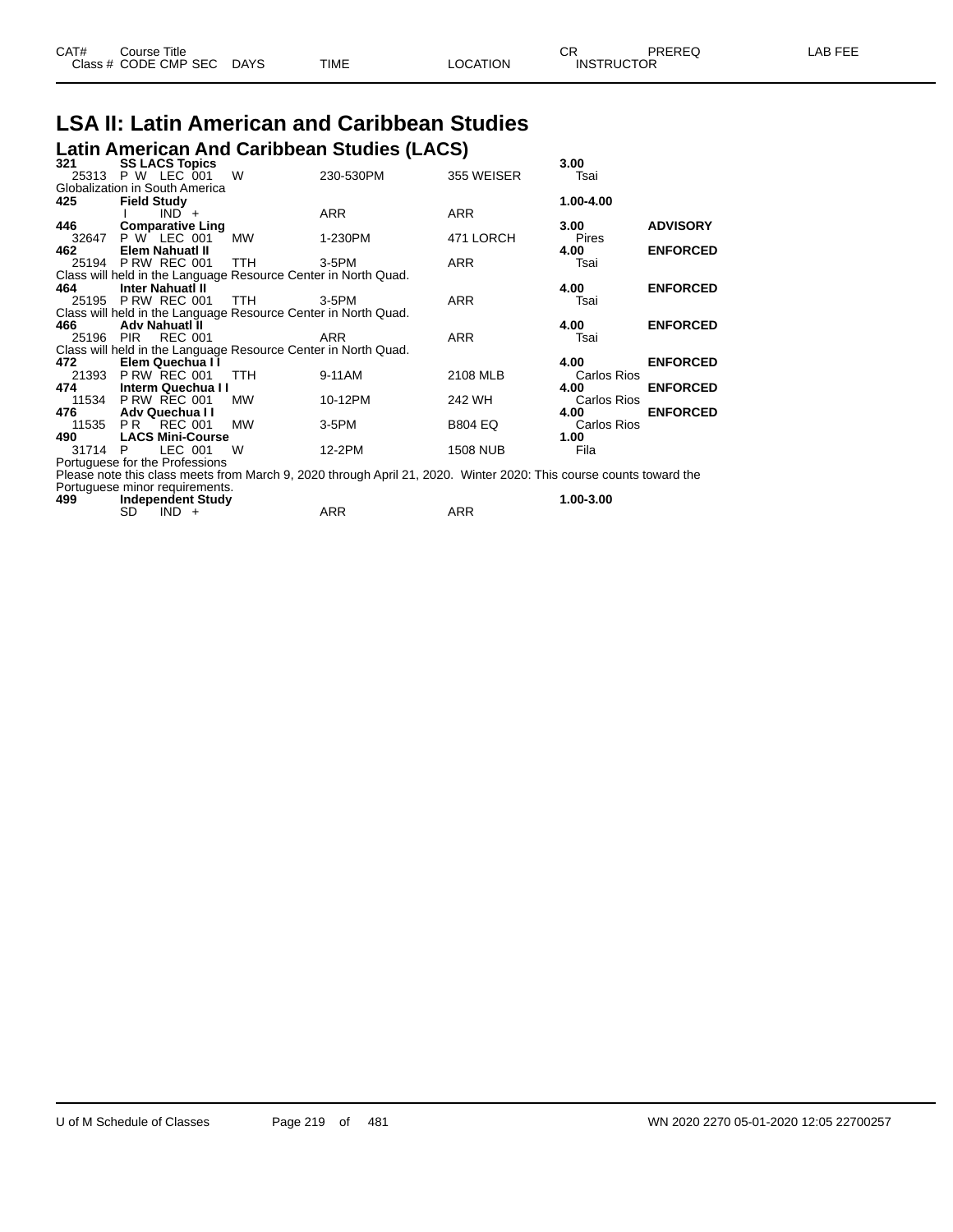| CAT# Class # | Course Title CODE CMP SEC | DAYS | TIME | LOCATION | CR INSTRUCTOR | PREREQ | LAB FEE |
|---|---|---|---|---|---|---|---|

# LSA II: Latin American and Caribbean Studies

## Latin American And Caribbean Studies (LACS)

| CAT# Class # | Course Title CODE CMP SEC | DAYS | TIME | LOCATION | CR INSTRUCTOR | PREREQ | LAB FEE |
|---|---|---|---|---|---|---|---|
| **321** | **SS LACS Topics** | | | | **3.00** | | |
| 25313 | P W LEC 001 | W | 230-530PM | 355 WEISER | Tsai | | |
| Globalization in South America | | | | | | | |
| **425** | **Field Study** | | | | **1.00-4.00** | | |
| | I IND + | | ARR | ARR | | | |
| **446** | **Comparative Ling** | | | | **3.00** | **ADVISORY** | |
| 32647 | P W LEC 001 | MW | 1-230PM | 471 LORCH | Pires | | |
| **462** | **Elem Nahuatl II** | | | | **4.00** | **ENFORCED** | |
| 25194 | P RW REC 001 | TTH | 3-5PM | ARR | Tsai | | |
| Class will held in the Language Resource Center in North Quad. | | | | | | | |
| **464** | **Inter Nahuatl II** | | | | **4.00** | **ENFORCED** | |
| 25195 | P RW REC 001 | TTH | 3-5PM | ARR | Tsai | | |
| Class will held in the Language Resource Center in North Quad. | | | | | | | |
| **466** | **Adv Nahuatl II** | | | | **4.00** | **ENFORCED** | |
| 25196 | PIR REC 001 | | ARR | ARR | Tsai | | |
| Class will held in the Language Resource Center in North Quad. | | | | | | | |
| **472** | **Elem Quechua I I** | | | | **4.00** | **ENFORCED** | |
| 21393 | P RW REC 001 | TTH | 9-11AM | 2108 MLB | Carlos Rios | | |
| **474** | **Interm Quechua I I** | | | | **4.00** | **ENFORCED** | |
| 11534 | P RW REC 001 | MW | 10-12PM | 242 WH | Carlos Rios | | |
| **476** | **Adv Quechua I I** | | | | **4.00** | **ENFORCED** | |
| 11535 | P R REC 001 | MW | 3-5PM | B804 EQ | Carlos Rios | | |
| **490** | **LACS Mini-Course** | | | | **1.00** | | |
| 31714 | P LEC 001 | W | 12-2PM | 1508 NUB | Fila | | |
| Portuguese for the Professions | | | | | | | |
| Please note this class meets from March 9, 2020 through April 21, 2020. Winter 2020: This course counts toward the Portuguese minor requirements. | | | | | | | |
| **499** | **Independent Study** | | | | **1.00-3.00** | | |
| | SD IND + | | ARR | ARR | | | |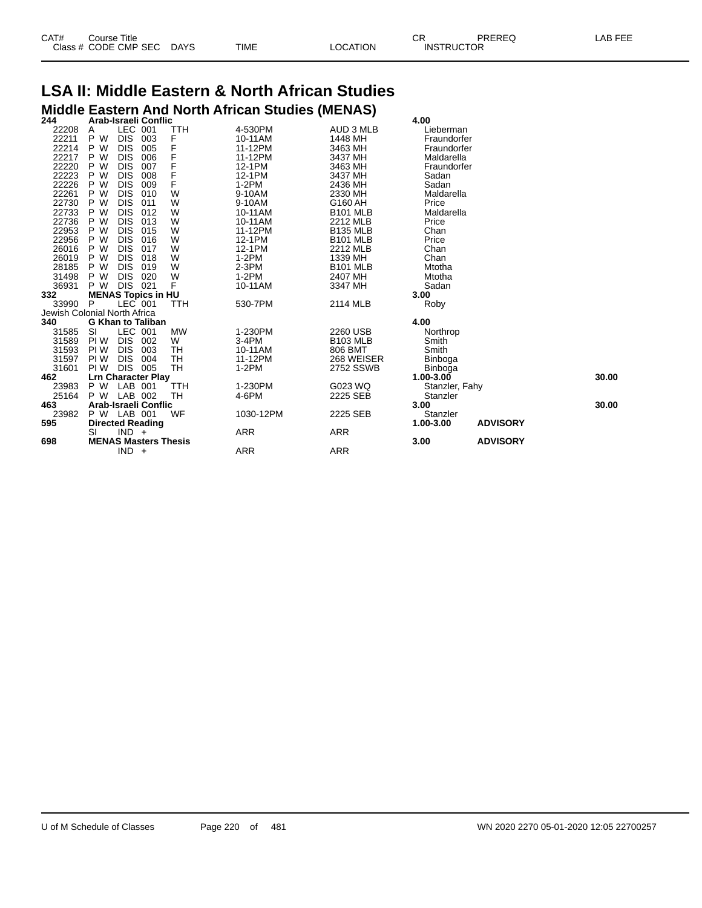# LSA II: Middle Eastern & North African Studies

## Middle Eastern And North African Studies (MENAS)

| CAT# | Course Title | | | | | | | CR | PREREQ | LAB FEE |
|---|---|---|---|---|---|---|---|---|---|---|
| Class # | CODE | CMP | SEC | DAYS | TIME | LOCATION | INSTRUCTOR | | | |
| **244** | **Arab-Israeli Conflic** | | | | | | | **4.00** | | |
| 22208 | A | LEC | 001 | TTH | 4-530PM | AUD 3 MLB | Lieberman | | | |
| 22211 | P W | DIS | 003 | F | 10-11AM | 1448 MH | Fraundorfer | | | |
| 22214 | P W | DIS | 005 | F | 11-12PM | 3463 MH | Fraundorfer | | | |
| 22217 | P W | DIS | 006 | F | 11-12PM | 3437 MH | Maldarella | | | |
| 22220 | P W | DIS | 007 | F | 12-1PM | 3463 MH | Fraundorfer | | | |
| 22223 | P W | DIS | 008 | F | 12-1PM | 3437 MH | Sadan | | | |
| 22226 | P W | DIS | 009 | F | 1-2PM | 2436 MH | Sadan | | | |
| 22261 | P W | DIS | 010 | W | 9-10AM | 2330 MH | Maldarella | | | |
| 22730 | P W | DIS | 011 | W | 9-10AM | G160 AH | Price | | | |
| 22733 | P W | DIS | 012 | W | 10-11AM | B101 MLB | Maldarella | | | |
| 22736 | P W | DIS | 013 | W | 10-11AM | 2212 MLB | Price | | | |
| 22953 | P W | DIS | 015 | W | 11-12PM | B135 MLB | Chan | | | |
| 22956 | P W | DIS | 016 | W | 12-1PM | B101 MLB | Price | | | |
| 26016 | P W | DIS | 017 | W | 12-1PM | 2212 MLB | Chan | | | |
| 26019 | P W | DIS | 018 | W | 1-2PM | 1339 MH | Chan | | | |
| 28185 | P W | DIS | 019 | W | 2-3PM | B101 MLB | Mtotha | | | |
| 31498 | P W | DIS | 020 | W | 1-2PM | 2407 MH | Mtotha | | | |
| 36931 | P W | DIS | 021 | F | 10-11AM | 3347 MH | Sadan | | | |
| **332** | **MENAS Topics in HU** | | | | | | | **3.00** | | |
| 33990 | P | LEC | 001 | TTH | 530-7PM | 2114 MLB | Roby | | | |
| Jewish Colonial North Africa | | | | | | | | | | |
| **340** | **G Khan to Taliban** | | | | | | | **4.00** | | |
| 31585 | SI | LEC | 001 | MW | 1-230PM | 2260 USB | Northrop | | | |
| 31589 | PI W | DIS | 002 | W | 3-4PM | B103 MLB | Smith | | | |
| 31593 | PI W | DIS | 003 | TH | 10-11AM | 806 BMT | Smith | | | |
| 31597 | PI W | DIS | 004 | TH | 11-12PM | 268 WEISER | Binboga | | | |
| 31601 | PI W | DIS | 005 | TH | 1-2PM | 2752 SSWB | Binboga | | | |
| **462** | **Lrn Character Play** | | | | | | | **1.00-3.00** | | **30.00** |
| 23983 | P W | LAB | 001 | TTH | 1-230PM | G023 WQ | Stanzler, Fahy | | | |
| 25164 | P W | LAB | 002 | TH | 4-6PM | 2225 SEB | Stanzler | | | |
| **463** | **Arab-Israeli Conflic** | | | | | | | **3.00** | | **30.00** |
| 23982 | P W | LAB | 001 | WF | 1030-12PM | 2225 SEB | Stanzler | | | |
| **595** | **Directed Reading** | | | | | | | **1.00-3.00** | **ADVISORY** | |
| | SI | IND | + | | ARR | ARR | | | | |
| **698** | **MENAS Masters Thesis** | | | | | | | **3.00** | **ADVISORY** | |
| | | IND | + | | ARR | ARR | | | | |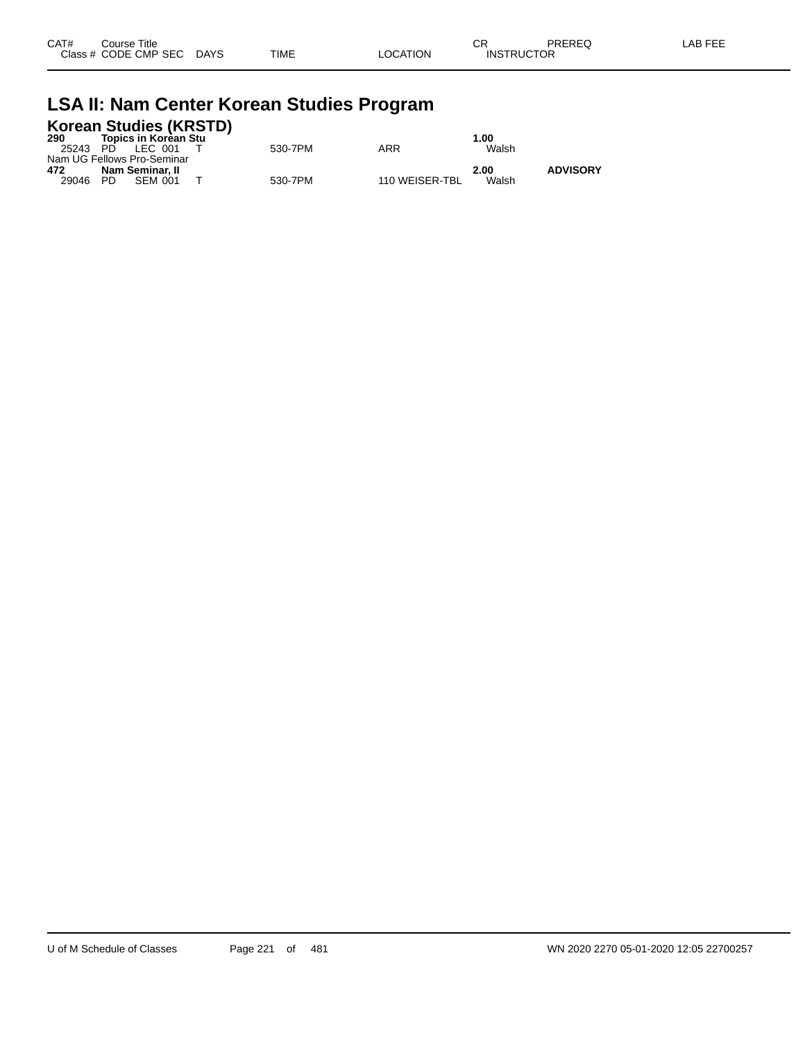# LSA II: Nam Center Korean Studies Program

## Korean Studies (KRSTD)

| CAT# / Class # | Course Title / CODE CMP SEC | DAYS | TIME | LOCATION | CR / INSTRUCTOR | PREREQ | LAB FEE |
|---|---|---|---|---|---|---|---|
| **290** | **Topics in Korean Stu** | | | | **1.00** | | |
| 25243 | PD LEC 001 | T | 530-7PM | ARR | Walsh | | |
| Nam UG Fellows Pro-Seminar | | | | | | | |
| **472** | **Nam Seminar, II** | | | | **2.00** | **ADVISORY** | |
| 29046 | PD SEM 001 | T | 530-7PM | 110 WEISER-TBL | Walsh | | |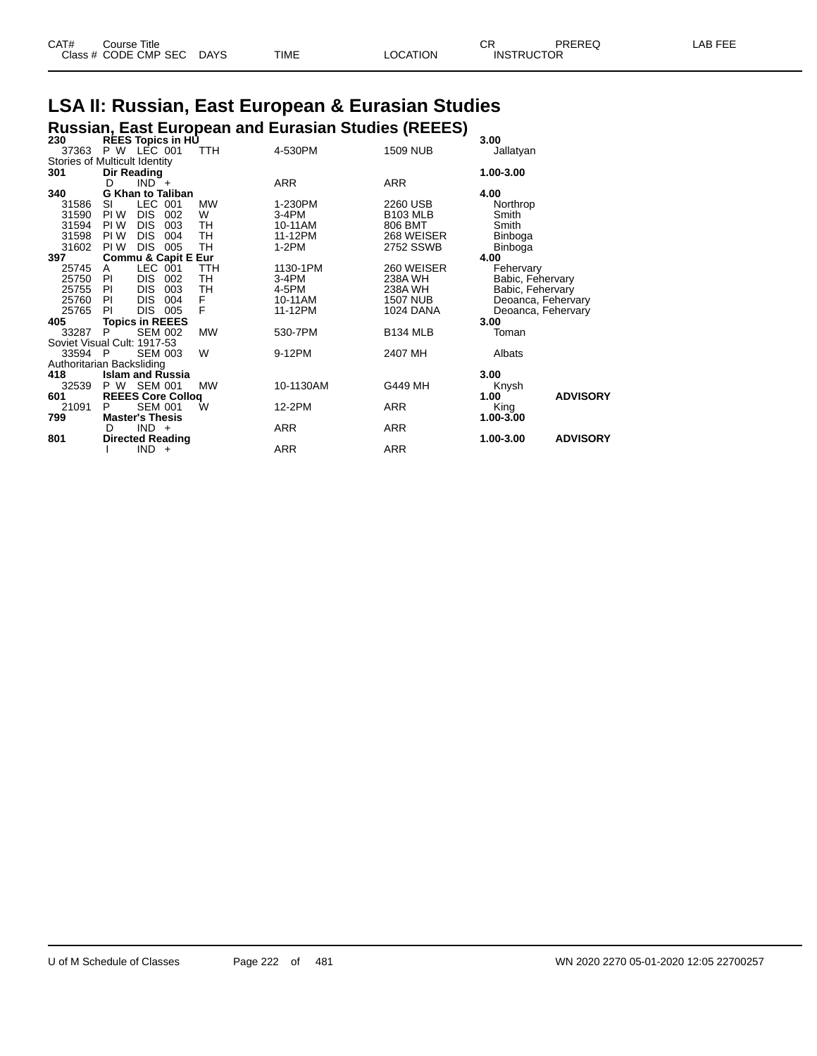| CAT# | Course Title | | | | | CR | PREREQ | LAB FEE |
|---|---|---|---|---|---|---|---|---|
| Class # | CODE CMP SEC | DAYS | TIME | LOCATION | | INSTRUCTOR | | |

# LSA II: Russian, East European & Eurasian Studies

## Russian, East European and Eurasian Studies (REEES)

| CAT# / Class # | CODE CMP SEC | DAYS | TIME | LOCATION | CR / INSTRUCTOR | PREREQ |
|---|---|---|---|---|---|---|
| **230** | **REES Topics in HU** | | | | **3.00** | |
| 37363 | P W LEC 001 | TTH | 4-530PM | 1509 NUB | Jallatyan | |
| Stories of Multicult Identity | | | | | | |
| **301** | **Dir Reading** | | | | **1.00-3.00** | |
| | D IND + | | ARR | ARR | | |
| **340** | **G Khan to Taliban** | | | | **4.00** | |
| 31586 | SI LEC 001 | MW | 1-230PM | 2260 USB | Northrop | |
| 31590 | PI W DIS 002 | W | 3-4PM | B103 MLB | Smith | |
| 31594 | PI W DIS 003 | TH | 10-11AM | 806 BMT | Smith | |
| 31598 | PI W DIS 004 | TH | 11-12PM | 268 WEISER | Binboga | |
| 31602 | PI W DIS 005 | TH | 1-2PM | 2752 SSWB | Binboga | |
| **397** | **Commu & Capit E Eur** | | | | **4.00** | |
| 25745 | A LEC 001 | TTH | 1130-1PM | 260 WEISER | Fehervary | |
| 25750 | PI DIS 002 | TH | 3-4PM | 238A WH | Babic, Fehervary | |
| 25755 | PI DIS 003 | TH | 4-5PM | 238A WH | Babic, Fehervary | |
| 25760 | PI DIS 004 | F | 10-11AM | 1507 NUB | Deoanca, Fehervary | |
| 25765 | PI DIS 005 | F | 11-12PM | 1024 DANA | Deoanca, Fehervary | |
| **405** | **Topics in REEES** | | | | **3.00** | |
| 33287 | P SEM 002 | MW | 530-7PM | B134 MLB | Toman | |
| Soviet Visual Cult: 1917-53 | | | | | | |
| 33594 | P SEM 003 | W | 9-12PM | 2407 MH | Albats | |
| Authoritarian Backsliding | | | | | | |
| **418** | **Islam and Russia** | | | | **3.00** | |
| 32539 | P W SEM 001 | MW | 10-1130AM | G449 MH | Knysh | |
| **601** | **REEES Core Colloq** | | | | **1.00** | **ADVISORY** |
| 21091 | P SEM 001 | W | 12-2PM | ARR | King | |
| **799** | **Master's Thesis** | | | | **1.00-3.00** | |
| | D IND + | | ARR | ARR | | |
| **801** | **Directed Reading** | | | | **1.00-3.00** | **ADVISORY** |
| | I IND + | | ARR | ARR | | |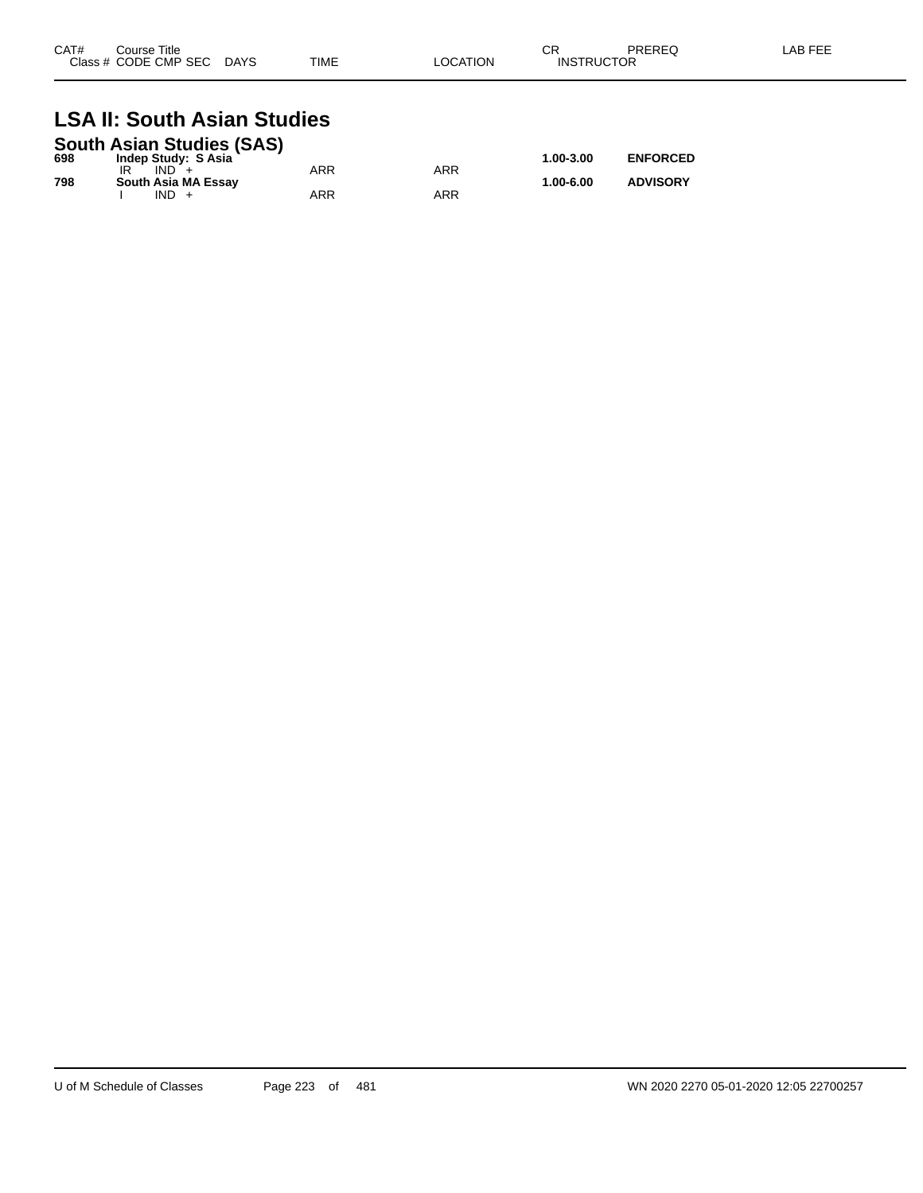| CAT# | Course Title | | | | | | CR | PREREQ | LAB FEE |
|---|---|---|---|---|---|---|---|---|---|
| Class # | CODE | CMP | SEC | DAYS | TIME | LOCATION | INSTRUCTOR | | |

# LSA II: South Asian Studies

## South Asian Studies (SAS)

| CAT# | Course Title | | | | | | CR | PREREQ | LAB FEE |
|---|---|---|---|---|---|---|---|---|---|
| **698** | **Indep Study: S Asia** | | | | | | **1.00-3.00** | **ENFORCED** | |
| | IR | IND | + | | ARR | ARR | | | |
| **798** | **South Asia MA Essay** | | | | | | **1.00-6.00** | **ADVISORY** | |
| | I | IND | + | | ARR | ARR | | | |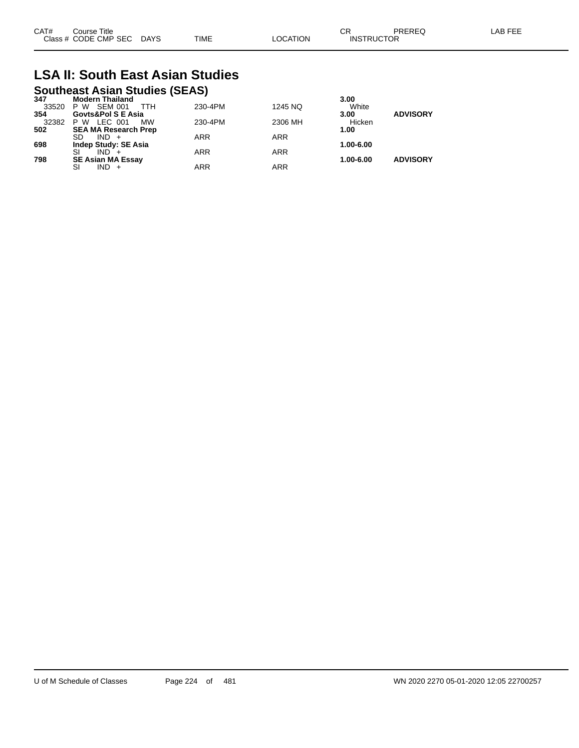| CAT# | Course Title Class # CODE CMP SEC DAYS | TIME | LOCATION | CR INSTRUCTOR | PREREQ | LAB FEE |
|---|---|---|---|---|---|---|

# LSA II: South East Asian Studies

## Southeast Asian Studies (SEAS)

| CAT# | Course Title / Class # CODE CMP SEC DAYS | TIME | LOCATION | CR / INSTRUCTOR | PREREQ | LAB FEE |
|---|---|---|---|---|---|---|
| **347** | **Modern Thailand** | | | **3.00** | | |
| 33520 | P W SEM 001 TTH | 230-4PM | 1245 NQ | White | | |
| **354** | **Govts&Pol S E Asia** | | | **3.00** | **ADVISORY** | |
| 32382 | P W LEC 001 MW | 230-4PM | 2306 MH | Hicken | | |
| **502** | **SEA MA Research Prep** | | | **1.00** | | |
| | SD IND + | ARR | ARR | | | |
| **698** | **Indep Study: SE Asia** | | | **1.00-6.00** | | |
| | SI IND + | ARR | ARR | | | |
| **798** | **SE Asian MA Essay** | | | **1.00-6.00** | **ADVISORY** | |
| | SI IND + | ARR | ARR | | | |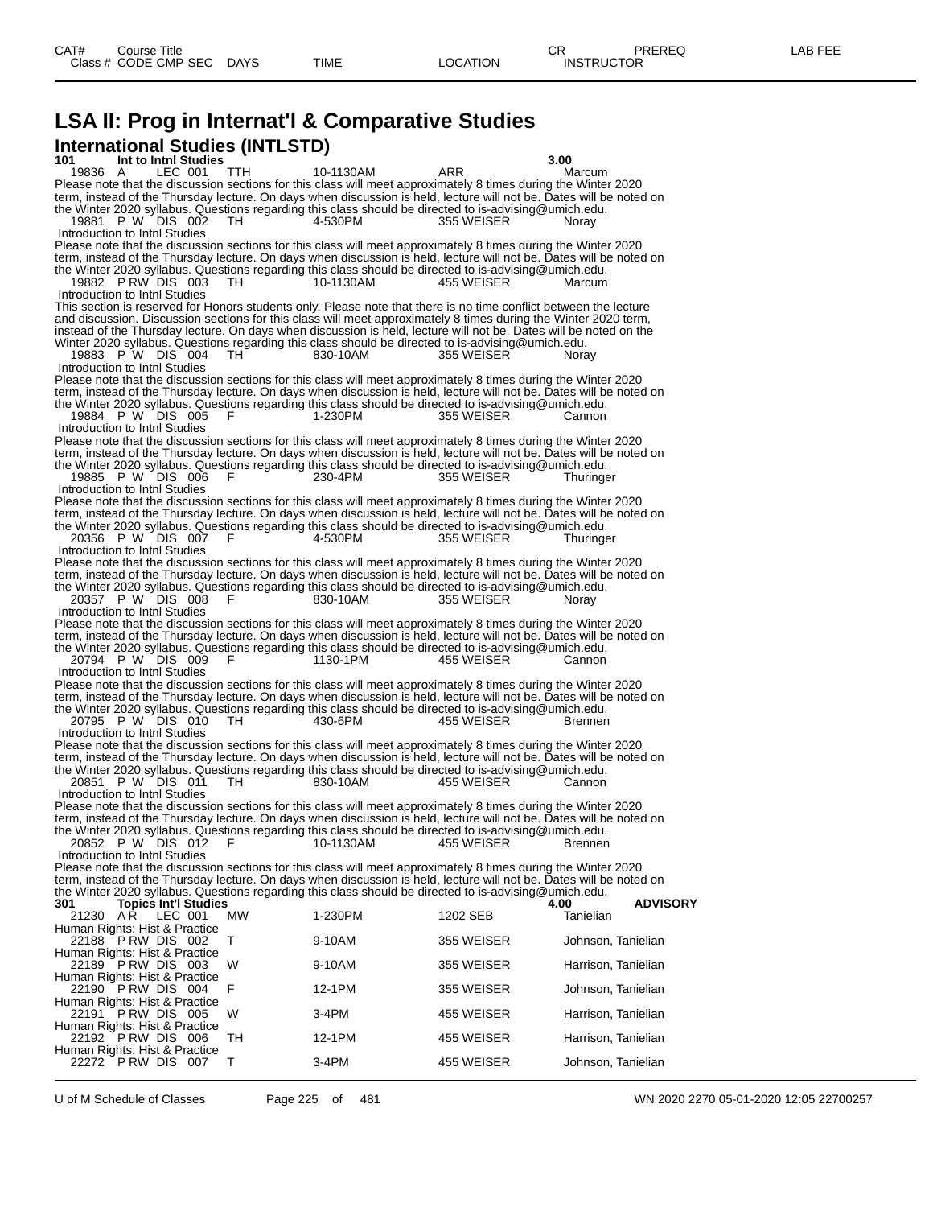# LSA II: Prog in Internat'l & Comparative Studies

## International Studies (INTLSTD)

**101 Int to Intnl Studies** **3.00**

19836 A LEC 001 TTH 10-1130AM ARR Marcum

Please note that the discussion sections for this class will meet approximately 8 times during the Winter 2020 term, instead of the Thursday lecture. On days when discussion is held, lecture will not be. Dates will be noted on the Winter 2020 syllabus. Questions regarding this class should be directed to is-advising@umich.edu.

19881 P W DIS 002 TH 4-530PM 355 WEISER Noray
Introduction to Intnl Studies

Please note that the discussion sections for this class will meet approximately 8 times during the Winter 2020 term, instead of the Thursday lecture. On days when discussion is held, lecture will not be. Dates will be noted on the Winter 2020 syllabus. Questions regarding this class should be directed to is-advising@umich.edu.

19882 P RW DIS 003 TH 10-1130AM 455 WEISER Marcum
Introduction to Intnl Studies

This section is reserved for Honors students only. Please note that there is no time conflict between the lecture and discussion. Discussion sections for this class will meet approximately 8 times during the Winter 2020 term, instead of the Thursday lecture. On days when discussion is held, lecture will not be. Dates will be noted on the Winter 2020 syllabus. Questions regarding this class should be directed to is-advising@umich.edu.

19883 P W DIS 004 TH 830-10AM 355 WEISER Noray
Introduction to Intnl Studies

Please note that the discussion sections for this class will meet approximately 8 times during the Winter 2020 term, instead of the Thursday lecture. On days when discussion is held, lecture will not be. Dates will be noted on the Winter 2020 syllabus. Questions regarding this class should be directed to is-advising@umich.edu.

19884 P W DIS 005 F 1-230PM 355 WEISER Cannon
Introduction to Intnl Studies

Please note that the discussion sections for this class will meet approximately 8 times during the Winter 2020 term, instead of the Thursday lecture. On days when discussion is held, lecture will not be. Dates will be noted on the Winter 2020 syllabus. Questions regarding this class should be directed to is-advising@umich.edu.

19885 P W DIS 006 F 230-4PM 355 WEISER Thuringer
Introduction to Intnl Studies

Please note that the discussion sections for this class will meet approximately 8 times during the Winter 2020 term, instead of the Thursday lecture. On days when discussion is held, lecture will not be. Dates will be noted on the Winter 2020 syllabus. Questions regarding this class should be directed to is-advising@umich.edu.

20356 P W DIS 007 F 4-530PM 355 WEISER Thuringer
Introduction to Intnl Studies

Please note that the discussion sections for this class will meet approximately 8 times during the Winter 2020 term, instead of the Thursday lecture. On days when discussion is held, lecture will not be. Dates will be noted on the Winter 2020 syllabus. Questions regarding this class should be directed to is-advising@umich.edu.

20357 P W DIS 008 F 830-10AM 355 WEISER Noray
Introduction to Intnl Studies

Please note that the discussion sections for this class will meet approximately 8 times during the Winter 2020 term, instead of the Thursday lecture. On days when discussion is held, lecture will not be. Dates will be noted on the Winter 2020 syllabus. Questions regarding this class should be directed to is-advising@umich.edu.

20794 P W DIS 009 F 1130-1PM 455 WEISER Cannon
Introduction to Intnl Studies

Please note that the discussion sections for this class will meet approximately 8 times during the Winter 2020 term, instead of the Thursday lecture. On days when discussion is held, lecture will not be. Dates will be noted on the Winter 2020 syllabus. Questions regarding this class should be directed to is-advising@umich.edu.

20795 P W DIS 010 TH 430-6PM 455 WEISER Brennen
Introduction to Intnl Studies

Please note that the discussion sections for this class will meet approximately 8 times during the Winter 2020 term, instead of the Thursday lecture. On days when discussion is held, lecture will not be. Dates will be noted on the Winter 2020 syllabus. Questions regarding this class should be directed to is-advising@umich.edu.

20851 P W DIS 011 TH 830-10AM 455 WEISER Cannon
Introduction to Intnl Studies

Please note that the discussion sections for this class will meet approximately 8 times during the Winter 2020 term, instead of the Thursday lecture. On days when discussion is held, lecture will not be. Dates will be noted on the Winter 2020 syllabus. Questions regarding this class should be directed to is-advising@umich.edu.

20852 P W DIS 012 F 10-1130AM 455 WEISER Brennen
Introduction to Intnl Studies

Please note that the discussion sections for this class will meet approximately 8 times during the Winter 2020 term, instead of the Thursday lecture. On days when discussion is held, lecture will not be. Dates will be noted on the Winter 2020 syllabus. Questions regarding this class should be directed to is-advising@umich.edu.

**301 Topics Int'l Studies** **4.00** **ADVISORY**

21230 A R LEC 001 MW 1-230PM 1202 SEB Tanielian
Human Rights: Hist & Practice

22188 P RW DIS 002 T 9-10AM 355 WEISER Johnson, Tanielian
Human Rights: Hist & Practice

22189 P RW DIS 003 W 9-10AM 355 WEISER Harrison, Tanielian
Human Rights: Hist & Practice

22190 P RW DIS 004 F 12-1PM 355 WEISER Johnson, Tanielian
Human Rights: Hist & Practice

22191 P RW DIS 005 W 3-4PM 455 WEISER Harrison, Tanielian
Human Rights: Hist & Practice

22192 P RW DIS 006 TH 12-1PM 455 WEISER Harrison, Tanielian
Human Rights: Hist & Practice

22272 P RW DIS 007 T 3-4PM 455 WEISER Johnson, Tanielian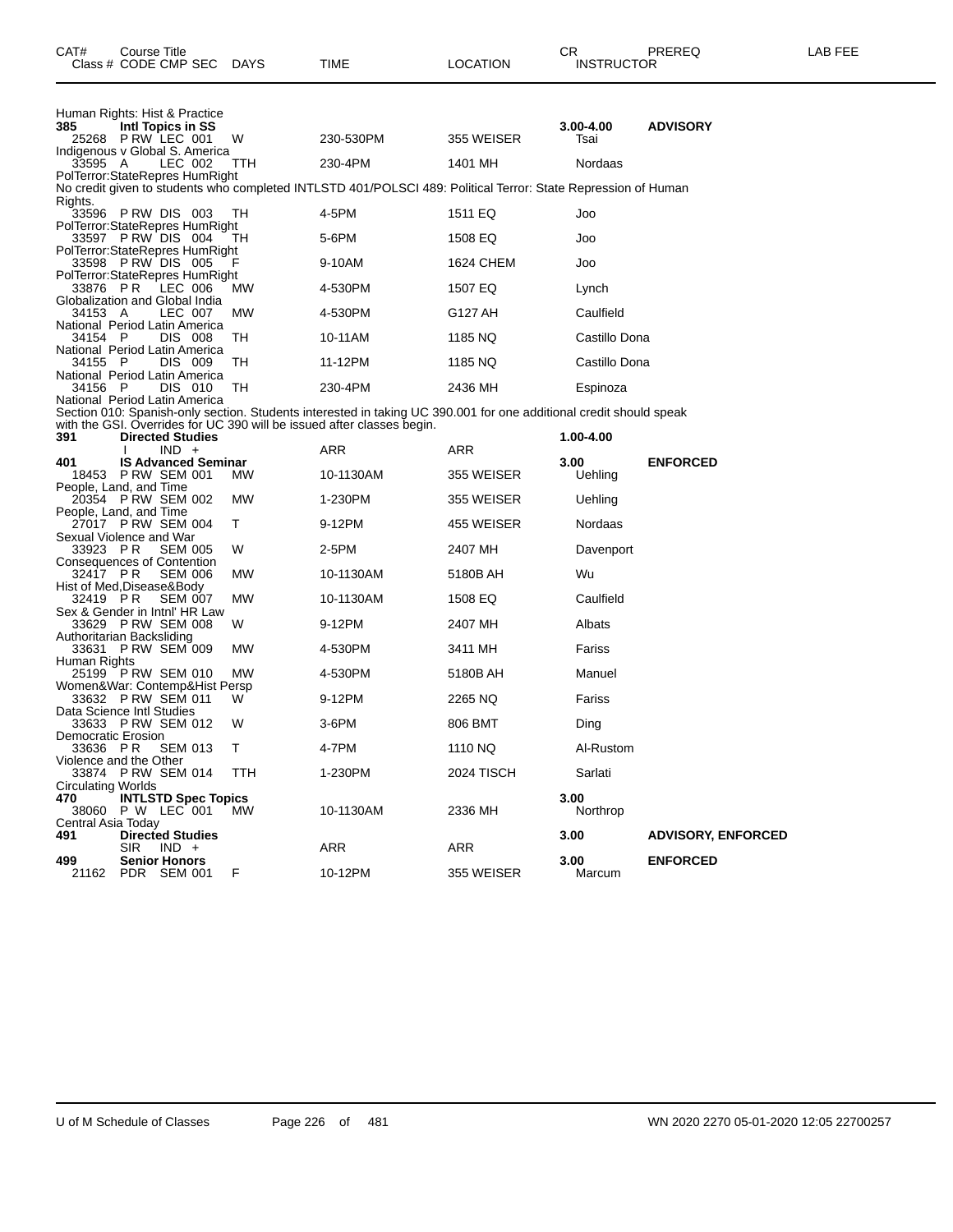| CAT# | Course Title<br>Class # CODE CMP SEC | DAYS | TIME | LOCATION | CR<br>INSTRUCTOR | PREREQ | LAB FEE |
|---|---|---|---|---|---|---|---|
| | Human Rights: Hist & Practice | | | | | | |
| **385** | **Intl Topics in SS** | | | | **3.00-4.00** | **ADVISORY** | |
| | 25268 P RW LEC 001 | W | 230-530PM | 355 WEISER | Tsai | | |
| | Indigenous v Global S. America | | | | | | |
| | 33595 A LEC 002 | TTH | 230-4PM | 1401 MH | Nordaas | | |
| | PolTerror:StateRepres HumRight | | | | | | |
| | No credit given to students who completed INTLSTD 401/POLSCI 489: Political Terror: State Repression of Human Rights. | | | | | | |
| | 33596 P RW DIS 003 | TH | 4-5PM | 1511 EQ | Joo | | |
| | PolTerror:StateRepres HumRight | | | | | | |
| | 33597 P RW DIS 004 | TH | 5-6PM | 1508 EQ | Joo | | |
| | PolTerror:StateRepres HumRight | | | | | | |
| | 33598 P RW DIS 005 | F | 9-10AM | 1624 CHEM | Joo | | |
| | PolTerror:StateRepres HumRight | | | | | | |
| | 33876 P R LEC 006 | MW | 4-530PM | 1507 EQ | Lynch | | |
| | Globalization and Global India | | | | | | |
| | 34153 A LEC 007 | MW | 4-530PM | G127 AH | Caulfield | | |
| | National Period Latin America | | | | | | |
| | 34154 P DIS 008 | TH | 10-11AM | 1185 NQ | Castillo Dona | | |
| | National Period Latin America | | | | | | |
| | 34155 P DIS 009 | TH | 11-12PM | 1185 NQ | Castillo Dona | | |
| | National Period Latin America | | | | | | |
| | 34156 P DIS 010 | TH | 230-4PM | 2436 MH | Espinoza | | |
| | National Period Latin America | | | | | | |
| | Section 010: Spanish-only section. Students interested in taking UC 390.001 for one additional credit should speak with the GSI. Overrides for UC 390 will be issued after classes begin. | | | | | | |
| **391** | **Directed Studies** | | | | **1.00-4.00** | | |
| | I IND + | | ARR | ARR | | | |
| **401** | **IS Advanced Seminar** | | | | **3.00** | **ENFORCED** | |
| | 18453 P RW SEM 001 | MW | 10-1130AM | 355 WEISER | Uehling | | |
| | People, Land, and Time | | | | | | |
| | 20354 P RW SEM 002 | MW | 1-230PM | 355 WEISER | Uehling | | |
| | People, Land, and Time | | | | | | |
| | 27017 P RW SEM 004 | T | 9-12PM | 455 WEISER | Nordaas | | |
| | Sexual Violence and War | | | | | | |
| | 33923 P R SEM 005 | W | 2-5PM | 2407 MH | Davenport | | |
| | Consequences of Contention | | | | | | |
| | 32417 P R SEM 006 | MW | 10-1130AM | 5180B AH | Wu | | |
| | Hist of Med,Disease&Body | | | | | | |
| | 32419 P R SEM 007 | MW | 10-1130AM | 1508 EQ | Caulfield | | |
| | Sex & Gender in Intnl' HR Law | | | | | | |
| | 33629 P RW SEM 008 | W | 9-12PM | 2407 MH | Albats | | |
| | Authoritarian Backsliding | | | | | | |
| | 33631 P RW SEM 009 | MW | 4-530PM | 3411 MH | Fariss | | |
| | Human Rights | | | | | | |
| | 25199 P RW SEM 010 | MW | 4-530PM | 5180B AH | Manuel | | |
| | Women&War: Contemp&Hist Persp | | | | | | |
| | 33632 P RW SEM 011 | W | 9-12PM | 2265 NQ | Fariss | | |
| | Data Science Intl Studies | | | | | | |
| | 33633 P RW SEM 012 | W | 3-6PM | 806 BMT | Ding | | |
| | Democratic Erosion | | | | | | |
| | 33636 P R SEM 013 | T | 4-7PM | 1110 NQ | Al-Rustom | | |
| | Violence and the Other | | | | | | |
| | 33874 P RW SEM 014 | TTH | 1-230PM | 2024 TISCH | Sarlati | | |
| | Circulating Worlds | | | | | | |
| **470** | **INTLSTD Spec Topics** | | | | **3.00** | | |
| | 38060 P W LEC 001 | MW | 10-1130AM | 2336 MH | Northrop | | |
| | Central Asia Today | | | | | | |
| **491** | **Directed Studies** | | | | **3.00** | **ADVISORY, ENFORCED** | |
| | SIR IND + | | ARR | ARR | | | |
| **499** | **Senior Honors** | | | | **3.00** | **ENFORCED** | |
| | 21162 PDR SEM 001 | F | 10-12PM | 355 WEISER | Marcum | | |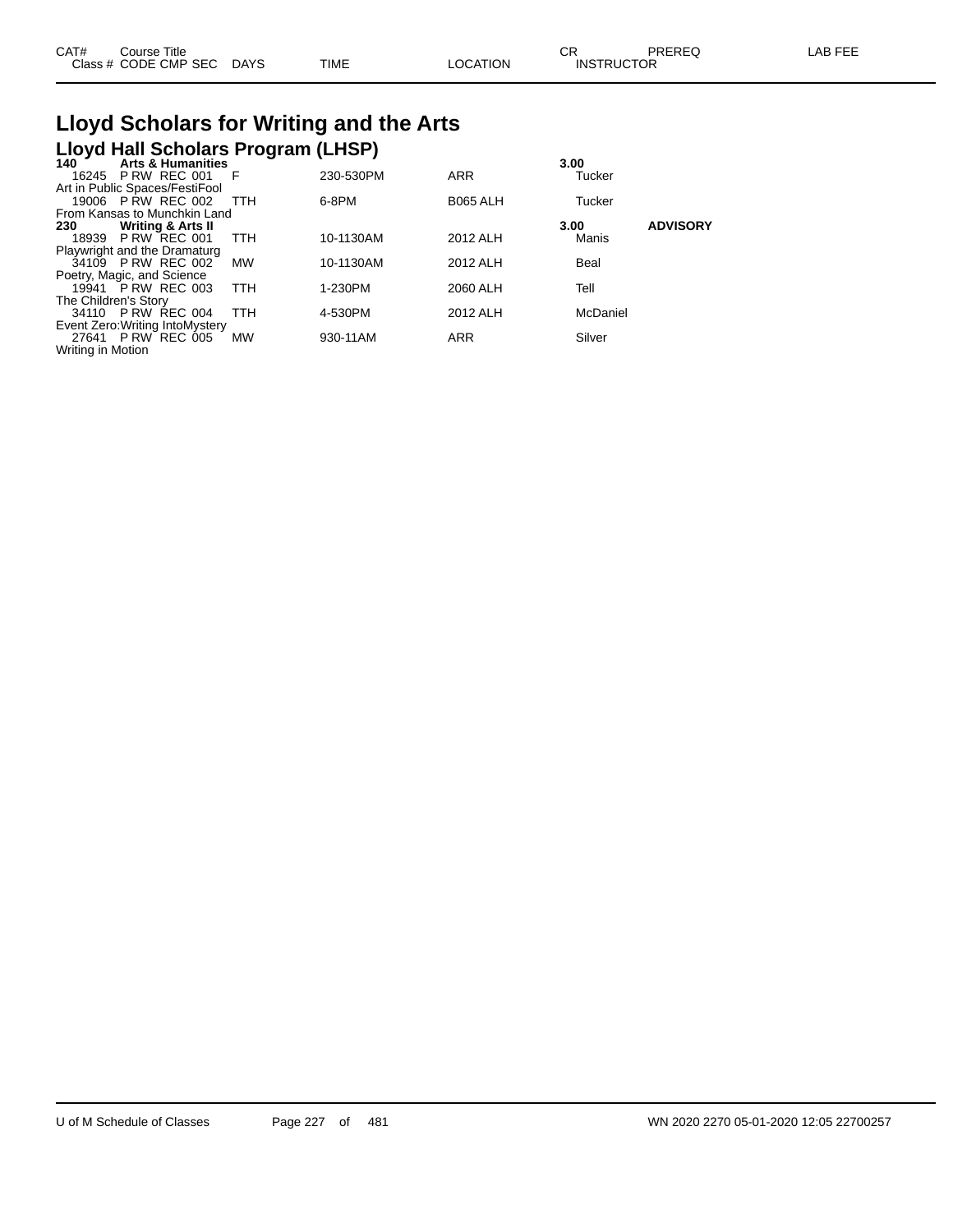# Lloyd Scholars for Writing and the Arts

## Lloyd Hall Scholars Program (LHSP)

| CAT# Class # | Course Title CODE CMP SEC | DAYS | TIME | LOCATION | CR INSTRUCTOR | PREREQ | LAB FEE |
|---|---|---|---|---|---|---|---|
| **140** | **Arts & Humanities** | | | | **3.00** | | |
| 16245 | P RW REC 001 | F | 230-530PM | ARR | Tucker | | |
| Art in Public Spaces/FestiFool | | | | | | | |
| 19006 | P RW REC 002 | TTH | 6-8PM | B065 ALH | Tucker | | |
| From Kansas to Munchkin Land | | | | | | | |
| **230** | **Writing & Arts II** | | | | **3.00** | **ADVISORY** | |
| 18939 | P RW REC 001 | TTH | 10-1130AM | 2012 ALH | Manis | | |
| Playwright and the Dramaturg | | | | | | | |
| 34109 | P RW REC 002 | MW | 10-1130AM | 2012 ALH | Beal | | |
| Poetry, Magic, and Science | | | | | | | |
| 19941 | P RW REC 003 | TTH | 1-230PM | 2060 ALH | Tell | | |
| The Children's Story | | | | | | | |
| 34110 | P RW REC 004 | TTH | 4-530PM | 2012 ALH | McDaniel | | |
| Event Zero:Writing IntoMystery | | | | | | | |
| 27641 | P RW REC 005 | MW | 930-11AM | ARR | Silver | | |
| Writing in Motion | | | | | | | |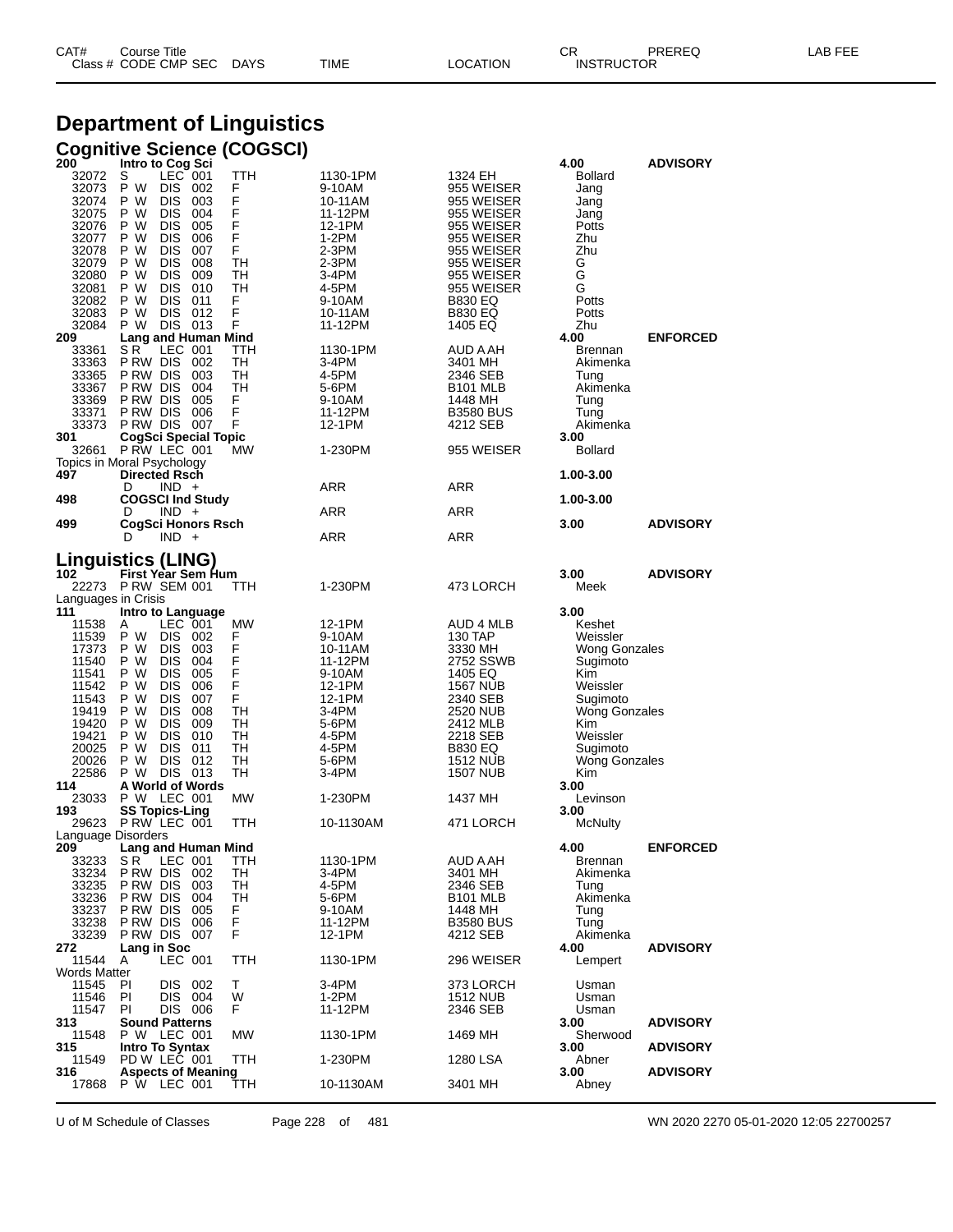# Department of Linguistics

## Cognitive Science (COGSCI)

| CAT# / Class # | Course Title / CODE CMP SEC | DAYS | TIME | LOCATION | CR / INSTRUCTOR | PREREQ | LAB FEE |
|---|---|---|---|---|---|---|---|
| **200** | **Intro to Cog Sci** | | | | **4.00** | **ADVISORY** | |
| 32072 | S LEC 001 | TTH | 1130-1PM | 1324 EH | Bollard | | |
| 32073 | P W DIS 002 | F | 9-10AM | 955 WEISER | Jang | | |
| 32074 | P W DIS 003 | F | 10-11AM | 955 WEISER | Jang | | |
| 32075 | P W DIS 004 | F | 11-12PM | 955 WEISER | Jang | | |
| 32076 | P W DIS 005 | F | 12-1PM | 955 WEISER | Potts | | |
| 32077 | P W DIS 006 | F | 1-2PM | 955 WEISER | Zhu | | |
| 32078 | P W DIS 007 | F | 2-3PM | 955 WEISER | Zhu | | |
| 32079 | P W DIS 008 | TH | 2-3PM | 955 WEISER | G | | |
| 32080 | P W DIS 009 | TH | 3-4PM | 955 WEISER | G | | |
| 32081 | P W DIS 010 | TH | 4-5PM | 955 WEISER | G | | |
| 32082 | P W DIS 011 | F | 9-10AM | B830 EQ | Potts | | |
| 32083 | P W DIS 012 | F | 10-11AM | B830 EQ | Potts | | |
| 32084 | P W DIS 013 | F | 11-12PM | 1405 EQ | Zhu | | |
| **209** | **Lang and Human Mind** | | | | **4.00** | **ENFORCED** | |
| 33361 | S R LEC 001 | TTH | 1130-1PM | AUD A AH | Brennan | | |
| 33363 | P RW DIS 002 | TH | 3-4PM | 3401 MH | Akimenka | | |
| 33365 | P RW DIS 003 | TH | 4-5PM | 2346 SEB | Tung | | |
| 33367 | P RW DIS 004 | TH | 5-6PM | B101 MLB | Akimenka | | |
| 33369 | P RW DIS 005 | F | 9-10AM | 1448 MH | Tung | | |
| 33371 | P RW DIS 006 | F | 11-12PM | B3580 BUS | Tung | | |
| 33373 | P RW DIS 007 | F | 12-1PM | 4212 SEB | Akimenka | | |
| **301** | **CogSci Special Topic** | | | | **3.00** | | |
| 32661 | P RW LEC 001 | MW | 1-230PM | 955 WEISER | Bollard | | |
| Topics in Moral Psychology | | | | | | | |
| **497** | **Directed Rsch** | | | | **1.00-3.00** | | |
| | D IND + | | ARR | ARR | | | |
| **498** | **COGSCI Ind Study** | | | | **1.00-3.00** | | |
| | D IND + | | ARR | ARR | | | |
| **499** | **CogSci Honors Rsch** | | | | **3.00** | **ADVISORY** | |
| | D IND + | | ARR | ARR | | | |

## Linguistics (LING)

| CAT# / Class # | Course Title / CODE CMP SEC | DAYS | TIME | LOCATION | CR / INSTRUCTOR | PREREQ | LAB FEE |
|---|---|---|---|---|---|---|---|
| **102** | **First Year Sem Hum** | | | | **3.00** | **ADVISORY** | |
| 22273 | P RW SEM 001 | TTH | 1-230PM | 473 LORCH | Meek | | |
| Languages in Crisis | | | | | | | |
| **111** | **Intro to Language** | | | | **3.00** | | |
| 11538 | A LEC 001 | MW | 12-1PM | AUD 4 MLB | Keshet | | |
| 11539 | P W DIS 002 | F | 9-10AM | 130 TAP | Weissler | | |
| 17373 | P W DIS 003 | F | 10-11AM | 3330 MH | Wong Gonzales | | |
| 11540 | P W DIS 004 | F | 11-12PM | 2752 SSWB | Sugimoto | | |
| 11541 | P W DIS 005 | F | 9-10AM | 1405 EQ | Kim | | |
| 11542 | P W DIS 006 | F | 12-1PM | 1567 NUB | Weissler | | |
| 11543 | P W DIS 007 | F | 12-1PM | 2340 SEB | Sugimoto | | |
| 19419 | P W DIS 008 | TH | 3-4PM | 2520 NUB | Wong Gonzales | | |
| 19420 | P W DIS 009 | TH | 5-6PM | 2412 MLB | Kim | | |
| 19421 | P W DIS 010 | TH | 4-5PM | 2218 SEB | Weissler | | |
| 20025 | P W DIS 011 | TH | 4-5PM | B830 EQ | Sugimoto | | |
| 20026 | P W DIS 012 | TH | 5-6PM | 1512 NUB | Wong Gonzales | | |
| 22586 | P W DIS 013 | TH | 3-4PM | 1507 NUB | Kim | | |
| **114** | **A World of Words** | | | | **3.00** | | |
| 23033 | P W LEC 001 | MW | 1-230PM | 1437 MH | Levinson | | |
| **193** | **SS Topics-Ling** | | | | **3.00** | | |
| 29623 | P RW LEC 001 | TTH | 10-1130AM | 471 LORCH | McNulty | | |
| Language Disorders | | | | | | | |
| **209** | **Lang and Human Mind** | | | | **4.00** | **ENFORCED** | |
| 33233 | S R LEC 001 | TTH | 1130-1PM | AUD A AH | Brennan | | |
| 33234 | P RW DIS 002 | TH | 3-4PM | 3401 MH | Akimenka | | |
| 33235 | P RW DIS 003 | TH | 4-5PM | 2346 SEB | Tung | | |
| 33236 | P RW DIS 004 | TH | 5-6PM | B101 MLB | Akimenka | | |
| 33237 | P RW DIS 005 | F | 9-10AM | 1448 MH | Tung | | |
| 33238 | P RW DIS 006 | F | 11-12PM | B3580 BUS | Tung | | |
| 33239 | P RW DIS 007 | F | 12-1PM | 4212 SEB | Akimenka | | |
| **272** | **Lang in Soc** | | | | **4.00** | **ADVISORY** | |
| 11544 | A LEC 001 | TTH | 1130-1PM | 296 WEISER | Lempert | | |
| Words Matter | | | | | | | |
| 11545 | PI DIS 002 | T | 3-4PM | 373 LORCH | Usman | | |
| 11546 | PI DIS 004 | W | 1-2PM | 1512 NUB | Usman | | |
| 11547 | PI DIS 006 | F | 11-12PM | 2346 SEB | Usman | | |
| **313** | **Sound Patterns** | | | | **3.00** | **ADVISORY** | |
| 11548 | P W LEC 001 | MW | 1130-1PM | 1469 MH | Sherwood | | |
| **315** | **Intro To Syntax** | | | | **3.00** | **ADVISORY** | |
| 11549 | PD W LEC 001 | TTH | 1-230PM | 1280 LSA | Abner | | |
| **316** | **Aspects of Meaning** | | | | **3.00** | **ADVISORY** | |
| 17868 | P W LEC 001 | TTH | 10-1130AM | 3401 MH | Abney | | |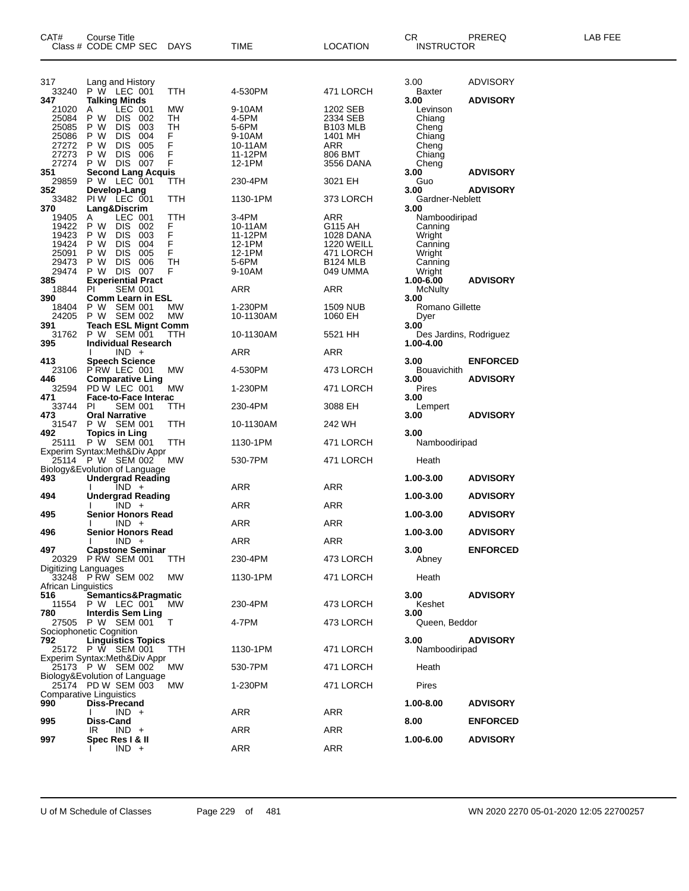| CAT# | Course Title<br>Class # CODE CMP SEC | DAYS | TIME | LOCATION | CR<br>INSTRUCTOR | PREREQ | LAB FEE |
|---|---|---|---|---|---|---|---|
| 317 | Lang and History | | | | 3.00 | ADVISORY | |
| 33240 | P W LEC 001 | TTH | 4-530PM | 471 LORCH | Baxter | | |
| **347** | **Talking Minds** | | | | **3.00** | **ADVISORY** | |
| 21020 | A LEC 001 | MW | 9-10AM | 1202 SEB | Levinson | | |
| 25084 | P W DIS 002 | TH | 4-5PM | 2334 SEB | Chiang | | |
| 25085 | P W DIS 003 | TH | 5-6PM | B103 MLB | Cheng | | |
| 25086 | P W DIS 004 | F | 9-10AM | 1401 MH | Chiang | | |
| 27272 | P W DIS 005 | F | 10-11AM | ARR | Cheng | | |
| 27273 | P W DIS 006 | F | 11-12PM | 806 BMT | Chiang | | |
| 27274 | P W DIS 007 | F | 12-1PM | 3556 DANA | Cheng | | |
| **351** | **Second Lang Acquis** | | | | **3.00** | **ADVISORY** | |
| 29859 | P W LEC 001 | TTH | 230-4PM | 3021 EH | Guo | | |
| **352** | **Develop-Lang** | | | | **3.00** | **ADVISORY** | |
| 33482 | PI W LEC 001 | TTH | 1130-1PM | 373 LORCH | Gardner-Neblett | | |
| **370** | **Lang&Discrim** | | | | **3.00** | | |
| 19405 | A LEC 001 | TTH | 3-4PM | ARR | Namboodiripad | | |
| 19422 | P W DIS 002 | F | 10-11AM | G115 AH | Canning | | |
| 19423 | P W DIS 003 | F | 11-12PM | 1028 DANA | Wright | | |
| 19424 | P W DIS 004 | F | 12-1PM | 1220 WEILL | Canning | | |
| 25091 | P W DIS 005 | F | 12-1PM | 471 LORCH | Wright | | |
| 29473 | P W DIS 006 | TH | 5-6PM | B124 MLB | Canning | | |
| 29474 | P W DIS 007 | F | 9-10AM | 049 UMMA | Wright | | |
| **385** | **Experiential Pract** | | | | **1.00-6.00** | **ADVISORY** | |
| 18844 | PI SEM 001 | | ARR | ARR | McNulty | | |
| **390** | **Comm Learn in ESL** | | | | **3.00** | | |
| 18404 | P W SEM 001 | MW | 1-230PM | 1509 NUB | Romano Gillette | | |
| 24205 | P W SEM 002 | MW | 10-1130AM | 1060 EH | Dyer | | |
| **391** | **Teach ESL Mignt Comm** | | | | **3.00** | | |
| 31762 | P W SEM 001 | TTH | 10-1130AM | 5521 HH | Des Jardins, Rodriguez | | |
| **395** | **Individual Research** | | | | **1.00-4.00** | | |
| | I IND + | | ARR | ARR | | | |
| **413** | **Speech Science** | | | | **3.00** | **ENFORCED** | |
| 23106 | P RW LEC 001 | MW | 4-530PM | 473 LORCH | Bouavichith | | |
| **446** | **Comparative Ling** | | | | **3.00** | **ADVISORY** | |
| 32594 | PD W LEC 001 | MW | 1-230PM | 471 LORCH | Pires | | |
| **471** | **Face-to-Face Interac** | | | | **3.00** | | |
| 33744 | PI SEM 001 | TTH | 230-4PM | 3088 EH | Lempert | | |
| **473** | **Oral Narrative** | | | | **3.00** | **ADVISORY** | |
| 31547 | P W SEM 001 | TTH | 10-1130AM | 242 WH | | | |
| **492** | **Topics in Ling** | | | | **3.00** | | |
| 25111 | P W SEM 001 | TTH | 1130-1PM | 471 LORCH | Namboodiripad | | |
| | Experim Syntax:Meth&Div Appr | | | | | | |
| 25114 | P W SEM 002 | MW | 530-7PM | 471 LORCH | Heath | | |
| | Biology&Evolution of Language | | | | | | |
| **493** | **Undergrad Reading** | | | | **1.00-3.00** | **ADVISORY** | |
| | I IND + | | ARR | ARR | | | |
| **494** | **Undergrad Reading** | | | | **1.00-3.00** | **ADVISORY** | |
| | I IND + | | ARR | ARR | | | |
| **495** | **Senior Honors Read** | | | | **1.00-3.00** | **ADVISORY** | |
| | I IND + | | ARR | ARR | | | |
| **496** | **Senior Honors Read** | | | | **1.00-3.00** | **ADVISORY** | |
| | I IND + | | ARR | ARR | | | |
| **497** | **Capstone Seminar** | | | | **3.00** | **ENFORCED** | |
| 20329 | P RW SEM 001 | TTH | 230-4PM | 473 LORCH | Abney | | |
| | Digitizing Languages | | | | | | |
| 33248 | P RW SEM 002 | MW | 1130-1PM | 471 LORCH | Heath | | |
| | African Linguistics | | | | | | |
| **516** | **Semantics&Pragmatic** | | | | **3.00** | **ADVISORY** | |
| 11554 | P W LEC 001 | MW | 230-4PM | 473 LORCH | Keshet | | |
| **780** | **Interdis Sem Ling** | | | | **3.00** | | |
| 27505 | P W SEM 001 | T | 4-7PM | 473 LORCH | Queen, Beddor | | |
| | Sociophonetic Cognition | | | | | | |
| **792** | **Linguistics Topics** | | | | **3.00** | **ADVISORY** | |
| 25172 | P W SEM 001 | TTH | 1130-1PM | 471 LORCH | Namboodiripad | | |
| | Experim Syntax:Meth&Div Appr | | | | | | |
| 25173 | P W SEM 002 | MW | 530-7PM | 471 LORCH | Heath | | |
| | Biology&Evolution of Language | | | | | | |
| 25174 | PD W SEM 003 | MW | 1-230PM | 471 LORCH | Pires | | |
| | Comparative Linguistics | | | | | | |
| **990** | **Diss-Precand** | | | | **1.00-8.00** | **ADVISORY** | |
| | I IND + | | ARR | ARR | | | |
| **995** | **Diss-Cand** | | | | **8.00** | **ENFORCED** | |
| | IR IND + | | ARR | ARR | | | |
| **997** | **Spec Res I & II** | | | | **1.00-6.00** | **ADVISORY** | |
| | I IND + | | ARR | ARR | | | |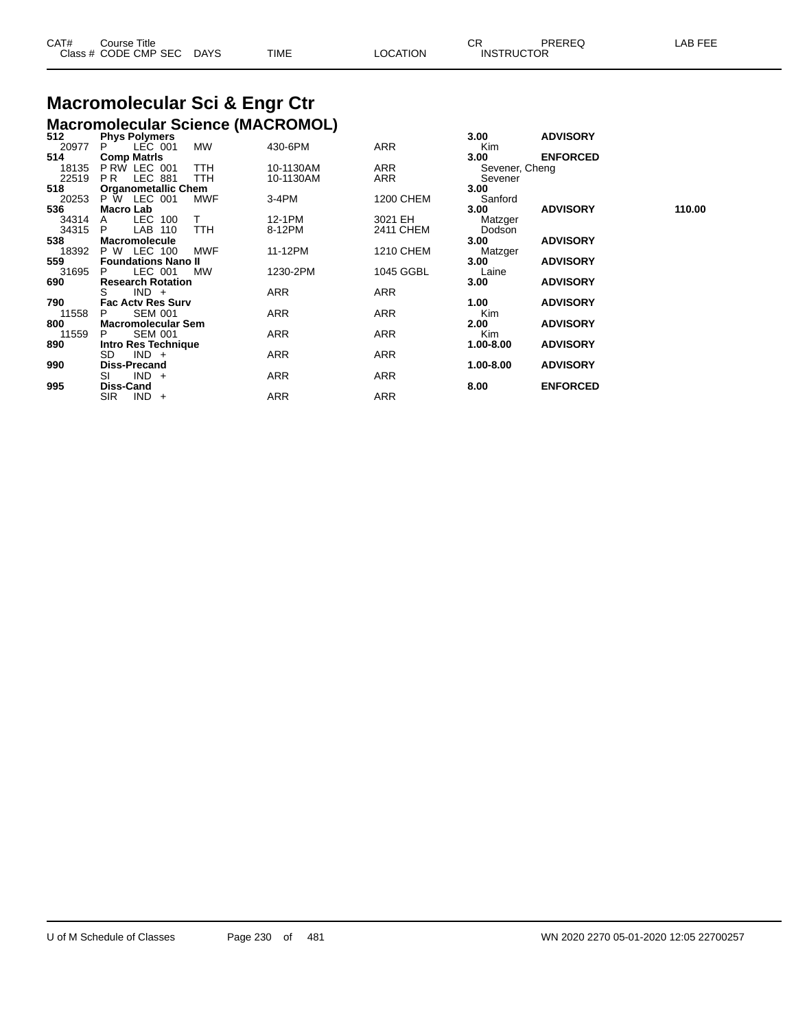| CAT# Class # | Course Title CODE CMP SEC | DAYS | TIME | LOCATION | CR INSTRUCTOR | PREREQ | LAB FEE |
|---|---|---|---|---|---|---|---|

# Macromolecular Sci & Engr Ctr

## Macromolecular Science (MACROMOL)

| CAT# Class # | Course Title CODE CMP SEC | DAYS | TIME | LOCATION | CR INSTRUCTOR | PREREQ | LAB FEE |
|---|---|---|---|---|---|---|---|
| **512** | **Phys Polymers** | | | | **3.00** | **ADVISORY** | |
| 20977 | P LEC 001 | MW | 430-6PM | ARR | Kim | | |
| **514** | **Comp Matrls** | | | | **3.00** | **ENFORCED** | |
| 18135 | P RW LEC 001 | TTH | 10-1130AM | ARR | Sevener, Cheng | | |
| 22519 | P R LEC 881 | TTH | 10-1130AM | ARR | Sevener | | |
| **518** | **Organometallic Chem** | | | | **3.00** | | |
| 20253 | P W LEC 001 | MWF | 3-4PM | 1200 CHEM | Sanford | | |
| **536** | **Macro Lab** | | | | **3.00** | **ADVISORY** | **110.00** |
| 34314 | A LEC 100 | T | 12-1PM | 3021 EH | Matzger | | |
| 34315 | P LAB 110 | TTH | 8-12PM | 2411 CHEM | Dodson | | |
| **538** | **Macromolecule** | | | | **3.00** | **ADVISORY** | |
| 18392 | P W LEC 100 | MWF | 11-12PM | 1210 CHEM | Matzger | | |
| **559** | **Foundations Nano II** | | | | **3.00** | **ADVISORY** | |
| 31695 | P LEC 001 | MW | 1230-2PM | 1045 GGBL | Laine | | |
| **690** | **Research Rotation** | | | | **3.00** | **ADVISORY** | |
| | S IND + | | ARR | ARR | | | |
| **790** | **Fac Actv Res Surv** | | | | **1.00** | **ADVISORY** | |
| 11558 | P SEM 001 | | ARR | ARR | Kim | | |
| **800** | **Macromolecular Sem** | | | | **2.00** | **ADVISORY** | |
| 11559 | P SEM 001 | | ARR | ARR | Kim | | |
| **890** | **Intro Res Technique** | | | | **1.00-8.00** | **ADVISORY** | |
| | SD IND + | | ARR | ARR | | | |
| **990** | **Diss-Precand** | | | | **1.00-8.00** | **ADVISORY** | |
| | SI IND + | | ARR | ARR | | | |
| **995** | **Diss-Cand** | | | | **8.00** | **ENFORCED** | |
| | SIR IND + | | ARR | ARR | | | |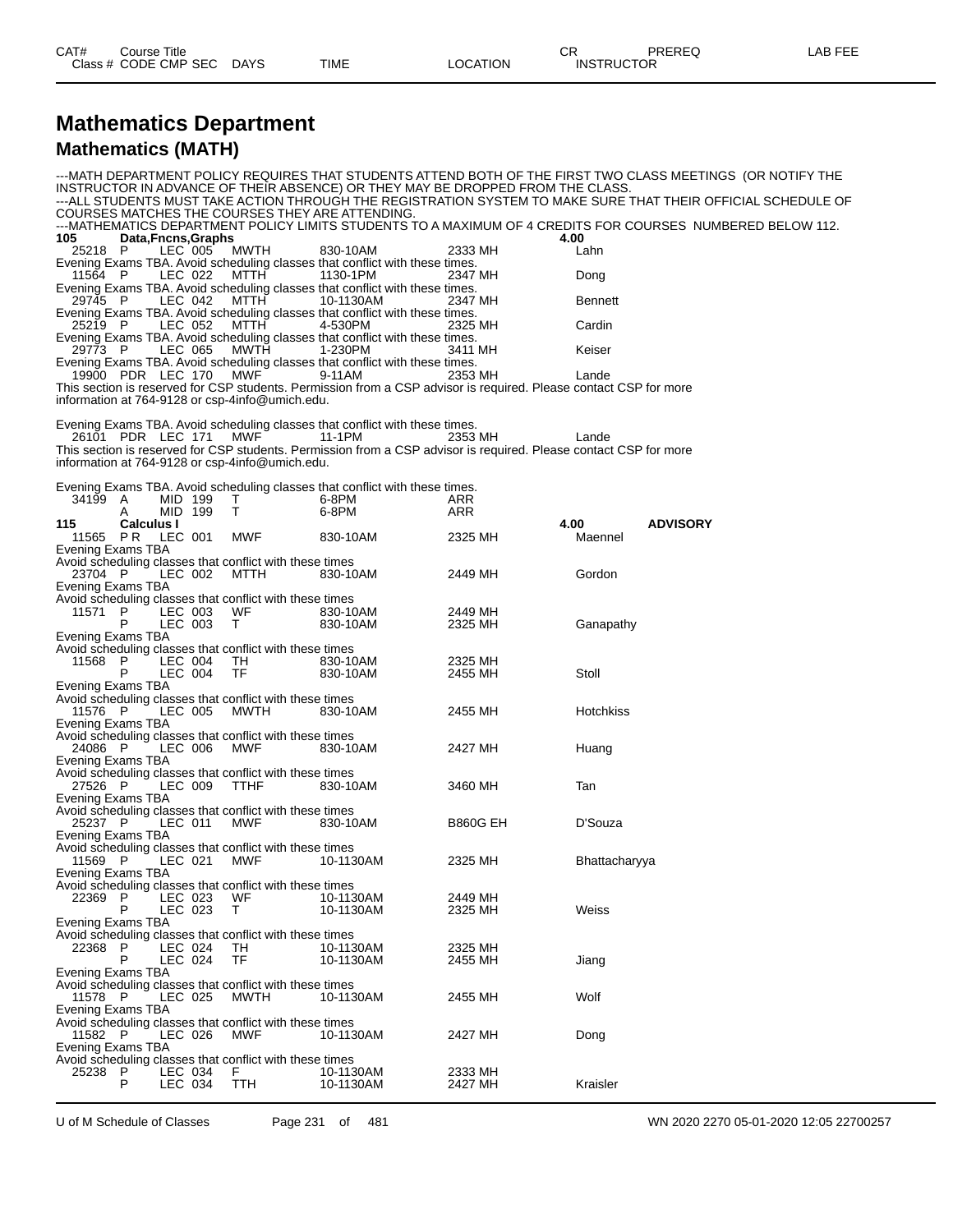| CAT# | Course Title | | | | | | CR | PREREQ | LAB FEE |
|---|---|---|---|---|---|---|---|---|---|
| Class # | CODE | CMP | SEC | DAYS | TIME | LOCATION | INSTRUCTOR | | |

# Mathematics Department

## Mathematics (MATH)

---MATH DEPARTMENT POLICY REQUIRES THAT STUDENTS ATTEND BOTH OF THE FIRST TWO CLASS MEETINGS (OR NOTIFY THE INSTRUCTOR IN ADVANCE OF THEIR ABSENCE) OR THEY MAY BE DROPPED FROM THE CLASS.
---ALL STUDENTS MUST TAKE ACTION THROUGH THE REGISTRATION SYSTEM TO MAKE SURE THAT THEIR OFFICIAL SCHEDULE OF COURSES MATCHES THE COURSES THEY ARE ATTENDING.
---MATHEMATICS DEPARTMENT POLICY LIMITS STUDENTS TO A MAXIMUM OF 4 CREDITS FOR COURSES NUMBERED BELOW 112.

**105 Data,Fncns,Graphs** — 4.00

| Class # | CODE | CMP | SEC | DAYS | TIME | LOCATION | INSTRUCTOR |
|---|---|---|---|---|---|---|---|
| 25218 | P | LEC | 005 | MWTH | 830-10AM | 2333 MH | Lahn |

Evening Exams TBA. Avoid scheduling classes that conflict with these times.

| Class # | CODE | CMP | SEC | DAYS | TIME | LOCATION | INSTRUCTOR |
|---|---|---|---|---|---|---|---|
| 11564 | P | LEC | 022 | MTTH | 1130-1PM | 2347 MH | Dong |

Evening Exams TBA. Avoid scheduling classes that conflict with these times.

| Class # | CODE | CMP | SEC | DAYS | TIME | LOCATION | INSTRUCTOR |
|---|---|---|---|---|---|---|---|
| 29745 | P | LEC | 042 | MTTH | 10-1130AM | 2347 MH | Bennett |

Evening Exams TBA. Avoid scheduling classes that conflict with these times.

| Class # | CODE | CMP | SEC | DAYS | TIME | LOCATION | INSTRUCTOR |
|---|---|---|---|---|---|---|---|
| 25219 | P | LEC | 052 | MTTH | 4-530PM | 2325 MH | Cardin |

Evening Exams TBA. Avoid scheduling classes that conflict with these times.

| Class # | CODE | CMP | SEC | DAYS | TIME | LOCATION | INSTRUCTOR |
|---|---|---|---|---|---|---|---|
| 29773 | P | LEC | 065 | MWTH | 1-230PM | 3411 MH | Keiser |

Evening Exams TBA. Avoid scheduling classes that conflict with these times.

| Class # | CODE | CMP | SEC | DAYS | TIME | LOCATION | INSTRUCTOR |
|---|---|---|---|---|---|---|---|
| 19900 | PDR | LEC | 170 | MWF | 9-11AM | 2353 MH | Lande |

This section is reserved for CSP students. Permission from a CSP advisor is required. Please contact CSP for more information at 764-9128 or csp-4info@umich.edu.

Evening Exams TBA. Avoid scheduling classes that conflict with these times.

| Class # | CODE | CMP | SEC | DAYS | TIME | LOCATION | INSTRUCTOR |
|---|---|---|---|---|---|---|---|
| 26101 | PDR | LEC | 171 | MWF | 11-1PM | 2353 MH | Lande |

This section is reserved for CSP students. Permission from a CSP advisor is required. Please contact CSP for more information at 764-9128 or csp-4info@umich.edu.

Evening Exams TBA. Avoid scheduling classes that conflict with these times.

| Class # | CODE | CMP | SEC | DAYS | TIME | LOCATION | INSTRUCTOR |
|---|---|---|---|---|---|---|---|
| 34199 | A | MID | 199 | T | 6-8PM | ARR | |
| | A | MID | 199 | T | 6-8PM | ARR | |

**115 Calculus I** — 4.00 — ADVISORY

| Class # | CODE | CMP | SEC | DAYS | TIME | LOCATION | INSTRUCTOR |
|---|---|---|---|---|---|---|---|
| 11565 | P R | LEC | 001 | MWF | 830-10AM | 2325 MH | Maennel |

Evening Exams TBA
Avoid scheduling classes that conflict with these times

| Class # | CODE | CMP | SEC | DAYS | TIME | LOCATION | INSTRUCTOR |
|---|---|---|---|---|---|---|---|
| 23704 | P | LEC | 002 | MTTH | 830-10AM | 2449 MH | Gordon |

Evening Exams TBA
Avoid scheduling classes that conflict with these times

| Class # | CODE | CMP | SEC | DAYS | TIME | LOCATION | INSTRUCTOR |
|---|---|---|---|---|---|---|---|
| 11571 | P | LEC | 003 | WF | 830-10AM | 2449 MH | |
| | P | LEC | 003 | T | 830-10AM | 2325 MH | Ganapathy |

Evening Exams TBA
Avoid scheduling classes that conflict with these times

| Class # | CODE | CMP | SEC | DAYS | TIME | LOCATION | INSTRUCTOR |
|---|---|---|---|---|---|---|---|
| 11568 | P | LEC | 004 | TH | 830-10AM | 2325 MH | |
| | P | LEC | 004 | TF | 830-10AM | 2455 MH | Stoll |

Evening Exams TBA
Avoid scheduling classes that conflict with these times

| Class # | CODE | CMP | SEC | DAYS | TIME | LOCATION | INSTRUCTOR |
|---|---|---|---|---|---|---|---|
| 11576 | P | LEC | 005 | MWTH | 830-10AM | 2455 MH | Hotchkiss |

Evening Exams TBA
Avoid scheduling classes that conflict with these times

| Class # | CODE | CMP | SEC | DAYS | TIME | LOCATION | INSTRUCTOR |
|---|---|---|---|---|---|---|---|
| 24086 | P | LEC | 006 | MWF | 830-10AM | 2427 MH | Huang |

Evening Exams TBA
Avoid scheduling classes that conflict with these times

| Class # | CODE | CMP | SEC | DAYS | TIME | LOCATION | INSTRUCTOR |
|---|---|---|---|---|---|---|---|
| 27526 | P | LEC | 009 | TTHF | 830-10AM | 3460 MH | Tan |

Evening Exams TBA
Avoid scheduling classes that conflict with these times

| Class # | CODE | CMP | SEC | DAYS | TIME | LOCATION | INSTRUCTOR |
|---|---|---|---|---|---|---|---|
| 25237 | P | LEC | 011 | MWF | 830-10AM | B860G EH | D'Souza |

Evening Exams TBA
Avoid scheduling classes that conflict with these times

| Class # | CODE | CMP | SEC | DAYS | TIME | LOCATION | INSTRUCTOR |
|---|---|---|---|---|---|---|---|
| 11569 | P | LEC | 021 | MWF | 10-1130AM | 2325 MH | Bhattacharyya |

Evening Exams TBA
Avoid scheduling classes that conflict with these times

| Class # | CODE | CMP | SEC | DAYS | TIME | LOCATION | INSTRUCTOR |
|---|---|---|---|---|---|---|---|
| 22369 | P | LEC | 023 | WF | 10-1130AM | 2449 MH | |
| | P | LEC | 023 | T | 10-1130AM | 2325 MH | Weiss |

Evening Exams TBA
Avoid scheduling classes that conflict with these times

| Class # | CODE | CMP | SEC | DAYS | TIME | LOCATION | INSTRUCTOR |
|---|---|---|---|---|---|---|---|
| 22368 | P | LEC | 024 | TH | 10-1130AM | 2325 MH | |
| | P | LEC | 024 | TF | 10-1130AM | 2455 MH | Jiang |

Evening Exams TBA
Avoid scheduling classes that conflict with these times

| Class # | CODE | CMP | SEC | DAYS | TIME | LOCATION | INSTRUCTOR |
|---|---|---|---|---|---|---|---|
| 11578 | P | LEC | 025 | MWTH | 10-1130AM | 2455 MH | Wolf |

Evening Exams TBA
Avoid scheduling classes that conflict with these times

| Class # | CODE | CMP | SEC | DAYS | TIME | LOCATION | INSTRUCTOR |
|---|---|---|---|---|---|---|---|
| 11582 | P | LEC | 026 | MWF | 10-1130AM | 2427 MH | Dong |

Evening Exams TBA
Avoid scheduling classes that conflict with these times

| Class # | CODE | CMP | SEC | DAYS | TIME | LOCATION | INSTRUCTOR |
|---|---|---|---|---|---|---|---|
| 25238 | P | LEC | 034 | F | 10-1130AM | 2333 MH | |
| | P | LEC | 034 | TTH | 10-1130AM | 2427 MH | Kraisler |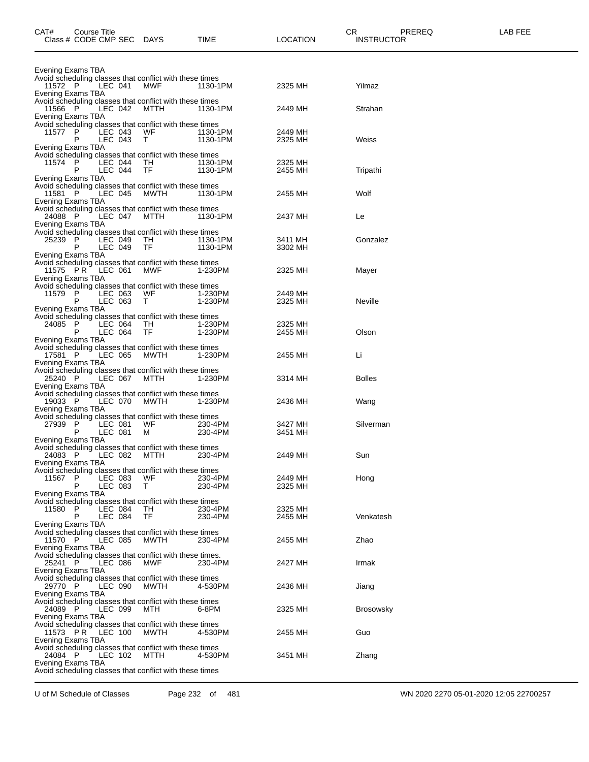| CAT# | Course Title Class # CODE CMP SEC | DAYS | TIME | LOCATION | CR INSTRUCTOR | PREREQ | LAB FEE |
|---|---|---|---|---|---|---|---|

Evening Exams TBA
Avoid scheduling classes that conflict with these times

| Class # | CODE | CMP | SEC | DAYS | TIME | LOCATION | INSTRUCTOR |
|---|---|---|---|---|---|---|---|
| 11572 | P | LEC | 041 | MWF | 1130-1PM | 2325 MH | Yilmaz |

Evening Exams TBA
Avoid scheduling classes that conflict with these times

| Class # | CODE | CMP | SEC | DAYS | TIME | LOCATION | INSTRUCTOR |
|---|---|---|---|---|---|---|---|
| 11566 | P | LEC | 042 | MTTH | 1130-1PM | 2449 MH | Strahan |

Evening Exams TBA
Avoid scheduling classes that conflict with these times

| Class # | CODE | CMP | SEC | DAYS | TIME | LOCATION | INSTRUCTOR |
|---|---|---|---|---|---|---|---|
| 11577 | P | LEC | 043 | WF | 1130-1PM | 2449 MH | |
| | P | LEC | 043 | T | 1130-1PM | 2325 MH | Weiss |

Evening Exams TBA
Avoid scheduling classes that conflict with these times

| Class # | CODE | CMP | SEC | DAYS | TIME | LOCATION | INSTRUCTOR |
|---|---|---|---|---|---|---|---|
| 11574 | P | LEC | 044 | TH | 1130-1PM | 2325 MH | |
| | P | LEC | 044 | TF | 1130-1PM | 2455 MH | Tripathi |

Evening Exams TBA
Avoid scheduling classes that conflict with these times

| Class # | CODE | CMP | SEC | DAYS | TIME | LOCATION | INSTRUCTOR |
|---|---|---|---|---|---|---|---|
| 11581 | P | LEC | 045 | MWTH | 1130-1PM | 2455 MH | Wolf |

Evening Exams TBA
Avoid scheduling classes that conflict with these times

| Class # | CODE | CMP | SEC | DAYS | TIME | LOCATION | INSTRUCTOR |
|---|---|---|---|---|---|---|---|
| 24088 | P | LEC | 047 | MTTH | 1130-1PM | 2437 MH | Le |

Evening Exams TBA
Avoid scheduling classes that conflict with these times

| Class # | CODE | CMP | SEC | DAYS | TIME | LOCATION | INSTRUCTOR |
|---|---|---|---|---|---|---|---|
| 25239 | P | LEC | 049 | TH | 1130-1PM | 3411 MH | Gonzalez |
| | P | LEC | 049 | TF | 1130-1PM | 3302 MH | |

Evening Exams TBA
Avoid scheduling classes that conflict with these times

| Class # | CODE | CMP | SEC | DAYS | TIME | LOCATION | INSTRUCTOR |
|---|---|---|---|---|---|---|---|
| 11575 | P R | LEC | 061 | MWF | 1-230PM | 2325 MH | Mayer |

Evening Exams TBA
Avoid scheduling classes that conflict with these times

| Class # | CODE | CMP | SEC | DAYS | TIME | LOCATION | INSTRUCTOR |
|---|---|---|---|---|---|---|---|
| 11579 | P | LEC | 063 | WF | 1-230PM | 2449 MH | |
| | P | LEC | 063 | T | 1-230PM | 2325 MH | Neville |

Evening Exams TBA
Avoid scheduling classes that conflict with these times

| Class # | CODE | CMP | SEC | DAYS | TIME | LOCATION | INSTRUCTOR |
|---|---|---|---|---|---|---|---|
| 24085 | P | LEC | 064 | TH | 1-230PM | 2325 MH | |
| | P | LEC | 064 | TF | 1-230PM | 2455 MH | Olson |

Evening Exams TBA
Avoid scheduling classes that conflict with these times

| Class # | CODE | CMP | SEC | DAYS | TIME | LOCATION | INSTRUCTOR |
|---|---|---|---|---|---|---|---|
| 17581 | P | LEC | 065 | MWTH | 1-230PM | 2455 MH | Li |

Evening Exams TBA
Avoid scheduling classes that conflict with these times

| Class # | CODE | CMP | SEC | DAYS | TIME | LOCATION | INSTRUCTOR |
|---|---|---|---|---|---|---|---|
| 25240 | P | LEC | 067 | MTTH | 1-230PM | 3314 MH | Bolles |

Evening Exams TBA
Avoid scheduling classes that conflict with these times

| Class # | CODE | CMP | SEC | DAYS | TIME | LOCATION | INSTRUCTOR |
|---|---|---|---|---|---|---|---|
| 19033 | P | LEC | 070 | MWTH | 1-230PM | 2436 MH | Wang |

Evening Exams TBA
Avoid scheduling classes that conflict with these times

| Class # | CODE | CMP | SEC | DAYS | TIME | LOCATION | INSTRUCTOR |
|---|---|---|---|---|---|---|---|
| 27939 | P | LEC | 081 | WF | 230-4PM | 3427 MH | Silverman |
| | P | LEC | 081 | M | 230-4PM | 3451 MH | |

Evening Exams TBA
Avoid scheduling classes that conflict with these times

| Class # | CODE | CMP | SEC | DAYS | TIME | LOCATION | INSTRUCTOR |
|---|---|---|---|---|---|---|---|
| 24083 | P | LEC | 082 | MTTH | 230-4PM | 2449 MH | Sun |

Evening Exams TBA
Avoid scheduling classes that conflict with these times

| Class # | CODE | CMP | SEC | DAYS | TIME | LOCATION | INSTRUCTOR |
|---|---|---|---|---|---|---|---|
| 11567 | P | LEC | 083 | WF | 230-4PM | 2449 MH | Hong |
| | P | LEC | 083 | T | 230-4PM | 2325 MH | |

Evening Exams TBA
Avoid scheduling classes that conflict with these times

| Class # | CODE | CMP | SEC | DAYS | TIME | LOCATION | INSTRUCTOR |
|---|---|---|---|---|---|---|---|
| 11580 | P | LEC | 084 | TH | 230-4PM | 2325 MH | |
| | P | LEC | 084 | TF | 230-4PM | 2455 MH | Venkatesh |

Evening Exams TBA
Avoid scheduling classes that conflict with these times

| Class # | CODE | CMP | SEC | DAYS | TIME | LOCATION | INSTRUCTOR |
|---|---|---|---|---|---|---|---|
| 11570 | P | LEC | 085 | MWTH | 230-4PM | 2455 MH | Zhao |

Evening Exams TBA
Avoid scheduling classes that conflict with these times.

| Class # | CODE | CMP | SEC | DAYS | TIME | LOCATION | INSTRUCTOR |
|---|---|---|---|---|---|---|---|
| 25241 | P | LEC | 086 | MWF | 230-4PM | 2427 MH | Irmak |

Evening Exams TBA
Avoid scheduling classes that conflict with these times

| Class # | CODE | CMP | SEC | DAYS | TIME | LOCATION | INSTRUCTOR |
|---|---|---|---|---|---|---|---|
| 29770 | P | LEC | 090 | MWTH | 4-530PM | 2436 MH | Jiang |

Evening Exams TBA
Avoid scheduling classes that conflict with these times

| Class # | CODE | CMP | SEC | DAYS | TIME | LOCATION | INSTRUCTOR |
|---|---|---|---|---|---|---|---|
| 24089 | P | LEC | 099 | MTH | 6-8PM | 2325 MH | Brosowsky |

Evening Exams TBA
Avoid scheduling classes that conflict with these times

| Class # | CODE | CMP | SEC | DAYS | TIME | LOCATION | INSTRUCTOR |
|---|---|---|---|---|---|---|---|
| 11573 | P R | LEC | 100 | MWTH | 4-530PM | 2455 MH | Guo |

Evening Exams TBA
Avoid scheduling classes that conflict with these times

| Class # | CODE | CMP | SEC | DAYS | TIME | LOCATION | INSTRUCTOR |
|---|---|---|---|---|---|---|---|
| 24084 | P | LEC | 102 | MTTH | 4-530PM | 3451 MH | Zhang |

Evening Exams TBA
Avoid scheduling classes that conflict with these times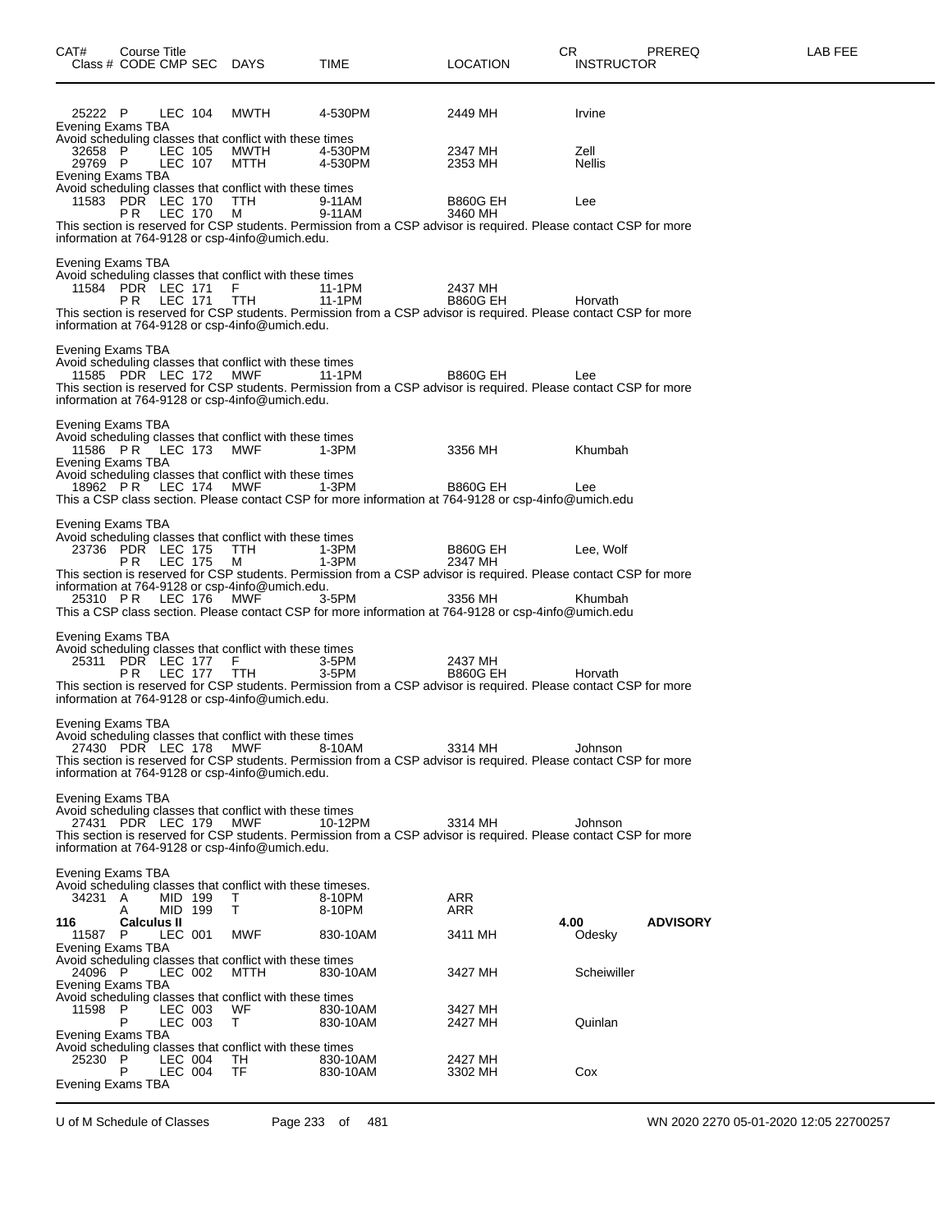| CAT# Class # | Course Title CODE | CMP | SEC | DAYS | TIME | LOCATION | CR INSTRUCTOR | PREREQ | LAB FEE |
|---|---|---|---|---|---|---|---|---|---|
| 25222 | P | LEC | 104 | MWTH | 4-530PM | 2449 MH | Irvine | | |

Evening Exams TBA
Avoid scheduling classes that conflict with these times

| | | | | | | | | | |
|---|---|---|---|---|---|---|---|---|---|
| 32658 | P | LEC | 105 | MWTH | 4-530PM | 2347 MH | Zell | | |
| 29769 | P | LEC | 107 | MTTH | 4-530PM | 2353 MH | Nellis | | |

Evening Exams TBA
Avoid scheduling classes that conflict with these times

| | | | | | | | | | |
|---|---|---|---|---|---|---|---|---|---|
| 11583 | PDR | LEC | 170 | TTH | 9-11AM | B860G EH | Lee | | |
| | PR | LEC | 170 | M | 9-11AM | 3460 MH | | | |

This section is reserved for CSP students. Permission from a CSP advisor is required. Please contact CSP for more information at 764-9128 or csp-4info@umich.edu.

Evening Exams TBA
Avoid scheduling classes that conflict with these times

| | | | | | | | | | |
|---|---|---|---|---|---|---|---|---|---|
| 11584 | PDR | LEC | 171 | F | 11-1PM | 2437 MH | | | |
| | PR | LEC | 171 | TTH | 11-1PM | B860G EH | Horvath | | |

This section is reserved for CSP students. Permission from a CSP advisor is required. Please contact CSP for more information at 764-9128 or csp-4info@umich.edu.

Evening Exams TBA
Avoid scheduling classes that conflict with these times

| | | | | | | | | | |
|---|---|---|---|---|---|---|---|---|---|
| 11585 | PDR | LEC | 172 | MWF | 11-1PM | B860G EH | Lee | | |

This section is reserved for CSP students. Permission from a CSP advisor is required. Please contact CSP for more information at 764-9128 or csp-4info@umich.edu.

Evening Exams TBA
Avoid scheduling classes that conflict with these times

| | | | | | | | | | |
|---|---|---|---|---|---|---|---|---|---|
| 11586 | PR | LEC | 173 | MWF | 1-3PM | 3356 MH | Khumbah | | |

Evening Exams TBA
Avoid scheduling classes that conflict with these times

| | | | | | | | | | |
|---|---|---|---|---|---|---|---|---|---|
| 18962 | PR | LEC | 174 | MWF | 1-3PM | B860G EH | Lee | | |

This a CSP class section. Please contact CSP for more information at 764-9128 or csp-4info@umich.edu

Evening Exams TBA
Avoid scheduling classes that conflict with these times

| | | | | | | | | | |
|---|---|---|---|---|---|---|---|---|---|
| 23736 | PDR | LEC | 175 | TTH | 1-3PM | B860G EH | Lee, Wolf | | |
| | PR | LEC | 175 | M | 1-3PM | 2347 MH | | | |

This section is reserved for CSP students. Permission from a CSP advisor is required. Please contact CSP for more information at 764-9128 or csp-4info@umich.edu.

| | | | | | | | | | |
|---|---|---|---|---|---|---|---|---|---|
| 25310 | PR | LEC | 176 | MWF | 3-5PM | 3356 MH | Khumbah | | |

This a CSP class section. Please contact CSP for more information at 764-9128 or csp-4info@umich.edu

Evening Exams TBA
Avoid scheduling classes that conflict with these times

| | | | | | | | | | |
|---|---|---|---|---|---|---|---|---|---|
| 25311 | PDR | LEC | 177 | F | 3-5PM | 2437 MH | | | |
| | PR | LEC | 177 | TTH | 3-5PM | B860G EH | Horvath | | |

This section is reserved for CSP students. Permission from a CSP advisor is required. Please contact CSP for more information at 764-9128 or csp-4info@umich.edu.

Evening Exams TBA
Avoid scheduling classes that conflict with these times

| | | | | | | | | | |
|---|---|---|---|---|---|---|---|---|---|
| 27430 | PDR | LEC | 178 | MWF | 8-10AM | 3314 MH | Johnson | | |

This section is reserved for CSP students. Permission from a CSP advisor is required. Please contact CSP for more information at 764-9128 or csp-4info@umich.edu.

Evening Exams TBA
Avoid scheduling classes that conflict with these times

| | | | | | | | | | |
|---|---|---|---|---|---|---|---|---|---|
| 27431 | PDR | LEC | 179 | MWF | 10-12PM | 3314 MH | Johnson | | |

This section is reserved for CSP students. Permission from a CSP advisor is required. Please contact CSP for more information at 764-9128 or csp-4info@umich.edu.

Evening Exams TBA
Avoid scheduling classes that conflict with these timeses.

| | | | | | | | | | |
|---|---|---|---|---|---|---|---|---|---|
| 34231 | A | MID | 199 | T | 8-10PM | ARR | | | |
| | A | MID | 199 | T | 8-10PM | ARR | | | |

**116 Calculus II** — **4.00** — **ADVISORY**

| | | | | | | | | | |
|---|---|---|---|---|---|---|---|---|---|
| 11587 | P | LEC | 001 | MWF | 830-10AM | 3411 MH | Odesky | | |

Evening Exams TBA
Avoid scheduling classes that conflict with these times

| | | | | | | | | | |
|---|---|---|---|---|---|---|---|---|---|
| 24096 | P | LEC | 002 | MTTH | 830-10AM | 3427 MH | Scheiwiller | | |

Evening Exams TBA
Avoid scheduling classes that conflict with these times

| | | | | | | | | | |
|---|---|---|---|---|---|---|---|---|---|
| 11598 | P | LEC | 003 | WF | 830-10AM | 3427 MH | | | |
| | P | LEC | 003 | T | 830-10AM | 2427 MH | Quinlan | | |

Evening Exams TBA
Avoid scheduling classes that conflict with these times

| | | | | | | | | | |
|---|---|---|---|---|---|---|---|---|---|
| 25230 | P | LEC | 004 | TH | 830-10AM | 2427 MH | | | |
| | P | LEC | 004 | TF | 830-10AM | 3302 MH | Cox | | |

Evening Exams TBA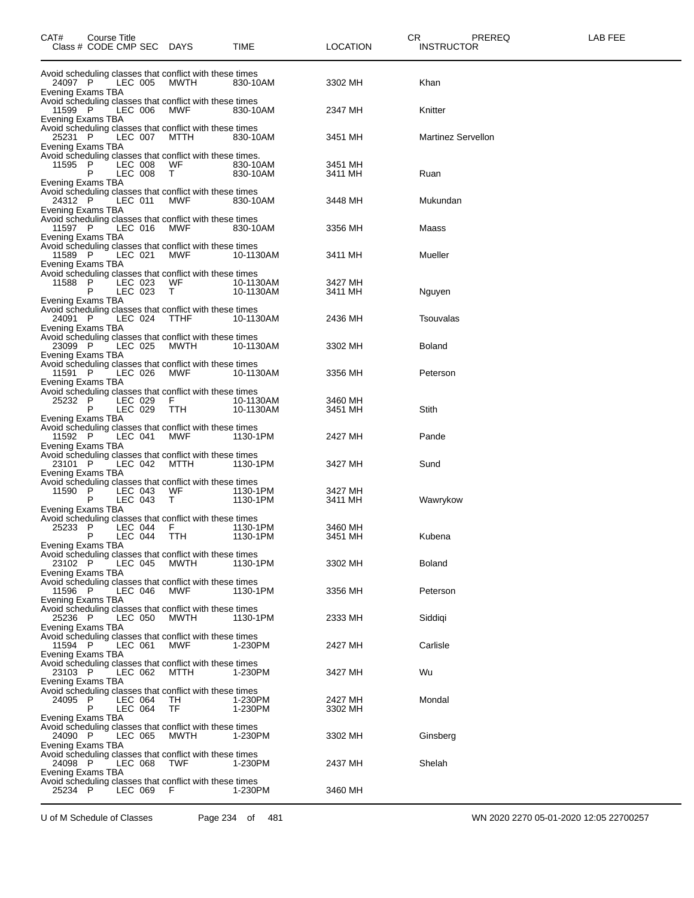| CAT# Class # | Course Title CODE | CMP | SEC | DAYS | TIME | LOCATION | CR INSTRUCTOR | PREREQ | LAB FEE |
|---|---|---|---|---|---|---|---|---|---|
| Avoid scheduling classes that conflict with these times | | | | | | | | | |
| 24097 | P | LEC | 005 | MWTH | 830-10AM | 3302 MH | Khan | | |
| Evening Exams TBA | | | | | | | | | |
| Avoid scheduling classes that conflict with these times | | | | | | | | | |
| 11599 | P | LEC | 006 | MWF | 830-10AM | 2347 MH | Knitter | | |
| Evening Exams TBA | | | | | | | | | |
| Avoid scheduling classes that conflict with these times | | | | | | | | | |
| 25231 | P | LEC | 007 | MTTH | 830-10AM | 3451 MH | Martinez Servellon | | |
| Evening Exams TBA | | | | | | | | | |
| Avoid scheduling classes that conflict with these times. | | | | | | | | | |
| 11595 | P | LEC | 008 | WF | 830-10AM | 3451 MH | | | |
| | P | LEC | 008 | T | 830-10AM | 3411 MH | Ruan | | |
| Evening Exams TBA | | | | | | | | | |
| Avoid scheduling classes that conflict with these times | | | | | | | | | |
| 24312 | P | LEC | 011 | MWF | 830-10AM | 3448 MH | Mukundan | | |
| Evening Exams TBA | | | | | | | | | |
| Avoid scheduling classes that conflict with these times | | | | | | | | | |
| 11597 | P | LEC | 016 | MWF | 830-10AM | 3356 MH | Maass | | |
| Evening Exams TBA | | | | | | | | | |
| Avoid scheduling classes that conflict with these times | | | | | | | | | |
| 11589 | P | LEC | 021 | MWF | 10-1130AM | 3411 MH | Mueller | | |
| Evening Exams TBA | | | | | | | | | |
| Avoid scheduling classes that conflict with these times | | | | | | | | | |
| 11588 | P | LEC | 023 | WF | 10-1130AM | 3427 MH | | | |
| | P | LEC | 023 | T | 10-1130AM | 3411 MH | Nguyen | | |
| Evening Exams TBA | | | | | | | | | |
| Avoid scheduling classes that conflict with these times | | | | | | | | | |
| 24091 | P | LEC | 024 | TTHF | 10-1130AM | 2436 MH | Tsouvalas | | |
| Evening Exams TBA | | | | | | | | | |
| Avoid scheduling classes that conflict with these times | | | | | | | | | |
| 23099 | P | LEC | 025 | MWTH | 10-1130AM | 3302 MH | Boland | | |
| Evening Exams TBA | | | | | | | | | |
| Avoid scheduling classes that conflict with these times | | | | | | | | | |
| 11591 | P | LEC | 026 | MWF | 10-1130AM | 3356 MH | Peterson | | |
| Evening Exams TBA | | | | | | | | | |
| Avoid scheduling classes that conflict with these times | | | | | | | | | |
| 25232 | P | LEC | 029 | F | 10-1130AM | 3460 MH | | | |
| | P | LEC | 029 | TTH | 10-1130AM | 3451 MH | Stith | | |
| Evening Exams TBA | | | | | | | | | |
| Avoid scheduling classes that conflict with these times | | | | | | | | | |
| 11592 | P | LEC | 041 | MWF | 1130-1PM | 2427 MH | Pande | | |
| Evening Exams TBA | | | | | | | | | |
| Avoid scheduling classes that conflict with these times | | | | | | | | | |
| 23101 | P | LEC | 042 | MTTH | 1130-1PM | 3427 MH | Sund | | |
| Evening Exams TBA | | | | | | | | | |
| Avoid scheduling classes that conflict with these times | | | | | | | | | |
| 11590 | P | LEC | 043 | WF | 1130-1PM | 3427 MH | | | |
| | P | LEC | 043 | T | 1130-1PM | 3411 MH | Wawrykow | | |
| Evening Exams TBA | | | | | | | | | |
| Avoid scheduling classes that conflict with these times | | | | | | | | | |
| 25233 | P | LEC | 044 | F | 1130-1PM | 3460 MH | | | |
| | P | LEC | 044 | TTH | 1130-1PM | 3451 MH | Kubena | | |
| Evening Exams TBA | | | | | | | | | |
| Avoid scheduling classes that conflict with these times | | | | | | | | | |
| 23102 | P | LEC | 045 | MWTH | 1130-1PM | 3302 MH | Boland | | |
| Evening Exams TBA | | | | | | | | | |
| Avoid scheduling classes that conflict with these times | | | | | | | | | |
| 11596 | P | LEC | 046 | MWF | 1130-1PM | 3356 MH | Peterson | | |
| Evening Exams TBA | | | | | | | | | |
| Avoid scheduling classes that conflict with these times | | | | | | | | | |
| 25236 | P | LEC | 050 | MWTH | 1130-1PM | 2333 MH | Siddiqi | | |
| Evening Exams TBA | | | | | | | | | |
| Avoid scheduling classes that conflict with these times | | | | | | | | | |
| 11594 | P | LEC | 061 | MWF | 1-230PM | 2427 MH | Carlisle | | |
| Evening Exams TBA | | | | | | | | | |
| Avoid scheduling classes that conflict with these times | | | | | | | | | |
| 23103 | P | LEC | 062 | MTTH | 1-230PM | 3427 MH | Wu | | |
| Evening Exams TBA | | | | | | | | | |
| Avoid scheduling classes that conflict with these times | | | | | | | | | |
| 24095 | P | LEC | 064 | TH | 1-230PM | 2427 MH | Mondal | | |
| | P | LEC | 064 | TF | 1-230PM | 3302 MH | | | |
| Evening Exams TBA | | | | | | | | | |
| Avoid scheduling classes that conflict with these times | | | | | | | | | |
| 24090 | P | LEC | 065 | MWTH | 1-230PM | 3302 MH | Ginsberg | | |
| Evening Exams TBA | | | | | | | | | |
| Avoid scheduling classes that conflict with these times | | | | | | | | | |
| 24098 | P | LEC | 068 | TWF | 1-230PM | 2437 MH | Shelah | | |
| Evening Exams TBA | | | | | | | | | |
| Avoid scheduling classes that conflict with these times | | | | | | | | | |
| 25234 | P | LEC | 069 | F | 1-230PM | 3460 MH | | | |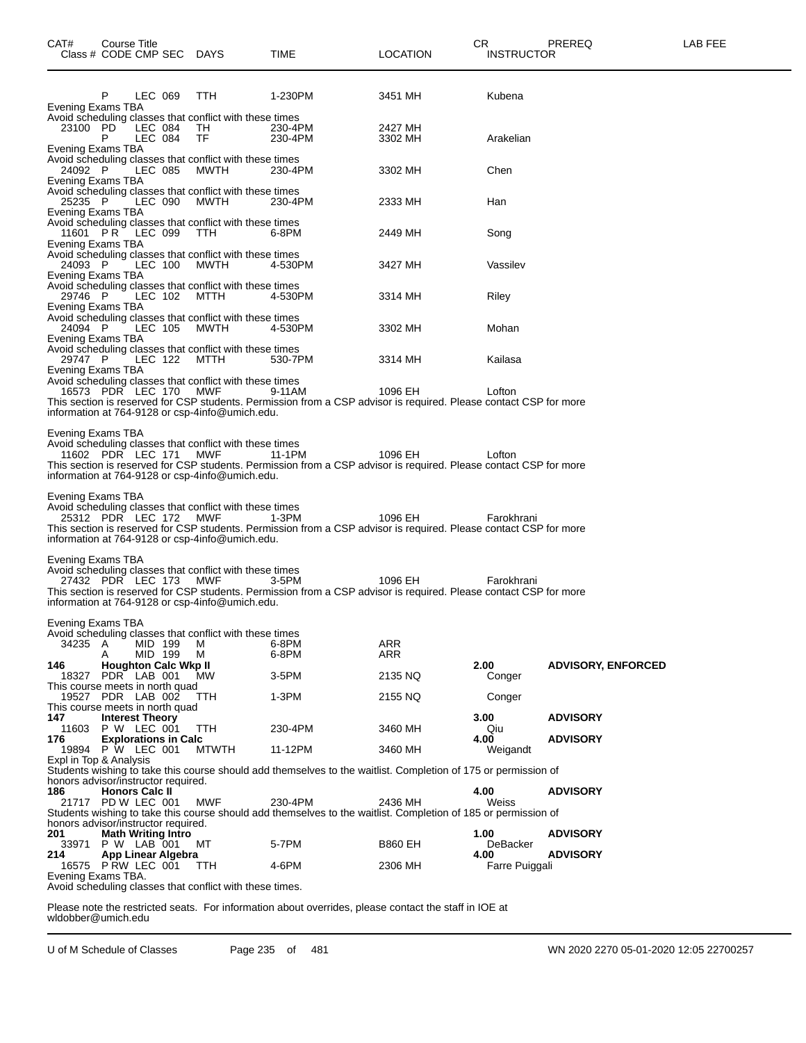| CAT# | Course Title Class # CODE CMP SEC | DAYS | TIME | LOCATION | CR INSTRUCTOR | PREREQ | LAB FEE |
|---|---|---|---|---|---|---|---|
| | P LEC 069 | TTH | 1-230PM | 3451 MH | Kubena | | |

Evening Exams TBA
Avoid scheduling classes that conflict with these times

| CAT# | Course Title Class # CODE CMP SEC | DAYS | TIME | LOCATION | CR INSTRUCTOR | PREREQ | LAB FEE |
|---|---|---|---|---|---|---|---|
| | 23100 PD LEC 084 | TH | 230-4PM | 2427 MH | | | |
| | P LEC 084 | TF | 230-4PM | 3302 MH | Arakelian | | |

Evening Exams TBA
Avoid scheduling classes that conflict with these times

| | 24092 P LEC 085 | MWTH | 230-4PM | 3302 MH | Chen | | |
|---|---|---|---|---|---|---|---|

Evening Exams TBA
Avoid scheduling classes that conflict with these times

| | 25235 P LEC 090 | MWTH | 230-4PM | 2333 MH | Han | | |
|---|---|---|---|---|---|---|---|

Evening Exams TBA
Avoid scheduling classes that conflict with these times

| | 11601 P R LEC 099 | TTH | 6-8PM | 2449 MH | Song | | |
|---|---|---|---|---|---|---|---|

Evening Exams TBA
Avoid scheduling classes that conflict with these times

| | 24093 P LEC 100 | MWTH | 4-530PM | 3427 MH | Vassilev | | |
|---|---|---|---|---|---|---|---|

Evening Exams TBA
Avoid scheduling classes that conflict with these times

| | 29746 P LEC 102 | MTTH | 4-530PM | 3314 MH | Riley | | |
|---|---|---|---|---|---|---|---|

Evening Exams TBA
Avoid scheduling classes that conflict with these times

| | 24094 P LEC 105 | MWTH | 4-530PM | 3302 MH | Mohan | | |
|---|---|---|---|---|---|---|---|

Evening Exams TBA
Avoid scheduling classes that conflict with these times

| | 29747 P LEC 122 | MTTH | 530-7PM | 3314 MH | Kailasa | | |
|---|---|---|---|---|---|---|---|

Evening Exams TBA
Avoid scheduling classes that conflict with these times

| | 16573 PDR LEC 170 | MWF | 9-11AM | 1096 EH | Lofton | | |
|---|---|---|---|---|---|---|---|

This section is reserved for CSP students. Permission from a CSP advisor is required. Please contact CSP for more information at 764-9128 or csp-4info@umich.edu.

Evening Exams TBA
Avoid scheduling classes that conflict with these times

| | 11602 PDR LEC 171 | MWF | 11-1PM | 1096 EH | Lofton | | |
|---|---|---|---|---|---|---|---|

This section is reserved for CSP students. Permission from a CSP advisor is required. Please contact CSP for more information at 764-9128 or csp-4info@umich.edu.

Evening Exams TBA
Avoid scheduling classes that conflict with these times

| | 25312 PDR LEC 172 | MWF | 1-3PM | 1096 EH | Farokhrani | | |
|---|---|---|---|---|---|---|---|

This section is reserved for CSP students. Permission from a CSP advisor is required. Please contact CSP for more information at 764-9128 or csp-4info@umich.edu.

Evening Exams TBA
Avoid scheduling classes that conflict with these times

| | 27432 PDR LEC 173 | MWF | 3-5PM | 1096 EH | Farokhrani | | |
|---|---|---|---|---|---|---|---|

This section is reserved for CSP students. Permission from a CSP advisor is required. Please contact CSP for more information at 764-9128 or csp-4info@umich.edu.

Evening Exams TBA
Avoid scheduling classes that conflict with these times

| CAT# | Course Title Class # CODE CMP SEC | DAYS | TIME | LOCATION | CR INSTRUCTOR | PREREQ | LAB FEE |
|---|---|---|---|---|---|---|---|
| | 34235 A MID 199 | M | 6-8PM | ARR | | | |
| | A MID 199 | M | 6-8PM | ARR | | | |
| **146** | **Houghton Calc Wkp II** | | | | **2.00** | **ADVISORY, ENFORCED** | |
| | 18327 PDR LAB 001 | MW | 3-5PM | 2135 NQ | Conger | | |

This course meets in north quad

| | 19527 PDR LAB 002 | TTH | 1-3PM | 2155 NQ | Conger | | |
|---|---|---|---|---|---|---|---|

This course meets in north quad

| CAT# | Course Title Class # CODE CMP SEC | DAYS | TIME | LOCATION | CR INSTRUCTOR | PREREQ | LAB FEE |
|---|---|---|---|---|---|---|---|
| **147** | **Interest Theory** | | | | **3.00** | **ADVISORY** | |
| | 11603 P W LEC 001 | TTH | 230-4PM | 3460 MH | Qiu | | |
| **176** | **Explorations in Calc** | | | | **4.00** | **ADVISORY** | |
| | 19894 P W LEC 001 | MTWTH | 11-12PM | 3460 MH | Weigandt | | |

Expl in Top & Analysis
Students wishing to take this course should add themselves to the waitlist. Completion of 175 or permission of honors advisor/instructor required.

| CAT# | Course Title Class # CODE CMP SEC | DAYS | TIME | LOCATION | CR INSTRUCTOR | PREREQ | LAB FEE |
|---|---|---|---|---|---|---|---|
| **186** | **Honors Calc II** | | | | **4.00** | **ADVISORY** | |
| | 21717 PD W LEC 001 | MWF | 230-4PM | 2436 MH | Weiss | | |

Students wishing to take this course should add themselves to the waitlist. Completion of 185 or permission of honors advisor/instructor required.

| CAT# | Course Title Class # CODE CMP SEC | DAYS | TIME | LOCATION | CR INSTRUCTOR | PREREQ | LAB FEE |
|---|---|---|---|---|---|---|---|
| **201** | **Math Writing Intro** | | | | **1.00** | **ADVISORY** | |
| | 33971 P W LAB 001 | MT | 5-7PM | B860 EH | DeBacker | | |
| **214** | **App Linear Algebra** | | | | **4.00** | **ADVISORY** | |
| | 16575 P RW LEC 001 | TTH | 4-6PM | 2306 MH | Farre Puiggali | | |

Evening Exams TBA.
Avoid scheduling classes that conflict with these times.

Please note the restricted seats. For information about overrides, please contact the staff in IOE at wldobber@umich.edu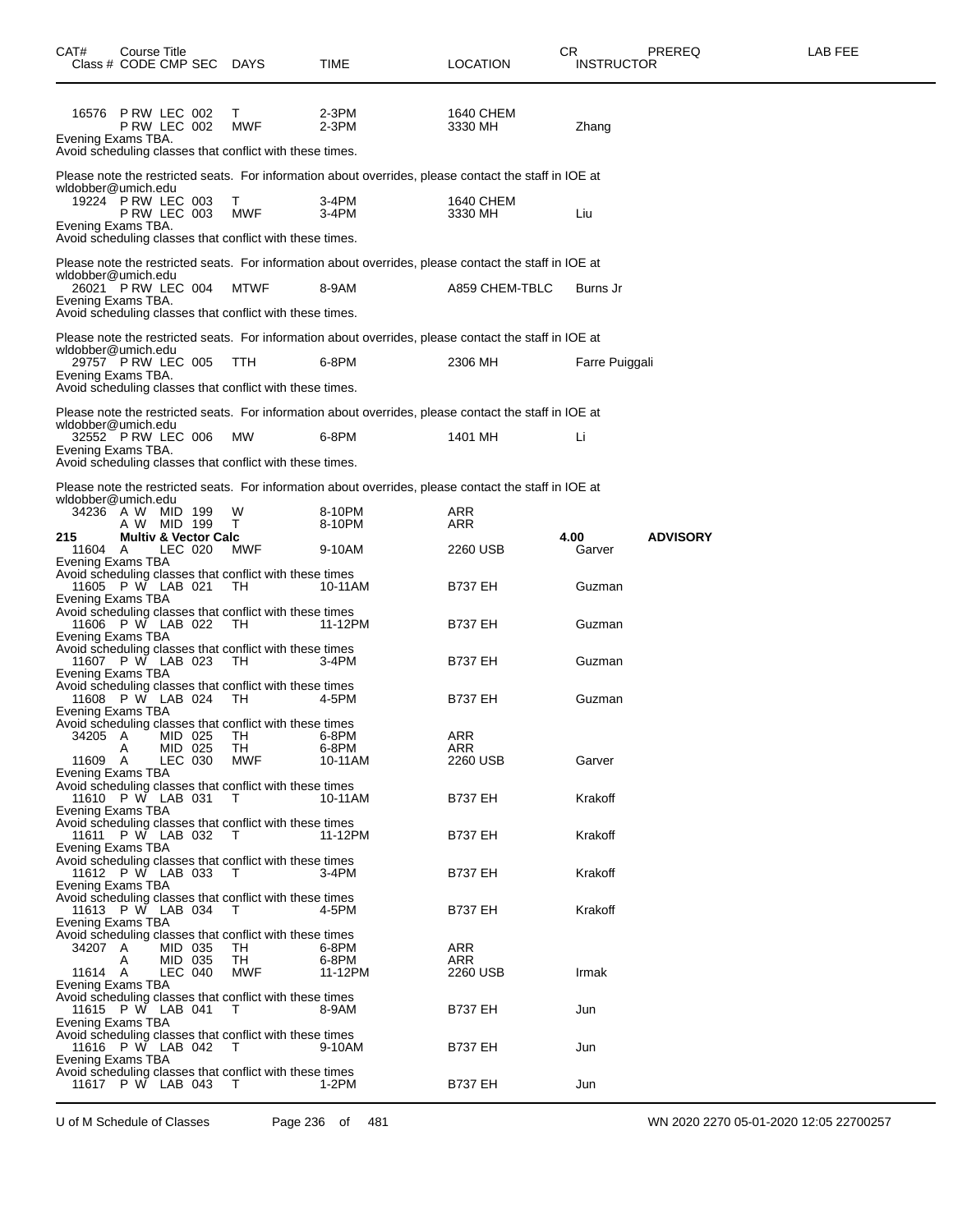| CAT# | Course Title Class # CODE CMP SEC | DAYS | TIME | LOCATION | CR INSTRUCTOR | PREREQ | LAB FEE |
|---|---|---|---|---|---|---|---|
| | 16576 P RW LEC 002 | T | 2-3PM | 1640 CHEM | | | |
| | P RW LEC 002 | MWF | 2-3PM | 3330 MH | Zhang | | |

Evening Exams TBA.
Avoid scheduling classes that conflict with these times.

Please note the restricted seats. For information about overrides, please contact the staff in IOE at wldobber@umich.edu

| | | | | | |
|---|---|---|---|---|---|
| 19224 P RW LEC 003 | T | 3-4PM | 1640 CHEM | | |
| P RW LEC 003 | MWF | 3-4PM | 3330 MH | Liu | |

Evening Exams TBA.
Avoid scheduling classes that conflict with these times.

Please note the restricted seats. For information about overrides, please contact the staff in IOE at wldobber@umich.edu

| | | | | |
|---|---|---|---|---|
| 26021 P RW LEC 004 | MTWF | 8-9AM | A859 CHEM-TBLC | Burns Jr |

Evening Exams TBA.
Avoid scheduling classes that conflict with these times.

Please note the restricted seats. For information about overrides, please contact the staff in IOE at wldobber@umich.edu

| | | | | |
|---|---|---|---|---|
| 29757 P RW LEC 005 | TTH | 6-8PM | 2306 MH | Farre Puiggali |

Evening Exams TBA.
Avoid scheduling classes that conflict with these times.

Please note the restricted seats. For information about overrides, please contact the staff in IOE at wldobber@umich.edu

| | | | | |
|---|---|---|---|---|
| 32552 P RW LEC 006 | MW | 6-8PM | 1401 MH | Li |

Evening Exams TBA.
Avoid scheduling classes that conflict with these times.

Please note the restricted seats. For information about overrides, please contact the staff in IOE at wldobber@umich.edu

| | | | | |
|---|---|---|---|---|
| 34236 A W MID 199 | W | 8-10PM | ARR | |
| A W MID 199 | T | 8-10PM | ARR | |

**215 Multiv & Vector Calc** 4.00 **ADVISORY**

| | | | | |
|---|---|---|---|---|
| 11604 A LEC 020 | MWF | 9-10AM | 2260 USB | Garver |

Evening Exams TBA
Avoid scheduling classes that conflict with these times

| | | | | |
|---|---|---|---|---|
| 11605 P W LAB 021 | TH | 10-11AM | B737 EH | Guzman |

Evening Exams TBA
Avoid scheduling classes that conflict with these times

| | | | | |
|---|---|---|---|---|
| 11606 P W LAB 022 | TH | 11-12PM | B737 EH | Guzman |

Evening Exams TBA
Avoid scheduling classes that conflict with these times

| | | | | |
|---|---|---|---|---|
| 11607 P W LAB 023 | TH | 3-4PM | B737 EH | Guzman |

Evening Exams TBA
Avoid scheduling classes that conflict with these times

| | | | | |
|---|---|---|---|---|
| 11608 P W LAB 024 | TH | 4-5PM | B737 EH | Guzman |

Evening Exams TBA
Avoid scheduling classes that conflict with these times

| | | | | |
|---|---|---|---|---|
| 34205 A MID 025 | TH | 6-8PM | ARR | |
| A MID 025 | TH | 6-8PM | ARR | |
| 11609 A LEC 030 | MWF | 10-11AM | 2260 USB | Garver |

Evening Exams TBA
Avoid scheduling classes that conflict with these times

| | | | | |
|---|---|---|---|---|
| 11610 P W LAB 031 | T | 10-11AM | B737 EH | Krakoff |

Evening Exams TBA
Avoid scheduling classes that conflict with these times

| | | | | |
|---|---|---|---|---|
| 11611 P W LAB 032 | T | 11-12PM | B737 EH | Krakoff |

Evening Exams TBA
Avoid scheduling classes that conflict with these times

| | | | | |
|---|---|---|---|---|
| 11612 P W LAB 033 | T | 3-4PM | B737 EH | Krakoff |

Evening Exams TBA
Avoid scheduling classes that conflict with these times

| | | | | |
|---|---|---|---|---|
| 11613 P W LAB 034 | T | 4-5PM | B737 EH | Krakoff |

Evening Exams TBA
Avoid scheduling classes that conflict with these times

| | | | | |
|---|---|---|---|---|
| 34207 A MID 035 | TH | 6-8PM | ARR | |
| A MID 035 | TH | 6-8PM | ARR | |
| 11614 A LEC 040 | MWF | 11-12PM | 2260 USB | Irmak |

Evening Exams TBA
Avoid scheduling classes that conflict with these times

| | | | | |
|---|---|---|---|---|
| 11615 P W LAB 041 | T | 8-9AM | B737 EH | Jun |

Evening Exams TBA
Avoid scheduling classes that conflict with these times

| | | | | |
|---|---|---|---|---|
| 11616 P W LAB 042 | T | 9-10AM | B737 EH | Jun |

Evening Exams TBA
Avoid scheduling classes that conflict with these times

| | | | | |
|---|---|---|---|---|
| 11617 P W LAB 043 | T | 1-2PM | B737 EH | Jun |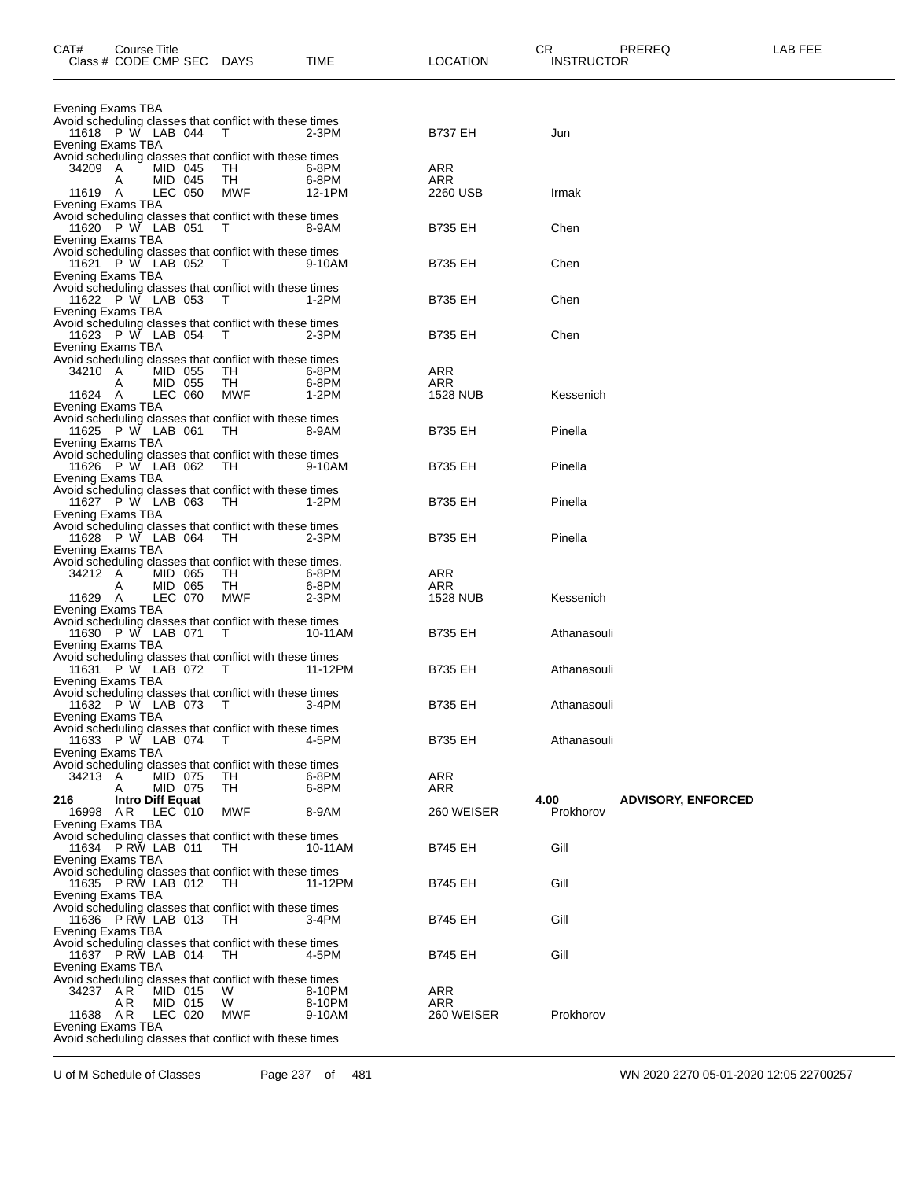| CAT# | Course Title<br>Class # CODE CMP SEC | DAYS | TIME | LOCATION | CR<br>INSTRUCTOR | PREREQ | LAB FEE |
|---|---|---|---|---|---|---|---|

Evening Exams TBA
Avoid scheduling classes that conflict with these times

| | | | | | | |
|---|---|---|---|---|---|---|
| 11618 | P W LAB 044 | T | 2-3PM | B737 EH | Jun | |

Evening Exams TBA
Avoid scheduling classes that conflict with these times

| | | | | | | |
|---|---|---|---|---|---|---|
| 34209 | A MID 045 | TH | 6-8PM | ARR | | |
| | A MID 045 | TH | 6-8PM | ARR | | |
| 11619 | A LEC 050 | MWF | 12-1PM | 2260 USB | Irmak | |

Evening Exams TBA
Avoid scheduling classes that conflict with these times

| | | | | | | |
|---|---|---|---|---|---|---|
| 11620 | P W LAB 051 | T | 8-9AM | B735 EH | Chen | |

Evening Exams TBA
Avoid scheduling classes that conflict with these times

| | | | | | | |
|---|---|---|---|---|---|---|
| 11621 | P W LAB 052 | T | 9-10AM | B735 EH | Chen | |

Evening Exams TBA
Avoid scheduling classes that conflict with these times

| | | | | | | |
|---|---|---|---|---|---|---|
| 11622 | P W LAB 053 | T | 1-2PM | B735 EH | Chen | |

Evening Exams TBA
Avoid scheduling classes that conflict with these times

| | | | | | | |
|---|---|---|---|---|---|---|
| 11623 | P W LAB 054 | T | 2-3PM | B735 EH | Chen | |

Evening Exams TBA
Avoid scheduling classes that conflict with these times

| | | | | | | |
|---|---|---|---|---|---|---|
| 34210 | A MID 055 | TH | 6-8PM | ARR | | |
| | A MID 055 | TH | 6-8PM | ARR | | |
| 11624 | A LEC 060 | MWF | 1-2PM | 1528 NUB | Kessenich | |

Evening Exams TBA
Avoid scheduling classes that conflict with these times

| | | | | | | |
|---|---|---|---|---|---|---|
| 11625 | P W LAB 061 | TH | 8-9AM | B735 EH | Pinella | |

Evening Exams TBA
Avoid scheduling classes that conflict with these times

| | | | | | | |
|---|---|---|---|---|---|---|
| 11626 | P W LAB 062 | TH | 9-10AM | B735 EH | Pinella | |

Evening Exams TBA
Avoid scheduling classes that conflict with these times

| | | | | | | |
|---|---|---|---|---|---|---|
| 11627 | P W LAB 063 | TH | 1-2PM | B735 EH | Pinella | |

Evening Exams TBA
Avoid scheduling classes that conflict with these times

| | | | | | | |
|---|---|---|---|---|---|---|
| 11628 | P W LAB 064 | TH | 2-3PM | B735 EH | Pinella | |

Evening Exams TBA
Avoid scheduling classes that conflict with these times.

| | | | | | | |
|---|---|---|---|---|---|---|
| 34212 | A MID 065 | TH | 6-8PM | ARR | | |
| | A MID 065 | TH | 6-8PM | ARR | | |
| 11629 | A LEC 070 | MWF | 2-3PM | 1528 NUB | Kessenich | |

Evening Exams TBA
Avoid scheduling classes that conflict with these times

| | | | | | | |
|---|---|---|---|---|---|---|
| 11630 | P W LAB 071 | T | 10-11AM | B735 EH | Athanasouli | |

Evening Exams TBA
Avoid scheduling classes that conflict with these times

| | | | | | | |
|---|---|---|---|---|---|---|
| 11631 | P W LAB 072 | T | 11-12PM | B735 EH | Athanasouli | |

Evening Exams TBA
Avoid scheduling classes that conflict with these times

| | | | | | | |
|---|---|---|---|---|---|---|
| 11632 | P W LAB 073 | T | 3-4PM | B735 EH | Athanasouli | |

Evening Exams TBA
Avoid scheduling classes that conflict with these times

| | | | | | | |
|---|---|---|---|---|---|---|
| 11633 | P W LAB 074 | T | 4-5PM | B735 EH | Athanasouli | |

Evening Exams TBA
Avoid scheduling classes that conflict with these times

| | | | | | | |
|---|---|---|---|---|---|---|
| 34213 | A MID 075 | TH | 6-8PM | ARR | | |
| | A MID 075 | TH | 6-8PM | ARR | | |

**216 Intro Diff Equat** — **4.00** — **ADVISORY, ENFORCED**

| | | | | | | |
|---|---|---|---|---|---|---|
| 16998 | A R LEC 010 | MWF | 8-9AM | 260 WEISER | Prokhorov | |

Evening Exams TBA
Avoid scheduling classes that conflict with these times

| | | | | | | |
|---|---|---|---|---|---|---|
| 11634 | P RW LAB 011 | TH | 10-11AM | B745 EH | Gill | |

Evening Exams TBA
Avoid scheduling classes that conflict with these times

| | | | | | | |
|---|---|---|---|---|---|---|
| 11635 | P RW LAB 012 | TH | 11-12PM | B745 EH | Gill | |

Evening Exams TBA
Avoid scheduling classes that conflict with these times

| | | | | | | |
|---|---|---|---|---|---|---|
| 11636 | P RW LAB 013 | TH | 3-4PM | B745 EH | Gill | |

Evening Exams TBA
Avoid scheduling classes that conflict with these times

| | | | | | | |
|---|---|---|---|---|---|---|
| 11637 | P RW LAB 014 | TH | 4-5PM | B745 EH | Gill | |

Evening Exams TBA
Avoid scheduling classes that conflict with these times

| | | | | | | |
|---|---|---|---|---|---|---|
| 34237 | A R MID 015 | W | 8-10PM | ARR | | |
| | A R MID 015 | W | 8-10PM | ARR | | |
| 11638 | A R LEC 020 | MWF | 9-10AM | 260 WEISER | Prokhorov | |

Evening Exams TBA
Avoid scheduling classes that conflict with these times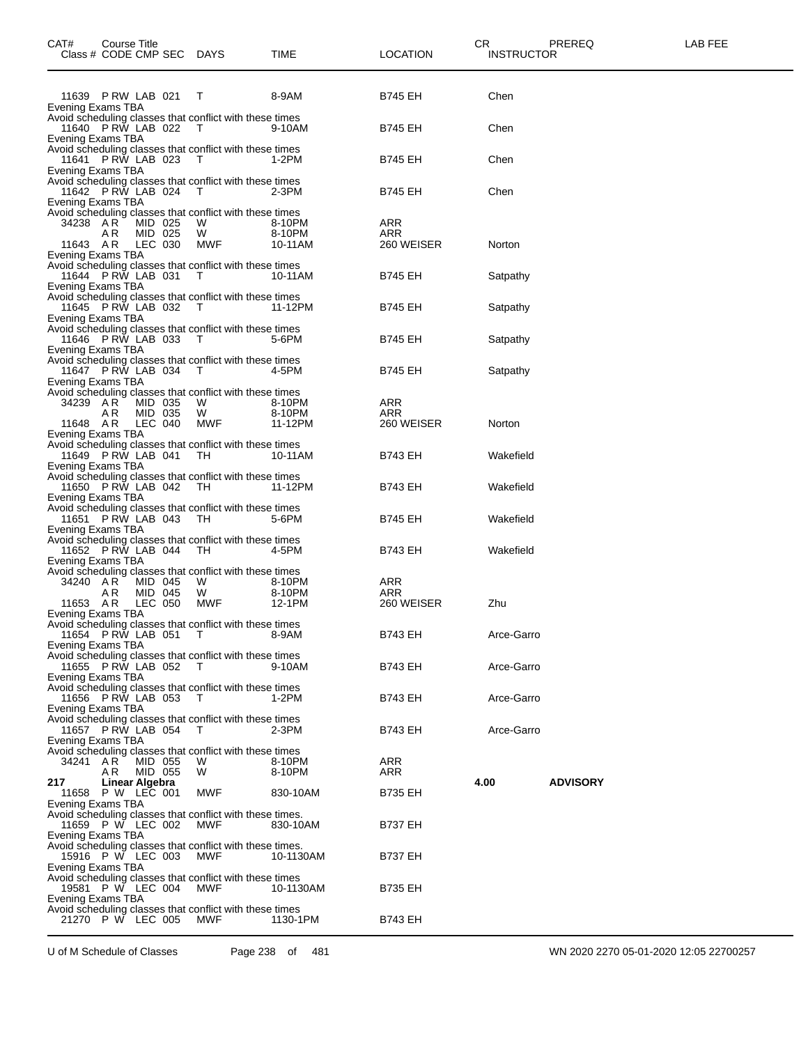| CAT# | Course Title Class # CODE CMP SEC | DAYS | TIME | LOCATION | CR INSTRUCTOR | PREREQ | LAB FEE |
|---|---|---|---|---|---|---|---|
| | 11639 P RW LAB 021 | T | 8-9AM | B745 EH | Chen | | |
| | Evening Exams TBA | | | | | | |
| | Avoid scheduling classes that conflict with these times | | | | | | |
| | 11640 P RW LAB 022 | T | 9-10AM | B745 EH | Chen | | |
| | Evening Exams TBA | | | | | | |
| | Avoid scheduling classes that conflict with these times | | | | | | |
| | 11641 P RW LAB 023 | T | 1-2PM | B745 EH | Chen | | |
| | Evening Exams TBA | | | | | | |
| | Avoid scheduling classes that conflict with these times | | | | | | |
| | 11642 P RW LAB 024 | T | 2-3PM | B745 EH | Chen | | |
| | Evening Exams TBA | | | | | | |
| | Avoid scheduling classes that conflict with these times | | | | | | |
| | 34238 A R MID 025 | W | 8-10PM | ARR | | | |
| | A R MID 025 | W | 8-10PM | ARR | | | |
| | 11643 A R LEC 030 | MWF | 10-11AM | 260 WEISER | Norton | | |
| | Evening Exams TBA | | | | | | |
| | Avoid scheduling classes that conflict with these times | | | | | | |
| | 11644 P RW LAB 031 | T | 10-11AM | B745 EH | Satpathy | | |
| | Evening Exams TBA | | | | | | |
| | Avoid scheduling classes that conflict with these times | | | | | | |
| | 11645 P RW LAB 032 | T | 11-12PM | B745 EH | Satpathy | | |
| | Evening Exams TBA | | | | | | |
| | Avoid scheduling classes that conflict with these times | | | | | | |
| | 11646 P RW LAB 033 | T | 5-6PM | B745 EH | Satpathy | | |
| | Evening Exams TBA | | | | | | |
| | Avoid scheduling classes that conflict with these times | | | | | | |
| | 11647 P RW LAB 034 | T | 4-5PM | B745 EH | Satpathy | | |
| | Evening Exams TBA | | | | | | |
| | Avoid scheduling classes that conflict with these times | | | | | | |
| | 34239 A R MID 035 | W | 8-10PM | ARR | | | |
| | A R MID 035 | W | 8-10PM | ARR | | | |
| | 11648 A R LEC 040 | MWF | 11-12PM | 260 WEISER | Norton | | |
| | Evening Exams TBA | | | | | | |
| | Avoid scheduling classes that conflict with these times | | | | | | |
| | 11649 P RW LAB 041 | TH | 10-11AM | B743 EH | Wakefield | | |
| | Evening Exams TBA | | | | | | |
| | Avoid scheduling classes that conflict with these times | | | | | | |
| | 11650 P RW LAB 042 | TH | 11-12PM | B743 EH | Wakefield | | |
| | Evening Exams TBA | | | | | | |
| | Avoid scheduling classes that conflict with these times | | | | | | |
| | 11651 P RW LAB 043 | TH | 5-6PM | B745 EH | Wakefield | | |
| | Evening Exams TBA | | | | | | |
| | Avoid scheduling classes that conflict with these times | | | | | | |
| | 11652 P RW LAB 044 | TH | 4-5PM | B743 EH | Wakefield | | |
| | Evening Exams TBA | | | | | | |
| | Avoid scheduling classes that conflict with these times | | | | | | |
| | 34240 A R MID 045 | W | 8-10PM | ARR | | | |
| | A R MID 045 | W | 8-10PM | ARR | | | |
| | 11653 A R LEC 050 | MWF | 12-1PM | 260 WEISER | Zhu | | |
| | Evening Exams TBA | | | | | | |
| | Avoid scheduling classes that conflict with these times | | | | | | |
| | 11654 P RW LAB 051 | T | 8-9AM | B743 EH | Arce-Garro | | |
| | Evening Exams TBA | | | | | | |
| | Avoid scheduling classes that conflict with these times | | | | | | |
| | 11655 P RW LAB 052 | T | 9-10AM | B743 EH | Arce-Garro | | |
| | Evening Exams TBA | | | | | | |
| | Avoid scheduling classes that conflict with these times | | | | | | |
| | 11656 P RW LAB 053 | T | 1-2PM | B743 EH | Arce-Garro | | |
| | Evening Exams TBA | | | | | | |
| | Avoid scheduling classes that conflict with these times | | | | | | |
| | 11657 P RW LAB 054 | T | 2-3PM | B743 EH | Arce-Garro | | |
| | Evening Exams TBA | | | | | | |
| | Avoid scheduling classes that conflict with these times | | | | | | |
| | 34241 A R MID 055 | W | 8-10PM | ARR | | | |
| | A R MID 055 | W | 8-10PM | ARR | | | |
| **217** | **Linear Algebra** | | | | **4.00** | **ADVISORY** | |
| | 11658 P W LEC 001 | MWF | 830-10AM | B735 EH | | | |
| | Evening Exams TBA | | | | | | |
| | Avoid scheduling classes that conflict with these times. | | | | | | |
| | 11659 P W LEC 002 | MWF | 830-10AM | B737 EH | | | |
| | Evening Exams TBA | | | | | | |
| | Avoid scheduling classes that conflict with these times. | | | | | | |
| | 15916 P W LEC 003 | MWF | 10-1130AM | B737 EH | | | |
| | Evening Exams TBA | | | | | | |
| | Avoid scheduling classes that conflict with these times | | | | | | |
| | 19581 P W LEC 004 | MWF | 10-1130AM | B735 EH | | | |
| | Evening Exams TBA | | | | | | |
| | Avoid scheduling classes that conflict with these times | | | | | | |
| | 21270 P W LEC 005 | MWF | 1130-1PM | B743 EH | | | |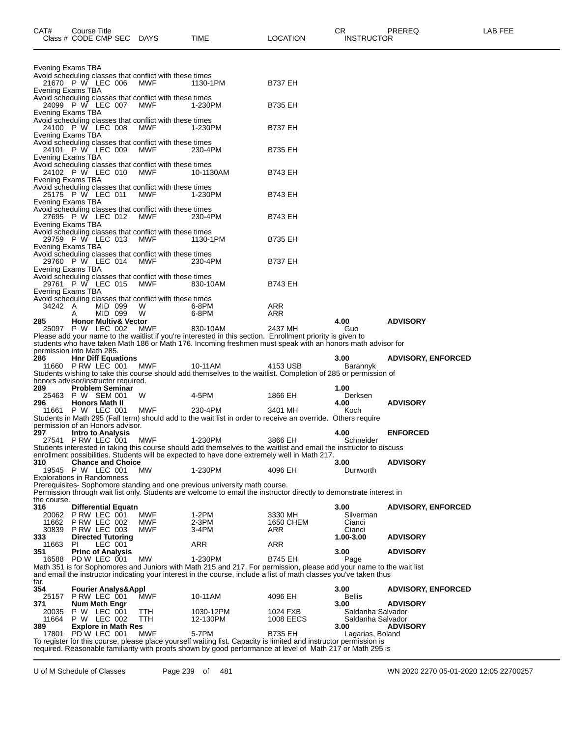| CAT# | Course Title | | | | | | CR | PREREQ | LAB FEE |
|---|---|---|---|---|---|---|---|---|---|
| | Class # CODE CMP SEC | DAYS | TIME | LOCATION | INSTRUCTOR | | | | |

Evening Exams TBA
Avoid scheduling classes that conflict with these times

| | | | | | | |
|---|---|---|---|---|---|---|
| 21670 | P W LEC 006 | MWF | 1130-1PM | B737 EH | | |

Evening Exams TBA
Avoid scheduling classes that conflict with these times

| | | | | | | |
|---|---|---|---|---|---|---|
| 24099 | P W LEC 007 | MWF | 1-230PM | B735 EH | | |

Evening Exams TBA
Avoid scheduling classes that conflict with these times

| | | | | | | |
|---|---|---|---|---|---|---|
| 24100 | P W LEC 008 | MWF | 1-230PM | B737 EH | | |

Evening Exams TBA
Avoid scheduling classes that conflict with these times

| | | | | | | |
|---|---|---|---|---|---|---|
| 24101 | P W LEC 009 | MWF | 230-4PM | B735 EH | | |

Evening Exams TBA
Avoid scheduling classes that conflict with these times

| | | | | | | |
|---|---|---|---|---|---|---|
| 24102 | P W LEC 010 | MWF | 10-1130AM | B743 EH | | |

Evening Exams TBA
Avoid scheduling classes that conflict with these times

| | | | | | | |
|---|---|---|---|---|---|---|
| 25175 | P W LEC 011 | MWF | 1-230PM | B743 EH | | |

Evening Exams TBA
Avoid scheduling classes that conflict with these times

| | | | | | | |
|---|---|---|---|---|---|---|
| 27695 | P W LEC 012 | MWF | 230-4PM | B743 EH | | |

Evening Exams TBA
Avoid scheduling classes that conflict with these times

| | | | | | | |
|---|---|---|---|---|---|---|
| 29759 | P W LEC 013 | MWF | 1130-1PM | B735 EH | | |

Evening Exams TBA
Avoid scheduling classes that conflict with these times

| | | | | | | |
|---|---|---|---|---|---|---|
| 29760 | P W LEC 014 | MWF | 230-4PM | B737 EH | | |

Evening Exams TBA
Avoid scheduling classes that conflict with these times

| | | | | | | |
|---|---|---|---|---|---|---|
| 29761 | P W LEC 015 | MWF | 830-10AM | B743 EH | | |

Evening Exams TBA
Avoid scheduling classes that conflict with these times

| | | | | | | |
|---|---|---|---|---|---|---|
| 34242 | A MID 099 | W | 6-8PM | ARR | | |
| | A MID 099 | W | 6-8PM | ARR | | |

| | | | | | | |
|---|---|---|---|---|---|---|
| **285** | **Honor Multiv& Vector** | | | | **4.00** | **ADVISORY** |
| 25097 | P W LEC 002 | MWF | 830-10AM | 2437 MH | Guo | |

Please add your name to the waitlist if you're interested in this section. Enrollment priority is given to students who have taken Math 186 or Math 176. Incoming freshmen must speak with an honors math advisor for permission into Math 285.

| | | | | | | |
|---|---|---|---|---|---|---|
| **286** | **Hnr Diff Equations** | | | | **3.00** | **ADVISORY, ENFORCED** |
| 11660 | P RW LEC 001 | MWF | 10-11AM | 4153 USB | Barannyk | |

Students wishing to take this course should add themselves to the waitlist. Completion of 285 or permission of honors advisor/instructor required.

| | | | | | | |
|---|---|---|---|---|---|---|
| **289** | **Problem Seminar** | | | | **1.00** | |
| 25463 | P W SEM 001 | W | 4-5PM | 1866 EH | Derksen | |
| **296** | **Honors Math II** | | | | **4.00** | **ADVISORY** |
| 11661 | P W LEC 001 | MWF | 230-4PM | 3401 MH | Koch | |

Students in Math 295 (Fall term) should add to the wait list in order to receive an override. Others require permission of an Honors advisor.

| | | | | | | |
|---|---|---|---|---|---|---|
| **297** | **Intro to Analysis** | | | | **4.00** | **ENFORCED** |
| 27541 | P RW LEC 001 | MWF | 1-230PM | 3866 EH | Schneider | |

Students interested in taking this course should add themselves to the waitlist and email the instructor to discuss enrollment possibilities. Students will be expected to have done extremely well in Math 217.

| | | | | | | |
|---|---|---|---|---|---|---|
| **310** | **Chance and Choice** | | | | **3.00** | **ADVISORY** |
| 19545 | P W LEC 001 | MW | 1-230PM | 4096 EH | Dunworth | |

Explorations in Randomness
Prerequisites- Sophomore standing and one previous university math course.
Permission through wait list only. Students are welcome to email the instructor directly to demonstrate interest in the course.

| | | | | | | |
|---|---|---|---|---|---|---|
| **316** | **Differential Equatn** | | | | **3.00** | **ADVISORY, ENFORCED** |
| 20062 | P RW LEC 001 | MWF | 1-2PM | 3330 MH | Silverman | |
| 11662 | P RW LEC 002 | MWF | 2-3PM | 1650 CHEM | Cianci | |
| 30839 | P RW LEC 003 | MWF | 3-4PM | ARR | Cianci | |
| **333** | **Directed Tutoring** | | | | **1.00-3.00** | **ADVISORY** |
| 11663 | PI LEC 001 | | ARR | ARR | | |
| **351** | **Princ of Analysis** | | | | **3.00** | **ADVISORY** |
| 16588 | PD W LEC 001 | MW | 1-230PM | B745 EH | Page | |

Math 351 is for Sophomores and Juniors with Math 215 and 217. For permission, please add your name to the wait list and email the instructor indicating your interest in the course, include a list of math classes you've taken thus far.

| | | | | | | |
|---|---|---|---|---|---|---|
| **354** | **Fourier Analys&Appl** | | | | **3.00** | **ADVISORY, ENFORCED** |
| 25157 | P RW LEC 001 | MWF | 10-11AM | 4096 EH | Bellis | |
| **371** | **Num Meth Engr** | | | | **3.00** | **ADVISORY** |
| 20035 | P W LEC 001 | TTH | 1030-12PM | 1024 FXB | Saldanha Salvador | |
| 11664 | P W LEC 002 | TTH | 12-130PM | 1008 EECS | Saldanha Salvador | |
| **389** | **Explore in Math Res** | | | | **3.00** | **ADVISORY** |
| 17801 | PD W LEC 001 | MWF | 5-7PM | B735 EH | Lagarias, Boland | |

To register for this course, please place yourself waiting list. Capacity is limited and instructor permission is required. Reasonable familiarity with proofs shown by good performance at level of Math 217 or Math 295 is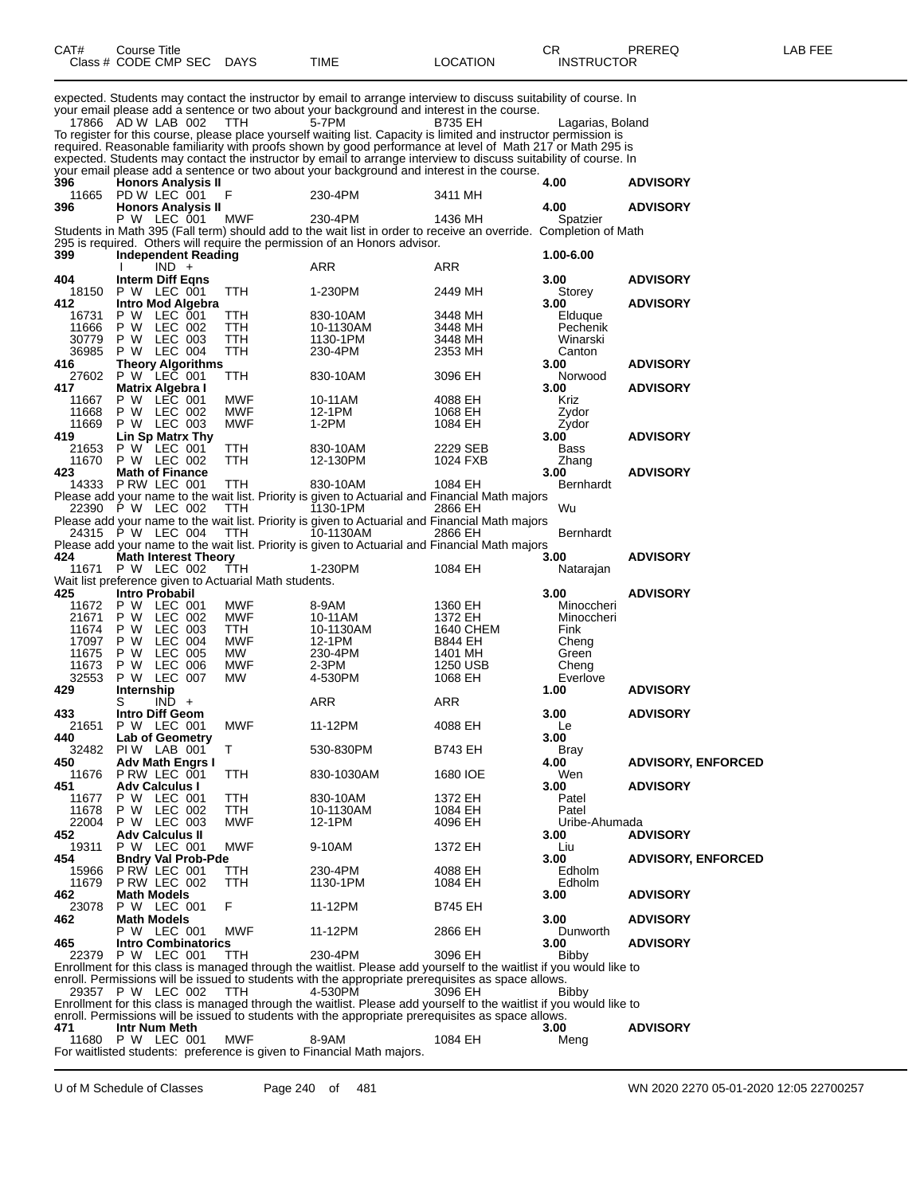| CAT# Class # | Course Title CODE CMP SEC | DAYS | TIME | LOCATION | CR INSTRUCTOR | PREREQ | LAB FEE |
|---|---|---|---|---|---|---|---|

expected. Students may contact the instructor by email to arrange interview to discuss suitability of course. In your email please add a sentence or two about your background and interest in the course.

| | | | | | | | |
|---|---|---|---|---|---|---|---|
| 17866 | AD W LAB 002 | TTH | 5-7PM | B735 EH | Lagarias, Boland | | |

To register for this course, please place yourself waiting list. Capacity is limited and instructor permission is required. Reasonable familiarity with proofs shown by good performance at level of Math 217 or Math 295 is expected. Students may contact the instructor by email to arrange interview to discuss suitability of course. In your email please add a sentence or two about your background and interest in the course.

| | | | | | | | |
|---|---|---|---|---|---|---|---|
| **396** | **Honors Analysis II** | | | | **4.00** | **ADVISORY** | |
| 11665 | PD W LEC 001 | F | 230-4PM | 3411 MH | | | |
| **396** | **Honors Analysis II** | | | | **4.00** | **ADVISORY** | |
| | P W LEC 001 | MWF | 230-4PM | 1436 MH | Spatzier | | |

Students in Math 395 (Fall term) should add to the wait list in order to receive an override. Completion of Math 295 is required. Others will require the permission of an Honors advisor.

| | | | | | | | |
|---|---|---|---|---|---|---|---|
| **399** | **Independent Reading** | | | | **1.00-6.00** | | |
| | I IND + | | ARR | ARR | | | |
| **404** | **Interm Diff Eqns** | | | | **3.00** | **ADVISORY** | |
| 18150 | P W LEC 001 | TTH | 1-230PM | 2449 MH | Storey | | |
| **412** | **Intro Mod Algebra** | | | | **3.00** | **ADVISORY** | |
| 16731 | P W LEC 001 | TTH | 830-10AM | 3448 MH | Elduque | | |
| 11666 | P W LEC 002 | TTH | 10-1130AM | 3448 MH | Pechenik | | |
| 30779 | P W LEC 003 | TTH | 1130-1PM | 3448 MH | Winarski | | |
| 36985 | P W LEC 004 | TTH | 230-4PM | 2353 MH | Canton | | |
| **416** | **Theory Algorithms** | | | | **3.00** | **ADVISORY** | |
| 27602 | P W LEC 001 | TTH | 830-10AM | 3096 EH | Norwood | | |
| **417** | **Matrix Algebra I** | | | | **3.00** | **ADVISORY** | |
| 11667 | P W LEC 001 | MWF | 10-11AM | 4088 EH | Kriz | | |
| 11668 | P W LEC 002 | MWF | 12-1PM | 1068 EH | Zydor | | |
| 11669 | P W LEC 003 | MWF | 1-2PM | 1084 EH | Zydor | | |
| **419** | **Lin Sp Matrx Thy** | | | | **3.00** | **ADVISORY** | |
| 21653 | P W LEC 001 | TTH | 830-10AM | 2229 SEB | Bass | | |
| 11670 | P W LEC 002 | TTH | 12-130PM | 1024 FXB | Zhang | | |
| **423** | **Math of Finance** | | | | **3.00** | **ADVISORY** | |
| 14333 | P RW LEC 001 | TTH | 830-10AM | 1084 EH | Bernhardt | | |

Please add your name to the wait list. Priority is given to Actuarial and Financial Math majors

| | | | | | | | |
|---|---|---|---|---|---|---|---|
| 22390 | P W LEC 002 | TTH | 1130-1PM | 2866 EH | Wu | | |

Please add your name to the wait list. Priority is given to Actuarial and Financial Math majors

| | | | | | | | |
|---|---|---|---|---|---|---|---|
| 24315 | P W LEC 004 | TTH | 10-1130AM | 2866 EH | Bernhardt | | |

Please add your name to the wait list. Priority is given to Actuarial and Financial Math majors

| | | | | | | | |
|---|---|---|---|---|---|---|---|
| **424** | **Math Interest Theory** | | | | **3.00** | **ADVISORY** | |
| 11671 | P W LEC 002 | TTH | 1-230PM | 1084 EH | Natarajan | | |

Wait list preference given to Actuarial Math students.

| | | | | | | | |
|---|---|---|---|---|---|---|---|
| **425** | **Intro Probabil** | | | | **3.00** | **ADVISORY** | |
| 11672 | P W LEC 001 | MWF | 8-9AM | 1360 EH | Minoccheri | | |
| 21671 | P W LEC 002 | MWF | 10-11AM | 1372 EH | Minoccheri | | |
| 11674 | P W LEC 003 | TTH | 10-1130AM | 1640 CHEM | Fink | | |
| 17097 | P W LEC 004 | MWF | 12-1PM | B844 EH | Cheng | | |
| 11675 | P W LEC 005 | MW | 230-4PM | 1401 MH | Green | | |
| 11673 | P W LEC 006 | MWF | 2-3PM | 1250 USB | Cheng | | |
| 32553 | P W LEC 007 | MW | 4-530PM | 1068 EH | Everlove | | |
| **429** | **Internship** | | | | **1.00** | **ADVISORY** | |
| | S IND + | | ARR | ARR | | | |
| **433** | **Intro Diff Geom** | | | | **3.00** | **ADVISORY** | |
| 21651 | P W LEC 001 | MWF | 11-12PM | 4088 EH | Le | | |
| **440** | **Lab of Geometry** | | | | **3.00** | | |
| 32482 | PI W LAB 001 | T | 530-830PM | B743 EH | Bray | | |
| **450** | **Adv Math Engrs I** | | | | **4.00** | **ADVISORY, ENFORCED** | |
| 11676 | P RW LEC 001 | TTH | 830-1030AM | 1680 IOE | Wen | | |
| **451** | **Adv Calculus I** | | | | **3.00** | **ADVISORY** | |
| 11677 | P W LEC 001 | TTH | 830-10AM | 1372 EH | Patel | | |
| 11678 | P W LEC 002 | TTH | 10-1130AM | 1084 EH | Patel | | |
| 22004 | P W LEC 003 | MWF | 12-1PM | 4096 EH | Uribe-Ahumada | | |
| **452** | **Adv Calculus II** | | | | **3.00** | **ADVISORY** | |
| 19311 | P W LEC 001 | MWF | 9-10AM | 1372 EH | Liu | | |
| **454** | **Bndry Val Prob-Pde** | | | | **3.00** | **ADVISORY, ENFORCED** | |
| 15966 | P RW LEC 001 | TTH | 230-4PM | 4088 EH | Edholm | | |
| 11679 | P RW LEC 002 | TTH | 1130-1PM | 1084 EH | Edholm | | |
| **462** | **Math Models** | | | | **3.00** | **ADVISORY** | |
| 23078 | P W LEC 001 | F | 11-12PM | B745 EH | | | |
| **462** | **Math Models** | | | | **3.00** | **ADVISORY** | |
| | P W LEC 001 | MWF | 11-12PM | 2866 EH | Dunworth | | |
| **465** | **Intro Combinatorics** | | | | **3.00** | **ADVISORY** | |
| 22379 | P W LEC 001 | TTH | 230-4PM | 3096 EH | Bibby | | |

Enrollment for this class is managed through the waitlist. Please add yourself to the waitlist if you would like to enroll. Permissions will be issued to students with the appropriate prerequisites as space allows.

| | | | | | | | |
|---|---|---|---|---|---|---|---|
| 29357 | P W LEC 002 | TTH | 4-530PM | 3096 EH | Bibby | | |

Enrollment for this class is managed through the waitlist. Please add yourself to the waitlist if you would like to enroll. Permissions will be issued to students with the appropriate prerequisites as space allows.

| | | | | | | | |
|---|---|---|---|---|---|---|---|
| **471** | **Intr Num Meth** | | | | **3.00** | **ADVISORY** | |
| 11680 | P W LEC 001 | MWF | 8-9AM | 1084 EH | Meng | | |

For waitlisted students: preference is given to Financial Math majors.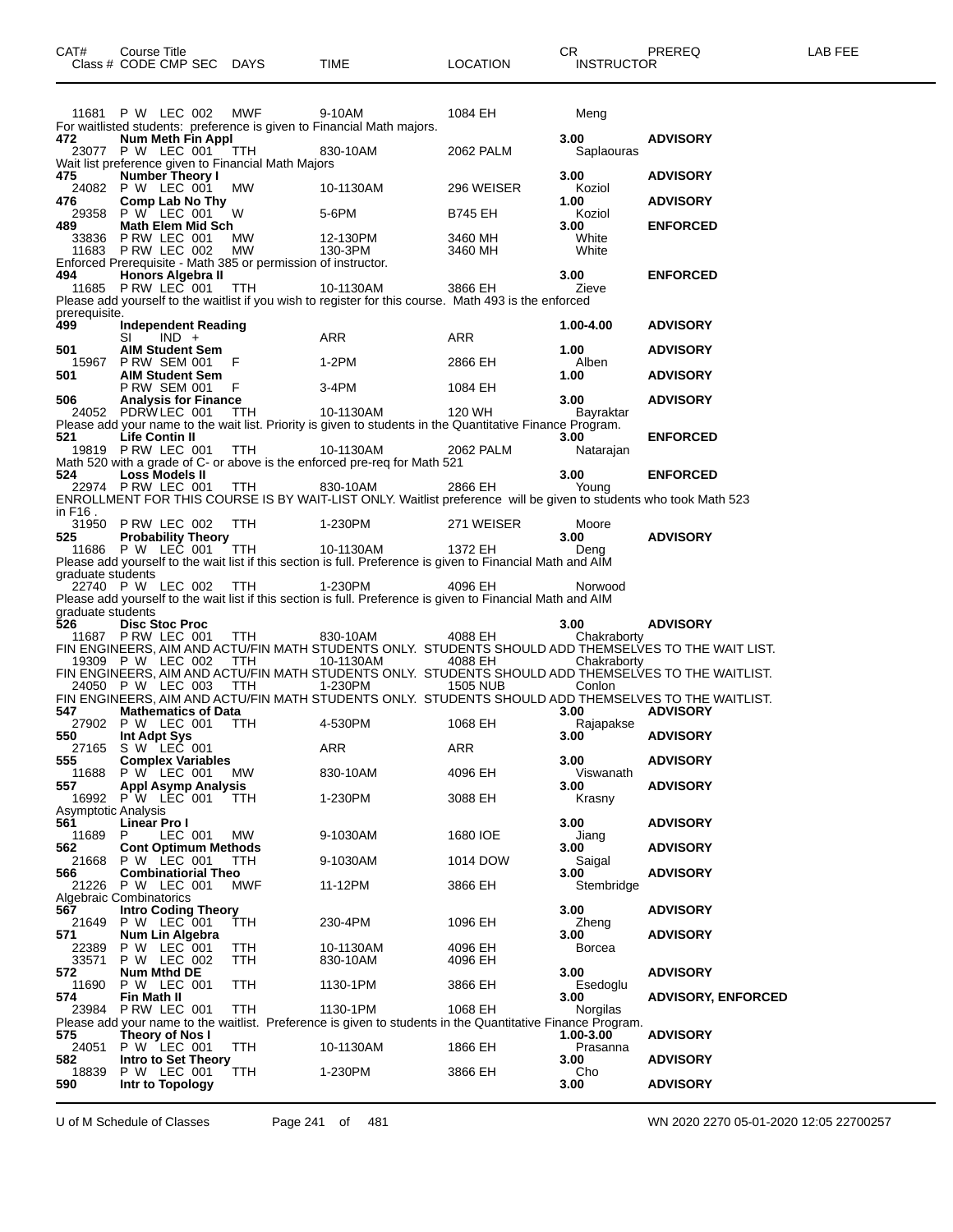| CAT# | Course Title Class # CODE CMP SEC | DAYS | TIME | LOCATION | CR INSTRUCTOR | PREREQ | LAB FEE |
|---|---|---|---|---|---|---|---|
| | 11681 P W LEC 002 | MWF | 9-10AM | 1084 EH | Meng | | |

For waitlisted students: preference is given to Financial Math majors.

| CAT# | Course Title Class # CODE CMP SEC | DAYS | TIME | LOCATION | CR INSTRUCTOR | PREREQ | LAB FEE |
|---|---|---|---|---|---|---|---|
| **472** | **Num Meth Fin Appl** | | | | **3.00** | **ADVISORY** | |
| | 23077 P W LEC 001 | TTH | 830-10AM | 2062 PALM | Saplaouras | | |

Wait list preference given to Financial Math Majors

| CAT# | Course Title Class # CODE CMP SEC | DAYS | TIME | LOCATION | CR INSTRUCTOR | PREREQ | LAB FEE |
|---|---|---|---|---|---|---|---|
| **475** | **Number Theory I** | | | | **3.00** | **ADVISORY** | |
| | 24082 P W LEC 001 | MW | 10-1130AM | 296 WEISER | Koziol | | |
| **476** | **Comp Lab No Thy** | | | | **1.00** | **ADVISORY** | |
| | 29358 P W LEC 001 | W | 5-6PM | B745 EH | Koziol | | |
| **489** | **Math Elem Mid Sch** | | | | **3.00** | **ENFORCED** | |
| | 33836 P RW LEC 001 | MW | 12-130PM | 3460 MH | White | | |
| | 11683 P RW LEC 002 | MW | 130-3PM | 3460 MH | White | | |

Enforced Prerequisite - Math 385 or permission of instructor.

| CAT# | Course Title Class # CODE CMP SEC | DAYS | TIME | LOCATION | CR INSTRUCTOR | PREREQ | LAB FEE |
|---|---|---|---|---|---|---|---|
| **494** | **Honors Algebra II** | | | | **3.00** | **ENFORCED** | |
| | 11685 P RW LEC 001 | TTH | 10-1130AM | 3866 EH | Zieve | | |

Please add yourself to the waitlist if you wish to register for this course. Math 493 is the enforced prerequisite.

| CAT# | Course Title Class # CODE CMP SEC | DAYS | TIME | LOCATION | CR INSTRUCTOR | PREREQ | LAB FEE |
|---|---|---|---|---|---|---|---|
| **499** | **Independent Reading** | | | | **1.00-4.00** | **ADVISORY** | |
| | SI IND + | | ARR | ARR | | | |
| **501** | **AIM Student Sem** | | | | **1.00** | **ADVISORY** | |
| | 15967 P RW SEM 001 | F | 1-2PM | 2866 EH | Alben | | |
| **501** | **AIM Student Sem** | | | | **1.00** | **ADVISORY** | |
| | P RW SEM 001 | F | 3-4PM | 1084 EH | | | |
| **506** | **Analysis for Finance** | | | | **3.00** | **ADVISORY** | |
| | 24052 PDRW LEC 001 | TTH | 10-1130AM | 120 WH | Bayraktar | | |

Please add your name to the wait list. Priority is given to students in the Quantitative Finance Program.

| CAT# | Course Title Class # CODE CMP SEC | DAYS | TIME | LOCATION | CR INSTRUCTOR | PREREQ | LAB FEE |
|---|---|---|---|---|---|---|---|
| **521** | **Life Contin II** | | | | **3.00** | **ENFORCED** | |
| | 19819 P RW LEC 001 | TTH | 10-1130AM | 2062 PALM | Natarajan | | |

Math 520 with a grade of C- or above is the enforced pre-req for Math 521

| CAT# | Course Title Class # CODE CMP SEC | DAYS | TIME | LOCATION | CR INSTRUCTOR | PREREQ | LAB FEE |
|---|---|---|---|---|---|---|---|
| **524** | **Loss Models II** | | | | **3.00** | **ENFORCED** | |
| | 22974 P RW LEC 001 | TTH | 830-10AM | 2866 EH | Young | | |

ENROLLMENT FOR THIS COURSE IS BY WAIT-LIST ONLY. Waitlist preference will be given to students who took Math 523 in F16 .

| CAT# | Course Title Class # CODE CMP SEC | DAYS | TIME | LOCATION | CR INSTRUCTOR | PREREQ | LAB FEE |
|---|---|---|---|---|---|---|---|
| | 31950 P RW LEC 002 | TTH | 1-230PM | 271 WEISER | Moore | | |
| **525** | **Probability Theory** | | | | **3.00** | **ADVISORY** | |
| | 11686 P W LEC 001 | TTH | 10-1130AM | 1372 EH | Deng | | |

Please add yourself to the wait list if this section is full. Preference is given to Financial Math and AIM graduate students

| CAT# | Course Title Class # CODE CMP SEC | DAYS | TIME | LOCATION | CR INSTRUCTOR | PREREQ | LAB FEE |
|---|---|---|---|---|---|---|---|
| | 22740 P W LEC 002 | TTH | 1-230PM | 4096 EH | Norwood | | |

Please add yourself to the wait list if this section is full. Preference is given to Financial Math and AIM graduate students

| CAT# | Course Title Class # CODE CMP SEC | DAYS | TIME | LOCATION | CR INSTRUCTOR | PREREQ | LAB FEE |
|---|---|---|---|---|---|---|---|
| **526** | **Disc Stoc Proc** | | | | **3.00** | **ADVISORY** | |
| | 11687 P RW LEC 001 | TTH | 830-10AM | 4088 EH | Chakraborty | | |

FIN ENGINEERS, AIM AND ACTU/FIN MATH STUDENTS ONLY. STUDENTS SHOULD ADD THEMSELVES TO THE WAIT LIST.

| CAT# | Course Title Class # CODE CMP SEC | DAYS | TIME | LOCATION | CR INSTRUCTOR | PREREQ | LAB FEE |
|---|---|---|---|---|---|---|---|
| | 19309 P W LEC 002 | TTH | 10-1130AM | 4088 EH | Chakraborty | | |

FIN ENGINEERS, AIM AND ACTU/FIN MATH STUDENTS ONLY. STUDENTS SHOULD ADD THEMSELVES TO THE WAITLIST.

| CAT# | Course Title Class # CODE CMP SEC | DAYS | TIME | LOCATION | CR INSTRUCTOR | PREREQ | LAB FEE |
|---|---|---|---|---|---|---|---|
| | 24050 P W LEC 003 | TTH | 1-230PM | 1505 NUB | Conlon | | |

FIN ENGINEERS, AIM AND ACTU/FIN MATH STUDENTS ONLY. STUDENTS SHOULD ADD THEMSELVES TO THE WAITLIST.

| CAT# | Course Title Class # CODE CMP SEC | DAYS | TIME | LOCATION | CR INSTRUCTOR | PREREQ | LAB FEE |
|---|---|---|---|---|---|---|---|
| **547** | **Mathematics of Data** | | | | **3.00** | **ADVISORY** | |
| | 27902 P W LEC 001 | TTH | 4-530PM | 1068 EH | Rajapakse | | |
| **550** | **Int Adpt Sys** | | | | **3.00** | **ADVISORY** | |
| | 27165 S W LEC 001 | | ARR | ARR | | | |
| **555** | **Complex Variables** | | | | **3.00** | **ADVISORY** | |
| | 11688 P W LEC 001 | MW | 830-10AM | 4096 EH | Viswanath | | |
| **557** | **Appl Asymp Analysis** | | | | **3.00** | **ADVISORY** | |
| | 16992 P W LEC 001 | TTH | 1-230PM | 3088 EH | Krasny | | |

Asymptotic Analysis

| CAT# | Course Title Class # CODE CMP SEC | DAYS | TIME | LOCATION | CR INSTRUCTOR | PREREQ | LAB FEE |
|---|---|---|---|---|---|---|---|
| **561** | **Linear Pro I** | | | | **3.00** | **ADVISORY** | |
| | 11689 P LEC 001 | MW | 9-1030AM | 1680 IOE | Jiang | | |
| **562** | **Cont Optimum Methods** | | | | **3.00** | **ADVISORY** | |
| | 21668 P W LEC 001 | TTH | 9-1030AM | 1014 DOW | Saigal | | |
| **566** | **Combinatiorial Theo** | | | | **3.00** | **ADVISORY** | |
| | 21226 P W LEC 001 | MWF | 11-12PM | 3866 EH | Stembridge | | |

Algebraic Combinatorics

| CAT# | Course Title Class # CODE CMP SEC | DAYS | TIME | LOCATION | CR INSTRUCTOR | PREREQ | LAB FEE |
|---|---|---|---|---|---|---|---|
| **567** | **Intro Coding Theory** | | | | **3.00** | **ADVISORY** | |
| | 21649 P W LEC 001 | TTH | 230-4PM | 1096 EH | Zheng | | |
| **571** | **Num Lin Algebra** | | | | **3.00** | **ADVISORY** | |
| | 22389 P W LEC 001 | TTH | 10-1130AM | 4096 EH | Borcea | | |
| | 33571 P W LEC 002 | TTH | 830-10AM | 4096 EH | | | |
| **572** | **Num Mthd DE** | | | | **3.00** | **ADVISORY** | |
| | 11690 P W LEC 001 | TTH | 1130-1PM | 3866 EH | Esedoglu | | |
| **574** | **Fin Math II** | | | | **3.00** | **ADVISORY, ENFORCED** | |
| | 23984 P RW LEC 001 | TTH | 1130-1PM | 1068 EH | Norgilas | | |

Please add your name to the waitlist. Preference is given to students in the Quantitative Finance Program.

| CAT# | Course Title Class # CODE CMP SEC | DAYS | TIME | LOCATION | CR INSTRUCTOR | PREREQ | LAB FEE |
|---|---|---|---|---|---|---|---|
| **575** | **Theory of Nos I** | | | | **1.00-3.00** | **ADVISORY** | |
| | 24051 P W LEC 001 | TTH | 10-1130AM | 1866 EH | Prasanna | | |
| **582** | **Intro to Set Theory** | | | | **3.00** | **ADVISORY** | |
| | 18839 P W LEC 001 | TTH | 1-230PM | 3866 EH | Cho | | |
| **590** | **Intr to Topology** | | | | **3.00** | **ADVISORY** | |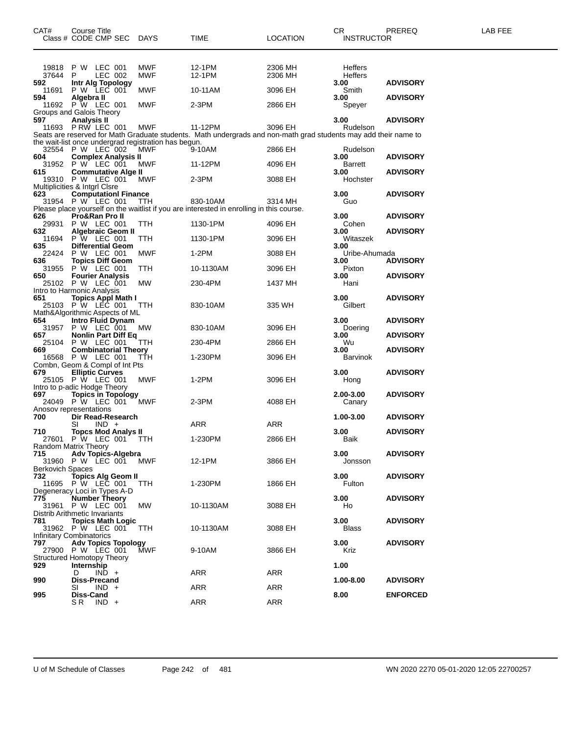| CAT# | Course Title<br>Class # CODE CMP SEC | DAYS | TIME | LOCATION | CR<br>INSTRUCTOR | PREREQ | LAB FEE |
|---|---|---|---|---|---|---|---|
| 19818 | P W LEC 001 | MWF | 12-1PM | 2306 MH | Heffers | | |
| 37644 | P LEC 002 | MWF | 12-1PM | 2306 MH | Heffers | | |
| **592** | **Intr Alg Topology** | | | | **3.00** | **ADVISORY** | |
| 11691 | P W LEC 001 | MWF | 10-11AM | 3096 EH | Smith | | |
| **594** | **Algebra II** | | | | **3.00** | **ADVISORY** | |
| 11692 | P W LEC 001 | MWF | 2-3PM | 2866 EH | Speyer | | |
| | Groups and Galois Theory | | | | | | |
| **597** | **Analysis II** | | | | **3.00** | **ADVISORY** | |
| 11693 | P RW LEC 001 | MWF | 11-12PM | 3096 EH | Rudelson | | |
| | Seats are reserved for Math Graduate students. Math undergrads and non-math grad students may add their name to the wait-list once undergrad registration has begun. | | | | | | |
| 32554 | P W LEC 002 | MWF | 9-10AM | 2866 EH | Rudelson | | |
| **604** | **Complex Analysis II** | | | | **3.00** | **ADVISORY** | |
| 31952 | P W LEC 001 | MWF | 11-12PM | 4096 EH | Barrett | | |
| **615** | **Commutative Alge II** | | | | **3.00** | **ADVISORY** | |
| 19310 | P W LEC 001 | MWF | 2-3PM | 3088 EH | Hochster | | |
| | Multiplicities & Intgrl Clsre | | | | | | |
| **623** | **Computationl Finance** | | | | **3.00** | **ADVISORY** | |
| 31954 | P W LEC 001 | TTH | 830-10AM | 3314 MH | Guo | | |
| | Please place yourself on the waitlist if you are interested in enrolling in this course. | | | | | | |
| **626** | **Pro&Ran Pro II** | | | | **3.00** | **ADVISORY** | |
| 29931 | P W LEC 001 | TTH | 1130-1PM | 4096 EH | Cohen | | |
| **632** | **Algebraic Geom II** | | | | **3.00** | **ADVISORY** | |
| 11694 | P W LEC 001 | TTH | 1130-1PM | 3096 EH | Witaszek | | |
| **635** | **Differential Geom** | | | | **3.00** | | |
| 22424 | P W LEC 001 | MWF | 1-2PM | 3088 EH | Uribe-Ahumada | | |
| **636** | **Topics Diff Geom** | | | | **3.00** | **ADVISORY** | |
| 31955 | P W LEC 001 | TTH | 10-1130AM | 3096 EH | Pixton | | |
| **650** | **Fourier Analysis** | | | | **3.00** | **ADVISORY** | |
| 25102 | P W LEC 001 | MW | 230-4PM | 1437 MH | Hani | | |
| | Intro to Harmonic Analysis | | | | | | |
| **651** | **Topics Appl Math I** | | | | **3.00** | **ADVISORY** | |
| 25103 | P W LEC 001 | TTH | 830-10AM | 335 WH | Gilbert | | |
| | Math&Algorithmic Aspects of ML | | | | | | |
| **654** | **Intro Fluid Dynam** | | | | **3.00** | **ADVISORY** | |
| 31957 | P W LEC 001 | MW | 830-10AM | 3096 EH | Doering | | |
| **657** | **Nonlin Part Diff Eq** | | | | **3.00** | **ADVISORY** | |
| 25104 | P W LEC 001 | TTH | 230-4PM | 2866 EH | Wu | | |
| **669** | **Combinatorial Theory** | | | | **3.00** | **ADVISORY** | |
| 16568 | P W LEC 001 | TTH | 1-230PM | 3096 EH | Barvinok | | |
| | Combn, Geom & Compl of Int Pts | | | | | | |
| **679** | **Elliptic Curves** | | | | **3.00** | **ADVISORY** | |
| 25105 | P W LEC 001 | MWF | 1-2PM | 3096 EH | Hong | | |
| | Intro to p-adic Hodge Theory | | | | | | |
| **697** | **Topics in Topology** | | | | **2.00-3.00** | **ADVISORY** | |
| 24049 | P W LEC 001 | MWF | 2-3PM | 4088 EH | Canary | | |
| | Anosov representations | | | | | | |
| **700** | **Dir Read-Research** | | | | **1.00-3.00** | **ADVISORY** | |
| | SI IND + | | ARR | ARR | | | |
| **710** | **Topcs Mod Analys II** | | | | **3.00** | **ADVISORY** | |
| 27601 | P W LEC 001 | TTH | 1-230PM | 2866 EH | Baik | | |
| | Random Matrix Theory | | | | | | |
| **715** | **Adv Topics-Algebra** | | | | **3.00** | **ADVISORY** | |
| 31960 | P W LEC 001 | MWF | 12-1PM | 3866 EH | Jonsson | | |
| | Berkovich Spaces | | | | | | |
| **732** | **Topics Alg Geom II** | | | | **3.00** | **ADVISORY** | |
| 11695 | P W LEC 001 | TTH | 1-230PM | 1866 EH | Fulton | | |
| | Degeneracy Loci in Types A-D | | | | | | |
| **775** | **Number Theory** | | | | **3.00** | **ADVISORY** | |
| 31961 | P W LEC 001 | MW | 10-1130AM | 3088 EH | Ho | | |
| | Distrib Arithmetic Invariants | | | | | | |
| **781** | **Topics Math Logic** | | | | **3.00** | **ADVISORY** | |
| 31962 | P W LEC 001 | TTH | 10-1130AM | 3088 EH | Blass | | |
| | Infinitary Combinatorics | | | | | | |
| **797** | **Adv Topics Topology** | | | | **3.00** | **ADVISORY** | |
| 27900 | P W LEC 001 | MWF | 9-10AM | 3866 EH | Kriz | | |
| | Structured Homotopy Theory | | | | | | |
| **929** | **Internship** | | | | **1.00** | | |
| | D IND + | | ARR | ARR | | | |
| **990** | **Diss-Precand** | | | | **1.00-8.00** | **ADVISORY** | |
| | SI IND + | | ARR | ARR | | | |
| **995** | **Diss-Cand** | | | | **8.00** | **ENFORCED** | |
| | S R IND + | | ARR | ARR | | | |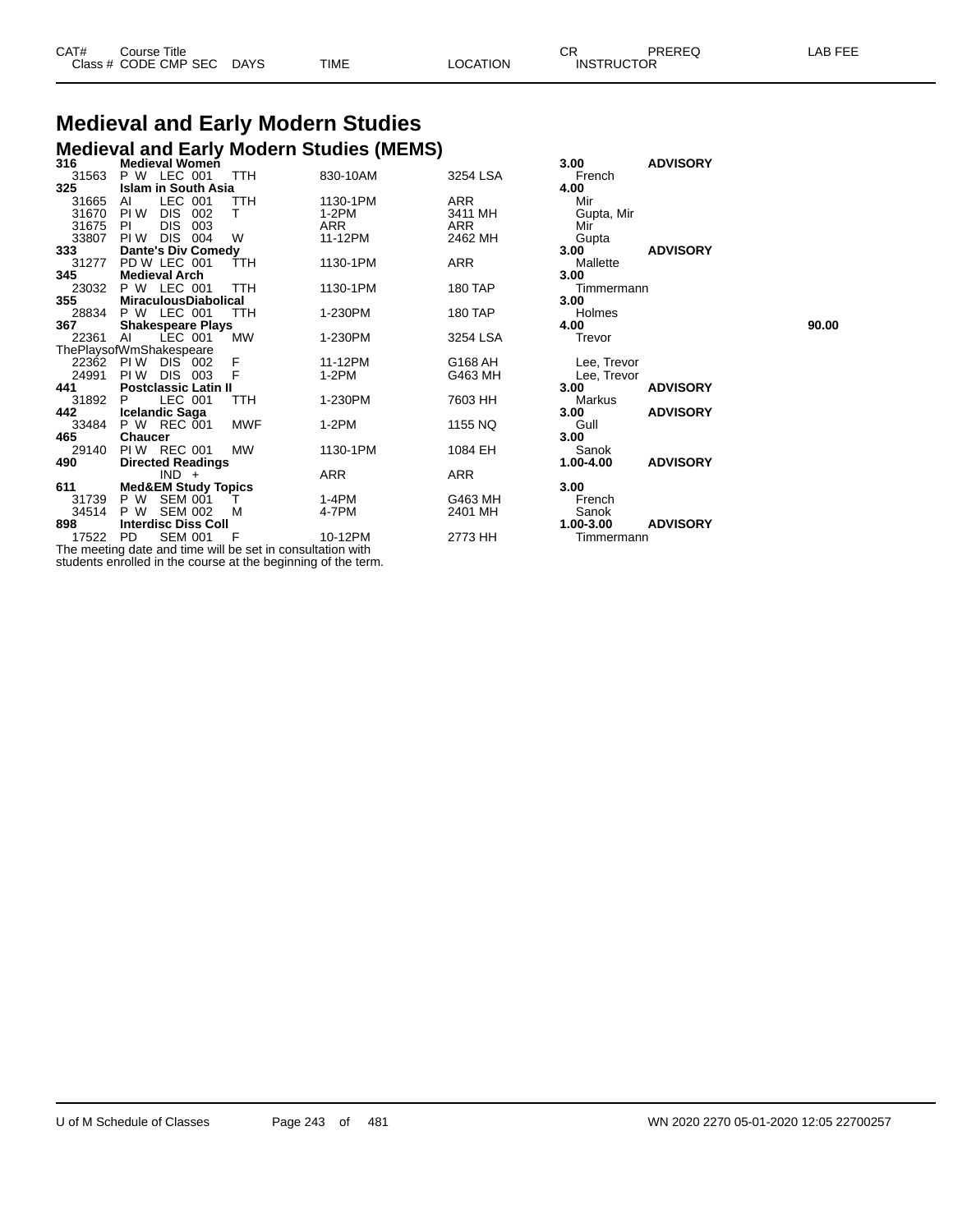# Medieval and Early Modern Studies

## Medieval and Early Modern Studies (MEMS)

| CAT# / Class # | Course Title / CODE CMP SEC | DAYS | TIME | LOCATION | CR / INSTRUCTOR | PREREQ | LAB FEE |
|---|---|---|---|---|---|---|---|
| **316** | **Medieval Women** | | | | **3.00** | **ADVISORY** | |
| 31563 | P W LEC 001 | TTH | 830-10AM | 3254 LSA | French | | |
| **325** | **Islam in South Asia** | | | | **4.00** | | |
| 31665 | AI LEC 001 | TTH | 1130-1PM | ARR | Mir | | |
| 31670 | PI W DIS 002 | T | 1-2PM | 3411 MH | Gupta, Mir | | |
| 31675 | PI DIS 003 | | ARR | ARR | Mir | | |
| 33807 | PI W DIS 004 | W | 11-12PM | 2462 MH | Gupta | | |
| **333** | **Dante's Div Comedy** | | | | **3.00** | **ADVISORY** | |
| 31277 | PD W LEC 001 | TTH | 1130-1PM | ARR | Mallette | | |
| **345** | **Medieval Arch** | | | | **3.00** | | |
| 23032 | P W LEC 001 | TTH | 1130-1PM | 180 TAP | Timmermann | | |
| **355** | **MiraculousDiabolical** | | | | **3.00** | | |
| 28834 | P W LEC 001 | TTH | 1-230PM | 180 TAP | Holmes | | |
| **367** | **Shakespeare Plays** | | | | **4.00** | | **90.00** |
| 22361 | AI LEC 001 | MW | 1-230PM | 3254 LSA | Trevor | | |
| ThePlaysofWmShakespeare | | | | | | | |
| 22362 | PI W DIS 002 | F | 11-12PM | G168 AH | Lee, Trevor | | |
| 24991 | PI W DIS 003 | F | 1-2PM | G463 MH | Lee, Trevor | | |
| **441** | **Postclassic Latin II** | | | | **3.00** | **ADVISORY** | |
| 31892 | P LEC 001 | TTH | 1-230PM | 7603 HH | Markus | | |
| **442** | **Icelandic Saga** | | | | **3.00** | **ADVISORY** | |
| 33484 | P W REC 001 | MWF | 1-2PM | 1155 NQ | Gull | | |
| **465** | **Chaucer** | | | | **3.00** | | |
| 29140 | PI W REC 001 | MW | 1130-1PM | 1084 EH | Sanok | | |
| **490** | **Directed Readings** | | | | **1.00-4.00** | **ADVISORY** | |
| | IND + | | ARR | ARR | | | |
| **611** | **Med&EM Study Topics** | | | | **3.00** | | |
| 31739 | P W SEM 001 | T | 1-4PM | G463 MH | French | | |
| 34514 | P W SEM 002 | M | 4-7PM | 2401 MH | Sanok | | |
| **898** | **Interdisc Diss Coll** | | | | **1.00-3.00** | **ADVISORY** | |
| 17522 | PD SEM 001 | F | 10-12PM | 2773 HH | Timmermann | | |

The meeting date and time will be set in consultation with students enrolled in the course at the beginning of the term.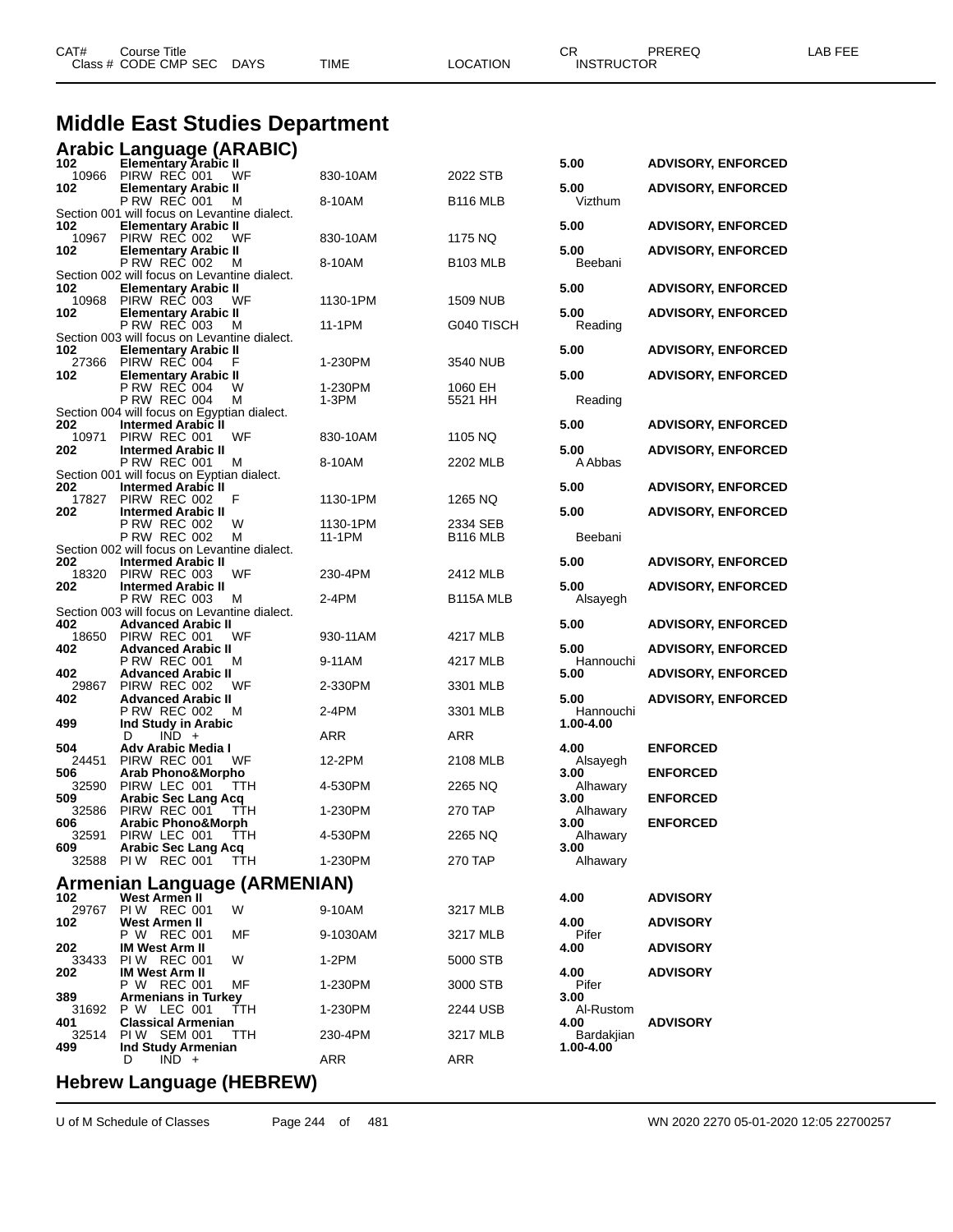| CAT# Class # | Course Title CODE CMP SEC | DAYS | TIME | LOCATION | CR INSTRUCTOR | PREREQ | LAB FEE |
|---|---|---|---|---|---|---|---|

# Middle East Studies Department

## Arabic Language (ARABIC)

| CAT# Class # | Course Title CODE CMP SEC | DAYS | TIME | LOCATION | CR INSTRUCTOR | PREREQ | LAB FEE |
|---|---|---|---|---|---|---|---|
| **102** | **Elementary Arabic II** | | | | **5.00** | **ADVISORY, ENFORCED** | |
| 10966 | PIRW REC 001 | WF | 830-10AM | 2022 STB | | | |
| **102** | **Elementary Arabic II** | | | | **5.00** | **ADVISORY, ENFORCED** | |
| | P RW REC 001 | M | 8-10AM | B116 MLB | Vizthum | | |
| Section 001 will focus on Levantine dialect. | | | | | | | |
| **102** | **Elementary Arabic II** | | | | **5.00** | **ADVISORY, ENFORCED** | |
| 10967 | PIRW REC 002 | WF | 830-10AM | 1175 NQ | | | |
| **102** | **Elementary Arabic II** | | | | **5.00** | **ADVISORY, ENFORCED** | |
| | P RW REC 002 | M | 8-10AM | B103 MLB | Beebani | | |
| Section 002 will focus on Levantine dialect. | | | | | | | |
| **102** | **Elementary Arabic II** | | | | **5.00** | **ADVISORY, ENFORCED** | |
| 10968 | PIRW REC 003 | WF | 1130-1PM | 1509 NUB | | | |
| **102** | **Elementary Arabic II** | | | | **5.00** | **ADVISORY, ENFORCED** | |
| | P RW REC 003 | M | 11-1PM | G040 TISCH | Reading | | |
| Section 003 will focus on Levantine dialect. | | | | | | | |
| **102** | **Elementary Arabic II** | | | | **5.00** | **ADVISORY, ENFORCED** | |
| 27366 | PIRW REC 004 | F | 1-230PM | 3540 NUB | | | |
| **102** | **Elementary Arabic II** | | | | **5.00** | **ADVISORY, ENFORCED** | |
| | P RW REC 004 | W | 1-230PM | 1060 EH | | | |
| | P RW REC 004 | M | 1-3PM | 5521 HH | Reading | | |
| Section 004 will focus on Egyptian dialect. | | | | | | | |
| **202** | **Intermed Arabic II** | | | | **5.00** | **ADVISORY, ENFORCED** | |
| 10971 | PIRW REC 001 | WF | 830-10AM | 1105 NQ | | | |
| **202** | **Intermed Arabic II** | | | | **5.00** | **ADVISORY, ENFORCED** | |
| | P RW REC 001 | M | 8-10AM | 2202 MLB | A Abbas | | |
| Section 001 will focus on Eyptian dialect. | | | | | | | |
| **202** | **Intermed Arabic II** | | | | **5.00** | **ADVISORY, ENFORCED** | |
| 17827 | PIRW REC 002 | F | 1130-1PM | 1265 NQ | | | |
| **202** | **Intermed Arabic II** | | | | **5.00** | **ADVISORY, ENFORCED** | |
| | P RW REC 002 | W | 1130-1PM | 2334 SEB | | | |
| | P RW REC 002 | M | 11-1PM | B116 MLB | Beebani | | |
| Section 002 will focus on Levantine dialect. | | | | | | | |
| **202** | **Intermed Arabic II** | | | | **5.00** | **ADVISORY, ENFORCED** | |
| 18320 | PIRW REC 003 | WF | 230-4PM | 2412 MLB | | | |
| **202** | **Intermed Arabic II** | | | | **5.00** | **ADVISORY, ENFORCED** | |
| | P RW REC 003 | M | 2-4PM | B115A MLB | Alsayegh | | |
| Section 003 will focus on Levantine dialect. | | | | | | | |
| **402** | **Advanced Arabic II** | | | | **5.00** | **ADVISORY, ENFORCED** | |
| 18650 | PIRW REC 001 | WF | 930-11AM | 4217 MLB | | | |
| **402** | **Advanced Arabic II** | | | | **5.00** | **ADVISORY, ENFORCED** | |
| | P RW REC 001 | M | 9-11AM | 4217 MLB | Hannouchi | | |
| **402** | **Advanced Arabic II** | | | | **5.00** | **ADVISORY, ENFORCED** | |
| 29867 | PIRW REC 002 | WF | 2-330PM | 3301 MLB | | | |
| **402** | **Advanced Arabic II** | | | | **5.00** | **ADVISORY, ENFORCED** | |
| | P RW REC 002 | M | 2-4PM | 3301 MLB | Hannouchi | | |
| **499** | **Ind Study in Arabic** | | | | **1.00-4.00** | | |
| | D IND + | | ARR | ARR | | | |
| **504** | **Adv Arabic Media I** | | | | **4.00** | **ENFORCED** | |
| 24451 | PIRW REC 001 | WF | 12-2PM | 2108 MLB | Alsayegh | | |
| **506** | **Arab Phono&Morpho** | | | | **3.00** | **ENFORCED** | |
| 32590 | PIRW LEC 001 | TTH | 4-530PM | 2265 NQ | Alhawary | | |
| **509** | **Arabic Sec Lang Acq** | | | | **3.00** | **ENFORCED** | |
| 32586 | PIRW REC 001 | TTH | 1-230PM | 270 TAP | Alhawary | | |
| **606** | **Arabic Phono&Morph** | | | | **3.00** | **ENFORCED** | |
| 32591 | PIRW LEC 001 | TTH | 4-530PM | 2265 NQ | Alhawary | | |
| **609** | **Arabic Sec Lang Acq** | | | | **3.00** | | |
| 32588 | PI W REC 001 | TTH | 1-230PM | 270 TAP | Alhawary | | |

## Armenian Language (ARMENIAN)

| CAT# Class # | Course Title CODE CMP SEC | DAYS | TIME | LOCATION | CR INSTRUCTOR | PREREQ | LAB FEE |
|---|---|---|---|---|---|---|---|
| **102** | **West Armen II** | | | | **4.00** | **ADVISORY** | |
| 29767 | PI W REC 001 | W | 9-10AM | 3217 MLB | | | |
| **102** | **West Armen II** | | | | **4.00** | **ADVISORY** | |
| | P W REC 001 | MF | 9-1030AM | 3217 MLB | Pifer | | |
| **202** | **IM West Arm II** | | | | **4.00** | **ADVISORY** | |
| 33433 | PI W REC 001 | W | 1-2PM | 5000 STB | | | |
| **202** | **IM West Arm II** | | | | **4.00** | **ADVISORY** | |
| | P W REC 001 | MF | 1-230PM | 3000 STB | Pifer | | |
| **389** | **Armenians in Turkey** | | | | **3.00** | | |
| 31692 | P W LEC 001 | TTH | 1-230PM | 2244 USB | Al-Rustom | | |
| **401** | **Classical Armenian** | | | | **4.00** | **ADVISORY** | |
| 32514 | PI W SEM 001 | TTH | 230-4PM | 3217 MLB | Bardakjian | | |
| **499** | **Ind Study Armenian** | | | | **1.00-4.00** | | |
| | D IND + | | ARR | ARR | | | |

## Hebrew Language (HEBREW)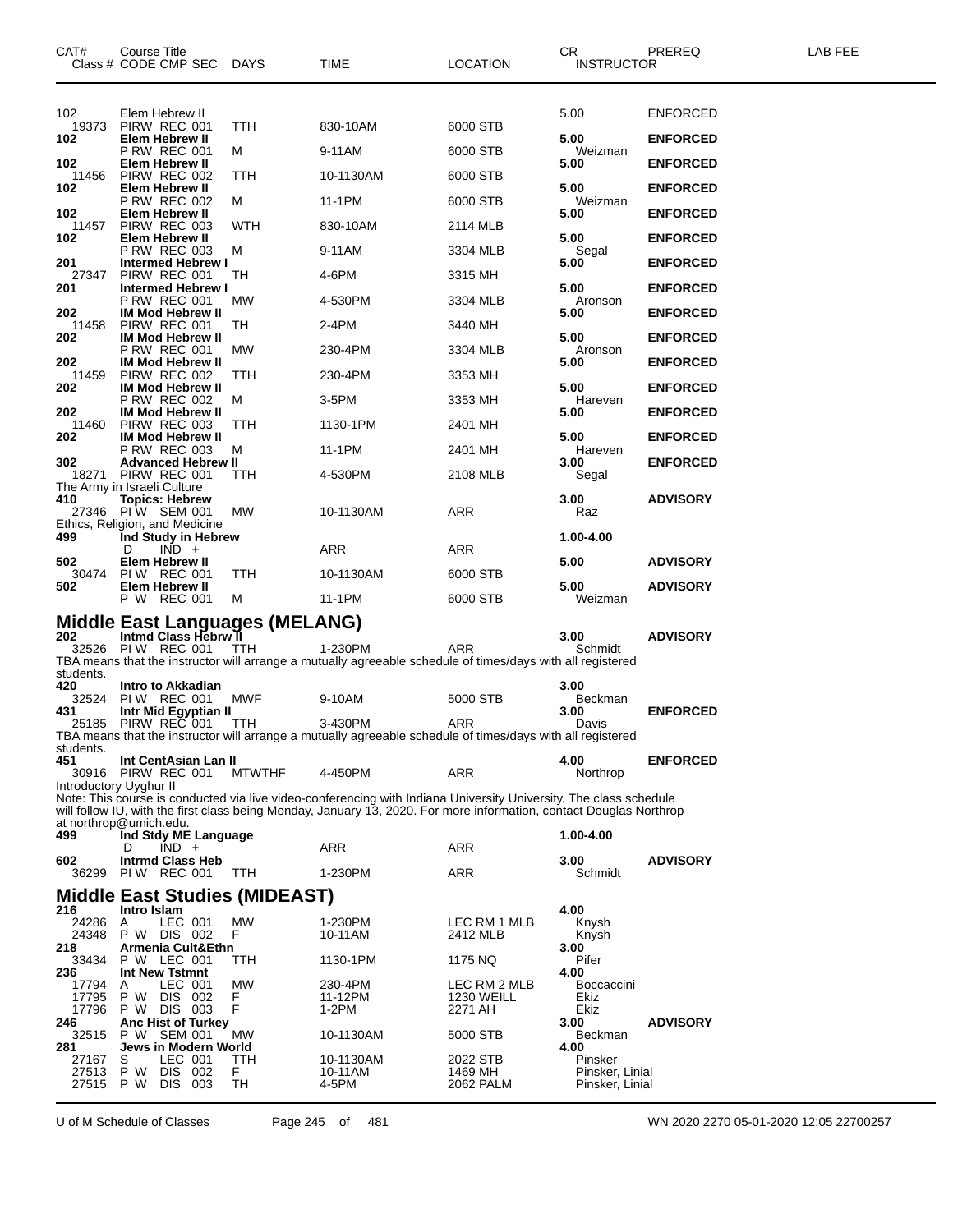| CAT# Class # | Course Title CODE CMP SEC | DAYS | TIME | LOCATION | CR INSTRUCTOR | PREREQ | LAB FEE |
|---|---|---|---|---|---|---|---|
| 102 | Elem Hebrew II | | | | 5.00 | ENFORCED | |
| 19373 | PIRW REC 001 | TTH | 830-10AM | 6000 STB | | | |
| **102** | **Elem Hebrew II** | | | | **5.00** | **ENFORCED** | |
| | P RW REC 001 | M | 9-11AM | 6000 STB | Weizman | | |
| **102** | **Elem Hebrew II** | | | | **5.00** | **ENFORCED** | |
| 11456 | PIRW REC 002 | TTH | 10-1130AM | 6000 STB | | | |
| **102** | **Elem Hebrew II** | | | | **5.00** | **ENFORCED** | |
| | P RW REC 002 | M | 11-1PM | 6000 STB | Weizman | | |
| **102** | **Elem Hebrew II** | | | | **5.00** | **ENFORCED** | |
| 11457 | PIRW REC 003 | WTH | 830-10AM | 2114 MLB | | | |
| **102** | **Elem Hebrew II** | | | | **5.00** | **ENFORCED** | |
| | P RW REC 003 | M | 9-11AM | 3304 MLB | Segal | | |
| **201** | **Intermed Hebrew I** | | | | **5.00** | **ENFORCED** | |
| 27347 | PIRW REC 001 | TH | 4-6PM | 3315 MH | | | |
| **201** | **Intermed Hebrew I** | | | | **5.00** | **ENFORCED** | |
| | P RW REC 001 | MW | 4-530PM | 3304 MLB | Aronson | | |
| **202** | **IM Mod Hebrew II** | | | | **5.00** | **ENFORCED** | |
| 11458 | PIRW REC 001 | TH | 2-4PM | 3440 MH | | | |
| **202** | **IM Mod Hebrew II** | | | | **5.00** | **ENFORCED** | |
| | P RW REC 001 | MW | 230-4PM | 3304 MLB | Aronson | | |
| **202** | **IM Mod Hebrew II** | | | | **5.00** | **ENFORCED** | |
| 11459 | PIRW REC 002 | TTH | 230-4PM | 3353 MH | | | |
| **202** | **IM Mod Hebrew II** | | | | **5.00** | **ENFORCED** | |
| | P RW REC 002 | M | 3-5PM | 3353 MH | Hareven | | |
| **202** | **IM Mod Hebrew II** | | | | **5.00** | **ENFORCED** | |
| 11460 | PIRW REC 003 | TTH | 1130-1PM | 2401 MH | | | |
| **202** | **IM Mod Hebrew II** | | | | **5.00** | **ENFORCED** | |
| | P RW REC 003 | M | 11-1PM | 2401 MH | Hareven | | |
| **302** | **Advanced Hebrew II** | | | | **3.00** | **ENFORCED** | |
| 18271 | PIRW REC 001 | TTH | 4-530PM | 2108 MLB | Segal | | |
| The Army in Israeli Culture | | | | | | | |
| **410** | **Topics: Hebrew** | | | | **3.00** | **ADVISORY** | |
| 27346 | PI W SEM 001 | MW | 10-1130AM | ARR | Raz | | |
| Ethics, Religion, and Medicine | | | | | | | |
| **499** | **Ind Study in Hebrew** | | | | **1.00-4.00** | | |
| | D IND + | | ARR | ARR | | | |
| **502** | **Elem Hebrew II** | | | | **5.00** | **ADVISORY** | |
| 30474 | PI W REC 001 | TTH | 10-1130AM | 6000 STB | | | |
| **502** | **Elem Hebrew II** | | | | **5.00** | **ADVISORY** | |
| | P W REC 001 | M | 11-1PM | 6000 STB | Weizman | | |

## Middle East Languages (MELANG)

| CAT# Class # | Course Title CODE CMP SEC | DAYS | TIME | LOCATION | CR INSTRUCTOR | PREREQ | LAB FEE |
|---|---|---|---|---|---|---|---|
| **202** | **Intmd Class Hebrw II** | | | | **3.00** | **ADVISORY** | |
| 32526 | PI W REC 001 | TTH | 1-230PM | ARR | Schmidt | | |
| TBA means that the instructor will arrange a mutually agreeable schedule of times/days with all registered students. | | | | | | | |
| **420** | **Intro to Akkadian** | | | | **3.00** | | |
| 32524 | PI W REC 001 | MWF | 9-10AM | 5000 STB | Beckman | | |
| **431** | **Intr Mid Egyptian II** | | | | **3.00** | **ENFORCED** | |
| 25185 | PIRW REC 001 | TTH | 3-430PM | ARR | Davis | | |
| TBA means that the instructor will arrange a mutually agreeable schedule of times/days with all registered students. | | | | | | | |
| **451** | **Int CentAsian Lan II** | | | | **4.00** | **ENFORCED** | |
| 30916 | PIRW REC 001 | MTWTHF | 4-450PM | ARR | Northrop | | |
| Introductory Uyghur II | | | | | | | |
| Note: This course is conducted via live video-conferencing with Indiana University University. The class schedule will follow IU, with the first class being Monday, January 13, 2020. For more information, contact Douglas Northrop at northrop@umich.edu. | | | | | | | |
| **499** | **Ind Stdy ME Language** | | | | **1.00-4.00** | | |
| | D IND + | | ARR | ARR | | | |
| **602** | **Intrmd Class Heb** | | | | **3.00** | **ADVISORY** | |
| 36299 | PI W REC 001 | TTH | 1-230PM | ARR | Schmidt | | |

## Middle East Studies (MIDEAST)

| CAT# Class # | Course Title CODE CMP SEC | DAYS | TIME | LOCATION | CR INSTRUCTOR | PREREQ | LAB FEE |
|---|---|---|---|---|---|---|---|
| **216** | **Intro Islam** | | | | **4.00** | | |
| 24286 | A LEC 001 | MW | 1-230PM | LEC RM 1 MLB | Knysh | | |
| 24348 | P W DIS 002 | F | 10-11AM | 2412 MLB | Knysh | | |
| **218** | **Armenia Cult&Ethn** | | | | **3.00** | | |
| 33434 | P W LEC 001 | TTH | 1130-1PM | 1175 NQ | Pifer | | |
| **236** | **Int New Tstmnt** | | | | **4.00** | | |
| 17794 | A LEC 001 | MW | 230-4PM | LEC RM 2 MLB | Boccaccini | | |
| 17795 | P W DIS 002 | F | 11-12PM | 1230 WEILL | Ekiz | | |
| 17796 | P W DIS 003 | F | 1-2PM | 2271 AH | Ekiz | | |
| **246** | **Anc Hist of Turkey** | | | | **3.00** | **ADVISORY** | |
| 32515 | P W SEM 001 | MW | 10-1130AM | 5000 STB | Beckman | | |
| **281** | **Jews in Modern World** | | | | **4.00** | | |
| 27167 | S LEC 001 | TTH | 10-1130AM | 2022 STB | Pinsker | | |
| 27513 | P W DIS 002 | F | 10-11AM | 1469 MH | Pinsker, Linial | | |
| 27515 | P W DIS 003 | TH | 4-5PM | 2062 PALM | Pinsker, Linial | | |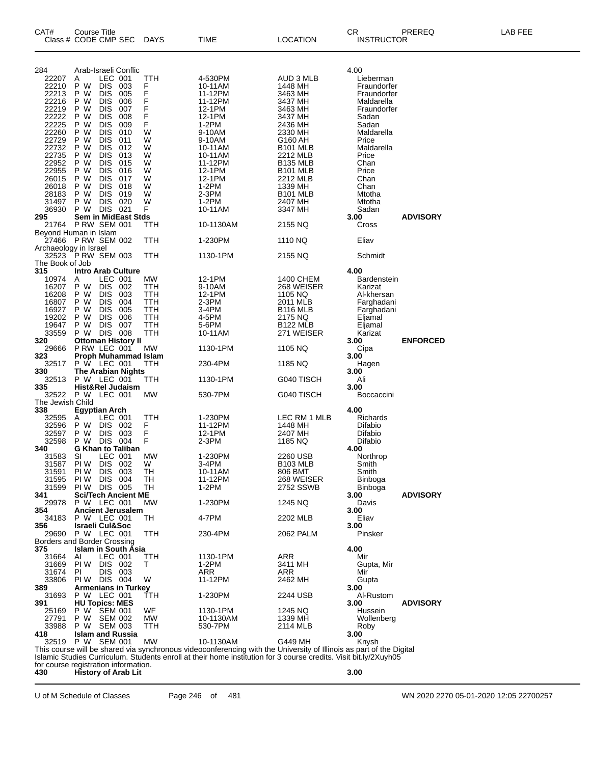| CAT# | Course Title | | | | | | | | |
|---|---|---|---|---|---|---|---|---|---|
| Class # | CODE CMP SEC | DAYS | TIME | LOCATION | CR | INSTRUCTOR | PREREQ | LAB FEE |
| **284** | **Arab-Israeli Conflic** | | | | **4.00** | | | |
| 22207 | A LEC 001 | TTH | 4-530PM | AUD 3 MLB | | Lieberman | | |
| 22210 | P W DIS 003 | F | 10-11AM | 1448 MH | | Fraundorfer | | |
| 22213 | P W DIS 005 | F | 11-12PM | 3463 MH | | Fraundorfer | | |
| 22216 | P W DIS 006 | F | 11-12PM | 3437 MH | | Maldarella | | |
| 22219 | P W DIS 007 | F | 12-1PM | 3463 MH | | Fraundorfer | | |
| 22222 | P W DIS 008 | F | 12-1PM | 3437 MH | | Sadan | | |
| 22225 | P W DIS 009 | F | 1-2PM | 2436 MH | | Sadan | | |
| 22260 | P W DIS 010 | W | 9-10AM | 2330 MH | | Maldarella | | |
| 22729 | P W DIS 011 | W | 9-10AM | G160 AH | | Price | | |
| 22732 | P W DIS 012 | W | 10-11AM | B101 MLB | | Maldarella | | |
| 22735 | P W DIS 013 | W | 10-11AM | 2212 MLB | | Price | | |
| 22952 | P W DIS 015 | W | 11-12PM | B135 MLB | | Chan | | |
| 22955 | P W DIS 016 | W | 12-1PM | B101 MLB | | Price | | |
| 26015 | P W DIS 017 | W | 12-1PM | 2212 MLB | | Chan | | |
| 26018 | P W DIS 018 | W | 1-2PM | 1339 MH | | Chan | | |
| 28183 | P W DIS 019 | W | 2-3PM | B101 MLB | | Mtotha | | |
| 31497 | P W DIS 020 | W | 1-2PM | 2407 MH | | Mtotha | | |
| 36930 | P W DIS 021 | F | 10-11AM | 3347 MH | | Sadan | | |
| **295** | **Sem in MidEast Stds** | | | | **3.00** | | **ADVISORY** | |
| 21764 | P RW SEM 001 | TTH | 10-1130AM | 2155 NQ | | Cross | | |
| Beyond Human in Islam | | | | | | | | |
| 27466 | P RW SEM 002 | TTH | 1-230PM | 1110 NQ | | Eliav | | |
| Archaeology in Israel | | | | | | | | |
| 32523 | P RW SEM 003 | TTH | 1130-1PM | 2155 NQ | | Schmidt | | |
| The Book of Job | | | | | | | | |
| **315** | **Intro Arab Culture** | | | | **4.00** | | | |
| 10974 | A LEC 001 | MW | 12-1PM | 1400 CHEM | | Bardenstein | | |
| 16207 | P W DIS 002 | TTH | 9-10AM | 268 WEISER | | Karizat | | |
| 16208 | P W DIS 003 | TTH | 12-1PM | 1105 NQ | | Al-khersan | | |
| 16807 | P W DIS 004 | TTH | 2-3PM | 2011 MLB | | Farghadani | | |
| 16927 | P W DIS 005 | TTH | 3-4PM | B116 MLB | | Farghadani | | |
| 19202 | P W DIS 006 | TTH | 4-5PM | 2175 NQ | | Eljamal | | |
| 19647 | P W DIS 007 | TTH | 5-6PM | B122 MLB | | Eljamal | | |
| 33559 | P W DIS 008 | TTH | 10-11AM | 271 WEISER | | Karizat | | |
| **320** | **Ottoman History II** | | | | **3.00** | | **ENFORCED** | |
| 29666 | P RW LEC 001 | MW | 1130-1PM | 1105 NQ | | Cipa | | |
| **323** | **Proph Muhammad Islam** | | | | **3.00** | | | |
| 32517 | P W LEC 001 | TTH | 230-4PM | 1185 NQ | | Hagen | | |
| **330** | **The Arabian Nights** | | | | **3.00** | | | |
| 32513 | P W LEC 001 | TTH | 1130-1PM | G040 TISCH | | Ali | | |
| **335** | **Hist&Rel Judaism** | | | | **3.00** | | | |
| 32522 | P W LEC 001 | MW | 530-7PM | G040 TISCH | | Boccaccini | | |
| The Jewish Child | | | | | | | | |
| **338** | **Egyptian Arch** | | | | **4.00** | | | |
| 32595 | A LEC 001 | TTH | 1-230PM | LEC RM 1 MLB | | Richards | | |
| 32596 | P W DIS 002 | F | 11-12PM | 1448 MH | | Difabio | | |
| 32597 | P W DIS 003 | F | 12-1PM | 2407 MH | | Difabio | | |
| 32598 | P W DIS 004 | F | 2-3PM | 1185 NQ | | Difabio | | |
| **340** | **G Khan to Taliban** | | | | **4.00** | | | |
| 31583 | SI LEC 001 | MW | 1-230PM | 2260 USB | | Northrop | | |
| 31587 | PI W DIS 002 | W | 3-4PM | B103 MLB | | Smith | | |
| 31591 | PI W DIS 003 | TH | 10-11AM | 806 BMT | | Smith | | |
| 31595 | PI W DIS 004 | TH | 11-12PM | 268 WEISER | | Binboga | | |
| 31599 | PI W DIS 005 | TH | 1-2PM | 2752 SSWB | | Binboga | | |
| **341** | **Sci/Tech Ancient ME** | | | | **3.00** | | **ADVISORY** | |
| 29978 | P W LEC 001 | MW | 1-230PM | 1245 NQ | | Davis | | |
| **354** | **Ancient Jerusalem** | | | | **3.00** | | | |
| 34183 | P W LEC 001 | TH | 4-7PM | 2202 MLB | | Eliav | | |
| **356** | **Israeli Cul&Soc** | | | | **3.00** | | | |
| 29690 | P W LEC 001 | TTH | 230-4PM | 2062 PALM | | Pinsker | | |
| Borders and Border Crossing | | | | | | | | |
| **375** | **Islam in South Asia** | | | | **4.00** | | | |
| 31664 | AI LEC 001 | TTH | 1130-1PM | ARR | | Mir | | |
| 31669 | PI W DIS 002 | T | 1-2PM | 3411 MH | | Gupta, Mir | | |
| 31674 | PI DIS 003 | | ARR | ARR | | Mir | | |
| 33806 | PI W DIS 004 | W | 11-12PM | 2462 MH | | Gupta | | |
| **389** | **Armenians in Turkey** | | | | **3.00** | | | |
| 31693 | P W LEC 001 | TTH | 1-230PM | 2244 USB | | Al-Rustom | | |
| **391** | **HU Topics: MES** | | | | **3.00** | | **ADVISORY** | |
| 25169 | P W SEM 001 | WF | 1130-1PM | 1245 NQ | | Hussein | | |
| 27791 | P W SEM 002 | MW | 10-1130AM | 1339 MH | | Wollenberg | | |
| 33988 | P W SEM 003 | TTH | 530-7PM | 2114 MLB | | Roby | | |
| **418** | **Islam and Russia** | | | | **3.00** | | | |
| 32519 | P W SEM 001 | MW | 10-1130AM | G449 MH | | Knysh | | |

This course will be shared via synchronous videoconferencing with the University of Illinois as part of the Digital Islamic Studies Curriculum. Students enroll at their home institution for 3 course credits. Visit bit.ly/2Xuyh05 for course registration information.

| | | | | | | | | |
|---|---|---|---|---|---|---|---|---|
| **430** | **History of Arab Lit** | | | | **3.00** | | | |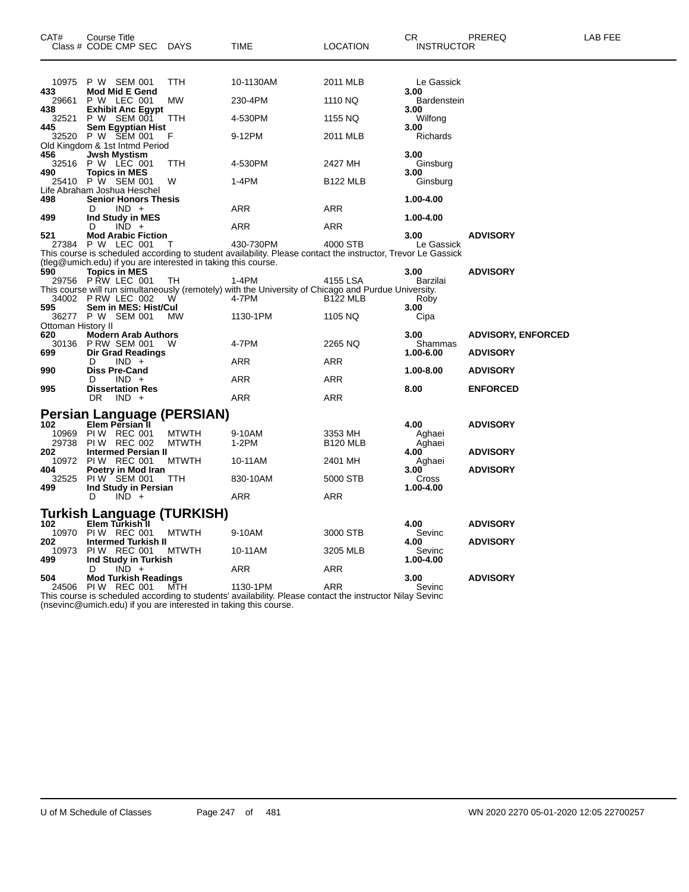| CAT# | Course Title<br>Class # CODE CMP SEC | DAYS | TIME | LOCATION | CR<br>INSTRUCTOR | PREREQ | LAB FEE |
|---|---|---|---|---|---|---|---|
| 10975 | P W SEM 001 | TTH | 10-1130AM | 2011 MLB | Le Gassick | | |
| **433** | **Mod Mid E Gend** | | | | **3.00** | | |
| 29661 | P W LEC 001 | MW | 230-4PM | 1110 NQ | Bardenstein | | |
| **438** | **Exhibit Anc Egypt** | | | | **3.00** | | |
| 32521 | P W SEM 001 | TTH | 4-530PM | 1155 NQ | Wilfong | | |
| **445** | **Sem Egyptian Hist** | | | | **3.00** | | |
| 32520 | P W SEM 001 | F | 9-12PM | 2011 MLB | Richards | | |
| Old Kingdom & 1st Intmd Period | | | | | | | |
| **456** | **Jwsh Mystism** | | | | **3.00** | | |
| 32516 | P W LEC 001 | TTH | 4-530PM | 2427 MH | Ginsburg | | |
| **490** | **Topics in MES** | | | | **3.00** | | |
| 25410 | P W SEM 001 | W | 1-4PM | B122 MLB | Ginsburg | | |
| Life Abraham Joshua Heschel | | | | | | | |
| **498** | **Senior Honors Thesis** | | | | **1.00-4.00** | | |
| | D IND + | | ARR | ARR | | | |
| **499** | **Ind Study in MES** | | | | **1.00-4.00** | | |
| | D IND + | | ARR | ARR | | | |
| **521** | **Mod Arabic Fiction** | | | | **3.00** | **ADVISORY** | |
| 27384 | P W LEC 001 | T | 430-730PM | 4000 STB | Le Gassick | | |
| This course is scheduled according to student availability. Please contact the instructor, Trevor Le Gassick (tleg@umich.edu) if you are interested in taking this course. | | | | | | | |
| **590** | **Topics in MES** | | | | **3.00** | **ADVISORY** | |
| 29756 | P RW LEC 001 | TH | 1-4PM | 4155 LSA | Barzilai | | |
| This course will run simultaneously (remotely) with the University of Chicago and Purdue University. | | | | | | | |
| 34002 | P RW LEC 002 | W | 4-7PM | B122 MLB | Roby | | |
| **595** | **Sem in MES: Hist/Cul** | | | | **3.00** | | |
| 36277 | P W SEM 001 | MW | 1130-1PM | 1105 NQ | Cipa | | |
| Ottoman History II | | | | | | | |
| **620** | **Modern Arab Authors** | | | | **3.00** | **ADVISORY, ENFORCED** | |
| 30136 | P RW SEM 001 | W | 4-7PM | 2265 NQ | Shammas | | |
| **699** | **Dir Grad Readings** | | | | **1.00-6.00** | **ADVISORY** | |
| | D IND + | | ARR | ARR | | | |
| **990** | **Diss Pre-Cand** | | | | **1.00-8.00** | **ADVISORY** | |
| | D IND + | | ARR | ARR | | | |
| **995** | **Dissertation Res** | | | | **8.00** | **ENFORCED** | |
| | DR IND + | | ARR | ARR | | | |

## Persian Language (PERSIAN)

| CAT# | Course Title<br>Class # CODE CMP SEC | DAYS | TIME | LOCATION | CR<br>INSTRUCTOR | PREREQ | LAB FEE |
|---|---|---|---|---|---|---|---|
| **102** | **Elem Persian II** | | | | **4.00** | **ADVISORY** | |
| 10969 | PI W REC 001 | MTWTH | 9-10AM | 3353 MH | Aghaei | | |
| 29738 | PI W REC 002 | MTWTH | 1-2PM | B120 MLB | Aghaei | | |
| **202** | **Intermed Persian II** | | | | **4.00** | **ADVISORY** | |
| 10972 | PI W REC 001 | MTWTH | 10-11AM | 2401 MH | Aghaei | | |
| **404** | **Poetry in Mod Iran** | | | | **3.00** | **ADVISORY** | |
| 32525 | PI W SEM 001 | TTH | 830-10AM | 5000 STB | Cross | | |
| **499** | **Ind Study in Persian** | | | | **1.00-4.00** | | |
| | D IND + | | ARR | ARR | | | |

## Turkish Language (TURKISH)

| CAT# | Course Title<br>Class # CODE CMP SEC | DAYS | TIME | LOCATION | CR<br>INSTRUCTOR | PREREQ | LAB FEE |
|---|---|---|---|---|---|---|---|
| **102** | **Elem Turkish II** | | | | **4.00** | **ADVISORY** | |
| 10970 | PI W REC 001 | MTWTH | 9-10AM | 3000 STB | Sevinc | | |
| **202** | **Intermed Turkish II** | | | | **4.00** | **ADVISORY** | |
| 10973 | PI W REC 001 | MTWTH | 10-11AM | 3205 MLB | Sevinc | | |
| **499** | **Ind Study in Turkish** | | | | **1.00-4.00** | | |
| | D IND + | | ARR | ARR | | | |
| **504** | **Mod Turkish Readings** | | | | **3.00** | **ADVISORY** | |
| 24506 | PI W REC 001 | MTH | 1130-1PM | ARR | Sevinc | | |

This course is scheduled according to students' availability. Please contact the instructor Nilay Sevinc (nsevinc@umich.edu) if you are interested in taking this course.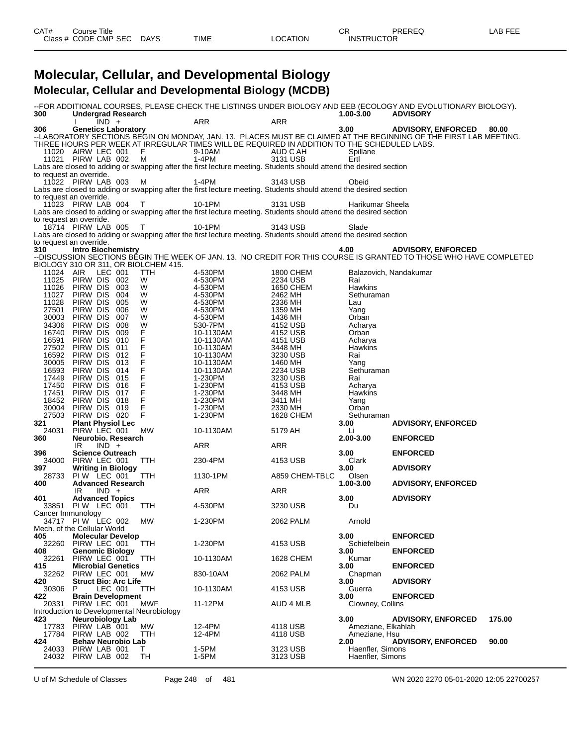# Molecular, Cellular, and Developmental Biology

## Molecular, Cellular and Developmental Biology (MCDB)

--FOR ADDITIONAL COURSES, PLEASE CHECK THE LISTINGS UNDER BIOLOGY AND EEB (ECOLOGY AND EVOLUTIONARY BIOLOGY).

| CAT# | Course Title | | | | | CR | PREREQ | LAB FEE |
|---|---|---|---|---|---|---|---|---|
| Class # | CODE CMP SEC | DAYS | TIME | LOCATION | INSTRUCTOR | | | |
| **300** | **Undergrad Research** | | | | | **1.00-3.00** | **ADVISORY** | |
| | I IND + | | ARR | ARR | | | | |
| **306** | **Genetics Laboratory** | | | | | **3.00** | **ADVISORY, ENFORCED** | **80.00** |

--LABORATORY SECTIONS BEGIN ON MONDAY, JAN. 13. PLACES MUST BE CLAIMED AT THE BEGINNING OF THE FIRST LAB MEETING. THREE HOURS PER WEEK AT IRREGULAR TIMES WILL BE REQUIRED IN ADDITION TO THE SCHEDULED LABS.

| Class # | CODE CMP SEC | DAYS | TIME | LOCATION | INSTRUCTOR |
|---|---|---|---|---|---|
| 11020 | AIRW LEC 001 | F | 9-10AM | AUD C AH | Spillane |
| 11021 | PIRW LAB 002 | M | 1-4PM | 3131 USB | Ertl |

Labs are closed to adding or swapping after the first lecture meeting. Students should attend the desired section to request an override.

| Class # | CODE CMP SEC | DAYS | TIME | LOCATION | INSTRUCTOR |
|---|---|---|---|---|---|
| 11022 | PIRW LAB 003 | M | 1-4PM | 3143 USB | Obeid |

Labs are closed to adding or swapping after the first lecture meeting. Students should attend the desired section to request an override.

| Class # | CODE CMP SEC | DAYS | TIME | LOCATION | INSTRUCTOR |
|---|---|---|---|---|---|
| 11023 | PIRW LAB 004 | T | 10-1PM | 3131 USB | Harikumar Sheela |

Labs are closed to adding or swapping after the first lecture meeting. Students should attend the desired section to request an override.

| Class # | CODE CMP SEC | DAYS | TIME | LOCATION | INSTRUCTOR |
|---|---|---|---|---|---|
| 18714 | PIRW LAB 005 | T | 10-1PM | 3143 USB | Slade |

Labs are closed to adding or swapping after the first lecture meeting. Students should attend the desired section to request an override.

**310 Intro Biochemistry** — **4.00** — **ADVISORY, ENFORCED**

--DISCUSSION SECTIONS BEGIN THE WEEK OF JAN. 13. NO CREDIT FOR THIS COURSE IS GRANTED TO THOSE WHO HAVE COMPLETED BIOLOGY 310 OR 311, OR BIOLCHEM 415.

| Class # | CODE CMP SEC | DAYS | TIME | LOCATION | INSTRUCTOR |
|---|---|---|---|---|---|
| 11024 | AIR LEC 001 | TTH | 4-530PM | 1800 CHEM | Balazovich, Nandakumar |
| 11025 | PIRW DIS 002 | W | 4-530PM | 2234 USB | Rai |
| 11026 | PIRW DIS 003 | W | 4-530PM | 1650 CHEM | Hawkins |
| 11027 | PIRW DIS 004 | W | 4-530PM | 2462 MH | Sethuraman |
| 11028 | PIRW DIS 005 | W | 4-530PM | 2336 MH | Lau |
| 27501 | PIRW DIS 006 | W | 4-530PM | 1359 MH | Yang |
| 30003 | PIRW DIS 007 | W | 4-530PM | 1436 MH | Orban |
| 34306 | PIRW DIS 008 | W | 530-7PM | 4152 USB | Acharya |
| 16740 | PIRW DIS 009 | F | 10-1130AM | 4152 USB | Orban |
| 16591 | PIRW DIS 010 | F | 10-1130AM | 4151 USB | Acharya |
| 27502 | PIRW DIS 011 | F | 10-1130AM | 3448 MH | Hawkins |
| 16592 | PIRW DIS 012 | F | 10-1130AM | 3230 USB | Rai |
| 30005 | PIRW DIS 013 | F | 10-1130AM | 1460 MH | Yang |
| 16593 | PIRW DIS 014 | F | 10-1130AM | 2234 USB | Sethuraman |
| 17449 | PIRW DIS 015 | F | 1-230PM | 3230 USB | Rai |
| 17450 | PIRW DIS 016 | F | 1-230PM | 4153 USB | Acharya |
| 17451 | PIRW DIS 017 | F | 1-230PM | 3448 MH | Hawkins |
| 18452 | PIRW DIS 018 | F | 1-230PM | 3411 MH | Yang |
| 30004 | PIRW DIS 019 | F | 1-230PM | 2330 MH | Orban |
| 27503 | PIRW DIS 020 | F | 1-230PM | 1628 CHEM | Sethuraman |

| CAT# / Class # | Course Title / CODE CMP SEC | DAYS | TIME | LOCATION | INSTRUCTOR | CR | PREREQ | LAB FEE |
|---|---|---|---|---|---|---|---|---|
| **321** | **Plant Physiol Lec** | | | | | **3.00** | **ADVISORY, ENFORCED** | |
| 24031 | PIRW LEC 001 | MW | 10-1130AM | 5179 AH | Li | | | |
| **360** | **Neurobio. Research** | | | | | **2.00-3.00** | **ENFORCED** | |
| | IR IND + | | ARR | ARR | | | | |
| **396** | **Science Outreach** | | | | | **3.00** | **ENFORCED** | |
| 34000 | PIRW LEC 001 | TTH | 230-4PM | 4153 USB | Clark | | | |
| **397** | **Writing in Biology** | | | | | **3.00** | **ADVISORY** | |
| 28733 | PI W LEC 001 | TTH | 1130-1PM | A859 CHEM-TBLC | Olsen | | | |
| **400** | **Advanced Research** | | | | | **1.00-3.00** | **ADVISORY, ENFORCED** | |
| | IR IND + | | ARR | ARR | | | | |
| **401** | **Advanced Topics** | | | | | **3.00** | **ADVISORY** | |
| 33851 | PI W LEC 001 | TTH | 4-530PM | 3230 USB | Du | | | |
| | Cancer Immunology | | | | | | | |
| 34717 | PI W LEC 002 | MW | 1-230PM | 2062 PALM | Arnold | | | |
| | Mech. of the Cellular World | | | | | | | |
| **405** | **Molecular Develop** | | | | | **3.00** | **ENFORCED** | |
| 32260 | PIRW LEC 001 | TTH | 1-230PM | 4153 USB | Schiefelbein | | | |
| **408** | **Genomic Biology** | | | | | **3.00** | **ENFORCED** | |
| 32261 | PIRW LEC 001 | TTH | 10-1130AM | 1628 CHEM | Kumar | | | |
| **415** | **Microbial Genetics** | | | | | **3.00** | **ENFORCED** | |
| 32262 | PIRW LEC 001 | MW | 830-10AM | 2062 PALM | Chapman | | | |
| **420** | **Struct Bio: Arc Life** | | | | | **3.00** | **ADVISORY** | |
| 30306 | P LEC 001 | TTH | 10-1130AM | 4153 USB | Guerra | | | |
| **422** | **Brain Development** | | | | | **3.00** | **ENFORCED** | |
| 20331 | PIRW LEC 001 | MWF | 11-12PM | AUD 4 MLB | Clowney, Collins | | | |
| | Introduction to Developmental Neurobiology | | | | | | | |
| **423** | **Neurobiology Lab** | | | | | **3.00** | **ADVISORY, ENFORCED** | **175.00** |
| 17783 | PIRW LAB 001 | MW | 12-4PM | 4118 USB | Ameziane, Elkahlah | | | |
| 17784 | PIRW LAB 002 | TTH | 12-4PM | 4118 USB | Ameziane, Hsu | | | |
| **424** | **Behav Neurobio Lab** | | | | | **2.00** | **ADVISORY, ENFORCED** | **90.00** |
| 24033 | PIRW LAB 001 | T | 1-5PM | 3123 USB | Haenfler, Simons | | | |
| 24032 | PIRW LAB 002 | TH | 1-5PM | 3123 USB | Haenfler, Simons | | | |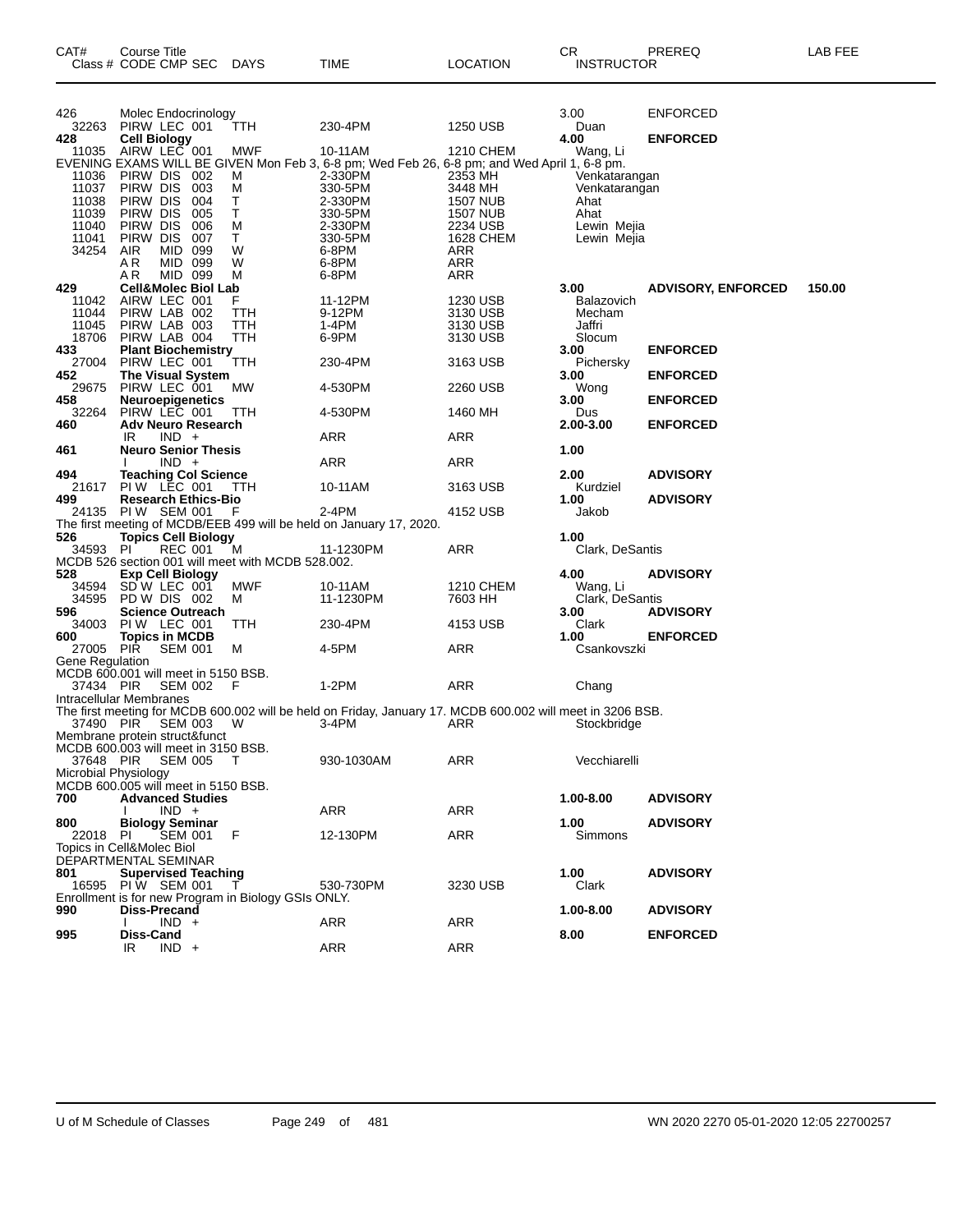| CAT# | Course Title Class # CODE CMP SEC | DAYS | TIME | LOCATION | CR INSTRUCTOR | PREREQ | LAB FEE |
|---|---|---|---|---|---|---|---|
| 426 | Molec Endocrinology | | | | 3.00 | ENFORCED | |
| 32263 | PIRW LEC 001 | TTH | 230-4PM | 1250 USB | Duan | | |
| **428** | **Cell Biology** | | | | **4.00** | **ENFORCED** | |
| 11035 | AIRW LEC 001 | MWF | 10-11AM | 1210 CHEM | Wang, Li | | |
| EVENING EXAMS WILL BE GIVEN Mon Feb 3, 6-8 pm; Wed Feb 26, 6-8 pm; and Wed April 1, 6-8 pm. | | | | | | | |
| 11036 | PIRW DIS 002 | M | 2-330PM | 2353 MH | Venkatarangan | | |
| 11037 | PIRW DIS 003 | M | 330-5PM | 3448 MH | Venkatarangan | | |
| 11038 | PIRW DIS 004 | T | 2-330PM | 1507 NUB | Ahat | | |
| 11039 | PIRW DIS 005 | T | 330-5PM | 1507 NUB | Ahat | | |
| 11040 | PIRW DIS 006 | M | 2-330PM | 2234 USB | Lewin Mejia | | |
| 11041 | PIRW DIS 007 | T | 330-5PM | 1628 CHEM | Lewin Mejia | | |
| 34254 | AIR MID 099 | W | 6-8PM | ARR | | | |
| | A R MID 099 | W | 6-8PM | ARR | | | |
| | A R MID 099 | M | 6-8PM | ARR | | | |
| **429** | **Cell&Molec Biol Lab** | | | | **3.00** | **ADVISORY, ENFORCED** | **150.00** |
| 11042 | AIRW LEC 001 | F | 11-12PM | 1230 USB | Balazovich | | |
| 11044 | PIRW LAB 002 | TTH | 9-12PM | 3130 USB | Mecham | | |
| 11045 | PIRW LAB 003 | TTH | 1-4PM | 3130 USB | Jaffri | | |
| 18706 | PIRW LAB 004 | TTH | 6-9PM | 3130 USB | Slocum | | |
| **433** | **Plant Biochemistry** | | | | **3.00** | **ENFORCED** | |
| 27004 | PIRW LEC 001 | TTH | 230-4PM | 3163 USB | Pichersky | | |
| **452** | **The Visual System** | | | | **3.00** | **ENFORCED** | |
| 29675 | PIRW LEC 001 | MW | 4-530PM | 2260 USB | Wong | | |
| **458** | **Neuroepigenetics** | | | | **3.00** | **ENFORCED** | |
| 32264 | PIRW LEC 001 | TTH | 4-530PM | 1460 MH | Dus | | |
| **460** | **Adv Neuro Research** | | | | **2.00-3.00** | **ENFORCED** | |
| | IR IND + | | ARR | ARR | | | |
| **461** | **Neuro Senior Thesis** | | | | **1.00** | | |
| | I IND + | | ARR | ARR | | | |
| **494** | **Teaching Col Science** | | | | **2.00** | **ADVISORY** | |
| 21617 | PI W LEC 001 | TTH | 10-11AM | 3163 USB | Kurdziel | | |
| **499** | **Research Ethics-Bio** | | | | **1.00** | **ADVISORY** | |
| 24135 | PI W SEM 001 | F | 2-4PM | 4152 USB | Jakob | | |
| The first meeting of MCDB/EEB 499 will be held on January 17, 2020. | | | | | | | |
| **526** | **Topics Cell Biology** | | | | **1.00** | | |
| 34593 | PI REC 001 | M | 11-1230PM | ARR | Clark, DeSantis | | |
| MCDB 526 section 001 will meet with MCDB 528.002. | | | | | | | |
| **528** | **Exp Cell Biology** | | | | **4.00** | **ADVISORY** | |
| 34594 | SD W LEC 001 | MWF | 10-11AM | 1210 CHEM | Wang, Li | | |
| 34595 | PD W DIS 002 | M | 11-1230PM | 7603 HH | Clark, DeSantis | | |
| **596** | **Science Outreach** | | | | **3.00** | **ADVISORY** | |
| 34003 | PI W LEC 001 | TTH | 230-4PM | 4153 USB | Clark | | |
| **600** | **Topics in MCDB** | | | | **1.00** | **ENFORCED** | |
| 27005 | PIR SEM 001 | M | 4-5PM | ARR | Csankovszki | | |
| Gene Regulation | | | | | | | |
| MCDB 600.001 will meet in 5150 BSB. | | | | | | | |
| 37434 | PIR SEM 002 | F | 1-2PM | ARR | Chang | | |
| Intracellular Membranes | | | | | | | |
| The first meeting for MCDB 600.002 will be held on Friday, January 17. MCDB 600.002 will meet in 3206 BSB. | | | | | | | |
| 37490 | PIR SEM 003 | W | 3-4PM | ARR | Stockbridge | | |
| Membrane protein struct&funct | | | | | | | |
| MCDB 600.003 will meet in 3150 BSB. | | | | | | | |
| 37648 | PIR SEM 005 | T | 930-1030AM | ARR | Vecchiarelli | | |
| Microbial Physiology | | | | | | | |
| MCDB 600.005 will meet in 5150 BSB. | | | | | | | |
| **700** | **Advanced Studies** | | | | **1.00-8.00** | **ADVISORY** | |
| | I IND + | | ARR | ARR | | | |
| **800** | **Biology Seminar** | | | | **1.00** | **ADVISORY** | |
| 22018 | PI SEM 001 | F | 12-130PM | ARR | Simmons | | |
| Topics in Cell&Molec Biol | | | | | | | |
| DEPARTMENTAL SEMINAR | | | | | | | |
| **801** | **Supervised Teaching** | | | | **1.00** | **ADVISORY** | |
| 16595 | PI W SEM 001 | T | 530-730PM | 3230 USB | Clark | | |
| Enrollment is for new Program in Biology GSIs ONLY. | | | | | | | |
| **990** | **Diss-Precand** | | | | **1.00-8.00** | **ADVISORY** | |
| | I IND + | | ARR | ARR | | | |
| **995** | **Diss-Cand** | | | | **8.00** | **ENFORCED** | |
| | IR IND + | | ARR | ARR | | | |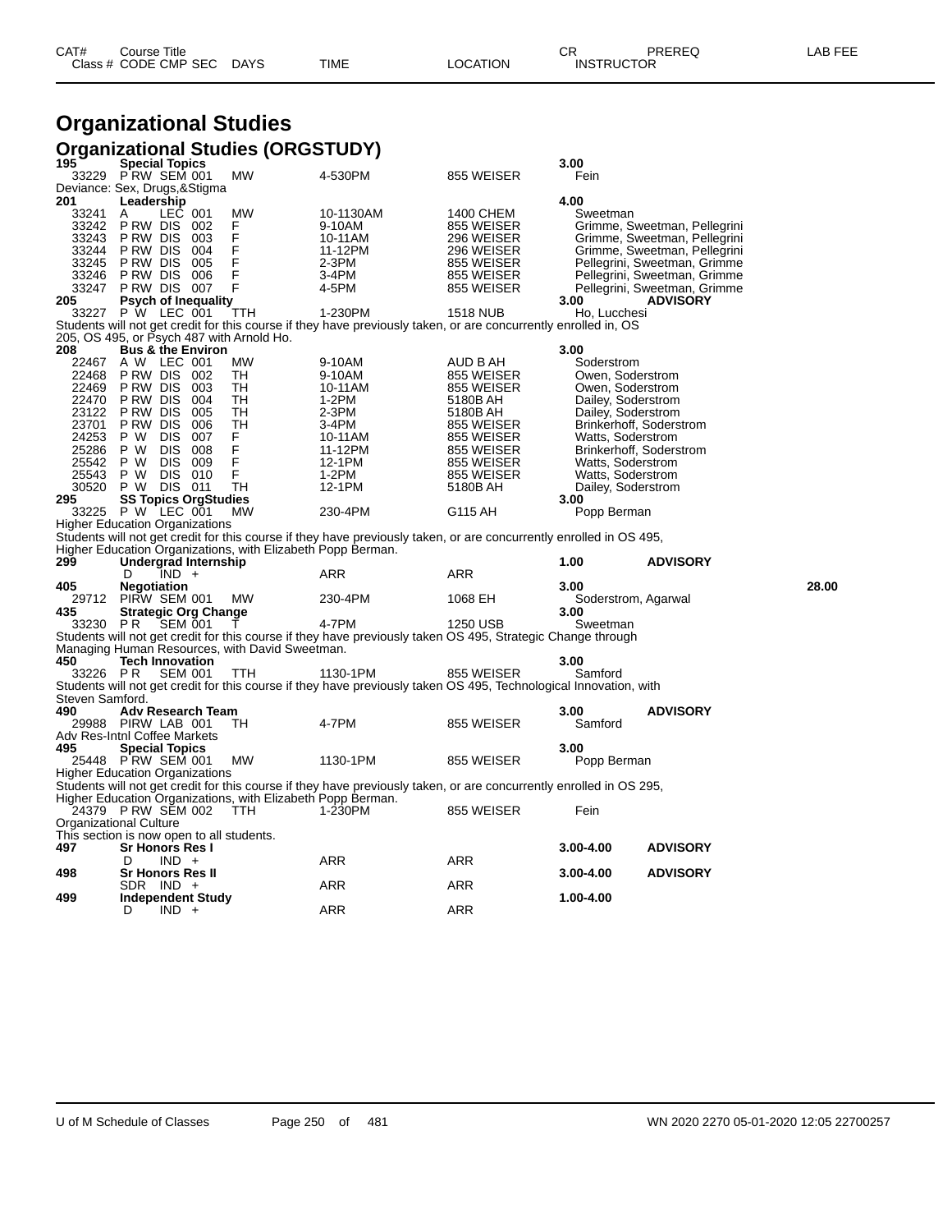# Organizational Studies

## Organizational Studies (ORGSTUDY)

| CAT# | Course Title / Class # CODE CMP SEC | DAYS | TIME | LOCATION | CR / INSTRUCTOR | PREREQ | LAB FEE |
|---|---|---|---|---|---|---|---|
| **195** | **Special Topics** | | | | **3.00** | | |
| 33229 | P RW SEM 001 | MW | 4-530PM | 855 WEISER | Fein | | |
| Deviance: Sex, Drugs,&Stigma | | | | | | | |
| **201** | **Leadership** | | | | **4.00** | | |
| 33241 | A LEC 001 | MW | 10-1130AM | 1400 CHEM | Sweetman | | |
| 33242 | P RW DIS 002 | F | 9-10AM | 855 WEISER | Grimme, Sweetman, Pellegrini | | |
| 33243 | P RW DIS 003 | F | 10-11AM | 296 WEISER | Grimme, Sweetman, Pellegrini | | |
| 33244 | P RW DIS 004 | F | 11-12PM | 296 WEISER | Grimme, Sweetman, Pellegrini | | |
| 33245 | P RW DIS 005 | F | 2-3PM | 855 WEISER | Pellegrini, Sweetman, Grimme | | |
| 33246 | P RW DIS 006 | F | 3-4PM | 855 WEISER | Pellegrini, Sweetman, Grimme | | |
| 33247 | P RW DIS 007 | F | 4-5PM | 855 WEISER | Pellegrini, Sweetman, Grimme | | |
| **205** | **Psych of Inequality** | | | | **3.00** | **ADVISORY** | |
| 33227 | P W LEC 001 | TTH | 1-230PM | 1518 NUB | Ho, Lucchesi | | |
| Students will not get credit for this course if they have previously taken, or are concurrently enrolled in, OS 205, OS 495, or Psych 487 with Arnold Ho. | | | | | | | |
| **208** | **Bus & the Environ** | | | | **3.00** | | |
| 22467 | A W LEC 001 | MW | 9-10AM | AUD B AH | Soderstrom | | |
| 22468 | P RW DIS 002 | TH | 9-10AM | 855 WEISER | Owen, Soderstrom | | |
| 22469 | P RW DIS 003 | TH | 10-11AM | 855 WEISER | Owen, Soderstrom | | |
| 22470 | P RW DIS 004 | TH | 1-2PM | 5180B AH | Dailey, Soderstrom | | |
| 23122 | P RW DIS 005 | TH | 2-3PM | 5180B AH | Dailey, Soderstrom | | |
| 23701 | P RW DIS 006 | TH | 3-4PM | 855 WEISER | Brinkerhoff, Soderstrom | | |
| 24253 | P W DIS 007 | F | 10-11AM | 855 WEISER | Watts, Soderstrom | | |
| 25286 | P W DIS 008 | F | 11-12PM | 855 WEISER | Brinkerhoff, Soderstrom | | |
| 25542 | P W DIS 009 | F | 12-1PM | 855 WEISER | Watts, Soderstrom | | |
| 25543 | P W DIS 010 | F | 1-2PM | 855 WEISER | Watts, Soderstrom | | |
| 30520 | P W DIS 011 | TH | 12-1PM | 5180B AH | Dailey, Soderstrom | | |
| **295** | **SS Topics OrgStudies** | | | | **3.00** | | |
| 33225 | P W LEC 001 | MW | 230-4PM | G115 AH | Popp Berman | | |
| Higher Education Organizations | | | | | | | |
| Students will not get credit for this course if they have previously taken, or are concurrently enrolled in OS 495, Higher Education Organizations, with Elizabeth Popp Berman. | | | | | | | |
| **299** | **Undergrad Internship** | | | | **1.00** | **ADVISORY** | |
| | D IND + | | ARR | ARR | | | |
| **405** | **Negotiation** | | | | **3.00** | | **28.00** |
| 29712 | PIRW SEM 001 | MW | 230-4PM | 1068 EH | Soderstrom, Agarwal | | |
| **435** | **Strategic Org Change** | | | | **3.00** | | |
| 33230 | P R SEM 001 | T | 4-7PM | 1250 USB | Sweetman | | |
| Students will not get credit for this course if they have previously taken OS 495, Strategic Change through Managing Human Resources, with David Sweetman. | | | | | | | |
| **450** | **Tech Innovation** | | | | **3.00** | | |
| 33226 | P R SEM 001 | TTH | 1130-1PM | 855 WEISER | Samford | | |
| Students will not get credit for this course if they have previously taken OS 495, Technological Innovation, with Steven Samford. | | | | | | | |
| **490** | **Adv Research Team** | | | | **3.00** | **ADVISORY** | |
| 29988 | PIRW LAB 001 | TH | 4-7PM | 855 WEISER | Samford | | |
| Adv Res-Intnl Coffee Markets | | | | | | | |
| **495** | **Special Topics** | | | | **3.00** | | |
| 25448 | P RW SEM 001 | MW | 1130-1PM | 855 WEISER | Popp Berman | | |
| Higher Education Organizations | | | | | | | |
| Students will not get credit for this course if they have previously taken, or are concurrently enrolled in OS 295, Higher Education Organizations, with Elizabeth Popp Berman. | | | | | | | |
| 24379 | P RW SEM 002 | TTH | 1-230PM | 855 WEISER | Fein | | |
| Organizational Culture | | | | | | | |
| This section is now open to all students. | | | | | | | |
| **497** | **Sr Honors Res I** | | | | **3.00-4.00** | **ADVISORY** | |
| | D IND + | | ARR | ARR | | | |
| **498** | **Sr Honors Res II** | | | | **3.00-4.00** | **ADVISORY** | |
| | SDR IND + | | ARR | ARR | | | |
| **499** | **Independent Study** | | | | **1.00-4.00** | | |
| | D IND + | | ARR | ARR | | | |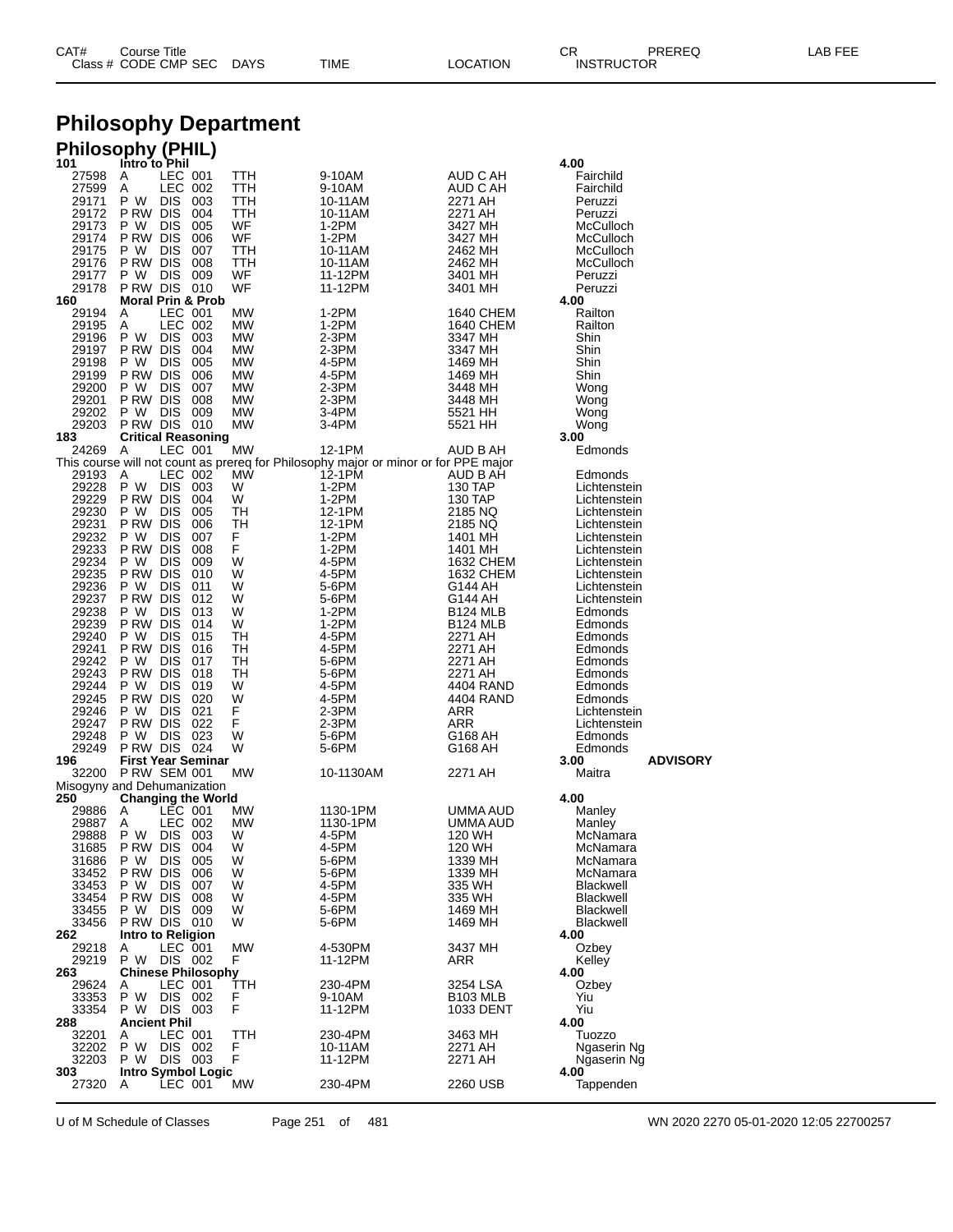# Philosophy Department

## Philosophy (PHIL)

| CAT# / Class # | Course Title / CODE | CMP | SEC | DAYS | TIME | LOCATION | CR / INSTRUCTOR | PREREQ | LAB FEE |
|---|---|---|---|---|---|---|---|---|---|
| **101** | **Intro to Phil** | | | | | | **4.00** | | |
| 27598 | A | LEC | 001 | TTH | 9-10AM | AUD C AH | Fairchild | | |
| 27599 | A | LEC | 002 | TTH | 9-10AM | AUD C AH | Fairchild | | |
| 29171 | P W | DIS | 003 | TTH | 10-11AM | 2271 AH | Peruzzi | | |
| 29172 | P RW | DIS | 004 | TTH | 10-11AM | 2271 AH | Peruzzi | | |
| 29173 | P W | DIS | 005 | WF | 1-2PM | 3427 MH | McCulloch | | |
| 29174 | P RW | DIS | 006 | WF | 1-2PM | 3427 MH | McCulloch | | |
| 29175 | P W | DIS | 007 | TTH | 10-11AM | 2462 MH | McCulloch | | |
| 29176 | P RW | DIS | 008 | TTH | 10-11AM | 2462 MH | McCulloch | | |
| 29177 | P W | DIS | 009 | WF | 11-12PM | 3401 MH | Peruzzi | | |
| 29178 | P RW | DIS | 010 | WF | 11-12PM | 3401 MH | Peruzzi | | |
| **160** | **Moral Prin & Prob** | | | | | | **4.00** | | |
| 29194 | A | LEC | 001 | MW | 1-2PM | 1640 CHEM | Railton | | |
| 29195 | A | LEC | 002 | MW | 1-2PM | 1640 CHEM | Railton | | |
| 29196 | P W | DIS | 003 | MW | 2-3PM | 3347 MH | Shin | | |
| 29197 | P RW | DIS | 004 | MW | 2-3PM | 3347 MH | Shin | | |
| 29198 | P W | DIS | 005 | MW | 4-5PM | 1469 MH | Shin | | |
| 29199 | P RW | DIS | 006 | MW | 4-5PM | 1469 MH | Shin | | |
| 29200 | P W | DIS | 007 | MW | 2-3PM | 3448 MH | Wong | | |
| 29201 | P RW | DIS | 008 | MW | 2-3PM | 3448 MH | Wong | | |
| 29202 | P W | DIS | 009 | MW | 3-4PM | 5521 HH | Wong | | |
| 29203 | P RW | DIS | 010 | MW | 3-4PM | 5521 HH | Wong | | |
| **183** | **Critical Reasoning** | | | | | | **3.00** | | |
| 24269 | A | LEC | 001 | MW | 12-1PM | AUD B AH | Edmonds | | |
| This course will not count as prereq for Philosophy major or minor or for PPE major | | | | | | | | | |
| 29193 | A | LEC | 002 | MW | 12-1PM | AUD B AH | Edmonds | | |
| 29228 | P W | DIS | 003 | W | 1-2PM | 130 TAP | Lichtenstein | | |
| 29229 | P RW | DIS | 004 | W | 1-2PM | 130 TAP | Lichtenstein | | |
| 29230 | P W | DIS | 005 | TH | 12-1PM | 2185 NQ | Lichtenstein | | |
| 29231 | P RW | DIS | 006 | TH | 12-1PM | 2185 NQ | Lichtenstein | | |
| 29232 | P W | DIS | 007 | F | 1-2PM | 1401 MH | Lichtenstein | | |
| 29233 | P RW | DIS | 008 | F | 1-2PM | 1401 MH | Lichtenstein | | |
| 29234 | P W | DIS | 009 | W | 4-5PM | 1632 CHEM | Lichtenstein | | |
| 29235 | P RW | DIS | 010 | W | 4-5PM | 1632 CHEM | Lichtenstein | | |
| 29236 | P W | DIS | 011 | W | 5-6PM | G144 AH | Lichtenstein | | |
| 29237 | P RW | DIS | 012 | W | 5-6PM | G144 AH | Lichtenstein | | |
| 29238 | P W | DIS | 013 | W | 1-2PM | B124 MLB | Edmonds | | |
| 29239 | P RW | DIS | 014 | W | 1-2PM | B124 MLB | Edmonds | | |
| 29240 | P W | DIS | 015 | TH | 4-5PM | 2271 AH | Edmonds | | |
| 29241 | P RW | DIS | 016 | TH | 4-5PM | 2271 AH | Edmonds | | |
| 29242 | P W | DIS | 017 | TH | 5-6PM | 2271 AH | Edmonds | | |
| 29243 | P RW | DIS | 018 | TH | 5-6PM | 2271 AH | Edmonds | | |
| 29244 | P W | DIS | 019 | W | 4-5PM | 4404 RAND | Edmonds | | |
| 29245 | P RW | DIS | 020 | W | 4-5PM | 4404 RAND | Edmonds | | |
| 29246 | P W | DIS | 021 | F | 2-3PM | ARR | Lichtenstein | | |
| 29247 | P RW | DIS | 022 | F | 2-3PM | ARR | Lichtenstein | | |
| 29248 | P W | DIS | 023 | W | 5-6PM | G168 AH | Edmonds | | |
| 29249 | P RW | DIS | 024 | W | 5-6PM | G168 AH | Edmonds | | |
| **196** | **First Year Seminar** | | | | | | **3.00** | **ADVISORY** | |
| 32200 | P RW | SEM | 001 | MW | 10-1130AM | 2271 AH | Maitra | | |
| Misogyny and Dehumanization | | | | | | | | | |
| **250** | **Changing the World** | | | | | | **4.00** | | |
| 29886 | A | LEC | 001 | MW | 1130-1PM | UMMA AUD | Manley | | |
| 29887 | A | LEC | 002 | MW | 1130-1PM | UMMA AUD | Manley | | |
| 29888 | P W | DIS | 003 | W | 4-5PM | 120 WH | McNamara | | |
| 31685 | P RW | DIS | 004 | W | 4-5PM | 120 WH | McNamara | | |
| 31686 | P W | DIS | 005 | W | 5-6PM | 1339 MH | McNamara | | |
| 33452 | P RW | DIS | 006 | W | 5-6PM | 1339 MH | McNamara | | |
| 33453 | P W | DIS | 007 | W | 4-5PM | 335 WH | Blackwell | | |
| 33454 | P RW | DIS | 008 | W | 4-5PM | 335 WH | Blackwell | | |
| 33455 | P W | DIS | 009 | W | 5-6PM | 1469 MH | Blackwell | | |
| 33456 | P RW | DIS | 010 | W | 5-6PM | 1469 MH | Blackwell | | |
| **262** | **Intro to Religion** | | | | | | **4.00** | | |
| 29218 | A | LEC | 001 | MW | 4-530PM | 3437 MH | Ozbey | | |
| 29219 | P W | DIS | 002 | F | 11-12PM | ARR | Kelley | | |
| **263** | **Chinese Philosophy** | | | | | | **4.00** | | |
| 29624 | A | LEC | 001 | TTH | 230-4PM | 3254 LSA | Ozbey | | |
| 33353 | P W | DIS | 002 | F | 9-10AM | B103 MLB | Yiu | | |
| 33354 | P W | DIS | 003 | F | 11-12PM | 1033 DENT | Yiu | | |
| **288** | **Ancient Phil** | | | | | | **4.00** | | |
| 32201 | A | LEC | 001 | TTH | 230-4PM | 3463 MH | Tuozzo | | |
| 32202 | P W | DIS | 002 | F | 10-11AM | 2271 AH | Ngaserin Ng | | |
| 32203 | P W | DIS | 003 | F | 11-12PM | 2271 AH | Ngaserin Ng | | |
| **303** | **Intro Symbol Logic** | | | | | | **4.00** | | |
| 27320 | A | LEC | 001 | MW | 230-4PM | 2260 USB | Tappenden | | |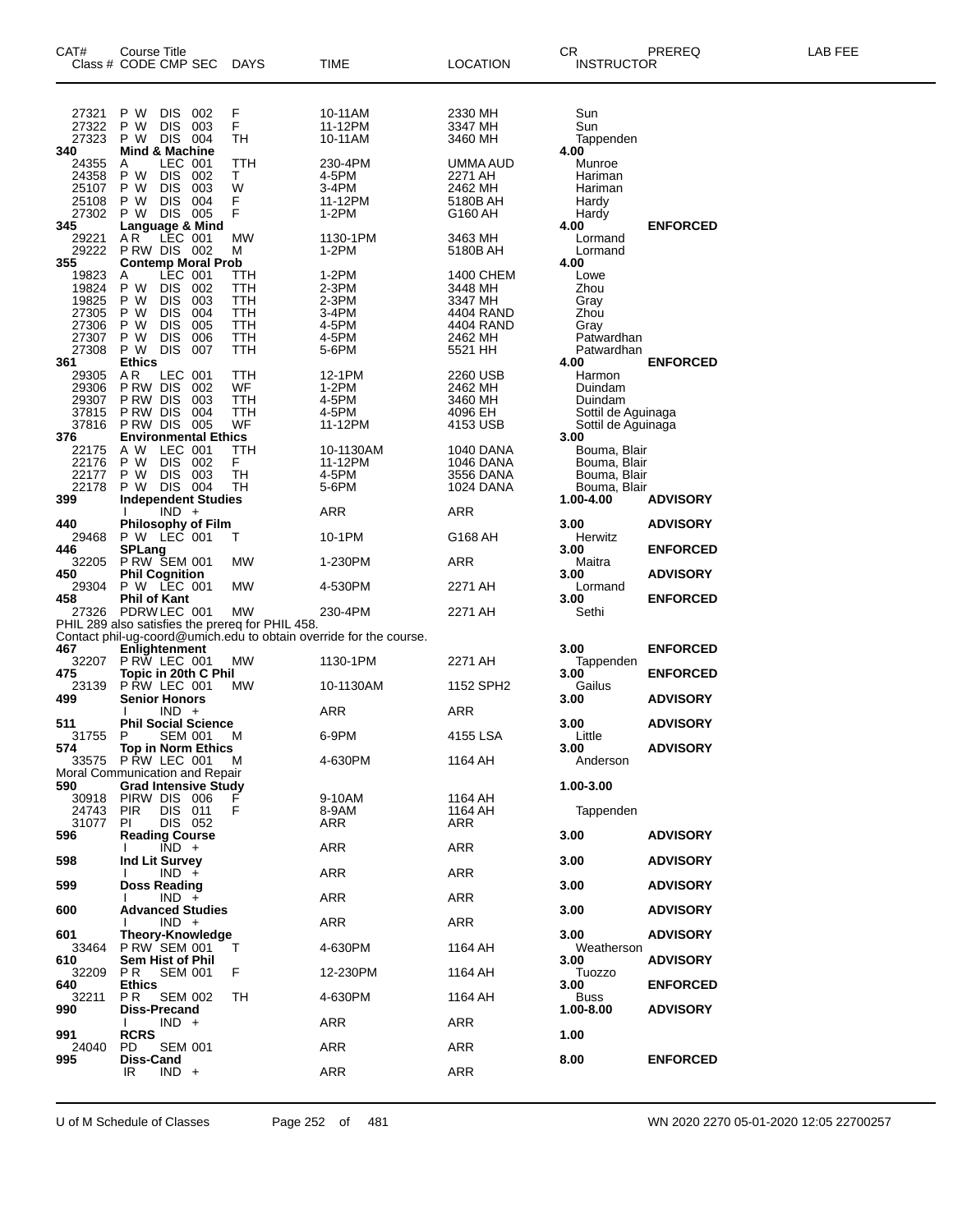| CAT# | Course Title<br>Class # CODE CMP SEC | DAYS | TIME | LOCATION | CR<br>INSTRUCTOR | PREREQ | LAB FEE |
|---|---|---|---|---|---|---|---|
| 27321 | P W DIS 002 | F | 10-11AM | 2330 MH | Sun | | |
| 27322 | P W DIS 003 | F | 11-12PM | 3347 MH | Sun | | |
| 27323 | P W DIS 004 | TH | 10-11AM | 3460 MH | Tappenden | | |
| **340** | **Mind & Machine** | | | | **4.00** | | |
| 24355 | A LEC 001 | TTH | 230-4PM | UMMA AUD | Munroe | | |
| 24358 | P W DIS 002 | T | 4-5PM | 2271 AH | Hariman | | |
| 25107 | P W DIS 003 | W | 3-4PM | 2462 MH | Hariman | | |
| 25108 | P W DIS 004 | F | 11-12PM | 5180B AH | Hardy | | |
| 27302 | P W DIS 005 | F | 1-2PM | G160 AH | Hardy | | |
| **345** | **Language & Mind** | | | | **4.00** | **ENFORCED** | |
| 29221 | A R LEC 001 | MW | 1130-1PM | 3463 MH | Lormand | | |
| 29222 | P RW DIS 002 | M | 1-2PM | 5180B AH | Lormand | | |
| **355** | **Contemp Moral Prob** | | | | **4.00** | | |
| 19823 | A LEC 001 | TTH | 1-2PM | 1400 CHEM | Lowe | | |
| 19824 | P W DIS 002 | TTH | 2-3PM | 3448 MH | Zhou | | |
| 19825 | P W DIS 003 | TTH | 2-3PM | 3347 MH | Gray | | |
| 27305 | P W DIS 004 | TTH | 3-4PM | 4404 RAND | Zhou | | |
| 27306 | P W DIS 005 | TTH | 4-5PM | 4404 RAND | Gray | | |
| 27307 | P W DIS 006 | TTH | 4-5PM | 2462 MH | Patwardhan | | |
| 27308 | P W DIS 007 | TTH | 5-6PM | 5521 HH | Patwardhan | | |
| **361** | **Ethics** | | | | **4.00** | **ENFORCED** | |
| 29305 | A R LEC 001 | TTH | 12-1PM | 2260 USB | Harmon | | |
| 29306 | P RW DIS 002 | WF | 1-2PM | 2462 MH | Duindam | | |
| 29307 | P RW DIS 003 | TTH | 4-5PM | 3460 MH | Duindam | | |
| 37815 | P RW DIS 004 | TTH | 4-5PM | 4096 EH | Sottil de Aguinaga | | |
| 37816 | P RW DIS 005 | WF | 11-12PM | 4153 USB | Sottil de Aguinaga | | |
| **376** | **Environmental Ethics** | | | | **3.00** | | |
| 22175 | A W LEC 001 | TTH | 10-1130AM | 1040 DANA | Bouma, Blair | | |
| 22176 | P W DIS 002 | F | 11-12PM | 1046 DANA | Bouma, Blair | | |
| 22177 | P W DIS 003 | TH | 4-5PM | 3556 DANA | Bouma, Blair | | |
| 22178 | P W DIS 004 | TH | 5-6PM | 1024 DANA | Bouma, Blair | | |
| **399** | **Independent Studies** | | | | **1.00-4.00** | **ADVISORY** | |
| | I IND + | | ARR | ARR | | | |
| **440** | **Philosophy of Film** | | | | **3.00** | **ADVISORY** | |
| 29468 | P W LEC 001 | T | 10-1PM | G168 AH | Herwitz | | |
| **446** | **SPLang** | | | | **3.00** | **ENFORCED** | |
| 32205 | P RW SEM 001 | MW | 1-230PM | ARR | Maitra | | |
| **450** | **Phil Cognition** | | | | **3.00** | **ADVISORY** | |
| 29304 | P W LEC 001 | MW | 4-530PM | 2271 AH | Lormand | | |
| **458** | **Phil of Kant** | | | | **3.00** | **ENFORCED** | |
| 27326 | PDRW LEC 001 | MW | 230-4PM | 2271 AH | Sethi | | |
| | PHIL 289 also satisfies the prereq for PHIL 458. | | | | | | |
| | Contact phil-ug-coord@umich.edu to obtain override for the course. | | | | | | |
| **467** | **Enlightenment** | | | | **3.00** | **ENFORCED** | |
| 32207 | P RW LEC 001 | MW | 1130-1PM | 2271 AH | Tappenden | | |
| **475** | **Topic in 20th C Phil** | | | | **3.00** | **ENFORCED** | |
| 23139 | P RW LEC 001 | MW | 10-1130AM | 1152 SPH2 | Gailus | | |
| **499** | **Senior Honors** | | | | **3.00** | **ADVISORY** | |
| | I IND + | | ARR | ARR | | | |
| **511** | **Phil Social Science** | | | | **3.00** | **ADVISORY** | |
| 31755 | P SEM 001 | M | 6-9PM | 4155 LSA | Little | | |
| **574** | **Top in Norm Ethics** | | | | **3.00** | **ADVISORY** | |
| 33575 | P RW LEC 001 | M | 4-630PM | 1164 AH | Anderson | | |
| | Moral Communication and Repair | | | | | | |
| **590** | **Grad Intensive Study** | | | | **1.00-3.00** | | |
| 30918 | PIRW DIS 006 | F | 9-10AM | 1164 AH | | | |
| 24743 | PIR DIS 011 | F | 8-9AM | 1164 AH | Tappenden | | |
| 31077 | PI DIS 052 | | ARR | ARR | | | |
| **596** | **Reading Course** | | | | **3.00** | **ADVISORY** | |
| | I IND + | | ARR | ARR | | | |
| **598** | **Ind Lit Survey** | | | | **3.00** | **ADVISORY** | |
| | I IND + | | ARR | ARR | | | |
| **599** | **Doss Reading** | | | | **3.00** | **ADVISORY** | |
| | I IND + | | ARR | ARR | | | |
| **600** | **Advanced Studies** | | | | **3.00** | **ADVISORY** | |
| | I IND + | | ARR | ARR | | | |
| **601** | **Theory-Knowledge** | | | | **3.00** | **ADVISORY** | |
| 33464 | P RW SEM 001 | T | 4-630PM | 1164 AH | Weatherson | | |
| **610** | **Sem Hist of Phil** | | | | **3.00** | **ADVISORY** | |
| 32209 | P R SEM 001 | F | 12-230PM | 1164 AH | Tuozzo | | |
| **640** | **Ethics** | | | | **3.00** | **ENFORCED** | |
| 32211 | P R SEM 002 | TH | 4-630PM | 1164 AH | Buss | | |
| **990** | **Diss-Precand** | | | | **1.00-8.00** | **ADVISORY** | |
| | I IND + | | ARR | ARR | | | |
| **991** | **RCRS** | | | | **1.00** | | |
| 24040 | PD SEM 001 | | ARR | ARR | | | |
| **995** | **Diss-Cand** | | | | **8.00** | **ENFORCED** | |
| | IR IND + | | ARR | ARR | | | |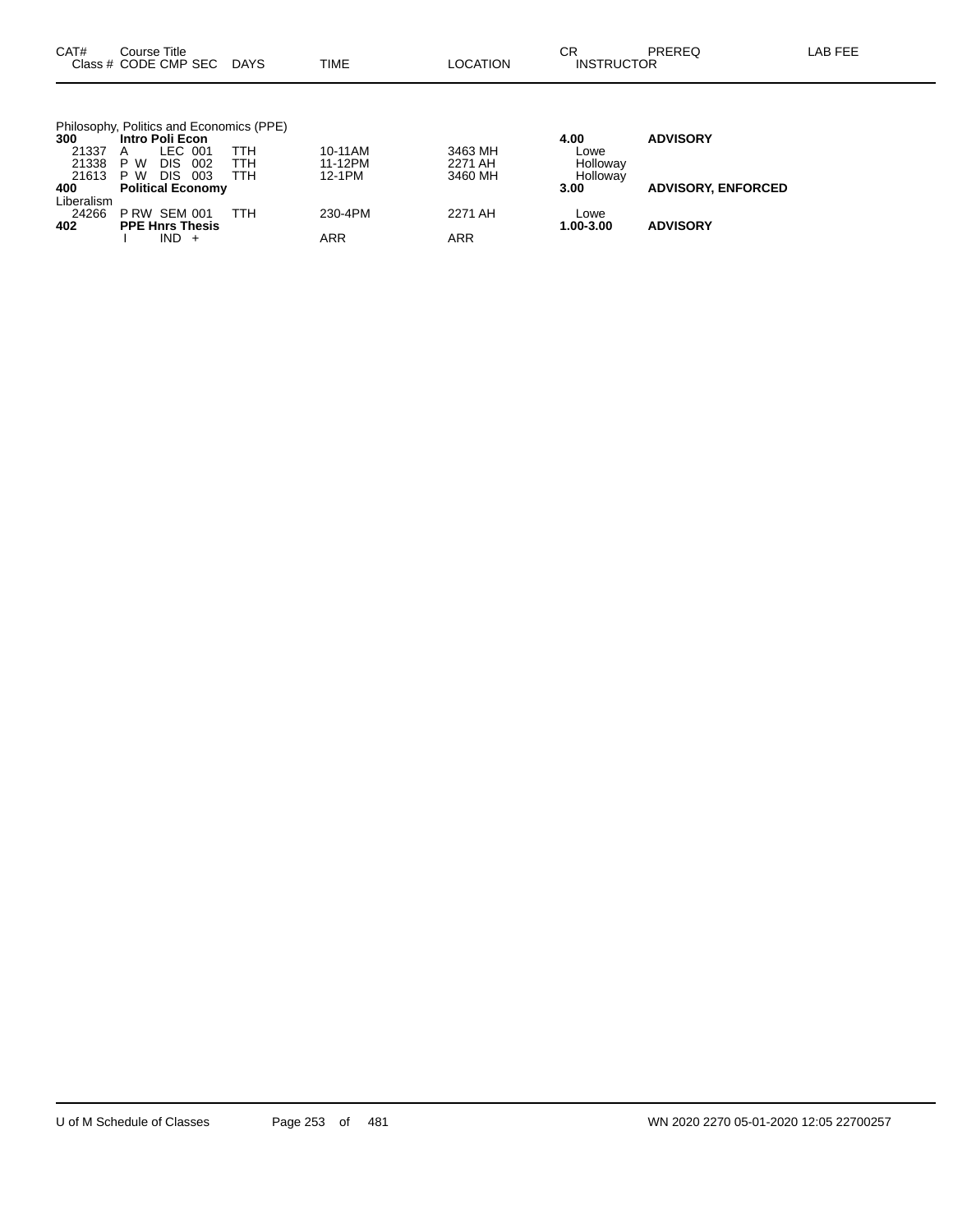| CAT# Class # | Course Title CODE CMP SEC | DAYS | TIME | LOCATION | CR INSTRUCTOR | PREREQ | LAB FEE |
|---|---|---|---|---|---|---|---|
| Philosophy, Politics and Economics (PPE) | | | | | | | |
| **300** | **Intro Poli Econ** | | | | **4.00** | **ADVISORY** | |
| 21337 | A LEC 001 | TTH | 10-11AM | 3463 MH | Lowe | | |
| 21338 | P W DIS 002 | TTH | 11-12PM | 2271 AH | Holloway | | |
| 21613 | P W DIS 003 | TTH | 12-1PM | 3460 MH | Holloway | | |
| **400** | **Political Economy** | | | | **3.00** | **ADVISORY, ENFORCED** | |
| Liberalism | | | | | | | |
| 24266 | P RW SEM 001 | TTH | 230-4PM | 2271 AH | Lowe | | |
| **402** | **PPE Hnrs Thesis** | | | | **1.00-3.00** | **ADVISORY** | |
| | I IND + | | ARR | ARR | | | |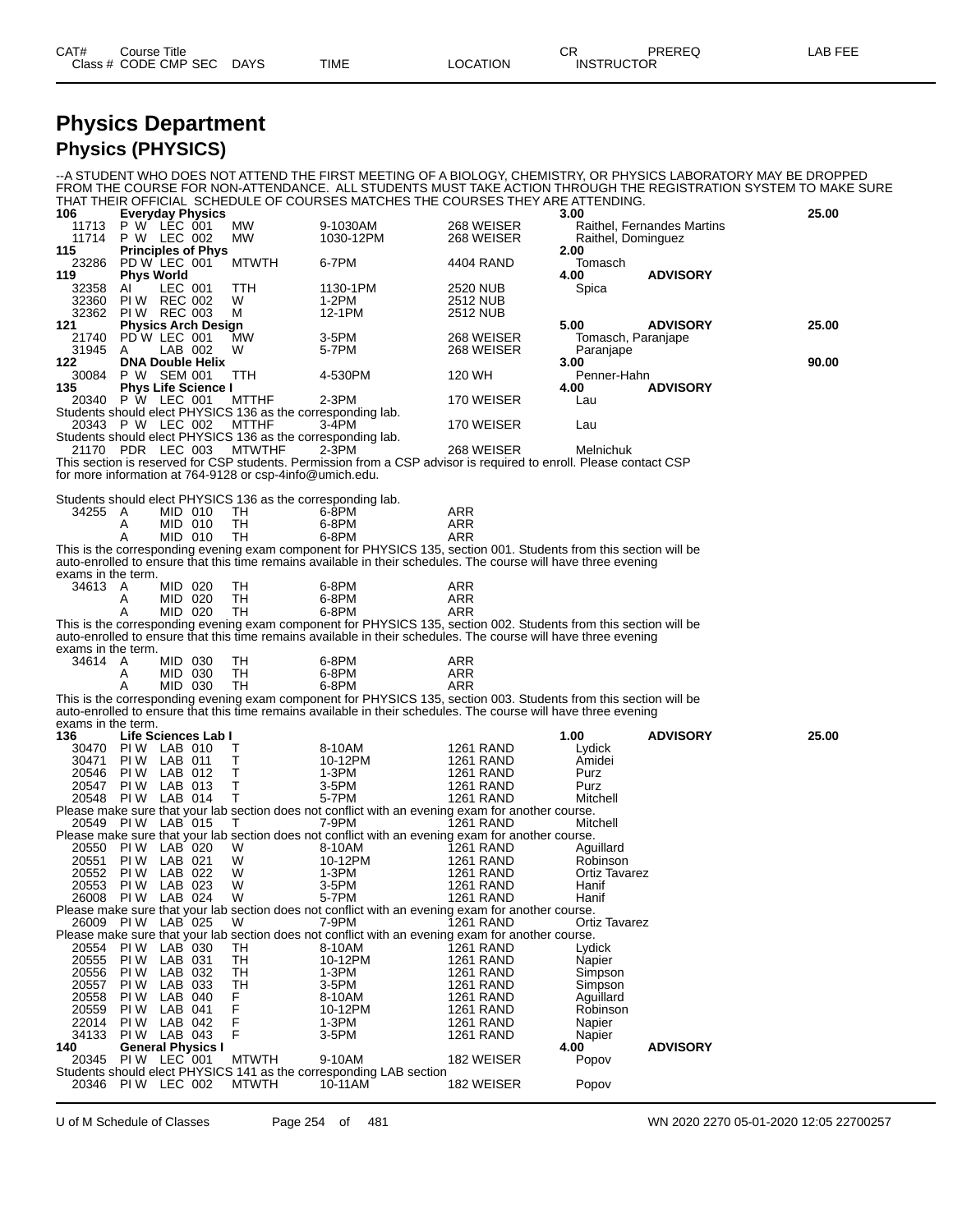# Physics Department

## Physics (PHYSICS)

--A STUDENT WHO DOES NOT ATTEND THE FIRST MEETING OF A BIOLOGY, CHEMISTRY, OR PHYSICS LABORATORY MAY BE DROPPED FROM THE COURSE FOR NON-ATTENDANCE. ALL STUDENTS MUST TAKE ACTION THROUGH THE REGISTRATION SYSTEM TO MAKE SURE THAT THEIR OFFICIAL SCHEDULE OF COURSES MATCHES THE COURSES THEY ARE ATTENDING.

| CAT# / Class # | Course Title / CODE | CMP | SEC | DAYS | TIME | LOCATION | CR / INSTRUCTOR | PREREQ | LAB FEE |
|---|---|---|---|---|---|---|---|---|---|
| **106** | **Everyday Physics** | | | | | | **3.00** | | **25.00** |
| 11713 | P W | LEC | 001 | MW | 9-1030AM | 268 WEISER | Raithel, Fernandes Martins | | |
| 11714 | P W | LEC | 002 | MW | 1030-12PM | 268 WEISER | Raithel, Dominguez | | |
| **115** | **Principles of Phys** | | | | | | **2.00** | | |
| 23286 | PD W | LEC | 001 | MTWTH | 6-7PM | 4404 RAND | Tomasch | | |
| **119** | **Phys World** | | | | | | **4.00** | **ADVISORY** | |
| 32358 | AI | LEC | 001 | TTH | 1130-1PM | 2520 NUB | Spica | | |
| 32360 | PI W | REC | 002 | W | 1-2PM | 2512 NUB | | | |
| 32362 | PI W | REC | 003 | M | 12-1PM | 2512 NUB | | | |
| **121** | **Physics Arch Design** | | | | | | **5.00** | **ADVISORY** | **25.00** |
| 21740 | PD W | LEC | 001 | MW | 3-5PM | 268 WEISER | Tomasch, Paranjape | | |
| 31945 | A | LAB | 002 | W | 5-7PM | 268 WEISER | Paranjape | | |
| **122** | **DNA Double Helix** | | | | | | **3.00** | | **90.00** |
| 30084 | P W | SEM | 001 | TTH | 4-530PM | 120 WH | Penner-Hahn | | |
| **135** | **Phys Life Science I** | | | | | | **4.00** | **ADVISORY** | |
| 20340 | P W | LEC | 001 | MTTHF | 2-3PM | 170 WEISER | Lau | | |

Students should elect PHYSICS 136 as the corresponding lab.

| Class # | CODE | CMP | SEC | DAYS | TIME | LOCATION | INSTRUCTOR |
|---|---|---|---|---|---|---|---|
| 20343 | P W | LEC | 002 | MTTHF | 3-4PM | 170 WEISER | Lau |

Students should elect PHYSICS 136 as the corresponding lab.

| Class # | CODE | CMP | SEC | DAYS | TIME | LOCATION | INSTRUCTOR |
|---|---|---|---|---|---|---|---|
| 21170 | PDR | LEC | 003 | MTWTHF | 2-3PM | 268 WEISER | Melnichuk |

This section is reserved for CSP students. Permission from a CSP advisor is required to enroll. Please contact CSP for more information at 764-9128 or csp-4info@umich.edu.

Students should elect PHYSICS 136 as the corresponding lab.

| Class # | CODE | CMP | SEC | DAYS | TIME | LOCATION |
|---|---|---|---|---|---|---|
| 34255 | A | MID | 010 | TH | 6-8PM | ARR |
| | A | MID | 010 | TH | 6-8PM | ARR |
| | A | MID | 010 | TH | 6-8PM | ARR |

This is the corresponding evening exam component for PHYSICS 135, section 001. Students from this section will be auto-enrolled to ensure that this time remains available in their schedules. The course will have three evening exams in the term.

| Class # | CODE | CMP | SEC | DAYS | TIME | LOCATION |
|---|---|---|---|---|---|---|
| 34613 | A | MID | 020 | TH | 6-8PM | ARR |
| | A | MID | 020 | TH | 6-8PM | ARR |
| | A | MID | 020 | TH | 6-8PM | ARR |

This is the corresponding evening exam component for PHYSICS 135, section 002. Students from this section will be auto-enrolled to ensure that this time remains available in their schedules. The course will have three evening exams in the term.

| Class # | CODE | CMP | SEC | DAYS | TIME | LOCATION |
|---|---|---|---|---|---|---|
| 34614 | A | MID | 030 | TH | 6-8PM | ARR |
| | A | MID | 030 | TH | 6-8PM | ARR |
| | A | MID | 030 | TH | 6-8PM | ARR |

This is the corresponding evening exam component for PHYSICS 135, section 003. Students from this section will be auto-enrolled to ensure that this time remains available in their schedules. The course will have three evening exams in the term.

| CAT# / Class # | Course Title / CODE | CMP | SEC | DAYS | TIME | LOCATION | CR / INSTRUCTOR | PREREQ | LAB FEE |
|---|---|---|---|---|---|---|---|---|---|
| **136** | **Life Sciences Lab I** | | | | | | **1.00** | **ADVISORY** | **25.00** |
| 30470 | PI W | LAB | 010 | T | 8-10AM | 1261 RAND | Lydick | | |
| 30471 | PI W | LAB | 011 | T | 10-12PM | 1261 RAND | Amidei | | |
| 20546 | PI W | LAB | 012 | T | 1-3PM | 1261 RAND | Purz | | |
| 20547 | PI W | LAB | 013 | T | 3-5PM | 1261 RAND | Purz | | |
| 20548 | PI W | LAB | 014 | T | 5-7PM | 1261 RAND | Mitchell | | |

Please make sure that your lab section does not conflict with an evening exam for another course.

| Class # | CODE | CMP | SEC | DAYS | TIME | LOCATION | INSTRUCTOR |
|---|---|---|---|---|---|---|---|
| 20549 | PI W | LAB | 015 | T | 7-9PM | 1261 RAND | Mitchell |

Please make sure that your lab section does not conflict with an evening exam for another course.

| Class # | CODE | CMP | SEC | DAYS | TIME | LOCATION | INSTRUCTOR |
|---|---|---|---|---|---|---|---|
| 20550 | PI W | LAB | 020 | W | 8-10AM | 1261 RAND | Aguillard |
| 20551 | PI W | LAB | 021 | W | 10-12PM | 1261 RAND | Robinson |
| 20552 | PI W | LAB | 022 | W | 1-3PM | 1261 RAND | Ortiz Tavarez |
| 20553 | PI W | LAB | 023 | W | 3-5PM | 1261 RAND | Hanif |
| 26008 | PI W | LAB | 024 | W | 5-7PM | 1261 RAND | Hanif |

Please make sure that your lab section does not conflict with an evening exam for another course.

| Class # | CODE | CMP | SEC | DAYS | TIME | LOCATION | INSTRUCTOR |
|---|---|---|---|---|---|---|---|
| 26009 | PI W | LAB | 025 | W | 7-9PM | 1261 RAND | Ortiz Tavarez |

Please make sure that your lab section does not conflict with an evening exam for another course.

| CAT# / Class # | Course Title / CODE | CMP | SEC | DAYS | TIME | LOCATION | CR / INSTRUCTOR | PREREQ | LAB FEE |
|---|---|---|---|---|---|---|---|---|---|
| 20554 | PI W | LAB | 030 | TH | 8-10AM | 1261 RAND | Lydick | | |
| 20555 | PI W | LAB | 031 | TH | 10-12PM | 1261 RAND | Napier | | |
| 20556 | PI W | LAB | 032 | TH | 1-3PM | 1261 RAND | Simpson | | |
| 20557 | PI W | LAB | 033 | TH | 3-5PM | 1261 RAND | Simpson | | |
| 20558 | PI W | LAB | 040 | F | 8-10AM | 1261 RAND | Aguillard | | |
| 20559 | PI W | LAB | 041 | F | 10-12PM | 1261 RAND | Robinson | | |
| 22014 | PI W | LAB | 042 | F | 1-3PM | 1261 RAND | Napier | | |
| 34133 | PI W | LAB | 043 | F | 3-5PM | 1261 RAND | Napier | | |
| **140** | **General Physics I** | | | | | | **4.00** | **ADVISORY** | |
| 20345 | PI W | LEC | 001 | MTWTH | 9-10AM | 182 WEISER | Popov | | |

Students should elect PHYSICS 141 as the corresponding LAB section

| Class # | CODE | CMP | SEC | DAYS | TIME | LOCATION | INSTRUCTOR |
|---|---|---|---|---|---|---|---|
| 20346 | PI W | LEC | 002 | MTWTH | 10-11AM | 182 WEISER | Popov |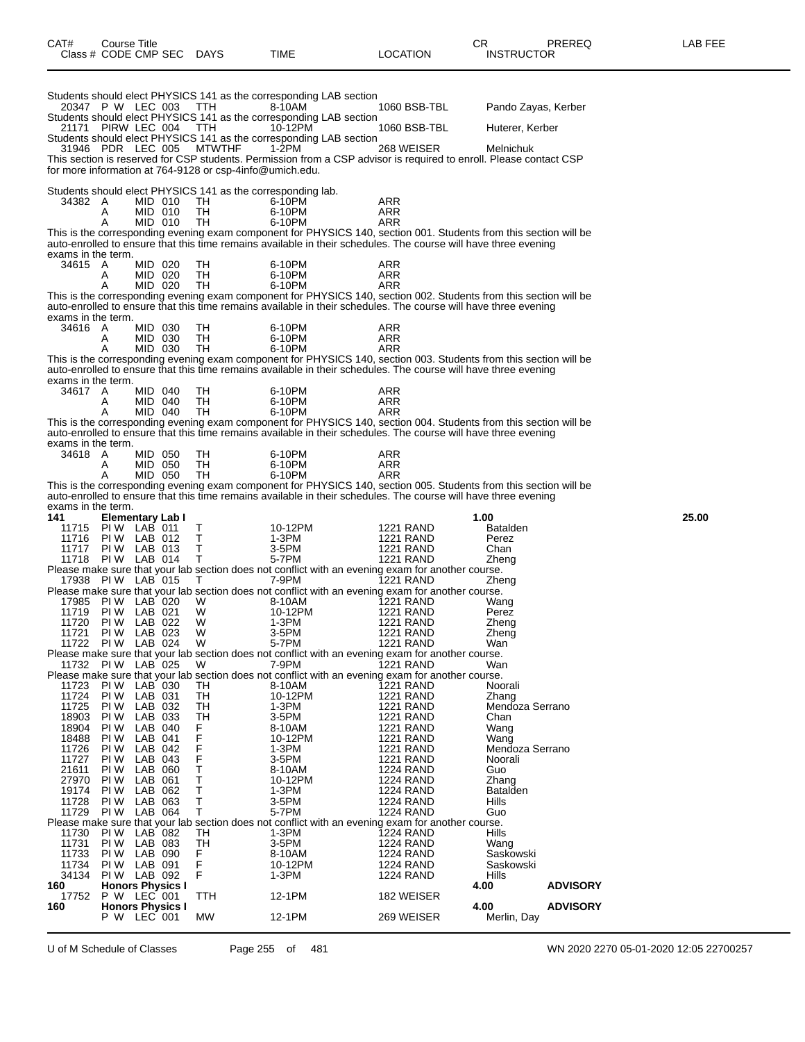| CAT# Class # | Course Title CODE | CMP | SEC | DAYS | TIME | LOCATION | CR INSTRUCTOR | PREREQ | LAB FEE |
|---|---|---|---|---|---|---|---|---|---|

Students should elect PHYSICS 141 as the corresponding LAB section

| | | | | | | | | | |
|---|---|---|---|---|---|---|---|---|---|
| 20347 | P W | LEC | 003 | TTH | 8-10AM | 1060 BSB-TBL | Pando Zayas, Kerber | | |

Students should elect PHYSICS 141 as the corresponding LAB section

| | | | | | | | | | |
|---|---|---|---|---|---|---|---|---|---|
| 21171 | PIRW | LEC | 004 | TTH | 10-12PM | 1060 BSB-TBL | Huterer, Kerber | | |

Students should elect PHYSICS 141 as the corresponding LAB section

| | | | | | | | | | |
|---|---|---|---|---|---|---|---|---|---|
| 31946 | PDR | LEC | 005 | MTWTHF | 1-2PM | 268 WEISER | Melnichuk | | |

This section is reserved for CSP students. Permission from a CSP advisor is required to enroll. Please contact CSP for more information at 764-9128 or csp-4info@umich.edu.

Students should elect PHYSICS 141 as the corresponding lab.

| | | | | | | | | | |
|---|---|---|---|---|---|---|---|---|---|
| 34382 | A | MID | 010 | TH | 6-10PM | ARR | | | |
| | A | MID | 010 | TH | 6-10PM | ARR | | | |
| | A | MID | 010 | TH | 6-10PM | ARR | | | |

This is the corresponding evening exam component for PHYSICS 140, section 001. Students from this section will be auto-enrolled to ensure that this time remains available in their schedules. The course will have three evening exams in the term.

| | | | | | | | | | |
|---|---|---|---|---|---|---|---|---|---|
| 34615 | A | MID | 020 | TH | 6-10PM | ARR | | | |
| | A | MID | 020 | TH | 6-10PM | ARR | | | |
| | A | MID | 020 | TH | 6-10PM | ARR | | | |

This is the corresponding evening exam component for PHYSICS 140, section 002. Students from this section will be auto-enrolled to ensure that this time remains available in their schedules. The course will have three evening exams in the term.

| | | | | | | | | | |
|---|---|---|---|---|---|---|---|---|---|
| 34616 | A | MID | 030 | TH | 6-10PM | ARR | | | |
| | A | MID | 030 | TH | 6-10PM | ARR | | | |
| | A | MID | 030 | TH | 6-10PM | ARR | | | |

This is the corresponding evening exam component for PHYSICS 140, section 003. Students from this section will be auto-enrolled to ensure that this time remains available in their schedules. The course will have three evening exams in the term.

| | | | | | | | | | |
|---|---|---|---|---|---|---|---|---|---|
| 34617 | A | MID | 040 | TH | 6-10PM | ARR | | | |
| | A | MID | 040 | TH | 6-10PM | ARR | | | |
| | A | MID | 040 | TH | 6-10PM | ARR | | | |

This is the corresponding evening exam component for PHYSICS 140, section 004. Students from this section will be auto-enrolled to ensure that this time remains available in their schedules. The course will have three evening exams in the term.

| | | | | | | | | | |
|---|---|---|---|---|---|---|---|---|---|
| 34618 | A | MID | 050 | TH | 6-10PM | ARR | | | |
| | A | MID | 050 | TH | 6-10PM | ARR | | | |
| | A | MID | 050 | TH | 6-10PM | ARR | | | |

This is the corresponding evening exam component for PHYSICS 140, section 005. Students from this section will be auto-enrolled to ensure that this time remains available in their schedules. The course will have three evening exams in the term.

| | | | | | | | | | |
|---|---|---|---|---|---|---|---|---|---|
| **141** | **Elementary Lab I** | | | | | | **1.00** | | **25.00** |
| 11715 | PI W | LAB | 011 | T | 10-12PM | 1221 RAND | Batalden | | |
| 11716 | PI W | LAB | 012 | T | 1-3PM | 1221 RAND | Perez | | |
| 11717 | PI W | LAB | 013 | T | 3-5PM | 1221 RAND | Chan | | |
| 11718 | PI W | LAB | 014 | T | 5-7PM | 1221 RAND | Zheng | | |

Please make sure that your lab section does not conflict with an evening exam for another course.

| | | | | | | | | | |
|---|---|---|---|---|---|---|---|---|---|
| 17938 | PI W | LAB | 015 | T | 7-9PM | 1221 RAND | Zheng | | |

Please make sure that your lab section does not conflict with an evening exam for another course.

| | | | | | | | | | |
|---|---|---|---|---|---|---|---|---|---|
| 17985 | PI W | LAB | 020 | W | 8-10AM | 1221 RAND | Wang | | |
| 11719 | PI W | LAB | 021 | W | 10-12PM | 1221 RAND | Perez | | |
| 11720 | PI W | LAB | 022 | W | 1-3PM | 1221 RAND | Zheng | | |
| 11721 | PI W | LAB | 023 | W | 3-5PM | 1221 RAND | Zheng | | |
| 11722 | PI W | LAB | 024 | W | 5-7PM | 1221 RAND | Wan | | |

Please make sure that your lab section does not conflict with an evening exam for another course.

| | | | | | | | | | |
|---|---|---|---|---|---|---|---|---|---|
| 11732 | PI W | LAB | 025 | W | 7-9PM | 1221 RAND | Wan | | |

Please make sure that your lab section does not conflict with an evening exam for another course.

| | | | | | | | | | |
|---|---|---|---|---|---|---|---|---|---|
| 11723 | PI W | LAB | 030 | TH | 8-10AM | 1221 RAND | Noorali | | |
| 11724 | PI W | LAB | 031 | TH | 10-12PM | 1221 RAND | Zhang | | |
| 11725 | PI W | LAB | 032 | TH | 1-3PM | 1221 RAND | Mendoza Serrano | | |
| 18903 | PI W | LAB | 033 | TH | 3-5PM | 1221 RAND | Chan | | |
| 18904 | PI W | LAB | 040 | F | 8-10AM | 1221 RAND | Wang | | |
| 18488 | PI W | LAB | 041 | F | 10-12PM | 1221 RAND | Wang | | |
| 11726 | PI W | LAB | 042 | F | 1-3PM | 1221 RAND | Mendoza Serrano | | |
| 11727 | PI W | LAB | 043 | F | 3-5PM | 1221 RAND | Noorali | | |
| 21611 | PI W | LAB | 060 | T | 8-10AM | 1224 RAND | Guo | | |
| 27970 | PI W | LAB | 061 | T | 10-12PM | 1224 RAND | Zhang | | |
| 19174 | PI W | LAB | 062 | T | 1-3PM | 1224 RAND | Batalden | | |
| 11728 | PI W | LAB | 063 | T | 3-5PM | 1224 RAND | Hills | | |
| 11729 | PI W | LAB | 064 | T | 5-7PM | 1224 RAND | Guo | | |

Please make sure that your lab section does not conflict with an evening exam for another course.

| | | | | | | | | | |
|---|---|---|---|---|---|---|---|---|---|
| 11730 | PI W | LAB | 082 | TH | 1-3PM | 1224 RAND | Hills | | |
| 11731 | PI W | LAB | 083 | TH | 3-5PM | 1224 RAND | Wang | | |
| 11733 | PI W | LAB | 090 | F | 8-10AM | 1224 RAND | Saskowski | | |
| 11734 | PI W | LAB | 091 | F | 10-12PM | 1224 RAND | Saskowski | | |
| 34134 | PI W | LAB | 092 | F | 1-3PM | 1224 RAND | Hills | | |
| **160** | **Honors Physics I** | | | | | | **4.00** | **ADVISORY** | |
| 17752 | P W | LEC | 001 | TTH | 12-1PM | 182 WEISER | | | |
| **160** | **Honors Physics I** | | | | | | **4.00** | **ADVISORY** | |
| | P W | LEC | 001 | MW | 12-1PM | 269 WEISER | Merlin, Day | | |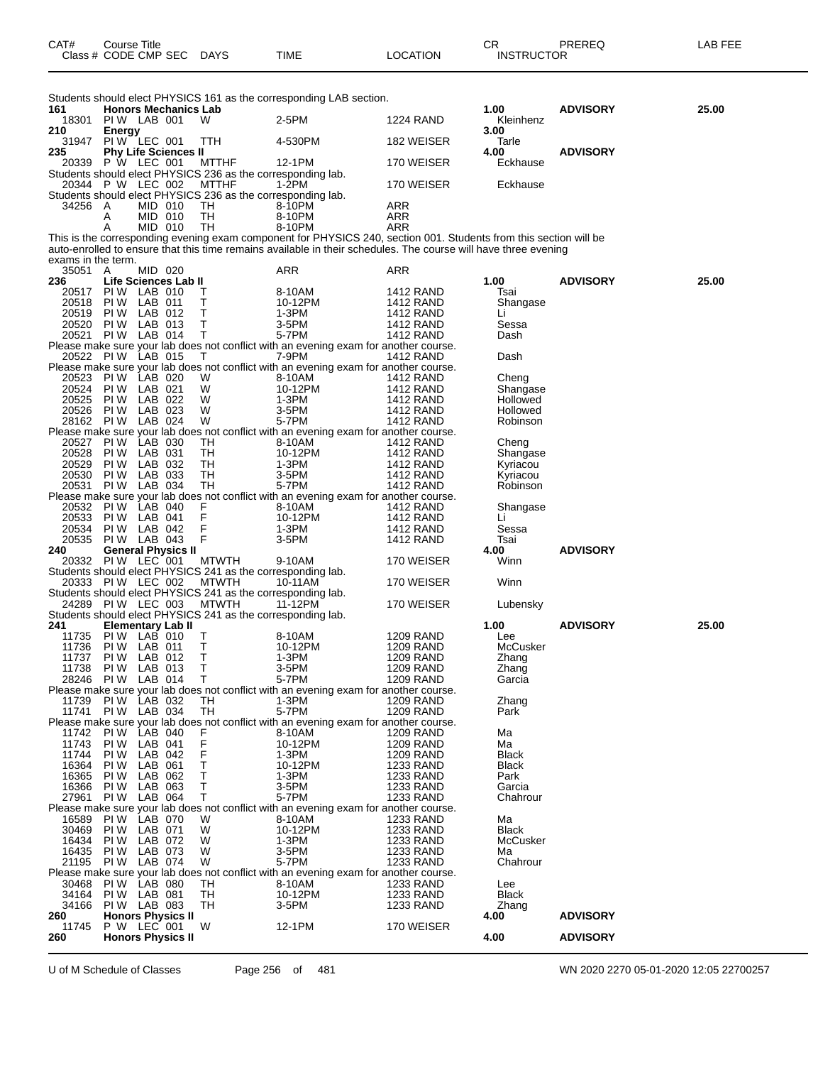| CAT# | Class # | CODE | CMP | SEC | DAYS | TIME | LOCATION | CR / INSTRUCTOR | PREREQ | LAB FEE |
|---|---|---|---|---|---|---|---|---|---|---|
| Students should elect PHYSICS 161 as the corresponding LAB section. | | | | | | | | | | |
| 161 | Honors Mechanics Lab | | | | | | | 1.00 | ADVISORY | 25.00 |
| | 18301 | PI W | LAB | 001 | W | 2-5PM | 1224 RAND | Kleinhenz | | |
| 210 | Energy | | | | | | | 3.00 | | |
| | 31947 | PI W | LEC | 001 | TTH | 4-530PM | 182 WEISER | Tarle | | |
| 235 | Phy Life Sciences II | | | | | | | 4.00 | ADVISORY | |
| | 20339 | P W | LEC | 001 | MTTHF | 12-1PM | 170 WEISER | Eckhause | | |
| Students should elect PHYSICS 236 as the corresponding lab. | | | | | | | | | | |
| | 20344 | P W | LEC | 002 | MTTHF | 1-2PM | 170 WEISER | Eckhause | | |
| Students should elect PHYSICS 236 as the corresponding lab. | | | | | | | | | | |
| | 34256 | A | MID | 010 | TH | 8-10PM | ARR | | | |
| | | A | MID | 010 | TH | 8-10PM | ARR | | | |
| | | A | MID | 010 | TH | 8-10PM | ARR | | | |
| This is the corresponding evening exam component for PHYSICS 240, section 001. Students from this section will be auto-enrolled to ensure that this time remains available in their schedules. The course will have three evening exams in the term. | | | | | | | | | | |
| | 35051 | A | MID | 020 | | ARR | ARR | | | |
| 236 | Life Sciences Lab II | | | | | | | 1.00 | ADVISORY | 25.00 |
| | 20517 | PI W | LAB | 010 | T | 8-10AM | 1412 RAND | Tsai | | |
| | 20518 | PI W | LAB | 011 | T | 10-12PM | 1412 RAND | Shangase | | |
| | 20519 | PI W | LAB | 012 | T | 1-3PM | 1412 RAND | Li | | |
| | 20520 | PI W | LAB | 013 | T | 3-5PM | 1412 RAND | Sessa | | |
| | 20521 | PI W | LAB | 014 | T | 5-7PM | 1412 RAND | Dash | | |
| Please make sure your lab does not conflict with an evening exam for another course. | | | | | | | | | | |
| | 20522 | PI W | LAB | 015 | T | 7-9PM | 1412 RAND | Dash | | |
| Please make sure your lab does not conflict with an evening exam for another course. | | | | | | | | | | |
| | 20523 | PI W | LAB | 020 | W | 8-10AM | 1412 RAND | Cheng | | |
| | 20524 | PI W | LAB | 021 | W | 10-12PM | 1412 RAND | Shangase | | |
| | 20525 | PI W | LAB | 022 | W | 1-3PM | 1412 RAND | Hollowed | | |
| | 20526 | PI W | LAB | 023 | W | 3-5PM | 1412 RAND | Hollowed | | |
| | 28162 | PI W | LAB | 024 | W | 5-7PM | 1412 RAND | Robinson | | |
| Please make sure your lab does not conflict with an evening exam for another course. | | | | | | | | | | |
| | 20527 | PI W | LAB | 030 | TH | 8-10AM | 1412 RAND | Cheng | | |
| | 20528 | PI W | LAB | 031 | TH | 10-12PM | 1412 RAND | Shangase | | |
| | 20529 | PI W | LAB | 032 | TH | 1-3PM | 1412 RAND | Kyriacou | | |
| | 20530 | PI W | LAB | 033 | TH | 3-5PM | 1412 RAND | Kyriacou | | |
| | 20531 | PI W | LAB | 034 | TH | 5-7PM | 1412 RAND | Robinson | | |
| Please make sure your lab does not conflict with an evening exam for another course. | | | | | | | | | | |
| | 20532 | PI W | LAB | 040 | F | 8-10AM | 1412 RAND | Shangase | | |
| | 20533 | PI W | LAB | 041 | F | 10-12PM | 1412 RAND | Li | | |
| | 20534 | PI W | LAB | 042 | F | 1-3PM | 1412 RAND | Sessa | | |
| | 20535 | PI W | LAB | 043 | F | 3-5PM | 1412 RAND | Tsai | | |
| 240 | General Physics II | | | | | | | 4.00 | ADVISORY | |
| | 20332 | PI W | LEC | 001 | MTWTH | 9-10AM | 170 WEISER | Winn | | |
| Students should elect PHYSICS 241 as the corresponding lab. | | | | | | | | | | |
| | 20333 | PI W | LEC | 002 | MTWTH | 10-11AM | 170 WEISER | Winn | | |
| Students should elect PHYSICS 241 as the corresponding lab. | | | | | | | | | | |
| | 24289 | PI W | LEC | 003 | MTWTH | 11-12PM | 170 WEISER | Lubensky | | |
| Students should elect PHYSICS 241 as the corresponding lab. | | | | | | | | | | |
| 241 | Elementary Lab II | | | | | | | 1.00 | ADVISORY | 25.00 |
| | 11735 | PI W | LAB | 010 | T | 8-10AM | 1209 RAND | Lee | | |
| | 11736 | PI W | LAB | 011 | T | 10-12PM | 1209 RAND | McCusker | | |
| | 11737 | PI W | LAB | 012 | T | 1-3PM | 1209 RAND | Zhang | | |
| | 11738 | PI W | LAB | 013 | T | 3-5PM | 1209 RAND | Zhang | | |
| | 28246 | PI W | LAB | 014 | T | 5-7PM | 1209 RAND | Garcia | | |
| Please make sure your lab does not conflict with an evening exam for another course. | | | | | | | | | | |
| | 11739 | PI W | LAB | 032 | TH | 1-3PM | 1209 RAND | Zhang | | |
| | 11741 | PI W | LAB | 034 | TH | 5-7PM | 1209 RAND | Park | | |
| Please make sure your lab does not conflict with an evening exam for another course. | | | | | | | | | | |
| | 11742 | PI W | LAB | 040 | F | 8-10AM | 1209 RAND | Ma | | |
| | 11743 | PI W | LAB | 041 | F | 10-12PM | 1209 RAND | Ma | | |
| | 11744 | PI W | LAB | 042 | F | 1-3PM | 1209 RAND | Black | | |
| | 16364 | PI W | LAB | 061 | T | 10-12PM | 1233 RAND | Black | | |
| | 16365 | PI W | LAB | 062 | T | 1-3PM | 1233 RAND | Park | | |
| | 16366 | PI W | LAB | 063 | T | 3-5PM | 1233 RAND | Garcia | | |
| | 27961 | PI W | LAB | 064 | T | 5-7PM | 1233 RAND | Chahrour | | |
| Please make sure your lab does not conflict with an evening exam for another course. | | | | | | | | | | |
| | 16589 | PI W | LAB | 070 | W | 8-10AM | 1233 RAND | Ma | | |
| | 30469 | PI W | LAB | 071 | W | 10-12PM | 1233 RAND | Black | | |
| | 16434 | PI W | LAB | 072 | W | 1-3PM | 1233 RAND | McCusker | | |
| | 16435 | PI W | LAB | 073 | W | 3-5PM | 1233 RAND | Ma | | |
| | 21195 | PI W | LAB | 074 | W | 5-7PM | 1233 RAND | Chahrour | | |
| Please make sure your lab does not conflict with an evening exam for another course. | | | | | | | | | | |
| | 30468 | PI W | LAB | 080 | TH | 8-10AM | 1233 RAND | Lee | | |
| | 34164 | PI W | LAB | 081 | TH | 10-12PM | 1233 RAND | Black | | |
| | 34166 | PI W | LAB | 083 | TH | 3-5PM | 1233 RAND | Zhang | | |
| 260 | Honors Physics II | | | | | | | 4.00 | ADVISORY | |
| | 11745 | P W | LEC | 001 | W | 12-1PM | 170 WEISER | | | |
| 260 | Honors Physics II | | | | | | | 4.00 | ADVISORY | |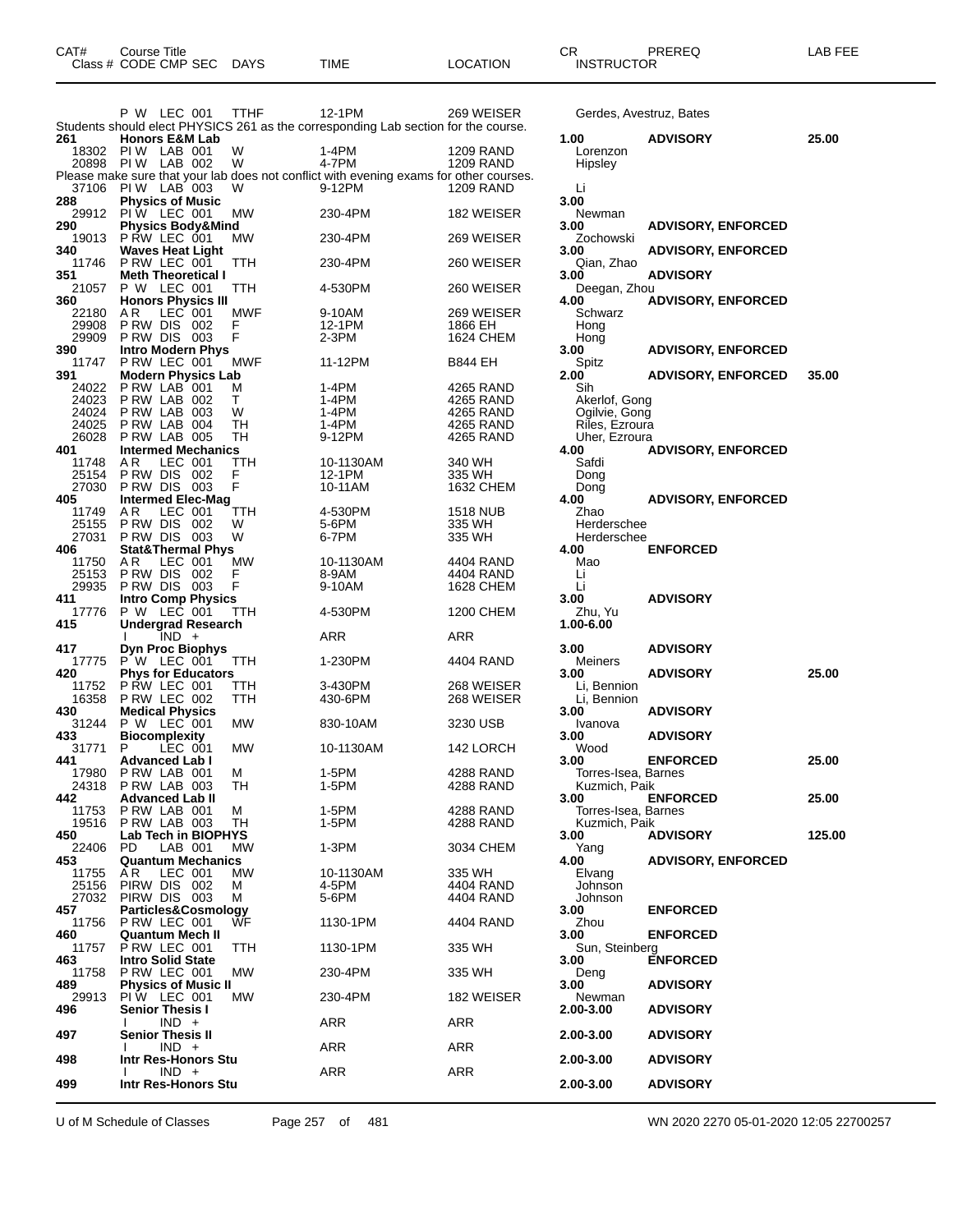| CAT# | Course Title Class # CODE CMP SEC | DAYS | TIME | LOCATION | CR INSTRUCTOR | PREREQ | LAB FEE |
|---|---|---|---|---|---|---|---|
| | P W LEC 001 | TTHF | 12-1PM | 269 WEISER | Gerdes, Avestruz, Bates | | |
| | Students should elect PHYSICS 261 as the corresponding Lab section for the course. | | | | | | |
| 261 | Honors E&M Lab | | | | 1.00 | ADVISORY | 25.00 |
| 18302 | PI W LAB 001 | W | 1-4PM | 1209 RAND | Lorenzon | | |
| 20898 | PI W LAB 002 | W | 4-7PM | 1209 RAND | Hipsley | | |
| | Please make sure that your lab does not conflict with evening exams for other courses. | | | | | | |
| 37106 | PI W LAB 003 | W | 9-12PM | 1209 RAND | Li | | |
| 288 | Physics of Music | | | | 3.00 | | |
| 29912 | PI W LEC 001 | MW | 230-4PM | 182 WEISER | Newman | | |
| 290 | Physics Body&Mind | | | | 3.00 | ADVISORY, ENFORCED | |
| 19013 | P RW LEC 001 | MW | 230-4PM | 269 WEISER | Zochowski | | |
| 340 | Waves Heat Light | | | | 3.00 | ADVISORY, ENFORCED | |
| 11746 | P RW LEC 001 | TTH | 230-4PM | 260 WEISER | Qian, Zhao | | |
| 351 | Meth Theoretical I | | | | 3.00 | ADVISORY | |
| 21057 | P W LEC 001 | TTH | 4-530PM | 260 WEISER | Deegan, Zhou | | |
| 360 | Honors Physics III | | | | 4.00 | ADVISORY, ENFORCED | |
| 22180 | A R LEC 001 | MWF | 9-10AM | 269 WEISER | Schwarz | | |
| 29908 | P RW DIS 002 | F | 12-1PM | 1866 EH | Hong | | |
| 29909 | P RW DIS 003 | F | 2-3PM | 1624 CHEM | Hong | | |
| 390 | Intro Modern Phys | | | | 3.00 | ADVISORY, ENFORCED | |
| 11747 | P RW LEC 001 | MWF | 11-12PM | B844 EH | Spitz | | |
| 391 | Modern Physics Lab | | | | 2.00 | ADVISORY, ENFORCED | 35.00 |
| 24022 | P RW LAB 001 | M | 1-4PM | 4265 RAND | Sih | | |
| 24023 | P RW LAB 002 | T | 1-4PM | 4265 RAND | Akerlof, Gong | | |
| 24024 | P RW LAB 003 | W | 1-4PM | 4265 RAND | Ogilvie, Gong | | |
| 24025 | P RW LAB 004 | TH | 1-4PM | 4265 RAND | Riles, Ezroura | | |
| 26028 | P RW LAB 005 | TH | 9-12PM | 4265 RAND | Uher, Ezroura | | |
| 401 | Intermed Mechanics | | | | 4.00 | ADVISORY, ENFORCED | |
| 11748 | A R LEC 001 | TTH | 10-1130AM | 340 WH | Safdi | | |
| 25154 | P RW DIS 002 | F | 12-1PM | 335 WH | Dong | | |
| 27030 | P RW DIS 003 | F | 10-11AM | 1632 CHEM | Dong | | |
| 405 | Intermed Elec-Mag | | | | 4.00 | ADVISORY, ENFORCED | |
| 11749 | A R LEC 001 | TTH | 4-530PM | 1518 NUB | Zhao | | |
| 25155 | P RW DIS 002 | W | 5-6PM | 335 WH | Herderschee | | |
| 27031 | P RW DIS 003 | W | 6-7PM | 335 WH | Herderschee | | |
| 406 | Stat&Thermal Phys | | | | 4.00 | ENFORCED | |
| 11750 | A R LEC 001 | MW | 10-1130AM | 4404 RAND | Mao | | |
| 25153 | P RW DIS 002 | F | 8-9AM | 4404 RAND | Li | | |
| 29935 | P RW DIS 003 | F | 9-10AM | 1628 CHEM | Li | | |
| 411 | Intro Comp Physics | | | | 3.00 | ADVISORY | |
| 17776 | P W LEC 001 | TTH | 4-530PM | 1200 CHEM | Zhu, Yu | | |
| 415 | Undergrad Research | | | | 1.00-6.00 | | |
| | I IND + | | ARR | ARR | | | |
| 417 | Dyn Proc Biophys | | | | 3.00 | ADVISORY | |
| 17775 | P W LEC 001 | TTH | 1-230PM | 4404 RAND | Meiners | | |
| 420 | Phys for Educators | | | | 3.00 | ADVISORY | 25.00 |
| 11752 | P RW LEC 001 | TTH | 3-430PM | 268 WEISER | Li, Bennion | | |
| 16358 | P RW LEC 002 | TTH | 430-6PM | 268 WEISER | Li, Bennion | | |
| 430 | Medical Physics | | | | 3.00 | ADVISORY | |
| 31244 | P W LEC 001 | MW | 830-10AM | 3230 USB | Ivanova | | |
| 433 | Biocomplexity | | | | 3.00 | ADVISORY | |
| 31771 | P LEC 001 | MW | 10-1130AM | 142 LORCH | Wood | | |
| 441 | Advanced Lab I | | | | 3.00 | ENFORCED | 25.00 |
| 17980 | P RW LAB 001 | M | 1-5PM | 4288 RAND | Torres-Isea, Barnes | | |
| 24318 | P RW LAB 003 | TH | 1-5PM | 4288 RAND | Kuzmich, Paik | | |
| 442 | Advanced Lab II | | | | 3.00 | ENFORCED | 25.00 |
| 11753 | P RW LAB 001 | M | 1-5PM | 4288 RAND | Torres-Isea, Barnes | | |
| 19516 | P RW LAB 003 | TH | 1-5PM | 4288 RAND | Kuzmich, Paik | | |
| 450 | Lab Tech in BIOPHYS | | | | 3.00 | ADVISORY | 125.00 |
| 22406 | PD LAB 001 | MW | 1-3PM | 3034 CHEM | Yang | | |
| 453 | Quantum Mechanics | | | | 4.00 | ADVISORY, ENFORCED | |
| 11755 | A R LEC 001 | MW | 10-1130AM | 335 WH | Elvang | | |
| 25156 | PIRW DIS 002 | M | 4-5PM | 4404 RAND | Johnson | | |
| 27032 | PIRW DIS 003 | M | 5-6PM | 4404 RAND | Johnson | | |
| 457 | Particles&Cosmology | | | | 3.00 | ENFORCED | |
| 11756 | P RW LEC 001 | WF | 1130-1PM | 4404 RAND | Zhou | | |
| 460 | Quantum Mech II | | | | 3.00 | ENFORCED | |
| 11757 | P RW LEC 001 | TTH | 1130-1PM | 335 WH | Sun, Steinberg | | |
| 463 | Intro Solid State | | | | 3.00 | ENFORCED | |
| 11758 | P RW LEC 001 | MW | 230-4PM | 335 WH | Deng | | |
| 489 | Physics of Music II | | | | 3.00 | ADVISORY | |
| 29913 | PI W LEC 001 | MW | 230-4PM | 182 WEISER | Newman | | |
| 496 | Senior Thesis I | | | | 2.00-3.00 | ADVISORY | |
| | I IND + | | ARR | ARR | | | |
| 497 | Senior Thesis II | | | | 2.00-3.00 | ADVISORY | |
| | I IND + | | ARR | ARR | | | |
| 498 | Intr Res-Honors Stu | | | | 2.00-3.00 | ADVISORY | |
| | I IND + | | ARR | ARR | | | |
| 499 | Intr Res-Honors Stu | | | | 2.00-3.00 | ADVISORY | |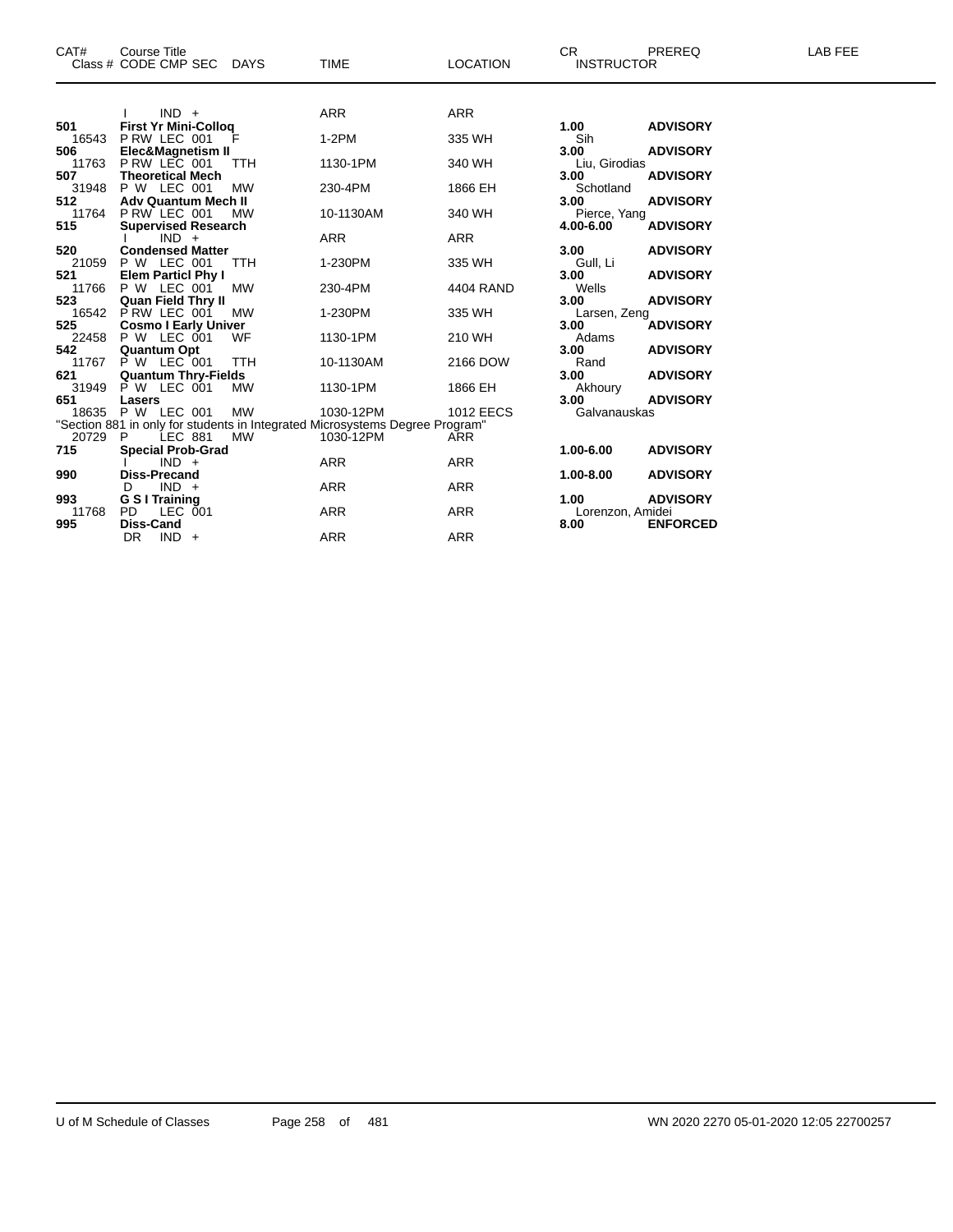| CAT# | Course Title<br>Class # CODE CMP SEC DAYS | TIME | LOCATION | CR<br>INSTRUCTOR | PREREQ | LAB FEE |
|---|---|---|---|---|---|---|
| | I IND + | ARR | ARR | | | |
| **501** | **First Yr Mini-Colloq** | | | **1.00** | **ADVISORY** | |
| 16543 | P RW LEC 001 F | 1-2PM | 335 WH | Sih | | |
| **506** | **Elec&Magnetism II** | | | **3.00** | **ADVISORY** | |
| 11763 | P RW LEC 001 TTH | 1130-1PM | 340 WH | Liu, Girodias | | |
| **507** | **Theoretical Mech** | | | **3.00** | **ADVISORY** | |
| 31948 | P W LEC 001 MW | 230-4PM | 1866 EH | Schotland | | |
| **512** | **Adv Quantum Mech II** | | | **3.00** | **ADVISORY** | |
| 11764 | P RW LEC 001 MW | 10-1130AM | 340 WH | Pierce, Yang | | |
| **515** | **Supervised Research** | | | **4.00-6.00** | **ADVISORY** | |
| | I IND + | ARR | ARR | | | |
| **520** | **Condensed Matter** | | | **3.00** | **ADVISORY** | |
| 21059 | P W LEC 001 TTH | 1-230PM | 335 WH | Gull, Li | | |
| **521** | **Elem Particl Phy I** | | | **3.00** | **ADVISORY** | |
| 11766 | P W LEC 001 MW | 230-4PM | 4404 RAND | Wells | | |
| **523** | **Quan Field Thry II** | | | **3.00** | **ADVISORY** | |
| 16542 | P RW LEC 001 MW | 1-230PM | 335 WH | Larsen, Zeng | | |
| **525** | **Cosmo I Early Univer** | | | **3.00** | **ADVISORY** | |
| 22458 | P W LEC 001 WF | 1130-1PM | 210 WH | Adams | | |
| **542** | **Quantum Opt** | | | **3.00** | **ADVISORY** | |
| 11767 | P W LEC 001 TTH | 10-1130AM | 2166 DOW | Rand | | |
| **621** | **Quantum Thry-Fields** | | | **3.00** | **ADVISORY** | |
| 31949 | P W LEC 001 MW | 1130-1PM | 1866 EH | Akhoury | | |
| **651** | **Lasers** | | | **3.00** | **ADVISORY** | |
| 18635 | P W LEC 001 MW | 1030-12PM | 1012 EECS | Galvanauskas | | |
| | "Section 881 in only for students in Integrated Microsystems Degree Program" | | | | | |
| 20729 | P LEC 881 MW | 1030-12PM | ARR | | | |
| **715** | **Special Prob-Grad** | | | **1.00-6.00** | **ADVISORY** | |
| | I IND + | ARR | ARR | | | |
| **990** | **Diss-Precand** | | | **1.00-8.00** | **ADVISORY** | |
| | D IND + | ARR | ARR | | | |
| **993** | **G S I Training** | | | **1.00** | **ADVISORY** | |
| 11768 | PD LEC 001 | ARR | ARR | Lorenzon, Amidei | | |
| **995** | **Diss-Cand** | | | **8.00** | **ENFORCED** | |
| | DR IND + | ARR | ARR | | | |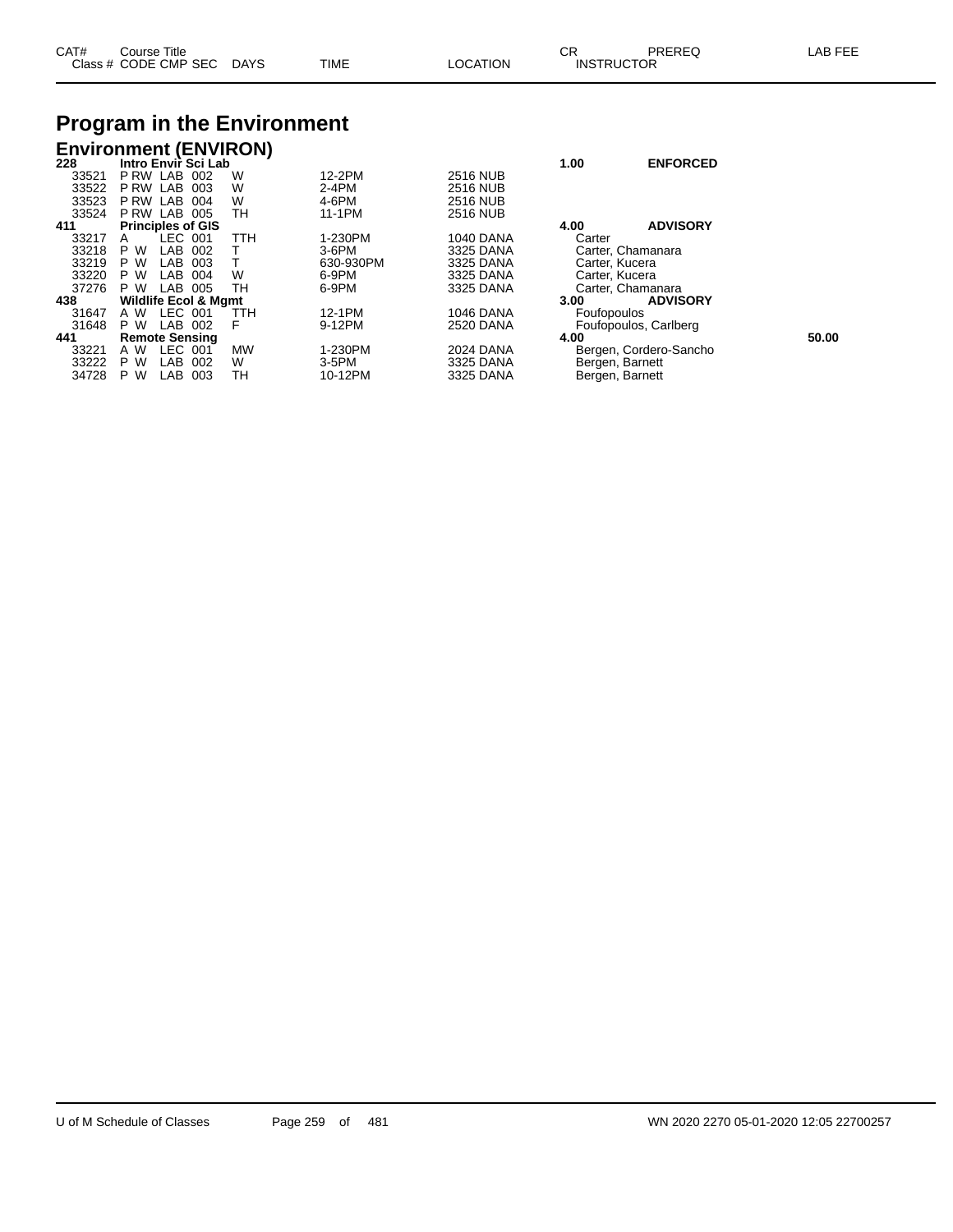# Program in the Environment

## Environment (ENVIRON)

| CAT# Class # | Course Title CODE CMP SEC | DAYS | TIME | LOCATION | CR INSTRUCTOR | PREREQ | LAB FEE |
|---|---|---|---|---|---|---|---|
| **228** | **Intro Envir Sci Lab** | | | | **1.00** | **ENFORCED** | |
| 33521 | P RW LAB 002 | W | 12-2PM | 2516 NUB | | | |
| 33522 | P RW LAB 003 | W | 2-4PM | 2516 NUB | | | |
| 33523 | P RW LAB 004 | W | 4-6PM | 2516 NUB | | | |
| 33524 | P RW LAB 005 | TH | 11-1PM | 2516 NUB | | | |
| **411** | **Principles of GIS** | | | | **4.00** | **ADVISORY** | |
| 33217 | A LEC 001 | TTH | 1-230PM | 1040 DANA | Carter | | |
| 33218 | P W LAB 002 | T | 3-6PM | 3325 DANA | Carter, Chamanara | | |
| 33219 | P W LAB 003 | T | 630-930PM | 3325 DANA | Carter, Kucera | | |
| 33220 | P W LAB 004 | W | 6-9PM | 3325 DANA | Carter, Kucera | | |
| 37276 | P W LAB 005 | TH | 6-9PM | 3325 DANA | Carter, Chamanara | | |
| **438** | **Wildlife Ecol & Mgmt** | | | | **3.00** | **ADVISORY** | |
| 31647 | A W LEC 001 | TTH | 12-1PM | 1046 DANA | Foufopoulos | | |
| 31648 | P W LAB 002 | F | 9-12PM | 2520 DANA | Foufopoulos, Carlberg | | |
| **441** | **Remote Sensing** | | | | **4.00** | | **50.00** |
| 33221 | A W LEC 001 | MW | 1-230PM | 2024 DANA | Bergen, Cordero-Sancho | | |
| 33222 | P W LAB 002 | W | 3-5PM | 3325 DANA | Bergen, Barnett | | |
| 34728 | P W LAB 003 | TH | 10-12PM | 3325 DANA | Bergen, Barnett | | |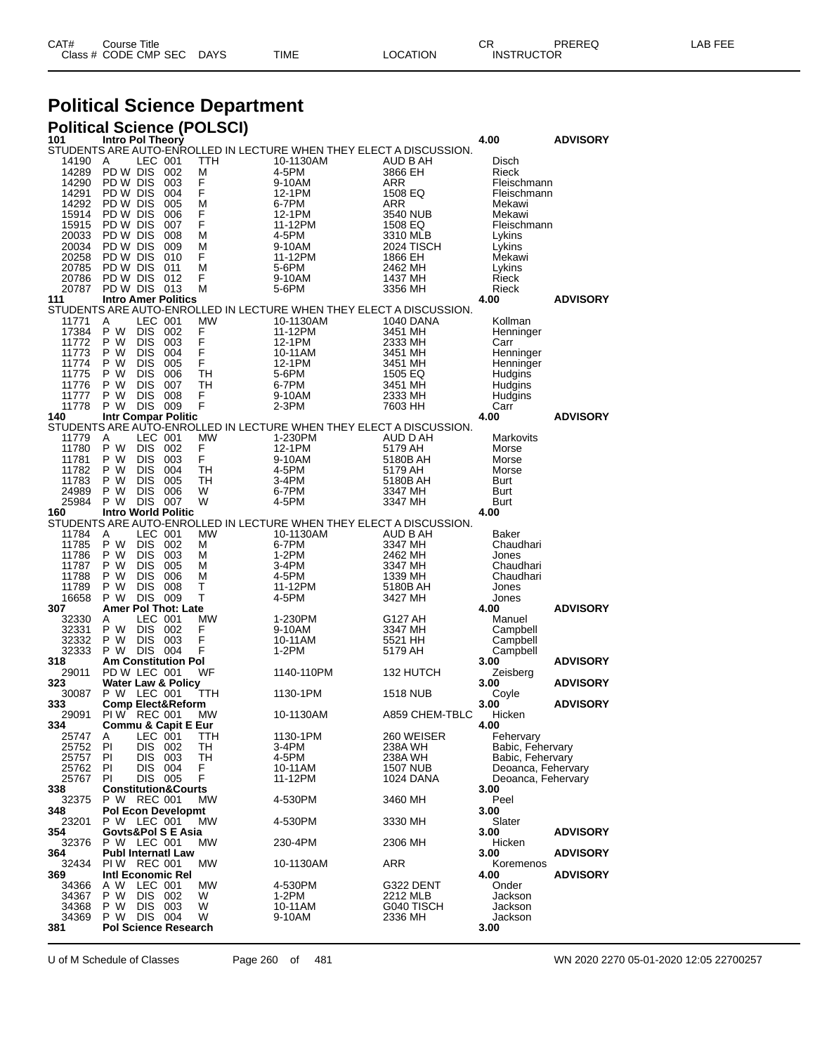# Political Science Department

## Political Science (POLSCI)

| CAT# Class # | Course Title CODE | CMP | SEC | DAYS | TIME | LOCATION | CR INSTRUCTOR | PREREQ | LAB FEE |
|---|---|---|---|---|---|---|---|---|---|
| **101** | **Intro Pol Theory** | | | | | | **4.00** | **ADVISORY** | |
| STUDENTS ARE AUTO-ENROLLED IN LECTURE WHEN THEY ELECT A DISCUSSION. | | | | | | | | | |
| 14190 | A | LEC | 001 | TTH | 10-1130AM | AUD B AH | Disch | | |
| 14289 | PD W | DIS | 002 | M | 4-5PM | 3866 EH | Rieck | | |
| 14290 | PD W | DIS | 003 | F | 9-10AM | ARR | Fleischmann | | |
| 14291 | PD W | DIS | 004 | F | 12-1PM | 1508 EQ | Fleischmann | | |
| 14292 | PD W | DIS | 005 | M | 6-7PM | ARR | Mekawi | | |
| 15914 | PD W | DIS | 006 | F | 12-1PM | 3540 NUB | Mekawi | | |
| 15915 | PD W | DIS | 007 | F | 11-12PM | 1508 EQ | Fleischmann | | |
| 20033 | PD W | DIS | 008 | M | 4-5PM | 3310 MLB | Lykins | | |
| 20034 | PD W | DIS | 009 | M | 9-10AM | 2024 TISCH | Lykins | | |
| 20258 | PD W | DIS | 010 | F | 11-12PM | 1866 EH | Mekawi | | |
| 20785 | PD W | DIS | 011 | M | 5-6PM | 2462 MH | Lykins | | |
| 20786 | PD W | DIS | 012 | F | 9-10AM | 1437 MH | Rieck | | |
| 20787 | PD W | DIS | 013 | M | 5-6PM | 3356 MH | Rieck | | |
| **111** | **Intro Amer Politics** | | | | | | **4.00** | **ADVISORY** | |
| STUDENTS ARE AUTO-ENROLLED IN LECTURE WHEN THEY ELECT A DISCUSSION. | | | | | | | | | |
| 11771 | A | LEC | 001 | MW | 10-1130AM | 1040 DANA | Kollman | | |
| 17384 | P W | DIS | 002 | F | 11-12PM | 3451 MH | Henninger | | |
| 11772 | P W | DIS | 003 | F | 12-1PM | 2333 MH | Carr | | |
| 11773 | P W | DIS | 004 | F | 10-11AM | 3451 MH | Henninger | | |
| 11774 | P W | DIS | 005 | F | 12-1PM | 3451 MH | Henninger | | |
| 11775 | P W | DIS | 006 | TH | 5-6PM | 1505 EQ | Hudgins | | |
| 11776 | P W | DIS | 007 | TH | 6-7PM | 3451 MH | Hudgins | | |
| 11777 | P W | DIS | 008 | F | 9-10AM | 2333 MH | Hudgins | | |
| 11778 | P W | DIS | 009 | F | 2-3PM | 7603 HH | Carr | | |
| **140** | **Intr Compar Politic** | | | | | | **4.00** | **ADVISORY** | |
| STUDENTS ARE AUTO-ENROLLED IN LECTURE WHEN THEY ELECT A DISCUSSION. | | | | | | | | | |
| 11779 | A | LEC | 001 | MW | 1-230PM | AUD D AH | Markovits | | |
| 11780 | P W | DIS | 002 | F | 12-1PM | 5179 AH | Morse | | |
| 11781 | P W | DIS | 003 | F | 9-10AM | 5180B AH | Morse | | |
| 11782 | P W | DIS | 004 | TH | 4-5PM | 5179 AH | Morse | | |
| 11783 | P W | DIS | 005 | TH | 3-4PM | 5180B AH | Burt | | |
| 24989 | P W | DIS | 006 | W | 6-7PM | 3347 MH | Burt | | |
| 25984 | P W | DIS | 007 | W | 4-5PM | 3347 MH | Burt | | |
| **160** | **Intro World Politic** | | | | | | **4.00** | | |
| STUDENTS ARE AUTO-ENROLLED IN LECTURE WHEN THEY ELECT A DISCUSSION. | | | | | | | | | |
| 11784 | A | LEC | 001 | MW | 10-1130AM | AUD B AH | Baker | | |
| 11785 | P W | DIS | 002 | M | 6-7PM | 3347 MH | Chaudhari | | |
| 11786 | P W | DIS | 003 | M | 1-2PM | 2462 MH | Jones | | |
| 11787 | P W | DIS | 005 | M | 3-4PM | 3347 MH | Chaudhari | | |
| 11788 | P W | DIS | 006 | M | 4-5PM | 1339 MH | Chaudhari | | |
| 11789 | P W | DIS | 008 | T | 11-12PM | 5180B AH | Jones | | |
| 16658 | P W | DIS | 009 | T | 4-5PM | 3427 MH | Jones | | |
| **307** | **Amer Pol Thot: Late** | | | | | | **4.00** | **ADVISORY** | |
| 32330 | A | LEC | 001 | MW | 1-230PM | G127 AH | Manuel | | |
| 32331 | P W | DIS | 002 | F | 9-10AM | 3347 MH | Campbell | | |
| 32332 | P W | DIS | 003 | F | 10-11AM | 5521 HH | Campbell | | |
| 32333 | P W | DIS | 004 | F | 1-2PM | 5179 AH | Campbell | | |
| **318** | **Am Constitution Pol** | | | | | | **3.00** | **ADVISORY** | |
| 29011 | PD W | LEC | 001 | WF | 1140-110PM | 132 HUTCH | Zeisberg | | |
| **323** | **Water Law & Policy** | | | | | | **3.00** | **ADVISORY** | |
| 30087 | P W | LEC | 001 | TTH | 1130-1PM | 1518 NUB | Coyle | | |
| **333** | **Comp Elect&Reform** | | | | | | **3.00** | **ADVISORY** | |
| 29091 | PI W | REC | 001 | MW | 10-1130AM | A859 CHEM-TBLC | Hicken | | |
| **334** | **Commu & Capit E Eur** | | | | | | **4.00** | | |
| 25747 | A | LEC | 001 | TTH | 1130-1PM | 260 WEISER | Fehervary | | |
| 25752 | PI | DIS | 002 | TH | 3-4PM | 238A WH | Babic, Fehervary | | |
| 25757 | PI | DIS | 003 | TH | 4-5PM | 238A WH | Babic, Fehervary | | |
| 25762 | PI | DIS | 004 | F | 10-11AM | 1507 NUB | Deoanca, Fehervary | | |
| 25767 | PI | DIS | 005 | F | 11-12PM | 1024 DANA | Deoanca, Fehervary | | |
| **338** | **Constitution&Courts** | | | | | | **3.00** | | |
| 32375 | P W | REC | 001 | MW | 4-530PM | 3460 MH | Peel | | |
| **348** | **Pol Econ Developmt** | | | | | | **3.00** | | |
| 23201 | P W | LEC | 001 | MW | 4-530PM | 3330 MH | Slater | | |
| **354** | **Govts&Pol S E Asia** | | | | | | **3.00** | **ADVISORY** | |
| 32376 | P W | LEC | 001 | MW | 230-4PM | 2306 MH | Hicken | | |
| **364** | **Publ Internatl Law** | | | | | | **3.00** | **ADVISORY** | |
| 32434 | PI W | REC | 001 | MW | 10-1130AM | ARR | Koremenos | | |
| **369** | **Intl Economic Rel** | | | | | | **4.00** | **ADVISORY** | |
| 34366 | A W | LEC | 001 | MW | 4-530PM | G322 DENT | Onder | | |
| 34367 | P W | DIS | 002 | W | 1-2PM | 2212 MLB | Jackson | | |
| 34368 | P W | DIS | 003 | W | 10-11AM | G040 TISCH | Jackson | | |
| 34369 | P W | DIS | 004 | W | 9-10AM | 2336 MH | Jackson | | |
| **381** | **Pol Science Research** | | | | | | **3.00** | | |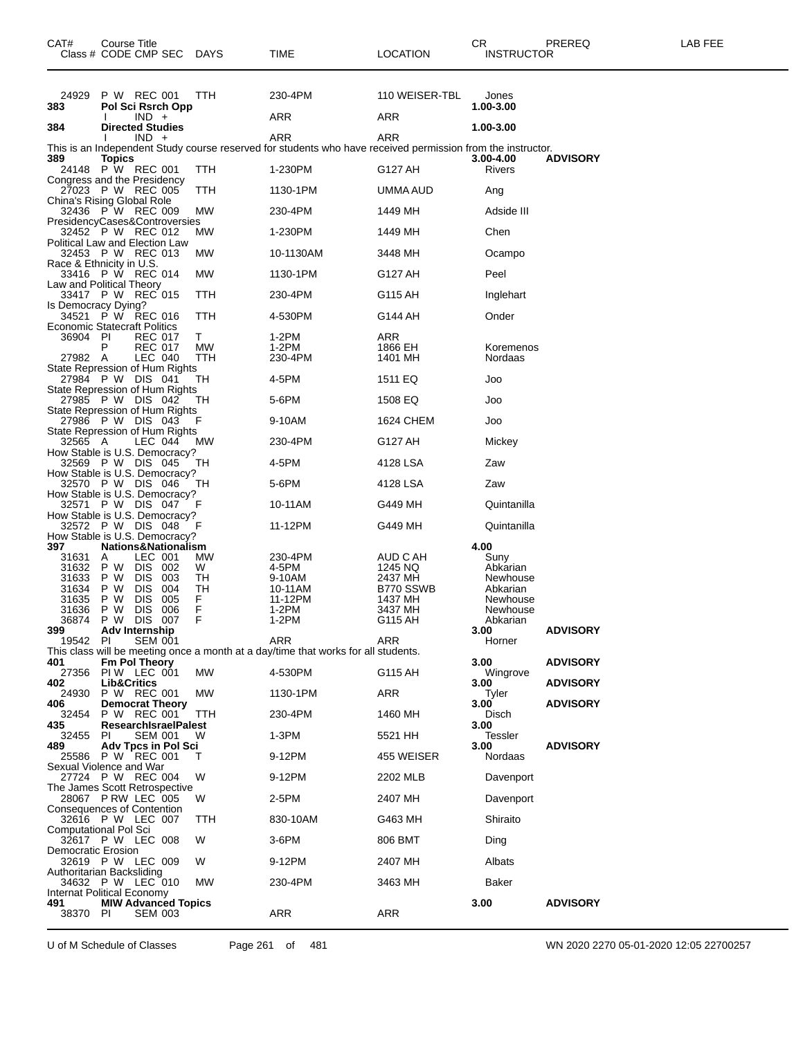| CAT# | Course Title<br>Class # CODE CMP SEC | DAYS | TIME | LOCATION | CR<br>INSTRUCTOR | PREREQ | LAB FEE |
|---|---|---|---|---|---|---|---|
| 24929 | P W REC 001 | TTH | 230-4PM | 110 WEISER-TBL | Jones | | |
| **383** | **Pol Sci Rsrch Opp** | | | | **1.00-3.00** | | |
| | I IND + | | ARR | ARR | | | |
| **384** | **Directed Studies** | | | | **1.00-3.00** | | |
| | I IND + | | ARR | ARR | | | |

This is an Independent Study course reserved for students who have received permission from the instructor.

| CAT# | Course Title<br>Class # CODE CMP SEC | DAYS | TIME | LOCATION | CR<br>INSTRUCTOR | PREREQ | LAB FEE |
|---|---|---|---|---|---|---|---|
| **389** | **Topics** | | | | **3.00-4.00** | **ADVISORY** | |
| 24148 | P W REC 001 | TTH | 1-230PM | G127 AH | Rivers | | |
| | Congress and the Presidency | | | | | | |
| 27023 | P W REC 005 | TTH | 1130-1PM | UMMA AUD | Ang | | |
| | China's Rising Global Role | | | | | | |
| 32436 | P W REC 009 | MW | 230-4PM | 1449 MH | Adside III | | |
| | PresidencyCases&Controversies | | | | | | |
| 32452 | P W REC 012 | MW | 1-230PM | 1449 MH | Chen | | |
| | Political Law and Election Law | | | | | | |
| 32453 | P W REC 013 | MW | 10-1130AM | 3448 MH | Ocampo | | |
| | Race & Ethnicity in U.S. | | | | | | |
| 33416 | P W REC 014 | MW | 1130-1PM | G127 AH | Peel | | |
| | Law and Political Theory | | | | | | |
| 33417 | P W REC 015 | TTH | 230-4PM | G115 AH | Inglehart | | |
| | Is Democracy Dying? | | | | | | |
| 34521 | P W REC 016 | TTH | 4-530PM | G144 AH | Onder | | |
| | Economic Statecraft Politics | | | | | | |
| 36904 | PI REC 017 | T | 1-2PM | ARR | | | |
| | P REC 017 | MW | 1-2PM | 1866 EH | Koremenos | | |
| 27982 | A LEC 040 | TTH | 230-4PM | 1401 MH | Nordaas | | |
| | State Repression of Hum Rights | | | | | | |
| 27984 | P W DIS 041 | TH | 4-5PM | 1511 EQ | Joo | | |
| | State Repression of Hum Rights | | | | | | |
| 27985 | P W DIS 042 | TH | 5-6PM | 1508 EQ | Joo | | |
| | State Repression of Hum Rights | | | | | | |
| 27986 | P W DIS 043 | F | 9-10AM | 1624 CHEM | Joo | | |
| | State Repression of Hum Rights | | | | | | |
| 32565 | A LEC 044 | MW | 230-4PM | G127 AH | Mickey | | |
| | How Stable is U.S. Democracy? | | | | | | |
| 32569 | P W DIS 045 | TH | 4-5PM | 4128 LSA | Zaw | | |
| | How Stable is U.S. Democracy? | | | | | | |
| 32570 | P W DIS 046 | TH | 5-6PM | 4128 LSA | Zaw | | |
| | How Stable is U.S. Democracy? | | | | | | |
| 32571 | P W DIS 047 | F | 10-11AM | G449 MH | Quintanilla | | |
| | How Stable is U.S. Democracy? | | | | | | |
| 32572 | P W DIS 048 | F | 11-12PM | G449 MH | Quintanilla | | |
| | How Stable is U.S. Democracy? | | | | | | |
| **397** | **Nations&Nationalism** | | | | **4.00** | | |
| 31631 | A LEC 001 | MW | 230-4PM | AUD C AH | Suny | | |
| 31632 | P W DIS 002 | W | 4-5PM | 1245 NQ | Abkarian | | |
| 31633 | P W DIS 003 | TH | 9-10AM | 2437 MH | Newhouse | | |
| 31634 | P W DIS 004 | TH | 10-11AM | B770 SSWB | Abkarian | | |
| 31635 | P W DIS 005 | F | 11-12PM | 1437 MH | Newhouse | | |
| 31636 | P W DIS 006 | F | 1-2PM | 3437 MH | Newhouse | | |
| 36874 | P W DIS 007 | F | 1-2PM | G115 AH | Abkarian | | |
| **399** | **Adv Internship** | | | | **3.00** | **ADVISORY** | |
| 19542 | PI SEM 001 | | ARR | ARR | Horner | | |

This class will be meeting once a month at a day/time that works for all students.

| CAT# | Course Title<br>Class # CODE CMP SEC | DAYS | TIME | LOCATION | CR<br>INSTRUCTOR | PREREQ | LAB FEE |
|---|---|---|---|---|---|---|---|
| **401** | **Fm Pol Theory** | | | | **3.00** | **ADVISORY** | |
| 27356 | PI W LEC 001 | MW | 4-530PM | G115 AH | Wingrove | | |
| **402** | **Lib&Critics** | | | | **3.00** | **ADVISORY** | |
| 24930 | P W REC 001 | MW | 1130-1PM | ARR | Tyler | | |
| **406** | **Democrat Theory** | | | | **3.00** | **ADVISORY** | |
| 32454 | P W REC 001 | TTH | 230-4PM | 1460 MH | Disch | | |
| **435** | **ResearchIsraelPalest** | | | | **3.00** | | |
| 32455 | PI SEM 001 | W | 1-3PM | 5521 HH | Tessler | | |
| **489** | **Adv Tpcs in Pol Sci** | | | | **3.00** | **ADVISORY** | |
| 25586 | P W REC 001 | T | 9-12PM | 455 WEISER | Nordaas | | |
| | Sexual Violence and War | | | | | | |
| 27724 | P W REC 004 | W | 9-12PM | 2202 MLB | Davenport | | |
| | The James Scott Retrospective | | | | | | |
| 28067 | P RW LEC 005 | W | 2-5PM | 2407 MH | Davenport | | |
| | Consequences of Contention | | | | | | |
| 32616 | P W LEC 007 | TTH | 830-10AM | G463 MH | Shiraito | | |
| | Computational Pol Sci | | | | | | |
| 32617 | P W LEC 008 | W | 3-6PM | 806 BMT | Ding | | |
| | Democratic Erosion | | | | | | |
| 32619 | P W LEC 009 | W | 9-12PM | 2407 MH | Albats | | |
| | Authoritarian Backsliding | | | | | | |
| 34632 | P W LEC 010 | MW | 230-4PM | 3463 MH | Baker | | |
| | Internat Political Economy | | | | | | |
| **491** | **MIW Advanced Topics** | | | | **3.00** | **ADVISORY** | |
| 38370 | PI SEM 003 | | ARR | ARR | | | |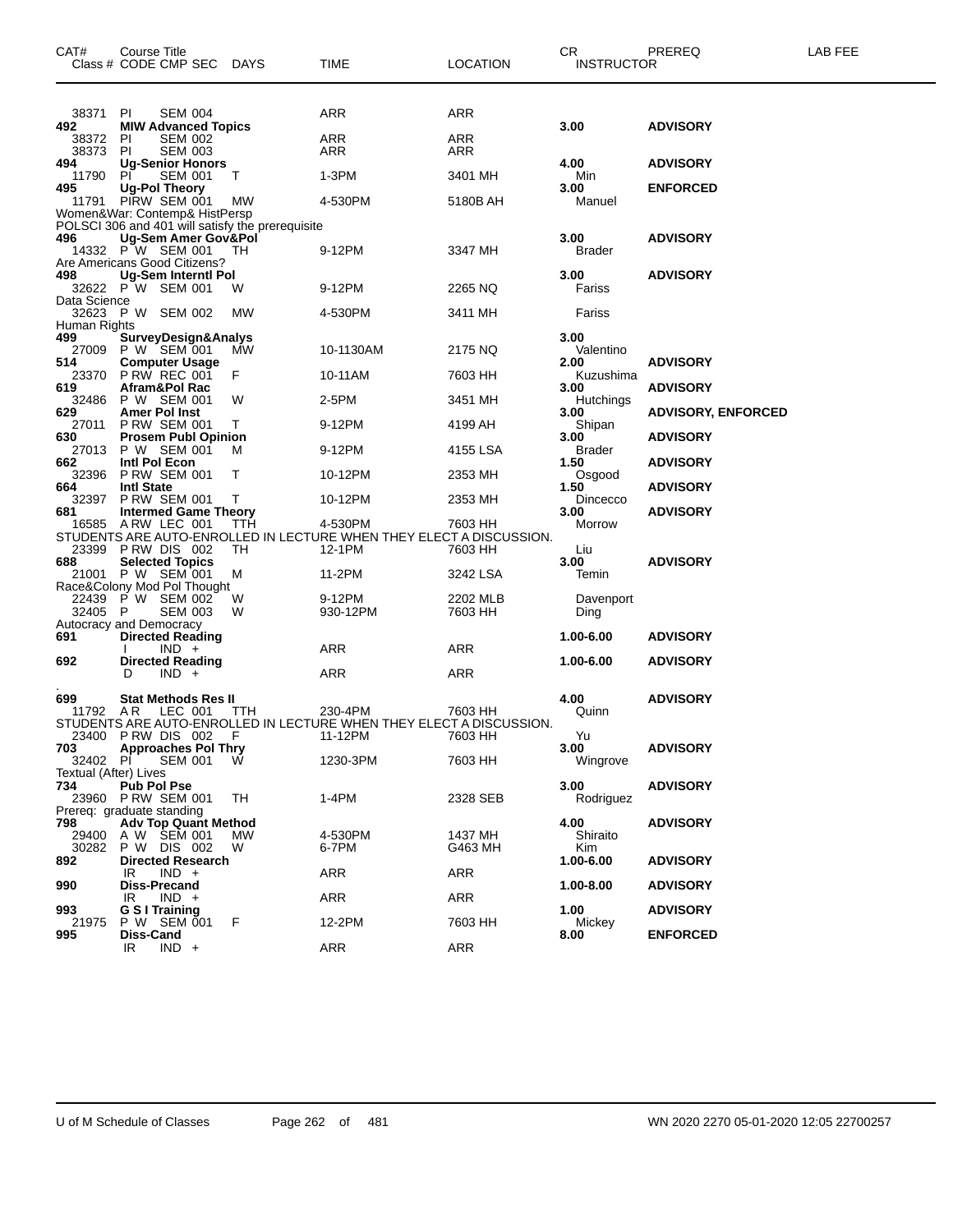| CAT# | Course Title Class # CODE CMP SEC | DAYS | TIME | LOCATION | CR INSTRUCTOR | PREREQ | LAB FEE |
|---|---|---|---|---|---|---|---|
| 38371 | PI SEM 004 | | ARR | ARR | | | |
| **492** | **MIW Advanced Topics** | | | | **3.00** | **ADVISORY** | |
| 38372 | PI SEM 002 | | ARR | ARR | | | |
| 38373 | PI SEM 003 | | ARR | ARR | | | |
| **494** | **Ug-Senior Honors** | | | | **4.00** | **ADVISORY** | |
| 11790 | PI SEM 001 | T | 1-3PM | 3401 MH | Min | | |
| **495** | **Ug-Pol Theory** | | | | **3.00** | **ENFORCED** | |
| 11791 | PIRW SEM 001 | MW | 4-530PM | 5180B AH | Manuel | | |
| Women&War: Contemp& HistPersp | | | | | | | |
| POLSCI 306 and 401 will satisfy the prerequisite | | | | | | | |
| **496** | **Ug-Sem Amer Gov&Pol** | | | | **3.00** | **ADVISORY** | |
| 14332 | P W SEM 001 | TH | 9-12PM | 3347 MH | Brader | | |
| Are Americans Good Citizens? | | | | | | | |
| **498** | **Ug-Sem Interntl Pol** | | | | **3.00** | **ADVISORY** | |
| 32622 | P W SEM 001 | W | 9-12PM | 2265 NQ | Fariss | | |
| Data Science | | | | | | | |
| 32623 | P W SEM 002 | MW | 4-530PM | 3411 MH | Fariss | | |
| Human Rights | | | | | | | |
| **499** | **SurveyDesign&Analys** | | | | **3.00** | | |
| 27009 | P W SEM 001 | MW | 10-1130AM | 2175 NQ | Valentino | | |
| **514** | **Computer Usage** | | | | **2.00** | **ADVISORY** | |
| 23370 | P RW REC 001 | F | 10-11AM | 7603 HH | Kuzushima | | |
| **619** | **Afram&Pol Rac** | | | | **3.00** | **ADVISORY** | |
| 32486 | P W SEM 001 | W | 2-5PM | 3451 MH | Hutchings | | |
| **629** | **Amer Pol Inst** | | | | **3.00** | **ADVISORY, ENFORCED** | |
| 27011 | P RW SEM 001 | T | 9-12PM | 4199 AH | Shipan | | |
| **630** | **Prosem Publ Opinion** | | | | **3.00** | **ADVISORY** | |
| 27013 | P W SEM 001 | M | 9-12PM | 4155 LSA | Brader | | |
| **662** | **Intl Pol Econ** | | | | **1.50** | **ADVISORY** | |
| 32396 | P RW SEM 001 | T | 10-12PM | 2353 MH | Osgood | | |
| **664** | **Intl State** | | | | **1.50** | **ADVISORY** | |
| 32397 | P RW SEM 001 | T | 10-12PM | 2353 MH | Dincecco | | |
| **681** | **Intermed Game Theory** | | | | **3.00** | **ADVISORY** | |
| 16585 | A RW LEC 001 | TTH | 4-530PM | 7603 HH | Morrow | | |
| STUDENTS ARE AUTO-ENROLLED IN LECTURE WHEN THEY ELECT A DISCUSSION. | | | | | | | |
| 23399 | P RW DIS 002 | TH | 12-1PM | 7603 HH | Liu | | |
| **688** | **Selected Topics** | | | | **3.00** | **ADVISORY** | |
| 21001 | P W SEM 001 | M | 11-2PM | 3242 LSA | Temin | | |
| Race&Colony Mod Pol Thought | | | | | | | |
| 22439 | P W SEM 002 | W | 9-12PM | 2202 MLB | Davenport | | |
| 32405 | P SEM 003 | W | 930-12PM | 7603 HH | Ding | | |
| Autocracy and Democracy | | | | | | | |
| **691** | **Directed Reading** | | | | **1.00-6.00** | **ADVISORY** | |
| | I IND + | | ARR | ARR | | | |
| **692** | **Directed Reading** | | | | **1.00-6.00** | **ADVISORY** | |
| | D IND + | | ARR | ARR | | | |
| **699** | **Stat Methods Res II** | | | | **4.00** | **ADVISORY** | |
| 11792 | A R LEC 001 | TTH | 230-4PM | 7603 HH | Quinn | | |
| STUDENTS ARE AUTO-ENROLLED IN LECTURE WHEN THEY ELECT A DISCUSSION. | | | | | | | |
| 23400 | P RW DIS 002 | F | 11-12PM | 7603 HH | Yu | | |
| **703** | **Approaches Pol Thry** | | | | **3.00** | **ADVISORY** | |
| 32402 | PI SEM 001 | W | 1230-3PM | 7603 HH | Wingrove | | |
| Textual (After) Lives | | | | | | | |
| **734** | **Pub Pol Pse** | | | | **3.00** | **ADVISORY** | |
| 23960 | P RW SEM 001 | TH | 1-4PM | 2328 SEB | Rodriguez | | |
| Prereq: graduate standing | | | | | | | |
| **798** | **Adv Top Quant Method** | | | | **4.00** | **ADVISORY** | |
| 29400 | A W SEM 001 | MW | 4-530PM | 1437 MH | Shiraito | | |
| 30282 | P W DIS 002 | W | 6-7PM | G463 MH | Kim | | |
| **892** | **Directed Research** | | | | **1.00-6.00** | **ADVISORY** | |
| | IR IND + | | ARR | ARR | | | |
| **990** | **Diss-Precand** | | | | **1.00-8.00** | **ADVISORY** | |
| | IR IND + | | ARR | ARR | | | |
| **993** | **G S I Training** | | | | **1.00** | **ADVISORY** | |
| 21975 | P W SEM 001 | F | 12-2PM | 7603 HH | Mickey | | |
| **995** | **Diss-Cand** | | | | **8.00** | **ENFORCED** | |
| | IR IND + | | ARR | ARR | | | |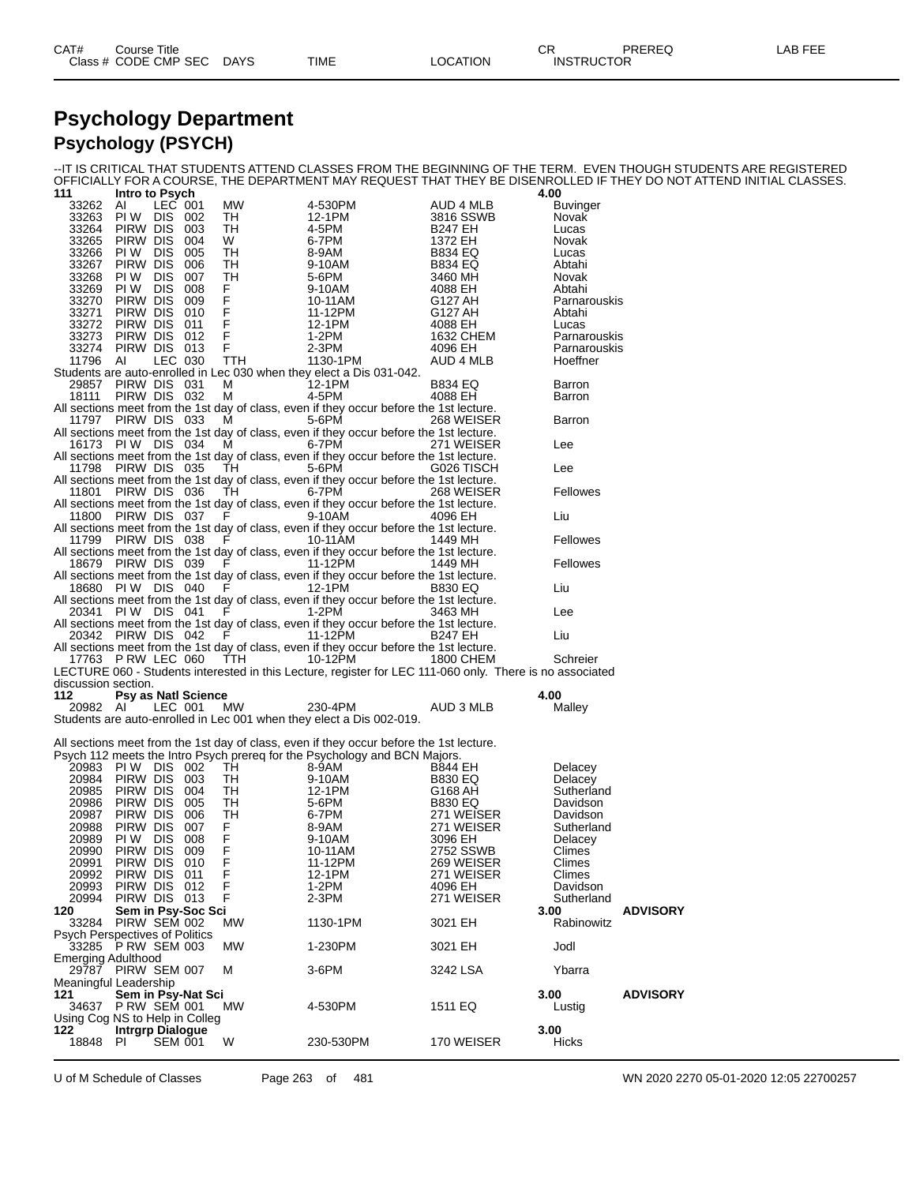# Psychology Department

## Psychology (PSYCH)

--IT IS CRITICAL THAT STUDENTS ATTEND CLASSES FROM THE BEGINNING OF THE TERM. EVEN THOUGH STUDENTS ARE REGISTERED OFFICIALLY FOR A COURSE, THE DEPARTMENT MAY REQUEST THAT THEY BE DISENROLLED IF THEY DO NOT ATTEND INITIAL CLASSES.

| CAT# / Class # | Course Title / CODE | CMP | SEC | DAYS | TIME | LOCATION | CR / INSTRUCTOR | PREREQ | LAB FEE |
|---|---|---|---|---|---|---|---|---|---|
| **111** | **Intro to Psych** | | | | | | **4.00** | | |
| 33262 | AI | LEC | 001 | MW | 4-530PM | AUD 4 MLB | Buvinger | | |
| 33263 | PI W | DIS | 002 | TH | 12-1PM | 3816 SSWB | Novak | | |
| 33264 | PIRW | DIS | 003 | TH | 4-5PM | B247 EH | Lucas | | |
| 33265 | PIRW | DIS | 004 | W | 6-7PM | 1372 EH | Novak | | |
| 33266 | PI W | DIS | 005 | TH | 8-9AM | B834 EQ | Lucas | | |
| 33267 | PIRW | DIS | 006 | TH | 9-10AM | B834 EQ | Abtahi | | |
| 33268 | PI W | DIS | 007 | TH | 5-6PM | 3460 MH | Novak | | |
| 33269 | PI W | DIS | 008 | F | 9-10AM | 4088 EH | Abtahi | | |
| 33270 | PIRW | DIS | 009 | F | 10-11AM | G127 AH | Parnarouskis | | |
| 33271 | PIRW | DIS | 010 | F | 11-12PM | G127 AH | Abtahi | | |
| 33272 | PIRW | DIS | 011 | F | 12-1PM | 4088 EH | Lucas | | |
| 33273 | PIRW | DIS | 012 | F | 1-2PM | 1632 CHEM | Parnarouskis | | |
| 33274 | PIRW | DIS | 013 | F | 2-3PM | 4096 EH | Parnarouskis | | |
| 11796 | AI | LEC | 030 | TTH | 1130-1PM | AUD 4 MLB | Hoeffner | | |
| Students are auto-enrolled in Lec 030 when they elect a Dis 031-042. | | | | | | | | | |
| 29857 | PIRW | DIS | 031 | M | 12-1PM | B834 EQ | Barron | | |
| 18111 | PIRW | DIS | 032 | M | 4-5PM | 4088 EH | Barron | | |
| All sections meet from the 1st day of class, even if they occur before the 1st lecture. | | | | | | | | | |
| 11797 | PIRW | DIS | 033 | M | 5-6PM | 268 WEISER | Barron | | |
| All sections meet from the 1st day of class, even if they occur before the 1st lecture. | | | | | | | | | |
| 16173 | PI W | DIS | 034 | M | 6-7PM | 271 WEISER | Lee | | |
| All sections meet from the 1st day of class, even if they occur before the 1st lecture. | | | | | | | | | |
| 11798 | PIRW | DIS | 035 | TH | 5-6PM | G026 TISCH | Lee | | |
| All sections meet from the 1st day of class, even if they occur before the 1st lecture. | | | | | | | | | |
| 11801 | PIRW | DIS | 036 | TH | 6-7PM | 268 WEISER | Fellowes | | |
| All sections meet from the 1st day of class, even if they occur before the 1st lecture. | | | | | | | | | |
| 11800 | PIRW | DIS | 037 | F | 9-10AM | 4096 EH | Liu | | |
| All sections meet from the 1st day of class, even if they occur before the 1st lecture. | | | | | | | | | |
| 11799 | PIRW | DIS | 038 | F | 10-11AM | 1449 MH | Fellowes | | |
| All sections meet from the 1st day of class, even if they occur before the 1st lecture. | | | | | | | | | |
| 18679 | PIRW | DIS | 039 | F | 11-12PM | 1449 MH | Fellowes | | |
| All sections meet from the 1st day of class, even if they occur before the 1st lecture. | | | | | | | | | |
| 18680 | PI W | DIS | 040 | F | 12-1PM | B830 EQ | Liu | | |
| All sections meet from the 1st day of class, even if they occur before the 1st lecture. | | | | | | | | | |
| 20341 | PI W | DIS | 041 | F | 1-2PM | 3463 MH | Lee | | |
| All sections meet from the 1st day of class, even if they occur before the 1st lecture. | | | | | | | | | |
| 20342 | PIRW | DIS | 042 | F | 11-12PM | B247 EH | Liu | | |
| All sections meet from the 1st day of class, even if they occur before the 1st lecture. | | | | | | | | | |
| 17763 | P RW | LEC | 060 | TTH | 10-12PM | 1800 CHEM | Schreier | | |
| LECTURE 060 - Students interested in this Lecture, register for LEC 111-060 only. There is no associated discussion section. | | | | | | | | | |
| **112** | **Psy as Natl Science** | | | | | | **4.00** | | |
| 20982 | AI | LEC | 001 | MW | 230-4PM | AUD 3 MLB | Malley | | |
| Students are auto-enrolled in Lec 001 when they elect a Dis 002-019. All sections meet from the 1st day of class, even if they occur before the 1st lecture. Psych 112 meets the Intro Psych prereq for the Psychology and BCN Majors. | | | | | | | | | |
| 20983 | PI W | DIS | 002 | TH | 8-9AM | B844 EH | Delacey | | |
| 20984 | PIRW | DIS | 003 | TH | 9-10AM | B830 EQ | Delacey | | |
| 20985 | PIRW | DIS | 004 | TH | 12-1PM | G168 AH | Sutherland | | |
| 20986 | PIRW | DIS | 005 | TH | 5-6PM | B830 EQ | Davidson | | |
| 20987 | PIRW | DIS | 006 | TH | 6-7PM | 271 WEISER | Davidson | | |
| 20988 | PIRW | DIS | 007 | F | 8-9AM | 271 WEISER | Sutherland | | |
| 20989 | PI W | DIS | 008 | F | 9-10AM | 3096 EH | Delacey | | |
| 20990 | PIRW | DIS | 009 | F | 10-11AM | 2752 SSWB | Climes | | |
| 20991 | PIRW | DIS | 010 | F | 11-12PM | 269 WEISER | Climes | | |
| 20992 | PIRW | DIS | 011 | F | 12-1PM | 271 WEISER | Climes | | |
| 20993 | PIRW | DIS | 012 | F | 1-2PM | 4096 EH | Davidson | | |
| 20994 | PIRW | DIS | 013 | F | 2-3PM | 271 WEISER | Sutherland | | |
| **120** | **Sem in Psy-Soc Sci** | | | | | | **3.00** | **ADVISORY** | |
| 33284 | PIRW | SEM | 002 | MW | 1130-1PM | 3021 EH | Rabinowitz | | |
| Psych Perspectives of Politics | | | | | | | | | |
| 33285 | P RW | SEM | 003 | MW | 1-230PM | 3021 EH | Jodl | | |
| Emerging Adulthood | | | | | | | | | |
| 29787 | PIRW | SEM | 007 | M | 3-6PM | 3242 LSA | Ybarra | | |
| Meaningful Leadership | | | | | | | | | |
| **121** | **Sem in Psy-Nat Sci** | | | | | | **3.00** | **ADVISORY** | |
| 34637 | P RW | SEM | 001 | MW | 4-530PM | 1511 EQ | Lustig | | |
| Using Cog NS to Help in Colleg | | | | | | | | | |
| **122** | **Intrgrp Dialogue** | | | | | | **3.00** | | |
| 18848 | PI | SEM | 001 | W | 230-530PM | 170 WEISER | Hicks | | |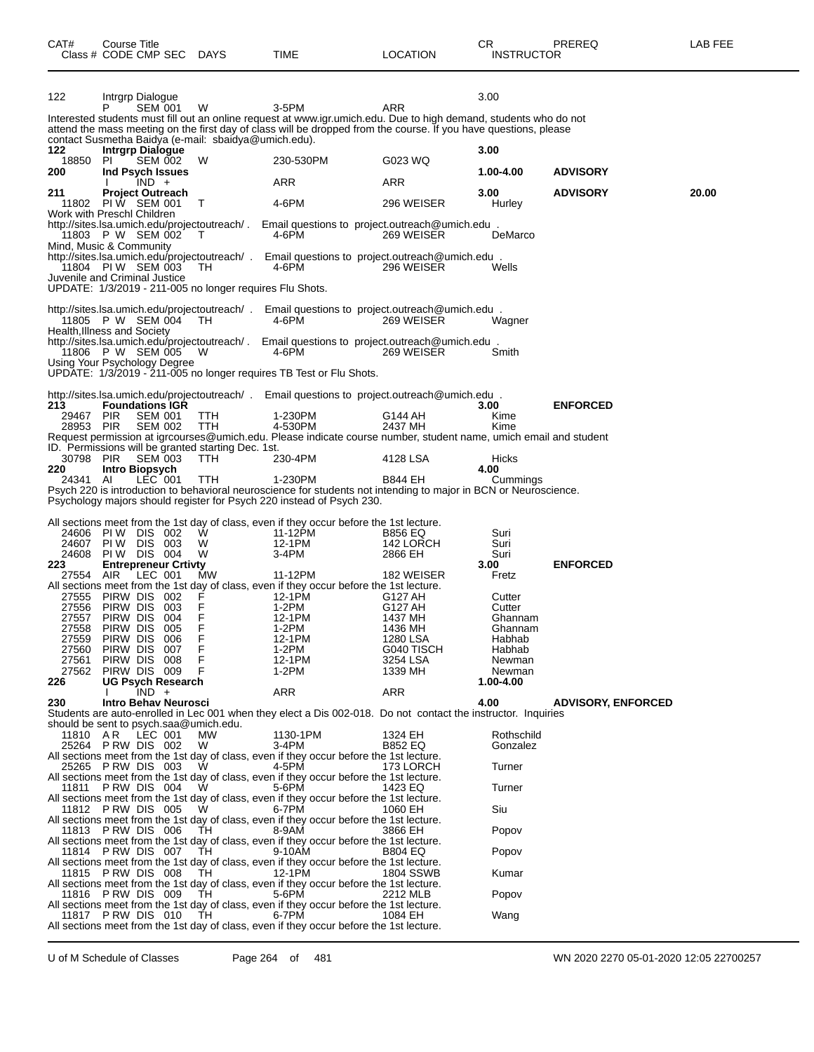| CAT# | Course Title Class # CODE CMP SEC | DAYS | TIME | LOCATION | CR INSTRUCTOR | PREREQ | LAB FEE |
|---|---|---|---|---|---|---|---|
| 122 | Intrgrp Dialogue | | | | 3.00 | | |
| | P SEM 001 | W | 3-5PM | ARR | | | |

Interested students must fill out an online request at www.igr.umich.edu. Due to high demand, students who do not attend the mass meeting on the first day of class will be dropped from the course. If you have questions, please contact Susmetha Baidya (e-mail: sbaidya@umich.edu).

| CAT# | Course Title Class # CODE CMP SEC | DAYS | TIME | LOCATION | CR INSTRUCTOR | PREREQ | LAB FEE |
|---|---|---|---|---|---|---|---|
| **122** | **Intrgrp Dialogue** | | | | **3.00** | | |
| 18850 | PI SEM 002 | W | 230-530PM | G023 WQ | | | |
| **200** | **Ind Psych Issues** | | | | **1.00-4.00** | **ADVISORY** | |
| | I IND + | | ARR | ARR | | | |
| **211** | **Project Outreach** | | | | **3.00** | **ADVISORY** | **20.00** |
| 11802 | PI W SEM 001 | T | 4-6PM | 296 WEISER | Hurley | | |

Work with Preschl Children
http://sites.lsa.umich.edu/projectoutreach/ . Email questions to project.outreach@umich.edu .

| | | | | | |
|---|---|---|---|---|---|
| 11803 | P W SEM 002 | T | 4-6PM | 269 WEISER | DeMarco |

Mind, Music & Community
http://sites.lsa.umich.edu/projectoutreach/ . Email questions to project.outreach@umich.edu .

| | | | | | |
|---|---|---|---|---|---|
| 11804 | PI W SEM 003 | TH | 4-6PM | 296 WEISER | Wells |

Juvenile and Criminal Justice
UPDATE: 1/3/2019 - 211-005 no longer requires Flu Shots.

http://sites.lsa.umich.edu/projectoutreach/ . Email questions to project.outreach@umich.edu .

| | | | | | |
|---|---|---|---|---|---|
| 11805 | P W SEM 004 | TH | 4-6PM | 269 WEISER | Wagner |

Health,Illness and Society
http://sites.lsa.umich.edu/projectoutreach/ . Email questions to project.outreach@umich.edu .

| | | | | | |
|---|---|---|---|---|---|
| 11806 | P W SEM 005 | W | 4-6PM | 269 WEISER | Smith |

Using Your Psychology Degree
UPDATE: 1/3/2019 - 211-005 no longer requires TB Test or Flu Shots.

http://sites.lsa.umich.edu/projectoutreach/ . Email questions to project.outreach@umich.edu .

| CAT# | Course Title Class # CODE CMP SEC | DAYS | TIME | LOCATION | CR INSTRUCTOR | PREREQ | LAB FEE |
|---|---|---|---|---|---|---|---|
| **213** | **Foundations IGR** | | | | **3.00** | **ENFORCED** | |
| 29467 | PIR SEM 001 | TTH | 1-230PM | G144 AH | Kime | | |
| 28953 | PIR SEM 002 | TTH | 4-530PM | 2437 MH | Kime | | |

Request permission at igrcourses@umich.edu. Please indicate course number, student name, umich email and student ID. Permissions will be granted starting Dec. 1st.

| CAT# | Course Title Class # CODE CMP SEC | DAYS | TIME | LOCATION | CR INSTRUCTOR | PREREQ | LAB FEE |
|---|---|---|---|---|---|---|---|
| 30798 | PIR SEM 003 | TTH | 230-4PM | 4128 LSA | Hicks | | |
| **220** | **Intro Biopsych** | | | | **4.00** | | |
| 24341 | AI LEC 001 | TTH | 1-230PM | B844 EH | Cummings | | |

Psych 220 is introduction to behavioral neuroscience for students not intending to major in BCN or Neuroscience. Psychology majors should register for Psych 220 instead of Psych 230.

All sections meet from the 1st day of class, even if they occur before the 1st lecture.

| CAT# | Course Title Class # CODE CMP SEC | DAYS | TIME | LOCATION | CR INSTRUCTOR | PREREQ | LAB FEE |
|---|---|---|---|---|---|---|---|
| 24606 | PI W DIS 002 | W | 11-12PM | B856 EQ | Suri | | |
| 24607 | PI W DIS 003 | W | 12-1PM | 142 LORCH | Suri | | |
| 24608 | PI W DIS 004 | W | 3-4PM | 2866 EH | Suri | | |
| **223** | **Entrepreneur Crtivty** | | | | **3.00** | **ENFORCED** | |
| 27554 | AIR LEC 001 | MW | 11-12PM | 182 WEISER | Fretz | | |

All sections meet from the 1st day of class, even if they occur before the 1st lecture.

| CAT# | Course Title Class # CODE CMP SEC | DAYS | TIME | LOCATION | CR INSTRUCTOR | PREREQ | LAB FEE |
|---|---|---|---|---|---|---|---|
| 27555 | PIRW DIS 002 | F | 12-1PM | G127 AH | Cutter | | |
| 27556 | PIRW DIS 003 | F | 1-2PM | G127 AH | Cutter | | |
| 27557 | PIRW DIS 004 | F | 12-1PM | 1437 MH | Ghannam | | |
| 27558 | PIRW DIS 005 | F | 1-2PM | 1436 MH | Ghannam | | |
| 27559 | PIRW DIS 006 | F | 12-1PM | 1280 LSA | Habhab | | |
| 27560 | PIRW DIS 007 | F | 1-2PM | G040 TISCH | Habhab | | |
| 27561 | PIRW DIS 008 | F | 12-1PM | 3254 LSA | Newman | | |
| 27562 | PIRW DIS 009 | F | 1-2PM | 1339 MH | Newman | | |
| **226** | **UG Psych Research** | | | | **1.00-4.00** | | |
| | I IND + | | ARR | ARR | | | |
| **230** | **Intro Behav Neurosci** | | | | **4.00** | **ADVISORY, ENFORCED** | |

Students are auto-enrolled in Lec 001 when they elect a Dis 002-018. Do not contact the instructor. Inquiries should be sent to psych.saa@umich.edu.

| | | | | | |
|---|---|---|---|---|---|
| 11810 | A R LEC 001 | MW | 1130-1PM | 1324 EH | Rothschild |
| 25264 | P RW DIS 002 | W | 3-4PM | B852 EQ | Gonzalez |

All sections meet from the 1st day of class, even if they occur before the 1st lecture.

| | | | | | |
|---|---|---|---|---|---|
| 25265 | P RW DIS 003 | W | 4-5PM | 173 LORCH | Turner |

All sections meet from the 1st day of class, even if they occur before the 1st lecture.

| | | | | | |
|---|---|---|---|---|---|
| 11811 | P RW DIS 004 | W | 5-6PM | 1423 EQ | Turner |

All sections meet from the 1st day of class, even if they occur before the 1st lecture.

| | | | | | |
|---|---|---|---|---|---|
| 11812 | P RW DIS 005 | W | 6-7PM | 1060 EH | Siu |

All sections meet from the 1st day of class, even if they occur before the 1st lecture.

| | | | | | |
|---|---|---|---|---|---|
| 11813 | P RW DIS 006 | TH | 8-9AM | 3866 EH | Popov |

All sections meet from the 1st day of class, even if they occur before the 1st lecture.

| | | | | | |
|---|---|---|---|---|---|
| 11814 | P RW DIS 007 | TH | 9-10AM | B804 EQ | Popov |

All sections meet from the 1st day of class, even if they occur before the 1st lecture.

| | | | | | |
|---|---|---|---|---|---|
| 11815 | P RW DIS 008 | TH | 12-1PM | 1804 SSWB | Kumar |

All sections meet from the 1st day of class, even if they occur before the 1st lecture.

| | | | | | |
|---|---|---|---|---|---|
| 11816 | P RW DIS 009 | TH | 5-6PM | 2212 MLB | Popov |

All sections meet from the 1st day of class, even if they occur before the 1st lecture.

| | | | | | |
|---|---|---|---|---|---|
| 11817 | P RW DIS 010 | TH | 6-7PM | 1084 EH | Wang |

All sections meet from the 1st day of class, even if they occur before the 1st lecture.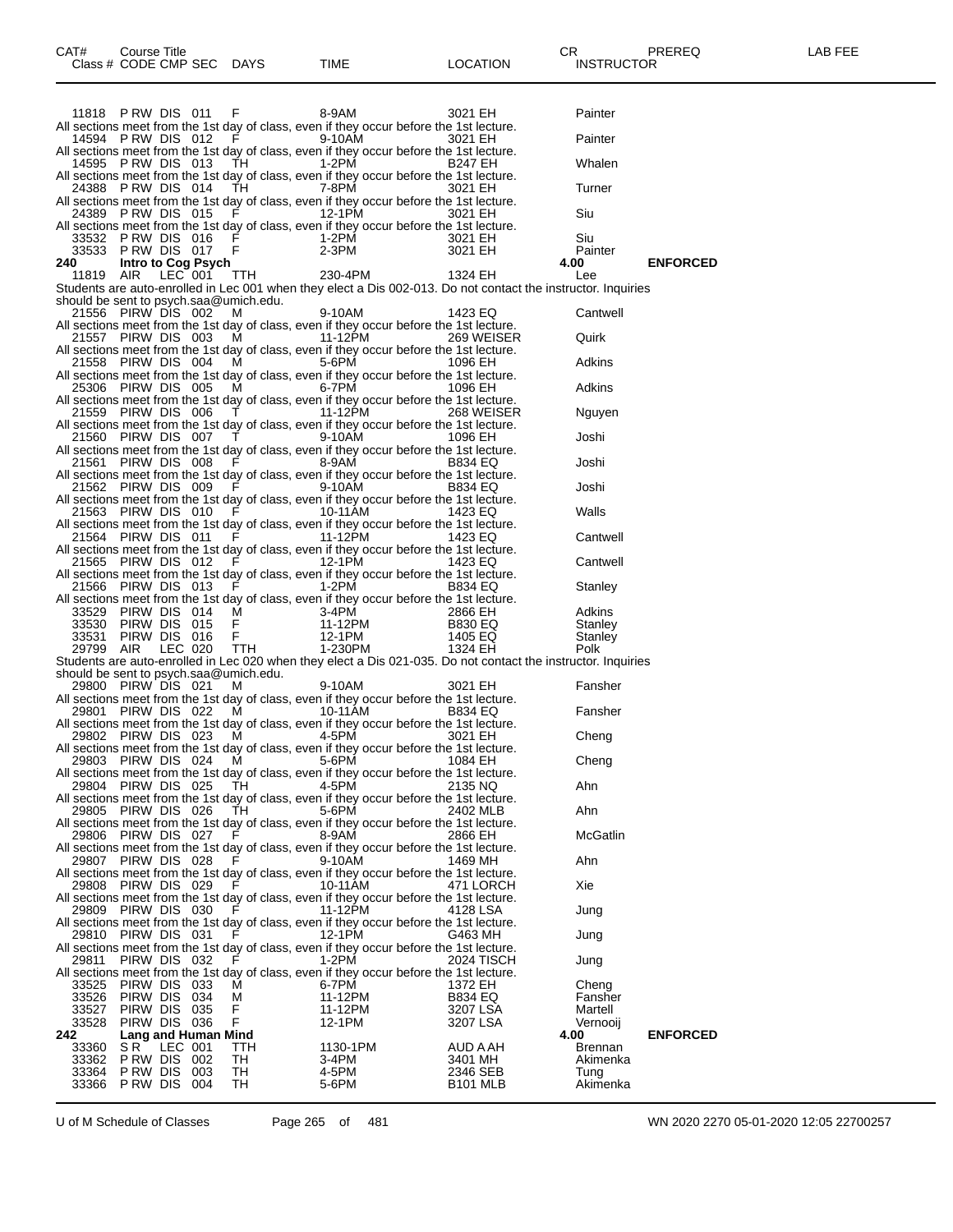| CAT# | Course Title |  |  |  |  |  | CR | PREREQ | LAB FEE |
|---|---|---|---|---|---|---|---|---|---|
| Class # | CODE | CMP | SEC | DAYS | TIME | LOCATION | INSTRUCTOR |  |  |
| 11818 | P RW | DIS | 011 | F | 8-9AM | 3021 EH | Painter |  |  |

All sections meet from the 1st day of class, even if they occur before the 1st lecture.

| 14594 | P RW | DIS | 012 | F | 9-10AM | 3021 EH | Painter |
|---|---|---|---|---|---|---|---|

All sections meet from the 1st day of class, even if they occur before the 1st lecture.

| 14595 | P RW | DIS | 013 | TH | 1-2PM | B247 EH | Whalen |
|---|---|---|---|---|---|---|---|

All sections meet from the 1st day of class, even if they occur before the 1st lecture.

| 24388 | P RW | DIS | 014 | TH | 7-8PM | 3021 EH | Turner |
|---|---|---|---|---|---|---|---|

All sections meet from the 1st day of class, even if they occur before the 1st lecture.

| 24389 | P RW | DIS | 015 | F | 12-1PM | 3021 EH | Siu |
|---|---|---|---|---|---|---|---|

All sections meet from the 1st day of class, even if they occur before the 1st lecture.

| 33532 | P RW | DIS | 016 | F | 1-2PM | 3021 EH | Siu |
|---|---|---|---|---|---|---|---|
| 33533 | P RW | DIS | 017 | F | 2-3PM | 3021 EH | Painter |

**240 Intro to Cog Psych** — 4.00 — **ENFORCED**

| 11819 | AIR | LEC | 001 | TTH | 230-4PM | 1324 EH | Lee |
|---|---|---|---|---|---|---|---|

Students are auto-enrolled in Lec 001 when they elect a Dis 002-013. Do not contact the instructor. Inquiries should be sent to psych.saa@umich.edu.

| 21556 | PIRW | DIS | 002 | M | 9-10AM | 1423 EQ | Cantwell |
|---|---|---|---|---|---|---|---|

All sections meet from the 1st day of class, even if they occur before the 1st lecture.

| 21557 | PIRW | DIS | 003 | M | 11-12PM | 269 WEISER | Quirk |
|---|---|---|---|---|---|---|---|

All sections meet from the 1st day of class, even if they occur before the 1st lecture.

| 21558 | PIRW | DIS | 004 | M | 5-6PM | 1096 EH | Adkins |
|---|---|---|---|---|---|---|---|

All sections meet from the 1st day of class, even if they occur before the 1st lecture.

| 25306 | PIRW | DIS | 005 | M | 6-7PM | 1096 EH | Adkins |
|---|---|---|---|---|---|---|---|

All sections meet from the 1st day of class, even if they occur before the 1st lecture.

| 21559 | PIRW | DIS | 006 | T | 11-12PM | 268 WEISER | Nguyen |
|---|---|---|---|---|---|---|---|

All sections meet from the 1st day of class, even if they occur before the 1st lecture.

| 21560 | PIRW | DIS | 007 | T | 9-10AM | 1096 EH | Joshi |
|---|---|---|---|---|---|---|---|

All sections meet from the 1st day of class, even if they occur before the 1st lecture.

| 21561 | PIRW | DIS | 008 | F | 8-9AM | B834 EQ | Joshi |
|---|---|---|---|---|---|---|---|

All sections meet from the 1st day of class, even if they occur before the 1st lecture.

| 21562 | PIRW | DIS | 009 | F | 9-10AM | B834 EQ | Joshi |
|---|---|---|---|---|---|---|---|

All sections meet from the 1st day of class, even if they occur before the 1st lecture.

| 21563 | PIRW | DIS | 010 | F | 10-11AM | 1423 EQ | Walls |
|---|---|---|---|---|---|---|---|

All sections meet from the 1st day of class, even if they occur before the 1st lecture.

| 21564 | PIRW | DIS | 011 | F | 11-12PM | 1423 EQ | Cantwell |
|---|---|---|---|---|---|---|---|

All sections meet from the 1st day of class, even if they occur before the 1st lecture.

| 21565 | PIRW | DIS | 012 | F | 12-1PM | 1423 EQ | Cantwell |
|---|---|---|---|---|---|---|---|

All sections meet from the 1st day of class, even if they occur before the 1st lecture.

| 21566 | PIRW | DIS | 013 | F | 1-2PM | B834 EQ | Stanley |
|---|---|---|---|---|---|---|---|

All sections meet from the 1st day of class, even if they occur before the 1st lecture.

| 33529 | PIRW | DIS | 014 | M | 3-4PM | 2866 EH | Adkins |
|---|---|---|---|---|---|---|---|
| 33530 | PIRW | DIS | 015 | F | 11-12PM | B830 EQ | Stanley |
| 33531 | PIRW | DIS | 016 | F | 12-1PM | 1405 EQ | Stanley |
| 29799 | AIR | LEC | 020 | TTH | 1-230PM | 1324 EH | Polk |

Students are auto-enrolled in Lec 020 when they elect a Dis 021-035. Do not contact the instructor. Inquiries should be sent to psych.saa@umich.edu.

| 29800 | PIRW | DIS | 021 | M | 9-10AM | 3021 EH | Fansher |
|---|---|---|---|---|---|---|---|

All sections meet from the 1st day of class, even if they occur before the 1st lecture.

| 29801 | PIRW | DIS | 022 | M | 10-11AM | B834 EQ | Fansher |
|---|---|---|---|---|---|---|---|

All sections meet from the 1st day of class, even if they occur before the 1st lecture.

| 29802 | PIRW | DIS | 023 | M | 4-5PM | 3021 EH | Cheng |
|---|---|---|---|---|---|---|---|

All sections meet from the 1st day of class, even if they occur before the 1st lecture.

| 29803 | PIRW | DIS | 024 | M | 5-6PM | 1084 EH | Cheng |
|---|---|---|---|---|---|---|---|

All sections meet from the 1st day of class, even if they occur before the 1st lecture.

| 29804 | PIRW | DIS | 025 | TH | 4-5PM | 2135 NQ | Ahn |
|---|---|---|---|---|---|---|---|

All sections meet from the 1st day of class, even if they occur before the 1st lecture.

| 29805 | PIRW | DIS | 026 | TH | 5-6PM | 2402 MLB | Ahn |
|---|---|---|---|---|---|---|---|

All sections meet from the 1st day of class, even if they occur before the 1st lecture.

| 29806 | PIRW | DIS | 027 | F | 8-9AM | 2866 EH | McGatlin |
|---|---|---|---|---|---|---|---|

All sections meet from the 1st day of class, even if they occur before the 1st lecture.

| 29807 | PIRW | DIS | 028 | F | 9-10AM | 1469 MH | Ahn |
|---|---|---|---|---|---|---|---|

All sections meet from the 1st day of class, even if they occur before the 1st lecture.

| 29808 | PIRW | DIS | 029 | F | 10-11AM | 471 LORCH | Xie |
|---|---|---|---|---|---|---|---|

All sections meet from the 1st day of class, even if they occur before the 1st lecture.

| 29809 | PIRW | DIS | 030 | F | 11-12PM | 4128 LSA | Jung |
|---|---|---|---|---|---|---|---|

All sections meet from the 1st day of class, even if they occur before the 1st lecture.

| 29810 | PIRW | DIS | 031 | F | 12-1PM | G463 MH | Jung |
|---|---|---|---|---|---|---|---|

All sections meet from the 1st day of class, even if they occur before the 1st lecture.

| 29811 | PIRW | DIS | 032 | F | 1-2PM | 2024 TISCH | Jung |
|---|---|---|---|---|---|---|---|

All sections meet from the 1st day of class, even if they occur before the 1st lecture.

| 33525 | PIRW | DIS | 033 | M | 6-7PM | 1372 EH | Cheng |
|---|---|---|---|---|---|---|---|
| 33526 | PIRW | DIS | 034 | M | 11-12PM | B834 EQ | Fansher |
| 33527 | PIRW | DIS | 035 | F | 11-12PM | 3207 LSA | Martell |
| 33528 | PIRW | DIS | 036 | F | 12-1PM | 3207 LSA | Vernooij |

**242 Lang and Human Mind** — 4.00 — **ENFORCED**

| 33360 | S R | LEC | 001 | TTH | 1130-1PM | AUD A AH | Brennan |
|---|---|---|---|---|---|---|---|
| 33362 | P RW | DIS | 002 | TH | 3-4PM | 3401 MH | Akimenka |
| 33364 | P RW | DIS | 003 | TH | 4-5PM | 2346 SEB | Tung |
| 33366 | P RW | DIS | 004 | TH | 5-6PM | B101 MLB | Akimenka |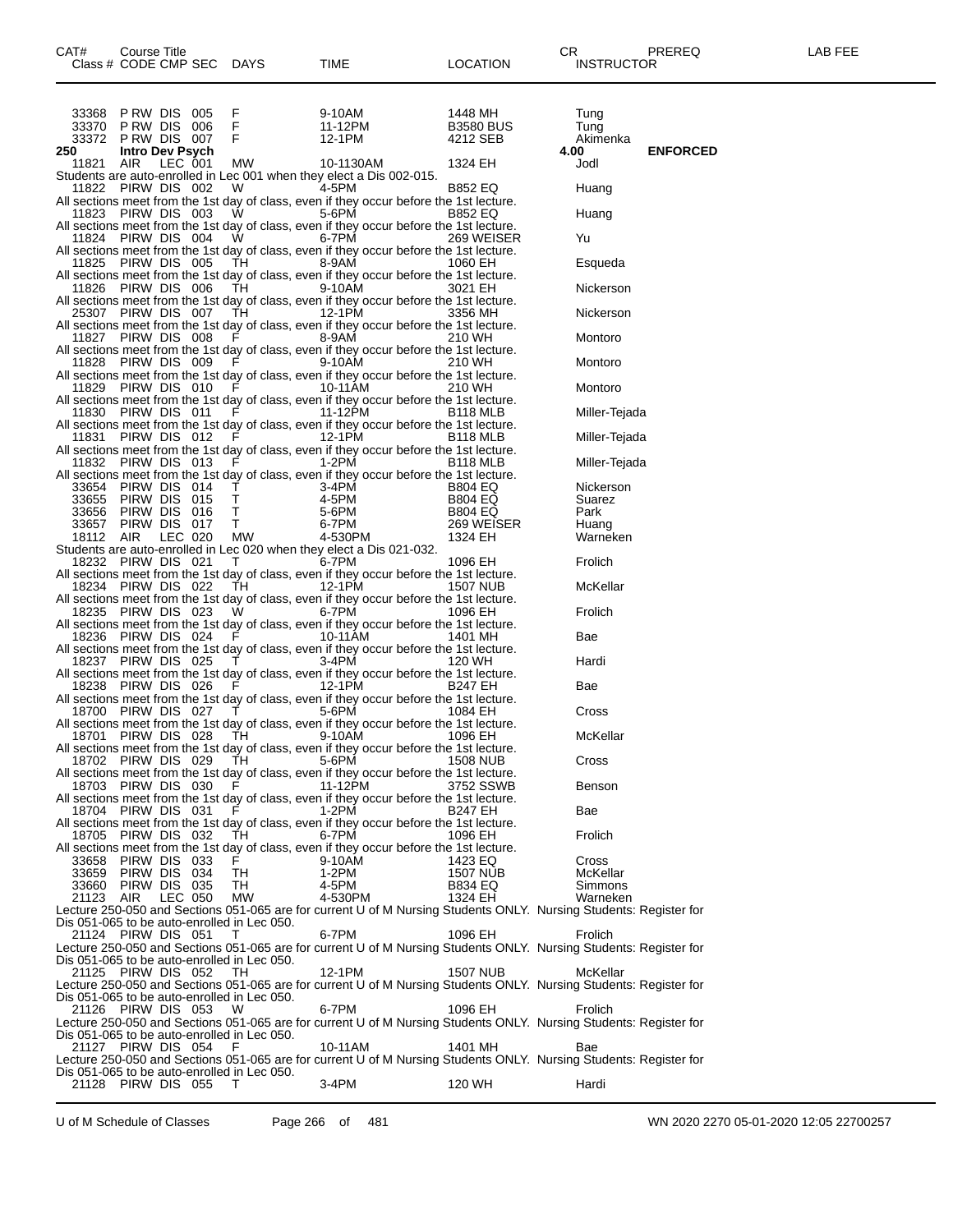| CAT# | Course Title Class # CODE CMP SEC | DAYS | TIME | LOCATION | CR INSTRUCTOR | PREREQ | LAB FEE |
|---|---|---|---|---|---|---|---|
| | 33368 P RW DIS 005 | F | 9-10AM | 1448 MH | Tung | | |
| | 33370 P RW DIS 006 | F | 11-12PM | B3580 BUS | Tung | | |
| | 33372 P RW DIS 007 | F | 12-1PM | 4212 SEB | Akimenka | | |
| **250** | **Intro Dev Psych** | | | | **4.00** | **ENFORCED** | |
| | 11821 AIR LEC 001 | MW | 10-1130AM | 1324 EH | Jodl | | |

Students are auto-enrolled in Lec 001 when they elect a Dis 002-015.

| | | | | | |
|---|---|---|---|---|---|
| 11822 PIRW DIS 002 | W | 4-5PM | B852 EQ | Huang | |

All sections meet from the 1st day of class, even if they occur before the 1st lecture.

| | | | | |
|---|---|---|---|---|
| 11823 PIRW DIS 003 | W | 5-6PM | B852 EQ | Huang |

All sections meet from the 1st day of class, even if they occur before the 1st lecture.

| | | | | |
|---|---|---|---|---|
| 11824 PIRW DIS 004 | W | 6-7PM | 269 WEISER | Yu |

All sections meet from the 1st day of class, even if they occur before the 1st lecture.

| | | | | |
|---|---|---|---|---|
| 11825 PIRW DIS 005 | TH | 8-9AM | 1060 EH | Esqueda |

All sections meet from the 1st day of class, even if they occur before the 1st lecture.

| | | | | |
|---|---|---|---|---|
| 11826 PIRW DIS 006 | TH | 9-10AM | 3021 EH | Nickerson |

All sections meet from the 1st day of class, even if they occur before the 1st lecture.

| | | | | |
|---|---|---|---|---|
| 25307 PIRW DIS 007 | TH | 12-1PM | 3356 MH | Nickerson |

All sections meet from the 1st day of class, even if they occur before the 1st lecture.

| | | | | |
|---|---|---|---|---|
| 11827 PIRW DIS 008 | F | 8-9AM | 210 WH | Montoro |

All sections meet from the 1st day of class, even if they occur before the 1st lecture.

| | | | | |
|---|---|---|---|---|
| 11828 PIRW DIS 009 | F | 9-10AM | 210 WH | Montoro |

All sections meet from the 1st day of class, even if they occur before the 1st lecture.

| | | | | |
|---|---|---|---|---|
| 11829 PIRW DIS 010 | F | 10-11AM | 210 WH | Montoro |

All sections meet from the 1st day of class, even if they occur before the 1st lecture.

| | | | | |
|---|---|---|---|---|
| 11830 PIRW DIS 011 | F | 11-12PM | B118 MLB | Miller-Tejada |

All sections meet from the 1st day of class, even if they occur before the 1st lecture.

| | | | | |
|---|---|---|---|---|
| 11831 PIRW DIS 012 | F | 12-1PM | B118 MLB | Miller-Tejada |

All sections meet from the 1st day of class, even if they occur before the 1st lecture.

| | | | | |
|---|---|---|---|---|
| 11832 PIRW DIS 013 | F | 1-2PM | B118 MLB | Miller-Tejada |

All sections meet from the 1st day of class, even if they occur before the 1st lecture.

| | | | | |
|---|---|---|---|---|
| 33654 PIRW DIS 014 | T | 3-4PM | B804 EQ | Nickerson |
| 33655 PIRW DIS 015 | T | 4-5PM | B804 EQ | Suarez |
| 33656 PIRW DIS 016 | T | 5-6PM | B804 EQ | Park |
| 33657 PIRW DIS 017 | T | 6-7PM | 269 WEISER | Huang |
| 18112 AIR LEC 020 | MW | 4-530PM | 1324 EH | Warneken |

Students are auto-enrolled in Lec 020 when they elect a Dis 021-032.

| | | | | |
|---|---|---|---|---|
| 18232 PIRW DIS 021 | T | 6-7PM | 1096 EH | Frolich |

All sections meet from the 1st day of class, even if they occur before the 1st lecture.

| | | | | |
|---|---|---|---|---|
| 18234 PIRW DIS 022 | TH | 12-1PM | 1507 NUB | McKellar |

All sections meet from the 1st day of class, even if they occur before the 1st lecture.

| | | | | |
|---|---|---|---|---|
| 18235 PIRW DIS 023 | W | 6-7PM | 1096 EH | Frolich |

All sections meet from the 1st day of class, even if they occur before the 1st lecture.

| | | | | |
|---|---|---|---|---|
| 18236 PIRW DIS 024 | F | 10-11AM | 1401 MH | Bae |

All sections meet from the 1st day of class, even if they occur before the 1st lecture.

| | | | | |
|---|---|---|---|---|
| 18237 PIRW DIS 025 | T | 3-4PM | 120 WH | Hardi |

All sections meet from the 1st day of class, even if they occur before the 1st lecture.

| | | | | |
|---|---|---|---|---|
| 18238 PIRW DIS 026 | F | 12-1PM | B247 EH | Bae |

All sections meet from the 1st day of class, even if they occur before the 1st lecture.

| | | | | |
|---|---|---|---|---|
| 18700 PIRW DIS 027 | T | 5-6PM | 1084 EH | Cross |

All sections meet from the 1st day of class, even if they occur before the 1st lecture.

| | | | | |
|---|---|---|---|---|
| 18701 PIRW DIS 028 | TH | 9-10AM | 1096 EH | McKellar |

All sections meet from the 1st day of class, even if they occur before the 1st lecture.

| | | | | |
|---|---|---|---|---|
| 18702 PIRW DIS 029 | TH | 5-6PM | 1508 NUB | Cross |

All sections meet from the 1st day of class, even if they occur before the 1st lecture.

| | | | | |
|---|---|---|---|---|
| 18703 PIRW DIS 030 | F | 11-12PM | 3752 SSWB | Benson |

All sections meet from the 1st day of class, even if they occur before the 1st lecture.

| | | | | |
|---|---|---|---|---|
| 18704 PIRW DIS 031 | F | 1-2PM | B247 EH | Bae |

All sections meet from the 1st day of class, even if they occur before the 1st lecture.

| | | | | |
|---|---|---|---|---|
| 18705 PIRW DIS 032 | TH | 6-7PM | 1096 EH | Frolich |

All sections meet from the 1st day of class, even if they occur before the 1st lecture.

| | | | | |
|---|---|---|---|---|
| 33658 PIRW DIS 033 | F | 9-10AM | 1423 EQ | Cross |
| 33659 PIRW DIS 034 | TH | 1-2PM | 1507 NUB | McKellar |
| 33660 PIRW DIS 035 | TH | 4-5PM | B834 EQ | Simmons |
| 21123 AIR LEC 050 | MW | 4-530PM | 1324 EH | Warneken |

Lecture 250-050 and Sections 051-065 are for current U of M Nursing Students ONLY. Nursing Students: Register for Dis 051-065 to be auto-enrolled in Lec 050.

| | | | | |
|---|---|---|---|---|
| 21124 PIRW DIS 051 | T | 6-7PM | 1096 EH | Frolich |

Lecture 250-050 and Sections 051-065 are for current U of M Nursing Students ONLY. Nursing Students: Register for Dis 051-065 to be auto-enrolled in Lec 050.

| | | | | |
|---|---|---|---|---|
| 21125 PIRW DIS 052 | TH | 12-1PM | 1507 NUB | McKellar |

Lecture 250-050 and Sections 051-065 are for current U of M Nursing Students ONLY. Nursing Students: Register for Dis 051-065 to be auto-enrolled in Lec 050.

| | | | | |
|---|---|---|---|---|
| 21126 PIRW DIS 053 | W | 6-7PM | 1096 EH | Frolich |

Lecture 250-050 and Sections 051-065 are for current U of M Nursing Students ONLY. Nursing Students: Register for Dis 051-065 to be auto-enrolled in Lec 050.

| | | | | |
|---|---|---|---|---|
| 21127 PIRW DIS 054 | F | 10-11AM | 1401 MH | Bae |

Lecture 250-050 and Sections 051-065 are for current U of M Nursing Students ONLY. Nursing Students: Register for Dis 051-065 to be auto-enrolled in Lec 050.

| | | | | |
|---|---|---|---|---|
| 21128 PIRW DIS 055 | T | 3-4PM | 120 WH | Hardi |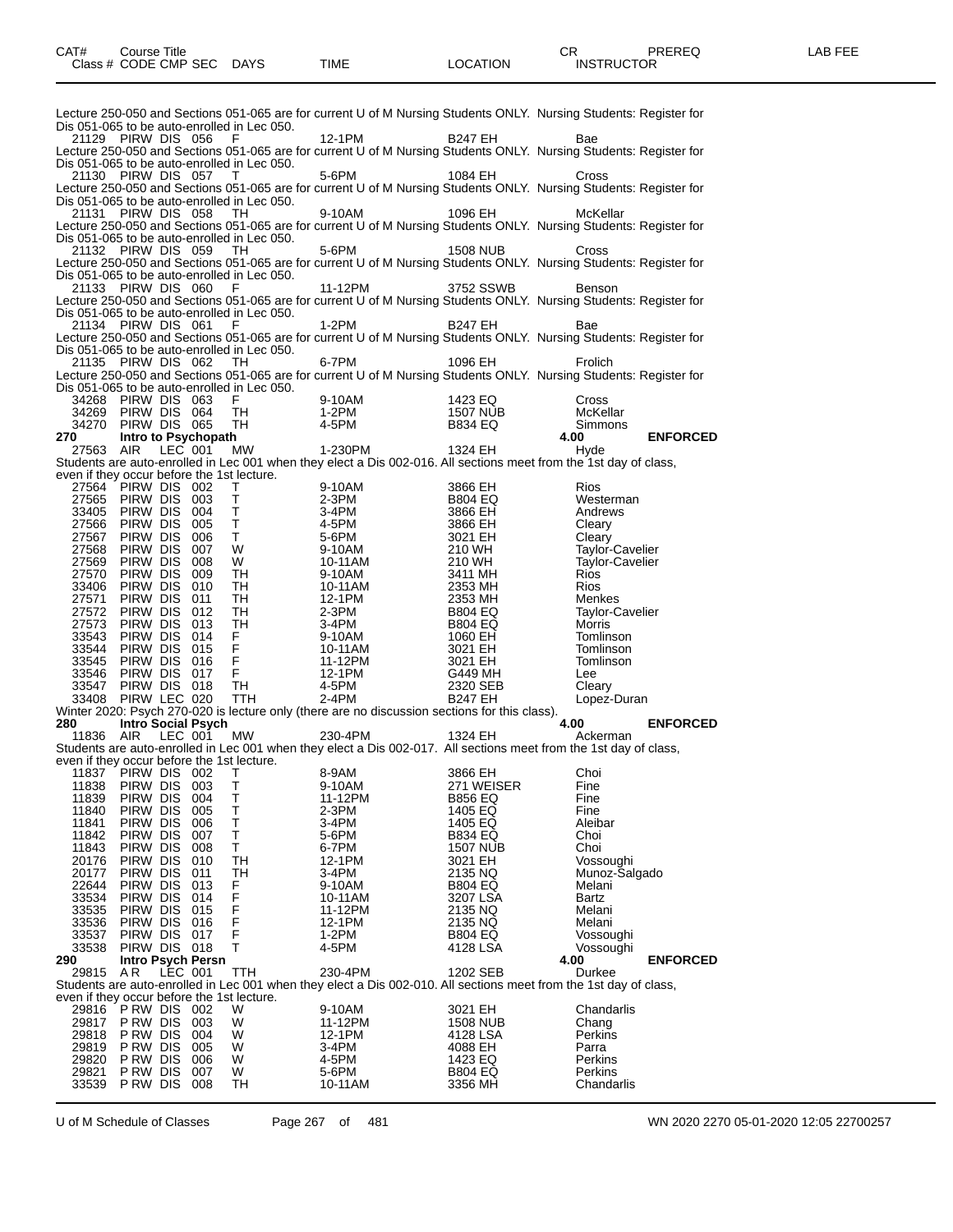| CAT# Class # | Course Title CODE | CMP | SEC | DAYS | TIME | LOCATION | CR INSTRUCTOR | PREREQ | LAB FEE |
|---|---|---|---|---|---|---|---|---|---|

Lecture 250-050 and Sections 051-065 are for current U of M Nursing Students ONLY. Nursing Students: Register for Dis 051-065 to be auto-enrolled in Lec 050.

| 21129 | PIRW | DIS | 056 | F | 12-1PM | B247 EH | Bae |
|---|---|---|---|---|---|---|---|

Lecture 250-050 and Sections 051-065 are for current U of M Nursing Students ONLY. Nursing Students: Register for Dis 051-065 to be auto-enrolled in Lec 050.

| 21130 | PIRW | DIS | 057 | T | 5-6PM | 1084 EH | Cross |
|---|---|---|---|---|---|---|---|

Lecture 250-050 and Sections 051-065 are for current U of M Nursing Students ONLY. Nursing Students: Register for Dis 051-065 to be auto-enrolled in Lec 050.

| 21131 | PIRW | DIS | 058 | TH | 9-10AM | 1096 EH | McKellar |
|---|---|---|---|---|---|---|---|

Lecture 250-050 and Sections 051-065 are for current U of M Nursing Students ONLY. Nursing Students: Register for Dis 051-065 to be auto-enrolled in Lec 050.

| 21132 | PIRW | DIS | 059 | TH | 5-6PM | 1508 NUB | Cross |
|---|---|---|---|---|---|---|---|

Lecture 250-050 and Sections 051-065 are for current U of M Nursing Students ONLY. Nursing Students: Register for Dis 051-065 to be auto-enrolled in Lec 050.

| 21133 | PIRW | DIS | 060 | F | 11-12PM | 3752 SSWB | Benson |
|---|---|---|---|---|---|---|---|

Lecture 250-050 and Sections 051-065 are for current U of M Nursing Students ONLY. Nursing Students: Register for Dis 051-065 to be auto-enrolled in Lec 050.

| 21134 | PIRW | DIS | 061 | F | 1-2PM | B247 EH | Bae |
|---|---|---|---|---|---|---|---|

Lecture 250-050 and Sections 051-065 are for current U of M Nursing Students ONLY. Nursing Students: Register for Dis 051-065 to be auto-enrolled in Lec 050.

| 21135 | PIRW | DIS | 062 | TH | 6-7PM | 1096 EH | Frolich |
|---|---|---|---|---|---|---|---|

Lecture 250-050 and Sections 051-065 are for current U of M Nursing Students ONLY. Nursing Students: Register for Dis 051-065 to be auto-enrolled in Lec 050.

| 34268 | PIRW | DIS | 063 | F | 9-10AM | 1423 EQ | Cross |
|---|---|---|---|---|---|---|---|
| 34269 | PIRW | DIS | 064 | TH | 1-2PM | 1507 NUB | McKellar |
| 34270 | PIRW | DIS | 065 | TH | 4-5PM | B834 EQ | Simmons |

**270 Intro to Psychopath** — 4.00 — **ENFORCED**

| 27563 | AIR | LEC | 001 | MW | 1-230PM | 1324 EH | Hyde |
|---|---|---|---|---|---|---|---|

Students are auto-enrolled in Lec 001 when they elect a Dis 002-016. All sections meet from the 1st day of class, even if they occur before the 1st lecture.

| 27564 | PIRW | DIS | 002 | T | 9-10AM | 3866 EH | Rios |
|---|---|---|---|---|---|---|---|
| 27565 | PIRW | DIS | 003 | T | 2-3PM | B804 EQ | Westerman |
| 33405 | PIRW | DIS | 004 | T | 3-4PM | 3866 EH | Andrews |
| 27566 | PIRW | DIS | 005 | T | 4-5PM | 3866 EH | Cleary |
| 27567 | PIRW | DIS | 006 | T | 5-6PM | 3021 EH | Cleary |
| 27568 | PIRW | DIS | 007 | W | 9-10AM | 210 WH | Taylor-Cavelier |
| 27569 | PIRW | DIS | 008 | W | 10-11AM | 210 WH | Taylor-Cavelier |
| 27570 | PIRW | DIS | 009 | TH | 9-10AM | 3411 MH | Rios |
| 33406 | PIRW | DIS | 010 | TH | 10-11AM | 2353 MH | Rios |
| 27571 | PIRW | DIS | 011 | TH | 12-1PM | 2353 MH | Menkes |
| 27572 | PIRW | DIS | 012 | TH | 2-3PM | B804 EQ | Taylor-Cavelier |
| 27573 | PIRW | DIS | 013 | TH | 3-4PM | B804 EQ | Morris |
| 33543 | PIRW | DIS | 014 | F | 9-10AM | 1060 EH | Tomlinson |
| 33544 | PIRW | DIS | 015 | F | 10-11AM | 3021 EH | Tomlinson |
| 33545 | PIRW | DIS | 016 | F | 11-12PM | 3021 EH | Tomlinson |
| 33546 | PIRW | DIS | 017 | F | 12-1PM | G449 MH | Lee |
| 33547 | PIRW | DIS | 018 | TH | 4-5PM | 2320 SEB | Cleary |
| 33408 | PIRW | LEC | 020 | TTH | 2-4PM | B247 EH | Lopez-Duran |

Winter 2020: Psych 270-020 is lecture only (there are no discussion sections for this class).

**280 Intro Social Psych** — 4.00 — **ENFORCED**

| 11836 | AIR | LEC | 001 | MW | 230-4PM | 1324 EH | Ackerman |
|---|---|---|---|---|---|---|---|

Students are auto-enrolled in Lec 001 when they elect a Dis 002-017. All sections meet from the 1st day of class, even if they occur before the 1st lecture.

| 11837 | PIRW | DIS | 002 | T | 8-9AM | 3866 EH | Choi |
|---|---|---|---|---|---|---|---|
| 11838 | PIRW | DIS | 003 | T | 9-10AM | 271 WEISER | Fine |
| 11839 | PIRW | DIS | 004 | T | 11-12PM | B856 EQ | Fine |
| 11840 | PIRW | DIS | 005 | T | 2-3PM | 1405 EQ | Fine |
| 11841 | PIRW | DIS | 006 | T | 3-4PM | 1405 EQ | Aleibar |
| 11842 | PIRW | DIS | 007 | T | 5-6PM | B834 EQ | Choi |
| 11843 | PIRW | DIS | 008 | T | 6-7PM | 1507 NUB | Choi |
| 20176 | PIRW | DIS | 010 | TH | 12-1PM | 3021 EH | Vossoughi |
| 20177 | PIRW | DIS | 011 | TH | 3-4PM | 2135 NQ | Munoz-Salgado |
| 22644 | PIRW | DIS | 013 | F | 9-10AM | B804 EQ | Melani |
| 33534 | PIRW | DIS | 014 | F | 10-11AM | 3207 LSA | Bartz |
| 33535 | PIRW | DIS | 015 | F | 11-12PM | 2135 NQ | Melani |
| 33536 | PIRW | DIS | 016 | F | 12-1PM | 2135 NQ | Melani |
| 33537 | PIRW | DIS | 017 | F | 1-2PM | B804 EQ | Vossoughi |
| 33538 | PIRW | DIS | 018 | T | 4-5PM | 4128 LSA | Vossoughi |

**290 Intro Psych Persn** — 4.00 — **ENFORCED**

| 29815 | A R | LEC | 001 | TTH | 230-4PM | 1202 SEB | Durkee |
|---|---|---|---|---|---|---|---|

Students are auto-enrolled in Lec 001 when they elect a Dis 002-010. All sections meet from the 1st day of class, even if they occur before the 1st lecture.

| 29816 | P RW | DIS | 002 | W | 9-10AM | 3021 EH | Chandarlis |
|---|---|---|---|---|---|---|---|
| 29817 | P RW | DIS | 003 | W | 11-12PM | 1508 NUB | Chang |
| 29818 | P RW | DIS | 004 | W | 12-1PM | 4128 LSA | Perkins |
| 29819 | P RW | DIS | 005 | W | 3-4PM | 4088 EH | Parra |
| 29820 | P RW | DIS | 006 | W | 4-5PM | 1423 EQ | Perkins |
| 29821 | P RW | DIS | 007 | W | 5-6PM | B804 EQ | Perkins |
| 33539 | P RW | DIS | 008 | TH | 10-11AM | 3356 MH | Chandarlis |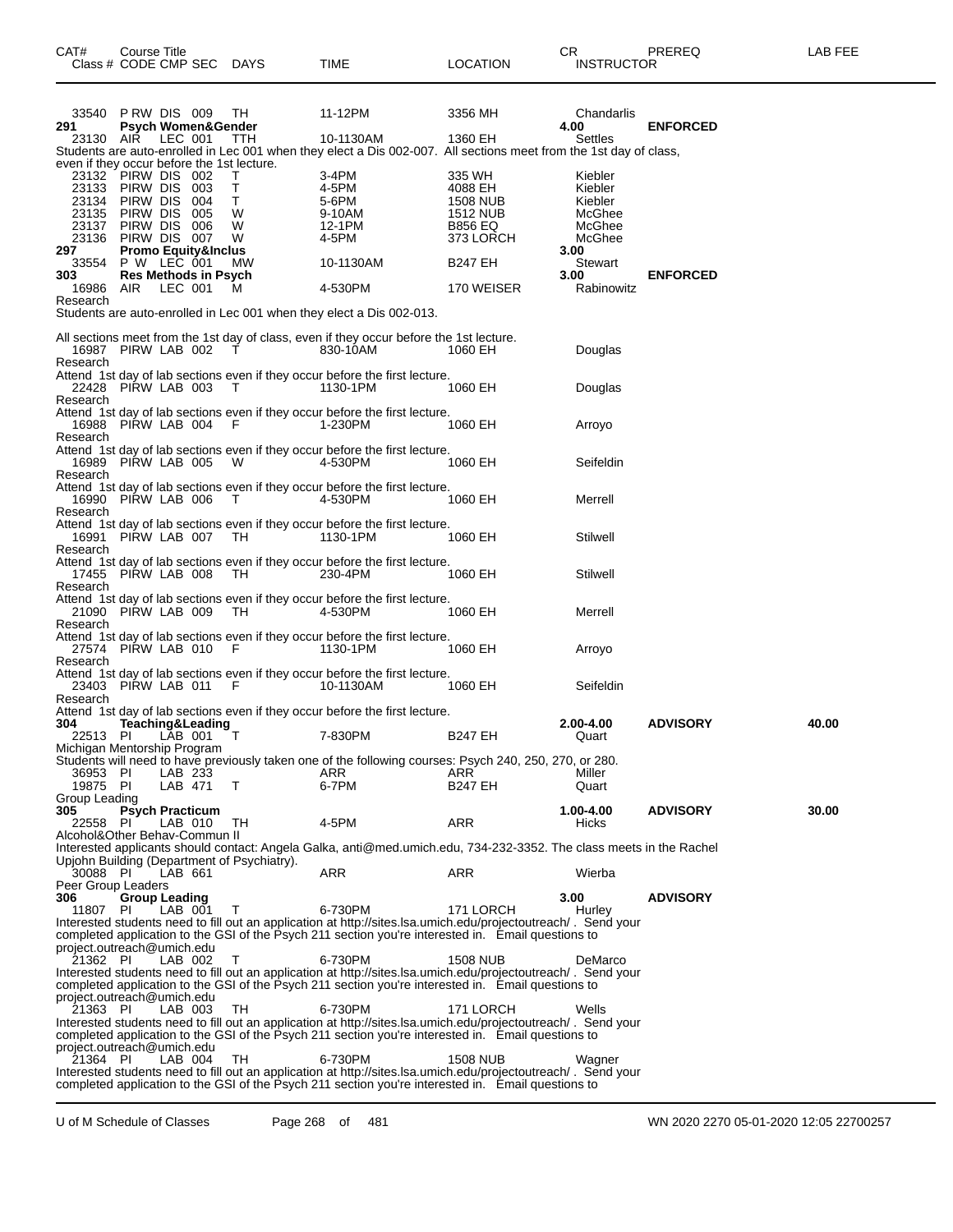| CAT# Class # | Course Title CODE CMP SEC | DAYS | TIME | LOCATION | CR INSTRUCTOR | PREREQ | LAB FEE |
|---|---|---|---|---|---|---|---|
| 33540 | P RW DIS 009 | TH | 11-12PM | 3356 MH | Chandarlis | | |
| **291** | **Psych Women&Gender** | | | | **4.00** | **ENFORCED** | |
| 23130 | AIR LEC 001 | TTH | 10-1130AM | 1360 EH | Settles | | |

Students are auto-enrolled in Lec 001 when they elect a Dis 002-007. All sections meet from the 1st day of class, even if they occur before the 1st lecture.

| Class # | CODE CMP SEC | DAYS | TIME | LOCATION | INSTRUCTOR |
|---|---|---|---|---|---|
| 23132 | PIRW DIS 002 | T | 3-4PM | 335 WH | Kiebler |
| 23133 | PIRW DIS 003 | T | 4-5PM | 4088 EH | Kiebler |
| 23134 | PIRW DIS 004 | T | 5-6PM | 1508 NUB | Kiebler |
| 23135 | PIRW DIS 005 | W | 9-10AM | 1512 NUB | McGhee |
| 23137 | PIRW DIS 006 | W | 12-1PM | B856 EQ | McGhee |
| 23136 | PIRW DIS 007 | W | 4-5PM | 373 LORCH | McGhee |

**297 Promo Equity&Inclus** — **3.00**

| 33554 | P W LEC 001 | MW | 10-1130AM | B247 EH | Stewart |
|---|---|---|---|---|---|

**303 Res Methods in Psych** — **3.00** — **ENFORCED**

| 16986 | AIR LEC 001 | M | 4-530PM | 170 WEISER | Rabinowitz |
|---|---|---|---|---|---|

Research
Students are auto-enrolled in Lec 001 when they elect a Dis 002-013.

All sections meet from the 1st day of class, even if they occur before the 1st lecture.

| 16987 | PIRW LAB 002 | T | 830-10AM | 1060 EH | Douglas |
|---|---|---|---|---|---|

Research
Attend 1st day of lab sections even if they occur before the first lecture.

| 22428 | PIRW LAB 003 | T | 1130-1PM | 1060 EH | Douglas |
|---|---|---|---|---|---|

Research
Attend 1st day of lab sections even if they occur before the first lecture.

| 16988 | PIRW LAB 004 | F | 1-230PM | 1060 EH | Arroyo |
|---|---|---|---|---|---|

Research
Attend 1st day of lab sections even if they occur before the first lecture.

| 16989 | PIRW LAB 005 | W | 4-530PM | 1060 EH | Seifeldin |
|---|---|---|---|---|---|

Research
Attend 1st day of lab sections even if they occur before the first lecture.

| 16990 | PIRW LAB 006 | T | 4-530PM | 1060 EH | Merrell |
|---|---|---|---|---|---|

Research
Attend 1st day of lab sections even if they occur before the first lecture.

| 16991 | PIRW LAB 007 | TH | 1130-1PM | 1060 EH | Stilwell |
|---|---|---|---|---|---|

Research
Attend 1st day of lab sections even if they occur before the first lecture.

| 17455 | PIRW LAB 008 | TH | 230-4PM | 1060 EH | Stilwell |
|---|---|---|---|---|---|

Research
Attend 1st day of lab sections even if they occur before the first lecture.

| 21090 | PIRW LAB 009 | TH | 4-530PM | 1060 EH | Merrell |
|---|---|---|---|---|---|

Research
Attend 1st day of lab sections even if they occur before the first lecture.

| 27574 | PIRW LAB 010 | F | 1130-1PM | 1060 EH | Arroyo |
|---|---|---|---|---|---|

Research
Attend 1st day of lab sections even if they occur before the first lecture.

| 23403 | PIRW LAB 011 | F | 10-1130AM | 1060 EH | Seifeldin |
|---|---|---|---|---|---|

Research
Attend 1st day of lab sections even if they occur before the first lecture.

**304 Teaching&Leading** — **2.00-4.00** — **ADVISORY** — **40.00**

| 22513 | PI LAB 001 | T | 7-830PM | B247 EH | Quart |
|---|---|---|---|---|---|

Michigan Mentorship Program
Students will need to have previously taken one of the following courses: Psych 240, 250, 270, or 280.

| 36953 | PI LAB 233 | | ARR | ARR | Miller |
|---|---|---|---|---|---|
| 19875 | PI LAB 471 | T | 6-7PM | B247 EH | Quart |

Group Leading

**305 Psych Practicum** — **1.00-4.00** — **ADVISORY** — **30.00**

| 22558 | PI LAB 010 | TH | 4-5PM | ARR | Hicks |
|---|---|---|---|---|---|

Alcohol&Other Behav-Commun II
Interested applicants should contact: Angela Galka, anti@med.umich.edu, 734-232-3352. The class meets in the Rachel Upjohn Building (Department of Psychiatry).

| 30088 | PI LAB 661 | | ARR | ARR | Wierba |
|---|---|---|---|---|---|

Peer Group Leaders

**306 Group Leading** — **3.00** — **ADVISORY**

| 11807 | PI LAB 001 | T | 6-730PM | 171 LORCH | Hurley |
|---|---|---|---|---|---|

Interested students need to fill out an application at http://sites.lsa.umich.edu/projectoutreach/ . Send your completed application to the GSI of the Psych 211 section you're interested in. Email questions to project.outreach@umich.edu

| 21362 | PI LAB 002 | T | 6-730PM | 1508 NUB | DeMarco |
|---|---|---|---|---|---|

Interested students need to fill out an application at http://sites.lsa.umich.edu/projectoutreach/ . Send your completed application to the GSI of the Psych 211 section you're interested in. Email questions to project.outreach@umich.edu

| 21363 | PI LAB 003 | TH | 6-730PM | 171 LORCH | Wells |
|---|---|---|---|---|---|

Interested students need to fill out an application at http://sites.lsa.umich.edu/projectoutreach/ . Send your completed application to the GSI of the Psych 211 section you're interested in. Email questions to project.outreach@umich.edu

| 21364 | PI LAB 004 | TH | 6-730PM | 1508 NUB | Wagner |
|---|---|---|---|---|---|

Interested students need to fill out an application at http://sites.lsa.umich.edu/projectoutreach/ . Send your completed application to the GSI of the Psych 211 section you're interested in. Email questions to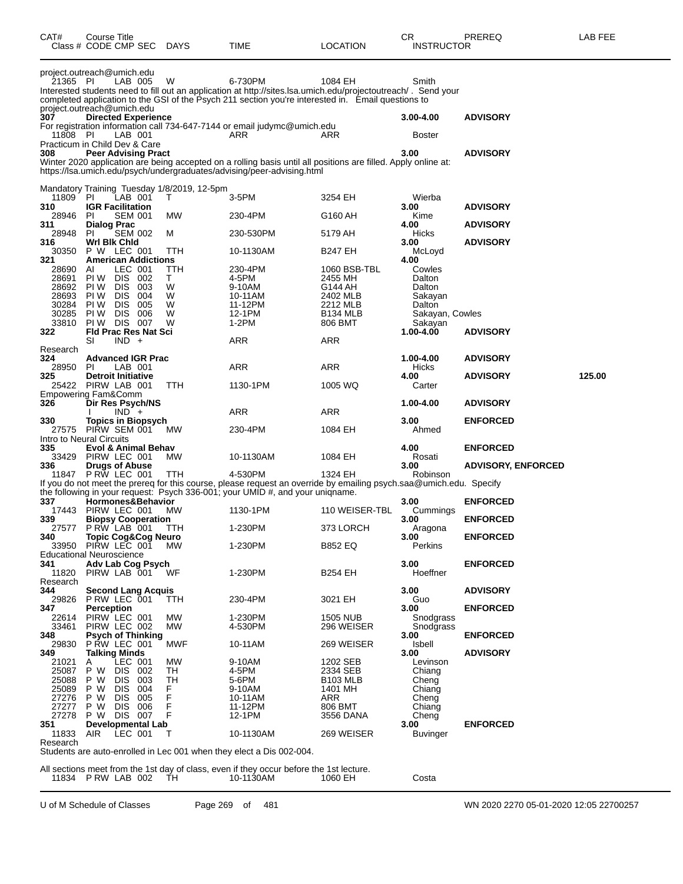| CAT# | Course Title Class # CODE CMP SEC | DAYS | TIME | LOCATION | CR INSTRUCTOR | PREREQ | LAB FEE |
|---|---|---|---|---|---|---|---|
| | project.outreach@umich.edu | | | | | | |
| 21365 | PI LAB 005 | W | 6-730PM | 1084 EH | Smith | | |
| | Interested students need to fill out an application at http://sites.lsa.umich.edu/projectoutreach/ . Send your completed application to the GSI of the Psych 211 section you're interested in. Email questions to project.outreach@umich.edu | | | | | | |
| **307** | **Directed Experience** | | | | **3.00-4.00** | **ADVISORY** | |
| | For registration information call 734-647-7144 or email judymc@umich.edu | | | | | | |
| 11808 | PI LAB 001 | | ARR | ARR | Boster | | |
| | Practicum in Child Dev & Care | | | | | | |
| **308** | **Peer Advising Pract** | | | | **3.00** | **ADVISORY** | |
| | Winter 2020 application are being accepted on a rolling basis until all positions are filled. Apply online at: https://lsa.umich.edu/psych/undergraduates/advising/peer-advising.html | | | | | | |
| | Mandatory Training Tuesday 1/8/2019, 12-5pm | | | | | | |
| 11809 | PI LAB 001 | T | 3-5PM | 3254 EH | Wierba | | |
| **310** | **IGR Facilitation** | | | | **3.00** | **ADVISORY** | |
| 28946 | PI SEM 001 | MW | 230-4PM | G160 AH | Kime | | |
| **311** | **Dialog Prac** | | | | **4.00** | **ADVISORY** | |
| 28948 | PI SEM 002 | M | 230-530PM | 5179 AH | Hicks | | |
| **316** | **Wrl Blk Chld** | | | | **3.00** | **ADVISORY** | |
| 30350 | P W LEC 001 | TTH | 10-1130AM | B247 EH | McLoyd | | |
| **321** | **American Addictions** | | | | **4.00** | | |
| 28690 | AI LEC 001 | TTH | 230-4PM | 1060 BSB-TBL | Cowles | | |
| 28691 | PI W DIS 002 | T | 4-5PM | 2455 MH | Dalton | | |
| 28692 | PI W DIS 003 | W | 9-10AM | G144 AH | Dalton | | |
| 28693 | PI W DIS 004 | W | 10-11AM | 2402 MLB | Sakayan | | |
| 30284 | PI W DIS 005 | W | 11-12PM | 2212 MLB | Dalton | | |
| 30285 | PI W DIS 006 | W | 12-1PM | B134 MLB | Sakayan, Cowles | | |
| 33810 | PI W DIS 007 | W | 1-2PM | 806 BMT | Sakayan | | |
| **322** | **Fld Prac Res Nat Sci** | | | | **1.00-4.00** | **ADVISORY** | |
| | SI IND + | | ARR | ARR | | | |
| | Research | | | | | | |
| **324** | **Advanced IGR Prac** | | | | **1.00-4.00** | **ADVISORY** | |
| 28950 | PI LAB 001 | | ARR | ARR | Hicks | | |
| **325** | **Detroit Initiative** | | | | **4.00** | **ADVISORY** | **125.00** |
| 25422 | PIRW LAB 001 | TTH | 1130-1PM | 1005 WQ | Carter | | |
| | Empowering Fam&Comm | | | | | | |
| **326** | **Dir Res Psych/NS** | | | | **1.00-4.00** | **ADVISORY** | |
| | I IND + | | ARR | ARR | | | |
| **330** | **Topics in Biopsych** | | | | **3.00** | **ENFORCED** | |
| 27575 | PIRW SEM 001 | MW | 230-4PM | 1084 EH | Ahmed | | |
| | Intro to Neural Circuits | | | | | | |
| **335** | **Evol & Animal Behav** | | | | **4.00** | **ENFORCED** | |
| 33429 | PIRW LEC 001 | MW | 10-1130AM | 1084 EH | Rosati | | |
| **336** | **Drugs of Abuse** | | | | **3.00** | **ADVISORY, ENFORCED** | |
| 11847 | P RW LEC 001 | TTH | 4-530PM | 1324 EH | Robinson | | |
| | If you do not meet the prereq for this course, please request an override by emailing psych.saa@umich.edu. Specify the following in your request: Psych 336-001; your UMID #, and your uniqname. | | | | | | |
| **337** | **Hormones&Behavior** | | | | **3.00** | **ENFORCED** | |
| 17443 | PIRW LEC 001 | MW | 1130-1PM | 110 WEISER-TBL | Cummings | | |
| **339** | **Biopsy Cooperation** | | | | **3.00** | **ENFORCED** | |
| 27577 | P RW LAB 001 | TTH | 1-230PM | 373 LORCH | Aragona | | |
| **340** | **Topic Cog&Cog Neuro** | | | | **3.00** | **ENFORCED** | |
| 33950 | PIRW LEC 001 | MW | 1-230PM | B852 EQ | Perkins | | |
| | Educational Neuroscience | | | | | | |
| **341** | **Adv Lab Cog Psych** | | | | **3.00** | **ENFORCED** | |
| 11820 | PIRW LAB 001 | WF | 1-230PM | B254 EH | Hoeffner | | |
| | Research | | | | | | |
| **344** | **Second Lang Acquis** | | | | **3.00** | **ADVISORY** | |
| 29826 | P RW LEC 001 | TTH | 230-4PM | 3021 EH | Guo | | |
| **347** | **Perception** | | | | **3.00** | **ENFORCED** | |
| 22614 | PIRW LEC 001 | MW | 1-230PM | 1505 NUB | Snodgrass | | |
| 33461 | PIRW LEC 002 | MW | 4-530PM | 296 WEISER | Snodgrass | | |
| **348** | **Psych of Thinking** | | | | **3.00** | **ENFORCED** | |
| 29830 | P RW LEC 001 | MWF | 10-11AM | 269 WEISER | Isbell | | |
| **349** | **Talking Minds** | | | | **3.00** | **ADVISORY** | |
| 21021 | A LEC 001 | MW | 9-10AM | 1202 SEB | Levinson | | |
| 25087 | P W DIS 002 | TH | 4-5PM | 2334 SEB | Chiang | | |
| 25088 | P W DIS 003 | TH | 5-6PM | B103 MLB | Cheng | | |
| 25089 | P W DIS 004 | F | 9-10AM | 1401 MH | Chiang | | |
| 27276 | P W DIS 005 | F | 10-11AM | ARR | Cheng | | |
| 27277 | P W DIS 006 | F | 11-12PM | 806 BMT | Chiang | | |
| 27278 | P W DIS 007 | F | 12-1PM | 3556 DANA | Cheng | | |
| **351** | **Developmental Lab** | | | | **3.00** | **ENFORCED** | |
| 11833 | AIR LEC 001 | T | 10-1130AM | 269 WEISER | Buvinger | | |
| | Research | | | | | | |
| | Students are auto-enrolled in Lec 001 when they elect a Dis 002-004. | | | | | | |
| | All sections meet from the 1st day of class, even if they occur before the 1st lecture. | | | | | | |
| 11834 | P RW LAB 002 | TH | 10-1130AM | 1060 EH | Costa | | |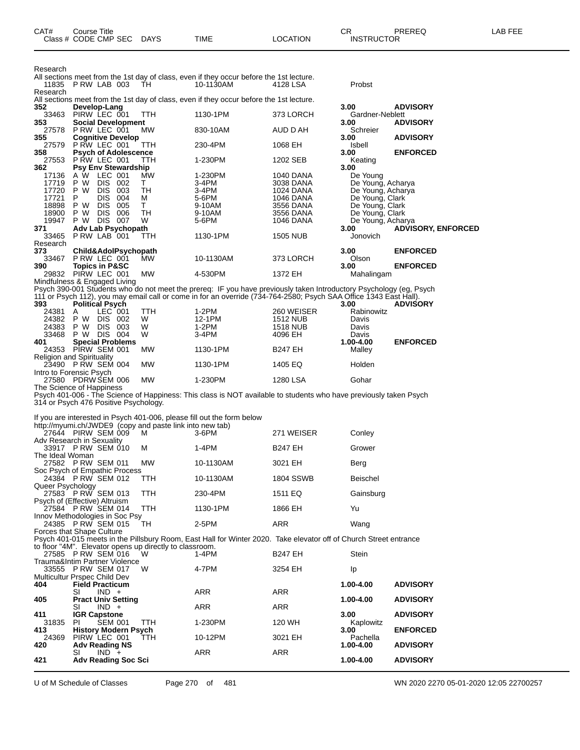| CAT# Class # | Course Title CODE CMP SEC | DAYS | TIME | LOCATION | CR INSTRUCTOR | PREREQ | LAB FEE |
|---|---|---|---|---|---|---|---|
| | Research | | | | | | |
| | All sections meet from the 1st day of class, even if they occur before the 1st lecture. | | | | | | |
| 11835 | P RW LAB 003 | TH | 10-1130AM | 4128 LSA | Probst | | |
| | Research | | | | | | |
| | All sections meet from the 1st day of class, even if they occur before the 1st lecture. | | | | | | |
| **352** | **Develop-Lang** | | | | **3.00** | **ADVISORY** | |
| 33463 | PIRW LEC 001 | TTH | 1130-1PM | 373 LORCH | Gardner-Neblett | | |
| **353** | **Social Development** | | | | **3.00** | **ADVISORY** | |
| 27578 | P RW LEC 001 | MW | 830-10AM | AUD D AH | Schreier | | |
| **355** | **Cognitive Develop** | | | | **3.00** | **ADVISORY** | |
| 27579 | P RW LEC 001 | TTH | 230-4PM | 1068 EH | Isbell | | |
| **358** | **Psych of Adolescence** | | | | **3.00** | **ENFORCED** | |
| 27553 | P RW LEC 001 | TTH | 1-230PM | 1202 SEB | Keating | | |
| **362** | **Psy Env Stewardship** | | | | **3.00** | | |
| 17136 | A W LEC 001 | MW | 1-230PM | 1040 DANA | De Young | | |
| 17719 | P W DIS 002 | T | 3-4PM | 3038 DANA | De Young, Acharya | | |
| 17720 | P W DIS 003 | TH | 3-4PM | 1024 DANA | De Young, Acharya | | |
| 17721 | P DIS 004 | M | 5-6PM | 1046 DANA | De Young, Clark | | |
| 18898 | P W DIS 005 | T | 9-10AM | 3556 DANA | De Young, Clark | | |
| 18900 | P W DIS 006 | TH | 9-10AM | 3556 DANA | De Young, Clark | | |
| 19947 | P W DIS 007 | W | 5-6PM | 1046 DANA | De Young, Acharya | | |
| **371** | **Adv Lab Psychopath** | | | | **3.00** | **ADVISORY, ENFORCED** | |
| 33465 | P RW LAB 001 | TTH | 1130-1PM | 1505 NUB | Jonovich | | |
| | Research | | | | | | |
| **373** | **Child&AdolPsychopath** | | | | **3.00** | **ENFORCED** | |
| 33467 | P RW LEC 001 | MW | 10-1130AM | 373 LORCH | Olson | | |
| **390** | **Topics in P&SC** | | | | **3.00** | **ENFORCED** | |
| 29832 | PIRW LEC 001 | MW | 4-530PM | 1372 EH | Mahalingam | | |
| | Mindfulness & Engaged Living | | | | | | |
| | Psych 390-001 Students who do not meet the prereq: IF you have previously taken Introductory Psychology (eg, Psych 111 or Psych 112), you may email call or come in for an override (734-764-2580; Psych SAA Office 1343 East Hall). | | | | | | |
| **393** | **Political Psych** | | | | **3.00** | **ADVISORY** | |
| 24381 | A LEC 001 | TTH | 1-2PM | 260 WEISER | Rabinowitz | | |
| 24382 | P W DIS 002 | W | 12-1PM | 1512 NUB | Davis | | |
| 24383 | P W DIS 003 | W | 1-2PM | 1518 NUB | Davis | | |
| 33468 | P W DIS 004 | W | 3-4PM | 4096 EH | Davis | | |
| **401** | **Special Problems** | | | | **1.00-4.00** | **ENFORCED** | |
| 24353 | PIRW SEM 001 | MW | 1130-1PM | B247 EH | Malley | | |
| | Religion and Spirituality | | | | | | |
| 23490 | P RW SEM 004 | MW | 1130-1PM | 1405 EQ | Holden | | |
| | Intro to Forensic Psych | | | | | | |
| 27580 | PDRW SEM 006 | MW | 1-230PM | 1280 LSA | Gohar | | |
| | The Science of Happiness | | | | | | |
| | Psych 401-006 - The Science of Happiness: This class is NOT available to students who have previously taken Psych 314 or Psych 476 Positive Psychology. | | | | | | |
| | If you are interested in Psych 401-006, please fill out the form below http://myumi.ch/JWDE9 (copy and paste link into new tab) | | | | | | |
| 27644 | PIRW SEM 009 | M | 3-6PM | 271 WEISER | Conley | | |
| | Adv Research in Sexuality | | | | | | |
| 33917 | P RW SEM 010 | M | 1-4PM | B247 EH | Grower | | |
| | The Ideal Woman | | | | | | |
| 27582 | P RW SEM 011 | MW | 10-1130AM | 3021 EH | Berg | | |
| | Soc Psych of Empathic Process | | | | | | |
| 24384 | P RW SEM 012 | TTH | 10-1130AM | 1804 SSWB | Beischel | | |
| | Queer Psychology | | | | | | |
| 27583 | P RW SEM 013 | TTH | 230-4PM | 1511 EQ | Gainsburg | | |
| | Psych of (Effective) Altruism | | | | | | |
| 27584 | P RW SEM 014 | TTH | 1130-1PM | 1866 EH | Yu | | |
| | Innov Methodologies in Soc Psy | | | | | | |
| 24385 | P RW SEM 015 | TH | 2-5PM | ARR | Wang | | |
| | Forces that Shape Culture | | | | | | |
| | Psych 401-015 meets in the Pillsbury Room, East Hall for Winter 2020. Take elevator off of Church Street entrance to floor "4M". Elevator opens up directly to classroom. | | | | | | |
| 27585 | P RW SEM 016 | W | 1-4PM | B247 EH | Stein | | |
| | Trauma&Intim Partner Violence | | | | | | |
| 33555 | P RW SEM 017 | W | 4-7PM | 3254 EH | Ip | | |
| | Multicultur Prspec Child Dev | | | | | | |
| **404** | **Field Practicum** | | | | **1.00-4.00** | **ADVISORY** | |
| | SI IND + | | ARR | ARR | | | |
| **405** | **Pract Univ Setting** | | | | **1.00-4.00** | **ADVISORY** | |
| | SI IND + | | ARR | ARR | | | |
| **411** | **IGR Capstone** | | | | **3.00** | **ADVISORY** | |
| 31835 | PI SEM 001 | TTH | 1-230PM | 120 WH | Kaplowitz | | |
| **413** | **History Modern Psych** | | | | **3.00** | **ENFORCED** | |
| 24369 | PIRW LEC 001 | TTH | 10-12PM | 3021 EH | Pachella | | |
| **420** | **Adv Reading NS** | | | | **1.00-4.00** | **ADVISORY** | |
| | SI IND + | | ARR | ARR | | | |
| **421** | **Adv Reading Soc Sci** | | | | **1.00-4.00** | **ADVISORY** | |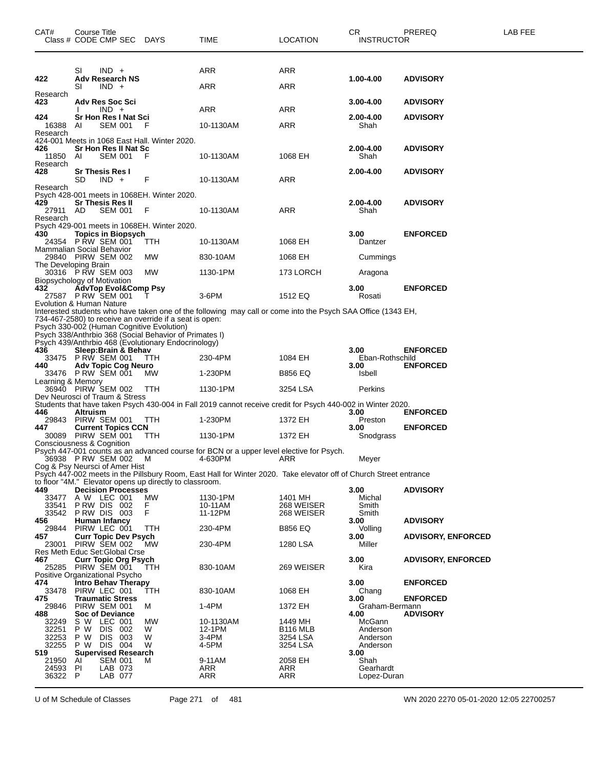| CAT# | Course Title Class # CODE CMP SEC | DAYS | TIME | LOCATION | CR INSTRUCTOR | PREREQ | LAB FEE |
|---|---|---|---|---|---|---|---|
| | SI IND + | | ARR | ARR | | | |
| 422 | **Adv Research NS** | | | | 1.00-4.00 | ADVISORY | |
| | SI IND + | | ARR | ARR | | | |
| Research | | | | | | | |
| 423 | **Adv Res Soc Sci** | | | | 3.00-4.00 | ADVISORY | |
| | I IND + | | ARR | ARR | | | |
| 424 | **Sr Hon Res I Nat Sci** | | | | 2.00-4.00 | ADVISORY | |
| 16388 | AI SEM 001 | F | 10-1130AM | ARR | Shah | | |
| Research | | | | | | | |

424-001 Meets in 1068 East Hall. Winter 2020.

| CAT# | Course Title Class # CODE CMP SEC | DAYS | TIME | LOCATION | CR INSTRUCTOR | PREREQ | LAB FEE |
|---|---|---|---|---|---|---|---|
| 426 | **Sr Hon Res II Nat Sc** | | | | 2.00-4.00 | ADVISORY | |
| 11850 | AI SEM 001 | F | 10-1130AM | 1068 EH | Shah | | |
| Research | | | | | | | |
| 428 | **Sr Thesis Res I** | | | | 2.00-4.00 | ADVISORY | |
| | SD IND + | F | 10-1130AM | ARR | | | |
| Research | | | | | | | |

Psych 428-001 meets in 1068EH. Winter 2020.

| CAT# | Course Title Class # CODE CMP SEC | DAYS | TIME | LOCATION | CR INSTRUCTOR | PREREQ | LAB FEE |
|---|---|---|---|---|---|---|---|
| 429 | **Sr Thesis Res II** | | | | 2.00-4.00 | ADVISORY | |
| 27911 | AD SEM 001 | F | 10-1130AM | ARR | Shah | | |
| Research | | | | | | | |

Psych 429-001 meets in 1068EH. Winter 2020.

| CAT# | Course Title Class # CODE CMP SEC | DAYS | TIME | LOCATION | CR INSTRUCTOR | PREREQ | LAB FEE |
|---|---|---|---|---|---|---|---|
| 430 | **Topics in Biopsych** | | | | 3.00 | ENFORCED | |
| 24354 | P RW SEM 001 | TTH | 10-1130AM | 1068 EH | Dantzer | | |
| Mammalian Social Behavior | | | | | | | |
| 29840 | PIRW SEM 002 | MW | 830-10AM | 1068 EH | Cummings | | |
| The Developing Brain | | | | | | | |
| 30316 | P RW SEM 003 | MW | 1130-1PM | 173 LORCH | Aragona | | |
| Biopsychology of Motivation | | | | | | | |
| 432 | **AdvTop Evol&Comp Psy** | | | | 3.00 | ENFORCED | |
| 27587 | P RW SEM 001 | T | 3-6PM | 1512 EQ | Rosati | | |
| Evolution & Human Nature | | | | | | | |

Interested students who have taken one of the following may call or come into the Psych SAA Office (1343 EH, 734-467-2580) to receive an override if a seat is open:
Psych 330-002 (Human Cognitive Evolution)
Psych 338/Anthrbio 368 (Social Behavior of Primates I)
Psych 439/Anthrbio 468 (Evolutionary Endocrinology)

| CAT# | Course Title Class # CODE CMP SEC | DAYS | TIME | LOCATION | CR INSTRUCTOR | PREREQ | LAB FEE |
|---|---|---|---|---|---|---|---|
| 436 | **Sleep:Brain & Behav** | | | | 3.00 | ENFORCED | |
| 33475 | P RW SEM 001 | TTH | 230-4PM | 1084 EH | Eban-Rothschild | | |
| 440 | **Adv Topic Cog Neuro** | | | | 3.00 | ENFORCED | |
| 33476 | P RW SEM 001 | MW | 1-230PM | B856 EQ | Isbell | | |
| Learning & Memory | | | | | | | |
| 36940 | PIRW SEM 002 | TTH | 1130-1PM | 3254 LSA | Perkins | | |
| Dev Neurosci of Traum & Stress | | | | | | | |

Students that have taken Psych 430-004 in Fall 2019 cannot receive credit for Psych 440-002 in Winter 2020.

| CAT# | Course Title Class # CODE CMP SEC | DAYS | TIME | LOCATION | CR INSTRUCTOR | PREREQ | LAB FEE |
|---|---|---|---|---|---|---|---|
| 446 | **Altruism** | | | | 3.00 | ENFORCED | |
| 29843 | PIRW SEM 001 | TTH | 1-230PM | 1372 EH | Preston | | |
| 447 | **Current Topics CCN** | | | | 3.00 | ENFORCED | |
| 30089 | PIRW SEM 001 | TTH | 1130-1PM | 1372 EH | Snodgrass | | |
| Consciousness & Cognition | | | | | | | |

Psych 447-001 counts as an advanced course for BCN or a upper level elective for Psych.

| CAT# | Course Title Class # CODE CMP SEC | DAYS | TIME | LOCATION | CR INSTRUCTOR | PREREQ | LAB FEE |
|---|---|---|---|---|---|---|---|
| 36938 | P RW SEM 002 | M | 4-630PM | ARR | Meyer | | |
| Cog & Psy Neursci of Amer Hist | | | | | | | |

Psych 447-002 meets in the Pillsbury Room, East Hall for Winter 2020. Take elevator off of Church Street entrance to floor "4M." Elevator opens up directly to classroom.

| CAT# | Course Title Class # CODE CMP SEC | DAYS | TIME | LOCATION | CR INSTRUCTOR | PREREQ | LAB FEE |
|---|---|---|---|---|---|---|---|
| 449 | **Decision Processes** | | | | 3.00 | ADVISORY | |
| 33477 | A W LEC 001 | MW | 1130-1PM | 1401 MH | Michal | | |
| 33541 | P RW DIS 002 | F | 10-11AM | 268 WEISER | Smith | | |
| 33542 | P RW DIS 003 | F | 11-12PM | 268 WEISER | Smith | | |
| 456 | **Human Infancy** | | | | 3.00 | ADVISORY | |
| 29844 | PIRW LEC 001 | TTH | 230-4PM | B856 EQ | Volling | | |
| 457 | **Curr Topic Dev Psych** | | | | 3.00 | ADVISORY, ENFORCED | |
| 23001 | PIRW SEM 002 | MW | 230-4PM | 1280 LSA | Miller | | |
| Res Meth Educ Set:Global Crse | | | | | | | |
| 467 | **Curr Topic Org Psych** | | | | 3.00 | ADVISORY, ENFORCED | |
| 25285 | PIRW SEM 001 | TTH | 830-10AM | 269 WEISER | Kira | | |
| Positive Organizational Psycho | | | | | | | |
| 474 | **Intro Behav Therapy** | | | | 3.00 | ENFORCED | |
| 33478 | PIRW LEC 001 | TTH | 830-10AM | 1068 EH | Chang | | |
| 475 | **Traumatic Stress** | | | | 3.00 | ENFORCED | |
| 29846 | PIRW SEM 001 | M | 1-4PM | 1372 EH | Graham-Bermann | | |
| 488 | **Soc of Deviance** | | | | 4.00 | ADVISORY | |
| 32249 | S W LEC 001 | MW | 10-1130AM | 1449 MH | McGann | | |
| 32251 | P W DIS 002 | W | 12-1PM | B116 MLB | Anderson | | |
| 32253 | P W DIS 003 | W | 3-4PM | 3254 LSA | Anderson | | |
| 32255 | P W DIS 004 | W | 4-5PM | 3254 LSA | Anderson | | |
| 519 | **Supervised Research** | | | | 3.00 | | |
| 21950 | AI SEM 001 | M | 9-11AM | 2058 EH | Shah | | |
| 24593 | PI LAB 073 | | ARR | ARR | Gearhardt | | |
| 36322 | P LAB 077 | | ARR | ARR | Lopez-Duran | | |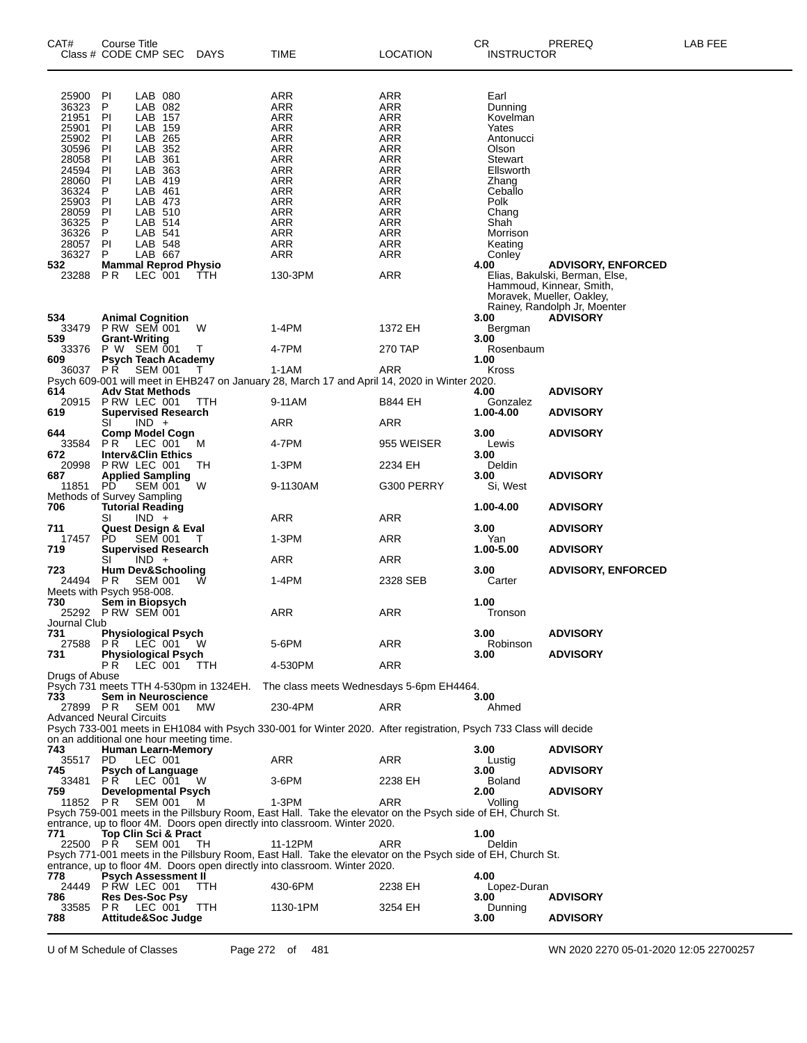| CAT# | Course Title<br>Class # CODE CMP SEC | DAYS | TIME | LOCATION | CR<br>INSTRUCTOR | PREREQ | LAB FEE |
|---|---|---|---|---|---|---|---|
| 25900 | PI LAB 080 | | ARR | ARR | Earl | | |
| 36323 | P LAB 082 | | ARR | ARR | Dunning | | |
| 21951 | PI LAB 157 | | ARR | ARR | Kovelman | | |
| 25901 | PI LAB 159 | | ARR | ARR | Yates | | |
| 25902 | PI LAB 265 | | ARR | ARR | Antonucci | | |
| 30596 | PI LAB 352 | | ARR | ARR | Olson | | |
| 28058 | PI LAB 361 | | ARR | ARR | Stewart | | |
| 24594 | PI LAB 363 | | ARR | ARR | Ellsworth | | |
| 28060 | PI LAB 419 | | ARR | ARR | Zhang | | |
| 36324 | P LAB 461 | | ARR | ARR | Ceballo | | |
| 25903 | PI LAB 473 | | ARR | ARR | Polk | | |
| 28059 | PI LAB 510 | | ARR | ARR | Chang | | |
| 36325 | P LAB 514 | | ARR | ARR | Shah | | |
| 36326 | P LAB 541 | | ARR | ARR | Morrison | | |
| 28057 | PI LAB 548 | | ARR | ARR | Keating | | |
| 36327 | P LAB 667 | | ARR | ARR | Conley | | |
| **532** | **Mammal Reprod Physio** | | | | **4.00** | **ADVISORY, ENFORCED** | |
| 23288 | P R LEC 001 | TTH | 130-3PM | ARR | Elias, Bakulski, Berman, Else, Hammoud, Kinnear, Smith, Moravek, Mueller, Oakley, Rainey, Randolph Jr, Moenter | | |
| **534** | **Animal Cognition** | | | | **3.00** | **ADVISORY** | |
| 33479 | P RW SEM 001 | W | 1-4PM | 1372 EH | Bergman | | |
| **539** | **Grant-Writing** | | | | **3.00** | | |
| 33376 | P W SEM 001 | T | 4-7PM | 270 TAP | Rosenbaum | | |
| **609** | **Psych Teach Academy** | | | | **1.00** | | |
| 36037 | P R SEM 001 | T | 1-1AM | ARR | Kross | | |

Psych 609-001 will meet in EHB247 on January 28, March 17 and April 14, 2020 in Winter 2020.

| CAT# | Course Title<br>Class # CODE CMP SEC | DAYS | TIME | LOCATION | CR<br>INSTRUCTOR | PREREQ | LAB FEE |
|---|---|---|---|---|---|---|---|
| **614** | **Adv Stat Methods** | | | | **4.00** | **ADVISORY** | |
| 20915 | P RW LEC 001 | TTH | 9-11AM | B844 EH | Gonzalez | | |
| **619** | **Supervised Research** | | | | **1.00-4.00** | **ADVISORY** | |
| | SI IND + | | ARR | ARR | | | |
| **644** | **Comp Model Cogn** | | | | **3.00** | **ADVISORY** | |
| 33584 | P R LEC 001 | M | 4-7PM | 955 WEISER | Lewis | | |
| **672** | **Interv&Clin Ethics** | | | | **3.00** | | |
| 20998 | P RW LEC 001 | TH | 1-3PM | 2234 EH | Deldin | | |
| **687** | **Applied Sampling** | | | | **3.00** | **ADVISORY** | |
| 11851 | PD SEM 001 | W | 9-1130AM | G300 PERRY | Si, West | | |

Methods of Survey Sampling

| CAT# | Course Title<br>Class # CODE CMP SEC | DAYS | TIME | LOCATION | CR<br>INSTRUCTOR | PREREQ | LAB FEE |
|---|---|---|---|---|---|---|---|
| **706** | **Tutorial Reading** | | | | **1.00-4.00** | **ADVISORY** | |
| | SI IND + | | ARR | ARR | | | |
| **711** | **Quest Design & Eval** | | | | **3.00** | **ADVISORY** | |
| 17457 | PD SEM 001 | T | 1-3PM | ARR | Yan | | |
| **719** | **Supervised Research** | | | | **1.00-5.00** | **ADVISORY** | |
| | SI IND + | | ARR | ARR | | | |
| **723** | **Hum Dev&Schooling** | | | | **3.00** | **ADVISORY, ENFORCED** | |
| 24494 | P R SEM 001 | W | 1-4PM | 2328 SEB | Carter | | |

Meets with Psych 958-008.

| CAT# | Course Title<br>Class # CODE CMP SEC | DAYS | TIME | LOCATION | CR<br>INSTRUCTOR | PREREQ | LAB FEE |
|---|---|---|---|---|---|---|---|
| **730** | **Sem in Biopsych** | | | | **1.00** | | |
| 25292 | P RW SEM 001 | | ARR | ARR | Tronson | | |

Journal Club

| CAT# | Course Title<br>Class # CODE CMP SEC | DAYS | TIME | LOCATION | CR<br>INSTRUCTOR | PREREQ | LAB FEE |
|---|---|---|---|---|---|---|---|
| **731** | **Physiological Psych** | | | | **3.00** | **ADVISORY** | |
| 27588 | P R LEC 001 | W | 5-6PM | ARR | Robinson | | |
| **731** | **Physiological Psych** | | | | **3.00** | **ADVISORY** | |
| | P R LEC 001 | TTH | 4-530PM | ARR | | | |

Drugs of Abuse

Psych 731 meets TTH 4-530pm in 1324EH. The class meets Wednesdays 5-6pm EH4464.

| CAT# | Course Title<br>Class # CODE CMP SEC | DAYS | TIME | LOCATION | CR<br>INSTRUCTOR | PREREQ | LAB FEE |
|---|---|---|---|---|---|---|---|
| **733** | **Sem in Neuroscience** | | | | **3.00** | | |
| 27899 | P R SEM 001 | MW | 230-4PM | ARR | Ahmed | | |

Advanced Neural Circuits

Psych 733-001 meets in EH1084 with Psych 330-001 for Winter 2020. After registration, Psych 733 Class will decide on an additional one hour meeting time.

| CAT# | Course Title<br>Class # CODE CMP SEC | DAYS | TIME | LOCATION | CR<br>INSTRUCTOR | PREREQ | LAB FEE |
|---|---|---|---|---|---|---|---|
| **743** | **Human Learn-Memory** | | | | **3.00** | **ADVISORY** | |
| 35517 | PD LEC 001 | | ARR | ARR | Lustig | | |
| **745** | **Psych of Language** | | | | **3.00** | **ADVISORY** | |
| 33481 | P R LEC 001 | W | 3-6PM | 2238 EH | Boland | | |
| **759** | **Developmental Psych** | | | | **2.00** | **ADVISORY** | |
| 11852 | P R SEM 001 | M | 1-3PM | ARR | Volling | | |

Psych 759-001 meets in the Pillsbury Room, East Hall. Take the elevator on the Psych side of EH, Church St. entrance, up to floor 4M. Doors open directly into classroom. Winter 2020.

| CAT# | Course Title<br>Class # CODE CMP SEC | DAYS | TIME | LOCATION | CR<br>INSTRUCTOR | PREREQ | LAB FEE |
|---|---|---|---|---|---|---|---|
| **771** | **Top Clin Sci & Pract** | | | | **1.00** | | |
| 22500 | P R SEM 001 | TH | 11-12PM | ARR | Deldin | | |

Psych 771-001 meets in the Pillsbury Room, East Hall. Take the elevator on the Psych side of EH, Church St. entrance, up to floor 4M. Doors open directly into classroom. Winter 2020.

| CAT# | Course Title<br>Class # CODE CMP SEC | DAYS | TIME | LOCATION | CR<br>INSTRUCTOR | PREREQ | LAB FEE |
|---|---|---|---|---|---|---|---|
| **778** | **Psych Assessment II** | | | | **4.00** | | |
| 24449 | P RW LEC 001 | TTH | 430-6PM | 2238 EH | Lopez-Duran | | |
| **786** | **Res Des-Soc Psy** | | | | **3.00** | **ADVISORY** | |
| 33585 | P R LEC 001 | TTH | 1130-1PM | 3254 EH | Dunning | | |
| **788** | **Attitude&Soc Judge** | | | | **3.00** | **ADVISORY** | |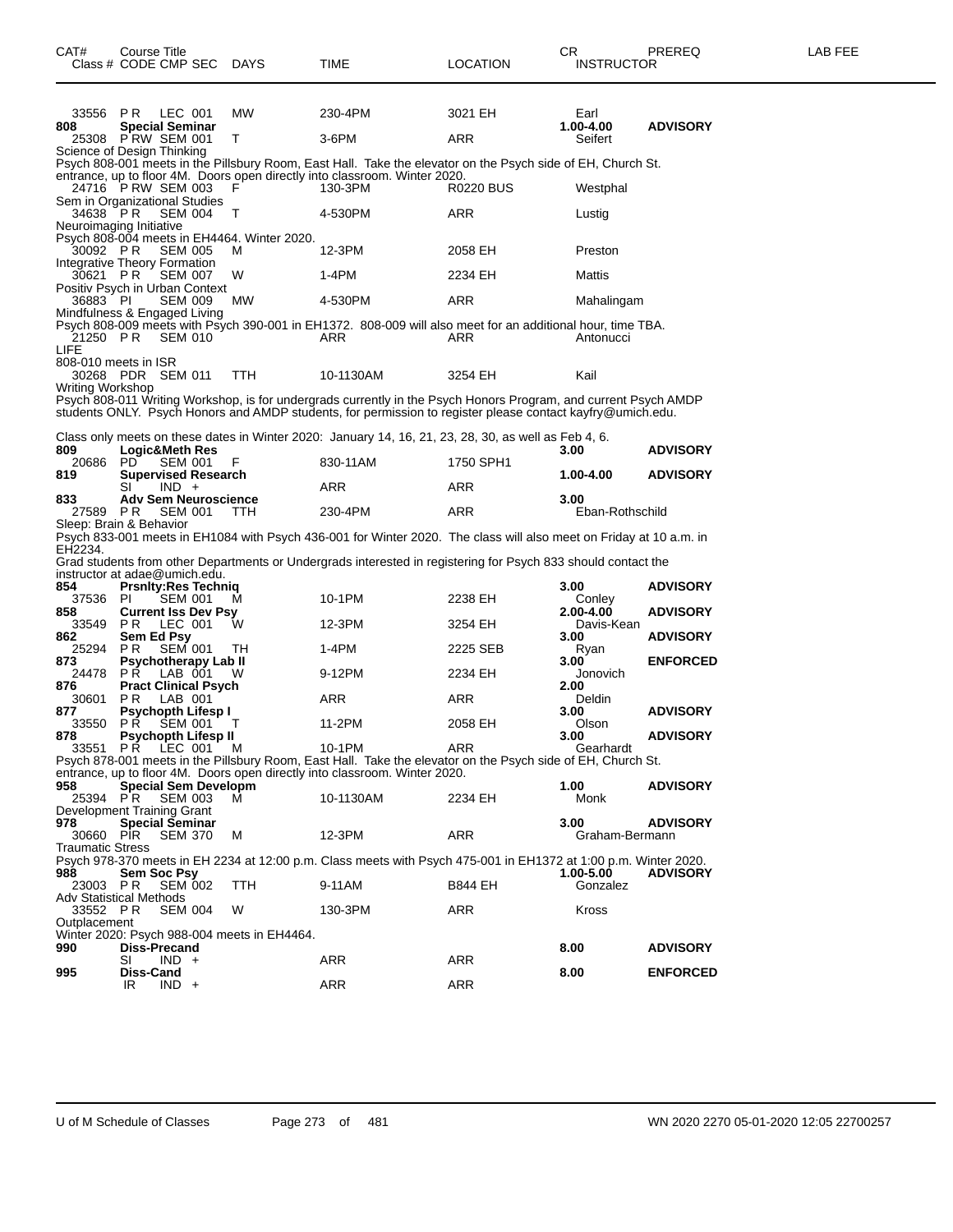| CAT# Class # | Course Title CODE CMP SEC | DAYS | TIME | LOCATION | CR INSTRUCTOR | PREREQ | LAB FEE |
|---|---|---|---|---|---|---|---|
| 33556 | P R LEC 001 | MW | 230-4PM | 3021 EH | Earl | | |
| **808** | **Special Seminar** | | | | **1.00-4.00** | **ADVISORY** | |
| 25308 | P RW SEM 001 | T | 3-6PM | ARR | Seifert | | |

Science of Design Thinking
Psych 808-001 meets in the Pillsbury Room, East Hall. Take the elevator on the Psych side of EH, Church St. entrance, up to floor 4M. Doors open directly into classroom. Winter 2020.

| | | | | | | | |
|---|---|---|---|---|---|---|---|
| 24716 | P RW SEM 003 | F | 130-3PM | R0220 BUS | Westphal | | |

Sem in Organizational Studies

| | | | | | | | |
|---|---|---|---|---|---|---|---|
| 34638 | P R SEM 004 | T | 4-530PM | ARR | Lustig | | |

Neuroimaging Initiative
Psych 808-004 meets in EH4464. Winter 2020.

| | | | | | | | |
|---|---|---|---|---|---|---|---|
| 30092 | P R SEM 005 | M | 12-3PM | 2058 EH | Preston | | |

Integrative Theory Formation

| | | | | | | | |
|---|---|---|---|---|---|---|---|
| 30621 | P R SEM 007 | W | 1-4PM | 2234 EH | Mattis | | |

Positiv Psych in Urban Context

| | | | | | | | |
|---|---|---|---|---|---|---|---|
| 36883 | PI SEM 009 | MW | 4-530PM | ARR | Mahalingam | | |

Mindfulness & Engaged Living
Psych 808-009 meets with Psych 390-001 in EH1372. 808-009 will also meet for an additional hour, time TBA.

| | | | | | | | |
|---|---|---|---|---|---|---|---|
| 21250 | P R SEM 010 | | ARR | ARR | Antonucci | | |

LIFE
808-010 meets in ISR

| | | | | | | | |
|---|---|---|---|---|---|---|---|
| 30268 | PDR SEM 011 | TTH | 10-1130AM | 3254 EH | Kail | | |

Writing Workshop
Psych 808-011 Writing Workshop, is for undergrads currently in the Psych Honors Program, and current Psych AMDP students ONLY. Psych Honors and AMDP students, for permission to register please contact kayfry@umich.edu.

Class only meets on these dates in Winter 2020: January 14, 16, 21, 23, 28, 30, as well as Feb 4, 6.

| | | | | | | | |
|---|---|---|---|---|---|---|---|
| **809** | **Logic&Meth Res** | | | | **3.00** | **ADVISORY** | |
| 20686 | PD SEM 001 | F | 830-11AM | 1750 SPH1 | | | |
| **819** | **Supervised Research** | | | | **1.00-4.00** | **ADVISORY** | |
| | SI IND + | | ARR | ARR | | | |
| **833** | **Adv Sem Neuroscience** | | | | **3.00** | | |
| 27589 | P R SEM 001 | TTH | 230-4PM | ARR | Eban-Rothschild | | |

Sleep: Brain & Behavior
Psych 833-001 meets in EH1084 with Psych 436-001 for Winter 2020. The class will also meet on Friday at 10 a.m. in EH2234.
Grad students from other Departments or Undergrads interested in registering for Psych 833 should contact the instructor at adae@umich.edu.

| | | | | | | | |
|---|---|---|---|---|---|---|---|
| **854** | **Prsnlty:Res Techniq** | | | | **3.00** | **ADVISORY** | |
| 37536 | PI SEM 001 | M | 10-1PM | 2238 EH | Conley | | |
| **858** | **Current Iss Dev Psy** | | | | **2.00-4.00** | **ADVISORY** | |
| 33549 | P R LEC 001 | W | 12-3PM | 3254 EH | Davis-Kean | | |
| **862** | **Sem Ed Psy** | | | | **3.00** | **ADVISORY** | |
| 25294 | P R SEM 001 | TH | 1-4PM | 2225 SEB | Ryan | | |
| **873** | **Psychotherapy Lab II** | | | | **3.00** | **ENFORCED** | |
| 24478 | P R LAB 001 | W | 9-12PM | 2234 EH | Jonovich | | |
| **876** | **Pract Clinical Psych** | | | | **2.00** | | |
| 30601 | P R LAB 001 | | ARR | ARR | Deldin | | |
| **877** | **Psychopth Lifesp I** | | | | **3.00** | **ADVISORY** | |
| 33550 | P R SEM 001 | T | 11-2PM | 2058 EH | Olson | | |
| **878** | **Psychopth Lifesp II** | | | | **3.00** | **ADVISORY** | |
| 33551 | P R LEC 001 | M | 10-1PM | ARR | Gearhardt | | |

Psych 878-001 meets in the Pillsbury Room, East Hall. Take the elevator on the Psych side of EH, Church St. entrance, up to floor 4M. Doors open directly into classroom. Winter 2020.

| | | | | | | | |
|---|---|---|---|---|---|---|---|
| **958** | **Special Sem Developm** | | | | **1.00** | **ADVISORY** | |
| 25394 | P R SEM 003 | M | 10-1130AM | 2234 EH | Monk | | |

Development Training Grant

| | | | | | | | |
|---|---|---|---|---|---|---|---|
| **978** | **Special Seminar** | | | | **3.00** | **ADVISORY** | |
| 30660 | PIR SEM 370 | M | 12-3PM | ARR | Graham-Bermann | | |

Traumatic Stress
Psych 978-370 meets in EH 2234 at 12:00 p.m. Class meets with Psych 475-001 in EH1372 at 1:00 p.m. Winter 2020.

| | | | | | | | |
|---|---|---|---|---|---|---|---|
| **988** | **Sem Soc Psy** | | | | **1.00-5.00** | **ADVISORY** | |
| 23003 | P R SEM 002 | TTH | 9-11AM | B844 EH | Gonzalez | | |

Adv Statistical Methods

| | | | | | | | |
|---|---|---|---|---|---|---|---|
| 33552 | P R SEM 004 | W | 130-3PM | ARR | Kross | | |

Outplacement
Winter 2020: Psych 988-004 meets in EH4464.

| | | | | | | | |
|---|---|---|---|---|---|---|---|
| **990** | **Diss-Precand** | | | | **8.00** | **ADVISORY** | |
| | SI IND + | | ARR | ARR | | | |
| **995** | **Diss-Cand** | | | | **8.00** | **ENFORCED** | |
| | IR IND + | | ARR | ARR | | | |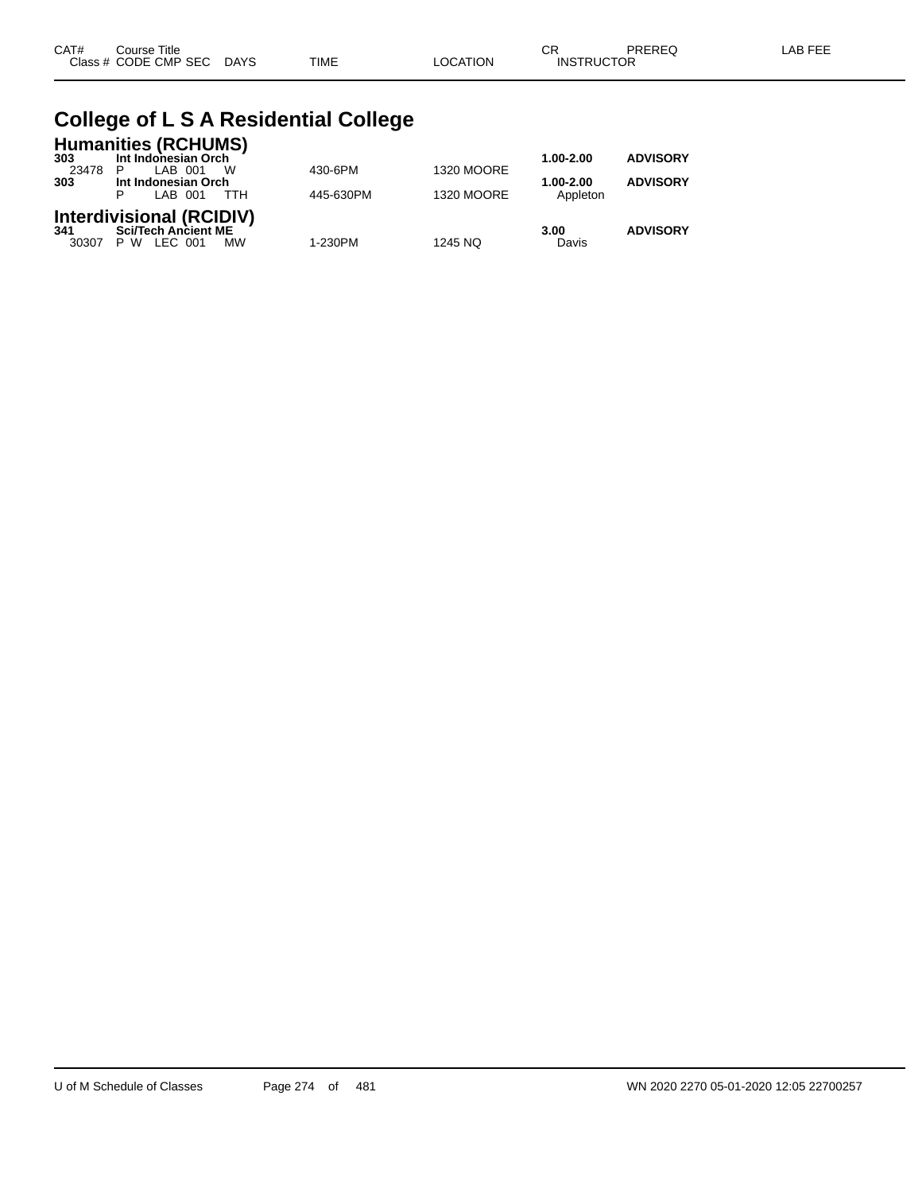| CAT# | Course Title | | | | | | | CR | PREREQ | LAB FEE |
|---|---|---|---|---|---|---|---|---|---|---|
| Class # | CODE | CMP | SEC | DAYS | TIME | LOCATION | | INSTRUCTOR | | |

# College of L S A Residential College

## Humanities (RCHUMS)

| CAT# / Class # | Course Title / CODE | CMP | SEC | DAYS | TIME | LOCATION | CR / INSTRUCTOR | PREREQ |
|---|---|---|---|---|---|---|---|---|
| **303** | **Int Indonesian Orch** | | | | | | **1.00-2.00** | **ADVISORY** |
| 23478 | P | LAB | 001 | W | 430-6PM | 1320 MOORE | | |
| **303** | **Int Indonesian Orch** | | | | | | **1.00-2.00** | **ADVISORY** |
| | P | LAB | 001 | TTH | 445-630PM | 1320 MOORE | Appleton | |

## Interdivisional (RCIDIV)

| CAT# / Class # | Course Title / CODE | CMP | SEC | DAYS | TIME | LOCATION | CR / INSTRUCTOR | PREREQ |
|---|---|---|---|---|---|---|---|---|
| **341** | **Sci/Tech Ancient ME** | | | | | | **3.00** | **ADVISORY** |
| 30307 | P W | LEC | 001 | MW | 1-230PM | 1245 NQ | Davis | |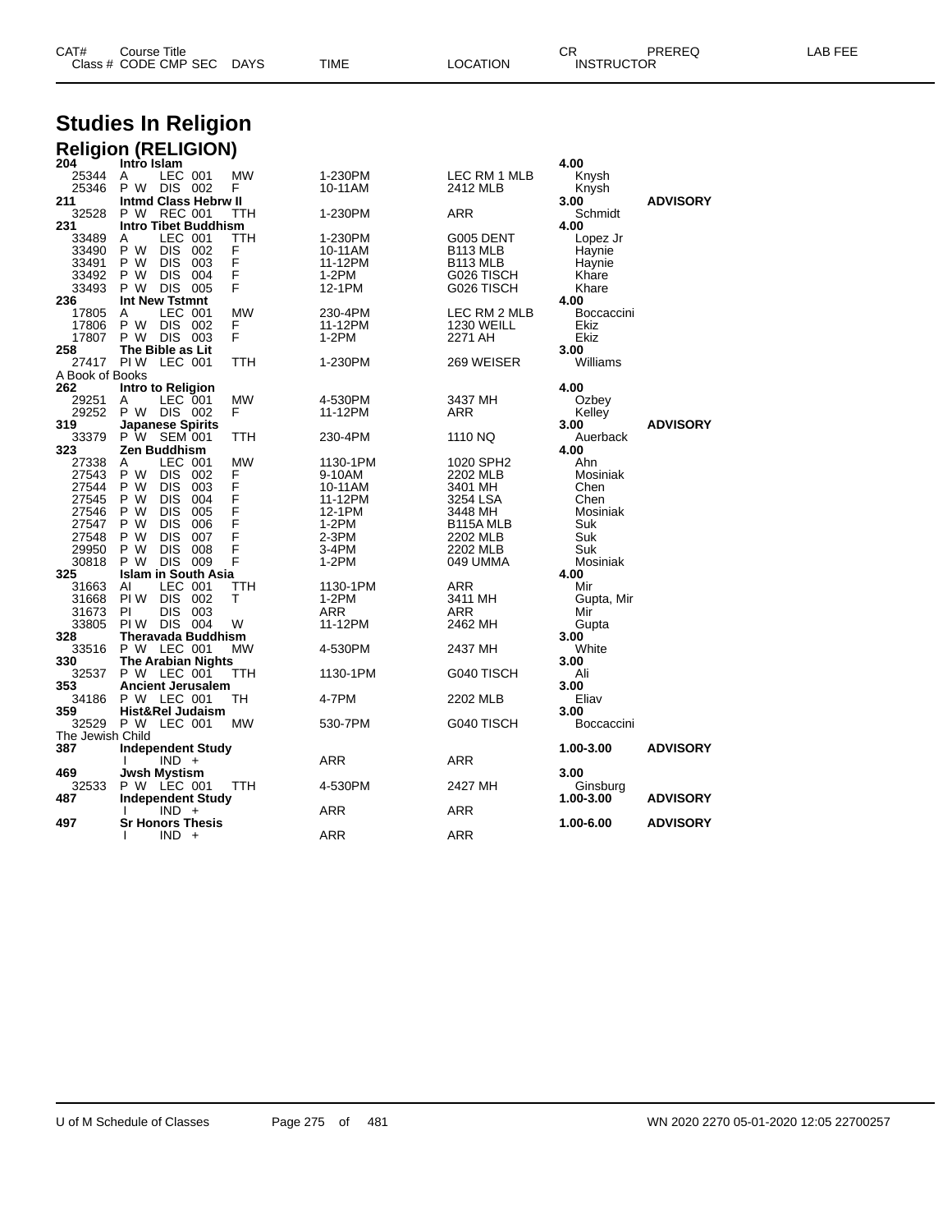# Studies In Religion

## Religion (RELIGION)

| CAT# | Course Title | | | | | | CR | PREREQ | LAB FEE |
|---|---|---|---|---|---|---|---|---|---|
| Class # | CODE | CMP SEC | DAYS | TIME | LOCATION | INSTRUCTOR | | | |
| **204** | **Intro Islam** | | | | | | **4.00** | | |
| 25344 | A | LEC 001 | MW | 1-230PM | LEC RM 1 MLB | Knysh | | | |
| 25346 | P W | DIS 002 | F | 10-11AM | 2412 MLB | Knysh | | | |
| **211** | **Intmd Class Hebrw II** | | | | | | **3.00** | **ADVISORY** | |
| 32528 | P W | REC 001 | TTH | 1-230PM | ARR | Schmidt | | | |
| **231** | **Intro Tibet Buddhism** | | | | | | **4.00** | | |
| 33489 | A | LEC 001 | TTH | 1-230PM | G005 DENT | Lopez Jr | | | |
| 33490 | P W | DIS 002 | F | 10-11AM | B113 MLB | Haynie | | | |
| 33491 | P W | DIS 003 | F | 11-12PM | B113 MLB | Haynie | | | |
| 33492 | P W | DIS 004 | F | 1-2PM | G026 TISCH | Khare | | | |
| 33493 | P W | DIS 005 | F | 12-1PM | G026 TISCH | Khare | | | |
| **236** | **Int New Tstmnt** | | | | | | **4.00** | | |
| 17805 | A | LEC 001 | MW | 230-4PM | LEC RM 2 MLB | Boccaccini | | | |
| 17806 | P W | DIS 002 | F | 11-12PM | 1230 WEILL | Ekiz | | | |
| 17807 | P W | DIS 003 | F | 1-2PM | 2271 AH | Ekiz | | | |
| **258** | **The Bible as Lit** | | | | | | **3.00** | | |
| 27417 | PI W | LEC 001 | TTH | 1-230PM | 269 WEISER | Williams | | | |
| A Book of Books | | | | | | | | | |
| **262** | **Intro to Religion** | | | | | | **4.00** | | |
| 29251 | A | LEC 001 | MW | 4-530PM | 3437 MH | Ozbey | | | |
| 29252 | P W | DIS 002 | F | 11-12PM | ARR | Kelley | | | |
| **319** | **Japanese Spirits** | | | | | | **3.00** | **ADVISORY** | |
| 33379 | P W | SEM 001 | TTH | 230-4PM | 1110 NQ | Auerback | | | |
| **323** | **Zen Buddhism** | | | | | | **4.00** | | |
| 27338 | A | LEC 001 | MW | 1130-1PM | 1020 SPH2 | Ahn | | | |
| 27543 | P W | DIS 002 | F | 9-10AM | 2202 MLB | Mosiniak | | | |
| 27544 | P W | DIS 003 | F | 10-11AM | 3401 MH | Chen | | | |
| 27545 | P W | DIS 004 | F | 11-12PM | 3254 LSA | Chen | | | |
| 27546 | P W | DIS 005 | F | 12-1PM | 3448 MH | Mosiniak | | | |
| 27547 | P W | DIS 006 | F | 1-2PM | B115A MLB | Suk | | | |
| 27548 | P W | DIS 007 | F | 2-3PM | 2202 MLB | Suk | | | |
| 29950 | P W | DIS 008 | F | 3-4PM | 2202 MLB | Suk | | | |
| 30818 | P W | DIS 009 | F | 1-2PM | 049 UMMA | Mosiniak | | | |
| **325** | **Islam in South Asia** | | | | | | **4.00** | | |
| 31663 | AI | LEC 001 | TTH | 1130-1PM | ARR | Mir | | | |
| 31668 | PI W | DIS 002 | T | 1-2PM | 3411 MH | Gupta, Mir | | | |
| 31673 | PI | DIS 003 | | ARR | ARR | Mir | | | |
| 33805 | PI W | DIS 004 | W | 11-12PM | 2462 MH | Gupta | | | |
| **328** | **Theravada Buddhism** | | | | | | **3.00** | | |
| 33516 | P W | LEC 001 | MW | 4-530PM | 2437 MH | White | | | |
| **330** | **The Arabian Nights** | | | | | | **3.00** | | |
| 32537 | P W | LEC 001 | TTH | 1130-1PM | G040 TISCH | Ali | | | |
| **353** | **Ancient Jerusalem** | | | | | | **3.00** | | |
| 34186 | P W | LEC 001 | TH | 4-7PM | 2202 MLB | Eliav | | | |
| **359** | **Hist&Rel Judaism** | | | | | | **3.00** | | |
| 32529 | P W | LEC 001 | MW | 530-7PM | G040 TISCH | Boccaccini | | | |
| The Jewish Child | | | | | | | | | |
| **387** | **Independent Study** | | | | | | **1.00-3.00** | **ADVISORY** | |
| | I | IND + | | ARR | ARR | | | | |
| **469** | **Jwsh Mystism** | | | | | | **3.00** | | |
| 32533 | P W | LEC 001 | TTH | 4-530PM | 2427 MH | Ginsburg | | | |
| **487** | **Independent Study** | | | | | | **1.00-3.00** | **ADVISORY** | |
| | I | IND + | | ARR | ARR | | | | |
| **497** | **Sr Honors Thesis** | | | | | | **1.00-6.00** | **ADVISORY** | |
| | I | IND + | | ARR | ARR | | | | |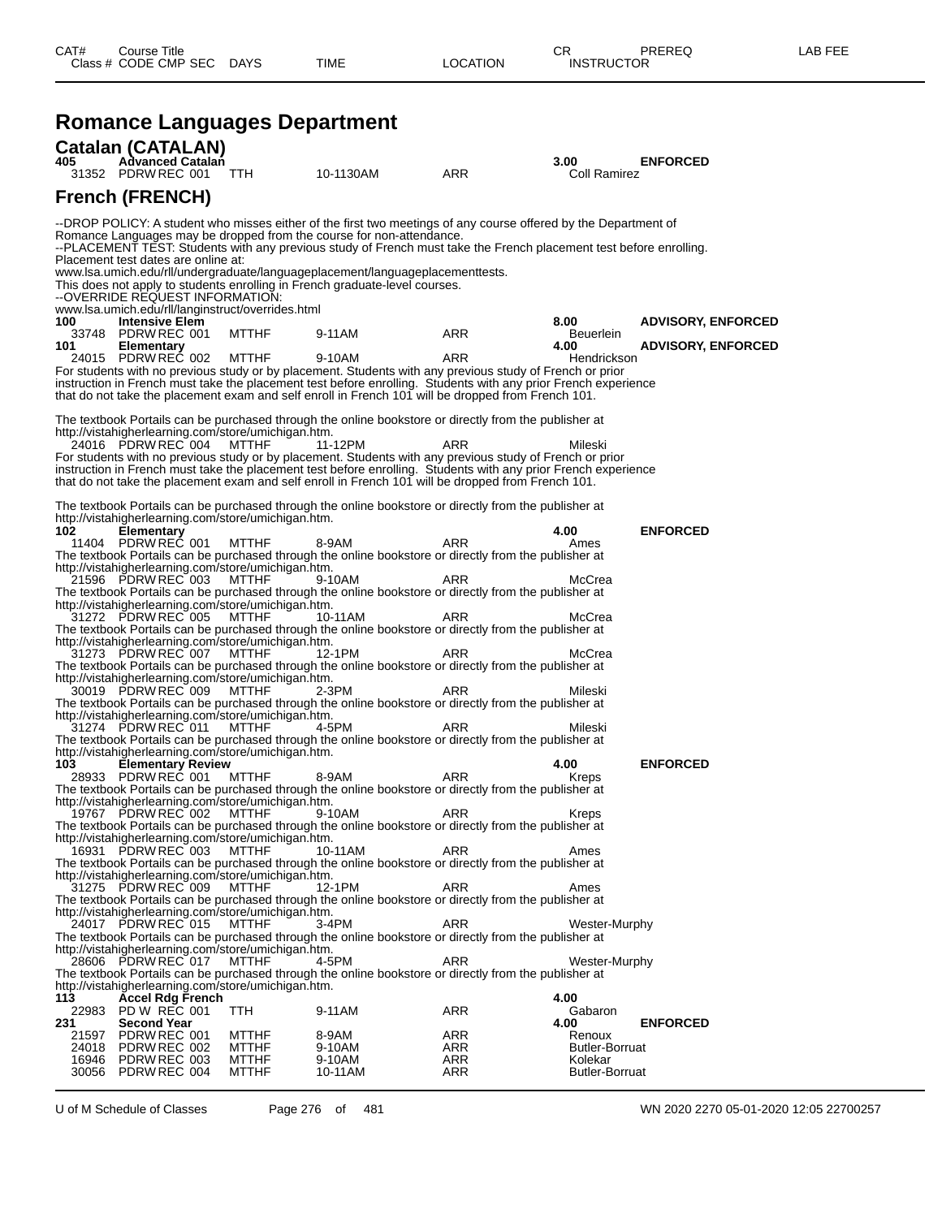| CAT# | Course Title | | | | CR | PREREQ | LAB FEE |
|---|---|---|---|---|---|---|---|
| Class # | CODE CMP SEC | DAYS | TIME | LOCATION | INSTRUCTOR | | |

# Romance Languages Department

## Catalan (CATALAN)

**405 Advanced Catalan** — **3.00** — **ENFORCED**

| Class # | CODE CMP SEC | DAYS | TIME | LOCATION | INSTRUCTOR |
|---|---|---|---|---|---|
| 31352 | PDRW REC 001 | TTH | 10-1130AM | ARR | Coll Ramirez |

## French (FRENCH)

--DROP POLICY: A student who misses either of the first two meetings of any course offered by the Department of Romance Languages may be dropped from the course for non-attendance.
--PLACEMENT TEST: Students with any previous study of French must take the French placement test before enrolling. Placement test dates are online at:
www.lsa.umich.edu/rll/undergraduate/languageplacement/languageplacementtests.
This does not apply to students enrolling in French graduate-level courses.
--OVERRIDE REQUEST INFORMATION:
www.lsa.umich.edu/rll/langinstruct/overrides.html

**100 Intensive Elem** — **8.00** — **ADVISORY, ENFORCED**

| Class # | CODE CMP SEC | DAYS | TIME | LOCATION | INSTRUCTOR |
|---|---|---|---|---|---|
| 33748 | PDRW REC 001 | MTTHF | 9-11AM | ARR | Beuerlein |

**101 Elementary** — **4.00** — **ADVISORY, ENFORCED**

| Class # | CODE CMP SEC | DAYS | TIME | LOCATION | INSTRUCTOR |
|---|---|---|---|---|---|
| 24015 | PDRW REC 002 | MTTHF | 9-10AM | ARR | Hendrickson |

For students with no previous study or by placement. Students with any previous study of French or prior instruction in French must take the placement test before enrolling. Students with any prior French experience that do not take the placement exam and self enroll in French 101 will be dropped from French 101.

The textbook Portails can be purchased through the online bookstore or directly from the publisher at http://vistahigherlearning.com/store/umichigan.htm.

| Class # | CODE CMP SEC | DAYS | TIME | LOCATION | INSTRUCTOR |
|---|---|---|---|---|---|
| 24016 | PDRW REC 004 | MTTHF | 11-12PM | ARR | Mileski |

For students with no previous study or by placement. Students with any previous study of French or prior instruction in French must take the placement test before enrolling. Students with any prior French experience that do not take the placement exam and self enroll in French 101 will be dropped from French 101.

The textbook Portails can be purchased through the online bookstore or directly from the publisher at http://vistahigherlearning.com/store/umichigan.htm.

**102 Elementary** — **4.00** — **ENFORCED**

| Class # | CODE CMP SEC | DAYS | TIME | LOCATION | INSTRUCTOR |
|---|---|---|---|---|---|
| 11404 | PDRW REC 001 | MTTHF | 8-9AM | ARR | Ames |

The textbook Portails can be purchased through the online bookstore or directly from the publisher at http://vistahigherlearning.com/store/umichigan.htm.

| Class # | CODE CMP SEC | DAYS | TIME | LOCATION | INSTRUCTOR |
|---|---|---|---|---|---|
| 21596 | PDRW REC 003 | MTTHF | 9-10AM | ARR | McCrea |

The textbook Portails can be purchased through the online bookstore or directly from the publisher at http://vistahigherlearning.com/store/umichigan.htm.

| Class # | CODE CMP SEC | DAYS | TIME | LOCATION | INSTRUCTOR |
|---|---|---|---|---|---|
| 31272 | PDRW REC 005 | MTTHF | 10-11AM | ARR | McCrea |

The textbook Portails can be purchased through the online bookstore or directly from the publisher at http://vistahigherlearning.com/store/umichigan.htm.

| Class # | CODE CMP SEC | DAYS | TIME | LOCATION | INSTRUCTOR |
|---|---|---|---|---|---|
| 31273 | PDRW REC 007 | MTTHF | 12-1PM | ARR | McCrea |

The textbook Portails can be purchased through the online bookstore or directly from the publisher at http://vistahigherlearning.com/store/umichigan.htm.

| Class # | CODE CMP SEC | DAYS | TIME | LOCATION | INSTRUCTOR |
|---|---|---|---|---|---|
| 30019 | PDRW REC 009 | MTTHF | 2-3PM | ARR | Mileski |

The textbook Portails can be purchased through the online bookstore or directly from the publisher at http://vistahigherlearning.com/store/umichigan.htm.

| Class # | CODE CMP SEC | DAYS | TIME | LOCATION | INSTRUCTOR |
|---|---|---|---|---|---|
| 31274 | PDRW REC 011 | MTTHF | 4-5PM | ARR | Mileski |

The textbook Portails can be purchased through the online bookstore or directly from the publisher at http://vistahigherlearning.com/store/umichigan.htm.

**103 Elementary Review** — **4.00** — **ENFORCED**

| Class # | CODE CMP SEC | DAYS | TIME | LOCATION | INSTRUCTOR |
|---|---|---|---|---|---|
| 28933 | PDRW REC 001 | MTTHF | 8-9AM | ARR | Kreps |

The textbook Portails can be purchased through the online bookstore or directly from the publisher at http://vistahigherlearning.com/store/umichigan.htm.

| Class # | CODE CMP SEC | DAYS | TIME | LOCATION | INSTRUCTOR |
|---|---|---|---|---|---|
| 19767 | PDRW REC 002 | MTTHF | 9-10AM | ARR | Kreps |

The textbook Portails can be purchased through the online bookstore or directly from the publisher at http://vistahigherlearning.com/store/umichigan.htm.

| Class # | CODE CMP SEC | DAYS | TIME | LOCATION | INSTRUCTOR |
|---|---|---|---|---|---|
| 16931 | PDRW REC 003 | MTTHF | 10-11AM | ARR | Ames |

The textbook Portails can be purchased through the online bookstore or directly from the publisher at http://vistahigherlearning.com/store/umichigan.htm.

| Class # | CODE CMP SEC | DAYS | TIME | LOCATION | INSTRUCTOR |
|---|---|---|---|---|---|
| 31275 | PDRW REC 009 | MTTHF | 12-1PM | ARR | Ames |

The textbook Portails can be purchased through the online bookstore or directly from the publisher at http://vistahigherlearning.com/store/umichigan.htm.

| Class # | CODE CMP SEC | DAYS | TIME | LOCATION | INSTRUCTOR |
|---|---|---|---|---|---|
| 24017 | PDRW REC 015 | MTTHF | 3-4PM | ARR | Wester-Murphy |

The textbook Portails can be purchased through the online bookstore or directly from the publisher at http://vistahigherlearning.com/store/umichigan.htm.

| Class # | CODE CMP SEC | DAYS | TIME | LOCATION | INSTRUCTOR |
|---|---|---|---|---|---|
| 28606 | PDRW REC 017 | MTTHF | 4-5PM | ARR | Wester-Murphy |

The textbook Portails can be purchased through the online bookstore or directly from the publisher at http://vistahigherlearning.com/store/umichigan.htm.

**113 Accel Rdg French** — **4.00**

| Class # | CODE CMP SEC | DAYS | TIME | LOCATION | INSTRUCTOR |
|---|---|---|---|---|---|
| 22983 | PD W REC 001 | TTH | 9-11AM | ARR | Gabaron |

**231 Second Year** — **4.00** — **ENFORCED**

| Class # | CODE CMP SEC | DAYS | TIME | LOCATION | INSTRUCTOR |
|---|---|---|---|---|---|
| 21597 | PDRW REC 001 | MTTHF | 8-9AM | ARR | Renoux |
| 24018 | PDRW REC 002 | MTTHF | 9-10AM | ARR | Butler-Borruat |
| 16946 | PDRW REC 003 | MTTHF | 9-10AM | ARR | Kolekar |
| 30056 | PDRW REC 004 | MTTHF | 10-11AM | ARR | Butler-Borruat |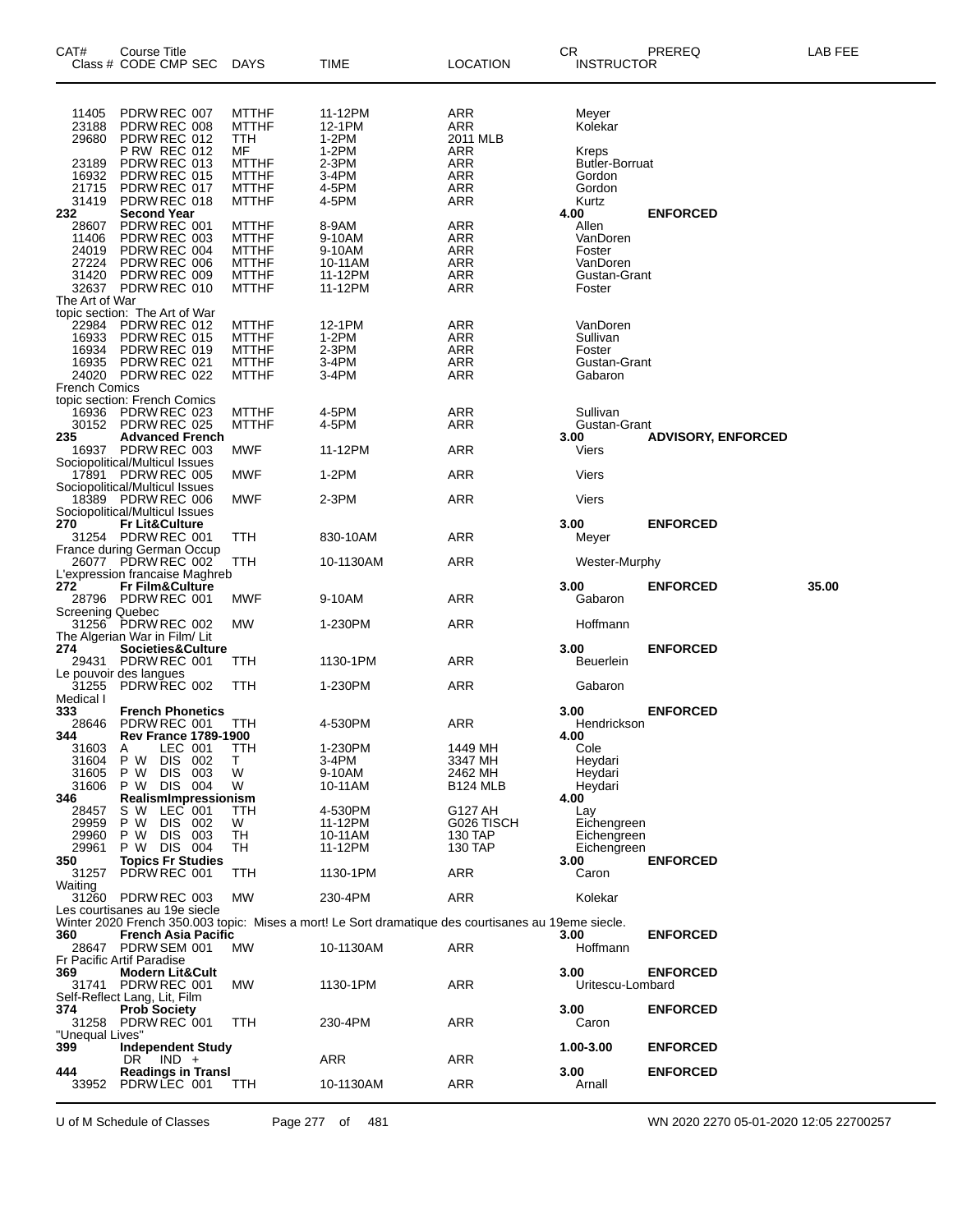| CAT# | Course Title Class # CODE CMP SEC | DAYS | TIME | LOCATION | CR INSTRUCTOR | PREREQ | LAB FEE |
|---|---|---|---|---|---|---|---|
| 11405 | PDRW REC 007 | MTTHF | 11-12PM | ARR | Meyer | | |
| 23188 | PDRW REC 008 | MTTHF | 12-1PM | ARR | Kolekar | | |
| 29680 | PDRW REC 012 | TTH | 1-2PM | 2011 MLB | | | |
| | P RW REC 012 | MF | 1-2PM | ARR | Kreps | | |
| 23189 | PDRW REC 013 | MTTHF | 2-3PM | ARR | Butler-Borruat | | |
| 16932 | PDRW REC 015 | MTTHF | 3-4PM | ARR | Gordon | | |
| 21715 | PDRW REC 017 | MTTHF | 4-5PM | ARR | Gordon | | |
| 31419 | PDRW REC 018 | MTTHF | 4-5PM | ARR | Kurtz | | |
| **232** | **Second Year** | | | | **4.00** | **ENFORCED** | |
| 28607 | PDRW REC 001 | MTTHF | 8-9AM | ARR | Allen | | |
| 11406 | PDRW REC 003 | MTTHF | 9-10AM | ARR | VanDoren | | |
| 24019 | PDRW REC 004 | MTTHF | 9-10AM | ARR | Foster | | |
| 27224 | PDRW REC 006 | MTTHF | 10-11AM | ARR | VanDoren | | |
| 31420 | PDRW REC 009 | MTTHF | 11-12PM | ARR | Gustan-Grant | | |
| 32637 | PDRW REC 010 | MTTHF | 11-12PM | ARR | Foster | | |
| The Art of War | | | | | | | |
| topic section: The Art of War | | | | | | | |
| 22984 | PDRW REC 012 | MTTHF | 12-1PM | ARR | VanDoren | | |
| 16933 | PDRW REC 015 | MTTHF | 1-2PM | ARR | Sullivan | | |
| 16934 | PDRW REC 019 | MTTHF | 2-3PM | ARR | Foster | | |
| 16935 | PDRW REC 021 | MTTHF | 3-4PM | ARR | Gustan-Grant | | |
| 24020 | PDRW REC 022 | MTTHF | 3-4PM | ARR | Gabaron | | |
| French Comics | | | | | | | |
| topic section: French Comics | | | | | | | |
| 16936 | PDRW REC 023 | MTTHF | 4-5PM | ARR | Sullivan | | |
| 30152 | PDRW REC 025 | MTTHF | 4-5PM | ARR | Gustan-Grant | | |
| **235** | **Advanced French** | | | | **3.00** | **ADVISORY, ENFORCED** | |
| 16937 | PDRW REC 003 | MWF | 11-12PM | ARR | Viers | | |
| Sociopolitical/Multicul Issues | | | | | | | |
| 17891 | PDRW REC 005 | MWF | 1-2PM | ARR | Viers | | |
| Sociopolitical/Multicul Issues | | | | | | | |
| 18389 | PDRW REC 006 | MWF | 2-3PM | ARR | Viers | | |
| Sociopolitical/Multicul Issues | | | | | | | |
| **270** | **Fr Lit&Culture** | | | | **3.00** | **ENFORCED** | |
| 31254 | PDRW REC 001 | TTH | 830-10AM | ARR | Meyer | | |
| France during German Occup | | | | | | | |
| 26077 | PDRW REC 002 | TTH | 10-1130AM | ARR | Wester-Murphy | | |
| L'expression francaise Maghreb | | | | | | | |
| **272** | **Fr Film&Culture** | | | | **3.00** | **ENFORCED** | **35.00** |
| 28796 | PDRW REC 001 | MWF | 9-10AM | ARR | Gabaron | | |
| Screening Quebec | | | | | | | |
| 31256 | PDRW REC 002 | MW | 1-230PM | ARR | Hoffmann | | |
| The Algerian War in Film/ Lit | | | | | | | |
| **274** | **Societies&Culture** | | | | **3.00** | **ENFORCED** | |
| 29431 | PDRW REC 001 | TTH | 1130-1PM | ARR | Beuerlein | | |
| Le pouvoir des langues | | | | | | | |
| 31255 | PDRW REC 002 | TTH | 1-230PM | ARR | Gabaron | | |
| Medical I | | | | | | | |
| **333** | **French Phonetics** | | | | **3.00** | **ENFORCED** | |
| 28646 | PDRW REC 001 | TTH | 4-530PM | ARR | Hendrickson | | |
| **344** | **Rev France 1789-1900** | | | | **4.00** | | |
| 31603 | A LEC 001 | TTH | 1-230PM | 1449 MH | Cole | | |
| 31604 | P W DIS 002 | T | 3-4PM | 3347 MH | Heydari | | |
| 31605 | P W DIS 003 | W | 9-10AM | 2462 MH | Heydari | | |
| 31606 | P W DIS 004 | W | 10-11AM | B124 MLB | Heydari | | |
| **346** | **RealismImpressionism** | | | | **4.00** | | |
| 28457 | S W LEC 001 | TTH | 4-530PM | G127 AH | Lay | | |
| 29959 | P W DIS 002 | W | 11-12PM | G026 TISCH | Eichengreen | | |
| 29960 | P W DIS 003 | TH | 10-11AM | 130 TAP | Eichengreen | | |
| 29961 | P W DIS 004 | TH | 11-12PM | 130 TAP | Eichengreen | | |
| **350** | **Topics Fr Studies** | | | | **3.00** | **ENFORCED** | |
| 31257 | PDRW REC 001 | TTH | 1130-1PM | ARR | Caron | | |
| Waiting | | | | | | | |
| 31260 | PDRW REC 003 | MW | 230-4PM | ARR | Kolekar | | |
| Les courtisanes au 19e siecle | | | | | | | |
| Winter 2020 French 350.003 topic: Mises a mort! Le Sort dramatique des courtisanes au 19eme siecle. | | | | | | | |
| **360** | **French Asia Pacific** | | | | **3.00** | **ENFORCED** | |
| 28647 | PDRW SEM 001 | MW | 10-1130AM | ARR | Hoffmann | | |
| Fr Pacific Artif Paradise | | | | | | | |
| **369** | **Modern Lit&Cult** | | | | **3.00** | **ENFORCED** | |
| 31741 | PDRW REC 001 | MW | 1130-1PM | ARR | Uritescu-Lombard | | |
| Self-Reflect Lang, Lit, Film | | | | | | | |
| **374** | **Prob Society** | | | | **3.00** | **ENFORCED** | |
| 31258 | PDRW REC 001 | TTH | 230-4PM | ARR | Caron | | |
| "Unequal Lives" | | | | | | | |
| **399** | **Independent Study** | | | | **1.00-3.00** | **ENFORCED** | |
| | DR IND + | | ARR | ARR | | | |
| **444** | **Readings in Transl** | | | | **3.00** | **ENFORCED** | |
| 33952 | PDRW LEC 001 | TTH | 10-1130AM | ARR | Arnall | | |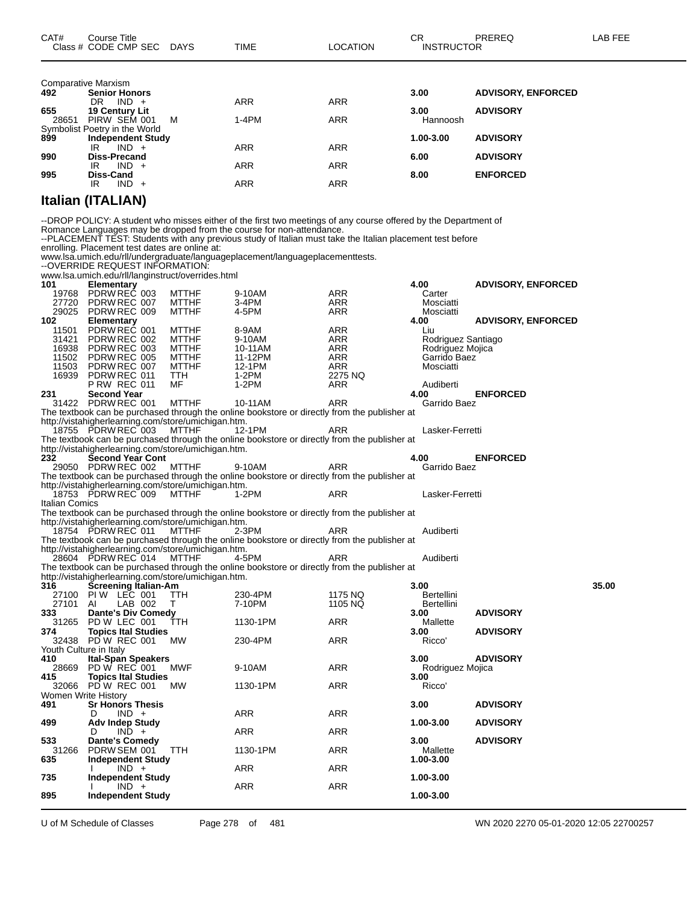| CAT# | Course Title Class # CODE CMP SEC | DAYS | TIME | LOCATION | CR INSTRUCTOR | PREREQ | LAB FEE |
|---|---|---|---|---|---|---|---|
| | Comparative Marxism | | | | | | |
| 492 | **Senior Honors** | | | | 3.00 | ADVISORY, ENFORCED | |
| | DR IND + | | ARR | ARR | | | |
| 655 | **19 Century Lit** | | | | 3.00 | ADVISORY | |
| 28651 | PIRW SEM 001 | M | 1-4PM | ARR | Hannoosh | | |
| | Symbolist Poetry in the World | | | | | | |
| 899 | **Independent Study** | | | | 1.00-3.00 | ADVISORY | |
| | IR IND + | | ARR | ARR | | | |
| 990 | **Diss-Precand** | | | | 6.00 | ADVISORY | |
| | IR IND + | | ARR | ARR | | | |
| 995 | **Diss-Cand** | | | | 8.00 | ENFORCED | |
| | IR IND + | | ARR | ARR | | | |

## Italian (ITALIAN)

--DROP POLICY: A student who misses either of the first two meetings of any course offered by the Department of Romance Languages may be dropped from the course for non-attendance.
--PLACEMENT TEST: Students with any previous study of Italian must take the Italian placement test before enrolling. Placement test dates are online at:
www.lsa.umich.edu/rll/undergraduate/languageplacement/languageplacementtests.
--OVERRIDE REQUEST INFORMATION:
www.lsa.umich.edu/rll/langinstruct/overrides.html

| CAT# | Course Title Class # CODE CMP SEC | DAYS | TIME | LOCATION | CR INSTRUCTOR | PREREQ | LAB FEE |
|---|---|---|---|---|---|---|---|
| 101 | **Elementary** | | | | 4.00 | ADVISORY, ENFORCED | |
| 19768 | PDRW REC 003 | MTTHF | 9-10AM | ARR | Carter | | |
| 27720 | PDRW REC 007 | MTTHF | 3-4PM | ARR | Mosciatti | | |
| 29025 | PDRW REC 009 | MTTHF | 4-5PM | ARR | Mosciatti | | |
| 102 | **Elementary** | | | | 4.00 | ADVISORY, ENFORCED | |
| 11501 | PDRW REC 001 | MTTHF | 8-9AM | ARR | Liu | | |
| 31421 | PDRW REC 002 | MTTHF | 9-10AM | ARR | Rodriguez Santiago | | |
| 16938 | PDRW REC 003 | MTTHF | 10-11AM | ARR | Rodriguez Mojica | | |
| 11502 | PDRW REC 005 | MTTHF | 11-12PM | ARR | Garrido Baez | | |
| 11503 | PDRW REC 007 | MTTHF | 12-1PM | ARR | Mosciatti | | |
| 16939 | PDRW REC 011 | TTH | 1-2PM | 2275 NQ | | | |
| | P RW REC 011 | MF | 1-2PM | ARR | Audiberti | | |
| 231 | **Second Year** | | | | 4.00 | ENFORCED | |
| 31422 | PDRW REC 001 | MTTHF | 10-11AM | ARR | Garrido Baez | | |
| | The textbook can be purchased through the online bookstore or directly from the publisher at http://vistahigherlearning.com/store/umichigan.htm. | | | | | | |
| 18755 | PDRW REC 003 | MTTHF | 12-1PM | ARR | Lasker-Ferretti | | |
| | The textbook can be purchased through the online bookstore or directly from the publisher at http://vistahigherlearning.com/store/umichigan.htm. | | | | | | |
| 232 | **Second Year Cont** | | | | 4.00 | ENFORCED | |
| 29050 | PDRW REC 002 | MTTHF | 9-10AM | ARR | Garrido Baez | | |
| | The textbook can be purchased through the online bookstore or directly from the publisher at http://vistahigherlearning.com/store/umichigan.htm. | | | | | | |
| 18753 | PDRW REC 009 | MTTHF | 1-2PM | ARR | Lasker-Ferretti | | |
| | Italian Comics | | | | | | |
| | The textbook can be purchased through the online bookstore or directly from the publisher at http://vistahigherlearning.com/store/umichigan.htm. | | | | | | |
| 18754 | PDRW REC 011 | MTTHF | 2-3PM | ARR | Audiberti | | |
| | The textbook can be purchased through the online bookstore or directly from the publisher at http://vistahigherlearning.com/store/umichigan.htm. | | | | | | |
| 28604 | PDRW REC 014 | MTTHF | 4-5PM | ARR | Audiberti | | |
| | The textbook can be purchased through the online bookstore or directly from the publisher at http://vistahigherlearning.com/store/umichigan.htm. | | | | | | |
| 316 | **Screening Italian-Am** | | | | 3.00 | | 35.00 |
| 27100 | PI W LEC 001 | TTH | 230-4PM | 1175 NQ | Bertellini | | |
| 27101 | AI LAB 002 | T | 7-10PM | 1105 NQ | Bertellini | | |
| 333 | **Dante's Div Comedy** | | | | 3.00 | ADVISORY | |
| 31265 | PD W LEC 001 | TTH | 1130-1PM | ARR | Mallette | | |
| 374 | **Topics Ital Studies** | | | | 3.00 | ADVISORY | |
| 32438 | PD W REC 001 | MW | 230-4PM | ARR | Ricco' | | |
| | Youth Culture in Italy | | | | | | |
| 410 | **Ital-Span Speakers** | | | | 3.00 | ADVISORY | |
| 28669 | PD W REC 001 | MWF | 9-10AM | ARR | Rodriguez Mojica | | |
| 415 | **Topics Ital Studies** | | | | 3.00 | | |
| 32066 | PD W REC 001 | MW | 1130-1PM | ARR | Ricco' | | |
| | Women Write History | | | | | | |
| 491 | **Sr Honors Thesis** | | | | 3.00 | ADVISORY | |
| | D IND + | | ARR | ARR | | | |
| 499 | **Adv Indep Study** | | | | 1.00-3.00 | ADVISORY | |
| | D IND + | | ARR | ARR | | | |
| 533 | **Dante's Comedy** | | | | 3.00 | ADVISORY | |
| 31266 | PDRW SEM 001 | TTH | 1130-1PM | ARR | Mallette | | |
| 635 | **Independent Study** | | | | 1.00-3.00 | | |
| | I IND + | | ARR | ARR | | | |
| 735 | **Independent Study** | | | | 1.00-3.00 | | |
| | I IND + | | ARR | ARR | | | |
| 895 | **Independent Study** | | | | 1.00-3.00 | | |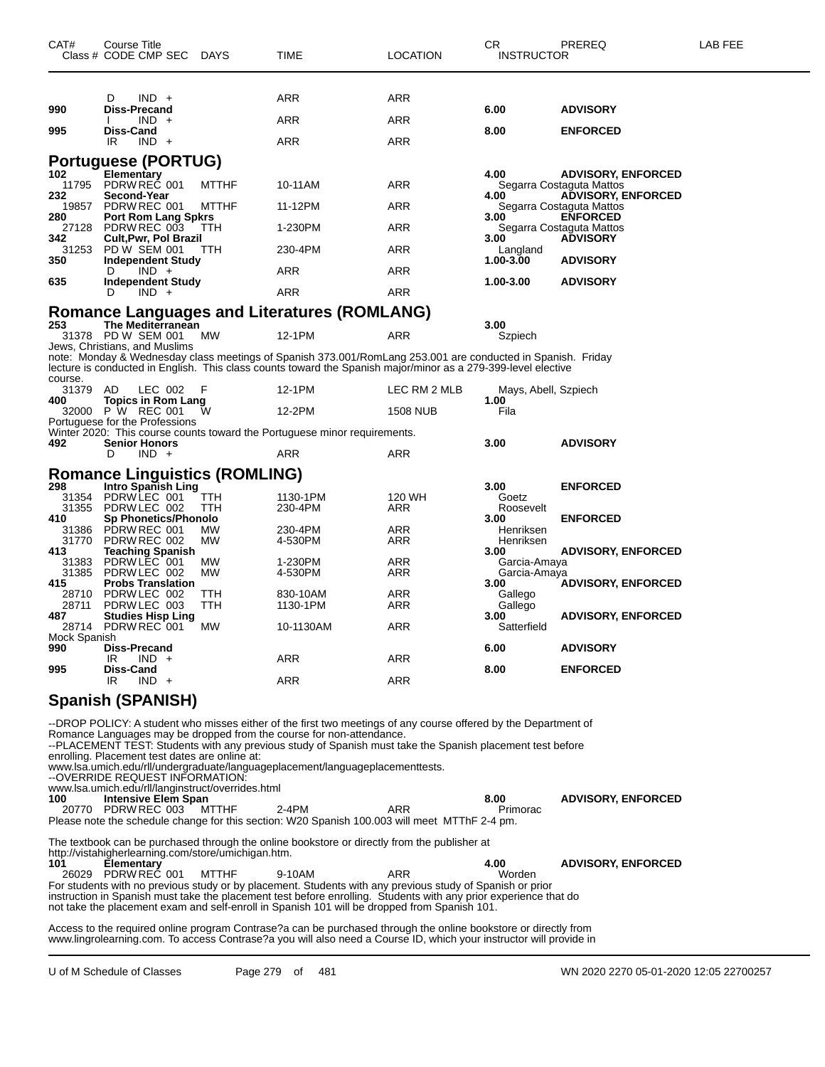| CAT# | Course Title Class # CODE CMP SEC | DAYS | TIME | LOCATION | CR INSTRUCTOR | PREREQ | LAB FEE |
|---|---|---|---|---|---|---|---|
| | D IND + | | ARR | ARR | | | |
| **990** | **Diss-Precand** | | | | **6.00** | **ADVISORY** | |
| | I IND + | | ARR | ARR | | | |
| **995** | **Diss-Cand** | | | | **8.00** | **ENFORCED** | |
| | IR IND + | | ARR | ARR | | | |

## Portuguese (PORTUG)

| CAT# | Course Title Class # CODE CMP SEC | DAYS | TIME | LOCATION | CR INSTRUCTOR | PREREQ | LAB FEE |
|---|---|---|---|---|---|---|---|
| **102** | **Elementary** | | | | **4.00** | **ADVISORY, ENFORCED** | |
| 11795 | PDRW REC 001 | MTTHF | 10-11AM | ARR | Segarra Costaguta Mattos | | |
| **232** | **Second-Year** | | | | **4.00** | **ADVISORY, ENFORCED** | |
| 19857 | PDRW REC 001 | MTTHF | 11-12PM | ARR | Segarra Costaguta Mattos | | |
| **280** | **Port Rom Lang Spkrs** | | | | **3.00** | **ENFORCED** | |
| 27128 | PDRW REC 003 | TTH | 1-230PM | ARR | Segarra Costaguta Mattos | | |
| **342** | **Cult,Pwr, Pol Brazil** | | | | **3.00** | **ADVISORY** | |
| 31253 | PD W SEM 001 | TTH | 230-4PM | ARR | Langland | | |
| **350** | **Independent Study** | | | | **1.00-3.00** | **ADVISORY** | |
| | D IND + | | ARR | ARR | | | |
| **635** | **Independent Study** | | | | **1.00-3.00** | **ADVISORY** | |
| | D IND + | | ARR | ARR | | | |

## Romance Languages and Literatures (ROMLANG)

| CAT# | Course Title Class # CODE CMP SEC | DAYS | TIME | LOCATION | CR INSTRUCTOR | PREREQ | LAB FEE |
|---|---|---|---|---|---|---|---|
| **253** | **The Mediterranean** | | | | **3.00** | | |
| 31378 | PD W SEM 001 | MW | 12-1PM | ARR | Szpiech | | |

Jews, Christians, and Muslims
note: Monday & Wednesday class meetings of Spanish 373.001/RomLang 253.001 are conducted in Spanish. Friday lecture is conducted in English. This class counts toward the Spanish major/minor as a 279-399-level elective course.

| CAT# | Course Title Class # CODE CMP SEC | DAYS | TIME | LOCATION | CR INSTRUCTOR | PREREQ | LAB FEE |
|---|---|---|---|---|---|---|---|
| 31379 | AD LEC 002 | F | 12-1PM | LEC RM 2 MLB | Mays, Abell, Szpiech | | |
| **400** | **Topics in Rom Lang** | | | | **1.00** | | |
| 32000 | P W REC 001 | W | 12-2PM | 1508 NUB | Fila | | |

Portuguese for the Professions
Winter 2020: This course counts toward the Portuguese minor requirements.

| CAT# | Course Title Class # CODE CMP SEC | DAYS | TIME | LOCATION | CR INSTRUCTOR | PREREQ | LAB FEE |
|---|---|---|---|---|---|---|---|
| **492** | **Senior Honors** | | | | **3.00** | **ADVISORY** | |
| | D IND + | | ARR | ARR | | | |

## Romance Linguistics (ROMLING)

| CAT# | Course Title Class # CODE CMP SEC | DAYS | TIME | LOCATION | CR INSTRUCTOR | PREREQ | LAB FEE |
|---|---|---|---|---|---|---|---|
| **298** | **Intro Spanish Ling** | | | | **3.00** | **ENFORCED** | |
| 31354 | PDRW LEC 001 | TTH | 1130-1PM | 120 WH | Goetz | | |
| 31355 | PDRW LEC 002 | TTH | 230-4PM | ARR | Roosevelt | | |
| **410** | **Sp Phonetics/Phonolo** | | | | **3.00** | **ENFORCED** | |
| 31386 | PDRW REC 001 | MW | 230-4PM | ARR | Henriksen | | |
| 31770 | PDRW REC 002 | MW | 4-530PM | ARR | Henriksen | | |
| **413** | **Teaching Spanish** | | | | **3.00** | **ADVISORY, ENFORCED** | |
| 31383 | PDRW LEC 001 | MW | 1-230PM | ARR | Garcia-Amaya | | |
| 31385 | PDRW LEC 002 | MW | 4-530PM | ARR | Garcia-Amaya | | |
| **415** | **Probs Translation** | | | | **3.00** | **ADVISORY, ENFORCED** | |
| 28710 | PDRW LEC 002 | TTH | 830-10AM | ARR | Gallego | | |
| 28711 | PDRW LEC 003 | TTH | 1130-1PM | ARR | Gallego | | |
| **487** | **Studies Hisp Ling** | | | | **3.00** | **ADVISORY, ENFORCED** | |
| 28714 | PDRW REC 001 | MW | 10-1130AM | ARR | Satterfield | | |

Mock Spanish

| CAT# | Course Title Class # CODE CMP SEC | DAYS | TIME | LOCATION | CR INSTRUCTOR | PREREQ | LAB FEE |
|---|---|---|---|---|---|---|---|
| **990** | **Diss-Precand** | | | | **6.00** | **ADVISORY** | |
| | IR IND + | | ARR | ARR | | | |
| **995** | **Diss-Cand** | | | | **8.00** | **ENFORCED** | |
| | IR IND + | | ARR | ARR | | | |

## Spanish (SPANISH)

--DROP POLICY: A student who misses either of the first two meetings of any course offered by the Department of Romance Languages may be dropped from the course for non-attendance.
--PLACEMENT TEST: Students with any previous study of Spanish must take the Spanish placement test before enrolling. Placement test dates are online at:
www.lsa.umich.edu/rll/undergraduate/languageplacement/languageplacementtests.
--OVERRIDE REQUEST INFORMATION:
www.lsa.umich.edu/rll/langinstruct/overrides.html

| CAT# | Course Title Class # CODE CMP SEC | DAYS | TIME | LOCATION | CR INSTRUCTOR | PREREQ | LAB FEE |
|---|---|---|---|---|---|---|---|
| **100** | **Intensive Elem Span** | | | | **8.00** | **ADVISORY, ENFORCED** | |
| 20770 | PDRW REC 003 | MTTHF | 2-4PM | ARR | Primorac | | |

Please note the schedule change for this section: W20 Spanish 100.003 will meet MTThF 2-4 pm.

The textbook can be purchased through the online bookstore or directly from the publisher at http://vistahigherlearning.com/store/umichigan.htm.

| CAT# | Course Title Class # CODE CMP SEC | DAYS | TIME | LOCATION | CR INSTRUCTOR | PREREQ | LAB FEE |
|---|---|---|---|---|---|---|---|
| **101** | **Elementary** | | | | **4.00** | **ADVISORY, ENFORCED** | |
| 26029 | PDRW REC 001 | MTTHF | 9-10AM | ARR | Worden | | |

For students with no previous study or by placement. Students with any previous study of Spanish or prior instruction in Spanish must take the placement test before enrolling. Students with any prior experience that do not take the placement exam and self-enroll in Spanish 101 will be dropped from Spanish 101.

Access to the required online program Contrase?a can be purchased through the online bookstore or directly from www.lingrolearning.com. To access Contrase?a you will also need a Course ID, which your instructor will provide in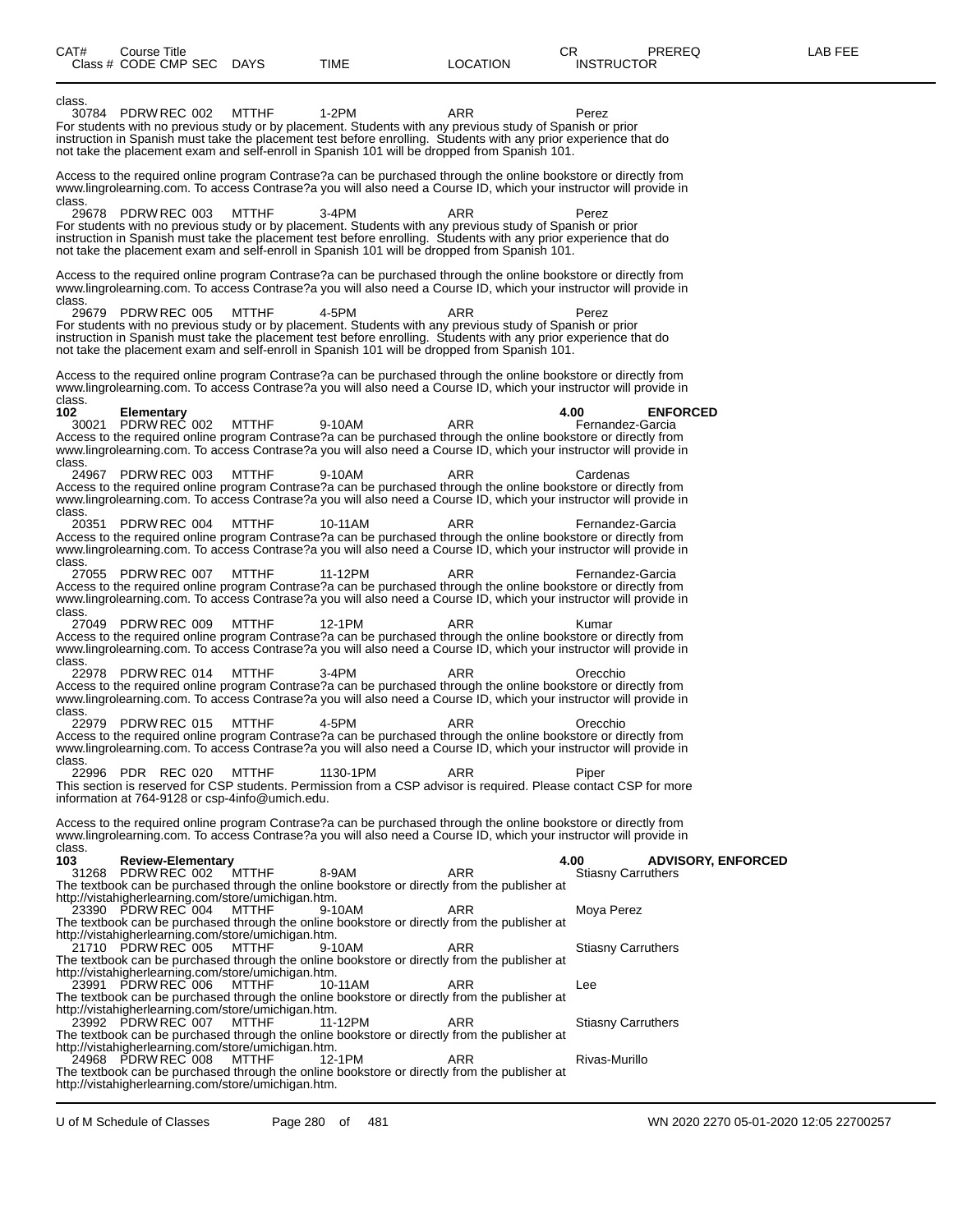class.

30784 PDRW REC 002 MTTHF 1-2PM ARR Perez

For students with no previous study or by placement. Students with any previous study of Spanish or prior instruction in Spanish must take the placement test before enrolling. Students with any prior experience that do not take the placement exam and self-enroll in Spanish 101 will be dropped from Spanish 101.

Access to the required online program Contrase?a can be purchased through the online bookstore or directly from www.lingrolearning.com. To access Contrase?a you will also need a Course ID, which your instructor will provide in class.

29678 PDRW REC 003 MTTHF 3-4PM ARR Perez

For students with no previous study or by placement. Students with any previous study of Spanish or prior instruction in Spanish must take the placement test before enrolling. Students with any prior experience that do not take the placement exam and self-enroll in Spanish 101 will be dropped from Spanish 101.

Access to the required online program Contrase?a can be purchased through the online bookstore or directly from www.lingrolearning.com. To access Contrase?a you will also need a Course ID, which your instructor will provide in class.

29679 PDRW REC 005 MTTHF 4-5PM ARR Perez

For students with no previous study or by placement. Students with any previous study of Spanish or prior instruction in Spanish must take the placement test before enrolling. Students with any prior experience that do not take the placement exam and self-enroll in Spanish 101 will be dropped from Spanish 101.

Access to the required online program Contrase?a can be purchased through the online bookstore or directly from www.lingrolearning.com. To access Contrase?a you will also need a Course ID, which your instructor will provide in class.

**102 Elementary 4.00 ENFORCED**

30021 PDRW REC 002 MTTHF 9-10AM ARR Fernandez-Garcia

Access to the required online program Contrase?a can be purchased through the online bookstore or directly from www.lingrolearning.com. To access Contrase?a you will also need a Course ID, which your instructor will provide in class.

24967 PDRW REC 003 MTTHF 9-10AM ARR Cardenas

Access to the required online program Contrase?a can be purchased through the online bookstore or directly from www.lingrolearning.com. To access Contrase?a you will also need a Course ID, which your instructor will provide in class.

20351 PDRW REC 004 MTTHF 10-11AM ARR Fernandez-Garcia

Access to the required online program Contrase?a can be purchased through the online bookstore or directly from www.lingrolearning.com. To access Contrase?a you will also need a Course ID, which your instructor will provide in class.

27055 PDRW REC 007 MTTHF 11-12PM ARR Fernandez-Garcia

Access to the required online program Contrase?a can be purchased through the online bookstore or directly from www.lingrolearning.com. To access Contrase?a you will also need a Course ID, which your instructor will provide in class.

27049 PDRW REC 009 MTTHF 12-1PM ARR Kumar

Access to the required online program Contrase?a can be purchased through the online bookstore or directly from www.lingrolearning.com. To access Contrase?a you will also need a Course ID, which your instructor will provide in class.

22978 PDRW REC 014 MTTHF 3-4PM ARR Orecchio

Access to the required online program Contrase?a can be purchased through the online bookstore or directly from www.lingrolearning.com. To access Contrase?a you will also need a Course ID, which your instructor will provide in class.

22979 PDRW REC 015 MTTHF 4-5PM ARR Orecchio

Access to the required online program Contrase?a can be purchased through the online bookstore or directly from www.lingrolearning.com. To access Contrase?a you will also need a Course ID, which your instructor will provide in class.

22996 PDR REC 020 MTTHF 1130-1PM ARR Piper

This section is reserved for CSP students. Permission from a CSP advisor is required. Please contact CSP for more information at 764-9128 or csp-4info@umich.edu.

Access to the required online program Contrase?a can be purchased through the online bookstore or directly from www.lingrolearning.com. To access Contrase?a you will also need a Course ID, which your instructor will provide in class.

**103 Review-Elementary 4.00 ADVISORY, ENFORCED**

31268 PDRW REC 002 MTTHF 8-9AM ARR Stiasny Carruthers

The textbook can be purchased through the online bookstore or directly from the publisher at http://vistahigherlearning.com/store/umichigan.htm.

23390 PDRW REC 004 MTTHF 9-10AM ARR Moya Perez

The textbook can be purchased through the online bookstore or directly from the publisher at http://vistahigherlearning.com/store/umichigan.htm.

21710 PDRW REC 005 MTTHF 9-10AM ARR Stiasny Carruthers

The textbook can be purchased through the online bookstore or directly from the publisher at http://vistahigherlearning.com/store/umichigan.htm.

23991 PDRW REC 006 MTTHF 10-11AM ARR Lee

The textbook can be purchased through the online bookstore or directly from the publisher at http://vistahigherlearning.com/store/umichigan.htm.

23992 PDRW REC 007 MTTHF 11-12PM ARR Stiasny Carruthers

The textbook can be purchased through the online bookstore or directly from the publisher at http://vistahigherlearning.com/store/umichigan.htm.

24968 PDRW REC 008 MTTHF 12-1PM ARR Rivas-Murillo

The textbook can be purchased through the online bookstore or directly from the publisher at http://vistahigherlearning.com/store/umichigan.htm.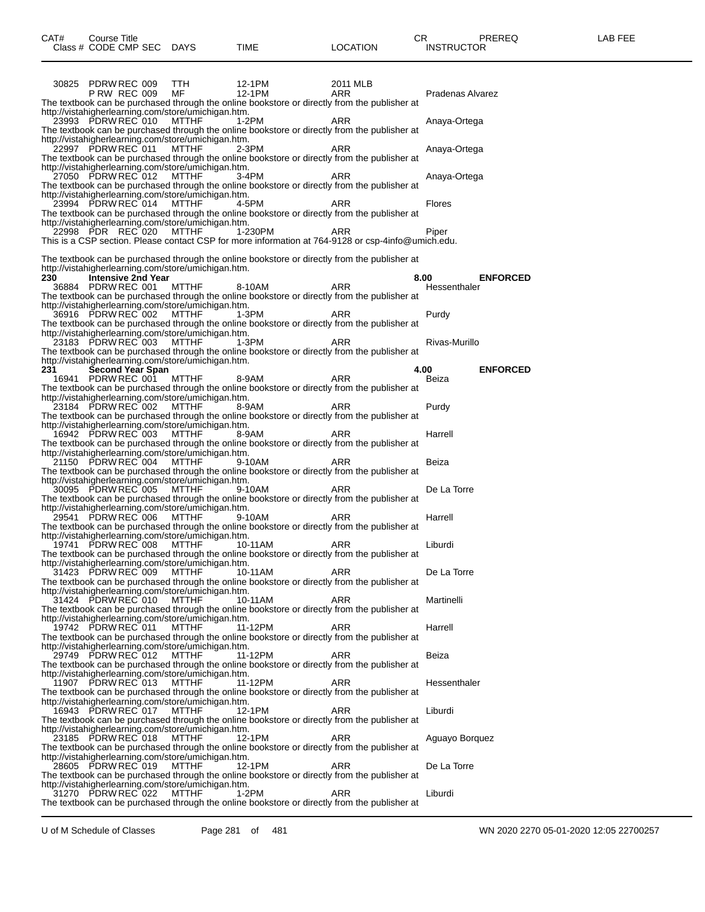| CAT# | Course Title Class # CODE CMP SEC | DAYS | TIME | LOCATION | CR INSTRUCTOR | PREREQ | LAB FEE |
|---|---|---|---|---|---|---|---|
| | 30825 PDRW REC 009 | TTH | 12-1PM | 2011 MLB | | | |
| | P RW REC 009 | MF | 12-1PM | ARR | Pradenas Alvarez | | |

The textbook can be purchased through the online bookstore or directly from the publisher at http://vistahigherlearning.com/store/umichigan.htm.

| | 23993 PDRW REC 010 | MTTHF | 1-2PM | ARR | Anaya-Ortega | | |
|---|---|---|---|---|---|---|---|

The textbook can be purchased through the online bookstore or directly from the publisher at http://vistahigherlearning.com/store/umichigan.htm.

| | 22997 PDRW REC 011 | MTTHF | 2-3PM | ARR | Anaya-Ortega | | |
|---|---|---|---|---|---|---|---|

The textbook can be purchased through the online bookstore or directly from the publisher at http://vistahigherlearning.com/store/umichigan.htm.

| | 27050 PDRW REC 012 | MTTHF | 3-4PM | ARR | Anaya-Ortega | | |
|---|---|---|---|---|---|---|---|

The textbook can be purchased through the online bookstore or directly from the publisher at http://vistahigherlearning.com/store/umichigan.htm.

| | 23994 PDRW REC 014 | MTTHF | 4-5PM | ARR | Flores | | |
|---|---|---|---|---|---|---|---|

The textbook can be purchased through the online bookstore or directly from the publisher at http://vistahigherlearning.com/store/umichigan.htm.

| | 22998 PDR REC 020 | MTTHF | 1-230PM | ARR | Piper | | |
|---|---|---|---|---|---|---|---|

This is a CSP section. Please contact CSP for more information at 764-9128 or csp-4info@umich.edu.

The textbook can be purchased through the online bookstore or directly from the publisher at http://vistahigherlearning.com/store/umichigan.htm.

**230 Intensive 2nd Year** — 8.00 — **ENFORCED**

| | 36884 PDRW REC 001 | MTTHF | 8-10AM | ARR | Hessenthaler | | |
|---|---|---|---|---|---|---|---|

The textbook can be purchased through the online bookstore or directly from the publisher at http://vistahigherlearning.com/store/umichigan.htm.

| | 36916 PDRW REC 002 | MTTHF | 1-3PM | ARR | Purdy | | |
|---|---|---|---|---|---|---|---|

The textbook can be purchased through the online bookstore or directly from the publisher at http://vistahigherlearning.com/store/umichigan.htm.

| | 23183 PDRW REC 003 | MTTHF | 1-3PM | ARR | Rivas-Murillo | | |
|---|---|---|---|---|---|---|---|

The textbook can be purchased through the online bookstore or directly from the publisher at http://vistahigherlearning.com/store/umichigan.htm.

**231 Second Year Span** — 4.00 — **ENFORCED**

| | 16941 PDRW REC 001 | MTTHF | 8-9AM | ARR | Beiza | | |
|---|---|---|---|---|---|---|---|

The textbook can be purchased through the online bookstore or directly from the publisher at http://vistahigherlearning.com/store/umichigan.htm.

| | 23184 PDRW REC 002 | MTTHF | 8-9AM | ARR | Purdy | | |
|---|---|---|---|---|---|---|---|

The textbook can be purchased through the online bookstore or directly from the publisher at http://vistahigherlearning.com/store/umichigan.htm.

| | 16942 PDRW REC 003 | MTTHF | 8-9AM | ARR | Harrell | | |
|---|---|---|---|---|---|---|---|

The textbook can be purchased through the online bookstore or directly from the publisher at http://vistahigherlearning.com/store/umichigan.htm.

| | 21150 PDRW REC 004 | MTTHF | 9-10AM | ARR | Beiza | | |
|---|---|---|---|---|---|---|---|

The textbook can be purchased through the online bookstore or directly from the publisher at http://vistahigherlearning.com/store/umichigan.htm.

| | 30095 PDRW REC 005 | MTTHF | 9-10AM | ARR | De La Torre | | |
|---|---|---|---|---|---|---|---|

The textbook can be purchased through the online bookstore or directly from the publisher at http://vistahigherlearning.com/store/umichigan.htm.

| | 29541 PDRW REC 006 | MTTHF | 9-10AM | ARR | Harrell | | |
|---|---|---|---|---|---|---|---|

The textbook can be purchased through the online bookstore or directly from the publisher at http://vistahigherlearning.com/store/umichigan.htm.

| | 19741 PDRW REC 008 | MTTHF | 10-11AM | ARR | Liburdi | | |
|---|---|---|---|---|---|---|---|

The textbook can be purchased through the online bookstore or directly from the publisher at http://vistahigherlearning.com/store/umichigan.htm.

| | 31423 PDRW REC 009 | MTTHF | 10-11AM | ARR | De La Torre | | |
|---|---|---|---|---|---|---|---|

The textbook can be purchased through the online bookstore or directly from the publisher at http://vistahigherlearning.com/store/umichigan.htm.

| | 31424 PDRW REC 010 | MTTHF | 10-11AM | ARR | Martinelli | | |
|---|---|---|---|---|---|---|---|

The textbook can be purchased through the online bookstore or directly from the publisher at http://vistahigherlearning.com/store/umichigan.htm.

| | 19742 PDRW REC 011 | MTTHF | 11-12PM | ARR | Harrell | | |
|---|---|---|---|---|---|---|---|

The textbook can be purchased through the online bookstore or directly from the publisher at http://vistahigherlearning.com/store/umichigan.htm.

| | 29749 PDRW REC 012 | MTTHF | 11-12PM | ARR | Beiza | | |
|---|---|---|---|---|---|---|---|

The textbook can be purchased through the online bookstore or directly from the publisher at http://vistahigherlearning.com/store/umichigan.htm.

| | 11907 PDRW REC 013 | MTTHF | 11-12PM | ARR | Hessenthaler | | |
|---|---|---|---|---|---|---|---|

The textbook can be purchased through the online bookstore or directly from the publisher at http://vistahigherlearning.com/store/umichigan.htm.

| | 16943 PDRW REC 017 | MTTHF | 12-1PM | ARR | Liburdi | | |
|---|---|---|---|---|---|---|---|

The textbook can be purchased through the online bookstore or directly from the publisher at http://vistahigherlearning.com/store/umichigan.htm.

| | 23185 PDRW REC 018 | MTTHF | 12-1PM | ARR | Aguayo Borquez | | |
|---|---|---|---|---|---|---|---|

The textbook can be purchased through the online bookstore or directly from the publisher at http://vistahigherlearning.com/store/umichigan.htm.

| | 28605 PDRW REC 019 | MTTHF | 12-1PM | ARR | De La Torre | | |
|---|---|---|---|---|---|---|---|

The textbook can be purchased through the online bookstore or directly from the publisher at http://vistahigherlearning.com/store/umichigan.htm.

| | 31270 PDRW REC 022 | MTTHF | 1-2PM | ARR | Liburdi | | |
|---|---|---|---|---|---|---|---|

The textbook can be purchased through the online bookstore or directly from the publisher at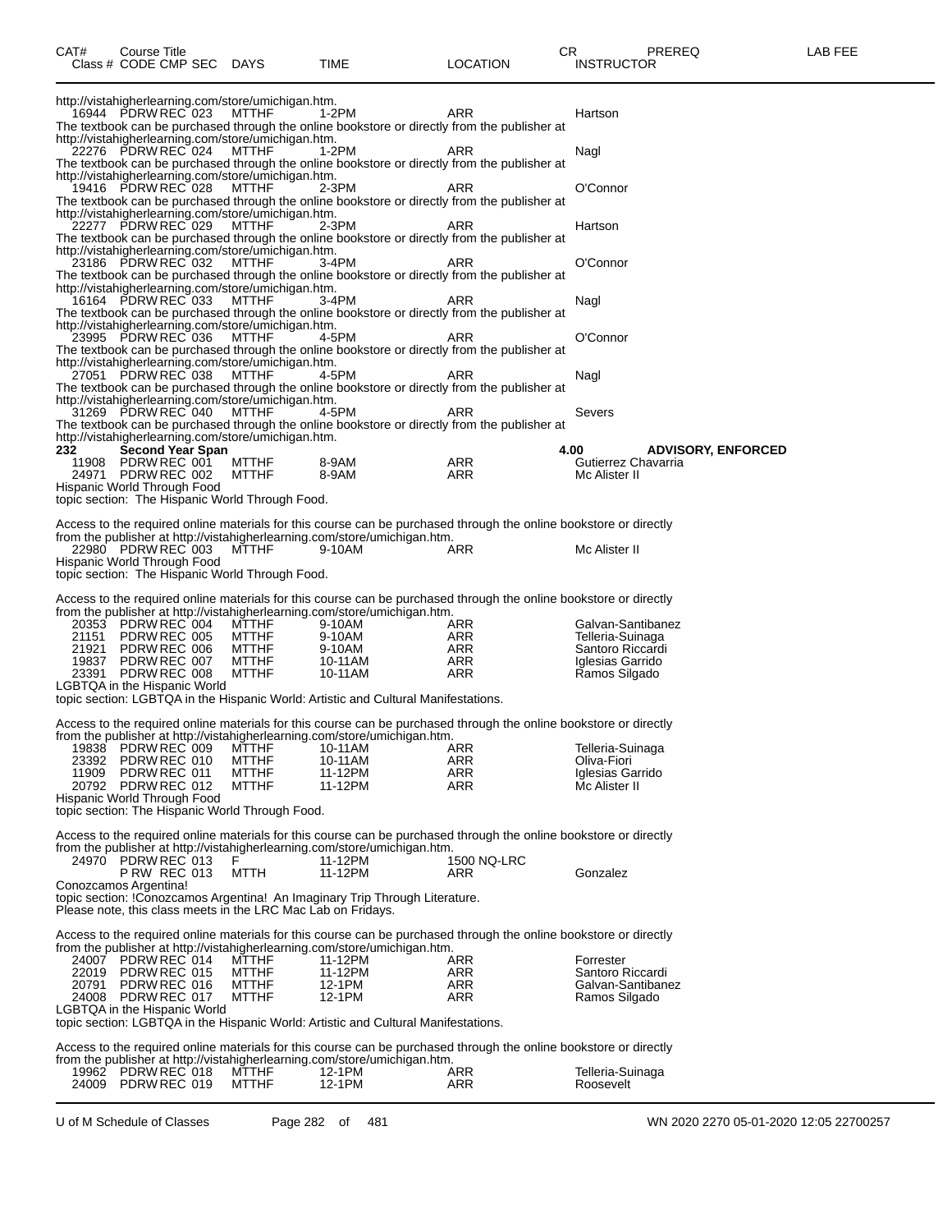http://vistahigherlearning.com/store/umichigan.htm.

| Class # | CODE | CMP | SEC | DAYS | TIME | LOCATION | INSTRUCTOR |
|---|---|---|---|---|---|---|---|
| 16944 | PDRW | REC | 023 | MTTHF | 1-2PM | ARR | Hartson |

The textbook can be purchased through the online bookstore or directly from the publisher at http://vistahigherlearning.com/store/umichigan.htm.

| 22276 | PDRW | REC | 024 | MTTHF | 1-2PM | ARR | Nagl |
|---|---|---|---|---|---|---|---|

The textbook can be purchased through the online bookstore or directly from the publisher at http://vistahigherlearning.com/store/umichigan.htm.

| 19416 | PDRW | REC | 028 | MTTHF | 2-3PM | ARR | O'Connor |
|---|---|---|---|---|---|---|---|

The textbook can be purchased through the online bookstore or directly from the publisher at http://vistahigherlearning.com/store/umichigan.htm.

| 22277 | PDRW | REC | 029 | MTTHF | 2-3PM | ARR | Hartson |
|---|---|---|---|---|---|---|---|

The textbook can be purchased through the online bookstore or directly from the publisher at http://vistahigherlearning.com/store/umichigan.htm.

| 23186 | PDRW | REC | 032 | MTTHF | 3-4PM | ARR | O'Connor |
|---|---|---|---|---|---|---|---|

The textbook can be purchased through the online bookstore or directly from the publisher at http://vistahigherlearning.com/store/umichigan.htm.

| 16164 | PDRW | REC | 033 | MTTHF | 3-4PM | ARR | Nagl |
|---|---|---|---|---|---|---|---|

The textbook can be purchased through the online bookstore or directly from the publisher at http://vistahigherlearning.com/store/umichigan.htm.

| 23995 | PDRW | REC | 036 | MTTHF | 4-5PM | ARR | O'Connor |
|---|---|---|---|---|---|---|---|

The textbook can be purchased through the online bookstore or directly from the publisher at http://vistahigherlearning.com/store/umichigan.htm.

| 27051 | PDRW | REC | 038 | MTTHF | 4-5PM | ARR | Nagl |
|---|---|---|---|---|---|---|---|

The textbook can be purchased through the online bookstore or directly from the publisher at http://vistahigherlearning.com/store/umichigan.htm.

| 31269 | PDRW | REC | 040 | MTTHF | 4-5PM | ARR | Severs |
|---|---|---|---|---|---|---|---|

The textbook can be purchased through the online bookstore or directly from the publisher at http://vistahigherlearning.com/store/umichigan.htm.

**232 Second Year Span** — **4.00** — **ADVISORY, ENFORCED**

| Class # | CODE | CMP | SEC | DAYS | TIME | LOCATION | INSTRUCTOR |
|---|---|---|---|---|---|---|---|
| 11908 | PDRW | REC | 001 | MTTHF | 8-9AM | ARR | Gutierrez Chavarria |
| 24971 | PDRW | REC | 002 | MTTHF | 8-9AM | ARR | Mc Alister II |

Hispanic World Through Food
topic section: The Hispanic World Through Food.

Access to the required online materials for this course can be purchased through the online bookstore or directly from the publisher at http://vistahigherlearning.com/store/umichigan.htm.

| 22980 | PDRW | REC | 003 | MTTHF | 9-10AM | ARR | Mc Alister II |
|---|---|---|---|---|---|---|---|

Hispanic World Through Food
topic section: The Hispanic World Through Food.

Access to the required online materials for this course can be purchased through the online bookstore or directly from the publisher at http://vistahigherlearning.com/store/umichigan.htm.

| Class # | CODE | CMP | SEC | DAYS | TIME | LOCATION | INSTRUCTOR |
|---|---|---|---|---|---|---|---|
| 20353 | PDRW | REC | 004 | MTTHF | 9-10AM | ARR | Galvan-Santibanez |
| 21151 | PDRW | REC | 005 | MTTHF | 9-10AM | ARR | Telleria-Suinaga |
| 21921 | PDRW | REC | 006 | MTTHF | 9-10AM | ARR | Santoro Riccardi |
| 19837 | PDRW | REC | 007 | MTTHF | 10-11AM | ARR | Iglesias Garrido |
| 23391 | PDRW | REC | 008 | MTTHF | 10-11AM | ARR | Ramos Silgado |

LGBTQA in the Hispanic World
topic section: LGBTQA in the Hispanic World: Artistic and Cultural Manifestations.

Access to the required online materials for this course can be purchased through the online bookstore or directly from the publisher at http://vistahigherlearning.com/store/umichigan.htm.

| Class # | CODE | CMP | SEC | DAYS | TIME | LOCATION | INSTRUCTOR |
|---|---|---|---|---|---|---|---|
| 19838 | PDRW | REC | 009 | MTTHF | 10-11AM | ARR | Telleria-Suinaga |
| 23392 | PDRW | REC | 010 | MTTHF | 10-11AM | ARR | Oliva-Fiori |
| 11909 | PDRW | REC | 011 | MTTHF | 11-12PM | ARR | Iglesias Garrido |
| 20792 | PDRW | REC | 012 | MTTHF | 11-12PM | ARR | Mc Alister II |

Hispanic World Through Food
topic section: The Hispanic World Through Food.

Access to the required online materials for this course can be purchased through the online bookstore or directly from the publisher at http://vistahigherlearning.com/store/umichigan.htm.

| Class # | CODE | CMP | SEC | DAYS | TIME | LOCATION | INSTRUCTOR |
|---|---|---|---|---|---|---|---|
| 24970 | PDRW | REC | 013 | F | 11-12PM | 1500 NQ-LRC | |
| | P RW | REC | 013 | MTTH | 11-12PM | ARR | Gonzalez |

Conozcamos Argentina!
topic section: !Conozcamos Argentina! An Imaginary Trip Through Literature.
Please note, this class meets in the LRC Mac Lab on Fridays.

Access to the required online materials for this course can be purchased through the online bookstore or directly from the publisher at http://vistahigherlearning.com/store/umichigan.htm.

| Class # | CODE | CMP | SEC | DAYS | TIME | LOCATION | INSTRUCTOR |
|---|---|---|---|---|---|---|---|
| 24007 | PDRW | REC | 014 | MTTHF | 11-12PM | ARR | Forrester |
| 22019 | PDRW | REC | 015 | MTTHF | 11-12PM | ARR | Santoro Riccardi |
| 20791 | PDRW | REC | 016 | MTTHF | 12-1PM | ARR | Galvan-Santibanez |
| 24008 | PDRW | REC | 017 | MTTHF | 12-1PM | ARR | Ramos Silgado |

LGBTQA in the Hispanic World
topic section: LGBTQA in the Hispanic World: Artistic and Cultural Manifestations.

Access to the required online materials for this course can be purchased through the online bookstore or directly from the publisher at http://vistahigherlearning.com/store/umichigan.htm.

| Class # | CODE | CMP | SEC | DAYS | TIME | LOCATION | INSTRUCTOR |
|---|---|---|---|---|---|---|---|
| 19962 | PDRW | REC | 018 | MTTHF | 12-1PM | ARR | Telleria-Suinaga |
| 24009 | PDRW | REC | 019 | MTTHF | 12-1PM | ARR | Roosevelt |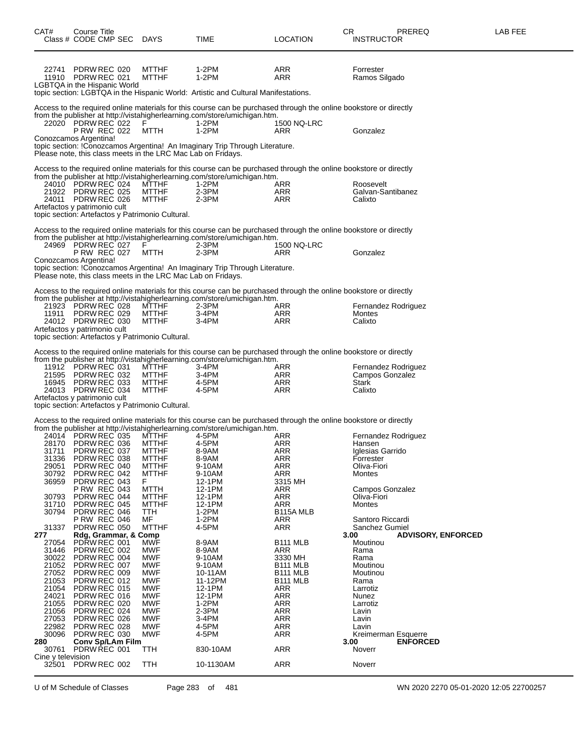| CAT# | Course Title Class # CODE CMP SEC | DAYS | TIME | LOCATION | CR INSTRUCTOR | PREREQ | LAB FEE |
|---|---|---|---|---|---|---|---|
| 22741 | PDRW REC 020 | MTTHF | 1-2PM | ARR | Forrester | | |
| 11910 | PDRW REC 021 | MTTHF | 1-2PM | ARR | Ramos Silgado | | |

LGBTQA in the Hispanic World
topic section: LGBTQA in the Hispanic World: Artistic and Cultural Manifestations.

Access to the required online materials for this course can be purchased through the online bookstore or directly from the publisher at http://vistahigherlearning.com/store/umichigan.htm.

| | | | | | |
|---|---|---|---|---|---|
| 22020 | PDRW REC 022 | F | 1-2PM | 1500 NQ-LRC | |
| | P RW REC 022 | MTTH | 1-2PM | ARR | Gonzalez |

Conozcamos Argentina!
topic section: !Conozcamos Argentina! An Imaginary Trip Through Literature.
Please note, this class meets in the LRC Mac Lab on Fridays.

Access to the required online materials for this course can be purchased through the online bookstore or directly from the publisher at http://vistahigherlearning.com/store/umichigan.htm.

| | | | | | |
|---|---|---|---|---|---|
| 24010 | PDRW REC 024 | MTTHF | 1-2PM | ARR | Roosevelt |
| 21922 | PDRW REC 025 | MTTHF | 2-3PM | ARR | Galvan-Santibanez |
| 24011 | PDRW REC 026 | MTTHF | 2-3PM | ARR | Calixto |

Artefactos y patrimonio cult
topic section: Artefactos y Patrimonio Cultural.

Access to the required online materials for this course can be purchased through the online bookstore or directly from the publisher at http://vistahigherlearning.com/store/umichigan.htm.

| | | | | | |
|---|---|---|---|---|---|
| 24969 | PDRW REC 027 | F | 2-3PM | 1500 NQ-LRC | |
| | P RW REC 027 | MTTH | 2-3PM | ARR | Gonzalez |

Conozcamos Argentina!
topic section: !Conozcamos Argentina! An Imaginary Trip Through Literature.
Please note, this class meets in the LRC Mac Lab on Fridays.

Access to the required online materials for this course can be purchased through the online bookstore or directly from the publisher at http://vistahigherlearning.com/store/umichigan.htm.

| | | | | | |
|---|---|---|---|---|---|
| 21923 | PDRW REC 028 | MTTHF | 2-3PM | ARR | Fernandez Rodriguez |
| 11911 | PDRW REC 029 | MTTHF | 3-4PM | ARR | Montes |
| 24012 | PDRW REC 030 | MTTHF | 3-4PM | ARR | Calixto |

Artefactos y patrimonio cult
topic section: Artefactos y Patrimonio Cultural.

Access to the required online materials for this course can be purchased through the online bookstore or directly from the publisher at http://vistahigherlearning.com/store/umichigan.htm.

| | | | | | |
|---|---|---|---|---|---|
| 11912 | PDRW REC 031 | MTTHF | 3-4PM | ARR | Fernandez Rodriguez |
| 21595 | PDRW REC 032 | MTTHF | 3-4PM | ARR | Campos Gonzalez |
| 16945 | PDRW REC 033 | MTTHF | 4-5PM | ARR | Stark |
| 24013 | PDRW REC 034 | MTTHF | 4-5PM | ARR | Calixto |

Artefactos y patrimonio cult
topic section: Artefactos y Patrimonio Cultural.

Access to the required online materials for this course can be purchased through the online bookstore or directly from the publisher at http://vistahigherlearning.com/store/umichigan.htm.

| | | | | | | |
|---|---|---|---|---|---|---|
| 24014 | PDRW REC 035 | MTTHF | 4-5PM | ARR | Fernandez Rodriguez | |
| 28170 | PDRW REC 036 | MTTHF | 4-5PM | ARR | Hansen | |
| 31711 | PDRW REC 037 | MTTHF | 8-9AM | ARR | Iglesias Garrido | |
| 31336 | PDRW REC 038 | MTTHF | 8-9AM | ARR | Forrester | |
| 29051 | PDRW REC 040 | MTTHF | 9-10AM | ARR | Oliva-Fiori | |
| 30792 | PDRW REC 042 | MTTHF | 9-10AM | ARR | Montes | |
| 36959 | PDRW REC 043 | F | 12-1PM | 3315 MH | | |
| | P RW REC 043 | MTTH | 12-1PM | ARR | Campos Gonzalez | |
| 30793 | PDRW REC 044 | MTTHF | 12-1PM | ARR | Oliva-Fiori | |
| 31710 | PDRW REC 045 | MTTHF | 12-1PM | ARR | Montes | |
| 30794 | PDRW REC 046 | TTH | 1-2PM | B115A MLB | | |
| | P RW REC 046 | MF | 1-2PM | ARR | Santoro Riccardi | |
| 31337 | PDRW REC 050 | MTTHF | 4-5PM | ARR | Sanchez Gumiel | |
| **277** | **Rdg, Grammar, & Comp** | | | | **3.00** | **ADVISORY, ENFORCED** |
| 27054 | PDRW REC 001 | MWF | 8-9AM | B111 MLB | Moutinou | |
| 31446 | PDRW REC 002 | MWF | 8-9AM | ARR | Rama | |
| 30022 | PDRW REC 004 | MWF | 9-10AM | 3330 MH | Rama | |
| 21052 | PDRW REC 007 | MWF | 9-10AM | B111 MLB | Moutinou | |
| 27052 | PDRW REC 009 | MWF | 10-11AM | B111 MLB | Moutinou | |
| 21053 | PDRW REC 012 | MWF | 11-12PM | B111 MLB | Rama | |
| 21054 | PDRW REC 015 | MWF | 12-1PM | ARR | Larrotiz | |
| 24021 | PDRW REC 016 | MWF | 12-1PM | ARR | Nunez | |
| 21055 | PDRW REC 020 | MWF | 1-2PM | ARR | Larrotiz | |
| 21056 | PDRW REC 024 | MWF | 2-3PM | ARR | Lavin | |
| 27053 | PDRW REC 026 | MWF | 3-4PM | ARR | Lavin | |
| 22982 | PDRW REC 028 | MWF | 4-5PM | ARR | Lavin | |
| 30096 | PDRW REC 030 | MWF | 4-5PM | ARR | Kreimerman Esquerre | |
| **280** | **Conv Sp/LAm Film** | | | | **3.00** | **ENFORCED** |
| 30761 | PDRW REC 001 | TTH | 830-10AM | ARR | Noverr | |

Cine y television

| | | | | | |
|---|---|---|---|---|---|
| 32501 | PDRW REC 002 | TTH | 10-1130AM | ARR | Noverr |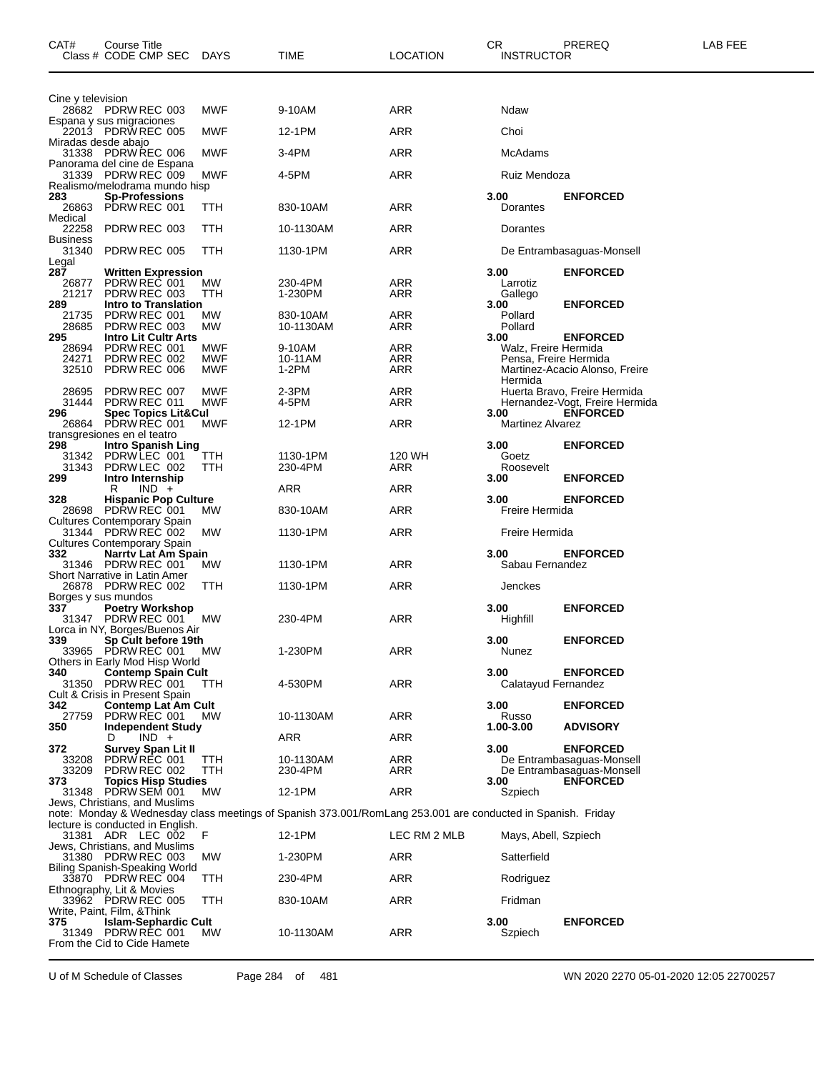| CAT# | Course Title<br>Class # CODE CMP SEC | DAYS | TIME | LOCATION | CR<br>INSTRUCTOR | PREREQ | LAB FEE |
|---|---|---|---|---|---|---|---|
| | Cine y television | | | | | | |
| | 28682 PDRW REC 003 | MWF | 9-10AM | ARR | Ndaw | | |
| | Espana y sus migraciones | | | | | | |
| | 22013 PDRW REC 005 | MWF | 12-1PM | ARR | Choi | | |
| | Miradas desde abajo | | | | | | |
| | 31338 PDRW REC 006 | MWF | 3-4PM | ARR | McAdams | | |
| | Panorama del cine de Espana | | | | | | |
| | 31339 PDRW REC 009 | MWF | 4-5PM | ARR | Ruiz Mendoza | | |
| | Realismo/melodrama mundo hisp | | | | | | |
| **283** | **Sp-Professions** | | | | **3.00** | **ENFORCED** | |
| | 26863 PDRW REC 001 | TTH | 830-10AM | ARR | Dorantes | | |
| | Medical | | | | | | |
| | 22258 PDRW REC 003 | TTH | 10-1130AM | ARR | Dorantes | | |
| | Business | | | | | | |
| | 31340 PDRW REC 005 | TTH | 1130-1PM | ARR | De Entrambasaguas-Monsell | | |
| | Legal | | | | | | |
| **287** | **Written Expression** | | | | **3.00** | **ENFORCED** | |
| | 26877 PDRW REC 001 | MW | 230-4PM | ARR | Larrotiz | | |
| | 21217 PDRW REC 003 | TTH | 1-230PM | ARR | Gallego | | |
| **289** | **Intro to Translation** | | | | **3.00** | **ENFORCED** | |
| | 21735 PDRW REC 001 | MW | 830-10AM | ARR | Pollard | | |
| | 28685 PDRW REC 003 | MW | 10-1130AM | ARR | Pollard | | |
| **295** | **Intro Lit Cultr Arts** | | | | **3.00** | **ENFORCED** | |
| | 28694 PDRW REC 001 | MWF | 9-10AM | ARR | Walz, Freire Hermida | | |
| | 24271 PDRW REC 002 | MWF | 10-11AM | ARR | Pensa, Freire Hermida | | |
| | 32510 PDRW REC 006 | MWF | 1-2PM | ARR | Martinez-Acacio Alonso, Freire Hermida | | |
| | 28695 PDRW REC 007 | MWF | 2-3PM | ARR | Huerta Bravo, Freire Hermida | | |
| | 31444 PDRW REC 011 | MWF | 4-5PM | ARR | Hernandez-Vogt, Freire Hermida | | |
| **296** | **Spec Topics Lit&Cul** | | | | **3.00** | **ENFORCED** | |
| | 26864 PDRW REC 001 | MWF | 12-1PM | ARR | Martinez Alvarez | | |
| | transgresiones en el teatro | | | | | | |
| **298** | **Intro Spanish Ling** | | | | **3.00** | **ENFORCED** | |
| | 31342 PDRW LEC 001 | TTH | 1130-1PM | 120 WH | Goetz | | |
| | 31343 PDRW LEC 002 | TTH | 230-4PM | ARR | Roosevelt | | |
| **299** | **Intro Internship** | | | | **3.00** | **ENFORCED** | |
| | R IND + | | ARR | ARR | | | |
| **328** | **Hispanic Pop Culture** | | | | **3.00** | **ENFORCED** | |
| | 28698 PDRW REC 001 | MW | 830-10AM | ARR | Freire Hermida | | |
| | Cultures Contemporary Spain | | | | | | |
| | 31344 PDRW REC 002 | MW | 1130-1PM | ARR | Freire Hermida | | |
| | Cultures Contemporary Spain | | | | | | |
| **332** | **Narrtv Lat Am Spain** | | | | **3.00** | **ENFORCED** | |
| | 31346 PDRW REC 001 | MW | 1130-1PM | ARR | Sabau Fernandez | | |
| | Short Narrative in Latin Amer | | | | | | |
| | 26878 PDRW REC 002 | TTH | 1130-1PM | ARR | Jenckes | | |
| | Borges y sus mundos | | | | | | |
| **337** | **Poetry Workshop** | | | | **3.00** | **ENFORCED** | |
| | 31347 PDRW REC 001 | MW | 230-4PM | ARR | Highfill | | |
| | Lorca in NY, Borges/Buenos Air | | | | | | |
| **339** | **Sp Cult before 19th** | | | | **3.00** | **ENFORCED** | |
| | 33965 PDRW REC 001 | MW | 1-230PM | ARR | Nunez | | |
| | Others in Early Mod Hisp World | | | | | | |
| **340** | **Contemp Spain Cult** | | | | **3.00** | **ENFORCED** | |
| | 31350 PDRW REC 001 | TTH | 4-530PM | ARR | Calatayud Fernandez | | |
| | Cult & Crisis in Present Spain | | | | | | |
| **342** | **Contemp Lat Am Cult** | | | | **3.00** | **ENFORCED** | |
| | 27759 PDRW REC 001 | MW | 10-1130AM | ARR | Russo | | |
| **350** | **Independent Study** | | | | **1.00-3.00** | **ADVISORY** | |
| | D IND + | | ARR | ARR | | | |
| **372** | **Survey Span Lit II** | | | | **3.00** | **ENFORCED** | |
| | 33208 PDRW REC 001 | TTH | 10-1130AM | ARR | De Entrambasaguas-Monsell | | |
| | 33209 PDRW REC 002 | TTH | 230-4PM | ARR | De Entrambasaguas-Monsell | | |
| **373** | **Topics Hisp Studies** | | | | **3.00** | **ENFORCED** | |
| | 31348 PDRW SEM 001 | MW | 12-1PM | ARR | Szpiech | | |
| | Jews, Christians, and Muslims | | | | | | |
| | note: Monday & Wednesday class meetings of Spanish 373.001/RomLang 253.001 are conducted in Spanish. Friday lecture is conducted in English. | | | | | | |
| | 31381 ADR LEC 002 | F | 12-1PM | LEC RM 2 MLB | Mays, Abell, Szpiech | | |
| | Jews, Christians, and Muslims | | | | | | |
| | 31380 PDRW REC 003 | MW | 1-230PM | ARR | Satterfield | | |
| | Biling Spanish-Speaking World | | | | | | |
| | 33870 PDRW REC 004 | TTH | 230-4PM | ARR | Rodriguez | | |
| | Ethnography, Lit & Movies | | | | | | |
| | 33962 PDRW REC 005 | TTH | 830-10AM | ARR | Fridman | | |
| | Write, Paint, Film, &Think | | | | | | |
| **375** | **Islam-Sephardic Cult** | | | | **3.00** | **ENFORCED** | |
| | 31349 PDRW REC 001 | MW | 10-1130AM | ARR | Szpiech | | |
| | From the Cid to Cide Hamete | | | | | | |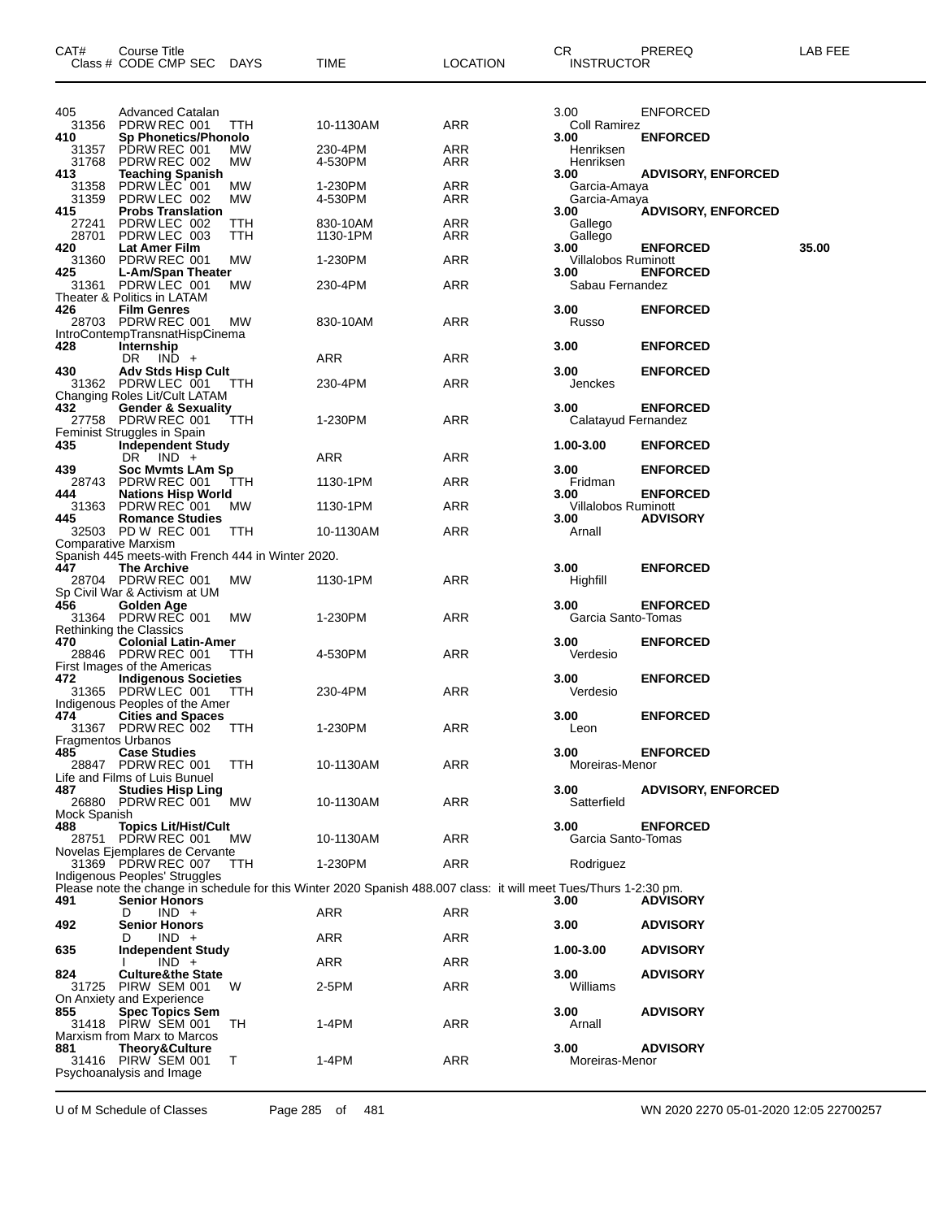| CAT# | Course Title Class # CODE CMP SEC | DAYS | TIME | LOCATION | CR INSTRUCTOR | PREREQ | LAB FEE |
|---|---|---|---|---|---|---|---|
| 405 | Advanced Catalan | | | | 3.00 | ENFORCED | |
| 31356 | PDRW REC 001 | TTH | 10-1130AM | ARR | Coll Ramirez | | |
| **410** | **Sp Phonetics/Phonolo** | | | | **3.00** | **ENFORCED** | |
| 31357 | PDRW REC 001 | MW | 230-4PM | ARR | Henriksen | | |
| 31768 | PDRW REC 002 | MW | 4-530PM | ARR | Henriksen | | |
| **413** | **Teaching Spanish** | | | | **3.00** | **ADVISORY, ENFORCED** | |
| 31358 | PDRW LEC 001 | MW | 1-230PM | ARR | Garcia-Amaya | | |
| 31359 | PDRW LEC 002 | MW | 4-530PM | ARR | Garcia-Amaya | | |
| **415** | **Probs Translation** | | | | **3.00** | **ADVISORY, ENFORCED** | |
| 27241 | PDRW LEC 002 | TTH | 830-10AM | ARR | Gallego | | |
| 28701 | PDRW LEC 003 | TTH | 1130-1PM | ARR | Gallego | | |
| **420** | **Lat Amer Film** | | | | **3.00** | **ENFORCED** | **35.00** |
| 31360 | PDRW REC 001 | MW | 1-230PM | ARR | Villalobos Ruminott | | |
| **425** | **L-Am/Span Theater** | | | | **3.00** | **ENFORCED** | |
| 31361 | PDRW LEC 001 | MW | 230-4PM | ARR | Sabau Fernandez | | |
| | Theater & Politics in LATAM | | | | | | |
| **426** | **Film Genres** | | | | **3.00** | **ENFORCED** | |
| 28703 | PDRW REC 001 | MW | 830-10AM | ARR | Russo | | |
| | IntroContempTransnatHispCinema | | | | | | |
| **428** | **Internship** | | | | **3.00** | **ENFORCED** | |
| | DR IND + | | ARR | ARR | | | |
| **430** | **Adv Stds Hisp Cult** | | | | **3.00** | **ENFORCED** | |
| 31362 | PDRW LEC 001 | TTH | 230-4PM | ARR | Jenckes | | |
| | Changing Roles Lit/Cult LATAM | | | | | | |
| **432** | **Gender & Sexuality** | | | | **3.00** | **ENFORCED** | |
| 27758 | PDRW REC 001 | TTH | 1-230PM | ARR | Calatayud Fernandez | | |
| | Feminist Struggles in Spain | | | | | | |
| **435** | **Independent Study** | | | | **1.00-3.00** | **ENFORCED** | |
| | DR IND + | | ARR | ARR | | | |
| **439** | **Soc Mvmts LAm Sp** | | | | **3.00** | **ENFORCED** | |
| 28743 | PDRW REC 001 | TTH | 1130-1PM | ARR | Fridman | | |
| **444** | **Nations Hisp World** | | | | **3.00** | **ENFORCED** | |
| 31363 | PDRW REC 001 | MW | 1130-1PM | ARR | Villalobos Ruminott | | |
| **445** | **Romance Studies** | | | | **3.00** | **ADVISORY** | |
| 32503 | PD W REC 001 | TTH | 10-1130AM | ARR | Arnall | | |
| | Comparative Marxism | | | | | | |
| | Spanish 445 meets-with French 444 in Winter 2020. | | | | | | |
| **447** | **The Archive** | | | | **3.00** | **ENFORCED** | |
| 28704 | PDRW REC 001 | MW | 1130-1PM | ARR | Highfill | | |
| | Sp Civil War & Activism at UM | | | | | | |
| **456** | **Golden Age** | | | | **3.00** | **ENFORCED** | |
| 31364 | PDRW REC 001 | MW | 1-230PM | ARR | Garcia Santo-Tomas | | |
| | Rethinking the Classics | | | | | | |
| **470** | **Colonial Latin-Amer** | | | | **3.00** | **ENFORCED** | |
| 28846 | PDRW REC 001 | TTH | 4-530PM | ARR | Verdesio | | |
| | First Images of the Americas | | | | | | |
| **472** | **Indigenous Societies** | | | | **3.00** | **ENFORCED** | |
| 31365 | PDRW LEC 001 | TTH | 230-4PM | ARR | Verdesio | | |
| | Indigenous Peoples of the Amer | | | | | | |
| **474** | **Cities and Spaces** | | | | **3.00** | **ENFORCED** | |
| 31367 | PDRW REC 002 | TTH | 1-230PM | ARR | Leon | | |
| | Fragmentos Urbanos | | | | | | |
| **485** | **Case Studies** | | | | **3.00** | **ENFORCED** | |
| 28847 | PDRW REC 001 | TTH | 10-1130AM | ARR | Moreiras-Menor | | |
| | Life and Films of Luis Bunuel | | | | | | |
| **487** | **Studies Hisp Ling** | | | | **3.00** | **ADVISORY, ENFORCED** | |
| 26880 | PDRW REC 001 | MW | 10-1130AM | ARR | Satterfield | | |
| | Mock Spanish | | | | | | |
| **488** | **Topics Lit/Hist/Cult** | | | | **3.00** | **ENFORCED** | |
| 28751 | PDRW REC 001 | MW | 10-1130AM | ARR | Garcia Santo-Tomas | | |
| | Novelas Ejemplares de Cervante | | | | | | |
| 31369 | PDRW REC 007 | TTH | 1-230PM | ARR | Rodriguez | | |
| | Indigenous Peoples' Struggles | | | | | | |
| | Please note the change in schedule for this Winter 2020 Spanish 488.007 class: it will meet Tues/Thurs 1-2:30 pm. | | | | | | |
| **491** | **Senior Honors** | | | | **3.00** | **ADVISORY** | |
| | D IND + | | ARR | ARR | | | |
| **492** | **Senior Honors** | | | | **3.00** | **ADVISORY** | |
| | D IND + | | ARR | ARR | | | |
| **635** | **Independent Study** | | | | **1.00-3.00** | **ADVISORY** | |
| | I IND + | | ARR | ARR | | | |
| **824** | **Culture&the State** | | | | **3.00** | **ADVISORY** | |
| 31725 | PIRW SEM 001 | W | 2-5PM | ARR | Williams | | |
| | On Anxiety and Experience | | | | | | |
| **855** | **Spec Topics Sem** | | | | **3.00** | **ADVISORY** | |
| 31418 | PIRW SEM 001 | TH | 1-4PM | ARR | Arnall | | |
| | Marxism from Marx to Marcos | | | | | | |
| **881** | **Theory&Culture** | | | | **3.00** | **ADVISORY** | |
| 31416 | PIRW SEM 001 | T | 1-4PM | ARR | Moreiras-Menor | | |
| | Psychoanalysis and Image | | | | | | |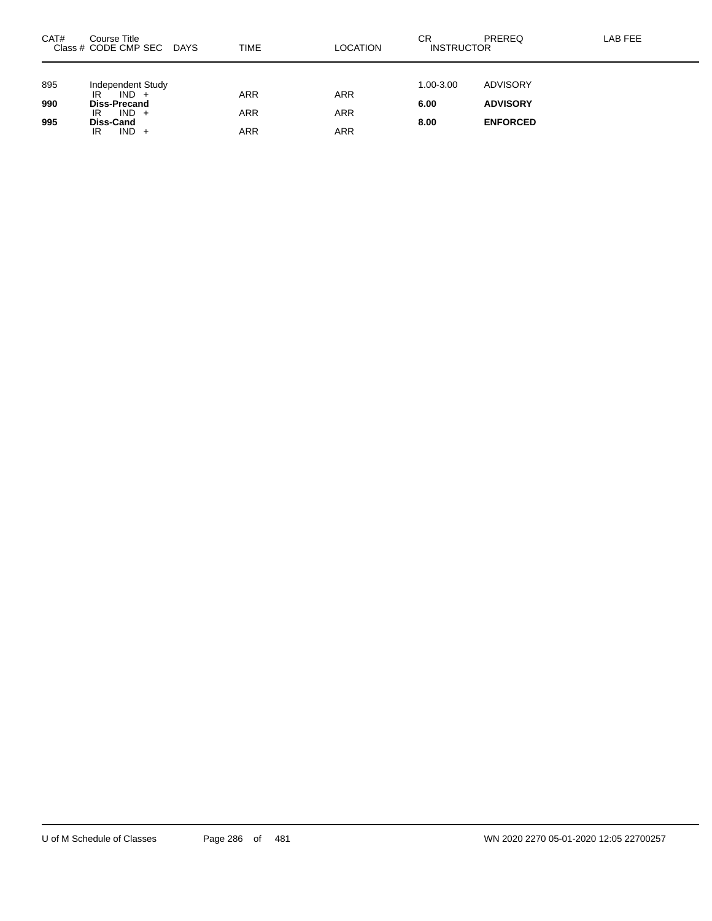| CAT# | Course Title<br>Class # CODE CMP SEC DAYS | TIME | LOCATION | CR<br>INSTRUCTOR | PREREQ | LAB FEE |
|---|---|---|---|---|---|---|
| 895 | Independent Study | | | 1.00-3.00 | ADVISORY | |
| | IR IND + | ARR | ARR | | | |
| **990** | **Diss-Precand** | | | **6.00** | **ADVISORY** | |
| | IR IND + | ARR | ARR | | | |
| **995** | **Diss-Cand** | | | **8.00** | **ENFORCED** | |
| | IR IND + | ARR | ARR | | | |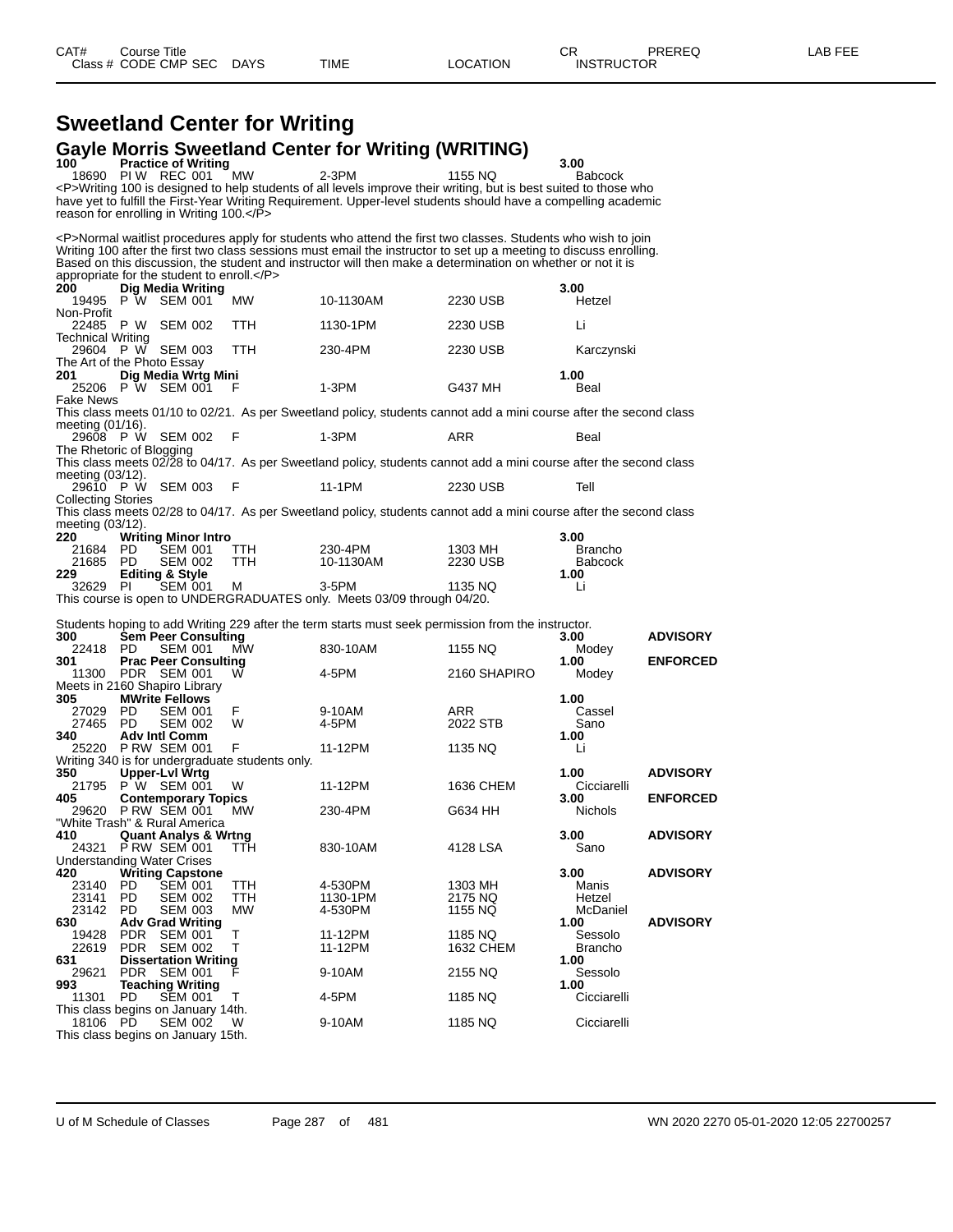# Sweetland Center for Writing

## Gayle Morris Sweetland Center for Writing (WRITING)

| CAT# / Class # | Course Title / CODE CMP SEC | DAYS | TIME | LOCATION | CR / INSTRUCTOR | PREREQ | LAB FEE |
|---|---|---|---|---|---|---|---|
| **100** | **Practice of Writing** | | | | **3.00** | | |
| 18690 | PI W REC 001 | MW | 2-3PM | 1155 NQ | Babcock | | |

<P>Writing 100 is designed to help students of all levels improve their writing, but is best suited to those who have yet to fulfill the First-Year Writing Requirement. Upper-level students should have a compelling academic reason for enrolling in Writing 100.</P>

<P>Normal waitlist procedures apply for students who attend the first two classes. Students who wish to join Writing 100 after the first two class sessions must email the instructor to set up a meeting to discuss enrolling. Based on this discussion, the student and instructor will then make a determination on whether or not it is appropriate for the student to enroll.</P>

| CAT# / Class # | Course Title / CODE CMP SEC | DAYS | TIME | LOCATION | CR / INSTRUCTOR | PREREQ | LAB FEE |
|---|---|---|---|---|---|---|---|
| **200** | **Dig Media Writing** | | | | **3.00** | | |
| 19495 | P W SEM 001 | MW | 10-1130AM | 2230 USB | Hetzel | | |
| Non-Profit | | | | | | | |
| 22485 | P W SEM 002 | TTH | 1130-1PM | 2230 USB | Li | | |
| Technical Writing | | | | | | | |
| 29604 | P W SEM 003 | TTH | 230-4PM | 2230 USB | Karczynski | | |
| The Art of the Photo Essay | | | | | | | |
| **201** | **Dig Media Wrtg Mini** | | | | **1.00** | | |
| 25206 | P W SEM 001 | F | 1-3PM | G437 MH | Beal | | |
| Fake News | | | | | | | |
| This class meets 01/10 to 02/21. As per Sweetland policy, students cannot add a mini course after the second class meeting (01/16). | | | | | | | |
| 29608 | P W SEM 002 | F | 1-3PM | ARR | Beal | | |
| The Rhetoric of Blogging | | | | | | | |
| This class meets 02/28 to 04/17. As per Sweetland policy, students cannot add a mini course after the second class meeting (03/12). | | | | | | | |
| 29610 | P W SEM 003 | F | 11-1PM | 2230 USB | Tell | | |
| Collecting Stories | | | | | | | |
| This class meets 02/28 to 04/17. As per Sweetland policy, students cannot add a mini course after the second class meeting (03/12). | | | | | | | |
| **220** | **Writing Minor Intro** | | | | **3.00** | | |
| 21684 | PD SEM 001 | TTH | 230-4PM | 1303 MH | Brancho | | |
| 21685 | PD SEM 002 | TTH | 10-1130AM | 2230 USB | Babcock | | |
| **229** | **Editing & Style** | | | | **1.00** | | |
| 32629 | PI SEM 001 | M | 3-5PM | 1135 NQ | Li | | |
| This course is open to UNDERGRADUATES only. Meets 03/09 through 04/20. | | | | | | | |
| Students hoping to add Writing 229 after the term starts must seek permission from the instructor. | | | | | | | |
| **300** | **Sem Peer Consulting** | | | | **3.00** | **ADVISORY** | |
| 22418 | PD SEM 001 | MW | 830-10AM | 1155 NQ | Modey | | |
| **301** | **Prac Peer Consulting** | | | | **1.00** | **ENFORCED** | |
| 11300 | PDR SEM 001 | W | 4-5PM | 2160 SHAPIRO | Modey | | |
| Meets in 2160 Shapiro Library | | | | | | | |
| **305** | **MWrite Fellows** | | | | **1.00** | | |
| 27029 | PD SEM 001 | F | 9-10AM | ARR | Cassel | | |
| 27465 | PD SEM 002 | W | 4-5PM | 2022 STB | Sano | | |
| **340** | **Adv Intl Comm** | | | | **1.00** | | |
| 25220 | P RW SEM 001 | F | 11-12PM | 1135 NQ | Li | | |
| Writing 340 is for undergraduate students only. | | | | | | | |
| **350** | **Upper-Lvl Wrtg** | | | | **1.00** | **ADVISORY** | |
| 21795 | P W SEM 001 | W | 11-12PM | 1636 CHEM | Cicciarelli | | |
| **405** | **Contemporary Topics** | | | | **3.00** | **ENFORCED** | |
| 29620 | P RW SEM 001 | MW | 230-4PM | G634 HH | Nichols | | |
| "White Trash" & Rural America | | | | | | | |
| **410** | **Quant Analys & Wrtng** | | | | **3.00** | **ADVISORY** | |
| 24321 | P RW SEM 001 | TTH | 830-10AM | 4128 LSA | Sano | | |
| Understanding Water Crises | | | | | | | |
| **420** | **Writing Capstone** | | | | **3.00** | **ADVISORY** | |
| 23140 | PD SEM 001 | TTH | 4-530PM | 1303 MH | Manis | | |
| 23141 | PD SEM 002 | TTH | 1130-1PM | 2175 NQ | Hetzel | | |
| 23142 | PD SEM 003 | MW | 4-530PM | 1155 NQ | McDaniel | | |
| **630** | **Adv Grad Writing** | | | | **1.00** | **ADVISORY** | |
| 19428 | PDR SEM 001 | T | 11-12PM | 1185 NQ | Sessolo | | |
| 22619 | PDR SEM 002 | T | 11-12PM | 1632 CHEM | Brancho | | |
| **631** | **Dissertation Writing** | | | | **1.00** | | |
| 29621 | PDR SEM 001 | F | 9-10AM | 2155 NQ | Sessolo | | |
| **993** | **Teaching Writing** | | | | **1.00** | | |
| 11301 | PD SEM 001 | T | 4-5PM | 1185 NQ | Cicciarelli | | |
| This class begins on January 14th. | | | | | | | |
| 18106 | PD SEM 002 | W | 9-10AM | 1185 NQ | Cicciarelli | | |
| This class begins on January 15th. | | | | | | | |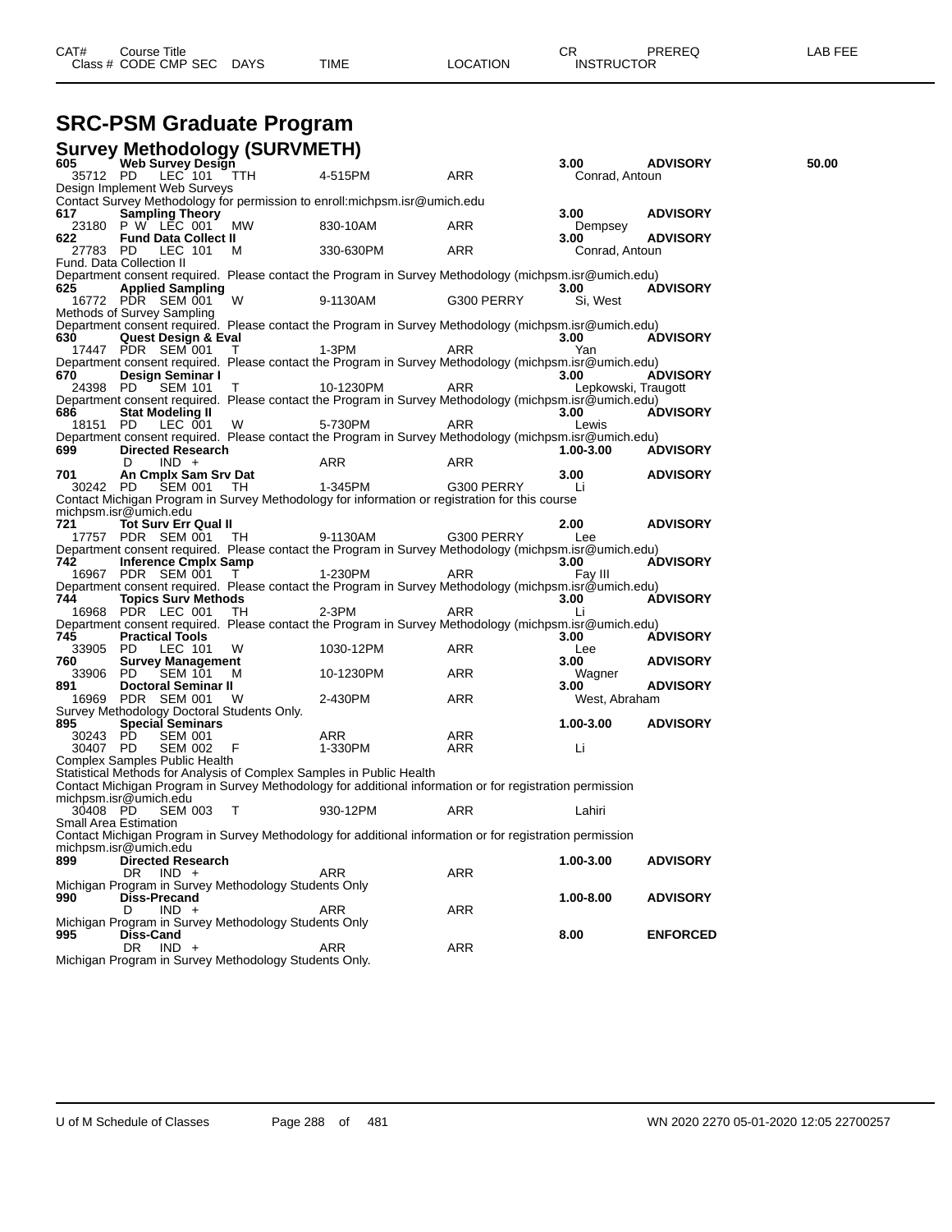| CAT# | Course Title | | | | | | CR | PREREQ | LAB FEE |
|---|---|---|---|---|---|---|---|---|---|
| Class # | CODE | CMP SEC | DAYS | TIME | LOCATION | | INSTRUCTOR | | |

# SRC-PSM Graduate Program

## Survey Methodology (SURVMETH)

**605 Web Survey Design** — 3.00 — ADVISORY — 50.00
35712 PD LEC 101 TTH 4-515PM ARR Conrad, Antoun
Design Implement Web Surveys
Contact Survey Methodology for permission to enroll:michpsm.isr@umich.edu

**617 Sampling Theory** — 3.00 — ADVISORY
23180 P W LEC 001 MW 830-10AM ARR Dempsey

**622 Fund Data Collect II** — 3.00 — ADVISORY
27783 PD LEC 101 M 330-630PM ARR Conrad, Antoun
Fund. Data Collection II
Department consent required. Please contact the Program in Survey Methodology (michpsm.isr@umich.edu)

**625 Applied Sampling** — 3.00 — ADVISORY
16772 PDR SEM 001 W 9-1130AM G300 PERRY Si, West
Methods of Survey Sampling
Department consent required. Please contact the Program in Survey Methodology (michpsm.isr@umich.edu)

**630 Quest Design & Eval** — 3.00 — ADVISORY
17447 PDR SEM 001 T 1-3PM ARR Yan
Department consent required. Please contact the Program in Survey Methodology (michpsm.isr@umich.edu)

**670 Design Seminar I** — 3.00 — ADVISORY
24398 PD SEM 101 T 10-1230PM ARR Lepkowski, Traugott
Department consent required. Please contact the Program in Survey Methodology (michpsm.isr@umich.edu)

**686 Stat Modeling II** — 3.00 — ADVISORY
18151 PD LEC 001 W 5-730PM ARR Lewis
Department consent required. Please contact the Program in Survey Methodology (michpsm.isr@umich.edu)

**699 Directed Research** — 1.00-3.00 — ADVISORY
D IND + ARR ARR

**701 An Cmplx Sam Srv Dat** — 3.00 — ADVISORY
30242 PD SEM 001 TH 1-345PM G300 PERRY Li
Contact Michigan Program in Survey Methodology for information or registration for this course
michpsm.isr@umich.edu

**721 Tot Surv Err Qual II** — 2.00 — ADVISORY
17757 PDR SEM 001 TH 9-1130AM G300 PERRY Lee
Department consent required. Please contact the Program in Survey Methodology (michpsm.isr@umich.edu)

**742 Inference Cmplx Samp** — 3.00 — ADVISORY
16967 PDR SEM 001 T 1-230PM ARR Fay III
Department consent required. Please contact the Program in Survey Methodology (michpsm.isr@umich.edu)

**744 Topics Surv Methods** — 3.00 — ADVISORY
16968 PDR LEC 001 TH 2-3PM ARR Li
Department consent required. Please contact the Program in Survey Methodology (michpsm.isr@umich.edu)

**745 Practical Tools** — 3.00 — ADVISORY
33905 PD LEC 101 W 1030-12PM ARR Lee

**760 Survey Management** — 3.00 — ADVISORY
33906 PD SEM 101 M 10-1230PM ARR Wagner

**891 Doctoral Seminar II** — 3.00 — ADVISORY
16969 PDR SEM 001 W 2-430PM ARR West, Abraham
Survey Methodology Doctoral Students Only.

**895 Special Seminars** — 1.00-3.00 — ADVISORY
30243 PD SEM 001 ARR ARR
30407 PD SEM 002 F 1-330PM ARR Li
Complex Samples Public Health
Statistical Methods for Analysis of Complex Samples in Public Health
Contact Michigan Program in Survey Methodology for additional information or for registration permission
michpsm.isr@umich.edu
30408 PD SEM 003 T 930-12PM ARR Lahiri
Small Area Estimation
Contact Michigan Program in Survey Methodology for additional information or for registration permission
michpsm.isr@umich.edu

**899 Directed Research** — 1.00-3.00 — ADVISORY
DR IND + ARR ARR
Michigan Program in Survey Methodology Students Only

**990 Diss-Precand** — 1.00-8.00 — ADVISORY
D IND + ARR ARR
Michigan Program in Survey Methodology Students Only

**995 Diss-Cand** — 8.00 — ENFORCED
DR IND + ARR ARR
Michigan Program in Survey Methodology Students Only.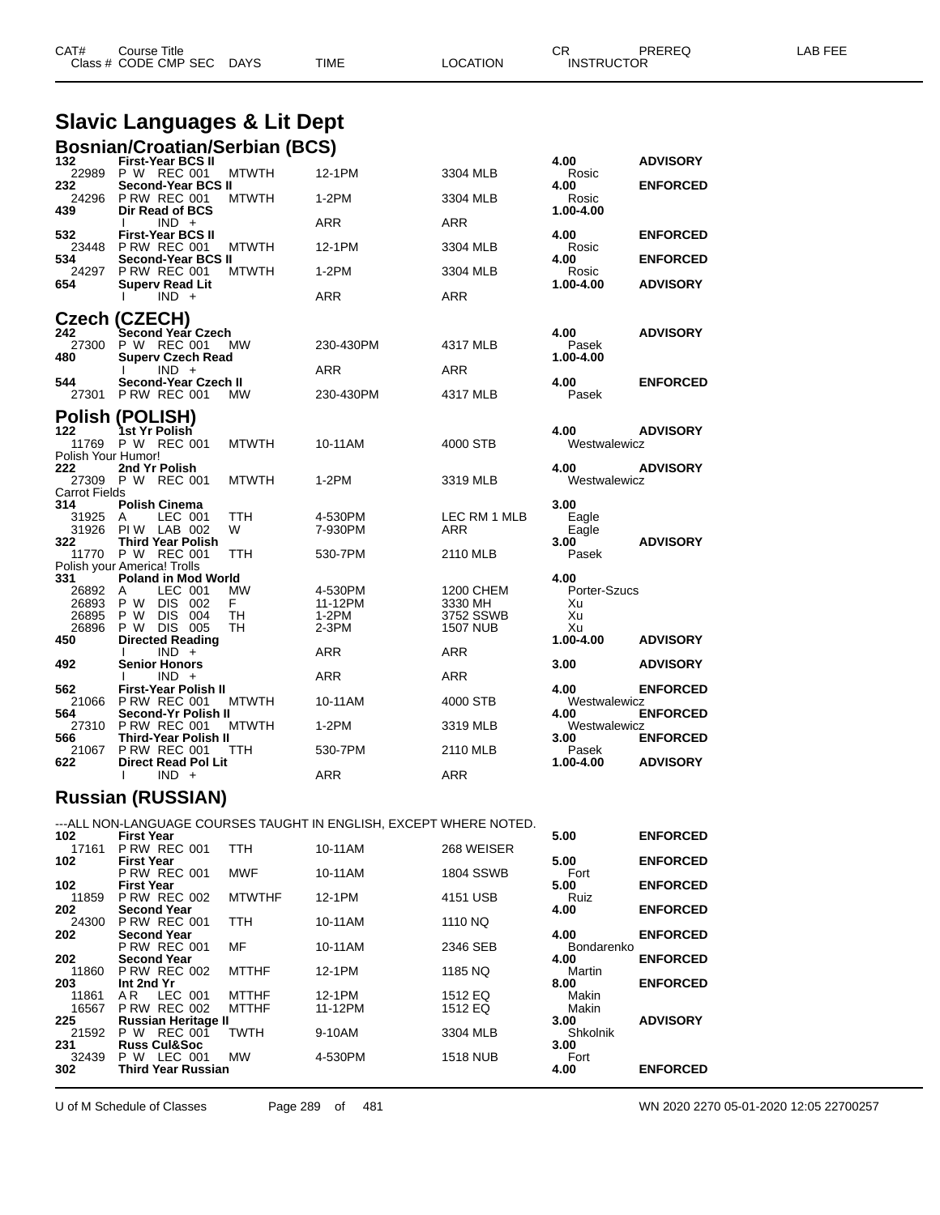# Slavic Languages & Lit Dept

## Bosnian/Croatian/Serbian (BCS)

| CAT# | Course Title / Class # CODE CMP SEC | DAYS | TIME | LOCATION | CR / INSTRUCTOR | PREREQ | LAB FEE |
|---|---|---|---|---|---|---|---|
| 132 | First-Year BCS II | | | | 4.00 | ADVISORY | |
| 22989 | P W REC 001 | MTWTH | 12-1PM | 3304 MLB | Rosic | | |
| 232 | Second-Year BCS II | | | | 4.00 | ENFORCED | |
| 24296 | P RW REC 001 | MTWTH | 1-2PM | 3304 MLB | Rosic | | |
| 439 | Dir Read of BCS | | | | 1.00-4.00 | | |
| | I IND + | | ARR | ARR | | | |
| 532 | First-Year BCS II | | | | 4.00 | ENFORCED | |
| 23448 | P RW REC 001 | MTWTH | 12-1PM | 3304 MLB | Rosic | | |
| 534 | Second-Year BCS II | | | | 4.00 | ENFORCED | |
| 24297 | P RW REC 001 | MTWTH | 1-2PM | 3304 MLB | Rosic | | |
| 654 | Superv Read Lit | | | | 1.00-4.00 | ADVISORY | |
| | I IND + | | ARR | ARR | | | |

## Czech (CZECH)

| CAT# | Course Title / Class # CODE CMP SEC | DAYS | TIME | LOCATION | CR / INSTRUCTOR | PREREQ | LAB FEE |
|---|---|---|---|---|---|---|---|
| 242 | Second Year Czech | | | | 4.00 | ADVISORY | |
| 27300 | P W REC 001 | MW | 230-430PM | 4317 MLB | Pasek | | |
| 480 | Superv Czech Read | | | | 1.00-4.00 | | |
| | I IND + | | ARR | ARR | | | |
| 544 | Second-Year Czech II | | | | 4.00 | ENFORCED | |
| 27301 | P RW REC 001 | MW | 230-430PM | 4317 MLB | Pasek | | |

## Polish (POLISH)

| CAT# | Course Title / Class # CODE CMP SEC | DAYS | TIME | LOCATION | CR / INSTRUCTOR | PREREQ | LAB FEE |
|---|---|---|---|---|---|---|---|
| 122 | 1st Yr Polish | | | | 4.00 | ADVISORY | |
| 11769 | P W REC 001 | MTWTH | 10-11AM | 4000 STB | Westwalewicz | | |
| | Polish Your Humor! | | | | | | |
| 222 | 2nd Yr Polish | | | | 4.00 | ADVISORY | |
| 27309 | P W REC 001 | MTWTH | 1-2PM | 3319 MLB | Westwalewicz | | |
| | Carrot Fields | | | | | | |
| 314 | Polish Cinema | | | | 3.00 | | |
| 31925 | A LEC 001 | TTH | 4-530PM | LEC RM 1 MLB | Eagle | | |
| 31926 | PI W LAB 002 | W | 7-930PM | ARR | Eagle | | |
| 322 | Third Year Polish | | | | 3.00 | ADVISORY | |
| 11770 | P W REC 001 | TTH | 530-7PM | 2110 MLB | Pasek | | |
| | Polish your America! Trolls | | | | | | |
| 331 | Poland in Mod World | | | | 4.00 | | |
| 26892 | A LEC 001 | MW | 4-530PM | 1200 CHEM | Porter-Szucs | | |
| 26893 | P W DIS 002 | F | 11-12PM | 3330 MH | Xu | | |
| 26895 | P W DIS 004 | TH | 1-2PM | 3752 SSWB | Xu | | |
| 26896 | P W DIS 005 | TH | 2-3PM | 1507 NUB | Xu | | |
| 450 | Directed Reading | | | | 1.00-4.00 | ADVISORY | |
| | I IND + | | ARR | ARR | | | |
| 492 | Senior Honors | | | | 3.00 | ADVISORY | |
| | I IND + | | ARR | ARR | | | |
| 562 | First-Year Polish II | | | | 4.00 | ENFORCED | |
| 21066 | P RW REC 001 | MTWTH | 10-11AM | 4000 STB | Westwalewicz | | |
| 564 | Second-Yr Polish II | | | | 4.00 | ENFORCED | |
| 27310 | P RW REC 001 | MTWTH | 1-2PM | 3319 MLB | Westwalewicz | | |
| 566 | Third-Year Polish II | | | | 3.00 | ENFORCED | |
| 21067 | P RW REC 001 | TTH | 530-7PM | 2110 MLB | Pasek | | |
| 622 | Direct Read Pol Lit | | | | 1.00-4.00 | ADVISORY | |
| | I IND + | | ARR | ARR | | | |

## Russian (RUSSIAN)

---ALL NON-LANGUAGE COURSES TAUGHT IN ENGLISH, EXCEPT WHERE NOTED.

| CAT# | Course Title / Class # CODE CMP SEC | DAYS | TIME | LOCATION | CR / INSTRUCTOR | PREREQ | LAB FEE |
|---|---|---|---|---|---|---|---|
| 102 | First Year | | | | 5.00 | ENFORCED | |
| 17161 | P RW REC 001 | TTH | 10-11AM | 268 WEISER | | | |
| 102 | First Year | | | | 5.00 | ENFORCED | |
| | P RW REC 001 | MWF | 10-11AM | 1804 SSWB | Fort | | |
| 102 | First Year | | | | 5.00 | ENFORCED | |
| 11859 | P RW REC 002 | MTWTHF | 12-1PM | 4151 USB | Ruiz | | |
| 202 | Second Year | | | | 4.00 | ENFORCED | |
| 24300 | P RW REC 001 | TTH | 10-11AM | 1110 NQ | | | |
| 202 | Second Year | | | | 4.00 | ENFORCED | |
| | P RW REC 001 | MF | 10-11AM | 2346 SEB | Bondarenko | | |
| 202 | Second Year | | | | 4.00 | ENFORCED | |
| 11860 | P RW REC 002 | MTTHF | 12-1PM | 1185 NQ | Martin | | |
| 203 | Int 2nd Yr | | | | 8.00 | ENFORCED | |
| 11861 | A R LEC 001 | MTTHF | 12-1PM | 1512 EQ | Makin | | |
| 16567 | P RW REC 002 | MTTHF | 11-12PM | 1512 EQ | Makin | | |
| 225 | Russian Heritage II | | | | 3.00 | ADVISORY | |
| 21592 | P W REC 001 | TWTH | 9-10AM | 3304 MLB | Shkolnik | | |
| 231 | Russ Cul&Soc | | | | 3.00 | | |
| 32439 | P W LEC 001 | MW | 4-530PM | 1518 NUB | Fort | | |
| 302 | Third Year Russian | | | | 4.00 | ENFORCED | |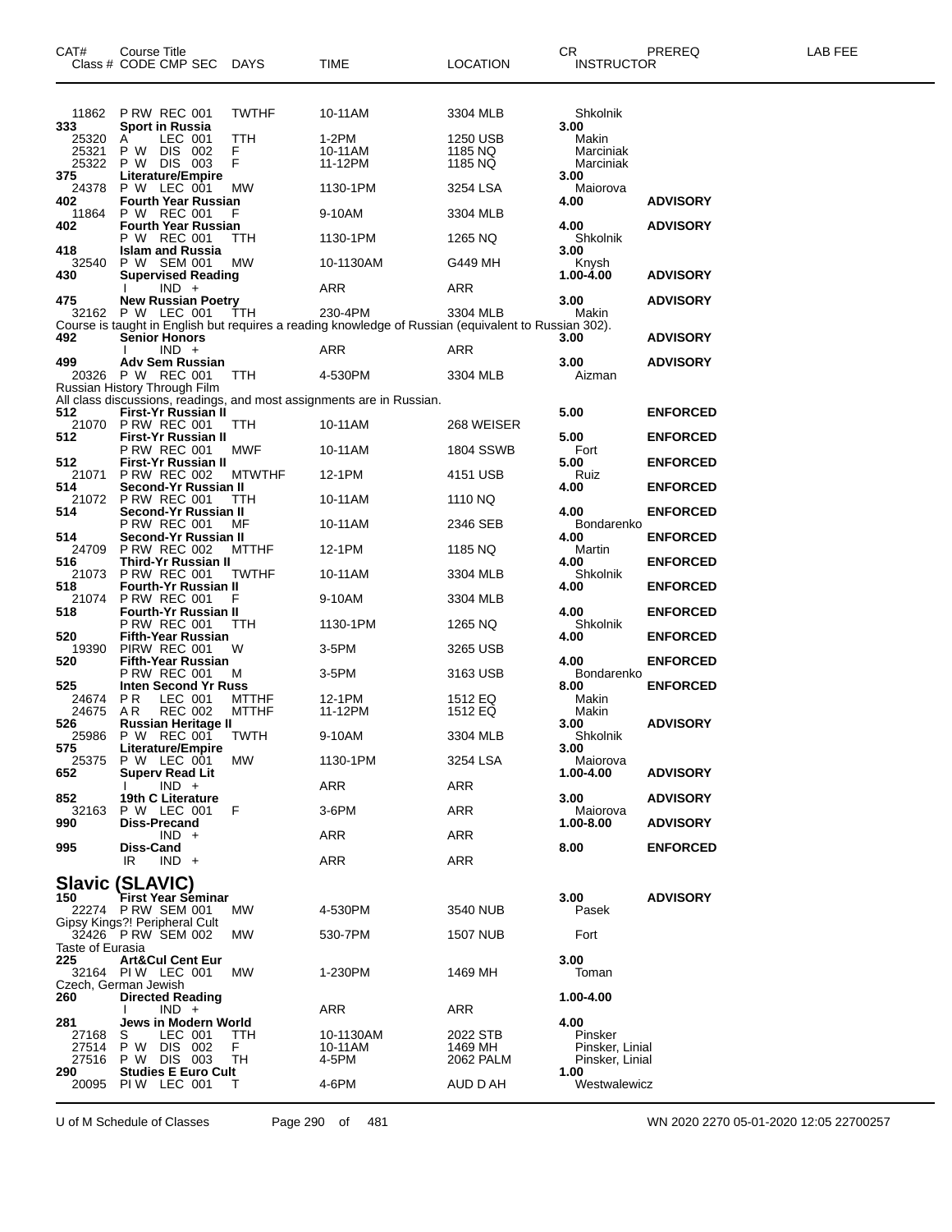| CAT# | Course Title<br>Class # CODE CMP SEC | DAYS | TIME | LOCATION | CR<br>INSTRUCTOR | PREREQ | LAB FEE |
|---|---|---|---|---|---|---|---|
| 11862 | P RW REC 001 | TWTHF | 10-11AM | 3304 MLB | Shkolnik | | |
| **333** | **Sport in Russia** | | | | **3.00** | | |
| 25320 | A LEC 001 | TTH | 1-2PM | 1250 USB | Makin | | |
| 25321 | P W DIS 002 | F | 10-11AM | 1185 NQ | Marciniak | | |
| 25322 | P W DIS 003 | F | 11-12PM | 1185 NQ | Marciniak | | |
| **375** | **Literature/Empire** | | | | **3.00** | | |
| 24378 | P W LEC 001 | MW | 1130-1PM | 3254 LSA | Maiorova | | |
| **402** | **Fourth Year Russian** | | | | **4.00** | **ADVISORY** | |
| 11864 | P W REC 001 | F | 9-10AM | 3304 MLB | | | |
| **402** | **Fourth Year Russian** | | | | **4.00** | **ADVISORY** | |
| | P W REC 001 | TTH | 1130-1PM | 1265 NQ | Shkolnik | | |
| **418** | **Islam and Russia** | | | | **3.00** | | |
| 32540 | P W SEM 001 | MW | 10-1130AM | G449 MH | Knysh | | |
| **430** | **Supervised Reading** | | | | **1.00-4.00** | **ADVISORY** | |
| | I IND + | | ARR | ARR | | | |
| **475** | **New Russian Poetry** | | | | **3.00** | **ADVISORY** | |
| 32162 | P W LEC 001 | TTH | 230-4PM | 3304 MLB | Makin | | |
| | Course is taught in English but requires a reading knowledge of Russian (equivalent to Russian 302). | | | | | | |
| **492** | **Senior Honors** | | | | **3.00** | **ADVISORY** | |
| | I IND + | | ARR | ARR | | | |
| **499** | **Adv Sem Russian** | | | | **3.00** | **ADVISORY** | |
| 20326 | P W REC 001 | TTH | 4-530PM | 3304 MLB | Aizman | | |
| | Russian History Through Film | | | | | | |
| | All class discussions, readings, and most assignments are in Russian. | | | | | | |
| **512** | **First-Yr Russian II** | | | | **5.00** | **ENFORCED** | |
| 21070 | P RW REC 001 | TTH | 10-11AM | 268 WEISER | | | |
| **512** | **First-Yr Russian II** | | | | **5.00** | **ENFORCED** | |
| | P RW REC 001 | MWF | 10-11AM | 1804 SSWB | Fort | | |
| **512** | **First-Yr Russian II** | | | | **5.00** | **ENFORCED** | |
| 21071 | P RW REC 002 | MTWTHF | 12-1PM | 4151 USB | Ruiz | | |
| **514** | **Second-Yr Russian II** | | | | **4.00** | **ENFORCED** | |
| 21072 | P RW REC 001 | TTH | 10-11AM | 1110 NQ | | | |
| **514** | **Second-Yr Russian II** | | | | **4.00** | **ENFORCED** | |
| | P RW REC 001 | MF | 10-11AM | 2346 SEB | Bondarenko | | |
| **514** | **Second-Yr Russian II** | | | | **4.00** | **ENFORCED** | |
| 24709 | P RW REC 002 | MTTHF | 12-1PM | 1185 NQ | Martin | | |
| **516** | **Third-Yr Russian II** | | | | **4.00** | **ENFORCED** | |
| 21073 | P RW REC 001 | TWTHF | 10-11AM | 3304 MLB | Shkolnik | | |
| **518** | **Fourth-Yr Russian II** | | | | **4.00** | **ENFORCED** | |
| 21074 | P RW REC 001 | F | 9-10AM | 3304 MLB | | | |
| **518** | **Fourth-Yr Russian II** | | | | **4.00** | **ENFORCED** | |
| | P RW REC 001 | TTH | 1130-1PM | 1265 NQ | Shkolnik | | |
| **520** | **Fifth-Year Russian** | | | | **4.00** | **ENFORCED** | |
| 19390 | PIRW REC 001 | W | 3-5PM | 3265 USB | | | |
| **520** | **Fifth-Year Russian** | | | | **4.00** | **ENFORCED** | |
| | P RW REC 001 | M | 3-5PM | 3163 USB | Bondarenko | | |
| **525** | **Inten Second Yr Russ** | | | | **8.00** | **ENFORCED** | |
| 24674 | P R LEC 001 | MTTHF | 12-1PM | 1512 EQ | Makin | | |
| 24675 | A R REC 002 | MTTHF | 11-12PM | 1512 EQ | Makin | | |
| **526** | **Russian Heritage II** | | | | **3.00** | **ADVISORY** | |
| 25986 | P W REC 001 | TWTH | 9-10AM | 3304 MLB | Shkolnik | | |
| **575** | **Literature/Empire** | | | | **3.00** | | |
| 25375 | P W LEC 001 | MW | 1130-1PM | 3254 LSA | Maiorova | | |
| **652** | **Superv Read Lit** | | | | **1.00-4.00** | **ADVISORY** | |
| | I IND + | | ARR | ARR | | | |
| **852** | **19th C Literature** | | | | **3.00** | **ADVISORY** | |
| 32163 | P W LEC 001 | F | 3-6PM | ARR | Maiorova | | |
| **990** | **Diss-Precand** | | | | **1.00-8.00** | **ADVISORY** | |
| | IND + | | ARR | ARR | | | |
| **995** | **Diss-Cand** | | | | **8.00** | **ENFORCED** | |
| | IR IND + | | ARR | ARR | | | |

## Slavic (SLAVIC)

| CAT# | Course Title<br>Class # CODE CMP SEC | DAYS | TIME | LOCATION | CR<br>INSTRUCTOR | PREREQ | LAB FEE |
|---|---|---|---|---|---|---|---|
| **150** | **First Year Seminar** | | | | **3.00** | **ADVISORY** | |
| 22274 | P RW SEM 001 | MW | 4-530PM | 3540 NUB | Pasek | | |
| | Gipsy Kings?! Peripheral Cult | | | | | | |
| 32426 | P RW SEM 002 | MW | 530-7PM | 1507 NUB | Fort | | |
| | Taste of Eurasia | | | | | | |
| **225** | **Art&Cul Cent Eur** | | | | **3.00** | | |
| 32164 | PI W LEC 001 | MW | 1-230PM | 1469 MH | Toman | | |
| | Czech, German Jewish | | | | | | |
| **260** | **Directed Reading** | | | | **1.00-4.00** | | |
| | I IND + | | ARR | ARR | | | |
| **281** | **Jews in Modern World** | | | | **4.00** | | |
| 27168 | S LEC 001 | TTH | 10-1130AM | 2022 STB | Pinsker | | |
| 27514 | P W DIS 002 | F | 10-11AM | 1469 MH | Pinsker, Linial | | |
| 27516 | P W DIS 003 | TH | 4-5PM | 2062 PALM | Pinsker, Linial | | |
| **290** | **Studies E Euro Cult** | | | | **1.00** | | |
| 20095 | PI W LEC 001 | T | 4-6PM | AUD D AH | Westwalewicz | | |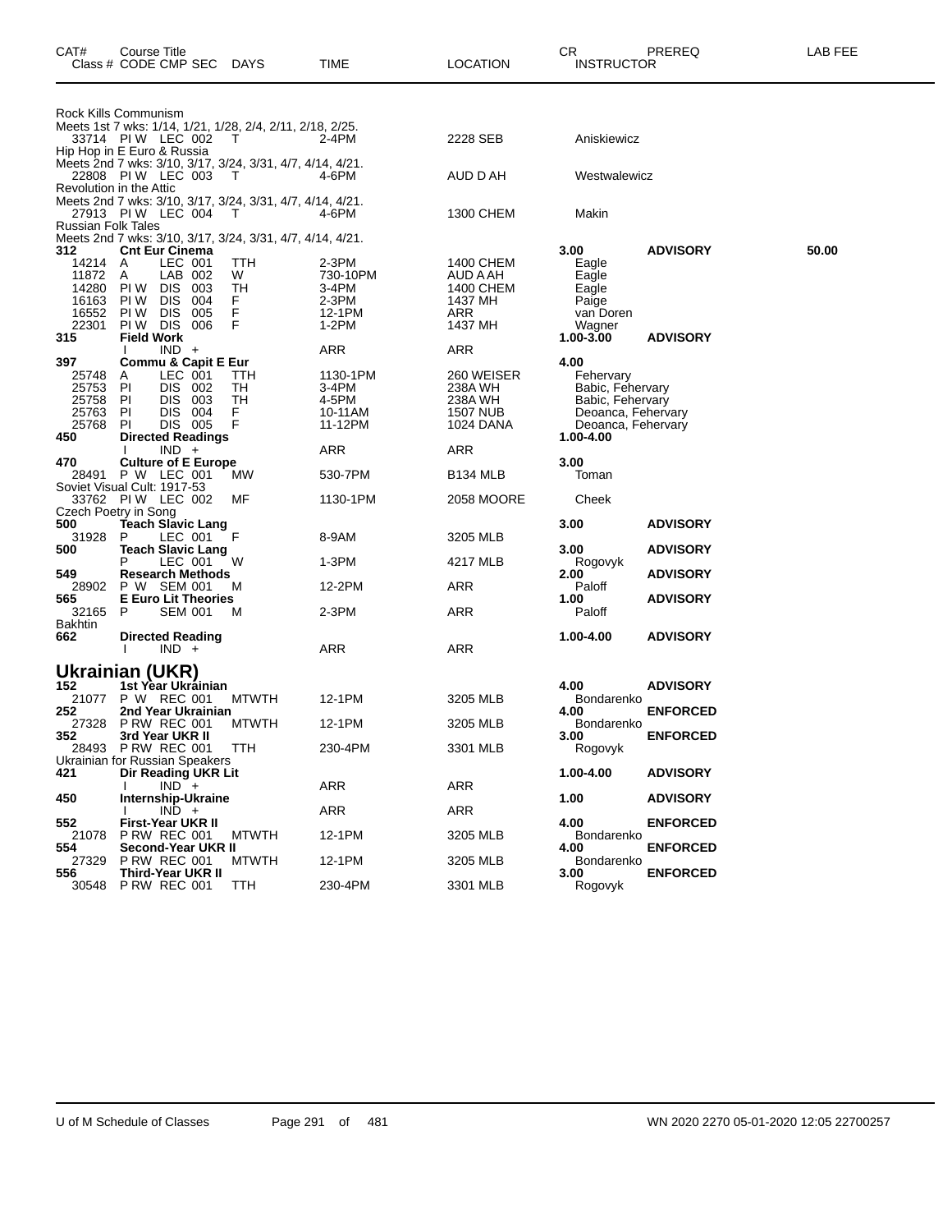| CAT# | Course Title / Class # CODE CMP SEC | DAYS | TIME | LOCATION | CR / INSTRUCTOR | PREREQ | LAB FEE |
|---|---|---|---|---|---|---|---|
| | Rock Kills Communism | | | | | | |
| | Meets 1st 7 wks: 1/14, 1/21, 1/28, 2/4, 2/11, 2/18, 2/25. | | | | | | |
| | 33714 PI W LEC 002 | T | 2-4PM | 2228 SEB | Aniskiewicz | | |
| | Hip Hop in E Euro & Russia | | | | | | |
| | Meets 2nd 7 wks: 3/10, 3/17, 3/24, 3/31, 4/7, 4/14, 4/21. | | | | | | |
| | 22808 PI W LEC 003 | T | 4-6PM | AUD D AH | Westwalewicz | | |
| | Revolution in the Attic | | | | | | |
| | Meets 2nd 7 wks: 3/10, 3/17, 3/24, 3/31, 4/7, 4/14, 4/21. | | | | | | |
| | 27913 PI W LEC 004 | T | 4-6PM | 1300 CHEM | Makin | | |
| | Russian Folk Tales | | | | | | |
| | Meets 2nd 7 wks: 3/10, 3/17, 3/24, 3/31, 4/7, 4/14, 4/21. | | | | | | |
| 312 | **Cnt Eur Cinema** | | | | 3.00 | ADVISORY | 50.00 |
| | 14214 A LEC 001 | TTH | 2-3PM | 1400 CHEM | Eagle | | |
| | 11872 A LAB 002 | W | 730-10PM | AUD A AH | Eagle | | |
| | 14280 PI W DIS 003 | TH | 3-4PM | 1400 CHEM | Eagle | | |
| | 16163 PI W DIS 004 | F | 2-3PM | 1437 MH | Paige | | |
| | 16552 PI W DIS 005 | F | 12-1PM | ARR | van Doren | | |
| | 22301 PI W DIS 006 | F | 1-2PM | 1437 MH | Wagner | | |
| 315 | **Field Work** | | | | 1.00-3.00 | ADVISORY | |
| | I IND + | | ARR | ARR | | | |
| 397 | **Commu & Capit E Eur** | | | | 4.00 | | |
| | 25748 A LEC 001 | TTH | 1130-1PM | 260 WEISER | Fehervary | | |
| | 25753 PI DIS 002 | TH | 3-4PM | 238A WH | Babic, Fehervary | | |
| | 25758 PI DIS 003 | TH | 4-5PM | 238A WH | Babic, Fehervary | | |
| | 25763 PI DIS 004 | F | 10-11AM | 1507 NUB | Deoanca, Fehervary | | |
| | 25768 PI DIS 005 | F | 11-12PM | 1024 DANA | Deoanca, Fehervary | | |
| 450 | **Directed Readings** | | | | 1.00-4.00 | | |
| | I IND + | | ARR | ARR | | | |
| 470 | **Culture of E Europe** | | | | 3.00 | | |
| | 28491 P W LEC 001 | MW | 530-7PM | B134 MLB | Toman | | |
| | Soviet Visual Cult: 1917-53 | | | | | | |
| | 33762 PI W LEC 002 | MF | 1130-1PM | 2058 MOORE | Cheek | | |
| | Czech Poetry in Song | | | | | | |
| 500 | **Teach Slavic Lang** | | | | 3.00 | ADVISORY | |
| | 31928 P LEC 001 | F | 8-9AM | 3205 MLB | | | |
| 500 | **Teach Slavic Lang** | | | | 3.00 | ADVISORY | |
| | P LEC 001 | W | 1-3PM | 4217 MLB | Rogovyk | | |
| 549 | **Research Methods** | | | | 2.00 | ADVISORY | |
| | 28902 P W SEM 001 | M | 12-2PM | ARR | Paloff | | |
| 565 | **E Euro Lit Theories** | | | | 1.00 | ADVISORY | |
| | 32165 P SEM 001 | M | 2-3PM | ARR | Paloff | | |
| | Bakhtin | | | | | | |
| 662 | **Directed Reading** | | | | 1.00-4.00 | ADVISORY | |
| | I IND + | | ARR | ARR | | | |

## Ukrainian (UKR)

| CAT# | Course Title / Class # CODE CMP SEC | DAYS | TIME | LOCATION | CR / INSTRUCTOR | PREREQ | LAB FEE |
|---|---|---|---|---|---|---|---|
| 152 | **1st Year Ukrainian** | | | | 4.00 | ADVISORY | |
| | 21077 P W REC 001 | MTWTH | 12-1PM | 3205 MLB | Bondarenko | | |
| 252 | **2nd Year Ukrainian** | | | | 4.00 | ENFORCED | |
| | 27328 P RW REC 001 | MTWTH | 12-1PM | 3205 MLB | Bondarenko | | |
| 352 | **3rd Year UKR II** | | | | 3.00 | ENFORCED | |
| | 28493 P RW REC 001 | TTH | 230-4PM | 3301 MLB | Rogovyk | | |
| | Ukrainian for Russian Speakers | | | | | | |
| 421 | **Dir Reading UKR Lit** | | | | 1.00-4.00 | ADVISORY | |
| | I IND + | | ARR | ARR | | | |
| 450 | **Internship-Ukraine** | | | | 1.00 | ADVISORY | |
| | I IND + | | ARR | ARR | | | |
| 552 | **First-Year UKR II** | | | | 4.00 | ENFORCED | |
| | 21078 P RW REC 001 | MTWTH | 12-1PM | 3205 MLB | Bondarenko | | |
| 554 | **Second-Year UKR II** | | | | 4.00 | ENFORCED | |
| | 27329 P RW REC 001 | MTWTH | 12-1PM | 3205 MLB | Bondarenko | | |
| 556 | **Third-Year UKR II** | | | | 3.00 | ENFORCED | |
| | 30548 P RW REC 001 | TTH | 230-4PM | 3301 MLB | Rogovyk | | |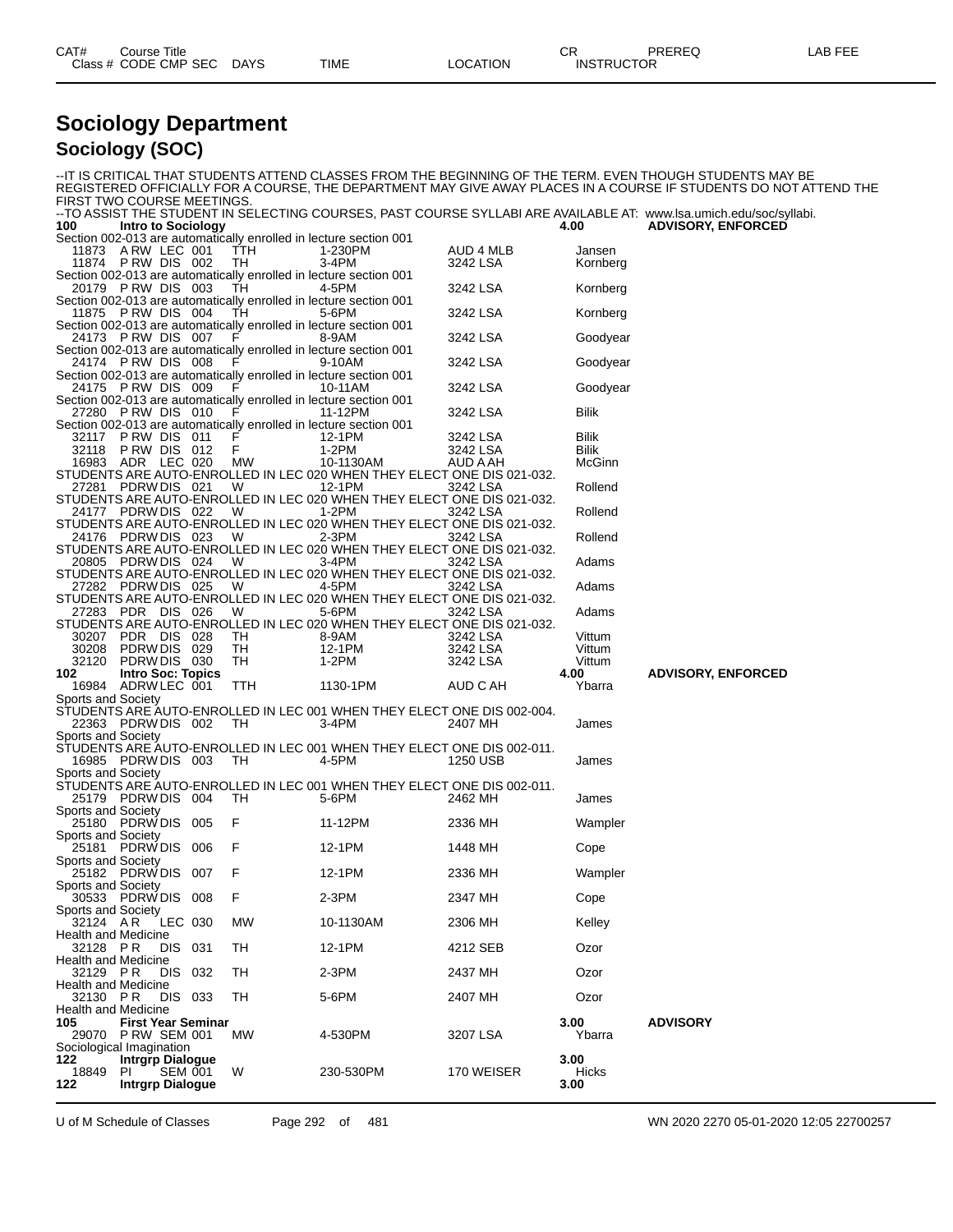| CAT# | Course Title | | | | | CR | PREREQ | LAB FEE |
|---|---|---|---|---|---|---|---|---|
| Class # | CODE CMP SEC | DAYS | TIME | LOCATION | INSTRUCTOR | | | |

# Sociology Department

## Sociology (SOC)

--IT IS CRITICAL THAT STUDENTS ATTEND CLASSES FROM THE BEGINNING OF THE TERM. EVEN THOUGH STUDENTS MAY BE REGISTERED OFFICIALLY FOR A COURSE, THE DEPARTMENT MAY GIVE AWAY PLACES IN A COURSE IF STUDENTS DO NOT ATTEND THE FIRST TWO COURSE MEETINGS.

--TO ASSIST THE STUDENT IN SELECTING COURSES, PAST COURSE SYLLABI ARE AVAILABLE AT: www.lsa.umich.edu/soc/syllabi.

**100 Intro to Sociology** — 4.00 — ADVISORY, ENFORCED

| Class # | CODE | CMP | SEC | DAYS | TIME | LOCATION | INSTRUCTOR |
|---|---|---|---|---|---|---|---|
| | | | | | Section 002-013 are automatically enrolled in lecture section 001 | | |
| 11873 | A RW | LEC | 001 | TTH | 1-230PM | AUD 4 MLB | Jansen |
| 11874 | P RW | DIS | 002 | TH | 3-4PM | 3242 LSA | Kornberg |
| | | | | | Section 002-013 are automatically enrolled in lecture section 001 | | |
| 20179 | P RW | DIS | 003 | TH | 4-5PM | 3242 LSA | Kornberg |
| | | | | | Section 002-013 are automatically enrolled in lecture section 001 | | |
| 11875 | P RW | DIS | 004 | TH | 5-6PM | 3242 LSA | Kornberg |
| | | | | | Section 002-013 are automatically enrolled in lecture section 001 | | |
| 24173 | P RW | DIS | 007 | F | 8-9AM | 3242 LSA | Goodyear |
| | | | | | Section 002-013 are automatically enrolled in lecture section 001 | | |
| 24174 | P RW | DIS | 008 | F | 9-10AM | 3242 LSA | Goodyear |
| | | | | | Section 002-013 are automatically enrolled in lecture section 001 | | |
| 24175 | P RW | DIS | 009 | F | 10-11AM | 3242 LSA | Goodyear |
| | | | | | Section 002-013 are automatically enrolled in lecture section 001 | | |
| 27280 | P RW | DIS | 010 | F | 11-12PM | 3242 LSA | Bilik |
| | | | | | Section 002-013 are automatically enrolled in lecture section 001 | | |
| 32117 | P RW | DIS | 011 | F | 12-1PM | 3242 LSA | Bilik |
| 32118 | P RW | DIS | 012 | F | 1-2PM | 3242 LSA | Bilik |
| 16983 | ADR | LEC | 020 | MW | 10-1130AM | AUD A AH | McGinn |
| | | | | | STUDENTS ARE AUTO-ENROLLED IN LEC 020 WHEN THEY ELECT ONE DIS 021-032. | | |
| 27281 | PDRW | DIS | 021 | W | 12-1PM | 3242 LSA | Rollend |
| | | | | | STUDENTS ARE AUTO-ENROLLED IN LEC 020 WHEN THEY ELECT ONE DIS 021-032. | | |
| 24177 | PDRW | DIS | 022 | W | 1-2PM | 3242 LSA | Rollend |
| | | | | | STUDENTS ARE AUTO-ENROLLED IN LEC 020 WHEN THEY ELECT ONE DIS 021-032. | | |
| 24176 | PDRW | DIS | 023 | W | 2-3PM | 3242 LSA | Rollend |
| | | | | | STUDENTS ARE AUTO-ENROLLED IN LEC 020 WHEN THEY ELECT ONE DIS 021-032. | | |
| 20805 | PDRW | DIS | 024 | W | 3-4PM | 3242 LSA | Adams |
| | | | | | STUDENTS ARE AUTO-ENROLLED IN LEC 020 WHEN THEY ELECT ONE DIS 021-032. | | |
| 27282 | PDRW | DIS | 025 | W | 4-5PM | 3242 LSA | Adams |
| | | | | | STUDENTS ARE AUTO-ENROLLED IN LEC 020 WHEN THEY ELECT ONE DIS 021-032. | | |
| 27283 | PDR | DIS | 026 | W | 5-6PM | 3242 LSA | Adams |
| | | | | | STUDENTS ARE AUTO-ENROLLED IN LEC 020 WHEN THEY ELECT ONE DIS 021-032. | | |
| 30207 | PDR | DIS | 028 | TH | 8-9AM | 3242 LSA | Vittum |
| 30208 | PDRW | DIS | 029 | TH | 12-1PM | 3242 LSA | Vittum |
| 32120 | PDRW | DIS | 030 | TH | 1-2PM | 3242 LSA | Vittum |

**102 Intro Soc: Topics** — 4.00 — ADVISORY, ENFORCED

| Class # | CODE | CMP | SEC | DAYS | TIME | LOCATION | INSTRUCTOR |
|---|---|---|---|---|---|---|---|
| 16984 | ADRW | LEC | 001 | TTH | 1130-1PM | AUD C AH | Ybarra |
| | | | | | Sports and Society | | |
| | | | | | STUDENTS ARE AUTO-ENROLLED IN LEC 001 WHEN THEY ELECT ONE DIS 002-004. | | |
| 22363 | PDRW | DIS | 002 | TH | 3-4PM | 2407 MH | James |
| | | | | | Sports and Society | | |
| | | | | | STUDENTS ARE AUTO-ENROLLED IN LEC 001 WHEN THEY ELECT ONE DIS 002-011. | | |
| 16985 | PDRW | DIS | 003 | TH | 4-5PM | 1250 USB | James |
| | | | | | Sports and Society | | |
| | | | | | STUDENTS ARE AUTO-ENROLLED IN LEC 001 WHEN THEY ELECT ONE DIS 002-011. | | |
| 25179 | PDRW | DIS | 004 | TH | 5-6PM | 2462 MH | James |
| | | | | | Sports and Society | | |
| 25180 | PDRW | DIS | 005 | F | 11-12PM | 2336 MH | Wampler |
| | | | | | Sports and Society | | |
| 25181 | PDRW | DIS | 006 | F | 12-1PM | 1448 MH | Cope |
| | | | | | Sports and Society | | |
| 25182 | PDRW | DIS | 007 | F | 12-1PM | 2336 MH | Wampler |
| | | | | | Sports and Society | | |
| 30533 | PDRW | DIS | 008 | F | 2-3PM | 2347 MH | Cope |
| | | | | | Sports and Society | | |
| 32124 | A R | LEC | 030 | MW | 10-1130AM | 2306 MH | Kelley |
| | | | | | Health and Medicine | | |
| 32128 | P R | DIS | 031 | TH | 12-1PM | 4212 SEB | Ozor |
| | | | | | Health and Medicine | | |
| 32129 | P R | DIS | 032 | TH | 2-3PM | 2437 MH | Ozor |
| | | | | | Health and Medicine | | |
| 32130 | P R | DIS | 033 | TH | 5-6PM | 2407 MH | Ozor |
| | | | | | Health and Medicine | | |

**105 First Year Seminar** — 3.00 — ADVISORY

| Class # | CODE | CMP | SEC | DAYS | TIME | LOCATION | INSTRUCTOR |
|---|---|---|---|---|---|---|---|
| 29070 | P RW | SEM | 001 | MW | 4-530PM | 3207 LSA | Ybarra |
| | | | | | Sociological Imagination | | |

**122 Intrgrp Dialogue** — 3.00

| Class # | CODE | CMP | SEC | DAYS | TIME | LOCATION | INSTRUCTOR |
|---|---|---|---|---|---|---|---|
| 18849 | PI | SEM | 001 | W | 230-530PM | 170 WEISER | Hicks |

**122 Intrgrp Dialogue** — 3.00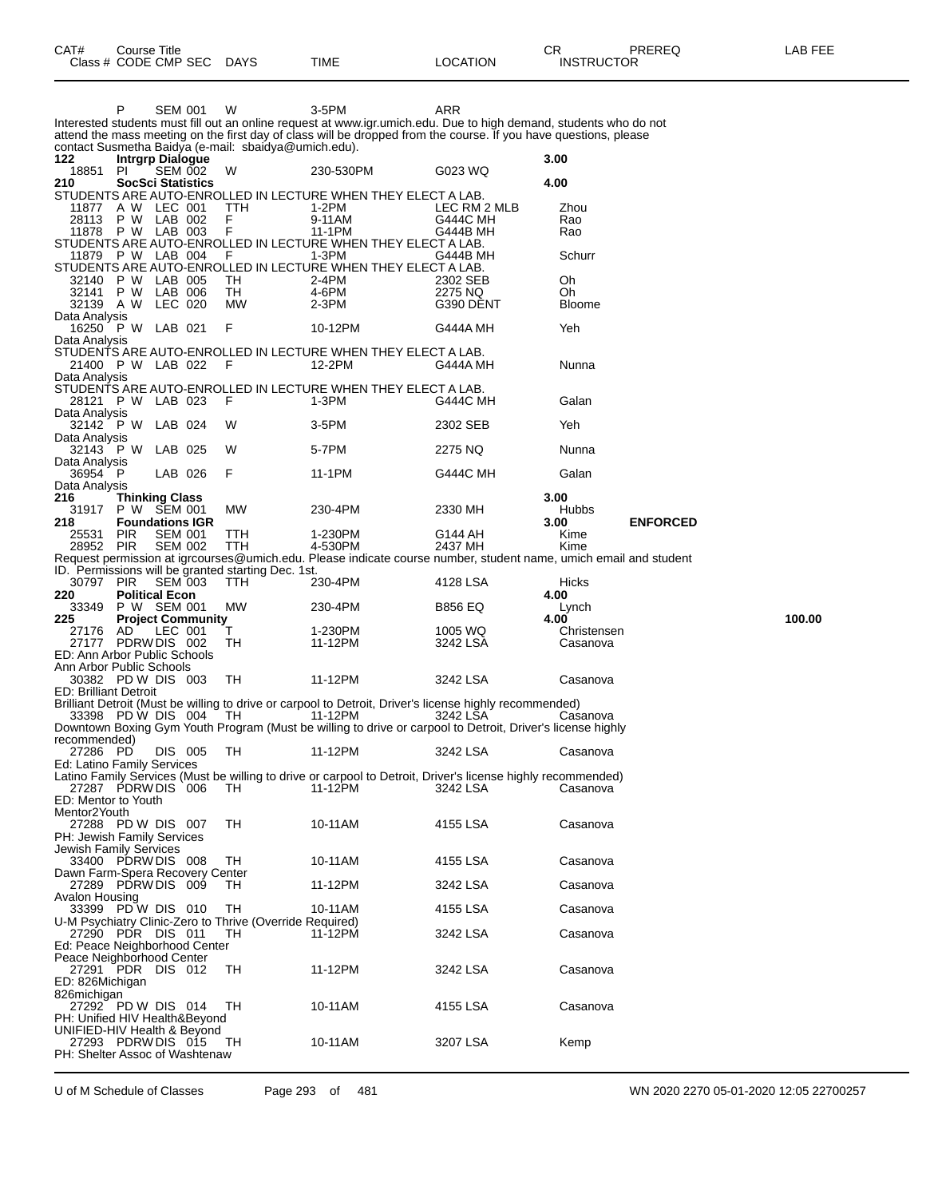| CAT# Class # | Course Title CODE CMP SEC | DAYS | TIME | LOCATION | CR INSTRUCTOR | PREREQ | LAB FEE |
|---|---|---|---|---|---|---|---|
| | P SEM 001 | W | 3-5PM | ARR | | | |

Interested students must fill out an online request at www.igr.umich.edu. Due to high demand, students who do not attend the mass meeting on the first day of class will be dropped from the course. If you have questions, please contact Susmetha Baidya (e-mail: sbaidya@umich.edu).

| CAT# Class # | Course Title CODE CMP SEC | DAYS | TIME | LOCATION | CR INSTRUCTOR | PREREQ | LAB FEE |
|---|---|---|---|---|---|---|---|
| **122** | **Intrgrp Dialogue** | | | | **3.00** | | |
| 18851 | PI SEM 002 | W | 230-530PM | G023 WQ | | | |
| **210** | **SocSci Statistics** | | | | **4.00** | | |

STUDENTS ARE AUTO-ENROLLED IN LECTURE WHEN THEY ELECT A LAB.

| Class # | CODE CMP SEC | DAYS | TIME | LOCATION | INSTRUCTOR |
|---|---|---|---|---|---|
| 11877 | A W LEC 001 | TTH | 1-2PM | LEC RM 2 MLB | Zhou |
| 28113 | P W LAB 002 | F | 9-11AM | G444C MH | Rao |
| 11878 | P W LAB 003 | F | 11-1PM | G444B MH | Rao |

STUDENTS ARE AUTO-ENROLLED IN LECTURE WHEN THEY ELECT A LAB.

| Class # | CODE CMP SEC | DAYS | TIME | LOCATION | INSTRUCTOR |
|---|---|---|---|---|---|
| 11879 | P W LAB 004 | F | 1-3PM | G444B MH | Schurr |

STUDENTS ARE AUTO-ENROLLED IN LECTURE WHEN THEY ELECT A LAB.

| Class # | CODE CMP SEC | DAYS | TIME | LOCATION | INSTRUCTOR |
|---|---|---|---|---|---|
| 32140 | P W LAB 005 | TH | 2-4PM | 2302 SEB | Oh |
| 32141 | P W LAB 006 | TH | 4-6PM | 2275 NQ | Oh |
| 32139 | A W LEC 020 | MW | 2-3PM | G390 DENT | Bloome |

Data Analysis

| Class # | CODE CMP SEC | DAYS | TIME | LOCATION | INSTRUCTOR |
|---|---|---|---|---|---|
| 16250 | P W LAB 021 | F | 10-12PM | G444A MH | Yeh |

Data Analysis

STUDENTS ARE AUTO-ENROLLED IN LECTURE WHEN THEY ELECT A LAB.

| Class # | CODE CMP SEC | DAYS | TIME | LOCATION | INSTRUCTOR |
|---|---|---|---|---|---|
| 21400 | P W LAB 022 | F | 12-2PM | G444A MH | Nunna |

Data Analysis

STUDENTS ARE AUTO-ENROLLED IN LECTURE WHEN THEY ELECT A LAB.

| Class # | CODE CMP SEC | DAYS | TIME | LOCATION | INSTRUCTOR |
|---|---|---|---|---|---|
| 28121 | P W LAB 023 | F | 1-3PM | G444C MH | Galan |

Data Analysis

| Class # | CODE CMP SEC | DAYS | TIME | LOCATION | INSTRUCTOR |
|---|---|---|---|---|---|
| 32142 | P W LAB 024 | W | 3-5PM | 2302 SEB | Yeh |

Data Analysis

| Class # | CODE CMP SEC | DAYS | TIME | LOCATION | INSTRUCTOR |
|---|---|---|---|---|---|
| 32143 | P W LAB 025 | W | 5-7PM | 2275 NQ | Nunna |

Data Analysis

| Class # | CODE CMP SEC | DAYS | TIME | LOCATION | INSTRUCTOR |
|---|---|---|---|---|---|
| 36954 | P LAB 026 | F | 11-1PM | G444C MH | Galan |

Data Analysis

| CAT# Class # | Course Title CODE CMP SEC | DAYS | TIME | LOCATION | CR INSTRUCTOR | PREREQ | LAB FEE |
|---|---|---|---|---|---|---|---|
| **216** | **Thinking Class** | | | | **3.00** | | |
| 31917 | P W SEM 001 | MW | 230-4PM | 2330 MH | Hubbs | | |
| **218** | **Foundations IGR** | | | | **3.00** | **ENFORCED** | |
| 25531 | PIR SEM 001 | TTH | 1-230PM | G144 AH | Kime | | |
| 28952 | PIR SEM 002 | TTH | 4-530PM | 2437 MH | Kime | | |

Request permission at igrcourses@umich.edu. Please indicate course number, student name, umich email and student ID. Permissions will be granted starting Dec. 1st.

| CAT# Class # | Course Title CODE CMP SEC | DAYS | TIME | LOCATION | CR INSTRUCTOR | PREREQ | LAB FEE |
|---|---|---|---|---|---|---|---|
| 30797 | PIR SEM 003 | TTH | 230-4PM | 4128 LSA | Hicks | | |
| **220** | **Political Econ** | | | | **4.00** | | |
| 33349 | P W SEM 001 | MW | 230-4PM | B856 EQ | Lynch | | |
| **225** | **Project Community** | | | | **4.00** | | **100.00** |
| 27176 | AD LEC 001 | T | 1-230PM | 1005 WQ | Christensen | | |
| 27177 | PDRW DIS 002 | TH | 11-12PM | 3242 LSA | Casanova | | |

ED: Ann Arbor Public Schools
Ann Arbor Public Schools

| Class # | CODE CMP SEC | DAYS | TIME | LOCATION | INSTRUCTOR |
|---|---|---|---|---|---|
| 30382 | PD W DIS 003 | TH | 11-12PM | 3242 LSA | Casanova |

ED: Brilliant Detroit
Brilliant Detroit (Must be willing to drive or carpool to Detroit, Driver's license highly recommended)

| Class # | CODE CMP SEC | DAYS | TIME | LOCATION | INSTRUCTOR |
|---|---|---|---|---|---|
| 33398 | PD W DIS 004 | TH | 11-12PM | 3242 LSA | Casanova |

Downtown Boxing Gym Youth Program (Must be willing to drive or carpool to Detroit, Driver's license highly recommended)

| Class # | CODE CMP SEC | DAYS | TIME | LOCATION | INSTRUCTOR |
|---|---|---|---|---|---|
| 27286 | PD DIS 005 | TH | 11-12PM | 3242 LSA | Casanova |

Ed: Latino Family Services
Latino Family Services (Must be willing to drive or carpool to Detroit, Driver's license highly recommended)

| Class # | CODE CMP SEC | DAYS | TIME | LOCATION | INSTRUCTOR |
|---|---|---|---|---|---|
| 27287 | PDRW DIS 006 | TH | 11-12PM | 3242 LSA | Casanova |

ED: Mentor to Youth
Mentor2Youth

| Class # | CODE CMP SEC | DAYS | TIME | LOCATION | INSTRUCTOR |
|---|---|---|---|---|---|
| 27288 | PD W DIS 007 | TH | 10-11AM | 4155 LSA | Casanova |

PH: Jewish Family Services
Jewish Family Services

| Class # | CODE CMP SEC | DAYS | TIME | LOCATION | INSTRUCTOR |
|---|---|---|---|---|---|
| 33400 | PDRW DIS 008 | TH | 10-11AM | 4155 LSA | Casanova |

Dawn Farm-Spera Recovery Center

| Class # | CODE CMP SEC | DAYS | TIME | LOCATION | INSTRUCTOR |
|---|---|---|---|---|---|
| 27289 | PDRW DIS 009 | TH | 11-12PM | 3242 LSA | Casanova |

Avalon Housing

| Class # | CODE CMP SEC | DAYS | TIME | LOCATION | INSTRUCTOR |
|---|---|---|---|---|---|
| 33399 | PD W DIS 010 | TH | 10-11AM | 4155 LSA | Casanova |

U-M Psychiatry Clinic-Zero to Thrive (Override Required)

| Class # | CODE CMP SEC | DAYS | TIME | LOCATION | INSTRUCTOR |
|---|---|---|---|---|---|
| 27290 | PDR DIS 011 | TH | 11-12PM | 3242 LSA | Casanova |

Ed: Peace Neighborhood Center
Peace Neighborhood Center

| Class # | CODE CMP SEC | DAYS | TIME | LOCATION | INSTRUCTOR |
|---|---|---|---|---|---|
| 27291 | PDR DIS 012 | TH | 11-12PM | 3242 LSA | Casanova |

ED: 826Michigan
826michigan

| Class # | CODE CMP SEC | DAYS | TIME | LOCATION | INSTRUCTOR |
|---|---|---|---|---|---|
| 27292 | PD W DIS 014 | TH | 10-11AM | 4155 LSA | Casanova |

PH: Unified HIV Health&Beyond
UNIFIED-HIV Health & Beyond

| Class # | CODE CMP SEC | DAYS | TIME | LOCATION | INSTRUCTOR |
|---|---|---|---|---|---|
| 27293 | PDRW DIS 015 | TH | 10-11AM | 3207 LSA | Kemp |

PH: Shelter Assoc of Washtenaw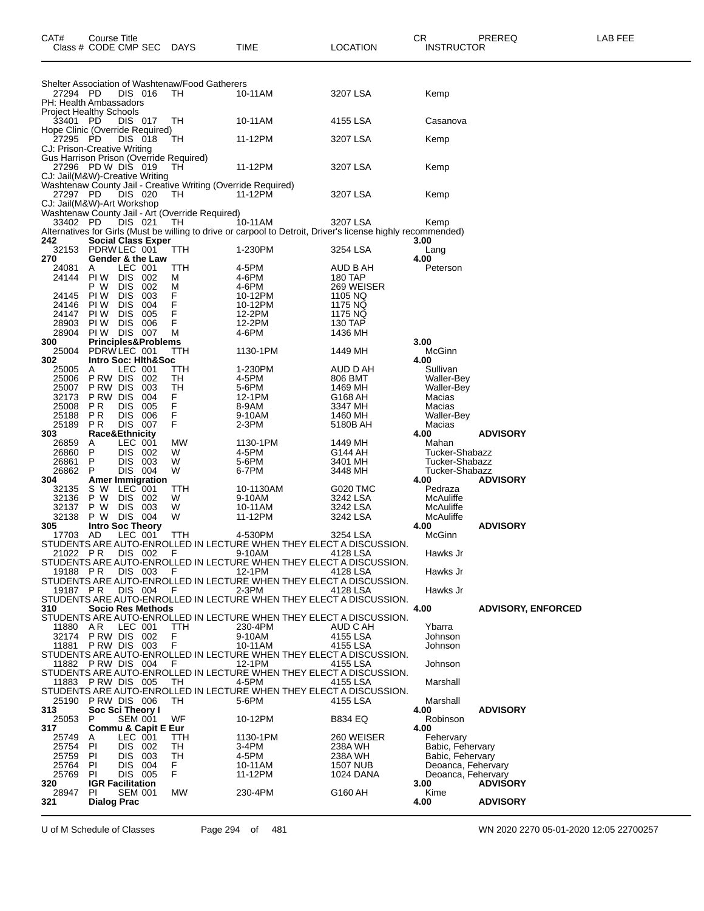| CAT# | Course Title Class # CODE CMP SEC | DAYS | TIME | LOCATION | CR INSTRUCTOR | PREREQ | LAB FEE |
|---|---|---|---|---|---|---|---|
| | Shelter Association of Washtenaw/Food Gatherers | | | | | | |
| | 27294 PD DIS 016 | TH | 10-11AM | 3207 LSA | Kemp | | |
| | PH: Health Ambassadors | | | | | | |
| | Project Healthy Schools | | | | | | |
| | 33401 PD DIS 017 | TH | 10-11AM | 4155 LSA | Casanova | | |
| | Hope Clinic (Override Required) | | | | | | |
| | 27295 PD DIS 018 | TH | 11-12PM | 3207 LSA | Kemp | | |
| | CJ: Prison-Creative Writing | | | | | | |
| | Gus Harrison Prison (Override Required) | | | | | | |
| | 27296 PD W DIS 019 | TH | 11-12PM | 3207 LSA | Kemp | | |
| | CJ: Jail(M&W)-Creative Writing | | | | | | |
| | Washtenaw County Jail - Creative Writing (Override Required) | | | | | | |
| | 27297 PD DIS 020 | TH | 11-12PM | 3207 LSA | Kemp | | |
| | CJ: Jail(M&W)-Art Workshop | | | | | | |
| | Washtenaw County Jail - Art (Override Required) | | | | | | |
| | 33402 PD DIS 021 | TH | 10-11AM | 3207 LSA | Kemp | | |
| | Alternatives for Girls (Must be willing to drive or carpool to Detroit, Driver's license highly recommended) | | | | | | |
| **242** | **Social Class Exper** | | | | **3.00** | | |
| | 32153 PDRW LEC 001 | TTH | 1-230PM | 3254 LSA | Lang | | |
| **270** | **Gender & the Law** | | | | **4.00** | | |
| | 24081 A LEC 001 | TTH | 4-5PM | AUD B AH | Peterson | | |
| | 24144 PI W DIS 002 | M | 4-6PM | 180 TAP | | | |
| | P W DIS 002 | M | 4-6PM | 269 WEISER | | | |
| | 24145 PI W DIS 003 | F | 10-12PM | 1105 NQ | | | |
| | 24146 PI W DIS 004 | F | 10-12PM | 1175 NQ | | | |
| | 24147 PI W DIS 005 | F | 12-2PM | 1175 NQ | | | |
| | 28903 PI W DIS 006 | F | 12-2PM | 130 TAP | | | |
| | 28904 PI W DIS 007 | M | 4-6PM | 1436 MH | | | |
| **300** | **Principles&Problems** | | | | **3.00** | | |
| | 25004 PDRW LEC 001 | TTH | 1130-1PM | 1449 MH | McGinn | | |
| **302** | **Intro Soc: Hlth&Soc** | | | | **4.00** | | |
| | 25005 A LEC 001 | TTH | 1-230PM | AUD D AH | Sullivan | | |
| | 25006 P RW DIS 002 | TH | 4-5PM | 806 BMT | Waller-Bey | | |
| | 25007 P RW DIS 003 | TH | 5-6PM | 1469 MH | Waller-Bey | | |
| | 32173 P RW DIS 004 | F | 12-1PM | G168 AH | Macias | | |
| | 25008 P R DIS 005 | F | 8-9AM | 3347 MH | Macias | | |
| | 25188 P R DIS 006 | F | 9-10AM | 1460 MH | Waller-Bey | | |
| | 25189 P R DIS 007 | F | 2-3PM | 5180B AH | Macias | | |
| **303** | **Race&Ethnicity** | | | | **4.00** | **ADVISORY** | |
| | 26859 A LEC 001 | MW | 1130-1PM | 1449 MH | Mahan | | |
| | 26860 P DIS 002 | W | 4-5PM | G144 AH | Tucker-Shabazz | | |
| | 26861 P DIS 003 | W | 5-6PM | 3401 MH | Tucker-Shabazz | | |
| | 26862 P DIS 004 | W | 6-7PM | 3448 MH | Tucker-Shabazz | | |
| **304** | **Amer Immigration** | | | | **4.00** | **ADVISORY** | |
| | 32135 S W LEC 001 | TTH | 10-1130AM | G020 TMC | Pedraza | | |
| | 32136 P W DIS 002 | W | 9-10AM | 3242 LSA | McAuliffe | | |
| | 32137 P W DIS 003 | W | 10-11AM | 3242 LSA | McAuliffe | | |
| | 32138 P W DIS 004 | W | 11-12PM | 3242 LSA | McAuliffe | | |
| **305** | **Intro Soc Theory** | | | | **4.00** | **ADVISORY** | |
| | 17703 AD LEC 001 | TTH | 4-530PM | 3254 LSA | McGinn | | |
| | STUDENTS ARE AUTO-ENROLLED IN LECTURE WHEN THEY ELECT A DISCUSSION. | | | | | | |
| | 21022 P R DIS 002 | F | 9-10AM | 4128 LSA | Hawks Jr | | |
| | STUDENTS ARE AUTO-ENROLLED IN LECTURE WHEN THEY ELECT A DISCUSSION. | | | | | | |
| | 19188 P R DIS 003 | F | 12-1PM | 4128 LSA | Hawks Jr | | |
| | STUDENTS ARE AUTO-ENROLLED IN LECTURE WHEN THEY ELECT A DISCUSSION. | | | | | | |
| | 19187 P R DIS 004 | F | 2-3PM | 4128 LSA | Hawks Jr | | |
| | STUDENTS ARE AUTO-ENROLLED IN LECTURE WHEN THEY ELECT A DISCUSSION. | | | | | | |
| **310** | **Socio Res Methods** | | | | **4.00** | **ADVISORY, ENFORCED** | |
| | STUDENTS ARE AUTO-ENROLLED IN LECTURE WHEN THEY ELECT A DISCUSSION. | | | | | | |
| | 11880 A R LEC 001 | TTH | 230-4PM | AUD C AH | Ybarra | | |
| | 32174 P RW DIS 002 | F | 9-10AM | 4155 LSA | Johnson | | |
| | 11881 P RW DIS 003 | F | 10-11AM | 4155 LSA | Johnson | | |
| | STUDENTS ARE AUTO-ENROLLED IN LECTURE WHEN THEY ELECT A DISCUSSION. | | | | | | |
| | 11882 P RW DIS 004 | F | 12-1PM | 4155 LSA | Johnson | | |
| | STUDENTS ARE AUTO-ENROLLED IN LECTURE WHEN THEY ELECT A DISCUSSION. | | | | | | |
| | 11883 P RW DIS 005 | TH | 4-5PM | 4155 LSA | Marshall | | |
| | STUDENTS ARE AUTO-ENROLLED IN LECTURE WHEN THEY ELECT A DISCUSSION. | | | | | | |
| | 25190 P RW DIS 006 | TH | 5-6PM | 4155 LSA | Marshall | | |
| **313** | **Soc Sci Theory I** | | | | **4.00** | **ADVISORY** | |
| | 25053 P SEM 001 | WF | 10-12PM | B834 EQ | Robinson | | |
| **317** | **Commu & Capit E Eur** | | | | **4.00** | | |
| | 25749 A LEC 001 | TTH | 1130-1PM | 260 WEISER | Fehervary | | |
| | 25754 PI DIS 002 | TH | 3-4PM | 238A WH | Babic, Fehervary | | |
| | 25759 PI DIS 003 | TH | 4-5PM | 238A WH | Babic, Fehervary | | |
| | 25764 PI DIS 004 | F | 10-11AM | 1507 NUB | Deoanca, Fehervary | | |
| | 25769 PI DIS 005 | F | 11-12PM | 1024 DANA | Deoanca, Fehervary | | |
| **320** | **IGR Facilitation** | | | | **3.00** | **ADVISORY** | |
| | 28947 PI SEM 001 | MW | 230-4PM | G160 AH | Kime | | |
| **321** | **Dialog Prac** | | | | **4.00** | **ADVISORY** | |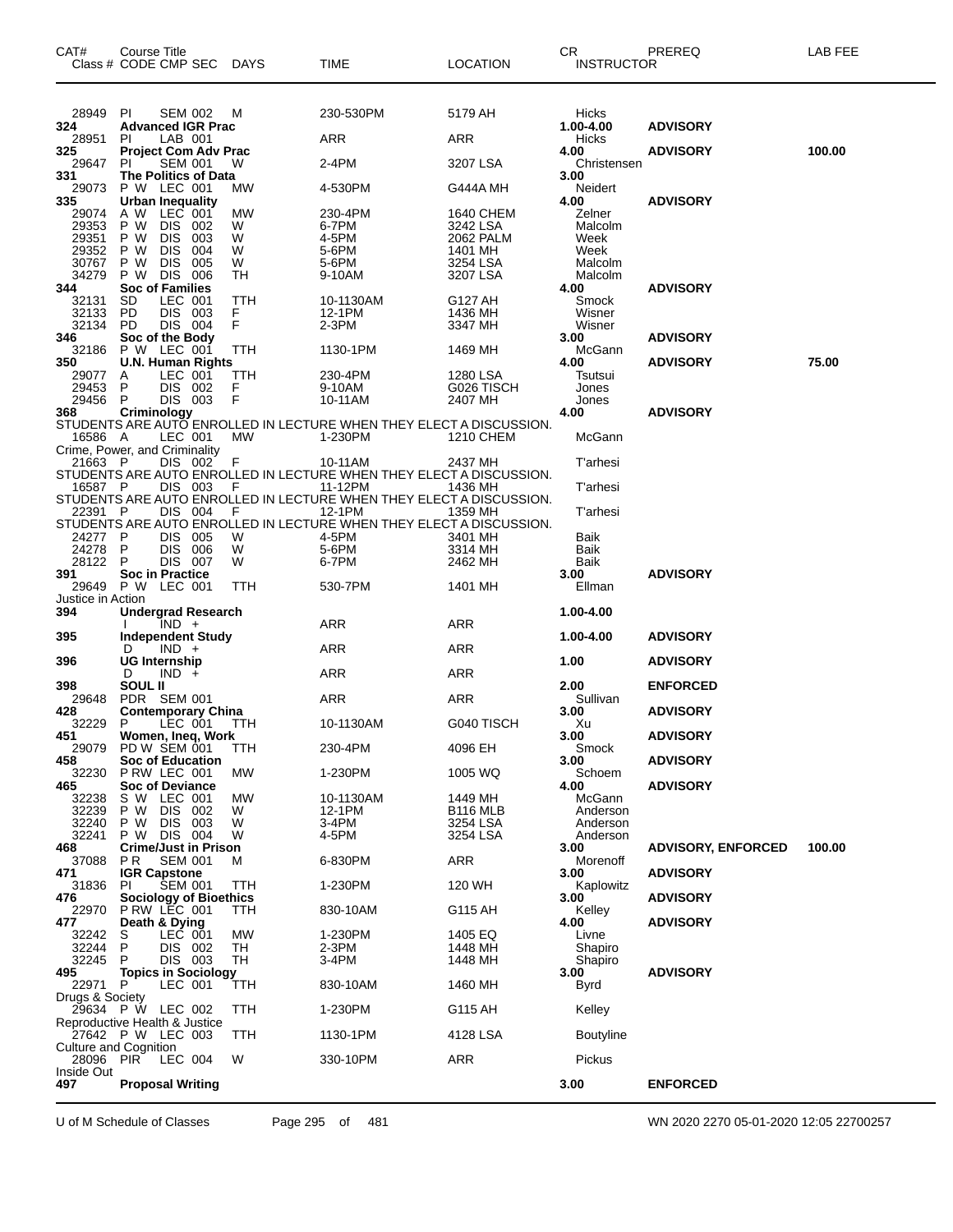| CAT# | Course Title<br>Class # CODE CMP SEC | DAYS | TIME | LOCATION | CR<br>INSTRUCTOR | PREREQ | LAB FEE |
|---|---|---|---|---|---|---|---|
| 28949 | PI SEM 002 | M | 230-530PM | 5179 AH | Hicks | | |
| 324 | Advanced IGR Prac | | | | 1.00-4.00 | ADVISORY | |
| 28951 | PI LAB 001 | | ARR | ARR | Hicks | | |
| 325 | Project Com Adv Prac | | | | 4.00 | ADVISORY | 100.00 |
| 29647 | PI SEM 001 | W | 2-4PM | 3207 LSA | Christensen | | |
| 331 | The Politics of Data | | | | 3.00 | | |
| 29073 | P W LEC 001 | MW | 4-530PM | G444A MH | Neidert | | |
| 335 | Urban Inequality | | | | 4.00 | ADVISORY | |
| 29074 | A W LEC 001 | MW | 230-4PM | 1640 CHEM | Zelner | | |
| 29353 | P W DIS 002 | W | 6-7PM | 3242 LSA | Malcolm | | |
| 29351 | P W DIS 003 | W | 4-5PM | 2062 PALM | Week | | |
| 29352 | P W DIS 004 | W | 5-6PM | 1401 MH | Week | | |
| 30767 | P W DIS 005 | W | 5-6PM | 3254 LSA | Malcolm | | |
| 34279 | P W DIS 006 | TH | 9-10AM | 3207 LSA | Malcolm | | |
| 344 | Soc of Families | | | | 4.00 | ADVISORY | |
| 32131 | SD LEC 001 | TTH | 10-1130AM | G127 AH | Smock | | |
| 32133 | PD DIS 003 | F | 12-1PM | 1436 MH | Wisner | | |
| 32134 | PD DIS 004 | F | 2-3PM | 3347 MH | Wisner | | |
| 346 | Soc of the Body | | | | 3.00 | ADVISORY | |
| 32186 | P W LEC 001 | TTH | 1130-1PM | 1469 MH | McGann | | |
| 350 | U.N. Human Rights | | | | 4.00 | ADVISORY | 75.00 |
| 29077 | A LEC 001 | TTH | 230-4PM | 1280 LSA | Tsutsui | | |
| 29453 | P DIS 002 | F | 9-10AM | G026 TISCH | Jones | | |
| 29456 | P DIS 003 | F | 10-11AM | 2407 MH | Jones | | |
| 368 | Criminology | | | | 4.00 | ADVISORY | |
| | STUDENTS ARE AUTO ENROLLED IN LECTURE WHEN THEY ELECT A DISCUSSION. | | | | | | |
| 16586 | A LEC 001 | MW | 1-230PM | 1210 CHEM | McGann | | |
| | Crime, Power, and Criminality | | | | | | |
| 21663 | P DIS 002 | F | 10-11AM | 2437 MH | T'arhesi | | |
| | STUDENTS ARE AUTO ENROLLED IN LECTURE WHEN THEY ELECT A DISCUSSION. | | | | | | |
| 16587 | P DIS 003 | F | 11-12PM | 1436 MH | T'arhesi | | |
| | STUDENTS ARE AUTO ENROLLED IN LECTURE WHEN THEY ELECT A DISCUSSION. | | | | | | |
| 22391 | P DIS 004 | F | 12-1PM | 1359 MH | T'arhesi | | |
| | STUDENTS ARE AUTO ENROLLED IN LECTURE WHEN THEY ELECT A DISCUSSION. | | | | | | |
| 24277 | P DIS 005 | W | 4-5PM | 3401 MH | Baik | | |
| 24278 | P DIS 006 | W | 5-6PM | 3314 MH | Baik | | |
| 28122 | P DIS 007 | W | 6-7PM | 2462 MH | Baik | | |
| 391 | Soc in Practice | | | | 3.00 | ADVISORY | |
| 29649 | P W LEC 001 | TTH | 530-7PM | 1401 MH | Ellman | | |
| | Justice in Action | | | | | | |
| 394 | Undergrad Research | | | | 1.00-4.00 | | |
| | I IND + | | ARR | ARR | | | |
| 395 | Independent Study | | | | 1.00-4.00 | ADVISORY | |
| | D IND + | | ARR | ARR | | | |
| 396 | UG Internship | | | | 1.00 | ADVISORY | |
| | D IND + | | ARR | ARR | | | |
| 398 | SOUL II | | | | 2.00 | ENFORCED | |
| 29648 | PDR SEM 001 | | ARR | ARR | Sullivan | | |
| 428 | Contemporary China | | | | 3.00 | ADVISORY | |
| 32229 | P LEC 001 | TTH | 10-1130AM | G040 TISCH | Xu | | |
| 451 | Women, Ineq, Work | | | | 3.00 | ADVISORY | |
| 29079 | PD W SEM 001 | TTH | 230-4PM | 4096 EH | Smock | | |
| 458 | Soc of Education | | | | 3.00 | ADVISORY | |
| 32230 | P RW LEC 001 | MW | 1-230PM | 1005 WQ | Schoem | | |
| 465 | Soc of Deviance | | | | 4.00 | ADVISORY | |
| 32238 | S W LEC 001 | MW | 10-1130AM | 1449 MH | McGann | | |
| 32239 | P W DIS 002 | W | 12-1PM | B116 MLB | Anderson | | |
| 32240 | P W DIS 003 | W | 3-4PM | 3254 LSA | Anderson | | |
| 32241 | P W DIS 004 | W | 4-5PM | 3254 LSA | Anderson | | |
| 468 | Crime/Just in Prison | | | | 3.00 | ADVISORY, ENFORCED | 100.00 |
| 37088 | P R SEM 001 | M | 6-830PM | ARR | Morenoff | | |
| 471 | IGR Capstone | | | | 3.00 | ADVISORY | |
| 31836 | PI SEM 001 | TTH | 1-230PM | 120 WH | Kaplowitz | | |
| 476 | Sociology of Bioethics | | | | 3.00 | ADVISORY | |
| 22970 | P RW LEC 001 | TTH | 830-10AM | G115 AH | Kelley | | |
| 477 | Death & Dying | | | | 4.00 | ADVISORY | |
| 32242 | S LEC 001 | MW | 1-230PM | 1405 EQ | Livne | | |
| 32244 | P DIS 002 | TH | 2-3PM | 1448 MH | Shapiro | | |
| 32245 | P DIS 003 | TH | 3-4PM | 1448 MH | Shapiro | | |
| 495 | Topics in Sociology | | | | 3.00 | ADVISORY | |
| 22971 | P LEC 001 | TTH | 830-10AM | 1460 MH | Byrd | | |
| | Drugs & Society | | | | | | |
| 29634 | P W LEC 002 | TTH | 1-230PM | G115 AH | Kelley | | |
| | Reproductive Health & Justice | | | | | | |
| 27642 | P W LEC 003 | TTH | 1130-1PM | 4128 LSA | Boutyline | | |
| | Culture and Cognition | | | | | | |
| 28096 | PIR LEC 004 | W | 330-10PM | ARR | Pickus | | |
| | Inside Out | | | | | | |
| 497 | Proposal Writing | | | | 3.00 | ENFORCED | |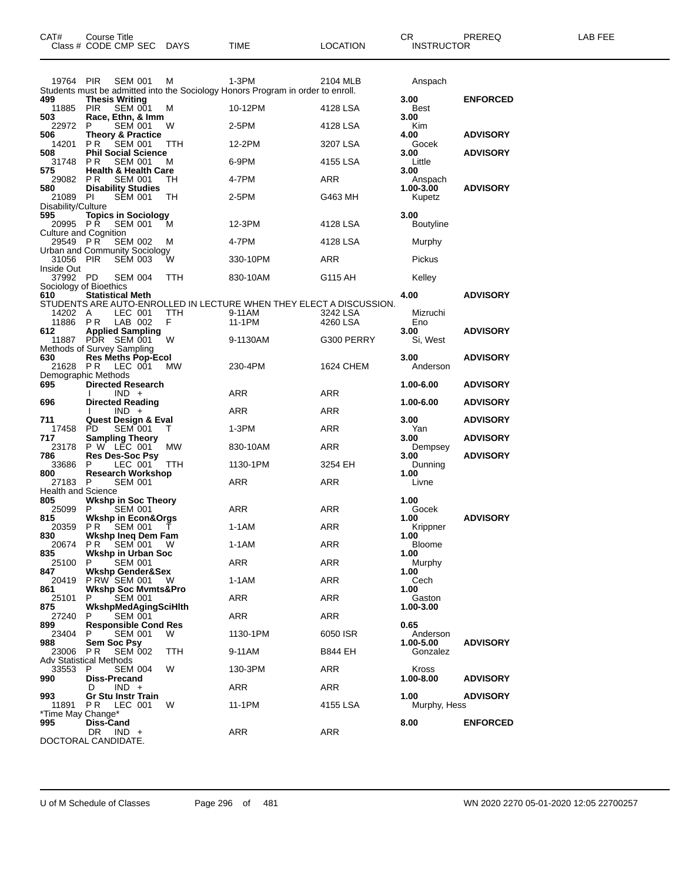| CAT# Class # | Course Title CODE CMP SEC | DAYS | TIME | LOCATION | CR INSTRUCTOR | PREREQ | LAB FEE |
|---|---|---|---|---|---|---|---|
| 19764 | PIR SEM 001 | M | 1-3PM | 2104 MLB | Anspach | | |
| Students must be admitted into the Sociology Honors Program in order to enroll. | | | | | | | |
| **499** | **Thesis Writing** | | | | **3.00** | **ENFORCED** | |
| 11885 | PIR SEM 001 | M | 10-12PM | 4128 LSA | Best | | |
| **503** | **Race, Ethn, & Imm** | | | | **3.00** | | |
| 22972 | P SEM 001 | W | 2-5PM | 4128 LSA | Kim | | |
| **506** | **Theory & Practice** | | | | **4.00** | **ADVISORY** | |
| 14201 | P R SEM 001 | TTH | 12-2PM | 3207 LSA | Gocek | | |
| **508** | **Phil Social Science** | | | | **3.00** | **ADVISORY** | |
| 31748 | P R SEM 001 | M | 6-9PM | 4155 LSA | Little | | |
| **575** | **Health & Health Care** | | | | **3.00** | | |
| 29082 | P R SEM 001 | TH | 4-7PM | ARR | Anspach | | |
| **580** | **Disability Studies** | | | | **1.00-3.00** | **ADVISORY** | |
| 21089 | PI SEM 001 | TH | 2-5PM | G463 MH | Kupetz | | |
| Disability/Culture | | | | | | | |
| **595** | **Topics in Sociology** | | | | **3.00** | | |
| 20995 | P R SEM 001 | M | 12-3PM | 4128 LSA | Boutyline | | |
| Culture and Cognition | | | | | | | |
| 29549 | P R SEM 002 | M | 4-7PM | 4128 LSA | Murphy | | |
| Urban and Community Sociology | | | | | | | |
| 31056 | PIR SEM 003 | W | 330-10PM | ARR | Pickus | | |
| Inside Out | | | | | | | |
| 37992 | PD SEM 004 | TTH | 830-10AM | G115 AH | Kelley | | |
| Sociology of Bioethics | | | | | | | |
| **610** | **Statistical Meth** | | | | **4.00** | **ADVISORY** | |
| STUDENTS ARE AUTO-ENROLLED IN LECTURE WHEN THEY ELECT A DISCUSSION. | | | | | | | |
| 14202 | A LEC 001 | TTH | 9-11AM | 3242 LSA | Mizruchi | | |
| 11886 | P R LAB 002 | F | 11-1PM | 4260 LSA | Eno | | |
| **612** | **Applied Sampling** | | | | **3.00** | **ADVISORY** | |
| 11887 | PDR SEM 001 | W | 9-1130AM | G300 PERRY | Si, West | | |
| Methods of Survey Sampling | | | | | | | |
| **630** | **Res Meths Pop-Ecol** | | | | **3.00** | **ADVISORY** | |
| 21628 | P R LEC 001 | MW | 230-4PM | 1624 CHEM | Anderson | | |
| Demographic Methods | | | | | | | |
| **695** | **Directed Research** | | | | **1.00-6.00** | **ADVISORY** | |
| | I IND + | | ARR | ARR | | | |
| **696** | **Directed Reading** | | | | **1.00-6.00** | **ADVISORY** | |
| | I IND + | | ARR | ARR | | | |
| **711** | **Quest Design & Eval** | | | | **3.00** | **ADVISORY** | |
| 17458 | PD SEM 001 | T | 1-3PM | ARR | Yan | | |
| **717** | **Sampling Theory** | | | | **3.00** | **ADVISORY** | |
| 23178 | P W LEC 001 | MW | 830-10AM | ARR | Dempsey | | |
| **786** | **Res Des-Soc Psy** | | | | **3.00** | **ADVISORY** | |
| 33686 | P LEC 001 | TTH | 1130-1PM | 3254 EH | Dunning | | |
| **800** | **Research Workshop** | | | | **1.00** | | |
| 27183 | P SEM 001 | | ARR | ARR | Livne | | |
| Health and Science | | | | | | | |
| **805** | **Wkshp in Soc Theory** | | | | **1.00** | | |
| 25099 | P SEM 001 | | ARR | ARR | Gocek | | |
| **815** | **Wkshp in Econ&Orgs** | | | | **1.00** | **ADVISORY** | |
| 20359 | P R SEM 001 | T | 1-1AM | ARR | Krippner | | |
| **830** | **Wkshp Ineq Dem Fam** | | | | **1.00** | | |
| 20674 | P R SEM 001 | W | 1-1AM | ARR | Bloome | | |
| **835** | **Wkshp in Urban Soc** | | | | **1.00** | | |
| 25100 | P SEM 001 | | ARR | ARR | Murphy | | |
| **847** | **Wkshp Gender&Sex** | | | | **1.00** | | |
| 20419 | P RW SEM 001 | W | 1-1AM | ARR | Cech | | |
| **861** | **Wkshp Soc Mvmts&Pro** | | | | **1.00** | | |
| 25101 | P SEM 001 | | ARR | ARR | Gaston | | |
| **875** | **WkshpMedAgingSciHlth** | | | | **1.00-3.00** | | |
| 27240 | P SEM 001 | | ARR | ARR | | | |
| **899** | **Responsible Cond Res** | | | | **0.65** | | |
| 23404 | P SEM 001 | W | 1130-1PM | 6050 ISR | Anderson | | |
| **988** | **Sem Soc Psy** | | | | **1.00-5.00** | **ADVISORY** | |
| 23006 | P R SEM 002 | TTH | 9-11AM | B844 EH | Gonzalez | | |
| Adv Statistical Methods | | | | | | | |
| 33553 | P SEM 004 | W | 130-3PM | ARR | Kross | | |
| **990** | **Diss-Precand** | | | | **1.00-8.00** | **ADVISORY** | |
| | D IND + | | ARR | ARR | | | |
| **993** | **Gr Stu Instr Train** | | | | **1.00** | **ADVISORY** | |
| 11891 | P R LEC 001 | W | 11-1PM | 4155 LSA | Murphy, Hess | | |
| *Time May Change* | | | | | | | |
| **995** | **Diss-Cand** | | | | **8.00** | **ENFORCED** | |
| | DR IND + | | ARR | ARR | | | |
| DOCTORAL CANDIDATE. | | | | | | | |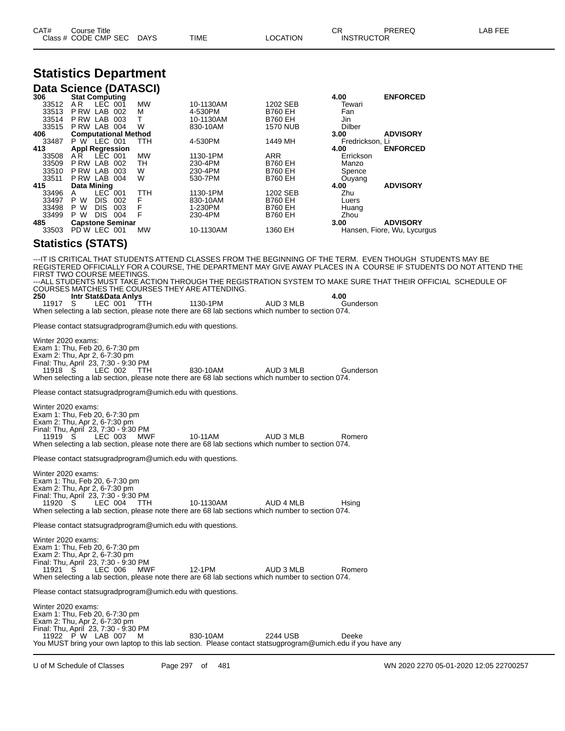| CAT# | Course Title | | | | | | CR | PREREQ | LAB FEE |
|---|---|---|---|---|---|---|---|---|---|
| Class # | CODE CMP SEC | DAYS | TIME | LOCATION | INSTRUCTOR | | | | |

# Statistics Department

## Data Science (DATASCI)

**306 Stat Computing** — 4.00 — **ENFORCED**

| Class # | CODE | CMP | SEC | DAYS | TIME | LOCATION | INSTRUCTOR |
|---|---|---|---|---|---|---|---|
| 33512 | A R | LEC | 001 | MW | 10-1130AM | 1202 SEB | Tewari |
| 33513 | P RW | LAB | 002 | M | 4-530PM | B760 EH | Fan |
| 33514 | P RW | LAB | 003 | T | 10-1130AM | B760 EH | Jin |
| 33515 | P RW | LAB | 004 | W | 830-10AM | 1570 NUB | Dilber |

**406 Computational Method** — 3.00 — **ADVISORY**

| Class # | CODE | CMP | SEC | DAYS | TIME | LOCATION | INSTRUCTOR |
|---|---|---|---|---|---|---|---|
| 33487 | P W | LEC | 001 | TTH | 4-530PM | 1449 MH | Fredrickson, Li |

**413 Appl Regression** — 4.00 — **ENFORCED**

| Class # | CODE | CMP | SEC | DAYS | TIME | LOCATION | INSTRUCTOR |
|---|---|---|---|---|---|---|---|
| 33508 | A R | LEC | 001 | MW | 1130-1PM | ARR | Errickson |
| 33509 | P RW | LAB | 002 | TH | 230-4PM | B760 EH | Manzo |
| 33510 | P RW | LAB | 003 | W | 230-4PM | B760 EH | Spence |
| 33511 | P RW | LAB | 004 | W | 530-7PM | B760 EH | Ouyang |

**415 Data Mining** — 4.00 — **ADVISORY**

| Class # | CODE | CMP | SEC | DAYS | TIME | LOCATION | INSTRUCTOR |
|---|---|---|---|---|---|---|---|
| 33496 | A | LEC | 001 | TTH | 1130-1PM | 1202 SEB | Zhu |
| 33497 | P W | DIS | 002 | F | 830-10AM | B760 EH | Luers |
| 33498 | P W | DIS | 003 | F | 1-230PM | B760 EH | Huang |
| 33499 | P W | DIS | 004 | F | 230-4PM | B760 EH | Zhou |

**485 Capstone Seminar** — 3.00 — **ADVISORY**

| Class # | CODE | CMP | SEC | DAYS | TIME | LOCATION | INSTRUCTOR |
|---|---|---|---|---|---|---|---|
| 33503 | PD W | LEC | 001 | MW | 10-1130AM | 1360 EH | Hansen, Fiore, Wu, Lycurgus |

## Statistics (STATS)

---IT IS CRITICAL THAT STUDENTS ATTEND CLASSES FROM THE BEGINNING OF THE TERM. EVEN THOUGH STUDENTS MAY BE REGISTERED OFFICIALLY FOR A COURSE, THE DEPARTMENT MAY GIVE AWAY PLACES IN A COURSE IF STUDENTS DO NOT ATTEND THE FIRST TWO COURSE MEETINGS.
---ALL STUDENTS MUST TAKE ACTION THROUGH THE REGISTRATION SYSTEM TO MAKE SURE THAT THEIR OFFICIAL SCHEDULE OF COURSES MATCHES THE COURSES THEY ARE ATTENDING.

**250 Intr Stat&Data Anlys** — 4.00

11917 S LEC 001 TTH 1130-1PM AUD 3 MLB Gunderson
When selecting a lab section, please note there are 68 lab sections which number to section 074.

Please contact statsugradprogram@umich.edu with questions.

Winter 2020 exams:
Exam 1: Thu, Feb 20, 6-7:30 pm
Exam 2: Thu, Apr 2, 6-7:30 pm
Final: Thu, April 23, 7:30 - 9:30 PM

11918 S LEC 002 TTH 830-10AM AUD 3 MLB Gunderson
When selecting a lab section, please note there are 68 lab sections which number to section 074.

Please contact statsugradprogram@umich.edu with questions.

Winter 2020 exams:
Exam 1: Thu, Feb 20, 6-7:30 pm
Exam 2: Thu, Apr 2, 6-7:30 pm
Final: Thu, April 23, 7:30 - 9:30 PM

11919 S LEC 003 MWF 10-11AM AUD 3 MLB Romero
When selecting a lab section, please note there are 68 lab sections which number to section 074.

Please contact statsugradprogram@umich.edu with questions.

Winter 2020 exams:
Exam 1: Thu, Feb 20, 6-7:30 pm
Exam 2: Thu, Apr 2, 6-7:30 pm
Final: Thu, April 23, 7:30 - 9:30 PM

11920 S LEC 004 TTH 10-1130AM AUD 4 MLB Hsing
When selecting a lab section, please note there are 68 lab sections which number to section 074.

Please contact statsugradprogram@umich.edu with questions.

Winter 2020 exams:
Exam 1: Thu, Feb 20, 6-7:30 pm
Exam 2: Thu, Apr 2, 6-7:30 pm
Final: Thu, April 23, 7:30 - 9:30 PM

11921 S LEC 006 MWF 12-1PM AUD 3 MLB Romero
When selecting a lab section, please note there are 68 lab sections which number to section 074.

Please contact statsugradprogram@umich.edu with questions.

Winter 2020 exams:
Exam 1: Thu, Feb 20, 6-7:30 pm
Exam 2: Thu, Apr 2, 6-7:30 pm
Final: Thu, April 23, 7:30 - 9:30 PM

11922 P W LAB 007 M 830-10AM 2244 USB Deeke
You MUST bring your own laptop to this lab section. Please contact statsugprogram@umich.edu if you have any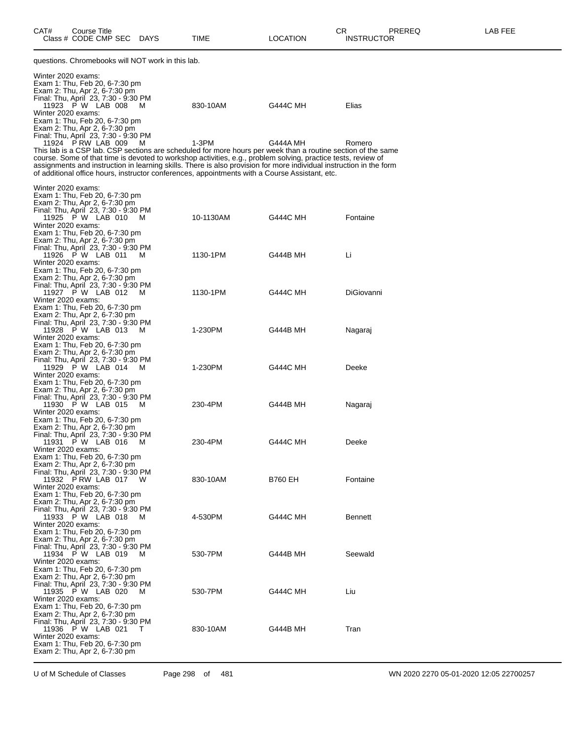questions. Chromebooks will NOT work in this lab.

Winter 2020 exams:
Exam 1: Thu, Feb 20, 6-7:30 pm
Exam 2: Thu, Apr 2, 6-7:30 pm
Final: Thu, April 23, 7:30 - 9:30 PM

| Class # | CODE | CMP | SEC | DAYS | TIME | LOCATION | INSTRUCTOR |
|---|---|---|---|---|---|---|---|
| 11923 | P W | LAB | 008 | M | 830-10AM | G444C MH | Elias |

Winter 2020 exams:
Exam 1: Thu, Feb 20, 6-7:30 pm
Exam 2: Thu, Apr 2, 6-7:30 pm
Final: Thu, April 23, 7:30 - 9:30 PM

| Class # | CODE | CMP | SEC | DAYS | TIME | LOCATION | INSTRUCTOR |
|---|---|---|---|---|---|---|---|
| 11924 | P RW | LAB | 009 | M | 1-3PM | G444A MH | Romero |

This lab is a CSP lab. CSP sections are scheduled for more hours per week than a routine section of the same course. Some of that time is devoted to workshop activities, e.g., problem solving, practice tests, review of assignments and instruction in learning skills. There is also provision for more individual instruction in the form of additional office hours, instructor conferences, appointments with a Course Assistant, etc.

Winter 2020 exams:
Exam 1: Thu, Feb 20, 6-7:30 pm
Exam 2: Thu, Apr 2, 6-7:30 pm
Final: Thu, April 23, 7:30 - 9:30 PM

| Class # | CODE | CMP | SEC | DAYS | TIME | LOCATION | INSTRUCTOR |
|---|---|---|---|---|---|---|---|
| 11925 | P W | LAB | 010 | M | 10-1130AM | G444C MH | Fontaine |

Winter 2020 exams:
Exam 1: Thu, Feb 20, 6-7:30 pm
Exam 2: Thu, Apr 2, 6-7:30 pm
Final: Thu, April 23, 7:30 - 9:30 PM

| Class # | CODE | CMP | SEC | DAYS | TIME | LOCATION | INSTRUCTOR |
|---|---|---|---|---|---|---|---|
| 11926 | P W | LAB | 011 | M | 1130-1PM | G444B MH | Li |

Winter 2020 exams:
Exam 1: Thu, Feb 20, 6-7:30 pm
Exam 2: Thu, Apr 2, 6-7:30 pm
Final: Thu, April 23, 7:30 - 9:30 PM

| Class # | CODE | CMP | SEC | DAYS | TIME | LOCATION | INSTRUCTOR |
|---|---|---|---|---|---|---|---|
| 11927 | P W | LAB | 012 | M | 1130-1PM | G444C MH | DiGiovanni |

Winter 2020 exams:
Exam 1: Thu, Feb 20, 6-7:30 pm
Exam 2: Thu, Apr 2, 6-7:30 pm
Final: Thu, April 23, 7:30 - 9:30 PM

| Class # | CODE | CMP | SEC | DAYS | TIME | LOCATION | INSTRUCTOR |
|---|---|---|---|---|---|---|---|
| 11928 | P W | LAB | 013 | M | 1-230PM | G444B MH | Nagaraj |

Winter 2020 exams:
Exam 1: Thu, Feb 20, 6-7:30 pm
Exam 2: Thu, Apr 2, 6-7:30 pm
Final: Thu, April 23, 7:30 - 9:30 PM

| Class # | CODE | CMP | SEC | DAYS | TIME | LOCATION | INSTRUCTOR |
|---|---|---|---|---|---|---|---|
| 11929 | P W | LAB | 014 | M | 1-230PM | G444C MH | Deeke |

Winter 2020 exams:
Exam 1: Thu, Feb 20, 6-7:30 pm
Exam 2: Thu, Apr 2, 6-7:30 pm
Final: Thu, April 23, 7:30 - 9:30 PM

| Class # | CODE | CMP | SEC | DAYS | TIME | LOCATION | INSTRUCTOR |
|---|---|---|---|---|---|---|---|
| 11930 | P W | LAB | 015 | M | 230-4PM | G444B MH | Nagaraj |

Winter 2020 exams:
Exam 1: Thu, Feb 20, 6-7:30 pm
Exam 2: Thu, Apr 2, 6-7:30 pm
Final: Thu, April 23, 7:30 - 9:30 PM

| Class # | CODE | CMP | SEC | DAYS | TIME | LOCATION | INSTRUCTOR |
|---|---|---|---|---|---|---|---|
| 11931 | P W | LAB | 016 | M | 230-4PM | G444C MH | Deeke |

Winter 2020 exams:
Exam 1: Thu, Feb 20, 6-7:30 pm
Exam 2: Thu, Apr 2, 6-7:30 pm
Final: Thu, April 23, 7:30 - 9:30 PM

| Class # | CODE | CMP | SEC | DAYS | TIME | LOCATION | INSTRUCTOR |
|---|---|---|---|---|---|---|---|
| 11932 | P RW | LAB | 017 | W | 830-10AM | B760 EH | Fontaine |

Winter 2020 exams:
Exam 1: Thu, Feb 20, 6-7:30 pm
Exam 2: Thu, Apr 2, 6-7:30 pm
Final: Thu, April 23, 7:30 - 9:30 PM

| Class # | CODE | CMP | SEC | DAYS | TIME | LOCATION | INSTRUCTOR |
|---|---|---|---|---|---|---|---|
| 11933 | P W | LAB | 018 | M | 4-530PM | G444C MH | Bennett |

Winter 2020 exams:
Exam 1: Thu, Feb 20, 6-7:30 pm
Exam 2: Thu, Apr 2, 6-7:30 pm
Final: Thu, April 23, 7:30 - 9:30 PM

| Class # | CODE | CMP | SEC | DAYS | TIME | LOCATION | INSTRUCTOR |
|---|---|---|---|---|---|---|---|
| 11934 | P W | LAB | 019 | M | 530-7PM | G444B MH | Seewald |

Winter 2020 exams:
Exam 1: Thu, Feb 20, 6-7:30 pm
Exam 2: Thu, Apr 2, 6-7:30 pm
Final: Thu, April 23, 7:30 - 9:30 PM

| Class # | CODE | CMP | SEC | DAYS | TIME | LOCATION | INSTRUCTOR |
|---|---|---|---|---|---|---|---|
| 11935 | P W | LAB | 020 | M | 530-7PM | G444C MH | Liu |

Winter 2020 exams:
Exam 1: Thu, Feb 20, 6-7:30 pm
Exam 2: Thu, Apr 2, 6-7:30 pm
Final: Thu, April 23, 7:30 - 9:30 PM

| Class # | CODE | CMP | SEC | DAYS | TIME | LOCATION | INSTRUCTOR |
|---|---|---|---|---|---|---|---|
| 11936 | P W | LAB | 021 | T | 830-10AM | G444B MH | Tran |

Winter 2020 exams:
Exam 1: Thu, Feb 20, 6-7:30 pm
Exam 2: Thu, Apr 2, 6-7:30 pm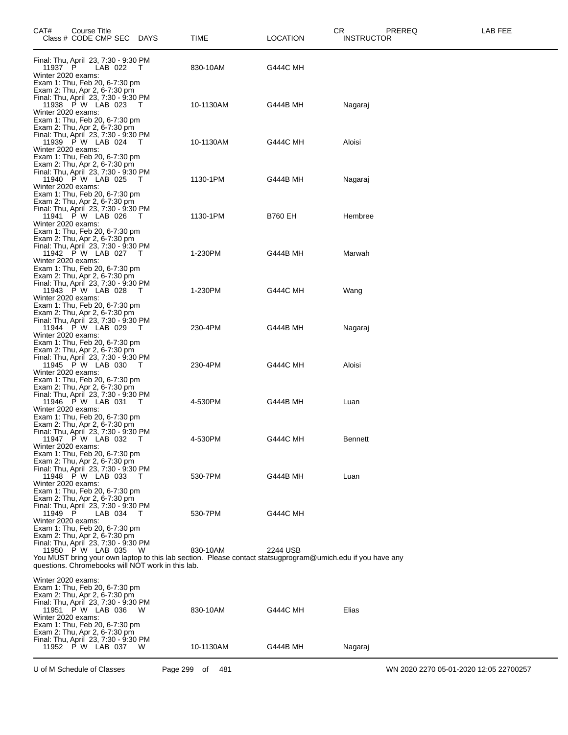| CAT# | Course Title Class # CODE CMP SEC DAYS | TIME | LOCATION | CR INSTRUCTOR | PREREQ | LAB FEE |
|---|---|---|---|---|---|---|

Final: Thu, April 23, 7:30 - 9:30 PM

| 11937 | P | LAB 022 | T | 830-10AM | G444C MH | |
|---|---|---|---|---|---|---|

Winter 2020 exams:
Exam 1: Thu, Feb 20, 6-7:30 pm
Exam 2: Thu, Apr 2, 6-7:30 pm
Final: Thu, April 23, 7:30 - 9:30 PM

| 11938 | P W | LAB 023 | T | 10-1130AM | G444B MH | Nagaraj |
|---|---|---|---|---|---|---|

Winter 2020 exams:
Exam 1: Thu, Feb 20, 6-7:30 pm
Exam 2: Thu, Apr 2, 6-7:30 pm
Final: Thu, April 23, 7:30 - 9:30 PM

| 11939 | P W | LAB 024 | T | 10-1130AM | G444C MH | Aloisi |
|---|---|---|---|---|---|---|

Winter 2020 exams:
Exam 1: Thu, Feb 20, 6-7:30 pm
Exam 2: Thu, Apr 2, 6-7:30 pm
Final: Thu, April 23, 7:30 - 9:30 PM

| 11940 | P W | LAB 025 | T | 1130-1PM | G444B MH | Nagaraj |
|---|---|---|---|---|---|---|

Winter 2020 exams:
Exam 1: Thu, Feb 20, 6-7:30 pm
Exam 2: Thu, Apr 2, 6-7:30 pm
Final: Thu, April 23, 7:30 - 9:30 PM

| 11941 | P W | LAB 026 | T | 1130-1PM | B760 EH | Hembree |
|---|---|---|---|---|---|---|

Winter 2020 exams:
Exam 1: Thu, Feb 20, 6-7:30 pm
Exam 2: Thu, Apr 2, 6-7:30 pm
Final: Thu, April 23, 7:30 - 9:30 PM

| 11942 | P W | LAB 027 | T | 1-230PM | G444B MH | Marwah |
|---|---|---|---|---|---|---|

Winter 2020 exams:
Exam 1: Thu, Feb 20, 6-7:30 pm
Exam 2: Thu, Apr 2, 6-7:30 pm
Final: Thu, April 23, 7:30 - 9:30 PM

| 11943 | P W | LAB 028 | T | 1-230PM | G444C MH | Wang |
|---|---|---|---|---|---|---|

Winter 2020 exams:
Exam 1: Thu, Feb 20, 6-7:30 pm
Exam 2: Thu, Apr 2, 6-7:30 pm
Final: Thu, April 23, 7:30 - 9:30 PM

| 11944 | P W | LAB 029 | T | 230-4PM | G444B MH | Nagaraj |
|---|---|---|---|---|---|---|

Winter 2020 exams:
Exam 1: Thu, Feb 20, 6-7:30 pm
Exam 2: Thu, Apr 2, 6-7:30 pm
Final: Thu, April 23, 7:30 - 9:30 PM

| 11945 | P W | LAB 030 | T | 230-4PM | G444C MH | Aloisi |
|---|---|---|---|---|---|---|

Winter 2020 exams:
Exam 1: Thu, Feb 20, 6-7:30 pm
Exam 2: Thu, Apr 2, 6-7:30 pm
Final: Thu, April 23, 7:30 - 9:30 PM

| 11946 | P W | LAB 031 | T | 4-530PM | G444B MH | Luan |
|---|---|---|---|---|---|---|

Winter 2020 exams:
Exam 1: Thu, Feb 20, 6-7:30 pm
Exam 2: Thu, Apr 2, 6-7:30 pm
Final: Thu, April 23, 7:30 - 9:30 PM

| 11947 | P W | LAB 032 | T | 4-530PM | G444C MH | Bennett |
|---|---|---|---|---|---|---|

Winter 2020 exams:
Exam 1: Thu, Feb 20, 6-7:30 pm
Exam 2: Thu, Apr 2, 6-7:30 pm
Final: Thu, April 23, 7:30 - 9:30 PM

| 11948 | P W | LAB 033 | T | 530-7PM | G444B MH | Luan |
|---|---|---|---|---|---|---|

Winter 2020 exams:
Exam 1: Thu, Feb 20, 6-7:30 pm
Exam 2: Thu, Apr 2, 6-7:30 pm
Final: Thu, April 23, 7:30 - 9:30 PM

| 11949 | P | LAB 034 | T | 530-7PM | G444C MH | |
|---|---|---|---|---|---|---|

Winter 2020 exams:
Exam 1: Thu, Feb 20, 6-7:30 pm
Exam 2: Thu, Apr 2, 6-7:30 pm
Final: Thu, April 23, 7:30 - 9:30 PM

| 11950 | P W | LAB 035 | W | 830-10AM | 2244 USB | |
|---|---|---|---|---|---|---|

You MUST bring your own laptop to this lab section. Please contact statsugprogram@umich.edu if you have any questions. Chromebooks will NOT work in this lab.

Winter 2020 exams:
Exam 1: Thu, Feb 20, 6-7:30 pm
Exam 2: Thu, Apr 2, 6-7:30 pm
Final: Thu, April 23, 7:30 - 9:30 PM

| 11951 | P W | LAB 036 | W | 830-10AM | G444C MH | Elias |
|---|---|---|---|---|---|---|

Winter 2020 exams:
Exam 1: Thu, Feb 20, 6-7:30 pm
Exam 2: Thu, Apr 2, 6-7:30 pm
Final: Thu, April 23, 7:30 - 9:30 PM

| 11952 | P W | LAB 037 | W | 10-1130AM | G444B MH | Nagaraj |
|---|---|---|---|---|---|---|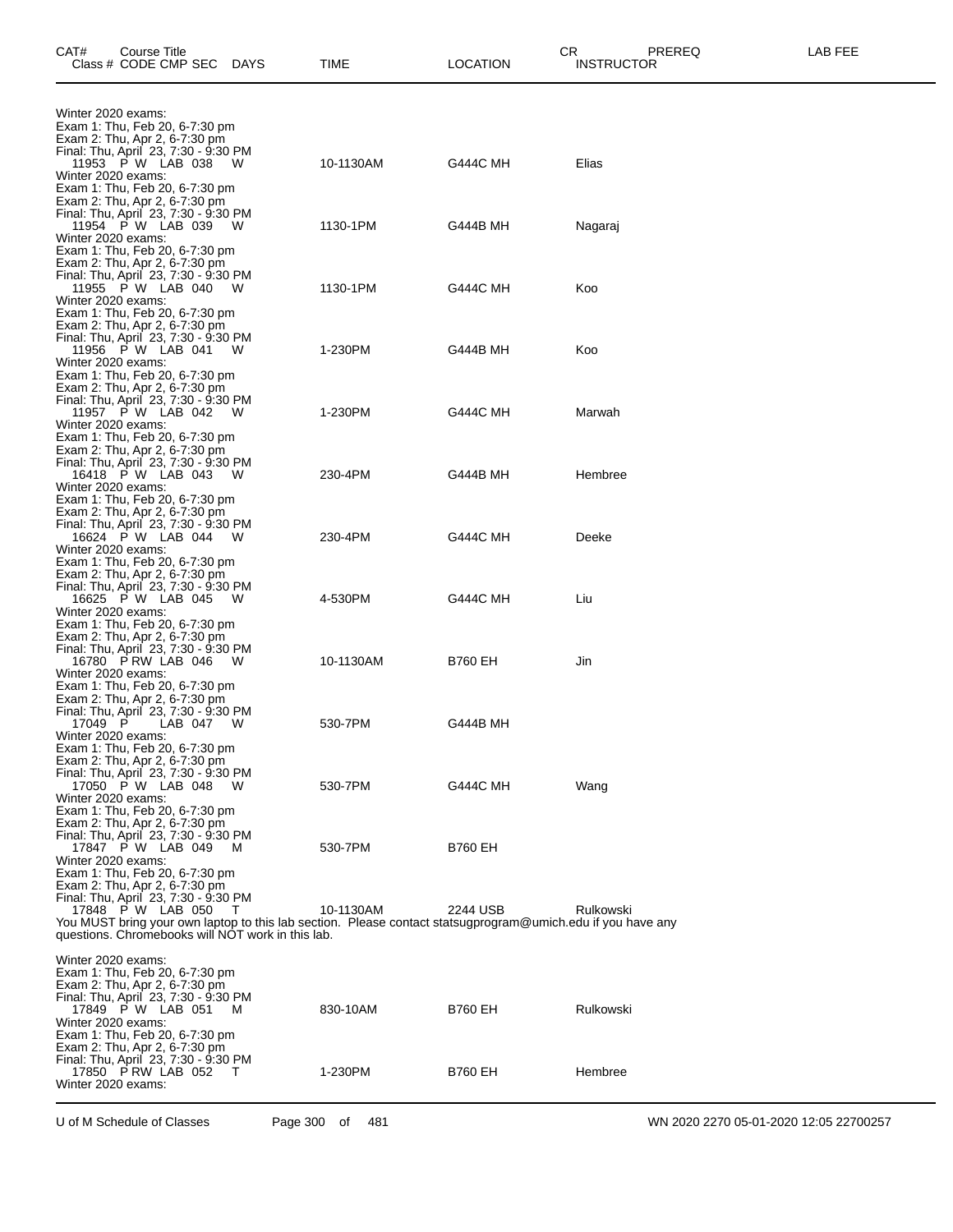| CAT# Class # | Course Title CODE CMP SEC | DAYS | TIME | LOCATION | CR INSTRUCTOR | PREREQ | LAB FEE |
|---|---|---|---|---|---|---|---|

Winter 2020 exams:
Exam 1: Thu, Feb 20, 6-7:30 pm
Exam 2: Thu, Apr 2, 6-7:30 pm
Final: Thu, April 23, 7:30 - 9:30 PM

| Class # | CODE CMP SEC | DAYS | TIME | LOCATION | INSTRUCTOR |
|---|---|---|---|---|---|
| 11953 | P W LAB 038 | W | 10-1130AM | G444C MH | Elias |

Winter 2020 exams:
Exam 1: Thu, Feb 20, 6-7:30 pm
Exam 2: Thu, Apr 2, 6-7:30 pm
Final: Thu, April 23, 7:30 - 9:30 PM

| Class # | CODE CMP SEC | DAYS | TIME | LOCATION | INSTRUCTOR |
|---|---|---|---|---|---|
| 11954 | P W LAB 039 | W | 1130-1PM | G444B MH | Nagaraj |

Winter 2020 exams:
Exam 1: Thu, Feb 20, 6-7:30 pm
Exam 2: Thu, Apr 2, 6-7:30 pm
Final: Thu, April 23, 7:30 - 9:30 PM

| Class # | CODE CMP SEC | DAYS | TIME | LOCATION | INSTRUCTOR |
|---|---|---|---|---|---|
| 11955 | P W LAB 040 | W | 1130-1PM | G444C MH | Koo |

Winter 2020 exams:
Exam 1: Thu, Feb 20, 6-7:30 pm
Exam 2: Thu, Apr 2, 6-7:30 pm
Final: Thu, April 23, 7:30 - 9:30 PM

| Class # | CODE CMP SEC | DAYS | TIME | LOCATION | INSTRUCTOR |
|---|---|---|---|---|---|
| 11956 | P W LAB 041 | W | 1-230PM | G444B MH | Koo |

Winter 2020 exams:
Exam 1: Thu, Feb 20, 6-7:30 pm
Exam 2: Thu, Apr 2, 6-7:30 pm
Final: Thu, April 23, 7:30 - 9:30 PM

| Class # | CODE CMP SEC | DAYS | TIME | LOCATION | INSTRUCTOR |
|---|---|---|---|---|---|
| 11957 | P W LAB 042 | W | 1-230PM | G444C MH | Marwah |

Winter 2020 exams:
Exam 1: Thu, Feb 20, 6-7:30 pm
Exam 2: Thu, Apr 2, 6-7:30 pm
Final: Thu, April 23, 7:30 - 9:30 PM

| Class # | CODE CMP SEC | DAYS | TIME | LOCATION | INSTRUCTOR |
|---|---|---|---|---|---|
| 16418 | P W LAB 043 | W | 230-4PM | G444B MH | Hembree |

Winter 2020 exams:
Exam 1: Thu, Feb 20, 6-7:30 pm
Exam 2: Thu, Apr 2, 6-7:30 pm
Final: Thu, April 23, 7:30 - 9:30 PM

| Class # | CODE CMP SEC | DAYS | TIME | LOCATION | INSTRUCTOR |
|---|---|---|---|---|---|
| 16624 | P W LAB 044 | W | 230-4PM | G444C MH | Deeke |

Winter 2020 exams:
Exam 1: Thu, Feb 20, 6-7:30 pm
Exam 2: Thu, Apr 2, 6-7:30 pm
Final: Thu, April 23, 7:30 - 9:30 PM

| Class # | CODE CMP SEC | DAYS | TIME | LOCATION | INSTRUCTOR |
|---|---|---|---|---|---|
| 16625 | P W LAB 045 | W | 4-530PM | G444C MH | Liu |

Winter 2020 exams:
Exam 1: Thu, Feb 20, 6-7:30 pm
Exam 2: Thu, Apr 2, 6-7:30 pm
Final: Thu, April 23, 7:30 - 9:30 PM

| Class # | CODE CMP SEC | DAYS | TIME | LOCATION | INSTRUCTOR |
|---|---|---|---|---|---|
| 16780 | P RW LAB 046 | W | 10-1130AM | B760 EH | Jin |

Winter 2020 exams:
Exam 1: Thu, Feb 20, 6-7:30 pm
Exam 2: Thu, Apr 2, 6-7:30 pm
Final: Thu, April 23, 7:30 - 9:30 PM

| Class # | CODE CMP SEC | DAYS | TIME | LOCATION | INSTRUCTOR |
|---|---|---|---|---|---|
| 17049 | P LAB 047 | W | 530-7PM | G444B MH | |

Winter 2020 exams:
Exam 1: Thu, Feb 20, 6-7:30 pm
Exam 2: Thu, Apr 2, 6-7:30 pm
Final: Thu, April 23, 7:30 - 9:30 PM

| Class # | CODE CMP SEC | DAYS | TIME | LOCATION | INSTRUCTOR |
|---|---|---|---|---|---|
| 17050 | P W LAB 048 | W | 530-7PM | G444C MH | Wang |

Winter 2020 exams:
Exam 1: Thu, Feb 20, 6-7:30 pm
Exam 2: Thu, Apr 2, 6-7:30 pm
Final: Thu, April 23, 7:30 - 9:30 PM

| Class # | CODE CMP SEC | DAYS | TIME | LOCATION | INSTRUCTOR |
|---|---|---|---|---|---|
| 17847 | P W LAB 049 | M | 530-7PM | B760 EH | |

Winter 2020 exams:
Exam 1: Thu, Feb 20, 6-7:30 pm
Exam 2: Thu, Apr 2, 6-7:30 pm
Final: Thu, April 23, 7:30 - 9:30 PM

| Class # | CODE CMP SEC | DAYS | TIME | LOCATION | INSTRUCTOR |
|---|---|---|---|---|---|
| 17848 | P W LAB 050 | T | 10-1130AM | 2244 USB | Rulkowski |

You MUST bring your own laptop to this lab section. Please contact statsugprogram@umich.edu if you have any questions. Chromebooks will NOT work in this lab.

Winter 2020 exams:
Exam 1: Thu, Feb 20, 6-7:30 pm
Exam 2: Thu, Apr 2, 6-7:30 pm
Final: Thu, April 23, 7:30 - 9:30 PM

| Class # | CODE CMP SEC | DAYS | TIME | LOCATION | INSTRUCTOR |
|---|---|---|---|---|---|
| 17849 | P W LAB 051 | M | 830-10AM | B760 EH | Rulkowski |

Winter 2020 exams:
Exam 1: Thu, Feb 20, 6-7:30 pm
Exam 2: Thu, Apr 2, 6-7:30 pm
Final: Thu, April 23, 7:30 - 9:30 PM

| Class # | CODE CMP SEC | DAYS | TIME | LOCATION | INSTRUCTOR |
|---|---|---|---|---|---|
| 17850 | P RW LAB 052 | T | 1-230PM | B760 EH | Hembree |

Winter 2020 exams: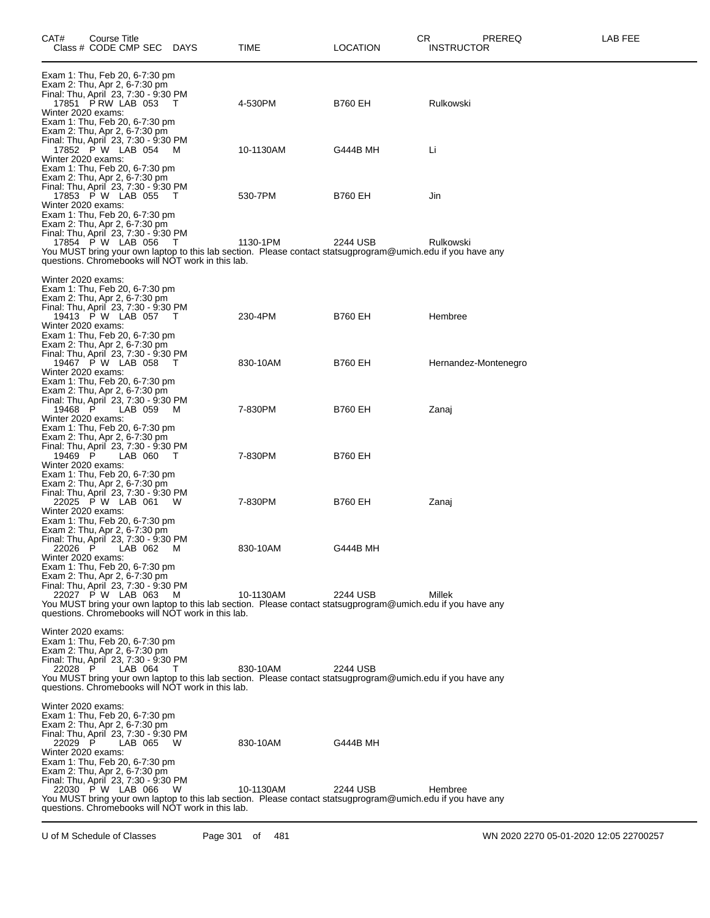| CAT# Class # | Course Title CODE CMP SEC | DAYS | TIME | LOCATION | CR INSTRUCTOR | PREREQ | LAB FEE |
|---|---|---|---|---|---|---|---|

Exam 1: Thu, Feb 20, 6-7:30 pm
Exam 2: Thu, Apr 2, 6-7:30 pm
Final: Thu, April 23, 7:30 - 9:30 PM

| Class # | CODE CMP SEC | DAYS | TIME | LOCATION | INSTRUCTOR |
|---|---|---|---|---|---|
| 17851 | P RW LAB 053 | T | 4-530PM | B760 EH | Rulkowski |

Winter 2020 exams:
Exam 1: Thu, Feb 20, 6-7:30 pm
Exam 2: Thu, Apr 2, 6-7:30 pm
Final: Thu, April 23, 7:30 - 9:30 PM

| Class # | CODE CMP SEC | DAYS | TIME | LOCATION | INSTRUCTOR |
|---|---|---|---|---|---|
| 17852 | P W LAB 054 | M | 10-1130AM | G444B MH | Li |

Winter 2020 exams:
Exam 1: Thu, Feb 20, 6-7:30 pm
Exam 2: Thu, Apr 2, 6-7:30 pm
Final: Thu, April 23, 7:30 - 9:30 PM

| Class # | CODE CMP SEC | DAYS | TIME | LOCATION | INSTRUCTOR |
|---|---|---|---|---|---|
| 17853 | P W LAB 055 | T | 530-7PM | B760 EH | Jin |

Winter 2020 exams:
Exam 1: Thu, Feb 20, 6-7:30 pm
Exam 2: Thu, Apr 2, 6-7:30 pm
Final: Thu, April 23, 7:30 - 9:30 PM

| Class # | CODE CMP SEC | DAYS | TIME | LOCATION | INSTRUCTOR |
|---|---|---|---|---|---|
| 17854 | P W LAB 056 | T | 1130-1PM | 2244 USB | Rulkowski |

You MUST bring your own laptop to this lab section. Please contact statsugprogram@umich.edu if you have any questions. Chromebooks will NOT work in this lab.

Winter 2020 exams:
Exam 1: Thu, Feb 20, 6-7:30 pm
Exam 2: Thu, Apr 2, 6-7:30 pm
Final: Thu, April 23, 7:30 - 9:30 PM

| Class # | CODE CMP SEC | DAYS | TIME | LOCATION | INSTRUCTOR |
|---|---|---|---|---|---|
| 19413 | P W LAB 057 | T | 230-4PM | B760 EH | Hembree |

Winter 2020 exams:
Exam 1: Thu, Feb 20, 6-7:30 pm
Exam 2: Thu, Apr 2, 6-7:30 pm
Final: Thu, April 23, 7:30 - 9:30 PM

| Class # | CODE CMP SEC | DAYS | TIME | LOCATION | INSTRUCTOR |
|---|---|---|---|---|---|
| 19467 | P W LAB 058 | T | 830-10AM | B760 EH | Hernandez-Montenegro |

Winter 2020 exams:
Exam 1: Thu, Feb 20, 6-7:30 pm
Exam 2: Thu, Apr 2, 6-7:30 pm
Final: Thu, April 23, 7:30 - 9:30 PM

| Class # | CODE CMP SEC | DAYS | TIME | LOCATION | INSTRUCTOR |
|---|---|---|---|---|---|
| 19468 | P LAB 059 | M | 7-830PM | B760 EH | Zanaj |

Winter 2020 exams:
Exam 1: Thu, Feb 20, 6-7:30 pm
Exam 2: Thu, Apr 2, 6-7:30 pm
Final: Thu, April 23, 7:30 - 9:30 PM

| Class # | CODE CMP SEC | DAYS | TIME | LOCATION | INSTRUCTOR |
|---|---|---|---|---|---|
| 19469 | P LAB 060 | T | 7-830PM | B760 EH | |

Winter 2020 exams:
Exam 1: Thu, Feb 20, 6-7:30 pm
Exam 2: Thu, Apr 2, 6-7:30 pm
Final: Thu, April 23, 7:30 - 9:30 PM

| Class # | CODE CMP SEC | DAYS | TIME | LOCATION | INSTRUCTOR |
|---|---|---|---|---|---|
| 22025 | P W LAB 061 | W | 7-830PM | B760 EH | Zanaj |

Winter 2020 exams:
Exam 1: Thu, Feb 20, 6-7:30 pm
Exam 2: Thu, Apr 2, 6-7:30 pm
Final: Thu, April 23, 7:30 - 9:30 PM

| Class # | CODE CMP SEC | DAYS | TIME | LOCATION | INSTRUCTOR |
|---|---|---|---|---|---|
| 22026 | P LAB 062 | M | 830-10AM | G444B MH | |

Winter 2020 exams:
Exam 1: Thu, Feb 20, 6-7:30 pm
Exam 2: Thu, Apr 2, 6-7:30 pm
Final: Thu, April 23, 7:30 - 9:30 PM

| Class # | CODE CMP SEC | DAYS | TIME | LOCATION | INSTRUCTOR |
|---|---|---|---|---|---|
| 22027 | P W LAB 063 | M | 10-1130AM | 2244 USB | Millek |

You MUST bring your own laptop to this lab section. Please contact statsugprogram@umich.edu if you have any questions. Chromebooks will NOT work in this lab.

Winter 2020 exams:
Exam 1: Thu, Feb 20, 6-7:30 pm
Exam 2: Thu, Apr 2, 6-7:30 pm
Final: Thu, April 23, 7:30 - 9:30 PM

| Class # | CODE CMP SEC | DAYS | TIME | LOCATION | INSTRUCTOR |
|---|---|---|---|---|---|
| 22028 | P LAB 064 | T | 830-10AM | 2244 USB | |

You MUST bring your own laptop to this lab section. Please contact statsugprogram@umich.edu if you have any questions. Chromebooks will NOT work in this lab.

Winter 2020 exams:
Exam 1: Thu, Feb 20, 6-7:30 pm
Exam 2: Thu, Apr 2, 6-7:30 pm
Final: Thu, April 23, 7:30 - 9:30 PM

| Class # | CODE CMP SEC | DAYS | TIME | LOCATION | INSTRUCTOR |
|---|---|---|---|---|---|
| 22029 | P LAB 065 | W | 830-10AM | G444B MH | |

Winter 2020 exams:
Exam 1: Thu, Feb 20, 6-7:30 pm
Exam 2: Thu, Apr 2, 6-7:30 pm
Final: Thu, April 23, 7:30 - 9:30 PM

| Class # | CODE CMP SEC | DAYS | TIME | LOCATION | INSTRUCTOR |
|---|---|---|---|---|---|
| 22030 | P W LAB 066 | W | 10-1130AM | 2244 USB | Hembree |

You MUST bring your own laptop to this lab section. Please contact statsugprogram@umich.edu if you have any questions. Chromebooks will NOT work in this lab.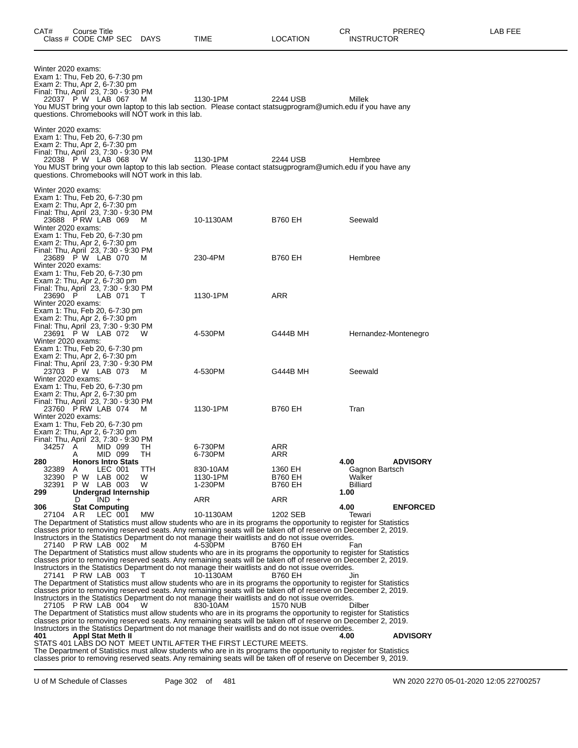| CAT# | Course Title Class # CODE CMP SEC | DAYS | TIME | LOCATION | CR INSTRUCTOR | PREREQ | LAB FEE |
|---|---|---|---|---|---|---|---|

Winter 2020 exams:
Exam 1: Thu, Feb 20, 6-7:30 pm
Exam 2: Thu, Apr 2, 6-7:30 pm
Final: Thu, April 23, 7:30 - 9:30 PM

| 22037 | P W LAB 067 | M | 1130-1PM | 2244 USB | Millek |
|---|---|---|---|---|---|

You MUST bring your own laptop to this lab section. Please contact statsugprogram@umich.edu if you have any questions. Chromebooks will NOT work in this lab.

Winter 2020 exams:
Exam 1: Thu, Feb 20, 6-7:30 pm
Exam 2: Thu, Apr 2, 6-7:30 pm
Final: Thu, April 23, 7:30 - 9:30 PM

| 22038 | P W LAB 068 | W | 1130-1PM | 2244 USB | Hembree |
|---|---|---|---|---|---|

You MUST bring your own laptop to this lab section. Please contact statsugprogram@umich.edu if you have any questions. Chromebooks will NOT work in this lab.

Winter 2020 exams:
Exam 1: Thu, Feb 20, 6-7:30 pm
Exam 2: Thu, Apr 2, 6-7:30 pm
Final: Thu, April 23, 7:30 - 9:30 PM

| 23688 | P RW LAB 069 | M | 10-1130AM | B760 EH | Seewald |
|---|---|---|---|---|---|

Winter 2020 exams:
Exam 1: Thu, Feb 20, 6-7:30 pm
Exam 2: Thu, Apr 2, 6-7:30 pm
Final: Thu, April 23, 7:30 - 9:30 PM

| 23689 | P W LAB 070 | M | 230-4PM | B760 EH | Hembree |
|---|---|---|---|---|---|

Winter 2020 exams:
Exam 1: Thu, Feb 20, 6-7:30 pm
Exam 2: Thu, Apr 2, 6-7:30 pm
Final: Thu, April 23, 7:30 - 9:30 PM

| 23690 | P LAB 071 | T | 1130-1PM | ARR | |
|---|---|---|---|---|---|

Winter 2020 exams:
Exam 1: Thu, Feb 20, 6-7:30 pm
Exam 2: Thu, Apr 2, 6-7:30 pm
Final: Thu, April 23, 7:30 - 9:30 PM

| 23691 | P W LAB 072 | W | 4-530PM | G444B MH | Hernandez-Montenegro |
|---|---|---|---|---|---|

Winter 2020 exams:
Exam 1: Thu, Feb 20, 6-7:30 pm
Exam 2: Thu, Apr 2, 6-7:30 pm
Final: Thu, April 23, 7:30 - 9:30 PM

| 23703 | P W LAB 073 | M | 4-530PM | G444B MH | Seewald |
|---|---|---|---|---|---|

Winter 2020 exams:
Exam 1: Thu, Feb 20, 6-7:30 pm
Exam 2: Thu, Apr 2, 6-7:30 pm
Final: Thu, April 23, 7:30 - 9:30 PM

| 23760 | P RW LAB 074 | M | 1130-1PM | B760 EH | Tran |
|---|---|---|---|---|---|

Winter 2020 exams:
Exam 1: Thu, Feb 20, 6-7:30 pm
Exam 2: Thu, Apr 2, 6-7:30 pm
Final: Thu, April 23, 7:30 - 9:30 PM

| 34257 | A MID 099 | TH | 6-730PM | ARR | |
|---|---|---|---|---|---|
| | A MID 099 | TH | 6-730PM | ARR | |

**280 Honors Intro Stats** — **4.00** — **ADVISORY**

| 32389 | A LEC 001 | TTH | 830-10AM | 1360 EH | Gagnon Bartsch |
|---|---|---|---|---|---|
| 32390 | P W LAB 002 | W | 1130-1PM | B760 EH | Walker |
| 32391 | P W LAB 003 | W | 1-230PM | B760 EH | Billiard |

**299 Undergrad Internship** — **1.00**

| | D IND + | | ARR | ARR | |
|---|---|---|---|---|---|

**306 Stat Computing** — **4.00** — **ENFORCED**

| 27104 | A R LEC 001 | MW | 10-1130AM | 1202 SEB | Tewari |
|---|---|---|---|---|---|

The Department of Statistics must allow students who are in its programs the opportunity to register for Statistics classes prior to removing reserved seats. Any remaining seats will be taken off of reserve on December 2, 2019. Instructors in the Statistics Department do not manage their waitlists and do not issue overrides.

| 27140 | P RW LAB 002 | M | 4-530PM | B760 EH | Fan |
|---|---|---|---|---|---|

The Department of Statistics must allow students who are in its programs the opportunity to register for Statistics classes prior to removing reserved seats. Any remaining seats will be taken off of reserve on December 2, 2019. Instructors in the Statistics Department do not manage their waitlists and do not issue overrides.

| 27141 | P RW LAB 003 | T | 10-1130AM | B760 EH | Jin |
|---|---|---|---|---|---|

The Department of Statistics must allow students who are in its programs the opportunity to register for Statistics classes prior to removing reserved seats. Any remaining seats will be taken off of reserve on December 2, 2019. Instructors in the Statistics Department do not manage their waitlists and do not issue overrides.

| 27105 | P RW LAB 004 | W | 830-10AM | 1570 NUB | Dilber |
|---|---|---|---|---|---|

The Department of Statistics must allow students who are in its programs the opportunity to register for Statistics classes prior to removing reserved seats. Any remaining seats will be taken off of reserve on December 2, 2019. Instructors in the Statistics Department do not manage their waitlists and do not issue overrides.

**401 Appl Stat Meth II** — **4.00** — **ADVISORY**

STATS 401 LABS DO NOT MEET UNTIL AFTER THE FIRST LECTURE MEETS.
The Department of Statistics must allow students who are in its programs the opportunity to register for Statistics classes prior to removing reserved seats. Any remaining seats will be taken off of reserve on December 9, 2019.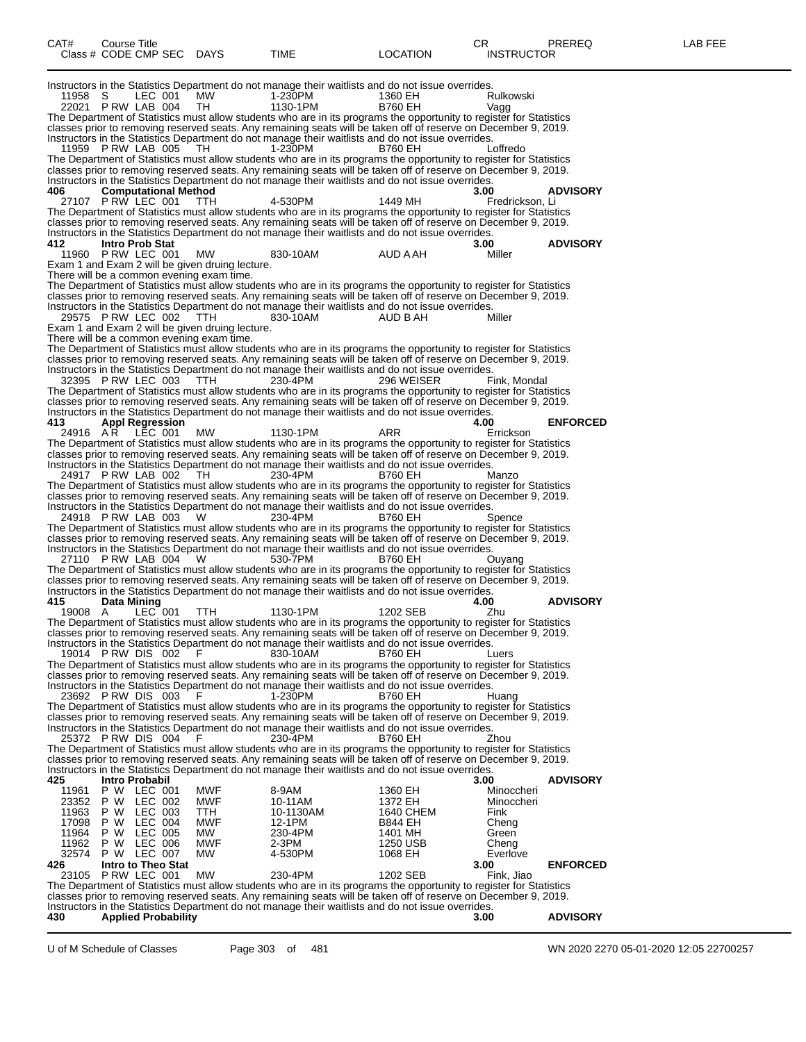| CAT# Class # | Course Title CODE CMP SEC | DAYS | TIME | LOCATION | CR INSTRUCTOR | PREREQ | LAB FEE |
|---|---|---|---|---|---|---|---|

Instructors in the Statistics Department do not manage their waitlists and do not issue overrides.

| | | | | | | | |
|---|---|---|---|---|---|---|---|
| 11958 | S LEC 001 | MW | 1-230PM | 1360 EH | Rulkowski | | |
| 22021 | P RW LAB 004 | TH | 1130-1PM | B760 EH | Vagg | | |

The Department of Statistics must allow students who are in its programs the opportunity to register for Statistics classes prior to removing reserved seats. Any remaining seats will be taken off of reserve on December 9, 2019. Instructors in the Statistics Department do not manage their waitlists and do not issue overrides.

| | | | | | | | |
|---|---|---|---|---|---|---|---|
| 11959 | P RW LAB 005 | TH | 1-230PM | B760 EH | Loffredo | | |

The Department of Statistics must allow students who are in its programs the opportunity to register for Statistics classes prior to removing reserved seats. Any remaining seats will be taken off of reserve on December 9, 2019. Instructors in the Statistics Department do not manage their waitlists and do not issue overrides.

**406 Computational Method** 3.00 ADVISORY

| | | | | | | | |
|---|---|---|---|---|---|---|---|
| 27107 | P RW LEC 001 | TTH | 4-530PM | 1449 MH | Fredrickson, Li | | |

The Department of Statistics must allow students who are in its programs the opportunity to register for Statistics classes prior to removing reserved seats. Any remaining seats will be taken off of reserve on December 9, 2019. Instructors in the Statistics Department do not manage their waitlists and do not issue overrides.

**412 Intro Prob Stat** 3.00 ADVISORY

| | | | | | | | |
|---|---|---|---|---|---|---|---|
| 11960 | P RW LEC 001 | MW | 830-10AM | AUD A AH | Miller | | |

Exam 1 and Exam 2 will be given druing lecture.
There will be a common evening exam time.
The Department of Statistics must allow students who are in its programs the opportunity to register for Statistics classes prior to removing reserved seats. Any remaining seats will be taken off of reserve on December 9, 2019. Instructors in the Statistics Department do not manage their waitlists and do not issue overrides.

| | | | | | | | |
|---|---|---|---|---|---|---|---|
| 29575 | P RW LEC 002 | TTH | 830-10AM | AUD B AH | Miller | | |

Exam 1 and Exam 2 will be given druing lecture.
There will be a common evening exam time.
The Department of Statistics must allow students who are in its programs the opportunity to register for Statistics classes prior to removing reserved seats. Any remaining seats will be taken off of reserve on December 9, 2019. Instructors in the Statistics Department do not manage their waitlists and do not issue overrides.

| | | | | | | | |
|---|---|---|---|---|---|---|---|
| 32395 | P RW LEC 003 | TTH | 230-4PM | 296 WEISER | Fink, Mondal | | |

The Department of Statistics must allow students who are in its programs the opportunity to register for Statistics classes prior to removing reserved seats. Any remaining seats will be taken off of reserve on December 9, 2019. Instructors in the Statistics Department do not manage their waitlists and do not issue overrides.

**413 Appl Regression** 4.00 ENFORCED

| | | | | | | | |
|---|---|---|---|---|---|---|---|
| 24916 | A R LEC 001 | MW | 1130-1PM | ARR | Errickson | | |

The Department of Statistics must allow students who are in its programs the opportunity to register for Statistics classes prior to removing reserved seats. Any remaining seats will be taken off of reserve on December 9, 2019. Instructors in the Statistics Department do not manage their waitlists and do not issue overrides.

| | | | | | | | |
|---|---|---|---|---|---|---|---|
| 24917 | P RW LAB 002 | TH | 230-4PM | B760 EH | Manzo | | |

The Department of Statistics must allow students who are in its programs the opportunity to register for Statistics classes prior to removing reserved seats. Any remaining seats will be taken off of reserve on December 9, 2019. Instructors in the Statistics Department do not manage their waitlists and do not issue overrides.

| | | | | | | | |
|---|---|---|---|---|---|---|---|
| 24918 | P RW LAB 003 | W | 230-4PM | B760 EH | Spence | | |

The Department of Statistics must allow students who are in its programs the opportunity to register for Statistics classes prior to removing reserved seats. Any remaining seats will be taken off of reserve on December 9, 2019. Instructors in the Statistics Department do not manage their waitlists and do not issue overrides.

| | | | | | | | |
|---|---|---|---|---|---|---|---|
| 27110 | P RW LAB 004 | W | 530-7PM | B760 EH | Ouyang | | |

The Department of Statistics must allow students who are in its programs the opportunity to register for Statistics classes prior to removing reserved seats. Any remaining seats will be taken off of reserve on December 9, 2019. Instructors in the Statistics Department do not manage their waitlists and do not issue overrides.

**415 Data Mining** 4.00 ADVISORY

| | | | | | | | |
|---|---|---|---|---|---|---|---|
| 19008 | A LEC 001 | TTH | 1130-1PM | 1202 SEB | Zhu | | |

The Department of Statistics must allow students who are in its programs the opportunity to register for Statistics classes prior to removing reserved seats. Any remaining seats will be taken off of reserve on December 9, 2019. Instructors in the Statistics Department do not manage their waitlists and do not issue overrides.

| | | | | | | | |
|---|---|---|---|---|---|---|---|
| 19014 | P RW DIS 002 | F | 830-10AM | B760 EH | Luers | | |

The Department of Statistics must allow students who are in its programs the opportunity to register for Statistics classes prior to removing reserved seats. Any remaining seats will be taken off of reserve on December 9, 2019. Instructors in the Statistics Department do not manage their waitlists and do not issue overrides.

| | | | | | | | |
|---|---|---|---|---|---|---|---|
| 23692 | P RW DIS 003 | F | 1-230PM | B760 EH | Huang | | |

The Department of Statistics must allow students who are in its programs the opportunity to register for Statistics classes prior to removing reserved seats. Any remaining seats will be taken off of reserve on December 9, 2019. Instructors in the Statistics Department do not manage their waitlists and do not issue overrides.

| | | | | | | | |
|---|---|---|---|---|---|---|---|
| 25372 | P RW DIS 004 | F | 230-4PM | B760 EH | Zhou | | |

The Department of Statistics must allow students who are in its programs the opportunity to register for Statistics classes prior to removing reserved seats. Any remaining seats will be taken off of reserve on December 9, 2019. Instructors in the Statistics Department do not manage their waitlists and do not issue overrides.

**425 Intro Probabil** 3.00 ADVISORY

| | | | | | | | |
|---|---|---|---|---|---|---|---|
| 11961 | P W LEC 001 | MWF | 8-9AM | 1360 EH | Minoccheri | | |
| 23352 | P W LEC 002 | MWF | 10-11AM | 1372 EH | Minoccheri | | |
| 11963 | P W LEC 003 | TTH | 10-1130AM | 1640 CHEM | Fink | | |
| 17098 | P W LEC 004 | MWF | 12-1PM | B844 EH | Cheng | | |
| 11964 | P W LEC 005 | MW | 230-4PM | 1401 MH | Green | | |
| 11962 | P W LEC 006 | MWF | 2-3PM | 1250 USB | Cheng | | |
| 32574 | P W LEC 007 | MW | 4-530PM | 1068 EH | Everlove | | |

**426 Intro to Theo Stat** 3.00 ENFORCED

| | | | | | | | |
|---|---|---|---|---|---|---|---|
| 23105 | P RW LEC 001 | MW | 230-4PM | 1202 SEB | Fink, Jiao | | |

The Department of Statistics must allow students who are in its programs the opportunity to register for Statistics classes prior to removing reserved seats. Any remaining seats will be taken off of reserve on December 9, 2019. Instructors in the Statistics Department do not manage their waitlists and do not issue overrides.

**430 Applied Probability** 3.00 ADVISORY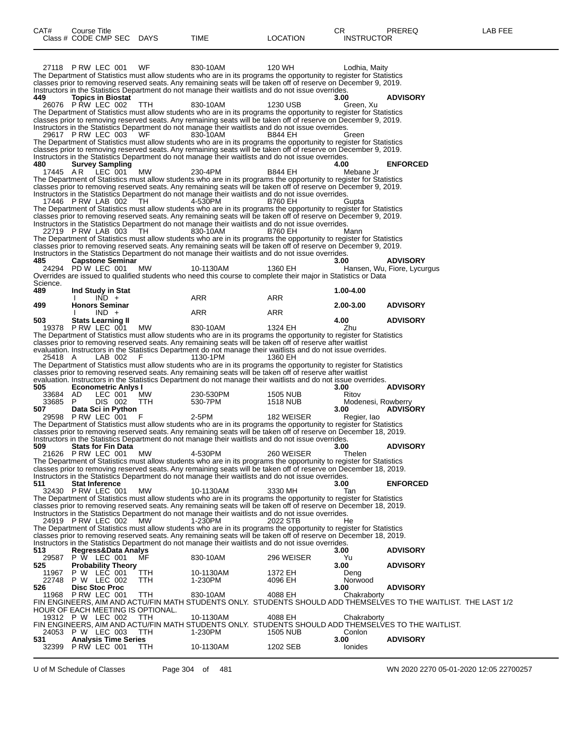| CAT# | Course Title | | | | | CR | PREREQ | LAB FEE |
|---|---|---|---|---|---|---|---|---|
| Class # | CODE CMP SEC | DAYS | TIME | LOCATION | INSTRUCTOR | | | |

27118 P RW LEC 001 WF 830-10AM 120 WH Lodhia, Maity
The Department of Statistics must allow students who are in its programs the opportunity to register for Statistics classes prior to removing reserved seats. Any remaining seats will be taken off of reserve on December 9, 2019. Instructors in the Statistics Department do not manage their waitlists and do not issue overrides.

**449 Topics in Biostat** 3.00 **ADVISORY**
26076 P RW LEC 002 TTH 830-10AM 1230 USB Green, Xu
The Department of Statistics must allow students who are in its programs the opportunity to register for Statistics classes prior to removing reserved seats. Any remaining seats will be taken off of reserve on December 9, 2019. Instructors in the Statistics Department do not manage their waitlists and do not issue overrides.
29617 P RW LEC 003 WF 830-10AM B844 EH Green
The Department of Statistics must allow students who are in its programs the opportunity to register for Statistics classes prior to removing reserved seats. Any remaining seats will be taken off of reserve on December 9, 2019. Instructors in the Statistics Department do not manage their waitlists and do not issue overrides.

**480 Survey Sampling** 4.00 **ENFORCED**
17445 A R LEC 001 MW 230-4PM B844 EH Mebane Jr
The Department of Statistics must allow students who are in its programs the opportunity to register for Statistics classes prior to removing reserved seats. Any remaining seats will be taken off of reserve on December 9, 2019. Instructors in the Statistics Department do not manage their waitlists and do not issue overrides.
17446 P RW LAB 002 TH 4-530PM B760 EH Gupta
The Department of Statistics must allow students who are in its programs the opportunity to register for Statistics classes prior to removing reserved seats. Any remaining seats will be taken off of reserve on December 9, 2019. Instructors in the Statistics Department do not manage their waitlists and do not issue overrides.
22719 P RW LAB 003 TH 830-10AM B760 EH Mann
The Department of Statistics must allow students who are in its programs the opportunity to register for Statistics classes prior to removing reserved seats. Any remaining seats will be taken off of reserve on December 9, 2019. Instructors in the Statistics Department do not manage their waitlists and do not issue overrides.

**485 Capstone Seminar** 3.00 **ADVISORY**
24294 PD W LEC 001 MW 10-1130AM 1360 EH Hansen, Wu, Fiore, Lycurgus
Overrides are issued to qualified students who need this course to complete their major in Statistics or Data Science.

**489 Ind Study in Stat** 1.00-4.00
I IND + ARR ARR

**499 Honors Seminar** 2.00-3.00 **ADVISORY**
I IND + ARR ARR

**503 Stats Learning II** 4.00 **ADVISORY**
19378 P RW LEC 001 MW 830-10AM 1324 EH Zhu
The Department of Statistics must allow students who are in its programs the opportunity to register for Statistics classes prior to removing reserved seats. Any remaining seats will be taken off of reserve after waitlist evaluation. Instructors in the Statistics Department do not manage their waitlists and do not issue overrides.
25418 A LAB 002 F 1130-1PM 1360 EH
The Department of Statistics must allow students who are in its programs the opportunity to register for Statistics classes prior to removing reserved seats. Any remaining seats will be taken off of reserve after waitlist evaluation. Instructors in the Statistics Department do not manage their waitlists and do not issue overrides.

**505 Econometric Anlys I** 3.00 **ADVISORY**
33684 AD LEC 001 MW 230-530PM 1505 NUB Ritov
33685 P DIS 002 TTH 530-7PM 1518 NUB Modenesi, Rowberry

**507 Data Sci in Python** 3.00 **ADVISORY**
29598 P RW LEC 001 F 2-5PM 182 WEISER Regier, Iao
The Department of Statistics must allow students who are in its programs the opportunity to register for Statistics classes prior to removing reserved seats. Any remaining seats will be taken off of reserve on December 18, 2019. Instructors in the Statistics Department do not manage their waitlists and do not issue overrides.

**509 Stats for Fin Data** 3.00 **ADVISORY**
21626 P RW LEC 001 MW 4-530PM 260 WEISER Thelen
The Department of Statistics must allow students who are in its programs the opportunity to register for Statistics classes prior to removing reserved seats. Any remaining seats will be taken off of reserve on December 18, 2019. Instructors in the Statistics Department do not manage their waitlists and do not issue overrides.

**511 Stat Inference** 3.00 **ENFORCED**
32430 P RW LEC 001 MW 10-1130AM 3330 MH Tan
The Department of Statistics must allow students who are in its programs the opportunity to register for Statistics classes prior to removing reserved seats. Any remaining seats will be taken off of reserve on December 18, 2019. Instructors in the Statistics Department do not manage their waitlists and do not issue overrides.
24919 P RW LEC 002 MW 1-230PM 2022 STB He
The Department of Statistics must allow students who are in its programs the opportunity to register for Statistics classes prior to removing reserved seats. Any remaining seats will be taken off of reserve on December 18, 2019. Instructors in the Statistics Department do not manage their waitlists and do not issue overrides.

**513 Regress&Data Analys** 3.00 **ADVISORY**
29587 P W LEC 001 MF 830-10AM 296 WEISER Yu

**525 Probability Theory** 3.00 **ADVISORY**
11967 P W LEC 001 TTH 10-1130AM 1372 EH Deng
22748 P W LEC 002 TTH 1-230PM 4096 EH Norwood

**526 Disc Stoc Proc** 3.00 **ADVISORY**
11968 P RW LEC 001 TTH 830-10AM 4088 EH Chakraborty
FIN ENGINEERS, AIM AND ACTU/FIN MATH STUDENTS ONLY. STUDENTS SHOULD ADD THEMSELVES TO THE WAITLIST. THE LAST 1/2 HOUR OF EACH MEETING IS OPTIONAL.
19312 P W LEC 002 TTH 10-1130AM 4088 EH Chakraborty
FIN ENGINEERS, AIM AND ACTU/FIN MATH STUDENTS ONLY. STUDENTS SHOULD ADD THEMSELVES TO THE WAITLIST.
24053 P W LEC 003 TTH 1-230PM 1505 NUB Conlon

**531 Analysis Time Series** 3.00 **ADVISORY**
32399 P RW LEC 001 TTH 10-1130AM 1202 SEB Ionides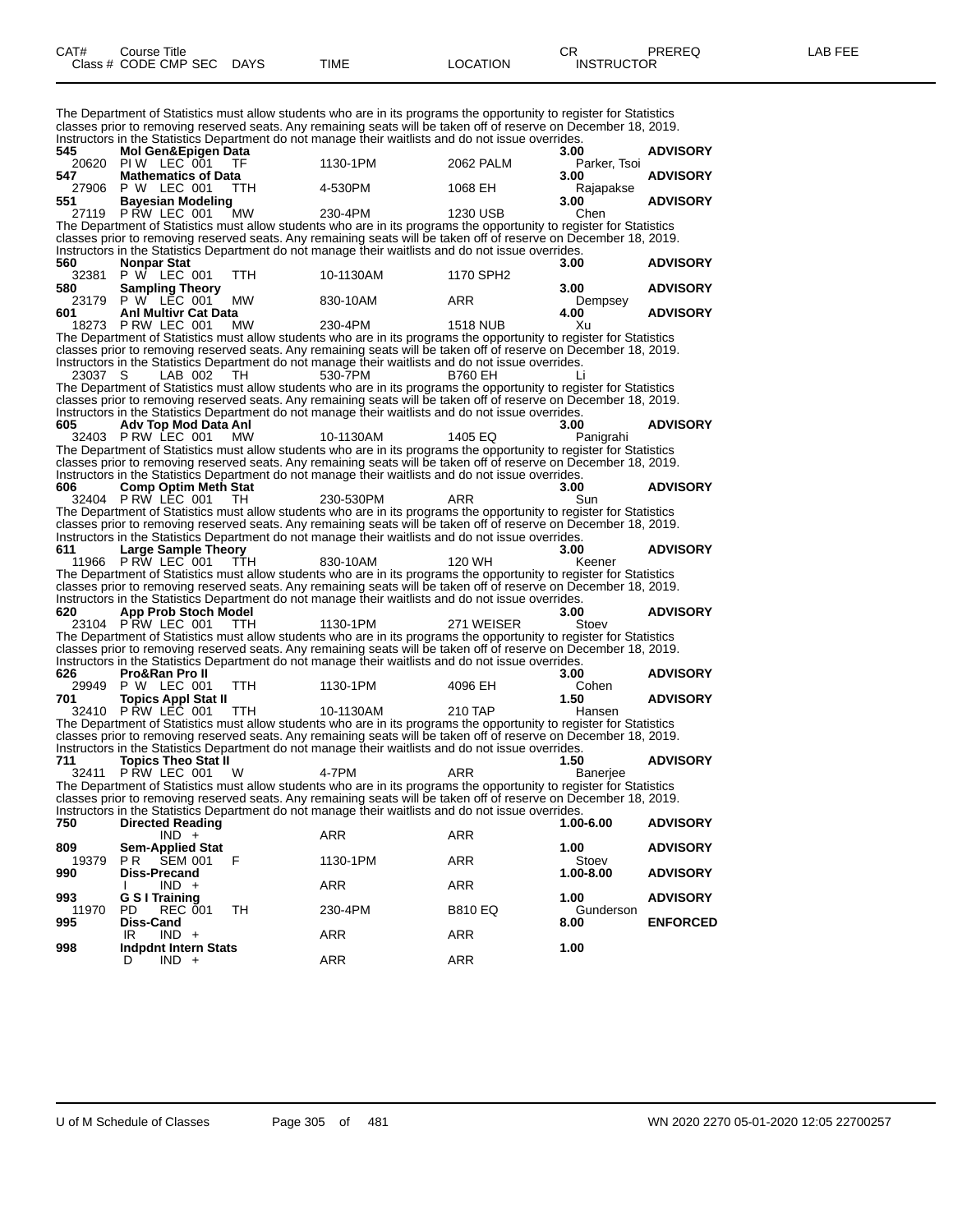| CAT# Class # | Course Title CODE CMP SEC | DAYS | TIME | LOCATION | CR INSTRUCTOR | PREREQ | LAB FEE |
|---|---|---|---|---|---|---|---|

The Department of Statistics must allow students who are in its programs the opportunity to register for Statistics classes prior to removing reserved seats. Any remaining seats will be taken off of reserve on December 18, 2019. Instructors in the Statistics Department do not manage their waitlists and do not issue overrides.

| CAT# Class # | Course Title CODE CMP SEC | DAYS | TIME | LOCATION | CR INSTRUCTOR | PREREQ |
|---|---|---|---|---|---|---|
| **545** | **Mol Gen&Epigen Data** | | | | **3.00** | **ADVISORY** |
| 20620 | PI W LEC 001 | TF | 1130-1PM | 2062 PALM | Parker, Tsoi | |
| **547** | **Mathematics of Data** | | | | **3.00** | **ADVISORY** |
| 27906 | P W LEC 001 | TTH | 4-530PM | 1068 EH | Rajapakse | |
| **551** | **Bayesian Modeling** | | | | **3.00** | **ADVISORY** |
| 27119 | P RW LEC 001 | MW | 230-4PM | 1230 USB | Chen | |

The Department of Statistics must allow students who are in its programs the opportunity to register for Statistics classes prior to removing reserved seats. Any remaining seats will be taken off of reserve on December 18, 2019. Instructors in the Statistics Department do not manage their waitlists and do not issue overrides.

| CAT# Class # | Course Title CODE CMP SEC | DAYS | TIME | LOCATION | CR INSTRUCTOR | PREREQ |
|---|---|---|---|---|---|---|
| **560** | **Nonpar Stat** | | | | **3.00** | **ADVISORY** |
| 32381 | P W LEC 001 | TTH | 10-1130AM | 1170 SPH2 | | |
| **580** | **Sampling Theory** | | | | **3.00** | **ADVISORY** |
| 23179 | P W LEC 001 | MW | 830-10AM | ARR | Dempsey | |
| **601** | **Anl Multivr Cat Data** | | | | **4.00** | **ADVISORY** |
| 18273 | P RW LEC 001 | MW | 230-4PM | 1518 NUB | Xu | |

The Department of Statistics must allow students who are in its programs the opportunity to register for Statistics classes prior to removing reserved seats. Any remaining seats will be taken off of reserve on December 18, 2019. Instructors in the Statistics Department do not manage their waitlists and do not issue overrides.

| CAT# Class # | Course Title CODE CMP SEC | DAYS | TIME | LOCATION | CR INSTRUCTOR | PREREQ |
|---|---|---|---|---|---|---|
| 23037 | S LAB 002 | TH | 530-7PM | B760 EH | Li | |

The Department of Statistics must allow students who are in its programs the opportunity to register for Statistics classes prior to removing reserved seats. Any remaining seats will be taken off of reserve on December 18, 2019. Instructors in the Statistics Department do not manage their waitlists and do not issue overrides.

| CAT# Class # | Course Title CODE CMP SEC | DAYS | TIME | LOCATION | CR INSTRUCTOR | PREREQ |
|---|---|---|---|---|---|---|
| **605** | **Adv Top Mod Data Anl** | | | | **3.00** | **ADVISORY** |
| 32403 | P RW LEC 001 | MW | 10-1130AM | 1405 EQ | Panigrahi | |

The Department of Statistics must allow students who are in its programs the opportunity to register for Statistics classes prior to removing reserved seats. Any remaining seats will be taken off of reserve on December 18, 2019. Instructors in the Statistics Department do not manage their waitlists and do not issue overrides.

| CAT# Class # | Course Title CODE CMP SEC | DAYS | TIME | LOCATION | CR INSTRUCTOR | PREREQ |
|---|---|---|---|---|---|---|
| **606** | **Comp Optim Meth Stat** | | | | **3.00** | **ADVISORY** |
| 32404 | P RW LEC 001 | TH | 230-530PM | ARR | Sun | |

The Department of Statistics must allow students who are in its programs the opportunity to register for Statistics classes prior to removing reserved seats. Any remaining seats will be taken off of reserve on December 18, 2019. Instructors in the Statistics Department do not manage their waitlists and do not issue overrides.

| CAT# Class # | Course Title CODE CMP SEC | DAYS | TIME | LOCATION | CR INSTRUCTOR | PREREQ |
|---|---|---|---|---|---|---|
| **611** | **Large Sample Theory** | | | | **3.00** | **ADVISORY** |
| 11966 | P RW LEC 001 | TTH | 830-10AM | 120 WH | Keener | |

The Department of Statistics must allow students who are in its programs the opportunity to register for Statistics classes prior to removing reserved seats. Any remaining seats will be taken off of reserve on December 18, 2019. Instructors in the Statistics Department do not manage their waitlists and do not issue overrides.

| CAT# Class # | Course Title CODE CMP SEC | DAYS | TIME | LOCATION | CR INSTRUCTOR | PREREQ |
|---|---|---|---|---|---|---|
| **620** | **App Prob Stoch Model** | | | | **3.00** | **ADVISORY** |
| 23104 | P RW LEC 001 | TTH | 1130-1PM | 271 WEISER | Stoev | |

The Department of Statistics must allow students who are in its programs the opportunity to register for Statistics classes prior to removing reserved seats. Any remaining seats will be taken off of reserve on December 18, 2019. Instructors in the Statistics Department do not manage their waitlists and do not issue overrides.

| CAT# Class # | Course Title CODE CMP SEC | DAYS | TIME | LOCATION | CR INSTRUCTOR | PREREQ |
|---|---|---|---|---|---|---|
| **626** | **Pro&Ran Pro II** | | | | **3.00** | **ADVISORY** |
| 29949 | P W LEC 001 | TTH | 1130-1PM | 4096 EH | Cohen | |
| **701** | **Topics Appl Stat II** | | | | **1.50** | **ADVISORY** |
| 32410 | P RW LEC 001 | TTH | 10-1130AM | 210 TAP | Hansen | |

The Department of Statistics must allow students who are in its programs the opportunity to register for Statistics classes prior to removing reserved seats. Any remaining seats will be taken off of reserve on December 18, 2019. Instructors in the Statistics Department do not manage their waitlists and do not issue overrides.

| CAT# Class # | Course Title CODE CMP SEC | DAYS | TIME | LOCATION | CR INSTRUCTOR | PREREQ |
|---|---|---|---|---|---|---|
| **711** | **Topics Theo Stat II** | | | | **1.50** | **ADVISORY** |
| 32411 | P RW LEC 001 | W | 4-7PM | ARR | Banerjee | |

The Department of Statistics must allow students who are in its programs the opportunity to register for Statistics classes prior to removing reserved seats. Any remaining seats will be taken off of reserve on December 18, 2019. Instructors in the Statistics Department do not manage their waitlists and do not issue overrides.

| CAT# Class # | Course Title CODE CMP SEC | DAYS | TIME | LOCATION | CR INSTRUCTOR | PREREQ |
|---|---|---|---|---|---|---|
| **750** | **Directed Reading** | | | | **1.00-6.00** | **ADVISORY** |
| | IND + | | ARR | ARR | | |
| **809** | **Sem-Applied Stat** | | | | **1.00** | **ADVISORY** |
| 19379 | P R SEM 001 | F | 1130-1PM | ARR | Stoev | |
| **990** | **Diss-Precand** | | | | **1.00-8.00** | **ADVISORY** |
| | I IND + | | ARR | ARR | | |
| **993** | **G S I Training** | | | | **1.00** | **ADVISORY** |
| 11970 | PD REC 001 | TH | 230-4PM | B810 EQ | Gunderson | |
| **995** | **Diss-Cand** | | | | **8.00** | **ENFORCED** |
| | IR IND + | | ARR | ARR | | |
| **998** | **Indpdnt Intern Stats** | | | | **1.00** | |
| | D IND + | | ARR | ARR | | |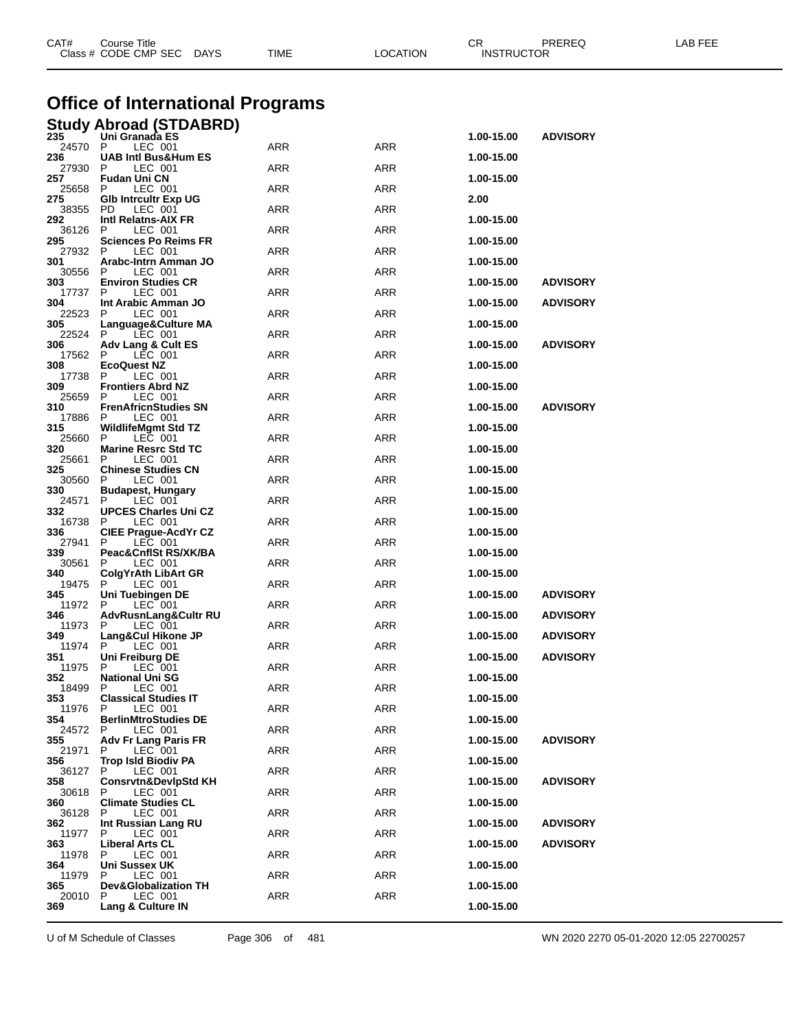| CAT# | Course Title<br>Class # CODE CMP SEC DAYS | TIME | LOCATION | CR<br>INSTRUCTOR | PREREQ | LAB FEE |
|---|---|---|---|---|---|---|

# Office of International Programs

## Study Abroad (STDABRD)

| CAT# / Class # | Course Title / CODE CMP SEC | TIME | LOCATION | CR | PREREQ |
|---|---|---|---|---|---|
| **235** | **Uni Granada ES** | | | **1.00-15.00** | **ADVISORY** |
| 24570 | P LEC 001 | ARR | ARR | | |
| **236** | **UAB Intl Bus&Hum ES** | | | **1.00-15.00** | |
| 27930 | P LEC 001 | ARR | ARR | | |
| **257** | **Fudan Uni CN** | | | **1.00-15.00** | |
| 25658 | P LEC 001 | ARR | ARR | | |
| **275** | **Glb Intrcultr Exp UG** | | | **2.00** | |
| 38355 | PD LEC 001 | ARR | ARR | | |
| **292** | **Intl Relatns-AIX FR** | | | **1.00-15.00** | |
| 36126 | P LEC 001 | ARR | ARR | | |
| **295** | **Sciences Po Reims FR** | | | **1.00-15.00** | |
| 27932 | P LEC 001 | ARR | ARR | | |
| **301** | **Arabc-Intrn Amman JO** | | | **1.00-15.00** | |
| 30556 | P LEC 001 | ARR | ARR | | |
| **303** | **Environ Studies CR** | | | **1.00-15.00** | **ADVISORY** |
| 17737 | P LEC 001 | ARR | ARR | | |
| **304** | **Int Arabic Amman JO** | | | **1.00-15.00** | **ADVISORY** |
| 22523 | P LEC 001 | ARR | ARR | | |
| **305** | **Language&Culture MA** | | | **1.00-15.00** | |
| 22524 | P LEC 001 | ARR | ARR | | |
| **306** | **Adv Lang & Cult ES** | | | **1.00-15.00** | **ADVISORY** |
| 17562 | P LEC 001 | ARR | ARR | | |
| **308** | **EcoQuest NZ** | | | **1.00-15.00** | |
| 17738 | P LEC 001 | ARR | ARR | | |
| **309** | **Frontiers Abrd NZ** | | | **1.00-15.00** | |
| 25659 | P LEC 001 | ARR | ARR | | |
| **310** | **FrenAfricnStudies SN** | | | **1.00-15.00** | **ADVISORY** |
| 17886 | P LEC 001 | ARR | ARR | | |
| **315** | **WildlifeMgmt Std TZ** | | | **1.00-15.00** | |
| 25660 | P LEC 001 | ARR | ARR | | |
| **320** | **Marine Resrc Std TC** | | | **1.00-15.00** | |
| 25661 | P LEC 001 | ARR | ARR | | |
| **325** | **Chinese Studies CN** | | | **1.00-15.00** | |
| 30560 | P LEC 001 | ARR | ARR | | |
| **330** | **Budapest, Hungary** | | | **1.00-15.00** | |
| 24571 | P LEC 001 | ARR | ARR | | |
| **332** | **UPCES Charles Uni CZ** | | | **1.00-15.00** | |
| 16738 | P LEC 001 | ARR | ARR | | |
| **336** | **CIEE Prague-AcdYr CZ** | | | **1.00-15.00** | |
| 27941 | P LEC 001 | ARR | ARR | | |
| **339** | **Peac&CnflSt RS/XK/BA** | | | **1.00-15.00** | |
| 30561 | P LEC 001 | ARR | ARR | | |
| **340** | **ColgYrAth LibArt GR** | | | **1.00-15.00** | |
| 19475 | P LEC 001 | ARR | ARR | | |
| **345** | **Uni Tuebingen DE** | | | **1.00-15.00** | **ADVISORY** |
| 11972 | P LEC 001 | ARR | ARR | | |
| **346** | **AdvRusnLang&Cultr RU** | | | **1.00-15.00** | **ADVISORY** |
| 11973 | P LEC 001 | ARR | ARR | | |
| **349** | **Lang&Cul Hikone JP** | | | **1.00-15.00** | **ADVISORY** |
| 11974 | P LEC 001 | ARR | ARR | | |
| **351** | **Uni Freiburg DE** | | | **1.00-15.00** | **ADVISORY** |
| 11975 | P LEC 001 | ARR | ARR | | |
| **352** | **National Uni SG** | | | **1.00-15.00** | |
| 18499 | P LEC 001 | ARR | ARR | | |
| **353** | **Classical Studies IT** | | | **1.00-15.00** | |
| 11976 | P LEC 001 | ARR | ARR | | |
| **354** | **BerlinMtroStudies DE** | | | **1.00-15.00** | |
| 24572 | P LEC 001 | ARR | ARR | | |
| **355** | **Adv Fr Lang Paris FR** | | | **1.00-15.00** | **ADVISORY** |
| 21971 | P LEC 001 | ARR | ARR | | |
| **356** | **Trop Isld Biodiv PA** | | | **1.00-15.00** | |
| 36127 | P LEC 001 | ARR | ARR | | |
| **358** | **Consrvtn&DevlpStd KH** | | | **1.00-15.00** | **ADVISORY** |
| 30618 | P LEC 001 | ARR | ARR | | |
| **360** | **Climate Studies CL** | | | **1.00-15.00** | |
| 36128 | P LEC 001 | ARR | ARR | | |
| **362** | **Int Russian Lang RU** | | | **1.00-15.00** | **ADVISORY** |
| 11977 | P LEC 001 | ARR | ARR | | |
| **363** | **Liberal Arts CL** | | | **1.00-15.00** | **ADVISORY** |
| 11978 | P LEC 001 | ARR | ARR | | |
| **364** | **Uni Sussex UK** | | | **1.00-15.00** | |
| 11979 | P LEC 001 | ARR | ARR | | |
| **365** | **Dev&Globalization TH** | | | **1.00-15.00** | |
| 20010 | P LEC 001 | ARR | ARR | | |
| **369** | **Lang & Culture IN** | | | **1.00-15.00** | |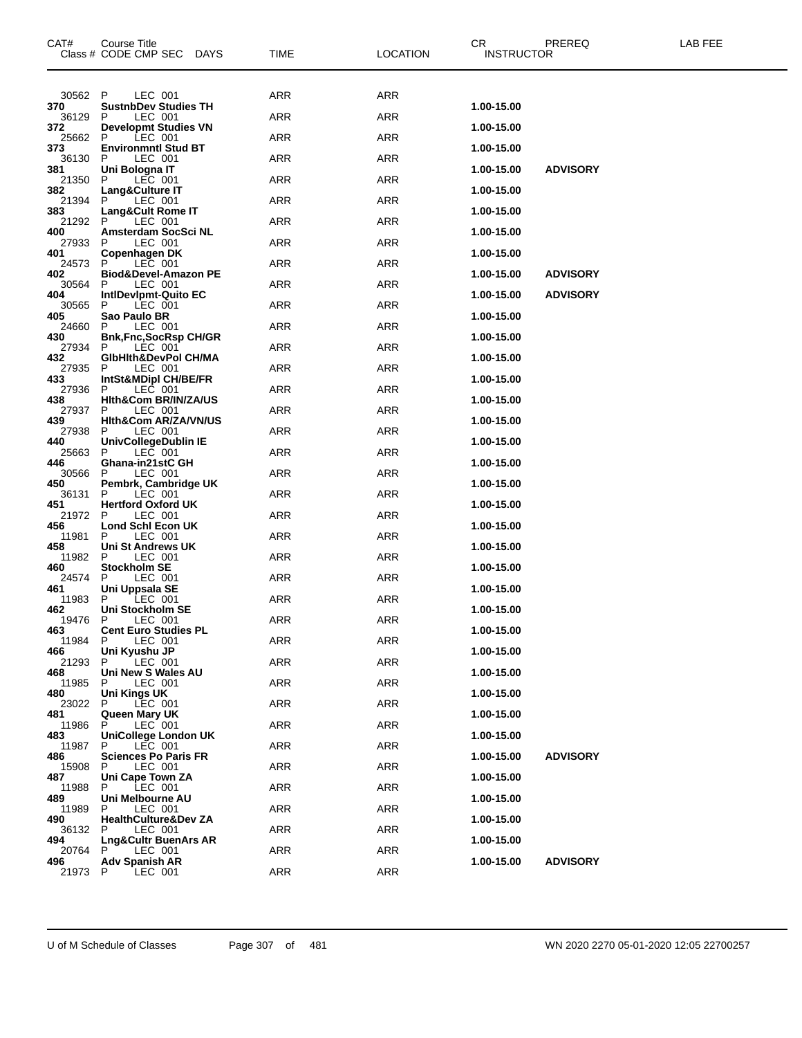| CAT# | Course Title<br>Class # CODE CMP SEC DAYS | TIME | LOCATION | CR<br>INSTRUCTOR | PREREQ | LAB FEE |
|---|---|---|---|---|---|---|
| 30562 | P LEC 001 | ARR | ARR | | | |
| **370** | **SustnbDev Studies TH** | | | **1.00-15.00** | | |
| 36129 | P LEC 001 | ARR | ARR | | | |
| **372** | **Developmt Studies VN** | | | **1.00-15.00** | | |
| 25662 | P LEC 001 | ARR | ARR | | | |
| **373** | **Environmntl Stud BT** | | | **1.00-15.00** | | |
| 36130 | P LEC 001 | ARR | ARR | | | |
| **381** | **Uni Bologna IT** | | | **1.00-15.00** | **ADVISORY** | |
| 21350 | P LEC 001 | ARR | ARR | | | |
| **382** | **Lang&Culture IT** | | | **1.00-15.00** | | |
| 21394 | P LEC 001 | ARR | ARR | | | |
| **383** | **Lang&Cult Rome IT** | | | **1.00-15.00** | | |
| 21292 | P LEC 001 | ARR | ARR | | | |
| **400** | **Amsterdam SocSci NL** | | | **1.00-15.00** | | |
| 27933 | P LEC 001 | ARR | ARR | | | |
| **401** | **Copenhagen DK** | | | **1.00-15.00** | | |
| 24573 | P LEC 001 | ARR | ARR | | | |
| **402** | **Biod&Devel-Amazon PE** | | | **1.00-15.00** | **ADVISORY** | |
| 30564 | P LEC 001 | ARR | ARR | | | |
| **404** | **IntlDevlpmt-Quito EC** | | | **1.00-15.00** | **ADVISORY** | |
| 30565 | P LEC 001 | ARR | ARR | | | |
| **405** | **Sao Paulo BR** | | | **1.00-15.00** | | |
| 24660 | P LEC 001 | ARR | ARR | | | |
| **430** | **Bnk,Fnc,SocRsp CH/GR** | | | **1.00-15.00** | | |
| 27934 | P LEC 001 | ARR | ARR | | | |
| **432** | **GlbHlth&DevPol CH/MA** | | | **1.00-15.00** | | |
| 27935 | P LEC 001 | ARR | ARR | | | |
| **433** | **IntSt&MDipl CH/BE/FR** | | | **1.00-15.00** | | |
| 27936 | P LEC 001 | ARR | ARR | | | |
| **438** | **Hlth&Com BR/IN/ZA/US** | | | **1.00-15.00** | | |
| 27937 | P LEC 001 | ARR | ARR | | | |
| **439** | **Hlth&Com AR/ZA/VN/US** | | | **1.00-15.00** | | |
| 27938 | P LEC 001 | ARR | ARR | | | |
| **440** | **UnivCollegeDublin IE** | | | **1.00-15.00** | | |
| 25663 | P LEC 001 | ARR | ARR | | | |
| **446** | **Ghana-in21stC GH** | | | **1.00-15.00** | | |
| 30566 | P LEC 001 | ARR | ARR | | | |
| **450** | **Pembrk, Cambridge UK** | | | **1.00-15.00** | | |
| 36131 | P LEC 001 | ARR | ARR | | | |
| **451** | **Hertford Oxford UK** | | | **1.00-15.00** | | |
| 21972 | P LEC 001 | ARR | ARR | | | |
| **456** | **Lond Schl Econ UK** | | | **1.00-15.00** | | |
| 11981 | P LEC 001 | ARR | ARR | | | |
| **458** | **Uni St Andrews UK** | | | **1.00-15.00** | | |
| 11982 | P LEC 001 | ARR | ARR | | | |
| **460** | **Stockholm SE** | | | **1.00-15.00** | | |
| 24574 | P LEC 001 | ARR | ARR | | | |
| **461** | **Uni Uppsala SE** | | | **1.00-15.00** | | |
| 11983 | P LEC 001 | ARR | ARR | | | |
| **462** | **Uni Stockholm SE** | | | **1.00-15.00** | | |
| 19476 | P LEC 001 | ARR | ARR | | | |
| **463** | **Cent Euro Studies PL** | | | **1.00-15.00** | | |
| 11984 | P LEC 001 | ARR | ARR | | | |
| **466** | **Uni Kyushu JP** | | | **1.00-15.00** | | |
| 21293 | P LEC 001 | ARR | ARR | | | |
| **468** | **Uni New S Wales AU** | | | **1.00-15.00** | | |
| 11985 | P LEC 001 | ARR | ARR | | | |
| **480** | **Uni Kings UK** | | | **1.00-15.00** | | |
| 23022 | P LEC 001 | ARR | ARR | | | |
| **481** | **Queen Mary UK** | | | **1.00-15.00** | | |
| 11986 | P LEC 001 | ARR | ARR | | | |
| **483** | **UniCollege London UK** | | | **1.00-15.00** | | |
| 11987 | P LEC 001 | ARR | ARR | | | |
| **486** | **Sciences Po Paris FR** | | | **1.00-15.00** | **ADVISORY** | |
| 15908 | P LEC 001 | ARR | ARR | | | |
| **487** | **Uni Cape Town ZA** | | | **1.00-15.00** | | |
| 11988 | P LEC 001 | ARR | ARR | | | |
| **489** | **Uni Melbourne AU** | | | **1.00-15.00** | | |
| 11989 | P LEC 001 | ARR | ARR | | | |
| **490** | **HealthCulture&Dev ZA** | | | **1.00-15.00** | | |
| 36132 | P LEC 001 | ARR | ARR | | | |
| **494** | **Lng&Cultr BuenArs AR** | | | **1.00-15.00** | | |
| 20764 | P LEC 001 | ARR | ARR | | | |
| **496** | **Adv Spanish AR** | | | **1.00-15.00** | **ADVISORY** | |
| 21973 | P LEC 001 | ARR | ARR | | | |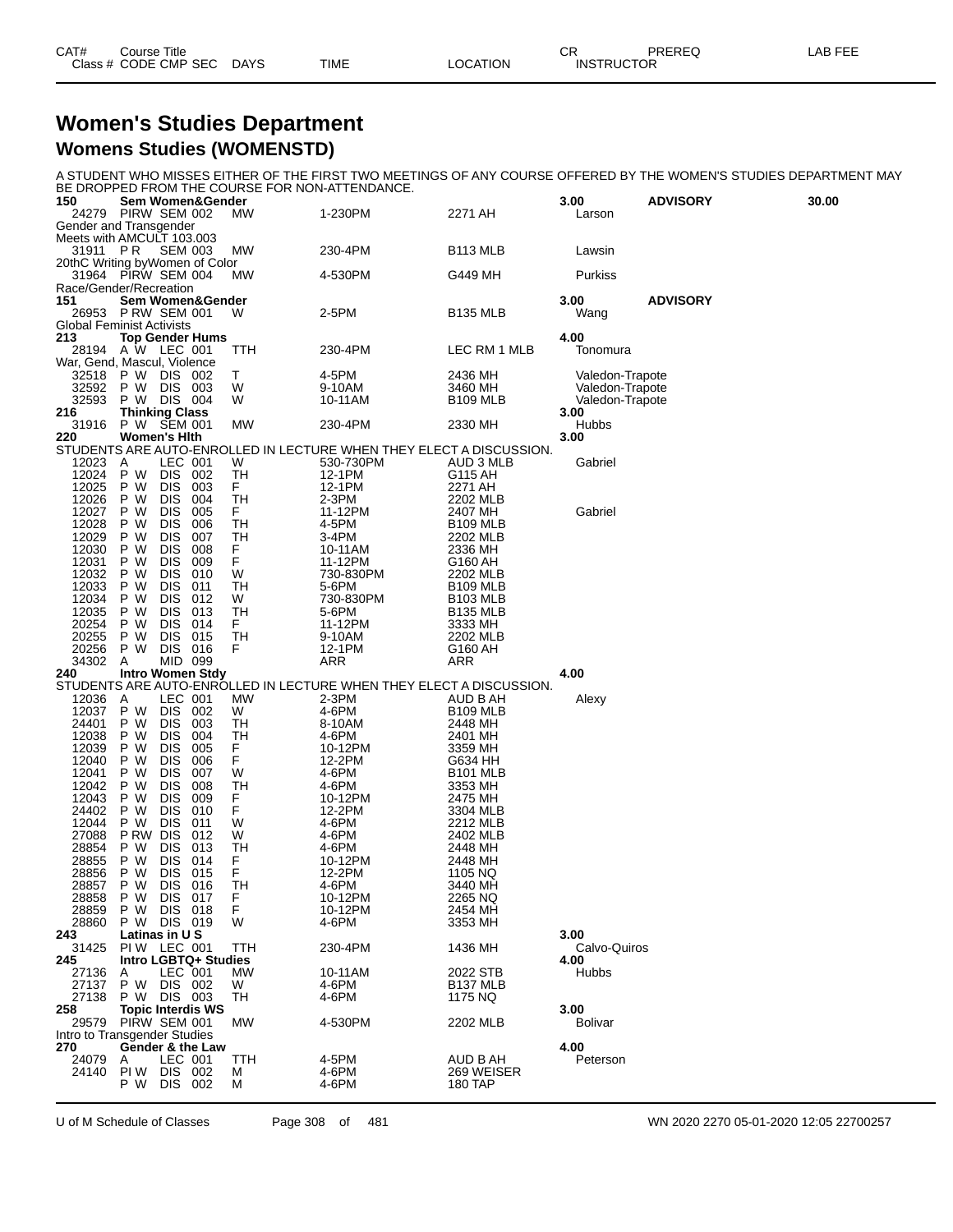| CAT# Class # | Course Title CODE CMP SEC | DAYS | TIME | LOCATION | CR INSTRUCTOR | PREREQ | LAB FEE |
|---|---|---|---|---|---|---|---|

# Women's Studies Department

## Womens Studies (WOMENSTD)

A STUDENT WHO MISSES EITHER OF THE FIRST TWO MEETINGS OF ANY COURSE OFFERED BY THE WOMEN'S STUDIES DEPARTMENT MAY BE DROPPED FROM THE COURSE FOR NON-ATTENDANCE.

| CAT# / Class # | Course Title / CODE CMP SEC | DAYS | TIME | LOCATION | CR / INSTRUCTOR | PREREQ | LAB FEE |
|---|---|---|---|---|---|---|---|
| **150** | **Sem Women&Gender** | | | | **3.00** | **ADVISORY** | **30.00** |
| 24279 | PIRW SEM 002 | MW | 1-230PM | 2271 AH | Larson | | |
| Gender and Transgender | | | | | | | |
| Meets with AMCULT 103.003 | | | | | | | |
| 31911 | P R SEM 003 | MW | 230-4PM | B113 MLB | Lawsin | | |
| 20thC Writing byWomen of Color | | | | | | | |
| 31964 | PIRW SEM 004 | MW | 4-530PM | G449 MH | Purkiss | | |
| Race/Gender/Recreation | | | | | | | |
| **151** | **Sem Women&Gender** | | | | **3.00** | **ADVISORY** | |
| 26953 | P RW SEM 001 | W | 2-5PM | B135 MLB | Wang | | |
| Global Feminist Activists | | | | | | | |
| **213** | **Top Gender Hums** | | | | **4.00** | | |
| 28194 | A W LEC 001 | TTH | 230-4PM | LEC RM 1 MLB | Tonomura | | |
| War, Gend, Mascul, Violence | | | | | | | |
| 32518 | P W DIS 002 | T | 4-5PM | 2436 MH | Valedon-Trapote | | |
| 32592 | P W DIS 003 | W | 9-10AM | 3460 MH | Valedon-Trapote | | |
| 32593 | P W DIS 004 | W | 10-11AM | B109 MLB | Valedon-Trapote | | |
| **216** | **Thinking Class** | | | | **3.00** | | |
| 31916 | P W SEM 001 | MW | 230-4PM | 2330 MH | Hubbs | | |
| **220** | **Women's Hlth** | | | | **3.00** | | |
| STUDENTS ARE AUTO-ENROLLED IN LECTURE WHEN THEY ELECT A DISCUSSION. | | | | | | | |
| 12023 | A LEC 001 | W | 530-730PM | AUD 3 MLB | Gabriel | | |
| 12024 | P W DIS 002 | TH | 12-1PM | G115 AH | | | |
| 12025 | P W DIS 003 | F | 12-1PM | 2271 AH | | | |
| 12026 | P W DIS 004 | TH | 2-3PM | 2202 MLB | | | |
| 12027 | P W DIS 005 | F | 11-12PM | 2407 MH | Gabriel | | |
| 12028 | P W DIS 006 | TH | 4-5PM | B109 MLB | | | |
| 12029 | P W DIS 007 | TH | 3-4PM | 2202 MLB | | | |
| 12030 | P W DIS 008 | F | 10-11AM | 2336 MH | | | |
| 12031 | P W DIS 009 | F | 11-12PM | G160 AH | | | |
| 12032 | P W DIS 010 | W | 730-830PM | 2202 MLB | | | |
| 12033 | P W DIS 011 | TH | 5-6PM | B109 MLB | | | |
| 12034 | P W DIS 012 | W | 730-830PM | B103 MLB | | | |
| 12035 | P W DIS 013 | TH | 5-6PM | B135 MLB | | | |
| 20254 | P W DIS 014 | F | 11-12PM | 3333 MH | | | |
| 20255 | P W DIS 015 | TH | 9-10AM | 2202 MLB | | | |
| 20256 | P W DIS 016 | F | 12-1PM | G160 AH | | | |
| 34302 | A MID 099 | | ARR | ARR | | | |
| **240** | **Intro Women Stdy** | | | | **4.00** | | |
| STUDENTS ARE AUTO-ENROLLED IN LECTURE WHEN THEY ELECT A DISCUSSION. | | | | | | | |
| 12036 | A LEC 001 | MW | 2-3PM | AUD B AH | Alexy | | |
| 12037 | P W DIS 002 | W | 4-6PM | B109 MLB | | | |
| 24401 | P W DIS 003 | TH | 8-10AM | 2448 MH | | | |
| 12038 | P W DIS 004 | TH | 4-6PM | 2401 MH | | | |
| 12039 | P W DIS 005 | F | 10-12PM | 3359 MH | | | |
| 12040 | P W DIS 006 | F | 12-2PM | G634 HH | | | |
| 12041 | P W DIS 007 | W | 4-6PM | B101 MLB | | | |
| 12042 | P W DIS 008 | TH | 4-6PM | 3353 MH | | | |
| 12043 | P W DIS 009 | F | 10-12PM | 2475 MH | | | |
| 24402 | P W DIS 010 | F | 12-2PM | 3304 MLB | | | |
| 12044 | P W DIS 011 | W | 4-6PM | 2212 MLB | | | |
| 27088 | P RW DIS 012 | W | 4-6PM | 2402 MLB | | | |
| 28854 | P W DIS 013 | TH | 4-6PM | 2448 MH | | | |
| 28855 | P W DIS 014 | F | 10-12PM | 2448 MH | | | |
| 28856 | P W DIS 015 | F | 12-2PM | 1105 NQ | | | |
| 28857 | P W DIS 016 | TH | 4-6PM | 3440 MH | | | |
| 28858 | P W DIS 017 | F | 10-12PM | 2265 NQ | | | |
| 28859 | P W DIS 018 | F | 10-12PM | 2454 MH | | | |
| 28860 | P W DIS 019 | W | 4-6PM | 3353 MH | | | |
| **243** | **Latinas in U S** | | | | **3.00** | | |
| 31425 | PI W LEC 001 | TTH | 230-4PM | 1436 MH | Calvo-Quiros | | |
| **245** | **Intro LGBTQ+ Studies** | | | | **4.00** | | |
| 27136 | A LEC 001 | MW | 10-11AM | 2022 STB | Hubbs | | |
| 27137 | P W DIS 002 | W | 4-6PM | B137 MLB | | | |
| 27138 | P W DIS 003 | TH | 4-6PM | 1175 NQ | | | |
| **258** | **Topic Interdis WS** | | | | **3.00** | | |
| 29579 | PIRW SEM 001 | MW | 4-530PM | 2202 MLB | Bolivar | | |
| Intro to Transgender Studies | | | | | | | |
| **270** | **Gender & the Law** | | | | **4.00** | | |
| 24079 | A LEC 001 | TTH | 4-5PM | AUD B AH | Peterson | | |
| 24140 | PI W DIS 002 | M | 4-6PM | 269 WEISER | | | |
| | P W DIS 002 | M | 4-6PM | 180 TAP | | | |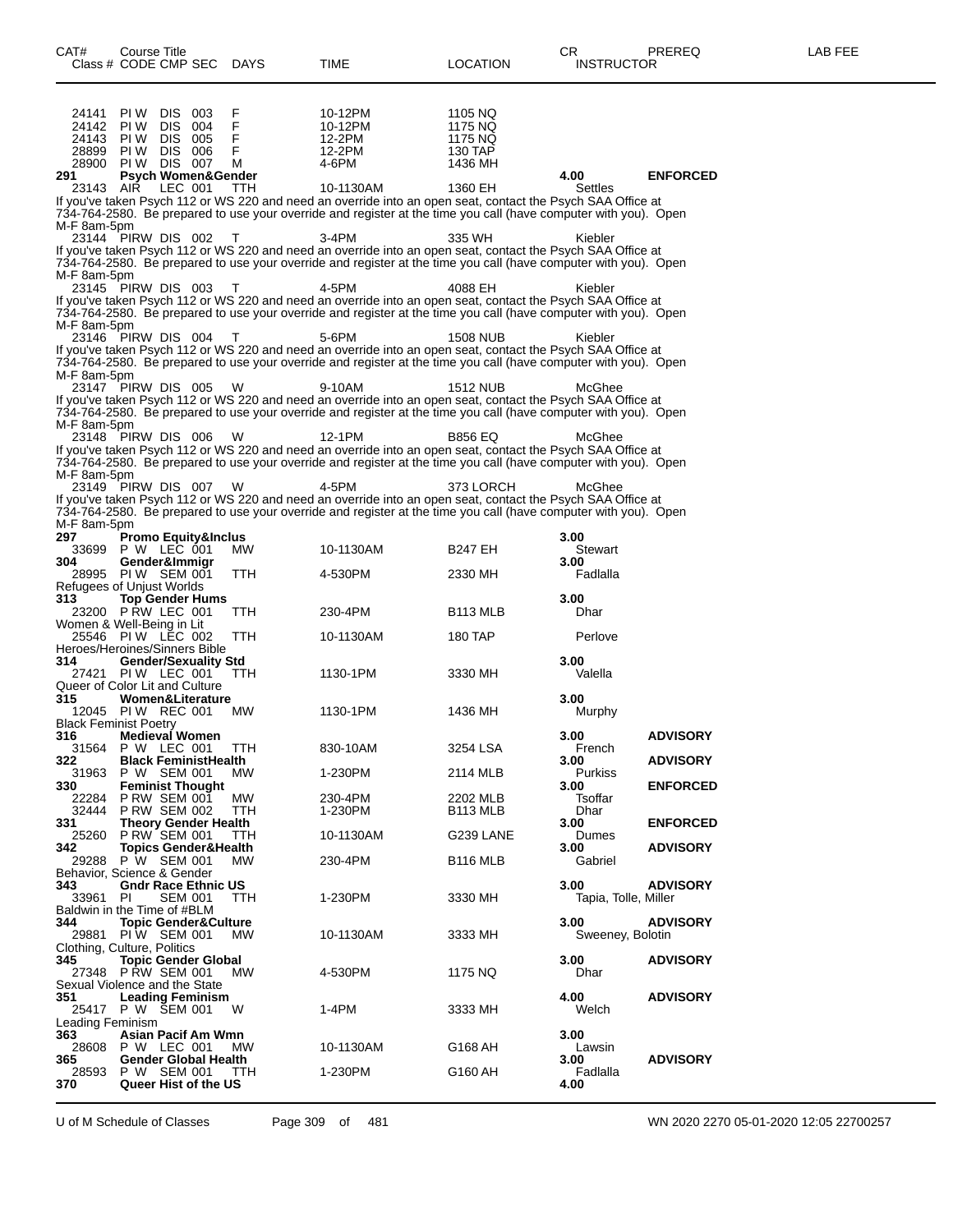| CAT# | Course Title Class # CODE CMP SEC | DAYS | TIME | LOCATION | CR INSTRUCTOR | PREREQ | LAB FEE |
|---|---|---|---|---|---|---|---|
| | 24141 PI W DIS 003 | F | 10-12PM | 1105 NQ | | | |
| | 24142 PI W DIS 004 | F | 10-12PM | 1175 NQ | | | |
| | 24143 PI W DIS 005 | F | 12-2PM | 1175 NQ | | | |
| | 28899 PI W DIS 006 | F | 12-2PM | 130 TAP | | | |
| | 28900 PI W DIS 007 | M | 4-6PM | 1436 MH | | | |
| **291** | **Psych Women&Gender** | | | | **4.00** | **ENFORCED** | |
| | 23143 AIR LEC 001 | TTH | 10-1130AM | 1360 EH | Settles | | |

If you've taken Psych 112 or WS 220 and need an override into an open seat, contact the Psych SAA Office at 734-764-2580. Be prepared to use your override and register at the time you call (have computer with you). Open M-F 8am-5pm

| | 23144 PIRW DIS 002 | T | 3-4PM | 335 WH | Kiebler | | |
|---|---|---|---|---|---|---|---|

If you've taken Psych 112 or WS 220 and need an override into an open seat, contact the Psych SAA Office at 734-764-2580. Be prepared to use your override and register at the time you call (have computer with you). Open M-F 8am-5pm

| | 23145 PIRW DIS 003 | T | 4-5PM | 4088 EH | Kiebler | | |
|---|---|---|---|---|---|---|---|

If you've taken Psych 112 or WS 220 and need an override into an open seat, contact the Psych SAA Office at 734-764-2580. Be prepared to use your override and register at the time you call (have computer with you). Open M-F 8am-5pm

| | 23146 PIRW DIS 004 | T | 5-6PM | 1508 NUB | Kiebler | | |
|---|---|---|---|---|---|---|---|

If you've taken Psych 112 or WS 220 and need an override into an open seat, contact the Psych SAA Office at 734-764-2580. Be prepared to use your override and register at the time you call (have computer with you). Open M-F 8am-5pm

| | 23147 PIRW DIS 005 | W | 9-10AM | 1512 NUB | McGhee | | |
|---|---|---|---|---|---|---|---|

If you've taken Psych 112 or WS 220 and need an override into an open seat, contact the Psych SAA Office at 734-764-2580. Be prepared to use your override and register at the time you call (have computer with you). Open M-F 8am-5pm

| | 23148 PIRW DIS 006 | W | 12-1PM | B856 EQ | McGhee | | |
|---|---|---|---|---|---|---|---|

If you've taken Psych 112 or WS 220 and need an override into an open seat, contact the Psych SAA Office at 734-764-2580. Be prepared to use your override and register at the time you call (have computer with you). Open M-F 8am-5pm

| | 23149 PIRW DIS 007 | W | 4-5PM | 373 LORCH | McGhee | | |
|---|---|---|---|---|---|---|---|

If you've taken Psych 112 or WS 220 and need an override into an open seat, contact the Psych SAA Office at 734-764-2580. Be prepared to use your override and register at the time you call (have computer with you). Open M-F 8am-5pm

| CAT# | Course Title Class # CODE CMP SEC | DAYS | TIME | LOCATION | CR INSTRUCTOR | PREREQ | LAB FEE |
|---|---|---|---|---|---|---|---|
| **297** | **Promo Equity&Inclus** | | | | **3.00** | | |
| | 33699 P W LEC 001 | MW | 10-1130AM | B247 EH | Stewart | | |
| **304** | **Gender&Immigr** | | | | **3.00** | | |
| | 28995 PI W SEM 001 | TTH | 4-530PM | 2330 MH | Fadlalla | | |
| | Refugees of Unjust Worlds | | | | | | |
| **313** | **Top Gender Hums** | | | | **3.00** | | |
| | 23200 P RW LEC 001 | TTH | 230-4PM | B113 MLB | Dhar | | |
| | Women & Well-Being in Lit | | | | | | |
| | 25546 PI W LEC 002 | TTH | 10-1130AM | 180 TAP | Perlove | | |
| | Heroes/Heroines/Sinners Bible | | | | | | |
| **314** | **Gender/Sexuality Std** | | | | **3.00** | | |
| | 27421 PI W LEC 001 | TTH | 1130-1PM | 3330 MH | Valella | | |
| | Queer of Color Lit and Culture | | | | | | |
| **315** | **Women&Literature** | | | | **3.00** | | |
| | 12045 PI W REC 001 | MW | 1130-1PM | 1436 MH | Murphy | | |
| | Black Feminist Poetry | | | | | | |
| **316** | **Medieval Women** | | | | **3.00** | **ADVISORY** | |
| | 31564 P W LEC 001 | TTH | 830-10AM | 3254 LSA | French | | |
| **322** | **Black FeministHealth** | | | | **3.00** | **ADVISORY** | |
| | 31963 P W SEM 001 | MW | 1-230PM | 2114 MLB | Purkiss | | |
| **330** | **Feminist Thought** | | | | **3.00** | **ENFORCED** | |
| | 22284 P RW SEM 001 | MW | 230-4PM | 2202 MLB | Tsoffar | | |
| | 32444 P RW SEM 002 | TTH | 1-230PM | B113 MLB | Dhar | | |
| **331** | **Theory Gender Health** | | | | **3.00** | **ENFORCED** | |
| | 25260 P RW SEM 001 | TTH | 10-1130AM | G239 LANE | Dumes | | |
| **342** | **Topics Gender&Health** | | | | **3.00** | **ADVISORY** | |
| | 29288 P W SEM 001 | MW | 230-4PM | B116 MLB | Gabriel | | |
| | Behavior, Science & Gender | | | | | | |
| **343** | **Gndr Race Ethnic US** | | | | **3.00** | **ADVISORY** | |
| | 33961 PI SEM 001 | TTH | 1-230PM | 3330 MH | Tapia, Tolle, Miller | | |
| | Baldwin in the Time of #BLM | | | | | | |
| **344** | **Topic Gender&Culture** | | | | **3.00** | **ADVISORY** | |
| | 29881 PI W SEM 001 | MW | 10-1130AM | 3333 MH | Sweeney, Bolotin | | |
| | Clothing, Culture, Politics | | | | | | |
| **345** | **Topic Gender Global** | | | | **3.00** | **ADVISORY** | |
| | 27348 P RW SEM 001 | MW | 4-530PM | 1175 NQ | Dhar | | |
| | Sexual Violence and the State | | | | | | |
| **351** | **Leading Feminism** | | | | **4.00** | **ADVISORY** | |
| | 25417 P W SEM 001 | W | 1-4PM | 3333 MH | Welch | | |
| | Leading Feminism | | | | | | |
| **363** | **Asian Pacif Am Wmn** | | | | **3.00** | | |
| | 28608 P W LEC 001 | MW | 10-1130AM | G168 AH | Lawsin | | |
| **365** | **Gender Global Health** | | | | **3.00** | **ADVISORY** | |
| | 28593 P W SEM 001 | TTH | 1-230PM | G160 AH | Fadlalla | | |
| **370** | **Queer Hist of the US** | | | | **4.00** | | |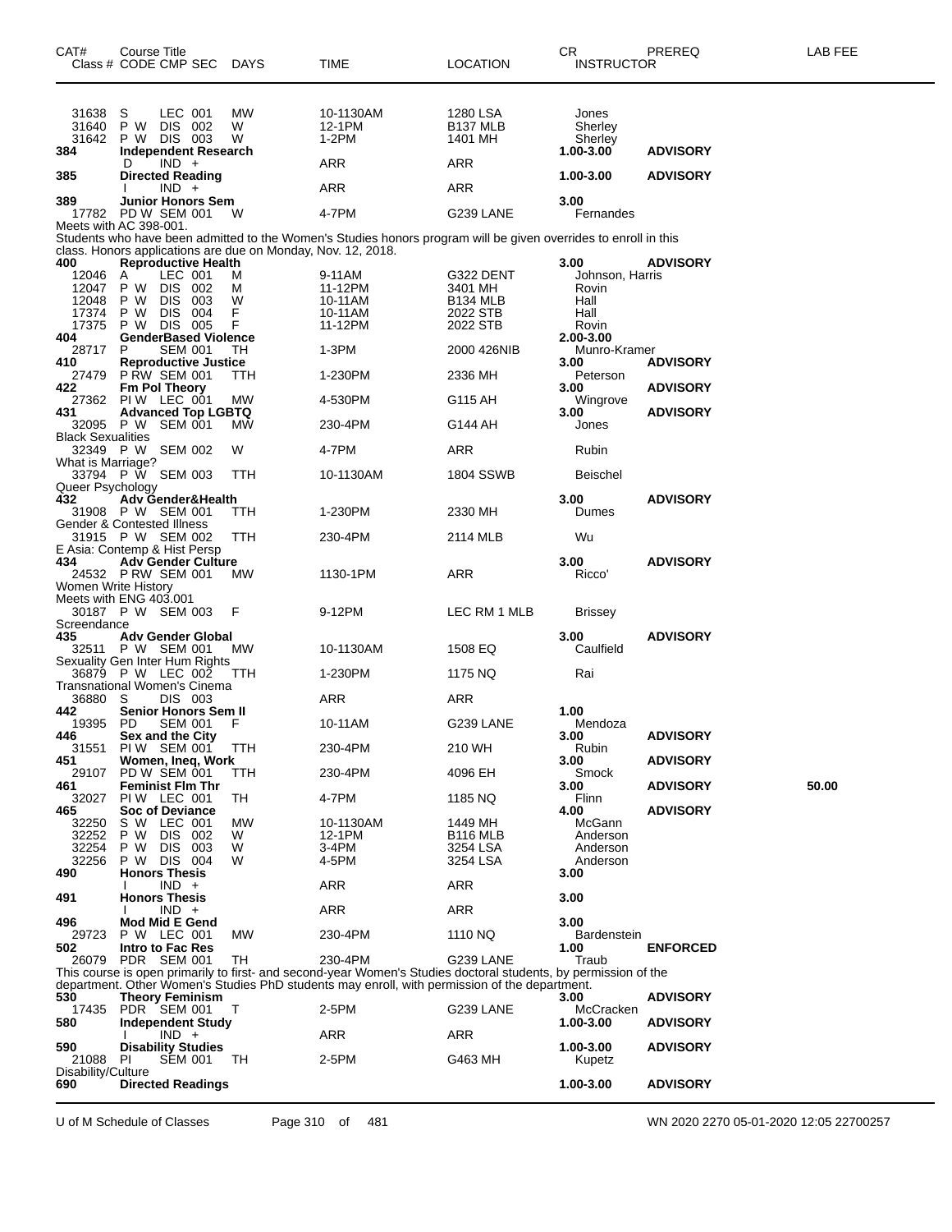| CAT# | Course Title<br>Class # CODE CMP SEC | DAYS | TIME | LOCATION | CR<br>INSTRUCTOR | PREREQ | LAB FEE |
|---|---|---|---|---|---|---|---|
| 31638 | S LEC 001 | MW | 10-1130AM | 1280 LSA | Jones | | |
| 31640 | P W DIS 002 | W | 12-1PM | B137 MLB | Sherley | | |
| 31642 | P W DIS 003 | W | 1-2PM | 1401 MH | Sherley | | |
| **384** | **Independent Research** | | | | **1.00-3.00** | **ADVISORY** | |
| | D IND + | | ARR | ARR | | | |
| **385** | **Directed Reading** | | | | **1.00-3.00** | **ADVISORY** | |
| | I IND + | | ARR | ARR | | | |
| **389** | **Junior Honors Sem** | | | | **3.00** | | |
| 17782 | PD W SEM 001 | W | 4-7PM | G239 LANE | Fernandes | | |

Meets with AC 398-001.
Students who have been admitted to the Women's Studies honors program will be given overrides to enroll in this class. Honors applications are due on Monday, Nov. 12, 2018.

| CAT# | Course Title<br>Class # CODE CMP SEC | DAYS | TIME | LOCATION | CR<br>INSTRUCTOR | PREREQ | LAB FEE |
|---|---|---|---|---|---|---|---|
| **400** | **Reproductive Health** | | | | **3.00** | **ADVISORY** | |
| 12046 | A LEC 001 | M | 9-11AM | G322 DENT | Johnson, Harris | | |
| 12047 | P W DIS 002 | M | 11-12PM | 3401 MH | Rovin | | |
| 12048 | P W DIS 003 | W | 10-11AM | B134 MLB | Hall | | |
| 17374 | P W DIS 004 | F | 10-11AM | 2022 STB | Hall | | |
| 17375 | P W DIS 005 | F | 11-12PM | 2022 STB | Rovin | | |
| **404** | **GenderBased Violence** | | | | **2.00-3.00** | | |
| 28717 | P SEM 001 | TH | 1-3PM | 2000 426NIB | Munro-Kramer | | |
| **410** | **Reproductive Justice** | | | | **3.00** | **ADVISORY** | |
| 27479 | P RW SEM 001 | TTH | 1-230PM | 2336 MH | Peterson | | |
| **422** | **Fm Pol Theory** | | | | **3.00** | **ADVISORY** | |
| 27362 | PI W LEC 001 | MW | 4-530PM | G115 AH | Wingrove | | |
| **431** | **Advanced Top LGBTQ** | | | | **3.00** | **ADVISORY** | |
| 32095 | P W SEM 001 | MW | 230-4PM | G144 AH | Jones | | |
| Black Sexualities | | | | | | | |
| 32349 | P W SEM 002 | W | 4-7PM | ARR | Rubin | | |
| What is Marriage? | | | | | | | |
| 33794 | P W SEM 003 | TTH | 10-1130AM | 1804 SSWB | Beischel | | |
| Queer Psychology | | | | | | | |
| **432** | **Adv Gender&Health** | | | | **3.00** | **ADVISORY** | |
| 31908 | P W SEM 001 | TTH | 1-230PM | 2330 MH | Dumes | | |
| Gender & Contested Illness | | | | | | | |
| 31915 | P W SEM 002 | TTH | 230-4PM | 2114 MLB | Wu | | |
| E Asia: Contemp & Hist Persp | | | | | | | |
| **434** | **Adv Gender Culture** | | | | **3.00** | **ADVISORY** | |
| 24532 | P RW SEM 001 | MW | 1130-1PM | ARR | Ricco' | | |
| Women Write History | | | | | | | |
| Meets with ENG 403.001 | | | | | | | |
| 30187 | P W SEM 003 | F | 9-12PM | LEC RM 1 MLB | Brissey | | |
| Screendance | | | | | | | |
| **435** | **Adv Gender Global** | | | | **3.00** | **ADVISORY** | |
| 32511 | P W SEM 001 | MW | 10-1130AM | 1508 EQ | Caulfield | | |
| Sexuality Gen Inter Hum Rights | | | | | | | |
| 36879 | P W LEC 002 | TTH | 1-230PM | 1175 NQ | Rai | | |
| Transnational Women's Cinema | | | | | | | |
| 36880 | S DIS 003 | | ARR | ARR | | | |
| **442** | **Senior Honors Sem II** | | | | **1.00** | | |
| 19395 | PD SEM 001 | F | 10-11AM | G239 LANE | Mendoza | | |
| **446** | **Sex and the City** | | | | **3.00** | **ADVISORY** | |
| 31551 | PI W SEM 001 | TTH | 230-4PM | 210 WH | Rubin | | |
| **451** | **Women, Ineq, Work** | | | | **3.00** | **ADVISORY** | |
| 29107 | PD W SEM 001 | TTH | 230-4PM | 4096 EH | Smock | | |
| **461** | **Feminist Flm Thr** | | | | **3.00** | **ADVISORY** | **50.00** |
| 32027 | PI W LEC 001 | TH | 4-7PM | 1185 NQ | Flinn | | |
| **465** | **Soc of Deviance** | | | | **4.00** | **ADVISORY** | |
| 32250 | S W LEC 001 | MW | 10-1130AM | 1449 MH | McGann | | |
| 32252 | P W DIS 002 | W | 12-1PM | B116 MLB | Anderson | | |
| 32254 | P W DIS 003 | W | 3-4PM | 3254 LSA | Anderson | | |
| 32256 | P W DIS 004 | W | 4-5PM | 3254 LSA | Anderson | | |
| **490** | **Honors Thesis** | | | | **3.00** | | |
| | I IND + | | ARR | ARR | | | |
| **491** | **Honors Thesis** | | | | **3.00** | | |
| | I IND + | | ARR | ARR | | | |
| **496** | **Mod Mid E Gend** | | | | **3.00** | | |
| 29723 | P W LEC 001 | MW | 230-4PM | 1110 NQ | Bardenstein | | |
| **502** | **Intro to Fac Res** | | | | **1.00** | **ENFORCED** | |
| 26079 | PDR SEM 001 | TH | 230-4PM | G239 LANE | Traub | | |

This course is open primarily to first- and second-year Women's Studies doctoral students, by permission of the department. Other Women's Studies PhD students may enroll, with permission of the department.

| CAT# | Course Title<br>Class # CODE CMP SEC | DAYS | TIME | LOCATION | CR<br>INSTRUCTOR | PREREQ | LAB FEE |
|---|---|---|---|---|---|---|---|
| **530** | **Theory Feminism** | | | | **3.00** | **ADVISORY** | |
| 17435 | PDR SEM 001 | T | 2-5PM | G239 LANE | McCracken | | |
| **580** | **Independent Study** | | | | **1.00-3.00** | **ADVISORY** | |
| | I IND + | | ARR | ARR | | | |
| **590** | **Disability Studies** | | | | **1.00-3.00** | **ADVISORY** | |
| 21088 | PI SEM 001 | TH | 2-5PM | G463 MH | Kupetz | | |
| Disability/Culture | | | | | | | |
| **690** | **Directed Readings** | | | | **1.00-3.00** | **ADVISORY** | |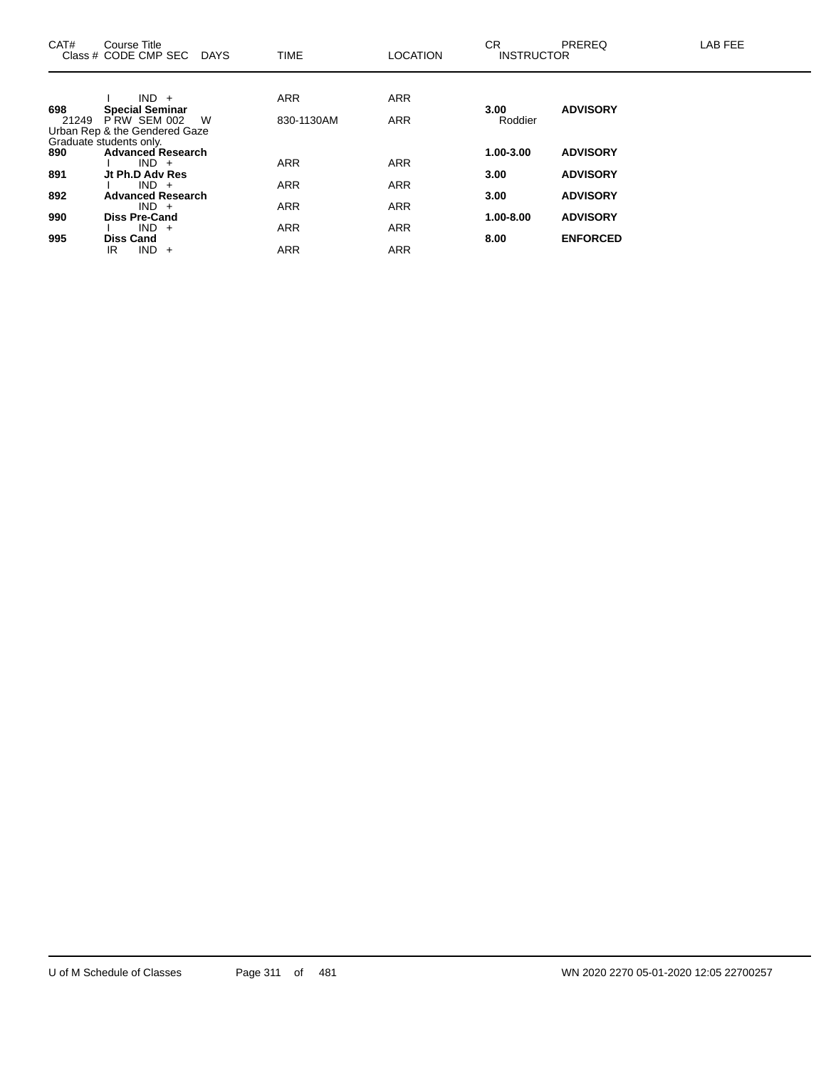| CAT# | Course Title<br>Class # CODE CMP SEC DAYS | TIME | LOCATION | CR<br>INSTRUCTOR | PREREQ | LAB FEE |
|---|---|---|---|---|---|---|
| | I IND + | ARR | ARR | | | |
| **698** | **Special Seminar** | | | **3.00** | **ADVISORY** | |
| 21249 | P RW SEM 002 W | 830-1130AM | ARR | Roddier | | |
| | Urban Rep & the Gendered Gaze | | | | | |
| | Graduate students only. | | | | | |
| **890** | **Advanced Research** | | | **1.00-3.00** | **ADVISORY** | |
| | I IND + | ARR | ARR | | | |
| **891** | **Jt Ph.D Adv Res** | | | **3.00** | **ADVISORY** | |
| | I IND + | ARR | ARR | | | |
| **892** | **Advanced Research** | | | **3.00** | **ADVISORY** | |
| | IND + | ARR | ARR | | | |
| **990** | **Diss Pre-Cand** | | | **1.00-8.00** | **ADVISORY** | |
| | I IND + | ARR | ARR | | | |
| **995** | **Diss Cand** | | | **8.00** | **ENFORCED** | |
| | IR IND + | ARR | ARR | | | |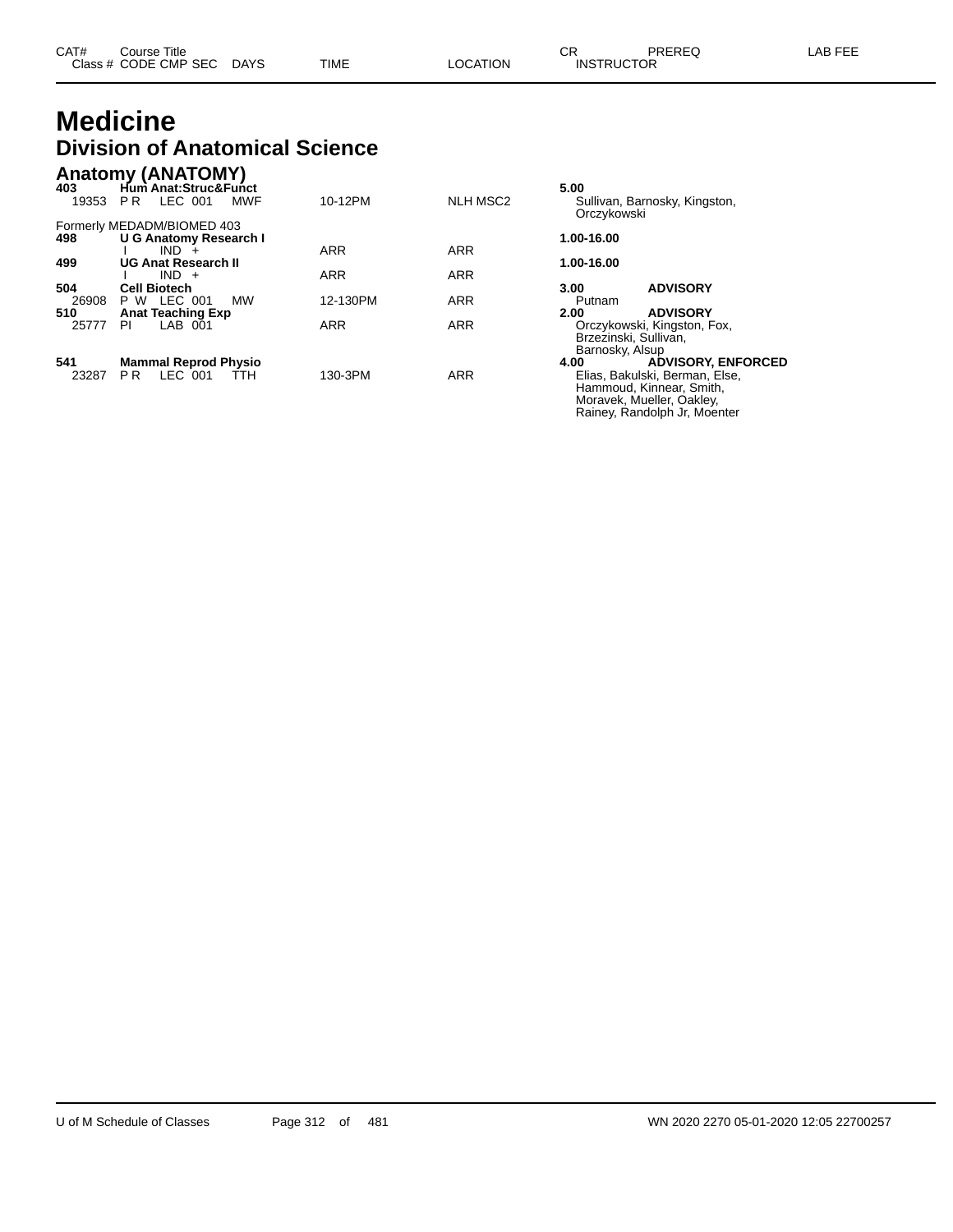# Medicine

## Division of Anatomical Science

### Anatomy (ANATOMY)

| CAT# / Class # | Course Title / CODE CMP SEC | DAYS | TIME | LOCATION | CR / INSTRUCTOR | PREREQ | LAB FEE |
|---|---|---|---|---|---|---|---|
| **403** | **Hum Anat:Struc&Funct** | | | | **5.00** | | |
| 19353 | P R LEC 001 | MWF | 10-12PM | NLH MSC2 | Sullivan, Barnosky, Kingston, Orczykowski | | |
| | Formerly MEDADM/BIOMED 403 | | | | | | |
| **498** | **U G Anatomy Research I** | | | | **1.00-16.00** | | |
| | I IND + | | ARR | ARR | | | |
| **499** | **UG Anat Research II** | | | | **1.00-16.00** | | |
| | I IND + | | ARR | ARR | | | |
| **504** | **Cell Biotech** | | | | **3.00** | **ADVISORY** | |
| 26908 | P W LEC 001 | MW | 12-130PM | ARR | Putnam | | |
| **510** | **Anat Teaching Exp** | | | | **2.00** | **ADVISORY** | |
| 25777 | PI LAB 001 | | ARR | ARR | Orczykowski, Kingston, Fox, Brzezinski, Sullivan, Barnosky, Alsup | | |
| **541** | **Mammal Reprod Physio** | | | | **4.00** | **ADVISORY, ENFORCED** | |
| 23287 | P R LEC 001 | TTH | 130-3PM | ARR | Elias, Bakulski, Berman, Else, Hammoud, Kinnear, Smith, Moravek, Mueller, Oakley, Rainey, Randolph Jr, Moenter | | |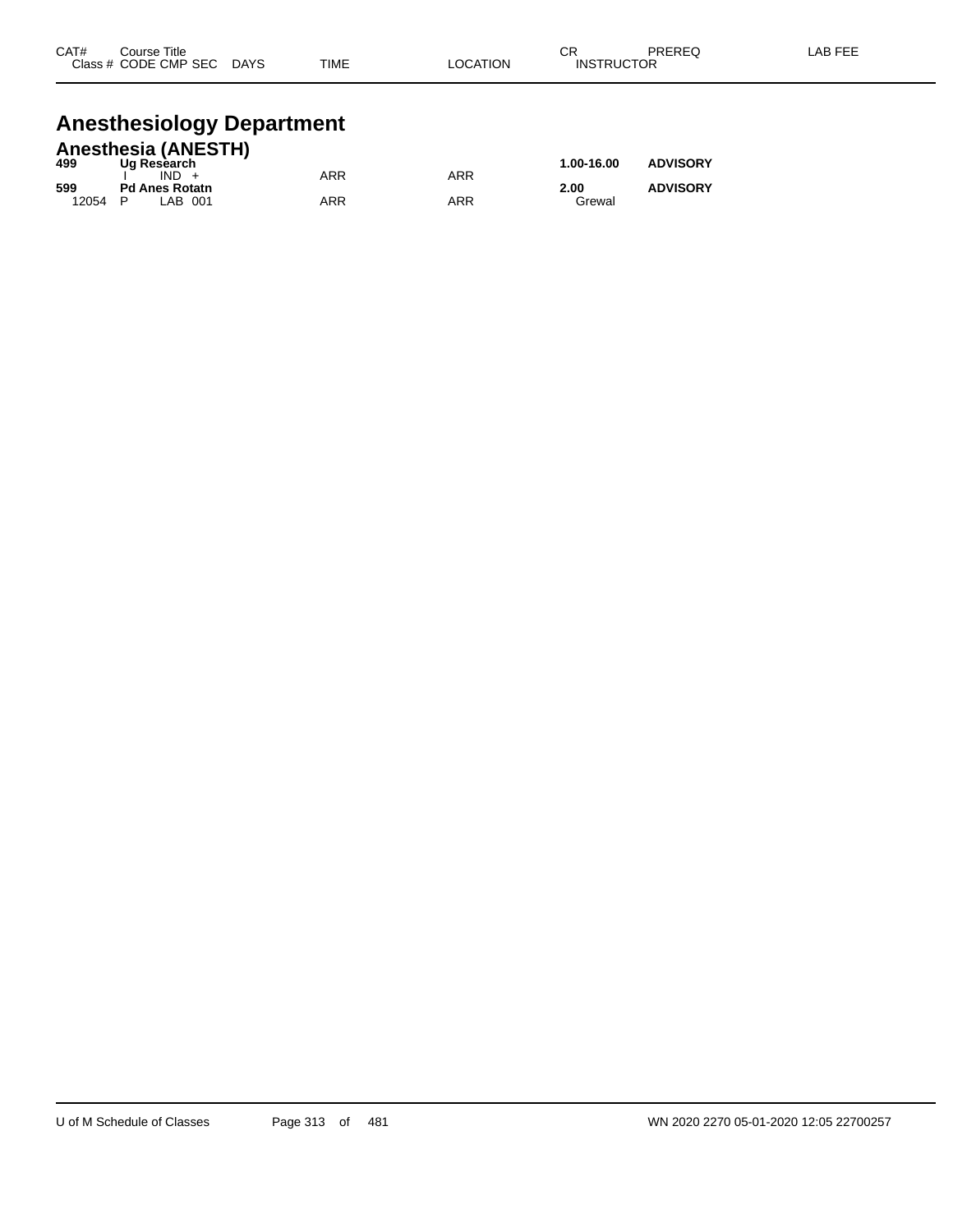| CAT# | Course Title | | | | | CR | PREREQ | LAB FEE |
|---|---|---|---|---|---|---|---|---|
| Class # | CODE CMP SEC | DAYS | TIME | LOCATION | | INSTRUCTOR | | |

# Anesthesiology Department

## Anesthesia (ANESTH)

| CAT# | Course Title | | | | CR | PREREQ |
|---|---|---|---|---|---|---|
| **499** | **Ug Research** | | | | **1.00-16.00** | **ADVISORY** |
| | I IND + | | ARR | ARR | | |
| **599** | **Pd Anes Rotatn** | | | | **2.00** | **ADVISORY** |
| 12054 | P LAB 001 | | ARR | ARR | Grewal | |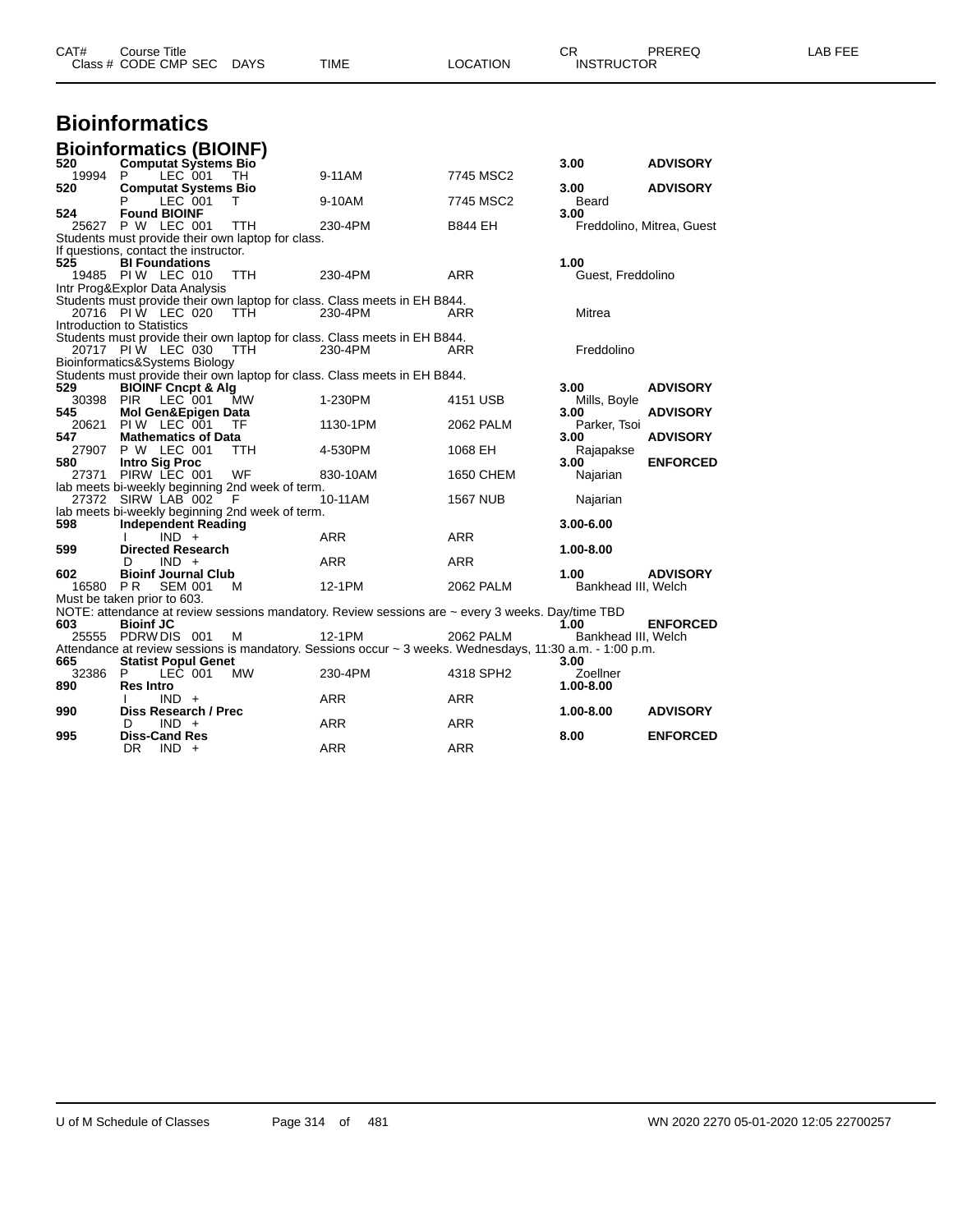| CAT# | Course Title | | | | | CR | PREREQ | LAB FEE |
|---|---|---|---|---|---|---|---|---|
| Class # | CODE CMP SEC | DAYS | TIME | LOCATION | | INSTRUCTOR | | |

# Bioinformatics

## Bioinformatics (BIOINF)

| CAT# / Class # | Course Title / CODE CMP SEC | DAYS | TIME | LOCATION | CR / INSTRUCTOR | PREREQ |
|---|---|---|---|---|---|---|
| **520** | **Computat Systems Bio** | | | | **3.00** | **ADVISORY** |
| 19994 | P LEC 001 | TH | 9-11AM | 7745 MSC2 | | |
| **520** | **Computat Systems Bio** | | | | **3.00** | **ADVISORY** |
| | P LEC 001 | T | 9-10AM | 7745 MSC2 | Beard | |
| **524** | **Found BIOINF** | | | | **3.00** | |
| 25627 | P W LEC 001 | TTH | 230-4PM | B844 EH | Freddolino, Mitrea, Guest | |
| Students must provide their own laptop for class. If questions, contact the instructor. | | | | | | |
| **525** | **BI Foundations** | | | | **1.00** | |
| 19485 | PI W LEC 010 | TTH | 230-4PM | ARR | Guest, Freddolino | |
| Intr Prog&Explor Data Analysis. Students must provide their own laptop for class. Class meets in EH B844. | | | | | | |
| 20716 | PI W LEC 020 | TTH | 230-4PM | ARR | Mitrea | |
| Introduction to Statistics. Students must provide their own laptop for class. Class meets in EH B844. | | | | | | |
| 20717 | PI W LEC 030 | TTH | 230-4PM | ARR | Freddolino | |
| Bioinformatics&Systems Biology. Students must provide their own laptop for class. Class meets in EH B844. | | | | | | |
| **529** | **BIOINF Cncpt & Alg** | | | | **3.00** | **ADVISORY** |
| 30398 | PIR LEC 001 | MW | 1-230PM | 4151 USB | Mills, Boyle | |
| **545** | **Mol Gen&Epigen Data** | | | | **3.00** | **ADVISORY** |
| 20621 | PI W LEC 001 | TF | 1130-1PM | 2062 PALM | Parker, Tsoi | |
| **547** | **Mathematics of Data** | | | | **3.00** | **ADVISORY** |
| 27907 | P W LEC 001 | TTH | 4-530PM | 1068 EH | Rajapakse | |
| **580** | **Intro Sig Proc** | | | | **3.00** | **ENFORCED** |
| 27371 | PIRW LEC 001 | WF | 830-10AM | 1650 CHEM | Najarian | |
| lab meets bi-weekly beginning 2nd week of term. | | | | | | |
| 27372 | SIRW LAB 002 | F | 10-11AM | 1567 NUB | Najarian | |
| lab meets bi-weekly beginning 2nd week of term. | | | | | | |
| **598** | **Independent Reading** | | | | **3.00-6.00** | |
| | I IND + | | ARR | ARR | | |
| **599** | **Directed Research** | | | | **1.00-8.00** | |
| | D IND + | | ARR | ARR | | |
| **602** | **Bioinf Journal Club** | | | | **1.00** | **ADVISORY** |
| 16580 | P R SEM 001 | M | 12-1PM | 2062 PALM | Bankhead III, Welch | |
| Must be taken prior to 603. NOTE: attendance at review sessions mandatory. Review sessions are ~ every 3 weeks. Day/time TBD | | | | | | |
| **603** | **Bioinf JC** | | | | **1.00** | **ENFORCED** |
| 25555 | PDRW DIS 001 | M | 12-1PM | 2062 PALM | Bankhead III, Welch | |
| Attendance at review sessions is mandatory. Sessions occur ~ 3 weeks. Wednesdays, 11:30 a.m. - 1:00 p.m. | | | | | | |
| **665** | **Statist Popul Genet** | | | | **3.00** | |
| 32386 | P LEC 001 | MW | 230-4PM | 4318 SPH2 | Zoellner | |
| **890** | **Res Intro** | | | | **1.00-8.00** | |
| | I IND + | | ARR | ARR | | |
| **990** | **Diss Research / Prec** | | | | **1.00-8.00** | **ADVISORY** |
| | D IND + | | ARR | ARR | | |
| **995** | **Diss-Cand Res** | | | | **8.00** | **ENFORCED** |
| | DR IND + | | ARR | ARR | | |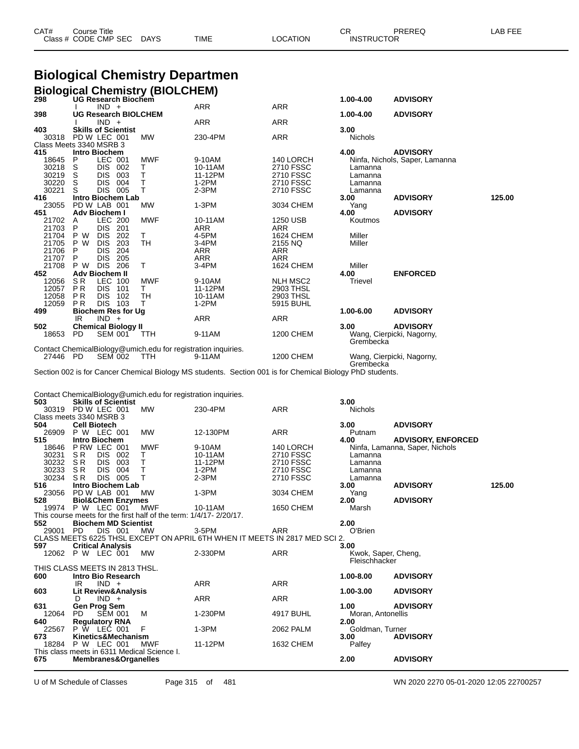# Biological Chemistry Departmen

## Biological Chemistry (BIOLCHEM)

| CAT# / Class # | Course Title / CODE CMP SEC | DAYS | TIME | LOCATION | CR / INSTRUCTOR | PREREQ | LAB FEE |
|---|---|---|---|---|---|---|---|
| **298** | **UG Research Biochem** | | | | **1.00-4.00** | **ADVISORY** | |
| | I IND + | | ARR | ARR | | | |
| **398** | **UG Research BIOLCHEM** | | | | **1.00-4.00** | **ADVISORY** | |
| | I IND + | | ARR | ARR | | | |
| **403** | **Skills of Scientist** | | | | **3.00** | | |
| 30318 | PD W LEC 001 | MW | 230-4PM | ARR | Nichols | | |
| Class Meets 3340 MSRB 3 | | | | | | | |
| **415** | **Intro Biochem** | | | | **4.00** | **ADVISORY** | |
| 18645 | P LEC 001 | MWF | 9-10AM | 140 LORCH | Ninfa, Nichols, Saper, Lamanna | | |
| 30218 | S DIS 002 | T | 10-11AM | 2710 FSSC | Lamanna | | |
| 30219 | S DIS 003 | T | 11-12PM | 2710 FSSC | Lamanna | | |
| 30220 | S DIS 004 | T | 1-2PM | 2710 FSSC | Lamanna | | |
| 30221 | S DIS 005 | T | 2-3PM | 2710 FSSC | Lamanna | | |
| **416** | **Intro Biochem Lab** | | | | **3.00** | **ADVISORY** | **125.00** |
| 23055 | PD W LAB 001 | MW | 1-3PM | 3034 CHEM | Yang | | |
| **451** | **Adv Biochem I** | | | | **4.00** | **ADVISORY** | |
| 21702 | A LEC 200 | MWF | 10-11AM | 1250 USB | Koutmos | | |
| 21703 | P DIS 201 | | ARR | ARR | | | |
| 21704 | P W DIS 202 | T | 4-5PM | 1624 CHEM | Miller | | |
| 21705 | P W DIS 203 | TH | 3-4PM | 2155 NQ | Miller | | |
| 21706 | P DIS 204 | | ARR | ARR | | | |
| 21707 | P DIS 205 | | ARR | ARR | | | |
| 21708 | P W DIS 206 | T | 3-4PM | 1624 CHEM | Miller | | |
| **452** | **Adv Biochem II** | | | | **4.00** | **ENFORCED** | |
| 12056 | S R LEC 100 | MWF | 9-10AM | NLH MSC2 | Trievel | | |
| 12057 | P R DIS 101 | T | 11-12PM | 2903 THSL | | | |
| 12058 | P R DIS 102 | TH | 10-11AM | 2903 THSL | | | |
| 12059 | P R DIS 103 | T | 1-2PM | 5915 BUHL | | | |
| **499** | **Biochem Res for Ug** | | | | **1.00-6.00** | **ADVISORY** | |
| | IR IND + | | ARR | ARR | | | |
| **502** | **Chemical Biology II** | | | | **3.00** | **ADVISORY** | |
| 18653 | PD SEM 001 | TTH | 9-11AM | 1200 CHEM | Wang, Cierpicki, Nagorny, Grembecka | | |
| Contact ChemicalBiology@umich.edu for registration inquiries. | | | | | | | |
| 27446 | PD SEM 002 | TTH | 9-11AM | 1200 CHEM | Wang, Cierpicki, Nagorny, Grembecka | | |
| Section 002 is for Cancer Chemical Biology MS students. Section 001 is for Chemical Biology PhD students. | | | | | | | |
| Contact ChemicalBiology@umich.edu for registration inquiries. | | | | | | | |
| **503** | **Skills of Scientist** | | | | **3.00** | | |
| 30319 | PD W LEC 001 | MW | 230-4PM | ARR | Nichols | | |
| Class meets 3340 MSRB 3 | | | | | | | |
| **504** | **Cell Biotech** | | | | **3.00** | **ADVISORY** | |
| 26909 | P W LEC 001 | MW | 12-130PM | ARR | Putnam | | |
| **515** | **Intro Biochem** | | | | **4.00** | **ADVISORY, ENFORCED** | |
| 18646 | P RW LEC 001 | MWF | 9-10AM | 140 LORCH | Ninfa, Lamanna, Saper, Nichols | | |
| 30231 | S R DIS 002 | T | 10-11AM | 2710 FSSC | Lamanna | | |
| 30232 | S R DIS 003 | T | 11-12PM | 2710 FSSC | Lamanna | | |
| 30233 | S R DIS 004 | T | 1-2PM | 2710 FSSC | Lamanna | | |
| 30234 | S R DIS 005 | T | 2-3PM | 2710 FSSC | Lamanna | | |
| **516** | **Intro Biochem Lab** | | | | **3.00** | **ADVISORY** | **125.00** |
| 23056 | PD W LAB 001 | MW | 1-3PM | 3034 CHEM | Yang | | |
| **528** | **Biol&Chem Enzymes** | | | | **2.00** | **ADVISORY** | |
| 19974 | P W LEC 001 | MWF | 10-11AM | 1650 CHEM | Marsh | | |
| This course meets for the first half of the term: 1/4/17- 2/20/17. | | | | | | | |
| **552** | **Biochem MD Scientist** | | | | **2.00** | | |
| 29001 | PD DIS 001 | MW | 3-5PM | ARR | O'Brien | | |
| CLASS MEETS 6225 THSL EXCEPT ON APRIL 6TH WHEN IT MEETS IN 2817 MED SCI 2. | | | | | | | |
| **597** | **Critical Analysis** | | | | **3.00** | | |
| 12062 | P W LEC 001 | MW | 2-330PM | ARR | Kwok, Saper, Cheng, Fleischhacker | | |
| THIS CLASS MEETS IN 2813 THSL. | | | | | | | |
| **600** | **Intro Bio Research** | | | | **1.00-8.00** | **ADVISORY** | |
| | IR IND + | | ARR | ARR | | | |
| **603** | **Lit Review&Analysis** | | | | **1.00-3.00** | **ADVISORY** | |
| | D IND + | | ARR | ARR | | | |
| **631** | **Gen Prog Sem** | | | | **1.00** | **ADVISORY** | |
| 12064 | PD SEM 001 | M | 1-230PM | 4917 BUHL | Moran, Antonellis | | |
| **640** | **Regulatory RNA** | | | | **2.00** | | |
| 22567 | P W LEC 001 | F | 1-3PM | 2062 PALM | Goldman, Turner | | |
| **673** | **Kinetics&Mechanism** | | | | **3.00** | **ADVISORY** | |
| 18284 | P W LEC 001 | MWF | 11-12PM | 1632 CHEM | Palfey | | |
| This class meets in 6311 Medical Science I. | | | | | | | |
| **675** | **Membranes&Organelles** | | | | **2.00** | **ADVISORY** | |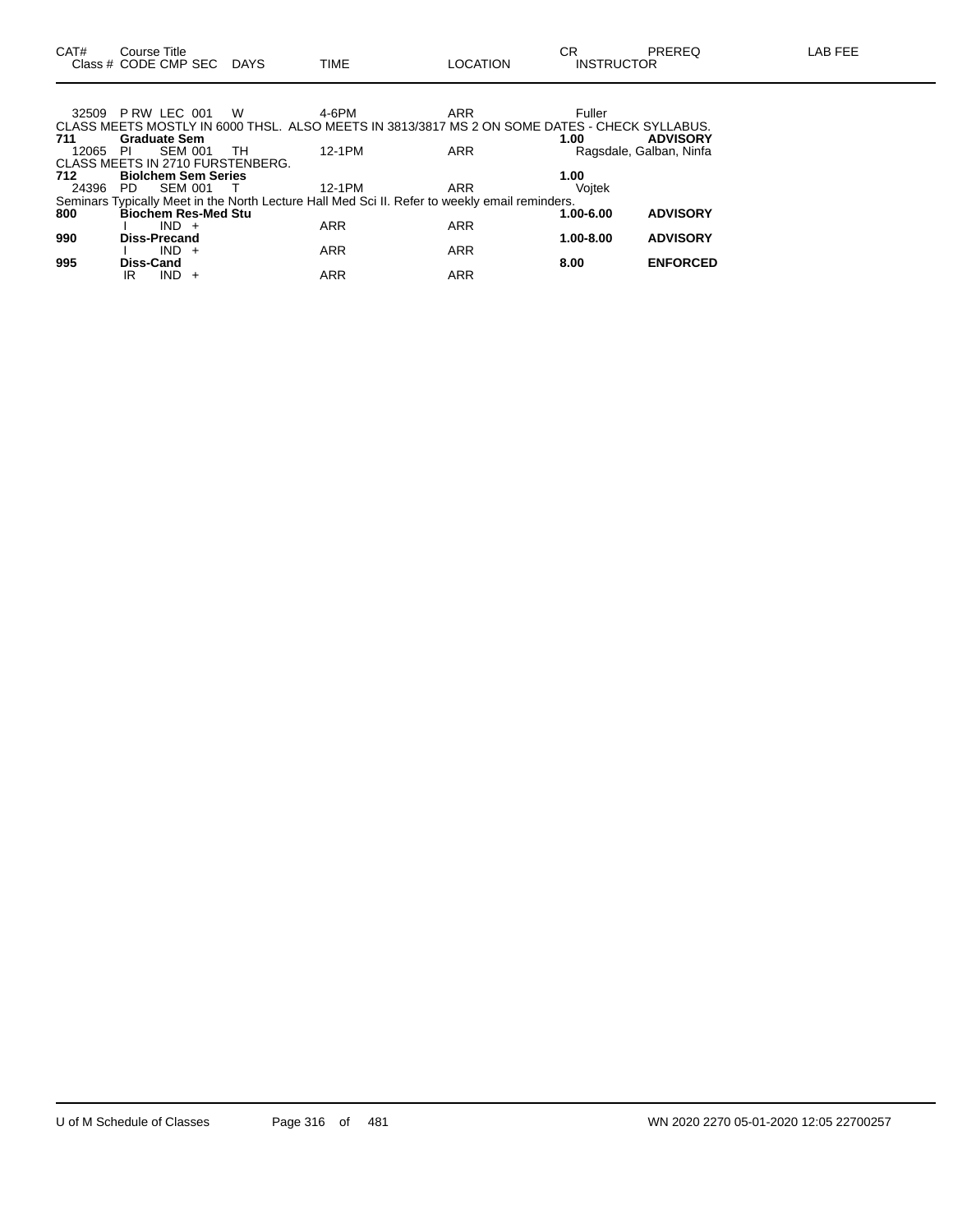| CAT# | Course Title<br>Class # CODE CMP SEC | DAYS | TIME | LOCATION | CR<br>INSTRUCTOR | PREREQ | LAB FEE |
|---|---|---|---|---|---|---|---|
| 32509 | P RW LEC 001 | W | 4-6PM | ARR | Fuller | | |

CLASS MEETS MOSTLY IN 6000 THSL. ALSO MEETS IN 3813/3817 MS 2 ON SOME DATES - CHECK SYLLABUS.

| CAT# | Course Title<br>Class # CODE CMP SEC | DAYS | TIME | LOCATION | CR<br>INSTRUCTOR | PREREQ | LAB FEE |
|---|---|---|---|---|---|---|---|
| **711** | **Graduate Sem** | | | | **1.00** | **ADVISORY** | |
| 12065 | PI SEM 001 | TH | 12-1PM | ARR | Ragsdale, Galban, Ninfa | | |

CLASS MEETS IN 2710 FURSTENBERG.

| CAT# | Course Title<br>Class # CODE CMP SEC | DAYS | TIME | LOCATION | CR<br>INSTRUCTOR | PREREQ | LAB FEE |
|---|---|---|---|---|---|---|---|
| **712** | **Biolchem Sem Series** | | | | **1.00** | | |
| 24396 | PD SEM 001 | T | 12-1PM | ARR | Vojtek | | |

Seminars Typically Meet in the North Lecture Hall Med Sci II. Refer to weekly email reminders.

| CAT# | Course Title<br>Class # CODE CMP SEC | DAYS | TIME | LOCATION | CR<br>INSTRUCTOR | PREREQ | LAB FEE |
|---|---|---|---|---|---|---|---|
| **800** | **Biochem Res-Med Stu** | | | | **1.00-6.00** | **ADVISORY** | |
| | I IND + | | ARR | ARR | | | |
| **990** | **Diss-Precand** | | | | **1.00-8.00** | **ADVISORY** | |
| | I IND + | | ARR | ARR | | | |
| **995** | **Diss-Cand** | | | | **8.00** | **ENFORCED** | |
| | IR IND + | | ARR | ARR | | | |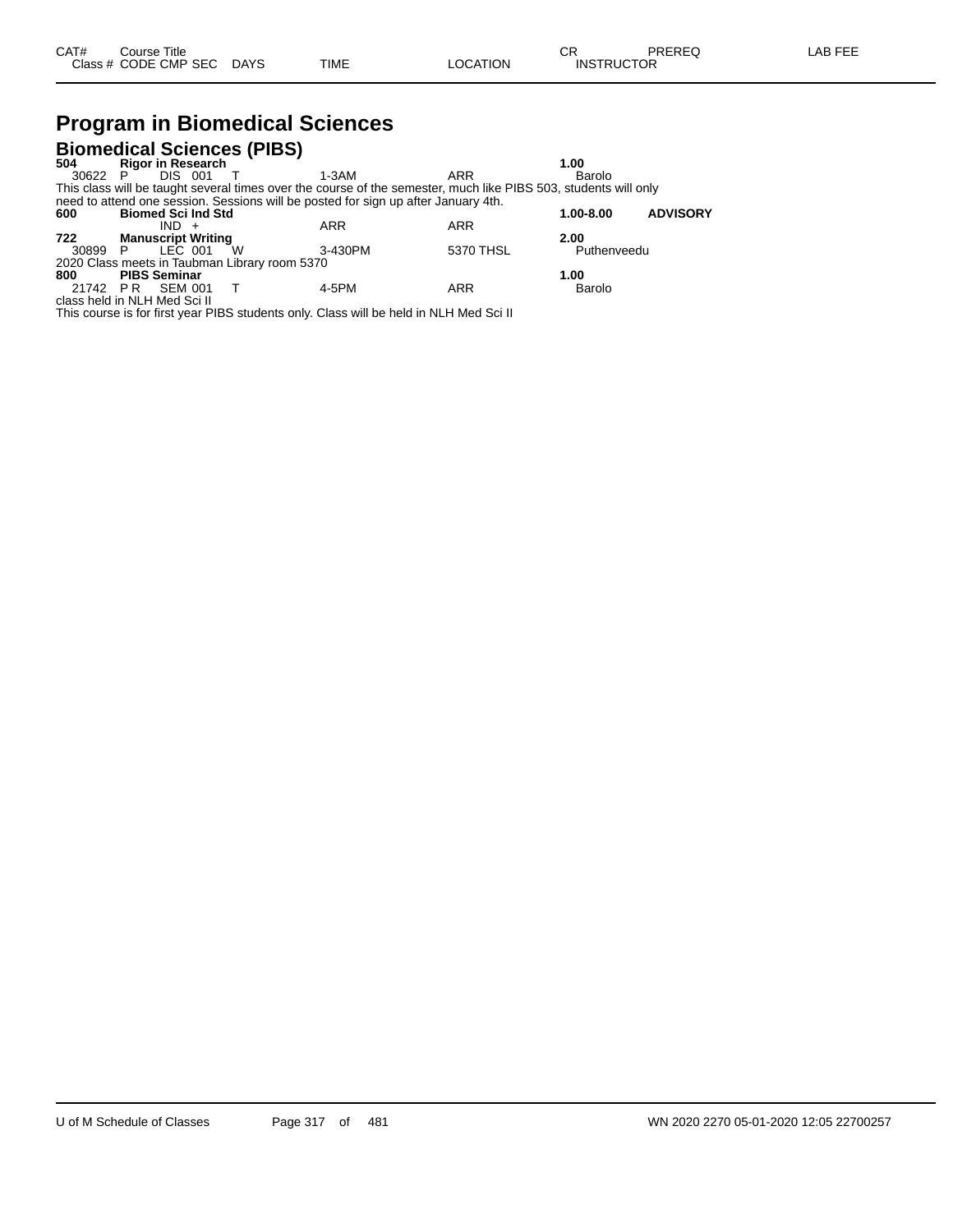| CAT# | Course Title | | | | | | CR | PREREQ | LAB FEE |
|---|---|---|---|---|---|---|---|---|---|
| Class # | CODE | CMP | SEC | DAYS | TIME | LOCATION | INSTRUCTOR | | |

# Program in Biomedical Sciences

## Biomedical Sciences (PIBS)

| CAT# | Course Title | | | | | | CR | PREREQ | LAB FEE |
|---|---|---|---|---|---|---|---|---|---|
| **504** | **Rigor in Research** | | | | | | **1.00** | | |
| 30622 | P | DIS | 001 | T | 1-3AM | ARR | Barolo | | |
| This class will be taught several times over the course of the semester, much like PIBS 503, students will only need to attend one session. Sessions will be posted for sign up after January 4th. | | | | | | | | | |
| **600** | **Biomed Sci Ind Std** | | | | | | **1.00-8.00** | **ADVISORY** | |
| | | IND | + | | ARR | ARR | | | |
| **722** | **Manuscript Writing** | | | | | | **2.00** | | |
| 30899 | P | LEC | 001 | W | 3-430PM | 5370 THSL | Puthenveedu | | |
| 2020 Class meets in Taubman Library room 5370 | | | | | | | | | |
| **800** | **PIBS Seminar** | | | | | | **1.00** | | |
| 21742 | P R | SEM | 001 | T | 4-5PM | ARR | Barolo | | |
| class held in NLH Med Sci II | | | | | | | | | |
| This course is for first year PIBS students only. Class will be held in NLH Med Sci II | | | | | | | | | |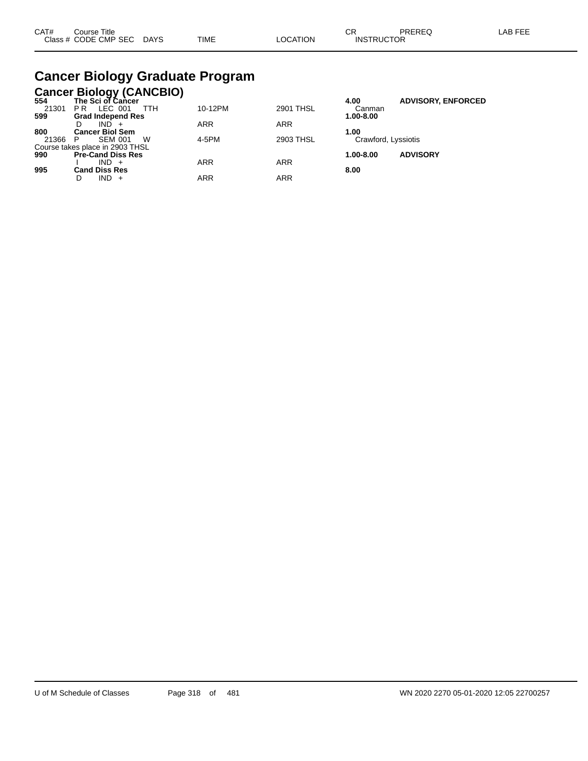| CAT# | Course Title | | | | | CR | PREREQ | LAB FEE |
|---|---|---|---|---|---|---|---|---|
| Class # | CODE CMP SEC | DAYS | TIME | LOCATION | | INSTRUCTOR | | |

# Cancer Biology Graduate Program

## Cancer Biology (CANCBIO)

| CAT# | Course Title | DAYS | TIME | LOCATION | CR / INSTRUCTOR | PREREQ |
|---|---|---|---|---|---|---|
| **554** | **The Sci of Cancer** | | | | **4.00** | **ADVISORY, ENFORCED** |
| 21301 | P R LEC 001 | TTH | 10-12PM | 2901 THSL | Canman | |
| **599** | **Grad Independ Res** | | | | **1.00-8.00** | |
| | D IND + | | ARR | ARR | | |
| **800** | **Cancer Biol Sem** | | | | **1.00** | |
| 21366 | P SEM 001 | W | 4-5PM | 2903 THSL | Crawford, Lyssiotis | |
| Course takes place in 2903 THSL | | | | | | |
| **990** | **Pre-Cand Diss Res** | | | | **1.00-8.00** | **ADVISORY** |
| | I IND + | | ARR | ARR | | |
| **995** | **Cand Diss Res** | | | | **8.00** | |
| | D IND + | | ARR | ARR | | |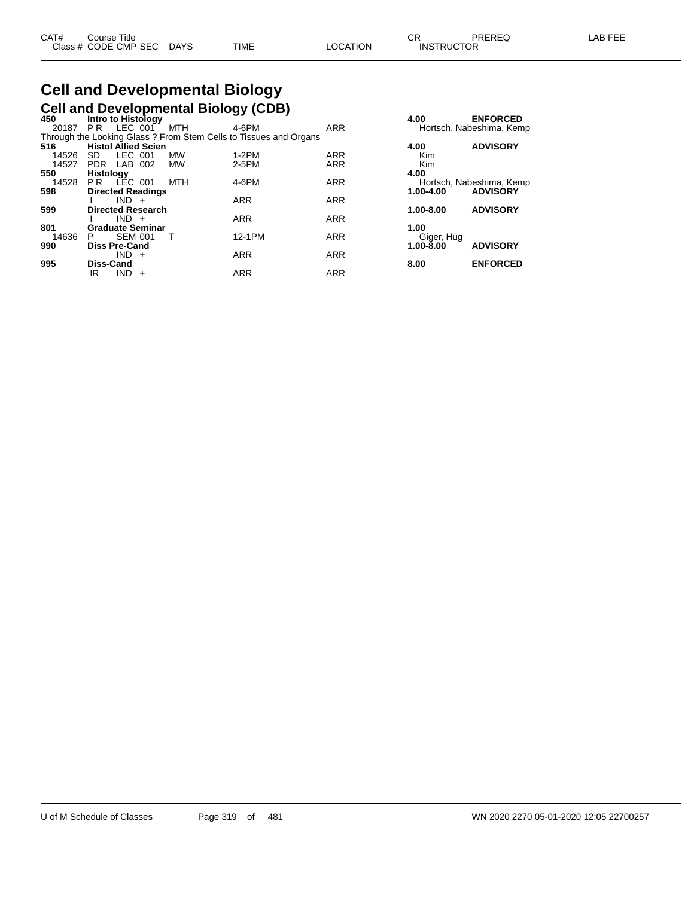# Cell and Developmental Biology

## Cell and Developmental Biology (CDB)

| CAT# / Class # | Course Title / CODE | CMP | SEC | DAYS | TIME | LOCATION | CR / INSTRUCTOR | PREREQ | LAB FEE |
|---|---|---|---|---|---|---|---|---|---|
| **450** | **Intro to Histology** | | | | | | **4.00** | **ENFORCED** | |
| 20187 | P R | LEC | 001 | MTH | 4-6PM | ARR | Hortsch, Nabeshima, Kemp | | |
| Through the Looking Glass ? From Stem Cells to Tissues and Organs | | | | | | | | | |
| **516** | **Histol Allied Scien** | | | | | | **4.00** | **ADVISORY** | |
| 14526 | SD | LEC | 001 | MW | 1-2PM | ARR | Kim | | |
| 14527 | PDR | LAB | 002 | MW | 2-5PM | ARR | Kim | | |
| **550** | **Histology** | | | | | | **4.00** | | |
| 14528 | P R | LEC | 001 | MTH | 4-6PM | ARR | Hortsch, Nabeshima, Kemp | | |
| **598** | **Directed Readings** | | | | | | **1.00-4.00** | **ADVISORY** | |
| | I | IND | + | | ARR | ARR | | | |
| **599** | **Directed Research** | | | | | | **1.00-8.00** | **ADVISORY** | |
| | I | IND | + | | ARR | ARR | | | |
| **801** | **Graduate Seminar** | | | | | | **1.00** | | |
| 14636 | P | SEM | 001 | T | 12-1PM | ARR | Giger, Hug | | |
| **990** | **Diss Pre-Cand** | | | | | | **1.00-8.00** | **ADVISORY** | |
| | | IND | + | | ARR | ARR | | | |
| **995** | **Diss-Cand** | | | | | | **8.00** | **ENFORCED** | |
| | IR | IND | + | | ARR | ARR | | | |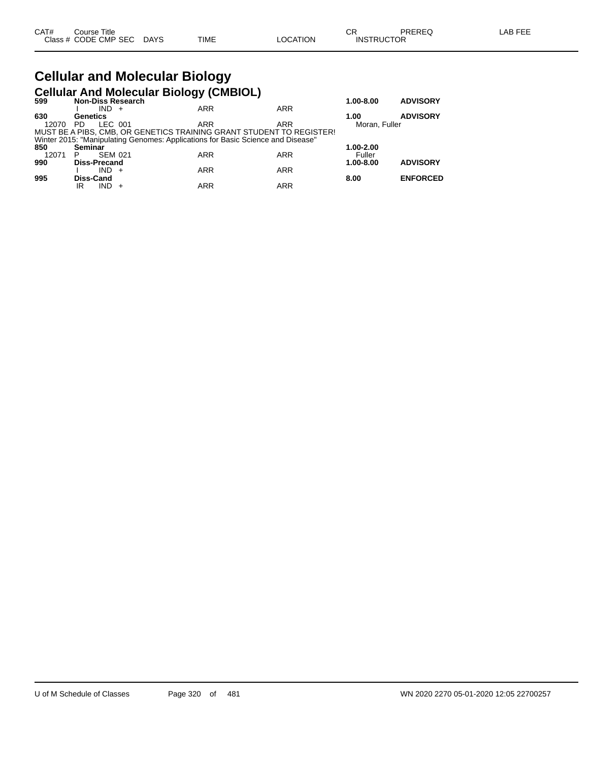# Cellular and Molecular Biology

## Cellular And Molecular Biology (CMBIOL)

| CAT# / Class # | Course Title / CODE CMP SEC | DAYS | TIME | LOCATION | CR / INSTRUCTOR | PREREQ | LAB FEE |
|---|---|---|---|---|---|---|---|
| **599** | **Non-Diss Research** | | | | **1.00-8.00** | **ADVISORY** | |
| | I IND + | | ARR | ARR | | | |
| **630** | **Genetics** | | | | **1.00** | **ADVISORY** | |
| 12070 | PD LEC 001 | | ARR | ARR | Moran, Fuller | | |
| MUST BE A PIBS, CMB, OR GENETICS TRAINING GRANT STUDENT TO REGISTER! | | | | | | | |
| Winter 2015: "Manipulating Genomes: Applications for Basic Science and Disease" | | | | | | | |
| **850** | **Seminar** | | | | **1.00-2.00** | | |
| 12071 | P SEM 021 | | ARR | ARR | Fuller | | |
| **990** | **Diss-Precand** | | | | **1.00-8.00** | **ADVISORY** | |
| | I IND + | | ARR | ARR | | | |
| **995** | **Diss-Cand** | | | | **8.00** | **ENFORCED** | |
| | IR IND + | | ARR | ARR | | | |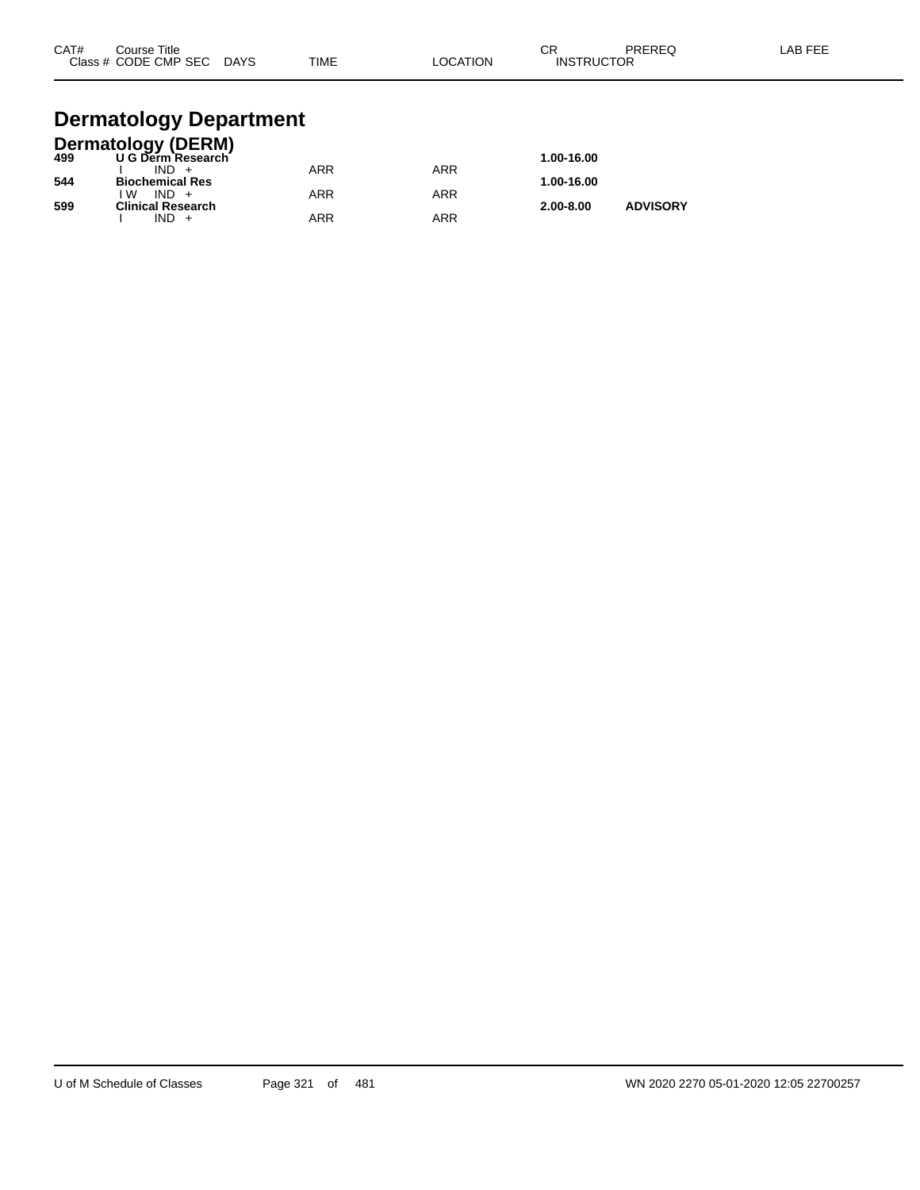| CAT# | Course Title<br>Class # CODE CMP SEC DAYS | TIME | LOCATION | CR<br>INSTRUCTOR | PREREQ | LAB FEE |
|---|---|---|---|---|---|---|

# Dermatology Department

## Dermatology (DERM)

| CAT# | Course Title / Class # CODE CMP SEC DAYS | TIME | LOCATION | CR / INSTRUCTOR | PREREQ | LAB FEE |
|---|---|---|---|---|---|---|
| **499** | **U G Derm Research** | | | **1.00-16.00** | | |
| | I IND + | ARR | ARR | | | |
| **544** | **Biochemical Res** | | | **1.00-16.00** | | |
| | I W IND + | ARR | ARR | | | |
| **599** | **Clinical Research** | | | **2.00-8.00** | **ADVISORY** | |
| | I IND + | ARR | ARR | | | |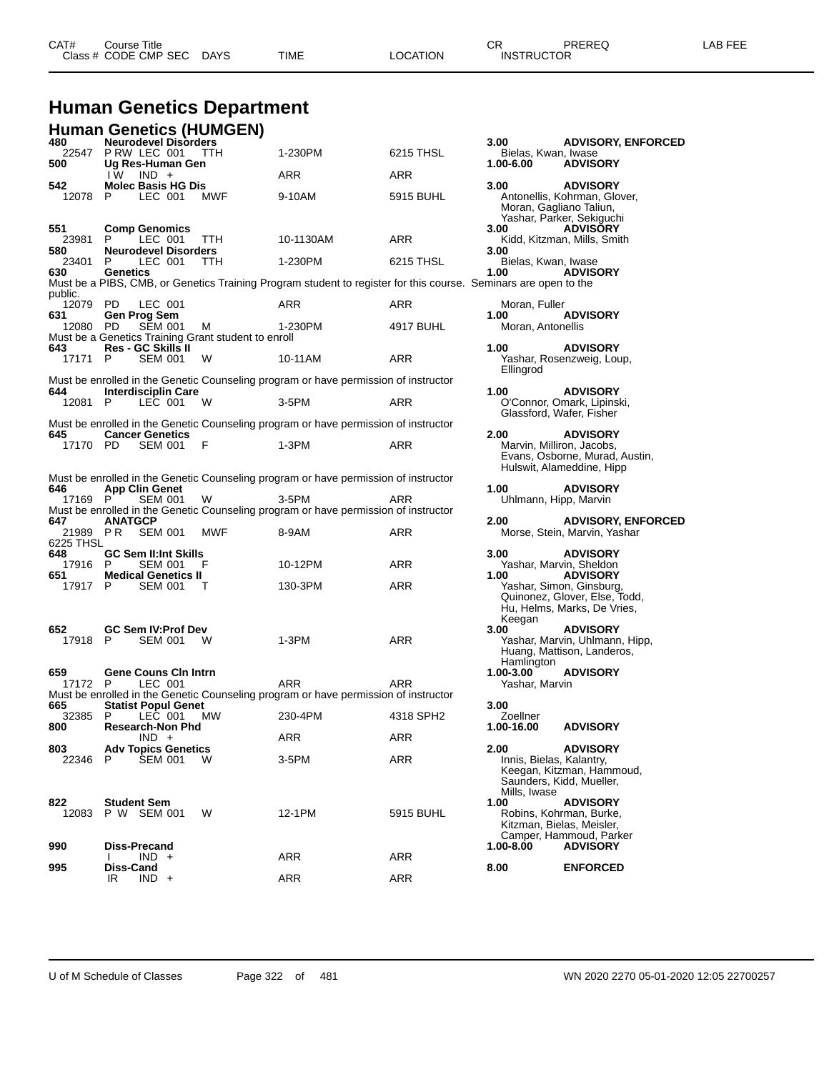# Human Genetics Department

## Human Genetics (HUMGEN)

| CAT# | Course Title / Class # | CODE | CMP | SEC | DAYS | TIME | LOCATION | CR | INSTRUCTOR | PREREQ | LAB FEE |
|---|---|---|---|---|---|---|---|---|---|---|---|
| 480 | Neurodevel Disorders | | | | | | | 3.00 | | ADVISORY, ENFORCED | |
| | 22547 | P RW | LEC | 001 | TTH | 1-230PM | 6215 THSL | | Bielas, Kwan, Iwase | | |
| 500 | Ug Res-Human Gen | | | | | | | 1.00-6.00 | | ADVISORY | |
| | | I W | IND | + | | ARR | ARR | | | | |
| 542 | Molec Basis HG Dis | | | | | | | 3.00 | | ADVISORY | |
| | 12078 | P | LEC | 001 | MWF | 9-10AM | 5915 BUHL | | Antonellis, Kohrman, Glover, Moran, Gagliano Taliun, Yashar, Parker, Sekiguchi | | |
| 551 | Comp Genomics | | | | | | | 3.00 | | ADVISORY | |
| | 23981 | P | LEC | 001 | TTH | 10-1130AM | ARR | | Kidd, Kitzman, Mills, Smith | | |
| 580 | Neurodevel Disorders | | | | | | | 3.00 | | | |
| | 23401 | P | LEC | 001 | TTH | 1-230PM | 6215 THSL | | Bielas, Kwan, Iwase | | |
| 630 | Genetics | | | | | | | 1.00 | | ADVISORY | |

Must be a PIBS, CMB, or Genetics Training Program student to register for this course. Seminars are open to the public.

| CAT# | Course Title / Class # | CODE | CMP | SEC | DAYS | TIME | LOCATION | CR | INSTRUCTOR | PREREQ | LAB FEE |
|---|---|---|---|---|---|---|---|---|---|---|---|
| | 12079 | PD | LEC | 001 | | ARR | ARR | | Moran, Fuller | | |
| 631 | Gen Prog Sem | | | | | | | 1.00 | | ADVISORY | |
| | 12080 | PD | SEM | 001 | M | 1-230PM | 4917 BUHL | | Moran, Antonellis | | |

Must be a Genetics Training Grant student to enroll

| CAT# | Course Title / Class # | CODE | CMP | SEC | DAYS | TIME | LOCATION | CR | INSTRUCTOR | PREREQ | LAB FEE |
|---|---|---|---|---|---|---|---|---|---|---|---|
| 643 | Res - GC Skills II | | | | | | | 1.00 | | ADVISORY | |
| | 17171 | P | SEM | 001 | W | 10-11AM | ARR | | Yashar, Rosenzweig, Loup, Ellingrod | | |

Must be enrolled in the Genetic Counseling program or have permission of instructor

| CAT# | Course Title / Class # | CODE | CMP | SEC | DAYS | TIME | LOCATION | CR | INSTRUCTOR | PREREQ | LAB FEE |
|---|---|---|---|---|---|---|---|---|---|---|---|
| 644 | Interdisciplin Care | | | | | | | 1.00 | | ADVISORY | |
| | 12081 | P | LEC | 001 | W | 3-5PM | ARR | | O'Connor, Omark, Lipinski, Glassford, Wafer, Fisher | | |

Must be enrolled in the Genetic Counseling program or have permission of instructor

| CAT# | Course Title / Class # | CODE | CMP | SEC | DAYS | TIME | LOCATION | CR | INSTRUCTOR | PREREQ | LAB FEE |
|---|---|---|---|---|---|---|---|---|---|---|---|
| 645 | Cancer Genetics | | | | | | | 2.00 | | ADVISORY | |
| | 17170 | PD | SEM | 001 | F | 1-3PM | ARR | | Marvin, Milliron, Jacobs, Evans, Osborne, Murad, Austin, Hulswit, Alameddine, Hipp | | |

Must be enrolled in the Genetic Counseling program or have permission of instructor

| CAT# | Course Title / Class # | CODE | CMP | SEC | DAYS | TIME | LOCATION | CR | INSTRUCTOR | PREREQ | LAB FEE |
|---|---|---|---|---|---|---|---|---|---|---|---|
| 646 | App Clin Genet | | | | | | | 1.00 | | ADVISORY | |
| | 17169 | P | SEM | 001 | W | 3-5PM | ARR | | Uhlmann, Hipp, Marvin | | |

Must be enrolled in the Genetic Counseling program or have permission of instructor

| CAT# | Course Title / Class # | CODE | CMP | SEC | DAYS | TIME | LOCATION | CR | INSTRUCTOR | PREREQ | LAB FEE |
|---|---|---|---|---|---|---|---|---|---|---|---|
| 647 | ANATGCP | | | | | | | 2.00 | | ADVISORY, ENFORCED | |
| | 21989 | P R | SEM | 001 | MWF | 8-9AM | ARR | | Morse, Stein, Marvin, Yashar | | |

6225 THSL

| CAT# | Course Title / Class # | CODE | CMP | SEC | DAYS | TIME | LOCATION | CR | INSTRUCTOR | PREREQ | LAB FEE |
|---|---|---|---|---|---|---|---|---|---|---|---|
| 648 | GC Sem II:Int Skills | | | | | | | 3.00 | | ADVISORY | |
| | 17916 | P | SEM | 001 | F | 10-12PM | ARR | | Yashar, Marvin, Sheldon | | |
| 651 | Medical Genetics II | | | | | | | 1.00 | | ADVISORY | |
| | 17917 | P | SEM | 001 | T | 130-3PM | ARR | | Yashar, Simon, Ginsburg, Quinonez, Glover, Else, Todd, Hu, Helms, Marks, De Vries, Keegan | | |
| 652 | GC Sem IV:Prof Dev | | | | | | | 3.00 | | ADVISORY | |
| | 17918 | P | SEM | 001 | W | 1-3PM | ARR | | Yashar, Marvin, Uhlmann, Hipp, Huang, Mattison, Landeros, Hamlington | | |
| 659 | Gene Couns Cln Intrn | | | | | | | 1.00-3.00 | | ADVISORY | |
| | 17172 | P | LEC | 001 | | ARR | ARR | | Yashar, Marvin | | |

Must be enrolled in the Genetic Counseling program or have permission of instructor

| CAT# | Course Title / Class # | CODE | CMP | SEC | DAYS | TIME | LOCATION | CR | INSTRUCTOR | PREREQ | LAB FEE |
|---|---|---|---|---|---|---|---|---|---|---|---|
| 665 | Statist Popul Genet | | | | | | | 3.00 | | | |
| | 32385 | P | LEC | 001 | MW | 230-4PM | 4318 SPH2 | | Zoellner | | |
| 800 | Research-Non Phd | | | | | | | 1.00-16.00 | | ADVISORY | |
| | | | IND | + | | ARR | ARR | | | | |
| 803 | Adv Topics Genetics | | | | | | | 2.00 | | ADVISORY | |
| | 22346 | P | SEM | 001 | W | 3-5PM | ARR | | Innis, Bielas, Kalantry, Keegan, Kitzman, Hammoud, Saunders, Kidd, Mueller, Mills, Iwase | | |
| 822 | Student Sem | | | | | | | 1.00 | | ADVISORY | |
| | 12083 | P W | SEM | 001 | W | 12-1PM | 5915 BUHL | | Robins, Kohrman, Burke, Kitzman, Bielas, Meisler, Camper, Hammoud, Parker | | |
| 990 | Diss-Precand | | | | | | | 1.00-8.00 | | ADVISORY | |
| | | I | IND | + | | ARR | ARR | | | | |
| 995 | Diss-Cand | | | | | | | 8.00 | | ENFORCED | |
| | | IR | IND | + | | ARR | ARR | | | | |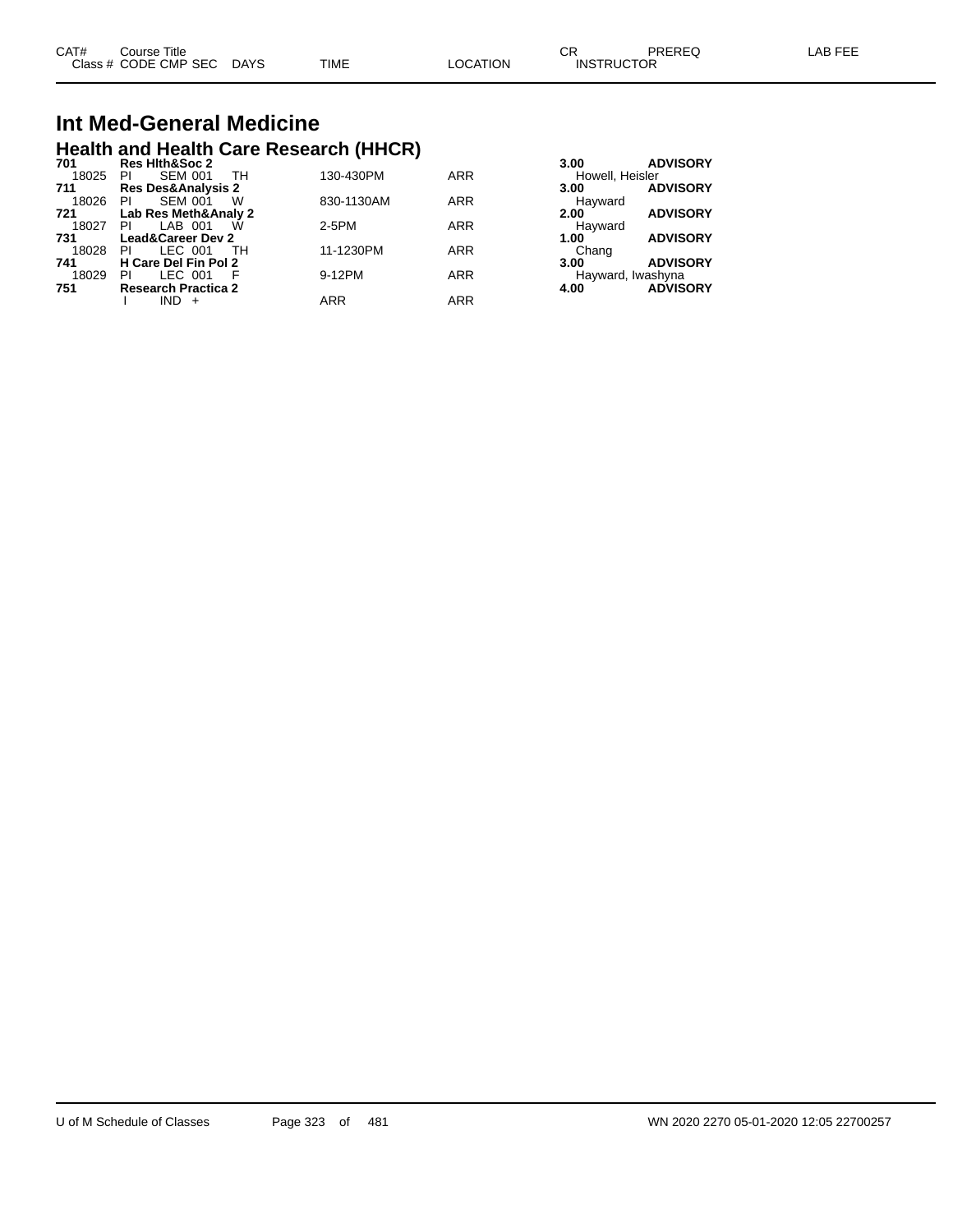| CAT# | Course Title | | | | | CR | PREREQ | LAB FEE |
|---|---|---|---|---|---|---|---|---|
| Class # | CODE CMP SEC | DAYS | TIME | LOCATION | | INSTRUCTOR | | |

# Int Med-General Medicine

## Health and Health Care Research (HHCR)

| CAT# / Class # | CODE | CMP SEC | DAYS | TIME | LOCATION | CR / INSTRUCTOR | PREREQ |
|---|---|---|---|---|---|---|---|
| **701** | **Res Hlth&Soc 2** | | | | | **3.00** | **ADVISORY** |
| 18025 | PI | SEM 001 | TH | 130-430PM | ARR | Howell, Heisler | |
| **711** | **Res Des&Analysis 2** | | | | | **3.00** | **ADVISORY** |
| 18026 | PI | SEM 001 | W | 830-1130AM | ARR | Hayward | |
| **721** | **Lab Res Meth&Analy 2** | | | | | **2.00** | **ADVISORY** |
| 18027 | PI | LAB 001 | W | 2-5PM | ARR | Hayward | |
| **731** | **Lead&Career Dev 2** | | | | | **1.00** | **ADVISORY** |
| 18028 | PI | LEC 001 | TH | 11-1230PM | ARR | Chang | |
| **741** | **H Care Del Fin Pol 2** | | | | | **3.00** | **ADVISORY** |
| 18029 | PI | LEC 001 | F | 9-12PM | ARR | Hayward, Iwashyna | |
| **751** | **Research Practica 2** | | | | | **4.00** | **ADVISORY** |
| | I | IND + | | ARR | ARR | | |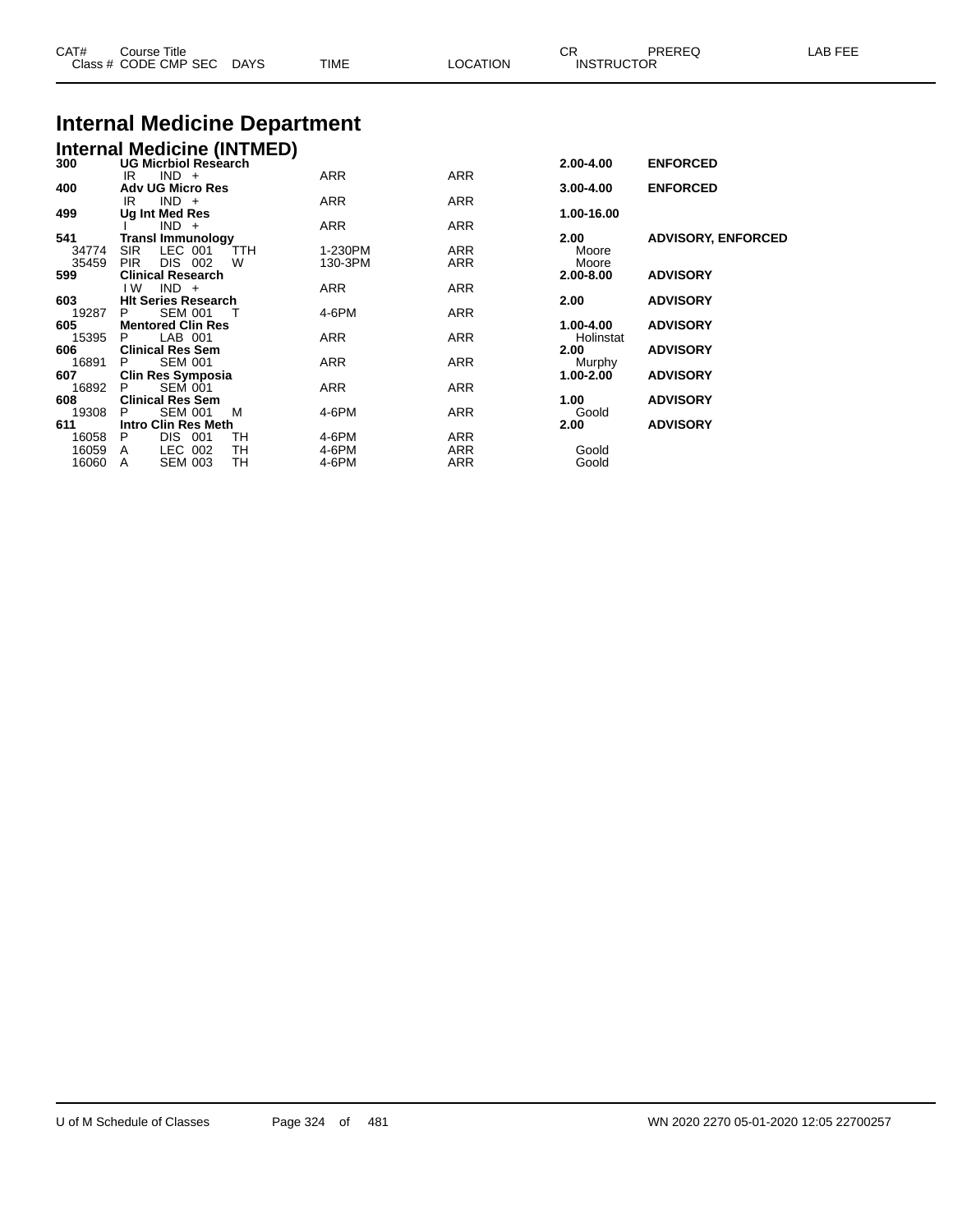| CAT# Class # | Course Title CODE CMP SEC | DAYS | TIME | LOCATION | CR INSTRUCTOR | PREREQ | LAB FEE |
|---|---|---|---|---|---|---|---|

# Internal Medicine Department

## Internal Medicine (INTMED)

| CAT# Class # | Course Title CODE CMP SEC | DAYS | TIME | LOCATION | CR INSTRUCTOR | PREREQ | LAB FEE |
|---|---|---|---|---|---|---|---|
| **300** | **UG Micrbiol Research** | | | | **2.00-4.00** | **ENFORCED** | |
| | IR IND + | | ARR | ARR | | | |
| **400** | **Adv UG Micro Res** | | | | **3.00-4.00** | **ENFORCED** | |
| | IR IND + | | ARR | ARR | | | |
| **499** | **Ug Int Med Res** | | | | **1.00-16.00** | | |
| | I IND + | | ARR | ARR | | | |
| **541** | **Transl Immunology** | | | | **2.00** | **ADVISORY, ENFORCED** | |
| 34774 | SIR LEC 001 | TTH | 1-230PM | ARR | Moore | | |
| 35459 | PIR DIS 002 | W | 130-3PM | ARR | Moore | | |
| **599** | **Clinical Research** | | | | **2.00-8.00** | **ADVISORY** | |
| | I W IND + | | ARR | ARR | | | |
| **603** | **Hlt Series Research** | | | | **2.00** | **ADVISORY** | |
| 19287 | P SEM 001 | T | 4-6PM | ARR | | | |
| **605** | **Mentored Clin Res** | | | | **1.00-4.00** | **ADVISORY** | |
| 15395 | P LAB 001 | | ARR | ARR | Holinstat | | |
| **606** | **Clinical Res Sem** | | | | **2.00** | **ADVISORY** | |
| 16891 | P SEM 001 | | ARR | ARR | Murphy | | |
| **607** | **Clin Res Symposia** | | | | **1.00-2.00** | **ADVISORY** | |
| 16892 | P SEM 001 | | ARR | ARR | | | |
| **608** | **Clinical Res Sem** | | | | **1.00** | **ADVISORY** | |
| 19308 | P SEM 001 | M | 4-6PM | ARR | Goold | | |
| **611** | **Intro Clin Res Meth** | | | | **2.00** | **ADVISORY** | |
| 16058 | P DIS 001 | TH | 4-6PM | ARR | | | |
| 16059 | A LEC 002 | TH | 4-6PM | ARR | Goold | | |
| 16060 | A SEM 003 | TH | 4-6PM | ARR | Goold | | |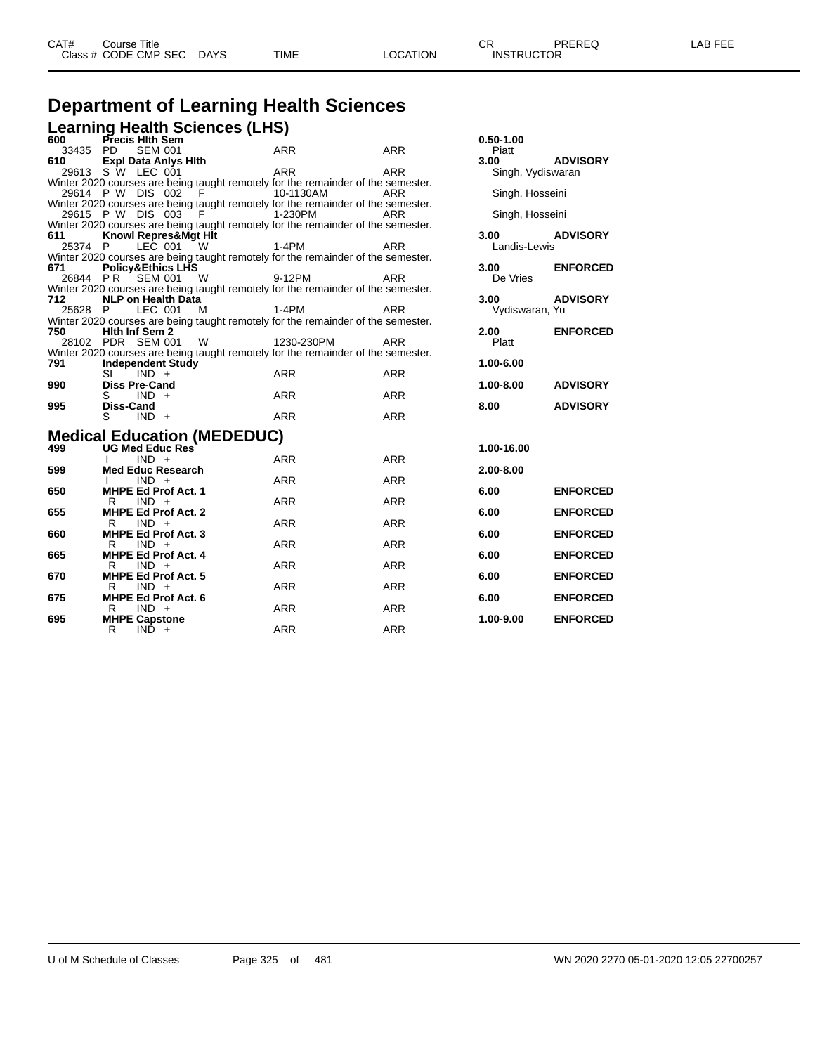# Department of Learning Health Sciences

## Learning Health Sciences (LHS)

| CAT# | Course Title / Class # CODE CMP SEC | DAYS | TIME | LOCATION | CR / INSTRUCTOR | PREREQ | LAB FEE |
|---|---|---|---|---|---|---|---|
| **600** | **Precis Hlth Sem** | | | | **0.50-1.00** | | |
| 33435 | PD SEM 001 | | ARR | ARR | Piatt | | |
| **610** | **Expl Data Anlys Hlth** | | | | **3.00** | **ADVISORY** | |
| 29613 | S W LEC 001 | | ARR | ARR | Singh, Vydiswaran | | |
| | Winter 2020 courses are being taught remotely for the remainder of the semester. | | | | | | |
| 29614 | P W DIS 002 | F | 10-1130AM | ARR | Singh, Hosseini | | |
| | Winter 2020 courses are being taught remotely for the remainder of the semester. | | | | | | |
| 29615 | P W DIS 003 | F | 1-230PM | ARR | Singh, Hosseini | | |
| | Winter 2020 courses are being taught remotely for the remainder of the semester. | | | | | | |
| **611** | **Knowl Repres&Mgt Hlt** | | | | **3.00** | **ADVISORY** | |
| 25374 | P LEC 001 | W | 1-4PM | ARR | Landis-Lewis | | |
| | Winter 2020 courses are being taught remotely for the remainder of the semester. | | | | | | |
| **671** | **Policy&Ethics LHS** | | | | **3.00** | **ENFORCED** | |
| 26844 | P R SEM 001 | W | 9-12PM | ARR | De Vries | | |
| | Winter 2020 courses are being taught remotely for the remainder of the semester. | | | | | | |
| **712** | **NLP on Health Data** | | | | **3.00** | **ADVISORY** | |
| 25628 | P LEC 001 | M | 1-4PM | ARR | Vydiswaran, Yu | | |
| | Winter 2020 courses are being taught remotely for the remainder of the semester. | | | | | | |
| **750** | **Hlth Inf Sem 2** | | | | **2.00** | **ENFORCED** | |
| 28102 | PDR SEM 001 | W | 1230-230PM | ARR | Platt | | |
| | Winter 2020 courses are being taught remotely for the remainder of the semester. | | | | | | |
| **791** | **Independent Study** | | | | **1.00-6.00** | | |
| | SI IND + | | ARR | ARR | | | |
| **990** | **Diss Pre-Cand** | | | | **1.00-8.00** | **ADVISORY** | |
| | S IND + | | ARR | ARR | | | |
| **995** | **Diss-Cand** | | | | **8.00** | **ADVISORY** | |
| | S IND + | | ARR | ARR | | | |

## Medical Education (MEDEDUC)

| CAT# | Course Title / Class # CODE CMP SEC | DAYS | TIME | LOCATION | CR / INSTRUCTOR | PREREQ | LAB FEE |
|---|---|---|---|---|---|---|---|
| **499** | **UG Med Educ Res** | | | | **1.00-16.00** | | |
| | I IND + | | ARR | ARR | | | |
| **599** | **Med Educ Research** | | | | **2.00-8.00** | | |
| | I IND + | | ARR | ARR | | | |
| **650** | **MHPE Ed Prof Act. 1** | | | | **6.00** | **ENFORCED** | |
| | R IND + | | ARR | ARR | | | |
| **655** | **MHPE Ed Prof Act. 2** | | | | **6.00** | **ENFORCED** | |
| | R IND + | | ARR | ARR | | | |
| **660** | **MHPE Ed Prof Act. 3** | | | | **6.00** | **ENFORCED** | |
| | R IND + | | ARR | ARR | | | |
| **665** | **MHPE Ed Prof Act. 4** | | | | **6.00** | **ENFORCED** | |
| | R IND + | | ARR | ARR | | | |
| **670** | **MHPE Ed Prof Act. 5** | | | | **6.00** | **ENFORCED** | |
| | R IND + | | ARR | ARR | | | |
| **675** | **MHPE Ed Prof Act. 6** | | | | **6.00** | **ENFORCED** | |
| | R IND + | | ARR | ARR | | | |
| **695** | **MHPE Capstone** | | | | **1.00-9.00** | **ENFORCED** | |
| | R IND + | | ARR | ARR | | | |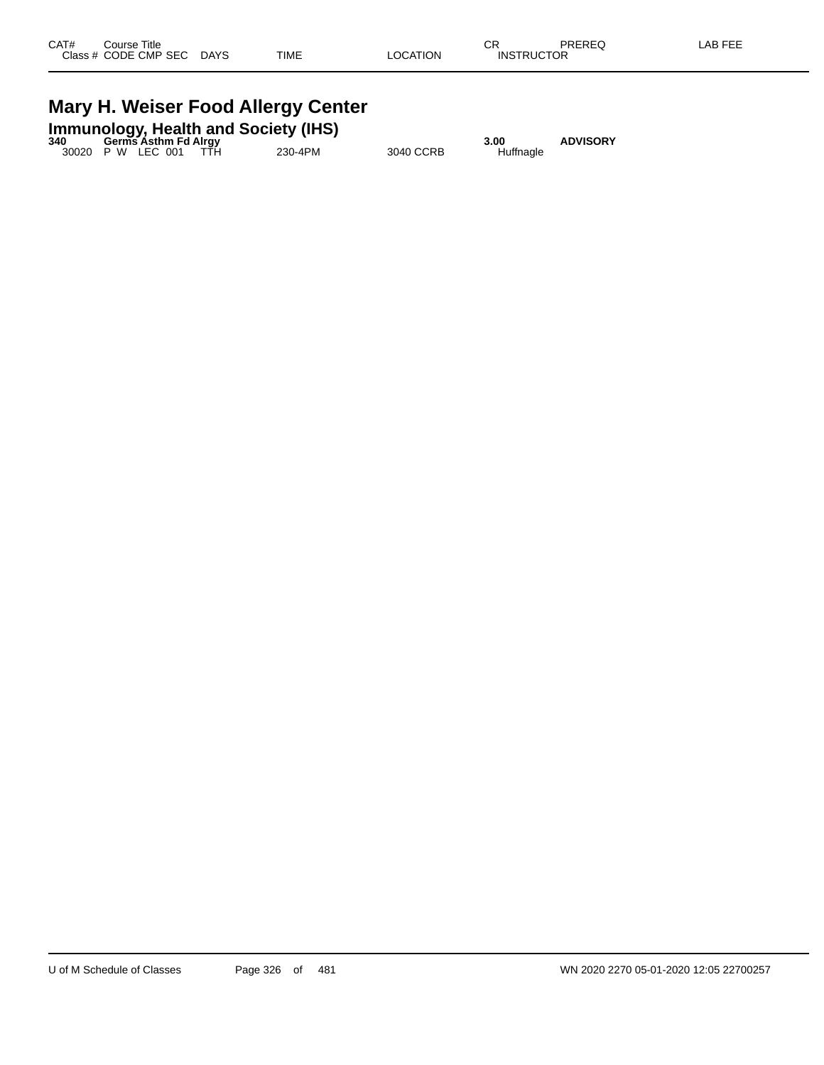| CAT# | Course Title | | | | | | CR | PREREQ | LAB FEE |
|---|---|---|---|---|---|---|---|---|---|
| Class # | CODE CMP SEC | DAYS | TIME | LOCATION | INSTRUCTOR | | | | |

# Mary H. Weiser Food Allergy Center

## Immunology, Health and Society (IHS)

| CAT# | Course Title | | | | CR | PREREQ |
|---|---|---|---|---|---|---|
| **340** | **Germs Asthm Fd Alrgy** | | | | **3.00** | **ADVISORY** |
| 30020 | P W LEC 001 | TTH | 230-4PM | 3040 CCRB | Huffnagle | |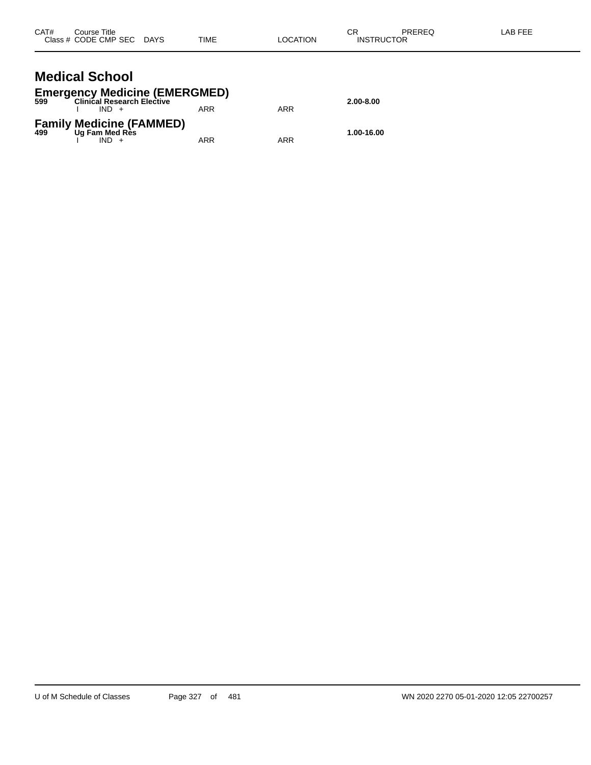| CAT# | Course Title<br>Class # CODE CMP SEC DAYS | TIME | LOCATION | CR<br>INSTRUCTOR | PREREQ | LAB FEE |
|---|---|---|---|---|---|---|

# Medical School

## Emergency Medicine (EMERGMED)

| | | | | | | |
|---|---|---|---|---|---|---|
| **599** | **Clinical Research Elective** | | | **2.00-8.00** | | |
| | I IND + | ARR | ARR | | | |

## Family Medicine (FAMMED)

| | | | | | | |
|---|---|---|---|---|---|---|
| **499** | **Ug Fam Med Res** | | | **1.00-16.00** | | |
| | I IND + | ARR | ARR | | | |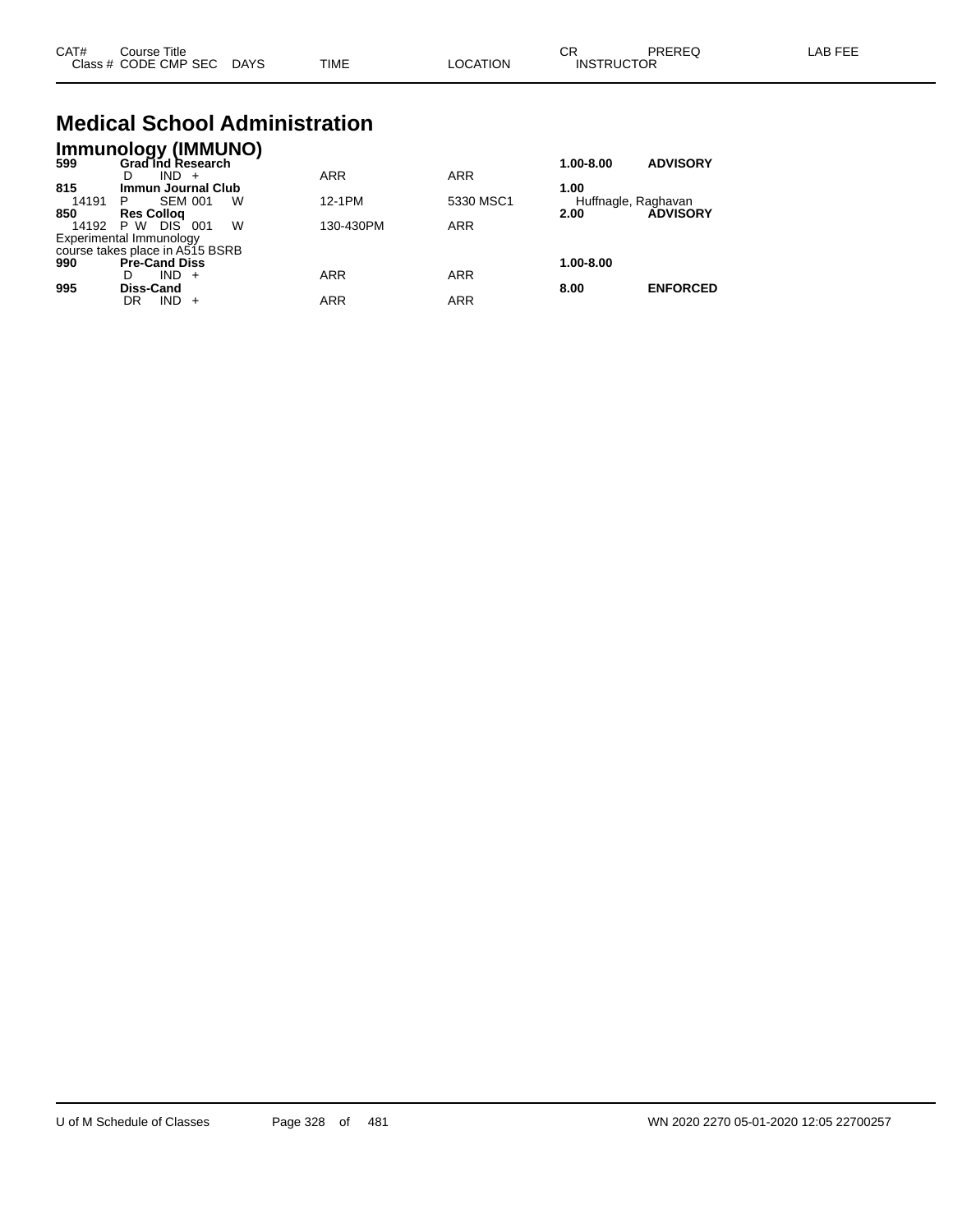# Medical School Administration

## Immunology (IMMUNO)

| CAT# Class # | Course Title CODE CMP SEC | DAYS | TIME | LOCATION | CR INSTRUCTOR | PREREQ | LAB FEE |
|---|---|---|---|---|---|---|---|
| **599** | **Grad Ind Research** | | | | **1.00-8.00** | **ADVISORY** | |
| | D IND + | | ARR | ARR | | | |
| **815** | **Immun Journal Club** | | | | **1.00** | | |
| 14191 | P SEM 001 | W | 12-1PM | 5330 MSC1 | Huffnagle, Raghavan | | |
| **850** | **Res Colloq** | | | | **2.00** | **ADVISORY** | |
| 14192 | P W DIS 001 | W | 130-430PM | ARR | | | |
| Experimental Immunology | | | | | | | |
| course takes place in A515 BSRB | | | | | | | |
| **990** | **Pre-Cand Diss** | | | | **1.00-8.00** | | |
| | D IND + | | ARR | ARR | | | |
| **995** | **Diss-Cand** | | | | **8.00** | **ENFORCED** | |
| | DR IND + | | ARR | ARR | | | |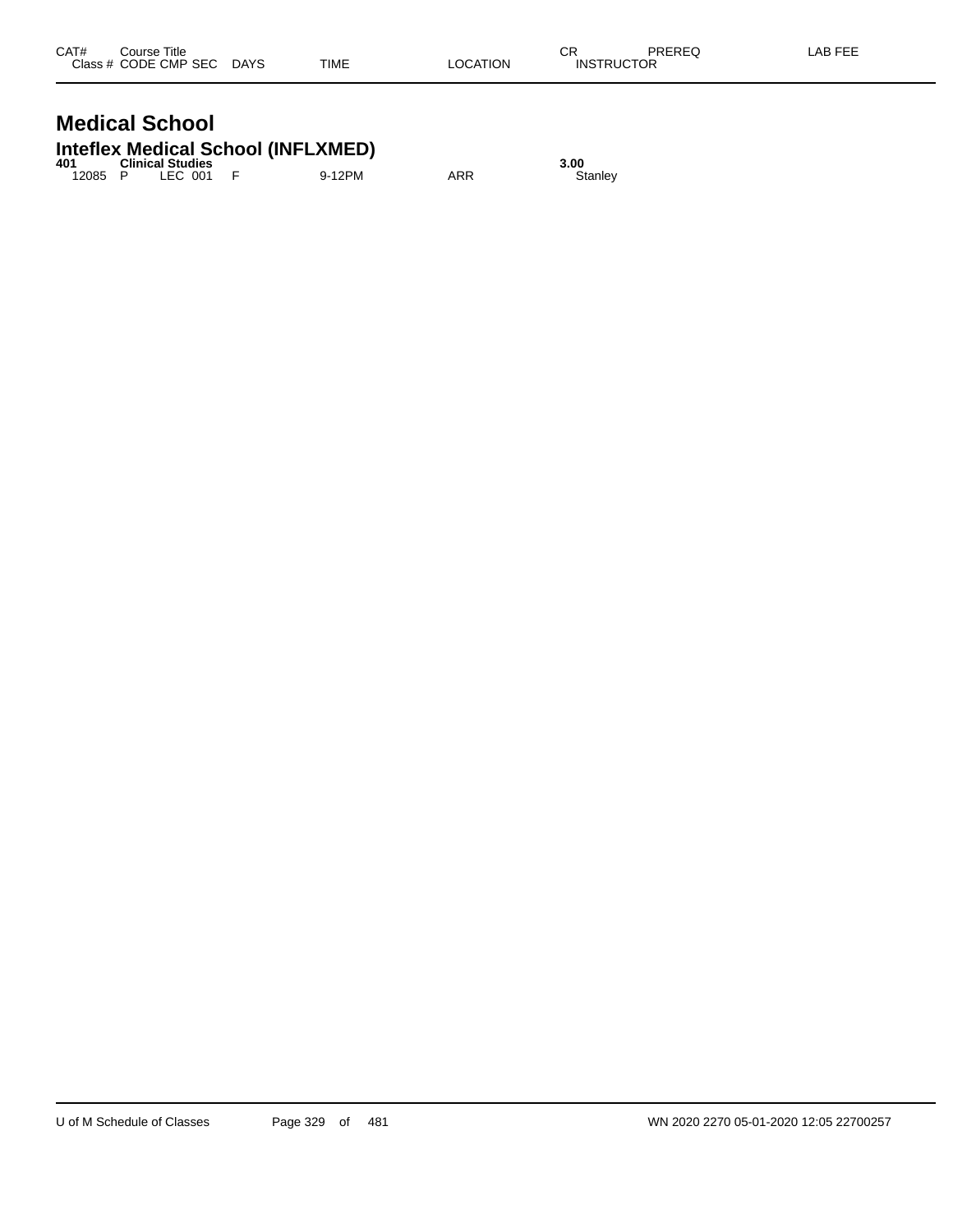| CAT# | Course Title | | | | | | CR | PREREQ | LAB FEE |
|---|---|---|---|---|---|---|---|---|---|
| Class # | CODE | CMP | SEC | DAYS | TIME | LOCATION | INSTRUCTOR | | |

# Medical School

## Inteflex Medical School (INFLXMED)

| CAT# | Course Title | | | | | | CR | PREREQ | LAB FEE |
|---|---|---|---|---|---|---|---|---|---|
| **401** | **Clinical Studies** | | | | | | **3.00** | | |
| 12085 | P | LEC | 001 | F | 9-12PM | ARR | Stanley | | |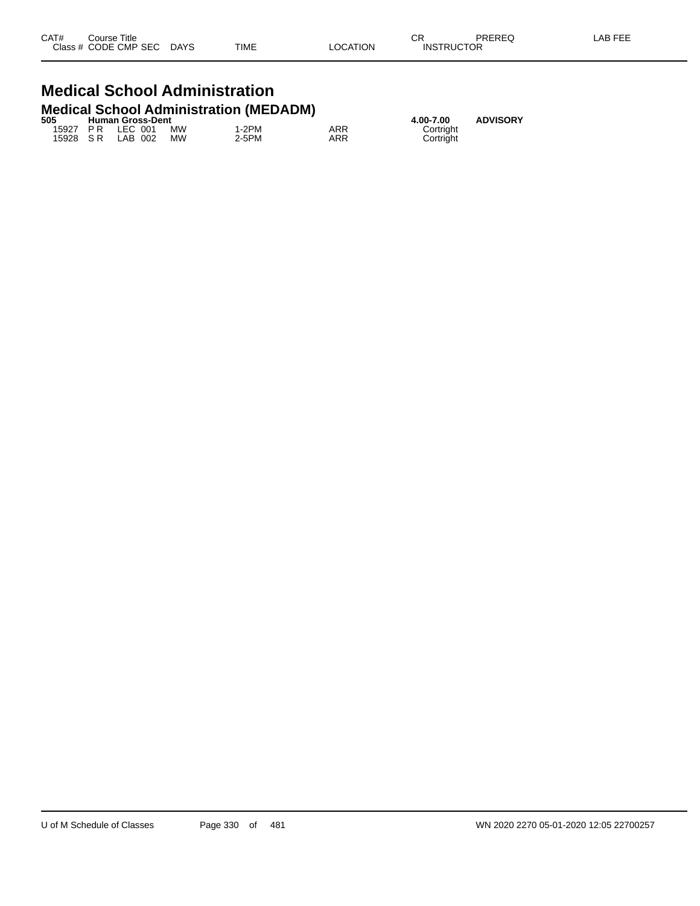| CAT# | Course Title | | | | | | CR | PREREQ | LAB FEE |
|---|---|---|---|---|---|---|---|---|---|
| Class # | CODE | CMP | SEC | DAYS | TIME | LOCATION | INSTRUCTOR | | |

# Medical School Administration

## Medical School Administration (MEDADM)

| CAT# | Course Title | | | | | | CR | PREREQ | LAB FEE |
|---|---|---|---|---|---|---|---|---|---|
| **505** | **Human Gross-Dent** | | | | | | **4.00-7.00** | **ADVISORY** | |
| 15927 | P R | LEC | 001 | MW | 1-2PM | ARR | Cortright | | |
| 15928 | S R | LAB | 002 | MW | 2-5PM | ARR | Cortright | | |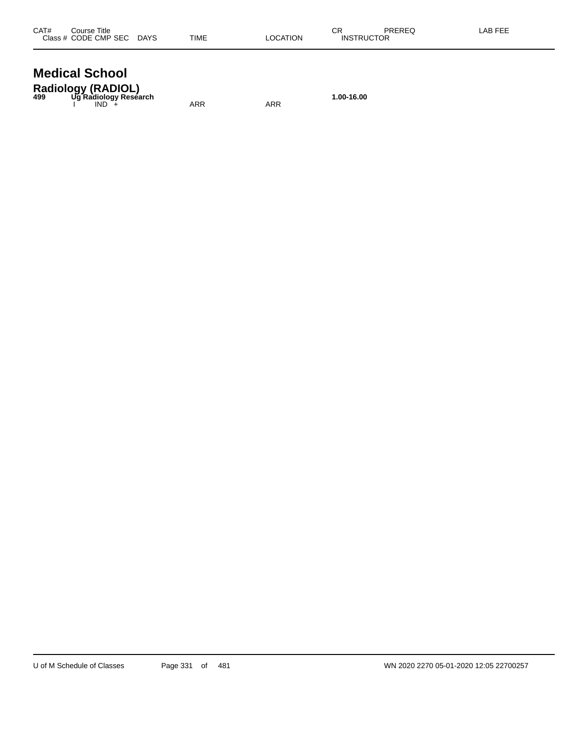| CAT# | Course Title | | | | | | CR | PREREQ | LAB FEE |
|---|---|---|---|---|---|---|---|---|---|
| Class # | CODE | CMP | SEC | DAYS | TIME | LOCATION | INSTRUCTOR | | |

# Medical School

## Radiology (RADIOL)

| CAT# | Course Title | | | | | | CR | PREREQ | LAB FEE |
|---|---|---|---|---|---|---|---|---|---|
| **499** | **Ug Radiology Research** | | | | | | **1.00-16.00** | | |
| | I | IND | + | | ARR | ARR | | | |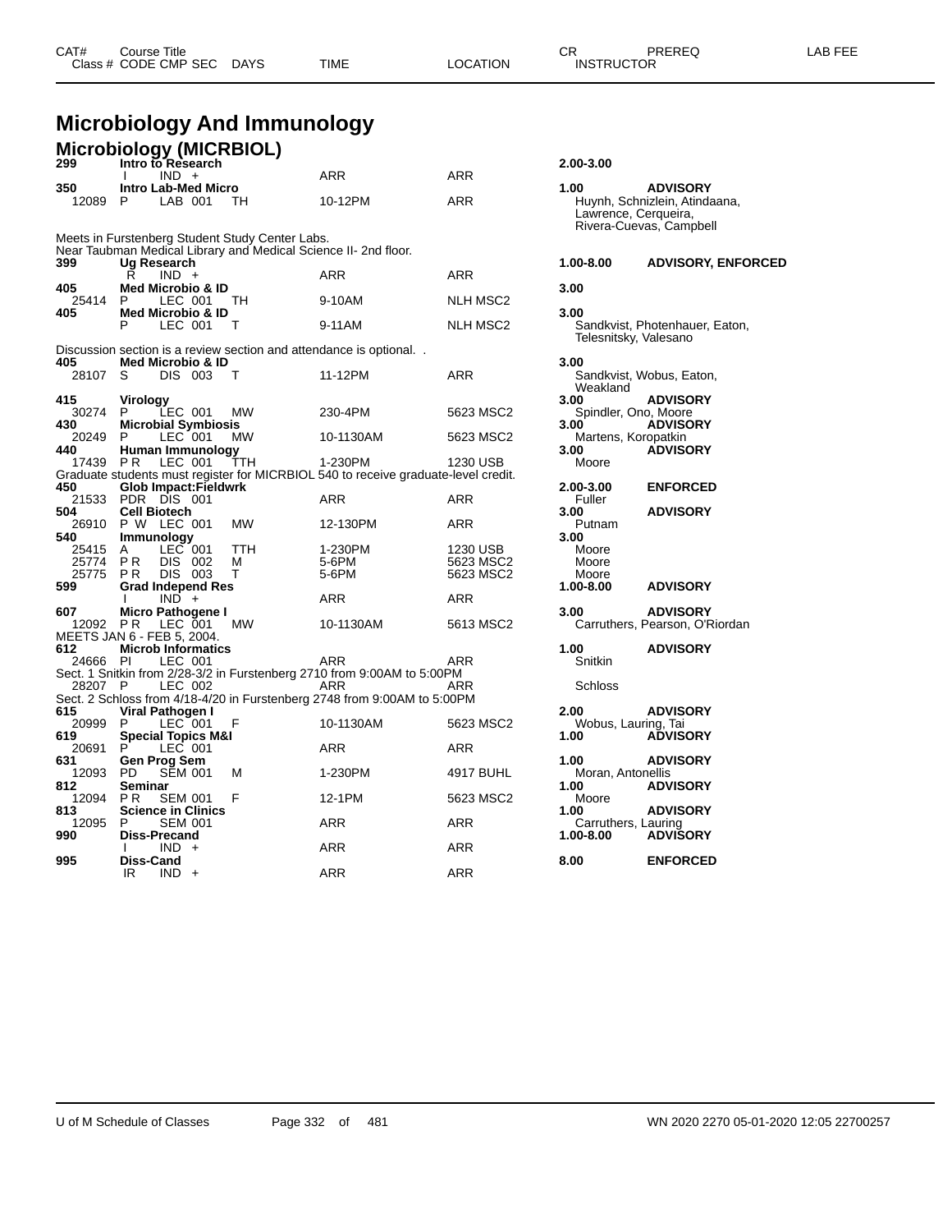| CAT# Class # | Course Title CODE CMP SEC | DAYS | TIME | LOCATION | CR INSTRUCTOR | PREREQ | LAB FEE |
|---|---|---|---|---|---|---|---|

# Microbiology And Immunology

## Microbiology (MICRBIOL)

| CAT# / Class # | Course Title / CODE CMP SEC | DAYS | TIME | LOCATION | CR / INSTRUCTOR | PREREQ | LAB FEE |
|---|---|---|---|---|---|---|---|
| **299** | **Intro to Research** | | | | **2.00-3.00** | | |
| | I IND + | | ARR | ARR | | | |
| **350** | **Intro Lab-Med Micro** | | | | **1.00** | **ADVISORY** | |
| 12089 | P LAB 001 | TH | 10-12PM | ARR | Huynh, Schnizlein, Atindaana, Lawrence, Cerqueira, Rivera-Cuevas, Campbell | | |
| Meets in Furstenberg Student Study Center Labs. Near Taubman Medical Library and Medical Science II- 2nd floor. | | | | | | | |
| **399** | **Ug Research** | | | | **1.00-8.00** | **ADVISORY, ENFORCED** | |
| | R IND + | | ARR | ARR | | | |
| **405** | **Med Microbio & ID** | | | | **3.00** | | |
| 25414 | P LEC 001 | TH | 9-10AM | NLH MSC2 | | | |
| **405** | **Med Microbio & ID** | | | | **3.00** | | |
| | P LEC 001 | T | 9-11AM | NLH MSC2 | Sandkvist, Photenhauer, Eaton, Telesnitsky, Valesano | | |
| Discussion section is a review section and attendance is optional. . | | | | | | | |
| **405** | **Med Microbio & ID** | | | | **3.00** | | |
| 28107 | S DIS 003 | T | 11-12PM | ARR | Sandkvist, Wobus, Eaton, Weakland | | |
| **415** | **Virology** | | | | **3.00** | **ADVISORY** | |
| 30274 | P LEC 001 | MW | 230-4PM | 5623 MSC2 | Spindler, Ono, Moore | | |
| **430** | **Microbial Symbiosis** | | | | **3.00** | **ADVISORY** | |
| 20249 | P LEC 001 | MW | 10-1130AM | 5623 MSC2 | Martens, Koropatkin | | |
| **440** | **Human Immunology** | | | | **3.00** | **ADVISORY** | |
| 17439 | P R LEC 001 | TTH | 1-230PM | 1230 USB | Moore | | |
| Graduate students must register for MICRBIOL 540 to receive graduate-level credit. | | | | | | | |
| **450** | **Glob Impact:Fieldwrk** | | | | **2.00-3.00** | **ENFORCED** | |
| 21533 | PDR DIS 001 | | ARR | ARR | Fuller | | |
| **504** | **Cell Biotech** | | | | **3.00** | **ADVISORY** | |
| 26910 | P W LEC 001 | MW | 12-130PM | ARR | Putnam | | |
| **540** | **Immunology** | | | | **3.00** | | |
| 25415 | A LEC 001 | TTH | 1-230PM | 1230 USB | Moore | | |
| 25774 | P R DIS 002 | M | 5-6PM | 5623 MSC2 | Moore | | |
| 25775 | P R DIS 003 | T | 5-6PM | 5623 MSC2 | Moore | | |
| **599** | **Grad Independ Res** | | | | **1.00-8.00** | **ADVISORY** | |
| | I IND + | | ARR | ARR | | | |
| **607** | **Micro Pathogene I** | | | | **3.00** | **ADVISORY** | |
| 12092 | P R LEC 001 | MW | 10-1130AM | 5613 MSC2 | Carruthers, Pearson, O'Riordan | | |
| MEETS JAN 6 - FEB 5, 2004. | | | | | | | |
| **612** | **Microb Informatics** | | | | **1.00** | **ADVISORY** | |
| 24666 | PI LEC 001 | | ARR | ARR | Snitkin | | |
| Sect. 1 Snitkin from 2/28-3/2 in Furstenberg 2710 from 9:00AM to 5:00PM | | | | | | | |
| 28207 | P LEC 002 | | ARR | ARR | Schloss | | |
| Sect. 2 Schloss from 4/18-4/20 in Furstenberg 2748 from 9:00AM to 5:00PM | | | | | | | |
| **615** | **Viral Pathogen I** | | | | **2.00** | **ADVISORY** | |
| 20999 | P LEC 001 | F | 10-1130AM | 5623 MSC2 | Wobus, Lauring, Tai | | |
| **619** | **Special Topics M&I** | | | | **1.00** | **ADVISORY** | |
| 20691 | P LEC 001 | | ARR | ARR | | | |
| **631** | **Gen Prog Sem** | | | | **1.00** | **ADVISORY** | |
| 12093 | PD SEM 001 | M | 1-230PM | 4917 BUHL | Moran, Antonellis | | |
| **812** | **Seminar** | | | | **1.00** | **ADVISORY** | |
| 12094 | P R SEM 001 | F | 12-1PM | 5623 MSC2 | Moore | | |
| **813** | **Science in Clinics** | | | | **1.00** | **ADVISORY** | |
| 12095 | P SEM 001 | | ARR | ARR | Carruthers, Lauring | | |
| **990** | **Diss-Precand** | | | | **1.00-8.00** | **ADVISORY** | |
| | I IND + | | ARR | ARR | | | |
| **995** | **Diss-Cand** | | | | **8.00** | **ENFORCED** | |
| | IR IND + | | ARR | ARR | | | |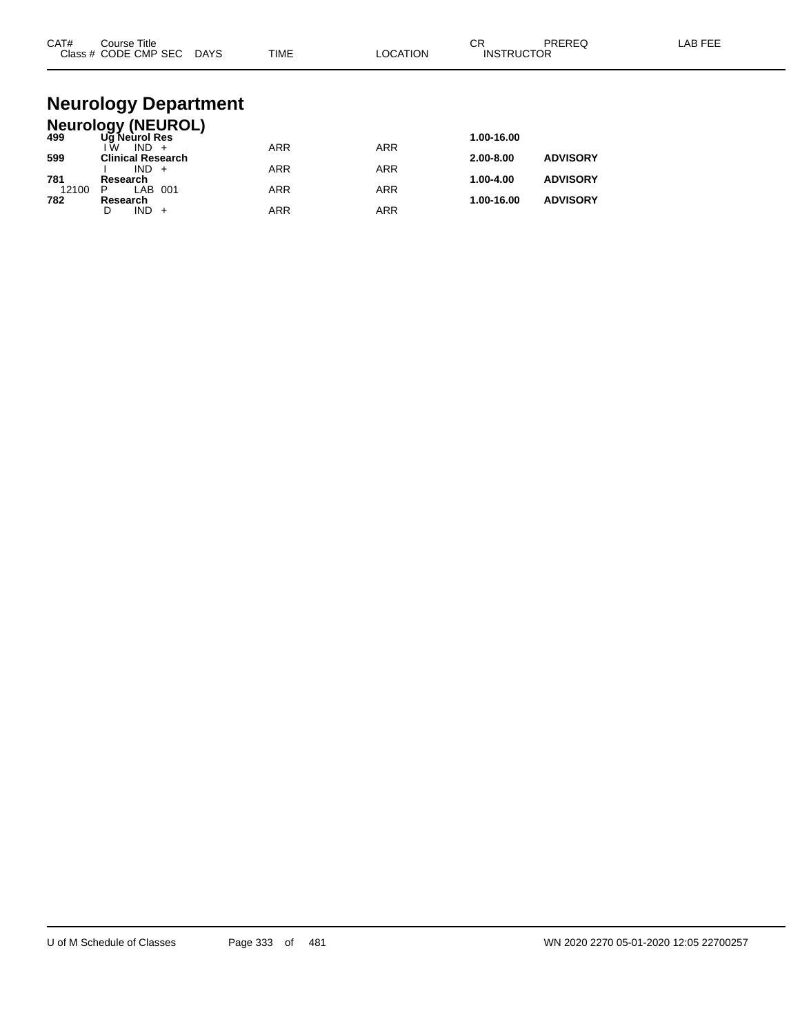| CAT# | Course Title | | | | | CR | PREREQ | LAB FEE |
|---|---|---|---|---|---|---|---|---|
| Class # | CODE CMP SEC | DAYS | TIME | LOCATION | | INSTRUCTOR | | |

# Neurology Department

## Neurology (NEUROL)

| CAT# | Course Title / Class # CODE CMP SEC | DAYS | TIME | LOCATION | CR | PREREQ |
|---|---|---|---|---|---|---|
| **499** | **Ug Neurol Res** | | | | **1.00-16.00** | |
| | I W IND + | | ARR | ARR | | |
| **599** | **Clinical Research** | | | | **2.00-8.00** | **ADVISORY** |
| | I IND + | | ARR | ARR | | |
| **781** | **Research** | | | | **1.00-4.00** | **ADVISORY** |
| 12100 | P LAB 001 | | ARR | ARR | | |
| **782** | **Research** | | | | **1.00-16.00** | **ADVISORY** |
| | D IND + | | ARR | ARR | | |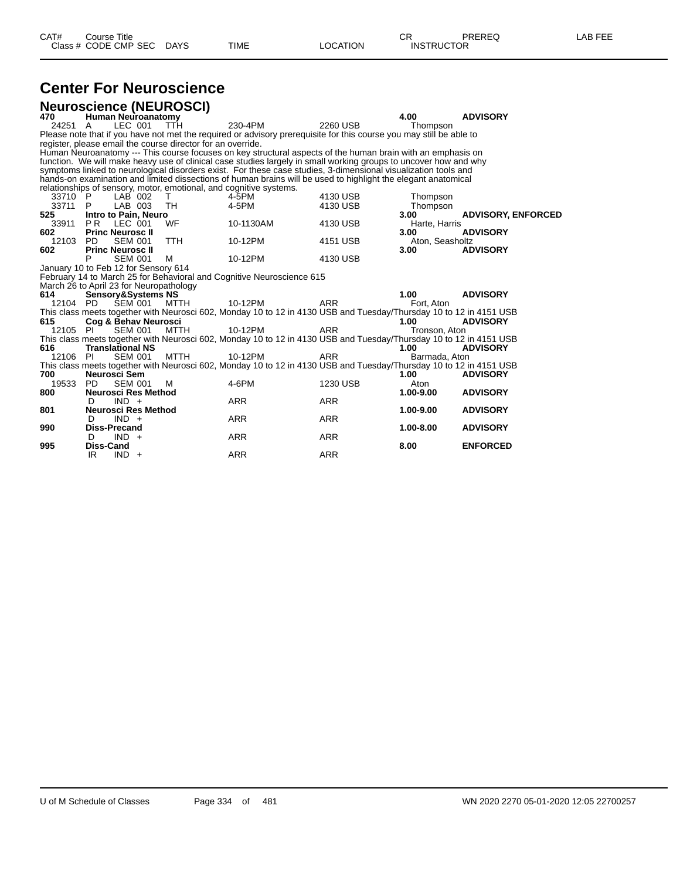| CAT# | Course Title | | | | | | CR | PREREQ | LAB FEE |
|---|---|---|---|---|---|---|---|---|---|
| Class # | CODE | CMP | SEC | DAYS | TIME | LOCATION | INSTRUCTOR | | |

# Center For Neuroscience

## Neuroscience (NEUROSCI)

**470 Human Neuroanatomy** — **4.00** — **ADVISORY**

| Class # | CODE | CMP | SEC | DAYS | TIME | LOCATION | INSTRUCTOR |
|---|---|---|---|---|---|---|---|
| 24251 | A | LEC | 001 | TTH | 230-4PM | 2260 USB | Thompson |

Please note that if you have not met the required or advisory prerequisite for this course you may still be able to register, please email the course director for an override.

Human Neuroanatomy --- This course focuses on key structural aspects of the human brain with an emphasis on function. We will make heavy use of clinical case studies largely in small working groups to uncover how and why symptoms linked to neurological disorders exist. For these case studies, 3-dimensional visualization tools and hands-on examination and limited dissections of human brains will be used to highlight the elegant anatomical relationships of sensory, motor, emotional, and cognitive systems.

| Class # | CODE | CMP | SEC | DAYS | TIME | LOCATION | INSTRUCTOR |
|---|---|---|---|---|---|---|---|
| 33710 | P | LAB | 002 | T | 4-5PM | 4130 USB | Thompson |
| 33711 | P | LAB | 003 | TH | 4-5PM | 4130 USB | Thompson |

**525 Intro to Pain, Neuro** — **3.00** — **ADVISORY, ENFORCED**

| Class # | CODE | CMP | SEC | DAYS | TIME | LOCATION | INSTRUCTOR |
|---|---|---|---|---|---|---|---|
| 33911 | P R | LEC | 001 | WF | 10-1130AM | 4130 USB | Harte, Harris |

**602 Princ Neurosc II** — **3.00** — **ADVISORY**

| Class # | CODE | CMP | SEC | DAYS | TIME | LOCATION | INSTRUCTOR |
|---|---|---|---|---|---|---|---|
| 12103 | PD | SEM | 001 | TTH | 10-12PM | 4151 USB | Aton, Seasholtz |

**602 Princ Neurosc II** — **3.00** — **ADVISORY**

| Class # | CODE | CMP | SEC | DAYS | TIME | LOCATION | INSTRUCTOR |
|---|---|---|---|---|---|---|---|
| | P | SEM | 001 | M | 10-12PM | 4130 USB | |

January 10 to Feb 12 for Sensory 614
February 14 to March 25 for Behavioral and Cognitive Neuroscience 615
March 26 to April 23 for Neuropathology

**614 Sensory&Systems NS** — **1.00** — **ADVISORY**

| Class # | CODE | CMP | SEC | DAYS | TIME | LOCATION | INSTRUCTOR |
|---|---|---|---|---|---|---|---|
| 12104 | PD | SEM | 001 | MTTH | 10-12PM | ARR | Fort, Aton |

This class meets together with Neurosci 602, Monday 10 to 12 in 4130 USB and Tuesday/Thursday 10 to 12 in 4151 USB

**615 Cog & Behav Neurosci** — **1.00** — **ADVISORY**

| Class # | CODE | CMP | SEC | DAYS | TIME | LOCATION | INSTRUCTOR |
|---|---|---|---|---|---|---|---|
| 12105 | PI | SEM | 001 | MTTH | 10-12PM | ARR | Tronson, Aton |

This class meets together with Neurosci 602, Monday 10 to 12 in 4130 USB and Tuesday/Thursday 10 to 12 in 4151 USB

**616 Translational NS** — **1.00** — **ADVISORY**

| Class # | CODE | CMP | SEC | DAYS | TIME | LOCATION | INSTRUCTOR |
|---|---|---|---|---|---|---|---|
| 12106 | PI | SEM | 001 | MTTH | 10-12PM | ARR | Barmada, Aton |

This class meets together with Neurosci 602, Monday 10 to 12 in 4130 USB and Tuesday/Thursday 10 to 12 in 4151 USB

**700 Neurosci Sem** — **1.00** — **ADVISORY**

| Class # | CODE | CMP | SEC | DAYS | TIME | LOCATION | INSTRUCTOR |
|---|---|---|---|---|---|---|---|
| 19533 | PD | SEM | 001 | M | 4-6PM | 1230 USB | Aton |

**800 Neurosci Res Method** — **1.00-9.00** — **ADVISORY**

| Class # | CODE | CMP | SEC | DAYS | TIME | LOCATION | INSTRUCTOR |
|---|---|---|---|---|---|---|---|
| | D | IND | + | | ARR | ARR | |

**801 Neurosci Res Method** — **1.00-9.00** — **ADVISORY**

| Class # | CODE | CMP | SEC | DAYS | TIME | LOCATION | INSTRUCTOR |
|---|---|---|---|---|---|---|---|
| | D | IND | + | | ARR | ARR | |

**990 Diss-Precand** — **1.00-8.00** — **ADVISORY**

| Class # | CODE | CMP | SEC | DAYS | TIME | LOCATION | INSTRUCTOR |
|---|---|---|---|---|---|---|---|
| | D | IND | + | | ARR | ARR | |

**995 Diss-Cand** — **8.00** — **ENFORCED**

| Class # | CODE | CMP | SEC | DAYS | TIME | LOCATION | INSTRUCTOR |
|---|---|---|---|---|---|---|---|
| | IR | IND | + | | ARR | ARR | |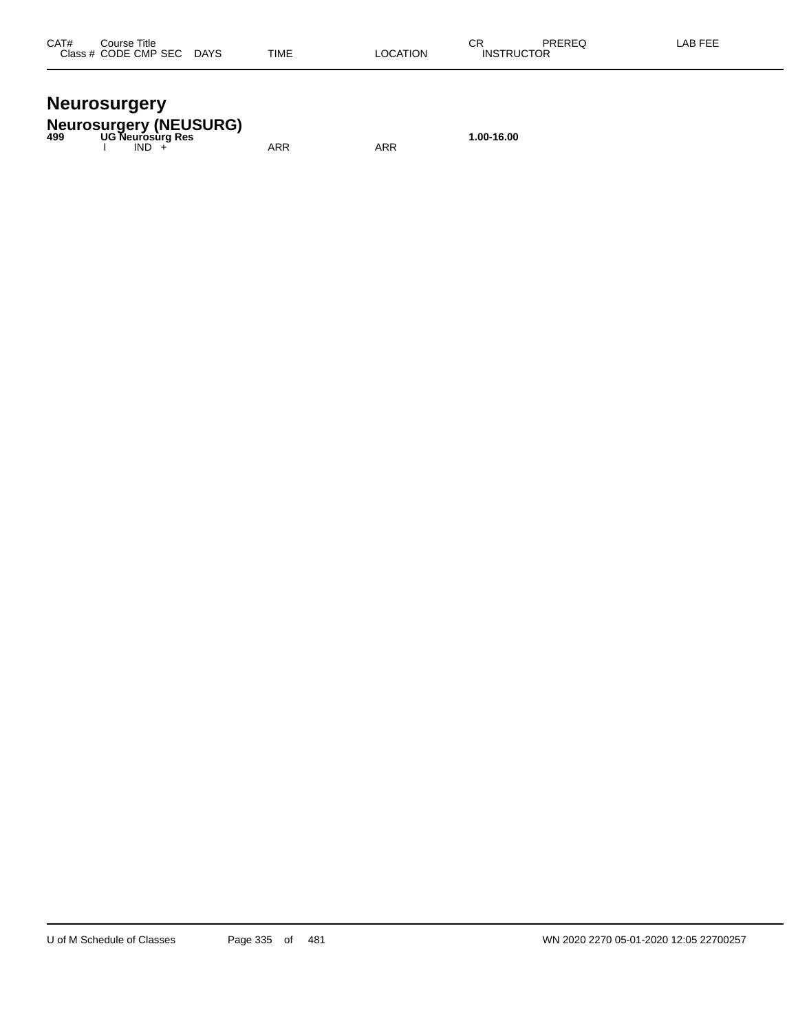| CAT# | Course Title Class # CODE CMP SEC DAYS | TIME | LOCATION | CR INSTRUCTOR | PREREQ | LAB FEE |
|---|---|---|---|---|---|---|

# Neurosurgery

## Neurosurgery (NEUSURG)

| CAT# | Course Title / Class # CODE CMP SEC DAYS | TIME | LOCATION | CR INSTRUCTOR | PREREQ | LAB FEE |
|---|---|---|---|---|---|---|
| **499** | **UG Neurosurg Res** | | | **1.00-16.00** | | |
| | I IND + | ARR | ARR | | | |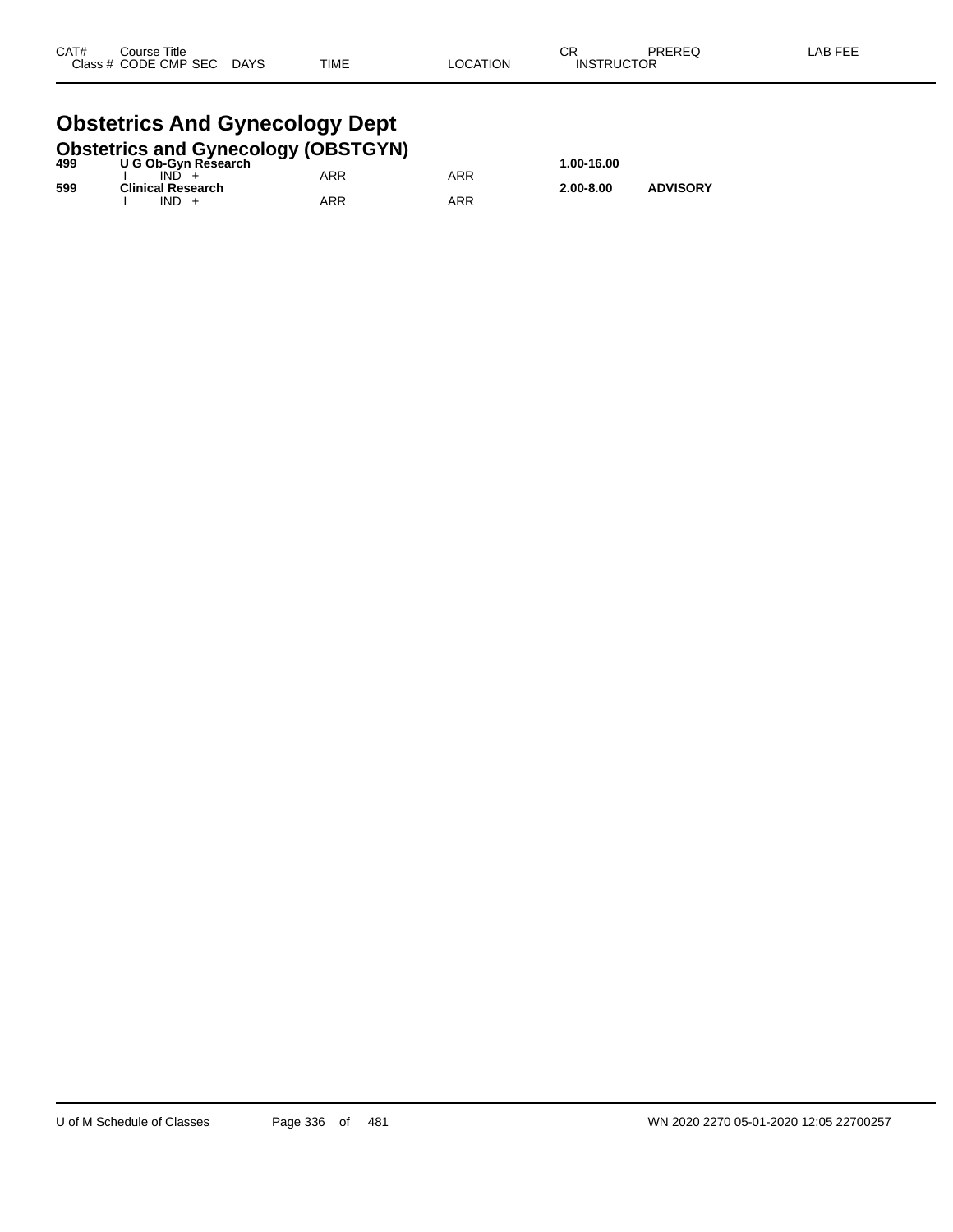| CAT# | Course Title | | | | | CR | PREREQ | LAB FEE |
|---|---|---|---|---|---|---|---|---|
| Class # | CODE CMP SEC | DAYS | TIME | LOCATION | INSTRUCTOR | | | |

# Obstetrics And Gynecology Dept

## Obstetrics and Gynecology (OBSTGYN)

| CAT# | Course Title / Class # CODE CMP SEC | DAYS | TIME | LOCATION | CR / INSTRUCTOR | PREREQ | LAB FEE |
|---|---|---|---|---|---|---|---|
| **499** | **U G Ob-Gyn Research** | | | | **1.00-16.00** | | |
| | I IND + | | ARR | ARR | | | |
| **599** | **Clinical Research** | | | | **2.00-8.00** | **ADVISORY** | |
| | I IND + | | ARR | ARR | | | |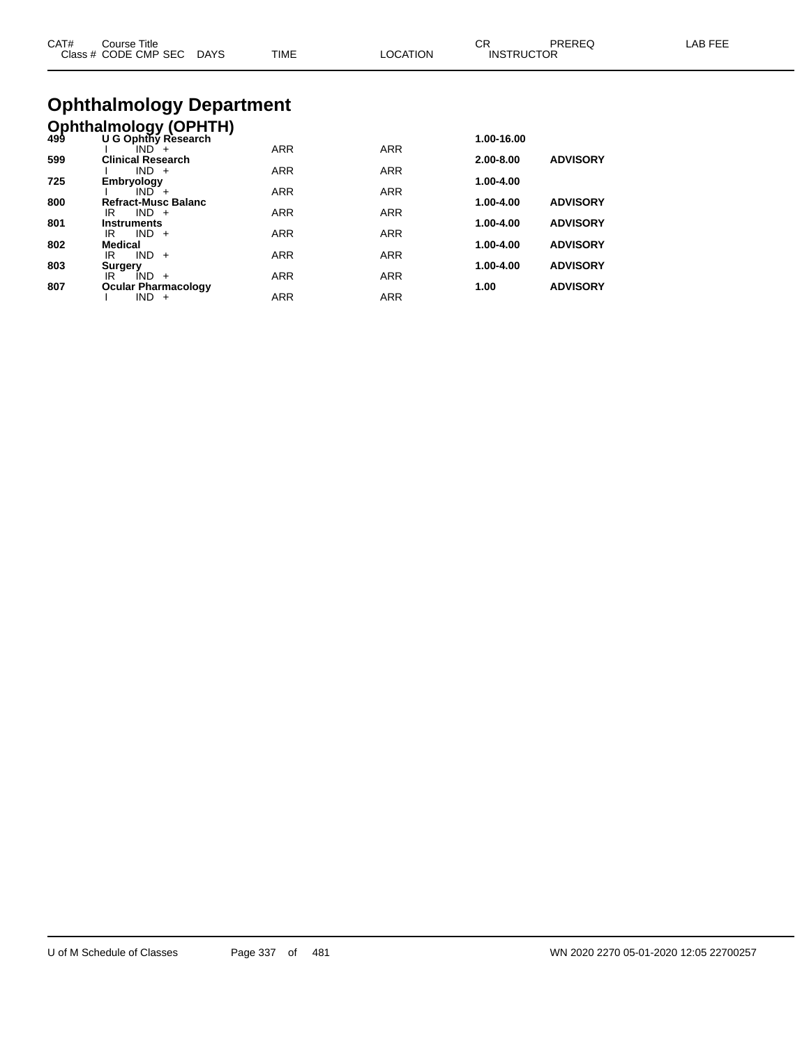| CAT# | Course Title<br>Class # CODE CMP SEC DAYS | TIME | LOCATION | CR<br>INSTRUCTOR | PREREQ | LAB FEE |
|---|---|---|---|---|---|---|

# Ophthalmology Department

## Ophthalmology (OPHTH)

| CAT# | Course Title / Class # CODE CMP SEC DAYS | TIME | LOCATION | CR | PREREQ |
|---|---|---|---|---|---|
| **499** | **U G Ophthy Research** | | | **1.00-16.00** | |
| | I IND + | ARR | ARR | | |
| **599** | **Clinical Research** | | | **2.00-8.00** | **ADVISORY** |
| | I IND + | ARR | ARR | | |
| **725** | **Embryology** | | | **1.00-4.00** | |
| | I IND + | ARR | ARR | | |
| **800** | **Refract-Musc Balanc** | | | **1.00-4.00** | **ADVISORY** |
| | IR IND + | ARR | ARR | | |
| **801** | **Instruments** | | | **1.00-4.00** | **ADVISORY** |
| | IR IND + | ARR | ARR | | |
| **802** | **Medical** | | | **1.00-4.00** | **ADVISORY** |
| | IR IND + | ARR | ARR | | |
| **803** | **Surgery** | | | **1.00-4.00** | **ADVISORY** |
| | IR IND + | ARR | ARR | | |
| **807** | **Ocular Pharmacology** | | | **1.00** | **ADVISORY** |
| | I IND + | ARR | ARR | | |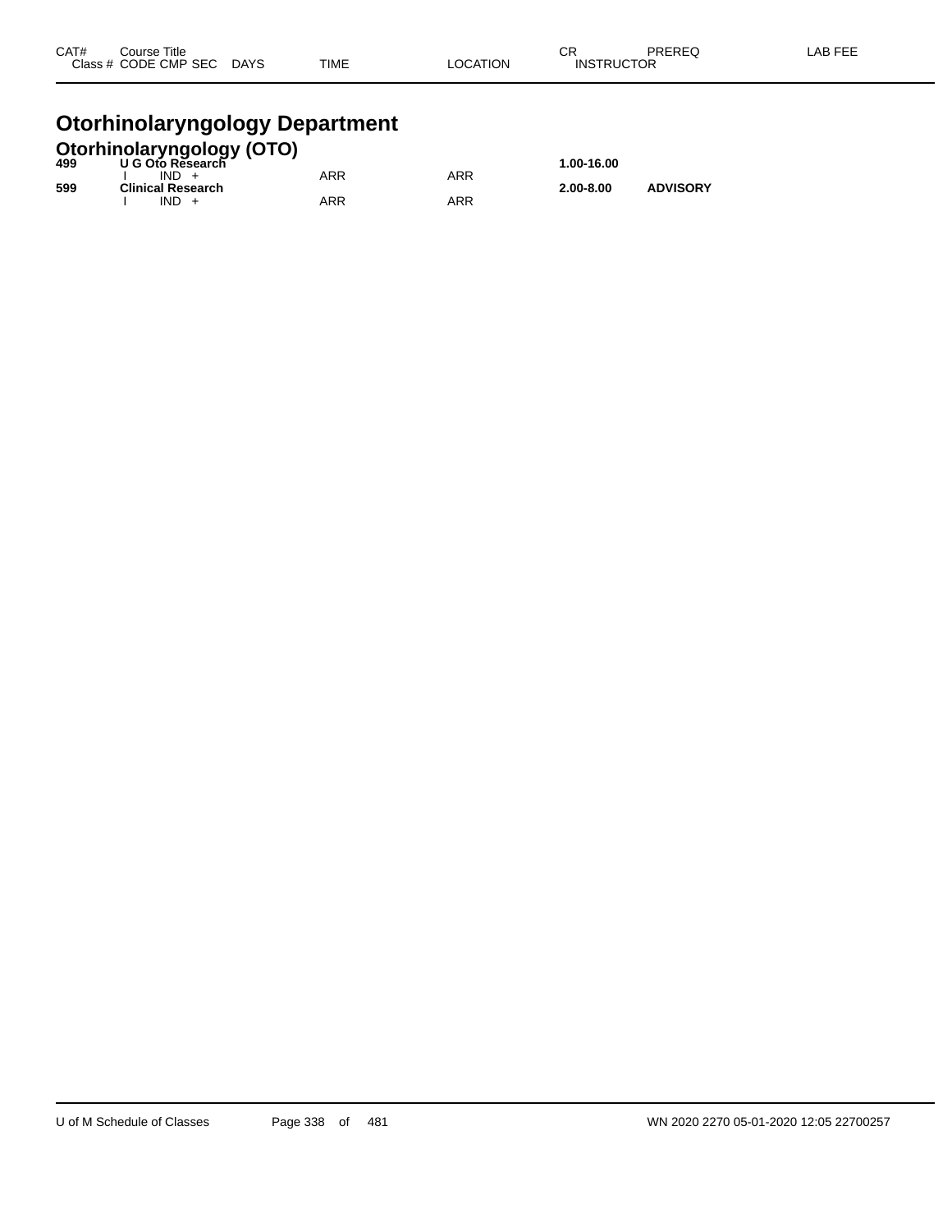| CAT# | Course Title<br>Class # CODE CMP SEC DAYS | TIME | LOCATION | CR<br>INSTRUCTOR | PREREQ | LAB FEE |
|---|---|---|---|---|---|---|

# Otorhinolaryngology Department

## Otorhinolaryngology (OTO)

| CAT# | Course Title / Class # CODE CMP SEC DAYS | TIME | LOCATION | CR / INSTRUCTOR | PREREQ | LAB FEE |
|---|---|---|---|---|---|---|
| **499** | **U G Oto Research** | | | **1.00-16.00** | | |
| | I IND + | ARR | ARR | | | |
| **599** | **Clinical Research** | | | **2.00-8.00** | **ADVISORY** | |
| | I IND + | ARR | ARR | | | |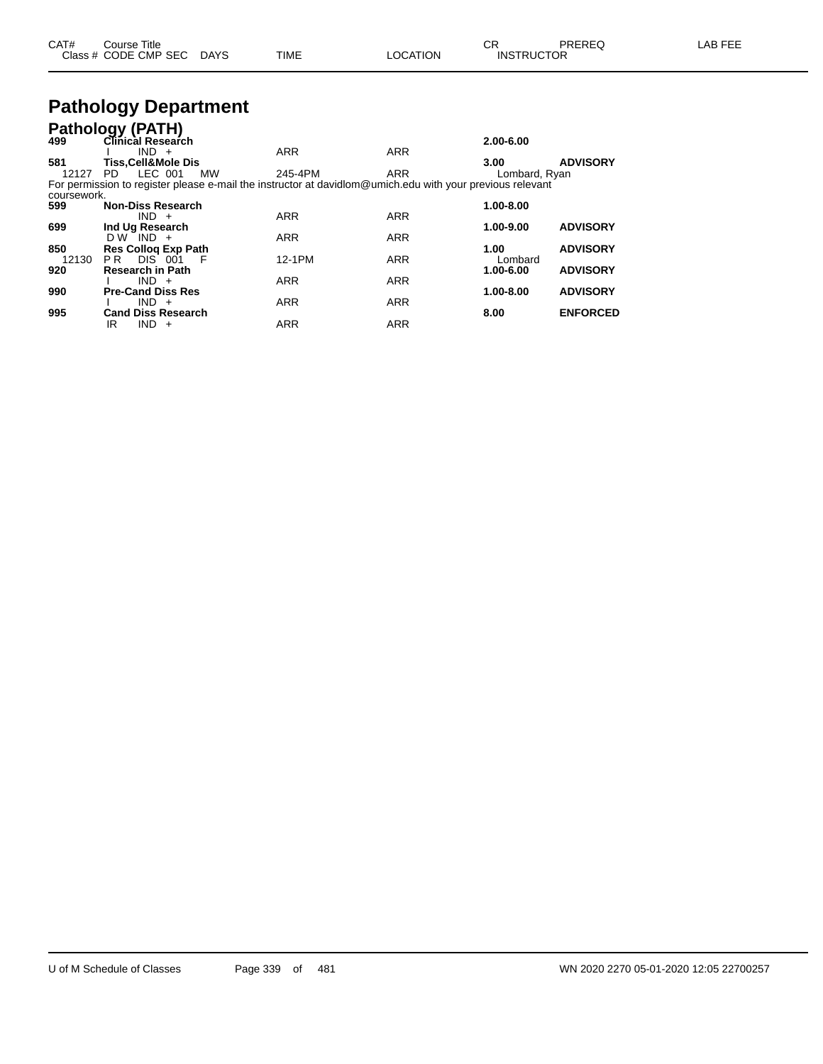| CAT# | Course Title | | | | | CR | PREREQ | LAB FEE |
|---|---|---|---|---|---|---|---|---|
| Class # | CODE CMP SEC | DAYS | TIME | LOCATION | | INSTRUCTOR | | |

# Pathology Department

## Pathology (PATH)

| CAT# | Course Title / Class Info | DAYS | TIME | LOCATION | CR / INSTRUCTOR | PREREQ |
|---|---|---|---|---|---|---|
| **499** | **Clinical Research** | | | | **2.00-6.00** | |
| | I IND + | | ARR | ARR | | |
| **581** | **Tiss,Cell&Mole Dis** | | | | **3.00** | **ADVISORY** |
| 12127 | PD LEC 001 | MW | 245-4PM | ARR | Lombard, Ryan | |

For permission to register please e-mail the instructor at davidlom@umich.edu with your previous relevant coursework.

| CAT# | Course Title / Class Info | DAYS | TIME | LOCATION | CR / INSTRUCTOR | PREREQ |
|---|---|---|---|---|---|---|
| **599** | **Non-Diss Research** | | | | **1.00-8.00** | |
| | IND + | | ARR | ARR | | |
| **699** | **Ind Ug Research** | | | | **1.00-9.00** | **ADVISORY** |
| | D W IND + | | ARR | ARR | | |
| **850** | **Res Colloq Exp Path** | | | | **1.00** | **ADVISORY** |
| 12130 | P R DIS 001 | F | 12-1PM | ARR | Lombard | |
| **920** | **Research in Path** | | | | **1.00-6.00** | **ADVISORY** |
| | I IND + | | ARR | ARR | | |
| **990** | **Pre-Cand Diss Res** | | | | **1.00-8.00** | **ADVISORY** |
| | I IND + | | ARR | ARR | | |
| **995** | **Cand Diss Research** | | | | **8.00** | **ENFORCED** |
| | IR IND + | | ARR | ARR | | |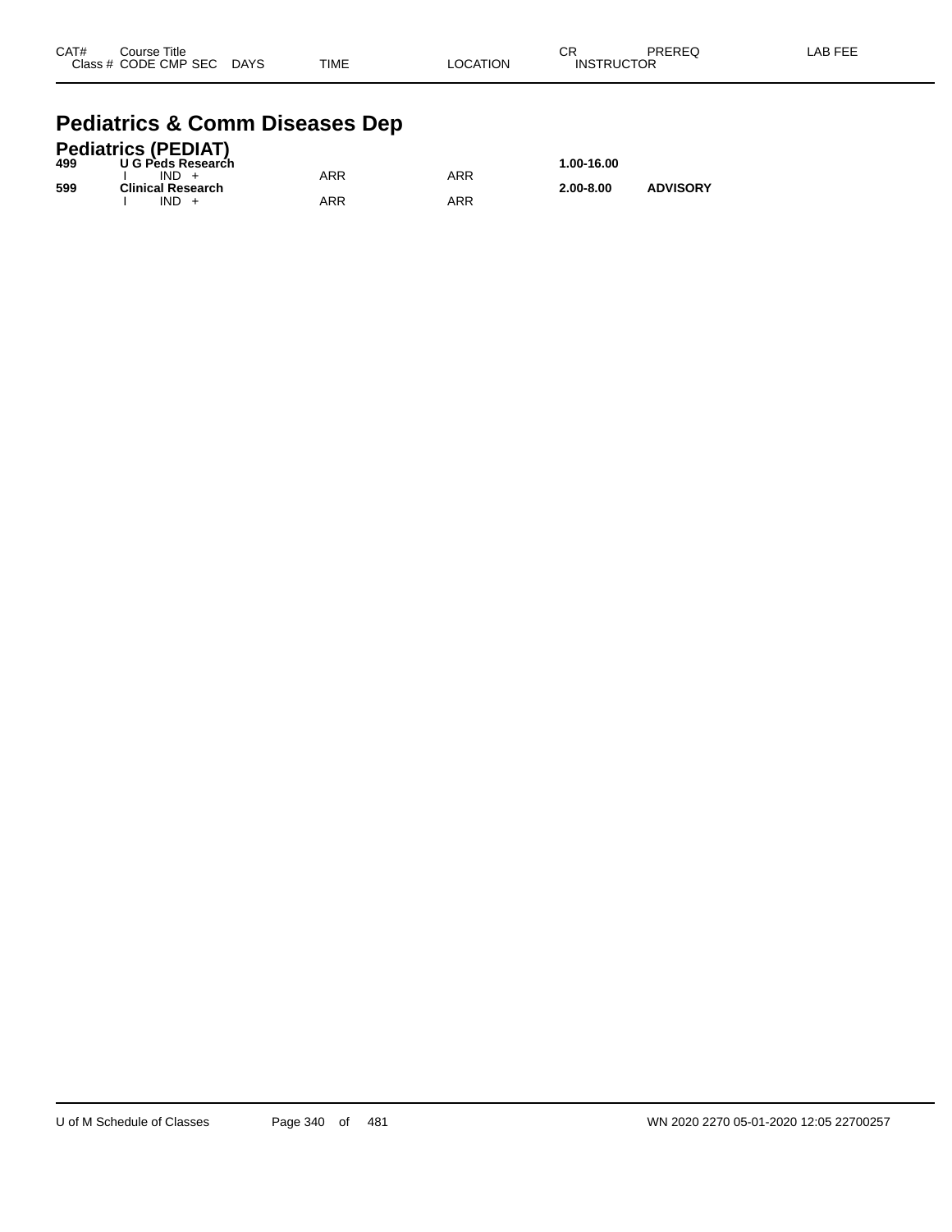| CAT# Class # | Course Title CODE CMP SEC | DAYS | TIME | LOCATION | CR INSTRUCTOR | PREREQ | LAB FEE |
|---|---|---|---|---|---|---|---|

# Pediatrics & Comm Diseases Dep

## Pediatrics (PEDIAT)

| CAT# Class # | Course Title CODE CMP SEC | DAYS | TIME | LOCATION | CR INSTRUCTOR | PREREQ | LAB FEE |
|---|---|---|---|---|---|---|---|
| **499** | **U G Peds Research** | | | | **1.00-16.00** | | |
| | I IND + | | ARR | ARR | | | |
| **599** | **Clinical Research** | | | | **2.00-8.00** | **ADVISORY** | |
| | I IND + | | ARR | ARR | | | |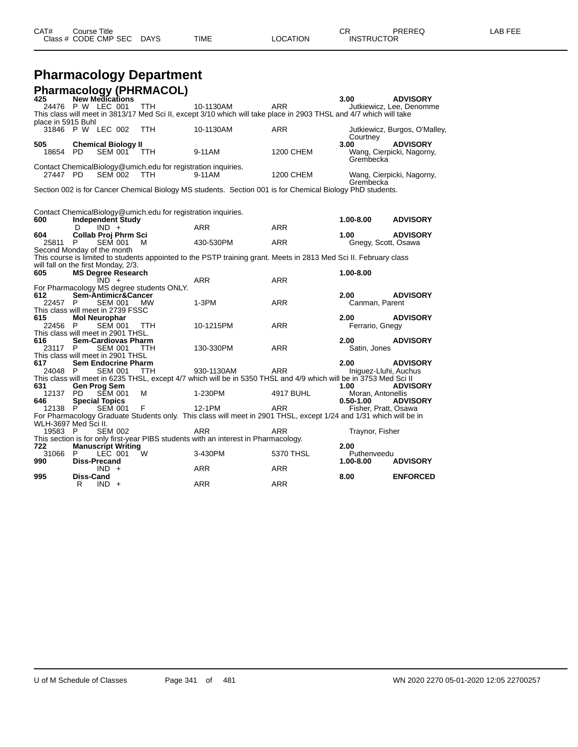| CAT# | Course Title | | | | | | CR | PREREQ | LAB FEE |
|---|---|---|---|---|---|---|---|---|---|
| Class # | CODE | CMP | SEC | DAYS | TIME | LOCATION | INSTRUCTOR | | |

# Pharmacology Department

## Pharmacology (PHRMACOL)

**425** **New Medications** — **3.00** **ADVISORY**

24476 P W LEC 001 TTH 10-1130AM ARR Jutkiewicz, Lee, Denomme

This class will meet in 3813/17 Med Sci II, except 3/10 which will take place in 2903 THSL and 4/7 which will take place in 5915 Buhl

31846 P W LEC 002 TTH 10-1130AM ARR Jutkiewicz, Burgos, O'Malley, Courtney

**505** **Chemical Biology II** — **3.00** **ADVISORY**

18654 PD SEM 001 TTH 9-11AM 1200 CHEM Wang, Cierpicki, Nagorny, Grembecka

Contact ChemicalBiology@umich.edu for registration inquiries.

27447 PD SEM 002 TTH 9-11AM 1200 CHEM Wang, Cierpicki, Nagorny, Grembecka

Section 002 is for Cancer Chemical Biology MS students. Section 001 is for Chemical Biology PhD students.

Contact ChemicalBiology@umich.edu for registration inquiries.

**600** **Independent Study** — **1.00-8.00** **ADVISORY**

D IND + ARR ARR

**604** **Collab Proj Phrm Sci** — **1.00** **ADVISORY**

25811 P SEM 001 M 430-530PM ARR Gnegy, Scott, Osawa

Second Monday of the month

This course is limited to students appointed to the PSTP training grant. Meets in 2813 Med Sci II. February class will fall on the first Monday, 2/3.

**605** **MS Degree Research** — **1.00-8.00**

IND + ARR ARR

For Pharmacology MS degree students ONLY.

**612** **Sem-Antimicr&Cancer** — **2.00** **ADVISORY**

22457 P SEM 001 MW 1-3PM ARR Canman, Parent

This class will meet in 2739 FSSC

**615** **Mol Neurophar** — **2.00** **ADVISORY**

22456 P SEM 001 TTH 10-1215PM ARR Ferrario, Gnegy

This class will meet in 2901 THSL.

**616** **Sem-Cardiovas Pharm** — **2.00** **ADVISORY**

23117 P SEM 001 TTH 130-330PM ARR Satin, Jones

This class will meet in 2901 THSL

**617** **Sem Endocrine Pharm** — **2.00** **ADVISORY**

24048 P SEM 001 TTH 930-1130AM ARR Iniguez-Lluhi, Auchus

This class will meet in 6235 THSL, except 4/7 which will be in 5350 THSL and 4/9 which will be in 3753 Med Sci II

**631** **Gen Prog Sem** — **1.00** **ADVISORY**

12137 PD SEM 001 M 1-230PM 4917 BUHL Moran, Antonellis

**646** **Special Topics** — **0.50-1.00** **ADVISORY**

12138 P SEM 001 F 12-1PM ARR Fisher, Pratt, Osawa

For Pharmacology Graduate Students only. This class will meet in 2901 THSL, except 1/24 and 1/31 which will be in WLH-3697 Med Sci II.

19583 P SEM 002 ARR ARR Traynor, Fisher

This section is for only first-year PIBS students with an interest in Pharmacology.

**722** **Manuscript Writing** — **2.00**

31066 P LEC 001 W 3-430PM 5370 THSL Puthenveedu

**990** **Diss-Precand** — **1.00-8.00** **ADVISORY**

IND + ARR ARR

**995** **Diss-Cand** — **8.00** **ENFORCED**

R IND + ARR ARR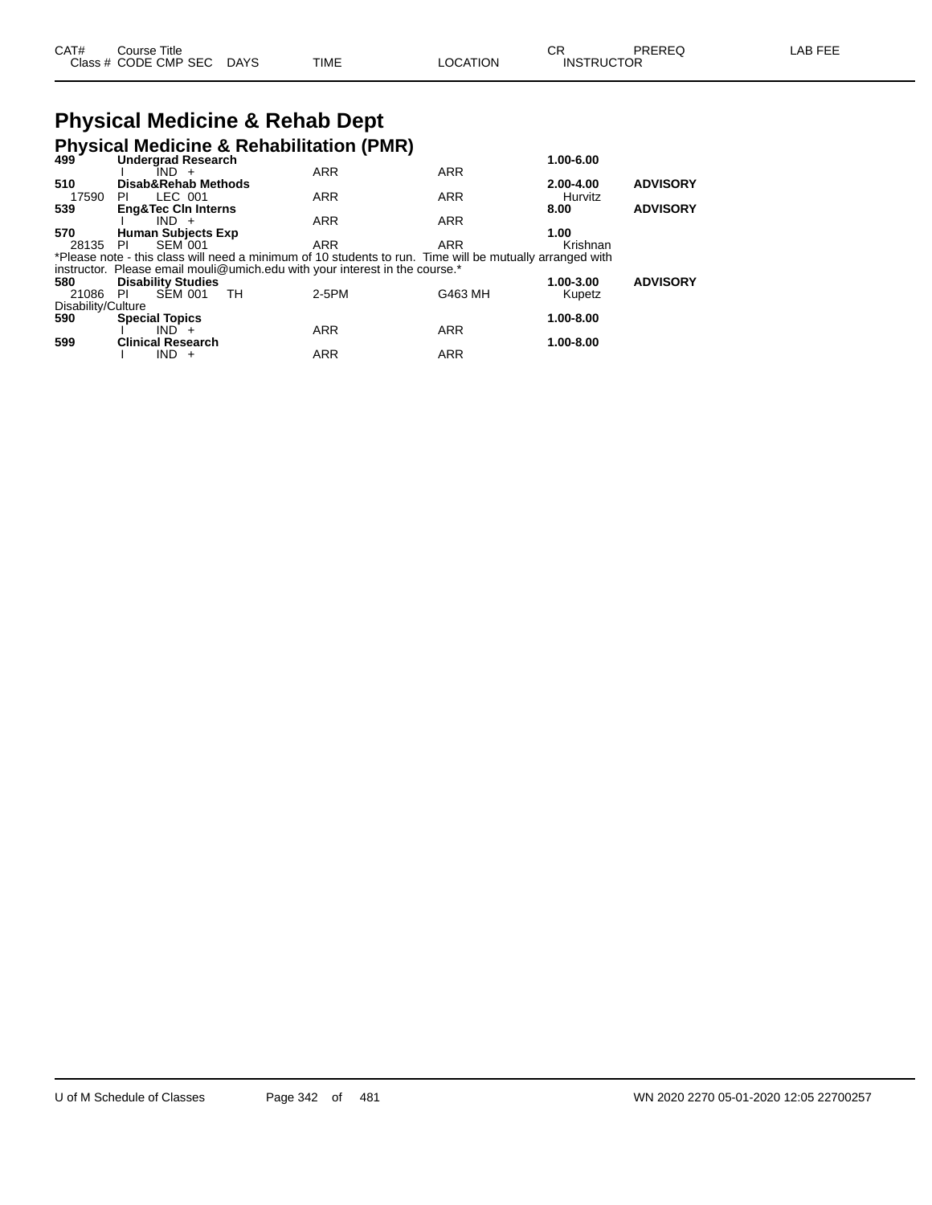| CAT# | Course Title | | | | | | CR | PREREQ | LAB FEE |
|---|---|---|---|---|---|---|---|---|---|
| Class # | CODE | CMP SEC | DAYS | TIME | LOCATION | | INSTRUCTOR | | |

# Physical Medicine & Rehab Dept

## Physical Medicine & Rehabilitation (PMR)

| CAT# / Class # | CODE | CMP SEC | DAYS | TIME | LOCATION | CR / INSTRUCTOR | PREREQ |
|---|---|---|---|---|---|---|---|
| **499** | **Undergrad Research** | | | | | **1.00-6.00** | |
| | I | IND + | | ARR | ARR | | |
| **510** | **Disab&Rehab Methods** | | | | | **2.00-4.00** | **ADVISORY** |
| 17590 | PI | LEC 001 | | ARR | ARR | Hurvitz | |
| **539** | **Eng&Tec Cln Interns** | | | | | **8.00** | **ADVISORY** |
| | I | IND + | | ARR | ARR | | |
| **570** | **Human Subjects Exp** | | | | | **1.00** | |
| 28135 | PI | SEM 001 | | ARR | ARR | Krishnan | |

*Please note - this class will need a minimum of 10 students to run. Time will be mutually arranged with instructor. Please email mouli@umich.edu with your interest in the course.*

| CAT# / Class # | CODE | CMP SEC | DAYS | TIME | LOCATION | CR / INSTRUCTOR | PREREQ |
|---|---|---|---|---|---|---|---|
| **580** | **Disability Studies** | | | | | **1.00-3.00** | **ADVISORY** |
| 21086 | PI | SEM 001 | TH | 2-5PM | G463 MH | Kupetz | |

Disability/Culture

| CAT# / Class # | CODE | CMP SEC | DAYS | TIME | LOCATION | CR / INSTRUCTOR | PREREQ |
|---|---|---|---|---|---|---|---|
| **590** | **Special Topics** | | | | | **1.00-8.00** | |
| | I | IND + | | ARR | ARR | | |
| **599** | **Clinical Research** | | | | | **1.00-8.00** | |
| | I | IND + | | ARR | ARR | | |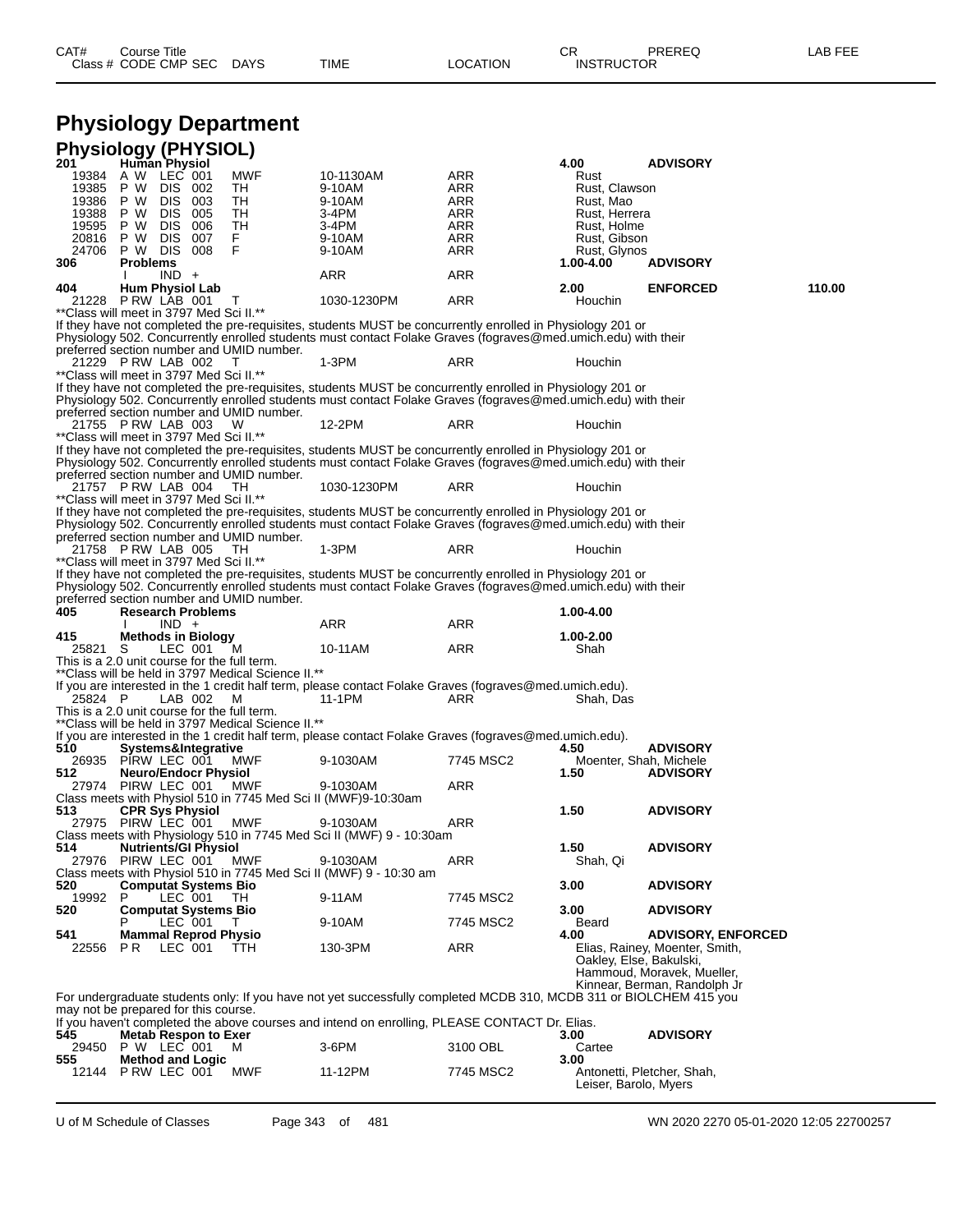# Physiology Department

## Physiology (PHYSIOL)

| CAT# | Course Title | | | | | | | CR | PREREQ | LAB FEE |
|---|---|---|---|---|---|---|---|---|---|---|
| Class # | CODE | CMP | SEC | DAYS | TIME | LOCATION | INSTRUCTOR | | | |
| **201** | **Human Physiol** | | | | | | | **4.00** | **ADVISORY** | |
| 19384 | A W | LEC | 001 | MWF | 10-1130AM | ARR | Rust | | | |
| 19385 | P W | DIS | 002 | TH | 9-10AM | ARR | Rust, Clawson | | | |
| 19386 | P W | DIS | 003 | TH | 9-10AM | ARR | Rust, Mao | | | |
| 19388 | P W | DIS | 005 | TH | 3-4PM | ARR | Rust, Herrera | | | |
| 19595 | P W | DIS | 006 | TH | 3-4PM | ARR | Rust, Holme | | | |
| 20816 | P W | DIS | 007 | F | 9-10AM | ARR | Rust, Gibson | | | |
| 24706 | P W | DIS | 008 | F | 9-10AM | ARR | Rust, Glynos | | | |
| **306** | **Problems** | | | | | | | **1.00-4.00** | **ADVISORY** | |
| | I | IND | + | | ARR | ARR | | | | |
| **404** | **Hum Physiol Lab** | | | | | | | **2.00** | **ENFORCED** | **110.00** |
| 21228 | P RW | LAB | 001 | T | 1030-1230PM | ARR | Houchin | | | |

**Class will meet in 3797 Med Sci II.**
If they have not completed the pre-requisites, students MUST be concurrently enrolled in Physiology 201 or Physiology 502. Concurrently enrolled students must contact Folake Graves (fograves@med.umich.edu) with their preferred section number and UMID number.

| Class # | CODE | CMP | SEC | DAYS | TIME | LOCATION | INSTRUCTOR |
|---|---|---|---|---|---|---|---|
| 21229 | P RW | LAB | 002 | T | 1-3PM | ARR | Houchin |

**Class will meet in 3797 Med Sci II.**
If they have not completed the pre-requisites, students MUST be concurrently enrolled in Physiology 201 or Physiology 502. Concurrently enrolled students must contact Folake Graves (fograves@med.umich.edu) with their preferred section number and UMID number.

| Class # | CODE | CMP | SEC | DAYS | TIME | LOCATION | INSTRUCTOR |
|---|---|---|---|---|---|---|---|
| 21755 | P RW | LAB | 003 | W | 12-2PM | ARR | Houchin |

**Class will meet in 3797 Med Sci II.**
If they have not completed the pre-requisites, students MUST be concurrently enrolled in Physiology 201 or Physiology 502. Concurrently enrolled students must contact Folake Graves (fograves@med.umich.edu) with their preferred section number and UMID number.

| Class # | CODE | CMP | SEC | DAYS | TIME | LOCATION | INSTRUCTOR |
|---|---|---|---|---|---|---|---|
| 21757 | P RW | LAB | 004 | TH | 1030-1230PM | ARR | Houchin |

**Class will meet in 3797 Med Sci II.**
If they have not completed the pre-requisites, students MUST be concurrently enrolled in Physiology 201 or Physiology 502. Concurrently enrolled students must contact Folake Graves (fograves@med.umich.edu) with their preferred section number and UMID number.

| Class # | CODE | CMP | SEC | DAYS | TIME | LOCATION | INSTRUCTOR |
|---|---|---|---|---|---|---|---|
| 21758 | P RW | LAB | 005 | TH | 1-3PM | ARR | Houchin |

**Class will meet in 3797 Med Sci II.**
If they have not completed the pre-requisites, students MUST be concurrently enrolled in Physiology 201 or Physiology 502. Concurrently enrolled students must contact Folake Graves (fograves@med.umich.edu) with their preferred section number and UMID number.

| CAT# | Course Title | | | | | | | CR | PREREQ |
|---|---|---|---|---|---|---|---|---|---|
| **405** | **Research Problems** | | | | | | | **1.00-4.00** | |
| | I | IND | + | | ARR | ARR | | | |
| **415** | **Methods in Biology** | | | | | | | **1.00-2.00** | |
| 25821 | S | LEC | 001 | M | 10-11AM | ARR | Shah | | |

This is a 2.0 unit course for the full term.
**Class will be held in 3797 Medical Science II.**
If you are interested in the 1 credit half term, please contact Folake Graves (fograves@med.umich.edu).

| Class # | CODE | CMP | SEC | DAYS | TIME | LOCATION | INSTRUCTOR |
|---|---|---|---|---|---|---|---|
| 25824 | P | LAB | 002 | M | 11-1PM | ARR | Shah, Das |

This is a 2.0 unit course for the full term.
**Class will be held in 3797 Medical Science II.**
If you are interested in the 1 credit half term, please contact Folake Graves (fograves@med.umich.edu).

| CAT# | Course Title | | | | | | | CR | PREREQ |
|---|---|---|---|---|---|---|---|---|---|
| **510** | **Systems&Integrative** | | | | | | | **4.50** | **ADVISORY** |
| 26935 | PIRW | LEC | 001 | MWF | 9-1030AM | 7745 MSC2 | Moenter, Shah, Michele | | |
| **512** | **Neuro/Endocr Physiol** | | | | | | | **1.50** | **ADVISORY** |
| 27974 | PIRW | LEC | 001 | MWF | 9-1030AM | ARR | | | |

Class meets with Physiol 510 in 7745 Med Sci II (MWF)9-10:30am

| CAT# | Course Title | | | | | | | CR | PREREQ |
|---|---|---|---|---|---|---|---|---|---|
| **513** | **CPR Sys Physiol** | | | | | | | **1.50** | **ADVISORY** |
| 27975 | PIRW | LEC | 001 | MWF | 9-1030AM | ARR | | | |

Class meets with Physiology 510 in 7745 Med Sci II (MWF) 9 - 10:30am

| CAT# | Course Title | | | | | | | CR | PREREQ |
|---|---|---|---|---|---|---|---|---|---|
| **514** | **Nutrients/GI Physiol** | | | | | | | **1.50** | **ADVISORY** |
| 27976 | PIRW | LEC | 001 | MWF | 9-1030AM | ARR | Shah, Qi | | |

Class meets with Physiol 510 in 7745 Med Sci II (MWF) 9 - 10:30 am

| CAT# | Course Title | | | | | | | CR | PREREQ |
|---|---|---|---|---|---|---|---|---|---|
| **520** | **Computat Systems Bio** | | | | | | | **3.00** | **ADVISORY** |
| 19992 | P | LEC | 001 | TH | 9-11AM | 7745 MSC2 | | | |
| **520** | **Computat Systems Bio** | | | | | | | **3.00** | **ADVISORY** |
| | P | LEC | 001 | T | 9-10AM | 7745 MSC2 | Beard | | |
| **541** | **Mammal Reprod Physio** | | | | | | | **4.00** | **ADVISORY, ENFORCED** |
| 22556 | P R | LEC | 001 | TTH | 130-3PM | ARR | Elias, Rainey, Moenter, Smith, Oakley, Else, Bakulski, Hammoud, Moravek, Mueller, Kinnear, Berman, Randolph Jr | | |

For undergraduate students only: If you have not yet successfully completed MCDB 310, MCDB 311 or BIOLCHEM 415 you may not be prepared for this course.
If you haven't completed the above courses and intend on enrolling, PLEASE CONTACT Dr. Elias.

| CAT# | Course Title | | | | | | | CR | PREREQ |
|---|---|---|---|---|---|---|---|---|---|
| **545** | **Metab Respon to Exer** | | | | | | | **3.00** | **ADVISORY** |
| 29450 | P W | LEC | 001 | M | 3-6PM | 3100 OBL | Cartee | | |
| **555** | **Method and Logic** | | | | | | | **3.00** | |
| 12144 | P RW | LEC | 001 | MWF | 11-12PM | 7745 MSC2 | Antonetti, Pletcher, Shah, Leiser, Barolo, Myers | | |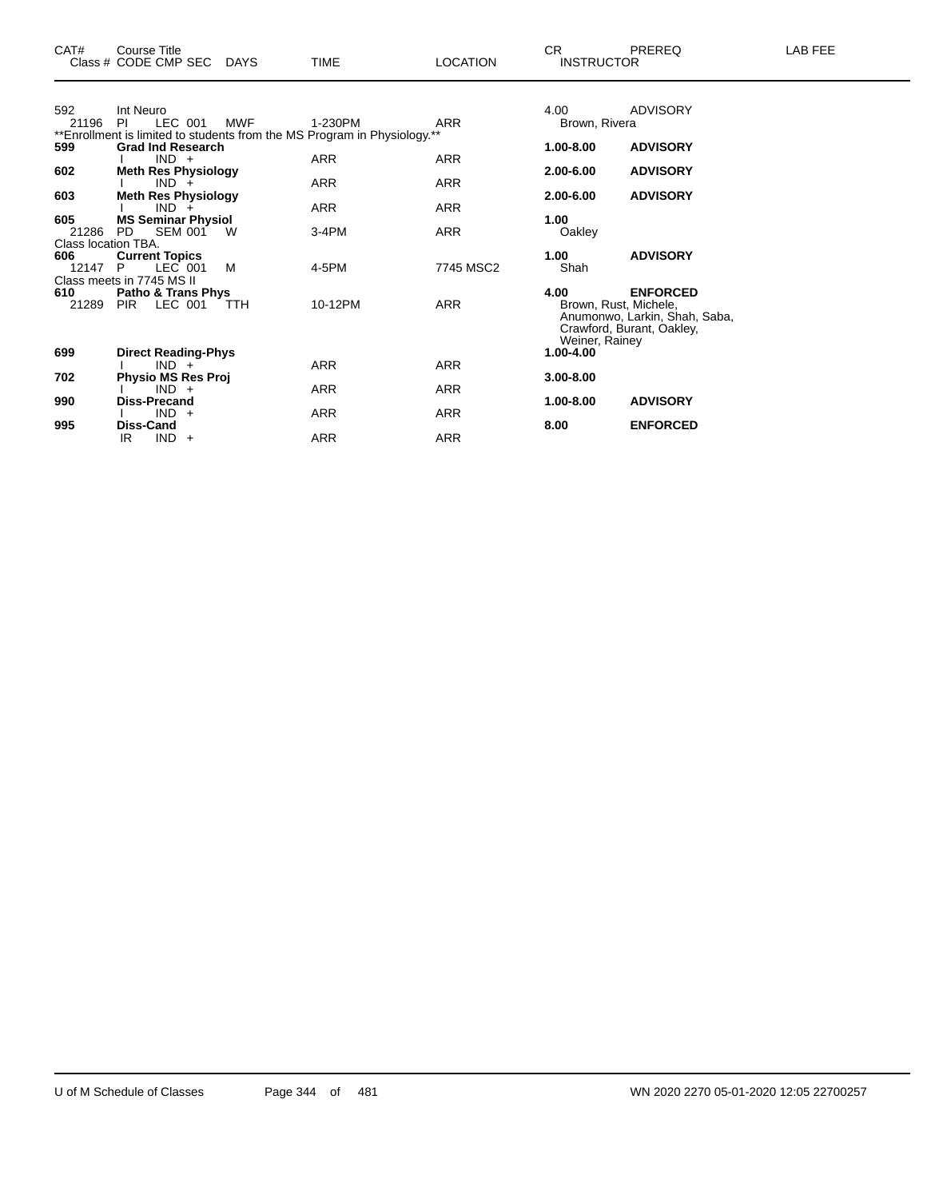| CAT# | Course Title<br>Class # CODE CMP SEC DAYS | TIME | LOCATION | CR<br>INSTRUCTOR | PREREQ | LAB FEE |
|---|---|---|---|---|---|---|
| 592 | Int Neuro | | | 4.00 | ADVISORY | |
| 21196 | PI LEC 001 MWF | 1-230PM | ARR | Brown, Rivera | | |
| **Enrollment is limited to students from the MS Program in Physiology.** | | | | | | |
| **599** | **Grad Ind Research** | | | **1.00-8.00** | **ADVISORY** | |
| | I IND + | ARR | ARR | | | |
| **602** | **Meth Res Physiology** | | | **2.00-6.00** | **ADVISORY** | |
| | I IND + | ARR | ARR | | | |
| **603** | **Meth Res Physiology** | | | **2.00-6.00** | **ADVISORY** | |
| | I IND + | ARR | ARR | | | |
| **605** | **MS Seminar Physiol** | | | **1.00** | | |
| 21286 | PD SEM 001 W | 3-4PM | ARR | Oakley | | |
| Class location TBA. | | | | | | |
| **606** | **Current Topics** | | | **1.00** | **ADVISORY** | |
| 12147 | P LEC 001 M | 4-5PM | 7745 MSC2 | Shah | | |
| Class meets in 7745 MS II | | | | | | |
| **610** | **Patho & Trans Phys** | | | **4.00** | **ENFORCED** | |
| 21289 | PIR LEC 001 TTH | 10-12PM | ARR | Brown, Rust, Michele, Anumonwo, Larkin, Shah, Saba, Crawford, Burant, Oakley, Weiner, Rainey | | |
| **699** | **Direct Reading-Phys** | | | **1.00-4.00** | | |
| | I IND + | ARR | ARR | | | |
| **702** | **Physio MS Res Proj** | | | **3.00-8.00** | | |
| | I IND + | ARR | ARR | | | |
| **990** | **Diss-Precand** | | | **1.00-8.00** | **ADVISORY** | |
| | I IND + | ARR | ARR | | | |
| **995** | **Diss-Cand** | | | **8.00** | **ENFORCED** | |
| | IR IND + | ARR | ARR | | | |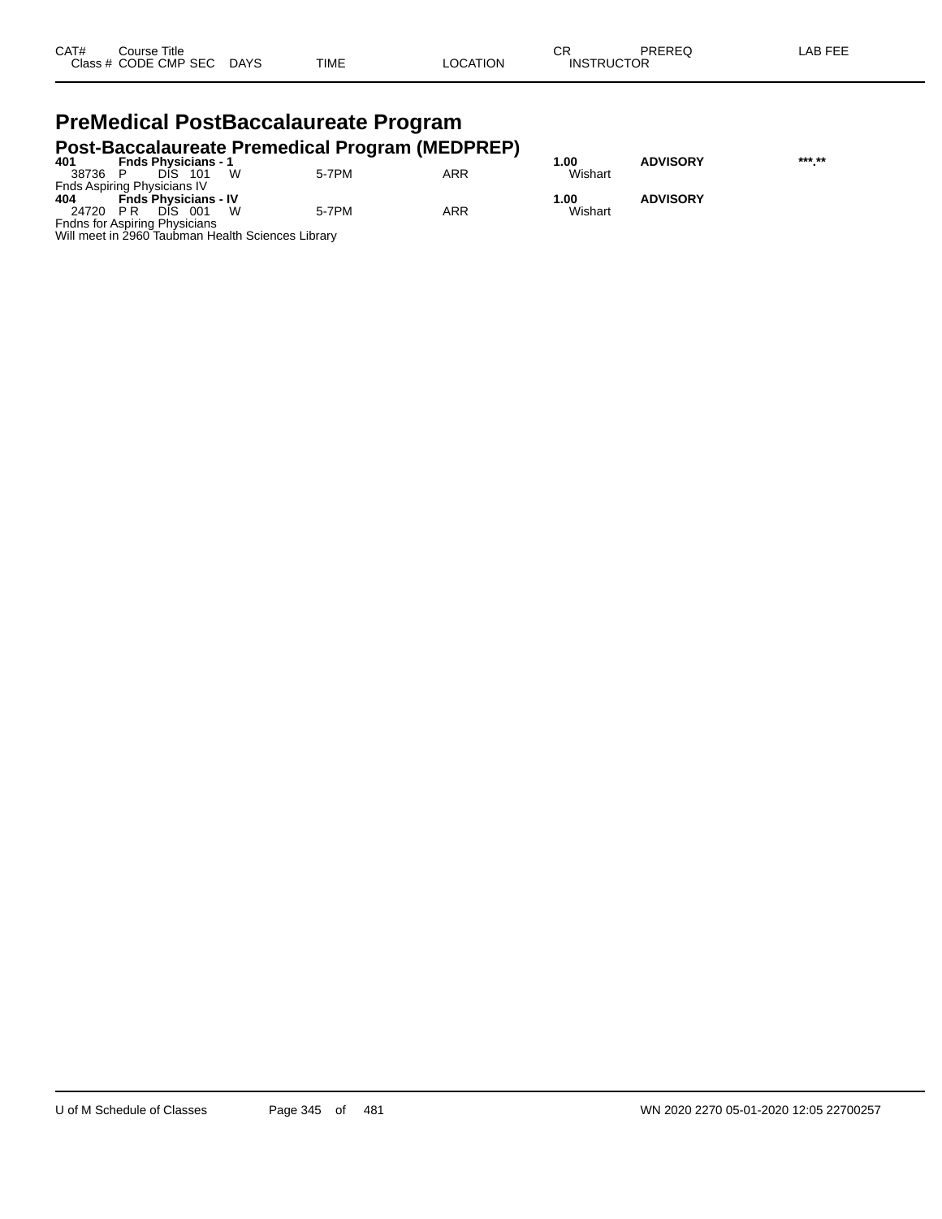| CAT# Class # | Course Title CODE CMP SEC | DAYS | TIME | LOCATION | CR INSTRUCTOR | PREREQ | LAB FEE |
|---|---|---|---|---|---|---|---|

# PreMedical PostBaccalaureate Program

## Post-Baccalaureate Premedical Program (MEDPREP)

| CAT# Class # | Course Title CODE CMP SEC | DAYS | TIME | LOCATION | CR INSTRUCTOR | PREREQ | LAB FEE |
|---|---|---|---|---|---|---|---|
| **401** | **Fnds Physicians - 1** | | | | **1.00** | **ADVISORY** | **\*\*\*.\*\*** |
| 38736 | P DIS 101 | W | 5-7PM | ARR | Wishart | | |
| Fnds Aspiring Physicians IV | | | | | | | |
| **404** | **Fnds Physicians - IV** | | | | **1.00** | **ADVISORY** | |
| 24720 | P R DIS 001 | W | 5-7PM | ARR | Wishart | | |
| Fndns for Aspiring Physicians | | | | | | | |
| Will meet in 2960 Taubman Health Sciences Library | | | | | | | |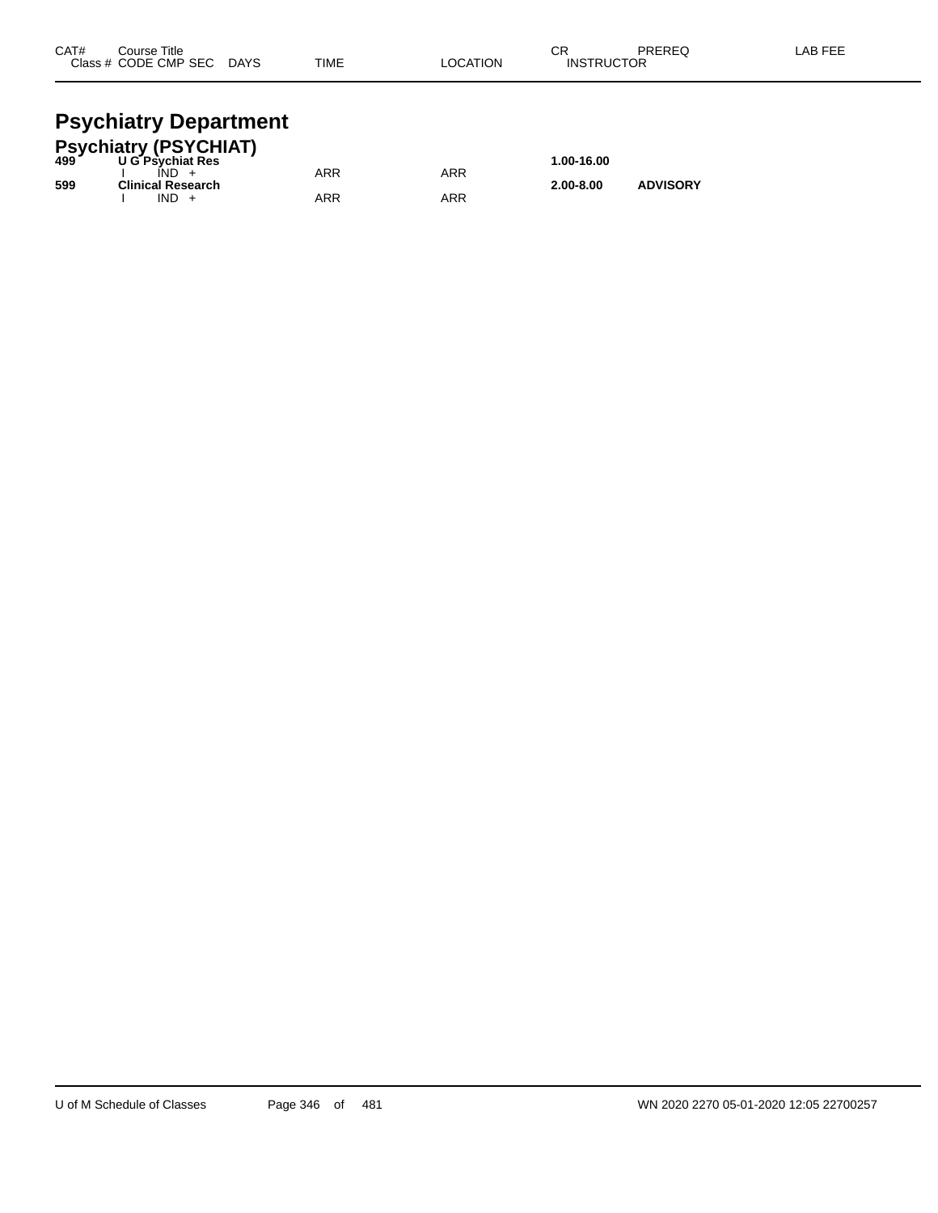| CAT# | Course Title Class # CODE CMP SEC DAYS | TIME | LOCATION | CR INSTRUCTOR | PREREQ | LAB FEE |
|---|---|---|---|---|---|---|

# Psychiatry Department

## Psychiatry (PSYCHIAT)

| CAT# | Course Title Class # CODE CMP SEC DAYS | TIME | LOCATION | CR INSTRUCTOR | PREREQ | LAB FEE |
|---|---|---|---|---|---|---|
| **499** | **U G Psychiat Res** | | | **1.00-16.00** | | |
| | I IND + | ARR | ARR | | | |
| **599** | **Clinical Research** | | | **2.00-8.00** | **ADVISORY** | |
| | I IND + | ARR | ARR | | | |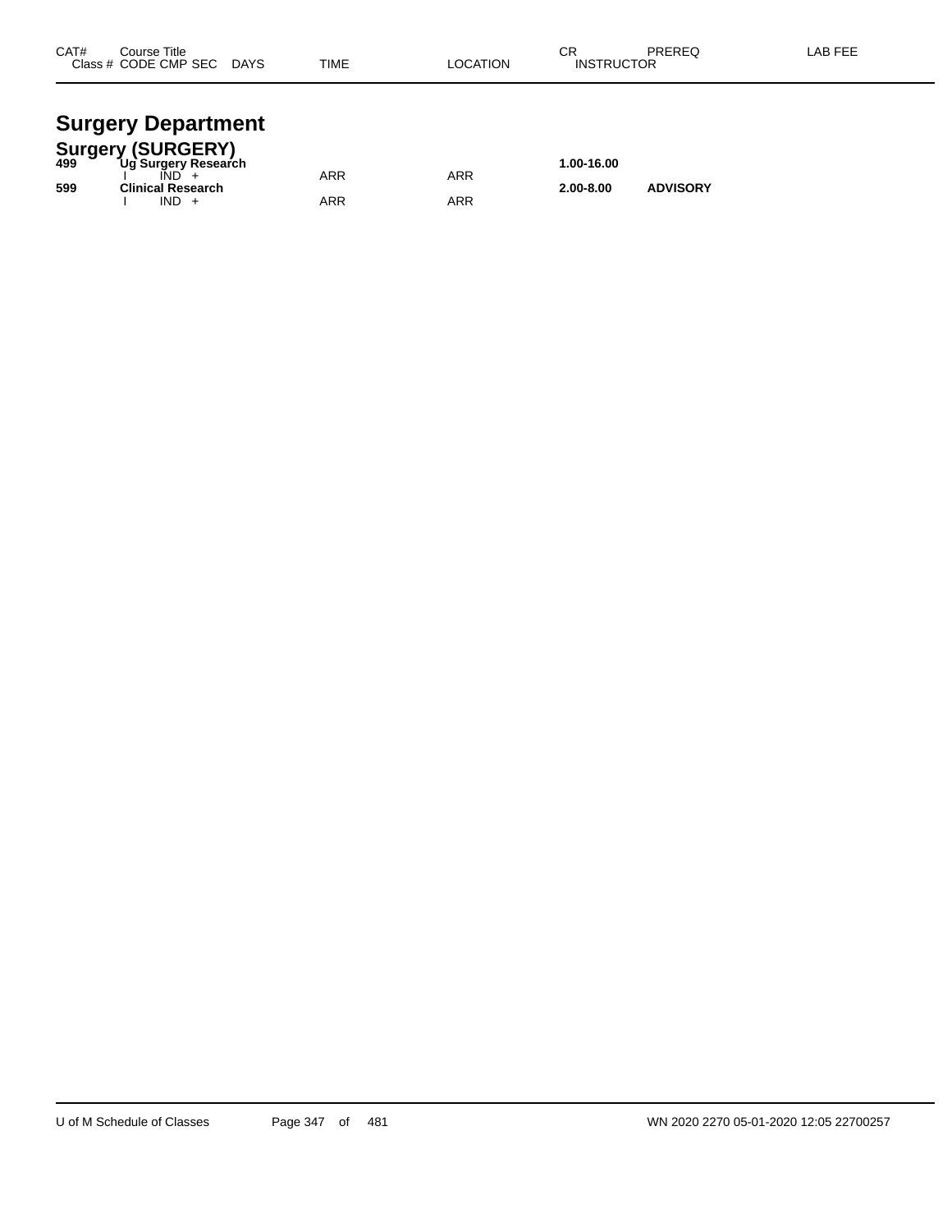| CAT# | Course Title<br>Class # CODE CMP SEC DAYS | TIME | LOCATION | CR<br>INSTRUCTOR | PREREQ | LAB FEE |
|---|---|---|---|---|---|---|

# Surgery Department

## Surgery (SURGERY)

| CAT# | Course Title<br>Class # CODE CMP SEC DAYS | TIME | LOCATION | CR<br>INSTRUCTOR | PREREQ | LAB FEE |
|---|---|---|---|---|---|---|
| **499** | **Ug Surgery Research** | | | **1.00-16.00** | | |
| | I IND + | ARR | ARR | | | |
| **599** | **Clinical Research** | | | **2.00-8.00** | **ADVISORY** | |
| | I IND + | ARR | ARR | | | |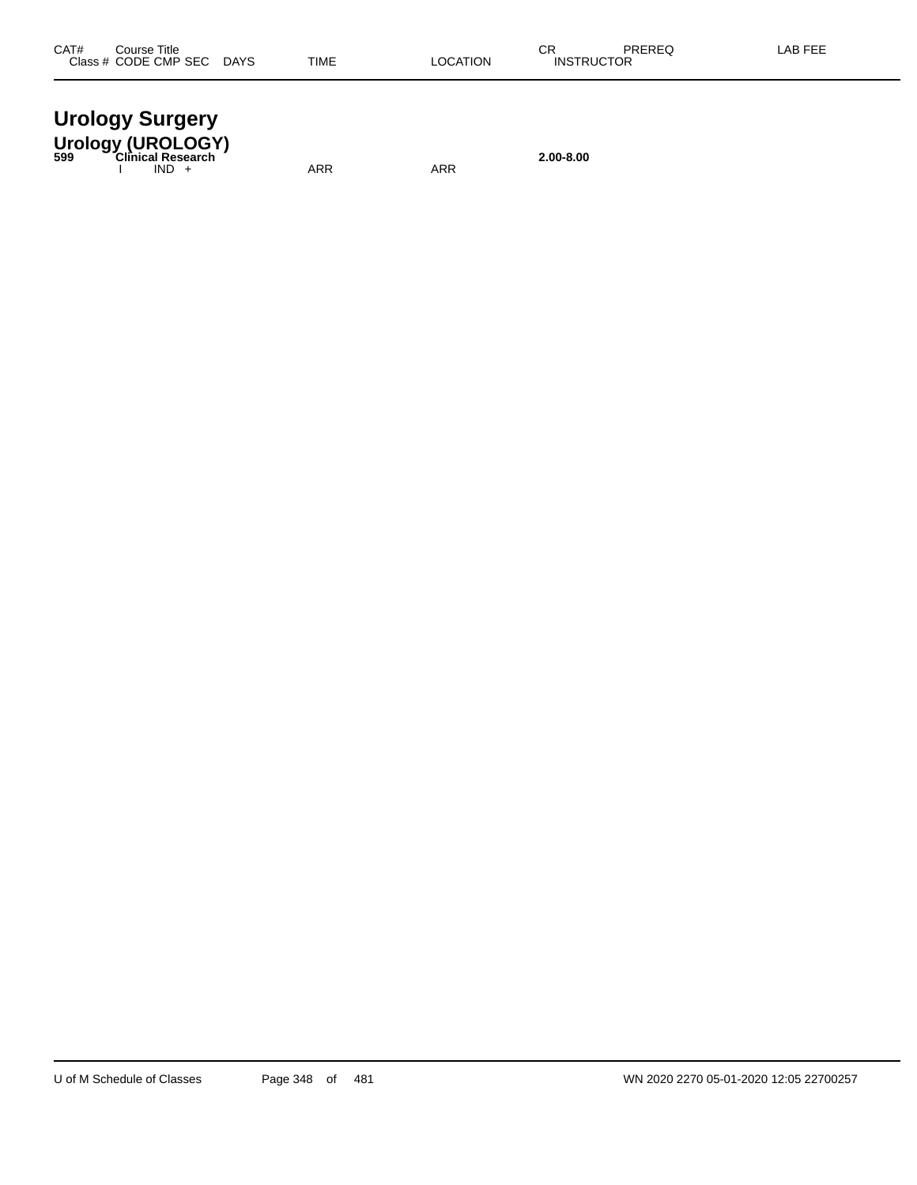| CAT# | Course Title<br>Class # CODE CMP SEC DAYS | TIME | LOCATION | CR<br>INSTRUCTOR | PREREQ | LAB FEE |
|---|---|---|---|---|---|---|

# Urology Surgery

## Urology (UROLOGY)

| CAT# | Course Title<br>Class # CODE CMP SEC DAYS | TIME | LOCATION | CR<br>INSTRUCTOR | PREREQ | LAB FEE |
|---|---|---|---|---|---|---|
| **599** | **Clinical Research** | | | **2.00-8.00** | | |
| | I IND + | ARR | ARR | | | |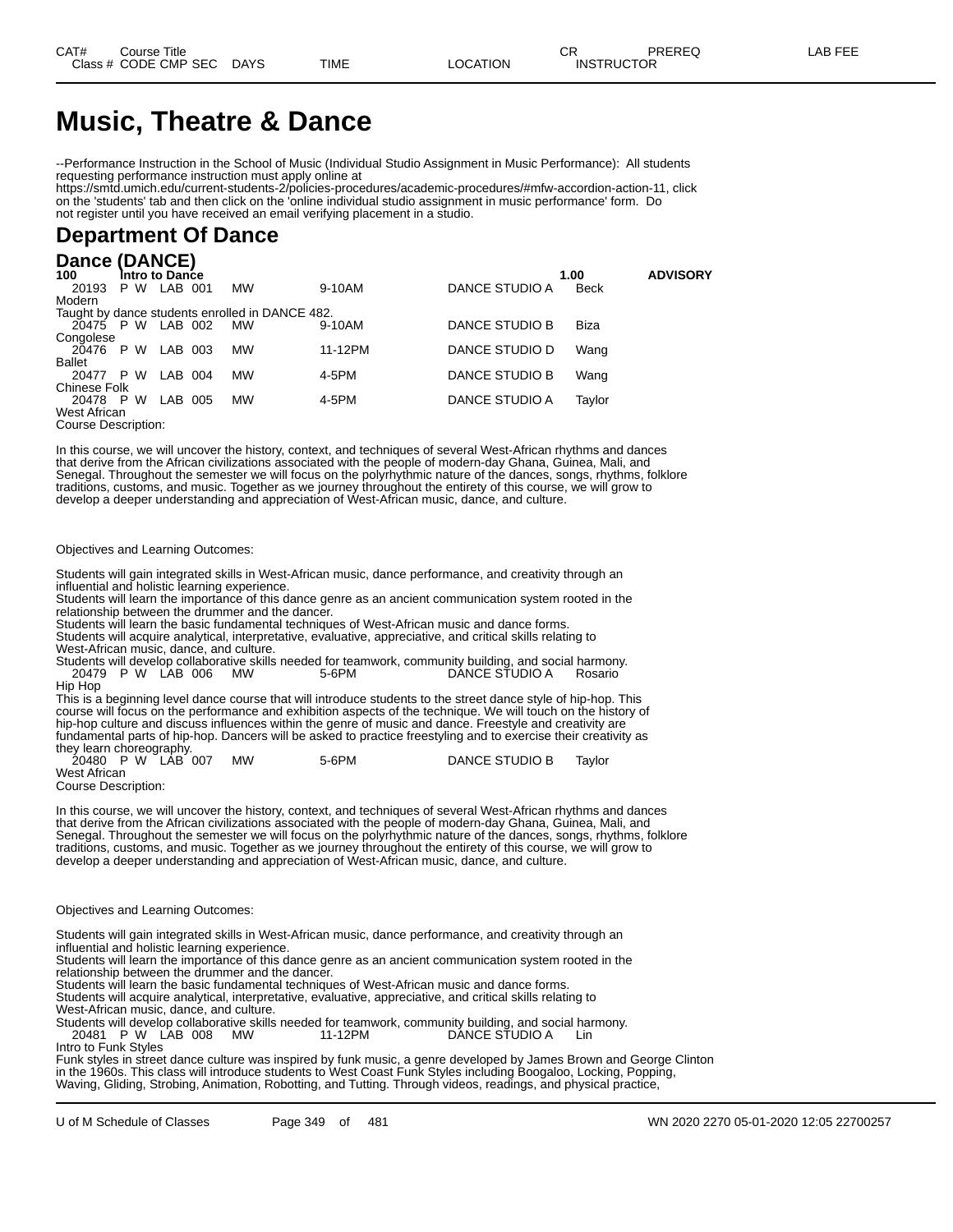# Music, Theatre & Dance

--Performance Instruction in the School of Music (Individual Studio Assignment in Music Performance): All students requesting performance instruction must apply online at https://smtd.umich.edu/current-students-2/policies-procedures/academic-procedures/#mfw-accordion-action-11, click on the 'students' tab and then click on the 'online individual studio assignment in music performance' form. Do not register until you have received an email verifying placement in a studio.

## Department Of Dance

### Dance (DANCE)

**100 Intro to Dance** **1.00** **ADVISORY**

| Class # | CODE | CMP | SEC | DAYS | TIME | LOCATION | INSTRUCTOR |
|---|---|---|---|---|---|---|---|
| 20193 | P W | LAB | 001 | MW | 9-10AM | DANCE STUDIO A | Beck |

Modern

Taught by dance students enrolled in DANCE 482.

| Class # | CODE | CMP | SEC | DAYS | TIME | LOCATION | INSTRUCTOR |
|---|---|---|---|---|---|---|---|
| 20475 | P W | LAB | 002 | MW | 9-10AM | DANCE STUDIO B | Biza |

Congolese

| Class # | CODE | CMP | SEC | DAYS | TIME | LOCATION | INSTRUCTOR |
|---|---|---|---|---|---|---|---|
| 20476 | P W | LAB | 003 | MW | 11-12PM | DANCE STUDIO D | Wang |

Ballet

| Class # | CODE | CMP | SEC | DAYS | TIME | LOCATION | INSTRUCTOR |
|---|---|---|---|---|---|---|---|
| 20477 | P W | LAB | 004 | MW | 4-5PM | DANCE STUDIO B | Wang |

Chinese Folk

| Class # | CODE | CMP | SEC | DAYS | TIME | LOCATION | INSTRUCTOR |
|---|---|---|---|---|---|---|---|
| 20478 | P W | LAB | 005 | MW | 4-5PM | DANCE STUDIO A | Taylor |

West African

Course Description:

In this course, we will uncover the history, context, and techniques of several West-African rhythms and dances that derive from the African civilizations associated with the people of modern-day Ghana, Guinea, Mali, and Senegal. Throughout the semester we will focus on the polyrhythmic nature of the dances, songs, rhythms, folklore traditions, customs, and music. Together as we journey throughout the entirety of this course, we will grow to develop a deeper understanding and appreciation of West-African music, dance, and culture.

Objectives and Learning Outcomes:

Students will gain integrated skills in West-African music, dance performance, and creativity through an influential and holistic learning experience.
Students will learn the importance of this dance genre as an ancient communication system rooted in the relationship between the drummer and the dancer.
Students will learn the basic fundamental techniques of West-African music and dance forms.
Students will acquire analytical, interpretative, evaluative, appreciative, and critical skills relating to West-African music, dance, and culture.
Students will develop collaborative skills needed for teamwork, community building, and social harmony.

| Class # | CODE | CMP | SEC | DAYS | TIME | LOCATION | INSTRUCTOR |
|---|---|---|---|---|---|---|---|
| 20479 | P W | LAB | 006 | MW | 5-6PM | DANCE STUDIO A | Rosario |

Hip Hop

This is a beginning level dance course that will introduce students to the street dance style of hip-hop. This course will focus on the performance and exhibition aspects of the technique. We will touch on the history of hip-hop culture and discuss influences within the genre of music and dance. Freestyle and creativity are fundamental parts of hip-hop. Dancers will be asked to practice freestyling and to exercise their creativity as they learn choreography.

| Class # | CODE | CMP | SEC | DAYS | TIME | LOCATION | INSTRUCTOR |
|---|---|---|---|---|---|---|---|
| 20480 | P W | LAB | 007 | MW | 5-6PM | DANCE STUDIO B | Taylor |

West African

Course Description:

In this course, we will uncover the history, context, and techniques of several West-African rhythms and dances that derive from the African civilizations associated with the people of modern-day Ghana, Guinea, Mali, and Senegal. Throughout the semester we will focus on the polyrhythmic nature of the dances, songs, rhythms, folklore traditions, customs, and music. Together as we journey throughout the entirety of this course, we will grow to develop a deeper understanding and appreciation of West-African music, dance, and culture.

Objectives and Learning Outcomes:

Students will gain integrated skills in West-African music, dance performance, and creativity through an influential and holistic learning experience.
Students will learn the importance of this dance genre as an ancient communication system rooted in the relationship between the drummer and the dancer.
Students will learn the basic fundamental techniques of West-African music and dance forms.
Students will acquire analytical, interpretative, evaluative, appreciative, and critical skills relating to West-African music, dance, and culture.
Students will develop collaborative skills needed for teamwork, community building, and social harmony.

| Class # | CODE | CMP | SEC | DAYS | TIME | LOCATION | INSTRUCTOR |
|---|---|---|---|---|---|---|---|
| 20481 | P W | LAB | 008 | MW | 11-12PM | DANCE STUDIO A | Lin |

Intro to Funk Styles

Funk styles in street dance culture was inspired by funk music, a genre developed by James Brown and George Clinton in the 1960s. This class will introduce students to West Coast Funk Styles including Boogaloo, Locking, Popping, Waving, Gliding, Strobing, Animation, Robotting, and Tutting. Through videos, readings, and physical practice,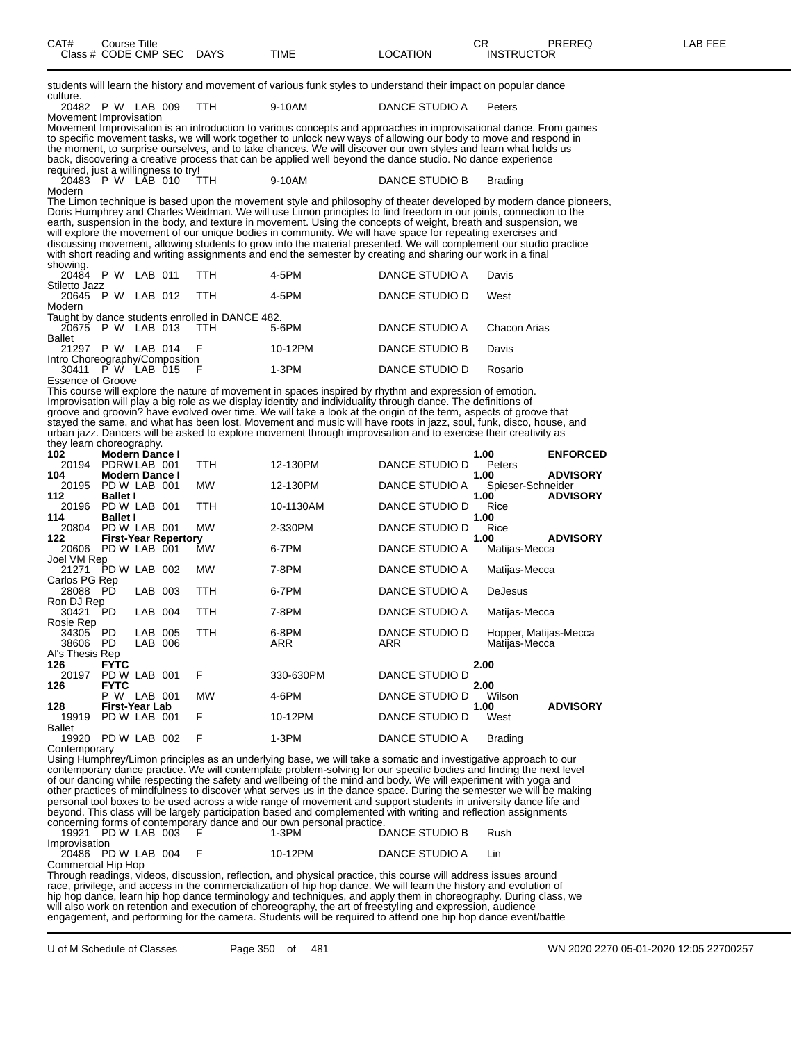| CAT# | Course Title |  |  |  |  |  |  | CR | PREREQ | LAB FEE |
|---|---|---|---|---|---|---|---|---|---|---|
| Class # | CODE | CMP | SEC | DAYS | TIME | LOCATION | INSTRUCTOR |  |  |  |

students will learn the history and movement of various funk styles to understand their impact on popular dance culture.

| 20482 | P W | LAB | 009 | TTH | 9-10AM | DANCE STUDIO A | Peters |
|---|---|---|---|---|---|---|---|

Movement Improvisation

Movement Improvisation is an introduction to various concepts and approaches in improvisational dance. From games to specific movement tasks, we will work together to unlock new ways of allowing our body to move and respond in the moment, to surprise ourselves, and to take chances. We will discover our own styles and learn what holds us back, discovering a creative process that can be applied well beyond the dance studio. No dance experience required, just a willingness to try!

| 20483 | P W | LAB | 010 | TTH | 9-10AM | DANCE STUDIO B | Brading |
|---|---|---|---|---|---|---|---|

Modern

The Limon technique is based upon the movement style and philosophy of theater developed by modern dance pioneers, Doris Humphrey and Charles Weidman. We will use Limon principles to find freedom in our joints, connection to the earth, suspension in the body, and texture in movement. Using the concepts of weight, breath and suspension, we will explore the movement of our unique bodies in community. We will have space for repeating exercises and discussing movement, allowing students to grow into the material presented. We will complement our studio practice with short reading and writing assignments and end the semester by creating and sharing our work in a final showing.

| 20484 | P W | LAB | 011 | TTH | 4-5PM | DANCE STUDIO A | Davis |
|---|---|---|---|---|---|---|---|

Stiletto Jazz

| 20645 | P W | LAB | 012 | TTH | 4-5PM | DANCE STUDIO D | West |
|---|---|---|---|---|---|---|---|

Modern

Taught by dance students enrolled in DANCE 482.

| 20675 | P W | LAB | 013 | TTH | 5-6PM | DANCE STUDIO A | Chacon Arias |
|---|---|---|---|---|---|---|---|

Ballet

| 21297 | P W | LAB | 014 | F | 10-12PM | DANCE STUDIO B | Davis |
|---|---|---|---|---|---|---|---|

Intro Choreography/Composition

| 30411 | P W | LAB | 015 | F | 1-3PM | DANCE STUDIO D | Rosario |
|---|---|---|---|---|---|---|---|

Essence of Groove

This course will explore the nature of movement in spaces inspired by rhythm and expression of emotion. Improvisation will play a big role as we display identity and individuality through dance. The definitions of groove and groovin' have evolved over time. We will take a look at the origin of the term, aspects of groove that stayed the same, and what has been lost. Movement and music will have roots in jazz, soul, funk, disco, house, and urban jazz. Dancers will be asked to explore movement through improvisation and to exercise their creativity as they learn choreography.

| CAT# / Class # | CODE | CMP | SEC | DAYS | TIME | LOCATION | INSTRUCTOR | CR | PREREQ |
|---|---|---|---|---|---|---|---|---|---|
| **102** | **Modern Dance I** |  |  |  |  |  |  | **1.00** | **ENFORCED** |
| 20194 | PDRW | LAB | 001 | TTH | 12-130PM | DANCE STUDIO D | Peters |  |  |
| **104** | **Modern Dance I** |  |  |  |  |  |  | **1.00** | **ADVISORY** |
| 20195 | PD W | LAB | 001 | MW | 12-130PM | DANCE STUDIO A | Spieser-Schneider |  |  |
| **112** | **Ballet I** |  |  |  |  |  |  | **1.00** | **ADVISORY** |
| 20196 | PD W | LAB | 001 | TTH | 10-1130AM | DANCE STUDIO D | Rice |  |  |
| **114** | **Ballet I** |  |  |  |  |  |  | **1.00** |  |
| 20804 | PD W | LAB | 001 | MW | 2-330PM | DANCE STUDIO D | Rice |  |  |
| **122** | **First-Year Repertory** |  |  |  |  |  |  | **1.00** | **ADVISORY** |
| 20606 | PD W | LAB | 001 | MW | 6-7PM | DANCE STUDIO A | Matijas-Mecca |  |  |
| Joel VM Rep |  |  |  |  |  |  |  |  |  |
| 21271 | PD W | LAB | 002 | MW | 7-8PM | DANCE STUDIO A | Matijas-Mecca |  |  |
| Carlos PG Rep |  |  |  |  |  |  |  |  |  |
| 28088 | PD |  LAB | 003 | TTH | 6-7PM | DANCE STUDIO A | DeJesus |  |  |
| Ron DJ Rep |  |  |  |  |  |  |  |  |  |
| 30421 | PD | LAB | 004 | TTH | 7-8PM | DANCE STUDIO A | Matijas-Mecca |  |  |
| Rosie Rep |  |  |  |  |  |  |  |  |  |
| 34305 | PD | LAB | 005 | TTH | 6-8PM | DANCE STUDIO D | Hopper, Matijas-Mecca |  |  |
| 38606 | PD | LAB | 006 |  | ARR | ARR | Matijas-Mecca |  |  |
| Al's Thesis Rep |  |  |  |  |  |  |  |  |  |
| **126** | **FYTC** |  |  |  |  |  |  | **2.00** |  |
| 20197 | PD W | LAB | 001 | F | 330-630PM | DANCE STUDIO D |  |  |  |
| **126** | **FYTC** |  |  |  |  |  |  | **2.00** |  |
|  | P W | LAB | 001 | MW | 4-6PM | DANCE STUDIO D | Wilson |  |  |
| **128** | **First-Year Lab** |  |  |  |  |  |  | **1.00** | **ADVISORY** |
| 19919 | PD W | LAB | 001 | F | 10-12PM | DANCE STUDIO D | West |  |  |
| Ballet |  |  |  |  |  |  |  |  |  |
| 19920 | PD W | LAB | 002 | F | 1-3PM | DANCE STUDIO A | Brading |  |  |

Contemporary

Using Humphrey/Limon principles as an underlying base, we will take a somatic and investigative approach to our contemporary dance practice. We will contemplate problem-solving for our specific bodies and finding the next level of our dancing while respecting the safety and wellbeing of the mind and body. We will experiment with yoga and other practices of mindfulness to discover what serves us in the dance space. During the semester we will be making personal tool boxes to be used across a wide range of movement and support students in university dance life and beyond. This class will be largely participation based and complemented with writing and reflection assignments concerning forms of contemporary dance and our own personal practice.

| 19921 | PD W | LAB | 003 | F | 1-3PM | DANCE STUDIO B | Rush |
|---|---|---|---|---|---|---|---|

Improvisation

| 20486 | PD W | LAB | 004 | F | 10-12PM | DANCE STUDIO A | Lin |
|---|---|---|---|---|---|---|---|

Commercial Hip Hop

Through readings, videos, discussion, reflection, and physical practice, this course will address issues around race, privilege, and access in the commercialization of hip hop dance. We will learn the history and evolution of hip hop dance, learn hip hop dance terminology and techniques, and apply them in choreography. During class, we will also work on retention and execution of choreography, the art of freestyling and expression, audience engagement, and performing for the camera. Students will be required to attend one hip hop dance event/battle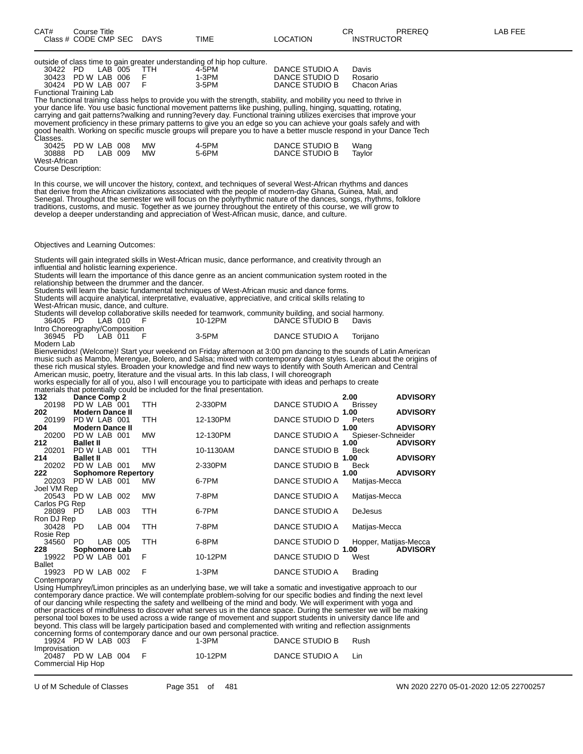| CAT# Class # | Course Title CODE CMP SEC | DAYS | TIME | LOCATION | CR INSTRUCTOR | PREREQ | LAB FEE |
|---|---|---|---|---|---|---|---|

outside of class time to gain greater understanding of hip hop culture.

| | | | | | | | |
|---|---|---|---|---|---|---|---|
| 30422 | PD LAB 005 | TTH | 4-5PM | DANCE STUDIO A | Davis | | |
| 30423 | PD W LAB 006 | F | 1-3PM | DANCE STUDIO D | Rosario | | |
| 30424 | PD W LAB 007 | F | 3-5PM | DANCE STUDIO B | Chacon Arias | | |

Functional Training Lab

The functional training class helps to provide you with the strength, stability, and mobility you need to thrive in your dance life. You use basic functional movement patterns like pushing, pulling, hinging, squatting, rotating, carrying and gait patterns?walking and running?every day. Functional training utilizes exercises that improve your movement proficiency in these primary patterns to give you an edge so you can achieve your goals safely and with good health. Working on specific muscle groups will prepare you to have a better muscle respond in your Dance Tech Classes.

| | | | | | | | |
|---|---|---|---|---|---|---|---|
| 30425 | PD W LAB 008 | MW | 4-5PM | DANCE STUDIO B | Wang | | |
| 30888 | PD LAB 009 | MW | 5-6PM | DANCE STUDIO B | Taylor | | |

West-African

Course Description:

In this course, we will uncover the history, context, and techniques of several West-African rhythms and dances that derive from the African civilizations associated with the people of modern-day Ghana, Guinea, Mali, and Senegal. Throughout the semester we will focus on the polyrhythmic nature of the dances, songs, rhythms, folklore traditions, customs, and music. Together as we journey throughout the entirety of this course, we will grow to develop a deeper understanding and appreciation of West-African music, dance, and culture.

Objectives and Learning Outcomes:

Students will gain integrated skills in West-African music, dance performance, and creativity through an influential and holistic learning experience.
Students will learn the importance of this dance genre as an ancient communication system rooted in the relationship between the drummer and the dancer.
Students will learn the basic fundamental techniques of West-African music and dance forms.
Students will acquire analytical, interpretative, evaluative, appreciative, and critical skills relating to West-African music, dance, and culture.
Students will develop collaborative skills needed for teamwork, community building, and social harmony.

| | | | | | | | |
|---|---|---|---|---|---|---|---|
| 36405 | PD LAB 010 | F | 10-12PM | DANCE STUDIO B | Davis | | |

Intro Choreography/Composition

| | | | | | | | |
|---|---|---|---|---|---|---|---|
| 36945 | PD LAB 011 | F | 3-5PM | DANCE STUDIO A | Torijano | | |

Modern Lab

Bienvenidos! (Welcome)! Start your weekend on Friday afternoon at 3:00 pm dancing to the sounds of Latin American music such as Mambo, Merengue, Bolero, and Salsa; mixed with contemporary dance styles. Learn about the origins of these rich musical styles. Broaden your knowledge and find new ways to identify with South American and Central American music, poetry, literature and the visual arts. In this lab class, I will choreograph works especially for all of you, also I will encourage you to participate with ideas and perhaps to create materials that potentially could be included for the final presentation.

| | | | | | | | |
|---|---|---|---|---|---|---|---|
| **132** | **Dance Comp 2** | | | | 2.00 | **ADVISORY** | |
| 20198 | PD W LAB 001 | TTH | 2-330PM | DANCE STUDIO A | Brissey | | |
| **202** | **Modern Dance II** | | | | 1.00 | **ADVISORY** | |
| 20199 | PD W LAB 001 | TTH | 12-130PM | DANCE STUDIO D | Peters | | |
| **204** | **Modern Dance II** | | | | 1.00 | **ADVISORY** | |
| 20200 | PD W LAB 001 | MW | 12-130PM | DANCE STUDIO A | Spieser-Schneider | | |
| **212** | **Ballet II** | | | | 1.00 | **ADVISORY** | |
| 20201 | PD W LAB 001 | TTH | 10-1130AM | DANCE STUDIO B | Beck | | |
| **214** | **Ballet II** | | | | 1.00 | **ADVISORY** | |
| 20202 | PD W LAB 001 | MW | 2-330PM | DANCE STUDIO B | Beck | | |
| **222** | **Sophomore Repertory** | | | | 1.00 | **ADVISORY** | |
| 20203 | PD W LAB 001 | MW | 6-7PM | DANCE STUDIO A | Matijas-Mecca | | |
| Joel VM Rep | | | | | | | |
| 20543 | PD W LAB 002 | MW | 7-8PM | DANCE STUDIO A | Matijas-Mecca | | |
| Carlos PG Rep | | | | | | | |
| 28089 | PD LAB 003 | TTH | 6-7PM | DANCE STUDIO A | DeJesus | | |
| Ron DJ Rep | | | | | | | |
| 30428 | PD LAB 004 | TTH | 7-8PM | DANCE STUDIO A | Matijas-Mecca | | |
| Rosie Rep | | | | | | | |
| 34560 | PD LAB 005 | TTH | 6-8PM | DANCE STUDIO D | Hopper, Matijas-Mecca | | |
| **228** | **Sophomore Lab** | | | | 1.00 | **ADVISORY** | |
| 19922 | PD W LAB 001 | F | 10-12PM | DANCE STUDIO D | West | | |
| Ballet | | | | | | | |
| 19923 | PD W LAB 002 | F | 1-3PM | DANCE STUDIO A | Brading | | |

Contemporary

Using Humphrey/Limon principles as an underlying base, we will take a somatic and investigative approach to our contemporary dance practice. We will contemplate problem-solving for our specific bodies and finding the next level of our dancing while respecting the safety and wellbeing of the mind and body. We will experiment with yoga and other practices of mindfulness to discover what serves us in the dance space. During the semester we will be making personal tool boxes to be used across a wide range of movement and support students in university dance life and beyond. This class will be largely participation based and complemented with writing and reflection assignments concerning forms of contemporary dance and our own personal practice.

| | | | | | | | |
|---|---|---|---|---|---|---|---|
| 19924 | PD W LAB 003 | F | 1-3PM | DANCE STUDIO B | Rush | | |
| Improvisation | | | | | | | |
| 20487 | PD W LAB 004 | F | 10-12PM | DANCE STUDIO A | Lin | | |
| Commercial Hip Hop | | | | | | | |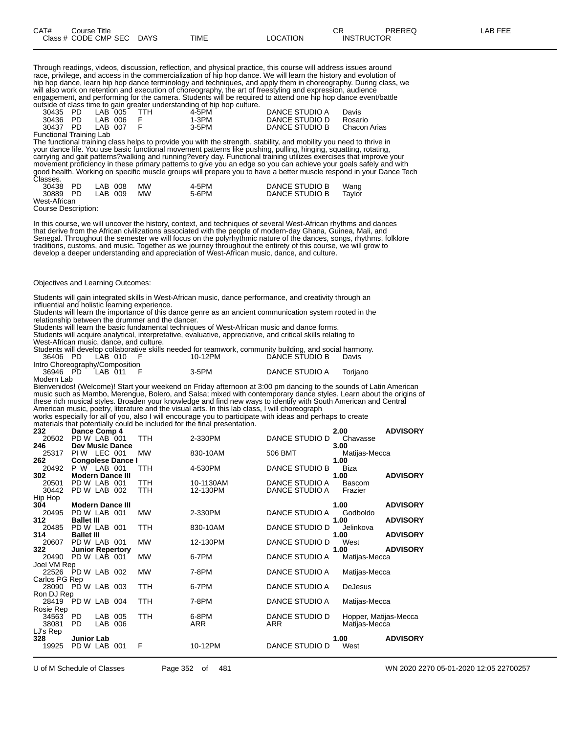| CAT# | Course Title | | | | | | CR | PREREQ | LAB FEE |
|---|---|---|---|---|---|---|---|---|---|
| Class # | CODE | CMP | SEC | DAYS | TIME | LOCATION | INSTRUCTOR | | |

Through readings, videos, discussion, reflection, and physical practice, this course will address issues around race, privilege, and access in the commercialization of hip hop dance. We will learn the history and evolution of hip hop dance, learn hip hop dance terminology and techniques, and apply them in choreography. During class, we will also work on retention and execution of choreography, the art of freestyling and expression, audience engagement, and performing for the camera. Students will be required to attend one hip hop dance event/battle outside of class time to gain greater understanding of hip hop culture.

| | | | | | | | |
|---|---|---|---|---|---|---|---|
| 30435 | PD | LAB | 005 | TTH | 4-5PM | DANCE STUDIO A | Davis |
| 30436 | PD | LAB | 006 | F | 1-3PM | DANCE STUDIO D | Rosario |
| 30437 | PD | LAB | 007 | F | 3-5PM | DANCE STUDIO B | Chacon Arias |

Functional Training Lab

The functional training class helps to provide you with the strength, stability, and mobility you need to thrive in your dance life. You use basic functional movement patterns like pushing, pulling, hinging, squatting, rotating, carrying and gait patterns?walking and running?every day. Functional training utilizes exercises that improve your movement proficiency in these primary patterns to give you an edge so you can achieve your goals safely and with good health. Working on specific muscle groups will prepare you to have a better muscle respond in your Dance Tech Classes.

| | | | | | | | |
|---|---|---|---|---|---|---|---|
| 30438 | PD | LAB | 008 | MW | 4-5PM | DANCE STUDIO B | Wang |
| 30889 | PD | LAB | 009 | MW | 5-6PM | DANCE STUDIO B | Taylor |

West-African

Course Description:

In this course, we will uncover the history, context, and techniques of several West-African rhythms and dances that derive from the African civilizations associated with the people of modern-day Ghana, Guinea, Mali, and Senegal. Throughout the semester we will focus on the polyrhythmic nature of the dances, songs, rhythms, folklore traditions, customs, and music. Together as we journey throughout the entirety of this course, we will grow to develop a deeper understanding and appreciation of West-African music, dance, and culture.

Objectives and Learning Outcomes:

Students will gain integrated skills in West-African music, dance performance, and creativity through an influential and holistic learning experience.
Students will learn the importance of this dance genre as an ancient communication system rooted in the relationship between the drummer and the dancer.
Students will learn the basic fundamental techniques of West-African music and dance forms.
Students will acquire analytical, interpretative, evaluative, appreciative, and critical skills relating to West-African music, dance, and culture.
Students will develop collaborative skills needed for teamwork, community building, and social harmony.

| | | | | | | | |
|---|---|---|---|---|---|---|---|
| 36406 | PD | LAB | 010 | F | 10-12PM | DANCE STUDIO B | Davis |

Intro Choreography/Composition

| | | | | | | | |
|---|---|---|---|---|---|---|---|
| 36946 | PD | LAB | 011 | F | 3-5PM | DANCE STUDIO A | Torijano |

Modern Lab

Bienvenidos! (Welcome)! Start your weekend on Friday afternoon at 3:00 pm dancing to the sounds of Latin American music such as Mambo, Merengue, Bolero, and Salsa; mixed with contemporary dance styles. Learn about the origins of these rich musical styles. Broaden your knowledge and find new ways to identify with South American and Central American music, poetry, literature and the visual arts. In this lab class, I will choreograph works especially for all of you, also I will encourage you to participate with ideas and perhaps to create materials that potentially could be included for the final presentation.

| CAT# / Class # | CODE | CMP | SEC | DAYS | TIME | LOCATION | CR / INSTRUCTOR | PREREQ |
|---|---|---|---|---|---|---|---|---|
| **232** | **Dance Comp 4** | | | | | | **2.00** | **ADVISORY** |
| 20502 | PD W | LAB | 001 | TTH | 2-330PM | DANCE STUDIO D | Chavasse | |
| **246** | **Dev Music Dance** | | | | | | **3.00** | |
| 25317 | PI W | LEC | 001 | MW | 830-10AM | 506 BMT | Matijas-Mecca | |
| **262** | **Congolese Dance I** | | | | | | **1.00** | |
| 20492 | P W | LAB | 001 | TTH | 4-530PM | DANCE STUDIO B | Biza | |
| **302** | **Modern Dance III** | | | | | | **1.00** | **ADVISORY** |
| 20501 | PD W | LAB | 001 | TTH | 10-1130AM | DANCE STUDIO A | Bascom | |
| 30442 | PD W | LAB | 002 | TTH | 12-130PM | DANCE STUDIO A | Frazier | |
| Hip Hop | | | | | | | | |
| **304** | **Modern Dance III** | | | | | | **1.00** | **ADVISORY** |
| 20495 | PD W | LAB | 001 | MW | 2-330PM | DANCE STUDIO A | Godboldo | |
| **312** | **Ballet III** | | | | | | **1.00** | **ADVISORY** |
| 20485 | PD W | LAB | 001 | TTH | 830-10AM | DANCE STUDIO D | Jelinkova | |
| **314** | **Ballet III** | | | | | | **1.00** | **ADVISORY** |
| 20607 | PD W | LAB | 001 | MW | 12-130PM | DANCE STUDIO D | West | |
| **322** | **Junior Repertory** | | | | | | **1.00** | **ADVISORY** |
| 20490 | PD W | LAB | 001 | MW | 6-7PM | DANCE STUDIO A | Matijas-Mecca | |
| Joel VM Rep | | | | | | | | |
| 22526 | PD W | LAB | 002 | MW | 7-8PM | DANCE STUDIO A | Matijas-Mecca | |
| Carlos PG Rep | | | | | | | | |
| 28090 | PD W | LAB | 003 | TTH | 6-7PM | DANCE STUDIO A | DeJesus | |
| Ron DJ Rep | | | | | | | | |
| 28419 | PD W | LAB | 004 | TTH | 7-8PM | DANCE STUDIO A | Matijas-Mecca | |
| Rosie Rep | | | | | | | | |
| 34563 | PD | LAB | 005 | TTH | 6-8PM | DANCE STUDIO D | Hopper, Matijas-Mecca | |
| 38081 | PD | LAB | 006 | | ARR | ARR | Matijas-Mecca | |
| LJ's Rep | | | | | | | | |
| **328** | **Junior Lab** | | | | | | **1.00** | **ADVISORY** |
| 19925 | PD W | LAB | 001 | F | 10-12PM | DANCE STUDIO D | West | |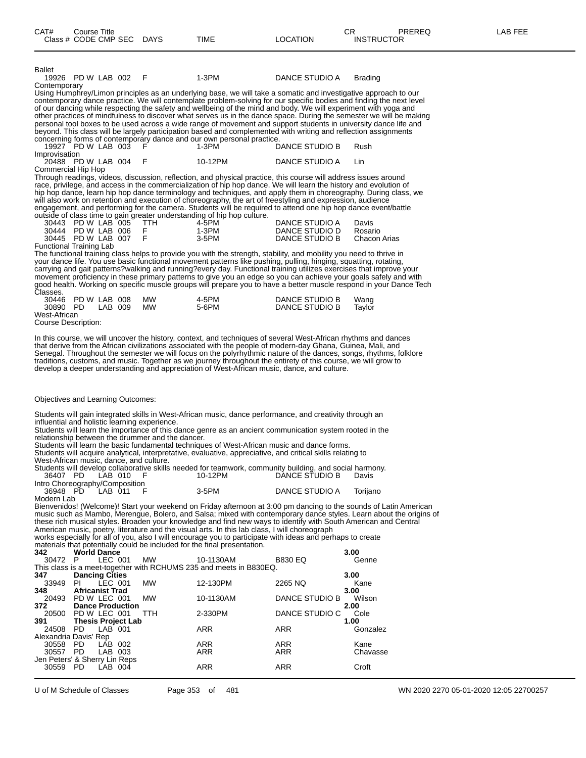| CAT# | Course Title | | | | | | CR | PREREQ | LAB FEE |
|---|---|---|---|---|---|---|---|---|---|
| Class # | CODE | CMP | SEC | DAYS | TIME | LOCATION | INSTRUCTOR | | |

Ballet

| 19926 | PD W | LAB | 002 | F | 1-3PM | DANCE STUDIO A | Brading |
|---|---|---|---|---|---|---|---|

Contemporary

Using Humphrey/Limon principles as an underlying base, we will take a somatic and investigative approach to our contemporary dance practice. We will contemplate problem-solving for our specific bodies and finding the next level of our dancing while respecting the safety and wellbeing of the mind and body. We will experiment with yoga and other practices of mindfulness to discover what serves us in the dance space. During the semester we will be making personal tool boxes to be used across a wide range of movement and support students in university dance life and beyond. This class will be largely participation based and complemented with writing and reflection assignments concerning forms of contemporary dance and our own personal practice.

| 19927 | PD W | LAB | 003 | F | 1-3PM | DANCE STUDIO B | Rush |
|---|---|---|---|---|---|---|---|

Improvisation

| 20488 | PD W | LAB | 004 | F | 10-12PM | DANCE STUDIO A | Lin |
|---|---|---|---|---|---|---|---|

Commercial Hip Hop

Through readings, videos, discussion, reflection, and physical practice, this course will address issues around race, privilege, and access in the commercialization of hip hop dance. We will learn the history and evolution of hip hop dance, learn hip hop dance terminology and techniques, and apply them in choreography. During class, we will also work on retention and execution of choreography, the art of freestyling and expression, audience engagement, and performing for the camera. Students will be required to attend one hip hop dance event/battle outside of class time to gain greater understanding of hip hop culture.

| 30443 | PD W | LAB | 005 | TTH | 4-5PM | DANCE STUDIO A | Davis |
|---|---|---|---|---|---|---|---|
| 30444 | PD W | LAB | 006 | F | 1-3PM | DANCE STUDIO D | Rosario |
| 30445 | PD W | LAB | 007 | F | 3-5PM | DANCE STUDIO B | Chacon Arias |

Functional Training Lab

The functional training class helps to provide you with the strength, stability, and mobility you need to thrive in your dance life. You use basic functional movement patterns like pushing, pulling, hinging, squatting, rotating, carrying and gait patterns?walking and running?every day. Functional training utilizes exercises that improve your movement proficiency in these primary patterns to give you an edge so you can achieve your goals safely and with good health. Working on specific muscle groups will prepare you to have a better muscle respond in your Dance Tech Classes.

| 30446 | PD W | LAB | 008 | MW | 4-5PM | DANCE STUDIO B | Wang |
|---|---|---|---|---|---|---|---|
| 30890 | PD | LAB | 009 | MW | 5-6PM | DANCE STUDIO B | Taylor |

West-African

Course Description:

In this course, we will uncover the history, context, and techniques of several West-African rhythms and dances that derive from the African civilizations associated with the people of modern-day Ghana, Guinea, Mali, and Senegal. Throughout the semester we will focus on the polyrhythmic nature of the dances, songs, rhythms, folklore traditions, customs, and music. Together as we journey throughout the entirety of this course, we will grow to develop a deeper understanding and appreciation of West-African music, dance, and culture.

Objectives and Learning Outcomes:

Students will gain integrated skills in West-African music, dance performance, and creativity through an influential and holistic learning experience.
Students will learn the importance of this dance genre as an ancient communication system rooted in the relationship between the drummer and the dancer.
Students will learn the basic fundamental techniques of West-African music and dance forms.
Students will acquire analytical, interpretative, evaluative, appreciative, and critical skills relating to West-African music, dance, and culture.
Students will develop collaborative skills needed for teamwork, community building, and social harmony.

| 36407 | PD | LAB | 010 | F | 10-12PM | DANCE STUDIO B | Davis |
|---|---|---|---|---|---|---|---|

Intro Choreography/Composition

| 36948 | PD | LAB | 011 | F | 3-5PM | DANCE STUDIO A | Torijano |
|---|---|---|---|---|---|---|---|

Modern Lab

Bienvenidos! (Welcome)! Start your weekend on Friday afternoon at 3:00 pm dancing to the sounds of Latin American music such as Mambo, Merengue, Bolero, and Salsa; mixed with contemporary dance styles. Learn about the origins of these rich musical styles. Broaden your knowledge and find new ways to identify with South American and Central American music, poetry, literature and the visual arts. In this lab class, I will choreograph works especially for all of you, also I will encourage you to participate with ideas and perhaps to create materials that potentially could be included for the final presentation.

**342 World Dance** — 3.00

| 30472 | P | LEC | 001 | MW | 10-1130AM | B830 EQ | Genne |
|---|---|---|---|---|---|---|---|

This class is a meet-together with RCHUMS 235 and meets in B830EQ.

**347 Dancing Cities** — 3.00

| 33949 | PI | LEC | 001 | MW | 12-130PM | 2265 NQ | Kane |
|---|---|---|---|---|---|---|---|

**348 Africanist Trad** — 3.00

| 20493 | PD W | LEC | 001 | MW | 10-1130AM | DANCE STUDIO B | Wilson |
|---|---|---|---|---|---|---|---|

**372 Dance Production** — 2.00

| 20500 | PD W | LEC | 001 | TTH | 2-330PM | DANCE STUDIO C | Cole |
|---|---|---|---|---|---|---|---|

**391 Thesis Project Lab** — 1.00

| 24508 | PD | LAB | 001 | | ARR | ARR | Gonzalez |
|---|---|---|---|---|---|---|---|

Alexandria Davis' Rep

| 30558 | PD | LAB | 002 | | ARR | ARR | Kane |
|---|---|---|---|---|---|---|---|
| 30557 | PD | LAB | 003 | | ARR | ARR | Chavasse |

Jen Peters' & Sherry Lin Reps

| 30559 | PD | LAB | 004 | | ARR | ARR | Croft |
|---|---|---|---|---|---|---|---|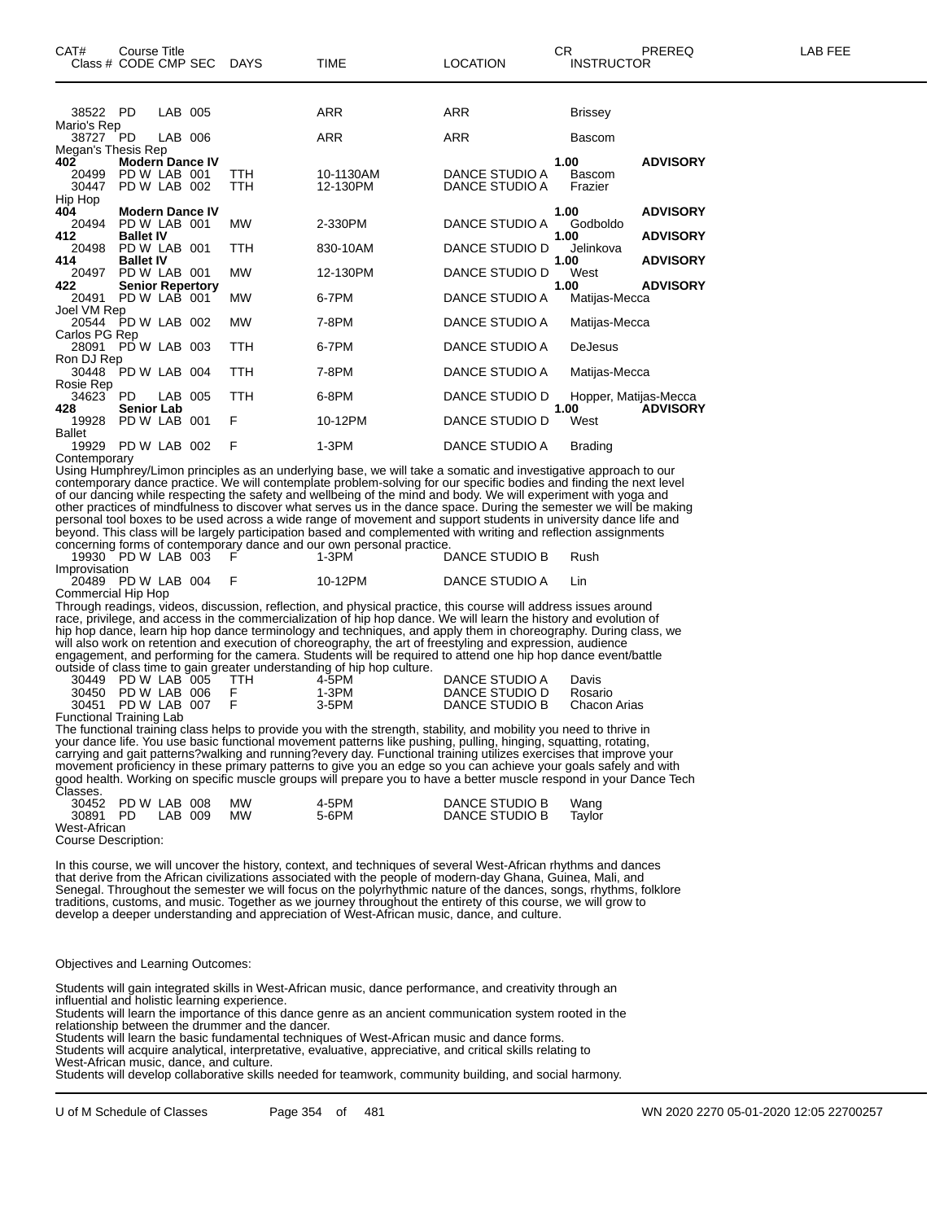| CAT# Class # | Course Title CODE CMP SEC | DAYS | TIME | LOCATION | CR INSTRUCTOR | PREREQ | LAB FEE |
|---|---|---|---|---|---|---|---|
| 38522 | PD LAB 005 | | ARR | ARR | Brissey | | |
| Mario's Rep | | | | | | | |
| 38727 | PD LAB 006 | | ARR | ARR | Bascom | | |
| Megan's Thesis Rep | | | | | | | |
| **402** | **Modern Dance IV** | | | | **1.00** | **ADVISORY** | |
| 20499 | PD W LAB 001 | TTH | 10-1130AM | DANCE STUDIO A | Bascom | | |
| 30447 | PD W LAB 002 | TTH | 12-130PM | DANCE STUDIO A | Frazier | | |
| Hip Hop | | | | | | | |
| **404** | **Modern Dance IV** | | | | **1.00** | **ADVISORY** | |
| 20494 | PD W LAB 001 | MW | 2-330PM | DANCE STUDIO A | Godboldo | | |
| **412** | **Ballet IV** | | | | **1.00** | **ADVISORY** | |
| 20498 | PD W LAB 001 | TTH | 830-10AM | DANCE STUDIO D | Jelinkova | | |
| **414** | **Ballet IV** | | | | **1.00** | **ADVISORY** | |
| 20497 | PD W LAB 001 | MW | 12-130PM | DANCE STUDIO D | West | | |
| **422** | **Senior Repertory** | | | | **1.00** | **ADVISORY** | |
| 20491 | PD W LAB 001 | MW | 6-7PM | DANCE STUDIO A | Matijas-Mecca | | |
| Joel VM Rep | | | | | | | |
| 20544 | PD W LAB 002 | MW | 7-8PM | DANCE STUDIO A | Matijas-Mecca | | |
| Carlos PG Rep | | | | | | | |
| 28091 | PD W LAB 003 | TTH | 6-7PM | DANCE STUDIO A | DeJesus | | |
| Ron DJ Rep | | | | | | | |
| 30448 | PD W LAB 004 | TTH | 7-8PM | DANCE STUDIO A | Matijas-Mecca | | |
| Rosie Rep | | | | | | | |
| 34623 | PD LAB 005 | TTH | 6-8PM | DANCE STUDIO D | Hopper, Matijas-Mecca | | |
| **428** | **Senior Lab** | | | | **1.00** | **ADVISORY** | |
| 19928 | PD W LAB 001 | F | 10-12PM | DANCE STUDIO D | West | | |
| Ballet | | | | | | | |
| 19929 | PD W LAB 002 | F | 1-3PM | DANCE STUDIO A | Brading | | |

Contemporary

Using Humphrey/Limon principles as an underlying base, we will take a somatic and investigative approach to our contemporary dance practice. We will contemplate problem-solving for our specific bodies and finding the next level of our dancing while respecting the safety and wellbeing of the mind and body. We will experiment with yoga and other practices of mindfulness to discover what serves us in the dance space. During the semester we will be making personal tool boxes to be used across a wide range of movement and support students in university dance life and beyond. This class will be largely participation based and complemented with writing and reflection assignments concerning forms of contemporary dance and our own personal practice.

| | | | | | |
|---|---|---|---|---|---|
| 19930 | PD W LAB 003 | F | 1-3PM | DANCE STUDIO B | Rush |
| Improvisation | | | | | |
| 20489 | PD W LAB 004 | F | 10-12PM | DANCE STUDIO A | Lin |

Commercial Hip Hop

Through readings, videos, discussion, reflection, and physical practice, this course will address issues around race, privilege, and access in the commercialization of hip hop dance. We will learn the history and evolution of hip hop dance, learn hip hop dance terminology and techniques, and apply them in choreography. During class, we will also work on retention and execution of choreography, the art of freestyling and expression, audience engagement, and performing for the camera. Students will be required to attend one hip hop dance event/battle outside of class time to gain greater understanding of hip hop culture.

| | | | | | |
|---|---|---|---|---|---|
| 30449 | PD W LAB 005 | TTH | 4-5PM | DANCE STUDIO A | Davis |
| 30450 | PD W LAB 006 | F | 1-3PM | DANCE STUDIO D | Rosario |
| 30451 | PD W LAB 007 | F | 3-5PM | DANCE STUDIO B | Chacon Arias |

Functional Training Lab

The functional training class helps to provide you with the strength, stability, and mobility you need to thrive in your dance life. You use basic functional movement patterns like pushing, pulling, hinging, squatting, rotating, carrying and gait patterns?walking and running?every day. Functional training utilizes exercises that improve your movement proficiency in these primary patterns to give you an edge so you can achieve your goals safely and with good health. Working on specific muscle groups will prepare you to have a better muscle respond in your Dance Tech Classes.

| | | | | | |
|---|---|---|---|---|---|
| 30452 | PD W LAB 008 | MW | 4-5PM | DANCE STUDIO B | Wang |
| 30891 | PD LAB 009 | MW | 5-6PM | DANCE STUDIO B | Taylor |

West-African

Course Description:

In this course, we will uncover the history, context, and techniques of several West-African rhythms and dances that derive from the African civilizations associated with the people of modern-day Ghana, Guinea, Mali, and Senegal. Throughout the semester we will focus on the polyrhythmic nature of the dances, songs, rhythms, folklore traditions, customs, and music. Together as we journey throughout the entirety of this course, we will grow to develop a deeper understanding and appreciation of West-African music, dance, and culture.

Objectives and Learning Outcomes:

Students will gain integrated skills in West-African music, dance performance, and creativity through an influential and holistic learning experience.
Students will learn the importance of this dance genre as an ancient communication system rooted in the relationship between the drummer and the dancer.
Students will learn the basic fundamental techniques of West-African music and dance forms.
Students will acquire analytical, interpretative, evaluative, appreciative, and critical skills relating to West-African music, dance, and culture.
Students will develop collaborative skills needed for teamwork, community building, and social harmony.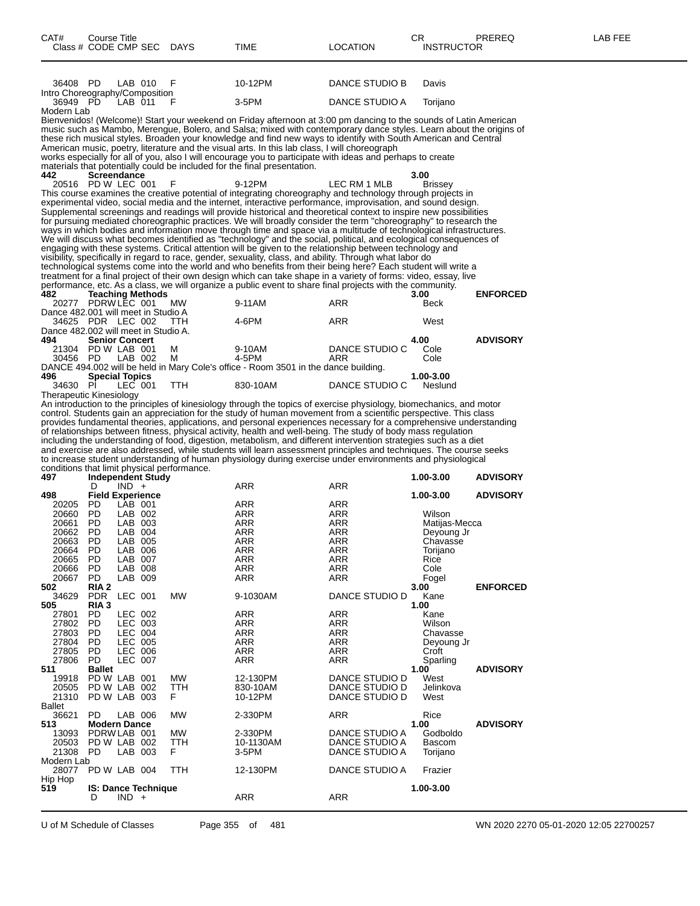| CAT# Class # | Course Title CODE CMP SEC | DAYS | TIME | LOCATION | CR INSTRUCTOR | PREREQ | LAB FEE |
|---|---|---|---|---|---|---|---|
| 36408 | PD LAB 010 | F | 10-12PM | DANCE STUDIO B | Davis | | |

Intro Choreography/Composition

| | | | | | | | |
|---|---|---|---|---|---|---|---|
| 36949 | PD LAB 011 | F | 3-5PM | DANCE STUDIO A | Torijano | | |

Modern Lab

Bienvenidos! (Welcome)! Start your weekend on Friday afternoon at 3:00 pm dancing to the sounds of Latin American music such as Mambo, Merengue, Bolero, and Salsa; mixed with contemporary dance styles. Learn about the origins of these rich musical styles. Broaden your knowledge and find new ways to identify with South American and Central American music, poetry, literature and the visual arts. In this lab class, I will choreograph works especially for all of you, also I will encourage you to participate with ideas and perhaps to create materials that potentially could be included for the final presentation.

**442 Screendance** **3.00**

| | | | | | | | |
|---|---|---|---|---|---|---|---|
| 20516 | PD W LEC 001 | F | 9-12PM | LEC RM 1 MLB | Brissey | | |

This course examines the creative potential of integrating choreography and technology through projects in experimental video, social media and the internet, interactive performance, improvisation, and sound design. Supplemental screenings and readings will provide historical and theoretical context to inspire new possibilities for pursuing mediated choreographic practices. We will broadly consider the term "choreography" to research the ways in which bodies and information move through time and space via a multitude of technological infrastructures. We will discuss what becomes identified as "technology" and the social, political, and ecological consequences of engaging with these systems. Critical attention will be given to the relationship between technology and visibility, specifically in regard to race, gender, sexuality, class, and ability. Through what labor do technological systems come into the world and who benefits from their being here? Each student will write a treatment for a final project of their own design which can take shape in a variety of forms: video, essay, live performance, etc. As a class, we will organize a public event to share final projects with the community.

**482 Teaching Methods** **3.00** **ENFORCED**

| | | | | | | | |
|---|---|---|---|---|---|---|---|
| 20277 | PDRW LEC 001 | MW | 9-11AM | ARR | Beck | | |

Dance 482.001 will meet in Studio A

| | | | | | | | |
|---|---|---|---|---|---|---|---|
| 34625 | PDR LEC 002 | TTH | 4-6PM | ARR | West | | |

Dance 482.002 will meet in Studio A.

**494 Senior Concert** **4.00** **ADVISORY**

| | | | | | | | |
|---|---|---|---|---|---|---|---|
| 21304 | PD W LAB 001 | M | 9-10AM | DANCE STUDIO C | Cole | | |
| 30456 | PD LAB 002 | M | 4-5PM | ARR | Cole | | |

DANCE 494.002 will be held in Mary Cole's office - Room 3501 in the dance building.

**496 Special Topics** **1.00-3.00**

| | | | | | | | |
|---|---|---|---|---|---|---|---|
| 34630 | PI LEC 001 | TTH | 830-10AM | DANCE STUDIO C | Neslund | | |

Therapeutic Kinesiology

An introduction to the principles of kinesiology through the topics of exercise physiology, biomechanics, and motor control. Students gain an appreciation for the study of human movement from a scientific perspective. This class provides fundamental theories, applications, and personal experiences necessary for a comprehensive understanding of relationships between fitness, physical activity, health and well-being. The study of body mass regulation including the understanding of food, digestion, metabolism, and different intervention strategies such as a diet and exercise are also addressed, while students will learn assessment principles and techniques. The course seeks to increase student understanding of human physiology during exercise under environments and physiological conditions that limit physical performance.

**497 Independent Study** **1.00-3.00** **ADVISORY**

| | | | | | | | |
|---|---|---|---|---|---|---|---|
| | D IND + | | ARR | ARR | | | |

**498 Field Experience** **1.00-3.00** **ADVISORY**

| | | | | | | | |
|---|---|---|---|---|---|---|---|
| 20205 | PD LAB 001 | | ARR | ARR | | | |
| 20660 | PD LAB 002 | | ARR | ARR | Wilson | | |
| 20661 | PD LAB 003 | | ARR | ARR | Matijas-Mecca | | |
| 20662 | PD LAB 004 | | ARR | ARR | Deyoung Jr | | |
| 20663 | PD LAB 005 | | ARR | ARR | Chavasse | | |
| 20664 | PD LAB 006 | | ARR | ARR | Torijano | | |
| 20665 | PD LAB 007 | | ARR | ARR | Rice | | |
| 20666 | PD LAB 008 | | ARR | ARR | Cole | | |
| 20667 | PD LAB 009 | | ARR | ARR | Fogel | | |

**502 RIA 2** **3.00** **ENFORCED**

| | | | | | | | |
|---|---|---|---|---|---|---|---|
| 34629 | PDR LEC 001 | MW | 9-1030AM | DANCE STUDIO D | Kane | | |

**505 RIA 3** **1.00**

| | | | | | | | |
|---|---|---|---|---|---|---|---|
| 27801 | PD LEC 002 | | ARR | ARR | Kane | | |
| 27802 | PD LEC 003 | | ARR | ARR | Wilson | | |
| 27803 | PD LEC 004 | | ARR | ARR | Chavasse | | |
| 27804 | PD LEC 005 | | ARR | ARR | Deyoung Jr | | |
| 27805 | PD LEC 006 | | ARR | ARR | Croft | | |
| 27806 | PD LEC 007 | | ARR | ARR | Sparling | | |

**511 Ballet** **1.00** **ADVISORY**

| | | | | | | | |
|---|---|---|---|---|---|---|---|
| 19918 | PD W LAB 001 | MW | 12-130PM | DANCE STUDIO D | West | | |
| 20505 | PD W LAB 002 | TTH | 830-10AM | DANCE STUDIO D | Jelinkova | | |
| 21310 | PD W LAB 003 | F | 10-12PM | DANCE STUDIO D | West | | |

Ballet

| | | | | | | | |
|---|---|---|---|---|---|---|---|
| 36621 | PD LAB 006 | MW | 2-330PM | ARR | Rice | | |

**513 Modern Dance** **1.00** **ADVISORY**

| | | | | | | | |
|---|---|---|---|---|---|---|---|
| 13093 | PDRW LAB 001 | MW | 2-330PM | DANCE STUDIO A | Godboldo | | |
| 20503 | PD W LAB 002 | TTH | 10-1130AM | DANCE STUDIO A | Bascom | | |
| 21308 | PD LAB 003 | F | 3-5PM | DANCE STUDIO A | Torijano | | |

Modern Lab

| | | | | | | | |
|---|---|---|---|---|---|---|---|
| 28077 | PD W LAB 004 | TTH | 12-130PM | DANCE STUDIO A | Frazier | | |

Hip Hop

**519 IS: Dance Technique** **1.00-3.00**

| | | | | | | | |
|---|---|---|---|---|---|---|---|
| | D IND + | | ARR | ARR | | | |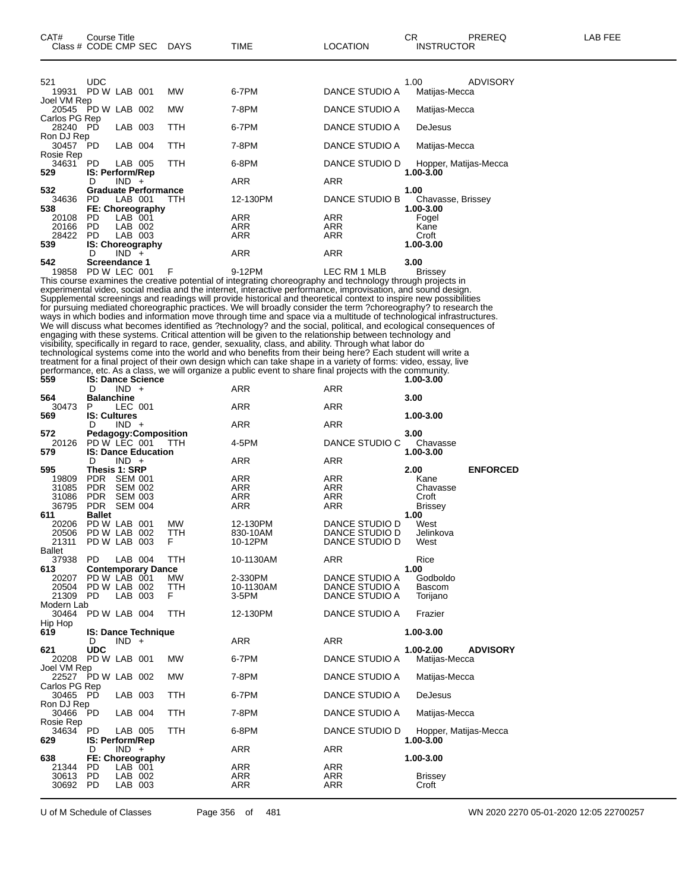| CAT# | Course Title Class # CODE CMP SEC | DAYS | TIME | LOCATION | CR INSTRUCTOR | PREREQ | LAB FEE |
|---|---|---|---|---|---|---|---|
| 521 | UDC | | | | 1.00 | ADVISORY | |
| 19931 | PD W LAB 001 | MW | 6-7PM | DANCE STUDIO A | Matijas-Mecca | | |
| Joel VM Rep | | | | | | | |
| 20545 | PD W LAB 002 | MW | 7-8PM | DANCE STUDIO A | Matijas-Mecca | | |
| Carlos PG Rep | | | | | | | |
| 28240 | PD LAB 003 | TTH | 6-7PM | DANCE STUDIO A | DeJesus | | |
| Ron DJ Rep | | | | | | | |
| 30457 | PD LAB 004 | TTH | 7-8PM | DANCE STUDIO A | Matijas-Mecca | | |
| Rosie Rep | | | | | | | |
| 34631 | PD LAB 005 | TTH | 6-8PM | DANCE STUDIO D | Hopper, Matijas-Mecca | | |
| 529 | **IS: Perform/Rep** | | | | 1.00-3.00 | | |
| | D IND + | | ARR | ARR | | | |
| 532 | **Graduate Performance** | | | | 1.00 | | |
| 34636 | PD LAB 001 | TTH | 12-130PM | DANCE STUDIO B | Chavasse, Brissey | | |
| 538 | **FE: Choreography** | | | | 1.00-3.00 | | |
| 20108 | PD LAB 001 | | ARR | ARR | Fogel | | |
| 20166 | PD LAB 002 | | ARR | ARR | Kane | | |
| 28422 | PD LAB 003 | | ARR | ARR | Croft | | |
| 539 | **IS: Choreography** | | | | 1.00-3.00 | | |
| | D IND + | | ARR | ARR | | | |
| 542 | **Screendance 1** | | | | 3.00 | | |
| 19858 | PD W LEC 001 | F | 9-12PM | LEC RM 1 MLB | Brissey | | |

This course examines the creative potential of integrating choreography and technology through projects in experimental video, social media and the internet, interactive performance, improvisation, and sound design. Supplemental screenings and readings will provide historical and theoretical context to inspire new possibilities for pursuing mediated choreographic practices. We will broadly consider the term ?choreography? to research the ways in which bodies and information move through time and space via a multitude of technological infrastructures. We will discuss what becomes identified as ?technology? and the social, political, and ecological consequences of engaging with these systems. Critical attention will be given to the relationship between technology and visibility, specifically in regard to race, gender, sexuality, class, and ability. Through what labor do technological systems come into the world and who benefits from their being here? Each student will write a treatment for a final project of their own design which can take shape in a variety of forms: video, essay, live performance, etc. As a class, we will organize a public event to share final projects with the community.

| CAT# | Course Title Class # CODE CMP SEC | DAYS | TIME | LOCATION | CR INSTRUCTOR | PREREQ | LAB FEE |
|---|---|---|---|---|---|---|---|
| 559 | **IS: Dance Science** | | | | 1.00-3.00 | | |
| | D IND + | | ARR | ARR | | | |
| 564 | **Balanchine** | | | | 3.00 | | |
| 30473 | P LEC 001 | | ARR | ARR | | | |
| 569 | **IS: Cultures** | | | | 1.00-3.00 | | |
| | D IND + | | ARR | ARR | | | |
| 572 | **Pedagogy:Composition** | | | | 3.00 | | |
| 20126 | PD W LEC 001 | TTH | 4-5PM | DANCE STUDIO C | Chavasse | | |
| 579 | **IS: Dance Education** | | | | 1.00-3.00 | | |
| | D IND + | | ARR | ARR | | | |
| 595 | **Thesis 1: SRP** | | | | 2.00 | **ENFORCED** | |
| 19809 | PDR SEM 001 | | ARR | ARR | Kane | | |
| 31085 | PDR SEM 002 | | ARR | ARR | Chavasse | | |
| 31086 | PDR SEM 003 | | ARR | ARR | Croft | | |
| 36795 | PDR SEM 004 | | ARR | ARR | Brissey | | |
| 611 | **Ballet** | | | | 1.00 | | |
| 20206 | PD W LAB 001 | MW | 12-130PM | DANCE STUDIO D | West | | |
| 20506 | PD W LAB 002 | TTH | 830-10AM | DANCE STUDIO D | Jelinkova | | |
| 21311 | PD W LAB 003 | F | 10-12PM | DANCE STUDIO D | West | | |
| Ballet | | | | | | | |
| 37938 | PD LAB 004 | TTH | 10-1130AM | ARR | Rice | | |
| 613 | **Contemporary Dance** | | | | 1.00 | | |
| 20207 | PD W LAB 001 | MW | 2-330PM | DANCE STUDIO A | Godboldo | | |
| 20504 | PD W LAB 002 | TTH | 10-1130AM | DANCE STUDIO A | Bascom | | |
| 21309 | PD LAB 003 | F | 3-5PM | DANCE STUDIO A | Torijano | | |
| Modern Lab | | | | | | | |
| 30464 | PD W LAB 004 | TTH | 12-130PM | DANCE STUDIO A | Frazier | | |
| Hip Hop | | | | | | | |
| 619 | **IS: Dance Technique** | | | | 1.00-3.00 | | |
| | D IND + | | ARR | ARR | | | |
| 621 | **UDC** | | | | 1.00-2.00 | **ADVISORY** | |
| 20208 | PD W LAB 001 | MW | 6-7PM | DANCE STUDIO A | Matijas-Mecca | | |
| Joel VM Rep | | | | | | | |
| 22527 | PD W LAB 002 | MW | 7-8PM | DANCE STUDIO A | Matijas-Mecca | | |
| Carlos PG Rep | | | | | | | |
| 30465 | PD LAB 003 | TTH | 6-7PM | DANCE STUDIO A | DeJesus | | |
| Ron DJ Rep | | | | | | | |
| 30466 | PD LAB 004 | TTH | 7-8PM | DANCE STUDIO A | Matijas-Mecca | | |
| Rosie Rep | | | | | | | |
| 34634 | PD LAB 005 | TTH | 6-8PM | DANCE STUDIO D | Hopper, Matijas-Mecca | | |
| 629 | **IS: Perform/Rep** | | | | 1.00-3.00 | | |
| | D IND + | | ARR | ARR | | | |
| 638 | **FE: Choreography** | | | | 1.00-3.00 | | |
| 21344 | PD LAB 001 | | ARR | ARR | | | |
| 30613 | PD LAB 002 | | ARR | ARR | Brissey | | |
| 30692 | PD LAB 003 | | ARR | ARR | Croft | | |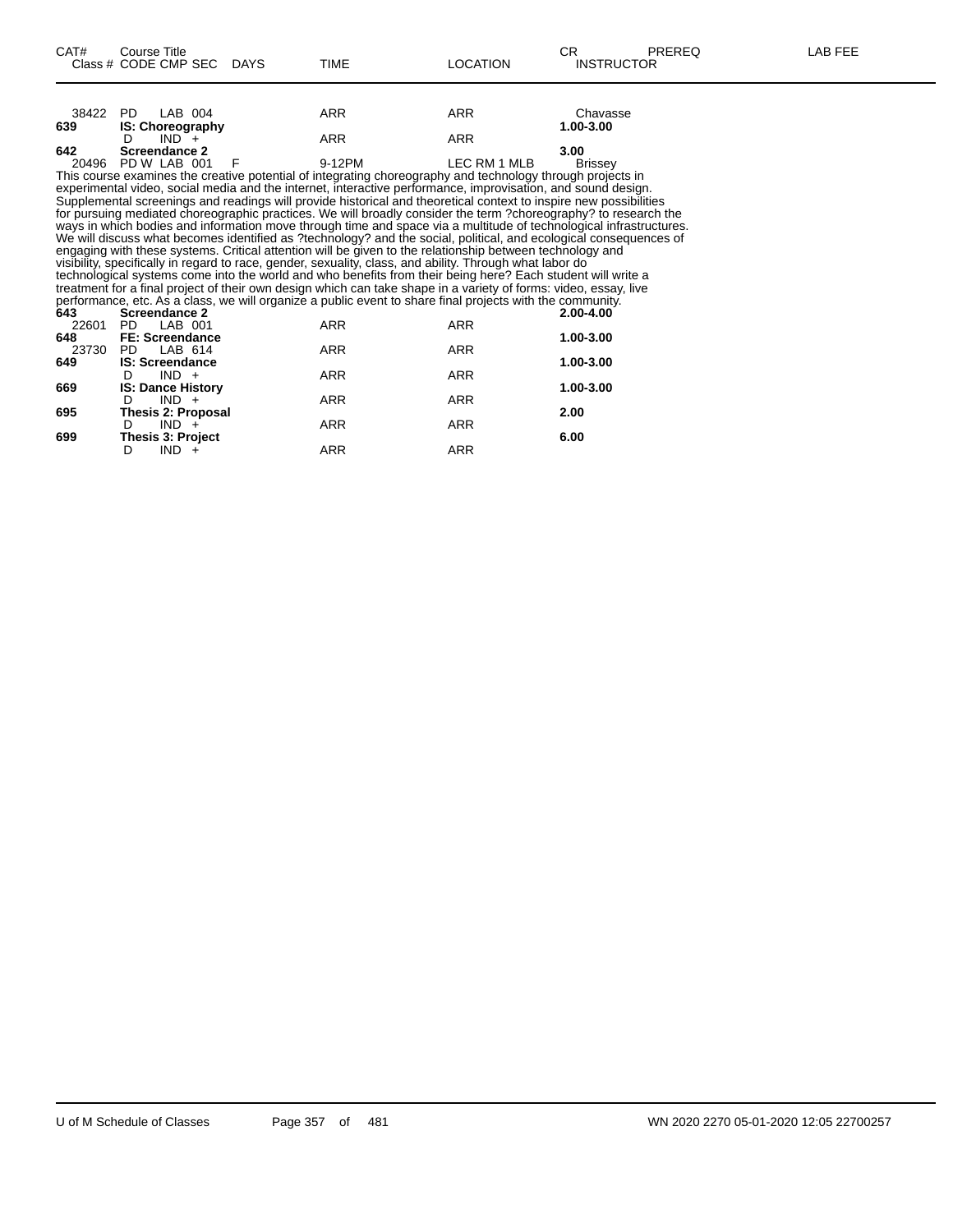| CAT# | Course Title / Class # CODE CMP SEC | DAYS | TIME | LOCATION | CR / INSTRUCTOR | PREREQ | LAB FEE |
|---|---|---|---|---|---|---|---|
| 38422 | PD LAB 004 | | ARR | ARR | Chavasse | | |
| **639** | **IS: Choreography** | | | | **1.00-3.00** | | |
| | D IND + | | ARR | ARR | | | |
| **642** | **Screendance 2** | | | | **3.00** | | |
| 20496 | PD W LAB 001 | F | 9-12PM | LEC RM 1 MLB | Brissey | | |

This course examines the creative potential of integrating choreography and technology through projects in experimental video, social media and the internet, interactive performance, improvisation, and sound design. Supplemental screenings and readings will provide historical and theoretical context to inspire new possibilities for pursuing mediated choreographic practices. We will broadly consider the term ?choreography? to research the ways in which bodies and information move through time and space via a multitude of technological infrastructures. We will discuss what becomes identified as ?technology? and the social, political, and ecological consequences of engaging with these systems. Critical attention will be given to the relationship between technology and visibility, specifically in regard to race, gender, sexuality, class, and ability. Through what labor do technological systems come into the world and who benefits from their being here? Each student will write a treatment for a final project of their own design which can take shape in a variety of forms: video, essay, live performance, etc. As a class, we will organize a public event to share final projects with the community.

| CAT# | Course Title / Class # CODE CMP SEC | DAYS | TIME | LOCATION | CR / INSTRUCTOR | PREREQ | LAB FEE |
|---|---|---|---|---|---|---|---|
| **643** | **Screendance 2** | | | | **2.00-4.00** | | |
| 22601 | PD LAB 001 | | ARR | ARR | | | |
| **648** | **FE: Screendance** | | | | **1.00-3.00** | | |
| 23730 | PD LAB 614 | | ARR | ARR | | | |
| **649** | **IS: Screendance** | | | | **1.00-3.00** | | |
| | D IND + | | ARR | ARR | | | |
| **669** | **IS: Dance History** | | | | **1.00-3.00** | | |
| | D IND + | | ARR | ARR | | | |
| **695** | **Thesis 2: Proposal** | | | | **2.00** | | |
| | D IND + | | ARR | ARR | | | |
| **699** | **Thesis 3: Project** | | | | **6.00** | | |
| | D IND + | | ARR | ARR | | | |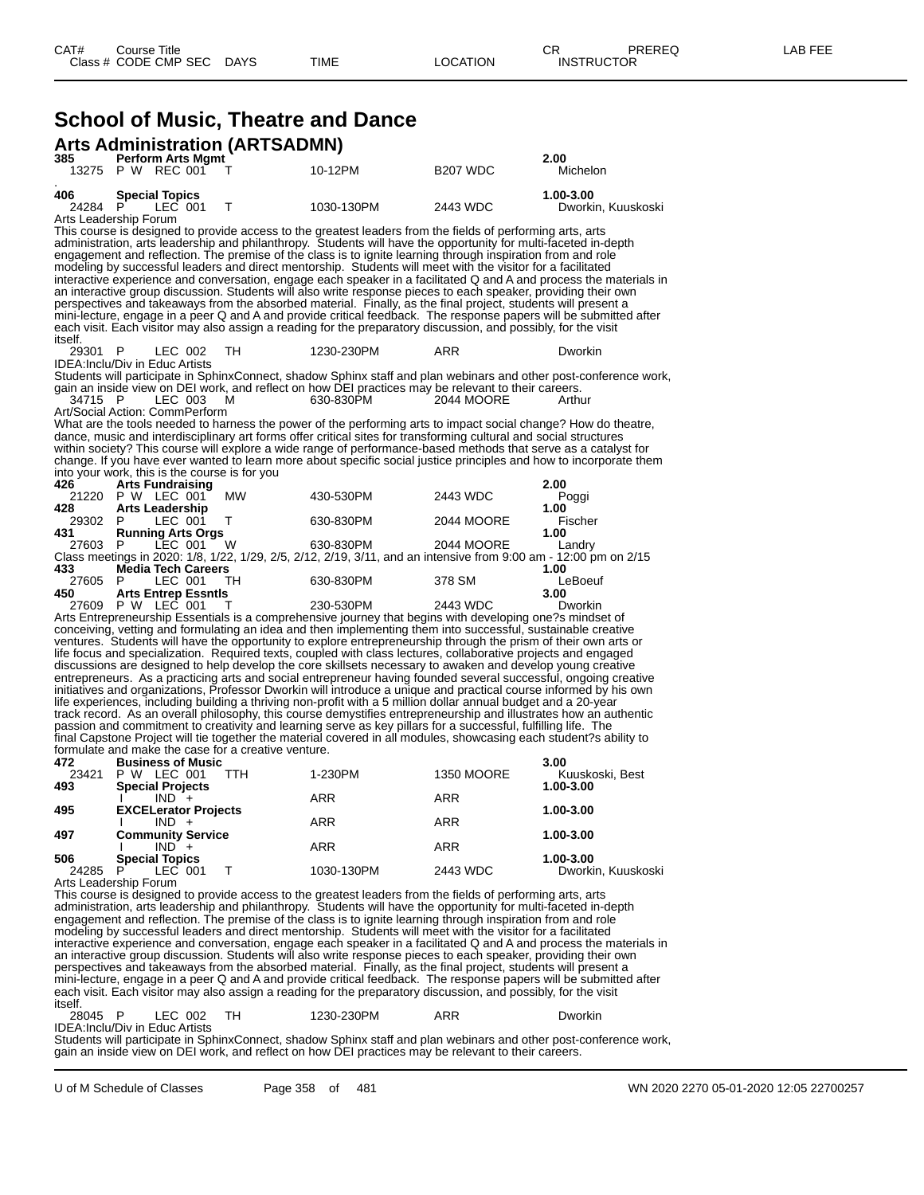# School of Music, Theatre and Dance

## Arts Administration (ARTSADMN)

| CAT# | Course Title | | | | | | CR | PREREQ | LAB FEE |
|---|---|---|---|---|---|---|---|---|---|
| Class # | CODE | CMP SEC | DAYS | TIME | LOCATION | INSTRUCTOR | | | |

**385 Perform Arts Mgmt** — 2.00

| 13275 | P W | REC 001 | T | 10-12PM | B207 WDC | Michelon |
|---|---|---|---|---|---|---|

.

**406 Special Topics** — 1.00-3.00

| 24284 | P | LEC 001 | T | 1030-130PM | 2443 WDC | Dworkin, Kuuskoski |
|---|---|---|---|---|---|---|

Arts Leadership Forum

This course is designed to provide access to the greatest leaders from the fields of performing arts, arts administration, arts leadership and philanthropy. Students will have the opportunity for multi-faceted in-depth engagement and reflection. The premise of the class is to ignite learning through inspiration from and role modeling by successful leaders and direct mentorship. Students will meet with the visitor for a facilitated interactive experience and conversation, engage each speaker in a facilitated Q and A and process the materials in an interactive group discussion. Students will also write response pieces to each speaker, providing their own perspectives and takeaways from the absorbed material. Finally, as the final project, students will present a mini-lecture, engage in a peer Q and A and provide critical feedback. The response papers will be submitted after each visit. Each visitor may also assign a reading for the preparatory discussion, and possibly, for the visit itself.

| 29301 | P | LEC 002 | TH | 1230-230PM | ARR | Dworkin |
|---|---|---|---|---|---|---|

IDEA:Inclu/Div in Educ Artists

Students will participate in SphinxConnect, shadow Sphinx staff and plan webinars and other post-conference work, gain an inside view on DEI work, and reflect on how DEI practices may be relevant to their careers.

| 34715 | P | LEC 003 | M | 630-830PM | 2044 MOORE | Arthur |
|---|---|---|---|---|---|---|

Art/Social Action: CommPerform

What are the tools needed to harness the power of the performing arts to impact social change? How do theatre, dance, music and interdisciplinary art forms offer critical sites for transforming cultural and social structures within society? This course will explore a wide range of performance-based methods that serve as a catalyst for change. If you have ever wanted to learn more about specific social justice principles and how to incorporate them into your work, this is the course is for you

**426 Arts Fundraising** — 2.00

| 21220 | P W | LEC 001 | MW | 430-530PM | 2443 WDC | Poggi |
|---|---|---|---|---|---|---|

**428 Arts Leadership** — 1.00

| 29302 | P | LEC 001 | T | 630-830PM | 2044 MOORE | Fischer |
|---|---|---|---|---|---|---|

**431 Running Arts Orgs** — 1.00

| 27603 | P | LEC 001 | W | 630-830PM | 2044 MOORE | Landry |
|---|---|---|---|---|---|---|

Class meetings in 2020: 1/8, 1/22, 1/29, 2/5, 2/12, 2/19, 3/11, and an intensive from 9:00 am - 12:00 pm on 2/15

**433 Media Tech Careers** — 1.00

| 27605 | P | LEC 001 | TH | 630-830PM | 378 SM | LeBoeuf |
|---|---|---|---|---|---|---|

**450 Arts Entrep Essntls** — 3.00

| 27609 | P W | LEC 001 | T | 230-530PM | 2443 WDC | Dworkin |
|---|---|---|---|---|---|---|

Arts Entrepreneurship Essentials is a comprehensive journey that begins with developing one?s mindset of conceiving, vetting and formulating an idea and then implementing them into successful, sustainable creative ventures. Students will have the opportunity to explore entrepreneurship through the prism of their own arts or life focus and specialization. Required texts, coupled with class lectures, collaborative projects and engaged discussions are designed to help develop the core skillsets necessary to awaken and develop young creative entrepreneurs. As a practicing arts and social entrepreneur having founded several successful, ongoing creative initiatives and organizations, Professor Dworkin will introduce a unique and practical course informed by his own life experiences, including building a thriving non-profit with a 5 million dollar annual budget and a 20-year track record. As an overall philosophy, this course demystifies entrepreneurship and illustrates how an authentic passion and commitment to creativity and learning serve as key pillars for a successful, fulfilling life. The final Capstone Project will tie together the material covered in all modules, showcasing each student?s ability to formulate and make the case for a creative venture.

**472 Business of Music** — 3.00

| 23421 | P W | LEC 001 | TTH | 1-230PM | 1350 MOORE | Kuuskoski, Best |
|---|---|---|---|---|---|---|

**493 Special Projects** — 1.00-3.00

| | I | IND + | | ARR | ARR | |
|---|---|---|---|---|---|---|

**495 EXCELerator Projects** — 1.00-3.00

| | I | IND + | | ARR | ARR | |
|---|---|---|---|---|---|---|

**497 Community Service** — 1.00-3.00

| | I | IND + | | ARR | ARR | |
|---|---|---|---|---|---|---|

**506 Special Topics** — 1.00-3.00

| 24285 | P | LEC 001 | T | 1030-130PM | 2443 WDC | Dworkin, Kuuskoski |
|---|---|---|---|---|---|---|

Arts Leadership Forum

This course is designed to provide access to the greatest leaders from the fields of performing arts, arts administration, arts leadership and philanthropy. Students will have the opportunity for multi-faceted in-depth engagement and reflection. The premise of the class is to ignite learning through inspiration from and role modeling by successful leaders and direct mentorship. Students will meet with the visitor for a facilitated interactive experience and conversation, engage each speaker in a facilitated Q and A and process the materials in an interactive group discussion. Students will also write response pieces to each speaker, providing their own perspectives and takeaways from the absorbed material. Finally, as the final project, students will present a mini-lecture, engage in a peer Q and A and provide critical feedback. The response papers will be submitted after each visit. Each visitor may also assign a reading for the preparatory discussion, and possibly, for the visit itself.

| 28045 | P | LEC 002 | TH | 1230-230PM | ARR | Dworkin |
|---|---|---|---|---|---|---|

IDEA:Inclu/Div in Educ Artists

Students will participate in SphinxConnect, shadow Sphinx staff and plan webinars and other post-conference work, gain an inside view on DEI work, and reflect on how DEI practices may be relevant to their careers.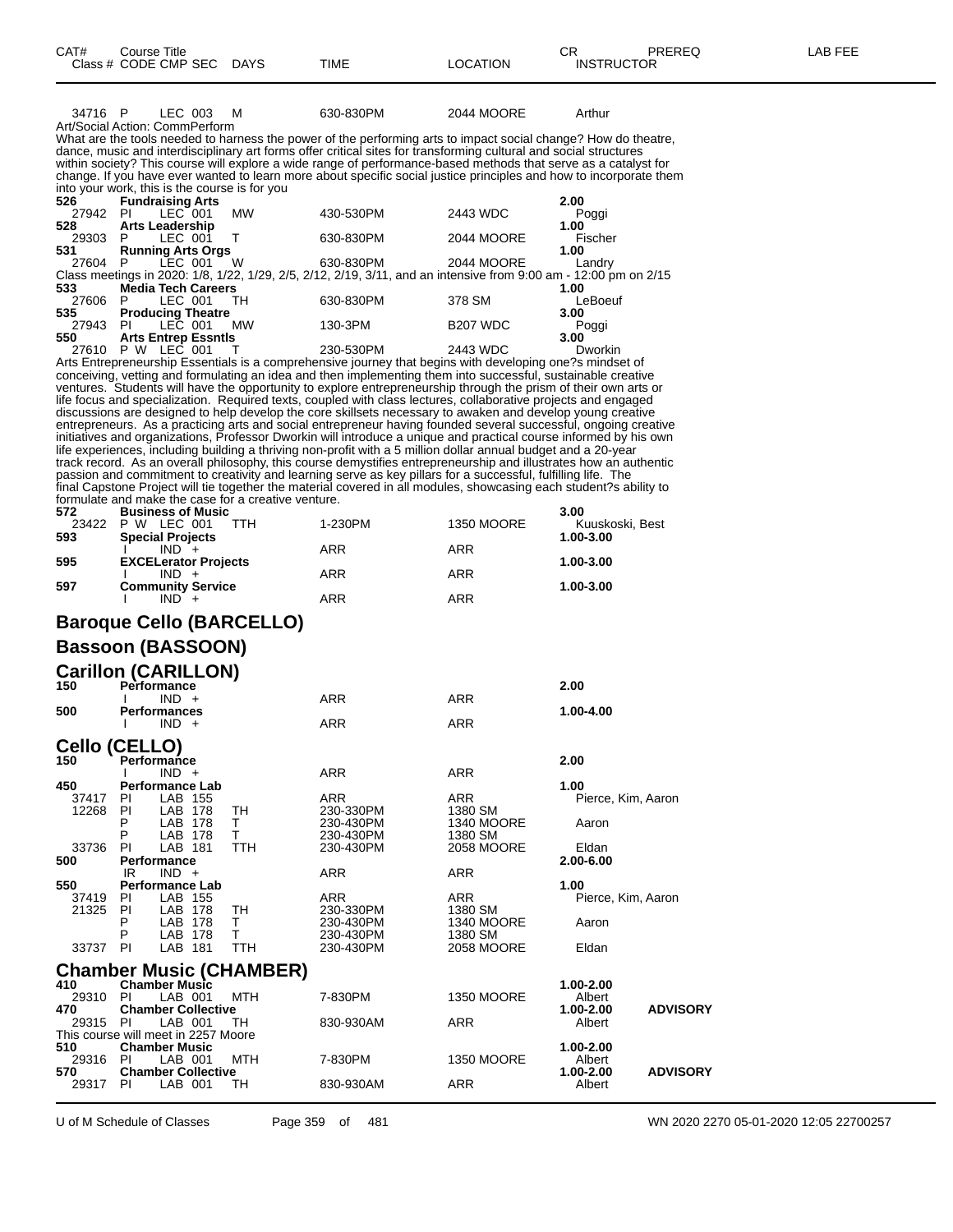| CAT# | Course Title | | | | | | | CR | PREREQ | LAB FEE |
|---|---|---|---|---|---|---|---|---|---|---|
| Class # | CODE | CMP | SEC | DAYS | TIME | LOCATION | INSTRUCTOR | | | |
| 34716 | P | LEC | 003 | M | 630-830PM | 2044 MOORE | Arthur | | | |

Art/Social Action: CommPerform

What are the tools needed to harness the power of the performing arts to impact social change? How do theatre, dance, music and interdisciplinary art forms offer critical sites for transforming cultural and social structures within society? This course will explore a wide range of performance-based methods that serve as a catalyst for change. If you have ever wanted to learn more about specific social justice principles and how to incorporate them into your work, this is the course is for you

| CAT# | Course Title / Class # | CODE | CMP | SEC | DAYS | TIME | LOCATION | CR / INSTRUCTOR | PREREQ |
|---|---|---|---|---|---|---|---|---|---|
| **526** | **Fundraising Arts** | | | | | | | **2.00** | |
| 27942 | | PI | LEC | 001 | MW | 430-530PM | 2443 WDC | Poggi | |
| **528** | **Arts Leadership** | | | | | | | **1.00** | |
| 29303 | | P | LEC | 001 | T | 630-830PM | 2044 MOORE | Fischer | |
| **531** | **Running Arts Orgs** | | | | | | | **1.00** | |
| 27604 | | P | LEC | 001 | W | 630-830PM | 2044 MOORE | Landry | |

Class meetings in 2020: 1/8, 1/22, 1/29, 2/5, 2/12, 2/19, 3/11, and an intensive from 9:00 am - 12:00 pm on 2/15

| CAT# | Course Title / Class # | CODE | CMP | SEC | DAYS | TIME | LOCATION | CR / INSTRUCTOR |
|---|---|---|---|---|---|---|---|---|
| **533** | **Media Tech Careers** | | | | | | | **1.00** |
| 27606 | P | LEC | 001 | | TH | 630-830PM | 378 SM | LeBoeuf |
| **535** | **Producing Theatre** | | | | | | | **3.00** |
| 27943 | PI | LEC | 001 | | MW | 130-3PM | B207 WDC | Poggi |
| **550** | **Arts Entrep Essntls** | | | | | | | **3.00** |
| 27610 | P W | LEC | 001 | | T | 230-530PM | 2443 WDC | Dworkin |

Arts Entrepreneurship Essentials is a comprehensive journey that begins with developing one?s mindset of conceiving, vetting and formulating an idea and then implementing them into successful, sustainable creative ventures. Students will have the opportunity to explore entrepreneurship through the prism of their own arts or life focus and specialization. Required texts, coupled with class lectures, collaborative projects and engaged discussions are designed to help develop the core skillsets necessary to awaken and develop young creative entrepreneurs. As a practicing arts and social entrepreneur having founded several successful, ongoing creative initiatives and organizations, Professor Dworkin will introduce a unique and practical course informed by his own life experiences, including building a thriving non-profit with a 5 million dollar annual budget and a 20-year track record. As an overall philosophy, this course demystifies entrepreneurship and illustrates how an authentic passion and commitment to creativity and learning serve as key pillars for a successful, fulfilling life. The final Capstone Project will tie together the material covered in all modules, showcasing each student?s ability to formulate and make the case for a creative venture.

| CAT# | Course Title / Class # | CODE | CMP | SEC | DAYS | TIME | LOCATION | CR / INSTRUCTOR |
|---|---|---|---|---|---|---|---|---|
| **572** | **Business of Music** | | | | | | | **3.00** |
| 23422 | P W | LEC | 001 | | TTH | 1-230PM | 1350 MOORE | Kuuskoski, Best |
| **593** | **Special Projects** | | | | | | | **1.00-3.00** |
| | I | IND | + | | | ARR | ARR | |
| **595** | **EXCELerator Projects** | | | | | | | **1.00-3.00** |
| | I | IND | + | | | ARR | ARR | |
| **597** | **Community Service** | | | | | | | **1.00-3.00** |
| | I | IND | + | | | ARR | ARR | |

## Baroque Cello (BARCELLO)

## Bassoon (BASSOON)

## Carillon (CARILLON)

| CAT# | Course Title / Class # | CODE | CMP | SEC | DAYS | TIME | LOCATION | CR / INSTRUCTOR |
|---|---|---|---|---|---|---|---|---|
| **150** | **Performance** | | | | | | | **2.00** |
| | I | IND | + | | | ARR | ARR | |
| **500** | **Performances** | | | | | | | **1.00-4.00** |
| | I | IND | + | | | ARR | ARR | |

## Cello (CELLO)

| CAT# | Course Title / Class # | CODE | CMP | SEC | DAYS | TIME | LOCATION | CR / INSTRUCTOR |
|---|---|---|---|---|---|---|---|---|
| **150** | **Performance** | | | | | | | **2.00** |
| | I | IND | + | | | ARR | ARR | |
| **450** | **Performance Lab** | | | | | | | **1.00** |
| 37417 | PI | LAB | 155 | | | ARR | ARR | Pierce, Kim, Aaron |
| 12268 | PI | LAB | 178 | | TH | 230-330PM | 1380 SM | |
| | P | LAB | 178 | | T | 230-430PM | 1340 MOORE | Aaron |
| | P | LAB | 178 | | T | 230-430PM | 1380 SM | |
| 33736 | PI | LAB | 181 | | TTH | 230-430PM | 2058 MOORE | Eldan |
| **500** | **Performance** | | | | | | | **2.00-6.00** |
| | IR | IND | + | | | ARR | ARR | |
| **550** | **Performance Lab** | | | | | | | **1.00** |
| 37419 | PI | LAB | 155 | | | ARR | ARR | Pierce, Kim, Aaron |
| 21325 | PI | LAB | 178 | | TH | 230-330PM | 1380 SM | |
| | P | LAB | 178 | | T | 230-430PM | 1340 MOORE | Aaron |
| | P | LAB | 178 | | T | 230-430PM | 1380 SM | |
| 33737 | PI | LAB | 181 | | TTH | 230-430PM | 2058 MOORE | Eldan |

## Chamber Music (CHAMBER)

| CAT# | Course Title / Class # | CODE | CMP | SEC | DAYS | TIME | LOCATION | CR / INSTRUCTOR | PREREQ |
|---|---|---|---|---|---|---|---|---|---|
| **410** | **Chamber Music** | | | | | | | **1.00-2.00** | |
| 29310 | PI | LAB | 001 | | MTH | 7-830PM | 1350 MOORE | Albert | |
| **470** | **Chamber Collective** | | | | | | | **1.00-2.00** | **ADVISORY** |
| 29315 | PI | LAB | 001 | | TH | 830-930AM | ARR | Albert | |

This course will meet in 2257 Moore

| CAT# | Course Title / Class # | CODE | CMP | SEC | DAYS | TIME | LOCATION | CR / INSTRUCTOR | PREREQ |
|---|---|---|---|---|---|---|---|---|---|
| **510** | **Chamber Music** | | | | | | | **1.00-2.00** | |
| 29316 | PI | LAB | 001 | | MTH | 7-830PM | 1350 MOORE | Albert | |
| **570** | **Chamber Collective** | | | | | | | **1.00-2.00** | **ADVISORY** |
| 29317 | PI | LAB | 001 | | TH | 830-930AM | ARR | Albert | |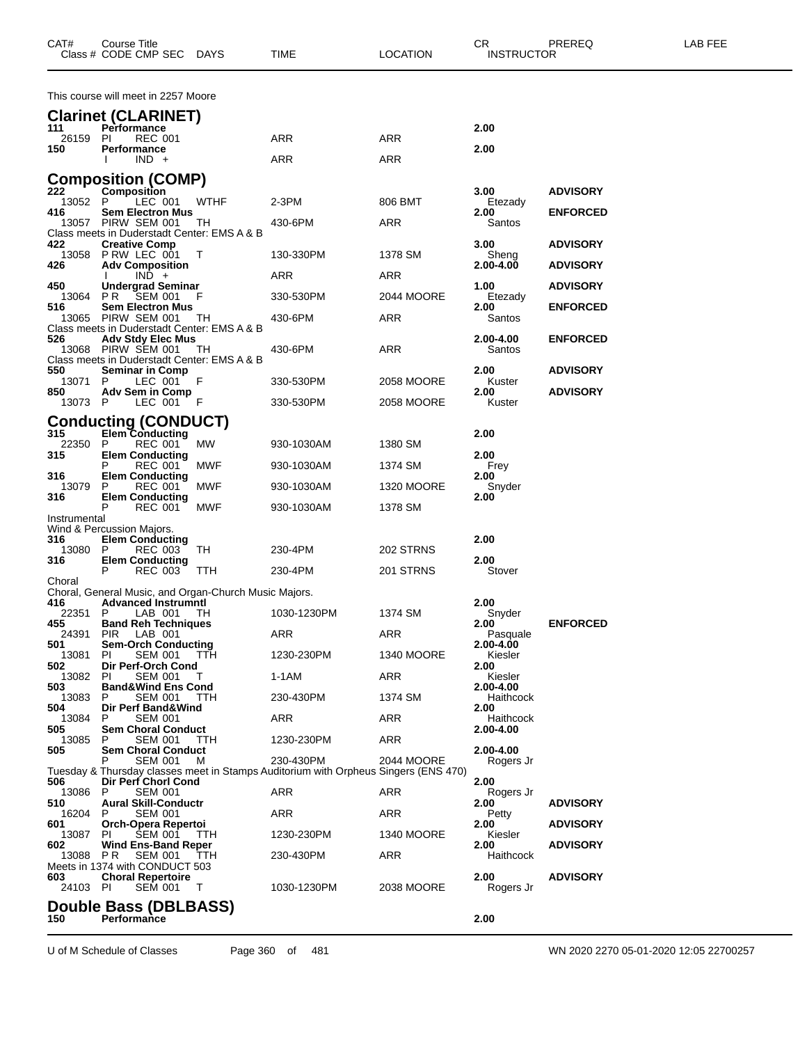| CAT# | Course Title<br>Class # CODE CMP SEC | DAYS | TIME | LOCATION | CR<br>INSTRUCTOR | PREREQ | LAB FEE |
|---|---|---|---|---|---|---|---|

This course will meet in 2257 Moore

## Clarinet (CLARINET)

| CAT# | Course Title / Class # CODE CMP SEC | DAYS | TIME | LOCATION | CR / INSTRUCTOR | PREREQ |
|---|---|---|---|---|---|---|
| 111 | **Performance** | | | | 2.00 | |
| 26159 | PI REC 001 | | ARR | ARR | | |
| 150 | **Performance** | | | | 2.00 | |
| | I IND + | | ARR | ARR | | |

## Composition (COMP)

| CAT# | Course Title / Class # CODE CMP SEC | DAYS | TIME | LOCATION | CR / INSTRUCTOR | PREREQ |
|---|---|---|---|---|---|---|
| 222 | **Composition** | | | | 3.00 | **ADVISORY** |
| 13052 | P LEC 001 | WTHF | 2-3PM | 806 BMT | Etezady | |
| 416 | **Sem Electron Mus** | | | | 2.00 | **ENFORCED** |
| 13057 | PIRW SEM 001 | TH | 430-6PM | ARR | Santos | |

Class meets in Duderstadt Center: EMS A & B

| CAT# | Course Title / Class # CODE CMP SEC | DAYS | TIME | LOCATION | CR / INSTRUCTOR | PREREQ |
|---|---|---|---|---|---|---|
| 422 | **Creative Comp** | | | | 3.00 | **ADVISORY** |
| 13058 | P RW LEC 001 | T | 130-330PM | 1378 SM | Sheng | |
| 426 | **Adv Composition** | | | | 2.00-4.00 | **ADVISORY** |
| | I IND + | | ARR | ARR | | |
| 450 | **Undergrad Seminar** | | | | 1.00 | **ADVISORY** |
| 13064 | P R SEM 001 | F | 330-530PM | 2044 MOORE | Etezady | |
| 516 | **Sem Electron Mus** | | | | 2.00 | **ENFORCED** |
| 13065 | PIRW SEM 001 | TH | 430-6PM | ARR | Santos | |

Class meets in Duderstadt Center: EMS A & B

| CAT# | Course Title / Class # CODE CMP SEC | DAYS | TIME | LOCATION | CR / INSTRUCTOR | PREREQ |
|---|---|---|---|---|---|---|
| 526 | **Adv Stdy Elec Mus** | | | | 2.00-4.00 | **ENFORCED** |
| 13068 | PIRW SEM 001 | TH | 430-6PM | ARR | Santos | |

Class meets in Duderstadt Center: EMS A & B

| CAT# | Course Title / Class # CODE CMP SEC | DAYS | TIME | LOCATION | CR / INSTRUCTOR | PREREQ |
|---|---|---|---|---|---|---|
| 550 | **Seminar in Comp** | | | | 2.00 | **ADVISORY** |
| 13071 | P LEC 001 | F | 330-530PM | 2058 MOORE | Kuster | |
| 850 | **Adv Sem in Comp** | | | | 2.00 | **ADVISORY** |
| 13073 | P LEC 001 | F | 330-530PM | 2058 MOORE | Kuster | |

## Conducting (CONDUCT)

| CAT# | Course Title / Class # CODE CMP SEC | DAYS | TIME | LOCATION | CR / INSTRUCTOR | PREREQ |
|---|---|---|---|---|---|---|
| 315 | **Elem Conducting** | | | | 2.00 | |
| 22350 | P REC 001 | MW | 930-1030AM | 1380 SM | | |
| 315 | **Elem Conducting** | | | | 2.00 | |
| | P REC 001 | MWF | 930-1030AM | 1374 SM | Frey | |
| 316 | **Elem Conducting** | | | | 2.00 | |
| 13079 | P REC 001 | MWF | 930-1030AM | 1320 MOORE | Snyder | |
| 316 | **Elem Conducting** | | | | 2.00 | |
| | P REC 001 | MWF | 930-1030AM | 1378 SM | | |

Instrumental
Wind & Percussion Majors.

| CAT# | Course Title / Class # CODE CMP SEC | DAYS | TIME | LOCATION | CR / INSTRUCTOR | PREREQ |
|---|---|---|---|---|---|---|
| 316 | **Elem Conducting** | | | | 2.00 | |
| 13080 | P REC 003 | TH | 230-4PM | 202 STRNS | | |
| 316 | **Elem Conducting** | | | | 2.00 | |
| | P REC 003 | TTH | 230-4PM | 201 STRNS | Stover | |

Choral
Choral, General Music, and Organ-Church Music Majors.

| CAT# | Course Title / Class # CODE CMP SEC | DAYS | TIME | LOCATION | CR / INSTRUCTOR | PREREQ |
|---|---|---|---|---|---|---|
| 416 | **Advanced Instrumntl** | | | | 2.00 | |
| 22351 | P LAB 001 | TH | 1030-1230PM | 1374 SM | Snyder | |
| 455 | **Band Reh Techniques** | | | | 2.00 | **ENFORCED** |
| 24391 | PIR LAB 001 | | ARR | ARR | Pasquale | |
| 501 | **Sem-Orch Conducting** | | | | 2.00-4.00 | |
| 13081 | PI SEM 001 | TTH | 1230-230PM | 1340 MOORE | Kiesler | |
| 502 | **Dir Perf-Orch Cond** | | | | 2.00 | |
| 13082 | PI SEM 001 | T | 1-1AM | ARR | Kiesler | |
| 503 | **Band&Wind Ens Cond** | | | | 2.00-4.00 | |
| 13083 | P SEM 001 | TTH | 230-430PM | 1374 SM | Haithcock | |
| 504 | **Dir Perf Band&Wind** | | | | 2.00 | |
| 13084 | P SEM 001 | | ARR | ARR | Haithcock | |
| 505 | **Sem Choral Conduct** | | | | 2.00-4.00 | |
| 13085 | P SEM 001 | TTH | 1230-230PM | ARR | | |
| 505 | **Sem Choral Conduct** | | | | 2.00-4.00 | |
| | P SEM 001 | M | 230-430PM | 2044 MOORE | Rogers Jr | |

Tuesday & Thursday classes meet in Stamps Auditorium with Orpheus Singers (ENS 470)

| CAT# | Course Title / Class # CODE CMP SEC | DAYS | TIME | LOCATION | CR / INSTRUCTOR | PREREQ |
|---|---|---|---|---|---|---|
| 506 | **Dir Perf Chorl Cond** | | | | 2.00 | |
| 13086 | P SEM 001 | | ARR | ARR | Rogers Jr | |
| 510 | **Aural Skill-Conductr** | | | | 2.00 | **ADVISORY** |
| 16204 | P SEM 001 | | ARR | ARR | Petty | |
| 601 | **Orch-Opera Repertoi** | | | | 2.00 | **ADVISORY** |
| 13087 | PI SEM 001 | TTH | 1230-230PM | 1340 MOORE | Kiesler | |
| 602 | **Wind Ens-Band Reper** | | | | 2.00 | **ADVISORY** |
| 13088 | P R SEM 001 | TTH | 230-430PM | ARR | Haithcock | |

Meets in 1374 with CONDUCT 503

| CAT# | Course Title / Class # CODE CMP SEC | DAYS | TIME | LOCATION | CR / INSTRUCTOR | PREREQ |
|---|---|---|---|---|---|---|
| 603 | **Choral Repertoire** | | | | 2.00 | **ADVISORY** |
| 24103 | PI SEM 001 | T | 1030-1230PM | 2038 MOORE | Rogers Jr | |

## Double Bass (DBLBASS)

| CAT# | Course Title / Class # CODE CMP SEC | DAYS | TIME | LOCATION | CR / INSTRUCTOR | PREREQ |
|---|---|---|---|---|---|---|
| 150 | **Performance** | | | | 2.00 | |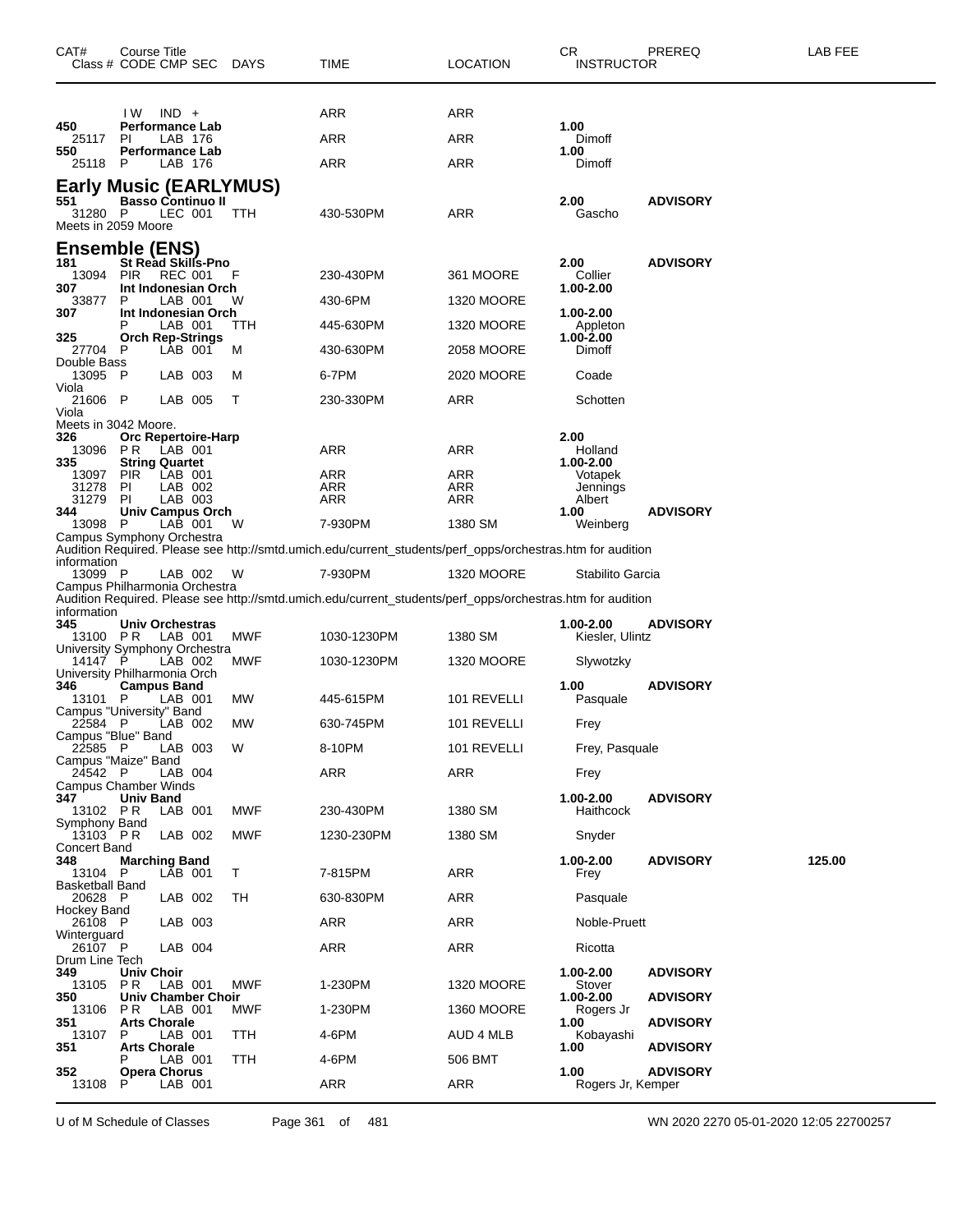| CAT# | Course Title Class # CODE CMP SEC | DAYS | TIME | LOCATION | CR INSTRUCTOR | PREREQ | LAB FEE |
|---|---|---|---|---|---|---|---|
| | I W IND + | | ARR | ARR | | | |
| 450 | **Performance Lab** | | | | 1.00 | | |
| 25117 | PI LAB 176 | | ARR | ARR | Dimoff | | |
| 550 | **Performance Lab** | | | | 1.00 | | |
| 25118 | P LAB 176 | | ARR | ARR | Dimoff | | |

## Early Music (EARLYMUS)

| CAT# | Course Title Class # CODE CMP SEC | DAYS | TIME | LOCATION | CR INSTRUCTOR | PREREQ | LAB FEE |
|---|---|---|---|---|---|---|---|
| 551 | **Basso Continuo II** | | | | 2.00 | **ADVISORY** | |
| 31280 | P LEC 001 | TTH | 430-530PM | ARR | Gascho | | |
| Meets in 2059 Moore | | | | | | | |

## Ensemble (ENS)

| CAT# | Course Title Class # CODE CMP SEC | DAYS | TIME | LOCATION | CR INSTRUCTOR | PREREQ | LAB FEE |
|---|---|---|---|---|---|---|---|
| 181 | **St Read Skills-Pno** | | | | 2.00 | **ADVISORY** | |
| 13094 | PIR REC 001 | F | 230-430PM | 361 MOORE | Collier | | |
| 307 | **Int Indonesian Orch** | | | | 1.00-2.00 | | |
| 33877 | P LAB 001 | W | 430-6PM | 1320 MOORE | | | |
| 307 | **Int Indonesian Orch** | | | | 1.00-2.00 | | |
| | P LAB 001 | TTH | 445-630PM | 1320 MOORE | Appleton | | |
| 325 | **Orch Rep-Strings** | | | | 1.00-2.00 | | |
| 27704 | P LAB 001 | M | 430-630PM | 2058 MOORE | Dimoff | | |
| Double Bass | | | | | | | |
| 13095 | P LAB 003 | M | 6-7PM | 2020 MOORE | Coade | | |
| Viola | | | | | | | |
| 21606 | P LAB 005 | T | 230-330PM | ARR | Schotten | | |
| Viola | | | | | | | |
| Meets in 3042 Moore. | | | | | | | |
| 326 | **Orc Repertoire-Harp** | | | | 2.00 | | |
| 13096 | PR LAB 001 | | ARR | ARR | Holland | | |
| 335 | **String Quartet** | | | | 1.00-2.00 | | |
| 13097 | PIR LAB 001 | | ARR | ARR | Votapek | | |
| 31278 | PI LAB 002 | | ARR | ARR | Jennings | | |
| 31279 | PI LAB 003 | | ARR | ARR | Albert | | |
| 344 | **Univ Campus Orch** | | | | 1.00 | **ADVISORY** | |
| 13098 | P LAB 001 | W | 7-930PM | 1380 SM | Weinberg | | |
| Campus Symphony Orchestra | | | | | | | |
| Audition Required. Please see http://smtd.umich.edu/current_students/perf_opps/orchestras.htm for audition information | | | | | | | |
| 13099 | P LAB 002 | W | 7-930PM | 1320 MOORE | Stabilito Garcia | | |
| Campus Philharmonia Orchestra | | | | | | | |
| Audition Required. Please see http://smtd.umich.edu/current_students/perf_opps/orchestras.htm for audition information | | | | | | | |
| 345 | **Univ Orchestras** | | | | 1.00-2.00 | **ADVISORY** | |
| 13100 | PR LAB 001 | MWF | 1030-1230PM | 1380 SM | Kiesler, Ulintz | | |
| University Symphony Orchestra | | | | | | | |
| 14147 | P LAB 002 | MWF | 1030-1230PM | 1320 MOORE | Slywotzky | | |
| University Philharmonia Orch | | | | | | | |
| 346 | **Campus Band** | | | | 1.00 | **ADVISORY** | |
| 13101 | P LAB 001 | MW | 445-615PM | 101 REVELLI | Pasquale | | |
| Campus "University" Band | | | | | | | |
| 22584 | P LAB 002 | MW | 630-745PM | 101 REVELLI | Frey | | |
| Campus "Blue" Band | | | | | | | |
| 22585 | P LAB 003 | W | 8-10PM | 101 REVELLI | Frey, Pasquale | | |
| Campus "Maize" Band | | | | | | | |
| 24542 | P LAB 004 | | ARR | ARR | Frey | | |
| Campus Chamber Winds | | | | | | | |
| 347 | **Univ Band** | | | | 1.00-2.00 | **ADVISORY** | |
| 13102 | PR LAB 001 | MWF | 230-430PM | 1380 SM | Haithcock | | |
| Symphony Band | | | | | | | |
| 13103 | PR LAB 002 | MWF | 1230-230PM | 1380 SM | Snyder | | |
| Concert Band | | | | | | | |
| 348 | **Marching Band** | | | | 1.00-2.00 | **ADVISORY** | 125.00 |
| 13104 | P LAB 001 | T | 7-815PM | ARR | Frey | | |
| Basketball Band | | | | | | | |
| 20628 | P LAB 002 | TH | 630-830PM | ARR | Pasquale | | |
| Hockey Band | | | | | | | |
| 26108 | P LAB 003 | | ARR | ARR | Noble-Pruett | | |
| Winterguard | | | | | | | |
| 26107 | P LAB 004 | | ARR | ARR | Ricotta | | |
| Drum Line Tech | | | | | | | |
| 349 | **Univ Choir** | | | | 1.00-2.00 | **ADVISORY** | |
| 13105 | PR LAB 001 | MWF | 1-230PM | 1320 MOORE | Stover | | |
| 350 | **Univ Chamber Choir** | | | | 1.00-2.00 | **ADVISORY** | |
| 13106 | PR LAB 001 | MWF | 1-230PM | 1360 MOORE | Rogers Jr | | |
| 351 | **Arts Chorale** | | | | 1.00 | **ADVISORY** | |
| 13107 | P LAB 001 | TTH | 4-6PM | AUD 4 MLB | Kobayashi | | |
| 351 | **Arts Chorale** | | | | 1.00 | **ADVISORY** | |
| | P LAB 001 | TTH | 4-6PM | 506 BMT | | | |
| 352 | **Opera Chorus** | | | | 1.00 | **ADVISORY** | |
| 13108 | P LAB 001 | | ARR | ARR | Rogers Jr, Kemper | | |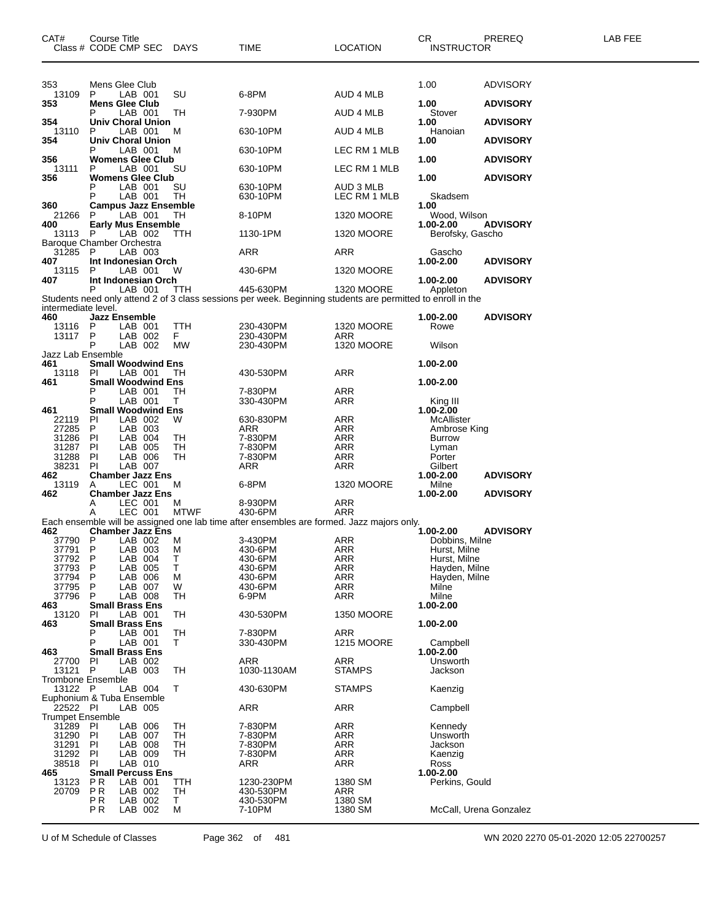| CAT# | Course Title Class # CODE CMP SEC | DAYS | TIME | LOCATION | CR INSTRUCTOR | PREREQ | LAB FEE |
|---|---|---|---|---|---|---|---|
| 353 | Mens Glee Club | | | | 1.00 | ADVISORY | |
| 13109 | P LAB 001 | SU | 6-8PM | AUD 4 MLB | | | |
| **353** | **Mens Glee Club** | | | | **1.00** | **ADVISORY** | |
| | P LAB 001 | TH | 7-930PM | AUD 4 MLB | Stover | | |
| **354** | **Univ Choral Union** | | | | **1.00** | **ADVISORY** | |
| 13110 | P LAB 001 | M | 630-10PM | AUD 4 MLB | Hanoian | | |
| **354** | **Univ Choral Union** | | | | **1.00** | **ADVISORY** | |
| | P LAB 001 | M | 630-10PM | LEC RM 1 MLB | | | |
| **356** | **Womens Glee Club** | | | | **1.00** | **ADVISORY** | |
| 13111 | P LAB 001 | SU | 630-10PM | LEC RM 1 MLB | | | |
| **356** | **Womens Glee Club** | | | | **1.00** | **ADVISORY** | |
| | P LAB 001 | SU | 630-10PM | AUD 3 MLB | | | |
| | P LAB 001 | TH | 630-10PM | LEC RM 1 MLB | Skadsem | | |
| **360** | **Campus Jazz Ensemble** | | | | **1.00** | | |
| 21266 | P LAB 001 | TH | 8-10PM | 1320 MOORE | Wood, Wilson | | |
| **400** | **Early Mus Ensemble** | | | | **1.00-2.00** | **ADVISORY** | |
| 13113 | P LAB 002 | TTH | 1130-1PM | 1320 MOORE | Berofsky, Gascho | | |
| Baroque Chamber Orchestra | | | | | | | |
| 31285 | P LAB 003 | | ARR | ARR | Gascho | | |
| **407** | **Int Indonesian Orch** | | | | **1.00-2.00** | **ADVISORY** | |
| 13115 | P LAB 001 | W | 430-6PM | 1320 MOORE | | | |
| **407** | **Int Indonesian Orch** | | | | **1.00-2.00** | **ADVISORY** | |
| | P LAB 001 | TTH | 445-630PM | 1320 MOORE | Appleton | | |
| Students need only attend 2 of 3 class sessions per week. Beginning students are permitted to enroll in the intermediate level. | | | | | | | |
| **460** | **Jazz Ensemble** | | | | **1.00-2.00** | **ADVISORY** | |
| 13116 | P LAB 001 | TTH | 230-430PM | 1320 MOORE | Rowe | | |
| 13117 | P LAB 002 | F | 230-430PM | ARR | | | |
| | P LAB 002 | MW | 230-430PM | 1320 MOORE | Wilson | | |
| Jazz Lab Ensemble | | | | | | | |
| **461** | **Small Woodwind Ens** | | | | **1.00-2.00** | | |
| 13118 | PI LAB 001 | TH | 430-530PM | ARR | | | |
| **461** | **Small Woodwind Ens** | | | | **1.00-2.00** | | |
| | P LAB 001 | TH | 7-830PM | ARR | | | |
| | P LAB 001 | T | 330-430PM | ARR | King III | | |
| **461** | **Small Woodwind Ens** | | | | **1.00-2.00** | | |
| 22119 | PI LAB 002 | W | 630-830PM | ARR | McAllister | | |
| 27285 | P LAB 003 | | ARR | ARR | Ambrose King | | |
| 31286 | PI LAB 004 | TH | 7-830PM | ARR | Burrow | | |
| 31287 | PI LAB 005 | TH | 7-830PM | ARR | Lyman | | |
| 31288 | PI LAB 006 | TH | 7-830PM | ARR | Porter | | |
| 38231 | PI LAB 007 | | ARR | ARR | Gilbert | | |
| **462** | **Chamber Jazz Ens** | | | | **1.00-2.00** | **ADVISORY** | |
| 13119 | A LEC 001 | M | 6-8PM | 1320 MOORE | Milne | | |
| **462** | **Chamber Jazz Ens** | | | | **1.00-2.00** | **ADVISORY** | |
| | A LEC 001 | M | 8-930PM | ARR | | | |
| | A LEC 001 | MTWF | 430-6PM | ARR | | | |
| Each ensemble will be assigned one lab time after ensembles are formed. Jazz majors only. | | | | | | | |
| **462** | **Chamber Jazz Ens** | | | | **1.00-2.00** | **ADVISORY** | |
| 37790 | P LAB 002 | M | 3-430PM | ARR | Dobbins, Milne | | |
| 37791 | P LAB 003 | M | 430-6PM | ARR | Hurst, Milne | | |
| 37792 | P LAB 004 | T | 430-6PM | ARR | Hurst, Milne | | |
| 37793 | P LAB 005 | T | 430-6PM | ARR | Hayden, Milne | | |
| 37794 | P LAB 006 | M | 430-6PM | ARR | Hayden, Milne | | |
| 37795 | P LAB 007 | W | 430-6PM | ARR | Milne | | |
| 37796 | P LAB 008 | TH | 6-9PM | ARR | Milne | | |
| **463** | **Small Brass Ens** | | | | **1.00-2.00** | | |
| 13120 | PI LAB 001 | TH | 430-530PM | 1350 MOORE | | | |
| **463** | **Small Brass Ens** | | | | **1.00-2.00** | | |
| | P LAB 001 | TH | 7-830PM | ARR | | | |
| | P LAB 001 | T | 330-430PM | 1215 MOORE | Campbell | | |
| **463** | **Small Brass Ens** | | | | **1.00-2.00** | | |
| 27700 | PI LAB 002 | | ARR | ARR | Unsworth | | |
| 13121 | P LAB 003 | TH | 1030-1130AM | STAMPS | Jackson | | |
| Trombone Ensemble | | | | | | | |
| 13122 | P LAB 004 | T | 430-630PM | STAMPS | Kaenzig | | |
| Euphonium & Tuba Ensemble | | | | | | | |
| 22522 | PI LAB 005 | | ARR | ARR | Campbell | | |
| Trumpet Ensemble | | | | | | | |
| 31289 | PI LAB 006 | TH | 7-830PM | ARR | Kennedy | | |
| 31290 | PI LAB 007 | TH | 7-830PM | ARR | Unsworth | | |
| 31291 | PI LAB 008 | TH | 7-830PM | ARR | Jackson | | |
| 31292 | PI LAB 009 | TH | 7-830PM | ARR | Kaenzig | | |
| 38518 | PI LAB 010 | | ARR | ARR | Ross | | |
| **465** | **Small Percuss Ens** | | | | **1.00-2.00** | | |
| 13123 | P R LAB 001 | TTH | 1230-230PM | 1380 SM | Perkins, Gould | | |
| 20709 | P R LAB 002 | TH | 430-530PM | ARR | | | |
| | P R LAB 002 | T | 430-530PM | 1380 SM | | | |
| | P R LAB 002 | M | 7-10PM | 1380 SM | McCall, Urena Gonzalez | | |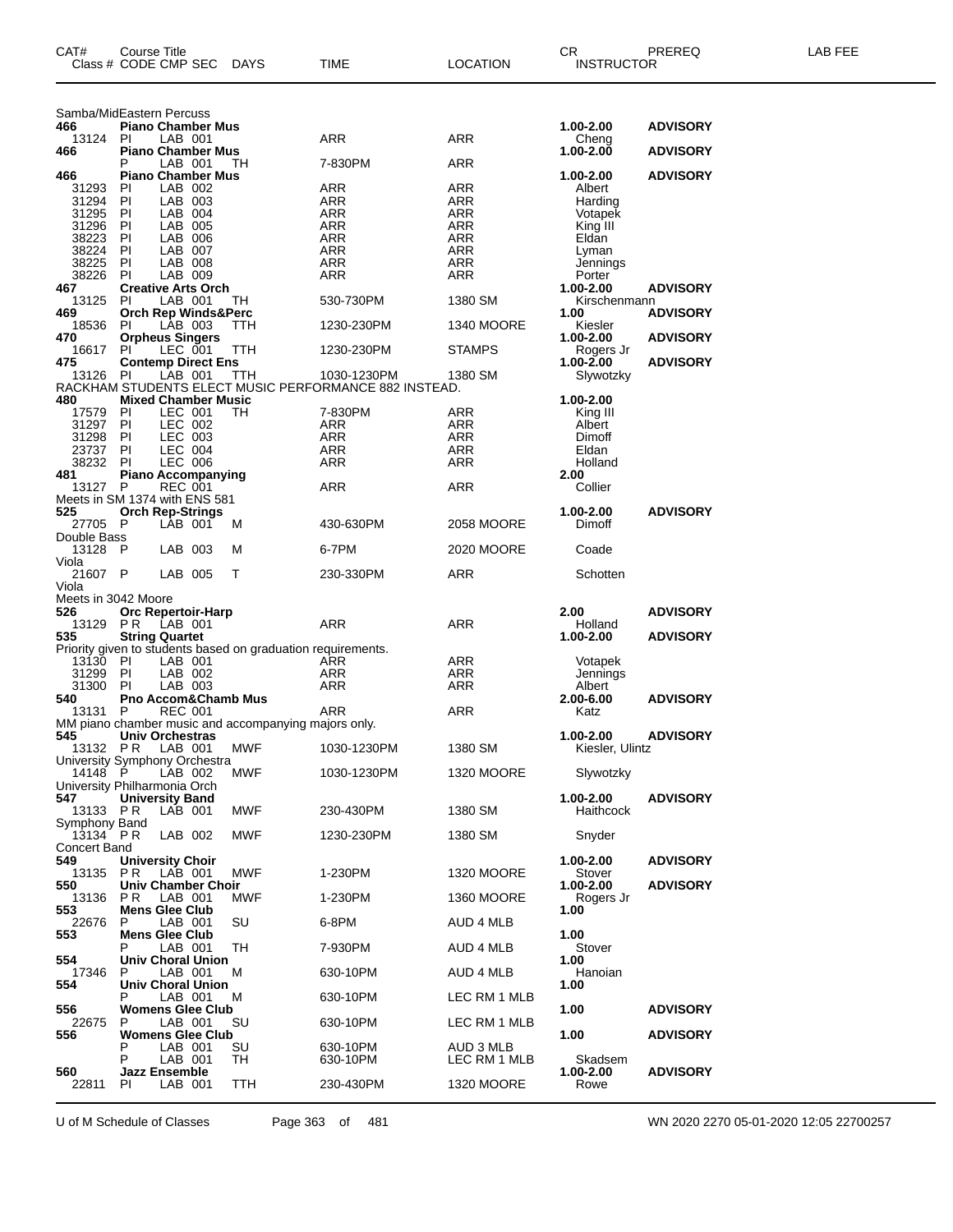| CAT# | Course Title Class # CODE CMP SEC | DAYS | TIME | LOCATION | CR INSTRUCTOR | PREREQ | LAB FEE |
|---|---|---|---|---|---|---|---|
| Samba/MidEastern Percuss | | | | | | | |
| **466** | **Piano Chamber Mus** | | | | **1.00-2.00** | **ADVISORY** | |
| 13124 | PI LAB 001 | | ARR | ARR | Cheng | | |
| **466** | **Piano Chamber Mus** | | | | **1.00-2.00** | **ADVISORY** | |
| | P LAB 001 | TH | 7-830PM | ARR | | | |
| **466** | **Piano Chamber Mus** | | | | **1.00-2.00** | **ADVISORY** | |
| 31293 | PI LAB 002 | | ARR | ARR | Albert | | |
| 31294 | PI LAB 003 | | ARR | ARR | Harding | | |
| 31295 | PI LAB 004 | | ARR | ARR | Votapek | | |
| 31296 | PI LAB 005 | | ARR | ARR | King III | | |
| 38223 | PI LAB 006 | | ARR | ARR | Eldan | | |
| 38224 | PI LAB 007 | | ARR | ARR | Lyman | | |
| 38225 | PI LAB 008 | | ARR | ARR | Jennings | | |
| 38226 | PI LAB 009 | | ARR | ARR | Porter | | |
| **467** | **Creative Arts Orch** | | | | **1.00-2.00** | **ADVISORY** | |
| 13125 | PI LAB 001 | TH | 530-730PM | 1380 SM | Kirschenmann | | |
| **469** | **Orch Rep Winds&Perc** | | | | **1.00** | **ADVISORY** | |
| 18536 | PI LAB 003 | TTH | 1230-230PM | 1340 MOORE | Kiesler | | |
| **470** | **Orpheus Singers** | | | | **1.00-2.00** | **ADVISORY** | |
| 16617 | PI LEC 001 | TTH | 1230-230PM | STAMPS | Rogers Jr | | |
| **475** | **Contemp Direct Ens** | | | | **1.00-2.00** | **ADVISORY** | |
| 13126 | PI LAB 001 | TTH | 1030-1230PM | 1380 SM | Slywotzky | | |
| RACKHAM STUDENTS ELECT MUSIC PERFORMANCE 882 INSTEAD. | | | | | | | |
| **480** | **Mixed Chamber Music** | | | | **1.00-2.00** | | |
| 17579 | PI LEC 001 | TH | 7-830PM | ARR | King III | | |
| 31297 | PI LEC 002 | | ARR | ARR | Albert | | |
| 31298 | PI LEC 003 | | ARR | ARR | Dimoff | | |
| 23737 | PI LEC 004 | | ARR | ARR | Eldan | | |
| 38232 | PI LEC 006 | | ARR | ARR | Holland | | |
| **481** | **Piano Accompanying** | | | | **2.00** | | |
| 13127 | P REC 001 | | ARR | ARR | Collier | | |
| Meets in SM 1374 with ENS 581 | | | | | | | |
| **525** | **Orch Rep-Strings** | | | | **1.00-2.00** | **ADVISORY** | |
| 27705 | P LAB 001 | M | 430-630PM | 2058 MOORE | Dimoff | | |
| Double Bass | | | | | | | |
| 13128 | P LAB 003 | M | 6-7PM | 2020 MOORE | Coade | | |
| Viola | | | | | | | |
| 21607 | P LAB 005 | T | 230-330PM | ARR | Schotten | | |
| Viola | | | | | | | |
| Meets in 3042 Moore | | | | | | | |
| **526** | **Orc Repertoir-Harp** | | | | **2.00** | **ADVISORY** | |
| 13129 | PR LAB 001 | | ARR | ARR | Holland | | |
| **535** | **String Quartet** | | | | **1.00-2.00** | **ADVISORY** | |
| Priority given to students based on graduation requirements. | | | | | | | |
| 13130 | PI LAB 001 | | ARR | ARR | Votapek | | |
| 31299 | PI LAB 002 | | ARR | ARR | Jennings | | |
| 31300 | PI LAB 003 | | ARR | ARR | Albert | | |
| **540** | **Pno Accom&Chamb Mus** | | | | **2.00-6.00** | **ADVISORY** | |
| 13131 | P REC 001 | | ARR | ARR | Katz | | |
| MM piano chamber music and accompanying majors only. | | | | | | | |
| **545** | **Univ Orchestras** | | | | **1.00-2.00** | **ADVISORY** | |
| 13132 | PR LAB 001 | MWF | 1030-1230PM | 1380 SM | Kiesler, Ulintz | | |
| University Symphony Orchestra | | | | | | | |
| 14148 | P LAB 002 | MWF | 1030-1230PM | 1320 MOORE | Slywotzky | | |
| University Philharmonia Orch | | | | | | | |
| **547** | **University Band** | | | | **1.00-2.00** | **ADVISORY** | |
| 13133 | PR LAB 001 | MWF | 230-430PM | 1380 SM | Haithcock | | |
| Symphony Band | | | | | | | |
| 13134 | PR LAB 002 | MWF | 1230-230PM | 1380 SM | Snyder | | |
| Concert Band | | | | | | | |
| **549** | **University Choir** | | | | **1.00-2.00** | **ADVISORY** | |
| 13135 | PR LAB 001 | MWF | 1-230PM | 1320 MOORE | Stover | | |
| **550** | **Univ Chamber Choir** | | | | **1.00-2.00** | **ADVISORY** | |
| 13136 | PR LAB 001 | MWF | 1-230PM | 1360 MOORE | Rogers Jr | | |
| **553** | **Mens Glee Club** | | | | **1.00** | | |
| 22676 | P LAB 001 | SU | 6-8PM | AUD 4 MLB | | | |
| **553** | **Mens Glee Club** | | | | **1.00** | | |
| | P LAB 001 | TH | 7-930PM | AUD 4 MLB | Stover | | |
| **554** | **Univ Choral Union** | | | | **1.00** | | |
| 17346 | P LAB 001 | M | 630-10PM | AUD 4 MLB | Hanoian | | |
| **554** | **Univ Choral Union** | | | | **1.00** | | |
| | P LAB 001 | M | 630-10PM | LEC RM 1 MLB | | | |
| **556** | **Womens Glee Club** | | | | **1.00** | **ADVISORY** | |
| 22675 | P LAB 001 | SU | 630-10PM | LEC RM 1 MLB | | | |
| **556** | **Womens Glee Club** | | | | **1.00** | **ADVISORY** | |
| | P LAB 001 | SU | 630-10PM | AUD 3 MLB | | | |
| | P LAB 001 | TH | 630-10PM | LEC RM 1 MLB | Skadsem | | |
| **560** | **Jazz Ensemble** | | | | **1.00-2.00** | **ADVISORY** | |
| 22811 | PI LAB 001 | TTH | 230-430PM | 1320 MOORE | Rowe | | |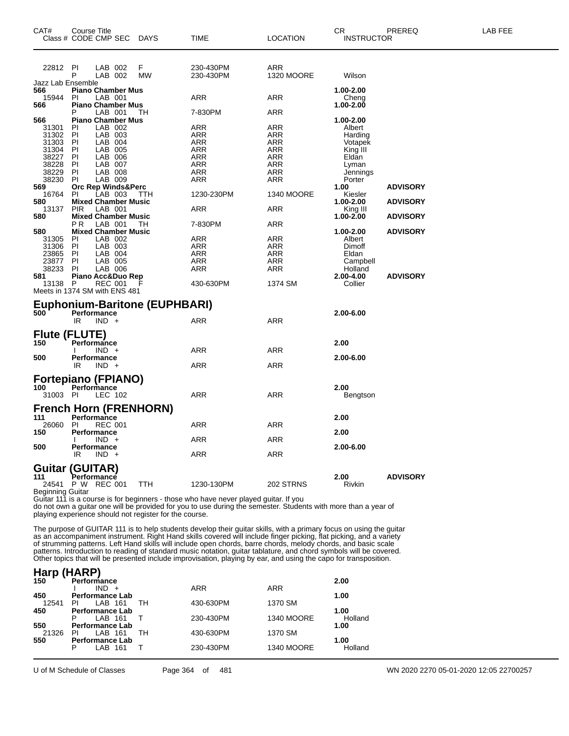| CAT# | Course Title<br>Class # CODE CMP SEC | DAYS | TIME | LOCATION | CR<br>INSTRUCTOR | PREREQ | LAB FEE |
|---|---|---|---|---|---|---|---|
| 22812 | PI LAB 002 | F | 230-430PM | ARR | | | |
| | P LAB 002 | MW | 230-430PM | 1320 MOORE | Wilson | | |
| Jazz Lab Ensemble | | | | | | | |
| 566 | **Piano Chamber Mus** | | | | 1.00-2.00 | | |
| 15944 | PI LAB 001 | | ARR | ARR | Cheng | | |
| 566 | **Piano Chamber Mus** | | | | 1.00-2.00 | | |
| | P LAB 001 | TH | 7-830PM | ARR | | | |
| 566 | **Piano Chamber Mus** | | | | 1.00-2.00 | | |
| 31301 | PI LAB 002 | | ARR | ARR | Albert | | |
| 31302 | PI LAB 003 | | ARR | ARR | Harding | | |
| 31303 | PI LAB 004 | | ARR | ARR | Votapek | | |
| 31304 | PI LAB 005 | | ARR | ARR | King III | | |
| 38227 | PI LAB 006 | | ARR | ARR | Eldan | | |
| 38228 | PI LAB 007 | | ARR | ARR | Lyman | | |
| 38229 | PI LAB 008 | | ARR | ARR | Jennings | | |
| 38230 | PI LAB 009 | | ARR | ARR | Porter | | |
| 569 | **Orc Rep Winds&Perc** | | | | 1.00 | **ADVISORY** | |
| 16764 | PI LAB 003 | TTH | 1230-230PM | 1340 MOORE | Kiesler | | |
| 580 | **Mixed Chamber Music** | | | | 1.00-2.00 | **ADVISORY** | |
| 13137 | PIR LAB 001 | | ARR | ARR | King III | | |
| 580 | **Mixed Chamber Music** | | | | 1.00-2.00 | **ADVISORY** | |
| | P R LAB 001 | TH | 7-830PM | ARR | | | |
| 580 | **Mixed Chamber Music** | | | | 1.00-2.00 | **ADVISORY** | |
| 31305 | PI LAB 002 | | ARR | ARR | Albert | | |
| 31306 | PI LAB 003 | | ARR | ARR | Dimoff | | |
| 23865 | PI LAB 004 | | ARR | ARR | Eldan | | |
| 23877 | PI LAB 005 | | ARR | ARR | Campbell | | |
| 38233 | PI LAB 006 | | ARR | ARR | Holland | | |
| 581 | **Piano Acc&Duo Rep** | | | | 2.00-4.00 | **ADVISORY** | |
| 13138 | P REC 001 | F | 430-630PM | 1374 SM | Collier | | |
| Meets in 1374 SM with ENS 481 | | | | | | | |

## Euphonium-Baritone (EUPHBARI)

| CAT# | Course Title | DAYS | TIME | LOCATION | CR/INSTRUCTOR |
|---|---|---|---|---|---|
| 500 | **Performance** | | | | 2.00-6.00 |
| | IR IND + | | ARR | ARR | |

## Flute (FLUTE)

| CAT# | Course Title | DAYS | TIME | LOCATION | CR/INSTRUCTOR |
|---|---|---|---|---|---|
| 150 | **Performance** | | | | 2.00 |
| | I IND + | | ARR | ARR | |
| 500 | **Performance** | | | | 2.00-6.00 |
| | IR IND + | | ARR | ARR | |

## Fortepiano (FPIANO)

| CAT# | Course Title | DAYS | TIME | LOCATION | CR/INSTRUCTOR |
|---|---|---|---|---|---|
| 100 | **Performance** | | | | 2.00 |
| 31003 | PI LEC 102 | | ARR | ARR | Bengtson |

## French Horn (FRENHORN)

| CAT# | Course Title | DAYS | TIME | LOCATION | CR/INSTRUCTOR |
|---|---|---|---|---|---|
| 111 | **Performance** | | | | 2.00 |
| 26060 | PI REC 001 | | ARR | ARR | |
| 150 | **Performance** | | | | 2.00 |
| | I IND + | | ARR | ARR | |
| 500 | **Performance** | | | | 2.00-6.00 |
| | IR IND + | | ARR | ARR | |

## Guitar (GUITAR)

| CAT# | Course Title | DAYS | TIME | LOCATION | CR/INSTRUCTOR | PREREQ |
|---|---|---|---|---|---|---|
| 111 | **Performance** | | | | 2.00 | **ADVISORY** |
| 24541 | P W REC 001 | TTH | 1230-130PM | 202 STRNS | Rivkin | |

Beginning Guitar
Guitar 111 is a course is for beginners - those who have never played guitar. If you do not own a guitar one will be provided for you to use during the semester. Students with more than a year of playing experience should not register for the course.

The purpose of GUITAR 111 is to help students develop their guitar skills, with a primary focus on using the guitar as an accompaniment instrument. Right Hand skills covered will include finger picking, flat picking, and a variety of strumming patterns. Left Hand skills will include open chords, barre chords, melody chords, and basic scale patterns. Introduction to reading of standard music notation, guitar tablature, and chord symbols will be covered. Other topics that will be presented include improvisation, playing by ear, and using the capo for transposition.

## Harp (HARP)

| CAT# | Course Title | DAYS | TIME | LOCATION | CR/INSTRUCTOR |
|---|---|---|---|---|---|
| 150 | **Performance** | | | | 2.00 |
| | I IND + | | ARR | ARR | |
| 450 | **Performance Lab** | | | | 1.00 |
| 12541 | PI LAB 161 | TH | 430-630PM | 1370 SM | |
| 450 | **Performance Lab** | | | | 1.00 |
| | P LAB 161 | T | 230-430PM | 1340 MOORE | Holland |
| 550 | **Performance Lab** | | | | 1.00 |
| 21326 | PI LAB 161 | TH | 430-630PM | 1370 SM | |
| 550 | **Performance Lab** | | | | 1.00 |
| | P LAB 161 | T | 230-430PM | 1340 MOORE | Holland |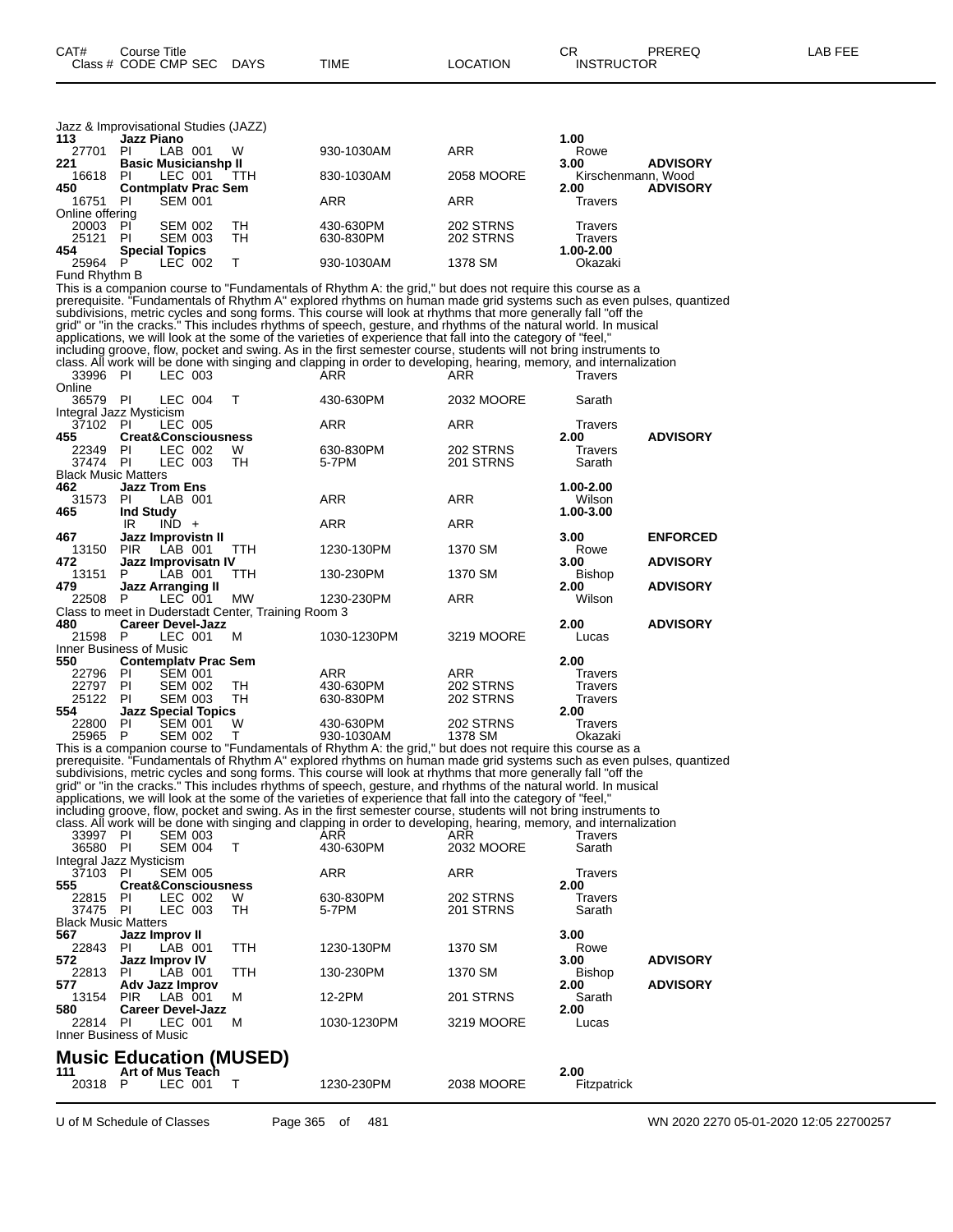| CAT# | Course Title Class # CODE CMP SEC | DAYS | TIME | LOCATION | CR INSTRUCTOR | PREREQ | LAB FEE |
|---|---|---|---|---|---|---|---|

Jazz & Improvisational Studies (JAZZ)

| CAT# | Course Title / Class # CODE CMP SEC | DAYS | TIME | LOCATION | CR / INSTRUCTOR | PREREQ |
|---|---|---|---|---|---|---|
| 113 | **Jazz Piano** | | | | 1.00 | |
| 27701 | PI LAB 001 | W | 930-1030AM | ARR | Rowe | |
| 221 | **Basic Musicianshp II** | | | | 3.00 | **ADVISORY** |
| 16618 | PI LEC 001 | TTH | 830-1030AM | 2058 MOORE | Kirschenmann, Wood | |
| 450 | **Contmplatv Prac Sem** | | | | 2.00 | **ADVISORY** |
| 16751 | PI SEM 001 | | ARR | ARR | Travers | |

Online offering

| Class # | CODE CMP SEC | DAYS | TIME | LOCATION | INSTRUCTOR |
|---|---|---|---|---|---|
| 20003 | PI SEM 002 | TH | 430-630PM | 202 STRNS | Travers |
| 25121 | PI SEM 003 | TH | 630-830PM | 202 STRNS | Travers |

**454 Special Topics** 1.00-2.00

| Class # | CODE CMP SEC | DAYS | TIME | LOCATION | INSTRUCTOR |
|---|---|---|---|---|---|
| 25964 | P LEC 002 | T | 930-1030AM | 1378 SM | Okazaki |

Fund Rhythm B

This is a companion course to "Fundamentals of Rhythm A: the grid," but does not require this course as a prerequisite. "Fundamentals of Rhythm A" explored rhythms on human made grid systems such as even pulses, quantized subdivisions, metric cycles and song forms. This course will look at rhythms that more generally fall "off the grid" or "in the cracks." This includes rhythms of speech, gesture, and rhythms of the natural world. In musical applications, we will look at the some of the varieties of experience that fall into the category of "feel," including groove, flow, pocket and swing. As in the first semester course, students will not bring instruments to class. All work will be done with singing and clapping in order to developing, hearing, memory, and internalization

| Class # | CODE CMP SEC | DAYS | TIME | LOCATION | INSTRUCTOR |
|---|---|---|---|---|---|
| 33996 | PI LEC 003 | | ARR | ARR | Travers |

Online

| Class # | CODE CMP SEC | DAYS | TIME | LOCATION | INSTRUCTOR |
|---|---|---|---|---|---|
| 36579 | PI LEC 004 | T | 430-630PM | 2032 MOORE | Sarath |

Integral Jazz Mysticism

| Class # | CODE CMP SEC | DAYS | TIME | LOCATION | INSTRUCTOR |
|---|---|---|---|---|---|
| 37102 | PI LEC 005 | | ARR | ARR | Travers |

| CAT# | Course Title / Class # CODE CMP SEC | DAYS | TIME | LOCATION | CR / INSTRUCTOR | PREREQ |
|---|---|---|---|---|---|---|
| 455 | **Creat&Consciousness** | | | | 2.00 | **ADVISORY** |
| 22349 | PI LEC 002 | W | 630-830PM | 202 STRNS | Travers | |
| 37474 | PI LEC 003 | TH | 5-7PM | 201 STRNS | Sarath | |

Black Music Matters

| CAT# | Course Title / Class # CODE CMP SEC | DAYS | TIME | LOCATION | CR / INSTRUCTOR | PREREQ |
|---|---|---|---|---|---|---|
| 462 | **Jazz Trom Ens** | | | | 1.00-2.00 | |
| 31573 | PI LAB 001 | | ARR | ARR | Wilson | |
| 465 | **Ind Study** | | | | 1.00-3.00 | |
| | IR IND + | | ARR | ARR | | |
| 467 | **Jazz Improvistn II** | | | | 3.00 | **ENFORCED** |
| 13150 | PIR LAB 001 | TTH | 1230-130PM | 1370 SM | Rowe | |
| 472 | **Jazz Improvisatn IV** | | | | 3.00 | **ADVISORY** |
| 13151 | P LAB 001 | TTH | 130-230PM | 1370 SM | Bishop | |
| 479 | **Jazz Arranging II** | | | | 2.00 | **ADVISORY** |
| 22508 | P LEC 001 | MW | 1230-230PM | ARR | Wilson | |

Class to meet in Duderstadt Center, Training Room 3

| CAT# | Course Title / Class # CODE CMP SEC | DAYS | TIME | LOCATION | CR / INSTRUCTOR | PREREQ |
|---|---|---|---|---|---|---|
| 480 | **Career Devel-Jazz** | | | | 2.00 | **ADVISORY** |
| 21598 | P LEC 001 | M | 1030-1230PM | 3219 MOORE | Lucas | |

Inner Business of Music

| CAT# | Course Title / Class # CODE CMP SEC | DAYS | TIME | LOCATION | CR / INSTRUCTOR |
|---|---|---|---|---|---|
| 550 | **Contemplatv Prac Sem** | | | | 2.00 |
| 22796 | PI SEM 001 | | ARR | ARR | Travers |
| 22797 | PI SEM 002 | TH | 430-630PM | 202 STRNS | Travers |
| 25122 | PI SEM 003 | TH | 630-830PM | 202 STRNS | Travers |
| 554 | **Jazz Special Topics** | | | | 2.00 |
| 22800 | PI SEM 001 | W | 430-630PM | 202 STRNS | Travers |
| 25965 | P SEM 002 | T | 930-1030AM | 1378 SM | Okazaki |

This is a companion course to "Fundamentals of Rhythm A: the grid," but does not require this course as a prerequisite. "Fundamentals of Rhythm A" explored rhythms on human made grid systems such as even pulses, quantized subdivisions, metric cycles and song forms. This course will look at rhythms that more generally fall "off the grid" or "in the cracks." This includes rhythms of speech, gesture, and rhythms of the natural world. In musical applications, we will look at the some of the varieties of experience that fall into the category of "feel," including groove, flow, pocket and swing. As in the first semester course, students will not bring instruments to class. All work will be done with singing and clapping in order to developing, hearing, memory, and internalization

| Class # | CODE CMP SEC | DAYS | TIME | LOCATION | INSTRUCTOR |
|---|---|---|---|---|---|
| 33997 | PI SEM 003 | | ARR | ARR | Travers |
| 36580 | PI SEM 004 | T | 430-630PM | 2032 MOORE | Sarath |

Integral Jazz Mysticism

| CAT# | Course Title / Class # CODE CMP SEC | DAYS | TIME | LOCATION | CR / INSTRUCTOR |
|---|---|---|---|---|---|
| 37103 | PI SEM 005 | | ARR | ARR | Travers |
| 555 | **Creat&Consciousness** | | | | 2.00 |
| 22815 | PI LEC 002 | W | 630-830PM | 202 STRNS | Travers |
| 37475 | PI LEC 003 | TH | 5-7PM | 201 STRNS | Sarath |

Black Music Matters

| CAT# | Course Title / Class # CODE CMP SEC | DAYS | TIME | LOCATION | CR / INSTRUCTOR | PREREQ |
|---|---|---|---|---|---|---|
| 567 | **Jazz Improv II** | | | | 3.00 | |
| 22843 | PI LAB 001 | TTH | 1230-130PM | 1370 SM | Rowe | |
| 572 | **Jazz Improv IV** | | | | 3.00 | **ADVISORY** |
| 22813 | PI LAB 001 | TTH | 130-230PM | 1370 SM | Bishop | |
| 577 | **Adv Jazz Improv** | | | | 2.00 | **ADVISORY** |
| 13154 | PIR LAB 001 | M | 12-2PM | 201 STRNS | Sarath | |
| 580 | **Career Devel-Jazz** | | | | 2.00 | |
| 22814 | PI LEC 001 | M | 1030-1230PM | 3219 MOORE | Lucas | |

Inner Business of Music

## Music Education (MUSED)

| CAT# | Course Title / Class # CODE CMP SEC | DAYS | TIME | LOCATION | CR / INSTRUCTOR |
|---|---|---|---|---|---|
| 111 | **Art of Mus Teach** | | | | 2.00 |
| 20318 | P LEC 001 | T | 1230-230PM | 2038 MOORE | Fitzpatrick |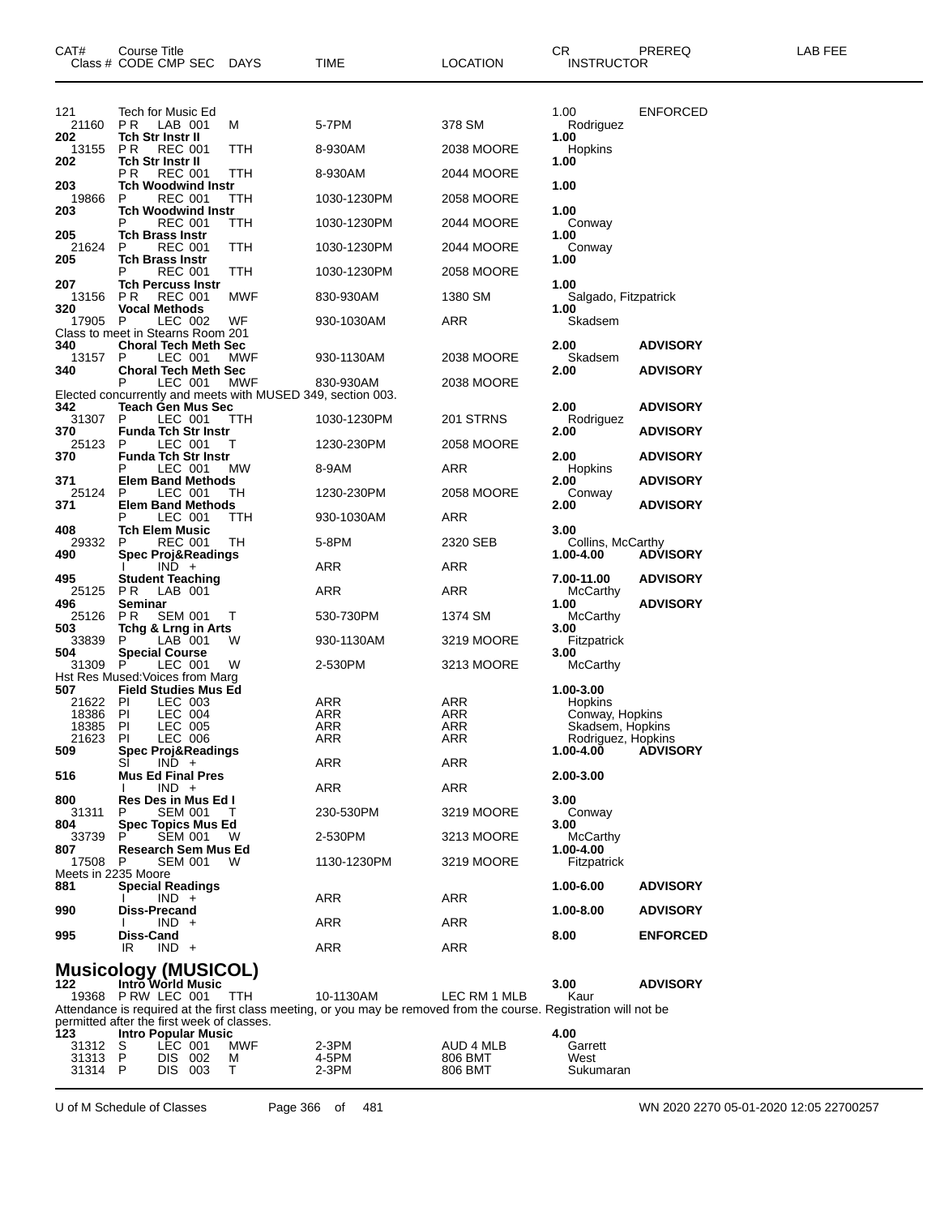| CAT# | Course Title<br>Class # CODE CMP SEC | DAYS | TIME | LOCATION | CR<br>INSTRUCTOR | PREREQ | LAB FEE |
|---|---|---|---|---|---|---|---|
| 121 | Tech for Music Ed | | | | 1.00 | ENFORCED | |
| 21160 | P R LAB 001 | M | 5-7PM | 378 SM | Rodriguez | | |
| **202** | **Tch Str Instr II** | | | | **1.00** | | |
| 13155 | P R REC 001 | TTH | 8-930AM | 2038 MOORE | Hopkins | | |
| **202** | **Tch Str Instr II** | | | | **1.00** | | |
| | P R REC 001 | TTH | 8-930AM | 2044 MOORE | | | |
| **203** | **Tch Woodwind Instr** | | | | **1.00** | | |
| 19866 | P REC 001 | TTH | 1030-1230PM | 2058 MOORE | | | |
| **203** | **Tch Woodwind Instr** | | | | **1.00** | | |
| | P REC 001 | TTH | 1030-1230PM | 2044 MOORE | Conway | | |
| **205** | **Tch Brass Instr** | | | | **1.00** | | |
| 21624 | P REC 001 | TTH | 1030-1230PM | 2044 MOORE | Conway | | |
| **205** | **Tch Brass Instr** | | | | **1.00** | | |
| | P REC 001 | TTH | 1030-1230PM | 2058 MOORE | | | |
| **207** | **Tch Percuss Instr** | | | | **1.00** | | |
| 13156 | P R REC 001 | MWF | 830-930AM | 1380 SM | Salgado, Fitzpatrick | | |
| **320** | **Vocal Methods** | | | | **1.00** | | |
| 17905 | P LEC 002 | WF | 930-1030AM | ARR | Skadsem | | |
| Class to meet in Stearns Room 201 | | | | | | | |
| **340** | **Choral Tech Meth Sec** | | | | **2.00** | **ADVISORY** | |
| 13157 | P LEC 001 | MWF | 930-1130AM | 2038 MOORE | Skadsem | | |
| **340** | **Choral Tech Meth Sec** | | | | **2.00** | **ADVISORY** | |
| | P LEC 001 | MWF | 830-930AM | 2038 MOORE | | | |
| Elected concurrently and meets with MUSED 349, section 003. | | | | | | | |
| **342** | **Teach Gen Mus Sec** | | | | **2.00** | **ADVISORY** | |
| 31307 | P LEC 001 | TTH | 1030-1230PM | 201 STRNS | Rodriguez | | |
| **370** | **Funda Tch Str Instr** | | | | **2.00** | **ADVISORY** | |
| 25123 | P LEC 001 | T | 1230-230PM | 2058 MOORE | | | |
| **370** | **Funda Tch Str Instr** | | | | **2.00** | **ADVISORY** | |
| | P LEC 001 | MW | 8-9AM | ARR | Hopkins | | |
| **371** | **Elem Band Methods** | | | | **2.00** | **ADVISORY** | |
| 25124 | P LEC 001 | TH | 1230-230PM | 2058 MOORE | Conway | | |
| **371** | **Elem Band Methods** | | | | **2.00** | **ADVISORY** | |
| | P LEC 001 | TTH | 930-1030AM | ARR | | | |
| **408** | **Tch Elem Music** | | | | **3.00** | | |
| 29332 | P REC 001 | TH | 5-8PM | 2320 SEB | Collins, McCarthy | | |
| **490** | **Spec Proj&Readings** | | | | **1.00-4.00** | **ADVISORY** | |
| | I IND + | | ARR | ARR | | | |
| **495** | **Student Teaching** | | | | **7.00-11.00** | **ADVISORY** | |
| 25125 | P R LAB 001 | | ARR | ARR | McCarthy | | |
| **496** | **Seminar** | | | | **1.00** | **ADVISORY** | |
| 25126 | P R SEM 001 | T | 530-730PM | 1374 SM | McCarthy | | |
| **503** | **Tchg & Lrng in Arts** | | | | **3.00** | | |
| 33839 | P LAB 001 | W | 930-1130AM | 3219 MOORE | Fitzpatrick | | |
| **504** | **Special Course** | | | | **3.00** | | |
| 31309 | P LEC 001 | W | 2-530PM | 3213 MOORE | McCarthy | | |
| Hst Res Mused:Voices from Marg | | | | | | | |
| **507** | **Field Studies Mus Ed** | | | | **1.00-3.00** | | |
| 21622 | PI LEC 003 | | ARR | ARR | Hopkins | | |
| 18386 | PI LEC 004 | | ARR | ARR | Conway, Hopkins | | |
| 18385 | PI LEC 005 | | ARR | ARR | Skadsem, Hopkins | | |
| 21623 | PI LEC 006 | | ARR | ARR | Rodriguez, Hopkins | | |
| **509** | **Spec Proj&Readings** | | | | **1.00-4.00** | **ADVISORY** | |
| | SI IND + | | ARR | ARR | | | |
| **516** | **Mus Ed Final Pres** | | | | **2.00-3.00** | | |
| | I IND + | | ARR | ARR | | | |
| **800** | **Res Des in Mus Ed I** | | | | **3.00** | | |
| 31311 | P SEM 001 | T | 230-530PM | 3219 MOORE | Conway | | |
| **804** | **Spec Topics Mus Ed** | | | | **3.00** | | |
| 33739 | P SEM 001 | W | 2-530PM | 3213 MOORE | McCarthy | | |
| **807** | **Research Sem Mus Ed** | | | | **1.00-4.00** | | |
| 17508 | P SEM 001 | W | 1130-1230PM | 3219 MOORE | Fitzpatrick | | |
| Meets in 2235 Moore | | | | | | | |
| **881** | **Special Readings** | | | | **1.00-6.00** | **ADVISORY** | |
| | I IND + | | ARR | ARR | | | |
| **990** | **Diss-Precand** | | | | **1.00-8.00** | **ADVISORY** | |
| | I IND + | | ARR | ARR | | | |
| **995** | **Diss-Cand** | | | | **8.00** | **ENFORCED** | |
| | IR IND + | | ARR | ARR | | | |

## Musicology (MUSICOL)

| CAT# | Course Title<br>Class # CODE CMP SEC | DAYS | TIME | LOCATION | CR<br>INSTRUCTOR | PREREQ | LAB FEE |
|---|---|---|---|---|---|---|---|
| **122** | **Intro World Music** | | | | **3.00** | **ADVISORY** | |
| 19368 | P RW LEC 001 | TTH | 10-1130AM | LEC RM 1 MLB | Kaur | | |
| Attendance is required at the first class meeting, or you may be removed from the course. Registration will not be permitted after the first week of classes. | | | | | | | |
| **123** | **Intro Popular Music** | | | | **4.00** | | |
| 31312 | S LEC 001 | MWF | 2-3PM | AUD 4 MLB | Garrett | | |
| 31313 | P DIS 002 | M | 4-5PM | 806 BMT | West | | |
| 31314 | P DIS 003 | T | 2-3PM | 806 BMT | Sukumaran | | |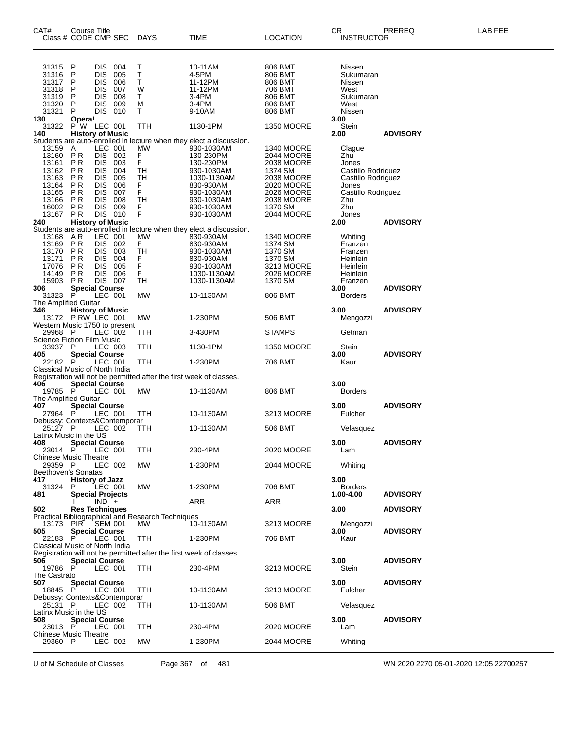| CAT# | Course Title Class # CODE CMP SEC | DAYS | TIME | LOCATION | CR INSTRUCTOR | PREREQ | LAB FEE |
|---|---|---|---|---|---|---|---|
| 31315 | P DIS 004 | T | 10-11AM | 806 BMT | Nissen | | |
| 31316 | P DIS 005 | T | 4-5PM | 806 BMT | Sukumaran | | |
| 31317 | P DIS 006 | T | 11-12PM | 806 BMT | Nissen | | |
| 31318 | P DIS 007 | W | 11-12PM | 706 BMT | West | | |
| 31319 | P DIS 008 | T | 3-4PM | 806 BMT | Sukumaran | | |
| 31320 | P DIS 009 | M | 3-4PM | 806 BMT | West | | |
| 31321 | P DIS 010 | T | 9-10AM | 806 BMT | Nissen | | |
| **130** | **Opera!** | | | | **3.00** | | |
| 31322 | P W LEC 001 | TTH | 1130-1PM | 1350 MOORE | Stein | | |
| **140** | **History of Music** | | | | **2.00** | **ADVISORY** | |
| Students are auto-enrolled in lecture when they elect a discussion. | | | | | | | |
| 13159 | A LEC 001 | MW | 930-1030AM | 1340 MOORE | Clague | | |
| 13160 | P R DIS 002 | F | 130-230PM | 2044 MOORE | Zhu | | |
| 13161 | P R DIS 003 | F | 130-230PM | 2038 MOORE | Jones | | |
| 13162 | P R DIS 004 | TH | 930-1030AM | 1374 SM | Castillo Rodriguez | | |
| 13163 | P R DIS 005 | TH | 1030-1130AM | 2038 MOORE | Castillo Rodriguez | | |
| 13164 | P R DIS 006 | F | 830-930AM | 2020 MOORE | Jones | | |
| 13165 | P R DIS 007 | F | 930-1030AM | 2026 MOORE | Castillo Rodriguez | | |
| 13166 | P R DIS 008 | TH | 930-1030AM | 2038 MOORE | Zhu | | |
| 16002 | P R DIS 009 | F | 930-1030AM | 1370 SM | Zhu | | |
| 13167 | P R DIS 010 | F | 930-1030AM | 2044 MOORE | Jones | | |
| **240** | **History of Music** | | | | **2.00** | **ADVISORY** | |
| Students are auto-enrolled in lecture when they elect a discussion. | | | | | | | |
| 13168 | A R LEC 001 | MW | 830-930AM | 1340 MOORE | Whiting | | |
| 13169 | P R DIS 002 | F | 830-930AM | 1374 SM | Franzen | | |
| 13170 | P R DIS 003 | TH | 930-1030AM | 1370 SM | Franzen | | |
| 13171 | P R DIS 004 | F | 830-930AM | 1370 SM | Heinlein | | |
| 17076 | P R DIS 005 | F | 930-1030AM | 3213 MOORE | Heinlein | | |
| 14149 | P R DIS 006 | F | 1030-1130AM | 2026 MOORE | Heinlein | | |
| 15903 | P R DIS 007 | TH | 1030-1130AM | 1370 SM | Franzen | | |
| **306** | **Special Course** | | | | **3.00** | **ADVISORY** | |
| 31323 | P LEC 001 | MW | 10-1130AM | 806 BMT | Borders | | |
| The Amplified Guitar | | | | | | | |
| **346** | **History of Music** | | | | **3.00** | **ADVISORY** | |
| 13172 | P RW LEC 001 | MW | 1-230PM | 506 BMT | Mengozzi | | |
| Western Music 1750 to present | | | | | | | |
| 29968 | P LEC 002 | TTH | 3-430PM | STAMPS | Getman | | |
| Science Fiction Film Music | | | | | | | |
| 33937 | P LEC 003 | TTH | 1130-1PM | 1350 MOORE | Stein | | |
| **405** | **Special Course** | | | | **3.00** | **ADVISORY** | |
| 22182 | P LEC 001 | TTH | 1-230PM | 706 BMT | Kaur | | |
| Classical Music of North India | | | | | | | |
| Registration will not be permitted after the first week of classes. | | | | | | | |
| **406** | **Special Course** | | | | **3.00** | | |
| 19785 | P LEC 001 | MW | 10-1130AM | 806 BMT | Borders | | |
| The Amplified Guitar | | | | | | | |
| **407** | **Special Course** | | | | **3.00** | **ADVISORY** | |
| 27964 | P LEC 001 | TTH | 10-1130AM | 3213 MOORE | Fulcher | | |
| Debussy: Contexts&Contemporar | | | | | | | |
| 25127 | P LEC 002 | TTH | 10-1130AM | 506 BMT | Velasquez | | |
| Latinx Music in the US | | | | | | | |
| **408** | **Special Course** | | | | **3.00** | **ADVISORY** | |
| 23014 | P LEC 001 | TTH | 230-4PM | 2020 MOORE | Lam | | |
| Chinese Music Theatre | | | | | | | |
| 29359 | P LEC 002 | MW | 1-230PM | 2044 MOORE | Whiting | | |
| Beethoven's Sonatas | | | | | | | |
| **417** | **History of Jazz** | | | | **3.00** | | |
| 31324 | P LEC 001 | MW | 1-230PM | 706 BMT | Borders | | |
| **481** | **Special Projects** | | | | **1.00-4.00** | **ADVISORY** | |
| | I IND + | | ARR | ARR | | | |
| **502** | **Res Techniques** | | | | **3.00** | **ADVISORY** | |
| Practical Bibliographical and Research Techniques | | | | | | | |
| 13173 | PIR SEM 001 | MW | 10-1130AM | 3213 MOORE | Mengozzi | | |
| **505** | **Special Course** | | | | **3.00** | **ADVISORY** | |
| 22183 | P LEC 001 | TTH | 1-230PM | 706 BMT | Kaur | | |
| Classical Music of North India | | | | | | | |
| Registration will not be permitted after the first week of classes. | | | | | | | |
| **506** | **Special Course** | | | | **3.00** | **ADVISORY** | |
| 19786 | P LEC 001 | TTH | 230-4PM | 3213 MOORE | Stein | | |
| The Castrato | | | | | | | |
| **507** | **Special Course** | | | | **3.00** | **ADVISORY** | |
| 18845 | P LEC 001 | TTH | 10-1130AM | 3213 MOORE | Fulcher | | |
| Debussy: Contexts&Contemporar | | | | | | | |
| 25131 | P LEC 002 | TTH | 10-1130AM | 506 BMT | Velasquez | | |
| Latinx Music in the US | | | | | | | |
| **508** | **Special Course** | | | | **3.00** | **ADVISORY** | |
| 23013 | P LEC 001 | TTH | 230-4PM | 2020 MOORE | Lam | | |
| Chinese Music Theatre | | | | | | | |
| 29360 | P LEC 002 | MW | 1-230PM | 2044 MOORE | Whiting | | |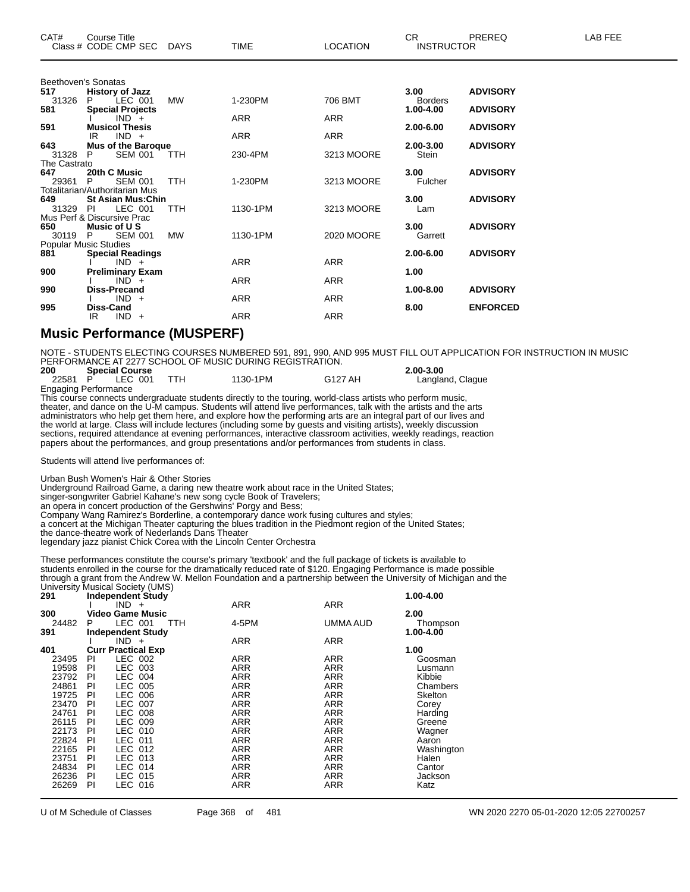| CAT# | Course Title | | | | | | CR | PREREQ | LAB FEE |
|---|---|---|---|---|---|---|---|---|---|
| Class # | CODE | CMP | SEC | DAYS | TIME | LOCATION | INSTRUCTOR | | |

Beethoven's Sonatas

| CAT# | Course Title / Class # | CODE CMP SEC | DAYS | TIME | LOCATION | CR / INSTRUCTOR | PREREQ |
|---|---|---|---|---|---|---|---|
| 517 | History of Jazz | | | | | 3.00 | ADVISORY |
| 31326 | P | LEC 001 | MW | 1-230PM | 706 BMT | Borders | |
| 581 | Special Projects | | | | | 1.00-4.00 | ADVISORY |
| | I | IND + | | ARR | ARR | | |
| 591 | Musicol Thesis | | | | | 2.00-6.00 | ADVISORY |
| | IR | IND + | | ARR | ARR | | |
| 643 | Mus of the Baroque | | | | | 2.00-3.00 | ADVISORY |
| 31328 | P | SEM 001 | TTH | 230-4PM | 3213 MOORE | Stein | |

The Castrato

| CAT# | Course Title / Class # | CODE CMP SEC | DAYS | TIME | LOCATION | CR / INSTRUCTOR | PREREQ |
|---|---|---|---|---|---|---|---|
| 647 | 20th C Music | | | | | 3.00 | ADVISORY |
| 29361 | P | SEM 001 | TTH | 1-230PM | 3213 MOORE | Fulcher | |

Totalitarian/Authoritarian Mus

| CAT# | Course Title / Class # | CODE CMP SEC | DAYS | TIME | LOCATION | CR / INSTRUCTOR | PREREQ |
|---|---|---|---|---|---|---|---|
| 649 | St Asian Mus:Chin | | | | | 3.00 | ADVISORY |
| 31329 | PI | LEC 001 | TTH | 1130-1PM | 3213 MOORE | Lam | |

Mus Perf & Discursive Prac

| CAT# | Course Title / Class # | CODE CMP SEC | DAYS | TIME | LOCATION | CR / INSTRUCTOR | PREREQ |
|---|---|---|---|---|---|---|---|
| 650 | Music of U S | | | | | 3.00 | ADVISORY |
| 30119 | P | SEM 001 | MW | 1130-1PM | 2020 MOORE | Garrett | |

Popular Music Studies

| CAT# | Course Title / Class # | CODE CMP SEC | DAYS | TIME | LOCATION | CR / INSTRUCTOR | PREREQ |
|---|---|---|---|---|---|---|---|
| 881 | Special Readings | | | | | 2.00-6.00 | ADVISORY |
| | I | IND + | | ARR | ARR | | |
| 900 | Preliminary Exam | | | | | 1.00 | |
| | I | IND + | | ARR | ARR | | |
| 990 | Diss-Precand | | | | | 1.00-8.00 | ADVISORY |
| | I | IND + | | ARR | ARR | | |
| 995 | Diss-Cand | | | | | 8.00 | ENFORCED |
| | IR | IND + | | ARR | ARR | | |

## Music Performance (MUSPERF)

NOTE - STUDENTS ELECTING COURSES NUMBERED 591, 891, 990, AND 995 MUST FILL OUT APPLICATION FOR INSTRUCTION IN MUSIC PERFORMANCE AT 2277 SCHOOL OF MUSIC DURING REGISTRATION.

| CAT# | Course Title / Class # | CODE CMP SEC | DAYS | TIME | LOCATION | CR / INSTRUCTOR |
|---|---|---|---|---|---|---|
| 200 | Special Course | | | | | 2.00-3.00 |
| 22581 | P | LEC 001 | TTH | 1130-1PM | G127 AH | Langland, Clague |

Engaging Performance

This course connects undergraduate students directly to the touring, world-class artists who perform music, theater, and dance on the U-M campus. Students will attend live performances, talk with the artists and the arts administrators who help get them here, and explore how the performing arts are an integral part of our lives and the world at large. Class will include lectures (including some by guests and visiting artists), weekly discussion sections, required attendance at evening performances, interactive classroom activities, weekly readings, reaction papers about the performances, and group presentations and/or performances from students in class.

Students will attend live performances of:

Urban Bush Women's Hair & Other Stories
Underground Railroad Game, a daring new theatre work about race in the United States;
singer-songwriter Gabriel Kahane's new song cycle Book of Travelers;
an opera in concert production of the Gershwins' Porgy and Bess;
Company Wang Ramirez's Borderline, a contemporary dance work fusing cultures and styles;
a concert at the Michigan Theater capturing the blues tradition in the Piedmont region of the United States;
the dance-theatre work of Nederlands Dans Theater
legendary jazz pianist Chick Corea with the Lincoln Center Orchestra

These performances constitute the course's primary 'textbook' and the full package of tickets is available to students enrolled in the course for the dramatically reduced rate of $120. Engaging Performance is made possible through a grant from the Andrew W. Mellon Foundation and a partnership between the University of Michigan and the University Musical Society (UMS)

| CAT# | Course Title / Class # | CODE CMP SEC | DAYS | TIME | LOCATION | CR / INSTRUCTOR |
|---|---|---|---|---|---|---|
| 291 | Independent Study | | | | | 1.00-4.00 |
| | I | IND + | | ARR | ARR | |
| 300 | Video Game Music | | | | | 2.00 |
| 24482 | P | LEC 001 | TTH | 4-5PM | UMMA AUD | Thompson |
| 391 | Independent Study | | | | | 1.00-4.00 |
| | I | IND + | | ARR | ARR | |
| 401 | Curr Practical Exp | | | | | 1.00 |
| 23495 | PI | LEC 002 | | ARR | ARR | Goosman |
| 19598 | PI | LEC 003 | | ARR | ARR | Lusmann |
| 23792 | PI | LEC 004 | | ARR | ARR | Kibbie |
| 24861 | PI | LEC 005 | | ARR | ARR | Chambers |
| 19725 | PI | LEC 006 | | ARR | ARR | Skelton |
| 23470 | PI | LEC 007 | | ARR | ARR | Corey |
| 24761 | PI | LEC 008 | | ARR | ARR | Harding |
| 26115 | PI | LEC 009 | | ARR | ARR | Greene |
| 22173 | PI | LEC 010 | | ARR | ARR | Wagner |
| 22824 | PI | LEC 011 | | ARR | ARR | Aaron |
| 22165 | PI | LEC 012 | | ARR | ARR | Washington |
| 23751 | PI | LEC 013 | | ARR | ARR | Halen |
| 24834 | PI | LEC 014 | | ARR | ARR | Cantor |
| 26236 | PI | LEC 015 | | ARR | ARR | Jackson |
| 26269 | PI | LEC 016 | | ARR | ARR | Katz |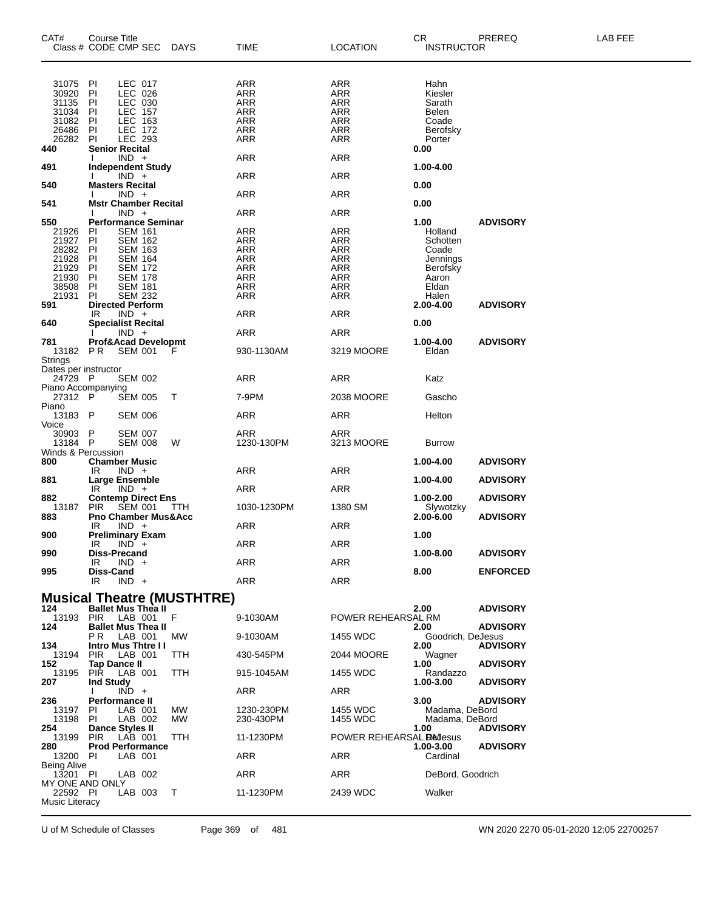| CAT# | Course Title Class # CODE CMP SEC | DAYS | TIME | LOCATION | CR INSTRUCTOR | PREREQ | LAB FEE |
|---|---|---|---|---|---|---|---|
| 31075 | PI LEC 017 | | ARR | ARR | Hahn | | |
| 30920 | PI LEC 026 | | ARR | ARR | Kiesler | | |
| 31135 | PI LEC 030 | | ARR | ARR | Sarath | | |
| 31034 | PI LEC 157 | | ARR | ARR | Belen | | |
| 31082 | PI LEC 163 | | ARR | ARR | Coade | | |
| 26486 | PI LEC 172 | | ARR | ARR | Berofsky | | |
| 26282 | PI LEC 293 | | ARR | ARR | Porter | | |
| **440** | **Senior Recital** | | | | **0.00** | | |
| | I IND + | | ARR | ARR | | | |
| **491** | **Independent Study** | | | | **1.00-4.00** | | |
| | I IND + | | ARR | ARR | | | |
| **540** | **Masters Recital** | | | | **0.00** | | |
| | I IND + | | ARR | ARR | | | |
| **541** | **Mstr Chamber Recital** | | | | **0.00** | | |
| | I IND + | | ARR | ARR | | | |
| **550** | **Performance Seminar** | | | | **1.00** | **ADVISORY** | |
| 21926 | PI SEM 161 | | ARR | ARR | Holland | | |
| 21927 | PI SEM 162 | | ARR | ARR | Schotten | | |
| 28282 | PI SEM 163 | | ARR | ARR | Coade | | |
| 21928 | PI SEM 164 | | ARR | ARR | Jennings | | |
| 21929 | PI SEM 172 | | ARR | ARR | Berofsky | | |
| 21930 | PI SEM 178 | | ARR | ARR | Aaron | | |
| 38508 | PI SEM 181 | | ARR | ARR | Eldan | | |
| 21931 | PI SEM 232 | | ARR | ARR | Halen | | |
| **591** | **Directed Perform** | | | | **2.00-4.00** | **ADVISORY** | |
| | IR IND + | | ARR | ARR | | | |
| **640** | **Specialist Recital** | | | | **0.00** | | |
| | I IND + | | ARR | ARR | | | |
| **781** | **Prof&Acad Developmt** | | | | **1.00-4.00** | **ADVISORY** | |
| 13182 | P R SEM 001 | F | 930-1130AM | 3219 MOORE | Eldan | | |
| Strings | | | | | | | |
| Dates per instructor | | | | | | | |
| 24729 | P SEM 002 | | ARR | ARR | Katz | | |
| Piano Accompanying | | | | | | | |
| 27312 | P SEM 005 | T | 7-9PM | 2038 MOORE | Gascho | | |
| Piano | | | | | | | |
| 13183 | P SEM 006 | | ARR | ARR | Helton | | |
| Voice | | | | | | | |
| 30903 | P SEM 007 | | ARR | ARR | | | |
| 13184 | P SEM 008 | W | 1230-130PM | 3213 MOORE | Burrow | | |
| Winds & Percussion | | | | | | | |
| **800** | **Chamber Music** | | | | **1.00-4.00** | **ADVISORY** | |
| | IR IND + | | ARR | ARR | | | |
| **881** | **Large Ensemble** | | | | **1.00-4.00** | **ADVISORY** | |
| | IR IND + | | ARR | ARR | | | |
| **882** | **Contemp Direct Ens** | | | | **1.00-2.00** | **ADVISORY** | |
| 13187 | PIR SEM 001 | TTH | 1030-1230PM | 1380 SM | Slywotzky | | |
| **883** | **Pno Chamber Mus&Acc** | | | | **2.00-6.00** | **ADVISORY** | |
| | IR IND + | | ARR | ARR | | | |
| **900** | **Preliminary Exam** | | | | **1.00** | | |
| | IR IND + | | ARR | ARR | | | |
| **990** | **Diss-Precand** | | | | **1.00-8.00** | **ADVISORY** | |
| | IR IND + | | ARR | ARR | | | |
| **995** | **Diss-Cand** | | | | **8.00** | **ENFORCED** | |
| | IR IND + | | ARR | ARR | | | |

## Musical Theatre (MUSTHTRE)

| CAT# | Course Title Class # CODE CMP SEC | DAYS | TIME | LOCATION | CR INSTRUCTOR | PREREQ | LAB FEE |
|---|---|---|---|---|---|---|---|
| **124** | **Ballet Mus Thea II** | | | | **2.00** | **ADVISORY** | |
| 13193 | PIR LAB 001 | F | 9-1030AM | POWER REHEARSAL RM | | | |
| **124** | **Ballet Mus Thea II** | | | | **2.00** | **ADVISORY** | |
| | P R LAB 001 | MW | 9-1030AM | 1455 WDC | Goodrich, DeJesus | | |
| **134** | **Intro Mus Thtre I I** | | | | **2.00** | **ADVISORY** | |
| 13194 | PIR LAB 001 | TTH | 430-545PM | 2044 MOORE | Wagner | | |
| **152** | **Tap Dance II** | | | | **1.00** | **ADVISORY** | |
| 13195 | PIR LAB 001 | TTH | 915-1045AM | 1455 WDC | Randazzo | | |
| **207** | **Ind Study** | | | | **1.00-3.00** | **ADVISORY** | |
| | I IND + | | ARR | ARR | | | |
| **236** | **Performance II** | | | | **3.00** | **ADVISORY** | |
| 13197 | PI LAB 001 | MW | 1230-230PM | 1455 WDC | Madama, DeBord | | |
| 13198 | PI LAB 002 | MW | 230-430PM | 1455 WDC | Madama, DeBord | | |
| **254** | **Dance Styles II** | | | | **1.00** | **ADVISORY** | |
| 13199 | PIR LAB 001 | TTH | 11-1230PM | POWER REHEARSAL RM | DeJesus | | |
| **280** | **Prod Performance** | | | | **1.00-3.00** | **ADVISORY** | |
| 13200 | PI LAB 001 | | ARR | ARR | Cardinal | | |
| Being Alive | | | | | | | |
| 13201 | PI LAB 002 | | ARR | ARR | DeBord, Goodrich | | |
| MY ONE AND ONLY | | | | | | | |
| 22592 | PI LAB 003 | T | 11-1230PM | 2439 WDC | Walker | | |
| Music Literacy | | | | | | | |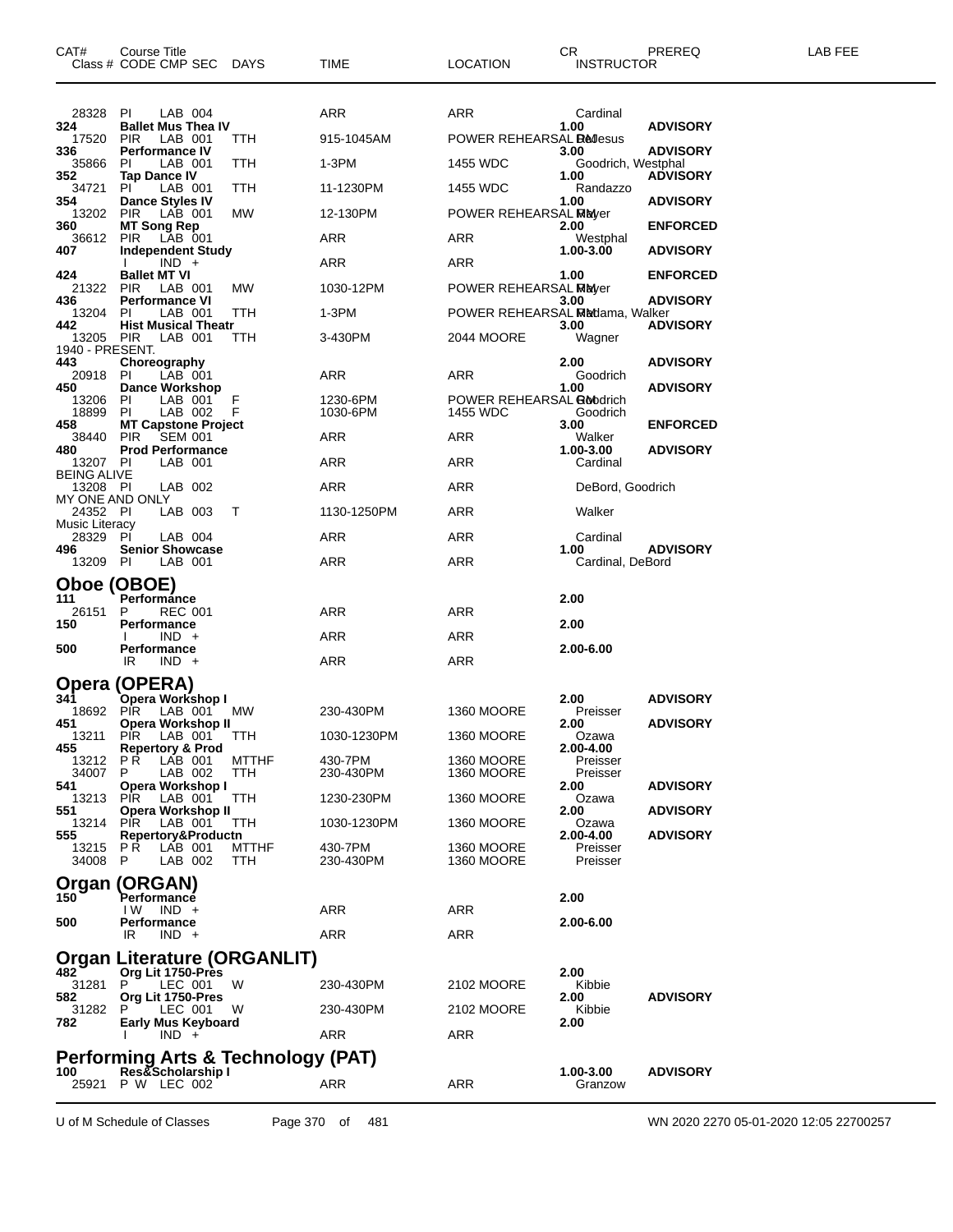| CAT# | Course Title Class # CODE CMP SEC | DAYS | TIME | LOCATION | CR INSTRUCTOR | PREREQ | LAB FEE |
|---|---|---|---|---|---|---|---|
| 28328 | PI LAB 004 | | ARR | ARR | Cardinal | | |
| **324** | **Ballet Mus Thea IV** | | | | **1.00** | **ADVISORY** | |
| 17520 | PIR LAB 001 | TTH | 915-1045AM | POWER REHEARSAL RM | DeJesus | | |
| **336** | **Performance IV** | | | | **3.00** | **ADVISORY** | |
| 35866 | PI LAB 001 | TTH | 1-3PM | 1455 WDC | Goodrich, Westphal | | |
| **352** | **Tap Dance IV** | | | | **1.00** | **ADVISORY** | |
| 34721 | PI LAB 001 | TTH | 11-1230PM | 1455 WDC | Randazzo | | |
| **354** | **Dance Styles IV** | | | | **1.00** | **ADVISORY** | |
| 13202 | PIR LAB 001 | MW | 12-130PM | POWER REHEARSAL RM | Mayer | | |
| **360** | **MT Song Rep** | | | | **2.00** | **ENFORCED** | |
| 36612 | PIR LAB 001 | | ARR | ARR | Westphal | | |
| **407** | **Independent Study** | | | | **1.00-3.00** | **ADVISORY** | |
| | I IND + | | ARR | ARR | | | |
| **424** | **Ballet MT VI** | | | | **1.00** | **ENFORCED** | |
| 21322 | PIR LAB 001 | MW | 1030-12PM | POWER REHEARSAL RM | Mayer | | |
| **436** | **Performance VI** | | | | **3.00** | **ADVISORY** | |
| 13204 | PI LAB 001 | TTH | 1-3PM | POWER REHEARSAL RM | Madama, Walker | | |
| **442** | **Hist Musical Theatr** | | | | **3.00** | **ADVISORY** | |
| 13205 | PIR LAB 001 | TTH | 3-430PM | 2044 MOORE | Wagner | | |
| 1940 - PRESENT. | | | | | | | |
| **443** | **Choreography** | | | | **2.00** | **ADVISORY** | |
| 20918 | PI LAB 001 | | ARR | ARR | Goodrich | | |
| **450** | **Dance Workshop** | | | | **1.00** | **ADVISORY** | |
| 13206 | PI LAB 001 | F | 1230-6PM | POWER REHEARSAL RM | Goodrich | | |
| 18899 | PI LAB 002 | F | 1030-6PM | 1455 WDC | Goodrich | | |
| **458** | **MT Capstone Project** | | | | **3.00** | **ENFORCED** | |
| 38440 | PIR SEM 001 | | ARR | ARR | Walker | | |
| **480** | **Prod Performance** | | | | **1.00-3.00** | **ADVISORY** | |
| 13207 | PI LAB 001 | | ARR | ARR | Cardinal | | |
| BEING ALIVE | | | | | | | |
| 13208 | PI LAB 002 | | ARR | ARR | DeBord, Goodrich | | |
| MY ONE AND ONLY | | | | | | | |
| 24352 | PI LAB 003 | T | 1130-1250PM | ARR | Walker | | |
| Music Literacy | | | | | | | |
| 28329 | PI LAB 004 | | ARR | ARR | Cardinal | | |
| **496** | **Senior Showcase** | | | | **1.00** | **ADVISORY** | |
| 13209 | PI LAB 001 | | ARR | ARR | Cardinal, DeBord | | |

## Oboe (OBOE)

| CAT# | Course Title Class # CODE CMP SEC | DAYS | TIME | LOCATION | CR INSTRUCTOR | PREREQ | LAB FEE |
|---|---|---|---|---|---|---|---|
| **111** | **Performance** | | | | **2.00** | | |
| 26151 | P REC 001 | | ARR | ARR | | | |
| **150** | **Performance** | | | | **2.00** | | |
| | I IND + | | ARR | ARR | | | |
| **500** | **Performance** | | | | **2.00-6.00** | | |
| | IR IND + | | ARR | ARR | | | |

## Opera (OPERA)

| CAT# | Course Title Class # CODE CMP SEC | DAYS | TIME | LOCATION | CR INSTRUCTOR | PREREQ | LAB FEE |
|---|---|---|---|---|---|---|---|
| **341** | **Opera Workshop I** | | | | **2.00** | **ADVISORY** | |
| 18692 | PIR LAB 001 | MW | 230-430PM | 1360 MOORE | Preisser | | |
| **451** | **Opera Workshop II** | | | | **2.00** | **ADVISORY** | |
| 13211 | PIR LAB 001 | TTH | 1030-1230PM | 1360 MOORE | Ozawa | | |
| **455** | **Repertory & Prod** | | | | **2.00-4.00** | | |
| 13212 | P R LAB 001 | MTTHF | 430-7PM | 1360 MOORE | Preisser | | |
| 34007 | P LAB 002 | TTH | 230-430PM | 1360 MOORE | Preisser | | |
| **541** | **Opera Workshop I** | | | | **2.00** | **ADVISORY** | |
| 13213 | PIR LAB 001 | TTH | 1230-230PM | 1360 MOORE | Ozawa | | |
| **551** | **Opera Workshop II** | | | | **2.00** | **ADVISORY** | |
| 13214 | PIR LAB 001 | TTH | 1030-1230PM | 1360 MOORE | Ozawa | | |
| **555** | **Repertory&Productn** | | | | **2.00-4.00** | **ADVISORY** | |
| 13215 | P R LAB 001 | MTTHF | 430-7PM | 1360 MOORE | Preisser | | |
| 34008 | P LAB 002 | TTH | 230-430PM | 1360 MOORE | Preisser | | |

## Organ (ORGAN)

| CAT# | Course Title Class # CODE CMP SEC | DAYS | TIME | LOCATION | CR INSTRUCTOR | PREREQ | LAB FEE |
|---|---|---|---|---|---|---|---|
| **150** | **Performance** | | | | **2.00** | | |
| | I W IND + | | ARR | ARR | | | |
| **500** | **Performance** | | | | **2.00-6.00** | | |
| | IR IND + | | ARR | ARR | | | |

## Organ Literature (ORGANLIT)

| CAT# | Course Title Class # CODE CMP SEC | DAYS | TIME | LOCATION | CR INSTRUCTOR | PREREQ | LAB FEE |
|---|---|---|---|---|---|---|---|
| **482** | **Org Lit 1750-Pres** | | | | **2.00** | | |
| 31281 | P LEC 001 | W | 230-430PM | 2102 MOORE | Kibbie | | |
| **582** | **Org Lit 1750-Pres** | | | | **2.00** | **ADVISORY** | |
| 31282 | P LEC 001 | W | 230-430PM | 2102 MOORE | Kibbie | | |
| **782** | **Early Mus Keyboard** | | | | **2.00** | | |
| | I IND + | | ARR | ARR | | | |

## Performing Arts & Technology (PAT)

| CAT# | Course Title Class # CODE CMP SEC | DAYS | TIME | LOCATION | CR INSTRUCTOR | PREREQ | LAB FEE |
|---|---|---|---|---|---|---|---|
| **100** | **Res&Scholarship I** | | | | **1.00-3.00** | **ADVISORY** | |
| 25921 | P W LEC 002 | | ARR | ARR | Granzow | | |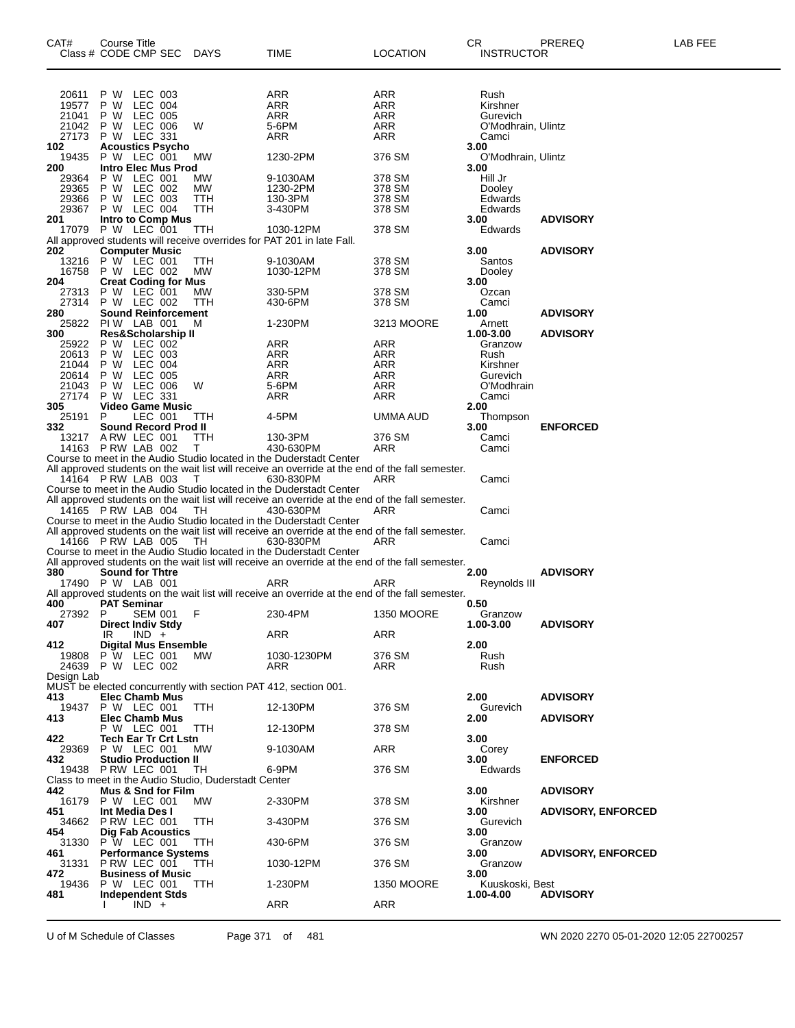| CAT# | Course Title Class # CODE CMP SEC | DAYS | TIME | LOCATION | CR INSTRUCTOR | PREREQ | LAB FEE |
|---|---|---|---|---|---|---|---|
| 20611 | P W LEC 003 | | ARR | ARR | Rush | | |
| 19577 | P W LEC 004 | | ARR | ARR | Kirshner | | |
| 21041 | P W LEC 005 | | ARR | ARR | Gurevich | | |
| 21042 | P W LEC 006 | W | 5-6PM | ARR | O'Modhrain, Ulintz | | |
| 27173 | P W LEC 331 | | ARR | ARR | Camci | | |
| **102** | **Acoustics Psycho** | | | | **3.00** | | |
| 19435 | P W LEC 001 | MW | 1230-2PM | 376 SM | O'Modhrain, Ulintz | | |
| **200** | **Intro Elec Mus Prod** | | | | **3.00** | | |
| 29364 | P W LEC 001 | MW | 9-1030AM | 378 SM | Hill Jr | | |
| 29365 | P W LEC 002 | MW | 1230-2PM | 378 SM | Dooley | | |
| 29366 | P W LEC 003 | TTH | 130-3PM | 378 SM | Edwards | | |
| 29367 | P W LEC 004 | TTH | 3-430PM | 378 SM | Edwards | | |
| **201** | **Intro to Comp Mus** | | | | **3.00** | **ADVISORY** | |
| 17079 | P W LEC 001 | TTH | 1030-12PM | 378 SM | Edwards | | |
| All approved students will receive overrides for PAT 201 in late Fall. | | | | | | | |
| **202** | **Computer Music** | | | | **3.00** | **ADVISORY** | |
| 13216 | P W LEC 001 | TTH | 9-1030AM | 378 SM | Santos | | |
| 16758 | P W LEC 002 | MW | 1030-12PM | 378 SM | Dooley | | |
| **204** | **Creat Coding for Mus** | | | | **3.00** | | |
| 27313 | P W LEC 001 | MW | 330-5PM | 378 SM | Ozcan | | |
| 27314 | P W LEC 002 | TTH | 430-6PM | 378 SM | Camci | | |
| **280** | **Sound Reinforcement** | | | | **1.00** | **ADVISORY** | |
| 25822 | PI W LAB 001 | M | 1-230PM | 3213 MOORE | Arnett | | |
| **300** | **Res&Scholarship II** | | | | **1.00-3.00** | **ADVISORY** | |
| 25922 | P W LEC 002 | | ARR | ARR | Granzow | | |
| 20613 | P W LEC 003 | | ARR | ARR | Rush | | |
| 21044 | P W LEC 004 | | ARR | ARR | Kirshner | | |
| 20614 | P W LEC 005 | | ARR | ARR | Gurevich | | |
| 21043 | P W LEC 006 | W | 5-6PM | ARR | O'Modhrain | | |
| 27174 | P W LEC 331 | | ARR | ARR | Camci | | |
| **305** | **Video Game Music** | | | | **2.00** | | |
| 25191 | P LEC 001 | TTH | 4-5PM | UMMA AUD | Thompson | | |
| **332** | **Sound Record Prod II** | | | | **3.00** | **ENFORCED** | |
| 13217 | A RW LEC 001 | TTH | 130-3PM | 376 SM | Camci | | |
| 14163 | P RW LAB 002 | T | 430-630PM | ARR | Camci | | |
| Course to meet in the Audio Studio located in the Duderstadt Center. All approved students on the wait list will receive an override at the end of the fall semester. | | | | | | | |
| 14164 | P RW LAB 003 | T | 630-830PM | ARR | Camci | | |
| Course to meet in the Audio Studio located in the Duderstadt Center. All approved students on the wait list will receive an override at the end of the fall semester. | | | | | | | |
| 14165 | P RW LAB 004 | TH | 430-630PM | ARR | Camci | | |
| Course to meet in the Audio Studio located in the Duderstadt Center. All approved students on the wait list will receive an override at the end of the fall semester. | | | | | | | |
| 14166 | P RW LAB 005 | TH | 630-830PM | ARR | Camci | | |
| Course to meet in the Audio Studio located in the Duderstadt Center. All approved students on the wait list will receive an override at the end of the fall semester. | | | | | | | |
| **380** | **Sound for Thtre** | | | | **2.00** | **ADVISORY** | |
| 17490 | P W LAB 001 | | ARR | ARR | Reynolds III | | |
| All approved students on the wait list will receive an override at the end of the fall semester. | | | | | | | |
| **400** | **PAT Seminar** | | | | **0.50** | | |
| 27392 | P SEM 001 | F | 230-4PM | 1350 MOORE | Granzow | | |
| **407** | **Direct Indiv Stdy** | | | | **1.00-3.00** | **ADVISORY** | |
| | IR IND + | | ARR | ARR | | | |
| **412** | **Digital Mus Ensemble** | | | | **2.00** | | |
| 19808 | P W LEC 001 | MW | 1030-1230PM | 376 SM | Rush | | |
| 24639 | P W LEC 002 | | ARR | ARR | Rush | | |
| Design Lab. MUST be elected concurrently with section PAT 412, section 001. | | | | | | | |
| **413** | **Elec Chamb Mus** | | | | **2.00** | **ADVISORY** | |
| 19437 | P W LEC 001 | TTH | 12-130PM | 376 SM | Gurevich | | |
| **413** | **Elec Chamb Mus** | | | | **2.00** | **ADVISORY** | |
| | P W LEC 001 | TTH | 12-130PM | 378 SM | | | |
| **422** | **Tech Ear Tr Crt Lstn** | | | | **3.00** | | |
| 29369 | P W LEC 001 | MW | 9-1030AM | ARR | Corey | | |
| **432** | **Studio Production II** | | | | **3.00** | **ENFORCED** | |
| 19438 | P RW LEC 001 | TH | 6-9PM | 376 SM | Edwards | | |
| Class to meet in the Audio Studio, Duderstadt Center | | | | | | | |
| **442** | **Mus & Snd for Film** | | | | **3.00** | **ADVISORY** | |
| 16179 | P W LEC 001 | MW | 2-330PM | 378 SM | Kirshner | | |
| **451** | **Int Media Des I** | | | | **3.00** | **ADVISORY, ENFORCED** | |
| 34662 | P RW LEC 001 | TTH | 3-430PM | 376 SM | Gurevich | | |
| **454** | **Dig Fab Acoustics** | | | | **3.00** | | |
| 31330 | P W LEC 001 | TTH | 430-6PM | 376 SM | Granzow | | |
| **461** | **Performance Systems** | | | | **3.00** | **ADVISORY, ENFORCED** | |
| 31331 | P RW LEC 001 | TTH | 1030-12PM | 376 SM | Granzow | | |
| **472** | **Business of Music** | | | | **3.00** | | |
| 19436 | P W LEC 001 | TTH | 1-230PM | 1350 MOORE | Kuuskoski, Best | | |
| **481** | **Independent Stds** | | | | **1.00-4.00** | **ADVISORY** | |
| | I IND + | | ARR | ARR | | | |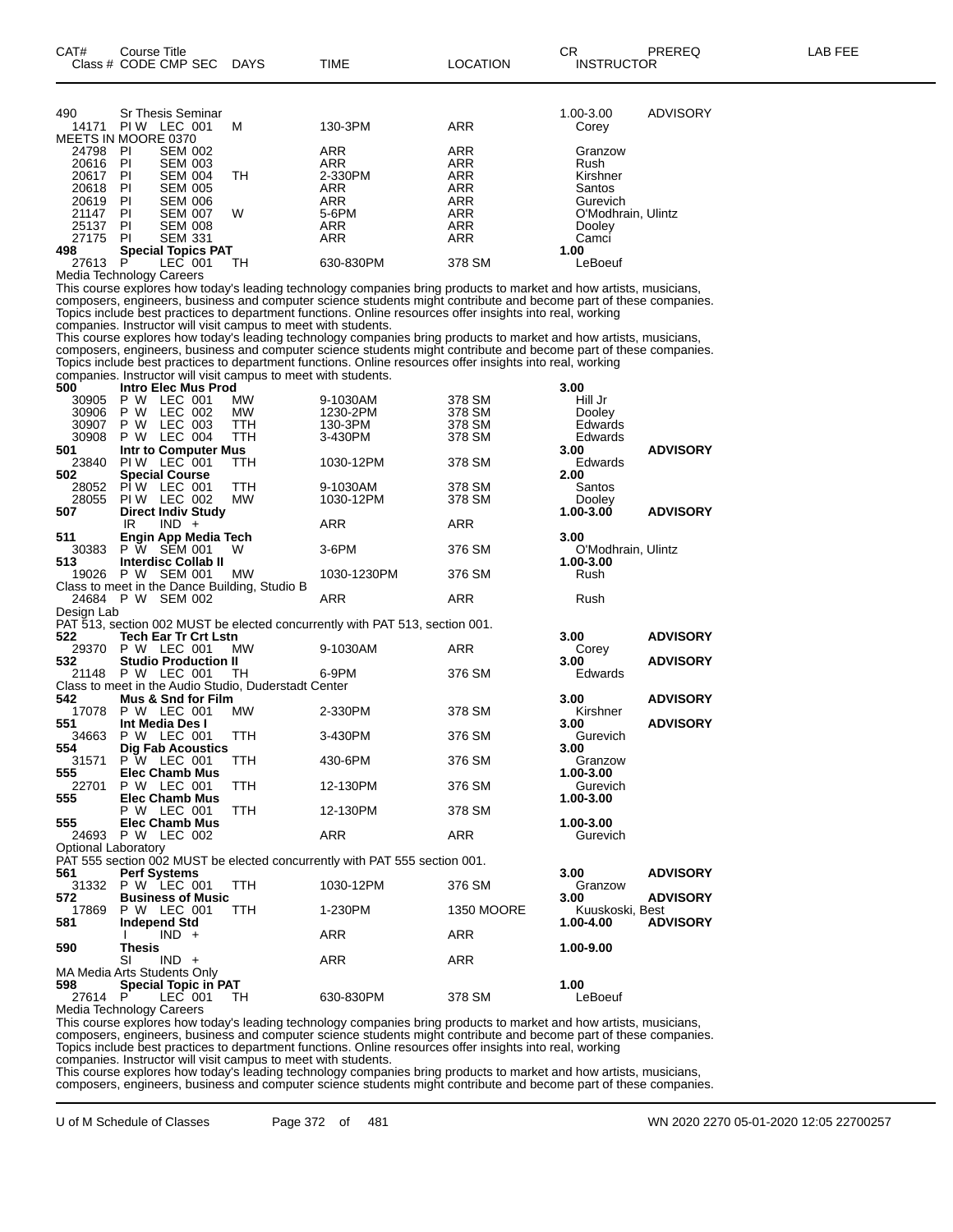| CAT# | Course Title<br>Class # CODE CMP SEC | DAYS | TIME | LOCATION | CR<br>INSTRUCTOR | PREREQ | LAB FEE |
|---|---|---|---|---|---|---|---|
| 490 | Sr Thesis Seminar | | | | 1.00-3.00 | ADVISORY | |
| 14171 | PI W LEC 001 | M | 130-3PM | ARR | Corey | | |
| MEETS IN MOORE 0370 | | | | | | | |
| 24798 | PI SEM 002 | | ARR | ARR | Granzow | | |
| 20616 | PI SEM 003 | | ARR | ARR | Rush | | |
| 20617 | PI SEM 004 | TH | 2-330PM | ARR | Kirshner | | |
| 20618 | PI SEM 005 | | ARR | ARR | Santos | | |
| 20619 | PI SEM 006 | | ARR | ARR | Gurevich | | |
| 21147 | PI SEM 007 | W | 5-6PM | ARR | O'Modhrain, Ulintz | | |
| 25137 | PI SEM 008 | | ARR | ARR | Dooley | | |
| 27175 | PI SEM 331 | | ARR | ARR | Camci | | |
| **498** | **Special Topics PAT** | | | | **1.00** | | |
| 27613 | P LEC 001 | TH | 630-830PM | 378 SM | LeBoeuf | | |

Media Technology Careers

This course explores how today's leading technology companies bring products to market and how artists, musicians, composers, engineers, business and computer science students might contribute and become part of these companies. Topics include best practices to department functions. Online resources offer insights into real, working companies. Instructor will visit campus to meet with students.

This course explores how today's leading technology companies bring products to market and how artists, musicians, composers, engineers, business and computer science students might contribute and become part of these companies. Topics include best practices to department functions. Online resources offer insights into real, working companies. Instructor will visit campus to meet with students.

| CAT# | Course Title<br>Class # CODE CMP SEC | DAYS | TIME | LOCATION | CR<br>INSTRUCTOR | PREREQ | LAB FEE |
|---|---|---|---|---|---|---|---|
| **500** | **Intro Elec Mus Prod** | | | | **3.00** | | |
| 30905 | P W LEC 001 | MW | 9-1030AM | 378 SM | Hill Jr | | |
| 30906 | P W LEC 002 | MW | 1230-2PM | 378 SM | Dooley | | |
| 30907 | P W LEC 003 | TTH | 130-3PM | 378 SM | Edwards | | |
| 30908 | P W LEC 004 | TTH | 3-430PM | 378 SM | Edwards | | |
| **501** | **Intr to Computer Mus** | | | | **3.00** | **ADVISORY** | |
| 23840 | PI W LEC 001 | TTH | 1030-12PM | 378 SM | Edwards | | |
| **502** | **Special Course** | | | | **2.00** | | |
| 28052 | PI W LEC 001 | TTH | 9-1030AM | 378 SM | Santos | | |
| 28055 | PI W LEC 002 | MW | 1030-12PM | 378 SM | Dooley | | |
| **507** | **Direct Indiv Study** | | | | **1.00-3.00** | **ADVISORY** | |
| | IR IND + | | ARR | ARR | | | |
| **511** | **Engin App Media Tech** | | | | **3.00** | | |
| 30383 | P W SEM 001 | W | 3-6PM | 376 SM | O'Modhrain, Ulintz | | |
| **513** | **Interdisc Collab II** | | | | **1.00-3.00** | | |
| 19026 | P W SEM 001 | MW | 1030-1230PM | 376 SM | Rush | | |
| Class to meet in the Dance Building, Studio B | | | | | | | |
| 24684 | P W SEM 002 | | ARR | ARR | Rush | | |
| Design Lab | | | | | | | |
| PAT 513, section 002 MUST be elected concurrently with PAT 513, section 001. | | | | | | | |
| **522** | **Tech Ear Tr Crt Lstn** | | | | **3.00** | **ADVISORY** | |
| 29370 | P W LEC 001 | MW | 9-1030AM | ARR | Corey | | |
| **532** | **Studio Production II** | | | | **3.00** | **ADVISORY** | |
| 21148 | P W LEC 001 | TH | 6-9PM | 376 SM | Edwards | | |
| Class to meet in the Audio Studio, Duderstadt Center | | | | | | | |
| **542** | **Mus & Snd for Film** | | | | **3.00** | **ADVISORY** | |
| 17078 | P W LEC 001 | MW | 2-330PM | 378 SM | Kirshner | | |
| **551** | **Int Media Des I** | | | | **3.00** | **ADVISORY** | |
| 34663 | P W LEC 001 | TTH | 3-430PM | 376 SM | Gurevich | | |
| **554** | **Dig Fab Acoustics** | | | | **3.00** | | |
| 31571 | P W LEC 001 | TTH | 430-6PM | 376 SM | Granzow | | |
| **555** | **Elec Chamb Mus** | | | | **1.00-3.00** | | |
| 22701 | P W LEC 001 | TTH | 12-130PM | 376 SM | Gurevich | | |
| **555** | **Elec Chamb Mus** | | | | **1.00-3.00** | | |
| | P W LEC 001 | TTH | 12-130PM | 378 SM | | | |
| **555** | **Elec Chamb Mus** | | | | **1.00-3.00** | | |
| 24693 | P W LEC 002 | | ARR | ARR | Gurevich | | |
| Optional Laboratory | | | | | | | |
| PAT 555 section 002 MUST be elected concurrently with PAT 555 section 001. | | | | | | | |
| **561** | **Perf Systems** | | | | **3.00** | **ADVISORY** | |
| 31332 | P W LEC 001 | TTH | 1030-12PM | 376 SM | Granzow | | |
| **572** | **Business of Music** | | | | **3.00** | **ADVISORY** | |
| 17869 | P W LEC 001 | TTH | 1-230PM | 1350 MOORE | Kuuskoski, Best | | |
| **581** | **Independ Std** | | | | **1.00-4.00** | **ADVISORY** | |
| | I IND + | | ARR | ARR | | | |
| **590** | **Thesis** | | | | **1.00-9.00** | | |
| | SI IND + | | ARR | ARR | | | |
| MA Media Arts Students Only | | | | | | | |
| **598** | **Special Topic in PAT** | | | | **1.00** | | |
| 27614 | P LEC 001 | TH | 630-830PM | 378 SM | LeBoeuf | | |

Media Technology Careers

This course explores how today's leading technology companies bring products to market and how artists, musicians, composers, engineers, business and computer science students might contribute and become part of these companies. Topics include best practices to department functions. Online resources offer insights into real, working companies. Instructor will visit campus to meet with students.

This course explores how today's leading technology companies bring products to market and how artists, musicians, composers, engineers, business and computer science students might contribute and become part of these companies.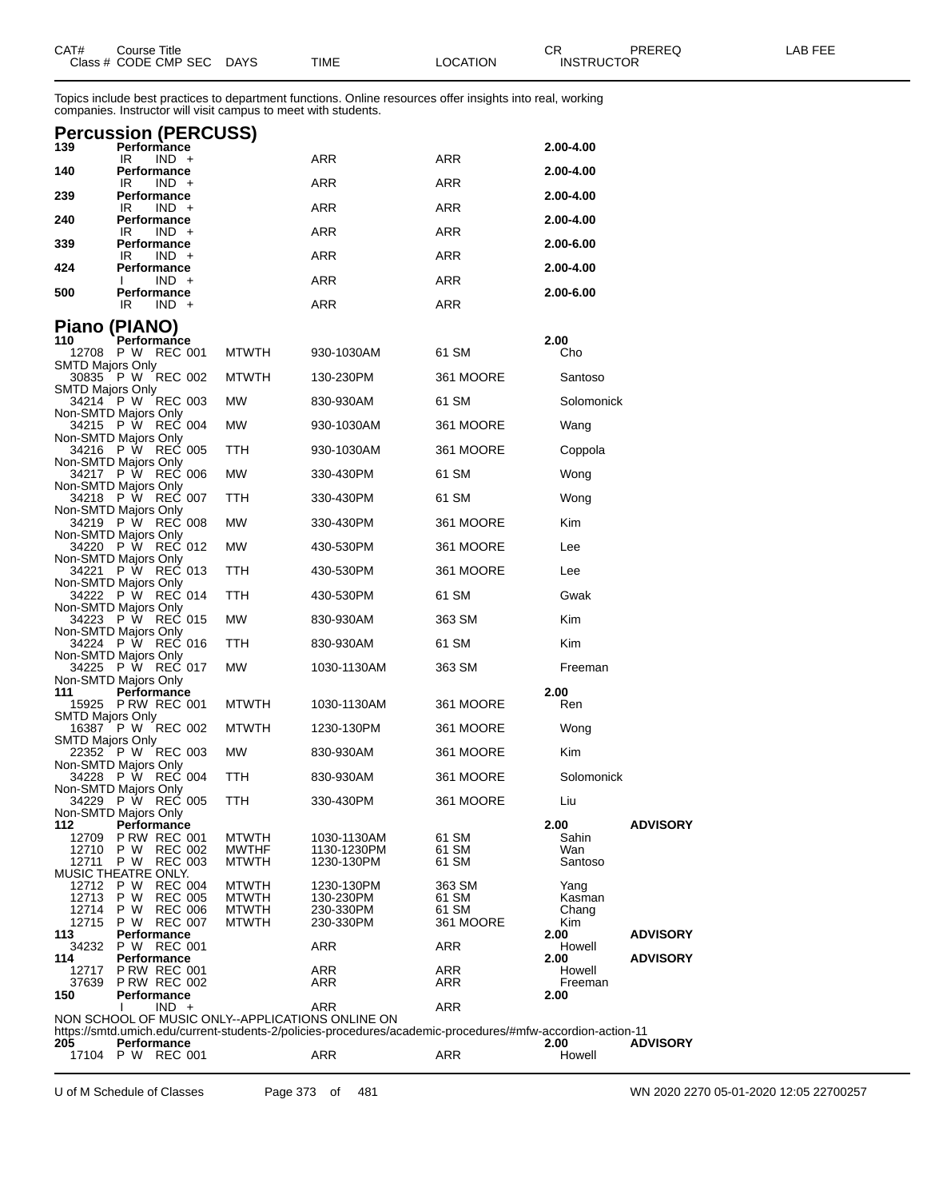| CAT# | Course Title | | | | CR | PREREQ | LAB FEE |
|---|---|---|---|---|---|---|---|
| Class # | CODE CMP SEC | DAYS | TIME | LOCATION | INSTRUCTOR | | |

Topics include best practices to department functions. Online resources offer insights into real, working companies. Instructor will visit campus to meet with students.

## Percussion (PERCUSS)

| CAT# | Course Title / Class # CODE CMP SEC | DAYS | TIME | LOCATION | CR / INSTRUCTOR | PREREQ |
|---|---|---|---|---|---|---|
| 139 | Performance | | | | 2.00-4.00 | |
| | IR IND + | | ARR | ARR | | |
| 140 | Performance | | | | 2.00-4.00 | |
| | IR IND + | | ARR | ARR | | |
| 239 | Performance | | | | 2.00-4.00 | |
| | IR IND + | | ARR | ARR | | |
| 240 | Performance | | | | 2.00-4.00 | |
| | IR IND + | | ARR | ARR | | |
| 339 | Performance | | | | 2.00-6.00 | |
| | IR IND + | | ARR | ARR | | |
| 424 | Performance | | | | 2.00-4.00 | |
| | I IND + | | ARR | ARR | | |
| 500 | Performance | | | | 2.00-6.00 | |
| | IR IND + | | ARR | ARR | | |

## Piano (PIANO)

| CAT# | Course Title / Class # CODE CMP SEC | DAYS | TIME | LOCATION | CR / INSTRUCTOR | PREREQ |
|---|---|---|---|---|---|---|
| 110 | Performance | | | | 2.00 | |
| | 12708 P W REC 001 | MTWTH | 930-1030AM | 61 SM | Cho | |
| | SMTD Majors Only | | | | | |
| | 30835 P W REC 002 | MTWTH | 130-230PM | 361 MOORE | Santoso | |
| | SMTD Majors Only | | | | | |
| | 34214 P W REC 003 | MW | 830-930AM | 61 SM | Solomonick | |
| | Non-SMTD Majors Only | | | | | |
| | 34215 P W REC 004 | MW | 930-1030AM | 361 MOORE | Wang | |
| | Non-SMTD Majors Only | | | | | |
| | 34216 P W REC 005 | TTH | 930-1030AM | 361 MOORE | Coppola | |
| | Non-SMTD Majors Only | | | | | |
| | 34217 P W REC 006 | MW | 330-430PM | 61 SM | Wong | |
| | Non-SMTD Majors Only | | | | | |
| | 34218 P W REC 007 | TTH | 330-430PM | 61 SM | Wong | |
| | Non-SMTD Majors Only | | | | | |
| | 34219 P W REC 008 | MW | 330-430PM | 361 MOORE | Kim | |
| | Non-SMTD Majors Only | | | | | |
| | 34220 P W REC 012 | MW | 430-530PM | 361 MOORE | Lee | |
| | Non-SMTD Majors Only | | | | | |
| | 34221 P W REC 013 | TTH | 430-530PM | 361 MOORE | Lee | |
| | Non-SMTD Majors Only | | | | | |
| | 34222 P W REC 014 | TTH | 430-530PM | 61 SM | Gwak | |
| | Non-SMTD Majors Only | | | | | |
| | 34223 P W REC 015 | MW | 830-930AM | 363 SM | Kim | |
| | Non-SMTD Majors Only | | | | | |
| | 34224 P W REC 016 | TTH | 830-930AM | 61 SM | Kim | |
| | Non-SMTD Majors Only | | | | | |
| | 34225 P W REC 017 | MW | 1030-1130AM | 363 SM | Freeman | |
| | Non-SMTD Majors Only | | | | | |
| 111 | Performance | | | | 2.00 | |
| | 15925 P RW REC 001 | MTWTH | 1030-1130AM | 361 MOORE | Ren | |
| | SMTD Majors Only | | | | | |
| | 16387 P W REC 002 | MTWTH | 1230-130PM | 361 MOORE | Wong | |
| | SMTD Majors Only | | | | | |
| | 22352 P W REC 003 | MW | 830-930AM | 361 MOORE | Kim | |
| | Non-SMTD Majors Only | | | | | |
| | 34228 P W REC 004 | TTH | 830-930AM | 361 MOORE | Solomonick | |
| | Non-SMTD Majors Only | | | | | |
| | 34229 P W REC 005 | TTH | 330-430PM | 361 MOORE | Liu | |
| | Non-SMTD Majors Only | | | | | |
| 112 | Performance | | | | 2.00 | ADVISORY |
| | 12709 P RW REC 001 | MTWTH | 1030-1130AM | 61 SM | Sahin | |
| | 12710 P W REC 002 | MWTHF | 1130-1230PM | 61 SM | Wan | |
| | 12711 P W REC 003 | MTWTH | 1230-130PM | 61 SM | Santoso | |
| | MUSIC THEATRE ONLY. | | | | | |
| | 12712 P W REC 004 | MTWTH | 1230-130PM | 363 SM | Yang | |
| | 12713 P W REC 005 | MTWTH | 130-230PM | 61 SM | Kasman | |
| | 12714 P W REC 006 | MTWTH | 230-330PM | 61 SM | Chang | |
| | 12715 P W REC 007 | MTWTH | 230-330PM | 361 MOORE | Kim | |
| 113 | Performance | | | | 2.00 | ADVISORY |
| | 34232 P W REC 001 | | ARR | ARR | Howell | |
| 114 | Performance | | | | 2.00 | ADVISORY |
| | 12717 P RW REC 001 | | ARR | ARR | Howell | |
| | 37639 P RW REC 002 | | ARR | ARR | Freeman | |
| 150 | Performance | | | | 2.00 | |
| | I IND + | | ARR | ARR | | |
| | NON SCHOOL OF MUSIC ONLY--APPLICATIONS ONLINE ON https://smtd.umich.edu/current-students-2/policies-procedures/academic-procedures/#mfw-accordion-action-11 | | | | | |
| 205 | Performance | | | | 2.00 | ADVISORY |
| | 17104 P W REC 001 | | ARR | ARR | Howell | |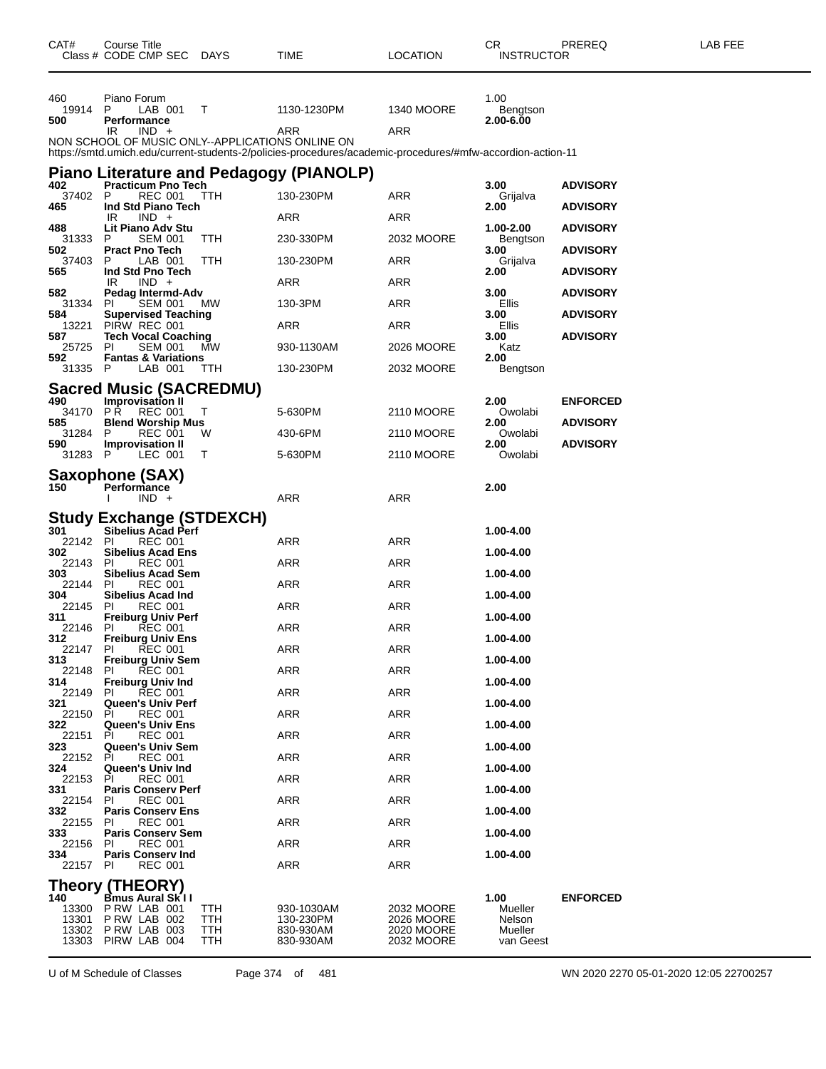| CAT# | Course Title<br>Class # CODE CMP SEC | DAYS | TIME | LOCATION | CR<br>INSTRUCTOR | PREREQ | LAB FEE |
|---|---|---|---|---|---|---|---|
| 460 | Piano Forum | | | | 1.00 | | |
| 19914 | P LAB 001 | T | 1130-1230PM | 1340 MOORE | Bengtson | | |
| **500** | **Performance** | | | | **2.00-6.00** | | |
| | IR IND + | | ARR | ARR | | | |

NON SCHOOL OF MUSIC ONLY--APPLICATIONS ONLINE ON
https://smtd.umich.edu/current-students-2/policies-procedures/academic-procedures/#mfw-accordion-action-11

## Piano Literature and Pedagogy (PIANOLP)

| CAT# | Course Title<br>Class # CODE CMP SEC | DAYS | TIME | LOCATION | CR<br>INSTRUCTOR | PREREQ | LAB FEE |
|---|---|---|---|---|---|---|---|
| **402** | **Practicum Pno Tech** | | | | **3.00** | **ADVISORY** | |
| 37402 | P REC 001 | TTH | 130-230PM | ARR | Grijalva | | |
| **465** | **Ind Std Piano Tech** | | | | **2.00** | **ADVISORY** | |
| | IR IND + | | ARR | ARR | | | |
| **488** | **Lit Piano Adv Stu** | | | | **1.00-2.00** | **ADVISORY** | |
| 31333 | P SEM 001 | TTH | 230-330PM | 2032 MOORE | Bengtson | | |
| **502** | **Pract Pno Tech** | | | | **3.00** | **ADVISORY** | |
| 37403 | P LAB 001 | TTH | 130-230PM | ARR | Grijalva | | |
| **565** | **Ind Std Pno Tech** | | | | **2.00** | **ADVISORY** | |
| | IR IND + | | ARR | ARR | | | |
| **582** | **Pedag Intermd-Adv** | | | | **3.00** | **ADVISORY** | |
| 31334 | PI SEM 001 | MW | 130-3PM | ARR | Ellis | | |
| **584** | **Supervised Teaching** | | | | **3.00** | **ADVISORY** | |
| 13221 | PIRW REC 001 | | ARR | ARR | Ellis | | |
| **587** | **Tech Vocal Coaching** | | | | **3.00** | **ADVISORY** | |
| 25725 | PI SEM 001 | MW | 930-1130AM | 2026 MOORE | Katz | | |
| **592** | **Fantas & Variations** | | | | **2.00** | | |
| 31335 | P LAB 001 | TTH | 130-230PM | 2032 MOORE | Bengtson | | |

## Sacred Music (SACREDMU)

| CAT# | Course Title<br>Class # CODE CMP SEC | DAYS | TIME | LOCATION | CR<br>INSTRUCTOR | PREREQ | LAB FEE |
|---|---|---|---|---|---|---|---|
| **490** | **Improvisation II** | | | | **2.00** | **ENFORCED** | |
| 34170 | P R REC 001 | T | 5-630PM | 2110 MOORE | Owolabi | | |
| **585** | **Blend Worship Mus** | | | | **2.00** | **ADVISORY** | |
| 31284 | P REC 001 | W | 430-6PM | 2110 MOORE | Owolabi | | |
| **590** | **Improvisation II** | | | | **2.00** | **ADVISORY** | |
| 31283 | P LEC 001 | T | 5-630PM | 2110 MOORE | Owolabi | | |

## Saxophone (SAX)

| CAT# | Course Title<br>Class # CODE CMP SEC | DAYS | TIME | LOCATION | CR<br>INSTRUCTOR | PREREQ | LAB FEE |
|---|---|---|---|---|---|---|---|
| **150** | **Performance** | | | | **2.00** | | |
| | I IND + | | ARR | ARR | | | |

## Study Exchange (STDEXCH)

| CAT# | Course Title<br>Class # CODE CMP SEC | DAYS | TIME | LOCATION | CR<br>INSTRUCTOR | PREREQ | LAB FEE |
|---|---|---|---|---|---|---|---|
| **301** | **Sibelius Acad Perf** | | | | **1.00-4.00** | | |
| 22142 | PI REC 001 | | ARR | ARR | | | |
| **302** | **Sibelius Acad Ens** | | | | **1.00-4.00** | | |
| 22143 | PI REC 001 | | ARR | ARR | | | |
| **303** | **Sibelius Acad Sem** | | | | **1.00-4.00** | | |
| 22144 | PI REC 001 | | ARR | ARR | | | |
| **304** | **Sibelius Acad Ind** | | | | **1.00-4.00** | | |
| 22145 | PI REC 001 | | ARR | ARR | | | |
| **311** | **Freiburg Univ Perf** | | | | **1.00-4.00** | | |
| 22146 | PI REC 001 | | ARR | ARR | | | |
| **312** | **Freiburg Univ Ens** | | | | **1.00-4.00** | | |
| 22147 | PI REC 001 | | ARR | ARR | | | |
| **313** | **Freiburg Univ Sem** | | | | **1.00-4.00** | | |
| 22148 | PI REC 001 | | ARR | ARR | | | |
| **314** | **Freiburg Univ Ind** | | | | **1.00-4.00** | | |
| 22149 | PI REC 001 | | ARR | ARR | | | |
| **321** | **Queen's Univ Perf** | | | | **1.00-4.00** | | |
| 22150 | PI REC 001 | | ARR | ARR | | | |
| **322** | **Queen's Univ Ens** | | | | **1.00-4.00** | | |
| 22151 | PI REC 001 | | ARR | ARR | | | |
| **323** | **Queen's Univ Sem** | | | | **1.00-4.00** | | |
| 22152 | PI REC 001 | | ARR | ARR | | | |
| **324** | **Queen's Univ Ind** | | | | **1.00-4.00** | | |
| 22153 | PI REC 001 | | ARR | ARR | | | |
| **331** | **Paris Conserv Perf** | | | | **1.00-4.00** | | |
| 22154 | PI REC 001 | | ARR | ARR | | | |
| **332** | **Paris Conserv Ens** | | | | **1.00-4.00** | | |
| 22155 | PI REC 001 | | ARR | ARR | | | |
| **333** | **Paris Conserv Sem** | | | | **1.00-4.00** | | |
| 22156 | PI REC 001 | | ARR | ARR | | | |
| **334** | **Paris Conserv Ind** | | | | **1.00-4.00** | | |
| 22157 | PI REC 001 | | ARR | ARR | | | |

## Theory (THEORY)

| CAT# | Course Title<br>Class # CODE CMP SEC | DAYS | TIME | LOCATION | CR<br>INSTRUCTOR | PREREQ | LAB FEE |
|---|---|---|---|---|---|---|---|
| **140** | **Bmus Aural Sk I I** | | | | **1.00** | **ENFORCED** | |
| 13300 | P RW LAB 001 | TTH | 930-1030AM | 2032 MOORE | Mueller | | |
| 13301 | P RW LAB 002 | TTH | 130-230PM | 2026 MOORE | Nelson | | |
| 13302 | P RW LAB 003 | TTH | 830-930AM | 2020 MOORE | Mueller | | |
| 13303 | PIRW LAB 004 | TTH | 830-930AM | 2032 MOORE | van Geest | | |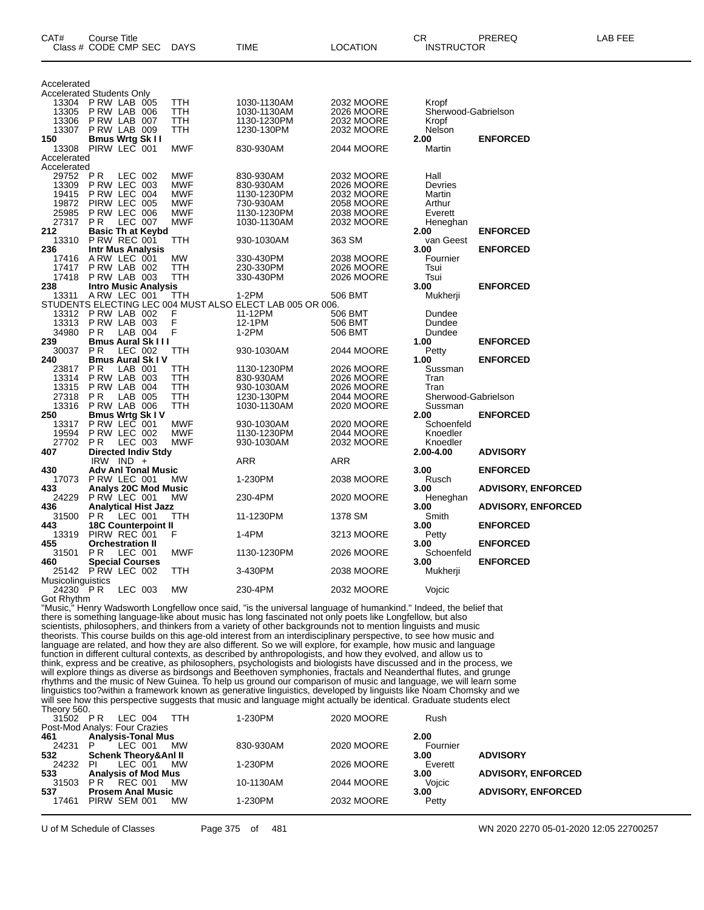| CAT# Class # | Course Title CODE CMP SEC | DAYS | TIME | LOCATION | CR INSTRUCTOR | PREREQ | LAB FEE |
|---|---|---|---|---|---|---|---|
| Accelerated | | | | | | | |
| Accelerated Students Only | | | | | | | |
| 13304 | P RW LAB 005 | TTH | 1030-1130AM | 2032 MOORE | Kropf | | |
| 13305 | P RW LAB 006 | TTH | 1030-1130AM | 2026 MOORE | Sherwood-Gabrielson | | |
| 13306 | P RW LAB 007 | TTH | 1130-1230PM | 2032 MOORE | Kropf | | |
| 13307 | P RW LAB 009 | TTH | 1230-130PM | 2032 MOORE | Nelson | | |
| 150 | Bmus Wrtg Sk I I | | | | 2.00 | ENFORCED | |
| 13308 | PIRW LEC 001 | MWF | 830-930AM | 2044 MOORE | Martin | | |
| Accelerated | | | | | | | |
| Accelerated | | | | | | | |
| 29752 | P R LEC 002 | MWF | 830-930AM | 2032 MOORE | Hall | | |
| 13309 | P RW LEC 003 | MWF | 830-930AM | 2026 MOORE | Devries | | |
| 19415 | P RW LEC 004 | MWF | 1130-1230PM | 2032 MOORE | Martin | | |
| 19872 | PIRW LEC 005 | MWF | 730-930AM | 2058 MOORE | Arthur | | |
| 25985 | P RW LEC 006 | MWF | 1130-1230PM | 2038 MOORE | Everett | | |
| 27317 | P R LEC 007 | MWF | 1030-1130AM | 2032 MOORE | Heneghan | | |
| 212 | Basic Th at Keybd | | | | 2.00 | ENFORCED | |
| 13310 | P RW REC 001 | TTH | 930-1030AM | 363 SM | van Geest | | |
| 236 | Intr Mus Analysis | | | | 3.00 | ENFORCED | |
| 17416 | A RW LEC 001 | MW | 330-430PM | 2038 MOORE | Fournier | | |
| 17417 | P RW LAB 002 | TTH | 230-330PM | 2026 MOORE | Tsui | | |
| 17418 | P RW LAB 003 | TTH | 330-430PM | 2026 MOORE | Tsui | | |
| 238 | Intro Music Analysis | | | | 3.00 | ENFORCED | |
| 13311 | A RW LEC 001 | TTH | 1-2PM | 506 BMT | Mukherji | | |
| STUDENTS ELECTING LEC 004 MUST ALSO ELECT LAB 005 OR 006. | | | | | | | |
| 13312 | P RW LAB 002 | F | 11-12PM | 506 BMT | Dundee | | |
| 13313 | P RW LAB 003 | F | 12-1PM | 506 BMT | Dundee | | |
| 34980 | P R LAB 004 | F | 1-2PM | 506 BMT | Dundee | | |
| 239 | Bmus Aural Sk I I I | | | | 1.00 | ENFORCED | |
| 30037 | P R LEC 002 | TTH | 930-1030AM | 2044 MOORE | Petty | | |
| 240 | Bmus Aural Sk I V | | | | 1.00 | ENFORCED | |
| 23817 | P R LAB 001 | TTH | 1130-1230PM | 2026 MOORE | Sussman | | |
| 13314 | P RW LAB 003 | TTH | 830-930AM | 2026 MOORE | Tran | | |
| 13315 | P RW LAB 004 | TTH | 930-1030AM | 2026 MOORE | Tran | | |
| 27318 | P R LAB 005 | TTH | 1230-130PM | 2044 MOORE | Sherwood-Gabrielson | | |
| 13316 | P RW LAB 006 | TTH | 1030-1130AM | 2020 MOORE | Sussman | | |
| 250 | Bmus Wrtg Sk I V | | | | 2.00 | ENFORCED | |
| 13317 | P RW LEC 001 | MWF | 930-1030AM | 2020 MOORE | Schoenfeld | | |
| 19594 | P RW LEC 002 | MWF | 1130-1230PM | 2044 MOORE | Knoedler | | |
| 27702 | P R LEC 003 | MWF | 930-1030AM | 2032 MOORE | Knoedler | | |
| 407 | Directed Indiv Stdy | | | | 2.00-4.00 | ADVISORY | |
| | IRW IND + | | ARR | ARR | | | |
| 430 | Adv Anl Tonal Music | | | | 3.00 | ENFORCED | |
| 17073 | P RW LEC 001 | MW | 1-230PM | 2038 MOORE | Rusch | | |
| 433 | Analys 20C Mod Music | | | | 3.00 | ADVISORY, ENFORCED | |
| 24229 | P RW LEC 001 | MW | 230-4PM | 2020 MOORE | Heneghan | | |
| 436 | Analytical Hist Jazz | | | | 3.00 | ADVISORY, ENFORCED | |
| 31500 | P R LEC 001 | TTH | 11-1230PM | 1378 SM | Smith | | |
| 443 | 18C Counterpoint II | | | | 3.00 | ENFORCED | |
| 13319 | PIRW REC 001 | F | 1-4PM | 3213 MOORE | Petty | | |
| 455 | Orchestration II | | | | 3.00 | ENFORCED | |
| 31501 | P R LEC 001 | MWF | 1130-1230PM | 2026 MOORE | Schoenfeld | | |
| 460 | Special Courses | | | | 3.00 | ENFORCED | |
| 25142 | P RW LEC 002 | TTH | 3-430PM | 2038 MOORE | Mukherji | | |
| Musicolinguistics | | | | | | | |
| 24230 | P R LEC 003 | MW | 230-4PM | 2032 MOORE | Vojcic | | |

Got Rhythm

"Music," Henry Wadsworth Longfellow once said, "is the universal language of humankind." Indeed, the belief that there is something language-like about music has long fascinated not only poets like Longfellow, but also scientists, philosophers, and thinkers from a variety of other backgrounds not to mention linguists and music theorists. This course builds on this age-old interest from an interdisciplinary perspective, to see how music and language are related, and how they are also different. So we will explore, for example, how music and language function in different cultural contexts, as described by anthropologists, and how they evolved, and allow us to think, express and be creative, as philosophers, psychologists and biologists have discussed and in the process, we will explore things as diverse as birdsongs and Beethoven symphonies, fractals and Neanderthal flutes, and grunge rhythms and the music of New Guinea. To help us ground our comparison of music and language, we will learn some linguistics too?within a framework known as generative linguistics, developed by linguists like Noam Chomsky and we will see how this perspective suggests that music and language might actually be identical. Graduate students elect Theory 560.

| CAT# Class # | Course Title CODE CMP SEC | DAYS | TIME | LOCATION | CR INSTRUCTOR | PREREQ | LAB FEE |
|---|---|---|---|---|---|---|---|
| 31502 | P R LEC 004 | TTH | 1-230PM | 2020 MOORE | Rush | | |
| Post-Mod Analys: Four Crazies | | | | | | | |
| 461 | Analysis-Tonal Mus | | | | 2.00 | | |
| 24231 | P LEC 001 | MW | 830-930AM | 2020 MOORE | Fournier | | |
| 532 | Schenk Theory&Anl II | | | | 3.00 | ADVISORY | |
| 24232 | PI LEC 001 | MW | 1-230PM | 2026 MOORE | Everett | | |
| 533 | Analysis of Mod Mus | | | | 3.00 | ADVISORY, ENFORCED | |
| 31503 | P R REC 001 | MW | 10-1130AM | 2044 MOORE | Vojcic | | |
| 537 | Prosem Anal Music | | | | 3.00 | ADVISORY, ENFORCED | |
| 17461 | PIRW SEM 001 | MW | 1-230PM | 2032 MOORE | Petty | | |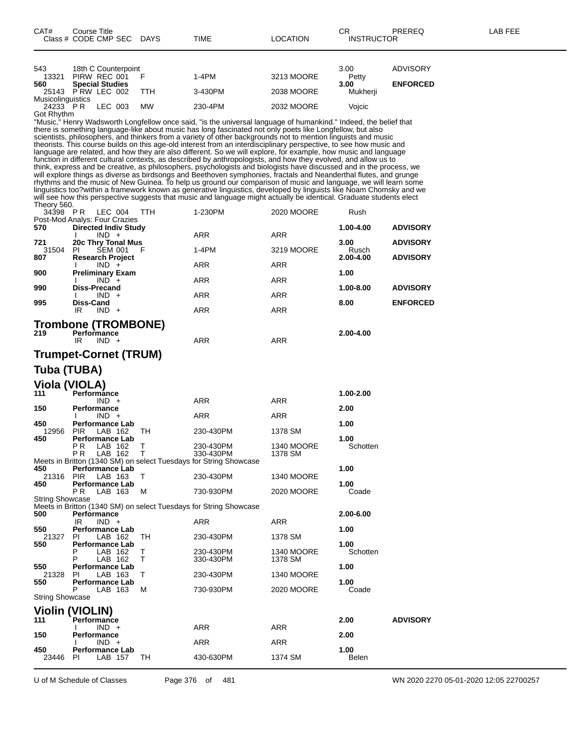| CAT# | Course Title<br>Class # CODE CMP SEC | DAYS | TIME | LOCATION | CR<br>INSTRUCTOR | PREREQ | LAB FEE |
|---|---|---|---|---|---|---|---|
| 543 | 18th C Counterpoint | | | | 3.00 | ADVISORY | |
| 13321 | PIRW REC 001 | F | 1-4PM | 3213 MOORE | Petty | | |
| **560** | **Special Studies** | | | | **3.00** | **ENFORCED** | |
| 25143 | P RW LEC 002 | TTH | 3-430PM | 2038 MOORE | Mukherji | | |

Musicolinguistics

| | | | | | | | |
|---|---|---|---|---|---|---|---|
| 24233 | P R LEC 003 | MW | 230-4PM | 2032 MOORE | Vojcic | | |

Got Rhythm

"Music," Henry Wadsworth Longfellow once said, "is the universal language of humankind." Indeed, the belief that there is something language-like about music has long fascinated not only poets like Longfellow, but also scientists, philosophers, and thinkers from a variety of other backgrounds not to mention linguists and music theorists. This course builds on this age-old interest from an interdisciplinary perspective, to see how music and language are related, and how they are also different. So we will explore, for example, how music and language function in different cultural contexts, as described by anthropologists, and how they evolved, and allow us to think, express and be creative, as philosophers, psychologists and biologists have discussed and in the process, we will explore things as diverse as birdsongs and Beethoven symphonies, fractals and Neanderthal flutes, and grunge rhythms and the music of New Guinea. To help us ground our comparison of music and language, we will learn some linguistics too?within a framework known as generative linguistics, developed by linguists like Noam Chomsky and we will see how this perspective suggests that music and language might actually be identical. Graduate students elect Theory 560.

| | | | | | | | |
|---|---|---|---|---|---|---|---|
| 34398 | P R LEC 004 | TTH | 1-230PM | 2020 MOORE | Rush | | |

Post-Mod Analys: Four Crazies

| | | | | | | | |
|---|---|---|---|---|---|---|---|
| **570** | **Directed Indiv Study** | | | | **1.00-4.00** | **ADVISORY** | |
| | I IND + | | ARR | ARR | | | |
| **721** | **20c Thry Tonal Mus** | | | | **3.00** | **ADVISORY** | |
| 31504 | PI SEM 001 | F | 1-4PM | 3219 MOORE | Rusch | | |
| **807** | **Research Project** | | | | **2.00-4.00** | **ADVISORY** | |
| | I IND + | | ARR | ARR | | | |
| **900** | **Preliminary Exam** | | | | **1.00** | | |
| | I IND + | | ARR | ARR | | | |
| **990** | **Diss-Precand** | | | | **1.00-8.00** | **ADVISORY** | |
| | I IND + | | ARR | ARR | | | |
| **995** | **Diss-Cand** | | | | **8.00** | **ENFORCED** | |
| | IR IND + | | ARR | ARR | | | |

## Trombone (TROMBONE)

| | | | | | | | |
|---|---|---|---|---|---|---|---|
| **219** | **Performance** | | | | **2.00-4.00** | | |
| | IR IND + | | ARR | ARR | | | |

## Trumpet-Cornet (TRUM)

## Tuba (TUBA)

## Viola (VIOLA)

| | | | | | | | |
|---|---|---|---|---|---|---|---|
| **111** | **Performance** | | | | **1.00-2.00** | | |
| | IND + | | ARR | ARR | | | |
| **150** | **Performance** | | | | **2.00** | | |
| | I IND + | | ARR | ARR | | | |
| **450** | **Performance Lab** | | | | **1.00** | | |
| 12956 | PIR LAB 162 | TH | 230-430PM | 1378 SM | | | |
| **450** | **Performance Lab** | | | | **1.00** | | |
| | P R LAB 162 | T | 230-430PM | 1340 MOORE | Schotten | | |
| | P R LAB 162 | T | 330-430PM | 1378 SM | | | |

Meets in Britton (1340 SM) on select Tuesdays for String Showcase

| | | | | | | | |
|---|---|---|---|---|---|---|---|
| **450** | **Performance Lab** | | | | **1.00** | | |
| 21316 | PIR LAB 163 | T | 230-430PM | 1340 MOORE | | | |
| **450** | **Performance Lab** | | | | **1.00** | | |
| | P R LAB 163 | M | 730-930PM | 2020 MOORE | Coade | | |

String Showcase

Meets in Britton (1340 SM) on select Tuesdays for String Showcase

| | | | | | | | |
|---|---|---|---|---|---|---|---|
| **500** | **Performance** | | | | **2.00-6.00** | | |
| | IR IND + | | ARR | ARR | | | |
| **550** | **Performance Lab** | | | | **1.00** | | |
| 21327 | PI LAB 162 | TH | 230-430PM | 1378 SM | | | |
| **550** | **Performance Lab** | | | | **1.00** | | |
| | P LAB 162 | T | 230-430PM | 1340 MOORE | Schotten | | |
| | P LAB 162 | T | 330-430PM | 1378 SM | | | |
| **550** | **Performance Lab** | | | | **1.00** | | |
| 21328 | PI LAB 163 | T | 230-430PM | 1340 MOORE | | | |
| **550** | **Performance Lab** | | | | **1.00** | | |
| | P LAB 163 | M | 730-930PM | 2020 MOORE | Coade | | |

String Showcase

## Violin (VIOLIN)

| | | | | | | | |
|---|---|---|---|---|---|---|---|
| **111** | **Performance** | | | | **2.00** | **ADVISORY** | |
| | I IND + | | ARR | ARR | | | |
| **150** | **Performance** | | | | **2.00** | | |
| | I IND + | | ARR | ARR | | | |
| **450** | **Performance Lab** | | | | **1.00** | | |
| 23446 | PI LAB 157 | TH | 430-630PM | 1374 SM | Belen | | |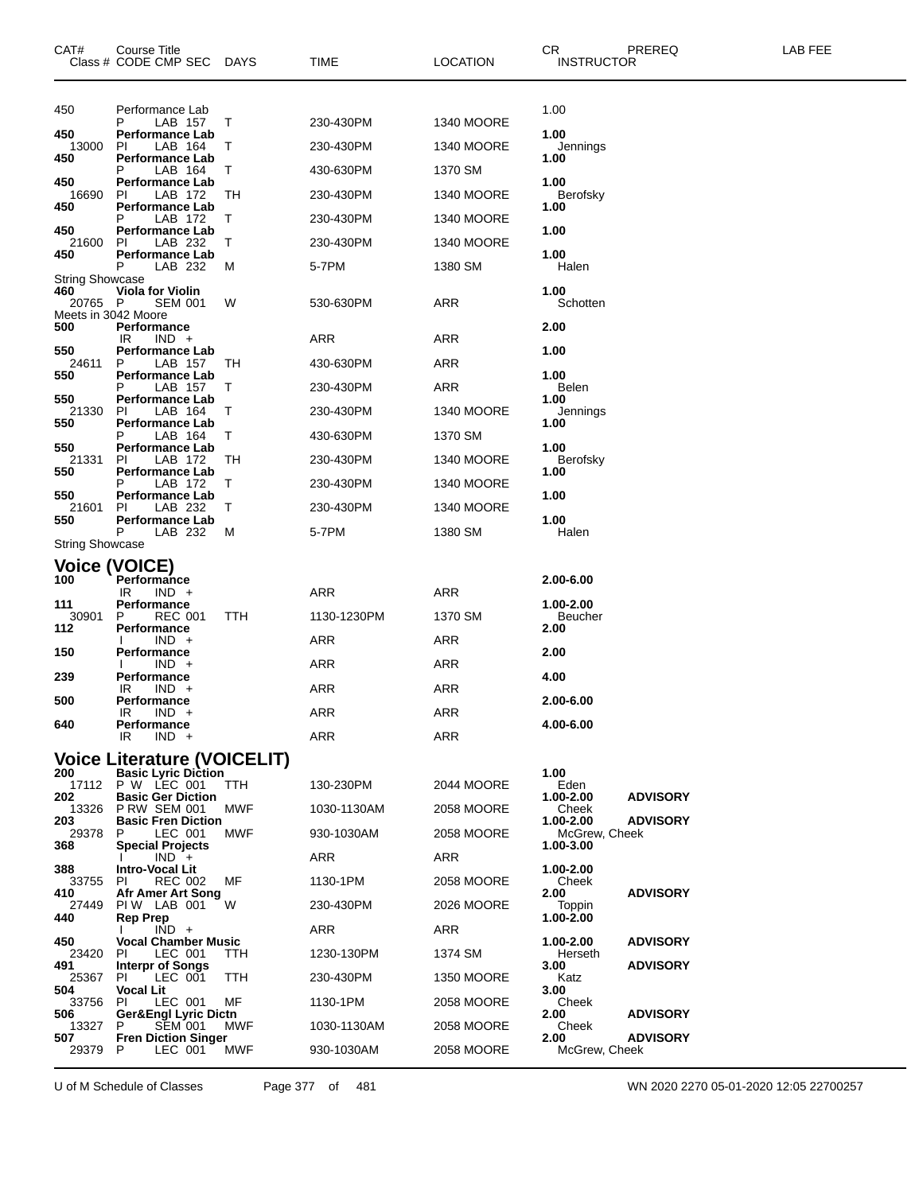| CAT# | Course Title | | | | | CR | PREREQ | LAB FEE |
|---|---|---|---|---|---|---|---|---|
| Class # | CODE CMP SEC | DAYS | TIME | LOCATION | | INSTRUCTOR | | |
| 450 | Performance Lab | | | | | 1.00 | | |
| | P LAB 157 | T | 230-430PM | 1340 MOORE | | | | |
| **450** | **Performance Lab** | | | | | **1.00** | | |
| 13000 | PI LAB 164 | T | 230-430PM | 1340 MOORE | | Jennings | | |
| **450** | **Performance Lab** | | | | | **1.00** | | |
| | P LAB 164 | T | 430-630PM | 1370 SM | | | | |
| **450** | **Performance Lab** | | | | | **1.00** | | |
| 16690 | PI LAB 172 | TH | 230-430PM | 1340 MOORE | | Berofsky | | |
| **450** | **Performance Lab** | | | | | **1.00** | | |
| | P LAB 172 | T | 230-430PM | 1340 MOORE | | | | |
| **450** | **Performance Lab** | | | | | **1.00** | | |
| 21600 | PI LAB 232 | T | 230-430PM | 1340 MOORE | | | | |
| **450** | **Performance Lab** | | | | | **1.00** | | |
| | P LAB 232 | M | 5-7PM | 1380 SM | | Halen | | |
| String Showcase | | | | | | | | |
| **460** | **Viola for Violin** | | | | | **1.00** | | |
| 20765 | P SEM 001 | W | 530-630PM | ARR | | Schotten | | |
| Meets in 3042 Moore | | | | | | | | |
| **500** | **Performance** | | | | | **2.00** | | |
| | IR IND + | | ARR | ARR | | | | |
| **550** | **Performance Lab** | | | | | **1.00** | | |
| 24611 | P LAB 157 | TH | 430-630PM | ARR | | | | |
| **550** | **Performance Lab** | | | | | **1.00** | | |
| | P LAB 157 | T | 230-430PM | ARR | | Belen | | |
| **550** | **Performance Lab** | | | | | **1.00** | | |
| 21330 | PI LAB 164 | T | 230-430PM | 1340 MOORE | | Jennings | | |
| **550** | **Performance Lab** | | | | | **1.00** | | |
| | P LAB 164 | T | 430-630PM | 1370 SM | | | | |
| **550** | **Performance Lab** | | | | | **1.00** | | |
| 21331 | PI LAB 172 | TH | 230-430PM | 1340 MOORE | | Berofsky | | |
| **550** | **Performance Lab** | | | | | **1.00** | | |
| | P LAB 172 | T | 230-430PM | 1340 MOORE | | | | |
| **550** | **Performance Lab** | | | | | **1.00** | | |
| 21601 | PI LAB 232 | T | 230-430PM | 1340 MOORE | | | | |
| **550** | **Performance Lab** | | | | | **1.00** | | |
| | P LAB 232 | M | 5-7PM | 1380 SM | | Halen | | |
| String Showcase | | | | | | | | |

## Voice (VOICE)

| CAT# | Course Title | DAYS | TIME | LOCATION | CR / INSTRUCTOR | PREREQ |
|---|---|---|---|---|---|---|
| **100** | **Performance** | | | | **2.00-6.00** | |
| | IR IND + | | ARR | ARR | | |
| **111** | **Performance** | | | | **1.00-2.00** | |
| 30901 | P REC 001 | TTH | 1130-1230PM | 1370 SM | Beucher | |
| **112** | **Performance** | | | | **2.00** | |
| | I IND + | | ARR | ARR | | |
| **150** | **Performance** | | | | **2.00** | |
| | I IND + | | ARR | ARR | | |
| **239** | **Performance** | | | | **4.00** | |
| | IR IND + | | ARR | ARR | | |
| **500** | **Performance** | | | | **2.00-6.00** | |
| | IR IND + | | ARR | ARR | | |
| **640** | **Performance** | | | | **4.00-6.00** | |
| | IR IND + | | ARR | ARR | | |

## Voice Literature (VOICELIT)

| CAT# | Course Title | DAYS | TIME | LOCATION | CR / INSTRUCTOR | PREREQ |
|---|---|---|---|---|---|---|
| **200** | **Basic Lyric Diction** | | | | **1.00** | |
| 17112 | P W LEC 001 | TTH | 130-230PM | 2044 MOORE | Eden | |
| **202** | **Basic Ger Diction** | | | | **1.00-2.00** | **ADVISORY** |
| 13326 | P RW SEM 001 | MWF | 1030-1130AM | 2058 MOORE | Cheek | |
| **203** | **Basic Fren Diction** | | | | **1.00-2.00** | **ADVISORY** |
| 29378 | P LEC 001 | MWF | 930-1030AM | 2058 MOORE | McGrew, Cheek | |
| **368** | **Special Projects** | | | | **1.00-3.00** | |
| | I IND + | | ARR | ARR | | |
| **388** | **Intro-Vocal Lit** | | | | **1.00-2.00** | |
| 33755 | PI REC 002 | MF | 1130-1PM | 2058 MOORE | Cheek | |
| **410** | **Afr Amer Art Song** | | | | **2.00** | **ADVISORY** |
| 27449 | PI W LAB 001 | W | 230-430PM | 2026 MOORE | Toppin | |
| **440** | **Rep Prep** | | | | **1.00-2.00** | |
| | I IND + | | ARR | ARR | | |
| **450** | **Vocal Chamber Music** | | | | **1.00-2.00** | **ADVISORY** |
| 23420 | PI LEC 001 | TTH | 1230-130PM | 1374 SM | Herseth | |
| **491** | **Interpr of Songs** | | | | **3.00** | **ADVISORY** |
| 25367 | PI LEC 001 | TTH | 230-430PM | 1350 MOORE | Katz | |
| **504** | **Vocal Lit** | | | | **3.00** | |
| 33756 | PI LEC 001 | MF | 1130-1PM | 2058 MOORE | Cheek | |
| **506** | **Ger&Engl Lyric Dictn** | | | | **2.00** | **ADVISORY** |
| 13327 | P SEM 001 | MWF | 1030-1130AM | 2058 MOORE | Cheek | |
| **507** | **Fren Diction Singer** | | | | **2.00** | **ADVISORY** |
| 29379 | P LEC 001 | MWF | 930-1030AM | 2058 MOORE | McGrew, Cheek | |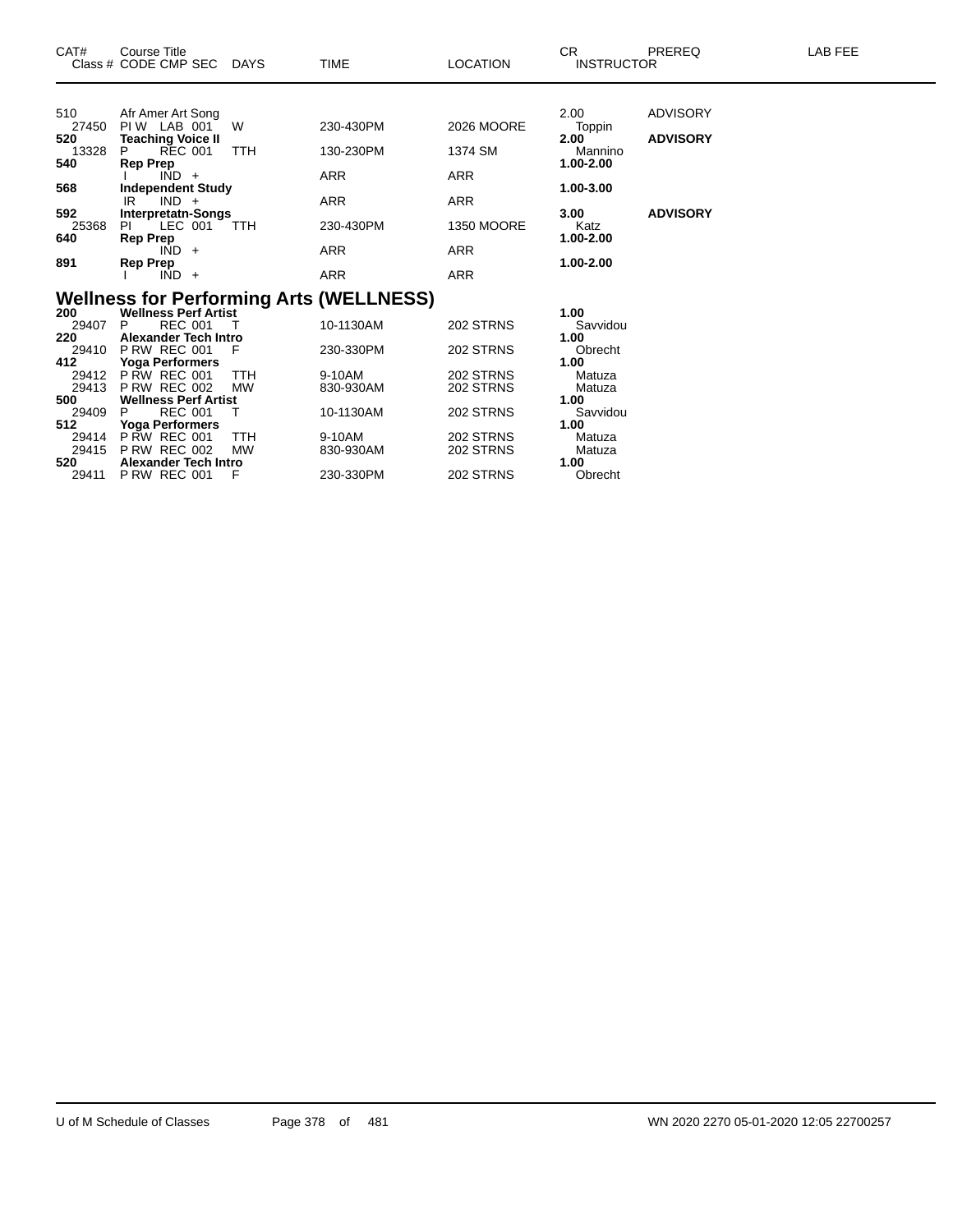| CAT# | Course Title<br>Class # CODE CMP SEC | DAYS | TIME | LOCATION | CR<br>INSTRUCTOR | PREREQ | LAB FEE |
|---|---|---|---|---|---|---|---|
| 510 | Afr Amer Art Song | | | | 2.00 | ADVISORY | |
| 27450 | PI W LAB 001 | W | 230-430PM | 2026 MOORE | Toppin | | |
| **520** | **Teaching Voice II** | | | | **2.00** | **ADVISORY** | |
| 13328 | P REC 001 | TTH | 130-230PM | 1374 SM | Mannino | | |
| **540** | **Rep Prep** | | | | **1.00-2.00** | | |
| | I IND + | | ARR | ARR | | | |
| **568** | **Independent Study** | | | | **1.00-3.00** | | |
| | IR IND + | | ARR | ARR | | | |
| **592** | **Interpretatn-Songs** | | | | **3.00** | **ADVISORY** | |
| 25368 | PI LEC 001 | TTH | 230-430PM | 1350 MOORE | Katz | | |
| **640** | **Rep Prep** | | | | **1.00-2.00** | | |
| | IND + | | ARR | ARR | | | |
| **891** | **Rep Prep** | | | | **1.00-2.00** | | |
| | I IND + | | ARR | ARR | | | |

## Wellness for Performing Arts (WELLNESS)

| CAT# | Course Title<br>Class # CODE CMP SEC | DAYS | TIME | LOCATION | CR<br>INSTRUCTOR | PREREQ | LAB FEE |
|---|---|---|---|---|---|---|---|
| **200** | **Wellness Perf Artist** | | | | **1.00** | | |
| 29407 | P REC 001 | T | 10-1130AM | 202 STRNS | Savvidou | | |
| **220** | **Alexander Tech Intro** | | | | **1.00** | | |
| 29410 | P RW REC 001 | F | 230-330PM | 202 STRNS | Obrecht | | |
| **412** | **Yoga Performers** | | | | **1.00** | | |
| 29412 | P RW REC 001 | TTH | 9-10AM | 202 STRNS | Matuza | | |
| 29413 | P RW REC 002 | MW | 830-930AM | 202 STRNS | Matuza | | |
| **500** | **Wellness Perf Artist** | | | | **1.00** | | |
| 29409 | P REC 001 | T | 10-1130AM | 202 STRNS | Savvidou | | |
| **512** | **Yoga Performers** | | | | **1.00** | | |
| 29414 | P RW REC 001 | TTH | 9-10AM | 202 STRNS | Matuza | | |
| 29415 | P RW REC 002 | MW | 830-930AM | 202 STRNS | Matuza | | |
| **520** | **Alexander Tech Intro** | | | | **1.00** | | |
| 29411 | P RW REC 001 | F | 230-330PM | 202 STRNS | Obrecht | | |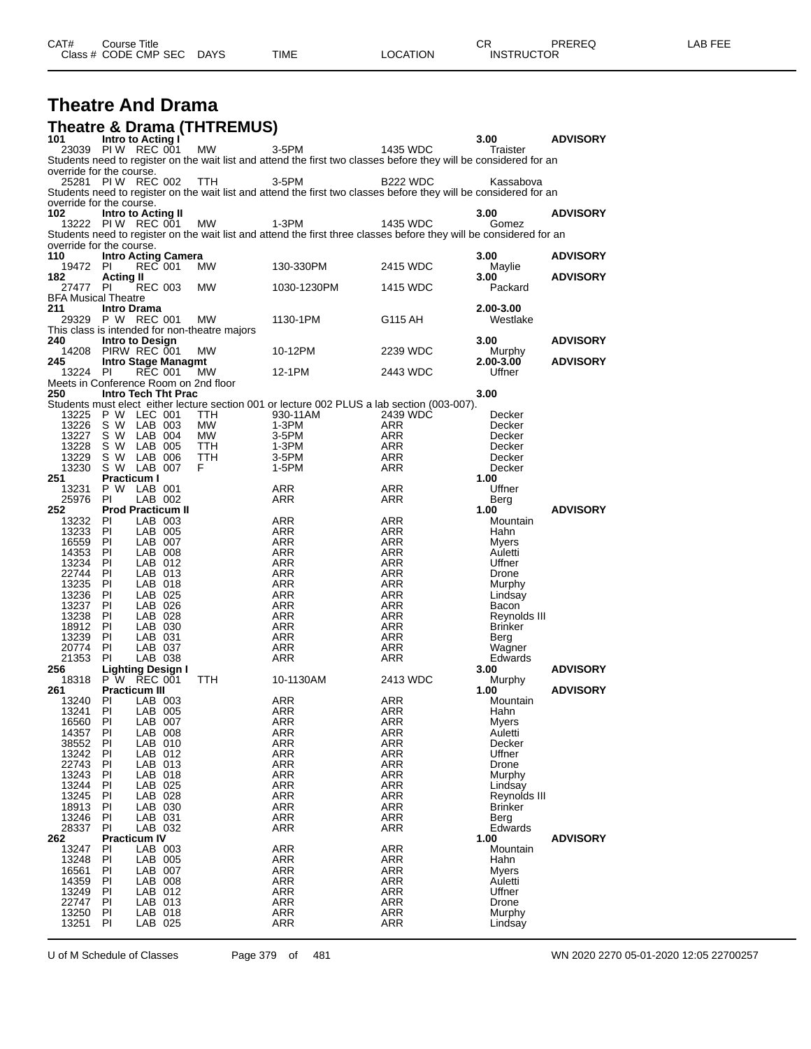# Theatre And Drama

## Theatre & Drama (THTREMUS)

| CAT# | Course Title | | | | | | CR | PREREQ |
|---|---|---|---|---|---|---|---|---|
| Class # | CODE CMP SEC | | DAYS | TIME | LOCATION | INSTRUCTOR | | |
| **101** | **Intro to Acting I** | | | | | | **3.00** | **ADVISORY** |
| 23039 | PI W REC 001 | | MW | 3-5PM | 1435 WDC | Traister | | |

Students need to register on the wait list and attend the first two classes before they will be considered for an override for the course.

| Class # | CODE CMP SEC | DAYS | TIME | LOCATION | INSTRUCTOR | CR | PREREQ |
|---|---|---|---|---|---|---|---|
| 25281 | PI W REC 002 | TTH | 3-5PM | B222 WDC | Kassabova | | |

Students need to register on the wait list and attend the first two classes before they will be considered for an override for the course.

| Class # | CODE CMP SEC | DAYS | TIME | LOCATION | INSTRUCTOR | CR | PREREQ |
|---|---|---|---|---|---|---|---|
| **102** | **Intro to Acting II** | | | | | **3.00** | **ADVISORY** |
| 13222 | PI W REC 001 | MW | 1-3PM | 1435 WDC | Gomez | | |

Students need to register on the wait list and attend the first three classes before they will be considered for an override for the course.

| Class # | CODE CMP SEC | DAYS | TIME | LOCATION | INSTRUCTOR | CR | PREREQ |
|---|---|---|---|---|---|---|---|
| **110** | **Intro Acting Camera** | | | | | **3.00** | **ADVISORY** |
| 19472 | PI REC 001 | MW | 130-330PM | 2415 WDC | Maylie | | |
| **182** | **Acting II** | | | | | **3.00** | **ADVISORY** |
| 27477 | PI REC 003 | MW | 1030-1230PM | 1415 WDC | Packard | | |

BFA Musical Theatre

| Class # | CODE CMP SEC | DAYS | TIME | LOCATION | INSTRUCTOR | CR | PREREQ |
|---|---|---|---|---|---|---|---|
| **211** | **Intro Drama** | | | | | **2.00-3.00** | |
| 29329 | P W REC 001 | MW | 1130-1PM | G115 AH | Westlake | | |

This class is intended for non-theatre majors

| Class # | CODE CMP SEC | DAYS | TIME | LOCATION | INSTRUCTOR | CR | PREREQ |
|---|---|---|---|---|---|---|---|
| **240** | **Intro to Design** | | | | | **3.00** | **ADVISORY** |
| 14208 | PIRW REC 001 | MW | 10-12PM | 2239 WDC | Murphy | | |
| **245** | **Intro Stage Managmt** | | | | | **2.00-3.00** | **ADVISORY** |
| 13224 | PI REC 001 | MW | 12-1PM | 2443 WDC | Uffner | | |

Meets in Conference Room on 2nd floor

| Class # | CODE CMP SEC | DAYS | TIME | LOCATION | INSTRUCTOR | CR | PREREQ |
|---|---|---|---|---|---|---|---|
| **250** | **Intro Tech Tht Prac** | | | | | **3.00** | |

Students must elect either lecture section 001 or lecture 002 PLUS a lab section (003-007).

| Class # | CODE CMP SEC | DAYS | TIME | LOCATION | INSTRUCTOR | CR | PREREQ |
|---|---|---|---|---|---|---|---|
| 13225 | P W LEC 001 | TTH | 930-11AM | 2439 WDC | Decker | | |
| 13226 | S W LAB 003 | MW | 1-3PM | ARR | Decker | | |
| 13227 | S W LAB 004 | MW | 3-5PM | ARR | Decker | | |
| 13228 | S W LAB 005 | TTH | 1-3PM | ARR | Decker | | |
| 13229 | S W LAB 006 | TTH | 3-5PM | ARR | Decker | | |
| 13230 | S W LAB 007 | F | 1-5PM | ARR | Decker | | |
| **251** | **Practicum I** | | | | | **1.00** | |
| 13231 | P W LAB 001 | | ARR | ARR | Uffner | | |
| 25976 | PI LAB 002 | | ARR | ARR | Berg | | |
| **252** | **Prod Practicum II** | | | | | **1.00** | **ADVISORY** |
| 13232 | PI LAB 003 | | ARR | ARR | Mountain | | |
| 13233 | PI LAB 005 | | ARR | ARR | Hahn | | |
| 16559 | PI LAB 007 | | ARR | ARR | Myers | | |
| 14353 | PI LAB 008 | | ARR | ARR | Auletti | | |
| 13234 | PI LAB 012 | | ARR | ARR | Uffner | | |
| 22744 | PI LAB 013 | | ARR | ARR | Drone | | |
| 13235 | PI LAB 018 | | ARR | ARR | Murphy | | |
| 13236 | PI LAB 025 | | ARR | ARR | Lindsay | | |
| 13237 | PI LAB 026 | | ARR | ARR | Bacon | | |
| 13238 | PI LAB 028 | | ARR | ARR | Reynolds III | | |
| 18912 | PI LAB 030 | | ARR | ARR | Brinker | | |
| 13239 | PI LAB 031 | | ARR | ARR | Berg | | |
| 20774 | PI LAB 037 | | ARR | ARR | Wagner | | |
| 21353 | PI LAB 038 | | ARR | ARR | Edwards | | |
| **256** | **Lighting Design I** | | | | | **3.00** | **ADVISORY** |
| 18318 | P W REC 001 | TTH | 10-1130AM | 2413 WDC | Murphy | | |
| **261** | **Practicum III** | | | | | **1.00** | **ADVISORY** |
| 13240 | PI LAB 003 | | ARR | ARR | Mountain | | |
| 13241 | PI LAB 005 | | ARR | ARR | Hahn | | |
| 16560 | PI LAB 007 | | ARR | ARR | Myers | | |
| 14357 | PI LAB 008 | | ARR | ARR | Auletti | | |
| 38552 | PI LAB 010 | | ARR | ARR | Decker | | |
| 13242 | PI LAB 012 | | ARR | ARR | Uffner | | |
| 22743 | PI LAB 013 | | ARR | ARR | Drone | | |
| 13243 | PI LAB 018 | | ARR | ARR | Murphy | | |
| 13244 | PI LAB 025 | | ARR | ARR | Lindsay | | |
| 13245 | PI LAB 028 | | ARR | ARR | Reynolds III | | |
| 18913 | PI LAB 030 | | ARR | ARR | Brinker | | |
| 13246 | PI LAB 031 | | ARR | ARR | Berg | | |
| 28337 | PI LAB 032 | | ARR | ARR | Edwards | | |
| **262** | **Practicum IV** | | | | | **1.00** | **ADVISORY** |
| 13247 | PI LAB 003 | | ARR | ARR | Mountain | | |
| 13248 | PI LAB 005 | | ARR | ARR | Hahn | | |
| 16561 | PI LAB 007 | | ARR | ARR | Myers | | |
| 14359 | PI LAB 008 | | ARR | ARR | Auletti | | |
| 13249 | PI LAB 012 | | ARR | ARR | Uffner | | |
| 22747 | PI LAB 013 | | ARR | ARR | Drone | | |
| 13250 | PI LAB 018 | | ARR | ARR | Murphy | | |
| 13251 | PI LAB 025 | | ARR | ARR | Lindsay | | |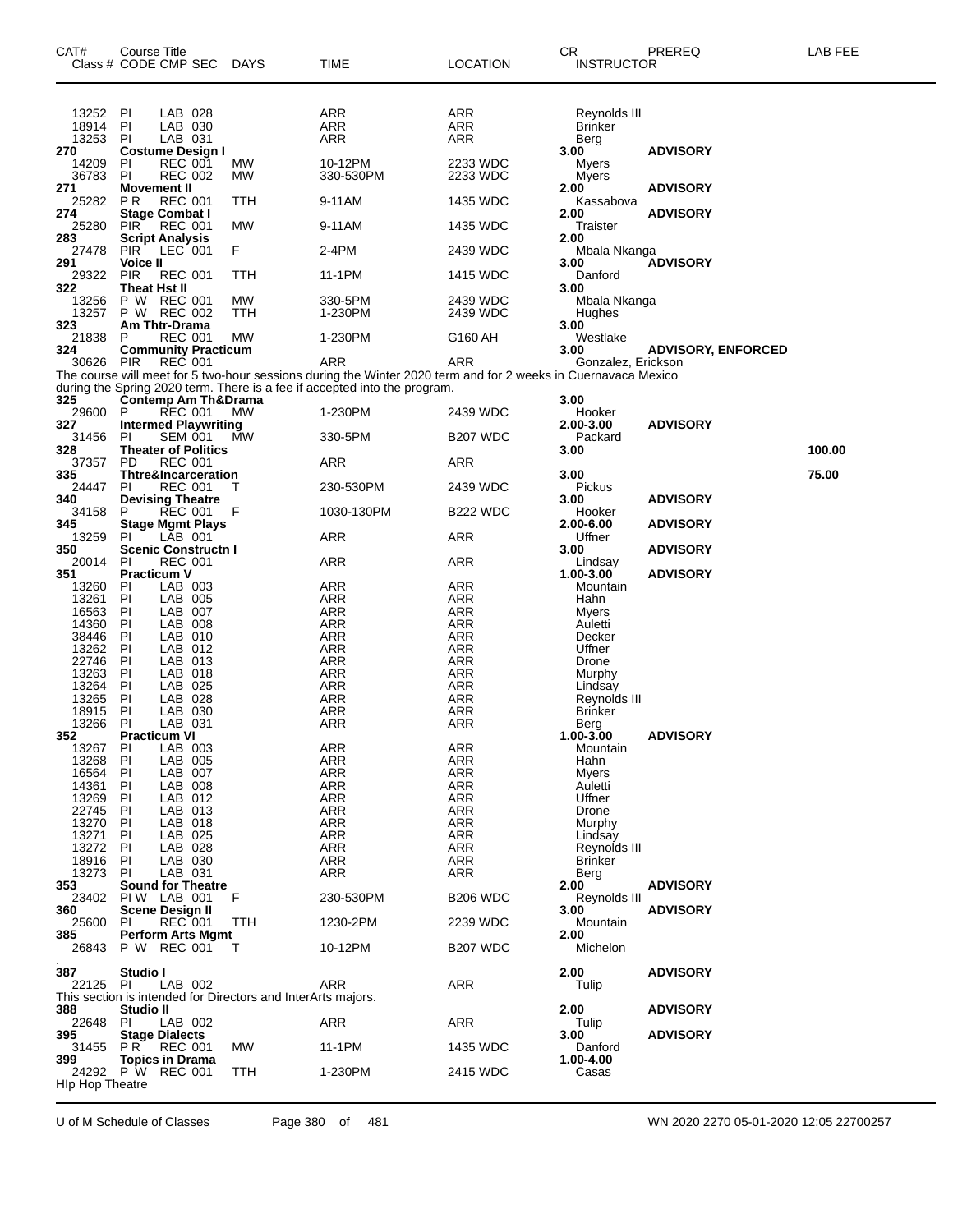| CAT# Class # | Course Title CODE CMP SEC | DAYS | TIME | LOCATION | CR INSTRUCTOR | PREREQ | LAB FEE |
|---|---|---|---|---|---|---|---|
| 13252 | PI LAB 028 | | ARR | ARR | Reynolds III | | |
| 18914 | PI LAB 030 | | ARR | ARR | Brinker | | |
| 13253 | PI LAB 031 | | ARR | ARR | Berg | | |
| **270** | **Costume Design I** | | | | **3.00** | **ADVISORY** | |
| 14209 | PI REC 001 | MW | 10-12PM | 2233 WDC | Myers | | |
| 36783 | PI REC 002 | MW | 330-530PM | 2233 WDC | Myers | | |
| **271** | **Movement II** | | | | **2.00** | **ADVISORY** | |
| 25282 | P R REC 001 | TTH | 9-11AM | 1435 WDC | Kassabova | | |
| **274** | **Stage Combat I** | | | | **2.00** | **ADVISORY** | |
| 25280 | PIR REC 001 | MW | 9-11AM | 1435 WDC | Traister | | |
| **283** | **Script Analysis** | | | | **2.00** | | |
| 27478 | PIR LEC 001 | F | 2-4PM | 2439 WDC | Mbala Nkanga | | |
| **291** | **Voice II** | | | | **3.00** | **ADVISORY** | |
| 29322 | PIR REC 001 | TTH | 11-1PM | 1415 WDC | Danford | | |
| **322** | **Theat Hst II** | | | | **3.00** | | |
| 13256 | P W REC 001 | MW | 330-5PM | 2439 WDC | Mbala Nkanga | | |
| 13257 | P W REC 002 | TTH | 1-230PM | 2439 WDC | Hughes | | |
| **323** | **Am Thtr-Drama** | | | | **3.00** | | |
| 21838 | P REC 001 | MW | 1-230PM | G160 AH | Westlake | | |
| **324** | **Community Practicum** | | | | **3.00** | **ADVISORY, ENFORCED** | |
| 30626 | PIR REC 001 | | ARR | ARR | Gonzalez, Erickson | | |

The course will meet for 5 two-hour sessions during the Winter 2020 term and for 2 weeks in Cuernavaca Mexico during the Spring 2020 term. There is a fee if accepted into the program.

| CAT# Class # | Course Title CODE CMP SEC | DAYS | TIME | LOCATION | CR INSTRUCTOR | PREREQ | LAB FEE |
|---|---|---|---|---|---|---|---|
| **325** | **Contemp Am Th&Drama** | | | | **3.00** | | |
| 29600 | P REC 001 | MW | 1-230PM | 2439 WDC | Hooker | | |
| **327** | **Intermed Playwriting** | | | | **2.00-3.00** | **ADVISORY** | |
| 31456 | PI SEM 001 | MW | 330-5PM | B207 WDC | Packard | | |
| **328** | **Theater of Politics** | | | | **3.00** | | **100.00** |
| 37357 | PD REC 001 | | ARR | ARR | | | |
| **335** | **Thtre&Incarceration** | | | | **3.00** | | **75.00** |
| 24447 | PI REC 001 | T | 230-530PM | 2439 WDC | Pickus | | |
| **340** | **Devising Theatre** | | | | **3.00** | **ADVISORY** | |
| 34158 | P REC 001 | F | 1030-130PM | B222 WDC | Hooker | | |
| **345** | **Stage Mgmt Plays** | | | | **2.00-6.00** | **ADVISORY** | |
| 13259 | PI LAB 001 | | ARR | ARR | Uffner | | |
| **350** | **Scenic Constructn I** | | | | **3.00** | **ADVISORY** | |
| 20014 | PI REC 001 | | ARR | ARR | Lindsay | | |
| **351** | **Practicum V** | | | | **1.00-3.00** | **ADVISORY** | |
| 13260 | PI LAB 003 | | ARR | ARR | Mountain | | |
| 13261 | PI LAB 005 | | ARR | ARR | Hahn | | |
| 16563 | PI LAB 007 | | ARR | ARR | Myers | | |
| 14360 | PI LAB 008 | | ARR | ARR | Auletti | | |
| 38446 | PI LAB 010 | | ARR | ARR | Decker | | |
| 13262 | PI LAB 012 | | ARR | ARR | Uffner | | |
| 22746 | PI LAB 013 | | ARR | ARR | Drone | | |
| 13263 | PI LAB 018 | | ARR | ARR | Murphy | | |
| 13264 | PI LAB 025 | | ARR | ARR | Lindsay | | |
| 13265 | PI LAB 028 | | ARR | ARR | Reynolds III | | |
| 18915 | PI LAB 030 | | ARR | ARR | Brinker | | |
| 13266 | PI LAB 031 | | ARR | ARR | Berg | | |
| **352** | **Practicum VI** | | | | **1.00-3.00** | **ADVISORY** | |
| 13267 | PI LAB 003 | | ARR | ARR | Mountain | | |
| 13268 | PI LAB 005 | | ARR | ARR | Hahn | | |
| 16564 | PI LAB 007 | | ARR | ARR | Myers | | |
| 14361 | PI LAB 008 | | ARR | ARR | Auletti | | |
| 13269 | PI LAB 012 | | ARR | ARR | Uffner | | |
| 22745 | PI LAB 013 | | ARR | ARR | Drone | | |
| 13270 | PI LAB 018 | | ARR | ARR | Murphy | | |
| 13271 | PI LAB 025 | | ARR | ARR | Lindsay | | |
| 13272 | PI LAB 028 | | ARR | ARR | Reynolds III | | |
| 18916 | PI LAB 030 | | ARR | ARR | Brinker | | |
| 13273 | PI LAB 031 | | ARR | ARR | Berg | | |
| **353** | **Sound for Theatre** | | | | **2.00** | **ADVISORY** | |
| 23402 | PI W LAB 001 | F | 230-530PM | B206 WDC | Reynolds III | | |
| **360** | **Scene Design II** | | | | **3.00** | **ADVISORY** | |
| 25600 | PI REC 001 | TTH | 1230-2PM | 2239 WDC | Mountain | | |
| **385** | **Perform Arts Mgmt** | | | | **2.00** | | |
| 26843 | P W REC 001 | T | 10-12PM | B207 WDC | Michelon | | |
| **387** | **Studio I** | | | | **2.00** | **ADVISORY** | |
| 22125 | PI LAB 002 | | ARR | ARR | Tulip | | |

This section is intended for Directors and InterArts majors.

| CAT# Class # | Course Title CODE CMP SEC | DAYS | TIME | LOCATION | CR INSTRUCTOR | PREREQ | LAB FEE |
|---|---|---|---|---|---|---|---|
| **388** | **Studio II** | | | | **2.00** | **ADVISORY** | |
| 22648 | PI LAB 002 | | ARR | ARR | Tulip | | |
| **395** | **Stage Dialects** | | | | **3.00** | **ADVISORY** | |
| 31455 | P R REC 001 | MW | 11-1PM | 1435 WDC | Danford | | |
| **399** | **Topics in Drama** | | | | **1.00-4.00** | | |
| 24292 | P W REC 001 | TTH | 1-230PM | 2415 WDC | Casas | | |

Hlp Hop Theatre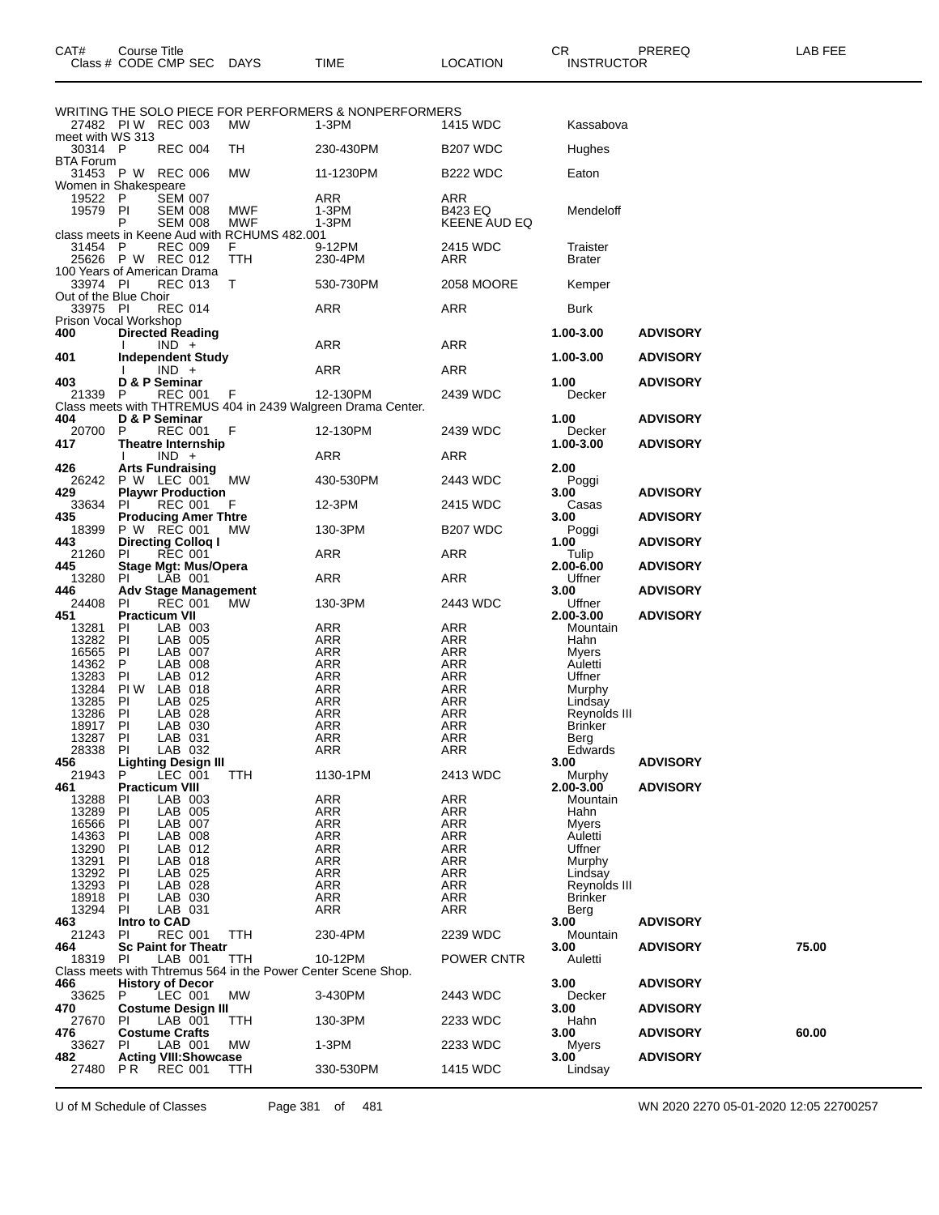| CAT# | Course Title / Class # CODE CMP SEC | DAYS | TIME | LOCATION | CR / INSTRUCTOR | PREREQ | LAB FEE |
|---|---|---|---|---|---|---|---|
| | WRITING THE SOLO PIECE FOR PERFORMERS & NONPERFORMERS | | | | | | |
| 27482 | PI W REC 003 | MW | 1-3PM | 1415 WDC | Kassabova | | |
| | meet with WS 313 | | | | | | |
| 30314 | P REC 004 | TH | 230-430PM | B207 WDC | Hughes | | |
| | BTA Forum | | | | | | |
| 31453 | P W REC 006 | MW | 11-1230PM | B222 WDC | Eaton | | |
| | Women in Shakespeare | | | | | | |
| 19522 | P SEM 007 | | ARR | ARR | | | |
| 19579 | PI SEM 008 | MWF | 1-3PM | B423 EQ | Mendeloff | | |
| | P SEM 008 | MWF | 1-3PM | KEENE AUD EQ | | | |
| | class meets in Keene Aud with RCHUMS 482.001 | | | | | | |
| 31454 | P REC 009 | F | 9-12PM | 2415 WDC | Traister | | |
| 25626 | P W REC 012 | TTH | 230-4PM | ARR | Brater | | |
| | 100 Years of American Drama | | | | | | |
| 33974 | PI REC 013 | T | 530-730PM | 2058 MOORE | Kemper | | |
| | Out of the Blue Choir | | | | | | |
| 33975 | PI REC 014 | | ARR | ARR | Burk | | |
| | Prison Vocal Workshop | | | | | | |
| **400** | **Directed Reading** | | | | **1.00-3.00** | **ADVISORY** | |
| | I IND + | | ARR | ARR | | | |
| **401** | **Independent Study** | | | | **1.00-3.00** | **ADVISORY** | |
| | I IND + | | ARR | ARR | | | |
| **403** | **D & P Seminar** | | | | **1.00** | **ADVISORY** | |
| 21339 | P REC 001 | F | 12-130PM | 2439 WDC | Decker | | |
| | Class meets with THTREMUS 404 in 2439 Walgreen Drama Center. | | | | | | |
| **404** | **D & P Seminar** | | | | **1.00** | **ADVISORY** | |
| 20700 | P REC 001 | F | 12-130PM | 2439 WDC | Decker | | |
| **417** | **Theatre Internship** | | | | **1.00-3.00** | **ADVISORY** | |
| | I IND + | | ARR | ARR | | | |
| **426** | **Arts Fundraising** | | | | **2.00** | | |
| 26242 | P W LEC 001 | MW | 430-530PM | 2443 WDC | Poggi | | |
| **429** | **Playwr Production** | | | | **3.00** | **ADVISORY** | |
| 33634 | PI REC 001 | F | 12-3PM | 2415 WDC | Casas | | |
| **435** | **Producing Amer Thtre** | | | | **3.00** | **ADVISORY** | |
| 18399 | P W REC 001 | MW | 130-3PM | B207 WDC | Poggi | | |
| **443** | **Directing Colloq I** | | | | **1.00** | **ADVISORY** | |
| 21260 | PI REC 001 | | ARR | ARR | Tulip | | |
| **445** | **Stage Mgt: Mus/Opera** | | | | **2.00-6.00** | **ADVISORY** | |
| 13280 | PI LAB 001 | | ARR | ARR | Uffner | | |
| **446** | **Adv Stage Management** | | | | **3.00** | **ADVISORY** | |
| 24408 | PI REC 001 | MW | 130-3PM | 2443 WDC | Uffner | | |
| **451** | **Practicum VII** | | | | **2.00-3.00** | **ADVISORY** | |
| 13281 | PI LAB 003 | | ARR | ARR | Mountain | | |
| 13282 | PI LAB 005 | | ARR | ARR | Hahn | | |
| 16565 | PI LAB 007 | | ARR | ARR | Myers | | |
| 14362 | P LAB 008 | | ARR | ARR | Auletti | | |
| 13283 | PI LAB 012 | | ARR | ARR | Uffner | | |
| 13284 | PI W LAB 018 | | ARR | ARR | Murphy | | |
| 13285 | PI LAB 025 | | ARR | ARR | Lindsay | | |
| 13286 | PI LAB 028 | | ARR | ARR | Reynolds III | | |
| 18917 | PI LAB 030 | | ARR | ARR | Brinker | | |
| 13287 | PI LAB 031 | | ARR | ARR | Berg | | |
| 28338 | PI LAB 032 | | ARR | ARR | Edwards | | |
| **456** | **Lighting Design III** | | | | **3.00** | **ADVISORY** | |
| 21943 | P LEC 001 | TTH | 1130-1PM | 2413 WDC | Murphy | | |
| **461** | **Practicum VIII** | | | | **2.00-3.00** | **ADVISORY** | |
| 13288 | PI LAB 003 | | ARR | ARR | Mountain | | |
| 13289 | PI LAB 005 | | ARR | ARR | Hahn | | |
| 16566 | PI LAB 007 | | ARR | ARR | Myers | | |
| 14363 | PI LAB 008 | | ARR | ARR | Auletti | | |
| 13290 | PI LAB 012 | | ARR | ARR | Uffner | | |
| 13291 | PI LAB 018 | | ARR | ARR | Murphy | | |
| 13292 | PI LAB 025 | | ARR | ARR | Lindsay | | |
| 13293 | PI LAB 028 | | ARR | ARR | Reynolds III | | |
| 18918 | PI LAB 030 | | ARR | ARR | Brinker | | |
| 13294 | PI LAB 031 | | ARR | ARR | Berg | | |
| **463** | **Intro to CAD** | | | | **3.00** | **ADVISORY** | |
| 21243 | PI REC 001 | TTH | 230-4PM | 2239 WDC | Mountain | | |
| **464** | **Sc Paint for Theatr** | | | | **3.00** | **ADVISORY** | **75.00** |
| 18319 | PI LAB 001 | TTH | 10-12PM | POWER CNTR | Auletti | | |
| | Class meets with Thtremus 564 in the Power Center Scene Shop. | | | | | | |
| **466** | **History of Decor** | | | | **3.00** | **ADVISORY** | |
| 33625 | P LEC 001 | MW | 3-430PM | 2443 WDC | Decker | | |
| **470** | **Costume Design III** | | | | **3.00** | **ADVISORY** | |
| 27670 | PI LAB 001 | TTH | 130-3PM | 2233 WDC | Hahn | | |
| **476** | **Costume Crafts** | | | | **3.00** | **ADVISORY** | **60.00** |
| 33627 | PI LAB 001 | MW | 1-3PM | 2233 WDC | Myers | | |
| **482** | **Acting VIII:Showcase** | | | | **3.00** | **ADVISORY** | |
| 27480 | P R REC 001 | TTH | 330-530PM | 1415 WDC | Lindsay | | |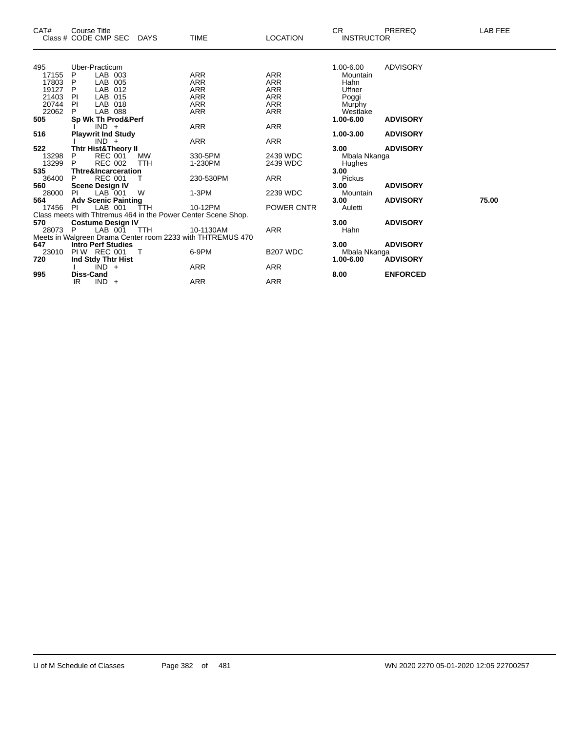| CAT# | Course Title Class # | CODE | CMP | SEC | DAYS | TIME | LOCATION | CR INSTRUCTOR | PREREQ | LAB FEE |
|---|---|---|---|---|---|---|---|---|---|---|
| 495 | Uber-Practicum | | | | | | | 1.00-6.00 | ADVISORY | |
| 17155 | | P | LAB | 003 | | ARR | ARR | Mountain | | |
| 17803 | | P | LAB | 005 | | ARR | ARR | Hahn | | |
| 19127 | | P | LAB | 012 | | ARR | ARR | Uffner | | |
| 21403 | | PI | LAB | 015 | | ARR | ARR | Poggi | | |
| 20744 | | PI | LAB | 018 | | ARR | ARR | Murphy | | |
| 22062 | | P | LAB | 088 | | ARR | ARR | Westlake | | |
| **505** | **Sp Wk Th Prod&Perf** | | | | | | | **1.00-6.00** | **ADVISORY** | |
| | | I | IND | + | | ARR | ARR | | | |
| **516** | **Playwrit Ind Study** | | | | | | | **1.00-3.00** | **ADVISORY** | |
| | | I | IND | + | | ARR | ARR | | | |
| **522** | **Thtr Hist&Theory II** | | | | | | | **3.00** | **ADVISORY** | |
| 13298 | | P | REC | 001 | MW | 330-5PM | 2439 WDC | Mbala Nkanga | | |
| 13299 | | P | REC | 002 | TTH | 1-230PM | 2439 WDC | Hughes | | |
| **535** | **Thtre&Incarceration** | | | | | | | **3.00** | | |
| 36400 | | P | REC | 001 | T | 230-530PM | ARR | Pickus | | |
| **560** | **Scene Design IV** | | | | | | | **3.00** | **ADVISORY** | |
| 28000 | | PI | LAB | 001 | W | 1-3PM | 2239 WDC | Mountain | | |
| **564** | **Adv Scenic Painting** | | | | | | | **3.00** | **ADVISORY** | **75.00** |
| 17456 | | PI | LAB | 001 | TTH | 10-12PM | POWER CNTR | Auletti | | |
| Class meets with Thtremus 464 in the Power Center Scene Shop. | | | | | | | | | | |
| **570** | **Costume Design IV** | | | | | | | **3.00** | **ADVISORY** | |
| 28073 | | P | LAB | 001 | TTH | 10-1130AM | ARR | Hahn | | |
| Meets in Walgreen Drama Center room 2233 with THTREMUS 470 | | | | | | | | | | |
| **647** | **Intro Perf Studies** | | | | | | | **3.00** | **ADVISORY** | |
| 23010 | | PI W | REC | 001 | T | 6-9PM | B207 WDC | Mbala Nkanga | | |
| **720** | **Ind Stdy Thtr Hist** | | | | | | | **1.00-6.00** | **ADVISORY** | |
| | | I | IND | + | | ARR | ARR | | | |
| **995** | **Diss-Cand** | | | | | | | **8.00** | **ENFORCED** | |
| | | IR | IND | + | | ARR | ARR | | | |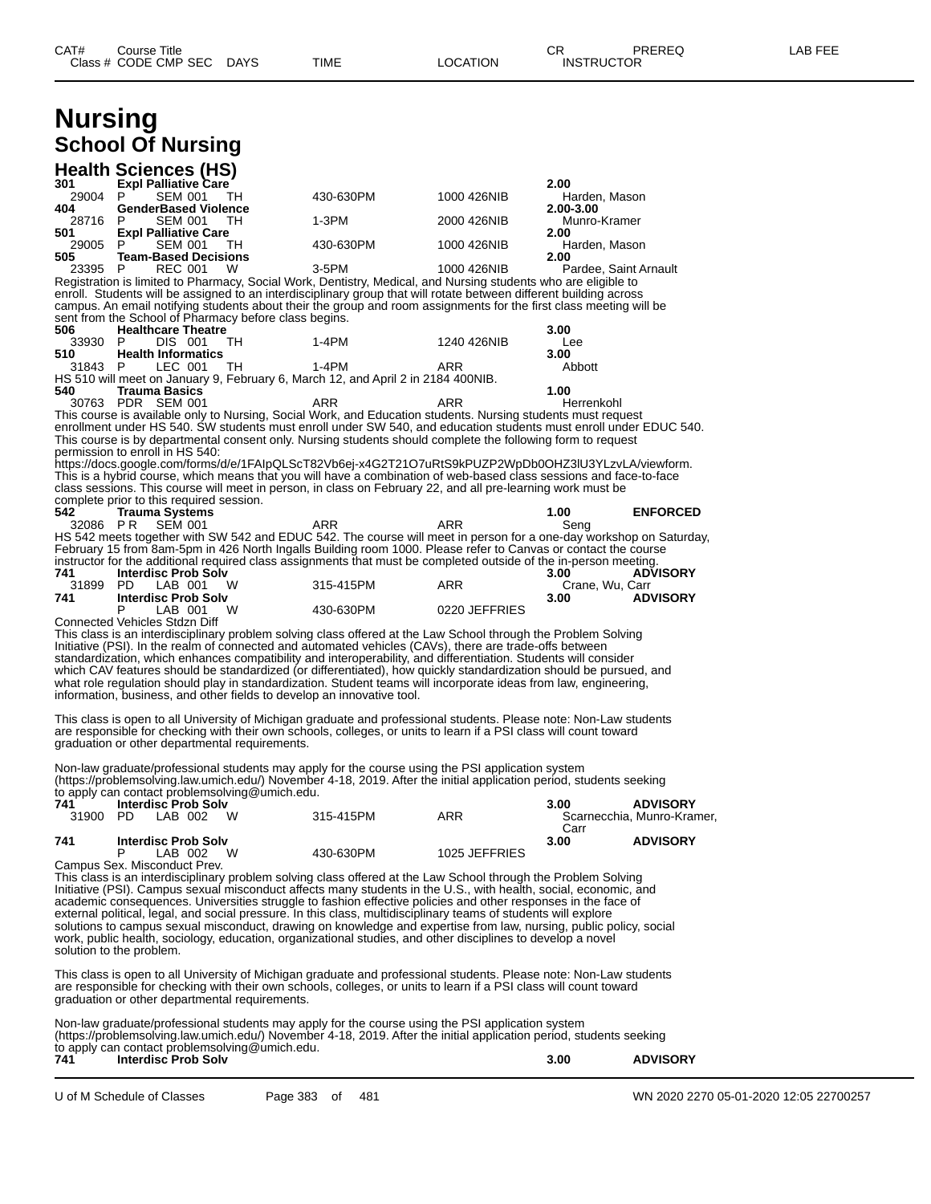# Nursing

## School Of Nursing

### Health Sciences (HS)

| CAT# Class # | Course Title CODE CMP SEC | DAYS | TIME | LOCATION | CR INSTRUCTOR | PREREQ | LAB FEE |
|---|---|---|---|---|---|---|---|
| **301** | **Expl Palliative Care** | | | | **2.00** | | |
| 29004 | P SEM 001 | TH | 430-630PM | 1000 426NIB | Harden, Mason | | |
| **404** | **GenderBased Violence** | | | | **2.00-3.00** | | |
| 28716 | P SEM 001 | TH | 1-3PM | 2000 426NIB | Munro-Kramer | | |
| **501** | **Expl Palliative Care** | | | | **2.00** | | |
| 29005 | P SEM 001 | TH | 430-630PM | 1000 426NIB | Harden, Mason | | |
| **505** | **Team-Based Decisions** | | | | **2.00** | | |
| 23395 | P REC 001 | W | 3-5PM | 1000 426NIB | Pardee, Saint Arnault | | |

Registration is limited to Pharmacy, Social Work, Dentistry, Medical, and Nursing students who are eligible to enroll. Students will be assigned to an interdisciplinary group that will rotate between different building across campus. An email notifying students about their the group and room assignments for the first class meeting will be sent from the School of Pharmacy before class begins.

| CAT# Class # | Course Title CODE CMP SEC | DAYS | TIME | LOCATION | CR INSTRUCTOR | PREREQ | LAB FEE |
|---|---|---|---|---|---|---|---|
| **506** | **Healthcare Theatre** | | | | **3.00** | | |
| 33930 | P DIS 001 | TH | 1-4PM | 1240 426NIB | Lee | | |
| **510** | **Health Informatics** | | | | **3.00** | | |
| 31843 | P LEC 001 | TH | 1-4PM | ARR | Abbott | | |

HS 510 will meet on January 9, February 6, March 12, and April 2 in 2184 400NIB.

| CAT# Class # | Course Title CODE CMP SEC | DAYS | TIME | LOCATION | CR INSTRUCTOR | PREREQ | LAB FEE |
|---|---|---|---|---|---|---|---|
| **540** | **Trauma Basics** | | | | **1.00** | | |
| 30763 | PDR SEM 001 | | ARR | ARR | Herrenkohl | | |

This course is available only to Nursing, Social Work, and Education students. Nursing students must request enrollment under HS 540. SW students must enroll under SW 540, and education students must enroll under EDUC 540. This course is by departmental consent only. Nursing students should complete the following form to request permission to enroll in HS 540:
https://docs.google.com/forms/d/e/1FAIpQLScT82Vb6ej-x4G2T21O7uRtS9kPUZP2WpDb0OHZ3lU3YLzvLA/viewform.
This is a hybrid course, which means that you will have a combination of web-based class sessions and face-to-face class sessions. This course will meet in person, in class on February 22, and all pre-learning work must be complete prior to this required session.

| CAT# Class # | Course Title CODE CMP SEC | DAYS | TIME | LOCATION | CR INSTRUCTOR | PREREQ | LAB FEE |
|---|---|---|---|---|---|---|---|
| **542** | **Trauma Systems** | | | | **1.00** | **ENFORCED** | |
| 32086 | P R SEM 001 | | ARR | ARR | Seng | | |

HS 542 meets together with SW 542 and EDUC 542. The course will meet in person for a one-day workshop on Saturday, February 15 from 8am-5pm in 426 North Ingalls Building room 1000. Please refer to Canvas or contact the course instructor for the additional required class assignments that must be completed outside of the in-person meeting.

| CAT# Class # | Course Title CODE CMP SEC | DAYS | TIME | LOCATION | CR INSTRUCTOR | PREREQ | LAB FEE |
|---|---|---|---|---|---|---|---|
| **741** | **Interdisc Prob Solv** | | | | **3.00** | **ADVISORY** | |
| 31899 | PD LAB 001 | W | 315-415PM | ARR | Crane, Wu, Carr | | |
| **741** | **Interdisc Prob Solv** | | | | **3.00** | **ADVISORY** | |
| | P LAB 001 | W | 430-630PM | 0220 JEFFRIES | | | |

Connected Vehicles Stdzn Diff

This class is an interdisciplinary problem solving class offered at the Law School through the Problem Solving Initiative (PSI). In the realm of connected and automated vehicles (CAVs), there are trade-offs between standardization, which enhances compatibility and interoperability, and differentiation. Students will consider which CAV features should be standardized (or differentiated), how quickly standardization should be pursued, and what role regulation should play in standardization. Student teams will incorporate ideas from law, engineering, information, business, and other fields to develop an innovative tool.

This class is open to all University of Michigan graduate and professional students. Please note: Non-Law students are responsible for checking with their own schools, colleges, or units to learn if a PSI class will count toward graduation or other departmental requirements.

Non-law graduate/professional students may apply for the course using the PSI application system (https://problemsolving.law.umich.edu/) November 4-18, 2019. After the initial application period, students seeking to apply can contact problemsolving@umich.edu.

| CAT# Class # | Course Title CODE CMP SEC | DAYS | TIME | LOCATION | CR INSTRUCTOR | PREREQ | LAB FEE |
|---|---|---|---|---|---|---|---|
| **741** | **Interdisc Prob Solv** | | | | **3.00** | **ADVISORY** | |
| 31900 | PD LAB 002 | W | 315-415PM | ARR | Scarnecchia, Munro-Kramer, Carr | | |
| **741** | **Interdisc Prob Solv** | | | | **3.00** | **ADVISORY** | |
| | P LAB 002 | W | 430-630PM | 1025 JEFFRIES | | | |

Campus Sex. Misconduct Prev.

This class is an interdisciplinary problem solving class offered at the Law School through the Problem Solving Initiative (PSI). Campus sexual misconduct affects many students in the U.S., with health, social, economic, and academic consequences. Universities struggle to fashion effective policies and other responses in the face of external political, legal, and social pressure. In this class, multidisciplinary teams of students will explore solutions to campus sexual misconduct, drawing on knowledge and expertise from law, nursing, public policy, social work, public health, sociology, education, organizational studies, and other disciplines to develop a novel solution to the problem.

This class is open to all University of Michigan graduate and professional students. Please note: Non-Law students are responsible for checking with their own schools, colleges, or units to learn if a PSI class will count toward graduation or other departmental requirements.

Non-law graduate/professional students may apply for the course using the PSI application system (https://problemsolving.law.umich.edu/) November 4-18, 2019. After the initial application period, students seeking to apply can contact problemsolving@umich.edu.

| CAT# Class # | Course Title CODE CMP SEC | DAYS | TIME | LOCATION | CR INSTRUCTOR | PREREQ | LAB FEE |
|---|---|---|---|---|---|---|---|
| **741** | **Interdisc Prob Solv** | | | | **3.00** | **ADVISORY** | |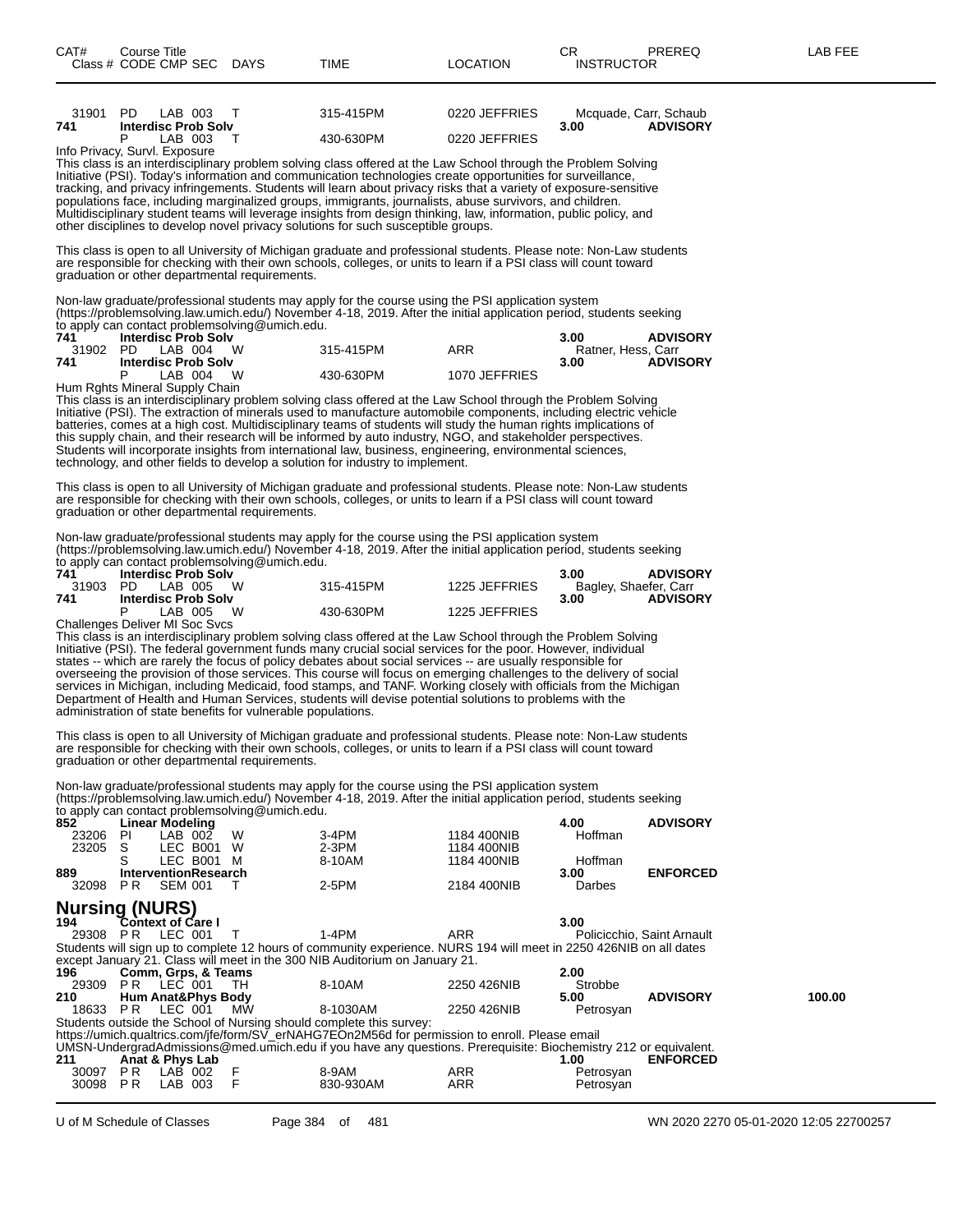| CAT# | Class # | CODE | CMP | SEC | DAYS | TIME | LOCATION | CR / INSTRUCTOR | PREREQ | LAB FEE |
|---|---|---|---|---|---|---|---|---|---|---|
| | 31901 | PD | LAB | 003 | T | 315-415PM | 0220 JEFFRIES | Mcquade, Carr, Schaub | | |
| 741 | | Interdisc Prob Solv | | | | | | 3.00 | ADVISORY | |
| | | P | LAB | 003 | T | 430-630PM | 0220 JEFFRIES | | | |

Info Privacy, Survl. Exposure

This class is an interdisciplinary problem solving class offered at the Law School through the Problem Solving Initiative (PSI). Today's information and communication technologies create opportunities for surveillance, tracking, and privacy infringements. Students will learn about privacy risks that a variety of exposure-sensitive populations face, including marginalized groups, immigrants, journalists, abuse survivors, and children. Multidisciplinary student teams will leverage insights from design thinking, law, information, public policy, and other disciplines to develop novel privacy solutions for such susceptible groups.

This class is open to all University of Michigan graduate and professional students. Please note: Non-Law students are responsible for checking with their own schools, colleges, or units to learn if a PSI class will count toward graduation or other departmental requirements.

Non-law graduate/professional students may apply for the course using the PSI application system (https://problemsolving.law.umich.edu/) November 4-18, 2019. After the initial application period, students seeking to apply can contact problemsolving@umich.edu.

| CAT# | Class # | CODE | CMP | SEC | DAYS | TIME | LOCATION | CR / INSTRUCTOR | PREREQ | LAB FEE |
|---|---|---|---|---|---|---|---|---|---|---|
| 741 | | Interdisc Prob Solv | | | | | | 3.00 | ADVISORY | |
| | 31902 | PD | LAB | 004 | W | 315-415PM | ARR | Ratner, Hess, Carr | | |
| 741 | | Interdisc Prob Solv | | | | | | 3.00 | ADVISORY | |
| | | P | LAB | 004 | W | 430-630PM | 1070 JEFFRIES | | | |

Hum Rghts Mineral Supply Chain

This class is an interdisciplinary problem solving class offered at the Law School through the Problem Solving Initiative (PSI). The extraction of minerals used to manufacture automobile components, including electric vehicle batteries, comes at a high cost. Multidisciplinary teams of students will study the human rights implications of this supply chain, and their research will be informed by auto industry, NGO, and stakeholder perspectives. Students will incorporate insights from international law, business, engineering, environmental sciences, technology, and other fields to develop a solution for industry to implement.

This class is open to all University of Michigan graduate and professional students. Please note: Non-Law students are responsible for checking with their own schools, colleges, or units to learn if a PSI class will count toward graduation or other departmental requirements.

Non-law graduate/professional students may apply for the course using the PSI application system (https://problemsolving.law.umich.edu/) November 4-18, 2019. After the initial application period, students seeking to apply can contact problemsolving@umich.edu.

| CAT# | Class # | CODE | CMP | SEC | DAYS | TIME | LOCATION | CR / INSTRUCTOR | PREREQ | LAB FEE |
|---|---|---|---|---|---|---|---|---|---|---|
| 741 | | Interdisc Prob Solv | | | | | | 3.00 | ADVISORY | |
| | 31903 | PD | LAB | 005 | W | 315-415PM | 1225 JEFFRIES | Bagley, Shaefer, Carr | | |
| 741 | | Interdisc Prob Solv | | | | | | 3.00 | ADVISORY | |
| | | P | LAB | 005 | W | 430-630PM | 1225 JEFFRIES | | | |

Challenges Deliver MI Soc Svcs

This class is an interdisciplinary problem solving class offered at the Law School through the Problem Solving Initiative (PSI). The federal government funds many crucial social services for the poor. However, individual states -- which are rarely the focus of policy debates about social services -- are usually responsible for overseeing the provision of those services. This course will focus on emerging challenges to the delivery of social services in Michigan, including Medicaid, food stamps, and TANF. Working closely with officials from the Michigan Department of Health and Human Services, students will devise potential solutions to problems with the administration of state benefits for vulnerable populations.

This class is open to all University of Michigan graduate and professional students. Please note: Non-Law students are responsible for checking with their own schools, colleges, or units to learn if a PSI class will count toward graduation or other departmental requirements.

Non-law graduate/professional students may apply for the course using the PSI application system (https://problemsolving.law.umich.edu/) November 4-18, 2019. After the initial application period, students seeking to apply can contact problemsolving@umich.edu.

| CAT# | Class # | CODE | CMP | SEC | DAYS | TIME | LOCATION | CR / INSTRUCTOR | PREREQ | LAB FEE |
|---|---|---|---|---|---|---|---|---|---|---|
| 852 | | Linear Modeling | | | | | | 4.00 | ADVISORY | |
| | 23206 | PI | LAB | 002 | W | 3-4PM | 1184 400NIB | Hoffman | | |
| | 23205 | S | LEC | B001 | W | 2-3PM | 1184 400NIB | | | |
| | | S | LEC | B001 | M | 8-10AM | 1184 400NIB | Hoffman | | |
| 889 | | InterventionResearch | | | | | | 3.00 | ENFORCED | |
| | 32098 | P R | SEM | 001 | T | 2-5PM | 2184 400NIB | Darbes | | |

## Nursing (NURS)

| CAT# | Class # | CODE | CMP | SEC | DAYS | TIME | LOCATION | CR / INSTRUCTOR | PREREQ | LAB FEE |
|---|---|---|---|---|---|---|---|---|---|---|
| 194 | | Context of Care I | | | | | | 3.00 | | |
| | 29308 | P R | LEC | 001 | T | 1-4PM | ARR | Policicchio, Saint Arnault | | |

Students will sign up to complete 12 hours of community experience. NURS 194 will meet in 2250 426NIB on all dates except January 21. Class will meet in the 300 NIB Auditorium on January 21.

| CAT# | Class # | CODE | CMP | SEC | DAYS | TIME | LOCATION | CR / INSTRUCTOR | PREREQ | LAB FEE |
|---|---|---|---|---|---|---|---|---|---|---|
| 196 | | Comm, Grps, & Teams | | | | | | 2.00 | | |
| | 29309 | P R | LEC | 001 | TH | 8-10AM | 2250 426NIB | Strobbe | | |
| 210 | | Hum Anat&Phys Body | | | | | | 5.00 | ADVISORY | 100.00 |
| | 18633 | P R | LEC | 001 | MW | 8-1030AM | 2250 426NIB | Petrosyan | | |

Students outside the School of Nursing should complete this survey:
https://umich.qualtrics.com/jfe/form/SV_erNAHG7EOn2M56d for permission to enroll. Please email UMSN-UndergradAdmissions@med.umich.edu if you have any questions. Prerequisite: Biochemistry 212 or equivalent.

| CAT# | Class # | CODE | CMP | SEC | DAYS | TIME | LOCATION | CR / INSTRUCTOR | PREREQ | LAB FEE |
|---|---|---|---|---|---|---|---|---|---|---|
| 211 | | Anat & Phys Lab | | | | | | 1.00 | ENFORCED | |
| | 30097 | P R | LAB | 002 | F | 8-9AM | ARR | Petrosyan | | |
| | 30098 | P R | LAB | 003 | F | 830-930AM | ARR | Petrosyan | | |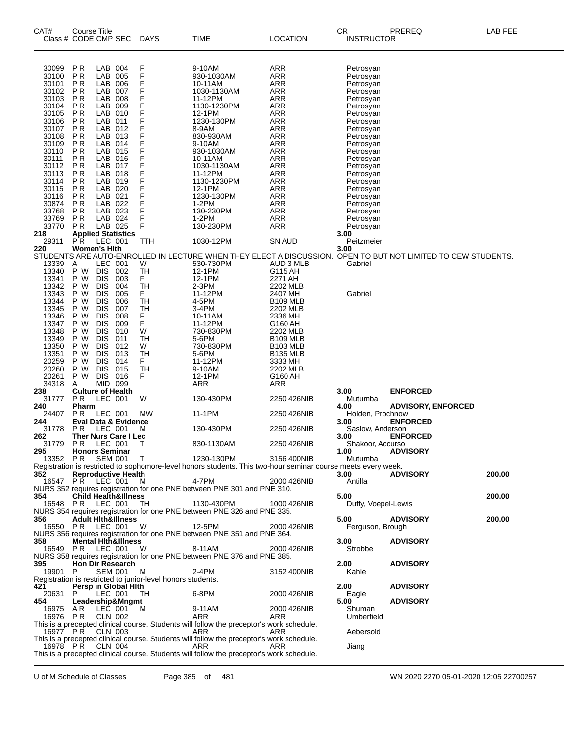| CAT# Class # | Course Title CODE | CMP | SEC | DAYS | TIME | LOCATION | CR INSTRUCTOR | PREREQ | LAB FEE |
|---|---|---|---|---|---|---|---|---|---|
| 30099 | P R | LAB | 004 | F | 9-10AM | ARR | Petrosyan | | |
| 30100 | P R | LAB | 005 | F | 930-1030AM | ARR | Petrosyan | | |
| 30101 | P R | LAB | 006 | F | 10-11AM | ARR | Petrosyan | | |
| 30102 | P R | LAB | 007 | F | 1030-1130AM | ARR | Petrosyan | | |
| 30103 | P R | LAB | 008 | F | 11-12PM | ARR | Petrosyan | | |
| 30104 | P R | LAB | 009 | F | 1130-1230PM | ARR | Petrosyan | | |
| 30105 | P R | LAB | 010 | F | 12-1PM | ARR | Petrosyan | | |
| 30106 | P R | LAB | 011 | F | 1230-130PM | ARR | Petrosyan | | |
| 30107 | P R | LAB | 012 | F | 8-9AM | ARR | Petrosyan | | |
| 30108 | P R | LAB | 013 | F | 830-930AM | ARR | Petrosyan | | |
| 30109 | P R | LAB | 014 | F | 9-10AM | ARR | Petrosyan | | |
| 30110 | P R | LAB | 015 | F | 930-1030AM | ARR | Petrosyan | | |
| 30111 | P R | LAB | 016 | F | 10-11AM | ARR | Petrosyan | | |
| 30112 | P R | LAB | 017 | F | 1030-1130AM | ARR | Petrosyan | | |
| 30113 | P R | LAB | 018 | F | 11-12PM | ARR | Petrosyan | | |
| 30114 | P R | LAB | 019 | F | 1130-1230PM | ARR | Petrosyan | | |
| 30115 | P R | LAB | 020 | F | 12-1PM | ARR | Petrosyan | | |
| 30116 | P R | LAB | 021 | F | 1230-130PM | ARR | Petrosyan | | |
| 30874 | P R | LAB | 022 | F | 1-2PM | ARR | Petrosyan | | |
| 33768 | P R | LAB | 023 | F | 130-230PM | ARR | Petrosyan | | |
| 33769 | P R | LAB | 024 | F | 1-2PM | ARR | Petrosyan | | |
| 33770 | P R | LAB | 025 | F | 130-230PM | ARR | Petrosyan | | |
| **218** | **Applied Statistics** | | | | | | **3.00** | | |
| 29311 | P R | LEC | 001 | TTH | 1030-12PM | SN AUD | Peitzmeier | | |
| **220** | **Women's Hlth** | | | | | | **3.00** | | |

STUDENTS ARE AUTO-ENROLLED IN LECTURE WHEN THEY ELECT A DISCUSSION. OPEN TO BUT NOT LIMITED TO CEW STUDENTS.

| Class # | CODE | CMP | SEC | DAYS | TIME | LOCATION | INSTRUCTOR | PREREQ | LAB FEE |
|---|---|---|---|---|---|---|---|---|---|
| 13339 | A | LEC | 001 | W | 530-730PM | AUD 3 MLB | Gabriel | | |
| 13340 | P W | DIS | 002 | TH | 12-1PM | G115 AH | | | |
| 13341 | P W | DIS | 003 | F | 12-1PM | 2271 AH | | | |
| 13342 | P W | DIS | 004 | TH | 2-3PM | 2202 MLB | | | |
| 13343 | P W | DIS | 005 | F | 11-12PM | 2407 MH | Gabriel | | |
| 13344 | P W | DIS | 006 | TH | 4-5PM | B109 MLB | | | |
| 13345 | P W | DIS | 007 | TH | 3-4PM | 2202 MLB | | | |
| 13346 | P W | DIS | 008 | F | 10-11AM | 2336 MH | | | |
| 13347 | P W | DIS | 009 | F | 11-12PM | G160 AH | | | |
| 13348 | P W | DIS | 010 | W | 730-830PM | 2202 MLB | | | |
| 13349 | P W | DIS | 011 | TH | 5-6PM | B109 MLB | | | |
| 13350 | P W | DIS | 012 | W | 730-830PM | B103 MLB | | | |
| 13351 | P W | DIS | 013 | TH | 5-6PM | B135 MLB | | | |
| 20259 | P W | DIS | 014 | F | 11-12PM | 3333 MH | | | |
| 20260 | P W | DIS | 015 | TH | 9-10AM | 2202 MLB | | | |
| 20261 | P W | DIS | 016 | F | 12-1PM | G160 AH | | | |
| 34318 | A | MID | 099 | | ARR | ARR | | | |
| **238** | **Culture of Health** | | | | | | **3.00** | **ENFORCED** | |
| 31777 | P R | LEC | 001 | W | 130-430PM | 2250 426NIB | Mutumba | | |
| **240** | **Pharm** | | | | | | **4.00** | **ADVISORY, ENFORCED** | |
| 24407 | P R | LEC | 001 | MW | 11-1PM | 2250 426NIB | Holden, Prochnow | | |
| **244** | **Eval Data & Evidence** | | | | | | **3.00** | **ENFORCED** | |
| 31778 | P R | LEC | 001 | M | 130-430PM | 2250 426NIB | Saslow, Anderson | | |
| **262** | **Ther Nurs Care I Lec** | | | | | | **3.00** | **ENFORCED** | |
| 31779 | P R | LEC | 001 | T | 830-1130AM | 2250 426NIB | Shakoor, Accurso | | |
| **295** | **Honors Seminar** | | | | | | **1.00** | **ADVISORY** | |
| 13352 | P R | SEM | 001 | T | 1230-130PM | 3156 400NIB | Mutumba | | |

Registration is restricted to sophomore-level honors students. This two-hour seminar course meets every week.

| Class # | CODE | CMP | SEC | DAYS | TIME | LOCATION | INSTRUCTOR | PREREQ | LAB FEE |
|---|---|---|---|---|---|---|---|---|---|
| **352** | **Reproductive Health** | | | | | | **3.00** | **ADVISORY** | **200.00** |
| 16547 | P R | LEC | 001 | M | 4-7PM | 2000 426NIB | Antilla | | |

NURS 352 requires registration for one PNE between PNE 301 and PNE 310.

| Class # | CODE | CMP | SEC | DAYS | TIME | LOCATION | INSTRUCTOR | PREREQ | LAB FEE |
|---|---|---|---|---|---|---|---|---|---|
| **354** | **Child Health&Illness** | | | | | | **5.00** | | **200.00** |
| 16548 | P R | LEC | 001 | TH | 1130-430PM | 1000 426NIB | Duffy, Voepel-Lewis | | |

NURS 354 requires registration for one PNE between PNE 326 and PNE 335.

| Class # | CODE | CMP | SEC | DAYS | TIME | LOCATION | INSTRUCTOR | PREREQ | LAB FEE |
|---|---|---|---|---|---|---|---|---|---|
| **356** | **Adult Hlth&Illness** | | | | | | **5.00** | **ADVISORY** | **200.00** |
| 16550 | P R | LEC | 001 | W | 12-5PM | 2000 426NIB | Ferguson, Brough | | |

NURS 356 requires registration for one PNE between PNE 351 and PNE 364.

| Class # | CODE | CMP | SEC | DAYS | TIME | LOCATION | INSTRUCTOR | PREREQ | LAB FEE |
|---|---|---|---|---|---|---|---|---|---|
| **358** | **Mental Hlth&Illness** | | | | | | **3.00** | **ADVISORY** | |
| 16549 | P R | LEC | 001 | W | 8-11AM | 2000 426NIB | Strobbe | | |

NURS 358 requires registration for one PNE between PNE 376 and PNE 385.

| Class # | CODE | CMP | SEC | DAYS | TIME | LOCATION | INSTRUCTOR | PREREQ | LAB FEE |
|---|---|---|---|---|---|---|---|---|---|
| **395** | **Hon Dir Research** | | | | | | **2.00** | **ADVISORY** | |
| 19901 | P | SEM | 001 | M | 2-4PM | 3152 400NIB | Kahle | | |

Registration is restricted to junior-level honors students.

| Class # | CODE | CMP | SEC | DAYS | TIME | LOCATION | INSTRUCTOR | PREREQ | LAB FEE |
|---|---|---|---|---|---|---|---|---|---|
| **421** | **Persp in Global Hlth** | | | | | | **2.00** | **ADVISORY** | |
| 20631 | P | LEC | 001 | TH | 6-8PM | 2000 426NIB | Eagle | | |
| **454** | **Leadership&Mngmt** | | | | | | **5.00** | **ADVISORY** | |
| 16975 | A R | LEC | 001 | M | 9-11AM | 2000 426NIB | Shuman | | |
| 16976 | P R | CLN | 002 | | ARR | ARR | Umberfield | | |

This is a precepted clinical course. Students will follow the preceptor's work schedule.

| Class # | CODE | CMP | SEC | DAYS | TIME | LOCATION | INSTRUCTOR | PREREQ | LAB FEE |
|---|---|---|---|---|---|---|---|---|---|
| 16977 | P R | CLN | 003 | | ARR | ARR | Aebersold | | |

This is a precepted clinical course. Students will follow the preceptor's work schedule.

| Class # | CODE | CMP | SEC | DAYS | TIME | LOCATION | INSTRUCTOR | PREREQ | LAB FEE |
|---|---|---|---|---|---|---|---|---|---|
| 16978 | P R | CLN | 004 | | ARR | ARR | Jiang | | |

This is a precepted clinical course. Students will follow the preceptor's work schedule.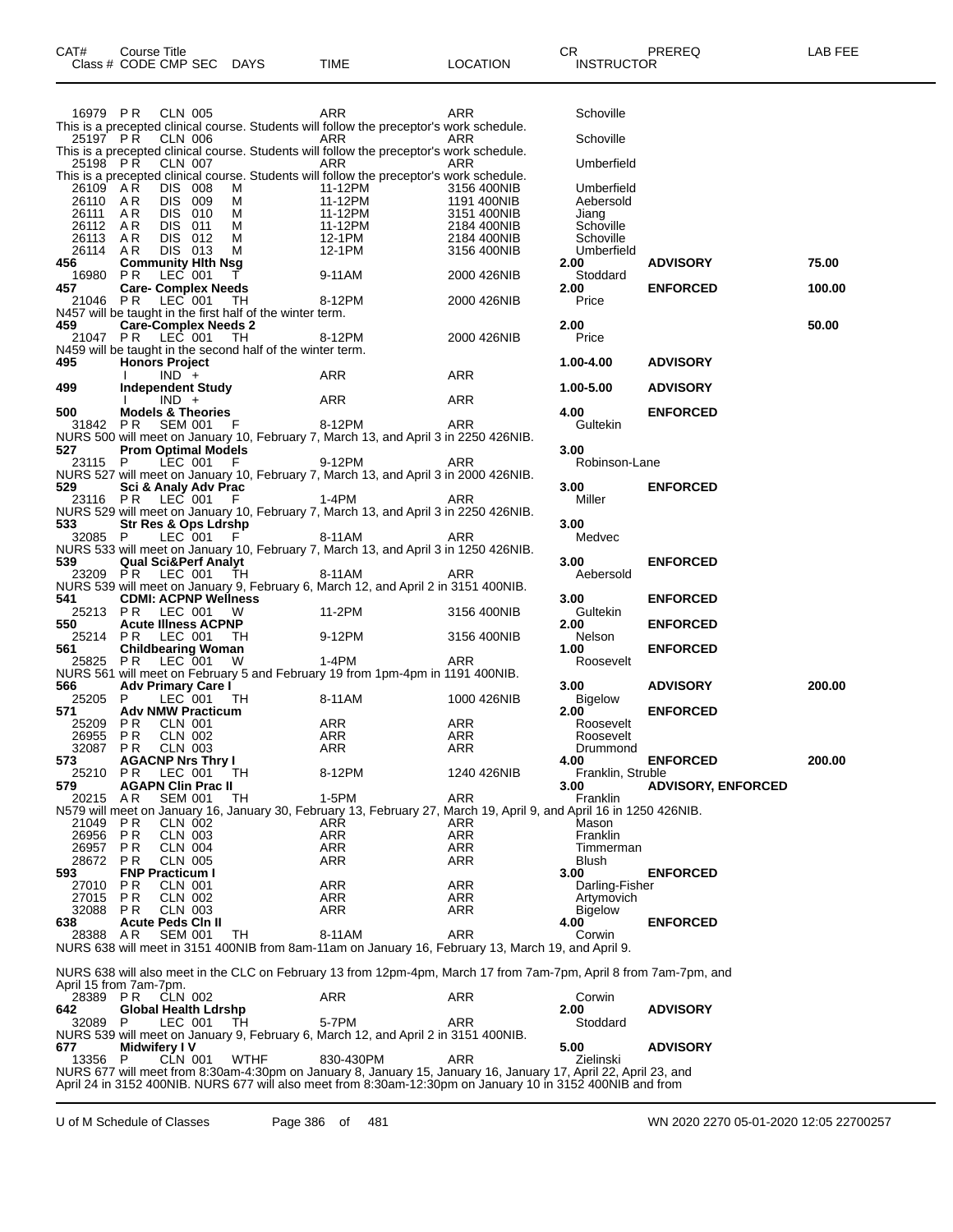| CAT# Class # | Course Title CODE CMP SEC | DAYS | TIME | LOCATION | CR INSTRUCTOR | PREREQ | LAB FEE |
|---|---|---|---|---|---|---|---|
| 16979 | P R CLN 005 | | ARR | ARR | Schoville | | |

This is a precepted clinical course. Students will follow the preceptor's work schedule.

| | | | | | | | |
|---|---|---|---|---|---|---|---|
| 25197 | P R CLN 006 | | ARR | ARR | Schoville | | |

This is a precepted clinical course. Students will follow the preceptor's work schedule.

| | | | | | | | |
|---|---|---|---|---|---|---|---|
| 25198 | P R CLN 007 | | ARR | ARR | Umberfield | | |

This is a precepted clinical course. Students will follow the preceptor's work schedule.

| | | | | | | | |
|---|---|---|---|---|---|---|---|
| 26109 | A R DIS 008 | M | 11-12PM | 3156 400NIB | Umberfield | | |
| 26110 | A R DIS 009 | M | 11-12PM | 1191 400NIB | Aebersold | | |
| 26111 | A R DIS 010 | M | 11-12PM | 3151 400NIB | Jiang | | |
| 26112 | A R DIS 011 | M | 11-12PM | 2184 400NIB | Schoville | | |
| 26113 | A R DIS 012 | M | 12-1PM | 2184 400NIB | Schoville | | |
| 26114 | A R DIS 013 | M | 12-1PM | 3156 400NIB | Umberfield | | |
| **456** | **Community Hlth Nsg** | | | | **2.00** | **ADVISORY** | **75.00** |
| 16980 | P R LEC 001 | T | 9-11AM | 2000 426NIB | Stoddard | | |
| **457** | **Care- Complex Needs** | | | | **2.00** | **ENFORCED** | **100.00** |
| 21046 | P R LEC 001 | TH | 8-12PM | 2000 426NIB | Price | | |

N457 will be taught in the first half of the winter term.

| | | | | | | | |
|---|---|---|---|---|---|---|---|
| **459** | **Care-Complex Needs 2** | | | | **2.00** | | **50.00** |
| 21047 | P R LEC 001 | TH | 8-12PM | 2000 426NIB | Price | | |

N459 will be taught in the second half of the winter term.

| | | | | | | | |
|---|---|---|---|---|---|---|---|
| **495** | **Honors Project** | | | | **1.00-4.00** | **ADVISORY** | |
| | I IND + | | ARR | ARR | | | |
| **499** | **Independent Study** | | | | **1.00-5.00** | **ADVISORY** | |
| | I IND + | | ARR | ARR | | | |
| **500** | **Models & Theories** | | | | **4.00** | **ENFORCED** | |
| 31842 | P R SEM 001 | F | 8-12PM | ARR | Gultekin | | |

NURS 500 will meet on January 10, February 7, March 13, and April 3 in 2250 426NIB.

| | | | | | | | |
|---|---|---|---|---|---|---|---|
| **527** | **Prom Optimal Models** | | | | **3.00** | | |
| 23115 | P LEC 001 | F | 9-12PM | ARR | Robinson-Lane | | |

NURS 527 will meet on January 10, February 7, March 13, and April 3 in 2000 426NIB.

| | | | | | | | |
|---|---|---|---|---|---|---|---|
| **529** | **Sci & Analy Adv Prac** | | | | **3.00** | **ENFORCED** | |
| 23116 | P R LEC 001 | F | 1-4PM | ARR | Miller | | |

NURS 529 will meet on January 10, February 7, March 13, and April 3 in 2250 426NIB.

| | | | | | | | |
|---|---|---|---|---|---|---|---|
| **533** | **Str Res & Ops Ldrshp** | | | | **3.00** | | |
| 32085 | P LEC 001 | F | 8-11AM | ARR | Medvec | | |

NURS 533 will meet on January 10, February 7, March 13, and April 3 in 1250 426NIB.

| | | | | | | | |
|---|---|---|---|---|---|---|---|
| **539** | **Qual Sci&Perf Analyt** | | | | **3.00** | **ENFORCED** | |
| 23209 | P R LEC 001 | TH | 8-11AM | ARR | Aebersold | | |

NURS 539 will meet on January 9, February 6, March 12, and April 2 in 3151 400NIB.

| | | | | | | | |
|---|---|---|---|---|---|---|---|
| **541** | **CDMI: ACPNP Wellness** | | | | **3.00** | **ENFORCED** | |
| 25213 | P R LEC 001 | W | 11-2PM | 3156 400NIB | Gultekin | | |
| **550** | **Acute Illness ACPNP** | | | | **2.00** | **ENFORCED** | |
| 25214 | P R LEC 001 | TH | 9-12PM | 3156 400NIB | Nelson | | |
| **561** | **Childbearing Woman** | | | | **1.00** | **ENFORCED** | |
| 25825 | P R LEC 001 | W | 1-4PM | ARR | Roosevelt | | |

NURS 561 will meet on February 5 and February 19 from 1pm-4pm in 1191 400NIB.

| | | | | | | | |
|---|---|---|---|---|---|---|---|
| **566** | **Adv Primary Care I** | | | | **3.00** | **ADVISORY** | **200.00** |
| 25205 | P LEC 001 | TH | 8-11AM | 1000 426NIB | Bigelow | | |
| **571** | **Adv NMW Practicum** | | | | **2.00** | **ENFORCED** | |
| 25209 | P R CLN 001 | | ARR | ARR | Roosevelt | | |
| 26955 | P R CLN 002 | | ARR | ARR | Roosevelt | | |
| 32087 | P R CLN 003 | | ARR | ARR | Drummond | | |
| **573** | **AGACNP Nrs Thry I** | | | | **4.00** | **ENFORCED** | **200.00** |
| 25210 | P R LEC 001 | TH | 8-12PM | 1240 426NIB | Franklin, Struble | | |
| **579** | **AGAPN Clin Prac II** | | | | **3.00** | **ADVISORY, ENFORCED** | |
| 20215 | A R SEM 001 | TH | 1-5PM | ARR | Franklin | | |

N579 will meet on January 16, January 30, February 13, February 27, March 19, April 9, and April 16 in 1250 426NIB.

| | | | | | | | |
|---|---|---|---|---|---|---|---|
| 21049 | P R CLN 002 | | ARR | ARR | Mason | | |
| 26956 | P R CLN 003 | | ARR | ARR | Franklin | | |
| 26957 | P R CLN 004 | | ARR | ARR | Timmerman | | |
| 28672 | P R CLN 005 | | ARR | ARR | Blush | | |
| **593** | **FNP Practicum I** | | | | **3.00** | **ENFORCED** | |
| 27010 | P R CLN 001 | | ARR | ARR | Darling-Fisher | | |
| 27015 | P R CLN 002 | | ARR | ARR | Artymovich | | |
| 32088 | P R CLN 003 | | ARR | ARR | Bigelow | | |
| **638** | **Acute Peds Cln II** | | | | **4.00** | **ENFORCED** | |
| 28388 | A R SEM 001 | TH | 8-11AM | ARR | Corwin | | |

NURS 638 will meet in 3151 400NIB from 8am-11am on January 16, February 13, March 19, and April 9.

NURS 638 will also meet in the CLC on February 13 from 12pm-4pm, March 17 from 7am-7pm, April 8 from 7am-7pm, and April 15 from 7am-7pm.

| | | | | | | | |
|---|---|---|---|---|---|---|---|
| 28389 | P R CLN 002 | | ARR | ARR | Corwin | | |
| **642** | **Global Health Ldrshp** | | | | **2.00** | **ADVISORY** | |
| 32089 | P LEC 001 | TH | 5-7PM | ARR | Stoddard | | |

NURS 539 will meet on January 9, February 6, March 12, and April 2 in 3151 400NIB.

| | | | | | | | |
|---|---|---|---|---|---|---|---|
| **677** | **Midwifery I V** | | | | **5.00** | **ADVISORY** | |
| 13356 | P CLN 001 | WTHF | 830-430PM | ARR | Zielinski | | |

NURS 677 will meet from 8:30am-4:30pm on January 8, January 15, January 16, January 17, April 22, April 23, and April 24 in 3152 400NIB. NURS 677 will also meet from 8:30am-12:30pm on January 10 in 3152 400NIB and from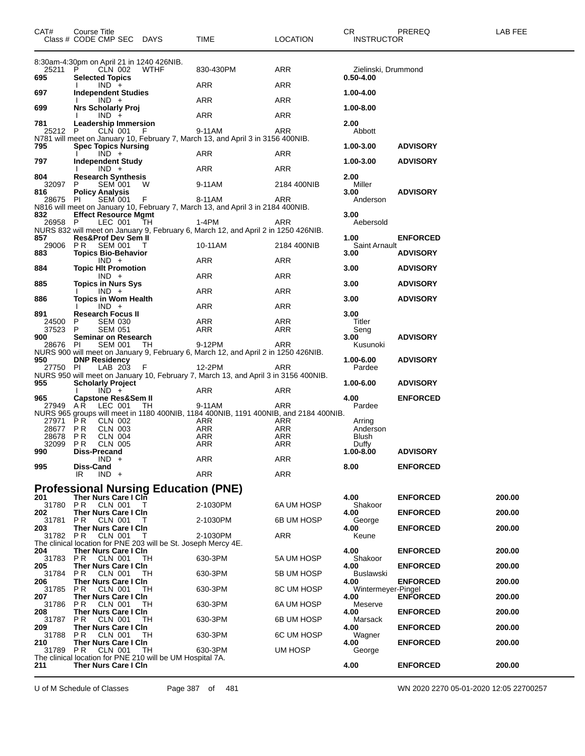| CAT# | Course Title Class # CODE CMP SEC DAYS | TIME | LOCATION | CR INSTRUCTOR | PREREQ | LAB FEE |
|---|---|---|---|---|---|---|
| | 8:30am-4:30pm on April 21 in 1240 426NIB. | | | | | |
| 25211 | P CLN 002 WTHF | 830-430PM | ARR | Zielinski, Drummond | | |
| 695 | Selected Topics | | | 0.50-4.00 | | |
| | I IND + | ARR | ARR | | | |
| 697 | Independent Studies | | | 1.00-4.00 | | |
| | I IND + | ARR | ARR | | | |
| 699 | Nrs Scholarly Proj | | | 1.00-8.00 | | |
| | I IND + | ARR | ARR | | | |
| 781 | Leadership Immersion | | | 2.00 | | |
| 25212 | P CLN 001 F | 9-11AM | ARR | Abbott | | |
| | N781 will meet on January 10, February 7, March 13, and April 3 in 3156 400NIB. | | | | | |
| 795 | Spec Topics Nursing | | | 1.00-3.00 | ADVISORY | |
| | I IND + | ARR | ARR | | | |
| 797 | Independent Study | | | 1.00-3.00 | ADVISORY | |
| | I IND + | ARR | ARR | | | |
| 804 | Research Synthesis | | | 2.00 | | |
| 32097 | P SEM 001 W | 9-11AM | 2184 400NIB | Miller | | |
| 816 | Policy Analysis | | | 3.00 | ADVISORY | |
| 28675 | PI SEM 001 F | 8-11AM | ARR | Anderson | | |
| | N816 will meet on January 10, February 7, March 13, and April 3 in 2184 400NIB. | | | | | |
| 832 | Effect Resource Mgmt | | | 3.00 | | |
| 26958 | P LEC 001 TH | 1-4PM | ARR | Aebersold | | |
| | NURS 832 will meet on January 9, February 6, March 12, and April 2 in 1250 426NIB. | | | | | |
| 857 | Res&Prof Dev Sem II | | | 1.00 | ENFORCED | |
| 29006 | P R SEM 001 T | 10-11AM | 2184 400NIB | Saint Arnault | | |
| 883 | Topics Bio-Behavior | | | 3.00 | ADVISORY | |
| | IND + | ARR | ARR | | | |
| 884 | Topic Hlt Promotion | | | 3.00 | ADVISORY | |
| | IND + | ARR | ARR | | | |
| 885 | Topics in Nurs Sys | | | 3.00 | ADVISORY | |
| | I IND + | ARR | ARR | | | |
| 886 | Topics in Wom Health | | | 3.00 | ADVISORY | |
| | I IND + | ARR | ARR | | | |
| 891 | Research Focus II | | | 3.00 | | |
| 24500 | P SEM 030 | ARR | ARR | Titler | | |
| 37523 | P SEM 051 | ARR | ARR | Seng | | |
| 900 | Seminar on Research | | | 3.00 | ADVISORY | |
| 28676 | PI SEM 001 TH | 9-12PM | ARR | Kusunoki | | |
| | NURS 900 will meet on January 9, February 6, March 12, and April 2 in 1250 426NIB. | | | | | |
| 950 | DNP Residency | | | 1.00-6.00 | ADVISORY | |
| 27750 | PI LAB 203 F | 12-2PM | ARR | Pardee | | |
| | NURS 950 will meet on January 10, February 7, March 13, and April 3 in 3156 400NIB. | | | | | |
| 955 | Scholarly Project | | | 1.00-6.00 | ADVISORY | |
| | I IND + | ARR | ARR | | | |
| 965 | Capstone Res&Sem II | | | 4.00 | ENFORCED | |
| 27949 | A R LEC 001 TH | 9-11AM | ARR | Pardee | | |
| | NURS 965 groups will meet in 1180 400NIB, 1184 400NIB, 1191 400NIB, and 2184 400NIB. | | | | | |
| 27971 | P R CLN 002 | ARR | ARR | Arring | | |
| 28677 | P R CLN 003 | ARR | ARR | Anderson | | |
| 28678 | P R CLN 004 | ARR | ARR | Blush | | |
| 32099 | P R CLN 005 | ARR | ARR | Duffy | | |
| 990 | Diss-Precand | | | 1.00-8.00 | ADVISORY | |
| | IND + | ARR | ARR | | | |
| 995 | Diss-Cand | | | 8.00 | ENFORCED | |
| | IR IND + | ARR | ARR | | | |

## Professional Nursing Education (PNE)

| CAT# | Course Title Class # CODE CMP SEC DAYS | TIME | LOCATION | CR INSTRUCTOR | PREREQ | LAB FEE |
|---|---|---|---|---|---|---|
| 201 | Ther Nurs Care I Cln | | | 4.00 | ENFORCED | 200.00 |
| 31780 | P R CLN 001 T | 2-1030PM | 6A UM HOSP | Shakoor | | |
| 202 | Ther Nurs Care I Cln | | | 4.00 | ENFORCED | 200.00 |
| 31781 | P R CLN 001 T | 2-1030PM | 6B UM HOSP | George | | |
| 203 | Ther Nurs Care I Cln | | | 4.00 | ENFORCED | 200.00 |
| 31782 | P R CLN 001 T | 2-1030PM | ARR | Keune | | |
| | The clinical location for PNE 203 will be St. Joseph Mercy 4E. | | | | | |
| 204 | Ther Nurs Care I Cln | | | 4.00 | ENFORCED | 200.00 |
| 31783 | P R CLN 001 TH | 630-3PM | 5A UM HOSP | Shakoor | | |
| 205 | Ther Nurs Care I Cln | | | 4.00 | ENFORCED | 200.00 |
| 31784 | P R CLN 001 TH | 630-3PM | 5B UM HOSP | Buslawski | | |
| 206 | Ther Nurs Care I Cln | | | 4.00 | ENFORCED | 200.00 |
| 31785 | P R CLN 001 TH | 630-3PM | 8C UM HOSP | Wintermeyer-Pingel | | |
| 207 | Ther Nurs Care I Cln | | | 4.00 | ENFORCED | 200.00 |
| 31786 | P R CLN 001 TH | 630-3PM | 6A UM HOSP | Meserve | | |
| 208 | Ther Nurs Care I Cln | | | 4.00 | ENFORCED | 200.00 |
| 31787 | P R CLN 001 TH | 630-3PM | 6B UM HOSP | Marsack | | |
| 209 | Ther Nurs Care I Cln | | | 4.00 | ENFORCED | 200.00 |
| 31788 | P R CLN 001 TH | 630-3PM | 6C UM HOSP | Wagner | | |
| 210 | Ther Nurs Care I Cln | | | 4.00 | ENFORCED | 200.00 |
| 31789 | P R CLN 001 TH | 630-3PM | UM HOSP | George | | |
| | The clinical location for PNE 210 will be UM Hospital 7A. | | | | | |
| 211 | Ther Nurs Care I Cln | | | 4.00 | ENFORCED | 200.00 |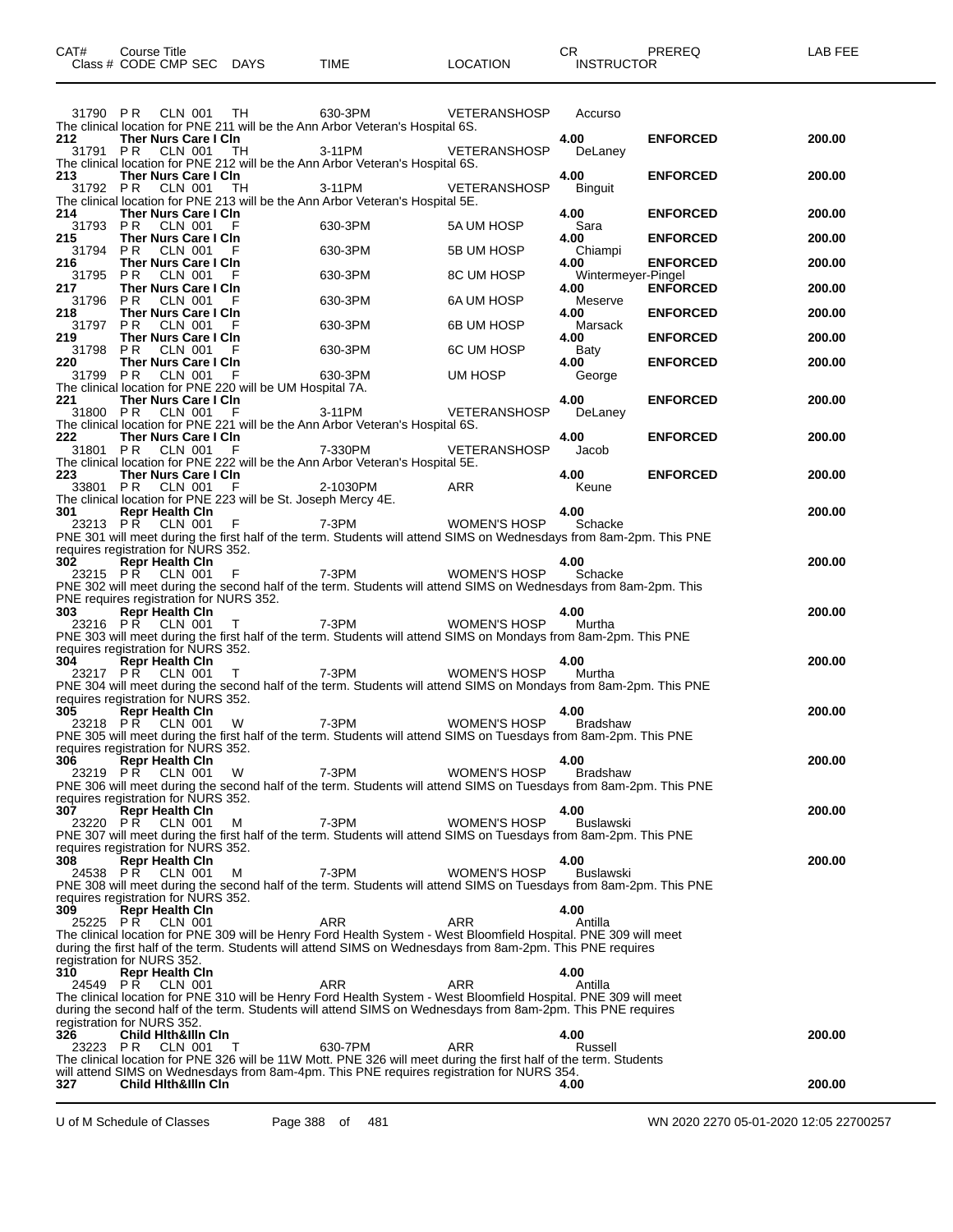| CAT# | Course Title Class # CODE CMP SEC | DAYS | TIME | LOCATION | CR INSTRUCTOR | PREREQ | LAB FEE |
|---|---|---|---|---|---|---|---|
| | 31790 PR CLN 001 | TH | 630-3PM | VETERANSHOSP | Accurso | | |

The clinical location for PNE 211 will be the Ann Arbor Veteran's Hospital 6S.

| CAT# | Course Title Class # CODE CMP SEC | DAYS | TIME | LOCATION | CR INSTRUCTOR | PREREQ | LAB FEE |
|---|---|---|---|---|---|---|---|
| 212 | Ther Nurs Care I Cln | | | | 4.00 | ENFORCED | 200.00 |
| | 31791 PR CLN 001 | TH | 3-11PM | VETERANSHOSP | DeLaney | | |

The clinical location for PNE 212 will be the Ann Arbor Veteran's Hospital 6S.

| CAT# | Course Title Class # CODE CMP SEC | DAYS | TIME | LOCATION | CR INSTRUCTOR | PREREQ | LAB FEE |
|---|---|---|---|---|---|---|---|
| 213 | Ther Nurs Care I Cln | | | | 4.00 | ENFORCED | 200.00 |
| | 31792 PR CLN 001 | TH | 3-11PM | VETERANSHOSP | Binguit | | |

The clinical location for PNE 213 will be the Ann Arbor Veteran's Hospital 5E.

| CAT# | Course Title Class # CODE CMP SEC | DAYS | TIME | LOCATION | CR INSTRUCTOR | PREREQ | LAB FEE |
|---|---|---|---|---|---|---|---|
| 214 | Ther Nurs Care I Cln | | | | 4.00 | ENFORCED | 200.00 |
| | 31793 PR CLN 001 | F | 630-3PM | 5A UM HOSP | Sara | | |
| 215 | Ther Nurs Care I Cln | | | | 4.00 | ENFORCED | 200.00 |
| | 31794 PR CLN 001 | F | 630-3PM | 5B UM HOSP | Chiampi | | |
| 216 | Ther Nurs Care I Cln | | | | 4.00 | ENFORCED | 200.00 |
| | 31795 PR CLN 001 | F | 630-3PM | 8C UM HOSP | Wintermeyer-Pingel | | |
| 217 | Ther Nurs Care I Cln | | | | 4.00 | ENFORCED | 200.00 |
| | 31796 PR CLN 001 | F | 630-3PM | 6A UM HOSP | Meserve | | |
| 218 | Ther Nurs Care I Cln | | | | 4.00 | ENFORCED | 200.00 |
| | 31797 PR CLN 001 | F | 630-3PM | 6B UM HOSP | Marsack | | |
| 219 | Ther Nurs Care I Cln | | | | 4.00 | ENFORCED | 200.00 |
| | 31798 PR CLN 001 | F | 630-3PM | 6C UM HOSP | Baty | | |
| 220 | Ther Nurs Care I Cln | | | | 4.00 | ENFORCED | 200.00 |
| | 31799 PR CLN 001 | F | 630-3PM | UM HOSP | George | | |

The clinical location for PNE 220 will be UM Hospital 7A.

| CAT# | Course Title Class # CODE CMP SEC | DAYS | TIME | LOCATION | CR INSTRUCTOR | PREREQ | LAB FEE |
|---|---|---|---|---|---|---|---|
| 221 | Ther Nurs Care I Cln | | | | 4.00 | ENFORCED | 200.00 |
| | 31800 PR CLN 001 | F | 3-11PM | VETERANSHOSP | DeLaney | | |

The clinical location for PNE 221 will be the Ann Arbor Veteran's Hospital 6S.

| CAT# | Course Title Class # CODE CMP SEC | DAYS | TIME | LOCATION | CR INSTRUCTOR | PREREQ | LAB FEE |
|---|---|---|---|---|---|---|---|
| 222 | Ther Nurs Care I Cln | | | | 4.00 | ENFORCED | 200.00 |
| | 31801 PR CLN 001 | F | 7-330PM | VETERANSHOSP | Jacob | | |

The clinical location for PNE 222 will be the Ann Arbor Veteran's Hospital 5E.

| CAT# | Course Title Class # CODE CMP SEC | DAYS | TIME | LOCATION | CR INSTRUCTOR | PREREQ | LAB FEE |
|---|---|---|---|---|---|---|---|
| 223 | Ther Nurs Care I Cln | | | | 4.00 | ENFORCED | 200.00 |
| | 33801 PR CLN 001 | F | 2-1030PM | ARR | Keune | | |

The clinical location for PNE 223 will be St. Joseph Mercy 4E.

| CAT# | Course Title Class # CODE CMP SEC | DAYS | TIME | LOCATION | CR INSTRUCTOR | PREREQ | LAB FEE |
|---|---|---|---|---|---|---|---|
| 301 | Repr Health Cln | | | | 4.00 | | 200.00 |
| | 23213 PR CLN 001 | F | 7-3PM | WOMEN'S HOSP | Schacke | | |

PNE 301 will meet during the first half of the term. Students will attend SIMS on Wednesdays from 8am-2pm. This PNE requires registration for NURS 352.

| CAT# | Course Title Class # CODE CMP SEC | DAYS | TIME | LOCATION | CR INSTRUCTOR | PREREQ | LAB FEE |
|---|---|---|---|---|---|---|---|
| 302 | Repr Health Cln | | | | 4.00 | | 200.00 |
| | 23215 PR CLN 001 | F | 7-3PM | WOMEN'S HOSP | Schacke | | |

PNE 302 will meet during the second half of the term. Students will attend SIMS on Wednesdays from 8am-2pm. This PNE requires registration for NURS 352.

| CAT# | Course Title Class # CODE CMP SEC | DAYS | TIME | LOCATION | CR INSTRUCTOR | PREREQ | LAB FEE |
|---|---|---|---|---|---|---|---|
| 303 | Repr Health Cln | | | | 4.00 | | 200.00 |
| | 23216 PR CLN 001 | T | 7-3PM | WOMEN'S HOSP | Murtha | | |

PNE 303 will meet during the first half of the term. Students will attend SIMS on Mondays from 8am-2pm. This PNE requires registration for NURS 352.

| CAT# | Course Title Class # CODE CMP SEC | DAYS | TIME | LOCATION | CR INSTRUCTOR | PREREQ | LAB FEE |
|---|---|---|---|---|---|---|---|
| 304 | Repr Health Cln | | | | 4.00 | | 200.00 |
| | 23217 PR CLN 001 | T | 7-3PM | WOMEN'S HOSP | Murtha | | |

PNE 304 will meet during the second half of the term. Students will attend SIMS on Mondays from 8am-2pm. This PNE requires registration for NURS 352.

| CAT# | Course Title Class # CODE CMP SEC | DAYS | TIME | LOCATION | CR INSTRUCTOR | PREREQ | LAB FEE |
|---|---|---|---|---|---|---|---|
| 305 | Repr Health Cln | | | | 4.00 | | 200.00 |
| | 23218 PR CLN 001 | W | 7-3PM | WOMEN'S HOSP | Bradshaw | | |

PNE 305 will meet during the first half of the term. Students will attend SIMS on Tuesdays from 8am-2pm. This PNE requires registration for NURS 352.

| CAT# | Course Title Class # CODE CMP SEC | DAYS | TIME | LOCATION | CR INSTRUCTOR | PREREQ | LAB FEE |
|---|---|---|---|---|---|---|---|
| 306 | Repr Health Cln | | | | 4.00 | | 200.00 |
| | 23219 PR CLN 001 | W | 7-3PM | WOMEN'S HOSP | Bradshaw | | |

PNE 306 will meet during the second half of the term. Students will attend SIMS on Tuesdays from 8am-2pm. This PNE requires registration for NURS 352.

| CAT# | Course Title Class # CODE CMP SEC | DAYS | TIME | LOCATION | CR INSTRUCTOR | PREREQ | LAB FEE |
|---|---|---|---|---|---|---|---|
| 307 | Repr Health Cln | | | | 4.00 | | 200.00 |
| | 23220 PR CLN 001 | M | 7-3PM | WOMEN'S HOSP | Buslawski | | |

PNE 307 will meet during the first half of the term. Students will attend SIMS on Tuesdays from 8am-2pm. This PNE requires registration for NURS 352.

| CAT# | Course Title Class # CODE CMP SEC | DAYS | TIME | LOCATION | CR INSTRUCTOR | PREREQ | LAB FEE |
|---|---|---|---|---|---|---|---|
| 308 | Repr Health Cln | | | | 4.00 | | 200.00 |
| | 24538 PR CLN 001 | M | 7-3PM | WOMEN'S HOSP | Buslawski | | |

PNE 308 will meet during the second half of the term. Students will attend SIMS on Tuesdays from 8am-2pm. This PNE requires registration for NURS 352.

| CAT# | Course Title Class # CODE CMP SEC | DAYS | TIME | LOCATION | CR INSTRUCTOR | PREREQ | LAB FEE |
|---|---|---|---|---|---|---|---|
| 309 | Repr Health Cln | | | | 4.00 | | |
| | 25225 PR CLN 001 | | ARR | ARR | Antilla | | |

The clinical location for PNE 309 will be Henry Ford Health System - West Bloomfield Hospital. PNE 309 will meet during the first half of the term. Students will attend SIMS on Wednesdays from 8am-2pm. This PNE requires registration for NURS 352.

| CAT# | Course Title Class # CODE CMP SEC | DAYS | TIME | LOCATION | CR INSTRUCTOR | PREREQ | LAB FEE |
|---|---|---|---|---|---|---|---|
| 310 | Repr Health Cln | | | | 4.00 | | |
| | 24549 PR CLN 001 | | ARR | ARR | Antilla | | |

The clinical location for PNE 310 will be Henry Ford Health System - West Bloomfield Hospital. PNE 309 will meet during the second half of the term. Students will attend SIMS on Wednesdays from 8am-2pm. This PNE requires registration for NURS 352.

| CAT# | Course Title Class # CODE CMP SEC | DAYS | TIME | LOCATION | CR INSTRUCTOR | PREREQ | LAB FEE |
|---|---|---|---|---|---|---|---|
| 326 | Child Hlth&Illn Cln | | | | 4.00 | | 200.00 |
| | 23223 PR CLN 001 | T | 630-7PM | ARR | Russell | | |

The clinical location for PNE 326 will be 11W Mott. PNE 326 will meet during the first half of the term. Students will attend SIMS on Wednesdays from 8am-4pm. This PNE requires registration for NURS 354.

| CAT# | Course Title Class # CODE CMP SEC | DAYS | TIME | LOCATION | CR INSTRUCTOR | PREREQ | LAB FEE |
|---|---|---|---|---|---|---|---|
| 327 | Child Hlth&Illn Cln | | | | 4.00 | | 200.00 |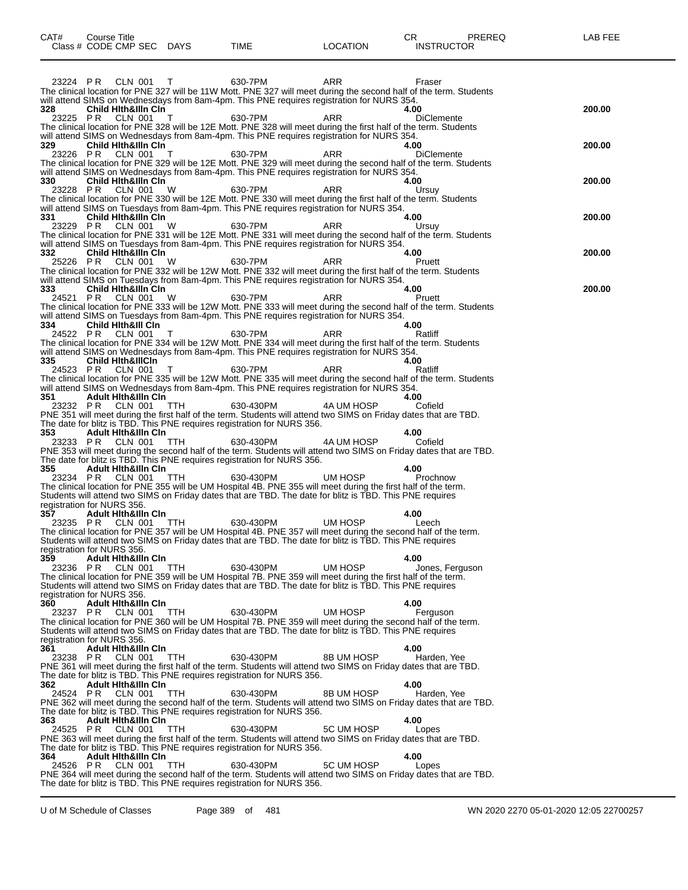| CAT# | Course Title<br>Class # CODE CMP SEC | DAYS | TIME | LOCATION | CR<br>INSTRUCTOR | PREREQ | LAB FEE |
|---|---|---|---|---|---|---|---|

23224 P R CLN 001 T 630-7PM ARR Fraser
The clinical location for PNE 327 will be 11W Mott. PNE 327 will meet during the second half of the term. Students will attend SIMS on Wednesdays from 8am-4pm. This PNE requires registration for NURS 354.

**328 Child Hlth&Illn Cln** 4.00 **200.00**
23225 P R CLN 001 T 630-7PM ARR DiClemente
The clinical location for PNE 328 will be 12E Mott. PNE 328 will meet during the first half of the term. Students will attend SIMS on Wednesdays from 8am-4pm. This PNE requires registration for NURS 354.

**329 Child Hlth&Illn Cln** 4.00 **200.00**
23226 P R CLN 001 T 630-7PM ARR DiClemente
The clinical location for PNE 329 will be 12E Mott. PNE 329 will meet during the second half of the term. Students will attend SIMS on Wednesdays from 8am-4pm. This PNE requires registration for NURS 354.

**330 Child Hlth&Illn Cln** 4.00 **200.00**
23228 P R CLN 001 W 630-7PM ARR Ursuy
The clinical location for PNE 330 will be 12E Mott. PNE 330 will meet during the first half of the term. Students will attend SIMS on Tuesdays from 8am-4pm. This PNE requires registration for NURS 354.

**331 Child Hlth&Illn Cln** 4.00 **200.00**
23229 P R CLN 001 W 630-7PM ARR Ursuy
The clinical location for PNE 331 will be 12E Mott. PNE 331 will meet during the second half of the term. Students will attend SIMS on Tuesdays from 8am-4pm. This PNE requires registration for NURS 354.

**332 Child Hlth&Illn Cln** 4.00 **200.00**
25226 P R CLN 001 W 630-7PM ARR Pruett
The clinical location for PNE 332 will be 12W Mott. PNE 332 will meet during the first half of the term. Students will attend SIMS on Tuesdays from 8am-4pm. This PNE requires registration for NURS 354.

**333 Child Hlth&Illn Cln** 4.00 **200.00**
24521 P R CLN 001 W 630-7PM ARR Pruett
The clinical location for PNE 333 will be 12W Mott. PNE 333 will meet during the second half of the term. Students will attend SIMS on Tuesdays from 8am-4pm. This PNE requires registration for NURS 354.

**334 Child Hlth&Ill Cln** 4.00
24522 P R CLN 001 T 630-7PM ARR Ratliff
The clinical location for PNE 334 will be 12W Mott. PNE 334 will meet during the first half of the term. Students will attend SIMS on Wednesdays from 8am-4pm. This PNE requires registration for NURS 354.

**335 Child Hlth&IllCln** 4.00
24523 P R CLN 001 T 630-7PM ARR Ratliff
The clinical location for PNE 335 will be 12W Mott. PNE 335 will meet during the second half of the term. Students will attend SIMS on Wednesdays from 8am-4pm. This PNE requires registration for NURS 354.

**351 Adult Hlth&Illn Cln** 4.00
23232 P R CLN 001 TTH 630-430PM 4A UM HOSP Cofield
PNE 351 will meet during the first half of the term. Students will attend two SIMS on Friday dates that are TBD. The date for blitz is TBD. This PNE requires registration for NURS 356.

**353 Adult Hlth&Illn Cln** 4.00
23233 P R CLN 001 TTH 630-430PM 4A UM HOSP Cofield
PNE 353 will meet during the second half of the term. Students will attend two SIMS on Friday dates that are TBD. The date for blitz is TBD. This PNE requires registration for NURS 356.

**355 Adult Hlth&Illn Cln** 4.00
23234 P R CLN 001 TTH 630-430PM UM HOSP Prochnow
The clinical location for PNE 355 will be UM Hospital 4B. PNE 355 will meet during the first half of the term. Students will attend two SIMS on Friday dates that are TBD. The date for blitz is TBD. This PNE requires registration for NURS 356.

**357 Adult Hlth&Illn Cln** 4.00
23235 P R CLN 001 TTH 630-430PM UM HOSP Leech
The clinical location for PNE 357 will be UM Hospital 4B. PNE 357 will meet during the second half of the term. Students will attend two SIMS on Friday dates that are TBD. The date for blitz is TBD. This PNE requires registration for NURS 356.

**359 Adult Hlth&Illn Cln** 4.00
23236 P R CLN 001 TTH 630-430PM UM HOSP Jones, Ferguson
The clinical location for PNE 359 will be UM Hospital 7B. PNE 359 will meet during the first half of the term. Students will attend two SIMS on Friday dates that are TBD. The date for blitz is TBD. This PNE requires registration for NURS 356.

**360 Adult Hlth&Illn Cln** 4.00
23237 P R CLN 001 TTH 630-430PM UM HOSP Ferguson
The clinical location for PNE 360 will be UM Hospital 7B. PNE 359 will meet during the second half of the term. Students will attend two SIMS on Friday dates that are TBD. The date for blitz is TBD. This PNE requires registration for NURS 356.

**361 Adult Hlth&Illn Cln** 4.00
23238 P R CLN 001 TTH 630-430PM 8B UM HOSP Harden, Yee
PNE 361 will meet during the first half of the term. Students will attend two SIMS on Friday dates that are TBD. The date for blitz is TBD. This PNE requires registration for NURS 356.

**362 Adult Hlth&Illn Cln** 4.00
24524 P R CLN 001 TTH 630-430PM 8B UM HOSP Harden, Yee
PNE 362 will meet during the second half of the term. Students will attend two SIMS on Friday dates that are TBD. The date for blitz is TBD. This PNE requires registration for NURS 356.

**363 Adult Hlth&Illn Cln** 4.00
24525 P R CLN 001 TTH 630-430PM 5C UM HOSP Lopes
PNE 363 will meet during the first half of the term. Students will attend two SIMS on Friday dates that are TBD. The date for blitz is TBD. This PNE requires registration for NURS 356.

**364 Adult Hlth&Illn Cln** 4.00
24526 P R CLN 001 TTH 630-430PM 5C UM HOSP Lopes
PNE 364 will meet during the second half of the term. Students will attend two SIMS on Friday dates that are TBD. The date for blitz is TBD. This PNE requires registration for NURS 356.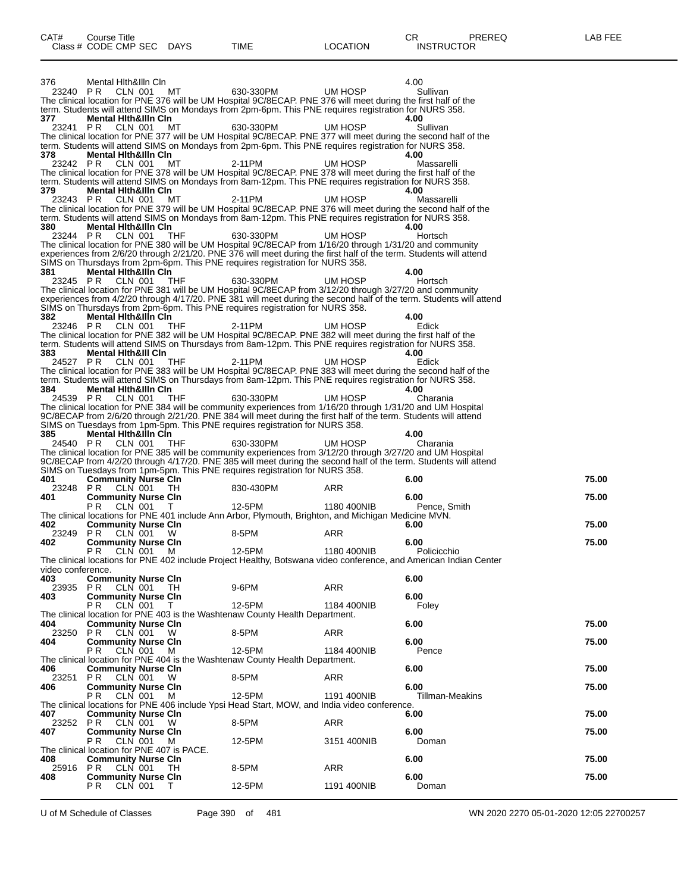| CAT# | Course Title<br>Class # CODE CMP SEC DAYS | TIME | LOCATION | CR INSTRUCTOR | PREREQ | LAB FEE |
|---|---|---|---|---|---|---|
| 376 | Mental Hlth&Illn Cln | | | 4.00 | | |
| 23240 | P R CLN 001 MT | 630-330PM | UM HOSP | Sullivan | | |

The clinical location for PNE 376 will be UM Hospital 9C/8ECAP. PNE 376 will meet during the first half of the term. Students will attend SIMS on Mondays from 2pm-6pm. This PNE requires registration for NURS 358.

| | | | | | | |
|---|---|---|---|---|---|---|
| **377** | **Mental Hlth&Illn Cln** | | | **4.00** | | |
| 23241 | P R CLN 001 MT | 630-330PM | UM HOSP | Sullivan | | |

The clinical location for PNE 377 will be UM Hospital 9C/8ECAP. PNE 377 will meet during the second half of the term. Students will attend SIMS on Mondays from 2pm-6pm. This PNE requires registration for NURS 358.

| | | | | | | |
|---|---|---|---|---|---|---|
| **378** | **Mental Hlth&Illn Cln** | | | **4.00** | | |
| 23242 | P R CLN 001 MT | 2-11PM | UM HOSP | Massarelli | | |

The clinical location for PNE 378 will be UM Hospital 9C/8ECAP. PNE 378 will meet during the first half of the term. Students will attend SIMS on Mondays from 8am-12pm. This PNE requires registration for NURS 358.

| | | | | | | |
|---|---|---|---|---|---|---|
| **379** | **Mental Hlth&Illn Cln** | | | **4.00** | | |
| 23243 | P R CLN 001 MT | 2-11PM | UM HOSP | Massarelli | | |

The clinical location for PNE 379 will be UM Hospital 9C/8ECAP. PNE 376 will meet during the second half of the term. Students will attend SIMS on Mondays from 8am-12pm. This PNE requires registration for NURS 358.

| | | | | | | |
|---|---|---|---|---|---|---|
| **380** | **Mental Hlth&Illn Cln** | | | **4.00** | | |
| 23244 | P R CLN 001 THF | 630-330PM | UM HOSP | Hortsch | | |

The clinical location for PNE 380 will be UM Hospital 9C/8ECAP from 1/16/20 through 1/31/20 and community experiences from 2/6/20 through 2/21/20. PNE 376 will meet during the first half of the term. Students will attend SIMS on Thursdays from 2pm-6pm. This PNE requires registration for NURS 358.

| | | | | | | |
|---|---|---|---|---|---|---|
| **381** | **Mental Hlth&Illn Cln** | | | **4.00** | | |
| 23245 | P R CLN 001 THF | 630-330PM | UM HOSP | Hortsch | | |

The clinical location for PNE 381 will be UM Hospital 9C/8ECAP from 3/12/20 through 3/27/20 and community experiences from 4/2/20 through 4/17/20. PNE 381 will meet during the second half of the term. Students will attend SIMS on Thursdays from 2pm-6pm. This PNE requires registration for NURS 358.

| | | | | | | |
|---|---|---|---|---|---|---|
| **382** | **Mental Hlth&Illn Cln** | | | **4.00** | | |
| 23246 | P R CLN 001 THF | 2-11PM | UM HOSP | Edick | | |

The clinical location for PNE 382 will be UM Hospital 9C/8ECAP. PNE 382 will meet during the first half of the term. Students will attend SIMS on Thursdays from 8am-12pm. This PNE requires registration for NURS 358.

| | | | | | | |
|---|---|---|---|---|---|---|
| **383** | **Mental Hlth&Ill Cln** | | | **4.00** | | |
| 24527 | P R CLN 001 THF | 2-11PM | UM HOSP | Edick | | |

The clinical location for PNE 383 will be UM Hospital 9C/8ECAP. PNE 383 will meet during the second half of the term. Students will attend SIMS on Thursdays from 8am-12pm. This PNE requires registration for NURS 358.

| | | | | | | |
|---|---|---|---|---|---|---|
| **384** | **Mental Hlth&Illn Cln** | | | **4.00** | | |
| 24539 | P R CLN 001 THF | 630-330PM | UM HOSP | Charania | | |

The clinical location for PNE 384 will be community experiences from 1/16/20 through 1/31/20 and UM Hospital 9C/8ECAP from 2/6/20 through 2/21/20. PNE 384 will meet during the first half of the term. Students will attend SIMS on Tuesdays from 1pm-5pm. This PNE requires registration for NURS 358.

| | | | | | | |
|---|---|---|---|---|---|---|
| **385** | **Mental Hlth&Illn Cln** | | | **4.00** | | |
| 24540 | P R CLN 001 THF | 630-330PM | UM HOSP | Charania | | |

The clinical location for PNE 385 will be community experiences from 3/12/20 through 3/27/20 and UM Hospital 9C/8ECAP from 4/2/20 through 4/17/20. PNE 385 will meet during the second half of the term. Students will attend SIMS on Tuesdays from 1pm-5pm. This PNE requires registration for NURS 358.

| | | | | | | |
|---|---|---|---|---|---|---|
| **401** | **Community Nurse Cln** | | | **6.00** | | **75.00** |
| 23248 | P R CLN 001 TH | 830-430PM | ARR | | | |
| **401** | **Community Nurse Cln** | | | **6.00** | | **75.00** |
| | P R CLN 001 T | 12-5PM | 1180 400NIB | Pence, Smith | | |

The clinical locations for PNE 401 include Ann Arbor, Plymouth, Brighton, and Michigan Medicine MVN.

| | | | | | | |
|---|---|---|---|---|---|---|
| **402** | **Community Nurse Cln** | | | **6.00** | | **75.00** |
| 23249 | P R CLN 001 W | 8-5PM | ARR | | | |
| **402** | **Community Nurse Cln** | | | **6.00** | | **75.00** |
| | P R CLN 001 M | 12-5PM | 1180 400NIB | Policicchio | | |

The clinical locations for PNE 402 include Project Healthy, Botswana video conference, and American Indian Center video conference.

| | | | | | | |
|---|---|---|---|---|---|---|
| **403** | **Community Nurse Cln** | | | **6.00** | | |
| 23935 | P R CLN 001 TH | 9-6PM | ARR | | | |
| **403** | **Community Nurse Cln** | | | **6.00** | | |
| | P R CLN 001 T | 12-5PM | 1184 400NIB | Foley | | |

The clinical location for PNE 403 is the Washtenaw County Health Department.

| | | | | | | |
|---|---|---|---|---|---|---|
| **404** | **Community Nurse Cln** | | | **6.00** | | **75.00** |
| 23250 | P R CLN 001 W | 8-5PM | ARR | | | |
| **404** | **Community Nurse Cln** | | | **6.00** | | **75.00** |
| | P R CLN 001 M | 12-5PM | 1184 400NIB | Pence | | |

The clinical location for PNE 404 is the Washtenaw County Health Department.

| | | | | | | |
|---|---|---|---|---|---|---|
| **406** | **Community Nurse Cln** | | | **6.00** | | **75.00** |
| 23251 | P R CLN 001 W | 8-5PM | ARR | | | |
| **406** | **Community Nurse Cln** | | | **6.00** | | **75.00** |
| | P R CLN 001 M | 12-5PM | 1191 400NIB | Tillman-Meakins | | |

The clinical locations for PNE 406 include Ypsi Head Start, MOW, and India video conference.

| | | | | | | |
|---|---|---|---|---|---|---|
| **407** | **Community Nurse Cln** | | | **6.00** | | **75.00** |
| 23252 | P R CLN 001 W | 8-5PM | ARR | | | |
| **407** | **Community Nurse Cln** | | | **6.00** | | **75.00** |
| | P R CLN 001 M | 12-5PM | 3151 400NIB | Doman | | |

The clinical location for PNE 407 is PACE.

| | | | | | | |
|---|---|---|---|---|---|---|
| **408** | **Community Nurse Cln** | | | **6.00** | | **75.00** |
| 25916 | P R CLN 001 TH | 8-5PM | ARR | | | |
| **408** | **Community Nurse Cln** | | | **6.00** | | **75.00** |
| | P R CLN 001 T | 12-5PM | 1191 400NIB | Doman | | |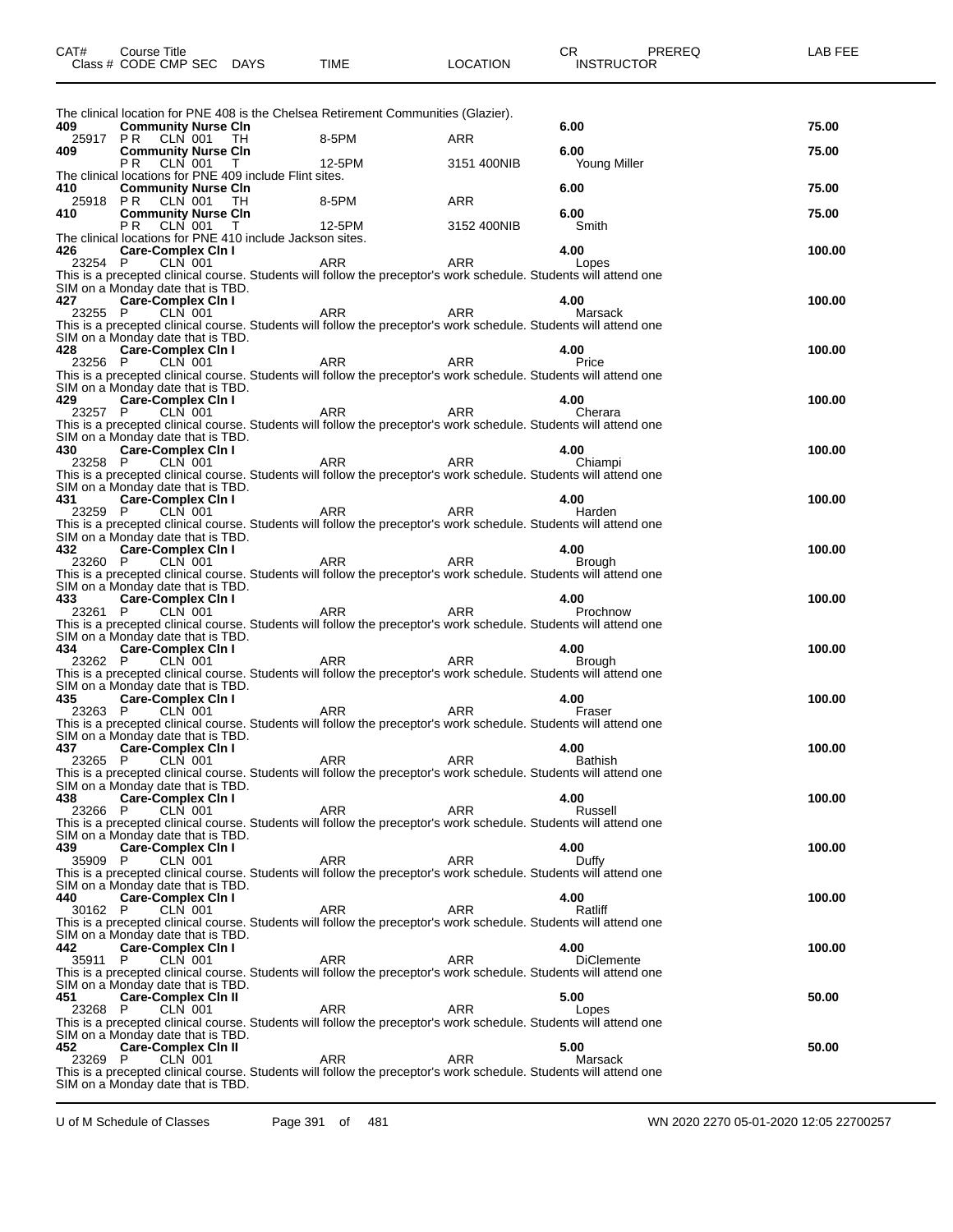| CAT# | Course Title | | | | | | CR | PREREQ | LAB FEE |
|---|---|---|---|---|---|---|---|---|---|
| Class # | CODE | CMP SEC | DAYS | TIME | LOCATION | | INSTRUCTOR | | |

The clinical location for PNE 408 is the Chelsea Retirement Communities (Glazier).

**409 Community Nurse Cln** — 6.00 — 75.00
25917 PR CLN 001 TH 8-5PM ARR

**409 Community Nurse Cln** — 6.00 — 75.00
PR CLN 001 T 12-5PM 3151 400NIB Young Miller

The clinical locations for PNE 409 include Flint sites.

**410 Community Nurse Cln** — 6.00 — 75.00
25918 PR CLN 001 TH 8-5PM ARR

**410 Community Nurse Cln** — 6.00 — 75.00
PR CLN 001 T 12-5PM 3152 400NIB Smith

The clinical locations for PNE 410 include Jackson sites.

**426 Care-Complex Cln I** — 4.00 — 100.00
23254 P CLN 001 ARR ARR Lopes
This is a precepted clinical course. Students will follow the preceptor's work schedule. Students will attend one SIM on a Monday date that is TBD.

**427 Care-Complex Cln I** — 4.00 — 100.00
23255 P CLN 001 ARR ARR Marsack
This is a precepted clinical course. Students will follow the preceptor's work schedule. Students will attend one SIM on a Monday date that is TBD.

**428 Care-Complex Cln I** — 4.00 — 100.00
23256 P CLN 001 ARR ARR Price
This is a precepted clinical course. Students will follow the preceptor's work schedule. Students will attend one SIM on a Monday date that is TBD.

**429 Care-Complex Cln I** — 4.00 — 100.00
23257 P CLN 001 ARR ARR Cherara
This is a precepted clinical course. Students will follow the preceptor's work schedule. Students will attend one SIM on a Monday date that is TBD.

**430 Care-Complex Cln I** — 4.00 — 100.00
23258 P CLN 001 ARR ARR Chiampi
This is a precepted clinical course. Students will follow the preceptor's work schedule. Students will attend one SIM on a Monday date that is TBD.

**431 Care-Complex Cln I** — 4.00 — 100.00
23259 P CLN 001 ARR ARR Harden
This is a precepted clinical course. Students will follow the preceptor's work schedule. Students will attend one SIM on a Monday date that is TBD.

**432 Care-Complex Cln I** — 4.00 — 100.00
23260 P CLN 001 ARR ARR Brough
This is a precepted clinical course. Students will follow the preceptor's work schedule. Students will attend one SIM on a Monday date that is TBD.

**433 Care-Complex Cln I** — 4.00 — 100.00
23261 P CLN 001 ARR ARR Prochnow
This is a precepted clinical course. Students will follow the preceptor's work schedule. Students will attend one SIM on a Monday date that is TBD.

**434 Care-Complex Cln I** — 4.00 — 100.00
23262 P CLN 001 ARR ARR Brough
This is a precepted clinical course. Students will follow the preceptor's work schedule. Students will attend one SIM on a Monday date that is TBD.

**435 Care-Complex Cln I** — 4.00 — 100.00
23263 P CLN 001 ARR ARR Fraser
This is a precepted clinical course. Students will follow the preceptor's work schedule. Students will attend one SIM on a Monday date that is TBD.

**437 Care-Complex Cln I** — 4.00 — 100.00
23265 P CLN 001 ARR ARR Bathish
This is a precepted clinical course. Students will follow the preceptor's work schedule. Students will attend one SIM on a Monday date that is TBD.

**438 Care-Complex Cln I** — 4.00 — 100.00
23266 P CLN 001 ARR ARR Russell
This is a precepted clinical course. Students will follow the preceptor's work schedule. Students will attend one SIM on a Monday date that is TBD.

**439 Care-Complex Cln I** — 4.00 — 100.00
35909 P CLN 001 ARR ARR Duffy
This is a precepted clinical course. Students will follow the preceptor's work schedule. Students will attend one SIM on a Monday date that is TBD.

**440 Care-Complex Cln I** — 4.00 — 100.00
30162 P CLN 001 ARR ARR Ratliff
This is a precepted clinical course. Students will follow the preceptor's work schedule. Students will attend one SIM on a Monday date that is TBD.

**442 Care-Complex Cln I** — 4.00 — 100.00
35911 P CLN 001 ARR ARR DiClemente
This is a precepted clinical course. Students will follow the preceptor's work schedule. Students will attend one SIM on a Monday date that is TBD.

**451 Care-Complex Cln II** — 5.00 — 50.00
23268 P CLN 001 ARR ARR Lopes
This is a precepted clinical course. Students will follow the preceptor's work schedule. Students will attend one SIM on a Monday date that is TBD.

**452 Care-Complex Cln II** — 5.00 — 50.00
23269 P CLN 001 ARR ARR Marsack
This is a precepted clinical course. Students will follow the preceptor's work schedule. Students will attend one SIM on a Monday date that is TBD.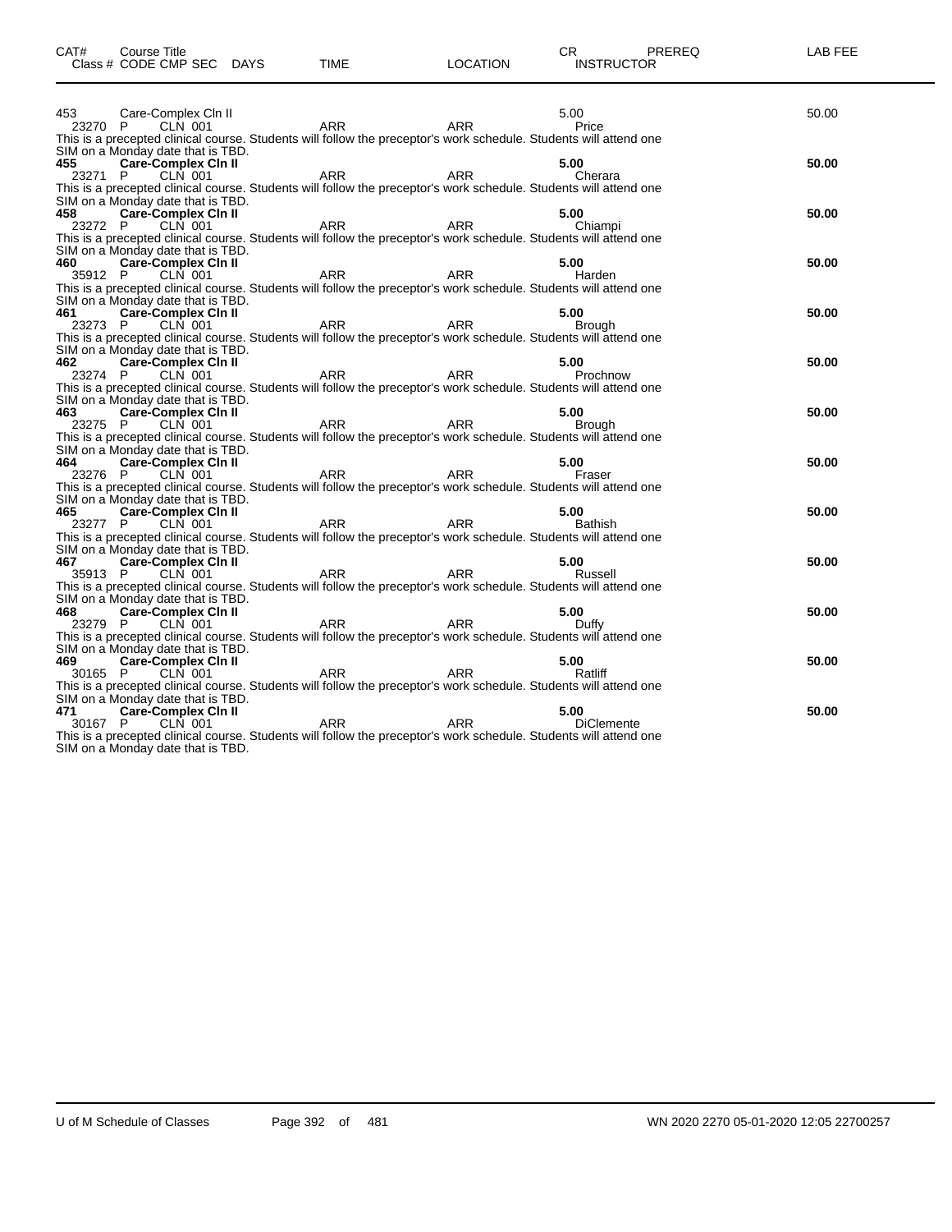| CAT# | Course Title Class # CODE CMP SEC | DAYS | TIME | LOCATION | CR INSTRUCTOR | PREREQ | LAB FEE |
|---|---|---|---|---|---|---|---|
| 453 | Care-Complex Cln II | | | | 5.00 | | 50.00 |
| 23270 | P CLN 001 | | ARR | ARR | Price | | |

This is a precepted clinical course. Students will follow the preceptor's work schedule. Students will attend one SIM on a Monday date that is TBD.

| CAT# | Course Title Class # CODE CMP SEC | DAYS | TIME | LOCATION | CR INSTRUCTOR | PREREQ | LAB FEE |
|---|---|---|---|---|---|---|---|
| **455** | **Care-Complex Cln II** | | | | **5.00** | | **50.00** |
| 23271 | P CLN 001 | | ARR | ARR | Cherara | | |

This is a precepted clinical course. Students will follow the preceptor's work schedule. Students will attend one SIM on a Monday date that is TBD.

| CAT# | Course Title Class # CODE CMP SEC | DAYS | TIME | LOCATION | CR INSTRUCTOR | PREREQ | LAB FEE |
|---|---|---|---|---|---|---|---|
| **458** | **Care-Complex Cln II** | | | | **5.00** | | **50.00** |
| 23272 | P CLN 001 | | ARR | ARR | Chiampi | | |

This is a precepted clinical course. Students will follow the preceptor's work schedule. Students will attend one SIM on a Monday date that is TBD.

| CAT# | Course Title Class # CODE CMP SEC | DAYS | TIME | LOCATION | CR INSTRUCTOR | PREREQ | LAB FEE |
|---|---|---|---|---|---|---|---|
| **460** | **Care-Complex Cln II** | | | | **5.00** | | **50.00** |
| 35912 | P CLN 001 | | ARR | ARR | Harden | | |

This is a precepted clinical course. Students will follow the preceptor's work schedule. Students will attend one SIM on a Monday date that is TBD.

| CAT# | Course Title Class # CODE CMP SEC | DAYS | TIME | LOCATION | CR INSTRUCTOR | PREREQ | LAB FEE |
|---|---|---|---|---|---|---|---|
| **461** | **Care-Complex Cln II** | | | | **5.00** | | **50.00** |
| 23273 | P CLN 001 | | ARR | ARR | Brough | | |

This is a precepted clinical course. Students will follow the preceptor's work schedule. Students will attend one SIM on a Monday date that is TBD.

| CAT# | Course Title Class # CODE CMP SEC | DAYS | TIME | LOCATION | CR INSTRUCTOR | PREREQ | LAB FEE |
|---|---|---|---|---|---|---|---|
| **462** | **Care-Complex Cln II** | | | | **5.00** | | **50.00** |
| 23274 | P CLN 001 | | ARR | ARR | Prochnow | | |

This is a precepted clinical course. Students will follow the preceptor's work schedule. Students will attend one SIM on a Monday date that is TBD.

| CAT# | Course Title Class # CODE CMP SEC | DAYS | TIME | LOCATION | CR INSTRUCTOR | PREREQ | LAB FEE |
|---|---|---|---|---|---|---|---|
| **463** | **Care-Complex Cln II** | | | | **5.00** | | **50.00** |
| 23275 | P CLN 001 | | ARR | ARR | Brough | | |

This is a precepted clinical course. Students will follow the preceptor's work schedule. Students will attend one SIM on a Monday date that is TBD.

| CAT# | Course Title Class # CODE CMP SEC | DAYS | TIME | LOCATION | CR INSTRUCTOR | PREREQ | LAB FEE |
|---|---|---|---|---|---|---|---|
| **464** | **Care-Complex Cln II** | | | | **5.00** | | **50.00** |
| 23276 | P CLN 001 | | ARR | ARR | Fraser | | |

This is a precepted clinical course. Students will follow the preceptor's work schedule. Students will attend one SIM on a Monday date that is TBD.

| CAT# | Course Title Class # CODE CMP SEC | DAYS | TIME | LOCATION | CR INSTRUCTOR | PREREQ | LAB FEE |
|---|---|---|---|---|---|---|---|
| **465** | **Care-Complex Cln II** | | | | **5.00** | | **50.00** |
| 23277 | P CLN 001 | | ARR | ARR | Bathish | | |

This is a precepted clinical course. Students will follow the preceptor's work schedule. Students will attend one SIM on a Monday date that is TBD.

| CAT# | Course Title Class # CODE CMP SEC | DAYS | TIME | LOCATION | CR INSTRUCTOR | PREREQ | LAB FEE |
|---|---|---|---|---|---|---|---|
| **467** | **Care-Complex Cln II** | | | | **5.00** | | **50.00** |
| 35913 | P CLN 001 | | ARR | ARR | Russell | | |

This is a precepted clinical course. Students will follow the preceptor's work schedule. Students will attend one SIM on a Monday date that is TBD.

| CAT# | Course Title Class # CODE CMP SEC | DAYS | TIME | LOCATION | CR INSTRUCTOR | PREREQ | LAB FEE |
|---|---|---|---|---|---|---|---|
| **468** | **Care-Complex Cln II** | | | | **5.00** | | **50.00** |
| 23279 | P CLN 001 | | ARR | ARR | Duffy | | |

This is a precepted clinical course. Students will follow the preceptor's work schedule. Students will attend one SIM on a Monday date that is TBD.

| CAT# | Course Title Class # CODE CMP SEC | DAYS | TIME | LOCATION | CR INSTRUCTOR | PREREQ | LAB FEE |
|---|---|---|---|---|---|---|---|
| **469** | **Care-Complex Cln II** | | | | **5.00** | | **50.00** |
| 30165 | P CLN 001 | | ARR | ARR | Ratliff | | |

This is a precepted clinical course. Students will follow the preceptor's work schedule. Students will attend one SIM on a Monday date that is TBD.

| CAT# | Course Title Class # CODE CMP SEC | DAYS | TIME | LOCATION | CR INSTRUCTOR | PREREQ | LAB FEE |
|---|---|---|---|---|---|---|---|
| **471** | **Care-Complex Cln II** | | | | **5.00** | | **50.00** |
| 30167 | P CLN 001 | | ARR | ARR | DiClemente | | |

This is a precepted clinical course. Students will follow the preceptor's work schedule. Students will attend one SIM on a Monday date that is TBD.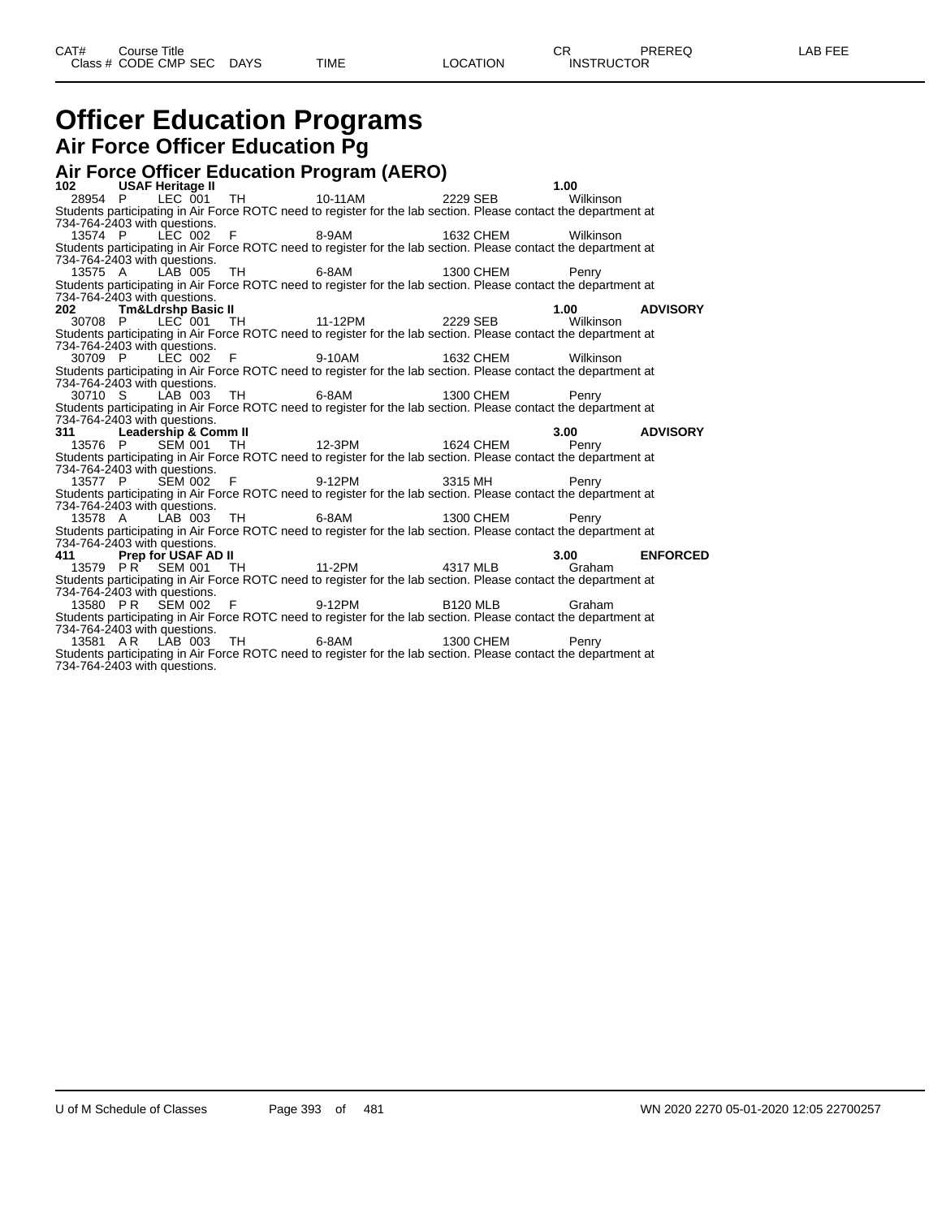# Officer Education Programs

## Air Force Officer Education Pg

### Air Force Officer Education Program (AERO)

| CAT# | Course Title | | | | | | CR | PREREQ | LAB FEE |
|---|---|---|---|---|---|---|---|---|---|
| Class # | CODE | CMP SEC | DAYS | TIME | LOCATION | INSTRUCTOR | | | |
| **102** | **USAF Heritage II** | | | | | | **1.00** | | |
| 28954 | P | LEC 001 | TH | 10-11AM | 2229 SEB | Wilkinson | | | |

Students participating in Air Force ROTC need to register for the lab section. Please contact the department at 734-764-2403 with questions.

| Class # | CODE | CMP SEC | DAYS | TIME | LOCATION | INSTRUCTOR |
|---|---|---|---|---|---|---|
| 13574 | P | LEC 002 | F | 8-9AM | 1632 CHEM | Wilkinson |

Students participating in Air Force ROTC need to register for the lab section. Please contact the department at 734-764-2403 with questions.

| Class # | CODE | CMP SEC | DAYS | TIME | LOCATION | INSTRUCTOR |
|---|---|---|---|---|---|---|
| 13575 | A | LAB 005 | TH | 6-8AM | 1300 CHEM | Penry |

Students participating in Air Force ROTC need to register for the lab section. Please contact the department at 734-764-2403 with questions.

| CAT# | Course Title | | | | | | CR | PREREQ |
|---|---|---|---|---|---|---|---|---|
| **202** | **Tm&Ldrshp Basic II** | | | | | | **1.00** | **ADVISORY** |
| 30708 | P | LEC 001 | TH | 11-12PM | 2229 SEB | Wilkinson | | |

Students participating in Air Force ROTC need to register for the lab section. Please contact the department at 734-764-2403 with questions.

| Class # | CODE | CMP SEC | DAYS | TIME | LOCATION | INSTRUCTOR |
|---|---|---|---|---|---|---|
| 30709 | P | LEC 002 | F | 9-10AM | 1632 CHEM | Wilkinson |

Students participating in Air Force ROTC need to register for the lab section. Please contact the department at 734-764-2403 with questions.

| Class # | CODE | CMP SEC | DAYS | TIME | LOCATION | INSTRUCTOR |
|---|---|---|---|---|---|---|
| 30710 | S | LAB 003 | TH | 6-8AM | 1300 CHEM | Penry |

Students participating in Air Force ROTC need to register for the lab section. Please contact the department at 734-764-2403 with questions.

| CAT# | Course Title | | | | | | CR | PREREQ |
|---|---|---|---|---|---|---|---|---|
| **311** | **Leadership & Comm II** | | | | | | **3.00** | **ADVISORY** |
| 13576 | P | SEM 001 | TH | 12-3PM | 1624 CHEM | Penry | | |

Students participating in Air Force ROTC need to register for the lab section. Please contact the department at 734-764-2403 with questions.

| Class # | CODE | CMP SEC | DAYS | TIME | LOCATION | INSTRUCTOR |
|---|---|---|---|---|---|---|
| 13577 | P | SEM 002 | F | 9-12PM | 3315 MH | Penry |

Students participating in Air Force ROTC need to register for the lab section. Please contact the department at 734-764-2403 with questions.

| Class # | CODE | CMP SEC | DAYS | TIME | LOCATION | INSTRUCTOR |
|---|---|---|---|---|---|---|
| 13578 | A | LAB 003 | TH | 6-8AM | 1300 CHEM | Penry |

Students participating in Air Force ROTC need to register for the lab section. Please contact the department at 734-764-2403 with questions.

| CAT# | Course Title | | | | | | CR | PREREQ |
|---|---|---|---|---|---|---|---|---|
| **411** | **Prep for USAF AD II** | | | | | | **3.00** | **ENFORCED** |
| 13579 | P R | SEM 001 | TH | 11-2PM | 4317 MLB | Graham | | |

Students participating in Air Force ROTC need to register for the lab section. Please contact the department at 734-764-2403 with questions.

| Class # | CODE | CMP SEC | DAYS | TIME | LOCATION | INSTRUCTOR |
|---|---|---|---|---|---|---|
| 13580 | P R | SEM 002 | F | 9-12PM | B120 MLB | Graham |

Students participating in Air Force ROTC need to register for the lab section. Please contact the department at 734-764-2403 with questions.

| Class # | CODE | CMP SEC | DAYS | TIME | LOCATION | INSTRUCTOR |
|---|---|---|---|---|---|---|
| 13581 | A R | LAB 003 | TH | 6-8AM | 1300 CHEM | Penry |

Students participating in Air Force ROTC need to register for the lab section. Please contact the department at 734-764-2403 with questions.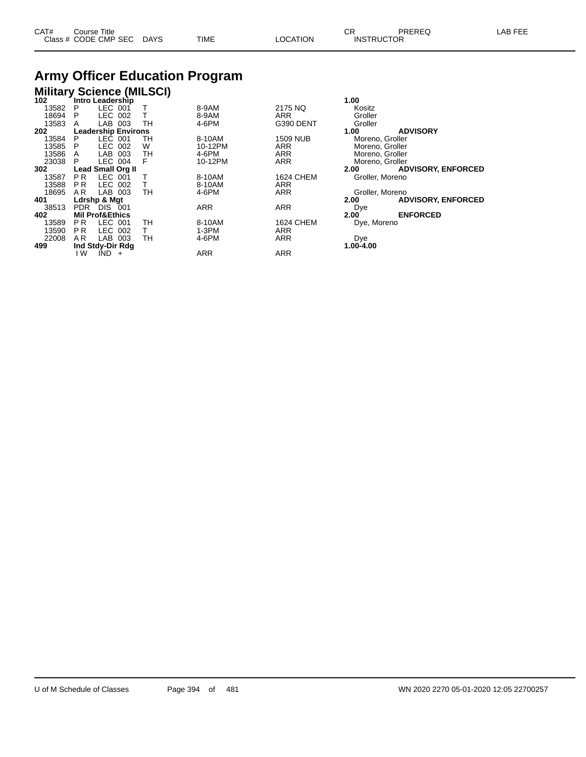# Army Officer Education Program

## Military Science (MILSCI)

| CAT# / Class # | Course Title / CODE | CMP | SEC | DAYS | TIME | LOCATION | CR / INSTRUCTOR | PREREQ | LAB FEE |
|---|---|---|---|---|---|---|---|---|---|
| **102** | **Intro Leadership** | | | | | | **1.00** | | |
| 13582 | P | LEC | 001 | T | 8-9AM | 2175 NQ | Kositz | | |
| 18694 | P | LEC | 002 | T | 8-9AM | ARR | Groller | | |
| 13583 | A | LAB | 003 | TH | 4-6PM | G390 DENT | Groller | | |
| **202** | **Leadership Environs** | | | | | | **1.00** | **ADVISORY** | |
| 13584 | P | LEC | 001 | TH | 8-10AM | 1509 NUB | Moreno, Groller | | |
| 13585 | P | LEC | 002 | W | 10-12PM | ARR | Moreno, Groller | | |
| 13586 | A | LAB | 003 | TH | 4-6PM | ARR | Moreno, Groller | | |
| 23038 | P | LEC | 004 | F | 10-12PM | ARR | Moreno, Groller | | |
| **302** | **Lead Small Org II** | | | | | | **2.00** | **ADVISORY, ENFORCED** | |
| 13587 | P R | LEC | 001 | T | 8-10AM | 1624 CHEM | Groller, Moreno | | |
| 13588 | P R | LEC | 002 | T | 8-10AM | ARR | | | |
| 18695 | A R | LAB | 003 | TH | 4-6PM | ARR | Groller, Moreno | | |
| **401** | **Ldrshp & Mgt** | | | | | | **2.00** | **ADVISORY, ENFORCED** | |
| 38513 | PDR | DIS | 001 | | ARR | ARR | Dye | | |
| **402** | **Mil Prof&Ethics** | | | | | | **2.00** | **ENFORCED** | |
| 13589 | P R | LEC | 001 | TH | 8-10AM | 1624 CHEM | Dye, Moreno | | |
| 13590 | P R | LEC | 002 | T | 1-3PM | ARR | | | |
| 22008 | A R | LAB | 003 | TH | 4-6PM | ARR | Dye | | |
| **499** | **Ind Stdy-Dir Rdg** | | | | | | **1.00-4.00** | | |
| | I W | IND | + | | ARR | ARR | | | |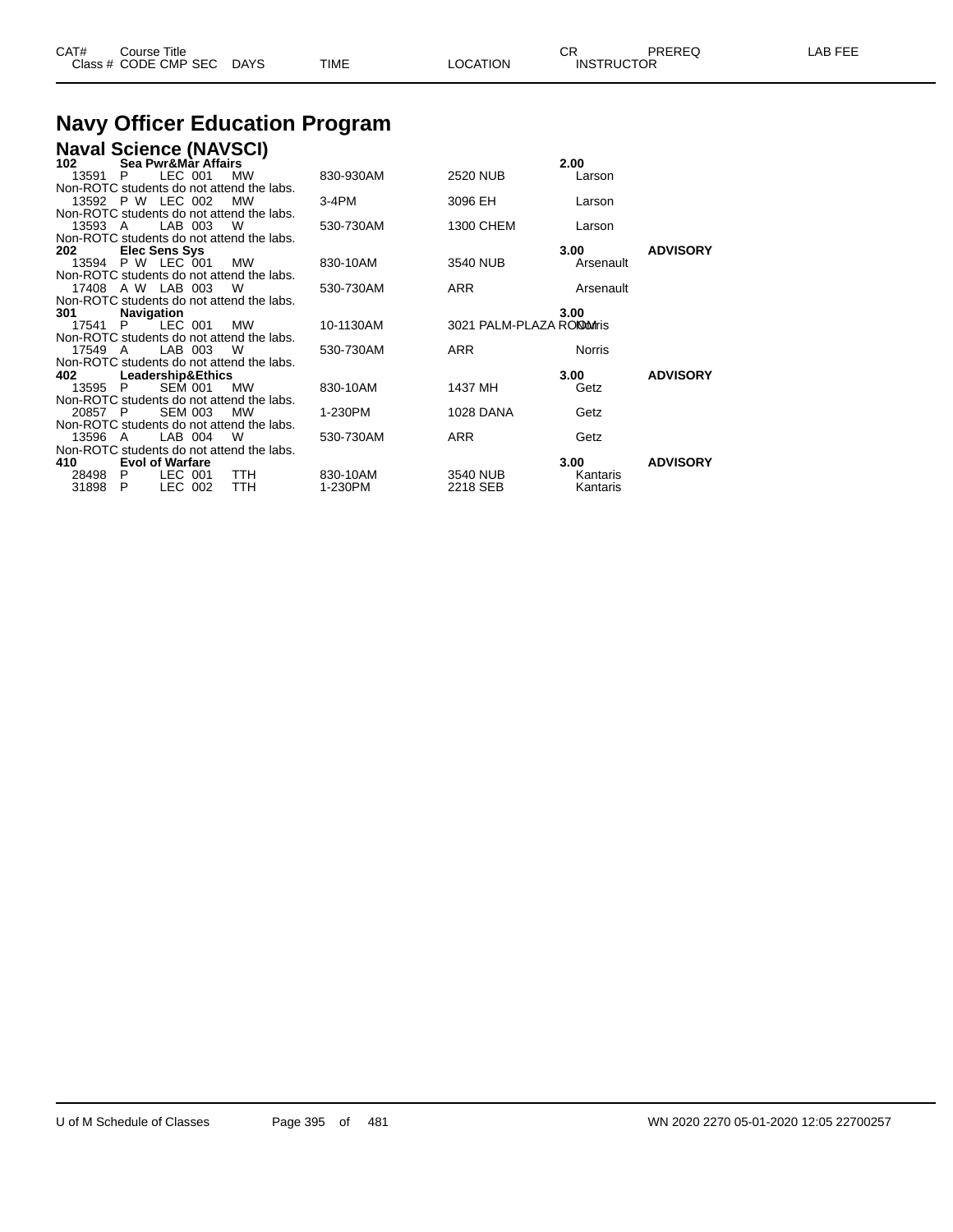# Navy Officer Education Program

## Naval Science (NAVSCI)

| CAT# Class # | Course Title CODE CMP SEC | DAYS | TIME | LOCATION | CR INSTRUCTOR | PREREQ | LAB FEE |
|---|---|---|---|---|---|---|---|
| **102** | **Sea Pwr&Mar Affairs** | | | | **2.00** | | |
| 13591 | P LEC 001 | MW | 830-930AM | 2520 NUB | Larson | | |
| Non-ROTC students do not attend the labs. | | | | | | | |
| 13592 | P W LEC 002 | MW | 3-4PM | 3096 EH | Larson | | |
| Non-ROTC students do not attend the labs. | | | | | | | |
| 13593 | A LAB 003 | W | 530-730AM | 1300 CHEM | Larson | | |
| Non-ROTC students do not attend the labs. | | | | | | | |
| **202** | **Elec Sens Sys** | | | | **3.00** | **ADVISORY** | |
| 13594 | P W LEC 001 | MW | 830-10AM | 3540 NUB | Arsenault | | |
| Non-ROTC students do not attend the labs. | | | | | | | |
| 17408 | A W LAB 003 | W | 530-730AM | ARR | Arsenault | | |
| Non-ROTC students do not attend the labs. | | | | | | | |
| **301** | **Navigation** | | | | **3.00** | | |
| 17541 | P LEC 001 | MW | 10-1130AM | 3021 PALM-PLAZA ROOM | Norris | | |
| Non-ROTC students do not attend the labs. | | | | | | | |
| 17549 | A LAB 003 | W | 530-730AM | ARR | Norris | | |
| Non-ROTC students do not attend the labs. | | | | | | | |
| **402** | **Leadership&Ethics** | | | | **3.00** | **ADVISORY** | |
| 13595 | P SEM 001 | MW | 830-10AM | 1437 MH | Getz | | |
| Non-ROTC students do not attend the labs. | | | | | | | |
| 20857 | P SEM 003 | MW | 1-230PM | 1028 DANA | Getz | | |
| Non-ROTC students do not attend the labs. | | | | | | | |
| 13596 | A LAB 004 | W | 530-730AM | ARR | Getz | | |
| Non-ROTC students do not attend the labs. | | | | | | | |
| **410** | **Evol of Warfare** | | | | **3.00** | **ADVISORY** | |
| 28498 | P LEC 001 | TTH | 830-10AM | 3540 NUB | Kantaris | | |
| 31898 | P LEC 002 | TTH | 1-230PM | 2218 SEB | Kantaris | | |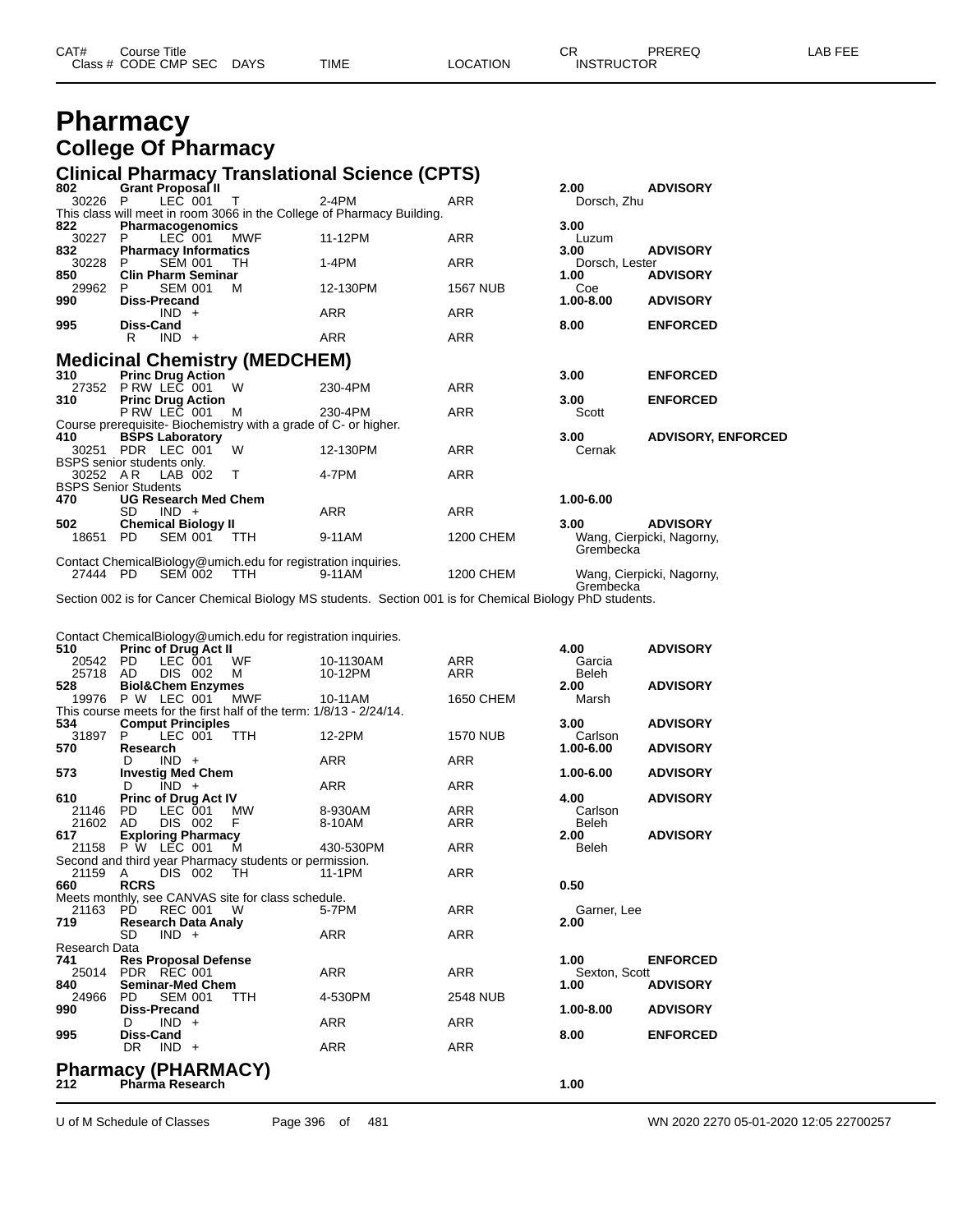# Pharmacy

## College Of Pharmacy

### Clinical Pharmacy Translational Science (CPTS)

| CAT# / Class # | Course Title / CODE CMP SEC | DAYS | TIME | LOCATION | CR / INSTRUCTOR | PREREQ |
|---|---|---|---|---|---|---|
| 802 | Grant Proposal II | | | | 2.00 | ADVISORY |
| 30226 | P LEC 001 | T | 2-4PM | ARR | Dorsch, Zhu | |
| This class will meet in room 3066 in the College of Pharmacy Building. | | | | | | |
| 822 | Pharmacogenomics | | | | 3.00 | |
| 30227 | P LEC 001 | MWF | 11-12PM | ARR | Luzum | |
| 832 | Pharmacy Informatics | | | | 3.00 | ADVISORY |
| 30228 | P SEM 001 | TH | 1-4PM | ARR | Dorsch, Lester | |
| 850 | Clin Pharm Seminar | | | | 1.00 | ADVISORY |
| 29962 | P SEM 001 | M | 12-130PM | 1567 NUB | Coe | |
| 990 | Diss-Precand | | | | 1.00-8.00 | ADVISORY |
| | IND + | | ARR | ARR | | |
| 995 | Diss-Cand | | | | 8.00 | ENFORCED |
| | R IND + | | ARR | ARR | | |

### Medicinal Chemistry (MEDCHEM)

| CAT# / Class # | Course Title / CODE CMP SEC | DAYS | TIME | LOCATION | CR / INSTRUCTOR | PREREQ |
|---|---|---|---|---|---|---|
| 310 | Princ Drug Action | | | | 3.00 | ENFORCED |
| 27352 | P RW LEC 001 | W | 230-4PM | ARR | | |
| 310 | Princ Drug Action | | | | 3.00 | ENFORCED |
| | P RW LEC 001 | M | 230-4PM | ARR | Scott | |
| Course prerequisite- Biochemistry with a grade of C- or higher. | | | | | | |
| 410 | BSPS Laboratory | | | | 3.00 | ADVISORY, ENFORCED |
| 30251 | PDR LEC 001 | W | 12-130PM | ARR | Cernak | |
| BSPS senior students only. | | | | | | |
| 30252 | A R LAB 002 | T | 4-7PM | ARR | | |
| BSPS Senior Students | | | | | | |
| 470 | UG Research Med Chem | | | | 1.00-6.00 | |
| | SD IND + | | ARR | ARR | | |
| 502 | Chemical Biology II | | | | 3.00 | ADVISORY |
| 18651 | PD SEM 001 | TTH | 9-11AM | 1200 CHEM | Wang, Cierpicki, Nagorny, Grembecka | |
| Contact ChemicalBiology@umich.edu for registration inquiries. | | | | | | |
| 27444 | PD SEM 002 | TTH | 9-11AM | 1200 CHEM | Wang, Cierpicki, Nagorny, Grembecka | |
| Section 002 is for Cancer Chemical Biology MS students. Section 001 is for Chemical Biology PhD students. | | | | | | |
| Contact ChemicalBiology@umich.edu for registration inquiries. | | | | | | |
| 510 | Princ of Drug Act II | | | | 4.00 | ADVISORY |
| 20542 | PD LEC 001 | WF | 10-1130AM | ARR | Garcia | |
| 25718 | AD DIS 002 | M | 10-12PM | ARR | Beleh | |
| 528 | Biol&Chem Enzymes | | | | 2.00 | ADVISORY |
| 19976 | P W LEC 001 | MWF | 10-11AM | 1650 CHEM | Marsh | |
| This course meets for the first half of the term: 1/8/13 - 2/24/14. | | | | | | |
| 534 | Comput Principles | | | | 3.00 | ADVISORY |
| 31897 | P LEC 001 | TTH | 12-2PM | 1570 NUB | Carlson | |
| 570 | Research | | | | 1.00-6.00 | ADVISORY |
| | D IND + | | ARR | ARR | | |
| 573 | Investig Med Chem | | | | 1.00-6.00 | ADVISORY |
| | D IND + | | ARR | ARR | | |
| 610 | Princ of Drug Act IV | | | | 4.00 | ADVISORY |
| 21146 | PD LEC 001 | MW | 8-930AM | ARR | Carlson | |
| 21602 | AD DIS 002 | F | 8-10AM | ARR | Beleh | |
| 617 | Exploring Pharmacy | | | | 2.00 | ADVISORY |
| 21158 | P W LEC 001 | M | 430-530PM | ARR | Beleh | |
| Second and third year Pharmacy students or permission. | | | | | | |
| 21159 | A DIS 002 | TH | 11-1PM | ARR | | |
| 660 | RCRS | | | | 0.50 | |
| Meets monthly, see CANVAS site for class schedule. | | | | | | |
| 21163 | PD REC 001 | W | 5-7PM | ARR | Garner, Lee | |
| 719 | Research Data Analy | | | | 2.00 | |
| | SD IND + | | ARR | ARR | | |
| Research Data | | | | | | |
| 741 | Res Proposal Defense | | | | 1.00 | ENFORCED |
| 25014 | PDR REC 001 | | ARR | ARR | Sexton, Scott | |
| 840 | Seminar-Med Chem | | | | 1.00 | ADVISORY |
| 24966 | PD SEM 001 | TTH | 4-530PM | 2548 NUB | | |
| 990 | Diss-Precand | | | | 1.00-8.00 | ADVISORY |
| | D IND + | | ARR | ARR | | |
| 995 | Diss-Cand | | | | 8.00 | ENFORCED |
| | DR IND + | | ARR | ARR | | |

### Pharmacy (PHARMACY)

| CAT# / Class # | Course Title / CODE CMP SEC | DAYS | TIME | LOCATION | CR / INSTRUCTOR | PREREQ |
|---|---|---|---|---|---|---|
| 212 | Pharma Research | | | | 1.00 | |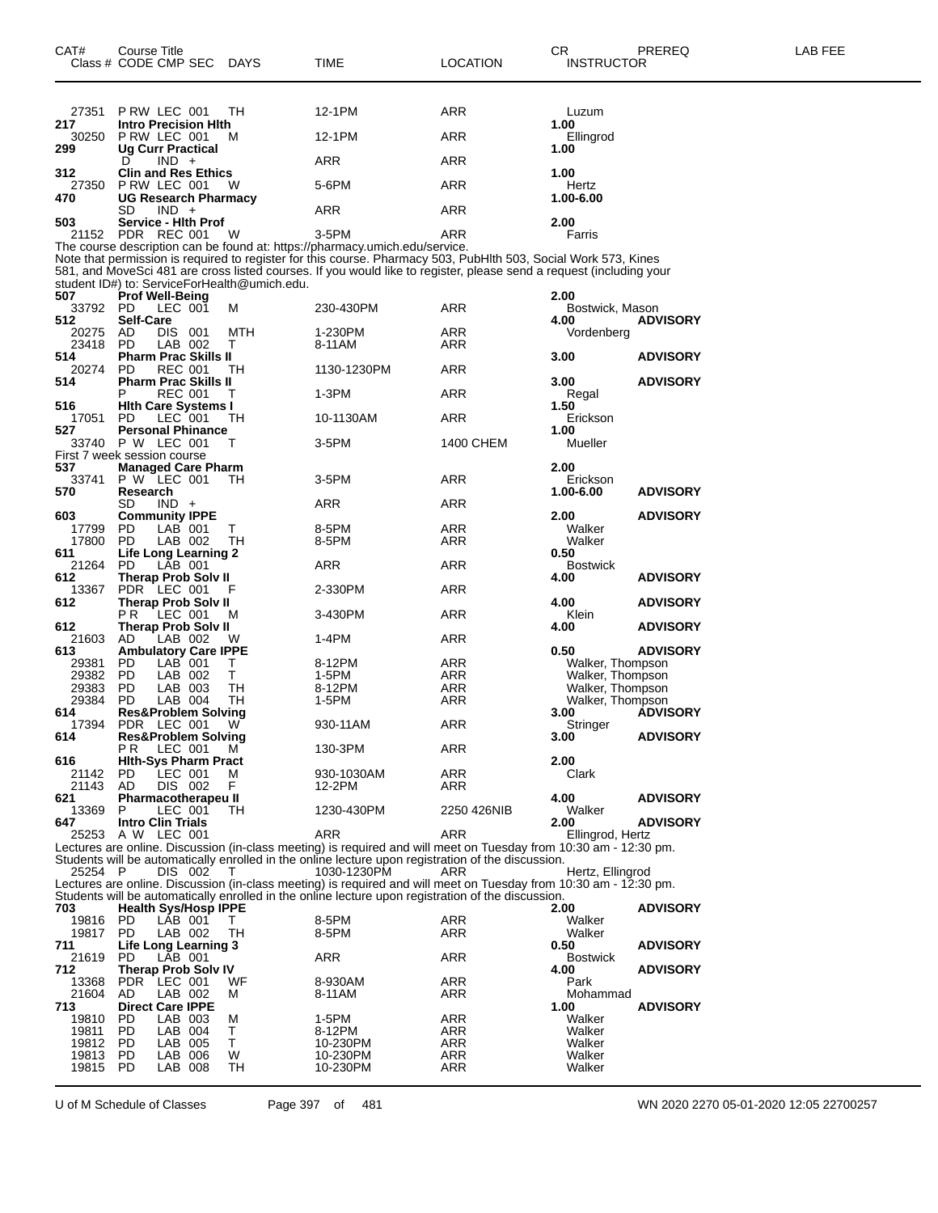| CAT# | Course Title | | | | | | | CR | PREREQ | LAB FEE |
|---|---|---|---|---|---|---|---|---|---|---|
| Class # | CODE | CMP | SEC | DAYS | TIME | LOCATION | INSTRUCTOR | | | |
| 27351 | P RW | LEC | 001 | TH | 12-1PM | ARR | Luzum | | | |
| **217** | **Intro Precision Hlth** | | | | | | | **1.00** | | |
| 30250 | P RW | LEC | 001 | M | 12-1PM | ARR | Ellingrod | | | |
| **299** | **Ug Curr Practical** | | | | | | | **1.00** | | |
| | D | IND | + | | ARR | ARR | | | | |
| **312** | **Clin and Res Ethics** | | | | | | | **1.00** | | |
| 27350 | P RW | LEC | 001 | W | 5-6PM | ARR | Hertz | | | |
| **470** | **UG Research Pharmacy** | | | | | | | **1.00-6.00** | | |
| | SD | IND | + | | ARR | ARR | | | | |
| **503** | **Service - Hlth Prof** | | | | | | | **2.00** | | |
| 21152 | PDR | REC | 001 | W | 3-5PM | ARR | Farris | | | |

The course description can be found at: https://pharmacy.umich.edu/service.
Note that permission is required to register for this course. Pharmacy 503, PubHlth 503, Social Work 573, Kines 581, and MoveSci 481 are cross listed courses. If you would like to register, please send a request (including your student ID#) to: ServiceForHealth@umich.edu.

| CAT# | Course Title | | | | | | | CR | PREREQ | LAB FEE |
|---|---|---|---|---|---|---|---|---|---|---|
| **507** | **Prof Well-Being** | | | | | | | **2.00** | | |
| 33792 | PD | LEC | 001 | M | 230-430PM | ARR | Bostwick, Mason | | | |
| **512** | **Self-Care** | | | | | | | **4.00** | **ADVISORY** | |
| 20275 | AD | DIS | 001 | MTH | 1-230PM | ARR | Vordenberg | | | |
| 23418 | PD | LAB | 002 | T | 8-11AM | ARR | | | | |
| **514** | **Pharm Prac Skills II** | | | | | | | **3.00** | **ADVISORY** | |
| 20274 | PD | REC | 001 | TH | 1130-1230PM | ARR | | | | |
| **514** | **Pharm Prac Skills II** | | | | | | | **3.00** | **ADVISORY** | |
| | P | REC | 001 | T | 1-3PM | ARR | Regal | | | |
| **516** | **Hlth Care Systems I** | | | | | | | **1.50** | | |
| 17051 | PD | LEC | 001 | TH | 10-1130AM | ARR | Erickson | | | |
| **527** | **Personal Phinance** | | | | | | | **1.00** | | |
| 33740 | P W | LEC | 001 | T | 3-5PM | 1400 CHEM | Mueller | | | |

First 7 week session course

| CAT# | Course Title | | | | | | | CR | PREREQ | LAB FEE |
|---|---|---|---|---|---|---|---|---|---|---|
| **537** | **Managed Care Pharm** | | | | | | | **2.00** | | |
| 33741 | P W | LEC | 001 | TH | 3-5PM | ARR | Erickson | | | |
| **570** | **Research** | | | | | | | **1.00-6.00** | **ADVISORY** | |
| | SD | IND | + | | ARR | ARR | | | | |
| **603** | **Community IPPE** | | | | | | | **2.00** | **ADVISORY** | |
| 17799 | PD | LAB | 001 | T | 8-5PM | ARR | Walker | | | |
| 17800 | PD | LAB | 002 | TH | 8-5PM | ARR | Walker | | | |
| **611** | **Life Long Learning 2** | | | | | | | **0.50** | | |
| 21264 | PD | LAB | 001 | | ARR | ARR | Bostwick | | | |
| **612** | **Therap Prob Solv II** | | | | | | | **4.00** | **ADVISORY** | |
| 13367 | PDR | LEC | 001 | F | 2-330PM | ARR | | | | |
| **612** | **Therap Prob Solv II** | | | | | | | **4.00** | **ADVISORY** | |
| | P R | LEC | 001 | M | 3-430PM | ARR | Klein | | | |
| **612** | **Therap Prob Solv II** | | | | | | | **4.00** | **ADVISORY** | |
| 21603 | AD | LAB | 002 | W | 1-4PM | ARR | | | | |
| **613** | **Ambulatory Care IPPE** | | | | | | | **0.50** | **ADVISORY** | |
| 29381 | PD | LAB | 001 | T | 8-12PM | ARR | Walker, Thompson | | | |
| 29382 | PD | LAB | 002 | T | 1-5PM | ARR | Walker, Thompson | | | |
| 29383 | PD | LAB | 003 | TH | 8-12PM | ARR | Walker, Thompson | | | |
| 29384 | PD | LAB | 004 | TH | 1-5PM | ARR | Walker, Thompson | | | |
| **614** | **Res&Problem Solving** | | | | | | | **3.00** | **ADVISORY** | |
| 17394 | PDR | LEC | 001 | W | 930-11AM | ARR | Stringer | | | |
| **614** | **Res&Problem Solving** | | | | | | | **3.00** | **ADVISORY** | |
| | P R | LEC | 001 | M | 130-3PM | ARR | | | | |
| **616** | **Hlth-Sys Pharm Pract** | | | | | | | **2.00** | | |
| 21142 | PD | LEC | 001 | M | 930-1030AM | ARR | Clark | | | |
| 21143 | AD | DIS | 002 | F | 12-2PM | ARR | | | | |
| **621** | **Pharmacotherapeu II** | | | | | | | **4.00** | **ADVISORY** | |
| 13369 | P | LEC | 001 | TH | 1230-430PM | 2250 426NIB | Walker | | | |
| **647** | **Intro Clin Trials** | | | | | | | **2.00** | **ADVISORY** | |
| 25253 | A W | LEC | 001 | | ARR | ARR | Ellingrod, Hertz | | | |

Lectures are online. Discussion (in-class meeting) is required and will meet on Tuesday from 10:30 am - 12:30 pm.
Students will be automatically enrolled in the online lecture upon registration of the discussion.

| CAT# | Course Title | | | | | | | CR | PREREQ | LAB FEE |
|---|---|---|---|---|---|---|---|---|---|---|
| 25254 | P | DIS | 002 | T | 1030-1230PM | ARR | Hertz, Ellingrod | | | |

Lectures are online. Discussion (in-class meeting) is required and will meet on Tuesday from 10:30 am - 12:30 pm.
Students will be automatically enrolled in the online lecture upon registration of the discussion.

| CAT# | Course Title | | | | | | | CR | PREREQ | LAB FEE |
|---|---|---|---|---|---|---|---|---|---|---|
| **703** | **Health Sys/Hosp IPPE** | | | | | | | **2.00** | **ADVISORY** | |
| 19816 | PD | LAB | 001 | T | 8-5PM | ARR | Walker | | | |
| 19817 | PD | LAB | 002 | TH | 8-5PM | ARR | Walker | | | |
| **711** | **Life Long Learning 3** | | | | | | | **0.50** | **ADVISORY** | |
| 21619 | PD | LAB | 001 | | ARR | ARR | Bostwick | | | |
| **712** | **Therap Prob Solv IV** | | | | | | | **4.00** | **ADVISORY** | |
| 13368 | PDR | LEC | 001 | WF | 8-930AM | ARR | Park | | | |
| 21604 | AD | LAB | 002 | M | 8-11AM | ARR | Mohammad | | | |
| **713** | **Direct Care IPPE** | | | | | | | **1.00** | **ADVISORY** | |
| 19810 | PD | LAB | 003 | M | 1-5PM | ARR | Walker | | | |
| 19811 | PD | LAB | 004 | T | 8-12PM | ARR | Walker | | | |
| 19812 | PD | LAB | 005 | T | 10-230PM | ARR | Walker | | | |
| 19813 | PD | LAB | 006 | W | 10-230PM | ARR | Walker | | | |
| 19815 | PD | LAB | 008 | TH | 10-230PM | ARR | Walker | | | |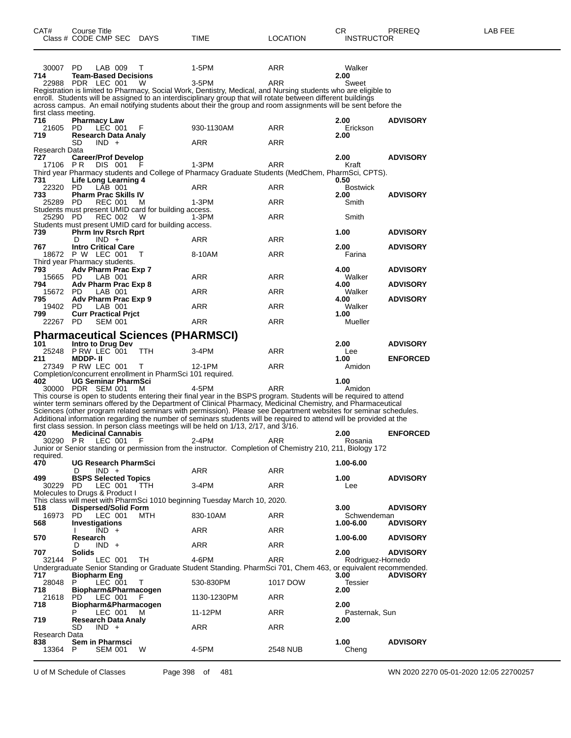| CAT# | Course Title<br>Class # CODE CMP SEC DAYS | TIME | LOCATION | CR<br>INSTRUCTOR | PREREQ | LAB FEE |
|---|---|---|---|---|---|---|
| 30007 | PD LAB 009 T | 1-5PM | ARR | Walker | | |
| **714** | **Team-Based Decisions** | | | **2.00** | | |
| 22988 | PDR LEC 001 W | 3-5PM | ARR | Sweet | | |

Registration is limited to Pharmacy, Social Work, Dentistry, Medical, and Nursing students who are eligible to enroll. Students will be assigned to an interdisciplinary group that will rotate between different buildings across campus. An email notifying students about their the group and room assignments will be sent before the first class meeting.

| CAT# | Course Title<br>Class # CODE CMP SEC DAYS | TIME | LOCATION | CR<br>INSTRUCTOR | PREREQ | LAB FEE |
|---|---|---|---|---|---|---|
| **716** | **Pharmacy Law** | | | **2.00** | **ADVISORY** | |
| 21605 | PD LEC 001 F | 930-1130AM | ARR | Erickson | | |
| **719** | **Research Data Analy** | | | **2.00** | | |
| | SD IND + | ARR | ARR | | | |

Research Data

| CAT# | Course Title<br>Class # CODE CMP SEC DAYS | TIME | LOCATION | CR<br>INSTRUCTOR | PREREQ | LAB FEE |
|---|---|---|---|---|---|---|
| **727** | **Career/Prof Develop** | | | **2.00** | **ADVISORY** | |
| 17106 | P R DIS 001 F | 1-3PM | ARR | Kraft | | |

Third year Pharmacy students and College of Pharmacy Graduate Students (MedChem, PharmSci, CPTS).

| CAT# | Course Title<br>Class # CODE CMP SEC DAYS | TIME | LOCATION | CR<br>INSTRUCTOR | PREREQ | LAB FEE |
|---|---|---|---|---|---|---|
| **731** | **Life Long Learning 4** | | | **0.50** | | |
| 22320 | PD LAB 001 | ARR | ARR | Bostwick | | |
| **733** | **Pharm Prac Skills IV** | | | **2.00** | **ADVISORY** | |
| 25289 | PD REC 001 M | 1-3PM | ARR | Smith | | |

Students must present UMID card for building access.

| CAT# | Course Title<br>Class # CODE CMP SEC DAYS | TIME | LOCATION | CR<br>INSTRUCTOR | PREREQ | LAB FEE |
|---|---|---|---|---|---|---|
| 25290 | PD REC 002 W | 1-3PM | ARR | Smith | | |

Students must present UMID card for building access.

| CAT# | Course Title<br>Class # CODE CMP SEC DAYS | TIME | LOCATION | CR<br>INSTRUCTOR | PREREQ | LAB FEE |
|---|---|---|---|---|---|---|
| **739** | **Phrm Inv Rsrch Rprt** | | | **1.00** | **ADVISORY** | |
| | D IND + | ARR | ARR | | | |
| **767** | **Intro Critical Care** | | | **2.00** | **ADVISORY** | |
| 18672 | P W LEC 001 T | 8-10AM | ARR | Farina | | |

Third year Pharmacy students.

| CAT# | Course Title<br>Class # CODE CMP SEC DAYS | TIME | LOCATION | CR<br>INSTRUCTOR | PREREQ | LAB FEE |
|---|---|---|---|---|---|---|
| **793** | **Adv Pharm Prac Exp 7** | | | **4.00** | **ADVISORY** | |
| 15665 | PD LAB 001 | ARR | ARR | Walker | | |
| **794** | **Adv Pharm Prac Exp 8** | | | **4.00** | **ADVISORY** | |
| 15672 | PD LAB 001 | ARR | ARR | Walker | | |
| **795** | **Adv Pharm Prac Exp 9** | | | **4.00** | **ADVISORY** | |
| 19402 | PD LAB 001 | ARR | ARR | Walker | | |
| **799** | **Curr Practical Prjct** | | | **1.00** | | |
| 22267 | PD SEM 001 | ARR | ARR | Mueller | | |

## Pharmaceutical Sciences (PHARMSCI)

| CAT# | Course Title<br>Class # CODE CMP SEC DAYS | TIME | LOCATION | CR<br>INSTRUCTOR | PREREQ | LAB FEE |
|---|---|---|---|---|---|---|
| **101** | **Intro to Drug Dev** | | | **2.00** | **ADVISORY** | |
| 25248 | P RW LEC 001 TTH | 3-4PM | ARR | Lee | | |
| **211** | **MDDP- II** | | | **1.00** | **ENFORCED** | |
| 27349 | P RW LEC 001 T | 12-1PM | ARR | Amidon | | |

Completion/concurrent enrollment in PharmSci 101 required.

| CAT# | Course Title<br>Class # CODE CMP SEC DAYS | TIME | LOCATION | CR<br>INSTRUCTOR | PREREQ | LAB FEE |
|---|---|---|---|---|---|---|
| **402** | **UG Seminar PharmSci** | | | **1.00** | | |
| 30000 | PDR SEM 001 M | 4-5PM | ARR | Amidon | | |

This course is open to students entering their final year in the BSPS program. Students will be required to attend winter term seminars offered by the Department of Clinical Pharmacy, Medicinal Chemistry, and Pharmaceutical Sciences (other program related seminars with permission). Please see Department websites for seminar schedules. Additional information regarding the number of seminars students will be required to attend will be provided at the first class session. In person class meetings will be held on 1/13, 2/17, and 3/16.

| CAT# | Course Title<br>Class # CODE CMP SEC DAYS | TIME | LOCATION | CR<br>INSTRUCTOR | PREREQ | LAB FEE |
|---|---|---|---|---|---|---|
| **420** | **Medicinal Cannabis** | | | **2.00** | **ENFORCED** | |
| 30290 | P R LEC 001 F | 2-4PM | ARR | Rosania | | |

Junior or Senior standing or permission from the instructor. Completion of Chemistry 210, 211, Biology 172 required.

| CAT# | Course Title<br>Class # CODE CMP SEC DAYS | TIME | LOCATION | CR<br>INSTRUCTOR | PREREQ | LAB FEE |
|---|---|---|---|---|---|---|
| **470** | **UG Research PharmSci** | | | **1.00-6.00** | | |
| | D IND + | ARR | ARR | | | |
| **499** | **BSPS Selected Topics** | | | **1.00** | **ADVISORY** | |
| 30229 | PD LEC 001 TTH | 3-4PM | ARR | Lee | | |

Molecules to Drugs & Product I

This class will meet with PharmSci 1010 beginning Tuesday March 10, 2020.

| CAT# | Course Title<br>Class # CODE CMP SEC DAYS | TIME | LOCATION | CR<br>INSTRUCTOR | PREREQ | LAB FEE |
|---|---|---|---|---|---|---|
| **518** | **Dispersed/Solid Form** | | | **3.00** | **ADVISORY** | |
| 16973 | PD LEC 001 MTH | 830-10AM | ARR | Schwendeman | | |
| **568** | **Investigations** | | | **1.00-6.00** | **ADVISORY** | |
| | I IND + | ARR | ARR | | | |
| **570** | **Research** | | | **1.00-6.00** | **ADVISORY** | |
| | D IND + | ARR | ARR | | | |
| **707** | **Solids** | | | **2.00** | **ADVISORY** | |
| 32144 | P LEC 001 TH | 4-6PM | ARR | Rodriguez-Hornedo | | |

Undergraduate Senior Standing or Graduate Student Standing. PharmSci 701, Chem 463, or equivalent recommended.

| CAT# | Course Title<br>Class # CODE CMP SEC DAYS | TIME | LOCATION | CR<br>INSTRUCTOR | PREREQ | LAB FEE |
|---|---|---|---|---|---|---|
| **717** | **Biopharm Eng** | | | **3.00** | **ADVISORY** | |
| 28048 | P LEC 001 T | 530-830PM | 1017 DOW | Tessier | | |
| **718** | **Biopharm&Pharmacogen** | | | **2.00** | | |
| 21618 | PD LEC 001 F | 1130-1230PM | ARR | | | |
| **718** | **Biopharm&Pharmacogen** | | | **2.00** | | |
| | P LEC 001 M | 11-12PM | ARR | Pasternak, Sun | | |
| **719** | **Research Data Analy** | | | **2.00** | | |
| | SD IND + | ARR | ARR | | | |

Research Data

| CAT# | Course Title<br>Class # CODE CMP SEC DAYS | TIME | LOCATION | CR<br>INSTRUCTOR | PREREQ | LAB FEE |
|---|---|---|---|---|---|---|
| **838** | **Sem in Pharmsci** | | | **1.00** | **ADVISORY** | |
| 13364 | P SEM 001 W | 4-5PM | 2548 NUB | Cheng | | |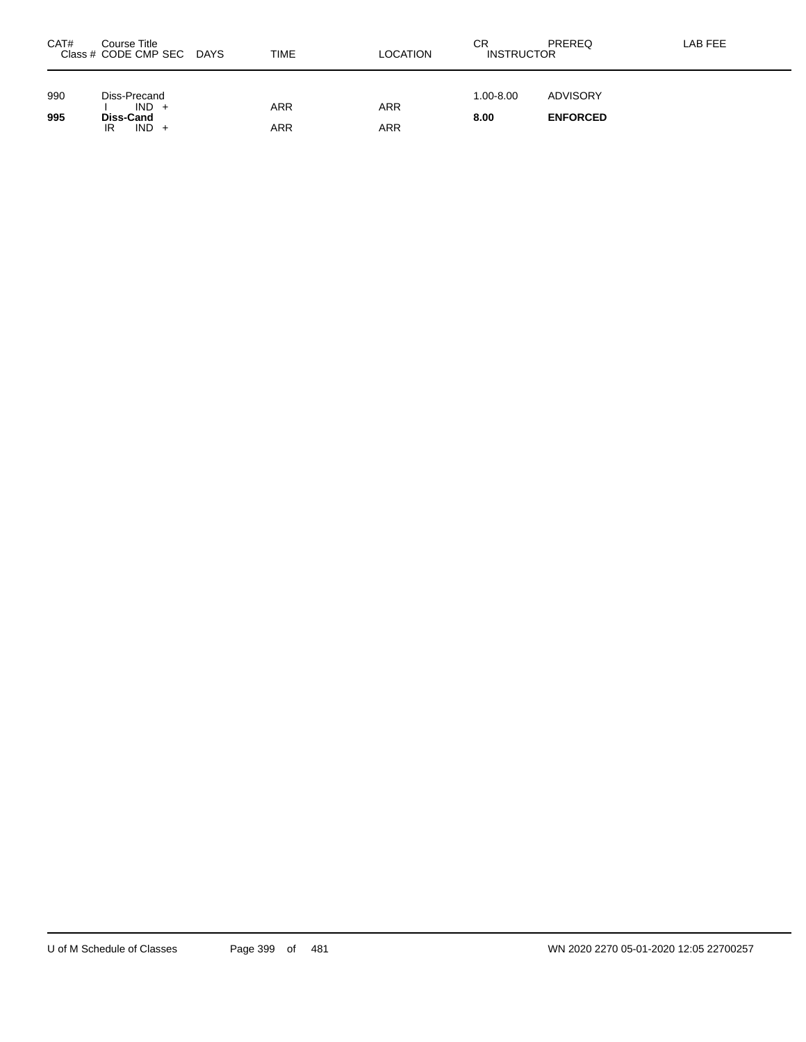| CAT# | Course Title<br>Class # CODE CMP SEC DAYS | TIME | LOCATION | CR<br>INSTRUCTOR | PREREQ | LAB FEE |
|---|---|---|---|---|---|---|
| 990 | Diss-Precand | | | 1.00-8.00 | ADVISORY | |
| | I IND + | ARR | ARR | | | |
| **995** | **Diss-Cand** | | | **8.00** | **ENFORCED** | |
| | IR IND + | ARR | ARR | | | |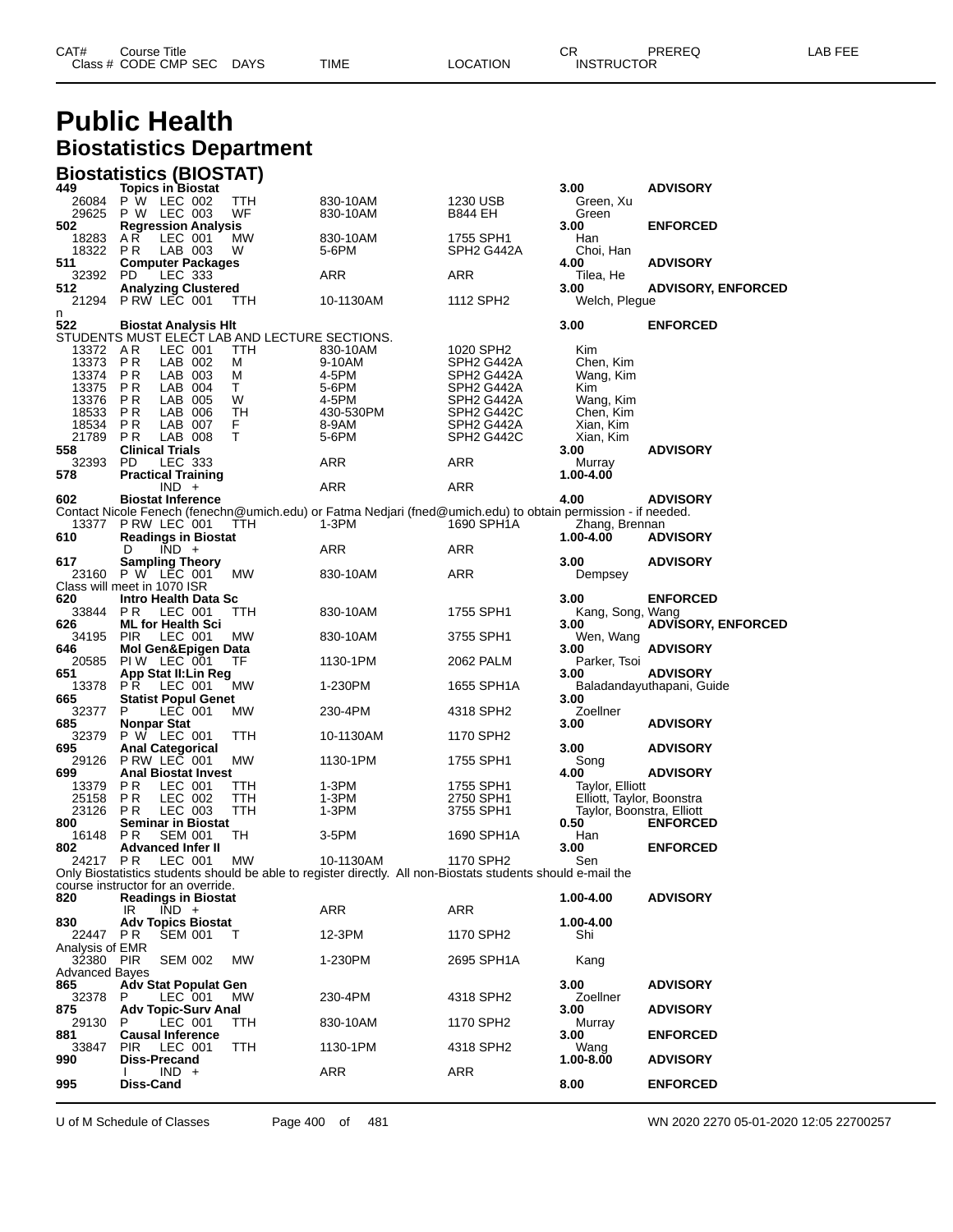# Public Health

## Biostatistics Department

### Biostatistics (BIOSTAT)

| CAT# / Class # | Course Title / CODE CMP SEC | DAYS | TIME | LOCATION | CR / INSTRUCTOR | PREREQ | LAB FEE |
|---|---|---|---|---|---|---|---|
| **449** | **Topics in Biostat** | | | | **3.00** | **ADVISORY** | |
| 26084 | P W LEC 002 | TTH | 830-10AM | 1230 USB | Green, Xu | | |
| 29625 | P W LEC 003 | WF | 830-10AM | B844 EH | Green | | |
| **502** | **Regression Analysis** | | | | **3.00** | **ENFORCED** | |
| 18283 | A R LEC 001 | MW | 830-10AM | 1755 SPH1 | Han | | |
| 18322 | P R LAB 003 | W | 5-6PM | SPH2 G442A | Choi, Han | | |
| **511** | **Computer Packages** | | | | **4.00** | **ADVISORY** | |
| 32392 | PD LEC 333 | | ARR | ARR | Tilea, He | | |
| **512** | **Analyzing Clustered** | | | | **3.00** | **ADVISORY, ENFORCED** | |
| 21294 | P RW LEC 001 | TTH | 10-1130AM | 1112 SPH2 | Welch, Plegue | | |
| n | | | | | | | |
| **522** | **Biostat Analysis Hlt** | | | | **3.00** | **ENFORCED** | |
| STUDENTS MUST ELECT LAB AND LECTURE SECTIONS. | | | | | | | |
| 13372 | A R LEC 001 | TTH | 830-10AM | 1020 SPH2 | Kim | | |
| 13373 | P R LAB 002 | M | 9-10AM | SPH2 G442A | Chen, Kim | | |
| 13374 | P R LAB 003 | M | 4-5PM | SPH2 G442A | Wang, Kim | | |
| 13375 | P R LAB 004 | T | 5-6PM | SPH2 G442A | Kim | | |
| 13376 | P R LAB 005 | W | 4-5PM | SPH2 G442A | Wang, Kim | | |
| 18533 | P R LAB 006 | TH | 430-530PM | SPH2 G442C | Chen, Kim | | |
| 18534 | P R LAB 007 | F | 8-9AM | SPH2 G442A | Xian, Kim | | |
| 21789 | P R LAB 008 | T | 5-6PM | SPH2 G442C | Xian, Kim | | |
| **558** | **Clinical Trials** | | | | **3.00** | **ADVISORY** | |
| 32393 | PD LEC 333 | | ARR | ARR | Murray | | |
| **578** | **Practical Training** | | | | **1.00-4.00** | | |
| | IND + | | ARR | ARR | | | |
| **602** | **Biostat Inference** | | | | **4.00** | **ADVISORY** | |
| Contact Nicole Fenech (fenechn@umich.edu) or Fatma Nedjari (fned@umich.edu) to obtain permission - if needed. | | | | | | | |
| 13377 | P RW LEC 001 | TTH | 1-3PM | 1690 SPH1A | Zhang, Brennan | | |
| **610** | **Readings in Biostat** | | | | **1.00-4.00** | **ADVISORY** | |
| | D IND + | | ARR | ARR | | | |
| **617** | **Sampling Theory** | | | | **3.00** | **ADVISORY** | |
| 23160 | P W LEC 001 | MW | 830-10AM | ARR | Dempsey | | |
| Class will meet in 1070 ISR | | | | | | | |
| **620** | **Intro Health Data Sc** | | | | **3.00** | **ENFORCED** | |
| 33844 | P R LEC 001 | TTH | 830-10AM | 1755 SPH1 | Kang, Song, Wang | | |
| **626** | **ML for Health Sci** | | | | **3.00** | **ADVISORY, ENFORCED** | |
| 34195 | PIR LEC 001 | MW | 830-10AM | 3755 SPH1 | Wen, Wang | | |
| **646** | **Mol Gen&Epigen Data** | | | | **3.00** | **ADVISORY** | |
| 20585 | PI W LEC 001 | TF | 1130-1PM | 2062 PALM | Parker, Tsoi | | |
| **651** | **App Stat II:Lin Reg** | | | | **3.00** | **ADVISORY** | |
| 13378 | P R LEC 001 | MW | 1-230PM | 1655 SPH1A | Baladandayuthapani, Guide | | |
| **665** | **Statist Popul Genet** | | | | **3.00** | | |
| 32377 | P LEC 001 | MW | 230-4PM | 4318 SPH2 | Zoellner | | |
| **685** | **Nonpar Stat** | | | | **3.00** | **ADVISORY** | |
| 32379 | P W LEC 001 | TTH | 10-1130AM | 1170 SPH2 | | | |
| **695** | **Anal Categorical** | | | | **3.00** | **ADVISORY** | |
| 29126 | P RW LEC 001 | MW | 1130-1PM | 1755 SPH1 | Song | | |
| **699** | **Anal Biostat Invest** | | | | **4.00** | **ADVISORY** | |
| 13379 | P R LEC 001 | TTH | 1-3PM | 1755 SPH1 | Taylor, Elliott | | |
| 25158 | P R LEC 002 | TTH | 1-3PM | 2750 SPH1 | Elliott, Taylor, Boonstra | | |
| 23126 | P R LEC 003 | TTH | 1-3PM | 3755 SPH1 | Taylor, Boonstra, Elliott | | |
| **800** | **Seminar in Biostat** | | | | **0.50** | **ENFORCED** | |
| 16148 | P R SEM 001 | TH | 3-5PM | 1690 SPH1A | Han | | |
| **802** | **Advanced Infer II** | | | | **3.00** | **ENFORCED** | |
| 24217 | P R LEC 001 | MW | 10-1130AM | 1170 SPH2 | Sen | | |
| Only Biostatistics students should be able to register directly. All non-Biostats students should e-mail the course instructor for an override. | | | | | | | |
| **820** | **Readings in Biostat** | | | | **1.00-4.00** | **ADVISORY** | |
| | IR IND + | | ARR | ARR | | | |
| **830** | **Adv Topics Biostat** | | | | **1.00-4.00** | | |
| 22447 | P R SEM 001 | T | 12-3PM | 1170 SPH2 | Shi | | |
| Analysis of EMR | | | | | | | |
| 32380 | PIR SEM 002 | MW | 1-230PM | 2695 SPH1A | Kang | | |
| Advanced Bayes | | | | | | | |
| **865** | **Adv Stat Populat Gen** | | | | **3.00** | **ADVISORY** | |
| 32378 | P LEC 001 | MW | 230-4PM | 4318 SPH2 | Zoellner | | |
| **875** | **Adv Topic-Surv Anal** | | | | **3.00** | **ADVISORY** | |
| 29130 | P LEC 001 | TTH | 830-10AM | 1170 SPH2 | Murray | | |
| **881** | **Causal Inference** | | | | **3.00** | **ENFORCED** | |
| 33847 | PIR LEC 001 | TTH | 1130-1PM | 4318 SPH2 | Wang | | |
| **990** | **Diss-Precand** | | | | **1.00-8.00** | **ADVISORY** | |
| | I IND + | | ARR | ARR | | | |
| **995** | **Diss-Cand** | | | | **8.00** | **ENFORCED** | |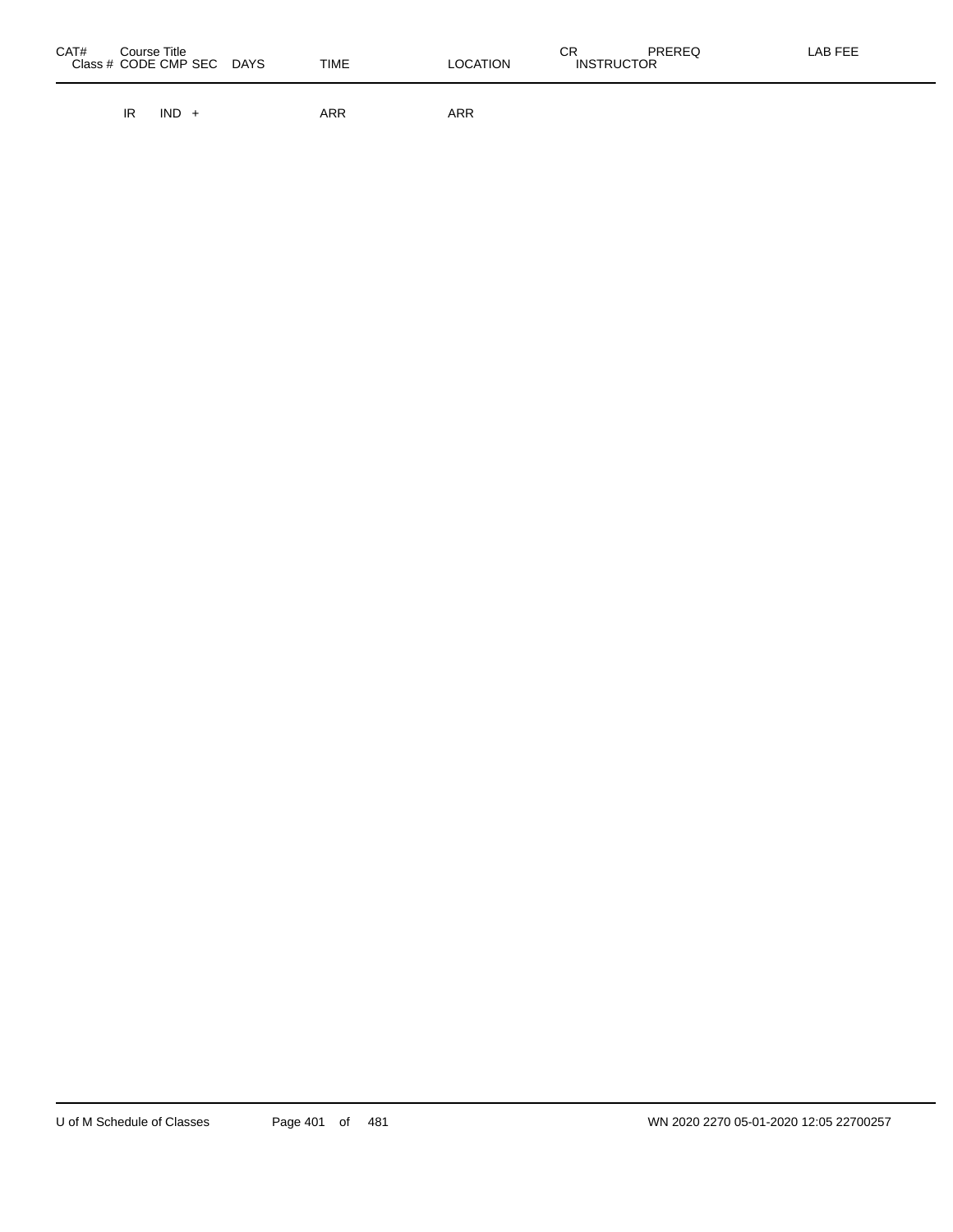| CAT# | Course Title Class # | CODE | CMP | SEC | DAYS | TIME | LOCATION | CR INSTRUCTOR | PREREQ | LAB FEE |
|---|---|---|---|---|---|---|---|---|---|---|
| | | IR | IND | + | | ARR | ARR | | | |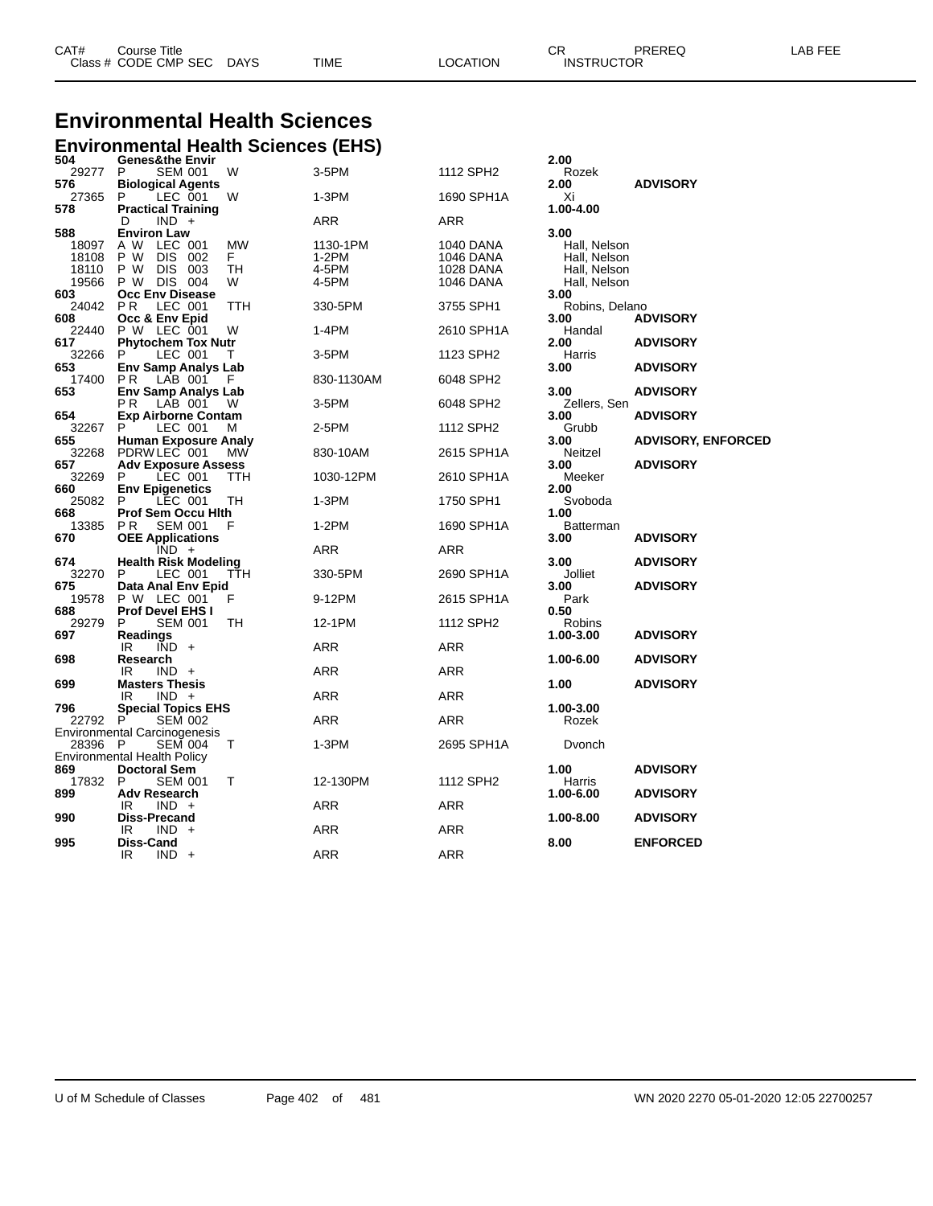# Environmental Health Sciences

## Environmental Health Sciences (EHS)

| CAT# / Class # | Course Title / CODE CMP SEC | DAYS | TIME | LOCATION | CR / INSTRUCTOR | PREREQ | LAB FEE |
|---|---|---|---|---|---|---|---|
| **504** | **Genes&the Envir** | | | | **2.00** | | |
| 29277 | P SEM 001 | W | 3-5PM | 1112 SPH2 | Rozek | | |
| **576** | **Biological Agents** | | | | **2.00** | **ADVISORY** | |
| 27365 | P LEC 001 | W | 1-3PM | 1690 SPH1A | Xi | | |
| **578** | **Practical Training** | | | | **1.00-4.00** | | |
| | D IND + | | ARR | ARR | | | |
| **588** | **Environ Law** | | | | **3.00** | | |
| 18097 | A W LEC 001 | MW | 1130-1PM | 1040 DANA | Hall, Nelson | | |
| 18108 | P W DIS 002 | F | 1-2PM | 1046 DANA | Hall, Nelson | | |
| 18110 | P W DIS 003 | TH | 4-5PM | 1028 DANA | Hall, Nelson | | |
| 19566 | P W DIS 004 | W | 4-5PM | 1046 DANA | Hall, Nelson | | |
| **603** | **Occ Env Disease** | | | | **3.00** | | |
| 24042 | P R LEC 001 | TTH | 330-5PM | 3755 SPH1 | Robins, Delano | | |
| **608** | **Occ & Env Epid** | | | | **3.00** | **ADVISORY** | |
| 22440 | P W LEC 001 | W | 1-4PM | 2610 SPH1A | Handal | | |
| **617** | **Phytochem Tox Nutr** | | | | **2.00** | **ADVISORY** | |
| 32266 | P LEC 001 | T | 3-5PM | 1123 SPH2 | Harris | | |
| **653** | **Env Samp Analys Lab** | | | | **3.00** | **ADVISORY** | |
| 17400 | P R LAB 001 | F | 830-1130AM | 6048 SPH2 | | | |
| **653** | **Env Samp Analys Lab** | | | | **3.00** | **ADVISORY** | |
| | P R LAB 001 | W | 3-5PM | 6048 SPH2 | Zellers, Sen | | |
| **654** | **Exp Airborne Contam** | | | | **3.00** | **ADVISORY** | |
| 32267 | P LEC 001 | M | 2-5PM | 1112 SPH2 | Grubb | | |
| **655** | **Human Exposure Analy** | | | | **3.00** | **ADVISORY, ENFORCED** | |
| 32268 | PDRW LEC 001 | MW | 830-10AM | 2615 SPH1A | Neitzel | | |
| **657** | **Adv Exposure Assess** | | | | **3.00** | **ADVISORY** | |
| 32269 | P LEC 001 | TTH | 1030-12PM | 2610 SPH1A | Meeker | | |
| **660** | **Env Epigenetics** | | | | **2.00** | | |
| 25082 | P LEC 001 | TH | 1-3PM | 1750 SPH1 | Svoboda | | |
| **668** | **Prof Sem Occu Hlth** | | | | **1.00** | | |
| 13385 | P R SEM 001 | F | 1-2PM | 1690 SPH1A | Batterman | | |
| **670** | **OEE Applications** | | | | **3.00** | **ADVISORY** | |
| | IND + | | ARR | ARR | | | |
| **674** | **Health Risk Modeling** | | | | **3.00** | **ADVISORY** | |
| 32270 | P LEC 001 | TTH | 330-5PM | 2690 SPH1A | Jolliet | | |
| **675** | **Data Anal Env Epid** | | | | **3.00** | **ADVISORY** | |
| 19578 | P W LEC 001 | F | 9-12PM | 2615 SPH1A | Park | | |
| **688** | **Prof Devel EHS I** | | | | **0.50** | | |
| 29279 | P SEM 001 | TH | 12-1PM | 1112 SPH2 | Robins | | |
| **697** | **Readings** | | | | **1.00-3.00** | **ADVISORY** | |
| | IR IND + | | ARR | ARR | | | |
| **698** | **Research** | | | | **1.00-6.00** | **ADVISORY** | |
| | IR IND + | | ARR | ARR | | | |
| **699** | **Masters Thesis** | | | | **1.00** | **ADVISORY** | |
| | IR IND + | | ARR | ARR | | | |
| **796** | **Special Topics EHS** | | | | **1.00-3.00** | | |
| 22792 | P SEM 002 | | ARR | ARR | Rozek | | |
| | Environmental Carcinogenesis | | | | | | |
| 28396 | P SEM 004 | T | 1-3PM | 2695 SPH1A | Dvonch | | |
| | Environmental Health Policy | | | | | | |
| **869** | **Doctoral Sem** | | | | **1.00** | **ADVISORY** | |
| 17832 | P SEM 001 | T | 12-130PM | 1112 SPH2 | Harris | | |
| **899** | **Adv Research** | | | | **1.00-6.00** | **ADVISORY** | |
| | IR IND + | | ARR | ARR | | | |
| **990** | **Diss-Precand** | | | | **1.00-8.00** | **ADVISORY** | |
| | IR IND + | | ARR | ARR | | | |
| **995** | **Diss-Cand** | | | | **8.00** | **ENFORCED** | |
| | IR IND + | | ARR | ARR | | | |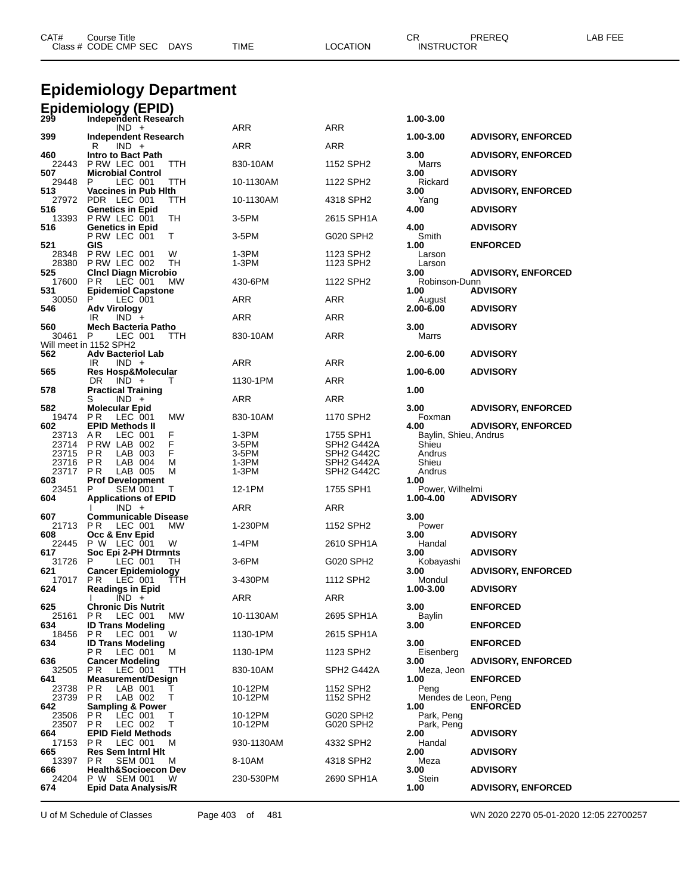| CAT# | Course Title<br>Class # CODE CMP SEC DAYS | TIME | LOCATION | CR<br>INSTRUCTOR | PREREQ | LAB FEE |
|---|---|---|---|---|---|---|

# Epidemiology Department

## Epidemiology (EPID)

| CAT# / Class # | Course Title / CODE CMP SEC DAYS | TIME | LOCATION | CR / INSTRUCTOR | PREREQ |
|---|---|---|---|---|---|
| **299** | **Independent Research** | | | **1.00-3.00** | |
| | IND + | ARR | ARR | | |
| **399** | **Independent Research** | | | **1.00-3.00** | **ADVISORY, ENFORCED** |
| | R IND + | ARR | ARR | | |
| **460** | **Intro to Bact Path** | | | **3.00** | **ADVISORY, ENFORCED** |
| 22443 | P RW LEC 001 TTH | 830-10AM | 1152 SPH2 | Marrs | |
| **507** | **Microbial Control** | | | **3.00** | **ADVISORY** |
| 29448 | P LEC 001 TTH | 10-1130AM | 1122 SPH2 | Rickard | |
| **513** | **Vaccines in Pub Hlth** | | | **3.00** | **ADVISORY, ENFORCED** |
| 27972 | PDR LEC 001 TTH | 10-1130AM | 4318 SPH2 | Yang | |
| **516** | **Genetics in Epid** | | | **4.00** | **ADVISORY** |
| 13393 | P RW LEC 001 TH | 3-5PM | 2615 SPH1A | | |
| **516** | **Genetics in Epid** | | | **4.00** | **ADVISORY** |
| | P RW LEC 001 T | 3-5PM | G020 SPH2 | Smith | |
| **521** | **GIS** | | | **1.00** | **ENFORCED** |
| 28348 | P RW LEC 001 W | 1-3PM | 1123 SPH2 | Larson | |
| 28380 | P RW LEC 002 TH | 1-3PM | 1123 SPH2 | Larson | |
| **525** | **Clncl Diagn Microbio** | | | **3.00** | **ADVISORY, ENFORCED** |
| 17600 | P R LEC 001 MW | 430-6PM | 1122 SPH2 | Robinson-Dunn | |
| **531** | **Epidemiol Capstone** | | | **1.00** | **ADVISORY** |
| 30050 | P LEC 001 | ARR | ARR | August | |
| **546** | **Adv Virology** | | | **2.00-6.00** | **ADVISORY** |
| | IR IND + | ARR | ARR | | |
| **560** | **Mech Bacteria Patho** | | | **3.00** | **ADVISORY** |
| 30461 | P LEC 001 TTH | 830-10AM | ARR | Marrs | |
| | Will meet in 1152 SPH2 | | | | |
| **562** | **Adv Bacteriol Lab** | | | **2.00-6.00** | **ADVISORY** |
| | IR IND + | ARR | ARR | | |
| **565** | **Res Hosp&Molecular** | | | **1.00-6.00** | **ADVISORY** |
| | DR IND + T | 1130-1PM | ARR | | |
| **578** | **Practical Training** | | | **1.00** | |
| | S IND + | ARR | ARR | | |
| **582** | **Molecular Epid** | | | **3.00** | **ADVISORY, ENFORCED** |
| 19474 | P R LEC 001 MW | 830-10AM | 1170 SPH2 | Foxman | |
| **602** | **EPID Methods II** | | | **4.00** | **ADVISORY, ENFORCED** |
| 23713 | A R LEC 001 F | 1-3PM | 1755 SPH1 | Baylin, Shieu, Andrus | |
| 23714 | P RW LAB 002 F | 3-5PM | SPH2 G442A | Shieu | |
| 23715 | P R LAB 003 F | 3-5PM | SPH2 G442C | Andrus | |
| 23716 | P R LAB 004 M | 1-3PM | SPH2 G442A | Shieu | |
| 23717 | P R LAB 005 M | 1-3PM | SPH2 G442C | Andrus | |
| **603** | **Prof Development** | | | **1.00** | |
| 23451 | P SEM 001 T | 12-1PM | 1755 SPH1 | Power, Wilhelmi | |
| **604** | **Applications of EPID** | | | **1.00-4.00** | **ADVISORY** |
| | I IND + | ARR | ARR | | |
| **607** | **Communicable Disease** | | | **3.00** | |
| 21713 | P R LEC 001 MW | 1-230PM | 1152 SPH2 | Power | |
| **608** | **Occ & Env Epid** | | | **3.00** | **ADVISORY** |
| 22445 | P W LEC 001 W | 1-4PM | 2610 SPH1A | Handal | |
| **617** | **Soc Epi 2-PH Dtrmnts** | | | **3.00** | **ADVISORY** |
| 31726 | P LEC 001 TH | 3-6PM | G020 SPH2 | Kobayashi | |
| **621** | **Cancer Epidemiology** | | | **3.00** | **ADVISORY, ENFORCED** |
| 17017 | P R LEC 001 TTH | 3-430PM | 1112 SPH2 | Mondul | |
| **624** | **Readings in Epid** | | | **1.00-3.00** | **ADVISORY** |
| | I IND + | ARR | ARR | | |
| **625** | **Chronic Dis Nutrit** | | | **3.00** | **ENFORCED** |
| 25161 | P R LEC 001 MW | 10-1130AM | 2695 SPH1A | Baylin | |
| **634** | **ID Trans Modeling** | | | **3.00** | **ENFORCED** |
| 18456 | P R LEC 001 W | 1130-1PM | 2615 SPH1A | | |
| **634** | **ID Trans Modeling** | | | **3.00** | **ENFORCED** |
| | P R LEC 001 M | 1130-1PM | 1123 SPH2 | Eisenberg | |
| **636** | **Cancer Modeling** | | | **3.00** | **ADVISORY, ENFORCED** |
| 32505 | P R LEC 001 TTH | 830-10AM | SPH2 G442A | Meza, Jeon | |
| **641** | **Measurement/Design** | | | **1.00** | **ENFORCED** |
| 23738 | P R LAB 001 T | 10-12PM | 1152 SPH2 | Peng | |
| 23739 | P R LAB 002 T | 10-12PM | 1152 SPH2 | Mendes de Leon, Peng | |
| **642** | **Sampling & Power** | | | **1.00** | **ENFORCED** |
| 23506 | P R LEC 001 T | 10-12PM | G020 SPH2 | Park, Peng | |
| 23507 | P R LEC 002 T | 10-12PM | G020 SPH2 | Park, Peng | |
| **664** | **EPID Field Methods** | | | **2.00** | **ADVISORY** |
| 17153 | P R LEC 001 M | 930-1130AM | 4332 SPH2 | Handal | |
| **665** | **Res Sem Intrnl Hlt** | | | **2.00** | **ADVISORY** |
| 13397 | P R SEM 001 M | 8-10AM | 4318 SPH2 | Meza | |
| **666** | **Health&Socioecon Dev** | | | **3.00** | **ADVISORY** |
| 24204 | P W SEM 001 W | 230-530PM | 2690 SPH1A | Stein | |
| **674** | **Epid Data Analysis/R** | | | **1.00** | **ADVISORY, ENFORCED** |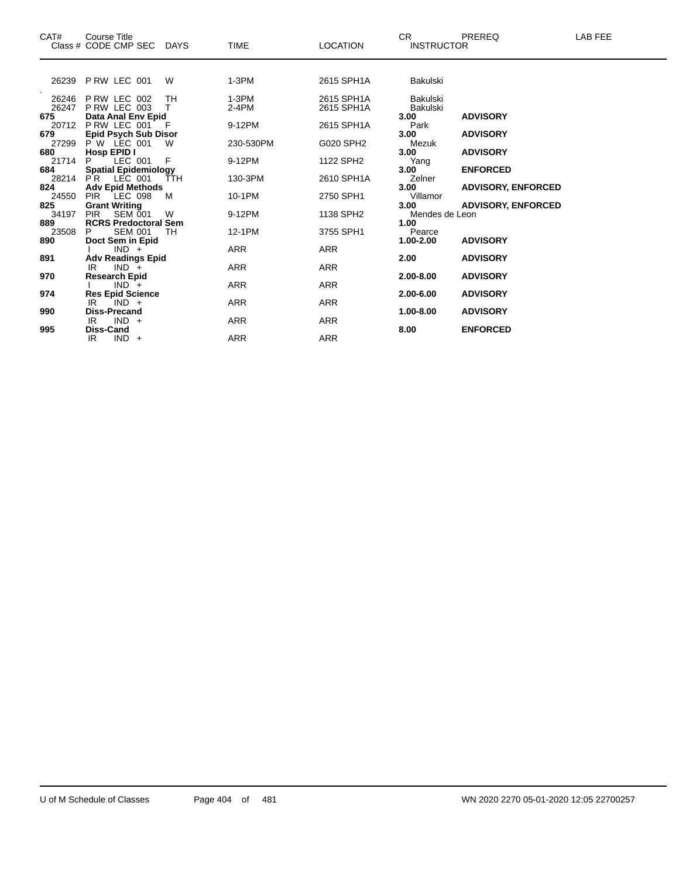| CAT# | Course Title<br>Class # CODE CMP SEC | DAYS | TIME | LOCATION | CR<br>INSTRUCTOR | PREREQ | LAB FEE |
|---|---|---|---|---|---|---|---|
| 26239 | P RW LEC 001 | W | 1-3PM | 2615 SPH1A | Bakulski | | |
| 26246 | P RW LEC 002 | TH | 1-3PM | 2615 SPH1A | Bakulski | | |
| 26247 | P RW LEC 003 | T | 2-4PM | 2615 SPH1A | Bakulski | | |
| **675** | **Data Anal Env Epid** | | | | **3.00** | **ADVISORY** | |
| 20712 | P RW LEC 001 | F | 9-12PM | 2615 SPH1A | Park | | |
| **679** | **Epid Psych Sub Disor** | | | | **3.00** | **ADVISORY** | |
| 27299 | P W LEC 001 | W | 230-530PM | G020 SPH2 | Mezuk | | |
| **680** | **Hosp EPID I** | | | | **3.00** | **ADVISORY** | |
| 21714 | P LEC 001 | F | 9-12PM | 1122 SPH2 | Yang | | |
| **684** | **Spatial Epidemiology** | | | | **3.00** | **ENFORCED** | |
| 28214 | P R LEC 001 | TTH | 130-3PM | 2610 SPH1A | Zelner | | |
| **824** | **Adv Epid Methods** | | | | **3.00** | **ADVISORY, ENFORCED** | |
| 24550 | PIR LEC 098 | M | 10-1PM | 2750 SPH1 | Villamor | | |
| **825** | **Grant Writing** | | | | **3.00** | **ADVISORY, ENFORCED** | |
| 34197 | PIR SEM 001 | W | 9-12PM | 1138 SPH2 | Mendes de Leon | | |
| **889** | **RCRS Predoctoral Sem** | | | | **1.00** | | |
| 23508 | P SEM 001 | TH | 12-1PM | 3755 SPH1 | Pearce | | |
| **890** | **Doct Sem in Epid** | | | | **1.00-2.00** | **ADVISORY** | |
| | I IND + | | ARR | ARR | | | |
| **891** | **Adv Readings Epid** | | | | **2.00** | **ADVISORY** | |
| | IR IND + | | ARR | ARR | | | |
| **970** | **Research Epid** | | | | **2.00-8.00** | **ADVISORY** | |
| | I IND + | | ARR | ARR | | | |
| **974** | **Res Epid Science** | | | | **2.00-6.00** | **ADVISORY** | |
| | IR IND + | | ARR | ARR | | | |
| **990** | **Diss-Precand** | | | | **1.00-8.00** | **ADVISORY** | |
| | IR IND + | | ARR | ARR | | | |
| **995** | **Diss-Cand** | | | | **8.00** | **ENFORCED** | |
| | IR IND + | | ARR | ARR | | | |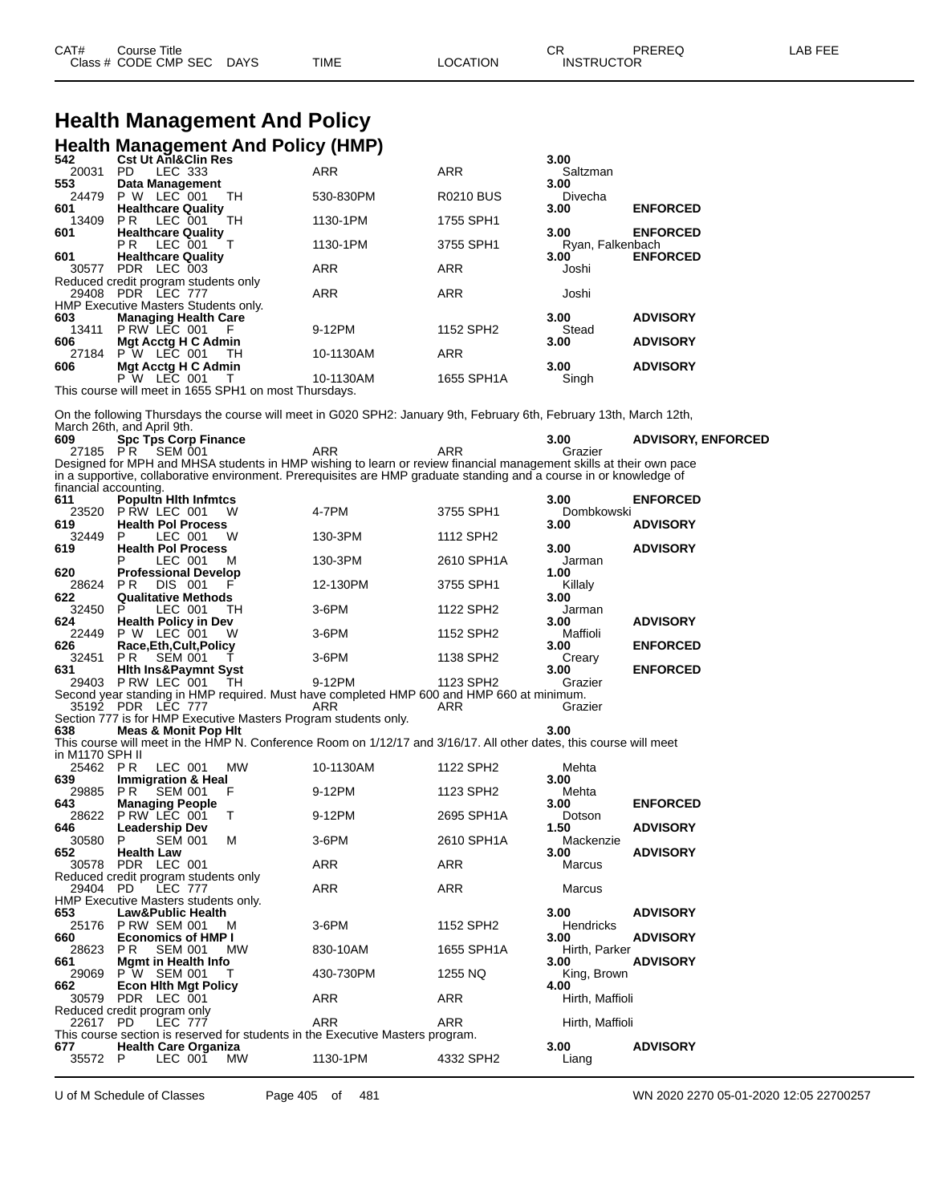# Health Management And Policy

## Health Management And Policy (HMP)

| CAT# / Class # | Course Title / CODE CMP SEC | DAYS | TIME | LOCATION | CR / INSTRUCTOR | PREREQ | LAB FEE |
|---|---|---|---|---|---|---|---|
| **542** | **Cst Ut Anl&Clin Res** | | | | **3.00** | | |
| 20031 | PD LEC 333 | | ARR | ARR | Saltzman | | |
| **553** | **Data Management** | | | | **3.00** | | |
| 24479 | P W LEC 001 | TH | 530-830PM | R0210 BUS | Divecha | | |
| **601** | **Healthcare Quality** | | | | **3.00** | **ENFORCED** | |
| 13409 | P R LEC 001 | TH | 1130-1PM | 1755 SPH1 | | | |
| **601** | **Healthcare Quality** | | | | **3.00** | **ENFORCED** | |
| | P R LEC 001 | T | 1130-1PM | 3755 SPH1 | Ryan, Falkenbach | | |
| **601** | **Healthcare Quality** | | | | **3.00** | **ENFORCED** | |
| 30577 | PDR LEC 003 | | ARR | ARR | Joshi | | |
| | Reduced credit program students only | | | | | | |
| 29408 | PDR LEC 777 | | ARR | ARR | Joshi | | |
| | HMP Executive Masters Students only. | | | | | | |
| **603** | **Managing Health Care** | | | | **3.00** | **ADVISORY** | |
| 13411 | P RW LEC 001 | F | 9-12PM | 1152 SPH2 | Stead | | |
| **606** | **Mgt Acctg H C Admin** | | | | **3.00** | **ADVISORY** | |
| 27184 | P W LEC 001 | TH | 10-1130AM | ARR | | | |
| **606** | **Mgt Acctg H C Admin** | | | | **3.00** | **ADVISORY** | |
| | P W LEC 001 | T | 10-1130AM | 1655 SPH1A | Singh | | |

This course will meet in 1655 SPH1 on most Thursdays.

On the following Thursdays the course will meet in G020 SPH2: January 9th, February 6th, February 13th, March 12th, March 26th, and April 9th.

| CAT# / Class # | Course Title / CODE CMP SEC | DAYS | TIME | LOCATION | CR / INSTRUCTOR | PREREQ | LAB FEE |
|---|---|---|---|---|---|---|---|
| **609** | **Spc Tps Corp Finance** | | | | **3.00** | **ADVISORY, ENFORCED** | |
| 27185 | P R SEM 001 | | ARR | ARR | Grazier | | |

Designed for MPH and MHSA students in HMP wishing to learn or review financial management skills at their own pace in a supportive, collaborative environment. Prerequisites are HMP graduate standing and a course in or knowledge of financial accounting.

| CAT# / Class # | Course Title / CODE CMP SEC | DAYS | TIME | LOCATION | CR / INSTRUCTOR | PREREQ | LAB FEE |
|---|---|---|---|---|---|---|---|
| **611** | **Popultn Hlth Infmtcs** | | | | **3.00** | **ENFORCED** | |
| 23520 | P RW LEC 001 | W | 4-7PM | 3755 SPH1 | Dombkowski | | |
| **619** | **Health Pol Process** | | | | **3.00** | **ADVISORY** | |
| 32449 | P LEC 001 | W | 130-3PM | 1112 SPH2 | | | |
| **619** | **Health Pol Process** | | | | **3.00** | **ADVISORY** | |
| | P LEC 001 | M | 130-3PM | 2610 SPH1A | Jarman | | |
| **620** | **Professional Develop** | | | | **1.00** | | |
| 28624 | P R DIS 001 | F | 12-130PM | 3755 SPH1 | Killaly | | |
| **622** | **Qualitative Methods** | | | | **3.00** | | |
| 32450 | P LEC 001 | TH | 3-6PM | 1122 SPH2 | Jarman | | |
| **624** | **Health Policy in Dev** | | | | **3.00** | **ADVISORY** | |
| 22449 | P W LEC 001 | W | 3-6PM | 1152 SPH2 | Maffioli | | |
| **626** | **Race,Eth,Cult,Policy** | | | | **3.00** | **ENFORCED** | |
| 32451 | P R SEM 001 | T | 3-6PM | 1138 SPH2 | Creary | | |
| **631** | **Hlth Ins&Paymnt Syst** | | | | **3.00** | **ENFORCED** | |
| 29403 | P RW LEC 001 | TH | 9-12PM | 1123 SPH2 | Grazier | | |
| | Second year standing in HMP required. Must have completed HMP 600 and HMP 660 at minimum. | | | | | | |
| 35192 | PDR LEC 777 | | ARR | ARR | Grazier | | |
| | Section 777 is for HMP Executive Masters Program students only. | | | | | | |
| **638** | **Meas & Monit Pop Hlt** | | | | **3.00** | | |

This course will meet in the HMP N. Conference Room on 1/12/17 and 3/16/17. All other dates, this course will meet in M1170 SPH II

| CAT# / Class # | Course Title / CODE CMP SEC | DAYS | TIME | LOCATION | CR / INSTRUCTOR | PREREQ | LAB FEE |
|---|---|---|---|---|---|---|---|
| 25462 | P R LEC 001 | MW | 10-1130AM | 1122 SPH2 | Mehta | | |
| **639** | **Immigration & Heal** | | | | **3.00** | | |
| 29885 | P R SEM 001 | F | 9-12PM | 1123 SPH2 | Mehta | | |
| **643** | **Managing People** | | | | **3.00** | **ENFORCED** | |
| 28622 | P RW LEC 001 | T | 9-12PM | 2695 SPH1A | Dotson | | |
| **646** | **Leadership Dev** | | | | **1.50** | **ADVISORY** | |
| 30580 | P SEM 001 | M | 3-6PM | 2610 SPH1A | Mackenzie | | |
| **652** | **Health Law** | | | | **3.00** | **ADVISORY** | |
| 30578 | PDR LEC 001 | | ARR | ARR | Marcus | | |
| | Reduced credit program students only | | | | | | |
| 29404 | PD LEC 777 | | ARR | ARR | Marcus | | |
| | HMP Executive Masters students only. | | | | | | |
| **653** | **Law&Public Health** | | | | **3.00** | **ADVISORY** | |
| 25176 | P RW SEM 001 | M | 3-6PM | 1152 SPH2 | Hendricks | | |
| **660** | **Economics of HMP I** | | | | **3.00** | **ADVISORY** | |
| 28623 | P R SEM 001 | MW | 830-10AM | 1655 SPH1A | Hirth, Parker | | |
| **661** | **Mgmt in Health Info** | | | | **3.00** | **ADVISORY** | |
| 29069 | P W SEM 001 | T | 430-730PM | 1255 NQ | King, Brown | | |
| **662** | **Econ Hlth Mgt Policy** | | | | **4.00** | | |
| 30579 | PDR LEC 001 | | ARR | ARR | Hirth, Maffioli | | |
| | Reduced credit program only | | | | | | |
| 22617 | PD LEC 777 | | ARR | ARR | Hirth, Maffioli | | |
| | This course section is reserved for students in the Executive Masters program. | | | | | | |
| **677** | **Health Care Organiza** | | | | **3.00** | **ADVISORY** | |
| 35572 | P LEC 001 | MW | 1130-1PM | 4332 SPH2 | Liang | | |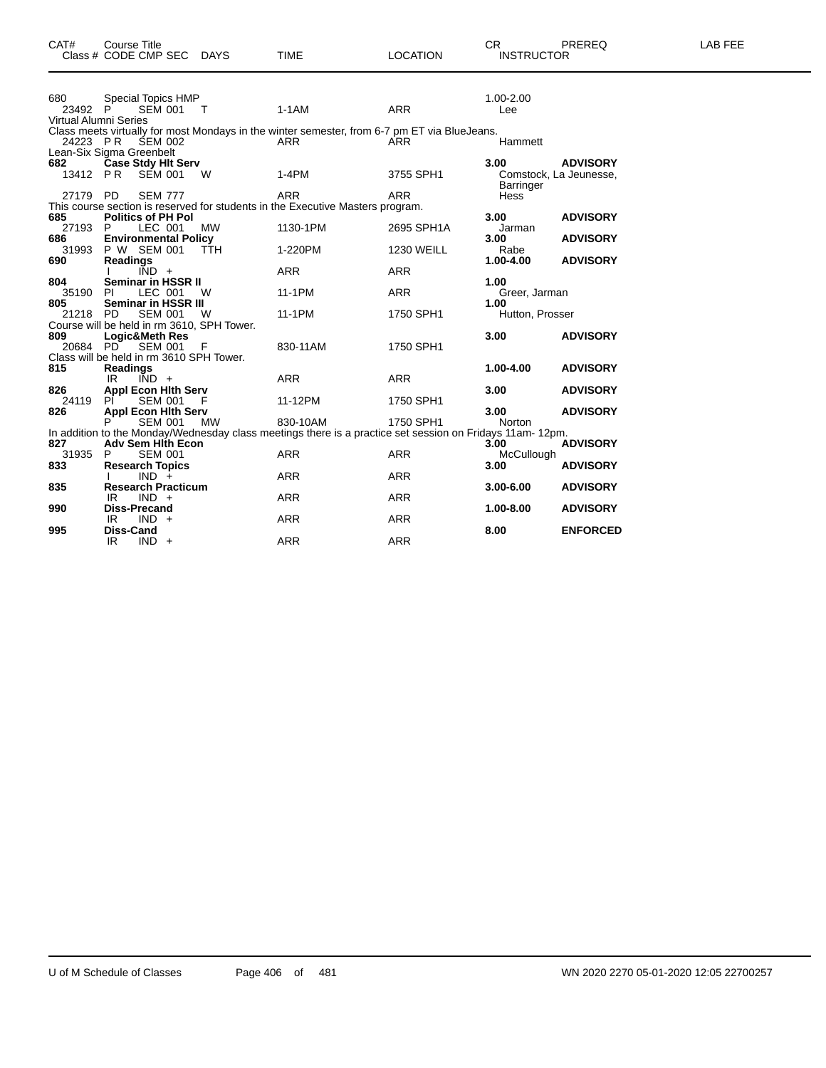| CAT# | Course Title<br>Class # CODE CMP SEC DAYS | TIME | LOCATION | CR<br>INSTRUCTOR | PREREQ | LAB FEE |
|---|---|---|---|---|---|---|
| 680 | Special Topics HMP | | | 1.00-2.00 | | |
| 23492 | P SEM 001 T | 1-1AM | ARR | Lee | | |
| Virtual Alumni Series | | | | | | |
| Class meets virtually for most Mondays in the winter semester, from 6-7 pm ET via BlueJeans. | | | | | | |
| 24223 | P R SEM 002 | ARR | ARR | Hammett | | |
| Lean-Six Sigma Greenbelt | | | | | | |
| **682** | **Case Stdy Hlt Serv** | | | **3.00** | **ADVISORY** | |
| 13412 | P R SEM 001 W | 1-4PM | 3755 SPH1 | Comstock, La Jeunesse, Barringer | | |
| 27179 | PD SEM 777 | ARR | ARR | Hess | | |
| This course section is reserved for students in the Executive Masters program. | | | | | | |
| **685** | **Politics of PH Pol** | | | **3.00** | **ADVISORY** | |
| 27193 | P LEC 001 MW | 1130-1PM | 2695 SPH1A | Jarman | | |
| **686** | **Environmental Policy** | | | **3.00** | **ADVISORY** | |
| 31993 | P W SEM 001 TTH | 1-220PM | 1230 WEILL | Rabe | | |
| **690** | **Readings** | | | **1.00-4.00** | **ADVISORY** | |
| | I IND + | ARR | ARR | | | |
| **804** | **Seminar in HSSR II** | | | **1.00** | | |
| 35190 | PI LEC 001 W | 11-1PM | ARR | Greer, Jarman | | |
| **805** | **Seminar in HSSR III** | | | **1.00** | | |
| 21218 | PD SEM 001 W | 11-1PM | 1750 SPH1 | Hutton, Prosser | | |
| Course will be held in rm 3610, SPH Tower. | | | | | | |
| **809** | **Logic&Meth Res** | | | **3.00** | **ADVISORY** | |
| 20684 | PD SEM 001 F | 830-11AM | 1750 SPH1 | | | |
| Class will be held in rm 3610 SPH Tower. | | | | | | |
| **815** | **Readings** | | | **1.00-4.00** | **ADVISORY** | |
| | IR IND + | ARR | ARR | | | |
| **826** | **Appl Econ Hlth Serv** | | | **3.00** | **ADVISORY** | |
| 24119 | PI SEM 001 F | 11-12PM | 1750 SPH1 | | | |
| **826** | **Appl Econ Hlth Serv** | | | **3.00** | **ADVISORY** | |
| | P SEM 001 MW | 830-10AM | 1750 SPH1 | Norton | | |
| In addition to the Monday/Wednesday class meetings there is a practice set session on Fridays 11am- 12pm. | | | | | | |
| **827** | **Adv Sem Hlth Econ** | | | **3.00** | **ADVISORY** | |
| 31935 | P SEM 001 | ARR | ARR | McCullough | | |
| **833** | **Research Topics** | | | **3.00** | **ADVISORY** | |
| | I IND + | ARR | ARR | | | |
| **835** | **Research Practicum** | | | **3.00-6.00** | **ADVISORY** | |
| | IR IND + | ARR | ARR | | | |
| **990** | **Diss-Precand** | | | **1.00-8.00** | **ADVISORY** | |
| | IR IND + | ARR | ARR | | | |
| **995** | **Diss-Cand** | | | **8.00** | **ENFORCED** | |
| | IR IND + | ARR | ARR | | | |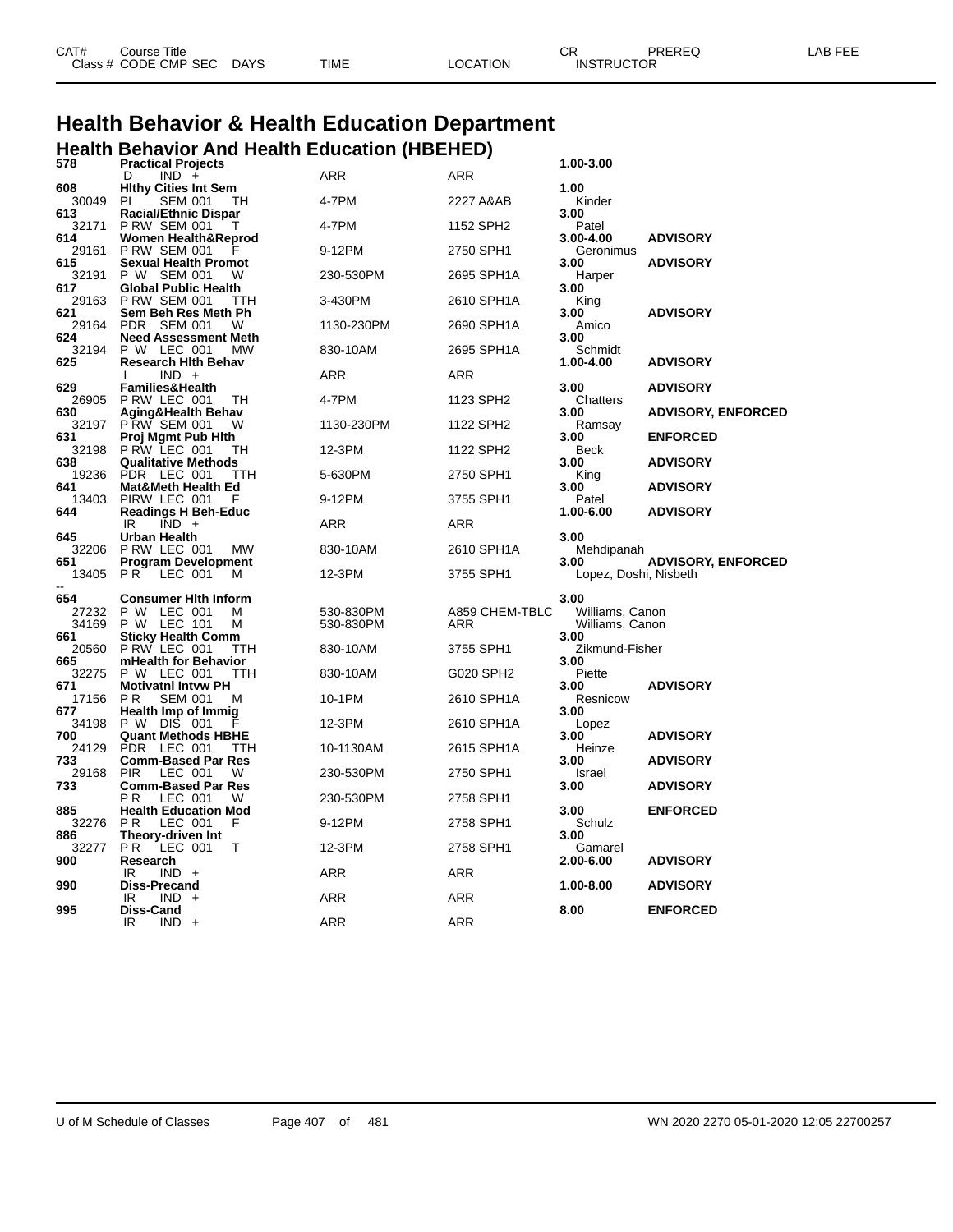# Health Behavior & Health Education Department

## Health Behavior And Health Education (HBEHED)

| CAT# Class # | Course Title CODE CMP SEC DAYS | TIME | LOCATION | CR INSTRUCTOR | PREREQ | LAB FEE |
|---|---|---|---|---|---|---|
| 578 | **Practical Projects** | | | 1.00-3.00 | | |
| | D IND + | ARR | ARR | | | |
| 608 | **Hlthy Cities Int Sem** | | | 1.00 | | |
| 30049 | PI SEM 001 TH | 4-7PM | 2227 A&AB | Kinder | | |
| 613 | **Racial/Ethnic Dispar** | | | 3.00 | | |
| 32171 | P RW SEM 001 T | 4-7PM | 1152 SPH2 | Patel | | |
| 614 | **Women Health&Reprod** | | | 3.00-4.00 | ADVISORY | |
| 29161 | P RW SEM 001 F | 9-12PM | 2750 SPH1 | Geronimus | | |
| 615 | **Sexual Health Promot** | | | 3.00 | ADVISORY | |
| 32191 | P W SEM 001 W | 230-530PM | 2695 SPH1A | Harper | | |
| 617 | **Global Public Health** | | | 3.00 | | |
| 29163 | P RW SEM 001 TTH | 3-430PM | 2610 SPH1A | King | | |
| 621 | **Sem Beh Res Meth Ph** | | | 3.00 | ADVISORY | |
| 29164 | PDR SEM 001 W | 1130-230PM | 2690 SPH1A | Amico | | |
| 624 | **Need Assessment Meth** | | | 3.00 | | |
| 32194 | P W LEC 001 MW | 830-10AM | 2695 SPH1A | Schmidt | | |
| 625 | **Research Hlth Behav** | | | 1.00-4.00 | ADVISORY | |
| | I IND + | ARR | ARR | | | |
| 629 | **Families&Health** | | | 3.00 | ADVISORY | |
| 26905 | P RW LEC 001 TH | 4-7PM | 1123 SPH2 | Chatters | | |
| 630 | **Aging&Health Behav** | | | 3.00 | ADVISORY, ENFORCED | |
| 32197 | P RW SEM 001 W | 1130-230PM | 1122 SPH2 | Ramsay | | |
| 631 | **Proj Mgmt Pub Hlth** | | | 3.00 | ENFORCED | |
| 32198 | P RW LEC 001 TH | 12-3PM | 1122 SPH2 | Beck | | |
| 638 | **Qualitative Methods** | | | 3.00 | ADVISORY | |
| 19236 | PDR LEC 001 TTH | 5-630PM | 2750 SPH1 | King | | |
| 641 | **Mat&Meth Health Ed** | | | 3.00 | ADVISORY | |
| 13403 | PIRW LEC 001 F | 9-12PM | 3755 SPH1 | Patel | | |
| 644 | **Readings H Beh-Educ** | | | 1.00-6.00 | ADVISORY | |
| | IR IND + | ARR | ARR | | | |
| 645 | **Urban Health** | | | 3.00 | | |
| 32206 | P RW LEC 001 MW | 830-10AM | 2610 SPH1A | Mehdipanah | | |
| 651 | **Program Development** | | | 3.00 | ADVISORY, ENFORCED | |
| 13405 | P R LEC 001 M | 12-3PM | 3755 SPH1 | Lopez, Doshi, Nisbeth | | |
| -- | | | | | | |
| 654 | **Consumer Hlth Inform** | | | 3.00 | | |
| 27232 | P W LEC 001 M | 530-830PM | A859 CHEM-TBLC | Williams, Canon | | |
| 34169 | P W LEC 101 M | 530-830PM | ARR | Williams, Canon | | |
| 661 | **Sticky Health Comm** | | | 3.00 | | |
| 20560 | P RW LEC 001 TTH | 830-10AM | 3755 SPH1 | Zikmund-Fisher | | |
| 665 | **mHealth for Behavior** | | | 3.00 | | |
| 32275 | P W LEC 001 TTH | 830-10AM | G020 SPH2 | Piette | | |
| 671 | **Motivatnl Intvw PH** | | | 3.00 | ADVISORY | |
| 17156 | P R SEM 001 M | 10-1PM | 2610 SPH1A | Resnicow | | |
| 677 | **Health Imp of Immig** | | | 3.00 | | |
| 34198 | P W DIS 001 F | 12-3PM | 2610 SPH1A | Lopez | | |
| 700 | **Quant Methods HBHE** | | | 3.00 | ADVISORY | |
| 24129 | PDR LEC 001 TTH | 10-1130AM | 2615 SPH1A | Heinze | | |
| 733 | **Comm-Based Par Res** | | | 3.00 | ADVISORY | |
| 29168 | PIR LEC 001 W | 230-530PM | 2750 SPH1 | Israel | | |
| 733 | **Comm-Based Par Res** | | | 3.00 | ADVISORY | |
| | P R LEC 001 W | 230-530PM | 2758 SPH1 | | | |
| 885 | **Health Education Mod** | | | 3.00 | ENFORCED | |
| 32276 | P R LEC 001 F | 9-12PM | 2758 SPH1 | Schulz | | |
| 886 | **Theory-driven Int** | | | 3.00 | | |
| 32277 | P R LEC 001 T | 12-3PM | 2758 SPH1 | Gamarel | | |
| 900 | **Research** | | | 2.00-6.00 | ADVISORY | |
| | IR IND + | ARR | ARR | | | |
| 990 | **Diss-Precand** | | | 1.00-8.00 | ADVISORY | |
| | IR IND + | ARR | ARR | | | |
| 995 | **Diss-Cand** | | | 8.00 | ENFORCED | |
| | IR IND + | ARR | ARR | | | |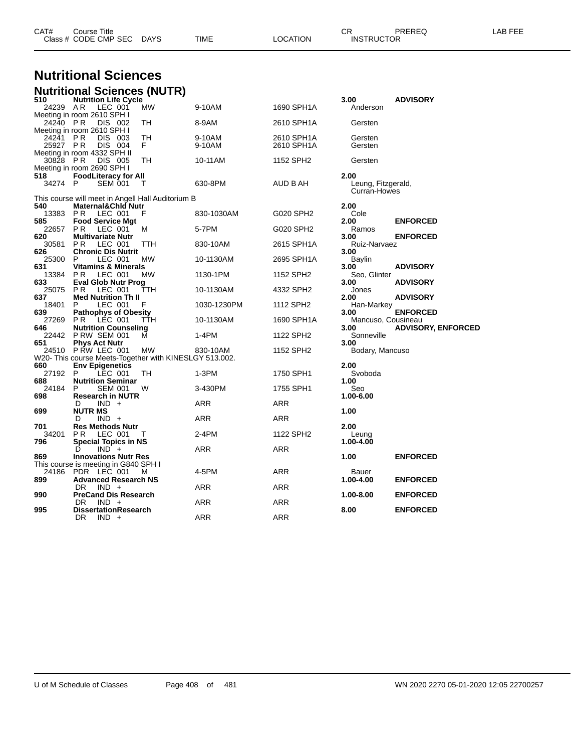# Nutritional Sciences

## Nutritional Sciences (NUTR)

| CAT# | Course Title / Class # | CODE | CMP | SEC | DAYS | TIME | LOCATION | CR / INSTRUCTOR | PREREQ | LAB FEE |
|---|---|---|---|---|---|---|---|---|---|---|
| 510 | **Nutrition Life Cycle** | | | | | | | 3.00 | ADVISORY | |
| | 24239 | A R | LEC | 001 | MW | 9-10AM | 1690 SPH1A | Anderson | | |
| | Meeting in room 2610 SPH I | | | | | | | | | |
| | 24240 | P R | DIS | 002 | TH | 8-9AM | 2610 SPH1A | Gersten | | |
| | Meeting in room 2610 SPH I | | | | | | | | | |
| | 24241 | P R | DIS | 003 | TH | 9-10AM | 2610 SPH1A | Gersten | | |
| | 25927 | P R | DIS | 004 | F | 9-10AM | 2610 SPH1A | Gersten | | |
| | Meeting in room 4332 SPH II | | | | | | | | | |
| | 30828 | P R | DIS | 005 | TH | 10-11AM | 1152 SPH2 | Gersten | | |
| | Meeting in room 2690 SPH I | | | | | | | | | |
| 518 | **FoodLiteracy for All** | | | | | | | 2.00 | | |
| | 34274 | P | SEM | 001 | T | 630-8PM | AUD B AH | Leung, Fitzgerald, Curran-Howes | | |
| | This course will meet in Angell Hall Auditorium B | | | | | | | | | |
| 540 | **Maternal&Chld Nutr** | | | | | | | 2.00 | | |
| | 13383 | P R | LEC | 001 | F | 830-1030AM | G020 SPH2 | Cole | | |
| 585 | **Food Service Mgt** | | | | | | | 2.00 | ENFORCED | |
| | 22657 | P R | LEC | 001 | M | 5-7PM | G020 SPH2 | Ramos | | |
| 620 | **Multivariate Nutr** | | | | | | | 3.00 | ENFORCED | |
| | 30581 | P R | LEC | 001 | TTH | 830-10AM | 2615 SPH1A | Ruiz-Narvaez | | |
| 626 | **Chronic Dis Nutrit** | | | | | | | 3.00 | | |
| | 25300 | P | LEC | 001 | MW | 10-1130AM | 2695 SPH1A | Baylin | | |
| 631 | **Vitamins & Minerals** | | | | | | | 3.00 | ADVISORY | |
| | 13384 | P R | LEC | 001 | MW | 1130-1PM | 1152 SPH2 | Seo, Glinter | | |
| 633 | **Eval Glob Nutr Prog** | | | | | | | 3.00 | ADVISORY | |
| | 25075 | P R | LEC | 001 | TTH | 10-1130AM | 4332 SPH2 | Jones | | |
| 637 | **Med Nutrition Th II** | | | | | | | 2.00 | ADVISORY | |
| | 18401 | P | LEC | 001 | F | 1030-1230PM | 1112 SPH2 | Han-Markey | | |
| 639 | **Pathophys of Obesity** | | | | | | | 3.00 | ENFORCED | |
| | 27269 | P R | LEC | 001 | TTH | 10-1130AM | 1690 SPH1A | Mancuso, Cousineau | | |
| 646 | **Nutrition Counseling** | | | | | | | 3.00 | ADVISORY, ENFORCED | |
| | 22442 | P RW | SEM | 001 | M | 1-4PM | 1122 SPH2 | Sonneville | | |
| 651 | **Phys Act Nutr** | | | | | | | 3.00 | | |
| | 24510 | P RW | LEC | 001 | MW | 830-10AM | 1152 SPH2 | Bodary, Mancuso | | |
| | W20- This course Meets-Together with KINESLGY 513.002. | | | | | | | | | |
| 660 | **Env Epigenetics** | | | | | | | 2.00 | | |
| | 27192 | P | LEC | 001 | TH | 1-3PM | 1750 SPH1 | Svoboda | | |
| 688 | **Nutrition Seminar** | | | | | | | 1.00 | | |
| | 24184 | P | SEM | 001 | W | 3-430PM | 1755 SPH1 | Seo | | |
| 698 | **Research in NUTR** | | | | | | | 1.00-6.00 | | |
| | | D | IND | + | | ARR | ARR | | | |
| 699 | **NUTR MS** | | | | | | | 1.00 | | |
| | | D | IND | + | | ARR | ARR | | | |
| 701 | **Res Methods Nutr** | | | | | | | 2.00 | | |
| | 34201 | P R | LEC | 001 | T | 2-4PM | 1122 SPH2 | Leung | | |
| 796 | **Special Topics in NS** | | | | | | | 1.00-4.00 | | |
| | | D | IND | + | | ARR | ARR | | | |
| 869 | **Innovations Nutr Res** | | | | | | | 1.00 | ENFORCED | |
| | This course is meeting in G840 SPH I | | | | | | | | | |
| | 24186 | PDR | LEC | 001 | M | 4-5PM | ARR | Bauer | | |
| 899 | **Advanced Research NS** | | | | | | | 1.00-4.00 | ENFORCED | |
| | | DR | IND | + | | ARR | ARR | | | |
| 990 | **PreCand Dis Research** | | | | | | | 1.00-8.00 | ENFORCED | |
| | | DR | IND | + | | ARR | ARR | | | |
| 995 | **DissertationResearch** | | | | | | | 8.00 | ENFORCED | |
| | | DR | IND | + | | ARR | ARR | | | |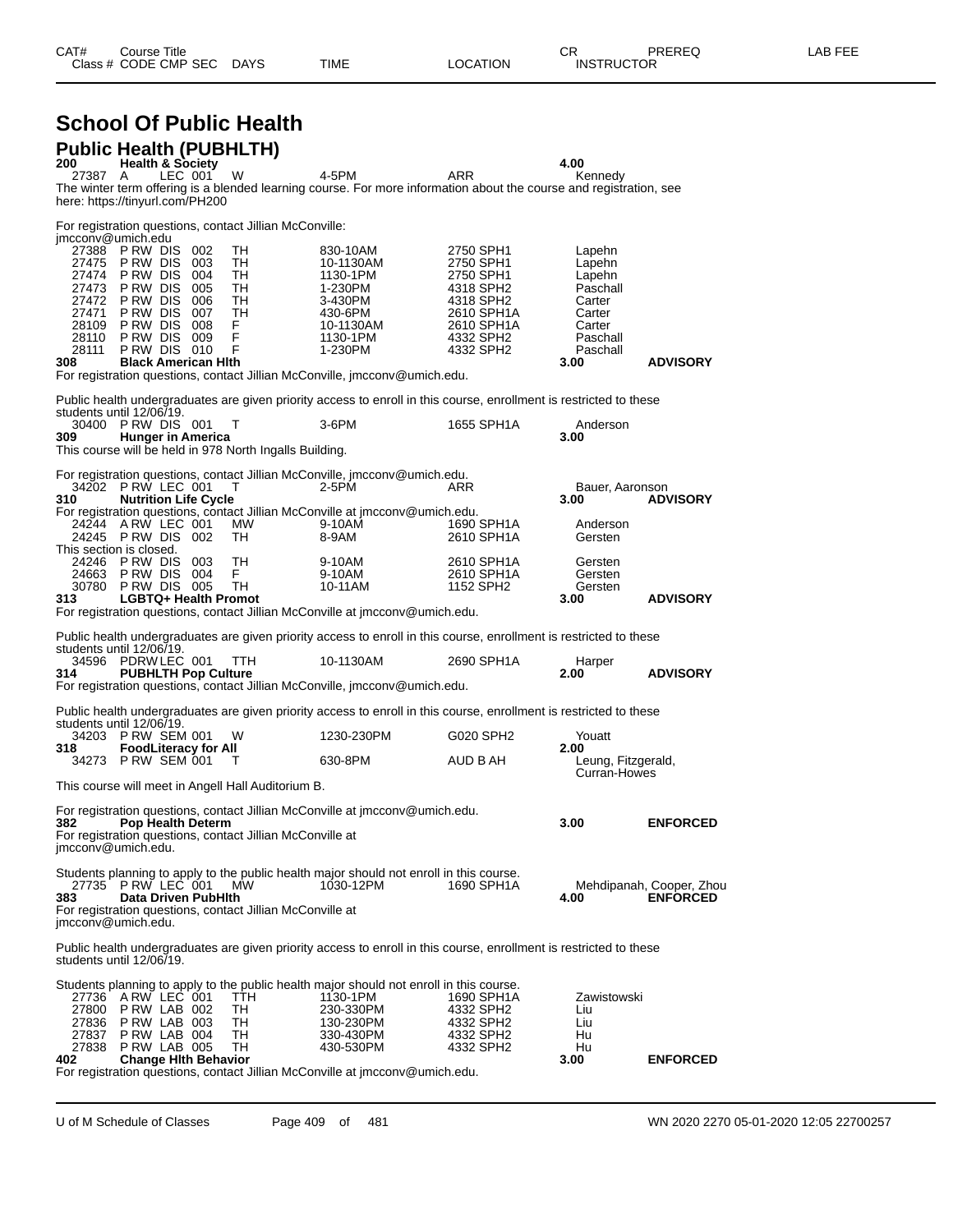# School Of Public Health

## Public Health (PUBHLTH)

| CAT# | Course Title | | | | | CR | PREREQ | LAB FEE |
|---|---|---|---|---|---|---|---|---|
| Class # | CODE CMP SEC | DAYS | TIME | LOCATION | INSTRUCTOR | | | |

**200 Health & Society** — 4.00

| Class # | CODE CMP SEC | DAYS | TIME | LOCATION | INSTRUCTOR |
|---|---|---|---|---|---|
| 27387 | A LEC 001 | W | 4-5PM | ARR | Kennedy |

The winter term offering is a blended learning course. For more information about the course and registration, see here: https://tinyurl.com/PH200

For registration questions, contact Jillian McConville: jmcconv@umich.edu

| Class # | CODE CMP SEC | DAYS | TIME | LOCATION | INSTRUCTOR |
|---|---|---|---|---|---|
| 27388 | P RW DIS 002 | TH | 830-10AM | 2750 SPH1 | Lapehn |
| 27475 | P RW DIS 003 | TH | 10-1130AM | 2750 SPH1 | Lapehn |
| 27474 | P RW DIS 004 | TH | 1130-1PM | 2750 SPH1 | Lapehn |
| 27473 | P RW DIS 005 | TH | 1-230PM | 4318 SPH2 | Paschall |
| 27472 | P RW DIS 006 | TH | 3-430PM | 4318 SPH2 | Carter |
| 27471 | P RW DIS 007 | TH | 430-6PM | 2610 SPH1A | Carter |
| 28109 | P RW DIS 008 | F | 10-1130AM | 2610 SPH1A | Carter |
| 28110 | P RW DIS 009 | F | 1130-1PM | 4332 SPH2 | Paschall |
| 28111 | P RW DIS 010 | F | 1-230PM | 4332 SPH2 | Paschall |

**308 Black American Hlth** — 3.00 — ADVISORY

For registration questions, contact Jillian McConville, jmcconv@umich.edu.

Public health undergraduates are given priority access to enroll in this course, enrollment is restricted to these students until 12/06/19.

| Class # | CODE CMP SEC | DAYS | TIME | LOCATION | INSTRUCTOR |
|---|---|---|---|---|---|
| 30400 | P RW DIS 001 | T | 3-6PM | 1655 SPH1A | Anderson |

**309 Hunger in America** — 3.00

This course will be held in 978 North Ingalls Building.

For registration questions, contact Jillian McConville, jmcconv@umich.edu.

| Class # | CODE CMP SEC | DAYS | TIME | LOCATION | INSTRUCTOR |
|---|---|---|---|---|---|
| 34202 | P RW LEC 001 | T | 2-5PM | ARR | Bauer, Aaronson |

**310 Nutrition Life Cycle** — 3.00 — ADVISORY

For registration questions, contact Jillian McConville at jmcconv@umich.edu.

| Class # | CODE CMP SEC | DAYS | TIME | LOCATION | INSTRUCTOR |
|---|---|---|---|---|---|
| 24244 | A RW LEC 001 | MW | 9-10AM | 1690 SPH1A | Anderson |
| 24245 | P RW DIS 002 | TH | 8-9AM | 2610 SPH1A | Gersten |

This section is closed.

| Class # | CODE CMP SEC | DAYS | TIME | LOCATION | INSTRUCTOR |
|---|---|---|---|---|---|
| 24246 | P RW DIS 003 | TH | 9-10AM | 2610 SPH1A | Gersten |
| 24663 | P RW DIS 004 | F | 9-10AM | 2610 SPH1A | Gersten |
| 30780 | P RW DIS 005 | TH | 10-11AM | 1152 SPH2 | Gersten |

**313 LGBTQ+ Health Promot** — 3.00 — ADVISORY

For registration questions, contact Jillian McConville at jmcconv@umich.edu.

Public health undergraduates are given priority access to enroll in this course, enrollment is restricted to these students until 12/06/19.

| Class # | CODE CMP SEC | DAYS | TIME | LOCATION | INSTRUCTOR |
|---|---|---|---|---|---|
| 34596 | PDRW LEC 001 | TTH | 10-1130AM | 2690 SPH1A | Harper |

**314 PUBHLTH Pop Culture** — 2.00 — ADVISORY

For registration questions, contact Jillian McConville, jmcconv@umich.edu.

Public health undergraduates are given priority access to enroll in this course, enrollment is restricted to these students until 12/06/19.

| Class # | CODE CMP SEC | DAYS | TIME | LOCATION | INSTRUCTOR |
|---|---|---|---|---|---|
| 34203 | P RW SEM 001 | W | 1230-230PM | G020 SPH2 | Youatt |

**318 FoodLiteracy for All** — 2.00

| Class # | CODE CMP SEC | DAYS | TIME | LOCATION | INSTRUCTOR |
|---|---|---|---|---|---|
| 34273 | P RW SEM 001 | T | 630-8PM | AUD B AH | Leung, Fitzgerald, Curran-Howes |

This course will meet in Angell Hall Auditorium B.

For registration questions, contact Jillian McConville at jmcconv@umich.edu.

**382 Pop Health Determ** — 3.00 — ENFORCED

For registration questions, contact Jillian McConville at jmcconv@umich.edu.

Students planning to apply to the public health major should not enroll in this course.

| Class # | CODE CMP SEC | DAYS | TIME | LOCATION | INSTRUCTOR |
|---|---|---|---|---|---|
| 27735 | P RW LEC 001 | MW | 1030-12PM | 1690 SPH1A | Mehdipanah, Cooper, Zhou |

**383 Data Driven PubHlth** — 4.00 — ENFORCED

For registration questions, contact Jillian McConville at jmcconv@umich.edu.

Public health undergraduates are given priority access to enroll in this course, enrollment is restricted to these students until 12/06/19.

Students planning to apply to the public health major should not enroll in this course.

| Class # | CODE CMP SEC | DAYS | TIME | LOCATION | INSTRUCTOR |
|---|---|---|---|---|---|
| 27736 | A RW LEC 001 | TTH | 1130-1PM | 1690 SPH1A | Zawistowski |
| 27800 | P RW LAB 002 | TH | 230-330PM | 4332 SPH2 | Liu |
| 27836 | P RW LAB 003 | TH | 130-230PM | 4332 SPH2 | Liu |
| 27837 | P RW LAB 004 | TH | 330-430PM | 4332 SPH2 | Hu |
| 27838 | P RW LAB 005 | TH | 430-530PM | 4332 SPH2 | Hu |

**402 Change Hlth Behavior** — 3.00 — ENFORCED

For registration questions, contact Jillian McConville at jmcconv@umich.edu.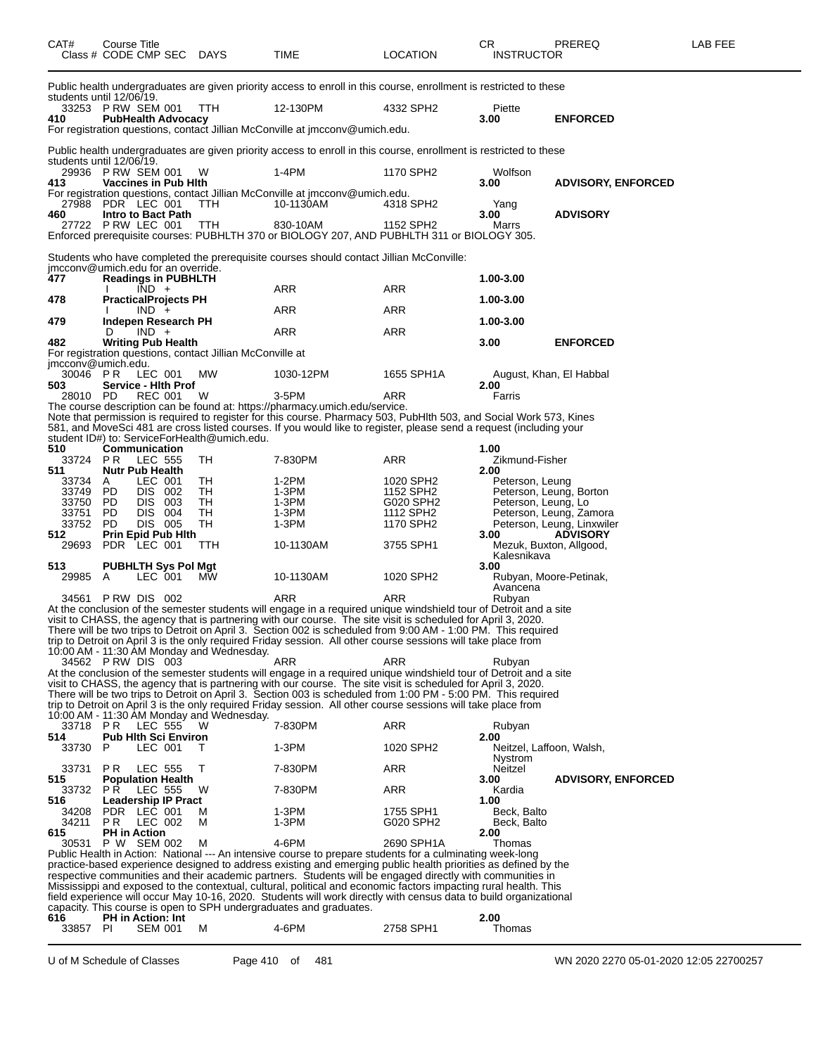| CAT# | Course Title<br>Class # CODE CMP SEC | DAYS | TIME | LOCATION | CR<br>INSTRUCTOR | PREREQ | LAB FEE |
|---|---|---|---|---|---|---|---|

Public health undergraduates are given priority access to enroll in this course, enrollment is restricted to these students until 12/06/19.

| | | | | | | | |
|---|---|---|---|---|---|---|---|
| | 33253 P RW SEM 001 | TTH | 12-130PM | 4332 SPH2 | Piette | | |
| **410** | **PubHealth Advocacy** | | | | **3.00** | **ENFORCED** | |

For registration questions, contact Jillian McConville at jmcconv@umich.edu.

Public health undergraduates are given priority access to enroll in this course, enrollment is restricted to these students until 12/06/19.

| | | | | | | | |
|---|---|---|---|---|---|---|---|
| | 29936 P RW SEM 001 | W | 1-4PM | 1170 SPH2 | Wolfson | | |
| **413** | **Vaccines in Pub Hlth** | | | | **3.00** | **ADVISORY, ENFORCED** | |

For registration questions, contact Jillian McConville at jmcconv@umich.edu.

| | | | | | | | |
|---|---|---|---|---|---|---|---|
| | 27988 PDR LEC 001 | TTH | 10-1130AM | 4318 SPH2 | Yang | | |
| **460** | **Intro to Bact Path** | | | | **3.00** | **ADVISORY** | |
| | 27722 P RW LEC 001 | TTH | 830-10AM | 1152 SPH2 | Marrs | | |

Enforced prerequisite courses: PUBHLTH 370 or BIOLOGY 207, AND PUBHLTH 311 or BIOLOGY 305.

Students who have completed the prerequisite courses should contact Jillian McConville: jmcconv@umich.edu for an override.

| | | | | | | | |
|---|---|---|---|---|---|---|---|
| **477** | **Readings in PUBHLTH** | | | | **1.00-3.00** | | |
| | I IND + | | ARR | ARR | | | |
| **478** | **PracticalProjects PH** | | | | **1.00-3.00** | | |
| | I IND + | | ARR | ARR | | | |
| **479** | **Indepen Research PH** | | | | **1.00-3.00** | | |
| | D IND + | | ARR | ARR | | | |
| **482** | **Writing Pub Health** | | | | **3.00** | **ENFORCED** | |

For registration questions, contact Jillian McConville at jmcconv@umich.edu.

| | | | | | | | |
|---|---|---|---|---|---|---|---|
| | 30046 P R LEC 001 | MW | 1030-12PM | 1655 SPH1A | August, Khan, El Habbal | | |
| **503** | **Service - Hlth Prof** | | | | **2.00** | | |
| | 28010 PD REC 001 | W | 3-5PM | ARR | Farris | | |

The course description can be found at: https://pharmacy.umich.edu/service.
Note that permission is required to register for this course. Pharmacy 503, PubHlth 503, and Social Work 573, Kines 581, and MoveSci 481 are cross listed courses. If you would like to register, please send a request (including your student ID#) to: ServiceForHealth@umich.edu.

| | | | | | | | |
|---|---|---|---|---|---|---|---|
| **510** | **Communication** | | | | **1.00** | | |
| | 33724 P R LEC 555 | TH | 7-830PM | ARR | Zikmund-Fisher | | |
| **511** | **Nutr Pub Health** | | | | **2.00** | | |
| | 33734 A LEC 001 | TH | 1-2PM | 1020 SPH2 | Peterson, Leung | | |
| | 33749 PD DIS 002 | TH | 1-3PM | 1152 SPH2 | Peterson, Leung, Borton | | |
| | 33750 PD DIS 003 | TH | 1-3PM | G020 SPH2 | Peterson, Leung, Lo | | |
| | 33751 PD DIS 004 | TH | 1-3PM | 1112 SPH2 | Peterson, Leung, Zamora | | |
| | 33752 PD DIS 005 | TH | 1-3PM | 1170 SPH2 | Peterson, Leung, Linxwiler | | |
| **512** | **Prin Epid Pub Hlth** | | | | **3.00** | **ADVISORY** | |
| | 29693 PDR LEC 001 | TTH | 10-1130AM | 3755 SPH1 | Mezuk, Buxton, Allgood, Kalesnikava | | |
| **513** | **PUBHLTH Sys Pol Mgt** | | | | **3.00** | | |
| | 29985 A LEC 001 | MW | 10-1130AM | 1020 SPH2 | Rubyan, Moore-Petinak, Avancena | | |
| | 34561 P RW DIS 002 | | ARR | ARR | Rubyan | | |

At the conclusion of the semester students will engage in a required unique windshield tour of Detroit and a site visit to CHASS, the agency that is partnering with our course. The site visit is scheduled for April 3, 2020. There will be two trips to Detroit on April 3. Section 002 is scheduled from 9:00 AM - 1:00 PM. This required trip to Detroit on April 3 is the only required Friday session. All other course sessions will take place from 10:00 AM - 11:30 AM Monday and Wednesday.

| | | | | | | | |
|---|---|---|---|---|---|---|---|
| | 34562 P RW DIS 003 | | ARR | ARR | Rubyan | | |

At the conclusion of the semester students will engage in a required unique windshield tour of Detroit and a site visit to CHASS, the agency that is partnering with our course. The site visit is scheduled for April 3, 2020. There will be two trips to Detroit on April 3. Section 003 is scheduled from 1:00 PM - 5:00 PM. This required trip to Detroit on April 3 is the only required Friday session. All other course sessions will take place from 10:00 AM - 11:30 AM Monday and Wednesday.

| | | | | | | | |
|---|---|---|---|---|---|---|---|
| | 33718 P R LEC 555 | W | 7-830PM | ARR | Rubyan | | |
| **514** | **Pub Hlth Sci Environ** | | | | **2.00** | | |
| | 33730 P LEC 001 | T | 1-3PM | 1020 SPH2 | Neitzel, Laffoon, Walsh, Nystrom | | |
| | 33731 P R LEC 555 | T | 7-830PM | ARR | Neitzel | | |
| **515** | **Population Health** | | | | **3.00** | **ADVISORY, ENFORCED** | |
| | 33732 P R LEC 555 | W | 7-830PM | ARR | Kardia | | |
| **516** | **Leadership IP Pract** | | | | **1.00** | | |
| | 34208 PDR LEC 001 | M | 1-3PM | 1755 SPH1 | Beck, Balto | | |
| | 34211 P R LEC 002 | M | 1-3PM | G020 SPH2 | Beck, Balto | | |
| **615** | **PH in Action** | | | | **2.00** | | |
| | 30531 P W SEM 002 | M | 4-6PM | 2690 SPH1A | Thomas | | |

Public Health in Action: National --- An intensive course to prepare students for a culminating week-long practice-based experience designed to address existing and emerging public health priorities as defined by the respective communities and their academic partners. Students will be engaged directly with communities in Mississippi and exposed to the contextual, cultural, political and economic factors impacting rural health. This field experience will occur May 10-16, 2020. Students will work directly with census data to build organizational capacity. This course is open to SPH undergraduates and graduates.

| | | | | | | | |
|---|---|---|---|---|---|---|---|
| **616** | **PH in Action: Int** | | | | **2.00** | | |
| | 33857 PI SEM 001 | M | 4-6PM | 2758 SPH1 | Thomas | | |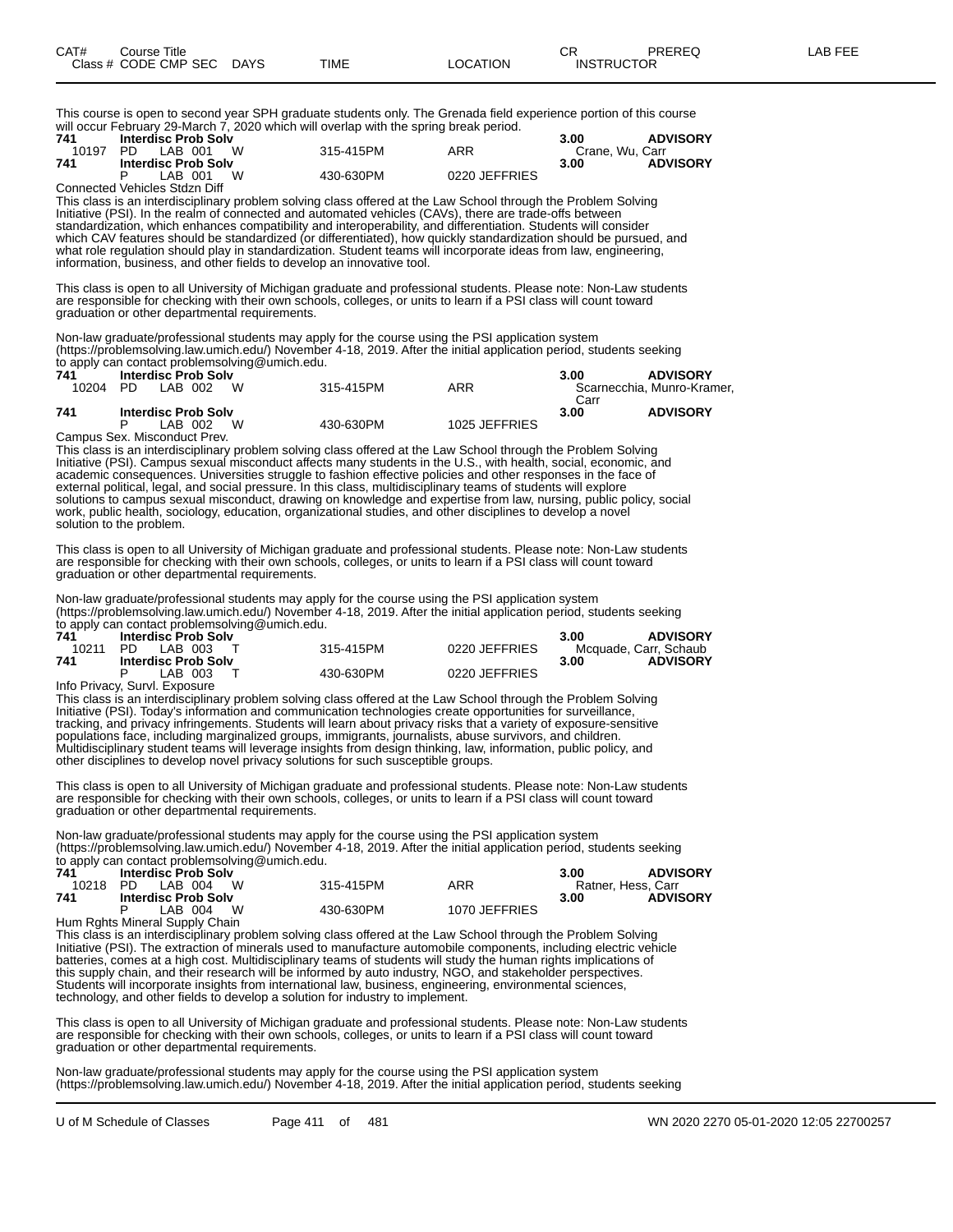| CAT# | Course Title | | | | | | CR | PREREQ | LAB FEE |
|---|---|---|---|---|---|---|---|---|---|
| Class # | CODE | CMP | SEC | DAYS | TIME | LOCATION | INSTRUCTOR | | |

This course is open to second year SPH graduate students only. The Grenada field experience portion of this course will occur February 29-March 7, 2020 which will overlap with the spring break period.

| | | | | | | | | |
|---|---|---|---|---|---|---|---|---|
| **741** | **Interdisc Prob Solv** | | | | | | **3.00** | **ADVISORY** |
| 10197 | PD | LAB | 001 | W | 315-415PM | ARR | Crane, Wu, Carr | |
| **741** | **Interdisc Prob Solv** | | | | | | **3.00** | **ADVISORY** |
| | P | LAB | 001 | W | 430-630PM | 0220 JEFFRIES | | |

Connected Vehicles Stdzn Diff

This class is an interdisciplinary problem solving class offered at the Law School through the Problem Solving Initiative (PSI). In the realm of connected and automated vehicles (CAVs), there are trade-offs between standardization, which enhances compatibility and interoperability, and differentiation. Students will consider which CAV features should be standardized (or differentiated), how quickly standardization should be pursued, and what role regulation should play in standardization. Student teams will incorporate ideas from law, engineering, information, business, and other fields to develop an innovative tool.

This class is open to all University of Michigan graduate and professional students. Please note: Non-Law students are responsible for checking with their own schools, colleges, or units to learn if a PSI class will count toward graduation or other departmental requirements.

Non-law graduate/professional students may apply for the course using the PSI application system (https://problemsolving.law.umich.edu/) November 4-18, 2019. After the initial application period, students seeking to apply can contact problemsolving@umich.edu.

| | | | | | | | | |
|---|---|---|---|---|---|---|---|---|
| **741** | **Interdisc Prob Solv** | | | | | | **3.00** | **ADVISORY** |
| 10204 | PD | LAB | 002 | W | 315-415PM | ARR | Scarnecchia, Munro-Kramer, Carr | |
| **741** | **Interdisc Prob Solv** | | | | | | **3.00** | **ADVISORY** |
| | P | LAB | 002 | W | 430-630PM | 1025 JEFFRIES | | |

Campus Sex. Misconduct Prev.

This class is an interdisciplinary problem solving class offered at the Law School through the Problem Solving Initiative (PSI). Campus sexual misconduct affects many students in the U.S., with health, social, economic, and academic consequences. Universities struggle to fashion effective policies and other responses in the face of external political, legal, and social pressure. In this class, multidisciplinary teams of students will explore solutions to campus sexual misconduct, drawing on knowledge and expertise from law, nursing, public policy, social work, public health, sociology, education, organizational studies, and other disciplines to develop a novel solution to the problem.

This class is open to all University of Michigan graduate and professional students. Please note: Non-Law students are responsible for checking with their own schools, colleges, or units to learn if a PSI class will count toward graduation or other departmental requirements.

Non-law graduate/professional students may apply for the course using the PSI application system (https://problemsolving.law.umich.edu/) November 4-18, 2019. After the initial application period, students seeking to apply can contact problemsolving@umich.edu.

| | | | | | | | | |
|---|---|---|---|---|---|---|---|---|
| **741** | **Interdisc Prob Solv** | | | | | | **3.00** | **ADVISORY** |
| 10211 | PD | LAB | 003 | T | 315-415PM | 0220 JEFFRIES | Mcquade, Carr, Schaub | |
| **741** | **Interdisc Prob Solv** | | | | | | **3.00** | **ADVISORY** |
| | P | LAB | 003 | T | 430-630PM | 0220 JEFFRIES | | |

Info Privacy, Survl. Exposure

This class is an interdisciplinary problem solving class offered at the Law School through the Problem Solving Initiative (PSI). Today's information and communication technologies create opportunities for surveillance, tracking, and privacy infringements. Students will learn about privacy risks that a variety of exposure-sensitive populations face, including marginalized groups, immigrants, journalists, abuse survivors, and children. Multidisciplinary student teams will leverage insights from design thinking, law, information, public policy, and other disciplines to develop novel privacy solutions for such susceptible groups.

This class is open to all University of Michigan graduate and professional students. Please note: Non-Law students are responsible for checking with their own schools, colleges, or units to learn if a PSI class will count toward graduation or other departmental requirements.

Non-law graduate/professional students may apply for the course using the PSI application system (https://problemsolving.law.umich.edu/) November 4-18, 2019. After the initial application period, students seeking to apply can contact problemsolving@umich.edu.

| | | | | | | | | |
|---|---|---|---|---|---|---|---|---|
| **741** | **Interdisc Prob Solv** | | | | | | **3.00** | **ADVISORY** |
| 10218 | PD | LAB | 004 | W | 315-415PM | ARR | Ratner, Hess, Carr | |
| **741** | **Interdisc Prob Solv** | | | | | | **3.00** | **ADVISORY** |
| | P | LAB | 004 | W | 430-630PM | 1070 JEFFRIES | | |

Hum Rghts Mineral Supply Chain

This class is an interdisciplinary problem solving class offered at the Law School through the Problem Solving Initiative (PSI). The extraction of minerals used to manufacture automobile components, including electric vehicle batteries, comes at a high cost. Multidisciplinary teams of students will study the human rights implications of this supply chain, and their research will be informed by auto industry, NGO, and stakeholder perspectives. Students will incorporate insights from international law, business, engineering, environmental sciences, technology, and other fields to develop a solution for industry to implement.

This class is open to all University of Michigan graduate and professional students. Please note: Non-Law students are responsible for checking with their own schools, colleges, or units to learn if a PSI class will count toward graduation or other departmental requirements.

Non-law graduate/professional students may apply for the course using the PSI application system (https://problemsolving.law.umich.edu/) November 4-18, 2019. After the initial application period, students seeking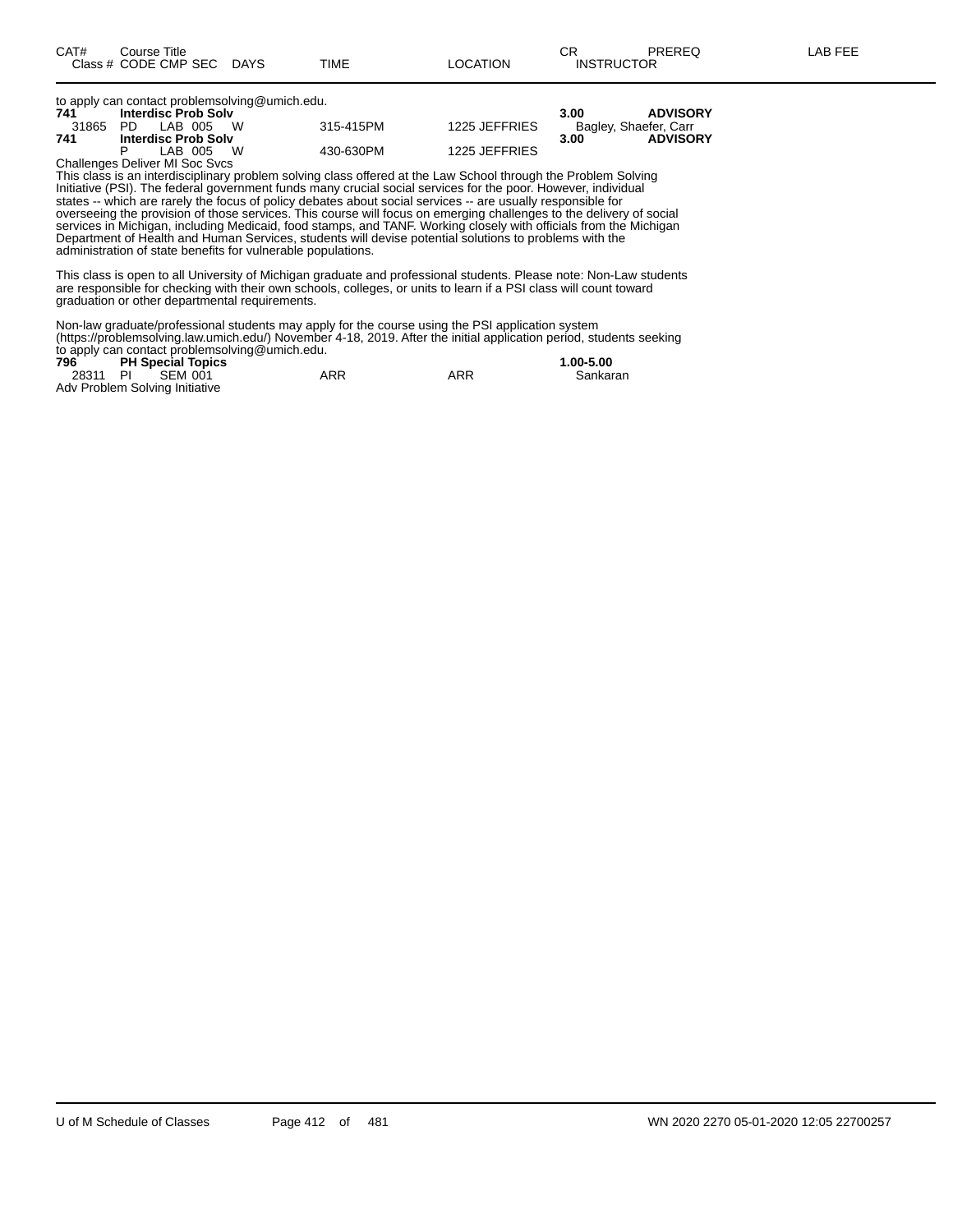| CAT# | Course Title | | | | | | | CR | PREREQ | LAB FEE |
|---|---|---|---|---|---|---|---|---|---|---|
| Class # | CODE | CMP | SEC | DAYS | TIME | LOCATION | INSTRUCTOR | | | |

to apply can contact problemsolving@umich.edu.

| | | | | | | | | | |
|---|---|---|---|---|---|---|---|---|---|
| **741** | **Interdisc Prob Solv** | | | | | | **3.00** | **ADVISORY** | |
| 31865 | PD | LAB | 005 | W | 315-415PM | 1225 JEFFRIES | Bagley, Shaefer, Carr | | |
| **741** | **Interdisc Prob Solv** | | | | | | **3.00** | **ADVISORY** | |
| | P | LAB | 005 | W | 430-630PM | 1225 JEFFRIES | | | |

Challenges Deliver MI Soc Svcs

This class is an interdisciplinary problem solving class offered at the Law School through the Problem Solving Initiative (PSI). The federal government funds many crucial social services for the poor. However, individual states -- which are rarely the focus of policy debates about social services -- are usually responsible for overseeing the provision of those services. This course will focus on emerging challenges to the delivery of social services in Michigan, including Medicaid, food stamps, and TANF. Working closely with officials from the Michigan Department of Health and Human Services, students will devise potential solutions to problems with the administration of state benefits for vulnerable populations.

This class is open to all University of Michigan graduate and professional students. Please note: Non-Law students are responsible for checking with their own schools, colleges, or units to learn if a PSI class will count toward graduation or other departmental requirements.

Non-law graduate/professional students may apply for the course using the PSI application system (https://problemsolving.law.umich.edu/) November 4-18, 2019. After the initial application period, students seeking to apply can contact problemsolving@umich.edu.

| | | | | | | | | |
|---|---|---|---|---|---|---|---|---|
| **796** | **PH Special Topics** | | | | | | **1.00-5.00** | |
| 28311 | PI | SEM | 001 | | ARR | ARR | Sankaran | |

Adv Problem Solving Initiative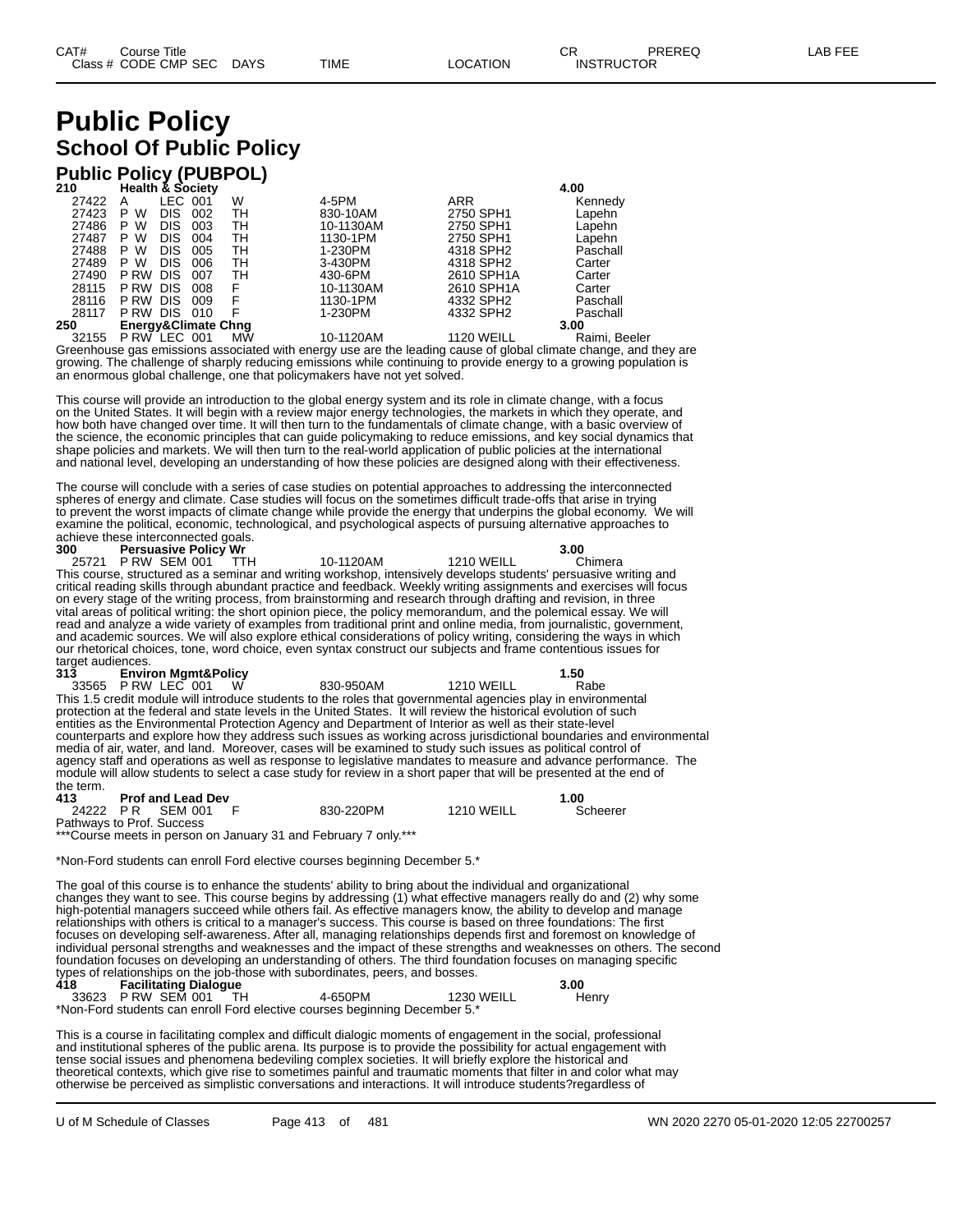| CAT# | Course Title | | | | | | CR | PREREQ | LAB FEE |
|---|---|---|---|---|---|---|---|---|---|
| Class # | CODE | CMP | SEC | DAYS | TIME | LOCATION | INSTRUCTOR | | |

# Public Policy

## School Of Public Policy

### Public Policy (PUBPOL)

**210 Health & Society** **4.00**

| Class # | CODE | CMP | SEC | DAYS | TIME | LOCATION | INSTRUCTOR |
|---|---|---|---|---|---|---|---|
| 27422 | A | LEC | 001 | W | 4-5PM | ARR | Kennedy |
| 27423 | P W | DIS | 002 | TH | 830-10AM | 2750 SPH1 | Lapehn |
| 27486 | P W | DIS | 003 | TH | 10-1130AM | 2750 SPH1 | Lapehn |
| 27487 | P W | DIS | 004 | TH | 1130-1PM | 2750 SPH1 | Lapehn |
| 27488 | P W | DIS | 005 | TH | 1-230PM | 4318 SPH2 | Paschall |
| 27489 | P W | DIS | 006 | TH | 3-430PM | 4318 SPH2 | Carter |
| 27490 | P RW | DIS | 007 | TH | 430-6PM | 2610 SPH1A | Carter |
| 28115 | P RW | DIS | 008 | F | 10-1130AM | 2610 SPH1A | Carter |
| 28116 | P RW | DIS | 009 | F | 1130-1PM | 4332 SPH2 | Paschall |
| 28117 | P RW | DIS | 010 | F | 1-230PM | 4332 SPH2 | Paschall |

**250 Energy&Climate Chng** **3.00**

| Class # | CODE | CMP | SEC | DAYS | TIME | LOCATION | INSTRUCTOR |
|---|---|---|---|---|---|---|---|
| 32155 | P RW | LEC | 001 | MW | 10-1120AM | 1120 WEILL | Raimi, Beeler |

Greenhouse gas emissions associated with energy use are the leading cause of global climate change, and they are growing. The challenge of sharply reducing emissions while continuing to provide energy to a growing population is an enormous global challenge, one that policymakers have not yet solved.

This course will provide an introduction to the global energy system and its role in climate change, with a focus on the United States. It will begin with a review major energy technologies, the markets in which they operate, and how both have changed over time. It will then turn to the fundamentals of climate change, with a basic overview of the science, the economic principles that can guide policymaking to reduce emissions, and key social dynamics that shape policies and markets. We will then turn to the real-world application of public policies at the international and national level, developing an understanding of how these policies are designed along with their effectiveness.

The course will conclude with a series of case studies on potential approaches to addressing the interconnected spheres of energy and climate. Case studies will focus on the sometimes difficult trade-offs that arise in trying to prevent the worst impacts of climate change while provide the energy that underpins the global economy. We will examine the political, economic, technological, and psychological aspects of pursuing alternative approaches to achieve these interconnected goals.

**300 Persuasive Policy Wr** **3.00**

| Class # | CODE | CMP | SEC | DAYS | TIME | LOCATION | INSTRUCTOR |
|---|---|---|---|---|---|---|---|
| 25721 | P RW | SEM | 001 | TTH | 10-1120AM | 1210 WEILL | Chimera |

This course, structured as a seminar and writing workshop, intensively develops students' persuasive writing and critical reading skills through abundant practice and feedback. Weekly writing assignments and exercises will focus on every stage of the writing process, from brainstorming and research through drafting and revision, in three vital areas of political writing: the short opinion piece, the policy memorandum, and the polemical essay. We will read and analyze a wide variety of examples from traditional print and online media, from journalistic, government, and academic sources. We will also explore ethical considerations of policy writing, considering the ways in which our rhetorical choices, tone, word choice, even syntax construct our subjects and frame contentious issues for target audiences.

**313 Environ Mgmt&Policy** **1.50**

| Class # | CODE | CMP | SEC | DAYS | TIME | LOCATION | INSTRUCTOR |
|---|---|---|---|---|---|---|---|
| 33565 | P RW | LEC | 001 | W | 830-950AM | 1210 WEILL | Rabe |

This 1.5 credit module will introduce students to the roles that governmental agencies play in environmental protection at the federal and state levels in the United States. It will review the historical evolution of such entities as the Environmental Protection Agency and Department of Interior as well as their state-level counterparts and explore how they address such issues as working across jurisdictional boundaries and environmental media of air, water, and land. Moreover, cases will be examined to study such issues as political control of agency staff and operations as well as response to legislative mandates to measure and advance performance. The module will allow students to select a case study for review in a short paper that will be presented at the end of the term.

**413 Prof and Lead Dev** **1.00**

| Class # | CODE | CMP | SEC | DAYS | TIME | LOCATION | INSTRUCTOR |
|---|---|---|---|---|---|---|---|
| 24222 | P R | SEM | 001 | F | 830-220PM | 1210 WEILL | Scheerer |

Pathways to Prof. Success

***Course meets in person on January 31 and February 7 only.***

*Non-Ford students can enroll Ford elective courses beginning December 5.*

The goal of this course is to enhance the students' ability to bring about the individual and organizational changes they want to see. This course begins by addressing (1) what effective managers really do and (2) why some high-potential managers succeed while others fail. As effective managers know, the ability to develop and manage relationships with others is critical to a manager's success. This course is based on three foundations: The first focuses on developing self-awareness. After all, managing relationships depends first and foremost on knowledge of individual personal strengths and weaknesses and the impact of these strengths and weaknesses on others. The second foundation focuses on developing an understanding of others. The third foundation focuses on managing specific types of relationships on the job-those with subordinates, peers, and bosses.

**418 Facilitating Dialogue** **3.00**

| Class # | CODE | CMP | SEC | DAYS | TIME | LOCATION | INSTRUCTOR |
|---|---|---|---|---|---|---|---|
| 33623 | P RW | SEM | 001 | TH | 4-650PM | 1230 WEILL | Henry |

*Non-Ford students can enroll Ford elective courses beginning December 5.*

This is a course in facilitating complex and difficult dialogic moments of engagement in the social, professional and institutional spheres of the public arena. Its purpose is to provide the possibility for actual engagement with tense social issues and phenomena bedeviling complex societies. It will briefly explore the historical and theoretical contexts, which give rise to sometimes painful and traumatic moments that filter in and color what may otherwise be perceived as simplistic conversations and interactions. It will introduce students?regardless of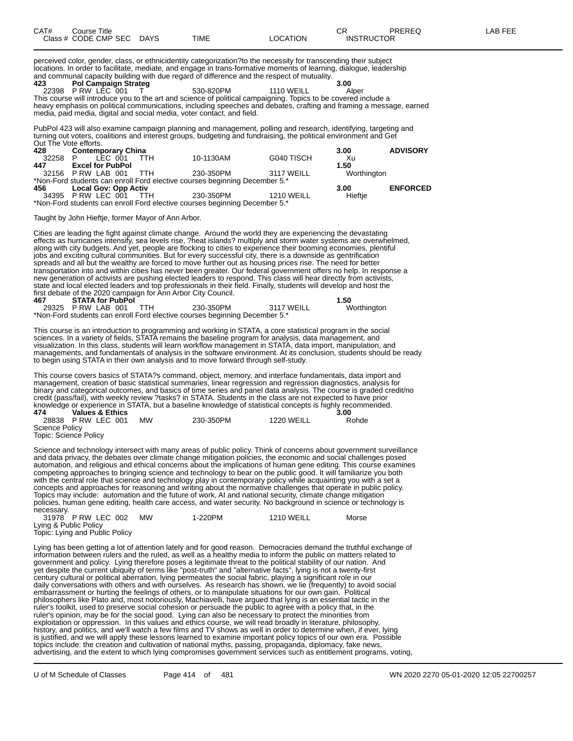perceived color, gender, class, or ethnicidentity categorization?to the necessity for transcending their subject locations. In order to facilitate, mediate, and engage in trans-formative moments of learning, dialogue, leadership and communal capacity building with due regard of difference and the respect of mutuality.

| CAT# | Course Title | | | | CR | PREREQ |
|---|---|---|---|---|---|---|
| **423** | **Pol Campaign Strateg** | | | | **3.00** | |
| 22398 | P RW LEC 001 | T | 530-820PM | 1110 WEILL | Alper | |

This course will introduce you to the art and science of political campaigning. Topics to be covered include a heavy emphasis on political communications, including speeches and debates, crafting and framing a message, earned media, paid media, digital and social media, voter contact, and field.

PubPol 423 will also examine campaign planning and management, polling and research, identifying, targeting and turning out voters, coalitions and interest groups, budgeting and fundraising, the political environment and Get Out The Vote efforts.

| CAT# | Course Title | | | | CR | PREREQ |
|---|---|---|---|---|---|---|
| **428** | **Contemporary China** | | | | **3.00** | **ADVISORY** |
| 32258 | P LEC 001 | TTH | 10-1130AM | G040 TISCH | Xu | |
| **447** | **Excel for PubPol** | | | | **1.50** | |
| 32156 | P RW LAB 001 | TTH | 230-350PM | 3117 WEILL | Worthington | |

*Non-Ford students can enroll Ford elective courses beginning December 5.*

| CAT# | Course Title | | | | CR | PREREQ |
|---|---|---|---|---|---|---|
| **456** | **Local Gov: Opp Activ** | | | | **3.00** | **ENFORCED** |
| 34395 | P RW LEC 001 | TTH | 230-350PM | 1210 WEILL | Hieftje | |

*Non-Ford students can enroll Ford elective courses beginning December 5.*

Taught by John Hieftje, former Mayor of Ann Arbor.

Cities are leading the fight against climate change. Around the world they are experiencing the devastating effects as hurricanes intensify, sea levels rise, ?heat islands? multiply and storm water systems are overwhelmed, along with city budgets. And yet, people are flocking to cities to experience their booming economies, plentiful jobs and exciting cultural communities. But for every successful city, there is a downside as gentrification spreads and all but the wealthy are forced to move further out as housing prices rise. The need for better transportation into and within cities has never been greater. Our federal government offers no help. In response a new generation of activists are pushing elected leaders to respond. This class will hear directly from activists, state and local elected leaders and top professionals in their field. Finally, students will develop and host the first debate of the 2020 campaign for Ann Arbor City Council.

| CAT# | Course Title | | | | CR | PREREQ |
|---|---|---|---|---|---|---|
| **467** | **STATA for PubPol** | | | | **1.50** | |
| 29325 | P RW LAB 001 | TTH | 230-350PM | 3117 WEILL | Worthington | |

*Non-Ford students can enroll Ford elective courses beginning December 5.*

This course is an introduction to programming and working in STATA, a core statistical program in the social sciences. In a variety of fields, STATA remains the baseline program for analysis, data management, and visualization. In this class, students will learn workflow management in STATA, data import, manipulation, and managements, and fundamentals of analysis in the software environment. At its conclusion, students should be ready to begin using STATA in their own analysis and to move forward through self-study.

This course covers basics of STATA?s command, object, memory, and interface fundamentals, data import and management, creation of basic statistical summaries, linear regression and regression diagnostics, analysis for binary and categorical outcomes, and basics of time series and panel data analysis. The course is graded credit/no credit (pass/fail), with weekly review ?tasks? in STATA. Students in the class are not expected to have prior knowledge or experience in STATA, but a baseline knowledge of statistical concepts is highly recommended.

| CAT# | Course Title | | | | CR | PREREQ |
|---|---|---|---|---|---|---|
| **474** | **Values & Ethics** | | | | **3.00** | |
| 28838 | P RW LEC 001 | MW | 230-350PM | 1220 WEILL | Rohde | |

Science Policy
Topic: Science Policy

Science and technology intersect with many areas of public policy. Think of concerns about government surveillance and data privacy, the debates over climate change mitigation policies, the economic and social challenges posed automation, and religious and ethical concerns about the implications of human gene editing. This course examines competing approaches to bringing science and technology to bear on the public good. It will familiarize you both with the central role that science and technology play in contemporary policy while acquainting you with a set a concepts and approaches for reasoning and writing about the normative challenges that operate in public policy. Topics may include: automation and the future of work, AI and national security, climate change mitigation policies, human gene editing, health care access, and water security. No background in science or technology is necessary.

| Class # | CODE CMP SEC | DAYS | TIME | LOCATION | INSTRUCTOR |
|---|---|---|---|---|---|
| 31978 | P RW LEC 002 | MW | 1-220PM | 1210 WEILL | Morse |

Lying & Public Policy
Topic: Lying and Public Policy

Lying has been getting a lot of attention lately and for good reason. Democracies demand the truthful exchange of information between rulers and the ruled, as well as a healthy media to inform the public on matters related to government and policy. Lying therefore poses a legitimate threat to the political stability of our nation. And yet despite the current ubiquity of terms like "post-truth" and "alternative facts", lying is not a twenty-first century cultural or political aberration, lying permeates the social fabric, playing a significant role in our daily conversations with others and with ourselves. As research has shown, we lie (frequently) to avoid social embarrassment or hurting the feelings of others, or to manipulate situations for our own gain. Political philosophers like Plato and, most notoriously, Machiavelli, have argued that lying is an essential tactic in the ruler's toolkit, used to preserve social cohesion or persuade the public to agree with a policy that, in the ruler's opinion, may be for the social good. Lying can also be necessary to protect the minorities from exploitation or oppression. In this values and ethics course, we will read broadly in literature, philosophy, history, and politics, and we'll watch a few films and TV shows as well in order to determine when, if ever, lying is justified, and we will apply these lessons learned to examine important policy topics of our own era. Possible topics include: the creation and cultivation of national myths, passing, propaganda, diplomacy, fake news, advertising, and the extent to which lying compromises government services such as entitlement programs, voting,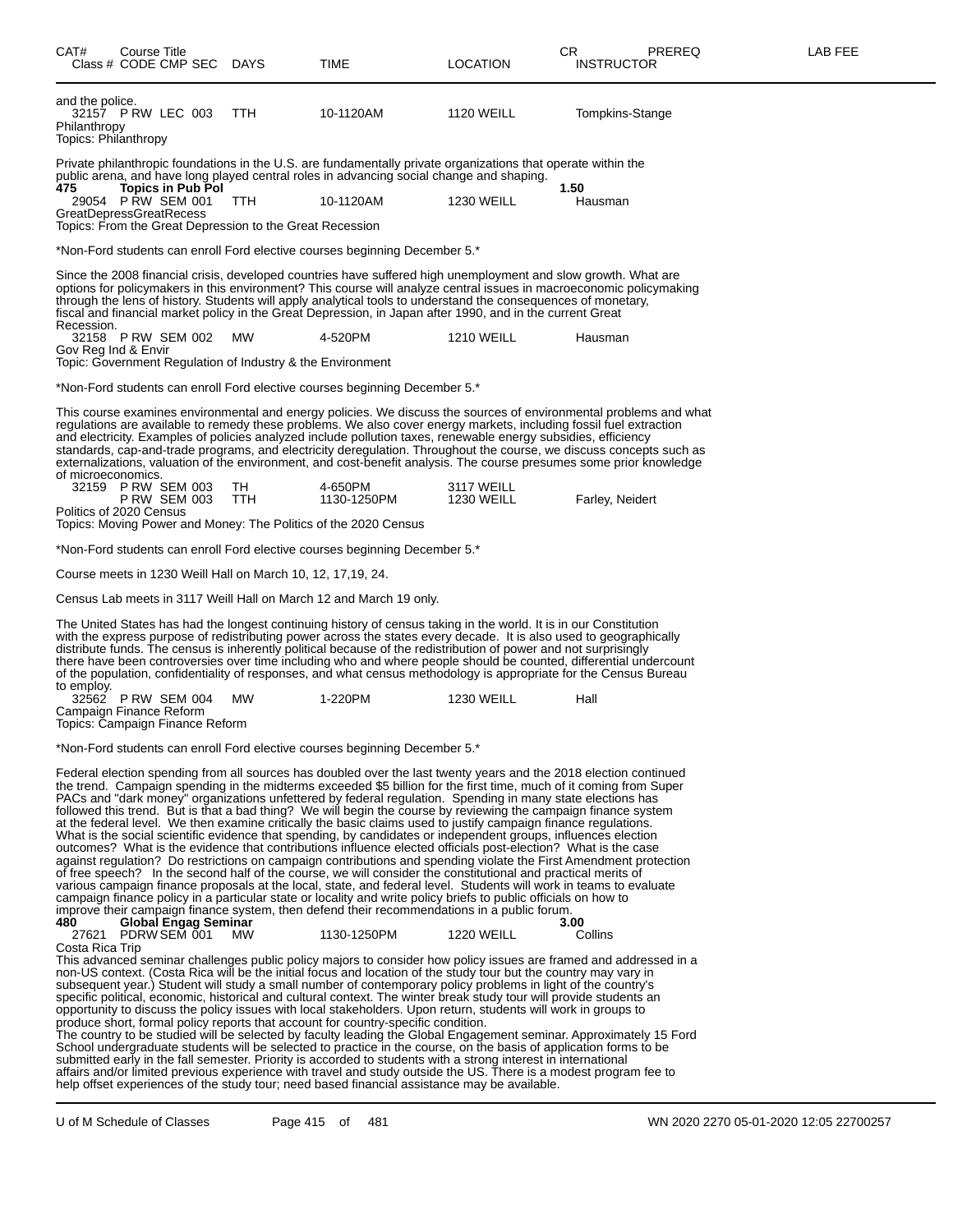| CAT# | Course Title Class # CODE CMP SEC | DAYS | TIME | LOCATION | CR INSTRUCTOR | PREREQ | LAB FEE |
|---|---|---|---|---|---|---|---|

and the police.

| 32157 | P RW LEC 003 | TTH | 10-1120AM | 1120 WEILL | Tompkins-Stange |
|---|---|---|---|---|---|

Philanthropy
Topics: Philanthropy

Private philanthropic foundations in the U.S. are fundamentally private organizations that operate within the public arena, and have long played central roles in advancing social change and shaping.

**475 Topics in Pub Pol** **1.50**

| 29054 | P RW SEM 001 | TTH | 10-1120AM | 1230 WEILL | Hausman |
|---|---|---|---|---|---|

GreatDepressGreatRecess
Topics: From the Great Depression to the Great Recession

*Non-Ford students can enroll Ford elective courses beginning December 5.*

Since the 2008 financial crisis, developed countries have suffered high unemployment and slow growth. What are options for policymakers in this environment? This course will analyze central issues in macroeconomic policymaking through the lens of history. Students will apply analytical tools to understand the consequences of monetary, fiscal and financial market policy in the Great Depression, in Japan after 1990, and in the current Great Recession.

| 32158 | P RW SEM 002 | MW | 4-520PM | 1210 WEILL | Hausman |
|---|---|---|---|---|---|

Gov Reg Ind & Envir
Topic: Government Regulation of Industry & the Environment

*Non-Ford students can enroll Ford elective courses beginning December 5.*

This course examines environmental and energy policies. We discuss the sources of environmental problems and what regulations are available to remedy these problems. We also cover energy markets, including fossil fuel extraction and electricity. Examples of policies analyzed include pollution taxes, renewable energy subsidies, efficiency standards, cap-and-trade programs, and electricity deregulation. Throughout the course, we discuss concepts such as externalizations, valuation of the environment, and cost-benefit analysis. The course presumes some prior knowledge of microeconomics.

| 32159 | P RW SEM 003 | TH | 4-650PM | 3117 WEILL | |
|---|---|---|---|---|---|
| | P RW SEM 003 | TTH | 1130-1250PM | 1230 WEILL | Farley, Neidert |

Politics of 2020 Census
Topics: Moving Power and Money: The Politics of the 2020 Census

*Non-Ford students can enroll Ford elective courses beginning December 5.*

Course meets in 1230 Weill Hall on March 10, 12, 17,19, 24.

Census Lab meets in 3117 Weill Hall on March 12 and March 19 only.

The United States has had the longest continuing history of census taking in the world. It is in our Constitution with the express purpose of redistributing power across the states every decade. It is also used to geographically distribute funds. The census is inherently political because of the redistribution of power and not surprisingly there have been controversies over time including who and where people should be counted, differential undercount of the population, confidentiality of responses, and what census methodology is appropriate for the Census Bureau to employ.

| 32562 | P RW SEM 004 | MW | 1-220PM | 1230 WEILL | Hall |
|---|---|---|---|---|---|

Campaign Finance Reform
Topics: Campaign Finance Reform

*Non-Ford students can enroll Ford elective courses beginning December 5.*

Federal election spending from all sources has doubled over the last twenty years and the 2018 election continued the trend. Campaign spending in the midterms exceeded $5 billion for the first time, much of it coming from Super PACs and "dark money" organizations unfettered by federal regulation. Spending in many state elections has followed this trend. But is that a bad thing? We will begin the course by reviewing the campaign finance system at the federal level. We then examine critically the basic claims used to justify campaign finance regulations. What is the social scientific evidence that spending, by candidates or independent groups, influences election outcomes? What is the evidence that contributions influence elected officials post-election? What is the case against regulation? Do restrictions on campaign contributions and spending violate the First Amendment protection of free speech? In the second half of the course, we will consider the constitutional and practical merits of various campaign finance proposals at the local, state, and federal level. Students will work in teams to evaluate campaign finance policy in a particular state or locality and write policy briefs to public officials on how to improve their campaign finance system, then defend their recommendations in a public forum.

**480 Global Engag Seminar** **3.00**

| 27621 | PDRW SEM 001 | MW | 1130-1250PM | 1220 WEILL | Collins |
|---|---|---|---|---|---|

Costa Rica Trip

This advanced seminar challenges public policy majors to consider how policy issues are framed and addressed in a non-US context. (Costa Rica will be the initial focus and location of the study tour but the country may vary in subsequent year.) Student will study a small number of contemporary policy problems in light of the country's specific political, economic, historical and cultural context. The winter break study tour will provide students an opportunity to discuss the policy issues with local stakeholders. Upon return, students will work in groups to produce short, formal policy reports that account for country-specific condition.
The country to be studied will be selected by faculty leading the Global Engagement seminar. Approximately 15 Ford School undergraduate students will be selected to practice in the course, on the basis of application forms to be submitted early in the fall semester. Priority is accorded to students with a strong interest in international affairs and/or limited previous experience with travel and study outside the US. There is a modest program fee to help offset experiences of the study tour; need based financial assistance may be available.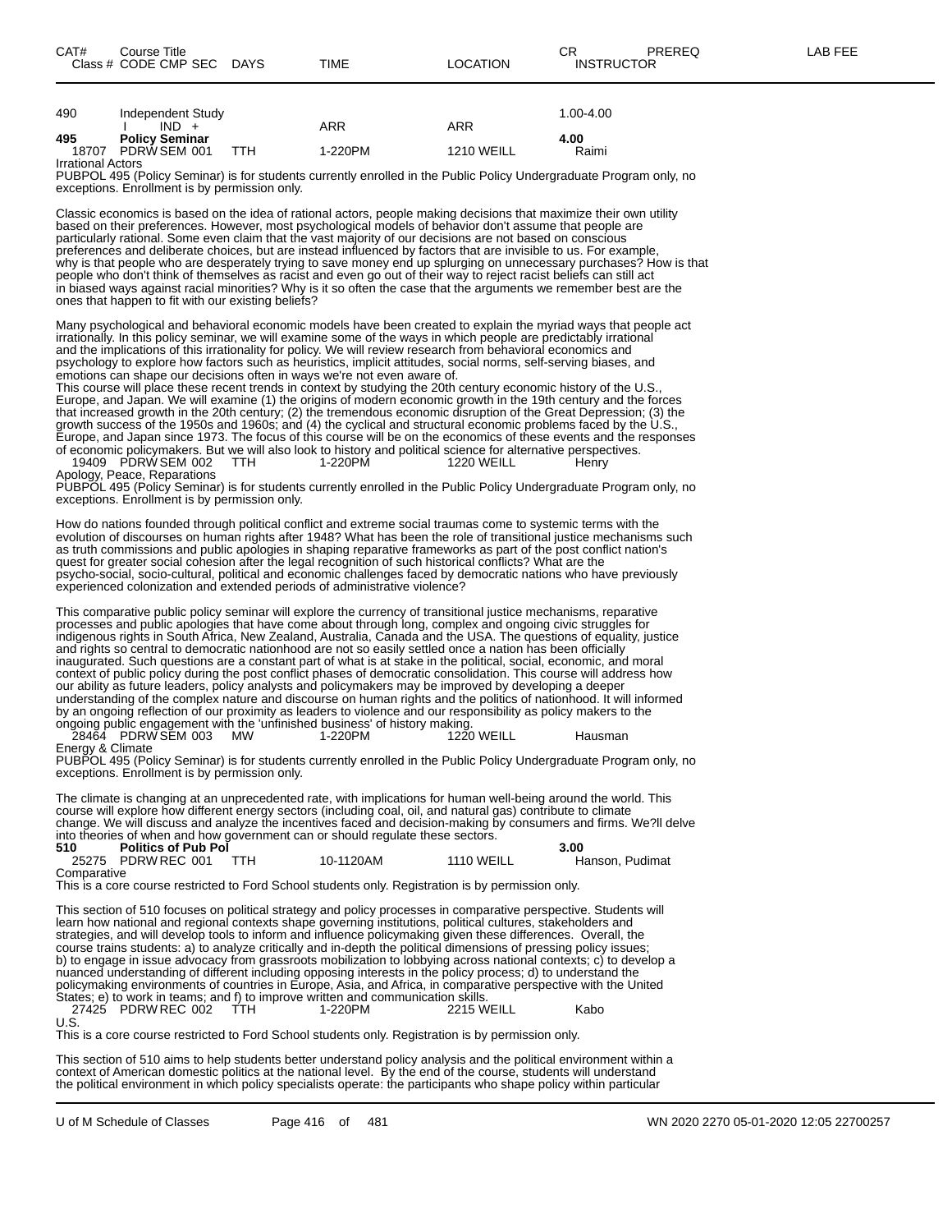| CAT# | Course Title<br>Class # CODE CMP SEC | DAYS | TIME | LOCATION | CR<br>INSTRUCTOR | PREREQ | LAB FEE |
|---|---|---|---|---|---|---|---|
| 490 | Independent Study | | | | 1.00-4.00 | | |
| | I IND + | | ARR | ARR | | | |
| **495** | **Policy Seminar** | | | | **4.00** | | |
| 18707 | PDRW SEM 001 | TTH | 1-220PM | 1210 WEILL | Raimi | | |

Irrational Actors

PUBPOL 495 (Policy Seminar) is for students currently enrolled in the Public Policy Undergraduate Program only, no exceptions. Enrollment is by permission only.

Classic economics is based on the idea of rational actors, people making decisions that maximize their own utility based on their preferences. However, most psychological models of behavior don't assume that people are particularly rational. Some even claim that the vast majority of our decisions are not based on conscious preferences and deliberate choices, but are instead influenced by factors that are invisible to us. For example, why is that people who are desperately trying to save money end up splurging on unnecessary purchases? How is that people who don't think of themselves as racist and even go out of their way to reject racist beliefs can still act in biased ways against racial minorities? Why is it so often the case that the arguments we remember best are the ones that happen to fit with our existing beliefs?

Many psychological and behavioral economic models have been created to explain the myriad ways that people act irrationally. In this policy seminar, we will examine some of the ways in which people are predictably irrational and the implications of this irrationality for policy. We will review research from behavioral economics and psychology to explore how factors such as heuristics, implicit attitudes, social norms, self-serving biases, and emotions can shape our decisions often in ways we're not even aware of.
This course will place these recent trends in context by studying the 20th century economic history of the U.S., Europe, and Japan. We will examine (1) the origins of modern economic growth in the 19th century and the forces that increased growth in the 20th century; (2) the tremendous economic disruption of the Great Depression; (3) the growth success of the 1950s and 1960s; and (4) the cyclical and structural economic problems faced by the U.S., Europe, and Japan since 1973. The focus of this course will be on the economics of these events and the responses of economic policymakers. But we will also look to history and political science for alternative perspectives.

| | | | | | |
|---|---|---|---|---|---|
| 19409 | PDRW SEM 002 | TTH | 1-220PM | 1220 WEILL | Henry |

Apology, Peace, Reparations

PUBPOL 495 (Policy Seminar) is for students currently enrolled in the Public Policy Undergraduate Program only, no exceptions. Enrollment is by permission only.

How do nations founded through political conflict and extreme social traumas come to systemic terms with the evolution of discourses on human rights after 1948? What has been the role of transitional justice mechanisms such as truth commissions and public apologies in shaping reparative frameworks as part of the post conflict nation's quest for greater social cohesion after the legal recognition of such historical conflicts? What are the psycho-social, socio-cultural, political and economic challenges faced by democratic nations who have previously experienced colonization and extended periods of administrative violence?

This comparative public policy seminar will explore the currency of transitional justice mechanisms, reparative processes and public apologies that have come about through long, complex and ongoing civic struggles for indigenous rights in South Africa, New Zealand, Australia, Canada and the USA. The questions of equality, justice and rights so central to democratic nationhood are not so easily settled once a nation has been officially inaugurated. Such questions are a constant part of what is at stake in the political, social, economic, and moral context of public policy during the post conflict phases of democratic consolidation. This course will address how our ability as future leaders, policy analysts and policymakers may be improved by developing a deeper understanding of the complex nature and discourse on human rights and the politics of nationhood. It will informed by an ongoing reflection of our proximity as leaders to violence and our responsibility as policy makers to the ongoing public engagement with the 'unfinished business' of history making.

| | | | | | |
|---|---|---|---|---|---|
| 28464 | PDRW SEM 003 | MW | 1-220PM | 1220 WEILL | Hausman |

Energy & Climate

PUBPOL 495 (Policy Seminar) is for students currently enrolled in the Public Policy Undergraduate Program only, no exceptions. Enrollment is by permission only.

The climate is changing at an unprecedented rate, with implications for human well-being around the world. This course will explore how different energy sectors (including coal, oil, and natural gas) contribute to climate change. We will discuss and analyze the incentives faced and decision-making by consumers and firms. We?ll delve into theories of when and how government can or should regulate these sectors.

| | | | | | |
|---|---|---|---|---|---|
| **510** | **Politics of Pub Pol** | | | | **3.00** |
| 25275 | PDRW REC 001 | TTH | 10-1120AM | 1110 WEILL | Hanson, Pudimat |

Comparative

This is a core course restricted to Ford School students only. Registration is by permission only.

This section of 510 focuses on political strategy and policy processes in comparative perspective. Students will learn how national and regional contexts shape governing institutions, political cultures, stakeholders and strategies, and will develop tools to inform and influence policymaking given these differences. Overall, the course trains students: a) to analyze critically and in-depth the political dimensions of pressing policy issues; b) to engage in issue advocacy from grassroots mobilization to lobbying across national contexts; c) to develop a nuanced understanding of different including opposing interests in the policy process; d) to understand the policymaking environments of countries in Europe, Asia, and Africa, in comparative perspective with the United States; e) to work in teams; and f) to improve written and communication skills.

| | | | | | |
|---|---|---|---|---|---|
| 27425 | PDRW REC 002 | TTH | 1-220PM | 2215 WEILL | Kabo |

U.S.

This is a core course restricted to Ford School students only. Registration is by permission only.

This section of 510 aims to help students better understand policy analysis and the political environment within a context of American domestic politics at the national level. By the end of the course, students will understand the political environment in which policy specialists operate: the participants who shape policy within particular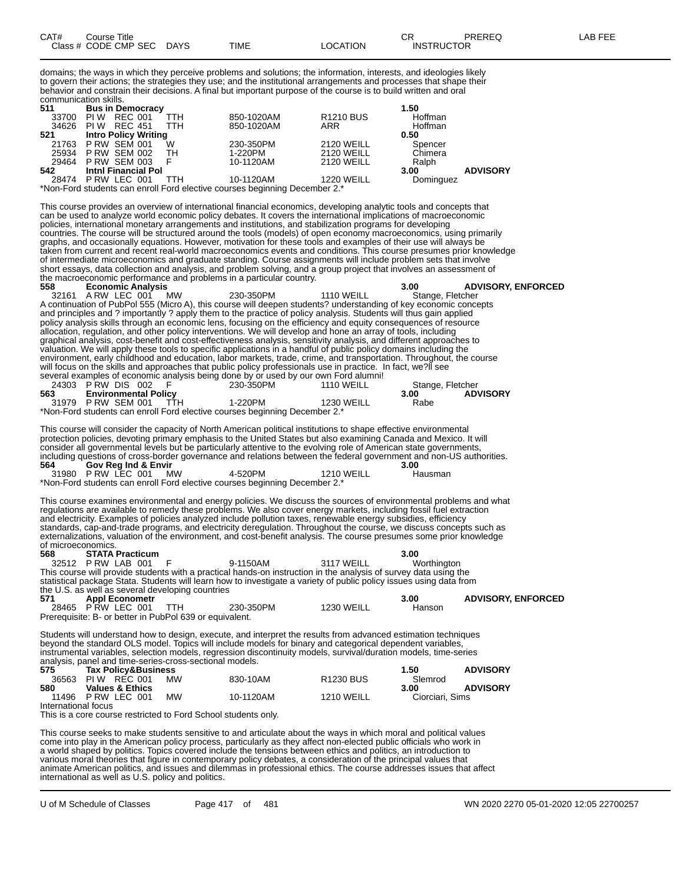| CAT# | Course Title | | | | CR | PREREQ | LAB FEE |
|---|---|---|---|---|---|---|---|
| Class # | CODE CMP SEC | DAYS | TIME | LOCATION | INSTRUCTOR | | |

domains; the ways in which they perceive problems and solutions; the information, interests, and ideologies likely to govern their actions; the strategies they use; and the institutional arrangements and processes that shape their behavior and constrain their decisions. A final but important purpose of the course is to build written and oral communication skills.

**511 Bus in Democracy** — 1.50

| Class # | CODE CMP SEC | DAYS | TIME | LOCATION | INSTRUCTOR |
|---|---|---|---|---|---|
| 33700 | PI W REC 001 | TTH | 850-1020AM | R1210 BUS | Hoffman |
| 34626 | PI W REC 451 | TTH | 850-1020AM | ARR | Hoffman |

**521 Intro Policy Writing** — 0.50

| Class # | CODE CMP SEC | DAYS | TIME | LOCATION | INSTRUCTOR |
|---|---|---|---|---|---|
| 21763 | P RW SEM 001 | W | 230-350PM | 2120 WEILL | Spencer |
| 25934 | P RW SEM 002 | TH | 1-220PM | 2120 WEILL | Chimera |
| 29464 | P RW SEM 003 | F | 10-1120AM | 2120 WEILL | Ralph |

**542 Intnl Financial Pol** — 3.00 — **ADVISORY**

| Class # | CODE CMP SEC | DAYS | TIME | LOCATION | INSTRUCTOR |
|---|---|---|---|---|---|
| 28474 | P RW LEC 001 | TTH | 10-1120AM | 1220 WEILL | Dominguez |

*Non-Ford students can enroll Ford elective courses beginning December 2.*

This course provides an overview of international financial economics, developing analytic tools and concepts that can be used to analyze world economic policy debates. It covers the international implications of macroeconomic policies, international monetary arrangements and institutions, and stabilization programs for developing countries. The course will be structured around the tools (models) of open economy macroeconomics, using primarily graphs, and occasionally equations. However, motivation for these tools and examples of their use will always be taken from current and recent real-world macroeconomics events and conditions. This course presumes prior knowledge of intermediate microeconomics and graduate standing. Course assignments will include problem sets that involve short essays, data collection and analysis, and problem solving, and a group project that involves an assessment of the macroeconomic performance and problems in a particular country.

**558 Economic Analysis** — 3.00 — **ADVISORY, ENFORCED**

| Class # | CODE CMP SEC | DAYS | TIME | LOCATION | INSTRUCTOR |
|---|---|---|---|---|---|
| 32161 | A RW LEC 001 | MW | 230-350PM | 1110 WEILL | Stange, Fletcher |

A continuation of PubPol 555 (Micro A), this course will deepen students? understanding of key economic concepts and principles and ? importantly ? apply them to the practice of policy analysis. Students will thus gain applied policy analysis skills through an economic lens, focusing on the efficiency and equity consequences of resource allocation, regulation, and other policy interventions. We will develop and hone an array of tools, including graphical analysis, cost-benefit and cost-effectiveness analysis, sensitivity analysis, and different approaches to valuation. We will apply these tools to specific applications in a handful of public policy domains including the environment, early childhood and education, labor markets, trade, crime, and transportation. Throughout, the course will focus on the skills and approaches that public policy professionals use in practice. In fact, we?ll see several examples of economic analysis being done by or used by our own Ford alumni!

| Class # | CODE CMP SEC | DAYS | TIME | LOCATION | INSTRUCTOR |
|---|---|---|---|---|---|
| 24303 | P RW DIS 002 | F | 230-350PM | 1110 WEILL | Stange, Fletcher |

**563 Environmental Policy** — 3.00 — **ADVISORY**

| Class # | CODE CMP SEC | DAYS | TIME | LOCATION | INSTRUCTOR |
|---|---|---|---|---|---|
| 31979 | P RW SEM 001 | TTH | 1-220PM | 1230 WEILL | Rabe |

*Non-Ford students can enroll Ford elective courses beginning December 2.*

This course will consider the capacity of North American political institutions to shape effective environmental protection policies, devoting primary emphasis to the United States but also examining Canada and Mexico. It will consider all governmental levels but be particularly attentive to the evolving role of American state governments, including questions of cross-border governance and relations between the federal government and non-US authorities.

**564 Gov Reg Ind & Envir** — 3.00

| Class # | CODE CMP SEC | DAYS | TIME | LOCATION | INSTRUCTOR |
|---|---|---|---|---|---|
| 31980 | P RW LEC 001 | MW | 4-520PM | 1210 WEILL | Hausman |

*Non-Ford students can enroll Ford elective courses beginning December 2.*

This course examines environmental and energy policies. We discuss the sources of environmental problems and what regulations are available to remedy these problems. We also cover energy markets, including fossil fuel extraction and electricity. Examples of policies analyzed include pollution taxes, renewable energy subsidies, efficiency standards, cap-and-trade programs, and electricity deregulation. Throughout the course, we discuss concepts such as externalizations, valuation of the environment, and cost-benefit analysis. The course presumes some prior knowledge of microeconomics.

**568 STATA Practicum** — 3.00

| Class # | CODE CMP SEC | DAYS | TIME | LOCATION | INSTRUCTOR |
|---|---|---|---|---|---|
| 32512 | P RW LAB 001 | F | 9-1150AM | 3117 WEILL | Worthington |

This course will provide students with a practical hands-on instruction in the analysis of survey data using the statistical package Stata. Students will learn how to investigate a variety of public policy issues using data from the U.S. as well as several developing countries

**571 Appl Econometr** — 3.00 — **ADVISORY, ENFORCED**

| Class # | CODE CMP SEC | DAYS | TIME | LOCATION | INSTRUCTOR |
|---|---|---|---|---|---|
| 28465 | P RW LEC 001 | TTH | 230-350PM | 1230 WEILL | Hanson |

Prerequisite: B- or better in PubPol 639 or equivalent.

Students will understand how to design, execute, and interpret the results from advanced estimation techniques beyond the standard OLS model. Topics will include models for binary and categorical dependent variables, instrumental variables, selection models, regression discontinuity models, survival/duration models, time-series analysis, panel and time-series-cross-sectional models.

**575 Tax Policy&Business** — 1.50 — **ADVISORY**

| Class # | CODE CMP SEC | DAYS | TIME | LOCATION | INSTRUCTOR |
|---|---|---|---|---|---|
| 36563 | PI W REC 001 | MW | 830-10AM | R1230 BUS | Slemrod |

**580 Values & Ethics** — 3.00 — **ADVISORY**

| Class # | CODE CMP SEC | DAYS | TIME | LOCATION | INSTRUCTOR |
|---|---|---|---|---|---|
| 11496 | P RW LEC 001 | MW | 10-1120AM | 1210 WEILL | Ciorciari, Sims |

International focus

This is a core course restricted to Ford School students only.

This course seeks to make students sensitive to and articulate about the ways in which moral and political values come into play in the American policy process, particularly as they affect non-elected public officials who work in a world shaped by politics. Topics covered include the tensions between ethics and politics, an introduction to various moral theories that figure in contemporary policy debates, a consideration of the principal values that animate American politics, and issues and dilemmas in professional ethics. The course addresses issues that affect international as well as U.S. policy and politics.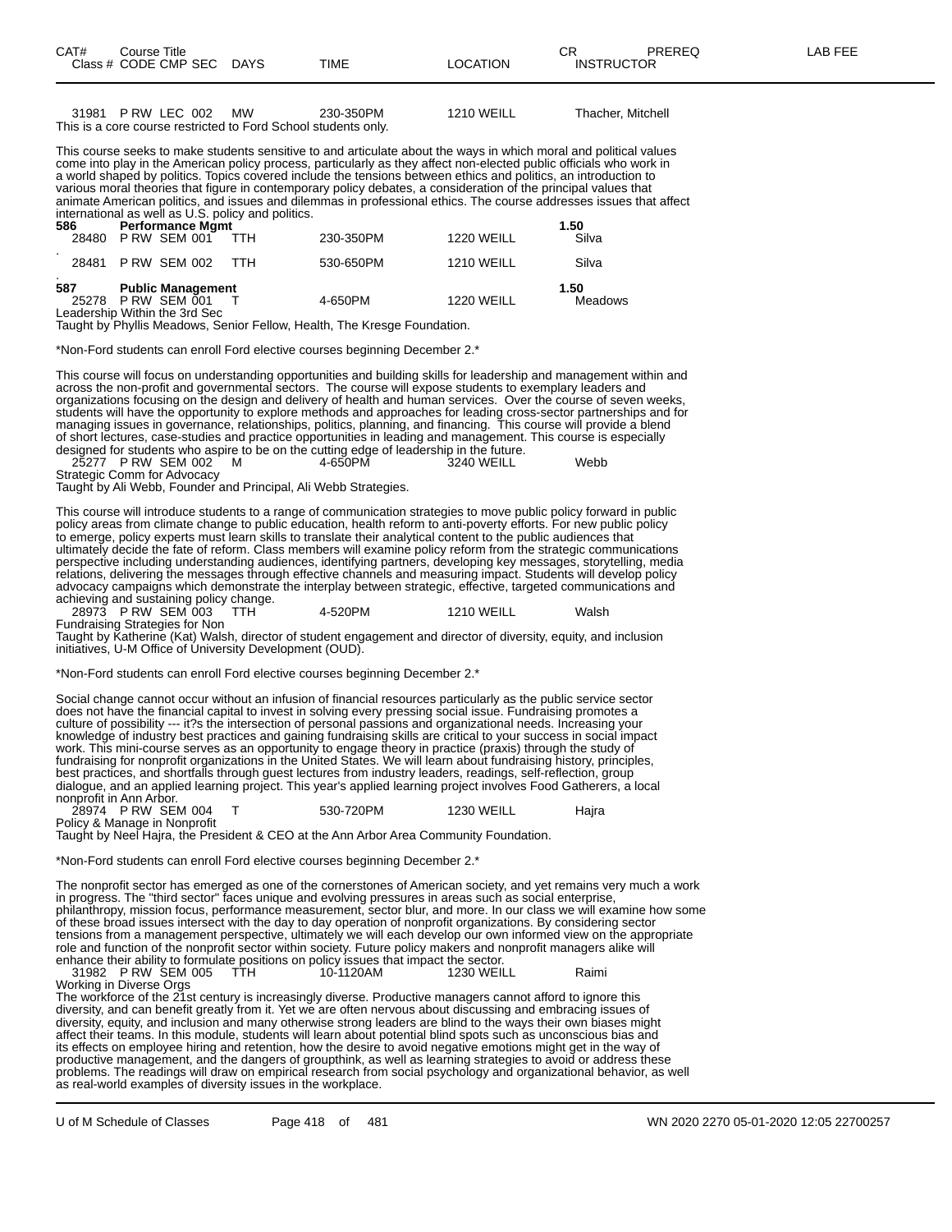| CAT# | Course Title | | | | | CR | PREREQ | LAB FEE |
|---|---|---|---|---|---|---|---|---|
| Class # | CODE CMP SEC | DAYS | TIME | LOCATION | INSTRUCTOR | | | |

31981 P RW LEC 002 MW 230-350PM 1210 WEILL Thacher, Mitchell

This is a core course restricted to Ford School students only.

This course seeks to make students sensitive to and articulate about the ways in which moral and political values come into play in the American policy process, particularly as they affect non-elected public officials who work in a world shaped by politics. Topics covered include the tensions between ethics and politics, an introduction to various moral theories that figure in contemporary policy debates, a consideration of the principal values that animate American politics, and issues and dilemmas in professional ethics. The course addresses issues that affect international as well as U.S. policy and politics.

**586 Performance Mgmt** 1.50

| Class # | CODE CMP SEC | DAYS | TIME | LOCATION | INSTRUCTOR |
|---|---|---|---|---|---|
| 28480 | P RW SEM 001 | TTH | 230-350PM | 1220 WEILL | Silva |
| 28481 | P RW SEM 002 | TTH | 530-650PM | 1210 WEILL | Silva |

**587 Public Management** 1.50

25278 P RW SEM 001 T 4-650PM 1220 WEILL Meadows

Leadership Within the 3rd Sec

Taught by Phyllis Meadows, Senior Fellow, Health, The Kresge Foundation.

*Non-Ford students can enroll Ford elective courses beginning December 2.*

This course will focus on understanding opportunities and building skills for leadership and management within and across the non-profit and governmental sectors. The course will expose students to exemplary leaders and organizations focusing on the design and delivery of health and human services. Over the course of seven weeks, students will have the opportunity to explore methods and approaches for leading cross-sector partnerships and for managing issues in governance, relationships, politics, planning, and financing. This course will provide a blend of short lectures, case-studies and practice opportunities in leading and management. This course is especially designed for students who aspire to be on the cutting edge of leadership in the future.

25277 P RW SEM 002 M 4-650PM 3240 WEILL Webb

Strategic Comm for Advocacy

Taught by Ali Webb, Founder and Principal, Ali Webb Strategies.

This course will introduce students to a range of communication strategies to move public policy forward in public policy areas from climate change to public education, health reform to anti-poverty efforts. For new public policy to emerge, policy experts must learn skills to translate their analytical content to the public audiences that ultimately decide the fate of reform. Class members will examine policy reform from the strategic communications perspective including understanding audiences, identifying partners, developing key messages, storytelling, media relations, delivering the messages through effective channels and measuring impact. Students will develop policy advocacy campaigns which demonstrate the interplay between strategic, effective, targeted communications and achieving and sustaining policy change.

28973 P RW SEM 003 TTH 4-520PM 1210 WEILL Walsh

Fundraising Strategies for Non

Taught by Katherine (Kat) Walsh, director of student engagement and director of diversity, equity, and inclusion initiatives, U-M Office of University Development (OUD).

*Non-Ford students can enroll Ford elective courses beginning December 2.*

Social change cannot occur without an infusion of financial resources particularly as the public service sector does not have the financial capital to invest in solving every pressing social issue. Fundraising promotes a culture of possibility --- it?s the intersection of personal passions and organizational needs. Increasing your knowledge of industry best practices and gaining fundraising skills are critical to your success in social impact work. This mini-course serves as an opportunity to engage theory in practice (praxis) through the study of fundraising for nonprofit organizations in the United States. We will learn about fundraising history, principles, best practices, and shortfalls through guest lectures from industry leaders, readings, self-reflection, group dialogue, and an applied learning project. This year's applied learning project involves Food Gatherers, a local nonprofit in Ann Arbor.

28974 P RW SEM 004 T 530-720PM 1230 WEILL Hajra

Policy & Manage in Nonprofit

Taught by Neel Hajra, the President & CEO at the Ann Arbor Area Community Foundation.

*Non-Ford students can enroll Ford elective courses beginning December 2.*

The nonprofit sector has emerged as one of the cornerstones of American society, and yet remains very much a work in progress. The "third sector" faces unique and evolving pressures in areas such as social enterprise, philanthropy, mission focus, performance measurement, sector blur, and more. In our class we will examine how some of these broad issues intersect with the day to day operation of nonprofit organizations. By considering sector tensions from a management perspective, ultimately we will each develop our own informed view on the appropriate role and function of the nonprofit sector within society. Future policy makers and nonprofit managers alike will enhance their ability to formulate positions on policy issues that impact the sector.

31982 P RW SEM 005 TTH 10-1120AM 1230 WEILL Raimi

Working in Diverse Orgs

The workforce of the 21st century is increasingly diverse. Productive managers cannot afford to ignore this diversity, and can benefit greatly from it. Yet we are often nervous about discussing and embracing issues of diversity, equity, and inclusion and many otherwise strong leaders are blind to the ways their own biases might affect their teams. In this module, students will learn about potential blind spots such as unconscious bias and its effects on employee hiring and retention, how the desire to avoid negative emotions might get in the way of productive management, and the dangers of groupthink, as well as learning strategies to avoid or address these problems. The readings will draw on empirical research from social psychology and organizational behavior, as well as real-world examples of diversity issues in the workplace.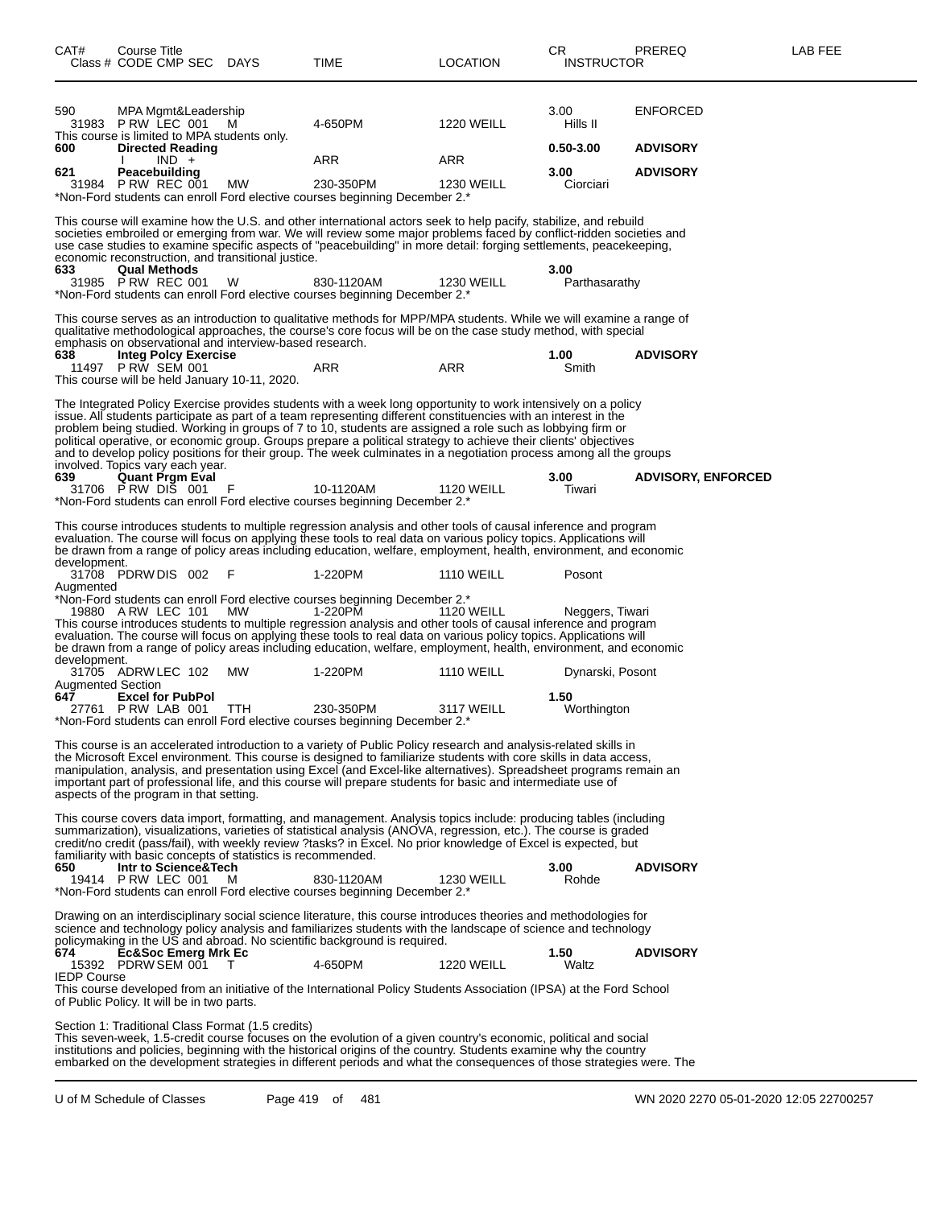| CAT# | Course Title Class # CODE CMP SEC | DAYS | TIME | LOCATION | CR INSTRUCTOR | PREREQ | LAB FEE |
|---|---|---|---|---|---|---|---|
| 590 | MPA Mgmt&Leadership | | | | 3.00 | ENFORCED | |
| | 31983 P RW LEC 001 | M | 4-650PM | 1220 WEILL | Hills II | | |

This course is limited to MPA students only.

| | | | | | | | |
|---|---|---|---|---|---|---|---|
| **600** | **Directed Reading** | | | | **0.50-3.00** | **ADVISORY** | |
| | I IND + | | ARR | ARR | | | |
| **621** | **Peacebuilding** | | | | **3.00** | **ADVISORY** | |
| | 31984 P RW REC 001 | MW | 230-350PM | 1230 WEILL | Ciorciari | | |

*Non-Ford students can enroll Ford elective courses beginning December 2.*

This course will examine how the U.S. and other international actors seek to help pacify, stabilize, and rebuild societies embroiled or emerging from war. We will review some major problems faced by conflict-ridden societies and use case studies to examine specific aspects of "peacebuilding" in more detail: forging settlements, peacekeeping, economic reconstruction, and transitional justice.

| | | | | | | | |
|---|---|---|---|---|---|---|---|
| **633** | **Qual Methods** | | | | **3.00** | | |
| | 31985 P RW REC 001 | W | 830-1120AM | 1230 WEILL | Parthasarathy | | |

*Non-Ford students can enroll Ford elective courses beginning December 2.*

This course serves as an introduction to qualitative methods for MPP/MPA students. While we will examine a range of qualitative methodological approaches, the course's core focus will be on the case study method, with special emphasis on observational and interview-based research.

| | | | | | | | |
|---|---|---|---|---|---|---|---|
| **638** | **Integ Polcy Exercise** | | | | **1.00** | **ADVISORY** | |
| | 11497 P RW SEM 001 | | ARR | ARR | Smith | | |

This course will be held January 10-11, 2020.

The Integrated Policy Exercise provides students with a week long opportunity to work intensively on a policy issue. All students participate as part of a team representing different constituencies with an interest in the problem being studied. Working in groups of 7 to 10, students are assigned a role such as lobbying firm or political operative, or economic group. Groups prepare a political strategy to achieve their clients' objectives and to develop policy positions for their group. The week culminates in a negotiation process among all the groups involved. Topics vary each year.

| | | | | | | | |
|---|---|---|---|---|---|---|---|
| **639** | **Quant Prgm Eval** | | | | **3.00** | **ADVISORY, ENFORCED** | |
| | 31706 P RW DIS 001 | F | 10-1120AM | 1120 WEILL | Tiwari | | |

*Non-Ford students can enroll Ford elective courses beginning December 2.*

This course introduces students to multiple regression analysis and other tools of causal inference and program evaluation. The course will focus on applying these tools to real data on various policy topics. Applications will be drawn from a range of policy areas including education, welfare, employment, health, environment, and economic development.

| | | | | | | | |
|---|---|---|---|---|---|---|---|
| | 31708 PDRW DIS 002 | F | 1-220PM | 1110 WEILL | Posont | | |

Augmented

*Non-Ford students can enroll Ford elective courses beginning December 2.*

| | | | | | | | |
|---|---|---|---|---|---|---|---|
| | 19880 A RW LEC 101 | MW | 1-220PM | 1120 WEILL | Neggers, Tiwari | | |

This course introduces students to multiple regression analysis and other tools of causal inference and program evaluation. The course will focus on applying these tools to real data on various policy topics. Applications will be drawn from a range of policy areas including education, welfare, employment, health, environment, and economic development.

| | | | | | | | |
|---|---|---|---|---|---|---|---|
| | 31705 ADRW LEC 102 | MW | 1-220PM | 1110 WEILL | Dynarski, Posont | | |

Augmented Section

| | | | | | | | |
|---|---|---|---|---|---|---|---|
| **647** | **Excel for PubPol** | | | | **1.50** | | |
| | 27761 P RW LAB 001 | TTH | 230-350PM | 3117 WEILL | Worthington | | |

*Non-Ford students can enroll Ford elective courses beginning December 2.*

This course is an accelerated introduction to a variety of Public Policy research and analysis-related skills in the Microsoft Excel environment. This course is designed to familiarize students with core skills in data access, manipulation, analysis, and presentation using Excel (and Excel-like alternatives). Spreadsheet programs remain an important part of professional life, and this course will prepare students for basic and intermediate use of aspects of the program in that setting.

This course covers data import, formatting, and management. Analysis topics include: producing tables (including summarization), visualizations, varieties of statistical analysis (ANOVA, regression, etc.). The course is graded credit/no credit (pass/fail), with weekly review ?tasks? in Excel. No prior knowledge of Excel is expected, but familiarity with basic concepts of statistics is recommended.

| | | | | | | | |
|---|---|---|---|---|---|---|---|
| **650** | **Intr to Science&Tech** | | | | **3.00** | **ADVISORY** | |
| | 19414 P RW LEC 001 | M | 830-1120AM | 1230 WEILL | Rohde | | |

*Non-Ford students can enroll Ford elective courses beginning December 2.*

Drawing on an interdisciplinary social science literature, this course introduces theories and methodologies for science and technology policy analysis and familiarizes students with the landscape of science and technology policymaking in the US and abroad. No scientific background is required.

| | | | | | | | |
|---|---|---|---|---|---|---|---|
| **674** | **Ec&Soc Emerg Mrk Ec** | | | | **1.50** | **ADVISORY** | |
| | 15392 PDRW SEM 001 | T | 4-650PM | 1220 WEILL | Waltz | | |

IEDP Course

This course developed from an initiative of the International Policy Students Association (IPSA) at the Ford School of Public Policy. It will be in two parts.

Section 1: Traditional Class Format (1.5 credits)
This seven-week, 1.5-credit course focuses on the evolution of a given country's economic, political and social institutions and policies, beginning with the historical origins of the country. Students examine why the country embarked on the development strategies in different periods and what the consequences of those strategies were. The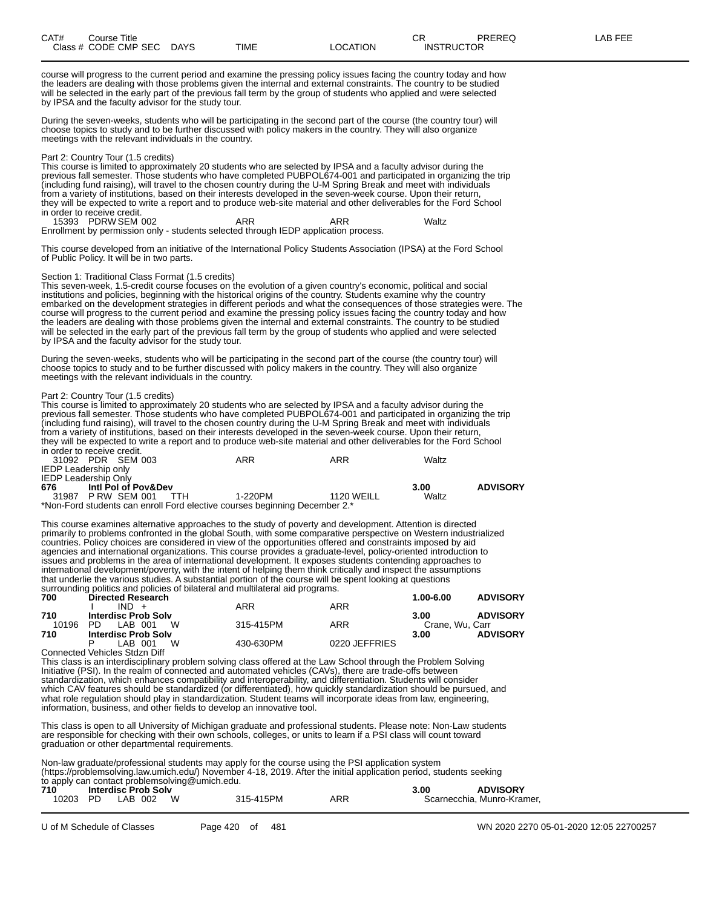course will progress to the current period and examine the pressing policy issues facing the country today and how the leaders are dealing with those problems given the internal and external constraints. The country to be studied will be selected in the early part of the previous fall term by the group of students who applied and were selected by IPSA and the faculty advisor for the study tour.

During the seven-weeks, students who will be participating in the second part of the course (the country tour) will choose topics to study and to be further discussed with policy makers in the country. They will also organize meetings with the relevant individuals in the country.

Part 2: Country Tour (1.5 credits)
This course is limited to approximately 20 students who are selected by IPSA and a faculty advisor during the previous fall semester. Those students who have completed PUBPOL674-001 and participated in organizing the trip (including fund raising), will travel to the chosen country during the U-M Spring Break and meet with individuals from a variety of institutions, based on their interests developed in the seven-week course. Upon their return, they will be expected to write a report and to produce web-site material and other deliverables for the Ford School in order to receive credit.

| Class # | CODE | CMP | SEC | DAYS | TIME | LOCATION | INSTRUCTOR |
|---|---|---|---|---|---|---|---|
| 15393 | PDRW | SEM | 002 | | ARR | ARR | Waltz |

Enrollment by permission only - students selected through IEDP application process.

This course developed from an initiative of the International Policy Students Association (IPSA) at the Ford School of Public Policy. It will be in two parts.

Section 1: Traditional Class Format (1.5 credits)
This seven-week, 1.5-credit course focuses on the evolution of a given country's economic, political and social institutions and policies, beginning with the historical origins of the country. Students examine why the country embarked on the development strategies in different periods and what the consequences of those strategies were. The course will progress to the current period and examine the pressing policy issues facing the country today and how the leaders are dealing with those problems given the internal and external constraints. The country to be studied will be selected in the early part of the previous fall term by the group of students who applied and were selected by IPSA and the faculty advisor for the study tour.

During the seven-weeks, students who will be participating in the second part of the course (the country tour) will choose topics to study and to be further discussed with policy makers in the country. They will also organize meetings with the relevant individuals in the country.

Part 2: Country Tour (1.5 credits)
This course is limited to approximately 20 students who are selected by IPSA and a faculty advisor during the previous fall semester. Those students who have completed PUBPOL674-001 and participated in organizing the trip (including fund raising), will travel to the chosen country during the U-M Spring Break and meet with individuals from a variety of institutions, based on their interests developed in the seven-week course. Upon their return, they will be expected to write a report and to produce web-site material and other deliverables for the Ford School in order to receive credit.

| Class # | CODE | CMP | SEC | DAYS | TIME | LOCATION | INSTRUCTOR |
|---|---|---|---|---|---|---|---|
| 31092 | PDR | SEM | 003 | | ARR | ARR | Waltz |

IEDP Leadership only
IEDP Leadership Only

**676 Intl Pol of Pov&Dev — 3.00 — ADVISORY**

| Class # | CODE | CMP | SEC | DAYS | TIME | LOCATION | INSTRUCTOR |
|---|---|---|---|---|---|---|---|
| 31987 | P RW | SEM | 001 | TTH | 1-220PM | 1120 WEILL | Waltz |

*Non-Ford students can enroll Ford elective courses beginning December 2.*

This course examines alternative approaches to the study of poverty and development. Attention is directed primarily to problems confronted in the global South, with some comparative perspective on Western industrialized countries. Policy choices are considered in view of the opportunities offered and constraints imposed by aid agencies and international organizations. This course provides a graduate-level, policy-oriented introduction to issues and problems in the area of international development. It exposes students contending approaches to international development/poverty, with the intent of helping them think critically and inspect the assumptions that underlie the various studies. A substantial portion of the course will be spent looking at questions surrounding politics and policies of bilateral and multilateral aid programs.

**700 Directed Research — 1.00-6.00 — ADVISORY**

| Class # | CODE | CMP | SEC | DAYS | TIME | LOCATION | INSTRUCTOR |
|---|---|---|---|---|---|---|---|
| | I | IND | + | | ARR | ARR | |

**710 Interdisc Prob Solv — 3.00 — ADVISORY**

| Class # | CODE | CMP | SEC | DAYS | TIME | LOCATION | INSTRUCTOR |
|---|---|---|---|---|---|---|---|
| 10196 | PD | LAB | 001 | W | 315-415PM | ARR | Crane, Wu, Carr |

**710 Interdisc Prob Solv — 3.00 — ADVISORY**

| Class # | CODE | CMP | SEC | DAYS | TIME | LOCATION | INSTRUCTOR |
|---|---|---|---|---|---|---|---|
| | P | LAB | 001 | W | 430-630PM | 0220 JEFFRIES | |

Connected Vehicles Stdzn Diff
This class is an interdisciplinary problem solving class offered at the Law School through the Problem Solving Initiative (PSI). In the realm of connected and automated vehicles (CAVs), there are trade-offs between standardization, which enhances compatibility and interoperability, and differentiation. Students will consider which CAV features should be standardized (or differentiated), how quickly standardization should be pursued, and what role regulation should play in standardization. Student teams will incorporate ideas from law, engineering, information, business, and other fields to develop an innovative tool.

This class is open to all University of Michigan graduate and professional students. Please note: Non-Law students are responsible for checking with their own schools, colleges, or units to learn if a PSI class will count toward graduation or other departmental requirements.

Non-law graduate/professional students may apply for the course using the PSI application system (https://problemsolving.law.umich.edu/) November 4-18, 2019. After the initial application period, students seeking to apply can contact problemsolving@umich.edu.

**710 Interdisc Prob Solv — 3.00 — ADVISORY**

| Class # | CODE | CMP | SEC | DAYS | TIME | LOCATION | INSTRUCTOR |
|---|---|---|---|---|---|---|---|
| 10203 | PD | LAB | 002 | W | 315-415PM | ARR | Scarnecchia, Munro-Kramer, |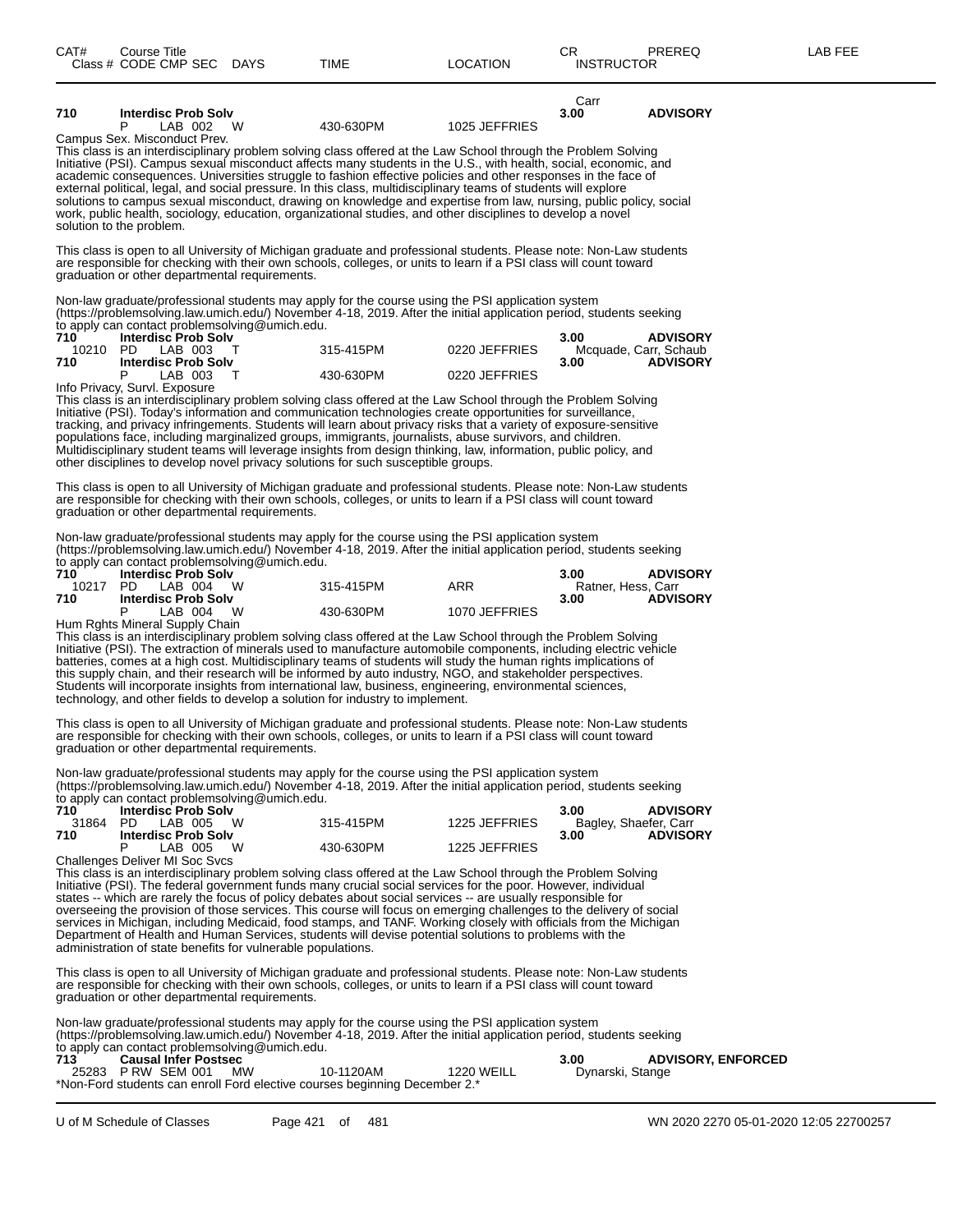| CAT# | Course Title<br>Class # CODE CMP SEC DAYS | TIME | LOCATION | CR INSTRUCTOR | PREREQ | LAB FEE |
|---|---|---|---|---|---|---|
| | | | | Carr | | |
| 710 | **Interdisc Prob Solv** | | | 3.00 | **ADVISORY** | |
| | P LAB 002 W | 430-630PM | 1025 JEFFRIES | | | |

Campus Sex. Misconduct Prev.

This class is an interdisciplinary problem solving class offered at the Law School through the Problem Solving Initiative (PSI). Campus sexual misconduct affects many students in the U.S., with health, social, economic, and academic consequences. Universities struggle to fashion effective policies and other responses in the face of external political, legal, and social pressure. In this class, multidisciplinary teams of students will explore solutions to campus sexual misconduct, drawing on knowledge and expertise from law, nursing, public policy, social work, public health, sociology, education, organizational studies, and other disciplines to develop a novel solution to the problem.

This class is open to all University of Michigan graduate and professional students. Please note: Non-Law students are responsible for checking with their own schools, colleges, or units to learn if a PSI class will count toward graduation or other departmental requirements.

Non-law graduate/professional students may apply for the course using the PSI application system (https://problemsolving.law.umich.edu/) November 4-18, 2019. After the initial application period, students seeking to apply can contact problemsolving@umich.edu.

| | | | | | | |
|---|---|---|---|---|---|---|
| 710 | **Interdisc Prob Solv** | | | 3.00 | **ADVISORY** | |
| 10210 | PD LAB 003 T | 315-415PM | 0220 JEFFRIES | Mcquade, Carr, Schaub | | |
| 710 | **Interdisc Prob Solv** | | | 3.00 | **ADVISORY** | |
| | P LAB 003 T | 430-630PM | 0220 JEFFRIES | | | |

Info Privacy, Survl. Exposure

This class is an interdisciplinary problem solving class offered at the Law School through the Problem Solving Initiative (PSI). Today's information and communication technologies create opportunities for surveillance, tracking, and privacy infringements. Students will learn about privacy risks that a variety of exposure-sensitive populations face, including marginalized groups, immigrants, journalists, abuse survivors, and children. Multidisciplinary student teams will leverage insights from design thinking, law, information, public policy, and other disciplines to develop novel privacy solutions for such susceptible groups.

This class is open to all University of Michigan graduate and professional students. Please note: Non-Law students are responsible for checking with their own schools, colleges, or units to learn if a PSI class will count toward graduation or other departmental requirements.

Non-law graduate/professional students may apply for the course using the PSI application system (https://problemsolving.law.umich.edu/) November 4-18, 2019. After the initial application period, students seeking to apply can contact problemsolving@umich.edu.

| | | | | | | |
|---|---|---|---|---|---|---|
| 710 | **Interdisc Prob Solv** | | | 3.00 | **ADVISORY** | |
| 10217 | PD LAB 004 W | 315-415PM | ARR | Ratner, Hess, Carr | | |
| 710 | **Interdisc Prob Solv** | | | 3.00 | **ADVISORY** | |
| | P LAB 004 W | 430-630PM | 1070 JEFFRIES | | | |

Hum Rghts Mineral Supply Chain

This class is an interdisciplinary problem solving class offered at the Law School through the Problem Solving Initiative (PSI). The extraction of minerals used to manufacture automobile components, including electric vehicle batteries, comes at a high cost. Multidisciplinary teams of students will study the human rights implications of this supply chain, and their research will be informed by auto industry, NGO, and stakeholder perspectives. Students will incorporate insights from international law, business, engineering, environmental sciences, technology, and other fields to develop a solution for industry to implement.

This class is open to all University of Michigan graduate and professional students. Please note: Non-Law students are responsible for checking with their own schools, colleges, or units to learn if a PSI class will count toward graduation or other departmental requirements.

Non-law graduate/professional students may apply for the course using the PSI application system (https://problemsolving.law.umich.edu/) November 4-18, 2019. After the initial application period, students seeking to apply can contact problemsolving@umich.edu.

| | | | | | | |
|---|---|---|---|---|---|---|
| 710 | **Interdisc Prob Solv** | | | 3.00 | **ADVISORY** | |
| 31864 | PD LAB 005 W | 315-415PM | 1225 JEFFRIES | Bagley, Shaefer, Carr | | |
| 710 | **Interdisc Prob Solv** | | | 3.00 | **ADVISORY** | |
| | P LAB 005 W | 430-630PM | 1225 JEFFRIES | | | |

Challenges Deliver MI Soc Svcs

This class is an interdisciplinary problem solving class offered at the Law School through the Problem Solving Initiative (PSI). The federal government funds many crucial social services for the poor. However, individual states -- which are rarely the focus of policy debates about social services -- are usually responsible for overseeing the provision of those services. This course will focus on emerging challenges to the delivery of social services in Michigan, including Medicaid, food stamps, and TANF. Working closely with officials from the Michigan Department of Health and Human Services, students will devise potential solutions to problems with the administration of state benefits for vulnerable populations.

This class is open to all University of Michigan graduate and professional students. Please note: Non-Law students are responsible for checking with their own schools, colleges, or units to learn if a PSI class will count toward graduation or other departmental requirements.

Non-law graduate/professional students may apply for the course using the PSI application system (https://problemsolving.law.umich.edu/) November 4-18, 2019. After the initial application period, students seeking to apply can contact problemsolving@umich.edu.

| | | | | | | |
|---|---|---|---|---|---|---|
| 713 | **Causal Infer Postsec** | | | 3.00 | **ADVISORY, ENFORCED** | |
| 25283 | P RW SEM 001 MW | 10-1120AM | 1220 WEILL | Dynarski, Stange | | |

*Non-Ford students can enroll Ford elective courses beginning December 2.*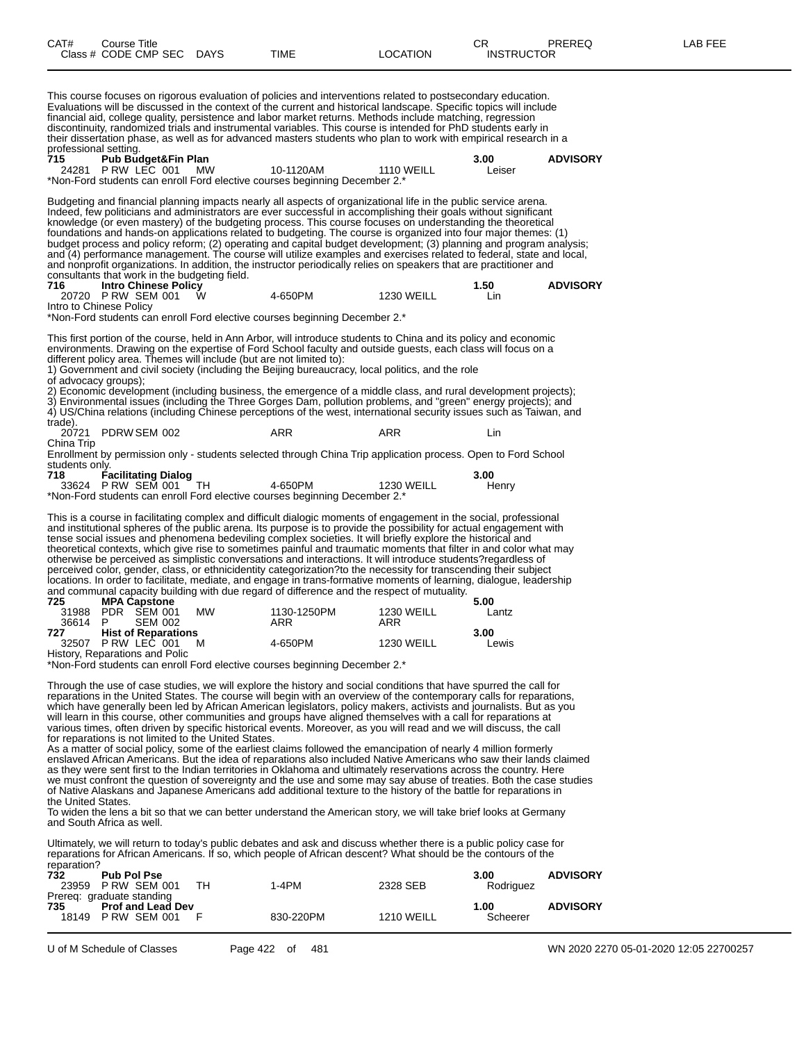| CAT# | Course Title | | | | | CR | PREREQ | LAB FEE |
|---|---|---|---|---|---|---|---|---|
| Class # | CODE CMP SEC | DAYS | TIME | LOCATION | | INSTRUCTOR | | |

This course focuses on rigorous evaluation of policies and interventions related to postsecondary education. Evaluations will be discussed in the context of the current and historical landscape. Specific topics will include financial aid, college quality, persistence and labor market returns. Methods include matching, regression discontinuity, randomized trials and instrumental variables. This course is intended for PhD students early in their dissertation phase, as well as for advanced masters students who plan to work with empirical research in a professional setting.

**715 Pub Budget&Fin Plan** — 3.00 — **ADVISORY**

| 24281 | P RW LEC 001 | MW | 10-1120AM | 1110 WEILL | Leiser |
|---|---|---|---|---|---|

*Non-Ford students can enroll Ford elective courses beginning December 2.*

Budgeting and financial planning impacts nearly all aspects of organizational life in the public service arena. Indeed, few politicians and administrators are ever successful in accomplishing their goals without significant knowledge (or even mastery) of the budgeting process. This course focuses on understanding the theoretical foundations and hands-on applications related to budgeting. The course is organized into four major themes: (1) budget process and policy reform; (2) operating and capital budget development; (3) planning and program analysis; and (4) performance management. The course will utilize examples and exercises related to federal, state and local, and nonprofit organizations. In addition, the instructor periodically relies on speakers that are practitioner and consultants that work in the budgeting field.

**716 Intro Chinese Policy** — 1.50 — **ADVISORY**

| 20720 | P RW SEM 001 | W | 4-650PM | 1230 WEILL | Lin |
|---|---|---|---|---|---|

Intro to Chinese Policy
*Non-Ford students can enroll Ford elective courses beginning December 2.*

This first portion of the course, held in Ann Arbor, will introduce students to China and its policy and economic environments. Drawing on the expertise of Ford School faculty and outside guests, each class will focus on a different policy area. Themes will include (but are not limited to):
1) Government and civil society (including the Beijing bureaucracy, local politics, and the role of advocacy groups);
2) Economic development (including business, the emergence of a middle class, and rural development projects);
3) Environmental issues (including the Three Gorges Dam, pollution problems, and "green" energy projects); and
4) US/China relations (including Chinese perceptions of the west, international security issues such as Taiwan, and trade).

| 20721 | PDRW SEM 002 | | ARR | ARR | Lin |
|---|---|---|---|---|---|

China Trip
Enrollment by permission only - students selected through China Trip application process. Open to Ford School students only.

**718 Facilitating Dialog** — 3.00

| 33624 | P RW SEM 001 | TH | 4-650PM | 1230 WEILL | Henry |
|---|---|---|---|---|---|

*Non-Ford students can enroll Ford elective courses beginning December 2.*

This is a course in facilitating complex and difficult dialogic moments of engagement in the social, professional and institutional spheres of the public arena. Its purpose is to provide the possibility for actual engagement with tense social issues and phenomena bedeviling complex societies. It will briefly explore the historical and theoretical contexts, which give rise to sometimes painful and traumatic moments that filter in and color what may otherwise be perceived as simplistic conversations and interactions. It will introduce students?regardless of perceived color, gender, class, or ethnicidentity categorization?to the necessity for transcending their subject locations. In order to facilitate, mediate, and engage in trans-formative moments of learning, dialogue, leadership and communal capacity building with due regard of difference and the respect of mutuality.

**725 MPA Capstone** — 5.00

| 31988 | PDR SEM 001 | MW | 1130-1250PM | 1230 WEILL | Lantz |
|---|---|---|---|---|---|
| 36614 | P SEM 002 | | ARR | ARR | |

**727 Hist of Reparations** — 3.00

| 32507 | P RW LEC 001 | M | 4-650PM | 1230 WEILL | Lewis |
|---|---|---|---|---|---|

History, Reparations and Polic
*Non-Ford students can enroll Ford elective courses beginning December 2.*

Through the use of case studies, we will explore the history and social conditions that have spurred the call for reparations in the United States. The course will begin with an overview of the contemporary calls for reparations, which have generally been led by African American legislators, policy makers, activists and journalists. But as you will learn in this course, other communities and groups have aligned themselves with a call for reparations at various times, often driven by specific historical events. Moreover, as you will read and we will discuss, the call for reparations is not limited to the United States.
As a matter of social policy, some of the earliest claims followed the emancipation of nearly 4 million formerly enslaved African Americans. But the idea of reparations also included Native Americans who saw their lands claimed as they were sent first to the Indian territories in Oklahoma and ultimately reservations across the country. Here we must confront the question of sovereignty and the use and some may say abuse of treaties. Both the case studies of Native Alaskans and Japanese Americans add additional texture to the history of the battle for reparations in the United States.
To widen the lens a bit so that we can better understand the American story, we will take brief looks at Germany and South Africa as well.

Ultimately, we will return to today's public debates and ask and discuss whether there is a public policy case for reparations for African Americans. If so, which people of African descent? What should be the contours of the reparation?

**732 Pub Pol Pse** — 3.00 — **ADVISORY**

| 23959 | P RW SEM 001 | TH | 1-4PM | 2328 SEB | Rodriguez |
|---|---|---|---|---|---|

Prereq: graduate standing

**735 Prof and Lead Dev** — 1.00 — **ADVISORY**

| 18149 | P RW SEM 001 | F | 830-220PM | 1210 WEILL | Scheerer |
|---|---|---|---|---|---|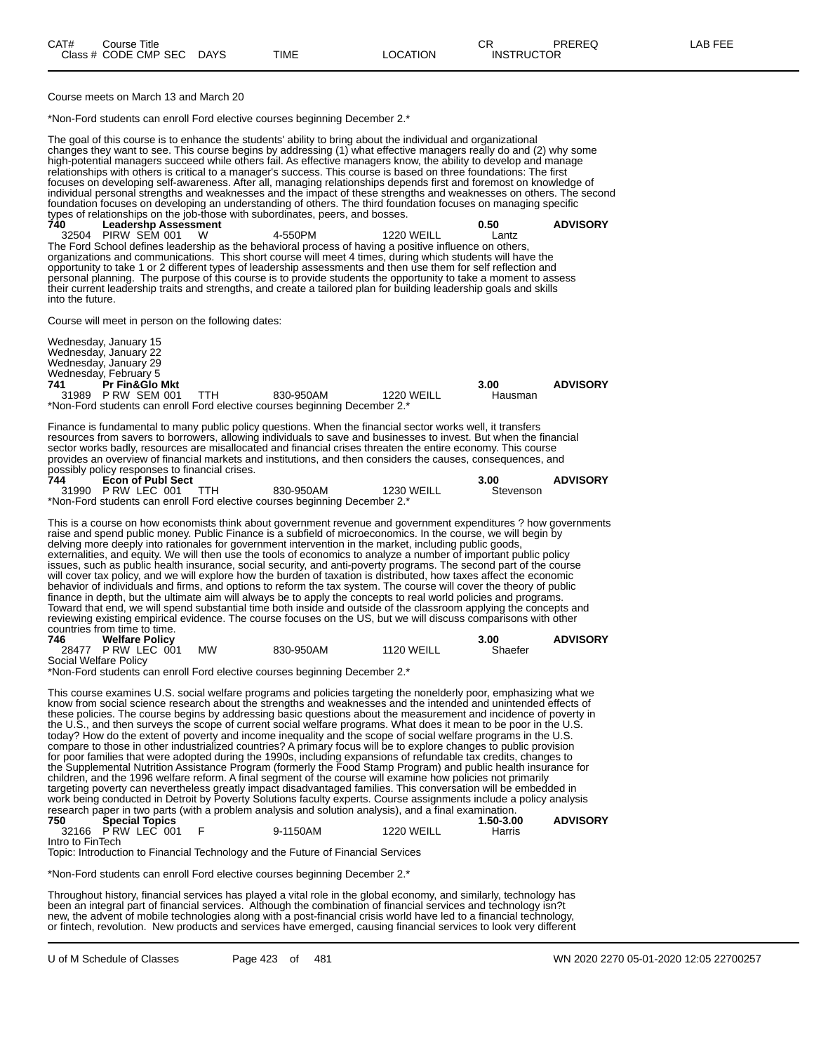| CAT# | Course Title | | | | CR | PREREQ | LAB FEE |
|---|---|---|---|---|---|---|---|
| Class # | CODE CMP SEC | DAYS | TIME | LOCATION | INSTRUCTOR | | |

Course meets on March 13 and March 20

*Non-Ford students can enroll Ford elective courses beginning December 2.*

The goal of this course is to enhance the students' ability to bring about the individual and organizational changes they want to see. This course begins by addressing (1) what effective managers really do and (2) why some high-potential managers succeed while others fail. As effective managers know, the ability to develop and manage relationships with others is critical to a manager's success. This course is based on three foundations: The first focuses on developing self-awareness. After all, managing relationships depends first and foremost on knowledge of individual personal strengths and weaknesses and the impact of these strengths and weaknesses on others. The second foundation focuses on developing an understanding of others. The third foundation focuses on managing specific types of relationships on the job-those with subordinates, peers, and bosses.

**740 Leadershp Assessment** — **0.50** — **ADVISORY**
32504 PIRW SEM 001 W 4-550PM 1220 WEILL Lantz

The Ford School defines leadership as the behavioral process of having a positive influence on others, organizations and communications. This short course will meet 4 times, during which students will have the opportunity to take 1 or 2 different types of leadership assessments and then use them for self reflection and personal planning. The purpose of this course is to provide students the opportunity to take a moment to assess their current leadership traits and strengths, and create a tailored plan for building leadership goals and skills into the future.

Course will meet in person on the following dates:

Wednesday, January 15
Wednesday, January 22
Wednesday, January 29
Wednesday, February 5

**741 Pr Fin&Glo Mkt** — **3.00** — **ADVISORY**
31989 P RW SEM 001 TTH 830-950AM 1220 WEILL Hausman

*Non-Ford students can enroll Ford elective courses beginning December 2.*

Finance is fundamental to many public policy questions. When the financial sector works well, it transfers resources from savers to borrowers, allowing individuals to save and businesses to invest. But when the financial sector works badly, resources are misallocated and financial crises threaten the entire economy. This course provides an overview of financial markets and institutions, and then considers the causes, consequences, and possibly policy responses to financial crises.

**744 Econ of Publ Sect** — **3.00** — **ADVISORY**
31990 P RW LEC 001 TTH 830-950AM 1230 WEILL Stevenson

*Non-Ford students can enroll Ford elective courses beginning December 2.*

This is a course on how economists think about government revenue and government expenditures ? how governments raise and spend public money. Public Finance is a subfield of microeconomics. In the course, we will begin by delving more deeply into rationales for government intervention in the market, including public goods, externalities, and equity. We will then use the tools of economics to analyze a number of important public policy issues, such as public health insurance, social security, and anti-poverty programs. The second part of the course will cover tax policy, and we will explore how the burden of taxation is distributed, how taxes affect the economic behavior of individuals and firms, and options to reform the tax system. The course will cover the theory of public finance in depth, but the ultimate aim will always be to apply the concepts to real world policies and programs. Toward that end, we will spend substantial time both inside and outside of the classroom applying the concepts and reviewing existing empirical evidence. The course focuses on the US, but we will discuss comparisons with other countries from time to time.

**746 Welfare Policy** — **3.00** — **ADVISORY**
28477 P RW LEC 001 MW 830-950AM 1120 WEILL Shaefer
Social Welfare Policy

*Non-Ford students can enroll Ford elective courses beginning December 2.*

This course examines U.S. social welfare programs and policies targeting the nonelderly poor, emphasizing what we know from social science research about the strengths and weaknesses and the intended and unintended effects of these policies. The course begins by addressing basic questions about the measurement and incidence of poverty in the U.S., and then surveys the scope of current social welfare programs. What does it mean to be poor in the U.S. today? How do the extent of poverty and income inequality and the scope of social welfare programs in the U.S. compare to those in other industrialized countries? A primary focus will be to explore changes to public provision for poor families that were adopted during the 1990s, including expansions of refundable tax credits, changes to the Supplemental Nutrition Assistance Program (formerly the Food Stamp Program) and public health insurance for children, and the 1996 welfare reform. A final segment of the course will examine how policies not primarily targeting poverty can nevertheless greatly impact disadvantaged families. This conversation will be embedded in work being conducted in Detroit by Poverty Solutions faculty experts. Course assignments include a policy analysis research paper in two parts (with a problem analysis and solution analysis), and a final examination.

**750 Special Topics** — **1.50-3.00** — **ADVISORY**
32166 P RW LEC 001 F 9-1150AM 1220 WEILL Harris
Intro to FinTech

Topic: Introduction to Financial Technology and the Future of Financial Services

*Non-Ford students can enroll Ford elective courses beginning December 2.*

Throughout history, financial services has played a vital role in the global economy, and similarly, technology has been an integral part of financial services. Although the combination of financial services and technology isn?t new, the advent of mobile technologies along with a post-financial crisis world have led to a financial technology, or fintech, revolution. New products and services have emerged, causing financial services to look very different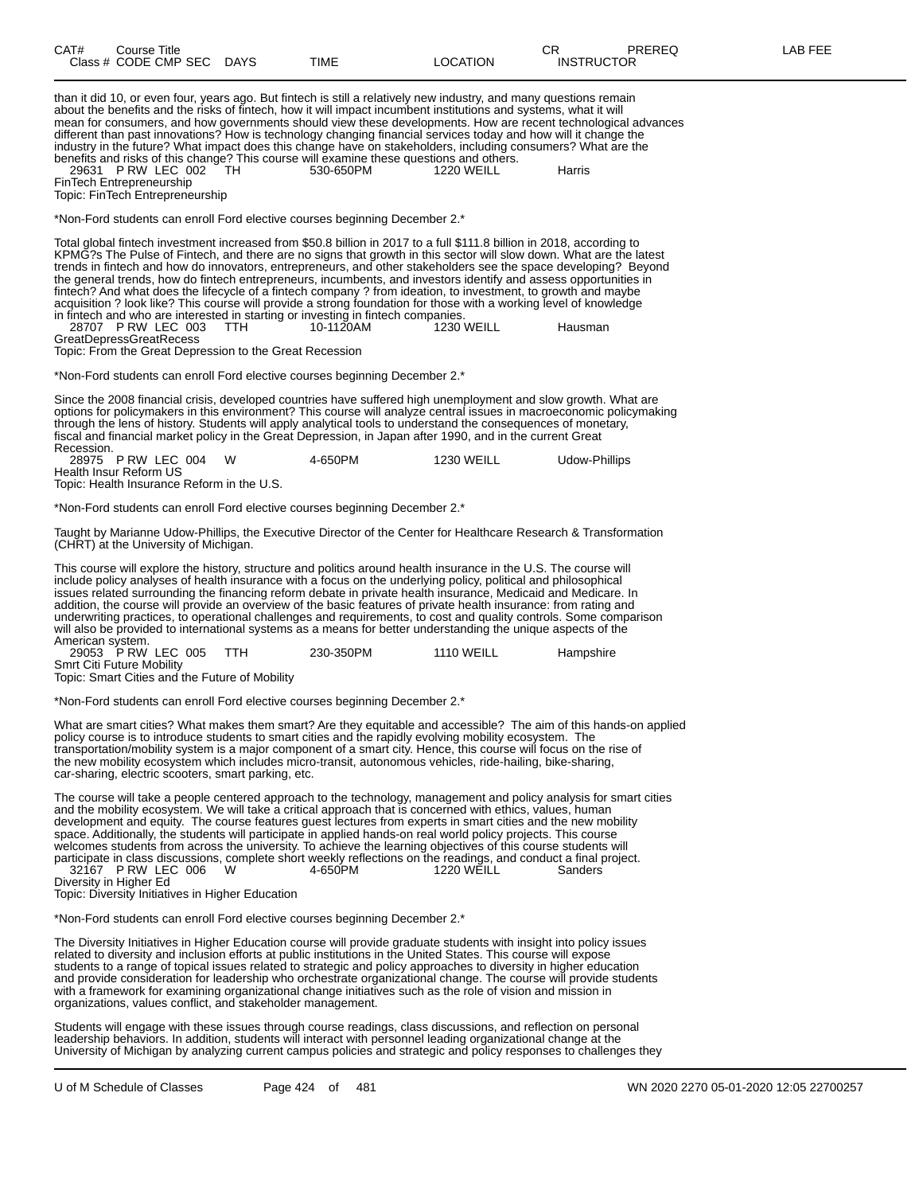than it did 10, or even four, years ago. But fintech is still a relatively new industry, and many questions remain about the benefits and the risks of fintech, how it will impact incumbent institutions and systems, what it will mean for consumers, and how governments should view these developments. How are recent technological advances different than past innovations? How is technology changing financial services today and how will it change the industry in the future? What impact does this change have on stakeholders, including consumers? What are the benefits and risks of this change? This course will examine these questions and others.

| Class # | CODE | CMP | SEC | DAYS | TIME | LOCATION | INSTRUCTOR |
|---|---|---|---|---|---|---|---|
| 29631 | P | RW LEC | 002 | TH | 530-650PM | 1220 WEILL | Harris |

FinTech Entrepreneurship
Topic: FinTech Entrepreneurship

*Non-Ford students can enroll Ford elective courses beginning December 2.*

Total global fintech investment increased from $50.8 billion in 2017 to a full $111.8 billion in 2018, according to KPMG?s The Pulse of Fintech, and there are no signs that growth in this sector will slow down. What are the latest trends in fintech and how do innovators, entrepreneurs, and other stakeholders see the space developing? Beyond the general trends, how do fintech entrepreneurs, incumbents, and investors identify and assess opportunities in fintech? And what does the lifecycle of a fintech company ? from ideation, to investment, to growth and maybe acquisition ? look like? This course will provide a strong foundation for those with a working level of knowledge in fintech and who are interested in starting or investing in fintech companies.

| Class # | CODE | CMP | SEC | DAYS | TIME | LOCATION | INSTRUCTOR |
|---|---|---|---|---|---|---|---|
| 28707 | P | RW LEC | 003 | TTH | 10-1120AM | 1230 WEILL | Hausman |

GreatDepressGreatRecess
Topic: From the Great Depression to the Great Recession

*Non-Ford students can enroll Ford elective courses beginning December 2.*

Since the 2008 financial crisis, developed countries have suffered high unemployment and slow growth. What are options for policymakers in this environment? This course will analyze central issues in macroeconomic policymaking through the lens of history. Students will apply analytical tools to understand the consequences of monetary, fiscal and financial market policy in the Great Depression, in Japan after 1990, and in the current Great Recession.

| Class # | CODE | CMP | SEC | DAYS | TIME | LOCATION | INSTRUCTOR |
|---|---|---|---|---|---|---|---|
| 28975 | P | RW LEC | 004 | W | 4-650PM | 1230 WEILL | Udow-Phillips |

Health Insur Reform US
Topic: Health Insurance Reform in the U.S.

*Non-Ford students can enroll Ford elective courses beginning December 2.*

Taught by Marianne Udow-Phillips, the Executive Director of the Center for Healthcare Research & Transformation (CHRT) at the University of Michigan.

This course will explore the history, structure and politics around health insurance in the U.S. The course will include policy analyses of health insurance with a focus on the underlying policy, political and philosophical issues related surrounding the financing reform debate in private health insurance, Medicaid and Medicare. In addition, the course will provide an overview of the basic features of private health insurance: from rating and underwriting practices, to operational challenges and requirements, to cost and quality controls. Some comparison will also be provided to international systems as a means for better understanding the unique aspects of the American system.

| Class # | CODE | CMP | SEC | DAYS | TIME | LOCATION | INSTRUCTOR |
|---|---|---|---|---|---|---|---|
| 29053 | P | RW LEC | 005 | TTH | 230-350PM | 1110 WEILL | Hampshire |

Smrt Citi Future Mobility
Topic: Smart Cities and the Future of Mobility

*Non-Ford students can enroll Ford elective courses beginning December 2.*

What are smart cities? What makes them smart? Are they equitable and accessible? The aim of this hands-on applied policy course is to introduce students to smart cities and the rapidly evolving mobility ecosystem. The transportation/mobility system is a major component of a smart city. Hence, this course will focus on the rise of the new mobility ecosystem which includes micro-transit, autonomous vehicles, ride-hailing, bike-sharing, car-sharing, electric scooters, smart parking, etc.

The course will take a people centered approach to the technology, management and policy analysis for smart cities and the mobility ecosystem. We will take a critical approach that is concerned with ethics, values, human development and equity. The course features guest lectures from experts in smart cities and the new mobility space. Additionally, the students will participate in applied hands-on real world policy projects. This course welcomes students from across the university. To achieve the learning objectives of this course students will participate in class discussions, complete short weekly reflections on the readings, and conduct a final project.

| Class # | CODE | CMP | SEC | DAYS | TIME | LOCATION | INSTRUCTOR |
|---|---|---|---|---|---|---|---|
| 32167 | P | RW LEC | 006 | W | 4-650PM | 1220 WEILL | Sanders |

Diversity in Higher Ed
Topic: Diversity Initiatives in Higher Education

*Non-Ford students can enroll Ford elective courses beginning December 2.*

The Diversity Initiatives in Higher Education course will provide graduate students with insight into policy issues related to diversity and inclusion efforts at public institutions in the United States. This course will expose students to a range of topical issues related to strategic and policy approaches to diversity in higher education and provide consideration for leadership who orchestrate organizational change. The course will provide students with a framework for examining organizational change initiatives such as the role of vision and mission in organizations, values conflict, and stakeholder management.

Students will engage with these issues through course readings, class discussions, and reflection on personal leadership behaviors. In addition, students will interact with personnel leading organizational change at the University of Michigan by analyzing current campus policies and strategic and policy responses to challenges they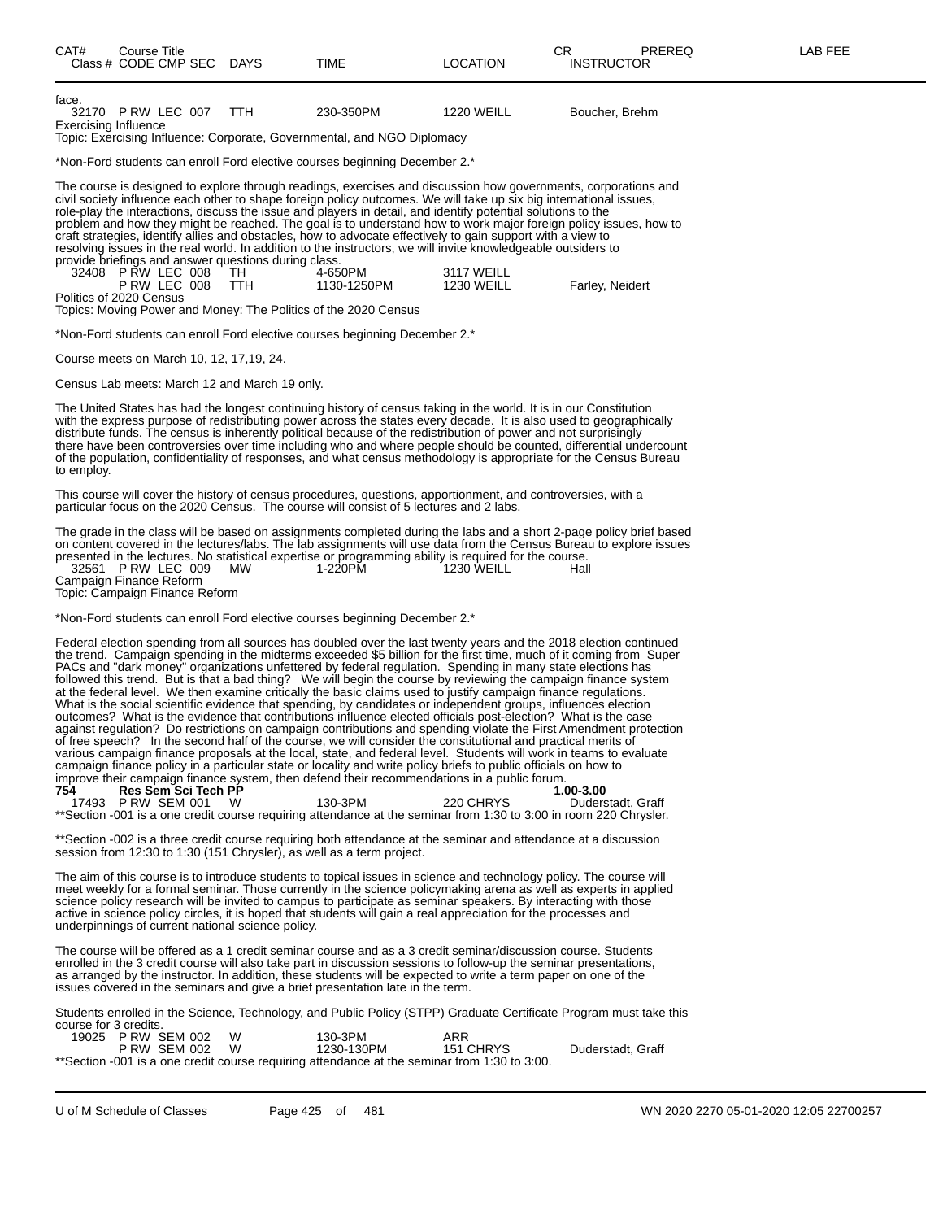face.

32170 P RW LEC 007 TTH 230-350PM 1220 WEILL Boucher, Brehm

Exercising Influence

Topic: Exercising Influence: Corporate, Governmental, and NGO Diplomacy

*Non-Ford students can enroll Ford elective courses beginning December 2.*

The course is designed to explore through readings, exercises and discussion how governments, corporations and civil society influence each other to shape foreign policy outcomes. We will take up six big international issues, role-play the interactions, discuss the issue and players in detail, and identify potential solutions to the problem and how they might be reached. The goal is to understand how to work major foreign policy issues, how to craft strategies, identify allies and obstacles, how to advocate effectively to gain support with a view to resolving issues in the real world. In addition to the instructors, we will invite knowledgeable outsiders to provide briefings and answer questions during class.

32408 P RW LEC 008 TH 4-650PM 3117 WEILL

P RW LEC 008 TTH 1130-1250PM 1230 WEILL Farley, Neidert

Politics of 2020 Census

Topics: Moving Power and Money: The Politics of the 2020 Census

*Non-Ford students can enroll Ford elective courses beginning December 2.*

Course meets on March 10, 12, 17,19, 24.

Census Lab meets: March 12 and March 19 only.

The United States has had the longest continuing history of census taking in the world. It is in our Constitution with the express purpose of redistributing power across the states every decade. It is also used to geographically distribute funds. The census is inherently political because of the redistribution of power and not surprisingly there have been controversies over time including who and where people should be counted, differential undercount of the population, confidentiality of responses, and what census methodology is appropriate for the Census Bureau to employ.

This course will cover the history of census procedures, questions, apportionment, and controversies, with a particular focus on the 2020 Census. The course will consist of 5 lectures and 2 labs.

The grade in the class will be based on assignments completed during the labs and a short 2-page policy brief based on content covered in the lectures/labs. The lab assignments will use data from the Census Bureau to explore issues presented in the lectures. No statistical expertise or programming ability is required for the course.

32561 P RW LEC 009 MW 1-220PM 1230 WEILL Hall

Campaign Finance Reform

Topic: Campaign Finance Reform

*Non-Ford students can enroll Ford elective courses beginning December 2.*

Federal election spending from all sources has doubled over the last twenty years and the 2018 election continued the trend. Campaign spending in the midterms exceeded $5 billion for the first time, much of it coming from Super PACs and "dark money" organizations unfettered by federal regulation. Spending in many state elections has followed this trend. But is that a bad thing? We will begin the course by reviewing the campaign finance system at the federal level. We then examine critically the basic claims used to justify campaign finance regulations. What is the social scientific evidence that spending, by candidates or independent groups, influences election outcomes? What is the evidence that contributions influence elected officials post-election? What is the case against regulation? Do restrictions on campaign contributions and spending violate the First Amendment protection of free speech? In the second half of the course, we will consider the constitutional and practical merits of various campaign finance proposals at the local, state, and federal level. Students will work in teams to evaluate campaign finance policy in a particular state or locality and write policy briefs to public officials on how to improve their campaign finance system, then defend their recommendations in a public forum.

**754 Res Sem Sci Tech PP 1.00-3.00**

17493 P RW SEM 001 W 130-3PM 220 CHRYS Duderstadt, Graff

**Section -001 is a one credit course requiring attendance at the seminar from 1:30 to 3:00 in room 220 Chrysler.

**Section -002 is a three credit course requiring both attendance at the seminar and attendance at a discussion session from 12:30 to 1:30 (151 Chrysler), as well as a term project.

The aim of this course is to introduce students to topical issues in science and technology policy. The course will meet weekly for a formal seminar. Those currently in the science policymaking arena as well as experts in applied science policy research will be invited to campus to participate as seminar speakers. By interacting with those active in science policy circles, it is hoped that students will gain a real appreciation for the processes and underpinnings of current national science policy.

The course will be offered as a 1 credit seminar course and as a 3 credit seminar/discussion course. Students enrolled in the 3 credit course will also take part in discussion sessions to follow-up the seminar presentations, as arranged by the instructor. In addition, these students will be expected to write a term paper on one of the issues covered in the seminars and give a brief presentation late in the term.

Students enrolled in the Science, Technology, and Public Policy (STPP) Graduate Certificate Program must take this course for 3 credits.

19025 P RW SEM 002 W 130-3PM ARR

P RW SEM 002 W 1230-130PM 151 CHRYS Duderstadt, Graff

**Section -001 is a one credit course requiring attendance at the seminar from 1:30 to 3:00.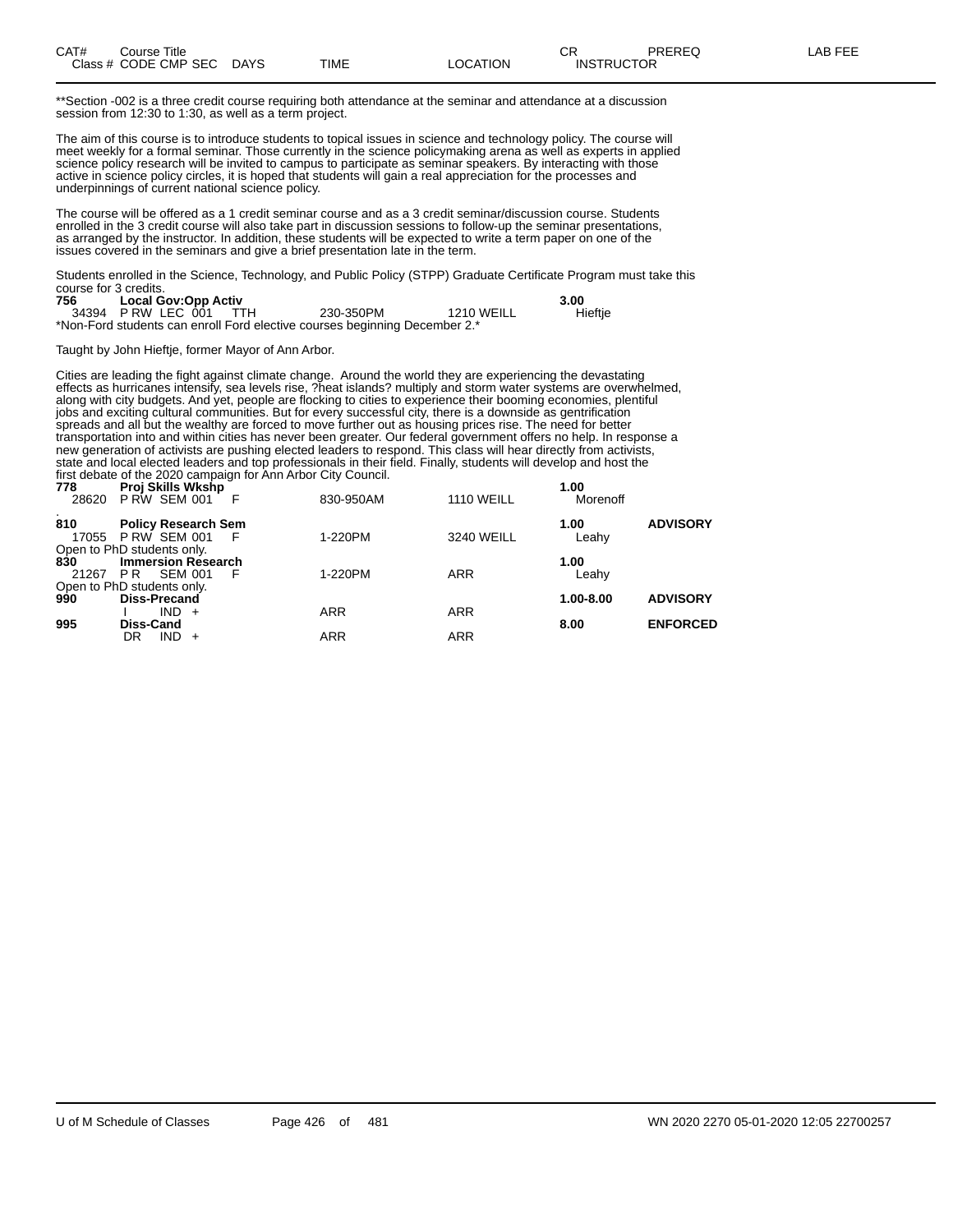| CAT# | Course Title Class # CODE CMP SEC | DAYS | TIME | LOCATION | CR INSTRUCTOR | PREREQ | LAB FEE |
|---|---|---|---|---|---|---|---|

**Section -002 is a three credit course requiring both attendance at the seminar and attendance at a discussion session from 12:30 to 1:30, as well as a term project.

The aim of this course is to introduce students to topical issues in science and technology policy. The course will meet weekly for a formal seminar. Those currently in the science policymaking arena as well as experts in applied science policy research will be invited to campus to participate as seminar speakers. By interacting with those active in science policy circles, it is hoped that students will gain a real appreciation for the processes and underpinnings of current national science policy.

The course will be offered as a 1 credit seminar course and as a 3 credit seminar/discussion course. Students enrolled in the 3 credit course will also take part in discussion sessions to follow-up the seminar presentations, as arranged by the instructor. In addition, these students will be expected to write a term paper on one of the issues covered in the seminars and give a brief presentation late in the term.

Students enrolled in the Science, Technology, and Public Policy (STPP) Graduate Certificate Program must take this course for 3 credits.

| CAT# | Course Title / Class # CODE CMP SEC | DAYS | TIME | LOCATION | CR / INSTRUCTOR | PREREQ |
|---|---|---|---|---|---|---|
| **756** | **Local Gov:Opp Activ** | | | | **3.00** | |
| 34394 | P RW LEC 001 | TTH | 230-350PM | 1210 WEILL | Hieftje | |

*Non-Ford students can enroll Ford elective courses beginning December 2.*

Taught by John Hieftje, former Mayor of Ann Arbor.

Cities are leading the fight against climate change. Around the world they are experiencing the devastating effects as hurricanes intensify, sea levels rise, ?heat islands? multiply and storm water systems are overwhelmed, along with city budgets. And yet, people are flocking to cities to experience their booming economies, plentiful jobs and exciting cultural communities. But for every successful city, there is a downside as gentrification spreads and all but the wealthy are forced to move further out as housing prices rise. The need for better transportation into and within cities has never been greater. Our federal government offers no help. In response a new generation of activists are pushing elected leaders to respond. This class will hear directly from activists, state and local elected leaders and top professionals in their field. Finally, students will develop and host the first debate of the 2020 campaign for Ann Arbor City Council.

| CAT# | Course Title / Class # CODE CMP SEC | DAYS | TIME | LOCATION | CR / INSTRUCTOR | PREREQ |
|---|---|---|---|---|---|---|
| **778** | **Proj Skills Wkshp** | | | | **1.00** | |
| 28620 | P RW SEM 001 | F | 830-950AM | 1110 WEILL | Morenoff | |
| . | | | | | | |
| **810** | **Policy Research Sem** | | | | **1.00** | **ADVISORY** |
| 17055 | P RW SEM 001 | F | 1-220PM | 3240 WEILL | Leahy | |
| Open to PhD students only. | | | | | | |
| **830** | **Immersion Research** | | | | **1.00** | |
| 21267 | P R SEM 001 | F | 1-220PM | ARR | Leahy | |
| Open to PhD students only. | | | | | | |
| **990** | **Diss-Precand** | | | | **1.00-8.00** | **ADVISORY** |
| | I IND + | | ARR | ARR | | |
| **995** | **Diss-Cand** | | | | **8.00** | **ENFORCED** |
| | DR IND + | | ARR | ARR | | |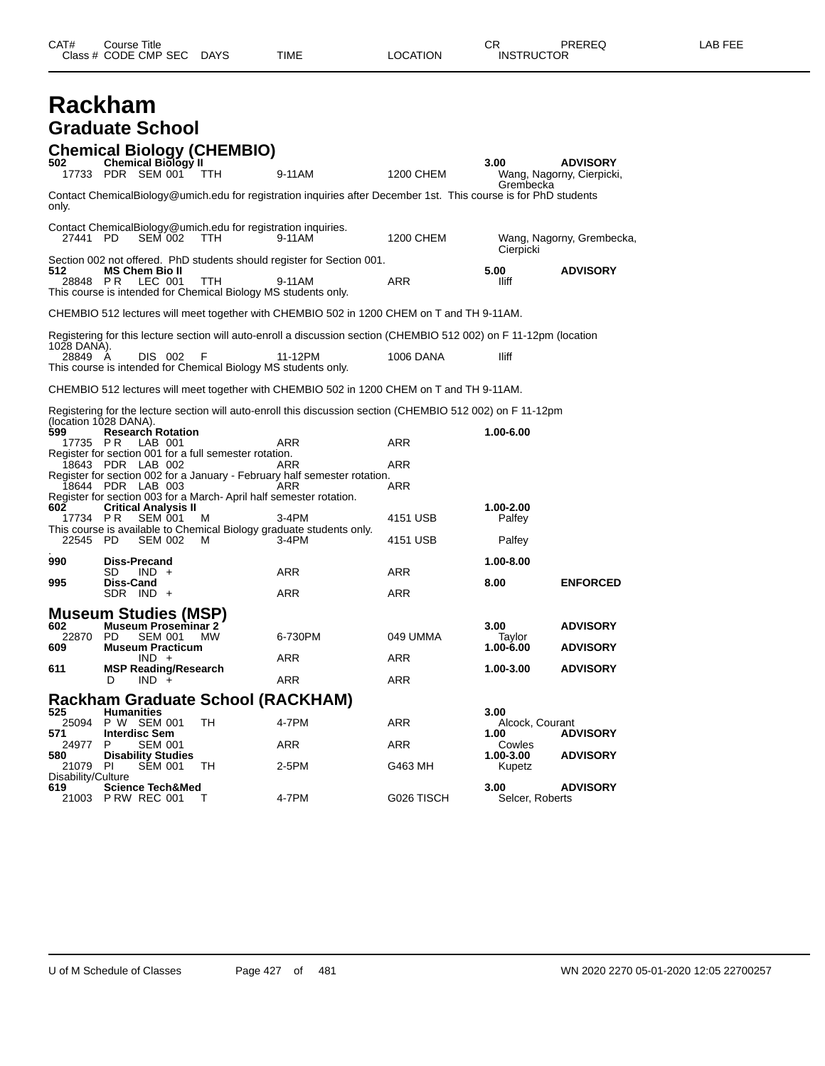| CAT# | Course Title<br>Class # CODE CMP SEC | DAYS | TIME | LOCATION | CR<br>INSTRUCTOR | PREREQ | LAB FEE |
|---|---|---|---|---|---|---|---|

# Rackham

## Graduate School

### Chemical Biology (CHEMBIO)

**502 Chemical Biology II** — **3.00** — **ADVISORY**

| Class # | CODE | CMP SEC | DAYS | TIME | LOCATION | INSTRUCTOR |
|---|---|---|---|---|---|---|
| 17733 | PDR | SEM 001 | TTH | 9-11AM | 1200 CHEM | Wang, Nagorny, Cierpicki, Grembecka |

Contact ChemicalBiology@umich.edu for registration inquiries after December 1st. This course is for PhD students only.

Contact ChemicalBiology@umich.edu for registration inquiries.

| Class # | CODE | CMP SEC | DAYS | TIME | LOCATION | INSTRUCTOR |
|---|---|---|---|---|---|---|
| 27441 | PD | SEM 002 | TTH | 9-11AM | 1200 CHEM | Wang, Nagorny, Grembecka, Cierpicki |

Section 002 not offered. PhD students should register for Section 001.

**512 MS Chem Bio II** — **5.00** — **ADVISORY**

| Class # | CODE | CMP SEC | DAYS | TIME | LOCATION | INSTRUCTOR |
|---|---|---|---|---|---|---|
| 28848 | P R | LEC 001 | TTH | 9-11AM | ARR | Iliff |

This course is intended for Chemical Biology MS students only.

CHEMBIO 512 lectures will meet together with CHEMBIO 502 in 1200 CHEM on T and TH 9-11AM.

Registering for this lecture section will auto-enroll a discussion section (CHEMBIO 512 002) on F 11-12pm (location 1028 DANA).

| Class # | CODE | CMP SEC | DAYS | TIME | LOCATION | INSTRUCTOR |
|---|---|---|---|---|---|---|
| 28849 | A | DIS 002 | F | 11-12PM | 1006 DANA | Iliff |

This course is intended for Chemical Biology MS students only.

CHEMBIO 512 lectures will meet together with CHEMBIO 502 in 1200 CHEM on T and TH 9-11AM.

Registering for the lecture section will auto-enroll this discussion section (CHEMBIO 512 002) on F 11-12pm (location 1028 DANA).

**599 Research Rotation** — **1.00-6.00**

| Class # | CODE | CMP SEC | DAYS | TIME | LOCATION | INSTRUCTOR |
|---|---|---|---|---|---|---|
| 17735 | P R | LAB 001 | | ARR | ARR | |

Register for section 001 for a full semester rotation.

| Class # | CODE | CMP SEC | DAYS | TIME | LOCATION | INSTRUCTOR |
|---|---|---|---|---|---|---|
| 18643 | PDR | LAB 002 | | ARR | ARR | |

Register for section 002 for a January - February half semester rotation.

| Class # | CODE | CMP SEC | DAYS | TIME | LOCATION | INSTRUCTOR |
|---|---|---|---|---|---|---|
| 18644 | PDR | LAB 003 | | ARR | ARR | |

Register for section 003 for a March- April half semester rotation.

**602 Critical Analysis II** — **1.00-2.00**

| Class # | CODE | CMP SEC | DAYS | TIME | LOCATION | INSTRUCTOR |
|---|---|---|---|---|---|---|
| 17734 | P R | SEM 001 | M | 3-4PM | 4151 USB | Palfey |

This course is available to Chemical Biology graduate students only.

| Class # | CODE | CMP SEC | DAYS | TIME | LOCATION | INSTRUCTOR |
|---|---|---|---|---|---|---|
| 22545 | PD | SEM 002 | M | 3-4PM | 4151 USB | Palfey |

.

**990 Diss-Precand** — **1.00-8.00**

| Class # | CODE | CMP SEC | DAYS | TIME | LOCATION | INSTRUCTOR |
|---|---|---|---|---|---|---|
| | SD | IND + | | ARR | ARR | |

**995 Diss-Cand** — **8.00** — **ENFORCED**

| Class # | CODE | CMP SEC | DAYS | TIME | LOCATION | INSTRUCTOR |
|---|---|---|---|---|---|---|
| | SDR | IND + | | ARR | ARR | |

### Museum Studies (MSP)

**602 Museum Proseminar 2** — **3.00** — **ADVISORY**

| Class # | CODE | CMP SEC | DAYS | TIME | LOCATION | INSTRUCTOR |
|---|---|---|---|---|---|---|
| 22870 | PD | SEM 001 | MW | 6-730PM | 049 UMMA | Taylor |

**609 Museum Practicum** — **1.00-6.00** — **ADVISORY**

| Class # | CODE | CMP SEC | DAYS | TIME | LOCATION | INSTRUCTOR |
|---|---|---|---|---|---|---|
| | | IND + | | ARR | ARR | |

**611 MSP Reading/Research** — **1.00-3.00** — **ADVISORY**

| Class # | CODE | CMP SEC | DAYS | TIME | LOCATION | INSTRUCTOR |
|---|---|---|---|---|---|---|
| | D | IND + | | ARR | ARR | |

### Rackham Graduate School (RACKHAM)

**525 Humanities** — **3.00**

| Class # | CODE | CMP SEC | DAYS | TIME | LOCATION | INSTRUCTOR |
|---|---|---|---|---|---|---|
| 25094 | P W | SEM 001 | TH | 4-7PM | ARR | Alcock, Courant |

**571 Interdisc Sem** — **1.00** — **ADVISORY**

| Class # | CODE | CMP SEC | DAYS | TIME | LOCATION | INSTRUCTOR |
|---|---|---|---|---|---|---|
| 24977 | P | SEM 001 | | ARR | ARR | Cowles |

**580 Disability Studies** — **1.00-3.00** — **ADVISORY**

| Class # | CODE | CMP SEC | DAYS | TIME | LOCATION | INSTRUCTOR |
|---|---|---|---|---|---|---|
| 21079 | PI | SEM 001 | TH | 2-5PM | G463 MH | Kupetz |

Disability/Culture

**619 Science Tech&Med** — **3.00** — **ADVISORY**

| Class # | CODE | CMP SEC | DAYS | TIME | LOCATION | INSTRUCTOR |
|---|---|---|---|---|---|---|
| 21003 | P RW | REC 001 | T | 4-7PM | G026 TISCH | Selcer, Roberts |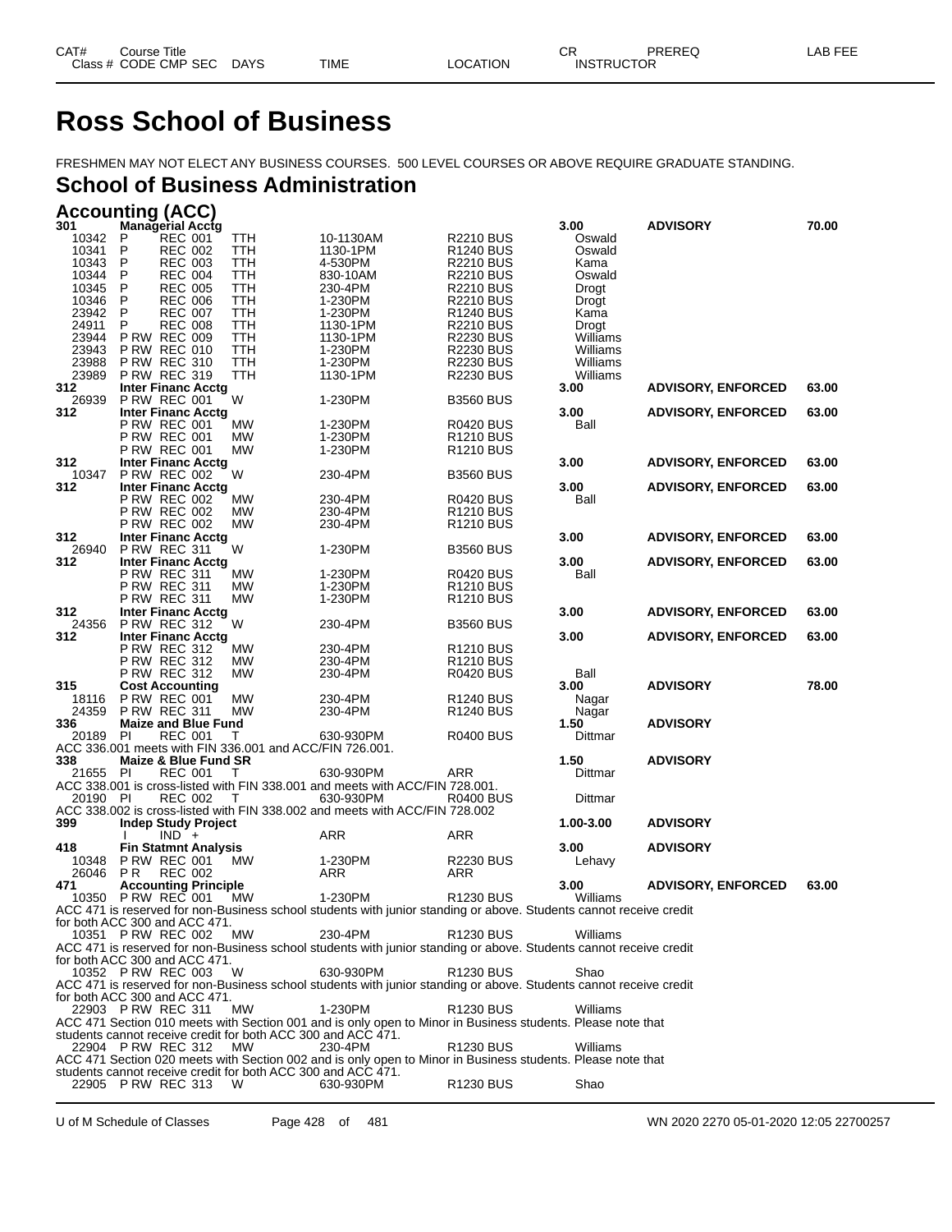# Ross School of Business

FRESHMEN MAY NOT ELECT ANY BUSINESS COURSES. 500 LEVEL COURSES OR ABOVE REQUIRE GRADUATE STANDING.

## School of Business Administration

### Accounting (ACC)

| CAT# / Class # | Course Title / CODE CMP SEC | DAYS | TIME | LOCATION | CR / INSTRUCTOR | PREREQ | LAB FEE |
|---|---|---|---|---|---|---|---|
| **301** | **Managerial Acctg** | | | | **3.00** | **ADVISORY** | **70.00** |
| 10342 | P REC 001 | TTH | 10-1130AM | R2210 BUS | Oswald | | |
| 10341 | P REC 002 | TTH | 1130-1PM | R1240 BUS | Oswald | | |
| 10343 | P REC 003 | TTH | 4-530PM | R2210 BUS | Kama | | |
| 10344 | P REC 004 | TTH | 830-10AM | R2210 BUS | Oswald | | |
| 10345 | P REC 005 | TTH | 230-4PM | R2210 BUS | Drogt | | |
| 10346 | P REC 006 | TTH | 1-230PM | R2210 BUS | Drogt | | |
| 23942 | P REC 007 | TTH | 1-230PM | R1240 BUS | Kama | | |
| 24911 | P REC 008 | TTH | 1130-1PM | R2210 BUS | Drogt | | |
| 23944 | P RW REC 009 | TTH | 1130-1PM | R2230 BUS | Williams | | |
| 23943 | P RW REC 010 | TTH | 1-230PM | R2230 BUS | Williams | | |
| 23988 | P RW REC 310 | TTH | 1-230PM | R2230 BUS | Williams | | |
| 23989 | P RW REC 319 | TTH | 1130-1PM | R2230 BUS | Williams | | |
| **312** | **Inter Financ Acctg** | | | | **3.00** | **ADVISORY, ENFORCED** | **63.00** |
| 26939 | P RW REC 001 | W | 1-230PM | B3560 BUS | | | |
| **312** | **Inter Financ Acctg** | | | | **3.00** | **ADVISORY, ENFORCED** | **63.00** |
| | P RW REC 001 | MW | 1-230PM | R0420 BUS | Ball | | |
| | P RW REC 001 | MW | 1-230PM | R1210 BUS | | | |
| | P RW REC 001 | MW | 1-230PM | R1210 BUS | | | |
| **312** | **Inter Financ Acctg** | | | | **3.00** | **ADVISORY, ENFORCED** | **63.00** |
| 10347 | P RW REC 002 | W | 230-4PM | B3560 BUS | | | |
| **312** | **Inter Financ Acctg** | | | | **3.00** | **ADVISORY, ENFORCED** | **63.00** |
| | P RW REC 002 | MW | 230-4PM | R0420 BUS | Ball | | |
| | P RW REC 002 | MW | 230-4PM | R1210 BUS | | | |
| | P RW REC 002 | MW | 230-4PM | R1210 BUS | | | |
| **312** | **Inter Financ Acctg** | | | | **3.00** | **ADVISORY, ENFORCED** | **63.00** |
| 26940 | P RW REC 311 | W | 1-230PM | B3560 BUS | | | |
| **312** | **Inter Financ Acctg** | | | | **3.00** | **ADVISORY, ENFORCED** | **63.00** |
| | P RW REC 311 | MW | 1-230PM | R0420 BUS | Ball | | |
| | P RW REC 311 | MW | 1-230PM | R1210 BUS | | | |
| | P RW REC 311 | MW | 1-230PM | R1210 BUS | | | |
| **312** | **Inter Financ Acctg** | | | | **3.00** | **ADVISORY, ENFORCED** | **63.00** |
| 24356 | P RW REC 312 | W | 230-4PM | B3560 BUS | | | |
| **312** | **Inter Financ Acctg** | | | | **3.00** | **ADVISORY, ENFORCED** | **63.00** |
| | P RW REC 312 | MW | 230-4PM | R1210 BUS | | | |
| | P RW REC 312 | MW | 230-4PM | R1210 BUS | | | |
| | P RW REC 312 | MW | 230-4PM | R0420 BUS | Ball | | |
| **315** | **Cost Accounting** | | | | **3.00** | **ADVISORY** | **78.00** |
| 18116 | P RW REC 001 | MW | 230-4PM | R1240 BUS | Nagar | | |
| 24359 | P RW REC 311 | MW | 230-4PM | R1240 BUS | Nagar | | |
| **336** | **Maize and Blue Fund** | | | | **1.50** | **ADVISORY** | |
| 20189 | PI REC 001 | T | 630-930PM | R0400 BUS | Dittmar | | |

ACC 336.001 meets with FIN 336.001 and ACC/FIN 726.001.

| CAT# / Class # | Course Title / CODE CMP SEC | DAYS | TIME | LOCATION | CR / INSTRUCTOR | PREREQ | LAB FEE |
|---|---|---|---|---|---|---|---|
| **338** | **Maize & Blue Fund SR** | | | | **1.50** | **ADVISORY** | |
| 21655 | PI REC 001 | T | 630-930PM | ARR | Dittmar | | |

ACC 338.001 is cross-listed with FIN 338.001 and meets with ACC/FIN 728.001.

| CAT# / Class # | Course Title / CODE CMP SEC | DAYS | TIME | LOCATION | CR / INSTRUCTOR | PREREQ | LAB FEE |
|---|---|---|---|---|---|---|---|
| 20190 | PI REC 002 | T | 630-930PM | R0400 BUS | Dittmar | | |

ACC 338.002 is cross-listed with FIN 338.002 and meets with ACC/FIN 728.002

| CAT# / Class # | Course Title / CODE CMP SEC | DAYS | TIME | LOCATION | CR / INSTRUCTOR | PREREQ | LAB FEE |
|---|---|---|---|---|---|---|---|
| **399** | **Indep Study Project** | | | | **1.00-3.00** | **ADVISORY** | |
| | I IND + | | ARR | ARR | | | |
| **418** | **Fin Statmnt Analysis** | | | | **3.00** | **ADVISORY** | |
| 10348 | P RW REC 001 | MW | 1-230PM | R2230 BUS | Lehavy | | |
| 26046 | P R REC 002 | | ARR | ARR | | | |
| **471** | **Accounting Principle** | | | | **3.00** | **ADVISORY, ENFORCED** | **63.00** |
| 10350 | P RW REC 001 | MW | 1-230PM | R1230 BUS | Williams | | |

ACC 471 is reserved for non-Business school students with junior standing or above. Students cannot receive credit for both ACC 300 and ACC 471.

| CAT# / Class # | Course Title / CODE CMP SEC | DAYS | TIME | LOCATION | CR / INSTRUCTOR | PREREQ | LAB FEE |
|---|---|---|---|---|---|---|---|
| 10351 | P RW REC 002 | MW | 230-4PM | R1230 BUS | Williams | | |

ACC 471 is reserved for non-Business school students with junior standing or above. Students cannot receive credit for both ACC 300 and ACC 471.

| CAT# / Class # | Course Title / CODE CMP SEC | DAYS | TIME | LOCATION | CR / INSTRUCTOR | PREREQ | LAB FEE |
|---|---|---|---|---|---|---|---|
| 10352 | P RW REC 003 | W | 630-930PM | R1230 BUS | Shao | | |

ACC 471 is reserved for non-Business school students with junior standing or above. Students cannot receive credit for both ACC 300 and ACC 471.

| CAT# / Class # | Course Title / CODE CMP SEC | DAYS | TIME | LOCATION | CR / INSTRUCTOR | PREREQ | LAB FEE |
|---|---|---|---|---|---|---|---|
| 22903 | P RW REC 311 | MW | 1-230PM | R1230 BUS | Williams | | |

ACC 471 Section 010 meets with Section 001 and is only open to Minor in Business students. Please note that students cannot receive credit for both ACC 300 and ACC 471.

| CAT# / Class # | Course Title / CODE CMP SEC | DAYS | TIME | LOCATION | CR / INSTRUCTOR | PREREQ | LAB FEE |
|---|---|---|---|---|---|---|---|
| 22904 | P RW REC 312 | MW | 230-4PM | R1230 BUS | Williams | | |

ACC 471 Section 020 meets with Section 002 and is only open to Minor in Business students. Please note that students cannot receive credit for both ACC 300 and ACC 471.

| CAT# / Class # | Course Title / CODE CMP SEC | DAYS | TIME | LOCATION | CR / INSTRUCTOR | PREREQ | LAB FEE |
|---|---|---|---|---|---|---|---|
| 22905 | P RW REC 313 | W | 630-930PM | R1230 BUS | Shao | | |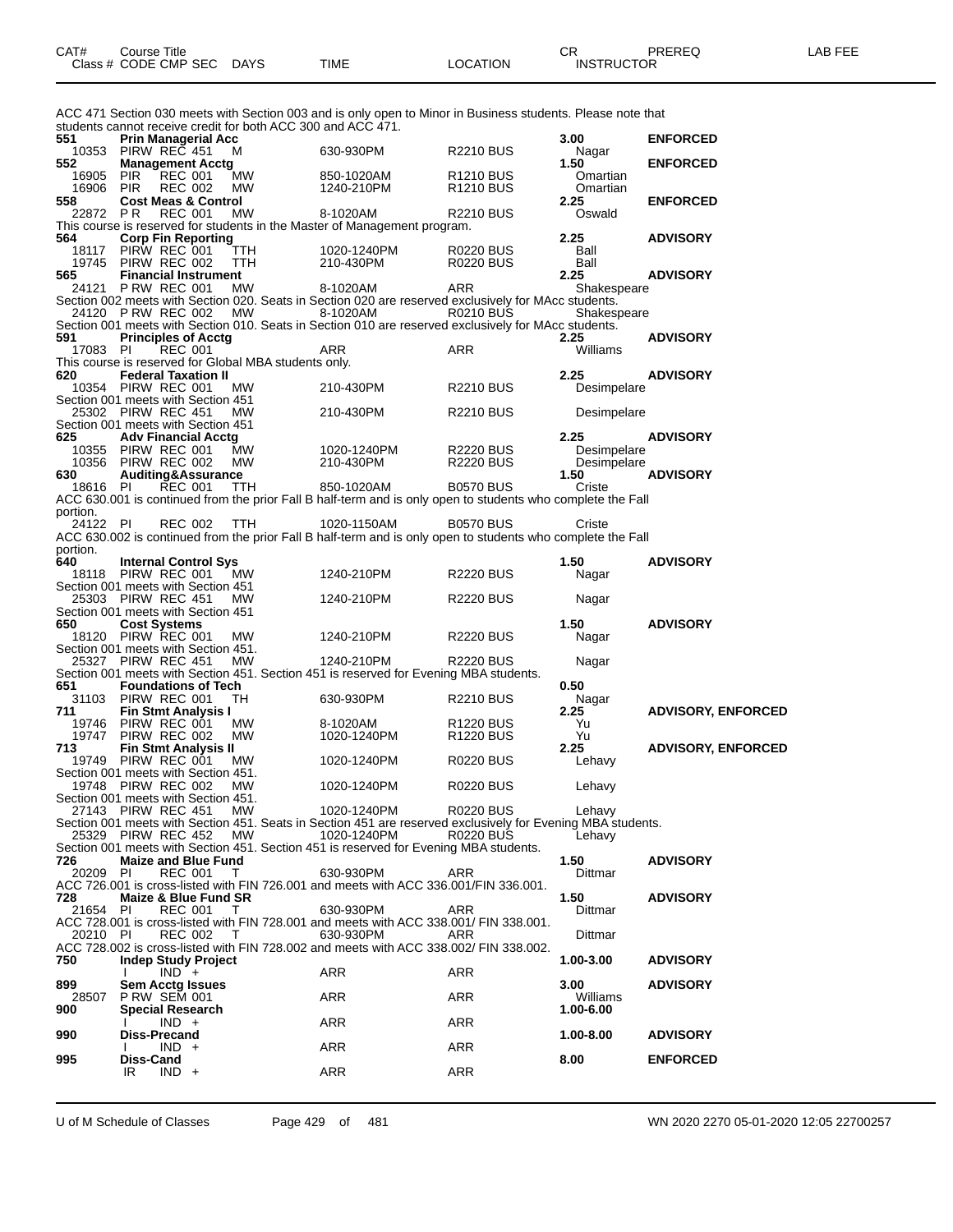| CAT# Class # | Course Title CODE CMP SEC | DAYS | TIME | LOCATION | CR INSTRUCTOR | PREREQ | LAB FEE |
|---|---|---|---|---|---|---|---|

ACC 471 Section 030 meets with Section 003 and is only open to Minor in Business students. Please note that students cannot receive credit for both ACC 300 and ACC 471.

| CAT# Class # | Course Title CODE CMP SEC | DAYS | TIME | LOCATION | CR INSTRUCTOR | PREREQ |
|---|---|---|---|---|---|---|
| **551** | **Prin Managerial Acc** | | | | **3.00** | **ENFORCED** |
| 10353 | PIRW REC 451 | M | 630-930PM | R2210 BUS | Nagar | |
| **552** | **Management Acctg** | | | | **1.50** | **ENFORCED** |
| 16905 | PIR REC 001 | MW | 850-1020AM | R1210 BUS | Omartian | |
| 16906 | PIR REC 002 | MW | 1240-210PM | R1210 BUS | Omartian | |
| **558** | **Cost Meas & Control** | | | | **2.25** | **ENFORCED** |
| 22872 | P R REC 001 | MW | 8-1020AM | R2210 BUS | Oswald | |

This course is reserved for students in the Master of Management program.

| CAT# Class # | Course Title CODE CMP SEC | DAYS | TIME | LOCATION | CR INSTRUCTOR | PREREQ |
|---|---|---|---|---|---|---|
| **564** | **Corp Fin Reporting** | | | | **2.25** | **ADVISORY** |
| 18117 | PIRW REC 001 | TTH | 1020-1240PM | R0220 BUS | Ball | |
| 19745 | PIRW REC 002 | TTH | 210-430PM | R0220 BUS | Ball | |
| **565** | **Financial Instrument** | | | | **2.25** | **ADVISORY** |
| 24121 | P RW REC 001 | MW | 8-1020AM | ARR | Shakespeare | |

Section 002 meets with Section 020. Seats in Section 020 are reserved exclusively for MAcc students.

| | | | | | | |
|---|---|---|---|---|---|---|
| 24120 | P RW REC 002 | MW | 8-1020AM | R0210 BUS | Shakespeare | |

Section 001 meets with Section 010. Seats in Section 010 are reserved exclusively for MAcc students.

| | | | | | | |
|---|---|---|---|---|---|---|
| **591** | **Principles of Acctg** | | | | **2.25** | **ADVISORY** |
| 17083 | PI REC 001 | | ARR | ARR | Williams | |

This course is reserved for Global MBA students only.

| | | | | | | |
|---|---|---|---|---|---|---|
| **620** | **Federal Taxation II** | | | | **2.25** | **ADVISORY** |
| 10354 | PIRW REC 001 | MW | 210-430PM | R2210 BUS | Desimpelare | |

Section 001 meets with Section 451

| | | | | | | |
|---|---|---|---|---|---|---|
| 25302 | PIRW REC 451 | MW | 210-430PM | R2210 BUS | Desimpelare | |

Section 001 meets with Section 451

| | | | | | | |
|---|---|---|---|---|---|---|
| **625** | **Adv Financial Acctg** | | | | **2.25** | **ADVISORY** |
| 10355 | PIRW REC 001 | MW | 1020-1240PM | R2220 BUS | Desimpelare | |
| 10356 | PIRW REC 002 | MW | 210-430PM | R2220 BUS | Desimpelare | |
| **630** | **Auditing&Assurance** | | | | **1.50** | **ADVISORY** |
| 18616 | PI REC 001 | TTH | 850-1020AM | B0570 BUS | Criste | |

ACC 630.001 is continued from the prior Fall B half-term and is only open to students who complete the Fall portion.

| | | | | | | |
|---|---|---|---|---|---|---|
| 24122 | PI REC 002 | TTH | 1020-1150AM | B0570 BUS | Criste | |

ACC 630.002 is continued from the prior Fall B half-term and is only open to students who complete the Fall portion.

| | | | | | | |
|---|---|---|---|---|---|---|
| **640** | **Internal Control Sys** | | | | **1.50** | **ADVISORY** |
| 18118 | PIRW REC 001 | MW | 1240-210PM | R2220 BUS | Nagar | |

Section 001 meets with Section 451

| | | | | | | |
|---|---|---|---|---|---|---|
| 25303 | PIRW REC 451 | MW | 1240-210PM | R2220 BUS | Nagar | |

Section 001 meets with Section 451

| | | | | | | |
|---|---|---|---|---|---|---|
| **650** | **Cost Systems** | | | | **1.50** | **ADVISORY** |
| 18120 | PIRW REC 001 | MW | 1240-210PM | R2220 BUS | Nagar | |

Section 001 meets with Section 451.

| | | | | | | |
|---|---|---|---|---|---|---|
| 25327 | PIRW REC 451 | MW | 1240-210PM | R2220 BUS | Nagar | |

Section 001 meets with Section 451. Section 451 is reserved for Evening MBA students.

| | | | | | | |
|---|---|---|---|---|---|---|
| **651** | **Foundations of Tech** | | | | **0.50** | |
| 31103 | PIRW REC 001 | TH | 630-930PM | R2210 BUS | Nagar | |
| **711** | **Fin Stmt Analysis I** | | | | **2.25** | **ADVISORY, ENFORCED** |
| 19746 | PIRW REC 001 | MW | 8-1020AM | R1220 BUS | Yu | |
| 19747 | PIRW REC 002 | MW | 1020-1240PM | R1220 BUS | Yu | |
| **713** | **Fin Stmt Analysis II** | | | | **2.25** | **ADVISORY, ENFORCED** |
| 19749 | PIRW REC 001 | MW | 1020-1240PM | R0220 BUS | Lehavy | |

Section 001 meets with Section 451.

| | | | | | | |
|---|---|---|---|---|---|---|
| 19748 | PIRW REC 002 | MW | 1020-1240PM | R0220 BUS | Lehavy | |

Section 001 meets with Section 451.

| | | | | | | |
|---|---|---|---|---|---|---|
| 27143 | PIRW REC 451 | MW | 1020-1240PM | R0220 BUS | Lehavy | |

Section 001 meets with Section 451. Seats in Section 451 are reserved exclusively for Evening MBA students.

| | | | | | | |
|---|---|---|---|---|---|---|
| 25329 | PIRW REC 452 | MW | 1020-1240PM | R0220 BUS | Lehavy | |

Section 001 meets with Section 451. Section 451 is reserved for Evening MBA students.

| | | | | | | |
|---|---|---|---|---|---|---|
| **726** | **Maize and Blue Fund** | | | | **1.50** | **ADVISORY** |
| 20209 | PI REC 001 | T | 630-930PM | ARR | Dittmar | |

ACC 726.001 is cross-listed with FIN 726.001 and meets with ACC 336.001/FIN 336.001.

| | | | | | | |
|---|---|---|---|---|---|---|
| **728** | **Maize & Blue Fund SR** | | | | **1.50** | **ADVISORY** |
| 21654 | PI REC 001 | T | 630-930PM | ARR | Dittmar | |

ACC 728.001 is cross-listed with FIN 728.001 and meets with ACC 338.001/ FIN 338.001.

| | | | | | | |
|---|---|---|---|---|---|---|
| 20210 | PI REC 002 | T | 630-930PM | ARR | Dittmar | |

ACC 728.002 is cross-listed with FIN 728.002 and meets with ACC 338.002/ FIN 338.002.

| | | | | | | |
|---|---|---|---|---|---|---|
| **750** | **Indep Study Project** | | | | **1.00-3.00** | **ADVISORY** |
| | I IND + | | ARR | ARR | | |
| **899** | **Sem Acctg Issues** | | | | **3.00** | **ADVISORY** |
| 28507 | P RW SEM 001 | | ARR | ARR | Williams | |
| **900** | **Special Research** | | | | **1.00-6.00** | |
| | I IND + | | ARR | ARR | | |
| **990** | **Diss-Precand** | | | | **1.00-8.00** | **ADVISORY** |
| | I IND + | | ARR | ARR | | |
| **995** | **Diss-Cand** | | | | **8.00** | **ENFORCED** |
| | IR IND + | | ARR | ARR | | |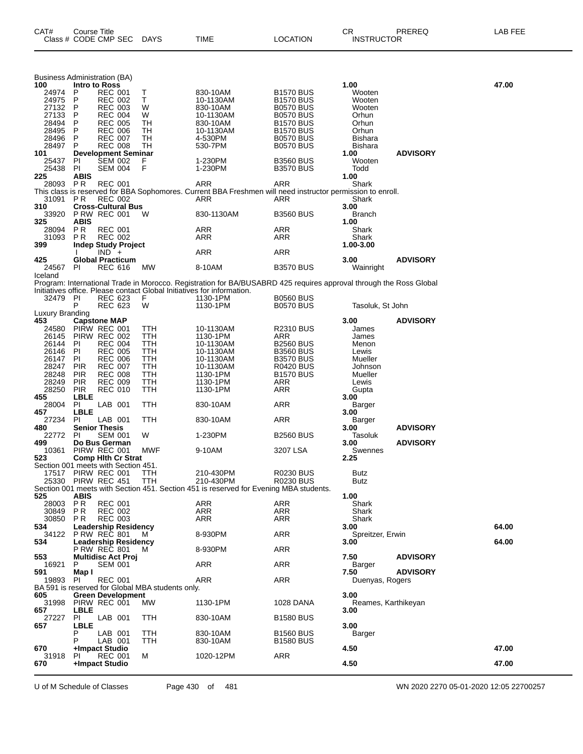| CAT# Class # | Course Title CODE | CMP | SEC | DAYS | TIME | LOCATION | CR INSTRUCTOR | PREREQ | LAB FEE |
|---|---|---|---|---|---|---|---|---|---|
| **Business Administration (BA)** | | | | | | | | | |
| **100** | **Intro to Ross** | | | | | | **1.00** | | **47.00** |
| 24974 | P | REC | 001 | T | 830-10AM | B1570 BUS | Wooten | | |
| 24975 | P | REC | 002 | T | 10-1130AM | B1570 BUS | Wooten | | |
| 27132 | P | REC | 003 | W | 830-10AM | B0570 BUS | Wooten | | |
| 27133 | P | REC | 004 | W | 10-1130AM | B0570 BUS | Orhun | | |
| 28494 | P | REC | 005 | TH | 830-10AM | B1570 BUS | Orhun | | |
| 28495 | P | REC | 006 | TH | 10-1130AM | B1570 BUS | Orhun | | |
| 28496 | P | REC | 007 | TH | 4-530PM | B0570 BUS | Bishara | | |
| 28497 | P | REC | 008 | TH | 530-7PM | B0570 BUS | Bishara | | |
| **101** | **Development Seminar** | | | | | | **1.00** | **ADVISORY** | |
| 25437 | PI | SEM | 002 | F | 1-230PM | B3560 BUS | Wooten | | |
| 25438 | PI | SEM | 004 | F | 1-230PM | B3570 BUS | Todd | | |
| **225** | **ABIS** | | | | | | **1.00** | | |
| 28093 | P R | REC | 001 | | ARR | ARR | Shark | | |
| This class is reserved for BBA Sophomores. Current BBA Freshmen will need instructor permission to enroll. | | | | | | | | | |
| 31091 | P R | REC | 002 | | ARR | ARR | Shark | | |
| **310** | **Cross-Cultural Bus** | | | | | | **3.00** | | |
| 33920 | P RW | REC | 001 | W | 830-1130AM | B3560 BUS | Branch | | |
| **325** | **ABIS** | | | | | | **1.00** | | |
| 28094 | P R | REC | 001 | | ARR | ARR | Shark | | |
| 31093 | P R | REC | 002 | | ARR | ARR | Shark | | |
| **399** | **Indep Study Project** | | | | | | **1.00-3.00** | | |
| | I | IND | + | | ARR | ARR | | | |
| **425** | **Global Practicum** | | | | | | **3.00** | **ADVISORY** | |
| 24567 | PI | REC | 616 | MW | 8-10AM | B3570 BUS | Wainright | | |
| Iceland | | | | | | | | | |
| Program: International Trade in Morocco. Registration for BA/BUSABRD 425 requires approval through the Ross Global Initiatives office. Please contact Global Initiatives for information. | | | | | | | | | |
| 32479 | PI | REC | 623 | F | 1130-1PM | B0560 BUS | | | |
| | P | REC | 623 | W | 1130-1PM | B0570 BUS | Tasoluk, St John | | |
| Luxury Branding | | | | | | | | | |
| **453** | **Capstone MAP** | | | | | | **3.00** | **ADVISORY** | |
| 24580 | PIRW | REC | 001 | TTH | 10-1130AM | R2310 BUS | James | | |
| 26145 | PIRW | REC | 002 | TTH | 1130-1PM | ARR | James | | |
| 26144 | PI | REC | 004 | TTH | 10-1130AM | B2560 BUS | Menon | | |
| 26146 | PI | REC | 005 | TTH | 10-1130AM | B3560 BUS | Lewis | | |
| 26147 | PI | REC | 006 | TTH | 10-1130AM | B3570 BUS | Mueller | | |
| 28247 | PIR | REC | 007 | TTH | 10-1130AM | R0420 BUS | Johnson | | |
| 28248 | PIR | REC | 008 | TTH | 1130-1PM | B1570 BUS | Mueller | | |
| 28249 | PIR | REC | 009 | TTH | 1130-1PM | ARR | Lewis | | |
| 28250 | PIR | REC | 010 | TTH | 1130-1PM | ARR | Gupta | | |
| **455** | **LBLE** | | | | | | **3.00** | | |
| 28004 | PI | LAB | 001 | TTH | 830-10AM | ARR | Barger | | |
| **457** | **LBLE** | | | | | | **3.00** | | |
| 27234 | PI | LAB | 001 | TTH | 830-10AM | ARR | Barger | | |
| **480** | **Senior Thesis** | | | | | | **3.00** | **ADVISORY** | |
| 22772 | PI | SEM | 001 | W | 1-230PM | B2560 BUS | Tasoluk | | |
| **499** | **Do Bus German** | | | | | | **3.00** | **ADVISORY** | |
| 10361 | PIRW | REC | 001 | MWF | 9-10AM | 3207 LSA | Swennes | | |
| **523** | **Comp Hlth Cr Strat** | | | | | | **2.25** | | |
| Section 001 meets with Section 451. | | | | | | | | | |
| 17517 | PIRW | REC | 001 | TTH | 210-430PM | R0230 BUS | Butz | | |
| 25330 | PIRW | REC | 451 | TTH | 210-430PM | R0230 BUS | Butz | | |
| Section 001 meets with Section 451. Section 451 is reserved for Evening MBA students. | | | | | | | | | |
| **525** | **ABIS** | | | | | | **1.00** | | |
| 28003 | P R | REC | 001 | | ARR | ARR | Shark | | |
| 30849 | P R | REC | 002 | | ARR | ARR | Shark | | |
| 30850 | P R | REC | 003 | | ARR | ARR | Shark | | |
| **534** | **Leadership Residency** | | | | | | **3.00** | | **64.00** |
| 34122 | P RW | REC | 801 | M | 8-930PM | ARR | Spreitzer, Erwin | | |
| **534** | **Leadership Residency** | | | | | | **3.00** | | **64.00** |
| | P RW | REC | 801 | M | 8-930PM | ARR | | | |
| **553** | **Multidisc Act Proj** | | | | | | **7.50** | **ADVISORY** | |
| 16921 | P | SEM | 001 | | ARR | ARR | Barger | | |
| **591** | **Map I** | | | | | | **7.50** | **ADVISORY** | |
| 19893 | PI | REC | 001 | | ARR | ARR | Duenyas, Rogers | | |
| BA 591 is reserved for Global MBA students only. | | | | | | | | | |
| **605** | **Green Development** | | | | | | **3.00** | | |
| 31998 | PIRW | REC | 001 | MW | 1130-1PM | 1028 DANA | Reames, Karthikeyan | | |
| **657** | **LBLE** | | | | | | **3.00** | | |
| 27227 | PI | LAB | 001 | TTH | 830-10AM | B1580 BUS | | | |
| **657** | **LBLE** | | | | | | **3.00** | | |
| | P | LAB | 001 | TTH | 830-10AM | B1560 BUS | Barger | | |
| | P | LAB | 001 | TTH | 830-10AM | B1580 BUS | | | |
| **670** | **+Impact Studio** | | | | | | **4.50** | | **47.00** |
| 31918 | PI | REC | 001 | M | 1020-12PM | ARR | | | |
| **670** | **+Impact Studio** | | | | | | **4.50** | | **47.00** |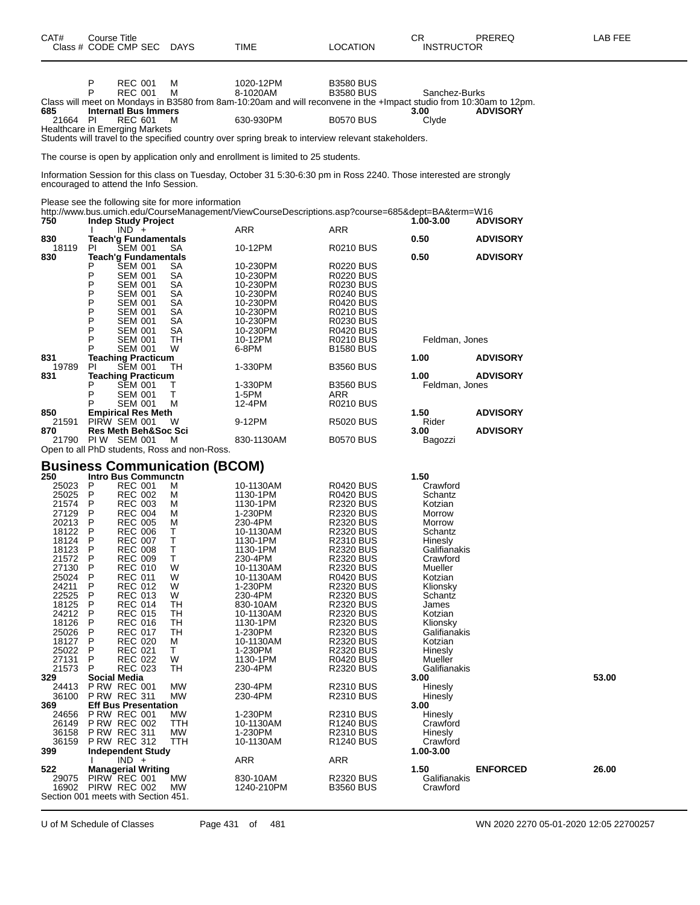| CAT# Class # | Course Title CODE CMP SEC | DAYS | TIME | LOCATION | CR INSTRUCTOR | PREREQ | LAB FEE |
|---|---|---|---|---|---|---|---|
| | P REC 001 | M | 1020-12PM | B3580 BUS | | | |
| | P REC 001 | M | 8-1020AM | B3580 BUS | Sanchez-Burks | | |

Class will meet on Mondays in B3580 from 8am-10:20am and will reconvene in the +Impact studio from 10:30am to 12pm.

| CAT# Class # | Course Title CODE CMP SEC | DAYS | TIME | LOCATION | CR INSTRUCTOR | PREREQ | LAB FEE |
|---|---|---|---|---|---|---|---|
| 685 | Internatl Bus Immers | | | | 3.00 | ADVISORY | |
| 21664 | PI REC 601 | M | 630-930PM | B0570 BUS | Clyde | | |

Healthcare in Emerging Markets
Students will travel to the specified country over spring break to interview relevant stakeholders.

The course is open by application only and enrollment is limited to 25 students.

Information Session for this class on Tuesday, October 31 5:30-6:30 pm in Ross 2240. Those interested are strongly encouraged to attend the Info Session.

Please see the following site for more information
http://www.bus.umich.edu/CourseManagement/ViewCourseDescriptions.asp?course=685&dept=BA&term=W16

| CAT# Class # | Course Title CODE CMP SEC | DAYS | TIME | LOCATION | CR INSTRUCTOR | PREREQ | LAB FEE |
|---|---|---|---|---|---|---|---|
| 750 | Indep Study Project | | | | 1.00-3.00 | ADVISORY | |
| | I IND + | | ARR | ARR | | | |
| 830 | Teach'g Fundamentals | | | | 0.50 | ADVISORY | |
| 18119 | PI SEM 001 | SA | 10-12PM | R0210 BUS | | | |
| 830 | Teach'g Fundamentals | | | | 0.50 | ADVISORY | |
| | P SEM 001 | SA | 10-230PM | R0220 BUS | | | |
| | P SEM 001 | SA | 10-230PM | R0220 BUS | | | |
| | P SEM 001 | SA | 10-230PM | R0230 BUS | | | |
| | P SEM 001 | SA | 10-230PM | R0240 BUS | | | |
| | P SEM 001 | SA | 10-230PM | R0420 BUS | | | |
| | P SEM 001 | SA | 10-230PM | R0210 BUS | | | |
| | P SEM 001 | SA | 10-230PM | R0230 BUS | | | |
| | P SEM 001 | SA | 10-230PM | R0420 BUS | | | |
| | P SEM 001 | TH | 10-12PM | R0210 BUS | Feldman, Jones | | |
| | P SEM 001 | W | 6-8PM | B1580 BUS | | | |
| 831 | Teaching Practicum | | | | 1.00 | ADVISORY | |
| 19789 | PI SEM 001 | TH | 1-330PM | B3560 BUS | | | |
| 831 | Teaching Practicum | | | | 1.00 | ADVISORY | |
| | P SEM 001 | T | 1-330PM | B3560 BUS | Feldman, Jones | | |
| | P SEM 001 | T | 1-5PM | ARR | | | |
| | P SEM 001 | M | 12-4PM | R0210 BUS | | | |
| 850 | Empirical Res Meth | | | | 1.50 | ADVISORY | |
| 21591 | PIRW SEM 001 | W | 9-12PM | R5020 BUS | Rider | | |
| 870 | Res Meth Beh&Soc Sci | | | | 3.00 | ADVISORY | |
| 21790 | PI W SEM 001 | M | 830-1130AM | B0570 BUS | Bagozzi | | |

Open to all PhD students, Ross and non-Ross.

# Business Communication (BCOM)

| CAT# Class # | Course Title CODE CMP SEC | DAYS | TIME | LOCATION | CR INSTRUCTOR | PREREQ | LAB FEE |
|---|---|---|---|---|---|---|---|
| 250 | Intro Bus Communctn | | | | 1.50 | | |
| 25023 | P REC 001 | M | 10-1130AM | R0420 BUS | Crawford | | |
| 25025 | P REC 002 | M | 1130-1PM | R0420 BUS | Schantz | | |
| 21574 | P REC 003 | M | 1130-1PM | R2320 BUS | Kotzian | | |
| 27129 | P REC 004 | M | 1-230PM | R2320 BUS | Morrow | | |
| 20213 | P REC 005 | M | 230-4PM | R2320 BUS | Morrow | | |
| 18122 | P REC 006 | T | 10-1130AM | R2320 BUS | Schantz | | |
| 18124 | P REC 007 | T | 1130-1PM | R2310 BUS | Hinesly | | |
| 18123 | P REC 008 | T | 1130-1PM | R2320 BUS | Galifianakis | | |
| 21572 | P REC 009 | T | 230-4PM | R2320 BUS | Crawford | | |
| 27130 | P REC 010 | W | 10-1130AM | R2320 BUS | Mueller | | |
| 25024 | P REC 011 | W | 10-1130AM | R0420 BUS | Kotzian | | |
| 24211 | P REC 012 | W | 1-230PM | R2320 BUS | Klionsky | | |
| 22525 | P REC 013 | W | 230-4PM | R2320 BUS | Schantz | | |
| 18125 | P REC 014 | TH | 830-10AM | R2320 BUS | James | | |
| 24212 | P REC 015 | TH | 10-1130AM | R2320 BUS | Kotzian | | |
| 18126 | P REC 016 | TH | 1130-1PM | R2320 BUS | Klionsky | | |
| 25026 | P REC 017 | TH | 1-230PM | R2320 BUS | Galifianakis | | |
| 18127 | P REC 020 | M | 10-1130AM | R2320 BUS | Kotzian | | |
| 25022 | P REC 021 | T | 1-230PM | R2320 BUS | Hinesly | | |
| 27131 | P REC 022 | W | 1130-1PM | R0420 BUS | Mueller | | |
| 21573 | P REC 023 | TH | 230-4PM | R2320 BUS | Galifianakis | | |
| 329 | Social Media | | | | 3.00 | | 53.00 |
| 24413 | P RW REC 001 | MW | 230-4PM | R2310 BUS | Hinesly | | |
| 36100 | P RW REC 311 | MW | 230-4PM | R2310 BUS | Hinesly | | |
| 369 | Eff Bus Presentation | | | | 3.00 | | |
| 24656 | P RW REC 001 | MW | 1-230PM | R2310 BUS | Hinesly | | |
| 26149 | P RW REC 002 | TTH | 10-1130AM | R1240 BUS | Crawford | | |
| 36158 | P RW REC 311 | MW | 1-230PM | R2310 BUS | Hinesly | | |
| 36159 | P RW REC 312 | TTH | 10-1130AM | R1240 BUS | Crawford | | |
| 399 | Independent Study | | | | 1.00-3.00 | | |
| | I IND + | | ARR | ARR | | | |
| 522 | Managerial Writing | | | | 1.50 | ENFORCED | 26.00 |
| 29075 | PIRW REC 001 | MW | 830-10AM | R2320 BUS | Galifianakis | | |
| 16902 | PIRW REC 002 | MW | 1240-210PM | B3560 BUS | Crawford | | |

Section 001 meets with Section 451.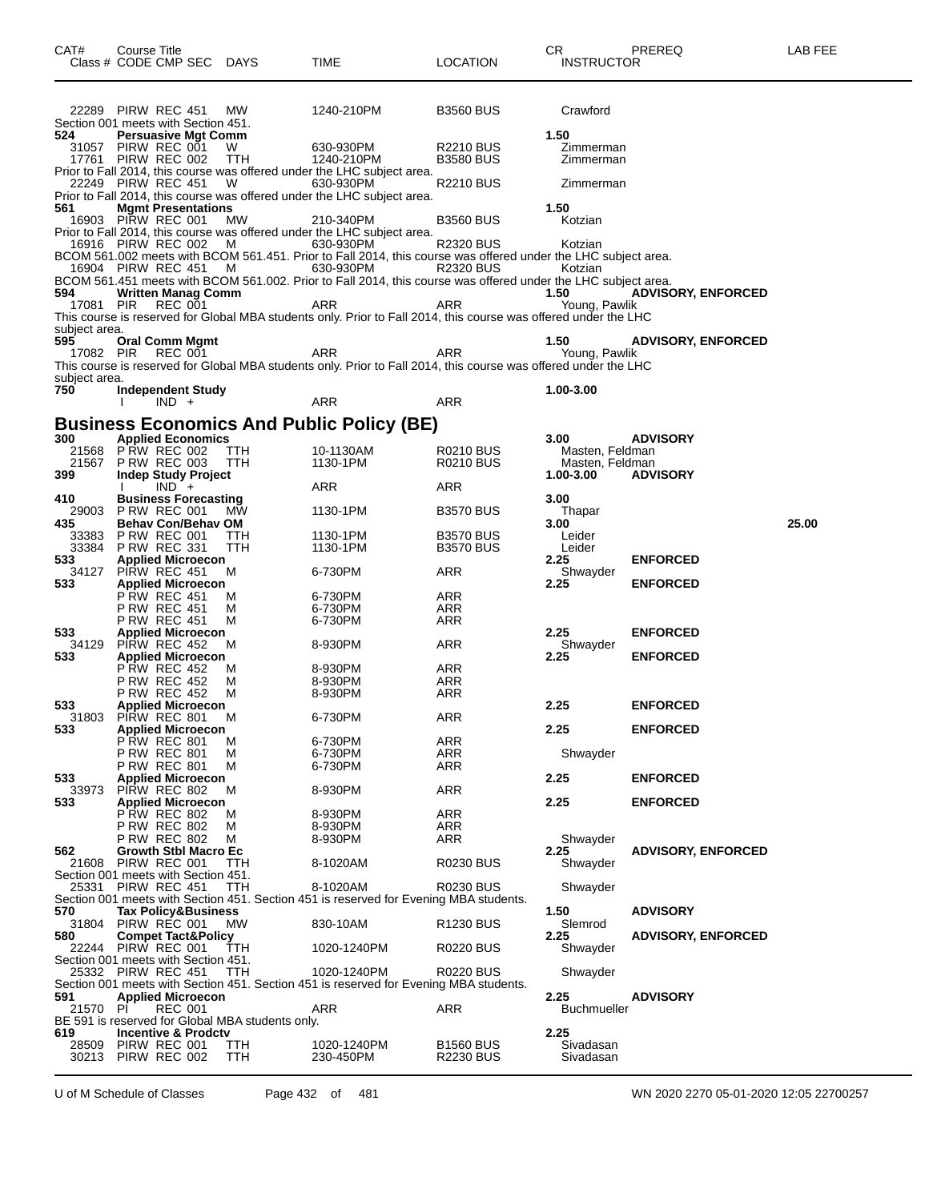| CAT# | Course Title Class # CODE CMP SEC | DAYS | TIME | LOCATION | CR INSTRUCTOR | PREREQ | LAB FEE |
|---|---|---|---|---|---|---|---|
| | 22289 PIRW REC 451 | MW | 1240-210PM | B3560 BUS | Crawford | | |

Section 001 meets with Section 451.

| CAT# | Course Title Class # CODE CMP SEC | DAYS | TIME | LOCATION | CR INSTRUCTOR | PREREQ | LAB FEE |
|---|---|---|---|---|---|---|---|
| 524 | **Persuasive Mgt Comm** | | | | **1.50** | | |
| | 31057 PIRW REC 001 | W | 630-930PM | R2210 BUS | Zimmerman | | |
| | 17761 PIRW REC 002 | TTH | 1240-210PM | B3580 BUS | Zimmerman | | |

Prior to Fall 2014, this course was offered under the LHC subject area.

| | | | | | | | |
|---|---|---|---|---|---|---|---|
| | 22249 PIRW REC 451 | W | 630-930PM | R2210 BUS | Zimmerman | | |

Prior to Fall 2014, this course was offered under the LHC subject area.

| | | | | | | | |
|---|---|---|---|---|---|---|---|
| 561 | **Mgmt Presentations** | | | | **1.50** | | |
| | 16903 PIRW REC 001 | MW | 210-340PM | B3560 BUS | Kotzian | | |

Prior to Fall 2014, this course was offered under the LHC subject area.

| | | | | | | | |
|---|---|---|---|---|---|---|---|
| | 16916 PIRW REC 002 | M | 630-930PM | R2320 BUS | Kotzian | | |

BCOM 561.002 meets with BCOM 561.451. Prior to Fall 2014, this course was offered under the LHC subject area.

| | | | | | | | |
|---|---|---|---|---|---|---|---|
| | 16904 PIRW REC 451 | M | 630-930PM | R2320 BUS | Kotzian | | |

BCOM 561.451 meets with BCOM 561.002. Prior to Fall 2014, this course was offered under the LHC subject area.

| | | | | | | | |
|---|---|---|---|---|---|---|---|
| 594 | **Written Manag Comm** | | | | **1.50** | **ADVISORY, ENFORCED** | |
| | 17081 PIR REC 001 | | ARR | ARR | Young, Pawlik | | |

This course is reserved for Global MBA students only. Prior to Fall 2014, this course was offered under the LHC subject area.

| | | | | | | | |
|---|---|---|---|---|---|---|---|
| 595 | **Oral Comm Mgmt** | | | | **1.50** | **ADVISORY, ENFORCED** | |
| | 17082 PIR REC 001 | | ARR | ARR | Young, Pawlik | | |

This course is reserved for Global MBA students only. Prior to Fall 2014, this course was offered under the LHC subject area.

| | | | | | | | |
|---|---|---|---|---|---|---|---|
| 750 | **Independent Study** | | | | **1.00-3.00** | | |
| | I IND + | | ARR | ARR | | | |

## Business Economics And Public Policy (BE)

| CAT# | Course Title Class # CODE CMP SEC | DAYS | TIME | LOCATION | CR INSTRUCTOR | PREREQ | LAB FEE |
|---|---|---|---|---|---|---|---|
| 300 | **Applied Economics** | | | | **3.00** | **ADVISORY** | |
| | 21568 P RW REC 002 | TTH | 10-1130AM | R0210 BUS | Masten, Feldman | | |
| | 21567 P RW REC 003 | TTH | 1130-1PM | R0210 BUS | Masten, Feldman | | |
| 399 | **Indep Study Project** | | | | **1.00-3.00** | **ADVISORY** | |
| | I IND + | | ARR | ARR | | | |
| 410 | **Business Forecasting** | | | | **3.00** | | |
| | 29003 P RW REC 001 | MW | 1130-1PM | B3570 BUS | Thapar | | |
| 435 | **Behav Con/Behav OM** | | | | **3.00** | | **25.00** |
| | 33383 P RW REC 001 | TTH | 1130-1PM | B3570 BUS | Leider | | |
| | 33384 P RW REC 331 | TTH | 1130-1PM | B3570 BUS | Leider | | |
| 533 | **Applied Microecon** | | | | **2.25** | **ENFORCED** | |
| | 34127 PIRW REC 451 | M | 6-730PM | ARR | Shwayder | | |
| 533 | **Applied Microecon** | | | | **2.25** | **ENFORCED** | |
| | P RW REC 451 | M | 6-730PM | ARR | | | |
| | P RW REC 451 | M | 6-730PM | ARR | | | |
| | P RW REC 451 | M | 6-730PM | ARR | | | |
| 533 | **Applied Microecon** | | | | **2.25** | **ENFORCED** | |
| | 34129 PIRW REC 452 | M | 8-930PM | ARR | Shwayder | | |
| 533 | **Applied Microecon** | | | | **2.25** | **ENFORCED** | |
| | P RW REC 452 | M | 8-930PM | ARR | | | |
| | P RW REC 452 | M | 8-930PM | ARR | | | |
| | P RW REC 452 | M | 8-930PM | ARR | | | |
| 533 | **Applied Microecon** | | | | **2.25** | **ENFORCED** | |
| | 31803 PIRW REC 801 | M | 6-730PM | ARR | | | |
| 533 | **Applied Microecon** | | | | **2.25** | **ENFORCED** | |
| | P RW REC 801 | M | 6-730PM | ARR | | | |
| | P RW REC 801 | M | 6-730PM | ARR | Shwayder | | |
| | P RW REC 801 | M | 6-730PM | ARR | | | |
| 533 | **Applied Microecon** | | | | **2.25** | **ENFORCED** | |
| | 33973 PIRW REC 802 | M | 8-930PM | ARR | | | |
| 533 | **Applied Microecon** | | | | **2.25** | **ENFORCED** | |
| | P RW REC 802 | M | 8-930PM | ARR | | | |
| | P RW REC 802 | M | 8-930PM | ARR | | | |
| | P RW REC 802 | M | 8-930PM | ARR | Shwayder | | |
| 562 | **Growth Stbl Macro Ec** | | | | **2.25** | **ADVISORY, ENFORCED** | |
| | 21608 PIRW REC 001 | TTH | 8-1020AM | R0230 BUS | Shwayder | | |

Section 001 meets with Section 451.

| | | | | | | | |
|---|---|---|---|---|---|---|---|
| | 25331 PIRW REC 451 | TTH | 8-1020AM | R0230 BUS | Shwayder | | |

Section 001 meets with Section 451. Section 451 is reserved for Evening MBA students.

| | | | | | | | |
|---|---|---|---|---|---|---|---|
| 570 | **Tax Policy&Business** | | | | **1.50** | **ADVISORY** | |
| | 31804 PIRW REC 001 | MW | 830-10AM | R1230 BUS | Slemrod | | |
| 580 | **Compet Tact&Policy** | | | | **2.25** | **ADVISORY, ENFORCED** | |
| | 22244 PIRW REC 001 | TTH | 1020-1240PM | R0220 BUS | Shwayder | | |

Section 001 meets with Section 451.

| | | | | | | | |
|---|---|---|---|---|---|---|---|
| | 25332 PIRW REC 451 | TTH | 1020-1240PM | R0220 BUS | Shwayder | | |

Section 001 meets with Section 451. Section 451 is reserved for Evening MBA students.

| | | | | | | | |
|---|---|---|---|---|---|---|---|
| 591 | **Applied Microecon** | | | | **2.25** | **ADVISORY** | |
| | 21570 PI REC 001 | | ARR | ARR | Buchmueller | | |

BE 591 is reserved for Global MBA students only.

| | | | | | | | |
|---|---|---|---|---|---|---|---|
| 619 | **Incentive & Prodctv** | | | | **2.25** | | |
| | 28509 PIRW REC 001 | TTH | 1020-1240PM | B1560 BUS | Sivadasan | | |
| | 30213 PIRW REC 002 | TTH | 230-450PM | R2230 BUS | Sivadasan | | |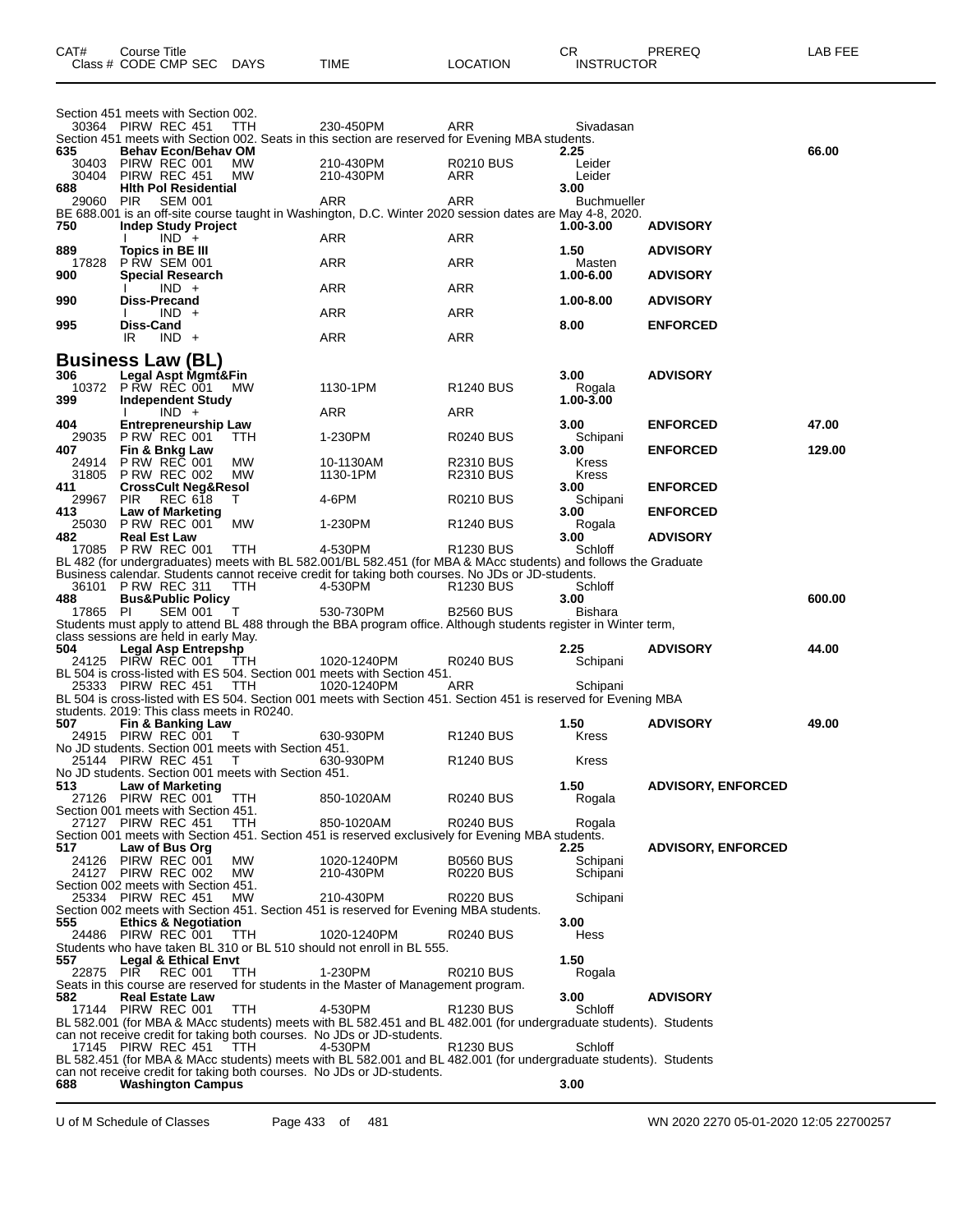| CAT# | Course Title<br>Class # CODE CMP SEC | DAYS | TIME | LOCATION | CR<br>INSTRUCTOR | PREREQ | LAB FEE |
|---|---|---|---|---|---|---|---|
| | Section 451 meets with Section 002. | | | | | | |
| | 30364 PIRW REC 451 | TTH | 230-450PM | ARR | Sivadasan | | |
| | Section 451 meets with Section 002. Seats in this section are reserved for Evening MBA students. | | | | | | |
| 635 | **Behav Econ/Behav OM** | | | | 2.25 | | 66.00 |
| | 30403 PIRW REC 001 | MW | 210-430PM | R0210 BUS | Leider | | |
| | 30404 PIRW REC 451 | MW | 210-430PM | ARR | Leider | | |
| 688 | **Hlth Pol Residential** | | | | 3.00 | | |
| | 29060 PIR SEM 001 | | ARR | ARR | Buchmueller | | |
| | BE 688.001 is an off-site course taught in Washington, D.C. Winter 2020 session dates are May 4-8, 2020. | | | | | | |
| 750 | **Indep Study Project** | | | | 1.00-3.00 | ADVISORY | |
| | I IND + | | ARR | ARR | | | |
| 889 | **Topics in BE III** | | | | 1.50 | ADVISORY | |
| | 17828 P RW SEM 001 | | ARR | ARR | Masten | | |
| 900 | **Special Research** | | | | 1.00-6.00 | ADVISORY | |
| | I IND + | | ARR | ARR | | | |
| 990 | **Diss-Precand** | | | | 1.00-8.00 | ADVISORY | |
| | I IND + | | ARR | ARR | | | |
| 995 | **Diss-Cand** | | | | 8.00 | ENFORCED | |
| | IR IND + | | ARR | ARR | | | |

## Business Law (BL)

| CAT# | Course Title<br>Class # CODE CMP SEC | DAYS | TIME | LOCATION | CR<br>INSTRUCTOR | PREREQ | LAB FEE |
|---|---|---|---|---|---|---|---|
| 306 | **Legal Aspt Mgmt&Fin** | | | | 3.00 | ADVISORY | |
| | 10372 P RW REC 001 | MW | 1130-1PM | R1240 BUS | Rogala | | |
| 399 | **Independent Study** | | | | 1.00-3.00 | | |
| | I IND + | | ARR | ARR | | | |
| 404 | **Entrepreneurship Law** | | | | 3.00 | ENFORCED | 47.00 |
| | 29035 P RW REC 001 | TTH | 1-230PM | R0240 BUS | Schipani | | |
| 407 | **Fin & Bnkg Law** | | | | 3.00 | ENFORCED | 129.00 |
| | 24914 P RW REC 001 | MW | 10-1130AM | R2310 BUS | Kress | | |
| | 31805 P RW REC 002 | MW | 1130-1PM | R2310 BUS | Kress | | |
| 411 | **CrossCult Neg&Resol** | | | | 3.00 | ENFORCED | |
| | 29967 PIR REC 618 | T | 4-6PM | R0210 BUS | Schipani | | |
| 413 | **Law of Marketing** | | | | 3.00 | ENFORCED | |
| | 25030 P RW REC 001 | MW | 1-230PM | R1240 BUS | Rogala | | |
| 482 | **Real Est Law** | | | | 3.00 | ADVISORY | |
| | 17085 P RW REC 001 | TTH | 4-530PM | R1230 BUS | Schloff | | |
| | BL 482 (for undergraduates) meets with BL 582.001/BL 582.451 (for MBA & MAcc students) and follows the Graduate Business calendar. Students cannot receive credit for taking both courses. No JDs or JD-students. | | | | | | |
| | 36101 P RW REC 311 | TTH | 4-530PM | R1230 BUS | Schloff | | |
| 488 | **Bus&Public Policy** | | | | 3.00 | | 600.00 |
| | 17865 PI SEM 001 | T | 530-730PM | B2560 BUS | Bishara | | |
| | Students must apply to attend BL 488 through the BBA program office. Although students register in Winter term, class sessions are held in early May. | | | | | | |
| 504 | **Legal Asp Entrepshp** | | | | 2.25 | ADVISORY | 44.00 |
| | 24125 PIRW REC 001 | TTH | 1020-1240PM | R0240 BUS | Schipani | | |
| | BL 504 is cross-listed with ES 504. Section 001 meets with Section 451. | | | | | | |
| | 25333 PIRW REC 451 | TTH | 1020-1240PM | ARR | Schipani | | |
| | BL 504 is cross-listed with ES 504. Section 001 meets with Section 451. Section 451 is reserved for Evening MBA students. 2019: This class meets in R0240. | | | | | | |
| 507 | **Fin & Banking Law** | | | | 1.50 | ADVISORY | 49.00 |
| | 24915 PIRW REC 001 | T | 630-930PM | R1240 BUS | Kress | | |
| | No JD students. Section 001 meets with Section 451. | | | | | | |
| | 25144 PIRW REC 451 | T | 630-930PM | R1240 BUS | Kress | | |
| | No JD students. Section 001 meets with Section 451. | | | | | | |
| 513 | **Law of Marketing** | | | | 1.50 | ADVISORY, ENFORCED | |
| | 27126 PIRW REC 001 | TTH | 850-1020AM | R0240 BUS | Rogala | | |
| | Section 001 meets with Section 451. | | | | | | |
| | 27127 PIRW REC 451 | TTH | 850-1020AM | R0240 BUS | Rogala | | |
| | Section 001 meets with Section 451. Section 451 is reserved exclusively for Evening MBA students. | | | | | | |
| 517 | **Law of Bus Org** | | | | 2.25 | ADVISORY, ENFORCED | |
| | 24126 PIRW REC 001 | MW | 1020-1240PM | B0560 BUS | Schipani | | |
| | 24127 PIRW REC 002 | MW | 210-430PM | R0220 BUS | Schipani | | |
| | Section 002 meets with Section 451. | | | | | | |
| | 25334 PIRW REC 451 | MW | 210-430PM | R0220 BUS | Schipani | | |
| | Section 002 meets with Section 451. Section 451 is reserved for Evening MBA students. | | | | | | |
| 555 | **Ethics & Negotiation** | | | | 3.00 | | |
| | 24486 PIRW REC 001 | TTH | 1020-1240PM | R0240 BUS | Hess | | |
| | Students who have taken BL 310 or BL 510 should not enroll in BL 555. | | | | | | |
| 557 | **Legal & Ethical Envt** | | | | 1.50 | | |
| | 22875 PIR REC 001 | TTH | 1-230PM | R0210 BUS | Rogala | | |
| | Seats in this course are reserved for students in the Master of Management program. | | | | | | |
| 582 | **Real Estate Law** | | | | 3.00 | ADVISORY | |
| | 17144 PIRW REC 001 | TTH | 4-530PM | R1230 BUS | Schloff | | |
| | BL 582.001 (for MBA & MAcc students) meets with BL 582.451 and BL 482.001 (for undergraduate students). Students can not receive credit for taking both courses. No JDs or JD-students. | | | | | | |
| | 17145 PIRW REC 451 | TTH | 4-530PM | R1230 BUS | Schloff | | |
| | BL 582.451 (for MBA & MAcc students) meets with BL 582.001 and BL 482.001 (for undergraduate students). Students can not receive credit for taking both courses. No JDs or JD-students. | | | | | | |
| 688 | **Washington Campus** | | | | 3.00 | | |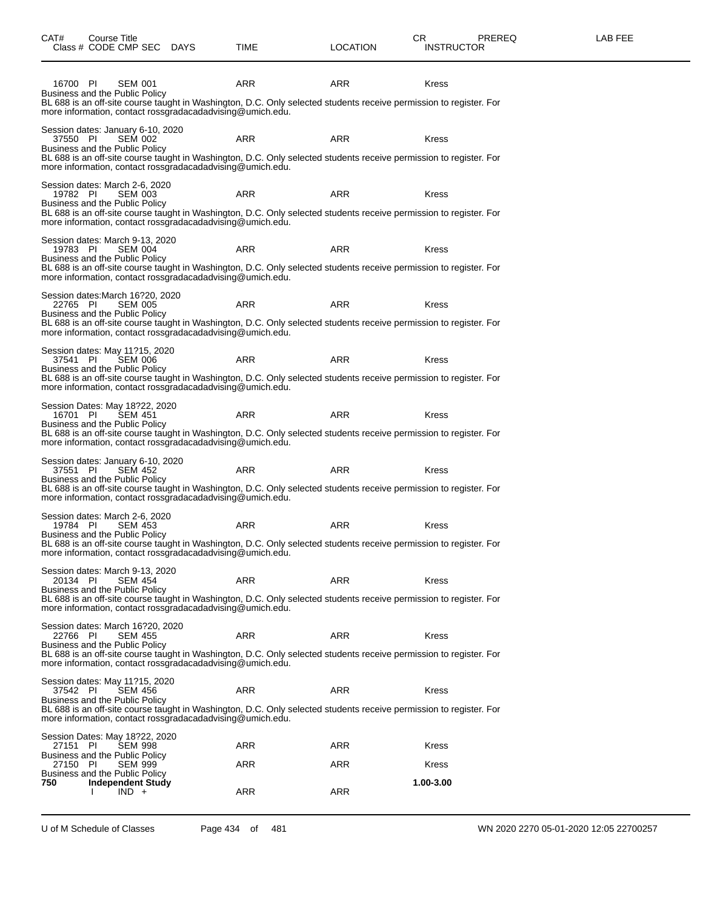| CAT# | Course Title Class # CODE CMP SEC DAYS | TIME | LOCATION | CR INSTRUCTOR | PREREQ | LAB FEE |
|---|---|---|---|---|---|---|

16700 PI SEM 001 ARR ARR Kress
Business and the Public Policy
BL 688 is an off-site course taught in Washington, D.C. Only selected students receive permission to register. For more information, contact rossgradacadadvising@umich.edu.

Session dates: January 6-10, 2020
37550 PI SEM 002 ARR ARR Kress
Business and the Public Policy
BL 688 is an off-site course taught in Washington, D.C. Only selected students receive permission to register. For more information, contact rossgradacadadvising@umich.edu.

Session dates: March 2-6, 2020
19782 PI SEM 003 ARR ARR Kress
Business and the Public Policy
BL 688 is an off-site course taught in Washington, D.C. Only selected students receive permission to register. For more information, contact rossgradacadadvising@umich.edu.

Session dates: March 9-13, 2020
19783 PI SEM 004 ARR ARR Kress
Business and the Public Policy
BL 688 is an off-site course taught in Washington, D.C. Only selected students receive permission to register. For more information, contact rossgradacadadvising@umich.edu.

Session dates:March 16?20, 2020
22765 PI SEM 005 ARR ARR Kress
Business and the Public Policy
BL 688 is an off-site course taught in Washington, D.C. Only selected students receive permission to register. For more information, contact rossgradacadadvising@umich.edu.

Session dates: May 11?15, 2020
37541 PI SEM 006 ARR ARR Kress
Business and the Public Policy
BL 688 is an off-site course taught in Washington, D.C. Only selected students receive permission to register. For more information, contact rossgradacadadvising@umich.edu.

Session Dates: May 18?22, 2020
16701 PI SEM 451 ARR ARR Kress
Business and the Public Policy
BL 688 is an off-site course taught in Washington, D.C. Only selected students receive permission to register. For more information, contact rossgradacadadvising@umich.edu.

Session dates: January 6-10, 2020
37551 PI SEM 452 ARR ARR Kress
Business and the Public Policy
BL 688 is an off-site course taught in Washington, D.C. Only selected students receive permission to register. For more information, contact rossgradacadadvising@umich.edu.

Session dates: March 2-6, 2020
19784 PI SEM 453 ARR ARR Kress
Business and the Public Policy
BL 688 is an off-site course taught in Washington, D.C. Only selected students receive permission to register. For more information, contact rossgradacadadvising@umich.edu.

Session dates: March 9-13, 2020
20134 PI SEM 454 ARR ARR Kress
Business and the Public Policy
BL 688 is an off-site course taught in Washington, D.C. Only selected students receive permission to register. For more information, contact rossgradacadadvising@umich.edu.

Session dates: March 16?20, 2020
22766 PI SEM 455 ARR ARR Kress
Business and the Public Policy
BL 688 is an off-site course taught in Washington, D.C. Only selected students receive permission to register. For more information, contact rossgradacadadvising@umich.edu.

Session dates: May 11?15, 2020
37542 PI SEM 456 ARR ARR Kress
Business and the Public Policy
BL 688 is an off-site course taught in Washington, D.C. Only selected students receive permission to register. For more information, contact rossgradacadadvising@umich.edu.

Session Dates: May 18?22, 2020
27151 PI SEM 998 ARR ARR Kress
Business and the Public Policy
27150 PI SEM 999 ARR ARR Kress
Business and the Public Policy

**750 Independent Study** **1.00-3.00**
I IND + ARR ARR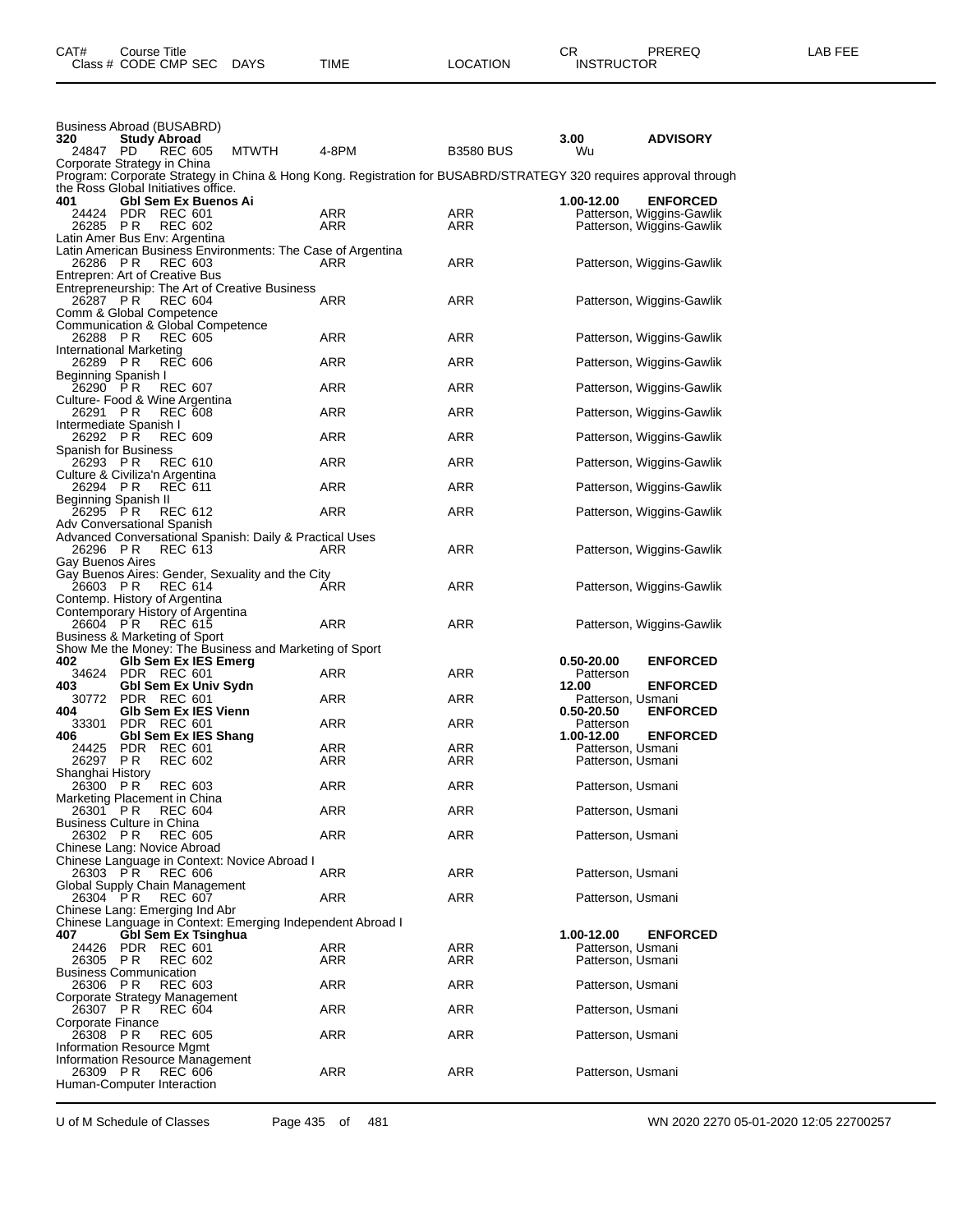| CAT# | Course Title | | | | | | CR | PREREQ | LAB FEE |
|---|---|---|---|---|---|---|---|---|---|
| Class # | CODE | CMP | SEC | DAYS | TIME | LOCATION | INSTRUCTOR | | |

Business Abroad (BUSABRD)

**320 Study Abroad** — **3.00** — **ADVISORY**

| Class # | CODE | CMP | SEC | DAYS | TIME | LOCATION | INSTRUCTOR |
|---|---|---|---|---|---|---|---|
| 24847 | PD | REC | 605 | MTWTH | 4-8PM | B3580 BUS | Wu |

Corporate Strategy in China
Program: Corporate Strategy in China & Hong Kong. Registration for BUSABRD/STRATEGY 320 requires approval through the Ross Global Initiatives office.

**401 Gbl Sem Ex Buenos Ai** — **1.00-12.00** — **ENFORCED**

| Class # | CODE | CMP | SEC | DAYS | TIME | LOCATION | INSTRUCTOR |
|---|---|---|---|---|---|---|---|
| 24424 | PDR | REC | 601 | | ARR | ARR | Patterson, Wiggins-Gawlik |
| 26285 | PR | REC | 602 | | ARR | ARR | Patterson, Wiggins-Gawlik |

Latin Amer Bus Env: Argentina
Latin American Business Environments: The Case of Argentina

| Class # | CODE | CMP | SEC | DAYS | TIME | LOCATION | INSTRUCTOR |
|---|---|---|---|---|---|---|---|
| 26286 | PR | REC | 603 | | ARR | ARR | Patterson, Wiggins-Gawlik |

Entrepren: Art of Creative Bus
Entrepreneurship: The Art of Creative Business

| Class # | CODE | CMP | SEC | DAYS | TIME | LOCATION | INSTRUCTOR |
|---|---|---|---|---|---|---|---|
| 26287 | PR | REC | 604 | | ARR | ARR | Patterson, Wiggins-Gawlik |

Comm & Global Competence
Communication & Global Competence

| Class # | CODE | CMP | SEC | DAYS | TIME | LOCATION | INSTRUCTOR |
|---|---|---|---|---|---|---|---|
| 26288 | PR | REC | 605 | | ARR | ARR | Patterson, Wiggins-Gawlik |

International Marketing

| Class # | CODE | CMP | SEC | DAYS | TIME | LOCATION | INSTRUCTOR |
|---|---|---|---|---|---|---|---|
| 26289 | PR | REC | 606 | | ARR | ARR | Patterson, Wiggins-Gawlik |

Beginning Spanish I

| Class # | CODE | CMP | SEC | DAYS | TIME | LOCATION | INSTRUCTOR |
|---|---|---|---|---|---|---|---|
| 26290 | PR | REC | 607 | | ARR | ARR | Patterson, Wiggins-Gawlik |

Culture- Food & Wine Argentina

| Class # | CODE | CMP | SEC | DAYS | TIME | LOCATION | INSTRUCTOR |
|---|---|---|---|---|---|---|---|
| 26291 | PR | REC | 608 | | ARR | ARR | Patterson, Wiggins-Gawlik |

Intermediate Spanish I

| Class # | CODE | CMP | SEC | DAYS | TIME | LOCATION | INSTRUCTOR |
|---|---|---|---|---|---|---|---|
| 26292 | PR | REC | 609 | | ARR | ARR | Patterson, Wiggins-Gawlik |

Spanish for Business

| Class # | CODE | CMP | SEC | DAYS | TIME | LOCATION | INSTRUCTOR |
|---|---|---|---|---|---|---|---|
| 26293 | PR | REC | 610 | | ARR | ARR | Patterson, Wiggins-Gawlik |

Culture & Civiliza'n Argentina

| Class # | CODE | CMP | SEC | DAYS | TIME | LOCATION | INSTRUCTOR |
|---|---|---|---|---|---|---|---|
| 26294 | PR | REC | 611 | | ARR | ARR | Patterson, Wiggins-Gawlik |

Beginning Spanish II

| Class # | CODE | CMP | SEC | DAYS | TIME | LOCATION | INSTRUCTOR |
|---|---|---|---|---|---|---|---|
| 26295 | PR | REC | 612 | | ARR | ARR | Patterson, Wiggins-Gawlik |

Adv Conversational Spanish
Advanced Conversational Spanish: Daily & Practical Uses

| Class # | CODE | CMP | SEC | DAYS | TIME | LOCATION | INSTRUCTOR |
|---|---|---|---|---|---|---|---|
| 26296 | PR | REC | 613 | | ARR | ARR | Patterson, Wiggins-Gawlik |

Gay Buenos Aires
Gay Buenos Aires: Gender, Sexuality and the City

| Class # | CODE | CMP | SEC | DAYS | TIME | LOCATION | INSTRUCTOR |
|---|---|---|---|---|---|---|---|
| 26603 | PR | REC | 614 | | ARR | ARR | Patterson, Wiggins-Gawlik |

Contemp. History of Argentina
Contemporary History of Argentina

| Class # | CODE | CMP | SEC | DAYS | TIME | LOCATION | INSTRUCTOR |
|---|---|---|---|---|---|---|---|
| 26604 | PR | REC | 615 | | ARR | ARR | Patterson, Wiggins-Gawlik |

Business & Marketing of Sport
Show Me the Money: The Business and Marketing of Sport

**402 Glb Sem Ex IES Emerg** — **0.50-20.00** — **ENFORCED**

| Class # | CODE | CMP | SEC | DAYS | TIME | LOCATION | INSTRUCTOR |
|---|---|---|---|---|---|---|---|
| 34624 | PDR | REC | 601 | | ARR | ARR | Patterson |

**403 Gbl Sem Ex Univ Sydn** — **12.00** — **ENFORCED**

| Class # | CODE | CMP | SEC | DAYS | TIME | LOCATION | INSTRUCTOR |
|---|---|---|---|---|---|---|---|
| 30772 | PDR | REC | 601 | | ARR | ARR | Patterson, Usmani |

**404 Glb Sem Ex IES Vienn** — **0.50-20.50** — **ENFORCED**

| Class # | CODE | CMP | SEC | DAYS | TIME | LOCATION | INSTRUCTOR |
|---|---|---|---|---|---|---|---|
| 33301 | PDR | REC | 601 | | ARR | ARR | Patterson |

**406 Gbl Sem Ex IES Shang** — **1.00-12.00** — **ENFORCED**

| Class # | CODE | CMP | SEC | DAYS | TIME | LOCATION | INSTRUCTOR |
|---|---|---|---|---|---|---|---|
| 24425 | PDR | REC | 601 | | ARR | ARR | Patterson, Usmani |
| 26297 | PR | REC | 602 | | ARR | ARR | Patterson, Usmani |

Shanghai History

| Class # | CODE | CMP | SEC | DAYS | TIME | LOCATION | INSTRUCTOR |
|---|---|---|---|---|---|---|---|
| 26300 | PR | REC | 603 | | ARR | ARR | Patterson, Usmani |

Marketing Placement in China

| Class # | CODE | CMP | SEC | DAYS | TIME | LOCATION | INSTRUCTOR |
|---|---|---|---|---|---|---|---|
| 26301 | PR | REC | 604 | | ARR | ARR | Patterson, Usmani |

Business Culture in China

| Class # | CODE | CMP | SEC | DAYS | TIME | LOCATION | INSTRUCTOR |
|---|---|---|---|---|---|---|---|
| 26302 | PR | REC | 605 | | ARR | ARR | Patterson, Usmani |

Chinese Lang: Novice Abroad
Chinese Language in Context: Novice Abroad I

| Class # | CODE | CMP | SEC | DAYS | TIME | LOCATION | INSTRUCTOR |
|---|---|---|---|---|---|---|---|
| 26303 | PR | REC | 606 | | ARR | ARR | Patterson, Usmani |

Global Supply Chain Management

| Class # | CODE | CMP | SEC | DAYS | TIME | LOCATION | INSTRUCTOR |
|---|---|---|---|---|---|---|---|
| 26304 | PR | REC | 607 | | ARR | ARR | Patterson, Usmani |

Chinese Lang: Emerging Ind Abr
Chinese Language in Context: Emerging Independent Abroad I

**407 Gbl Sem Ex Tsinghua** — **1.00-12.00** — **ENFORCED**

| Class # | CODE | CMP | SEC | DAYS | TIME | LOCATION | INSTRUCTOR |
|---|---|---|---|---|---|---|---|
| 24426 | PDR | REC | 601 | | ARR | ARR | Patterson, Usmani |
| 26305 | PR | REC | 602 | | ARR | ARR | Patterson, Usmani |

Business Communication

| Class # | CODE | CMP | SEC | DAYS | TIME | LOCATION | INSTRUCTOR |
|---|---|---|---|---|---|---|---|
| 26306 | PR | REC | 603 | | ARR | ARR | Patterson, Usmani |

Corporate Strategy Management

| Class # | CODE | CMP | SEC | DAYS | TIME | LOCATION | INSTRUCTOR |
|---|---|---|---|---|---|---|---|
| 26307 | PR | REC | 604 | | ARR | ARR | Patterson, Usmani |

Corporate Finance

| Class # | CODE | CMP | SEC | DAYS | TIME | LOCATION | INSTRUCTOR |
|---|---|---|---|---|---|---|---|
| 26308 | PR | REC | 605 | | ARR | ARR | Patterson, Usmani |

Information Resource Mgmt
Information Resource Management

| Class # | CODE | CMP | SEC | DAYS | TIME | LOCATION | INSTRUCTOR |
|---|---|---|---|---|---|---|---|
| 26309 | PR | REC | 606 | | ARR | ARR | Patterson, Usmani |

Human-Computer Interaction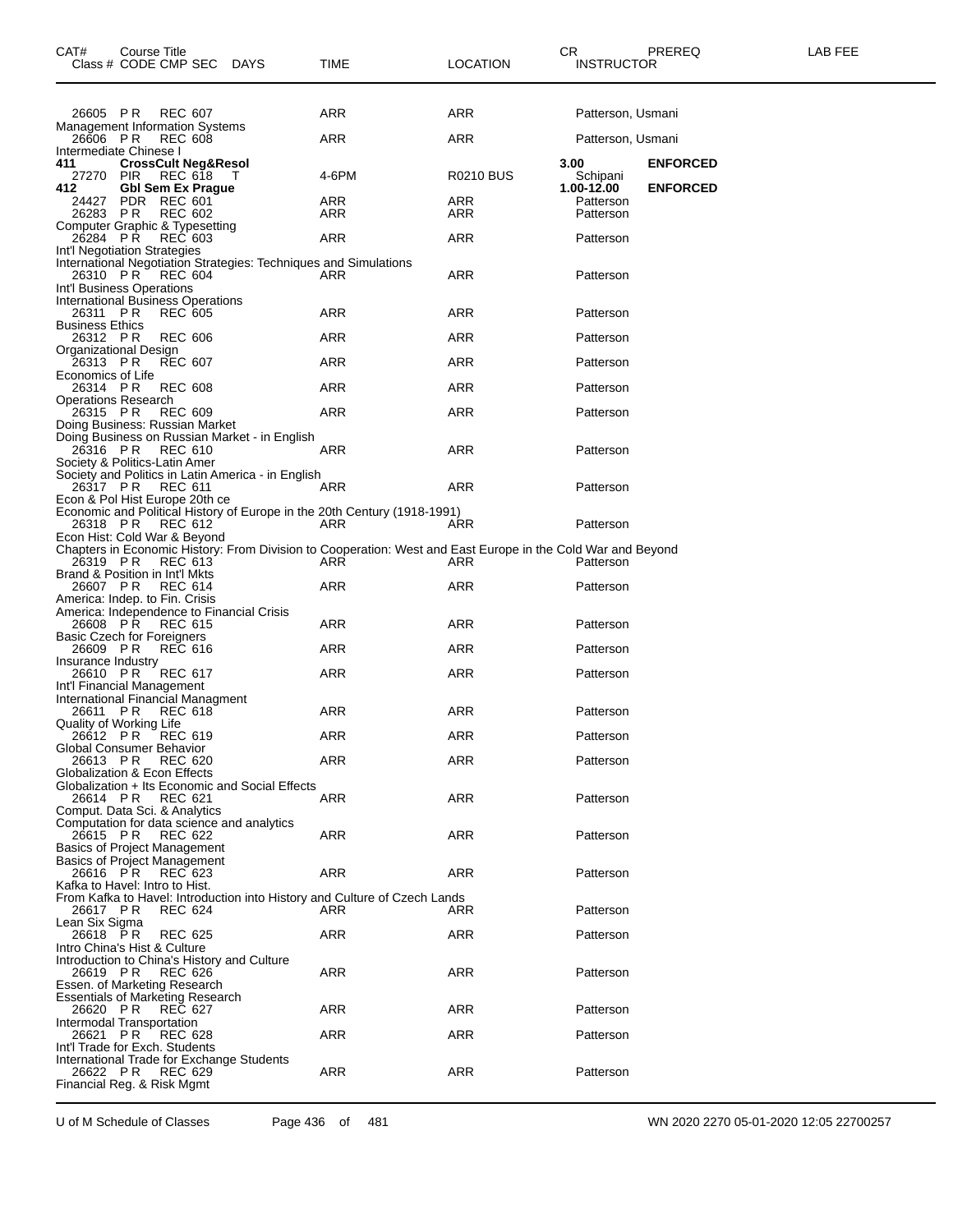| CAT# | Course Title<br>Class # CODE CMP SEC DAYS | TIME | LOCATION | CR<br>INSTRUCTOR | PREREQ | LAB FEE |
|---|---|---|---|---|---|---|
| | 26605 P R REC 607 | ARR | ARR | Patterson, Usmani | | |
| | Management Information Systems | | | | | |
| | 26606 P R REC 608 | ARR | ARR | Patterson, Usmani | | |
| | Intermediate Chinese I | | | | | |
| **411** | **CrossCult Neg&Resol** | | | **3.00** | **ENFORCED** | |
| | 27270 PIR REC 618 T | 4-6PM | R0210 BUS | Schipani | | |
| **412** | **Gbl Sem Ex Prague** | | | **1.00-12.00** | **ENFORCED** | |
| | 24427 PDR REC 601 | ARR | ARR | Patterson | | |
| | 26283 P R REC 602 | ARR | ARR | Patterson | | |
| | Computer Graphic & Typesetting | | | | | |
| | 26284 P R REC 603 | ARR | ARR | Patterson | | |
| | Int'l Negotiation Strategies | | | | | |
| | International Negotiation Strategies: Techniques and Simulations | | | | | |
| | 26310 P R REC 604 | ARR | ARR | Patterson | | |
| | Int'l Business Operations | | | | | |
| | International Business Operations | | | | | |
| | 26311 P R REC 605 | ARR | ARR | Patterson | | |
| | Business Ethics | | | | | |
| | 26312 P R REC 606 | ARR | ARR | Patterson | | |
| | Organizational Design | | | | | |
| | 26313 P R REC 607 | ARR | ARR | Patterson | | |
| | Economics of Life | | | | | |
| | 26314 P R REC 608 | ARR | ARR | Patterson | | |
| | Operations Research | | | | | |
| | 26315 P R REC 609 | ARR | ARR | Patterson | | |
| | Doing Business: Russian Market | | | | | |
| | Doing Business on Russian Market - in English | | | | | |
| | 26316 P R REC 610 | ARR | ARR | Patterson | | |
| | Society & Politics-Latin Amer | | | | | |
| | Society and Politics in Latin America - in English | | | | | |
| | 26317 P R REC 611 | ARR | ARR | Patterson | | |
| | Econ & Pol Hist Europe 20th ce | | | | | |
| | Economic and Political History of Europe in the 20th Century (1918-1991) | | | | | |
| | 26318 P R REC 612 | ARR | ARR | Patterson | | |
| | Econ Hist: Cold War & Beyond | | | | | |
| | Chapters in Economic History: From Division to Cooperation: West and East Europe in the Cold War and Beyond | | | | | |
| | 26319 P R REC 613 | ARR | ARR | Patterson | | |
| | Brand & Position in Int'l Mkts | | | | | |
| | 26607 P R REC 614 | ARR | ARR | Patterson | | |
| | America: Indep. to Fin. Crisis | | | | | |
| | America: Independence to Financial Crisis | | | | | |
| | 26608 P R REC 615 | ARR | ARR | Patterson | | |
| | Basic Czech for Foreigners | | | | | |
| | 26609 P R REC 616 | ARR | ARR | Patterson | | |
| | Insurance Industry | | | | | |
| | 26610 P R REC 617 | ARR | ARR | Patterson | | |
| | Int'l Financial Management | | | | | |
| | International Financial Managment | | | | | |
| | 26611 P R REC 618 | ARR | ARR | Patterson | | |
| | Quality of Working Life | | | | | |
| | 26612 P R REC 619 | ARR | ARR | Patterson | | |
| | Global Consumer Behavior | | | | | |
| | 26613 P R REC 620 | ARR | ARR | Patterson | | |
| | Globalization & Econ Effects | | | | | |
| | Globalization + Its Economic and Social Effects | | | | | |
| | 26614 P R REC 621 | ARR | ARR | Patterson | | |
| | Comput. Data Sci. & Analytics | | | | | |
| | Computation for data science and analytics | | | | | |
| | 26615 P R REC 622 | ARR | ARR | Patterson | | |
| | Basics of Project Management | | | | | |
| | Basics of Project Management | | | | | |
| | 26616 P R REC 623 | ARR | ARR | Patterson | | |
| | Kafka to Havel: Intro to Hist. | | | | | |
| | From Kafka to Havel: Introduction into History and Culture of Czech Lands | | | | | |
| | 26617 P R REC 624 | ARR | ARR | Patterson | | |
| | Lean Six Sigma | | | | | |
| | 26618 P R REC 625 | ARR | ARR | Patterson | | |
| | Intro China's Hist & Culture | | | | | |
| | Introduction to China's History and Culture | | | | | |
| | 26619 P R REC 626 | ARR | ARR | Patterson | | |
| | Essen. of Marketing Research | | | | | |
| | Essentials of Marketing Research | | | | | |
| | 26620 P R REC 627 | ARR | ARR | Patterson | | |
| | Intermodal Transportation | | | | | |
| | 26621 P R REC 628 | ARR | ARR | Patterson | | |
| | Int'l Trade for Exch. Students | | | | | |
| | International Trade for Exchange Students | | | | | |
| | 26622 P R REC 629 | ARR | ARR | Patterson | | |
| | Financial Reg. & Risk Mgmt | | | | | |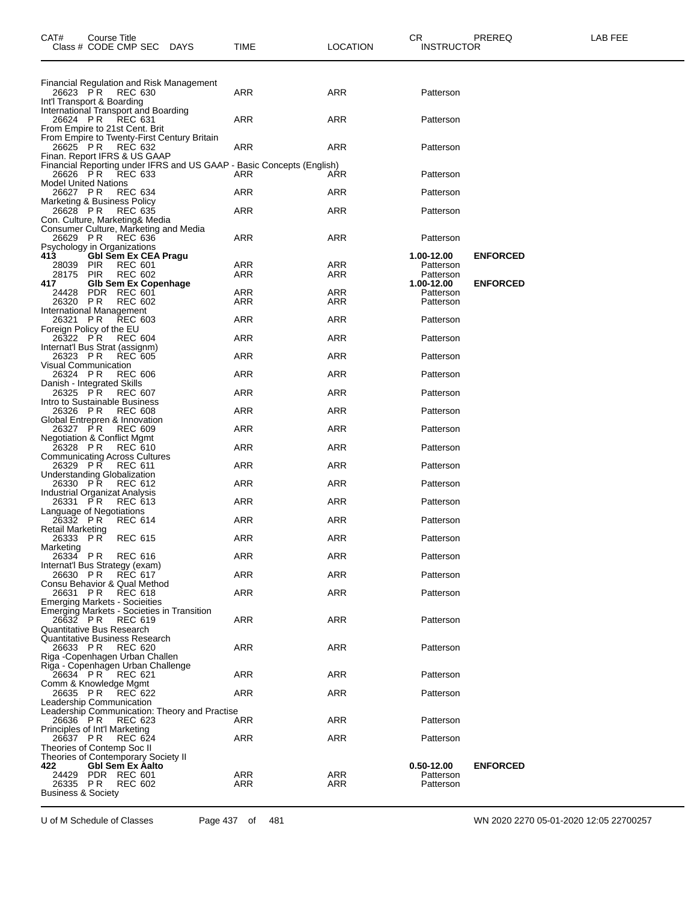| CAT# | Course Title<br>Class # CODE CMP SEC DAYS | TIME | LOCATION | CR<br>INSTRUCTOR | PREREQ | LAB FEE |
|---|---|---|---|---|---|---|
| | Financial Regulation and Risk Management | | | | | |
| | 26623 PR REC 630 | ARR | ARR | Patterson | | |
| | Int'l Transport & Boarding | | | | | |
| | International Transport and Boarding | | | | | |
| | 26624 PR REC 631 | ARR | ARR | Patterson | | |
| | From Empire to 21st Cent. Brit | | | | | |
| | From Empire to Twenty-First Century Britain | | | | | |
| | 26625 PR REC 632 | ARR | ARR | Patterson | | |
| | Finan. Report IFRS & US GAAP | | | | | |
| | Financial Reporting under IFRS and US GAAP - Basic Concepts (English) | | | | | |
| | 26626 PR REC 633 | ARR | ARR | Patterson | | |
| | Model United Nations | | | | | |
| | 26627 PR REC 634 | ARR | ARR | Patterson | | |
| | Marketing & Business Policy | | | | | |
| | 26628 PR REC 635 | ARR | ARR | Patterson | | |
| | Con. Culture, Marketing& Media | | | | | |
| | Consumer Culture, Marketing and Media | | | | | |
| | 26629 PR REC 636 | ARR | ARR | Patterson | | |
| | Psychology in Organizations | | | | | |
| **413** | **Gbl Sem Ex CEA Pragu** | | | **1.00-12.00** | **ENFORCED** | |
| | 28039 PIR REC 601 | ARR | ARR | Patterson | | |
| | 28175 PIR REC 602 | ARR | ARR | Patterson | | |
| **417** | **Glb Sem Ex Copenhage** | | | **1.00-12.00** | **ENFORCED** | |
| | 24428 PDR REC 601 | ARR | ARR | Patterson | | |
| | 26320 PR REC 602 | ARR | ARR | Patterson | | |
| | International Management | | | | | |
| | 26321 PR REC 603 | ARR | ARR | Patterson | | |
| | Foreign Policy of the EU | | | | | |
| | 26322 PR REC 604 | ARR | ARR | Patterson | | |
| | Internat'l Bus Strat (assignm) | | | | | |
| | 26323 PR REC 605 | ARR | ARR | Patterson | | |
| | Visual Communication | | | | | |
| | 26324 PR REC 606 | ARR | ARR | Patterson | | |
| | Danish - Integrated Skills | | | | | |
| | 26325 PR REC 607 | ARR | ARR | Patterson | | |
| | Intro to Sustainable Business | | | | | |
| | 26326 PR REC 608 | ARR | ARR | Patterson | | |
| | Global Entrepren & Innovation | | | | | |
| | 26327 PR REC 609 | ARR | ARR | Patterson | | |
| | Negotiation & Conflict Mgmt | | | | | |
| | 26328 PR REC 610 | ARR | ARR | Patterson | | |
| | Communicating Across Cultures | | | | | |
| | 26329 PR REC 611 | ARR | ARR | Patterson | | |
| | Understanding Globalization | | | | | |
| | 26330 PR REC 612 | ARR | ARR | Patterson | | |
| | Industrial Organizat Analysis | | | | | |
| | 26331 PR REC 613 | ARR | ARR | Patterson | | |
| | Language of Negotiations | | | | | |
| | 26332 PR REC 614 | ARR | ARR | Patterson | | |
| | Retail Marketing | | | | | |
| | 26333 PR REC 615 | ARR | ARR | Patterson | | |
| | Marketing | | | | | |
| | 26334 PR REC 616 | ARR | ARR | Patterson | | |
| | Internat'l Bus Strategy (exam) | | | | | |
| | 26630 PR REC 617 | ARR | ARR | Patterson | | |
| | Consu Behavior & Qual Method | | | | | |
| | 26631 PR REC 618 | ARR | ARR | Patterson | | |
| | Emerging Markets - Socieities | | | | | |
| | Emerging Markets - Societies in Transition | | | | | |
| | 26632 PR REC 619 | ARR | ARR | Patterson | | |
| | Quantitative Bus Research | | | | | |
| | Quantitative Business Research | | | | | |
| | 26633 PR REC 620 | ARR | ARR | Patterson | | |
| | Riga -Copenhagen Urban Challen | | | | | |
| | Riga - Copenhagen Urban Challenge | | | | | |
| | 26634 PR REC 621 | ARR | ARR | Patterson | | |
| | Comm & Knowledge Mgmt | | | | | |
| | 26635 PR REC 622 | ARR | ARR | Patterson | | |
| | Leadership Communication | | | | | |
| | Leadership Communication: Theory and Practise | | | | | |
| | 26636 PR REC 623 | ARR | ARR | Patterson | | |
| | Principles of Int'l Marketing | | | | | |
| | 26637 PR REC 624 | ARR | ARR | Patterson | | |
| | Theories of Contemp Soc II | | | | | |
| | Theories of Contemporary Society II | | | | | |
| **422** | **Gbl Sem Ex Aalto** | | | **0.50-12.00** | **ENFORCED** | |
| | 24429 PDR REC 601 | ARR | ARR | Patterson | | |
| | 26335 PR REC 602 | ARR | ARR | Patterson | | |
| | Business & Society | | | | | |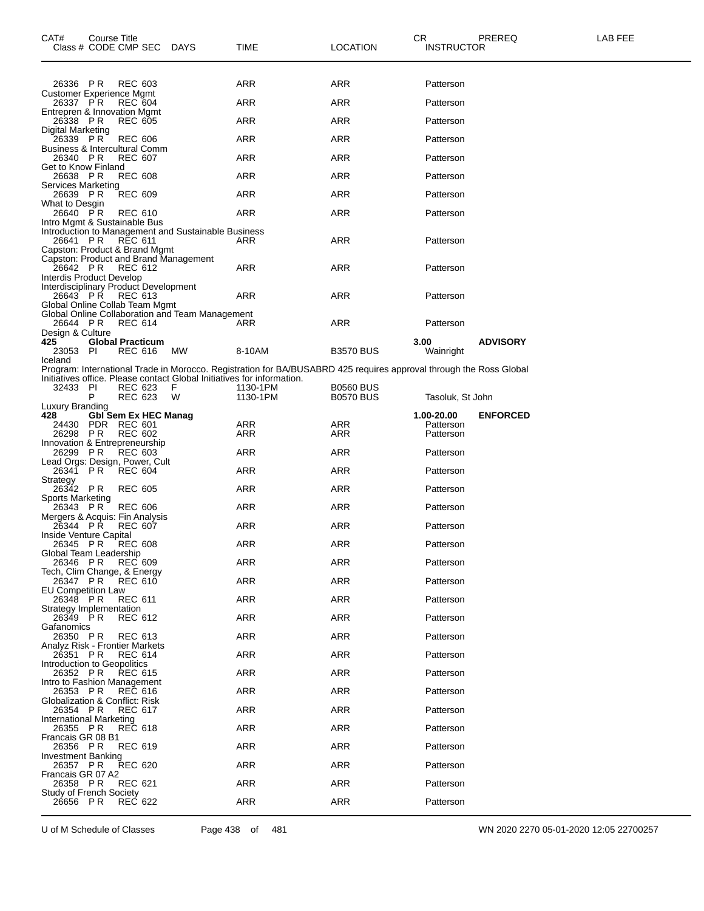| CAT# Class # | Course Title CODE CMP SEC | DAYS | TIME | LOCATION | CR INSTRUCTOR | PREREQ | LAB FEE |
|---|---|---|---|---|---|---|---|
| 26336 | P R REC 603 | | ARR | ARR | Patterson | | |
| Customer Experience Mgmt | | | | | | | |
| 26337 | P R REC 604 | | ARR | ARR | Patterson | | |
| Entrepren & Innovation Mgmt | | | | | | | |
| 26338 | P R REC 605 | | ARR | ARR | Patterson | | |
| Digital Marketing | | | | | | | |
| 26339 | P R REC 606 | | ARR | ARR | Patterson | | |
| Business & Intercultural Comm | | | | | | | |
| 26340 | P R REC 607 | | ARR | ARR | Patterson | | |
| Get to Know Finland | | | | | | | |
| 26638 | P R REC 608 | | ARR | ARR | Patterson | | |
| Services Marketing | | | | | | | |
| 26639 | P R REC 609 | | ARR | ARR | Patterson | | |
| What to Desgin | | | | | | | |
| 26640 | P R REC 610 | | ARR | ARR | Patterson | | |
| Intro Mgmt & Sustainable Bus | | | | | | | |
| Introduction to Management and Sustainable Business | | | | | | | |
| 26641 | P R REC 611 | | ARR | ARR | Patterson | | |
| Capston: Product & Brand Mgmt | | | | | | | |
| Capston: Product and Brand Management | | | | | | | |
| 26642 | P R REC 612 | | ARR | ARR | Patterson | | |
| Interdis Product Develop | | | | | | | |
| Interdisciplinary Product Development | | | | | | | |
| 26643 | P R REC 613 | | ARR | ARR | Patterson | | |
| Global Online Collab Team Mgmt | | | | | | | |
| Global Online Collaboration and Team Management | | | | | | | |
| 26644 | P R REC 614 | | ARR | ARR | Patterson | | |
| Design & Culture | | | | | | | |
| **425** | **Global Practicum** | | | | **3.00** | **ADVISORY** | |
| 23053 | PI REC 616 | MW | 8-10AM | B3570 BUS | Wainright | | |
| Iceland | | | | | | | |
| Program: International Trade in Morocco. Registration for BA/BUSABRD 425 requires approval through the Ross Global Initiatives office. Please contact Global Initiatives for information. | | | | | | | |
| 32433 | PI REC 623 | F | 1130-1PM | B0560 BUS | | | |
| | P REC 623 | W | 1130-1PM | B0570 BUS | Tasoluk, St John | | |
| Luxury Branding | | | | | | | |
| **428** | **Gbl Sem Ex HEC Manag** | | | | **1.00-20.00** | **ENFORCED** | |
| 24430 | PDR REC 601 | | ARR | ARR | Patterson | | |
| 26298 | P R REC 602 | | ARR | ARR | Patterson | | |
| Innovation & Entrepreneurship | | | | | | | |
| 26299 | P R REC 603 | | ARR | ARR | Patterson | | |
| Lead Orgs: Design, Power, Cult | | | | | | | |
| 26341 | P R REC 604 | | ARR | ARR | Patterson | | |
| Strategy | | | | | | | |
| 26342 | P R REC 605 | | ARR | ARR | Patterson | | |
| Sports Marketing | | | | | | | |
| 26343 | P R REC 606 | | ARR | ARR | Patterson | | |
| Mergers & Acquis: Fin Analysis | | | | | | | |
| 26344 | P R REC 607 | | ARR | ARR | Patterson | | |
| Inside Venture Capital | | | | | | | |
| 26345 | P R REC 608 | | ARR | ARR | Patterson | | |
| Global Team Leadership | | | | | | | |
| 26346 | P R REC 609 | | ARR | ARR | Patterson | | |
| Tech, Clim Change, & Energy | | | | | | | |
| 26347 | P R REC 610 | | ARR | ARR | Patterson | | |
| EU Competition Law | | | | | | | |
| 26348 | P R REC 611 | | ARR | ARR | Patterson | | |
| Strategy Implementation | | | | | | | |
| 26349 | P R REC 612 | | ARR | ARR | Patterson | | |
| Gafanomics | | | | | | | |
| 26350 | P R REC 613 | | ARR | ARR | Patterson | | |
| Analyz Risk - Frontier Markets | | | | | | | |
| 26351 | P R REC 614 | | ARR | ARR | Patterson | | |
| Introduction to Geopolitics | | | | | | | |
| 26352 | P R REC 615 | | ARR | ARR | Patterson | | |
| Intro to Fashion Management | | | | | | | |
| 26353 | P R REC 616 | | ARR | ARR | Patterson | | |
| Globalization & Conflict: Risk | | | | | | | |
| 26354 | P R REC 617 | | ARR | ARR | Patterson | | |
| International Marketing | | | | | | | |
| 26355 | P R REC 618 | | ARR | ARR | Patterson | | |
| Francais GR 08 B1 | | | | | | | |
| 26356 | P R REC 619 | | ARR | ARR | Patterson | | |
| Investment Banking | | | | | | | |
| 26357 | P R REC 620 | | ARR | ARR | Patterson | | |
| Francais GR 07 A2 | | | | | | | |
| 26358 | P R REC 621 | | ARR | ARR | Patterson | | |
| Study of French Society | | | | | | | |
| 26656 | P R REC 622 | | ARR | ARR | Patterson | | |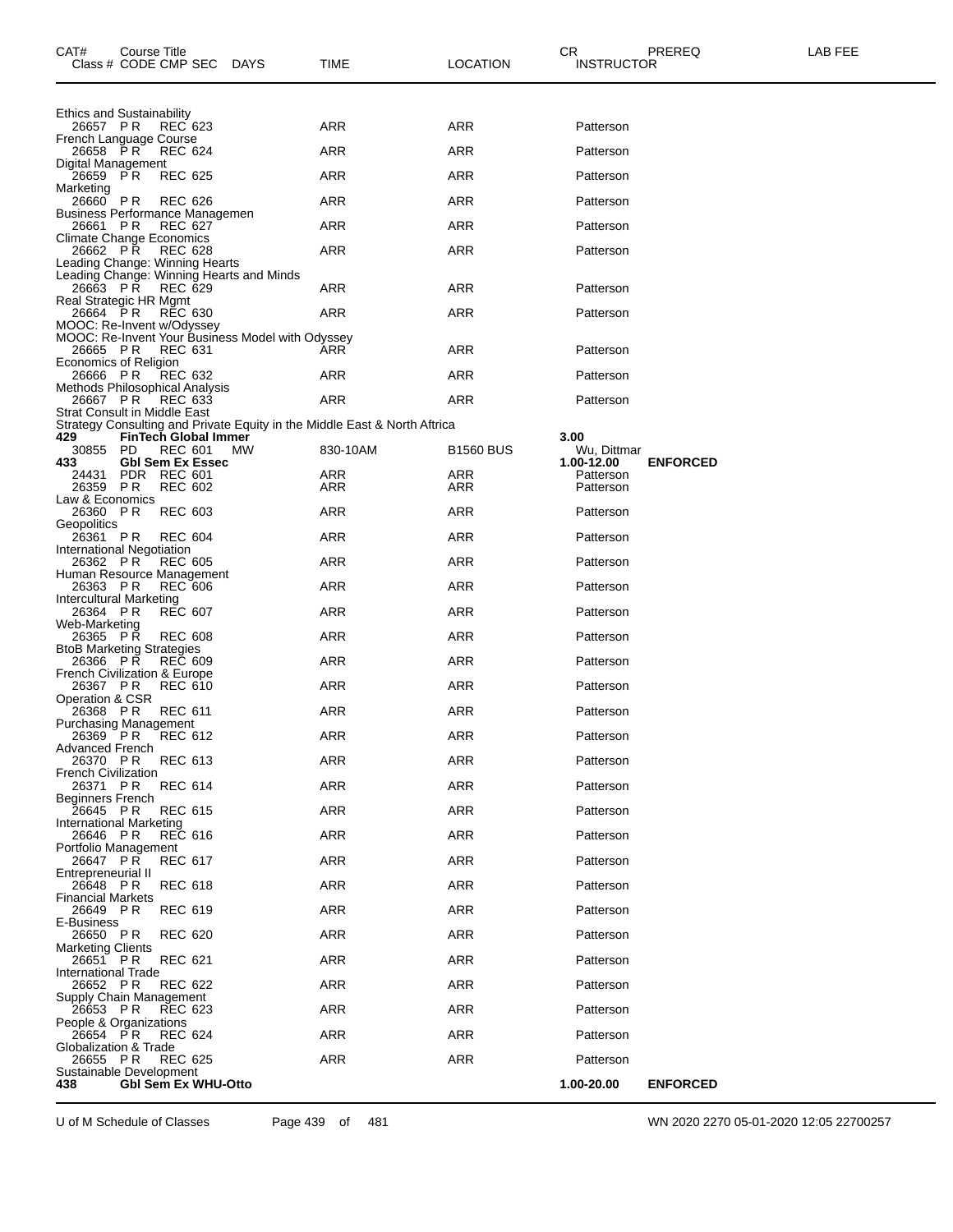| CAT# | Course Title<br>Class # CODE CMP SEC | DAYS | TIME | LOCATION | CR<br>INSTRUCTOR | PREREQ | LAB FEE |
|---|---|---|---|---|---|---|---|
| | Ethics and Sustainability | | | | | | |
| | 26657 PR REC 623 | | ARR | ARR | Patterson | | |
| | French Language Course | | | | | | |
| | 26658 PR REC 624 | | ARR | ARR | Patterson | | |
| | Digital Management | | | | | | |
| | 26659 PR REC 625 | | ARR | ARR | Patterson | | |
| | Marketing | | | | | | |
| | 26660 PR REC 626 | | ARR | ARR | Patterson | | |
| | Business Performance Managemen | | | | | | |
| | 26661 PR REC 627 | | ARR | ARR | Patterson | | |
| | Climate Change Economics | | | | | | |
| | 26662 PR REC 628 | | ARR | ARR | Patterson | | |
| | Leading Change: Winning Hearts | | | | | | |
| | Leading Change: Winning Hearts and Minds | | | | | | |
| | 26663 PR REC 629 | | ARR | ARR | Patterson | | |
| | Real Strategic HR Mgmt | | | | | | |
| | 26664 PR REC 630 | | ARR | ARR | Patterson | | |
| | MOOC: Re-Invent w/Odyssey | | | | | | |
| | MOOC: Re-Invent Your Business Model with Odyssey | | | | | | |
| | 26665 PR REC 631 | | ARR | ARR | Patterson | | |
| | Economics of Religion | | | | | | |
| | 26666 PR REC 632 | | ARR | ARR | Patterson | | |
| | Methods Philosophical Analysis | | | | | | |
| | 26667 PR REC 633 | | ARR | ARR | Patterson | | |
| | Strat Consult in Middle East | | | | | | |
| | Strategy Consulting and Private Equity in the Middle East & North Aftrica | | | | | | |
| **429** | **FinTech Global Immer** | | | | **3.00** | | |
| | 30855 PD REC 601 | MW | 830-10AM | B1560 BUS | Wu, Dittmar | | |
| **433** | **Gbl Sem Ex Essec** | | | | **1.00-12.00** | **ENFORCED** | |
| | 24431 PDR REC 601 | | ARR | ARR | Patterson | | |
| | 26359 PR REC 602 | | ARR | ARR | Patterson | | |
| | Law & Economics | | | | | | |
| | 26360 PR REC 603 | | ARR | ARR | Patterson | | |
| | Geopolitics | | | | | | |
| | 26361 PR REC 604 | | ARR | ARR | Patterson | | |
| | International Negotiation | | | | | | |
| | 26362 PR REC 605 | | ARR | ARR | Patterson | | |
| | Human Resource Management | | | | | | |
| | 26363 PR REC 606 | | ARR | ARR | Patterson | | |
| | Intercultural Marketing | | | | | | |
| | 26364 PR REC 607 | | ARR | ARR | Patterson | | |
| | Web-Marketing | | | | | | |
| | 26365 PR REC 608 | | ARR | ARR | Patterson | | |
| | BtoB Marketing Strategies | | | | | | |
| | 26366 PR REC 609 | | ARR | ARR | Patterson | | |
| | French Civilization & Europe | | | | | | |
| | 26367 PR REC 610 | | ARR | ARR | Patterson | | |
| | Operation & CSR | | | | | | |
| | 26368 PR REC 611 | | ARR | ARR | Patterson | | |
| | Purchasing Management | | | | | | |
| | 26369 PR REC 612 | | ARR | ARR | Patterson | | |
| | Advanced French | | | | | | |
| | 26370 PR REC 613 | | ARR | ARR | Patterson | | |
| | French Civilization | | | | | | |
| | 26371 PR REC 614 | | ARR | ARR | Patterson | | |
| | Beginners French | | | | | | |
| | 26645 PR REC 615 | | ARR | ARR | Patterson | | |
| | International Marketing | | | | | | |
| | 26646 PR REC 616 | | ARR | ARR | Patterson | | |
| | Portfolio Management | | | | | | |
| | 26647 PR REC 617 | | ARR | ARR | Patterson | | |
| | Entrepreneurial II | | | | | | |
| | 26648 PR REC 618 | | ARR | ARR | Patterson | | |
| | Financial Markets | | | | | | |
| | 26649 PR REC 619 | | ARR | ARR | Patterson | | |
| | E-Business | | | | | | |
| | 26650 PR REC 620 | | ARR | ARR | Patterson | | |
| | Marketing Clients | | | | | | |
| | 26651 PR REC 621 | | ARR | ARR | Patterson | | |
| | International Trade | | | | | | |
| | 26652 PR REC 622 | | ARR | ARR | Patterson | | |
| | Supply Chain Management | | | | | | |
| | 26653 PR REC 623 | | ARR | ARR | Patterson | | |
| | People & Organizations | | | | | | |
| | 26654 PR REC 624 | | ARR | ARR | Patterson | | |
| | Globalization & Trade | | | | | | |
| | 26655 PR REC 625 | | ARR | ARR | Patterson | | |
| | Sustainable Development | | | | | | |
| **438** | **Gbl Sem Ex WHU-Otto** | | | | **1.00-20.00** | **ENFORCED** | |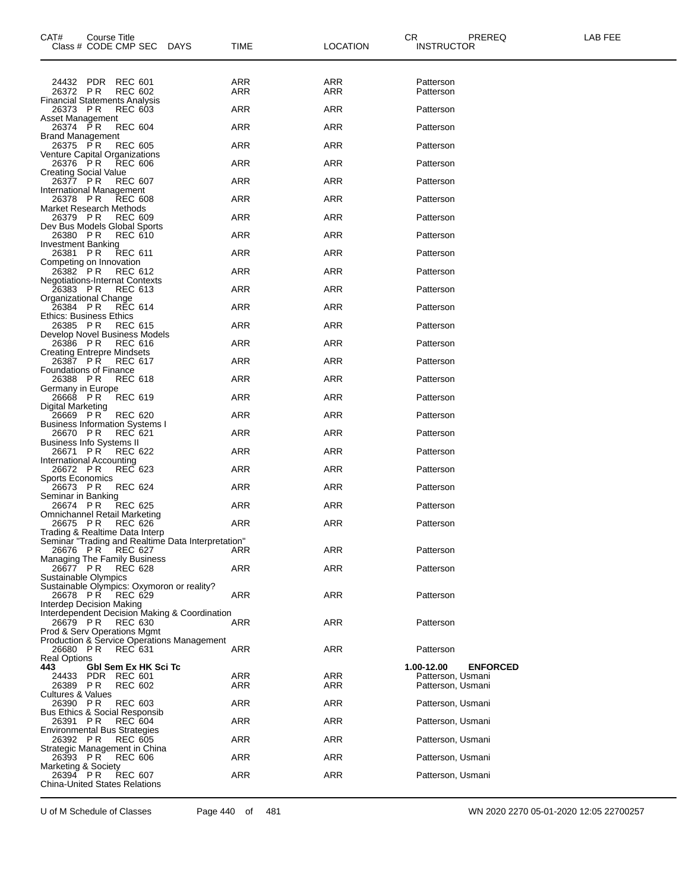| CAT# Class # | Course Title CODE | CMP | SEC | DAYS | TIME | LOCATION | CR INSTRUCTOR | PREREQ | LAB FEE |
|---|---|---|---|---|---|---|---|---|---|
| 24432 | PDR | REC | 601 | | ARR | ARR | Patterson | | |
| 26372 | PR | REC | 602 | | ARR | ARR | Patterson | | |
| Financial Statements Analysis | | | | | | | | | |
| 26373 | PR | REC | 603 | | ARR | ARR | Patterson | | |
| Asset Management | | | | | | | | | |
| 26374 | PR | REC | 604 | | ARR | ARR | Patterson | | |
| Brand Management | | | | | | | | | |
| 26375 | PR | REC | 605 | | ARR | ARR | Patterson | | |
| Venture Capital Organizations | | | | | | | | | |
| 26376 | PR | REC | 606 | | ARR | ARR | Patterson | | |
| Creating Social Value | | | | | | | | | |
| 26377 | PR | REC | 607 | | ARR | ARR | Patterson | | |
| International Management | | | | | | | | | |
| 26378 | PR | REC | 608 | | ARR | ARR | Patterson | | |
| Market Research Methods | | | | | | | | | |
| 26379 | PR | REC | 609 | | ARR | ARR | Patterson | | |
| Dev Bus Models Global Sports | | | | | | | | | |
| 26380 | PR | REC | 610 | | ARR | ARR | Patterson | | |
| Investment Banking | | | | | | | | | |
| 26381 | PR | REC | 611 | | ARR | ARR | Patterson | | |
| Competing on Innovation | | | | | | | | | |
| 26382 | PR | REC | 612 | | ARR | ARR | Patterson | | |
| Negotiations-Internat Contexts | | | | | | | | | |
| 26383 | PR | REC | 613 | | ARR | ARR | Patterson | | |
| Organizational Change | | | | | | | | | |
| 26384 | PR | REC | 614 | | ARR | ARR | Patterson | | |
| Ethics: Business Ethics | | | | | | | | | |
| 26385 | PR | REC | 615 | | ARR | ARR | Patterson | | |
| Develop Novel Business Models | | | | | | | | | |
| 26386 | PR | REC | 616 | | ARR | ARR | Patterson | | |
| Creating Entrepre Mindsets | | | | | | | | | |
| 26387 | PR | REC | 617 | | ARR | ARR | Patterson | | |
| Foundations of Finance | | | | | | | | | |
| 26388 | PR | REC | 618 | | ARR | ARR | Patterson | | |
| Germany in Europe | | | | | | | | | |
| 26668 | PR | REC | 619 | | ARR | ARR | Patterson | | |
| Digital Marketing | | | | | | | | | |
| 26669 | PR | REC | 620 | | ARR | ARR | Patterson | | |
| Business Information Systems I | | | | | | | | | |
| 26670 | PR | REC | 621 | | ARR | ARR | Patterson | | |
| Business Info Systems II | | | | | | | | | |
| 26671 | PR | REC | 622 | | ARR | ARR | Patterson | | |
| International Accounting | | | | | | | | | |
| 26672 | PR | REC | 623 | | ARR | ARR | Patterson | | |
| Sports Economics | | | | | | | | | |
| 26673 | PR | REC | 624 | | ARR | ARR | Patterson | | |
| Seminar in Banking | | | | | | | | | |
| 26674 | PR | REC | 625 | | ARR | ARR | Patterson | | |
| Omnichannel Retail Marketing | | | | | | | | | |
| 26675 | PR | REC | 626 | | ARR | ARR | Patterson | | |
| Trading & Realtime Data Interp | | | | | | | | | |
| Seminar "Trading and Realtime Data Interpretation" | | | | | | | | | |
| 26676 | PR | REC | 627 | | ARR | ARR | Patterson | | |
| Managing The Family Business | | | | | | | | | |
| 26677 | PR | REC | 628 | | ARR | ARR | Patterson | | |
| Sustainable Olympics | | | | | | | | | |
| Sustainable Olympics: Oxymoron or reality? | | | | | | | | | |
| 26678 | PR | REC | 629 | | ARR | ARR | Patterson | | |
| Interdep Decision Making | | | | | | | | | |
| Interdependent Decision Making & Coordination | | | | | | | | | |
| 26679 | PR | REC | 630 | | ARR | ARR | Patterson | | |
| Prod & Serv Operations Mgmt | | | | | | | | | |
| Production & Service Operations Management | | | | | | | | | |
| 26680 | PR | REC | 631 | | ARR | ARR | Patterson | | |
| Real Options | | | | | | | | | |
| **443** | **Gbl Sem Ex HK Sci Tc** | | | | | | **1.00-12.00** | **ENFORCED** | |
| 24433 | PDR | REC | 601 | | ARR | ARR | Patterson, Usmani | | |
| 26389 | PR | REC | 602 | | ARR | ARR | Patterson, Usmani | | |
| Cultures & Values | | | | | | | | | |
| 26390 | PR | REC | 603 | | ARR | ARR | Patterson, Usmani | | |
| Bus Ethics & Social Responsib | | | | | | | | | |
| 26391 | PR | REC | 604 | | ARR | ARR | Patterson, Usmani | | |
| Environmental Bus Strategies | | | | | | | | | |
| 26392 | PR | REC | 605 | | ARR | ARR | Patterson, Usmani | | |
| Strategic Management in China | | | | | | | | | |
| 26393 | PR | REC | 606 | | ARR | ARR | Patterson, Usmani | | |
| Marketing & Society | | | | | | | | | |
| 26394 | PR | REC | 607 | | ARR | ARR | Patterson, Usmani | | |
| China-United States Relations | | | | | | | | | |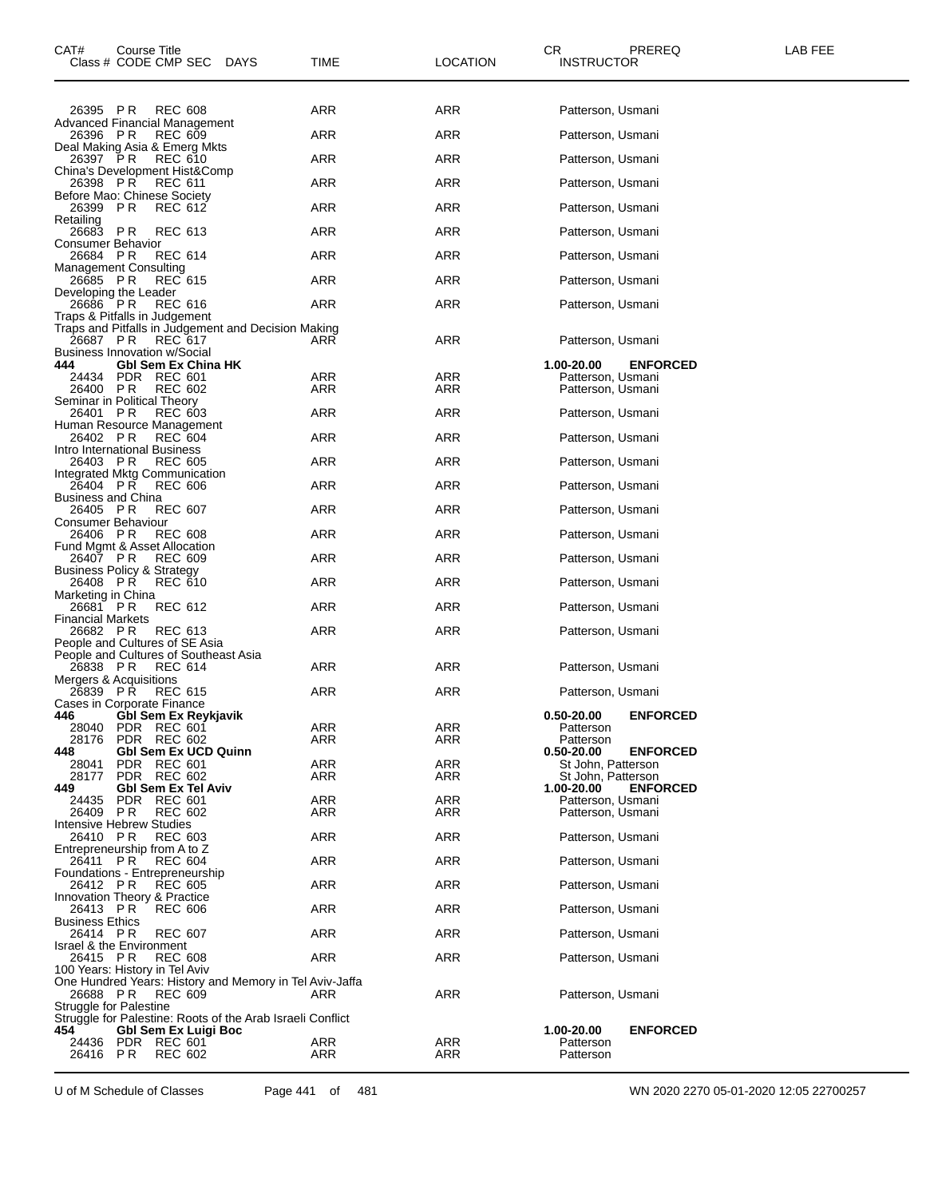| CAT# | Course Title Class # CODE CMP SEC DAYS | TIME | LOCATION | CR INSTRUCTOR | PREREQ | LAB FEE |
|---|---|---|---|---|---|---|
| | 26395 P R REC 608 | ARR | ARR | Patterson, Usmani | | |
| | Advanced Financial Management | | | | | |
| | 26396 P R REC 609 | ARR | ARR | Patterson, Usmani | | |
| | Deal Making Asia & Emerg Mkts | | | | | |
| | 26397 P R REC 610 | ARR | ARR | Patterson, Usmani | | |
| | China's Development Hist&Comp | | | | | |
| | 26398 P R REC 611 | ARR | ARR | Patterson, Usmani | | |
| | Before Mao: Chinese Society | | | | | |
| | 26399 P R REC 612 | ARR | ARR | Patterson, Usmani | | |
| | Retailing | | | | | |
| | 26683 P R REC 613 | ARR | ARR | Patterson, Usmani | | |
| | Consumer Behavior | | | | | |
| | 26684 P R REC 614 | ARR | ARR | Patterson, Usmani | | |
| | Management Consulting | | | | | |
| | 26685 P R REC 615 | ARR | ARR | Patterson, Usmani | | |
| | Developing the Leader | | | | | |
| | 26686 P R REC 616 | ARR | ARR | Patterson, Usmani | | |
| | Traps & Pitfalls in Judgement | | | | | |
| | Traps and Pitfalls in Judgement and Decision Making | | | | | |
| | 26687 P R REC 617 | ARR | ARR | Patterson, Usmani | | |
| | Business Innovation w/Social | | | | | |
| **444** | **Gbl Sem Ex China HK** | | | **1.00-20.00** | **ENFORCED** | |
| | 24434 PDR REC 601 | ARR | ARR | Patterson, Usmani | | |
| | 26400 P R REC 602 | ARR | ARR | Patterson, Usmani | | |
| | Seminar in Political Theory | | | | | |
| | 26401 P R REC 603 | ARR | ARR | Patterson, Usmani | | |
| | Human Resource Management | | | | | |
| | 26402 P R REC 604 | ARR | ARR | Patterson, Usmani | | |
| | Intro International Business | | | | | |
| | 26403 P R REC 605 | ARR | ARR | Patterson, Usmani | | |
| | Integrated Mktg Communication | | | | | |
| | 26404 P R REC 606 | ARR | ARR | Patterson, Usmani | | |
| | Business and China | | | | | |
| | 26405 P R REC 607 | ARR | ARR | Patterson, Usmani | | |
| | Consumer Behaviour | | | | | |
| | 26406 P R REC 608 | ARR | ARR | Patterson, Usmani | | |
| | Fund Mgmt & Asset Allocation | | | | | |
| | 26407 P R REC 609 | ARR | ARR | Patterson, Usmani | | |
| | Business Policy & Strategy | | | | | |
| | 26408 P R REC 610 | ARR | ARR | Patterson, Usmani | | |
| | Marketing in China | | | | | |
| | 26681 P R REC 612 | ARR | ARR | Patterson, Usmani | | |
| | Financial Markets | | | | | |
| | 26682 P R REC 613 | ARR | ARR | Patterson, Usmani | | |
| | People and Cultures of SE Asia | | | | | |
| | People and Cultures of Southeast Asia | | | | | |
| | 26838 P R REC 614 | ARR | ARR | Patterson, Usmani | | |
| | Mergers & Acquisitions | | | | | |
| | 26839 P R REC 615 | ARR | ARR | Patterson, Usmani | | |
| | Cases in Corporate Finance | | | | | |
| **446** | **Gbl Sem Ex Reykjavik** | | | **0.50-20.00** | **ENFORCED** | |
| | 28040 PDR REC 601 | ARR | ARR | Patterson | | |
| | 28176 PDR REC 602 | ARR | ARR | Patterson | | |
| **448** | **Gbl Sem Ex UCD Quinn** | | | **0.50-20.00** | **ENFORCED** | |
| | 28041 PDR REC 601 | ARR | ARR | St John, Patterson | | |
| | 28177 PDR REC 602 | ARR | ARR | St John, Patterson | | |
| **449** | **Gbl Sem Ex Tel Aviv** | | | **1.00-20.00** | **ENFORCED** | |
| | 24435 PDR REC 601 | ARR | ARR | Patterson, Usmani | | |
| | 26409 P R REC 602 | ARR | ARR | Patterson, Usmani | | |
| | Intensive Hebrew Studies | | | | | |
| | 26410 P R REC 603 | ARR | ARR | Patterson, Usmani | | |
| | Entrepreneurship from A to Z | | | | | |
| | 26411 P R REC 604 | ARR | ARR | Patterson, Usmani | | |
| | Foundations - Entrepreneurship | | | | | |
| | 26412 P R REC 605 | ARR | ARR | Patterson, Usmani | | |
| | Innovation Theory & Practice | | | | | |
| | 26413 P R REC 606 | ARR | ARR | Patterson, Usmani | | |
| | Business Ethics | | | | | |
| | 26414 P R REC 607 | ARR | ARR | Patterson, Usmani | | |
| | Israel & the Environment | | | | | |
| | 26415 P R REC 608 | ARR | ARR | Patterson, Usmani | | |
| | 100 Years: History in Tel Aviv | | | | | |
| | One Hundred Years: History and Memory in Tel Aviv-Jaffa | | | | | |
| | 26688 P R REC 609 | ARR | ARR | Patterson, Usmani | | |
| | Struggle for Palestine | | | | | |
| | Struggle for Palestine: Roots of the Arab Israeli Conflict | | | | | |
| **454** | **Gbl Sem Ex Luigi Boc** | | | **1.00-20.00** | **ENFORCED** | |
| | 24436 PDR REC 601 | ARR | ARR | Patterson | | |
| | 26416 P R REC 602 | ARR | ARR | Patterson | | |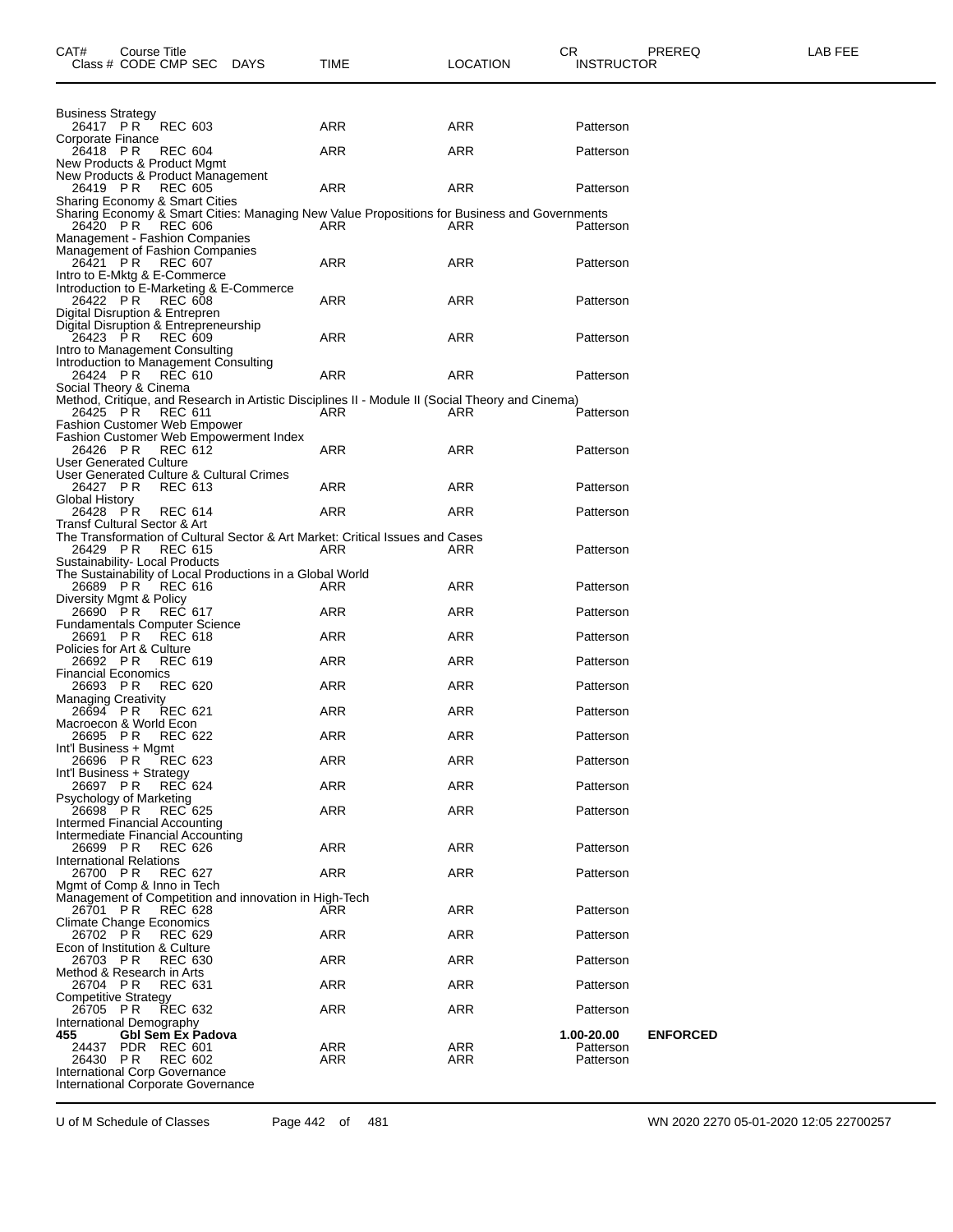| CAT# | Course Title<br>Class # CODE CMP SEC DAYS | TIME | LOCATION | CR<br>INSTRUCTOR | PREREQ | LAB FEE |
|---|---|---|---|---|---|---|
| | Business Strategy | | | | | |
| | 26417 P R REC 603 | ARR | ARR | Patterson | | |
| | Corporate Finance | | | | | |
| | 26418 P R REC 604 | ARR | ARR | Patterson | | |
| | New Products & Product Mgmt<br>New Products & Product Management | | | | | |
| | 26419 P R REC 605 | ARR | ARR | Patterson | | |
| | Sharing Economy & Smart Cities<br>Sharing Economy & Smart Cities: Managing New Value Propositions for Business and Governments | | | | | |
| | 26420 P R REC 606 | ARR | ARR | Patterson | | |
| | Management - Fashion Companies<br>Management of Fashion Companies | | | | | |
| | 26421 P R REC 607 | ARR | ARR | Patterson | | |
| | Intro to E-Mktg & E-Commerce<br>Introduction to E-Marketing & E-Commerce | | | | | |
| | 26422 P R REC 608 | ARR | ARR | Patterson | | |
| | Digital Disruption & Entrepren<br>Digital Disruption & Entrepreneurship | | | | | |
| | 26423 P R REC 609 | ARR | ARR | Patterson | | |
| | Intro to Management Consulting<br>Introduction to Management Consulting | | | | | |
| | 26424 P R REC 610 | ARR | ARR | Patterson | | |
| | Social Theory & Cinema<br>Method, Critique, and Research in Artistic Disciplines II - Module II (Social Theory and Cinema) | | | | | |
| | 26425 P R REC 611 | ARR | ARR | Patterson | | |
| | Fashion Customer Web Empower<br>Fashion Customer Web Empowerment Index | | | | | |
| | 26426 P R REC 612 | ARR | ARR | Patterson | | |
| | User Generated Culture<br>User Generated Culture & Cultural Crimes | | | | | |
| | 26427 P R REC 613 | ARR | ARR | Patterson | | |
| | Global History | | | | | |
| | 26428 P R REC 614 | ARR | ARR | Patterson | | |
| | Transf Cultural Sector & Art<br>The Transformation of Cultural Sector & Art Market: Critical Issues and Cases | | | | | |
| | 26429 P R REC 615 | ARR | ARR | Patterson | | |
| | Sustainability- Local Products<br>The Sustainability of Local Productions in a Global World | | | | | |
| | 26689 P R REC 616 | ARR | ARR | Patterson | | |
| | Diversity Mgmt & Policy | | | | | |
| | 26690 P R REC 617 | ARR | ARR | Patterson | | |
| | Fundamentals Computer Science | | | | | |
| | 26691 P R REC 618 | ARR | ARR | Patterson | | |
| | Policies for Art & Culture | | | | | |
| | 26692 P R REC 619 | ARR | ARR | Patterson | | |
| | Financial Economics | | | | | |
| | 26693 P R REC 620 | ARR | ARR | Patterson | | |
| | Managing Creativity | | | | | |
| | 26694 P R REC 621 | ARR | ARR | Patterson | | |
| | Macroecon & World Econ | | | | | |
| | 26695 P R REC 622 | ARR | ARR | Patterson | | |
| | Int'l Business + Mgmt | | | | | |
| | 26696 P R REC 623 | ARR | ARR | Patterson | | |
| | Int'l Business + Strategy | | | | | |
| | 26697 P R REC 624 | ARR | ARR | Patterson | | |
| | Psychology of Marketing | | | | | |
| | 26698 P R REC 625 | ARR | ARR | Patterson | | |
| | Intermed Financial Accounting<br>Intermediate Financial Accounting | | | | | |
| | 26699 P R REC 626 | ARR | ARR | Patterson | | |
| | International Relations | | | | | |
| | 26700 P R REC 627 | ARR | ARR | Patterson | | |
| | Mgmt of Comp & Inno in Tech<br>Management of Competition and innovation in High-Tech | | | | | |
| | 26701 P R REC 628 | ARR | ARR | Patterson | | |
| | Climate Change Economics | | | | | |
| | 26702 P R REC 629 | ARR | ARR | Patterson | | |
| | Econ of Institution & Culture | | | | | |
| | 26703 P R REC 630 | ARR | ARR | Patterson | | |
| | Method & Research in Arts | | | | | |
| | 26704 P R REC 631 | ARR | ARR | Patterson | | |
| | Competitive Strategy | | | | | |
| | 26705 P R REC 632 | ARR | ARR | Patterson | | |
| | International Demography | | | | | |
| **455** | **Gbl Sem Ex Padova** | | | **1.00-20.00** | **ENFORCED** | |
| | 24437 PDR REC 601 | ARR | ARR | Patterson | | |
| | 26430 P R REC 602 | ARR | ARR | Patterson | | |
| | International Corp Governance<br>International Corporate Governance | | | | | |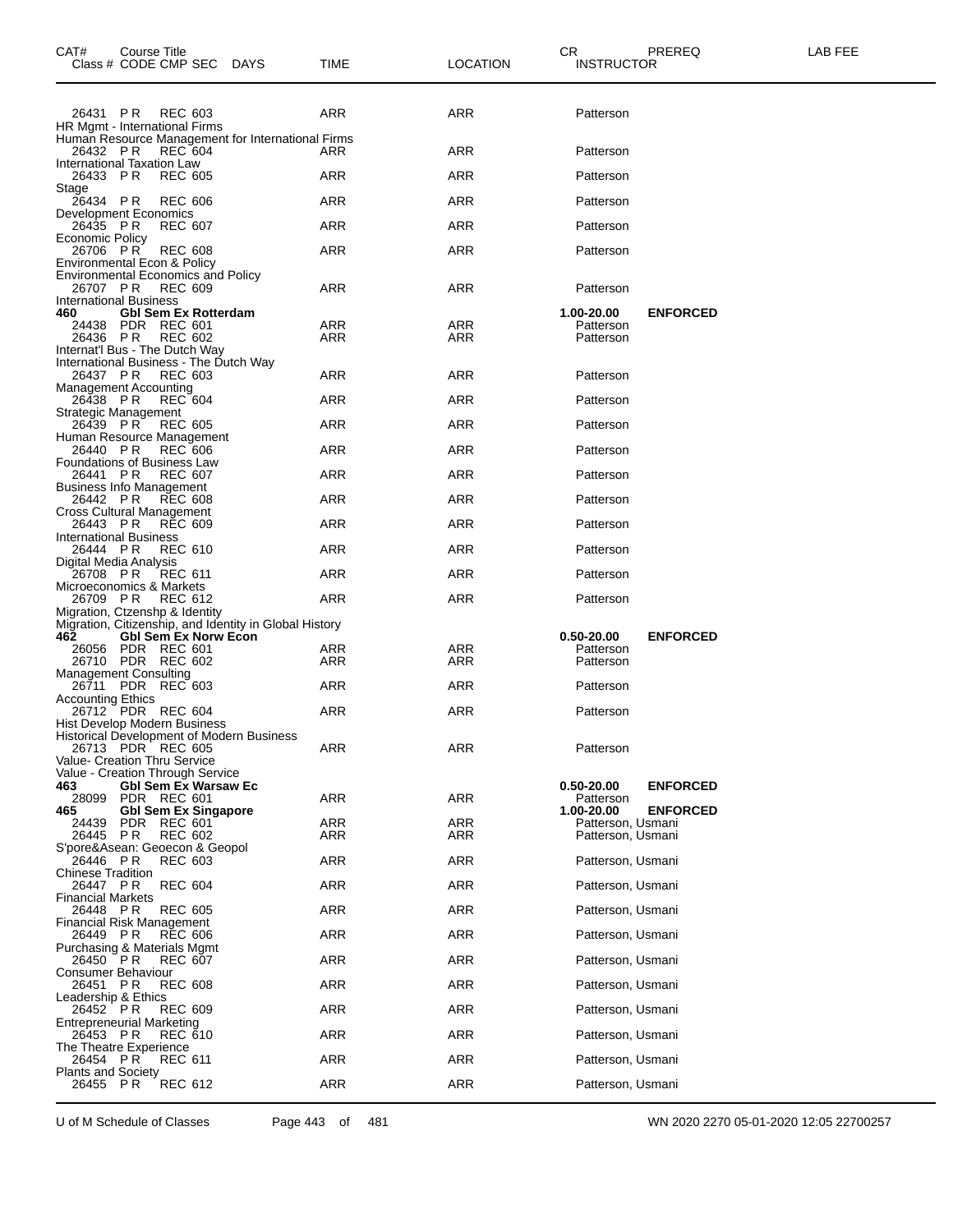| CAT# | Course Title<br>Class # CODE CMP SEC DAYS | TIME | LOCATION | CR<br>INSTRUCTOR | PREREQ | LAB FEE |
|---|---|---|---|---|---|---|
| | 26431 PR REC 603 | ARR | ARR | Patterson | | |
| | HR Mgmt - International Firms<br>Human Resource Management for International Firms | | | | | |
| | 26432 PR REC 604 | ARR | ARR | Patterson | | |
| | International Taxation Law | | | | | |
| | 26433 PR REC 605 | ARR | ARR | Patterson | | |
| | Stage | | | | | |
| | 26434 PR REC 606 | ARR | ARR | Patterson | | |
| | Development Economics | | | | | |
| | 26435 PR REC 607 | ARR | ARR | Patterson | | |
| | Economic Policy | | | | | |
| | 26706 PR REC 608 | ARR | ARR | Patterson | | |
| | Environmental Econ & Policy<br>Environmental Economics and Policy | | | | | |
| | 26707 PR REC 609 | ARR | ARR | Patterson | | |
| | International Business | | | | | |
| **460** | **Gbl Sem Ex Rotterdam** | | | **1.00-20.00** | **ENFORCED** | |
| | 24438 PDR REC 601 | ARR | ARR | Patterson | | |
| | 26436 PR REC 602 | ARR | ARR | Patterson | | |
| | Internat'l Bus - The Dutch Way<br>International Business - The Dutch Way | | | | | |
| | 26437 PR REC 603 | ARR | ARR | Patterson | | |
| | Management Accounting | | | | | |
| | 26438 PR REC 604 | ARR | ARR | Patterson | | |
| | Strategic Management | | | | | |
| | 26439 PR REC 605 | ARR | ARR | Patterson | | |
| | Human Resource Management | | | | | |
| | 26440 PR REC 606 | ARR | ARR | Patterson | | |
| | Foundations of Business Law | | | | | |
| | 26441 PR REC 607 | ARR | ARR | Patterson | | |
| | Business Info Management | | | | | |
| | 26442 PR REC 608 | ARR | ARR | Patterson | | |
| | Cross Cultural Management | | | | | |
| | 26443 PR REC 609 | ARR | ARR | Patterson | | |
| | International Business | | | | | |
| | 26444 PR REC 610 | ARR | ARR | Patterson | | |
| | Digital Media Analysis | | | | | |
| | 26708 PR REC 611 | ARR | ARR | Patterson | | |
| | Microeconomics & Markets | | | | | |
| | 26709 PR REC 612 | ARR | ARR | Patterson | | |
| | Migration, Ctzenshp & Identity<br>Migration, Citizenship, and Identity in Global History | | | | | |
| **462** | **Gbl Sem Ex Norw Econ** | | | **0.50-20.00** | **ENFORCED** | |
| | 26056 PDR REC 601 | ARR | ARR | Patterson | | |
| | 26710 PDR REC 602 | ARR | ARR | Patterson | | |
| | Management Consulting | | | | | |
| | 26711 PDR REC 603 | ARR | ARR | Patterson | | |
| | Accounting Ethics | | | | | |
| | 26712 PDR REC 604 | ARR | ARR | Patterson | | |
| | Hist Develop Modern Business<br>Historical Development of Modern Business | | | | | |
| | 26713 PDR REC 605 | ARR | ARR | Patterson | | |
| | Value- Creation Thru Service<br>Value - Creation Through Service | | | | | |
| **463** | **Gbl Sem Ex Warsaw Ec** | | | **0.50-20.00** | **ENFORCED** | |
| | 28099 PDR REC 601 | ARR | ARR | Patterson | | |
| **465** | **Gbl Sem Ex Singapore** | | | **1.00-20.00** | **ENFORCED** | |
| | 24439 PDR REC 601 | ARR | ARR | Patterson, Usmani | | |
| | 26445 PR REC 602 | ARR | ARR | Patterson, Usmani | | |
| | S'pore&Asean: Geoecon & Geopol | | | | | |
| | 26446 PR REC 603 | ARR | ARR | Patterson, Usmani | | |
| | Chinese Tradition | | | | | |
| | 26447 PR REC 604 | ARR | ARR | Patterson, Usmani | | |
| | Financial Markets | | | | | |
| | 26448 PR REC 605 | ARR | ARR | Patterson, Usmani | | |
| | Financial Risk Management | | | | | |
| | 26449 PR REC 606 | ARR | ARR | Patterson, Usmani | | |
| | Purchasing & Materials Mgmt | | | | | |
| | 26450 PR REC 607 | ARR | ARR | Patterson, Usmani | | |
| | Consumer Behaviour | | | | | |
| | 26451 PR REC 608 | ARR | ARR | Patterson, Usmani | | |
| | Leadership & Ethics | | | | | |
| | 26452 PR REC 609 | ARR | ARR | Patterson, Usmani | | |
| | Entrepreneurial Marketing | | | | | |
| | 26453 PR REC 610 | ARR | ARR | Patterson, Usmani | | |
| | The Theatre Experience | | | | | |
| | 26454 PR REC 611 | ARR | ARR | Patterson, Usmani | | |
| | Plants and Society | | | | | |
| | 26455 PR REC 612 | ARR | ARR | Patterson, Usmani | | |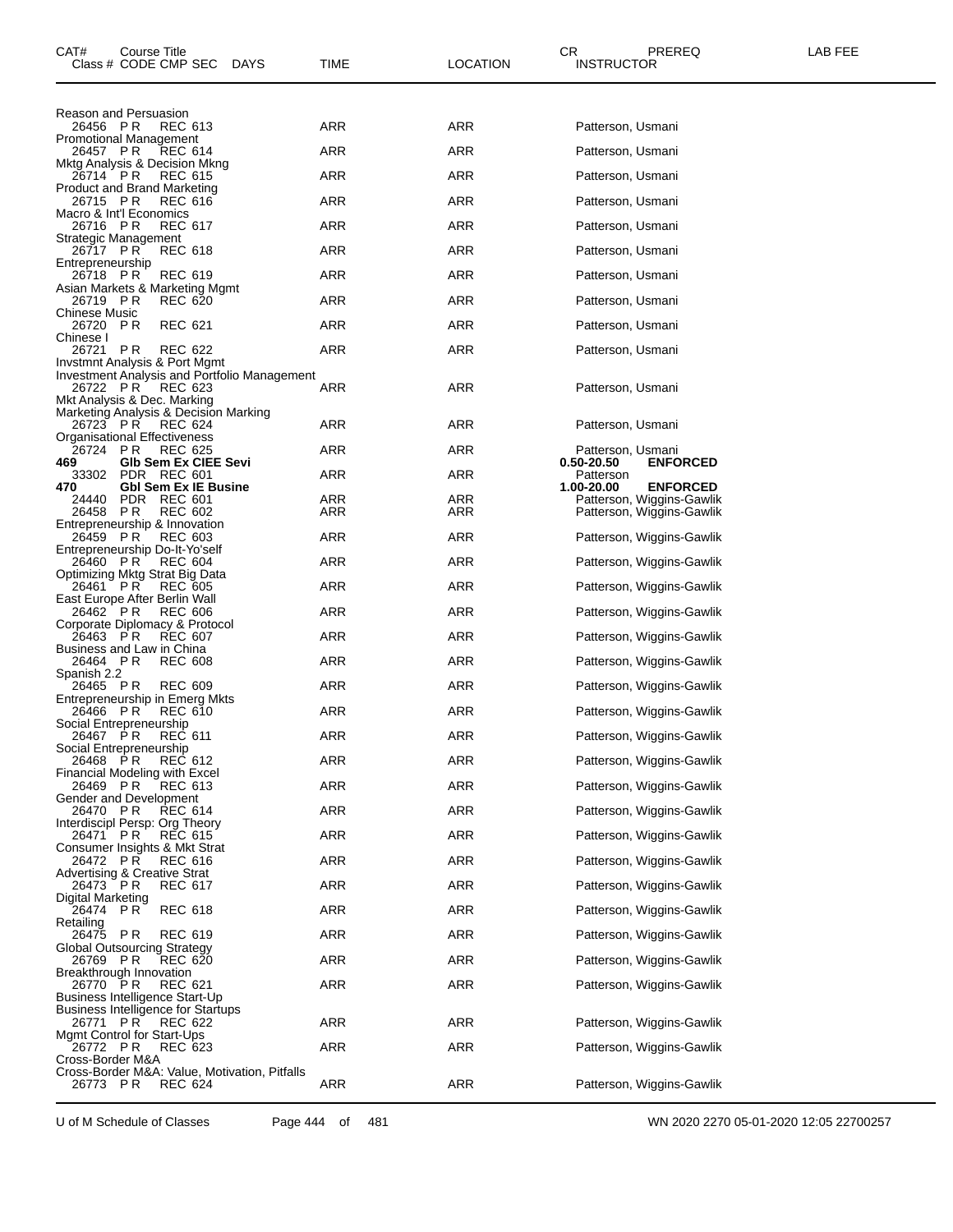| CAT# Class # | Course Title CODE | CMP | SEC | DAYS | TIME | LOCATION | CR INSTRUCTOR | PREREQ | LAB FEE |
|---|---|---|---|---|---|---|---|---|---|
| | Reason and Persuasion | | | | | | | | |
| 26456 | PR | REC | 613 | | ARR | ARR | Patterson, Usmani | | |
| | Promotional Management | | | | | | | | |
| 26457 | PR | REC | 614 | | ARR | ARR | Patterson, Usmani | | |
| | Mktg Analysis & Decision Mkng | | | | | | | | |
| 26714 | PR | REC | 615 | | ARR | ARR | Patterson, Usmani | | |
| | Product and Brand Marketing | | | | | | | | |
| 26715 | PR | REC | 616 | | ARR | ARR | Patterson, Usmani | | |
| | Macro & Int'l Economics | | | | | | | | |
| 26716 | PR | REC | 617 | | ARR | ARR | Patterson, Usmani | | |
| | Strategic Management | | | | | | | | |
| 26717 | PR | REC | 618 | | ARR | ARR | Patterson, Usmani | | |
| | Entrepreneurship | | | | | | | | |
| 26718 | PR | REC | 619 | | ARR | ARR | Patterson, Usmani | | |
| | Asian Markets & Marketing Mgmt | | | | | | | | |
| 26719 | PR | REC | 620 | | ARR | ARR | Patterson, Usmani | | |
| | Chinese Music | | | | | | | | |
| 26720 | PR | REC | 621 | | ARR | ARR | Patterson, Usmani | | |
| | Chinese I | | | | | | | | |
| 26721 | PR | REC | 622 | | ARR | ARR | Patterson, Usmani | | |
| | Invstmnt Analysis & Port Mgmt | | | | | | | | |
| | Investment Analysis and Portfolio Management | | | | | | | | |
| 26722 | PR | REC | 623 | | ARR | ARR | Patterson, Usmani | | |
| | Mkt Analysis & Dec. Marking | | | | | | | | |
| | Marketing Analysis & Decision Marking | | | | | | | | |
| 26723 | PR | REC | 624 | | ARR | ARR | Patterson, Usmani | | |
| | Organisational Effectiveness | | | | | | | | |
| 26724 | PR | REC | 625 | | ARR | ARR | Patterson, Usmani | | |
| **469** | **Glb Sem Ex CIEE Sevi** | | | | | | **0.50-20.50** | **ENFORCED** | |
| 33302 | PDR | REC | 601 | | ARR | ARR | Patterson | | |
| **470** | **Gbl Sem Ex IE Busine** | | | | | | **1.00-20.00** | **ENFORCED** | |
| 24440 | PDR | REC | 601 | | ARR | ARR | Patterson, Wiggins-Gawlik | | |
| 26458 | PR | REC | 602 | | ARR | ARR | Patterson, Wiggins-Gawlik | | |
| | Entrepreneurship & Innovation | | | | | | | | |
| 26459 | PR | REC | 603 | | ARR | ARR | Patterson, Wiggins-Gawlik | | |
| | Entrepreneurship Do-It-Yo'self | | | | | | | | |
| 26460 | PR | REC | 604 | | ARR | ARR | Patterson, Wiggins-Gawlik | | |
| | Optimizing Mktg Strat Big Data | | | | | | | | |
| 26461 | PR | REC | 605 | | ARR | ARR | Patterson, Wiggins-Gawlik | | |
| | East Europe After Berlin Wall | | | | | | | | |
| 26462 | PR | REC | 606 | | ARR | ARR | Patterson, Wiggins-Gawlik | | |
| | Corporate Diplomacy & Protocol | | | | | | | | |
| 26463 | PR | REC | 607 | | ARR | ARR | Patterson, Wiggins-Gawlik | | |
| | Business and Law in China | | | | | | | | |
| 26464 | PR | REC | 608 | | ARR | ARR | Patterson, Wiggins-Gawlik | | |
| | Spanish 2.2 | | | | | | | | |
| 26465 | PR | REC | 609 | | ARR | ARR | Patterson, Wiggins-Gawlik | | |
| | Entrepreneurship in Emerg Mkts | | | | | | | | |
| 26466 | PR | REC | 610 | | ARR | ARR | Patterson, Wiggins-Gawlik | | |
| | Social Entrepreneurship | | | | | | | | |
| 26467 | PR | REC | 611 | | ARR | ARR | Patterson, Wiggins-Gawlik | | |
| | Social Entrepreneurship | | | | | | | | |
| 26468 | PR | REC | 612 | | ARR | ARR | Patterson, Wiggins-Gawlik | | |
| | Financial Modeling with Excel | | | | | | | | |
| 26469 | PR | REC | 613 | | ARR | ARR | Patterson, Wiggins-Gawlik | | |
| | Gender and Development | | | | | | | | |
| 26470 | PR | REC | 614 | | ARR | ARR | Patterson, Wiggins-Gawlik | | |
| | Interdiscipl Persp: Org Theory | | | | | | | | |
| 26471 | PR | REC | 615 | | ARR | ARR | Patterson, Wiggins-Gawlik | | |
| | Consumer Insights & Mkt Strat | | | | | | | | |
| 26472 | PR | REC | 616 | | ARR | ARR | Patterson, Wiggins-Gawlik | | |
| | Advertising & Creative Strat | | | | | | | | |
| 26473 | PR | REC | 617 | | ARR | ARR | Patterson, Wiggins-Gawlik | | |
| | Digital Marketing | | | | | | | | |
| 26474 | PR | REC | 618 | | ARR | ARR | Patterson, Wiggins-Gawlik | | |
| | Retailing | | | | | | | | |
| 26475 | PR | REC | 619 | | ARR | ARR | Patterson, Wiggins-Gawlik | | |
| | Global Outsourcing Strategy | | | | | | | | |
| 26769 | PR | REC | 620 | | ARR | ARR | Patterson, Wiggins-Gawlik | | |
| | Breakthrough Innovation | | | | | | | | |
| 26770 | PR | REC | 621 | | ARR | ARR | Patterson, Wiggins-Gawlik | | |
| | Business Intelligence Start-Up | | | | | | | | |
| | Business Intelligence for Startups | | | | | | | | |
| 26771 | PR | REC | 622 | | ARR | ARR | Patterson, Wiggins-Gawlik | | |
| | Mgmt Control for Start-Ups | | | | | | | | |
| 26772 | PR | REC | 623 | | ARR | ARR | Patterson, Wiggins-Gawlik | | |
| | Cross-Border M&A | | | | | | | | |
| | Cross-Border M&A: Value, Motivation, Pitfalls | | | | | | | | |
| 26773 | PR | REC | 624 | | ARR | ARR | Patterson, Wiggins-Gawlik | | |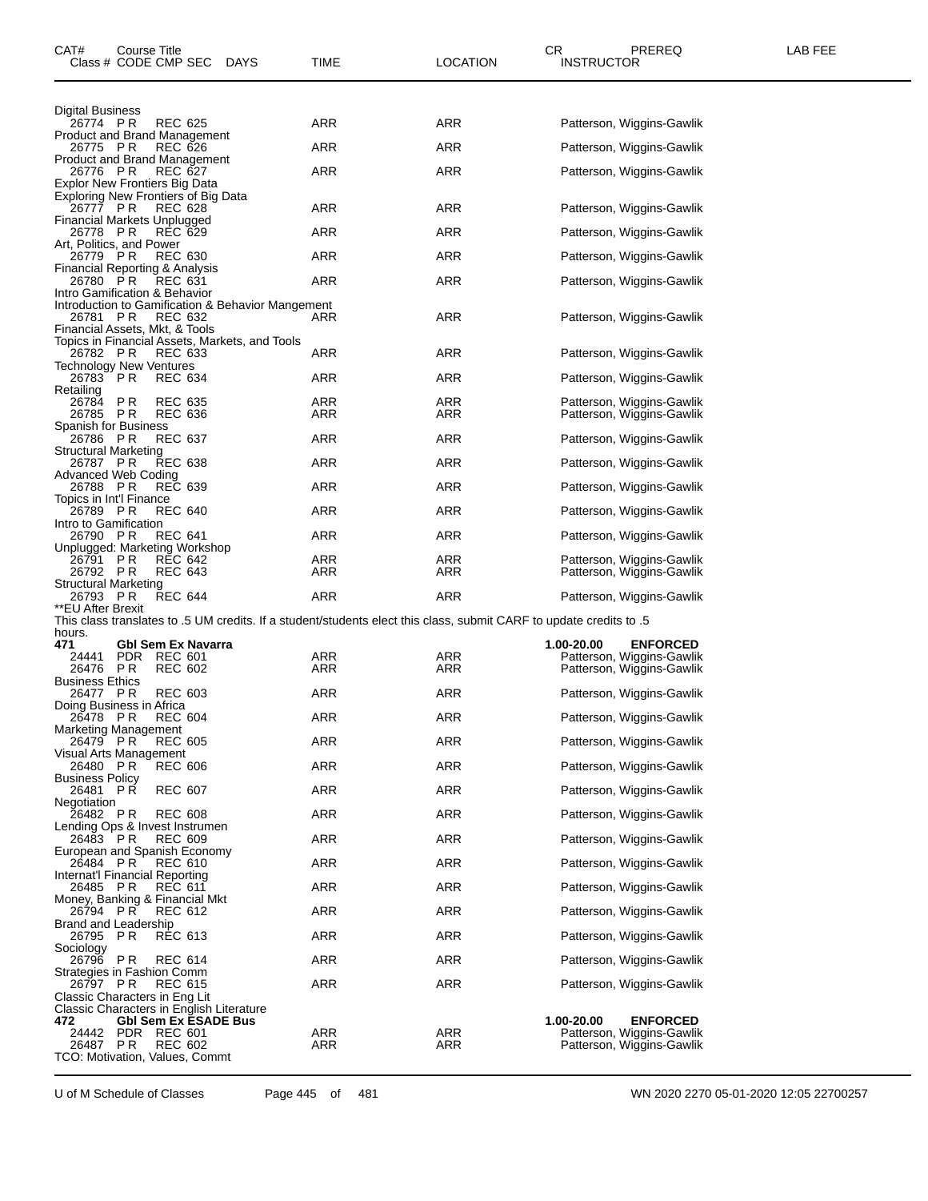| CAT# | Course Title / Class # CODE CMP SEC | DAYS | TIME | LOCATION | CR | PREREQ / INSTRUCTOR | LAB FEE |
|---|---|---|---|---|---|---|---|
| | Digital Business | | | | | | |
| | 26774 PR REC 625 | | ARR | ARR | | Patterson, Wiggins-Gawlik | |
| | Product and Brand Management | | | | | | |
| | 26775 PR REC 626 | | ARR | ARR | | Patterson, Wiggins-Gawlik | |
| | Product and Brand Management | | | | | | |
| | 26776 PR REC 627 | | ARR | ARR | | Patterson, Wiggins-Gawlik | |
| | Explor New Frontiers Big Data | | | | | | |
| | Exploring New Frontiers of Big Data | | | | | | |
| | 26777 PR REC 628 | | ARR | ARR | | Patterson, Wiggins-Gawlik | |
| | Financial Markets Unplugged | | | | | | |
| | 26778 PR REC 629 | | ARR | ARR | | Patterson, Wiggins-Gawlik | |
| | Art, Politics, and Power | | | | | | |
| | 26779 PR REC 630 | | ARR | ARR | | Patterson, Wiggins-Gawlik | |
| | Financial Reporting & Analysis | | | | | | |
| | 26780 PR REC 631 | | ARR | ARR | | Patterson, Wiggins-Gawlik | |
| | Intro Gamification & Behavior | | | | | | |
| | Introduction to Gamification & Behavior Mangement | | | | | | |
| | 26781 PR REC 632 | | ARR | ARR | | Patterson, Wiggins-Gawlik | |
| | Financial Assets, Mkt, & Tools | | | | | | |
| | Topics in Financial Assets, Markets, and Tools | | | | | | |
| | 26782 PR REC 633 | | ARR | ARR | | Patterson, Wiggins-Gawlik | |
| | Technology New Ventures | | | | | | |
| | 26783 PR REC 634 | | ARR | ARR | | Patterson, Wiggins-Gawlik | |
| | Retailing | | | | | | |
| | 26784 PR REC 635 | | ARR | ARR | | Patterson, Wiggins-Gawlik | |
| | 26785 PR REC 636 | | ARR | ARR | | Patterson, Wiggins-Gawlik | |
| | Spanish for Business | | | | | | |
| | 26786 PR REC 637 | | ARR | ARR | | Patterson, Wiggins-Gawlik | |
| | Structural Marketing | | | | | | |
| | 26787 PR REC 638 | | ARR | ARR | | Patterson, Wiggins-Gawlik | |
| | Advanced Web Coding | | | | | | |
| | 26788 PR REC 639 | | ARR | ARR | | Patterson, Wiggins-Gawlik | |
| | Topics in Int'l Finance | | | | | | |
| | 26789 PR REC 640 | | ARR | ARR | | Patterson, Wiggins-Gawlik | |
| | Intro to Gamification | | | | | | |
| | 26790 PR REC 641 | | ARR | ARR | | Patterson, Wiggins-Gawlik | |
| | Unplugged: Marketing Workshop | | | | | | |
| | 26791 PR REC 642 | | ARR | ARR | | Patterson, Wiggins-Gawlik | |
| | 26792 PR REC 643 | | ARR | ARR | | Patterson, Wiggins-Gawlik | |
| | Structural Marketing | | | | | | |
| | 26793 PR REC 644 | | ARR | ARR | | Patterson, Wiggins-Gawlik | |

**EU After Brexit
This class translates to .5 UM credits. If a student/students elect this class, submit CARF to update credits to .5 hours.

| CAT# | Course Title / Class # CODE CMP SEC | DAYS | TIME | LOCATION | CR | PREREQ / INSTRUCTOR | LAB FEE |
|---|---|---|---|---|---|---|---|
| **471** | **Gbl Sem Ex Navarra** | | | | **1.00-20.00** | **ENFORCED** | |
| | 24441 PDR REC 601 | | ARR | ARR | | Patterson, Wiggins-Gawlik | |
| | 26476 PR REC 602 | | ARR | ARR | | Patterson, Wiggins-Gawlik | |
| | Business Ethics | | | | | | |
| | 26477 PR REC 603 | | ARR | ARR | | Patterson, Wiggins-Gawlik | |
| | Doing Business in Africa | | | | | | |
| | 26478 PR REC 604 | | ARR | ARR | | Patterson, Wiggins-Gawlik | |
| | Marketing Management | | | | | | |
| | 26479 PR REC 605 | | ARR | ARR | | Patterson, Wiggins-Gawlik | |
| | Visual Arts Management | | | | | | |
| | 26480 PR REC 606 | | ARR | ARR | | Patterson, Wiggins-Gawlik | |
| | Business Policy | | | | | | |
| | 26481 PR REC 607 | | ARR | ARR | | Patterson, Wiggins-Gawlik | |
| | Negotiation | | | | | | |
| | 26482 PR REC 608 | | ARR | ARR | | Patterson, Wiggins-Gawlik | |
| | Lending Ops & Invest Instrumen | | | | | | |
| | 26483 PR REC 609 | | ARR | ARR | | Patterson, Wiggins-Gawlik | |
| | European and Spanish Economy | | | | | | |
| | 26484 PR REC 610 | | ARR | ARR | | Patterson, Wiggins-Gawlik | |
| | Internat'l Financial Reporting | | | | | | |
| | 26485 PR REC 611 | | ARR | ARR | | Patterson, Wiggins-Gawlik | |
| | Money, Banking & Financial Mkt | | | | | | |
| | 26794 PR REC 612 | | ARR | ARR | | Patterson, Wiggins-Gawlik | |
| | Brand and Leadership | | | | | | |
| | 26795 PR REC 613 | | ARR | ARR | | Patterson, Wiggins-Gawlik | |
| | Sociology | | | | | | |
| | 26796 PR REC 614 | | ARR | ARR | | Patterson, Wiggins-Gawlik | |
| | Strategies in Fashion Comm | | | | | | |
| | 26797 PR REC 615 | | ARR | ARR | | Patterson, Wiggins-Gawlik | |
| | Classic Characters in Eng Lit | | | | | | |
| | Classic Characters in English Literature | | | | | | |
| **472** | **Gbl Sem Ex ESADE Bus** | | | | **1.00-20.00** | **ENFORCED** | |
| | 24442 PDR REC 601 | | ARR | ARR | | Patterson, Wiggins-Gawlik | |
| | 26487 PR REC 602 | | ARR | ARR | | Patterson, Wiggins-Gawlik | |
| | TCO: Motivation, Values, Commt | | | | | | |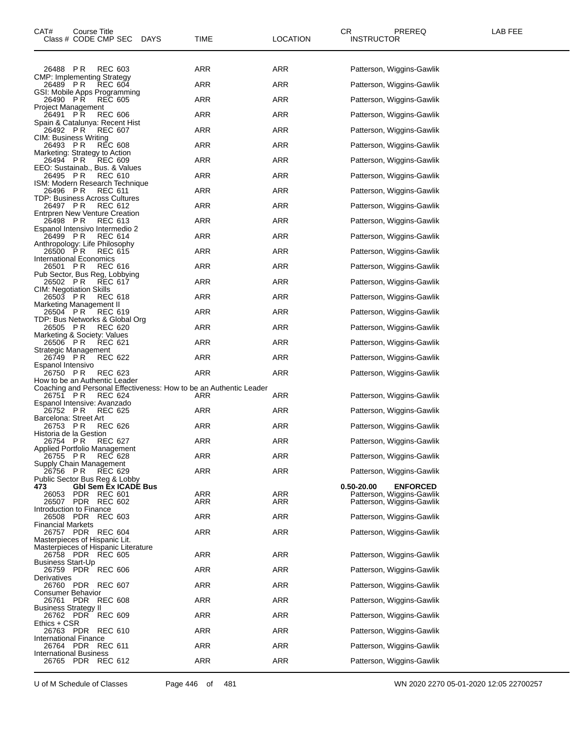| CAT# | Course Title<br>Class # CODE CMP SEC DAYS | TIME | LOCATION | CR INSTRUCTOR | PREREQ | LAB FEE |
|---|---|---|---|---|---|---|
| | 26488 P R REC 603 | ARR | ARR | Patterson, Wiggins-Gawlik | | |
| | CMP: Implementing Strategy | | | | | |
| | 26489 P R REC 604 | ARR | ARR | Patterson, Wiggins-Gawlik | | |
| | GSI: Mobile Apps Programming | | | | | |
| | 26490 P R REC 605 | ARR | ARR | Patterson, Wiggins-Gawlik | | |
| | Project Management | | | | | |
| | 26491 P R REC 606 | ARR | ARR | Patterson, Wiggins-Gawlik | | |
| | Spain & Catalunya: Recent Hist | | | | | |
| | 26492 P R REC 607 | ARR | ARR | Patterson, Wiggins-Gawlik | | |
| | CIM: Business Writing | | | | | |
| | 26493 P R REC 608 | ARR | ARR | Patterson, Wiggins-Gawlik | | |
| | Marketing: Strategy to Action | | | | | |
| | 26494 P R REC 609 | ARR | ARR | Patterson, Wiggins-Gawlik | | |
| | EEO: Sustainab., Bus. & Values | | | | | |
| | 26495 P R REC 610 | ARR | ARR | Patterson, Wiggins-Gawlik | | |
| | ISM: Modern Research Technique | | | | | |
| | 26496 P R REC 611 | ARR | ARR | Patterson, Wiggins-Gawlik | | |
| | TDP: Business Across Cultures | | | | | |
| | 26497 P R REC 612 | ARR | ARR | Patterson, Wiggins-Gawlik | | |
| | Entrpren New Venture Creation | | | | | |
| | 26498 P R REC 613 | ARR | ARR | Patterson, Wiggins-Gawlik | | |
| | Espanol Intensivo Intermedio 2 | | | | | |
| | 26499 P R REC 614 | ARR | ARR | Patterson, Wiggins-Gawlik | | |
| | Anthropology: Life Philosophy | | | | | |
| | 26500 P R REC 615 | ARR | ARR | Patterson, Wiggins-Gawlik | | |
| | International Economics | | | | | |
| | 26501 P R REC 616 | ARR | ARR | Patterson, Wiggins-Gawlik | | |
| | Pub Sector, Bus Reg, Lobbying | | | | | |
| | 26502 P R REC 617 | ARR | ARR | Patterson, Wiggins-Gawlik | | |
| | CIM: Negotiation Skills | | | | | |
| | 26503 P R REC 618 | ARR | ARR | Patterson, Wiggins-Gawlik | | |
| | Marketing Management II | | | | | |
| | 26504 P R REC 619 | ARR | ARR | Patterson, Wiggins-Gawlik | | |
| | TDP: Bus Networks & Global Org | | | | | |
| | 26505 P R REC 620 | ARR | ARR | Patterson, Wiggins-Gawlik | | |
| | Marketing & Society: Values | | | | | |
| | 26506 P R REC 621 | ARR | ARR | Patterson, Wiggins-Gawlik | | |
| | Strategic Management | | | | | |
| | 26749 P R REC 622 | ARR | ARR | Patterson, Wiggins-Gawlik | | |
| | Espanol Intensivo | | | | | |
| | 26750 P R REC 623 | ARR | ARR | Patterson, Wiggins-Gawlik | | |
| | How to be an Authentic Leader | | | | | |
| | Coaching and Personal Effectiveness: How to be an Authentic Leader | | | | | |
| | 26751 P R REC 624 | ARR | ARR | Patterson, Wiggins-Gawlik | | |
| | Espanol Intensive: Avanzado | | | | | |
| | 26752 P R REC 625 | ARR | ARR | Patterson, Wiggins-Gawlik | | |
| | Barcelona: Street Art | | | | | |
| | 26753 P R REC 626 | ARR | ARR | Patterson, Wiggins-Gawlik | | |
| | Historia de la Gestion | | | | | |
| | 26754 P R REC 627 | ARR | ARR | Patterson, Wiggins-Gawlik | | |
| | Applied Portfolio Management | | | | | |
| | 26755 P R REC 628 | ARR | ARR | Patterson, Wiggins-Gawlik | | |
| | Supply Chain Management | | | | | |
| | 26756 P R REC 629 | ARR | ARR | Patterson, Wiggins-Gawlik | | |
| | Public Sector Bus Reg & Lobby | | | | | |
| **473** | **Gbl Sem Ex ICADE Bus** | | | **0.50-20.00** | **ENFORCED** | |
| | 26053 PDR REC 601 | ARR | ARR | Patterson, Wiggins-Gawlik | | |
| | 26507 PDR REC 602 | ARR | ARR | Patterson, Wiggins-Gawlik | | |
| | Introduction to Finance | | | | | |
| | 26508 PDR REC 603 | ARR | ARR | Patterson, Wiggins-Gawlik | | |
| | Financial Markets | | | | | |
| | 26757 PDR REC 604 | ARR | ARR | Patterson, Wiggins-Gawlik | | |
| | Masterpieces of Hispanic Lit. | | | | | |
| | Masterpieces of Hispanic Literature | | | | | |
| | 26758 PDR REC 605 | ARR | ARR | Patterson, Wiggins-Gawlik | | |
| | Business Start-Up | | | | | |
| | 26759 PDR REC 606 | ARR | ARR | Patterson, Wiggins-Gawlik | | |
| | Derivatives | | | | | |
| | 26760 PDR REC 607 | ARR | ARR | Patterson, Wiggins-Gawlik | | |
| | Consumer Behavior | | | | | |
| | 26761 PDR REC 608 | ARR | ARR | Patterson, Wiggins-Gawlik | | |
| | Business Strategy II | | | | | |
| | 26762 PDR REC 609 | ARR | ARR | Patterson, Wiggins-Gawlik | | |
| | Ethics + CSR | | | | | |
| | 26763 PDR REC 610 | ARR | ARR | Patterson, Wiggins-Gawlik | | |
| | International Finance | | | | | |
| | 26764 PDR REC 611 | ARR | ARR | Patterson, Wiggins-Gawlik | | |
| | International Business | | | | | |
| | 26765 PDR REC 612 | ARR | ARR | Patterson, Wiggins-Gawlik | | |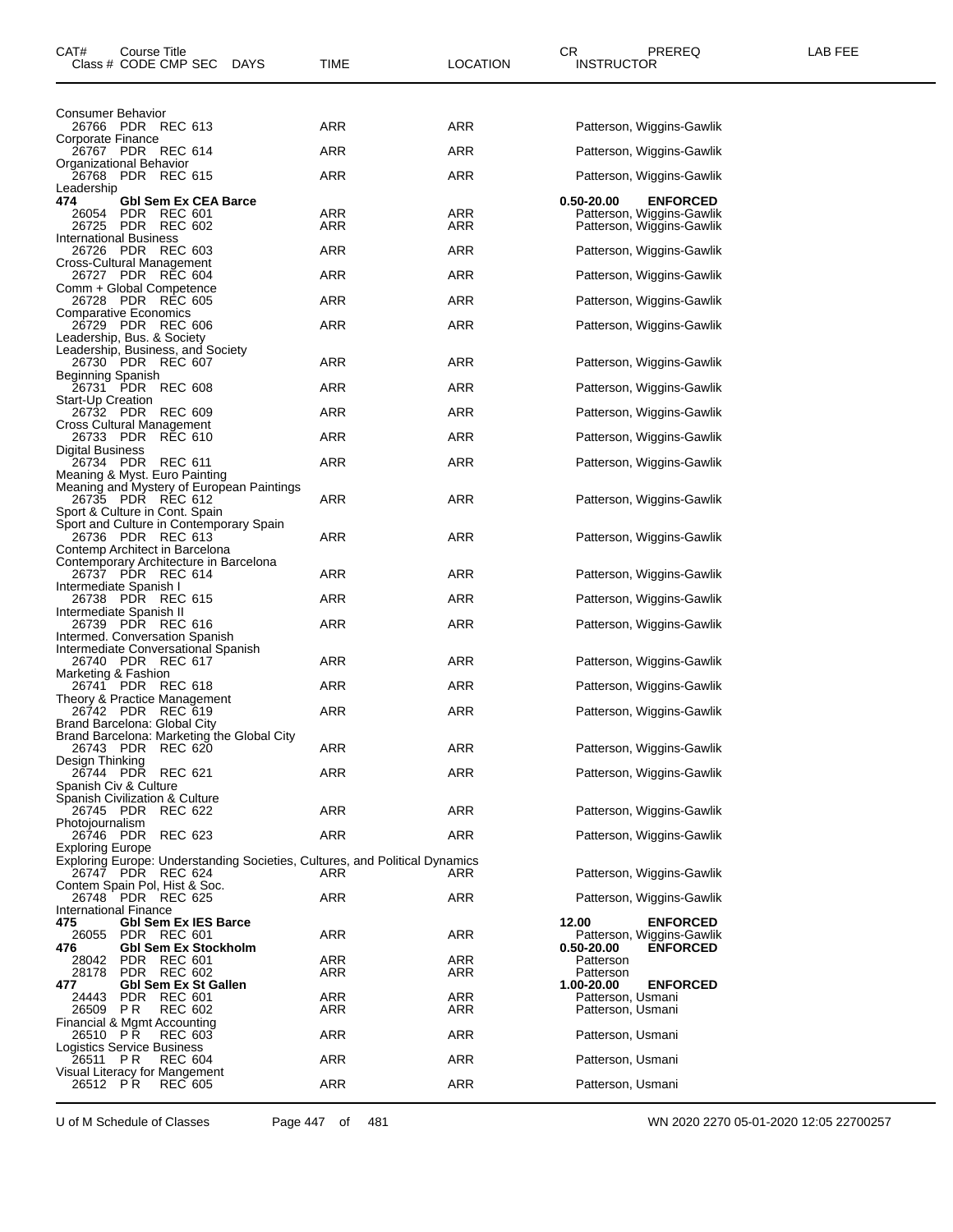| CAT# Class # | Course Title CODE | CMP | SEC | DAYS | TIME | LOCATION | CR INSTRUCTOR | PREREQ | LAB FEE |
|---|---|---|---|---|---|---|---|---|---|
| Consumer Behavior | | | | | | | | | |
| 26766 | PDR | REC | 613 | | ARR | ARR | Patterson, Wiggins-Gawlik | | |
| Corporate Finance | | | | | | | | | |
| 26767 | PDR | REC | 614 | | ARR | ARR | Patterson, Wiggins-Gawlik | | |
| Organizational Behavior | | | | | | | | | |
| 26768 | PDR | REC | 615 | | ARR | ARR | Patterson, Wiggins-Gawlik | | |
| Leadership | | | | | | | | | |
| **474** | **Gbl Sem Ex CEA Barce** | | | | | | **0.50-20.00** | **ENFORCED** | |
| 26054 | PDR | REC | 601 | | ARR | ARR | Patterson, Wiggins-Gawlik | | |
| 26725 | PDR | REC | 602 | | ARR | ARR | Patterson, Wiggins-Gawlik | | |
| International Business | | | | | | | | | |
| 26726 | PDR | REC | 603 | | ARR | ARR | Patterson, Wiggins-Gawlik | | |
| Cross-Cultural Management | | | | | | | | | |
| 26727 | PDR | REC | 604 | | ARR | ARR | Patterson, Wiggins-Gawlik | | |
| Comm + Global Competence | | | | | | | | | |
| 26728 | PDR | REC | 605 | | ARR | ARR | Patterson, Wiggins-Gawlik | | |
| Comparative Economics | | | | | | | | | |
| 26729 | PDR | REC | 606 | | ARR | ARR | Patterson, Wiggins-Gawlik | | |
| Leadership, Bus. & Society | | | | | | | | | |
| Leadership, Business, and Society | | | | | | | | | |
| 26730 | PDR | REC | 607 | | ARR | ARR | Patterson, Wiggins-Gawlik | | |
| Beginning Spanish | | | | | | | | | |
| 26731 | PDR | REC | 608 | | ARR | ARR | Patterson, Wiggins-Gawlik | | |
| Start-Up Creation | | | | | | | | | |
| 26732 | PDR | REC | 609 | | ARR | ARR | Patterson, Wiggins-Gawlik | | |
| Cross Cultural Management | | | | | | | | | |
| 26733 | PDR | REC | 610 | | ARR | ARR | Patterson, Wiggins-Gawlik | | |
| Digital Business | | | | | | | | | |
| 26734 | PDR | REC | 611 | | ARR | ARR | Patterson, Wiggins-Gawlik | | |
| Meaning & Myst. Euro Painting | | | | | | | | | |
| Meaning and Mystery of European Paintings | | | | | | | | | |
| 26735 | PDR | REC | 612 | | ARR | ARR | Patterson, Wiggins-Gawlik | | |
| Sport & Culture in Cont. Spain | | | | | | | | | |
| Sport and Culture in Contemporary Spain | | | | | | | | | |
| 26736 | PDR | REC | 613 | | ARR | ARR | Patterson, Wiggins-Gawlik | | |
| Contemp Architect in Barcelona | | | | | | | | | |
| Contemporary Architecture in Barcelona | | | | | | | | | |
| 26737 | PDR | REC | 614 | | ARR | ARR | Patterson, Wiggins-Gawlik | | |
| Intermediate Spanish I | | | | | | | | | |
| 26738 | PDR | REC | 615 | | ARR | ARR | Patterson, Wiggins-Gawlik | | |
| Intermediate Spanish II | | | | | | | | | |
| 26739 | PDR | REC | 616 | | ARR | ARR | Patterson, Wiggins-Gawlik | | |
| Intermed. Conversation Spanish | | | | | | | | | |
| Intermediate Conversational Spanish | | | | | | | | | |
| 26740 | PDR | REC | 617 | | ARR | ARR | Patterson, Wiggins-Gawlik | | |
| Marketing & Fashion | | | | | | | | | |
| 26741 | PDR | REC | 618 | | ARR | ARR | Patterson, Wiggins-Gawlik | | |
| Theory & Practice Management | | | | | | | | | |
| 26742 | PDR | REC | 619 | | ARR | ARR | Patterson, Wiggins-Gawlik | | |
| Brand Barcelona: Global City | | | | | | | | | |
| Brand Barcelona: Marketing the Global City | | | | | | | | | |
| 26743 | PDR | REC | 620 | | ARR | ARR | Patterson, Wiggins-Gawlik | | |
| Design Thinking | | | | | | | | | |
| 26744 | PDR | REC | 621 | | ARR | ARR | Patterson, Wiggins-Gawlik | | |
| Spanish Civ & Culture | | | | | | | | | |
| Spanish Civilization & Culture | | | | | | | | | |
| 26745 | PDR | REC | 622 | | ARR | ARR | Patterson, Wiggins-Gawlik | | |
| Photojournalism | | | | | | | | | |
| 26746 | PDR | REC | 623 | | ARR | ARR | Patterson, Wiggins-Gawlik | | |
| Exploring Europe | | | | | | | | | |
| Exploring Europe: Understanding Societies, Cultures, and Political Dynamics | | | | | | | | | |
| 26747 | PDR | REC | 624 | | ARR | ARR | Patterson, Wiggins-Gawlik | | |
| Contem Spain Pol, Hist & Soc. | | | | | | | | | |
| 26748 | PDR | REC | 625 | | ARR | ARR | Patterson, Wiggins-Gawlik | | |
| International Finance | | | | | | | | | |
| **475** | **Gbl Sem Ex IES Barce** | | | | | | **12.00** | **ENFORCED** | |
| 26055 | PDR | REC | 601 | | ARR | ARR | Patterson, Wiggins-Gawlik | | |
| **476** | **Gbl Sem Ex Stockholm** | | | | | | **0.50-20.00** | **ENFORCED** | |
| 28042 | PDR | REC | 601 | | ARR | ARR | Patterson | | |
| 28178 | PDR | REC | 602 | | ARR | ARR | Patterson | | |
| **477** | **Gbl Sem Ex St Gallen** | | | | | | **1.00-20.00** | **ENFORCED** | |
| 24443 | PDR | REC | 601 | | ARR | ARR | Patterson, Usmani | | |
| 26509 | P R | REC | 602 | | ARR | ARR | Patterson, Usmani | | |
| Financial & Mgmt Accounting | | | | | | | | | |
| 26510 | P R | REC | 603 | | ARR | ARR | Patterson, Usmani | | |
| Logistics Service Business | | | | | | | | | |
| 26511 | P R | REC | 604 | | ARR | ARR | Patterson, Usmani | | |
| Visual Literacy for Mangement | | | | | | | | | |
| 26512 | P R | REC | 605 | | ARR | ARR | Patterson, Usmani | | |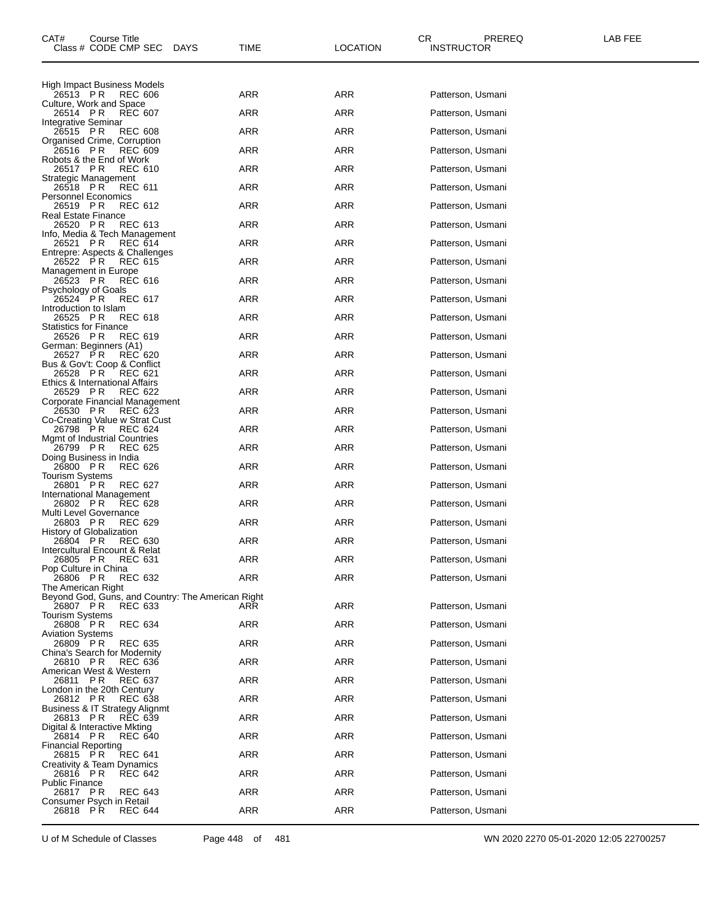| CAT# Course Title Class # | CODE | CMP | SEC | DAYS | TIME | LOCATION | CR | PREREQ INSTRUCTOR | LAB FEE |
|---|---|---|---|---|---|---|---|---|---|
| High Impact Business Models | | | | | | | | | |
| 26513 | P R | REC | 606 | | ARR | ARR | | Patterson, Usmani | |
| Culture, Work and Space | | | | | | | | | |
| 26514 | P R | REC | 607 | | ARR | ARR | | Patterson, Usmani | |
| Integrative Seminar | | | | | | | | | |
| 26515 | P R | REC | 608 | | ARR | ARR | | Patterson, Usmani | |
| Organised Crime, Corruption | | | | | | | | | |
| 26516 | P R | REC | 609 | | ARR | ARR | | Patterson, Usmani | |
| Robots & the End of Work | | | | | | | | | |
| 26517 | P R | REC | 610 | | ARR | ARR | | Patterson, Usmani | |
| Strategic Management | | | | | | | | | |
| 26518 | P R | REC | 611 | | ARR | ARR | | Patterson, Usmani | |
| Personnel Economics | | | | | | | | | |
| 26519 | P R | REC | 612 | | ARR | ARR | | Patterson, Usmani | |
| Real Estate Finance | | | | | | | | | |
| 26520 | P R | REC | 613 | | ARR | ARR | | Patterson, Usmani | |
| Info, Media & Tech Management | | | | | | | | | |
| 26521 | P R | REC | 614 | | ARR | ARR | | Patterson, Usmani | |
| Entrepre: Aspects & Challenges | | | | | | | | | |
| 26522 | P R | REC | 615 | | ARR | ARR | | Patterson, Usmani | |
| Management in Europe | | | | | | | | | |
| 26523 | P R | REC | 616 | | ARR | ARR | | Patterson, Usmani | |
| Psychology of Goals | | | | | | | | | |
| 26524 | P R | REC | 617 | | ARR | ARR | | Patterson, Usmani | |
| Introduction to Islam | | | | | | | | | |
| 26525 | P R | REC | 618 | | ARR | ARR | | Patterson, Usmani | |
| Statistics for Finance | | | | | | | | | |
| 26526 | P R | REC | 619 | | ARR | ARR | | Patterson, Usmani | |
| German: Beginners (A1) | | | | | | | | | |
| 26527 | P R | REC | 620 | | ARR | ARR | | Patterson, Usmani | |
| Bus & Gov't: Coop & Conflict | | | | | | | | | |
| 26528 | P R | REC | 621 | | ARR | ARR | | Patterson, Usmani | |
| Ethics & International Affairs | | | | | | | | | |
| 26529 | P R | REC | 622 | | ARR | ARR | | Patterson, Usmani | |
| Corporate Financial Management | | | | | | | | | |
| 26530 | P R | REC | 623 | | ARR | ARR | | Patterson, Usmani | |
| Co-Creating Value w Strat Cust | | | | | | | | | |
| 26798 | P R | REC | 624 | | ARR | ARR | | Patterson, Usmani | |
| Mgmt of Industrial Countries | | | | | | | | | |
| 26799 | P R | REC | 625 | | ARR | ARR | | Patterson, Usmani | |
| Doing Business in India | | | | | | | | | |
| 26800 | P R | REC | 626 | | ARR | ARR | | Patterson, Usmani | |
| Tourism Systems | | | | | | | | | |
| 26801 | P R | REC | 627 | | ARR | ARR | | Patterson, Usmani | |
| International Management | | | | | | | | | |
| 26802 | P R | REC | 628 | | ARR | ARR | | Patterson, Usmani | |
| Multi Level Governance | | | | | | | | | |
| 26803 | P R | REC | 629 | | ARR | ARR | | Patterson, Usmani | |
| History of Globalization | | | | | | | | | |
| 26804 | P R | REC | 630 | | ARR | ARR | | Patterson, Usmani | |
| Intercultural Encount & Relat | | | | | | | | | |
| 26805 | P R | REC | 631 | | ARR | ARR | | Patterson, Usmani | |
| Pop Culture in China | | | | | | | | | |
| 26806 | P R | REC | 632 | | ARR | ARR | | Patterson, Usmani | |
| The American Right | | | | | | | | | |
| Beyond God, Guns, and Country: The American Right | | | | | | | | | |
| 26807 | P R | REC | 633 | | ARR | ARR | | Patterson, Usmani | |
| Tourism Systems | | | | | | | | | |
| 26808 | P R | REC | 634 | | ARR | ARR | | Patterson, Usmani | |
| Aviation Systems | | | | | | | | | |
| 26809 | P R | REC | 635 | | ARR | ARR | | Patterson, Usmani | |
| China's Search for Modernity | | | | | | | | | |
| 26810 | P R | REC | 636 | | ARR | ARR | | Patterson, Usmani | |
| American West & Western | | | | | | | | | |
| 26811 | P R | REC | 637 | | ARR | ARR | | Patterson, Usmani | |
| London in the 20th Century | | | | | | | | | |
| 26812 | P R | REC | 638 | | ARR | ARR | | Patterson, Usmani | |
| Business & IT Strategy Alignmt | | | | | | | | | |
| 26813 | P R | REC | 639 | | ARR | ARR | | Patterson, Usmani | |
| Digital & Interactive Mkting | | | | | | | | | |
| 26814 | P R | REC | 640 | | ARR | ARR | | Patterson, Usmani | |
| Financial Reporting | | | | | | | | | |
| 26815 | P R | REC | 641 | | ARR | ARR | | Patterson, Usmani | |
| Creativity & Team Dynamics | | | | | | | | | |
| 26816 | P R | REC | 642 | | ARR | ARR | | Patterson, Usmani | |
| Public Finance | | | | | | | | | |
| 26817 | P R | REC | 643 | | ARR | ARR | | Patterson, Usmani | |
| Consumer Psych in Retail | | | | | | | | | |
| 26818 | P R | REC | 644 | | ARR | ARR | | Patterson, Usmani | |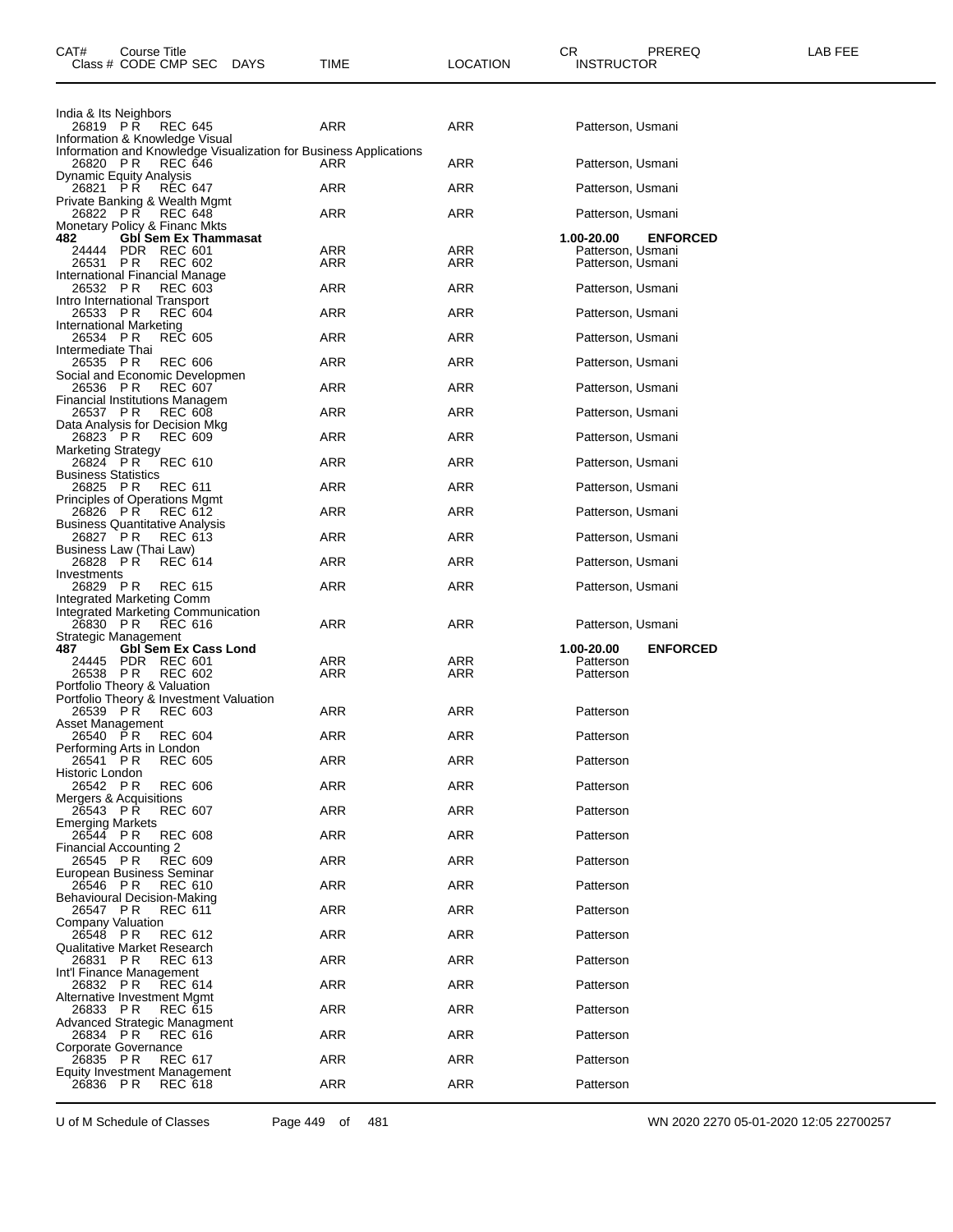| CAT# | Course Title<br>Class # CODE CMP SEC DAYS | TIME | LOCATION | CR INSTRUCTOR | PREREQ | LAB FEE |
|---|---|---|---|---|---|---|
| | India & Its Neighbors | | | | | |
| | 26819 PR REC 645 | ARR | ARR | Patterson, Usmani | | |
| | Information & Knowledge Visual<br>Information and Knowledge Visualization for Business Applications | | | | | |
| | 26820 PR REC 646 | ARR | ARR | Patterson, Usmani | | |
| | Dynamic Equity Analysis | | | | | |
| | 26821 PR REC 647 | ARR | ARR | Patterson, Usmani | | |
| | Private Banking & Wealth Mgmt | | | | | |
| | 26822 PR REC 648 | ARR | ARR | Patterson, Usmani | | |
| | Monetary Policy & Financ Mkts | | | | | |
| **482** | **Gbl Sem Ex Thammasat** | | | **1.00-20.00** | **ENFORCED** | |
| | 24444 PDR REC 601 | ARR | ARR | Patterson, Usmani | | |
| | 26531 PR REC 602 | ARR | ARR | Patterson, Usmani | | |
| | International Financial Manage | | | | | |
| | 26532 PR REC 603 | ARR | ARR | Patterson, Usmani | | |
| | Intro International Transport | | | | | |
| | 26533 PR REC 604 | ARR | ARR | Patterson, Usmani | | |
| | International Marketing | | | | | |
| | 26534 PR REC 605 | ARR | ARR | Patterson, Usmani | | |
| | Intermediate Thai | | | | | |
| | 26535 PR REC 606 | ARR | ARR | Patterson, Usmani | | |
| | Social and Economic Developmen | | | | | |
| | 26536 PR REC 607 | ARR | ARR | Patterson, Usmani | | |
| | Financial Institutions Managem | | | | | |
| | 26537 PR REC 608 | ARR | ARR | Patterson, Usmani | | |
| | Data Analysis for Decision Mkg | | | | | |
| | 26823 PR REC 609 | ARR | ARR | Patterson, Usmani | | |
| | Marketing Strategy | | | | | |
| | 26824 PR REC 610 | ARR | ARR | Patterson, Usmani | | |
| | Business Statistics | | | | | |
| | 26825 PR REC 611 | ARR | ARR | Patterson, Usmani | | |
| | Principles of Operations Mgmt | | | | | |
| | 26826 PR REC 612 | ARR | ARR | Patterson, Usmani | | |
| | Business Quantitative Analysis | | | | | |
| | 26827 PR REC 613 | ARR | ARR | Patterson, Usmani | | |
| | Business Law (Thai Law) | | | | | |
| | 26828 PR REC 614 | ARR | ARR | Patterson, Usmani | | |
| | Investments | | | | | |
| | 26829 PR REC 615 | ARR | ARR | Patterson, Usmani | | |
| | Integrated Marketing Comm<br>Integrated Marketing Communication | | | | | |
| | 26830 PR REC 616 | ARR | ARR | Patterson, Usmani | | |
| | Strategic Management | | | | | |
| **487** | **Gbl Sem Ex Cass Lond** | | | **1.00-20.00** | **ENFORCED** | |
| | 24445 PDR REC 601 | ARR | ARR | Patterson | | |
| | 26538 PR REC 602 | ARR | ARR | Patterson | | |
| | Portfolio Theory & Valuation<br>Portfolio Theory & Investment Valuation | | | | | |
| | 26539 PR REC 603 | ARR | ARR | Patterson | | |
| | Asset Management | | | | | |
| | 26540 PR REC 604 | ARR | ARR | Patterson | | |
| | Performing Arts in London | | | | | |
| | 26541 PR REC 605 | ARR | ARR | Patterson | | |
| | Historic London | | | | | |
| | 26542 PR REC 606 | ARR | ARR | Patterson | | |
| | Mergers & Acquisitions | | | | | |
| | 26543 PR REC 607 | ARR | ARR | Patterson | | |
| | Emerging Markets | | | | | |
| | 26544 PR REC 608 | ARR | ARR | Patterson | | |
| | Financial Accounting 2 | | | | | |
| | 26545 PR REC 609 | ARR | ARR | Patterson | | |
| | European Business Seminar | | | | | |
| | 26546 PR REC 610 | ARR | ARR | Patterson | | |
| | Behavioural Decision-Making | | | | | |
| | 26547 PR REC 611 | ARR | ARR | Patterson | | |
| | Company Valuation | | | | | |
| | 26548 PR REC 612 | ARR | ARR | Patterson | | |
| | Qualitative Market Research | | | | | |
| | 26831 PR REC 613 | ARR | ARR | Patterson | | |
| | Int'l Finance Management | | | | | |
| | 26832 PR REC 614 | ARR | ARR | Patterson | | |
| | Alternative Investment Mgmt | | | | | |
| | 26833 PR REC 615 | ARR | ARR | Patterson | | |
| | Advanced Strategic Managment | | | | | |
| | 26834 PR REC 616 | ARR | ARR | Patterson | | |
| | Corporate Governance | | | | | |
| | 26835 PR REC 617 | ARR | ARR | Patterson | | |
| | Equity Investment Management | | | | | |
| | 26836 PR REC 618 | ARR | ARR | Patterson | | |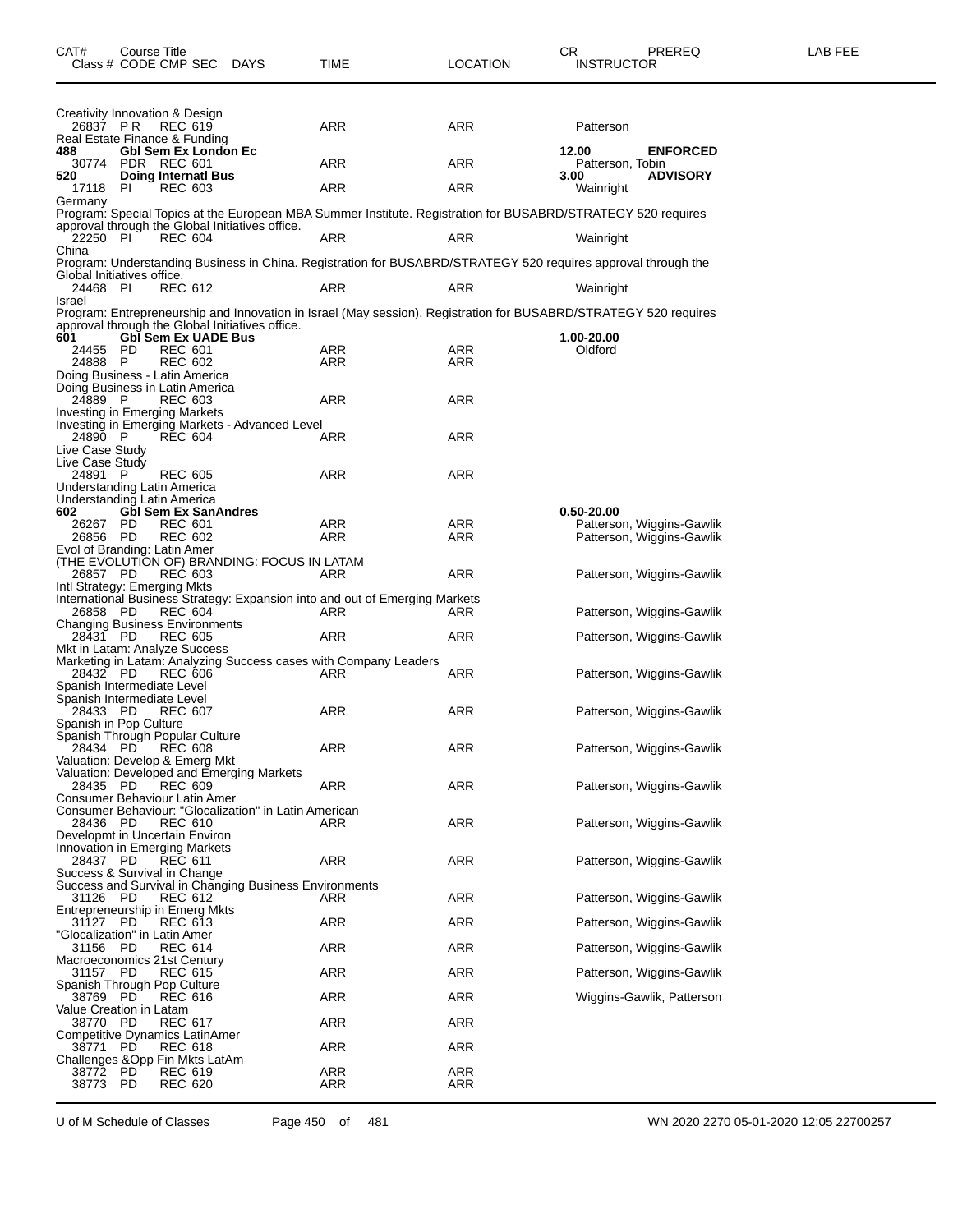| CAT# | Course Title Class # CODE CMP SEC | DAYS | TIME | LOCATION | CR INSTRUCTOR | PREREQ | LAB FEE |
|---|---|---|---|---|---|---|---|

Creativity Innovation & Design

| 26837 | PR | REC 619 | | ARR | ARR | Patterson | | |
|---|---|---|---|---|---|---|---|---|

Real Estate Finance & Funding

**488 Gbl Sem Ex London Ec** — **12.00** — **ENFORCED**

| 30774 | PDR | REC 601 | | ARR | ARR | Patterson, Tobin |
|---|---|---|---|---|---|---|

**520 Doing Internatl Bus** — **3.00** — **ADVISORY**

| 17118 | PI | REC 603 | | ARR | ARR | Wainright |
|---|---|---|---|---|---|---|

Germany
Program: Special Topics at the European MBA Summer Institute. Registration for BUSABRD/STRATEGY 520 requires approval through the Global Initiatives office.

| 22250 | PI | REC 604 | | ARR | ARR | Wainright |
|---|---|---|---|---|---|---|

China
Program: Understanding Business in China. Registration for BUSABRD/STRATEGY 520 requires approval through the Global Initiatives office.

| 24468 | PI | REC 612 | | ARR | ARR | Wainright |
|---|---|---|---|---|---|---|

Israel
Program: Entrepreneurship and Innovation in Israel (May session). Registration for BUSABRD/STRATEGY 520 requires approval through the Global Initiatives office.

**601 Gbl Sem Ex UADE Bus** — **1.00-20.00**

| 24455 | PD | REC 601 | | ARR | ARR | Oldford |
|---|---|---|---|---|---|---|
| 24888 | P | REC 602 | | ARR | ARR | |

Doing Business - Latin America
Doing Business in Latin America

| 24889 | P | REC 603 | | ARR | ARR | |
|---|---|---|---|---|---|---|

Investing in Emerging Markets
Investing in Emerging Markets - Advanced Level

| 24890 | P | REC 604 | | ARR | ARR | |
|---|---|---|---|---|---|---|

Live Case Study
Live Case Study

| 24891 | P | REC 605 | | ARR | ARR | |
|---|---|---|---|---|---|---|

Understanding Latin America
Understanding Latin America

**602 Gbl Sem Ex SanAndres** — **0.50-20.00**

| 26267 | PD | REC 601 | | ARR | ARR | Patterson, Wiggins-Gawlik |
|---|---|---|---|---|---|---|
| 26856 | PD | REC 602 | | ARR | ARR | Patterson, Wiggins-Gawlik |

Evol of Branding: Latin Amer
(THE EVOLUTION OF) BRANDING: FOCUS IN LATAM

| 26857 | PD | REC 603 | | ARR | ARR | Patterson, Wiggins-Gawlik |
|---|---|---|---|---|---|---|

Intl Strategy: Emerging Mkts
International Business Strategy: Expansion into and out of Emerging Markets

| 26858 | PD | REC 604 | | ARR | ARR | Patterson, Wiggins-Gawlik |
|---|---|---|---|---|---|---|

Changing Business Environments

| 28431 | PD | REC 605 | | ARR | ARR | Patterson, Wiggins-Gawlik |
|---|---|---|---|---|---|---|

Mkt in Latam: Analyze Success
Marketing in Latam: Analyzing Success cases with Company Leaders

| 28432 | PD | REC 606 | | ARR | ARR | Patterson, Wiggins-Gawlik |
|---|---|---|---|---|---|---|

Spanish Intermediate Level
Spanish Intermediate Level

| 28433 | PD | REC 607 | | ARR | ARR | Patterson, Wiggins-Gawlik |
|---|---|---|---|---|---|---|

Spanish in Pop Culture
Spanish Through Popular Culture

| 28434 | PD | REC 608 | | ARR | ARR | Patterson, Wiggins-Gawlik |
|---|---|---|---|---|---|---|

Valuation: Develop & Emerg Mkt
Valuation: Developed and Emerging Markets

| 28435 | PD | REC 609 | | ARR | ARR | Patterson, Wiggins-Gawlik |
|---|---|---|---|---|---|---|

Consumer Behaviour Latin Amer
Consumer Behaviour: "Glocalization" in Latin American

| 28436 | PD | REC 610 | | ARR | ARR | Patterson, Wiggins-Gawlik |
|---|---|---|---|---|---|---|

Developmt in Uncertain Environ
Innovation in Emerging Markets

| 28437 | PD | REC 611 | | ARR | ARR | Patterson, Wiggins-Gawlik |
|---|---|---|---|---|---|---|

Success & Survival in Change
Success and Survival in Changing Business Environments

| 31126 | PD | REC 612 | | ARR | ARR | Patterson, Wiggins-Gawlik |
|---|---|---|---|---|---|---|

Entrepreneurship in Emerg Mkts

| 31127 | PD | REC 613 | | ARR | ARR | Patterson, Wiggins-Gawlik |
|---|---|---|---|---|---|---|

"Glocalization" in Latin Amer

| 31156 | PD | REC 614 | | ARR | ARR | Patterson, Wiggins-Gawlik |
|---|---|---|---|---|---|---|

Macroeconomics 21st Century

| 31157 | PD | REC 615 | | ARR | ARR | Patterson, Wiggins-Gawlik |
|---|---|---|---|---|---|---|

Spanish Through Pop Culture

| 38769 | PD | REC 616 | | ARR | ARR | Wiggins-Gawlik, Patterson |
|---|---|---|---|---|---|---|

Value Creation in Latam

| 38770 | PD | REC 617 | | ARR | ARR | |
|---|---|---|---|---|---|---|

Competitive Dynamics LatinAmer

| 38771 | PD | REC 618 | | ARR | ARR | |
|---|---|---|---|---|---|---|

Challenges &Opp Fin Mkts LatAm

| 38772 | PD | REC 619 | | ARR | ARR | |
|---|---|---|---|---|---|---|
| 38773 | PD | REC 620 | | ARR | ARR | |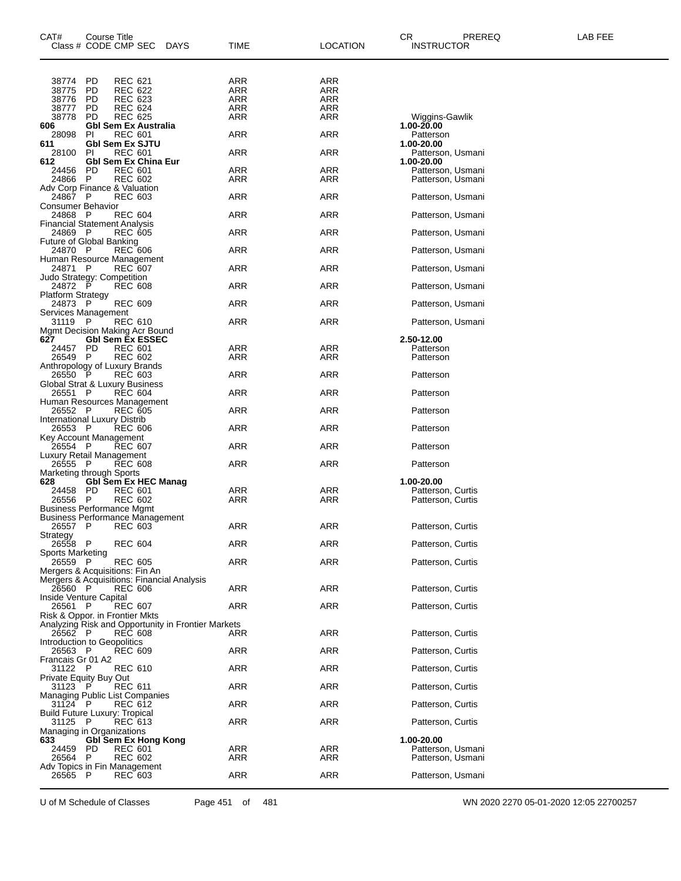| CAT# Class # | Course Title CODE | CMP | SEC | DAYS | TIME | LOCATION | CR INSTRUCTOR | PREREQ | LAB FEE |
|---|---|---|---|---|---|---|---|---|---|
| 38774 | PD | REC | 621 | | ARR | ARR | | | |
| 38775 | PD | REC | 622 | | ARR | ARR | | | |
| 38776 | PD | REC | 623 | | ARR | ARR | | | |
| 38777 | PD | REC | 624 | | ARR | ARR | | | |
| 38778 | PD | REC | 625 | | ARR | ARR | Wiggins-Gawlik | | |
| **606** | **Gbl Sem Ex Australia** | | | | | | **1.00-20.00** | | |
| 28098 | PI | REC | 601 | | ARR | ARR | Patterson | | |
| **611** | **Gbl Sem Ex SJTU** | | | | | | **1.00-20.00** | | |
| 28100 | PI | REC | 601 | | ARR | ARR | Patterson, Usmani | | |
| **612** | **Gbl Sem Ex China Eur** | | | | | | **1.00-20.00** | | |
| 24456 | PD | REC | 601 | | ARR | ARR | Patterson, Usmani | | |
| 24866 | P | REC | 602 | | ARR | ARR | Patterson, Usmani | | |
| Adv Corp Finance & Valuation | | | | | | | | | |
| 24867 | P | REC | 603 | | ARR | ARR | Patterson, Usmani | | |
| Consumer Behavior | | | | | | | | | |
| 24868 | P | REC | 604 | | ARR | ARR | Patterson, Usmani | | |
| Financial Statement Analysis | | | | | | | | | |
| 24869 | P | REC | 605 | | ARR | ARR | Patterson, Usmani | | |
| Future of Global Banking | | | | | | | | | |
| 24870 | P | REC | 606 | | ARR | ARR | Patterson, Usmani | | |
| Human Resource Management | | | | | | | | | |
| 24871 | P | REC | 607 | | ARR | ARR | Patterson, Usmani | | |
| Judo Strategy: Competition | | | | | | | | | |
| 24872 | P | REC | 608 | | ARR | ARR | Patterson, Usmani | | |
| Platform Strategy | | | | | | | | | |
| 24873 | P | REC | 609 | | ARR | ARR | Patterson, Usmani | | |
| Services Management | | | | | | | | | |
| 31119 | P | REC | 610 | | ARR | ARR | Patterson, Usmani | | |
| Mgmt Decision Making Acr Bound | | | | | | | | | |
| **627** | **Gbl Sem Ex ESSEC** | | | | | | **2.50-12.00** | | |
| 24457 | PD | REC | 601 | | ARR | ARR | Patterson | | |
| 26549 | P | REC | 602 | | ARR | ARR | Patterson | | |
| Anthropology of Luxury Brands | | | | | | | | | |
| 26550 | P | REC | 603 | | ARR | ARR | Patterson | | |
| Global Strat & Luxury Business | | | | | | | | | |
| 26551 | P | REC | 604 | | ARR | ARR | Patterson | | |
| Human Resources Management | | | | | | | | | |
| 26552 | P | REC | 605 | | ARR | ARR | Patterson | | |
| International Luxury Distrib | | | | | | | | | |
| 26553 | P | REC | 606 | | ARR | ARR | Patterson | | |
| Key Account Management | | | | | | | | | |
| 26554 | P | REC | 607 | | ARR | ARR | Patterson | | |
| Luxury Retail Management | | | | | | | | | |
| 26555 | P | REC | 608 | | ARR | ARR | Patterson | | |
| Marketing through Sports | | | | | | | | | |
| **628** | **Gbl Sem Ex HEC Manag** | | | | | | **1.00-20.00** | | |
| 24458 | PD | REC | 601 | | ARR | ARR | Patterson, Curtis | | |
| 26556 | P | REC | 602 | | ARR | ARR | Patterson, Curtis | | |
| Business Performance Mgmt | | | | | | | | | |
| Business Performance Management | | | | | | | | | |
| 26557 | P | REC | 603 | | ARR | ARR | Patterson, Curtis | | |
| Strategy | | | | | | | | | |
| 26558 | P | REC | 604 | | ARR | ARR | Patterson, Curtis | | |
| Sports Marketing | | | | | | | | | |
| 26559 | P | REC | 605 | | ARR | ARR | Patterson, Curtis | | |
| Mergers & Acquisitions: Fin An | | | | | | | | | |
| Mergers & Acquisitions: Financial Analysis | | | | | | | | | |
| 26560 | P | REC | 606 | | ARR | ARR | Patterson, Curtis | | |
| Inside Venture Capital | | | | | | | | | |
| 26561 | P | REC | 607 | | ARR | ARR | Patterson, Curtis | | |
| Risk & Oppor. in Frontier Mkts | | | | | | | | | |
| Analyzing Risk and Opportunity in Frontier Markets | | | | | | | | | |
| 26562 | P | REC | 608 | | ARR | ARR | Patterson, Curtis | | |
| Introduction to Geopolitics | | | | | | | | | |
| 26563 | P | REC | 609 | | ARR | ARR | Patterson, Curtis | | |
| Francais Gr 01 A2 | | | | | | | | | |
| 31122 | P | REC | 610 | | ARR | ARR | Patterson, Curtis | | |
| Private Equity Buy Out | | | | | | | | | |
| 31123 | P | REC | 611 | | ARR | ARR | Patterson, Curtis | | |
| Managing Public List Companies | | | | | | | | | |
| 31124 | P | REC | 612 | | ARR | ARR | Patterson, Curtis | | |
| Build Future Luxury: Tropical | | | | | | | | | |
| 31125 | P | REC | 613 | | ARR | ARR | Patterson, Curtis | | |
| Managing in Organizations | | | | | | | | | |
| **633** | **Gbl Sem Ex Hong Kong** | | | | | | **1.00-20.00** | | |
| 24459 | PD | REC | 601 | | ARR | ARR | Patterson, Usmani | | |
| 26564 | P | REC | 602 | | ARR | ARR | Patterson, Usmani | | |
| Adv Topics in Fin Management | | | | | | | | | |
| 26565 | P | REC | 603 | | ARR | ARR | Patterson, Usmani | | |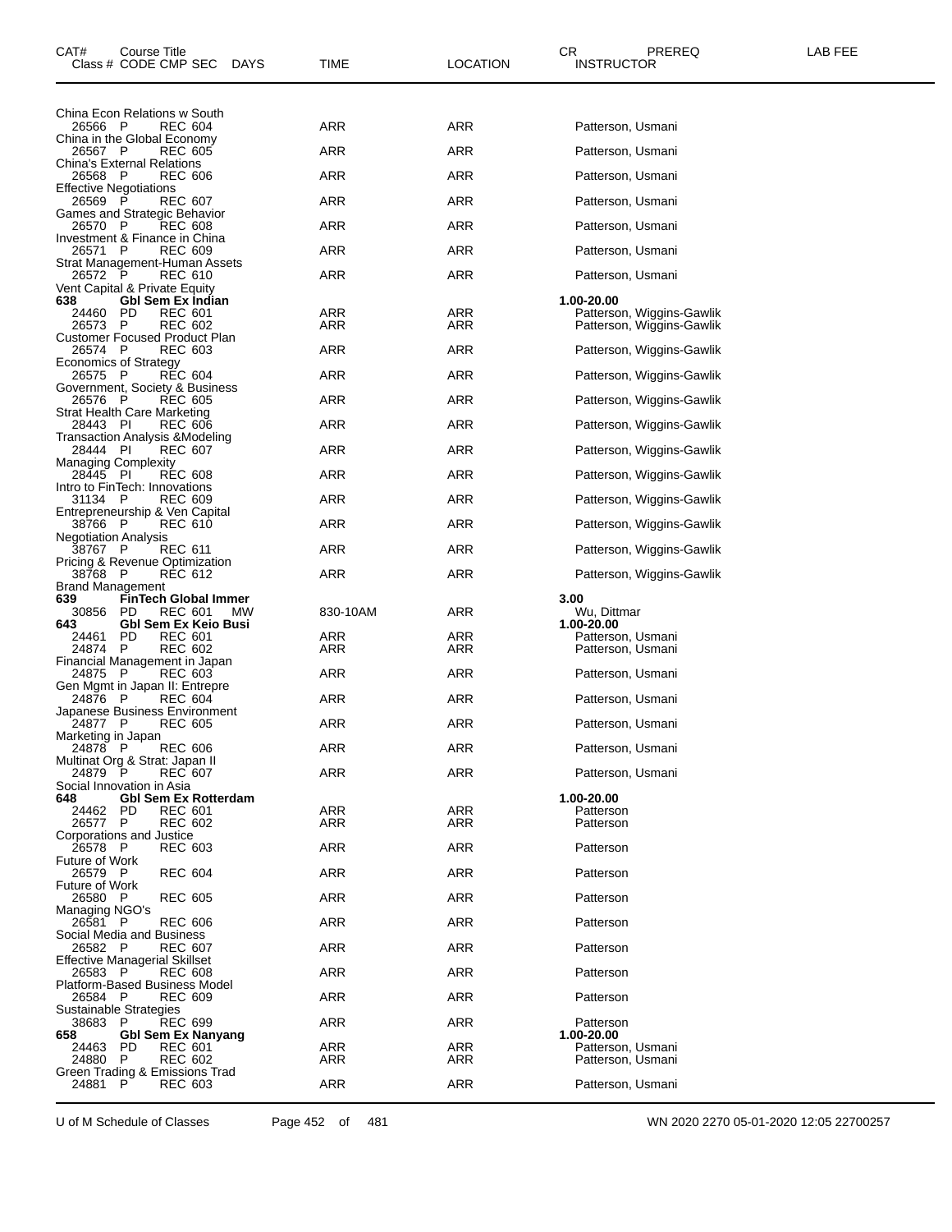| CAT# | Course Title<br>Class # CODE CMP SEC DAYS | TIME | LOCATION | CR INSTRUCTOR | PREREQ | LAB FEE |
|---|---|---|---|---|---|---|
| | China Econ Relations w South | | | | | |
| 26566 | P REC 604 | ARR | ARR | Patterson, Usmani | | |
| | China in the Global Economy | | | | | |
| 26567 | P REC 605 | ARR | ARR | Patterson, Usmani | | |
| | China's External Relations | | | | | |
| 26568 | P REC 606 | ARR | ARR | Patterson, Usmani | | |
| | Effective Negotiations | | | | | |
| 26569 | P REC 607 | ARR | ARR | Patterson, Usmani | | |
| | Games and Strategic Behavior | | | | | |
| 26570 | P REC 608 | ARR | ARR | Patterson, Usmani | | |
| | Investment & Finance in China | | | | | |
| 26571 | P REC 609 | ARR | ARR | Patterson, Usmani | | |
| | Strat Management-Human Assets | | | | | |
| 26572 | P REC 610 | ARR | ARR | Patterson, Usmani | | |
| | Vent Capital & Private Equity | | | | | |
| **638** | **Gbl Sem Ex Indian** | | | **1.00-20.00** | | |
| 24460 | PD REC 601 | ARR | ARR | Patterson, Wiggins-Gawlik | | |
| 26573 | P REC 602 | ARR | ARR | Patterson, Wiggins-Gawlik | | |
| | Customer Focused Product Plan | | | | | |
| 26574 | P REC 603 | ARR | ARR | Patterson, Wiggins-Gawlik | | |
| | Economics of Strategy | | | | | |
| 26575 | P REC 604 | ARR | ARR | Patterson, Wiggins-Gawlik | | |
| | Government, Society & Business | | | | | |
| 26576 | P REC 605 | ARR | ARR | Patterson, Wiggins-Gawlik | | |
| | Strat Health Care Marketing | | | | | |
| 28443 | PI REC 606 | ARR | ARR | Patterson, Wiggins-Gawlik | | |
| | Transaction Analysis &Modeling | | | | | |
| 28444 | PI REC 607 | ARR | ARR | Patterson, Wiggins-Gawlik | | |
| | Managing Complexity | | | | | |
| 28445 | PI REC 608 | ARR | ARR | Patterson, Wiggins-Gawlik | | |
| | Intro to FinTech: Innovations | | | | | |
| 31134 | P REC 609 | ARR | ARR | Patterson, Wiggins-Gawlik | | |
| | Entrepreneurship & Ven Capital | | | | | |
| 38766 | P REC 610 | ARR | ARR | Patterson, Wiggins-Gawlik | | |
| | Negotiation Analysis | | | | | |
| 38767 | P REC 611 | ARR | ARR | Patterson, Wiggins-Gawlik | | |
| | Pricing & Revenue Optimization | | | | | |
| 38768 | P REC 612 | ARR | ARR | Patterson, Wiggins-Gawlik | | |
| | Brand Management | | | | | |
| **639** | **FinTech Global Immer** | | | **3.00** | | |
| 30856 | PD REC 601 MW | 830-10AM | ARR | Wu, Dittmar | | |
| **643** | **Gbl Sem Ex Keio Busi** | | | **1.00-20.00** | | |
| 24461 | PD REC 601 | ARR | ARR | Patterson, Usmani | | |
| 24874 | P REC 602 | ARR | ARR | Patterson, Usmani | | |
| | Financial Management in Japan | | | | | |
| 24875 | P REC 603 | ARR | ARR | Patterson, Usmani | | |
| | Gen Mgmt in Japan II: Entrepre | | | | | |
| 24876 | P REC 604 | ARR | ARR | Patterson, Usmani | | |
| | Japanese Business Environment | | | | | |
| 24877 | P REC 605 | ARR | ARR | Patterson, Usmani | | |
| | Marketing in Japan | | | | | |
| 24878 | P REC 606 | ARR | ARR | Patterson, Usmani | | |
| | Multinat Org & Strat: Japan II | | | | | |
| 24879 | P REC 607 | ARR | ARR | Patterson, Usmani | | |
| | Social Innovation in Asia | | | | | |
| **648** | **Gbl Sem Ex Rotterdam** | | | **1.00-20.00** | | |
| 24462 | PD REC 601 | ARR | ARR | Patterson | | |
| 26577 | P REC 602 | ARR | ARR | Patterson | | |
| | Corporations and Justice | | | | | |
| 26578 | P REC 603 | ARR | ARR | Patterson | | |
| | Future of Work | | | | | |
| 26579 | P REC 604 | ARR | ARR | Patterson | | |
| | Future of Work | | | | | |
| 26580 | P REC 605 | ARR | ARR | Patterson | | |
| | Managing NGO's | | | | | |
| 26581 | P REC 606 | ARR | ARR | Patterson | | |
| | Social Media and Business | | | | | |
| 26582 | P REC 607 | ARR | ARR | Patterson | | |
| | Effective Managerial Skillset | | | | | |
| 26583 | P REC 608 | ARR | ARR | Patterson | | |
| | Platform-Based Business Model | | | | | |
| 26584 | P REC 609 | ARR | ARR | Patterson | | |
| | Sustainable Strategies | | | | | |
| 38683 | P REC 699 | ARR | ARR | Patterson | | |
| **658** | **Gbl Sem Ex Nanyang** | | | **1.00-20.00** | | |
| 24463 | PD REC 601 | ARR | ARR | Patterson, Usmani | | |
| 24880 | P REC 602 | ARR | ARR | Patterson, Usmani | | |
| | Green Trading & Emissions Trad | | | | | |
| 24881 | P REC 603 | ARR | ARR | Patterson, Usmani | | |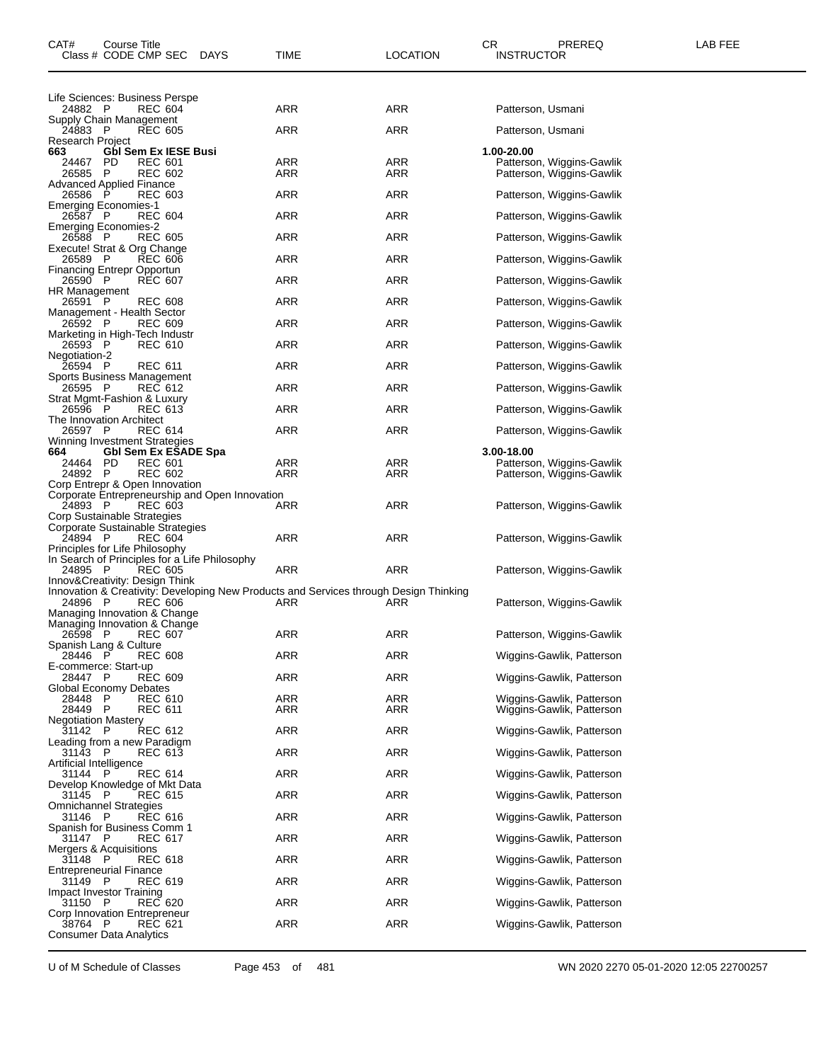| CAT# Class # | Course Title CODE | CMP | SEC | DAYS | TIME | LOCATION | CR INSTRUCTOR | PREREQ | LAB FEE |
|---|---|---|---|---|---|---|---|---|---|
| Life Sciences: Business Perspe | | | | | | | | | |
| 24882 | P | REC | 604 | | ARR | ARR | Patterson, Usmani | | |
| Supply Chain Management | | | | | | | | | |
| 24883 | P | REC | 605 | | ARR | ARR | Patterson, Usmani | | |
| Research Project | | | | | | | | | |
| **663** | **Gbl Sem Ex IESE Busi** | | | | | | **1.00-20.00** | | |
| 24467 | PD | REC | 601 | | ARR | ARR | Patterson, Wiggins-Gawlik | | |
| 26585 | P | REC | 602 | | ARR | ARR | Patterson, Wiggins-Gawlik | | |
| Advanced Applied Finance | | | | | | | | | |
| 26586 | P | REC | 603 | | ARR | ARR | Patterson, Wiggins-Gawlik | | |
| Emerging Economies-1 | | | | | | | | | |
| 26587 | P | REC | 604 | | ARR | ARR | Patterson, Wiggins-Gawlik | | |
| Emerging Economies-2 | | | | | | | | | |
| 26588 | P | REC | 605 | | ARR | ARR | Patterson, Wiggins-Gawlik | | |
| Execute! Strat & Org Change | | | | | | | | | |
| 26589 | P | REC | 606 | | ARR | ARR | Patterson, Wiggins-Gawlik | | |
| Financing Entrepr Opportun | | | | | | | | | |
| 26590 | P | REC | 607 | | ARR | ARR | Patterson, Wiggins-Gawlik | | |
| HR Management | | | | | | | | | |
| 26591 | P | REC | 608 | | ARR | ARR | Patterson, Wiggins-Gawlik | | |
| Management - Health Sector | | | | | | | | | |
| 26592 | P | REC | 609 | | ARR | ARR | Patterson, Wiggins-Gawlik | | |
| Marketing in High-Tech Industr | | | | | | | | | |
| 26593 | P | REC | 610 | | ARR | ARR | Patterson, Wiggins-Gawlik | | |
| Negotiation-2 | | | | | | | | | |
| 26594 | P | REC | 611 | | ARR | ARR | Patterson, Wiggins-Gawlik | | |
| Sports Business Management | | | | | | | | | |
| 26595 | P | REC | 612 | | ARR | ARR | Patterson, Wiggins-Gawlik | | |
| Strat Mgmt-Fashion & Luxury | | | | | | | | | |
| 26596 | P | REC | 613 | | ARR | ARR | Patterson, Wiggins-Gawlik | | |
| The Innovation Architect | | | | | | | | | |
| 26597 | P | REC | 614 | | ARR | ARR | Patterson, Wiggins-Gawlik | | |
| Winning Investment Strategies | | | | | | | | | |
| **664** | **Gbl Sem Ex ESADE Spa** | | | | | | **3.00-18.00** | | |
| 24464 | PD | REC | 601 | | ARR | ARR | Patterson, Wiggins-Gawlik | | |
| 24892 | P | REC | 602 | | ARR | ARR | Patterson, Wiggins-Gawlik | | |
| Corp Entrepr & Open Innovation | | | | | | | | | |
| Corporate Entrepreneurship and Open Innovation | | | | | | | | | |
| 24893 | P | REC | 603 | | ARR | ARR | Patterson, Wiggins-Gawlik | | |
| Corp Sustainable Strategies | | | | | | | | | |
| Corporate Sustainable Strategies | | | | | | | | | |
| 24894 | P | REC | 604 | | ARR | ARR | Patterson, Wiggins-Gawlik | | |
| Principles for Life Philosophy | | | | | | | | | |
| In Search of Principles for a Life Philosophy | | | | | | | | | |
| 24895 | P | REC | 605 | | ARR | ARR | Patterson, Wiggins-Gawlik | | |
| Innov&Creativity: Design Think | | | | | | | | | |
| Innovation & Creativity: Developing New Products and Services through Design Thinking | | | | | | | | | |
| 24896 | P | REC | 606 | | ARR | ARR | Patterson, Wiggins-Gawlik | | |
| Managing Innovation & Change | | | | | | | | | |
| Managing Innovation & Change | | | | | | | | | |
| 26598 | P | REC | 607 | | ARR | ARR | Patterson, Wiggins-Gawlik | | |
| Spanish Lang & Culture | | | | | | | | | |
| 28446 | P | REC | 608 | | ARR | ARR | Wiggins-Gawlik, Patterson | | |
| E-commerce: Start-up | | | | | | | | | |
| 28447 | P | REC | 609 | | ARR | ARR | Wiggins-Gawlik, Patterson | | |
| Global Economy Debates | | | | | | | | | |
| 28448 | P | REC | 610 | | ARR | ARR | Wiggins-Gawlik, Patterson | | |
| 28449 | P | REC | 611 | | ARR | ARR | Wiggins-Gawlik, Patterson | | |
| Negotiation Mastery | | | | | | | | | |
| 31142 | P | REC | 612 | | ARR | ARR | Wiggins-Gawlik, Patterson | | |
| Leading from a new Paradigm | | | | | | | | | |
| 31143 | P | REC | 613 | | ARR | ARR | Wiggins-Gawlik, Patterson | | |
| Artificial Intelligence | | | | | | | | | |
| 31144 | P | REC | 614 | | ARR | ARR | Wiggins-Gawlik, Patterson | | |
| Develop Knowledge of Mkt Data | | | | | | | | | |
| 31145 | P | REC | 615 | | ARR | ARR | Wiggins-Gawlik, Patterson | | |
| Omnichannel Strategies | | | | | | | | | |
| 31146 | P | REC | 616 | | ARR | ARR | Wiggins-Gawlik, Patterson | | |
| Spanish for Business Comm 1 | | | | | | | | | |
| 31147 | P | REC | 617 | | ARR | ARR | Wiggins-Gawlik, Patterson | | |
| Mergers & Acquisitions | | | | | | | | | |
| 31148 | P | REC | 618 | | ARR | ARR | Wiggins-Gawlik, Patterson | | |
| Entrepreneurial Finance | | | | | | | | | |
| 31149 | P | REC | 619 | | ARR | ARR | Wiggins-Gawlik, Patterson | | |
| Impact Investor Training | | | | | | | | | |
| 31150 | P | REC | 620 | | ARR | ARR | Wiggins-Gawlik, Patterson | | |
| Corp Innovation Entrepreneur | | | | | | | | | |
| 38764 | P | REC | 621 | | ARR | ARR | Wiggins-Gawlik, Patterson | | |
| Consumer Data Analytics | | | | | | | | | |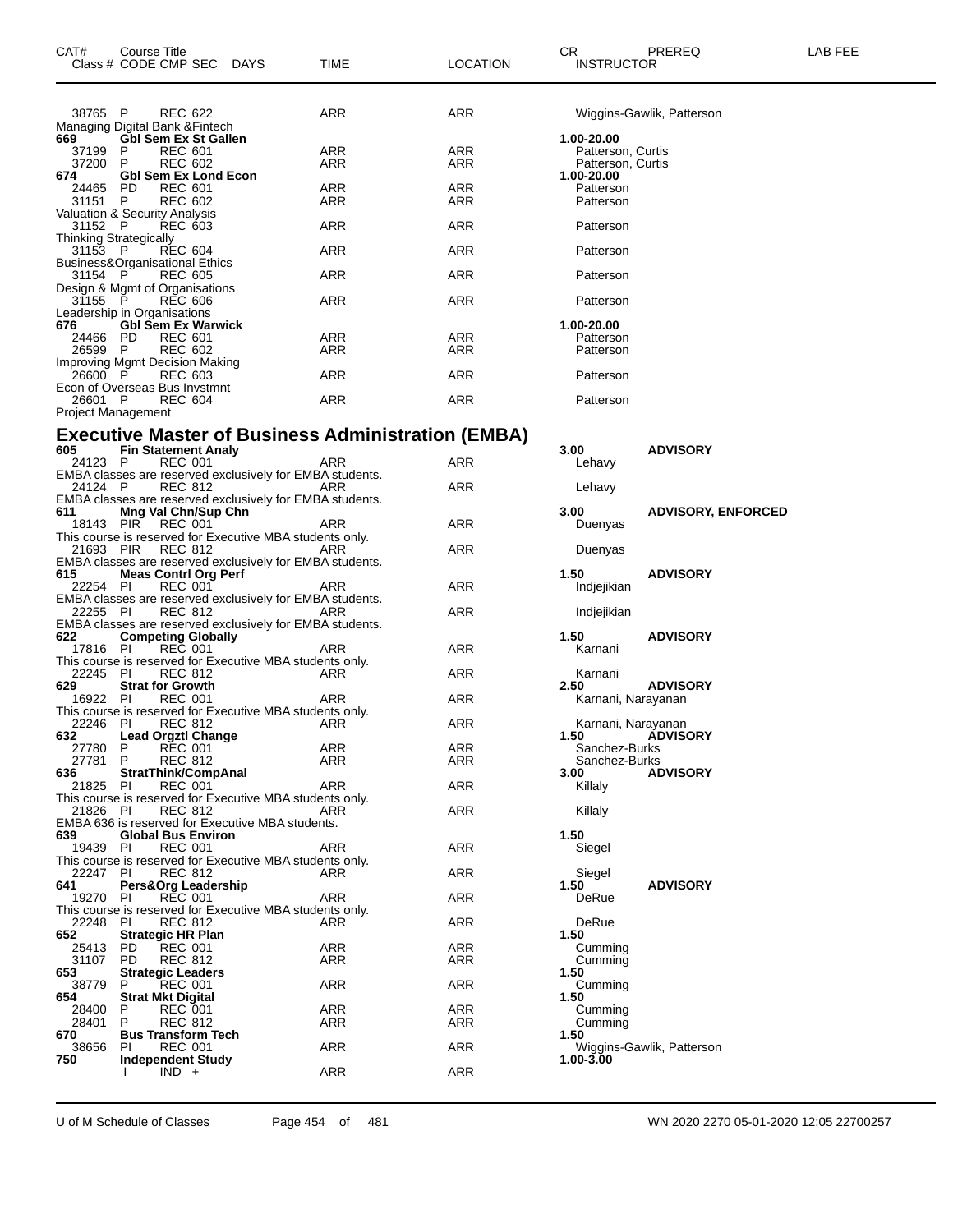| CAT# | Course Title<br>Class # CODE CMP SEC DAYS | TIME | LOCATION | CR<br>INSTRUCTOR | PREREQ | LAB FEE |
|---|---|---|---|---|---|---|
| 38765 | P REC 622 | ARR | ARR | Wiggins-Gawlik, Patterson | | |
| | Managing Digital Bank &Fintech | | | | | |
| **669** | **Gbl Sem Ex St Gallen** | | | **1.00-20.00** | | |
| 37199 | P REC 601 | ARR | ARR | Patterson, Curtis | | |
| 37200 | P REC 602 | ARR | ARR | Patterson, Curtis | | |
| **674** | **Gbl Sem Ex Lond Econ** | | | **1.00-20.00** | | |
| 24465 | PD REC 601 | ARR | ARR | Patterson | | |
| 31151 | P REC 602 | ARR | ARR | Patterson | | |
| | Valuation & Security Analysis | | | | | |
| 31152 | P REC 603 | ARR | ARR | Patterson | | |
| | Thinking Strategically | | | | | |
| 31153 | P REC 604 | ARR | ARR | Patterson | | |
| | Business&Organisational Ethics | | | | | |
| 31154 | P REC 605 | ARR | ARR | Patterson | | |
| | Design & Mgmt of Organisations | | | | | |
| 31155 | P REC 606 | ARR | ARR | Patterson | | |
| | Leadership in Organisations | | | | | |
| **676** | **Gbl Sem Ex Warwick** | | | **1.00-20.00** | | |
| 24466 | PD REC 601 | ARR | ARR | Patterson | | |
| 26599 | P REC 602 | ARR | ARR | Patterson | | |
| | Improving Mgmt Decision Making | | | | | |
| 26600 | P REC 603 | ARR | ARR | Patterson | | |
| | Econ of Overseas Bus Invstmnt | | | | | |
| 26601 | P REC 604 | ARR | ARR | Patterson | | |
| | Project Management | | | | | |

## Executive Master of Business Administration (EMBA)

| CAT# | Course Title<br>Class # CODE CMP SEC DAYS | TIME | LOCATION | CR<br>INSTRUCTOR | PREREQ | LAB FEE |
|---|---|---|---|---|---|---|
| **605** | **Fin Statement Analy** | | | **3.00** | **ADVISORY** | |
| 24123 | P REC 001 | ARR | ARR | Lehavy | | |
| | EMBA classes are reserved exclusively for EMBA students. | | | | | |
| 24124 | P REC 812 | ARR | ARR | Lehavy | | |
| | EMBA classes are reserved exclusively for EMBA students. | | | | | |
| **611** | **Mng Val Chn/Sup Chn** | | | **3.00** | **ADVISORY, ENFORCED** | |
| 18143 | PIR REC 001 | ARR | ARR | Duenyas | | |
| | This course is reserved for Executive MBA students only. | | | | | |
| 21693 | PIR REC 812 | ARR | ARR | Duenyas | | |
| | EMBA classes are reserved exclusively for EMBA students. | | | | | |
| **615** | **Meas Contrl Org Perf** | | | **1.50** | **ADVISORY** | |
| 22254 | PI REC 001 | ARR | ARR | Indjejikian | | |
| | EMBA classes are reserved exclusively for EMBA students. | | | | | |
| 22255 | PI REC 812 | ARR | ARR | Indjejikian | | |
| | EMBA classes are reserved exclusively for EMBA students. | | | | | |
| **622** | **Competing Globally** | | | **1.50** | **ADVISORY** | |
| 17816 | PI REC 001 | ARR | ARR | Karnani | | |
| | This course is reserved for Executive MBA students only. | | | | | |
| 22245 | PI REC 812 | ARR | ARR | Karnani | | |
| **629** | **Strat for Growth** | | | **2.50** | **ADVISORY** | |
| 16922 | PI REC 001 | ARR | ARR | Karnani, Narayanan | | |
| | This course is reserved for Executive MBA students only. | | | | | |
| 22246 | PI REC 812 | ARR | ARR | Karnani, Narayanan | | |
| **632** | **Lead Orgztl Change** | | | **1.50** | **ADVISORY** | |
| 27780 | P REC 001 | ARR | ARR | Sanchez-Burks | | |
| 27781 | P REC 812 | ARR | ARR | Sanchez-Burks | | |
| **636** | **StratThink/CompAnal** | | | **3.00** | **ADVISORY** | |
| 21825 | PI REC 001 | ARR | ARR | Killaly | | |
| | This course is reserved for Executive MBA students only. | | | | | |
| 21826 | PI REC 812 | ARR | ARR | Killaly | | |
| | EMBA 636 is reserved for Executive MBA students. | | | | | |
| **639** | **Global Bus Environ** | | | **1.50** | | |
| 19439 | PI REC 001 | ARR | ARR | Siegel | | |
| | This course is reserved for Executive MBA students only. | | | | | |
| 22247 | PI REC 812 | ARR | ARR | Siegel | | |
| **641** | **Pers&Org Leadership** | | | **1.50** | **ADVISORY** | |
| 19270 | PI REC 001 | ARR | ARR | DeRue | | |
| | This course is reserved for Executive MBA students only. | | | | | |
| 22248 | PI REC 812 | ARR | ARR | DeRue | | |
| **652** | **Strategic HR Plan** | | | **1.50** | | |
| 25413 | PD REC 001 | ARR | ARR | Cumming | | |
| 31107 | PD REC 812 | ARR | ARR | Cumming | | |
| **653** | **Strategic Leaders** | | | **1.50** | | |
| 38779 | P REC 001 | ARR | ARR | Cumming | | |
| **654** | **Strat Mkt Digital** | | | **1.50** | | |
| 28400 | P REC 001 | ARR | ARR | Cumming | | |
| 28401 | P REC 812 | ARR | ARR | Cumming | | |
| **670** | **Bus Transform Tech** | | | **1.50** | | |
| 38656 | PI REC 001 | ARR | ARR | Wiggins-Gawlik, Patterson | | |
| **750** | **Independent Study** | | | **1.00-3.00** | | |
| | I IND + | ARR | ARR | | | |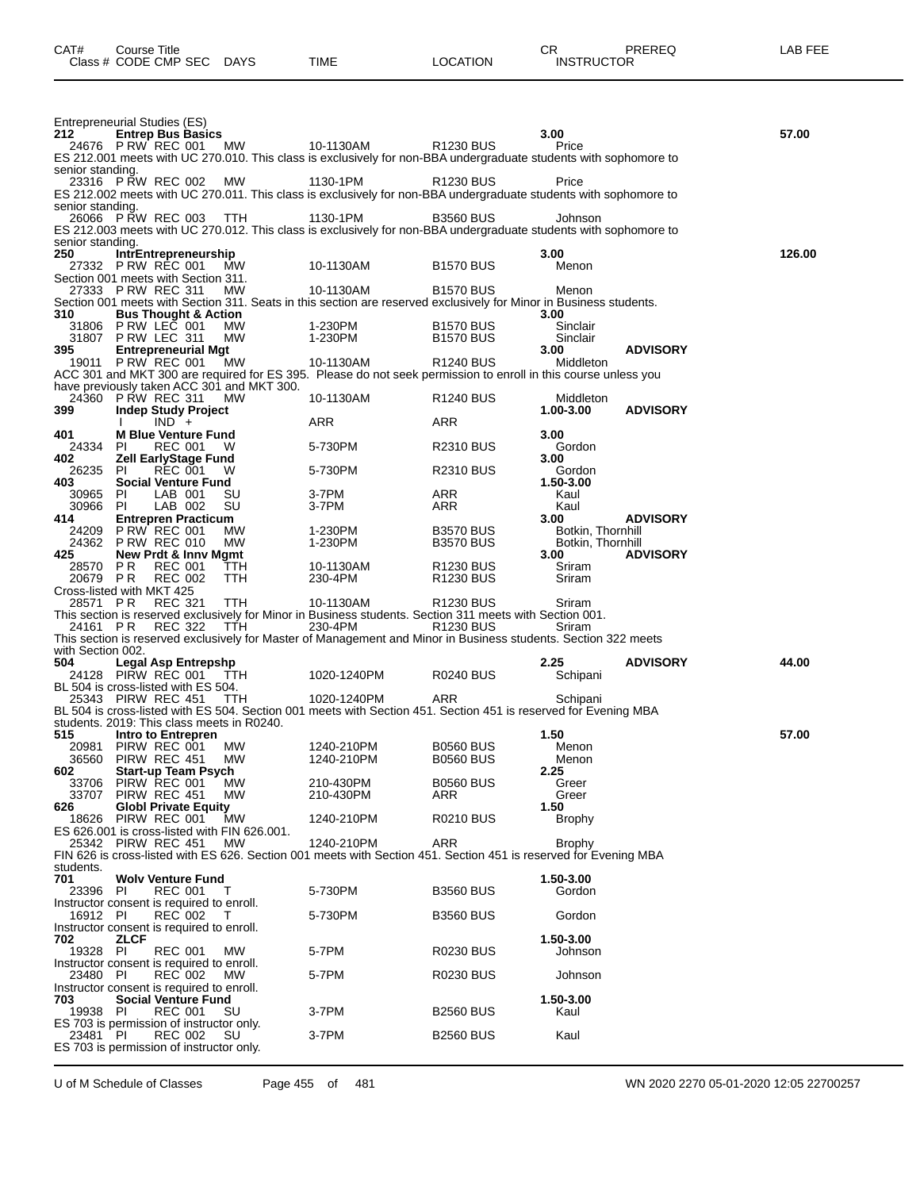| CAT# Class # | Course Title CODE CMP SEC | DAYS | TIME | LOCATION | CR INSTRUCTOR | PREREQ | LAB FEE |
|---|---|---|---|---|---|---|---|

**Entrepreneurial Studies (ES)**

| CAT# Class # | Course Title CODE CMP SEC | DAYS | TIME | LOCATION | CR INSTRUCTOR | PREREQ | LAB FEE |
|---|---|---|---|---|---|---|---|
| **212** | **Entrep Bus Basics** | | | | **3.00** | | **57.00** |
| 24676 | P RW REC 001 | MW | 10-1130AM | R1230 BUS | Price | | |
| ES 212.001 meets with UC 270.010. This class is exclusively for non-BBA undergraduate students with sophomore to senior standing. | | | | | | | |
| 23316 | P RW REC 002 | MW | 1130-1PM | R1230 BUS | Price | | |
| ES 212.002 meets with UC 270.011. This class is exclusively for non-BBA undergraduate students with sophomore to senior standing. | | | | | | | |
| 26066 | P RW REC 003 | TTH | 1130-1PM | B3560 BUS | Johnson | | |
| ES 212.003 meets with UC 270.012. This class is exclusively for non-BBA undergraduate students with sophomore to senior standing. | | | | | | | |
| **250** | **IntrEntrepreneurship** | | | | **3.00** | | **126.00** |
| 27332 | P RW REC 001 | MW | 10-1130AM | B1570 BUS | Menon | | |
| Section 001 meets with Section 311. | | | | | | | |
| 27333 | P RW REC 311 | MW | 10-1130AM | B1570 BUS | Menon | | |
| Section 001 meets with Section 311. Seats in this section are reserved exclusively for Minor in Business students. | | | | | | | |
| **310** | **Bus Thought & Action** | | | | **3.00** | | |
| 31806 | P RW LEC 001 | MW | 1-230PM | B1570 BUS | Sinclair | | |
| 31807 | P RW LEC 311 | MW | 1-230PM | B1570 BUS | Sinclair | | |
| **395** | **Entrepreneurial Mgt** | | | | **3.00** | **ADVISORY** | |
| 19011 | P RW REC 001 | MW | 10-1130AM | R1240 BUS | Middleton | | |
| ACC 301 and MKT 300 are required for ES 395. Please do not seek permission to enroll in this course unless you have previously taken ACC 301 and MKT 300. | | | | | | | |
| 24360 | P RW REC 311 | MW | 10-1130AM | R1240 BUS | Middleton | | |
| **399** | **Indep Study Project** | | | | **1.00-3.00** | **ADVISORY** | |
| | I IND + | | ARR | ARR | | | |
| **401** | **M Blue Venture Fund** | | | | **3.00** | | |
| 24334 | PI REC 001 | W | 5-730PM | R2310 BUS | Gordon | | |
| **402** | **Zell EarlyStage Fund** | | | | **3.00** | | |
| 26235 | PI REC 001 | W | 5-730PM | R2310 BUS | Gordon | | |
| **403** | **Social Venture Fund** | | | | **1.50-3.00** | | |
| 30965 | PI LAB 001 | SU | 3-7PM | ARR | Kaul | | |
| 30966 | PI LAB 002 | SU | 3-7PM | ARR | Kaul | | |
| **414** | **Entrepren Practicum** | | | | **3.00** | **ADVISORY** | |
| 24209 | P RW REC 001 | MW | 1-230PM | B3570 BUS | Botkin, Thornhill | | |
| 24362 | P RW REC 010 | MW | 1-230PM | B3570 BUS | Botkin, Thornhill | | |
| **425** | **New Prdt & Innv Mgmt** | | | | **3.00** | **ADVISORY** | |
| 28570 | P R REC 001 | TTH | 10-1130AM | R1230 BUS | Sriram | | |
| 20679 | P R REC 002 | TTH | 230-4PM | R1230 BUS | Sriram | | |
| Cross-listed with MKT 425 | | | | | | | |
| 28571 | P R REC 321 | TTH | 10-1130AM | R1230 BUS | Sriram | | |
| This section is reserved exclusively for Minor in Business students. Section 311 meets with Section 001. | | | | | | | |
| 24161 | P R REC 322 | TTH | 230-4PM | R1230 BUS | Sriram | | |
| This section is reserved exclusively for Master of Management and Minor in Business students. Section 322 meets with Section 002. | | | | | | | |
| **504** | **Legal Asp Entrepshp** | | | | **2.25** | **ADVISORY** | **44.00** |
| 24128 | PIRW REC 001 | TTH | 1020-1240PM | R0240 BUS | Schipani | | |
| BL 504 is cross-listed with ES 504. | | | | | | | |
| 25343 | PIRW REC 451 | TTH | 1020-1240PM | ARR | Schipani | | |
| BL 504 is cross-listed with ES 504. Section 001 meets with Section 451. Section 451 is reserved for Evening MBA students. 2019: This class meets in R0240. | | | | | | | |
| **515** | **Intro to Entrepren** | | | | **1.50** | | **57.00** |
| 20981 | PIRW REC 001 | MW | 1240-210PM | B0560 BUS | Menon | | |
| 36560 | PIRW REC 451 | MW | 1240-210PM | B0560 BUS | Menon | | |
| **602** | **Start-up Team Psych** | | | | **2.25** | | |
| 33706 | PIRW REC 001 | MW | 210-430PM | B0560 BUS | Greer | | |
| 33707 | PIRW REC 451 | MW | 210-430PM | ARR | Greer | | |
| **626** | **Globl Private Equity** | | | | **1.50** | | |
| 18626 | PIRW REC 001 | MW | 1240-210PM | R0210 BUS | Brophy | | |
| ES 626.001 is cross-listed with FIN 626.001. | | | | | | | |
| 25342 | PIRW REC 451 | MW | 1240-210PM | ARR | Brophy | | |
| FIN 626 is cross-listed with ES 626. Section 001 meets with Section 451. Section 451 is reserved for Evening MBA students. | | | | | | | |
| **701** | **Wolv Venture Fund** | | | | **1.50-3.00** | | |
| 23396 | PI REC 001 | T | 5-730PM | B3560 BUS | Gordon | | |
| Instructor consent is required to enroll. | | | | | | | |
| 16912 | PI REC 002 | T | 5-730PM | B3560 BUS | Gordon | | |
| Instructor consent is required to enroll. | | | | | | | |
| **702** | **ZLCF** | | | | **1.50-3.00** | | |
| 19328 | PI REC 001 | MW | 5-7PM | R0230 BUS | Johnson | | |
| Instructor consent is required to enroll. | | | | | | | |
| 23480 | PI REC 002 | MW | 5-7PM | R0230 BUS | Johnson | | |
| Instructor consent is required to enroll. | | | | | | | |
| **703** | **Social Venture Fund** | | | | **1.50-3.00** | | |
| 19938 | PI REC 001 | SU | 3-7PM | B2560 BUS | Kaul | | |
| ES 703 is permission of instructor only. | | | | | | | |
| 23481 | PI REC 002 | SU | 3-7PM | B2560 BUS | Kaul | | |
| ES 703 is permission of instructor only. | | | | | | | |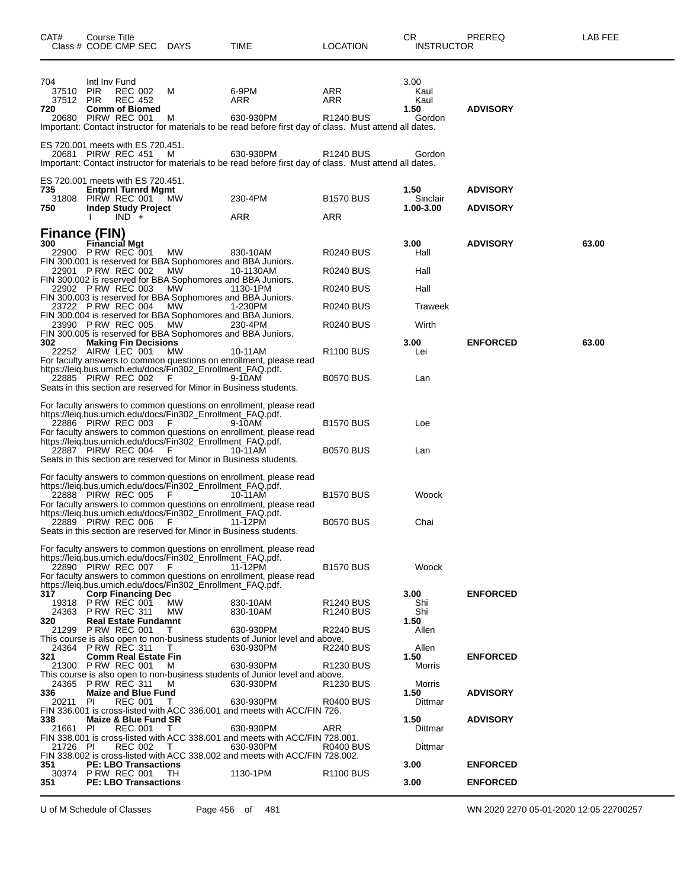| CAT# | Course Title Class # CODE CMP SEC | DAYS | TIME | LOCATION | CR INSTRUCTOR | PREREQ | LAB FEE |
|---|---|---|---|---|---|---|---|
| 704 | Intl Inv Fund | | | | 3.00 | | |
| 37510 | PIR REC 002 | M | 6-9PM | ARR | Kaul | | |
| 37512 | PIR REC 452 | | ARR | ARR | Kaul | | |
| 720 | **Comm of Biomed** | | | | **1.50** | **ADVISORY** | |
| 20680 | PIRW REC 001 | M | 630-930PM | R1240 BUS | Gordon | | |

Important: Contact instructor for materials to be read before first day of class. Must attend all dates.

ES 720.001 meets with ES 720.451.

| CAT# | Course Title Class # CODE CMP SEC | DAYS | TIME | LOCATION | CR INSTRUCTOR | PREREQ | LAB FEE |
|---|---|---|---|---|---|---|---|
| 20681 | PIRW REC 451 | M | 630-930PM | R1240 BUS | Gordon | | |

Important: Contact instructor for materials to be read before first day of class. Must attend all dates.

ES 720.001 meets with ES 720.451.

| CAT# | Course Title Class # CODE CMP SEC | DAYS | TIME | LOCATION | CR INSTRUCTOR | PREREQ | LAB FEE |
|---|---|---|---|---|---|---|---|
| 735 | **Entprnl Turnrd Mgmt** | | | | **1.50** | **ADVISORY** | |
| 31808 | PIRW REC 001 | MW | 230-4PM | B1570 BUS | Sinclair | | |
| 750 | **Indep Study Project** | | | | **1.00-3.00** | **ADVISORY** | |
| | I IND + | | ARR | ARR | | | |

## Finance (FIN)

| CAT# | Course Title Class # CODE CMP SEC | DAYS | TIME | LOCATION | CR INSTRUCTOR | PREREQ | LAB FEE |
|---|---|---|---|---|---|---|---|
| 300 | **Financial Mgt** | | | | **3.00** | **ADVISORY** | **63.00** |
| 22900 | P RW REC 001 | MW | 830-10AM | R0240 BUS | Hall | | |

FIN 300.001 is reserved for BBA Sophomores and BBA Juniors.

| | | | | | | | |
|---|---|---|---|---|---|---|---|
| 22901 | P RW REC 002 | MW | 10-1130AM | R0240 BUS | Hall | | |

FIN 300.002 is reserved for BBA Sophomores and BBA Juniors.

| | | | | | | | |
|---|---|---|---|---|---|---|---|
| 22902 | P RW REC 003 | MW | 1130-1PM | R0240 BUS | Hall | | |

FIN 300.003 is reserved for BBA Sophomores and BBA Juniors.

| | | | | | | | |
|---|---|---|---|---|---|---|---|
| 23722 | P RW REC 004 | MW | 1-230PM | R0240 BUS | Traweek | | |

FIN 300.004 is reserved for BBA Sophomores and BBA Juniors.

| | | | | | | | |
|---|---|---|---|---|---|---|---|
| 23990 | P RW REC 005 | MW | 230-4PM | R0240 BUS | Wirth | | |

FIN 300.005 is reserved for BBA Sophomores and BBA Juniors.

| | | | | | | | |
|---|---|---|---|---|---|---|---|
| 302 | **Making Fin Decisions** | | | | **3.00** | **ENFORCED** | **63.00** |
| 22252 | AIRW LEC 001 | MW | 10-11AM | R1100 BUS | Lei | | |

For faculty answers to common questions on enrollment, please read https://leiq.bus.umich.edu/docs/Fin302_Enrollment_FAQ.pdf.

| | | | | | | | |
|---|---|---|---|---|---|---|---|
| 22885 | PIRW REC 002 | F | 9-10AM | B0570 BUS | Lan | | |

Seats in this section are reserved for Minor in Business students.

For faculty answers to common questions on enrollment, please read https://leiq.bus.umich.edu/docs/Fin302_Enrollment_FAQ.pdf.

| | | | | | | | |
|---|---|---|---|---|---|---|---|
| 22886 | PIRW REC 003 | F | 9-10AM | B1570 BUS | Loe | | |

For faculty answers to common questions on enrollment, please read https://leiq.bus.umich.edu/docs/Fin302_Enrollment_FAQ.pdf.

| | | | | | | | |
|---|---|---|---|---|---|---|---|
| 22887 | PIRW REC 004 | F | 10-11AM | B0570 BUS | Lan | | |

Seats in this section are reserved for Minor in Business students.

For faculty answers to common questions on enrollment, please read https://leiq.bus.umich.edu/docs/Fin302_Enrollment_FAQ.pdf.

| | | | | | | | |
|---|---|---|---|---|---|---|---|
| 22888 | PIRW REC 005 | F | 10-11AM | B1570 BUS | Woock | | |

For faculty answers to common questions on enrollment, please read https://leiq.bus.umich.edu/docs/Fin302_Enrollment_FAQ.pdf.

| | | | | | | | |
|---|---|---|---|---|---|---|---|
| 22889 | PIRW REC 006 | F | 11-12PM | B0570 BUS | Chai | | |

Seats in this section are reserved for Minor in Business students.

For faculty answers to common questions on enrollment, please read https://leiq.bus.umich.edu/docs/Fin302_Enrollment_FAQ.pdf.

| | | | | | | | |
|---|---|---|---|---|---|---|---|
| 22890 | PIRW REC 007 | F | 11-12PM | B1570 BUS | Woock | | |

For faculty answers to common questions on enrollment, please read https://leiq.bus.umich.edu/docs/Fin302_Enrollment_FAQ.pdf.

| | | | | | | | |
|---|---|---|---|---|---|---|---|
| 317 | **Corp Financing Dec** | | | | **3.00** | **ENFORCED** | |
| 19318 | P RW REC 001 | MW | 830-10AM | R1240 BUS | Shi | | |
| 24363 | P RW REC 311 | MW | 830-10AM | R1240 BUS | Shi | | |
| 320 | **Real Estate Fundamnt** | | | | **1.50** | | |
| 21299 | P RW REC 001 | T | 630-930PM | R2240 BUS | Allen | | |

This course is also open to non-business students of Junior level and above.

| | | | | | | | |
|---|---|---|---|---|---|---|---|
| 24364 | P RW REC 311 | T | 630-930PM | R2240 BUS | Allen | | |
| 321 | **Comm Real Estate Fin** | | | | **1.50** | **ENFORCED** | |
| 21300 | P RW REC 001 | M | 630-930PM | R1230 BUS | Morris | | |

This course is also open to non-business students of Junior level and above.

| | | | | | | | |
|---|---|---|---|---|---|---|---|
| 24365 | P RW REC 311 | M | 630-930PM | R1230 BUS | Morris | | |
| 336 | **Maize and Blue Fund** | | | | **1.50** | **ADVISORY** | |
| 20211 | PI REC 001 | T | 630-930PM | R0400 BUS | Dittmar | | |

FIN 336.001 is cross-listed with ACC 336.001 and meets with ACC/FIN 726.

| | | | | | | | |
|---|---|---|---|---|---|---|---|
| 338 | **Maize & Blue Fund SR** | | | | **1.50** | **ADVISORY** | |
| 21661 | PI REC 001 | T | 630-930PM | ARR | Dittmar | | |

FIN 338.001 is cross-listed with ACC 338.001 and meets with ACC/FIN 728.001.

| | | | | | | | |
|---|---|---|---|---|---|---|---|
| 21726 | PI REC 002 | T | 630-930PM | R0400 BUS | Dittmar | | |

FIN 338.002 is cross-listed with ACC 338.002 and meets with ACC/FIN 728.002.

| | | | | | | | |
|---|---|---|---|---|---|---|---|
| 351 | **PE: LBO Transactions** | | | | **3.00** | **ENFORCED** | |
| 30374 | P RW REC 001 | TH | 1130-1PM | R1100 BUS | | | |
| 351 | **PE: LBO Transactions** | | | | **3.00** | **ENFORCED** | |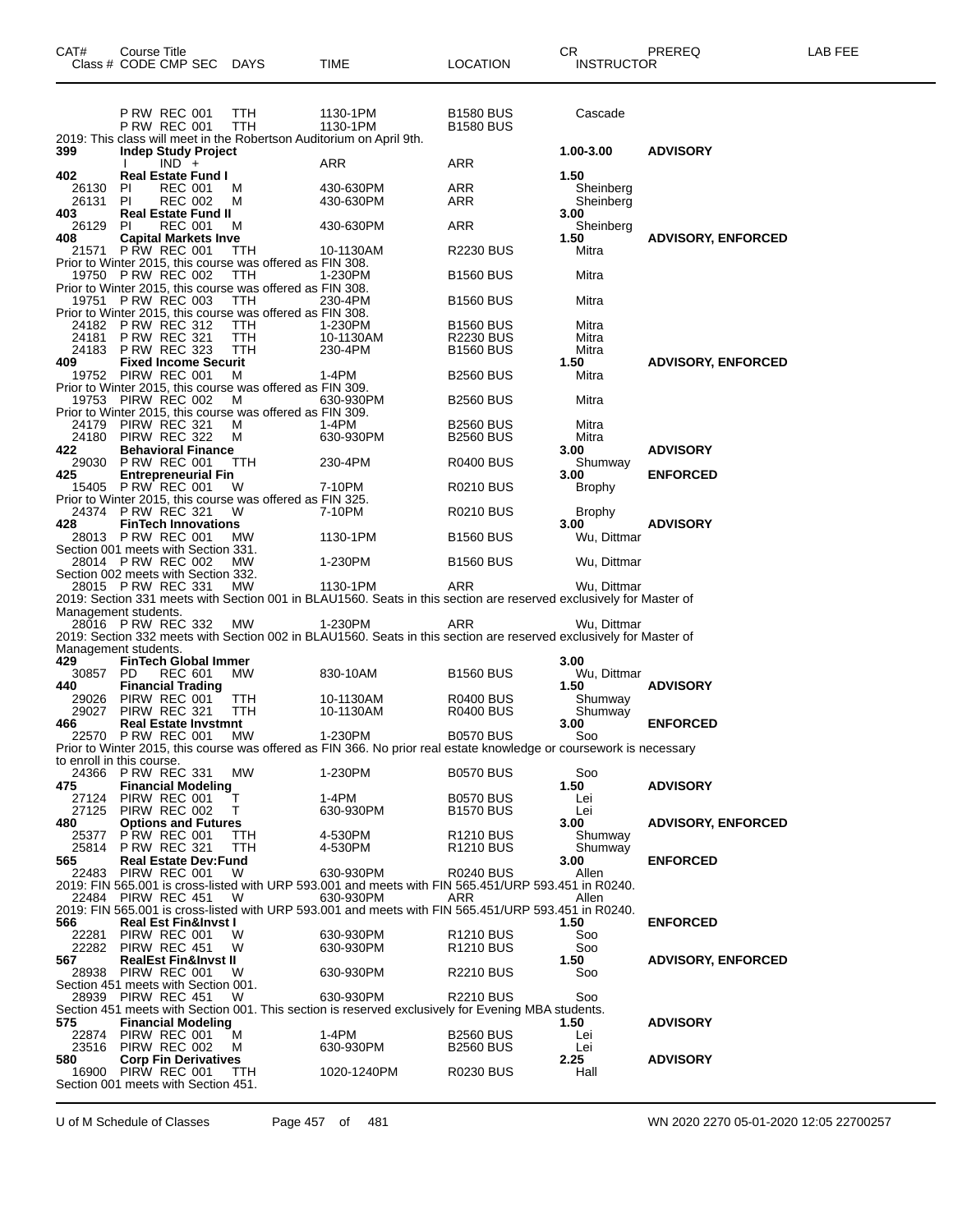| CAT# Class # | Course Title CODE CMP SEC | DAYS | TIME | LOCATION | CR INSTRUCTOR | PREREQ | LAB FEE |
|---|---|---|---|---|---|---|---|
| | P RW REC 001 | TTH | 1130-1PM | B1580 BUS | Cascade | | |
| | P RW REC 001 | TTH | 1130-1PM | B1580 BUS | | | |
| 2019: This class will meet in the Robertson Auditorium on April 9th. | | | | | | | |
| **399** | **Indep Study Project** | | | | **1.00-3.00** | **ADVISORY** | |
| | I IND + | | ARR | ARR | | | |
| **402** | **Real Estate Fund I** | | | | **1.50** | | |
| 26130 | PI REC 001 | M | 430-630PM | ARR | Sheinberg | | |
| 26131 | PI REC 002 | M | 430-630PM | ARR | Sheinberg | | |
| **403** | **Real Estate Fund II** | | | | **3.00** | | |
| 26129 | PI REC 001 | M | 430-630PM | ARR | Sheinberg | | |
| **408** | **Capital Markets Inve** | | | | **1.50** | **ADVISORY, ENFORCED** | |
| 21571 | P RW REC 001 | TTH | 10-1130AM | R2230 BUS | Mitra | | |
| Prior to Winter 2015, this course was offered as FIN 308. | | | | | | | |
| 19750 | P RW REC 002 | TTH | 1-230PM | B1560 BUS | Mitra | | |
| Prior to Winter 2015, this course was offered as FIN 308. | | | | | | | |
| 19751 | P RW REC 003 | TTH | 230-4PM | B1560 BUS | Mitra | | |
| Prior to Winter 2015, this course was offered as FIN 308. | | | | | | | |
| 24182 | P RW REC 312 | TTH | 1-230PM | B1560 BUS | Mitra | | |
| 24181 | P RW REC 321 | TTH | 10-1130AM | R2230 BUS | Mitra | | |
| 24183 | P RW REC 323 | TTH | 230-4PM | B1560 BUS | Mitra | | |
| **409** | **Fixed Income Securit** | | | | **1.50** | **ADVISORY, ENFORCED** | |
| 19752 | PIRW REC 001 | M | 1-4PM | B2560 BUS | Mitra | | |
| Prior to Winter 2015, this course was offered as FIN 309. | | | | | | | |
| 19753 | PIRW REC 002 | M | 630-930PM | B2560 BUS | Mitra | | |
| Prior to Winter 2015, this course was offered as FIN 309. | | | | | | | |
| 24179 | PIRW REC 321 | M | 1-4PM | B2560 BUS | Mitra | | |
| 24180 | PIRW REC 322 | M | 630-930PM | B2560 BUS | Mitra | | |
| **422** | **Behavioral Finance** | | | | **3.00** | **ADVISORY** | |
| 29030 | P RW REC 001 | TTH | 230-4PM | R0400 BUS | Shumway | | |
| **425** | **Entrepreneurial Fin** | | | | **3.00** | **ENFORCED** | |
| 15405 | P RW REC 001 | W | 7-10PM | R0210 BUS | Brophy | | |
| Prior to Winter 2015, this course was offered as FIN 325. | | | | | | | |
| 24374 | P RW REC 321 | W | 7-10PM | R0210 BUS | Brophy | | |
| **428** | **FinTech Innovations** | | | | **3.00** | **ADVISORY** | |
| 28013 | P RW REC 001 | MW | 1130-1PM | B1560 BUS | Wu, Dittmar | | |
| Section 001 meets with Section 331. | | | | | | | |
| 28014 | P RW REC 002 | MW | 1-230PM | B1560 BUS | Wu, Dittmar | | |
| Section 002 meets with Section 332. | | | | | | | |
| 28015 | P RW REC 331 | MW | 1130-1PM | ARR | Wu, Dittmar | | |
| 2019: Section 331 meets with Section 001 in BLAU1560. Seats in this section are reserved exclusively for Master of Management students. | | | | | | | |
| 28016 | P RW REC 332 | MW | 1-230PM | ARR | Wu, Dittmar | | |
| 2019: Section 332 meets with Section 002 in BLAU1560. Seats in this section are reserved exclusively for Master of Management students. | | | | | | | |
| **429** | **FinTech Global Immer** | | | | **3.00** | | |
| 30857 | PD REC 601 | MW | 830-10AM | B1560 BUS | Wu, Dittmar | | |
| **440** | **Financial Trading** | | | | **1.50** | **ADVISORY** | |
| 29026 | PIRW REC 001 | TTH | 10-1130AM | R0400 BUS | Shumway | | |
| 29027 | PIRW REC 321 | TTH | 10-1130AM | R0400 BUS | Shumway | | |
| **466** | **Real Estate Invstmnt** | | | | **3.00** | **ENFORCED** | |
| 22570 | P RW REC 001 | MW | 1-230PM | B0570 BUS | Soo | | |
| Prior to Winter 2015, this course was offered as FIN 366. No prior real estate knowledge or coursework is necessary to enroll in this course. | | | | | | | |
| 24366 | P RW REC 331 | MW | 1-230PM | B0570 BUS | Soo | | |
| **475** | **Financial Modeling** | | | | **1.50** | **ADVISORY** | |
| 27124 | PIRW REC 001 | T | 1-4PM | B0570 BUS | Lei | | |
| 27125 | PIRW REC 002 | T | 630-930PM | B1570 BUS | Lei | | |
| **480** | **Options and Futures** | | | | **3.00** | **ADVISORY, ENFORCED** | |
| 25377 | P RW REC 001 | TTH | 4-530PM | R1210 BUS | Shumway | | |
| 25814 | P RW REC 321 | TTH | 4-530PM | R1210 BUS | Shumway | | |
| **565** | **Real Estate Dev:Fund** | | | | **3.00** | **ENFORCED** | |
| 22483 | PIRW REC 001 | W | 630-930PM | R0240 BUS | Allen | | |
| 2019: FIN 565.001 is cross-listed with URP 593.001 and meets with FIN 565.451/URP 593.451 in R0240. | | | | | | | |
| 22484 | PIRW REC 451 | W | 630-930PM | ARR | Allen | | |
| 2019: FIN 565.001 is cross-listed with URP 593.001 and meets with FIN 565.451/URP 593.451 in R0240. | | | | | | | |
| **566** | **Real Est Fin&Invst I** | | | | **1.50** | **ENFORCED** | |
| 22281 | PIRW REC 001 | W | 630-930PM | R1210 BUS | Soo | | |
| 22282 | PIRW REC 451 | W | 630-930PM | R1210 BUS | Soo | | |
| **567** | **RealEst Fin&Invst II** | | | | **1.50** | **ADVISORY, ENFORCED** | |
| 28938 | PIRW REC 001 | W | 630-930PM | R2210 BUS | Soo | | |
| Section 451 meets with Section 001. | | | | | | | |
| 28939 | PIRW REC 451 | W | 630-930PM | R2210 BUS | Soo | | |
| Section 451 meets with Section 001. This section is reserved exclusively for Evening MBA students. | | | | | | | |
| **575** | **Financial Modeling** | | | | **1.50** | **ADVISORY** | |
| 22874 | PIRW REC 001 | M | 1-4PM | B2560 BUS | Lei | | |
| 23516 | PIRW REC 002 | M | 630-930PM | B2560 BUS | Lei | | |
| **580** | **Corp Fin Derivatives** | | | | **2.25** | **ADVISORY** | |
| 16900 | PIRW REC 001 | TTH | 1020-1240PM | R0230 BUS | Hall | | |
| Section 001 meets with Section 451. | | | | | | | |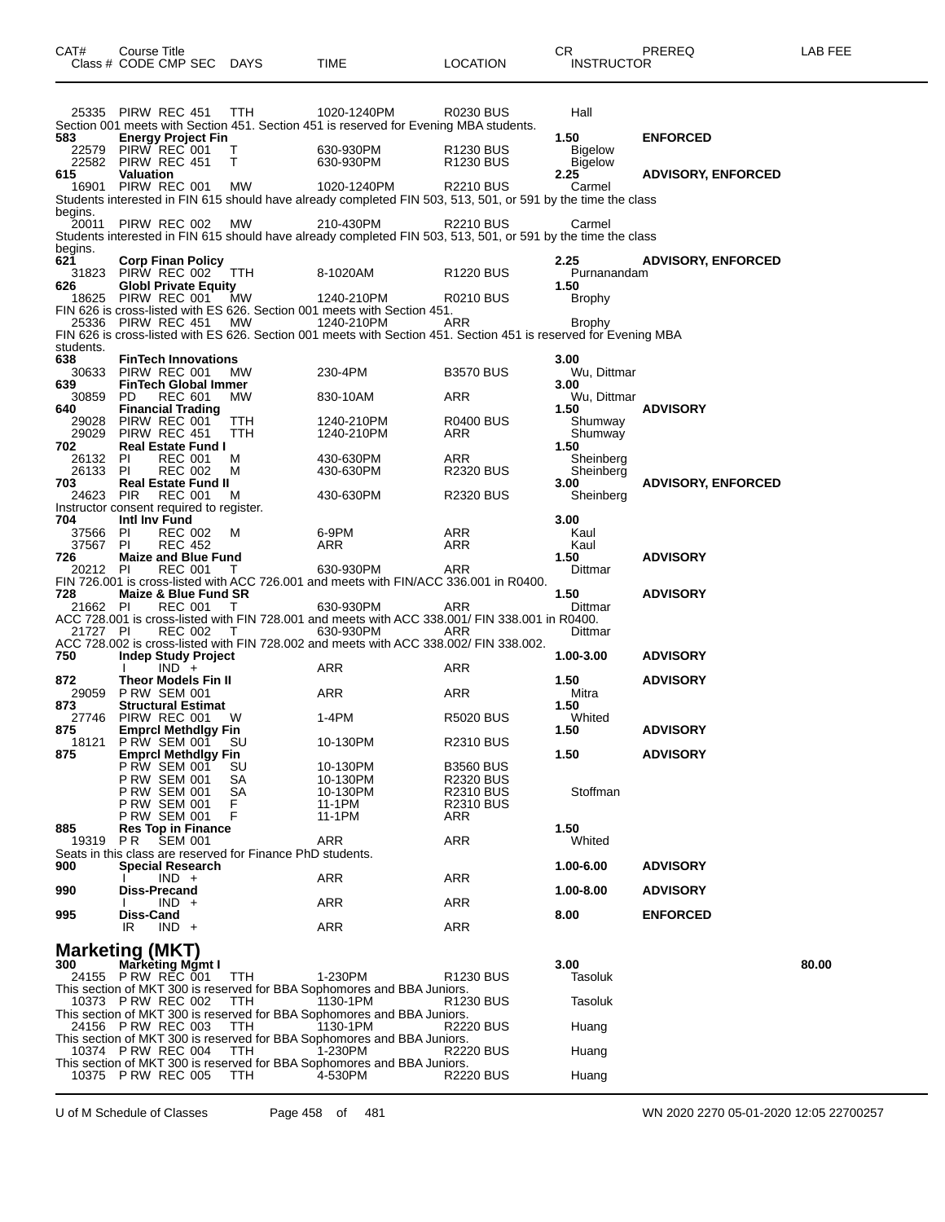| CAT# | Course Title<br>Class # CODE CMP SEC | DAYS | TIME | LOCATION | CR<br>INSTRUCTOR | PREREQ | LAB FEE |
|---|---|---|---|---|---|---|---|
| | 25335 PIRW REC 451 | TTH | 1020-1240PM | R0230 BUS | Hall | | |

Section 001 meets with Section 451. Section 451 is reserved for Evening MBA students.

| CAT# | Course Title<br>Class # CODE CMP SEC | DAYS | TIME | LOCATION | CR<br>INSTRUCTOR | PREREQ | LAB FEE |
|---|---|---|---|---|---|---|---|
| **583** | **Energy Project Fin** | | | | **1.50** | **ENFORCED** | |
| | 22579 PIRW REC 001 | T | 630-930PM | R1230 BUS | Bigelow | | |
| | 22582 PIRW REC 451 | T | 630-930PM | R1230 BUS | Bigelow | | |
| **615** | **Valuation** | | | | **2.25** | **ADVISORY, ENFORCED** | |
| | 16901 PIRW REC 001 | MW | 1020-1240PM | R2210 BUS | Carmel | | |

Students interested in FIN 615 should have already completed FIN 503, 513, 501, or 591 by the time the class begins.

| | | | | | | | |
|---|---|---|---|---|---|---|---|
| | 20011 PIRW REC 002 | MW | 210-430PM | R2210 BUS | Carmel | | |

Students interested in FIN 615 should have already completed FIN 503, 513, 501, or 591 by the time the class begins.

| | | | | | | | |
|---|---|---|---|---|---|---|---|
| **621** | **Corp Finan Policy** | | | | **2.25** | **ADVISORY, ENFORCED** | |
| | 31823 PIRW REC 002 | TTH | 8-1020AM | R1220 BUS | Purnanandam | | |
| **626** | **Globl Private Equity** | | | | **1.50** | | |
| | 18625 PIRW REC 001 | MW | 1240-210PM | R0210 BUS | Brophy | | |

FIN 626 is cross-listed with ES 626. Section 001 meets with Section 451.

| | | | | | | | |
|---|---|---|---|---|---|---|---|
| | 25336 PIRW REC 451 | MW | 1240-210PM | ARR | Brophy | | |

FIN 626 is cross-listed with ES 626. Section 001 meets with Section 451. Section 451 is reserved for Evening MBA students.

| | | | | | | | |
|---|---|---|---|---|---|---|---|
| **638** | **FinTech Innovations** | | | | **3.00** | | |
| | 30633 PIRW REC 001 | MW | 230-4PM | B3570 BUS | Wu, Dittmar | | |
| **639** | **FinTech Global Immer** | | | | **3.00** | | |
| | 30859 PD REC 601 | MW | 830-10AM | ARR | Wu, Dittmar | | |
| **640** | **Financial Trading** | | | | **1.50** | **ADVISORY** | |
| | 29028 PIRW REC 001 | TTH | 1240-210PM | R0400 BUS | Shumway | | |
| | 29029 PIRW REC 451 | TTH | 1240-210PM | ARR | Shumway | | |
| **702** | **Real Estate Fund I** | | | | **1.50** | | |
| | 26132 PI REC 001 | M | 430-630PM | ARR | Sheinberg | | |
| | 26133 PI REC 002 | M | 430-630PM | R2320 BUS | Sheinberg | | |
| **703** | **Real Estate Fund II** | | | | **3.00** | **ADVISORY, ENFORCED** | |
| | 24623 PIR REC 001 | M | 430-630PM | R2320 BUS | Sheinberg | | |

Instructor consent required to register.

| | | | | | | | |
|---|---|---|---|---|---|---|---|
| **704** | **Intl Inv Fund** | | | | **3.00** | | |
| | 37566 PI REC 002 | M | 6-9PM | ARR | Kaul | | |
| | 37567 PI REC 452 | | ARR | ARR | Kaul | | |
| **726** | **Maize and Blue Fund** | | | | **1.50** | **ADVISORY** | |
| | 20212 PI REC 001 | T | 630-930PM | ARR | Dittmar | | |

FIN 726.001 is cross-listed with ACC 726.001 and meets with FIN/ACC 336.001 in R0400.

| | | | | | | | |
|---|---|---|---|---|---|---|---|
| **728** | **Maize & Blue Fund SR** | | | | **1.50** | **ADVISORY** | |
| | 21662 PI REC 001 | T | 630-930PM | ARR | Dittmar | | |

ACC 728.001 is cross-listed with FIN 728.001 and meets with ACC 338.001/ FIN 338.001 in R0400.

| | | | | | | | |
|---|---|---|---|---|---|---|---|
| | 21727 PI REC 002 | T | 630-930PM | ARR | Dittmar | | |

ACC 728.002 is cross-listed with FIN 728.002 and meets with ACC 338.002/ FIN 338.002.

| | | | | | | | |
|---|---|---|---|---|---|---|---|
| **750** | **Indep Study Project** | | | | **1.00-3.00** | **ADVISORY** | |
| | I IND + | | ARR | ARR | | | |
| **872** | **Theor Models Fin II** | | | | **1.50** | **ADVISORY** | |
| | 29059 P RW SEM 001 | | ARR | ARR | Mitra | | |
| **873** | **Structural Estimat** | | | | **1.50** | | |
| | 27746 PIRW REC 001 | W | 1-4PM | R5020 BUS | Whited | | |
| **875** | **Emprcl Methdlgy Fin** | | | | **1.50** | **ADVISORY** | |
| | 18121 P RW SEM 001 | SU | 10-130PM | R2310 BUS | | | |
| **875** | **Emprcl Methdlgy Fin** | | | | **1.50** | **ADVISORY** | |
| | P RW SEM 001 | SU | 10-130PM | B3560 BUS | | | |
| | P RW SEM 001 | SA | 10-130PM | R2320 BUS | | | |
| | P RW SEM 001 | SA | 10-130PM | R2310 BUS | Stoffman | | |
| | P RW SEM 001 | F | 11-1PM | R2310 BUS | | | |
| | P RW SEM 001 | F | 11-1PM | ARR | | | |
| **885** | **Res Top in Finance** | | | | **1.50** | | |
| | 19319 P R SEM 001 | | ARR | ARR | Whited | | |

Seats in this class are reserved for Finance PhD students.

| | | | | | | | |
|---|---|---|---|---|---|---|---|
| **900** | **Special Research** | | | | **1.00-6.00** | **ADVISORY** | |
| | I IND + | | ARR | ARR | | | |
| **990** | **Diss-Precand** | | | | **1.00-8.00** | **ADVISORY** | |
| | I IND + | | ARR | ARR | | | |
| **995** | **Diss-Cand** | | | | **8.00** | **ENFORCED** | |
| | IR IND + | | ARR | ARR | | | |

## Marketing (MKT)

| CAT# | Course Title<br>Class # CODE CMP SEC | DAYS | TIME | LOCATION | CR<br>INSTRUCTOR | PREREQ | LAB FEE |
|---|---|---|---|---|---|---|---|
| **300** | **Marketing Mgmt I** | | | | **3.00** | | **80.00** |
| | 24155 P RW REC 001 | TTH | 1-230PM | R1230 BUS | Tasoluk | | |

This section of MKT 300 is reserved for BBA Sophomores and BBA Juniors.

| | | | | | | | |
|---|---|---|---|---|---|---|---|
| | 10373 P RW REC 002 | TTH | 1130-1PM | R1230 BUS | Tasoluk | | |

This section of MKT 300 is reserved for BBA Sophomores and BBA Juniors.

| | | | | | | | |
|---|---|---|---|---|---|---|---|
| | 24156 P RW REC 003 | TTH | 1130-1PM | R2220 BUS | Huang | | |

This section of MKT 300 is reserved for BBA Sophomores and BBA Juniors.

| | | | | | | | |
|---|---|---|---|---|---|---|---|
| | 10374 P RW REC 004 | TTH | 1-230PM | R2220 BUS | Huang | | |

This section of MKT 300 is reserved for BBA Sophomores and BBA Juniors.

| | | | | | | | |
|---|---|---|---|---|---|---|---|
| | 10375 P RW REC 005 | TTH | 4-530PM | R2220 BUS | Huang | | |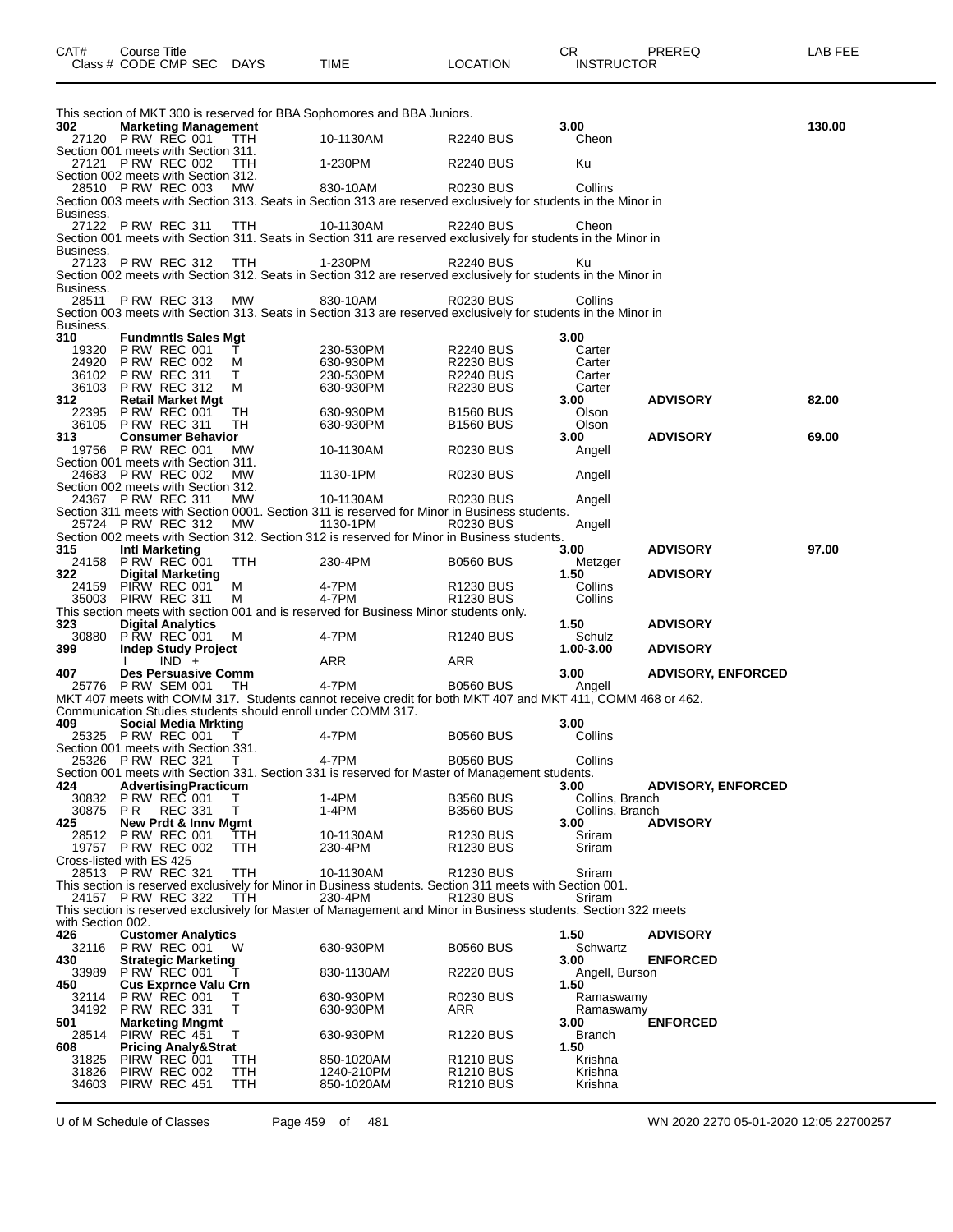| CAT# | Course Title<br>Class # CODE CMP SEC | DAYS | TIME | LOCATION | CR<br>INSTRUCTOR | PREREQ | LAB FEE |
|---|---|---|---|---|---|---|---|

This section of MKT 300 is reserved for BBA Sophomores and BBA Juniors.

**302 Marketing Management** 3.00 — LAB FEE 130.00

| Class # | CODE CMP SEC | DAYS | TIME | LOCATION | INSTRUCTOR |
|---|---|---|---|---|---|
| 27120 | P RW REC 001 | TTH | 10-1130AM | R2240 BUS | Cheon |

Section 001 meets with Section 311.

| 27121 | P RW REC 002 | TTH | 1-230PM | R2240 BUS | Ku |
|---|---|---|---|---|---|

Section 002 meets with Section 312.

| 28510 | P RW REC 003 | MW | 830-10AM | R0230 BUS | Collins |
|---|---|---|---|---|---|

Section 003 meets with Section 313. Seats in Section 313 are reserved exclusively for students in the Minor in Business.

| 27122 | P RW REC 311 | TTH | 10-1130AM | R2240 BUS | Cheon |
|---|---|---|---|---|---|

Section 001 meets with Section 311. Seats in Section 311 are reserved exclusively for students in the Minor in Business.

| 27123 | P RW REC 312 | TTH | 1-230PM | R2240 BUS | Ku |
|---|---|---|---|---|---|

Section 002 meets with Section 312. Seats in Section 312 are reserved exclusively for students in the Minor in Business.

| 28511 | P RW REC 313 | MW | 830-10AM | R0230 BUS | Collins |
|---|---|---|---|---|---|

Section 003 meets with Section 313. Seats in Section 313 are reserved exclusively for students in the Minor in Business.

**310 Fundmntls Sales Mgt** 3.00

| Class # | CODE CMP SEC | DAYS | TIME | LOCATION | INSTRUCTOR |
|---|---|---|---|---|---|
| 19320 | P RW REC 001 | T | 230-530PM | R2240 BUS | Carter |
| 24920 | P RW REC 002 | M | 630-930PM | R2230 BUS | Carter |
| 36102 | P RW REC 311 | T | 230-530PM | R2240 BUS | Carter |
| 36103 | P RW REC 312 | M | 630-930PM | R2230 BUS | Carter |

**312 Retail Market Mgt** 3.00 — ADVISORY — LAB FEE 82.00

| Class # | CODE CMP SEC | DAYS | TIME | LOCATION | INSTRUCTOR |
|---|---|---|---|---|---|
| 22395 | P RW REC 001 | TH | 630-930PM | B1560 BUS | Olson |
| 36105 | P RW REC 311 | TH | 630-930PM | B1560 BUS | Olson |

**313 Consumer Behavior** 3.00 — ADVISORY — LAB FEE 69.00

| Class # | CODE CMP SEC | DAYS | TIME | LOCATION | INSTRUCTOR |
|---|---|---|---|---|---|
| 19756 | P RW REC 001 | MW | 10-1130AM | R0230 BUS | Angell |

Section 001 meets with Section 311.

| 24683 | P RW REC 002 | MW | 1130-1PM | R0230 BUS | Angell |
|---|---|---|---|---|---|

Section 002 meets with Section 312.

| 24367 | P RW REC 311 | MW | 10-1130AM | R0230 BUS | Angell |
|---|---|---|---|---|---|

Section 311 meets with Section 0001. Section 311 is reserved for Minor in Business students.

| 25724 | P RW REC 312 | MW | 1130-1PM | R0230 BUS | Angell |
|---|---|---|---|---|---|

Section 002 meets with Section 312. Section 312 is reserved for Minor in Business students.

**315 Intl Marketing** 3.00 — ADVISORY — LAB FEE 97.00

| Class # | CODE CMP SEC | DAYS | TIME | LOCATION | INSTRUCTOR |
|---|---|---|---|---|---|
| 24158 | P RW REC 001 | TTH | 230-4PM | B0560 BUS | Metzger |

**322 Digital Marketing** 1.50 — ADVISORY

| Class # | CODE CMP SEC | DAYS | TIME | LOCATION | INSTRUCTOR |
|---|---|---|---|---|---|
| 24159 | PIRW REC 001 | M | 4-7PM | R1230 BUS | Collins |
| 35003 | PIRW REC 311 | M | 4-7PM | R1230 BUS | Collins |

This section meets with section 001 and is reserved for Business Minor students only.

**323 Digital Analytics** 1.50 — ADVISORY

| Class # | CODE CMP SEC | DAYS | TIME | LOCATION | INSTRUCTOR |
|---|---|---|---|---|---|
| 30880 | P RW REC 001 | M | 4-7PM | R1240 BUS | Schulz |

**399 Indep Study Project** 1.00-3.00 — ADVISORY

| Class # | CODE CMP SEC | DAYS | TIME | LOCATION | INSTRUCTOR |
|---|---|---|---|---|---|
| | I IND + | | ARR | ARR | |

**407 Des Persuasive Comm** 3.00 — ADVISORY, ENFORCED

| Class # | CODE CMP SEC | DAYS | TIME | LOCATION | INSTRUCTOR |
|---|---|---|---|---|---|
| 25776 | P RW SEM 001 | TH | 4-7PM | B0560 BUS | Angell |

MKT 407 meets with COMM 317. Students cannot receive credit for both MKT 407 and MKT 411, COMM 468 or 462. Communication Studies students should enroll under COMM 317.

**409 Social Media Mrkting** 3.00

| Class # | CODE CMP SEC | DAYS | TIME | LOCATION | INSTRUCTOR |
|---|---|---|---|---|---|
| 25325 | P RW REC 001 | T | 4-7PM | B0560 BUS | Collins |

Section 001 meets with Section 331.

| 25326 | P RW REC 321 | T | 4-7PM | B0560 BUS | Collins |
|---|---|---|---|---|---|

Section 001 meets with Section 331. Section 331 is reserved for Master of Management students.

**424 AdvertisingPracticum** 3.00 — ADVISORY, ENFORCED

| Class # | CODE CMP SEC | DAYS | TIME | LOCATION | INSTRUCTOR |
|---|---|---|---|---|---|
| 30832 | P RW REC 001 | T | 1-4PM | B3560 BUS | Collins, Branch |
| 30875 | P R REC 331 | T | 1-4PM | B3560 BUS | Collins, Branch |

**425 New Prdt & Innv Mgmt** 3.00 — ADVISORY

| Class # | CODE CMP SEC | DAYS | TIME | LOCATION | INSTRUCTOR |
|---|---|---|---|---|---|
| 28512 | P RW REC 001 | TTH | 10-1130AM | R1230 BUS | Sriram |
| 19757 | P RW REC 002 | TTH | 230-4PM | R1230 BUS | Sriram |

Cross-listed with ES 425

| 28513 | P RW REC 321 | TTH | 10-1130AM | R1230 BUS | Sriram |
|---|---|---|---|---|---|

This section is reserved exclusively for Minor in Business students. Section 311 meets with Section 001.

| 24157 | P RW REC 322 | TTH | 230-4PM | R1230 BUS | Sriram |
|---|---|---|---|---|---|

This section is reserved exclusively for Master of Management and Minor in Business students. Section 322 meets with Section 002.

**426 Customer Analytics** 1.50 — ADVISORY

| Class # | CODE CMP SEC | DAYS | TIME | LOCATION | INSTRUCTOR |
|---|---|---|---|---|---|
| 32116 | P RW REC 001 | W | 630-930PM | B0560 BUS | Schwartz |

**430 Strategic Marketing** 3.00 — ENFORCED

| Class # | CODE CMP SEC | DAYS | TIME | LOCATION | INSTRUCTOR |
|---|---|---|---|---|---|
| 33989 | P RW REC 001 | T | 830-1130AM | R2220 BUS | Angell, Burson |

**450 Cus Exprnce Valu Crn** 1.50

| Class # | CODE CMP SEC | DAYS | TIME | LOCATION | INSTRUCTOR |
|---|---|---|---|---|---|
| 32114 | P RW REC 001 | T | 630-930PM | R0230 BUS | Ramaswamy |
| 34192 | P RW REC 331 | T | 630-930PM | ARR | Ramaswamy |

**501 Marketing Mngmt** 3.00 — ENFORCED

| Class # | CODE CMP SEC | DAYS | TIME | LOCATION | INSTRUCTOR |
|---|---|---|---|---|---|
| 28514 | PIRW REC 451 | T | 630-930PM | R1220 BUS | Branch |

**608 Pricing Analy&Strat** 1.50

| Class # | CODE CMP SEC | DAYS | TIME | LOCATION | INSTRUCTOR |
|---|---|---|---|---|---|
| 31825 | PIRW REC 001 | TTH | 850-1020AM | R1210 BUS | Krishna |
| 31826 | PIRW REC 002 | TTH | 1240-210PM | R1210 BUS | Krishna |
| 34603 | PIRW REC 451 | TTH | 850-1020AM | R1210 BUS | Krishna |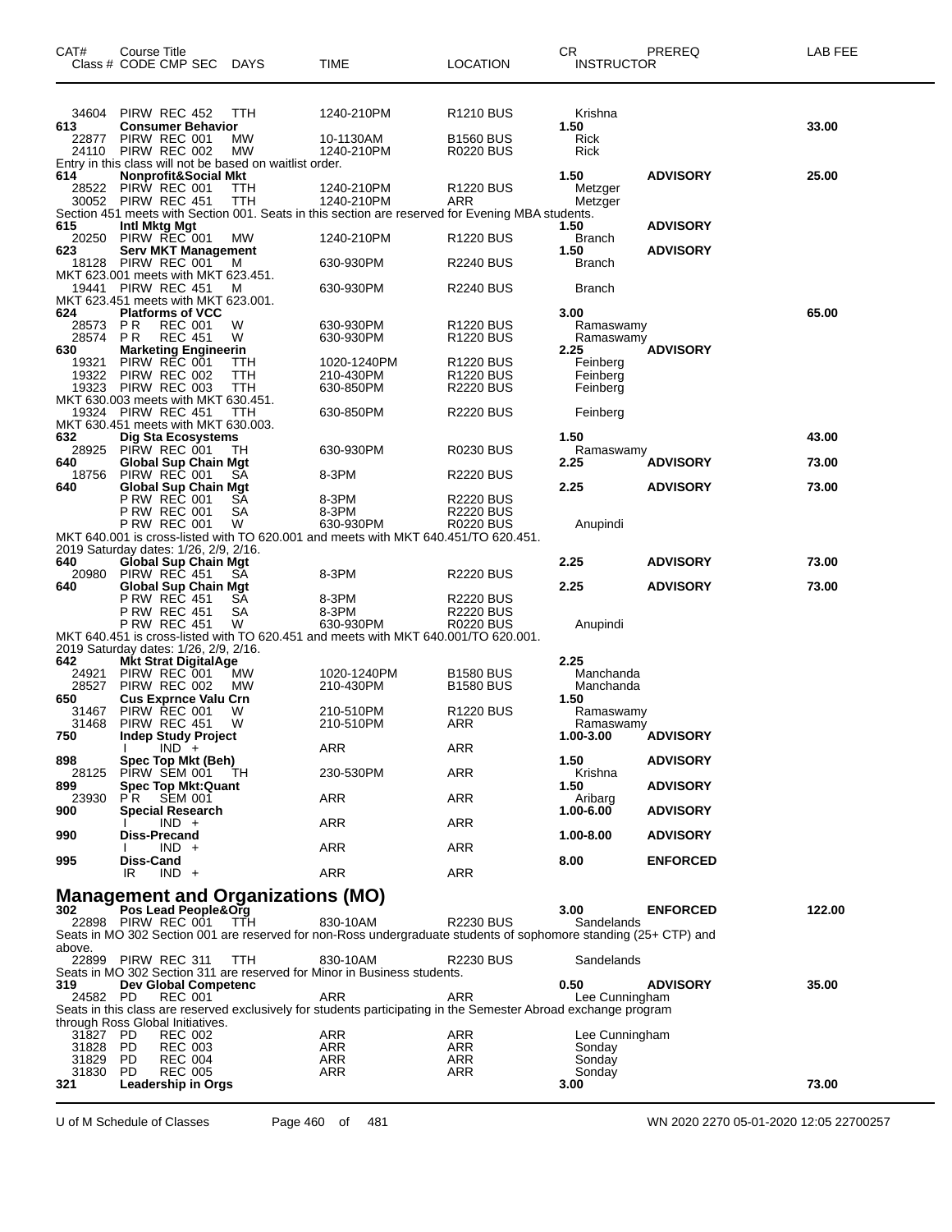| CAT# | Course Title<br>Class # CODE CMP SEC DAYS | TIME | LOCATION | CR<br>INSTRUCTOR | PREREQ | LAB FEE |
|---|---|---|---|---|---|---|
| 34604 | PIRW REC 452 TTH | 1240-210PM | R1210 BUS | Krishna | | |
| **613** | **Consumer Behavior** | | | **1.50** | | **33.00** |
| 22877 | PIRW REC 001 MW | 10-1130AM | B1560 BUS | Rick | | |
| 24110 | PIRW REC 002 MW | 1240-210PM | R0220 BUS | Rick | | |
| | Entry in this class will not be based on waitlist order. | | | | | |
| **614** | **Nonprofit&Social Mkt** | | | **1.50** | **ADVISORY** | **25.00** |
| 28522 | PIRW REC 001 TTH | 1240-210PM | R1220 BUS | Metzger | | |
| 30052 | PIRW REC 451 TTH | 1240-210PM | ARR | Metzger | | |
| | Section 451 meets with Section 001. Seats in this section are reserved for Evening MBA students. | | | | | |
| **615** | **Intl Mktg Mgt** | | | **1.50** | **ADVISORY** | |
| 20250 | PIRW REC 001 MW | 1240-210PM | R1220 BUS | Branch | | |
| **623** | **Serv MKT Management** | | | **1.50** | **ADVISORY** | |
| 18128 | PIRW REC 001 M | 630-930PM | R2240 BUS | Branch | | |
| | MKT 623.001 meets with MKT 623.451. | | | | | |
| 19441 | PIRW REC 451 M | 630-930PM | R2240 BUS | Branch | | |
| | MKT 623.451 meets with MKT 623.001. | | | | | |
| **624** | **Platforms of VCC** | | | **3.00** | | **65.00** |
| 28573 | P R REC 001 W | 630-930PM | R1220 BUS | Ramaswamy | | |
| 28574 | P R REC 451 W | 630-930PM | R1220 BUS | Ramaswamy | | |
| **630** | **Marketing Engineerin** | | | **2.25** | **ADVISORY** | |
| 19321 | PIRW REC 001 TTH | 1020-1240PM | R1220 BUS | Feinberg | | |
| 19322 | PIRW REC 002 TTH | 210-430PM | R1220 BUS | Feinberg | | |
| 19323 | PIRW REC 003 TTH | 630-850PM | R2220 BUS | Feinberg | | |
| | MKT 630.003 meets with MKT 630.451. | | | | | |
| 19324 | PIRW REC 451 TTH | 630-850PM | R2220 BUS | Feinberg | | |
| | MKT 630.451 meets with MKT 630.003. | | | | | |
| **632** | **Dig Sta Ecosystems** | | | **1.50** | | **43.00** |
| 28925 | PIRW REC 001 TH | 630-930PM | R0230 BUS | Ramaswamy | | |
| **640** | **Global Sup Chain Mgt** | | | **2.25** | **ADVISORY** | **73.00** |
| 18756 | PIRW REC 001 SA | 8-3PM | R2220 BUS | | | |
| **640** | **Global Sup Chain Mgt** | | | **2.25** | **ADVISORY** | **73.00** |
| | P RW REC 001 SA | 8-3PM | R2220 BUS | | | |
| | P RW REC 001 SA | 8-3PM | R2220 BUS | | | |
| | P RW REC 001 W | 630-930PM | R0220 BUS | Anupindi | | |
| | MKT 640.001 is cross-listed with TO 620.001 and meets with MKT 640.451/TO 620.451. 2019 Saturday dates: 1/26, 2/9, 2/16. | | | | | |
| **640** | **Global Sup Chain Mgt** | | | **2.25** | **ADVISORY** | **73.00** |
| 20980 | PIRW REC 451 SA | 8-3PM | R2220 BUS | | | |
| **640** | **Global Sup Chain Mgt** | | | **2.25** | **ADVISORY** | **73.00** |
| | P RW REC 451 SA | 8-3PM | R2220 BUS | | | |
| | P RW REC 451 SA | 8-3PM | R2220 BUS | | | |
| | P RW REC 451 W | 630-930PM | R0220 BUS | Anupindi | | |
| | MKT 640.451 is cross-listed with TO 620.451 and meets with MKT 640.001/TO 620.001. 2019 Saturday dates: 1/26, 2/9, 2/16. | | | | | |
| **642** | **Mkt Strat DigitalAge** | | | **2.25** | | |
| 24921 | PIRW REC 001 MW | 1020-1240PM | B1580 BUS | Manchanda | | |
| 28527 | PIRW REC 002 MW | 210-430PM | B1580 BUS | Manchanda | | |
| **650** | **Cus Exprnce Valu Crn** | | | **1.50** | | |
| 31467 | PIRW REC 001 W | 210-510PM | R1220 BUS | Ramaswamy | | |
| 31468 | PIRW REC 451 W | 210-510PM | ARR | Ramaswamy | | |
| **750** | **Indep Study Project** | | | **1.00-3.00** | **ADVISORY** | |
| | I IND + | ARR | ARR | | | |
| **898** | **Spec Top Mkt (Beh)** | | | **1.50** | **ADVISORY** | |
| 28125 | PIRW SEM 001 TH | 230-530PM | ARR | Krishna | | |
| **899** | **Spec Top Mkt:Quant** | | | **1.50** | **ADVISORY** | |
| 23930 | P R SEM 001 | ARR | ARR | Aribarg | | |
| **900** | **Special Research** | | | **1.00-6.00** | **ADVISORY** | |
| | I IND + | ARR | ARR | | | |
| **990** | **Diss-Precand** | | | **1.00-8.00** | **ADVISORY** | |
| | I IND + | ARR | ARR | | | |
| **995** | **Diss-Cand** | | | **8.00** | **ENFORCED** | |
| | IR IND + | ARR | ARR | | | |

## Management and Organizations (MO)

| CAT# | Course Title<br>Class # CODE CMP SEC DAYS | TIME | LOCATION | CR<br>INSTRUCTOR | PREREQ | LAB FEE |
|---|---|---|---|---|---|---|
| **302** | **Pos Lead People&Org** | | | **3.00** | **ENFORCED** | **122.00** |
| 22898 | PIRW REC 001 TTH | 830-10AM | R2230 BUS | Sandelands | | |
| | Seats in MO 302 Section 001 are reserved for non-Ross undergraduate students of sophomore standing (25+ CTP) and above. | | | | | |
| 22899 | PIRW REC 311 TTH | 830-10AM | R2230 BUS | Sandelands | | |
| | Seats in MO 302 Section 311 are reserved for Minor in Business students. | | | | | |
| **319** | **Dev Global Competenc** | | | **0.50** | **ADVISORY** | **35.00** |
| 24582 | PD REC 001 | ARR | ARR | Lee Cunningham | | |
| | Seats in this class are reserved exclusively for students participating in the Semester Abroad exchange program through Ross Global Initiatives. | | | | | |
| 31827 | PD REC 002 | ARR | ARR | Lee Cunningham | | |
| 31828 | PD REC 003 | ARR | ARR | Sonday | | |
| 31829 | PD REC 004 | ARR | ARR | Sonday | | |
| 31830 | PD REC 005 | ARR | ARR | Sonday | | |
| **321** | **Leadership in Orgs** | | | **3.00** | | **73.00** |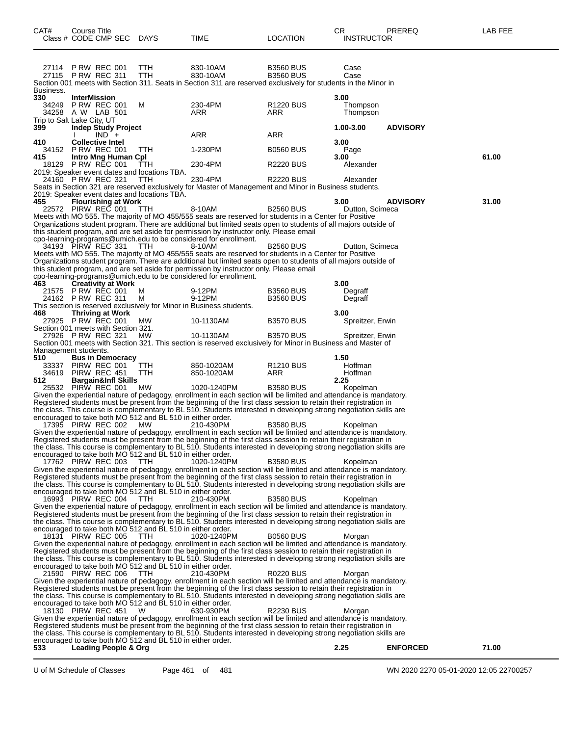| CAT# | Course Title<br>Class # CODE CMP SEC | DAYS | TIME | LOCATION | CR<br>INSTRUCTOR | PREREQ | LAB FEE |
|---|---|---|---|---|---|---|---|
| | 27114 P RW REC 001 | TTH | 830-10AM | B3560 BUS | Case | | |
| | 27115 P RW REC 311 | TTH | 830-10AM | B3560 BUS | Case | | |

Section 001 meets with Section 311. Seats in Section 311 are reserved exclusively for students in the Minor in Business.

| CAT# | Course Title<br>Class # CODE CMP SEC | DAYS | TIME | LOCATION | CR<br>INSTRUCTOR | PREREQ | LAB FEE |
|---|---|---|---|---|---|---|---|
| 330 | **InterMission** | | | | 3.00 | | |
| | 34249 P RW REC 001 | M | 230-4PM | R1220 BUS | Thompson | | |
| | 34258 A W LAB 501 | | ARR | ARR | Thompson | | |

Trip to Salt Lake City, UT

| CAT# | Course Title<br>Class # CODE CMP SEC | DAYS | TIME | LOCATION | CR<br>INSTRUCTOR | PREREQ | LAB FEE |
|---|---|---|---|---|---|---|---|
| 399 | **Indep Study Project** | | | | 1.00-3.00 | **ADVISORY** | |
| | I IND + | | ARR | ARR | | | |
| 410 | **Collective Intel** | | | | 3.00 | | |
| | 34152 P RW REC 001 | TTH | 1-230PM | B0560 BUS | Page | | |
| 415 | **Intro Mng Human Cpl** | | | | 3.00 | | 61.00 |
| | 18129 P RW REC 001 | TTH | 230-4PM | R2220 BUS | Alexander | | |

2019: Speaker event dates and locations TBA.

| CAT# | Course Title<br>Class # CODE CMP SEC | DAYS | TIME | LOCATION | CR<br>INSTRUCTOR | PREREQ | LAB FEE |
|---|---|---|---|---|---|---|---|
| | 24160 P RW REC 321 | TTH | 230-4PM | R2220 BUS | Alexander | | |

Seats in Section 321 are reserved exclusively for Master of Management and Minor in Business students.
2019: Speaker event dates and locations TBA.

| CAT# | Course Title<br>Class # CODE CMP SEC | DAYS | TIME | LOCATION | CR<br>INSTRUCTOR | PREREQ | LAB FEE |
|---|---|---|---|---|---|---|---|
| 455 | **Flourishing at Work** | | | | 3.00 | **ADVISORY** | 31.00 |
| | 22572 PIRW REC 001 | TTH | 8-10AM | B2560 BUS | Dutton, Scimeca | | |

Meets with MO 555. The majority of MO 455/555 seats are reserved for students in a Center for Positive Organizations student program. There are additional but limited seats open to students of all majors outside of this student program, and are set aside for permission by instructor only. Please email cpo-learning-programs@umich.edu to be considered for enrollment.

| CAT# | Course Title<br>Class # CODE CMP SEC | DAYS | TIME | LOCATION | CR<br>INSTRUCTOR | PREREQ | LAB FEE |
|---|---|---|---|---|---|---|---|
| | 34193 PIRW REC 331 | TTH | 8-10AM | B2560 BUS | Dutton, Scimeca | | |

Meets with MO 555. The majority of MO 455/555 seats are reserved for students in a Center for Positive Organizations student program. There are additional but limited seats open to students of all majors outside of this student program, and are set aside for permission by instructor only. Please email cpo-learning-programs@umich.edu to be considered for enrollment.

| CAT# | Course Title<br>Class # CODE CMP SEC | DAYS | TIME | LOCATION | CR<br>INSTRUCTOR | PREREQ | LAB FEE |
|---|---|---|---|---|---|---|---|
| 463 | **Creativity at Work** | | | | 3.00 | | |
| | 21575 P RW REC 001 | M | 9-12PM | B3560 BUS | Degraff | | |
| | 24162 P RW REC 311 | M | 9-12PM | B3560 BUS | Degraff | | |

This section is reserved exclusively for Minor in Business students.

| CAT# | Course Title<br>Class # CODE CMP SEC | DAYS | TIME | LOCATION | CR<br>INSTRUCTOR | PREREQ | LAB FEE |
|---|---|---|---|---|---|---|---|
| 468 | **Thriving at Work** | | | | 3.00 | | |
| | 27925 P RW REC 001 | MW | 10-1130AM | B3570 BUS | Spreitzer, Erwin | | |

Section 001 meets with Section 321.

| CAT# | Course Title<br>Class # CODE CMP SEC | DAYS | TIME | LOCATION | CR<br>INSTRUCTOR | PREREQ | LAB FEE |
|---|---|---|---|---|---|---|---|
| | 27926 P RW REC 321 | MW | 10-1130AM | B3570 BUS | Spreitzer, Erwin | | |

Section 001 meets with Section 321. This section is reserved exclusively for Minor in Business and Master of Management students.

| CAT# | Course Title<br>Class # CODE CMP SEC | DAYS | TIME | LOCATION | CR<br>INSTRUCTOR | PREREQ | LAB FEE |
|---|---|---|---|---|---|---|---|
| 510 | **Bus in Democracy** | | | | 1.50 | | |
| | 33337 PIRW REC 001 | TTH | 850-1020AM | R1210 BUS | Hoffman | | |
| | 34619 PIRW REC 451 | TTH | 850-1020AM | ARR | Hoffman | | |
| 512 | **Bargain&Infl Skills** | | | | 2.25 | | |
| | 25532 PIRW REC 001 | MW | 1020-1240PM | B3580 BUS | Kopelman | | |

Given the experiential nature of pedagogy, enrollment in each section will be limited and attendance is mandatory. Registered students must be present from the beginning of the first class session to retain their registration in the class. This course is complementary to BL 510. Students interested in developing strong negotiation skills are encouraged to take both MO 512 and BL 510 in either order.

| CAT# | Course Title<br>Class # CODE CMP SEC | DAYS | TIME | LOCATION | CR<br>INSTRUCTOR | PREREQ | LAB FEE |
|---|---|---|---|---|---|---|---|
| | 17395 PIRW REC 002 | MW | 210-430PM | B3580 BUS | Kopelman | | |

Given the experiential nature of pedagogy, enrollment in each section will be limited and attendance is mandatory. Registered students must be present from the beginning of the first class session to retain their registration in the class. This course is complementary to BL 510. Students interested in developing strong negotiation skills are encouraged to take both MO 512 and BL 510 in either order.

| CAT# | Course Title<br>Class # CODE CMP SEC | DAYS | TIME | LOCATION | CR<br>INSTRUCTOR | PREREQ | LAB FEE |
|---|---|---|---|---|---|---|---|
| | 17762 PIRW REC 003 | TTH | 1020-1240PM | B3580 BUS | Kopelman | | |

Given the experiential nature of pedagogy, enrollment in each section will be limited and attendance is mandatory. Registered students must be present from the beginning of the first class session to retain their registration in the class. This course is complementary to BL 510. Students interested in developing strong negotiation skills are encouraged to take both MO 512 and BL 510 in either order.

| CAT# | Course Title<br>Class # CODE CMP SEC | DAYS | TIME | LOCATION | CR<br>INSTRUCTOR | PREREQ | LAB FEE |
|---|---|---|---|---|---|---|---|
| | 16993 PIRW REC 004 | TTH | 210-430PM | B3580 BUS | Kopelman | | |

Given the experiential nature of pedagogy, enrollment in each section will be limited and attendance is mandatory. Registered students must be present from the beginning of the first class session to retain their registration in the class. This course is complementary to BL 510. Students interested in developing strong negotiation skills are encouraged to take both MO 512 and BL 510 in either order.

| CAT# | Course Title<br>Class # CODE CMP SEC | DAYS | TIME | LOCATION | CR<br>INSTRUCTOR | PREREQ | LAB FEE |
|---|---|---|---|---|---|---|---|
| | 18131 PIRW REC 005 | TTH | 1020-1240PM | B0560 BUS | Morgan | | |

Given the experiential nature of pedagogy, enrollment in each section will be limited and attendance is mandatory. Registered students must be present from the beginning of the first class session to retain their registration in the class. This course is complementary to BL 510. Students interested in developing strong negotiation skills are encouraged to take both MO 512 and BL 510 in either order.

| CAT# | Course Title<br>Class # CODE CMP SEC | DAYS | TIME | LOCATION | CR<br>INSTRUCTOR | PREREQ | LAB FEE |
|---|---|---|---|---|---|---|---|
| | 21590 PIRW REC 006 | TTH | 210-430PM | R0220 BUS | Morgan | | |

Given the experiential nature of pedagogy, enrollment in each section will be limited and attendance is mandatory. Registered students must be present from the beginning of the first class session to retain their registration in the class. This course is complementary to BL 510. Students interested in developing strong negotiation skills are encouraged to take both MO 512 and BL 510 in either order.

| CAT# | Course Title<br>Class # CODE CMP SEC | DAYS | TIME | LOCATION | CR<br>INSTRUCTOR | PREREQ | LAB FEE |
|---|---|---|---|---|---|---|---|
| | 18130 PIRW REC 451 | W | 630-930PM | R2230 BUS | Morgan | | |

Given the experiential nature of pedagogy, enrollment in each section will be limited and attendance is mandatory. Registered students must be present from the beginning of the first class session to retain their registration in the class. This course is complementary to BL 510. Students interested in developing strong negotiation skills are encouraged to take both MO 512 and BL 510 in either order.

| CAT# | Course Title<br>Class # CODE CMP SEC | DAYS | TIME | LOCATION | CR<br>INSTRUCTOR | PREREQ | LAB FEE |
|---|---|---|---|---|---|---|---|
| 533 | **Leading People & Org** | | | | 2.25 | **ENFORCED** | 71.00 |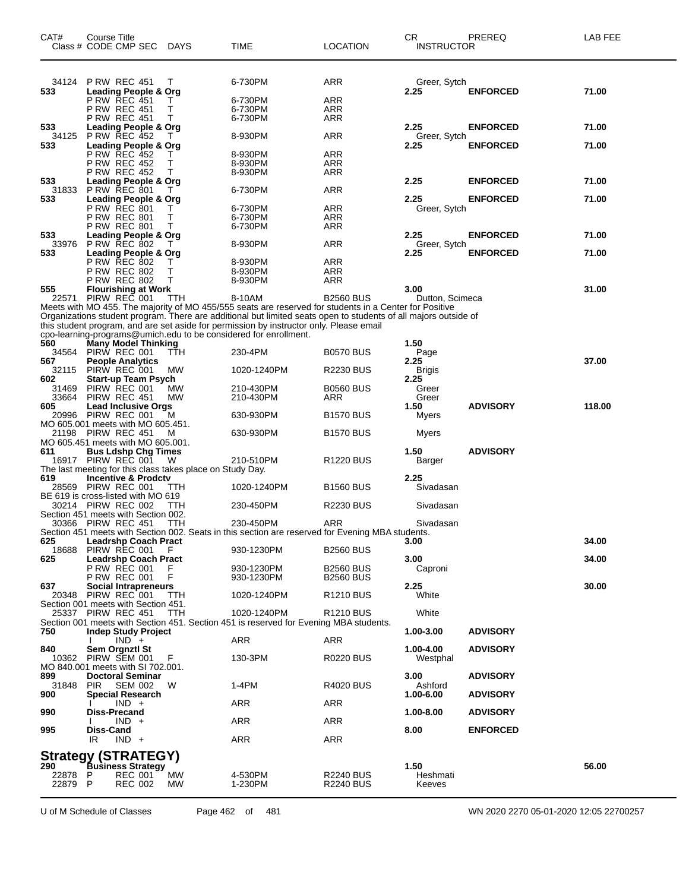| CAT# | Course Title<br>Class # CODE CMP SEC DAYS | TIME | LOCATION | CR<br>INSTRUCTOR | PREREQ | LAB FEE |
|---|---|---|---|---|---|---|
| 34124 | P RW REC 451 T | 6-730PM | ARR | Greer, Sytch | | |
| 533 | **Leading People & Org** | | | **2.25** | **ENFORCED** | **71.00** |
| | P RW REC 451 T | 6-730PM | ARR | | | |
| | P RW REC 451 T | 6-730PM | ARR | | | |
| | P RW REC 451 T | 6-730PM | ARR | | | |
| 533 | **Leading People & Org** | | | **2.25** | **ENFORCED** | **71.00** |
| 34125 | P RW REC 452 T | 8-930PM | ARR | Greer, Sytch | | |
| 533 | **Leading People & Org** | | | **2.25** | **ENFORCED** | **71.00** |
| | P RW REC 452 T | 8-930PM | ARR | | | |
| | P RW REC 452 T | 8-930PM | ARR | | | |
| | P RW REC 452 T | 8-930PM | ARR | | | |
| 533 | **Leading People & Org** | | | **2.25** | **ENFORCED** | **71.00** |
| 31833 | P RW REC 801 T | 6-730PM | ARR | | | |
| 533 | **Leading People & Org** | | | **2.25** | **ENFORCED** | **71.00** |
| | P RW REC 801 T | 6-730PM | ARR | Greer, Sytch | | |
| | P RW REC 801 T | 6-730PM | ARR | | | |
| | P RW REC 801 T | 6-730PM | ARR | | | |
| 533 | **Leading People & Org** | | | **2.25** | **ENFORCED** | **71.00** |
| 33976 | P RW REC 802 T | 8-930PM | ARR | Greer, Sytch | | |
| 533 | **Leading People & Org** | | | **2.25** | **ENFORCED** | **71.00** |
| | P RW REC 802 T | 8-930PM | ARR | | | |
| | P RW REC 802 T | 8-930PM | ARR | | | |
| | P RW REC 802 T | 8-930PM | ARR | | | |
| 555 | **Flourishing at Work** | | | **3.00** | | **31.00** |
| 22571 | PIRW REC 001 TTH | 8-10AM | B2560 BUS | Dutton, Scimeca | | |
| | Meets with MO 455. The majority of MO 455/555 seats are reserved for students in a Center for Positive Organizations student program. There are additional but limited seats open to students of all majors outside of this student program, and are set aside for permission by instructor only. Please email cpo-learning-programs@umich.edu to be considered for enrollment. | | | | | |
| 560 | **Many Model Thinking** | | | **1.50** | | |
| 34564 | PIRW REC 001 TTH | 230-4PM | B0570 BUS | Page | | |
| 567 | **People Analytics** | | | **2.25** | | **37.00** |
| 32115 | PIRW REC 001 MW | 1020-1240PM | R2230 BUS | Brigis | | |
| 602 | **Start-up Team Psych** | | | **2.25** | | |
| 31469 | PIRW REC 001 MW | 210-430PM | B0560 BUS | Greer | | |
| 33664 | PIRW REC 451 MW | 210-430PM | ARR | Greer | | |
| 605 | **Lead Inclusive Orgs** | | | **1.50** | **ADVISORY** | **118.00** |
| 20996 | PIRW REC 001 M | 630-930PM | B1570 BUS | Myers | | |
| | MO 605.001 meets with MO 605.451. | | | | | |
| 21198 | PIRW REC 451 M | 630-930PM | B1570 BUS | Myers | | |
| | MO 605.451 meets with MO 605.001. | | | | | |
| 611 | **Bus Ldshp Chg Times** | | | **1.50** | **ADVISORY** | |
| 16917 | PIRW REC 001 W | 210-510PM | R1220 BUS | Barger | | |
| | The last meeting for this class takes place on Study Day. | | | | | |
| 619 | **Incentive & Prodctv** | | | **2.25** | | |
| 28569 | PIRW REC 001 TTH | 1020-1240PM | B1560 BUS | Sivadasan | | |
| | BE 619 is cross-listed with MO 619 | | | | | |
| 30214 | PIRW REC 002 TTH | 230-450PM | R2230 BUS | Sivadasan | | |
| | Section 451 meets with Section 002. | | | | | |
| 30366 | PIRW REC 451 TTH | 230-450PM | ARR | Sivadasan | | |
| | Section 451 meets with Section 002. Seats in this section are reserved for Evening MBA students. | | | | | |
| 625 | **Leadrshp Coach Pract** | | | **3.00** | | **34.00** |
| 18688 | PIRW REC 001 F | 930-1230PM | B2560 BUS | | | |
| 625 | **Leadrshp Coach Pract** | | | **3.00** | | **34.00** |
| | P RW REC 001 F | 930-1230PM | B2560 BUS | Caproni | | |
| | P RW REC 001 F | 930-1230PM | B2560 BUS | | | |
| 637 | **Social Intrapreneurs** | | | **2.25** | | **30.00** |
| 20348 | PIRW REC 001 TTH | 1020-1240PM | R1210 BUS | White | | |
| | Section 001 meets with Section 451. | | | | | |
| 25337 | PIRW REC 451 TTH | 1020-1240PM | R1210 BUS | White | | |
| | Section 001 meets with Section 451. Section 451 is reserved for Evening MBA students. | | | | | |
| 750 | **Indep Study Project** | | | **1.00-3.00** | **ADVISORY** | |
| | I IND + | ARR | ARR | | | |
| 840 | **Sem Orgnztl St** | | | **1.00-4.00** | **ADVISORY** | |
| 10362 | PIRW SEM 001 F | 130-3PM | R0220 BUS | Westphal | | |
| | MO 840.001 meets with SI 702.001. | | | | | |
| 899 | **Doctoral Seminar** | | | **3.00** | **ADVISORY** | |
| 31848 | PIR SEM 002 W | 1-4PM | R4020 BUS | Ashford | | |
| 900 | **Special Research** | | | **1.00-6.00** | **ADVISORY** | |
| | I IND + | ARR | ARR | | | |
| 990 | **Diss-Precand** | | | **1.00-8.00** | **ADVISORY** | |
| | I IND + | ARR | ARR | | | |
| 995 | **Diss-Cand** | | | **8.00** | **ENFORCED** | |
| | IR IND + | ARR | ARR | | | |

## Strategy (STRATEGY)

| CAT# | Course Title<br>Class # CODE CMP SEC DAYS | TIME | LOCATION | CR<br>INSTRUCTOR | PREREQ | LAB FEE |
|---|---|---|---|---|---|---|
| 290 | **Business Strategy** | | | **1.50** | | **56.00** |
| 22878 | P REC 001 MW | 4-530PM | R2240 BUS | Heshmati | | |
| 22879 | P REC 002 MW | 1-230PM | R2240 BUS | Keeves | | |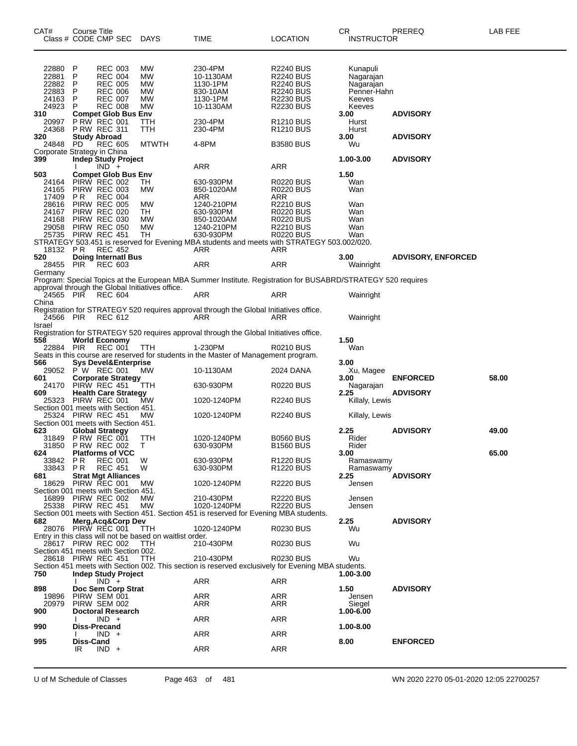| CAT# Class # | Course Title CODE CMP SEC | DAYS | TIME | LOCATION | CR INSTRUCTOR | PREREQ | LAB FEE |
|---|---|---|---|---|---|---|---|
| 22880 | P REC 003 | MW | 230-4PM | R2240 BUS | Kunapuli | | |
| 22881 | P REC 004 | MW | 10-1130AM | R2240 BUS | Nagarajan | | |
| 22882 | P REC 005 | MW | 1130-1PM | R2240 BUS | Nagarajan | | |
| 22883 | P REC 006 | MW | 830-10AM | R2240 BUS | Penner-Hahn | | |
| 24163 | P REC 007 | MW | 1130-1PM | R2230 BUS | Keeves | | |
| 24923 | P REC 008 | MW | 10-1130AM | R2230 BUS | Keeves | | |
| **310** | **Compet Glob Bus Env** | | | | **3.00** | **ADVISORY** | |
| 20997 | P RW REC 001 | TTH | 230-4PM | R1210 BUS | Hurst | | |
| 24368 | P RW REC 311 | TTH | 230-4PM | R1210 BUS | Hurst | | |
| **320** | **Study Abroad** | | | | **3.00** | **ADVISORY** | |
| 24848 | PD REC 605 | MTWTH | 4-8PM | B3580 BUS | Wu | | |
| Corporate Strategy in China | | | | | | | |
| **399** | **Indep Study Project** | | | | **1.00-3.00** | **ADVISORY** | |
| | I IND + | | ARR | ARR | | | |
| **503** | **Compet Glob Bus Env** | | | | **1.50** | | |
| 24164 | PIRW REC 002 | TH | 630-930PM | R0220 BUS | Wan | | |
| 24165 | PIRW REC 003 | MW | 850-1020AM | R0220 BUS | Wan | | |
| 17409 | P R REC 004 | | ARR | ARR | | | |
| 28616 | PIRW REC 005 | MW | 1240-210PM | R2210 BUS | Wan | | |
| 24167 | PIRW REC 020 | TH | 630-930PM | R0220 BUS | Wan | | |
| 24168 | PIRW REC 030 | MW | 850-1020AM | R0220 BUS | Wan | | |
| 29058 | PIRW REC 050 | MW | 1240-210PM | R2210 BUS | Wan | | |
| 25735 | PIRW REC 451 | TH | 630-930PM | R0220 BUS | Wan | | |
| STRATEGY 503.451 is reserved for Evening MBA students and meets with STRATEGY 503.002/020. | | | | | | | |
| 18132 | P R REC 452 | | ARR | ARR | | | |
| **520** | **Doing Internatl Bus** | | | | **3.00** | **ADVISORY, ENFORCED** | |
| 28455 | PIR REC 603 | | ARR | ARR | Wainright | | |
| Germany | | | | | | | |
| Program: Special Topics at the European MBA Summer Institute. Registration for BUSABRD/STRATEGY 520 requires approval through the Global Initiatives office. | | | | | | | |
| 24565 | PIR REC 604 | | ARR | ARR | Wainright | | |
| China | | | | | | | |
| Registration for STRATEGY 520 requires approval through the Global Initiatives office. | | | | | | | |
| 24566 | PIR REC 612 | | ARR | ARR | Wainright | | |
| Israel | | | | | | | |
| Registration for STRATEGY 520 requires approval through the Global Initiatives office. | | | | | | | |
| **558** | **World Economy** | | | | **1.50** | | |
| 22884 | PIR REC 001 | TTH | 1-230PM | R0210 BUS | Wan | | |
| Seats in this course are reserved for students in the Master of Management program. | | | | | | | |
| **566** | **Sys Devel&Enterprise** | | | | **3.00** | | |
| 29052 | P W REC 001 | MW | 10-1130AM | 2024 DANA | Xu, Magee | | |
| **601** | **Corporate Strategy** | | | | **3.00** | **ENFORCED** | **58.00** |
| 24170 | PIRW REC 451 | TTH | 630-930PM | R0220 BUS | Nagarajan | | |
| **609** | **Health Care Strategy** | | | | **2.25** | **ADVISORY** | |
| 25323 | PIRW REC 001 | MW | 1020-1240PM | R2240 BUS | Killaly, Lewis | | |
| Section 001 meets with Section 451. | | | | | | | |
| 25324 | PIRW REC 451 | MW | 1020-1240PM | R2240 BUS | Killaly, Lewis | | |
| Section 001 meets with Section 451. | | | | | | | |
| **623** | **Global Strategy** | | | | **2.25** | **ADVISORY** | **49.00** |
| 31849 | P RW REC 001 | TTH | 1020-1240PM | B0560 BUS | Rider | | |
| 31850 | P RW REC 002 | T | 630-930PM | B1560 BUS | Rider | | |
| **624** | **Platforms of VCC** | | | | **3.00** | | **65.00** |
| 33842 | P R REC 001 | W | 630-930PM | R1220 BUS | Ramaswamy | | |
| 33843 | P R REC 451 | W | 630-930PM | R1220 BUS | Ramaswamy | | |
| **681** | **Strat Mgt Alliances** | | | | **2.25** | **ADVISORY** | |
| 18629 | PIRW REC 001 | MW | 1020-1240PM | R2220 BUS | Jensen | | |
| Section 001 meets with Section 451. | | | | | | | |
| 16899 | PIRW REC 002 | MW | 210-430PM | R2220 BUS | Jensen | | |
| 25338 | PIRW REC 451 | MW | 1020-1240PM | R2220 BUS | Jensen | | |
| Section 001 meets with Section 451. Section 451 is reserved for Evening MBA students. | | | | | | | |
| **682** | **Merg,Acq&Corp Dev** | | | | **2.25** | **ADVISORY** | |
| 28076 | PIRW REC 001 | TTH | 1020-1240PM | R0230 BUS | Wu | | |
| Entry in this class will not be based on waitlist order. | | | | | | | |
| 28617 | PIRW REC 002 | TTH | 210-430PM | R0230 BUS | Wu | | |
| Section 451 meets with Section 002. | | | | | | | |
| 28618 | PIRW REC 451 | TTH | 210-430PM | R0230 BUS | Wu | | |
| Section 451 meets with Section 002. This section is reserved exclusively for Evening MBA students. | | | | | | | |
| **750** | **Indep Study Project** | | | | **1.00-3.00** | | |
| | I IND + | | ARR | ARR | | | |
| **898** | **Doc Sem Corp Strat** | | | | **1.50** | **ADVISORY** | |
| 19896 | PIRW SEM 001 | | ARR | ARR | Jensen | | |
| 20979 | PIRW SEM 002 | | ARR | ARR | Siegel | | |
| **900** | **Doctoral Research** | | | | **1.00-6.00** | | |
| | I IND + | | ARR | ARR | | | |
| **990** | **Diss-Precand** | | | | **1.00-8.00** | | |
| | I IND + | | ARR | ARR | | | |
| **995** | **Diss-Cand** | | | | **8.00** | **ENFORCED** | |
| | IR IND + | | ARR | ARR | | | |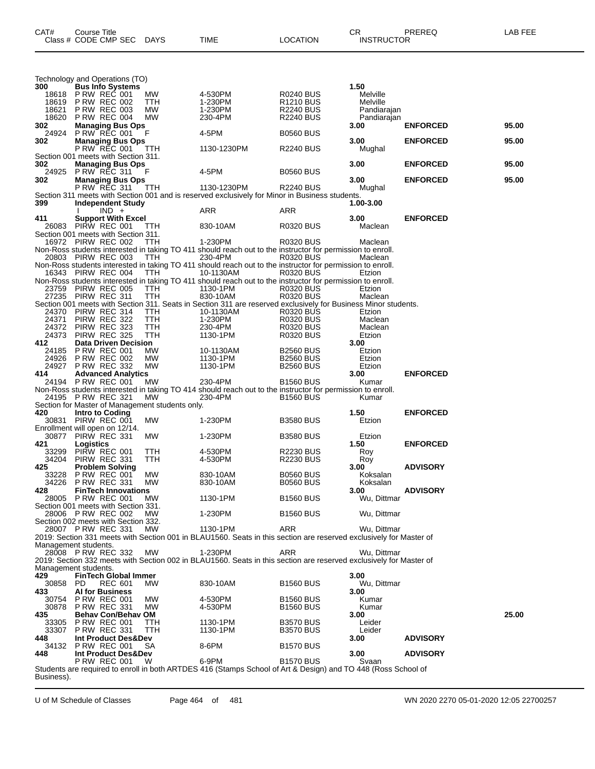| CAT# | Course Title Class # CODE CMP SEC | DAYS | TIME | LOCATION | CR INSTRUCTOR | PREREQ | LAB FEE |
|---|---|---|---|---|---|---|---|

Technology and Operations (TO)

| CAT# | Course Title Class # CODE CMP SEC | DAYS | TIME | LOCATION | CR INSTRUCTOR | PREREQ | LAB FEE |
|---|---|---|---|---|---|---|---|
| 300 | **Bus Info Systems** | | | | 1.50 | | |
| 18618 | P RW REC 001 | MW | 4-530PM | R0240 BUS | Melville | | |
| 18619 | P RW REC 002 | TTH | 1-230PM | R1210 BUS | Melville | | |
| 18621 | P RW REC 003 | MW | 1-230PM | R2240 BUS | Pandiarajan | | |
| 18620 | P RW REC 004 | MW | 230-4PM | R2240 BUS | Pandiarajan | | |
| 302 | **Managing Bus Ops** | | | | 3.00 | **ENFORCED** | **95.00** |
| 24924 | P RW REC 001 | F | 4-5PM | B0560 BUS | | | |
| 302 | **Managing Bus Ops** | | | | 3.00 | **ENFORCED** | **95.00** |
| | P RW REC 001 | TTH | 1130-1230PM | R2240 BUS | Mughal | | |

Section 001 meets with Section 311.

| CAT# | Course Title Class # CODE CMP SEC | DAYS | TIME | LOCATION | CR INSTRUCTOR | PREREQ | LAB FEE |
|---|---|---|---|---|---|---|---|
| 302 | **Managing Bus Ops** | | | | 3.00 | **ENFORCED** | **95.00** |
| 24925 | P RW REC 311 | F | 4-5PM | B0560 BUS | | | |
| 302 | **Managing Bus Ops** | | | | 3.00 | **ENFORCED** | **95.00** |
| | P RW REC 311 | TTH | 1130-1230PM | R2240 BUS | Mughal | | |

Section 311 meets with Section 001 and is reserved exclusively for Minor in Business students.

| CAT# | Course Title Class # CODE CMP SEC | DAYS | TIME | LOCATION | CR INSTRUCTOR | PREREQ | LAB FEE |
|---|---|---|---|---|---|---|---|
| 399 | **Independent Study** | | | | 1.00-3.00 | | |
| | I IND + | | ARR | ARR | | | |
| 411 | **Support With Excel** | | | | 3.00 | **ENFORCED** | |
| 26083 | PIRW REC 001 | TTH | 830-10AM | R0320 BUS | Maclean | | |

Section 001 meets with Section 311.

| CAT# | Course Title Class # CODE CMP SEC | DAYS | TIME | LOCATION | CR INSTRUCTOR | PREREQ | LAB FEE |
|---|---|---|---|---|---|---|---|
| 16972 | PIRW REC 002 | TTH | 1-230PM | R0320 BUS | Maclean | | |

Non-Ross students interested in taking TO 411 should reach out to the instructor for permission to enroll.

| CAT# | Course Title Class # CODE CMP SEC | DAYS | TIME | LOCATION | CR INSTRUCTOR | PREREQ | LAB FEE |
|---|---|---|---|---|---|---|---|
| 20803 | PIRW REC 003 | TTH | 230-4PM | R0320 BUS | Maclean | | |

Non-Ross students interested in taking TO 411 should reach out to the instructor for permission to enroll.

| CAT# | Course Title Class # CODE CMP SEC | DAYS | TIME | LOCATION | CR INSTRUCTOR | PREREQ | LAB FEE |
|---|---|---|---|---|---|---|---|
| 16343 | PIRW REC 004 | TTH | 10-1130AM | R0320 BUS | Etzion | | |

Non-Ross students interested in taking TO 411 should reach out to the instructor for permission to enroll.

| CAT# | Course Title Class # CODE CMP SEC | DAYS | TIME | LOCATION | CR INSTRUCTOR | PREREQ | LAB FEE |
|---|---|---|---|---|---|---|---|
| 23759 | PIRW REC 005 | TTH | 1130-1PM | R0320 BUS | Etzion | | |
| 27235 | PIRW REC 311 | TTH | 830-10AM | R0320 BUS | Maclean | | |

Section 001 meets with Section 311. Seats in Section 311 are reserved exclusively for Business Minor students.

| CAT# | Course Title Class # CODE CMP SEC | DAYS | TIME | LOCATION | CR INSTRUCTOR | PREREQ | LAB FEE |
|---|---|---|---|---|---|---|---|
| 24370 | PIRW REC 314 | TTH | 10-1130AM | R0320 BUS | Etzion | | |
| 24371 | PIRW REC 322 | TTH | 1-230PM | R0320 BUS | Maclean | | |
| 24372 | PIRW REC 323 | TTH | 230-4PM | R0320 BUS | Maclean | | |
| 24373 | PIRW REC 325 | TTH | 1130-1PM | R0320 BUS | Etzion | | |
| 412 | **Data Driven Decision** | | | | 3.00 | | |
| 24185 | P RW REC 001 | MW | 10-1130AM | B2560 BUS | Etzion | | |
| 24926 | P RW REC 002 | MW | 1130-1PM | B2560 BUS | Etzion | | |
| 24927 | P RW REC 332 | MW | 1130-1PM | B2560 BUS | Etzion | | |
| 414 | **Advanced Analytics** | | | | 3.00 | **ENFORCED** | |
| 24194 | P RW REC 001 | MW | 230-4PM | B1560 BUS | Kumar | | |

Non-Ross students interested in taking TO 414 should reach out to the instructor for permission to enroll.

| CAT# | Course Title Class # CODE CMP SEC | DAYS | TIME | LOCATION | CR INSTRUCTOR | PREREQ | LAB FEE |
|---|---|---|---|---|---|---|---|
| 24195 | P RW REC 321 | MW | 230-4PM | B1560 BUS | Kumar | | |

Section for Master of Management students only.

| CAT# | Course Title Class # CODE CMP SEC | DAYS | TIME | LOCATION | CR INSTRUCTOR | PREREQ | LAB FEE |
|---|---|---|---|---|---|---|---|
| 420 | **Intro to Coding** | | | | 1.50 | **ENFORCED** | |
| 30831 | PIRW REC 001 | MW | 1-230PM | B3580 BUS | Etzion | | |

Enrollment will open on 12/14.

| CAT# | Course Title Class # CODE CMP SEC | DAYS | TIME | LOCATION | CR INSTRUCTOR | PREREQ | LAB FEE |
|---|---|---|---|---|---|---|---|
| 30877 | PIRW REC 331 | MW | 1-230PM | B3580 BUS | Etzion | | |
| 421 | **Logistics** | | | | 1.50 | **ENFORCED** | |
| 33299 | PIRW REC 001 | TTH | 4-530PM | R2230 BUS | Roy | | |
| 34204 | PIRW REC 331 | TTH | 4-530PM | R2230 BUS | Roy | | |
| 425 | **Problem Solving** | | | | 3.00 | **ADVISORY** | |
| 33228 | P RW REC 001 | MW | 830-10AM | B0560 BUS | Koksalan | | |
| 34226 | P RW REC 331 | MW | 830-10AM | B0560 BUS | Koksalan | | |
| 428 | **FinTech Innovations** | | | | 3.00 | **ADVISORY** | |
| 28005 | P RW REC 001 | MW | 1130-1PM | B1560 BUS | Wu, Dittmar | | |

Section 001 meets with Section 331.

| CAT# | Course Title Class # CODE CMP SEC | DAYS | TIME | LOCATION | CR INSTRUCTOR | PREREQ | LAB FEE |
|---|---|---|---|---|---|---|---|
| 28006 | P RW REC 002 | MW | 1-230PM | B1560 BUS | Wu, Dittmar | | |

Section 002 meets with Section 332.

| CAT# | Course Title Class # CODE CMP SEC | DAYS | TIME | LOCATION | CR INSTRUCTOR | PREREQ | LAB FEE |
|---|---|---|---|---|---|---|---|
| 28007 | P RW REC 331 | MW | 1130-1PM | ARR | Wu, Dittmar | | |

2019: Section 331 meets with Section 001 in BLAU1560. Seats in this section are reserved exclusively for Master of Management students.

| CAT# | Course Title Class # CODE CMP SEC | DAYS | TIME | LOCATION | CR INSTRUCTOR | PREREQ | LAB FEE |
|---|---|---|---|---|---|---|---|
| 28008 | P RW REC 332 | MW | 1-230PM | ARR | Wu, Dittmar | | |

2019: Section 332 meets with Section 002 in BLAU1560. Seats in this section are reserved exclusively for Master of Management students.

| CAT# | Course Title Class # CODE CMP SEC | DAYS | TIME | LOCATION | CR INSTRUCTOR | PREREQ | LAB FEE |
|---|---|---|---|---|---|---|---|
| 429 | **FinTech Global Immer** | | | | 3.00 | | |
| 30858 | PD REC 601 | MW | 830-10AM | B1560 BUS | Wu, Dittmar | | |
| 433 | **AI for Business** | | | | 3.00 | | |
| 30754 | P RW REC 001 | MW | 4-530PM | B1560 BUS | Kumar | | |
| 30878 | P RW REC 331 | MW | 4-530PM | B1560 BUS | Kumar | | |
| 435 | **Behav Con/Behav OM** | | | | 3.00 | | **25.00** |
| 33305 | P RW REC 001 | TTH | 1130-1PM | B3570 BUS | Leider | | |
| 33307 | P RW REC 331 | TTH | 1130-1PM | B3570 BUS | Leider | | |
| 448 | **Int Product Des&Dev** | | | | 3.00 | **ADVISORY** | |
| 34132 | P RW REC 001 | SA | 8-6PM | B1570 BUS | | | |
| 448 | **Int Product Des&Dev** | | | | 3.00 | **ADVISORY** | |
| | P RW REC 001 | W | 6-9PM | B1570 BUS | Svaan | | |

Students are required to enroll in both ARTDES 416 (Stamps School of Art & Design) and TO 448 (Ross School of Business).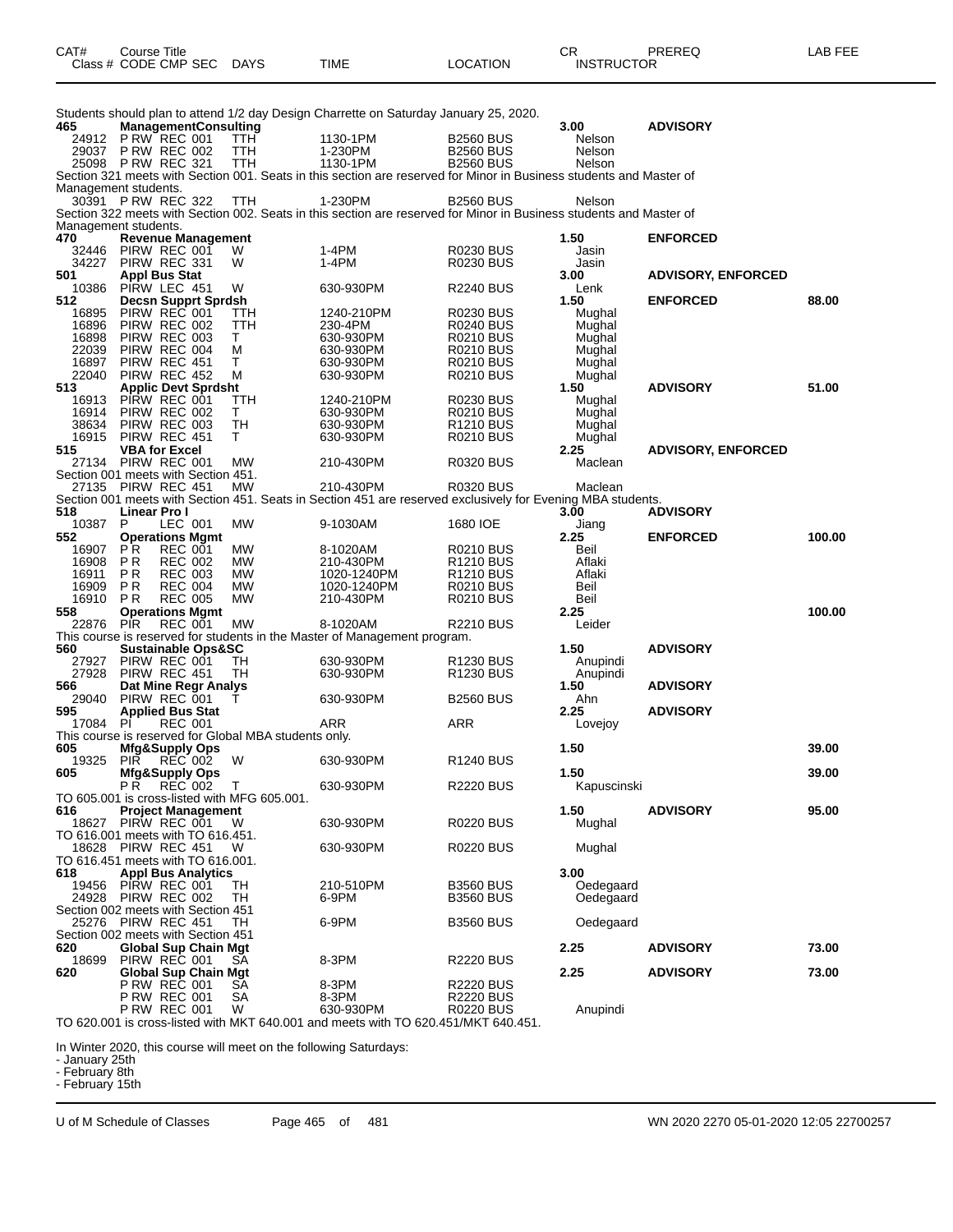| CAT# | Course Title<br>Class # CODE CMP SEC | DAYS | TIME | LOCATION | CR<br>INSTRUCTOR | PREREQ | LAB FEE |
|---|---|---|---|---|---|---|---|
| | Students should plan to attend 1/2 day Design Charrette on Saturday January 25, 2020. | | | | | | |
| 465 | ManagementConsulting | | | | 3.00 | ADVISORY | |
| 24912 | P RW REC 001 | TTH | 1130-1PM | B2560 BUS | Nelson | | |
| 29037 | P RW REC 002 | TTH | 1-230PM | B2560 BUS | Nelson | | |
| 25098 | P RW REC 321 | TTH | 1130-1PM | B2560 BUS | Nelson | | |
| | Section 321 meets with Section 001. Seats in this section are reserved for Minor in Business students and Master of Management students. | | | | | | |
| 30391 | P RW REC 322 | TTH | 1-230PM | B2560 BUS | Nelson | | |
| | Section 322 meets with Section 002. Seats in this section are reserved for Minor in Business students and Master of Management students. | | | | | | |
| 470 | Revenue Management | | | | 1.50 | ENFORCED | |
| 32446 | PIRW REC 001 | W | 1-4PM | R0230 BUS | Jasin | | |
| 34227 | PIRW REC 331 | W | 1-4PM | R0230 BUS | Jasin | | |
| 501 | Appl Bus Stat | | | | 3.00 | ADVISORY, ENFORCED | |
| 10386 | PIRW LEC 451 | W | 630-930PM | R2240 BUS | Lenk | | |
| 512 | Decsn Supprt Sprdsh | | | | 1.50 | ENFORCED | 88.00 |
| 16895 | PIRW REC 001 | TTH | 1240-210PM | R0230 BUS | Mughal | | |
| 16896 | PIRW REC 002 | TTH | 230-4PM | R0240 BUS | Mughal | | |
| 16898 | PIRW REC 003 | T | 630-930PM | R0210 BUS | Mughal | | |
| 22039 | PIRW REC 004 | M | 630-930PM | R0210 BUS | Mughal | | |
| 16897 | PIRW REC 451 | T | 630-930PM | R0210 BUS | Mughal | | |
| 22040 | PIRW REC 452 | M | 630-930PM | R0210 BUS | Mughal | | |
| 513 | Applic Devt Sprdsht | | | | 1.50 | ADVISORY | 51.00 |
| 16913 | PIRW REC 001 | TTH | 1240-210PM | R0230 BUS | Mughal | | |
| 16914 | PIRW REC 002 | T | 630-930PM | R0210 BUS | Mughal | | |
| 38634 | PIRW REC 003 | TH | 630-930PM | R1210 BUS | Mughal | | |
| 16915 | PIRW REC 451 | T | 630-930PM | R0210 BUS | Mughal | | |
| 515 | VBA for Excel | | | | 2.25 | ADVISORY, ENFORCED | |
| 27134 | PIRW REC 001 | MW | 210-430PM | R0320 BUS | Maclean | | |
| | Section 001 meets with Section 451. | | | | | | |
| 27135 | PIRW REC 451 | MW | 210-430PM | R0320 BUS | Maclean | | |
| | Section 001 meets with Section 451. Seats in Section 451 are reserved exclusively for Evening MBA students. | | | | | | |
| 518 | Linear Pro I | | | | 3.00 | ADVISORY | |
| 10387 | P LEC 001 | MW | 9-1030AM | 1680 IOE | Jiang | | |
| 552 | Operations Mgmt | | | | 2.25 | ENFORCED | 100.00 |
| 16907 | P R REC 001 | MW | 8-1020AM | R0210 BUS | Beil | | |
| 16908 | P R REC 002 | MW | 210-430PM | R1210 BUS | Aflaki | | |
| 16911 | P R REC 003 | MW | 1020-1240PM | R1210 BUS | Aflaki | | |
| 16909 | P R REC 004 | MW | 1020-1240PM | R0210 BUS | Beil | | |
| 16910 | P R REC 005 | MW | 210-430PM | R0210 BUS | Beil | | |
| 558 | Operations Mgmt | | | | 2.25 | | 100.00 |
| 22876 | PIR REC 001 | MW | 8-1020AM | R2210 BUS | Leider | | |
| | This course is reserved for students in the Master of Management program. | | | | | | |
| 560 | Sustainable Ops&SC | | | | 1.50 | ADVISORY | |
| 27927 | PIRW REC 001 | TH | 630-930PM | R1230 BUS | Anupindi | | |
| 27928 | PIRW REC 451 | TH | 630-930PM | R1230 BUS | Anupindi | | |
| 566 | Dat Mine Regr Analys | | | | 1.50 | ADVISORY | |
| 29040 | PIRW REC 001 | T | 630-930PM | B2560 BUS | Ahn | | |
| 595 | Applied Bus Stat | | | | 2.25 | ADVISORY | |
| 17084 | PI REC 001 | | ARR | ARR | Lovejoy | | |
| | This course is reserved for Global MBA students only. | | | | | | |
| 605 | Mfg&Supply Ops | | | | 1.50 | | 39.00 |
| 19325 | PIR REC 002 | W | 630-930PM | R1240 BUS | | | |
| 605 | Mfg&Supply Ops | | | | 1.50 | | 39.00 |
| | P R REC 002 | T | 630-930PM | R2220 BUS | Kapuscinski | | |
| | TO 605.001 is cross-listed with MFG 605.001. | | | | | | |
| 616 | Project Management | | | | 1.50 | ADVISORY | 95.00 |
| 18627 | PIRW REC 001 | W | 630-930PM | R0220 BUS | Mughal | | |
| | TO 616.001 meets with TO 616.451. | | | | | | |
| 18628 | PIRW REC 451 | W | 630-930PM | R0220 BUS | Mughal | | |
| | TO 616.451 meets with TO 616.001. | | | | | | |
| 618 | Appl Bus Analytics | | | | 3.00 | | |
| 19456 | PIRW REC 001 | TH | 210-510PM | B3560 BUS | Oedegaard | | |
| 24928 | PIRW REC 002 | TH | 6-9PM | B3560 BUS | Oedegaard | | |
| | Section 002 meets with Section 451 | | | | | | |
| 25276 | PIRW REC 451 | TH | 6-9PM | B3560 BUS | Oedegaard | | |
| | Section 002 meets with Section 451 | | | | | | |
| 620 | Global Sup Chain Mgt | | | | 2.25 | ADVISORY | 73.00 |
| 18699 | PIRW REC 001 | SA | 8-3PM | R2220 BUS | | | |
| 620 | Global Sup Chain Mgt | | | | 2.25 | ADVISORY | 73.00 |
| | P RW REC 001 | SA | 8-3PM | R2220 BUS | | | |
| | P RW REC 001 | SA | 8-3PM | R2220 BUS | | | |
| | P RW REC 001 | W | 630-930PM | R0220 BUS | Anupindi | | |
| | TO 620.001 is cross-listed with MKT 640.001 and meets with TO 620.451/MKT 640.451. | | | | | | |

In Winter 2020, this course will meet on the following Saturdays:
- January 25th
- February 8th
- February 15th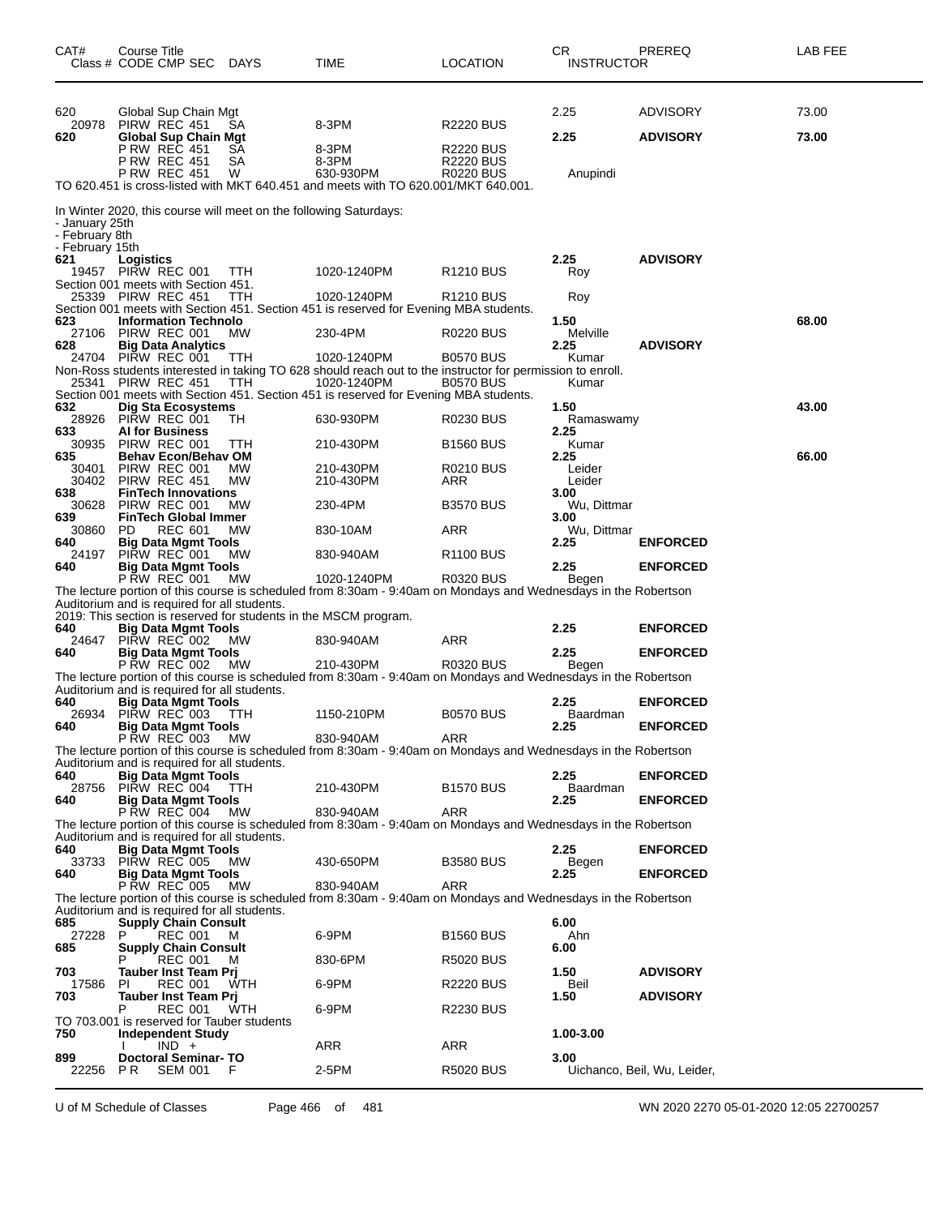| CAT# | Course Title<br>Class # CODE CMP SEC | DAYS | TIME | LOCATION | CR<br>INSTRUCTOR | PREREQ | LAB FEE |
|---|---|---|---|---|---|---|---|
| 620 | Global Sup Chain Mgt | | | | 2.25 | ADVISORY | 73.00 |
| 20978 | PIRW REC 451 | SA | 8-3PM | R2220 BUS | | | |
| **620** | **Global Sup Chain Mgt** | | | | **2.25** | **ADVISORY** | **73.00** |
| | P RW REC 451 | SA | 8-3PM | R2220 BUS | | | |
| | P RW REC 451 | SA | 8-3PM | R2220 BUS | | | |
| | P RW REC 451 | W | 630-930PM | R0220 BUS | Anupindi | | |

TO 620.451 is cross-listed with MKT 640.451 and meets with TO 620.001/MKT 640.001.

In Winter 2020, this course will meet on the following Saturdays:
- January 25th
- February 8th
- February 15th

| CAT# | Course Title<br>Class # CODE CMP SEC | DAYS | TIME | LOCATION | CR<br>INSTRUCTOR | PREREQ | LAB FEE |
|---|---|---|---|---|---|---|---|
| **621** | **Logistics** | | | | **2.25** | **ADVISORY** | |
| 19457 | PIRW REC 001 | TTH | 1020-1240PM | R1210 BUS | Roy | | |

Section 001 meets with Section 451.

| CAT# | Course Title<br>Class # CODE CMP SEC | DAYS | TIME | LOCATION | CR<br>INSTRUCTOR | PREREQ | LAB FEE |
|---|---|---|---|---|---|---|---|
| 25339 | PIRW REC 451 | TTH | 1020-1240PM | R1210 BUS | Roy | | |

Section 001 meets with Section 451. Section 451 is reserved for Evening MBA students.

| CAT# | Course Title<br>Class # CODE CMP SEC | DAYS | TIME | LOCATION | CR<br>INSTRUCTOR | PREREQ | LAB FEE |
|---|---|---|---|---|---|---|---|
| **623** | **Information Technolo** | | | | **1.50** | | **68.00** |
| 27106 | PIRW REC 001 | MW | 230-4PM | R0220 BUS | Melville | | |
| **628** | **Big Data Analytics** | | | | **2.25** | **ADVISORY** | |
| 24704 | PIRW REC 001 | TTH | 1020-1240PM | B0570 BUS | Kumar | | |

Non-Ross students interested in taking TO 628 should reach out to the instructor for permission to enroll.

| CAT# | Course Title<br>Class # CODE CMP SEC | DAYS | TIME | LOCATION | CR<br>INSTRUCTOR | PREREQ | LAB FEE |
|---|---|---|---|---|---|---|---|
| 25341 | PIRW REC 451 | TTH | 1020-1240PM | B0570 BUS | Kumar | | |

Section 001 meets with Section 451. Section 451 is reserved for Evening MBA students.

| CAT# | Course Title<br>Class # CODE CMP SEC | DAYS | TIME | LOCATION | CR<br>INSTRUCTOR | PREREQ | LAB FEE |
|---|---|---|---|---|---|---|---|
| **632** | **Dig Sta Ecosystems** | | | | **1.50** | | **43.00** |
| 28926 | PIRW REC 001 | TH | 630-930PM | R0230 BUS | Ramaswamy | | |
| **633** | **AI for Business** | | | | **2.25** | | |
| 30935 | PIRW REC 001 | TTH | 210-430PM | B1560 BUS | Kumar | | |
| **635** | **Behav Econ/Behav OM** | | | | **2.25** | | **66.00** |
| 30401 | PIRW REC 001 | MW | 210-430PM | R0210 BUS | Leider | | |
| 30402 | PIRW REC 451 | MW | 210-430PM | ARR | Leider | | |
| **638** | **FinTech Innovations** | | | | **3.00** | | |
| 30628 | PIRW REC 001 | MW | 230-4PM | B3570 BUS | Wu, Dittmar | | |
| **639** | **FinTech Global Immer** | | | | **3.00** | | |
| 30860 | PD REC 601 | MW | 830-10AM | ARR | Wu, Dittmar | | |
| **640** | **Big Data Mgmt Tools** | | | | **2.25** | **ENFORCED** | |
| 24197 | PIRW REC 001 | MW | 830-940AM | R1100 BUS | | | |
| **640** | **Big Data Mgmt Tools** | | | | **2.25** | **ENFORCED** | |
| | P RW REC 001 | MW | 1020-1240PM | R0320 BUS | Begen | | |

The lecture portion of this course is scheduled from 8:30am - 9:40am on Mondays and Wednesdays in the Robertson Auditorium and is required for all students.
2019: This section is reserved for students in the MSCM program.

| CAT# | Course Title<br>Class # CODE CMP SEC | DAYS | TIME | LOCATION | CR<br>INSTRUCTOR | PREREQ | LAB FEE |
|---|---|---|---|---|---|---|---|
| **640** | **Big Data Mgmt Tools** | | | | **2.25** | **ENFORCED** | |
| 24647 | PIRW REC 002 | MW | 830-940AM | ARR | | | |
| **640** | **Big Data Mgmt Tools** | | | | **2.25** | **ENFORCED** | |
| | P RW REC 002 | MW | 210-430PM | R0320 BUS | Begen | | |

The lecture portion of this course is scheduled from 8:30am - 9:40am on Mondays and Wednesdays in the Robertson Auditorium and is required for all students.

| CAT# | Course Title<br>Class # CODE CMP SEC | DAYS | TIME | LOCATION | CR<br>INSTRUCTOR | PREREQ | LAB FEE |
|---|---|---|---|---|---|---|---|
| **640** | **Big Data Mgmt Tools** | | | | **2.25** | **ENFORCED** | |
| 26934 | PIRW REC 003 | TTH | 1150-210PM | B0570 BUS | Baardman | | |
| **640** | **Big Data Mgmt Tools** | | | | **2.25** | **ENFORCED** | |
| | P RW REC 003 | MW | 830-940AM | ARR | | | |

The lecture portion of this course is scheduled from 8:30am - 9:40am on Mondays and Wednesdays in the Robertson Auditorium and is required for all students.

| CAT# | Course Title<br>Class # CODE CMP SEC | DAYS | TIME | LOCATION | CR<br>INSTRUCTOR | PREREQ | LAB FEE |
|---|---|---|---|---|---|---|---|
| **640** | **Big Data Mgmt Tools** | | | | **2.25** | **ENFORCED** | |
| 28756 | PIRW REC 004 | TTH | 210-430PM | B1570 BUS | Baardman | | |
| **640** | **Big Data Mgmt Tools** | | | | **2.25** | **ENFORCED** | |
| | P RW REC 004 | MW | 830-940AM | ARR | | | |

The lecture portion of this course is scheduled from 8:30am - 9:40am on Mondays and Wednesdays in the Robertson Auditorium and is required for all students.

| CAT# | Course Title<br>Class # CODE CMP SEC | DAYS | TIME | LOCATION | CR<br>INSTRUCTOR | PREREQ | LAB FEE |
|---|---|---|---|---|---|---|---|
| **640** | **Big Data Mgmt Tools** | | | | **2.25** | **ENFORCED** | |
| 33733 | PIRW REC 005 | MW | 430-650PM | B3580 BUS | Begen | | |
| **640** | **Big Data Mgmt Tools** | | | | **2.25** | **ENFORCED** | |
| | P RW REC 005 | MW | 830-940AM | ARR | | | |

The lecture portion of this course is scheduled from 8:30am - 9:40am on Mondays and Wednesdays in the Robertson Auditorium and is required for all students.

| CAT# | Course Title<br>Class # CODE CMP SEC | DAYS | TIME | LOCATION | CR<br>INSTRUCTOR | PREREQ | LAB FEE |
|---|---|---|---|---|---|---|---|
| **685** | **Supply Chain Consult** | | | | **6.00** | | |
| 27228 | P REC 001 | M | 6-9PM | B1560 BUS | Ahn | | |
| **685** | **Supply Chain Consult** | | | | **6.00** | | |
| | P REC 001 | M | 830-6PM | R5020 BUS | | | |
| **703** | **Tauber Inst Team Prj** | | | | **1.50** | **ADVISORY** | |
| 17586 | PI REC 001 | WTH | 6-9PM | R2220 BUS | Beil | | |
| **703** | **Tauber Inst Team Prj** | | | | **1.50** | **ADVISORY** | |
| | P REC 001 | WTH | 6-9PM | R2230 BUS | | | |

TO 703.001 is reserved for Tauber students

| CAT# | Course Title<br>Class # CODE CMP SEC | DAYS | TIME | LOCATION | CR<br>INSTRUCTOR | PREREQ | LAB FEE |
|---|---|---|---|---|---|---|---|
| **750** | **Independent Study** | | | | **1.00-3.00** | | |
| | I IND + | | ARR | ARR | | | |
| **899** | **Doctoral Seminar- TO** | | | | **3.00** | | |
| 22256 | P R SEM 001 | F | 2-5PM | R5020 BUS | Uichanco, Beil, Wu, Leider, | | |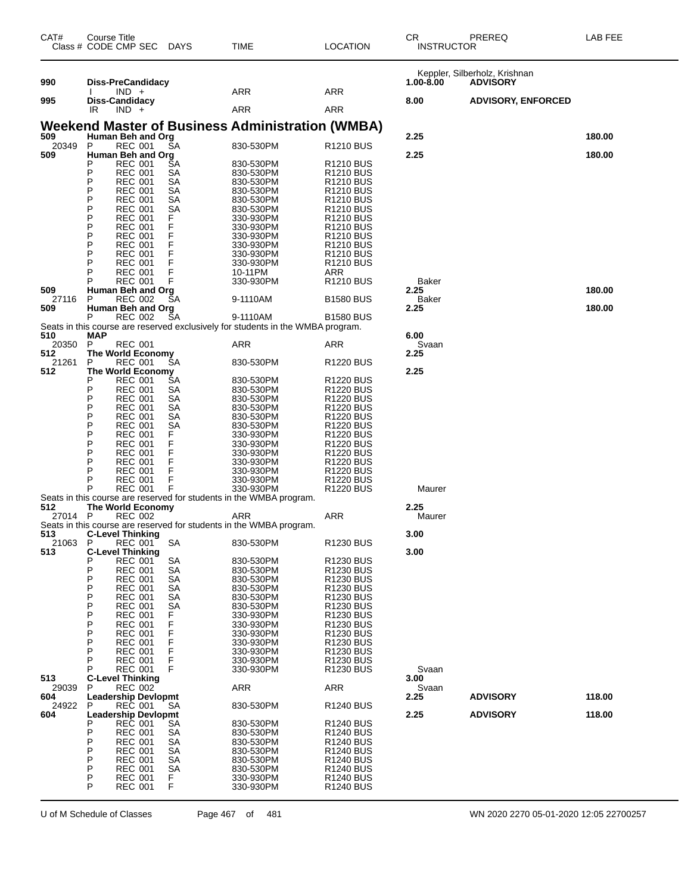| CAT# | Course Title Class # CODE CMP SEC | DAYS | TIME | LOCATION | CR INSTRUCTOR | PREREQ | LAB FEE |
|---|---|---|---|---|---|---|---|
| | | | | | Keppler, Silberholz, Krishnan | | |
| **990** | **Diss-PreCandidacy** | | | | **1.00-8.00** | **ADVISORY** | |
| | I IND + | | ARR | ARR | | | |
| **995** | **Diss-Candidacy** | | | | **8.00** | **ADVISORY, ENFORCED** | |
| | IR IND + | | ARR | ARR | | | |

## Weekend Master of Business Administration (WMBA)

| CAT# | Course Title Class # CODE CMP SEC | DAYS | TIME | LOCATION | CR INSTRUCTOR | PREREQ | LAB FEE |
|---|---|---|---|---|---|---|---|
| **509** | **Human Beh and Org** | | | | **2.25** | | **180.00** |
| 20349 | P REC 001 | SA | 830-530PM | R1210 BUS | | | |
| **509** | **Human Beh and Org** | | | | **2.25** | | **180.00** |
| | P REC 001 | SA | 830-530PM | R1210 BUS | | | |
| | P REC 001 | SA | 830-530PM | R1210 BUS | | | |
| | P REC 001 | SA | 830-530PM | R1210 BUS | | | |
| | P REC 001 | SA | 830-530PM | R1210 BUS | | | |
| | P REC 001 | SA | 830-530PM | R1210 BUS | | | |
| | P REC 001 | SA | 830-530PM | R1210 BUS | | | |
| | P REC 001 | F | 330-930PM | R1210 BUS | | | |
| | P REC 001 | F | 330-930PM | R1210 BUS | | | |
| | P REC 001 | F | 330-930PM | R1210 BUS | | | |
| | P REC 001 | F | 330-930PM | R1210 BUS | | | |
| | P REC 001 | F | 330-930PM | R1210 BUS | | | |
| | P REC 001 | F | 330-930PM | R1210 BUS | | | |
| | P REC 001 | F | 10-11PM | ARR | | | |
| | P REC 001 | F | 330-930PM | R1210 BUS | Baker | | |
| **509** | **Human Beh and Org** | | | | **2.25** | | **180.00** |
| 27116 | P REC 002 | SA | 9-1110AM | B1580 BUS | Baker | | |
| **509** | **Human Beh and Org** | | | | **2.25** | | **180.00** |
| | P REC 002 | SA | 9-1110AM | B1580 BUS | | | |
| | Seats in this course are reserved exclusively for students in the WMBA program. | | | | | | |
| **510** | **MAP** | | | | **6.00** | | |
| 20350 | P REC 001 | | ARR | ARR | Svaan | | |
| **512** | **The World Economy** | | | | **2.25** | | |
| 21261 | P REC 001 | SA | 830-530PM | R1220 BUS | | | |
| **512** | **The World Economy** | | | | **2.25** | | |
| | P REC 001 | SA | 830-530PM | R1220 BUS | | | |
| | P REC 001 | SA | 830-530PM | R1220 BUS | | | |
| | P REC 001 | SA | 830-530PM | R1220 BUS | | | |
| | P REC 001 | SA | 830-530PM | R1220 BUS | | | |
| | P REC 001 | SA | 830-530PM | R1220 BUS | | | |
| | P REC 001 | SA | 830-530PM | R1220 BUS | | | |
| | P REC 001 | F | 330-930PM | R1220 BUS | | | |
| | P REC 001 | F | 330-930PM | R1220 BUS | | | |
| | P REC 001 | F | 330-930PM | R1220 BUS | | | |
| | P REC 001 | F | 330-930PM | R1220 BUS | | | |
| | P REC 001 | F | 330-930PM | R1220 BUS | | | |
| | P REC 001 | F | 330-930PM | R1220 BUS | | | |
| | P REC 001 | F | 330-930PM | R1220 BUS | Maurer | | |
| | Seats in this course are reserved for students in the WMBA program. | | | | | | |
| **512** | **The World Economy** | | | | **2.25** | | |
| 27014 | P REC 002 | | ARR | ARR | Maurer | | |
| | Seats in this course are reserved for students in the WMBA program. | | | | | | |
| **513** | **C-Level Thinking** | | | | **3.00** | | |
| 21063 | P REC 001 | SA | 830-530PM | R1230 BUS | | | |
| **513** | **C-Level Thinking** | | | | **3.00** | | |
| | P REC 001 | SA | 830-530PM | R1230 BUS | | | |
| | P REC 001 | SA | 830-530PM | R1230 BUS | | | |
| | P REC 001 | SA | 830-530PM | R1230 BUS | | | |
| | P REC 001 | SA | 830-530PM | R1230 BUS | | | |
| | P REC 001 | SA | 830-530PM | R1230 BUS | | | |
| | P REC 001 | SA | 830-530PM | R1230 BUS | | | |
| | P REC 001 | F | 330-930PM | R1230 BUS | | | |
| | P REC 001 | F | 330-930PM | R1230 BUS | | | |
| | P REC 001 | F | 330-930PM | R1230 BUS | | | |
| | P REC 001 | F | 330-930PM | R1230 BUS | | | |
| | P REC 001 | F | 330-930PM | R1230 BUS | | | |
| | P REC 001 | F | 330-930PM | R1230 BUS | | | |
| | P REC 001 | F | 330-930PM | R1230 BUS | Svaan | | |
| **513** | **C-Level Thinking** | | | | **3.00** | | |
| 29039 | P REC 002 | | ARR | ARR | Svaan | | |
| **604** | **Leadership Devlopmt** | | | | **2.25** | **ADVISORY** | **118.00** |
| 24922 | P REC 001 | SA | 830-530PM | R1240 BUS | | | |
| **604** | **Leadership Devlopmt** | | | | **2.25** | **ADVISORY** | **118.00** |
| | P REC 001 | SA | 830-530PM | R1240 BUS | | | |
| | P REC 001 | SA | 830-530PM | R1240 BUS | | | |
| | P REC 001 | SA | 830-530PM | R1240 BUS | | | |
| | P REC 001 | SA | 830-530PM | R1240 BUS | | | |
| | P REC 001 | SA | 830-530PM | R1240 BUS | | | |
| | P REC 001 | SA | 830-530PM | R1240 BUS | | | |
| | P REC 001 | F | 330-930PM | R1240 BUS | | | |
| | P REC 001 | F | 330-930PM | R1240 BUS | | | |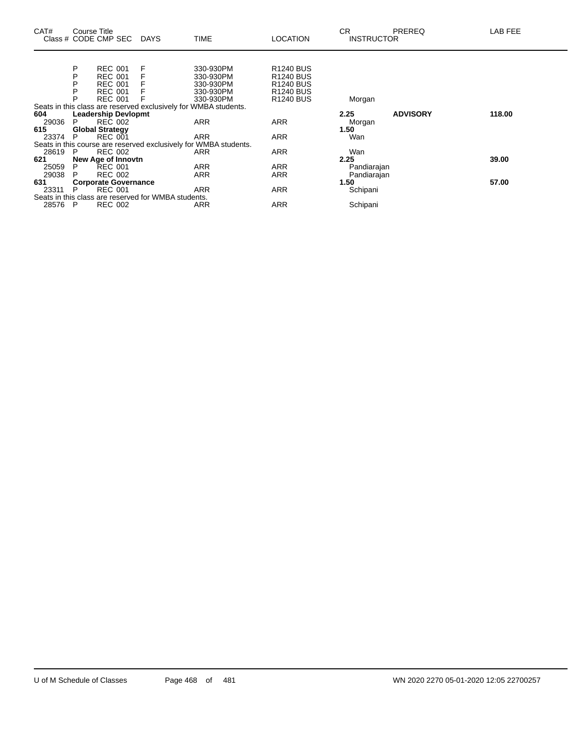| CAT# Class # | Course Title CODE | CMP | SEC | DAYS | TIME | LOCATION | CR INSTRUCTOR | PREREQ | LAB FEE |
|---|---|---|---|---|---|---|---|---|---|
| | P | REC | 001 | F | 330-930PM | R1240 BUS | | | |
| | P | REC | 001 | F | 330-930PM | R1240 BUS | | | |
| | P | REC | 001 | F | 330-930PM | R1240 BUS | | | |
| | P | REC | 001 | F | 330-930PM | R1240 BUS | | | |
| | P | REC | 001 | F | 330-930PM | R1240 BUS | Morgan | | |
| Seats in this class are reserved exclusively for WMBA students. | | | | | | | | | |
| **604** | **Leadership Devlopmt** | | | | | | **2.25** | **ADVISORY** | **118.00** |
| 29036 | P | REC | 002 | | ARR | ARR | Morgan | | |
| **615** | **Global Strategy** | | | | | | **1.50** | | |
| 23374 | P | REC | 001 | | ARR | ARR | Wan | | |
| Seats in this course are reserved exclusively for WMBA students. | | | | | | | | | |
| 28619 | P | REC | 002 | | ARR | ARR | Wan | | |
| **621** | **New Age of Innovtn** | | | | | | **2.25** | | **39.00** |
| 25059 | P | REC | 001 | | ARR | ARR | Pandiarajan | | |
| 29038 | P | REC | 002 | | ARR | ARR | Pandiarajan | | |
| **631** | **Corporate Governance** | | | | | | **1.50** | | **57.00** |
| 23311 | P | REC | 001 | | ARR | ARR | Schipani | | |
| Seats in this class are reserved for WMBA students. | | | | | | | | | |
| 28576 | P | REC | 002 | | ARR | ARR | Schipani | | |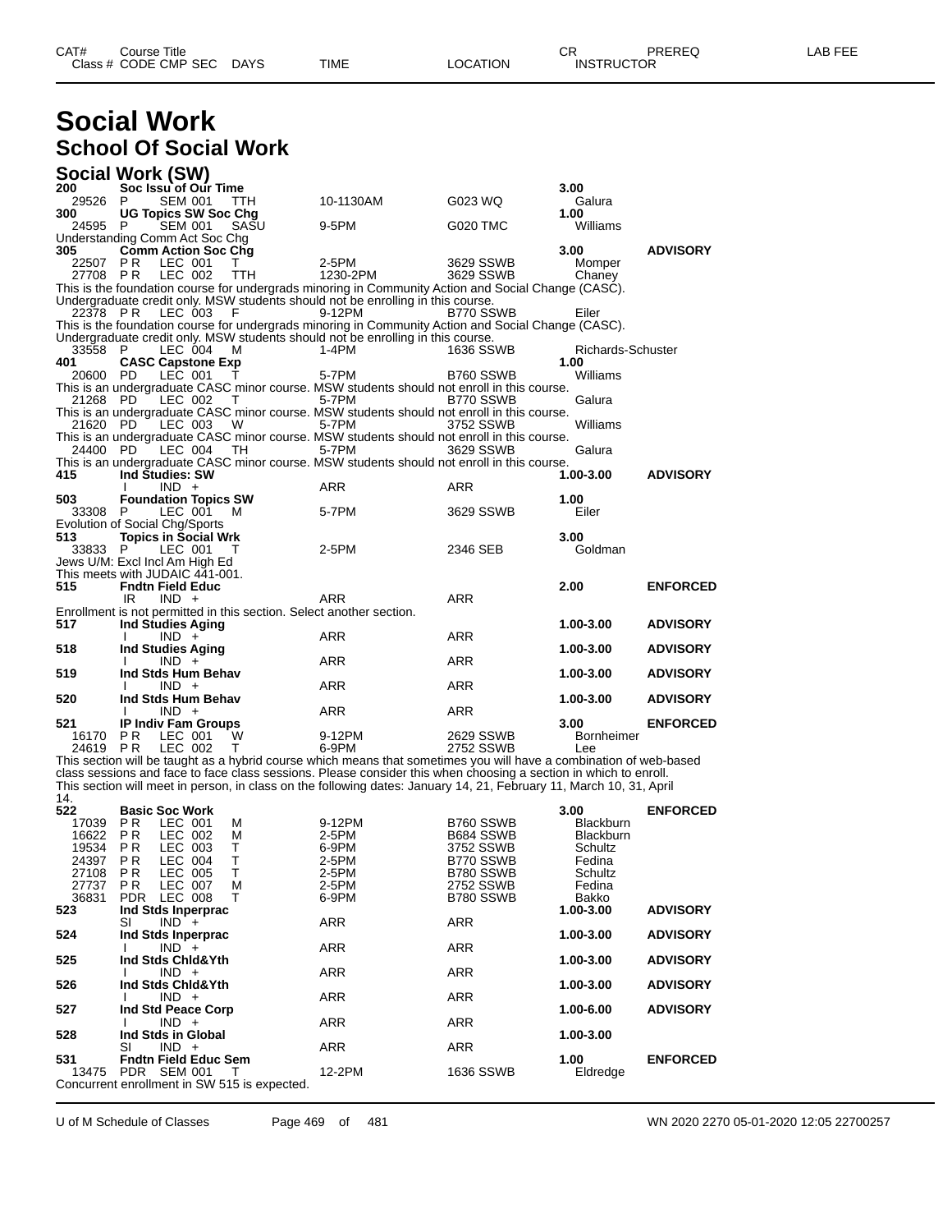# Social Work

## School Of Social Work

### Social Work (SW)

| CAT# / Class # | Course Title / CODE CMP SEC | DAYS | TIME | LOCATION | CR / INSTRUCTOR | PREREQ | LAB FEE |
|---|---|---|---|---|---|---|---|
| **200** | **Soc Issu of Our Time** | | | | **3.00** | | |
| 29526 | P SEM 001 | TTH | 10-1130AM | G023 WQ | Galura | | |
| **300** | **UG Topics SW Soc Chg** | | | | **1.00** | | |
| 24595 | P SEM 001 | SASU | 9-5PM | G020 TMC | Williams | | |

Understanding Comm Act Soc Chg

| CAT# / Class # | Course Title / CODE CMP SEC | DAYS | TIME | LOCATION | CR / INSTRUCTOR | PREREQ | LAB FEE |
|---|---|---|---|---|---|---|---|
| **305** | **Comm Action Soc Chg** | | | | **3.00** | **ADVISORY** | |
| 22507 | P R LEC 001 | T | 2-5PM | 3629 SSWB | Momper | | |
| 27708 | P R LEC 002 | TTH | 1230-2PM | 3629 SSWB | Chaney | | |

This is the foundation course for undergrads minoring in Community Action and Social Change (CASC).
Undergraduate credit only. MSW students should not be enrolling in this course.

| CAT# / Class # | Course Title / CODE CMP SEC | DAYS | TIME | LOCATION | CR / INSTRUCTOR | PREREQ | LAB FEE |
|---|---|---|---|---|---|---|---|
| 22378 | P R LEC 003 | F | 9-12PM | B770 SSWB | Eiler | | |

This is the foundation course for undergrads minoring in Community Action and Social Change (CASC).
Undergraduate credit only. MSW students should not be enrolling in this course.

| CAT# / Class # | Course Title / CODE CMP SEC | DAYS | TIME | LOCATION | CR / INSTRUCTOR | PREREQ | LAB FEE |
|---|---|---|---|---|---|---|---|
| 33558 | P LEC 004 | M | 1-4PM | 1636 SSWB | Richards-Schuster | | |
| **401** | **CASC Capstone Exp** | | | | **1.00** | | |
| 20600 | PD LEC 001 | T | 5-7PM | B760 SSWB | Williams | | |

This is an undergraduate CASC minor course. MSW students should not enroll in this course.

| CAT# / Class # | Course Title / CODE CMP SEC | DAYS | TIME | LOCATION | CR / INSTRUCTOR | PREREQ | LAB FEE |
|---|---|---|---|---|---|---|---|
| 21268 | PD LEC 002 | T | 5-7PM | B770 SSWB | Galura | | |

This is an undergraduate CASC minor course. MSW students should not enroll in this course.

| CAT# / Class # | Course Title / CODE CMP SEC | DAYS | TIME | LOCATION | CR / INSTRUCTOR | PREREQ | LAB FEE |
|---|---|---|---|---|---|---|---|
| 21620 | PD LEC 003 | W | 5-7PM | 3752 SSWB | Williams | | |

This is an undergraduate CASC minor course. MSW students should not enroll in this course.

| CAT# / Class # | Course Title / CODE CMP SEC | DAYS | TIME | LOCATION | CR / INSTRUCTOR | PREREQ | LAB FEE |
|---|---|---|---|---|---|---|---|
| 24400 | PD LEC 004 | TH | 5-7PM | 3629 SSWB | Galura | | |

This is an undergraduate CASC minor course. MSW students should not enroll in this course.

| CAT# / Class # | Course Title / CODE CMP SEC | DAYS | TIME | LOCATION | CR / INSTRUCTOR | PREREQ | LAB FEE |
|---|---|---|---|---|---|---|---|
| **415** | **Ind Studies: SW** | | | | **1.00-3.00** | **ADVISORY** | |
| | I IND + | | ARR | ARR | | | |
| **503** | **Foundation Topics SW** | | | | **1.00** | | |
| 33308 | P LEC 001 | M | 5-7PM | 3629 SSWB | Eiler | | |

Evolution of Social Chg/Sports

| CAT# / Class # | Course Title / CODE CMP SEC | DAYS | TIME | LOCATION | CR / INSTRUCTOR | PREREQ | LAB FEE |
|---|---|---|---|---|---|---|---|
| **513** | **Topics in Social Wrk** | | | | **3.00** | | |
| 33833 | P LEC 001 | T | 2-5PM | 2346 SEB | Goldman | | |

Jews U/M: Excl Incl Am High Ed
This meets with JUDAIC 441-001.

| CAT# / Class # | Course Title / CODE CMP SEC | DAYS | TIME | LOCATION | CR / INSTRUCTOR | PREREQ | LAB FEE |
|---|---|---|---|---|---|---|---|
| **515** | **Fndtn Field Educ** | | | | **2.00** | **ENFORCED** | |
| | IR IND + | | ARR | ARR | | | |

Enrollment is not permitted in this section. Select another section.

| CAT# / Class # | Course Title / CODE CMP SEC | DAYS | TIME | LOCATION | CR / INSTRUCTOR | PREREQ | LAB FEE |
|---|---|---|---|---|---|---|---|
| **517** | **Ind Studies Aging** | | | | **1.00-3.00** | **ADVISORY** | |
| | I IND + | | ARR | ARR | | | |
| **518** | **Ind Studies Aging** | | | | **1.00-3.00** | **ADVISORY** | |
| | I IND + | | ARR | ARR | | | |
| **519** | **Ind Stds Hum Behav** | | | | **1.00-3.00** | **ADVISORY** | |
| | I IND + | | ARR | ARR | | | |
| **520** | **Ind Stds Hum Behav** | | | | **1.00-3.00** | **ADVISORY** | |
| | I IND + | | ARR | ARR | | | |
| **521** | **IP Indiv Fam Groups** | | | | **3.00** | **ENFORCED** | |
| 16170 | P R LEC 001 | W | 9-12PM | 2629 SSWB | Bornheimer | | |
| 24619 | P R LEC 002 | T | 6-9PM | 2752 SSWB | Lee | | |

This section will be taught as a hybrid course which means that sometimes you will have a combination of web-based class sessions and face to face class sessions. Please consider this when choosing a section in which to enroll.
This section will meet in person, in class on the following dates: January 14, 21, February 11, March 10, 31, April 14.

| CAT# / Class # | Course Title / CODE CMP SEC | DAYS | TIME | LOCATION | CR / INSTRUCTOR | PREREQ | LAB FEE |
|---|---|---|---|---|---|---|---|
| **522** | **Basic Soc Work** | | | | **3.00** | **ENFORCED** | |
| 17039 | P R LEC 001 | M | 9-12PM | B760 SSWB | Blackburn | | |
| 16622 | P R LEC 002 | M | 2-5PM | B684 SSWB | Blackburn | | |
| 19534 | P R LEC 003 | T | 6-9PM | 3752 SSWB | Schultz | | |
| 24397 | P R LEC 004 | T | 2-5PM | B770 SSWB | Fedina | | |
| 27108 | P R LEC 005 | T | 2-5PM | B780 SSWB | Schultz | | |
| 27737 | P R LEC 007 | M | 2-5PM | 2752 SSWB | Fedina | | |
| 36831 | PDR LEC 008 | T | 6-9PM | B780 SSWB | Bakko | | |
| **523** | **Ind Stds Inperprac** | | | | **1.00-3.00** | **ADVISORY** | |
| | SI IND + | | ARR | ARR | | | |
| **524** | **Ind Stds Inperprac** | | | | **1.00-3.00** | **ADVISORY** | |
| | I IND + | | ARR | ARR | | | |
| **525** | **Ind Stds Chld&Yth** | | | | **1.00-3.00** | **ADVISORY** | |
| | I IND + | | ARR | ARR | | | |
| **526** | **Ind Stds Chld&Yth** | | | | **1.00-3.00** | **ADVISORY** | |
| | I IND + | | ARR | ARR | | | |
| **527** | **Ind Std Peace Corp** | | | | **1.00-6.00** | **ADVISORY** | |
| | I IND + | | ARR | ARR | | | |
| **528** | **Ind Stds in Global** | | | | **1.00-3.00** | | |
| | SI IND + | | ARR | ARR | | | |
| **531** | **Fndtn Field Educ Sem** | | | | **1.00** | **ENFORCED** | |
| 13475 | PDR SEM 001 | T | 12-2PM | 1636 SSWB | Eldredge | | |

Concurrent enrollment in SW 515 is expected.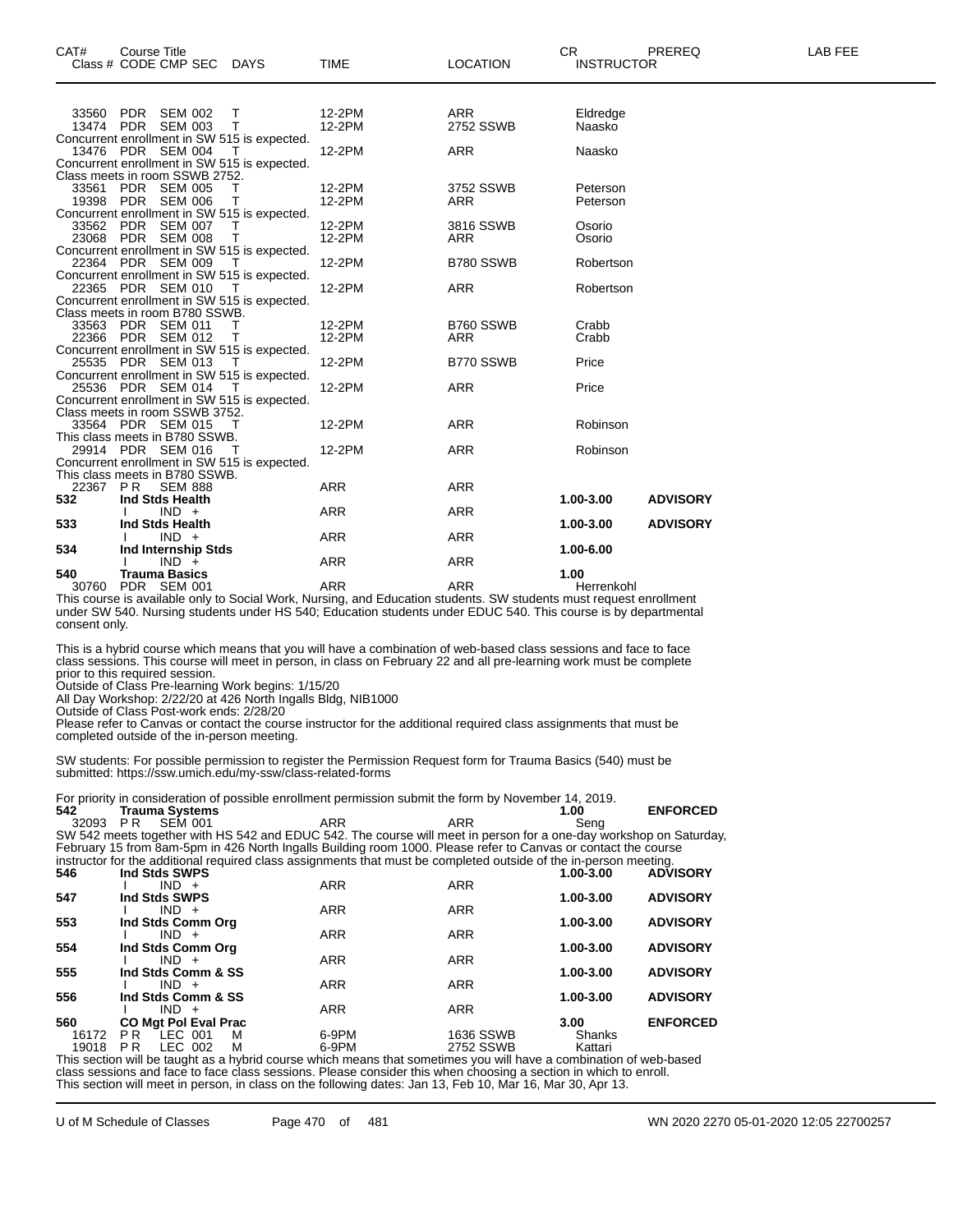| CAT# | Course Title<br>Class # CODE CMP SEC | DAYS | TIME | LOCATION | CR<br>INSTRUCTOR | PREREQ | LAB FEE |
|---|---|---|---|---|---|---|---|
| | 33560 PDR SEM 002 | T | 12-2PM | ARR | Eldredge | | |
| | 13474 PDR SEM 003 | T | 12-2PM | 2752 SSWB | Naasko | | |

Concurrent enrollment in SW 515 is expected.

| | | | | | | | |
|---|---|---|---|---|---|---|---|
| | 13476 PDR SEM 004 | T | 12-2PM | ARR | Naasko | | |

Concurrent enrollment in SW 515 is expected.
Class meets in room SSWB 2752.

| | | | | | | | |
|---|---|---|---|---|---|---|---|
| | 33561 PDR SEM 005 | T | 12-2PM | 3752 SSWB | Peterson | | |
| | 19398 PDR SEM 006 | T | 12-2PM | ARR | Peterson | | |

Concurrent enrollment in SW 515 is expected.

| | | | | | | | |
|---|---|---|---|---|---|---|---|
| | 33562 PDR SEM 007 | T | 12-2PM | 3816 SSWB | Osorio | | |
| | 23068 PDR SEM 008 | T | 12-2PM | ARR | Osorio | | |

Concurrent enrollment in SW 515 is expected.

| | | | | | | | |
|---|---|---|---|---|---|---|---|
| | 22364 PDR SEM 009 | T | 12-2PM | B780 SSWB | Robertson | | |

Concurrent enrollment in SW 515 is expected.

| | | | | | | | |
|---|---|---|---|---|---|---|---|
| | 22365 PDR SEM 010 | T | 12-2PM | ARR | Robertson | | |

Concurrent enrollment in SW 515 is expected.
Class meets in room B780 SSWB.

| | | | | | | | |
|---|---|---|---|---|---|---|---|
| | 33563 PDR SEM 011 | T | 12-2PM | B760 SSWB | Crabb | | |
| | 22366 PDR SEM 012 | T | 12-2PM | ARR | Crabb | | |

Concurrent enrollment in SW 515 is expected.

| | | | | | | | |
|---|---|---|---|---|---|---|---|
| | 25535 PDR SEM 013 | T | 12-2PM | B770 SSWB | Price | | |

Concurrent enrollment in SW 515 is expected.

| | | | | | | | |
|---|---|---|---|---|---|---|---|
| | 25536 PDR SEM 014 | T | 12-2PM | ARR | Price | | |

Concurrent enrollment in SW 515 is expected.
Class meets in room SSWB 3752.

| | | | | | | | |
|---|---|---|---|---|---|---|---|
| | 33564 PDR SEM 015 | T | 12-2PM | ARR | Robinson | | |

This class meets in B780 SSWB.

| | | | | | | | |
|---|---|---|---|---|---|---|---|
| | 29914 PDR SEM 016 | T | 12-2PM | ARR | Robinson | | |

Concurrent enrollment in SW 515 is expected.
This class meets in B780 SSWB.

| | | | | | | | |
|---|---|---|---|---|---|---|---|
| | 22367 PR SEM 888 | | ARR | ARR | | | |
| **532** | **Ind Stds Health** | | | | **1.00-3.00** | **ADVISORY** | |
| | I IND + | | ARR | ARR | | | |
| **533** | **Ind Stds Health** | | | | **1.00-3.00** | **ADVISORY** | |
| | I IND + | | ARR | ARR | | | |
| **534** | **Ind Internship Stds** | | | | **1.00-6.00** | | |
| | I IND + | | ARR | ARR | | | |
| **540** | **Trauma Basics** | | | | **1.00** | | |
| | 30760 PDR SEM 001 | | ARR | ARR | Herrenkohl | | |

This course is available only to Social Work, Nursing, and Education students. SW students must request enrollment under SW 540. Nursing students under HS 540; Education students under EDUC 540. This course is by departmental consent only.

This is a hybrid course which means that you will have a combination of web-based class sessions and face to face class sessions. This course will meet in person, in class on February 22 and all pre-learning work must be complete prior to this required session.
Outside of Class Pre-learning Work begins: 1/15/20
All Day Workshop: 2/22/20 at 426 North Ingalls Bldg, NIB1000
Outside of Class Post-work ends: 2/28/20
Please refer to Canvas or contact the course instructor for the additional required class assignments that must be completed outside of the in-person meeting.

SW students: For possible permission to register the Permission Request form for Trauma Basics (540) must be submitted: https://ssw.umich.edu/my-ssw/class-related-forms

For priority in consideration of possible enrollment permission submit the form by November 14, 2019.

| | | | | | | | |
|---|---|---|---|---|---|---|---|
| **542** | **Trauma Systems** | | | | **1.00** | **ENFORCED** | |
| | 32093 PR SEM 001 | | ARR | ARR | Seng | | |

SW 542 meets together with HS 542 and EDUC 542. The course will meet in person for a one-day workshop on Saturday, February 15 from 8am-5pm in 426 North Ingalls Building room 1000. Please refer to Canvas or contact the course instructor for the additional required class assignments that must be completed outside of the in-person meeting.

| | | | | | | | |
|---|---|---|---|---|---|---|---|
| **546** | **Ind Stds SWPS** | | | | **1.00-3.00** | **ADVISORY** | |
| | I IND + | | ARR | ARR | | | |
| **547** | **Ind Stds SWPS** | | | | **1.00-3.00** | **ADVISORY** | |
| | I IND + | | ARR | ARR | | | |
| **553** | **Ind Stds Comm Org** | | | | **1.00-3.00** | **ADVISORY** | |
| | I IND + | | ARR | ARR | | | |
| **554** | **Ind Stds Comm Org** | | | | **1.00-3.00** | **ADVISORY** | |
| | I IND + | | ARR | ARR | | | |
| **555** | **Ind Stds Comm & SS** | | | | **1.00-3.00** | **ADVISORY** | |
| | I IND + | | ARR | ARR | | | |
| **556** | **Ind Stds Comm & SS** | | | | **1.00-3.00** | **ADVISORY** | |
| | I IND + | | ARR | ARR | | | |
| **560** | **CO Mgt Pol Eval Prac** | | | | **3.00** | **ENFORCED** | |
| | 16172 PR LEC 001 | M | 6-9PM | 1636 SSWB | Shanks | | |
| | 19018 PR LEC 002 | M | 6-9PM | 2752 SSWB | Kattari | | |

This section will be taught as a hybrid course which means that sometimes you will have a combination of web-based class sessions and face to face class sessions. Please consider this when choosing a section in which to enroll.
This section will meet in person, in class on the following dates: Jan 13, Feb 10, Mar 16, Mar 30, Apr 13.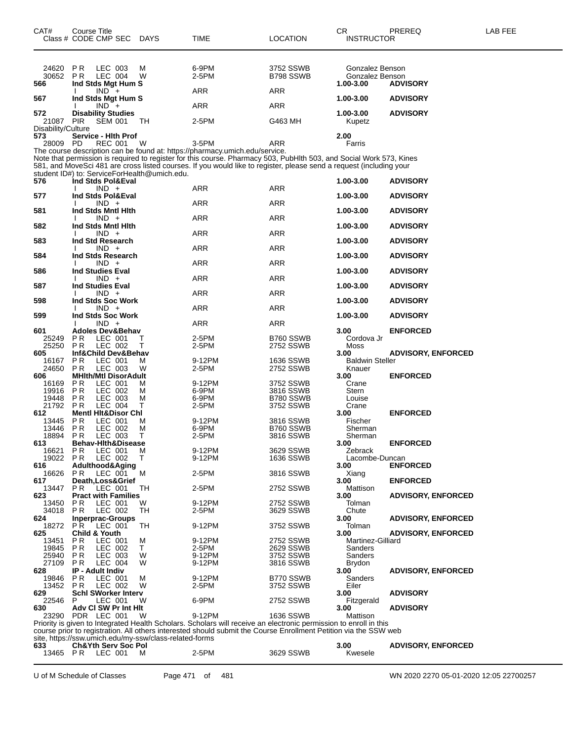| CAT# | Course Title<br>Class # CODE CMP SEC | DAYS | TIME | LOCATION | CR<br>INSTRUCTOR | PREREQ | LAB FEE |
|---|---|---|---|---|---|---|---|
| 24620 | P R LEC 003 | M | 6-9PM | 3752 SSWB | Gonzalez Benson | | |
| 30652 | P R LEC 004 | W | 2-5PM | B798 SSWB | Gonzalez Benson | | |
| **566** | **Ind Stds Mgt Hum S** | | | | **1.00-3.00** | **ADVISORY** | |
| | I IND + | | ARR | ARR | | | |
| **567** | **Ind Stds Mgt Hum S** | | | | **1.00-3.00** | **ADVISORY** | |
| | I IND + | | ARR | ARR | | | |
| **572** | **Disability Studies** | | | | **1.00-3.00** | **ADVISORY** | |
| 21087 | PIR SEM 001 | TH | 2-5PM | G463 MH | Kupetz | | |
| Disability/Culture | | | | | | | |
| **573** | **Service - Hlth Prof** | | | | **2.00** | | |
| 28009 | PD REC 001 | W | 3-5PM | ARR | Farris | | |

The course description can be found at: https://pharmacy.umich.edu/service.
Note that permission is required to register for this course. Pharmacy 503, PubHlth 503, and Social Work 573, Kines 581, and MoveSci 481 are cross listed courses. If you would like to register, please send a request (including your student ID#) to: ServiceForHealth@umich.edu.

| CAT# | Course Title<br>Class # CODE CMP SEC | DAYS | TIME | LOCATION | CR<br>INSTRUCTOR | PREREQ | LAB FEE |
|---|---|---|---|---|---|---|---|
| **576** | **Ind Stds Pol&Eval** | | | | **1.00-3.00** | **ADVISORY** | |
| | I IND + | | ARR | ARR | | | |
| **577** | **Ind Stds Pol&Eval** | | | | **1.00-3.00** | **ADVISORY** | |
| | I IND + | | ARR | ARR | | | |
| **581** | **Ind Stds Mntl Hlth** | | | | **1.00-3.00** | **ADVISORY** | |
| | I IND + | | ARR | ARR | | | |
| **582** | **Ind Stds Mntl Hlth** | | | | **1.00-3.00** | **ADVISORY** | |
| | I IND + | | ARR | ARR | | | |
| **583** | **Ind Std Research** | | | | **1.00-3.00** | **ADVISORY** | |
| | I IND + | | ARR | ARR | | | |
| **584** | **Ind Stds Research** | | | | **1.00-3.00** | **ADVISORY** | |
| | I IND + | | ARR | ARR | | | |
| **586** | **Ind Studies Eval** | | | | **1.00-3.00** | **ADVISORY** | |
| | I IND + | | ARR | ARR | | | |
| **587** | **Ind Studies Eval** | | | | **1.00-3.00** | **ADVISORY** | |
| | I IND + | | ARR | ARR | | | |
| **598** | **Ind Stds Soc Work** | | | | **1.00-3.00** | **ADVISORY** | |
| | I IND + | | ARR | ARR | | | |
| **599** | **Ind Stds Soc Work** | | | | **1.00-3.00** | **ADVISORY** | |
| | I IND + | | ARR | ARR | | | |
| **601** | **Adoles Dev&Behav** | | | | **3.00** | **ENFORCED** | |
| 25249 | P R LEC 001 | T | 2-5PM | B760 SSWB | Cordova Jr | | |
| 25250 | P R LEC 002 | T | 2-5PM | 2752 SSWB | Moss | | |
| **605** | **Inf&Child Dev&Behav** | | | | **3.00** | **ADVISORY, ENFORCED** | |
| 16167 | P R LEC 001 | M | 9-12PM | 1636 SSWB | Baldwin Steller | | |
| 24650 | P R LEC 003 | W | 2-5PM | 2752 SSWB | Knauer | | |
| **606** | **MHlth/Mtl DisorAdult** | | | | **3.00** | **ENFORCED** | |
| 16169 | P R LEC 001 | M | 9-12PM | 3752 SSWB | Crane | | |
| 19916 | P R LEC 002 | M | 6-9PM | 3816 SSWB | Stern | | |
| 19448 | P R LEC 003 | M | 6-9PM | B780 SSWB | Louise | | |
| 21792 | P R LEC 004 | T | 2-5PM | 3752 SSWB | Crane | | |
| **612** | **Mentl Hlt&Disor Chl** | | | | **3.00** | **ENFORCED** | |
| 13445 | P R LEC 001 | M | 9-12PM | 3816 SSWB | Fischer | | |
| 13446 | P R LEC 002 | M | 6-9PM | B760 SSWB | Sherman | | |
| 18894 | P R LEC 003 | T | 2-5PM | 3816 SSWB | Sherman | | |
| **613** | **Behav-Hlth&Disease** | | | | **3.00** | **ENFORCED** | |
| 16621 | P R LEC 001 | M | 9-12PM | 3629 SSWB | Zebrack | | |
| 19022 | P R LEC 002 | T | 9-12PM | 1636 SSWB | Lacombe-Duncan | | |
| **616** | **Adulthood&Aging** | | | | **3.00** | **ENFORCED** | |
| 16626 | P R LEC 001 | M | 2-5PM | 3816 SSWB | Xiang | | |
| **617** | **Death,Loss&Grief** | | | | **3.00** | **ENFORCED** | |
| 13447 | P R LEC 001 | TH | 2-5PM | 2752 SSWB | Mattison | | |
| **623** | **Pract with Families** | | | | **3.00** | **ADVISORY, ENFORCED** | |
| 13450 | P R LEC 001 | W | 9-12PM | 2752 SSWB | Tolman | | |
| 34018 | P R LEC 002 | TH | 2-5PM | 3629 SSWB | Chute | | |
| **624** | **Inperprac-Groups** | | | | **3.00** | **ADVISORY, ENFORCED** | |
| 18272 | P R LEC 001 | TH | 9-12PM | 3752 SSWB | Tolman | | |
| **625** | **Child & Youth** | | | | **3.00** | **ADVISORY, ENFORCED** | |
| 13451 | P R LEC 001 | M | 9-12PM | 2752 SSWB | Martinez-Gilliard | | |
| 19845 | P R LEC 002 | T | 2-5PM | 2629 SSWB | Sanders | | |
| 25940 | P R LEC 003 | W | 9-12PM | 3752 SSWB | Sanders | | |
| 27109 | P R LEC 004 | W | 9-12PM | 3816 SSWB | Brydon | | |
| **628** | **IP - Adult Indiv** | | | | **3.00** | **ADVISORY, ENFORCED** | |
| 19846 | P R LEC 001 | M | 9-12PM | B770 SSWB | Sanders | | |
| 13452 | P R LEC 002 | W | 2-5PM | 3752 SSWB | Eiler | | |
| **629** | **Schl SWorker Interv** | | | | **3.00** | **ADVISORY** | |
| 22546 | P LEC 001 | W | 6-9PM | 2752 SSWB | Fitzgerald | | |
| **630** | **Adv Cl SW Pr Int Hlt** | | | | **3.00** | **ADVISORY** | |
| 23290 | PDR LEC 001 | W | 9-12PM | 1636 SSWB | Mattison | | |

Priority is given to Integrated Health Scholars. Scholars will receive an electronic permission to enroll in this course prior to registration. All others interested should submit the Course Enrollment Petition via the SSW web site, https://ssw.umich.edu/my-ssw/class-related-forms

| CAT# | Course Title<br>Class # CODE CMP SEC | DAYS | TIME | LOCATION | CR<br>INSTRUCTOR | PREREQ | LAB FEE |
|---|---|---|---|---|---|---|---|
| **633** | **Ch&Yth Serv Soc Pol** | | | | **3.00** | **ADVISORY, ENFORCED** | |
| 13465 | P R LEC 001 | M | 2-5PM | 3629 SSWB | Kwesele | | |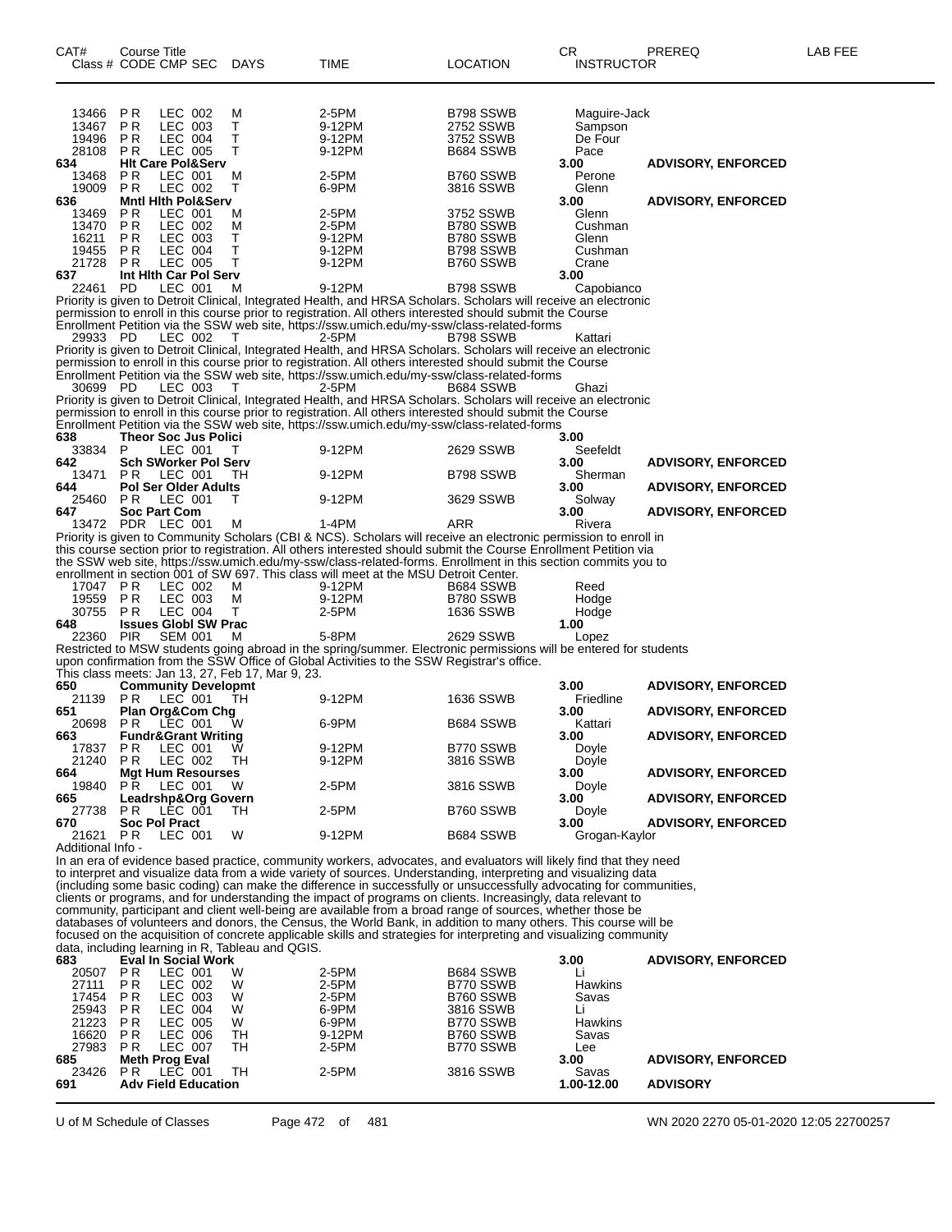| CAT# Class # | Course Title CODE | CMP | SEC | DAYS | TIME | LOCATION | CR INSTRUCTOR | PREREQ | LAB FEE |
|---|---|---|---|---|---|---|---|---|---|
| 13466 | PR | LEC | 002 | M | 2-5PM | B798 SSWB | Maguire-Jack | | |
| 13467 | PR | LEC | 003 | T | 9-12PM | 2752 SSWB | Sampson | | |
| 19496 | PR | LEC | 004 | T | 9-12PM | 3752 SSWB | De Four | | |
| 28108 | PR | LEC | 005 | T | 9-12PM | B684 SSWB | Pace | | |
| **634** | **Hlt Care Pol&Serv** | | | | | | **3.00** | **ADVISORY, ENFORCED** | |
| 13468 | PR | LEC | 001 | M | 2-5PM | B760 SSWB | Perone | | |
| 19009 | PR | LEC | 002 | T | 6-9PM | 3816 SSWB | Glenn | | |
| **636** | **Mntl Hlth Pol&Serv** | | | | | | **3.00** | **ADVISORY, ENFORCED** | |
| 13469 | PR | LEC | 001 | M | 2-5PM | 3752 SSWB | Glenn | | |
| 13470 | PR | LEC | 002 | M | 2-5PM | B780 SSWB | Cushman | | |
| 16211 | PR | LEC | 003 | T | 9-12PM | B780 SSWB | Glenn | | |
| 19455 | PR | LEC | 004 | T | 9-12PM | B798 SSWB | Cushman | | |
| 21728 | PR | LEC | 005 | T | 9-12PM | B760 SSWB | Crane | | |
| **637** | **Int Hlth Car Pol Serv** | | | | | | **3.00** | | |
| 22461 | PD | LEC | 001 | M | 9-12PM | B798 SSWB | Capobianco | | |

Priority is given to Detroit Clinical, Integrated Health, and HRSA Scholars. Scholars will receive an electronic permission to enroll in this course prior to registration. All others interested should submit the Course Enrollment Petition via the SSW web site, https://ssw.umich.edu/my-ssw/class-related-forms

| | | | | | | | | | |
|---|---|---|---|---|---|---|---|---|---|
| 29933 | PD | LEC | 002 | T | 2-5PM | B798 SSWB | Kattari | | |

Priority is given to Detroit Clinical, Integrated Health, and HRSA Scholars. Scholars will receive an electronic permission to enroll in this course prior to registration. All others interested should submit the Course Enrollment Petition via the SSW web site, https://ssw.umich.edu/my-ssw/class-related-forms

| | | | | | | | | | |
|---|---|---|---|---|---|---|---|---|---|
| 30699 | PD | LEC | 003 | T | 2-5PM | B684 SSWB | Ghazi | | |

Priority is given to Detroit Clinical, Integrated Health, and HRSA Scholars. Scholars will receive an electronic permission to enroll in this course prior to registration. All others interested should submit the Course Enrollment Petition via the SSW web site, https://ssw.umich.edu/my-ssw/class-related-forms

| | | | | | | | | | |
|---|---|---|---|---|---|---|---|---|---|
| **638** | **Theor Soc Jus Polici** | | | | | | **3.00** | | |
| 33834 | P | LEC | 001 | T | 9-12PM | 2629 SSWB | Seefeldt | | |
| **642** | **Sch SWorker Pol Serv** | | | | | | **3.00** | **ADVISORY, ENFORCED** | |
| 13471 | PR | LEC | 001 | TH | 9-12PM | B798 SSWB | Sherman | | |
| **644** | **Pol Ser Older Adults** | | | | | | **3.00** | **ADVISORY, ENFORCED** | |
| 25460 | PR | LEC | 001 | T | 9-12PM | 3629 SSWB | Solway | | |
| **647** | **Soc Part Com** | | | | | | **3.00** | **ADVISORY, ENFORCED** | |
| 13472 | PDR | LEC | 001 | M | 1-4PM | ARR | Rivera | | |

Priority is given to Community Scholars (CBI & NCS). Scholars will receive an electronic permission to enroll in this course section prior to registration. All others interested should submit the Course Enrollment Petition via the SSW web site, https://ssw.umich.edu/my-ssw/class-related-forms. Enrollment in this section commits you to enrollment in section 001 of SW 697. This class will meet at the MSU Detroit Center.

| | | | | | | | | | |
|---|---|---|---|---|---|---|---|---|---|
| 17047 | PR | LEC | 002 | M | 9-12PM | B684 SSWB | Reed | | |
| 19559 | PR | LEC | 003 | M | 9-12PM | B780 SSWB | Hodge | | |
| 30755 | PR | LEC | 004 | T | 2-5PM | 1636 SSWB | Hodge | | |
| **648** | **Issues Globl SW Prac** | | | | | | **1.00** | | |
| 22360 | PIR | SEM | 001 | M | 5-8PM | 2629 SSWB | Lopez | | |

Restricted to MSW students going abroad in the spring/summer. Electronic permissions will be entered for students upon confirmation from the SSW Office of Global Activities to the SSW Registrar's office.
This class meets: Jan 13, 27, Feb 17, Mar 9, 23.

| | | | | | | | | | |
|---|---|---|---|---|---|---|---|---|---|
| **650** | **Community Developmt** | | | | | | **3.00** | **ADVISORY, ENFORCED** | |
| 21139 | PR | LEC | 001 | TH | 9-12PM | 1636 SSWB | Friedline | | |
| **651** | **Plan Org&Com Chg** | | | | | | **3.00** | **ADVISORY, ENFORCED** | |
| 20698 | PR | LEC | 001 | W | 6-9PM | B684 SSWB | Kattari | | |
| **663** | **Fundr&Grant Writing** | | | | | | **3.00** | **ADVISORY, ENFORCED** | |
| 17837 | PR | LEC | 001 | W | 9-12PM | B770 SSWB | Doyle | | |
| 21240 | PR | LEC | 002 | TH | 9-12PM | 3816 SSWB | Doyle | | |
| **664** | **Mgt Hum Resourses** | | | | | | **3.00** | **ADVISORY, ENFORCED** | |
| 19840 | PR | LEC | 001 | W | 2-5PM | 3816 SSWB | Doyle | | |
| **665** | **Leadrshp&Org Govern** | | | | | | **3.00** | **ADVISORY, ENFORCED** | |
| 27738 | PR | LEC | 001 | TH | 2-5PM | B760 SSWB | Doyle | | |
| **670** | **Soc Pol Pract** | | | | | | **3.00** | **ADVISORY, ENFORCED** | |
| 21621 | PR | LEC | 001 | W | 9-12PM | B684 SSWB | Grogan-Kaylor | | |

Additional Info -
In an era of evidence based practice, community workers, advocates, and evaluators will likely find that they need to interpret and visualize data from a wide variety of sources. Understanding, interpreting and visualizing data (including some basic coding) can make the difference in successfully or unsuccessfully advocating for communities, clients or programs, and for understanding the impact of programs on clients. Increasingly, data relevant to community, participant and client well-being are available from a broad range of sources, whether those be databases of volunteers and donors, the Census, the World Bank, in addition to many others. This course will be focused on the acquisition of concrete applicable skills and strategies for interpreting and visualizing community data, including learning in R, Tableau and QGIS.

| | | | | | | | | | |
|---|---|---|---|---|---|---|---|---|---|
| **683** | **Eval In Social Work** | | | | | | **3.00** | **ADVISORY, ENFORCED** | |
| 20507 | PR | LEC | 001 | W | 2-5PM | B684 SSWB | Li | | |
| 27111 | PR | LEC | 002 | W | 2-5PM | B770 SSWB | Hawkins | | |
| 17454 | PR | LEC | 003 | W | 2-5PM | B760 SSWB | Savas | | |
| 25943 | PR | LEC | 004 | W | 6-9PM | 3816 SSWB | Li | | |
| 21223 | PR | LEC | 005 | W | 6-9PM | B770 SSWB | Hawkins | | |
| 16620 | PR | LEC | 006 | TH | 9-12PM | B760 SSWB | Savas | | |
| 27983 | PR | LEC | 007 | TH | 2-5PM | B770 SSWB | Lee | | |
| **685** | **Meth Prog Eval** | | | | | | **3.00** | **ADVISORY, ENFORCED** | |
| 23426 | PR | LEC | 001 | TH | 2-5PM | 3816 SSWB | Savas | | |
| **691** | **Adv Field Education** | | | | | | **1.00-12.00** | **ADVISORY** | |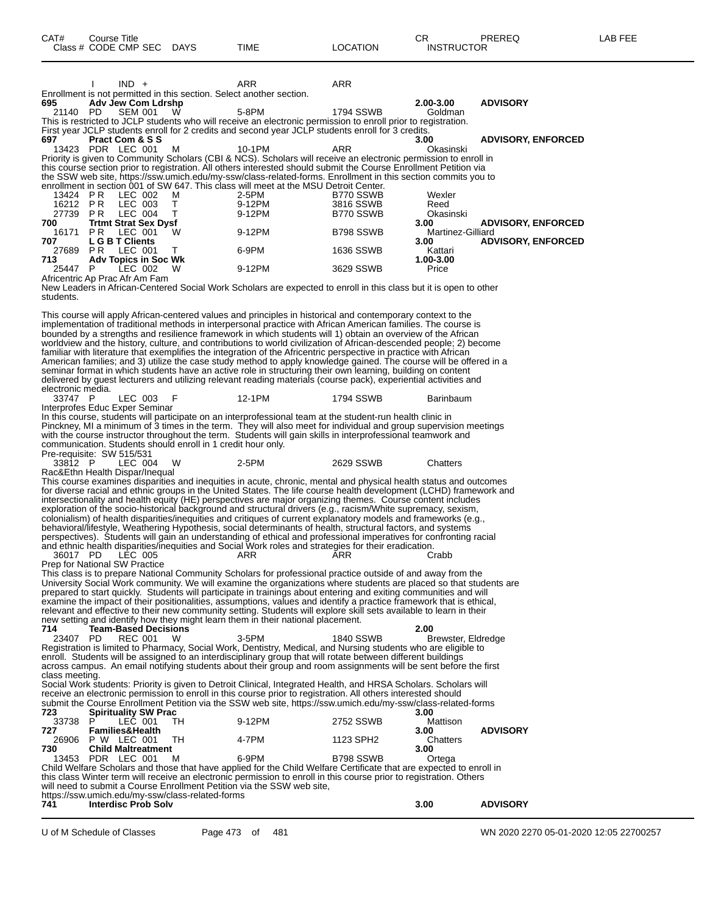| CAT# | Course Title | | | | | | | CR | PREREQ | LAB FEE |
|---|---|---|---|---|---|---|---|---|---|---|
| Class # | CODE | CMP | SEC | DAYS | TIME | LOCATION | INSTRUCTOR | | | |

| | I | IND + | | | ARR | ARR | | | |
|---|---|---|---|---|---|---|---|---|---|

Enrollment is not permitted in this section. Select another section.

**695 Adv Jew Com Ldrshp** 2.00-3.00 **ADVISORY**

| 21140 | PD | SEM 001 | W | 5-8PM | 1794 SSWB | Goldman |
|---|---|---|---|---|---|---|

This is restricted to JCLP students who will receive an electronic permission to enroll prior to registration.
First year JCLP students enroll for 2 credits and second year JCLP students enroll for 3 credits.

**697 Pract Com & S S** 3.00 **ADVISORY, ENFORCED**

| 13423 | PDR | LEC 001 | M | 10-1PM | ARR | Okasinski |
|---|---|---|---|---|---|---|

Priority is given to Community Scholars (CBI & NCS). Scholars will receive an electronic permission to enroll in this course section prior to registration. All others interested should submit the Course Enrollment Petition via the SSW web site, https://ssw.umich.edu/my-ssw/class-related-forms. Enrollment in this section commits you to enrollment in section 001 of SW 647. This class will meet at the MSU Detroit Center.

| 13424 | P R | LEC 002 | M | 2-5PM | B770 SSWB | Wexler |
|---|---|---|---|---|---|---|
| 16212 | P R | LEC 003 | T | 9-12PM | 3816 SSWB | Reed |
| 27739 | P R | LEC 004 | T | 9-12PM | B770 SSWB | Okasinski |

**700 Trtmt Strat Sex Dysf** 3.00 **ADVISORY, ENFORCED**

| 16171 | P R | LEC 001 | W | 9-12PM | B798 SSWB | Martinez-Gilliard |
|---|---|---|---|---|---|---|

**707 L G B T Clients** 3.00 **ADVISORY, ENFORCED**

| 27689 | P R | LEC 001 | T | 6-9PM | 1636 SSWB | Kattari |
|---|---|---|---|---|---|---|

**713 Adv Topics in Soc Wk** 1.00-3.00

| 25447 | P | LEC 002 | W | 9-12PM | 3629 SSWB | Price |
|---|---|---|---|---|---|---|

Africentric Ap Prac Afr Am Fam

New Leaders in African-Centered Social Work Scholars are expected to enroll in this class but it is open to other students.

This course will apply African-centered values and principles in historical and contemporary context to the implementation of traditional methods in interpersonal practice with African American families. The course is bounded by a strengths and resilience framework in which students will 1) obtain an overview of the African worldview and the history, culture, and contributions to world civilization of African-descended people; 2) become familiar with literature that exemplifies the integration of the Africentric perspective in practice with African American families; and 3) utilize the case study method to apply knowledge gained. The course will be offered in a seminar format in which students have an active role in structuring their own learning, building on content delivered by guest lecturers and utilizing relevant reading materials (course pack), experiential activities and electronic media.

| 33747 | P | LEC 003 | F | 12-1PM | 1794 SSWB | Barinbaum |
|---|---|---|---|---|---|---|

Interprofes Educ Exper Seminar

In this course, students will participate on an interprofessional team at the student-run health clinic in Pinckney, MI a minimum of 3 times in the term. They will also meet for individual and group supervision meetings with the course instructor throughout the term. Students will gain skills in interprofessional teamwork and communication. Students should enroll in 1 credit hour only.
Pre-requisite: SW 515/531

| 33812 | P | LEC 004 | W | 2-5PM | 2629 SSWB | Chatters |
|---|---|---|---|---|---|---|

Rac&Ethn Health Dispar/Inequal

This course examines disparities and inequities in acute, chronic, mental and physical health status and outcomes for diverse racial and ethnic groups in the United States. The life course health development (LCHD) framework and intersectionality and health equity (HE) perspectives are major organizing themes. Course content includes exploration of the socio-historical background and structural drivers (e.g., racism/White supremacy, sexism, colonialism) of health disparities/inequities and critiques of current explanatory models and frameworks (e.g., behavioral/lifestyle, Weathering Hypothesis, social determinants of health, structural factors, and systems perspectives). Students will gain an understanding of ethical and professional imperatives for confronting racial and ethnic health disparities/inequities and Social Work roles and strategies for their eradication.

| 36017 | PD | LEC 005 | | ARR | ARR | Crabb |
|---|---|---|---|---|---|---|

Prep for National SW Practice

This class is to prepare National Community Scholars for professional practice outside of and away from the University Social Work community. We will examine the organizations where students are placed so that students are prepared to start quickly. Students will participate in trainings about entering and exiting communities and will examine the impact of their positionalities, assumptions, values and identify a practice framework that is ethical, relevant and effective to their new community setting. Students will explore skill sets available to learn in their new setting and identify how they might learn them in their national placement.

**714 Team-Based Decisions** 2.00

| 23407 | PD | REC 001 | W | 3-5PM | 1840 SSWB | Brewster, Eldredge |
|---|---|---|---|---|---|---|

Registration is limited to Pharmacy, Social Work, Dentistry, Medical, and Nursing students who are eligible to enroll. Students will be assigned to an interdisciplinary group that will rotate between different buildings across campus. An email notifying students about their group and room assignments will be sent before the first class meeting.
Social Work students: Priority is given to Detroit Clinical, Integrated Health, and HRSA Scholars. Scholars will receive an electronic permission to enroll in this course prior to registration. All others interested should submit the Course Enrollment Petition via the SSW web site, https://ssw.umich.edu/my-ssw/class-related-forms

**723 Spirituality SW Prac** 3.00

| 33738 | P | LEC 001 | TH | 9-12PM | 2752 SSWB | Mattison |
|---|---|---|---|---|---|---|

**727 Families&Health** 3.00 **ADVISORY**

| 26906 | P W | LEC 001 | TH | 4-7PM | 1123 SPH2 | Chatters |
|---|---|---|---|---|---|---|

**730 Child Maltreatment** 3.00

| 13453 | PDR | LEC 001 | M | 6-9PM | B798 SSWB | Ortega |
|---|---|---|---|---|---|---|

Child Welfare Scholars and those that have applied for the Child Welfare Certificate that are expected to enroll in this class Winter term will receive an electronic permission to enroll in this course prior to registration. Others will need to submit a Course Enrollment Petition via the SSW web site,
https://ssw.umich.edu/my-ssw/class-related-forms

**741 Interdisc Prob Solv** 3.00 **ADVISORY**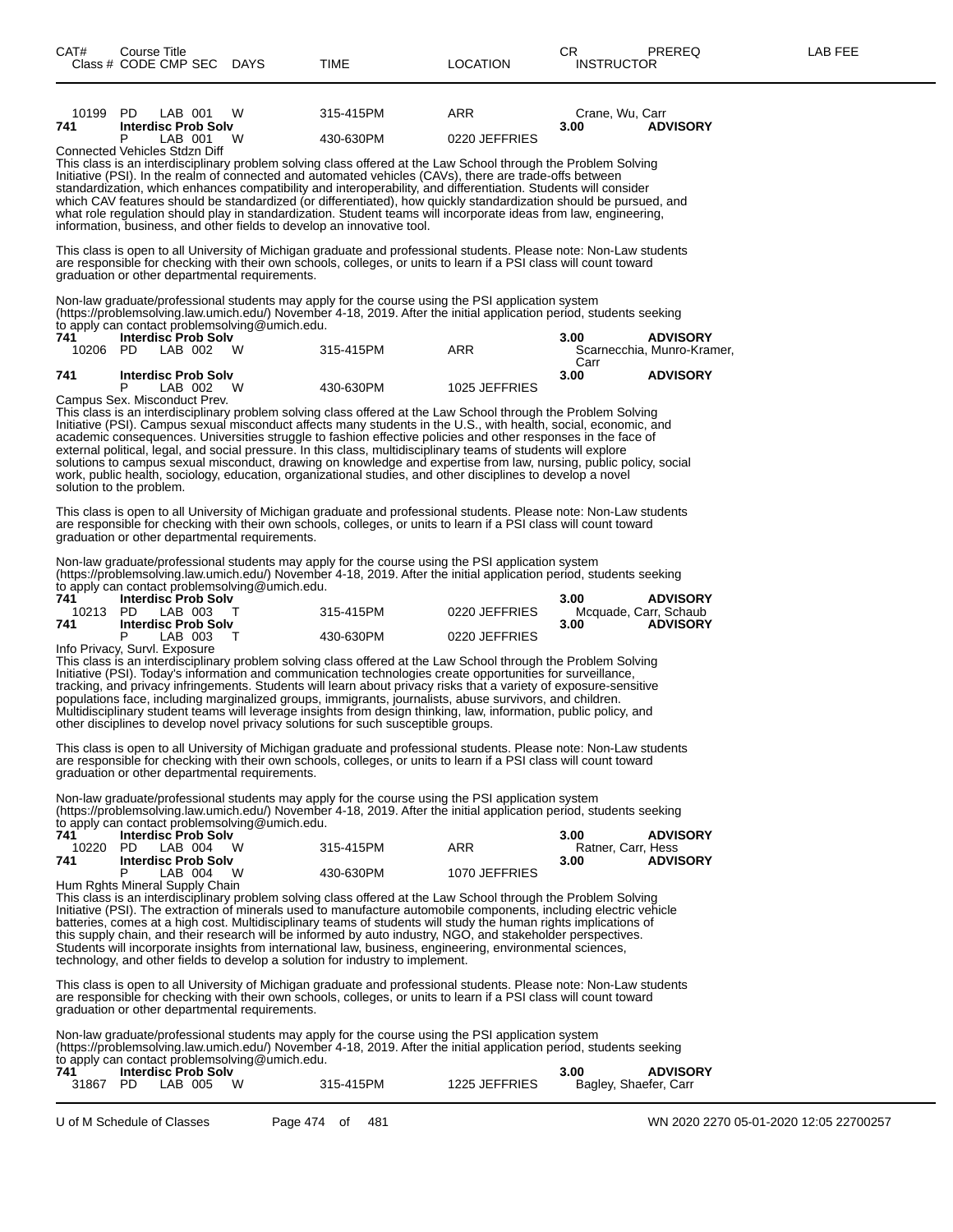| CAT# Class # | Course Title CODE CMP SEC | DAYS | TIME | LOCATION | CR INSTRUCTOR | PREREQ | LAB FEE |
|---|---|---|---|---|---|---|---|
| 10199 | PD LAB 001 | W | 315-415PM | ARR | Crane, Wu, Carr | | |
| 741 | Interdisc Prob Solv | | | | 3.00 | ADVISORY | |
| | P LAB 001 | W | 430-630PM | 0220 JEFFRIES | | | |

Connected Vehicles Stdzn Diff

This class is an interdisciplinary problem solving class offered at the Law School through the Problem Solving Initiative (PSI). In the realm of connected and automated vehicles (CAVs), there are trade-offs between standardization, which enhances compatibility and interoperability, and differentiation. Students will consider which CAV features should be standardized (or differentiated), how quickly standardization should be pursued, and what role regulation should play in standardization. Student teams will incorporate ideas from law, engineering, information, business, and other fields to develop an innovative tool.

This class is open to all University of Michigan graduate and professional students. Please note: Non-Law students are responsible for checking with their own schools, colleges, or units to learn if a PSI class will count toward graduation or other departmental requirements.

Non-law graduate/professional students may apply for the course using the PSI application system (https://problemsolving.law.umich.edu/) November 4-18, 2019. After the initial application period, students seeking to apply can contact problemsolving@umich.edu.

| CAT# Class # | Course Title CODE CMP SEC | DAYS | TIME | LOCATION | CR INSTRUCTOR | PREREQ | LAB FEE |
|---|---|---|---|---|---|---|---|
| 741 | Interdisc Prob Solv | | | | 3.00 | ADVISORY | |
| 10206 | PD LAB 002 | W | 315-415PM | ARR | Scarnecchia, Munro-Kramer, Carr | | |
| 741 | Interdisc Prob Solv | | | | 3.00 | ADVISORY | |
| | P LAB 002 | W | 430-630PM | 1025 JEFFRIES | | | |

Campus Sex. Misconduct Prev.

This class is an interdisciplinary problem solving class offered at the Law School through the Problem Solving Initiative (PSI). Campus sexual misconduct affects many students in the U.S., with health, social, economic, and academic consequences. Universities struggle to fashion effective policies and other responses in the face of external political, legal, and social pressure. In this class, multidisciplinary teams of students will explore solutions to campus sexual misconduct, drawing on knowledge and expertise from law, nursing, public policy, social work, public health, sociology, education, organizational studies, and other disciplines to develop a novel solution to the problem.

This class is open to all University of Michigan graduate and professional students. Please note: Non-Law students are responsible for checking with their own schools, colleges, or units to learn if a PSI class will count toward graduation or other departmental requirements.

Non-law graduate/professional students may apply for the course using the PSI application system (https://problemsolving.law.umich.edu/) November 4-18, 2019. After the initial application period, students seeking to apply can contact problemsolving@umich.edu.

| CAT# Class # | Course Title CODE CMP SEC | DAYS | TIME | LOCATION | CR INSTRUCTOR | PREREQ | LAB FEE |
|---|---|---|---|---|---|---|---|
| 741 | Interdisc Prob Solv | | | | 3.00 | ADVISORY | |
| 10213 | PD LAB 003 | T | 315-415PM | 0220 JEFFRIES | Mcquade, Carr, Schaub | | |
| 741 | Interdisc Prob Solv | | | | 3.00 | ADVISORY | |
| | P LAB 003 | T | 430-630PM | 0220 JEFFRIES | | | |

Info Privacy, Survl. Exposure

This class is an interdisciplinary problem solving class offered at the Law School through the Problem Solving Initiative (PSI). Today's information and communication technologies create opportunities for surveillance, tracking, and privacy infringements. Students will learn about privacy risks that a variety of exposure-sensitive populations face, including marginalized groups, immigrants, journalists, abuse survivors, and children. Multidisciplinary student teams will leverage insights from design thinking, law, information, public policy, and other disciplines to develop novel privacy solutions for such susceptible groups.

This class is open to all University of Michigan graduate and professional students. Please note: Non-Law students are responsible for checking with their own schools, colleges, or units to learn if a PSI class will count toward graduation or other departmental requirements.

Non-law graduate/professional students may apply for the course using the PSI application system (https://problemsolving.law.umich.edu/) November 4-18, 2019. After the initial application period, students seeking to apply can contact problemsolving@umich.edu.

| CAT# Class # | Course Title CODE CMP SEC | DAYS | TIME | LOCATION | CR INSTRUCTOR | PREREQ | LAB FEE |
|---|---|---|---|---|---|---|---|
| 741 | Interdisc Prob Solv | | | | 3.00 | ADVISORY | |
| 10220 | PD LAB 004 | W | 315-415PM | ARR | Ratner, Carr, Hess | | |
| 741 | Interdisc Prob Solv | | | | 3.00 | ADVISORY | |
| | P LAB 004 | W | 430-630PM | 1070 JEFFRIES | | | |

Hum Rghts Mineral Supply Chain

This class is an interdisciplinary problem solving class offered at the Law School through the Problem Solving Initiative (PSI). The extraction of minerals used to manufacture automobile components, including electric vehicle batteries, comes at a high cost. Multidisciplinary teams of students will study the human rights implications of this supply chain, and their research will be informed by auto industry, NGO, and stakeholder perspectives. Students will incorporate insights from international law, business, engineering, environmental sciences, technology, and other fields to develop a solution for industry to implement.

This class is open to all University of Michigan graduate and professional students. Please note: Non-Law students are responsible for checking with their own schools, colleges, or units to learn if a PSI class will count toward graduation or other departmental requirements.

Non-law graduate/professional students may apply for the course using the PSI application system (https://problemsolving.law.umich.edu/) November 4-18, 2019. After the initial application period, students seeking to apply can contact problemsolving@umich.edu.

| CAT# Class # | Course Title CODE CMP SEC | DAYS | TIME | LOCATION | CR INSTRUCTOR | PREREQ | LAB FEE |
|---|---|---|---|---|---|---|---|
| 741 | Interdisc Prob Solv | | | | 3.00 | ADVISORY | |
| 31867 | PD LAB 005 | W | 315-415PM | 1225 JEFFRIES | Bagley, Shaefer, Carr | | |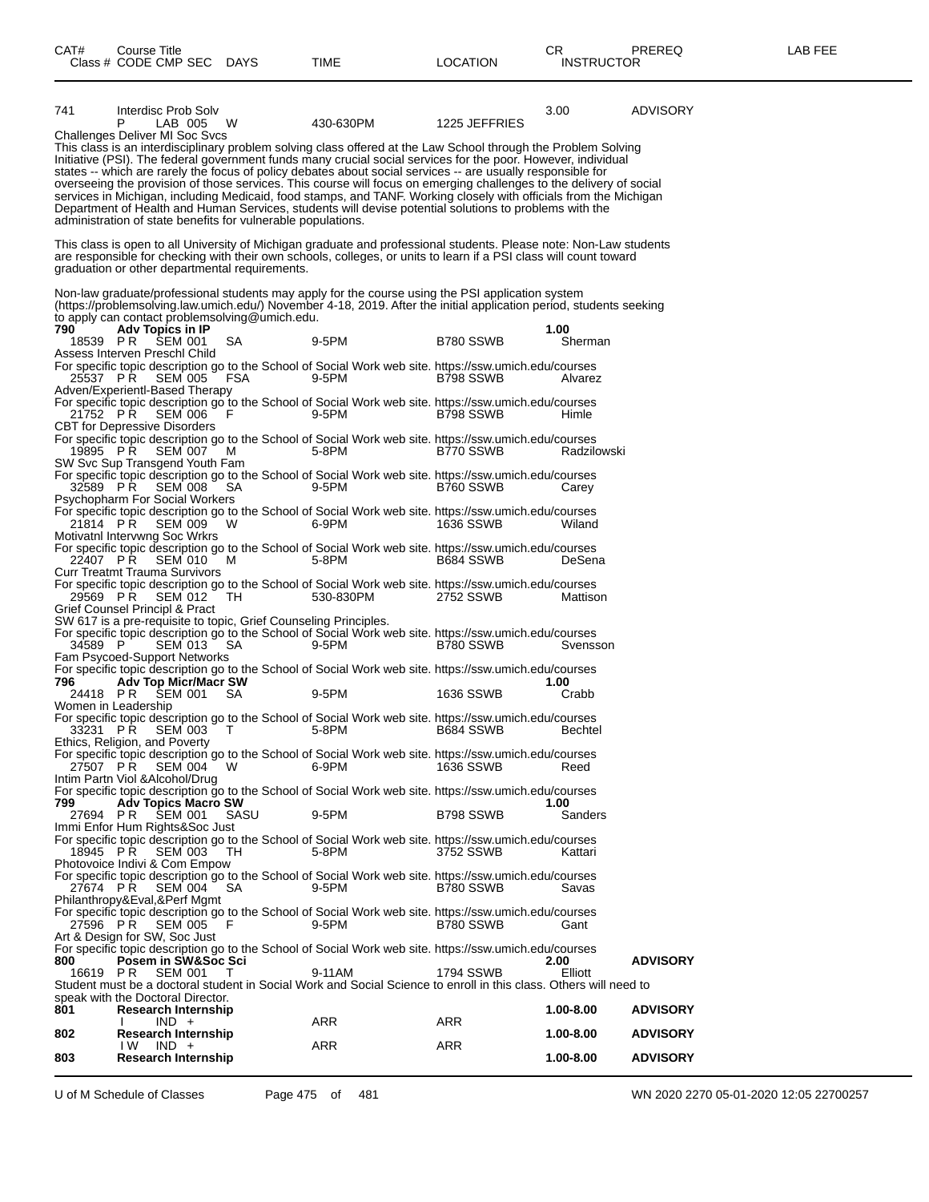| CAT# | Course Title Class # CODE CMP SEC | DAYS | TIME | LOCATION | CR INSTRUCTOR | PREREQ | LAB FEE |
|---|---|---|---|---|---|---|---|

741 Interdisc Prob Solv 3.00 ADVISORY
P LAB 005 W 430-630PM 1225 JEFFRIES

Challenges Deliver MI Soc Svcs

This class is an interdisciplinary problem solving class offered at the Law School through the Problem Solving Initiative (PSI). The federal government funds many crucial social services for the poor. However, individual states -- which are rarely the focus of policy debates about social services -- are usually responsible for overseeing the provision of those services. This course will focus on emerging challenges to the delivery of social services in Michigan, including Medicaid, food stamps, and TANF. Working closely with officials from the Michigan Department of Health and Human Services, students will devise potential solutions to problems with the administration of state benefits for vulnerable populations.

This class is open to all University of Michigan graduate and professional students. Please note: Non-Law students are responsible for checking with their own schools, colleges, or units to learn if a PSI class will count toward graduation or other departmental requirements.

Non-law graduate/professional students may apply for the course using the PSI application system (https://problemsolving.law.umich.edu/) November 4-18, 2019. After the initial application period, students seeking to apply can contact problemsolving@umich.edu.

**790 Adv Topics in IP** **1.00**
18539 P R SEM 001 SA 9-5PM B780 SSWB Sherman
Assess Interven Preschl Child
For specific topic description go to the School of Social Work web site. https://ssw.umich.edu/courses
25537 P R SEM 005 FSA 9-5PM B798 SSWB Alvarez
Adven/Experientl-Based Therapy
For specific topic description go to the School of Social Work web site. https://ssw.umich.edu/courses
21752 P R SEM 006 F 9-5PM B798 SSWB Himle
CBT for Depressive Disorders
For specific topic description go to the School of Social Work web site. https://ssw.umich.edu/courses
19895 P R SEM 007 M 5-8PM B770 SSWB Radzilowski
SW Svc Sup Transgend Youth Fam
For specific topic description go to the School of Social Work web site. https://ssw.umich.edu/courses
32589 P R SEM 008 SA 9-5PM B760 SSWB Carey
Psychopharm For Social Workers
For specific topic description go to the School of Social Work web site. https://ssw.umich.edu/courses
21814 P R SEM 009 W 6-9PM 1636 SSWB Wiland
Motivatnl Intervwng Soc Wrkrs
For specific topic description go to the School of Social Work web site. https://ssw.umich.edu/courses
22407 P R SEM 010 M 5-8PM B684 SSWB DeSena
Curr Treatmt Trauma Survivors
For specific topic description go to the School of Social Work web site. https://ssw.umich.edu/courses
29569 P R SEM 012 TH 530-830PM 2752 SSWB Mattison
Grief Counsel Principl & Pract
SW 617 is a pre-requisite to topic, Grief Counseling Principles.
For specific topic description go to the School of Social Work web site. https://ssw.umich.edu/courses
34589 P SEM 013 SA 9-5PM B780 SSWB Svensson
Fam Psycoed-Support Networks
For specific topic description go to the School of Social Work web site. https://ssw.umich.edu/courses

**796 Adv Top Micr/Macr SW** **1.00**
24418 P R SEM 001 SA 9-5PM 1636 SSWB Crabb
Women in Leadership
For specific topic description go to the School of Social Work web site. https://ssw.umich.edu/courses
33231 P R SEM 003 T 5-8PM B684 SSWB Bechtel
Ethics, Religion, and Poverty
For specific topic description go to the School of Social Work web site. https://ssw.umich.edu/courses
27507 P R SEM 004 W 6-9PM 1636 SSWB Reed
Intim Partn Viol &Alcohol/Drug
For specific topic description go to the School of Social Work web site. https://ssw.umich.edu/courses

**799 Adv Topics Macro SW** **1.00**
27694 P R SEM 001 SASU 9-5PM B798 SSWB Sanders
Immi Enfor Hum Rights&Soc Just
For specific topic description go to the School of Social Work web site. https://ssw.umich.edu/courses
18945 P R SEM 003 TH 5-8PM 3752 SSWB Kattari
Photovoice Indivi & Com Empow
For specific topic description go to the School of Social Work web site. https://ssw.umich.edu/courses
27674 P R SEM 004 SA 9-5PM B780 SSWB Savas
Philanthropy&Eval,&Perf Mgmt
For specific topic description go to the School of Social Work web site. https://ssw.umich.edu/courses
27596 P R SEM 005 F 9-5PM B780 SSWB Gant
Art & Design for SW, Soc Just
For specific topic description go to the School of Social Work web site. https://ssw.umich.edu/courses

**800 Posem in SW&Soc Sci** **2.00** **ADVISORY**
16619 P R SEM 001 T 9-11AM 1794 SSWB Elliott
Student must be a doctoral student in Social Work and Social Science to enroll in this class. Others will need to speak with the Doctoral Director.

**801 Research Internship** **1.00-8.00** **ADVISORY**
I IND + ARR ARR

**802 Research Internship** **1.00-8.00** **ADVISORY**
I W IND + ARR ARR

**803 Research Internship** **1.00-8.00** **ADVISORY**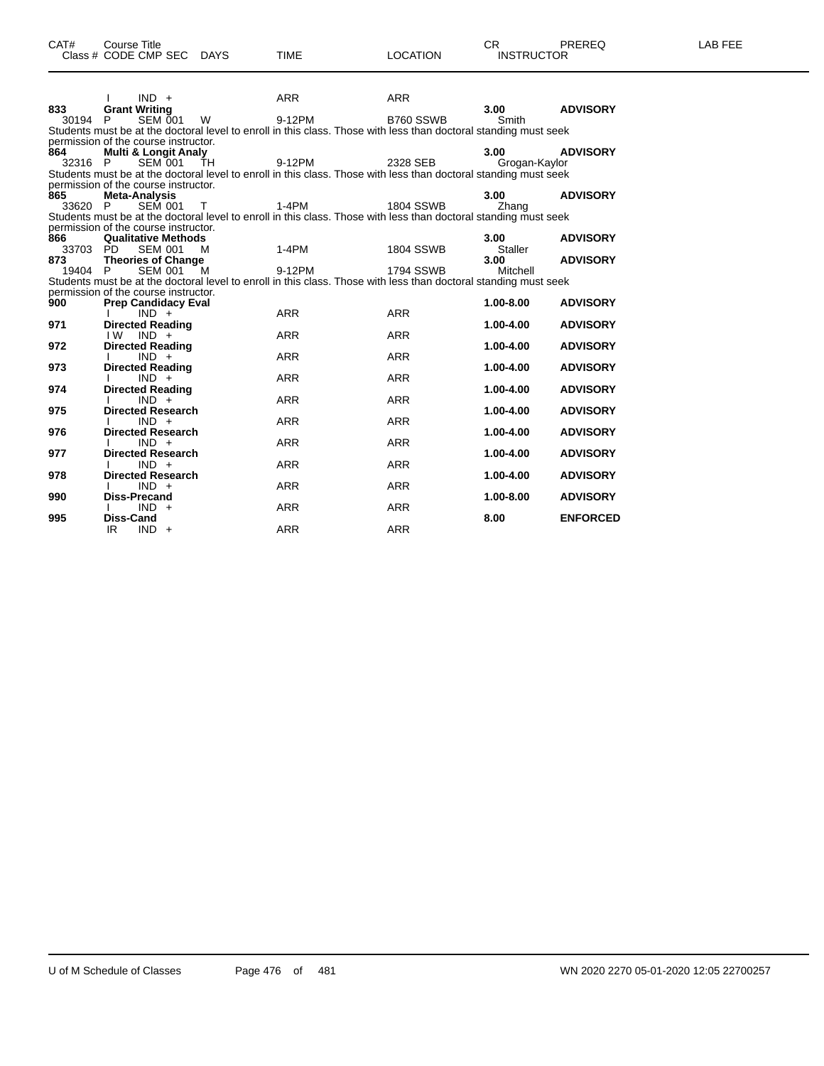| CAT# | Course Title Class # CODE CMP SEC | DAYS | TIME | LOCATION | CR INSTRUCTOR | PREREQ | LAB FEE |
|---|---|---|---|---|---|---|---|
| | I IND + | | ARR | ARR | | | |
| **833** | **Grant Writing** | | | | **3.00** | **ADVISORY** | |
| 30194 | P SEM 001 | W | 9-12PM | B760 SSWB | Smith | | |

Students must be at the doctoral level to enroll in this class. Those with less than doctoral standing must seek permission of the course instructor.

| CAT# | Course Title Class # CODE CMP SEC | DAYS | TIME | LOCATION | CR INSTRUCTOR | PREREQ | LAB FEE |
|---|---|---|---|---|---|---|---|
| **864** | **Multi & Longit Analy** | | | | **3.00** | **ADVISORY** | |
| 32316 | P SEM 001 | TH | 9-12PM | 2328 SEB | Grogan-Kaylor | | |

Students must be at the doctoral level to enroll in this class. Those with less than doctoral standing must seek permission of the course instructor.

| CAT# | Course Title Class # CODE CMP SEC | DAYS | TIME | LOCATION | CR INSTRUCTOR | PREREQ | LAB FEE |
|---|---|---|---|---|---|---|---|
| **865** | **Meta-Analysis** | | | | **3.00** | **ADVISORY** | |
| 33620 | P SEM 001 | T | 1-4PM | 1804 SSWB | Zhang | | |

Students must be at the doctoral level to enroll in this class. Those with less than doctoral standing must seek permission of the course instructor.

| CAT# | Course Title Class # CODE CMP SEC | DAYS | TIME | LOCATION | CR INSTRUCTOR | PREREQ | LAB FEE |
|---|---|---|---|---|---|---|---|
| **866** | **Qualitative Methods** | | | | **3.00** | **ADVISORY** | |
| 33703 | PD SEM 001 | M | 1-4PM | 1804 SSWB | Staller | | |
| **873** | **Theories of Change** | | | | **3.00** | **ADVISORY** | |
| 19404 | P SEM 001 | M | 9-12PM | 1794 SSWB | Mitchell | | |

Students must be at the doctoral level to enroll in this class. Those with less than doctoral standing must seek permission of the course instructor.

| CAT# | Course Title Class # CODE CMP SEC | DAYS | TIME | LOCATION | CR INSTRUCTOR | PREREQ | LAB FEE |
|---|---|---|---|---|---|---|---|
| **900** | **Prep Candidacy Eval** | | | | **1.00-8.00** | **ADVISORY** | |
| | I IND + | | ARR | ARR | | | |
| **971** | **Directed Reading** | | | | **1.00-4.00** | **ADVISORY** | |
| | I W IND + | | ARR | ARR | | | |
| **972** | **Directed Reading** | | | | **1.00-4.00** | **ADVISORY** | |
| | I IND + | | ARR | ARR | | | |
| **973** | **Directed Reading** | | | | **1.00-4.00** | **ADVISORY** | |
| | I IND + | | ARR | ARR | | | |
| **974** | **Directed Reading** | | | | **1.00-4.00** | **ADVISORY** | |
| | I IND + | | ARR | ARR | | | |
| **975** | **Directed Research** | | | | **1.00-4.00** | **ADVISORY** | |
| | I IND + | | ARR | ARR | | | |
| **976** | **Directed Research** | | | | **1.00-4.00** | **ADVISORY** | |
| | I IND + | | ARR | ARR | | | |
| **977** | **Directed Research** | | | | **1.00-4.00** | **ADVISORY** | |
| | I IND + | | ARR | ARR | | | |
| **978** | **Directed Research** | | | | **1.00-4.00** | **ADVISORY** | |
| | I IND + | | ARR | ARR | | | |
| **990** | **Diss-Precand** | | | | **1.00-8.00** | **ADVISORY** | |
| | I IND + | | ARR | ARR | | | |
| **995** | **Diss-Cand** | | | | **8.00** | **ENFORCED** | |
| | IR IND + | | ARR | ARR | | | |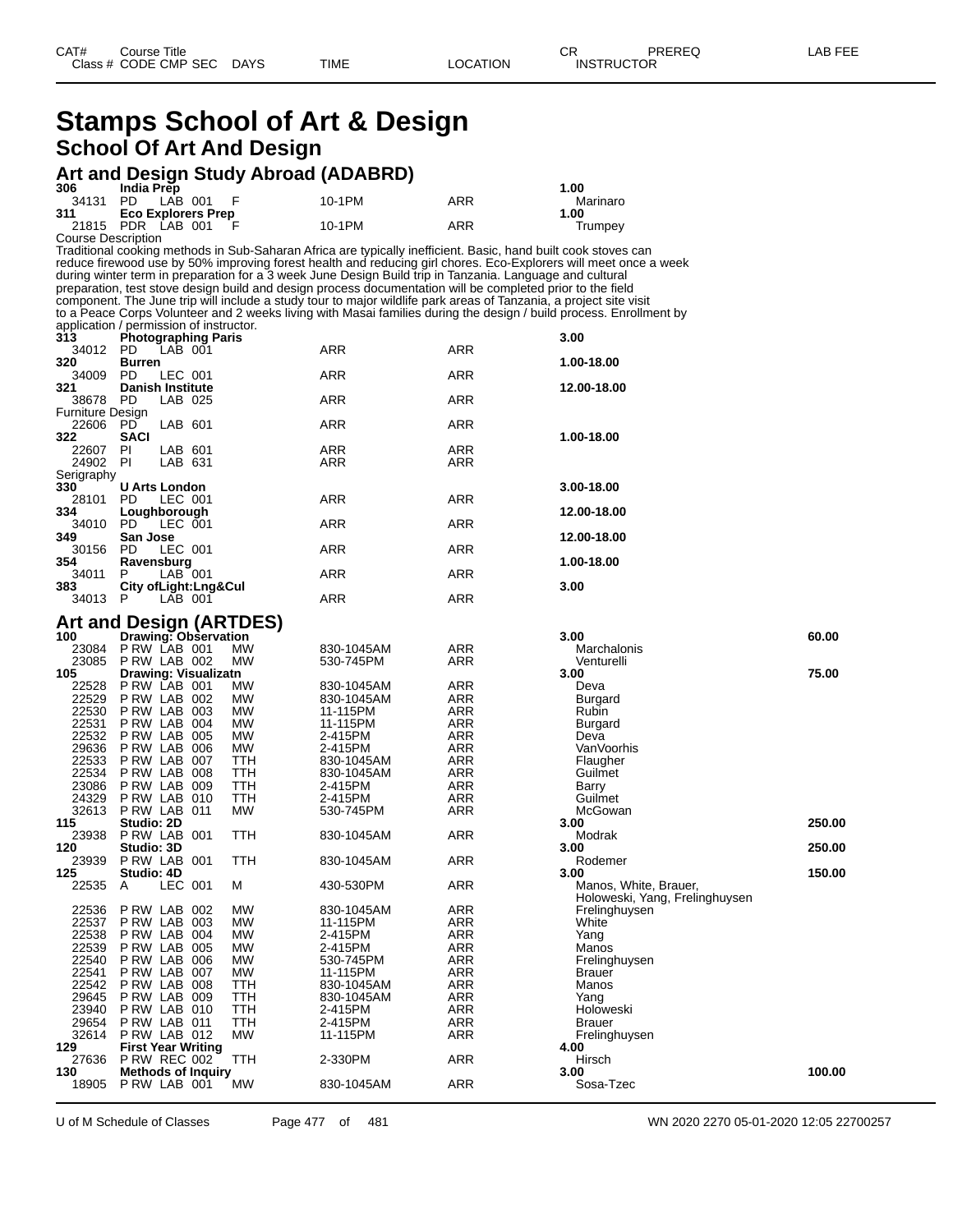# Stamps School of Art & Design

## School Of Art And Design

### Art and Design Study Abroad (ADABRD)

| CAT# / Class # | Course Title / CODE CMP SEC | DAYS | TIME | LOCATION | CR / INSTRUCTOR | PREREQ | LAB FEE |
|---|---|---|---|---|---|---|---|
| **306** | **India Prep** | | | | **1.00** | | |
| 34131 | PD LAB 001 | F | 10-1PM | ARR | Marinaro | | |
| **311** | **Eco Explorers Prep** | | | | **1.00** | | |
| 21815 | PDR LAB 001 | F | 10-1PM | ARR | Trumpey | | |

Course Description
Traditional cooking methods in Sub-Saharan Africa are typically inefficient. Basic, hand built cook stoves can reduce firewood use by 50% improving forest health and reducing girl chores. Eco-Explorers will meet once a week during winter term in preparation for a 3 week June Design Build trip in Tanzania. Language and cultural preparation, test stove design build and design process documentation will be completed prior to the field component. The June trip will include a study tour to major wildlife park areas of Tanzania, a project site visit to a Peace Corps Volunteer and 2 weeks living with Masai families during the design / build process. Enrollment by application / permission of instructor.

| CAT# / Class # | Course Title / CODE CMP SEC | DAYS | TIME | LOCATION | CR / INSTRUCTOR | PREREQ | LAB FEE |
|---|---|---|---|---|---|---|---|
| **313** | **Photographing Paris** | | | | **3.00** | | |
| 34012 | PD LAB 001 | | ARR | ARR | | | |
| **320** | **Burren** | | | | **1.00-18.00** | | |
| 34009 | PD LEC 001 | | ARR | ARR | | | |
| **321** | **Danish Institute** | | | | **12.00-18.00** | | |
| 38678 | PD LAB 025 | | ARR | ARR | | | |
| Furniture Design | | | | | | | |
| 22606 | PD LAB 601 | | ARR | ARR | | | |
| **322** | **SACI** | | | | **1.00-18.00** | | |
| 22607 | PI LAB 601 | | ARR | ARR | | | |
| 24902 | PI LAB 631 | | ARR | ARR | | | |
| Serigraphy | | | | | | | |
| **330** | **U Arts London** | | | | **3.00-18.00** | | |
| 28101 | PD LEC 001 | | ARR | ARR | | | |
| **334** | **Loughborough** | | | | **12.00-18.00** | | |
| 34010 | PD LEC 001 | | ARR | ARR | | | |
| **349** | **San Jose** | | | | **12.00-18.00** | | |
| 30156 | PD LEC 001 | | ARR | ARR | | | |
| **354** | **Ravensburg** | | | | **1.00-18.00** | | |
| 34011 | P LAB 001 | | ARR | ARR | | | |
| **383** | **City ofLight:Lng&Cul** | | | | **3.00** | | |
| 34013 | P LAB 001 | | ARR | ARR | | | |

### Art and Design (ARTDES)

| CAT# / Class # | Course Title / CODE CMP SEC | DAYS | TIME | LOCATION | CR / INSTRUCTOR | PREREQ | LAB FEE |
|---|---|---|---|---|---|---|---|
| **100** | **Drawing: Observation** | | | | **3.00** | | **60.00** |
| 23084 | P RW LAB 001 | MW | 830-1045AM | ARR | Marchalonis | | |
| 23085 | P RW LAB 002 | MW | 530-745PM | ARR | Venturelli | | |
| **105** | **Drawing: Visualizatn** | | | | **3.00** | | **75.00** |
| 22528 | P RW LAB 001 | MW | 830-1045AM | ARR | Deva | | |
| 22529 | P RW LAB 002 | MW | 830-1045AM | ARR | Burgard | | |
| 22530 | P RW LAB 003 | MW | 11-115PM | ARR | Rubin | | |
| 22531 | P RW LAB 004 | MW | 11-115PM | ARR | Burgard | | |
| 22532 | P RW LAB 005 | MW | 2-415PM | ARR | Deva | | |
| 29636 | P RW LAB 006 | MW | 2-415PM | ARR | VanVoorhis | | |
| 22533 | P RW LAB 007 | TTH | 830-1045AM | ARR | Flaugher | | |
| 22534 | P RW LAB 008 | TTH | 830-1045AM | ARR | Guilmet | | |
| 23086 | P RW LAB 009 | TTH | 2-415PM | ARR | Barry | | |
| 24329 | P RW LAB 010 | TTH | 2-415PM | ARR | Guilmet | | |
| 32613 | P RW LAB 011 | MW | 530-745PM | ARR | McGowan | | |
| **115** | **Studio: 2D** | | | | **3.00** | | **250.00** |
| 23938 | P RW LAB 001 | TTH | 830-1045AM | ARR | Modrak | | |
| **120** | **Studio: 3D** | | | | **3.00** | | **250.00** |
| 23939 | P RW LAB 001 | TTH | 830-1045AM | ARR | Rodemer | | |
| **125** | **Studio: 4D** | | | | **3.00** | | **150.00** |
| 22535 | A LEC 001 | M | 430-530PM | ARR | Manos, White, Brauer, Holoweski, Yang, Frelinghuysen | | |
| 22536 | P RW LAB 002 | MW | 830-1045AM | ARR | Frelinghuysen | | |
| 22537 | P RW LAB 003 | MW | 11-115PM | ARR | White | | |
| 22538 | P RW LAB 004 | MW | 2-415PM | ARR | Yang | | |
| 22539 | P RW LAB 005 | MW | 2-415PM | ARR | Manos | | |
| 22540 | P RW LAB 006 | MW | 530-745PM | ARR | Frelinghuysen | | |
| 22541 | P RW LAB 007 | MW | 11-115PM | ARR | Brauer | | |
| 22542 | P RW LAB 008 | TTH | 830-1045AM | ARR | Manos | | |
| 29645 | P RW LAB 009 | TTH | 830-1045AM | ARR | Yang | | |
| 23940 | P RW LAB 010 | TTH | 2-415PM | ARR | Holoweski | | |
| 29654 | P RW LAB 011 | TTH | 2-415PM | ARR | Brauer | | |
| 32614 | P RW LAB 012 | MW | 11-115PM | ARR | Frelinghuysen | | |
| **129** | **First Year Writing** | | | | **4.00** | | |
| 27636 | P RW REC 002 | TTH | 2-330PM | ARR | Hirsch | | |
| **130** | **Methods of Inquiry** | | | | **3.00** | | **100.00** |
| 18905 | P RW LAB 001 | MW | 830-1045AM | ARR | Sosa-Tzec | | |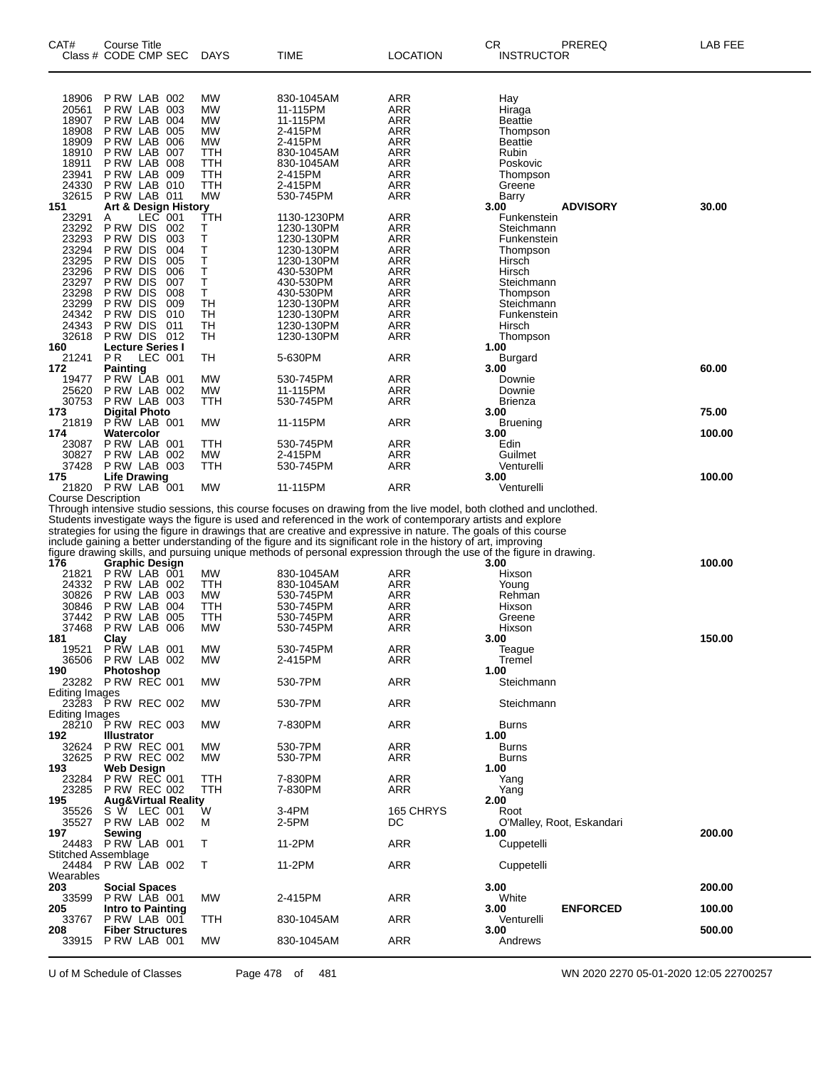| CAT# Class # | Course Title CODE CMP SEC | DAYS | TIME | LOCATION | CR INSTRUCTOR | PREREQ | LAB FEE |
|---|---|---|---|---|---|---|---|
| 18906 | P RW LAB 002 | MW | 830-1045AM | ARR | Hay | | |
| 20561 | P RW LAB 003 | MW | 11-115PM | ARR | Hiraga | | |
| 18907 | P RW LAB 004 | MW | 11-115PM | ARR | Beattie | | |
| 18908 | P RW LAB 005 | MW | 2-415PM | ARR | Thompson | | |
| 18909 | P RW LAB 006 | MW | 2-415PM | ARR | Beattie | | |
| 18910 | P RW LAB 007 | TTH | 830-1045AM | ARR | Rubin | | |
| 18911 | P RW LAB 008 | TTH | 830-1045AM | ARR | Poskovic | | |
| 23941 | P RW LAB 009 | TTH | 2-415PM | ARR | Thompson | | |
| 24330 | P RW LAB 010 | TTH | 2-415PM | ARR | Greene | | |
| 32615 | P RW LAB 011 | MW | 530-745PM | ARR | Barry | | |
| **151** | **Art & Design History** | | | | **3.00** | **ADVISORY** | **30.00** |
| 23291 | A LEC 001 | TTH | 1130-1230PM | ARR | Funkenstein | | |
| 23292 | P RW DIS 002 | T | 1230-130PM | ARR | Steichmann | | |
| 23293 | P RW DIS 003 | T | 1230-130PM | ARR | Funkenstein | | |
| 23294 | P RW DIS 004 | T | 1230-130PM | ARR | Thompson | | |
| 23295 | P RW DIS 005 | T | 1230-130PM | ARR | Hirsch | | |
| 23296 | P RW DIS 006 | T | 430-530PM | ARR | Hirsch | | |
| 23297 | P RW DIS 007 | T | 430-530PM | ARR | Steichmann | | |
| 23298 | P RW DIS 008 | T | 430-530PM | ARR | Thompson | | |
| 23299 | P RW DIS 009 | TH | 1230-130PM | ARR | Steichmann | | |
| 24342 | P RW DIS 010 | TH | 1230-130PM | ARR | Funkenstein | | |
| 24343 | P RW DIS 011 | TH | 1230-130PM | ARR | Hirsch | | |
| 32618 | P RW DIS 012 | TH | 1230-130PM | ARR | Thompson | | |
| **160** | **Lecture Series I** | | | | **1.00** | | |
| 21241 | P R LEC 001 | TH | 5-630PM | ARR | Burgard | | |
| **172** | **Painting** | | | | **3.00** | | **60.00** |
| 19477 | P RW LAB 001 | MW | 530-745PM | ARR | Downie | | |
| 25620 | P RW LAB 002 | MW | 11-115PM | ARR | Downie | | |
| 30753 | P RW LAB 003 | TTH | 530-745PM | ARR | Brienza | | |
| **173** | **Digital Photo** | | | | **3.00** | | **75.00** |
| 21819 | P RW LAB 001 | MW | 11-115PM | ARR | Bruening | | |
| **174** | **Watercolor** | | | | **3.00** | | **100.00** |
| 23087 | P RW LAB 001 | TTH | 530-745PM | ARR | Edin | | |
| 30827 | P RW LAB 002 | MW | 2-415PM | ARR | Guilmet | | |
| 37428 | P RW LAB 003 | TTH | 530-745PM | ARR | Venturelli | | |
| **175** | **Life Drawing** | | | | **3.00** | | **100.00** |
| 21820 | P RW LAB 001 | MW | 11-115PM | ARR | Venturelli | | |

Course Description
Through intensive studio sessions, this course focuses on drawing from the live model, both clothed and unclothed. Students investigate ways the figure is used and referenced in the work of contemporary artists and explore strategies for using the figure in drawings that are creative and expressive in nature. The goals of this course include gaining a better understanding of the figure and its significant role in the history of art, improving figure drawing skills, and pursuing unique methods of personal expression through the use of the figure in drawing.

| CAT# Class # | Course Title CODE CMP SEC | DAYS | TIME | LOCATION | CR INSTRUCTOR | PREREQ | LAB FEE |
|---|---|---|---|---|---|---|---|
| **176** | **Graphic Design** | | | | **3.00** | | **100.00** |
| 21821 | P RW LAB 001 | MW | 830-1045AM | ARR | Hixson | | |
| 24332 | P RW LAB 002 | TTH | 830-1045AM | ARR | Young | | |
| 30826 | P RW LAB 003 | MW | 530-745PM | ARR | Rehman | | |
| 30846 | P RW LAB 004 | TTH | 530-745PM | ARR | Hixson | | |
| 37442 | P RW LAB 005 | TTH | 530-745PM | ARR | Greene | | |
| 37468 | P RW LAB 006 | MW | 530-745PM | ARR | Hixson | | |
| **181** | **Clay** | | | | **3.00** | | **150.00** |
| 19521 | P RW LAB 001 | MW | 530-745PM | ARR | Teague | | |
| 36506 | P RW LAB 002 | MW | 2-415PM | ARR | Tremel | | |
| **190** | **Photoshop** | | | | **1.00** | | |
| 23282 | P RW REC 001 | MW | 530-7PM | ARR | Steichmann | | |
| Editing Images | | | | | | | |
| 23283 | P RW REC 002 | MW | 530-7PM | ARR | Steichmann | | |
| Editing Images | | | | | | | |
| 28210 | P RW REC 003 | MW | 7-830PM | ARR | Burns | | |
| **192** | **Illustrator** | | | | **1.00** | | |
| 32624 | P RW REC 001 | MW | 530-7PM | ARR | Burns | | |
| 32625 | P RW REC 002 | MW | 530-7PM | ARR | Burns | | |
| **193** | **Web Design** | | | | **1.00** | | |
| 23284 | P RW REC 001 | TTH | 7-830PM | ARR | Yang | | |
| 23285 | P RW REC 002 | TTH | 7-830PM | ARR | Yang | | |
| **195** | **Aug&Virtual Reality** | | | | **2.00** | | |
| 35526 | S W LEC 001 | W | 3-4PM | 165 CHRYS | Root | | |
| 35527 | P RW LAB 002 | M | 2-5PM | DC | O'Malley, Root, Eskandari | | |
| **197** | **Sewing** | | | | **1.00** | | **200.00** |
| 24483 | P RW LAB 001 | T | 11-2PM | ARR | Cuppetelli | | |
| Stitched Assemblage | | | | | | | |
| 24484 | P RW LAB 002 | T | 11-2PM | ARR | Cuppetelli | | |
| Wearables | | | | | | | |
| **203** | **Social Spaces** | | | | **3.00** | | **200.00** |
| 33599 | P RW LAB 001 | MW | 2-415PM | ARR | White | | |
| **205** | **Intro to Painting** | | | | **3.00** | **ENFORCED** | **100.00** |
| 33767 | P RW LAB 001 | TTH | 830-1045AM | ARR | Venturelli | | |
| **208** | **Fiber Structures** | | | | **3.00** | | **500.00** |
| 33915 | P RW LAB 001 | MW | 830-1045AM | ARR | Andrews | | |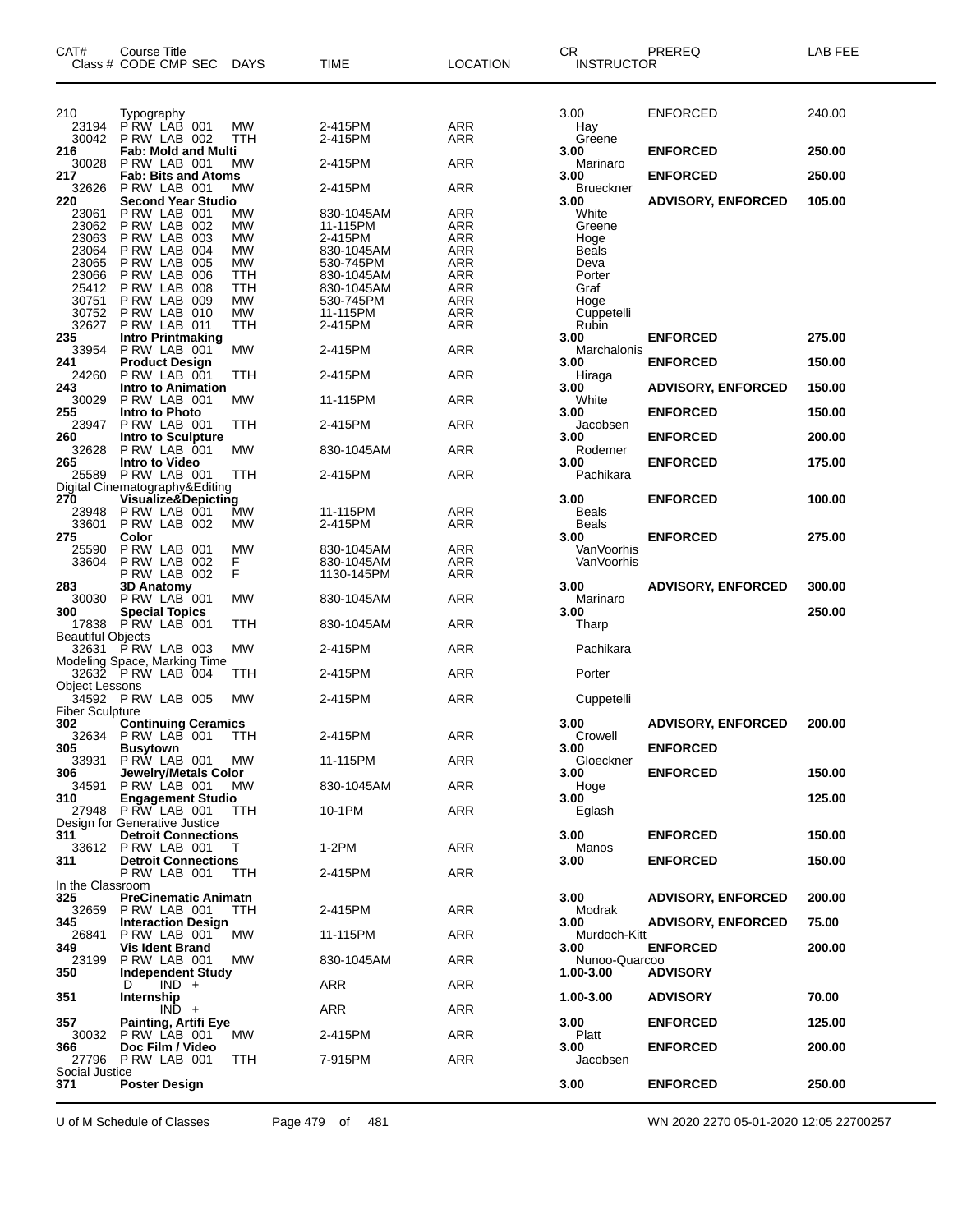| CAT# Class # | Course Title CODE CMP SEC | DAYS | TIME | LOCATION | CR INSTRUCTOR | PREREQ | LAB FEE |
|---|---|---|---|---|---|---|---|
| 210 | Typography | | | | 3.00 | ENFORCED | 240.00 |
| 23194 | P RW LAB 001 | MW | 2-415PM | ARR | Hay | | |
| 30042 | P RW LAB 002 | TTH | 2-415PM | ARR | Greene | | |
| **216** | **Fab: Mold and Multi** | | | | **3.00** | **ENFORCED** | **250.00** |
| 30028 | P RW LAB 001 | MW | 2-415PM | ARR | Marinaro | | |
| **217** | **Fab: Bits and Atoms** | | | | **3.00** | **ENFORCED** | **250.00** |
| 32626 | P RW LAB 001 | MW | 2-415PM | ARR | Brueckner | | |
| **220** | **Second Year Studio** | | | | **3.00** | **ADVISORY, ENFORCED** | **105.00** |
| 23061 | P RW LAB 001 | MW | 830-1045AM | ARR | White | | |
| 23062 | P RW LAB 002 | MW | 11-115PM | ARR | Greene | | |
| 23063 | P RW LAB 003 | MW | 2-415PM | ARR | Hoge | | |
| 23064 | P RW LAB 004 | MW | 830-1045AM | ARR | Beals | | |
| 23065 | P RW LAB 005 | MW | 530-745PM | ARR | Deva | | |
| 23066 | P RW LAB 006 | TTH | 830-1045AM | ARR | Porter | | |
| 25412 | P RW LAB 008 | TTH | 830-1045AM | ARR | Graf | | |
| 30751 | P RW LAB 009 | MW | 530-745PM | ARR | Hoge | | |
| 30752 | P RW LAB 010 | MW | 11-115PM | ARR | Cuppetelli | | |
| 32627 | P RW LAB 011 | TTH | 2-415PM | ARR | Rubin | | |
| **235** | **Intro Printmaking** | | | | **3.00** | **ENFORCED** | **275.00** |
| 33954 | P RW LAB 001 | MW | 2-415PM | ARR | Marchalonis | | |
| **241** | **Product Design** | | | | **3.00** | **ENFORCED** | **150.00** |
| 24260 | P RW LAB 001 | TTH | 2-415PM | ARR | Hiraga | | |
| **243** | **Intro to Animation** | | | | **3.00** | **ADVISORY, ENFORCED** | **150.00** |
| 30029 | P RW LAB 001 | MW | 11-115PM | ARR | White | | |
| **255** | **Intro to Photo** | | | | **3.00** | **ENFORCED** | **150.00** |
| 23947 | P RW LAB 001 | TTH | 2-415PM | ARR | Jacobsen | | |
| **260** | **Intro to Sculpture** | | | | **3.00** | **ENFORCED** | **200.00** |
| 32628 | P RW LAB 001 | MW | 830-1045AM | ARR | Rodemer | | |
| **265** | **Intro to Video** | | | | **3.00** | **ENFORCED** | **175.00** |
| 25589 | P RW LAB 001 | TTH | 2-415PM | ARR | Pachikara | | |
| Digital Cinematography&Editing | | | | | | | |
| **270** | **Visualize&Depicting** | | | | **3.00** | **ENFORCED** | **100.00** |
| 23948 | P RW LAB 001 | MW | 11-115PM | ARR | Beals | | |
| 33601 | P RW LAB 002 | MW | 2-415PM | ARR | Beals | | |
| **275** | **Color** | | | | **3.00** | **ENFORCED** | **275.00** |
| 25590 | P RW LAB 001 | MW | 830-1045AM | ARR | VanVoorhis | | |
| 33604 | P RW LAB 002 | F | 830-1045AM | ARR | VanVoorhis | | |
| | P RW LAB 002 | F | 1130-145PM | ARR | | | |
| **283** | **3D Anatomy** | | | | **3.00** | **ADVISORY, ENFORCED** | **300.00** |
| 30030 | P RW LAB 001 | MW | 830-1045AM | ARR | Marinaro | | |
| **300** | **Special Topics** | | | | **3.00** | | **250.00** |
| 17838 | P RW LAB 001 | TTH | 830-1045AM | ARR | Tharp | | |
| Beautiful Objects | | | | | | | |
| 32631 | P RW LAB 003 | MW | 2-415PM | ARR | Pachikara | | |
| Modeling Space, Marking Time | | | | | | | |
| 32632 | P RW LAB 004 | TTH | 2-415PM | ARR | Porter | | |
| Object Lessons | | | | | | | |
| 34592 | P RW LAB 005 | MW | 2-415PM | ARR | Cuppetelli | | |
| Fiber Sculpture | | | | | | | |
| **302** | **Continuing Ceramics** | | | | **3.00** | **ADVISORY, ENFORCED** | **200.00** |
| 32634 | P RW LAB 001 | TTH | 2-415PM | ARR | Crowell | | |
| **305** | **Busytown** | | | | **3.00** | **ENFORCED** | |
| 33931 | P RW LAB 001 | MW | 11-115PM | ARR | Gloeckner | | |
| **306** | **Jewelry/Metals Color** | | | | **3.00** | **ENFORCED** | **150.00** |
| 34591 | P RW LAB 001 | MW | 830-1045AM | ARR | Hoge | | |
| **310** | **Engagement Studio** | | | | **3.00** | | **125.00** |
| 27948 | P RW LAB 001 | TTH | 10-1PM | ARR | Eglash | | |
| Design for Generative Justice | | | | | | | |
| **311** | **Detroit Connections** | | | | **3.00** | **ENFORCED** | **150.00** |
| 33612 | P RW LAB 001 | T | 1-2PM | ARR | Manos | | |
| **311** | **Detroit Connections** | | | | **3.00** | **ENFORCED** | **150.00** |
| | P RW LAB 001 | TTH | 2-415PM | ARR | | | |
| In the Classroom | | | | | | | |
| **325** | **PreCinematic Animatn** | | | | **3.00** | **ADVISORY, ENFORCED** | **200.00** |
| 32659 | P RW LAB 001 | TTH | 2-415PM | ARR | Modrak | | |
| **345** | **Interaction Design** | | | | **3.00** | **ADVISORY, ENFORCED** | **75.00** |
| 26841 | P RW LAB 001 | MW | 11-115PM | ARR | Murdoch-Kitt | | |
| **349** | **Vis Ident Brand** | | | | **3.00** | **ENFORCED** | **200.00** |
| 23199 | P RW LAB 001 | MW | 830-1045AM | ARR | Nunoo-Quarcoo | | |
| **350** | **Independent Study** | | | | **1.00-3.00** | **ADVISORY** | |
| | D IND + | | ARR | ARR | | | |
| **351** | **Internship** | | | | **1.00-3.00** | **ADVISORY** | **70.00** |
| | IND + | | ARR | ARR | | | |
| **357** | **Painting, Artifi Eye** | | | | **3.00** | **ENFORCED** | **125.00** |
| 30032 | P RW LAB 001 | MW | 2-415PM | ARR | Platt | | |
| **366** | **Doc Film / Video** | | | | **3.00** | **ENFORCED** | **200.00** |
| 27796 | P RW LAB 001 | TTH | 7-915PM | ARR | Jacobsen | | |
| Social Justice | | | | | | | |
| **371** | **Poster Design** | | | | **3.00** | **ENFORCED** | **250.00** |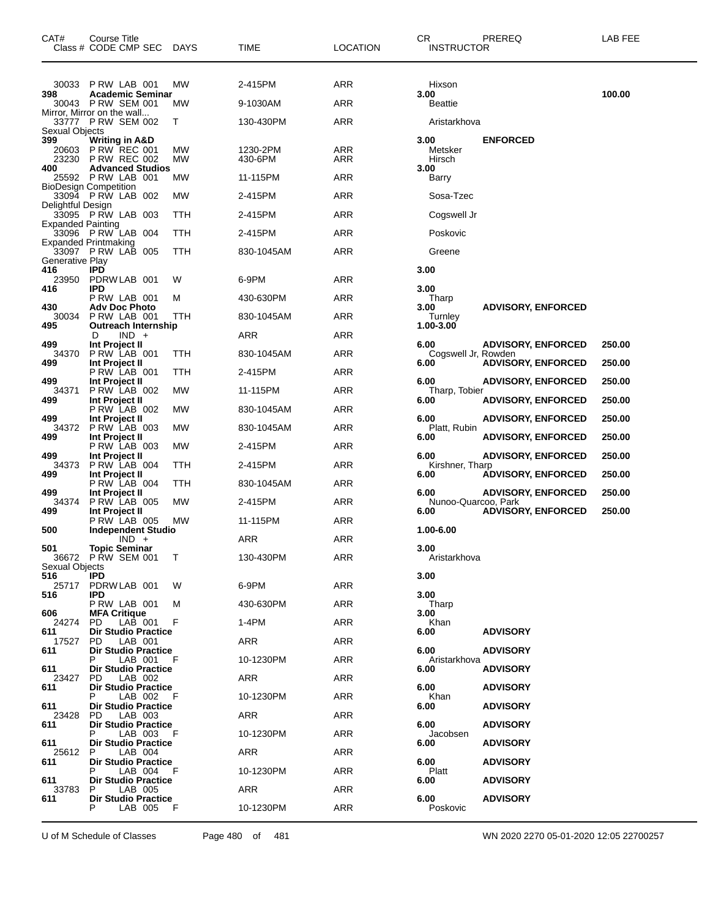| CAT# | Course Title Class # CODE CMP SEC | DAYS | TIME | LOCATION | CR INSTRUCTOR | PREREQ | LAB FEE |
|---|---|---|---|---|---|---|---|
| | 30033 P RW LAB 001 | MW | 2-415PM | ARR | Hixson | | |
| 398 | **Academic Seminar** | | | | 3.00 | | 100.00 |
| | 30043 P RW SEM 001 | MW | 9-1030AM | ARR | Beattie | | |
| | Mirror, Mirror on the wall... | | | | | | |
| | 33777 P RW SEM 002 | T | 130-430PM | ARR | Aristarkhova | | |
| | Sexual Objects | | | | | | |
| 399 | **Writing in A&D** | | | | 3.00 | **ENFORCED** | |
| | 20603 P RW REC 001 | MW | 1230-2PM | ARR | Metsker | | |
| | 23230 P RW REC 002 | MW | 430-6PM | ARR | Hirsch | | |
| 400 | **Advanced Studios** | | | | 3.00 | | |
| | 25592 P RW LAB 001 | MW | 11-115PM | ARR | Barry | | |
| | BioDesign Competition | | | | | | |
| | 33094 P RW LAB 002 | MW | 2-415PM | ARR | Sosa-Tzec | | |
| | Delightful Design | | | | | | |
| | 33095 P RW LAB 003 | TTH | 2-415PM | ARR | Cogswell Jr | | |
| | Expanded Painting | | | | | | |
| | 33096 P RW LAB 004 | TTH | 2-415PM | ARR | Poskovic | | |
| | Expanded Printmaking | | | | | | |
| | 33097 P RW LAB 005 | TTH | 830-1045AM | ARR | Greene | | |
| | Generative Play | | | | | | |
| 416 | **IPD** | | | | 3.00 | | |
| | 23950 PDRW LAB 001 | W | 6-9PM | ARR | | | |
| 416 | **IPD** | | | | 3.00 | | |
| | P RW LAB 001 | M | 430-630PM | ARR | Tharp | | |
| 430 | **Adv Doc Photo** | | | | 3.00 | **ADVISORY, ENFORCED** | |
| | 30034 P RW LAB 001 | TTH | 830-1045AM | ARR | Turnley | | |
| 495 | **Outreach Internship** | | | | 1.00-3.00 | | |
| | D IND + | | ARR | ARR | | | |
| 499 | **Int Project II** | | | | 6.00 | **ADVISORY, ENFORCED** | 250.00 |
| | 34370 P RW LAB 001 | TTH | 830-1045AM | ARR | Cogswell Jr, Rowden | | |
| 499 | **Int Project II** | | | | 6.00 | **ADVISORY, ENFORCED** | 250.00 |
| | P RW LAB 001 | TTH | 2-415PM | ARR | | | |
| 499 | **Int Project II** | | | | 6.00 | **ADVISORY, ENFORCED** | 250.00 |
| | 34371 P RW LAB 002 | MW | 11-115PM | ARR | Tharp, Tobier | | |
| 499 | **Int Project II** | | | | 6.00 | **ADVISORY, ENFORCED** | 250.00 |
| | P RW LAB 002 | MW | 830-1045AM | ARR | | | |
| 499 | **Int Project II** | | | | 6.00 | **ADVISORY, ENFORCED** | 250.00 |
| | 34372 P RW LAB 003 | MW | 830-1045AM | ARR | Platt, Rubin | | |
| 499 | **Int Project II** | | | | 6.00 | **ADVISORY, ENFORCED** | 250.00 |
| | P RW LAB 003 | MW | 2-415PM | ARR | | | |
| 499 | **Int Project II** | | | | 6.00 | **ADVISORY, ENFORCED** | 250.00 |
| | 34373 P RW LAB 004 | TTH | 2-415PM | ARR | Kirshner, Tharp | | |
| 499 | **Int Project II** | | | | 6.00 | **ADVISORY, ENFORCED** | 250.00 |
| | P RW LAB 004 | TTH | 830-1045AM | ARR | | | |
| 499 | **Int Project II** | | | | 6.00 | **ADVISORY, ENFORCED** | 250.00 |
| | 34374 P RW LAB 005 | MW | 2-415PM | ARR | Nunoo-Quarcoo, Park | | |
| 499 | **Int Project II** | | | | 6.00 | **ADVISORY, ENFORCED** | 250.00 |
| | P RW LAB 005 | MW | 11-115PM | ARR | | | |
| 500 | **Independent Studio** | | | | 1.00-6.00 | | |
| | IND + | | ARR | ARR | | | |
| 501 | **Topic Seminar** | | | | 3.00 | | |
| | 36672 P RW SEM 001 | T | 130-430PM | ARR | Aristarkhova | | |
| | Sexual Objects | | | | | | |
| 516 | **IPD** | | | | 3.00 | | |
| | 25717 PDRW LAB 001 | W | 6-9PM | ARR | | | |
| 516 | **IPD** | | | | 3.00 | | |
| | P RW LAB 001 | M | 430-630PM | ARR | Tharp | | |
| 606 | **MFA Critique** | | | | 3.00 | | |
| | 24274 PD LAB 001 | F | 1-4PM | ARR | Khan | | |
| 611 | **Dir Studio Practice** | | | | 6.00 | **ADVISORY** | |
| | 17527 PD LAB 001 | | ARR | ARR | | | |
| 611 | **Dir Studio Practice** | | | | 6.00 | **ADVISORY** | |
| | P LAB 001 | F | 10-1230PM | ARR | Aristarkhova | | |
| 611 | **Dir Studio Practice** | | | | 6.00 | **ADVISORY** | |
| | 23427 PD LAB 002 | | ARR | ARR | | | |
| 611 | **Dir Studio Practice** | | | | 6.00 | **ADVISORY** | |
| | P LAB 002 | F | 10-1230PM | ARR | Khan | | |
| 611 | **Dir Studio Practice** | | | | 6.00 | **ADVISORY** | |
| | 23428 PD LAB 003 | | ARR | ARR | | | |
| 611 | **Dir Studio Practice** | | | | 6.00 | **ADVISORY** | |
| | P LAB 003 | F | 10-1230PM | ARR | Jacobsen | | |
| 611 | **Dir Studio Practice** | | | | 6.00 | **ADVISORY** | |
| | 25612 P LAB 004 | | ARR | ARR | | | |
| 611 | **Dir Studio Practice** | | | | 6.00 | **ADVISORY** | |
| | P LAB 004 | F | 10-1230PM | ARR | Platt | | |
| 611 | **Dir Studio Practice** | | | | 6.00 | **ADVISORY** | |
| | 33783 P LAB 005 | | ARR | ARR | | | |
| 611 | **Dir Studio Practice** | | | | 6.00 | **ADVISORY** | |
| | P LAB 005 | F | 10-1230PM | ARR | Poskovic | | |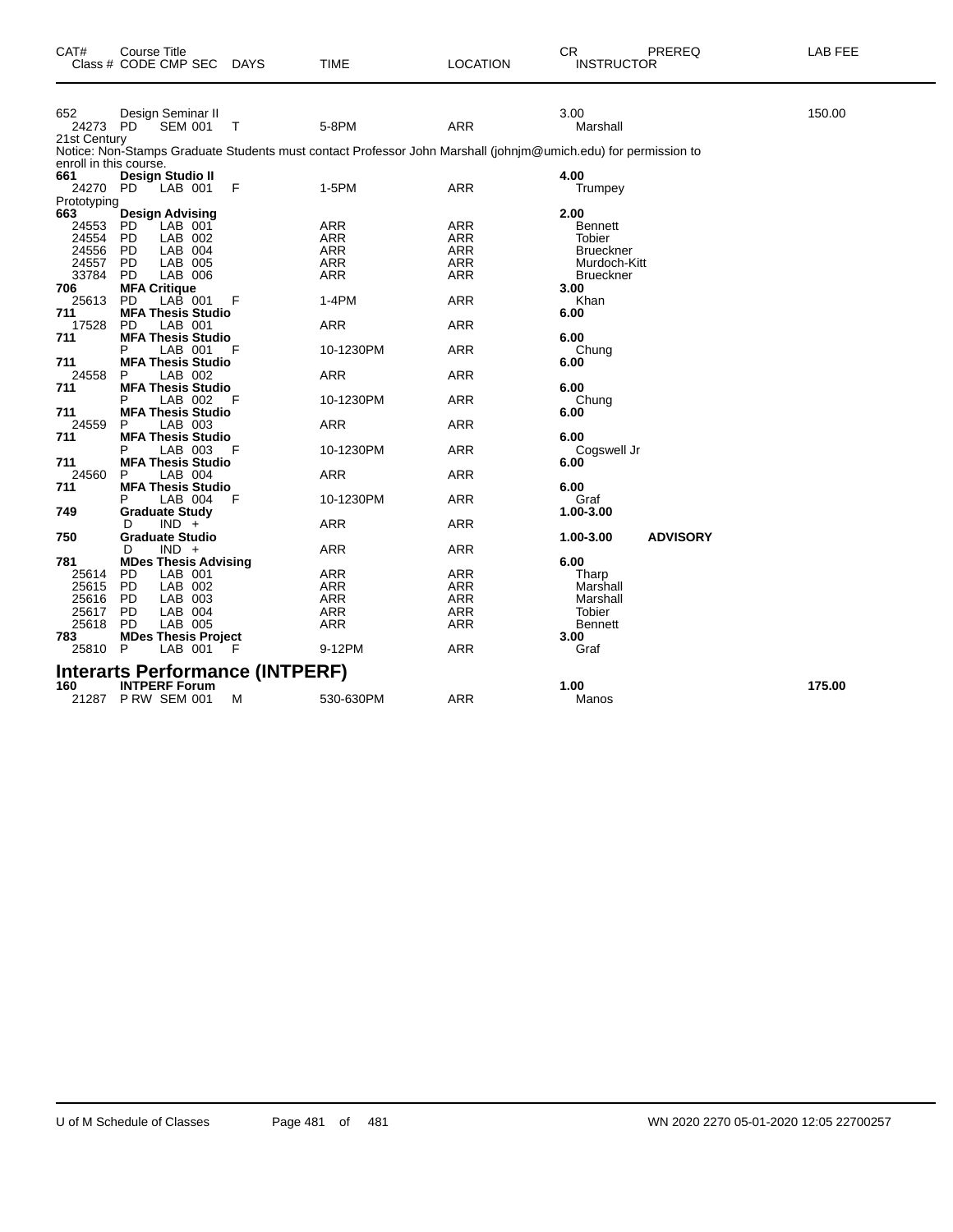| CAT# | Course Title Class # CODE CMP SEC | DAYS | TIME | LOCATION | CR INSTRUCTOR | PREREQ | LAB FEE |
|---|---|---|---|---|---|---|---|
| 652 | Design Seminar II | | | | 3.00 | | 150.00 |
| 24273 | PD SEM 001 | T | 5-8PM | ARR | Marshall | | |
| 21st Century | | | | | | | |

Notice: Non-Stamps Graduate Students must contact Professor John Marshall (johnjm@umich.edu) for permission to enroll in this course.

| CAT# | Course Title Class # CODE CMP SEC | DAYS | TIME | LOCATION | CR INSTRUCTOR | PREREQ | LAB FEE |
|---|---|---|---|---|---|---|---|
| **661** | **Design Studio II** | | | | **4.00** | | |
| 24270 | PD LAB 001 | F | 1-5PM | ARR | Trumpey | | |
| Prototyping | | | | | | | |
| **663** | **Design Advising** | | | | **2.00** | | |
| 24553 | PD LAB 001 | | ARR | ARR | Bennett | | |
| 24554 | PD LAB 002 | | ARR | ARR | Tobier | | |
| 24556 | PD LAB 004 | | ARR | ARR | Brueckner | | |
| 24557 | PD LAB 005 | | ARR | ARR | Murdoch-Kitt | | |
| 33784 | PD LAB 006 | | ARR | ARR | Brueckner | | |
| **706** | **MFA Critique** | | | | **3.00** | | |
| 25613 | PD LAB 001 | F | 1-4PM | ARR | Khan | | |
| **711** | **MFA Thesis Studio** | | | | **6.00** | | |
| 17528 | PD LAB 001 | | ARR | ARR | | | |
| **711** | **MFA Thesis Studio** | | | | **6.00** | | |
| | P LAB 001 | F | 10-1230PM | ARR | Chung | | |
| **711** | **MFA Thesis Studio** | | | | **6.00** | | |
| 24558 | P LAB 002 | | ARR | ARR | | | |
| **711** | **MFA Thesis Studio** | | | | **6.00** | | |
| | P LAB 002 | F | 10-1230PM | ARR | Chung | | |
| **711** | **MFA Thesis Studio** | | | | **6.00** | | |
| 24559 | P LAB 003 | | ARR | ARR | | | |
| **711** | **MFA Thesis Studio** | | | | **6.00** | | |
| | P LAB 003 | F | 10-1230PM | ARR | Cogswell Jr | | |
| **711** | **MFA Thesis Studio** | | | | **6.00** | | |
| 24560 | P LAB 004 | | ARR | ARR | | | |
| **711** | **MFA Thesis Studio** | | | | **6.00** | | |
| | P LAB 004 | F | 10-1230PM | ARR | Graf | | |
| **749** | **Graduate Study** | | | | **1.00-3.00** | | |
| | D IND + | | ARR | ARR | | | |
| **750** | **Graduate Studio** | | | | **1.00-3.00** | **ADVISORY** | |
| | D IND + | | ARR | ARR | | | |
| **781** | **MDes Thesis Advising** | | | | **6.00** | | |
| 25614 | PD LAB 001 | | ARR | ARR | Tharp | | |
| 25615 | PD LAB 002 | | ARR | ARR | Marshall | | |
| 25616 | PD LAB 003 | | ARR | ARR | Marshall | | |
| 25617 | PD LAB 004 | | ARR | ARR | Tobier | | |
| 25618 | PD LAB 005 | | ARR | ARR | Bennett | | |
| **783** | **MDes Thesis Project** | | | | **3.00** | | |
| 25810 | P LAB 001 | F | 9-12PM | ARR | Graf | | |

## Interarts Performance (INTPERF)

| CAT# | Course Title Class # CODE CMP SEC | DAYS | TIME | LOCATION | CR INSTRUCTOR | PREREQ | LAB FEE |
|---|---|---|---|---|---|---|---|
| **160** | **INTPERF Forum** | | | | **1.00** | | **175.00** |
| 21287 | P RW SEM 001 | M | 530-630PM | ARR | Manos | | |